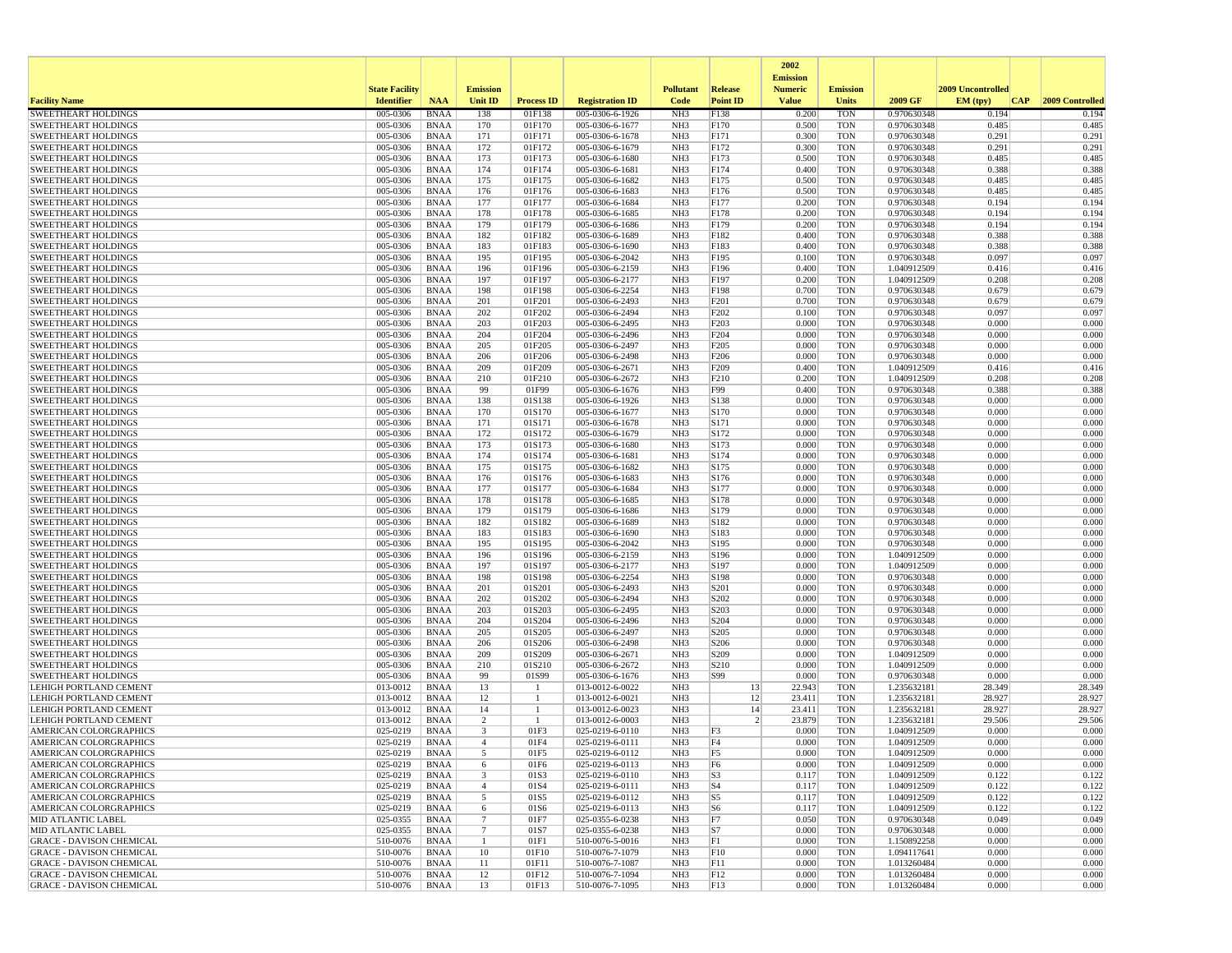| Facility Name | State Facility Identifier | NAA | Emission Unit ID | Process ID | Registration ID | Pollutant Code | Release Point ID | 2002 Emission Numeric Value | Emission Units | 2009 GF | 2009 Uncontrolled EM (tpy) | CAP | 2009 Controlled |
|---|---|---|---|---|---|---|---|---|---|---|---|---|---|
| SWEETHEART HOLDINGS | 005-0306 | BNAA | 138 | 01F138 | 005-0306-6-1926 | NH3 | F138 | 0.200 | TON | 0.970630348 | 0.194 | | 0.194 |
| SWEETHEART HOLDINGS | 005-0306 | BNAA | 170 | 01F170 | 005-0306-6-1677 | NH3 | F170 | 0.500 | TON | 0.970630348 | 0.485 | | 0.485 |
| SWEETHEART HOLDINGS | 005-0306 | BNAA | 171 | 01F171 | 005-0306-6-1678 | NH3 | F171 | 0.300 | TON | 0.970630348 | 0.291 | | 0.291 |
| SWEETHEART HOLDINGS | 005-0306 | BNAA | 172 | 01F172 | 005-0306-6-1679 | NH3 | F172 | 0.300 | TON | 0.970630348 | 0.291 | | 0.291 |
| SWEETHEART HOLDINGS | 005-0306 | BNAA | 173 | 01F173 | 005-0306-6-1680 | NH3 | F173 | 0.500 | TON | 0.970630348 | 0.485 | | 0.485 |
| SWEETHEART HOLDINGS | 005-0306 | BNAA | 174 | 01F174 | 005-0306-6-1681 | NH3 | F174 | 0.400 | TON | 0.970630348 | 0.388 | | 0.388 |
| SWEETHEART HOLDINGS | 005-0306 | BNAA | 175 | 01F175 | 005-0306-6-1682 | NH3 | F175 | 0.500 | TON | 0.970630348 | 0.485 | | 0.485 |
| SWEETHEART HOLDINGS | 005-0306 | BNAA | 176 | 01F176 | 005-0306-6-1683 | NH3 | F176 | 0.500 | TON | 0.970630348 | 0.485 | | 0.485 |
| SWEETHEART HOLDINGS | 005-0306 | BNAA | 177 | 01F177 | 005-0306-6-1684 | NH3 | F177 | 0.200 | TON | 0.970630348 | 0.194 | | 0.194 |
| SWEETHEART HOLDINGS | 005-0306 | BNAA | 178 | 01F178 | 005-0306-6-1685 | NH3 | F178 | 0.200 | TON | 0.970630348 | 0.194 | | 0.194 |
| SWEETHEART HOLDINGS | 005-0306 | BNAA | 179 | 01F179 | 005-0306-6-1686 | NH3 | F179 | 0.200 | TON | 0.970630348 | 0.194 | | 0.194 |
| SWEETHEART HOLDINGS | 005-0306 | BNAA | 182 | 01F182 | 005-0306-6-1689 | NH3 | F182 | 0.400 | TON | 0.970630348 | 0.388 | | 0.388 |
| SWEETHEART HOLDINGS | 005-0306 | BNAA | 183 | 01F183 | 005-0306-6-1690 | NH3 | F183 | 0.400 | TON | 0.970630348 | 0.388 | | 0.388 |
| SWEETHEART HOLDINGS | 005-0306 | BNAA | 195 | 01F195 | 005-0306-6-2042 | NH3 | F195 | 0.100 | TON | 0.970630348 | 0.097 | | 0.097 |
| SWEETHEART HOLDINGS | 005-0306 | BNAA | 196 | 01F196 | 005-0306-6-2159 | NH3 | F196 | 0.400 | TON | 1.040912509 | 0.416 | | 0.416 |
| SWEETHEART HOLDINGS | 005-0306 | BNAA | 197 | 01F197 | 005-0306-6-2177 | NH3 | F197 | 0.200 | TON | 1.040912509 | 0.208 | | 0.208 |
| SWEETHEART HOLDINGS | 005-0306 | BNAA | 198 | 01F198 | 005-0306-6-2254 | NH3 | F198 | 0.700 | TON | 0.970630348 | 0.679 | | 0.679 |
| SWEETHEART HOLDINGS | 005-0306 | BNAA | 201 | 01F201 | 005-0306-6-2493 | NH3 | F201 | 0.700 | TON | 0.970630348 | 0.679 | | 0.679 |
| SWEETHEART HOLDINGS | 005-0306 | BNAA | 202 | 01F202 | 005-0306-6-2494 | NH3 | F202 | 0.100 | TON | 0.970630348 | 0.097 | | 0.097 |
| SWEETHEART HOLDINGS | 005-0306 | BNAA | 203 | 01F203 | 005-0306-6-2495 | NH3 | F203 | 0.000 | TON | 0.970630348 | 0.000 | | 0.000 |
| SWEETHEART HOLDINGS | 005-0306 | BNAA | 204 | 01F204 | 005-0306-6-2496 | NH3 | F204 | 0.000 | TON | 0.970630348 | 0.000 | | 0.000 |
| SWEETHEART HOLDINGS | 005-0306 | BNAA | 205 | 01F205 | 005-0306-6-2497 | NH3 | F205 | 0.000 | TON | 0.970630348 | 0.000 | | 0.000 |
| SWEETHEART HOLDINGS | 005-0306 | BNAA | 206 | 01F206 | 005-0306-6-2498 | NH3 | F206 | 0.000 | TON | 0.970630348 | 0.000 | | 0.000 |
| SWEETHEART HOLDINGS | 005-0306 | BNAA | 209 | 01F209 | 005-0306-6-2671 | NH3 | F209 | 0.400 | TON | 1.040912509 | 0.416 | | 0.416 |
| SWEETHEART HOLDINGS | 005-0306 | BNAA | 210 | 01F210 | 005-0306-6-2672 | NH3 | F210 | 0.200 | TON | 1.040912509 | 0.208 | | 0.208 |
| SWEETHEART HOLDINGS | 005-0306 | BNAA | 99 | 01F99 | 005-0306-6-1676 | NH3 | F99 | 0.400 | TON | 0.970630348 | 0.388 | | 0.388 |
| SWEETHEART HOLDINGS | 005-0306 | BNAA | 138 | 01S138 | 005-0306-6-1926 | NH3 | S138 | 0.000 | TON | 0.970630348 | 0.000 | | 0.000 |
| SWEETHEART HOLDINGS | 005-0306 | BNAA | 170 | 01S170 | 005-0306-6-1677 | NH3 | S170 | 0.000 | TON | 0.970630348 | 0.000 | | 0.000 |
| SWEETHEART HOLDINGS | 005-0306 | BNAA | 171 | 01S171 | 005-0306-6-1678 | NH3 | S171 | 0.000 | TON | 0.970630348 | 0.000 | | 0.000 |
| SWEETHEART HOLDINGS | 005-0306 | BNAA | 172 | 01S172 | 005-0306-6-1679 | NH3 | S172 | 0.000 | TON | 0.970630348 | 0.000 | | 0.000 |
| SWEETHEART HOLDINGS | 005-0306 | BNAA | 173 | 01S173 | 005-0306-6-1680 | NH3 | S173 | 0.000 | TON | 0.970630348 | 0.000 | | 0.000 |
| SWEETHEART HOLDINGS | 005-0306 | BNAA | 174 | 01S174 | 005-0306-6-1681 | NH3 | S174 | 0.000 | TON | 0.970630348 | 0.000 | | 0.000 |
| SWEETHEART HOLDINGS | 005-0306 | BNAA | 175 | 01S175 | 005-0306-6-1682 | NH3 | S175 | 0.000 | TON | 0.970630348 | 0.000 | | 0.000 |
| SWEETHEART HOLDINGS | 005-0306 | BNAA | 176 | 01S176 | 005-0306-6-1683 | NH3 | S176 | 0.000 | TON | 0.970630348 | 0.000 | | 0.000 |
| SWEETHEART HOLDINGS | 005-0306 | BNAA | 177 | 01S177 | 005-0306-6-1684 | NH3 | S177 | 0.000 | TON | 0.970630348 | 0.000 | | 0.000 |
| SWEETHEART HOLDINGS | 005-0306 | BNAA | 178 | 01S178 | 005-0306-6-1685 | NH3 | S178 | 0.000 | TON | 0.970630348 | 0.000 | | 0.000 |
| SWEETHEART HOLDINGS | 005-0306 | BNAA | 179 | 01S179 | 005-0306-6-1686 | NH3 | S179 | 0.000 | TON | 0.970630348 | 0.000 | | 0.000 |
| SWEETHEART HOLDINGS | 005-0306 | BNAA | 182 | 01S182 | 005-0306-6-1689 | NH3 | S182 | 0.000 | TON | 0.970630348 | 0.000 | | 0.000 |
| SWEETHEART HOLDINGS | 005-0306 | BNAA | 183 | 01S183 | 005-0306-6-1690 | NH3 | S183 | 0.000 | TON | 0.970630348 | 0.000 | | 0.000 |
| SWEETHEART HOLDINGS | 005-0306 | BNAA | 195 | 01S195 | 005-0306-6-2042 | NH3 | S195 | 0.000 | TON | 0.970630348 | 0.000 | | 0.000 |
| SWEETHEART HOLDINGS | 005-0306 | BNAA | 196 | 01S196 | 005-0306-6-2159 | NH3 | S196 | 0.000 | TON | 1.040912509 | 0.000 | | 0.000 |
| SWEETHEART HOLDINGS | 005-0306 | BNAA | 197 | 01S197 | 005-0306-6-2177 | NH3 | S197 | 0.000 | TON | 1.040912509 | 0.000 | | 0.000 |
| SWEETHEART HOLDINGS | 005-0306 | BNAA | 198 | 01S198 | 005-0306-6-2254 | NH3 | S198 | 0.000 | TON | 0.970630348 | 0.000 | | 0.000 |
| SWEETHEART HOLDINGS | 005-0306 | BNAA | 201 | 01S201 | 005-0306-6-2493 | NH3 | S201 | 0.000 | TON | 0.970630348 | 0.000 | | 0.000 |
| SWEETHEART HOLDINGS | 005-0306 | BNAA | 202 | 01S202 | 005-0306-6-2494 | NH3 | S202 | 0.000 | TON | 0.970630348 | 0.000 | | 0.000 |
| SWEETHEART HOLDINGS | 005-0306 | BNAA | 203 | 01S203 | 005-0306-6-2495 | NH3 | S203 | 0.000 | TON | 0.970630348 | 0.000 | | 0.000 |
| SWEETHEART HOLDINGS | 005-0306 | BNAA | 204 | 01S204 | 005-0306-6-2496 | NH3 | S204 | 0.000 | TON | 0.970630348 | 0.000 | | 0.000 |
| SWEETHEART HOLDINGS | 005-0306 | BNAA | 205 | 01S205 | 005-0306-6-2497 | NH3 | S205 | 0.000 | TON | 0.970630348 | 0.000 | | 0.000 |
| SWEETHEART HOLDINGS | 005-0306 | BNAA | 206 | 01S206 | 005-0306-6-2498 | NH3 | S206 | 0.000 | TON | 0.970630348 | 0.000 | | 0.000 |
| SWEETHEART HOLDINGS | 005-0306 | BNAA | 209 | 01S209 | 005-0306-6-2671 | NH3 | S209 | 0.000 | TON | 1.040912509 | 0.000 | | 0.000 |
| SWEETHEART HOLDINGS | 005-0306 | BNAA | 210 | 01S210 | 005-0306-6-2672 | NH3 | S210 | 0.000 | TON | 1.040912509 | 0.000 | | 0.000 |
| SWEETHEART HOLDINGS | 005-0306 | BNAA | 99 | 01S99 | 005-0306-6-1676 | NH3 | S99 | 0.000 | TON | 0.970630348 | 0.000 | | 0.000 |
| LEHIGH PORTLAND CEMENT | 013-0012 | BNAA | 13 | 1 | 013-0012-6-0022 | NH3 | 13 | 22.943 | TON | 1.235632181 | 28.349 | | 28.349 |
| LEHIGH PORTLAND CEMENT | 013-0012 | BNAA | 12 | 1 | 013-0012-6-0021 | NH3 | 12 | 23.411 | TON | 1.235632181 | 28.927 | | 28.927 |
| LEHIGH PORTLAND CEMENT | 013-0012 | BNAA | 14 | 1 | 013-0012-6-0023 | NH3 | 14 | 23.411 | TON | 1.235632181 | 28.927 | | 28.927 |
| LEHIGH PORTLAND CEMENT | 013-0012 | BNAA | 2 | 1 | 013-0012-6-0003 | NH3 | 2 | 23.879 | TON | 1.235632181 | 29.506 | | 29.506 |
| AMERICAN COLORGRAPHICS | 025-0219 | BNAA | 3 | 01F3 | 025-0219-6-0110 | NH3 | F3 | 0.000 | TON | 1.040912509 | 0.000 | | 0.000 |
| AMERICAN COLORGRAPHICS | 025-0219 | BNAA | 4 | 01F4 | 025-0219-6-0111 | NH3 | F4 | 0.000 | TON | 1.040912509 | 0.000 | | 0.000 |
| AMERICAN COLORGRAPHICS | 025-0219 | BNAA | 5 | 01F5 | 025-0219-6-0112 | NH3 | F5 | 0.000 | TON | 1.040912509 | 0.000 | | 0.000 |
| AMERICAN COLORGRAPHICS | 025-0219 | BNAA | 6 | 01F6 | 025-0219-6-0113 | NH3 | F6 | 0.000 | TON | 1.040912509 | 0.000 | | 0.000 |
| AMERICAN COLORGRAPHICS | 025-0219 | BNAA | 3 | 01S3 | 025-0219-6-0110 | NH3 | S3 | 0.117 | TON | 1.040912509 | 0.122 | | 0.122 |
| AMERICAN COLORGRAPHICS | 025-0219 | BNAA | 4 | 01S4 | 025-0219-6-0111 | NH3 | S4 | 0.117 | TON | 1.040912509 | 0.122 | | 0.122 |
| AMERICAN COLORGRAPHICS | 025-0219 | BNAA | 5 | 01S5 | 025-0219-6-0112 | NH3 | S5 | 0.117 | TON | 1.040912509 | 0.122 | | 0.122 |
| AMERICAN COLORGRAPHICS | 025-0219 | BNAA | 6 | 01S6 | 025-0219-6-0113 | NH3 | S6 | 0.117 | TON | 1.040912509 | 0.122 | | 0.122 |
| MID ATLANTIC LABEL | 025-0355 | BNAA | 7 | 01F7 | 025-0355-6-0238 | NH3 | F7 | 0.050 | TON | 0.970630348 | 0.049 | | 0.049 |
| MID ATLANTIC LABEL | 025-0355 | BNAA | 7 | 01S7 | 025-0355-6-0238 | NH3 | S7 | 0.000 | TON | 0.970630348 | 0.000 | | 0.000 |
| GRACE - DAVISON CHEMICAL | 510-0076 | BNAA | 1 | 01F1 | 510-0076-5-0016 | NH3 | F1 | 0.000 | TON | 1.150892258 | 0.000 | | 0.000 |
| GRACE - DAVISON CHEMICAL | 510-0076 | BNAA | 10 | 01F10 | 510-0076-7-1079 | NH3 | F10 | 0.000 | TON | 1.094117641 | 0.000 | | 0.000 |
| GRACE - DAVISON CHEMICAL | 510-0076 | BNAA | 11 | 01F11 | 510-0076-7-1087 | NH3 | F11 | 0.000 | TON | 1.013260484 | 0.000 | | 0.000 |
| GRACE - DAVISON CHEMICAL | 510-0076 | BNAA | 12 | 01F12 | 510-0076-7-1094 | NH3 | F12 | 0.000 | TON | 1.013260484 | 0.000 | | 0.000 |
| GRACE - DAVISON CHEMICAL | 510-0076 | BNAA | 13 | 01F13 | 510-0076-7-1095 | NH3 | F13 | 0.000 | TON | 1.013260484 | 0.000 | | 0.000 |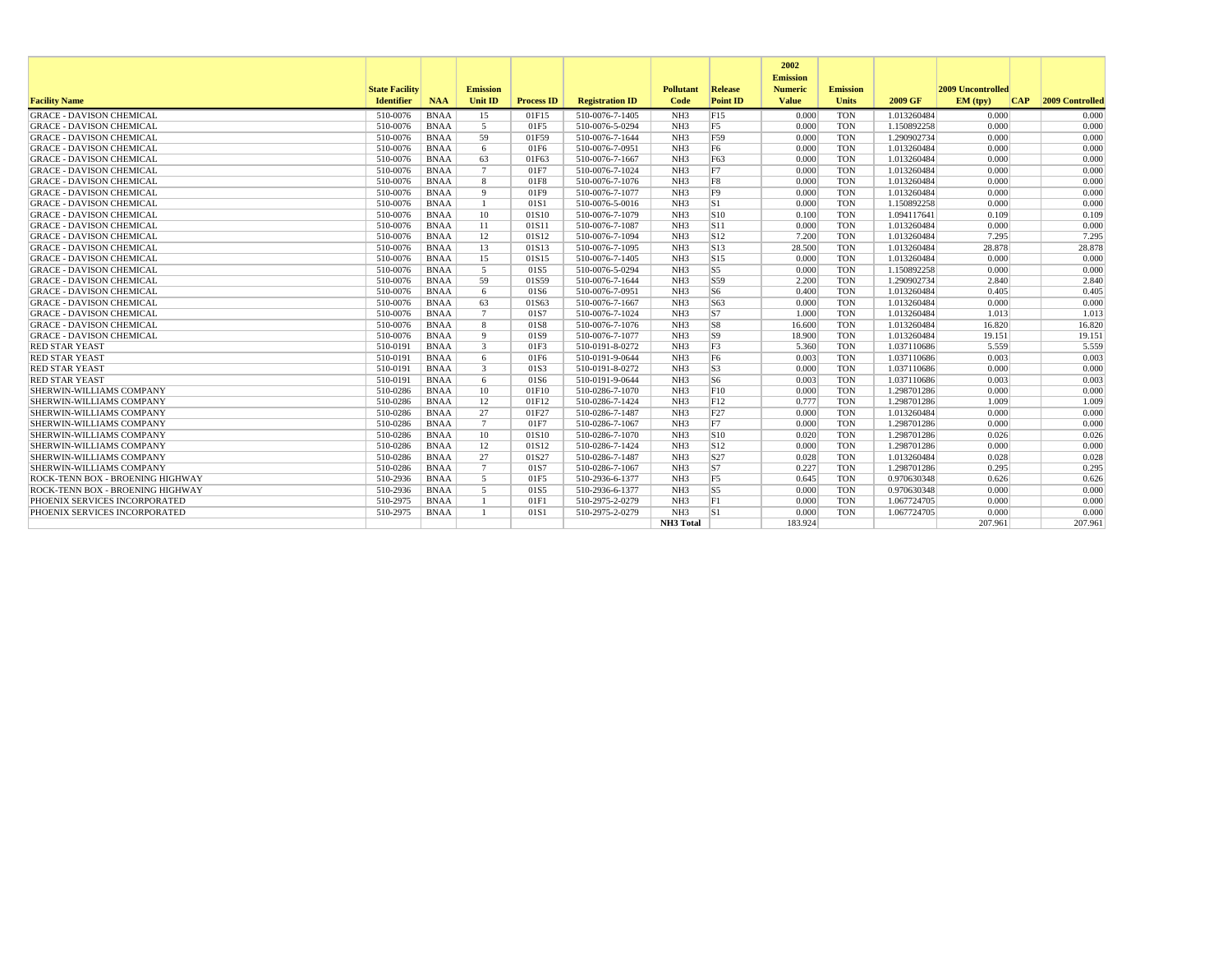| Facility Name | State Facility Identifier | NAA | Emission Unit ID | Process ID | Registration ID | Pollutant Code | Release Point ID | 2002 Emission Numeric Value | Emission Units | 2009 GF | 2009 Uncontrolled EM (tpy) | CAP | 2009 Controlled |
|---|---|---|---|---|---|---|---|---|---|---|---|---|---|
| GRACE - DAVISON CHEMICAL | 510-0076 | BNAA | 15 | 01F15 | 510-0076-7-1405 | NH3 | F15 | 0.000 | TON | 1.013260484 | 0.000 | | 0.000 |
| GRACE - DAVISON CHEMICAL | 510-0076 | BNAA | 5 | 01F5 | 510-0076-5-0294 | NH3 | F5 | 0.000 | TON | 1.150892258 | 0.000 | | 0.000 |
| GRACE - DAVISON CHEMICAL | 510-0076 | BNAA | 59 | 01F59 | 510-0076-7-1644 | NH3 | F59 | 0.000 | TON | 1.290902734 | 0.000 | | 0.000 |
| GRACE - DAVISON CHEMICAL | 510-0076 | BNAA | 6 | 01F6 | 510-0076-7-0951 | NH3 | F6 | 0.000 | TON | 1.013260484 | 0.000 | | 0.000 |
| GRACE - DAVISON CHEMICAL | 510-0076 | BNAA | 63 | 01F63 | 510-0076-7-1667 | NH3 | F63 | 0.000 | TON | 1.013260484 | 0.000 | | 0.000 |
| GRACE - DAVISON CHEMICAL | 510-0076 | BNAA | 7 | 01F7 | 510-0076-7-1024 | NH3 | F7 | 0.000 | TON | 1.013260484 | 0.000 | | 0.000 |
| GRACE - DAVISON CHEMICAL | 510-0076 | BNAA | 8 | 01F8 | 510-0076-7-1076 | NH3 | F8 | 0.000 | TON | 1.013260484 | 0.000 | | 0.000 |
| GRACE - DAVISON CHEMICAL | 510-0076 | BNAA | 9 | 01F9 | 510-0076-7-1077 | NH3 | F9 | 0.000 | TON | 1.013260484 | 0.000 | | 0.000 |
| GRACE - DAVISON CHEMICAL | 510-0076 | BNAA | 1 | 01S1 | 510-0076-5-0016 | NH3 | S1 | 0.000 | TON | 1.150892258 | 0.000 | | 0.000 |
| GRACE - DAVISON CHEMICAL | 510-0076 | BNAA | 10 | 01S10 | 510-0076-7-1079 | NH3 | S10 | 0.100 | TON | 1.094117641 | 0.109 | | 0.109 |
| GRACE - DAVISON CHEMICAL | 510-0076 | BNAA | 11 | 01S11 | 510-0076-7-1087 | NH3 | S11 | 0.000 | TON | 1.013260484 | 0.000 | | 0.000 |
| GRACE - DAVISON CHEMICAL | 510-0076 | BNAA | 12 | 01S12 | 510-0076-7-1094 | NH3 | S12 | 7.200 | TON | 1.013260484 | 7.295 | | 7.295 |
| GRACE - DAVISON CHEMICAL | 510-0076 | BNAA | 13 | 01S13 | 510-0076-7-1095 | NH3 | S13 | 28.500 | TON | 1.013260484 | 28.878 | | 28.878 |
| GRACE - DAVISON CHEMICAL | 510-0076 | BNAA | 15 | 01S15 | 510-0076-7-1405 | NH3 | S15 | 0.000 | TON | 1.013260484 | 0.000 | | 0.000 |
| GRACE - DAVISON CHEMICAL | 510-0076 | BNAA | 5 | 01S5 | 510-0076-5-0294 | NH3 | S5 | 0.000 | TON | 1.150892258 | 0.000 | | 0.000 |
| GRACE - DAVISON CHEMICAL | 510-0076 | BNAA | 59 | 01S59 | 510-0076-7-1644 | NH3 | S59 | 2.200 | TON | 1.290902734 | 2.840 | | 2.840 |
| GRACE - DAVISON CHEMICAL | 510-0076 | BNAA | 6 | 01S6 | 510-0076-7-0951 | NH3 | S6 | 0.400 | TON | 1.013260484 | 0.405 | | 0.405 |
| GRACE - DAVISON CHEMICAL | 510-0076 | BNAA | 63 | 01S63 | 510-0076-7-1667 | NH3 | S63 | 0.000 | TON | 1.013260484 | 0.000 | | 0.000 |
| GRACE - DAVISON CHEMICAL | 510-0076 | BNAA | 7 | 01S7 | 510-0076-7-1024 | NH3 | S7 | 1.000 | TON | 1.013260484 | 1.013 | | 1.013 |
| GRACE - DAVISON CHEMICAL | 510-0076 | BNAA | 8 | 01S8 | 510-0076-7-1076 | NH3 | S8 | 16.600 | TON | 1.013260484 | 16.820 | | 16.820 |
| GRACE - DAVISON CHEMICAL | 510-0076 | BNAA | 9 | 01S9 | 510-0076-7-1077 | NH3 | S9 | 18.900 | TON | 1.013260484 | 19.151 | | 19.151 |
| RED STAR YEAST | 510-0191 | BNAA | 3 | 01F3 | 510-0191-8-0272 | NH3 | F3 | 5.360 | TON | 1.037110686 | 5.559 | | 5.559 |
| RED STAR YEAST | 510-0191 | BNAA | 6 | 01F6 | 510-0191-9-0644 | NH3 | F6 | 0.003 | TON | 1.037110686 | 0.003 | | 0.003 |
| RED STAR YEAST | 510-0191 | BNAA | 3 | 01S3 | 510-0191-8-0272 | NH3 | S3 | 0.000 | TON | 1.037110686 | 0.000 | | 0.000 |
| RED STAR YEAST | 510-0191 | BNAA | 6 | 01S6 | 510-0191-9-0644 | NH3 | S6 | 0.003 | TON | 1.037110686 | 0.003 | | 0.003 |
| SHERWIN-WILLIAMS COMPANY | 510-0286 | BNAA | 10 | 01F10 | 510-0286-7-1070 | NH3 | F10 | 0.000 | TON | 1.298701286 | 0.000 | | 0.000 |
| SHERWIN-WILLIAMS COMPANY | 510-0286 | BNAA | 12 | 01F12 | 510-0286-7-1424 | NH3 | F12 | 0.777 | TON | 1.298701286 | 1.009 | | 1.009 |
| SHERWIN-WILLIAMS COMPANY | 510-0286 | BNAA | 27 | 01F27 | 510-0286-7-1487 | NH3 | F27 | 0.000 | TON | 1.013260484 | 0.000 | | 0.000 |
| SHERWIN-WILLIAMS COMPANY | 510-0286 | BNAA | 7 | 01F7 | 510-0286-7-1067 | NH3 | F7 | 0.000 | TON | 1.298701286 | 0.000 | | 0.000 |
| SHERWIN-WILLIAMS COMPANY | 510-0286 | BNAA | 10 | 01S10 | 510-0286-7-1070 | NH3 | S10 | 0.020 | TON | 1.298701286 | 0.026 | | 0.026 |
| SHERWIN-WILLIAMS COMPANY | 510-0286 | BNAA | 12 | 01S12 | 510-0286-7-1424 | NH3 | S12 | 0.000 | TON | 1.298701286 | 0.000 | | 0.000 |
| SHERWIN-WILLIAMS COMPANY | 510-0286 | BNAA | 27 | 01S27 | 510-0286-7-1487 | NH3 | S27 | 0.028 | TON | 1.013260484 | 0.028 | | 0.028 |
| SHERWIN-WILLIAMS COMPANY | 510-0286 | BNAA | 7 | 01S7 | 510-0286-7-1067 | NH3 | S7 | 0.227 | TON | 1.298701286 | 0.295 | | 0.295 |
| ROCK-TENN BOX - BROENING HIGHWAY | 510-2936 | BNAA | 5 | 01F5 | 510-2936-6-1377 | NH3 | F5 | 0.645 | TON | 0.970630348 | 0.626 | | 0.626 |
| ROCK-TENN BOX - BROENING HIGHWAY | 510-2936 | BNAA | 5 | 01S5 | 510-2936-6-1377 | NH3 | S5 | 0.000 | TON | 0.970630348 | 0.000 | | 0.000 |
| PHOENIX SERVICES INCORPORATED | 510-2975 | BNAA | 1 | 01F1 | 510-2975-2-0279 | NH3 | F1 | 0.000 | TON | 1.067724705 | 0.000 | | 0.000 |
| PHOENIX SERVICES INCORPORATED | 510-2975 | BNAA | 1 | 01S1 | 510-2975-2-0279 | NH3 | S1 | 0.000 | TON | 1.067724705 | 0.000 | | 0.000 |
| | | | | | | **NH3 Total** | | 183.924 | | | 207.961 | | 207.961 |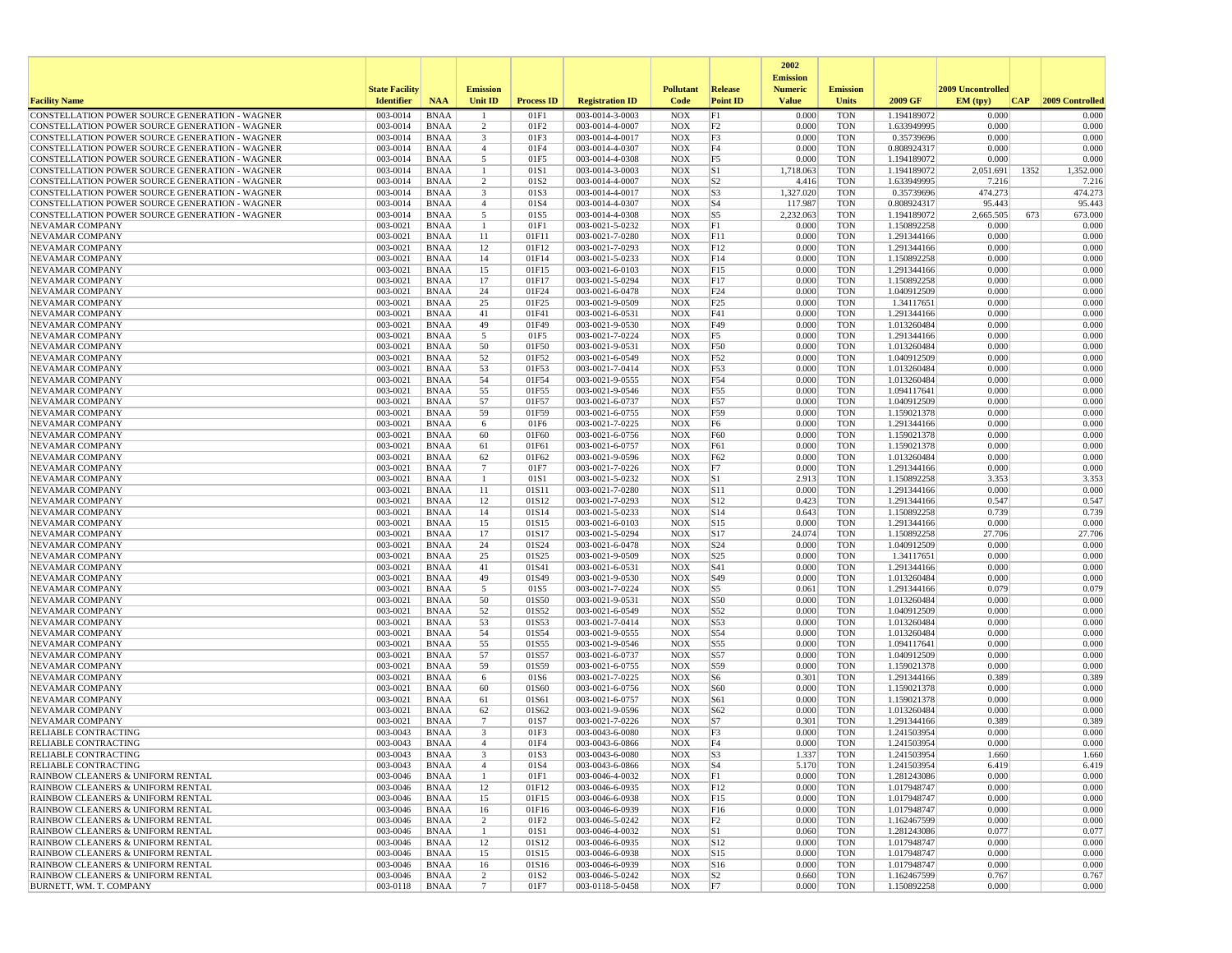| Facility Name | State Facility Identifier | NAA | Emission Unit ID | Process ID | Registration ID | Pollutant Code | Release Point ID | 2002 Emission Numeric Value | Emission Units | 2009 GF | 2009 Uncontrolled EM (tpy) | CAP | 2009 Controlled |
|---|---|---|---|---|---|---|---|---|---|---|---|---|---|
| CONSTELLATION POWER SOURCE GENERATION - WAGNER | 003-0014 | BNAA | 1 | 01F1 | 003-0014-3-0003 | NOX | F1 | 0.000 | TON | 1.194189072 | 0.000 | | 0.000 |
| CONSTELLATION POWER SOURCE GENERATION - WAGNER | 003-0014 | BNAA | 2 | 01F2 | 003-0014-4-0007 | NOX | F2 | 0.000 | TON | 1.633949995 | 0.000 | | 0.000 |
| CONSTELLATION POWER SOURCE GENERATION - WAGNER | 003-0014 | BNAA | 3 | 01F3 | 003-0014-4-0017 | NOX | F3 | 0.000 | TON | 0.35739696 | 0.000 | | 0.000 |
| CONSTELLATION POWER SOURCE GENERATION - WAGNER | 003-0014 | BNAA | 4 | 01F4 | 003-0014-4-0307 | NOX | F4 | 0.000 | TON | 0.808924317 | 0.000 | | 0.000 |
| CONSTELLATION POWER SOURCE GENERATION - WAGNER | 003-0014 | BNAA | 5 | 01F5 | 003-0014-4-0308 | NOX | F5 | 0.000 | TON | 1.194189072 | 0.000 | | 0.000 |
| CONSTELLATION POWER SOURCE GENERATION - WAGNER | 003-0014 | BNAA | 1 | 01S1 | 003-0014-3-0003 | NOX | S1 | 1,718.063 | TON | 1.194189072 | 2,051.691 | 1352 | 1,352.000 |
| CONSTELLATION POWER SOURCE GENERATION - WAGNER | 003-0014 | BNAA | 2 | 01S2 | 003-0014-4-0007 | NOX | S2 | 4.416 | TON | 1.633949995 | 7.216 | | 7.216 |
| CONSTELLATION POWER SOURCE GENERATION - WAGNER | 003-0014 | BNAA | 3 | 01S3 | 003-0014-4-0017 | NOX | S3 | 1,327.020 | TON | 0.35739696 | 474.273 | | 474.273 |
| CONSTELLATION POWER SOURCE GENERATION - WAGNER | 003-0014 | BNAA | 4 | 01S4 | 003-0014-4-0307 | NOX | S4 | 117.987 | TON | 0.808924317 | 95.443 | | 95.443 |
| CONSTELLATION POWER SOURCE GENERATION - WAGNER | 003-0014 | BNAA | 5 | 01S5 | 003-0014-4-0308 | NOX | S5 | 2,232.063 | TON | 1.194189072 | 2,665.505 | 673 | 673.000 |
| NEVAMAR COMPANY | 003-0021 | BNAA | 1 | 01F1 | 003-0021-5-0232 | NOX | F1 | 0.000 | TON | 1.150892258 | 0.000 | | 0.000 |
| NEVAMAR COMPANY | 003-0021 | BNAA | 11 | 01F11 | 003-0021-7-0280 | NOX | F11 | 0.000 | TON | 1.291344166 | 0.000 | | 0.000 |
| NEVAMAR COMPANY | 003-0021 | BNAA | 12 | 01F12 | 003-0021-7-0293 | NOX | F12 | 0.000 | TON | 1.291344166 | 0.000 | | 0.000 |
| NEVAMAR COMPANY | 003-0021 | BNAA | 14 | 01F14 | 003-0021-5-0233 | NOX | F14 | 0.000 | TON | 1.150892258 | 0.000 | | 0.000 |
| NEVAMAR COMPANY | 003-0021 | BNAA | 15 | 01F15 | 003-0021-6-0103 | NOX | F15 | 0.000 | TON | 1.291344166 | 0.000 | | 0.000 |
| NEVAMAR COMPANY | 003-0021 | BNAA | 17 | 01F17 | 003-0021-5-0294 | NOX | F17 | 0.000 | TON | 1.150892258 | 0.000 | | 0.000 |
| NEVAMAR COMPANY | 003-0021 | BNAA | 24 | 01F24 | 003-0021-6-0478 | NOX | F24 | 0.000 | TON | 1.040912509 | 0.000 | | 0.000 |
| NEVAMAR COMPANY | 003-0021 | BNAA | 25 | 01F25 | 003-0021-9-0509 | NOX | F25 | 0.000 | TON | 1.34117651 | 0.000 | | 0.000 |
| NEVAMAR COMPANY | 003-0021 | BNAA | 41 | 01F41 | 003-0021-6-0531 | NOX | F41 | 0.000 | TON | 1.291344166 | 0.000 | | 0.000 |
| NEVAMAR COMPANY | 003-0021 | BNAA | 49 | 01F49 | 003-0021-9-0530 | NOX | F49 | 0.000 | TON | 1.013260484 | 0.000 | | 0.000 |
| NEVAMAR COMPANY | 003-0021 | BNAA | 5 | 01F5 | 003-0021-7-0224 | NOX | F5 | 0.000 | TON | 1.291344166 | 0.000 | | 0.000 |
| NEVAMAR COMPANY | 003-0021 | BNAA | 50 | 01F50 | 003-0021-9-0531 | NOX | F50 | 0.000 | TON | 1.013260484 | 0.000 | | 0.000 |
| NEVAMAR COMPANY | 003-0021 | BNAA | 52 | 01F52 | 003-0021-6-0549 | NOX | F52 | 0.000 | TON | 1.040912509 | 0.000 | | 0.000 |
| NEVAMAR COMPANY | 003-0021 | BNAA | 53 | 01F53 | 003-0021-7-0414 | NOX | F53 | 0.000 | TON | 1.013260484 | 0.000 | | 0.000 |
| NEVAMAR COMPANY | 003-0021 | BNAA | 54 | 01F54 | 003-0021-9-0555 | NOX | F54 | 0.000 | TON | 1.013260484 | 0.000 | | 0.000 |
| NEVAMAR COMPANY | 003-0021 | BNAA | 55 | 01F55 | 003-0021-9-0546 | NOX | F55 | 0.000 | TON | 1.094117641 | 0.000 | | 0.000 |
| NEVAMAR COMPANY | 003-0021 | BNAA | 57 | 01F57 | 003-0021-6-0737 | NOX | F57 | 0.000 | TON | 1.040912509 | 0.000 | | 0.000 |
| NEVAMAR COMPANY | 003-0021 | BNAA | 59 | 01F59 | 003-0021-6-0755 | NOX | F59 | 0.000 | TON | 1.159021378 | 0.000 | | 0.000 |
| NEVAMAR COMPANY | 003-0021 | BNAA | 6 | 01F6 | 003-0021-7-0225 | NOX | F6 | 0.000 | TON | 1.291344166 | 0.000 | | 0.000 |
| NEVAMAR COMPANY | 003-0021 | BNAA | 60 | 01F60 | 003-0021-6-0756 | NOX | F60 | 0.000 | TON | 1.159021378 | 0.000 | | 0.000 |
| NEVAMAR COMPANY | 003-0021 | BNAA | 61 | 01F61 | 003-0021-6-0757 | NOX | F61 | 0.000 | TON | 1.159021378 | 0.000 | | 0.000 |
| NEVAMAR COMPANY | 003-0021 | BNAA | 62 | 01F62 | 003-0021-9-0596 | NOX | F62 | 0.000 | TON | 1.013260484 | 0.000 | | 0.000 |
| NEVAMAR COMPANY | 003-0021 | BNAA | 7 | 01F7 | 003-0021-7-0226 | NOX | F7 | 0.000 | TON | 1.291344166 | 0.000 | | 0.000 |
| NEVAMAR COMPANY | 003-0021 | BNAA | 1 | 01S1 | 003-0021-5-0232 | NOX | S1 | 2.913 | TON | 1.150892258 | 3.353 | | 3.353 |
| NEVAMAR COMPANY | 003-0021 | BNAA | 11 | 01S11 | 003-0021-7-0280 | NOX | S11 | 0.000 | TON | 1.291344166 | 0.000 | | 0.000 |
| NEVAMAR COMPANY | 003-0021 | BNAA | 12 | 01S12 | 003-0021-7-0293 | NOX | S12 | 0.423 | TON | 1.291344166 | 0.547 | | 0.547 |
| NEVAMAR COMPANY | 003-0021 | BNAA | 14 | 01S14 | 003-0021-5-0233 | NOX | S14 | 0.643 | TON | 1.150892258 | 0.739 | | 0.739 |
| NEVAMAR COMPANY | 003-0021 | BNAA | 15 | 01S15 | 003-0021-6-0103 | NOX | S15 | 0.000 | TON | 1.291344166 | 0.000 | | 0.000 |
| NEVAMAR COMPANY | 003-0021 | BNAA | 17 | 01S17 | 003-0021-5-0294 | NOX | S17 | 24.074 | TON | 1.150892258 | 27.706 | | 27.706 |
| NEVAMAR COMPANY | 003-0021 | BNAA | 24 | 01S24 | 003-0021-6-0478 | NOX | S24 | 0.000 | TON | 1.040912509 | 0.000 | | 0.000 |
| NEVAMAR COMPANY | 003-0021 | BNAA | 25 | 01S25 | 003-0021-9-0509 | NOX | S25 | 0.000 | TON | 1.34117651 | 0.000 | | 0.000 |
| NEVAMAR COMPANY | 003-0021 | BNAA | 41 | 01S41 | 003-0021-6-0531 | NOX | S41 | 0.000 | TON | 1.291344166 | 0.000 | | 0.000 |
| NEVAMAR COMPANY | 003-0021 | BNAA | 49 | 01S49 | 003-0021-9-0530 | NOX | S49 | 0.000 | TON | 1.013260484 | 0.000 | | 0.000 |
| NEVAMAR COMPANY | 003-0021 | BNAA | 5 | 01S5 | 003-0021-7-0224 | NOX | S5 | 0.061 | TON | 1.291344166 | 0.079 | | 0.079 |
| NEVAMAR COMPANY | 003-0021 | BNAA | 50 | 01S50 | 003-0021-9-0531 | NOX | S50 | 0.000 | TON | 1.013260484 | 0.000 | | 0.000 |
| NEVAMAR COMPANY | 003-0021 | BNAA | 52 | 01S52 | 003-0021-6-0549 | NOX | S52 | 0.000 | TON | 1.040912509 | 0.000 | | 0.000 |
| NEVAMAR COMPANY | 003-0021 | BNAA | 53 | 01S53 | 003-0021-7-0414 | NOX | S53 | 0.000 | TON | 1.013260484 | 0.000 | | 0.000 |
| NEVAMAR COMPANY | 003-0021 | BNAA | 54 | 01S54 | 003-0021-9-0555 | NOX | S54 | 0.000 | TON | 1.013260484 | 0.000 | | 0.000 |
| NEVAMAR COMPANY | 003-0021 | BNAA | 55 | 01S55 | 003-0021-9-0546 | NOX | S55 | 0.000 | TON | 1.094117641 | 0.000 | | 0.000 |
| NEVAMAR COMPANY | 003-0021 | BNAA | 57 | 01S57 | 003-0021-6-0737 | NOX | S57 | 0.000 | TON | 1.040912509 | 0.000 | | 0.000 |
| NEVAMAR COMPANY | 003-0021 | BNAA | 59 | 01S59 | 003-0021-6-0755 | NOX | S59 | 0.000 | TON | 1.159021378 | 0.000 | | 0.000 |
| NEVAMAR COMPANY | 003-0021 | BNAA | 6 | 01S6 | 003-0021-7-0225 | NOX | S6 | 0.301 | TON | 1.291344166 | 0.389 | | 0.389 |
| NEVAMAR COMPANY | 003-0021 | BNAA | 60 | 01S60 | 003-0021-6-0756 | NOX | S60 | 0.000 | TON | 1.159021378 | 0.000 | | 0.000 |
| NEVAMAR COMPANY | 003-0021 | BNAA | 61 | 01S61 | 003-0021-6-0757 | NOX | S61 | 0.000 | TON | 1.159021378 | 0.000 | | 0.000 |
| NEVAMAR COMPANY | 003-0021 | BNAA | 62 | 01S62 | 003-0021-9-0596 | NOX | S62 | 0.000 | TON | 1.013260484 | 0.000 | | 0.000 |
| NEVAMAR COMPANY | 003-0021 | BNAA | 7 | 01S7 | 003-0021-7-0226 | NOX | S7 | 0.301 | TON | 1.291344166 | 0.389 | | 0.389 |
| RELIABLE CONTRACTING | 003-0043 | BNAA | 3 | 01F3 | 003-0043-6-0080 | NOX | F3 | 0.000 | TON | 1.241503954 | 0.000 | | 0.000 |
| RELIABLE CONTRACTING | 003-0043 | BNAA | 4 | 01F4 | 003-0043-6-0866 | NOX | F4 | 0.000 | TON | 1.241503954 | 0.000 | | 0.000 |
| RELIABLE CONTRACTING | 003-0043 | BNAA | 3 | 01S3 | 003-0043-6-0080 | NOX | S3 | 1.337 | TON | 1.241503954 | 1.660 | | 1.660 |
| RELIABLE CONTRACTING | 003-0043 | BNAA | 4 | 01S4 | 003-0043-6-0866 | NOX | S4 | 5.170 | TON | 1.241503954 | 6.419 | | 6.419 |
| RAINBOW CLEANERS & UNIFORM RENTAL | 003-0046 | BNAA | 1 | 01F1 | 003-0046-4-0032 | NOX | F1 | 0.000 | TON | 1.281243086 | 0.000 | | 0.000 |
| RAINBOW CLEANERS & UNIFORM RENTAL | 003-0046 | BNAA | 12 | 01F12 | 003-0046-6-0935 | NOX | F12 | 0.000 | TON | 1.017948747 | 0.000 | | 0.000 |
| RAINBOW CLEANERS & UNIFORM RENTAL | 003-0046 | BNAA | 15 | 01F15 | 003-0046-6-0938 | NOX | F15 | 0.000 | TON | 1.017948747 | 0.000 | | 0.000 |
| RAINBOW CLEANERS & UNIFORM RENTAL | 003-0046 | BNAA | 16 | 01F16 | 003-0046-6-0939 | NOX | F16 | 0.000 | TON | 1.017948747 | 0.000 | | 0.000 |
| RAINBOW CLEANERS & UNIFORM RENTAL | 003-0046 | BNAA | 2 | 01F2 | 003-0046-5-0242 | NOX | F2 | 0.000 | TON | 1.162467599 | 0.000 | | 0.000 |
| RAINBOW CLEANERS & UNIFORM RENTAL | 003-0046 | BNAA | 1 | 01S1 | 003-0046-4-0032 | NOX | S1 | 0.060 | TON | 1.281243086 | 0.077 | | 0.077 |
| RAINBOW CLEANERS & UNIFORM RENTAL | 003-0046 | BNAA | 12 | 01S12 | 003-0046-6-0935 | NOX | S12 | 0.000 | TON | 1.017948747 | 0.000 | | 0.000 |
| RAINBOW CLEANERS & UNIFORM RENTAL | 003-0046 | BNAA | 15 | 01S15 | 003-0046-6-0938 | NOX | S15 | 0.000 | TON | 1.017948747 | 0.000 | | 0.000 |
| RAINBOW CLEANERS & UNIFORM RENTAL | 003-0046 | BNAA | 16 | 01S16 | 003-0046-6-0939 | NOX | S16 | 0.000 | TON | 1.017948747 | 0.000 | | 0.000 |
| RAINBOW CLEANERS & UNIFORM RENTAL | 003-0046 | BNAA | 2 | 01S2 | 003-0046-5-0242 | NOX | S2 | 0.660 | TON | 1.162467599 | 0.767 | | 0.767 |
| BURNETT, WM. T. COMPANY | 003-0118 | BNAA | 7 | 01F7 | 003-0118-5-0458 | NOX | F7 | 0.000 | TON | 1.150892258 | 0.000 | | 0.000 |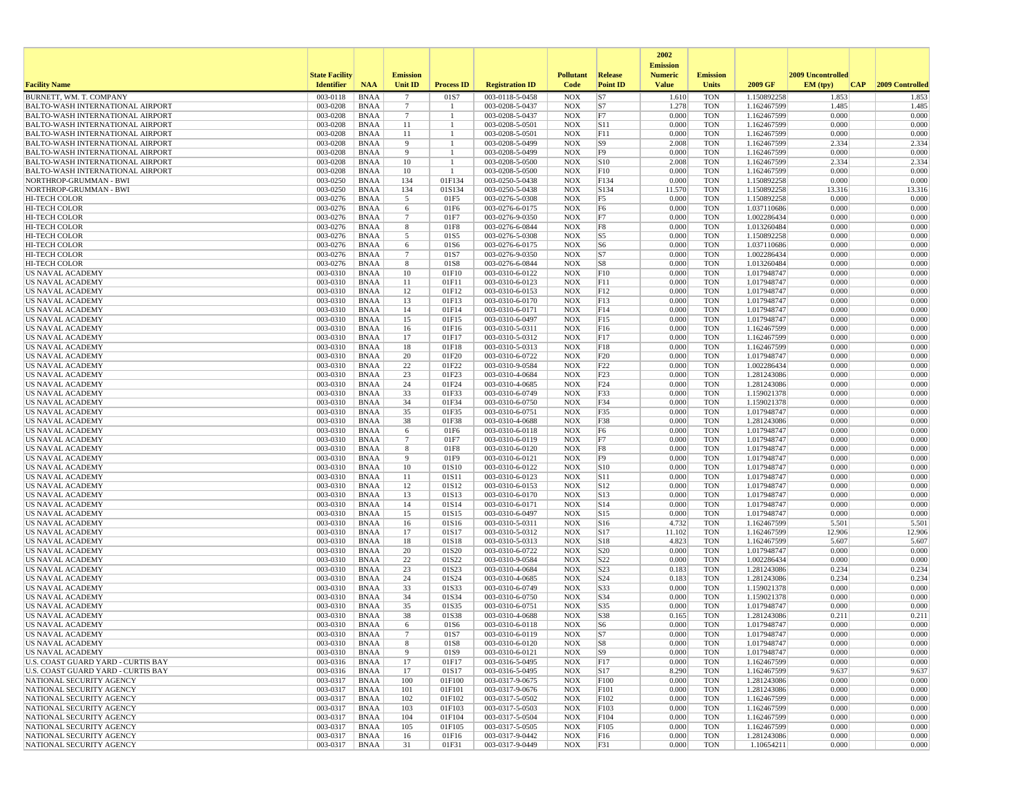| Facility Name | State Facility Identifier | NAA | Emission Unit ID | Process ID | Registration ID | Pollutant Code | Release Point ID | 2002 Emission Numeric Value | Emission Units | 2009 GF | 2009 Uncontrolled EM (tpy) | CAP | 2009 Controlled |
|---|---|---|---|---|---|---|---|---|---|---|---|---|---|
| BURNETT, WM. T. COMPANY | 003-0118 | BNAA | 7 | 01S7 | 003-0118-5-0458 | NOX | S7 | 1.610 | TON | 1.150892258 | 1.853 | | 1.853 |
| BALTO-WASH INTERNATIONAL AIRPORT | 003-0208 | BNAA | 7 | 1 | 003-0208-5-0437 | NOX | S7 | 1.278 | TON | 1.162467599 | 1.485 | | 1.485 |
| BALTO-WASH INTERNATIONAL AIRPORT | 003-0208 | BNAA | 7 | 1 | 003-0208-5-0437 | NOX | F7 | 0.000 | TON | 1.162467599 | 0.000 | | 0.000 |
| BALTO-WASH INTERNATIONAL AIRPORT | 003-0208 | BNAA | 11 | 1 | 003-0208-5-0501 | NOX | S11 | 0.000 | TON | 1.162467599 | 0.000 | | 0.000 |
| BALTO-WASH INTERNATIONAL AIRPORT | 003-0208 | BNAA | 11 | 1 | 003-0208-5-0501 | NOX | F11 | 0.000 | TON | 1.162467599 | 0.000 | | 0.000 |
| BALTO-WASH INTERNATIONAL AIRPORT | 003-0208 | BNAA | 9 | 1 | 003-0208-5-0499 | NOX | S9 | 2.008 | TON | 1.162467599 | 2.334 | | 2.334 |
| BALTO-WASH INTERNATIONAL AIRPORT | 003-0208 | BNAA | 9 | 1 | 003-0208-5-0499 | NOX | F9 | 0.000 | TON | 1.162467599 | 0.000 | | 0.000 |
| BALTO-WASH INTERNATIONAL AIRPORT | 003-0208 | BNAA | 10 | 1 | 003-0208-5-0500 | NOX | S10 | 2.008 | TON | 1.162467599 | 2.334 | | 2.334 |
| BALTO-WASH INTERNATIONAL AIRPORT | 003-0208 | BNAA | 10 | 1 | 003-0208-5-0500 | NOX | F10 | 0.000 | TON | 1.162467599 | 0.000 | | 0.000 |
| NORTHROP-GRUMMAN - BWI | 003-0250 | BNAA | 134 | 01F134 | 003-0250-5-0438 | NOX | F134 | 0.000 | TON | 1.150892258 | 0.000 | | 0.000 |
| NORTHROP-GRUMMAN - BWI | 003-0250 | BNAA | 134 | 01S134 | 003-0250-5-0438 | NOX | S134 | 11.570 | TON | 1.150892258 | 13.316 | | 13.316 |
| HI-TECH COLOR | 003-0276 | BNAA | 5 | 01F5 | 003-0276-5-0308 | NOX | F5 | 0.000 | TON | 1.150892258 | 0.000 | | 0.000 |
| HI-TECH COLOR | 003-0276 | BNAA | 6 | 01F6 | 003-0276-6-0175 | NOX | F6 | 0.000 | TON | 1.037110686 | 0.000 | | 0.000 |
| HI-TECH COLOR | 003-0276 | BNAA | 7 | 01F7 | 003-0276-9-0350 | NOX | F7 | 0.000 | TON | 1.002286434 | 0.000 | | 0.000 |
| HI-TECH COLOR | 003-0276 | BNAA | 8 | 01F8 | 003-0276-6-0844 | NOX | F8 | 0.000 | TON | 1.013260484 | 0.000 | | 0.000 |
| HI-TECH COLOR | 003-0276 | BNAA | 5 | 01S5 | 003-0276-5-0308 | NOX | S5 | 0.000 | TON | 1.150892258 | 0.000 | | 0.000 |
| HI-TECH COLOR | 003-0276 | BNAA | 6 | 01S6 | 003-0276-6-0175 | NOX | S6 | 0.000 | TON | 1.037110686 | 0.000 | | 0.000 |
| HI-TECH COLOR | 003-0276 | BNAA | 7 | 01S7 | 003-0276-9-0350 | NOX | S7 | 0.000 | TON | 1.002286434 | 0.000 | | 0.000 |
| HI-TECH COLOR | 003-0276 | BNAA | 8 | 01S8 | 003-0276-6-0844 | NOX | S8 | 0.000 | TON | 1.013260484 | 0.000 | | 0.000 |
| US NAVAL ACADEMY | 003-0310 | BNAA | 10 | 01F10 | 003-0310-6-0122 | NOX | F10 | 0.000 | TON | 1.017948747 | 0.000 | | 0.000 |
| US NAVAL ACADEMY | 003-0310 | BNAA | 11 | 01F11 | 003-0310-6-0123 | NOX | F11 | 0.000 | TON | 1.017948747 | 0.000 | | 0.000 |
| US NAVAL ACADEMY | 003-0310 | BNAA | 12 | 01F12 | 003-0310-6-0153 | NOX | F12 | 0.000 | TON | 1.017948747 | 0.000 | | 0.000 |
| US NAVAL ACADEMY | 003-0310 | BNAA | 13 | 01F13 | 003-0310-6-0170 | NOX | F13 | 0.000 | TON | 1.017948747 | 0.000 | | 0.000 |
| US NAVAL ACADEMY | 003-0310 | BNAA | 14 | 01F14 | 003-0310-6-0171 | NOX | F14 | 0.000 | TON | 1.017948747 | 0.000 | | 0.000 |
| US NAVAL ACADEMY | 003-0310 | BNAA | 15 | 01F15 | 003-0310-6-0497 | NOX | F15 | 0.000 | TON | 1.017948747 | 0.000 | | 0.000 |
| US NAVAL ACADEMY | 003-0310 | BNAA | 16 | 01F16 | 003-0310-5-0311 | NOX | F16 | 0.000 | TON | 1.162467599 | 0.000 | | 0.000 |
| US NAVAL ACADEMY | 003-0310 | BNAA | 17 | 01F17 | 003-0310-5-0312 | NOX | F17 | 0.000 | TON | 1.162467599 | 0.000 | | 0.000 |
| US NAVAL ACADEMY | 003-0310 | BNAA | 18 | 01F18 | 003-0310-5-0313 | NOX | F18 | 0.000 | TON | 1.162467599 | 0.000 | | 0.000 |
| US NAVAL ACADEMY | 003-0310 | BNAA | 20 | 01F20 | 003-0310-6-0722 | NOX | F20 | 0.000 | TON | 1.017948747 | 0.000 | | 0.000 |
| US NAVAL ACADEMY | 003-0310 | BNAA | 22 | 01F22 | 003-0310-9-0584 | NOX | F22 | 0.000 | TON | 1.002286434 | 0.000 | | 0.000 |
| US NAVAL ACADEMY | 003-0310 | BNAA | 23 | 01F23 | 003-0310-4-0684 | NOX | F23 | 0.000 | TON | 1.281243086 | 0.000 | | 0.000 |
| US NAVAL ACADEMY | 003-0310 | BNAA | 24 | 01F24 | 003-0310-4-0685 | NOX | F24 | 0.000 | TON | 1.281243086 | 0.000 | | 0.000 |
| US NAVAL ACADEMY | 003-0310 | BNAA | 33 | 01F33 | 003-0310-6-0749 | NOX | F33 | 0.000 | TON | 1.159021378 | 0.000 | | 0.000 |
| US NAVAL ACADEMY | 003-0310 | BNAA | 34 | 01F34 | 003-0310-6-0750 | NOX | F34 | 0.000 | TON | 1.159021378 | 0.000 | | 0.000 |
| US NAVAL ACADEMY | 003-0310 | BNAA | 35 | 01F35 | 003-0310-6-0751 | NOX | F35 | 0.000 | TON | 1.017948747 | 0.000 | | 0.000 |
| US NAVAL ACADEMY | 003-0310 | BNAA | 38 | 01F38 | 003-0310-4-0688 | NOX | F38 | 0.000 | TON | 1.281243086 | 0.000 | | 0.000 |
| US NAVAL ACADEMY | 003-0310 | BNAA | 6 | 01F6 | 003-0310-6-0118 | NOX | F6 | 0.000 | TON | 1.017948747 | 0.000 | | 0.000 |
| US NAVAL ACADEMY | 003-0310 | BNAA | 7 | 01F7 | 003-0310-6-0119 | NOX | F7 | 0.000 | TON | 1.017948747 | 0.000 | | 0.000 |
| US NAVAL ACADEMY | 003-0310 | BNAA | 8 | 01F8 | 003-0310-6-0120 | NOX | F8 | 0.000 | TON | 1.017948747 | 0.000 | | 0.000 |
| US NAVAL ACADEMY | 003-0310 | BNAA | 9 | 01F9 | 003-0310-6-0121 | NOX | F9 | 0.000 | TON | 1.017948747 | 0.000 | | 0.000 |
| US NAVAL ACADEMY | 003-0310 | BNAA | 10 | 01S10 | 003-0310-6-0122 | NOX | S10 | 0.000 | TON | 1.017948747 | 0.000 | | 0.000 |
| US NAVAL ACADEMY | 003-0310 | BNAA | 11 | 01S11 | 003-0310-6-0123 | NOX | S11 | 0.000 | TON | 1.017948747 | 0.000 | | 0.000 |
| US NAVAL ACADEMY | 003-0310 | BNAA | 12 | 01S12 | 003-0310-6-0153 | NOX | S12 | 0.000 | TON | 1.017948747 | 0.000 | | 0.000 |
| US NAVAL ACADEMY | 003-0310 | BNAA | 13 | 01S13 | 003-0310-6-0170 | NOX | S13 | 0.000 | TON | 1.017948747 | 0.000 | | 0.000 |
| US NAVAL ACADEMY | 003-0310 | BNAA | 14 | 01S14 | 003-0310-6-0171 | NOX | S14 | 0.000 | TON | 1.017948747 | 0.000 | | 0.000 |
| US NAVAL ACADEMY | 003-0310 | BNAA | 15 | 01S15 | 003-0310-6-0497 | NOX | S15 | 0.000 | TON | 1.017948747 | 0.000 | | 0.000 |
| US NAVAL ACADEMY | 003-0310 | BNAA | 16 | 01S16 | 003-0310-5-0311 | NOX | S16 | 4.732 | TON | 1.162467599 | 5.501 | | 5.501 |
| US NAVAL ACADEMY | 003-0310 | BNAA | 17 | 01S17 | 003-0310-5-0312 | NOX | S17 | 11.102 | TON | 1.162467599 | 12.906 | | 12.906 |
| US NAVAL ACADEMY | 003-0310 | BNAA | 18 | 01S18 | 003-0310-5-0313 | NOX | S18 | 4.823 | TON | 1.162467599 | 5.607 | | 5.607 |
| US NAVAL ACADEMY | 003-0310 | BNAA | 20 | 01S20 | 003-0310-6-0722 | NOX | S20 | 0.000 | TON | 1.017948747 | 0.000 | | 0.000 |
| US NAVAL ACADEMY | 003-0310 | BNAA | 22 | 01S22 | 003-0310-9-0584 | NOX | S22 | 0.000 | TON | 1.002286434 | 0.000 | | 0.000 |
| US NAVAL ACADEMY | 003-0310 | BNAA | 23 | 01S23 | 003-0310-4-0684 | NOX | S23 | 0.183 | TON | 1.281243086 | 0.234 | | 0.234 |
| US NAVAL ACADEMY | 003-0310 | BNAA | 24 | 01S24 | 003-0310-4-0685 | NOX | S24 | 0.183 | TON | 1.281243086 | 0.234 | | 0.234 |
| US NAVAL ACADEMY | 003-0310 | BNAA | 33 | 01S33 | 003-0310-6-0749 | NOX | S33 | 0.000 | TON | 1.159021378 | 0.000 | | 0.000 |
| US NAVAL ACADEMY | 003-0310 | BNAA | 34 | 01S34 | 003-0310-6-0750 | NOX | S34 | 0.000 | TON | 1.159021378 | 0.000 | | 0.000 |
| US NAVAL ACADEMY | 003-0310 | BNAA | 35 | 01S35 | 003-0310-6-0751 | NOX | S35 | 0.000 | TON | 1.017948747 | 0.000 | | 0.000 |
| US NAVAL ACADEMY | 003-0310 | BNAA | 38 | 01S38 | 003-0310-4-0688 | NOX | S38 | 0.165 | TON | 1.281243086 | 0.211 | | 0.211 |
| US NAVAL ACADEMY | 003-0310 | BNAA | 6 | 01S6 | 003-0310-6-0118 | NOX | S6 | 0.000 | TON | 1.017948747 | 0.000 | | 0.000 |
| US NAVAL ACADEMY | 003-0310 | BNAA | 7 | 01S7 | 003-0310-6-0119 | NOX | S7 | 0.000 | TON | 1.017948747 | 0.000 | | 0.000 |
| US NAVAL ACADEMY | 003-0310 | BNAA | 8 | 01S8 | 003-0310-6-0120 | NOX | S8 | 0.000 | TON | 1.017948747 | 0.000 | | 0.000 |
| US NAVAL ACADEMY | 003-0310 | BNAA | 9 | 01S9 | 003-0310-6-0121 | NOX | S9 | 0.000 | TON | 1.017948747 | 0.000 | | 0.000 |
| U.S. COAST GUARD YARD - CURTIS BAY | 003-0316 | BNAA | 17 | 01F17 | 003-0316-5-0495 | NOX | F17 | 0.000 | TON | 1.162467599 | 0.000 | | 0.000 |
| U.S. COAST GUARD YARD - CURTIS BAY | 003-0316 | BNAA | 17 | 01S17 | 003-0316-5-0495 | NOX | S17 | 8.290 | TON | 1.162467599 | 9.637 | | 9.637 |
| NATIONAL SECURITY AGENCY | 003-0317 | BNAA | 100 | 01F100 | 003-0317-9-0675 | NOX | F100 | 0.000 | TON | 1.281243086 | 0.000 | | 0.000 |
| NATIONAL SECURITY AGENCY | 003-0317 | BNAA | 101 | 01F101 | 003-0317-9-0676 | NOX | F101 | 0.000 | TON | 1.281243086 | 0.000 | | 0.000 |
| NATIONAL SECURITY AGENCY | 003-0317 | BNAA | 102 | 01F102 | 003-0317-5-0502 | NOX | F102 | 0.000 | TON | 1.162467599 | 0.000 | | 0.000 |
| NATIONAL SECURITY AGENCY | 003-0317 | BNAA | 103 | 01F103 | 003-0317-5-0503 | NOX | F103 | 0.000 | TON | 1.162467599 | 0.000 | | 0.000 |
| NATIONAL SECURITY AGENCY | 003-0317 | BNAA | 104 | 01F104 | 003-0317-5-0504 | NOX | F104 | 0.000 | TON | 1.162467599 | 0.000 | | 0.000 |
| NATIONAL SECURITY AGENCY | 003-0317 | BNAA | 105 | 01F105 | 003-0317-5-0505 | NOX | F105 | 0.000 | TON | 1.162467599 | 0.000 | | 0.000 |
| NATIONAL SECURITY AGENCY | 003-0317 | BNAA | 16 | 01F16 | 003-0317-9-0442 | NOX | F16 | 0.000 | TON | 1.281243086 | 0.000 | | 0.000 |
| NATIONAL SECURITY AGENCY | 003-0317 | BNAA | 31 | 01F31 | 003-0317-9-0449 | NOX | F31 | 0.000 | TON | 1.10654211 | 0.000 | | 0.000 |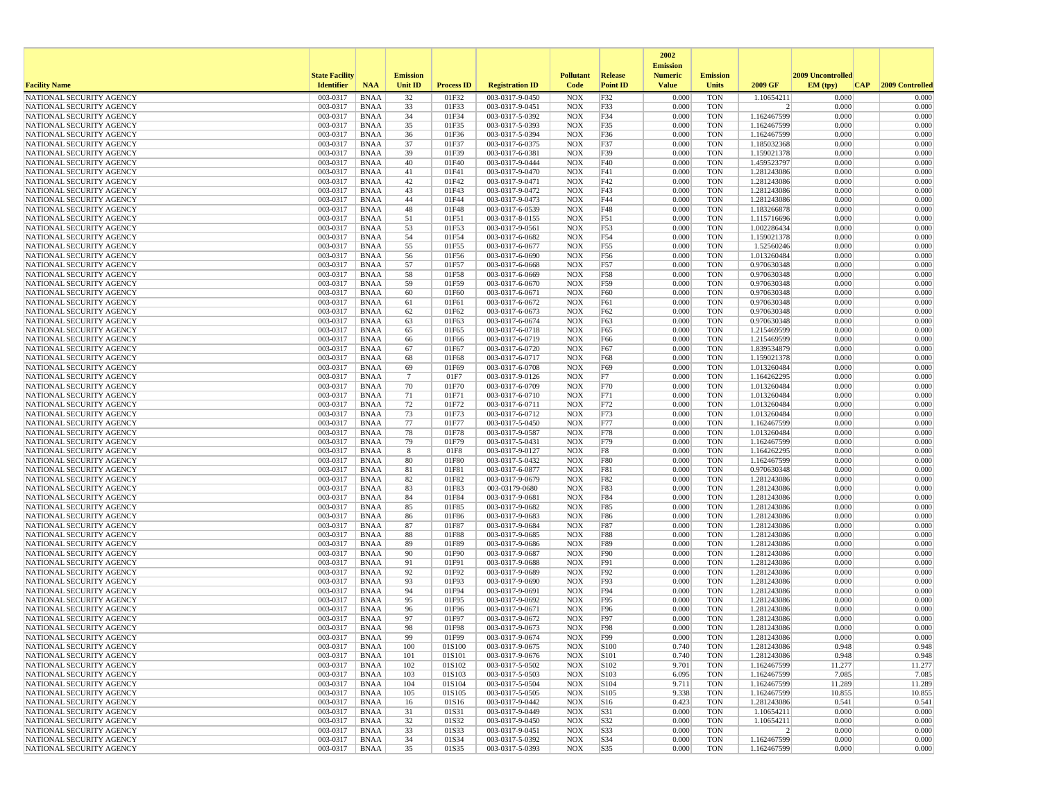| Facility Name | State Facility Identifier | NAA | Emission Unit ID | Process ID | Registration ID | Pollutant Code | Release Point ID | 2002 Emission Numeric Value | Emission Units | 2009 GF | 2009 Uncontrolled EM (tpy) | CAP | 2009 Controlled |
|---|---|---|---|---|---|---|---|---|---|---|---|---|---|
| NATIONAL SECURITY AGENCY | 003-0317 | BNAA | 32 | 01F32 | 003-0317-9-0450 | NOX | F32 | 0.000 | TON | 1.10654211 | 0.000 | | 0.000 |
| NATIONAL SECURITY AGENCY | 003-0317 | BNAA | 33 | 01F33 | 003-0317-9-0451 | NOX | F33 | 0.000 | TON | 2 | 0.000 | | 0.000 |
| NATIONAL SECURITY AGENCY | 003-0317 | BNAA | 34 | 01F34 | 003-0317-5-0392 | NOX | F34 | 0.000 | TON | 1.162467599 | 0.000 | | 0.000 |
| NATIONAL SECURITY AGENCY | 003-0317 | BNAA | 35 | 01F35 | 003-0317-5-0393 | NOX | F35 | 0.000 | TON | 1.162467599 | 0.000 | | 0.000 |
| NATIONAL SECURITY AGENCY | 003-0317 | BNAA | 36 | 01F36 | 003-0317-5-0394 | NOX | F36 | 0.000 | TON | 1.162467599 | 0.000 | | 0.000 |
| NATIONAL SECURITY AGENCY | 003-0317 | BNAA | 37 | 01F37 | 003-0317-6-0375 | NOX | F37 | 0.000 | TON | 1.185032368 | 0.000 | | 0.000 |
| NATIONAL SECURITY AGENCY | 003-0317 | BNAA | 39 | 01F39 | 003-0317-6-0381 | NOX | F39 | 0.000 | TON | 1.159021378 | 0.000 | | 0.000 |
| NATIONAL SECURITY AGENCY | 003-0317 | BNAA | 40 | 01F40 | 003-0317-9-0444 | NOX | F40 | 0.000 | TON | 1.459523797 | 0.000 | | 0.000 |
| NATIONAL SECURITY AGENCY | 003-0317 | BNAA | 41 | 01F41 | 003-0317-9-0470 | NOX | F41 | 0.000 | TON | 1.281243086 | 0.000 | | 0.000 |
| NATIONAL SECURITY AGENCY | 003-0317 | BNAA | 42 | 01F42 | 003-0317-9-0471 | NOX | F42 | 0.000 | TON | 1.281243086 | 0.000 | | 0.000 |
| NATIONAL SECURITY AGENCY | 003-0317 | BNAA | 43 | 01F43 | 003-0317-9-0472 | NOX | F43 | 0.000 | TON | 1.281243086 | 0.000 | | 0.000 |
| NATIONAL SECURITY AGENCY | 003-0317 | BNAA | 44 | 01F44 | 003-0317-9-0473 | NOX | F44 | 0.000 | TON | 1.281243086 | 0.000 | | 0.000 |
| NATIONAL SECURITY AGENCY | 003-0317 | BNAA | 48 | 01F48 | 003-0317-6-0539 | NOX | F48 | 0.000 | TON | 1.183266878 | 0.000 | | 0.000 |
| NATIONAL SECURITY AGENCY | 003-0317 | BNAA | 51 | 01F51 | 003-0317-8-0155 | NOX | F51 | 0.000 | TON | 1.115716696 | 0.000 | | 0.000 |
| NATIONAL SECURITY AGENCY | 003-0317 | BNAA | 53 | 01F53 | 003-0317-9-0561 | NOX | F53 | 0.000 | TON | 1.002286434 | 0.000 | | 0.000 |
| NATIONAL SECURITY AGENCY | 003-0317 | BNAA | 54 | 01F54 | 003-0317-6-0682 | NOX | F54 | 0.000 | TON | 1.159021378 | 0.000 | | 0.000 |
| NATIONAL SECURITY AGENCY | 003-0317 | BNAA | 55 | 01F55 | 003-0317-6-0677 | NOX | F55 | 0.000 | TON | 1.52560246 | 0.000 | | 0.000 |
| NATIONAL SECURITY AGENCY | 003-0317 | BNAA | 56 | 01F56 | 003-0317-6-0690 | NOX | F56 | 0.000 | TON | 1.013260484 | 0.000 | | 0.000 |
| NATIONAL SECURITY AGENCY | 003-0317 | BNAA | 57 | 01F57 | 003-0317-6-0668 | NOX | F57 | 0.000 | TON | 0.970630348 | 0.000 | | 0.000 |
| NATIONAL SECURITY AGENCY | 003-0317 | BNAA | 58 | 01F58 | 003-0317-6-0669 | NOX | F58 | 0.000 | TON | 0.970630348 | 0.000 | | 0.000 |
| NATIONAL SECURITY AGENCY | 003-0317 | BNAA | 59 | 01F59 | 003-0317-6-0670 | NOX | F59 | 0.000 | TON | 0.970630348 | 0.000 | | 0.000 |
| NATIONAL SECURITY AGENCY | 003-0317 | BNAA | 60 | 01F60 | 003-0317-6-0671 | NOX | F60 | 0.000 | TON | 0.970630348 | 0.000 | | 0.000 |
| NATIONAL SECURITY AGENCY | 003-0317 | BNAA | 61 | 01F61 | 003-0317-6-0672 | NOX | F61 | 0.000 | TON | 0.970630348 | 0.000 | | 0.000 |
| NATIONAL SECURITY AGENCY | 003-0317 | BNAA | 62 | 01F62 | 003-0317-6-0673 | NOX | F62 | 0.000 | TON | 0.970630348 | 0.000 | | 0.000 |
| NATIONAL SECURITY AGENCY | 003-0317 | BNAA | 63 | 01F63 | 003-0317-6-0674 | NOX | F63 | 0.000 | TON | 0.970630348 | 0.000 | | 0.000 |
| NATIONAL SECURITY AGENCY | 003-0317 | BNAA | 65 | 01F65 | 003-0317-6-0718 | NOX | F65 | 0.000 | TON | 1.215469599 | 0.000 | | 0.000 |
| NATIONAL SECURITY AGENCY | 003-0317 | BNAA | 66 | 01F66 | 003-0317-6-0719 | NOX | F66 | 0.000 | TON | 1.215469599 | 0.000 | | 0.000 |
| NATIONAL SECURITY AGENCY | 003-0317 | BNAA | 67 | 01F67 | 003-0317-6-0720 | NOX | F67 | 0.000 | TON | 1.839534879 | 0.000 | | 0.000 |
| NATIONAL SECURITY AGENCY | 003-0317 | BNAA | 68 | 01F68 | 003-0317-6-0717 | NOX | F68 | 0.000 | TON | 1.159021378 | 0.000 | | 0.000 |
| NATIONAL SECURITY AGENCY | 003-0317 | BNAA | 69 | 01F69 | 003-0317-6-0708 | NOX | F69 | 0.000 | TON | 1.013260484 | 0.000 | | 0.000 |
| NATIONAL SECURITY AGENCY | 003-0317 | BNAA | 7 | 01F7 | 003-0317-9-0126 | NOX | F7 | 0.000 | TON | 1.164262295 | 0.000 | | 0.000 |
| NATIONAL SECURITY AGENCY | 003-0317 | BNAA | 70 | 01F70 | 003-0317-6-0709 | NOX | F70 | 0.000 | TON | 1.013260484 | 0.000 | | 0.000 |
| NATIONAL SECURITY AGENCY | 003-0317 | BNAA | 71 | 01F71 | 003-0317-6-0710 | NOX | F71 | 0.000 | TON | 1.013260484 | 0.000 | | 0.000 |
| NATIONAL SECURITY AGENCY | 003-0317 | BNAA | 72 | 01F72 | 003-0317-6-0711 | NOX | F72 | 0.000 | TON | 1.013260484 | 0.000 | | 0.000 |
| NATIONAL SECURITY AGENCY | 003-0317 | BNAA | 73 | 01F73 | 003-0317-6-0712 | NOX | F73 | 0.000 | TON | 1.013260484 | 0.000 | | 0.000 |
| NATIONAL SECURITY AGENCY | 003-0317 | BNAA | 77 | 01F77 | 003-0317-5-0450 | NOX | F77 | 0.000 | TON | 1.162467599 | 0.000 | | 0.000 |
| NATIONAL SECURITY AGENCY | 003-0317 | BNAA | 78 | 01F78 | 003-0317-9-0587 | NOX | F78 | 0.000 | TON | 1.013260484 | 0.000 | | 0.000 |
| NATIONAL SECURITY AGENCY | 003-0317 | BNAA | 79 | 01F79 | 003-0317-5-0431 | NOX | F79 | 0.000 | TON | 1.162467599 | 0.000 | | 0.000 |
| NATIONAL SECURITY AGENCY | 003-0317 | BNAA | 8 | 01F8 | 003-0317-9-0127 | NOX | F8 | 0.000 | TON | 1.164262295 | 0.000 | | 0.000 |
| NATIONAL SECURITY AGENCY | 003-0317 | BNAA | 80 | 01F80 | 003-0317-5-0432 | NOX | F80 | 0.000 | TON | 1.162467599 | 0.000 | | 0.000 |
| NATIONAL SECURITY AGENCY | 003-0317 | BNAA | 81 | 01F81 | 003-0317-6-0877 | NOX | F81 | 0.000 | TON | 0.970630348 | 0.000 | | 0.000 |
| NATIONAL SECURITY AGENCY | 003-0317 | BNAA | 82 | 01F82 | 003-0317-9-0679 | NOX | F82 | 0.000 | TON | 1.281243086 | 0.000 | | 0.000 |
| NATIONAL SECURITY AGENCY | 003-0317 | BNAA | 83 | 01F83 | 003-03179-0680 | NOX | F83 | 0.000 | TON | 1.281243086 | 0.000 | | 0.000 |
| NATIONAL SECURITY AGENCY | 003-0317 | BNAA | 84 | 01F84 | 003-0317-9-0681 | NOX | F84 | 0.000 | TON | 1.281243086 | 0.000 | | 0.000 |
| NATIONAL SECURITY AGENCY | 003-0317 | BNAA | 85 | 01F85 | 003-0317-9-0682 | NOX | F85 | 0.000 | TON | 1.281243086 | 0.000 | | 0.000 |
| NATIONAL SECURITY AGENCY | 003-0317 | BNAA | 86 | 01F86 | 003-0317-9-0683 | NOX | F86 | 0.000 | TON | 1.281243086 | 0.000 | | 0.000 |
| NATIONAL SECURITY AGENCY | 003-0317 | BNAA | 87 | 01F87 | 003-0317-9-0684 | NOX | F87 | 0.000 | TON | 1.281243086 | 0.000 | | 0.000 |
| NATIONAL SECURITY AGENCY | 003-0317 | BNAA | 88 | 01F88 | 003-0317-9-0685 | NOX | F88 | 0.000 | TON | 1.281243086 | 0.000 | | 0.000 |
| NATIONAL SECURITY AGENCY | 003-0317 | BNAA | 89 | 01F89 | 003-0317-9-0686 | NOX | F89 | 0.000 | TON | 1.281243086 | 0.000 | | 0.000 |
| NATIONAL SECURITY AGENCY | 003-0317 | BNAA | 90 | 01F90 | 003-0317-9-0687 | NOX | F90 | 0.000 | TON | 1.281243086 | 0.000 | | 0.000 |
| NATIONAL SECURITY AGENCY | 003-0317 | BNAA | 91 | 01F91 | 003-0317-9-0688 | NOX | F91 | 0.000 | TON | 1.281243086 | 0.000 | | 0.000 |
| NATIONAL SECURITY AGENCY | 003-0317 | BNAA | 92 | 01F92 | 003-0317-9-0689 | NOX | F92 | 0.000 | TON | 1.281243086 | 0.000 | | 0.000 |
| NATIONAL SECURITY AGENCY | 003-0317 | BNAA | 93 | 01F93 | 003-0317-9-0690 | NOX | F93 | 0.000 | TON | 1.281243086 | 0.000 | | 0.000 |
| NATIONAL SECURITY AGENCY | 003-0317 | BNAA | 94 | 01F94 | 003-0317-9-0691 | NOX | F94 | 0.000 | TON | 1.281243086 | 0.000 | | 0.000 |
| NATIONAL SECURITY AGENCY | 003-0317 | BNAA | 95 | 01F95 | 003-0317-9-0692 | NOX | F95 | 0.000 | TON | 1.281243086 | 0.000 | | 0.000 |
| NATIONAL SECURITY AGENCY | 003-0317 | BNAA | 96 | 01F96 | 003-0317-9-0671 | NOX | F96 | 0.000 | TON | 1.281243086 | 0.000 | | 0.000 |
| NATIONAL SECURITY AGENCY | 003-0317 | BNAA | 97 | 01F97 | 003-0317-9-0672 | NOX | F97 | 0.000 | TON | 1.281243086 | 0.000 | | 0.000 |
| NATIONAL SECURITY AGENCY | 003-0317 | BNAA | 98 | 01F98 | 003-0317-9-0673 | NOX | F98 | 0.000 | TON | 1.281243086 | 0.000 | | 0.000 |
| NATIONAL SECURITY AGENCY | 003-0317 | BNAA | 99 | 01F99 | 003-0317-9-0674 | NOX | F99 | 0.000 | TON | 1.281243086 | 0.000 | | 0.000 |
| NATIONAL SECURITY AGENCY | 003-0317 | BNAA | 100 | 01S100 | 003-0317-9-0675 | NOX | S100 | 0.740 | TON | 1.281243086 | 0.948 | | 0.948 |
| NATIONAL SECURITY AGENCY | 003-0317 | BNAA | 101 | 01S101 | 003-0317-9-0676 | NOX | S101 | 0.740 | TON | 1.281243086 | 0.948 | | 0.948 |
| NATIONAL SECURITY AGENCY | 003-0317 | BNAA | 102 | 01S102 | 003-0317-5-0502 | NOX | S102 | 9.701 | TON | 1.162467599 | 11.277 | | 11.277 |
| NATIONAL SECURITY AGENCY | 003-0317 | BNAA | 103 | 01S103 | 003-0317-5-0503 | NOX | S103 | 6.095 | TON | 1.162467599 | 7.085 | | 7.085 |
| NATIONAL SECURITY AGENCY | 003-0317 | BNAA | 104 | 01S104 | 003-0317-5-0504 | NOX | S104 | 9.711 | TON | 1.162467599 | 11.289 | | 11.289 |
| NATIONAL SECURITY AGENCY | 003-0317 | BNAA | 105 | 01S105 | 003-0317-5-0505 | NOX | S105 | 9.338 | TON | 1.162467599 | 10.855 | | 10.855 |
| NATIONAL SECURITY AGENCY | 003-0317 | BNAA | 16 | 01S16 | 003-0317-9-0442 | NOX | S16 | 0.423 | TON | 1.281243086 | 0.541 | | 0.541 |
| NATIONAL SECURITY AGENCY | 003-0317 | BNAA | 31 | 01S31 | 003-0317-9-0449 | NOX | S31 | 0.000 | TON | 1.10654211 | 0.000 | | 0.000 |
| NATIONAL SECURITY AGENCY | 003-0317 | BNAA | 32 | 01S32 | 003-0317-9-0450 | NOX | S32 | 0.000 | TON | 1.10654211 | 0.000 | | 0.000 |
| NATIONAL SECURITY AGENCY | 003-0317 | BNAA | 33 | 01S33 | 003-0317-9-0451 | NOX | S33 | 0.000 | TON | 2 | 0.000 | | 0.000 |
| NATIONAL SECURITY AGENCY | 003-0317 | BNAA | 34 | 01S34 | 003-0317-5-0392 | NOX | S34 | 0.000 | TON | 1.162467599 | 0.000 | | 0.000 |
| NATIONAL SECURITY AGENCY | 003-0317 | BNAA | 35 | 01S35 | 003-0317-5-0393 | NOX | S35 | 0.000 | TON | 1.162467599 | 0.000 | | 0.000 |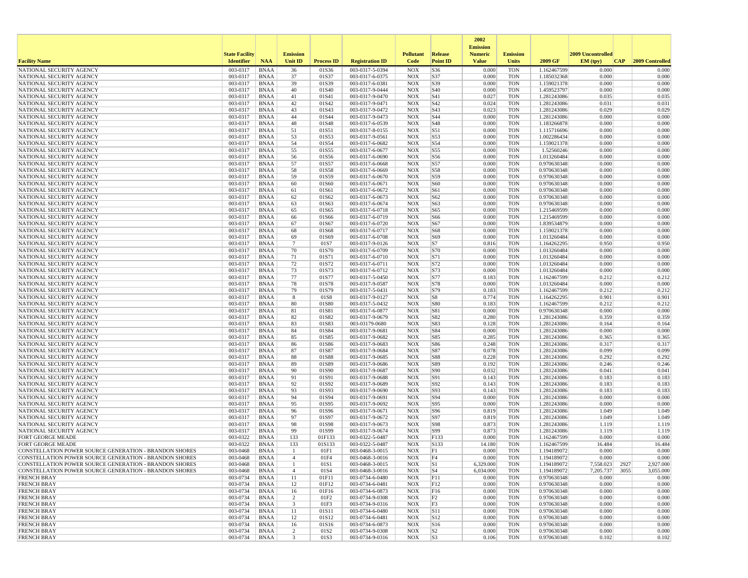| Facility Name | State Facility Identifier | NAA | Emission Unit ID | Process ID | Registration ID | Pollutant Code | Release Point ID | 2002 Emission Numeric Value | Emission Units | 2009 GF | 2009 Uncontrolled EM (tpy) | CAP | 2009 Controlled |
|---|---|---|---|---|---|---|---|---|---|---|---|---|---|
| NATIONAL SECURITY AGENCY | 003-0317 | BNAA | 36 | 01S36 | 003-0317-5-0394 | NOX | S36 | 0.000 | TON | 1.162467599 | 0.000 | | 0.000 |
| NATIONAL SECURITY AGENCY | 003-0317 | BNAA | 37 | 01S37 | 003-0317-6-0375 | NOX | S37 | 0.000 | TON | 1.185032368 | 0.000 | | 0.000 |
| NATIONAL SECURITY AGENCY | 003-0317 | BNAA | 39 | 01S39 | 003-0317-6-0381 | NOX | S39 | 0.000 | TON | 1.159021378 | 0.000 | | 0.000 |
| NATIONAL SECURITY AGENCY | 003-0317 | BNAA | 40 | 01S40 | 003-0317-9-0444 | NOX | S40 | 0.000 | TON | 1.459523797 | 0.000 | | 0.000 |
| NATIONAL SECURITY AGENCY | 003-0317 | BNAA | 41 | 01S41 | 003-0317-9-0470 | NOX | S41 | 0.027 | TON | 1.281243086 | 0.035 | | 0.035 |
| NATIONAL SECURITY AGENCY | 003-0317 | BNAA | 42 | 01S42 | 003-0317-9-0471 | NOX | S42 | 0.024 | TON | 1.281243086 | 0.031 | | 0.031 |
| NATIONAL SECURITY AGENCY | 003-0317 | BNAA | 43 | 01S43 | 003-0317-9-0472 | NOX | S43 | 0.023 | TON | 1.281243086 | 0.029 | | 0.029 |
| NATIONAL SECURITY AGENCY | 003-0317 | BNAA | 44 | 01S44 | 003-0317-9-0473 | NOX | S44 | 0.000 | TON | 1.281243086 | 0.000 | | 0.000 |
| NATIONAL SECURITY AGENCY | 003-0317 | BNAA | 48 | 01S48 | 003-0317-6-0539 | NOX | S48 | 0.000 | TON | 1.183266878 | 0.000 | | 0.000 |
| NATIONAL SECURITY AGENCY | 003-0317 | BNAA | 51 | 01S51 | 003-0317-8-0155 | NOX | S51 | 0.000 | TON | 1.115716696 | 0.000 | | 0.000 |
| NATIONAL SECURITY AGENCY | 003-0317 | BNAA | 53 | 01S53 | 003-0317-9-0561 | NOX | S53 | 0.000 | TON | 1.002286434 | 0.000 | | 0.000 |
| NATIONAL SECURITY AGENCY | 003-0317 | BNAA | 54 | 01S54 | 003-0317-6-0682 | NOX | S54 | 0.000 | TON | 1.159021378 | 0.000 | | 0.000 |
| NATIONAL SECURITY AGENCY | 003-0317 | BNAA | 55 | 01S55 | 003-0317-6-0677 | NOX | S55 | 0.000 | TON | 1.52560246 | 0.000 | | 0.000 |
| NATIONAL SECURITY AGENCY | 003-0317 | BNAA | 56 | 01S56 | 003-0317-6-0690 | NOX | S56 | 0.000 | TON | 1.013260484 | 0.000 | | 0.000 |
| NATIONAL SECURITY AGENCY | 003-0317 | BNAA | 57 | 01S57 | 003-0317-6-0668 | NOX | S57 | 0.000 | TON | 0.970630348 | 0.000 | | 0.000 |
| NATIONAL SECURITY AGENCY | 003-0317 | BNAA | 58 | 01S58 | 003-0317-6-0669 | NOX | S58 | 0.000 | TON | 0.970630348 | 0.000 | | 0.000 |
| NATIONAL SECURITY AGENCY | 003-0317 | BNAA | 59 | 01S59 | 003-0317-6-0670 | NOX | S59 | 0.000 | TON | 0.970630348 | 0.000 | | 0.000 |
| NATIONAL SECURITY AGENCY | 003-0317 | BNAA | 60 | 01S60 | 003-0317-6-0671 | NOX | S60 | 0.000 | TON | 0.970630348 | 0.000 | | 0.000 |
| NATIONAL SECURITY AGENCY | 003-0317 | BNAA | 61 | 01S61 | 003-0317-6-0672 | NOX | S61 | 0.000 | TON | 0.970630348 | 0.000 | | 0.000 |
| NATIONAL SECURITY AGENCY | 003-0317 | BNAA | 62 | 01S62 | 003-0317-6-0673 | NOX | S62 | 0.000 | TON | 0.970630348 | 0.000 | | 0.000 |
| NATIONAL SECURITY AGENCY | 003-0317 | BNAA | 63 | 01S63 | 003-0317-6-0674 | NOX | S63 | 0.000 | TON | 0.970630348 | 0.000 | | 0.000 |
| NATIONAL SECURITY AGENCY | 003-0317 | BNAA | 65 | 01S65 | 003-0317-6-0718 | NOX | S65 | 0.000 | TON | 1.215469599 | 0.000 | | 0.000 |
| NATIONAL SECURITY AGENCY | 003-0317 | BNAA | 66 | 01S66 | 003-0317-6-0719 | NOX | S66 | 0.000 | TON | 1.215469599 | 0.000 | | 0.000 |
| NATIONAL SECURITY AGENCY | 003-0317 | BNAA | 67 | 01S67 | 003-0317-6-0720 | NOX | S67 | 0.000 | TON | 1.839534879 | 0.000 | | 0.000 |
| NATIONAL SECURITY AGENCY | 003-0317 | BNAA | 68 | 01S68 | 003-0317-6-0717 | NOX | S68 | 0.000 | TON | 1.159021378 | 0.000 | | 0.000 |
| NATIONAL SECURITY AGENCY | 003-0317 | BNAA | 69 | 01S69 | 003-0317-6-0708 | NOX | S69 | 0.000 | TON | 1.013260484 | 0.000 | | 0.000 |
| NATIONAL SECURITY AGENCY | 003-0317 | BNAA | 7 | 01S7 | 003-0317-9-0126 | NOX | S7 | 0.816 | TON | 1.164262295 | 0.950 | | 0.950 |
| NATIONAL SECURITY AGENCY | 003-0317 | BNAA | 70 | 01S70 | 003-0317-6-0709 | NOX | S70 | 0.000 | TON | 1.013260484 | 0.000 | | 0.000 |
| NATIONAL SECURITY AGENCY | 003-0317 | BNAA | 71 | 01S71 | 003-0317-6-0710 | NOX | S71 | 0.000 | TON | 1.013260484 | 0.000 | | 0.000 |
| NATIONAL SECURITY AGENCY | 003-0317 | BNAA | 72 | 01S72 | 003-0317-6-0711 | NOX | S72 | 0.000 | TON | 1.013260484 | 0.000 | | 0.000 |
| NATIONAL SECURITY AGENCY | 003-0317 | BNAA | 73 | 01S73 | 003-0317-6-0712 | NOX | S73 | 0.000 | TON | 1.013260484 | 0.000 | | 0.000 |
| NATIONAL SECURITY AGENCY | 003-0317 | BNAA | 77 | 01S77 | 003-0317-5-0450 | NOX | S77 | 0.183 | TON | 1.162467599 | 0.212 | | 0.212 |
| NATIONAL SECURITY AGENCY | 003-0317 | BNAA | 78 | 01S78 | 003-0317-9-0587 | NOX | S78 | 0.000 | TON | 1.013260484 | 0.000 | | 0.000 |
| NATIONAL SECURITY AGENCY | 003-0317 | BNAA | 79 | 01S79 | 003-0317-5-0431 | NOX | S79 | 0.183 | TON | 1.162467599 | 0.212 | | 0.212 |
| NATIONAL SECURITY AGENCY | 003-0317 | BNAA | 8 | 01S8 | 003-0317-9-0127 | NOX | S8 | 0.774 | TON | 1.164262295 | 0.901 | | 0.901 |
| NATIONAL SECURITY AGENCY | 003-0317 | BNAA | 80 | 01S80 | 003-0317-5-0432 | NOX | S80 | 0.183 | TON | 1.162467599 | 0.212 | | 0.212 |
| NATIONAL SECURITY AGENCY | 003-0317 | BNAA | 81 | 01S81 | 003-0317-6-0877 | NOX | S81 | 0.000 | TON | 0.970630348 | 0.000 | | 0.000 |
| NATIONAL SECURITY AGENCY | 003-0317 | BNAA | 82 | 01S82 | 003-0317-9-0679 | NOX | S82 | 0.280 | TON | 1.281243086 | 0.359 | | 0.359 |
| NATIONAL SECURITY AGENCY | 003-0317 | BNAA | 83 | 01S83 | 003-03179-0680 | NOX | S83 | 0.128 | TON | 1.281243086 | 0.164 | | 0.164 |
| NATIONAL SECURITY AGENCY | 003-0317 | BNAA | 84 | 01S84 | 003-0317-9-0681 | NOX | S84 | 0.000 | TON | 1.281243086 | 0.000 | | 0.000 |
| NATIONAL SECURITY AGENCY | 003-0317 | BNAA | 85 | 01S85 | 003-0317-9-0682 | NOX | S85 | 0.285 | TON | 1.281243086 | 0.365 | | 0.365 |
| NATIONAL SECURITY AGENCY | 003-0317 | BNAA | 86 | 01S86 | 003-0317-9-0683 | NOX | S86 | 0.248 | TON | 1.281243086 | 0.317 | | 0.317 |
| NATIONAL SECURITY AGENCY | 003-0317 | BNAA | 87 | 01S87 | 003-0317-9-0684 | NOX | S87 | 0.078 | TON | 1.281243086 | 0.099 | | 0.099 |
| NATIONAL SECURITY AGENCY | 003-0317 | BNAA | 88 | 01S88 | 003-0317-9-0685 | NOX | S88 | 0.228 | TON | 1.281243086 | 0.292 | | 0.292 |
| NATIONAL SECURITY AGENCY | 003-0317 | BNAA | 89 | 01S89 | 003-0317-9-0686 | NOX | S89 | 0.192 | TON | 1.281243086 | 0.246 | | 0.246 |
| NATIONAL SECURITY AGENCY | 003-0317 | BNAA | 90 | 01S90 | 003-0317-9-0687 | NOX | S90 | 0.032 | TON | 1.281243086 | 0.041 | | 0.041 |
| NATIONAL SECURITY AGENCY | 003-0317 | BNAA | 91 | 01S91 | 003-0317-9-0688 | NOX | S91 | 0.143 | TON | 1.281243086 | 0.183 | | 0.183 |
| NATIONAL SECURITY AGENCY | 003-0317 | BNAA | 92 | 01S92 | 003-0317-9-0689 | NOX | S92 | 0.143 | TON | 1.281243086 | 0.183 | | 0.183 |
| NATIONAL SECURITY AGENCY | 003-0317 | BNAA | 93 | 01S93 | 003-0317-9-0690 | NOX | S93 | 0.143 | TON | 1.281243086 | 0.183 | | 0.183 |
| NATIONAL SECURITY AGENCY | 003-0317 | BNAA | 94 | 01S94 | 003-0317-9-0691 | NOX | S94 | 0.000 | TON | 1.281243086 | 0.000 | | 0.000 |
| NATIONAL SECURITY AGENCY | 003-0317 | BNAA | 95 | 01S95 | 003-0317-9-0692 | NOX | S95 | 0.000 | TON | 1.281243086 | 0.000 | | 0.000 |
| NATIONAL SECURITY AGENCY | 003-0317 | BNAA | 96 | 01S96 | 003-0317-9-0671 | NOX | S96 | 0.819 | TON | 1.281243086 | 1.049 | | 1.049 |
| NATIONAL SECURITY AGENCY | 003-0317 | BNAA | 97 | 01S97 | 003-0317-9-0672 | NOX | S97 | 0.819 | TON | 1.281243086 | 1.049 | | 1.049 |
| NATIONAL SECURITY AGENCY | 003-0317 | BNAA | 98 | 01S98 | 003-0317-9-0673 | NOX | S98 | 0.873 | TON | 1.281243086 | 1.119 | | 1.119 |
| NATIONAL SECURITY AGENCY | 003-0317 | BNAA | 99 | 01S99 | 003-0317-9-0674 | NOX | S99 | 0.873 | TON | 1.281243086 | 1.119 | | 1.119 |
| FORT GEORGE MEADE | 003-0322 | BNAA | 133 | 01F133 | 003-0322-5-0487 | NOX | F133 | 0.000 | TON | 1.162467599 | 0.000 | | 0.000 |
| FORT GEORGE MEADE | 003-0322 | BNAA | 133 | 01S133 | 003-0322-5-0487 | NOX | S133 | 14.180 | TON | 1.162467599 | 16.484 | | 16.484 |
| CONSTELLATION POWER SOURCE GENERATION - BRANDON SHORES | 003-0468 | BNAA | 1 | 01F1 | 003-0468-3-0015 | NOX | F1 | 0.000 | TON | 1.194189072 | 0.000 | | 0.000 |
| CONSTELLATION POWER SOURCE GENERATION - BRANDON SHORES | 003-0468 | BNAA | 4 | 01F4 | 003-0468-3-0016 | NOX | F4 | 0.000 | TON | 1.194189072 | 0.000 | | 0.000 |
| CONSTELLATION POWER SOURCE GENERATION - BRANDON SHORES | 003-0468 | BNAA | 1 | 01S1 | 003-0468-3-0015 | NOX | S1 | 6,329.000 | TON | 1.194189072 | 7,558.023 | 2927 | 2,927.000 |
| CONSTELLATION POWER SOURCE GENERATION - BRANDON SHORES | 003-0468 | BNAA | 4 | 01S4 | 003-0468-3-0016 | NOX | S4 | 6,034.000 | TON | 1.194189072 | 7,205.737 | 3055 | 3,055.000 |
| FRENCH BRAY | 003-0734 | BNAA | 11 | 01F11 | 003-0734-6-0480 | NOX | F11 | 0.000 | TON | 0.970630348 | 0.000 | | 0.000 |
| FRENCH BRAY | 003-0734 | BNAA | 12 | 01F12 | 003-0734-6-0481 | NOX | F12 | 0.000 | TON | 0.970630348 | 0.000 | | 0.000 |
| FRENCH BRAY | 003-0734 | BNAA | 16 | 01F16 | 003-0734-6-0873 | NOX | F16 | 0.000 | TON | 0.970630348 | 0.000 | | 0.000 |
| FRENCH BRAY | 003-0734 | BNAA | 2 | 01F2 | 003-0734-9-0308 | NOX | F2 | 0.000 | TON | 0.970630348 | 0.000 | | 0.000 |
| FRENCH BRAY | 003-0734 | BNAA | 3 | 01F3 | 003-0734-9-0316 | NOX | F3 | 0.000 | TON | 0.970630348 | 0.000 | | 0.000 |
| FRENCH BRAY | 003-0734 | BNAA | 11 | 01S11 | 003-0734-6-0480 | NOX | S11 | 0.000 | TON | 0.970630348 | 0.000 | | 0.000 |
| FRENCH BRAY | 003-0734 | BNAA | 12 | 01S12 | 003-0734-6-0481 | NOX | S12 | 0.000 | TON | 0.970630348 | 0.000 | | 0.000 |
| FRENCH BRAY | 003-0734 | BNAA | 16 | 01S16 | 003-0734-6-0873 | NOX | S16 | 0.000 | TON | 0.970630348 | 0.000 | | 0.000 |
| FRENCH BRAY | 003-0734 | BNAA | 2 | 01S2 | 003-0734-9-0308 | NOX | S2 | 0.000 | TON | 0.970630348 | 0.000 | | 0.000 |
| FRENCH BRAY | 003-0734 | BNAA | 3 | 01S3 | 003-0734-9-0316 | NOX | S3 | 0.106 | TON | 0.970630348 | 0.102 | | 0.102 |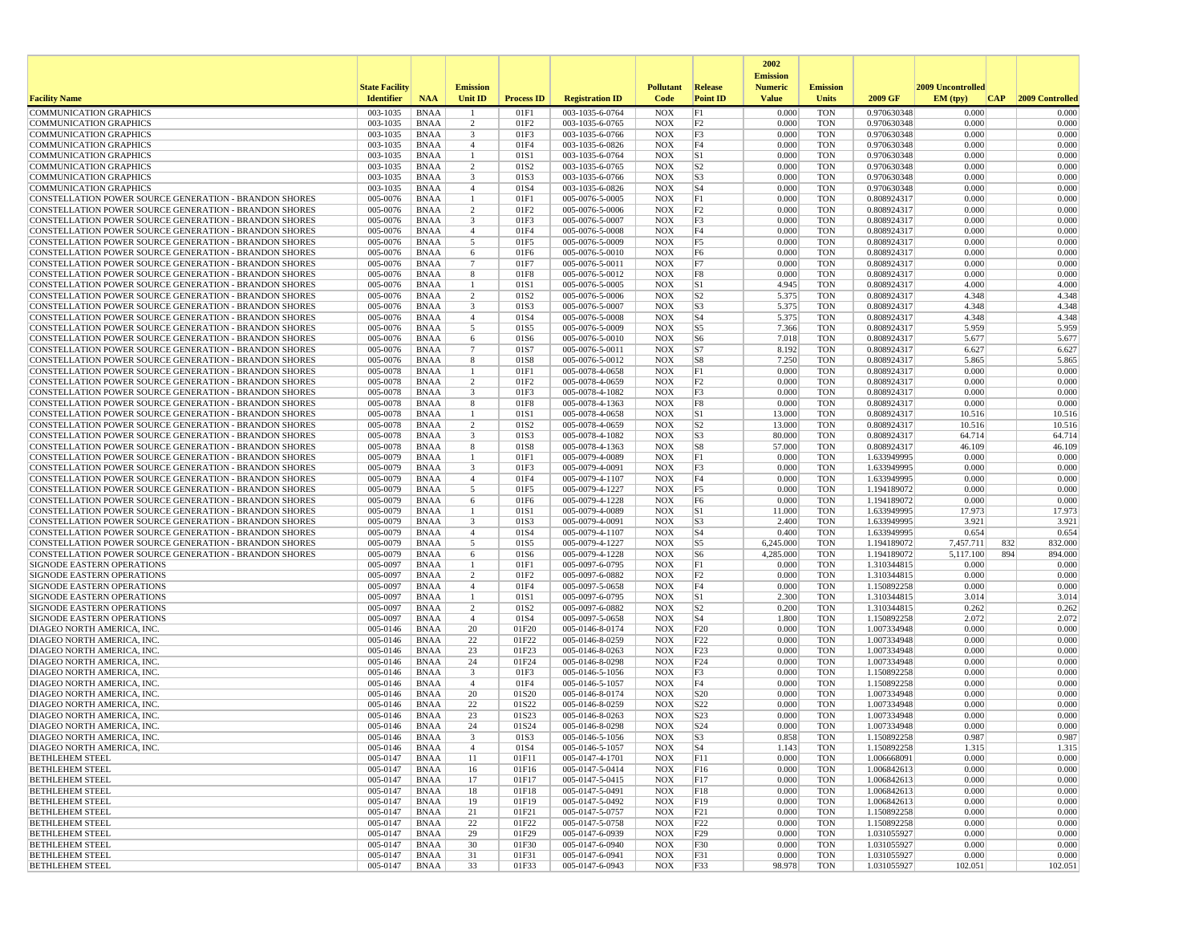| Facility Name | State Facility Identifier | NAA | Emission Unit ID | Process ID | Registration ID | Pollutant Code | Release Point ID | 2002 Emission Numeric Value | Emission Units | 2009 GF | 2009 Uncontrolled EM (tpy) | CAP | 2009 Controlled |
|---|---|---|---|---|---|---|---|---|---|---|---|---|---|
| COMMUNICATION GRAPHICS | 003-1035 | BNAA | 1 | 01F1 | 003-1035-6-0764 | NOX | F1 | 0.000 | TON | 0.970630348 | 0.000 | | 0.000 |
| COMMUNICATION GRAPHICS | 003-1035 | BNAA | 2 | 01F2 | 003-1035-6-0765 | NOX | F2 | 0.000 | TON | 0.970630348 | 0.000 | | 0.000 |
| COMMUNICATION GRAPHICS | 003-1035 | BNAA | 3 | 01F3 | 003-1035-6-0766 | NOX | F3 | 0.000 | TON | 0.970630348 | 0.000 | | 0.000 |
| COMMUNICATION GRAPHICS | 003-1035 | BNAA | 4 | 01F4 | 003-1035-6-0826 | NOX | F4 | 0.000 | TON | 0.970630348 | 0.000 | | 0.000 |
| COMMUNICATION GRAPHICS | 003-1035 | BNAA | 1 | 01S1 | 003-1035-6-0764 | NOX | S1 | 0.000 | TON | 0.970630348 | 0.000 | | 0.000 |
| COMMUNICATION GRAPHICS | 003-1035 | BNAA | 2 | 01S2 | 003-1035-6-0765 | NOX | S2 | 0.000 | TON | 0.970630348 | 0.000 | | 0.000 |
| COMMUNICATION GRAPHICS | 003-1035 | BNAA | 3 | 01S3 | 003-1035-6-0766 | NOX | S3 | 0.000 | TON | 0.970630348 | 0.000 | | 0.000 |
| COMMUNICATION GRAPHICS | 003-1035 | BNAA | 4 | 01S4 | 003-1035-6-0826 | NOX | S4 | 0.000 | TON | 0.970630348 | 0.000 | | 0.000 |
| CONSTELLATION POWER SOURCE GENERATION - BRANDON SHORES | 005-0076 | BNAA | 1 | 01F1 | 005-0076-5-0005 | NOX | F1 | 0.000 | TON | 0.808924317 | 0.000 | | 0.000 |
| CONSTELLATION POWER SOURCE GENERATION - BRANDON SHORES | 005-0076 | BNAA | 2 | 01F2 | 005-0076-5-0006 | NOX | F2 | 0.000 | TON | 0.808924317 | 0.000 | | 0.000 |
| CONSTELLATION POWER SOURCE GENERATION - BRANDON SHORES | 005-0076 | BNAA | 3 | 01F3 | 005-0076-5-0007 | NOX | F3 | 0.000 | TON | 0.808924317 | 0.000 | | 0.000 |
| CONSTELLATION POWER SOURCE GENERATION - BRANDON SHORES | 005-0076 | BNAA | 4 | 01F4 | 005-0076-5-0008 | NOX | F4 | 0.000 | TON | 0.808924317 | 0.000 | | 0.000 |
| CONSTELLATION POWER SOURCE GENERATION - BRANDON SHORES | 005-0076 | BNAA | 5 | 01F5 | 005-0076-5-0009 | NOX | F5 | 0.000 | TON | 0.808924317 | 0.000 | | 0.000 |
| CONSTELLATION POWER SOURCE GENERATION - BRANDON SHORES | 005-0076 | BNAA | 6 | 01F6 | 005-0076-5-0010 | NOX | F6 | 0.000 | TON | 0.808924317 | 0.000 | | 0.000 |
| CONSTELLATION POWER SOURCE GENERATION - BRANDON SHORES | 005-0076 | BNAA | 7 | 01F7 | 005-0076-5-0011 | NOX | F7 | 0.000 | TON | 0.808924317 | 0.000 | | 0.000 |
| CONSTELLATION POWER SOURCE GENERATION - BRANDON SHORES | 005-0076 | BNAA | 8 | 01F8 | 005-0076-5-0012 | NOX | F8 | 0.000 | TON | 0.808924317 | 0.000 | | 0.000 |
| CONSTELLATION POWER SOURCE GENERATION - BRANDON SHORES | 005-0076 | BNAA | 1 | 01S1 | 005-0076-5-0005 | NOX | S1 | 4.945 | TON | 0.808924317 | 4.000 | | 4.000 |
| CONSTELLATION POWER SOURCE GENERATION - BRANDON SHORES | 005-0076 | BNAA | 2 | 01S2 | 005-0076-5-0006 | NOX | S2 | 5.375 | TON | 0.808924317 | 4.348 | | 4.348 |
| CONSTELLATION POWER SOURCE GENERATION - BRANDON SHORES | 005-0076 | BNAA | 3 | 01S3 | 005-0076-5-0007 | NOX | S3 | 5.375 | TON | 0.808924317 | 4.348 | | 4.348 |
| CONSTELLATION POWER SOURCE GENERATION - BRANDON SHORES | 005-0076 | BNAA | 4 | 01S4 | 005-0076-5-0008 | NOX | S4 | 5.375 | TON | 0.808924317 | 4.348 | | 4.348 |
| CONSTELLATION POWER SOURCE GENERATION - BRANDON SHORES | 005-0076 | BNAA | 5 | 01S5 | 005-0076-5-0009 | NOX | S5 | 7.366 | TON | 0.808924317 | 5.959 | | 5.959 |
| CONSTELLATION POWER SOURCE GENERATION - BRANDON SHORES | 005-0076 | BNAA | 6 | 01S6 | 005-0076-5-0010 | NOX | S6 | 7.018 | TON | 0.808924317 | 5.677 | | 5.677 |
| CONSTELLATION POWER SOURCE GENERATION - BRANDON SHORES | 005-0076 | BNAA | 7 | 01S7 | 005-0076-5-0011 | NOX | S7 | 8.192 | TON | 0.808924317 | 6.627 | | 6.627 |
| CONSTELLATION POWER SOURCE GENERATION - BRANDON SHORES | 005-0076 | BNAA | 8 | 01S8 | 005-0076-5-0012 | NOX | S8 | 7.250 | TON | 0.808924317 | 5.865 | | 5.865 |
| CONSTELLATION POWER SOURCE GENERATION - BRANDON SHORES | 005-0078 | BNAA | 1 | 01F1 | 005-0078-4-0658 | NOX | F1 | 0.000 | TON | 0.808924317 | 0.000 | | 0.000 |
| CONSTELLATION POWER SOURCE GENERATION - BRANDON SHORES | 005-0078 | BNAA | 2 | 01F2 | 005-0078-4-0659 | NOX | F2 | 0.000 | TON | 0.808924317 | 0.000 | | 0.000 |
| CONSTELLATION POWER SOURCE GENERATION - BRANDON SHORES | 005-0078 | BNAA | 3 | 01F3 | 005-0078-4-1082 | NOX | F3 | 0.000 | TON | 0.808924317 | 0.000 | | 0.000 |
| CONSTELLATION POWER SOURCE GENERATION - BRANDON SHORES | 005-0078 | BNAA | 8 | 01F8 | 005-0078-4-1363 | NOX | F8 | 0.000 | TON | 0.808924317 | 0.000 | | 0.000 |
| CONSTELLATION POWER SOURCE GENERATION - BRANDON SHORES | 005-0078 | BNAA | 1 | 01S1 | 005-0078-4-0658 | NOX | S1 | 13.000 | TON | 0.808924317 | 10.516 | | 10.516 |
| CONSTELLATION POWER SOURCE GENERATION - BRANDON SHORES | 005-0078 | BNAA | 2 | 01S2 | 005-0078-4-0659 | NOX | S2 | 13.000 | TON | 0.808924317 | 10.516 | | 10.516 |
| CONSTELLATION POWER SOURCE GENERATION - BRANDON SHORES | 005-0078 | BNAA | 3 | 01S3 | 005-0078-4-1082 | NOX | S3 | 80.000 | TON | 0.808924317 | 64.714 | | 64.714 |
| CONSTELLATION POWER SOURCE GENERATION - BRANDON SHORES | 005-0078 | BNAA | 8 | 01S8 | 005-0078-4-1363 | NOX | S8 | 57.000 | TON | 0.808924317 | 46.109 | | 46.109 |
| CONSTELLATION POWER SOURCE GENERATION - BRANDON SHORES | 005-0079 | BNAA | 1 | 01F1 | 005-0079-4-0089 | NOX | F1 | 0.000 | TON | 1.633949995 | 0.000 | | 0.000 |
| CONSTELLATION POWER SOURCE GENERATION - BRANDON SHORES | 005-0079 | BNAA | 3 | 01F3 | 005-0079-4-0091 | NOX | F3 | 0.000 | TON | 1.633949995 | 0.000 | | 0.000 |
| CONSTELLATION POWER SOURCE GENERATION - BRANDON SHORES | 005-0079 | BNAA | 4 | 01F4 | 005-0079-4-1107 | NOX | F4 | 0.000 | TON | 1.633949995 | 0.000 | | 0.000 |
| CONSTELLATION POWER SOURCE GENERATION - BRANDON SHORES | 005-0079 | BNAA | 5 | 01F5 | 005-0079-4-1227 | NOX | F5 | 0.000 | TON | 1.194189072 | 0.000 | | 0.000 |
| CONSTELLATION POWER SOURCE GENERATION - BRANDON SHORES | 005-0079 | BNAA | 6 | 01F6 | 005-0079-4-1228 | NOX | F6 | 0.000 | TON | 1.194189072 | 0.000 | | 0.000 |
| CONSTELLATION POWER SOURCE GENERATION - BRANDON SHORES | 005-0079 | BNAA | 1 | 01S1 | 005-0079-4-0089 | NOX | S1 | 11.000 | TON | 1.633949995 | 17.973 | | 17.973 |
| CONSTELLATION POWER SOURCE GENERATION - BRANDON SHORES | 005-0079 | BNAA | 3 | 01S3 | 005-0079-4-0091 | NOX | S3 | 2.400 | TON | 1.633949995 | 3.921 | | 3.921 |
| CONSTELLATION POWER SOURCE GENERATION - BRANDON SHORES | 005-0079 | BNAA | 4 | 01S4 | 005-0079-4-1107 | NOX | S4 | 0.400 | TON | 1.633949995 | 0.654 | | 0.654 |
| CONSTELLATION POWER SOURCE GENERATION - BRANDON SHORES | 005-0079 | BNAA | 5 | 01S5 | 005-0079-4-1227 | NOX | S5 | 6,245.000 | TON | 1.194189072 | 7,457.711 | 832 | 832.000 |
| CONSTELLATION POWER SOURCE GENERATION - BRANDON SHORES | 005-0079 | BNAA | 6 | 01S6 | 005-0079-4-1228 | NOX | S6 | 4,285.000 | TON | 1.194189072 | 5,117.100 | 894 | 894.000 |
| SIGNODE EASTERN OPERATIONS | 005-0097 | BNAA | 1 | 01F1 | 005-0097-6-0795 | NOX | F1 | 0.000 | TON | 1.310344815 | 0.000 | | 0.000 |
| SIGNODE EASTERN OPERATIONS | 005-0097 | BNAA | 2 | 01F2 | 005-0097-6-0882 | NOX | F2 | 0.000 | TON | 1.310344815 | 0.000 | | 0.000 |
| SIGNODE EASTERN OPERATIONS | 005-0097 | BNAA | 4 | 01F4 | 005-0097-5-0658 | NOX | F4 | 0.000 | TON | 1.150892258 | 0.000 | | 0.000 |
| SIGNODE EASTERN OPERATIONS | 005-0097 | BNAA | 1 | 01S1 | 005-0097-6-0795 | NOX | S1 | 2.300 | TON | 1.310344815 | 3.014 | | 3.014 |
| SIGNODE EASTERN OPERATIONS | 005-0097 | BNAA | 2 | 01S2 | 005-0097-6-0882 | NOX | S2 | 0.200 | TON | 1.310344815 | 0.262 | | 0.262 |
| SIGNODE EASTERN OPERATIONS | 005-0097 | BNAA | 4 | 01S4 | 005-0097-5-0658 | NOX | S4 | 1.800 | TON | 1.150892258 | 2.072 | | 2.072 |
| DIAGEO NORTH AMERICA, INC. | 005-0146 | BNAA | 20 | 01F20 | 005-0146-8-0174 | NOX | F20 | 0.000 | TON | 1.007334948 | 0.000 | | 0.000 |
| DIAGEO NORTH AMERICA, INC. | 005-0146 | BNAA | 22 | 01F22 | 005-0146-8-0259 | NOX | F22 | 0.000 | TON | 1.007334948 | 0.000 | | 0.000 |
| DIAGEO NORTH AMERICA, INC. | 005-0146 | BNAA | 23 | 01F23 | 005-0146-8-0263 | NOX | F23 | 0.000 | TON | 1.007334948 | 0.000 | | 0.000 |
| DIAGEO NORTH AMERICA, INC. | 005-0146 | BNAA | 24 | 01F24 | 005-0146-8-0298 | NOX | F24 | 0.000 | TON | 1.007334948 | 0.000 | | 0.000 |
| DIAGEO NORTH AMERICA, INC. | 005-0146 | BNAA | 3 | 01F3 | 005-0146-5-1056 | NOX | F3 | 0.000 | TON | 1.150892258 | 0.000 | | 0.000 |
| DIAGEO NORTH AMERICA, INC. | 005-0146 | BNAA | 4 | 01F4 | 005-0146-5-1057 | NOX | F4 | 0.000 | TON | 1.150892258 | 0.000 | | 0.000 |
| DIAGEO NORTH AMERICA, INC. | 005-0146 | BNAA | 20 | 01S20 | 005-0146-8-0174 | NOX | S20 | 0.000 | TON | 1.007334948 | 0.000 | | 0.000 |
| DIAGEO NORTH AMERICA, INC. | 005-0146 | BNAA | 22 | 01S22 | 005-0146-8-0259 | NOX | S22 | 0.000 | TON | 1.007334948 | 0.000 | | 0.000 |
| DIAGEO NORTH AMERICA, INC. | 005-0146 | BNAA | 23 | 01S23 | 005-0146-8-0263 | NOX | S23 | 0.000 | TON | 1.007334948 | 0.000 | | 0.000 |
| DIAGEO NORTH AMERICA, INC. | 005-0146 | BNAA | 24 | 01S24 | 005-0146-8-0298 | NOX | S24 | 0.000 | TON | 1.007334948 | 0.000 | | 0.000 |
| DIAGEO NORTH AMERICA, INC. | 005-0146 | BNAA | 3 | 01S3 | 005-0146-5-1056 | NOX | S3 | 0.858 | TON | 1.150892258 | 0.987 | | 0.987 |
| DIAGEO NORTH AMERICA, INC. | 005-0146 | BNAA | 4 | 01S4 | 005-0146-5-1057 | NOX | S4 | 1.143 | TON | 1.150892258 | 1.315 | | 1.315 |
| BETHLEHEM STEEL | 005-0147 | BNAA | 11 | 01F11 | 005-0147-4-1701 | NOX | F11 | 0.000 | TON | 1.006668091 | 0.000 | | 0.000 |
| BETHLEHEM STEEL | 005-0147 | BNAA | 16 | 01F16 | 005-0147-5-0414 | NOX | F16 | 0.000 | TON | 1.006842613 | 0.000 | | 0.000 |
| BETHLEHEM STEEL | 005-0147 | BNAA | 17 | 01F17 | 005-0147-5-0415 | NOX | F17 | 0.000 | TON | 1.006842613 | 0.000 | | 0.000 |
| BETHLEHEM STEEL | 005-0147 | BNAA | 18 | 01F18 | 005-0147-5-0491 | NOX | F18 | 0.000 | TON | 1.006842613 | 0.000 | | 0.000 |
| BETHLEHEM STEEL | 005-0147 | BNAA | 19 | 01F19 | 005-0147-5-0492 | NOX | F19 | 0.000 | TON | 1.006842613 | 0.000 | | 0.000 |
| BETHLEHEM STEEL | 005-0147 | BNAA | 21 | 01F21 | 005-0147-5-0757 | NOX | F21 | 0.000 | TON | 1.150892258 | 0.000 | | 0.000 |
| BETHLEHEM STEEL | 005-0147 | BNAA | 22 | 01F22 | 005-0147-5-0758 | NOX | F22 | 0.000 | TON | 1.150892258 | 0.000 | | 0.000 |
| BETHLEHEM STEEL | 005-0147 | BNAA | 29 | 01F29 | 005-0147-6-0939 | NOX | F29 | 0.000 | TON | 1.031055927 | 0.000 | | 0.000 |
| BETHLEHEM STEEL | 005-0147 | BNAA | 30 | 01F30 | 005-0147-6-0940 | NOX | F30 | 0.000 | TON | 1.031055927 | 0.000 | | 0.000 |
| BETHLEHEM STEEL | 005-0147 | BNAA | 31 | 01F31 | 005-0147-6-0941 | NOX | F31 | 0.000 | TON | 1.031055927 | 0.000 | | 0.000 |
| BETHLEHEM STEEL | 005-0147 | BNAA | 33 | 01F33 | 005-0147-6-0943 | NOX | F33 | 98.978 | TON | 1.031055927 | 102.051 | | 102.051 |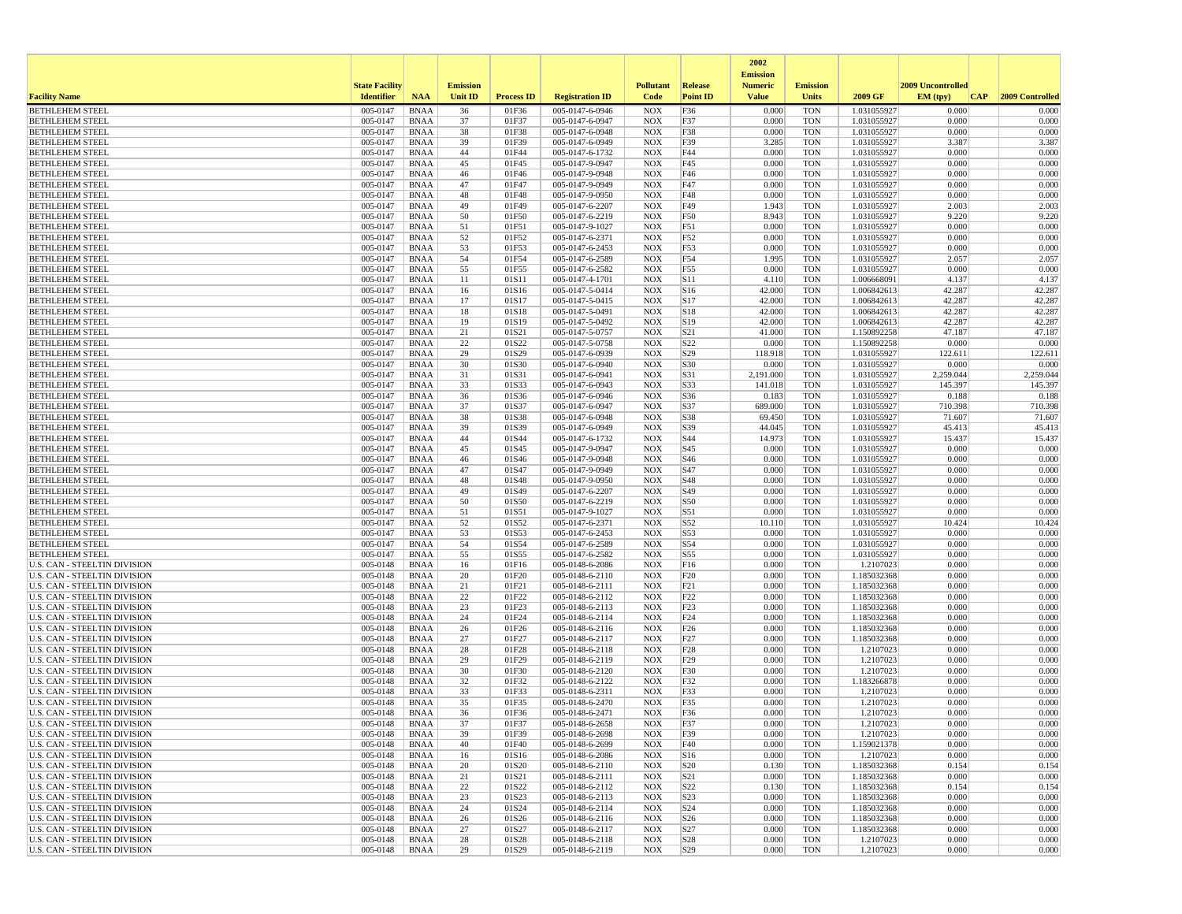| Facility Name | State Facility Identifier | NAA | Emission Unit ID | Process ID | Registration ID | Pollutant Code | Release Point ID | 2002 Emission Numeric Value | Emission Units | 2009 GF | 2009 Uncontrolled EM (tpy) | CAP | 2009 Controlled |
|---|---|---|---|---|---|---|---|---|---|---|---|---|---|
| BETHLEHEM STEEL | 005-0147 | BNAA | 36 | 01F36 | 005-0147-6-0946 | NOX | F36 | 0.000 | TON | 1.031055927 | 0.000 | | 0.000 |
| BETHLEHEM STEEL | 005-0147 | BNAA | 37 | 01F37 | 005-0147-6-0947 | NOX | F37 | 0.000 | TON | 1.031055927 | 0.000 | | 0.000 |
| BETHLEHEM STEEL | 005-0147 | BNAA | 38 | 01F38 | 005-0147-6-0948 | NOX | F38 | 0.000 | TON | 1.031055927 | 0.000 | | 0.000 |
| BETHLEHEM STEEL | 005-0147 | BNAA | 39 | 01F39 | 005-0147-6-0949 | NOX | F39 | 3.285 | TON | 1.031055927 | 3.387 | | 3.387 |
| BETHLEHEM STEEL | 005-0147 | BNAA | 44 | 01F44 | 005-0147-6-1732 | NOX | F44 | 0.000 | TON | 1.031055927 | 0.000 | | 0.000 |
| BETHLEHEM STEEL | 005-0147 | BNAA | 45 | 01F45 | 005-0147-9-0947 | NOX | F45 | 0.000 | TON | 1.031055927 | 0.000 | | 0.000 |
| BETHLEHEM STEEL | 005-0147 | BNAA | 46 | 01F46 | 005-0147-9-0948 | NOX | F46 | 0.000 | TON | 1.031055927 | 0.000 | | 0.000 |
| BETHLEHEM STEEL | 005-0147 | BNAA | 47 | 01F47 | 005-0147-9-0949 | NOX | F47 | 0.000 | TON | 1.031055927 | 0.000 | | 0.000 |
| BETHLEHEM STEEL | 005-0147 | BNAA | 48 | 01F48 | 005-0147-9-0950 | NOX | F48 | 0.000 | TON | 1.031055927 | 0.000 | | 0.000 |
| BETHLEHEM STEEL | 005-0147 | BNAA | 49 | 01F49 | 005-0147-6-2207 | NOX | F49 | 1.943 | TON | 1.031055927 | 2.003 | | 2.003 |
| BETHLEHEM STEEL | 005-0147 | BNAA | 50 | 01F50 | 005-0147-6-2219 | NOX | F50 | 8.943 | TON | 1.031055927 | 9.220 | | 9.220 |
| BETHLEHEM STEEL | 005-0147 | BNAA | 51 | 01F51 | 005-0147-9-1027 | NOX | F51 | 0.000 | TON | 1.031055927 | 0.000 | | 0.000 |
| BETHLEHEM STEEL | 005-0147 | BNAA | 52 | 01F52 | 005-0147-6-2371 | NOX | F52 | 0.000 | TON | 1.031055927 | 0.000 | | 0.000 |
| BETHLEHEM STEEL | 005-0147 | BNAA | 53 | 01F53 | 005-0147-6-2453 | NOX | F53 | 0.000 | TON | 1.031055927 | 0.000 | | 0.000 |
| BETHLEHEM STEEL | 005-0147 | BNAA | 54 | 01F54 | 005-0147-6-2589 | NOX | F54 | 1.995 | TON | 1.031055927 | 2.057 | | 2.057 |
| BETHLEHEM STEEL | 005-0147 | BNAA | 55 | 01F55 | 005-0147-6-2582 | NOX | F55 | 0.000 | TON | 1.031055927 | 0.000 | | 0.000 |
| BETHLEHEM STEEL | 005-0147 | BNAA | 11 | 01S11 | 005-0147-4-1701 | NOX | S11 | 4.110 | TON | 1.006668091 | 4.137 | | 4.137 |
| BETHLEHEM STEEL | 005-0147 | BNAA | 16 | 01S16 | 005-0147-5-0414 | NOX | S16 | 42.000 | TON | 1.006842613 | 42.287 | | 42.287 |
| BETHLEHEM STEEL | 005-0147 | BNAA | 17 | 01S17 | 005-0147-5-0415 | NOX | S17 | 42.000 | TON | 1.006842613 | 42.287 | | 42.287 |
| BETHLEHEM STEEL | 005-0147 | BNAA | 18 | 01S18 | 005-0147-5-0491 | NOX | S18 | 42.000 | TON | 1.006842613 | 42.287 | | 42.287 |
| BETHLEHEM STEEL | 005-0147 | BNAA | 19 | 01S19 | 005-0147-5-0492 | NOX | S19 | 42.000 | TON | 1.006842613 | 42.287 | | 42.287 |
| BETHLEHEM STEEL | 005-0147 | BNAA | 21 | 01S21 | 005-0147-5-0757 | NOX | S21 | 41.000 | TON | 1.150892258 | 47.187 | | 47.187 |
| BETHLEHEM STEEL | 005-0147 | BNAA | 22 | 01S22 | 005-0147-5-0758 | NOX | S22 | 0.000 | TON | 1.150892258 | 0.000 | | 0.000 |
| BETHLEHEM STEEL | 005-0147 | BNAA | 29 | 01S29 | 005-0147-6-0939 | NOX | S29 | 118.918 | TON | 1.031055927 | 122.611 | | 122.611 |
| BETHLEHEM STEEL | 005-0147 | BNAA | 30 | 01S30 | 005-0147-6-0940 | NOX | S30 | 0.000 | TON | 1.031055927 | 0.000 | | 0.000 |
| BETHLEHEM STEEL | 005-0147 | BNAA | 31 | 01S31 | 005-0147-6-0941 | NOX | S31 | 2,191.000 | TON | 1.031055927 | 2,259.044 | | 2,259.044 |
| BETHLEHEM STEEL | 005-0147 | BNAA | 33 | 01S33 | 005-0147-6-0943 | NOX | S33 | 141.018 | TON | 1.031055927 | 145.397 | | 145.397 |
| BETHLEHEM STEEL | 005-0147 | BNAA | 36 | 01S36 | 005-0147-6-0946 | NOX | S36 | 0.183 | TON | 1.031055927 | 0.188 | | 0.188 |
| BETHLEHEM STEEL | 005-0147 | BNAA | 37 | 01S37 | 005-0147-6-0947 | NOX | S37 | 689.000 | TON | 1.031055927 | 710.398 | | 710.398 |
| BETHLEHEM STEEL | 005-0147 | BNAA | 38 | 01S38 | 005-0147-6-0948 | NOX | S38 | 69.450 | TON | 1.031055927 | 71.607 | | 71.607 |
| BETHLEHEM STEEL | 005-0147 | BNAA | 39 | 01S39 | 005-0147-6-0949 | NOX | S39 | 44.045 | TON | 1.031055927 | 45.413 | | 45.413 |
| BETHLEHEM STEEL | 005-0147 | BNAA | 44 | 01S44 | 005-0147-6-1732 | NOX | S44 | 14.973 | TON | 1.031055927 | 15.437 | | 15.437 |
| BETHLEHEM STEEL | 005-0147 | BNAA | 45 | 01S45 | 005-0147-9-0947 | NOX | S45 | 0.000 | TON | 1.031055927 | 0.000 | | 0.000 |
| BETHLEHEM STEEL | 005-0147 | BNAA | 46 | 01S46 | 005-0147-9-0948 | NOX | S46 | 0.000 | TON | 1.031055927 | 0.000 | | 0.000 |
| BETHLEHEM STEEL | 005-0147 | BNAA | 47 | 01S47 | 005-0147-9-0949 | NOX | S47 | 0.000 | TON | 1.031055927 | 0.000 | | 0.000 |
| BETHLEHEM STEEL | 005-0147 | BNAA | 48 | 01S48 | 005-0147-9-0950 | NOX | S48 | 0.000 | TON | 1.031055927 | 0.000 | | 0.000 |
| BETHLEHEM STEEL | 005-0147 | BNAA | 49 | 01S49 | 005-0147-6-2207 | NOX | S49 | 0.000 | TON | 1.031055927 | 0.000 | | 0.000 |
| BETHLEHEM STEEL | 005-0147 | BNAA | 50 | 01S50 | 005-0147-6-2219 | NOX | S50 | 0.000 | TON | 1.031055927 | 0.000 | | 0.000 |
| BETHLEHEM STEEL | 005-0147 | BNAA | 51 | 01S51 | 005-0147-9-1027 | NOX | S51 | 0.000 | TON | 1.031055927 | 0.000 | | 0.000 |
| BETHLEHEM STEEL | 005-0147 | BNAA | 52 | 01S52 | 005-0147-6-2371 | NOX | S52 | 10.110 | TON | 1.031055927 | 10.424 | | 10.424 |
| BETHLEHEM STEEL | 005-0147 | BNAA | 53 | 01S53 | 005-0147-6-2453 | NOX | S53 | 0.000 | TON | 1.031055927 | 0.000 | | 0.000 |
| BETHLEHEM STEEL | 005-0147 | BNAA | 54 | 01S54 | 005-0147-6-2589 | NOX | S54 | 0.000 | TON | 1.031055927 | 0.000 | | 0.000 |
| BETHLEHEM STEEL | 005-0147 | BNAA | 55 | 01S55 | 005-0147-6-2582 | NOX | S55 | 0.000 | TON | 1.031055927 | 0.000 | | 0.000 |
| U.S. CAN - STEELTIN DIVISION | 005-0148 | BNAA | 16 | 01F16 | 005-0148-6-2086 | NOX | F16 | 0.000 | TON | 1.2107023 | 0.000 | | 0.000 |
| U.S. CAN - STEELTIN DIVISION | 005-0148 | BNAA | 20 | 01F20 | 005-0148-6-2110 | NOX | F20 | 0.000 | TON | 1.185032368 | 0.000 | | 0.000 |
| U.S. CAN - STEELTIN DIVISION | 005-0148 | BNAA | 21 | 01F21 | 005-0148-6-2111 | NOX | F21 | 0.000 | TON | 1.185032368 | 0.000 | | 0.000 |
| U.S. CAN - STEELTIN DIVISION | 005-0148 | BNAA | 22 | 01F22 | 005-0148-6-2112 | NOX | F22 | 0.000 | TON | 1.185032368 | 0.000 | | 0.000 |
| U.S. CAN - STEELTIN DIVISION | 005-0148 | BNAA | 23 | 01F23 | 005-0148-6-2113 | NOX | F23 | 0.000 | TON | 1.185032368 | 0.000 | | 0.000 |
| U.S. CAN - STEELTIN DIVISION | 005-0148 | BNAA | 24 | 01F24 | 005-0148-6-2114 | NOX | F24 | 0.000 | TON | 1.185032368 | 0.000 | | 0.000 |
| U.S. CAN - STEELTIN DIVISION | 005-0148 | BNAA | 26 | 01F26 | 005-0148-6-2116 | NOX | F26 | 0.000 | TON | 1.185032368 | 0.000 | | 0.000 |
| U.S. CAN - STEELTIN DIVISION | 005-0148 | BNAA | 27 | 01F27 | 005-0148-6-2117 | NOX | F27 | 0.000 | TON | 1.185032368 | 0.000 | | 0.000 |
| U.S. CAN - STEELTIN DIVISION | 005-0148 | BNAA | 28 | 01F28 | 005-0148-6-2118 | NOX | F28 | 0.000 | TON | 1.2107023 | 0.000 | | 0.000 |
| U.S. CAN - STEELTIN DIVISION | 005-0148 | BNAA | 29 | 01F29 | 005-0148-6-2119 | NOX | F29 | 0.000 | TON | 1.2107023 | 0.000 | | 0.000 |
| U.S. CAN - STEELTIN DIVISION | 005-0148 | BNAA | 30 | 01F30 | 005-0148-6-2120 | NOX | F30 | 0.000 | TON | 1.2107023 | 0.000 | | 0.000 |
| U.S. CAN - STEELTIN DIVISION | 005-0148 | BNAA | 32 | 01F32 | 005-0148-6-2122 | NOX | F32 | 0.000 | TON | 1.183266878 | 0.000 | | 0.000 |
| U.S. CAN - STEELTIN DIVISION | 005-0148 | BNAA | 33 | 01F33 | 005-0148-6-2311 | NOX | F33 | 0.000 | TON | 1.2107023 | 0.000 | | 0.000 |
| U.S. CAN - STEELTIN DIVISION | 005-0148 | BNAA | 35 | 01F35 | 005-0148-6-2470 | NOX | F35 | 0.000 | TON | 1.2107023 | 0.000 | | 0.000 |
| U.S. CAN - STEELTIN DIVISION | 005-0148 | BNAA | 36 | 01F36 | 005-0148-6-2471 | NOX | F36 | 0.000 | TON | 1.2107023 | 0.000 | | 0.000 |
| U.S. CAN - STEELTIN DIVISION | 005-0148 | BNAA | 37 | 01F37 | 005-0148-6-2658 | NOX | F37 | 0.000 | TON | 1.2107023 | 0.000 | | 0.000 |
| U.S. CAN - STEELTIN DIVISION | 005-0148 | BNAA | 39 | 01F39 | 005-0148-6-2698 | NOX | F39 | 0.000 | TON | 1.2107023 | 0.000 | | 0.000 |
| U.S. CAN - STEELTIN DIVISION | 005-0148 | BNAA | 40 | 01F40 | 005-0148-6-2699 | NOX | F40 | 0.000 | TON | 1.159021378 | 0.000 | | 0.000 |
| U.S. CAN - STEELTIN DIVISION | 005-0148 | BNAA | 16 | 01S16 | 005-0148-6-2086 | NOX | S16 | 0.000 | TON | 1.2107023 | 0.000 | | 0.000 |
| U.S. CAN - STEELTIN DIVISION | 005-0148 | BNAA | 20 | 01S20 | 005-0148-6-2110 | NOX | S20 | 0.130 | TON | 1.185032368 | 0.154 | | 0.154 |
| U.S. CAN - STEELTIN DIVISION | 005-0148 | BNAA | 21 | 01S21 | 005-0148-6-2111 | NOX | S21 | 0.000 | TON | 1.185032368 | 0.000 | | 0.000 |
| U.S. CAN - STEELTIN DIVISION | 005-0148 | BNAA | 22 | 01S22 | 005-0148-6-2112 | NOX | S22 | 0.130 | TON | 1.185032368 | 0.154 | | 0.154 |
| U.S. CAN - STEELTIN DIVISION | 005-0148 | BNAA | 23 | 01S23 | 005-0148-6-2113 | NOX | S23 | 0.000 | TON | 1.185032368 | 0.000 | | 0.000 |
| U.S. CAN - STEELTIN DIVISION | 005-0148 | BNAA | 24 | 01S24 | 005-0148-6-2114 | NOX | S24 | 0.000 | TON | 1.185032368 | 0.000 | | 0.000 |
| U.S. CAN - STEELTIN DIVISION | 005-0148 | BNAA | 26 | 01S26 | 005-0148-6-2116 | NOX | S26 | 0.000 | TON | 1.185032368 | 0.000 | | 0.000 |
| U.S. CAN - STEELTIN DIVISION | 005-0148 | BNAA | 27 | 01S27 | 005-0148-6-2117 | NOX | S27 | 0.000 | TON | 1.185032368 | 0.000 | | 0.000 |
| U.S. CAN - STEELTIN DIVISION | 005-0148 | BNAA | 28 | 01S28 | 005-0148-6-2118 | NOX | S28 | 0.000 | TON | 1.2107023 | 0.000 | | 0.000 |
| U.S. CAN - STEELTIN DIVISION | 005-0148 | BNAA | 29 | 01S29 | 005-0148-6-2119 | NOX | S29 | 0.000 | TON | 1.2107023 | 0.000 | | 0.000 |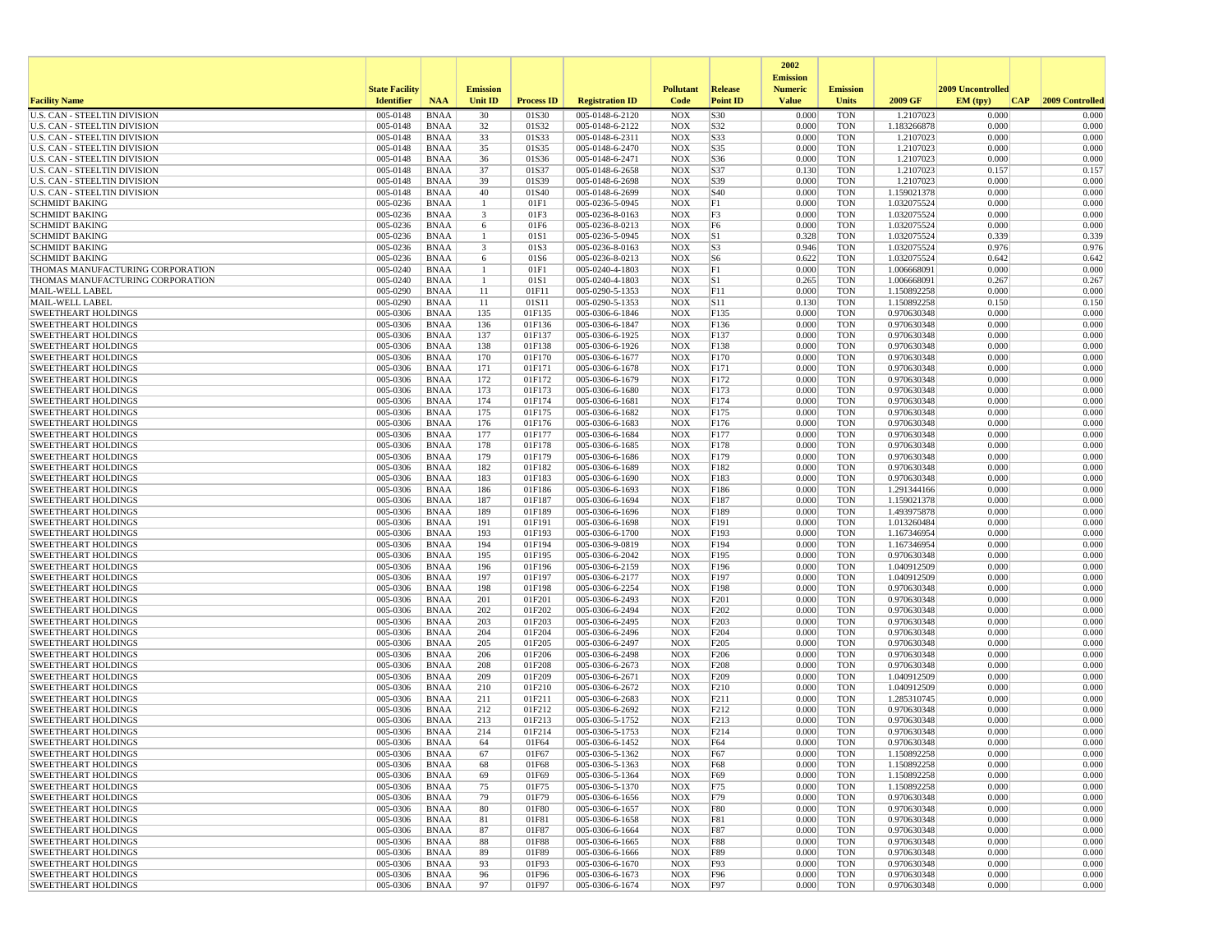| Facility Name | State Facility Identifier | NAA | Emission Unit ID | Process ID | Registration ID | Pollutant Code | Release Point ID | 2002 Emission Numeric Value | Emission Units | 2009 GF | 2009 Uncontrolled EM (tpy) | CAP | 2009 Controlled |
|---|---|---|---|---|---|---|---|---|---|---|---|---|---|
| U.S. CAN - STEELTIN DIVISION | 005-0148 | BNAA | 30 | 01S30 | 005-0148-6-2120 | NOX | S30 | 0.000 | TON | 1.2107023 | 0.000 | | 0.000 |
| U.S. CAN - STEELTIN DIVISION | 005-0148 | BNAA | 32 | 01S32 | 005-0148-6-2122 | NOX | S32 | 0.000 | TON | 1.183266878 | 0.000 | | 0.000 |
| U.S. CAN - STEELTIN DIVISION | 005-0148 | BNAA | 33 | 01S33 | 005-0148-6-2311 | NOX | S33 | 0.000 | TON | 1.2107023 | 0.000 | | 0.000 |
| U.S. CAN - STEELTIN DIVISION | 005-0148 | BNAA | 35 | 01S35 | 005-0148-6-2470 | NOX | S35 | 0.000 | TON | 1.2107023 | 0.000 | | 0.000 |
| U.S. CAN - STEELTIN DIVISION | 005-0148 | BNAA | 36 | 01S36 | 005-0148-6-2471 | NOX | S36 | 0.000 | TON | 1.2107023 | 0.000 | | 0.000 |
| U.S. CAN - STEELTIN DIVISION | 005-0148 | BNAA | 37 | 01S37 | 005-0148-6-2658 | NOX | S37 | 0.130 | TON | 1.2107023 | 0.157 | | 0.157 |
| U.S. CAN - STEELTIN DIVISION | 005-0148 | BNAA | 39 | 01S39 | 005-0148-6-2698 | NOX | S39 | 0.000 | TON | 1.2107023 | 0.000 | | 0.000 |
| U.S. CAN - STEELTIN DIVISION | 005-0148 | BNAA | 40 | 01S40 | 005-0148-6-2699 | NOX | S40 | 0.000 | TON | 1.159021378 | 0.000 | | 0.000 |
| SCHMIDT BAKING | 005-0236 | BNAA | 1 | 01F1 | 005-0236-5-0945 | NOX | F1 | 0.000 | TON | 1.032075524 | 0.000 | | 0.000 |
| SCHMIDT BAKING | 005-0236 | BNAA | 3 | 01F3 | 005-0236-8-0163 | NOX | F3 | 0.000 | TON | 1.032075524 | 0.000 | | 0.000 |
| SCHMIDT BAKING | 005-0236 | BNAA | 6 | 01F6 | 005-0236-8-0213 | NOX | F6 | 0.000 | TON | 1.032075524 | 0.000 | | 0.000 |
| SCHMIDT BAKING | 005-0236 | BNAA | 1 | 01S1 | 005-0236-5-0945 | NOX | S1 | 0.328 | TON | 1.032075524 | 0.339 | | 0.339 |
| SCHMIDT BAKING | 005-0236 | BNAA | 3 | 01S3 | 005-0236-8-0163 | NOX | S3 | 0.946 | TON | 1.032075524 | 0.976 | | 0.976 |
| SCHMIDT BAKING | 005-0236 | BNAA | 6 | 01S6 | 005-0236-8-0213 | NOX | S6 | 0.622 | TON | 1.032075524 | 0.642 | | 0.642 |
| THOMAS MANUFACTURING CORPORATION | 005-0240 | BNAA | 1 | 01F1 | 005-0240-4-1803 | NOX | F1 | 0.000 | TON | 1.006668091 | 0.000 | | 0.000 |
| THOMAS MANUFACTURING CORPORATION | 005-0240 | BNAA | 1 | 01S1 | 005-0240-4-1803 | NOX | S1 | 0.265 | TON | 1.006668091 | 0.267 | | 0.267 |
| MAIL-WELL LABEL | 005-0290 | BNAA | 11 | 01F11 | 005-0290-5-1353 | NOX | F11 | 0.000 | TON | 1.150892258 | 0.000 | | 0.000 |
| MAIL-WELL LABEL | 005-0290 | BNAA | 11 | 01S11 | 005-0290-5-1353 | NOX | S11 | 0.130 | TON | 1.150892258 | 0.150 | | 0.150 |
| SWEETHEART HOLDINGS | 005-0306 | BNAA | 135 | 01F135 | 005-0306-6-1846 | NOX | F135 | 0.000 | TON | 0.970630348 | 0.000 | | 0.000 |
| SWEETHEART HOLDINGS | 005-0306 | BNAA | 136 | 01F136 | 005-0306-6-1847 | NOX | F136 | 0.000 | TON | 0.970630348 | 0.000 | | 0.000 |
| SWEETHEART HOLDINGS | 005-0306 | BNAA | 137 | 01F137 | 005-0306-6-1925 | NOX | F137 | 0.000 | TON | 0.970630348 | 0.000 | | 0.000 |
| SWEETHEART HOLDINGS | 005-0306 | BNAA | 138 | 01F138 | 005-0306-6-1926 | NOX | F138 | 0.000 | TON | 0.970630348 | 0.000 | | 0.000 |
| SWEETHEART HOLDINGS | 005-0306 | BNAA | 170 | 01F170 | 005-0306-6-1677 | NOX | F170 | 0.000 | TON | 0.970630348 | 0.000 | | 0.000 |
| SWEETHEART HOLDINGS | 005-0306 | BNAA | 171 | 01F171 | 005-0306-6-1678 | NOX | F171 | 0.000 | TON | 0.970630348 | 0.000 | | 0.000 |
| SWEETHEART HOLDINGS | 005-0306 | BNAA | 172 | 01F172 | 005-0306-6-1679 | NOX | F172 | 0.000 | TON | 0.970630348 | 0.000 | | 0.000 |
| SWEETHEART HOLDINGS | 005-0306 | BNAA | 173 | 01F173 | 005-0306-6-1680 | NOX | F173 | 0.000 | TON | 0.970630348 | 0.000 | | 0.000 |
| SWEETHEART HOLDINGS | 005-0306 | BNAA | 174 | 01F174 | 005-0306-6-1681 | NOX | F174 | 0.000 | TON | 0.970630348 | 0.000 | | 0.000 |
| SWEETHEART HOLDINGS | 005-0306 | BNAA | 175 | 01F175 | 005-0306-6-1682 | NOX | F175 | 0.000 | TON | 0.970630348 | 0.000 | | 0.000 |
| SWEETHEART HOLDINGS | 005-0306 | BNAA | 176 | 01F176 | 005-0306-6-1683 | NOX | F176 | 0.000 | TON | 0.970630348 | 0.000 | | 0.000 |
| SWEETHEART HOLDINGS | 005-0306 | BNAA | 177 | 01F177 | 005-0306-6-1684 | NOX | F177 | 0.000 | TON | 0.970630348 | 0.000 | | 0.000 |
| SWEETHEART HOLDINGS | 005-0306 | BNAA | 178 | 01F178 | 005-0306-6-1685 | NOX | F178 | 0.000 | TON | 0.970630348 | 0.000 | | 0.000 |
| SWEETHEART HOLDINGS | 005-0306 | BNAA | 179 | 01F179 | 005-0306-6-1686 | NOX | F179 | 0.000 | TON | 0.970630348 | 0.000 | | 0.000 |
| SWEETHEART HOLDINGS | 005-0306 | BNAA | 182 | 01F182 | 005-0306-6-1689 | NOX | F182 | 0.000 | TON | 0.970630348 | 0.000 | | 0.000 |
| SWEETHEART HOLDINGS | 005-0306 | BNAA | 183 | 01F183 | 005-0306-6-1690 | NOX | F183 | 0.000 | TON | 0.970630348 | 0.000 | | 0.000 |
| SWEETHEART HOLDINGS | 005-0306 | BNAA | 186 | 01F186 | 005-0306-6-1693 | NOX | F186 | 0.000 | TON | 1.291344166 | 0.000 | | 0.000 |
| SWEETHEART HOLDINGS | 005-0306 | BNAA | 187 | 01F187 | 005-0306-6-1694 | NOX | F187 | 0.000 | TON | 1.159021378 | 0.000 | | 0.000 |
| SWEETHEART HOLDINGS | 005-0306 | BNAA | 189 | 01F189 | 005-0306-6-1696 | NOX | F189 | 0.000 | TON | 1.493975878 | 0.000 | | 0.000 |
| SWEETHEART HOLDINGS | 005-0306 | BNAA | 191 | 01F191 | 005-0306-6-1698 | NOX | F191 | 0.000 | TON | 1.013260484 | 0.000 | | 0.000 |
| SWEETHEART HOLDINGS | 005-0306 | BNAA | 193 | 01F193 | 005-0306-6-1700 | NOX | F193 | 0.000 | TON | 1.167346954 | 0.000 | | 0.000 |
| SWEETHEART HOLDINGS | 005-0306 | BNAA | 194 | 01F194 | 005-0306-9-0819 | NOX | F194 | 0.000 | TON | 1.167346954 | 0.000 | | 0.000 |
| SWEETHEART HOLDINGS | 005-0306 | BNAA | 195 | 01F195 | 005-0306-6-2042 | NOX | F195 | 0.000 | TON | 0.970630348 | 0.000 | | 0.000 |
| SWEETHEART HOLDINGS | 005-0306 | BNAA | 196 | 01F196 | 005-0306-6-2159 | NOX | F196 | 0.000 | TON | 1.040912509 | 0.000 | | 0.000 |
| SWEETHEART HOLDINGS | 005-0306 | BNAA | 197 | 01F197 | 005-0306-6-2177 | NOX | F197 | 0.000 | TON | 1.040912509 | 0.000 | | 0.000 |
| SWEETHEART HOLDINGS | 005-0306 | BNAA | 198 | 01F198 | 005-0306-6-2254 | NOX | F198 | 0.000 | TON | 0.970630348 | 0.000 | | 0.000 |
| SWEETHEART HOLDINGS | 005-0306 | BNAA | 201 | 01F201 | 005-0306-6-2493 | NOX | F201 | 0.000 | TON | 0.970630348 | 0.000 | | 0.000 |
| SWEETHEART HOLDINGS | 005-0306 | BNAA | 202 | 01F202 | 005-0306-6-2494 | NOX | F202 | 0.000 | TON | 0.970630348 | 0.000 | | 0.000 |
| SWEETHEART HOLDINGS | 005-0306 | BNAA | 203 | 01F203 | 005-0306-6-2495 | NOX | F203 | 0.000 | TON | 0.970630348 | 0.000 | | 0.000 |
| SWEETHEART HOLDINGS | 005-0306 | BNAA | 204 | 01F204 | 005-0306-6-2496 | NOX | F204 | 0.000 | TON | 0.970630348 | 0.000 | | 0.000 |
| SWEETHEART HOLDINGS | 005-0306 | BNAA | 205 | 01F205 | 005-0306-6-2497 | NOX | F205 | 0.000 | TON | 0.970630348 | 0.000 | | 0.000 |
| SWEETHEART HOLDINGS | 005-0306 | BNAA | 206 | 01F206 | 005-0306-6-2498 | NOX | F206 | 0.000 | TON | 0.970630348 | 0.000 | | 0.000 |
| SWEETHEART HOLDINGS | 005-0306 | BNAA | 208 | 01F208 | 005-0306-6-2673 | NOX | F208 | 0.000 | TON | 0.970630348 | 0.000 | | 0.000 |
| SWEETHEART HOLDINGS | 005-0306 | BNAA | 209 | 01F209 | 005-0306-6-2671 | NOX | F209 | 0.000 | TON | 1.040912509 | 0.000 | | 0.000 |
| SWEETHEART HOLDINGS | 005-0306 | BNAA | 210 | 01F210 | 005-0306-6-2672 | NOX | F210 | 0.000 | TON | 1.040912509 | 0.000 | | 0.000 |
| SWEETHEART HOLDINGS | 005-0306 | BNAA | 211 | 01F211 | 005-0306-6-2683 | NOX | F211 | 0.000 | TON | 1.285310745 | 0.000 | | 0.000 |
| SWEETHEART HOLDINGS | 005-0306 | BNAA | 212 | 01F212 | 005-0306-6-2692 | NOX | F212 | 0.000 | TON | 0.970630348 | 0.000 | | 0.000 |
| SWEETHEART HOLDINGS | 005-0306 | BNAA | 213 | 01F213 | 005-0306-5-1752 | NOX | F213 | 0.000 | TON | 0.970630348 | 0.000 | | 0.000 |
| SWEETHEART HOLDINGS | 005-0306 | BNAA | 214 | 01F214 | 005-0306-5-1753 | NOX | F214 | 0.000 | TON | 0.970630348 | 0.000 | | 0.000 |
| SWEETHEART HOLDINGS | 005-0306 | BNAA | 64 | 01F64 | 005-0306-6-1452 | NOX | F64 | 0.000 | TON | 0.970630348 | 0.000 | | 0.000 |
| SWEETHEART HOLDINGS | 005-0306 | BNAA | 67 | 01F67 | 005-0306-5-1362 | NOX | F67 | 0.000 | TON | 1.150892258 | 0.000 | | 0.000 |
| SWEETHEART HOLDINGS | 005-0306 | BNAA | 68 | 01F68 | 005-0306-5-1363 | NOX | F68 | 0.000 | TON | 1.150892258 | 0.000 | | 0.000 |
| SWEETHEART HOLDINGS | 005-0306 | BNAA | 69 | 01F69 | 005-0306-5-1364 | NOX | F69 | 0.000 | TON | 1.150892258 | 0.000 | | 0.000 |
| SWEETHEART HOLDINGS | 005-0306 | BNAA | 75 | 01F75 | 005-0306-5-1370 | NOX | F75 | 0.000 | TON | 1.150892258 | 0.000 | | 0.000 |
| SWEETHEART HOLDINGS | 005-0306 | BNAA | 79 | 01F79 | 005-0306-6-1656 | NOX | F79 | 0.000 | TON | 0.970630348 | 0.000 | | 0.000 |
| SWEETHEART HOLDINGS | 005-0306 | BNAA | 80 | 01F80 | 005-0306-6-1657 | NOX | F80 | 0.000 | TON | 0.970630348 | 0.000 | | 0.000 |
| SWEETHEART HOLDINGS | 005-0306 | BNAA | 81 | 01F81 | 005-0306-6-1658 | NOX | F81 | 0.000 | TON | 0.970630348 | 0.000 | | 0.000 |
| SWEETHEART HOLDINGS | 005-0306 | BNAA | 87 | 01F87 | 005-0306-6-1664 | NOX | F87 | 0.000 | TON | 0.970630348 | 0.000 | | 0.000 |
| SWEETHEART HOLDINGS | 005-0306 | BNAA | 88 | 01F88 | 005-0306-6-1665 | NOX | F88 | 0.000 | TON | 0.970630348 | 0.000 | | 0.000 |
| SWEETHEART HOLDINGS | 005-0306 | BNAA | 89 | 01F89 | 005-0306-6-1666 | NOX | F89 | 0.000 | TON | 0.970630348 | 0.000 | | 0.000 |
| SWEETHEART HOLDINGS | 005-0306 | BNAA | 93 | 01F93 | 005-0306-6-1670 | NOX | F93 | 0.000 | TON | 0.970630348 | 0.000 | | 0.000 |
| SWEETHEART HOLDINGS | 005-0306 | BNAA | 96 | 01F96 | 005-0306-6-1673 | NOX | F96 | 0.000 | TON | 0.970630348 | 0.000 | | 0.000 |
| SWEETHEART HOLDINGS | 005-0306 | BNAA | 97 | 01F97 | 005-0306-6-1674 | NOX | F97 | 0.000 | TON | 0.970630348 | 0.000 | | 0.000 |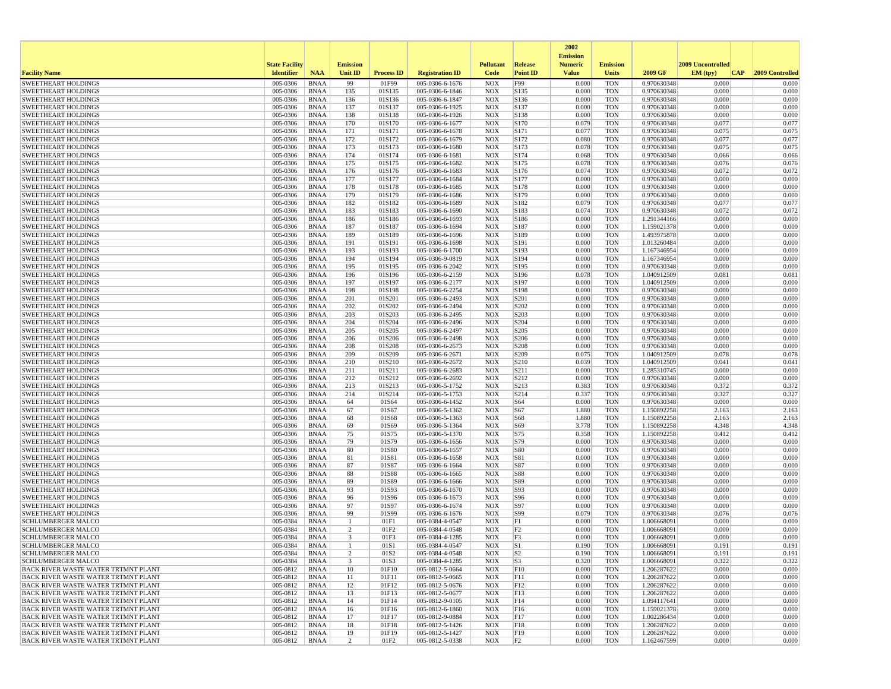| Facility Name | State Facility Identifier | NAA | Emission Unit ID | Process ID | Registration ID | Pollutant Code | Release Point ID | 2002 Emission Numeric Value | Emission Units | 2009 GF | 2009 Uncontrolled EM (tpy) | CAP | 2009 Controlled |
|---|---|---|---|---|---|---|---|---|---|---|---|---|---|
| SWEETHEART HOLDINGS | 005-0306 | BNAA | 99 | 01F99 | 005-0306-6-1676 | NOX | F99 | 0.000 | TON | 0.970630348 | 0.000 | | 0.000 |
| SWEETHEART HOLDINGS | 005-0306 | BNAA | 135 | 01S135 | 005-0306-6-1846 | NOX | S135 | 0.000 | TON | 0.970630348 | 0.000 | | 0.000 |
| SWEETHEART HOLDINGS | 005-0306 | BNAA | 136 | 01S136 | 005-0306-6-1847 | NOX | S136 | 0.000 | TON | 0.970630348 | 0.000 | | 0.000 |
| SWEETHEART HOLDINGS | 005-0306 | BNAA | 137 | 01S137 | 005-0306-6-1925 | NOX | S137 | 0.000 | TON | 0.970630348 | 0.000 | | 0.000 |
| SWEETHEART HOLDINGS | 005-0306 | BNAA | 138 | 01S138 | 005-0306-6-1926 | NOX | S138 | 0.000 | TON | 0.970630348 | 0.000 | | 0.000 |
| SWEETHEART HOLDINGS | 005-0306 | BNAA | 170 | 01S170 | 005-0306-6-1677 | NOX | S170 | 0.079 | TON | 0.970630348 | 0.077 | | 0.077 |
| SWEETHEART HOLDINGS | 005-0306 | BNAA | 171 | 01S171 | 005-0306-6-1678 | NOX | S171 | 0.077 | TON | 0.970630348 | 0.075 | | 0.075 |
| SWEETHEART HOLDINGS | 005-0306 | BNAA | 172 | 01S172 | 005-0306-6-1679 | NOX | S172 | 0.080 | TON | 0.970630348 | 0.077 | | 0.077 |
| SWEETHEART HOLDINGS | 005-0306 | BNAA | 173 | 01S173 | 005-0306-6-1680 | NOX | S173 | 0.078 | TON | 0.970630348 | 0.075 | | 0.075 |
| SWEETHEART HOLDINGS | 005-0306 | BNAA | 174 | 01S174 | 005-0306-6-1681 | NOX | S174 | 0.068 | TON | 0.970630348 | 0.066 | | 0.066 |
| SWEETHEART HOLDINGS | 005-0306 | BNAA | 175 | 01S175 | 005-0306-6-1682 | NOX | S175 | 0.078 | TON | 0.970630348 | 0.076 | | 0.076 |
| SWEETHEART HOLDINGS | 005-0306 | BNAA | 176 | 01S176 | 005-0306-6-1683 | NOX | S176 | 0.074 | TON | 0.970630348 | 0.072 | | 0.072 |
| SWEETHEART HOLDINGS | 005-0306 | BNAA | 177 | 01S177 | 005-0306-6-1684 | NOX | S177 | 0.000 | TON | 0.970630348 | 0.000 | | 0.000 |
| SWEETHEART HOLDINGS | 005-0306 | BNAA | 178 | 01S178 | 005-0306-6-1685 | NOX | S178 | 0.000 | TON | 0.970630348 | 0.000 | | 0.000 |
| SWEETHEART HOLDINGS | 005-0306 | BNAA | 179 | 01S179 | 005-0306-6-1686 | NOX | S179 | 0.000 | TON | 0.970630348 | 0.000 | | 0.000 |
| SWEETHEART HOLDINGS | 005-0306 | BNAA | 182 | 01S182 | 005-0306-6-1689 | NOX | S182 | 0.079 | TON | 0.970630348 | 0.077 | | 0.077 |
| SWEETHEART HOLDINGS | 005-0306 | BNAA | 183 | 01S183 | 005-0306-6-1690 | NOX | S183 | 0.074 | TON | 0.970630348 | 0.072 | | 0.072 |
| SWEETHEART HOLDINGS | 005-0306 | BNAA | 186 | 01S186 | 005-0306-6-1693 | NOX | S186 | 0.000 | TON | 1.291344166 | 0.000 | | 0.000 |
| SWEETHEART HOLDINGS | 005-0306 | BNAA | 187 | 01S187 | 005-0306-6-1694 | NOX | S187 | 0.000 | TON | 1.159021378 | 0.000 | | 0.000 |
| SWEETHEART HOLDINGS | 005-0306 | BNAA | 189 | 01S189 | 005-0306-6-1696 | NOX | S189 | 0.000 | TON | 1.493975878 | 0.000 | | 0.000 |
| SWEETHEART HOLDINGS | 005-0306 | BNAA | 191 | 01S191 | 005-0306-6-1698 | NOX | S191 | 0.000 | TON | 1.013260484 | 0.000 | | 0.000 |
| SWEETHEART HOLDINGS | 005-0306 | BNAA | 193 | 01S193 | 005-0306-6-1700 | NOX | S193 | 0.000 | TON | 1.167346954 | 0.000 | | 0.000 |
| SWEETHEART HOLDINGS | 005-0306 | BNAA | 194 | 01S194 | 005-0306-9-0819 | NOX | S194 | 0.000 | TON | 1.167346954 | 0.000 | | 0.000 |
| SWEETHEART HOLDINGS | 005-0306 | BNAA | 195 | 01S195 | 005-0306-6-2042 | NOX | S195 | 0.000 | TON | 0.970630348 | 0.000 | | 0.000 |
| SWEETHEART HOLDINGS | 005-0306 | BNAA | 196 | 01S196 | 005-0306-6-2159 | NOX | S196 | 0.078 | TON | 1.040912509 | 0.081 | | 0.081 |
| SWEETHEART HOLDINGS | 005-0306 | BNAA | 197 | 01S197 | 005-0306-6-2177 | NOX | S197 | 0.000 | TON | 1.040912509 | 0.000 | | 0.000 |
| SWEETHEART HOLDINGS | 005-0306 | BNAA | 198 | 01S198 | 005-0306-6-2254 | NOX | S198 | 0.000 | TON | 0.970630348 | 0.000 | | 0.000 |
| SWEETHEART HOLDINGS | 005-0306 | BNAA | 201 | 01S201 | 005-0306-6-2493 | NOX | S201 | 0.000 | TON | 0.970630348 | 0.000 | | 0.000 |
| SWEETHEART HOLDINGS | 005-0306 | BNAA | 202 | 01S202 | 005-0306-6-2494 | NOX | S202 | 0.000 | TON | 0.970630348 | 0.000 | | 0.000 |
| SWEETHEART HOLDINGS | 005-0306 | BNAA | 203 | 01S203 | 005-0306-6-2495 | NOX | S203 | 0.000 | TON | 0.970630348 | 0.000 | | 0.000 |
| SWEETHEART HOLDINGS | 005-0306 | BNAA | 204 | 01S204 | 005-0306-6-2496 | NOX | S204 | 0.000 | TON | 0.970630348 | 0.000 | | 0.000 |
| SWEETHEART HOLDINGS | 005-0306 | BNAA | 205 | 01S205 | 005-0306-6-2497 | NOX | S205 | 0.000 | TON | 0.970630348 | 0.000 | | 0.000 |
| SWEETHEART HOLDINGS | 005-0306 | BNAA | 206 | 01S206 | 005-0306-6-2498 | NOX | S206 | 0.000 | TON | 0.970630348 | 0.000 | | 0.000 |
| SWEETHEART HOLDINGS | 005-0306 | BNAA | 208 | 01S208 | 005-0306-6-2673 | NOX | S208 | 0.000 | TON | 0.970630348 | 0.000 | | 0.000 |
| SWEETHEART HOLDINGS | 005-0306 | BNAA | 209 | 01S209 | 005-0306-6-2671 | NOX | S209 | 0.075 | TON | 1.040912509 | 0.078 | | 0.078 |
| SWEETHEART HOLDINGS | 005-0306 | BNAA | 210 | 01S210 | 005-0306-6-2672 | NOX | S210 | 0.039 | TON | 1.040912509 | 0.041 | | 0.041 |
| SWEETHEART HOLDINGS | 005-0306 | BNAA | 211 | 01S211 | 005-0306-6-2683 | NOX | S211 | 0.000 | TON | 1.285310745 | 0.000 | | 0.000 |
| SWEETHEART HOLDINGS | 005-0306 | BNAA | 212 | 01S212 | 005-0306-6-2692 | NOX | S212 | 0.000 | TON | 0.970630348 | 0.000 | | 0.000 |
| SWEETHEART HOLDINGS | 005-0306 | BNAA | 213 | 01S213 | 005-0306-5-1752 | NOX | S213 | 0.383 | TON | 0.970630348 | 0.372 | | 0.372 |
| SWEETHEART HOLDINGS | 005-0306 | BNAA | 214 | 01S214 | 005-0306-5-1753 | NOX | S214 | 0.337 | TON | 0.970630348 | 0.327 | | 0.327 |
| SWEETHEART HOLDINGS | 005-0306 | BNAA | 64 | 01S64 | 005-0306-6-1452 | NOX | S64 | 0.000 | TON | 0.970630348 | 0.000 | | 0.000 |
| SWEETHEART HOLDINGS | 005-0306 | BNAA | 67 | 01S67 | 005-0306-5-1362 | NOX | S67 | 1.880 | TON | 1.150892258 | 2.163 | | 2.163 |
| SWEETHEART HOLDINGS | 005-0306 | BNAA | 68 | 01S68 | 005-0306-5-1363 | NOX | S68 | 1.880 | TON | 1.150892258 | 2.163 | | 2.163 |
| SWEETHEART HOLDINGS | 005-0306 | BNAA | 69 | 01S69 | 005-0306-5-1364 | NOX | S69 | 3.778 | TON | 1.150892258 | 4.348 | | 4.348 |
| SWEETHEART HOLDINGS | 005-0306 | BNAA | 75 | 01S75 | 005-0306-5-1370 | NOX | S75 | 0.358 | TON | 1.150892258 | 0.412 | | 0.412 |
| SWEETHEART HOLDINGS | 005-0306 | BNAA | 79 | 01S79 | 005-0306-6-1656 | NOX | S79 | 0.000 | TON | 0.970630348 | 0.000 | | 0.000 |
| SWEETHEART HOLDINGS | 005-0306 | BNAA | 80 | 01S80 | 005-0306-6-1657 | NOX | S80 | 0.000 | TON | 0.970630348 | 0.000 | | 0.000 |
| SWEETHEART HOLDINGS | 005-0306 | BNAA | 81 | 01S81 | 005-0306-6-1658 | NOX | S81 | 0.000 | TON | 0.970630348 | 0.000 | | 0.000 |
| SWEETHEART HOLDINGS | 005-0306 | BNAA | 87 | 01S87 | 005-0306-6-1664 | NOX | S87 | 0.000 | TON | 0.970630348 | 0.000 | | 0.000 |
| SWEETHEART HOLDINGS | 005-0306 | BNAA | 88 | 01S88 | 005-0306-6-1665 | NOX | S88 | 0.000 | TON | 0.970630348 | 0.000 | | 0.000 |
| SWEETHEART HOLDINGS | 005-0306 | BNAA | 89 | 01S89 | 005-0306-6-1666 | NOX | S89 | 0.000 | TON | 0.970630348 | 0.000 | | 0.000 |
| SWEETHEART HOLDINGS | 005-0306 | BNAA | 93 | 01S93 | 005-0306-6-1670 | NOX | S93 | 0.000 | TON | 0.970630348 | 0.000 | | 0.000 |
| SWEETHEART HOLDINGS | 005-0306 | BNAA | 96 | 01S96 | 005-0306-6-1673 | NOX | S96 | 0.000 | TON | 0.970630348 | 0.000 | | 0.000 |
| SWEETHEART HOLDINGS | 005-0306 | BNAA | 97 | 01S97 | 005-0306-6-1674 | NOX | S97 | 0.000 | TON | 0.970630348 | 0.000 | | 0.000 |
| SWEETHEART HOLDINGS | 005-0306 | BNAA | 99 | 01S99 | 005-0306-6-1676 | NOX | S99 | 0.079 | TON | 0.970630348 | 0.076 | | 0.076 |
| SCHLUMBERGER MALCO | 005-0384 | BNAA | 1 | 01F1 | 005-0384-4-0547 | NOX | F1 | 0.000 | TON | 1.006668091 | 0.000 | | 0.000 |
| SCHLUMBERGER MALCO | 005-0384 | BNAA | 2 | 01F2 | 005-0384-4-0548 | NOX | F2 | 0.000 | TON | 1.006668091 | 0.000 | | 0.000 |
| SCHLUMBERGER MALCO | 005-0384 | BNAA | 3 | 01F3 | 005-0384-4-1285 | NOX | F3 | 0.000 | TON | 1.006668091 | 0.000 | | 0.000 |
| SCHLUMBERGER MALCO | 005-0384 | BNAA | 1 | 01S1 | 005-0384-4-0547 | NOX | S1 | 0.190 | TON | 1.006668091 | 0.191 | | 0.191 |
| SCHLUMBERGER MALCO | 005-0384 | BNAA | 2 | 01S2 | 005-0384-4-0548 | NOX | S2 | 0.190 | TON | 1.006668091 | 0.191 | | 0.191 |
| SCHLUMBERGER MALCO | 005-0384 | BNAA | 3 | 01S3 | 005-0384-4-1285 | NOX | S3 | 0.320 | TON | 1.006668091 | 0.322 | | 0.322 |
| BACK RIVER WASTE WATER TRTMNT PLANT | 005-0812 | BNAA | 10 | 01F10 | 005-0812-5-0664 | NOX | F10 | 0.000 | TON | 1.206287622 | 0.000 | | 0.000 |
| BACK RIVER WASTE WATER TRTMNT PLANT | 005-0812 | BNAA | 11 | 01F11 | 005-0812-5-0665 | NOX | F11 | 0.000 | TON | 1.206287622 | 0.000 | | 0.000 |
| BACK RIVER WASTE WATER TRTMNT PLANT | 005-0812 | BNAA | 12 | 01F12 | 005-0812-5-0676 | NOX | F12 | 0.000 | TON | 1.206287622 | 0.000 | | 0.000 |
| BACK RIVER WASTE WATER TRTMNT PLANT | 005-0812 | BNAA | 13 | 01F13 | 005-0812-5-0677 | NOX | F13 | 0.000 | TON | 1.206287622 | 0.000 | | 0.000 |
| BACK RIVER WASTE WATER TRTMNT PLANT | 005-0812 | BNAA | 14 | 01F14 | 005-0812-9-0105 | NOX | F14 | 0.000 | TON | 1.094117641 | 0.000 | | 0.000 |
| BACK RIVER WASTE WATER TRTMNT PLANT | 005-0812 | BNAA | 16 | 01F16 | 005-0812-6-1860 | NOX | F16 | 0.000 | TON | 1.159021378 | 0.000 | | 0.000 |
| BACK RIVER WASTE WATER TRTMNT PLANT | 005-0812 | BNAA | 17 | 01F17 | 005-0812-9-0884 | NOX | F17 | 0.000 | TON | 1.002286434 | 0.000 | | 0.000 |
| BACK RIVER WASTE WATER TRTMNT PLANT | 005-0812 | BNAA | 18 | 01F18 | 005-0812-5-1426 | NOX | F18 | 0.000 | TON | 1.206287622 | 0.000 | | 0.000 |
| BACK RIVER WASTE WATER TRTMNT PLANT | 005-0812 | BNAA | 19 | 01F19 | 005-0812-5-1427 | NOX | F19 | 0.000 | TON | 1.206287622 | 0.000 | | 0.000 |
| BACK RIVER WASTE WATER TRTMNT PLANT | 005-0812 | BNAA | 2 | 01F2 | 005-0812-5-0338 | NOX | F2 | 0.000 | TON | 1.162467599 | 0.000 | | 0.000 |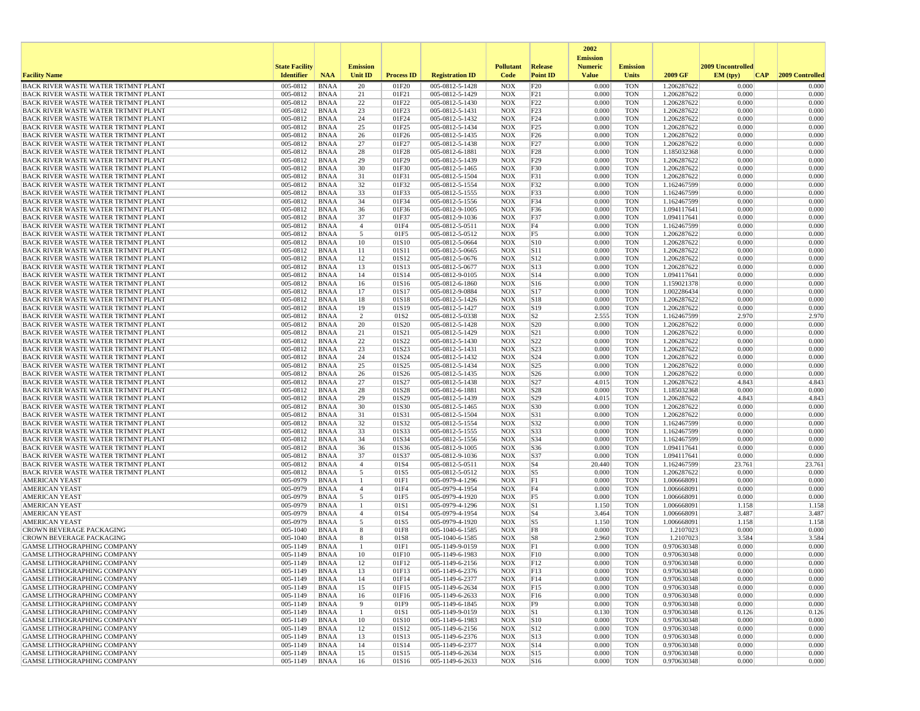| Facility Name | State Facility Identifier | NAA | Emission Unit ID | Process ID | Registration ID | Pollutant Code | Release Point ID | 2002 Emission Numeric Value | Emission Units | 2009 GF | 2009 Uncontrolled EM (tpy) | CAP | 2009 Controlled |
|---|---|---|---|---|---|---|---|---|---|---|---|---|---|
| BACK RIVER WASTE WATER TRTMNT PLANT | 005-0812 | BNAA | 20 | 01F20 | 005-0812-5-1428 | NOX | F20 | 0.000 | TON | 1.206287622 | 0.000 | | 0.000 |
| BACK RIVER WASTE WATER TRTMNT PLANT | 005-0812 | BNAA | 21 | 01F21 | 005-0812-5-1429 | NOX | F21 | 0.000 | TON | 1.206287622 | 0.000 | | 0.000 |
| BACK RIVER WASTE WATER TRTMNT PLANT | 005-0812 | BNAA | 22 | 01F22 | 005-0812-5-1430 | NOX | F22 | 0.000 | TON | 1.206287622 | 0.000 | | 0.000 |
| BACK RIVER WASTE WATER TRTMNT PLANT | 005-0812 | BNAA | 23 | 01F23 | 005-0812-5-1431 | NOX | F23 | 0.000 | TON | 1.206287622 | 0.000 | | 0.000 |
| BACK RIVER WASTE WATER TRTMNT PLANT | 005-0812 | BNAA | 24 | 01F24 | 005-0812-5-1432 | NOX | F24 | 0.000 | TON | 1.206287622 | 0.000 | | 0.000 |
| BACK RIVER WASTE WATER TRTMNT PLANT | 005-0812 | BNAA | 25 | 01F25 | 005-0812-5-1434 | NOX | F25 | 0.000 | TON | 1.206287622 | 0.000 | | 0.000 |
| BACK RIVER WASTE WATER TRTMNT PLANT | 005-0812 | BNAA | 26 | 01F26 | 005-0812-5-1435 | NOX | F26 | 0.000 | TON | 1.206287622 | 0.000 | | 0.000 |
| BACK RIVER WASTE WATER TRTMNT PLANT | 005-0812 | BNAA | 27 | 01F27 | 005-0812-5-1438 | NOX | F27 | 0.000 | TON | 1.206287622 | 0.000 | | 0.000 |
| BACK RIVER WASTE WATER TRTMNT PLANT | 005-0812 | BNAA | 28 | 01F28 | 005-0812-6-1881 | NOX | F28 | 0.000 | TON | 1.185032368 | 0.000 | | 0.000 |
| BACK RIVER WASTE WATER TRTMNT PLANT | 005-0812 | BNAA | 29 | 01F29 | 005-0812-5-1439 | NOX | F29 | 0.000 | TON | 1.206287622 | 0.000 | | 0.000 |
| BACK RIVER WASTE WATER TRTMNT PLANT | 005-0812 | BNAA | 30 | 01F30 | 005-0812-5-1465 | NOX | F30 | 0.000 | TON | 1.206287622 | 0.000 | | 0.000 |
| BACK RIVER WASTE WATER TRTMNT PLANT | 005-0812 | BNAA | 31 | 01F31 | 005-0812-5-1504 | NOX | F31 | 0.000 | TON | 1.206287622 | 0.000 | | 0.000 |
| BACK RIVER WASTE WATER TRTMNT PLANT | 005-0812 | BNAA | 32 | 01F32 | 005-0812-5-1554 | NOX | F32 | 0.000 | TON | 1.162467599 | 0.000 | | 0.000 |
| BACK RIVER WASTE WATER TRTMNT PLANT | 005-0812 | BNAA | 33 | 01F33 | 005-0812-5-1555 | NOX | F33 | 0.000 | TON | 1.162467599 | 0.000 | | 0.000 |
| BACK RIVER WASTE WATER TRTMNT PLANT | 005-0812 | BNAA | 34 | 01F34 | 005-0812-5-1556 | NOX | F34 | 0.000 | TON | 1.162467599 | 0.000 | | 0.000 |
| BACK RIVER WASTE WATER TRTMNT PLANT | 005-0812 | BNAA | 36 | 01F36 | 005-0812-9-1005 | NOX | F36 | 0.000 | TON | 1.094117641 | 0.000 | | 0.000 |
| BACK RIVER WASTE WATER TRTMNT PLANT | 005-0812 | BNAA | 37 | 01F37 | 005-0812-9-1036 | NOX | F37 | 0.000 | TON | 1.094117641 | 0.000 | | 0.000 |
| BACK RIVER WASTE WATER TRTMNT PLANT | 005-0812 | BNAA | 4 | 01F4 | 005-0812-5-0511 | NOX | F4 | 0.000 | TON | 1.162467599 | 0.000 | | 0.000 |
| BACK RIVER WASTE WATER TRTMNT PLANT | 005-0812 | BNAA | 5 | 01F5 | 005-0812-5-0512 | NOX | F5 | 0.000 | TON | 1.206287622 | 0.000 | | 0.000 |
| BACK RIVER WASTE WATER TRTMNT PLANT | 005-0812 | BNAA | 10 | 01S10 | 005-0812-5-0664 | NOX | S10 | 0.000 | TON | 1.206287622 | 0.000 | | 0.000 |
| BACK RIVER WASTE WATER TRTMNT PLANT | 005-0812 | BNAA | 11 | 01S11 | 005-0812-5-0665 | NOX | S11 | 0.000 | TON | 1.206287622 | 0.000 | | 0.000 |
| BACK RIVER WASTE WATER TRTMNT PLANT | 005-0812 | BNAA | 12 | 01S12 | 005-0812-5-0676 | NOX | S12 | 0.000 | TON | 1.206287622 | 0.000 | | 0.000 |
| BACK RIVER WASTE WATER TRTMNT PLANT | 005-0812 | BNAA | 13 | 01S13 | 005-0812-5-0677 | NOX | S13 | 0.000 | TON | 1.206287622 | 0.000 | | 0.000 |
| BACK RIVER WASTE WATER TRTMNT PLANT | 005-0812 | BNAA | 14 | 01S14 | 005-0812-9-0105 | NOX | S14 | 0.000 | TON | 1.094117641 | 0.000 | | 0.000 |
| BACK RIVER WASTE WATER TRTMNT PLANT | 005-0812 | BNAA | 16 | 01S16 | 005-0812-6-1860 | NOX | S16 | 0.000 | TON | 1.159021378 | 0.000 | | 0.000 |
| BACK RIVER WASTE WATER TRTMNT PLANT | 005-0812 | BNAA | 17 | 01S17 | 005-0812-9-0884 | NOX | S17 | 0.000 | TON | 1.002286434 | 0.000 | | 0.000 |
| BACK RIVER WASTE WATER TRTMNT PLANT | 005-0812 | BNAA | 18 | 01S18 | 005-0812-5-1426 | NOX | S18 | 0.000 | TON | 1.206287622 | 0.000 | | 0.000 |
| BACK RIVER WASTE WATER TRTMNT PLANT | 005-0812 | BNAA | 19 | 01S19 | 005-0812-5-1427 | NOX | S19 | 0.000 | TON | 1.206287622 | 0.000 | | 0.000 |
| BACK RIVER WASTE WATER TRTMNT PLANT | 005-0812 | BNAA | 2 | 01S2 | 005-0812-5-0338 | NOX | S2 | 2.555 | TON | 1.162467599 | 2.970 | | 2.970 |
| BACK RIVER WASTE WATER TRTMNT PLANT | 005-0812 | BNAA | 20 | 01S20 | 005-0812-5-1428 | NOX | S20 | 0.000 | TON | 1.206287622 | 0.000 | | 0.000 |
| BACK RIVER WASTE WATER TRTMNT PLANT | 005-0812 | BNAA | 21 | 01S21 | 005-0812-5-1429 | NOX | S21 | 0.000 | TON | 1.206287622 | 0.000 | | 0.000 |
| BACK RIVER WASTE WATER TRTMNT PLANT | 005-0812 | BNAA | 22 | 01S22 | 005-0812-5-1430 | NOX | S22 | 0.000 | TON | 1.206287622 | 0.000 | | 0.000 |
| BACK RIVER WASTE WATER TRTMNT PLANT | 005-0812 | BNAA | 23 | 01S23 | 005-0812-5-1431 | NOX | S23 | 0.000 | TON | 1.206287622 | 0.000 | | 0.000 |
| BACK RIVER WASTE WATER TRTMNT PLANT | 005-0812 | BNAA | 24 | 01S24 | 005-0812-5-1432 | NOX | S24 | 0.000 | TON | 1.206287622 | 0.000 | | 0.000 |
| BACK RIVER WASTE WATER TRTMNT PLANT | 005-0812 | BNAA | 25 | 01S25 | 005-0812-5-1434 | NOX | S25 | 0.000 | TON | 1.206287622 | 0.000 | | 0.000 |
| BACK RIVER WASTE WATER TRTMNT PLANT | 005-0812 | BNAA | 26 | 01S26 | 005-0812-5-1435 | NOX | S26 | 0.000 | TON | 1.206287622 | 0.000 | | 0.000 |
| BACK RIVER WASTE WATER TRTMNT PLANT | 005-0812 | BNAA | 27 | 01S27 | 005-0812-5-1438 | NOX | S27 | 4.015 | TON | 1.206287622 | 4.843 | | 4.843 |
| BACK RIVER WASTE WATER TRTMNT PLANT | 005-0812 | BNAA | 28 | 01S28 | 005-0812-6-1881 | NOX | S28 | 0.000 | TON | 1.185032368 | 0.000 | | 0.000 |
| BACK RIVER WASTE WATER TRTMNT PLANT | 005-0812 | BNAA | 29 | 01S29 | 005-0812-5-1439 | NOX | S29 | 4.015 | TON | 1.206287622 | 4.843 | | 4.843 |
| BACK RIVER WASTE WATER TRTMNT PLANT | 005-0812 | BNAA | 30 | 01S30 | 005-0812-5-1465 | NOX | S30 | 0.000 | TON | 1.206287622 | 0.000 | | 0.000 |
| BACK RIVER WASTE WATER TRTMNT PLANT | 005-0812 | BNAA | 31 | 01S31 | 005-0812-5-1504 | NOX | S31 | 0.000 | TON | 1.206287622 | 0.000 | | 0.000 |
| BACK RIVER WASTE WATER TRTMNT PLANT | 005-0812 | BNAA | 32 | 01S32 | 005-0812-5-1554 | NOX | S32 | 0.000 | TON | 1.162467599 | 0.000 | | 0.000 |
| BACK RIVER WASTE WATER TRTMNT PLANT | 005-0812 | BNAA | 33 | 01S33 | 005-0812-5-1555 | NOX | S33 | 0.000 | TON | 1.162467599 | 0.000 | | 0.000 |
| BACK RIVER WASTE WATER TRTMNT PLANT | 005-0812 | BNAA | 34 | 01S34 | 005-0812-5-1556 | NOX | S34 | 0.000 | TON | 1.162467599 | 0.000 | | 0.000 |
| BACK RIVER WASTE WATER TRTMNT PLANT | 005-0812 | BNAA | 36 | 01S36 | 005-0812-9-1005 | NOX | S36 | 0.000 | TON | 1.094117641 | 0.000 | | 0.000 |
| BACK RIVER WASTE WATER TRTMNT PLANT | 005-0812 | BNAA | 37 | 01S37 | 005-0812-9-1036 | NOX | S37 | 0.000 | TON | 1.094117641 | 0.000 | | 0.000 |
| BACK RIVER WASTE WATER TRTMNT PLANT | 005-0812 | BNAA | 4 | 01S4 | 005-0812-5-0511 | NOX | S4 | 20.440 | TON | 1.162467599 | 23.761 | | 23.761 |
| BACK RIVER WASTE WATER TRTMNT PLANT | 005-0812 | BNAA | 5 | 01S5 | 005-0812-5-0512 | NOX | S5 | 0.000 | TON | 1.206287622 | 0.000 | | 0.000 |
| AMERICAN YEAST | 005-0979 | BNAA | 1 | 01F1 | 005-0979-4-1296 | NOX | F1 | 0.000 | TON | 1.006668091 | 0.000 | | 0.000 |
| AMERICAN YEAST | 005-0979 | BNAA | 4 | 01F4 | 005-0979-4-1954 | NOX | F4 | 0.000 | TON | 1.006668091 | 0.000 | | 0.000 |
| AMERICAN YEAST | 005-0979 | BNAA | 5 | 01F5 | 005-0979-4-1920 | NOX | F5 | 0.000 | TON | 1.006668091 | 0.000 | | 0.000 |
| AMERICAN YEAST | 005-0979 | BNAA | 1 | 01S1 | 005-0979-4-1296 | NOX | S1 | 1.150 | TON | 1.006668091 | 1.158 | | 1.158 |
| AMERICAN YEAST | 005-0979 | BNAA | 4 | 01S4 | 005-0979-4-1954 | NOX | S4 | 3.464 | TON | 1.006668091 | 3.487 | | 3.487 |
| AMERICAN YEAST | 005-0979 | BNAA | 5 | 01S5 | 005-0979-4-1920 | NOX | S5 | 1.150 | TON | 1.006668091 | 1.158 | | 1.158 |
| CROWN BEVERAGE PACKAGING | 005-1040 | BNAA | 8 | 01F8 | 005-1040-6-1585 | NOX | F8 | 0.000 | TON | 1.2107023 | 0.000 | | 0.000 |
| CROWN BEVERAGE PACKAGING | 005-1040 | BNAA | 8 | 01S8 | 005-1040-6-1585 | NOX | S8 | 2.960 | TON | 1.2107023 | 3.584 | | 3.584 |
| GAMSE LITHOGRAPHING COMPANY | 005-1149 | BNAA | 1 | 01F1 | 005-1149-9-0159 | NOX | F1 | 0.000 | TON | 0.970630348 | 0.000 | | 0.000 |
| GAMSE LITHOGRAPHING COMPANY | 005-1149 | BNAA | 10 | 01F10 | 005-1149-6-1983 | NOX | F10 | 0.000 | TON | 0.970630348 | 0.000 | | 0.000 |
| GAMSE LITHOGRAPHING COMPANY | 005-1149 | BNAA | 12 | 01F12 | 005-1149-6-2156 | NOX | F12 | 0.000 | TON | 0.970630348 | 0.000 | | 0.000 |
| GAMSE LITHOGRAPHING COMPANY | 005-1149 | BNAA | 13 | 01F13 | 005-1149-6-2376 | NOX | F13 | 0.000 | TON | 0.970630348 | 0.000 | | 0.000 |
| GAMSE LITHOGRAPHING COMPANY | 005-1149 | BNAA | 14 | 01F14 | 005-1149-6-2377 | NOX | F14 | 0.000 | TON | 0.970630348 | 0.000 | | 0.000 |
| GAMSE LITHOGRAPHING COMPANY | 005-1149 | BNAA | 15 | 01F15 | 005-1149-6-2634 | NOX | F15 | 0.000 | TON | 0.970630348 | 0.000 | | 0.000 |
| GAMSE LITHOGRAPHING COMPANY | 005-1149 | BNAA | 16 | 01F16 | 005-1149-6-2633 | NOX | F16 | 0.000 | TON | 0.970630348 | 0.000 | | 0.000 |
| GAMSE LITHOGRAPHING COMPANY | 005-1149 | BNAA | 9 | 01F9 | 005-1149-6-1845 | NOX | F9 | 0.000 | TON | 0.970630348 | 0.000 | | 0.000 |
| GAMSE LITHOGRAPHING COMPANY | 005-1149 | BNAA | 1 | 01S1 | 005-1149-9-0159 | NOX | S1 | 0.130 | TON | 0.970630348 | 0.126 | | 0.126 |
| GAMSE LITHOGRAPHING COMPANY | 005-1149 | BNAA | 10 | 01S10 | 005-1149-6-1983 | NOX | S10 | 0.000 | TON | 0.970630348 | 0.000 | | 0.000 |
| GAMSE LITHOGRAPHING COMPANY | 005-1149 | BNAA | 12 | 01S12 | 005-1149-6-2156 | NOX | S12 | 0.000 | TON | 0.970630348 | 0.000 | | 0.000 |
| GAMSE LITHOGRAPHING COMPANY | 005-1149 | BNAA | 13 | 01S13 | 005-1149-6-2376 | NOX | S13 | 0.000 | TON | 0.970630348 | 0.000 | | 0.000 |
| GAMSE LITHOGRAPHING COMPANY | 005-1149 | BNAA | 14 | 01S14 | 005-1149-6-2377 | NOX | S14 | 0.000 | TON | 0.970630348 | 0.000 | | 0.000 |
| GAMSE LITHOGRAPHING COMPANY | 005-1149 | BNAA | 15 | 01S15 | 005-1149-6-2634 | NOX | S15 | 0.000 | TON | 0.970630348 | 0.000 | | 0.000 |
| GAMSE LITHOGRAPHING COMPANY | 005-1149 | BNAA | 16 | 01S16 | 005-1149-6-2633 | NOX | S16 | 0.000 | TON | 0.970630348 | 0.000 | | 0.000 |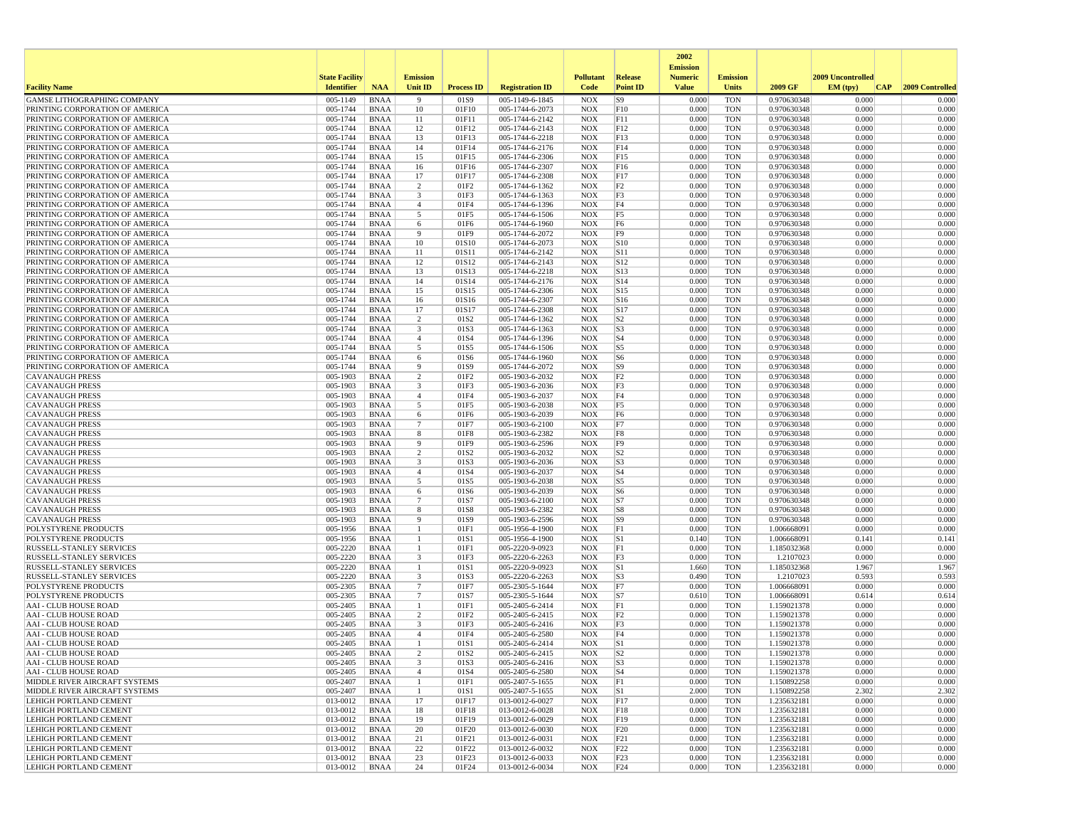| Facility Name | State Facility Identifier | NAA | Emission Unit ID | Process ID | Registration ID | Pollutant Code | Release Point ID | 2002 Emission Numeric Value | Emission Units | 2009 GF | 2009 Uncontrolled EM (tpy) | CAP | 2009 Controlled |
|---|---|---|---|---|---|---|---|---|---|---|---|---|---|
| GAMSE LITHOGRAPHING COMPANY | 005-1149 | BNAA | 9 | 01S9 | 005-1149-6-1845 | NOX | S9 | 0.000 | TON | 0.970630348 | 0.000 | | 0.000 |
| PRINTING CORPORATION OF AMERICA | 005-1744 | BNAA | 10 | 01F10 | 005-1744-6-2073 | NOX | F10 | 0.000 | TON | 0.970630348 | 0.000 | | 0.000 |
| PRINTING CORPORATION OF AMERICA | 005-1744 | BNAA | 11 | 01F11 | 005-1744-6-2142 | NOX | F11 | 0.000 | TON | 0.970630348 | 0.000 | | 0.000 |
| PRINTING CORPORATION OF AMERICA | 005-1744 | BNAA | 12 | 01F12 | 005-1744-6-2143 | NOX | F12 | 0.000 | TON | 0.970630348 | 0.000 | | 0.000 |
| PRINTING CORPORATION OF AMERICA | 005-1744 | BNAA | 13 | 01F13 | 005-1744-6-2218 | NOX | F13 | 0.000 | TON | 0.970630348 | 0.000 | | 0.000 |
| PRINTING CORPORATION OF AMERICA | 005-1744 | BNAA | 14 | 01F14 | 005-1744-6-2176 | NOX | F14 | 0.000 | TON | 0.970630348 | 0.000 | | 0.000 |
| PRINTING CORPORATION OF AMERICA | 005-1744 | BNAA | 15 | 01F15 | 005-1744-6-2306 | NOX | F15 | 0.000 | TON | 0.970630348 | 0.000 | | 0.000 |
| PRINTING CORPORATION OF AMERICA | 005-1744 | BNAA | 16 | 01F16 | 005-1744-6-2307 | NOX | F16 | 0.000 | TON | 0.970630348 | 0.000 | | 0.000 |
| PRINTING CORPORATION OF AMERICA | 005-1744 | BNAA | 17 | 01F17 | 005-1744-6-2308 | NOX | F17 | 0.000 | TON | 0.970630348 | 0.000 | | 0.000 |
| PRINTING CORPORATION OF AMERICA | 005-1744 | BNAA | 2 | 01F2 | 005-1744-6-1362 | NOX | F2 | 0.000 | TON | 0.970630348 | 0.000 | | 0.000 |
| PRINTING CORPORATION OF AMERICA | 005-1744 | BNAA | 3 | 01F3 | 005-1744-6-1363 | NOX | F3 | 0.000 | TON | 0.970630348 | 0.000 | | 0.000 |
| PRINTING CORPORATION OF AMERICA | 005-1744 | BNAA | 4 | 01F4 | 005-1744-6-1396 | NOX | F4 | 0.000 | TON | 0.970630348 | 0.000 | | 0.000 |
| PRINTING CORPORATION OF AMERICA | 005-1744 | BNAA | 5 | 01F5 | 005-1744-6-1506 | NOX | F5 | 0.000 | TON | 0.970630348 | 0.000 | | 0.000 |
| PRINTING CORPORATION OF AMERICA | 005-1744 | BNAA | 6 | 01F6 | 005-1744-6-1960 | NOX | F6 | 0.000 | TON | 0.970630348 | 0.000 | | 0.000 |
| PRINTING CORPORATION OF AMERICA | 005-1744 | BNAA | 9 | 01F9 | 005-1744-6-2072 | NOX | F9 | 0.000 | TON | 0.970630348 | 0.000 | | 0.000 |
| PRINTING CORPORATION OF AMERICA | 005-1744 | BNAA | 10 | 01S10 | 005-1744-6-2073 | NOX | S10 | 0.000 | TON | 0.970630348 | 0.000 | | 0.000 |
| PRINTING CORPORATION OF AMERICA | 005-1744 | BNAA | 11 | 01S11 | 005-1744-6-2142 | NOX | S11 | 0.000 | TON | 0.970630348 | 0.000 | | 0.000 |
| PRINTING CORPORATION OF AMERICA | 005-1744 | BNAA | 12 | 01S12 | 005-1744-6-2143 | NOX | S12 | 0.000 | TON | 0.970630348 | 0.000 | | 0.000 |
| PRINTING CORPORATION OF AMERICA | 005-1744 | BNAA | 13 | 01S13 | 005-1744-6-2218 | NOX | S13 | 0.000 | TON | 0.970630348 | 0.000 | | 0.000 |
| PRINTING CORPORATION OF AMERICA | 005-1744 | BNAA | 14 | 01S14 | 005-1744-6-2176 | NOX | S14 | 0.000 | TON | 0.970630348 | 0.000 | | 0.000 |
| PRINTING CORPORATION OF AMERICA | 005-1744 | BNAA | 15 | 01S15 | 005-1744-6-2306 | NOX | S15 | 0.000 | TON | 0.970630348 | 0.000 | | 0.000 |
| PRINTING CORPORATION OF AMERICA | 005-1744 | BNAA | 16 | 01S16 | 005-1744-6-2307 | NOX | S16 | 0.000 | TON | 0.970630348 | 0.000 | | 0.000 |
| PRINTING CORPORATION OF AMERICA | 005-1744 | BNAA | 17 | 01S17 | 005-1744-6-2308 | NOX | S17 | 0.000 | TON | 0.970630348 | 0.000 | | 0.000 |
| PRINTING CORPORATION OF AMERICA | 005-1744 | BNAA | 2 | 01S2 | 005-1744-6-1362 | NOX | S2 | 0.000 | TON | 0.970630348 | 0.000 | | 0.000 |
| PRINTING CORPORATION OF AMERICA | 005-1744 | BNAA | 3 | 01S3 | 005-1744-6-1363 | NOX | S3 | 0.000 | TON | 0.970630348 | 0.000 | | 0.000 |
| PRINTING CORPORATION OF AMERICA | 005-1744 | BNAA | 4 | 01S4 | 005-1744-6-1396 | NOX | S4 | 0.000 | TON | 0.970630348 | 0.000 | | 0.000 |
| PRINTING CORPORATION OF AMERICA | 005-1744 | BNAA | 5 | 01S5 | 005-1744-6-1506 | NOX | S5 | 0.000 | TON | 0.970630348 | 0.000 | | 0.000 |
| PRINTING CORPORATION OF AMERICA | 005-1744 | BNAA | 6 | 01S6 | 005-1744-6-1960 | NOX | S6 | 0.000 | TON | 0.970630348 | 0.000 | | 0.000 |
| PRINTING CORPORATION OF AMERICA | 005-1744 | BNAA | 9 | 01S9 | 005-1744-6-2072 | NOX | S9 | 0.000 | TON | 0.970630348 | 0.000 | | 0.000 |
| CAVANAUGH PRESS | 005-1903 | BNAA | 2 | 01F2 | 005-1903-6-2032 | NOX | F2 | 0.000 | TON | 0.970630348 | 0.000 | | 0.000 |
| CAVANAUGH PRESS | 005-1903 | BNAA | 3 | 01F3 | 005-1903-6-2036 | NOX | F3 | 0.000 | TON | 0.970630348 | 0.000 | | 0.000 |
| CAVANAUGH PRESS | 005-1903 | BNAA | 4 | 01F4 | 005-1903-6-2037 | NOX | F4 | 0.000 | TON | 0.970630348 | 0.000 | | 0.000 |
| CAVANAUGH PRESS | 005-1903 | BNAA | 5 | 01F5 | 005-1903-6-2038 | NOX | F5 | 0.000 | TON | 0.970630348 | 0.000 | | 0.000 |
| CAVANAUGH PRESS | 005-1903 | BNAA | 6 | 01F6 | 005-1903-6-2039 | NOX | F6 | 0.000 | TON | 0.970630348 | 0.000 | | 0.000 |
| CAVANAUGH PRESS | 005-1903 | BNAA | 7 | 01F7 | 005-1903-6-2100 | NOX | F7 | 0.000 | TON | 0.970630348 | 0.000 | | 0.000 |
| CAVANAUGH PRESS | 005-1903 | BNAA | 8 | 01F8 | 005-1903-6-2382 | NOX | F8 | 0.000 | TON | 0.970630348 | 0.000 | | 0.000 |
| CAVANAUGH PRESS | 005-1903 | BNAA | 9 | 01F9 | 005-1903-6-2596 | NOX | F9 | 0.000 | TON | 0.970630348 | 0.000 | | 0.000 |
| CAVANAUGH PRESS | 005-1903 | BNAA | 2 | 01S2 | 005-1903-6-2032 | NOX | S2 | 0.000 | TON | 0.970630348 | 0.000 | | 0.000 |
| CAVANAUGH PRESS | 005-1903 | BNAA | 3 | 01S3 | 005-1903-6-2036 | NOX | S3 | 0.000 | TON | 0.970630348 | 0.000 | | 0.000 |
| CAVANAUGH PRESS | 005-1903 | BNAA | 4 | 01S4 | 005-1903-6-2037 | NOX | S4 | 0.000 | TON | 0.970630348 | 0.000 | | 0.000 |
| CAVANAUGH PRESS | 005-1903 | BNAA | 5 | 01S5 | 005-1903-6-2038 | NOX | S5 | 0.000 | TON | 0.970630348 | 0.000 | | 0.000 |
| CAVANAUGH PRESS | 005-1903 | BNAA | 6 | 01S6 | 005-1903-6-2039 | NOX | S6 | 0.000 | TON | 0.970630348 | 0.000 | | 0.000 |
| CAVANAUGH PRESS | 005-1903 | BNAA | 7 | 01S7 | 005-1903-6-2100 | NOX | S7 | 0.000 | TON | 0.970630348 | 0.000 | | 0.000 |
| CAVANAUGH PRESS | 005-1903 | BNAA | 8 | 01S8 | 005-1903-6-2382 | NOX | S8 | 0.000 | TON | 0.970630348 | 0.000 | | 0.000 |
| CAVANAUGH PRESS | 005-1903 | BNAA | 9 | 01S9 | 005-1903-6-2596 | NOX | S9 | 0.000 | TON | 0.970630348 | 0.000 | | 0.000 |
| POLYSTYRENE PRODUCTS | 005-1956 | BNAA | 1 | 01F1 | 005-1956-4-1900 | NOX | F1 | 0.000 | TON | 1.006668091 | 0.000 | | 0.000 |
| POLYSTYRENE PRODUCTS | 005-1956 | BNAA | 1 | 01S1 | 005-1956-4-1900 | NOX | S1 | 0.140 | TON | 1.006668091 | 0.141 | | 0.141 |
| RUSSELL-STANLEY SERVICES | 005-2220 | BNAA | 1 | 01F1 | 005-2220-9-0923 | NOX | F1 | 0.000 | TON | 1.185032368 | 0.000 | | 0.000 |
| RUSSELL-STANLEY SERVICES | 005-2220 | BNAA | 3 | 01F3 | 005-2220-6-2263 | NOX | F3 | 0.000 | TON | 1.2107023 | 0.000 | | 0.000 |
| RUSSELL-STANLEY SERVICES | 005-2220 | BNAA | 1 | 01S1 | 005-2220-9-0923 | NOX | S1 | 1.660 | TON | 1.185032368 | 1.967 | | 1.967 |
| RUSSELL-STANLEY SERVICES | 005-2220 | BNAA | 3 | 01S3 | 005-2220-6-2263 | NOX | S3 | 0.490 | TON | 1.2107023 | 0.593 | | 0.593 |
| POLYSTYRENE PRODUCTS | 005-2305 | BNAA | 7 | 01F7 | 005-2305-5-1644 | NOX | F7 | 0.000 | TON | 1.006668091 | 0.000 | | 0.000 |
| POLYSTYRENE PRODUCTS | 005-2305 | BNAA | 7 | 01S7 | 005-2305-5-1644 | NOX | S7 | 0.610 | TON | 1.006668091 | 0.614 | | 0.614 |
| AAI - CLUB HOUSE ROAD | 005-2405 | BNAA | 1 | 01F1 | 005-2405-6-2414 | NOX | F1 | 0.000 | TON | 1.159021378 | 0.000 | | 0.000 |
| AAI - CLUB HOUSE ROAD | 005-2405 | BNAA | 2 | 01F2 | 005-2405-6-2415 | NOX | F2 | 0.000 | TON | 1.159021378 | 0.000 | | 0.000 |
| AAI - CLUB HOUSE ROAD | 005-2405 | BNAA | 3 | 01F3 | 005-2405-6-2416 | NOX | F3 | 0.000 | TON | 1.159021378 | 0.000 | | 0.000 |
| AAI - CLUB HOUSE ROAD | 005-2405 | BNAA | 4 | 01F4 | 005-2405-6-2580 | NOX | F4 | 0.000 | TON | 1.159021378 | 0.000 | | 0.000 |
| AAI - CLUB HOUSE ROAD | 005-2405 | BNAA | 1 | 01S1 | 005-2405-6-2414 | NOX | S1 | 0.000 | TON | 1.159021378 | 0.000 | | 0.000 |
| AAI - CLUB HOUSE ROAD | 005-2405 | BNAA | 2 | 01S2 | 005-2405-6-2415 | NOX | S2 | 0.000 | TON | 1.159021378 | 0.000 | | 0.000 |
| AAI - CLUB HOUSE ROAD | 005-2405 | BNAA | 3 | 01S3 | 005-2405-6-2416 | NOX | S3 | 0.000 | TON | 1.159021378 | 0.000 | | 0.000 |
| AAI - CLUB HOUSE ROAD | 005-2405 | BNAA | 4 | 01S4 | 005-2405-6-2580 | NOX | S4 | 0.000 | TON | 1.159021378 | 0.000 | | 0.000 |
| MIDDLE RIVER AIRCRAFT SYSTEMS | 005-2407 | BNAA | 1 | 01F1 | 005-2407-5-1655 | NOX | F1 | 0.000 | TON | 1.150892258 | 0.000 | | 0.000 |
| MIDDLE RIVER AIRCRAFT SYSTEMS | 005-2407 | BNAA | 1 | 01S1 | 005-2407-5-1655 | NOX | S1 | 2.000 | TON | 1.150892258 | 2.302 | | 2.302 |
| LEHIGH PORTLAND CEMENT | 013-0012 | BNAA | 17 | 01F17 | 013-0012-6-0027 | NOX | F17 | 0.000 | TON | 1.235632181 | 0.000 | | 0.000 |
| LEHIGH PORTLAND CEMENT | 013-0012 | BNAA | 18 | 01F18 | 013-0012-6-0028 | NOX | F18 | 0.000 | TON | 1.235632181 | 0.000 | | 0.000 |
| LEHIGH PORTLAND CEMENT | 013-0012 | BNAA | 19 | 01F19 | 013-0012-6-0029 | NOX | F19 | 0.000 | TON | 1.235632181 | 0.000 | | 0.000 |
| LEHIGH PORTLAND CEMENT | 013-0012 | BNAA | 20 | 01F20 | 013-0012-6-0030 | NOX | F20 | 0.000 | TON | 1.235632181 | 0.000 | | 0.000 |
| LEHIGH PORTLAND CEMENT | 013-0012 | BNAA | 21 | 01F21 | 013-0012-6-0031 | NOX | F21 | 0.000 | TON | 1.235632181 | 0.000 | | 0.000 |
| LEHIGH PORTLAND CEMENT | 013-0012 | BNAA | 22 | 01F22 | 013-0012-6-0032 | NOX | F22 | 0.000 | TON | 1.235632181 | 0.000 | | 0.000 |
| LEHIGH PORTLAND CEMENT | 013-0012 | BNAA | 23 | 01F23 | 013-0012-6-0033 | NOX | F23 | 0.000 | TON | 1.235632181 | 0.000 | | 0.000 |
| LEHIGH PORTLAND CEMENT | 013-0012 | BNAA | 24 | 01F24 | 013-0012-6-0034 | NOX | F24 | 0.000 | TON | 1.235632181 | 0.000 | | 0.000 |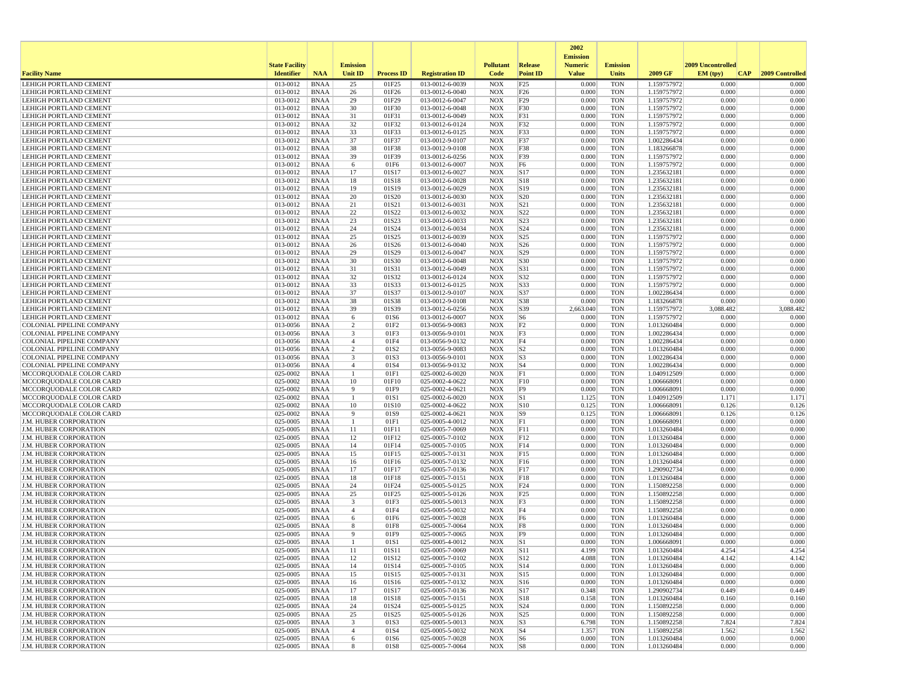| Facility Name | State Facility Identifier | NAA | Emission Unit ID | Process ID | Registration ID | Pollutant Code | Release Point ID | 2002 Emission Numeric Value | Emission Units | 2009 GF | 2009 Uncontrolled EM (tpy) | CAP | 2009 Controlled |
|---|---|---|---|---|---|---|---|---|---|---|---|---|---|
| LEHIGH PORTLAND CEMENT | 013-0012 | BNAA | 25 | 01F25 | 013-0012-6-0039 | NOX | F25 | 0.000 | TON | 1.159757972 | 0.000 | | 0.000 |
| LEHIGH PORTLAND CEMENT | 013-0012 | BNAA | 26 | 01F26 | 013-0012-6-0040 | NOX | F26 | 0.000 | TON | 1.159757972 | 0.000 | | 0.000 |
| LEHIGH PORTLAND CEMENT | 013-0012 | BNAA | 29 | 01F29 | 013-0012-6-0047 | NOX | F29 | 0.000 | TON | 1.159757972 | 0.000 | | 0.000 |
| LEHIGH PORTLAND CEMENT | 013-0012 | BNAA | 30 | 01F30 | 013-0012-6-0048 | NOX | F30 | 0.000 | TON | 1.159757972 | 0.000 | | 0.000 |
| LEHIGH PORTLAND CEMENT | 013-0012 | BNAA | 31 | 01F31 | 013-0012-6-0049 | NOX | F31 | 0.000 | TON | 1.159757972 | 0.000 | | 0.000 |
| LEHIGH PORTLAND CEMENT | 013-0012 | BNAA | 32 | 01F32 | 013-0012-6-0124 | NOX | F32 | 0.000 | TON | 1.159757972 | 0.000 | | 0.000 |
| LEHIGH PORTLAND CEMENT | 013-0012 | BNAA | 33 | 01F33 | 013-0012-6-0125 | NOX | F33 | 0.000 | TON | 1.159757972 | 0.000 | | 0.000 |
| LEHIGH PORTLAND CEMENT | 013-0012 | BNAA | 37 | 01F37 | 013-0012-9-0107 | NOX | F37 | 0.000 | TON | 1.002286434 | 0.000 | | 0.000 |
| LEHIGH PORTLAND CEMENT | 013-0012 | BNAA | 38 | 01F38 | 013-0012-9-0108 | NOX | F38 | 0.000 | TON | 1.183266878 | 0.000 | | 0.000 |
| LEHIGH PORTLAND CEMENT | 013-0012 | BNAA | 39 | 01F39 | 013-0012-6-0256 | NOX | F39 | 0.000 | TON | 1.159757972 | 0.000 | | 0.000 |
| LEHIGH PORTLAND CEMENT | 013-0012 | BNAA | 6 | 01F6 | 013-0012-6-0007 | NOX | F6 | 0.000 | TON | 1.159757972 | 0.000 | | 0.000 |
| LEHIGH PORTLAND CEMENT | 013-0012 | BNAA | 17 | 01S17 | 013-0012-6-0027 | NOX | S17 | 0.000 | TON | 1.235632181 | 0.000 | | 0.000 |
| LEHIGH PORTLAND CEMENT | 013-0012 | BNAA | 18 | 01S18 | 013-0012-6-0028 | NOX | S18 | 0.000 | TON | 1.235632181 | 0.000 | | 0.000 |
| LEHIGH PORTLAND CEMENT | 013-0012 | BNAA | 19 | 01S19 | 013-0012-6-0029 | NOX | S19 | 0.000 | TON | 1.235632181 | 0.000 | | 0.000 |
| LEHIGH PORTLAND CEMENT | 013-0012 | BNAA | 20 | 01S20 | 013-0012-6-0030 | NOX | S20 | 0.000 | TON | 1.235632181 | 0.000 | | 0.000 |
| LEHIGH PORTLAND CEMENT | 013-0012 | BNAA | 21 | 01S21 | 013-0012-6-0031 | NOX | S21 | 0.000 | TON | 1.235632181 | 0.000 | | 0.000 |
| LEHIGH PORTLAND CEMENT | 013-0012 | BNAA | 22 | 01S22 | 013-0012-6-0032 | NOX | S22 | 0.000 | TON | 1.235632181 | 0.000 | | 0.000 |
| LEHIGH PORTLAND CEMENT | 013-0012 | BNAA | 23 | 01S23 | 013-0012-6-0033 | NOX | S23 | 0.000 | TON | 1.235632181 | 0.000 | | 0.000 |
| LEHIGH PORTLAND CEMENT | 013-0012 | BNAA | 24 | 01S24 | 013-0012-6-0034 | NOX | S24 | 0.000 | TON | 1.235632181 | 0.000 | | 0.000 |
| LEHIGH PORTLAND CEMENT | 013-0012 | BNAA | 25 | 01S25 | 013-0012-6-0039 | NOX | S25 | 0.000 | TON | 1.159757972 | 0.000 | | 0.000 |
| LEHIGH PORTLAND CEMENT | 013-0012 | BNAA | 26 | 01S26 | 013-0012-6-0040 | NOX | S26 | 0.000 | TON | 1.159757972 | 0.000 | | 0.000 |
| LEHIGH PORTLAND CEMENT | 013-0012 | BNAA | 29 | 01S29 | 013-0012-6-0047 | NOX | S29 | 0.000 | TON | 1.159757972 | 0.000 | | 0.000 |
| LEHIGH PORTLAND CEMENT | 013-0012 | BNAA | 30 | 01S30 | 013-0012-6-0048 | NOX | S30 | 0.000 | TON | 1.159757972 | 0.000 | | 0.000 |
| LEHIGH PORTLAND CEMENT | 013-0012 | BNAA | 31 | 01S31 | 013-0012-6-0049 | NOX | S31 | 0.000 | TON | 1.159757972 | 0.000 | | 0.000 |
| LEHIGH PORTLAND CEMENT | 013-0012 | BNAA | 32 | 01S32 | 013-0012-6-0124 | NOX | S32 | 0.000 | TON | 1.159757972 | 0.000 | | 0.000 |
| LEHIGH PORTLAND CEMENT | 013-0012 | BNAA | 33 | 01S33 | 013-0012-6-0125 | NOX | S33 | 0.000 | TON | 1.159757972 | 0.000 | | 0.000 |
| LEHIGH PORTLAND CEMENT | 013-0012 | BNAA | 37 | 01S37 | 013-0012-9-0107 | NOX | S37 | 0.000 | TON | 1.002286434 | 0.000 | | 0.000 |
| LEHIGH PORTLAND CEMENT | 013-0012 | BNAA | 38 | 01S38 | 013-0012-9-0108 | NOX | S38 | 0.000 | TON | 1.183266878 | 0.000 | | 0.000 |
| LEHIGH PORTLAND CEMENT | 013-0012 | BNAA | 39 | 01S39 | 013-0012-6-0256 | NOX | S39 | 2,663.040 | TON | 1.159757972 | 3,088.482 | | 3,088.482 |
| LEHIGH PORTLAND CEMENT | 013-0012 | BNAA | 6 | 01S6 | 013-0012-6-0007 | NOX | S6 | 0.000 | TON | 1.159757972 | 0.000 | | 0.000 |
| COLONIAL PIPELINE COMPANY | 013-0056 | BNAA | 2 | 01F2 | 013-0056-9-0083 | NOX | F2 | 0.000 | TON | 1.013260484 | 0.000 | | 0.000 |
| COLONIAL PIPELINE COMPANY | 013-0056 | BNAA | 3 | 01F3 | 013-0056-9-0101 | NOX | F3 | 0.000 | TON | 1.002286434 | 0.000 | | 0.000 |
| COLONIAL PIPELINE COMPANY | 013-0056 | BNAA | 4 | 01F4 | 013-0056-9-0132 | NOX | F4 | 0.000 | TON | 1.002286434 | 0.000 | | 0.000 |
| COLONIAL PIPELINE COMPANY | 013-0056 | BNAA | 2 | 01S2 | 013-0056-9-0083 | NOX | S2 | 0.000 | TON | 1.013260484 | 0.000 | | 0.000 |
| COLONIAL PIPELINE COMPANY | 013-0056 | BNAA | 3 | 01S3 | 013-0056-9-0101 | NOX | S3 | 0.000 | TON | 1.002286434 | 0.000 | | 0.000 |
| COLONIAL PIPELINE COMPANY | 013-0056 | BNAA | 4 | 01S4 | 013-0056-9-0132 | NOX | S4 | 0.000 | TON | 1.002286434 | 0.000 | | 0.000 |
| MCCORQUODALE COLOR CARD | 025-0002 | BNAA | 1 | 01F1 | 025-0002-6-0020 | NOX | F1 | 0.000 | TON | 1.040912509 | 0.000 | | 0.000 |
| MCCORQUODALE COLOR CARD | 025-0002 | BNAA | 10 | 01F10 | 025-0002-4-0622 | NOX | F10 | 0.000 | TON | 1.006668091 | 0.000 | | 0.000 |
| MCCORQUODALE COLOR CARD | 025-0002 | BNAA | 9 | 01F9 | 025-0002-4-0621 | NOX | F9 | 0.000 | TON | 1.006668091 | 0.000 | | 0.000 |
| MCCORQUODALE COLOR CARD | 025-0002 | BNAA | 1 | 01S1 | 025-0002-6-0020 | NOX | S1 | 1.125 | TON | 1.040912509 | 1.171 | | 1.171 |
| MCCORQUODALE COLOR CARD | 025-0002 | BNAA | 10 | 01S10 | 025-0002-4-0622 | NOX | S10 | 0.125 | TON | 1.006668091 | 0.126 | | 0.126 |
| MCCORQUODALE COLOR CARD | 025-0002 | BNAA | 9 | 01S9 | 025-0002-4-0621 | NOX | S9 | 0.125 | TON | 1.006668091 | 0.126 | | 0.126 |
| J.M. HUBER CORPORATION | 025-0005 | BNAA | 1 | 01F1 | 025-0005-4-0012 | NOX | F1 | 0.000 | TON | 1.006668091 | 0.000 | | 0.000 |
| J.M. HUBER CORPORATION | 025-0005 | BNAA | 11 | 01F11 | 025-0005-7-0069 | NOX | F11 | 0.000 | TON | 1.013260484 | 0.000 | | 0.000 |
| J.M. HUBER CORPORATION | 025-0005 | BNAA | 12 | 01F12 | 025-0005-7-0102 | NOX | F12 | 0.000 | TON | 1.013260484 | 0.000 | | 0.000 |
| J.M. HUBER CORPORATION | 025-0005 | BNAA | 14 | 01F14 | 025-0005-7-0105 | NOX | F14 | 0.000 | TON | 1.013260484 | 0.000 | | 0.000 |
| J.M. HUBER CORPORATION | 025-0005 | BNAA | 15 | 01F15 | 025-0005-7-0131 | NOX | F15 | 0.000 | TON | 1.013260484 | 0.000 | | 0.000 |
| J.M. HUBER CORPORATION | 025-0005 | BNAA | 16 | 01F16 | 025-0005-7-0132 | NOX | F16 | 0.000 | TON | 1.013260484 | 0.000 | | 0.000 |
| J.M. HUBER CORPORATION | 025-0005 | BNAA | 17 | 01F17 | 025-0005-7-0136 | NOX | F17 | 0.000 | TON | 1.290902734 | 0.000 | | 0.000 |
| J.M. HUBER CORPORATION | 025-0005 | BNAA | 18 | 01F18 | 025-0005-7-0151 | NOX | F18 | 0.000 | TON | 1.013260484 | 0.000 | | 0.000 |
| J.M. HUBER CORPORATION | 025-0005 | BNAA | 24 | 01F24 | 025-0005-5-0125 | NOX | F24 | 0.000 | TON | 1.150892258 | 0.000 | | 0.000 |
| J.M. HUBER CORPORATION | 025-0005 | BNAA | 25 | 01F25 | 025-0005-5-0126 | NOX | F25 | 0.000 | TON | 1.150892258 | 0.000 | | 0.000 |
| J.M. HUBER CORPORATION | 025-0005 | BNAA | 3 | 01F3 | 025-0005-5-0013 | NOX | F3 | 0.000 | TON | 1.150892258 | 0.000 | | 0.000 |
| J.M. HUBER CORPORATION | 025-0005 | BNAA | 4 | 01F4 | 025-0005-5-0032 | NOX | F4 | 0.000 | TON | 1.150892258 | 0.000 | | 0.000 |
| J.M. HUBER CORPORATION | 025-0005 | BNAA | 6 | 01F6 | 025-0005-7-0028 | NOX | F6 | 0.000 | TON | 1.013260484 | 0.000 | | 0.000 |
| J.M. HUBER CORPORATION | 025-0005 | BNAA | 8 | 01F8 | 025-0005-7-0064 | NOX | F8 | 0.000 | TON | 1.013260484 | 0.000 | | 0.000 |
| J.M. HUBER CORPORATION | 025-0005 | BNAA | 9 | 01F9 | 025-0005-7-0065 | NOX | F9 | 0.000 | TON | 1.013260484 | 0.000 | | 0.000 |
| J.M. HUBER CORPORATION | 025-0005 | BNAA | 1 | 01S1 | 025-0005-4-0012 | NOX | S1 | 0.000 | TON | 1.006668091 | 0.000 | | 0.000 |
| J.M. HUBER CORPORATION | 025-0005 | BNAA | 11 | 01S11 | 025-0005-7-0069 | NOX | S11 | 4.199 | TON | 1.013260484 | 4.254 | | 4.254 |
| J.M. HUBER CORPORATION | 025-0005 | BNAA | 12 | 01S12 | 025-0005-7-0102 | NOX | S12 | 4.088 | TON | 1.013260484 | 4.142 | | 4.142 |
| J.M. HUBER CORPORATION | 025-0005 | BNAA | 14 | 01S14 | 025-0005-7-0105 | NOX | S14 | 0.000 | TON | 1.013260484 | 0.000 | | 0.000 |
| J.M. HUBER CORPORATION | 025-0005 | BNAA | 15 | 01S15 | 025-0005-7-0131 | NOX | S15 | 0.000 | TON | 1.013260484 | 0.000 | | 0.000 |
| J.M. HUBER CORPORATION | 025-0005 | BNAA | 16 | 01S16 | 025-0005-7-0132 | NOX | S16 | 0.000 | TON | 1.013260484 | 0.000 | | 0.000 |
| J.M. HUBER CORPORATION | 025-0005 | BNAA | 17 | 01S17 | 025-0005-7-0136 | NOX | S17 | 0.348 | TON | 1.290902734 | 0.449 | | 0.449 |
| J.M. HUBER CORPORATION | 025-0005 | BNAA | 18 | 01S18 | 025-0005-7-0151 | NOX | S18 | 0.158 | TON | 1.013260484 | 0.160 | | 0.160 |
| J.M. HUBER CORPORATION | 025-0005 | BNAA | 24 | 01S24 | 025-0005-5-0125 | NOX | S24 | 0.000 | TON | 1.150892258 | 0.000 | | 0.000 |
| J.M. HUBER CORPORATION | 025-0005 | BNAA | 25 | 01S25 | 025-0005-5-0126 | NOX | S25 | 0.000 | TON | 1.150892258 | 0.000 | | 0.000 |
| J.M. HUBER CORPORATION | 025-0005 | BNAA | 3 | 01S3 | 025-0005-5-0013 | NOX | S3 | 6.798 | TON | 1.150892258 | 7.824 | | 7.824 |
| J.M. HUBER CORPORATION | 025-0005 | BNAA | 4 | 01S4 | 025-0005-5-0032 | NOX | S4 | 1.357 | TON | 1.150892258 | 1.562 | | 1.562 |
| J.M. HUBER CORPORATION | 025-0005 | BNAA | 6 | 01S6 | 025-0005-7-0028 | NOX | S6 | 0.000 | TON | 1.013260484 | 0.000 | | 0.000 |
| J.M. HUBER CORPORATION | 025-0005 | BNAA | 8 | 01S8 | 025-0005-7-0064 | NOX | S8 | 0.000 | TON | 1.013260484 | 0.000 | | 0.000 |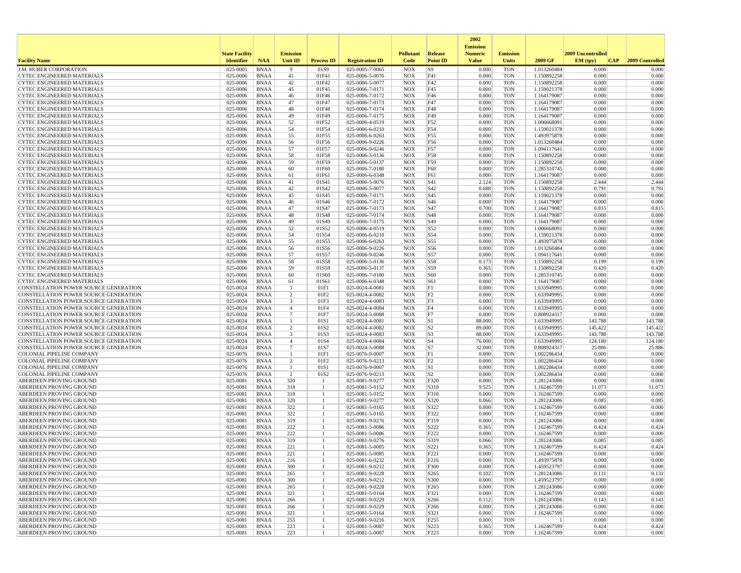| Facility Name | State Facility Identifier | NAA | Emission Unit ID | Process ID | Registration ID | Pollutant Code | Release Point ID | 2002 Emission Numeric Value | Emission Units | 2009 GF | 2009 Uncontrolled EM (tpy) | CAP | 2009 Controlled |
|---|---|---|---|---|---|---|---|---|---|---|---|---|---|
| J.M. HUBER CORPORATION | 025-0005 | BNAA | 9 | 01S9 | 025-0005-7-0065 | NOX | S9 | 0.000 | TON | 1.013260484 | 0.000 | | 0.000 |
| CYTEC ENGINEERED MATERIALS | 025-0006 | BNAA | 41 | 01F41 | 025-0006-5-0076 | NOX | F41 | 0.000 | TON | 1.150892258 | 0.000 | | 0.000 |
| CYTEC ENGINEERED MATERIALS | 025-0006 | BNAA | 42 | 01F42 | 025-0006-5-0077 | NOX | F42 | 0.000 | TON | 1.150892258 | 0.000 | | 0.000 |
| CYTEC ENGINEERED MATERIALS | 025-0006 | BNAA | 45 | 01F45 | 025-0006-7-0171 | NOX | F45 | 0.000 | TON | 1.159021378 | 0.000 | | 0.000 |
| CYTEC ENGINEERED MATERIALS | 025-0006 | BNAA | 46 | 01F46 | 025-0006-7-0172 | NOX | F46 | 0.000 | TON | 1.164179087 | 0.000 | | 0.000 |
| CYTEC ENGINEERED MATERIALS | 025-0006 | BNAA | 47 | 01F47 | 025-0006-7-0173 | NOX | F47 | 0.000 | TON | 1.164179087 | 0.000 | | 0.000 |
| CYTEC ENGINEERED MATERIALS | 025-0006 | BNAA | 48 | 01F48 | 025-0006-7-0174 | NOX | F48 | 0.000 | TON | 1.164179087 | 0.000 | | 0.000 |
| CYTEC ENGINEERED MATERIALS | 025-0006 | BNAA | 49 | 01F49 | 025-0006-7-0175 | NOX | F49 | 0.000 | TON | 1.164179087 | 0.000 | | 0.000 |
| CYTEC ENGINEERED MATERIALS | 025-0006 | BNAA | 52 | 01F52 | 025-0006-4-0519 | NOX | F52 | 0.000 | TON | 1.006668091 | 0.000 | | 0.000 |
| CYTEC ENGINEERED MATERIALS | 025-0006 | BNAA | 54 | 01F54 | 025-0006-6-0210 | NOX | F54 | 0.000 | TON | 1.159021378 | 0.000 | | 0.000 |
| CYTEC ENGINEERED MATERIALS | 025-0006 | BNAA | 55 | 01F55 | 025-0006-6-0263 | NOX | F55 | 0.000 | TON | 1.493975878 | 0.000 | | 0.000 |
| CYTEC ENGINEERED MATERIALS | 025-0006 | BNAA | 56 | 01F56 | 025-0006-9-0226 | NOX | F56 | 0.000 | TON | 1.013260484 | 0.000 | | 0.000 |
| CYTEC ENGINEERED MATERIALS | 025-0006 | BNAA | 57 | 01F57 | 025-0006-9-0246 | NOX | F57 | 0.000 | TON | 1.094117641 | 0.000 | | 0.000 |
| CYTEC ENGINEERED MATERIALS | 025-0006 | BNAA | 58 | 01F58 | 025-0006-5-0136 | NOX | F58 | 0.000 | TON | 1.150892258 | 0.000 | | 0.000 |
| CYTEC ENGINEERED MATERIALS | 025-0006 | BNAA | 59 | 01F59 | 025-0006-5-0137 | NOX | F59 | 0.000 | TON | 1.150892258 | 0.000 | | 0.000 |
| CYTEC ENGINEERED MATERIALS | 025-0006 | BNAA | 60 | 01F60 | 025-0006-7-0180 | NOX | F60 | 0.000 | TON | 1.285310745 | 0.000 | | 0.000 |
| CYTEC ENGINEERED MATERIALS | 025-0006 | BNAA | 61 | 01F61 | 025-0006-6-0348 | NOX | F61 | 0.000 | TON | 1.164179087 | 0.000 | | 0.000 |
| CYTEC ENGINEERED MATERIALS | 025-0006 | BNAA | 41 | 01S41 | 025-0006-5-0076 | NOX | S41 | 2.124 | TON | 1.150892258 | 2.444 | | 2.444 |
| CYTEC ENGINEERED MATERIALS | 025-0006 | BNAA | 42 | 01S42 | 025-0006-5-0077 | NOX | S42 | 0.688 | TON | 1.150892258 | 0.791 | | 0.791 |
| CYTEC ENGINEERED MATERIALS | 025-0006 | BNAA | 45 | 01S45 | 025-0006-7-0171 | NOX | S45 | 0.000 | TON | 1.159021378 | 0.000 | | 0.000 |
| CYTEC ENGINEERED MATERIALS | 025-0006 | BNAA | 46 | 01S46 | 025-0006-7-0172 | NOX | S46 | 0.000 | TON | 1.164179087 | 0.000 | | 0.000 |
| CYTEC ENGINEERED MATERIALS | 025-0006 | BNAA | 47 | 01S47 | 025-0006-7-0173 | NOX | S47 | 0.700 | TON | 1.164179087 | 0.815 | | 0.815 |
| CYTEC ENGINEERED MATERIALS | 025-0006 | BNAA | 48 | 01S48 | 025-0006-7-0174 | NOX | S48 | 0.000 | TON | 1.164179087 | 0.000 | | 0.000 |
| CYTEC ENGINEERED MATERIALS | 025-0006 | BNAA | 49 | 01S49 | 025-0006-7-0175 | NOX | S49 | 0.000 | TON | 1.164179087 | 0.000 | | 0.000 |
| CYTEC ENGINEERED MATERIALS | 025-0006 | BNAA | 52 | 01S52 | 025-0006-4-0519 | NOX | S52 | 0.000 | TON | 1.006668091 | 0.000 | | 0.000 |
| CYTEC ENGINEERED MATERIALS | 025-0006 | BNAA | 54 | 01S54 | 025-0006-6-0210 | NOX | S54 | 0.000 | TON | 1.159021378 | 0.000 | | 0.000 |
| CYTEC ENGINEERED MATERIALS | 025-0006 | BNAA | 55 | 01S55 | 025-0006-6-0263 | NOX | S55 | 0.000 | TON | 1.493975878 | 0.000 | | 0.000 |
| CYTEC ENGINEERED MATERIALS | 025-0006 | BNAA | 56 | 01S56 | 025-0006-9-0226 | NOX | S56 | 0.000 | TON | 1.013260484 | 0.000 | | 0.000 |
| CYTEC ENGINEERED MATERIALS | 025-0006 | BNAA | 57 | 01S57 | 025-0006-9-0246 | NOX | S57 | 0.000 | TON | 1.094117641 | 0.000 | | 0.000 |
| CYTEC ENGINEERED MATERIALS | 025-0006 | BNAA | 58 | 01S58 | 025-0006-5-0136 | NOX | S58 | 0.173 | TON | 1.150892258 | 0.199 | | 0.199 |
| CYTEC ENGINEERED MATERIALS | 025-0006 | BNAA | 59 | 01S59 | 025-0006-5-0137 | NOX | S59 | 0.365 | TON | 1.150892258 | 0.420 | | 0.420 |
| CYTEC ENGINEERED MATERIALS | 025-0006 | BNAA | 60 | 01S60 | 025-0006-7-0180 | NOX | S60 | 0.000 | TON | 1.285310745 | 0.000 | | 0.000 |
| CYTEC ENGINEERED MATERIALS | 025-0006 | BNAA | 61 | 01S61 | 025-0006-6-0348 | NOX | S61 | 0.000 | TON | 1.164179087 | 0.000 | | 0.000 |
| CONSTELLATION POWER SOURCE GENERATION | 025-0024 | BNAA | 1 | 01F1 | 025-0024-4-0081 | NOX | F1 | 0.000 | TON | 1.633949995 | 0.000 | | 0.000 |
| CONSTELLATION POWER SOURCE GENERATION | 025-0024 | BNAA | 2 | 01F2 | 025-0024-4-0082 | NOX | F2 | 0.000 | TON | 1.633949995 | 0.000 | | 0.000 |
| CONSTELLATION POWER SOURCE GENERATION | 025-0024 | BNAA | 3 | 01F3 | 025-0024-4-0083 | NOX | F3 | 0.000 | TON | 1.633949995 | 0.000 | | 0.000 |
| CONSTELLATION POWER SOURCE GENERATION | 025-0024 | BNAA | 4 | 01F4 | 025-0024-4-0084 | NOX | F4 | 0.000 | TON | 1.633949995 | 0.000 | | 0.000 |
| CONSTELLATION POWER SOURCE GENERATION | 025-0024 | BNAA | 7 | 01F7 | 025-0024-5-0088 | NOX | F7 | 0.000 | TON | 0.808924317 | 0.000 | | 0.000 |
| CONSTELLATION POWER SOURCE GENERATION | 025-0024 | BNAA | 1 | 01S1 | 025-0024-4-0081 | NOX | S1 | 88.000 | TON | 1.633949995 | 143.788 | | 143.788 |
| CONSTELLATION POWER SOURCE GENERATION | 025-0024 | BNAA | 2 | 01S2 | 025-0024-4-0082 | NOX | S2 | 89.000 | TON | 1.633949995 | 145.422 | | 145.422 |
| CONSTELLATION POWER SOURCE GENERATION | 025-0024 | BNAA | 3 | 01S3 | 025-0024-4-0083 | NOX | S3 | 88.000 | TON | 1.633949995 | 143.788 | | 143.788 |
| CONSTELLATION POWER SOURCE GENERATION | 025-0024 | BNAA | 4 | 01S4 | 025-0024-4-0084 | NOX | S4 | 76.000 | TON | 1.633949995 | 124.180 | | 124.180 |
| CONSTELLATION POWER SOURCE GENERATION | 025-0024 | BNAA | 7 | 01S7 | 025-0024-5-0088 | NOX | S7 | 32.000 | TON | 0.808924317 | 25.886 | | 25.886 |
| COLONIAL PIPELINE COMPANY | 025-0076 | BNAA | 1 | 01F1 | 025-0076-9-0007 | NOX | F1 | 0.000 | TON | 1.002286434 | 0.000 | | 0.000 |
| COLONIAL PIPELINE COMPANY | 025-0076 | BNAA | 2 | 01F2 | 025-0076-9-0213 | NOX | F2 | 0.000 | TON | 1.002286434 | 0.000 | | 0.000 |
| COLONIAL PIPELINE COMPANY | 025-0076 | BNAA | 1 | 01S1 | 025-0076-9-0007 | NOX | S1 | 0.000 | TON | 1.002286434 | 0.000 | | 0.000 |
| COLONIAL PIPELINE COMPANY | 025-0076 | BNAA | 2 | 01S2 | 025-0076-9-0213 | NOX | S2 | 0.000 | TON | 1.002286434 | 0.000 | | 0.000 |
| ABERDEEN PROVING GROUND | 025-0081 | BNAA | 320 | 1 | 025-0081-9-0277 | NOX | F320 | 0.000 | TON | 1.281243086 | 0.000 | | 0.000 |
| ABERDEEN PROVING GROUND | 025-0081 | BNAA | 318 | 1 | 025-0081-5-0152 | NOX | S318 | 9.525 | TON | 1.162467599 | 11.073 | | 11.073 |
| ABERDEEN PROVING GROUND | 025-0081 | BNAA | 318 | 1 | 025-0081-5-0152 | NOX | F318 | 0.000 | TON | 1.162467599 | 0.000 | | 0.000 |
| ABERDEEN PROVING GROUND | 025-0081 | BNAA | 320 | 1 | 025-0081-9-0277 | NOX | S320 | 0.066 | TON | 1.281243086 | 0.085 | | 0.085 |
| ABERDEEN PROVING GROUND | 025-0081 | BNAA | 322 | 1 | 025-0081-5-0165 | NOX | S322 | 0.000 | TON | 1.162467599 | 0.000 | | 0.000 |
| ABERDEEN PROVING GROUND | 025-0081 | BNAA | 322 | 1 | 025-0081-5-0165 | NOX | F322 | 0.000 | TON | 1.162467599 | 0.000 | | 0.000 |
| ABERDEEN PROVING GROUND | 025-0081 | BNAA | 319 | 1 | 025-0081-9-0276 | NOX | F319 | 0.000 | TON | 1.281243086 | 0.000 | | 0.000 |
| ABERDEEN PROVING GROUND | 025-0081 | BNAA | 222 | 1 | 025-0081-5-0086 | NOX | S222 | 0.365 | TON | 1.162467599 | 0.424 | | 0.424 |
| ABERDEEN PROVING GROUND | 025-0081 | BNAA | 222 | 1 | 025-0081-5-0086 | NOX | F222 | 0.000 | TON | 1.162467599 | 0.000 | | 0.000 |
| ABERDEEN PROVING GROUND | 025-0081 | BNAA | 319 | 1 | 025-0081-9-0276 | NOX | S319 | 0.066 | TON | 1.281243086 | 0.085 | | 0.085 |
| ABERDEEN PROVING GROUND | 025-0081 | BNAA | 221 | 1 | 025-0081-5-0085 | NOX | S221 | 0.365 | TON | 1.162467599 | 0.424 | | 0.424 |
| ABERDEEN PROVING GROUND | 025-0081 | BNAA | 221 | 1 | 025-0081-5-0085 | NOX | F221 | 0.000 | TON | 1.162467599 | 0.000 | | 0.000 |
| ABERDEEN PROVING GROUND | 025-0081 | BNAA | 216 | 1 | 025-0081-6-0232 | NOX | F216 | 0.000 | TON | 1.493975878 | 0.000 | | 0.000 |
| ABERDEEN PROVING GROUND | 025-0081 | BNAA | 300 | 1 | 025-0081-9-0212 | NOX | F300 | 0.000 | TON | 1.459523797 | 0.000 | | 0.000 |
| ABERDEEN PROVING GROUND | 025-0081 | BNAA | 265 | 1 | 025-0081-9-0228 | NOX | S265 | 0.102 | TON | 1.281243086 | 0.131 | | 0.131 |
| ABERDEEN PROVING GROUND | 025-0081 | BNAA | 300 | 1 | 025-0081-9-0212 | NOX | S300 | 0.000 | TON | 1.459523797 | 0.000 | | 0.000 |
| ABERDEEN PROVING GROUND | 025-0081 | BNAA | 265 | 1 | 025-0081-9-0228 | NOX | F265 | 0.000 | TON | 1.281243086 | 0.000 | | 0.000 |
| ABERDEEN PROVING GROUND | 025-0081 | BNAA | 321 | 1 | 025-0081-5-0164 | NOX | F321 | 0.000 | TON | 1.162467599 | 0.000 | | 0.000 |
| ABERDEEN PROVING GROUND | 025-0081 | BNAA | 266 | 1 | 025-0081-9-0229 | NOX | S266 | 0.112 | TON | 1.281243086 | 0.143 | | 0.143 |
| ABERDEEN PROVING GROUND | 025-0081 | BNAA | 266 | 1 | 025-0081-9-0229 | NOX | F266 | 0.000 | TON | 1.281243086 | 0.000 | | 0.000 |
| ABERDEEN PROVING GROUND | 025-0081 | BNAA | 321 | 1 | 025-0081-5-0164 | NOX | S321 | 0.000 | TON | 1.162467599 | 0.000 | | 0.000 |
| ABERDEEN PROVING GROUND | 025-0081 | BNAA | 255 | 1 | 025-0081-9-0216 | NOX | F255 | 0.000 | TON | 1 | 0.000 | | 0.000 |
| ABERDEEN PROVING GROUND | 025-0081 | BNAA | 223 | 1 | 025-0081-5-0087 | NOX | S223 | 0.365 | TON | 1.162467599 | 0.424 | | 0.424 |
| ABERDEEN PROVING GROUND | 025-0081 | BNAA | 223 | 1 | 025-0081-5-0087 | NOX | F223 | 0.000 | TON | 1.162467599 | 0.000 | | 0.000 |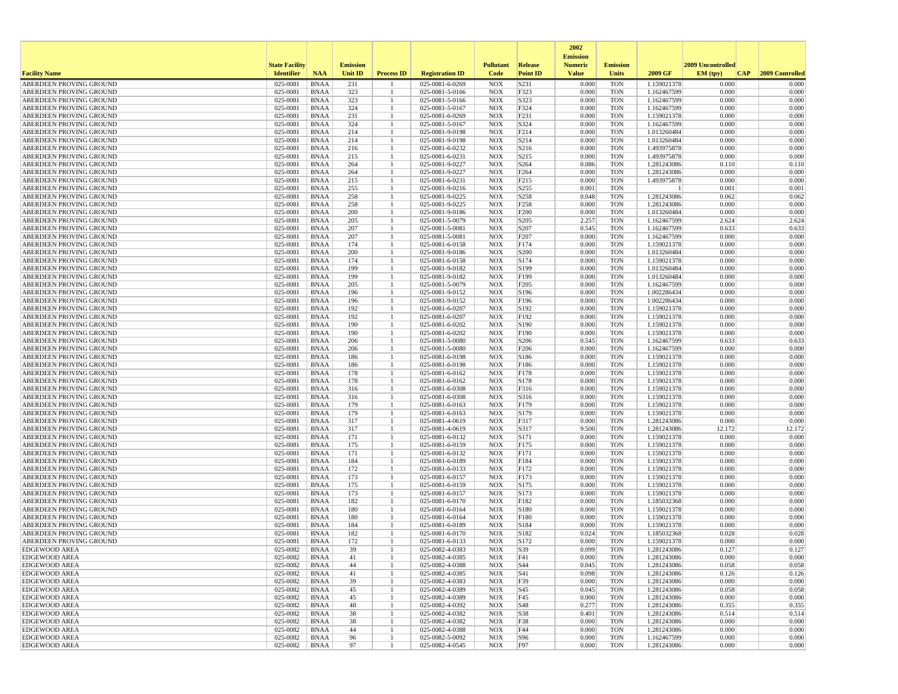| Facility Name | State Facility Identifier | NAA | Emission Unit ID | Process ID | Registration ID | Pollutant Code | Release Point ID | 2002 Emission Numeric Value | Emission Units | 2009 GF | 2009 Uncontrolled EM (tpy) | CAP | 2009 Controlled |
|---|---|---|---|---|---|---|---|---|---|---|---|---|---|
| ABERDEEN PROVING GROUND | 025-0081 | BNAA | 231 | 1 | 025-0081-6-0269 | NOX | S231 | 0.000 | TON | 1.159021378 | 0.000 | | 0.000 |
| ABERDEEN PROVING GROUND | 025-0081 | BNAA | 323 | 1 | 025-0081-5-0166 | NOX | F323 | 0.000 | TON | 1.162467599 | 0.000 | | 0.000 |
| ABERDEEN PROVING GROUND | 025-0081 | BNAA | 323 | 1 | 025-0081-5-0166 | NOX | S323 | 0.000 | TON | 1.162467599 | 0.000 | | 0.000 |
| ABERDEEN PROVING GROUND | 025-0081 | BNAA | 324 | 1 | 025-0081-5-0167 | NOX | F324 | 0.000 | TON | 1.162467599 | 0.000 | | 0.000 |
| ABERDEEN PROVING GROUND | 025-0081 | BNAA | 231 | 1 | 025-0081-6-0269 | NOX | F231 | 0.000 | TON | 1.159021378 | 0.000 | | 0.000 |
| ABERDEEN PROVING GROUND | 025-0081 | BNAA | 324 | 1 | 025-0081-5-0167 | NOX | S324 | 0.000 | TON | 1.162467599 | 0.000 | | 0.000 |
| ABERDEEN PROVING GROUND | 025-0081 | BNAA | 214 | 1 | 025-0081-9-0198 | NOX | F214 | 0.000 | TON | 1.013260484 | 0.000 | | 0.000 |
| ABERDEEN PROVING GROUND | 025-0081 | BNAA | 214 | 1 | 025-0081-9-0198 | NOX | S214 | 0.000 | TON | 1.013260484 | 0.000 | | 0.000 |
| ABERDEEN PROVING GROUND | 025-0081 | BNAA | 216 | 1 | 025-0081-6-0232 | NOX | S216 | 0.000 | TON | 1.493975878 | 0.000 | | 0.000 |
| ABERDEEN PROVING GROUND | 025-0081 | BNAA | 215 | 1 | 025-0081-6-0231 | NOX | S215 | 0.000 | TON | 1.493975878 | 0.000 | | 0.000 |
| ABERDEEN PROVING GROUND | 025-0081 | BNAA | 264 | 1 | 025-0081-9-0227 | NOX | S264 | 0.086 | TON | 1.281243086 | 0.110 | | 0.110 |
| ABERDEEN PROVING GROUND | 025-0081 | BNAA | 264 | 1 | 025-0081-9-0227 | NOX | F264 | 0.000 | TON | 1.281243086 | 0.000 | | 0.000 |
| ABERDEEN PROVING GROUND | 025-0081 | BNAA | 215 | 1 | 025-0081-6-0231 | NOX | F215 | 0.000 | TON | 1.493975878 | 0.000 | | 0.000 |
| ABERDEEN PROVING GROUND | 025-0081 | BNAA | 255 | 1 | 025-0081-9-0216 | NOX | S255 | 0.001 | TON | 1 | 0.001 | | 0.001 |
| ABERDEEN PROVING GROUND | 025-0081 | BNAA | 258 | 1 | 025-0081-9-0225 | NOX | S258 | 0.048 | TON | 1.281243086 | 0.062 | | 0.062 |
| ABERDEEN PROVING GROUND | 025-0081 | BNAA | 258 | 1 | 025-0081-9-0225 | NOX | F258 | 0.000 | TON | 1.281243086 | 0.000 | | 0.000 |
| ABERDEEN PROVING GROUND | 025-0081 | BNAA | 200 | 1 | 025-0081-9-0186 | NOX | F200 | 0.000 | TON | 1.013260484 | 0.000 | | 0.000 |
| ABERDEEN PROVING GROUND | 025-0081 | BNAA | 205 | 1 | 025-0081-5-0079 | NOX | S205 | 2.257 | TON | 1.162467599 | 2.624 | | 2.624 |
| ABERDEEN PROVING GROUND | 025-0081 | BNAA | 207 | 1 | 025-0081-5-0081 | NOX | S207 | 0.545 | TON | 1.162467599 | 0.633 | | 0.633 |
| ABERDEEN PROVING GROUND | 025-0081 | BNAA | 207 | 1 | 025-0081-5-0081 | NOX | F207 | 0.000 | TON | 1.162467599 | 0.000 | | 0.000 |
| ABERDEEN PROVING GROUND | 025-0081 | BNAA | 174 | 1 | 025-0081-6-0158 | NOX | F174 | 0.000 | TON | 1.159021378 | 0.000 | | 0.000 |
| ABERDEEN PROVING GROUND | 025-0081 | BNAA | 200 | 1 | 025-0081-9-0186 | NOX | S200 | 0.000 | TON | 1.013260484 | 0.000 | | 0.000 |
| ABERDEEN PROVING GROUND | 025-0081 | BNAA | 174 | 1 | 025-0081-6-0158 | NOX | S174 | 0.000 | TON | 1.159021378 | 0.000 | | 0.000 |
| ABERDEEN PROVING GROUND | 025-0081 | BNAA | 199 | 1 | 025-0081-9-0182 | NOX | S199 | 0.000 | TON | 1.013260484 | 0.000 | | 0.000 |
| ABERDEEN PROVING GROUND | 025-0081 | BNAA | 199 | 1 | 025-0081-9-0182 | NOX | F199 | 0.000 | TON | 1.013260484 | 0.000 | | 0.000 |
| ABERDEEN PROVING GROUND | 025-0081 | BNAA | 205 | 1 | 025-0081-5-0079 | NOX | F205 | 0.000 | TON | 1.162467599 | 0.000 | | 0.000 |
| ABERDEEN PROVING GROUND | 025-0081 | BNAA | 196 | 1 | 025-0081-9-0152 | NOX | S196 | 0.000 | TON | 1.002286434 | 0.000 | | 0.000 |
| ABERDEEN PROVING GROUND | 025-0081 | BNAA | 196 | 1 | 025-0081-9-0152 | NOX | F196 | 0.000 | TON | 1.002286434 | 0.000 | | 0.000 |
| ABERDEEN PROVING GROUND | 025-0081 | BNAA | 192 | 1 | 025-0081-6-0207 | NOX | S192 | 0.000 | TON | 1.159021378 | 0.000 | | 0.000 |
| ABERDEEN PROVING GROUND | 025-0081 | BNAA | 192 | 1 | 025-0081-6-0207 | NOX | F192 | 0.000 | TON | 1.159021378 | 0.000 | | 0.000 |
| ABERDEEN PROVING GROUND | 025-0081 | BNAA | 190 | 1 | 025-0081-6-0202 | NOX | S190 | 0.000 | TON | 1.159021378 | 0.000 | | 0.000 |
| ABERDEEN PROVING GROUND | 025-0081 | BNAA | 190 | 1 | 025-0081-6-0202 | NOX | F190 | 0.000 | TON | 1.159021378 | 0.000 | | 0.000 |
| ABERDEEN PROVING GROUND | 025-0081 | BNAA | 206 | 1 | 025-0081-5-0080 | NOX | S206 | 0.545 | TON | 1.162467599 | 0.633 | | 0.633 |
| ABERDEEN PROVING GROUND | 025-0081 | BNAA | 206 | 1 | 025-0081-5-0080 | NOX | F206 | 0.000 | TON | 1.162467599 | 0.000 | | 0.000 |
| ABERDEEN PROVING GROUND | 025-0081 | BNAA | 186 | 1 | 025-0081-6-0198 | NOX | S186 | 0.000 | TON | 1.159021378 | 0.000 | | 0.000 |
| ABERDEEN PROVING GROUND | 025-0081 | BNAA | 186 | 1 | 025-0081-6-0198 | NOX | F186 | 0.000 | TON | 1.159021378 | 0.000 | | 0.000 |
| ABERDEEN PROVING GROUND | 025-0081 | BNAA | 178 | 1 | 025-0081-6-0162 | NOX | F178 | 0.000 | TON | 1.159021378 | 0.000 | | 0.000 |
| ABERDEEN PROVING GROUND | 025-0081 | BNAA | 178 | 1 | 025-0081-6-0162 | NOX | S178 | 0.000 | TON | 1.159021378 | 0.000 | | 0.000 |
| ABERDEEN PROVING GROUND | 025-0081 | BNAA | 316 | 1 | 025-0081-6-0308 | NOX | F316 | 0.000 | TON | 1.159021378 | 0.000 | | 0.000 |
| ABERDEEN PROVING GROUND | 025-0081 | BNAA | 316 | 1 | 025-0081-6-0308 | NOX | S316 | 0.000 | TON | 1.159021378 | 0.000 | | 0.000 |
| ABERDEEN PROVING GROUND | 025-0081 | BNAA | 179 | 1 | 025-0081-6-0163 | NOX | F179 | 0.000 | TON | 1.159021378 | 0.000 | | 0.000 |
| ABERDEEN PROVING GROUND | 025-0081 | BNAA | 179 | 1 | 025-0081-6-0163 | NOX | S179 | 0.000 | TON | 1.159021378 | 0.000 | | 0.000 |
| ABERDEEN PROVING GROUND | 025-0081 | BNAA | 317 | 1 | 025-0081-4-0619 | NOX | F317 | 0.000 | TON | 1.281243086 | 0.000 | | 0.000 |
| ABERDEEN PROVING GROUND | 025-0081 | BNAA | 317 | 1 | 025-0081-4-0619 | NOX | S317 | 9.500 | TON | 1.281243086 | 12.172 | | 12.172 |
| ABERDEEN PROVING GROUND | 025-0081 | BNAA | 171 | 1 | 025-0081-6-0132 | NOX | S171 | 0.000 | TON | 1.159021378 | 0.000 | | 0.000 |
| ABERDEEN PROVING GROUND | 025-0081 | BNAA | 175 | 1 | 025-0081-6-0159 | NOX | F175 | 0.000 | TON | 1.159021378 | 0.000 | | 0.000 |
| ABERDEEN PROVING GROUND | 025-0081 | BNAA | 171 | 1 | 025-0081-6-0132 | NOX | F171 | 0.000 | TON | 1.159021378 | 0.000 | | 0.000 |
| ABERDEEN PROVING GROUND | 025-0081 | BNAA | 184 | 1 | 025-0081-6-0189 | NOX | F184 | 0.000 | TON | 1.159021378 | 0.000 | | 0.000 |
| ABERDEEN PROVING GROUND | 025-0081 | BNAA | 172 | 1 | 025-0081-6-0133 | NOX | F172 | 0.000 | TON | 1.159021378 | 0.000 | | 0.000 |
| ABERDEEN PROVING GROUND | 025-0081 | BNAA | 173 | 1 | 025-0081-6-0157 | NOX | F173 | 0.000 | TON | 1.159021378 | 0.000 | | 0.000 |
| ABERDEEN PROVING GROUND | 025-0081 | BNAA | 175 | 1 | 025-0081-6-0159 | NOX | S175 | 0.000 | TON | 1.159021378 | 0.000 | | 0.000 |
| ABERDEEN PROVING GROUND | 025-0081 | BNAA | 173 | 1 | 025-0081-6-0157 | NOX | S173 | 0.000 | TON | 1.159021378 | 0.000 | | 0.000 |
| ABERDEEN PROVING GROUND | 025-0081 | BNAA | 182 | 1 | 025-0081-6-0170 | NOX | F182 | 0.000 | TON | 1.185032368 | 0.000 | | 0.000 |
| ABERDEEN PROVING GROUND | 025-0081 | BNAA | 180 | 1 | 025-0081-6-0164 | NOX | S180 | 0.000 | TON | 1.159021378 | 0.000 | | 0.000 |
| ABERDEEN PROVING GROUND | 025-0081 | BNAA | 180 | 1 | 025-0081-6-0164 | NOX | F180 | 0.000 | TON | 1.159021378 | 0.000 | | 0.000 |
| ABERDEEN PROVING GROUND | 025-0081 | BNAA | 184 | 1 | 025-0081-6-0189 | NOX | S184 | 0.000 | TON | 1.159021378 | 0.000 | | 0.000 |
| ABERDEEN PROVING GROUND | 025-0081 | BNAA | 182 | 1 | 025-0081-6-0170 | NOX | S182 | 0.024 | TON | 1.185032368 | 0.028 | | 0.028 |
| ABERDEEN PROVING GROUND | 025-0081 | BNAA | 172 | 1 | 025-0081-6-0133 | NOX | S172 | 0.000 | TON | 1.159021378 | 0.000 | | 0.000 |
| EDGEWOOD AREA | 025-0082 | BNAA | 39 | 1 | 025-0082-4-0383 | NOX | S39 | 0.099 | TON | 1.281243086 | 0.127 | | 0.127 |
| EDGEWOOD AREA | 025-0082 | BNAA | 41 | 1 | 025-0082-4-0385 | NOX | F41 | 0.000 | TON | 1.281243086 | 0.000 | | 0.000 |
| EDGEWOOD AREA | 025-0082 | BNAA | 44 | 1 | 025-0082-4-0388 | NOX | S44 | 0.045 | TON | 1.281243086 | 0.058 | | 0.058 |
| EDGEWOOD AREA | 025-0082 | BNAA | 41 | 1 | 025-0082-4-0385 | NOX | S41 | 0.098 | TON | 1.281243086 | 0.126 | | 0.126 |
| EDGEWOOD AREA | 025-0082 | BNAA | 39 | 1 | 025-0082-4-0383 | NOX | F39 | 0.000 | TON | 1.281243086 | 0.000 | | 0.000 |
| EDGEWOOD AREA | 025-0082 | BNAA | 45 | 1 | 025-0082-4-0389 | NOX | S45 | 0.045 | TON | 1.281243086 | 0.058 | | 0.058 |
| EDGEWOOD AREA | 025-0082 | BNAA | 45 | 1 | 025-0082-4-0389 | NOX | F45 | 0.000 | TON | 1.281243086 | 0.000 | | 0.000 |
| EDGEWOOD AREA | 025-0082 | BNAA | 48 | 1 | 025-0082-4-0392 | NOX | S48 | 0.277 | TON | 1.281243086 | 0.355 | | 0.355 |
| EDGEWOOD AREA | 025-0082 | BNAA | 38 | 1 | 025-0082-4-0382 | NOX | S38 | 0.401 | TON | 1.281243086 | 0.514 | | 0.514 |
| EDGEWOOD AREA | 025-0082 | BNAA | 38 | 1 | 025-0082-4-0382 | NOX | F38 | 0.000 | TON | 1.281243086 | 0.000 | | 0.000 |
| EDGEWOOD AREA | 025-0082 | BNAA | 44 | 1 | 025-0082-4-0388 | NOX | F44 | 0.000 | TON | 1.281243086 | 0.000 | | 0.000 |
| EDGEWOOD AREA | 025-0082 | BNAA | 96 | 1 | 025-0082-5-0092 | NOX | S96 | 0.000 | TON | 1.162467599 | 0.000 | | 0.000 |
| EDGEWOOD AREA | 025-0082 | BNAA | 97 | 1 | 025-0082-4-0545 | NOX | F97 | 0.000 | TON | 1.281243086 | 0.000 | | 0.000 |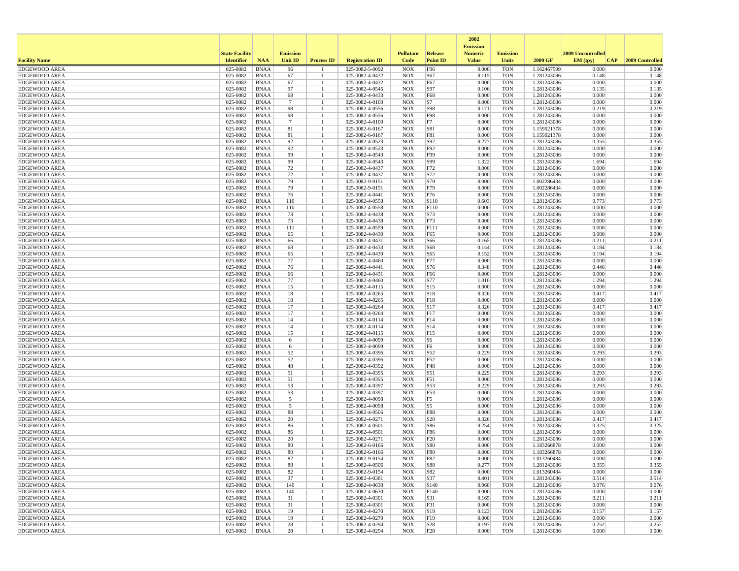| Facility Name | State Facility Identifier | NAA | Emission Unit ID | Process ID | Registration ID | Pollutant Code | Release Point ID | 2002 Emission Numeric Value | Emission Units | 2009 GF | 2009 Uncontrolled EM (tpy) | CAP | 2009 Controlled |
|---|---|---|---|---|---|---|---|---|---|---|---|---|---|
| EDGEWOOD AREA | 025-0082 | BNAA | 96 | 1 | 025-0082-5-0092 | NOX | F96 | 0.000 | TON | 1.162467599 | 0.000 | | 0.000 |
| EDGEWOOD AREA | 025-0082 | BNAA | 67 | 1 | 025-0082-4-0432 | NOX | S67 | 0.115 | TON | 1.281243086 | 0.148 | | 0.148 |
| EDGEWOOD AREA | 025-0082 | BNAA | 67 | 1 | 025-0082-4-0432 | NOX | F67 | 0.000 | TON | 1.281243086 | 0.000 | | 0.000 |
| EDGEWOOD AREA | 025-0082 | BNAA | 97 | 1 | 025-0082-4-0545 | NOX | S97 | 0.106 | TON | 1.281243086 | 0.135 | | 0.135 |
| EDGEWOOD AREA | 025-0082 | BNAA | 68 | 1 | 025-0082-4-0433 | NOX | F68 | 0.000 | TON | 1.281243086 | 0.000 | | 0.000 |
| EDGEWOOD AREA | 025-0082 | BNAA | 7 | 1 | 025-0082-4-0100 | NOX | S7 | 0.000 | TON | 1.281243086 | 0.000 | | 0.000 |
| EDGEWOOD AREA | 025-0082 | BNAA | 98 | 1 | 025-0082-4-0556 | NOX | S98 | 0.171 | TON | 1.281243086 | 0.219 | | 0.219 |
| EDGEWOOD AREA | 025-0082 | BNAA | 98 | 1 | 025-0082-4-0556 | NOX | F98 | 0.000 | TON | 1.281243086 | 0.000 | | 0.000 |
| EDGEWOOD AREA | 025-0082 | BNAA | 7 | 1 | 025-0082-4-0100 | NOX | F7 | 0.000 | TON | 1.281243086 | 0.000 | | 0.000 |
| EDGEWOOD AREA | 025-0082 | BNAA | 81 | 1 | 025-0082-6-0167 | NOX | S81 | 0.000 | TON | 1.159021378 | 0.000 | | 0.000 |
| EDGEWOOD AREA | 025-0082 | BNAA | 81 | 1 | 025-0082-6-0167 | NOX | F81 | 0.000 | TON | 1.159021378 | 0.000 | | 0.000 |
| EDGEWOOD AREA | 025-0082 | BNAA | 92 | 1 | 025-0082-4-0523 | NOX | S92 | 0.277 | TON | 1.281243086 | 0.355 | | 0.355 |
| EDGEWOOD AREA | 025-0082 | BNAA | 92 | 1 | 025-0082-4-0523 | NOX | F92 | 0.000 | TON | 1.281243086 | 0.000 | | 0.000 |
| EDGEWOOD AREA | 025-0082 | BNAA | 99 | 1 | 025-0082-4-0543 | NOX | F99 | 0.000 | TON | 1.281243086 | 0.000 | | 0.000 |
| EDGEWOOD AREA | 025-0082 | BNAA | 99 | 1 | 025-0082-4-0543 | NOX | S99 | 1.322 | TON | 1.281243086 | 1.694 | | 1.694 |
| EDGEWOOD AREA | 025-0082 | BNAA | 72 | 1 | 025-0082-4-0437 | NOX | F72 | 0.000 | TON | 1.281243086 | 0.000 | | 0.000 |
| EDGEWOOD AREA | 025-0082 | BNAA | 72 | 1 | 025-0082-4-0437 | NOX | S72 | 0.000 | TON | 1.281243086 | 0.000 | | 0.000 |
| EDGEWOOD AREA | 025-0082 | BNAA | 79 | 1 | 025-0082-9-0151 | NOX | S79 | 0.000 | TON | 1.002286434 | 0.000 | | 0.000 |
| EDGEWOOD AREA | 025-0082 | BNAA | 79 | 1 | 025-0082-9-0151 | NOX | F79 | 0.000 | TON | 1.002286434 | 0.000 | | 0.000 |
| EDGEWOOD AREA | 025-0082 | BNAA | 76 | 1 | 025-0082-4-0441 | NOX | F76 | 0.000 | TON | 1.281243086 | 0.000 | | 0.000 |
| EDGEWOOD AREA | 025-0082 | BNAA | 110 | 1 | 025-0082-4-0558 | NOX | S110 | 0.603 | TON | 1.281243086 | 0.773 | | 0.773 |
| EDGEWOOD AREA | 025-0082 | BNAA | 110 | 1 | 025-0082-4-0558 | NOX | F110 | 0.000 | TON | 1.281243086 | 0.000 | | 0.000 |
| EDGEWOOD AREA | 025-0082 | BNAA | 73 | 1 | 025-0082-4-0438 | NOX | S73 | 0.000 | TON | 1.281243086 | 0.000 | | 0.000 |
| EDGEWOOD AREA | 025-0082 | BNAA | 73 | 1 | 025-0082-4-0438 | NOX | F73 | 0.000 | TON | 1.281243086 | 0.000 | | 0.000 |
| EDGEWOOD AREA | 025-0082 | BNAA | 111 | 1 | 025-0082-4-0559 | NOX | F111 | 0.000 | TON | 1.281243086 | 0.000 | | 0.000 |
| EDGEWOOD AREA | 025-0082 | BNAA | 65 | 1 | 025-0082-4-0430 | NOX | F65 | 0.000 | TON | 1.281243086 | 0.000 | | 0.000 |
| EDGEWOOD AREA | 025-0082 | BNAA | 66 | 1 | 025-0082-4-0431 | NOX | S66 | 0.165 | TON | 1.281243086 | 0.211 | | 0.211 |
| EDGEWOOD AREA | 025-0082 | BNAA | 68 | 1 | 025-0082-4-0433 | NOX | S68 | 0.144 | TON | 1.281243086 | 0.184 | | 0.184 |
| EDGEWOOD AREA | 025-0082 | BNAA | 65 | 1 | 025-0082-4-0430 | NOX | S65 | 0.152 | TON | 1.281243086 | 0.194 | | 0.194 |
| EDGEWOOD AREA | 025-0082 | BNAA | 77 | 1 | 025-0082-4-0460 | NOX | F77 | 0.000 | TON | 1.281243086 | 0.000 | | 0.000 |
| EDGEWOOD AREA | 025-0082 | BNAA | 76 | 1 | 025-0082-4-0441 | NOX | S76 | 0.348 | TON | 1.281243086 | 0.446 | | 0.446 |
| EDGEWOOD AREA | 025-0082 | BNAA | 66 | 1 | 025-0082-4-0431 | NOX | F66 | 0.000 | TON | 1.281243086 | 0.000 | | 0.000 |
| EDGEWOOD AREA | 025-0082 | BNAA | 77 | 1 | 025-0082-4-0460 | NOX | S77 | 1.010 | TON | 1.281243086 | 1.294 | | 1.294 |
| EDGEWOOD AREA | 025-0082 | BNAA | 15 | 1 | 025-0082-4-0115 | NOX | S15 | 0.000 | TON | 1.281243086 | 0.000 | | 0.000 |
| EDGEWOOD AREA | 025-0082 | BNAA | 18 | 1 | 025-0082-4-0265 | NOX | S18 | 0.326 | TON | 1.281243086 | 0.417 | | 0.417 |
| EDGEWOOD AREA | 025-0082 | BNAA | 18 | 1 | 025-0082-4-0265 | NOX | F18 | 0.000 | TON | 1.281243086 | 0.000 | | 0.000 |
| EDGEWOOD AREA | 025-0082 | BNAA | 17 | 1 | 025-0082-4-0264 | NOX | S17 | 0.326 | TON | 1.281243086 | 0.417 | | 0.417 |
| EDGEWOOD AREA | 025-0082 | BNAA | 17 | 1 | 025-0082-4-0264 | NOX | F17 | 0.000 | TON | 1.281243086 | 0.000 | | 0.000 |
| EDGEWOOD AREA | 025-0082 | BNAA | 14 | 1 | 025-0082-4-0114 | NOX | F14 | 0.000 | TON | 1.281243086 | 0.000 | | 0.000 |
| EDGEWOOD AREA | 025-0082 | BNAA | 14 | 1 | 025-0082-4-0114 | NOX | S14 | 0.000 | TON | 1.281243086 | 0.000 | | 0.000 |
| EDGEWOOD AREA | 025-0082 | BNAA | 15 | 1 | 025-0082-4-0115 | NOX | F15 | 0.000 | TON | 1.281243086 | 0.000 | | 0.000 |
| EDGEWOOD AREA | 025-0082 | BNAA | 6 | 1 | 025-0082-4-0099 | NOX | S6 | 0.000 | TON | 1.281243086 | 0.000 | | 0.000 |
| EDGEWOOD AREA | 025-0082 | BNAA | 6 | 1 | 025-0082-4-0099 | NOX | F6 | 0.000 | TON | 1.281243086 | 0.000 | | 0.000 |
| EDGEWOOD AREA | 025-0082 | BNAA | 52 | 1 | 025-0082-4-0396 | NOX | S52 | 0.229 | TON | 1.281243086 | 0.293 | | 0.293 |
| EDGEWOOD AREA | 025-0082 | BNAA | 52 | 1 | 025-0082-4-0396 | NOX | F52 | 0.000 | TON | 1.281243086 | 0.000 | | 0.000 |
| EDGEWOOD AREA | 025-0082 | BNAA | 48 | 1 | 025-0082-4-0392 | NOX | F48 | 0.000 | TON | 1.281243086 | 0.000 | | 0.000 |
| EDGEWOOD AREA | 025-0082 | BNAA | 51 | 1 | 025-0082-4-0395 | NOX | S51 | 0.229 | TON | 1.281243086 | 0.293 | | 0.293 |
| EDGEWOOD AREA | 025-0082 | BNAA | 51 | 1 | 025-0082-4-0395 | NOX | F51 | 0.000 | TON | 1.281243086 | 0.000 | | 0.000 |
| EDGEWOOD AREA | 025-0082 | BNAA | 53 | 1 | 025-0082-4-0397 | NOX | S53 | 0.229 | TON | 1.281243086 | 0.293 | | 0.293 |
| EDGEWOOD AREA | 025-0082 | BNAA | 53 | 1 | 025-0082-4-0397 | NOX | F53 | 0.000 | TON | 1.281243086 | 0.000 | | 0.000 |
| EDGEWOOD AREA | 025-0082 | BNAA | 5 | 1 | 025-0082-4-0098 | NOX | F5 | 0.000 | TON | 1.281243086 | 0.000 | | 0.000 |
| EDGEWOOD AREA | 025-0082 | BNAA | 5 | 1 | 025-0082-4-0098 | NOX | S5 | 0.000 | TON | 1.281243086 | 0.000 | | 0.000 |
| EDGEWOOD AREA | 025-0082 | BNAA | 88 | 1 | 025-0082-4-0506 | NOX | F88 | 0.000 | TON | 1.281243086 | 0.000 | | 0.000 |
| EDGEWOOD AREA | 025-0082 | BNAA | 20 | 1 | 025-0082-4-0271 | NOX | S20 | 0.326 | TON | 1.281243086 | 0.417 | | 0.417 |
| EDGEWOOD AREA | 025-0082 | BNAA | 86 | 1 | 025-0082-4-0501 | NOX | S86 | 0.254 | TON | 1.281243086 | 0.325 | | 0.325 |
| EDGEWOOD AREA | 025-0082 | BNAA | 86 | 1 | 025-0082-4-0501 | NOX | F86 | 0.000 | TON | 1.281243086 | 0.000 | | 0.000 |
| EDGEWOOD AREA | 025-0082 | BNAA | 20 | 1 | 025-0082-4-0271 | NOX | F20 | 0.000 | TON | 1.281243086 | 0.000 | | 0.000 |
| EDGEWOOD AREA | 025-0082 | BNAA | 80 | 1 | 025-0082-6-0166 | NOX | S80 | 0.000 | TON | 1.183266878 | 0.000 | | 0.000 |
| EDGEWOOD AREA | 025-0082 | BNAA | 80 | 1 | 025-0082-6-0166 | NOX | F80 | 0.000 | TON | 1.183266878 | 0.000 | | 0.000 |
| EDGEWOOD AREA | 025-0082 | BNAA | 82 | 1 | 025-0082-9-0154 | NOX | F82 | 0.000 | TON | 1.013260484 | 0.000 | | 0.000 |
| EDGEWOOD AREA | 025-0082 | BNAA | 88 | 1 | 025-0082-4-0506 | NOX | S88 | 0.277 | TON | 1.281243086 | 0.355 | | 0.355 |
| EDGEWOOD AREA | 025-0082 | BNAA | 82 | 1 | 025-0082-9-0154 | NOX | S82 | 0.000 | TON | 1.013260484 | 0.000 | | 0.000 |
| EDGEWOOD AREA | 025-0082 | BNAA | 37 | 1 | 025-0082-4-0381 | NOX | S37 | 0.401 | TON | 1.281243086 | 0.514 | | 0.514 |
| EDGEWOOD AREA | 025-0082 | BNAA | 140 | 1 | 025-0082-4-0630 | NOX | S140 | 0.060 | TON | 1.281243086 | 0.076 | | 0.076 |
| EDGEWOOD AREA | 025-0082 | BNAA | 140 | 1 | 025-0082-4-0630 | NOX | F140 | 0.000 | TON | 1.281243086 | 0.000 | | 0.000 |
| EDGEWOOD AREA | 025-0082 | BNAA | 31 | 1 | 025-0082-4-0301 | NOX | S31 | 0.165 | TON | 1.281243086 | 0.211 | | 0.211 |
| EDGEWOOD AREA | 025-0082 | BNAA | 31 | 1 | 025-0082-4-0301 | NOX | F31 | 0.000 | TON | 1.281243086 | 0.000 | | 0.000 |
| EDGEWOOD AREA | 025-0082 | BNAA | 19 | 1 | 025-0082-4-0270 | NOX | S19 | 0.123 | TON | 1.281243086 | 0.157 | | 0.157 |
| EDGEWOOD AREA | 025-0082 | BNAA | 19 | 1 | 025-0082-4-0270 | NOX | F19 | 0.000 | TON | 1.281243086 | 0.000 | | 0.000 |
| EDGEWOOD AREA | 025-0082 | BNAA | 28 | 1 | 025-0082-4-0294 | NOX | S28 | 0.197 | TON | 1.281243086 | 0.252 | | 0.252 |
| EDGEWOOD AREA | 025-0082 | BNAA | 28 | 1 | 025-0082-4-0294 | NOX | F28 | 0.000 | TON | 1.281243086 | 0.000 | | 0.000 |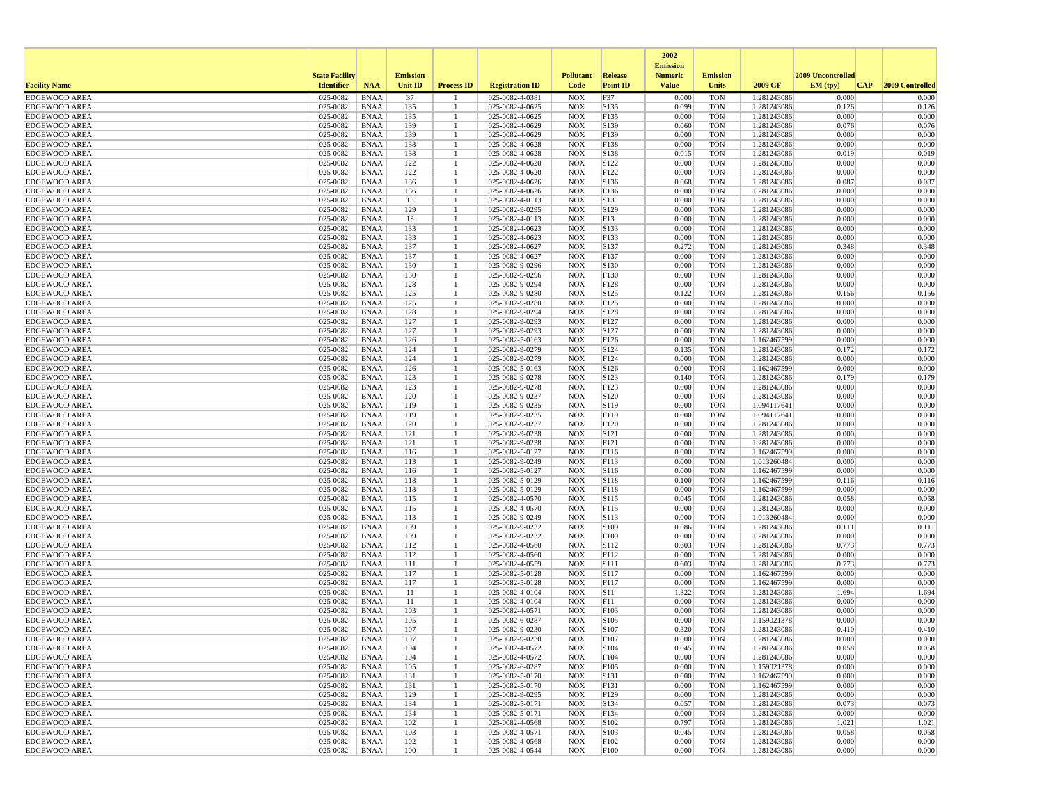| Facility Name | State Facility Identifier | NAA | Emission Unit ID | Process ID | Registration ID | Pollutant Code | Release Point ID | 2002 Emission Numeric Value | Emission Units | 2009 GF | 2009 Uncontrolled EM (tpy) | CAP | 2009 Controlled |
|---|---|---|---|---|---|---|---|---|---|---|---|---|---|
| EDGEWOOD AREA | 025-0082 | BNAA | 37 | 1 | 025-0082-4-0381 | NOX | F37 | 0.000 | TON | 1.281243086 | 0.000 | | 0.000 |
| EDGEWOOD AREA | 025-0082 | BNAA | 135 | 1 | 025-0082-4-0625 | NOX | S135 | 0.099 | TON | 1.281243086 | 0.126 | | 0.126 |
| EDGEWOOD AREA | 025-0082 | BNAA | 135 | 1 | 025-0082-4-0625 | NOX | F135 | 0.000 | TON | 1.281243086 | 0.000 | | 0.000 |
| EDGEWOOD AREA | 025-0082 | BNAA | 139 | 1 | 025-0082-4-0629 | NOX | S139 | 0.060 | TON | 1.281243086 | 0.076 | | 0.076 |
| EDGEWOOD AREA | 025-0082 | BNAA | 139 | 1 | 025-0082-4-0629 | NOX | F139 | 0.000 | TON | 1.281243086 | 0.000 | | 0.000 |
| EDGEWOOD AREA | 025-0082 | BNAA | 138 | 1 | 025-0082-4-0628 | NOX | F138 | 0.000 | TON | 1.281243086 | 0.000 | | 0.000 |
| EDGEWOOD AREA | 025-0082 | BNAA | 138 | 1 | 025-0082-4-0628 | NOX | S138 | 0.015 | TON | 1.281243086 | 0.019 | | 0.019 |
| EDGEWOOD AREA | 025-0082 | BNAA | 122 | 1 | 025-0082-4-0620 | NOX | S122 | 0.000 | TON | 1.281243086 | 0.000 | | 0.000 |
| EDGEWOOD AREA | 025-0082 | BNAA | 122 | 1 | 025-0082-4-0620 | NOX | F122 | 0.000 | TON | 1.281243086 | 0.000 | | 0.000 |
| EDGEWOOD AREA | 025-0082 | BNAA | 136 | 1 | 025-0082-4-0626 | NOX | S136 | 0.068 | TON | 1.281243086 | 0.087 | | 0.087 |
| EDGEWOOD AREA | 025-0082 | BNAA | 136 | 1 | 025-0082-4-0626 | NOX | F136 | 0.000 | TON | 1.281243086 | 0.000 | | 0.000 |
| EDGEWOOD AREA | 025-0082 | BNAA | 13 | 1 | 025-0082-4-0113 | NOX | S13 | 0.000 | TON | 1.281243086 | 0.000 | | 0.000 |
| EDGEWOOD AREA | 025-0082 | BNAA | 129 | 1 | 025-0082-9-0295 | NOX | S129 | 0.000 | TON | 1.281243086 | 0.000 | | 0.000 |
| EDGEWOOD AREA | 025-0082 | BNAA | 13 | 1 | 025-0082-4-0113 | NOX | F13 | 0.000 | TON | 1.281243086 | 0.000 | | 0.000 |
| EDGEWOOD AREA | 025-0082 | BNAA | 133 | 1 | 025-0082-4-0623 | NOX | S133 | 0.000 | TON | 1.281243086 | 0.000 | | 0.000 |
| EDGEWOOD AREA | 025-0082 | BNAA | 133 | 1 | 025-0082-4-0623 | NOX | F133 | 0.000 | TON | 1.281243086 | 0.000 | | 0.000 |
| EDGEWOOD AREA | 025-0082 | BNAA | 137 | 1 | 025-0082-4-0627 | NOX | S137 | 0.272 | TON | 1.281243086 | 0.348 | | 0.348 |
| EDGEWOOD AREA | 025-0082 | BNAA | 137 | 1 | 025-0082-4-0627 | NOX | F137 | 0.000 | TON | 1.281243086 | 0.000 | | 0.000 |
| EDGEWOOD AREA | 025-0082 | BNAA | 130 | 1 | 025-0082-9-0296 | NOX | S130 | 0.000 | TON | 1.281243086 | 0.000 | | 0.000 |
| EDGEWOOD AREA | 025-0082 | BNAA | 130 | 1 | 025-0082-9-0296 | NOX | F130 | 0.000 | TON | 1.281243086 | 0.000 | | 0.000 |
| EDGEWOOD AREA | 025-0082 | BNAA | 128 | 1 | 025-0082-9-0294 | NOX | F128 | 0.000 | TON | 1.281243086 | 0.000 | | 0.000 |
| EDGEWOOD AREA | 025-0082 | BNAA | 125 | 1 | 025-0082-9-0280 | NOX | S125 | 0.122 | TON | 1.281243086 | 0.156 | | 0.156 |
| EDGEWOOD AREA | 025-0082 | BNAA | 125 | 1 | 025-0082-9-0280 | NOX | F125 | 0.000 | TON | 1.281243086 | 0.000 | | 0.000 |
| EDGEWOOD AREA | 025-0082 | BNAA | 128 | 1 | 025-0082-9-0294 | NOX | S128 | 0.000 | TON | 1.281243086 | 0.000 | | 0.000 |
| EDGEWOOD AREA | 025-0082 | BNAA | 127 | 1 | 025-0082-9-0293 | NOX | F127 | 0.000 | TON | 1.281243086 | 0.000 | | 0.000 |
| EDGEWOOD AREA | 025-0082 | BNAA | 127 | 1 | 025-0082-9-0293 | NOX | S127 | 0.000 | TON | 1.281243086 | 0.000 | | 0.000 |
| EDGEWOOD AREA | 025-0082 | BNAA | 126 | 1 | 025-0082-5-0163 | NOX | F126 | 0.000 | TON | 1.162467599 | 0.000 | | 0.000 |
| EDGEWOOD AREA | 025-0082 | BNAA | 124 | 1 | 025-0082-9-0279 | NOX | S124 | 0.135 | TON | 1.281243086 | 0.172 | | 0.172 |
| EDGEWOOD AREA | 025-0082 | BNAA | 124 | 1 | 025-0082-9-0279 | NOX | F124 | 0.000 | TON | 1.281243086 | 0.000 | | 0.000 |
| EDGEWOOD AREA | 025-0082 | BNAA | 126 | 1 | 025-0082-5-0163 | NOX | S126 | 0.000 | TON | 1.162467599 | 0.000 | | 0.000 |
| EDGEWOOD AREA | 025-0082 | BNAA | 123 | 1 | 025-0082-9-0278 | NOX | S123 | 0.140 | TON | 1.281243086 | 0.179 | | 0.179 |
| EDGEWOOD AREA | 025-0082 | BNAA | 123 | 1 | 025-0082-9-0278 | NOX | F123 | 0.000 | TON | 1.281243086 | 0.000 | | 0.000 |
| EDGEWOOD AREA | 025-0082 | BNAA | 120 | 1 | 025-0082-9-0237 | NOX | S120 | 0.000 | TON | 1.281243086 | 0.000 | | 0.000 |
| EDGEWOOD AREA | 025-0082 | BNAA | 119 | 1 | 025-0082-9-0235 | NOX | S119 | 0.000 | TON | 1.094117641 | 0.000 | | 0.000 |
| EDGEWOOD AREA | 025-0082 | BNAA | 119 | 1 | 025-0082-9-0235 | NOX | F119 | 0.000 | TON | 1.094117641 | 0.000 | | 0.000 |
| EDGEWOOD AREA | 025-0082 | BNAA | 120 | 1 | 025-0082-9-0237 | NOX | F120 | 0.000 | TON | 1.281243086 | 0.000 | | 0.000 |
| EDGEWOOD AREA | 025-0082 | BNAA | 121 | 1 | 025-0082-9-0238 | NOX | S121 | 0.000 | TON | 1.281243086 | 0.000 | | 0.000 |
| EDGEWOOD AREA | 025-0082 | BNAA | 121 | 1 | 025-0082-9-0238 | NOX | F121 | 0.000 | TON | 1.281243086 | 0.000 | | 0.000 |
| EDGEWOOD AREA | 025-0082 | BNAA | 116 | 1 | 025-0082-5-0127 | NOX | F116 | 0.000 | TON | 1.162467599 | 0.000 | | 0.000 |
| EDGEWOOD AREA | 025-0082 | BNAA | 113 | 1 | 025-0082-9-0249 | NOX | F113 | 0.000 | TON | 1.013260484 | 0.000 | | 0.000 |
| EDGEWOOD AREA | 025-0082 | BNAA | 116 | 1 | 025-0082-5-0127 | NOX | S116 | 0.000 | TON | 1.162467599 | 0.000 | | 0.000 |
| EDGEWOOD AREA | 025-0082 | BNAA | 118 | 1 | 025-0082-5-0129 | NOX | S118 | 0.100 | TON | 1.162467599 | 0.116 | | 0.116 |
| EDGEWOOD AREA | 025-0082 | BNAA | 118 | 1 | 025-0082-5-0129 | NOX | F118 | 0.000 | TON | 1.162467599 | 0.000 | | 0.000 |
| EDGEWOOD AREA | 025-0082 | BNAA | 115 | 1 | 025-0082-4-0570 | NOX | S115 | 0.045 | TON | 1.281243086 | 0.058 | | 0.058 |
| EDGEWOOD AREA | 025-0082 | BNAA | 115 | 1 | 025-0082-4-0570 | NOX | F115 | 0.000 | TON | 1.281243086 | 0.000 | | 0.000 |
| EDGEWOOD AREA | 025-0082 | BNAA | 113 | 1 | 025-0082-9-0249 | NOX | S113 | 0.000 | TON | 1.013260484 | 0.000 | | 0.000 |
| EDGEWOOD AREA | 025-0082 | BNAA | 109 | 1 | 025-0082-9-0232 | NOX | S109 | 0.086 | TON | 1.281243086 | 0.111 | | 0.111 |
| EDGEWOOD AREA | 025-0082 | BNAA | 109 | 1 | 025-0082-9-0232 | NOX | F109 | 0.000 | TON | 1.281243086 | 0.000 | | 0.000 |
| EDGEWOOD AREA | 025-0082 | BNAA | 112 | 1 | 025-0082-4-0560 | NOX | S112 | 0.603 | TON | 1.281243086 | 0.773 | | 0.773 |
| EDGEWOOD AREA | 025-0082 | BNAA | 112 | 1 | 025-0082-4-0560 | NOX | F112 | 0.000 | TON | 1.281243086 | 0.000 | | 0.000 |
| EDGEWOOD AREA | 025-0082 | BNAA | 111 | 1 | 025-0082-4-0559 | NOX | S111 | 0.603 | TON | 1.281243086 | 0.773 | | 0.773 |
| EDGEWOOD AREA | 025-0082 | BNAA | 117 | 1 | 025-0082-5-0128 | NOX | S117 | 0.000 | TON | 1.162467599 | 0.000 | | 0.000 |
| EDGEWOOD AREA | 025-0082 | BNAA | 117 | 1 | 025-0082-5-0128 | NOX | F117 | 0.000 | TON | 1.162467599 | 0.000 | | 0.000 |
| EDGEWOOD AREA | 025-0082 | BNAA | 11 | 1 | 025-0082-4-0104 | NOX | S11 | 1.322 | TON | 1.281243086 | 1.694 | | 1.694 |
| EDGEWOOD AREA | 025-0082 | BNAA | 11 | 1 | 025-0082-4-0104 | NOX | F11 | 0.000 | TON | 1.281243086 | 0.000 | | 0.000 |
| EDGEWOOD AREA | 025-0082 | BNAA | 103 | 1 | 025-0082-4-0571 | NOX | F103 | 0.000 | TON | 1.281243086 | 0.000 | | 0.000 |
| EDGEWOOD AREA | 025-0082 | BNAA | 105 | 1 | 025-0082-6-0287 | NOX | S105 | 0.000 | TON | 1.159021378 | 0.000 | | 0.000 |
| EDGEWOOD AREA | 025-0082 | BNAA | 107 | 1 | 025-0082-9-0230 | NOX | S107 | 0.320 | TON | 1.281243086 | 0.410 | | 0.410 |
| EDGEWOOD AREA | 025-0082 | BNAA | 107 | 1 | 025-0082-9-0230 | NOX | F107 | 0.000 | TON | 1.281243086 | 0.000 | | 0.000 |
| EDGEWOOD AREA | 025-0082 | BNAA | 104 | 1 | 025-0082-4-0572 | NOX | S104 | 0.045 | TON | 1.281243086 | 0.058 | | 0.058 |
| EDGEWOOD AREA | 025-0082 | BNAA | 104 | 1 | 025-0082-4-0572 | NOX | F104 | 0.000 | TON | 1.281243086 | 0.000 | | 0.000 |
| EDGEWOOD AREA | 025-0082 | BNAA | 105 | 1 | 025-0082-6-0287 | NOX | F105 | 0.000 | TON | 1.159021378 | 0.000 | | 0.000 |
| EDGEWOOD AREA | 025-0082 | BNAA | 131 | 1 | 025-0082-5-0170 | NOX | S131 | 0.000 | TON | 1.162467599 | 0.000 | | 0.000 |
| EDGEWOOD AREA | 025-0082 | BNAA | 131 | 1 | 025-0082-5-0170 | NOX | F131 | 0.000 | TON | 1.162467599 | 0.000 | | 0.000 |
| EDGEWOOD AREA | 025-0082 | BNAA | 129 | 1 | 025-0082-9-0295 | NOX | F129 | 0.000 | TON | 1.281243086 | 0.000 | | 0.000 |
| EDGEWOOD AREA | 025-0082 | BNAA | 134 | 1 | 025-0082-5-0171 | NOX | S134 | 0.057 | TON | 1.281243086 | 0.073 | | 0.073 |
| EDGEWOOD AREA | 025-0082 | BNAA | 134 | 1 | 025-0082-5-0171 | NOX | F134 | 0.000 | TON | 1.281243086 | 0.000 | | 0.000 |
| EDGEWOOD AREA | 025-0082 | BNAA | 102 | 1 | 025-0082-4-0568 | NOX | S102 | 0.797 | TON | 1.281243086 | 1.021 | | 1.021 |
| EDGEWOOD AREA | 025-0082 | BNAA | 103 | 1 | 025-0082-4-0571 | NOX | S103 | 0.045 | TON | 1.281243086 | 0.058 | | 0.058 |
| EDGEWOOD AREA | 025-0082 | BNAA | 102 | 1 | 025-0082-4-0568 | NOX | F102 | 0.000 | TON | 1.281243086 | 0.000 | | 0.000 |
| EDGEWOOD AREA | 025-0082 | BNAA | 100 | 1 | 025-0082-4-0544 | NOX | F100 | 0.000 | TON | 1.281243086 | 0.000 | | 0.000 |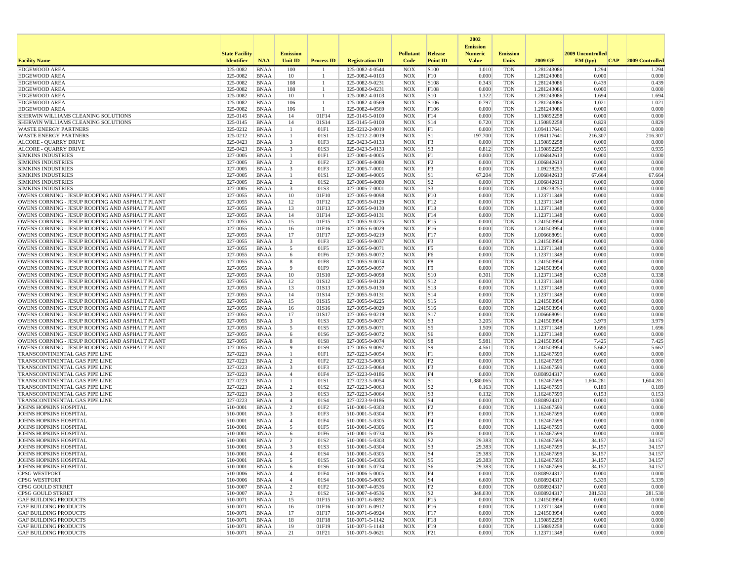| Facility Name | State Facility Identifier | NAA | Emission Unit ID | Process ID | Registration ID | Pollutant Code | Release Point ID | 2002 Emission Numeric Value | Emission Units | 2009 GF | 2009 Uncontrolled EM (tpy) | CAP | 2009 Controlled |
|---|---|---|---|---|---|---|---|---|---|---|---|---|---|
| EDGEWOOD AREA | 025-0082 | BNAA | 100 | 1 | 025-0082-4-0544 | NOX | S100 | 1.010 | TON | 1.281243086 | 1.294 | | 1.294 |
| EDGEWOOD AREA | 025-0082 | BNAA | 10 | 1 | 025-0082-4-0103 | NOX | F10 | 0.000 | TON | 1.281243086 | 0.000 | | 0.000 |
| EDGEWOOD AREA | 025-0082 | BNAA | 108 | 1 | 025-0082-9-0231 | NOX | S108 | 0.343 | TON | 1.281243086 | 0.439 | | 0.439 |
| EDGEWOOD AREA | 025-0082 | BNAA | 108 | 1 | 025-0082-9-0231 | NOX | F108 | 0.000 | TON | 1.281243086 | 0.000 | | 0.000 |
| EDGEWOOD AREA | 025-0082 | BNAA | 10 | 1 | 025-0082-4-0103 | NOX | S10 | 1.322 | TON | 1.281243086 | 1.694 | | 1.694 |
| EDGEWOOD AREA | 025-0082 | BNAA | 106 | 1 | 025-0082-4-0569 | NOX | S106 | 0.797 | TON | 1.281243086 | 1.021 | | 1.021 |
| EDGEWOOD AREA | 025-0082 | BNAA | 106 | 1 | 025-0082-4-0569 | NOX | F106 | 0.000 | TON | 1.281243086 | 0.000 | | 0.000 |
| SHERWIN WILLIAMS CLEANING SOLUTIONS | 025-0145 | BNAA | 14 | 01F14 | 025-0145-5-0100 | NOX | F14 | 0.000 | TON | 1.150892258 | 0.000 | | 0.000 |
| SHERWIN WILLIAMS CLEANING SOLUTIONS | 025-0145 | BNAA | 14 | 01S14 | 025-0145-5-0100 | NOX | S14 | 0.720 | TON | 1.150892258 | 0.829 | | 0.829 |
| WASTE ENERGY PARTNERS | 025-0212 | BNAA | 1 | 01F1 | 025-0212-2-0019 | NOX | F1 | 0.000 | TON | 1.094117641 | 0.000 | | 0.000 |
| WASTE ENERGY PARTNERS | 025-0212 | BNAA | 1 | 01S1 | 025-0212-2-0019 | NOX | S1 | 197.700 | TON | 1.094117641 | 216.307 | | 216.307 |
| ALCORE - QUARRY DRIVE | 025-0423 | BNAA | 3 | 01F3 | 025-0423-5-0133 | NOX | F3 | 0.000 | TON | 1.150892258 | 0.000 | | 0.000 |
| ALCORE - QUARRY DRIVE | 025-0423 | BNAA | 3 | 01S3 | 025-0423-5-0133 | NOX | S3 | 0.812 | TON | 1.150892258 | 0.935 | | 0.935 |
| SIMKINS INDUSTRIES | 027-0005 | BNAA | 1 | 01F1 | 027-0005-4-0005 | NOX | F1 | 0.000 | TON | 1.006842613 | 0.000 | | 0.000 |
| SIMKINS INDUSTRIES | 027-0005 | BNAA | 2 | 01F2 | 027-0005-4-0080 | NOX | F2 | 0.000 | TON | 1.006842613 | 0.000 | | 0.000 |
| SIMKINS INDUSTRIES | 027-0005 | BNAA | 3 | 01F3 | 027-0005-7-0001 | NOX | F3 | 0.000 | TON | 1.09238255 | 0.000 | | 0.000 |
| SIMKINS INDUSTRIES | 027-0005 | BNAA | 1 | 01S1 | 027-0005-4-0005 | NOX | S1 | 67.204 | TON | 1.006842613 | 67.664 | | 67.664 |
| SIMKINS INDUSTRIES | 027-0005 | BNAA | 2 | 01S2 | 027-0005-4-0080 | NOX | S2 | 0.000 | TON | 1.006842613 | 0.000 | | 0.000 |
| SIMKINS INDUSTRIES | 027-0005 | BNAA | 3 | 01S3 | 027-0005-7-0001 | NOX | S3 | 0.000 | TON | 1.09238255 | 0.000 | | 0.000 |
| OWENS CORNING - JESUP ROOFING AND ASPHALT PLANT | 027-0055 | BNAA | 10 | 01F10 | 027-0055-9-0098 | NOX | F10 | 0.000 | TON | 1.123711348 | 0.000 | | 0.000 |
| OWENS CORNING - JESUP ROOFING AND ASPHALT PLANT | 027-0055 | BNAA | 12 | 01F12 | 027-0055-9-0129 | NOX | F12 | 0.000 | TON | 1.123711348 | 0.000 | | 0.000 |
| OWENS CORNING - JESUP ROOFING AND ASPHALT PLANT | 027-0055 | BNAA | 13 | 01F13 | 027-0055-9-0130 | NOX | F13 | 0.000 | TON | 1.123711348 | 0.000 | | 0.000 |
| OWENS CORNING - JESUP ROOFING AND ASPHALT PLANT | 027-0055 | BNAA | 14 | 01F14 | 027-0055-9-0131 | NOX | F14 | 0.000 | TON | 1.123711348 | 0.000 | | 0.000 |
| OWENS CORNING - JESUP ROOFING AND ASPHALT PLANT | 027-0055 | BNAA | 15 | 01F15 | 027-0055-9-0225 | NOX | F15 | 0.000 | TON | 1.241503954 | 0.000 | | 0.000 |
| OWENS CORNING - JESUP ROOFING AND ASPHALT PLANT | 027-0055 | BNAA | 16 | 01F16 | 027-0055-6-0029 | NOX | F16 | 0.000 | TON | 1.241503954 | 0.000 | | 0.000 |
| OWENS CORNING - JESUP ROOFING AND ASPHALT PLANT | 027-0055 | BNAA | 17 | 01F17 | 027-0055-9-0219 | NOX | F17 | 0.000 | TON | 1.006668091 | 0.000 | | 0.000 |
| OWENS CORNING - JESUP ROOFING AND ASPHALT PLANT | 027-0055 | BNAA | 3 | 01F3 | 027-0055-9-0037 | NOX | F3 | 0.000 | TON | 1.241503954 | 0.000 | | 0.000 |
| OWENS CORNING - JESUP ROOFING AND ASPHALT PLANT | 027-0055 | BNAA | 5 | 01F5 | 027-0055-9-0071 | NOX | F5 | 0.000 | TON | 1.123711348 | 0.000 | | 0.000 |
| OWENS CORNING - JESUP ROOFING AND ASPHALT PLANT | 027-0055 | BNAA | 6 | 01F6 | 027-0055-9-0072 | NOX | F6 | 0.000 | TON | 1.123711348 | 0.000 | | 0.000 |
| OWENS CORNING - JESUP ROOFING AND ASPHALT PLANT | 027-0055 | BNAA | 8 | 01F8 | 027-0055-9-0074 | NOX | F8 | 0.000 | TON | 1.241503954 | 0.000 | | 0.000 |
| OWENS CORNING - JESUP ROOFING AND ASPHALT PLANT | 027-0055 | BNAA | 9 | 01F9 | 027-0055-9-0097 | NOX | F9 | 0.000 | TON | 1.241503954 | 0.000 | | 0.000 |
| OWENS CORNING - JESUP ROOFING AND ASPHALT PLANT | 027-0055 | BNAA | 10 | 01S10 | 027-0055-9-0098 | NOX | S10 | 0.301 | TON | 1.123711348 | 0.338 | | 0.338 |
| OWENS CORNING - JESUP ROOFING AND ASPHALT PLANT | 027-0055 | BNAA | 12 | 01S12 | 027-0055-9-0129 | NOX | S12 | 0.000 | TON | 1.123711348 | 0.000 | | 0.000 |
| OWENS CORNING - JESUP ROOFING AND ASPHALT PLANT | 027-0055 | BNAA | 13 | 01S13 | 027-0055-9-0130 | NOX | S13 | 0.000 | TON | 1.123711348 | 0.000 | | 0.000 |
| OWENS CORNING - JESUP ROOFING AND ASPHALT PLANT | 027-0055 | BNAA | 14 | 01S14 | 027-0055-9-0131 | NOX | S14 | 0.000 | TON | 1.123711348 | 0.000 | | 0.000 |
| OWENS CORNING - JESUP ROOFING AND ASPHALT PLANT | 027-0055 | BNAA | 15 | 01S15 | 027-0055-9-0225 | NOX | S15 | 0.000 | TON | 1.241503954 | 0.000 | | 0.000 |
| OWENS CORNING - JESUP ROOFING AND ASPHALT PLANT | 027-0055 | BNAA | 16 | 01S16 | 027-0055-6-0029 | NOX | S16 | 0.000 | TON | 1.241503954 | 0.000 | | 0.000 |
| OWENS CORNING - JESUP ROOFING AND ASPHALT PLANT | 027-0055 | BNAA | 17 | 01S17 | 027-0055-9-0219 | NOX | S17 | 0.000 | TON | 1.006668091 | 0.000 | | 0.000 |
| OWENS CORNING - JESUP ROOFING AND ASPHALT PLANT | 027-0055 | BNAA | 3 | 01S3 | 027-0055-9-0037 | NOX | S3 | 3.205 | TON | 1.241503954 | 3.979 | | 3.979 |
| OWENS CORNING - JESUP ROOFING AND ASPHALT PLANT | 027-0055 | BNAA | 5 | 01S5 | 027-0055-9-0071 | NOX | S5 | 1.509 | TON | 1.123711348 | 1.696 | | 1.696 |
| OWENS CORNING - JESUP ROOFING AND ASPHALT PLANT | 027-0055 | BNAA | 6 | 01S6 | 027-0055-9-0072 | NOX | S6 | 0.000 | TON | 1.123711348 | 0.000 | | 0.000 |
| OWENS CORNING - JESUP ROOFING AND ASPHALT PLANT | 027-0055 | BNAA | 8 | 01S8 | 027-0055-9-0074 | NOX | S8 | 5.981 | TON | 1.241503954 | 7.425 | | 7.425 |
| OWENS CORNING - JESUP ROOFING AND ASPHALT PLANT | 027-0055 | BNAA | 9 | 01S9 | 027-0055-9-0097 | NOX | S9 | 4.561 | TON | 1.241503954 | 5.662 | | 5.662 |
| TRANSCONTINENTAL GAS PIPE LINE | 027-0223 | BNAA | 1 | 01F1 | 027-0223-5-0054 | NOX | F1 | 0.000 | TON | 1.162467599 | 0.000 | | 0.000 |
| TRANSCONTINENTAL GAS PIPE LINE | 027-0223 | BNAA | 2 | 01F2 | 027-0223-5-0063 | NOX | F2 | 0.000 | TON | 1.162467599 | 0.000 | | 0.000 |
| TRANSCONTINENTAL GAS PIPE LINE | 027-0223 | BNAA | 3 | 01F3 | 027-0223-5-0064 | NOX | F3 | 0.000 | TON | 1.162467599 | 0.000 | | 0.000 |
| TRANSCONTINENTAL GAS PIPE LINE | 027-0223 | BNAA | 4 | 01F4 | 027-0223-9-0186 | NOX | F4 | 0.000 | TON | 0.808924317 | 0.000 | | 0.000 |
| TRANSCONTINENTAL GAS PIPE LINE | 027-0223 | BNAA | 1 | 01S1 | 027-0223-5-0054 | NOX | S1 | 1,380.065 | TON | 1.162467599 | 1,604.281 | | 1,604.281 |
| TRANSCONTINENTAL GAS PIPE LINE | 027-0223 | BNAA | 2 | 01S2 | 027-0223-5-0063 | NOX | S2 | 0.163 | TON | 1.162467599 | 0.189 | | 0.189 |
| TRANSCONTINENTAL GAS PIPE LINE | 027-0223 | BNAA | 3 | 01S3 | 027-0223-5-0064 | NOX | S3 | 0.132 | TON | 1.162467599 | 0.153 | | 0.153 |
| TRANSCONTINENTAL GAS PIPE LINE | 027-0223 | BNAA | 4 | 01S4 | 027-0223-9-0186 | NOX | S4 | 0.000 | TON | 0.808924317 | 0.000 | | 0.000 |
| JOHNS HOPKINS HOSPITAL | 510-0001 | BNAA | 2 | 01F2 | 510-0001-5-0303 | NOX | F2 | 0.000 | TON | 1.162467599 | 0.000 | | 0.000 |
| JOHNS HOPKINS HOSPITAL | 510-0001 | BNAA | 3 | 01F3 | 510-0001-5-0304 | NOX | F3 | 0.000 | TON | 1.162467599 | 0.000 | | 0.000 |
| JOHNS HOPKINS HOSPITAL | 510-0001 | BNAA | 4 | 01F4 | 510-0001-5-0305 | NOX | F4 | 0.000 | TON | 1.162467599 | 0.000 | | 0.000 |
| JOHNS HOPKINS HOSPITAL | 510-0001 | BNAA | 5 | 01F5 | 510-0001-5-0306 | NOX | F5 | 0.000 | TON | 1.162467599 | 0.000 | | 0.000 |
| JOHNS HOPKINS HOSPITAL | 510-0001 | BNAA | 6 | 01F6 | 510-0001-5-0734 | NOX | F6 | 0.000 | TON | 1.162467599 | 0.000 | | 0.000 |
| JOHNS HOPKINS HOSPITAL | 510-0001 | BNAA | 2 | 01S2 | 510-0001-5-0303 | NOX | S2 | 29.383 | TON | 1.162467599 | 34.157 | | 34.157 |
| JOHNS HOPKINS HOSPITAL | 510-0001 | BNAA | 3 | 01S3 | 510-0001-5-0304 | NOX | S3 | 29.383 | TON | 1.162467599 | 34.157 | | 34.157 |
| JOHNS HOPKINS HOSPITAL | 510-0001 | BNAA | 4 | 01S4 | 510-0001-5-0305 | NOX | S4 | 29.383 | TON | 1.162467599 | 34.157 | | 34.157 |
| JOHNS HOPKINS HOSPITAL | 510-0001 | BNAA | 5 | 01S5 | 510-0001-5-0306 | NOX | S5 | 29.383 | TON | 1.162467599 | 34.157 | | 34.157 |
| JOHNS HOPKINS HOSPITAL | 510-0001 | BNAA | 6 | 01S6 | 510-0001-5-0734 | NOX | S6 | 29.383 | TON | 1.162467599 | 34.157 | | 34.157 |
| CPSG WESTPORT | 510-0006 | BNAA | 4 | 01F4 | 510-0006-5-0005 | NOX | F4 | 0.000 | TON | 0.808924317 | 0.000 | | 0.000 |
| CPSG WESTPORT | 510-0006 | BNAA | 4 | 01S4 | 510-0006-5-0005 | NOX | S4 | 6.600 | TON | 0.808924317 | 5.339 | | 5.339 |
| CPSG GOULD STRRET | 510-0007 | BNAA | 2 | 01F2 | 510-0007-4-0536 | NOX | F2 | 0.000 | TON | 0.808924317 | 0.000 | | 0.000 |
| CPSG GOULD STRRET | 510-0007 | BNAA | 2 | 01S2 | 510-0007-4-0536 | NOX | S2 | 348.030 | TON | 0.808924317 | 281.530 | | 281.530 |
| GAF BUILDING PRODUCTS | 510-0071 | BNAA | 15 | 01F15 | 510-0071-6-0892 | NOX | F15 | 0.000 | TON | 1.241503954 | 0.000 | | 0.000 |
| GAF BUILDING PRODUCTS | 510-0071 | BNAA | 16 | 01F16 | 510-0071-6-0912 | NOX | F16 | 0.000 | TON | 1.123711348 | 0.000 | | 0.000 |
| GAF BUILDING PRODUCTS | 510-0071 | BNAA | 17 | 01F17 | 510-0071-6-0924 | NOX | F17 | 0.000 | TON | 1.241503954 | 0.000 | | 0.000 |
| GAF BUILDING PRODUCTS | 510-0071 | BNAA | 18 | 01F18 | 510-0071-5-1142 | NOX | F18 | 0.000 | TON | 1.150892258 | 0.000 | | 0.000 |
| GAF BUILDING PRODUCTS | 510-0071 | BNAA | 19 | 01F19 | 510-0071-5-1143 | NOX | F19 | 0.000 | TON | 1.150892258 | 0.000 | | 0.000 |
| GAF BUILDING PRODUCTS | 510-0071 | BNAA | 21 | 01F21 | 510-0071-9-0621 | NOX | F21 | 0.000 | TON | 1.123711348 | 0.000 | | 0.000 |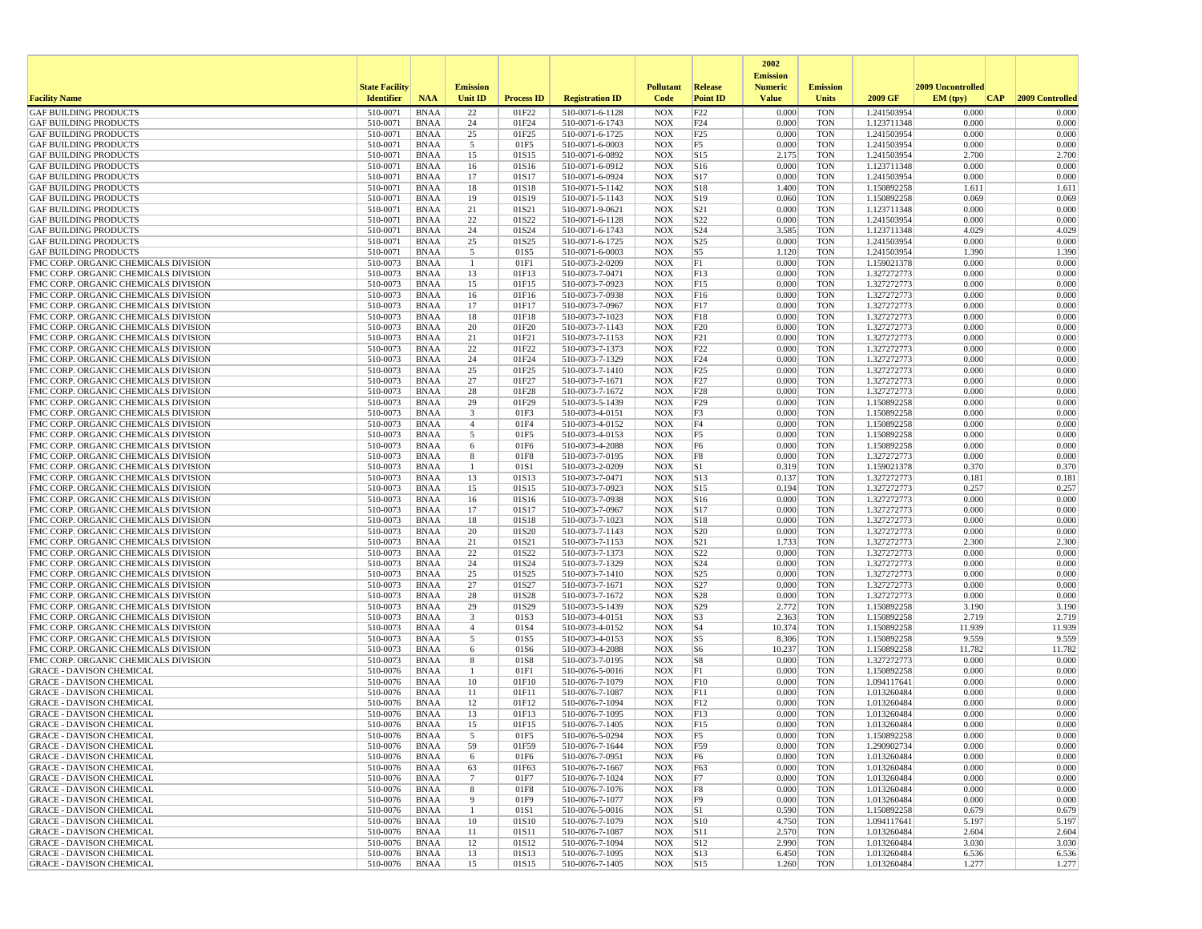| Facility Name | State Facility Identifier | NAA | Emission Unit ID | Process ID | Registration ID | Pollutant Code | Release Point ID | 2002 Emission Numeric Value | Emission Units | 2009 GF | 2009 Uncontrolled EM (tpy) | CAP | 2009 Controlled |
|---|---|---|---|---|---|---|---|---|---|---|---|---|---|
| GAF BUILDING PRODUCTS | 510-0071 | BNAA | 22 | 01F22 | 510-0071-6-1128 | NOX | F22 | 0.000 | TON | 1.241503954 | 0.000 | | 0.000 |
| GAF BUILDING PRODUCTS | 510-0071 | BNAA | 24 | 01F24 | 510-0071-6-1743 | NOX | F24 | 0.000 | TON | 1.123711348 | 0.000 | | 0.000 |
| GAF BUILDING PRODUCTS | 510-0071 | BNAA | 25 | 01F25 | 510-0071-6-1725 | NOX | F25 | 0.000 | TON | 1.241503954 | 0.000 | | 0.000 |
| GAF BUILDING PRODUCTS | 510-0071 | BNAA | 5 | 01F5 | 510-0071-6-0003 | NOX | F5 | 0.000 | TON | 1.241503954 | 0.000 | | 0.000 |
| GAF BUILDING PRODUCTS | 510-0071 | BNAA | 15 | 01S15 | 510-0071-6-0892 | NOX | S15 | 2.175 | TON | 1.241503954 | 2.700 | | 2.700 |
| GAF BUILDING PRODUCTS | 510-0071 | BNAA | 16 | 01S16 | 510-0071-6-0912 | NOX | S16 | 0.000 | TON | 1.123711348 | 0.000 | | 0.000 |
| GAF BUILDING PRODUCTS | 510-0071 | BNAA | 17 | 01S17 | 510-0071-6-0924 | NOX | S17 | 0.000 | TON | 1.241503954 | 0.000 | | 0.000 |
| GAF BUILDING PRODUCTS | 510-0071 | BNAA | 18 | 01S18 | 510-0071-5-1142 | NOX | S18 | 1.400 | TON | 1.150892258 | 1.611 | | 1.611 |
| GAF BUILDING PRODUCTS | 510-0071 | BNAA | 19 | 01S19 | 510-0071-5-1143 | NOX | S19 | 0.060 | TON | 1.150892258 | 0.069 | | 0.069 |
| GAF BUILDING PRODUCTS | 510-0071 | BNAA | 21 | 01S21 | 510-0071-9-0621 | NOX | S21 | 0.000 | TON | 1.123711348 | 0.000 | | 0.000 |
| GAF BUILDING PRODUCTS | 510-0071 | BNAA | 22 | 01S22 | 510-0071-6-1128 | NOX | S22 | 0.000 | TON | 1.241503954 | 0.000 | | 0.000 |
| GAF BUILDING PRODUCTS | 510-0071 | BNAA | 24 | 01S24 | 510-0071-6-1743 | NOX | S24 | 3.585 | TON | 1.123711348 | 4.029 | | 4.029 |
| GAF BUILDING PRODUCTS | 510-0071 | BNAA | 25 | 01S25 | 510-0071-6-1725 | NOX | S25 | 0.000 | TON | 1.241503954 | 0.000 | | 0.000 |
| GAF BUILDING PRODUCTS | 510-0071 | BNAA | 5 | 01S5 | 510-0071-6-0003 | NOX | S5 | 1.120 | TON | 1.241503954 | 1.390 | | 1.390 |
| FMC CORP. ORGANIC CHEMICALS DIVISION | 510-0073 | BNAA | 1 | 01F1 | 510-0073-2-0209 | NOX | F1 | 0.000 | TON | 1.159021378 | 0.000 | | 0.000 |
| FMC CORP. ORGANIC CHEMICALS DIVISION | 510-0073 | BNAA | 13 | 01F13 | 510-0073-7-0471 | NOX | F13 | 0.000 | TON | 1.327272773 | 0.000 | | 0.000 |
| FMC CORP. ORGANIC CHEMICALS DIVISION | 510-0073 | BNAA | 15 | 01F15 | 510-0073-7-0923 | NOX | F15 | 0.000 | TON | 1.327272773 | 0.000 | | 0.000 |
| FMC CORP. ORGANIC CHEMICALS DIVISION | 510-0073 | BNAA | 16 | 01F16 | 510-0073-7-0938 | NOX | F16 | 0.000 | TON | 1.327272773 | 0.000 | | 0.000 |
| FMC CORP. ORGANIC CHEMICALS DIVISION | 510-0073 | BNAA | 17 | 01F17 | 510-0073-7-0967 | NOX | F17 | 0.000 | TON | 1.327272773 | 0.000 | | 0.000 |
| FMC CORP. ORGANIC CHEMICALS DIVISION | 510-0073 | BNAA | 18 | 01F18 | 510-0073-7-1023 | NOX | F18 | 0.000 | TON | 1.327272773 | 0.000 | | 0.000 |
| FMC CORP. ORGANIC CHEMICALS DIVISION | 510-0073 | BNAA | 20 | 01F20 | 510-0073-7-1143 | NOX | F20 | 0.000 | TON | 1.327272773 | 0.000 | | 0.000 |
| FMC CORP. ORGANIC CHEMICALS DIVISION | 510-0073 | BNAA | 21 | 01F21 | 510-0073-7-1153 | NOX | F21 | 0.000 | TON | 1.327272773 | 0.000 | | 0.000 |
| FMC CORP. ORGANIC CHEMICALS DIVISION | 510-0073 | BNAA | 22 | 01F22 | 510-0073-7-1373 | NOX | F22 | 0.000 | TON | 1.327272773 | 0.000 | | 0.000 |
| FMC CORP. ORGANIC CHEMICALS DIVISION | 510-0073 | BNAA | 24 | 01F24 | 510-0073-7-1329 | NOX | F24 | 0.000 | TON | 1.327272773 | 0.000 | | 0.000 |
| FMC CORP. ORGANIC CHEMICALS DIVISION | 510-0073 | BNAA | 25 | 01F25 | 510-0073-7-1410 | NOX | F25 | 0.000 | TON | 1.327272773 | 0.000 | | 0.000 |
| FMC CORP. ORGANIC CHEMICALS DIVISION | 510-0073 | BNAA | 27 | 01F27 | 510-0073-7-1671 | NOX | F27 | 0.000 | TON | 1.327272773 | 0.000 | | 0.000 |
| FMC CORP. ORGANIC CHEMICALS DIVISION | 510-0073 | BNAA | 28 | 01F28 | 510-0073-7-1672 | NOX | F28 | 0.000 | TON | 1.327272773 | 0.000 | | 0.000 |
| FMC CORP. ORGANIC CHEMICALS DIVISION | 510-0073 | BNAA | 29 | 01F29 | 510-0073-5-1439 | NOX | F29 | 0.000 | TON | 1.150892258 | 0.000 | | 0.000 |
| FMC CORP. ORGANIC CHEMICALS DIVISION | 510-0073 | BNAA | 3 | 01F3 | 510-0073-4-0151 | NOX | F3 | 0.000 | TON | 1.150892258 | 0.000 | | 0.000 |
| FMC CORP. ORGANIC CHEMICALS DIVISION | 510-0073 | BNAA | 4 | 01F4 | 510-0073-4-0152 | NOX | F4 | 0.000 | TON | 1.150892258 | 0.000 | | 0.000 |
| FMC CORP. ORGANIC CHEMICALS DIVISION | 510-0073 | BNAA | 5 | 01F5 | 510-0073-4-0153 | NOX | F5 | 0.000 | TON | 1.150892258 | 0.000 | | 0.000 |
| FMC CORP. ORGANIC CHEMICALS DIVISION | 510-0073 | BNAA | 6 | 01F6 | 510-0073-4-2088 | NOX | F6 | 0.000 | TON | 1.150892258 | 0.000 | | 0.000 |
| FMC CORP. ORGANIC CHEMICALS DIVISION | 510-0073 | BNAA | 8 | 01F8 | 510-0073-7-0195 | NOX | F8 | 0.000 | TON | 1.327272773 | 0.000 | | 0.000 |
| FMC CORP. ORGANIC CHEMICALS DIVISION | 510-0073 | BNAA | 1 | 01S1 | 510-0073-2-0209 | NOX | S1 | 0.319 | TON | 1.159021378 | 0.370 | | 0.370 |
| FMC CORP. ORGANIC CHEMICALS DIVISION | 510-0073 | BNAA | 13 | 01S13 | 510-0073-7-0471 | NOX | S13 | 0.137 | TON | 1.327272773 | 0.181 | | 0.181 |
| FMC CORP. ORGANIC CHEMICALS DIVISION | 510-0073 | BNAA | 15 | 01S15 | 510-0073-7-0923 | NOX | S15 | 0.194 | TON | 1.327272773 | 0.257 | | 0.257 |
| FMC CORP. ORGANIC CHEMICALS DIVISION | 510-0073 | BNAA | 16 | 01S16 | 510-0073-7-0938 | NOX | S16 | 0.000 | TON | 1.327272773 | 0.000 | | 0.000 |
| FMC CORP. ORGANIC CHEMICALS DIVISION | 510-0073 | BNAA | 17 | 01S17 | 510-0073-7-0967 | NOX | S17 | 0.000 | TON | 1.327272773 | 0.000 | | 0.000 |
| FMC CORP. ORGANIC CHEMICALS DIVISION | 510-0073 | BNAA | 18 | 01S18 | 510-0073-7-1023 | NOX | S18 | 0.000 | TON | 1.327272773 | 0.000 | | 0.000 |
| FMC CORP. ORGANIC CHEMICALS DIVISION | 510-0073 | BNAA | 20 | 01S20 | 510-0073-7-1143 | NOX | S20 | 0.000 | TON | 1.327272773 | 0.000 | | 0.000 |
| FMC CORP. ORGANIC CHEMICALS DIVISION | 510-0073 | BNAA | 21 | 01S21 | 510-0073-7-1153 | NOX | S21 | 1.733 | TON | 1.327272773 | 2.300 | | 2.300 |
| FMC CORP. ORGANIC CHEMICALS DIVISION | 510-0073 | BNAA | 22 | 01S22 | 510-0073-7-1373 | NOX | S22 | 0.000 | TON | 1.327272773 | 0.000 | | 0.000 |
| FMC CORP. ORGANIC CHEMICALS DIVISION | 510-0073 | BNAA | 24 | 01S24 | 510-0073-7-1329 | NOX | S24 | 0.000 | TON | 1.327272773 | 0.000 | | 0.000 |
| FMC CORP. ORGANIC CHEMICALS DIVISION | 510-0073 | BNAA | 25 | 01S25 | 510-0073-7-1410 | NOX | S25 | 0.000 | TON | 1.327272773 | 0.000 | | 0.000 |
| FMC CORP. ORGANIC CHEMICALS DIVISION | 510-0073 | BNAA | 27 | 01S27 | 510-0073-7-1671 | NOX | S27 | 0.000 | TON | 1.327272773 | 0.000 | | 0.000 |
| FMC CORP. ORGANIC CHEMICALS DIVISION | 510-0073 | BNAA | 28 | 01S28 | 510-0073-7-1672 | NOX | S28 | 0.000 | TON | 1.327272773 | 0.000 | | 0.000 |
| FMC CORP. ORGANIC CHEMICALS DIVISION | 510-0073 | BNAA | 29 | 01S29 | 510-0073-5-1439 | NOX | S29 | 2.772 | TON | 1.150892258 | 3.190 | | 3.190 |
| FMC CORP. ORGANIC CHEMICALS DIVISION | 510-0073 | BNAA | 3 | 01S3 | 510-0073-4-0151 | NOX | S3 | 2.363 | TON | 1.150892258 | 2.719 | | 2.719 |
| FMC CORP. ORGANIC CHEMICALS DIVISION | 510-0073 | BNAA | 4 | 01S4 | 510-0073-4-0152 | NOX | S4 | 10.374 | TON | 1.150892258 | 11.939 | | 11.939 |
| FMC CORP. ORGANIC CHEMICALS DIVISION | 510-0073 | BNAA | 5 | 01S5 | 510-0073-4-0153 | NOX | S5 | 8.306 | TON | 1.150892258 | 9.559 | | 9.559 |
| FMC CORP. ORGANIC CHEMICALS DIVISION | 510-0073 | BNAA | 6 | 01S6 | 510-0073-4-2088 | NOX | S6 | 10.237 | TON | 1.150892258 | 11.782 | | 11.782 |
| FMC CORP. ORGANIC CHEMICALS DIVISION | 510-0073 | BNAA | 8 | 01S8 | 510-0073-7-0195 | NOX | S8 | 0.000 | TON | 1.327272773 | 0.000 | | 0.000 |
| GRACE - DAVISON CHEMICAL | 510-0076 | BNAA | 1 | 01F1 | 510-0076-5-0016 | NOX | F1 | 0.000 | TON | 1.150892258 | 0.000 | | 0.000 |
| GRACE - DAVISON CHEMICAL | 510-0076 | BNAA | 10 | 01F10 | 510-0076-7-1079 | NOX | F10 | 0.000 | TON | 1.094117641 | 0.000 | | 0.000 |
| GRACE - DAVISON CHEMICAL | 510-0076 | BNAA | 11 | 01F11 | 510-0076-7-1087 | NOX | F11 | 0.000 | TON | 1.013260484 | 0.000 | | 0.000 |
| GRACE - DAVISON CHEMICAL | 510-0076 | BNAA | 12 | 01F12 | 510-0076-7-1094 | NOX | F12 | 0.000 | TON | 1.013260484 | 0.000 | | 0.000 |
| GRACE - DAVISON CHEMICAL | 510-0076 | BNAA | 13 | 01F13 | 510-0076-7-1095 | NOX | F13 | 0.000 | TON | 1.013260484 | 0.000 | | 0.000 |
| GRACE - DAVISON CHEMICAL | 510-0076 | BNAA | 15 | 01F15 | 510-0076-7-1405 | NOX | F15 | 0.000 | TON | 1.013260484 | 0.000 | | 0.000 |
| GRACE - DAVISON CHEMICAL | 510-0076 | BNAA | 5 | 01F5 | 510-0076-5-0294 | NOX | F5 | 0.000 | TON | 1.150892258 | 0.000 | | 0.000 |
| GRACE - DAVISON CHEMICAL | 510-0076 | BNAA | 59 | 01F59 | 510-0076-7-1644 | NOX | F59 | 0.000 | TON | 1.290902734 | 0.000 | | 0.000 |
| GRACE - DAVISON CHEMICAL | 510-0076 | BNAA | 6 | 01F6 | 510-0076-7-0951 | NOX | F6 | 0.000 | TON | 1.013260484 | 0.000 | | 0.000 |
| GRACE - DAVISON CHEMICAL | 510-0076 | BNAA | 63 | 01F63 | 510-0076-7-1667 | NOX | F63 | 0.000 | TON | 1.013260484 | 0.000 | | 0.000 |
| GRACE - DAVISON CHEMICAL | 510-0076 | BNAA | 7 | 01F7 | 510-0076-7-1024 | NOX | F7 | 0.000 | TON | 1.013260484 | 0.000 | | 0.000 |
| GRACE - DAVISON CHEMICAL | 510-0076 | BNAA | 8 | 01F8 | 510-0076-7-1076 | NOX | F8 | 0.000 | TON | 1.013260484 | 0.000 | | 0.000 |
| GRACE - DAVISON CHEMICAL | 510-0076 | BNAA | 9 | 01F9 | 510-0076-7-1077 | NOX | F9 | 0.000 | TON | 1.013260484 | 0.000 | | 0.000 |
| GRACE - DAVISON CHEMICAL | 510-0076 | BNAA | 1 | 01S1 | 510-0076-5-0016 | NOX | S1 | 0.590 | TON | 1.150892258 | 0.679 | | 0.679 |
| GRACE - DAVISON CHEMICAL | 510-0076 | BNAA | 10 | 01S10 | 510-0076-7-1079 | NOX | S10 | 4.750 | TON | 1.094117641 | 5.197 | | 5.197 |
| GRACE - DAVISON CHEMICAL | 510-0076 | BNAA | 11 | 01S11 | 510-0076-7-1087 | NOX | S11 | 2.570 | TON | 1.013260484 | 2.604 | | 2.604 |
| GRACE - DAVISON CHEMICAL | 510-0076 | BNAA | 12 | 01S12 | 510-0076-7-1094 | NOX | S12 | 2.990 | TON | 1.013260484 | 3.030 | | 3.030 |
| GRACE - DAVISON CHEMICAL | 510-0076 | BNAA | 13 | 01S13 | 510-0076-7-1095 | NOX | S13 | 6.450 | TON | 1.013260484 | 6.536 | | 6.536 |
| GRACE - DAVISON CHEMICAL | 510-0076 | BNAA | 15 | 01S15 | 510-0076-7-1405 | NOX | S15 | 1.260 | TON | 1.013260484 | 1.277 | | 1.277 |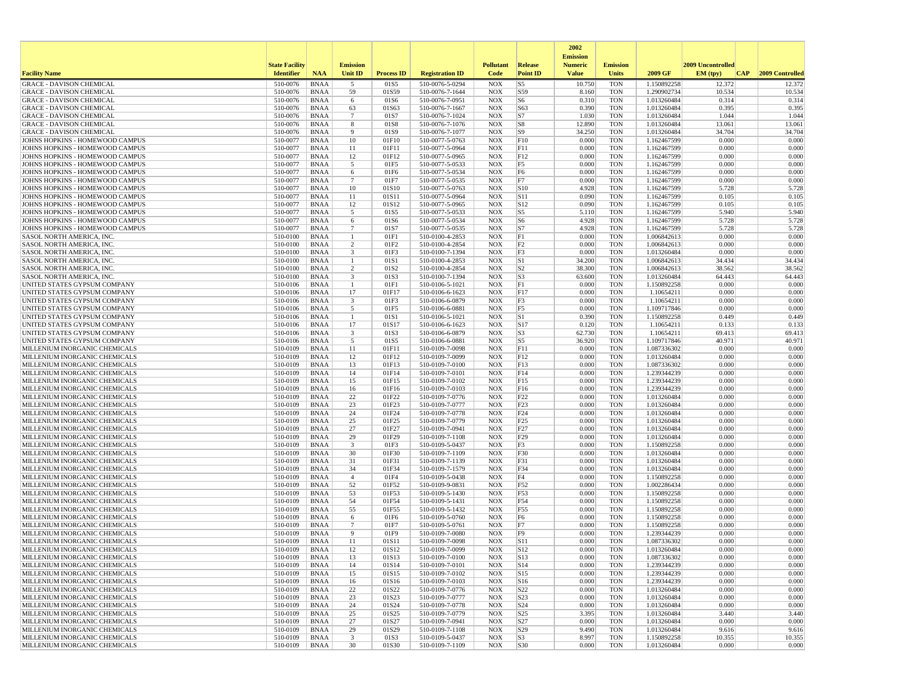| Facility Name | State Facility Identifier | NAA | Emission Unit ID | Process ID | Registration ID | Pollutant Code | Release Point ID | 2002 Emission Numeric Value | Emission Units | 2009 GF | 2009 Uncontrolled EM (tpy) | CAP | 2009 Controlled |
|---|---|---|---|---|---|---|---|---|---|---|---|---|---|
| GRACE - DAVISON CHEMICAL | 510-0076 | BNAA | 5 | 01S5 | 510-0076-5-0294 | NOX | S5 | 10.750 | TON | 1.150892258 | 12.372 | | 12.372 |
| GRACE - DAVISON CHEMICAL | 510-0076 | BNAA | 59 | 01S59 | 510-0076-7-1644 | NOX | S59 | 8.160 | TON | 1.290902734 | 10.534 | | 10.534 |
| GRACE - DAVISON CHEMICAL | 510-0076 | BNAA | 6 | 01S6 | 510-0076-7-0951 | NOX | S6 | 0.310 | TON | 1.013260484 | 0.314 | | 0.314 |
| GRACE - DAVISON CHEMICAL | 510-0076 | BNAA | 63 | 01S63 | 510-0076-7-1667 | NOX | S63 | 0.390 | TON | 1.013260484 | 0.395 | | 0.395 |
| GRACE - DAVISON CHEMICAL | 510-0076 | BNAA | 7 | 01S7 | 510-0076-7-1024 | NOX | S7 | 1.030 | TON | 1.013260484 | 1.044 | | 1.044 |
| GRACE - DAVISON CHEMICAL | 510-0076 | BNAA | 8 | 01S8 | 510-0076-7-1076 | NOX | S8 | 12.890 | TON | 1.013260484 | 13.061 | | 13.061 |
| GRACE - DAVISON CHEMICAL | 510-0076 | BNAA | 9 | 01S9 | 510-0076-7-1077 | NOX | S9 | 34.250 | TON | 1.013260484 | 34.704 | | 34.704 |
| JOHNS HOPKINS - HOMEWOOD CAMPUS | 510-0077 | BNAA | 10 | 01F10 | 510-0077-5-0763 | NOX | F10 | 0.000 | TON | 1.162467599 | 0.000 | | 0.000 |
| JOHNS HOPKINS - HOMEWOOD CAMPUS | 510-0077 | BNAA | 11 | 01F11 | 510-0077-5-0964 | NOX | F11 | 0.000 | TON | 1.162467599 | 0.000 | | 0.000 |
| JOHNS HOPKINS - HOMEWOOD CAMPUS | 510-0077 | BNAA | 12 | 01F12 | 510-0077-5-0965 | NOX | F12 | 0.000 | TON | 1.162467599 | 0.000 | | 0.000 |
| JOHNS HOPKINS - HOMEWOOD CAMPUS | 510-0077 | BNAA | 5 | 01F5 | 510-0077-5-0533 | NOX | F5 | 0.000 | TON | 1.162467599 | 0.000 | | 0.000 |
| JOHNS HOPKINS - HOMEWOOD CAMPUS | 510-0077 | BNAA | 6 | 01F6 | 510-0077-5-0534 | NOX | F6 | 0.000 | TON | 1.162467599 | 0.000 | | 0.000 |
| JOHNS HOPKINS - HOMEWOOD CAMPUS | 510-0077 | BNAA | 7 | 01F7 | 510-0077-5-0535 | NOX | F7 | 0.000 | TON | 1.162467599 | 0.000 | | 0.000 |
| JOHNS HOPKINS - HOMEWOOD CAMPUS | 510-0077 | BNAA | 10 | 01S10 | 510-0077-5-0763 | NOX | S10 | 4.928 | TON | 1.162467599 | 5.728 | | 5.728 |
| JOHNS HOPKINS - HOMEWOOD CAMPUS | 510-0077 | BNAA | 11 | 01S11 | 510-0077-5-0964 | NOX | S11 | 0.090 | TON | 1.162467599 | 0.105 | | 0.105 |
| JOHNS HOPKINS - HOMEWOOD CAMPUS | 510-0077 | BNAA | 12 | 01S12 | 510-0077-5-0965 | NOX | S12 | 0.090 | TON | 1.162467599 | 0.105 | | 0.105 |
| JOHNS HOPKINS - HOMEWOOD CAMPUS | 510-0077 | BNAA | 5 | 01S5 | 510-0077-5-0533 | NOX | S5 | 5.110 | TON | 1.162467599 | 5.940 | | 5.940 |
| JOHNS HOPKINS - HOMEWOOD CAMPUS | 510-0077 | BNAA | 6 | 01S6 | 510-0077-5-0534 | NOX | S6 | 4.928 | TON | 1.162467599 | 5.728 | | 5.728 |
| JOHNS HOPKINS - HOMEWOOD CAMPUS | 510-0077 | BNAA | 7 | 01S7 | 510-0077-5-0535 | NOX | S7 | 4.928 | TON | 1.162467599 | 5.728 | | 5.728 |
| SASOL NORTH AMERICA, INC. | 510-0100 | BNAA | 1 | 01F1 | 510-0100-4-2853 | NOX | F1 | 0.000 | TON | 1.006842613 | 0.000 | | 0.000 |
| SASOL NORTH AMERICA, INC. | 510-0100 | BNAA | 2 | 01F2 | 510-0100-4-2854 | NOX | F2 | 0.000 | TON | 1.006842613 | 0.000 | | 0.000 |
| SASOL NORTH AMERICA, INC. | 510-0100 | BNAA | 3 | 01F3 | 510-0100-7-1394 | NOX | F3 | 0.000 | TON | 1.013260484 | 0.000 | | 0.000 |
| SASOL NORTH AMERICA, INC. | 510-0100 | BNAA | 1 | 01S1 | 510-0100-4-2853 | NOX | S1 | 34.200 | TON | 1.006842613 | 34.434 | | 34.434 |
| SASOL NORTH AMERICA, INC. | 510-0100 | BNAA | 2 | 01S2 | 510-0100-4-2854 | NOX | S2 | 38.300 | TON | 1.006842613 | 38.562 | | 38.562 |
| SASOL NORTH AMERICA, INC. | 510-0100 | BNAA | 3 | 01S3 | 510-0100-7-1394 | NOX | S3 | 63.600 | TON | 1.013260484 | 64.443 | | 64.443 |
| UNITED STATES GYPSUM COMPANY | 510-0106 | BNAA | 1 | 01F1 | 510-0106-5-1021 | NOX | F1 | 0.000 | TON | 1.150892258 | 0.000 | | 0.000 |
| UNITED STATES GYPSUM COMPANY | 510-0106 | BNAA | 17 | 01F17 | 510-0106-6-1623 | NOX | F17 | 0.000 | TON | 1.10654211 | 0.000 | | 0.000 |
| UNITED STATES GYPSUM COMPANY | 510-0106 | BNAA | 3 | 01F3 | 510-0106-6-0879 | NOX | F3 | 0.000 | TON | 1.10654211 | 0.000 | | 0.000 |
| UNITED STATES GYPSUM COMPANY | 510-0106 | BNAA | 5 | 01F5 | 510-0106-6-0881 | NOX | F5 | 0.000 | TON | 1.109717846 | 0.000 | | 0.000 |
| UNITED STATES GYPSUM COMPANY | 510-0106 | BNAA | 1 | 01S1 | 510-0106-5-1021 | NOX | S1 | 0.390 | TON | 1.150892258 | 0.449 | | 0.449 |
| UNITED STATES GYPSUM COMPANY | 510-0106 | BNAA | 17 | 01S17 | 510-0106-6-1623 | NOX | S17 | 0.120 | TON | 1.10654211 | 0.133 | | 0.133 |
| UNITED STATES GYPSUM COMPANY | 510-0106 | BNAA | 3 | 01S3 | 510-0106-6-0879 | NOX | S3 | 62.730 | TON | 1.10654211 | 69.413 | | 69.413 |
| UNITED STATES GYPSUM COMPANY | 510-0106 | BNAA | 5 | 01S5 | 510-0106-6-0881 | NOX | S5 | 36.920 | TON | 1.109717846 | 40.971 | | 40.971 |
| MILLENIUM INORGANIC CHEMICALS | 510-0109 | BNAA | 11 | 01F11 | 510-0109-7-0098 | NOX | F11 | 0.000 | TON | 1.087336302 | 0.000 | | 0.000 |
| MILLENIUM INORGANIC CHEMICALS | 510-0109 | BNAA | 12 | 01F12 | 510-0109-7-0099 | NOX | F12 | 0.000 | TON | 1.013260484 | 0.000 | | 0.000 |
| MILLENIUM INORGANIC CHEMICALS | 510-0109 | BNAA | 13 | 01F13 | 510-0109-7-0100 | NOX | F13 | 0.000 | TON | 1.087336302 | 0.000 | | 0.000 |
| MILLENIUM INORGANIC CHEMICALS | 510-0109 | BNAA | 14 | 01F14 | 510-0109-7-0101 | NOX | F14 | 0.000 | TON | 1.239344239 | 0.000 | | 0.000 |
| MILLENIUM INORGANIC CHEMICALS | 510-0109 | BNAA | 15 | 01F15 | 510-0109-7-0102 | NOX | F15 | 0.000 | TON | 1.239344239 | 0.000 | | 0.000 |
| MILLENIUM INORGANIC CHEMICALS | 510-0109 | BNAA | 16 | 01F16 | 510-0109-7-0103 | NOX | F16 | 0.000 | TON | 1.239344239 | 0.000 | | 0.000 |
| MILLENIUM INORGANIC CHEMICALS | 510-0109 | BNAA | 22 | 01F22 | 510-0109-7-0776 | NOX | F22 | 0.000 | TON | 1.013260484 | 0.000 | | 0.000 |
| MILLENIUM INORGANIC CHEMICALS | 510-0109 | BNAA | 23 | 01F23 | 510-0109-7-0777 | NOX | F23 | 0.000 | TON | 1.013260484 | 0.000 | | 0.000 |
| MILLENIUM INORGANIC CHEMICALS | 510-0109 | BNAA | 24 | 01F24 | 510-0109-7-0778 | NOX | F24 | 0.000 | TON | 1.013260484 | 0.000 | | 0.000 |
| MILLENIUM INORGANIC CHEMICALS | 510-0109 | BNAA | 25 | 01F25 | 510-0109-7-0779 | NOX | F25 | 0.000 | TON | 1.013260484 | 0.000 | | 0.000 |
| MILLENIUM INORGANIC CHEMICALS | 510-0109 | BNAA | 27 | 01F27 | 510-0109-7-0941 | NOX | F27 | 0.000 | TON | 1.013260484 | 0.000 | | 0.000 |
| MILLENIUM INORGANIC CHEMICALS | 510-0109 | BNAA | 29 | 01F29 | 510-0109-7-1108 | NOX | F29 | 0.000 | TON | 1.013260484 | 0.000 | | 0.000 |
| MILLENIUM INORGANIC CHEMICALS | 510-0109 | BNAA | 3 | 01F3 | 510-0109-5-0437 | NOX | F3 | 0.000 | TON | 1.150892258 | 0.000 | | 0.000 |
| MILLENIUM INORGANIC CHEMICALS | 510-0109 | BNAA | 30 | 01F30 | 510-0109-7-1109 | NOX | F30 | 0.000 | TON | 1.013260484 | 0.000 | | 0.000 |
| MILLENIUM INORGANIC CHEMICALS | 510-0109 | BNAA | 31 | 01F31 | 510-0109-7-1139 | NOX | F31 | 0.000 | TON | 1.013260484 | 0.000 | | 0.000 |
| MILLENIUM INORGANIC CHEMICALS | 510-0109 | BNAA | 34 | 01F34 | 510-0109-7-1579 | NOX | F34 | 0.000 | TON | 1.013260484 | 0.000 | | 0.000 |
| MILLENIUM INORGANIC CHEMICALS | 510-0109 | BNAA | 4 | 01F4 | 510-0109-5-0438 | NOX | F4 | 0.000 | TON | 1.150892258 | 0.000 | | 0.000 |
| MILLENIUM INORGANIC CHEMICALS | 510-0109 | BNAA | 52 | 01F52 | 510-0109-9-0831 | NOX | F52 | 0.000 | TON | 1.002286434 | 0.000 | | 0.000 |
| MILLENIUM INORGANIC CHEMICALS | 510-0109 | BNAA | 53 | 01F53 | 510-0109-5-1430 | NOX | F53 | 0.000 | TON | 1.150892258 | 0.000 | | 0.000 |
| MILLENIUM INORGANIC CHEMICALS | 510-0109 | BNAA | 54 | 01F54 | 510-0109-5-1431 | NOX | F54 | 0.000 | TON | 1.150892258 | 0.000 | | 0.000 |
| MILLENIUM INORGANIC CHEMICALS | 510-0109 | BNAA | 55 | 01F55 | 510-0109-5-1432 | NOX | F55 | 0.000 | TON | 1.150892258 | 0.000 | | 0.000 |
| MILLENIUM INORGANIC CHEMICALS | 510-0109 | BNAA | 6 | 01F6 | 510-0109-5-0760 | NOX | F6 | 0.000 | TON | 1.150892258 | 0.000 | | 0.000 |
| MILLENIUM INORGANIC CHEMICALS | 510-0109 | BNAA | 7 | 01F7 | 510-0109-5-0761 | NOX | F7 | 0.000 | TON | 1.150892258 | 0.000 | | 0.000 |
| MILLENIUM INORGANIC CHEMICALS | 510-0109 | BNAA | 9 | 01F9 | 510-0109-7-0080 | NOX | F9 | 0.000 | TON | 1.239344239 | 0.000 | | 0.000 |
| MILLENIUM INORGANIC CHEMICALS | 510-0109 | BNAA | 11 | 01S11 | 510-0109-7-0098 | NOX | S11 | 0.000 | TON | 1.087336302 | 0.000 | | 0.000 |
| MILLENIUM INORGANIC CHEMICALS | 510-0109 | BNAA | 12 | 01S12 | 510-0109-7-0099 | NOX | S12 | 0.000 | TON | 1.013260484 | 0.000 | | 0.000 |
| MILLENIUM INORGANIC CHEMICALS | 510-0109 | BNAA | 13 | 01S13 | 510-0109-7-0100 | NOX | S13 | 0.000 | TON | 1.087336302 | 0.000 | | 0.000 |
| MILLENIUM INORGANIC CHEMICALS | 510-0109 | BNAA | 14 | 01S14 | 510-0109-7-0101 | NOX | S14 | 0.000 | TON | 1.239344239 | 0.000 | | 0.000 |
| MILLENIUM INORGANIC CHEMICALS | 510-0109 | BNAA | 15 | 01S15 | 510-0109-7-0102 | NOX | S15 | 0.000 | TON | 1.239344239 | 0.000 | | 0.000 |
| MILLENIUM INORGANIC CHEMICALS | 510-0109 | BNAA | 16 | 01S16 | 510-0109-7-0103 | NOX | S16 | 0.000 | TON | 1.239344239 | 0.000 | | 0.000 |
| MILLENIUM INORGANIC CHEMICALS | 510-0109 | BNAA | 22 | 01S22 | 510-0109-7-0776 | NOX | S22 | 0.000 | TON | 1.013260484 | 0.000 | | 0.000 |
| MILLENIUM INORGANIC CHEMICALS | 510-0109 | BNAA | 23 | 01S23 | 510-0109-7-0777 | NOX | S23 | 0.000 | TON | 1.013260484 | 0.000 | | 0.000 |
| MILLENIUM INORGANIC CHEMICALS | 510-0109 | BNAA | 24 | 01S24 | 510-0109-7-0778 | NOX | S24 | 0.000 | TON | 1.013260484 | 0.000 | | 0.000 |
| MILLENIUM INORGANIC CHEMICALS | 510-0109 | BNAA | 25 | 01S25 | 510-0109-7-0779 | NOX | S25 | 3.395 | TON | 1.013260484 | 3.440 | | 3.440 |
| MILLENIUM INORGANIC CHEMICALS | 510-0109 | BNAA | 27 | 01S27 | 510-0109-7-0941 | NOX | S27 | 0.000 | TON | 1.013260484 | 0.000 | | 0.000 |
| MILLENIUM INORGANIC CHEMICALS | 510-0109 | BNAA | 29 | 01S29 | 510-0109-7-1108 | NOX | S29 | 9.490 | TON | 1.013260484 | 9.616 | | 9.616 |
| MILLENIUM INORGANIC CHEMICALS | 510-0109 | BNAA | 3 | 01S3 | 510-0109-5-0437 | NOX | S3 | 8.997 | TON | 1.150892258 | 10.355 | | 10.355 |
| MILLENIUM INORGANIC CHEMICALS | 510-0109 | BNAA | 30 | 01S30 | 510-0109-7-1109 | NOX | S30 | 0.000 | TON | 1.013260484 | 0.000 | | 0.000 |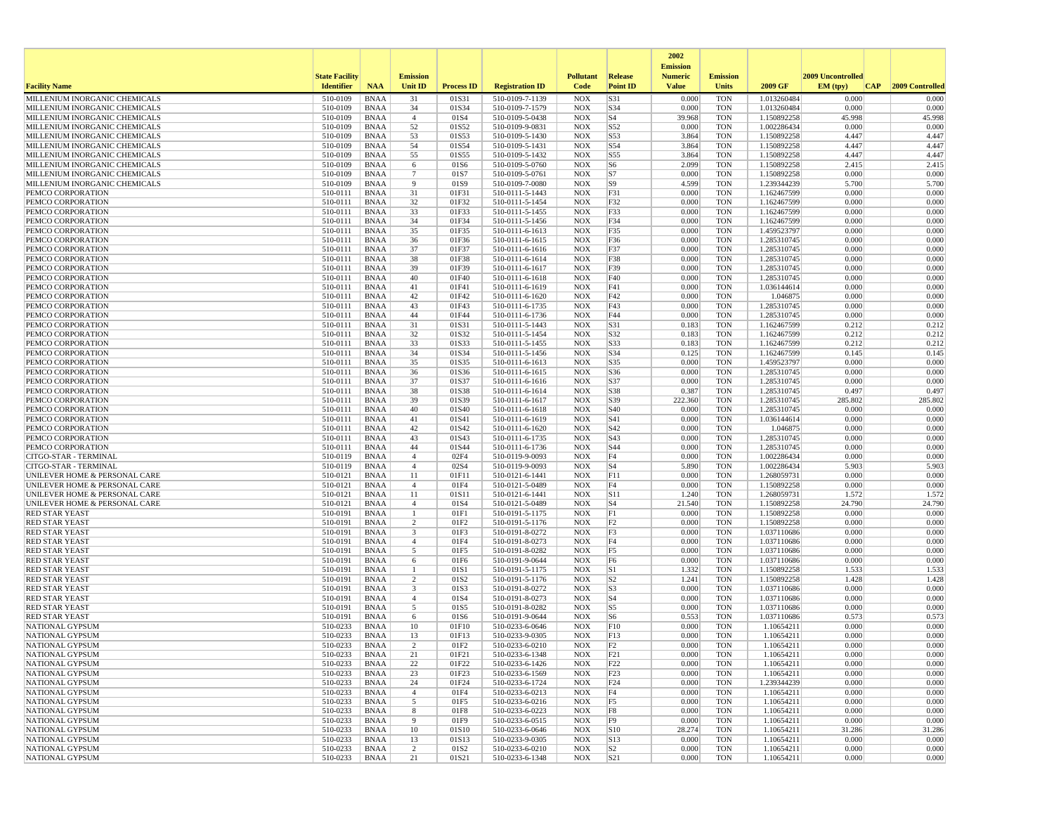| Facility Name | State Facility Identifier | NAA | Emission Unit ID | Process ID | Registration ID | Pollutant Code | Release Point ID | 2002 Emission Numeric Value | Emission Units | 2009 GF | 2009 Uncontrolled EM (tpy) | CAP | 2009 Controlled |
|---|---|---|---|---|---|---|---|---|---|---|---|---|---|
| MILLENIUM INORGANIC CHEMICALS | 510-0109 | BNAA | 31 | 01S31 | 510-0109-7-1139 | NOX | S31 | 0.000 | TON | 1.013260484 | 0.000 | | 0.000 |
| MILLENIUM INORGANIC CHEMICALS | 510-0109 | BNAA | 34 | 01S34 | 510-0109-7-1579 | NOX | S34 | 0.000 | TON | 1.013260484 | 0.000 | | 0.000 |
| MILLENIUM INORGANIC CHEMICALS | 510-0109 | BNAA | 4 | 01S4 | 510-0109-5-0438 | NOX | S4 | 39.968 | TON | 1.150892258 | 45.998 | | 45.998 |
| MILLENIUM INORGANIC CHEMICALS | 510-0109 | BNAA | 52 | 01S52 | 510-0109-9-0831 | NOX | S52 | 0.000 | TON | 1.002286434 | 0.000 | | 0.000 |
| MILLENIUM INORGANIC CHEMICALS | 510-0109 | BNAA | 53 | 01S53 | 510-0109-5-1430 | NOX | S53 | 3.864 | TON | 1.150892258 | 4.447 | | 4.447 |
| MILLENIUM INORGANIC CHEMICALS | 510-0109 | BNAA | 54 | 01S54 | 510-0109-5-1431 | NOX | S54 | 3.864 | TON | 1.150892258 | 4.447 | | 4.447 |
| MILLENIUM INORGANIC CHEMICALS | 510-0109 | BNAA | 55 | 01S55 | 510-0109-5-1432 | NOX | S55 | 3.864 | TON | 1.150892258 | 4.447 | | 4.447 |
| MILLENIUM INORGANIC CHEMICALS | 510-0109 | BNAA | 6 | 01S6 | 510-0109-5-0760 | NOX | S6 | 2.099 | TON | 1.150892258 | 2.415 | | 2.415 |
| MILLENIUM INORGANIC CHEMICALS | 510-0109 | BNAA | 7 | 01S7 | 510-0109-5-0761 | NOX | S7 | 0.000 | TON | 1.150892258 | 0.000 | | 0.000 |
| MILLENIUM INORGANIC CHEMICALS | 510-0109 | BNAA | 9 | 01S9 | 510-0109-7-0080 | NOX | S9 | 4.599 | TON | 1.239344239 | 5.700 | | 5.700 |
| PEMCO CORPORATION | 510-0111 | BNAA | 31 | 01F31 | 510-0111-5-1443 | NOX | F31 | 0.000 | TON | 1.162467599 | 0.000 | | 0.000 |
| PEMCO CORPORATION | 510-0111 | BNAA | 32 | 01F32 | 510-0111-5-1454 | NOX | F32 | 0.000 | TON | 1.162467599 | 0.000 | | 0.000 |
| PEMCO CORPORATION | 510-0111 | BNAA | 33 | 01F33 | 510-0111-5-1455 | NOX | F33 | 0.000 | TON | 1.162467599 | 0.000 | | 0.000 |
| PEMCO CORPORATION | 510-0111 | BNAA | 34 | 01F34 | 510-0111-5-1456 | NOX | F34 | 0.000 | TON | 1.162467599 | 0.000 | | 0.000 |
| PEMCO CORPORATION | 510-0111 | BNAA | 35 | 01F35 | 510-0111-6-1613 | NOX | F35 | 0.000 | TON | 1.459523797 | 0.000 | | 0.000 |
| PEMCO CORPORATION | 510-0111 | BNAA | 36 | 01F36 | 510-0111-6-1615 | NOX | F36 | 0.000 | TON | 1.285310745 | 0.000 | | 0.000 |
| PEMCO CORPORATION | 510-0111 | BNAA | 37 | 01F37 | 510-0111-6-1616 | NOX | F37 | 0.000 | TON | 1.285310745 | 0.000 | | 0.000 |
| PEMCO CORPORATION | 510-0111 | BNAA | 38 | 01F38 | 510-0111-6-1614 | NOX | F38 | 0.000 | TON | 1.285310745 | 0.000 | | 0.000 |
| PEMCO CORPORATION | 510-0111 | BNAA | 39 | 01F39 | 510-0111-6-1617 | NOX | F39 | 0.000 | TON | 1.285310745 | 0.000 | | 0.000 |
| PEMCO CORPORATION | 510-0111 | BNAA | 40 | 01F40 | 510-0111-6-1618 | NOX | F40 | 0.000 | TON | 1.285310745 | 0.000 | | 0.000 |
| PEMCO CORPORATION | 510-0111 | BNAA | 41 | 01F41 | 510-0111-6-1619 | NOX | F41 | 0.000 | TON | 1.036144614 | 0.000 | | 0.000 |
| PEMCO CORPORATION | 510-0111 | BNAA | 42 | 01F42 | 510-0111-6-1620 | NOX | F42 | 0.000 | TON | 1.046875 | 0.000 | | 0.000 |
| PEMCO CORPORATION | 510-0111 | BNAA | 43 | 01F43 | 510-0111-6-1735 | NOX | F43 | 0.000 | TON | 1.285310745 | 0.000 | | 0.000 |
| PEMCO CORPORATION | 510-0111 | BNAA | 44 | 01F44 | 510-0111-6-1736 | NOX | F44 | 0.000 | TON | 1.285310745 | 0.000 | | 0.000 |
| PEMCO CORPORATION | 510-0111 | BNAA | 31 | 01S31 | 510-0111-5-1443 | NOX | S31 | 0.183 | TON | 1.162467599 | 0.212 | | 0.212 |
| PEMCO CORPORATION | 510-0111 | BNAA | 32 | 01S32 | 510-0111-5-1454 | NOX | S32 | 0.183 | TON | 1.162467599 | 0.212 | | 0.212 |
| PEMCO CORPORATION | 510-0111 | BNAA | 33 | 01S33 | 510-0111-5-1455 | NOX | S33 | 0.183 | TON | 1.162467599 | 0.212 | | 0.212 |
| PEMCO CORPORATION | 510-0111 | BNAA | 34 | 01S34 | 510-0111-5-1456 | NOX | S34 | 0.125 | TON | 1.162467599 | 0.145 | | 0.145 |
| PEMCO CORPORATION | 510-0111 | BNAA | 35 | 01S35 | 510-0111-6-1613 | NOX | S35 | 0.000 | TON | 1.459523797 | 0.000 | | 0.000 |
| PEMCO CORPORATION | 510-0111 | BNAA | 36 | 01S36 | 510-0111-6-1615 | NOX | S36 | 0.000 | TON | 1.285310745 | 0.000 | | 0.000 |
| PEMCO CORPORATION | 510-0111 | BNAA | 37 | 01S37 | 510-0111-6-1616 | NOX | S37 | 0.000 | TON | 1.285310745 | 0.000 | | 0.000 |
| PEMCO CORPORATION | 510-0111 | BNAA | 38 | 01S38 | 510-0111-6-1614 | NOX | S38 | 0.387 | TON | 1.285310745 | 0.497 | | 0.497 |
| PEMCO CORPORATION | 510-0111 | BNAA | 39 | 01S39 | 510-0111-6-1617 | NOX | S39 | 222.360 | TON | 1.285310745 | 285.802 | | 285.802 |
| PEMCO CORPORATION | 510-0111 | BNAA | 40 | 01S40 | 510-0111-6-1618 | NOX | S40 | 0.000 | TON | 1.285310745 | 0.000 | | 0.000 |
| PEMCO CORPORATION | 510-0111 | BNAA | 41 | 01S41 | 510-0111-6-1619 | NOX | S41 | 0.000 | TON | 1.036144614 | 0.000 | | 0.000 |
| PEMCO CORPORATION | 510-0111 | BNAA | 42 | 01S42 | 510-0111-6-1620 | NOX | S42 | 0.000 | TON | 1.046875 | 0.000 | | 0.000 |
| PEMCO CORPORATION | 510-0111 | BNAA | 43 | 01S43 | 510-0111-6-1735 | NOX | S43 | 0.000 | TON | 1.285310745 | 0.000 | | 0.000 |
| PEMCO CORPORATION | 510-0111 | BNAA | 44 | 01S44 | 510-0111-6-1736 | NOX | S44 | 0.000 | TON | 1.285310745 | 0.000 | | 0.000 |
| CITGO-STAR - TERMINAL | 510-0119 | BNAA | 4 | 02F4 | 510-0119-9-0093 | NOX | F4 | 0.000 | TON | 1.002286434 | 0.000 | | 0.000 |
| CITGO-STAR - TERMINAL | 510-0119 | BNAA | 4 | 02S4 | 510-0119-9-0093 | NOX | S4 | 5.890 | TON | 1.002286434 | 5.903 | | 5.903 |
| UNILEVER HOME & PERSONAL CARE | 510-0121 | BNAA | 11 | 01F11 | 510-0121-6-1441 | NOX | F11 | 0.000 | TON | 1.268059731 | 0.000 | | 0.000 |
| UNILEVER HOME & PERSONAL CARE | 510-0121 | BNAA | 4 | 01F4 | 510-0121-5-0489 | NOX | F4 | 0.000 | TON | 1.150892258 | 0.000 | | 0.000 |
| UNILEVER HOME & PERSONAL CARE | 510-0121 | BNAA | 11 | 01S11 | 510-0121-6-1441 | NOX | S11 | 1.240 | TON | 1.268059731 | 1.572 | | 1.572 |
| UNILEVER HOME & PERSONAL CARE | 510-0121 | BNAA | 4 | 01S4 | 510-0121-5-0489 | NOX | S4 | 21.540 | TON | 1.150892258 | 24.790 | | 24.790 |
| RED STAR YEAST | 510-0191 | BNAA | 1 | 01F1 | 510-0191-5-1175 | NOX | F1 | 0.000 | TON | 1.150892258 | 0.000 | | 0.000 |
| RED STAR YEAST | 510-0191 | BNAA | 2 | 01F2 | 510-0191-5-1176 | NOX | F2 | 0.000 | TON | 1.150892258 | 0.000 | | 0.000 |
| RED STAR YEAST | 510-0191 | BNAA | 3 | 01F3 | 510-0191-8-0272 | NOX | F3 | 0.000 | TON | 1.037110686 | 0.000 | | 0.000 |
| RED STAR YEAST | 510-0191 | BNAA | 4 | 01F4 | 510-0191-8-0273 | NOX | F4 | 0.000 | TON | 1.037110686 | 0.000 | | 0.000 |
| RED STAR YEAST | 510-0191 | BNAA | 5 | 01F5 | 510-0191-8-0282 | NOX | F5 | 0.000 | TON | 1.037110686 | 0.000 | | 0.000 |
| RED STAR YEAST | 510-0191 | BNAA | 6 | 01F6 | 510-0191-9-0644 | NOX | F6 | 0.000 | TON | 1.037110686 | 0.000 | | 0.000 |
| RED STAR YEAST | 510-0191 | BNAA | 1 | 01S1 | 510-0191-5-1175 | NOX | S1 | 1.332 | TON | 1.150892258 | 1.533 | | 1.533 |
| RED STAR YEAST | 510-0191 | BNAA | 2 | 01S2 | 510-0191-5-1176 | NOX | S2 | 1.241 | TON | 1.150892258 | 1.428 | | 1.428 |
| RED STAR YEAST | 510-0191 | BNAA | 3 | 01S3 | 510-0191-8-0272 | NOX | S3 | 0.000 | TON | 1.037110686 | 0.000 | | 0.000 |
| RED STAR YEAST | 510-0191 | BNAA | 4 | 01S4 | 510-0191-8-0273 | NOX | S4 | 0.000 | TON | 1.037110686 | 0.000 | | 0.000 |
| RED STAR YEAST | 510-0191 | BNAA | 5 | 01S5 | 510-0191-8-0282 | NOX | S5 | 0.000 | TON | 1.037110686 | 0.000 | | 0.000 |
| RED STAR YEAST | 510-0191 | BNAA | 6 | 01S6 | 510-0191-9-0644 | NOX | S6 | 0.553 | TON | 1.037110686 | 0.573 | | 0.573 |
| NATIONAL GYPSUM | 510-0233 | BNAA | 10 | 01F10 | 510-0233-6-0646 | NOX | F10 | 0.000 | TON | 1.10654211 | 0.000 | | 0.000 |
| NATIONAL GYPSUM | 510-0233 | BNAA | 13 | 01F13 | 510-0233-9-0305 | NOX | F13 | 0.000 | TON | 1.10654211 | 0.000 | | 0.000 |
| NATIONAL GYPSUM | 510-0233 | BNAA | 2 | 01F2 | 510-0233-6-0210 | NOX | F2 | 0.000 | TON | 1.10654211 | 0.000 | | 0.000 |
| NATIONAL GYPSUM | 510-0233 | BNAA | 21 | 01F21 | 510-0233-6-1348 | NOX | F21 | 0.000 | TON | 1.10654211 | 0.000 | | 0.000 |
| NATIONAL GYPSUM | 510-0233 | BNAA | 22 | 01F22 | 510-0233-6-1426 | NOX | F22 | 0.000 | TON | 1.10654211 | 0.000 | | 0.000 |
| NATIONAL GYPSUM | 510-0233 | BNAA | 23 | 01F23 | 510-0233-6-1569 | NOX | F23 | 0.000 | TON | 1.10654211 | 0.000 | | 0.000 |
| NATIONAL GYPSUM | 510-0233 | BNAA | 24 | 01F24 | 510-0233-6-1724 | NOX | F24 | 0.000 | TON | 1.239344239 | 0.000 | | 0.000 |
| NATIONAL GYPSUM | 510-0233 | BNAA | 4 | 01F4 | 510-0233-6-0213 | NOX | F4 | 0.000 | TON | 1.10654211 | 0.000 | | 0.000 |
| NATIONAL GYPSUM | 510-0233 | BNAA | 5 | 01F5 | 510-0233-6-0216 | NOX | F5 | 0.000 | TON | 1.10654211 | 0.000 | | 0.000 |
| NATIONAL GYPSUM | 510-0233 | BNAA | 8 | 01F8 | 510-0233-6-0223 | NOX | F8 | 0.000 | TON | 1.10654211 | 0.000 | | 0.000 |
| NATIONAL GYPSUM | 510-0233 | BNAA | 9 | 01F9 | 510-0233-6-0515 | NOX | F9 | 0.000 | TON | 1.10654211 | 0.000 | | 0.000 |
| NATIONAL GYPSUM | 510-0233 | BNAA | 10 | 01S10 | 510-0233-6-0646 | NOX | S10 | 28.274 | TON | 1.10654211 | 31.286 | | 31.286 |
| NATIONAL GYPSUM | 510-0233 | BNAA | 13 | 01S13 | 510-0233-9-0305 | NOX | S13 | 0.000 | TON | 1.10654211 | 0.000 | | 0.000 |
| NATIONAL GYPSUM | 510-0233 | BNAA | 2 | 01S2 | 510-0233-6-0210 | NOX | S2 | 0.000 | TON | 1.10654211 | 0.000 | | 0.000 |
| NATIONAL GYPSUM | 510-0233 | BNAA | 21 | 01S21 | 510-0233-6-1348 | NOX | S21 | 0.000 | TON | 1.10654211 | 0.000 | | 0.000 |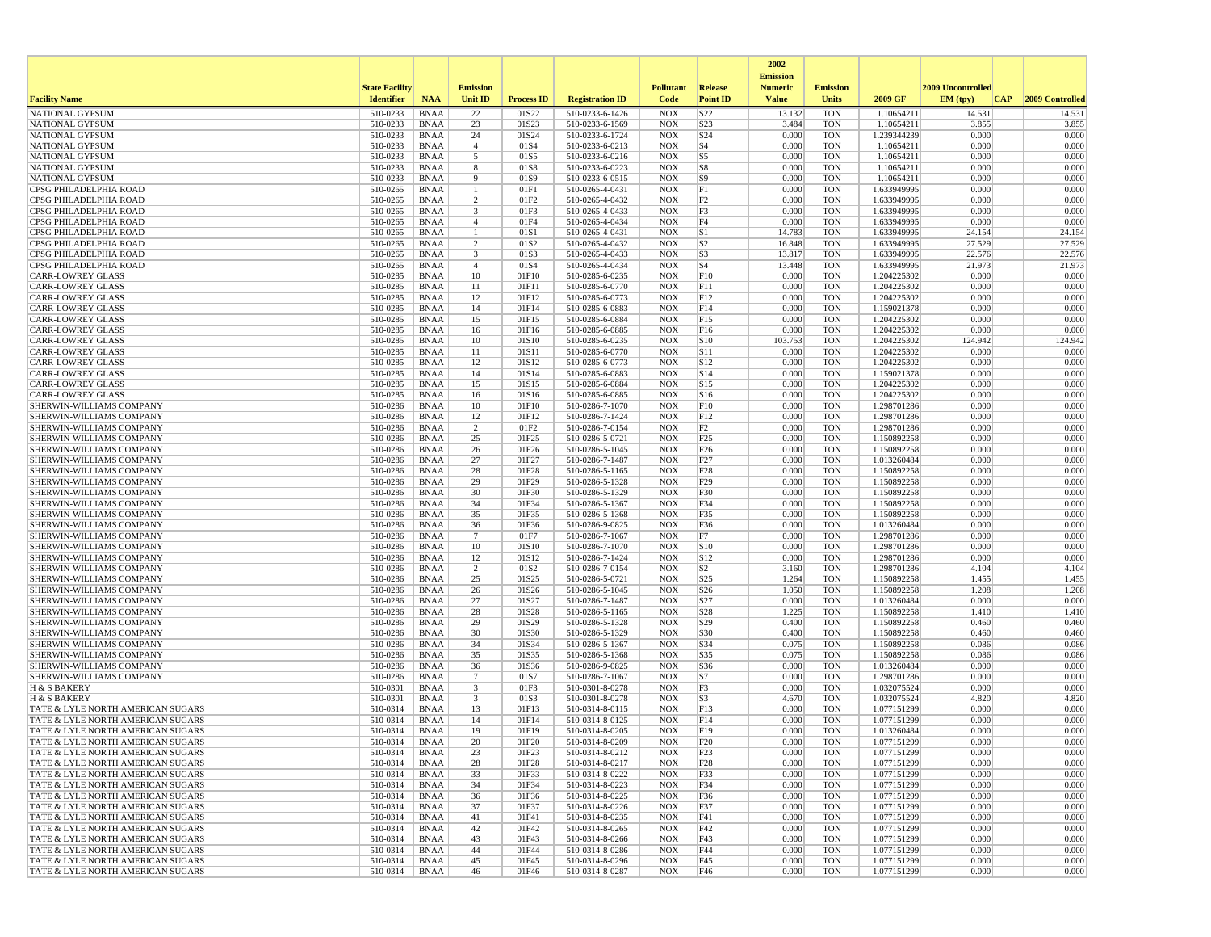| Facility Name | State Facility Identifier | NAA | Emission Unit ID | Process ID | Registration ID | Pollutant Code | Release Point ID | 2002 Emission Numeric Value | Emission Units | 2009 GF | 2009 Uncontrolled EM (tpy) | CAP | 2009 Controlled |
|---|---|---|---|---|---|---|---|---|---|---|---|---|---|
| NATIONAL GYPSUM | 510-0233 | BNAA | 22 | 01S22 | 510-0233-6-1426 | NOX | S22 | 13.132 | TON | 1.10654211 | 14.531 | | 14.531 |
| NATIONAL GYPSUM | 510-0233 | BNAA | 23 | 01S23 | 510-0233-6-1569 | NOX | S23 | 3.484 | TON | 1.10654211 | 3.855 | | 3.855 |
| NATIONAL GYPSUM | 510-0233 | BNAA | 24 | 01S24 | 510-0233-6-1724 | NOX | S24 | 0.000 | TON | 1.239344239 | 0.000 | | 0.000 |
| NATIONAL GYPSUM | 510-0233 | BNAA | 4 | 01S4 | 510-0233-6-0213 | NOX | S4 | 0.000 | TON | 1.10654211 | 0.000 | | 0.000 |
| NATIONAL GYPSUM | 510-0233 | BNAA | 5 | 01S5 | 510-0233-6-0216 | NOX | S5 | 0.000 | TON | 1.10654211 | 0.000 | | 0.000 |
| NATIONAL GYPSUM | 510-0233 | BNAA | 8 | 01S8 | 510-0233-6-0223 | NOX | S8 | 0.000 | TON | 1.10654211 | 0.000 | | 0.000 |
| NATIONAL GYPSUM | 510-0233 | BNAA | 9 | 01S9 | 510-0233-6-0515 | NOX | S9 | 0.000 | TON | 1.10654211 | 0.000 | | 0.000 |
| CPSG PHILADELPHIA ROAD | 510-0265 | BNAA | 1 | 01F1 | 510-0265-4-0431 | NOX | F1 | 0.000 | TON | 1.633949995 | 0.000 | | 0.000 |
| CPSG PHILADELPHIA ROAD | 510-0265 | BNAA | 2 | 01F2 | 510-0265-4-0432 | NOX | F2 | 0.000 | TON | 1.633949995 | 0.000 | | 0.000 |
| CPSG PHILADELPHIA ROAD | 510-0265 | BNAA | 3 | 01F3 | 510-0265-4-0433 | NOX | F3 | 0.000 | TON | 1.633949995 | 0.000 | | 0.000 |
| CPSG PHILADELPHIA ROAD | 510-0265 | BNAA | 4 | 01F4 | 510-0265-4-0434 | NOX | F4 | 0.000 | TON | 1.633949995 | 0.000 | | 0.000 |
| CPSG PHILADELPHIA ROAD | 510-0265 | BNAA | 1 | 01S1 | 510-0265-4-0431 | NOX | S1 | 14.783 | TON | 1.633949995 | 24.154 | | 24.154 |
| CPSG PHILADELPHIA ROAD | 510-0265 | BNAA | 2 | 01S2 | 510-0265-4-0432 | NOX | S2 | 16.848 | TON | 1.633949995 | 27.529 | | 27.529 |
| CPSG PHILADELPHIA ROAD | 510-0265 | BNAA | 3 | 01S3 | 510-0265-4-0433 | NOX | S3 | 13.817 | TON | 1.633949995 | 22.576 | | 22.576 |
| CPSG PHILADELPHIA ROAD | 510-0265 | BNAA | 4 | 01S4 | 510-0265-4-0434 | NOX | S4 | 13.448 | TON | 1.633949995 | 21.973 | | 21.973 |
| CARR-LOWREY GLASS | 510-0285 | BNAA | 10 | 01F10 | 510-0285-6-0235 | NOX | F10 | 0.000 | TON | 1.204225302 | 0.000 | | 0.000 |
| CARR-LOWREY GLASS | 510-0285 | BNAA | 11 | 01F11 | 510-0285-6-0770 | NOX | F11 | 0.000 | TON | 1.204225302 | 0.000 | | 0.000 |
| CARR-LOWREY GLASS | 510-0285 | BNAA | 12 | 01F12 | 510-0285-6-0773 | NOX | F12 | 0.000 | TON | 1.204225302 | 0.000 | | 0.000 |
| CARR-LOWREY GLASS | 510-0285 | BNAA | 14 | 01F14 | 510-0285-6-0883 | NOX | F14 | 0.000 | TON | 1.159021378 | 0.000 | | 0.000 |
| CARR-LOWREY GLASS | 510-0285 | BNAA | 15 | 01F15 | 510-0285-6-0884 | NOX | F15 | 0.000 | TON | 1.204225302 | 0.000 | | 0.000 |
| CARR-LOWREY GLASS | 510-0285 | BNAA | 16 | 01F16 | 510-0285-6-0885 | NOX | F16 | 0.000 | TON | 1.204225302 | 0.000 | | 0.000 |
| CARR-LOWREY GLASS | 510-0285 | BNAA | 10 | 01S10 | 510-0285-6-0235 | NOX | S10 | 103.753 | TON | 1.204225302 | 124.942 | | 124.942 |
| CARR-LOWREY GLASS | 510-0285 | BNAA | 11 | 01S11 | 510-0285-6-0770 | NOX | S11 | 0.000 | TON | 1.204225302 | 0.000 | | 0.000 |
| CARR-LOWREY GLASS | 510-0285 | BNAA | 12 | 01S12 | 510-0285-6-0773 | NOX | S12 | 0.000 | TON | 1.204225302 | 0.000 | | 0.000 |
| CARR-LOWREY GLASS | 510-0285 | BNAA | 14 | 01S14 | 510-0285-6-0883 | NOX | S14 | 0.000 | TON | 1.159021378 | 0.000 | | 0.000 |
| CARR-LOWREY GLASS | 510-0285 | BNAA | 15 | 01S15 | 510-0285-6-0884 | NOX | S15 | 0.000 | TON | 1.204225302 | 0.000 | | 0.000 |
| CARR-LOWREY GLASS | 510-0285 | BNAA | 16 | 01S16 | 510-0285-6-0885 | NOX | S16 | 0.000 | TON | 1.204225302 | 0.000 | | 0.000 |
| SHERWIN-WILLIAMS COMPANY | 510-0286 | BNAA | 10 | 01F10 | 510-0286-7-1070 | NOX | F10 | 0.000 | TON | 1.298701286 | 0.000 | | 0.000 |
| SHERWIN-WILLIAMS COMPANY | 510-0286 | BNAA | 12 | 01F12 | 510-0286-7-1424 | NOX | F12 | 0.000 | TON | 1.298701286 | 0.000 | | 0.000 |
| SHERWIN-WILLIAMS COMPANY | 510-0286 | BNAA | 2 | 01F2 | 510-0286-7-0154 | NOX | F2 | 0.000 | TON | 1.298701286 | 0.000 | | 0.000 |
| SHERWIN-WILLIAMS COMPANY | 510-0286 | BNAA | 25 | 01F25 | 510-0286-5-0721 | NOX | F25 | 0.000 | TON | 1.150892258 | 0.000 | | 0.000 |
| SHERWIN-WILLIAMS COMPANY | 510-0286 | BNAA | 26 | 01F26 | 510-0286-5-1045 | NOX | F26 | 0.000 | TON | 1.150892258 | 0.000 | | 0.000 |
| SHERWIN-WILLIAMS COMPANY | 510-0286 | BNAA | 27 | 01F27 | 510-0286-7-1487 | NOX | F27 | 0.000 | TON | 1.013260484 | 0.000 | | 0.000 |
| SHERWIN-WILLIAMS COMPANY | 510-0286 | BNAA | 28 | 01F28 | 510-0286-5-1165 | NOX | F28 | 0.000 | TON | 1.150892258 | 0.000 | | 0.000 |
| SHERWIN-WILLIAMS COMPANY | 510-0286 | BNAA | 29 | 01F29 | 510-0286-5-1328 | NOX | F29 | 0.000 | TON | 1.150892258 | 0.000 | | 0.000 |
| SHERWIN-WILLIAMS COMPANY | 510-0286 | BNAA | 30 | 01F30 | 510-0286-5-1329 | NOX | F30 | 0.000 | TON | 1.150892258 | 0.000 | | 0.000 |
| SHERWIN-WILLIAMS COMPANY | 510-0286 | BNAA | 34 | 01F34 | 510-0286-5-1367 | NOX | F34 | 0.000 | TON | 1.150892258 | 0.000 | | 0.000 |
| SHERWIN-WILLIAMS COMPANY | 510-0286 | BNAA | 35 | 01F35 | 510-0286-5-1368 | NOX | F35 | 0.000 | TON | 1.150892258 | 0.000 | | 0.000 |
| SHERWIN-WILLIAMS COMPANY | 510-0286 | BNAA | 36 | 01F36 | 510-0286-9-0825 | NOX | F36 | 0.000 | TON | 1.013260484 | 0.000 | | 0.000 |
| SHERWIN-WILLIAMS COMPANY | 510-0286 | BNAA | 7 | 01F7 | 510-0286-7-1067 | NOX | F7 | 0.000 | TON | 1.298701286 | 0.000 | | 0.000 |
| SHERWIN-WILLIAMS COMPANY | 510-0286 | BNAA | 10 | 01S10 | 510-0286-7-1070 | NOX | S10 | 0.000 | TON | 1.298701286 | 0.000 | | 0.000 |
| SHERWIN-WILLIAMS COMPANY | 510-0286 | BNAA | 12 | 01S12 | 510-0286-7-1424 | NOX | S12 | 0.000 | TON | 1.298701286 | 0.000 | | 0.000 |
| SHERWIN-WILLIAMS COMPANY | 510-0286 | BNAA | 2 | 01S2 | 510-0286-7-0154 | NOX | S2 | 3.160 | TON | 1.298701286 | 4.104 | | 4.104 |
| SHERWIN-WILLIAMS COMPANY | 510-0286 | BNAA | 25 | 01S25 | 510-0286-5-0721 | NOX | S25 | 1.264 | TON | 1.150892258 | 1.455 | | 1.455 |
| SHERWIN-WILLIAMS COMPANY | 510-0286 | BNAA | 26 | 01S26 | 510-0286-5-1045 | NOX | S26 | 1.050 | TON | 1.150892258 | 1.208 | | 1.208 |
| SHERWIN-WILLIAMS COMPANY | 510-0286 | BNAA | 27 | 01S27 | 510-0286-7-1487 | NOX | S27 | 0.000 | TON | 1.013260484 | 0.000 | | 0.000 |
| SHERWIN-WILLIAMS COMPANY | 510-0286 | BNAA | 28 | 01S28 | 510-0286-5-1165 | NOX | S28 | 1.225 | TON | 1.150892258 | 1.410 | | 1.410 |
| SHERWIN-WILLIAMS COMPANY | 510-0286 | BNAA | 29 | 01S29 | 510-0286-5-1328 | NOX | S29 | 0.400 | TON | 1.150892258 | 0.460 | | 0.460 |
| SHERWIN-WILLIAMS COMPANY | 510-0286 | BNAA | 30 | 01S30 | 510-0286-5-1329 | NOX | S30 | 0.400 | TON | 1.150892258 | 0.460 | | 0.460 |
| SHERWIN-WILLIAMS COMPANY | 510-0286 | BNAA | 34 | 01S34 | 510-0286-5-1367 | NOX | S34 | 0.075 | TON | 1.150892258 | 0.086 | | 0.086 |
| SHERWIN-WILLIAMS COMPANY | 510-0286 | BNAA | 35 | 01S35 | 510-0286-5-1368 | NOX | S35 | 0.075 | TON | 1.150892258 | 0.086 | | 0.086 |
| SHERWIN-WILLIAMS COMPANY | 510-0286 | BNAA | 36 | 01S36 | 510-0286-9-0825 | NOX | S36 | 0.000 | TON | 1.013260484 | 0.000 | | 0.000 |
| SHERWIN-WILLIAMS COMPANY | 510-0286 | BNAA | 7 | 01S7 | 510-0286-7-1067 | NOX | S7 | 0.000 | TON | 1.298701286 | 0.000 | | 0.000 |
| H & S BAKERY | 510-0301 | BNAA | 3 | 01F3 | 510-0301-8-0278 | NOX | F3 | 0.000 | TON | 1.032075524 | 0.000 | | 0.000 |
| H & S BAKERY | 510-0301 | BNAA | 3 | 01S3 | 510-0301-8-0278 | NOX | S3 | 4.670 | TON | 1.032075524 | 4.820 | | 4.820 |
| TATE & LYLE NORTH AMERICAN SUGARS | 510-0314 | BNAA | 13 | 01F13 | 510-0314-8-0115 | NOX | F13 | 0.000 | TON | 1.077151299 | 0.000 | | 0.000 |
| TATE & LYLE NORTH AMERICAN SUGARS | 510-0314 | BNAA | 14 | 01F14 | 510-0314-8-0125 | NOX | F14 | 0.000 | TON | 1.077151299 | 0.000 | | 0.000 |
| TATE & LYLE NORTH AMERICAN SUGARS | 510-0314 | BNAA | 19 | 01F19 | 510-0314-8-0205 | NOX | F19 | 0.000 | TON | 1.013260484 | 0.000 | | 0.000 |
| TATE & LYLE NORTH AMERICAN SUGARS | 510-0314 | BNAA | 20 | 01F20 | 510-0314-8-0209 | NOX | F20 | 0.000 | TON | 1.077151299 | 0.000 | | 0.000 |
| TATE & LYLE NORTH AMERICAN SUGARS | 510-0314 | BNAA | 23 | 01F23 | 510-0314-8-0212 | NOX | F23 | 0.000 | TON | 1.077151299 | 0.000 | | 0.000 |
| TATE & LYLE NORTH AMERICAN SUGARS | 510-0314 | BNAA | 28 | 01F28 | 510-0314-8-0217 | NOX | F28 | 0.000 | TON | 1.077151299 | 0.000 | | 0.000 |
| TATE & LYLE NORTH AMERICAN SUGARS | 510-0314 | BNAA | 33 | 01F33 | 510-0314-8-0222 | NOX | F33 | 0.000 | TON | 1.077151299 | 0.000 | | 0.000 |
| TATE & LYLE NORTH AMERICAN SUGARS | 510-0314 | BNAA | 34 | 01F34 | 510-0314-8-0223 | NOX | F34 | 0.000 | TON | 1.077151299 | 0.000 | | 0.000 |
| TATE & LYLE NORTH AMERICAN SUGARS | 510-0314 | BNAA | 36 | 01F36 | 510-0314-8-0225 | NOX | F36 | 0.000 | TON | 1.077151299 | 0.000 | | 0.000 |
| TATE & LYLE NORTH AMERICAN SUGARS | 510-0314 | BNAA | 37 | 01F37 | 510-0314-8-0226 | NOX | F37 | 0.000 | TON | 1.077151299 | 0.000 | | 0.000 |
| TATE & LYLE NORTH AMERICAN SUGARS | 510-0314 | BNAA | 41 | 01F41 | 510-0314-8-0235 | NOX | F41 | 0.000 | TON | 1.077151299 | 0.000 | | 0.000 |
| TATE & LYLE NORTH AMERICAN SUGARS | 510-0314 | BNAA | 42 | 01F42 | 510-0314-8-0265 | NOX | F42 | 0.000 | TON | 1.077151299 | 0.000 | | 0.000 |
| TATE & LYLE NORTH AMERICAN SUGARS | 510-0314 | BNAA | 43 | 01F43 | 510-0314-8-0266 | NOX | F43 | 0.000 | TON | 1.077151299 | 0.000 | | 0.000 |
| TATE & LYLE NORTH AMERICAN SUGARS | 510-0314 | BNAA | 44 | 01F44 | 510-0314-8-0286 | NOX | F44 | 0.000 | TON | 1.077151299 | 0.000 | | 0.000 |
| TATE & LYLE NORTH AMERICAN SUGARS | 510-0314 | BNAA | 45 | 01F45 | 510-0314-8-0296 | NOX | F45 | 0.000 | TON | 1.077151299 | 0.000 | | 0.000 |
| TATE & LYLE NORTH AMERICAN SUGARS | 510-0314 | BNAA | 46 | 01F46 | 510-0314-8-0287 | NOX | F46 | 0.000 | TON | 1.077151299 | 0.000 | | 0.000 |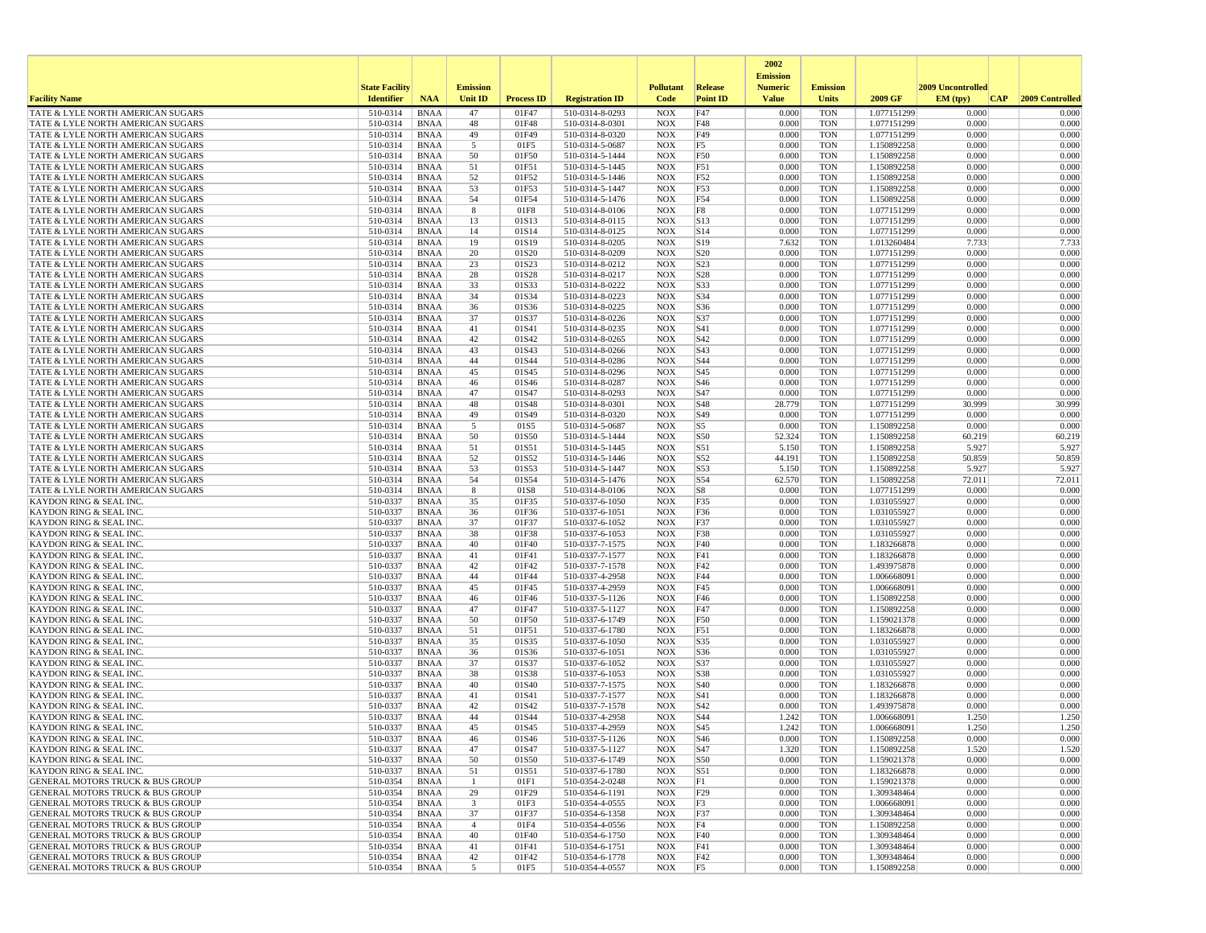| Facility Name | State Facility Identifier | NAA | Emission Unit ID | Process ID | Registration ID | Pollutant Code | Release Point ID | 2002 Emission Numeric Value | Emission Units | 2009 GF | 2009 Uncontrolled EM (tpy) | CAP | 2009 Controlled |
|---|---|---|---|---|---|---|---|---|---|---|---|---|---|
| TATE & LYLE NORTH AMERICAN SUGARS | 510-0314 | BNAA | 47 | 01F47 | 510-0314-8-0293 | NOX | F47 | 0.000 | TON | 1.077151299 | 0.000 | | 0.000 |
| TATE & LYLE NORTH AMERICAN SUGARS | 510-0314 | BNAA | 48 | 01F48 | 510-0314-8-0301 | NOX | F48 | 0.000 | TON | 1.077151299 | 0.000 | | 0.000 |
| TATE & LYLE NORTH AMERICAN SUGARS | 510-0314 | BNAA | 49 | 01F49 | 510-0314-8-0320 | NOX | F49 | 0.000 | TON | 1.077151299 | 0.000 | | 0.000 |
| TATE & LYLE NORTH AMERICAN SUGARS | 510-0314 | BNAA | 5 | 01F5 | 510-0314-5-0687 | NOX | F5 | 0.000 | TON | 1.150892258 | 0.000 | | 0.000 |
| TATE & LYLE NORTH AMERICAN SUGARS | 510-0314 | BNAA | 50 | 01F50 | 510-0314-5-1444 | NOX | F50 | 0.000 | TON | 1.150892258 | 0.000 | | 0.000 |
| TATE & LYLE NORTH AMERICAN SUGARS | 510-0314 | BNAA | 51 | 01F51 | 510-0314-5-1445 | NOX | F51 | 0.000 | TON | 1.150892258 | 0.000 | | 0.000 |
| TATE & LYLE NORTH AMERICAN SUGARS | 510-0314 | BNAA | 52 | 01F52 | 510-0314-5-1446 | NOX | F52 | 0.000 | TON | 1.150892258 | 0.000 | | 0.000 |
| TATE & LYLE NORTH AMERICAN SUGARS | 510-0314 | BNAA | 53 | 01F53 | 510-0314-5-1447 | NOX | F53 | 0.000 | TON | 1.150892258 | 0.000 | | 0.000 |
| TATE & LYLE NORTH AMERICAN SUGARS | 510-0314 | BNAA | 54 | 01F54 | 510-0314-5-1476 | NOX | F54 | 0.000 | TON | 1.150892258 | 0.000 | | 0.000 |
| TATE & LYLE NORTH AMERICAN SUGARS | 510-0314 | BNAA | 8 | 01F8 | 510-0314-8-0106 | NOX | F8 | 0.000 | TON | 1.077151299 | 0.000 | | 0.000 |
| TATE & LYLE NORTH AMERICAN SUGARS | 510-0314 | BNAA | 13 | 01S13 | 510-0314-8-0115 | NOX | S13 | 0.000 | TON | 1.077151299 | 0.000 | | 0.000 |
| TATE & LYLE NORTH AMERICAN SUGARS | 510-0314 | BNAA | 14 | 01S14 | 510-0314-8-0125 | NOX | S14 | 0.000 | TON | 1.077151299 | 0.000 | | 0.000 |
| TATE & LYLE NORTH AMERICAN SUGARS | 510-0314 | BNAA | 19 | 01S19 | 510-0314-8-0205 | NOX | S19 | 7.632 | TON | 1.013260484 | 7.733 | | 7.733 |
| TATE & LYLE NORTH AMERICAN SUGARS | 510-0314 | BNAA | 20 | 01S20 | 510-0314-8-0209 | NOX | S20 | 0.000 | TON | 1.077151299 | 0.000 | | 0.000 |
| TATE & LYLE NORTH AMERICAN SUGARS | 510-0314 | BNAA | 23 | 01S23 | 510-0314-8-0212 | NOX | S23 | 0.000 | TON | 1.077151299 | 0.000 | | 0.000 |
| TATE & LYLE NORTH AMERICAN SUGARS | 510-0314 | BNAA | 28 | 01S28 | 510-0314-8-0217 | NOX | S28 | 0.000 | TON | 1.077151299 | 0.000 | | 0.000 |
| TATE & LYLE NORTH AMERICAN SUGARS | 510-0314 | BNAA | 33 | 01S33 | 510-0314-8-0222 | NOX | S33 | 0.000 | TON | 1.077151299 | 0.000 | | 0.000 |
| TATE & LYLE NORTH AMERICAN SUGARS | 510-0314 | BNAA | 34 | 01S34 | 510-0314-8-0223 | NOX | S34 | 0.000 | TON | 1.077151299 | 0.000 | | 0.000 |
| TATE & LYLE NORTH AMERICAN SUGARS | 510-0314 | BNAA | 36 | 01S36 | 510-0314-8-0225 | NOX | S36 | 0.000 | TON | 1.077151299 | 0.000 | | 0.000 |
| TATE & LYLE NORTH AMERICAN SUGARS | 510-0314 | BNAA | 37 | 01S37 | 510-0314-8-0226 | NOX | S37 | 0.000 | TON | 1.077151299 | 0.000 | | 0.000 |
| TATE & LYLE NORTH AMERICAN SUGARS | 510-0314 | BNAA | 41 | 01S41 | 510-0314-8-0235 | NOX | S41 | 0.000 | TON | 1.077151299 | 0.000 | | 0.000 |
| TATE & LYLE NORTH AMERICAN SUGARS | 510-0314 | BNAA | 42 | 01S42 | 510-0314-8-0265 | NOX | S42 | 0.000 | TON | 1.077151299 | 0.000 | | 0.000 |
| TATE & LYLE NORTH AMERICAN SUGARS | 510-0314 | BNAA | 43 | 01S43 | 510-0314-8-0266 | NOX | S43 | 0.000 | TON | 1.077151299 | 0.000 | | 0.000 |
| TATE & LYLE NORTH AMERICAN SUGARS | 510-0314 | BNAA | 44 | 01S44 | 510-0314-8-0286 | NOX | S44 | 0.000 | TON | 1.077151299 | 0.000 | | 0.000 |
| TATE & LYLE NORTH AMERICAN SUGARS | 510-0314 | BNAA | 45 | 01S45 | 510-0314-8-0296 | NOX | S45 | 0.000 | TON | 1.077151299 | 0.000 | | 0.000 |
| TATE & LYLE NORTH AMERICAN SUGARS | 510-0314 | BNAA | 46 | 01S46 | 510-0314-8-0287 | NOX | S46 | 0.000 | TON | 1.077151299 | 0.000 | | 0.000 |
| TATE & LYLE NORTH AMERICAN SUGARS | 510-0314 | BNAA | 47 | 01S47 | 510-0314-8-0293 | NOX | S47 | 0.000 | TON | 1.077151299 | 0.000 | | 0.000 |
| TATE & LYLE NORTH AMERICAN SUGARS | 510-0314 | BNAA | 48 | 01S48 | 510-0314-8-0301 | NOX | S48 | 28.779 | TON | 1.077151299 | 30.999 | | 30.999 |
| TATE & LYLE NORTH AMERICAN SUGARS | 510-0314 | BNAA | 49 | 01S49 | 510-0314-8-0320 | NOX | S49 | 0.000 | TON | 1.077151299 | 0.000 | | 0.000 |
| TATE & LYLE NORTH AMERICAN SUGARS | 510-0314 | BNAA | 5 | 01S5 | 510-0314-5-0687 | NOX | S5 | 0.000 | TON | 1.150892258 | 0.000 | | 0.000 |
| TATE & LYLE NORTH AMERICAN SUGARS | 510-0314 | BNAA | 50 | 01S50 | 510-0314-5-1444 | NOX | S50 | 52.324 | TON | 1.150892258 | 60.219 | | 60.219 |
| TATE & LYLE NORTH AMERICAN SUGARS | 510-0314 | BNAA | 51 | 01S51 | 510-0314-5-1445 | NOX | S51 | 5.150 | TON | 1.150892258 | 5.927 | | 5.927 |
| TATE & LYLE NORTH AMERICAN SUGARS | 510-0314 | BNAA | 52 | 01S52 | 510-0314-5-1446 | NOX | S52 | 44.191 | TON | 1.150892258 | 50.859 | | 50.859 |
| TATE & LYLE NORTH AMERICAN SUGARS | 510-0314 | BNAA | 53 | 01S53 | 510-0314-5-1447 | NOX | S53 | 5.150 | TON | 1.150892258 | 5.927 | | 5.927 |
| TATE & LYLE NORTH AMERICAN SUGARS | 510-0314 | BNAA | 54 | 01S54 | 510-0314-5-1476 | NOX | S54 | 62.570 | TON | 1.150892258 | 72.011 | | 72.011 |
| TATE & LYLE NORTH AMERICAN SUGARS | 510-0314 | BNAA | 8 | 01S8 | 510-0314-8-0106 | NOX | S8 | 0.000 | TON | 1.077151299 | 0.000 | | 0.000 |
| KAYDON RING & SEAL INC. | 510-0337 | BNAA | 35 | 01F35 | 510-0337-6-1050 | NOX | F35 | 0.000 | TON | 1.031055927 | 0.000 | | 0.000 |
| KAYDON RING & SEAL INC. | 510-0337 | BNAA | 36 | 01F36 | 510-0337-6-1051 | NOX | F36 | 0.000 | TON | 1.031055927 | 0.000 | | 0.000 |
| KAYDON RING & SEAL INC. | 510-0337 | BNAA | 37 | 01F37 | 510-0337-6-1052 | NOX | F37 | 0.000 | TON | 1.031055927 | 0.000 | | 0.000 |
| KAYDON RING & SEAL INC. | 510-0337 | BNAA | 38 | 01F38 | 510-0337-6-1053 | NOX | F38 | 0.000 | TON | 1.031055927 | 0.000 | | 0.000 |
| KAYDON RING & SEAL INC. | 510-0337 | BNAA | 40 | 01F40 | 510-0337-7-1575 | NOX | F40 | 0.000 | TON | 1.183266878 | 0.000 | | 0.000 |
| KAYDON RING & SEAL INC. | 510-0337 | BNAA | 41 | 01F41 | 510-0337-7-1577 | NOX | F41 | 0.000 | TON | 1.183266878 | 0.000 | | 0.000 |
| KAYDON RING & SEAL INC. | 510-0337 | BNAA | 42 | 01F42 | 510-0337-7-1578 | NOX | F42 | 0.000 | TON | 1.493975878 | 0.000 | | 0.000 |
| KAYDON RING & SEAL INC. | 510-0337 | BNAA | 44 | 01F44 | 510-0337-4-2958 | NOX | F44 | 0.000 | TON | 1.006668091 | 0.000 | | 0.000 |
| KAYDON RING & SEAL INC. | 510-0337 | BNAA | 45 | 01F45 | 510-0337-4-2959 | NOX | F45 | 0.000 | TON | 1.006668091 | 0.000 | | 0.000 |
| KAYDON RING & SEAL INC. | 510-0337 | BNAA | 46 | 01F46 | 510-0337-5-1126 | NOX | F46 | 0.000 | TON | 1.150892258 | 0.000 | | 0.000 |
| KAYDON RING & SEAL INC. | 510-0337 | BNAA | 47 | 01F47 | 510-0337-5-1127 | NOX | F47 | 0.000 | TON | 1.150892258 | 0.000 | | 0.000 |
| KAYDON RING & SEAL INC. | 510-0337 | BNAA | 50 | 01F50 | 510-0337-6-1749 | NOX | F50 | 0.000 | TON | 1.159021378 | 0.000 | | 0.000 |
| KAYDON RING & SEAL INC. | 510-0337 | BNAA | 51 | 01F51 | 510-0337-6-1780 | NOX | F51 | 0.000 | TON | 1.183266878 | 0.000 | | 0.000 |
| KAYDON RING & SEAL INC. | 510-0337 | BNAA | 35 | 01S35 | 510-0337-6-1050 | NOX | S35 | 0.000 | TON | 1.031055927 | 0.000 | | 0.000 |
| KAYDON RING & SEAL INC. | 510-0337 | BNAA | 36 | 01S36 | 510-0337-6-1051 | NOX | S36 | 0.000 | TON | 1.031055927 | 0.000 | | 0.000 |
| KAYDON RING & SEAL INC. | 510-0337 | BNAA | 37 | 01S37 | 510-0337-6-1052 | NOX | S37 | 0.000 | TON | 1.031055927 | 0.000 | | 0.000 |
| KAYDON RING & SEAL INC. | 510-0337 | BNAA | 38 | 01S38 | 510-0337-6-1053 | NOX | S38 | 0.000 | TON | 1.031055927 | 0.000 | | 0.000 |
| KAYDON RING & SEAL INC. | 510-0337 | BNAA | 40 | 01S40 | 510-0337-7-1575 | NOX | S40 | 0.000 | TON | 1.183266878 | 0.000 | | 0.000 |
| KAYDON RING & SEAL INC. | 510-0337 | BNAA | 41 | 01S41 | 510-0337-7-1577 | NOX | S41 | 0.000 | TON | 1.183266878 | 0.000 | | 0.000 |
| KAYDON RING & SEAL INC. | 510-0337 | BNAA | 42 | 01S42 | 510-0337-7-1578 | NOX | S42 | 0.000 | TON | 1.493975878 | 0.000 | | 0.000 |
| KAYDON RING & SEAL INC. | 510-0337 | BNAA | 44 | 01S44 | 510-0337-4-2958 | NOX | S44 | 1.242 | TON | 1.006668091 | 1.250 | | 1.250 |
| KAYDON RING & SEAL INC. | 510-0337 | BNAA | 45 | 01S45 | 510-0337-4-2959 | NOX | S45 | 1.242 | TON | 1.006668091 | 1.250 | | 1.250 |
| KAYDON RING & SEAL INC. | 510-0337 | BNAA | 46 | 01S46 | 510-0337-5-1126 | NOX | S46 | 0.000 | TON | 1.150892258 | 0.000 | | 0.000 |
| KAYDON RING & SEAL INC. | 510-0337 | BNAA | 47 | 01S47 | 510-0337-5-1127 | NOX | S47 | 1.320 | TON | 1.150892258 | 1.520 | | 1.520 |
| KAYDON RING & SEAL INC. | 510-0337 | BNAA | 50 | 01S50 | 510-0337-6-1749 | NOX | S50 | 0.000 | TON | 1.159021378 | 0.000 | | 0.000 |
| KAYDON RING & SEAL INC. | 510-0337 | BNAA | 51 | 01S51 | 510-0337-6-1780 | NOX | S51 | 0.000 | TON | 1.183266878 | 0.000 | | 0.000 |
| GENERAL MOTORS TRUCK & BUS GROUP | 510-0354 | BNAA | 1 | 01F1 | 510-0354-2-0248 | NOX | F1 | 0.000 | TON | 1.159021378 | 0.000 | | 0.000 |
| GENERAL MOTORS TRUCK & BUS GROUP | 510-0354 | BNAA | 29 | 01F29 | 510-0354-6-1191 | NOX | F29 | 0.000 | TON | 1.309348464 | 0.000 | | 0.000 |
| GENERAL MOTORS TRUCK & BUS GROUP | 510-0354 | BNAA | 3 | 01F3 | 510-0354-4-0555 | NOX | F3 | 0.000 | TON | 1.006668091 | 0.000 | | 0.000 |
| GENERAL MOTORS TRUCK & BUS GROUP | 510-0354 | BNAA | 37 | 01F37 | 510-0354-6-1358 | NOX | F37 | 0.000 | TON | 1.309348464 | 0.000 | | 0.000 |
| GENERAL MOTORS TRUCK & BUS GROUP | 510-0354 | BNAA | 4 | 01F4 | 510-0354-4-0556 | NOX | F4 | 0.000 | TON | 1.150892258 | 0.000 | | 0.000 |
| GENERAL MOTORS TRUCK & BUS GROUP | 510-0354 | BNAA | 40 | 01F40 | 510-0354-6-1750 | NOX | F40 | 0.000 | TON | 1.309348464 | 0.000 | | 0.000 |
| GENERAL MOTORS TRUCK & BUS GROUP | 510-0354 | BNAA | 41 | 01F41 | 510-0354-6-1751 | NOX | F41 | 0.000 | TON | 1.309348464 | 0.000 | | 0.000 |
| GENERAL MOTORS TRUCK & BUS GROUP | 510-0354 | BNAA | 42 | 01F42 | 510-0354-6-1778 | NOX | F42 | 0.000 | TON | 1.309348464 | 0.000 | | 0.000 |
| GENERAL MOTORS TRUCK & BUS GROUP | 510-0354 | BNAA | 5 | 01F5 | 510-0354-4-0557 | NOX | F5 | 0.000 | TON | 1.150892258 | 0.000 | | 0.000 |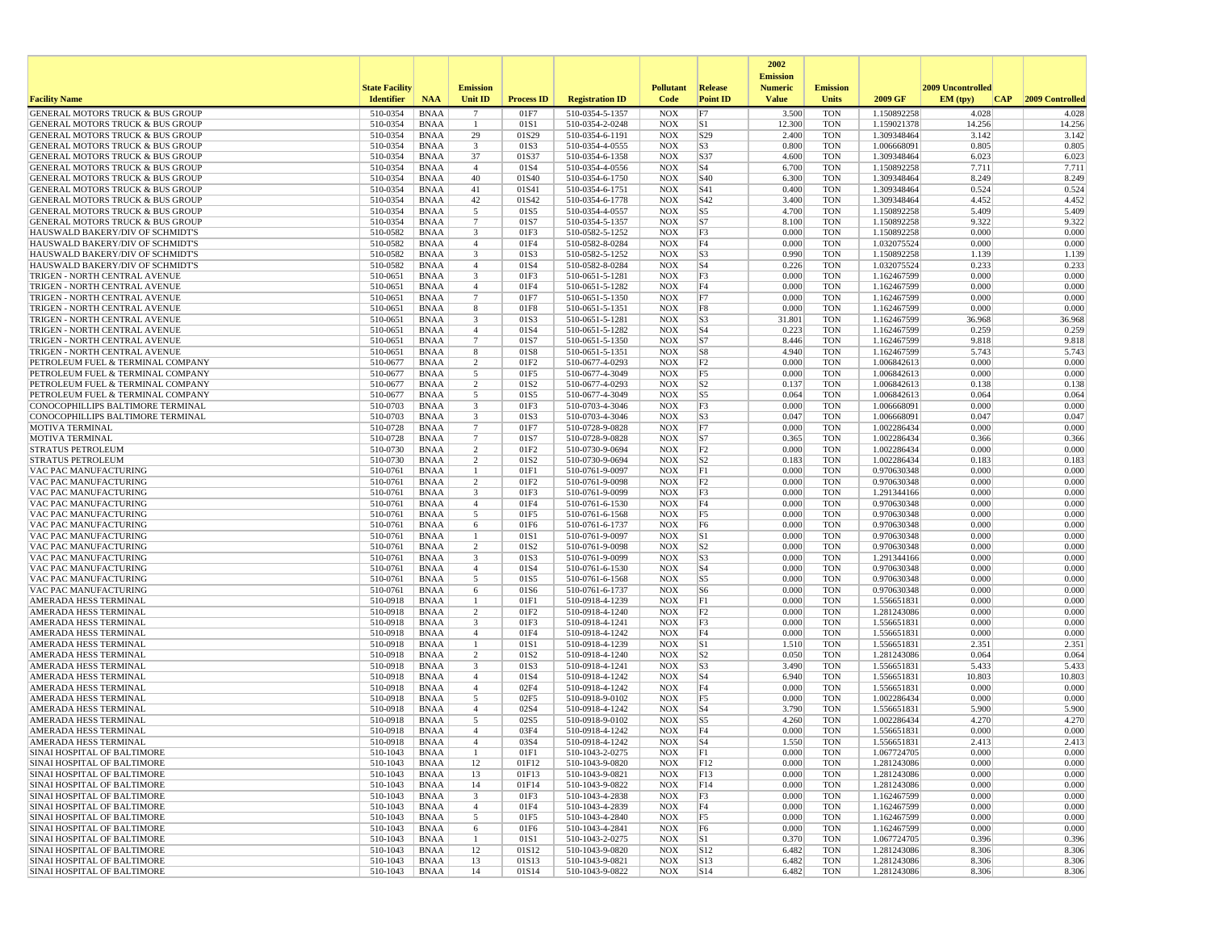| Facility Name | State Facility Identifier | NAA | Emission Unit ID | Process ID | Registration ID | Pollutant Code | Release Point ID | 2002 Emission Numeric Value | Emission Units | 2009 GF | 2009 Uncontrolled EM (tpy) | CAP | 2009 Controlled |
|---|---|---|---|---|---|---|---|---|---|---|---|---|---|
| GENERAL MOTORS TRUCK & BUS GROUP | 510-0354 | BNAA | 7 | 01F7 | 510-0354-5-1357 | NOX | F7 | 3.500 | TON | 1.150892258 | 4.028 | | 4.028 |
| GENERAL MOTORS TRUCK & BUS GROUP | 510-0354 | BNAA | 1 | 01S1 | 510-0354-2-0248 | NOX | S1 | 12.300 | TON | 1.159021378 | 14.256 | | 14.256 |
| GENERAL MOTORS TRUCK & BUS GROUP | 510-0354 | BNAA | 29 | 01S29 | 510-0354-6-1191 | NOX | S29 | 2.400 | TON | 1.309348464 | 3.142 | | 3.142 |
| GENERAL MOTORS TRUCK & BUS GROUP | 510-0354 | BNAA | 3 | 01S3 | 510-0354-4-0555 | NOX | S3 | 0.800 | TON | 1.006668091 | 0.805 | | 0.805 |
| GENERAL MOTORS TRUCK & BUS GROUP | 510-0354 | BNAA | 37 | 01S37 | 510-0354-6-1358 | NOX | S37 | 4.600 | TON | 1.309348464 | 6.023 | | 6.023 |
| GENERAL MOTORS TRUCK & BUS GROUP | 510-0354 | BNAA | 4 | 01S4 | 510-0354-4-0556 | NOX | S4 | 6.700 | TON | 1.150892258 | 7.711 | | 7.711 |
| GENERAL MOTORS TRUCK & BUS GROUP | 510-0354 | BNAA | 40 | 01S40 | 510-0354-6-1750 | NOX | S40 | 6.300 | TON | 1.309348464 | 8.249 | | 8.249 |
| GENERAL MOTORS TRUCK & BUS GROUP | 510-0354 | BNAA | 41 | 01S41 | 510-0354-6-1751 | NOX | S41 | 0.400 | TON | 1.309348464 | 0.524 | | 0.524 |
| GENERAL MOTORS TRUCK & BUS GROUP | 510-0354 | BNAA | 42 | 01S42 | 510-0354-6-1778 | NOX | S42 | 3.400 | TON | 1.309348464 | 4.452 | | 4.452 |
| GENERAL MOTORS TRUCK & BUS GROUP | 510-0354 | BNAA | 5 | 01S5 | 510-0354-4-0557 | NOX | S5 | 4.700 | TON | 1.150892258 | 5.409 | | 5.409 |
| GENERAL MOTORS TRUCK & BUS GROUP | 510-0354 | BNAA | 7 | 01S7 | 510-0354-5-1357 | NOX | S7 | 8.100 | TON | 1.150892258 | 9.322 | | 9.322 |
| HAUSWALD BAKERY/DIV OF SCHMIDT'S | 510-0582 | BNAA | 3 | 01F3 | 510-0582-5-1252 | NOX | F3 | 0.000 | TON | 1.150892258 | 0.000 | | 0.000 |
| HAUSWALD BAKERY/DIV OF SCHMIDT'S | 510-0582 | BNAA | 4 | 01F4 | 510-0582-8-0284 | NOX | F4 | 0.000 | TON | 1.032075524 | 0.000 | | 0.000 |
| HAUSWALD BAKERY/DIV OF SCHMIDT'S | 510-0582 | BNAA | 3 | 01S3 | 510-0582-5-1252 | NOX | S3 | 0.990 | TON | 1.150892258 | 1.139 | | 1.139 |
| HAUSWALD BAKERY/DIV OF SCHMIDT'S | 510-0582 | BNAA | 4 | 01S4 | 510-0582-8-0284 | NOX | S4 | 0.226 | TON | 1.032075524 | 0.233 | | 0.233 |
| TRIGEN - NORTH CENTRAL AVENUE | 510-0651 | BNAA | 3 | 01F3 | 510-0651-5-1281 | NOX | F3 | 0.000 | TON | 1.162467599 | 0.000 | | 0.000 |
| TRIGEN - NORTH CENTRAL AVENUE | 510-0651 | BNAA | 4 | 01F4 | 510-0651-5-1282 | NOX | F4 | 0.000 | TON | 1.162467599 | 0.000 | | 0.000 |
| TRIGEN - NORTH CENTRAL AVENUE | 510-0651 | BNAA | 7 | 01F7 | 510-0651-5-1350 | NOX | F7 | 0.000 | TON | 1.162467599 | 0.000 | | 0.000 |
| TRIGEN - NORTH CENTRAL AVENUE | 510-0651 | BNAA | 8 | 01F8 | 510-0651-5-1351 | NOX | F8 | 0.000 | TON | 1.162467599 | 0.000 | | 0.000 |
| TRIGEN - NORTH CENTRAL AVENUE | 510-0651 | BNAA | 3 | 01S3 | 510-0651-5-1281 | NOX | S3 | 31.801 | TON | 1.162467599 | 36.968 | | 36.968 |
| TRIGEN - NORTH CENTRAL AVENUE | 510-0651 | BNAA | 4 | 01S4 | 510-0651-5-1282 | NOX | S4 | 0.223 | TON | 1.162467599 | 0.259 | | 0.259 |
| TRIGEN - NORTH CENTRAL AVENUE | 510-0651 | BNAA | 7 | 01S7 | 510-0651-5-1350 | NOX | S7 | 8.446 | TON | 1.162467599 | 9.818 | | 9.818 |
| TRIGEN - NORTH CENTRAL AVENUE | 510-0651 | BNAA | 8 | 01S8 | 510-0651-5-1351 | NOX | S8 | 4.940 | TON | 1.162467599 | 5.743 | | 5.743 |
| PETROLEUM FUEL & TERMINAL COMPANY | 510-0677 | BNAA | 2 | 01F2 | 510-0677-4-0293 | NOX | F2 | 0.000 | TON | 1.006842613 | 0.000 | | 0.000 |
| PETROLEUM FUEL & TERMINAL COMPANY | 510-0677 | BNAA | 5 | 01F5 | 510-0677-4-3049 | NOX | F5 | 0.000 | TON | 1.006842613 | 0.000 | | 0.000 |
| PETROLEUM FUEL & TERMINAL COMPANY | 510-0677 | BNAA | 2 | 01S2 | 510-0677-4-0293 | NOX | S2 | 0.137 | TON | 1.006842613 | 0.138 | | 0.138 |
| PETROLEUM FUEL & TERMINAL COMPANY | 510-0677 | BNAA | 5 | 01S5 | 510-0677-4-3049 | NOX | S5 | 0.064 | TON | 1.006842613 | 0.064 | | 0.064 |
| CONOCOPHILLIPS BALTIMORE TERMINAL | 510-0703 | BNAA | 3 | 01F3 | 510-0703-4-3046 | NOX | F3 | 0.000 | TON | 1.006668091 | 0.000 | | 0.000 |
| CONOCOPHILLIPS BALTIMORE TERMINAL | 510-0703 | BNAA | 3 | 01S3 | 510-0703-4-3046 | NOX | S3 | 0.047 | TON | 1.006668091 | 0.047 | | 0.047 |
| MOTIVA TERMINAL | 510-0728 | BNAA | 7 | 01F7 | 510-0728-9-0828 | NOX | F7 | 0.000 | TON | 1.002286434 | 0.000 | | 0.000 |
| MOTIVA TERMINAL | 510-0728 | BNAA | 7 | 01S7 | 510-0728-9-0828 | NOX | S7 | 0.365 | TON | 1.002286434 | 0.366 | | 0.366 |
| STRATUS PETROLEUM | 510-0730 | BNAA | 2 | 01F2 | 510-0730-9-0694 | NOX | F2 | 0.000 | TON | 1.002286434 | 0.000 | | 0.000 |
| STRATUS PETROLEUM | 510-0730 | BNAA | 2 | 01S2 | 510-0730-9-0694 | NOX | S2 | 0.183 | TON | 1.002286434 | 0.183 | | 0.183 |
| VAC PAC MANUFACTURING | 510-0761 | BNAA | 1 | 01F1 | 510-0761-9-0097 | NOX | F1 | 0.000 | TON | 0.970630348 | 0.000 | | 0.000 |
| VAC PAC MANUFACTURING | 510-0761 | BNAA | 2 | 01F2 | 510-0761-9-0098 | NOX | F2 | 0.000 | TON | 0.970630348 | 0.000 | | 0.000 |
| VAC PAC MANUFACTURING | 510-0761 | BNAA | 3 | 01F3 | 510-0761-9-0099 | NOX | F3 | 0.000 | TON | 1.291344166 | 0.000 | | 0.000 |
| VAC PAC MANUFACTURING | 510-0761 | BNAA | 4 | 01F4 | 510-0761-6-1530 | NOX | F4 | 0.000 | TON | 0.970630348 | 0.000 | | 0.000 |
| VAC PAC MANUFACTURING | 510-0761 | BNAA | 5 | 01F5 | 510-0761-6-1568 | NOX | F5 | 0.000 | TON | 0.970630348 | 0.000 | | 0.000 |
| VAC PAC MANUFACTURING | 510-0761 | BNAA | 6 | 01F6 | 510-0761-6-1737 | NOX | F6 | 0.000 | TON | 0.970630348 | 0.000 | | 0.000 |
| VAC PAC MANUFACTURING | 510-0761 | BNAA | 1 | 01S1 | 510-0761-9-0097 | NOX | S1 | 0.000 | TON | 0.970630348 | 0.000 | | 0.000 |
| VAC PAC MANUFACTURING | 510-0761 | BNAA | 2 | 01S2 | 510-0761-9-0098 | NOX | S2 | 0.000 | TON | 0.970630348 | 0.000 | | 0.000 |
| VAC PAC MANUFACTURING | 510-0761 | BNAA | 3 | 01S3 | 510-0761-9-0099 | NOX | S3 | 0.000 | TON | 1.291344166 | 0.000 | | 0.000 |
| VAC PAC MANUFACTURING | 510-0761 | BNAA | 4 | 01S4 | 510-0761-6-1530 | NOX | S4 | 0.000 | TON | 0.970630348 | 0.000 | | 0.000 |
| VAC PAC MANUFACTURING | 510-0761 | BNAA | 5 | 01S5 | 510-0761-6-1568 | NOX | S5 | 0.000 | TON | 0.970630348 | 0.000 | | 0.000 |
| VAC PAC MANUFACTURING | 510-0761 | BNAA | 6 | 01S6 | 510-0761-6-1737 | NOX | S6 | 0.000 | TON | 0.970630348 | 0.000 | | 0.000 |
| AMERADA HESS TERMINAL | 510-0918 | BNAA | 1 | 01F1 | 510-0918-4-1239 | NOX | F1 | 0.000 | TON | 1.556651831 | 0.000 | | 0.000 |
| AMERADA HESS TERMINAL | 510-0918 | BNAA | 2 | 01F2 | 510-0918-4-1240 | NOX | F2 | 0.000 | TON | 1.281243086 | 0.000 | | 0.000 |
| AMERADA HESS TERMINAL | 510-0918 | BNAA | 3 | 01F3 | 510-0918-4-1241 | NOX | F3 | 0.000 | TON | 1.556651831 | 0.000 | | 0.000 |
| AMERADA HESS TERMINAL | 510-0918 | BNAA | 4 | 01F4 | 510-0918-4-1242 | NOX | F4 | 0.000 | TON | 1.556651831 | 0.000 | | 0.000 |
| AMERADA HESS TERMINAL | 510-0918 | BNAA | 1 | 01S1 | 510-0918-4-1239 | NOX | S1 | 1.510 | TON | 1.556651831 | 2.351 | | 2.351 |
| AMERADA HESS TERMINAL | 510-0918 | BNAA | 2 | 01S2 | 510-0918-4-1240 | NOX | S2 | 0.050 | TON | 1.281243086 | 0.064 | | 0.064 |
| AMERADA HESS TERMINAL | 510-0918 | BNAA | 3 | 01S3 | 510-0918-4-1241 | NOX | S3 | 3.490 | TON | 1.556651831 | 5.433 | | 5.433 |
| AMERADA HESS TERMINAL | 510-0918 | BNAA | 4 | 01S4 | 510-0918-4-1242 | NOX | S4 | 6.940 | TON | 1.556651831 | 10.803 | | 10.803 |
| AMERADA HESS TERMINAL | 510-0918 | BNAA | 4 | 02F4 | 510-0918-4-1242 | NOX | F4 | 0.000 | TON | 1.556651831 | 0.000 | | 0.000 |
| AMERADA HESS TERMINAL | 510-0918 | BNAA | 5 | 02F5 | 510-0918-9-0102 | NOX | F5 | 0.000 | TON | 1.002286434 | 0.000 | | 0.000 |
| AMERADA HESS TERMINAL | 510-0918 | BNAA | 4 | 02S4 | 510-0918-4-1242 | NOX | S4 | 3.790 | TON | 1.556651831 | 5.900 | | 5.900 |
| AMERADA HESS TERMINAL | 510-0918 | BNAA | 5 | 02S5 | 510-0918-9-0102 | NOX | S5 | 4.260 | TON | 1.002286434 | 4.270 | | 4.270 |
| AMERADA HESS TERMINAL | 510-0918 | BNAA | 4 | 03F4 | 510-0918-4-1242 | NOX | F4 | 0.000 | TON | 1.556651831 | 0.000 | | 0.000 |
| AMERADA HESS TERMINAL | 510-0918 | BNAA | 4 | 03S4 | 510-0918-4-1242 | NOX | S4 | 1.550 | TON | 1.556651831 | 2.413 | | 2.413 |
| SINAI HOSPITAL OF BALTIMORE | 510-1043 | BNAA | 1 | 01F1 | 510-1043-2-0275 | NOX | F1 | 0.000 | TON | 1.067724705 | 0.000 | | 0.000 |
| SINAI HOSPITAL OF BALTIMORE | 510-1043 | BNAA | 12 | 01F12 | 510-1043-9-0820 | NOX | F12 | 0.000 | TON | 1.281243086 | 0.000 | | 0.000 |
| SINAI HOSPITAL OF BALTIMORE | 510-1043 | BNAA | 13 | 01F13 | 510-1043-9-0821 | NOX | F13 | 0.000 | TON | 1.281243086 | 0.000 | | 0.000 |
| SINAI HOSPITAL OF BALTIMORE | 510-1043 | BNAA | 14 | 01F14 | 510-1043-9-0822 | NOX | F14 | 0.000 | TON | 1.281243086 | 0.000 | | 0.000 |
| SINAI HOSPITAL OF BALTIMORE | 510-1043 | BNAA | 3 | 01F3 | 510-1043-4-2838 | NOX | F3 | 0.000 | TON | 1.162467599 | 0.000 | | 0.000 |
| SINAI HOSPITAL OF BALTIMORE | 510-1043 | BNAA | 4 | 01F4 | 510-1043-4-2839 | NOX | F4 | 0.000 | TON | 1.162467599 | 0.000 | | 0.000 |
| SINAI HOSPITAL OF BALTIMORE | 510-1043 | BNAA | 5 | 01F5 | 510-1043-4-2840 | NOX | F5 | 0.000 | TON | 1.162467599 | 0.000 | | 0.000 |
| SINAI HOSPITAL OF BALTIMORE | 510-1043 | BNAA | 6 | 01F6 | 510-1043-4-2841 | NOX | F6 | 0.000 | TON | 1.162467599 | 0.000 | | 0.000 |
| SINAI HOSPITAL OF BALTIMORE | 510-1043 | BNAA | 1 | 01S1 | 510-1043-2-0275 | NOX | S1 | 0.370 | TON | 1.067724705 | 0.396 | | 0.396 |
| SINAI HOSPITAL OF BALTIMORE | 510-1043 | BNAA | 12 | 01S12 | 510-1043-9-0820 | NOX | S12 | 6.482 | TON | 1.281243086 | 8.306 | | 8.306 |
| SINAI HOSPITAL OF BALTIMORE | 510-1043 | BNAA | 13 | 01S13 | 510-1043-9-0821 | NOX | S13 | 6.482 | TON | 1.281243086 | 8.306 | | 8.306 |
| SINAI HOSPITAL OF BALTIMORE | 510-1043 | BNAA | 14 | 01S14 | 510-1043-9-0822 | NOX | S14 | 6.482 | TON | 1.281243086 | 8.306 | | 8.306 |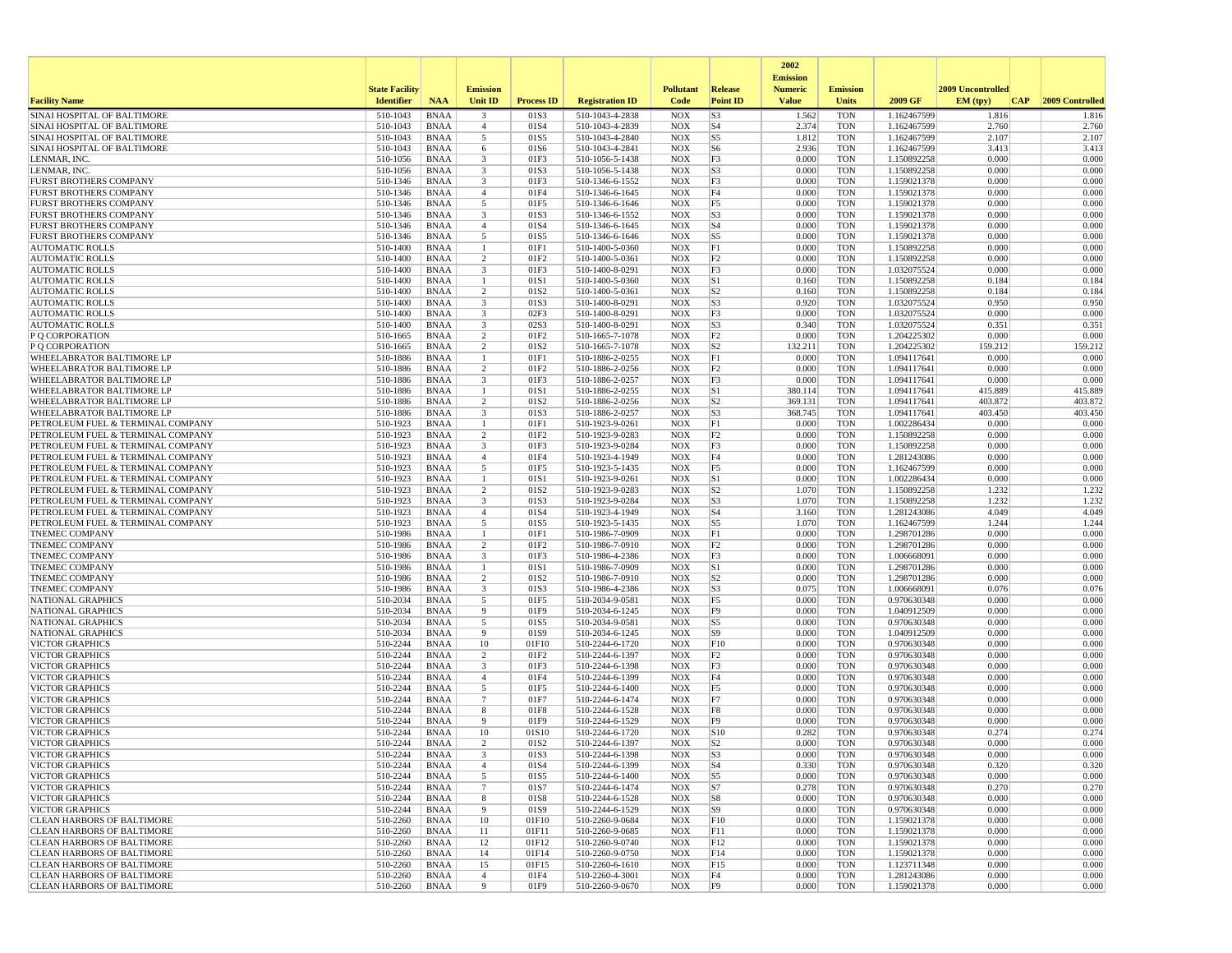| Facility Name | State Facility Identifier | NAA | Emission Unit ID | Process ID | Registration ID | Pollutant Code | Release Point ID | 2002 Emission Numeric Value | Emission Units | 2009 GF | 2009 Uncontrolled EM (tpy) | CAP | 2009 Controlled |
|---|---|---|---|---|---|---|---|---|---|---|---|---|---|
| SINAI HOSPITAL OF BALTIMORE | 510-1043 | BNAA | 3 | 01S3 | 510-1043-4-2838 | NOX | S3 | 1.562 | TON | 1.162467599 | 1.816 | | 1.816 |
| SINAI HOSPITAL OF BALTIMORE | 510-1043 | BNAA | 4 | 01S4 | 510-1043-4-2839 | NOX | S4 | 2.374 | TON | 1.162467599 | 2.760 | | 2.760 |
| SINAI HOSPITAL OF BALTIMORE | 510-1043 | BNAA | 5 | 01S5 | 510-1043-4-2840 | NOX | S5 | 1.812 | TON | 1.162467599 | 2.107 | | 2.107 |
| SINAI HOSPITAL OF BALTIMORE | 510-1043 | BNAA | 6 | 01S6 | 510-1043-4-2841 | NOX | S6 | 2.936 | TON | 1.162467599 | 3.413 | | 3.413 |
| LENMAR, INC. | 510-1056 | BNAA | 3 | 01F3 | 510-1056-5-1438 | NOX | F3 | 0.000 | TON | 1.150892258 | 0.000 | | 0.000 |
| LENMAR, INC. | 510-1056 | BNAA | 3 | 01S3 | 510-1056-5-1438 | NOX | S3 | 0.000 | TON | 1.150892258 | 0.000 | | 0.000 |
| FURST BROTHERS COMPANY | 510-1346 | BNAA | 3 | 01F3 | 510-1346-6-1552 | NOX | F3 | 0.000 | TON | 1.159021378 | 0.000 | | 0.000 |
| FURST BROTHERS COMPANY | 510-1346 | BNAA | 4 | 01F4 | 510-1346-6-1645 | NOX | F4 | 0.000 | TON | 1.159021378 | 0.000 | | 0.000 |
| FURST BROTHERS COMPANY | 510-1346 | BNAA | 5 | 01F5 | 510-1346-6-1646 | NOX | F5 | 0.000 | TON | 1.159021378 | 0.000 | | 0.000 |
| FURST BROTHERS COMPANY | 510-1346 | BNAA | 3 | 01S3 | 510-1346-6-1552 | NOX | S3 | 0.000 | TON | 1.159021378 | 0.000 | | 0.000 |
| FURST BROTHERS COMPANY | 510-1346 | BNAA | 4 | 01S4 | 510-1346-6-1645 | NOX | S4 | 0.000 | TON | 1.159021378 | 0.000 | | 0.000 |
| FURST BROTHERS COMPANY | 510-1346 | BNAA | 5 | 01S5 | 510-1346-6-1646 | NOX | S5 | 0.000 | TON | 1.159021378 | 0.000 | | 0.000 |
| AUTOMATIC ROLLS | 510-1400 | BNAA | 1 | 01F1 | 510-1400-5-0360 | NOX | F1 | 0.000 | TON | 1.150892258 | 0.000 | | 0.000 |
| AUTOMATIC ROLLS | 510-1400 | BNAA | 2 | 01F2 | 510-1400-5-0361 | NOX | F2 | 0.000 | TON | 1.150892258 | 0.000 | | 0.000 |
| AUTOMATIC ROLLS | 510-1400 | BNAA | 3 | 01F3 | 510-1400-8-0291 | NOX | F3 | 0.000 | TON | 1.032075524 | 0.000 | | 0.000 |
| AUTOMATIC ROLLS | 510-1400 | BNAA | 1 | 01S1 | 510-1400-5-0360 | NOX | S1 | 0.160 | TON | 1.150892258 | 0.184 | | 0.184 |
| AUTOMATIC ROLLS | 510-1400 | BNAA | 2 | 01S2 | 510-1400-5-0361 | NOX | S2 | 0.160 | TON | 1.150892258 | 0.184 | | 0.184 |
| AUTOMATIC ROLLS | 510-1400 | BNAA | 3 | 01S3 | 510-1400-8-0291 | NOX | S3 | 0.920 | TON | 1.032075524 | 0.950 | | 0.950 |
| AUTOMATIC ROLLS | 510-1400 | BNAA | 3 | 02F3 | 510-1400-8-0291 | NOX | F3 | 0.000 | TON | 1.032075524 | 0.000 | | 0.000 |
| AUTOMATIC ROLLS | 510-1400 | BNAA | 3 | 02S3 | 510-1400-8-0291 | NOX | S3 | 0.340 | TON | 1.032075524 | 0.351 | | 0.351 |
| P Q CORPORATION | 510-1665 | BNAA | 2 | 01F2 | 510-1665-7-1078 | NOX | F2 | 0.000 | TON | 1.204225302 | 0.000 | | 0.000 |
| P Q CORPORATION | 510-1665 | BNAA | 2 | 01S2 | 510-1665-7-1078 | NOX | S2 | 132.211 | TON | 1.204225302 | 159.212 | | 159.212 |
| WHEELABRATOR BALTIMORE LP | 510-1886 | BNAA | 1 | 01F1 | 510-1886-2-0255 | NOX | F1 | 0.000 | TON | 1.094117641 | 0.000 | | 0.000 |
| WHEELABRATOR BALTIMORE LP | 510-1886 | BNAA | 2 | 01F2 | 510-1886-2-0256 | NOX | F2 | 0.000 | TON | 1.094117641 | 0.000 | | 0.000 |
| WHEELABRATOR BALTIMORE LP | 510-1886 | BNAA | 3 | 01F3 | 510-1886-2-0257 | NOX | F3 | 0.000 | TON | 1.094117641 | 0.000 | | 0.000 |
| WHEELABRATOR BALTIMORE LP | 510-1886 | BNAA | 1 | 01S1 | 510-1886-2-0255 | NOX | S1 | 380.114 | TON | 1.094117641 | 415.889 | | 415.889 |
| WHEELABRATOR BALTIMORE LP | 510-1886 | BNAA | 2 | 01S2 | 510-1886-2-0256 | NOX | S2 | 369.131 | TON | 1.094117641 | 403.872 | | 403.872 |
| WHEELABRATOR BALTIMORE LP | 510-1886 | BNAA | 3 | 01S3 | 510-1886-2-0257 | NOX | S3 | 368.745 | TON | 1.094117641 | 403.450 | | 403.450 |
| PETROLEUM FUEL & TERMINAL COMPANY | 510-1923 | BNAA | 1 | 01F1 | 510-1923-9-0261 | NOX | F1 | 0.000 | TON | 1.002286434 | 0.000 | | 0.000 |
| PETROLEUM FUEL & TERMINAL COMPANY | 510-1923 | BNAA | 2 | 01F2 | 510-1923-9-0283 | NOX | F2 | 0.000 | TON | 1.150892258 | 0.000 | | 0.000 |
| PETROLEUM FUEL & TERMINAL COMPANY | 510-1923 | BNAA | 3 | 01F3 | 510-1923-9-0284 | NOX | F3 | 0.000 | TON | 1.150892258 | 0.000 | | 0.000 |
| PETROLEUM FUEL & TERMINAL COMPANY | 510-1923 | BNAA | 4 | 01F4 | 510-1923-4-1949 | NOX | F4 | 0.000 | TON | 1.281243086 | 0.000 | | 0.000 |
| PETROLEUM FUEL & TERMINAL COMPANY | 510-1923 | BNAA | 5 | 01F5 | 510-1923-5-1435 | NOX | F5 | 0.000 | TON | 1.162467599 | 0.000 | | 0.000 |
| PETROLEUM FUEL & TERMINAL COMPANY | 510-1923 | BNAA | 1 | 01S1 | 510-1923-9-0261 | NOX | S1 | 0.000 | TON | 1.002286434 | 0.000 | | 0.000 |
| PETROLEUM FUEL & TERMINAL COMPANY | 510-1923 | BNAA | 2 | 01S2 | 510-1923-9-0283 | NOX | S2 | 1.070 | TON | 1.150892258 | 1.232 | | 1.232 |
| PETROLEUM FUEL & TERMINAL COMPANY | 510-1923 | BNAA | 3 | 01S3 | 510-1923-9-0284 | NOX | S3 | 1.070 | TON | 1.150892258 | 1.232 | | 1.232 |
| PETROLEUM FUEL & TERMINAL COMPANY | 510-1923 | BNAA | 4 | 01S4 | 510-1923-4-1949 | NOX | S4 | 3.160 | TON | 1.281243086 | 4.049 | | 4.049 |
| PETROLEUM FUEL & TERMINAL COMPANY | 510-1923 | BNAA | 5 | 01S5 | 510-1923-5-1435 | NOX | S5 | 1.070 | TON | 1.162467599 | 1.244 | | 1.244 |
| TNEMEC COMPANY | 510-1986 | BNAA | 1 | 01F1 | 510-1986-7-0909 | NOX | F1 | 0.000 | TON | 1.298701286 | 0.000 | | 0.000 |
| TNEMEC COMPANY | 510-1986 | BNAA | 2 | 01F2 | 510-1986-7-0910 | NOX | F2 | 0.000 | TON | 1.298701286 | 0.000 | | 0.000 |
| TNEMEC COMPANY | 510-1986 | BNAA | 3 | 01F3 | 510-1986-4-2386 | NOX | F3 | 0.000 | TON | 1.006668091 | 0.000 | | 0.000 |
| TNEMEC COMPANY | 510-1986 | BNAA | 1 | 01S1 | 510-1986-7-0909 | NOX | S1 | 0.000 | TON | 1.298701286 | 0.000 | | 0.000 |
| TNEMEC COMPANY | 510-1986 | BNAA | 2 | 01S2 | 510-1986-7-0910 | NOX | S2 | 0.000 | TON | 1.298701286 | 0.000 | | 0.000 |
| TNEMEC COMPANY | 510-1986 | BNAA | 3 | 01S3 | 510-1986-4-2386 | NOX | S3 | 0.075 | TON | 1.006668091 | 0.076 | | 0.076 |
| NATIONAL GRAPHICS | 510-2034 | BNAA | 5 | 01F5 | 510-2034-9-0581 | NOX | F5 | 0.000 | TON | 0.970630348 | 0.000 | | 0.000 |
| NATIONAL GRAPHICS | 510-2034 | BNAA | 9 | 01F9 | 510-2034-6-1245 | NOX | F9 | 0.000 | TON | 1.040912509 | 0.000 | | 0.000 |
| NATIONAL GRAPHICS | 510-2034 | BNAA | 5 | 01S5 | 510-2034-9-0581 | NOX | S5 | 0.000 | TON | 0.970630348 | 0.000 | | 0.000 |
| NATIONAL GRAPHICS | 510-2034 | BNAA | 9 | 01S9 | 510-2034-6-1245 | NOX | S9 | 0.000 | TON | 1.040912509 | 0.000 | | 0.000 |
| VICTOR GRAPHICS | 510-2244 | BNAA | 10 | 01F10 | 510-2244-6-1720 | NOX | F10 | 0.000 | TON | 0.970630348 | 0.000 | | 0.000 |
| VICTOR GRAPHICS | 510-2244 | BNAA | 2 | 01F2 | 510-2244-6-1397 | NOX | F2 | 0.000 | TON | 0.970630348 | 0.000 | | 0.000 |
| VICTOR GRAPHICS | 510-2244 | BNAA | 3 | 01F3 | 510-2244-6-1398 | NOX | F3 | 0.000 | TON | 0.970630348 | 0.000 | | 0.000 |
| VICTOR GRAPHICS | 510-2244 | BNAA | 4 | 01F4 | 510-2244-6-1399 | NOX | F4 | 0.000 | TON | 0.970630348 | 0.000 | | 0.000 |
| VICTOR GRAPHICS | 510-2244 | BNAA | 5 | 01F5 | 510-2244-6-1400 | NOX | F5 | 0.000 | TON | 0.970630348 | 0.000 | | 0.000 |
| VICTOR GRAPHICS | 510-2244 | BNAA | 7 | 01F7 | 510-2244-6-1474 | NOX | F7 | 0.000 | TON | 0.970630348 | 0.000 | | 0.000 |
| VICTOR GRAPHICS | 510-2244 | BNAA | 8 | 01F8 | 510-2244-6-1528 | NOX | F8 | 0.000 | TON | 0.970630348 | 0.000 | | 0.000 |
| VICTOR GRAPHICS | 510-2244 | BNAA | 9 | 01F9 | 510-2244-6-1529 | NOX | F9 | 0.000 | TON | 0.970630348 | 0.000 | | 0.000 |
| VICTOR GRAPHICS | 510-2244 | BNAA | 10 | 01S10 | 510-2244-6-1720 | NOX | S10 | 0.282 | TON | 0.970630348 | 0.274 | | 0.274 |
| VICTOR GRAPHICS | 510-2244 | BNAA | 2 | 01S2 | 510-2244-6-1397 | NOX | S2 | 0.000 | TON | 0.970630348 | 0.000 | | 0.000 |
| VICTOR GRAPHICS | 510-2244 | BNAA | 3 | 01S3 | 510-2244-6-1398 | NOX | S3 | 0.000 | TON | 0.970630348 | 0.000 | | 0.000 |
| VICTOR GRAPHICS | 510-2244 | BNAA | 4 | 01S4 | 510-2244-6-1399 | NOX | S4 | 0.330 | TON | 0.970630348 | 0.320 | | 0.320 |
| VICTOR GRAPHICS | 510-2244 | BNAA | 5 | 01S5 | 510-2244-6-1400 | NOX | S5 | 0.000 | TON | 0.970630348 | 0.000 | | 0.000 |
| VICTOR GRAPHICS | 510-2244 | BNAA | 7 | 01S7 | 510-2244-6-1474 | NOX | S7 | 0.278 | TON | 0.970630348 | 0.270 | | 0.270 |
| VICTOR GRAPHICS | 510-2244 | BNAA | 8 | 01S8 | 510-2244-6-1528 | NOX | S8 | 0.000 | TON | 0.970630348 | 0.000 | | 0.000 |
| VICTOR GRAPHICS | 510-2244 | BNAA | 9 | 01S9 | 510-2244-6-1529 | NOX | S9 | 0.000 | TON | 0.970630348 | 0.000 | | 0.000 |
| CLEAN HARBORS OF BALTIMORE | 510-2260 | BNAA | 10 | 01F10 | 510-2260-9-0684 | NOX | F10 | 0.000 | TON | 1.159021378 | 0.000 | | 0.000 |
| CLEAN HARBORS OF BALTIMORE | 510-2260 | BNAA | 11 | 01F11 | 510-2260-9-0685 | NOX | F11 | 0.000 | TON | 1.159021378 | 0.000 | | 0.000 |
| CLEAN HARBORS OF BALTIMORE | 510-2260 | BNAA | 12 | 01F12 | 510-2260-9-0740 | NOX | F12 | 0.000 | TON | 1.159021378 | 0.000 | | 0.000 |
| CLEAN HARBORS OF BALTIMORE | 510-2260 | BNAA | 14 | 01F14 | 510-2260-9-0750 | NOX | F14 | 0.000 | TON | 1.159021378 | 0.000 | | 0.000 |
| CLEAN HARBORS OF BALTIMORE | 510-2260 | BNAA | 15 | 01F15 | 510-2260-6-1610 | NOX | F15 | 0.000 | TON | 1.123711348 | 0.000 | | 0.000 |
| CLEAN HARBORS OF BALTIMORE | 510-2260 | BNAA | 4 | 01F4 | 510-2260-4-3001 | NOX | F4 | 0.000 | TON | 1.281243086 | 0.000 | | 0.000 |
| CLEAN HARBORS OF BALTIMORE | 510-2260 | BNAA | 9 | 01F9 | 510-2260-9-0670 | NOX | F9 | 0.000 | TON | 1.159021378 | 0.000 | | 0.000 |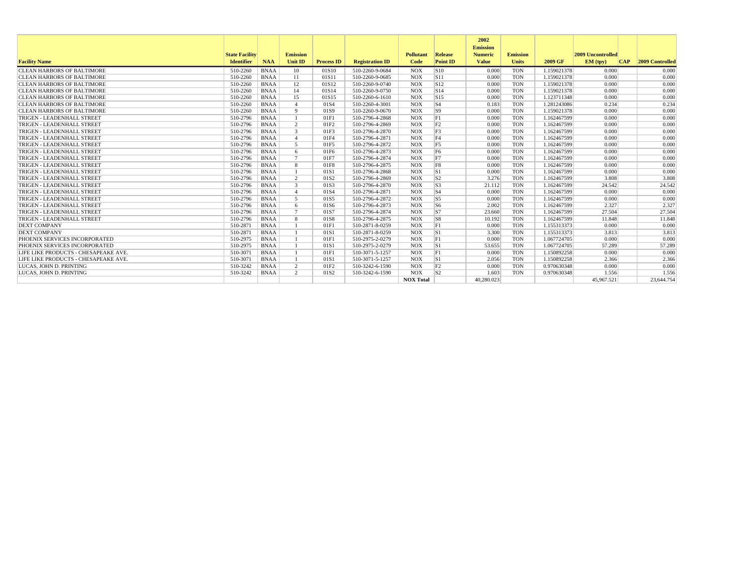| Facility Name | State Facility Identifier | NAA | Emission Unit ID | Process ID | Registration ID | Pollutant Code | Release Point ID | 2002 Emission Numeric Value | Emission Units | 2009 GF | 2009 Uncontrolled EM (tpy) | CAP | 2009 Controlled |
|---|---|---|---|---|---|---|---|---|---|---|---|---|---|
| CLEAN HARBORS OF BALTIMORE | 510-2260 | BNAA | 10 | 01S10 | 510-2260-9-0684 | NOX | S10 | 0.000 | TON | 1.159021378 | 0.000 | | 0.000 |
| CLEAN HARBORS OF BALTIMORE | 510-2260 | BNAA | 11 | 01S11 | 510-2260-9-0685 | NOX | S11 | 0.000 | TON | 1.159021378 | 0.000 | | 0.000 |
| CLEAN HARBORS OF BALTIMORE | 510-2260 | BNAA | 12 | 01S12 | 510-2260-9-0740 | NOX | S12 | 0.000 | TON | 1.159021378 | 0.000 | | 0.000 |
| CLEAN HARBORS OF BALTIMORE | 510-2260 | BNAA | 14 | 01S14 | 510-2260-9-0750 | NOX | S14 | 0.000 | TON | 1.159021378 | 0.000 | | 0.000 |
| CLEAN HARBORS OF BALTIMORE | 510-2260 | BNAA | 15 | 01S15 | 510-2260-6-1610 | NOX | S15 | 0.000 | TON | 1.123711348 | 0.000 | | 0.000 |
| CLEAN HARBORS OF BALTIMORE | 510-2260 | BNAA | 4 | 01S4 | 510-2260-4-3001 | NOX | S4 | 0.183 | TON | 1.281243086 | 0.234 | | 0.234 |
| CLEAN HARBORS OF BALTIMORE | 510-2260 | BNAA | 9 | 01S9 | 510-2260-9-0670 | NOX | S9 | 0.000 | TON | 1.159021378 | 0.000 | | 0.000 |
| TRIGEN - LEADENHALL STREET | 510-2796 | BNAA | 1 | 01F1 | 510-2796-4-2868 | NOX | F1 | 0.000 | TON | 1.162467599 | 0.000 | | 0.000 |
| TRIGEN - LEADENHALL STREET | 510-2796 | BNAA | 2 | 01F2 | 510-2796-4-2869 | NOX | F2 | 0.000 | TON | 1.162467599 | 0.000 | | 0.000 |
| TRIGEN - LEADENHALL STREET | 510-2796 | BNAA | 3 | 01F3 | 510-2796-4-2870 | NOX | F3 | 0.000 | TON | 1.162467599 | 0.000 | | 0.000 |
| TRIGEN - LEADENHALL STREET | 510-2796 | BNAA | 4 | 01F4 | 510-2796-4-2871 | NOX | F4 | 0.000 | TON | 1.162467599 | 0.000 | | 0.000 |
| TRIGEN - LEADENHALL STREET | 510-2796 | BNAA | 5 | 01F5 | 510-2796-4-2872 | NOX | F5 | 0.000 | TON | 1.162467599 | 0.000 | | 0.000 |
| TRIGEN - LEADENHALL STREET | 510-2796 | BNAA | 6 | 01F6 | 510-2796-4-2873 | NOX | F6 | 0.000 | TON | 1.162467599 | 0.000 | | 0.000 |
| TRIGEN - LEADENHALL STREET | 510-2796 | BNAA | 7 | 01F7 | 510-2796-4-2874 | NOX | F7 | 0.000 | TON | 1.162467599 | 0.000 | | 0.000 |
| TRIGEN - LEADENHALL STREET | 510-2796 | BNAA | 8 | 01F8 | 510-2796-4-2875 | NOX | F8 | 0.000 | TON | 1.162467599 | 0.000 | | 0.000 |
| TRIGEN - LEADENHALL STREET | 510-2796 | BNAA | 1 | 01S1 | 510-2796-4-2868 | NOX | S1 | 0.000 | TON | 1.162467599 | 0.000 | | 0.000 |
| TRIGEN - LEADENHALL STREET | 510-2796 | BNAA | 2 | 01S2 | 510-2796-4-2869 | NOX | S2 | 3.276 | TON | 1.162467599 | 3.808 | | 3.808 |
| TRIGEN - LEADENHALL STREET | 510-2796 | BNAA | 3 | 01S3 | 510-2796-4-2870 | NOX | S3 | 21.112 | TON | 1.162467599 | 24.542 | | 24.542 |
| TRIGEN - LEADENHALL STREET | 510-2796 | BNAA | 4 | 01S4 | 510-2796-4-2871 | NOX | S4 | 0.000 | TON | 1.162467599 | 0.000 | | 0.000 |
| TRIGEN - LEADENHALL STREET | 510-2796 | BNAA | 5 | 01S5 | 510-2796-4-2872 | NOX | S5 | 0.000 | TON | 1.162467599 | 0.000 | | 0.000 |
| TRIGEN - LEADENHALL STREET | 510-2796 | BNAA | 6 | 01S6 | 510-2796-4-2873 | NOX | S6 | 2.002 | TON | 1.162467599 | 2.327 | | 2.327 |
| TRIGEN - LEADENHALL STREET | 510-2796 | BNAA | 7 | 01S7 | 510-2796-4-2874 | NOX | S7 | 23.660 | TON | 1.162467599 | 27.504 | | 27.504 |
| TRIGEN - LEADENHALL STREET | 510-2796 | BNAA | 8 | 01S8 | 510-2796-4-2875 | NOX | S8 | 10.192 | TON | 1.162467599 | 11.848 | | 11.848 |
| DEXT COMPANY | 510-2871 | BNAA | 1 | 01F1 | 510-2871-8-0259 | NOX | F1 | 0.000 | TON | 1.155313373 | 0.000 | | 0.000 |
| DEXT COMPANY | 510-2871 | BNAA | 1 | 01S1 | 510-2871-8-0259 | NOX | S1 | 3.300 | TON | 1.155313373 | 3.813 | | 3.813 |
| PHOENIX SERVICES INCORPORATED | 510-2975 | BNAA | 1 | 01F1 | 510-2975-2-0279 | NOX | F1 | 0.000 | TON | 1.067724705 | 0.000 | | 0.000 |
| PHOENIX SERVICES INCORPORATED | 510-2975 | BNAA | 1 | 01S1 | 510-2975-2-0279 | NOX | S1 | 53.655 | TON | 1.067724705 | 57.289 | | 57.289 |
| LIFE LIKE PRODUCTS - CHESAPEAKE AVE. | 510-3071 | BNAA | 1 | 01F1 | 510-3071-5-1257 | NOX | F1 | 0.000 | TON | 1.150892258 | 0.000 | | 0.000 |
| LIFE LIKE PRODUCTS - CHESAPEAKE AVE. | 510-3071 | BNAA | 1 | 01S1 | 510-3071-5-1257 | NOX | S1 | 2.056 | TON | 1.150892258 | 2.366 | | 2.366 |
| LUCAS, JOHN D. PRINTING | 510-3242 | BNAA | 2 | 01F2 | 510-3242-6-1590 | NOX | F2 | 0.000 | TON | 0.970630348 | 0.000 | | 0.000 |
| LUCAS, JOHN D. PRINTING | 510-3242 | BNAA | 2 | 01S2 | 510-3242-6-1590 | NOX | S2 | 1.603 | TON | 0.970630348 | 1.556 | | 1.556 |
| | | | | | | **NOX Total** | | 40,280.023 | | | 45,967.521 | | 23,644.754 |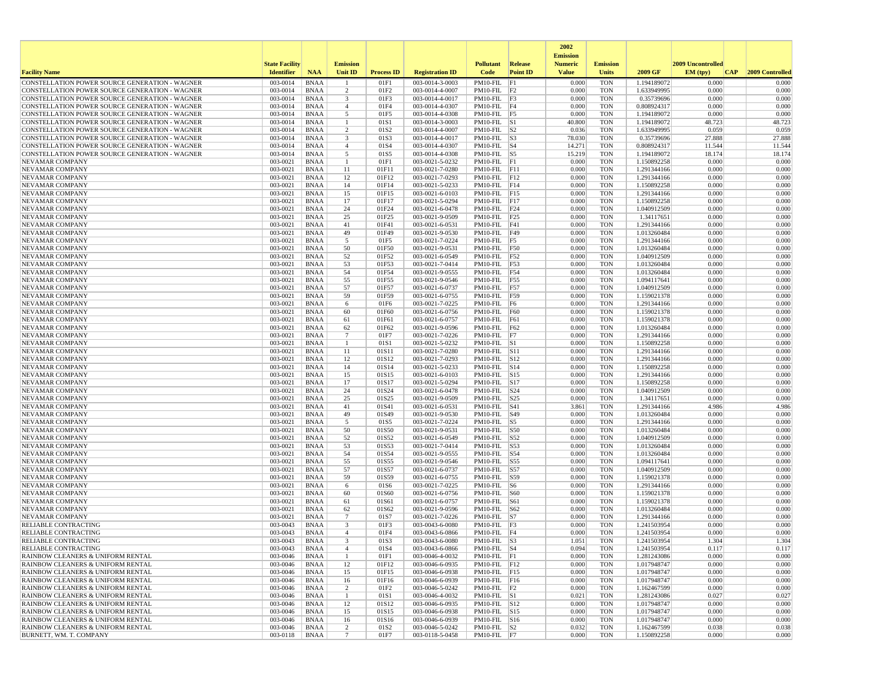| Facility Name | State Facility Identifier | NAA | Emission Unit ID | Process ID | Registration ID | Pollutant Code | Release Point ID | 2002 Emission Numeric Value | Emission Units | 2009 GF | 2009 Uncontrolled EM (tpy) | CAP | 2009 Controlled |
|---|---|---|---|---|---|---|---|---|---|---|---|---|---|
| CONSTELLATION POWER SOURCE GENERATION - WAGNER | 003-0014 | BNAA | 1 | 01F1 | 003-0014-3-0003 | PM10-FIL | F1 | 0.000 | TON | 1.194189072 | 0.000 | | 0.000 |
| CONSTELLATION POWER SOURCE GENERATION - WAGNER | 003-0014 | BNAA | 2 | 01F2 | 003-0014-4-0007 | PM10-FIL | F2 | 0.000 | TON | 1.633949995 | 0.000 | | 0.000 |
| CONSTELLATION POWER SOURCE GENERATION - WAGNER | 003-0014 | BNAA | 3 | 01F3 | 003-0014-4-0017 | PM10-FIL | F3 | 0.000 | TON | 0.35739696 | 0.000 | | 0.000 |
| CONSTELLATION POWER SOURCE GENERATION - WAGNER | 003-0014 | BNAA | 4 | 01F4 | 003-0014-4-0307 | PM10-FIL | F4 | 0.000 | TON | 0.808924317 | 0.000 | | 0.000 |
| CONSTELLATION POWER SOURCE GENERATION - WAGNER | 003-0014 | BNAA | 5 | 01F5 | 003-0014-4-0308 | PM10-FIL | F5 | 0.000 | TON | 1.194189072 | 0.000 | | 0.000 |
| CONSTELLATION POWER SOURCE GENERATION - WAGNER | 003-0014 | BNAA | 1 | 01S1 | 003-0014-3-0003 | PM10-FIL | S1 | 40.800 | TON | 1.194189072 | 48.723 | | 48.723 |
| CONSTELLATION POWER SOURCE GENERATION - WAGNER | 003-0014 | BNAA | 2 | 01S2 | 003-0014-4-0007 | PM10-FIL | S2 | 0.036 | TON | 1.633949995 | 0.059 | | 0.059 |
| CONSTELLATION POWER SOURCE GENERATION - WAGNER | 003-0014 | BNAA | 3 | 01S3 | 003-0014-4-0017 | PM10-FIL | S3 | 78.030 | TON | 0.35739696 | 27.888 | | 27.888 |
| CONSTELLATION POWER SOURCE GENERATION - WAGNER | 003-0014 | BNAA | 4 | 01S4 | 003-0014-4-0307 | PM10-FIL | S4 | 14.271 | TON | 0.808924317 | 11.544 | | 11.544 |
| CONSTELLATION POWER SOURCE GENERATION - WAGNER | 003-0014 | BNAA | 5 | 01S5 | 003-0014-4-0308 | PM10-FIL | S5 | 15.219 | TON | 1.194189072 | 18.174 | | 18.174 |
| NEVAMAR COMPANY | 003-0021 | BNAA | 1 | 01F1 | 003-0021-5-0232 | PM10-FIL | F1 | 0.000 | TON | 1.150892258 | 0.000 | | 0.000 |
| NEVAMAR COMPANY | 003-0021 | BNAA | 11 | 01F11 | 003-0021-7-0280 | PM10-FIL | F11 | 0.000 | TON | 1.291344166 | 0.000 | | 0.000 |
| NEVAMAR COMPANY | 003-0021 | BNAA | 12 | 01F12 | 003-0021-7-0293 | PM10-FIL | F12 | 0.000 | TON | 1.291344166 | 0.000 | | 0.000 |
| NEVAMAR COMPANY | 003-0021 | BNAA | 14 | 01F14 | 003-0021-5-0233 | PM10-FIL | F14 | 0.000 | TON | 1.150892258 | 0.000 | | 0.000 |
| NEVAMAR COMPANY | 003-0021 | BNAA | 15 | 01F15 | 003-0021-6-0103 | PM10-FIL | F15 | 0.000 | TON | 1.291344166 | 0.000 | | 0.000 |
| NEVAMAR COMPANY | 003-0021 | BNAA | 17 | 01F17 | 003-0021-5-0294 | PM10-FIL | F17 | 0.000 | TON | 1.150892258 | 0.000 | | 0.000 |
| NEVAMAR COMPANY | 003-0021 | BNAA | 24 | 01F24 | 003-0021-6-0478 | PM10-FIL | F24 | 0.000 | TON | 1.040912509 | 0.000 | | 0.000 |
| NEVAMAR COMPANY | 003-0021 | BNAA | 25 | 01F25 | 003-0021-9-0509 | PM10-FIL | F25 | 0.000 | TON | 1.34117651 | 0.000 | | 0.000 |
| NEVAMAR COMPANY | 003-0021 | BNAA | 41 | 01F41 | 003-0021-6-0531 | PM10-FIL | F41 | 0.000 | TON | 1.291344166 | 0.000 | | 0.000 |
| NEVAMAR COMPANY | 003-0021 | BNAA | 49 | 01F49 | 003-0021-9-0530 | PM10-FIL | F49 | 0.000 | TON | 1.013260484 | 0.000 | | 0.000 |
| NEVAMAR COMPANY | 003-0021 | BNAA | 5 | 01F5 | 003-0021-7-0224 | PM10-FIL | F5 | 0.000 | TON | 1.291344166 | 0.000 | | 0.000 |
| NEVAMAR COMPANY | 003-0021 | BNAA | 50 | 01F50 | 003-0021-9-0531 | PM10-FIL | F50 | 0.000 | TON | 1.013260484 | 0.000 | | 0.000 |
| NEVAMAR COMPANY | 003-0021 | BNAA | 52 | 01F52 | 003-0021-6-0549 | PM10-FIL | F52 | 0.000 | TON | 1.040912509 | 0.000 | | 0.000 |
| NEVAMAR COMPANY | 003-0021 | BNAA | 53 | 01F53 | 003-0021-7-0414 | PM10-FIL | F53 | 0.000 | TON | 1.013260484 | 0.000 | | 0.000 |
| NEVAMAR COMPANY | 003-0021 | BNAA | 54 | 01F54 | 003-0021-9-0555 | PM10-FIL | F54 | 0.000 | TON | 1.013260484 | 0.000 | | 0.000 |
| NEVAMAR COMPANY | 003-0021 | BNAA | 55 | 01F55 | 003-0021-9-0546 | PM10-FIL | F55 | 0.000 | TON | 1.094117641 | 0.000 | | 0.000 |
| NEVAMAR COMPANY | 003-0021 | BNAA | 57 | 01F57 | 003-0021-6-0737 | PM10-FIL | F57 | 0.000 | TON | 1.040912509 | 0.000 | | 0.000 |
| NEVAMAR COMPANY | 003-0021 | BNAA | 59 | 01F59 | 003-0021-6-0755 | PM10-FIL | F59 | 0.000 | TON | 1.159021378 | 0.000 | | 0.000 |
| NEVAMAR COMPANY | 003-0021 | BNAA | 6 | 01F6 | 003-0021-7-0225 | PM10-FIL | F6 | 0.000 | TON | 1.291344166 | 0.000 | | 0.000 |
| NEVAMAR COMPANY | 003-0021 | BNAA | 60 | 01F60 | 003-0021-6-0756 | PM10-FIL | F60 | 0.000 | TON | 1.159021378 | 0.000 | | 0.000 |
| NEVAMAR COMPANY | 003-0021 | BNAA | 61 | 01F61 | 003-0021-6-0757 | PM10-FIL | F61 | 0.000 | TON | 1.159021378 | 0.000 | | 0.000 |
| NEVAMAR COMPANY | 003-0021 | BNAA | 62 | 01F62 | 003-0021-9-0596 | PM10-FIL | F62 | 0.000 | TON | 1.013260484 | 0.000 | | 0.000 |
| NEVAMAR COMPANY | 003-0021 | BNAA | 7 | 01F7 | 003-0021-7-0226 | PM10-FIL | F7 | 0.000 | TON | 1.291344166 | 0.000 | | 0.000 |
| NEVAMAR COMPANY | 003-0021 | BNAA | 1 | 01S1 | 003-0021-5-0232 | PM10-FIL | S1 | 0.000 | TON | 1.150892258 | 0.000 | | 0.000 |
| NEVAMAR COMPANY | 003-0021 | BNAA | 11 | 01S11 | 003-0021-7-0280 | PM10-FIL | S11 | 0.000 | TON | 1.291344166 | 0.000 | | 0.000 |
| NEVAMAR COMPANY | 003-0021 | BNAA | 12 | 01S12 | 003-0021-7-0293 | PM10-FIL | S12 | 0.000 | TON | 1.291344166 | 0.000 | | 0.000 |
| NEVAMAR COMPANY | 003-0021 | BNAA | 14 | 01S14 | 003-0021-5-0233 | PM10-FIL | S14 | 0.000 | TON | 1.150892258 | 0.000 | | 0.000 |
| NEVAMAR COMPANY | 003-0021 | BNAA | 15 | 01S15 | 003-0021-6-0103 | PM10-FIL | S15 | 0.000 | TON | 1.291344166 | 0.000 | | 0.000 |
| NEVAMAR COMPANY | 003-0021 | BNAA | 17 | 01S17 | 003-0021-5-0294 | PM10-FIL | S17 | 0.000 | TON | 1.150892258 | 0.000 | | 0.000 |
| NEVAMAR COMPANY | 003-0021 | BNAA | 24 | 01S24 | 003-0021-6-0478 | PM10-FIL | S24 | 0.000 | TON | 1.040912509 | 0.000 | | 0.000 |
| NEVAMAR COMPANY | 003-0021 | BNAA | 25 | 01S25 | 003-0021-9-0509 | PM10-FIL | S25 | 0.000 | TON | 1.34117651 | 0.000 | | 0.000 |
| NEVAMAR COMPANY | 003-0021 | BNAA | 41 | 01S41 | 003-0021-6-0531 | PM10-FIL | S41 | 3.861 | TON | 1.291344166 | 4.986 | | 4.986 |
| NEVAMAR COMPANY | 003-0021 | BNAA | 49 | 01S49 | 003-0021-9-0530 | PM10-FIL | S49 | 0.000 | TON | 1.013260484 | 0.000 | | 0.000 |
| NEVAMAR COMPANY | 003-0021 | BNAA | 5 | 01S5 | 003-0021-7-0224 | PM10-FIL | S5 | 0.000 | TON | 1.291344166 | 0.000 | | 0.000 |
| NEVAMAR COMPANY | 003-0021 | BNAA | 50 | 01S50 | 003-0021-9-0531 | PM10-FIL | S50 | 0.000 | TON | 1.013260484 | 0.000 | | 0.000 |
| NEVAMAR COMPANY | 003-0021 | BNAA | 52 | 01S52 | 003-0021-6-0549 | PM10-FIL | S52 | 0.000 | TON | 1.040912509 | 0.000 | | 0.000 |
| NEVAMAR COMPANY | 003-0021 | BNAA | 53 | 01S53 | 003-0021-7-0414 | PM10-FIL | S53 | 0.000 | TON | 1.013260484 | 0.000 | | 0.000 |
| NEVAMAR COMPANY | 003-0021 | BNAA | 54 | 01S54 | 003-0021-9-0555 | PM10-FIL | S54 | 0.000 | TON | 1.013260484 | 0.000 | | 0.000 |
| NEVAMAR COMPANY | 003-0021 | BNAA | 55 | 01S55 | 003-0021-9-0546 | PM10-FIL | S55 | 0.000 | TON | 1.094117641 | 0.000 | | 0.000 |
| NEVAMAR COMPANY | 003-0021 | BNAA | 57 | 01S57 | 003-0021-6-0737 | PM10-FIL | S57 | 0.000 | TON | 1.040912509 | 0.000 | | 0.000 |
| NEVAMAR COMPANY | 003-0021 | BNAA | 59 | 01S59 | 003-0021-6-0755 | PM10-FIL | S59 | 0.000 | TON | 1.159021378 | 0.000 | | 0.000 |
| NEVAMAR COMPANY | 003-0021 | BNAA | 6 | 01S6 | 003-0021-7-0225 | PM10-FIL | S6 | 0.000 | TON | 1.291344166 | 0.000 | | 0.000 |
| NEVAMAR COMPANY | 003-0021 | BNAA | 60 | 01S60 | 003-0021-6-0756 | PM10-FIL | S60 | 0.000 | TON | 1.159021378 | 0.000 | | 0.000 |
| NEVAMAR COMPANY | 003-0021 | BNAA | 61 | 01S61 | 003-0021-6-0757 | PM10-FIL | S61 | 0.000 | TON | 1.159021378 | 0.000 | | 0.000 |
| NEVAMAR COMPANY | 003-0021 | BNAA | 62 | 01S62 | 003-0021-9-0596 | PM10-FIL | S62 | 0.000 | TON | 1.013260484 | 0.000 | | 0.000 |
| NEVAMAR COMPANY | 003-0021 | BNAA | 7 | 01S7 | 003-0021-7-0226 | PM10-FIL | S7 | 0.000 | TON | 1.291344166 | 0.000 | | 0.000 |
| RELIABLE CONTRACTING | 003-0043 | BNAA | 3 | 01F3 | 003-0043-6-0080 | PM10-FIL | F3 | 0.000 | TON | 1.241503954 | 0.000 | | 0.000 |
| RELIABLE CONTRACTING | 003-0043 | BNAA | 4 | 01F4 | 003-0043-6-0866 | PM10-FIL | F4 | 0.000 | TON | 1.241503954 | 0.000 | | 0.000 |
| RELIABLE CONTRACTING | 003-0043 | BNAA | 3 | 01S3 | 003-0043-6-0080 | PM10-FIL | S3 | 1.051 | TON | 1.241503954 | 1.304 | | 1.304 |
| RELIABLE CONTRACTING | 003-0043 | BNAA | 4 | 01S4 | 003-0043-6-0866 | PM10-FIL | S4 | 0.094 | TON | 1.241503954 | 0.117 | | 0.117 |
| RAINBOW CLEANERS & UNIFORM RENTAL | 003-0046 | BNAA | 1 | 01F1 | 003-0046-4-0032 | PM10-FIL | F1 | 0.000 | TON | 1.281243086 | 0.000 | | 0.000 |
| RAINBOW CLEANERS & UNIFORM RENTAL | 003-0046 | BNAA | 12 | 01F12 | 003-0046-6-0935 | PM10-FIL | F12 | 0.000 | TON | 1.017948747 | 0.000 | | 0.000 |
| RAINBOW CLEANERS & UNIFORM RENTAL | 003-0046 | BNAA | 15 | 01F15 | 003-0046-6-0938 | PM10-FIL | F15 | 0.000 | TON | 1.017948747 | 0.000 | | 0.000 |
| RAINBOW CLEANERS & UNIFORM RENTAL | 003-0046 | BNAA | 16 | 01F16 | 003-0046-6-0939 | PM10-FIL | F16 | 0.000 | TON | 1.017948747 | 0.000 | | 0.000 |
| RAINBOW CLEANERS & UNIFORM RENTAL | 003-0046 | BNAA | 2 | 01F2 | 003-0046-5-0242 | PM10-FIL | F2 | 0.000 | TON | 1.162467599 | 0.000 | | 0.000 |
| RAINBOW CLEANERS & UNIFORM RENTAL | 003-0046 | BNAA | 1 | 01S1 | 003-0046-4-0032 | PM10-FIL | S1 | 0.021 | TON | 1.281243086 | 0.027 | | 0.027 |
| RAINBOW CLEANERS & UNIFORM RENTAL | 003-0046 | BNAA | 12 | 01S12 | 003-0046-6-0935 | PM10-FIL | S12 | 0.000 | TON | 1.017948747 | 0.000 | | 0.000 |
| RAINBOW CLEANERS & UNIFORM RENTAL | 003-0046 | BNAA | 15 | 01S15 | 003-0046-6-0938 | PM10-FIL | S15 | 0.000 | TON | 1.017948747 | 0.000 | | 0.000 |
| RAINBOW CLEANERS & UNIFORM RENTAL | 003-0046 | BNAA | 16 | 01S16 | 003-0046-6-0939 | PM10-FIL | S16 | 0.000 | TON | 1.017948747 | 0.000 | | 0.000 |
| RAINBOW CLEANERS & UNIFORM RENTAL | 003-0046 | BNAA | 2 | 01S2 | 003-0046-5-0242 | PM10-FIL | S2 | 0.032 | TON | 1.162467599 | 0.038 | | 0.038 |
| BURNETT, WM. T. COMPANY | 003-0118 | BNAA | 7 | 01F7 | 003-0118-5-0458 | PM10-FIL | F7 | 0.000 | TON | 1.150892258 | 0.000 | | 0.000 |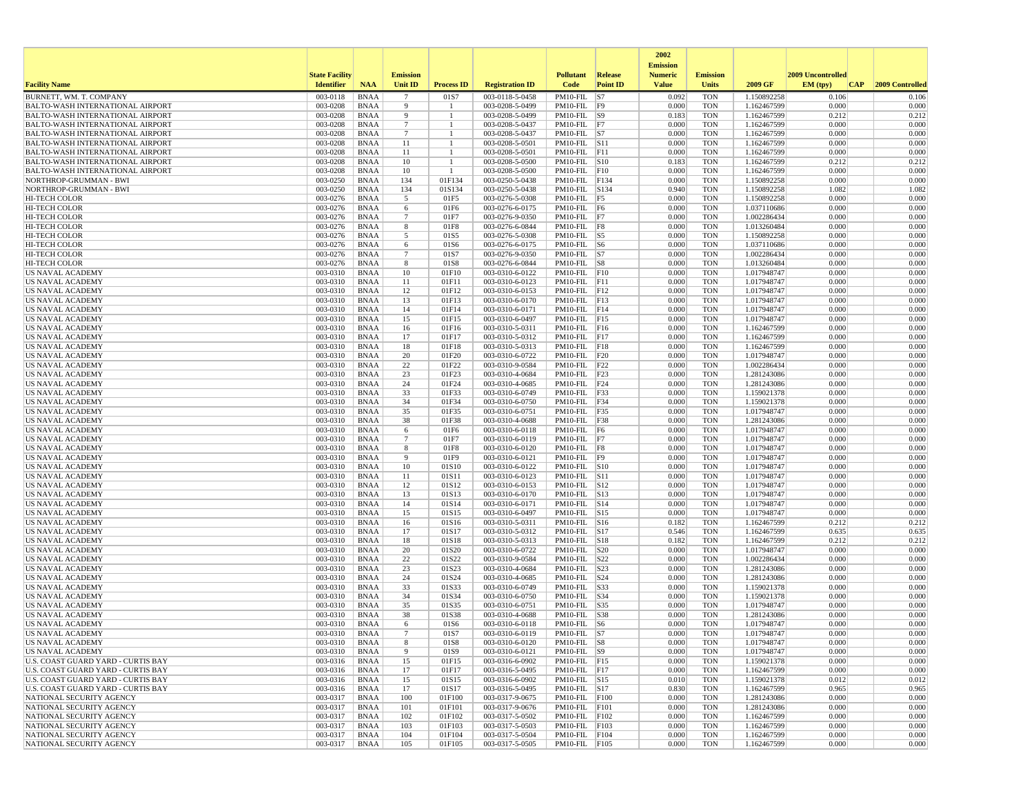| Facility Name | State Facility Identifier | NAA | Emission Unit ID | Process ID | Registration ID | Pollutant Code | Release Point ID | 2002 Emission Numeric Value | Emission Units | 2009 GF | 2009 Uncontrolled EM (tpy) | CAP | 2009 Controlled |
|---|---|---|---|---|---|---|---|---|---|---|---|---|---|
| BURNETT, WM. T. COMPANY | 003-0118 | BNAA | 7 | 01S7 | 003-0118-5-0458 | PM10-FIL | S7 | 0.092 | TON | 1.150892258 | 0.106 | | 0.106 |
| BALTO-WASH INTERNATIONAL AIRPORT | 003-0208 | BNAA | 9 | 1 | 003-0208-5-0499 | PM10-FIL | F9 | 0.000 | TON | 1.162467599 | 0.000 | | 0.000 |
| BALTO-WASH INTERNATIONAL AIRPORT | 003-0208 | BNAA | 9 | 1 | 003-0208-5-0499 | PM10-FIL | S9 | 0.183 | TON | 1.162467599 | 0.212 | | 0.212 |
| BALTO-WASH INTERNATIONAL AIRPORT | 003-0208 | BNAA | 7 | 1 | 003-0208-5-0437 | PM10-FIL | F7 | 0.000 | TON | 1.162467599 | 0.000 | | 0.000 |
| BALTO-WASH INTERNATIONAL AIRPORT | 003-0208 | BNAA | 7 | 1 | 003-0208-5-0437 | PM10-FIL | S7 | 0.000 | TON | 1.162467599 | 0.000 | | 0.000 |
| BALTO-WASH INTERNATIONAL AIRPORT | 003-0208 | BNAA | 11 | 1 | 003-0208-5-0501 | PM10-FIL | S11 | 0.000 | TON | 1.162467599 | 0.000 | | 0.000 |
| BALTO-WASH INTERNATIONAL AIRPORT | 003-0208 | BNAA | 11 | 1 | 003-0208-5-0501 | PM10-FIL | F11 | 0.000 | TON | 1.162467599 | 0.000 | | 0.000 |
| BALTO-WASH INTERNATIONAL AIRPORT | 003-0208 | BNAA | 10 | 1 | 003-0208-5-0500 | PM10-FIL | S10 | 0.183 | TON | 1.162467599 | 0.212 | | 0.212 |
| BALTO-WASH INTERNATIONAL AIRPORT | 003-0208 | BNAA | 10 | 1 | 003-0208-5-0500 | PM10-FIL | F10 | 0.000 | TON | 1.162467599 | 0.000 | | 0.000 |
| NORTHROP-GRUMMAN - BWI | 003-0250 | BNAA | 134 | 01F134 | 003-0250-5-0438 | PM10-FIL | F134 | 0.000 | TON | 1.150892258 | 0.000 | | 0.000 |
| NORTHROP-GRUMMAN - BWI | 003-0250 | BNAA | 134 | 01S134 | 003-0250-5-0438 | PM10-FIL | S134 | 0.940 | TON | 1.150892258 | 1.082 | | 1.082 |
| HI-TECH COLOR | 003-0276 | BNAA | 5 | 01F5 | 003-0276-5-0308 | PM10-FIL | F5 | 0.000 | TON | 1.150892258 | 0.000 | | 0.000 |
| HI-TECH COLOR | 003-0276 | BNAA | 6 | 01F6 | 003-0276-6-0175 | PM10-FIL | F6 | 0.000 | TON | 1.037110686 | 0.000 | | 0.000 |
| HI-TECH COLOR | 003-0276 | BNAA | 7 | 01F7 | 003-0276-9-0350 | PM10-FIL | F7 | 0.000 | TON | 1.002286434 | 0.000 | | 0.000 |
| HI-TECH COLOR | 003-0276 | BNAA | 8 | 01F8 | 003-0276-6-0844 | PM10-FIL | F8 | 0.000 | TON | 1.013260484 | 0.000 | | 0.000 |
| HI-TECH COLOR | 003-0276 | BNAA | 5 | 01S5 | 003-0276-5-0308 | PM10-FIL | S5 | 0.000 | TON | 1.150892258 | 0.000 | | 0.000 |
| HI-TECH COLOR | 003-0276 | BNAA | 6 | 01S6 | 003-0276-6-0175 | PM10-FIL | S6 | 0.000 | TON | 1.037110686 | 0.000 | | 0.000 |
| HI-TECH COLOR | 003-0276 | BNAA | 7 | 01S7 | 003-0276-9-0350 | PM10-FIL | S7 | 0.000 | TON | 1.002286434 | 0.000 | | 0.000 |
| HI-TECH COLOR | 003-0276 | BNAA | 8 | 01S8 | 003-0276-6-0844 | PM10-FIL | S8 | 0.000 | TON | 1.013260484 | 0.000 | | 0.000 |
| US NAVAL ACADEMY | 003-0310 | BNAA | 10 | 01F10 | 003-0310-6-0122 | PM10-FIL | F10 | 0.000 | TON | 1.017948747 | 0.000 | | 0.000 |
| US NAVAL ACADEMY | 003-0310 | BNAA | 11 | 01F11 | 003-0310-6-0123 | PM10-FIL | F11 | 0.000 | TON | 1.017948747 | 0.000 | | 0.000 |
| US NAVAL ACADEMY | 003-0310 | BNAA | 12 | 01F12 | 003-0310-6-0153 | PM10-FIL | F12 | 0.000 | TON | 1.017948747 | 0.000 | | 0.000 |
| US NAVAL ACADEMY | 003-0310 | BNAA | 13 | 01F13 | 003-0310-6-0170 | PM10-FIL | F13 | 0.000 | TON | 1.017948747 | 0.000 | | 0.000 |
| US NAVAL ACADEMY | 003-0310 | BNAA | 14 | 01F14 | 003-0310-6-0171 | PM10-FIL | F14 | 0.000 | TON | 1.017948747 | 0.000 | | 0.000 |
| US NAVAL ACADEMY | 003-0310 | BNAA | 15 | 01F15 | 003-0310-6-0497 | PM10-FIL | F15 | 0.000 | TON | 1.017948747 | 0.000 | | 0.000 |
| US NAVAL ACADEMY | 003-0310 | BNAA | 16 | 01F16 | 003-0310-5-0311 | PM10-FIL | F16 | 0.000 | TON | 1.162467599 | 0.000 | | 0.000 |
| US NAVAL ACADEMY | 003-0310 | BNAA | 17 | 01F17 | 003-0310-5-0312 | PM10-FIL | F17 | 0.000 | TON | 1.162467599 | 0.000 | | 0.000 |
| US NAVAL ACADEMY | 003-0310 | BNAA | 18 | 01F18 | 003-0310-5-0313 | PM10-FIL | F18 | 0.000 | TON | 1.162467599 | 0.000 | | 0.000 |
| US NAVAL ACADEMY | 003-0310 | BNAA | 20 | 01F20 | 003-0310-6-0722 | PM10-FIL | F20 | 0.000 | TON | 1.017948747 | 0.000 | | 0.000 |
| US NAVAL ACADEMY | 003-0310 | BNAA | 22 | 01F22 | 003-0310-9-0584 | PM10-FIL | F22 | 0.000 | TON | 1.002286434 | 0.000 | | 0.000 |
| US NAVAL ACADEMY | 003-0310 | BNAA | 23 | 01F23 | 003-0310-4-0684 | PM10-FIL | F23 | 0.000 | TON | 1.281243086 | 0.000 | | 0.000 |
| US NAVAL ACADEMY | 003-0310 | BNAA | 24 | 01F24 | 003-0310-4-0685 | PM10-FIL | F24 | 0.000 | TON | 1.281243086 | 0.000 | | 0.000 |
| US NAVAL ACADEMY | 003-0310 | BNAA | 33 | 01F33 | 003-0310-6-0749 | PM10-FIL | F33 | 0.000 | TON | 1.159021378 | 0.000 | | 0.000 |
| US NAVAL ACADEMY | 003-0310 | BNAA | 34 | 01F34 | 003-0310-6-0750 | PM10-FIL | F34 | 0.000 | TON | 1.159021378 | 0.000 | | 0.000 |
| US NAVAL ACADEMY | 003-0310 | BNAA | 35 | 01F35 | 003-0310-6-0751 | PM10-FIL | F35 | 0.000 | TON | 1.017948747 | 0.000 | | 0.000 |
| US NAVAL ACADEMY | 003-0310 | BNAA | 38 | 01F38 | 003-0310-4-0688 | PM10-FIL | F38 | 0.000 | TON | 1.281243086 | 0.000 | | 0.000 |
| US NAVAL ACADEMY | 003-0310 | BNAA | 6 | 01F6 | 003-0310-6-0118 | PM10-FIL | F6 | 0.000 | TON | 1.017948747 | 0.000 | | 0.000 |
| US NAVAL ACADEMY | 003-0310 | BNAA | 7 | 01F7 | 003-0310-6-0119 | PM10-FIL | F7 | 0.000 | TON | 1.017948747 | 0.000 | | 0.000 |
| US NAVAL ACADEMY | 003-0310 | BNAA | 8 | 01F8 | 003-0310-6-0120 | PM10-FIL | F8 | 0.000 | TON | 1.017948747 | 0.000 | | 0.000 |
| US NAVAL ACADEMY | 003-0310 | BNAA | 9 | 01F9 | 003-0310-6-0121 | PM10-FIL | F9 | 0.000 | TON | 1.017948747 | 0.000 | | 0.000 |
| US NAVAL ACADEMY | 003-0310 | BNAA | 10 | 01S10 | 003-0310-6-0122 | PM10-FIL | S10 | 0.000 | TON | 1.017948747 | 0.000 | | 0.000 |
| US NAVAL ACADEMY | 003-0310 | BNAA | 11 | 01S11 | 003-0310-6-0123 | PM10-FIL | S11 | 0.000 | TON | 1.017948747 | 0.000 | | 0.000 |
| US NAVAL ACADEMY | 003-0310 | BNAA | 12 | 01S12 | 003-0310-6-0153 | PM10-FIL | S12 | 0.000 | TON | 1.017948747 | 0.000 | | 0.000 |
| US NAVAL ACADEMY | 003-0310 | BNAA | 13 | 01S13 | 003-0310-6-0170 | PM10-FIL | S13 | 0.000 | TON | 1.017948747 | 0.000 | | 0.000 |
| US NAVAL ACADEMY | 003-0310 | BNAA | 14 | 01S14 | 003-0310-6-0171 | PM10-FIL | S14 | 0.000 | TON | 1.017948747 | 0.000 | | 0.000 |
| US NAVAL ACADEMY | 003-0310 | BNAA | 15 | 01S15 | 003-0310-6-0497 | PM10-FIL | S15 | 0.000 | TON | 1.017948747 | 0.000 | | 0.000 |
| US NAVAL ACADEMY | 003-0310 | BNAA | 16 | 01S16 | 003-0310-5-0311 | PM10-FIL | S16 | 0.182 | TON | 1.162467599 | 0.212 | | 0.212 |
| US NAVAL ACADEMY | 003-0310 | BNAA | 17 | 01S17 | 003-0310-5-0312 | PM10-FIL | S17 | 0.546 | TON | 1.162467599 | 0.635 | | 0.635 |
| US NAVAL ACADEMY | 003-0310 | BNAA | 18 | 01S18 | 003-0310-5-0313 | PM10-FIL | S18 | 0.182 | TON | 1.162467599 | 0.212 | | 0.212 |
| US NAVAL ACADEMY | 003-0310 | BNAA | 20 | 01S20 | 003-0310-6-0722 | PM10-FIL | S20 | 0.000 | TON | 1.017948747 | 0.000 | | 0.000 |
| US NAVAL ACADEMY | 003-0310 | BNAA | 22 | 01S22 | 003-0310-9-0584 | PM10-FIL | S22 | 0.000 | TON | 1.002286434 | 0.000 | | 0.000 |
| US NAVAL ACADEMY | 003-0310 | BNAA | 23 | 01S23 | 003-0310-4-0684 | PM10-FIL | S23 | 0.000 | TON | 1.281243086 | 0.000 | | 0.000 |
| US NAVAL ACADEMY | 003-0310 | BNAA | 24 | 01S24 | 003-0310-4-0685 | PM10-FIL | S24 | 0.000 | TON | 1.281243086 | 0.000 | | 0.000 |
| US NAVAL ACADEMY | 003-0310 | BNAA | 33 | 01S33 | 003-0310-6-0749 | PM10-FIL | S33 | 0.000 | TON | 1.159021378 | 0.000 | | 0.000 |
| US NAVAL ACADEMY | 003-0310 | BNAA | 34 | 01S34 | 003-0310-6-0750 | PM10-FIL | S34 | 0.000 | TON | 1.159021378 | 0.000 | | 0.000 |
| US NAVAL ACADEMY | 003-0310 | BNAA | 35 | 01S35 | 003-0310-6-0751 | PM10-FIL | S35 | 0.000 | TON | 1.017948747 | 0.000 | | 0.000 |
| US NAVAL ACADEMY | 003-0310 | BNAA | 38 | 01S38 | 003-0310-4-0688 | PM10-FIL | S38 | 0.000 | TON | 1.281243086 | 0.000 | | 0.000 |
| US NAVAL ACADEMY | 003-0310 | BNAA | 6 | 01S6 | 003-0310-6-0118 | PM10-FIL | S6 | 0.000 | TON | 1.017948747 | 0.000 | | 0.000 |
| US NAVAL ACADEMY | 003-0310 | BNAA | 7 | 01S7 | 003-0310-6-0119 | PM10-FIL | S7 | 0.000 | TON | 1.017948747 | 0.000 | | 0.000 |
| US NAVAL ACADEMY | 003-0310 | BNAA | 8 | 01S8 | 003-0310-6-0120 | PM10-FIL | S8 | 0.000 | TON | 1.017948747 | 0.000 | | 0.000 |
| US NAVAL ACADEMY | 003-0310 | BNAA | 9 | 01S9 | 003-0310-6-0121 | PM10-FIL | S9 | 0.000 | TON | 1.017948747 | 0.000 | | 0.000 |
| U.S. COAST GUARD YARD - CURTIS BAY | 003-0316 | BNAA | 15 | 01F15 | 003-0316-6-0902 | PM10-FIL | F15 | 0.000 | TON | 1.159021378 | 0.000 | | 0.000 |
| U.S. COAST GUARD YARD - CURTIS BAY | 003-0316 | BNAA | 17 | 01F17 | 003-0316-5-0495 | PM10-FIL | F17 | 0.000 | TON | 1.162467599 | 0.000 | | 0.000 |
| U.S. COAST GUARD YARD - CURTIS BAY | 003-0316 | BNAA | 15 | 01S15 | 003-0316-6-0902 | PM10-FIL | S15 | 0.010 | TON | 1.159021378 | 0.012 | | 0.012 |
| U.S. COAST GUARD YARD - CURTIS BAY | 003-0316 | BNAA | 17 | 01S17 | 003-0316-5-0495 | PM10-FIL | S17 | 0.830 | TON | 1.162467599 | 0.965 | | 0.965 |
| NATIONAL SECURITY AGENCY | 003-0317 | BNAA | 100 | 01F100 | 003-0317-9-0675 | PM10-FIL | F100 | 0.000 | TON | 1.281243086 | 0.000 | | 0.000 |
| NATIONAL SECURITY AGENCY | 003-0317 | BNAA | 101 | 01F101 | 003-0317-9-0676 | PM10-FIL | F101 | 0.000 | TON | 1.281243086 | 0.000 | | 0.000 |
| NATIONAL SECURITY AGENCY | 003-0317 | BNAA | 102 | 01F102 | 003-0317-5-0502 | PM10-FIL | F102 | 0.000 | TON | 1.162467599 | 0.000 | | 0.000 |
| NATIONAL SECURITY AGENCY | 003-0317 | BNAA | 103 | 01F103 | 003-0317-5-0503 | PM10-FIL | F103 | 0.000 | TON | 1.162467599 | 0.000 | | 0.000 |
| NATIONAL SECURITY AGENCY | 003-0317 | BNAA | 104 | 01F104 | 003-0317-5-0504 | PM10-FIL | F104 | 0.000 | TON | 1.162467599 | 0.000 | | 0.000 |
| NATIONAL SECURITY AGENCY | 003-0317 | BNAA | 105 | 01F105 | 003-0317-5-0505 | PM10-FIL | F105 | 0.000 | TON | 1.162467599 | 0.000 | | 0.000 |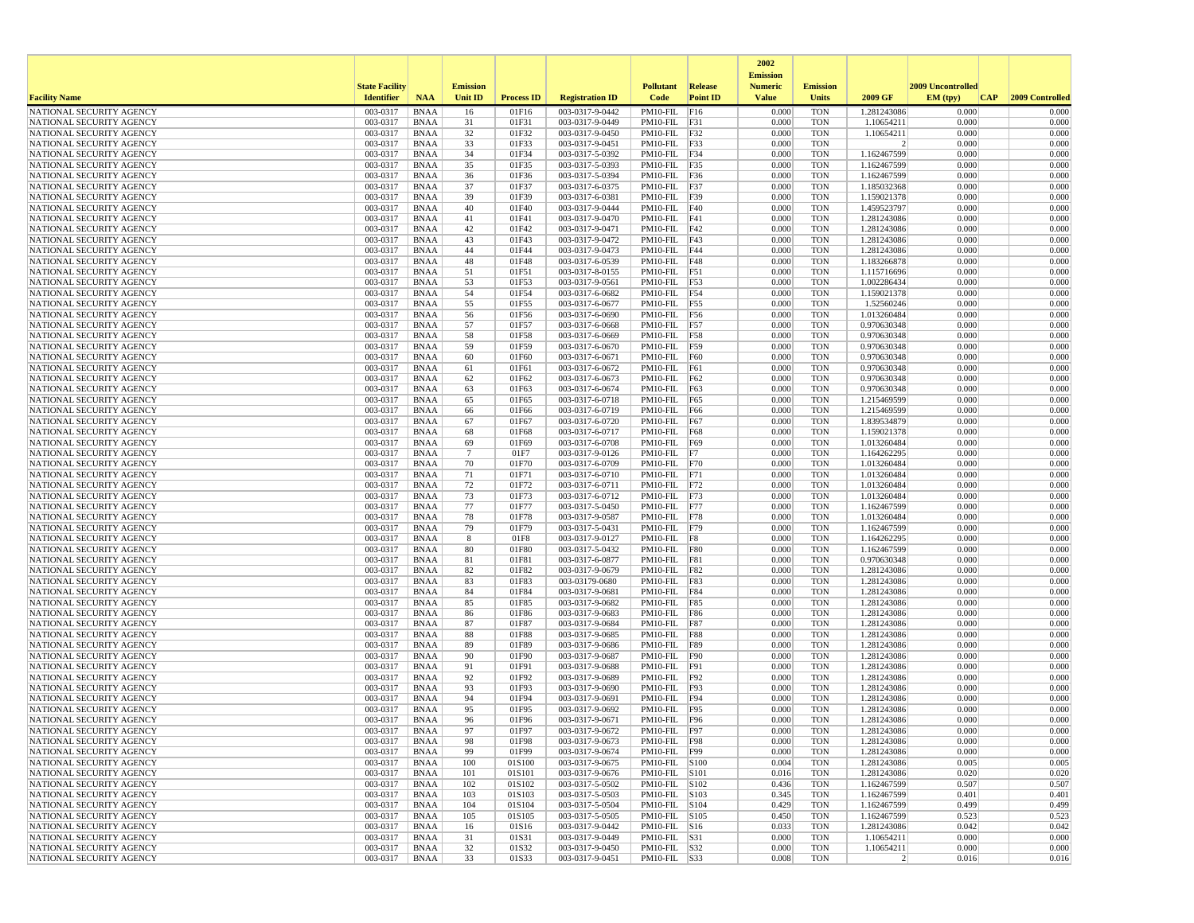| Facility Name | State Facility Identifier | NAA | Emission Unit ID | Process ID | Registration ID | Pollutant Code | Release Point ID | 2002 Emission Numeric Value | Emission Units | 2009 GF | 2009 Uncontrolled EM (tpy) | CAP | 2009 Controlled |
|---|---|---|---|---|---|---|---|---|---|---|---|---|---|
| NATIONAL SECURITY AGENCY | 003-0317 | BNAA | 16 | 01F16 | 003-0317-9-0442 | PM10-FIL | F16 | 0.000 | TON | 1.281243086 | 0.000 | | 0.000 |
| NATIONAL SECURITY AGENCY | 003-0317 | BNAA | 31 | 01F31 | 003-0317-9-0449 | PM10-FIL | F31 | 0.000 | TON | 1.10654211 | 0.000 | | 0.000 |
| NATIONAL SECURITY AGENCY | 003-0317 | BNAA | 32 | 01F32 | 003-0317-9-0450 | PM10-FIL | F32 | 0.000 | TON | 1.10654211 | 0.000 | | 0.000 |
| NATIONAL SECURITY AGENCY | 003-0317 | BNAA | 33 | 01F33 | 003-0317-9-0451 | PM10-FIL | F33 | 0.000 | TON | 2 | 0.000 | | 0.000 |
| NATIONAL SECURITY AGENCY | 003-0317 | BNAA | 34 | 01F34 | 003-0317-5-0392 | PM10-FIL | F34 | 0.000 | TON | 1.162467599 | 0.000 | | 0.000 |
| NATIONAL SECURITY AGENCY | 003-0317 | BNAA | 35 | 01F35 | 003-0317-5-0393 | PM10-FIL | F35 | 0.000 | TON | 1.162467599 | 0.000 | | 0.000 |
| NATIONAL SECURITY AGENCY | 003-0317 | BNAA | 36 | 01F36 | 003-0317-5-0394 | PM10-FIL | F36 | 0.000 | TON | 1.162467599 | 0.000 | | 0.000 |
| NATIONAL SECURITY AGENCY | 003-0317 | BNAA | 37 | 01F37 | 003-0317-6-0375 | PM10-FIL | F37 | 0.000 | TON | 1.185032368 | 0.000 | | 0.000 |
| NATIONAL SECURITY AGENCY | 003-0317 | BNAA | 39 | 01F39 | 003-0317-6-0381 | PM10-FIL | F39 | 0.000 | TON | 1.159021378 | 0.000 | | 0.000 |
| NATIONAL SECURITY AGENCY | 003-0317 | BNAA | 40 | 01F40 | 003-0317-9-0444 | PM10-FIL | F40 | 0.000 | TON | 1.459523797 | 0.000 | | 0.000 |
| NATIONAL SECURITY AGENCY | 003-0317 | BNAA | 41 | 01F41 | 003-0317-9-0470 | PM10-FIL | F41 | 0.000 | TON | 1.281243086 | 0.000 | | 0.000 |
| NATIONAL SECURITY AGENCY | 003-0317 | BNAA | 42 | 01F42 | 003-0317-9-0471 | PM10-FIL | F42 | 0.000 | TON | 1.281243086 | 0.000 | | 0.000 |
| NATIONAL SECURITY AGENCY | 003-0317 | BNAA | 43 | 01F43 | 003-0317-9-0472 | PM10-FIL | F43 | 0.000 | TON | 1.281243086 | 0.000 | | 0.000 |
| NATIONAL SECURITY AGENCY | 003-0317 | BNAA | 44 | 01F44 | 003-0317-9-0473 | PM10-FIL | F44 | 0.000 | TON | 1.281243086 | 0.000 | | 0.000 |
| NATIONAL SECURITY AGENCY | 003-0317 | BNAA | 48 | 01F48 | 003-0317-6-0539 | PM10-FIL | F48 | 0.000 | TON | 1.183266878 | 0.000 | | 0.000 |
| NATIONAL SECURITY AGENCY | 003-0317 | BNAA | 51 | 01F51 | 003-0317-8-0155 | PM10-FIL | F51 | 0.000 | TON | 1.115716696 | 0.000 | | 0.000 |
| NATIONAL SECURITY AGENCY | 003-0317 | BNAA | 53 | 01F53 | 003-0317-9-0561 | PM10-FIL | F53 | 0.000 | TON | 1.002286434 | 0.000 | | 0.000 |
| NATIONAL SECURITY AGENCY | 003-0317 | BNAA | 54 | 01F54 | 003-0317-6-0682 | PM10-FIL | F54 | 0.000 | TON | 1.159021378 | 0.000 | | 0.000 |
| NATIONAL SECURITY AGENCY | 003-0317 | BNAA | 55 | 01F55 | 003-0317-6-0677 | PM10-FIL | F55 | 0.000 | TON | 1.52560246 | 0.000 | | 0.000 |
| NATIONAL SECURITY AGENCY | 003-0317 | BNAA | 56 | 01F56 | 003-0317-6-0690 | PM10-FIL | F56 | 0.000 | TON | 1.013260484 | 0.000 | | 0.000 |
| NATIONAL SECURITY AGENCY | 003-0317 | BNAA | 57 | 01F57 | 003-0317-6-0668 | PM10-FIL | F57 | 0.000 | TON | 0.970630348 | 0.000 | | 0.000 |
| NATIONAL SECURITY AGENCY | 003-0317 | BNAA | 58 | 01F58 | 003-0317-6-0669 | PM10-FIL | F58 | 0.000 | TON | 0.970630348 | 0.000 | | 0.000 |
| NATIONAL SECURITY AGENCY | 003-0317 | BNAA | 59 | 01F59 | 003-0317-6-0670 | PM10-FIL | F59 | 0.000 | TON | 0.970630348 | 0.000 | | 0.000 |
| NATIONAL SECURITY AGENCY | 003-0317 | BNAA | 60 | 01F60 | 003-0317-6-0671 | PM10-FIL | F60 | 0.000 | TON | 0.970630348 | 0.000 | | 0.000 |
| NATIONAL SECURITY AGENCY | 003-0317 | BNAA | 61 | 01F61 | 003-0317-6-0672 | PM10-FIL | F61 | 0.000 | TON | 0.970630348 | 0.000 | | 0.000 |
| NATIONAL SECURITY AGENCY | 003-0317 | BNAA | 62 | 01F62 | 003-0317-6-0673 | PM10-FIL | F62 | 0.000 | TON | 0.970630348 | 0.000 | | 0.000 |
| NATIONAL SECURITY AGENCY | 003-0317 | BNAA | 63 | 01F63 | 003-0317-6-0674 | PM10-FIL | F63 | 0.000 | TON | 0.970630348 | 0.000 | | 0.000 |
| NATIONAL SECURITY AGENCY | 003-0317 | BNAA | 65 | 01F65 | 003-0317-6-0718 | PM10-FIL | F65 | 0.000 | TON | 1.215469599 | 0.000 | | 0.000 |
| NATIONAL SECURITY AGENCY | 003-0317 | BNAA | 66 | 01F66 | 003-0317-6-0719 | PM10-FIL | F66 | 0.000 | TON | 1.215469599 | 0.000 | | 0.000 |
| NATIONAL SECURITY AGENCY | 003-0317 | BNAA | 67 | 01F67 | 003-0317-6-0720 | PM10-FIL | F67 | 0.000 | TON | 1.839534879 | 0.000 | | 0.000 |
| NATIONAL SECURITY AGENCY | 003-0317 | BNAA | 68 | 01F68 | 003-0317-6-0717 | PM10-FIL | F68 | 0.000 | TON | 1.159021378 | 0.000 | | 0.000 |
| NATIONAL SECURITY AGENCY | 003-0317 | BNAA | 69 | 01F69 | 003-0317-6-0708 | PM10-FIL | F69 | 0.000 | TON | 1.013260484 | 0.000 | | 0.000 |
| NATIONAL SECURITY AGENCY | 003-0317 | BNAA | 7 | 01F7 | 003-0317-9-0126 | PM10-FIL | F7 | 0.000 | TON | 1.164262295 | 0.000 | | 0.000 |
| NATIONAL SECURITY AGENCY | 003-0317 | BNAA | 70 | 01F70 | 003-0317-6-0709 | PM10-FIL | F70 | 0.000 | TON | 1.013260484 | 0.000 | | 0.000 |
| NATIONAL SECURITY AGENCY | 003-0317 | BNAA | 71 | 01F71 | 003-0317-6-0710 | PM10-FIL | F71 | 0.000 | TON | 1.013260484 | 0.000 | | 0.000 |
| NATIONAL SECURITY AGENCY | 003-0317 | BNAA | 72 | 01F72 | 003-0317-6-0711 | PM10-FIL | F72 | 0.000 | TON | 1.013260484 | 0.000 | | 0.000 |
| NATIONAL SECURITY AGENCY | 003-0317 | BNAA | 73 | 01F73 | 003-0317-6-0712 | PM10-FIL | F73 | 0.000 | TON | 1.013260484 | 0.000 | | 0.000 |
| NATIONAL SECURITY AGENCY | 003-0317 | BNAA | 77 | 01F77 | 003-0317-5-0450 | PM10-FIL | F77 | 0.000 | TON | 1.162467599 | 0.000 | | 0.000 |
| NATIONAL SECURITY AGENCY | 003-0317 | BNAA | 78 | 01F78 | 003-0317-9-0587 | PM10-FIL | F78 | 0.000 | TON | 1.013260484 | 0.000 | | 0.000 |
| NATIONAL SECURITY AGENCY | 003-0317 | BNAA | 79 | 01F79 | 003-0317-5-0431 | PM10-FIL | F79 | 0.000 | TON | 1.162467599 | 0.000 | | 0.000 |
| NATIONAL SECURITY AGENCY | 003-0317 | BNAA | 8 | 01F8 | 003-0317-9-0127 | PM10-FIL | F8 | 0.000 | TON | 1.164262295 | 0.000 | | 0.000 |
| NATIONAL SECURITY AGENCY | 003-0317 | BNAA | 80 | 01F80 | 003-0317-5-0432 | PM10-FIL | F80 | 0.000 | TON | 1.162467599 | 0.000 | | 0.000 |
| NATIONAL SECURITY AGENCY | 003-0317 | BNAA | 81 | 01F81 | 003-0317-6-0877 | PM10-FIL | F81 | 0.000 | TON | 0.970630348 | 0.000 | | 0.000 |
| NATIONAL SECURITY AGENCY | 003-0317 | BNAA | 82 | 01F82 | 003-0317-9-0679 | PM10-FIL | F82 | 0.000 | TON | 1.281243086 | 0.000 | | 0.000 |
| NATIONAL SECURITY AGENCY | 003-0317 | BNAA | 83 | 01F83 | 003-03179-0680 | PM10-FIL | F83 | 0.000 | TON | 1.281243086 | 0.000 | | 0.000 |
| NATIONAL SECURITY AGENCY | 003-0317 | BNAA | 84 | 01F84 | 003-0317-9-0681 | PM10-FIL | F84 | 0.000 | TON | 1.281243086 | 0.000 | | 0.000 |
| NATIONAL SECURITY AGENCY | 003-0317 | BNAA | 85 | 01F85 | 003-0317-9-0682 | PM10-FIL | F85 | 0.000 | TON | 1.281243086 | 0.000 | | 0.000 |
| NATIONAL SECURITY AGENCY | 003-0317 | BNAA | 86 | 01F86 | 003-0317-9-0683 | PM10-FIL | F86 | 0.000 | TON | 1.281243086 | 0.000 | | 0.000 |
| NATIONAL SECURITY AGENCY | 003-0317 | BNAA | 87 | 01F87 | 003-0317-9-0684 | PM10-FIL | F87 | 0.000 | TON | 1.281243086 | 0.000 | | 0.000 |
| NATIONAL SECURITY AGENCY | 003-0317 | BNAA | 88 | 01F88 | 003-0317-9-0685 | PM10-FIL | F88 | 0.000 | TON | 1.281243086 | 0.000 | | 0.000 |
| NATIONAL SECURITY AGENCY | 003-0317 | BNAA | 89 | 01F89 | 003-0317-9-0686 | PM10-FIL | F89 | 0.000 | TON | 1.281243086 | 0.000 | | 0.000 |
| NATIONAL SECURITY AGENCY | 003-0317 | BNAA | 90 | 01F90 | 003-0317-9-0687 | PM10-FIL | F90 | 0.000 | TON | 1.281243086 | 0.000 | | 0.000 |
| NATIONAL SECURITY AGENCY | 003-0317 | BNAA | 91 | 01F91 | 003-0317-9-0688 | PM10-FIL | F91 | 0.000 | TON | 1.281243086 | 0.000 | | 0.000 |
| NATIONAL SECURITY AGENCY | 003-0317 | BNAA | 92 | 01F92 | 003-0317-9-0689 | PM10-FIL | F92 | 0.000 | TON | 1.281243086 | 0.000 | | 0.000 |
| NATIONAL SECURITY AGENCY | 003-0317 | BNAA | 93 | 01F93 | 003-0317-9-0690 | PM10-FIL | F93 | 0.000 | TON | 1.281243086 | 0.000 | | 0.000 |
| NATIONAL SECURITY AGENCY | 003-0317 | BNAA | 94 | 01F94 | 003-0317-9-0691 | PM10-FIL | F94 | 0.000 | TON | 1.281243086 | 0.000 | | 0.000 |
| NATIONAL SECURITY AGENCY | 003-0317 | BNAA | 95 | 01F95 | 003-0317-9-0692 | PM10-FIL | F95 | 0.000 | TON | 1.281243086 | 0.000 | | 0.000 |
| NATIONAL SECURITY AGENCY | 003-0317 | BNAA | 96 | 01F96 | 003-0317-9-0671 | PM10-FIL | F96 | 0.000 | TON | 1.281243086 | 0.000 | | 0.000 |
| NATIONAL SECURITY AGENCY | 003-0317 | BNAA | 97 | 01F97 | 003-0317-9-0672 | PM10-FIL | F97 | 0.000 | TON | 1.281243086 | 0.000 | | 0.000 |
| NATIONAL SECURITY AGENCY | 003-0317 | BNAA | 98 | 01F98 | 003-0317-9-0673 | PM10-FIL | F98 | 0.000 | TON | 1.281243086 | 0.000 | | 0.000 |
| NATIONAL SECURITY AGENCY | 003-0317 | BNAA | 99 | 01F99 | 003-0317-9-0674 | PM10-FIL | F99 | 0.000 | TON | 1.281243086 | 0.000 | | 0.000 |
| NATIONAL SECURITY AGENCY | 003-0317 | BNAA | 100 | 01S100 | 003-0317-9-0675 | PM10-FIL | S100 | 0.004 | TON | 1.281243086 | 0.005 | | 0.005 |
| NATIONAL SECURITY AGENCY | 003-0317 | BNAA | 101 | 01S101 | 003-0317-9-0676 | PM10-FIL | S101 | 0.016 | TON | 1.281243086 | 0.020 | | 0.020 |
| NATIONAL SECURITY AGENCY | 003-0317 | BNAA | 102 | 01S102 | 003-0317-5-0502 | PM10-FIL | S102 | 0.436 | TON | 1.162467599 | 0.507 | | 0.507 |
| NATIONAL SECURITY AGENCY | 003-0317 | BNAA | 103 | 01S103 | 003-0317-5-0503 | PM10-FIL | S103 | 0.345 | TON | 1.162467599 | 0.401 | | 0.401 |
| NATIONAL SECURITY AGENCY | 003-0317 | BNAA | 104 | 01S104 | 003-0317-5-0504 | PM10-FIL | S104 | 0.429 | TON | 1.162467599 | 0.499 | | 0.499 |
| NATIONAL SECURITY AGENCY | 003-0317 | BNAA | 105 | 01S105 | 003-0317-5-0505 | PM10-FIL | S105 | 0.450 | TON | 1.162467599 | 0.523 | | 0.523 |
| NATIONAL SECURITY AGENCY | 003-0317 | BNAA | 16 | 01S16 | 003-0317-9-0442 | PM10-FIL | S16 | 0.033 | TON | 1.281243086 | 0.042 | | 0.042 |
| NATIONAL SECURITY AGENCY | 003-0317 | BNAA | 31 | 01S31 | 003-0317-9-0449 | PM10-FIL | S31 | 0.000 | TON | 1.10654211 | 0.000 | | 0.000 |
| NATIONAL SECURITY AGENCY | 003-0317 | BNAA | 32 | 01S32 | 003-0317-9-0450 | PM10-FIL | S32 | 0.000 | TON | 1.10654211 | 0.000 | | 0.000 |
| NATIONAL SECURITY AGENCY | 003-0317 | BNAA | 33 | 01S33 | 003-0317-9-0451 | PM10-FIL | S33 | 0.008 | TON | 2 | 0.016 | | 0.016 |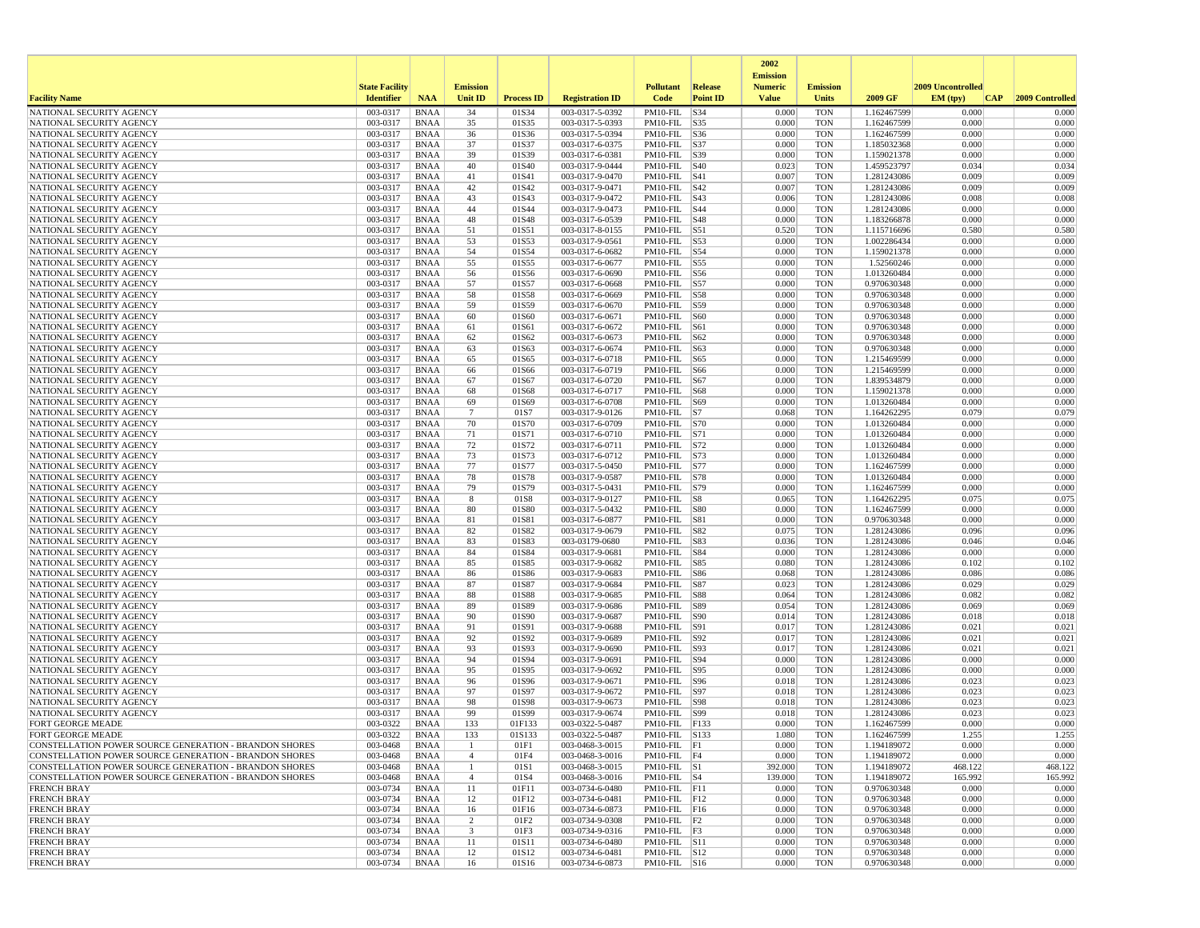| Facility Name | State Facility Identifier | NAA | Emission Unit ID | Process ID | Registration ID | Pollutant Code | Release Point ID | 2002 Emission Numeric Value | Emission Units | 2009 GF | 2009 Uncontrolled EM (tpy) | CAP | 2009 Controlled |
|---|---|---|---|---|---|---|---|---|---|---|---|---|---|
| NATIONAL SECURITY AGENCY | 003-0317 | BNAA | 34 | 01S34 | 003-0317-5-0392 | PM10-FIL | S34 | 0.000 | TON | 1.162467599 | 0.000 | | 0.000 |
| NATIONAL SECURITY AGENCY | 003-0317 | BNAA | 35 | 01S35 | 003-0317-5-0393 | PM10-FIL | S35 | 0.000 | TON | 1.162467599 | 0.000 | | 0.000 |
| NATIONAL SECURITY AGENCY | 003-0317 | BNAA | 36 | 01S36 | 003-0317-5-0394 | PM10-FIL | S36 | 0.000 | TON | 1.162467599 | 0.000 | | 0.000 |
| NATIONAL SECURITY AGENCY | 003-0317 | BNAA | 37 | 01S37 | 003-0317-6-0375 | PM10-FIL | S37 | 0.000 | TON | 1.185032368 | 0.000 | | 0.000 |
| NATIONAL SECURITY AGENCY | 003-0317 | BNAA | 39 | 01S39 | 003-0317-6-0381 | PM10-FIL | S39 | 0.000 | TON | 1.159021378 | 0.000 | | 0.000 |
| NATIONAL SECURITY AGENCY | 003-0317 | BNAA | 40 | 01S40 | 003-0317-9-0444 | PM10-FIL | S40 | 0.023 | TON | 1.459523797 | 0.034 | | 0.034 |
| NATIONAL SECURITY AGENCY | 003-0317 | BNAA | 41 | 01S41 | 003-0317-9-0470 | PM10-FIL | S41 | 0.007 | TON | 1.281243086 | 0.009 | | 0.009 |
| NATIONAL SECURITY AGENCY | 003-0317 | BNAA | 42 | 01S42 | 003-0317-9-0471 | PM10-FIL | S42 | 0.007 | TON | 1.281243086 | 0.009 | | 0.009 |
| NATIONAL SECURITY AGENCY | 003-0317 | BNAA | 43 | 01S43 | 003-0317-9-0472 | PM10-FIL | S43 | 0.006 | TON | 1.281243086 | 0.008 | | 0.008 |
| NATIONAL SECURITY AGENCY | 003-0317 | BNAA | 44 | 01S44 | 003-0317-9-0473 | PM10-FIL | S44 | 0.000 | TON | 1.281243086 | 0.000 | | 0.000 |
| NATIONAL SECURITY AGENCY | 003-0317 | BNAA | 48 | 01S48 | 003-0317-6-0539 | PM10-FIL | S48 | 0.000 | TON | 1.183266878 | 0.000 | | 0.000 |
| NATIONAL SECURITY AGENCY | 003-0317 | BNAA | 51 | 01S51 | 003-0317-8-0155 | PM10-FIL | S51 | 0.520 | TON | 1.115716696 | 0.580 | | 0.580 |
| NATIONAL SECURITY AGENCY | 003-0317 | BNAA | 53 | 01S53 | 003-0317-9-0561 | PM10-FIL | S53 | 0.000 | TON | 1.002286434 | 0.000 | | 0.000 |
| NATIONAL SECURITY AGENCY | 003-0317 | BNAA | 54 | 01S54 | 003-0317-6-0682 | PM10-FIL | S54 | 0.000 | TON | 1.159021378 | 0.000 | | 0.000 |
| NATIONAL SECURITY AGENCY | 003-0317 | BNAA | 55 | 01S55 | 003-0317-6-0677 | PM10-FIL | S55 | 0.000 | TON | 1.52560246 | 0.000 | | 0.000 |
| NATIONAL SECURITY AGENCY | 003-0317 | BNAA | 56 | 01S56 | 003-0317-6-0690 | PM10-FIL | S56 | 0.000 | TON | 1.013260484 | 0.000 | | 0.000 |
| NATIONAL SECURITY AGENCY | 003-0317 | BNAA | 57 | 01S57 | 003-0317-6-0668 | PM10-FIL | S57 | 0.000 | TON | 0.970630348 | 0.000 | | 0.000 |
| NATIONAL SECURITY AGENCY | 003-0317 | BNAA | 58 | 01S58 | 003-0317-6-0669 | PM10-FIL | S58 | 0.000 | TON | 0.970630348 | 0.000 | | 0.000 |
| NATIONAL SECURITY AGENCY | 003-0317 | BNAA | 59 | 01S59 | 003-0317-6-0670 | PM10-FIL | S59 | 0.000 | TON | 0.970630348 | 0.000 | | 0.000 |
| NATIONAL SECURITY AGENCY | 003-0317 | BNAA | 60 | 01S60 | 003-0317-6-0671 | PM10-FIL | S60 | 0.000 | TON | 0.970630348 | 0.000 | | 0.000 |
| NATIONAL SECURITY AGENCY | 003-0317 | BNAA | 61 | 01S61 | 003-0317-6-0672 | PM10-FIL | S61 | 0.000 | TON | 0.970630348 | 0.000 | | 0.000 |
| NATIONAL SECURITY AGENCY | 003-0317 | BNAA | 62 | 01S62 | 003-0317-6-0673 | PM10-FIL | S62 | 0.000 | TON | 0.970630348 | 0.000 | | 0.000 |
| NATIONAL SECURITY AGENCY | 003-0317 | BNAA | 63 | 01S63 | 003-0317-6-0674 | PM10-FIL | S63 | 0.000 | TON | 0.970630348 | 0.000 | | 0.000 |
| NATIONAL SECURITY AGENCY | 003-0317 | BNAA | 65 | 01S65 | 003-0317-6-0718 | PM10-FIL | S65 | 0.000 | TON | 1.215469599 | 0.000 | | 0.000 |
| NATIONAL SECURITY AGENCY | 003-0317 | BNAA | 66 | 01S66 | 003-0317-6-0719 | PM10-FIL | S66 | 0.000 | TON | 1.215469599 | 0.000 | | 0.000 |
| NATIONAL SECURITY AGENCY | 003-0317 | BNAA | 67 | 01S67 | 003-0317-6-0720 | PM10-FIL | S67 | 0.000 | TON | 1.839534879 | 0.000 | | 0.000 |
| NATIONAL SECURITY AGENCY | 003-0317 | BNAA | 68 | 01S68 | 003-0317-6-0717 | PM10-FIL | S68 | 0.000 | TON | 1.159021378 | 0.000 | | 0.000 |
| NATIONAL SECURITY AGENCY | 003-0317 | BNAA | 69 | 01S69 | 003-0317-6-0708 | PM10-FIL | S69 | 0.000 | TON | 1.013260484 | 0.000 | | 0.000 |
| NATIONAL SECURITY AGENCY | 003-0317 | BNAA | 7 | 01S7 | 003-0317-9-0126 | PM10-FIL | S7 | 0.068 | TON | 1.164262295 | 0.079 | | 0.079 |
| NATIONAL SECURITY AGENCY | 003-0317 | BNAA | 70 | 01S70 | 003-0317-6-0709 | PM10-FIL | S70 | 0.000 | TON | 1.013260484 | 0.000 | | 0.000 |
| NATIONAL SECURITY AGENCY | 003-0317 | BNAA | 71 | 01S71 | 003-0317-6-0710 | PM10-FIL | S71 | 0.000 | TON | 1.013260484 | 0.000 | | 0.000 |
| NATIONAL SECURITY AGENCY | 003-0317 | BNAA | 72 | 01S72 | 003-0317-6-0711 | PM10-FIL | S72 | 0.000 | TON | 1.013260484 | 0.000 | | 0.000 |
| NATIONAL SECURITY AGENCY | 003-0317 | BNAA | 73 | 01S73 | 003-0317-6-0712 | PM10-FIL | S73 | 0.000 | TON | 1.013260484 | 0.000 | | 0.000 |
| NATIONAL SECURITY AGENCY | 003-0317 | BNAA | 77 | 01S77 | 003-0317-5-0450 | PM10-FIL | S77 | 0.000 | TON | 1.162467599 | 0.000 | | 0.000 |
| NATIONAL SECURITY AGENCY | 003-0317 | BNAA | 78 | 01S78 | 003-0317-9-0587 | PM10-FIL | S78 | 0.000 | TON | 1.013260484 | 0.000 | | 0.000 |
| NATIONAL SECURITY AGENCY | 003-0317 | BNAA | 79 | 01S79 | 003-0317-5-0431 | PM10-FIL | S79 | 0.000 | TON | 1.162467599 | 0.000 | | 0.000 |
| NATIONAL SECURITY AGENCY | 003-0317 | BNAA | 8 | 01S8 | 003-0317-9-0127 | PM10-FIL | S8 | 0.065 | TON | 1.164262295 | 0.075 | | 0.075 |
| NATIONAL SECURITY AGENCY | 003-0317 | BNAA | 80 | 01S80 | 003-0317-5-0432 | PM10-FIL | S80 | 0.000 | TON | 1.162467599 | 0.000 | | 0.000 |
| NATIONAL SECURITY AGENCY | 003-0317 | BNAA | 81 | 01S81 | 003-0317-6-0877 | PM10-FIL | S81 | 0.000 | TON | 0.970630348 | 0.000 | | 0.000 |
| NATIONAL SECURITY AGENCY | 003-0317 | BNAA | 82 | 01S82 | 003-0317-9-0679 | PM10-FIL | S82 | 0.075 | TON | 1.281243086 | 0.096 | | 0.096 |
| NATIONAL SECURITY AGENCY | 003-0317 | BNAA | 83 | 01S83 | 003-03179-0680 | PM10-FIL | S83 | 0.036 | TON | 1.281243086 | 0.046 | | 0.046 |
| NATIONAL SECURITY AGENCY | 003-0317 | BNAA | 84 | 01S84 | 003-0317-9-0681 | PM10-FIL | S84 | 0.000 | TON | 1.281243086 | 0.000 | | 0.000 |
| NATIONAL SECURITY AGENCY | 003-0317 | BNAA | 85 | 01S85 | 003-0317-9-0682 | PM10-FIL | S85 | 0.080 | TON | 1.281243086 | 0.102 | | 0.102 |
| NATIONAL SECURITY AGENCY | 003-0317 | BNAA | 86 | 01S86 | 003-0317-9-0683 | PM10-FIL | S86 | 0.068 | TON | 1.281243086 | 0.086 | | 0.086 |
| NATIONAL SECURITY AGENCY | 003-0317 | BNAA | 87 | 01S87 | 003-0317-9-0684 | PM10-FIL | S87 | 0.023 | TON | 1.281243086 | 0.029 | | 0.029 |
| NATIONAL SECURITY AGENCY | 003-0317 | BNAA | 88 | 01S88 | 003-0317-9-0685 | PM10-FIL | S88 | 0.064 | TON | 1.281243086 | 0.082 | | 0.082 |
| NATIONAL SECURITY AGENCY | 003-0317 | BNAA | 89 | 01S89 | 003-0317-9-0686 | PM10-FIL | S89 | 0.054 | TON | 1.281243086 | 0.069 | | 0.069 |
| NATIONAL SECURITY AGENCY | 003-0317 | BNAA | 90 | 01S90 | 003-0317-9-0687 | PM10-FIL | S90 | 0.014 | TON | 1.281243086 | 0.018 | | 0.018 |
| NATIONAL SECURITY AGENCY | 003-0317 | BNAA | 91 | 01S91 | 003-0317-9-0688 | PM10-FIL | S91 | 0.017 | TON | 1.281243086 | 0.021 | | 0.021 |
| NATIONAL SECURITY AGENCY | 003-0317 | BNAA | 92 | 01S92 | 003-0317-9-0689 | PM10-FIL | S92 | 0.017 | TON | 1.281243086 | 0.021 | | 0.021 |
| NATIONAL SECURITY AGENCY | 003-0317 | BNAA | 93 | 01S93 | 003-0317-9-0690 | PM10-FIL | S93 | 0.017 | TON | 1.281243086 | 0.021 | | 0.021 |
| NATIONAL SECURITY AGENCY | 003-0317 | BNAA | 94 | 01S94 | 003-0317-9-0691 | PM10-FIL | S94 | 0.000 | TON | 1.281243086 | 0.000 | | 0.000 |
| NATIONAL SECURITY AGENCY | 003-0317 | BNAA | 95 | 01S95 | 003-0317-9-0692 | PM10-FIL | S95 | 0.000 | TON | 1.281243086 | 0.000 | | 0.000 |
| NATIONAL SECURITY AGENCY | 003-0317 | BNAA | 96 | 01S96 | 003-0317-9-0671 | PM10-FIL | S96 | 0.018 | TON | 1.281243086 | 0.023 | | 0.023 |
| NATIONAL SECURITY AGENCY | 003-0317 | BNAA | 97 | 01S97 | 003-0317-9-0672 | PM10-FIL | S97 | 0.018 | TON | 1.281243086 | 0.023 | | 0.023 |
| NATIONAL SECURITY AGENCY | 003-0317 | BNAA | 98 | 01S98 | 003-0317-9-0673 | PM10-FIL | S98 | 0.018 | TON | 1.281243086 | 0.023 | | 0.023 |
| NATIONAL SECURITY AGENCY | 003-0317 | BNAA | 99 | 01S99 | 003-0317-9-0674 | PM10-FIL | S99 | 0.018 | TON | 1.281243086 | 0.023 | | 0.023 |
| FORT GEORGE MEADE | 003-0322 | BNAA | 133 | 01F133 | 003-0322-5-0487 | PM10-FIL | F133 | 0.000 | TON | 1.162467599 | 0.000 | | 0.000 |
| FORT GEORGE MEADE | 003-0322 | BNAA | 133 | 01S133 | 003-0322-5-0487 | PM10-FIL | S133 | 1.080 | TON | 1.162467599 | 1.255 | | 1.255 |
| CONSTELLATION POWER SOURCE GENERATION - BRANDON SHORES | 003-0468 | BNAA | 1 | 01F1 | 003-0468-3-0015 | PM10-FIL | F1 | 0.000 | TON | 1.194189072 | 0.000 | | 0.000 |
| CONSTELLATION POWER SOURCE GENERATION - BRANDON SHORES | 003-0468 | BNAA | 4 | 01F4 | 003-0468-3-0016 | PM10-FIL | F4 | 0.000 | TON | 1.194189072 | 0.000 | | 0.000 |
| CONSTELLATION POWER SOURCE GENERATION - BRANDON SHORES | 003-0468 | BNAA | 1 | 01S1 | 003-0468-3-0015 | PM10-FIL | S1 | 392.000 | TON | 1.194189072 | 468.122 | | 468.122 |
| CONSTELLATION POWER SOURCE GENERATION - BRANDON SHORES | 003-0468 | BNAA | 4 | 01S4 | 003-0468-3-0016 | PM10-FIL | S4 | 139.000 | TON | 1.194189072 | 165.992 | | 165.992 |
| FRENCH BRAY | 003-0734 | BNAA | 11 | 01F11 | 003-0734-6-0480 | PM10-FIL | F11 | 0.000 | TON | 0.970630348 | 0.000 | | 0.000 |
| FRENCH BRAY | 003-0734 | BNAA | 12 | 01F12 | 003-0734-6-0481 | PM10-FIL | F12 | 0.000 | TON | 0.970630348 | 0.000 | | 0.000 |
| FRENCH BRAY | 003-0734 | BNAA | 16 | 01F16 | 003-0734-6-0873 | PM10-FIL | F16 | 0.000 | TON | 0.970630348 | 0.000 | | 0.000 |
| FRENCH BRAY | 003-0734 | BNAA | 2 | 01F2 | 003-0734-9-0308 | PM10-FIL | F2 | 0.000 | TON | 0.970630348 | 0.000 | | 0.000 |
| FRENCH BRAY | 003-0734 | BNAA | 3 | 01F3 | 003-0734-9-0316 | PM10-FIL | F3 | 0.000 | TON | 0.970630348 | 0.000 | | 0.000 |
| FRENCH BRAY | 003-0734 | BNAA | 11 | 01S11 | 003-0734-6-0480 | PM10-FIL | S11 | 0.000 | TON | 0.970630348 | 0.000 | | 0.000 |
| FRENCH BRAY | 003-0734 | BNAA | 12 | 01S12 | 003-0734-6-0481 | PM10-FIL | S12 | 0.000 | TON | 0.970630348 | 0.000 | | 0.000 |
| FRENCH BRAY | 003-0734 | BNAA | 16 | 01S16 | 003-0734-6-0873 | PM10-FIL | S16 | 0.000 | TON | 0.970630348 | 0.000 | | 0.000 |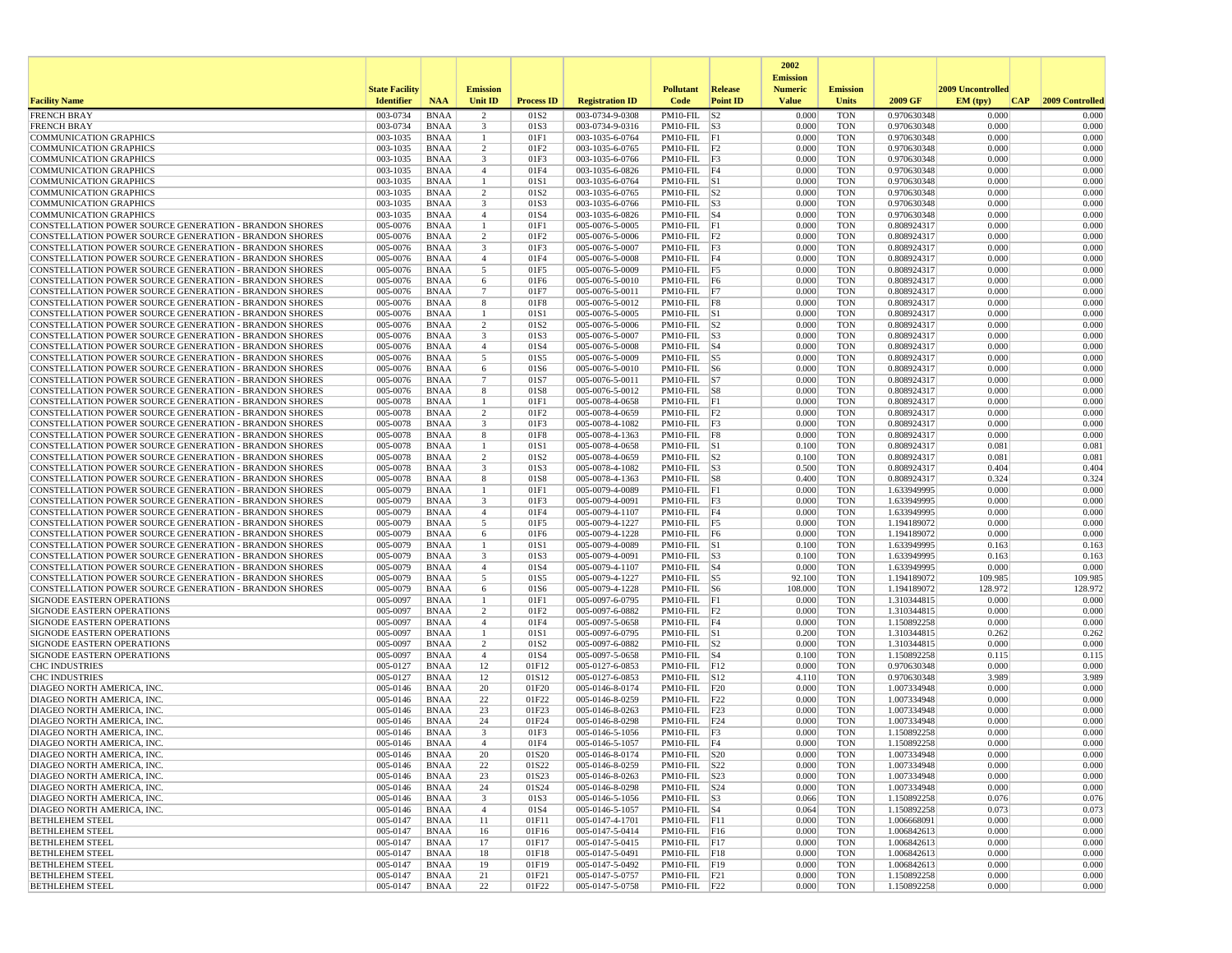| Facility Name | State Facility Identifier | NAA | Emission Unit ID | Process ID | Registration ID | Pollutant Code | Release Point ID | 2002 Emission Numeric Value | Emission Units | 2009 GF | 2009 Uncontrolled EM (tpy) | CAP | 2009 Controlled |
|---|---|---|---|---|---|---|---|---|---|---|---|---|---|
| FRENCH BRAY | 003-0734 | BNAA | 2 | 01S2 | 003-0734-9-0308 | PM10-FIL | S2 | 0.000 | TON | 0.970630348 | 0.000 | | 0.000 |
| FRENCH BRAY | 003-0734 | BNAA | 3 | 01S3 | 003-0734-9-0316 | PM10-FIL | S3 | 0.000 | TON | 0.970630348 | 0.000 | | 0.000 |
| COMMUNICATION GRAPHICS | 003-1035 | BNAA | 1 | 01F1 | 003-1035-6-0764 | PM10-FIL | F1 | 0.000 | TON | 0.970630348 | 0.000 | | 0.000 |
| COMMUNICATION GRAPHICS | 003-1035 | BNAA | 2 | 01F2 | 003-1035-6-0765 | PM10-FIL | F2 | 0.000 | TON | 0.970630348 | 0.000 | | 0.000 |
| COMMUNICATION GRAPHICS | 003-1035 | BNAA | 3 | 01F3 | 003-1035-6-0766 | PM10-FIL | F3 | 0.000 | TON | 0.970630348 | 0.000 | | 0.000 |
| COMMUNICATION GRAPHICS | 003-1035 | BNAA | 4 | 01F4 | 003-1035-6-0826 | PM10-FIL | F4 | 0.000 | TON | 0.970630348 | 0.000 | | 0.000 |
| COMMUNICATION GRAPHICS | 003-1035 | BNAA | 1 | 01S1 | 003-1035-6-0764 | PM10-FIL | S1 | 0.000 | TON | 0.970630348 | 0.000 | | 0.000 |
| COMMUNICATION GRAPHICS | 003-1035 | BNAA | 2 | 01S2 | 003-1035-6-0765 | PM10-FIL | S2 | 0.000 | TON | 0.970630348 | 0.000 | | 0.000 |
| COMMUNICATION GRAPHICS | 003-1035 | BNAA | 3 | 01S3 | 003-1035-6-0766 | PM10-FIL | S3 | 0.000 | TON | 0.970630348 | 0.000 | | 0.000 |
| COMMUNICATION GRAPHICS | 003-1035 | BNAA | 4 | 01S4 | 003-1035-6-0826 | PM10-FIL | S4 | 0.000 | TON | 0.970630348 | 0.000 | | 0.000 |
| CONSTELLATION POWER SOURCE GENERATION - BRANDON SHORES | 005-0076 | BNAA | 1 | 01F1 | 005-0076-5-0005 | PM10-FIL | F1 | 0.000 | TON | 0.808924317 | 0.000 | | 0.000 |
| CONSTELLATION POWER SOURCE GENERATION - BRANDON SHORES | 005-0076 | BNAA | 2 | 01F2 | 005-0076-5-0006 | PM10-FIL | F2 | 0.000 | TON | 0.808924317 | 0.000 | | 0.000 |
| CONSTELLATION POWER SOURCE GENERATION - BRANDON SHORES | 005-0076 | BNAA | 3 | 01F3 | 005-0076-5-0007 | PM10-FIL | F3 | 0.000 | TON | 0.808924317 | 0.000 | | 0.000 |
| CONSTELLATION POWER SOURCE GENERATION - BRANDON SHORES | 005-0076 | BNAA | 4 | 01F4 | 005-0076-5-0008 | PM10-FIL | F4 | 0.000 | TON | 0.808924317 | 0.000 | | 0.000 |
| CONSTELLATION POWER SOURCE GENERATION - BRANDON SHORES | 005-0076 | BNAA | 5 | 01F5 | 005-0076-5-0009 | PM10-FIL | F5 | 0.000 | TON | 0.808924317 | 0.000 | | 0.000 |
| CONSTELLATION POWER SOURCE GENERATION - BRANDON SHORES | 005-0076 | BNAA | 6 | 01F6 | 005-0076-5-0010 | PM10-FIL | F6 | 0.000 | TON | 0.808924317 | 0.000 | | 0.000 |
| CONSTELLATION POWER SOURCE GENERATION - BRANDON SHORES | 005-0076 | BNAA | 7 | 01F7 | 005-0076-5-0011 | PM10-FIL | F7 | 0.000 | TON | 0.808924317 | 0.000 | | 0.000 |
| CONSTELLATION POWER SOURCE GENERATION - BRANDON SHORES | 005-0076 | BNAA | 8 | 01F8 | 005-0076-5-0012 | PM10-FIL | F8 | 0.000 | TON | 0.808924317 | 0.000 | | 0.000 |
| CONSTELLATION POWER SOURCE GENERATION - BRANDON SHORES | 005-0076 | BNAA | 1 | 01S1 | 005-0076-5-0005 | PM10-FIL | S1 | 0.000 | TON | 0.808924317 | 0.000 | | 0.000 |
| CONSTELLATION POWER SOURCE GENERATION - BRANDON SHORES | 005-0076 | BNAA | 2 | 01S2 | 005-0076-5-0006 | PM10-FIL | S2 | 0.000 | TON | 0.808924317 | 0.000 | | 0.000 |
| CONSTELLATION POWER SOURCE GENERATION - BRANDON SHORES | 005-0076 | BNAA | 3 | 01S3 | 005-0076-5-0007 | PM10-FIL | S3 | 0.000 | TON | 0.808924317 | 0.000 | | 0.000 |
| CONSTELLATION POWER SOURCE GENERATION - BRANDON SHORES | 005-0076 | BNAA | 4 | 01S4 | 005-0076-5-0008 | PM10-FIL | S4 | 0.000 | TON | 0.808924317 | 0.000 | | 0.000 |
| CONSTELLATION POWER SOURCE GENERATION - BRANDON SHORES | 005-0076 | BNAA | 5 | 01S5 | 005-0076-5-0009 | PM10-FIL | S5 | 0.000 | TON | 0.808924317 | 0.000 | | 0.000 |
| CONSTELLATION POWER SOURCE GENERATION - BRANDON SHORES | 005-0076 | BNAA | 6 | 01S6 | 005-0076-5-0010 | PM10-FIL | S6 | 0.000 | TON | 0.808924317 | 0.000 | | 0.000 |
| CONSTELLATION POWER SOURCE GENERATION - BRANDON SHORES | 005-0076 | BNAA | 7 | 01S7 | 005-0076-5-0011 | PM10-FIL | S7 | 0.000 | TON | 0.808924317 | 0.000 | | 0.000 |
| CONSTELLATION POWER SOURCE GENERATION - BRANDON SHORES | 005-0076 | BNAA | 8 | 01S8 | 005-0076-5-0012 | PM10-FIL | S8 | 0.000 | TON | 0.808924317 | 0.000 | | 0.000 |
| CONSTELLATION POWER SOURCE GENERATION - BRANDON SHORES | 005-0078 | BNAA | 1 | 01F1 | 005-0078-4-0658 | PM10-FIL | F1 | 0.000 | TON | 0.808924317 | 0.000 | | 0.000 |
| CONSTELLATION POWER SOURCE GENERATION - BRANDON SHORES | 005-0078 | BNAA | 2 | 01F2 | 005-0078-4-0659 | PM10-FIL | F2 | 0.000 | TON | 0.808924317 | 0.000 | | 0.000 |
| CONSTELLATION POWER SOURCE GENERATION - BRANDON SHORES | 005-0078 | BNAA | 3 | 01F3 | 005-0078-4-1082 | PM10-FIL | F3 | 0.000 | TON | 0.808924317 | 0.000 | | 0.000 |
| CONSTELLATION POWER SOURCE GENERATION - BRANDON SHORES | 005-0078 | BNAA | 8 | 01F8 | 005-0078-4-1363 | PM10-FIL | F8 | 0.000 | TON | 0.808924317 | 0.000 | | 0.000 |
| CONSTELLATION POWER SOURCE GENERATION - BRANDON SHORES | 005-0078 | BNAA | 1 | 01S1 | 005-0078-4-0658 | PM10-FIL | S1 | 0.100 | TON | 0.808924317 | 0.081 | | 0.081 |
| CONSTELLATION POWER SOURCE GENERATION - BRANDON SHORES | 005-0078 | BNAA | 2 | 01S2 | 005-0078-4-0659 | PM10-FIL | S2 | 0.100 | TON | 0.808924317 | 0.081 | | 0.081 |
| CONSTELLATION POWER SOURCE GENERATION - BRANDON SHORES | 005-0078 | BNAA | 3 | 01S3 | 005-0078-4-1082 | PM10-FIL | S3 | 0.500 | TON | 0.808924317 | 0.404 | | 0.404 |
| CONSTELLATION POWER SOURCE GENERATION - BRANDON SHORES | 005-0078 | BNAA | 8 | 01S8 | 005-0078-4-1363 | PM10-FIL | S8 | 0.400 | TON | 0.808924317 | 0.324 | | 0.324 |
| CONSTELLATION POWER SOURCE GENERATION - BRANDON SHORES | 005-0079 | BNAA | 1 | 01F1 | 005-0079-4-0089 | PM10-FIL | F1 | 0.000 | TON | 1.633949995 | 0.000 | | 0.000 |
| CONSTELLATION POWER SOURCE GENERATION - BRANDON SHORES | 005-0079 | BNAA | 3 | 01F3 | 005-0079-4-0091 | PM10-FIL | F3 | 0.000 | TON | 1.633949995 | 0.000 | | 0.000 |
| CONSTELLATION POWER SOURCE GENERATION - BRANDON SHORES | 005-0079 | BNAA | 4 | 01F4 | 005-0079-4-1107 | PM10-FIL | F4 | 0.000 | TON | 1.633949995 | 0.000 | | 0.000 |
| CONSTELLATION POWER SOURCE GENERATION - BRANDON SHORES | 005-0079 | BNAA | 5 | 01F5 | 005-0079-4-1227 | PM10-FIL | F5 | 0.000 | TON | 1.194189072 | 0.000 | | 0.000 |
| CONSTELLATION POWER SOURCE GENERATION - BRANDON SHORES | 005-0079 | BNAA | 6 | 01F6 | 005-0079-4-1228 | PM10-FIL | F6 | 0.000 | TON | 1.194189072 | 0.000 | | 0.000 |
| CONSTELLATION POWER SOURCE GENERATION - BRANDON SHORES | 005-0079 | BNAA | 1 | 01S1 | 005-0079-4-0089 | PM10-FIL | S1 | 0.100 | TON | 1.633949995 | 0.163 | | 0.163 |
| CONSTELLATION POWER SOURCE GENERATION - BRANDON SHORES | 005-0079 | BNAA | 3 | 01S3 | 005-0079-4-0091 | PM10-FIL | S3 | 0.100 | TON | 1.633949995 | 0.163 | | 0.163 |
| CONSTELLATION POWER SOURCE GENERATION - BRANDON SHORES | 005-0079 | BNAA | 4 | 01S4 | 005-0079-4-1107 | PM10-FIL | S4 | 0.000 | TON | 1.633949995 | 0.000 | | 0.000 |
| CONSTELLATION POWER SOURCE GENERATION - BRANDON SHORES | 005-0079 | BNAA | 5 | 01S5 | 005-0079-4-1227 | PM10-FIL | S5 | 92.100 | TON | 1.194189072 | 109.985 | | 109.985 |
| CONSTELLATION POWER SOURCE GENERATION - BRANDON SHORES | 005-0079 | BNAA | 6 | 01S6 | 005-0079-4-1228 | PM10-FIL | S6 | 108.000 | TON | 1.194189072 | 128.972 | | 128.972 |
| SIGNODE EASTERN OPERATIONS | 005-0097 | BNAA | 1 | 01F1 | 005-0097-6-0795 | PM10-FIL | F1 | 0.000 | TON | 1.310344815 | 0.000 | | 0.000 |
| SIGNODE EASTERN OPERATIONS | 005-0097 | BNAA | 2 | 01F2 | 005-0097-6-0882 | PM10-FIL | F2 | 0.000 | TON | 1.310344815 | 0.000 | | 0.000 |
| SIGNODE EASTERN OPERATIONS | 005-0097 | BNAA | 4 | 01F4 | 005-0097-5-0658 | PM10-FIL | F4 | 0.000 | TON | 1.150892258 | 0.000 | | 0.000 |
| SIGNODE EASTERN OPERATIONS | 005-0097 | BNAA | 1 | 01S1 | 005-0097-6-0795 | PM10-FIL | S1 | 0.200 | TON | 1.310344815 | 0.262 | | 0.262 |
| SIGNODE EASTERN OPERATIONS | 005-0097 | BNAA | 2 | 01S2 | 005-0097-6-0882 | PM10-FIL | S2 | 0.000 | TON | 1.310344815 | 0.000 | | 0.000 |
| SIGNODE EASTERN OPERATIONS | 005-0097 | BNAA | 4 | 01S4 | 005-0097-5-0658 | PM10-FIL | S4 | 0.100 | TON | 1.150892258 | 0.115 | | 0.115 |
| CHC INDUSTRIES | 005-0127 | BNAA | 12 | 01F12 | 005-0127-6-0853 | PM10-FIL | F12 | 0.000 | TON | 0.970630348 | 0.000 | | 0.000 |
| CHC INDUSTRIES | 005-0127 | BNAA | 12 | 01S12 | 005-0127-6-0853 | PM10-FIL | S12 | 4.110 | TON | 0.970630348 | 3.989 | | 3.989 |
| DIAGEO NORTH AMERICA, INC. | 005-0146 | BNAA | 20 | 01F20 | 005-0146-8-0174 | PM10-FIL | F20 | 0.000 | TON | 1.007334948 | 0.000 | | 0.000 |
| DIAGEO NORTH AMERICA, INC. | 005-0146 | BNAA | 22 | 01F22 | 005-0146-8-0259 | PM10-FIL | F22 | 0.000 | TON | 1.007334948 | 0.000 | | 0.000 |
| DIAGEO NORTH AMERICA, INC. | 005-0146 | BNAA | 23 | 01F23 | 005-0146-8-0263 | PM10-FIL | F23 | 0.000 | TON | 1.007334948 | 0.000 | | 0.000 |
| DIAGEO NORTH AMERICA, INC. | 005-0146 | BNAA | 24 | 01F24 | 005-0146-8-0298 | PM10-FIL | F24 | 0.000 | TON | 1.007334948 | 0.000 | | 0.000 |
| DIAGEO NORTH AMERICA, INC. | 005-0146 | BNAA | 3 | 01F3 | 005-0146-5-1056 | PM10-FIL | F3 | 0.000 | TON | 1.150892258 | 0.000 | | 0.000 |
| DIAGEO NORTH AMERICA, INC. | 005-0146 | BNAA | 4 | 01F4 | 005-0146-5-1057 | PM10-FIL | F4 | 0.000 | TON | 1.150892258 | 0.000 | | 0.000 |
| DIAGEO NORTH AMERICA, INC. | 005-0146 | BNAA | 20 | 01S20 | 005-0146-8-0174 | PM10-FIL | S20 | 0.000 | TON | 1.007334948 | 0.000 | | 0.000 |
| DIAGEO NORTH AMERICA, INC. | 005-0146 | BNAA | 22 | 01S22 | 005-0146-8-0259 | PM10-FIL | S22 | 0.000 | TON | 1.007334948 | 0.000 | | 0.000 |
| DIAGEO NORTH AMERICA, INC. | 005-0146 | BNAA | 23 | 01S23 | 005-0146-8-0263 | PM10-FIL | S23 | 0.000 | TON | 1.007334948 | 0.000 | | 0.000 |
| DIAGEO NORTH AMERICA, INC. | 005-0146 | BNAA | 24 | 01S24 | 005-0146-8-0298 | PM10-FIL | S24 | 0.000 | TON | 1.007334948 | 0.000 | | 0.000 |
| DIAGEO NORTH AMERICA, INC. | 005-0146 | BNAA | 3 | 01S3 | 005-0146-5-1056 | PM10-FIL | S3 | 0.066 | TON | 1.150892258 | 0.076 | | 0.076 |
| DIAGEO NORTH AMERICA, INC. | 005-0146 | BNAA | 4 | 01S4 | 005-0146-5-1057 | PM10-FIL | S4 | 0.064 | TON | 1.150892258 | 0.073 | | 0.073 |
| BETHLEHEM STEEL | 005-0147 | BNAA | 11 | 01F11 | 005-0147-4-1701 | PM10-FIL | F11 | 0.000 | TON | 1.006668091 | 0.000 | | 0.000 |
| BETHLEHEM STEEL | 005-0147 | BNAA | 16 | 01F16 | 005-0147-5-0414 | PM10-FIL | F16 | 0.000 | TON | 1.006842613 | 0.000 | | 0.000 |
| BETHLEHEM STEEL | 005-0147 | BNAA | 17 | 01F17 | 005-0147-5-0415 | PM10-FIL | F17 | 0.000 | TON | 1.006842613 | 0.000 | | 0.000 |
| BETHLEHEM STEEL | 005-0147 | BNAA | 18 | 01F18 | 005-0147-5-0491 | PM10-FIL | F18 | 0.000 | TON | 1.006842613 | 0.000 | | 0.000 |
| BETHLEHEM STEEL | 005-0147 | BNAA | 19 | 01F19 | 005-0147-5-0492 | PM10-FIL | F19 | 0.000 | TON | 1.006842613 | 0.000 | | 0.000 |
| BETHLEHEM STEEL | 005-0147 | BNAA | 21 | 01F21 | 005-0147-5-0757 | PM10-FIL | F21 | 0.000 | TON | 1.150892258 | 0.000 | | 0.000 |
| BETHLEHEM STEEL | 005-0147 | BNAA | 22 | 01F22 | 005-0147-5-0758 | PM10-FIL | F22 | 0.000 | TON | 1.150892258 | 0.000 | | 0.000 |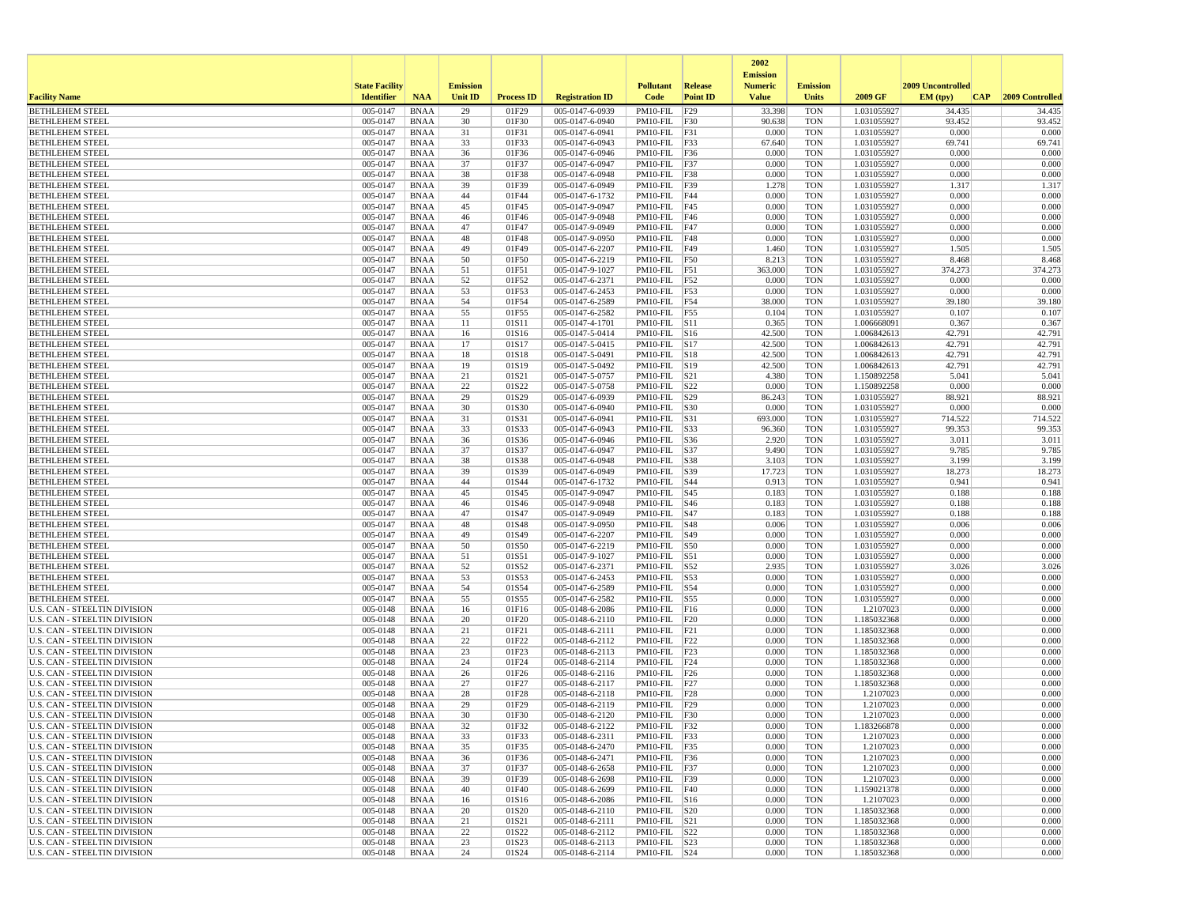| Facility Name | State Facility Identifier | NAA | Emission Unit ID | Process ID | Registration ID | Pollutant Code | Release Point ID | 2002 Emission Numeric Value | Emission Units | 2009 GF | 2009 Uncontrolled EM (tpy) | CAP | 2009 Controlled |
|---|---|---|---|---|---|---|---|---|---|---|---|---|---|
| BETHLEHEM STEEL | 005-0147 | BNAA | 29 | 01F29 | 005-0147-6-0939 | PM10-FIL | F29 | 33.398 | TON | 1.031055927 | 34.435 | | 34.435 |
| BETHLEHEM STEEL | 005-0147 | BNAA | 30 | 01F30 | 005-0147-6-0940 | PM10-FIL | F30 | 90.638 | TON | 1.031055927 | 93.452 | | 93.452 |
| BETHLEHEM STEEL | 005-0147 | BNAA | 31 | 01F31 | 005-0147-6-0941 | PM10-FIL | F31 | 0.000 | TON | 1.031055927 | 0.000 | | 0.000 |
| BETHLEHEM STEEL | 005-0147 | BNAA | 33 | 01F33 | 005-0147-6-0943 | PM10-FIL | F33 | 67.640 | TON | 1.031055927 | 69.741 | | 69.741 |
| BETHLEHEM STEEL | 005-0147 | BNAA | 36 | 01F36 | 005-0147-6-0946 | PM10-FIL | F36 | 0.000 | TON | 1.031055927 | 0.000 | | 0.000 |
| BETHLEHEM STEEL | 005-0147 | BNAA | 37 | 01F37 | 005-0147-6-0947 | PM10-FIL | F37 | 0.000 | TON | 1.031055927 | 0.000 | | 0.000 |
| BETHLEHEM STEEL | 005-0147 | BNAA | 38 | 01F38 | 005-0147-6-0948 | PM10-FIL | F38 | 0.000 | TON | 1.031055927 | 0.000 | | 0.000 |
| BETHLEHEM STEEL | 005-0147 | BNAA | 39 | 01F39 | 005-0147-6-0949 | PM10-FIL | F39 | 1.278 | TON | 1.031055927 | 1.317 | | 1.317 |
| BETHLEHEM STEEL | 005-0147 | BNAA | 44 | 01F44 | 005-0147-6-1732 | PM10-FIL | F44 | 0.000 | TON | 1.031055927 | 0.000 | | 0.000 |
| BETHLEHEM STEEL | 005-0147 | BNAA | 45 | 01F45 | 005-0147-9-0947 | PM10-FIL | F45 | 0.000 | TON | 1.031055927 | 0.000 | | 0.000 |
| BETHLEHEM STEEL | 005-0147 | BNAA | 46 | 01F46 | 005-0147-9-0948 | PM10-FIL | F46 | 0.000 | TON | 1.031055927 | 0.000 | | 0.000 |
| BETHLEHEM STEEL | 005-0147 | BNAA | 47 | 01F47 | 005-0147-9-0949 | PM10-FIL | F47 | 0.000 | TON | 1.031055927 | 0.000 | | 0.000 |
| BETHLEHEM STEEL | 005-0147 | BNAA | 48 | 01F48 | 005-0147-9-0950 | PM10-FIL | F48 | 0.000 | TON | 1.031055927 | 0.000 | | 0.000 |
| BETHLEHEM STEEL | 005-0147 | BNAA | 49 | 01F49 | 005-0147-6-2207 | PM10-FIL | F49 | 1.460 | TON | 1.031055927 | 1.505 | | 1.505 |
| BETHLEHEM STEEL | 005-0147 | BNAA | 50 | 01F50 | 005-0147-6-2219 | PM10-FIL | F50 | 8.213 | TON | 1.031055927 | 8.468 | | 8.468 |
| BETHLEHEM STEEL | 005-0147 | BNAA | 51 | 01F51 | 005-0147-9-1027 | PM10-FIL | F51 | 363.000 | TON | 1.031055927 | 374.273 | | 374.273 |
| BETHLEHEM STEEL | 005-0147 | BNAA | 52 | 01F52 | 005-0147-6-2371 | PM10-FIL | F52 | 0.000 | TON | 1.031055927 | 0.000 | | 0.000 |
| BETHLEHEM STEEL | 005-0147 | BNAA | 53 | 01F53 | 005-0147-6-2453 | PM10-FIL | F53 | 0.000 | TON | 1.031055927 | 0.000 | | 0.000 |
| BETHLEHEM STEEL | 005-0147 | BNAA | 54 | 01F54 | 005-0147-6-2589 | PM10-FIL | F54 | 38.000 | TON | 1.031055927 | 39.180 | | 39.180 |
| BETHLEHEM STEEL | 005-0147 | BNAA | 55 | 01F55 | 005-0147-6-2582 | PM10-FIL | F55 | 0.104 | TON | 1.031055927 | 0.107 | | 0.107 |
| BETHLEHEM STEEL | 005-0147 | BNAA | 11 | 01S11 | 005-0147-4-1701 | PM10-FIL | S11 | 0.365 | TON | 1.006668091 | 0.367 | | 0.367 |
| BETHLEHEM STEEL | 005-0147 | BNAA | 16 | 01S16 | 005-0147-5-0414 | PM10-FIL | S16 | 42.500 | TON | 1.006842613 | 42.791 | | 42.791 |
| BETHLEHEM STEEL | 005-0147 | BNAA | 17 | 01S17 | 005-0147-5-0415 | PM10-FIL | S17 | 42.500 | TON | 1.006842613 | 42.791 | | 42.791 |
| BETHLEHEM STEEL | 005-0147 | BNAA | 18 | 01S18 | 005-0147-5-0491 | PM10-FIL | S18 | 42.500 | TON | 1.006842613 | 42.791 | | 42.791 |
| BETHLEHEM STEEL | 005-0147 | BNAA | 19 | 01S19 | 005-0147-5-0492 | PM10-FIL | S19 | 42.500 | TON | 1.006842613 | 42.791 | | 42.791 |
| BETHLEHEM STEEL | 005-0147 | BNAA | 21 | 01S21 | 005-0147-5-0757 | PM10-FIL | S21 | 4.380 | TON | 1.150892258 | 5.041 | | 5.041 |
| BETHLEHEM STEEL | 005-0147 | BNAA | 22 | 01S22 | 005-0147-5-0758 | PM10-FIL | S22 | 0.000 | TON | 1.150892258 | 0.000 | | 0.000 |
| BETHLEHEM STEEL | 005-0147 | BNAA | 29 | 01S29 | 005-0147-6-0939 | PM10-FIL | S29 | 86.243 | TON | 1.031055927 | 88.921 | | 88.921 |
| BETHLEHEM STEEL | 005-0147 | BNAA | 30 | 01S30 | 005-0147-6-0940 | PM10-FIL | S30 | 0.000 | TON | 1.031055927 | 0.000 | | 0.000 |
| BETHLEHEM STEEL | 005-0147 | BNAA | 31 | 01S31 | 005-0147-6-0941 | PM10-FIL | S31 | 693.000 | TON | 1.031055927 | 714.522 | | 714.522 |
| BETHLEHEM STEEL | 005-0147 | BNAA | 33 | 01S33 | 005-0147-6-0943 | PM10-FIL | S33 | 96.360 | TON | 1.031055927 | 99.353 | | 99.353 |
| BETHLEHEM STEEL | 005-0147 | BNAA | 36 | 01S36 | 005-0147-6-0946 | PM10-FIL | S36 | 2.920 | TON | 1.031055927 | 3.011 | | 3.011 |
| BETHLEHEM STEEL | 005-0147 | BNAA | 37 | 01S37 | 005-0147-6-0947 | PM10-FIL | S37 | 9.490 | TON | 1.031055927 | 9.785 | | 9.785 |
| BETHLEHEM STEEL | 005-0147 | BNAA | 38 | 01S38 | 005-0147-6-0948 | PM10-FIL | S38 | 3.103 | TON | 1.031055927 | 3.199 | | 3.199 |
| BETHLEHEM STEEL | 005-0147 | BNAA | 39 | 01S39 | 005-0147-6-0949 | PM10-FIL | S39 | 17.723 | TON | 1.031055927 | 18.273 | | 18.273 |
| BETHLEHEM STEEL | 005-0147 | BNAA | 44 | 01S44 | 005-0147-6-1732 | PM10-FIL | S44 | 0.913 | TON | 1.031055927 | 0.941 | | 0.941 |
| BETHLEHEM STEEL | 005-0147 | BNAA | 45 | 01S45 | 005-0147-9-0947 | PM10-FIL | S45 | 0.183 | TON | 1.031055927 | 0.188 | | 0.188 |
| BETHLEHEM STEEL | 005-0147 | BNAA | 46 | 01S46 | 005-0147-9-0948 | PM10-FIL | S46 | 0.183 | TON | 1.031055927 | 0.188 | | 0.188 |
| BETHLEHEM STEEL | 005-0147 | BNAA | 47 | 01S47 | 005-0147-9-0949 | PM10-FIL | S47 | 0.183 | TON | 1.031055927 | 0.188 | | 0.188 |
| BETHLEHEM STEEL | 005-0147 | BNAA | 48 | 01S48 | 005-0147-9-0950 | PM10-FIL | S48 | 0.006 | TON | 1.031055927 | 0.006 | | 0.006 |
| BETHLEHEM STEEL | 005-0147 | BNAA | 49 | 01S49 | 005-0147-6-2207 | PM10-FIL | S49 | 0.000 | TON | 1.031055927 | 0.000 | | 0.000 |
| BETHLEHEM STEEL | 005-0147 | BNAA | 50 | 01S50 | 005-0147-6-2219 | PM10-FIL | S50 | 0.000 | TON | 1.031055927 | 0.000 | | 0.000 |
| BETHLEHEM STEEL | 005-0147 | BNAA | 51 | 01S51 | 005-0147-9-1027 | PM10-FIL | S51 | 0.000 | TON | 1.031055927 | 0.000 | | 0.000 |
| BETHLEHEM STEEL | 005-0147 | BNAA | 52 | 01S52 | 005-0147-6-2371 | PM10-FIL | S52 | 2.935 | TON | 1.031055927 | 3.026 | | 3.026 |
| BETHLEHEM STEEL | 005-0147 | BNAA | 53 | 01S53 | 005-0147-6-2453 | PM10-FIL | S53 | 0.000 | TON | 1.031055927 | 0.000 | | 0.000 |
| BETHLEHEM STEEL | 005-0147 | BNAA | 54 | 01S54 | 005-0147-6-2589 | PM10-FIL | S54 | 0.000 | TON | 1.031055927 | 0.000 | | 0.000 |
| BETHLEHEM STEEL | 005-0147 | BNAA | 55 | 01S55 | 005-0147-6-2582 | PM10-FIL | S55 | 0.000 | TON | 1.031055927 | 0.000 | | 0.000 |
| U.S. CAN - STEELTIN DIVISION | 005-0148 | BNAA | 16 | 01F16 | 005-0148-6-2086 | PM10-FIL | F16 | 0.000 | TON | 1.2107023 | 0.000 | | 0.000 |
| U.S. CAN - STEELTIN DIVISION | 005-0148 | BNAA | 20 | 01F20 | 005-0148-6-2110 | PM10-FIL | F20 | 0.000 | TON | 1.185032368 | 0.000 | | 0.000 |
| U.S. CAN - STEELTIN DIVISION | 005-0148 | BNAA | 21 | 01F21 | 005-0148-6-2111 | PM10-FIL | F21 | 0.000 | TON | 1.185032368 | 0.000 | | 0.000 |
| U.S. CAN - STEELTIN DIVISION | 005-0148 | BNAA | 22 | 01F22 | 005-0148-6-2112 | PM10-FIL | F22 | 0.000 | TON | 1.185032368 | 0.000 | | 0.000 |
| U.S. CAN - STEELTIN DIVISION | 005-0148 | BNAA | 23 | 01F23 | 005-0148-6-2113 | PM10-FIL | F23 | 0.000 | TON | 1.185032368 | 0.000 | | 0.000 |
| U.S. CAN - STEELTIN DIVISION | 005-0148 | BNAA | 24 | 01F24 | 005-0148-6-2114 | PM10-FIL | F24 | 0.000 | TON | 1.185032368 | 0.000 | | 0.000 |
| U.S. CAN - STEELTIN DIVISION | 005-0148 | BNAA | 26 | 01F26 | 005-0148-6-2116 | PM10-FIL | F26 | 0.000 | TON | 1.185032368 | 0.000 | | 0.000 |
| U.S. CAN - STEELTIN DIVISION | 005-0148 | BNAA | 27 | 01F27 | 005-0148-6-2117 | PM10-FIL | F27 | 0.000 | TON | 1.185032368 | 0.000 | | 0.000 |
| U.S. CAN - STEELTIN DIVISION | 005-0148 | BNAA | 28 | 01F28 | 005-0148-6-2118 | PM10-FIL | F28 | 0.000 | TON | 1.2107023 | 0.000 | | 0.000 |
| U.S. CAN - STEELTIN DIVISION | 005-0148 | BNAA | 29 | 01F29 | 005-0148-6-2119 | PM10-FIL | F29 | 0.000 | TON | 1.2107023 | 0.000 | | 0.000 |
| U.S. CAN - STEELTIN DIVISION | 005-0148 | BNAA | 30 | 01F30 | 005-0148-6-2120 | PM10-FIL | F30 | 0.000 | TON | 1.2107023 | 0.000 | | 0.000 |
| U.S. CAN - STEELTIN DIVISION | 005-0148 | BNAA | 32 | 01F32 | 005-0148-6-2122 | PM10-FIL | F32 | 0.000 | TON | 1.183266878 | 0.000 | | 0.000 |
| U.S. CAN - STEELTIN DIVISION | 005-0148 | BNAA | 33 | 01F33 | 005-0148-6-2311 | PM10-FIL | F33 | 0.000 | TON | 1.2107023 | 0.000 | | 0.000 |
| U.S. CAN - STEELTIN DIVISION | 005-0148 | BNAA | 35 | 01F35 | 005-0148-6-2470 | PM10-FIL | F35 | 0.000 | TON | 1.2107023 | 0.000 | | 0.000 |
| U.S. CAN - STEELTIN DIVISION | 005-0148 | BNAA | 36 | 01F36 | 005-0148-6-2471 | PM10-FIL | F36 | 0.000 | TON | 1.2107023 | 0.000 | | 0.000 |
| U.S. CAN - STEELTIN DIVISION | 005-0148 | BNAA | 37 | 01F37 | 005-0148-6-2658 | PM10-FIL | F37 | 0.000 | TON | 1.2107023 | 0.000 | | 0.000 |
| U.S. CAN - STEELTIN DIVISION | 005-0148 | BNAA | 39 | 01F39 | 005-0148-6-2698 | PM10-FIL | F39 | 0.000 | TON | 1.2107023 | 0.000 | | 0.000 |
| U.S. CAN - STEELTIN DIVISION | 005-0148 | BNAA | 40 | 01F40 | 005-0148-6-2699 | PM10-FIL | F40 | 0.000 | TON | 1.159021378 | 0.000 | | 0.000 |
| U.S. CAN - STEELTIN DIVISION | 005-0148 | BNAA | 16 | 01S16 | 005-0148-6-2086 | PM10-FIL | S16 | 0.000 | TON | 1.2107023 | 0.000 | | 0.000 |
| U.S. CAN - STEELTIN DIVISION | 005-0148 | BNAA | 20 | 01S20 | 005-0148-6-2110 | PM10-FIL | S20 | 0.000 | TON | 1.185032368 | 0.000 | | 0.000 |
| U.S. CAN - STEELTIN DIVISION | 005-0148 | BNAA | 21 | 01S21 | 005-0148-6-2111 | PM10-FIL | S21 | 0.000 | TON | 1.185032368 | 0.000 | | 0.000 |
| U.S. CAN - STEELTIN DIVISION | 005-0148 | BNAA | 22 | 01S22 | 005-0148-6-2112 | PM10-FIL | S22 | 0.000 | TON | 1.185032368 | 0.000 | | 0.000 |
| U.S. CAN - STEELTIN DIVISION | 005-0148 | BNAA | 23 | 01S23 | 005-0148-6-2113 | PM10-FIL | S23 | 0.000 | TON | 1.185032368 | 0.000 | | 0.000 |
| U.S. CAN - STEELTIN DIVISION | 005-0148 | BNAA | 24 | 01S24 | 005-0148-6-2114 | PM10-FIL | S24 | 0.000 | TON | 1.185032368 | 0.000 | | 0.000 |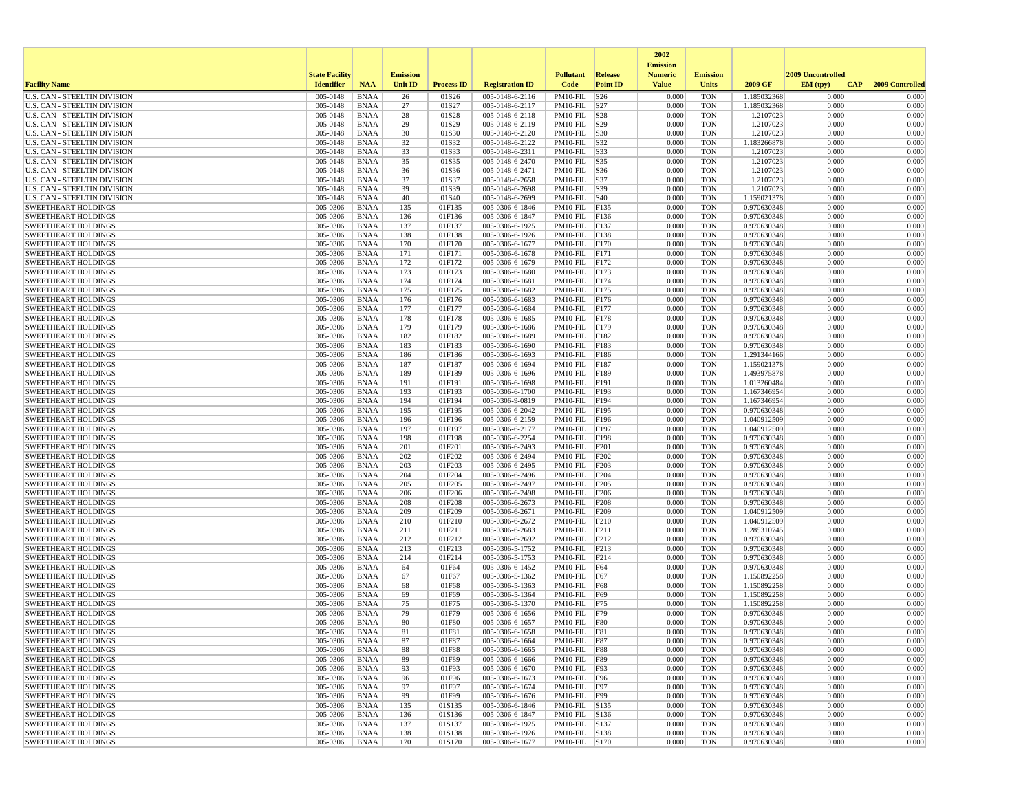| Facility Name | State Facility Identifier | NAA | Emission Unit ID | Process ID | Registration ID | Pollutant Code | Release Point ID | 2002 Emission Numeric Value | Emission Units | 2009 GF | 2009 Uncontrolled EM (tpy) | CAP | 2009 Controlled |
|---|---|---|---|---|---|---|---|---|---|---|---|---|---|
| U.S. CAN - STEELTIN DIVISION | 005-0148 | BNAA | 26 | 01S26 | 005-0148-6-2116 | PM10-FIL | S26 | 0.000 | TON | 1.185032368 | 0.000 | | 0.000 |
| U.S. CAN - STEELTIN DIVISION | 005-0148 | BNAA | 27 | 01S27 | 005-0148-6-2117 | PM10-FIL | S27 | 0.000 | TON | 1.185032368 | 0.000 | | 0.000 |
| U.S. CAN - STEELTIN DIVISION | 005-0148 | BNAA | 28 | 01S28 | 005-0148-6-2118 | PM10-FIL | S28 | 0.000 | TON | 1.2107023 | 0.000 | | 0.000 |
| U.S. CAN - STEELTIN DIVISION | 005-0148 | BNAA | 29 | 01S29 | 005-0148-6-2119 | PM10-FIL | S29 | 0.000 | TON | 1.2107023 | 0.000 | | 0.000 |
| U.S. CAN - STEELTIN DIVISION | 005-0148 | BNAA | 30 | 01S30 | 005-0148-6-2120 | PM10-FIL | S30 | 0.000 | TON | 1.2107023 | 0.000 | | 0.000 |
| U.S. CAN - STEELTIN DIVISION | 005-0148 | BNAA | 32 | 01S32 | 005-0148-6-2122 | PM10-FIL | S32 | 0.000 | TON | 1.183266878 | 0.000 | | 0.000 |
| U.S. CAN - STEELTIN DIVISION | 005-0148 | BNAA | 33 | 01S33 | 005-0148-6-2311 | PM10-FIL | S33 | 0.000 | TON | 1.2107023 | 0.000 | | 0.000 |
| U.S. CAN - STEELTIN DIVISION | 005-0148 | BNAA | 35 | 01S35 | 005-0148-6-2470 | PM10-FIL | S35 | 0.000 | TON | 1.2107023 | 0.000 | | 0.000 |
| U.S. CAN - STEELTIN DIVISION | 005-0148 | BNAA | 36 | 01S36 | 005-0148-6-2471 | PM10-FIL | S36 | 0.000 | TON | 1.2107023 | 0.000 | | 0.000 |
| U.S. CAN - STEELTIN DIVISION | 005-0148 | BNAA | 37 | 01S37 | 005-0148-6-2658 | PM10-FIL | S37 | 0.000 | TON | 1.2107023 | 0.000 | | 0.000 |
| U.S. CAN - STEELTIN DIVISION | 005-0148 | BNAA | 39 | 01S39 | 005-0148-6-2698 | PM10-FIL | S39 | 0.000 | TON | 1.2107023 | 0.000 | | 0.000 |
| U.S. CAN - STEELTIN DIVISION | 005-0148 | BNAA | 40 | 01S40 | 005-0148-6-2699 | PM10-FIL | S40 | 0.000 | TON | 1.159021378 | 0.000 | | 0.000 |
| SWEETHEART HOLDINGS | 005-0306 | BNAA | 135 | 01F135 | 005-0306-6-1846 | PM10-FIL | F135 | 0.000 | TON | 0.970630348 | 0.000 | | 0.000 |
| SWEETHEART HOLDINGS | 005-0306 | BNAA | 136 | 01F136 | 005-0306-6-1847 | PM10-FIL | F136 | 0.000 | TON | 0.970630348 | 0.000 | | 0.000 |
| SWEETHEART HOLDINGS | 005-0306 | BNAA | 137 | 01F137 | 005-0306-6-1925 | PM10-FIL | F137 | 0.000 | TON | 0.970630348 | 0.000 | | 0.000 |
| SWEETHEART HOLDINGS | 005-0306 | BNAA | 138 | 01F138 | 005-0306-6-1926 | PM10-FIL | F138 | 0.000 | TON | 0.970630348 | 0.000 | | 0.000 |
| SWEETHEART HOLDINGS | 005-0306 | BNAA | 170 | 01F170 | 005-0306-6-1677 | PM10-FIL | F170 | 0.000 | TON | 0.970630348 | 0.000 | | 0.000 |
| SWEETHEART HOLDINGS | 005-0306 | BNAA | 171 | 01F171 | 005-0306-6-1678 | PM10-FIL | F171 | 0.000 | TON | 0.970630348 | 0.000 | | 0.000 |
| SWEETHEART HOLDINGS | 005-0306 | BNAA | 172 | 01F172 | 005-0306-6-1679 | PM10-FIL | F172 | 0.000 | TON | 0.970630348 | 0.000 | | 0.000 |
| SWEETHEART HOLDINGS | 005-0306 | BNAA | 173 | 01F173 | 005-0306-6-1680 | PM10-FIL | F173 | 0.000 | TON | 0.970630348 | 0.000 | | 0.000 |
| SWEETHEART HOLDINGS | 005-0306 | BNAA | 174 | 01F174 | 005-0306-6-1681 | PM10-FIL | F174 | 0.000 | TON | 0.970630348 | 0.000 | | 0.000 |
| SWEETHEART HOLDINGS | 005-0306 | BNAA | 175 | 01F175 | 005-0306-6-1682 | PM10-FIL | F175 | 0.000 | TON | 0.970630348 | 0.000 | | 0.000 |
| SWEETHEART HOLDINGS | 005-0306 | BNAA | 176 | 01F176 | 005-0306-6-1683 | PM10-FIL | F176 | 0.000 | TON | 0.970630348 | 0.000 | | 0.000 |
| SWEETHEART HOLDINGS | 005-0306 | BNAA | 177 | 01F177 | 005-0306-6-1684 | PM10-FIL | F177 | 0.000 | TON | 0.970630348 | 0.000 | | 0.000 |
| SWEETHEART HOLDINGS | 005-0306 | BNAA | 178 | 01F178 | 005-0306-6-1685 | PM10-FIL | F178 | 0.000 | TON | 0.970630348 | 0.000 | | 0.000 |
| SWEETHEART HOLDINGS | 005-0306 | BNAA | 179 | 01F179 | 005-0306-6-1686 | PM10-FIL | F179 | 0.000 | TON | 0.970630348 | 0.000 | | 0.000 |
| SWEETHEART HOLDINGS | 005-0306 | BNAA | 182 | 01F182 | 005-0306-6-1689 | PM10-FIL | F182 | 0.000 | TON | 0.970630348 | 0.000 | | 0.000 |
| SWEETHEART HOLDINGS | 005-0306 | BNAA | 183 | 01F183 | 005-0306-6-1690 | PM10-FIL | F183 | 0.000 | TON | 0.970630348 | 0.000 | | 0.000 |
| SWEETHEART HOLDINGS | 005-0306 | BNAA | 186 | 01F186 | 005-0306-6-1693 | PM10-FIL | F186 | 0.000 | TON | 1.291344166 | 0.000 | | 0.000 |
| SWEETHEART HOLDINGS | 005-0306 | BNAA | 187 | 01F187 | 005-0306-6-1694 | PM10-FIL | F187 | 0.000 | TON | 1.159021378 | 0.000 | | 0.000 |
| SWEETHEART HOLDINGS | 005-0306 | BNAA | 189 | 01F189 | 005-0306-6-1696 | PM10-FIL | F189 | 0.000 | TON | 1.493975878 | 0.000 | | 0.000 |
| SWEETHEART HOLDINGS | 005-0306 | BNAA | 191 | 01F191 | 005-0306-6-1698 | PM10-FIL | F191 | 0.000 | TON | 1.013260484 | 0.000 | | 0.000 |
| SWEETHEART HOLDINGS | 005-0306 | BNAA | 193 | 01F193 | 005-0306-6-1700 | PM10-FIL | F193 | 0.000 | TON | 1.167346954 | 0.000 | | 0.000 |
| SWEETHEART HOLDINGS | 005-0306 | BNAA | 194 | 01F194 | 005-0306-9-0819 | PM10-FIL | F194 | 0.000 | TON | 1.167346954 | 0.000 | | 0.000 |
| SWEETHEART HOLDINGS | 005-0306 | BNAA | 195 | 01F195 | 005-0306-6-2042 | PM10-FIL | F195 | 0.000 | TON | 0.970630348 | 0.000 | | 0.000 |
| SWEETHEART HOLDINGS | 005-0306 | BNAA | 196 | 01F196 | 005-0306-6-2159 | PM10-FIL | F196 | 0.000 | TON | 1.040912509 | 0.000 | | 0.000 |
| SWEETHEART HOLDINGS | 005-0306 | BNAA | 197 | 01F197 | 005-0306-6-2177 | PM10-FIL | F197 | 0.000 | TON | 1.040912509 | 0.000 | | 0.000 |
| SWEETHEART HOLDINGS | 005-0306 | BNAA | 198 | 01F198 | 005-0306-6-2254 | PM10-FIL | F198 | 0.000 | TON | 0.970630348 | 0.000 | | 0.000 |
| SWEETHEART HOLDINGS | 005-0306 | BNAA | 201 | 01F201 | 005-0306-6-2493 | PM10-FIL | F201 | 0.000 | TON | 0.970630348 | 0.000 | | 0.000 |
| SWEETHEART HOLDINGS | 005-0306 | BNAA | 202 | 01F202 | 005-0306-6-2494 | PM10-FIL | F202 | 0.000 | TON | 0.970630348 | 0.000 | | 0.000 |
| SWEETHEART HOLDINGS | 005-0306 | BNAA | 203 | 01F203 | 005-0306-6-2495 | PM10-FIL | F203 | 0.000 | TON | 0.970630348 | 0.000 | | 0.000 |
| SWEETHEART HOLDINGS | 005-0306 | BNAA | 204 | 01F204 | 005-0306-6-2496 | PM10-FIL | F204 | 0.000 | TON | 0.970630348 | 0.000 | | 0.000 |
| SWEETHEART HOLDINGS | 005-0306 | BNAA | 205 | 01F205 | 005-0306-6-2497 | PM10-FIL | F205 | 0.000 | TON | 0.970630348 | 0.000 | | 0.000 |
| SWEETHEART HOLDINGS | 005-0306 | BNAA | 206 | 01F206 | 005-0306-6-2498 | PM10-FIL | F206 | 0.000 | TON | 0.970630348 | 0.000 | | 0.000 |
| SWEETHEART HOLDINGS | 005-0306 | BNAA | 208 | 01F208 | 005-0306-6-2673 | PM10-FIL | F208 | 0.000 | TON | 0.970630348 | 0.000 | | 0.000 |
| SWEETHEART HOLDINGS | 005-0306 | BNAA | 209 | 01F209 | 005-0306-6-2671 | PM10-FIL | F209 | 0.000 | TON | 1.040912509 | 0.000 | | 0.000 |
| SWEETHEART HOLDINGS | 005-0306 | BNAA | 210 | 01F210 | 005-0306-6-2672 | PM10-FIL | F210 | 0.000 | TON | 1.040912509 | 0.000 | | 0.000 |
| SWEETHEART HOLDINGS | 005-0306 | BNAA | 211 | 01F211 | 005-0306-6-2683 | PM10-FIL | F211 | 0.000 | TON | 1.285310745 | 0.000 | | 0.000 |
| SWEETHEART HOLDINGS | 005-0306 | BNAA | 212 | 01F212 | 005-0306-6-2692 | PM10-FIL | F212 | 0.000 | TON | 0.970630348 | 0.000 | | 0.000 |
| SWEETHEART HOLDINGS | 005-0306 | BNAA | 213 | 01F213 | 005-0306-5-1752 | PM10-FIL | F213 | 0.000 | TON | 0.970630348 | 0.000 | | 0.000 |
| SWEETHEART HOLDINGS | 005-0306 | BNAA | 214 | 01F214 | 005-0306-5-1753 | PM10-FIL | F214 | 0.000 | TON | 0.970630348 | 0.000 | | 0.000 |
| SWEETHEART HOLDINGS | 005-0306 | BNAA | 64 | 01F64 | 005-0306-6-1452 | PM10-FIL | F64 | 0.000 | TON | 0.970630348 | 0.000 | | 0.000 |
| SWEETHEART HOLDINGS | 005-0306 | BNAA | 67 | 01F67 | 005-0306-5-1362 | PM10-FIL | F67 | 0.000 | TON | 1.150892258 | 0.000 | | 0.000 |
| SWEETHEART HOLDINGS | 005-0306 | BNAA | 68 | 01F68 | 005-0306-5-1363 | PM10-FIL | F68 | 0.000 | TON | 1.150892258 | 0.000 | | 0.000 |
| SWEETHEART HOLDINGS | 005-0306 | BNAA | 69 | 01F69 | 005-0306-5-1364 | PM10-FIL | F69 | 0.000 | TON | 1.150892258 | 0.000 | | 0.000 |
| SWEETHEART HOLDINGS | 005-0306 | BNAA | 75 | 01F75 | 005-0306-5-1370 | PM10-FIL | F75 | 0.000 | TON | 1.150892258 | 0.000 | | 0.000 |
| SWEETHEART HOLDINGS | 005-0306 | BNAA | 79 | 01F79 | 005-0306-6-1656 | PM10-FIL | F79 | 0.000 | TON | 0.970630348 | 0.000 | | 0.000 |
| SWEETHEART HOLDINGS | 005-0306 | BNAA | 80 | 01F80 | 005-0306-6-1657 | PM10-FIL | F80 | 0.000 | TON | 0.970630348 | 0.000 | | 0.000 |
| SWEETHEART HOLDINGS | 005-0306 | BNAA | 81 | 01F81 | 005-0306-6-1658 | PM10-FIL | F81 | 0.000 | TON | 0.970630348 | 0.000 | | 0.000 |
| SWEETHEART HOLDINGS | 005-0306 | BNAA | 87 | 01F87 | 005-0306-6-1664 | PM10-FIL | F87 | 0.000 | TON | 0.970630348 | 0.000 | | 0.000 |
| SWEETHEART HOLDINGS | 005-0306 | BNAA | 88 | 01F88 | 005-0306-6-1665 | PM10-FIL | F88 | 0.000 | TON | 0.970630348 | 0.000 | | 0.000 |
| SWEETHEART HOLDINGS | 005-0306 | BNAA | 89 | 01F89 | 005-0306-6-1666 | PM10-FIL | F89 | 0.000 | TON | 0.970630348 | 0.000 | | 0.000 |
| SWEETHEART HOLDINGS | 005-0306 | BNAA | 93 | 01F93 | 005-0306-6-1670 | PM10-FIL | F93 | 0.000 | TON | 0.970630348 | 0.000 | | 0.000 |
| SWEETHEART HOLDINGS | 005-0306 | BNAA | 96 | 01F96 | 005-0306-6-1673 | PM10-FIL | F96 | 0.000 | TON | 0.970630348 | 0.000 | | 0.000 |
| SWEETHEART HOLDINGS | 005-0306 | BNAA | 97 | 01F97 | 005-0306-6-1674 | PM10-FIL | F97 | 0.000 | TON | 0.970630348 | 0.000 | | 0.000 |
| SWEETHEART HOLDINGS | 005-0306 | BNAA | 99 | 01F99 | 005-0306-6-1676 | PM10-FIL | F99 | 0.000 | TON | 0.970630348 | 0.000 | | 0.000 |
| SWEETHEART HOLDINGS | 005-0306 | BNAA | 135 | 01S135 | 005-0306-6-1846 | PM10-FIL | S135 | 0.000 | TON | 0.970630348 | 0.000 | | 0.000 |
| SWEETHEART HOLDINGS | 005-0306 | BNAA | 136 | 01S136 | 005-0306-6-1847 | PM10-FIL | S136 | 0.000 | TON | 0.970630348 | 0.000 | | 0.000 |
| SWEETHEART HOLDINGS | 005-0306 | BNAA | 137 | 01S137 | 005-0306-6-1925 | PM10-FIL | S137 | 0.000 | TON | 0.970630348 | 0.000 | | 0.000 |
| SWEETHEART HOLDINGS | 005-0306 | BNAA | 138 | 01S138 | 005-0306-6-1926 | PM10-FIL | S138 | 0.000 | TON | 0.970630348 | 0.000 | | 0.000 |
| SWEETHEART HOLDINGS | 005-0306 | BNAA | 170 | 01S170 | 005-0306-6-1677 | PM10-FIL | S170 | 0.000 | TON | 0.970630348 | 0.000 | | 0.000 |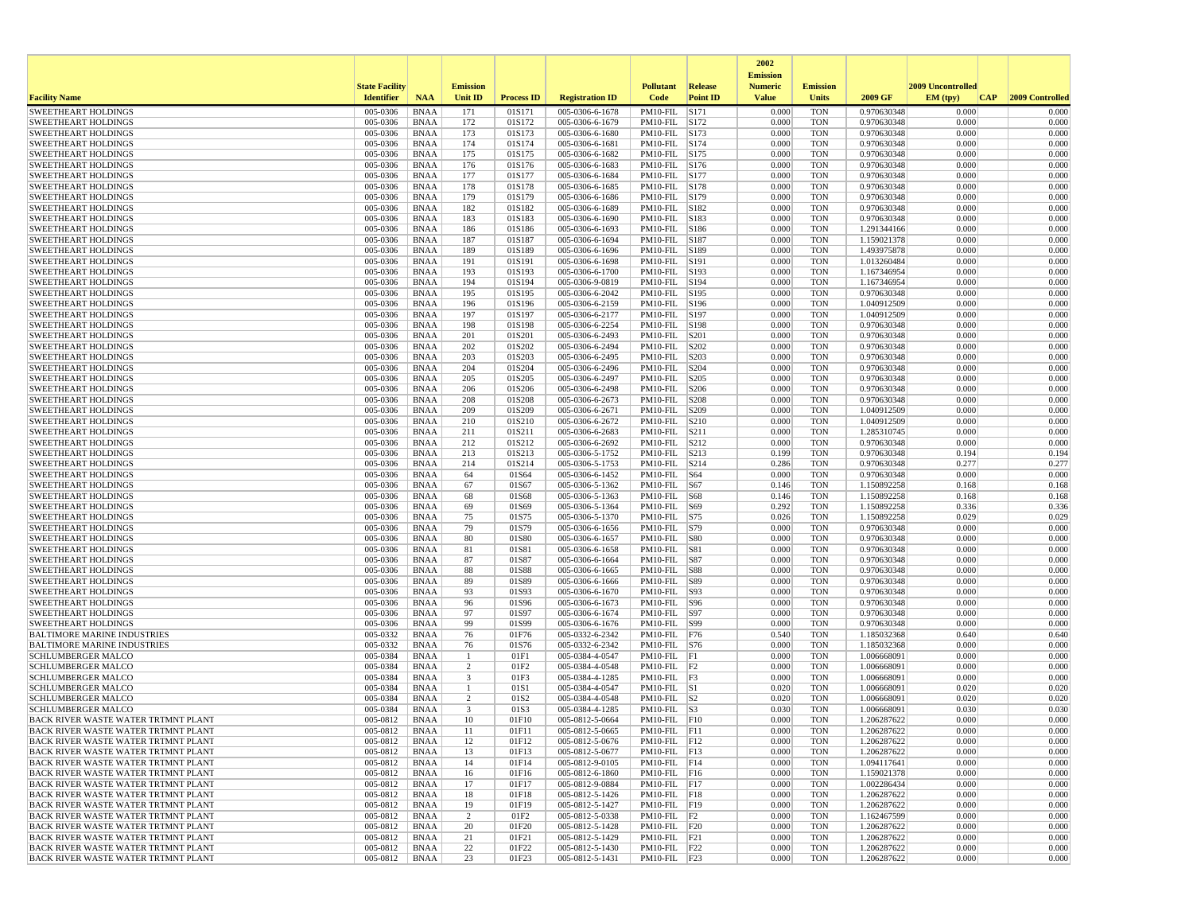| Facility Name | State Facility Identifier | NAA | Emission Unit ID | Process ID | Registration ID | Pollutant Code | Release Point ID | 2002 Emission Numeric Value | Emission Units | 2009 GF | 2009 Uncontrolled EM (tpy) | CAP | 2009 Controlled |
|---|---|---|---|---|---|---|---|---|---|---|---|---|---|
| SWEETHEART HOLDINGS | 005-0306 | BNAA | 171 | 01S171 | 005-0306-6-1678 | PM10-FIL | S171 | 0.000 | TON | 0.970630348 | 0.000 | | 0.000 |
| SWEETHEART HOLDINGS | 005-0306 | BNAA | 172 | 01S172 | 005-0306-6-1679 | PM10-FIL | S172 | 0.000 | TON | 0.970630348 | 0.000 | | 0.000 |
| SWEETHEART HOLDINGS | 005-0306 | BNAA | 173 | 01S173 | 005-0306-6-1680 | PM10-FIL | S173 | 0.000 | TON | 0.970630348 | 0.000 | | 0.000 |
| SWEETHEART HOLDINGS | 005-0306 | BNAA | 174 | 01S174 | 005-0306-6-1681 | PM10-FIL | S174 | 0.000 | TON | 0.970630348 | 0.000 | | 0.000 |
| SWEETHEART HOLDINGS | 005-0306 | BNAA | 175 | 01S175 | 005-0306-6-1682 | PM10-FIL | S175 | 0.000 | TON | 0.970630348 | 0.000 | | 0.000 |
| SWEETHEART HOLDINGS | 005-0306 | BNAA | 176 | 01S176 | 005-0306-6-1683 | PM10-FIL | S176 | 0.000 | TON | 0.970630348 | 0.000 | | 0.000 |
| SWEETHEART HOLDINGS | 005-0306 | BNAA | 177 | 01S177 | 005-0306-6-1684 | PM10-FIL | S177 | 0.000 | TON | 0.970630348 | 0.000 | | 0.000 |
| SWEETHEART HOLDINGS | 005-0306 | BNAA | 178 | 01S178 | 005-0306-6-1685 | PM10-FIL | S178 | 0.000 | TON | 0.970630348 | 0.000 | | 0.000 |
| SWEETHEART HOLDINGS | 005-0306 | BNAA | 179 | 01S179 | 005-0306-6-1686 | PM10-FIL | S179 | 0.000 | TON | 0.970630348 | 0.000 | | 0.000 |
| SWEETHEART HOLDINGS | 005-0306 | BNAA | 182 | 01S182 | 005-0306-6-1689 | PM10-FIL | S182 | 0.000 | TON | 0.970630348 | 0.000 | | 0.000 |
| SWEETHEART HOLDINGS | 005-0306 | BNAA | 183 | 01S183 | 005-0306-6-1690 | PM10-FIL | S183 | 0.000 | TON | 0.970630348 | 0.000 | | 0.000 |
| SWEETHEART HOLDINGS | 005-0306 | BNAA | 186 | 01S186 | 005-0306-6-1693 | PM10-FIL | S186 | 0.000 | TON | 1.291344166 | 0.000 | | 0.000 |
| SWEETHEART HOLDINGS | 005-0306 | BNAA | 187 | 01S187 | 005-0306-6-1694 | PM10-FIL | S187 | 0.000 | TON | 1.159021378 | 0.000 | | 0.000 |
| SWEETHEART HOLDINGS | 005-0306 | BNAA | 189 | 01S189 | 005-0306-6-1696 | PM10-FIL | S189 | 0.000 | TON | 1.493975878 | 0.000 | | 0.000 |
| SWEETHEART HOLDINGS | 005-0306 | BNAA | 191 | 01S191 | 005-0306-6-1698 | PM10-FIL | S191 | 0.000 | TON | 1.013260484 | 0.000 | | 0.000 |
| SWEETHEART HOLDINGS | 005-0306 | BNAA | 193 | 01S193 | 005-0306-6-1700 | PM10-FIL | S193 | 0.000 | TON | 1.167346954 | 0.000 | | 0.000 |
| SWEETHEART HOLDINGS | 005-0306 | BNAA | 194 | 01S194 | 005-0306-9-0819 | PM10-FIL | S194 | 0.000 | TON | 1.167346954 | 0.000 | | 0.000 |
| SWEETHEART HOLDINGS | 005-0306 | BNAA | 195 | 01S195 | 005-0306-6-2042 | PM10-FIL | S195 | 0.000 | TON | 0.970630348 | 0.000 | | 0.000 |
| SWEETHEART HOLDINGS | 005-0306 | BNAA | 196 | 01S196 | 005-0306-6-2159 | PM10-FIL | S196 | 0.000 | TON | 1.040912509 | 0.000 | | 0.000 |
| SWEETHEART HOLDINGS | 005-0306 | BNAA | 197 | 01S197 | 005-0306-6-2177 | PM10-FIL | S197 | 0.000 | TON | 1.040912509 | 0.000 | | 0.000 |
| SWEETHEART HOLDINGS | 005-0306 | BNAA | 198 | 01S198 | 005-0306-6-2254 | PM10-FIL | S198 | 0.000 | TON | 0.970630348 | 0.000 | | 0.000 |
| SWEETHEART HOLDINGS | 005-0306 | BNAA | 201 | 01S201 | 005-0306-6-2493 | PM10-FIL | S201 | 0.000 | TON | 0.970630348 | 0.000 | | 0.000 |
| SWEETHEART HOLDINGS | 005-0306 | BNAA | 202 | 01S202 | 005-0306-6-2494 | PM10-FIL | S202 | 0.000 | TON | 0.970630348 | 0.000 | | 0.000 |
| SWEETHEART HOLDINGS | 005-0306 | BNAA | 203 | 01S203 | 005-0306-6-2495 | PM10-FIL | S203 | 0.000 | TON | 0.970630348 | 0.000 | | 0.000 |
| SWEETHEART HOLDINGS | 005-0306 | BNAA | 204 | 01S204 | 005-0306-6-2496 | PM10-FIL | S204 | 0.000 | TON | 0.970630348 | 0.000 | | 0.000 |
| SWEETHEART HOLDINGS | 005-0306 | BNAA | 205 | 01S205 | 005-0306-6-2497 | PM10-FIL | S205 | 0.000 | TON | 0.970630348 | 0.000 | | 0.000 |
| SWEETHEART HOLDINGS | 005-0306 | BNAA | 206 | 01S206 | 005-0306-6-2498 | PM10-FIL | S206 | 0.000 | TON | 0.970630348 | 0.000 | | 0.000 |
| SWEETHEART HOLDINGS | 005-0306 | BNAA | 208 | 01S208 | 005-0306-6-2673 | PM10-FIL | S208 | 0.000 | TON | 0.970630348 | 0.000 | | 0.000 |
| SWEETHEART HOLDINGS | 005-0306 | BNAA | 209 | 01S209 | 005-0306-6-2671 | PM10-FIL | S209 | 0.000 | TON | 1.040912509 | 0.000 | | 0.000 |
| SWEETHEART HOLDINGS | 005-0306 | BNAA | 210 | 01S210 | 005-0306-6-2672 | PM10-FIL | S210 | 0.000 | TON | 1.040912509 | 0.000 | | 0.000 |
| SWEETHEART HOLDINGS | 005-0306 | BNAA | 211 | 01S211 | 005-0306-6-2683 | PM10-FIL | S211 | 0.000 | TON | 1.285310745 | 0.000 | | 0.000 |
| SWEETHEART HOLDINGS | 005-0306 | BNAA | 212 | 01S212 | 005-0306-6-2692 | PM10-FIL | S212 | 0.000 | TON | 0.970630348 | 0.000 | | 0.000 |
| SWEETHEART HOLDINGS | 005-0306 | BNAA | 213 | 01S213 | 005-0306-5-1752 | PM10-FIL | S213 | 0.199 | TON | 0.970630348 | 0.194 | | 0.194 |
| SWEETHEART HOLDINGS | 005-0306 | BNAA | 214 | 01S214 | 005-0306-5-1753 | PM10-FIL | S214 | 0.286 | TON | 0.970630348 | 0.277 | | 0.277 |
| SWEETHEART HOLDINGS | 005-0306 | BNAA | 64 | 01S64 | 005-0306-6-1452 | PM10-FIL | S64 | 0.000 | TON | 0.970630348 | 0.000 | | 0.000 |
| SWEETHEART HOLDINGS | 005-0306 | BNAA | 67 | 01S67 | 005-0306-5-1362 | PM10-FIL | S67 | 0.146 | TON | 1.150892258 | 0.168 | | 0.168 |
| SWEETHEART HOLDINGS | 005-0306 | BNAA | 68 | 01S68 | 005-0306-5-1363 | PM10-FIL | S68 | 0.146 | TON | 1.150892258 | 0.168 | | 0.168 |
| SWEETHEART HOLDINGS | 005-0306 | BNAA | 69 | 01S69 | 005-0306-5-1364 | PM10-FIL | S69 | 0.292 | TON | 1.150892258 | 0.336 | | 0.336 |
| SWEETHEART HOLDINGS | 005-0306 | BNAA | 75 | 01S75 | 005-0306-5-1370 | PM10-FIL | S75 | 0.026 | TON | 1.150892258 | 0.029 | | 0.029 |
| SWEETHEART HOLDINGS | 005-0306 | BNAA | 79 | 01S79 | 005-0306-6-1656 | PM10-FIL | S79 | 0.000 | TON | 0.970630348 | 0.000 | | 0.000 |
| SWEETHEART HOLDINGS | 005-0306 | BNAA | 80 | 01S80 | 005-0306-6-1657 | PM10-FIL | S80 | 0.000 | TON | 0.970630348 | 0.000 | | 0.000 |
| SWEETHEART HOLDINGS | 005-0306 | BNAA | 81 | 01S81 | 005-0306-6-1658 | PM10-FIL | S81 | 0.000 | TON | 0.970630348 | 0.000 | | 0.000 |
| SWEETHEART HOLDINGS | 005-0306 | BNAA | 87 | 01S87 | 005-0306-6-1664 | PM10-FIL | S87 | 0.000 | TON | 0.970630348 | 0.000 | | 0.000 |
| SWEETHEART HOLDINGS | 005-0306 | BNAA | 88 | 01S88 | 005-0306-6-1665 | PM10-FIL | S88 | 0.000 | TON | 0.970630348 | 0.000 | | 0.000 |
| SWEETHEART HOLDINGS | 005-0306 | BNAA | 89 | 01S89 | 005-0306-6-1666 | PM10-FIL | S89 | 0.000 | TON | 0.970630348 | 0.000 | | 0.000 |
| SWEETHEART HOLDINGS | 005-0306 | BNAA | 93 | 01S93 | 005-0306-6-1670 | PM10-FIL | S93 | 0.000 | TON | 0.970630348 | 0.000 | | 0.000 |
| SWEETHEART HOLDINGS | 005-0306 | BNAA | 96 | 01S96 | 005-0306-6-1673 | PM10-FIL | S96 | 0.000 | TON | 0.970630348 | 0.000 | | 0.000 |
| SWEETHEART HOLDINGS | 005-0306 | BNAA | 97 | 01S97 | 005-0306-6-1674 | PM10-FIL | S97 | 0.000 | TON | 0.970630348 | 0.000 | | 0.000 |
| SWEETHEART HOLDINGS | 005-0306 | BNAA | 99 | 01S99 | 005-0306-6-1676 | PM10-FIL | S99 | 0.000 | TON | 0.970630348 | 0.000 | | 0.000 |
| BALTIMORE MARINE INDUSTRIES | 005-0332 | BNAA | 76 | 01F76 | 005-0332-6-2342 | PM10-FIL | F76 | 0.540 | TON | 1.185032368 | 0.640 | | 0.640 |
| BALTIMORE MARINE INDUSTRIES | 005-0332 | BNAA | 76 | 01S76 | 005-0332-6-2342 | PM10-FIL | S76 | 0.000 | TON | 1.185032368 | 0.000 | | 0.000 |
| SCHLUMBERGER MALCO | 005-0384 | BNAA | 1 | 01F1 | 005-0384-4-0547 | PM10-FIL | F1 | 0.000 | TON | 1.006668091 | 0.000 | | 0.000 |
| SCHLUMBERGER MALCO | 005-0384 | BNAA | 2 | 01F2 | 005-0384-4-0548 | PM10-FIL | F2 | 0.000 | TON | 1.006668091 | 0.000 | | 0.000 |
| SCHLUMBERGER MALCO | 005-0384 | BNAA | 3 | 01F3 | 005-0384-4-1285 | PM10-FIL | F3 | 0.000 | TON | 1.006668091 | 0.000 | | 0.000 |
| SCHLUMBERGER MALCO | 005-0384 | BNAA | 1 | 01S1 | 005-0384-4-0547 | PM10-FIL | S1 | 0.020 | TON | 1.006668091 | 0.020 | | 0.020 |
| SCHLUMBERGER MALCO | 005-0384 | BNAA | 2 | 01S2 | 005-0384-4-0548 | PM10-FIL | S2 | 0.020 | TON | 1.006668091 | 0.020 | | 0.020 |
| SCHLUMBERGER MALCO | 005-0384 | BNAA | 3 | 01S3 | 005-0384-4-1285 | PM10-FIL | S3 | 0.030 | TON | 1.006668091 | 0.030 | | 0.030 |
| BACK RIVER WASTE WATER TRTMNT PLANT | 005-0812 | BNAA | 10 | 01F10 | 005-0812-5-0664 | PM10-FIL | F10 | 0.000 | TON | 1.206287622 | 0.000 | | 0.000 |
| BACK RIVER WASTE WATER TRTMNT PLANT | 005-0812 | BNAA | 11 | 01F11 | 005-0812-5-0665 | PM10-FIL | F11 | 0.000 | TON | 1.206287622 | 0.000 | | 0.000 |
| BACK RIVER WASTE WATER TRTMNT PLANT | 005-0812 | BNAA | 12 | 01F12 | 005-0812-5-0676 | PM10-FIL | F12 | 0.000 | TON | 1.206287622 | 0.000 | | 0.000 |
| BACK RIVER WASTE WATER TRTMNT PLANT | 005-0812 | BNAA | 13 | 01F13 | 005-0812-5-0677 | PM10-FIL | F13 | 0.000 | TON | 1.206287622 | 0.000 | | 0.000 |
| BACK RIVER WASTE WATER TRTMNT PLANT | 005-0812 | BNAA | 14 | 01F14 | 005-0812-9-0105 | PM10-FIL | F14 | 0.000 | TON | 1.094117641 | 0.000 | | 0.000 |
| BACK RIVER WASTE WATER TRTMNT PLANT | 005-0812 | BNAA | 16 | 01F16 | 005-0812-6-1860 | PM10-FIL | F16 | 0.000 | TON | 1.159021378 | 0.000 | | 0.000 |
| BACK RIVER WASTE WATER TRTMNT PLANT | 005-0812 | BNAA | 17 | 01F17 | 005-0812-9-0884 | PM10-FIL | F17 | 0.000 | TON | 1.002286434 | 0.000 | | 0.000 |
| BACK RIVER WASTE WATER TRTMNT PLANT | 005-0812 | BNAA | 18 | 01F18 | 005-0812-5-1426 | PM10-FIL | F18 | 0.000 | TON | 1.206287622 | 0.000 | | 0.000 |
| BACK RIVER WASTE WATER TRTMNT PLANT | 005-0812 | BNAA | 19 | 01F19 | 005-0812-5-1427 | PM10-FIL | F19 | 0.000 | TON | 1.206287622 | 0.000 | | 0.000 |
| BACK RIVER WASTE WATER TRTMNT PLANT | 005-0812 | BNAA | 2 | 01F2 | 005-0812-5-0338 | PM10-FIL | F2 | 0.000 | TON | 1.162467599 | 0.000 | | 0.000 |
| BACK RIVER WASTE WATER TRTMNT PLANT | 005-0812 | BNAA | 20 | 01F20 | 005-0812-5-1428 | PM10-FIL | F20 | 0.000 | TON | 1.206287622 | 0.000 | | 0.000 |
| BACK RIVER WASTE WATER TRTMNT PLANT | 005-0812 | BNAA | 21 | 01F21 | 005-0812-5-1429 | PM10-FIL | F21 | 0.000 | TON | 1.206287622 | 0.000 | | 0.000 |
| BACK RIVER WASTE WATER TRTMNT PLANT | 005-0812 | BNAA | 22 | 01F22 | 005-0812-5-1430 | PM10-FIL | F22 | 0.000 | TON | 1.206287622 | 0.000 | | 0.000 |
| BACK RIVER WASTE WATER TRTMNT PLANT | 005-0812 | BNAA | 23 | 01F23 | 005-0812-5-1431 | PM10-FIL | F23 | 0.000 | TON | 1.206287622 | 0.000 | | 0.000 |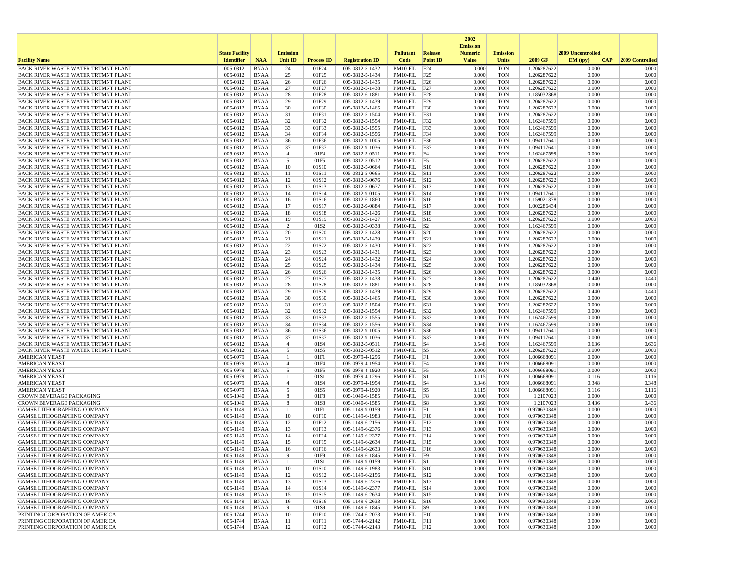| Facility Name | State Facility Identifier | NAA | Emission Unit ID | Process ID | Registration ID | Pollutant Code | Release Point ID | 2002 Emission Numeric Value | Emission Units | 2009 GF | 2009 Uncontrolled EM (tpy) | CAP | 2009 Controlled |
|---|---|---|---|---|---|---|---|---|---|---|---|---|---|
| BACK RIVER WASTE WATER TRTMNT PLANT | 005-0812 | BNAA | 24 | 01F24 | 005-0812-5-1432 | PM10-FIL | F24 | 0.000 | TON | 1.206287622 | 0.000 | | 0.000 |
| BACK RIVER WASTE WATER TRTMNT PLANT | 005-0812 | BNAA | 25 | 01F25 | 005-0812-5-1434 | PM10-FIL | F25 | 0.000 | TON | 1.206287622 | 0.000 | | 0.000 |
| BACK RIVER WASTE WATER TRTMNT PLANT | 005-0812 | BNAA | 26 | 01F26 | 005-0812-5-1435 | PM10-FIL | F26 | 0.000 | TON | 1.206287622 | 0.000 | | 0.000 |
| BACK RIVER WASTE WATER TRTMNT PLANT | 005-0812 | BNAA | 27 | 01F27 | 005-0812-5-1438 | PM10-FIL | F27 | 0.000 | TON | 1.206287622 | 0.000 | | 0.000 |
| BACK RIVER WASTE WATER TRTMNT PLANT | 005-0812 | BNAA | 28 | 01F28 | 005-0812-6-1881 | PM10-FIL | F28 | 0.000 | TON | 1.185032368 | 0.000 | | 0.000 |
| BACK RIVER WASTE WATER TRTMNT PLANT | 005-0812 | BNAA | 29 | 01F29 | 005-0812-5-1439 | PM10-FIL | F29 | 0.000 | TON | 1.206287622 | 0.000 | | 0.000 |
| BACK RIVER WASTE WATER TRTMNT PLANT | 005-0812 | BNAA | 30 | 01F30 | 005-0812-5-1465 | PM10-FIL | F30 | 0.000 | TON | 1.206287622 | 0.000 | | 0.000 |
| BACK RIVER WASTE WATER TRTMNT PLANT | 005-0812 | BNAA | 31 | 01F31 | 005-0812-5-1504 | PM10-FIL | F31 | 0.000 | TON | 1.206287622 | 0.000 | | 0.000 |
| BACK RIVER WASTE WATER TRTMNT PLANT | 005-0812 | BNAA | 32 | 01F32 | 005-0812-5-1554 | PM10-FIL | F32 | 0.000 | TON | 1.162467599 | 0.000 | | 0.000 |
| BACK RIVER WASTE WATER TRTMNT PLANT | 005-0812 | BNAA | 33 | 01F33 | 005-0812-5-1555 | PM10-FIL | F33 | 0.000 | TON | 1.162467599 | 0.000 | | 0.000 |
| BACK RIVER WASTE WATER TRTMNT PLANT | 005-0812 | BNAA | 34 | 01F34 | 005-0812-5-1556 | PM10-FIL | F34 | 0.000 | TON | 1.162467599 | 0.000 | | 0.000 |
| BACK RIVER WASTE WATER TRTMNT PLANT | 005-0812 | BNAA | 36 | 01F36 | 005-0812-9-1005 | PM10-FIL | F36 | 0.000 | TON | 1.094117641 | 0.000 | | 0.000 |
| BACK RIVER WASTE WATER TRTMNT PLANT | 005-0812 | BNAA | 37 | 01F37 | 005-0812-9-1036 | PM10-FIL | F37 | 0.000 | TON | 1.094117641 | 0.000 | | 0.000 |
| BACK RIVER WASTE WATER TRTMNT PLANT | 005-0812 | BNAA | 4 | 01F4 | 005-0812-5-0511 | PM10-FIL | F4 | 0.000 | TON | 1.162467599 | 0.000 | | 0.000 |
| BACK RIVER WASTE WATER TRTMNT PLANT | 005-0812 | BNAA | 5 | 01F5 | 005-0812-5-0512 | PM10-FIL | F5 | 0.000 | TON | 1.206287622 | 0.000 | | 0.000 |
| BACK RIVER WASTE WATER TRTMNT PLANT | 005-0812 | BNAA | 10 | 01S10 | 005-0812-5-0664 | PM10-FIL | S10 | 0.000 | TON | 1.206287622 | 0.000 | | 0.000 |
| BACK RIVER WASTE WATER TRTMNT PLANT | 005-0812 | BNAA | 11 | 01S11 | 005-0812-5-0665 | PM10-FIL | S11 | 0.000 | TON | 1.206287622 | 0.000 | | 0.000 |
| BACK RIVER WASTE WATER TRTMNT PLANT | 005-0812 | BNAA | 12 | 01S12 | 005-0812-5-0676 | PM10-FIL | S12 | 0.000 | TON | 1.206287622 | 0.000 | | 0.000 |
| BACK RIVER WASTE WATER TRTMNT PLANT | 005-0812 | BNAA | 13 | 01S13 | 005-0812-5-0677 | PM10-FIL | S13 | 0.000 | TON | 1.206287622 | 0.000 | | 0.000 |
| BACK RIVER WASTE WATER TRTMNT PLANT | 005-0812 | BNAA | 14 | 01S14 | 005-0812-9-0105 | PM10-FIL | S14 | 0.000 | TON | 1.094117641 | 0.000 | | 0.000 |
| BACK RIVER WASTE WATER TRTMNT PLANT | 005-0812 | BNAA | 16 | 01S16 | 005-0812-6-1860 | PM10-FIL | S16 | 0.000 | TON | 1.159021378 | 0.000 | | 0.000 |
| BACK RIVER WASTE WATER TRTMNT PLANT | 005-0812 | BNAA | 17 | 01S17 | 005-0812-9-0884 | PM10-FIL | S17 | 0.000 | TON | 1.002286434 | 0.000 | | 0.000 |
| BACK RIVER WASTE WATER TRTMNT PLANT | 005-0812 | BNAA | 18 | 01S18 | 005-0812-5-1426 | PM10-FIL | S18 | 0.000 | TON | 1.206287622 | 0.000 | | 0.000 |
| BACK RIVER WASTE WATER TRTMNT PLANT | 005-0812 | BNAA | 19 | 01S19 | 005-0812-5-1427 | PM10-FIL | S19 | 0.000 | TON | 1.206287622 | 0.000 | | 0.000 |
| BACK RIVER WASTE WATER TRTMNT PLANT | 005-0812 | BNAA | 2 | 01S2 | 005-0812-5-0338 | PM10-FIL | S2 | 0.000 | TON | 1.162467599 | 0.000 | | 0.000 |
| BACK RIVER WASTE WATER TRTMNT PLANT | 005-0812 | BNAA | 20 | 01S20 | 005-0812-5-1428 | PM10-FIL | S20 | 0.000 | TON | 1.206287622 | 0.000 | | 0.000 |
| BACK RIVER WASTE WATER TRTMNT PLANT | 005-0812 | BNAA | 21 | 01S21 | 005-0812-5-1429 | PM10-FIL | S21 | 0.000 | TON | 1.206287622 | 0.000 | | 0.000 |
| BACK RIVER WASTE WATER TRTMNT PLANT | 005-0812 | BNAA | 22 | 01S22 | 005-0812-5-1430 | PM10-FIL | S22 | 0.000 | TON | 1.206287622 | 0.000 | | 0.000 |
| BACK RIVER WASTE WATER TRTMNT PLANT | 005-0812 | BNAA | 23 | 01S23 | 005-0812-5-1431 | PM10-FIL | S23 | 0.000 | TON | 1.206287622 | 0.000 | | 0.000 |
| BACK RIVER WASTE WATER TRTMNT PLANT | 005-0812 | BNAA | 24 | 01S24 | 005-0812-5-1432 | PM10-FIL | S24 | 0.000 | TON | 1.206287622 | 0.000 | | 0.000 |
| BACK RIVER WASTE WATER TRTMNT PLANT | 005-0812 | BNAA | 25 | 01S25 | 005-0812-5-1434 | PM10-FIL | S25 | 0.000 | TON | 1.206287622 | 0.000 | | 0.000 |
| BACK RIVER WASTE WATER TRTMNT PLANT | 005-0812 | BNAA | 26 | 01S26 | 005-0812-5-1435 | PM10-FIL | S26 | 0.000 | TON | 1.206287622 | 0.000 | | 0.000 |
| BACK RIVER WASTE WATER TRTMNT PLANT | 005-0812 | BNAA | 27 | 01S27 | 005-0812-5-1438 | PM10-FIL | S27 | 0.365 | TON | 1.206287622 | 0.440 | | 0.440 |
| BACK RIVER WASTE WATER TRTMNT PLANT | 005-0812 | BNAA | 28 | 01S28 | 005-0812-6-1881 | PM10-FIL | S28 | 0.000 | TON | 1.185032368 | 0.000 | | 0.000 |
| BACK RIVER WASTE WATER TRTMNT PLANT | 005-0812 | BNAA | 29 | 01S29 | 005-0812-5-1439 | PM10-FIL | S29 | 0.365 | TON | 1.206287622 | 0.440 | | 0.440 |
| BACK RIVER WASTE WATER TRTMNT PLANT | 005-0812 | BNAA | 30 | 01S30 | 005-0812-5-1465 | PM10-FIL | S30 | 0.000 | TON | 1.206287622 | 0.000 | | 0.000 |
| BACK RIVER WASTE WATER TRTMNT PLANT | 005-0812 | BNAA | 31 | 01S31 | 005-0812-5-1504 | PM10-FIL | S31 | 0.000 | TON | 1.206287622 | 0.000 | | 0.000 |
| BACK RIVER WASTE WATER TRTMNT PLANT | 005-0812 | BNAA | 32 | 01S32 | 005-0812-5-1554 | PM10-FIL | S32 | 0.000 | TON | 1.162467599 | 0.000 | | 0.000 |
| BACK RIVER WASTE WATER TRTMNT PLANT | 005-0812 | BNAA | 33 | 01S33 | 005-0812-5-1555 | PM10-FIL | S33 | 0.000 | TON | 1.162467599 | 0.000 | | 0.000 |
| BACK RIVER WASTE WATER TRTMNT PLANT | 005-0812 | BNAA | 34 | 01S34 | 005-0812-5-1556 | PM10-FIL | S34 | 0.000 | TON | 1.162467599 | 0.000 | | 0.000 |
| BACK RIVER WASTE WATER TRTMNT PLANT | 005-0812 | BNAA | 36 | 01S36 | 005-0812-9-1005 | PM10-FIL | S36 | 0.000 | TON | 1.094117641 | 0.000 | | 0.000 |
| BACK RIVER WASTE WATER TRTMNT PLANT | 005-0812 | BNAA | 37 | 01S37 | 005-0812-9-1036 | PM10-FIL | S37 | 0.000 | TON | 1.094117641 | 0.000 | | 0.000 |
| BACK RIVER WASTE WATER TRTMNT PLANT | 005-0812 | BNAA | 4 | 01S4 | 005-0812-5-0511 | PM10-FIL | S4 | 0.548 | TON | 1.162467599 | 0.636 | | 0.636 |
| BACK RIVER WASTE WATER TRTMNT PLANT | 005-0812 | BNAA | 5 | 01S5 | 005-0812-5-0512 | PM10-FIL | S5 | 0.000 | TON | 1.206287622 | 0.000 | | 0.000 |
| AMERICAN YEAST | 005-0979 | BNAA | 1 | 01F1 | 005-0979-4-1296 | PM10-FIL | F1 | 0.000 | TON | 1.006668091 | 0.000 | | 0.000 |
| AMERICAN YEAST | 005-0979 | BNAA | 4 | 01F4 | 005-0979-4-1954 | PM10-FIL | F4 | 0.000 | TON | 1.006668091 | 0.000 | | 0.000 |
| AMERICAN YEAST | 005-0979 | BNAA | 5 | 01F5 | 005-0979-4-1920 | PM10-FIL | F5 | 0.000 | TON | 1.006668091 | 0.000 | | 0.000 |
| AMERICAN YEAST | 005-0979 | BNAA | 1 | 01S1 | 005-0979-4-1296 | PM10-FIL | S1 | 0.115 | TON | 1.006668091 | 0.116 | | 0.116 |
| AMERICAN YEAST | 005-0979 | BNAA | 4 | 01S4 | 005-0979-4-1954 | PM10-FIL | S4 | 0.346 | TON | 1.006668091 | 0.348 | | 0.348 |
| AMERICAN YEAST | 005-0979 | BNAA | 5 | 01S5 | 005-0979-4-1920 | PM10-FIL | S5 | 0.115 | TON | 1.006668091 | 0.116 | | 0.116 |
| CROWN BEVERAGE PACKAGING | 005-1040 | BNAA | 8 | 01F8 | 005-1040-6-1585 | PM10-FIL | F8 | 0.000 | TON | 1.2107023 | 0.000 | | 0.000 |
| CROWN BEVERAGE PACKAGING | 005-1040 | BNAA | 8 | 01S8 | 005-1040-6-1585 | PM10-FIL | S8 | 0.360 | TON | 1.2107023 | 0.436 | | 0.436 |
| GAMSE LITHOGRAPHING COMPANY | 005-1149 | BNAA | 1 | 01F1 | 005-1149-9-0159 | PM10-FIL | F1 | 0.000 | TON | 0.970630348 | 0.000 | | 0.000 |
| GAMSE LITHOGRAPHING COMPANY | 005-1149 | BNAA | 10 | 01F10 | 005-1149-6-1983 | PM10-FIL | F10 | 0.000 | TON | 0.970630348 | 0.000 | | 0.000 |
| GAMSE LITHOGRAPHING COMPANY | 005-1149 | BNAA | 12 | 01F12 | 005-1149-6-2156 | PM10-FIL | F12 | 0.000 | TON | 0.970630348 | 0.000 | | 0.000 |
| GAMSE LITHOGRAPHING COMPANY | 005-1149 | BNAA | 13 | 01F13 | 005-1149-6-2376 | PM10-FIL | F13 | 0.000 | TON | 0.970630348 | 0.000 | | 0.000 |
| GAMSE LITHOGRAPHING COMPANY | 005-1149 | BNAA | 14 | 01F14 | 005-1149-6-2377 | PM10-FIL | F14 | 0.000 | TON | 0.970630348 | 0.000 | | 0.000 |
| GAMSE LITHOGRAPHING COMPANY | 005-1149 | BNAA | 15 | 01F15 | 005-1149-6-2634 | PM10-FIL | F15 | 0.000 | TON | 0.970630348 | 0.000 | | 0.000 |
| GAMSE LITHOGRAPHING COMPANY | 005-1149 | BNAA | 16 | 01F16 | 005-1149-6-2633 | PM10-FIL | F16 | 0.000 | TON | 0.970630348 | 0.000 | | 0.000 |
| GAMSE LITHOGRAPHING COMPANY | 005-1149 | BNAA | 9 | 01F9 | 005-1149-6-1845 | PM10-FIL | F9 | 0.000 | TON | 0.970630348 | 0.000 | | 0.000 |
| GAMSE LITHOGRAPHING COMPANY | 005-1149 | BNAA | 1 | 01S1 | 005-1149-9-0159 | PM10-FIL | S1 | 0.000 | TON | 0.970630348 | 0.000 | | 0.000 |
| GAMSE LITHOGRAPHING COMPANY | 005-1149 | BNAA | 10 | 01S10 | 005-1149-6-1983 | PM10-FIL | S10 | 0.000 | TON | 0.970630348 | 0.000 | | 0.000 |
| GAMSE LITHOGRAPHING COMPANY | 005-1149 | BNAA | 12 | 01S12 | 005-1149-6-2156 | PM10-FIL | S12 | 0.000 | TON | 0.970630348 | 0.000 | | 0.000 |
| GAMSE LITHOGRAPHING COMPANY | 005-1149 | BNAA | 13 | 01S13 | 005-1149-6-2376 | PM10-FIL | S13 | 0.000 | TON | 0.970630348 | 0.000 | | 0.000 |
| GAMSE LITHOGRAPHING COMPANY | 005-1149 | BNAA | 14 | 01S14 | 005-1149-6-2377 | PM10-FIL | S14 | 0.000 | TON | 0.970630348 | 0.000 | | 0.000 |
| GAMSE LITHOGRAPHING COMPANY | 005-1149 | BNAA | 15 | 01S15 | 005-1149-6-2634 | PM10-FIL | S15 | 0.000 | TON | 0.970630348 | 0.000 | | 0.000 |
| GAMSE LITHOGRAPHING COMPANY | 005-1149 | BNAA | 16 | 01S16 | 005-1149-6-2633 | PM10-FIL | S16 | 0.000 | TON | 0.970630348 | 0.000 | | 0.000 |
| GAMSE LITHOGRAPHING COMPANY | 005-1149 | BNAA | 9 | 01S9 | 005-1149-6-1845 | PM10-FIL | S9 | 0.000 | TON | 0.970630348 | 0.000 | | 0.000 |
| PRINTING CORPORATION OF AMERICA | 005-1744 | BNAA | 10 | 01F10 | 005-1744-6-2073 | PM10-FIL | F10 | 0.000 | TON | 0.970630348 | 0.000 | | 0.000 |
| PRINTING CORPORATION OF AMERICA | 005-1744 | BNAA | 11 | 01F11 | 005-1744-6-2142 | PM10-FIL | F11 | 0.000 | TON | 0.970630348 | 0.000 | | 0.000 |
| PRINTING CORPORATION OF AMERICA | 005-1744 | BNAA | 12 | 01F12 | 005-1744-6-2143 | PM10-FIL | F12 | 0.000 | TON | 0.970630348 | 0.000 | | 0.000 |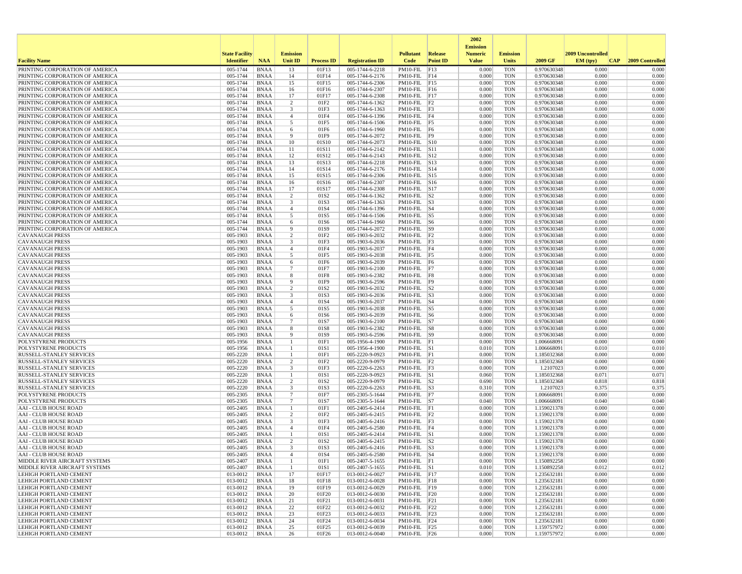| Facility Name | State Facility Identifier | NAA | Emission Unit ID | Process ID | Registration ID | Pollutant Code | Release Point ID | 2002 Emission Numeric Value | Emission Units | 2009 GF | 2009 Uncontrolled EM (tpy) | CAP | 2009 Controlled |
|---|---|---|---|---|---|---|---|---|---|---|---|---|---|
| PRINTING CORPORATION OF AMERICA | 005-1744 | BNAA | 13 | 01F13 | 005-1744-6-2218 | PM10-FIL | F13 | 0.000 | TON | 0.970630348 | 0.000 | | 0.000 |
| PRINTING CORPORATION OF AMERICA | 005-1744 | BNAA | 14 | 01F14 | 005-1744-6-2176 | PM10-FIL | F14 | 0.000 | TON | 0.970630348 | 0.000 | | 0.000 |
| PRINTING CORPORATION OF AMERICA | 005-1744 | BNAA | 15 | 01F15 | 005-1744-6-2306 | PM10-FIL | F15 | 0.000 | TON | 0.970630348 | 0.000 | | 0.000 |
| PRINTING CORPORATION OF AMERICA | 005-1744 | BNAA | 16 | 01F16 | 005-1744-6-2307 | PM10-FIL | F16 | 0.000 | TON | 0.970630348 | 0.000 | | 0.000 |
| PRINTING CORPORATION OF AMERICA | 005-1744 | BNAA | 17 | 01F17 | 005-1744-6-2308 | PM10-FIL | F17 | 0.000 | TON | 0.970630348 | 0.000 | | 0.000 |
| PRINTING CORPORATION OF AMERICA | 005-1744 | BNAA | 2 | 01F2 | 005-1744-6-1362 | PM10-FIL | F2 | 0.000 | TON | 0.970630348 | 0.000 | | 0.000 |
| PRINTING CORPORATION OF AMERICA | 005-1744 | BNAA | 3 | 01F3 | 005-1744-6-1363 | PM10-FIL | F3 | 0.000 | TON | 0.970630348 | 0.000 | | 0.000 |
| PRINTING CORPORATION OF AMERICA | 005-1744 | BNAA | 4 | 01F4 | 005-1744-6-1396 | PM10-FIL | F4 | 0.000 | TON | 0.970630348 | 0.000 | | 0.000 |
| PRINTING CORPORATION OF AMERICA | 005-1744 | BNAA | 5 | 01F5 | 005-1744-6-1506 | PM10-FIL | F5 | 0.000 | TON | 0.970630348 | 0.000 | | 0.000 |
| PRINTING CORPORATION OF AMERICA | 005-1744 | BNAA | 6 | 01F6 | 005-1744-6-1960 | PM10-FIL | F6 | 0.000 | TON | 0.970630348 | 0.000 | | 0.000 |
| PRINTING CORPORATION OF AMERICA | 005-1744 | BNAA | 9 | 01F9 | 005-1744-6-2072 | PM10-FIL | F9 | 0.000 | TON | 0.970630348 | 0.000 | | 0.000 |
| PRINTING CORPORATION OF AMERICA | 005-1744 | BNAA | 10 | 01S10 | 005-1744-6-2073 | PM10-FIL | S10 | 0.000 | TON | 0.970630348 | 0.000 | | 0.000 |
| PRINTING CORPORATION OF AMERICA | 005-1744 | BNAA | 11 | 01S11 | 005-1744-6-2142 | PM10-FIL | S11 | 0.000 | TON | 0.970630348 | 0.000 | | 0.000 |
| PRINTING CORPORATION OF AMERICA | 005-1744 | BNAA | 12 | 01S12 | 005-1744-6-2143 | PM10-FIL | S12 | 0.000 | TON | 0.970630348 | 0.000 | | 0.000 |
| PRINTING CORPORATION OF AMERICA | 005-1744 | BNAA | 13 | 01S13 | 005-1744-6-2218 | PM10-FIL | S13 | 0.000 | TON | 0.970630348 | 0.000 | | 0.000 |
| PRINTING CORPORATION OF AMERICA | 005-1744 | BNAA | 14 | 01S14 | 005-1744-6-2176 | PM10-FIL | S14 | 0.000 | TON | 0.970630348 | 0.000 | | 0.000 |
| PRINTING CORPORATION OF AMERICA | 005-1744 | BNAA | 15 | 01S15 | 005-1744-6-2306 | PM10-FIL | S15 | 0.000 | TON | 0.970630348 | 0.000 | | 0.000 |
| PRINTING CORPORATION OF AMERICA | 005-1744 | BNAA | 16 | 01S16 | 005-1744-6-2307 | PM10-FIL | S16 | 0.000 | TON | 0.970630348 | 0.000 | | 0.000 |
| PRINTING CORPORATION OF AMERICA | 005-1744 | BNAA | 17 | 01S17 | 005-1744-6-2308 | PM10-FIL | S17 | 0.000 | TON | 0.970630348 | 0.000 | | 0.000 |
| PRINTING CORPORATION OF AMERICA | 005-1744 | BNAA | 2 | 01S2 | 005-1744-6-1362 | PM10-FIL | S2 | 0.000 | TON | 0.970630348 | 0.000 | | 0.000 |
| PRINTING CORPORATION OF AMERICA | 005-1744 | BNAA | 3 | 01S3 | 005-1744-6-1363 | PM10-FIL | S3 | 0.000 | TON | 0.970630348 | 0.000 | | 0.000 |
| PRINTING CORPORATION OF AMERICA | 005-1744 | BNAA | 4 | 01S4 | 005-1744-6-1396 | PM10-FIL | S4 | 0.000 | TON | 0.970630348 | 0.000 | | 0.000 |
| PRINTING CORPORATION OF AMERICA | 005-1744 | BNAA | 5 | 01S5 | 005-1744-6-1506 | PM10-FIL | S5 | 0.000 | TON | 0.970630348 | 0.000 | | 0.000 |
| PRINTING CORPORATION OF AMERICA | 005-1744 | BNAA | 6 | 01S6 | 005-1744-6-1960 | PM10-FIL | S6 | 0.000 | TON | 0.970630348 | 0.000 | | 0.000 |
| PRINTING CORPORATION OF AMERICA | 005-1744 | BNAA | 9 | 01S9 | 005-1744-6-2072 | PM10-FIL | S9 | 0.000 | TON | 0.970630348 | 0.000 | | 0.000 |
| CAVANAUGH PRESS | 005-1903 | BNAA | 2 | 01F2 | 005-1903-6-2032 | PM10-FIL | F2 | 0.000 | TON | 0.970630348 | 0.000 | | 0.000 |
| CAVANAUGH PRESS | 005-1903 | BNAA | 3 | 01F3 | 005-1903-6-2036 | PM10-FIL | F3 | 0.000 | TON | 0.970630348 | 0.000 | | 0.000 |
| CAVANAUGH PRESS | 005-1903 | BNAA | 4 | 01F4 | 005-1903-6-2037 | PM10-FIL | F4 | 0.000 | TON | 0.970630348 | 0.000 | | 0.000 |
| CAVANAUGH PRESS | 005-1903 | BNAA | 5 | 01F5 | 005-1903-6-2038 | PM10-FIL | F5 | 0.000 | TON | 0.970630348 | 0.000 | | 0.000 |
| CAVANAUGH PRESS | 005-1903 | BNAA | 6 | 01F6 | 005-1903-6-2039 | PM10-FIL | F6 | 0.000 | TON | 0.970630348 | 0.000 | | 0.000 |
| CAVANAUGH PRESS | 005-1903 | BNAA | 7 | 01F7 | 005-1903-6-2100 | PM10-FIL | F7 | 0.000 | TON | 0.970630348 | 0.000 | | 0.000 |
| CAVANAUGH PRESS | 005-1903 | BNAA | 8 | 01F8 | 005-1903-6-2382 | PM10-FIL | F8 | 0.000 | TON | 0.970630348 | 0.000 | | 0.000 |
| CAVANAUGH PRESS | 005-1903 | BNAA | 9 | 01F9 | 005-1903-6-2596 | PM10-FIL | F9 | 0.000 | TON | 0.970630348 | 0.000 | | 0.000 |
| CAVANAUGH PRESS | 005-1903 | BNAA | 2 | 01S2 | 005-1903-6-2032 | PM10-FIL | S2 | 0.000 | TON | 0.970630348 | 0.000 | | 0.000 |
| CAVANAUGH PRESS | 005-1903 | BNAA | 3 | 01S3 | 005-1903-6-2036 | PM10-FIL | S3 | 0.000 | TON | 0.970630348 | 0.000 | | 0.000 |
| CAVANAUGH PRESS | 005-1903 | BNAA | 4 | 01S4 | 005-1903-6-2037 | PM10-FIL | S4 | 0.000 | TON | 0.970630348 | 0.000 | | 0.000 |
| CAVANAUGH PRESS | 005-1903 | BNAA | 5 | 01S5 | 005-1903-6-2038 | PM10-FIL | S5 | 0.000 | TON | 0.970630348 | 0.000 | | 0.000 |
| CAVANAUGH PRESS | 005-1903 | BNAA | 6 | 01S6 | 005-1903-6-2039 | PM10-FIL | S6 | 0.000 | TON | 0.970630348 | 0.000 | | 0.000 |
| CAVANAUGH PRESS | 005-1903 | BNAA | 7 | 01S7 | 005-1903-6-2100 | PM10-FIL | S7 | 0.000 | TON | 0.970630348 | 0.000 | | 0.000 |
| CAVANAUGH PRESS | 005-1903 | BNAA | 8 | 01S8 | 005-1903-6-2382 | PM10-FIL | S8 | 0.000 | TON | 0.970630348 | 0.000 | | 0.000 |
| CAVANAUGH PRESS | 005-1903 | BNAA | 9 | 01S9 | 005-1903-6-2596 | PM10-FIL | S9 | 0.000 | TON | 0.970630348 | 0.000 | | 0.000 |
| POLYSTYRENE PRODUCTS | 005-1956 | BNAA | 1 | 01F1 | 005-1956-4-1900 | PM10-FIL | F1 | 0.000 | TON | 1.006668091 | 0.000 | | 0.000 |
| POLYSTYRENE PRODUCTS | 005-1956 | BNAA | 1 | 01S1 | 005-1956-4-1900 | PM10-FIL | S1 | 0.010 | TON | 1.006668091 | 0.010 | | 0.010 |
| RUSSELL-STANLEY SERVICES | 005-2220 | BNAA | 1 | 01F1 | 005-2220-9-0923 | PM10-FIL | F1 | 0.000 | TON | 1.185032368 | 0.000 | | 0.000 |
| RUSSELL-STANLEY SERVICES | 005-2220 | BNAA | 2 | 01F2 | 005-2220-9-0979 | PM10-FIL | F2 | 0.000 | TON | 1.185032368 | 0.000 | | 0.000 |
| RUSSELL-STANLEY SERVICES | 005-2220 | BNAA | 3 | 01F3 | 005-2220-6-2263 | PM10-FIL | F3 | 0.000 | TON | 1.2107023 | 0.000 | | 0.000 |
| RUSSELL-STANLEY SERVICES | 005-2220 | BNAA | 1 | 01S1 | 005-2220-9-0923 | PM10-FIL | S1 | 0.060 | TON | 1.185032368 | 0.071 | | 0.071 |
| RUSSELL-STANLEY SERVICES | 005-2220 | BNAA | 2 | 01S2 | 005-2220-9-0979 | PM10-FIL | S2 | 0.690 | TON | 1.185032368 | 0.818 | | 0.818 |
| RUSSELL-STANLEY SERVICES | 005-2220 | BNAA | 3 | 01S3 | 005-2220-6-2263 | PM10-FIL | S3 | 0.310 | TON | 1.2107023 | 0.375 | | 0.375 |
| POLYSTYRENE PRODUCTS | 005-2305 | BNAA | 7 | 01F7 | 005-2305-5-1644 | PM10-FIL | F7 | 0.000 | TON | 1.006668091 | 0.000 | | 0.000 |
| POLYSTYRENE PRODUCTS | 005-2305 | BNAA | 7 | 01S7 | 005-2305-5-1644 | PM10-FIL | S7 | 0.040 | TON | 1.006668091 | 0.040 | | 0.040 |
| AAI - CLUB HOUSE ROAD | 005-2405 | BNAA | 1 | 01F1 | 005-2405-6-2414 | PM10-FIL | F1 | 0.000 | TON | 1.159021378 | 0.000 | | 0.000 |
| AAI - CLUB HOUSE ROAD | 005-2405 | BNAA | 2 | 01F2 | 005-2405-6-2415 | PM10-FIL | F2 | 0.000 | TON | 1.159021378 | 0.000 | | 0.000 |
| AAI - CLUB HOUSE ROAD | 005-2405 | BNAA | 3 | 01F3 | 005-2405-6-2416 | PM10-FIL | F3 | 0.000 | TON | 1.159021378 | 0.000 | | 0.000 |
| AAI - CLUB HOUSE ROAD | 005-2405 | BNAA | 4 | 01F4 | 005-2405-6-2580 | PM10-FIL | F4 | 0.000 | TON | 1.159021378 | 0.000 | | 0.000 |
| AAI - CLUB HOUSE ROAD | 005-2405 | BNAA | 1 | 01S1 | 005-2405-6-2414 | PM10-FIL | S1 | 0.000 | TON | 1.159021378 | 0.000 | | 0.000 |
| AAI - CLUB HOUSE ROAD | 005-2405 | BNAA | 2 | 01S2 | 005-2405-6-2415 | PM10-FIL | S2 | 0.000 | TON | 1.159021378 | 0.000 | | 0.000 |
| AAI - CLUB HOUSE ROAD | 005-2405 | BNAA | 3 | 01S3 | 005-2405-6-2416 | PM10-FIL | S3 | 0.000 | TON | 1.159021378 | 0.000 | | 0.000 |
| AAI - CLUB HOUSE ROAD | 005-2405 | BNAA | 4 | 01S4 | 005-2405-6-2580 | PM10-FIL | S4 | 0.000 | TON | 1.159021378 | 0.000 | | 0.000 |
| MIDDLE RIVER AIRCRAFT SYSTEMS | 005-2407 | BNAA | 1 | 01F1 | 005-2407-5-1655 | PM10-FIL | F1 | 0.000 | TON | 1.150892258 | 0.000 | | 0.000 |
| MIDDLE RIVER AIRCRAFT SYSTEMS | 005-2407 | BNAA | 1 | 01S1 | 005-2407-5-1655 | PM10-FIL | S1 | 0.010 | TON | 1.150892258 | 0.012 | | 0.012 |
| LEHIGH PORTLAND CEMENT | 013-0012 | BNAA | 17 | 01F17 | 013-0012-6-0027 | PM10-FIL | F17 | 0.000 | TON | 1.235632181 | 0.000 | | 0.000 |
| LEHIGH PORTLAND CEMENT | 013-0012 | BNAA | 18 | 01F18 | 013-0012-6-0028 | PM10-FIL | F18 | 0.000 | TON | 1.235632181 | 0.000 | | 0.000 |
| LEHIGH PORTLAND CEMENT | 013-0012 | BNAA | 19 | 01F19 | 013-0012-6-0029 | PM10-FIL | F19 | 0.000 | TON | 1.235632181 | 0.000 | | 0.000 |
| LEHIGH PORTLAND CEMENT | 013-0012 | BNAA | 20 | 01F20 | 013-0012-6-0030 | PM10-FIL | F20 | 0.000 | TON | 1.235632181 | 0.000 | | 0.000 |
| LEHIGH PORTLAND CEMENT | 013-0012 | BNAA | 21 | 01F21 | 013-0012-6-0031 | PM10-FIL | F21 | 0.000 | TON | 1.235632181 | 0.000 | | 0.000 |
| LEHIGH PORTLAND CEMENT | 013-0012 | BNAA | 22 | 01F22 | 013-0012-6-0032 | PM10-FIL | F22 | 0.000 | TON | 1.235632181 | 0.000 | | 0.000 |
| LEHIGH PORTLAND CEMENT | 013-0012 | BNAA | 23 | 01F23 | 013-0012-6-0033 | PM10-FIL | F23 | 0.000 | TON | 1.235632181 | 0.000 | | 0.000 |
| LEHIGH PORTLAND CEMENT | 013-0012 | BNAA | 24 | 01F24 | 013-0012-6-0034 | PM10-FIL | F24 | 0.000 | TON | 1.235632181 | 0.000 | | 0.000 |
| LEHIGH PORTLAND CEMENT | 013-0012 | BNAA | 25 | 01F25 | 013-0012-6-0039 | PM10-FIL | F25 | 0.000 | TON | 1.159757972 | 0.000 | | 0.000 |
| LEHIGH PORTLAND CEMENT | 013-0012 | BNAA | 26 | 01F26 | 013-0012-6-0040 | PM10-FIL | F26 | 0.000 | TON | 1.159757972 | 0.000 | | 0.000 |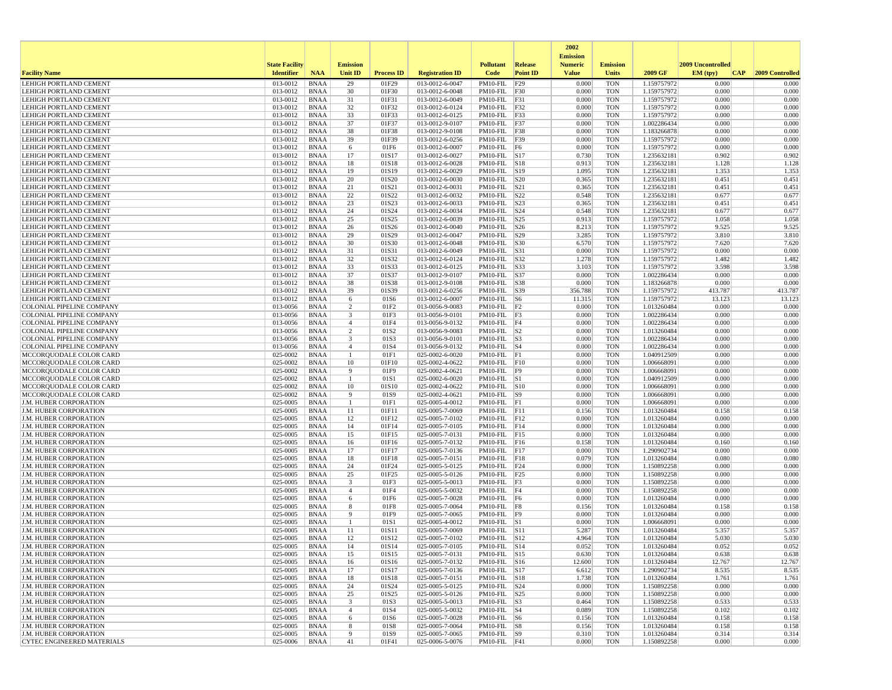| Facility Name | State Facility Identifier | NAA | Emission Unit ID | Process ID | Registration ID | Pollutant Code | Release Point ID | 2002 Emission Numeric Value | Emission Units | 2009 GF | 2009 Uncontrolled EM (tpy) | CAP | 2009 Controlled |
|---|---|---|---|---|---|---|---|---|---|---|---|---|---|
| LEHIGH PORTLAND CEMENT | 013-0012 | BNAA | 29 | 01F29 | 013-0012-6-0047 | PM10-FIL | F29 | 0.000 | TON | 1.159757972 | 0.000 | | 0.000 |
| LEHIGH PORTLAND CEMENT | 013-0012 | BNAA | 30 | 01F30 | 013-0012-6-0048 | PM10-FIL | F30 | 0.000 | TON | 1.159757972 | 0.000 | | 0.000 |
| LEHIGH PORTLAND CEMENT | 013-0012 | BNAA | 31 | 01F31 | 013-0012-6-0049 | PM10-FIL | F31 | 0.000 | TON | 1.159757972 | 0.000 | | 0.000 |
| LEHIGH PORTLAND CEMENT | 013-0012 | BNAA | 32 | 01F32 | 013-0012-6-0124 | PM10-FIL | F32 | 0.000 | TON | 1.159757972 | 0.000 | | 0.000 |
| LEHIGH PORTLAND CEMENT | 013-0012 | BNAA | 33 | 01F33 | 013-0012-6-0125 | PM10-FIL | F33 | 0.000 | TON | 1.159757972 | 0.000 | | 0.000 |
| LEHIGH PORTLAND CEMENT | 013-0012 | BNAA | 37 | 01F37 | 013-0012-9-0107 | PM10-FIL | F37 | 0.000 | TON | 1.002286434 | 0.000 | | 0.000 |
| LEHIGH PORTLAND CEMENT | 013-0012 | BNAA | 38 | 01F38 | 013-0012-9-0108 | PM10-FIL | F38 | 0.000 | TON | 1.183266878 | 0.000 | | 0.000 |
| LEHIGH PORTLAND CEMENT | 013-0012 | BNAA | 39 | 01F39 | 013-0012-6-0256 | PM10-FIL | F39 | 0.000 | TON | 1.159757972 | 0.000 | | 0.000 |
| LEHIGH PORTLAND CEMENT | 013-0012 | BNAA | 6 | 01F6 | 013-0012-6-0007 | PM10-FIL | F6 | 0.000 | TON | 1.159757972 | 0.000 | | 0.000 |
| LEHIGH PORTLAND CEMENT | 013-0012 | BNAA | 17 | 01S17 | 013-0012-6-0027 | PM10-FIL | S17 | 0.730 | TON | 1.235632181 | 0.902 | | 0.902 |
| LEHIGH PORTLAND CEMENT | 013-0012 | BNAA | 18 | 01S18 | 013-0012-6-0028 | PM10-FIL | S18 | 0.913 | TON | 1.235632181 | 1.128 | | 1.128 |
| LEHIGH PORTLAND CEMENT | 013-0012 | BNAA | 19 | 01S19 | 013-0012-6-0029 | PM10-FIL | S19 | 1.095 | TON | 1.235632181 | 1.353 | | 1.353 |
| LEHIGH PORTLAND CEMENT | 013-0012 | BNAA | 20 | 01S20 | 013-0012-6-0030 | PM10-FIL | S20 | 0.365 | TON | 1.235632181 | 0.451 | | 0.451 |
| LEHIGH PORTLAND CEMENT | 013-0012 | BNAA | 21 | 01S21 | 013-0012-6-0031 | PM10-FIL | S21 | 0.365 | TON | 1.235632181 | 0.451 | | 0.451 |
| LEHIGH PORTLAND CEMENT | 013-0012 | BNAA | 22 | 01S22 | 013-0012-6-0032 | PM10-FIL | S22 | 0.548 | TON | 1.235632181 | 0.677 | | 0.677 |
| LEHIGH PORTLAND CEMENT | 013-0012 | BNAA | 23 | 01S23 | 013-0012-6-0033 | PM10-FIL | S23 | 0.365 | TON | 1.235632181 | 0.451 | | 0.451 |
| LEHIGH PORTLAND CEMENT | 013-0012 | BNAA | 24 | 01S24 | 013-0012-6-0034 | PM10-FIL | S24 | 0.548 | TON | 1.235632181 | 0.677 | | 0.677 |
| LEHIGH PORTLAND CEMENT | 013-0012 | BNAA | 25 | 01S25 | 013-0012-6-0039 | PM10-FIL | S25 | 0.913 | TON | 1.159757972 | 1.058 | | 1.058 |
| LEHIGH PORTLAND CEMENT | 013-0012 | BNAA | 26 | 01S26 | 013-0012-6-0040 | PM10-FIL | S26 | 8.213 | TON | 1.159757972 | 9.525 | | 9.525 |
| LEHIGH PORTLAND CEMENT | 013-0012 | BNAA | 29 | 01S29 | 013-0012-6-0047 | PM10-FIL | S29 | 3.285 | TON | 1.159757972 | 3.810 | | 3.810 |
| LEHIGH PORTLAND CEMENT | 013-0012 | BNAA | 30 | 01S30 | 013-0012-6-0048 | PM10-FIL | S30 | 6.570 | TON | 1.159757972 | 7.620 | | 7.620 |
| LEHIGH PORTLAND CEMENT | 013-0012 | BNAA | 31 | 01S31 | 013-0012-6-0049 | PM10-FIL | S31 | 0.000 | TON | 1.159757972 | 0.000 | | 0.000 |
| LEHIGH PORTLAND CEMENT | 013-0012 | BNAA | 32 | 01S32 | 013-0012-6-0124 | PM10-FIL | S32 | 1.278 | TON | 1.159757972 | 1.482 | | 1.482 |
| LEHIGH PORTLAND CEMENT | 013-0012 | BNAA | 33 | 01S33 | 013-0012-6-0125 | PM10-FIL | S33 | 3.103 | TON | 1.159757972 | 3.598 | | 3.598 |
| LEHIGH PORTLAND CEMENT | 013-0012 | BNAA | 37 | 01S37 | 013-0012-9-0107 | PM10-FIL | S37 | 0.000 | TON | 1.002286434 | 0.000 | | 0.000 |
| LEHIGH PORTLAND CEMENT | 013-0012 | BNAA | 38 | 01S38 | 013-0012-9-0108 | PM10-FIL | S38 | 0.000 | TON | 1.183266878 | 0.000 | | 0.000 |
| LEHIGH PORTLAND CEMENT | 013-0012 | BNAA | 39 | 01S39 | 013-0012-6-0256 | PM10-FIL | S39 | 356.788 | TON | 1.159757972 | 413.787 | | 413.787 |
| LEHIGH PORTLAND CEMENT | 013-0012 | BNAA | 6 | 01S6 | 013-0012-6-0007 | PM10-FIL | S6 | 11.315 | TON | 1.159757972 | 13.123 | | 13.123 |
| COLONIAL PIPELINE COMPANY | 013-0056 | BNAA | 2 | 01F2 | 013-0056-9-0083 | PM10-FIL | F2 | 0.000 | TON | 1.013260484 | 0.000 | | 0.000 |
| COLONIAL PIPELINE COMPANY | 013-0056 | BNAA | 3 | 01F3 | 013-0056-9-0101 | PM10-FIL | F3 | 0.000 | TON | 1.002286434 | 0.000 | | 0.000 |
| COLONIAL PIPELINE COMPANY | 013-0056 | BNAA | 4 | 01F4 | 013-0056-9-0132 | PM10-FIL | F4 | 0.000 | TON | 1.002286434 | 0.000 | | 0.000 |
| COLONIAL PIPELINE COMPANY | 013-0056 | BNAA | 2 | 01S2 | 013-0056-9-0083 | PM10-FIL | S2 | 0.000 | TON | 1.013260484 | 0.000 | | 0.000 |
| COLONIAL PIPELINE COMPANY | 013-0056 | BNAA | 3 | 01S3 | 013-0056-9-0101 | PM10-FIL | S3 | 0.000 | TON | 1.002286434 | 0.000 | | 0.000 |
| COLONIAL PIPELINE COMPANY | 013-0056 | BNAA | 4 | 01S4 | 013-0056-9-0132 | PM10-FIL | S4 | 0.000 | TON | 1.002286434 | 0.000 | | 0.000 |
| MCCORQUODALE COLOR CARD | 025-0002 | BNAA | 1 | 01F1 | 025-0002-6-0020 | PM10-FIL | F1 | 0.000 | TON | 1.040912509 | 0.000 | | 0.000 |
| MCCORQUODALE COLOR CARD | 025-0002 | BNAA | 10 | 01F10 | 025-0002-4-0622 | PM10-FIL | F10 | 0.000 | TON | 1.006668091 | 0.000 | | 0.000 |
| MCCORQUODALE COLOR CARD | 025-0002 | BNAA | 9 | 01F9 | 025-0002-4-0621 | PM10-FIL | F9 | 0.000 | TON | 1.006668091 | 0.000 | | 0.000 |
| MCCORQUODALE COLOR CARD | 025-0002 | BNAA | 1 | 01S1 | 025-0002-6-0020 | PM10-FIL | S1 | 0.000 | TON | 1.040912509 | 0.000 | | 0.000 |
| MCCORQUODALE COLOR CARD | 025-0002 | BNAA | 10 | 01S10 | 025-0002-4-0622 | PM10-FIL | S10 | 0.000 | TON | 1.006668091 | 0.000 | | 0.000 |
| MCCORQUODALE COLOR CARD | 025-0002 | BNAA | 9 | 01S9 | 025-0002-4-0621 | PM10-FIL | S9 | 0.000 | TON | 1.006668091 | 0.000 | | 0.000 |
| J.M. HUBER CORPORATION | 025-0005 | BNAA | 1 | 01F1 | 025-0005-4-0012 | PM10-FIL | F1 | 0.000 | TON | 1.006668091 | 0.000 | | 0.000 |
| J.M. HUBER CORPORATION | 025-0005 | BNAA | 11 | 01F11 | 025-0005-7-0069 | PM10-FIL | F11 | 0.156 | TON | 1.013260484 | 0.158 | | 0.158 |
| J.M. HUBER CORPORATION | 025-0005 | BNAA | 12 | 01F12 | 025-0005-7-0102 | PM10-FIL | F12 | 0.000 | TON | 1.013260484 | 0.000 | | 0.000 |
| J.M. HUBER CORPORATION | 025-0005 | BNAA | 14 | 01F14 | 025-0005-7-0105 | PM10-FIL | F14 | 0.000 | TON | 1.013260484 | 0.000 | | 0.000 |
| J.M. HUBER CORPORATION | 025-0005 | BNAA | 15 | 01F15 | 025-0005-7-0131 | PM10-FIL | F15 | 0.000 | TON | 1.013260484 | 0.000 | | 0.000 |
| J.M. HUBER CORPORATION | 025-0005 | BNAA | 16 | 01F16 | 025-0005-7-0132 | PM10-FIL | F16 | 0.158 | TON | 1.013260484 | 0.160 | | 0.160 |
| J.M. HUBER CORPORATION | 025-0005 | BNAA | 17 | 01F17 | 025-0005-7-0136 | PM10-FIL | F17 | 0.000 | TON | 1.290902734 | 0.000 | | 0.000 |
| J.M. HUBER CORPORATION | 025-0005 | BNAA | 18 | 01F18 | 025-0005-7-0151 | PM10-FIL | F18 | 0.079 | TON | 1.013260484 | 0.080 | | 0.080 |
| J.M. HUBER CORPORATION | 025-0005 | BNAA | 24 | 01F24 | 025-0005-5-0125 | PM10-FIL | F24 | 0.000 | TON | 1.150892258 | 0.000 | | 0.000 |
| J.M. HUBER CORPORATION | 025-0005 | BNAA | 25 | 01F25 | 025-0005-5-0126 | PM10-FIL | F25 | 0.000 | TON | 1.150892258 | 0.000 | | 0.000 |
| J.M. HUBER CORPORATION | 025-0005 | BNAA | 3 | 01F3 | 025-0005-5-0013 | PM10-FIL | F3 | 0.000 | TON | 1.150892258 | 0.000 | | 0.000 |
| J.M. HUBER CORPORATION | 025-0005 | BNAA | 4 | 01F4 | 025-0005-5-0032 | PM10-FIL | F4 | 0.000 | TON | 1.150892258 | 0.000 | | 0.000 |
| J.M. HUBER CORPORATION | 025-0005 | BNAA | 6 | 01F6 | 025-0005-7-0028 | PM10-FIL | F6 | 0.000 | TON | 1.013260484 | 0.000 | | 0.000 |
| J.M. HUBER CORPORATION | 025-0005 | BNAA | 8 | 01F8 | 025-0005-7-0064 | PM10-FIL | F8 | 0.156 | TON | 1.013260484 | 0.158 | | 0.158 |
| J.M. HUBER CORPORATION | 025-0005 | BNAA | 9 | 01F9 | 025-0005-7-0065 | PM10-FIL | F9 | 0.000 | TON | 1.013260484 | 0.000 | | 0.000 |
| J.M. HUBER CORPORATION | 025-0005 | BNAA | 1 | 01S1 | 025-0005-4-0012 | PM10-FIL | S1 | 0.000 | TON | 1.006668091 | 0.000 | | 0.000 |
| J.M. HUBER CORPORATION | 025-0005 | BNAA | 11 | 01S11 | 025-0005-7-0069 | PM10-FIL | S11 | 5.287 | TON | 1.013260484 | 5.357 | | 5.357 |
| J.M. HUBER CORPORATION | 025-0005 | BNAA | 12 | 01S12 | 025-0005-7-0102 | PM10-FIL | S12 | 4.964 | TON | 1.013260484 | 5.030 | | 5.030 |
| J.M. HUBER CORPORATION | 025-0005 | BNAA | 14 | 01S14 | 025-0005-7-0105 | PM10-FIL | S14 | 0.052 | TON | 1.013260484 | 0.052 | | 0.052 |
| J.M. HUBER CORPORATION | 025-0005 | BNAA | 15 | 01S15 | 025-0005-7-0131 | PM10-FIL | S15 | 0.630 | TON | 1.013260484 | 0.638 | | 0.638 |
| J.M. HUBER CORPORATION | 025-0005 | BNAA | 16 | 01S16 | 025-0005-7-0132 | PM10-FIL | S16 | 12.600 | TON | 1.013260484 | 12.767 | | 12.767 |
| J.M. HUBER CORPORATION | 025-0005 | BNAA | 17 | 01S17 | 025-0005-7-0136 | PM10-FIL | S17 | 6.612 | TON | 1.290902734 | 8.535 | | 8.535 |
| J.M. HUBER CORPORATION | 025-0005 | BNAA | 18 | 01S18 | 025-0005-7-0151 | PM10-FIL | S18 | 1.738 | TON | 1.013260484 | 1.761 | | 1.761 |
| J.M. HUBER CORPORATION | 025-0005 | BNAA | 24 | 01S24 | 025-0005-5-0125 | PM10-FIL | S24 | 0.000 | TON | 1.150892258 | 0.000 | | 0.000 |
| J.M. HUBER CORPORATION | 025-0005 | BNAA | 25 | 01S25 | 025-0005-5-0126 | PM10-FIL | S25 | 0.000 | TON | 1.150892258 | 0.000 | | 0.000 |
| J.M. HUBER CORPORATION | 025-0005 | BNAA | 3 | 01S3 | 025-0005-5-0013 | PM10-FIL | S3 | 0.464 | TON | 1.150892258 | 0.533 | | 0.533 |
| J.M. HUBER CORPORATION | 025-0005 | BNAA | 4 | 01S4 | 025-0005-5-0032 | PM10-FIL | S4 | 0.089 | TON | 1.150892258 | 0.102 | | 0.102 |
| J.M. HUBER CORPORATION | 025-0005 | BNAA | 6 | 01S6 | 025-0005-7-0028 | PM10-FIL | S6 | 0.156 | TON | 1.013260484 | 0.158 | | 0.158 |
| J.M. HUBER CORPORATION | 025-0005 | BNAA | 8 | 01S8 | 025-0005-7-0064 | PM10-FIL | S8 | 0.156 | TON | 1.013260484 | 0.158 | | 0.158 |
| J.M. HUBER CORPORATION | 025-0005 | BNAA | 9 | 01S9 | 025-0005-7-0065 | PM10-FIL | S9 | 0.310 | TON | 1.013260484 | 0.314 | | 0.314 |
| CYTEC ENGINEERED MATERIALS | 025-0006 | BNAA | 41 | 01F41 | 025-0006-5-0076 | PM10-FIL | F41 | 0.000 | TON | 1.150892258 | 0.000 | | 0.000 |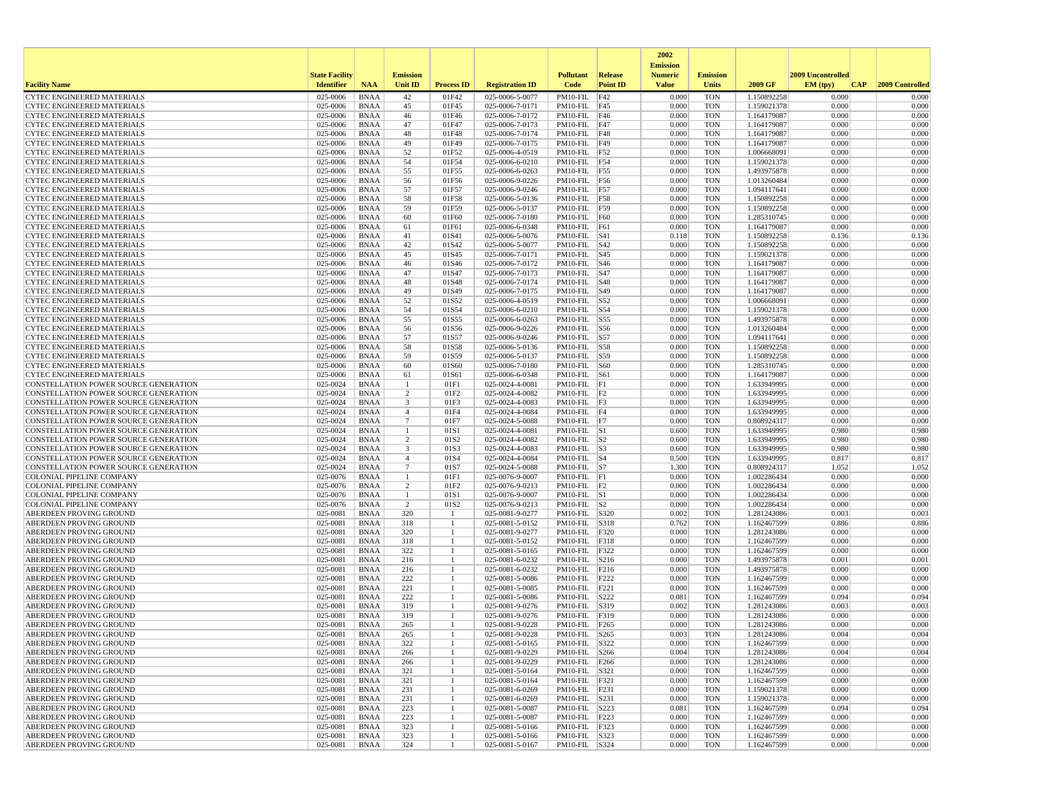| Facility Name | State Facility Identifier | NAA | Emission Unit ID | Process ID | Registration ID | Pollutant Code | Release Point ID | 2002 Emission Numeric Value | Emission Units | 2009 GF | 2009 Uncontrolled EM (tpy) | CAP | 2009 Controlled |
|---|---|---|---|---|---|---|---|---|---|---|---|---|---|
| CYTEC ENGINEERED MATERIALS | 025-0006 | BNAA | 42 | 01F42 | 025-0006-5-0077 | PM10-FIL | F42 | 0.000 | TON | 1.150892258 | 0.000 | | 0.000 |
| CYTEC ENGINEERED MATERIALS | 025-0006 | BNAA | 45 | 01F45 | 025-0006-7-0171 | PM10-FIL | F45 | 0.000 | TON | 1.159021378 | 0.000 | | 0.000 |
| CYTEC ENGINEERED MATERIALS | 025-0006 | BNAA | 46 | 01F46 | 025-0006-7-0172 | PM10-FIL | F46 | 0.000 | TON | 1.164179087 | 0.000 | | 0.000 |
| CYTEC ENGINEERED MATERIALS | 025-0006 | BNAA | 47 | 01F47 | 025-0006-7-0173 | PM10-FIL | F47 | 0.000 | TON | 1.164179087 | 0.000 | | 0.000 |
| CYTEC ENGINEERED MATERIALS | 025-0006 | BNAA | 48 | 01F48 | 025-0006-7-0174 | PM10-FIL | F48 | 0.000 | TON | 1.164179087 | 0.000 | | 0.000 |
| CYTEC ENGINEERED MATERIALS | 025-0006 | BNAA | 49 | 01F49 | 025-0006-7-0175 | PM10-FIL | F49 | 0.000 | TON | 1.164179087 | 0.000 | | 0.000 |
| CYTEC ENGINEERED MATERIALS | 025-0006 | BNAA | 52 | 01F52 | 025-0006-4-0519 | PM10-FIL | F52 | 0.000 | TON | 1.006668091 | 0.000 | | 0.000 |
| CYTEC ENGINEERED MATERIALS | 025-0006 | BNAA | 54 | 01F54 | 025-0006-6-0210 | PM10-FIL | F54 | 0.000 | TON | 1.159021378 | 0.000 | | 0.000 |
| CYTEC ENGINEERED MATERIALS | 025-0006 | BNAA | 55 | 01F55 | 025-0006-6-0263 | PM10-FIL | F55 | 0.000 | TON | 1.493975878 | 0.000 | | 0.000 |
| CYTEC ENGINEERED MATERIALS | 025-0006 | BNAA | 56 | 01F56 | 025-0006-9-0226 | PM10-FIL | F56 | 0.000 | TON | 1.013260484 | 0.000 | | 0.000 |
| CYTEC ENGINEERED MATERIALS | 025-0006 | BNAA | 57 | 01F57 | 025-0006-9-0246 | PM10-FIL | F57 | 0.000 | TON | 1.094117641 | 0.000 | | 0.000 |
| CYTEC ENGINEERED MATERIALS | 025-0006 | BNAA | 58 | 01F58 | 025-0006-5-0136 | PM10-FIL | F58 | 0.000 | TON | 1.150892258 | 0.000 | | 0.000 |
| CYTEC ENGINEERED MATERIALS | 025-0006 | BNAA | 59 | 01F59 | 025-0006-5-0137 | PM10-FIL | F59 | 0.000 | TON | 1.150892258 | 0.000 | | 0.000 |
| CYTEC ENGINEERED MATERIALS | 025-0006 | BNAA | 60 | 01F60 | 025-0006-7-0180 | PM10-FIL | F60 | 0.000 | TON | 1.285310745 | 0.000 | | 0.000 |
| CYTEC ENGINEERED MATERIALS | 025-0006 | BNAA | 61 | 01F61 | 025-0006-6-0348 | PM10-FIL | F61 | 0.000 | TON | 1.164179087 | 0.000 | | 0.000 |
| CYTEC ENGINEERED MATERIALS | 025-0006 | BNAA | 41 | 01S41 | 025-0006-5-0076 | PM10-FIL | S41 | 0.118 | TON | 1.150892258 | 0.136 | | 0.136 |
| CYTEC ENGINEERED MATERIALS | 025-0006 | BNAA | 42 | 01S42 | 025-0006-5-0077 | PM10-FIL | S42 | 0.000 | TON | 1.150892258 | 0.000 | | 0.000 |
| CYTEC ENGINEERED MATERIALS | 025-0006 | BNAA | 45 | 01S45 | 025-0006-7-0171 | PM10-FIL | S45 | 0.000 | TON | 1.159021378 | 0.000 | | 0.000 |
| CYTEC ENGINEERED MATERIALS | 025-0006 | BNAA | 46 | 01S46 | 025-0006-7-0172 | PM10-FIL | S46 | 0.000 | TON | 1.164179087 | 0.000 | | 0.000 |
| CYTEC ENGINEERED MATERIALS | 025-0006 | BNAA | 47 | 01S47 | 025-0006-7-0173 | PM10-FIL | S47 | 0.000 | TON | 1.164179087 | 0.000 | | 0.000 |
| CYTEC ENGINEERED MATERIALS | 025-0006 | BNAA | 48 | 01S48 | 025-0006-7-0174 | PM10-FIL | S48 | 0.000 | TON | 1.164179087 | 0.000 | | 0.000 |
| CYTEC ENGINEERED MATERIALS | 025-0006 | BNAA | 49 | 01S49 | 025-0006-7-0175 | PM10-FIL | S49 | 0.000 | TON | 1.164179087 | 0.000 | | 0.000 |
| CYTEC ENGINEERED MATERIALS | 025-0006 | BNAA | 52 | 01S52 | 025-0006-4-0519 | PM10-FIL | S52 | 0.000 | TON | 1.006668091 | 0.000 | | 0.000 |
| CYTEC ENGINEERED MATERIALS | 025-0006 | BNAA | 54 | 01S54 | 025-0006-6-0210 | PM10-FIL | S54 | 0.000 | TON | 1.159021378 | 0.000 | | 0.000 |
| CYTEC ENGINEERED MATERIALS | 025-0006 | BNAA | 55 | 01S55 | 025-0006-6-0263 | PM10-FIL | S55 | 0.000 | TON | 1.493975878 | 0.000 | | 0.000 |
| CYTEC ENGINEERED MATERIALS | 025-0006 | BNAA | 56 | 01S56 | 025-0006-9-0226 | PM10-FIL | S56 | 0.000 | TON | 1.013260484 | 0.000 | | 0.000 |
| CYTEC ENGINEERED MATERIALS | 025-0006 | BNAA | 57 | 01S57 | 025-0006-9-0246 | PM10-FIL | S57 | 0.000 | TON | 1.094117641 | 0.000 | | 0.000 |
| CYTEC ENGINEERED MATERIALS | 025-0006 | BNAA | 58 | 01S58 | 025-0006-5-0136 | PM10-FIL | S58 | 0.000 | TON | 1.150892258 | 0.000 | | 0.000 |
| CYTEC ENGINEERED MATERIALS | 025-0006 | BNAA | 59 | 01S59 | 025-0006-5-0137 | PM10-FIL | S59 | 0.000 | TON | 1.150892258 | 0.000 | | 0.000 |
| CYTEC ENGINEERED MATERIALS | 025-0006 | BNAA | 60 | 01S60 | 025-0006-7-0180 | PM10-FIL | S60 | 0.000 | TON | 1.285310745 | 0.000 | | 0.000 |
| CYTEC ENGINEERED MATERIALS | 025-0006 | BNAA | 61 | 01S61 | 025-0006-6-0348 | PM10-FIL | S61 | 0.000 | TON | 1.164179087 | 0.000 | | 0.000 |
| CONSTELLATION POWER SOURCE GENERATION | 025-0024 | BNAA | 1 | 01F1 | 025-0024-4-0081 | PM10-FIL | F1 | 0.000 | TON | 1.633949995 | 0.000 | | 0.000 |
| CONSTELLATION POWER SOURCE GENERATION | 025-0024 | BNAA | 2 | 01F2 | 025-0024-4-0082 | PM10-FIL | F2 | 0.000 | TON | 1.633949995 | 0.000 | | 0.000 |
| CONSTELLATION POWER SOURCE GENERATION | 025-0024 | BNAA | 3 | 01F3 | 025-0024-4-0083 | PM10-FIL | F3 | 0.000 | TON | 1.633949995 | 0.000 | | 0.000 |
| CONSTELLATION POWER SOURCE GENERATION | 025-0024 | BNAA | 4 | 01F4 | 025-0024-4-0084 | PM10-FIL | F4 | 0.000 | TON | 1.633949995 | 0.000 | | 0.000 |
| CONSTELLATION POWER SOURCE GENERATION | 025-0024 | BNAA | 7 | 01F7 | 025-0024-5-0088 | PM10-FIL | F7 | 0.000 | TON | 0.808924317 | 0.000 | | 0.000 |
| CONSTELLATION POWER SOURCE GENERATION | 025-0024 | BNAA | 1 | 01S1 | 025-0024-4-0081 | PM10-FIL | S1 | 0.600 | TON | 1.633949995 | 0.980 | | 0.980 |
| CONSTELLATION POWER SOURCE GENERATION | 025-0024 | BNAA | 2 | 01S2 | 025-0024-4-0082 | PM10-FIL | S2 | 0.600 | TON | 1.633949995 | 0.980 | | 0.980 |
| CONSTELLATION POWER SOURCE GENERATION | 025-0024 | BNAA | 3 | 01S3 | 025-0024-4-0083 | PM10-FIL | S3 | 0.600 | TON | 1.633949995 | 0.980 | | 0.980 |
| CONSTELLATION POWER SOURCE GENERATION | 025-0024 | BNAA | 4 | 01S4 | 025-0024-4-0084 | PM10-FIL | S4 | 0.500 | TON | 1.633949995 | 0.817 | | 0.817 |
| CONSTELLATION POWER SOURCE GENERATION | 025-0024 | BNAA | 7 | 01S7 | 025-0024-5-0088 | PM10-FIL | S7 | 1.300 | TON | 0.808924317 | 1.052 | | 1.052 |
| COLONIAL PIPELINE COMPANY | 025-0076 | BNAA | 1 | 01F1 | 025-0076-9-0007 | PM10-FIL | F1 | 0.000 | TON | 1.002286434 | 0.000 | | 0.000 |
| COLONIAL PIPELINE COMPANY | 025-0076 | BNAA | 2 | 01F2 | 025-0076-9-0213 | PM10-FIL | F2 | 0.000 | TON | 1.002286434 | 0.000 | | 0.000 |
| COLONIAL PIPELINE COMPANY | 025-0076 | BNAA | 1 | 01S1 | 025-0076-9-0007 | PM10-FIL | S1 | 0.000 | TON | 1.002286434 | 0.000 | | 0.000 |
| COLONIAL PIPELINE COMPANY | 025-0076 | BNAA | 2 | 01S2 | 025-0076-9-0213 | PM10-FIL | S2 | 0.000 | TON | 1.002286434 | 0.000 | | 0.000 |
| ABERDEEN PROVING GROUND | 025-0081 | BNAA | 320 | 1 | 025-0081-9-0277 | PM10-FIL | S320 | 0.002 | TON | 1.281243086 | 0.003 | | 0.003 |
| ABERDEEN PROVING GROUND | 025-0081 | BNAA | 318 | 1 | 025-0081-5-0152 | PM10-FIL | S318 | 0.762 | TON | 1.162467599 | 0.886 | | 0.886 |
| ABERDEEN PROVING GROUND | 025-0081 | BNAA | 320 | 1 | 025-0081-9-0277 | PM10-FIL | F320 | 0.000 | TON | 1.281243086 | 0.000 | | 0.000 |
| ABERDEEN PROVING GROUND | 025-0081 | BNAA | 318 | 1 | 025-0081-5-0152 | PM10-FIL | F318 | 0.000 | TON | 1.162467599 | 0.000 | | 0.000 |
| ABERDEEN PROVING GROUND | 025-0081 | BNAA | 322 | 1 | 025-0081-5-0165 | PM10-FIL | F322 | 0.000 | TON | 1.162467599 | 0.000 | | 0.000 |
| ABERDEEN PROVING GROUND | 025-0081 | BNAA | 216 | 1 | 025-0081-6-0232 | PM10-FIL | S216 | 0.000 | TON | 1.493975878 | 0.001 | | 0.001 |
| ABERDEEN PROVING GROUND | 025-0081 | BNAA | 216 | 1 | 025-0081-6-0232 | PM10-FIL | F216 | 0.000 | TON | 1.493975878 | 0.000 | | 0.000 |
| ABERDEEN PROVING GROUND | 025-0081 | BNAA | 222 | 1 | 025-0081-5-0086 | PM10-FIL | F222 | 0.000 | TON | 1.162467599 | 0.000 | | 0.000 |
| ABERDEEN PROVING GROUND | 025-0081 | BNAA | 221 | 1 | 025-0081-5-0085 | PM10-FIL | F221 | 0.000 | TON | 1.162467599 | 0.000 | | 0.000 |
| ABERDEEN PROVING GROUND | 025-0081 | BNAA | 222 | 1 | 025-0081-5-0086 | PM10-FIL | S222 | 0.081 | TON | 1.162467599 | 0.094 | | 0.094 |
| ABERDEEN PROVING GROUND | 025-0081 | BNAA | 319 | 1 | 025-0081-9-0276 | PM10-FIL | S319 | 0.002 | TON | 1.281243086 | 0.003 | | 0.003 |
| ABERDEEN PROVING GROUND | 025-0081 | BNAA | 319 | 1 | 025-0081-9-0276 | PM10-FIL | F319 | 0.000 | TON | 1.281243086 | 0.000 | | 0.000 |
| ABERDEEN PROVING GROUND | 025-0081 | BNAA | 265 | 1 | 025-0081-9-0228 | PM10-FIL | F265 | 0.000 | TON | 1.281243086 | 0.000 | | 0.000 |
| ABERDEEN PROVING GROUND | 025-0081 | BNAA | 265 | 1 | 025-0081-9-0228 | PM10-FIL | S265 | 0.003 | TON | 1.281243086 | 0.004 | | 0.004 |
| ABERDEEN PROVING GROUND | 025-0081 | BNAA | 322 | 1 | 025-0081-5-0165 | PM10-FIL | S322 | 0.000 | TON | 1.162467599 | 0.000 | | 0.000 |
| ABERDEEN PROVING GROUND | 025-0081 | BNAA | 266 | 1 | 025-0081-9-0229 | PM10-FIL | S266 | 0.004 | TON | 1.281243086 | 0.004 | | 0.004 |
| ABERDEEN PROVING GROUND | 025-0081 | BNAA | 266 | 1 | 025-0081-9-0229 | PM10-FIL | F266 | 0.000 | TON | 1.281243086 | 0.000 | | 0.000 |
| ABERDEEN PROVING GROUND | 025-0081 | BNAA | 321 | 1 | 025-0081-5-0164 | PM10-FIL | S321 | 0.000 | TON | 1.162467599 | 0.000 | | 0.000 |
| ABERDEEN PROVING GROUND | 025-0081 | BNAA | 321 | 1 | 025-0081-5-0164 | PM10-FIL | F321 | 0.000 | TON | 1.162467599 | 0.000 | | 0.000 |
| ABERDEEN PROVING GROUND | 025-0081 | BNAA | 231 | 1 | 025-0081-6-0269 | PM10-FIL | F231 | 0.000 | TON | 1.159021378 | 0.000 | | 0.000 |
| ABERDEEN PROVING GROUND | 025-0081 | BNAA | 231 | 1 | 025-0081-6-0269 | PM10-FIL | S231 | 0.000 | TON | 1.159021378 | 0.000 | | 0.000 |
| ABERDEEN PROVING GROUND | 025-0081 | BNAA | 223 | 1 | 025-0081-5-0087 | PM10-FIL | S223 | 0.081 | TON | 1.162467599 | 0.094 | | 0.094 |
| ABERDEEN PROVING GROUND | 025-0081 | BNAA | 223 | 1 | 025-0081-5-0087 | PM10-FIL | F223 | 0.000 | TON | 1.162467599 | 0.000 | | 0.000 |
| ABERDEEN PROVING GROUND | 025-0081 | BNAA | 323 | 1 | 025-0081-5-0166 | PM10-FIL | F323 | 0.000 | TON | 1.162467599 | 0.000 | | 0.000 |
| ABERDEEN PROVING GROUND | 025-0081 | BNAA | 323 | 1 | 025-0081-5-0166 | PM10-FIL | S323 | 0.000 | TON | 1.162467599 | 0.000 | | 0.000 |
| ABERDEEN PROVING GROUND | 025-0081 | BNAA | 324 | 1 | 025-0081-5-0167 | PM10-FIL | S324 | 0.000 | TON | 1.162467599 | 0.000 | | 0.000 |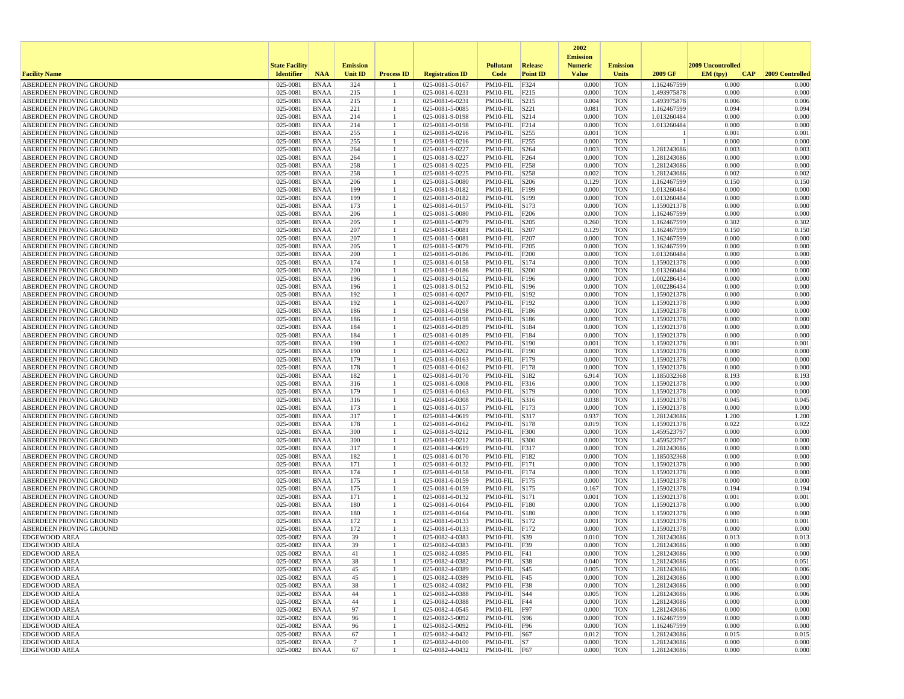| Facility Name | State Facility Identifier | NAA | Emission Unit ID | Process ID | Registration ID | Pollutant Code | Release Point ID | 2002 Emission Numeric Value | Emission Units | 2009 GF | 2009 Uncontrolled EM (tpy) | CAP | 2009 Controlled |
|---|---|---|---|---|---|---|---|---|---|---|---|---|---|
| ABERDEEN PROVING GROUND | 025-0081 | BNAA | 324 | 1 | 025-0081-5-0167 | PM10-FIL | F324 | 0.000 | TON | 1.162467599 | 0.000 | | 0.000 |
| ABERDEEN PROVING GROUND | 025-0081 | BNAA | 215 | 1 | 025-0081-6-0231 | PM10-FIL | F215 | 0.000 | TON | 1.493975878 | 0.000 | | 0.000 |
| ABERDEEN PROVING GROUND | 025-0081 | BNAA | 215 | 1 | 025-0081-6-0231 | PM10-FIL | S215 | 0.004 | TON | 1.493975878 | 0.006 | | 0.006 |
| ABERDEEN PROVING GROUND | 025-0081 | BNAA | 221 | 1 | 025-0081-5-0085 | PM10-FIL | S221 | 0.081 | TON | 1.162467599 | 0.094 | | 0.094 |
| ABERDEEN PROVING GROUND | 025-0081 | BNAA | 214 | 1 | 025-0081-9-0198 | PM10-FIL | S214 | 0.000 | TON | 1.013260484 | 0.000 | | 0.000 |
| ABERDEEN PROVING GROUND | 025-0081 | BNAA | 214 | 1 | 025-0081-9-0198 | PM10-FIL | F214 | 0.000 | TON | 1.013260484 | 0.000 | | 0.000 |
| ABERDEEN PROVING GROUND | 025-0081 | BNAA | 255 | 1 | 025-0081-9-0216 | PM10-FIL | S255 | 0.001 | TON | 1 | 0.001 | | 0.001 |
| ABERDEEN PROVING GROUND | 025-0081 | BNAA | 255 | 1 | 025-0081-9-0216 | PM10-FIL | F255 | 0.000 | TON | 1 | 0.000 | | 0.000 |
| ABERDEEN PROVING GROUND | 025-0081 | BNAA | 264 | 1 | 025-0081-9-0227 | PM10-FIL | S264 | 0.003 | TON | 1.281243086 | 0.003 | | 0.003 |
| ABERDEEN PROVING GROUND | 025-0081 | BNAA | 264 | 1 | 025-0081-9-0227 | PM10-FIL | F264 | 0.000 | TON | 1.281243086 | 0.000 | | 0.000 |
| ABERDEEN PROVING GROUND | 025-0081 | BNAA | 258 | 1 | 025-0081-9-0225 | PM10-FIL | F258 | 0.000 | TON | 1.281243086 | 0.000 | | 0.000 |
| ABERDEEN PROVING GROUND | 025-0081 | BNAA | 258 | 1 | 025-0081-9-0225 | PM10-FIL | S258 | 0.002 | TON | 1.281243086 | 0.002 | | 0.002 |
| ABERDEEN PROVING GROUND | 025-0081 | BNAA | 206 | 1 | 025-0081-5-0080 | PM10-FIL | S206 | 0.129 | TON | 1.162467599 | 0.150 | | 0.150 |
| ABERDEEN PROVING GROUND | 025-0081 | BNAA | 199 | 1 | 025-0081-9-0182 | PM10-FIL | F199 | 0.000 | TON | 1.013260484 | 0.000 | | 0.000 |
| ABERDEEN PROVING GROUND | 025-0081 | BNAA | 199 | 1 | 025-0081-9-0182 | PM10-FIL | S199 | 0.000 | TON | 1.013260484 | 0.000 | | 0.000 |
| ABERDEEN PROVING GROUND | 025-0081 | BNAA | 173 | 1 | 025-0081-6-0157 | PM10-FIL | S173 | 0.000 | TON | 1.159021378 | 0.000 | | 0.000 |
| ABERDEEN PROVING GROUND | 025-0081 | BNAA | 206 | 1 | 025-0081-5-0080 | PM10-FIL | F206 | 0.000 | TON | 1.162467599 | 0.000 | | 0.000 |
| ABERDEEN PROVING GROUND | 025-0081 | BNAA | 205 | 1 | 025-0081-5-0079 | PM10-FIL | S205 | 0.260 | TON | 1.162467599 | 0.302 | | 0.302 |
| ABERDEEN PROVING GROUND | 025-0081 | BNAA | 207 | 1 | 025-0081-5-0081 | PM10-FIL | S207 | 0.129 | TON | 1.162467599 | 0.150 | | 0.150 |
| ABERDEEN PROVING GROUND | 025-0081 | BNAA | 207 | 1 | 025-0081-5-0081 | PM10-FIL | F207 | 0.000 | TON | 1.162467599 | 0.000 | | 0.000 |
| ABERDEEN PROVING GROUND | 025-0081 | BNAA | 205 | 1 | 025-0081-5-0079 | PM10-FIL | F205 | 0.000 | TON | 1.162467599 | 0.000 | | 0.000 |
| ABERDEEN PROVING GROUND | 025-0081 | BNAA | 200 | 1 | 025-0081-9-0186 | PM10-FIL | F200 | 0.000 | TON | 1.013260484 | 0.000 | | 0.000 |
| ABERDEEN PROVING GROUND | 025-0081 | BNAA | 174 | 1 | 025-0081-6-0158 | PM10-FIL | S174 | 0.000 | TON | 1.159021378 | 0.000 | | 0.000 |
| ABERDEEN PROVING GROUND | 025-0081 | BNAA | 200 | 1 | 025-0081-9-0186 | PM10-FIL | S200 | 0.000 | TON | 1.013260484 | 0.000 | | 0.000 |
| ABERDEEN PROVING GROUND | 025-0081 | BNAA | 196 | 1 | 025-0081-9-0152 | PM10-FIL | F196 | 0.000 | TON | 1.002286434 | 0.000 | | 0.000 |
| ABERDEEN PROVING GROUND | 025-0081 | BNAA | 196 | 1 | 025-0081-9-0152 | PM10-FIL | S196 | 0.000 | TON | 1.002286434 | 0.000 | | 0.000 |
| ABERDEEN PROVING GROUND | 025-0081 | BNAA | 192 | 1 | 025-0081-6-0207 | PM10-FIL | S192 | 0.000 | TON | 1.159021378 | 0.000 | | 0.000 |
| ABERDEEN PROVING GROUND | 025-0081 | BNAA | 192 | 1 | 025-0081-6-0207 | PM10-FIL | F192 | 0.000 | TON | 1.159021378 | 0.000 | | 0.000 |
| ABERDEEN PROVING GROUND | 025-0081 | BNAA | 186 | 1 | 025-0081-6-0198 | PM10-FIL | F186 | 0.000 | TON | 1.159021378 | 0.000 | | 0.000 |
| ABERDEEN PROVING GROUND | 025-0081 | BNAA | 186 | 1 | 025-0081-6-0198 | PM10-FIL | S186 | 0.000 | TON | 1.159021378 | 0.000 | | 0.000 |
| ABERDEEN PROVING GROUND | 025-0081 | BNAA | 184 | 1 | 025-0081-6-0189 | PM10-FIL | S184 | 0.000 | TON | 1.159021378 | 0.000 | | 0.000 |
| ABERDEEN PROVING GROUND | 025-0081 | BNAA | 184 | 1 | 025-0081-6-0189 | PM10-FIL | F184 | 0.000 | TON | 1.159021378 | 0.000 | | 0.000 |
| ABERDEEN PROVING GROUND | 025-0081 | BNAA | 190 | 1 | 025-0081-6-0202 | PM10-FIL | S190 | 0.001 | TON | 1.159021378 | 0.001 | | 0.001 |
| ABERDEEN PROVING GROUND | 025-0081 | BNAA | 190 | 1 | 025-0081-6-0202 | PM10-FIL | F190 | 0.000 | TON | 1.159021378 | 0.000 | | 0.000 |
| ABERDEEN PROVING GROUND | 025-0081 | BNAA | 179 | 1 | 025-0081-6-0163 | PM10-FIL | F179 | 0.000 | TON | 1.159021378 | 0.000 | | 0.000 |
| ABERDEEN PROVING GROUND | 025-0081 | BNAA | 178 | 1 | 025-0081-6-0162 | PM10-FIL | F178 | 0.000 | TON | 1.159021378 | 0.000 | | 0.000 |
| ABERDEEN PROVING GROUND | 025-0081 | BNAA | 182 | 1 | 025-0081-6-0170 | PM10-FIL | S182 | 6.914 | TON | 1.185032368 | 8.193 | | 8.193 |
| ABERDEEN PROVING GROUND | 025-0081 | BNAA | 316 | 1 | 025-0081-6-0308 | PM10-FIL | F316 | 0.000 | TON | 1.159021378 | 0.000 | | 0.000 |
| ABERDEEN PROVING GROUND | 025-0081 | BNAA | 179 | 1 | 025-0081-6-0163 | PM10-FIL | S179 | 0.000 | TON | 1.159021378 | 0.000 | | 0.000 |
| ABERDEEN PROVING GROUND | 025-0081 | BNAA | 316 | 1 | 025-0081-6-0308 | PM10-FIL | S316 | 0.038 | TON | 1.159021378 | 0.045 | | 0.045 |
| ABERDEEN PROVING GROUND | 025-0081 | BNAA | 173 | 1 | 025-0081-6-0157 | PM10-FIL | F173 | 0.000 | TON | 1.159021378 | 0.000 | | 0.000 |
| ABERDEEN PROVING GROUND | 025-0081 | BNAA | 317 | 1 | 025-0081-4-0619 | PM10-FIL | S317 | 0.937 | TON | 1.281243086 | 1.200 | | 1.200 |
| ABERDEEN PROVING GROUND | 025-0081 | BNAA | 178 | 1 | 025-0081-6-0162 | PM10-FIL | S178 | 0.019 | TON | 1.159021378 | 0.022 | | 0.022 |
| ABERDEEN PROVING GROUND | 025-0081 | BNAA | 300 | 1 | 025-0081-9-0212 | PM10-FIL | F300 | 0.000 | TON | 1.459523797 | 0.000 | | 0.000 |
| ABERDEEN PROVING GROUND | 025-0081 | BNAA | 300 | 1 | 025-0081-9-0212 | PM10-FIL | S300 | 0.000 | TON | 1.459523797 | 0.000 | | 0.000 |
| ABERDEEN PROVING GROUND | 025-0081 | BNAA | 317 | 1 | 025-0081-4-0619 | PM10-FIL | F317 | 0.000 | TON | 1.281243086 | 0.000 | | 0.000 |
| ABERDEEN PROVING GROUND | 025-0081 | BNAA | 182 | 1 | 025-0081-6-0170 | PM10-FIL | F182 | 0.000 | TON | 1.185032368 | 0.000 | | 0.000 |
| ABERDEEN PROVING GROUND | 025-0081 | BNAA | 171 | 1 | 025-0081-6-0132 | PM10-FIL | F171 | 0.000 | TON | 1.159021378 | 0.000 | | 0.000 |
| ABERDEEN PROVING GROUND | 025-0081 | BNAA | 174 | 1 | 025-0081-6-0158 | PM10-FIL | F174 | 0.000 | TON | 1.159021378 | 0.000 | | 0.000 |
| ABERDEEN PROVING GROUND | 025-0081 | BNAA | 175 | 1 | 025-0081-6-0159 | PM10-FIL | F175 | 0.000 | TON | 1.159021378 | 0.000 | | 0.000 |
| ABERDEEN PROVING GROUND | 025-0081 | BNAA | 175 | 1 | 025-0081-6-0159 | PM10-FIL | S175 | 0.167 | TON | 1.159021378 | 0.194 | | 0.194 |
| ABERDEEN PROVING GROUND | 025-0081 | BNAA | 171 | 1 | 025-0081-6-0132 | PM10-FIL | S171 | 0.001 | TON | 1.159021378 | 0.001 | | 0.001 |
| ABERDEEN PROVING GROUND | 025-0081 | BNAA | 180 | 1 | 025-0081-6-0164 | PM10-FIL | F180 | 0.000 | TON | 1.159021378 | 0.000 | | 0.000 |
| ABERDEEN PROVING GROUND | 025-0081 | BNAA | 180 | 1 | 025-0081-6-0164 | PM10-FIL | S180 | 0.000 | TON | 1.159021378 | 0.000 | | 0.000 |
| ABERDEEN PROVING GROUND | 025-0081 | BNAA | 172 | 1 | 025-0081-6-0133 | PM10-FIL | S172 | 0.001 | TON | 1.159021378 | 0.001 | | 0.001 |
| ABERDEEN PROVING GROUND | 025-0081 | BNAA | 172 | 1 | 025-0081-6-0133 | PM10-FIL | F172 | 0.000 | TON | 1.159021378 | 0.000 | | 0.000 |
| EDGEWOOD AREA | 025-0082 | BNAA | 39 | 1 | 025-0082-4-0383 | PM10-FIL | S39 | 0.010 | TON | 1.281243086 | 0.013 | | 0.013 |
| EDGEWOOD AREA | 025-0082 | BNAA | 39 | 1 | 025-0082-4-0383 | PM10-FIL | F39 | 0.000 | TON | 1.281243086 | 0.000 | | 0.000 |
| EDGEWOOD AREA | 025-0082 | BNAA | 41 | 1 | 025-0082-4-0385 | PM10-FIL | F41 | 0.000 | TON | 1.281243086 | 0.000 | | 0.000 |
| EDGEWOOD AREA | 025-0082 | BNAA | 38 | 1 | 025-0082-4-0382 | PM10-FIL | S38 | 0.040 | TON | 1.281243086 | 0.051 | | 0.051 |
| EDGEWOOD AREA | 025-0082 | BNAA | 45 | 1 | 025-0082-4-0389 | PM10-FIL | S45 | 0.005 | TON | 1.281243086 | 0.006 | | 0.006 |
| EDGEWOOD AREA | 025-0082 | BNAA | 45 | 1 | 025-0082-4-0389 | PM10-FIL | F45 | 0.000 | TON | 1.281243086 | 0.000 | | 0.000 |
| EDGEWOOD AREA | 025-0082 | BNAA | 38 | 1 | 025-0082-4-0382 | PM10-FIL | F38 | 0.000 | TON | 1.281243086 | 0.000 | | 0.000 |
| EDGEWOOD AREA | 025-0082 | BNAA | 44 | 1 | 025-0082-4-0388 | PM10-FIL | S44 | 0.005 | TON | 1.281243086 | 0.006 | | 0.006 |
| EDGEWOOD AREA | 025-0082 | BNAA | 44 | 1 | 025-0082-4-0388 | PM10-FIL | F44 | 0.000 | TON | 1.281243086 | 0.000 | | 0.000 |
| EDGEWOOD AREA | 025-0082 | BNAA | 97 | 1 | 025-0082-4-0545 | PM10-FIL | F97 | 0.000 | TON | 1.281243086 | 0.000 | | 0.000 |
| EDGEWOOD AREA | 025-0082 | BNAA | 96 | 1 | 025-0082-5-0092 | PM10-FIL | S96 | 0.000 | TON | 1.162467599 | 0.000 | | 0.000 |
| EDGEWOOD AREA | 025-0082 | BNAA | 96 | 1 | 025-0082-5-0092 | PM10-FIL | F96 | 0.000 | TON | 1.162467599 | 0.000 | | 0.000 |
| EDGEWOOD AREA | 025-0082 | BNAA | 67 | 1 | 025-0082-4-0432 | PM10-FIL | S67 | 0.012 | TON | 1.281243086 | 0.015 | | 0.015 |
| EDGEWOOD AREA | 025-0082 | BNAA | 7 | 1 | 025-0082-4-0100 | PM10-FIL | S7 | 0.000 | TON | 1.281243086 | 0.000 | | 0.000 |
| EDGEWOOD AREA | 025-0082 | BNAA | 67 | 1 | 025-0082-4-0432 | PM10-FIL | F67 | 0.000 | TON | 1.281243086 | 0.000 | | 0.000 |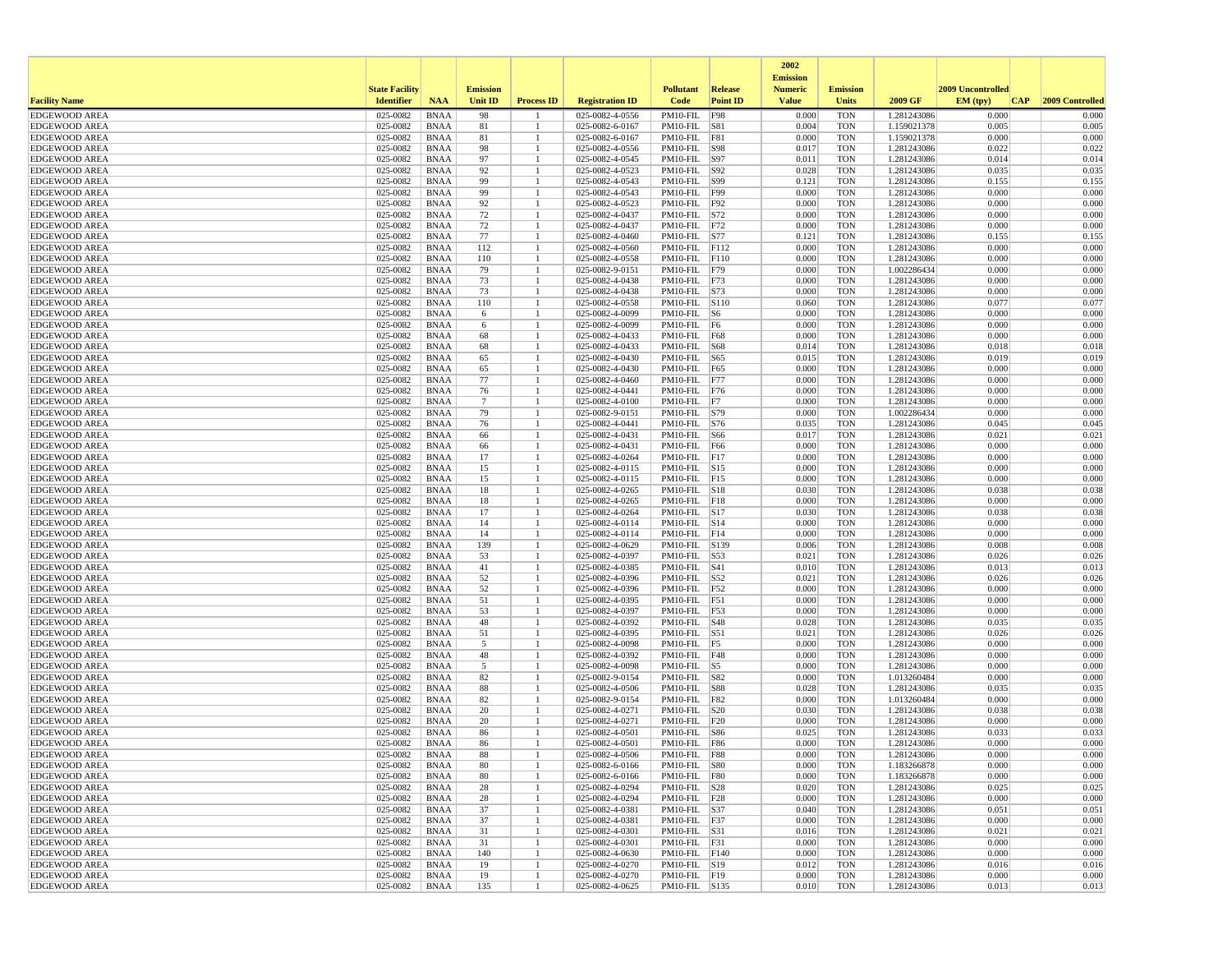| Facility Name | State Facility Identifier | NAA | Emission Unit ID | Process ID | Registration ID | Pollutant Code | Release Point ID | 2002 Emission Numeric Value | Emission Units | 2009 GF | 2009 Uncontrolled EM (tpy) | CAP | 2009 Controlled |
|---|---|---|---|---|---|---|---|---|---|---|---|---|---|
| EDGEWOOD AREA | 025-0082 | BNAA | 98 | 1 | 025-0082-4-0556 | PM10-FIL | F98 | 0.000 | TON | 1.281243086 | 0.000 | | 0.000 |
| EDGEWOOD AREA | 025-0082 | BNAA | 81 | 1 | 025-0082-6-0167 | PM10-FIL | S81 | 0.004 | TON | 1.159021378 | 0.005 | | 0.005 |
| EDGEWOOD AREA | 025-0082 | BNAA | 81 | 1 | 025-0082-6-0167 | PM10-FIL | F81 | 0.000 | TON | 1.159021378 | 0.000 | | 0.000 |
| EDGEWOOD AREA | 025-0082 | BNAA | 98 | 1 | 025-0082-4-0556 | PM10-FIL | S98 | 0.017 | TON | 1.281243086 | 0.022 | | 0.022 |
| EDGEWOOD AREA | 025-0082 | BNAA | 97 | 1 | 025-0082-4-0545 | PM10-FIL | S97 | 0.011 | TON | 1.281243086 | 0.014 | | 0.014 |
| EDGEWOOD AREA | 025-0082 | BNAA | 92 | 1 | 025-0082-4-0523 | PM10-FIL | S92 | 0.028 | TON | 1.281243086 | 0.035 | | 0.035 |
| EDGEWOOD AREA | 025-0082 | BNAA | 99 | 1 | 025-0082-4-0543 | PM10-FIL | S99 | 0.121 | TON | 1.281243086 | 0.155 | | 0.155 |
| EDGEWOOD AREA | 025-0082 | BNAA | 99 | 1 | 025-0082-4-0543 | PM10-FIL | F99 | 0.000 | TON | 1.281243086 | 0.000 | | 0.000 |
| EDGEWOOD AREA | 025-0082 | BNAA | 92 | 1 | 025-0082-4-0523 | PM10-FIL | F92 | 0.000 | TON | 1.281243086 | 0.000 | | 0.000 |
| EDGEWOOD AREA | 025-0082 | BNAA | 72 | 1 | 025-0082-4-0437 | PM10-FIL | S72 | 0.000 | TON | 1.281243086 | 0.000 | | 0.000 |
| EDGEWOOD AREA | 025-0082 | BNAA | 72 | 1 | 025-0082-4-0437 | PM10-FIL | F72 | 0.000 | TON | 1.281243086 | 0.000 | | 0.000 |
| EDGEWOOD AREA | 025-0082 | BNAA | 77 | 1 | 025-0082-4-0460 | PM10-FIL | S77 | 0.121 | TON | 1.281243086 | 0.155 | | 0.155 |
| EDGEWOOD AREA | 025-0082 | BNAA | 112 | 1 | 025-0082-4-0560 | PM10-FIL | F112 | 0.000 | TON | 1.281243086 | 0.000 | | 0.000 |
| EDGEWOOD AREA | 025-0082 | BNAA | 110 | 1 | 025-0082-4-0558 | PM10-FIL | F110 | 0.000 | TON | 1.281243086 | 0.000 | | 0.000 |
| EDGEWOOD AREA | 025-0082 | BNAA | 79 | 1 | 025-0082-9-0151 | PM10-FIL | F79 | 0.000 | TON | 1.002286434 | 0.000 | | 0.000 |
| EDGEWOOD AREA | 025-0082 | BNAA | 73 | 1 | 025-0082-4-0438 | PM10-FIL | F73 | 0.000 | TON | 1.281243086 | 0.000 | | 0.000 |
| EDGEWOOD AREA | 025-0082 | BNAA | 73 | 1 | 025-0082-4-0438 | PM10-FIL | S73 | 0.000 | TON | 1.281243086 | 0.000 | | 0.000 |
| EDGEWOOD AREA | 025-0082 | BNAA | 110 | 1 | 025-0082-4-0558 | PM10-FIL | S110 | 0.060 | TON | 1.281243086 | 0.077 | | 0.077 |
| EDGEWOOD AREA | 025-0082 | BNAA | 6 | 1 | 025-0082-4-0099 | PM10-FIL | S6 | 0.000 | TON | 1.281243086 | 0.000 | | 0.000 |
| EDGEWOOD AREA | 025-0082 | BNAA | 6 | 1 | 025-0082-4-0099 | PM10-FIL | F6 | 0.000 | TON | 1.281243086 | 0.000 | | 0.000 |
| EDGEWOOD AREA | 025-0082 | BNAA | 68 | 1 | 025-0082-4-0433 | PM10-FIL | F68 | 0.000 | TON | 1.281243086 | 0.000 | | 0.000 |
| EDGEWOOD AREA | 025-0082 | BNAA | 68 | 1 | 025-0082-4-0433 | PM10-FIL | S68 | 0.014 | TON | 1.281243086 | 0.018 | | 0.018 |
| EDGEWOOD AREA | 025-0082 | BNAA | 65 | 1 | 025-0082-4-0430 | PM10-FIL | S65 | 0.015 | TON | 1.281243086 | 0.019 | | 0.019 |
| EDGEWOOD AREA | 025-0082 | BNAA | 65 | 1 | 025-0082-4-0430 | PM10-FIL | F65 | 0.000 | TON | 1.281243086 | 0.000 | | 0.000 |
| EDGEWOOD AREA | 025-0082 | BNAA | 77 | 1 | 025-0082-4-0460 | PM10-FIL | F77 | 0.000 | TON | 1.281243086 | 0.000 | | 0.000 |
| EDGEWOOD AREA | 025-0082 | BNAA | 76 | 1 | 025-0082-4-0441 | PM10-FIL | F76 | 0.000 | TON | 1.281243086 | 0.000 | | 0.000 |
| EDGEWOOD AREA | 025-0082 | BNAA | 7 | 1 | 025-0082-4-0100 | PM10-FIL | F7 | 0.000 | TON | 1.281243086 | 0.000 | | 0.000 |
| EDGEWOOD AREA | 025-0082 | BNAA | 79 | 1 | 025-0082-9-0151 | PM10-FIL | S79 | 0.000 | TON | 1.002286434 | 0.000 | | 0.000 |
| EDGEWOOD AREA | 025-0082 | BNAA | 76 | 1 | 025-0082-4-0441 | PM10-FIL | S76 | 0.035 | TON | 1.281243086 | 0.045 | | 0.045 |
| EDGEWOOD AREA | 025-0082 | BNAA | 66 | 1 | 025-0082-4-0431 | PM10-FIL | S66 | 0.017 | TON | 1.281243086 | 0.021 | | 0.021 |
| EDGEWOOD AREA | 025-0082 | BNAA | 66 | 1 | 025-0082-4-0431 | PM10-FIL | F66 | 0.000 | TON | 1.281243086 | 0.000 | | 0.000 |
| EDGEWOOD AREA | 025-0082 | BNAA | 17 | 1 | 025-0082-4-0264 | PM10-FIL | F17 | 0.000 | TON | 1.281243086 | 0.000 | | 0.000 |
| EDGEWOOD AREA | 025-0082 | BNAA | 15 | 1 | 025-0082-4-0115 | PM10-FIL | S15 | 0.000 | TON | 1.281243086 | 0.000 | | 0.000 |
| EDGEWOOD AREA | 025-0082 | BNAA | 15 | 1 | 025-0082-4-0115 | PM10-FIL | F15 | 0.000 | TON | 1.281243086 | 0.000 | | 0.000 |
| EDGEWOOD AREA | 025-0082 | BNAA | 18 | 1 | 025-0082-4-0265 | PM10-FIL | S18 | 0.030 | TON | 1.281243086 | 0.038 | | 0.038 |
| EDGEWOOD AREA | 025-0082 | BNAA | 18 | 1 | 025-0082-4-0265 | PM10-FIL | F18 | 0.000 | TON | 1.281243086 | 0.000 | | 0.000 |
| EDGEWOOD AREA | 025-0082 | BNAA | 17 | 1 | 025-0082-4-0264 | PM10-FIL | S17 | 0.030 | TON | 1.281243086 | 0.038 | | 0.038 |
| EDGEWOOD AREA | 025-0082 | BNAA | 14 | 1 | 025-0082-4-0114 | PM10-FIL | S14 | 0.000 | TON | 1.281243086 | 0.000 | | 0.000 |
| EDGEWOOD AREA | 025-0082 | BNAA | 14 | 1 | 025-0082-4-0114 | PM10-FIL | F14 | 0.000 | TON | 1.281243086 | 0.000 | | 0.000 |
| EDGEWOOD AREA | 025-0082 | BNAA | 139 | 1 | 025-0082-4-0629 | PM10-FIL | S139 | 0.006 | TON | 1.281243086 | 0.008 | | 0.008 |
| EDGEWOOD AREA | 025-0082 | BNAA | 53 | 1 | 025-0082-4-0397 | PM10-FIL | S53 | 0.021 | TON | 1.281243086 | 0.026 | | 0.026 |
| EDGEWOOD AREA | 025-0082 | BNAA | 41 | 1 | 025-0082-4-0385 | PM10-FIL | S41 | 0.010 | TON | 1.281243086 | 0.013 | | 0.013 |
| EDGEWOOD AREA | 025-0082 | BNAA | 52 | 1 | 025-0082-4-0396 | PM10-FIL | S52 | 0.021 | TON | 1.281243086 | 0.026 | | 0.026 |
| EDGEWOOD AREA | 025-0082 | BNAA | 52 | 1 | 025-0082-4-0396 | PM10-FIL | F52 | 0.000 | TON | 1.281243086 | 0.000 | | 0.000 |
| EDGEWOOD AREA | 025-0082 | BNAA | 51 | 1 | 025-0082-4-0395 | PM10-FIL | F51 | 0.000 | TON | 1.281243086 | 0.000 | | 0.000 |
| EDGEWOOD AREA | 025-0082 | BNAA | 53 | 1 | 025-0082-4-0397 | PM10-FIL | F53 | 0.000 | TON | 1.281243086 | 0.000 | | 0.000 |
| EDGEWOOD AREA | 025-0082 | BNAA | 48 | 1 | 025-0082-4-0392 | PM10-FIL | S48 | 0.028 | TON | 1.281243086 | 0.035 | | 0.035 |
| EDGEWOOD AREA | 025-0082 | BNAA | 51 | 1 | 025-0082-4-0395 | PM10-FIL | S51 | 0.021 | TON | 1.281243086 | 0.026 | | 0.026 |
| EDGEWOOD AREA | 025-0082 | BNAA | 5 | 1 | 025-0082-4-0098 | PM10-FIL | F5 | 0.000 | TON | 1.281243086 | 0.000 | | 0.000 |
| EDGEWOOD AREA | 025-0082 | BNAA | 48 | 1 | 025-0082-4-0392 | PM10-FIL | F48 | 0.000 | TON | 1.281243086 | 0.000 | | 0.000 |
| EDGEWOOD AREA | 025-0082 | BNAA | 5 | 1 | 025-0082-4-0098 | PM10-FIL | S5 | 0.000 | TON | 1.281243086 | 0.000 | | 0.000 |
| EDGEWOOD AREA | 025-0082 | BNAA | 82 | 1 | 025-0082-9-0154 | PM10-FIL | S82 | 0.000 | TON | 1.013260484 | 0.000 | | 0.000 |
| EDGEWOOD AREA | 025-0082 | BNAA | 88 | 1 | 025-0082-4-0506 | PM10-FIL | S88 | 0.028 | TON | 1.281243086 | 0.035 | | 0.035 |
| EDGEWOOD AREA | 025-0082 | BNAA | 82 | 1 | 025-0082-9-0154 | PM10-FIL | F82 | 0.000 | TON | 1.013260484 | 0.000 | | 0.000 |
| EDGEWOOD AREA | 025-0082 | BNAA | 20 | 1 | 025-0082-4-0271 | PM10-FIL | S20 | 0.030 | TON | 1.281243086 | 0.038 | | 0.038 |
| EDGEWOOD AREA | 025-0082 | BNAA | 20 | 1 | 025-0082-4-0271 | PM10-FIL | F20 | 0.000 | TON | 1.281243086 | 0.000 | | 0.000 |
| EDGEWOOD AREA | 025-0082 | BNAA | 86 | 1 | 025-0082-4-0501 | PM10-FIL | S86 | 0.025 | TON | 1.281243086 | 0.033 | | 0.033 |
| EDGEWOOD AREA | 025-0082 | BNAA | 86 | 1 | 025-0082-4-0501 | PM10-FIL | F86 | 0.000 | TON | 1.281243086 | 0.000 | | 0.000 |
| EDGEWOOD AREA | 025-0082 | BNAA | 88 | 1 | 025-0082-4-0506 | PM10-FIL | F88 | 0.000 | TON | 1.281243086 | 0.000 | | 0.000 |
| EDGEWOOD AREA | 025-0082 | BNAA | 80 | 1 | 025-0082-6-0166 | PM10-FIL | S80 | 0.000 | TON | 1.183266878 | 0.000 | | 0.000 |
| EDGEWOOD AREA | 025-0082 | BNAA | 80 | 1 | 025-0082-6-0166 | PM10-FIL | F80 | 0.000 | TON | 1.183266878 | 0.000 | | 0.000 |
| EDGEWOOD AREA | 025-0082 | BNAA | 28 | 1 | 025-0082-4-0294 | PM10-FIL | S28 | 0.020 | TON | 1.281243086 | 0.025 | | 0.025 |
| EDGEWOOD AREA | 025-0082 | BNAA | 28 | 1 | 025-0082-4-0294 | PM10-FIL | F28 | 0.000 | TON | 1.281243086 | 0.000 | | 0.000 |
| EDGEWOOD AREA | 025-0082 | BNAA | 37 | 1 | 025-0082-4-0381 | PM10-FIL | S37 | 0.040 | TON | 1.281243086 | 0.051 | | 0.051 |
| EDGEWOOD AREA | 025-0082 | BNAA | 37 | 1 | 025-0082-4-0381 | PM10-FIL | F37 | 0.000 | TON | 1.281243086 | 0.000 | | 0.000 |
| EDGEWOOD AREA | 025-0082 | BNAA | 31 | 1 | 025-0082-4-0301 | PM10-FIL | S31 | 0.016 | TON | 1.281243086 | 0.021 | | 0.021 |
| EDGEWOOD AREA | 025-0082 | BNAA | 31 | 1 | 025-0082-4-0301 | PM10-FIL | F31 | 0.000 | TON | 1.281243086 | 0.000 | | 0.000 |
| EDGEWOOD AREA | 025-0082 | BNAA | 140 | 1 | 025-0082-4-0630 | PM10-FIL | F140 | 0.000 | TON | 1.281243086 | 0.000 | | 0.000 |
| EDGEWOOD AREA | 025-0082 | BNAA | 19 | 1 | 025-0082-4-0270 | PM10-FIL | S19 | 0.012 | TON | 1.281243086 | 0.016 | | 0.016 |
| EDGEWOOD AREA | 025-0082 | BNAA | 19 | 1 | 025-0082-4-0270 | PM10-FIL | F19 | 0.000 | TON | 1.281243086 | 0.000 | | 0.000 |
| EDGEWOOD AREA | 025-0082 | BNAA | 135 | 1 | 025-0082-4-0625 | PM10-FIL | S135 | 0.010 | TON | 1.281243086 | 0.013 | | 0.013 |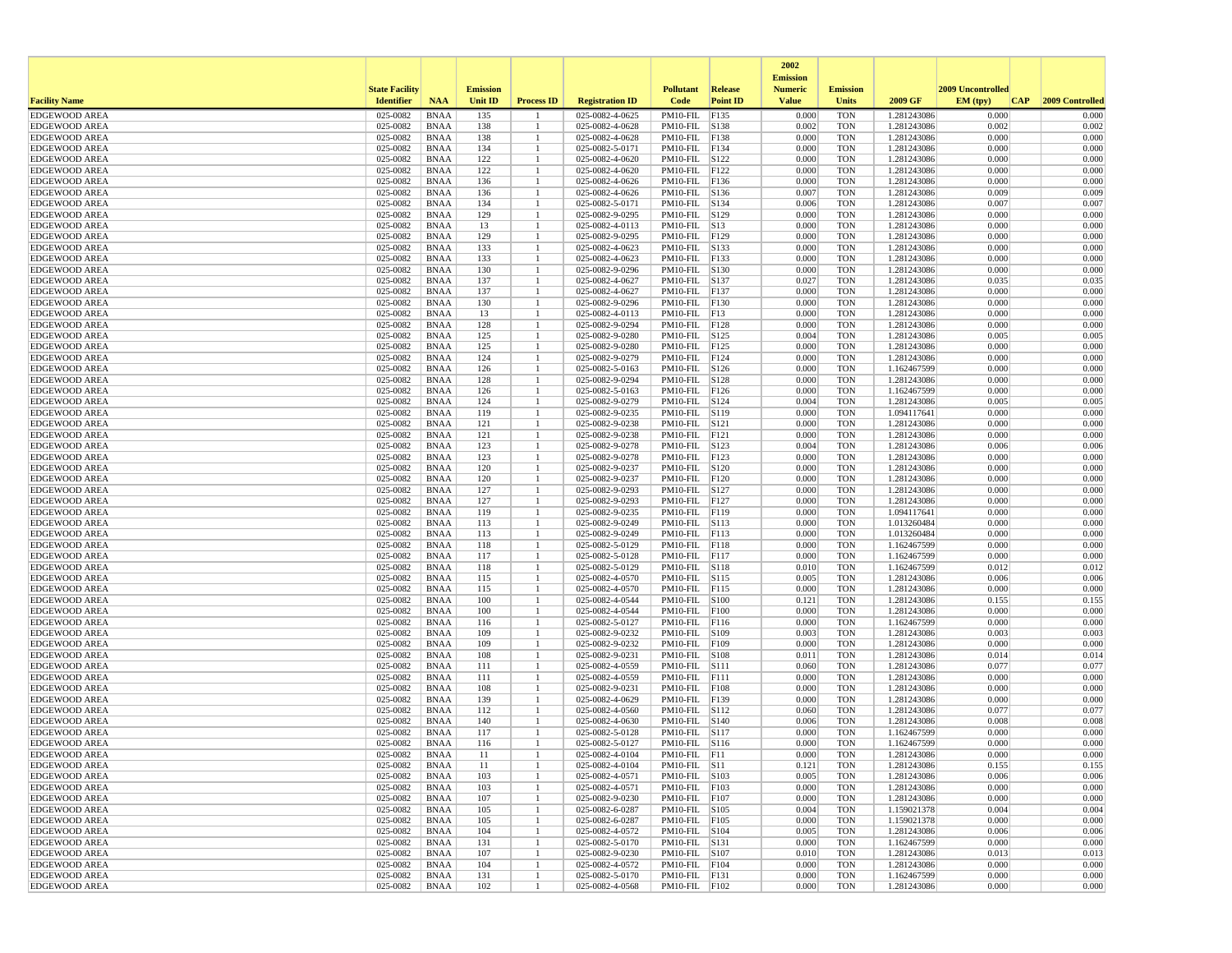| Facility Name | State Facility Identifier | NAA | Emission Unit ID | Process ID | Registration ID | Pollutant Code | Release Point ID | 2002 Emission Numeric Value | Emission Units | 2009 GF | 2009 Uncontrolled EM (tpy) | CAP | 2009 Controlled |
|---|---|---|---|---|---|---|---|---|---|---|---|---|---|
| EDGEWOOD AREA | 025-0082 | BNAA | 135 | 1 | 025-0082-4-0625 | PM10-FIL | F135 | 0.000 | TON | 1.281243086 | 0.000 | | 0.000 |
| EDGEWOOD AREA | 025-0082 | BNAA | 138 | 1 | 025-0082-4-0628 | PM10-FIL | S138 | 0.002 | TON | 1.281243086 | 0.002 | | 0.002 |
| EDGEWOOD AREA | 025-0082 | BNAA | 138 | 1 | 025-0082-4-0628 | PM10-FIL | F138 | 0.000 | TON | 1.281243086 | 0.000 | | 0.000 |
| EDGEWOOD AREA | 025-0082 | BNAA | 134 | 1 | 025-0082-5-0171 | PM10-FIL | F134 | 0.000 | TON | 1.281243086 | 0.000 | | 0.000 |
| EDGEWOOD AREA | 025-0082 | BNAA | 122 | 1 | 025-0082-4-0620 | PM10-FIL | S122 | 0.000 | TON | 1.281243086 | 0.000 | | 0.000 |
| EDGEWOOD AREA | 025-0082 | BNAA | 122 | 1 | 025-0082-4-0620 | PM10-FIL | F122 | 0.000 | TON | 1.281243086 | 0.000 | | 0.000 |
| EDGEWOOD AREA | 025-0082 | BNAA | 136 | 1 | 025-0082-4-0626 | PM10-FIL | F136 | 0.000 | TON | 1.281243086 | 0.000 | | 0.000 |
| EDGEWOOD AREA | 025-0082 | BNAA | 136 | 1 | 025-0082-4-0626 | PM10-FIL | S136 | 0.007 | TON | 1.281243086 | 0.009 | | 0.009 |
| EDGEWOOD AREA | 025-0082 | BNAA | 134 | 1 | 025-0082-5-0171 | PM10-FIL | S134 | 0.006 | TON | 1.281243086 | 0.007 | | 0.007 |
| EDGEWOOD AREA | 025-0082 | BNAA | 129 | 1 | 025-0082-9-0295 | PM10-FIL | S129 | 0.000 | TON | 1.281243086 | 0.000 | | 0.000 |
| EDGEWOOD AREA | 025-0082 | BNAA | 13 | 1 | 025-0082-4-0113 | PM10-FIL | S13 | 0.000 | TON | 1.281243086 | 0.000 | | 0.000 |
| EDGEWOOD AREA | 025-0082 | BNAA | 129 | 1 | 025-0082-9-0295 | PM10-FIL | F129 | 0.000 | TON | 1.281243086 | 0.000 | | 0.000 |
| EDGEWOOD AREA | 025-0082 | BNAA | 133 | 1 | 025-0082-4-0623 | PM10-FIL | S133 | 0.000 | TON | 1.281243086 | 0.000 | | 0.000 |
| EDGEWOOD AREA | 025-0082 | BNAA | 133 | 1 | 025-0082-4-0623 | PM10-FIL | F133 | 0.000 | TON | 1.281243086 | 0.000 | | 0.000 |
| EDGEWOOD AREA | 025-0082 | BNAA | 130 | 1 | 025-0082-9-0296 | PM10-FIL | S130 | 0.000 | TON | 1.281243086 | 0.000 | | 0.000 |
| EDGEWOOD AREA | 025-0082 | BNAA | 137 | 1 | 025-0082-4-0627 | PM10-FIL | S137 | 0.027 | TON | 1.281243086 | 0.035 | | 0.035 |
| EDGEWOOD AREA | 025-0082 | BNAA | 137 | 1 | 025-0082-4-0627 | PM10-FIL | F137 | 0.000 | TON | 1.281243086 | 0.000 | | 0.000 |
| EDGEWOOD AREA | 025-0082 | BNAA | 130 | 1 | 025-0082-9-0296 | PM10-FIL | F130 | 0.000 | TON | 1.281243086 | 0.000 | | 0.000 |
| EDGEWOOD AREA | 025-0082 | BNAA | 13 | 1 | 025-0082-4-0113 | PM10-FIL | F13 | 0.000 | TON | 1.281243086 | 0.000 | | 0.000 |
| EDGEWOOD AREA | 025-0082 | BNAA | 128 | 1 | 025-0082-9-0294 | PM10-FIL | F128 | 0.000 | TON | 1.281243086 | 0.000 | | 0.000 |
| EDGEWOOD AREA | 025-0082 | BNAA | 125 | 1 | 025-0082-9-0280 | PM10-FIL | S125 | 0.004 | TON | 1.281243086 | 0.005 | | 0.005 |
| EDGEWOOD AREA | 025-0082 | BNAA | 125 | 1 | 025-0082-9-0280 | PM10-FIL | F125 | 0.000 | TON | 1.281243086 | 0.000 | | 0.000 |
| EDGEWOOD AREA | 025-0082 | BNAA | 124 | 1 | 025-0082-9-0279 | PM10-FIL | F124 | 0.000 | TON | 1.281243086 | 0.000 | | 0.000 |
| EDGEWOOD AREA | 025-0082 | BNAA | 126 | 1 | 025-0082-5-0163 | PM10-FIL | S126 | 0.000 | TON | 1.162467599 | 0.000 | | 0.000 |
| EDGEWOOD AREA | 025-0082 | BNAA | 128 | 1 | 025-0082-9-0294 | PM10-FIL | S128 | 0.000 | TON | 1.281243086 | 0.000 | | 0.000 |
| EDGEWOOD AREA | 025-0082 | BNAA | 126 | 1 | 025-0082-5-0163 | PM10-FIL | F126 | 0.000 | TON | 1.162467599 | 0.000 | | 0.000 |
| EDGEWOOD AREA | 025-0082 | BNAA | 124 | 1 | 025-0082-9-0279 | PM10-FIL | S124 | 0.004 | TON | 1.281243086 | 0.005 | | 0.005 |
| EDGEWOOD AREA | 025-0082 | BNAA | 119 | 1 | 025-0082-9-0235 | PM10-FIL | S119 | 0.000 | TON | 1.094117641 | 0.000 | | 0.000 |
| EDGEWOOD AREA | 025-0082 | BNAA | 121 | 1 | 025-0082-9-0238 | PM10-FIL | S121 | 0.000 | TON | 1.281243086 | 0.000 | | 0.000 |
| EDGEWOOD AREA | 025-0082 | BNAA | 121 | 1 | 025-0082-9-0238 | PM10-FIL | F121 | 0.000 | TON | 1.281243086 | 0.000 | | 0.000 |
| EDGEWOOD AREA | 025-0082 | BNAA | 123 | 1 | 025-0082-9-0278 | PM10-FIL | S123 | 0.004 | TON | 1.281243086 | 0.006 | | 0.006 |
| EDGEWOOD AREA | 025-0082 | BNAA | 123 | 1 | 025-0082-9-0278 | PM10-FIL | F123 | 0.000 | TON | 1.281243086 | 0.000 | | 0.000 |
| EDGEWOOD AREA | 025-0082 | BNAA | 120 | 1 | 025-0082-9-0237 | PM10-FIL | S120 | 0.000 | TON | 1.281243086 | 0.000 | | 0.000 |
| EDGEWOOD AREA | 025-0082 | BNAA | 120 | 1 | 025-0082-9-0237 | PM10-FIL | F120 | 0.000 | TON | 1.281243086 | 0.000 | | 0.000 |
| EDGEWOOD AREA | 025-0082 | BNAA | 127 | 1 | 025-0082-9-0293 | PM10-FIL | S127 | 0.000 | TON | 1.281243086 | 0.000 | | 0.000 |
| EDGEWOOD AREA | 025-0082 | BNAA | 127 | 1 | 025-0082-9-0293 | PM10-FIL | F127 | 0.000 | TON | 1.281243086 | 0.000 | | 0.000 |
| EDGEWOOD AREA | 025-0082 | BNAA | 119 | 1 | 025-0082-9-0235 | PM10-FIL | F119 | 0.000 | TON | 1.094117641 | 0.000 | | 0.000 |
| EDGEWOOD AREA | 025-0082 | BNAA | 113 | 1 | 025-0082-9-0249 | PM10-FIL | S113 | 0.000 | TON | 1.013260484 | 0.000 | | 0.000 |
| EDGEWOOD AREA | 025-0082 | BNAA | 113 | 1 | 025-0082-9-0249 | PM10-FIL | F113 | 0.000 | TON | 1.013260484 | 0.000 | | 0.000 |
| EDGEWOOD AREA | 025-0082 | BNAA | 118 | 1 | 025-0082-5-0129 | PM10-FIL | F118 | 0.000 | TON | 1.162467599 | 0.000 | | 0.000 |
| EDGEWOOD AREA | 025-0082 | BNAA | 117 | 1 | 025-0082-5-0128 | PM10-FIL | F117 | 0.000 | TON | 1.162467599 | 0.000 | | 0.000 |
| EDGEWOOD AREA | 025-0082 | BNAA | 118 | 1 | 025-0082-5-0129 | PM10-FIL | S118 | 0.010 | TON | 1.162467599 | 0.012 | | 0.012 |
| EDGEWOOD AREA | 025-0082 | BNAA | 115 | 1 | 025-0082-4-0570 | PM10-FIL | S115 | 0.005 | TON | 1.281243086 | 0.006 | | 0.006 |
| EDGEWOOD AREA | 025-0082 | BNAA | 115 | 1 | 025-0082-4-0570 | PM10-FIL | F115 | 0.000 | TON | 1.281243086 | 0.000 | | 0.000 |
| EDGEWOOD AREA | 025-0082 | BNAA | 100 | 1 | 025-0082-4-0544 | PM10-FIL | S100 | 0.121 | TON | 1.281243086 | 0.155 | | 0.155 |
| EDGEWOOD AREA | 025-0082 | BNAA | 100 | 1 | 025-0082-4-0544 | PM10-FIL | F100 | 0.000 | TON | 1.281243086 | 0.000 | | 0.000 |
| EDGEWOOD AREA | 025-0082 | BNAA | 116 | 1 | 025-0082-5-0127 | PM10-FIL | F116 | 0.000 | TON | 1.162467599 | 0.000 | | 0.000 |
| EDGEWOOD AREA | 025-0082 | BNAA | 109 | 1 | 025-0082-9-0232 | PM10-FIL | S109 | 0.003 | TON | 1.281243086 | 0.003 | | 0.003 |
| EDGEWOOD AREA | 025-0082 | BNAA | 109 | 1 | 025-0082-9-0232 | PM10-FIL | F109 | 0.000 | TON | 1.281243086 | 0.000 | | 0.000 |
| EDGEWOOD AREA | 025-0082 | BNAA | 108 | 1 | 025-0082-9-0231 | PM10-FIL | S108 | 0.011 | TON | 1.281243086 | 0.014 | | 0.014 |
| EDGEWOOD AREA | 025-0082 | BNAA | 111 | 1 | 025-0082-4-0559 | PM10-FIL | S111 | 0.060 | TON | 1.281243086 | 0.077 | | 0.077 |
| EDGEWOOD AREA | 025-0082 | BNAA | 111 | 1 | 025-0082-4-0559 | PM10-FIL | F111 | 0.000 | TON | 1.281243086 | 0.000 | | 0.000 |
| EDGEWOOD AREA | 025-0082 | BNAA | 108 | 1 | 025-0082-9-0231 | PM10-FIL | F108 | 0.000 | TON | 1.281243086 | 0.000 | | 0.000 |
| EDGEWOOD AREA | 025-0082 | BNAA | 139 | 1 | 025-0082-4-0629 | PM10-FIL | F139 | 0.000 | TON | 1.281243086 | 0.000 | | 0.000 |
| EDGEWOOD AREA | 025-0082 | BNAA | 112 | 1 | 025-0082-4-0560 | PM10-FIL | S112 | 0.060 | TON | 1.281243086 | 0.077 | | 0.077 |
| EDGEWOOD AREA | 025-0082 | BNAA | 140 | 1 | 025-0082-4-0630 | PM10-FIL | S140 | 0.006 | TON | 1.281243086 | 0.008 | | 0.008 |
| EDGEWOOD AREA | 025-0082 | BNAA | 117 | 1 | 025-0082-5-0128 | PM10-FIL | S117 | 0.000 | TON | 1.162467599 | 0.000 | | 0.000 |
| EDGEWOOD AREA | 025-0082 | BNAA | 116 | 1 | 025-0082-5-0127 | PM10-FIL | S116 | 0.000 | TON | 1.162467599 | 0.000 | | 0.000 |
| EDGEWOOD AREA | 025-0082 | BNAA | 11 | 1 | 025-0082-4-0104 | PM10-FIL | F11 | 0.000 | TON | 1.281243086 | 0.000 | | 0.000 |
| EDGEWOOD AREA | 025-0082 | BNAA | 11 | 1 | 025-0082-4-0104 | PM10-FIL | S11 | 0.121 | TON | 1.281243086 | 0.155 | | 0.155 |
| EDGEWOOD AREA | 025-0082 | BNAA | 103 | 1 | 025-0082-4-0571 | PM10-FIL | S103 | 0.005 | TON | 1.281243086 | 0.006 | | 0.006 |
| EDGEWOOD AREA | 025-0082 | BNAA | 103 | 1 | 025-0082-4-0571 | PM10-FIL | F103 | 0.000 | TON | 1.281243086 | 0.000 | | 0.000 |
| EDGEWOOD AREA | 025-0082 | BNAA | 107 | 1 | 025-0082-9-0230 | PM10-FIL | F107 | 0.000 | TON | 1.281243086 | 0.000 | | 0.000 |
| EDGEWOOD AREA | 025-0082 | BNAA | 105 | 1 | 025-0082-6-0287 | PM10-FIL | S105 | 0.004 | TON | 1.159021378 | 0.004 | | 0.004 |
| EDGEWOOD AREA | 025-0082 | BNAA | 105 | 1 | 025-0082-6-0287 | PM10-FIL | F105 | 0.000 | TON | 1.159021378 | 0.000 | | 0.000 |
| EDGEWOOD AREA | 025-0082 | BNAA | 104 | 1 | 025-0082-4-0572 | PM10-FIL | S104 | 0.005 | TON | 1.281243086 | 0.006 | | 0.006 |
| EDGEWOOD AREA | 025-0082 | BNAA | 131 | 1 | 025-0082-5-0170 | PM10-FIL | S131 | 0.000 | TON | 1.162467599 | 0.000 | | 0.000 |
| EDGEWOOD AREA | 025-0082 | BNAA | 107 | 1 | 025-0082-9-0230 | PM10-FIL | S107 | 0.010 | TON | 1.281243086 | 0.013 | | 0.013 |
| EDGEWOOD AREA | 025-0082 | BNAA | 104 | 1 | 025-0082-4-0572 | PM10-FIL | F104 | 0.000 | TON | 1.281243086 | 0.000 | | 0.000 |
| EDGEWOOD AREA | 025-0082 | BNAA | 131 | 1 | 025-0082-5-0170 | PM10-FIL | F131 | 0.000 | TON | 1.162467599 | 0.000 | | 0.000 |
| EDGEWOOD AREA | 025-0082 | BNAA | 102 | 1 | 025-0082-4-0568 | PM10-FIL | F102 | 0.000 | TON | 1.281243086 | 0.000 | | 0.000 |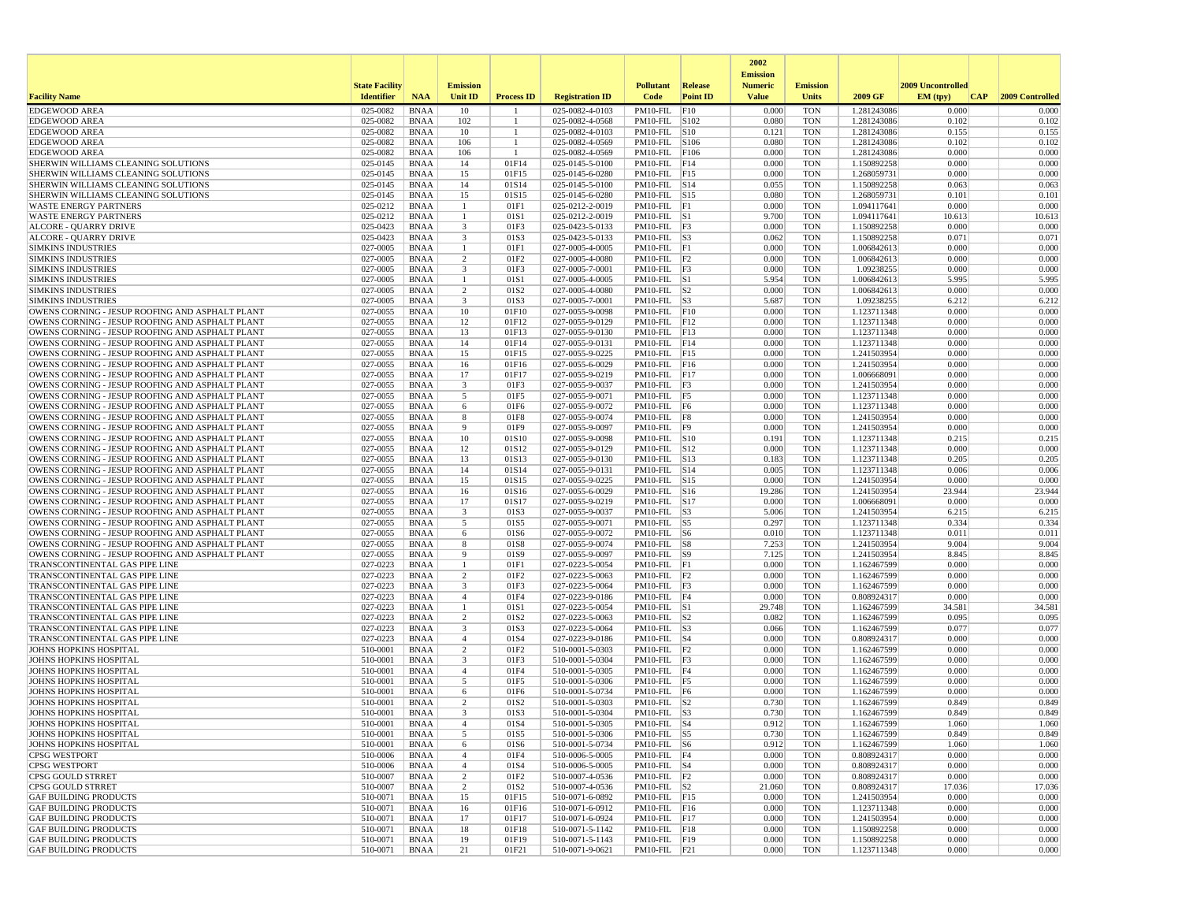| Facility Name | State Facility Identifier | NAA | Emission Unit ID | Process ID | Registration ID | Pollutant Code | Release Point ID | 2002 Emission Numeric Value | Emission Units | 2009 GF | 2009 Uncontrolled EM (tpy) | CAP | 2009 Controlled |
|---|---|---|---|---|---|---|---|---|---|---|---|---|---|
| EDGEWOOD AREA | 025-0082 | BNAA | 10 | 1 | 025-0082-4-0103 | PM10-FIL | F10 | 0.000 | TON | 1.281243086 | 0.000 | | 0.000 |
| EDGEWOOD AREA | 025-0082 | BNAA | 102 | 1 | 025-0082-4-0568 | PM10-FIL | S102 | 0.080 | TON | 1.281243086 | 0.102 | | 0.102 |
| EDGEWOOD AREA | 025-0082 | BNAA | 10 | 1 | 025-0082-4-0103 | PM10-FIL | S10 | 0.121 | TON | 1.281243086 | 0.155 | | 0.155 |
| EDGEWOOD AREA | 025-0082 | BNAA | 106 | 1 | 025-0082-4-0569 | PM10-FIL | S106 | 0.080 | TON | 1.281243086 | 0.102 | | 0.102 |
| EDGEWOOD AREA | 025-0082 | BNAA | 106 | 1 | 025-0082-4-0569 | PM10-FIL | F106 | 0.000 | TON | 1.281243086 | 0.000 | | 0.000 |
| SHERWIN WILLIAMS CLEANING SOLUTIONS | 025-0145 | BNAA | 14 | 01F14 | 025-0145-5-0100 | PM10-FIL | F14 | 0.000 | TON | 1.150892258 | 0.000 | | 0.000 |
| SHERWIN WILLIAMS CLEANING SOLUTIONS | 025-0145 | BNAA | 15 | 01F15 | 025-0145-6-0280 | PM10-FIL | F15 | 0.000 | TON | 1.268059731 | 0.000 | | 0.000 |
| SHERWIN WILLIAMS CLEANING SOLUTIONS | 025-0145 | BNAA | 14 | 01S14 | 025-0145-5-0100 | PM10-FIL | S14 | 0.055 | TON | 1.150892258 | 0.063 | | 0.063 |
| SHERWIN WILLIAMS CLEANING SOLUTIONS | 025-0145 | BNAA | 15 | 01S15 | 025-0145-6-0280 | PM10-FIL | S15 | 0.080 | TON | 1.268059731 | 0.101 | | 0.101 |
| WASTE ENERGY PARTNERS | 025-0212 | BNAA | 1 | 01F1 | 025-0212-2-0019 | PM10-FIL | F1 | 0.000 | TON | 1.094117641 | 0.000 | | 0.000 |
| WASTE ENERGY PARTNERS | 025-0212 | BNAA | 1 | 01S1 | 025-0212-2-0019 | PM10-FIL | S1 | 9.700 | TON | 1.094117641 | 10.613 | | 10.613 |
| ALCORE - QUARRY DRIVE | 025-0423 | BNAA | 3 | 01F3 | 025-0423-5-0133 | PM10-FIL | F3 | 0.000 | TON | 1.150892258 | 0.000 | | 0.000 |
| ALCORE - QUARRY DRIVE | 025-0423 | BNAA | 3 | 01S3 | 025-0423-5-0133 | PM10-FIL | S3 | 0.062 | TON | 1.150892258 | 0.071 | | 0.071 |
| SIMKINS INDUSTRIES | 027-0005 | BNAA | 1 | 01F1 | 027-0005-4-0005 | PM10-FIL | F1 | 0.000 | TON | 1.006842613 | 0.000 | | 0.000 |
| SIMKINS INDUSTRIES | 027-0005 | BNAA | 2 | 01F2 | 027-0005-4-0080 | PM10-FIL | F2 | 0.000 | TON | 1.006842613 | 0.000 | | 0.000 |
| SIMKINS INDUSTRIES | 027-0005 | BNAA | 3 | 01F3 | 027-0005-7-0001 | PM10-FIL | F3 | 0.000 | TON | 1.09238255 | 0.000 | | 0.000 |
| SIMKINS INDUSTRIES | 027-0005 | BNAA | 1 | 01S1 | 027-0005-4-0005 | PM10-FIL | S1 | 5.954 | TON | 1.006842613 | 5.995 | | 5.995 |
| SIMKINS INDUSTRIES | 027-0005 | BNAA | 2 | 01S2 | 027-0005-4-0080 | PM10-FIL | S2 | 0.000 | TON | 1.006842613 | 0.000 | | 0.000 |
| SIMKINS INDUSTRIES | 027-0005 | BNAA | 3 | 01S3 | 027-0005-7-0001 | PM10-FIL | S3 | 5.687 | TON | 1.09238255 | 6.212 | | 6.212 |
| OWENS CORNING - JESUP ROOFING AND ASPHALT PLANT | 027-0055 | BNAA | 10 | 01F10 | 027-0055-9-0098 | PM10-FIL | F10 | 0.000 | TON | 1.123711348 | 0.000 | | 0.000 |
| OWENS CORNING - JESUP ROOFING AND ASPHALT PLANT | 027-0055 | BNAA | 12 | 01F12 | 027-0055-9-0129 | PM10-FIL | F12 | 0.000 | TON | 1.123711348 | 0.000 | | 0.000 |
| OWENS CORNING - JESUP ROOFING AND ASPHALT PLANT | 027-0055 | BNAA | 13 | 01F13 | 027-0055-9-0130 | PM10-FIL | F13 | 0.000 | TON | 1.123711348 | 0.000 | | 0.000 |
| OWENS CORNING - JESUP ROOFING AND ASPHALT PLANT | 027-0055 | BNAA | 14 | 01F14 | 027-0055-9-0131 | PM10-FIL | F14 | 0.000 | TON | 1.123711348 | 0.000 | | 0.000 |
| OWENS CORNING - JESUP ROOFING AND ASPHALT PLANT | 027-0055 | BNAA | 15 | 01F15 | 027-0055-9-0225 | PM10-FIL | F15 | 0.000 | TON | 1.241503954 | 0.000 | | 0.000 |
| OWENS CORNING - JESUP ROOFING AND ASPHALT PLANT | 027-0055 | BNAA | 16 | 01F16 | 027-0055-6-0029 | PM10-FIL | F16 | 0.000 | TON | 1.241503954 | 0.000 | | 0.000 |
| OWENS CORNING - JESUP ROOFING AND ASPHALT PLANT | 027-0055 | BNAA | 17 | 01F17 | 027-0055-9-0219 | PM10-FIL | F17 | 0.000 | TON | 1.006668091 | 0.000 | | 0.000 |
| OWENS CORNING - JESUP ROOFING AND ASPHALT PLANT | 027-0055 | BNAA | 3 | 01F3 | 027-0055-9-0037 | PM10-FIL | F3 | 0.000 | TON | 1.241503954 | 0.000 | | 0.000 |
| OWENS CORNING - JESUP ROOFING AND ASPHALT PLANT | 027-0055 | BNAA | 5 | 01F5 | 027-0055-9-0071 | PM10-FIL | F5 | 0.000 | TON | 1.123711348 | 0.000 | | 0.000 |
| OWENS CORNING - JESUP ROOFING AND ASPHALT PLANT | 027-0055 | BNAA | 6 | 01F6 | 027-0055-9-0072 | PM10-FIL | F6 | 0.000 | TON | 1.123711348 | 0.000 | | 0.000 |
| OWENS CORNING - JESUP ROOFING AND ASPHALT PLANT | 027-0055 | BNAA | 8 | 01F8 | 027-0055-9-0074 | PM10-FIL | F8 | 0.000 | TON | 1.241503954 | 0.000 | | 0.000 |
| OWENS CORNING - JESUP ROOFING AND ASPHALT PLANT | 027-0055 | BNAA | 9 | 01F9 | 027-0055-9-0097 | PM10-FIL | F9 | 0.000 | TON | 1.241503954 | 0.000 | | 0.000 |
| OWENS CORNING - JESUP ROOFING AND ASPHALT PLANT | 027-0055 | BNAA | 10 | 01S10 | 027-0055-9-0098 | PM10-FIL | S10 | 0.191 | TON | 1.123711348 | 0.215 | | 0.215 |
| OWENS CORNING - JESUP ROOFING AND ASPHALT PLANT | 027-0055 | BNAA | 12 | 01S12 | 027-0055-9-0129 | PM10-FIL | S12 | 0.000 | TON | 1.123711348 | 0.000 | | 0.000 |
| OWENS CORNING - JESUP ROOFING AND ASPHALT PLANT | 027-0055 | BNAA | 13 | 01S13 | 027-0055-9-0130 | PM10-FIL | S13 | 0.183 | TON | 1.123711348 | 0.205 | | 0.205 |
| OWENS CORNING - JESUP ROOFING AND ASPHALT PLANT | 027-0055 | BNAA | 14 | 01S14 | 027-0055-9-0131 | PM10-FIL | S14 | 0.005 | TON | 1.123711348 | 0.006 | | 0.006 |
| OWENS CORNING - JESUP ROOFING AND ASPHALT PLANT | 027-0055 | BNAA | 15 | 01S15 | 027-0055-9-0225 | PM10-FIL | S15 | 0.000 | TON | 1.241503954 | 0.000 | | 0.000 |
| OWENS CORNING - JESUP ROOFING AND ASPHALT PLANT | 027-0055 | BNAA | 16 | 01S16 | 027-0055-6-0029 | PM10-FIL | S16 | 19.286 | TON | 1.241503954 | 23.944 | | 23.944 |
| OWENS CORNING - JESUP ROOFING AND ASPHALT PLANT | 027-0055 | BNAA | 17 | 01S17 | 027-0055-9-0219 | PM10-FIL | S17 | 0.000 | TON | 1.006668091 | 0.000 | | 0.000 |
| OWENS CORNING - JESUP ROOFING AND ASPHALT PLANT | 027-0055 | BNAA | 3 | 01S3 | 027-0055-9-0037 | PM10-FIL | S3 | 5.006 | TON | 1.241503954 | 6.215 | | 6.215 |
| OWENS CORNING - JESUP ROOFING AND ASPHALT PLANT | 027-0055 | BNAA | 5 | 01S5 | 027-0055-9-0071 | PM10-FIL | S5 | 0.297 | TON | 1.123711348 | 0.334 | | 0.334 |
| OWENS CORNING - JESUP ROOFING AND ASPHALT PLANT | 027-0055 | BNAA | 6 | 01S6 | 027-0055-9-0072 | PM10-FIL | S6 | 0.010 | TON | 1.123711348 | 0.011 | | 0.011 |
| OWENS CORNING - JESUP ROOFING AND ASPHALT PLANT | 027-0055 | BNAA | 8 | 01S8 | 027-0055-9-0074 | PM10-FIL | S8 | 7.253 | TON | 1.241503954 | 9.004 | | 9.004 |
| OWENS CORNING - JESUP ROOFING AND ASPHALT PLANT | 027-0055 | BNAA | 9 | 01S9 | 027-0055-9-0097 | PM10-FIL | S9 | 7.125 | TON | 1.241503954 | 8.845 | | 8.845 |
| TRANSCONTINENTAL GAS PIPE LINE | 027-0223 | BNAA | 1 | 01F1 | 027-0223-5-0054 | PM10-FIL | F1 | 0.000 | TON | 1.162467599 | 0.000 | | 0.000 |
| TRANSCONTINENTAL GAS PIPE LINE | 027-0223 | BNAA | 2 | 01F2 | 027-0223-5-0063 | PM10-FIL | F2 | 0.000 | TON | 1.162467599 | 0.000 | | 0.000 |
| TRANSCONTINENTAL GAS PIPE LINE | 027-0223 | BNAA | 3 | 01F3 | 027-0223-5-0064 | PM10-FIL | F3 | 0.000 | TON | 1.162467599 | 0.000 | | 0.000 |
| TRANSCONTINENTAL GAS PIPE LINE | 027-0223 | BNAA | 4 | 01F4 | 027-0223-9-0186 | PM10-FIL | F4 | 0.000 | TON | 0.808924317 | 0.000 | | 0.000 |
| TRANSCONTINENTAL GAS PIPE LINE | 027-0223 | BNAA | 1 | 01S1 | 027-0223-5-0054 | PM10-FIL | S1 | 29.748 | TON | 1.162467599 | 34.581 | | 34.581 |
| TRANSCONTINENTAL GAS PIPE LINE | 027-0223 | BNAA | 2 | 01S2 | 027-0223-5-0063 | PM10-FIL | S2 | 0.082 | TON | 1.162467599 | 0.095 | | 0.095 |
| TRANSCONTINENTAL GAS PIPE LINE | 027-0223 | BNAA | 3 | 01S3 | 027-0223-5-0064 | PM10-FIL | S3 | 0.066 | TON | 1.162467599 | 0.077 | | 0.077 |
| TRANSCONTINENTAL GAS PIPE LINE | 027-0223 | BNAA | 4 | 01S4 | 027-0223-9-0186 | PM10-FIL | S4 | 0.000 | TON | 0.808924317 | 0.000 | | 0.000 |
| JOHNS HOPKINS HOSPITAL | 510-0001 | BNAA | 2 | 01F2 | 510-0001-5-0303 | PM10-FIL | F2 | 0.000 | TON | 1.162467599 | 0.000 | | 0.000 |
| JOHNS HOPKINS HOSPITAL | 510-0001 | BNAA | 3 | 01F3 | 510-0001-5-0304 | PM10-FIL | F3 | 0.000 | TON | 1.162467599 | 0.000 | | 0.000 |
| JOHNS HOPKINS HOSPITAL | 510-0001 | BNAA | 4 | 01F4 | 510-0001-5-0305 | PM10-FIL | F4 | 0.000 | TON | 1.162467599 | 0.000 | | 0.000 |
| JOHNS HOPKINS HOSPITAL | 510-0001 | BNAA | 5 | 01F5 | 510-0001-5-0306 | PM10-FIL | F5 | 0.000 | TON | 1.162467599 | 0.000 | | 0.000 |
| JOHNS HOPKINS HOSPITAL | 510-0001 | BNAA | 6 | 01F6 | 510-0001-5-0734 | PM10-FIL | F6 | 0.000 | TON | 1.162467599 | 0.000 | | 0.000 |
| JOHNS HOPKINS HOSPITAL | 510-0001 | BNAA | 2 | 01S2 | 510-0001-5-0303 | PM10-FIL | S2 | 0.730 | TON | 1.162467599 | 0.849 | | 0.849 |
| JOHNS HOPKINS HOSPITAL | 510-0001 | BNAA | 3 | 01S3 | 510-0001-5-0304 | PM10-FIL | S3 | 0.730 | TON | 1.162467599 | 0.849 | | 0.849 |
| JOHNS HOPKINS HOSPITAL | 510-0001 | BNAA | 4 | 01S4 | 510-0001-5-0305 | PM10-FIL | S4 | 0.912 | TON | 1.162467599 | 1.060 | | 1.060 |
| JOHNS HOPKINS HOSPITAL | 510-0001 | BNAA | 5 | 01S5 | 510-0001-5-0306 | PM10-FIL | S5 | 0.730 | TON | 1.162467599 | 0.849 | | 0.849 |
| JOHNS HOPKINS HOSPITAL | 510-0001 | BNAA | 6 | 01S6 | 510-0001-5-0734 | PM10-FIL | S6 | 0.912 | TON | 1.162467599 | 1.060 | | 1.060 |
| CPSG WESTPORT | 510-0006 | BNAA | 4 | 01F4 | 510-0006-5-0005 | PM10-FIL | F4 | 0.000 | TON | 0.808924317 | 0.000 | | 0.000 |
| CPSG WESTPORT | 510-0006 | BNAA | 4 | 01S4 | 510-0006-5-0005 | PM10-FIL | S4 | 0.000 | TON | 0.808924317 | 0.000 | | 0.000 |
| CPSG GOULD STRRET | 510-0007 | BNAA | 2 | 01F2 | 510-0007-4-0536 | PM10-FIL | F2 | 0.000 | TON | 0.808924317 | 0.000 | | 0.000 |
| CPSG GOULD STRRET | 510-0007 | BNAA | 2 | 01S2 | 510-0007-4-0536 | PM10-FIL | S2 | 21.060 | TON | 0.808924317 | 17.036 | | 17.036 |
| GAF BUILDING PRODUCTS | 510-0071 | BNAA | 15 | 01F15 | 510-0071-6-0892 | PM10-FIL | F15 | 0.000 | TON | 1.241503954 | 0.000 | | 0.000 |
| GAF BUILDING PRODUCTS | 510-0071 | BNAA | 16 | 01F16 | 510-0071-6-0912 | PM10-FIL | F16 | 0.000 | TON | 1.123711348 | 0.000 | | 0.000 |
| GAF BUILDING PRODUCTS | 510-0071 | BNAA | 17 | 01F17 | 510-0071-6-0924 | PM10-FIL | F17 | 0.000 | TON | 1.241503954 | 0.000 | | 0.000 |
| GAF BUILDING PRODUCTS | 510-0071 | BNAA | 18 | 01F18 | 510-0071-5-1142 | PM10-FIL | F18 | 0.000 | TON | 1.150892258 | 0.000 | | 0.000 |
| GAF BUILDING PRODUCTS | 510-0071 | BNAA | 19 | 01F19 | 510-0071-5-1143 | PM10-FIL | F19 | 0.000 | TON | 1.150892258 | 0.000 | | 0.000 |
| GAF BUILDING PRODUCTS | 510-0071 | BNAA | 21 | 01F21 | 510-0071-9-0621 | PM10-FIL | F21 | 0.000 | TON | 1.123711348 | 0.000 | | 0.000 |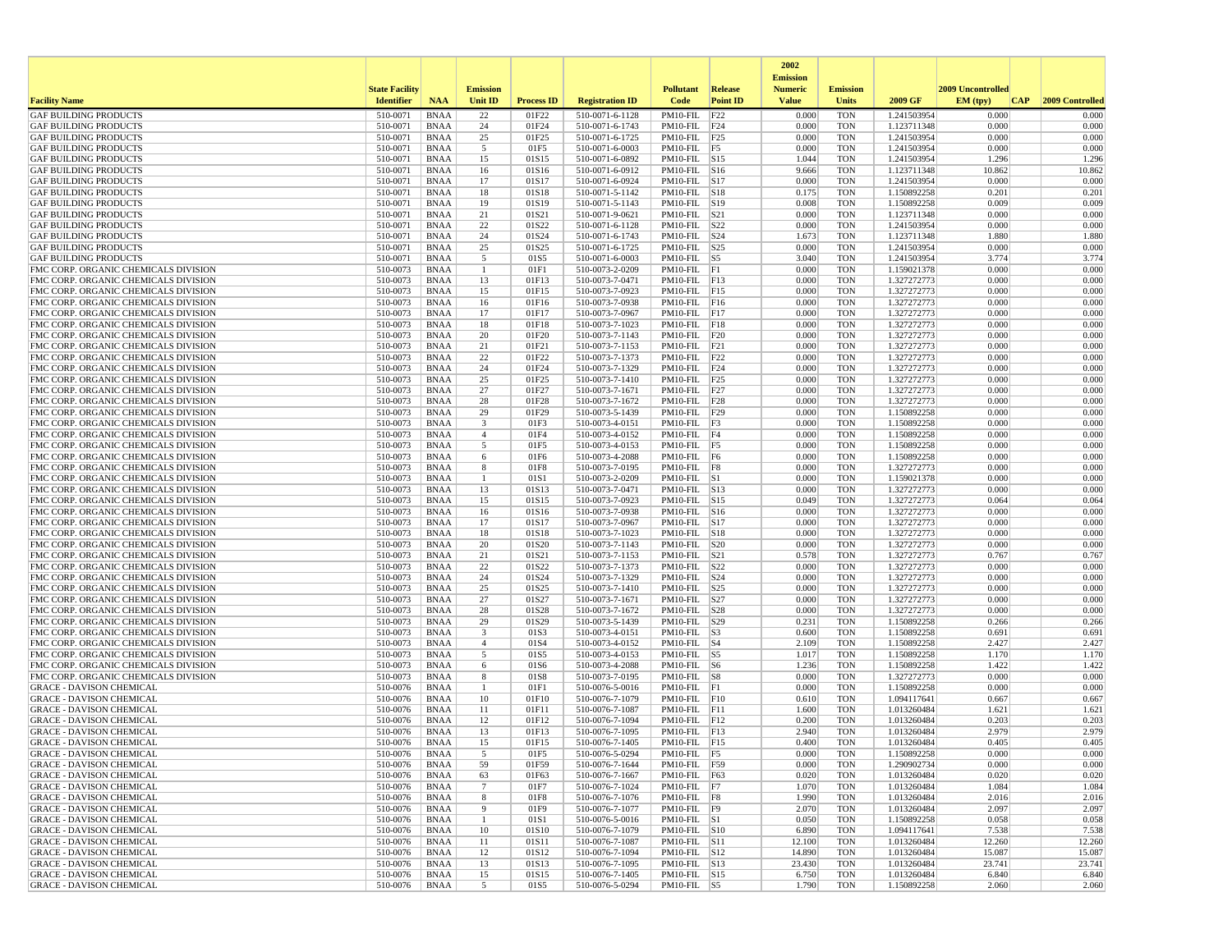| Facility Name | State Facility Identifier | NAA | Emission Unit ID | Process ID | Registration ID | Pollutant Code | Release Point ID | 2002 Emission Numeric Value | Emission Units | 2009 GF | 2009 Uncontrolled EM (tpy) | CAP | 2009 Controlled |
|---|---|---|---|---|---|---|---|---|---|---|---|---|---|
| GAF BUILDING PRODUCTS | 510-0071 | BNAA | 22 | 01F22 | 510-0071-6-1128 | PM10-FIL | F22 | 0.000 | TON | 1.241503954 | 0.000 | | 0.000 |
| GAF BUILDING PRODUCTS | 510-0071 | BNAA | 24 | 01F24 | 510-0071-6-1743 | PM10-FIL | F24 | 0.000 | TON | 1.123711348 | 0.000 | | 0.000 |
| GAF BUILDING PRODUCTS | 510-0071 | BNAA | 25 | 01F25 | 510-0071-6-1725 | PM10-FIL | F25 | 0.000 | TON | 1.241503954 | 0.000 | | 0.000 |
| GAF BUILDING PRODUCTS | 510-0071 | BNAA | 5 | 01F5 | 510-0071-6-0003 | PM10-FIL | F5 | 0.000 | TON | 1.241503954 | 0.000 | | 0.000 |
| GAF BUILDING PRODUCTS | 510-0071 | BNAA | 15 | 01S15 | 510-0071-6-0892 | PM10-FIL | S15 | 1.044 | TON | 1.241503954 | 1.296 | | 1.296 |
| GAF BUILDING PRODUCTS | 510-0071 | BNAA | 16 | 01S16 | 510-0071-6-0912 | PM10-FIL | S16 | 9.666 | TON | 1.123711348 | 10.862 | | 10.862 |
| GAF BUILDING PRODUCTS | 510-0071 | BNAA | 17 | 01S17 | 510-0071-6-0924 | PM10-FIL | S17 | 0.000 | TON | 1.241503954 | 0.000 | | 0.000 |
| GAF BUILDING PRODUCTS | 510-0071 | BNAA | 18 | 01S18 | 510-0071-5-1142 | PM10-FIL | S18 | 0.175 | TON | 1.150892258 | 0.201 | | 0.201 |
| GAF BUILDING PRODUCTS | 510-0071 | BNAA | 19 | 01S19 | 510-0071-5-1143 | PM10-FIL | S19 | 0.008 | TON | 1.150892258 | 0.009 | | 0.009 |
| GAF BUILDING PRODUCTS | 510-0071 | BNAA | 21 | 01S21 | 510-0071-9-0621 | PM10-FIL | S21 | 0.000 | TON | 1.123711348 | 0.000 | | 0.000 |
| GAF BUILDING PRODUCTS | 510-0071 | BNAA | 22 | 01S22 | 510-0071-6-1128 | PM10-FIL | S22 | 0.000 | TON | 1.241503954 | 0.000 | | 0.000 |
| GAF BUILDING PRODUCTS | 510-0071 | BNAA | 24 | 01S24 | 510-0071-6-1743 | PM10-FIL | S24 | 1.673 | TON | 1.123711348 | 1.880 | | 1.880 |
| GAF BUILDING PRODUCTS | 510-0071 | BNAA | 25 | 01S25 | 510-0071-6-1725 | PM10-FIL | S25 | 0.000 | TON | 1.241503954 | 0.000 | | 0.000 |
| GAF BUILDING PRODUCTS | 510-0071 | BNAA | 5 | 01S5 | 510-0071-6-0003 | PM10-FIL | S5 | 3.040 | TON | 1.241503954 | 3.774 | | 3.774 |
| FMC CORP. ORGANIC CHEMICALS DIVISION | 510-0073 | BNAA | 1 | 01F1 | 510-0073-2-0209 | PM10-FIL | F1 | 0.000 | TON | 1.159021378 | 0.000 | | 0.000 |
| FMC CORP. ORGANIC CHEMICALS DIVISION | 510-0073 | BNAA | 13 | 01F13 | 510-0073-7-0471 | PM10-FIL | F13 | 0.000 | TON | 1.327272773 | 0.000 | | 0.000 |
| FMC CORP. ORGANIC CHEMICALS DIVISION | 510-0073 | BNAA | 15 | 01F15 | 510-0073-7-0923 | PM10-FIL | F15 | 0.000 | TON | 1.327272773 | 0.000 | | 0.000 |
| FMC CORP. ORGANIC CHEMICALS DIVISION | 510-0073 | BNAA | 16 | 01F16 | 510-0073-7-0938 | PM10-FIL | F16 | 0.000 | TON | 1.327272773 | 0.000 | | 0.000 |
| FMC CORP. ORGANIC CHEMICALS DIVISION | 510-0073 | BNAA | 17 | 01F17 | 510-0073-7-0967 | PM10-FIL | F17 | 0.000 | TON | 1.327272773 | 0.000 | | 0.000 |
| FMC CORP. ORGANIC CHEMICALS DIVISION | 510-0073 | BNAA | 18 | 01F18 | 510-0073-7-1023 | PM10-FIL | F18 | 0.000 | TON | 1.327272773 | 0.000 | | 0.000 |
| FMC CORP. ORGANIC CHEMICALS DIVISION | 510-0073 | BNAA | 20 | 01F20 | 510-0073-7-1143 | PM10-FIL | F20 | 0.000 | TON | 1.327272773 | 0.000 | | 0.000 |
| FMC CORP. ORGANIC CHEMICALS DIVISION | 510-0073 | BNAA | 21 | 01F21 | 510-0073-7-1153 | PM10-FIL | F21 | 0.000 | TON | 1.327272773 | 0.000 | | 0.000 |
| FMC CORP. ORGANIC CHEMICALS DIVISION | 510-0073 | BNAA | 22 | 01F22 | 510-0073-7-1373 | PM10-FIL | F22 | 0.000 | TON | 1.327272773 | 0.000 | | 0.000 |
| FMC CORP. ORGANIC CHEMICALS DIVISION | 510-0073 | BNAA | 24 | 01F24 | 510-0073-7-1329 | PM10-FIL | F24 | 0.000 | TON | 1.327272773 | 0.000 | | 0.000 |
| FMC CORP. ORGANIC CHEMICALS DIVISION | 510-0073 | BNAA | 25 | 01F25 | 510-0073-7-1410 | PM10-FIL | F25 | 0.000 | TON | 1.327272773 | 0.000 | | 0.000 |
| FMC CORP. ORGANIC CHEMICALS DIVISION | 510-0073 | BNAA | 27 | 01F27 | 510-0073-7-1671 | PM10-FIL | F27 | 0.000 | TON | 1.327272773 | 0.000 | | 0.000 |
| FMC CORP. ORGANIC CHEMICALS DIVISION | 510-0073 | BNAA | 28 | 01F28 | 510-0073-7-1672 | PM10-FIL | F28 | 0.000 | TON | 1.327272773 | 0.000 | | 0.000 |
| FMC CORP. ORGANIC CHEMICALS DIVISION | 510-0073 | BNAA | 29 | 01F29 | 510-0073-5-1439 | PM10-FIL | F29 | 0.000 | TON | 1.150892258 | 0.000 | | 0.000 |
| FMC CORP. ORGANIC CHEMICALS DIVISION | 510-0073 | BNAA | 3 | 01F3 | 510-0073-4-0151 | PM10-FIL | F3 | 0.000 | TON | 1.150892258 | 0.000 | | 0.000 |
| FMC CORP. ORGANIC CHEMICALS DIVISION | 510-0073 | BNAA | 4 | 01F4 | 510-0073-4-0152 | PM10-FIL | F4 | 0.000 | TON | 1.150892258 | 0.000 | | 0.000 |
| FMC CORP. ORGANIC CHEMICALS DIVISION | 510-0073 | BNAA | 5 | 01F5 | 510-0073-4-0153 | PM10-FIL | F5 | 0.000 | TON | 1.150892258 | 0.000 | | 0.000 |
| FMC CORP. ORGANIC CHEMICALS DIVISION | 510-0073 | BNAA | 6 | 01F6 | 510-0073-4-2088 | PM10-FIL | F6 | 0.000 | TON | 1.150892258 | 0.000 | | 0.000 |
| FMC CORP. ORGANIC CHEMICALS DIVISION | 510-0073 | BNAA | 8 | 01F8 | 510-0073-7-0195 | PM10-FIL | F8 | 0.000 | TON | 1.327272773 | 0.000 | | 0.000 |
| FMC CORP. ORGANIC CHEMICALS DIVISION | 510-0073 | BNAA | 1 | 01S1 | 510-0073-2-0209 | PM10-FIL | S1 | 0.000 | TON | 1.159021378 | 0.000 | | 0.000 |
| FMC CORP. ORGANIC CHEMICALS DIVISION | 510-0073 | BNAA | 13 | 01S13 | 510-0073-7-0471 | PM10-FIL | S13 | 0.000 | TON | 1.327272773 | 0.000 | | 0.000 |
| FMC CORP. ORGANIC CHEMICALS DIVISION | 510-0073 | BNAA | 15 | 01S15 | 510-0073-7-0923 | PM10-FIL | S15 | 0.049 | TON | 1.327272773 | 0.064 | | 0.064 |
| FMC CORP. ORGANIC CHEMICALS DIVISION | 510-0073 | BNAA | 16 | 01S16 | 510-0073-7-0938 | PM10-FIL | S16 | 0.000 | TON | 1.327272773 | 0.000 | | 0.000 |
| FMC CORP. ORGANIC CHEMICALS DIVISION | 510-0073 | BNAA | 17 | 01S17 | 510-0073-7-0967 | PM10-FIL | S17 | 0.000 | TON | 1.327272773 | 0.000 | | 0.000 |
| FMC CORP. ORGANIC CHEMICALS DIVISION | 510-0073 | BNAA | 18 | 01S18 | 510-0073-7-1023 | PM10-FIL | S18 | 0.000 | TON | 1.327272773 | 0.000 | | 0.000 |
| FMC CORP. ORGANIC CHEMICALS DIVISION | 510-0073 | BNAA | 20 | 01S20 | 510-0073-7-1143 | PM10-FIL | S20 | 0.000 | TON | 1.327272773 | 0.000 | | 0.000 |
| FMC CORP. ORGANIC CHEMICALS DIVISION | 510-0073 | BNAA | 21 | 01S21 | 510-0073-7-1153 | PM10-FIL | S21 | 0.578 | TON | 1.327272773 | 0.767 | | 0.767 |
| FMC CORP. ORGANIC CHEMICALS DIVISION | 510-0073 | BNAA | 22 | 01S22 | 510-0073-7-1373 | PM10-FIL | S22 | 0.000 | TON | 1.327272773 | 0.000 | | 0.000 |
| FMC CORP. ORGANIC CHEMICALS DIVISION | 510-0073 | BNAA | 24 | 01S24 | 510-0073-7-1329 | PM10-FIL | S24 | 0.000 | TON | 1.327272773 | 0.000 | | 0.000 |
| FMC CORP. ORGANIC CHEMICALS DIVISION | 510-0073 | BNAA | 25 | 01S25 | 510-0073-7-1410 | PM10-FIL | S25 | 0.000 | TON | 1.327272773 | 0.000 | | 0.000 |
| FMC CORP. ORGANIC CHEMICALS DIVISION | 510-0073 | BNAA | 27 | 01S27 | 510-0073-7-1671 | PM10-FIL | S27 | 0.000 | TON | 1.327272773 | 0.000 | | 0.000 |
| FMC CORP. ORGANIC CHEMICALS DIVISION | 510-0073 | BNAA | 28 | 01S28 | 510-0073-7-1672 | PM10-FIL | S28 | 0.000 | TON | 1.327272773 | 0.000 | | 0.000 |
| FMC CORP. ORGANIC CHEMICALS DIVISION | 510-0073 | BNAA | 29 | 01S29 | 510-0073-5-1439 | PM10-FIL | S29 | 0.231 | TON | 1.150892258 | 0.266 | | 0.266 |
| FMC CORP. ORGANIC CHEMICALS DIVISION | 510-0073 | BNAA | 3 | 01S3 | 510-0073-4-0151 | PM10-FIL | S3 | 0.600 | TON | 1.150892258 | 0.691 | | 0.691 |
| FMC CORP. ORGANIC CHEMICALS DIVISION | 510-0073 | BNAA | 4 | 01S4 | 510-0073-4-0152 | PM10-FIL | S4 | 2.109 | TON | 1.150892258 | 2.427 | | 2.427 |
| FMC CORP. ORGANIC CHEMICALS DIVISION | 510-0073 | BNAA | 5 | 01S5 | 510-0073-4-0153 | PM10-FIL | S5 | 1.017 | TON | 1.150892258 | 1.170 | | 1.170 |
| FMC CORP. ORGANIC CHEMICALS DIVISION | 510-0073 | BNAA | 6 | 01S6 | 510-0073-4-2088 | PM10-FIL | S6 | 1.236 | TON | 1.150892258 | 1.422 | | 1.422 |
| FMC CORP. ORGANIC CHEMICALS DIVISION | 510-0073 | BNAA | 8 | 01S8 | 510-0073-7-0195 | PM10-FIL | S8 | 0.000 | TON | 1.327272773 | 0.000 | | 0.000 |
| GRACE - DAVISON CHEMICAL | 510-0076 | BNAA | 1 | 01F1 | 510-0076-5-0016 | PM10-FIL | F1 | 0.000 | TON | 1.150892258 | 0.000 | | 0.000 |
| GRACE - DAVISON CHEMICAL | 510-0076 | BNAA | 10 | 01F10 | 510-0076-7-1079 | PM10-FIL | F10 | 0.610 | TON | 1.094117641 | 0.667 | | 0.667 |
| GRACE - DAVISON CHEMICAL | 510-0076 | BNAA | 11 | 01F11 | 510-0076-7-1087 | PM10-FIL | F11 | 1.600 | TON | 1.013260484 | 1.621 | | 1.621 |
| GRACE - DAVISON CHEMICAL | 510-0076 | BNAA | 12 | 01F12 | 510-0076-7-1094 | PM10-FIL | F12 | 0.200 | TON | 1.013260484 | 0.203 | | 0.203 |
| GRACE - DAVISON CHEMICAL | 510-0076 | BNAA | 13 | 01F13 | 510-0076-7-1095 | PM10-FIL | F13 | 2.940 | TON | 1.013260484 | 2.979 | | 2.979 |
| GRACE - DAVISON CHEMICAL | 510-0076 | BNAA | 15 | 01F15 | 510-0076-7-1405 | PM10-FIL | F15 | 0.400 | TON | 1.013260484 | 0.405 | | 0.405 |
| GRACE - DAVISON CHEMICAL | 510-0076 | BNAA | 5 | 01F5 | 510-0076-5-0294 | PM10-FIL | F5 | 0.000 | TON | 1.150892258 | 0.000 | | 0.000 |
| GRACE - DAVISON CHEMICAL | 510-0076 | BNAA | 59 | 01F59 | 510-0076-7-1644 | PM10-FIL | F59 | 0.000 | TON | 1.290902734 | 0.000 | | 0.000 |
| GRACE - DAVISON CHEMICAL | 510-0076 | BNAA | 63 | 01F63 | 510-0076-7-1667 | PM10-FIL | F63 | 0.020 | TON | 1.013260484 | 0.020 | | 0.020 |
| GRACE - DAVISON CHEMICAL | 510-0076 | BNAA | 7 | 01F7 | 510-0076-7-1024 | PM10-FIL | F7 | 1.070 | TON | 1.013260484 | 1.084 | | 1.084 |
| GRACE - DAVISON CHEMICAL | 510-0076 | BNAA | 8 | 01F8 | 510-0076-7-1076 | PM10-FIL | F8 | 1.990 | TON | 1.013260484 | 2.016 | | 2.016 |
| GRACE - DAVISON CHEMICAL | 510-0076 | BNAA | 9 | 01F9 | 510-0076-7-1077 | PM10-FIL | F9 | 2.070 | TON | 1.013260484 | 2.097 | | 2.097 |
| GRACE - DAVISON CHEMICAL | 510-0076 | BNAA | 1 | 01S1 | 510-0076-5-0016 | PM10-FIL | S1 | 0.050 | TON | 1.150892258 | 0.058 | | 0.058 |
| GRACE - DAVISON CHEMICAL | 510-0076 | BNAA | 10 | 01S10 | 510-0076-7-1079 | PM10-FIL | S10 | 6.890 | TON | 1.094117641 | 7.538 | | 7.538 |
| GRACE - DAVISON CHEMICAL | 510-0076 | BNAA | 11 | 01S11 | 510-0076-7-1087 | PM10-FIL | S11 | 12.100 | TON | 1.013260484 | 12.260 | | 12.260 |
| GRACE - DAVISON CHEMICAL | 510-0076 | BNAA | 12 | 01S12 | 510-0076-7-1094 | PM10-FIL | S12 | 14.890 | TON | 1.013260484 | 15.087 | | 15.087 |
| GRACE - DAVISON CHEMICAL | 510-0076 | BNAA | 13 | 01S13 | 510-0076-7-1095 | PM10-FIL | S13 | 23.430 | TON | 1.013260484 | 23.741 | | 23.741 |
| GRACE - DAVISON CHEMICAL | 510-0076 | BNAA | 15 | 01S15 | 510-0076-7-1405 | PM10-FIL | S15 | 6.750 | TON | 1.013260484 | 6.840 | | 6.840 |
| GRACE - DAVISON CHEMICAL | 510-0076 | BNAA | 5 | 01S5 | 510-0076-5-0294 | PM10-FIL | S5 | 1.790 | TON | 1.150892258 | 2.060 | | 2.060 |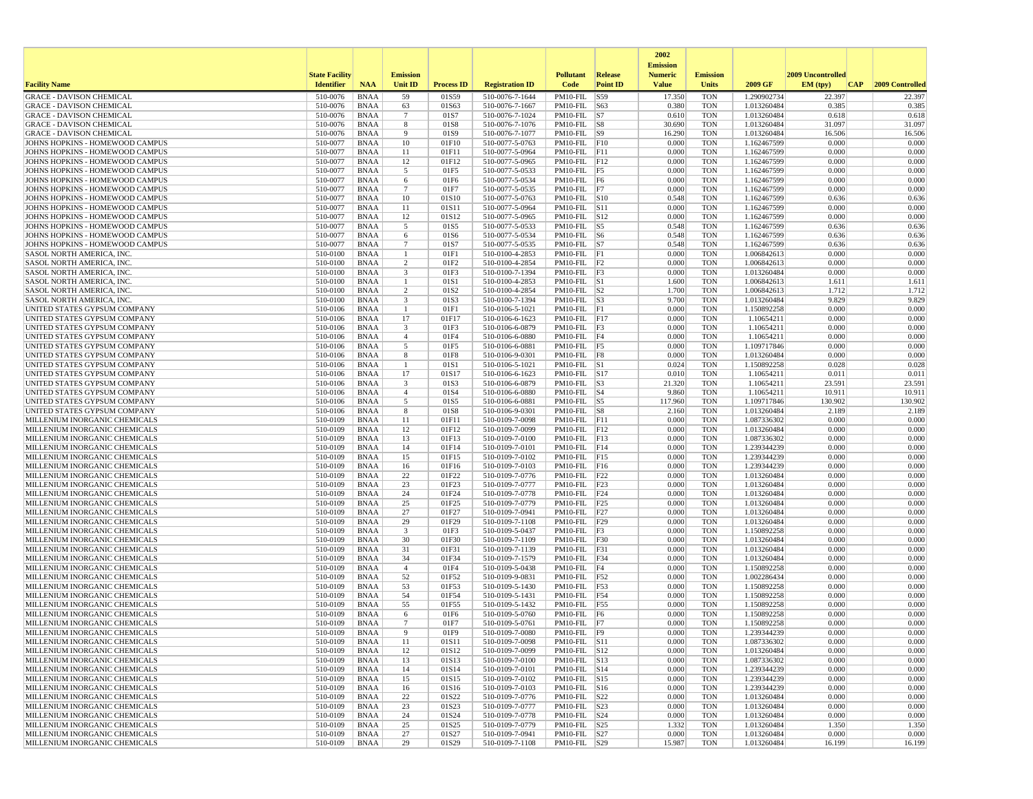| Facility Name | State Facility Identifier | NAA | Emission Unit ID | Process ID | Registration ID | Pollutant Code | Release Point ID | 2002 Emission Numeric Value | Emission Units | 2009 GF | 2009 Uncontrolled EM (tpy) | CAP | 2009 Controlled |
|---|---|---|---|---|---|---|---|---|---|---|---|---|---|
| GRACE - DAVISON CHEMICAL | 510-0076 | BNAA | 59 | 01S59 | 510-0076-7-1644 | PM10-FIL | S59 | 17.350 | TON | 1.290902734 | 22.397 | | 22.397 |
| GRACE - DAVISON CHEMICAL | 510-0076 | BNAA | 63 | 01S63 | 510-0076-7-1667 | PM10-FIL | S63 | 0.380 | TON | 1.013260484 | 0.385 | | 0.385 |
| GRACE - DAVISON CHEMICAL | 510-0076 | BNAA | 7 | 01S7 | 510-0076-7-1024 | PM10-FIL | S7 | 0.610 | TON | 1.013260484 | 0.618 | | 0.618 |
| GRACE - DAVISON CHEMICAL | 510-0076 | BNAA | 8 | 01S8 | 510-0076-7-1076 | PM10-FIL | S8 | 30.690 | TON | 1.013260484 | 31.097 | | 31.097 |
| GRACE - DAVISON CHEMICAL | 510-0076 | BNAA | 9 | 01S9 | 510-0076-7-1077 | PM10-FIL | S9 | 16.290 | TON | 1.013260484 | 16.506 | | 16.506 |
| JOHNS HOPKINS - HOMEWOOD CAMPUS | 510-0077 | BNAA | 10 | 01F10 | 510-0077-5-0763 | PM10-FIL | F10 | 0.000 | TON | 1.162467599 | 0.000 | | 0.000 |
| JOHNS HOPKINS - HOMEWOOD CAMPUS | 510-0077 | BNAA | 11 | 01F11 | 510-0077-5-0964 | PM10-FIL | F11 | 0.000 | TON | 1.162467599 | 0.000 | | 0.000 |
| JOHNS HOPKINS - HOMEWOOD CAMPUS | 510-0077 | BNAA | 12 | 01F12 | 510-0077-5-0965 | PM10-FIL | F12 | 0.000 | TON | 1.162467599 | 0.000 | | 0.000 |
| JOHNS HOPKINS - HOMEWOOD CAMPUS | 510-0077 | BNAA | 5 | 01F5 | 510-0077-5-0533 | PM10-FIL | F5 | 0.000 | TON | 1.162467599 | 0.000 | | 0.000 |
| JOHNS HOPKINS - HOMEWOOD CAMPUS | 510-0077 | BNAA | 6 | 01F6 | 510-0077-5-0534 | PM10-FIL | F6 | 0.000 | TON | 1.162467599 | 0.000 | | 0.000 |
| JOHNS HOPKINS - HOMEWOOD CAMPUS | 510-0077 | BNAA | 7 | 01F7 | 510-0077-5-0535 | PM10-FIL | F7 | 0.000 | TON | 1.162467599 | 0.000 | | 0.000 |
| JOHNS HOPKINS - HOMEWOOD CAMPUS | 510-0077 | BNAA | 10 | 01S10 | 510-0077-5-0763 | PM10-FIL | S10 | 0.548 | TON | 1.162467599 | 0.636 | | 0.636 |
| JOHNS HOPKINS - HOMEWOOD CAMPUS | 510-0077 | BNAA | 11 | 01S11 | 510-0077-5-0964 | PM10-FIL | S11 | 0.000 | TON | 1.162467599 | 0.000 | | 0.000 |
| JOHNS HOPKINS - HOMEWOOD CAMPUS | 510-0077 | BNAA | 12 | 01S12 | 510-0077-5-0965 | PM10-FIL | S12 | 0.000 | TON | 1.162467599 | 0.000 | | 0.000 |
| JOHNS HOPKINS - HOMEWOOD CAMPUS | 510-0077 | BNAA | 5 | 01S5 | 510-0077-5-0533 | PM10-FIL | S5 | 0.548 | TON | 1.162467599 | 0.636 | | 0.636 |
| JOHNS HOPKINS - HOMEWOOD CAMPUS | 510-0077 | BNAA | 6 | 01S6 | 510-0077-5-0534 | PM10-FIL | S6 | 0.548 | TON | 1.162467599 | 0.636 | | 0.636 |
| JOHNS HOPKINS - HOMEWOOD CAMPUS | 510-0077 | BNAA | 7 | 01S7 | 510-0077-5-0535 | PM10-FIL | S7 | 0.548 | TON | 1.162467599 | 0.636 | | 0.636 |
| SASOL NORTH AMERICA, INC. | 510-0100 | BNAA | 1 | 01F1 | 510-0100-4-2853 | PM10-FIL | F1 | 0.000 | TON | 1.006842613 | 0.000 | | 0.000 |
| SASOL NORTH AMERICA, INC. | 510-0100 | BNAA | 2 | 01F2 | 510-0100-4-2854 | PM10-FIL | F2 | 0.000 | TON | 1.006842613 | 0.000 | | 0.000 |
| SASOL NORTH AMERICA, INC. | 510-0100 | BNAA | 3 | 01F3 | 510-0100-7-1394 | PM10-FIL | F3 | 0.000 | TON | 1.013260484 | 0.000 | | 0.000 |
| SASOL NORTH AMERICA, INC. | 510-0100 | BNAA | 1 | 01S1 | 510-0100-4-2853 | PM10-FIL | S1 | 1.600 | TON | 1.006842613 | 1.611 | | 1.611 |
| SASOL NORTH AMERICA, INC. | 510-0100 | BNAA | 2 | 01S2 | 510-0100-4-2854 | PM10-FIL | S2 | 1.700 | TON | 1.006842613 | 1.712 | | 1.712 |
| SASOL NORTH AMERICA, INC. | 510-0100 | BNAA | 3 | 01S3 | 510-0100-7-1394 | PM10-FIL | S3 | 9.700 | TON | 1.013260484 | 9.829 | | 9.829 |
| UNITED STATES GYPSUM COMPANY | 510-0106 | BNAA | 1 | 01F1 | 510-0106-5-1021 | PM10-FIL | F1 | 0.000 | TON | 1.150892258 | 0.000 | | 0.000 |
| UNITED STATES GYPSUM COMPANY | 510-0106 | BNAA | 17 | 01F17 | 510-0106-6-1623 | PM10-FIL | F17 | 0.000 | TON | 1.10654211 | 0.000 | | 0.000 |
| UNITED STATES GYPSUM COMPANY | 510-0106 | BNAA | 3 | 01F3 | 510-0106-6-0879 | PM10-FIL | F3 | 0.000 | TON | 1.10654211 | 0.000 | | 0.000 |
| UNITED STATES GYPSUM COMPANY | 510-0106 | BNAA | 4 | 01F4 | 510-0106-6-0880 | PM10-FIL | F4 | 0.000 | TON | 1.10654211 | 0.000 | | 0.000 |
| UNITED STATES GYPSUM COMPANY | 510-0106 | BNAA | 5 | 01F5 | 510-0106-6-0881 | PM10-FIL | F5 | 0.000 | TON | 1.109717846 | 0.000 | | 0.000 |
| UNITED STATES GYPSUM COMPANY | 510-0106 | BNAA | 8 | 01F8 | 510-0106-9-0301 | PM10-FIL | F8 | 0.000 | TON | 1.013260484 | 0.000 | | 0.000 |
| UNITED STATES GYPSUM COMPANY | 510-0106 | BNAA | 1 | 01S1 | 510-0106-5-1021 | PM10-FIL | S1 | 0.024 | TON | 1.150892258 | 0.028 | | 0.028 |
| UNITED STATES GYPSUM COMPANY | 510-0106 | BNAA | 17 | 01S17 | 510-0106-6-1623 | PM10-FIL | S17 | 0.010 | TON | 1.10654211 | 0.011 | | 0.011 |
| UNITED STATES GYPSUM COMPANY | 510-0106 | BNAA | 3 | 01S3 | 510-0106-6-0879 | PM10-FIL | S3 | 21.320 | TON | 1.10654211 | 23.591 | | 23.591 |
| UNITED STATES GYPSUM COMPANY | 510-0106 | BNAA | 4 | 01S4 | 510-0106-6-0880 | PM10-FIL | S4 | 9.860 | TON | 1.10654211 | 10.911 | | 10.911 |
| UNITED STATES GYPSUM COMPANY | 510-0106 | BNAA | 5 | 01S5 | 510-0106-6-0881 | PM10-FIL | S5 | 117.960 | TON | 1.109717846 | 130.902 | | 130.902 |
| UNITED STATES GYPSUM COMPANY | 510-0106 | BNAA | 8 | 01S8 | 510-0106-9-0301 | PM10-FIL | S8 | 2.160 | TON | 1.013260484 | 2.189 | | 2.189 |
| MILLENIUM INORGANIC CHEMICALS | 510-0109 | BNAA | 11 | 01F11 | 510-0109-7-0098 | PM10-FIL | F11 | 0.000 | TON | 1.087336302 | 0.000 | | 0.000 |
| MILLENIUM INORGANIC CHEMICALS | 510-0109 | BNAA | 12 | 01F12 | 510-0109-7-0099 | PM10-FIL | F12 | 0.000 | TON | 1.013260484 | 0.000 | | 0.000 |
| MILLENIUM INORGANIC CHEMICALS | 510-0109 | BNAA | 13 | 01F13 | 510-0109-7-0100 | PM10-FIL | F13 | 0.000 | TON | 1.087336302 | 0.000 | | 0.000 |
| MILLENIUM INORGANIC CHEMICALS | 510-0109 | BNAA | 14 | 01F14 | 510-0109-7-0101 | PM10-FIL | F14 | 0.000 | TON | 1.239344239 | 0.000 | | 0.000 |
| MILLENIUM INORGANIC CHEMICALS | 510-0109 | BNAA | 15 | 01F15 | 510-0109-7-0102 | PM10-FIL | F15 | 0.000 | TON | 1.239344239 | 0.000 | | 0.000 |
| MILLENIUM INORGANIC CHEMICALS | 510-0109 | BNAA | 16 | 01F16 | 510-0109-7-0103 | PM10-FIL | F16 | 0.000 | TON | 1.239344239 | 0.000 | | 0.000 |
| MILLENIUM INORGANIC CHEMICALS | 510-0109 | BNAA | 22 | 01F22 | 510-0109-7-0776 | PM10-FIL | F22 | 0.000 | TON | 1.013260484 | 0.000 | | 0.000 |
| MILLENIUM INORGANIC CHEMICALS | 510-0109 | BNAA | 23 | 01F23 | 510-0109-7-0777 | PM10-FIL | F23 | 0.000 | TON | 1.013260484 | 0.000 | | 0.000 |
| MILLENIUM INORGANIC CHEMICALS | 510-0109 | BNAA | 24 | 01F24 | 510-0109-7-0778 | PM10-FIL | F24 | 0.000 | TON | 1.013260484 | 0.000 | | 0.000 |
| MILLENIUM INORGANIC CHEMICALS | 510-0109 | BNAA | 25 | 01F25 | 510-0109-7-0779 | PM10-FIL | F25 | 0.000 | TON | 1.013260484 | 0.000 | | 0.000 |
| MILLENIUM INORGANIC CHEMICALS | 510-0109 | BNAA | 27 | 01F27 | 510-0109-7-0941 | PM10-FIL | F27 | 0.000 | TON | 1.013260484 | 0.000 | | 0.000 |
| MILLENIUM INORGANIC CHEMICALS | 510-0109 | BNAA | 29 | 01F29 | 510-0109-7-1108 | PM10-FIL | F29 | 0.000 | TON | 1.013260484 | 0.000 | | 0.000 |
| MILLENIUM INORGANIC CHEMICALS | 510-0109 | BNAA | 3 | 01F3 | 510-0109-5-0437 | PM10-FIL | F3 | 0.000 | TON | 1.150892258 | 0.000 | | 0.000 |
| MILLENIUM INORGANIC CHEMICALS | 510-0109 | BNAA | 30 | 01F30 | 510-0109-7-1109 | PM10-FIL | F30 | 0.000 | TON | 1.013260484 | 0.000 | | 0.000 |
| MILLENIUM INORGANIC CHEMICALS | 510-0109 | BNAA | 31 | 01F31 | 510-0109-7-1139 | PM10-FIL | F31 | 0.000 | TON | 1.013260484 | 0.000 | | 0.000 |
| MILLENIUM INORGANIC CHEMICALS | 510-0109 | BNAA | 34 | 01F34 | 510-0109-7-1579 | PM10-FIL | F34 | 0.000 | TON | 1.013260484 | 0.000 | | 0.000 |
| MILLENIUM INORGANIC CHEMICALS | 510-0109 | BNAA | 4 | 01F4 | 510-0109-5-0438 | PM10-FIL | F4 | 0.000 | TON | 1.150892258 | 0.000 | | 0.000 |
| MILLENIUM INORGANIC CHEMICALS | 510-0109 | BNAA | 52 | 01F52 | 510-0109-9-0831 | PM10-FIL | F52 | 0.000 | TON | 1.002286434 | 0.000 | | 0.000 |
| MILLENIUM INORGANIC CHEMICALS | 510-0109 | BNAA | 53 | 01F53 | 510-0109-5-1430 | PM10-FIL | F53 | 0.000 | TON | 1.150892258 | 0.000 | | 0.000 |
| MILLENIUM INORGANIC CHEMICALS | 510-0109 | BNAA | 54 | 01F54 | 510-0109-5-1431 | PM10-FIL | F54 | 0.000 | TON | 1.150892258 | 0.000 | | 0.000 |
| MILLENIUM INORGANIC CHEMICALS | 510-0109 | BNAA | 55 | 01F55 | 510-0109-5-1432 | PM10-FIL | F55 | 0.000 | TON | 1.150892258 | 0.000 | | 0.000 |
| MILLENIUM INORGANIC CHEMICALS | 510-0109 | BNAA | 6 | 01F6 | 510-0109-5-0760 | PM10-FIL | F6 | 0.000 | TON | 1.150892258 | 0.000 | | 0.000 |
| MILLENIUM INORGANIC CHEMICALS | 510-0109 | BNAA | 7 | 01F7 | 510-0109-5-0761 | PM10-FIL | F7 | 0.000 | TON | 1.150892258 | 0.000 | | 0.000 |
| MILLENIUM INORGANIC CHEMICALS | 510-0109 | BNAA | 9 | 01F9 | 510-0109-7-0080 | PM10-FIL | F9 | 0.000 | TON | 1.239344239 | 0.000 | | 0.000 |
| MILLENIUM INORGANIC CHEMICALS | 510-0109 | BNAA | 11 | 01S11 | 510-0109-7-0098 | PM10-FIL | S11 | 0.000 | TON | 1.087336302 | 0.000 | | 0.000 |
| MILLENIUM INORGANIC CHEMICALS | 510-0109 | BNAA | 12 | 01S12 | 510-0109-7-0099 | PM10-FIL | S12 | 0.000 | TON | 1.013260484 | 0.000 | | 0.000 |
| MILLENIUM INORGANIC CHEMICALS | 510-0109 | BNAA | 13 | 01S13 | 510-0109-7-0100 | PM10-FIL | S13 | 0.000 | TON | 1.087336302 | 0.000 | | 0.000 |
| MILLENIUM INORGANIC CHEMICALS | 510-0109 | BNAA | 14 | 01S14 | 510-0109-7-0101 | PM10-FIL | S14 | 0.000 | TON | 1.239344239 | 0.000 | | 0.000 |
| MILLENIUM INORGANIC CHEMICALS | 510-0109 | BNAA | 15 | 01S15 | 510-0109-7-0102 | PM10-FIL | S15 | 0.000 | TON | 1.239344239 | 0.000 | | 0.000 |
| MILLENIUM INORGANIC CHEMICALS | 510-0109 | BNAA | 16 | 01S16 | 510-0109-7-0103 | PM10-FIL | S16 | 0.000 | TON | 1.239344239 | 0.000 | | 0.000 |
| MILLENIUM INORGANIC CHEMICALS | 510-0109 | BNAA | 22 | 01S22 | 510-0109-7-0776 | PM10-FIL | S22 | 0.000 | TON | 1.013260484 | 0.000 | | 0.000 |
| MILLENIUM INORGANIC CHEMICALS | 510-0109 | BNAA | 23 | 01S23 | 510-0109-7-0777 | PM10-FIL | S23 | 0.000 | TON | 1.013260484 | 0.000 | | 0.000 |
| MILLENIUM INORGANIC CHEMICALS | 510-0109 | BNAA | 24 | 01S24 | 510-0109-7-0778 | PM10-FIL | S24 | 0.000 | TON | 1.013260484 | 0.000 | | 0.000 |
| MILLENIUM INORGANIC CHEMICALS | 510-0109 | BNAA | 25 | 01S25 | 510-0109-7-0779 | PM10-FIL | S25 | 1.332 | TON | 1.013260484 | 1.350 | | 1.350 |
| MILLENIUM INORGANIC CHEMICALS | 510-0109 | BNAA | 27 | 01S27 | 510-0109-7-0941 | PM10-FIL | S27 | 0.000 | TON | 1.013260484 | 0.000 | | 0.000 |
| MILLENIUM INORGANIC CHEMICALS | 510-0109 | BNAA | 29 | 01S29 | 510-0109-7-1108 | PM10-FIL | S29 | 15.987 | TON | 1.013260484 | 16.199 | | 16.199 |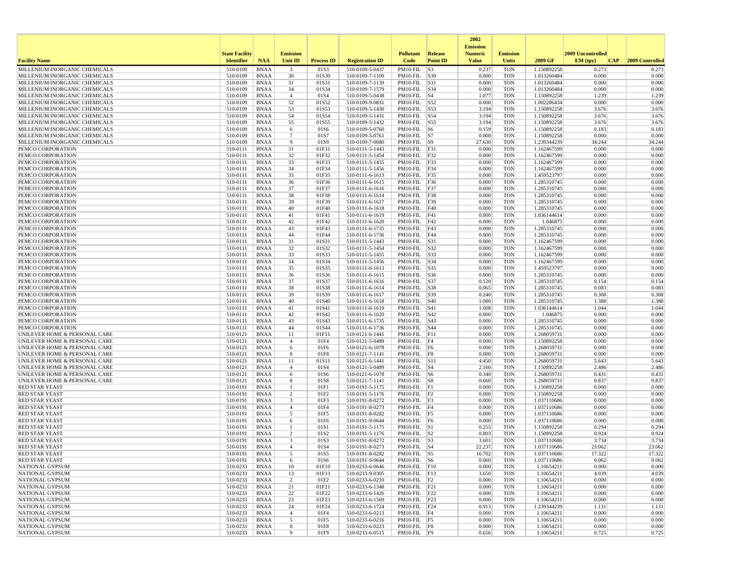| Facility Name | State Facility Identifier | NAA | Emission Unit ID | Process ID | Registration ID | Pollutant Code | Release Point ID | 2002 Emission Numeric Value | Emission Units | 2009 GF | 2009 Uncontrolled EM (tpy) | CAP | 2009 Controlled |
|---|---|---|---|---|---|---|---|---|---|---|---|---|---|
| MILLENIUM INORGANIC CHEMICALS | 510-0109 | BNAA | 3 | 01S3 | 510-0109-5-0437 | PM10-FIL | S3 | 0.237 | TON | 1.150892258 | 0.273 | | 0.273 |
| MILLENIUM INORGANIC CHEMICALS | 510-0109 | BNAA | 30 | 01S30 | 510-0109-7-1109 | PM10-FIL | S30 | 0.000 | TON | 1.013260484 | 0.000 | | 0.000 |
| MILLENIUM INORGANIC CHEMICALS | 510-0109 | BNAA | 31 | 01S31 | 510-0109-7-1139 | PM10-FIL | S31 | 0.000 | TON | 1.013260484 | 0.000 | | 0.000 |
| MILLENIUM INORGANIC CHEMICALS | 510-0109 | BNAA | 34 | 01S34 | 510-0109-7-1579 | PM10-FIL | S34 | 0.000 | TON | 1.013260484 | 0.000 | | 0.000 |
| MILLENIUM INORGANIC CHEMICALS | 510-0109 | BNAA | 4 | 01S4 | 510-0109-5-0438 | PM10-FIL | S4 | 1.077 | TON | 1.150892258 | 1.239 | | 1.239 |
| MILLENIUM INORGANIC CHEMICALS | 510-0109 | BNAA | 52 | 01S52 | 510-0109-9-0831 | PM10-FIL | S52 | 0.000 | TON | 1.002286434 | 0.000 | | 0.000 |
| MILLENIUM INORGANIC CHEMICALS | 510-0109 | BNAA | 53 | 01S53 | 510-0109-5-1430 | PM10-FIL | S53 | 3.194 | TON | 1.150892258 | 3.676 | | 3.676 |
| MILLENIUM INORGANIC CHEMICALS | 510-0109 | BNAA | 54 | 01S54 | 510-0109-5-1431 | PM10-FIL | S54 | 3.194 | TON | 1.150892258 | 3.676 | | 3.676 |
| MILLENIUM INORGANIC CHEMICALS | 510-0109 | BNAA | 55 | 01S55 | 510-0109-5-1432 | PM10-FIL | S55 | 3.194 | TON | 1.150892258 | 3.676 | | 3.676 |
| MILLENIUM INORGANIC CHEMICALS | 510-0109 | BNAA | 6 | 01S6 | 510-0109-5-0760 | PM10-FIL | S6 | 0.159 | TON | 1.150892258 | 0.183 | | 0.183 |
| MILLENIUM INORGANIC CHEMICALS | 510-0109 | BNAA | 7 | 01S7 | 510-0109-5-0761 | PM10-FIL | S7 | 0.000 | TON | 1.150892258 | 0.000 | | 0.000 |
| MILLENIUM INORGANIC CHEMICALS | 510-0109 | BNAA | 9 | 01S9 | 510-0109-7-0080 | PM10-FIL | S9 | 27.630 | TON | 1.239344239 | 34.244 | | 34.244 |
| PEMCO CORPORATION | 510-0111 | BNAA | 31 | 01F31 | 510-0111-5-1443 | PM10-FIL | F31 | 0.000 | TON | 1.162467599 | 0.000 | | 0.000 |
| PEMCO CORPORATION | 510-0111 | BNAA | 32 | 01F32 | 510-0111-5-1454 | PM10-FIL | F32 | 0.000 | TON | 1.162467599 | 0.000 | | 0.000 |
| PEMCO CORPORATION | 510-0111 | BNAA | 33 | 01F33 | 510-0111-5-1455 | PM10-FIL | F33 | 0.000 | TON | 1.162467599 | 0.000 | | 0.000 |
| PEMCO CORPORATION | 510-0111 | BNAA | 34 | 01F34 | 510-0111-5-1456 | PM10-FIL | F34 | 0.000 | TON | 1.162467599 | 0.000 | | 0.000 |
| PEMCO CORPORATION | 510-0111 | BNAA | 35 | 01F35 | 510-0111-6-1613 | PM10-FIL | F35 | 0.000 | TON | 1.459523797 | 0.000 | | 0.000 |
| PEMCO CORPORATION | 510-0111 | BNAA | 36 | 01F36 | 510-0111-6-1615 | PM10-FIL | F36 | 0.000 | TON | 1.285310745 | 0.000 | | 0.000 |
| PEMCO CORPORATION | 510-0111 | BNAA | 37 | 01F37 | 510-0111-6-1616 | PM10-FIL | F37 | 0.000 | TON | 1.285310745 | 0.000 | | 0.000 |
| PEMCO CORPORATION | 510-0111 | BNAA | 38 | 01F38 | 510-0111-6-1614 | PM10-FIL | F38 | 0.000 | TON | 1.285310745 | 0.000 | | 0.000 |
| PEMCO CORPORATION | 510-0111 | BNAA | 39 | 01F39 | 510-0111-6-1617 | PM10-FIL | F39 | 0.000 | TON | 1.285310745 | 0.000 | | 0.000 |
| PEMCO CORPORATION | 510-0111 | BNAA | 40 | 01F40 | 510-0111-6-1618 | PM10-FIL | F40 | 0.000 | TON | 1.285310745 | 0.000 | | 0.000 |
| PEMCO CORPORATION | 510-0111 | BNAA | 41 | 01F41 | 510-0111-6-1619 | PM10-FIL | F41 | 0.000 | TON | 1.036144614 | 0.000 | | 0.000 |
| PEMCO CORPORATION | 510-0111 | BNAA | 42 | 01F42 | 510-0111-6-1620 | PM10-FIL | F42 | 0.000 | TON | 1.046875 | 0.000 | | 0.000 |
| PEMCO CORPORATION | 510-0111 | BNAA | 43 | 01F43 | 510-0111-6-1735 | PM10-FIL | F43 | 0.000 | TON | 1.285310745 | 0.000 | | 0.000 |
| PEMCO CORPORATION | 510-0111 | BNAA | 44 | 01F44 | 510-0111-6-1736 | PM10-FIL | F44 | 0.000 | TON | 1.285310745 | 0.000 | | 0.000 |
| PEMCO CORPORATION | 510-0111 | BNAA | 31 | 01S31 | 510-0111-5-1443 | PM10-FIL | S31 | 0.000 | TON | 1.162467599 | 0.000 | | 0.000 |
| PEMCO CORPORATION | 510-0111 | BNAA | 32 | 01S32 | 510-0111-5-1454 | PM10-FIL | S32 | 0.000 | TON | 1.162467599 | 0.000 | | 0.000 |
| PEMCO CORPORATION | 510-0111 | BNAA | 33 | 01S33 | 510-0111-5-1455 | PM10-FIL | S33 | 0.000 | TON | 1.162467599 | 0.000 | | 0.000 |
| PEMCO CORPORATION | 510-0111 | BNAA | 34 | 01S34 | 510-0111-5-1456 | PM10-FIL | S34 | 0.000 | TON | 1.162467599 | 0.000 | | 0.000 |
| PEMCO CORPORATION | 510-0111 | BNAA | 35 | 01S35 | 510-0111-6-1613 | PM10-FIL | S35 | 0.000 | TON | 1.459523797 | 0.000 | | 0.000 |
| PEMCO CORPORATION | 510-0111 | BNAA | 36 | 01S36 | 510-0111-6-1615 | PM10-FIL | S36 | 0.000 | TON | 1.285310745 | 0.000 | | 0.000 |
| PEMCO CORPORATION | 510-0111 | BNAA | 37 | 01S37 | 510-0111-6-1616 | PM10-FIL | S37 | 0.120 | TON | 1.285310745 | 0.154 | | 0.154 |
| PEMCO CORPORATION | 510-0111 | BNAA | 38 | 01S38 | 510-0111-6-1614 | PM10-FIL | S38 | 0.065 | TON | 1.285310745 | 0.083 | | 0.083 |
| PEMCO CORPORATION | 510-0111 | BNAA | 39 | 01S39 | 510-0111-6-1617 | PM10-FIL | S39 | 0.240 | TON | 1.285310745 | 0.308 | | 0.308 |
| PEMCO CORPORATION | 510-0111 | BNAA | 40 | 01S40 | 510-0111-6-1618 | PM10-FIL | S40 | 1.080 | TON | 1.285310745 | 1.388 | | 1.388 |
| PEMCO CORPORATION | 510-0111 | BNAA | 41 | 01S41 | 510-0111-6-1619 | PM10-FIL | S41 | 1.008 | TON | 1.036144614 | 1.044 | | 1.044 |
| PEMCO CORPORATION | 510-0111 | BNAA | 42 | 01S42 | 510-0111-6-1620 | PM10-FIL | S42 | 0.000 | TON | 1.046875 | 0.000 | | 0.000 |
| PEMCO CORPORATION | 510-0111 | BNAA | 43 | 01S43 | 510-0111-6-1735 | PM10-FIL | S43 | 0.000 | TON | 1.285310745 | 0.000 | | 0.000 |
| PEMCO CORPORATION | 510-0111 | BNAA | 44 | 01S44 | 510-0111-6-1736 | PM10-FIL | S44 | 0.000 | TON | 1.285310745 | 0.000 | | 0.000 |
| UNILEVER HOME & PERSONAL CARE | 510-0121 | BNAA | 11 | 01F11 | 510-0121-6-1441 | PM10-FIL | F11 | 0.000 | TON | 1.268059731 | 0.000 | | 0.000 |
| UNILEVER HOME & PERSONAL CARE | 510-0121 | BNAA | 4 | 01F4 | 510-0121-5-0489 | PM10-FIL | F4 | 0.000 | TON | 1.150892258 | 0.000 | | 0.000 |
| UNILEVER HOME & PERSONAL CARE | 510-0121 | BNAA | 6 | 01F6 | 510-0121-6-1078 | PM10-FIL | F6 | 0.000 | TON | 1.268059731 | 0.000 | | 0.000 |
| UNILEVER HOME & PERSONAL CARE | 510-0121 | BNAA | 8 | 01F8 | 510-0121-7-1141 | PM10-FIL | F8 | 0.000 | TON | 1.268059731 | 0.000 | | 0.000 |
| UNILEVER HOME & PERSONAL CARE | 510-0121 | BNAA | 11 | 01S11 | 510-0121-6-1441 | PM10-FIL | S11 | 4.450 | TON | 1.268059731 | 5.643 | | 5.643 |
| UNILEVER HOME & PERSONAL CARE | 510-0121 | BNAA | 4 | 01S4 | 510-0121-5-0489 | PM10-FIL | S4 | 2.160 | TON | 1.150892258 | 2.486 | | 2.486 |
| UNILEVER HOME & PERSONAL CARE | 510-0121 | BNAA | 6 | 01S6 | 510-0121-6-1078 | PM10-FIL | S6 | 0.340 | TON | 1.268059731 | 0.431 | | 0.431 |
| UNILEVER HOME & PERSONAL CARE | 510-0121 | BNAA | 8 | 01S8 | 510-0121-7-1141 | PM10-FIL | S8 | 0.660 | TON | 1.268059731 | 0.837 | | 0.837 |
| RED STAR YEAST | 510-0191 | BNAA | 1 | 01F1 | 510-0191-5-1175 | PM10-FIL | F1 | 0.000 | TON | 1.150892258 | 0.000 | | 0.000 |
| RED STAR YEAST | 510-0191 | BNAA | 2 | 01F2 | 510-0191-5-1176 | PM10-FIL | F2 | 0.000 | TON | 1.150892258 | 0.000 | | 0.000 |
| RED STAR YEAST | 510-0191 | BNAA | 3 | 01F3 | 510-0191-8-0272 | PM10-FIL | F3 | 0.000 | TON | 1.037110686 | 0.000 | | 0.000 |
| RED STAR YEAST | 510-0191 | BNAA | 4 | 01F4 | 510-0191-8-0273 | PM10-FIL | F4 | 0.000 | TON | 1.037110686 | 0.000 | | 0.000 |
| RED STAR YEAST | 510-0191 | BNAA | 5 | 01F5 | 510-0191-8-0282 | PM10-FIL | F5 | 0.000 | TON | 1.037110686 | 0.000 | | 0.000 |
| RED STAR YEAST | 510-0191 | BNAA | 6 | 01F6 | 510-0191-9-0644 | PM10-FIL | F6 | 0.000 | TON | 1.037110686 | 0.000 | | 0.000 |
| RED STAR YEAST | 510-0191 | BNAA | 1 | 01S1 | 510-0191-5-1175 | PM10-FIL | S1 | 0.255 | TON | 1.150892258 | 0.294 | | 0.294 |
| RED STAR YEAST | 510-0191 | BNAA | 2 | 01S2 | 510-0191-5-1176 | PM10-FIL | S2 | 0.803 | TON | 1.150892258 | 0.924 | | 0.924 |
| RED STAR YEAST | 510-0191 | BNAA | 3 | 01S3 | 510-0191-8-0272 | PM10-FIL | S3 | 3.601 | TON | 1.037110686 | 3.734 | | 3.734 |
| RED STAR YEAST | 510-0191 | BNAA | 4 | 01S4 | 510-0191-8-0273 | PM10-FIL | S4 | 22.237 | TON | 1.037110686 | 23.062 | | 23.062 |
| RED STAR YEAST | 510-0191 | BNAA | 5 | 01S5 | 510-0191-8-0282 | PM10-FIL | S5 | 16.702 | TON | 1.037110686 | 17.322 | | 17.322 |
| RED STAR YEAST | 510-0191 | BNAA | 6 | 01S6 | 510-0191-9-0644 | PM10-FIL | S6 | 0.060 | TON | 1.037110686 | 0.062 | | 0.062 |
| NATIONAL GYPSUM | 510-0233 | BNAA | 10 | 01F10 | 510-0233-6-0646 | PM10-FIL | F10 | 0.000 | TON | 1.10654211 | 0.000 | | 0.000 |
| NATIONAL GYPSUM | 510-0233 | BNAA | 13 | 01F13 | 510-0233-9-0305 | PM10-FIL | F13 | 3.650 | TON | 1.10654211 | 4.039 | | 4.039 |
| NATIONAL GYPSUM | 510-0233 | BNAA | 2 | 01F2 | 510-0233-6-0210 | PM10-FIL | F2 | 0.000 | TON | 1.10654211 | 0.000 | | 0.000 |
| NATIONAL GYPSUM | 510-0233 | BNAA | 21 | 01F21 | 510-0233-6-1348 | PM10-FIL | F21 | 0.000 | TON | 1.10654211 | 0.000 | | 0.000 |
| NATIONAL GYPSUM | 510-0233 | BNAA | 22 | 01F22 | 510-0233-6-1426 | PM10-FIL | F22 | 0.000 | TON | 1.10654211 | 0.000 | | 0.000 |
| NATIONAL GYPSUM | 510-0233 | BNAA | 23 | 01F23 | 510-0233-6-1569 | PM10-FIL | F23 | 0.000 | TON | 1.10654211 | 0.000 | | 0.000 |
| NATIONAL GYPSUM | 510-0233 | BNAA | 24 | 01F24 | 510-0233-6-1724 | PM10-FIL | F24 | 0.913 | TON | 1.239344239 | 1.131 | | 1.131 |
| NATIONAL GYPSUM | 510-0233 | BNAA | 4 | 01F4 | 510-0233-6-0213 | PM10-FIL | F4 | 0.000 | TON | 1.10654211 | 0.000 | | 0.000 |
| NATIONAL GYPSUM | 510-0233 | BNAA | 5 | 01F5 | 510-0233-6-0216 | PM10-FIL | F5 | 0.000 | TON | 1.10654211 | 0.000 | | 0.000 |
| NATIONAL GYPSUM | 510-0233 | BNAA | 8 | 01F8 | 510-0233-6-0223 | PM10-FIL | F8 | 0.000 | TON | 1.10654211 | 0.000 | | 0.000 |
| NATIONAL GYPSUM | 510-0233 | BNAA | 9 | 01F9 | 510-0233-6-0515 | PM10-FIL | F9 | 0.656 | TON | 1.10654211 | 0.725 | | 0.725 |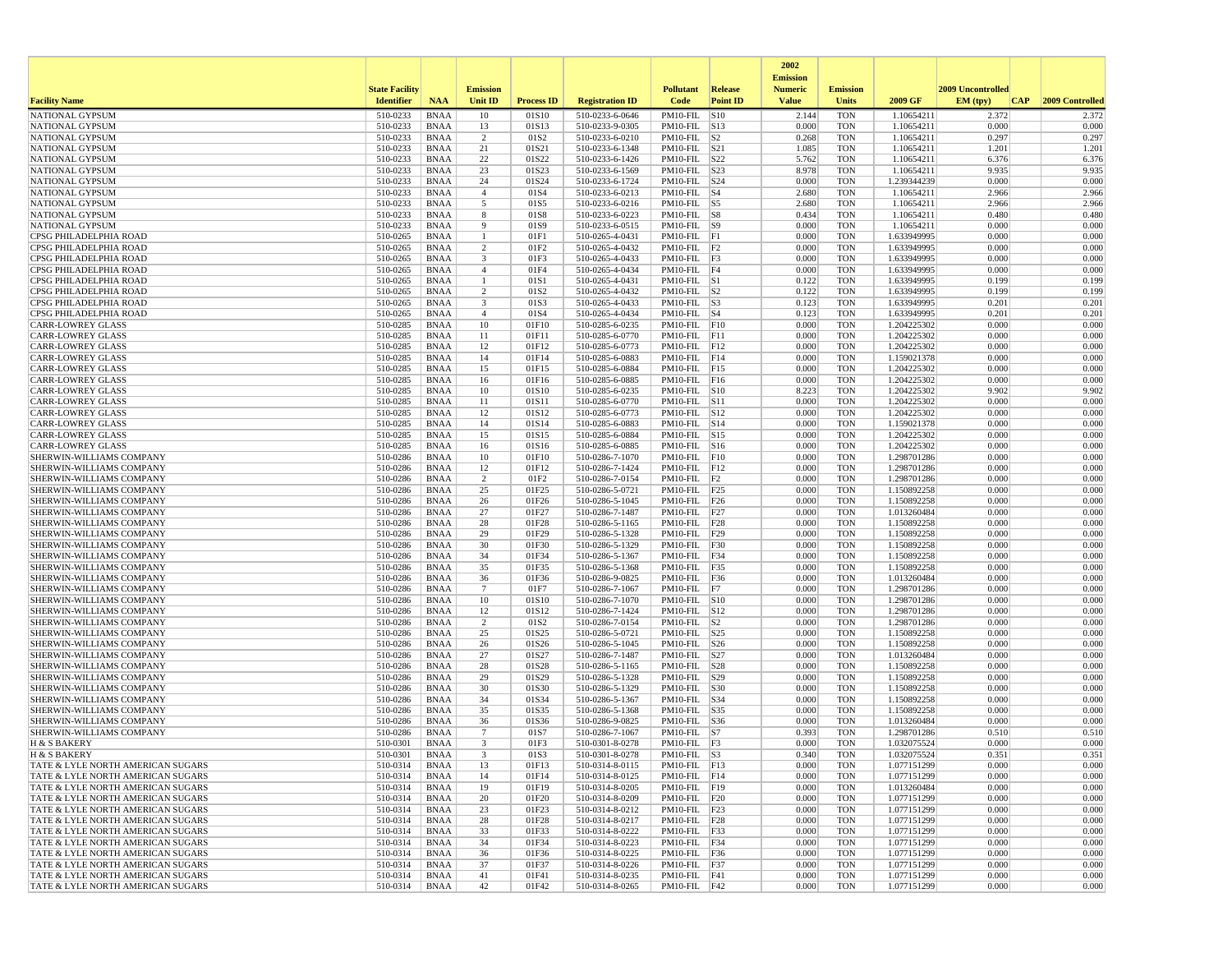| Facility Name | State Facility Identifier | NAA | Emission Unit ID | Process ID | Registration ID | Pollutant Code | Release Point ID | 2002 Emission Numeric Value | Emission Units | 2009 GF | 2009 Uncontrolled EM (tpy) | CAP | 2009 Controlled |
|---|---|---|---|---|---|---|---|---|---|---|---|---|---|
| NATIONAL GYPSUM | 510-0233 | BNAA | 10 | 01S10 | 510-0233-6-0646 | PM10-FIL | S10 | 2.144 | TON | 1.10654211 | 2.372 | | 2.372 |
| NATIONAL GYPSUM | 510-0233 | BNAA | 13 | 01S13 | 510-0233-9-0305 | PM10-FIL | S13 | 0.000 | TON | 1.10654211 | 0.000 | | 0.000 |
| NATIONAL GYPSUM | 510-0233 | BNAA | 2 | 01S2 | 510-0233-6-0210 | PM10-FIL | S2 | 0.268 | TON | 1.10654211 | 0.297 | | 0.297 |
| NATIONAL GYPSUM | 510-0233 | BNAA | 21 | 01S21 | 510-0233-6-1348 | PM10-FIL | S21 | 1.085 | TON | 1.10654211 | 1.201 | | 1.201 |
| NATIONAL GYPSUM | 510-0233 | BNAA | 22 | 01S22 | 510-0233-6-1426 | PM10-FIL | S22 | 5.762 | TON | 1.10654211 | 6.376 | | 6.376 |
| NATIONAL GYPSUM | 510-0233 | BNAA | 23 | 01S23 | 510-0233-6-1569 | PM10-FIL | S23 | 8.978 | TON | 1.10654211 | 9.935 | | 9.935 |
| NATIONAL GYPSUM | 510-0233 | BNAA | 24 | 01S24 | 510-0233-6-1724 | PM10-FIL | S24 | 0.000 | TON | 1.239344239 | 0.000 | | 0.000 |
| NATIONAL GYPSUM | 510-0233 | BNAA | 4 | 01S4 | 510-0233-6-0213 | PM10-FIL | S4 | 2.680 | TON | 1.10654211 | 2.966 | | 2.966 |
| NATIONAL GYPSUM | 510-0233 | BNAA | 5 | 01S5 | 510-0233-6-0216 | PM10-FIL | S5 | 2.680 | TON | 1.10654211 | 2.966 | | 2.966 |
| NATIONAL GYPSUM | 510-0233 | BNAA | 8 | 01S8 | 510-0233-6-0223 | PM10-FIL | S8 | 0.434 | TON | 1.10654211 | 0.480 | | 0.480 |
| NATIONAL GYPSUM | 510-0233 | BNAA | 9 | 01S9 | 510-0233-6-0515 | PM10-FIL | S9 | 0.000 | TON | 1.10654211 | 0.000 | | 0.000 |
| CPSG PHILADELPHIA ROAD | 510-0265 | BNAA | 1 | 01F1 | 510-0265-4-0431 | PM10-FIL | F1 | 0.000 | TON | 1.633949995 | 0.000 | | 0.000 |
| CPSG PHILADELPHIA ROAD | 510-0265 | BNAA | 2 | 01F2 | 510-0265-4-0432 | PM10-FIL | F2 | 0.000 | TON | 1.633949995 | 0.000 | | 0.000 |
| CPSG PHILADELPHIA ROAD | 510-0265 | BNAA | 3 | 01F3 | 510-0265-4-0433 | PM10-FIL | F3 | 0.000 | TON | 1.633949995 | 0.000 | | 0.000 |
| CPSG PHILADELPHIA ROAD | 510-0265 | BNAA | 4 | 01F4 | 510-0265-4-0434 | PM10-FIL | F4 | 0.000 | TON | 1.633949995 | 0.000 | | 0.000 |
| CPSG PHILADELPHIA ROAD | 510-0265 | BNAA | 1 | 01S1 | 510-0265-4-0431 | PM10-FIL | S1 | 0.122 | TON | 1.633949995 | 0.199 | | 0.199 |
| CPSG PHILADELPHIA ROAD | 510-0265 | BNAA | 2 | 01S2 | 510-0265-4-0432 | PM10-FIL | S2 | 0.122 | TON | 1.633949995 | 0.199 | | 0.199 |
| CPSG PHILADELPHIA ROAD | 510-0265 | BNAA | 3 | 01S3 | 510-0265-4-0433 | PM10-FIL | S3 | 0.123 | TON | 1.633949995 | 0.201 | | 0.201 |
| CPSG PHILADELPHIA ROAD | 510-0265 | BNAA | 4 | 01S4 | 510-0265-4-0434 | PM10-FIL | S4 | 0.123 | TON | 1.633949995 | 0.201 | | 0.201 |
| CARR-LOWREY GLASS | 510-0285 | BNAA | 10 | 01F10 | 510-0285-6-0235 | PM10-FIL | F10 | 0.000 | TON | 1.204225302 | 0.000 | | 0.000 |
| CARR-LOWREY GLASS | 510-0285 | BNAA | 11 | 01F11 | 510-0285-6-0770 | PM10-FIL | F11 | 0.000 | TON | 1.204225302 | 0.000 | | 0.000 |
| CARR-LOWREY GLASS | 510-0285 | BNAA | 12 | 01F12 | 510-0285-6-0773 | PM10-FIL | F12 | 0.000 | TON | 1.204225302 | 0.000 | | 0.000 |
| CARR-LOWREY GLASS | 510-0285 | BNAA | 14 | 01F14 | 510-0285-6-0883 | PM10-FIL | F14 | 0.000 | TON | 1.159021378 | 0.000 | | 0.000 |
| CARR-LOWREY GLASS | 510-0285 | BNAA | 15 | 01F15 | 510-0285-6-0884 | PM10-FIL | F15 | 0.000 | TON | 1.204225302 | 0.000 | | 0.000 |
| CARR-LOWREY GLASS | 510-0285 | BNAA | 16 | 01F16 | 510-0285-6-0885 | PM10-FIL | F16 | 0.000 | TON | 1.204225302 | 0.000 | | 0.000 |
| CARR-LOWREY GLASS | 510-0285 | BNAA | 10 | 01S10 | 510-0285-6-0235 | PM10-FIL | S10 | 8.223 | TON | 1.204225302 | 9.902 | | 9.902 |
| CARR-LOWREY GLASS | 510-0285 | BNAA | 11 | 01S11 | 510-0285-6-0770 | PM10-FIL | S11 | 0.000 | TON | 1.204225302 | 0.000 | | 0.000 |
| CARR-LOWREY GLASS | 510-0285 | BNAA | 12 | 01S12 | 510-0285-6-0773 | PM10-FIL | S12 | 0.000 | TON | 1.204225302 | 0.000 | | 0.000 |
| CARR-LOWREY GLASS | 510-0285 | BNAA | 14 | 01S14 | 510-0285-6-0883 | PM10-FIL | S14 | 0.000 | TON | 1.159021378 | 0.000 | | 0.000 |
| CARR-LOWREY GLASS | 510-0285 | BNAA | 15 | 01S15 | 510-0285-6-0884 | PM10-FIL | S15 | 0.000 | TON | 1.204225302 | 0.000 | | 0.000 |
| CARR-LOWREY GLASS | 510-0285 | BNAA | 16 | 01S16 | 510-0285-6-0885 | PM10-FIL | S16 | 0.000 | TON | 1.204225302 | 0.000 | | 0.000 |
| SHERWIN-WILLIAMS COMPANY | 510-0286 | BNAA | 10 | 01F10 | 510-0286-7-1070 | PM10-FIL | F10 | 0.000 | TON | 1.298701286 | 0.000 | | 0.000 |
| SHERWIN-WILLIAMS COMPANY | 510-0286 | BNAA | 12 | 01F12 | 510-0286-7-1424 | PM10-FIL | F12 | 0.000 | TON | 1.298701286 | 0.000 | | 0.000 |
| SHERWIN-WILLIAMS COMPANY | 510-0286 | BNAA | 2 | 01F2 | 510-0286-7-0154 | PM10-FIL | F2 | 0.000 | TON | 1.298701286 | 0.000 | | 0.000 |
| SHERWIN-WILLIAMS COMPANY | 510-0286 | BNAA | 25 | 01F25 | 510-0286-5-0721 | PM10-FIL | F25 | 0.000 | TON | 1.150892258 | 0.000 | | 0.000 |
| SHERWIN-WILLIAMS COMPANY | 510-0286 | BNAA | 26 | 01F26 | 510-0286-5-1045 | PM10-FIL | F26 | 0.000 | TON | 1.150892258 | 0.000 | | 0.000 |
| SHERWIN-WILLIAMS COMPANY | 510-0286 | BNAA | 27 | 01F27 | 510-0286-7-1487 | PM10-FIL | F27 | 0.000 | TON | 1.013260484 | 0.000 | | 0.000 |
| SHERWIN-WILLIAMS COMPANY | 510-0286 | BNAA | 28 | 01F28 | 510-0286-5-1165 | PM10-FIL | F28 | 0.000 | TON | 1.150892258 | 0.000 | | 0.000 |
| SHERWIN-WILLIAMS COMPANY | 510-0286 | BNAA | 29 | 01F29 | 510-0286-5-1328 | PM10-FIL | F29 | 0.000 | TON | 1.150892258 | 0.000 | | 0.000 |
| SHERWIN-WILLIAMS COMPANY | 510-0286 | BNAA | 30 | 01F30 | 510-0286-5-1329 | PM10-FIL | F30 | 0.000 | TON | 1.150892258 | 0.000 | | 0.000 |
| SHERWIN-WILLIAMS COMPANY | 510-0286 | BNAA | 34 | 01F34 | 510-0286-5-1367 | PM10-FIL | F34 | 0.000 | TON | 1.150892258 | 0.000 | | 0.000 |
| SHERWIN-WILLIAMS COMPANY | 510-0286 | BNAA | 35 | 01F35 | 510-0286-5-1368 | PM10-FIL | F35 | 0.000 | TON | 1.150892258 | 0.000 | | 0.000 |
| SHERWIN-WILLIAMS COMPANY | 510-0286 | BNAA | 36 | 01F36 | 510-0286-9-0825 | PM10-FIL | F36 | 0.000 | TON | 1.013260484 | 0.000 | | 0.000 |
| SHERWIN-WILLIAMS COMPANY | 510-0286 | BNAA | 7 | 01F7 | 510-0286-7-1067 | PM10-FIL | F7 | 0.000 | TON | 1.298701286 | 0.000 | | 0.000 |
| SHERWIN-WILLIAMS COMPANY | 510-0286 | BNAA | 10 | 01S10 | 510-0286-7-1070 | PM10-FIL | S10 | 0.000 | TON | 1.298701286 | 0.000 | | 0.000 |
| SHERWIN-WILLIAMS COMPANY | 510-0286 | BNAA | 12 | 01S12 | 510-0286-7-1424 | PM10-FIL | S12 | 0.000 | TON | 1.298701286 | 0.000 | | 0.000 |
| SHERWIN-WILLIAMS COMPANY | 510-0286 | BNAA | 2 | 01S2 | 510-0286-7-0154 | PM10-FIL | S2 | 0.000 | TON | 1.298701286 | 0.000 | | 0.000 |
| SHERWIN-WILLIAMS COMPANY | 510-0286 | BNAA | 25 | 01S25 | 510-0286-5-0721 | PM10-FIL | S25 | 0.000 | TON | 1.150892258 | 0.000 | | 0.000 |
| SHERWIN-WILLIAMS COMPANY | 510-0286 | BNAA | 26 | 01S26 | 510-0286-5-1045 | PM10-FIL | S26 | 0.000 | TON | 1.150892258 | 0.000 | | 0.000 |
| SHERWIN-WILLIAMS COMPANY | 510-0286 | BNAA | 27 | 01S27 | 510-0286-7-1487 | PM10-FIL | S27 | 0.000 | TON | 1.013260484 | 0.000 | | 0.000 |
| SHERWIN-WILLIAMS COMPANY | 510-0286 | BNAA | 28 | 01S28 | 510-0286-5-1165 | PM10-FIL | S28 | 0.000 | TON | 1.150892258 | 0.000 | | 0.000 |
| SHERWIN-WILLIAMS COMPANY | 510-0286 | BNAA | 29 | 01S29 | 510-0286-5-1328 | PM10-FIL | S29 | 0.000 | TON | 1.150892258 | 0.000 | | 0.000 |
| SHERWIN-WILLIAMS COMPANY | 510-0286 | BNAA | 30 | 01S30 | 510-0286-5-1329 | PM10-FIL | S30 | 0.000 | TON | 1.150892258 | 0.000 | | 0.000 |
| SHERWIN-WILLIAMS COMPANY | 510-0286 | BNAA | 34 | 01S34 | 510-0286-5-1367 | PM10-FIL | S34 | 0.000 | TON | 1.150892258 | 0.000 | | 0.000 |
| SHERWIN-WILLIAMS COMPANY | 510-0286 | BNAA | 35 | 01S35 | 510-0286-5-1368 | PM10-FIL | S35 | 0.000 | TON | 1.150892258 | 0.000 | | 0.000 |
| SHERWIN-WILLIAMS COMPANY | 510-0286 | BNAA | 36 | 01S36 | 510-0286-9-0825 | PM10-FIL | S36 | 0.000 | TON | 1.013260484 | 0.000 | | 0.000 |
| SHERWIN-WILLIAMS COMPANY | 510-0286 | BNAA | 7 | 01S7 | 510-0286-7-1067 | PM10-FIL | S7 | 0.393 | TON | 1.298701286 | 0.510 | | 0.510 |
| H & S BAKERY | 510-0301 | BNAA | 3 | 01F3 | 510-0301-8-0278 | PM10-FIL | F3 | 0.000 | TON | 1.032075524 | 0.000 | | 0.000 |
| H & S BAKERY | 510-0301 | BNAA | 3 | 01S3 | 510-0301-8-0278 | PM10-FIL | S3 | 0.340 | TON | 1.032075524 | 0.351 | | 0.351 |
| TATE & LYLE NORTH AMERICAN SUGARS | 510-0314 | BNAA | 13 | 01F13 | 510-0314-8-0115 | PM10-FIL | F13 | 0.000 | TON | 1.077151299 | 0.000 | | 0.000 |
| TATE & LYLE NORTH AMERICAN SUGARS | 510-0314 | BNAA | 14 | 01F14 | 510-0314-8-0125 | PM10-FIL | F14 | 0.000 | TON | 1.077151299 | 0.000 | | 0.000 |
| TATE & LYLE NORTH AMERICAN SUGARS | 510-0314 | BNAA | 19 | 01F19 | 510-0314-8-0205 | PM10-FIL | F19 | 0.000 | TON | 1.013260484 | 0.000 | | 0.000 |
| TATE & LYLE NORTH AMERICAN SUGARS | 510-0314 | BNAA | 20 | 01F20 | 510-0314-8-0209 | PM10-FIL | F20 | 0.000 | TON | 1.077151299 | 0.000 | | 0.000 |
| TATE & LYLE NORTH AMERICAN SUGARS | 510-0314 | BNAA | 23 | 01F23 | 510-0314-8-0212 | PM10-FIL | F23 | 0.000 | TON | 1.077151299 | 0.000 | | 0.000 |
| TATE & LYLE NORTH AMERICAN SUGARS | 510-0314 | BNAA | 28 | 01F28 | 510-0314-8-0217 | PM10-FIL | F28 | 0.000 | TON | 1.077151299 | 0.000 | | 0.000 |
| TATE & LYLE NORTH AMERICAN SUGARS | 510-0314 | BNAA | 33 | 01F33 | 510-0314-8-0222 | PM10-FIL | F33 | 0.000 | TON | 1.077151299 | 0.000 | | 0.000 |
| TATE & LYLE NORTH AMERICAN SUGARS | 510-0314 | BNAA | 34 | 01F34 | 510-0314-8-0223 | PM10-FIL | F34 | 0.000 | TON | 1.077151299 | 0.000 | | 0.000 |
| TATE & LYLE NORTH AMERICAN SUGARS | 510-0314 | BNAA | 36 | 01F36 | 510-0314-8-0225 | PM10-FIL | F36 | 0.000 | TON | 1.077151299 | 0.000 | | 0.000 |
| TATE & LYLE NORTH AMERICAN SUGARS | 510-0314 | BNAA | 37 | 01F37 | 510-0314-8-0226 | PM10-FIL | F37 | 0.000 | TON | 1.077151299 | 0.000 | | 0.000 |
| TATE & LYLE NORTH AMERICAN SUGARS | 510-0314 | BNAA | 41 | 01F41 | 510-0314-8-0235 | PM10-FIL | F41 | 0.000 | TON | 1.077151299 | 0.000 | | 0.000 |
| TATE & LYLE NORTH AMERICAN SUGARS | 510-0314 | BNAA | 42 | 01F42 | 510-0314-8-0265 | PM10-FIL | F42 | 0.000 | TON | 1.077151299 | 0.000 | | 0.000 |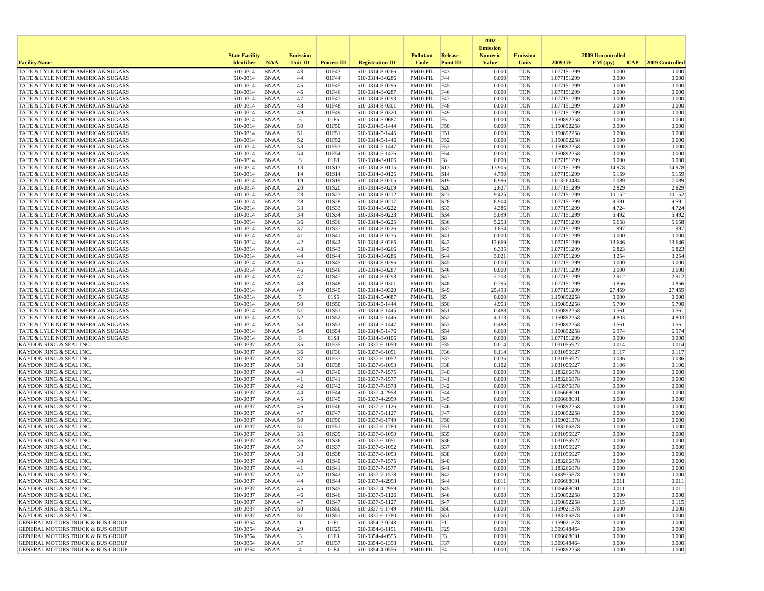| Facility Name | State Facility Identifier | NAA | Emission Unit ID | Process ID | Registration ID | Pollutant Code | Release Point ID | 2002 Emission Numeric Value | Emission Units | 2009 GF | 2009 Uncontrolled EM (tpy) | CAP | 2009 Controlled |
|---|---|---|---|---|---|---|---|---|---|---|---|---|---|
| TATE & LYLE NORTH AMERICAN SUGARS | 510-0314 | BNAA | 43 | 01F43 | 510-0314-8-0266 | PM10-FIL | F43 | 0.000 | TON | 1.077151299 | 0.000 | | 0.000 |
| TATE & LYLE NORTH AMERICAN SUGARS | 510-0314 | BNAA | 44 | 01F44 | 510-0314-8-0286 | PM10-FIL | F44 | 0.000 | TON | 1.077151299 | 0.000 | | 0.000 |
| TATE & LYLE NORTH AMERICAN SUGARS | 510-0314 | BNAA | 45 | 01F45 | 510-0314-8-0296 | PM10-FIL | F45 | 0.000 | TON | 1.077151299 | 0.000 | | 0.000 |
| TATE & LYLE NORTH AMERICAN SUGARS | 510-0314 | BNAA | 46 | 01F46 | 510-0314-8-0287 | PM10-FIL | F46 | 0.000 | TON | 1.077151299 | 0.000 | | 0.000 |
| TATE & LYLE NORTH AMERICAN SUGARS | 510-0314 | BNAA | 47 | 01F47 | 510-0314-8-0293 | PM10-FIL | F47 | 0.000 | TON | 1.077151299 | 0.000 | | 0.000 |
| TATE & LYLE NORTH AMERICAN SUGARS | 510-0314 | BNAA | 48 | 01F48 | 510-0314-8-0301 | PM10-FIL | F48 | 0.000 | TON | 1.077151299 | 0.000 | | 0.000 |
| TATE & LYLE NORTH AMERICAN SUGARS | 510-0314 | BNAA | 49 | 01F49 | 510-0314-8-0320 | PM10-FIL | F49 | 0.000 | TON | 1.077151299 | 0.000 | | 0.000 |
| TATE & LYLE NORTH AMERICAN SUGARS | 510-0314 | BNAA | 5 | 01F5 | 510-0314-5-0687 | PM10-FIL | F5 | 0.000 | TON | 1.150892258 | 0.000 | | 0.000 |
| TATE & LYLE NORTH AMERICAN SUGARS | 510-0314 | BNAA | 50 | 01F50 | 510-0314-5-1444 | PM10-FIL | F50 | 0.000 | TON | 1.150892258 | 0.000 | | 0.000 |
| TATE & LYLE NORTH AMERICAN SUGARS | 510-0314 | BNAA | 51 | 01F51 | 510-0314-5-1445 | PM10-FIL | F51 | 0.000 | TON | 1.150892258 | 0.000 | | 0.000 |
| TATE & LYLE NORTH AMERICAN SUGARS | 510-0314 | BNAA | 52 | 01F52 | 510-0314-5-1446 | PM10-FIL | F52 | 0.000 | TON | 1.150892258 | 0.000 | | 0.000 |
| TATE & LYLE NORTH AMERICAN SUGARS | 510-0314 | BNAA | 53 | 01F53 | 510-0314-5-1447 | PM10-FIL | F53 | 0.000 | TON | 1.150892258 | 0.000 | | 0.000 |
| TATE & LYLE NORTH AMERICAN SUGARS | 510-0314 | BNAA | 54 | 01F54 | 510-0314-5-1476 | PM10-FIL | F54 | 0.000 | TON | 1.150892258 | 0.000 | | 0.000 |
| TATE & LYLE NORTH AMERICAN SUGARS | 510-0314 | BNAA | 8 | 01F8 | 510-0314-8-0106 | PM10-FIL | F8 | 0.000 | TON | 1.077151299 | 0.000 | | 0.000 |
| TATE & LYLE NORTH AMERICAN SUGARS | 510-0314 | BNAA | 13 | 01S13 | 510-0314-8-0115 | PM10-FIL | S13 | 13.905 | TON | 1.077151299 | 14.978 | | 14.978 |
| TATE & LYLE NORTH AMERICAN SUGARS | 510-0314 | BNAA | 14 | 01S14 | 510-0314-8-0125 | PM10-FIL | S14 | 4.790 | TON | 1.077151299 | 5.159 | | 5.159 |
| TATE & LYLE NORTH AMERICAN SUGARS | 510-0314 | BNAA | 19 | 01S19 | 510-0314-8-0205 | PM10-FIL | S19 | 6.996 | TON | 1.013260484 | 7.089 | | 7.089 |
| TATE & LYLE NORTH AMERICAN SUGARS | 510-0314 | BNAA | 20 | 01S20 | 510-0314-8-0209 | PM10-FIL | S20 | 2.627 | TON | 1.077151299 | 2.829 | | 2.829 |
| TATE & LYLE NORTH AMERICAN SUGARS | 510-0314 | BNAA | 23 | 01S23 | 510-0314-8-0212 | PM10-FIL | S23 | 9.425 | TON | 1.077151299 | 10.152 | | 10.152 |
| TATE & LYLE NORTH AMERICAN SUGARS | 510-0314 | BNAA | 28 | 01S28 | 510-0314-8-0217 | PM10-FIL | S28 | 8.904 | TON | 1.077151299 | 9.591 | | 9.591 |
| TATE & LYLE NORTH AMERICAN SUGARS | 510-0314 | BNAA | 33 | 01S33 | 510-0314-8-0222 | PM10-FIL | S33 | 4.386 | TON | 1.077151299 | 4.724 | | 4.724 |
| TATE & LYLE NORTH AMERICAN SUGARS | 510-0314 | BNAA | 34 | 01S34 | 510-0314-8-0223 | PM10-FIL | S34 | 5.099 | TON | 1.077151299 | 5.492 | | 5.492 |
| TATE & LYLE NORTH AMERICAN SUGARS | 510-0314 | BNAA | 36 | 01S36 | 510-0314-8-0225 | PM10-FIL | S36 | 5.253 | TON | 1.077151299 | 5.658 | | 5.658 |
| TATE & LYLE NORTH AMERICAN SUGARS | 510-0314 | BNAA | 37 | 01S37 | 510-0314-8-0226 | PM10-FIL | S37 | 1.854 | TON | 1.077151299 | 1.997 | | 1.997 |
| TATE & LYLE NORTH AMERICAN SUGARS | 510-0314 | BNAA | 41 | 01S41 | 510-0314-8-0235 | PM10-FIL | S41 | 0.000 | TON | 1.077151299 | 0.000 | | 0.000 |
| TATE & LYLE NORTH AMERICAN SUGARS | 510-0314 | BNAA | 42 | 01S42 | 510-0314-8-0265 | PM10-FIL | S42 | 12.669 | TON | 1.077151299 | 13.646 | | 13.646 |
| TATE & LYLE NORTH AMERICAN SUGARS | 510-0314 | BNAA | 43 | 01S43 | 510-0314-8-0266 | PM10-FIL | S43 | 6.335 | TON | 1.077151299 | 6.823 | | 6.823 |
| TATE & LYLE NORTH AMERICAN SUGARS | 510-0314 | BNAA | 44 | 01S44 | 510-0314-8-0286 | PM10-FIL | S44 | 3.021 | TON | 1.077151299 | 3.254 | | 3.254 |
| TATE & LYLE NORTH AMERICAN SUGARS | 510-0314 | BNAA | 45 | 01S45 | 510-0314-8-0296 | PM10-FIL | S45 | 0.000 | TON | 1.077151299 | 0.000 | | 0.000 |
| TATE & LYLE NORTH AMERICAN SUGARS | 510-0314 | BNAA | 46 | 01S46 | 510-0314-8-0287 | PM10-FIL | S46 | 0.000 | TON | 1.077151299 | 0.000 | | 0.000 |
| TATE & LYLE NORTH AMERICAN SUGARS | 510-0314 | BNAA | 47 | 01S47 | 510-0314-8-0293 | PM10-FIL | S47 | 2.703 | TON | 1.077151299 | 2.912 | | 2.912 |
| TATE & LYLE NORTH AMERICAN SUGARS | 510-0314 | BNAA | 48 | 01S48 | 510-0314-8-0301 | PM10-FIL | S48 | 0.795 | TON | 1.077151299 | 0.856 | | 0.856 |
| TATE & LYLE NORTH AMERICAN SUGARS | 510-0314 | BNAA | 49 | 01S49 | 510-0314-8-0320 | PM10-FIL | S49 | 25.493 | TON | 1.077151299 | 27.459 | | 27.459 |
| TATE & LYLE NORTH AMERICAN SUGARS | 510-0314 | BNAA | 5 | 01S5 | 510-0314-5-0687 | PM10-FIL | S5 | 0.000 | TON | 1.150892258 | 0.000 | | 0.000 |
| TATE & LYLE NORTH AMERICAN SUGARS | 510-0314 | BNAA | 50 | 01S50 | 510-0314-5-1444 | PM10-FIL | S50 | 4.953 | TON | 1.150892258 | 5.700 | | 5.700 |
| TATE & LYLE NORTH AMERICAN SUGARS | 510-0314 | BNAA | 51 | 01S51 | 510-0314-5-1445 | PM10-FIL | S51 | 0.488 | TON | 1.150892258 | 0.561 | | 0.561 |
| TATE & LYLE NORTH AMERICAN SUGARS | 510-0314 | BNAA | 52 | 01S52 | 510-0314-5-1446 | PM10-FIL | S52 | 4.173 | TON | 1.150892258 | 4.803 | | 4.803 |
| TATE & LYLE NORTH AMERICAN SUGARS | 510-0314 | BNAA | 53 | 01S53 | 510-0314-5-1447 | PM10-FIL | S53 | 0.488 | TON | 1.150892258 | 0.561 | | 0.561 |
| TATE & LYLE NORTH AMERICAN SUGARS | 510-0314 | BNAA | 54 | 01S54 | 510-0314-5-1476 | PM10-FIL | S54 | 6.060 | TON | 1.150892258 | 6.974 | | 6.974 |
| TATE & LYLE NORTH AMERICAN SUGARS | 510-0314 | BNAA | 8 | 01S8 | 510-0314-8-0106 | PM10-FIL | S8 | 0.000 | TON | 1.077151299 | 0.000 | | 0.000 |
| KAYDON RING & SEAL INC. | 510-0337 | BNAA | 35 | 01F35 | 510-0337-6-1050 | PM10-FIL | F35 | 0.014 | TON | 1.031055927 | 0.014 | | 0.014 |
| KAYDON RING & SEAL INC. | 510-0337 | BNAA | 36 | 01F36 | 510-0337-6-1051 | PM10-FIL | F36 | 0.114 | TON | 1.031055927 | 0.117 | | 0.117 |
| KAYDON RING & SEAL INC. | 510-0337 | BNAA | 37 | 01F37 | 510-0337-6-1052 | PM10-FIL | F37 | 0.035 | TON | 1.031055927 | 0.036 | | 0.036 |
| KAYDON RING & SEAL INC. | 510-0337 | BNAA | 38 | 01F38 | 510-0337-6-1053 | PM10-FIL | F38 | 0.102 | TON | 1.031055927 | 0.106 | | 0.106 |
| KAYDON RING & SEAL INC. | 510-0337 | BNAA | 40 | 01F40 | 510-0337-7-1575 | PM10-FIL | F40 | 0.000 | TON | 1.183266878 | 0.000 | | 0.000 |
| KAYDON RING & SEAL INC. | 510-0337 | BNAA | 41 | 01F41 | 510-0337-7-1577 | PM10-FIL | F41 | 0.000 | TON | 1.183266878 | 0.000 | | 0.000 |
| KAYDON RING & SEAL INC. | 510-0337 | BNAA | 42 | 01F42 | 510-0337-7-1578 | PM10-FIL | F42 | 0.000 | TON | 1.493975878 | 0.000 | | 0.000 |
| KAYDON RING & SEAL INC. | 510-0337 | BNAA | 44 | 01F44 | 510-0337-4-2958 | PM10-FIL | F44 | 0.000 | TON | 1.006668091 | 0.000 | | 0.000 |
| KAYDON RING & SEAL INC. | 510-0337 | BNAA | 45 | 01F45 | 510-0337-4-2959 | PM10-FIL | F45 | 0.000 | TON | 1.006668091 | 0.000 | | 0.000 |
| KAYDON RING & SEAL INC. | 510-0337 | BNAA | 46 | 01F46 | 510-0337-5-1126 | PM10-FIL | F46 | 0.000 | TON | 1.150892258 | 0.000 | | 0.000 |
| KAYDON RING & SEAL INC. | 510-0337 | BNAA | 47 | 01F47 | 510-0337-5-1127 | PM10-FIL | F47 | 0.000 | TON | 1.150892258 | 0.000 | | 0.000 |
| KAYDON RING & SEAL INC. | 510-0337 | BNAA | 50 | 01F50 | 510-0337-6-1749 | PM10-FIL | F50 | 0.000 | TON | 1.159021378 | 0.000 | | 0.000 |
| KAYDON RING & SEAL INC. | 510-0337 | BNAA | 51 | 01F51 | 510-0337-6-1780 | PM10-FIL | F51 | 0.000 | TON | 1.183266878 | 0.000 | | 0.000 |
| KAYDON RING & SEAL INC. | 510-0337 | BNAA | 35 | 01S35 | 510-0337-6-1050 | PM10-FIL | S35 | 0.000 | TON | 1.031055927 | 0.000 | | 0.000 |
| KAYDON RING & SEAL INC. | 510-0337 | BNAA | 36 | 01S36 | 510-0337-6-1051 | PM10-FIL | S36 | 0.000 | TON | 1.031055927 | 0.000 | | 0.000 |
| KAYDON RING & SEAL INC. | 510-0337 | BNAA | 37 | 01S37 | 510-0337-6-1052 | PM10-FIL | S37 | 0.000 | TON | 1.031055927 | 0.000 | | 0.000 |
| KAYDON RING & SEAL INC. | 510-0337 | BNAA | 38 | 01S38 | 510-0337-6-1053 | PM10-FIL | S38 | 0.000 | TON | 1.031055927 | 0.000 | | 0.000 |
| KAYDON RING & SEAL INC. | 510-0337 | BNAA | 40 | 01S40 | 510-0337-7-1575 | PM10-FIL | S40 | 0.000 | TON | 1.183266878 | 0.000 | | 0.000 |
| KAYDON RING & SEAL INC. | 510-0337 | BNAA | 41 | 01S41 | 510-0337-7-1577 | PM10-FIL | S41 | 0.000 | TON | 1.183266878 | 0.000 | | 0.000 |
| KAYDON RING & SEAL INC. | 510-0337 | BNAA | 42 | 01S42 | 510-0337-7-1578 | PM10-FIL | S42 | 0.000 | TON | 1.493975878 | 0.000 | | 0.000 |
| KAYDON RING & SEAL INC. | 510-0337 | BNAA | 44 | 01S44 | 510-0337-4-2958 | PM10-FIL | S44 | 0.011 | TON | 1.006668091 | 0.011 | | 0.011 |
| KAYDON RING & SEAL INC. | 510-0337 | BNAA | 45 | 01S45 | 510-0337-4-2959 | PM10-FIL | S45 | 0.011 | TON | 1.006668091 | 0.011 | | 0.011 |
| KAYDON RING & SEAL INC. | 510-0337 | BNAA | 46 | 01S46 | 510-0337-5-1126 | PM10-FIL | S46 | 0.000 | TON | 1.150892258 | 0.000 | | 0.000 |
| KAYDON RING & SEAL INC. | 510-0337 | BNAA | 47 | 01S47 | 510-0337-5-1127 | PM10-FIL | S47 | 0.100 | TON | 1.150892258 | 0.115 | | 0.115 |
| KAYDON RING & SEAL INC. | 510-0337 | BNAA | 50 | 01S50 | 510-0337-6-1749 | PM10-FIL | S50 | 0.000 | TON | 1.159021378 | 0.000 | | 0.000 |
| KAYDON RING & SEAL INC. | 510-0337 | BNAA | 51 | 01S51 | 510-0337-6-1780 | PM10-FIL | S51 | 0.000 | TON | 1.183266878 | 0.000 | | 0.000 |
| GENERAL MOTORS TRUCK & BUS GROUP | 510-0354 | BNAA | 1 | 01F1 | 510-0354-2-0248 | PM10-FIL | F1 | 0.000 | TON | 1.159021378 | 0.000 | | 0.000 |
| GENERAL MOTORS TRUCK & BUS GROUP | 510-0354 | BNAA | 29 | 01F29 | 510-0354-6-1191 | PM10-FIL | F29 | 0.000 | TON | 1.309348464 | 0.000 | | 0.000 |
| GENERAL MOTORS TRUCK & BUS GROUP | 510-0354 | BNAA | 3 | 01F3 | 510-0354-4-0555 | PM10-FIL | F3 | 0.000 | TON | 1.006668091 | 0.000 | | 0.000 |
| GENERAL MOTORS TRUCK & BUS GROUP | 510-0354 | BNAA | 37 | 01F37 | 510-0354-6-1358 | PM10-FIL | F37 | 0.000 | TON | 1.309348464 | 0.000 | | 0.000 |
| GENERAL MOTORS TRUCK & BUS GROUP | 510-0354 | BNAA | 4 | 01F4 | 510-0354-4-0556 | PM10-FIL | F4 | 0.000 | TON | 1.150892258 | 0.000 | | 0.000 |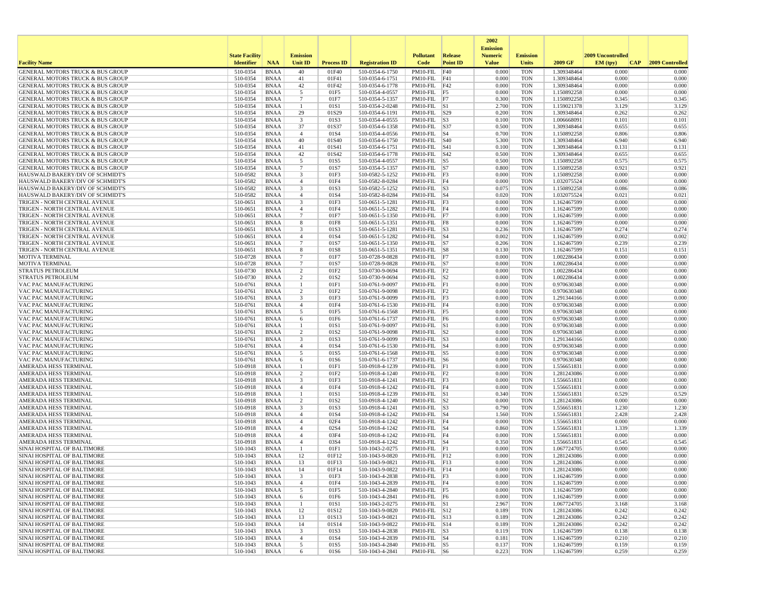| Facility Name | State Facility Identifier | NAA | Emission Unit ID | Process ID | Registration ID | Pollutant Code | Release Point ID | 2002 Emission Numeric Value | Emission Units | 2009 GF | 2009 Uncontrolled EM (tpy) | CAP | 2009 Controlled |
|---|---|---|---|---|---|---|---|---|---|---|---|---|---|
| GENERAL MOTORS TRUCK & BUS GROUP | 510-0354 | BNAA | 40 | 01F40 | 510-0354-6-1750 | PM10-FIL | F40 | 0.000 | TON | 1.309348464 | 0.000 | | 0.000 |
| GENERAL MOTORS TRUCK & BUS GROUP | 510-0354 | BNAA | 41 | 01F41 | 510-0354-6-1751 | PM10-FIL | F41 | 0.000 | TON | 1.309348464 | 0.000 | | 0.000 |
| GENERAL MOTORS TRUCK & BUS GROUP | 510-0354 | BNAA | 42 | 01F42 | 510-0354-6-1778 | PM10-FIL | F42 | 0.000 | TON | 1.309348464 | 0.000 | | 0.000 |
| GENERAL MOTORS TRUCK & BUS GROUP | 510-0354 | BNAA | 5 | 01F5 | 510-0354-4-0557 | PM10-FIL | F5 | 0.000 | TON | 1.150892258 | 0.000 | | 0.000 |
| GENERAL MOTORS TRUCK & BUS GROUP | 510-0354 | BNAA | 7 | 01F7 | 510-0354-5-1357 | PM10-FIL | F7 | 0.300 | TON | 1.150892258 | 0.345 | | 0.345 |
| GENERAL MOTORS TRUCK & BUS GROUP | 510-0354 | BNAA | 1 | 01S1 | 510-0354-2-0248 | PM10-FIL | S1 | 2.700 | TON | 1.159021378 | 3.129 | | 3.129 |
| GENERAL MOTORS TRUCK & BUS GROUP | 510-0354 | BNAA | 29 | 01S29 | 510-0354-6-1191 | PM10-FIL | S29 | 0.200 | TON | 1.309348464 | 0.262 | | 0.262 |
| GENERAL MOTORS TRUCK & BUS GROUP | 510-0354 | BNAA | 3 | 01S3 | 510-0354-4-0555 | PM10-FIL | S3 | 0.100 | TON | 1.006668091 | 0.101 | | 0.101 |
| GENERAL MOTORS TRUCK & BUS GROUP | 510-0354 | BNAA | 37 | 01S37 | 510-0354-6-1358 | PM10-FIL | S37 | 0.500 | TON | 1.309348464 | 0.655 | | 0.655 |
| GENERAL MOTORS TRUCK & BUS GROUP | 510-0354 | BNAA | 4 | 01S4 | 510-0354-4-0556 | PM10-FIL | S4 | 0.700 | TON | 1.150892258 | 0.806 | | 0.806 |
| GENERAL MOTORS TRUCK & BUS GROUP | 510-0354 | BNAA | 40 | 01S40 | 510-0354-6-1750 | PM10-FIL | S40 | 5.300 | TON | 1.309348464 | 6.940 | | 6.940 |
| GENERAL MOTORS TRUCK & BUS GROUP | 510-0354 | BNAA | 41 | 01S41 | 510-0354-6-1751 | PM10-FIL | S41 | 0.100 | TON | 1.309348464 | 0.131 | | 0.131 |
| GENERAL MOTORS TRUCK & BUS GROUP | 510-0354 | BNAA | 42 | 01S42 | 510-0354-6-1778 | PM10-FIL | S42 | 0.500 | TON | 1.309348464 | 0.655 | | 0.655 |
| GENERAL MOTORS TRUCK & BUS GROUP | 510-0354 | BNAA | 5 | 01S5 | 510-0354-4-0557 | PM10-FIL | S5 | 0.500 | TON | 1.150892258 | 0.575 | | 0.575 |
| GENERAL MOTORS TRUCK & BUS GROUP | 510-0354 | BNAA | 7 | 01S7 | 510-0354-5-1357 | PM10-FIL | S7 | 0.800 | TON | 1.150892258 | 0.921 | | 0.921 |
| HAUSWALD BAKERY/DIV OF SCHMIDT'S | 510-0582 | BNAA | 3 | 01F3 | 510-0582-5-1252 | PM10-FIL | F3 | 0.000 | TON | 1.150892258 | 0.000 | | 0.000 |
| HAUSWALD BAKERY/DIV OF SCHMIDT'S | 510-0582 | BNAA | 4 | 01F4 | 510-0582-8-0284 | PM10-FIL | F4 | 0.000 | TON | 1.032075524 | 0.000 | | 0.000 |
| HAUSWALD BAKERY/DIV OF SCHMIDT'S | 510-0582 | BNAA | 3 | 01S3 | 510-0582-5-1252 | PM10-FIL | S3 | 0.075 | TON | 1.150892258 | 0.086 | | 0.086 |
| HAUSWALD BAKERY/DIV OF SCHMIDT'S | 510-0582 | BNAA | 4 | 01S4 | 510-0582-8-0284 | PM10-FIL | S4 | 0.020 | TON | 1.032075524 | 0.021 | | 0.021 |
| TRIGEN - NORTH CENTRAL AVENUE | 510-0651 | BNAA | 3 | 01F3 | 510-0651-5-1281 | PM10-FIL | F3 | 0.000 | TON | 1.162467599 | 0.000 | | 0.000 |
| TRIGEN - NORTH CENTRAL AVENUE | 510-0651 | BNAA | 4 | 01F4 | 510-0651-5-1282 | PM10-FIL | F4 | 0.000 | TON | 1.162467599 | 0.000 | | 0.000 |
| TRIGEN - NORTH CENTRAL AVENUE | 510-0651 | BNAA | 7 | 01F7 | 510-0651-5-1350 | PM10-FIL | F7 | 0.000 | TON | 1.162467599 | 0.000 | | 0.000 |
| TRIGEN - NORTH CENTRAL AVENUE | 510-0651 | BNAA | 8 | 01F8 | 510-0651-5-1351 | PM10-FIL | F8 | 0.000 | TON | 1.162467599 | 0.000 | | 0.000 |
| TRIGEN - NORTH CENTRAL AVENUE | 510-0651 | BNAA | 3 | 01S3 | 510-0651-5-1281 | PM10-FIL | S3 | 0.236 | TON | 1.162467599 | 0.274 | | 0.274 |
| TRIGEN - NORTH CENTRAL AVENUE | 510-0651 | BNAA | 4 | 01S4 | 510-0651-5-1282 | PM10-FIL | S4 | 0.002 | TON | 1.162467599 | 0.002 | | 0.002 |
| TRIGEN - NORTH CENTRAL AVENUE | 510-0651 | BNAA | 7 | 01S7 | 510-0651-5-1350 | PM10-FIL | S7 | 0.206 | TON | 1.162467599 | 0.239 | | 0.239 |
| TRIGEN - NORTH CENTRAL AVENUE | 510-0651 | BNAA | 8 | 01S8 | 510-0651-5-1351 | PM10-FIL | S8 | 0.130 | TON | 1.162467599 | 0.151 | | 0.151 |
| MOTIVA TERMINAL | 510-0728 | BNAA | 7 | 01F7 | 510-0728-9-0828 | PM10-FIL | F7 | 0.000 | TON | 1.002286434 | 0.000 | | 0.000 |
| MOTIVA TERMINAL | 510-0728 | BNAA | 7 | 01S7 | 510-0728-9-0828 | PM10-FIL | S7 | 0.000 | TON | 1.002286434 | 0.000 | | 0.000 |
| STRATUS PETROLEUM | 510-0730 | BNAA | 2 | 01F2 | 510-0730-9-0694 | PM10-FIL | F2 | 0.000 | TON | 1.002286434 | 0.000 | | 0.000 |
| STRATUS PETROLEUM | 510-0730 | BNAA | 2 | 01S2 | 510-0730-9-0694 | PM10-FIL | S2 | 0.000 | TON | 1.002286434 | 0.000 | | 0.000 |
| VAC PAC MANUFACTURING | 510-0761 | BNAA | 1 | 01F1 | 510-0761-9-0097 | PM10-FIL | F1 | 0.000 | TON | 0.970630348 | 0.000 | | 0.000 |
| VAC PAC MANUFACTURING | 510-0761 | BNAA | 2 | 01F2 | 510-0761-9-0098 | PM10-FIL | F2 | 0.000 | TON | 0.970630348 | 0.000 | | 0.000 |
| VAC PAC MANUFACTURING | 510-0761 | BNAA | 3 | 01F3 | 510-0761-9-0099 | PM10-FIL | F3 | 0.000 | TON | 1.291344166 | 0.000 | | 0.000 |
| VAC PAC MANUFACTURING | 510-0761 | BNAA | 4 | 01F4 | 510-0761-6-1530 | PM10-FIL | F4 | 0.000 | TON | 0.970630348 | 0.000 | | 0.000 |
| VAC PAC MANUFACTURING | 510-0761 | BNAA | 5 | 01F5 | 510-0761-6-1568 | PM10-FIL | F5 | 0.000 | TON | 0.970630348 | 0.000 | | 0.000 |
| VAC PAC MANUFACTURING | 510-0761 | BNAA | 6 | 01F6 | 510-0761-6-1737 | PM10-FIL | F6 | 0.000 | TON | 0.970630348 | 0.000 | | 0.000 |
| VAC PAC MANUFACTURING | 510-0761 | BNAA | 1 | 01S1 | 510-0761-9-0097 | PM10-FIL | S1 | 0.000 | TON | 0.970630348 | 0.000 | | 0.000 |
| VAC PAC MANUFACTURING | 510-0761 | BNAA | 2 | 01S2 | 510-0761-9-0098 | PM10-FIL | S2 | 0.000 | TON | 0.970630348 | 0.000 | | 0.000 |
| VAC PAC MANUFACTURING | 510-0761 | BNAA | 3 | 01S3 | 510-0761-9-0099 | PM10-FIL | S3 | 0.000 | TON | 1.291344166 | 0.000 | | 0.000 |
| VAC PAC MANUFACTURING | 510-0761 | BNAA | 4 | 01S4 | 510-0761-6-1530 | PM10-FIL | S4 | 0.000 | TON | 0.970630348 | 0.000 | | 0.000 |
| VAC PAC MANUFACTURING | 510-0761 | BNAA | 5 | 01S5 | 510-0761-6-1568 | PM10-FIL | S5 | 0.000 | TON | 0.970630348 | 0.000 | | 0.000 |
| VAC PAC MANUFACTURING | 510-0761 | BNAA | 6 | 01S6 | 510-0761-6-1737 | PM10-FIL | S6 | 0.000 | TON | 0.970630348 | 0.000 | | 0.000 |
| AMERADA HESS TERMINAL | 510-0918 | BNAA | 1 | 01F1 | 510-0918-4-1239 | PM10-FIL | F1 | 0.000 | TON | 1.556651831 | 0.000 | | 0.000 |
| AMERADA HESS TERMINAL | 510-0918 | BNAA | 2 | 01F2 | 510-0918-4-1240 | PM10-FIL | F2 | 0.000 | TON | 1.281243086 | 0.000 | | 0.000 |
| AMERADA HESS TERMINAL | 510-0918 | BNAA | 3 | 01F3 | 510-0918-4-1241 | PM10-FIL | F3 | 0.000 | TON | 1.556651831 | 0.000 | | 0.000 |
| AMERADA HESS TERMINAL | 510-0918 | BNAA | 4 | 01F4 | 510-0918-4-1242 | PM10-FIL | F4 | 0.000 | TON | 1.556651831 | 0.000 | | 0.000 |
| AMERADA HESS TERMINAL | 510-0918 | BNAA | 1 | 01S1 | 510-0918-4-1239 | PM10-FIL | S1 | 0.340 | TON | 1.556651831 | 0.529 | | 0.529 |
| AMERADA HESS TERMINAL | 510-0918 | BNAA | 2 | 01S2 | 510-0918-4-1240 | PM10-FIL | S2 | 0.000 | TON | 1.281243086 | 0.000 | | 0.000 |
| AMERADA HESS TERMINAL | 510-0918 | BNAA | 3 | 01S3 | 510-0918-4-1241 | PM10-FIL | S3 | 0.790 | TON | 1.556651831 | 1.230 | | 1.230 |
| AMERADA HESS TERMINAL | 510-0918 | BNAA | 4 | 01S4 | 510-0918-4-1242 | PM10-FIL | S4 | 1.560 | TON | 1.556651831 | 2.428 | | 2.428 |
| AMERADA HESS TERMINAL | 510-0918 | BNAA | 4 | 02F4 | 510-0918-4-1242 | PM10-FIL | F4 | 0.000 | TON | 1.556651831 | 0.000 | | 0.000 |
| AMERADA HESS TERMINAL | 510-0918 | BNAA | 4 | 02S4 | 510-0918-4-1242 | PM10-FIL | S4 | 0.860 | TON | 1.556651831 | 1.339 | | 1.339 |
| AMERADA HESS TERMINAL | 510-0918 | BNAA | 4 | 03F4 | 510-0918-4-1242 | PM10-FIL | F4 | 0.000 | TON | 1.556651831 | 0.000 | | 0.000 |
| AMERADA HESS TERMINAL | 510-0918 | BNAA | 4 | 03S4 | 510-0918-4-1242 | PM10-FIL | S4 | 0.350 | TON | 1.556651831 | 0.545 | | 0.545 |
| SINAI HOSPITAL OF BALTIMORE | 510-1043 | BNAA | 1 | 01F1 | 510-1043-2-0275 | PM10-FIL | F1 | 0.000 | TON | 1.067724705 | 0.000 | | 0.000 |
| SINAI HOSPITAL OF BALTIMORE | 510-1043 | BNAA | 12 | 01F12 | 510-1043-9-0820 | PM10-FIL | F12 | 0.000 | TON | 1.281243086 | 0.000 | | 0.000 |
| SINAI HOSPITAL OF BALTIMORE | 510-1043 | BNAA | 13 | 01F13 | 510-1043-9-0821 | PM10-FIL | F13 | 0.000 | TON | 1.281243086 | 0.000 | | 0.000 |
| SINAI HOSPITAL OF BALTIMORE | 510-1043 | BNAA | 14 | 01F14 | 510-1043-9-0822 | PM10-FIL | F14 | 0.000 | TON | 1.281243086 | 0.000 | | 0.000 |
| SINAI HOSPITAL OF BALTIMORE | 510-1043 | BNAA | 3 | 01F3 | 510-1043-4-2838 | PM10-FIL | F3 | 0.000 | TON | 1.162467599 | 0.000 | | 0.000 |
| SINAI HOSPITAL OF BALTIMORE | 510-1043 | BNAA | 4 | 01F4 | 510-1043-4-2839 | PM10-FIL | F4 | 0.000 | TON | 1.162467599 | 0.000 | | 0.000 |
| SINAI HOSPITAL OF BALTIMORE | 510-1043 | BNAA | 5 | 01F5 | 510-1043-4-2840 | PM10-FIL | F5 | 0.000 | TON | 1.162467599 | 0.000 | | 0.000 |
| SINAI HOSPITAL OF BALTIMORE | 510-1043 | BNAA | 6 | 01F6 | 510-1043-4-2841 | PM10-FIL | F6 | 0.000 | TON | 1.162467599 | 0.000 | | 0.000 |
| SINAI HOSPITAL OF BALTIMORE | 510-1043 | BNAA | 1 | 01S1 | 510-1043-2-0275 | PM10-FIL | S1 | 2.967 | TON | 1.067724705 | 3.168 | | 3.168 |
| SINAI HOSPITAL OF BALTIMORE | 510-1043 | BNAA | 12 | 01S12 | 510-1043-9-0820 | PM10-FIL | S12 | 0.189 | TON | 1.281243086 | 0.242 | | 0.242 |
| SINAI HOSPITAL OF BALTIMORE | 510-1043 | BNAA | 13 | 01S13 | 510-1043-9-0821 | PM10-FIL | S13 | 0.189 | TON | 1.281243086 | 0.242 | | 0.242 |
| SINAI HOSPITAL OF BALTIMORE | 510-1043 | BNAA | 14 | 01S14 | 510-1043-9-0822 | PM10-FIL | S14 | 0.189 | TON | 1.281243086 | 0.242 | | 0.242 |
| SINAI HOSPITAL OF BALTIMORE | 510-1043 | BNAA | 3 | 01S3 | 510-1043-4-2838 | PM10-FIL | S3 | 0.119 | TON | 1.162467599 | 0.138 | | 0.138 |
| SINAI HOSPITAL OF BALTIMORE | 510-1043 | BNAA | 4 | 01S4 | 510-1043-4-2839 | PM10-FIL | S4 | 0.181 | TON | 1.162467599 | 0.210 | | 0.210 |
| SINAI HOSPITAL OF BALTIMORE | 510-1043 | BNAA | 5 | 01S5 | 510-1043-4-2840 | PM10-FIL | S5 | 0.137 | TON | 1.162467599 | 0.159 | | 0.159 |
| SINAI HOSPITAL OF BALTIMORE | 510-1043 | BNAA | 6 | 01S6 | 510-1043-4-2841 | PM10-FIL | S6 | 0.223 | TON | 1.162467599 | 0.259 | | 0.259 |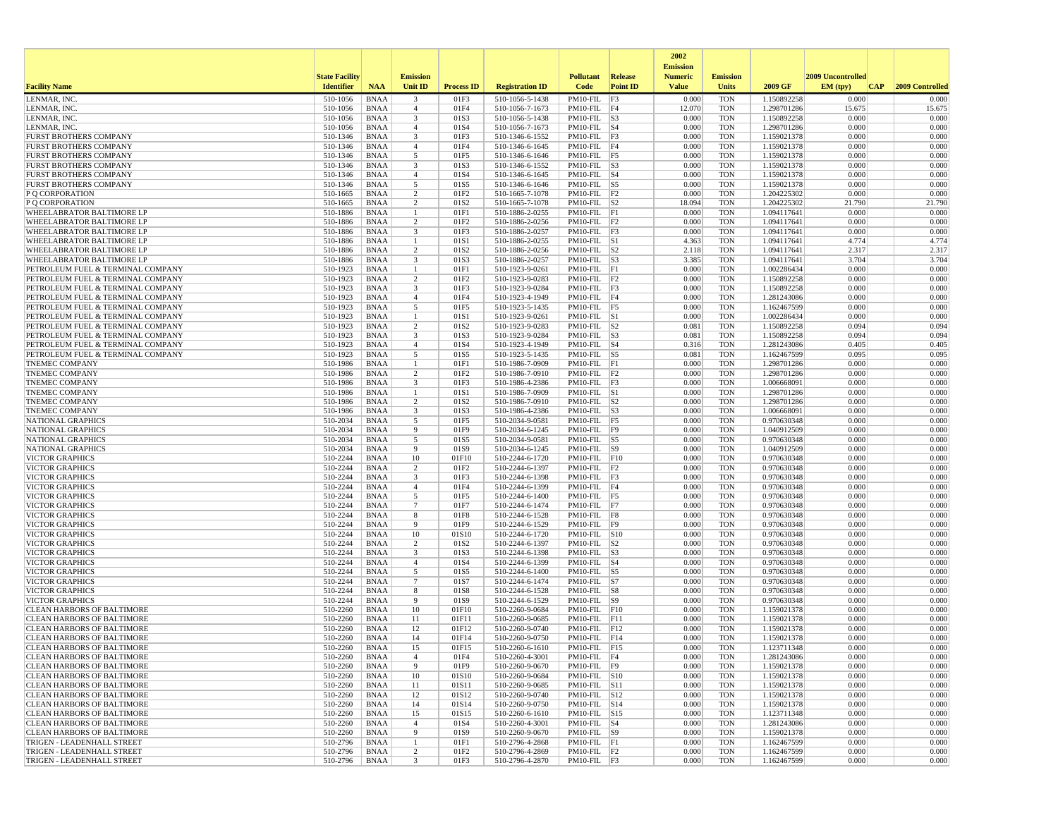| Facility Name | State Facility Identifier | NAA | Emission Unit ID | Process ID | Registration ID | Pollutant Code | Release Point ID | 2002 Emission Numeric Value | Emission Units | 2009 GF | 2009 Uncontrolled EM (tpy) | CAP | 2009 Controlled |
|---|---|---|---|---|---|---|---|---|---|---|---|---|---|
| LENMAR, INC. | 510-1056 | BNAA | 3 | 01F3 | 510-1056-5-1438 | PM10-FIL | F3 | 0.000 | TON | 1.150892258 | 0.000 | | 0.000 |
| LENMAR, INC. | 510-1056 | BNAA | 4 | 01F4 | 510-1056-7-1673 | PM10-FIL | F4 | 12.070 | TON | 1.298701286 | 15.675 | | 15.675 |
| LENMAR, INC. | 510-1056 | BNAA | 3 | 01S3 | 510-1056-5-1438 | PM10-FIL | S3 | 0.000 | TON | 1.150892258 | 0.000 | | 0.000 |
| LENMAR, INC. | 510-1056 | BNAA | 4 | 01S4 | 510-1056-7-1673 | PM10-FIL | S4 | 0.000 | TON | 1.298701286 | 0.000 | | 0.000 |
| FURST BROTHERS COMPANY | 510-1346 | BNAA | 3 | 01F3 | 510-1346-6-1552 | PM10-FIL | F3 | 0.000 | TON | 1.159021378 | 0.000 | | 0.000 |
| FURST BROTHERS COMPANY | 510-1346 | BNAA | 4 | 01F4 | 510-1346-6-1645 | PM10-FIL | F4 | 0.000 | TON | 1.159021378 | 0.000 | | 0.000 |
| FURST BROTHERS COMPANY | 510-1346 | BNAA | 5 | 01F5 | 510-1346-6-1646 | PM10-FIL | F5 | 0.000 | TON | 1.159021378 | 0.000 | | 0.000 |
| FURST BROTHERS COMPANY | 510-1346 | BNAA | 3 | 01S3 | 510-1346-6-1552 | PM10-FIL | S3 | 0.000 | TON | 1.159021378 | 0.000 | | 0.000 |
| FURST BROTHERS COMPANY | 510-1346 | BNAA | 4 | 01S4 | 510-1346-6-1645 | PM10-FIL | S4 | 0.000 | TON | 1.159021378 | 0.000 | | 0.000 |
| FURST BROTHERS COMPANY | 510-1346 | BNAA | 5 | 01S5 | 510-1346-6-1646 | PM10-FIL | S5 | 0.000 | TON | 1.159021378 | 0.000 | | 0.000 |
| P Q CORPORATION | 510-1665 | BNAA | 2 | 01F2 | 510-1665-7-1078 | PM10-FIL | F2 | 0.000 | TON | 1.204225302 | 0.000 | | 0.000 |
| P Q CORPORATION | 510-1665 | BNAA | 2 | 01S2 | 510-1665-7-1078 | PM10-FIL | S2 | 18.094 | TON | 1.204225302 | 21.790 | | 21.790 |
| WHEELABRATOR BALTIMORE LP | 510-1886 | BNAA | 1 | 01F1 | 510-1886-2-0255 | PM10-FIL | F1 | 0.000 | TON | 1.094117641 | 0.000 | | 0.000 |
| WHEELABRATOR BALTIMORE LP | 510-1886 | BNAA | 2 | 01F2 | 510-1886-2-0256 | PM10-FIL | F2 | 0.000 | TON | 1.094117641 | 0.000 | | 0.000 |
| WHEELABRATOR BALTIMORE LP | 510-1886 | BNAA | 3 | 01F3 | 510-1886-2-0257 | PM10-FIL | F3 | 0.000 | TON | 1.094117641 | 0.000 | | 0.000 |
| WHEELABRATOR BALTIMORE LP | 510-1886 | BNAA | 1 | 01S1 | 510-1886-2-0255 | PM10-FIL | S1 | 4.363 | TON | 1.094117641 | 4.774 | | 4.774 |
| WHEELABRATOR BALTIMORE LP | 510-1886 | BNAA | 2 | 01S2 | 510-1886-2-0256 | PM10-FIL | S2 | 2.118 | TON | 1.094117641 | 2.317 | | 2.317 |
| WHEELABRATOR BALTIMORE LP | 510-1886 | BNAA | 3 | 01S3 | 510-1886-2-0257 | PM10-FIL | S3 | 3.385 | TON | 1.094117641 | 3.704 | | 3.704 |
| PETROLEUM FUEL & TERMINAL COMPANY | 510-1923 | BNAA | 1 | 01F1 | 510-1923-9-0261 | PM10-FIL | F1 | 0.000 | TON | 1.002286434 | 0.000 | | 0.000 |
| PETROLEUM FUEL & TERMINAL COMPANY | 510-1923 | BNAA | 2 | 01F2 | 510-1923-9-0283 | PM10-FIL | F2 | 0.000 | TON | 1.150892258 | 0.000 | | 0.000 |
| PETROLEUM FUEL & TERMINAL COMPANY | 510-1923 | BNAA | 3 | 01F3 | 510-1923-9-0284 | PM10-FIL | F3 | 0.000 | TON | 1.150892258 | 0.000 | | 0.000 |
| PETROLEUM FUEL & TERMINAL COMPANY | 510-1923 | BNAA | 4 | 01F4 | 510-1923-4-1949 | PM10-FIL | F4 | 0.000 | TON | 1.281243086 | 0.000 | | 0.000 |
| PETROLEUM FUEL & TERMINAL COMPANY | 510-1923 | BNAA | 5 | 01F5 | 510-1923-5-1435 | PM10-FIL | F5 | 0.000 | TON | 1.162467599 | 0.000 | | 0.000 |
| PETROLEUM FUEL & TERMINAL COMPANY | 510-1923 | BNAA | 1 | 01S1 | 510-1923-9-0261 | PM10-FIL | S1 | 0.000 | TON | 1.002286434 | 0.000 | | 0.000 |
| PETROLEUM FUEL & TERMINAL COMPANY | 510-1923 | BNAA | 2 | 01S2 | 510-1923-9-0283 | PM10-FIL | S2 | 0.081 | TON | 1.150892258 | 0.094 | | 0.094 |
| PETROLEUM FUEL & TERMINAL COMPANY | 510-1923 | BNAA | 3 | 01S3 | 510-1923-9-0284 | PM10-FIL | S3 | 0.081 | TON | 1.150892258 | 0.094 | | 0.094 |
| PETROLEUM FUEL & TERMINAL COMPANY | 510-1923 | BNAA | 4 | 01S4 | 510-1923-4-1949 | PM10-FIL | S4 | 0.316 | TON | 1.281243086 | 0.405 | | 0.405 |
| PETROLEUM FUEL & TERMINAL COMPANY | 510-1923 | BNAA | 5 | 01S5 | 510-1923-5-1435 | PM10-FIL | S5 | 0.081 | TON | 1.162467599 | 0.095 | | 0.095 |
| TNEMEC COMPANY | 510-1986 | BNAA | 1 | 01F1 | 510-1986-7-0909 | PM10-FIL | F1 | 0.000 | TON | 1.298701286 | 0.000 | | 0.000 |
| TNEMEC COMPANY | 510-1986 | BNAA | 2 | 01F2 | 510-1986-7-0910 | PM10-FIL | F2 | 0.000 | TON | 1.298701286 | 0.000 | | 0.000 |
| TNEMEC COMPANY | 510-1986 | BNAA | 3 | 01F3 | 510-1986-4-2386 | PM10-FIL | F3 | 0.000 | TON | 1.006668091 | 0.000 | | 0.000 |
| TNEMEC COMPANY | 510-1986 | BNAA | 1 | 01S1 | 510-1986-7-0909 | PM10-FIL | S1 | 0.000 | TON | 1.298701286 | 0.000 | | 0.000 |
| TNEMEC COMPANY | 510-1986 | BNAA | 2 | 01S2 | 510-1986-7-0910 | PM10-FIL | S2 | 0.000 | TON | 1.298701286 | 0.000 | | 0.000 |
| TNEMEC COMPANY | 510-1986 | BNAA | 3 | 01S3 | 510-1986-4-2386 | PM10-FIL | S3 | 0.000 | TON | 1.006668091 | 0.000 | | 0.000 |
| NATIONAL GRAPHICS | 510-2034 | BNAA | 5 | 01F5 | 510-2034-9-0581 | PM10-FIL | F5 | 0.000 | TON | 0.970630348 | 0.000 | | 0.000 |
| NATIONAL GRAPHICS | 510-2034 | BNAA | 9 | 01F9 | 510-2034-6-1245 | PM10-FIL | F9 | 0.000 | TON | 1.040912509 | 0.000 | | 0.000 |
| NATIONAL GRAPHICS | 510-2034 | BNAA | 5 | 01S5 | 510-2034-9-0581 | PM10-FIL | S5 | 0.000 | TON | 0.970630348 | 0.000 | | 0.000 |
| NATIONAL GRAPHICS | 510-2034 | BNAA | 9 | 01S9 | 510-2034-6-1245 | PM10-FIL | S9 | 0.000 | TON | 1.040912509 | 0.000 | | 0.000 |
| VICTOR GRAPHICS | 510-2244 | BNAA | 10 | 01F10 | 510-2244-6-1720 | PM10-FIL | F10 | 0.000 | TON | 0.970630348 | 0.000 | | 0.000 |
| VICTOR GRAPHICS | 510-2244 | BNAA | 2 | 01F2 | 510-2244-6-1397 | PM10-FIL | F2 | 0.000 | TON | 0.970630348 | 0.000 | | 0.000 |
| VICTOR GRAPHICS | 510-2244 | BNAA | 3 | 01F3 | 510-2244-6-1398 | PM10-FIL | F3 | 0.000 | TON | 0.970630348 | 0.000 | | 0.000 |
| VICTOR GRAPHICS | 510-2244 | BNAA | 4 | 01F4 | 510-2244-6-1399 | PM10-FIL | F4 | 0.000 | TON | 0.970630348 | 0.000 | | 0.000 |
| VICTOR GRAPHICS | 510-2244 | BNAA | 5 | 01F5 | 510-2244-6-1400 | PM10-FIL | F5 | 0.000 | TON | 0.970630348 | 0.000 | | 0.000 |
| VICTOR GRAPHICS | 510-2244 | BNAA | 7 | 01F7 | 510-2244-6-1474 | PM10-FIL | F7 | 0.000 | TON | 0.970630348 | 0.000 | | 0.000 |
| VICTOR GRAPHICS | 510-2244 | BNAA | 8 | 01F8 | 510-2244-6-1528 | PM10-FIL | F8 | 0.000 | TON | 0.970630348 | 0.000 | | 0.000 |
| VICTOR GRAPHICS | 510-2244 | BNAA | 9 | 01F9 | 510-2244-6-1529 | PM10-FIL | F9 | 0.000 | TON | 0.970630348 | 0.000 | | 0.000 |
| VICTOR GRAPHICS | 510-2244 | BNAA | 10 | 01S10 | 510-2244-6-1720 | PM10-FIL | S10 | 0.000 | TON | 0.970630348 | 0.000 | | 0.000 |
| VICTOR GRAPHICS | 510-2244 | BNAA | 2 | 01S2 | 510-2244-6-1397 | PM10-FIL | S2 | 0.000 | TON | 0.970630348 | 0.000 | | 0.000 |
| VICTOR GRAPHICS | 510-2244 | BNAA | 3 | 01S3 | 510-2244-6-1398 | PM10-FIL | S3 | 0.000 | TON | 0.970630348 | 0.000 | | 0.000 |
| VICTOR GRAPHICS | 510-2244 | BNAA | 4 | 01S4 | 510-2244-6-1399 | PM10-FIL | S4 | 0.000 | TON | 0.970630348 | 0.000 | | 0.000 |
| VICTOR GRAPHICS | 510-2244 | BNAA | 5 | 01S5 | 510-2244-6-1400 | PM10-FIL | S5 | 0.000 | TON | 0.970630348 | 0.000 | | 0.000 |
| VICTOR GRAPHICS | 510-2244 | BNAA | 7 | 01S7 | 510-2244-6-1474 | PM10-FIL | S7 | 0.000 | TON | 0.970630348 | 0.000 | | 0.000 |
| VICTOR GRAPHICS | 510-2244 | BNAA | 8 | 01S8 | 510-2244-6-1528 | PM10-FIL | S8 | 0.000 | TON | 0.970630348 | 0.000 | | 0.000 |
| VICTOR GRAPHICS | 510-2244 | BNAA | 9 | 01S9 | 510-2244-6-1529 | PM10-FIL | S9 | 0.000 | TON | 0.970630348 | 0.000 | | 0.000 |
| CLEAN HARBORS OF BALTIMORE | 510-2260 | BNAA | 10 | 01F10 | 510-2260-9-0684 | PM10-FIL | F10 | 0.000 | TON | 1.159021378 | 0.000 | | 0.000 |
| CLEAN HARBORS OF BALTIMORE | 510-2260 | BNAA | 11 | 01F11 | 510-2260-9-0685 | PM10-FIL | F11 | 0.000 | TON | 1.159021378 | 0.000 | | 0.000 |
| CLEAN HARBORS OF BALTIMORE | 510-2260 | BNAA | 12 | 01F12 | 510-2260-9-0740 | PM10-FIL | F12 | 0.000 | TON | 1.159021378 | 0.000 | | 0.000 |
| CLEAN HARBORS OF BALTIMORE | 510-2260 | BNAA | 14 | 01F14 | 510-2260-9-0750 | PM10-FIL | F14 | 0.000 | TON | 1.159021378 | 0.000 | | 0.000 |
| CLEAN HARBORS OF BALTIMORE | 510-2260 | BNAA | 15 | 01F15 | 510-2260-6-1610 | PM10-FIL | F15 | 0.000 | TON | 1.123711348 | 0.000 | | 0.000 |
| CLEAN HARBORS OF BALTIMORE | 510-2260 | BNAA | 4 | 01F4 | 510-2260-4-3001 | PM10-FIL | F4 | 0.000 | TON | 1.281243086 | 0.000 | | 0.000 |
| CLEAN HARBORS OF BALTIMORE | 510-2260 | BNAA | 9 | 01F9 | 510-2260-9-0670 | PM10-FIL | F9 | 0.000 | TON | 1.159021378 | 0.000 | | 0.000 |
| CLEAN HARBORS OF BALTIMORE | 510-2260 | BNAA | 10 | 01S10 | 510-2260-9-0684 | PM10-FIL | S10 | 0.000 | TON | 1.159021378 | 0.000 | | 0.000 |
| CLEAN HARBORS OF BALTIMORE | 510-2260 | BNAA | 11 | 01S11 | 510-2260-9-0685 | PM10-FIL | S11 | 0.000 | TON | 1.159021378 | 0.000 | | 0.000 |
| CLEAN HARBORS OF BALTIMORE | 510-2260 | BNAA | 12 | 01S12 | 510-2260-9-0740 | PM10-FIL | S12 | 0.000 | TON | 1.159021378 | 0.000 | | 0.000 |
| CLEAN HARBORS OF BALTIMORE | 510-2260 | BNAA | 14 | 01S14 | 510-2260-9-0750 | PM10-FIL | S14 | 0.000 | TON | 1.159021378 | 0.000 | | 0.000 |
| CLEAN HARBORS OF BALTIMORE | 510-2260 | BNAA | 15 | 01S15 | 510-2260-6-1610 | PM10-FIL | S15 | 0.000 | TON | 1.123711348 | 0.000 | | 0.000 |
| CLEAN HARBORS OF BALTIMORE | 510-2260 | BNAA | 4 | 01S4 | 510-2260-4-3001 | PM10-FIL | S4 | 0.000 | TON | 1.281243086 | 0.000 | | 0.000 |
| CLEAN HARBORS OF BALTIMORE | 510-2260 | BNAA | 9 | 01S9 | 510-2260-9-0670 | PM10-FIL | S9 | 0.000 | TON | 1.159021378 | 0.000 | | 0.000 |
| TRIGEN - LEADENHALL STREET | 510-2796 | BNAA | 1 | 01F1 | 510-2796-4-2868 | PM10-FIL | F1 | 0.000 | TON | 1.162467599 | 0.000 | | 0.000 |
| TRIGEN - LEADENHALL STREET | 510-2796 | BNAA | 2 | 01F2 | 510-2796-4-2869 | PM10-FIL | F2 | 0.000 | TON | 1.162467599 | 0.000 | | 0.000 |
| TRIGEN - LEADENHALL STREET | 510-2796 | BNAA | 3 | 01F3 | 510-2796-4-2870 | PM10-FIL | F3 | 0.000 | TON | 1.162467599 | 0.000 | | 0.000 |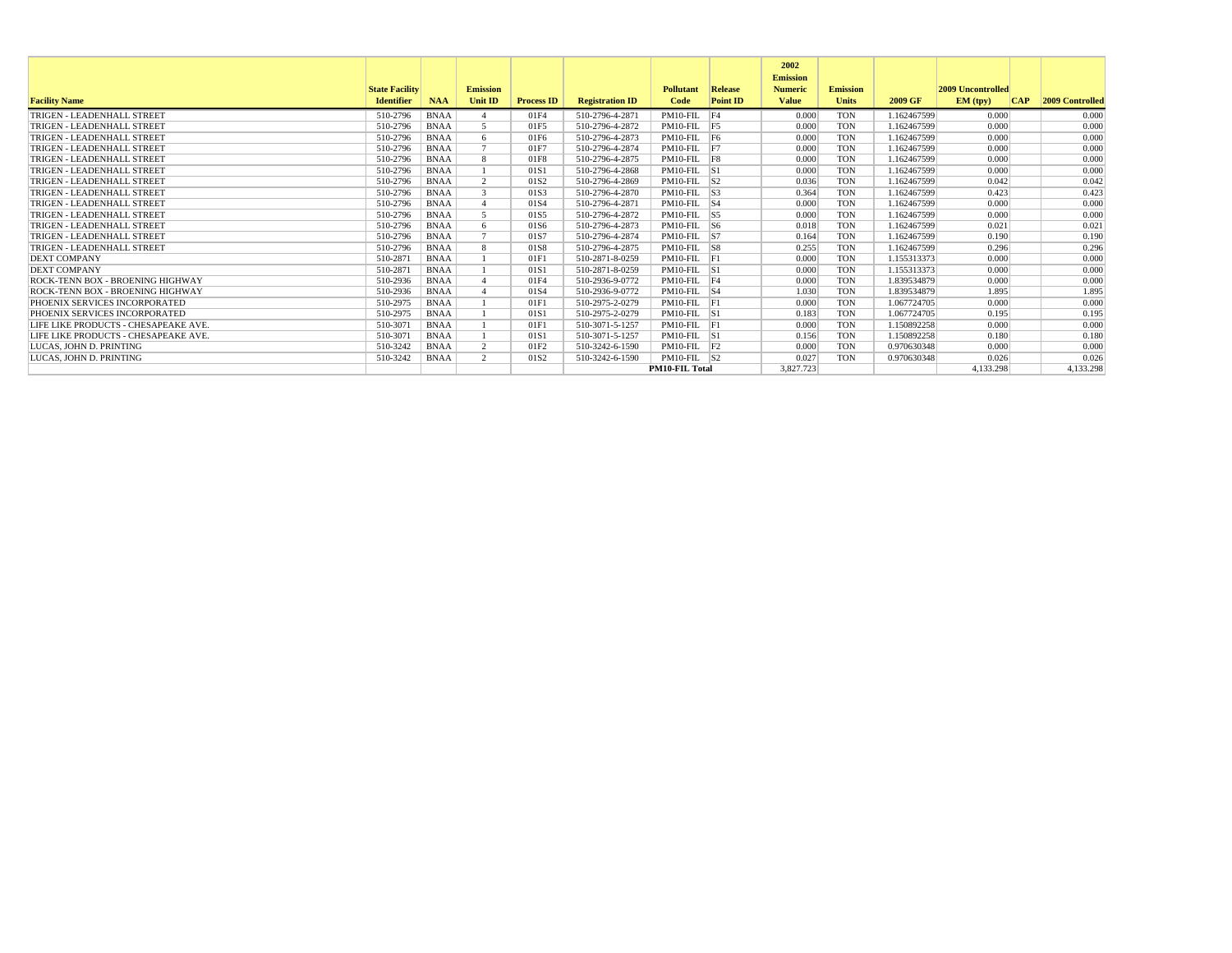| Facility Name | State Facility Identifier | NAA | Emission Unit ID | Process ID | Registration ID | Pollutant Code | Release Point ID | 2002 Emission Numeric Value | Emission Units | 2009 GF | 2009 Uncontrolled EM (tpy) | CAP | 2009 Controlled |
|---|---|---|---|---|---|---|---|---|---|---|---|---|---|
| TRIGEN - LEADENHALL STREET | 510-2796 | BNAA | 4 | 01F4 | 510-2796-4-2871 | PM10-FIL | F4 | 0.000 | TON | 1.162467599 | 0.000 | | 0.000 |
| TRIGEN - LEADENHALL STREET | 510-2796 | BNAA | 5 | 01F5 | 510-2796-4-2872 | PM10-FIL | F5 | 0.000 | TON | 1.162467599 | 0.000 | | 0.000 |
| TRIGEN - LEADENHALL STREET | 510-2796 | BNAA | 6 | 01F6 | 510-2796-4-2873 | PM10-FIL | F6 | 0.000 | TON | 1.162467599 | 0.000 | | 0.000 |
| TRIGEN - LEADENHALL STREET | 510-2796 | BNAA | 7 | 01F7 | 510-2796-4-2874 | PM10-FIL | F7 | 0.000 | TON | 1.162467599 | 0.000 | | 0.000 |
| TRIGEN - LEADENHALL STREET | 510-2796 | BNAA | 8 | 01F8 | 510-2796-4-2875 | PM10-FIL | F8 | 0.000 | TON | 1.162467599 | 0.000 | | 0.000 |
| TRIGEN - LEADENHALL STREET | 510-2796 | BNAA | 1 | 01S1 | 510-2796-4-2868 | PM10-FIL | S1 | 0.000 | TON | 1.162467599 | 0.000 | | 0.000 |
| TRIGEN - LEADENHALL STREET | 510-2796 | BNAA | 2 | 01S2 | 510-2796-4-2869 | PM10-FIL | S2 | 0.036 | TON | 1.162467599 | 0.042 | | 0.042 |
| TRIGEN - LEADENHALL STREET | 510-2796 | BNAA | 3 | 01S3 | 510-2796-4-2870 | PM10-FIL | S3 | 0.364 | TON | 1.162467599 | 0.423 | | 0.423 |
| TRIGEN - LEADENHALL STREET | 510-2796 | BNAA | 4 | 01S4 | 510-2796-4-2871 | PM10-FIL | S4 | 0.000 | TON | 1.162467599 | 0.000 | | 0.000 |
| TRIGEN - LEADENHALL STREET | 510-2796 | BNAA | 5 | 01S5 | 510-2796-4-2872 | PM10-FIL | S5 | 0.000 | TON | 1.162467599 | 0.000 | | 0.000 |
| TRIGEN - LEADENHALL STREET | 510-2796 | BNAA | 6 | 01S6 | 510-2796-4-2873 | PM10-FIL | S6 | 0.018 | TON | 1.162467599 | 0.021 | | 0.021 |
| TRIGEN - LEADENHALL STREET | 510-2796 | BNAA | 7 | 01S7 | 510-2796-4-2874 | PM10-FIL | S7 | 0.164 | TON | 1.162467599 | 0.190 | | 0.190 |
| TRIGEN - LEADENHALL STREET | 510-2796 | BNAA | 8 | 01S8 | 510-2796-4-2875 | PM10-FIL | S8 | 0.255 | TON | 1.162467599 | 0.296 | | 0.296 |
| DEXT COMPANY | 510-2871 | BNAA | 1 | 01F1 | 510-2871-8-0259 | PM10-FIL | F1 | 0.000 | TON | 1.155313373 | 0.000 | | 0.000 |
| DEXT COMPANY | 510-2871 | BNAA | 1 | 01S1 | 510-2871-8-0259 | PM10-FIL | S1 | 0.000 | TON | 1.155313373 | 0.000 | | 0.000 |
| ROCK-TENN BOX - BROENING HIGHWAY | 510-2936 | BNAA | 4 | 01F4 | 510-2936-9-0772 | PM10-FIL | F4 | 0.000 | TON | 1.839534879 | 0.000 | | 0.000 |
| ROCK-TENN BOX - BROENING HIGHWAY | 510-2936 | BNAA | 4 | 01S4 | 510-2936-9-0772 | PM10-FIL | S4 | 1.030 | TON | 1.839534879 | 1.895 | | 1.895 |
| PHOENIX SERVICES INCORPORATED | 510-2975 | BNAA | 1 | 01F1 | 510-2975-2-0279 | PM10-FIL | F1 | 0.000 | TON | 1.067724705 | 0.000 | | 0.000 |
| PHOENIX SERVICES INCORPORATED | 510-2975 | BNAA | 1 | 01S1 | 510-2975-2-0279 | PM10-FIL | S1 | 0.183 | TON | 1.067724705 | 0.195 | | 0.195 |
| LIFE LIKE PRODUCTS - CHESAPEAKE AVE. | 510-3071 | BNAA | 1 | 01F1 | 510-3071-5-1257 | PM10-FIL | F1 | 0.000 | TON | 1.150892258 | 0.000 | | 0.000 |
| LIFE LIKE PRODUCTS - CHESAPEAKE AVE. | 510-3071 | BNAA | 1 | 01S1 | 510-3071-5-1257 | PM10-FIL | S1 | 0.156 | TON | 1.150892258 | 0.180 | | 0.180 |
| LUCAS, JOHN D. PRINTING | 510-3242 | BNAA | 2 | 01F2 | 510-3242-6-1590 | PM10-FIL | F2 | 0.000 | TON | 0.970630348 | 0.000 | | 0.000 |
| LUCAS, JOHN D. PRINTING | 510-3242 | BNAA | 2 | 01S2 | 510-3242-6-1590 | PM10-FIL | S2 | 0.027 | TON | 0.970630348 | 0.026 | | 0.026 |
| | | | | | | **PM10-FIL Total** | | 3,827.723 | | | 4,133.298 | | 4,133.298 |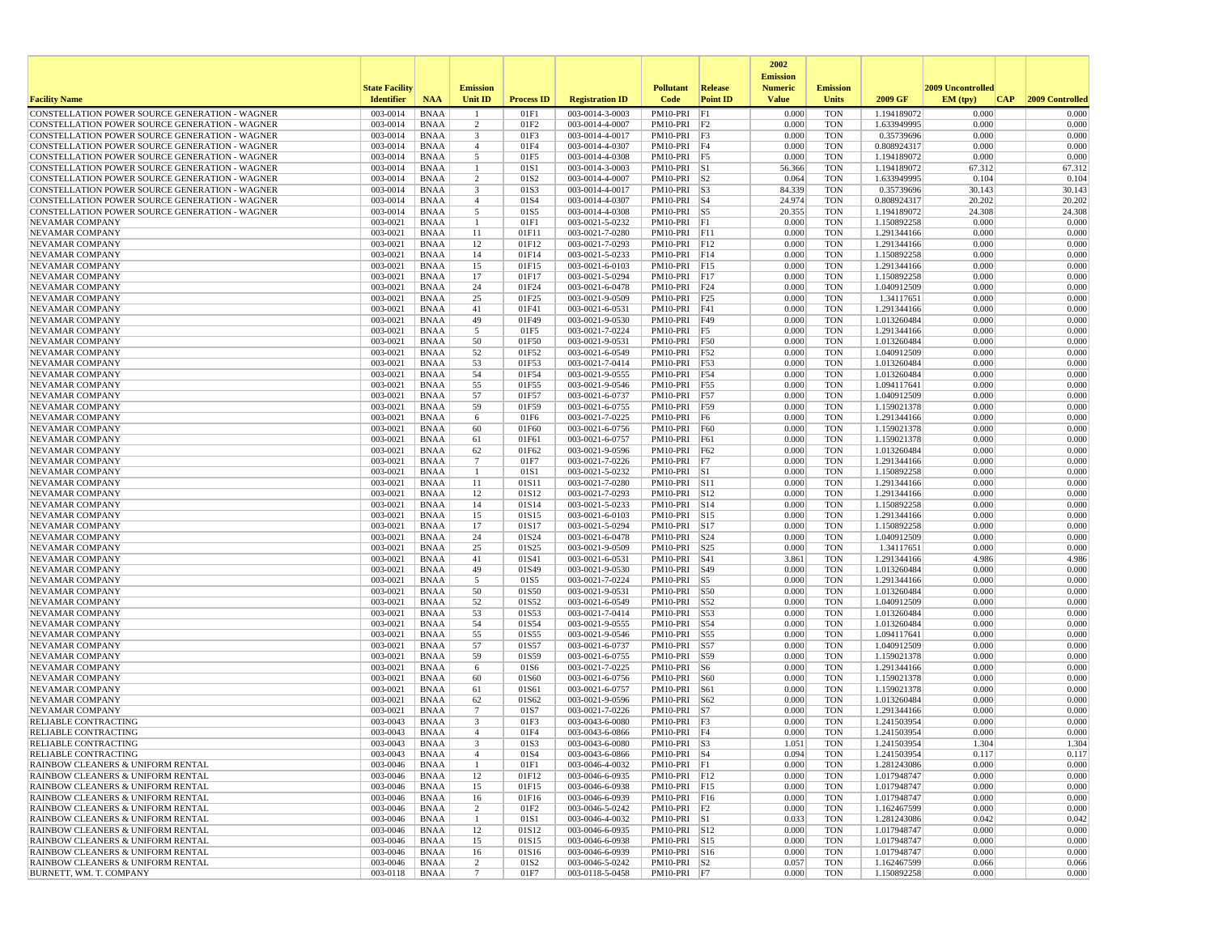| Facility Name | State Facility Identifier | NAA | Emission Unit ID | Process ID | Registration ID | Pollutant Code | Release Point ID | 2002 Emission Numeric Value | Emission Units | 2009 GF | 2009 Uncontrolled EM (tpy) | CAP | 2009 Controlled |
|---|---|---|---|---|---|---|---|---|---|---|---|---|---|
| CONSTELLATION POWER SOURCE GENERATION - WAGNER | 003-0014 | BNAA | 1 | 01F1 | 003-0014-3-0003 | PM10-PRI | F1 | 0.000 | TON | 1.194189072 | 0.000 | | 0.000 |
| CONSTELLATION POWER SOURCE GENERATION - WAGNER | 003-0014 | BNAA | 2 | 01F2 | 003-0014-4-0007 | PM10-PRI | F2 | 0.000 | TON | 1.633949995 | 0.000 | | 0.000 |
| CONSTELLATION POWER SOURCE GENERATION - WAGNER | 003-0014 | BNAA | 3 | 01F3 | 003-0014-4-0017 | PM10-PRI | F3 | 0.000 | TON | 0.35739696 | 0.000 | | 0.000 |
| CONSTELLATION POWER SOURCE GENERATION - WAGNER | 003-0014 | BNAA | 4 | 01F4 | 003-0014-4-0307 | PM10-PRI | F4 | 0.000 | TON | 0.808924317 | 0.000 | | 0.000 |
| CONSTELLATION POWER SOURCE GENERATION - WAGNER | 003-0014 | BNAA | 5 | 01F5 | 003-0014-4-0308 | PM10-PRI | F5 | 0.000 | TON | 1.194189072 | 0.000 | | 0.000 |
| CONSTELLATION POWER SOURCE GENERATION - WAGNER | 003-0014 | BNAA | 1 | 01S1 | 003-0014-3-0003 | PM10-PRI | S1 | 56.366 | TON | 1.194189072 | 67.312 | | 67.312 |
| CONSTELLATION POWER SOURCE GENERATION - WAGNER | 003-0014 | BNAA | 2 | 01S2 | 003-0014-4-0007 | PM10-PRI | S2 | 0.064 | TON | 1.633949995 | 0.104 | | 0.104 |
| CONSTELLATION POWER SOURCE GENERATION - WAGNER | 003-0014 | BNAA | 3 | 01S3 | 003-0014-4-0017 | PM10-PRI | S3 | 84.339 | TON | 0.35739696 | 30.143 | | 30.143 |
| CONSTELLATION POWER SOURCE GENERATION - WAGNER | 003-0014 | BNAA | 4 | 01S4 | 003-0014-4-0307 | PM10-PRI | S4 | 24.974 | TON | 0.808924317 | 20.202 | | 20.202 |
| CONSTELLATION POWER SOURCE GENERATION - WAGNER | 003-0014 | BNAA | 5 | 01S5 | 003-0014-4-0308 | PM10-PRI | S5 | 20.355 | TON | 1.194189072 | 24.308 | | 24.308 |
| NEVAMAR COMPANY | 003-0021 | BNAA | 1 | 01F1 | 003-0021-5-0232 | PM10-PRI | F1 | 0.000 | TON | 1.150892258 | 0.000 | | 0.000 |
| NEVAMAR COMPANY | 003-0021 | BNAA | 11 | 01F11 | 003-0021-7-0280 | PM10-PRI | F11 | 0.000 | TON | 1.291344166 | 0.000 | | 0.000 |
| NEVAMAR COMPANY | 003-0021 | BNAA | 12 | 01F12 | 003-0021-7-0293 | PM10-PRI | F12 | 0.000 | TON | 1.291344166 | 0.000 | | 0.000 |
| NEVAMAR COMPANY | 003-0021 | BNAA | 14 | 01F14 | 003-0021-5-0233 | PM10-PRI | F14 | 0.000 | TON | 1.150892258 | 0.000 | | 0.000 |
| NEVAMAR COMPANY | 003-0021 | BNAA | 15 | 01F15 | 003-0021-6-0103 | PM10-PRI | F15 | 0.000 | TON | 1.291344166 | 0.000 | | 0.000 |
| NEVAMAR COMPANY | 003-0021 | BNAA | 17 | 01F17 | 003-0021-5-0294 | PM10-PRI | F17 | 0.000 | TON | 1.150892258 | 0.000 | | 0.000 |
| NEVAMAR COMPANY | 003-0021 | BNAA | 24 | 01F24 | 003-0021-6-0478 | PM10-PRI | F24 | 0.000 | TON | 1.040912509 | 0.000 | | 0.000 |
| NEVAMAR COMPANY | 003-0021 | BNAA | 25 | 01F25 | 003-0021-9-0509 | PM10-PRI | F25 | 0.000 | TON | 1.34117651 | 0.000 | | 0.000 |
| NEVAMAR COMPANY | 003-0021 | BNAA | 41 | 01F41 | 003-0021-6-0531 | PM10-PRI | F41 | 0.000 | TON | 1.291344166 | 0.000 | | 0.000 |
| NEVAMAR COMPANY | 003-0021 | BNAA | 49 | 01F49 | 003-0021-9-0530 | PM10-PRI | F49 | 0.000 | TON | 1.013260484 | 0.000 | | 0.000 |
| NEVAMAR COMPANY | 003-0021 | BNAA | 5 | 01F5 | 003-0021-7-0224 | PM10-PRI | F5 | 0.000 | TON | 1.291344166 | 0.000 | | 0.000 |
| NEVAMAR COMPANY | 003-0021 | BNAA | 50 | 01F50 | 003-0021-9-0531 | PM10-PRI | F50 | 0.000 | TON | 1.013260484 | 0.000 | | 0.000 |
| NEVAMAR COMPANY | 003-0021 | BNAA | 52 | 01F52 | 003-0021-6-0549 | PM10-PRI | F52 | 0.000 | TON | 1.040912509 | 0.000 | | 0.000 |
| NEVAMAR COMPANY | 003-0021 | BNAA | 53 | 01F53 | 003-0021-7-0414 | PM10-PRI | F53 | 0.000 | TON | 1.013260484 | 0.000 | | 0.000 |
| NEVAMAR COMPANY | 003-0021 | BNAA | 54 | 01F54 | 003-0021-9-0555 | PM10-PRI | F54 | 0.000 | TON | 1.013260484 | 0.000 | | 0.000 |
| NEVAMAR COMPANY | 003-0021 | BNAA | 55 | 01F55 | 003-0021-9-0546 | PM10-PRI | F55 | 0.000 | TON | 1.094117641 | 0.000 | | 0.000 |
| NEVAMAR COMPANY | 003-0021 | BNAA | 57 | 01F57 | 003-0021-6-0737 | PM10-PRI | F57 | 0.000 | TON | 1.040912509 | 0.000 | | 0.000 |
| NEVAMAR COMPANY | 003-0021 | BNAA | 59 | 01F59 | 003-0021-6-0755 | PM10-PRI | F59 | 0.000 | TON | 1.159021378 | 0.000 | | 0.000 |
| NEVAMAR COMPANY | 003-0021 | BNAA | 6 | 01F6 | 003-0021-7-0225 | PM10-PRI | F6 | 0.000 | TON | 1.291344166 | 0.000 | | 0.000 |
| NEVAMAR COMPANY | 003-0021 | BNAA | 60 | 01F60 | 003-0021-6-0756 | PM10-PRI | F60 | 0.000 | TON | 1.159021378 | 0.000 | | 0.000 |
| NEVAMAR COMPANY | 003-0021 | BNAA | 61 | 01F61 | 003-0021-6-0757 | PM10-PRI | F61 | 0.000 | TON | 1.159021378 | 0.000 | | 0.000 |
| NEVAMAR COMPANY | 003-0021 | BNAA | 62 | 01F62 | 003-0021-9-0596 | PM10-PRI | F62 | 0.000 | TON | 1.013260484 | 0.000 | | 0.000 |
| NEVAMAR COMPANY | 003-0021 | BNAA | 7 | 01F7 | 003-0021-7-0226 | PM10-PRI | F7 | 0.000 | TON | 1.291344166 | 0.000 | | 0.000 |
| NEVAMAR COMPANY | 003-0021 | BNAA | 1 | 01S1 | 003-0021-5-0232 | PM10-PRI | S1 | 0.000 | TON | 1.150892258 | 0.000 | | 0.000 |
| NEVAMAR COMPANY | 003-0021 | BNAA | 11 | 01S11 | 003-0021-7-0280 | PM10-PRI | S11 | 0.000 | TON | 1.291344166 | 0.000 | | 0.000 |
| NEVAMAR COMPANY | 003-0021 | BNAA | 12 | 01S12 | 003-0021-7-0293 | PM10-PRI | S12 | 0.000 | TON | 1.291344166 | 0.000 | | 0.000 |
| NEVAMAR COMPANY | 003-0021 | BNAA | 14 | 01S14 | 003-0021-5-0233 | PM10-PRI | S14 | 0.000 | TON | 1.150892258 | 0.000 | | 0.000 |
| NEVAMAR COMPANY | 003-0021 | BNAA | 15 | 01S15 | 003-0021-6-0103 | PM10-PRI | S15 | 0.000 | TON | 1.291344166 | 0.000 | | 0.000 |
| NEVAMAR COMPANY | 003-0021 | BNAA | 17 | 01S17 | 003-0021-5-0294 | PM10-PRI | S17 | 0.000 | TON | 1.150892258 | 0.000 | | 0.000 |
| NEVAMAR COMPANY | 003-0021 | BNAA | 24 | 01S24 | 003-0021-6-0478 | PM10-PRI | S24 | 0.000 | TON | 1.040912509 | 0.000 | | 0.000 |
| NEVAMAR COMPANY | 003-0021 | BNAA | 25 | 01S25 | 003-0021-9-0509 | PM10-PRI | S25 | 0.000 | TON | 1.34117651 | 0.000 | | 0.000 |
| NEVAMAR COMPANY | 003-0021 | BNAA | 41 | 01S41 | 003-0021-6-0531 | PM10-PRI | S41 | 3.861 | TON | 1.291344166 | 4.986 | | 4.986 |
| NEVAMAR COMPANY | 003-0021 | BNAA | 49 | 01S49 | 003-0021-9-0530 | PM10-PRI | S49 | 0.000 | TON | 1.013260484 | 0.000 | | 0.000 |
| NEVAMAR COMPANY | 003-0021 | BNAA | 5 | 01S5 | 003-0021-7-0224 | PM10-PRI | S5 | 0.000 | TON | 1.291344166 | 0.000 | | 0.000 |
| NEVAMAR COMPANY | 003-0021 | BNAA | 50 | 01S50 | 003-0021-9-0531 | PM10-PRI | S50 | 0.000 | TON | 1.013260484 | 0.000 | | 0.000 |
| NEVAMAR COMPANY | 003-0021 | BNAA | 52 | 01S52 | 003-0021-6-0549 | PM10-PRI | S52 | 0.000 | TON | 1.040912509 | 0.000 | | 0.000 |
| NEVAMAR COMPANY | 003-0021 | BNAA | 53 | 01S53 | 003-0021-7-0414 | PM10-PRI | S53 | 0.000 | TON | 1.013260484 | 0.000 | | 0.000 |
| NEVAMAR COMPANY | 003-0021 | BNAA | 54 | 01S54 | 003-0021-9-0555 | PM10-PRI | S54 | 0.000 | TON | 1.013260484 | 0.000 | | 0.000 |
| NEVAMAR COMPANY | 003-0021 | BNAA | 55 | 01S55 | 003-0021-9-0546 | PM10-PRI | S55 | 0.000 | TON | 1.094117641 | 0.000 | | 0.000 |
| NEVAMAR COMPANY | 003-0021 | BNAA | 57 | 01S57 | 003-0021-6-0737 | PM10-PRI | S57 | 0.000 | TON | 1.040912509 | 0.000 | | 0.000 |
| NEVAMAR COMPANY | 003-0021 | BNAA | 59 | 01S59 | 003-0021-6-0755 | PM10-PRI | S59 | 0.000 | TON | 1.159021378 | 0.000 | | 0.000 |
| NEVAMAR COMPANY | 003-0021 | BNAA | 6 | 01S6 | 003-0021-7-0225 | PM10-PRI | S6 | 0.000 | TON | 1.291344166 | 0.000 | | 0.000 |
| NEVAMAR COMPANY | 003-0021 | BNAA | 60 | 01S60 | 003-0021-6-0756 | PM10-PRI | S60 | 0.000 | TON | 1.159021378 | 0.000 | | 0.000 |
| NEVAMAR COMPANY | 003-0021 | BNAA | 61 | 01S61 | 003-0021-6-0757 | PM10-PRI | S61 | 0.000 | TON | 1.159021378 | 0.000 | | 0.000 |
| NEVAMAR COMPANY | 003-0021 | BNAA | 62 | 01S62 | 003-0021-9-0596 | PM10-PRI | S62 | 0.000 | TON | 1.013260484 | 0.000 | | 0.000 |
| NEVAMAR COMPANY | 003-0021 | BNAA | 7 | 01S7 | 003-0021-7-0226 | PM10-PRI | S7 | 0.000 | TON | 1.291344166 | 0.000 | | 0.000 |
| RELIABLE CONTRACTING | 003-0043 | BNAA | 3 | 01F3 | 003-0043-6-0080 | PM10-PRI | F3 | 0.000 | TON | 1.241503954 | 0.000 | | 0.000 |
| RELIABLE CONTRACTING | 003-0043 | BNAA | 4 | 01F4 | 003-0043-6-0866 | PM10-PRI | F4 | 0.000 | TON | 1.241503954 | 0.000 | | 0.000 |
| RELIABLE CONTRACTING | 003-0043 | BNAA | 3 | 01S3 | 003-0043-6-0080 | PM10-PRI | S3 | 1.051 | TON | 1.241503954 | 1.304 | | 1.304 |
| RELIABLE CONTRACTING | 003-0043 | BNAA | 4 | 01S4 | 003-0043-6-0866 | PM10-PRI | S4 | 0.094 | TON | 1.241503954 | 0.117 | | 0.117 |
| RAINBOW CLEANERS & UNIFORM RENTAL | 003-0046 | BNAA | 1 | 01F1 | 003-0046-4-0032 | PM10-PRI | F1 | 0.000 | TON | 1.281243086 | 0.000 | | 0.000 |
| RAINBOW CLEANERS & UNIFORM RENTAL | 003-0046 | BNAA | 12 | 01F12 | 003-0046-6-0935 | PM10-PRI | F12 | 0.000 | TON | 1.017948747 | 0.000 | | 0.000 |
| RAINBOW CLEANERS & UNIFORM RENTAL | 003-0046 | BNAA | 15 | 01F15 | 003-0046-6-0938 | PM10-PRI | F15 | 0.000 | TON | 1.017948747 | 0.000 | | 0.000 |
| RAINBOW CLEANERS & UNIFORM RENTAL | 003-0046 | BNAA | 16 | 01F16 | 003-0046-6-0939 | PM10-PRI | F16 | 0.000 | TON | 1.017948747 | 0.000 | | 0.000 |
| RAINBOW CLEANERS & UNIFORM RENTAL | 003-0046 | BNAA | 2 | 01F2 | 003-0046-5-0242 | PM10-PRI | F2 | 0.000 | TON | 1.162467599 | 0.000 | | 0.000 |
| RAINBOW CLEANERS & UNIFORM RENTAL | 003-0046 | BNAA | 1 | 01S1 | 003-0046-4-0032 | PM10-PRI | S1 | 0.033 | TON | 1.281243086 | 0.042 | | 0.042 |
| RAINBOW CLEANERS & UNIFORM RENTAL | 003-0046 | BNAA | 12 | 01S12 | 003-0046-6-0935 | PM10-PRI | S12 | 0.000 | TON | 1.017948747 | 0.000 | | 0.000 |
| RAINBOW CLEANERS & UNIFORM RENTAL | 003-0046 | BNAA | 15 | 01S15 | 003-0046-6-0938 | PM10-PRI | S15 | 0.000 | TON | 1.017948747 | 0.000 | | 0.000 |
| RAINBOW CLEANERS & UNIFORM RENTAL | 003-0046 | BNAA | 16 | 01S16 | 003-0046-6-0939 | PM10-PRI | S16 | 0.000 | TON | 1.017948747 | 0.000 | | 0.000 |
| RAINBOW CLEANERS & UNIFORM RENTAL | 003-0046 | BNAA | 2 | 01S2 | 003-0046-5-0242 | PM10-PRI | S2 | 0.057 | TON | 1.162467599 | 0.066 | | 0.066 |
| BURNETT, WM. T. COMPANY | 003-0118 | BNAA | 7 | 01F7 | 003-0118-5-0458 | PM10-PRI | F7 | 0.000 | TON | 1.150892258 | 0.000 | | 0.000 |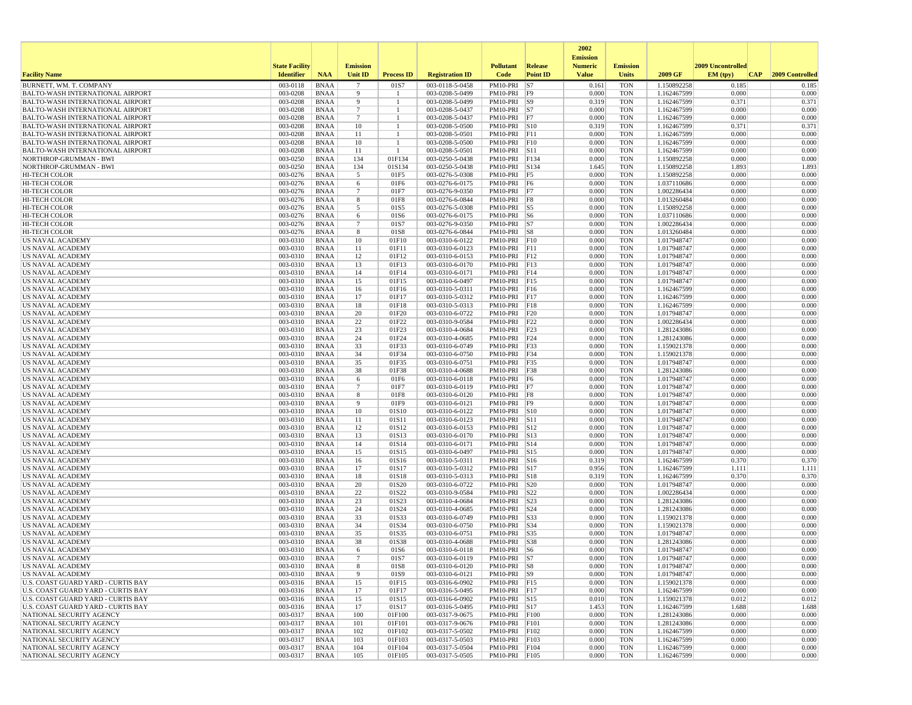| Facility Name | State Facility Identifier | NAA | Emission Unit ID | Process ID | Registration ID | Pollutant Code | Release Point ID | 2002 Emission Numeric Value | Emission Units | 2009 GF | 2009 Uncontrolled EM (tpy) | CAP | 2009 Controlled |
|---|---|---|---|---|---|---|---|---|---|---|---|---|---|
| BURNETT, WM. T. COMPANY | 003-0118 | BNAA | 7 | 01S7 | 003-0118-5-0458 | PM10-PRI | S7 | 0.161 | TON | 1.150892258 | 0.185 | | 0.185 |
| BALTO-WASH INTERNATIONAL AIRPORT | 003-0208 | BNAA | 9 | 1 | 003-0208-5-0499 | PM10-PRI | F9 | 0.000 | TON | 1.162467599 | 0.000 | | 0.000 |
| BALTO-WASH INTERNATIONAL AIRPORT | 003-0208 | BNAA | 9 | 1 | 003-0208-5-0499 | PM10-PRI | S9 | 0.319 | TON | 1.162467599 | 0.371 | | 0.371 |
| BALTO-WASH INTERNATIONAL AIRPORT | 003-0208 | BNAA | 7 | 1 | 003-0208-5-0437 | PM10-PRI | S7 | 0.000 | TON | 1.162467599 | 0.000 | | 0.000 |
| BALTO-WASH INTERNATIONAL AIRPORT | 003-0208 | BNAA | 7 | 1 | 003-0208-5-0437 | PM10-PRI | F7 | 0.000 | TON | 1.162467599 | 0.000 | | 0.000 |
| BALTO-WASH INTERNATIONAL AIRPORT | 003-0208 | BNAA | 10 | 1 | 003-0208-5-0500 | PM10-PRI | S10 | 0.319 | TON | 1.162467599 | 0.371 | | 0.371 |
| BALTO-WASH INTERNATIONAL AIRPORT | 003-0208 | BNAA | 11 | 1 | 003-0208-5-0501 | PM10-PRI | F11 | 0.000 | TON | 1.162467599 | 0.000 | | 0.000 |
| BALTO-WASH INTERNATIONAL AIRPORT | 003-0208 | BNAA | 10 | 1 | 003-0208-5-0500 | PM10-PRI | F10 | 0.000 | TON | 1.162467599 | 0.000 | | 0.000 |
| BALTO-WASH INTERNATIONAL AIRPORT | 003-0208 | BNAA | 11 | 1 | 003-0208-5-0501 | PM10-PRI | S11 | 0.000 | TON | 1.162467599 | 0.000 | | 0.000 |
| NORTHROP-GRUMMAN - BWI | 003-0250 | BNAA | 134 | 01F134 | 003-0250-5-0438 | PM10-PRI | F134 | 0.000 | TON | 1.150892258 | 0.000 | | 0.000 |
| NORTHROP-GRUMMAN - BWI | 003-0250 | BNAA | 134 | 01S134 | 003-0250-5-0438 | PM10-PRI | S134 | 1.645 | TON | 1.150892258 | 1.893 | | 1.893 |
| HI-TECH COLOR | 003-0276 | BNAA | 5 | 01F5 | 003-0276-5-0308 | PM10-PRI | F5 | 0.000 | TON | 1.150892258 | 0.000 | | 0.000 |
| HI-TECH COLOR | 003-0276 | BNAA | 6 | 01F6 | 003-0276-6-0175 | PM10-PRI | F6 | 0.000 | TON | 1.037110686 | 0.000 | | 0.000 |
| HI-TECH COLOR | 003-0276 | BNAA | 7 | 01F7 | 003-0276-9-0350 | PM10-PRI | F7 | 0.000 | TON | 1.002286434 | 0.000 | | 0.000 |
| HI-TECH COLOR | 003-0276 | BNAA | 8 | 01F8 | 003-0276-6-0844 | PM10-PRI | F8 | 0.000 | TON | 1.013260484 | 0.000 | | 0.000 |
| HI-TECH COLOR | 003-0276 | BNAA | 5 | 01S5 | 003-0276-5-0308 | PM10-PRI | S5 | 0.000 | TON | 1.150892258 | 0.000 | | 0.000 |
| HI-TECH COLOR | 003-0276 | BNAA | 6 | 01S6 | 003-0276-6-0175 | PM10-PRI | S6 | 0.000 | TON | 1.037110686 | 0.000 | | 0.000 |
| HI-TECH COLOR | 003-0276 | BNAA | 7 | 01S7 | 003-0276-9-0350 | PM10-PRI | S7 | 0.000 | TON | 1.002286434 | 0.000 | | 0.000 |
| HI-TECH COLOR | 003-0276 | BNAA | 8 | 01S8 | 003-0276-6-0844 | PM10-PRI | S8 | 0.000 | TON | 1.013260484 | 0.000 | | 0.000 |
| US NAVAL ACADEMY | 003-0310 | BNAA | 10 | 01F10 | 003-0310-6-0122 | PM10-PRI | F10 | 0.000 | TON | 1.017948747 | 0.000 | | 0.000 |
| US NAVAL ACADEMY | 003-0310 | BNAA | 11 | 01F11 | 003-0310-6-0123 | PM10-PRI | F11 | 0.000 | TON | 1.017948747 | 0.000 | | 0.000 |
| US NAVAL ACADEMY | 003-0310 | BNAA | 12 | 01F12 | 003-0310-6-0153 | PM10-PRI | F12 | 0.000 | TON | 1.017948747 | 0.000 | | 0.000 |
| US NAVAL ACADEMY | 003-0310 | BNAA | 13 | 01F13 | 003-0310-6-0170 | PM10-PRI | F13 | 0.000 | TON | 1.017948747 | 0.000 | | 0.000 |
| US NAVAL ACADEMY | 003-0310 | BNAA | 14 | 01F14 | 003-0310-6-0171 | PM10-PRI | F14 | 0.000 | TON | 1.017948747 | 0.000 | | 0.000 |
| US NAVAL ACADEMY | 003-0310 | BNAA | 15 | 01F15 | 003-0310-6-0497 | PM10-PRI | F15 | 0.000 | TON | 1.017948747 | 0.000 | | 0.000 |
| US NAVAL ACADEMY | 003-0310 | BNAA | 16 | 01F16 | 003-0310-5-0311 | PM10-PRI | F16 | 0.000 | TON | 1.162467599 | 0.000 | | 0.000 |
| US NAVAL ACADEMY | 003-0310 | BNAA | 17 | 01F17 | 003-0310-5-0312 | PM10-PRI | F17 | 0.000 | TON | 1.162467599 | 0.000 | | 0.000 |
| US NAVAL ACADEMY | 003-0310 | BNAA | 18 | 01F18 | 003-0310-5-0313 | PM10-PRI | F18 | 0.000 | TON | 1.162467599 | 0.000 | | 0.000 |
| US NAVAL ACADEMY | 003-0310 | BNAA | 20 | 01F20 | 003-0310-6-0722 | PM10-PRI | F20 | 0.000 | TON | 1.017948747 | 0.000 | | 0.000 |
| US NAVAL ACADEMY | 003-0310 | BNAA | 22 | 01F22 | 003-0310-9-0584 | PM10-PRI | F22 | 0.000 | TON | 1.002286434 | 0.000 | | 0.000 |
| US NAVAL ACADEMY | 003-0310 | BNAA | 23 | 01F23 | 003-0310-4-0684 | PM10-PRI | F23 | 0.000 | TON | 1.281243086 | 0.000 | | 0.000 |
| US NAVAL ACADEMY | 003-0310 | BNAA | 24 | 01F24 | 003-0310-4-0685 | PM10-PRI | F24 | 0.000 | TON | 1.281243086 | 0.000 | | 0.000 |
| US NAVAL ACADEMY | 003-0310 | BNAA | 33 | 01F33 | 003-0310-6-0749 | PM10-PRI | F33 | 0.000 | TON | 1.159021378 | 0.000 | | 0.000 |
| US NAVAL ACADEMY | 003-0310 | BNAA | 34 | 01F34 | 003-0310-6-0750 | PM10-PRI | F34 | 0.000 | TON | 1.159021378 | 0.000 | | 0.000 |
| US NAVAL ACADEMY | 003-0310 | BNAA | 35 | 01F35 | 003-0310-6-0751 | PM10-PRI | F35 | 0.000 | TON | 1.017948747 | 0.000 | | 0.000 |
| US NAVAL ACADEMY | 003-0310 | BNAA | 38 | 01F38 | 003-0310-4-0688 | PM10-PRI | F38 | 0.000 | TON | 1.281243086 | 0.000 | | 0.000 |
| US NAVAL ACADEMY | 003-0310 | BNAA | 6 | 01F6 | 003-0310-6-0118 | PM10-PRI | F6 | 0.000 | TON | 1.017948747 | 0.000 | | 0.000 |
| US NAVAL ACADEMY | 003-0310 | BNAA | 7 | 01F7 | 003-0310-6-0119 | PM10-PRI | F7 | 0.000 | TON | 1.017948747 | 0.000 | | 0.000 |
| US NAVAL ACADEMY | 003-0310 | BNAA | 8 | 01F8 | 003-0310-6-0120 | PM10-PRI | F8 | 0.000 | TON | 1.017948747 | 0.000 | | 0.000 |
| US NAVAL ACADEMY | 003-0310 | BNAA | 9 | 01F9 | 003-0310-6-0121 | PM10-PRI | F9 | 0.000 | TON | 1.017948747 | 0.000 | | 0.000 |
| US NAVAL ACADEMY | 003-0310 | BNAA | 10 | 01S10 | 003-0310-6-0122 | PM10-PRI | S10 | 0.000 | TON | 1.017948747 | 0.000 | | 0.000 |
| US NAVAL ACADEMY | 003-0310 | BNAA | 11 | 01S11 | 003-0310-6-0123 | PM10-PRI | S11 | 0.000 | TON | 1.017948747 | 0.000 | | 0.000 |
| US NAVAL ACADEMY | 003-0310 | BNAA | 12 | 01S12 | 003-0310-6-0153 | PM10-PRI | S12 | 0.000 | TON | 1.017948747 | 0.000 | | 0.000 |
| US NAVAL ACADEMY | 003-0310 | BNAA | 13 | 01S13 | 003-0310-6-0170 | PM10-PRI | S13 | 0.000 | TON | 1.017948747 | 0.000 | | 0.000 |
| US NAVAL ACADEMY | 003-0310 | BNAA | 14 | 01S14 | 003-0310-6-0171 | PM10-PRI | S14 | 0.000 | TON | 1.017948747 | 0.000 | | 0.000 |
| US NAVAL ACADEMY | 003-0310 | BNAA | 15 | 01S15 | 003-0310-6-0497 | PM10-PRI | S15 | 0.000 | TON | 1.017948747 | 0.000 | | 0.000 |
| US NAVAL ACADEMY | 003-0310 | BNAA | 16 | 01S16 | 003-0310-5-0311 | PM10-PRI | S16 | 0.319 | TON | 1.162467599 | 0.370 | | 0.370 |
| US NAVAL ACADEMY | 003-0310 | BNAA | 17 | 01S17 | 003-0310-5-0312 | PM10-PRI | S17 | 0.956 | TON | 1.162467599 | 1.111 | | 1.111 |
| US NAVAL ACADEMY | 003-0310 | BNAA | 18 | 01S18 | 003-0310-5-0313 | PM10-PRI | S18 | 0.319 | TON | 1.162467599 | 0.370 | | 0.370 |
| US NAVAL ACADEMY | 003-0310 | BNAA | 20 | 01S20 | 003-0310-6-0722 | PM10-PRI | S20 | 0.000 | TON | 1.017948747 | 0.000 | | 0.000 |
| US NAVAL ACADEMY | 003-0310 | BNAA | 22 | 01S22 | 003-0310-9-0584 | PM10-PRI | S22 | 0.000 | TON | 1.002286434 | 0.000 | | 0.000 |
| US NAVAL ACADEMY | 003-0310 | BNAA | 23 | 01S23 | 003-0310-4-0684 | PM10-PRI | S23 | 0.000 | TON | 1.281243086 | 0.000 | | 0.000 |
| US NAVAL ACADEMY | 003-0310 | BNAA | 24 | 01S24 | 003-0310-4-0685 | PM10-PRI | S24 | 0.000 | TON | 1.281243086 | 0.000 | | 0.000 |
| US NAVAL ACADEMY | 003-0310 | BNAA | 33 | 01S33 | 003-0310-6-0749 | PM10-PRI | S33 | 0.000 | TON | 1.159021378 | 0.000 | | 0.000 |
| US NAVAL ACADEMY | 003-0310 | BNAA | 34 | 01S34 | 003-0310-6-0750 | PM10-PRI | S34 | 0.000 | TON | 1.159021378 | 0.000 | | 0.000 |
| US NAVAL ACADEMY | 003-0310 | BNAA | 35 | 01S35 | 003-0310-6-0751 | PM10-PRI | S35 | 0.000 | TON | 1.017948747 | 0.000 | | 0.000 |
| US NAVAL ACADEMY | 003-0310 | BNAA | 38 | 01S38 | 003-0310-4-0688 | PM10-PRI | S38 | 0.000 | TON | 1.281243086 | 0.000 | | 0.000 |
| US NAVAL ACADEMY | 003-0310 | BNAA | 6 | 01S6 | 003-0310-6-0118 | PM10-PRI | S6 | 0.000 | TON | 1.017948747 | 0.000 | | 0.000 |
| US NAVAL ACADEMY | 003-0310 | BNAA | 7 | 01S7 | 003-0310-6-0119 | PM10-PRI | S7 | 0.000 | TON | 1.017948747 | 0.000 | | 0.000 |
| US NAVAL ACADEMY | 003-0310 | BNAA | 8 | 01S8 | 003-0310-6-0120 | PM10-PRI | S8 | 0.000 | TON | 1.017948747 | 0.000 | | 0.000 |
| US NAVAL ACADEMY | 003-0310 | BNAA | 9 | 01S9 | 003-0310-6-0121 | PM10-PRI | S9 | 0.000 | TON | 1.017948747 | 0.000 | | 0.000 |
| U.S. COAST GUARD YARD - CURTIS BAY | 003-0316 | BNAA | 15 | 01F15 | 003-0316-6-0902 | PM10-PRI | F15 | 0.000 | TON | 1.159021378 | 0.000 | | 0.000 |
| U.S. COAST GUARD YARD - CURTIS BAY | 003-0316 | BNAA | 17 | 01F17 | 003-0316-5-0495 | PM10-PRI | F17 | 0.000 | TON | 1.162467599 | 0.000 | | 0.000 |
| U.S. COAST GUARD YARD - CURTIS BAY | 003-0316 | BNAA | 15 | 01S15 | 003-0316-6-0902 | PM10-PRI | S15 | 0.010 | TON | 1.159021378 | 0.012 | | 0.012 |
| U.S. COAST GUARD YARD - CURTIS BAY | 003-0316 | BNAA | 17 | 01S17 | 003-0316-5-0495 | PM10-PRI | S17 | 1.453 | TON | 1.162467599 | 1.688 | | 1.688 |
| NATIONAL SECURITY AGENCY | 003-0317 | BNAA | 100 | 01F100 | 003-0317-9-0675 | PM10-PRI | F100 | 0.000 | TON | 1.281243086 | 0.000 | | 0.000 |
| NATIONAL SECURITY AGENCY | 003-0317 | BNAA | 101 | 01F101 | 003-0317-9-0676 | PM10-PRI | F101 | 0.000 | TON | 1.281243086 | 0.000 | | 0.000 |
| NATIONAL SECURITY AGENCY | 003-0317 | BNAA | 102 | 01F102 | 003-0317-5-0502 | PM10-PRI | F102 | 0.000 | TON | 1.162467599 | 0.000 | | 0.000 |
| NATIONAL SECURITY AGENCY | 003-0317 | BNAA | 103 | 01F103 | 003-0317-5-0503 | PM10-PRI | F103 | 0.000 | TON | 1.162467599 | 0.000 | | 0.000 |
| NATIONAL SECURITY AGENCY | 003-0317 | BNAA | 104 | 01F104 | 003-0317-5-0504 | PM10-PRI | F104 | 0.000 | TON | 1.162467599 | 0.000 | | 0.000 |
| NATIONAL SECURITY AGENCY | 003-0317 | BNAA | 105 | 01F105 | 003-0317-5-0505 | PM10-PRI | F105 | 0.000 | TON | 1.162467599 | 0.000 | | 0.000 |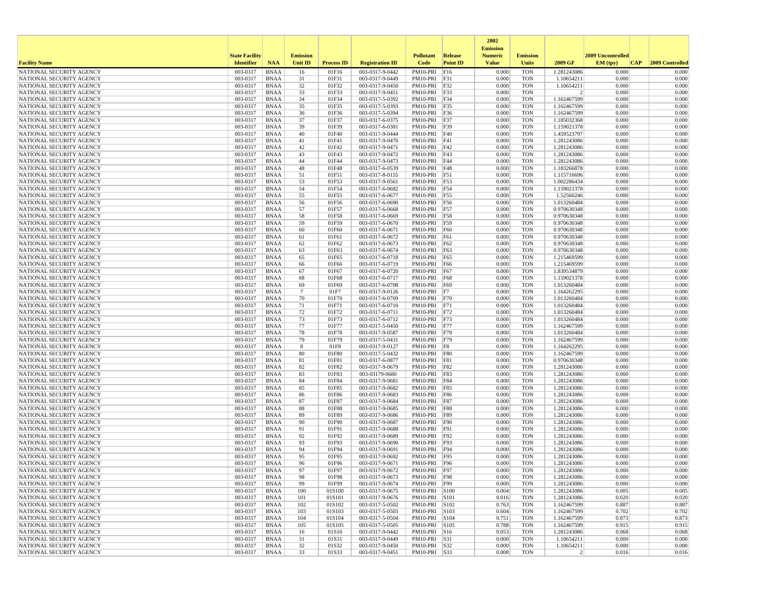| Facility Name | State Facility Identifier | NAA | Emission Unit ID | Process ID | Registration ID | Pollutant Code | Release Point ID | 2002 Emission Numeric Value | Emission Units | 2009 GF | 2009 Uncontrolled EM (tpy) | CAP | 2009 Controlled |
|---|---|---|---|---|---|---|---|---|---|---|---|---|---|
| NATIONAL SECURITY AGENCY | 003-0317 | BNAA | 16 | 01F16 | 003-0317-9-0442 | PM10-PRI | F16 | 0.000 | TON | 1.281243086 | 0.000 | | 0.000 |
| NATIONAL SECURITY AGENCY | 003-0317 | BNAA | 31 | 01F31 | 003-0317-9-0449 | PM10-PRI | F31 | 0.000 | TON | 1.10654211 | 0.000 | | 0.000 |
| NATIONAL SECURITY AGENCY | 003-0317 | BNAA | 32 | 01F32 | 003-0317-9-0450 | PM10-PRI | F32 | 0.000 | TON | 1.10654211 | 0.000 | | 0.000 |
| NATIONAL SECURITY AGENCY | 003-0317 | BNAA | 33 | 01F33 | 003-0317-9-0451 | PM10-PRI | F33 | 0.000 | TON | 2 | 0.000 | | 0.000 |
| NATIONAL SECURITY AGENCY | 003-0317 | BNAA | 34 | 01F34 | 003-0317-5-0392 | PM10-PRI | F34 | 0.000 | TON | 1.162467599 | 0.000 | | 0.000 |
| NATIONAL SECURITY AGENCY | 003-0317 | BNAA | 35 | 01F35 | 003-0317-5-0393 | PM10-PRI | F35 | 0.000 | TON | 1.162467599 | 0.000 | | 0.000 |
| NATIONAL SECURITY AGENCY | 003-0317 | BNAA | 36 | 01F36 | 003-0317-5-0394 | PM10-PRI | F36 | 0.000 | TON | 1.162467599 | 0.000 | | 0.000 |
| NATIONAL SECURITY AGENCY | 003-0317 | BNAA | 37 | 01F37 | 003-0317-6-0375 | PM10-PRI | F37 | 0.000 | TON | 1.185032368 | 0.000 | | 0.000 |
| NATIONAL SECURITY AGENCY | 003-0317 | BNAA | 39 | 01F39 | 003-0317-6-0381 | PM10-PRI | F39 | 0.000 | TON | 1.159021378 | 0.000 | | 0.000 |
| NATIONAL SECURITY AGENCY | 003-0317 | BNAA | 40 | 01F40 | 003-0317-9-0444 | PM10-PRI | F40 | 0.000 | TON | 1.459523797 | 0.000 | | 0.000 |
| NATIONAL SECURITY AGENCY | 003-0317 | BNAA | 41 | 01F41 | 003-0317-9-0470 | PM10-PRI | F41 | 0.000 | TON | 1.281243086 | 0.000 | | 0.000 |
| NATIONAL SECURITY AGENCY | 003-0317 | BNAA | 42 | 01F42 | 003-0317-9-0471 | PM10-PRI | F42 | 0.000 | TON | 1.281243086 | 0.000 | | 0.000 |
| NATIONAL SECURITY AGENCY | 003-0317 | BNAA | 43 | 01F43 | 003-0317-9-0472 | PM10-PRI | F43 | 0.000 | TON | 1.281243086 | 0.000 | | 0.000 |
| NATIONAL SECURITY AGENCY | 003-0317 | BNAA | 44 | 01F44 | 003-0317-9-0473 | PM10-PRI | F44 | 0.000 | TON | 1.281243086 | 0.000 | | 0.000 |
| NATIONAL SECURITY AGENCY | 003-0317 | BNAA | 48 | 01F48 | 003-0317-6-0539 | PM10-PRI | F48 | 0.000 | TON | 1.183266878 | 0.000 | | 0.000 |
| NATIONAL SECURITY AGENCY | 003-0317 | BNAA | 51 | 01F51 | 003-0317-8-0155 | PM10-PRI | F51 | 0.000 | TON | 1.115716696 | 0.000 | | 0.000 |
| NATIONAL SECURITY AGENCY | 003-0317 | BNAA | 53 | 01F53 | 003-0317-9-0561 | PM10-PRI | F53 | 0.000 | TON | 1.002286434 | 0.000 | | 0.000 |
| NATIONAL SECURITY AGENCY | 003-0317 | BNAA | 54 | 01F54 | 003-0317-6-0682 | PM10-PRI | F54 | 0.000 | TON | 1.159021378 | 0.000 | | 0.000 |
| NATIONAL SECURITY AGENCY | 003-0317 | BNAA | 55 | 01F55 | 003-0317-6-0677 | PM10-PRI | F55 | 0.000 | TON | 1.52560246 | 0.000 | | 0.000 |
| NATIONAL SECURITY AGENCY | 003-0317 | BNAA | 56 | 01F56 | 003-0317-6-0690 | PM10-PRI | F56 | 0.000 | TON | 1.013260484 | 0.000 | | 0.000 |
| NATIONAL SECURITY AGENCY | 003-0317 | BNAA | 57 | 01F57 | 003-0317-6-0668 | PM10-PRI | F57 | 0.000 | TON | 0.970630348 | 0.000 | | 0.000 |
| NATIONAL SECURITY AGENCY | 003-0317 | BNAA | 58 | 01F58 | 003-0317-6-0669 | PM10-PRI | F58 | 0.000 | TON | 0.970630348 | 0.000 | | 0.000 |
| NATIONAL SECURITY AGENCY | 003-0317 | BNAA | 59 | 01F59 | 003-0317-6-0670 | PM10-PRI | F59 | 0.000 | TON | 0.970630348 | 0.000 | | 0.000 |
| NATIONAL SECURITY AGENCY | 003-0317 | BNAA | 60 | 01F60 | 003-0317-6-0671 | PM10-PRI | F60 | 0.000 | TON | 0.970630348 | 0.000 | | 0.000 |
| NATIONAL SECURITY AGENCY | 003-0317 | BNAA | 61 | 01F61 | 003-0317-6-0672 | PM10-PRI | F61 | 0.000 | TON | 0.970630348 | 0.000 | | 0.000 |
| NATIONAL SECURITY AGENCY | 003-0317 | BNAA | 62 | 01F62 | 003-0317-6-0673 | PM10-PRI | F62 | 0.000 | TON | 0.970630348 | 0.000 | | 0.000 |
| NATIONAL SECURITY AGENCY | 003-0317 | BNAA | 63 | 01F63 | 003-0317-6-0674 | PM10-PRI | F63 | 0.000 | TON | 0.970630348 | 0.000 | | 0.000 |
| NATIONAL SECURITY AGENCY | 003-0317 | BNAA | 65 | 01F65 | 003-0317-6-0718 | PM10-PRI | F65 | 0.000 | TON | 1.215469599 | 0.000 | | 0.000 |
| NATIONAL SECURITY AGENCY | 003-0317 | BNAA | 66 | 01F66 | 003-0317-6-0719 | PM10-PRI | F66 | 0.000 | TON | 1.215469599 | 0.000 | | 0.000 |
| NATIONAL SECURITY AGENCY | 003-0317 | BNAA | 67 | 01F67 | 003-0317-6-0720 | PM10-PRI | F67 | 0.000 | TON | 1.839534879 | 0.000 | | 0.000 |
| NATIONAL SECURITY AGENCY | 003-0317 | BNAA | 68 | 01F68 | 003-0317-6-0717 | PM10-PRI | F68 | 0.000 | TON | 1.159021378 | 0.000 | | 0.000 |
| NATIONAL SECURITY AGENCY | 003-0317 | BNAA | 69 | 01F69 | 003-0317-6-0708 | PM10-PRI | F69 | 0.000 | TON | 1.013260484 | 0.000 | | 0.000 |
| NATIONAL SECURITY AGENCY | 003-0317 | BNAA | 7 | 01F7 | 003-0317-9-0126 | PM10-PRI | F7 | 0.000 | TON | 1.164262295 | 0.000 | | 0.000 |
| NATIONAL SECURITY AGENCY | 003-0317 | BNAA | 70 | 01F70 | 003-0317-6-0709 | PM10-PRI | F70 | 0.000 | TON | 1.013260484 | 0.000 | | 0.000 |
| NATIONAL SECURITY AGENCY | 003-0317 | BNAA | 71 | 01F71 | 003-0317-6-0710 | PM10-PRI | F71 | 0.000 | TON | 1.013260484 | 0.000 | | 0.000 |
| NATIONAL SECURITY AGENCY | 003-0317 | BNAA | 72 | 01F72 | 003-0317-6-0711 | PM10-PRI | F72 | 0.000 | TON | 1.013260484 | 0.000 | | 0.000 |
| NATIONAL SECURITY AGENCY | 003-0317 | BNAA | 73 | 01F73 | 003-0317-6-0712 | PM10-PRI | F73 | 0.000 | TON | 1.013260484 | 0.000 | | 0.000 |
| NATIONAL SECURITY AGENCY | 003-0317 | BNAA | 77 | 01F77 | 003-0317-5-0450 | PM10-PRI | F77 | 0.000 | TON | 1.162467599 | 0.000 | | 0.000 |
| NATIONAL SECURITY AGENCY | 003-0317 | BNAA | 78 | 01F78 | 003-0317-9-0587 | PM10-PRI | F78 | 0.000 | TON | 1.013260484 | 0.000 | | 0.000 |
| NATIONAL SECURITY AGENCY | 003-0317 | BNAA | 79 | 01F79 | 003-0317-5-0431 | PM10-PRI | F79 | 0.000 | TON | 1.162467599 | 0.000 | | 0.000 |
| NATIONAL SECURITY AGENCY | 003-0317 | BNAA | 8 | 01F8 | 003-0317-9-0127 | PM10-PRI | F8 | 0.000 | TON | 1.164262295 | 0.000 | | 0.000 |
| NATIONAL SECURITY AGENCY | 003-0317 | BNAA | 80 | 01F80 | 003-0317-5-0432 | PM10-PRI | F80 | 0.000 | TON | 1.162467599 | 0.000 | | 0.000 |
| NATIONAL SECURITY AGENCY | 003-0317 | BNAA | 81 | 01F81 | 003-0317-6-0877 | PM10-PRI | F81 | 0.000 | TON | 0.970630348 | 0.000 | | 0.000 |
| NATIONAL SECURITY AGENCY | 003-0317 | BNAA | 82 | 01F82 | 003-0317-9-0679 | PM10-PRI | F82 | 0.000 | TON | 1.281243086 | 0.000 | | 0.000 |
| NATIONAL SECURITY AGENCY | 003-0317 | BNAA | 83 | 01F83 | 003-03179-0680 | PM10-PRI | F83 | 0.000 | TON | 1.281243086 | 0.000 | | 0.000 |
| NATIONAL SECURITY AGENCY | 003-0317 | BNAA | 84 | 01F84 | 003-0317-9-0681 | PM10-PRI | F84 | 0.000 | TON | 1.281243086 | 0.000 | | 0.000 |
| NATIONAL SECURITY AGENCY | 003-0317 | BNAA | 85 | 01F85 | 003-0317-9-0682 | PM10-PRI | F85 | 0.000 | TON | 1.281243086 | 0.000 | | 0.000 |
| NATIONAL SECURITY AGENCY | 003-0317 | BNAA | 86 | 01F86 | 003-0317-9-0683 | PM10-PRI | F86 | 0.000 | TON | 1.281243086 | 0.000 | | 0.000 |
| NATIONAL SECURITY AGENCY | 003-0317 | BNAA | 87 | 01F87 | 003-0317-9-0684 | PM10-PRI | F87 | 0.000 | TON | 1.281243086 | 0.000 | | 0.000 |
| NATIONAL SECURITY AGENCY | 003-0317 | BNAA | 88 | 01F88 | 003-0317-9-0685 | PM10-PRI | F88 | 0.000 | TON | 1.281243086 | 0.000 | | 0.000 |
| NATIONAL SECURITY AGENCY | 003-0317 | BNAA | 89 | 01F89 | 003-0317-9-0686 | PM10-PRI | F89 | 0.000 | TON | 1.281243086 | 0.000 | | 0.000 |
| NATIONAL SECURITY AGENCY | 003-0317 | BNAA | 90 | 01F90 | 003-0317-9-0687 | PM10-PRI | F90 | 0.000 | TON | 1.281243086 | 0.000 | | 0.000 |
| NATIONAL SECURITY AGENCY | 003-0317 | BNAA | 91 | 01F91 | 003-0317-9-0688 | PM10-PRI | F91 | 0.000 | TON | 1.281243086 | 0.000 | | 0.000 |
| NATIONAL SECURITY AGENCY | 003-0317 | BNAA | 92 | 01F92 | 003-0317-9-0689 | PM10-PRI | F92 | 0.000 | TON | 1.281243086 | 0.000 | | 0.000 |
| NATIONAL SECURITY AGENCY | 003-0317 | BNAA | 93 | 01F93 | 003-0317-9-0690 | PM10-PRI | F93 | 0.000 | TON | 1.281243086 | 0.000 | | 0.000 |
| NATIONAL SECURITY AGENCY | 003-0317 | BNAA | 94 | 01F94 | 003-0317-9-0691 | PM10-PRI | F94 | 0.000 | TON | 1.281243086 | 0.000 | | 0.000 |
| NATIONAL SECURITY AGENCY | 003-0317 | BNAA | 95 | 01F95 | 003-0317-9-0692 | PM10-PRI | F95 | 0.000 | TON | 1.281243086 | 0.000 | | 0.000 |
| NATIONAL SECURITY AGENCY | 003-0317 | BNAA | 96 | 01F96 | 003-0317-9-0671 | PM10-PRI | F96 | 0.000 | TON | 1.281243086 | 0.000 | | 0.000 |
| NATIONAL SECURITY AGENCY | 003-0317 | BNAA | 97 | 01F97 | 003-0317-9-0672 | PM10-PRI | F97 | 0.000 | TON | 1.281243086 | 0.000 | | 0.000 |
| NATIONAL SECURITY AGENCY | 003-0317 | BNAA | 98 | 01F98 | 003-0317-9-0673 | PM10-PRI | F98 | 0.000 | TON | 1.281243086 | 0.000 | | 0.000 |
| NATIONAL SECURITY AGENCY | 003-0317 | BNAA | 99 | 01F99 | 003-0317-9-0674 | PM10-PRI | F99 | 0.000 | TON | 1.281243086 | 0.000 | | 0.000 |
| NATIONAL SECURITY AGENCY | 003-0317 | BNAA | 100 | 01S100 | 003-0317-9-0675 | PM10-PRI | S100 | 0.004 | TON | 1.281243086 | 0.005 | | 0.005 |
| NATIONAL SECURITY AGENCY | 003-0317 | BNAA | 101 | 01S101 | 003-0317-9-0676 | PM10-PRI | S101 | 0.016 | TON | 1.281243086 | 0.020 | | 0.020 |
| NATIONAL SECURITY AGENCY | 003-0317 | BNAA | 102 | 01S102 | 003-0317-5-0502 | PM10-PRI | S102 | 0.763 | TON | 1.162467599 | 0.887 | | 0.887 |
| NATIONAL SECURITY AGENCY | 003-0317 | BNAA | 103 | 01S103 | 003-0317-5-0503 | PM10-PRI | S103 | 0.604 | TON | 1.162467599 | 0.702 | | 0.702 |
| NATIONAL SECURITY AGENCY | 003-0317 | BNAA | 104 | 01S104 | 003-0317-5-0504 | PM10-PRI | S104 | 0.751 | TON | 1.162467599 | 0.873 | | 0.873 |
| NATIONAL SECURITY AGENCY | 003-0317 | BNAA | 105 | 01S105 | 003-0317-5-0505 | PM10-PRI | S105 | 0.788 | TON | 1.162467599 | 0.915 | | 0.915 |
| NATIONAL SECURITY AGENCY | 003-0317 | BNAA | 16 | 01S16 | 003-0317-9-0442 | PM10-PRI | S16 | 0.053 | TON | 1.281243086 | 0.068 | | 0.068 |
| NATIONAL SECURITY AGENCY | 003-0317 | BNAA | 31 | 01S31 | 003-0317-9-0449 | PM10-PRI | S31 | 0.000 | TON | 1.10654211 | 0.000 | | 0.000 |
| NATIONAL SECURITY AGENCY | 003-0317 | BNAA | 32 | 01S32 | 003-0317-9-0450 | PM10-PRI | S32 | 0.000 | TON | 1.10654211 | 0.000 | | 0.000 |
| NATIONAL SECURITY AGENCY | 003-0317 | BNAA | 33 | 01S33 | 003-0317-9-0451 | PM10-PRI | S33 | 0.008 | TON | 2 | 0.016 | | 0.016 |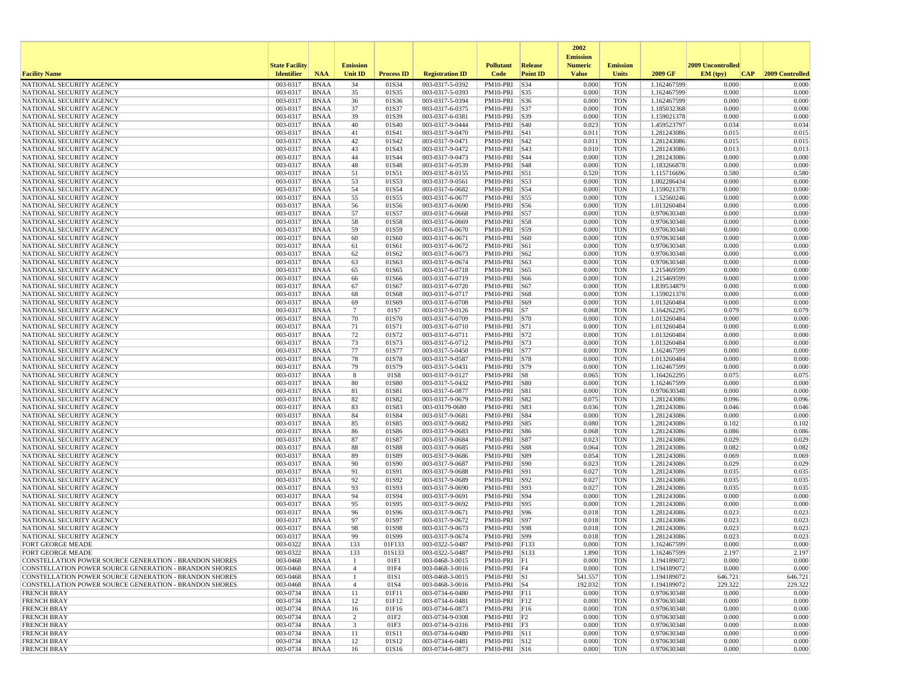| Facility Name | State Facility Identifier | NAA | Emission Unit ID | Process ID | Registration ID | Pollutant Code | Release Point ID | 2002 Emission Numeric Value | Emission Units | 2009 GF | 2009 Uncontrolled EM (tpy) | CAP | 2009 Controlled |
|---|---|---|---|---|---|---|---|---|---|---|---|---|---|
| NATIONAL SECURITY AGENCY | 003-0317 | BNAA | 34 | 01S34 | 003-0317-5-0392 | PM10-PRI | S34 | 0.000 | TON | 1.162467599 | 0.000 | | 0.000 |
| NATIONAL SECURITY AGENCY | 003-0317 | BNAA | 35 | 01S35 | 003-0317-5-0393 | PM10-PRI | S35 | 0.000 | TON | 1.162467599 | 0.000 | | 0.000 |
| NATIONAL SECURITY AGENCY | 003-0317 | BNAA | 36 | 01S36 | 003-0317-5-0394 | PM10-PRI | S36 | 0.000 | TON | 1.162467599 | 0.000 | | 0.000 |
| NATIONAL SECURITY AGENCY | 003-0317 | BNAA | 37 | 01S37 | 003-0317-6-0375 | PM10-PRI | S37 | 0.000 | TON | 1.185032368 | 0.000 | | 0.000 |
| NATIONAL SECURITY AGENCY | 003-0317 | BNAA | 39 | 01S39 | 003-0317-6-0381 | PM10-PRI | S39 | 0.000 | TON | 1.159021378 | 0.000 | | 0.000 |
| NATIONAL SECURITY AGENCY | 003-0317 | BNAA | 40 | 01S40 | 003-0317-9-0444 | PM10-PRI | S40 | 0.023 | TON | 1.459523797 | 0.034 | | 0.034 |
| NATIONAL SECURITY AGENCY | 003-0317 | BNAA | 41 | 01S41 | 003-0317-9-0470 | PM10-PRI | S41 | 0.011 | TON | 1.281243086 | 0.015 | | 0.015 |
| NATIONAL SECURITY AGENCY | 003-0317 | BNAA | 42 | 01S42 | 003-0317-9-0471 | PM10-PRI | S42 | 0.011 | TON | 1.281243086 | 0.015 | | 0.015 |
| NATIONAL SECURITY AGENCY | 003-0317 | BNAA | 43 | 01S43 | 003-0317-9-0472 | PM10-PRI | S43 | 0.010 | TON | 1.281243086 | 0.013 | | 0.013 |
| NATIONAL SECURITY AGENCY | 003-0317 | BNAA | 44 | 01S44 | 003-0317-9-0473 | PM10-PRI | S44 | 0.000 | TON | 1.281243086 | 0.000 | | 0.000 |
| NATIONAL SECURITY AGENCY | 003-0317 | BNAA | 48 | 01S48 | 003-0317-6-0539 | PM10-PRI | S48 | 0.000 | TON | 1.183266878 | 0.000 | | 0.000 |
| NATIONAL SECURITY AGENCY | 003-0317 | BNAA | 51 | 01S51 | 003-0317-8-0155 | PM10-PRI | S51 | 0.520 | TON | 1.115716696 | 0.580 | | 0.580 |
| NATIONAL SECURITY AGENCY | 003-0317 | BNAA | 53 | 01S53 | 003-0317-9-0561 | PM10-PRI | S53 | 0.000 | TON | 1.002286434 | 0.000 | | 0.000 |
| NATIONAL SECURITY AGENCY | 003-0317 | BNAA | 54 | 01S54 | 003-0317-6-0682 | PM10-PRI | S54 | 0.000 | TON | 1.159021378 | 0.000 | | 0.000 |
| NATIONAL SECURITY AGENCY | 003-0317 | BNAA | 55 | 01S55 | 003-0317-6-0677 | PM10-PRI | S55 | 0.000 | TON | 1.52560246 | 0.000 | | 0.000 |
| NATIONAL SECURITY AGENCY | 003-0317 | BNAA | 56 | 01S56 | 003-0317-6-0690 | PM10-PRI | S56 | 0.000 | TON | 1.013260484 | 0.000 | | 0.000 |
| NATIONAL SECURITY AGENCY | 003-0317 | BNAA | 57 | 01S57 | 003-0317-6-0668 | PM10-PRI | S57 | 0.000 | TON | 0.970630348 | 0.000 | | 0.000 |
| NATIONAL SECURITY AGENCY | 003-0317 | BNAA | 58 | 01S58 | 003-0317-6-0669 | PM10-PRI | S58 | 0.000 | TON | 0.970630348 | 0.000 | | 0.000 |
| NATIONAL SECURITY AGENCY | 003-0317 | BNAA | 59 | 01S59 | 003-0317-6-0670 | PM10-PRI | S59 | 0.000 | TON | 0.970630348 | 0.000 | | 0.000 |
| NATIONAL SECURITY AGENCY | 003-0317 | BNAA | 60 | 01S60 | 003-0317-6-0671 | PM10-PRI | S60 | 0.000 | TON | 0.970630348 | 0.000 | | 0.000 |
| NATIONAL SECURITY AGENCY | 003-0317 | BNAA | 61 | 01S61 | 003-0317-6-0672 | PM10-PRI | S61 | 0.000 | TON | 0.970630348 | 0.000 | | 0.000 |
| NATIONAL SECURITY AGENCY | 003-0317 | BNAA | 62 | 01S62 | 003-0317-6-0673 | PM10-PRI | S62 | 0.000 | TON | 0.970630348 | 0.000 | | 0.000 |
| NATIONAL SECURITY AGENCY | 003-0317 | BNAA | 63 | 01S63 | 003-0317-6-0674 | PM10-PRI | S63 | 0.000 | TON | 0.970630348 | 0.000 | | 0.000 |
| NATIONAL SECURITY AGENCY | 003-0317 | BNAA | 65 | 01S65 | 003-0317-6-0718 | PM10-PRI | S65 | 0.000 | TON | 1.215469599 | 0.000 | | 0.000 |
| NATIONAL SECURITY AGENCY | 003-0317 | BNAA | 66 | 01S66 | 003-0317-6-0719 | PM10-PRI | S66 | 0.000 | TON | 1.215469599 | 0.000 | | 0.000 |
| NATIONAL SECURITY AGENCY | 003-0317 | BNAA | 67 | 01S67 | 003-0317-6-0720 | PM10-PRI | S67 | 0.000 | TON | 1.839534879 | 0.000 | | 0.000 |
| NATIONAL SECURITY AGENCY | 003-0317 | BNAA | 68 | 01S68 | 003-0317-6-0717 | PM10-PRI | S68 | 0.000 | TON | 1.159021378 | 0.000 | | 0.000 |
| NATIONAL SECURITY AGENCY | 003-0317 | BNAA | 69 | 01S69 | 003-0317-6-0708 | PM10-PRI | S69 | 0.000 | TON | 1.013260484 | 0.000 | | 0.000 |
| NATIONAL SECURITY AGENCY | 003-0317 | BNAA | 7 | 01S7 | 003-0317-9-0126 | PM10-PRI | S7 | 0.068 | TON | 1.164262295 | 0.079 | | 0.079 |
| NATIONAL SECURITY AGENCY | 003-0317 | BNAA | 70 | 01S70 | 003-0317-6-0709 | PM10-PRI | S70 | 0.000 | TON | 1.013260484 | 0.000 | | 0.000 |
| NATIONAL SECURITY AGENCY | 003-0317 | BNAA | 71 | 01S71 | 003-0317-6-0710 | PM10-PRI | S71 | 0.000 | TON | 1.013260484 | 0.000 | | 0.000 |
| NATIONAL SECURITY AGENCY | 003-0317 | BNAA | 72 | 01S72 | 003-0317-6-0711 | PM10-PRI | S72 | 0.000 | TON | 1.013260484 | 0.000 | | 0.000 |
| NATIONAL SECURITY AGENCY | 003-0317 | BNAA | 73 | 01S73 | 003-0317-6-0712 | PM10-PRI | S73 | 0.000 | TON | 1.013260484 | 0.000 | | 0.000 |
| NATIONAL SECURITY AGENCY | 003-0317 | BNAA | 77 | 01S77 | 003-0317-5-0450 | PM10-PRI | S77 | 0.000 | TON | 1.162467599 | 0.000 | | 0.000 |
| NATIONAL SECURITY AGENCY | 003-0317 | BNAA | 78 | 01S78 | 003-0317-9-0587 | PM10-PRI | S78 | 0.000 | TON | 1.013260484 | 0.000 | | 0.000 |
| NATIONAL SECURITY AGENCY | 003-0317 | BNAA | 79 | 01S79 | 003-0317-5-0431 | PM10-PRI | S79 | 0.000 | TON | 1.162467599 | 0.000 | | 0.000 |
| NATIONAL SECURITY AGENCY | 003-0317 | BNAA | 8 | 01S8 | 003-0317-9-0127 | PM10-PRI | S8 | 0.065 | TON | 1.164262295 | 0.075 | | 0.075 |
| NATIONAL SECURITY AGENCY | 003-0317 | BNAA | 80 | 01S80 | 003-0317-5-0432 | PM10-PRI | S80 | 0.000 | TON | 1.162467599 | 0.000 | | 0.000 |
| NATIONAL SECURITY AGENCY | 003-0317 | BNAA | 81 | 01S81 | 003-0317-6-0877 | PM10-PRI | S81 | 0.000 | TON | 0.970630348 | 0.000 | | 0.000 |
| NATIONAL SECURITY AGENCY | 003-0317 | BNAA | 82 | 01S82 | 003-0317-9-0679 | PM10-PRI | S82 | 0.075 | TON | 1.281243086 | 0.096 | | 0.096 |
| NATIONAL SECURITY AGENCY | 003-0317 | BNAA | 83 | 01S83 | 003-03179-0680 | PM10-PRI | S83 | 0.036 | TON | 1.281243086 | 0.046 | | 0.046 |
| NATIONAL SECURITY AGENCY | 003-0317 | BNAA | 84 | 01S84 | 003-0317-9-0681 | PM10-PRI | S84 | 0.000 | TON | 1.281243086 | 0.000 | | 0.000 |
| NATIONAL SECURITY AGENCY | 003-0317 | BNAA | 85 | 01S85 | 003-0317-9-0682 | PM10-PRI | S85 | 0.080 | TON | 1.281243086 | 0.102 | | 0.102 |
| NATIONAL SECURITY AGENCY | 003-0317 | BNAA | 86 | 01S86 | 003-0317-9-0683 | PM10-PRI | S86 | 0.068 | TON | 1.281243086 | 0.086 | | 0.086 |
| NATIONAL SECURITY AGENCY | 003-0317 | BNAA | 87 | 01S87 | 003-0317-9-0684 | PM10-PRI | S87 | 0.023 | TON | 1.281243086 | 0.029 | | 0.029 |
| NATIONAL SECURITY AGENCY | 003-0317 | BNAA | 88 | 01S88 | 003-0317-9-0685 | PM10-PRI | S88 | 0.064 | TON | 1.281243086 | 0.082 | | 0.082 |
| NATIONAL SECURITY AGENCY | 003-0317 | BNAA | 89 | 01S89 | 003-0317-9-0686 | PM10-PRI | S89 | 0.054 | TON | 1.281243086 | 0.069 | | 0.069 |
| NATIONAL SECURITY AGENCY | 003-0317 | BNAA | 90 | 01S90 | 003-0317-9-0687 | PM10-PRI | S90 | 0.023 | TON | 1.281243086 | 0.029 | | 0.029 |
| NATIONAL SECURITY AGENCY | 003-0317 | BNAA | 91 | 01S91 | 003-0317-9-0688 | PM10-PRI | S91 | 0.027 | TON | 1.281243086 | 0.035 | | 0.035 |
| NATIONAL SECURITY AGENCY | 003-0317 | BNAA | 92 | 01S92 | 003-0317-9-0689 | PM10-PRI | S92 | 0.027 | TON | 1.281243086 | 0.035 | | 0.035 |
| NATIONAL SECURITY AGENCY | 003-0317 | BNAA | 93 | 01S93 | 003-0317-9-0690 | PM10-PRI | S93 | 0.027 | TON | 1.281243086 | 0.035 | | 0.035 |
| NATIONAL SECURITY AGENCY | 003-0317 | BNAA | 94 | 01S94 | 003-0317-9-0691 | PM10-PRI | S94 | 0.000 | TON | 1.281243086 | 0.000 | | 0.000 |
| NATIONAL SECURITY AGENCY | 003-0317 | BNAA | 95 | 01S95 | 003-0317-9-0692 | PM10-PRI | S95 | 0.000 | TON | 1.281243086 | 0.000 | | 0.000 |
| NATIONAL SECURITY AGENCY | 003-0317 | BNAA | 96 | 01S96 | 003-0317-9-0671 | PM10-PRI | S96 | 0.018 | TON | 1.281243086 | 0.023 | | 0.023 |
| NATIONAL SECURITY AGENCY | 003-0317 | BNAA | 97 | 01S97 | 003-0317-9-0672 | PM10-PRI | S97 | 0.018 | TON | 1.281243086 | 0.023 | | 0.023 |
| NATIONAL SECURITY AGENCY | 003-0317 | BNAA | 98 | 01S98 | 003-0317-9-0673 | PM10-PRI | S98 | 0.018 | TON | 1.281243086 | 0.023 | | 0.023 |
| NATIONAL SECURITY AGENCY | 003-0317 | BNAA | 99 | 01S99 | 003-0317-9-0674 | PM10-PRI | S99 | 0.018 | TON | 1.281243086 | 0.023 | | 0.023 |
| FORT GEORGE MEADE | 003-0322 | BNAA | 133 | 01F133 | 003-0322-5-0487 | PM10-PRI | F133 | 0.000 | TON | 1.162467599 | 0.000 | | 0.000 |
| FORT GEORGE MEADE | 003-0322 | BNAA | 133 | 01S133 | 003-0322-5-0487 | PM10-PRI | S133 | 1.890 | TON | 1.162467599 | 2.197 | | 2.197 |
| CONSTELLATION POWER SOURCE GENERATION - BRANDON SHORES | 003-0468 | BNAA | 1 | 01F1 | 003-0468-3-0015 | PM10-PRI | F1 | 0.000 | TON | 1.194189072 | 0.000 | | 0.000 |
| CONSTELLATION POWER SOURCE GENERATION - BRANDON SHORES | 003-0468 | BNAA | 4 | 01F4 | 003-0468-3-0016 | PM10-PRI | F4 | 0.000 | TON | 1.194189072 | 0.000 | | 0.000 |
| CONSTELLATION POWER SOURCE GENERATION - BRANDON SHORES | 003-0468 | BNAA | 1 | 01S1 | 003-0468-3-0015 | PM10-PRI | S1 | 541.557 | TON | 1.194189072 | 646.721 | | 646.721 |
| CONSTELLATION POWER SOURCE GENERATION - BRANDON SHORES | 003-0468 | BNAA | 4 | 01S4 | 003-0468-3-0016 | PM10-PRI | S4 | 192.032 | TON | 1.194189072 | 229.322 | | 229.322 |
| FRENCH BRAY | 003-0734 | BNAA | 11 | 01F11 | 003-0734-6-0480 | PM10-PRI | F11 | 0.000 | TON | 0.970630348 | 0.000 | | 0.000 |
| FRENCH BRAY | 003-0734 | BNAA | 12 | 01F12 | 003-0734-6-0481 | PM10-PRI | F12 | 0.000 | TON | 0.970630348 | 0.000 | | 0.000 |
| FRENCH BRAY | 003-0734 | BNAA | 16 | 01F16 | 003-0734-6-0873 | PM10-PRI | F16 | 0.000 | TON | 0.970630348 | 0.000 | | 0.000 |
| FRENCH BRAY | 003-0734 | BNAA | 2 | 01F2 | 003-0734-9-0308 | PM10-PRI | F2 | 0.000 | TON | 0.970630348 | 0.000 | | 0.000 |
| FRENCH BRAY | 003-0734 | BNAA | 3 | 01F3 | 003-0734-9-0316 | PM10-PRI | F3 | 0.000 | TON | 0.970630348 | 0.000 | | 0.000 |
| FRENCH BRAY | 003-0734 | BNAA | 11 | 01S11 | 003-0734-6-0480 | PM10-PRI | S11 | 0.000 | TON | 0.970630348 | 0.000 | | 0.000 |
| FRENCH BRAY | 003-0734 | BNAA | 12 | 01S12 | 003-0734-6-0481 | PM10-PRI | S12 | 0.000 | TON | 0.970630348 | 0.000 | | 0.000 |
| FRENCH BRAY | 003-0734 | BNAA | 16 | 01S16 | 003-0734-6-0873 | PM10-PRI | S16 | 0.000 | TON | 0.970630348 | 0.000 | | 0.000 |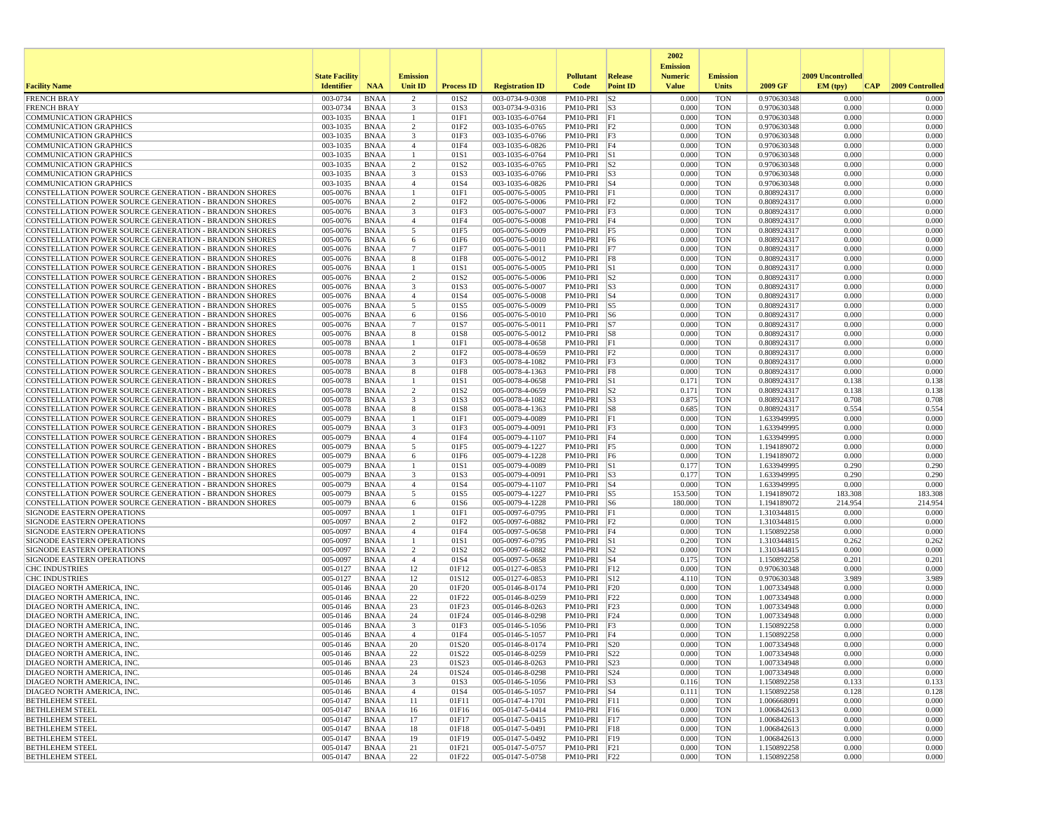| Facility Name | State Facility Identifier | NAA | Emission Unit ID | Process ID | Registration ID | Pollutant Code | Release Point ID | 2002 Emission Numeric Value | Emission Units | 2009 GF | 2009 Uncontrolled EM (tpy) | CAP | 2009 Controlled |
|---|---|---|---|---|---|---|---|---|---|---|---|---|---|
| FRENCH BRAY | 003-0734 | BNAA | 2 | 01S2 | 003-0734-9-0308 | PM10-PRI | S2 | 0.000 | TON | 0.970630348 | 0.000 | | 0.000 |
| FRENCH BRAY | 003-0734 | BNAA | 3 | 01S3 | 003-0734-9-0316 | PM10-PRI | S3 | 0.000 | TON | 0.970630348 | 0.000 | | 0.000 |
| COMMUNICATION GRAPHICS | 003-1035 | BNAA | 1 | 01F1 | 003-1035-6-0764 | PM10-PRI | F1 | 0.000 | TON | 0.970630348 | 0.000 | | 0.000 |
| COMMUNICATION GRAPHICS | 003-1035 | BNAA | 2 | 01F2 | 003-1035-6-0765 | PM10-PRI | F2 | 0.000 | TON | 0.970630348 | 0.000 | | 0.000 |
| COMMUNICATION GRAPHICS | 003-1035 | BNAA | 3 | 01F3 | 003-1035-6-0766 | PM10-PRI | F3 | 0.000 | TON | 0.970630348 | 0.000 | | 0.000 |
| COMMUNICATION GRAPHICS | 003-1035 | BNAA | 4 | 01F4 | 003-1035-6-0826 | PM10-PRI | F4 | 0.000 | TON | 0.970630348 | 0.000 | | 0.000 |
| COMMUNICATION GRAPHICS | 003-1035 | BNAA | 1 | 01S1 | 003-1035-6-0764 | PM10-PRI | S1 | 0.000 | TON | 0.970630348 | 0.000 | | 0.000 |
| COMMUNICATION GRAPHICS | 003-1035 | BNAA | 2 | 01S2 | 003-1035-6-0765 | PM10-PRI | S2 | 0.000 | TON | 0.970630348 | 0.000 | | 0.000 |
| COMMUNICATION GRAPHICS | 003-1035 | BNAA | 3 | 01S3 | 003-1035-6-0766 | PM10-PRI | S3 | 0.000 | TON | 0.970630348 | 0.000 | | 0.000 |
| COMMUNICATION GRAPHICS | 003-1035 | BNAA | 4 | 01S4 | 003-1035-6-0826 | PM10-PRI | S4 | 0.000 | TON | 0.970630348 | 0.000 | | 0.000 |
| CONSTELLATION POWER SOURCE GENERATION - BRANDON SHORES | 005-0076 | BNAA | 1 | 01F1 | 005-0076-5-0005 | PM10-PRI | F1 | 0.000 | TON | 0.808924317 | 0.000 | | 0.000 |
| CONSTELLATION POWER SOURCE GENERATION - BRANDON SHORES | 005-0076 | BNAA | 2 | 01F2 | 005-0076-5-0006 | PM10-PRI | F2 | 0.000 | TON | 0.808924317 | 0.000 | | 0.000 |
| CONSTELLATION POWER SOURCE GENERATION - BRANDON SHORES | 005-0076 | BNAA | 3 | 01F3 | 005-0076-5-0007 | PM10-PRI | F3 | 0.000 | TON | 0.808924317 | 0.000 | | 0.000 |
| CONSTELLATION POWER SOURCE GENERATION - BRANDON SHORES | 005-0076 | BNAA | 4 | 01F4 | 005-0076-5-0008 | PM10-PRI | F4 | 0.000 | TON | 0.808924317 | 0.000 | | 0.000 |
| CONSTELLATION POWER SOURCE GENERATION - BRANDON SHORES | 005-0076 | BNAA | 5 | 01F5 | 005-0076-5-0009 | PM10-PRI | F5 | 0.000 | TON | 0.808924317 | 0.000 | | 0.000 |
| CONSTELLATION POWER SOURCE GENERATION - BRANDON SHORES | 005-0076 | BNAA | 6 | 01F6 | 005-0076-5-0010 | PM10-PRI | F6 | 0.000 | TON | 0.808924317 | 0.000 | | 0.000 |
| CONSTELLATION POWER SOURCE GENERATION - BRANDON SHORES | 005-0076 | BNAA | 7 | 01F7 | 005-0076-5-0011 | PM10-PRI | F7 | 0.000 | TON | 0.808924317 | 0.000 | | 0.000 |
| CONSTELLATION POWER SOURCE GENERATION - BRANDON SHORES | 005-0076 | BNAA | 8 | 01F8 | 005-0076-5-0012 | PM10-PRI | F8 | 0.000 | TON | 0.808924317 | 0.000 | | 0.000 |
| CONSTELLATION POWER SOURCE GENERATION - BRANDON SHORES | 005-0076 | BNAA | 1 | 01S1 | 005-0076-5-0005 | PM10-PRI | S1 | 0.000 | TON | 0.808924317 | 0.000 | | 0.000 |
| CONSTELLATION POWER SOURCE GENERATION - BRANDON SHORES | 005-0076 | BNAA | 2 | 01S2 | 005-0076-5-0006 | PM10-PRI | S2 | 0.000 | TON | 0.808924317 | 0.000 | | 0.000 |
| CONSTELLATION POWER SOURCE GENERATION - BRANDON SHORES | 005-0076 | BNAA | 3 | 01S3 | 005-0076-5-0007 | PM10-PRI | S3 | 0.000 | TON | 0.808924317 | 0.000 | | 0.000 |
| CONSTELLATION POWER SOURCE GENERATION - BRANDON SHORES | 005-0076 | BNAA | 4 | 01S4 | 005-0076-5-0008 | PM10-PRI | S4 | 0.000 | TON | 0.808924317 | 0.000 | | 0.000 |
| CONSTELLATION POWER SOURCE GENERATION - BRANDON SHORES | 005-0076 | BNAA | 5 | 01S5 | 005-0076-5-0009 | PM10-PRI | S5 | 0.000 | TON | 0.808924317 | 0.000 | | 0.000 |
| CONSTELLATION POWER SOURCE GENERATION - BRANDON SHORES | 005-0076 | BNAA | 6 | 01S6 | 005-0076-5-0010 | PM10-PRI | S6 | 0.000 | TON | 0.808924317 | 0.000 | | 0.000 |
| CONSTELLATION POWER SOURCE GENERATION - BRANDON SHORES | 005-0076 | BNAA | 7 | 01S7 | 005-0076-5-0011 | PM10-PRI | S7 | 0.000 | TON | 0.808924317 | 0.000 | | 0.000 |
| CONSTELLATION POWER SOURCE GENERATION - BRANDON SHORES | 005-0076 | BNAA | 8 | 01S8 | 005-0076-5-0012 | PM10-PRI | S8 | 0.000 | TON | 0.808924317 | 0.000 | | 0.000 |
| CONSTELLATION POWER SOURCE GENERATION - BRANDON SHORES | 005-0078 | BNAA | 1 | 01F1 | 005-0078-4-0658 | PM10-PRI | F1 | 0.000 | TON | 0.808924317 | 0.000 | | 0.000 |
| CONSTELLATION POWER SOURCE GENERATION - BRANDON SHORES | 005-0078 | BNAA | 2 | 01F2 | 005-0078-4-0659 | PM10-PRI | F2 | 0.000 | TON | 0.808924317 | 0.000 | | 0.000 |
| CONSTELLATION POWER SOURCE GENERATION - BRANDON SHORES | 005-0078 | BNAA | 3 | 01F3 | 005-0078-4-1082 | PM10-PRI | F3 | 0.000 | TON | 0.808924317 | 0.000 | | 0.000 |
| CONSTELLATION POWER SOURCE GENERATION - BRANDON SHORES | 005-0078 | BNAA | 8 | 01F8 | 005-0078-4-1363 | PM10-PRI | F8 | 0.000 | TON | 0.808924317 | 0.000 | | 0.000 |
| CONSTELLATION POWER SOURCE GENERATION - BRANDON SHORES | 005-0078 | BNAA | 1 | 01S1 | 005-0078-4-0658 | PM10-PRI | S1 | 0.171 | TON | 0.808924317 | 0.138 | | 0.138 |
| CONSTELLATION POWER SOURCE GENERATION - BRANDON SHORES | 005-0078 | BNAA | 2 | 01S2 | 005-0078-4-0659 | PM10-PRI | S2 | 0.171 | TON | 0.808924317 | 0.138 | | 0.138 |
| CONSTELLATION POWER SOURCE GENERATION - BRANDON SHORES | 005-0078 | BNAA | 3 | 01S3 | 005-0078-4-1082 | PM10-PRI | S3 | 0.875 | TON | 0.808924317 | 0.708 | | 0.708 |
| CONSTELLATION POWER SOURCE GENERATION - BRANDON SHORES | 005-0078 | BNAA | 8 | 01S8 | 005-0078-4-1363 | PM10-PRI | S8 | 0.685 | TON | 0.808924317 | 0.554 | | 0.554 |
| CONSTELLATION POWER SOURCE GENERATION - BRANDON SHORES | 005-0079 | BNAA | 1 | 01F1 | 005-0079-4-0089 | PM10-PRI | F1 | 0.000 | TON | 1.633949995 | 0.000 | | 0.000 |
| CONSTELLATION POWER SOURCE GENERATION - BRANDON SHORES | 005-0079 | BNAA | 3 | 01F3 | 005-0079-4-0091 | PM10-PRI | F3 | 0.000 | TON | 1.633949995 | 0.000 | | 0.000 |
| CONSTELLATION POWER SOURCE GENERATION - BRANDON SHORES | 005-0079 | BNAA | 4 | 01F4 | 005-0079-4-1107 | PM10-PRI | F4 | 0.000 | TON | 1.633949995 | 0.000 | | 0.000 |
| CONSTELLATION POWER SOURCE GENERATION - BRANDON SHORES | 005-0079 | BNAA | 5 | 01F5 | 005-0079-4-1227 | PM10-PRI | F5 | 0.000 | TON | 1.194189072 | 0.000 | | 0.000 |
| CONSTELLATION POWER SOURCE GENERATION - BRANDON SHORES | 005-0079 | BNAA | 6 | 01F6 | 005-0079-4-1228 | PM10-PRI | F6 | 0.000 | TON | 1.194189072 | 0.000 | | 0.000 |
| CONSTELLATION POWER SOURCE GENERATION - BRANDON SHORES | 005-0079 | BNAA | 1 | 01S1 | 005-0079-4-0089 | PM10-PRI | S1 | 0.177 | TON | 1.633949995 | 0.290 | | 0.290 |
| CONSTELLATION POWER SOURCE GENERATION - BRANDON SHORES | 005-0079 | BNAA | 3 | 01S3 | 005-0079-4-0091 | PM10-PRI | S3 | 0.177 | TON | 1.633949995 | 0.290 | | 0.290 |
| CONSTELLATION POWER SOURCE GENERATION - BRANDON SHORES | 005-0079 | BNAA | 4 | 01S4 | 005-0079-4-1107 | PM10-PRI | S4 | 0.000 | TON | 1.633949995 | 0.000 | | 0.000 |
| CONSTELLATION POWER SOURCE GENERATION - BRANDON SHORES | 005-0079 | BNAA | 5 | 01S5 | 005-0079-4-1227 | PM10-PRI | S5 | 153.500 | TON | 1.194189072 | 183.308 | | 183.308 |
| CONSTELLATION POWER SOURCE GENERATION - BRANDON SHORES | 005-0079 | BNAA | 6 | 01S6 | 005-0079-4-1228 | PM10-PRI | S6 | 180.000 | TON | 1.194189072 | 214.954 | | 214.954 |
| SIGNODE EASTERN OPERATIONS | 005-0097 | BNAA | 1 | 01F1 | 005-0097-6-0795 | PM10-PRI | F1 | 0.000 | TON | 1.310344815 | 0.000 | | 0.000 |
| SIGNODE EASTERN OPERATIONS | 005-0097 | BNAA | 2 | 01F2 | 005-0097-6-0882 | PM10-PRI | F2 | 0.000 | TON | 1.310344815 | 0.000 | | 0.000 |
| SIGNODE EASTERN OPERATIONS | 005-0097 | BNAA | 4 | 01F4 | 005-0097-5-0658 | PM10-PRI | F4 | 0.000 | TON | 1.150892258 | 0.000 | | 0.000 |
| SIGNODE EASTERN OPERATIONS | 005-0097 | BNAA | 1 | 01S1 | 005-0097-6-0795 | PM10-PRI | S1 | 0.200 | TON | 1.310344815 | 0.262 | | 0.262 |
| SIGNODE EASTERN OPERATIONS | 005-0097 | BNAA | 2 | 01S2 | 005-0097-6-0882 | PM10-PRI | S2 | 0.000 | TON | 1.310344815 | 0.000 | | 0.000 |
| SIGNODE EASTERN OPERATIONS | 005-0097 | BNAA | 4 | 01S4 | 005-0097-5-0658 | PM10-PRI | S4 | 0.175 | TON | 1.150892258 | 0.201 | | 0.201 |
| CHC INDUSTRIES | 005-0127 | BNAA | 12 | 01F12 | 005-0127-6-0853 | PM10-PRI | F12 | 0.000 | TON | 0.970630348 | 0.000 | | 0.000 |
| CHC INDUSTRIES | 005-0127 | BNAA | 12 | 01S12 | 005-0127-6-0853 | PM10-PRI | S12 | 4.110 | TON | 0.970630348 | 3.989 | | 3.989 |
| DIAGEO NORTH AMERICA, INC. | 005-0146 | BNAA | 20 | 01F20 | 005-0146-8-0174 | PM10-PRI | F20 | 0.000 | TON | 1.007334948 | 0.000 | | 0.000 |
| DIAGEO NORTH AMERICA, INC. | 005-0146 | BNAA | 22 | 01F22 | 005-0146-8-0259 | PM10-PRI | F22 | 0.000 | TON | 1.007334948 | 0.000 | | 0.000 |
| DIAGEO NORTH AMERICA, INC. | 005-0146 | BNAA | 23 | 01F23 | 005-0146-8-0263 | PM10-PRI | F23 | 0.000 | TON | 1.007334948 | 0.000 | | 0.000 |
| DIAGEO NORTH AMERICA, INC. | 005-0146 | BNAA | 24 | 01F24 | 005-0146-8-0298 | PM10-PRI | F24 | 0.000 | TON | 1.007334948 | 0.000 | | 0.000 |
| DIAGEO NORTH AMERICA, INC. | 005-0146 | BNAA | 3 | 01F3 | 005-0146-5-1056 | PM10-PRI | F3 | 0.000 | TON | 1.150892258 | 0.000 | | 0.000 |
| DIAGEO NORTH AMERICA, INC. | 005-0146 | BNAA | 4 | 01F4 | 005-0146-5-1057 | PM10-PRI | F4 | 0.000 | TON | 1.150892258 | 0.000 | | 0.000 |
| DIAGEO NORTH AMERICA, INC. | 005-0146 | BNAA | 20 | 01S20 | 005-0146-8-0174 | PM10-PRI | S20 | 0.000 | TON | 1.007334948 | 0.000 | | 0.000 |
| DIAGEO NORTH AMERICA, INC. | 005-0146 | BNAA | 22 | 01S22 | 005-0146-8-0259 | PM10-PRI | S22 | 0.000 | TON | 1.007334948 | 0.000 | | 0.000 |
| DIAGEO NORTH AMERICA, INC. | 005-0146 | BNAA | 23 | 01S23 | 005-0146-8-0263 | PM10-PRI | S23 | 0.000 | TON | 1.007334948 | 0.000 | | 0.000 |
| DIAGEO NORTH AMERICA, INC. | 005-0146 | BNAA | 24 | 01S24 | 005-0146-8-0298 | PM10-PRI | S24 | 0.000 | TON | 1.007334948 | 0.000 | | 0.000 |
| DIAGEO NORTH AMERICA, INC. | 005-0146 | BNAA | 3 | 01S3 | 005-0146-5-1056 | PM10-PRI | S3 | 0.116 | TON | 1.150892258 | 0.133 | | 0.133 |
| DIAGEO NORTH AMERICA, INC. | 005-0146 | BNAA | 4 | 01S4 | 005-0146-5-1057 | PM10-PRI | S4 | 0.111 | TON | 1.150892258 | 0.128 | | 0.128 |
| BETHLEHEM STEEL | 005-0147 | BNAA | 11 | 01F11 | 005-0147-4-1701 | PM10-PRI | F11 | 0.000 | TON | 1.006668091 | 0.000 | | 0.000 |
| BETHLEHEM STEEL | 005-0147 | BNAA | 16 | 01F16 | 005-0147-5-0414 | PM10-PRI | F16 | 0.000 | TON | 1.006842613 | 0.000 | | 0.000 |
| BETHLEHEM STEEL | 005-0147 | BNAA | 17 | 01F17 | 005-0147-5-0415 | PM10-PRI | F17 | 0.000 | TON | 1.006842613 | 0.000 | | 0.000 |
| BETHLEHEM STEEL | 005-0147 | BNAA | 18 | 01F18 | 005-0147-5-0491 | PM10-PRI | F18 | 0.000 | TON | 1.006842613 | 0.000 | | 0.000 |
| BETHLEHEM STEEL | 005-0147 | BNAA | 19 | 01F19 | 005-0147-5-0492 | PM10-PRI | F19 | 0.000 | TON | 1.006842613 | 0.000 | | 0.000 |
| BETHLEHEM STEEL | 005-0147 | BNAA | 21 | 01F21 | 005-0147-5-0757 | PM10-PRI | F21 | 0.000 | TON | 1.150892258 | 0.000 | | 0.000 |
| BETHLEHEM STEEL | 005-0147 | BNAA | 22 | 01F22 | 005-0147-5-0758 | PM10-PRI | F22 | 0.000 | TON | 1.150892258 | 0.000 | | 0.000 |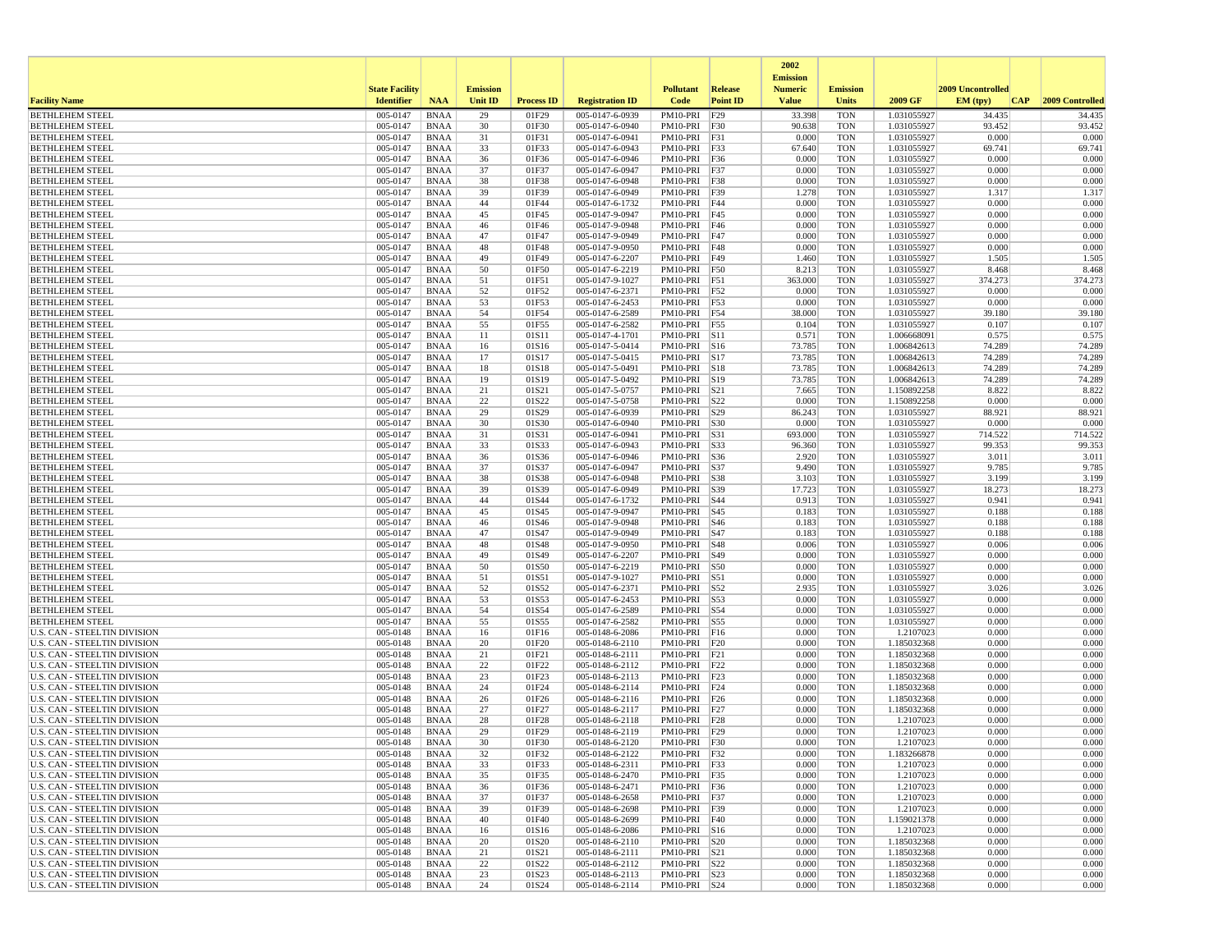| Facility Name | State Facility Identifier | NAA | Emission Unit ID | Process ID | Registration ID | Pollutant Code | Release Point ID | 2002 Emission Numeric Value | Emission Units | 2009 GF | 2009 Uncontrolled EM (tpy) | CAP | 2009 Controlled |
|---|---|---|---|---|---|---|---|---|---|---|---|---|---|
| BETHLEHEM STEEL | 005-0147 | BNAA | 29 | 01F29 | 005-0147-6-0939 | PM10-PRI | F29 | 33.398 | TON | 1.031055927 | 34.435 | | 34.435 |
| BETHLEHEM STEEL | 005-0147 | BNAA | 30 | 01F30 | 005-0147-6-0940 | PM10-PRI | F30 | 90.638 | TON | 1.031055927 | 93.452 | | 93.452 |
| BETHLEHEM STEEL | 005-0147 | BNAA | 31 | 01F31 | 005-0147-6-0941 | PM10-PRI | F31 | 0.000 | TON | 1.031055927 | 0.000 | | 0.000 |
| BETHLEHEM STEEL | 005-0147 | BNAA | 33 | 01F33 | 005-0147-6-0943 | PM10-PRI | F33 | 67.640 | TON | 1.031055927 | 69.741 | | 69.741 |
| BETHLEHEM STEEL | 005-0147 | BNAA | 36 | 01F36 | 005-0147-6-0946 | PM10-PRI | F36 | 0.000 | TON | 1.031055927 | 0.000 | | 0.000 |
| BETHLEHEM STEEL | 005-0147 | BNAA | 37 | 01F37 | 005-0147-6-0947 | PM10-PRI | F37 | 0.000 | TON | 1.031055927 | 0.000 | | 0.000 |
| BETHLEHEM STEEL | 005-0147 | BNAA | 38 | 01F38 | 005-0147-6-0948 | PM10-PRI | F38 | 0.000 | TON | 1.031055927 | 0.000 | | 0.000 |
| BETHLEHEM STEEL | 005-0147 | BNAA | 39 | 01F39 | 005-0147-6-0949 | PM10-PRI | F39 | 1.278 | TON | 1.031055927 | 1.317 | | 1.317 |
| BETHLEHEM STEEL | 005-0147 | BNAA | 44 | 01F44 | 005-0147-6-1732 | PM10-PRI | F44 | 0.000 | TON | 1.031055927 | 0.000 | | 0.000 |
| BETHLEHEM STEEL | 005-0147 | BNAA | 45 | 01F45 | 005-0147-9-0947 | PM10-PRI | F45 | 0.000 | TON | 1.031055927 | 0.000 | | 0.000 |
| BETHLEHEM STEEL | 005-0147 | BNAA | 46 | 01F46 | 005-0147-9-0948 | PM10-PRI | F46 | 0.000 | TON | 1.031055927 | 0.000 | | 0.000 |
| BETHLEHEM STEEL | 005-0147 | BNAA | 47 | 01F47 | 005-0147-9-0949 | PM10-PRI | F47 | 0.000 | TON | 1.031055927 | 0.000 | | 0.000 |
| BETHLEHEM STEEL | 005-0147 | BNAA | 48 | 01F48 | 005-0147-9-0950 | PM10-PRI | F48 | 0.000 | TON | 1.031055927 | 0.000 | | 0.000 |
| BETHLEHEM STEEL | 005-0147 | BNAA | 49 | 01F49 | 005-0147-6-2207 | PM10-PRI | F49 | 1.460 | TON | 1.031055927 | 1.505 | | 1.505 |
| BETHLEHEM STEEL | 005-0147 | BNAA | 50 | 01F50 | 005-0147-6-2219 | PM10-PRI | F50 | 8.213 | TON | 1.031055927 | 8.468 | | 8.468 |
| BETHLEHEM STEEL | 005-0147 | BNAA | 51 | 01F51 | 005-0147-9-1027 | PM10-PRI | F51 | 363.000 | TON | 1.031055927 | 374.273 | | 374.273 |
| BETHLEHEM STEEL | 005-0147 | BNAA | 52 | 01F52 | 005-0147-6-2371 | PM10-PRI | F52 | 0.000 | TON | 1.031055927 | 0.000 | | 0.000 |
| BETHLEHEM STEEL | 005-0147 | BNAA | 53 | 01F53 | 005-0147-6-2453 | PM10-PRI | F53 | 0.000 | TON | 1.031055927 | 0.000 | | 0.000 |
| BETHLEHEM STEEL | 005-0147 | BNAA | 54 | 01F54 | 005-0147-6-2589 | PM10-PRI | F54 | 38.000 | TON | 1.031055927 | 39.180 | | 39.180 |
| BETHLEHEM STEEL | 005-0147 | BNAA | 55 | 01F55 | 005-0147-6-2582 | PM10-PRI | F55 | 0.104 | TON | 1.031055927 | 0.107 | | 0.107 |
| BETHLEHEM STEEL | 005-0147 | BNAA | 11 | 01S11 | 005-0147-4-1701 | PM10-PRI | S11 | 0.571 | TON | 1.006668091 | 0.575 | | 0.575 |
| BETHLEHEM STEEL | 005-0147 | BNAA | 16 | 01S16 | 005-0147-5-0414 | PM10-PRI | S16 | 73.785 | TON | 1.006842613 | 74.289 | | 74.289 |
| BETHLEHEM STEEL | 005-0147 | BNAA | 17 | 01S17 | 005-0147-5-0415 | PM10-PRI | S17 | 73.785 | TON | 1.006842613 | 74.289 | | 74.289 |
| BETHLEHEM STEEL | 005-0147 | BNAA | 18 | 01S18 | 005-0147-5-0491 | PM10-PRI | S18 | 73.785 | TON | 1.006842613 | 74.289 | | 74.289 |
| BETHLEHEM STEEL | 005-0147 | BNAA | 19 | 01S19 | 005-0147-5-0492 | PM10-PRI | S19 | 73.785 | TON | 1.006842613 | 74.289 | | 74.289 |
| BETHLEHEM STEEL | 005-0147 | BNAA | 21 | 01S21 | 005-0147-5-0757 | PM10-PRI | S21 | 7.665 | TON | 1.150892258 | 8.822 | | 8.822 |
| BETHLEHEM STEEL | 005-0147 | BNAA | 22 | 01S22 | 005-0147-5-0758 | PM10-PRI | S22 | 0.000 | TON | 1.150892258 | 0.000 | | 0.000 |
| BETHLEHEM STEEL | 005-0147 | BNAA | 29 | 01S29 | 005-0147-6-0939 | PM10-PRI | S29 | 86.243 | TON | 1.031055927 | 88.921 | | 88.921 |
| BETHLEHEM STEEL | 005-0147 | BNAA | 30 | 01S30 | 005-0147-6-0940 | PM10-PRI | S30 | 0.000 | TON | 1.031055927 | 0.000 | | 0.000 |
| BETHLEHEM STEEL | 005-0147 | BNAA | 31 | 01S31 | 005-0147-6-0941 | PM10-PRI | S31 | 693.000 | TON | 1.031055927 | 714.522 | | 714.522 |
| BETHLEHEM STEEL | 005-0147 | BNAA | 33 | 01S33 | 005-0147-6-0943 | PM10-PRI | S33 | 96.360 | TON | 1.031055927 | 99.353 | | 99.353 |
| BETHLEHEM STEEL | 005-0147 | BNAA | 36 | 01S36 | 005-0147-6-0946 | PM10-PRI | S36 | 2.920 | TON | 1.031055927 | 3.011 | | 3.011 |
| BETHLEHEM STEEL | 005-0147 | BNAA | 37 | 01S37 | 005-0147-6-0947 | PM10-PRI | S37 | 9.490 | TON | 1.031055927 | 9.785 | | 9.785 |
| BETHLEHEM STEEL | 005-0147 | BNAA | 38 | 01S38 | 005-0147-6-0948 | PM10-PRI | S38 | 3.103 | TON | 1.031055927 | 3.199 | | 3.199 |
| BETHLEHEM STEEL | 005-0147 | BNAA | 39 | 01S39 | 005-0147-6-0949 | PM10-PRI | S39 | 17.723 | TON | 1.031055927 | 18.273 | | 18.273 |
| BETHLEHEM STEEL | 005-0147 | BNAA | 44 | 01S44 | 005-0147-6-1732 | PM10-PRI | S44 | 0.913 | TON | 1.031055927 | 0.941 | | 0.941 |
| BETHLEHEM STEEL | 005-0147 | BNAA | 45 | 01S45 | 005-0147-9-0947 | PM10-PRI | S45 | 0.183 | TON | 1.031055927 | 0.188 | | 0.188 |
| BETHLEHEM STEEL | 005-0147 | BNAA | 46 | 01S46 | 005-0147-9-0948 | PM10-PRI | S46 | 0.183 | TON | 1.031055927 | 0.188 | | 0.188 |
| BETHLEHEM STEEL | 005-0147 | BNAA | 47 | 01S47 | 005-0147-9-0949 | PM10-PRI | S47 | 0.183 | TON | 1.031055927 | 0.188 | | 0.188 |
| BETHLEHEM STEEL | 005-0147 | BNAA | 48 | 01S48 | 005-0147-9-0950 | PM10-PRI | S48 | 0.006 | TON | 1.031055927 | 0.006 | | 0.006 |
| BETHLEHEM STEEL | 005-0147 | BNAA | 49 | 01S49 | 005-0147-6-2207 | PM10-PRI | S49 | 0.000 | TON | 1.031055927 | 0.000 | | 0.000 |
| BETHLEHEM STEEL | 005-0147 | BNAA | 50 | 01S50 | 005-0147-6-2219 | PM10-PRI | S50 | 0.000 | TON | 1.031055927 | 0.000 | | 0.000 |
| BETHLEHEM STEEL | 005-0147 | BNAA | 51 | 01S51 | 005-0147-9-1027 | PM10-PRI | S51 | 0.000 | TON | 1.031055927 | 0.000 | | 0.000 |
| BETHLEHEM STEEL | 005-0147 | BNAA | 52 | 01S52 | 005-0147-6-2371 | PM10-PRI | S52 | 2.935 | TON | 1.031055927 | 3.026 | | 3.026 |
| BETHLEHEM STEEL | 005-0147 | BNAA | 53 | 01S53 | 005-0147-6-2453 | PM10-PRI | S53 | 0.000 | TON | 1.031055927 | 0.000 | | 0.000 |
| BETHLEHEM STEEL | 005-0147 | BNAA | 54 | 01S54 | 005-0147-6-2589 | PM10-PRI | S54 | 0.000 | TON | 1.031055927 | 0.000 | | 0.000 |
| BETHLEHEM STEEL | 005-0147 | BNAA | 55 | 01S55 | 005-0147-6-2582 | PM10-PRI | S55 | 0.000 | TON | 1.031055927 | 0.000 | | 0.000 |
| U.S. CAN - STEELTIN DIVISION | 005-0148 | BNAA | 16 | 01F16 | 005-0148-6-2086 | PM10-PRI | F16 | 0.000 | TON | 1.2107023 | 0.000 | | 0.000 |
| U.S. CAN - STEELTIN DIVISION | 005-0148 | BNAA | 20 | 01F20 | 005-0148-6-2110 | PM10-PRI | F20 | 0.000 | TON | 1.185032368 | 0.000 | | 0.000 |
| U.S. CAN - STEELTIN DIVISION | 005-0148 | BNAA | 21 | 01F21 | 005-0148-6-2111 | PM10-PRI | F21 | 0.000 | TON | 1.185032368 | 0.000 | | 0.000 |
| U.S. CAN - STEELTIN DIVISION | 005-0148 | BNAA | 22 | 01F22 | 005-0148-6-2112 | PM10-PRI | F22 | 0.000 | TON | 1.185032368 | 0.000 | | 0.000 |
| U.S. CAN - STEELTIN DIVISION | 005-0148 | BNAA | 23 | 01F23 | 005-0148-6-2113 | PM10-PRI | F23 | 0.000 | TON | 1.185032368 | 0.000 | | 0.000 |
| U.S. CAN - STEELTIN DIVISION | 005-0148 | BNAA | 24 | 01F24 | 005-0148-6-2114 | PM10-PRI | F24 | 0.000 | TON | 1.185032368 | 0.000 | | 0.000 |
| U.S. CAN - STEELTIN DIVISION | 005-0148 | BNAA | 26 | 01F26 | 005-0148-6-2116 | PM10-PRI | F26 | 0.000 | TON | 1.185032368 | 0.000 | | 0.000 |
| U.S. CAN - STEELTIN DIVISION | 005-0148 | BNAA | 27 | 01F27 | 005-0148-6-2117 | PM10-PRI | F27 | 0.000 | TON | 1.185032368 | 0.000 | | 0.000 |
| U.S. CAN - STEELTIN DIVISION | 005-0148 | BNAA | 28 | 01F28 | 005-0148-6-2118 | PM10-PRI | F28 | 0.000 | TON | 1.2107023 | 0.000 | | 0.000 |
| U.S. CAN - STEELTIN DIVISION | 005-0148 | BNAA | 29 | 01F29 | 005-0148-6-2119 | PM10-PRI | F29 | 0.000 | TON | 1.2107023 | 0.000 | | 0.000 |
| U.S. CAN - STEELTIN DIVISION | 005-0148 | BNAA | 30 | 01F30 | 005-0148-6-2120 | PM10-PRI | F30 | 0.000 | TON | 1.2107023 | 0.000 | | 0.000 |
| U.S. CAN - STEELTIN DIVISION | 005-0148 | BNAA | 32 | 01F32 | 005-0148-6-2122 | PM10-PRI | F32 | 0.000 | TON | 1.183266878 | 0.000 | | 0.000 |
| U.S. CAN - STEELTIN DIVISION | 005-0148 | BNAA | 33 | 01F33 | 005-0148-6-2311 | PM10-PRI | F33 | 0.000 | TON | 1.2107023 | 0.000 | | 0.000 |
| U.S. CAN - STEELTIN DIVISION | 005-0148 | BNAA | 35 | 01F35 | 005-0148-6-2470 | PM10-PRI | F35 | 0.000 | TON | 1.2107023 | 0.000 | | 0.000 |
| U.S. CAN - STEELTIN DIVISION | 005-0148 | BNAA | 36 | 01F36 | 005-0148-6-2471 | PM10-PRI | F36 | 0.000 | TON | 1.2107023 | 0.000 | | 0.000 |
| U.S. CAN - STEELTIN DIVISION | 005-0148 | BNAA | 37 | 01F37 | 005-0148-6-2658 | PM10-PRI | F37 | 0.000 | TON | 1.2107023 | 0.000 | | 0.000 |
| U.S. CAN - STEELTIN DIVISION | 005-0148 | BNAA | 39 | 01F39 | 005-0148-6-2698 | PM10-PRI | F39 | 0.000 | TON | 1.2107023 | 0.000 | | 0.000 |
| U.S. CAN - STEELTIN DIVISION | 005-0148 | BNAA | 40 | 01F40 | 005-0148-6-2699 | PM10-PRI | F40 | 0.000 | TON | 1.159021378 | 0.000 | | 0.000 |
| U.S. CAN - STEELTIN DIVISION | 005-0148 | BNAA | 16 | 01S16 | 005-0148-6-2086 | PM10-PRI | S16 | 0.000 | TON | 1.2107023 | 0.000 | | 0.000 |
| U.S. CAN - STEELTIN DIVISION | 005-0148 | BNAA | 20 | 01S20 | 005-0148-6-2110 | PM10-PRI | S20 | 0.000 | TON | 1.185032368 | 0.000 | | 0.000 |
| U.S. CAN - STEELTIN DIVISION | 005-0148 | BNAA | 21 | 01S21 | 005-0148-6-2111 | PM10-PRI | S21 | 0.000 | TON | 1.185032368 | 0.000 | | 0.000 |
| U.S. CAN - STEELTIN DIVISION | 005-0148 | BNAA | 22 | 01S22 | 005-0148-6-2112 | PM10-PRI | S22 | 0.000 | TON | 1.185032368 | 0.000 | | 0.000 |
| U.S. CAN - STEELTIN DIVISION | 005-0148 | BNAA | 23 | 01S23 | 005-0148-6-2113 | PM10-PRI | S23 | 0.000 | TON | 1.185032368 | 0.000 | | 0.000 |
| U.S. CAN - STEELTIN DIVISION | 005-0148 | BNAA | 24 | 01S24 | 005-0148-6-2114 | PM10-PRI | S24 | 0.000 | TON | 1.185032368 | 0.000 | | 0.000 |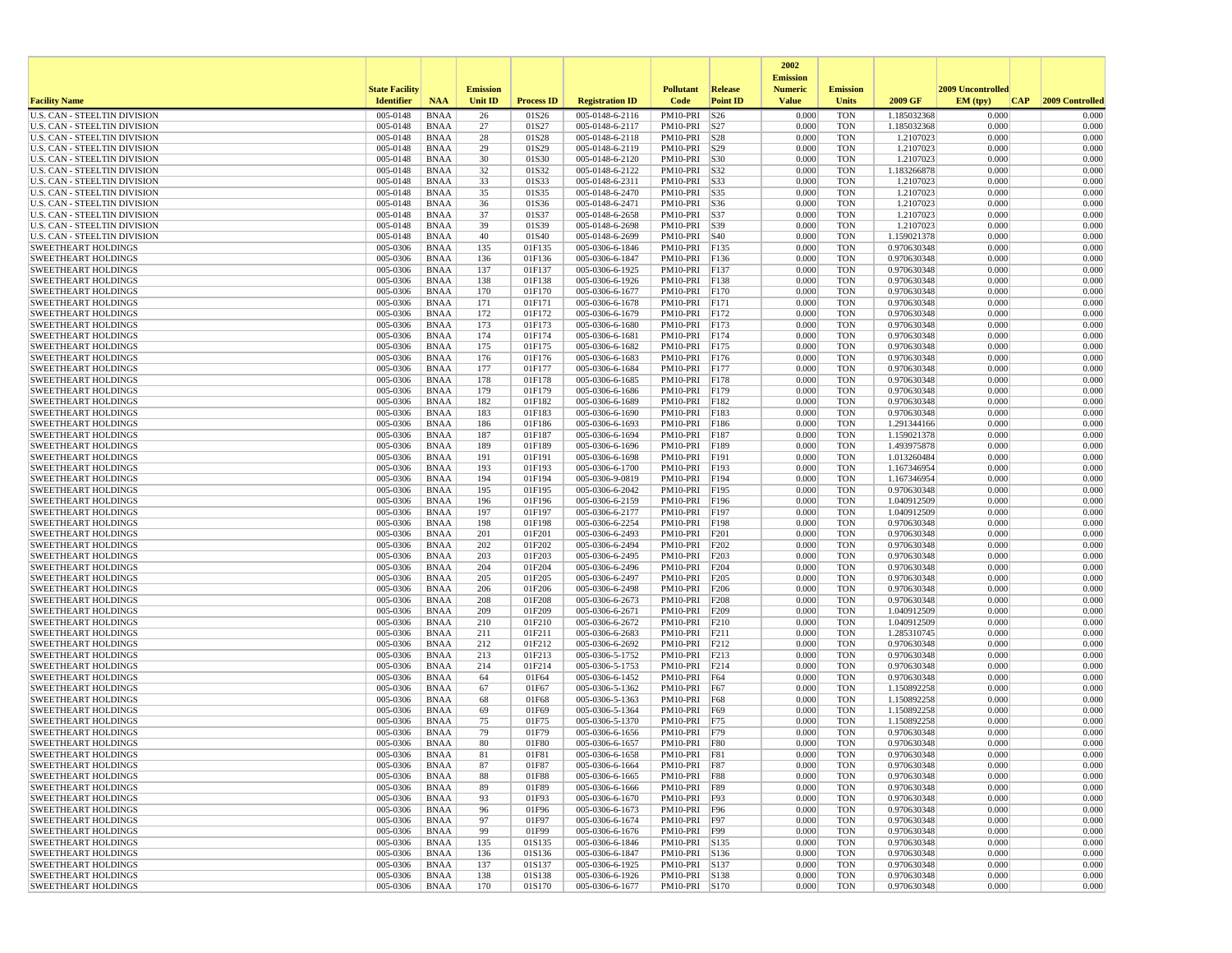| Facility Name | State Facility Identifier | NAA | Emission Unit ID | Process ID | Registration ID | Pollutant Code | Release Point ID | 2002 Emission Numeric Value | Emission Units | 2009 GF | 2009 Uncontrolled EM (tpy) | CAP | 2009 Controlled |
|---|---|---|---|---|---|---|---|---|---|---|---|---|---|
| U.S. CAN - STEELTIN DIVISION | 005-0148 | BNAA | 26 | 01S26 | 005-0148-6-2116 | PM10-PRI | S26 | 0.000 | TON | 1.185032368 | 0.000 | | 0.000 |
| U.S. CAN - STEELTIN DIVISION | 005-0148 | BNAA | 27 | 01S27 | 005-0148-6-2117 | PM10-PRI | S27 | 0.000 | TON | 1.185032368 | 0.000 | | 0.000 |
| U.S. CAN - STEELTIN DIVISION | 005-0148 | BNAA | 28 | 01S28 | 005-0148-6-2118 | PM10-PRI | S28 | 0.000 | TON | 1.2107023 | 0.000 | | 0.000 |
| U.S. CAN - STEELTIN DIVISION | 005-0148 | BNAA | 29 | 01S29 | 005-0148-6-2119 | PM10-PRI | S29 | 0.000 | TON | 1.2107023 | 0.000 | | 0.000 |
| U.S. CAN - STEELTIN DIVISION | 005-0148 | BNAA | 30 | 01S30 | 005-0148-6-2120 | PM10-PRI | S30 | 0.000 | TON | 1.2107023 | 0.000 | | 0.000 |
| U.S. CAN - STEELTIN DIVISION | 005-0148 | BNAA | 32 | 01S32 | 005-0148-6-2122 | PM10-PRI | S32 | 0.000 | TON | 1.183266878 | 0.000 | | 0.000 |
| U.S. CAN - STEELTIN DIVISION | 005-0148 | BNAA | 33 | 01S33 | 005-0148-6-2311 | PM10-PRI | S33 | 0.000 | TON | 1.2107023 | 0.000 | | 0.000 |
| U.S. CAN - STEELTIN DIVISION | 005-0148 | BNAA | 35 | 01S35 | 005-0148-6-2470 | PM10-PRI | S35 | 0.000 | TON | 1.2107023 | 0.000 | | 0.000 |
| U.S. CAN - STEELTIN DIVISION | 005-0148 | BNAA | 36 | 01S36 | 005-0148-6-2471 | PM10-PRI | S36 | 0.000 | TON | 1.2107023 | 0.000 | | 0.000 |
| U.S. CAN - STEELTIN DIVISION | 005-0148 | BNAA | 37 | 01S37 | 005-0148-6-2658 | PM10-PRI | S37 | 0.000 | TON | 1.2107023 | 0.000 | | 0.000 |
| U.S. CAN - STEELTIN DIVISION | 005-0148 | BNAA | 39 | 01S39 | 005-0148-6-2698 | PM10-PRI | S39 | 0.000 | TON | 1.2107023 | 0.000 | | 0.000 |
| U.S. CAN - STEELTIN DIVISION | 005-0148 | BNAA | 40 | 01S40 | 005-0148-6-2699 | PM10-PRI | S40 | 0.000 | TON | 1.159021378 | 0.000 | | 0.000 |
| SWEETHEART HOLDINGS | 005-0306 | BNAA | 135 | 01F135 | 005-0306-6-1846 | PM10-PRI | F135 | 0.000 | TON | 0.970630348 | 0.000 | | 0.000 |
| SWEETHEART HOLDINGS | 005-0306 | BNAA | 136 | 01F136 | 005-0306-6-1847 | PM10-PRI | F136 | 0.000 | TON | 0.970630348 | 0.000 | | 0.000 |
| SWEETHEART HOLDINGS | 005-0306 | BNAA | 137 | 01F137 | 005-0306-6-1925 | PM10-PRI | F137 | 0.000 | TON | 0.970630348 | 0.000 | | 0.000 |
| SWEETHEART HOLDINGS | 005-0306 | BNAA | 138 | 01F138 | 005-0306-6-1926 | PM10-PRI | F138 | 0.000 | TON | 0.970630348 | 0.000 | | 0.000 |
| SWEETHEART HOLDINGS | 005-0306 | BNAA | 170 | 01F170 | 005-0306-6-1677 | PM10-PRI | F170 | 0.000 | TON | 0.970630348 | 0.000 | | 0.000 |
| SWEETHEART HOLDINGS | 005-0306 | BNAA | 171 | 01F171 | 005-0306-6-1678 | PM10-PRI | F171 | 0.000 | TON | 0.970630348 | 0.000 | | 0.000 |
| SWEETHEART HOLDINGS | 005-0306 | BNAA | 172 | 01F172 | 005-0306-6-1679 | PM10-PRI | F172 | 0.000 | TON | 0.970630348 | 0.000 | | 0.000 |
| SWEETHEART HOLDINGS | 005-0306 | BNAA | 173 | 01F173 | 005-0306-6-1680 | PM10-PRI | F173 | 0.000 | TON | 0.970630348 | 0.000 | | 0.000 |
| SWEETHEART HOLDINGS | 005-0306 | BNAA | 174 | 01F174 | 005-0306-6-1681 | PM10-PRI | F174 | 0.000 | TON | 0.970630348 | 0.000 | | 0.000 |
| SWEETHEART HOLDINGS | 005-0306 | BNAA | 175 | 01F175 | 005-0306-6-1682 | PM10-PRI | F175 | 0.000 | TON | 0.970630348 | 0.000 | | 0.000 |
| SWEETHEART HOLDINGS | 005-0306 | BNAA | 176 | 01F176 | 005-0306-6-1683 | PM10-PRI | F176 | 0.000 | TON | 0.970630348 | 0.000 | | 0.000 |
| SWEETHEART HOLDINGS | 005-0306 | BNAA | 177 | 01F177 | 005-0306-6-1684 | PM10-PRI | F177 | 0.000 | TON | 0.970630348 | 0.000 | | 0.000 |
| SWEETHEART HOLDINGS | 005-0306 | BNAA | 178 | 01F178 | 005-0306-6-1685 | PM10-PRI | F178 | 0.000 | TON | 0.970630348 | 0.000 | | 0.000 |
| SWEETHEART HOLDINGS | 005-0306 | BNAA | 179 | 01F179 | 005-0306-6-1686 | PM10-PRI | F179 | 0.000 | TON | 0.970630348 | 0.000 | | 0.000 |
| SWEETHEART HOLDINGS | 005-0306 | BNAA | 182 | 01F182 | 005-0306-6-1689 | PM10-PRI | F182 | 0.000 | TON | 0.970630348 | 0.000 | | 0.000 |
| SWEETHEART HOLDINGS | 005-0306 | BNAA | 183 | 01F183 | 005-0306-6-1690 | PM10-PRI | F183 | 0.000 | TON | 0.970630348 | 0.000 | | 0.000 |
| SWEETHEART HOLDINGS | 005-0306 | BNAA | 186 | 01F186 | 005-0306-6-1693 | PM10-PRI | F186 | 0.000 | TON | 1.291344166 | 0.000 | | 0.000 |
| SWEETHEART HOLDINGS | 005-0306 | BNAA | 187 | 01F187 | 005-0306-6-1694 | PM10-PRI | F187 | 0.000 | TON | 1.159021378 | 0.000 | | 0.000 |
| SWEETHEART HOLDINGS | 005-0306 | BNAA | 189 | 01F189 | 005-0306-6-1696 | PM10-PRI | F189 | 0.000 | TON | 1.493975878 | 0.000 | | 0.000 |
| SWEETHEART HOLDINGS | 005-0306 | BNAA | 191 | 01F191 | 005-0306-6-1698 | PM10-PRI | F191 | 0.000 | TON | 1.013260484 | 0.000 | | 0.000 |
| SWEETHEART HOLDINGS | 005-0306 | BNAA | 193 | 01F193 | 005-0306-6-1700 | PM10-PRI | F193 | 0.000 | TON | 1.167346954 | 0.000 | | 0.000 |
| SWEETHEART HOLDINGS | 005-0306 | BNAA | 194 | 01F194 | 005-0306-9-0819 | PM10-PRI | F194 | 0.000 | TON | 1.167346954 | 0.000 | | 0.000 |
| SWEETHEART HOLDINGS | 005-0306 | BNAA | 195 | 01F195 | 005-0306-6-2042 | PM10-PRI | F195 | 0.000 | TON | 0.970630348 | 0.000 | | 0.000 |
| SWEETHEART HOLDINGS | 005-0306 | BNAA | 196 | 01F196 | 005-0306-6-2159 | PM10-PRI | F196 | 0.000 | TON | 1.040912509 | 0.000 | | 0.000 |
| SWEETHEART HOLDINGS | 005-0306 | BNAA | 197 | 01F197 | 005-0306-6-2177 | PM10-PRI | F197 | 0.000 | TON | 1.040912509 | 0.000 | | 0.000 |
| SWEETHEART HOLDINGS | 005-0306 | BNAA | 198 | 01F198 | 005-0306-6-2254 | PM10-PRI | F198 | 0.000 | TON | 0.970630348 | 0.000 | | 0.000 |
| SWEETHEART HOLDINGS | 005-0306 | BNAA | 201 | 01F201 | 005-0306-6-2493 | PM10-PRI | F201 | 0.000 | TON | 0.970630348 | 0.000 | | 0.000 |
| SWEETHEART HOLDINGS | 005-0306 | BNAA | 202 | 01F202 | 005-0306-6-2494 | PM10-PRI | F202 | 0.000 | TON | 0.970630348 | 0.000 | | 0.000 |
| SWEETHEART HOLDINGS | 005-0306 | BNAA | 203 | 01F203 | 005-0306-6-2495 | PM10-PRI | F203 | 0.000 | TON | 0.970630348 | 0.000 | | 0.000 |
| SWEETHEART HOLDINGS | 005-0306 | BNAA | 204 | 01F204 | 005-0306-6-2496 | PM10-PRI | F204 | 0.000 | TON | 0.970630348 | 0.000 | | 0.000 |
| SWEETHEART HOLDINGS | 005-0306 | BNAA | 205 | 01F205 | 005-0306-6-2497 | PM10-PRI | F205 | 0.000 | TON | 0.970630348 | 0.000 | | 0.000 |
| SWEETHEART HOLDINGS | 005-0306 | BNAA | 206 | 01F206 | 005-0306-6-2498 | PM10-PRI | F206 | 0.000 | TON | 0.970630348 | 0.000 | | 0.000 |
| SWEETHEART HOLDINGS | 005-0306 | BNAA | 208 | 01F208 | 005-0306-6-2673 | PM10-PRI | F208 | 0.000 | TON | 0.970630348 | 0.000 | | 0.000 |
| SWEETHEART HOLDINGS | 005-0306 | BNAA | 209 | 01F209 | 005-0306-6-2671 | PM10-PRI | F209 | 0.000 | TON | 1.040912509 | 0.000 | | 0.000 |
| SWEETHEART HOLDINGS | 005-0306 | BNAA | 210 | 01F210 | 005-0306-6-2672 | PM10-PRI | F210 | 0.000 | TON | 1.040912509 | 0.000 | | 0.000 |
| SWEETHEART HOLDINGS | 005-0306 | BNAA | 211 | 01F211 | 005-0306-6-2683 | PM10-PRI | F211 | 0.000 | TON | 1.285310745 | 0.000 | | 0.000 |
| SWEETHEART HOLDINGS | 005-0306 | BNAA | 212 | 01F212 | 005-0306-6-2692 | PM10-PRI | F212 | 0.000 | TON | 0.970630348 | 0.000 | | 0.000 |
| SWEETHEART HOLDINGS | 005-0306 | BNAA | 213 | 01F213 | 005-0306-5-1752 | PM10-PRI | F213 | 0.000 | TON | 0.970630348 | 0.000 | | 0.000 |
| SWEETHEART HOLDINGS | 005-0306 | BNAA | 214 | 01F214 | 005-0306-5-1753 | PM10-PRI | F214 | 0.000 | TON | 0.970630348 | 0.000 | | 0.000 |
| SWEETHEART HOLDINGS | 005-0306 | BNAA | 64 | 01F64 | 005-0306-6-1452 | PM10-PRI | F64 | 0.000 | TON | 0.970630348 | 0.000 | | 0.000 |
| SWEETHEART HOLDINGS | 005-0306 | BNAA | 67 | 01F67 | 005-0306-5-1362 | PM10-PRI | F67 | 0.000 | TON | 1.150892258 | 0.000 | | 0.000 |
| SWEETHEART HOLDINGS | 005-0306 | BNAA | 68 | 01F68 | 005-0306-5-1363 | PM10-PRI | F68 | 0.000 | TON | 1.150892258 | 0.000 | | 0.000 |
| SWEETHEART HOLDINGS | 005-0306 | BNAA | 69 | 01F69 | 005-0306-5-1364 | PM10-PRI | F69 | 0.000 | TON | 1.150892258 | 0.000 | | 0.000 |
| SWEETHEART HOLDINGS | 005-0306 | BNAA | 75 | 01F75 | 005-0306-5-1370 | PM10-PRI | F75 | 0.000 | TON | 1.150892258 | 0.000 | | 0.000 |
| SWEETHEART HOLDINGS | 005-0306 | BNAA | 79 | 01F79 | 005-0306-6-1656 | PM10-PRI | F79 | 0.000 | TON | 0.970630348 | 0.000 | | 0.000 |
| SWEETHEART HOLDINGS | 005-0306 | BNAA | 80 | 01F80 | 005-0306-6-1657 | PM10-PRI | F80 | 0.000 | TON | 0.970630348 | 0.000 | | 0.000 |
| SWEETHEART HOLDINGS | 005-0306 | BNAA | 81 | 01F81 | 005-0306-6-1658 | PM10-PRI | F81 | 0.000 | TON | 0.970630348 | 0.000 | | 0.000 |
| SWEETHEART HOLDINGS | 005-0306 | BNAA | 87 | 01F87 | 005-0306-6-1664 | PM10-PRI | F87 | 0.000 | TON | 0.970630348 | 0.000 | | 0.000 |
| SWEETHEART HOLDINGS | 005-0306 | BNAA | 88 | 01F88 | 005-0306-6-1665 | PM10-PRI | F88 | 0.000 | TON | 0.970630348 | 0.000 | | 0.000 |
| SWEETHEART HOLDINGS | 005-0306 | BNAA | 89 | 01F89 | 005-0306-6-1666 | PM10-PRI | F89 | 0.000 | TON | 0.970630348 | 0.000 | | 0.000 |
| SWEETHEART HOLDINGS | 005-0306 | BNAA | 93 | 01F93 | 005-0306-6-1670 | PM10-PRI | F93 | 0.000 | TON | 0.970630348 | 0.000 | | 0.000 |
| SWEETHEART HOLDINGS | 005-0306 | BNAA | 96 | 01F96 | 005-0306-6-1673 | PM10-PRI | F96 | 0.000 | TON | 0.970630348 | 0.000 | | 0.000 |
| SWEETHEART HOLDINGS | 005-0306 | BNAA | 97 | 01F97 | 005-0306-6-1674 | PM10-PRI | F97 | 0.000 | TON | 0.970630348 | 0.000 | | 0.000 |
| SWEETHEART HOLDINGS | 005-0306 | BNAA | 99 | 01F99 | 005-0306-6-1676 | PM10-PRI | F99 | 0.000 | TON | 0.970630348 | 0.000 | | 0.000 |
| SWEETHEART HOLDINGS | 005-0306 | BNAA | 135 | 01S135 | 005-0306-6-1846 | PM10-PRI | S135 | 0.000 | TON | 0.970630348 | 0.000 | | 0.000 |
| SWEETHEART HOLDINGS | 005-0306 | BNAA | 136 | 01S136 | 005-0306-6-1847 | PM10-PRI | S136 | 0.000 | TON | 0.970630348 | 0.000 | | 0.000 |
| SWEETHEART HOLDINGS | 005-0306 | BNAA | 137 | 01S137 | 005-0306-6-1925 | PM10-PRI | S137 | 0.000 | TON | 0.970630348 | 0.000 | | 0.000 |
| SWEETHEART HOLDINGS | 005-0306 | BNAA | 138 | 01S138 | 005-0306-6-1926 | PM10-PRI | S138 | 0.000 | TON | 0.970630348 | 0.000 | | 0.000 |
| SWEETHEART HOLDINGS | 005-0306 | BNAA | 170 | 01S170 | 005-0306-6-1677 | PM10-PRI | S170 | 0.000 | TON | 0.970630348 | 0.000 | | 0.000 |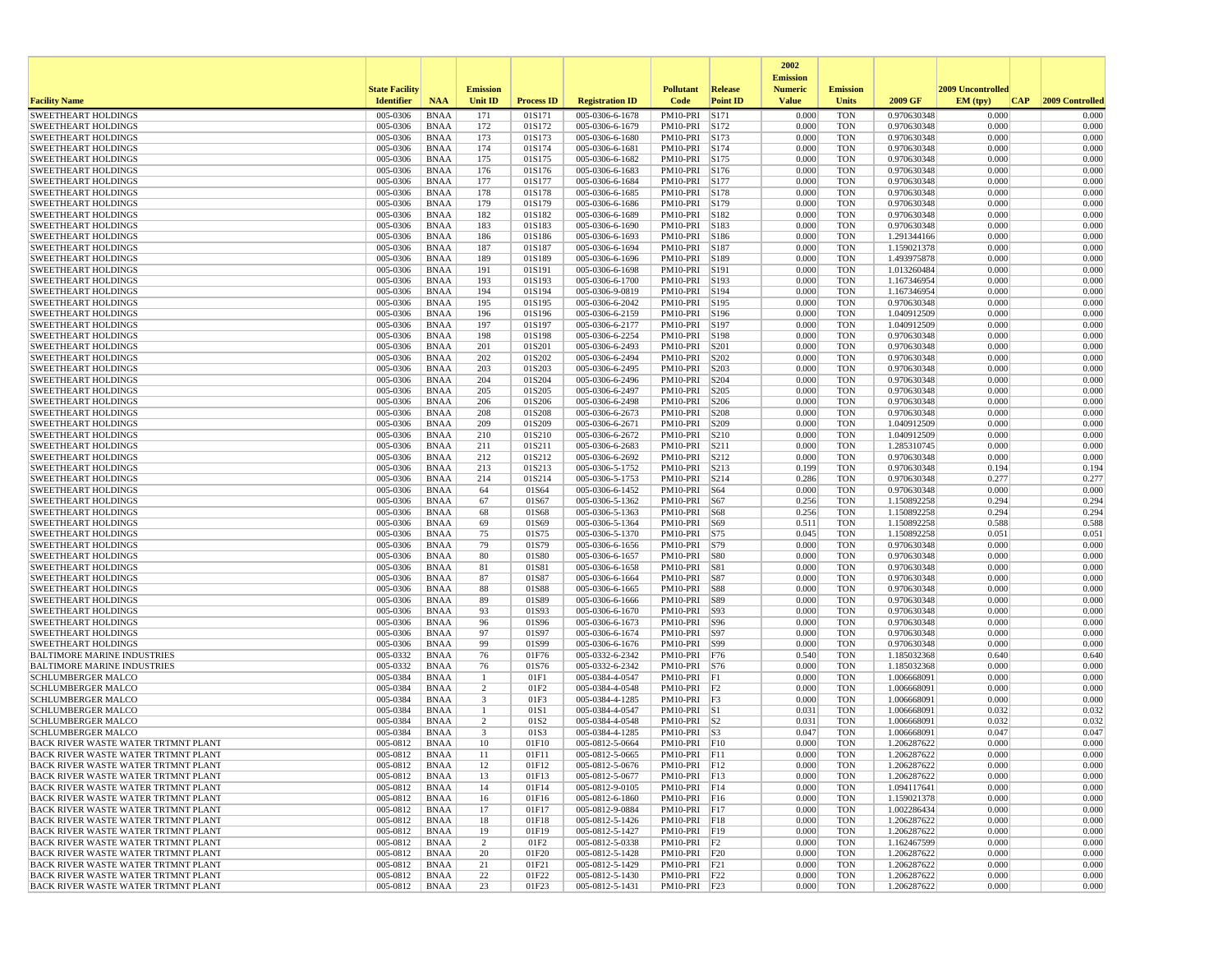| Facility Name | State Facility Identifier | NAA | Emission Unit ID | Process ID | Registration ID | Pollutant Code | Release Point ID | 2002 Emission Numeric Value | Emission Units | 2009 GF | 2009 Uncontrolled EM (tpy) | CAP | 2009 Controlled |
|---|---|---|---|---|---|---|---|---|---|---|---|---|---|
| SWEETHEART HOLDINGS | 005-0306 | BNAA | 171 | 01S171 | 005-0306-6-1678 | PM10-PRI | S171 | 0.000 | TON | 0.970630348 | 0.000 | | 0.000 |
| SWEETHEART HOLDINGS | 005-0306 | BNAA | 172 | 01S172 | 005-0306-6-1679 | PM10-PRI | S172 | 0.000 | TON | 0.970630348 | 0.000 | | 0.000 |
| SWEETHEART HOLDINGS | 005-0306 | BNAA | 173 | 01S173 | 005-0306-6-1680 | PM10-PRI | S173 | 0.000 | TON | 0.970630348 | 0.000 | | 0.000 |
| SWEETHEART HOLDINGS | 005-0306 | BNAA | 174 | 01S174 | 005-0306-6-1681 | PM10-PRI | S174 | 0.000 | TON | 0.970630348 | 0.000 | | 0.000 |
| SWEETHEART HOLDINGS | 005-0306 | BNAA | 175 | 01S175 | 005-0306-6-1682 | PM10-PRI | S175 | 0.000 | TON | 0.970630348 | 0.000 | | 0.000 |
| SWEETHEART HOLDINGS | 005-0306 | BNAA | 176 | 01S176 | 005-0306-6-1683 | PM10-PRI | S176 | 0.000 | TON | 0.970630348 | 0.000 | | 0.000 |
| SWEETHEART HOLDINGS | 005-0306 | BNAA | 177 | 01S177 | 005-0306-6-1684 | PM10-PRI | S177 | 0.000 | TON | 0.970630348 | 0.000 | | 0.000 |
| SWEETHEART HOLDINGS | 005-0306 | BNAA | 178 | 01S178 | 005-0306-6-1685 | PM10-PRI | S178 | 0.000 | TON | 0.970630348 | 0.000 | | 0.000 |
| SWEETHEART HOLDINGS | 005-0306 | BNAA | 179 | 01S179 | 005-0306-6-1686 | PM10-PRI | S179 | 0.000 | TON | 0.970630348 | 0.000 | | 0.000 |
| SWEETHEART HOLDINGS | 005-0306 | BNAA | 182 | 01S182 | 005-0306-6-1689 | PM10-PRI | S182 | 0.000 | TON | 0.970630348 | 0.000 | | 0.000 |
| SWEETHEART HOLDINGS | 005-0306 | BNAA | 183 | 01S183 | 005-0306-6-1690 | PM10-PRI | S183 | 0.000 | TON | 0.970630348 | 0.000 | | 0.000 |
| SWEETHEART HOLDINGS | 005-0306 | BNAA | 186 | 01S186 | 005-0306-6-1693 | PM10-PRI | S186 | 0.000 | TON | 1.291344166 | 0.000 | | 0.000 |
| SWEETHEART HOLDINGS | 005-0306 | BNAA | 187 | 01S187 | 005-0306-6-1694 | PM10-PRI | S187 | 0.000 | TON | 1.159021378 | 0.000 | | 0.000 |
| SWEETHEART HOLDINGS | 005-0306 | BNAA | 189 | 01S189 | 005-0306-6-1696 | PM10-PRI | S189 | 0.000 | TON | 1.493975878 | 0.000 | | 0.000 |
| SWEETHEART HOLDINGS | 005-0306 | BNAA | 191 | 01S191 | 005-0306-6-1698 | PM10-PRI | S191 | 0.000 | TON | 1.013260484 | 0.000 | | 0.000 |
| SWEETHEART HOLDINGS | 005-0306 | BNAA | 193 | 01S193 | 005-0306-6-1700 | PM10-PRI | S193 | 0.000 | TON | 1.167346954 | 0.000 | | 0.000 |
| SWEETHEART HOLDINGS | 005-0306 | BNAA | 194 | 01S194 | 005-0306-9-0819 | PM10-PRI | S194 | 0.000 | TON | 1.167346954 | 0.000 | | 0.000 |
| SWEETHEART HOLDINGS | 005-0306 | BNAA | 195 | 01S195 | 005-0306-6-2042 | PM10-PRI | S195 | 0.000 | TON | 0.970630348 | 0.000 | | 0.000 |
| SWEETHEART HOLDINGS | 005-0306 | BNAA | 196 | 01S196 | 005-0306-6-2159 | PM10-PRI | S196 | 0.000 | TON | 1.040912509 | 0.000 | | 0.000 |
| SWEETHEART HOLDINGS | 005-0306 | BNAA | 197 | 01S197 | 005-0306-6-2177 | PM10-PRI | S197 | 0.000 | TON | 1.040912509 | 0.000 | | 0.000 |
| SWEETHEART HOLDINGS | 005-0306 | BNAA | 198 | 01S198 | 005-0306-6-2254 | PM10-PRI | S198 | 0.000 | TON | 0.970630348 | 0.000 | | 0.000 |
| SWEETHEART HOLDINGS | 005-0306 | BNAA | 201 | 01S201 | 005-0306-6-2493 | PM10-PRI | S201 | 0.000 | TON | 0.970630348 | 0.000 | | 0.000 |
| SWEETHEART HOLDINGS | 005-0306 | BNAA | 202 | 01S202 | 005-0306-6-2494 | PM10-PRI | S202 | 0.000 | TON | 0.970630348 | 0.000 | | 0.000 |
| SWEETHEART HOLDINGS | 005-0306 | BNAA | 203 | 01S203 | 005-0306-6-2495 | PM10-PRI | S203 | 0.000 | TON | 0.970630348 | 0.000 | | 0.000 |
| SWEETHEART HOLDINGS | 005-0306 | BNAA | 204 | 01S204 | 005-0306-6-2496 | PM10-PRI | S204 | 0.000 | TON | 0.970630348 | 0.000 | | 0.000 |
| SWEETHEART HOLDINGS | 005-0306 | BNAA | 205 | 01S205 | 005-0306-6-2497 | PM10-PRI | S205 | 0.000 | TON | 0.970630348 | 0.000 | | 0.000 |
| SWEETHEART HOLDINGS | 005-0306 | BNAA | 206 | 01S206 | 005-0306-6-2498 | PM10-PRI | S206 | 0.000 | TON | 0.970630348 | 0.000 | | 0.000 |
| SWEETHEART HOLDINGS | 005-0306 | BNAA | 208 | 01S208 | 005-0306-6-2673 | PM10-PRI | S208 | 0.000 | TON | 0.970630348 | 0.000 | | 0.000 |
| SWEETHEART HOLDINGS | 005-0306 | BNAA | 209 | 01S209 | 005-0306-6-2671 | PM10-PRI | S209 | 0.000 | TON | 1.040912509 | 0.000 | | 0.000 |
| SWEETHEART HOLDINGS | 005-0306 | BNAA | 210 | 01S210 | 005-0306-6-2672 | PM10-PRI | S210 | 0.000 | TON | 1.040912509 | 0.000 | | 0.000 |
| SWEETHEART HOLDINGS | 005-0306 | BNAA | 211 | 01S211 | 005-0306-6-2683 | PM10-PRI | S211 | 0.000 | TON | 1.285310745 | 0.000 | | 0.000 |
| SWEETHEART HOLDINGS | 005-0306 | BNAA | 212 | 01S212 | 005-0306-6-2692 | PM10-PRI | S212 | 0.000 | TON | 0.970630348 | 0.000 | | 0.000 |
| SWEETHEART HOLDINGS | 005-0306 | BNAA | 213 | 01S213 | 005-0306-5-1752 | PM10-PRI | S213 | 0.199 | TON | 0.970630348 | 0.194 | | 0.194 |
| SWEETHEART HOLDINGS | 005-0306 | BNAA | 214 | 01S214 | 005-0306-5-1753 | PM10-PRI | S214 | 0.286 | TON | 0.970630348 | 0.277 | | 0.277 |
| SWEETHEART HOLDINGS | 005-0306 | BNAA | 64 | 01S64 | 005-0306-6-1452 | PM10-PRI | S64 | 0.000 | TON | 0.970630348 | 0.000 | | 0.000 |
| SWEETHEART HOLDINGS | 005-0306 | BNAA | 67 | 01S67 | 005-0306-5-1362 | PM10-PRI | S67 | 0.256 | TON | 1.150892258 | 0.294 | | 0.294 |
| SWEETHEART HOLDINGS | 005-0306 | BNAA | 68 | 01S68 | 005-0306-5-1363 | PM10-PRI | S68 | 0.256 | TON | 1.150892258 | 0.294 | | 0.294 |
| SWEETHEART HOLDINGS | 005-0306 | BNAA | 69 | 01S69 | 005-0306-5-1364 | PM10-PRI | S69 | 0.511 | TON | 1.150892258 | 0.588 | | 0.588 |
| SWEETHEART HOLDINGS | 005-0306 | BNAA | 75 | 01S75 | 005-0306-5-1370 | PM10-PRI | S75 | 0.045 | TON | 1.150892258 | 0.051 | | 0.051 |
| SWEETHEART HOLDINGS | 005-0306 | BNAA | 79 | 01S79 | 005-0306-6-1656 | PM10-PRI | S79 | 0.000 | TON | 0.970630348 | 0.000 | | 0.000 |
| SWEETHEART HOLDINGS | 005-0306 | BNAA | 80 | 01S80 | 005-0306-6-1657 | PM10-PRI | S80 | 0.000 | TON | 0.970630348 | 0.000 | | 0.000 |
| SWEETHEART HOLDINGS | 005-0306 | BNAA | 81 | 01S81 | 005-0306-6-1658 | PM10-PRI | S81 | 0.000 | TON | 0.970630348 | 0.000 | | 0.000 |
| SWEETHEART HOLDINGS | 005-0306 | BNAA | 87 | 01S87 | 005-0306-6-1664 | PM10-PRI | S87 | 0.000 | TON | 0.970630348 | 0.000 | | 0.000 |
| SWEETHEART HOLDINGS | 005-0306 | BNAA | 88 | 01S88 | 005-0306-6-1665 | PM10-PRI | S88 | 0.000 | TON | 0.970630348 | 0.000 | | 0.000 |
| SWEETHEART HOLDINGS | 005-0306 | BNAA | 89 | 01S89 | 005-0306-6-1666 | PM10-PRI | S89 | 0.000 | TON | 0.970630348 | 0.000 | | 0.000 |
| SWEETHEART HOLDINGS | 005-0306 | BNAA | 93 | 01S93 | 005-0306-6-1670 | PM10-PRI | S93 | 0.000 | TON | 0.970630348 | 0.000 | | 0.000 |
| SWEETHEART HOLDINGS | 005-0306 | BNAA | 96 | 01S96 | 005-0306-6-1673 | PM10-PRI | S96 | 0.000 | TON | 0.970630348 | 0.000 | | 0.000 |
| SWEETHEART HOLDINGS | 005-0306 | BNAA | 97 | 01S97 | 005-0306-6-1674 | PM10-PRI | S97 | 0.000 | TON | 0.970630348 | 0.000 | | 0.000 |
| SWEETHEART HOLDINGS | 005-0306 | BNAA | 99 | 01S99 | 005-0306-6-1676 | PM10-PRI | S99 | 0.000 | TON | 0.970630348 | 0.000 | | 0.000 |
| BALTIMORE MARINE INDUSTRIES | 005-0332 | BNAA | 76 | 01F76 | 005-0332-6-2342 | PM10-PRI | F76 | 0.540 | TON | 1.185032368 | 0.640 | | 0.640 |
| BALTIMORE MARINE INDUSTRIES | 005-0332 | BNAA | 76 | 01S76 | 005-0332-6-2342 | PM10-PRI | S76 | 0.000 | TON | 1.185032368 | 0.000 | | 0.000 |
| SCHLUMBERGER MALCO | 005-0384 | BNAA | 1 | 01F1 | 005-0384-4-0547 | PM10-PRI | F1 | 0.000 | TON | 1.006668091 | 0.000 | | 0.000 |
| SCHLUMBERGER MALCO | 005-0384 | BNAA | 2 | 01F2 | 005-0384-4-0548 | PM10-PRI | F2 | 0.000 | TON | 1.006668091 | 0.000 | | 0.000 |
| SCHLUMBERGER MALCO | 005-0384 | BNAA | 3 | 01F3 | 005-0384-4-1285 | PM10-PRI | F3 | 0.000 | TON | 1.006668091 | 0.000 | | 0.000 |
| SCHLUMBERGER MALCO | 005-0384 | BNAA | 1 | 01S1 | 005-0384-4-0547 | PM10-PRI | S1 | 0.031 | TON | 1.006668091 | 0.032 | | 0.032 |
| SCHLUMBERGER MALCO | 005-0384 | BNAA | 2 | 01S2 | 005-0384-4-0548 | PM10-PRI | S2 | 0.031 | TON | 1.006668091 | 0.032 | | 0.032 |
| SCHLUMBERGER MALCO | 005-0384 | BNAA | 3 | 01S3 | 005-0384-4-1285 | PM10-PRI | S3 | 0.047 | TON | 1.006668091 | 0.047 | | 0.047 |
| BACK RIVER WASTE WATER TRTMNT PLANT | 005-0812 | BNAA | 10 | 01F10 | 005-0812-5-0664 | PM10-PRI | F10 | 0.000 | TON | 1.206287622 | 0.000 | | 0.000 |
| BACK RIVER WASTE WATER TRTMNT PLANT | 005-0812 | BNAA | 11 | 01F11 | 005-0812-5-0665 | PM10-PRI | F11 | 0.000 | TON | 1.206287622 | 0.000 | | 0.000 |
| BACK RIVER WASTE WATER TRTMNT PLANT | 005-0812 | BNAA | 12 | 01F12 | 005-0812-5-0676 | PM10-PRI | F12 | 0.000 | TON | 1.206287622 | 0.000 | | 0.000 |
| BACK RIVER WASTE WATER TRTMNT PLANT | 005-0812 | BNAA | 13 | 01F13 | 005-0812-5-0677 | PM10-PRI | F13 | 0.000 | TON | 1.206287622 | 0.000 | | 0.000 |
| BACK RIVER WASTE WATER TRTMNT PLANT | 005-0812 | BNAA | 14 | 01F14 | 005-0812-9-0105 | PM10-PRI | F14 | 0.000 | TON | 1.094117641 | 0.000 | | 0.000 |
| BACK RIVER WASTE WATER TRTMNT PLANT | 005-0812 | BNAA | 16 | 01F16 | 005-0812-6-1860 | PM10-PRI | F16 | 0.000 | TON | 1.159021378 | 0.000 | | 0.000 |
| BACK RIVER WASTE WATER TRTMNT PLANT | 005-0812 | BNAA | 17 | 01F17 | 005-0812-9-0884 | PM10-PRI | F17 | 0.000 | TON | 1.002286434 | 0.000 | | 0.000 |
| BACK RIVER WASTE WATER TRTMNT PLANT | 005-0812 | BNAA | 18 | 01F18 | 005-0812-5-1426 | PM10-PRI | F18 | 0.000 | TON | 1.206287622 | 0.000 | | 0.000 |
| BACK RIVER WASTE WATER TRTMNT PLANT | 005-0812 | BNAA | 19 | 01F19 | 005-0812-5-1427 | PM10-PRI | F19 | 0.000 | TON | 1.206287622 | 0.000 | | 0.000 |
| BACK RIVER WASTE WATER TRTMNT PLANT | 005-0812 | BNAA | 2 | 01F2 | 005-0812-5-0338 | PM10-PRI | F2 | 0.000 | TON | 1.162467599 | 0.000 | | 0.000 |
| BACK RIVER WASTE WATER TRTMNT PLANT | 005-0812 | BNAA | 20 | 01F20 | 005-0812-5-1428 | PM10-PRI | F20 | 0.000 | TON | 1.206287622 | 0.000 | | 0.000 |
| BACK RIVER WASTE WATER TRTMNT PLANT | 005-0812 | BNAA | 21 | 01F21 | 005-0812-5-1429 | PM10-PRI | F21 | 0.000 | TON | 1.206287622 | 0.000 | | 0.000 |
| BACK RIVER WASTE WATER TRTMNT PLANT | 005-0812 | BNAA | 22 | 01F22 | 005-0812-5-1430 | PM10-PRI | F22 | 0.000 | TON | 1.206287622 | 0.000 | | 0.000 |
| BACK RIVER WASTE WATER TRTMNT PLANT | 005-0812 | BNAA | 23 | 01F23 | 005-0812-5-1431 | PM10-PRI | F23 | 0.000 | TON | 1.206287622 | 0.000 | | 0.000 |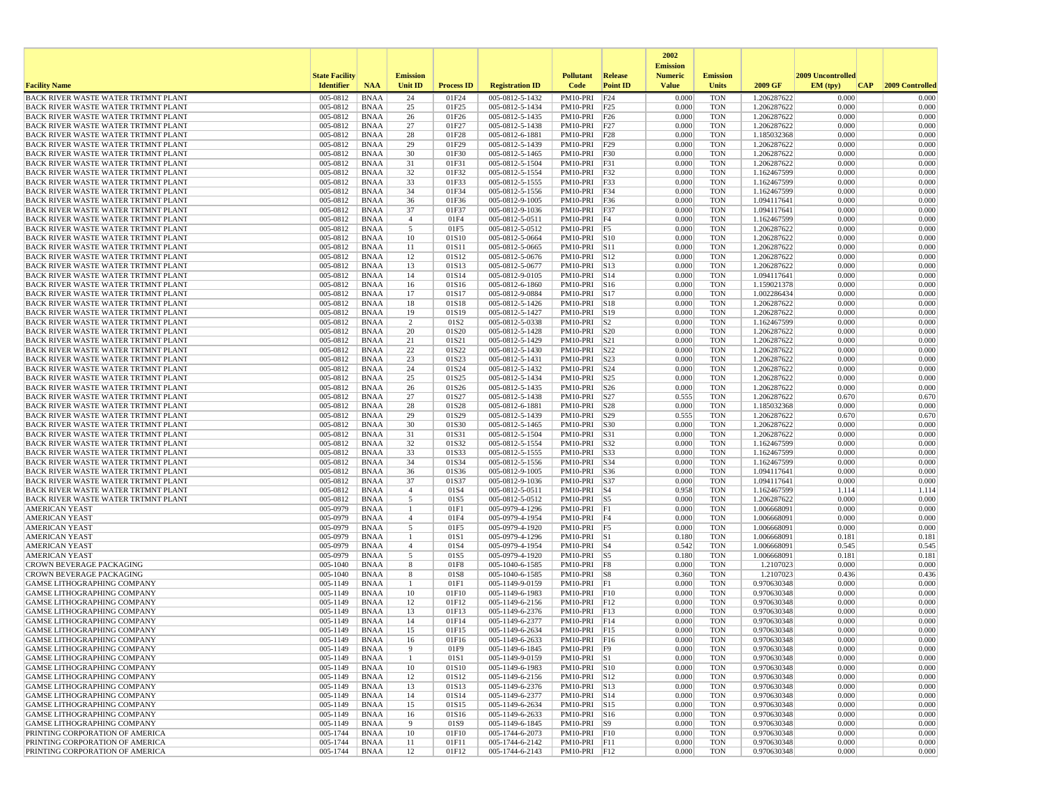| Facility Name | State Facility Identifier | NAA | Emission Unit ID | Process ID | Registration ID | Pollutant Code | Release Point ID | 2002 Emission Numeric Value | Emission Units | 2009 GF | 2009 Uncontrolled EM (tpy) | CAP | 2009 Controlled |
|---|---|---|---|---|---|---|---|---|---|---|---|---|---|
| BACK RIVER WASTE WATER TRTMNT PLANT | 005-0812 | BNAA | 24 | 01F24 | 005-0812-5-1432 | PM10-PRI | F24 | 0.000 | TON | 1.206287622 | 0.000 | | 0.000 |
| BACK RIVER WASTE WATER TRTMNT PLANT | 005-0812 | BNAA | 25 | 01F25 | 005-0812-5-1434 | PM10-PRI | F25 | 0.000 | TON | 1.206287622 | 0.000 | | 0.000 |
| BACK RIVER WASTE WATER TRTMNT PLANT | 005-0812 | BNAA | 26 | 01F26 | 005-0812-5-1435 | PM10-PRI | F26 | 0.000 | TON | 1.206287622 | 0.000 | | 0.000 |
| BACK RIVER WASTE WATER TRTMNT PLANT | 005-0812 | BNAA | 27 | 01F27 | 005-0812-5-1438 | PM10-PRI | F27 | 0.000 | TON | 1.206287622 | 0.000 | | 0.000 |
| BACK RIVER WASTE WATER TRTMNT PLANT | 005-0812 | BNAA | 28 | 01F28 | 005-0812-6-1881 | PM10-PRI | F28 | 0.000 | TON | 1.185032368 | 0.000 | | 0.000 |
| BACK RIVER WASTE WATER TRTMNT PLANT | 005-0812 | BNAA | 29 | 01F29 | 005-0812-5-1439 | PM10-PRI | F29 | 0.000 | TON | 1.206287622 | 0.000 | | 0.000 |
| BACK RIVER WASTE WATER TRTMNT PLANT | 005-0812 | BNAA | 30 | 01F30 | 005-0812-5-1465 | PM10-PRI | F30 | 0.000 | TON | 1.206287622 | 0.000 | | 0.000 |
| BACK RIVER WASTE WATER TRTMNT PLANT | 005-0812 | BNAA | 31 | 01F31 | 005-0812-5-1504 | PM10-PRI | F31 | 0.000 | TON | 1.206287622 | 0.000 | | 0.000 |
| BACK RIVER WASTE WATER TRTMNT PLANT | 005-0812 | BNAA | 32 | 01F32 | 005-0812-5-1554 | PM10-PRI | F32 | 0.000 | TON | 1.162467599 | 0.000 | | 0.000 |
| BACK RIVER WASTE WATER TRTMNT PLANT | 005-0812 | BNAA | 33 | 01F33 | 005-0812-5-1555 | PM10-PRI | F33 | 0.000 | TON | 1.162467599 | 0.000 | | 0.000 |
| BACK RIVER WASTE WATER TRTMNT PLANT | 005-0812 | BNAA | 34 | 01F34 | 005-0812-5-1556 | PM10-PRI | F34 | 0.000 | TON | 1.162467599 | 0.000 | | 0.000 |
| BACK RIVER WASTE WATER TRTMNT PLANT | 005-0812 | BNAA | 36 | 01F36 | 005-0812-9-1005 | PM10-PRI | F36 | 0.000 | TON | 1.094117641 | 0.000 | | 0.000 |
| BACK RIVER WASTE WATER TRTMNT PLANT | 005-0812 | BNAA | 37 | 01F37 | 005-0812-9-1036 | PM10-PRI | F37 | 0.000 | TON | 1.094117641 | 0.000 | | 0.000 |
| BACK RIVER WASTE WATER TRTMNT PLANT | 005-0812 | BNAA | 4 | 01F4 | 005-0812-5-0511 | PM10-PRI | F4 | 0.000 | TON | 1.162467599 | 0.000 | | 0.000 |
| BACK RIVER WASTE WATER TRTMNT PLANT | 005-0812 | BNAA | 5 | 01F5 | 005-0812-5-0512 | PM10-PRI | F5 | 0.000 | TON | 1.206287622 | 0.000 | | 0.000 |
| BACK RIVER WASTE WATER TRTMNT PLANT | 005-0812 | BNAA | 10 | 01S10 | 005-0812-5-0664 | PM10-PRI | S10 | 0.000 | TON | 1.206287622 | 0.000 | | 0.000 |
| BACK RIVER WASTE WATER TRTMNT PLANT | 005-0812 | BNAA | 11 | 01S11 | 005-0812-5-0665 | PM10-PRI | S11 | 0.000 | TON | 1.206287622 | 0.000 | | 0.000 |
| BACK RIVER WASTE WATER TRTMNT PLANT | 005-0812 | BNAA | 12 | 01S12 | 005-0812-5-0676 | PM10-PRI | S12 | 0.000 | TON | 1.206287622 | 0.000 | | 0.000 |
| BACK RIVER WASTE WATER TRTMNT PLANT | 005-0812 | BNAA | 13 | 01S13 | 005-0812-5-0677 | PM10-PRI | S13 | 0.000 | TON | 1.206287622 | 0.000 | | 0.000 |
| BACK RIVER WASTE WATER TRTMNT PLANT | 005-0812 | BNAA | 14 | 01S14 | 005-0812-9-0105 | PM10-PRI | S14 | 0.000 | TON | 1.094117641 | 0.000 | | 0.000 |
| BACK RIVER WASTE WATER TRTMNT PLANT | 005-0812 | BNAA | 16 | 01S16 | 005-0812-6-1860 | PM10-PRI | S16 | 0.000 | TON | 1.159021378 | 0.000 | | 0.000 |
| BACK RIVER WASTE WATER TRTMNT PLANT | 005-0812 | BNAA | 17 | 01S17 | 005-0812-9-0884 | PM10-PRI | S17 | 0.000 | TON | 1.002286434 | 0.000 | | 0.000 |
| BACK RIVER WASTE WATER TRTMNT PLANT | 005-0812 | BNAA | 18 | 01S18 | 005-0812-5-1426 | PM10-PRI | S18 | 0.000 | TON | 1.206287622 | 0.000 | | 0.000 |
| BACK RIVER WASTE WATER TRTMNT PLANT | 005-0812 | BNAA | 19 | 01S19 | 005-0812-5-1427 | PM10-PRI | S19 | 0.000 | TON | 1.206287622 | 0.000 | | 0.000 |
| BACK RIVER WASTE WATER TRTMNT PLANT | 005-0812 | BNAA | 2 | 01S2 | 005-0812-5-0338 | PM10-PRI | S2 | 0.000 | TON | 1.162467599 | 0.000 | | 0.000 |
| BACK RIVER WASTE WATER TRTMNT PLANT | 005-0812 | BNAA | 20 | 01S20 | 005-0812-5-1428 | PM10-PRI | S20 | 0.000 | TON | 1.206287622 | 0.000 | | 0.000 |
| BACK RIVER WASTE WATER TRTMNT PLANT | 005-0812 | BNAA | 21 | 01S21 | 005-0812-5-1429 | PM10-PRI | S21 | 0.000 | TON | 1.206287622 | 0.000 | | 0.000 |
| BACK RIVER WASTE WATER TRTMNT PLANT | 005-0812 | BNAA | 22 | 01S22 | 005-0812-5-1430 | PM10-PRI | S22 | 0.000 | TON | 1.206287622 | 0.000 | | 0.000 |
| BACK RIVER WASTE WATER TRTMNT PLANT | 005-0812 | BNAA | 23 | 01S23 | 005-0812-5-1431 | PM10-PRI | S23 | 0.000 | TON | 1.206287622 | 0.000 | | 0.000 |
| BACK RIVER WASTE WATER TRTMNT PLANT | 005-0812 | BNAA | 24 | 01S24 | 005-0812-5-1432 | PM10-PRI | S24 | 0.000 | TON | 1.206287622 | 0.000 | | 0.000 |
| BACK RIVER WASTE WATER TRTMNT PLANT | 005-0812 | BNAA | 25 | 01S25 | 005-0812-5-1434 | PM10-PRI | S25 | 0.000 | TON | 1.206287622 | 0.000 | | 0.000 |
| BACK RIVER WASTE WATER TRTMNT PLANT | 005-0812 | BNAA | 26 | 01S26 | 005-0812-5-1435 | PM10-PRI | S26 | 0.000 | TON | 1.206287622 | 0.000 | | 0.000 |
| BACK RIVER WASTE WATER TRTMNT PLANT | 005-0812 | BNAA | 27 | 01S27 | 005-0812-5-1438 | PM10-PRI | S27 | 0.555 | TON | 1.206287622 | 0.670 | | 0.670 |
| BACK RIVER WASTE WATER TRTMNT PLANT | 005-0812 | BNAA | 28 | 01S28 | 005-0812-6-1881 | PM10-PRI | S28 | 0.000 | TON | 1.185032368 | 0.000 | | 0.000 |
| BACK RIVER WASTE WATER TRTMNT PLANT | 005-0812 | BNAA | 29 | 01S29 | 005-0812-5-1439 | PM10-PRI | S29 | 0.555 | TON | 1.206287622 | 0.670 | | 0.670 |
| BACK RIVER WASTE WATER TRTMNT PLANT | 005-0812 | BNAA | 30 | 01S30 | 005-0812-5-1465 | PM10-PRI | S30 | 0.000 | TON | 1.206287622 | 0.000 | | 0.000 |
| BACK RIVER WASTE WATER TRTMNT PLANT | 005-0812 | BNAA | 31 | 01S31 | 005-0812-5-1504 | PM10-PRI | S31 | 0.000 | TON | 1.206287622 | 0.000 | | 0.000 |
| BACK RIVER WASTE WATER TRTMNT PLANT | 005-0812 | BNAA | 32 | 01S32 | 005-0812-5-1554 | PM10-PRI | S32 | 0.000 | TON | 1.162467599 | 0.000 | | 0.000 |
| BACK RIVER WASTE WATER TRTMNT PLANT | 005-0812 | BNAA | 33 | 01S33 | 005-0812-5-1555 | PM10-PRI | S33 | 0.000 | TON | 1.162467599 | 0.000 | | 0.000 |
| BACK RIVER WASTE WATER TRTMNT PLANT | 005-0812 | BNAA | 34 | 01S34 | 005-0812-5-1556 | PM10-PRI | S34 | 0.000 | TON | 1.162467599 | 0.000 | | 0.000 |
| BACK RIVER WASTE WATER TRTMNT PLANT | 005-0812 | BNAA | 36 | 01S36 | 005-0812-9-1005 | PM10-PRI | S36 | 0.000 | TON | 1.094117641 | 0.000 | | 0.000 |
| BACK RIVER WASTE WATER TRTMNT PLANT | 005-0812 | BNAA | 37 | 01S37 | 005-0812-9-1036 | PM10-PRI | S37 | 0.000 | TON | 1.094117641 | 0.000 | | 0.000 |
| BACK RIVER WASTE WATER TRTMNT PLANT | 005-0812 | BNAA | 4 | 01S4 | 005-0812-5-0511 | PM10-PRI | S4 | 0.958 | TON | 1.162467599 | 1.114 | | 1.114 |
| BACK RIVER WASTE WATER TRTMNT PLANT | 005-0812 | BNAA | 5 | 01S5 | 005-0812-5-0512 | PM10-PRI | S5 | 0.000 | TON | 1.206287622 | 0.000 | | 0.000 |
| AMERICAN YEAST | 005-0979 | BNAA | 1 | 01F1 | 005-0979-4-1296 | PM10-PRI | F1 | 0.000 | TON | 1.006668091 | 0.000 | | 0.000 |
| AMERICAN YEAST | 005-0979 | BNAA | 4 | 01F4 | 005-0979-4-1954 | PM10-PRI | F4 | 0.000 | TON | 1.006668091 | 0.000 | | 0.000 |
| AMERICAN YEAST | 005-0979 | BNAA | 5 | 01F5 | 005-0979-4-1920 | PM10-PRI | F5 | 0.000 | TON | 1.006668091 | 0.000 | | 0.000 |
| AMERICAN YEAST | 005-0979 | BNAA | 1 | 01S1 | 005-0979-4-1296 | PM10-PRI | S1 | 0.180 | TON | 1.006668091 | 0.181 | | 0.181 |
| AMERICAN YEAST | 005-0979 | BNAA | 4 | 01S4 | 005-0979-4-1954 | PM10-PRI | S4 | 0.542 | TON | 1.006668091 | 0.545 | | 0.545 |
| AMERICAN YEAST | 005-0979 | BNAA | 5 | 01S5 | 005-0979-4-1920 | PM10-PRI | S5 | 0.180 | TON | 1.006668091 | 0.181 | | 0.181 |
| CROWN BEVERAGE PACKAGING | 005-1040 | BNAA | 8 | 01F8 | 005-1040-6-1585 | PM10-PRI | F8 | 0.000 | TON | 1.2107023 | 0.000 | | 0.000 |
| CROWN BEVERAGE PACKAGING | 005-1040 | BNAA | 8 | 01S8 | 005-1040-6-1585 | PM10-PRI | S8 | 0.360 | TON | 1.2107023 | 0.436 | | 0.436 |
| GAMSE LITHOGRAPHING COMPANY | 005-1149 | BNAA | 1 | 01F1 | 005-1149-9-0159 | PM10-PRI | F1 | 0.000 | TON | 0.970630348 | 0.000 | | 0.000 |
| GAMSE LITHOGRAPHING COMPANY | 005-1149 | BNAA | 10 | 01F10 | 005-1149-6-1983 | PM10-PRI | F10 | 0.000 | TON | 0.970630348 | 0.000 | | 0.000 |
| GAMSE LITHOGRAPHING COMPANY | 005-1149 | BNAA | 12 | 01F12 | 005-1149-6-2156 | PM10-PRI | F12 | 0.000 | TON | 0.970630348 | 0.000 | | 0.000 |
| GAMSE LITHOGRAPHING COMPANY | 005-1149 | BNAA | 13 | 01F13 | 005-1149-6-2376 | PM10-PRI | F13 | 0.000 | TON | 0.970630348 | 0.000 | | 0.000 |
| GAMSE LITHOGRAPHING COMPANY | 005-1149 | BNAA | 14 | 01F14 | 005-1149-6-2377 | PM10-PRI | F14 | 0.000 | TON | 0.970630348 | 0.000 | | 0.000 |
| GAMSE LITHOGRAPHING COMPANY | 005-1149 | BNAA | 15 | 01F15 | 005-1149-6-2634 | PM10-PRI | F15 | 0.000 | TON | 0.970630348 | 0.000 | | 0.000 |
| GAMSE LITHOGRAPHING COMPANY | 005-1149 | BNAA | 16 | 01F16 | 005-1149-6-2633 | PM10-PRI | F16 | 0.000 | TON | 0.970630348 | 0.000 | | 0.000 |
| GAMSE LITHOGRAPHING COMPANY | 005-1149 | BNAA | 9 | 01F9 | 005-1149-6-1845 | PM10-PRI | F9 | 0.000 | TON | 0.970630348 | 0.000 | | 0.000 |
| GAMSE LITHOGRAPHING COMPANY | 005-1149 | BNAA | 1 | 01S1 | 005-1149-9-0159 | PM10-PRI | S1 | 0.000 | TON | 0.970630348 | 0.000 | | 0.000 |
| GAMSE LITHOGRAPHING COMPANY | 005-1149 | BNAA | 10 | 01S10 | 005-1149-6-1983 | PM10-PRI | S10 | 0.000 | TON | 0.970630348 | 0.000 | | 0.000 |
| GAMSE LITHOGRAPHING COMPANY | 005-1149 | BNAA | 12 | 01S12 | 005-1149-6-2156 | PM10-PRI | S12 | 0.000 | TON | 0.970630348 | 0.000 | | 0.000 |
| GAMSE LITHOGRAPHING COMPANY | 005-1149 | BNAA | 13 | 01S13 | 005-1149-6-2376 | PM10-PRI | S13 | 0.000 | TON | 0.970630348 | 0.000 | | 0.000 |
| GAMSE LITHOGRAPHING COMPANY | 005-1149 | BNAA | 14 | 01S14 | 005-1149-6-2377 | PM10-PRI | S14 | 0.000 | TON | 0.970630348 | 0.000 | | 0.000 |
| GAMSE LITHOGRAPHING COMPANY | 005-1149 | BNAA | 15 | 01S15 | 005-1149-6-2634 | PM10-PRI | S15 | 0.000 | TON | 0.970630348 | 0.000 | | 0.000 |
| GAMSE LITHOGRAPHING COMPANY | 005-1149 | BNAA | 16 | 01S16 | 005-1149-6-2633 | PM10-PRI | S16 | 0.000 | TON | 0.970630348 | 0.000 | | 0.000 |
| GAMSE LITHOGRAPHING COMPANY | 005-1149 | BNAA | 9 | 01S9 | 005-1149-6-1845 | PM10-PRI | S9 | 0.000 | TON | 0.970630348 | 0.000 | | 0.000 |
| PRINTING CORPORATION OF AMERICA | 005-1744 | BNAA | 10 | 01F10 | 005-1744-6-2073 | PM10-PRI | F10 | 0.000 | TON | 0.970630348 | 0.000 | | 0.000 |
| PRINTING CORPORATION OF AMERICA | 005-1744 | BNAA | 11 | 01F11 | 005-1744-6-2142 | PM10-PRI | F11 | 0.000 | TON | 0.970630348 | 0.000 | | 0.000 |
| PRINTING CORPORATION OF AMERICA | 005-1744 | BNAA | 12 | 01F12 | 005-1744-6-2143 | PM10-PRI | F12 | 0.000 | TON | 0.970630348 | 0.000 | | 0.000 |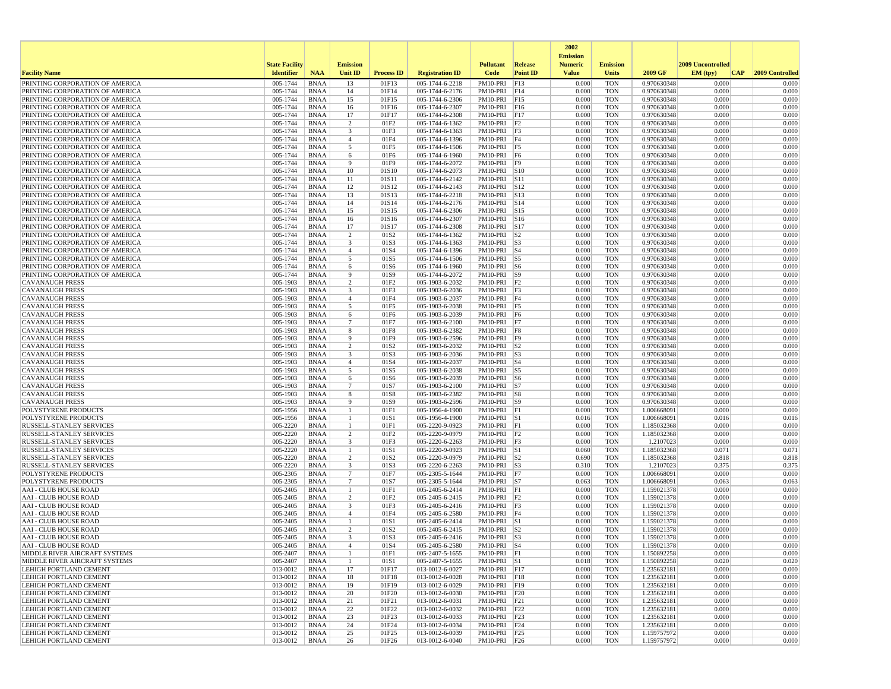| Facility Name | State Facility Identifier | NAA | Emission Unit ID | Process ID | Registration ID | Pollutant Code | Release Point ID | 2002 Emission Numeric Value | Emission Units | 2009 GF | 2009 Uncontrolled EM (tpy) | CAP | 2009 Controlled |
|---|---|---|---|---|---|---|---|---|---|---|---|---|---|
| PRINTING CORPORATION OF AMERICA | 005-1744 | BNAA | 13 | 01F13 | 005-1744-6-2218 | PM10-PRI | F13 | 0.000 | TON | 0.970630348 | 0.000 | | 0.000 |
| PRINTING CORPORATION OF AMERICA | 005-1744 | BNAA | 14 | 01F14 | 005-1744-6-2176 | PM10-PRI | F14 | 0.000 | TON | 0.970630348 | 0.000 | | 0.000 |
| PRINTING CORPORATION OF AMERICA | 005-1744 | BNAA | 15 | 01F15 | 005-1744-6-2306 | PM10-PRI | F15 | 0.000 | TON | 0.970630348 | 0.000 | | 0.000 |
| PRINTING CORPORATION OF AMERICA | 005-1744 | BNAA | 16 | 01F16 | 005-1744-6-2307 | PM10-PRI | F16 | 0.000 | TON | 0.970630348 | 0.000 | | 0.000 |
| PRINTING CORPORATION OF AMERICA | 005-1744 | BNAA | 17 | 01F17 | 005-1744-6-2308 | PM10-PRI | F17 | 0.000 | TON | 0.970630348 | 0.000 | | 0.000 |
| PRINTING CORPORATION OF AMERICA | 005-1744 | BNAA | 2 | 01F2 | 005-1744-6-1362 | PM10-PRI | F2 | 0.000 | TON | 0.970630348 | 0.000 | | 0.000 |
| PRINTING CORPORATION OF AMERICA | 005-1744 | BNAA | 3 | 01F3 | 005-1744-6-1363 | PM10-PRI | F3 | 0.000 | TON | 0.970630348 | 0.000 | | 0.000 |
| PRINTING CORPORATION OF AMERICA | 005-1744 | BNAA | 4 | 01F4 | 005-1744-6-1396 | PM10-PRI | F4 | 0.000 | TON | 0.970630348 | 0.000 | | 0.000 |
| PRINTING CORPORATION OF AMERICA | 005-1744 | BNAA | 5 | 01F5 | 005-1744-6-1506 | PM10-PRI | F5 | 0.000 | TON | 0.970630348 | 0.000 | | 0.000 |
| PRINTING CORPORATION OF AMERICA | 005-1744 | BNAA | 6 | 01F6 | 005-1744-6-1960 | PM10-PRI | F6 | 0.000 | TON | 0.970630348 | 0.000 | | 0.000 |
| PRINTING CORPORATION OF AMERICA | 005-1744 | BNAA | 9 | 01F9 | 005-1744-6-2072 | PM10-PRI | F9 | 0.000 | TON | 0.970630348 | 0.000 | | 0.000 |
| PRINTING CORPORATION OF AMERICA | 005-1744 | BNAA | 10 | 01S10 | 005-1744-6-2073 | PM10-PRI | S10 | 0.000 | TON | 0.970630348 | 0.000 | | 0.000 |
| PRINTING CORPORATION OF AMERICA | 005-1744 | BNAA | 11 | 01S11 | 005-1744-6-2142 | PM10-PRI | S11 | 0.000 | TON | 0.970630348 | 0.000 | | 0.000 |
| PRINTING CORPORATION OF AMERICA | 005-1744 | BNAA | 12 | 01S12 | 005-1744-6-2143 | PM10-PRI | S12 | 0.000 | TON | 0.970630348 | 0.000 | | 0.000 |
| PRINTING CORPORATION OF AMERICA | 005-1744 | BNAA | 13 | 01S13 | 005-1744-6-2218 | PM10-PRI | S13 | 0.000 | TON | 0.970630348 | 0.000 | | 0.000 |
| PRINTING CORPORATION OF AMERICA | 005-1744 | BNAA | 14 | 01S14 | 005-1744-6-2176 | PM10-PRI | S14 | 0.000 | TON | 0.970630348 | 0.000 | | 0.000 |
| PRINTING CORPORATION OF AMERICA | 005-1744 | BNAA | 15 | 01S15 | 005-1744-6-2306 | PM10-PRI | S15 | 0.000 | TON | 0.970630348 | 0.000 | | 0.000 |
| PRINTING CORPORATION OF AMERICA | 005-1744 | BNAA | 16 | 01S16 | 005-1744-6-2307 | PM10-PRI | S16 | 0.000 | TON | 0.970630348 | 0.000 | | 0.000 |
| PRINTING CORPORATION OF AMERICA | 005-1744 | BNAA | 17 | 01S17 | 005-1744-6-2308 | PM10-PRI | S17 | 0.000 | TON | 0.970630348 | 0.000 | | 0.000 |
| PRINTING CORPORATION OF AMERICA | 005-1744 | BNAA | 2 | 01S2 | 005-1744-6-1362 | PM10-PRI | S2 | 0.000 | TON | 0.970630348 | 0.000 | | 0.000 |
| PRINTING CORPORATION OF AMERICA | 005-1744 | BNAA | 3 | 01S3 | 005-1744-6-1363 | PM10-PRI | S3 | 0.000 | TON | 0.970630348 | 0.000 | | 0.000 |
| PRINTING CORPORATION OF AMERICA | 005-1744 | BNAA | 4 | 01S4 | 005-1744-6-1396 | PM10-PRI | S4 | 0.000 | TON | 0.970630348 | 0.000 | | 0.000 |
| PRINTING CORPORATION OF AMERICA | 005-1744 | BNAA | 5 | 01S5 | 005-1744-6-1506 | PM10-PRI | S5 | 0.000 | TON | 0.970630348 | 0.000 | | 0.000 |
| PRINTING CORPORATION OF AMERICA | 005-1744 | BNAA | 6 | 01S6 | 005-1744-6-1960 | PM10-PRI | S6 | 0.000 | TON | 0.970630348 | 0.000 | | 0.000 |
| PRINTING CORPORATION OF AMERICA | 005-1744 | BNAA | 9 | 01S9 | 005-1744-6-2072 | PM10-PRI | S9 | 0.000 | TON | 0.970630348 | 0.000 | | 0.000 |
| CAVANAUGH PRESS | 005-1903 | BNAA | 2 | 01F2 | 005-1903-6-2032 | PM10-PRI | F2 | 0.000 | TON | 0.970630348 | 0.000 | | 0.000 |
| CAVANAUGH PRESS | 005-1903 | BNAA | 3 | 01F3 | 005-1903-6-2036 | PM10-PRI | F3 | 0.000 | TON | 0.970630348 | 0.000 | | 0.000 |
| CAVANAUGH PRESS | 005-1903 | BNAA | 4 | 01F4 | 005-1903-6-2037 | PM10-PRI | F4 | 0.000 | TON | 0.970630348 | 0.000 | | 0.000 |
| CAVANAUGH PRESS | 005-1903 | BNAA | 5 | 01F5 | 005-1903-6-2038 | PM10-PRI | F5 | 0.000 | TON | 0.970630348 | 0.000 | | 0.000 |
| CAVANAUGH PRESS | 005-1903 | BNAA | 6 | 01F6 | 005-1903-6-2039 | PM10-PRI | F6 | 0.000 | TON | 0.970630348 | 0.000 | | 0.000 |
| CAVANAUGH PRESS | 005-1903 | BNAA | 7 | 01F7 | 005-1903-6-2100 | PM10-PRI | F7 | 0.000 | TON | 0.970630348 | 0.000 | | 0.000 |
| CAVANAUGH PRESS | 005-1903 | BNAA | 8 | 01F8 | 005-1903-6-2382 | PM10-PRI | F8 | 0.000 | TON | 0.970630348 | 0.000 | | 0.000 |
| CAVANAUGH PRESS | 005-1903 | BNAA | 9 | 01F9 | 005-1903-6-2596 | PM10-PRI | F9 | 0.000 | TON | 0.970630348 | 0.000 | | 0.000 |
| CAVANAUGH PRESS | 005-1903 | BNAA | 2 | 01S2 | 005-1903-6-2032 | PM10-PRI | S2 | 0.000 | TON | 0.970630348 | 0.000 | | 0.000 |
| CAVANAUGH PRESS | 005-1903 | BNAA | 3 | 01S3 | 005-1903-6-2036 | PM10-PRI | S3 | 0.000 | TON | 0.970630348 | 0.000 | | 0.000 |
| CAVANAUGH PRESS | 005-1903 | BNAA | 4 | 01S4 | 005-1903-6-2037 | PM10-PRI | S4 | 0.000 | TON | 0.970630348 | 0.000 | | 0.000 |
| CAVANAUGH PRESS | 005-1903 | BNAA | 5 | 01S5 | 005-1903-6-2038 | PM10-PRI | S5 | 0.000 | TON | 0.970630348 | 0.000 | | 0.000 |
| CAVANAUGH PRESS | 005-1903 | BNAA | 6 | 01S6 | 005-1903-6-2039 | PM10-PRI | S6 | 0.000 | TON | 0.970630348 | 0.000 | | 0.000 |
| CAVANAUGH PRESS | 005-1903 | BNAA | 7 | 01S7 | 005-1903-6-2100 | PM10-PRI | S7 | 0.000 | TON | 0.970630348 | 0.000 | | 0.000 |
| CAVANAUGH PRESS | 005-1903 | BNAA | 8 | 01S8 | 005-1903-6-2382 | PM10-PRI | S8 | 0.000 | TON | 0.970630348 | 0.000 | | 0.000 |
| CAVANAUGH PRESS | 005-1903 | BNAA | 9 | 01S9 | 005-1903-6-2596 | PM10-PRI | S9 | 0.000 | TON | 0.970630348 | 0.000 | | 0.000 |
| POLYSTYRENE PRODUCTS | 005-1956 | BNAA | 1 | 01F1 | 005-1956-4-1900 | PM10-PRI | F1 | 0.000 | TON | 1.006668091 | 0.000 | | 0.000 |
| POLYSTYRENE PRODUCTS | 005-1956 | BNAA | 1 | 01S1 | 005-1956-4-1900 | PM10-PRI | S1 | 0.016 | TON | 1.006668091 | 0.016 | | 0.016 |
| RUSSELL-STANLEY SERVICES | 005-2220 | BNAA | 1 | 01F1 | 005-2220-9-0923 | PM10-PRI | F1 | 0.000 | TON | 1.185032368 | 0.000 | | 0.000 |
| RUSSELL-STANLEY SERVICES | 005-2220 | BNAA | 2 | 01F2 | 005-2220-9-0979 | PM10-PRI | F2 | 0.000 | TON | 1.185032368 | 0.000 | | 0.000 |
| RUSSELL-STANLEY SERVICES | 005-2220 | BNAA | 3 | 01F3 | 005-2220-6-2263 | PM10-PRI | F3 | 0.000 | TON | 1.2107023 | 0.000 | | 0.000 |
| RUSSELL-STANLEY SERVICES | 005-2220 | BNAA | 1 | 01S1 | 005-2220-9-0923 | PM10-PRI | S1 | 0.060 | TON | 1.185032368 | 0.071 | | 0.071 |
| RUSSELL-STANLEY SERVICES | 005-2220 | BNAA | 2 | 01S2 | 005-2220-9-0979 | PM10-PRI | S2 | 0.690 | TON | 1.185032368 | 0.818 | | 0.818 |
| RUSSELL-STANLEY SERVICES | 005-2220 | BNAA | 3 | 01S3 | 005-2220-6-2263 | PM10-PRI | S3 | 0.310 | TON | 1.2107023 | 0.375 | | 0.375 |
| POLYSTYRENE PRODUCTS | 005-2305 | BNAA | 7 | 01F7 | 005-2305-5-1644 | PM10-PRI | F7 | 0.000 | TON | 1.006668091 | 0.000 | | 0.000 |
| POLYSTYRENE PRODUCTS | 005-2305 | BNAA | 7 | 01S7 | 005-2305-5-1644 | PM10-PRI | S7 | 0.063 | TON | 1.006668091 | 0.063 | | 0.063 |
| AAI - CLUB HOUSE ROAD | 005-2405 | BNAA | 1 | 01F1 | 005-2405-6-2414 | PM10-PRI | F1 | 0.000 | TON | 1.159021378 | 0.000 | | 0.000 |
| AAI - CLUB HOUSE ROAD | 005-2405 | BNAA | 2 | 01F2 | 005-2405-6-2415 | PM10-PRI | F2 | 0.000 | TON | 1.159021378 | 0.000 | | 0.000 |
| AAI - CLUB HOUSE ROAD | 005-2405 | BNAA | 3 | 01F3 | 005-2405-6-2416 | PM10-PRI | F3 | 0.000 | TON | 1.159021378 | 0.000 | | 0.000 |
| AAI - CLUB HOUSE ROAD | 005-2405 | BNAA | 4 | 01F4 | 005-2405-6-2580 | PM10-PRI | F4 | 0.000 | TON | 1.159021378 | 0.000 | | 0.000 |
| AAI - CLUB HOUSE ROAD | 005-2405 | BNAA | 1 | 01S1 | 005-2405-6-2414 | PM10-PRI | S1 | 0.000 | TON | 1.159021378 | 0.000 | | 0.000 |
| AAI - CLUB HOUSE ROAD | 005-2405 | BNAA | 2 | 01S2 | 005-2405-6-2415 | PM10-PRI | S2 | 0.000 | TON | 1.159021378 | 0.000 | | 0.000 |
| AAI - CLUB HOUSE ROAD | 005-2405 | BNAA | 3 | 01S3 | 005-2405-6-2416 | PM10-PRI | S3 | 0.000 | TON | 1.159021378 | 0.000 | | 0.000 |
| AAI - CLUB HOUSE ROAD | 005-2405 | BNAA | 4 | 01S4 | 005-2405-6-2580 | PM10-PRI | S4 | 0.000 | TON | 1.159021378 | 0.000 | | 0.000 |
| MIDDLE RIVER AIRCRAFT SYSTEMS | 005-2407 | BNAA | 1 | 01F1 | 005-2407-5-1655 | PM10-PRI | F1 | 0.000 | TON | 1.150892258 | 0.000 | | 0.000 |
| MIDDLE RIVER AIRCRAFT SYSTEMS | 005-2407 | BNAA | 1 | 01S1 | 005-2407-5-1655 | PM10-PRI | S1 | 0.018 | TON | 1.150892258 | 0.020 | | 0.020 |
| LEHIGH PORTLAND CEMENT | 013-0012 | BNAA | 17 | 01F17 | 013-0012-6-0027 | PM10-PRI | F17 | 0.000 | TON | 1.235632181 | 0.000 | | 0.000 |
| LEHIGH PORTLAND CEMENT | 013-0012 | BNAA | 18 | 01F18 | 013-0012-6-0028 | PM10-PRI | F18 | 0.000 | TON | 1.235632181 | 0.000 | | 0.000 |
| LEHIGH PORTLAND CEMENT | 013-0012 | BNAA | 19 | 01F19 | 013-0012-6-0029 | PM10-PRI | F19 | 0.000 | TON | 1.235632181 | 0.000 | | 0.000 |
| LEHIGH PORTLAND CEMENT | 013-0012 | BNAA | 20 | 01F20 | 013-0012-6-0030 | PM10-PRI | F20 | 0.000 | TON | 1.235632181 | 0.000 | | 0.000 |
| LEHIGH PORTLAND CEMENT | 013-0012 | BNAA | 21 | 01F21 | 013-0012-6-0031 | PM10-PRI | F21 | 0.000 | TON | 1.235632181 | 0.000 | | 0.000 |
| LEHIGH PORTLAND CEMENT | 013-0012 | BNAA | 22 | 01F22 | 013-0012-6-0032 | PM10-PRI | F22 | 0.000 | TON | 1.235632181 | 0.000 | | 0.000 |
| LEHIGH PORTLAND CEMENT | 013-0012 | BNAA | 23 | 01F23 | 013-0012-6-0033 | PM10-PRI | F23 | 0.000 | TON | 1.235632181 | 0.000 | | 0.000 |
| LEHIGH PORTLAND CEMENT | 013-0012 | BNAA | 24 | 01F24 | 013-0012-6-0034 | PM10-PRI | F24 | 0.000 | TON | 1.235632181 | 0.000 | | 0.000 |
| LEHIGH PORTLAND CEMENT | 013-0012 | BNAA | 25 | 01F25 | 013-0012-6-0039 | PM10-PRI | F25 | 0.000 | TON | 1.159757972 | 0.000 | | 0.000 |
| LEHIGH PORTLAND CEMENT | 013-0012 | BNAA | 26 | 01F26 | 013-0012-6-0040 | PM10-PRI | F26 | 0.000 | TON | 1.159757972 | 0.000 | | 0.000 |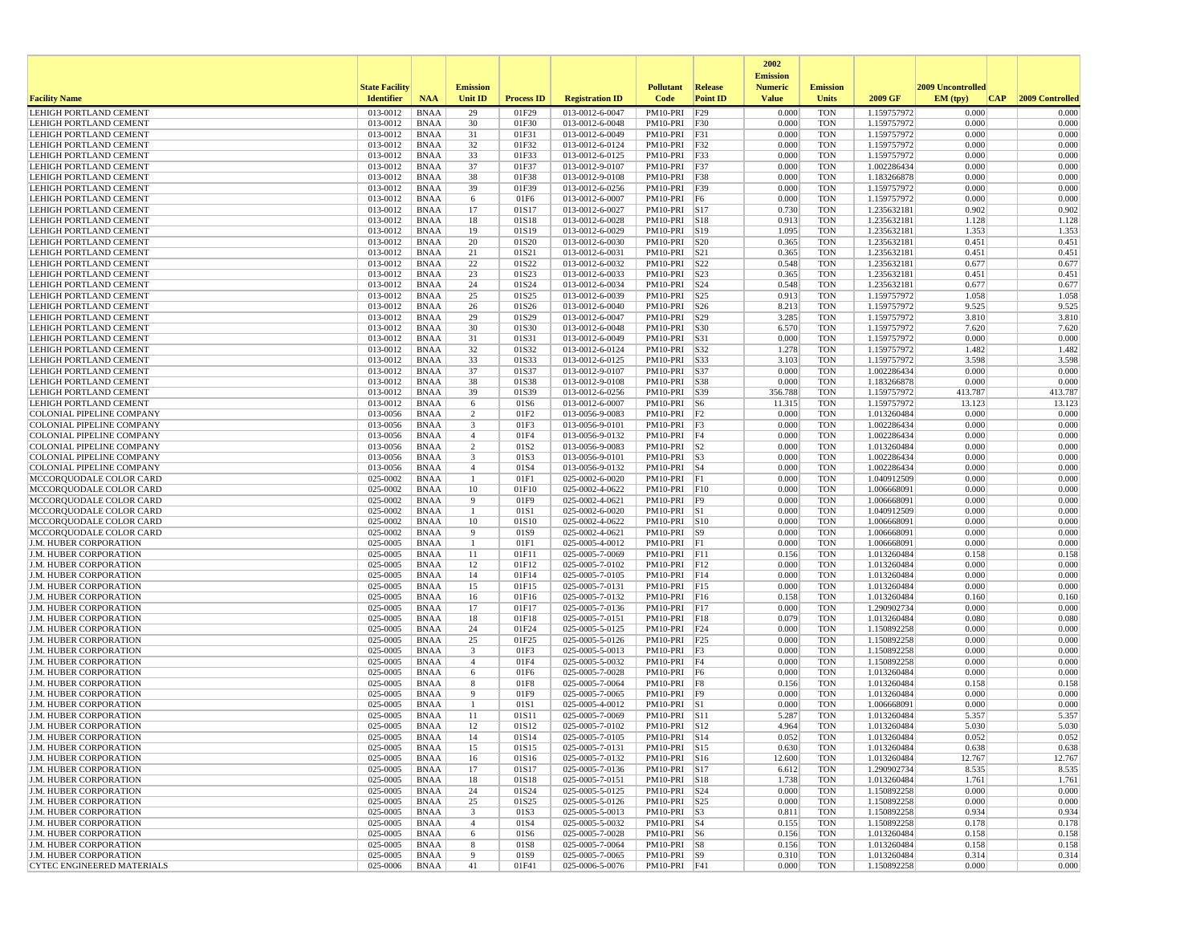| Facility Name | State Facility Identifier | NAA | Emission Unit ID | Process ID | Registration ID | Pollutant Code | Release Point ID | 2002 Emission Numeric Value | Emission Units | 2009 GF | 2009 Uncontrolled EM (tpy) | CAP | 2009 Controlled |
|---|---|---|---|---|---|---|---|---|---|---|---|---|---|
| LEHIGH PORTLAND CEMENT | 013-0012 | BNAA | 29 | 01F29 | 013-0012-6-0047 | PM10-PRI | F29 | 0.000 | TON | 1.159757972 | 0.000 | | 0.000 |
| LEHIGH PORTLAND CEMENT | 013-0012 | BNAA | 30 | 01F30 | 013-0012-6-0048 | PM10-PRI | F30 | 0.000 | TON | 1.159757972 | 0.000 | | 0.000 |
| LEHIGH PORTLAND CEMENT | 013-0012 | BNAA | 31 | 01F31 | 013-0012-6-0049 | PM10-PRI | F31 | 0.000 | TON | 1.159757972 | 0.000 | | 0.000 |
| LEHIGH PORTLAND CEMENT | 013-0012 | BNAA | 32 | 01F32 | 013-0012-6-0124 | PM10-PRI | F32 | 0.000 | TON | 1.159757972 | 0.000 | | 0.000 |
| LEHIGH PORTLAND CEMENT | 013-0012 | BNAA | 33 | 01F33 | 013-0012-6-0125 | PM10-PRI | F33 | 0.000 | TON | 1.159757972 | 0.000 | | 0.000 |
| LEHIGH PORTLAND CEMENT | 013-0012 | BNAA | 37 | 01F37 | 013-0012-9-0107 | PM10-PRI | F37 | 0.000 | TON | 1.002286434 | 0.000 | | 0.000 |
| LEHIGH PORTLAND CEMENT | 013-0012 | BNAA | 38 | 01F38 | 013-0012-9-0108 | PM10-PRI | F38 | 0.000 | TON | 1.183266878 | 0.000 | | 0.000 |
| LEHIGH PORTLAND CEMENT | 013-0012 | BNAA | 39 | 01F39 | 013-0012-6-0256 | PM10-PRI | F39 | 0.000 | TON | 1.159757972 | 0.000 | | 0.000 |
| LEHIGH PORTLAND CEMENT | 013-0012 | BNAA | 6 | 01F6 | 013-0012-6-0007 | PM10-PRI | F6 | 0.000 | TON | 1.159757972 | 0.000 | | 0.000 |
| LEHIGH PORTLAND CEMENT | 013-0012 | BNAA | 17 | 01S17 | 013-0012-6-0027 | PM10-PRI | S17 | 0.730 | TON | 1.235632181 | 0.902 | | 0.902 |
| LEHIGH PORTLAND CEMENT | 013-0012 | BNAA | 18 | 01S18 | 013-0012-6-0028 | PM10-PRI | S18 | 0.913 | TON | 1.235632181 | 1.128 | | 1.128 |
| LEHIGH PORTLAND CEMENT | 013-0012 | BNAA | 19 | 01S19 | 013-0012-6-0029 | PM10-PRI | S19 | 1.095 | TON | 1.235632181 | 1.353 | | 1.353 |
| LEHIGH PORTLAND CEMENT | 013-0012 | BNAA | 20 | 01S20 | 013-0012-6-0030 | PM10-PRI | S20 | 0.365 | TON | 1.235632181 | 0.451 | | 0.451 |
| LEHIGH PORTLAND CEMENT | 013-0012 | BNAA | 21 | 01S21 | 013-0012-6-0031 | PM10-PRI | S21 | 0.365 | TON | 1.235632181 | 0.451 | | 0.451 |
| LEHIGH PORTLAND CEMENT | 013-0012 | BNAA | 22 | 01S22 | 013-0012-6-0032 | PM10-PRI | S22 | 0.548 | TON | 1.235632181 | 0.677 | | 0.677 |
| LEHIGH PORTLAND CEMENT | 013-0012 | BNAA | 23 | 01S23 | 013-0012-6-0033 | PM10-PRI | S23 | 0.365 | TON | 1.235632181 | 0.451 | | 0.451 |
| LEHIGH PORTLAND CEMENT | 013-0012 | BNAA | 24 | 01S24 | 013-0012-6-0034 | PM10-PRI | S24 | 0.548 | TON | 1.235632181 | 0.677 | | 0.677 |
| LEHIGH PORTLAND CEMENT | 013-0012 | BNAA | 25 | 01S25 | 013-0012-6-0039 | PM10-PRI | S25 | 0.913 | TON | 1.159757972 | 1.058 | | 1.058 |
| LEHIGH PORTLAND CEMENT | 013-0012 | BNAA | 26 | 01S26 | 013-0012-6-0040 | PM10-PRI | S26 | 8.213 | TON | 1.159757972 | 9.525 | | 9.525 |
| LEHIGH PORTLAND CEMENT | 013-0012 | BNAA | 29 | 01S29 | 013-0012-6-0047 | PM10-PRI | S29 | 3.285 | TON | 1.159757972 | 3.810 | | 3.810 |
| LEHIGH PORTLAND CEMENT | 013-0012 | BNAA | 30 | 01S30 | 013-0012-6-0048 | PM10-PRI | S30 | 6.570 | TON | 1.159757972 | 7.620 | | 7.620 |
| LEHIGH PORTLAND CEMENT | 013-0012 | BNAA | 31 | 01S31 | 013-0012-6-0049 | PM10-PRI | S31 | 0.000 | TON | 1.159757972 | 0.000 | | 0.000 |
| LEHIGH PORTLAND CEMENT | 013-0012 | BNAA | 32 | 01S32 | 013-0012-6-0124 | PM10-PRI | S32 | 1.278 | TON | 1.159757972 | 1.482 | | 1.482 |
| LEHIGH PORTLAND CEMENT | 013-0012 | BNAA | 33 | 01S33 | 013-0012-6-0125 | PM10-PRI | S33 | 3.103 | TON | 1.159757972 | 3.598 | | 3.598 |
| LEHIGH PORTLAND CEMENT | 013-0012 | BNAA | 37 | 01S37 | 013-0012-9-0107 | PM10-PRI | S37 | 0.000 | TON | 1.002286434 | 0.000 | | 0.000 |
| LEHIGH PORTLAND CEMENT | 013-0012 | BNAA | 38 | 01S38 | 013-0012-9-0108 | PM10-PRI | S38 | 0.000 | TON | 1.183266878 | 0.000 | | 0.000 |
| LEHIGH PORTLAND CEMENT | 013-0012 | BNAA | 39 | 01S39 | 013-0012-6-0256 | PM10-PRI | S39 | 356.788 | TON | 1.159757972 | 413.787 | | 413.787 |
| LEHIGH PORTLAND CEMENT | 013-0012 | BNAA | 6 | 01S6 | 013-0012-6-0007 | PM10-PRI | S6 | 11.315 | TON | 1.159757972 | 13.123 | | 13.123 |
| COLONIAL PIPELINE COMPANY | 013-0056 | BNAA | 2 | 01F2 | 013-0056-9-0083 | PM10-PRI | F2 | 0.000 | TON | 1.013260484 | 0.000 | | 0.000 |
| COLONIAL PIPELINE COMPANY | 013-0056 | BNAA | 3 | 01F3 | 013-0056-9-0101 | PM10-PRI | F3 | 0.000 | TON | 1.002286434 | 0.000 | | 0.000 |
| COLONIAL PIPELINE COMPANY | 013-0056 | BNAA | 4 | 01F4 | 013-0056-9-0132 | PM10-PRI | F4 | 0.000 | TON | 1.002286434 | 0.000 | | 0.000 |
| COLONIAL PIPELINE COMPANY | 013-0056 | BNAA | 2 | 01S2 | 013-0056-9-0083 | PM10-PRI | S2 | 0.000 | TON | 1.013260484 | 0.000 | | 0.000 |
| COLONIAL PIPELINE COMPANY | 013-0056 | BNAA | 3 | 01S3 | 013-0056-9-0101 | PM10-PRI | S3 | 0.000 | TON | 1.002286434 | 0.000 | | 0.000 |
| COLONIAL PIPELINE COMPANY | 013-0056 | BNAA | 4 | 01S4 | 013-0056-9-0132 | PM10-PRI | S4 | 0.000 | TON | 1.002286434 | 0.000 | | 0.000 |
| MCCORQUODALE COLOR CARD | 025-0002 | BNAA | 1 | 01F1 | 025-0002-6-0020 | PM10-PRI | F1 | 0.000 | TON | 1.040912509 | 0.000 | | 0.000 |
| MCCORQUODALE COLOR CARD | 025-0002 | BNAA | 10 | 01F10 | 025-0002-4-0622 | PM10-PRI | F10 | 0.000 | TON | 1.006668091 | 0.000 | | 0.000 |
| MCCORQUODALE COLOR CARD | 025-0002 | BNAA | 9 | 01F9 | 025-0002-4-0621 | PM10-PRI | F9 | 0.000 | TON | 1.006668091 | 0.000 | | 0.000 |
| MCCORQUODALE COLOR CARD | 025-0002 | BNAA | 1 | 01S1 | 025-0002-6-0020 | PM10-PRI | S1 | 0.000 | TON | 1.040912509 | 0.000 | | 0.000 |
| MCCORQUODALE COLOR CARD | 025-0002 | BNAA | 10 | 01S10 | 025-0002-4-0622 | PM10-PRI | S10 | 0.000 | TON | 1.006668091 | 0.000 | | 0.000 |
| MCCORQUODALE COLOR CARD | 025-0002 | BNAA | 9 | 01S9 | 025-0002-4-0621 | PM10-PRI | S9 | 0.000 | TON | 1.006668091 | 0.000 | | 0.000 |
| J.M. HUBER CORPORATION | 025-0005 | BNAA | 1 | 01F1 | 025-0005-4-0012 | PM10-PRI | F1 | 0.000 | TON | 1.006668091 | 0.000 | | 0.000 |
| J.M. HUBER CORPORATION | 025-0005 | BNAA | 11 | 01F11 | 025-0005-7-0069 | PM10-PRI | F11 | 0.156 | TON | 1.013260484 | 0.158 | | 0.158 |
| J.M. HUBER CORPORATION | 025-0005 | BNAA | 12 | 01F12 | 025-0005-7-0102 | PM10-PRI | F12 | 0.000 | TON | 1.013260484 | 0.000 | | 0.000 |
| J.M. HUBER CORPORATION | 025-0005 | BNAA | 14 | 01F14 | 025-0005-7-0105 | PM10-PRI | F14 | 0.000 | TON | 1.013260484 | 0.000 | | 0.000 |
| J.M. HUBER CORPORATION | 025-0005 | BNAA | 15 | 01F15 | 025-0005-7-0131 | PM10-PRI | F15 | 0.000 | TON | 1.013260484 | 0.000 | | 0.000 |
| J.M. HUBER CORPORATION | 025-0005 | BNAA | 16 | 01F16 | 025-0005-7-0132 | PM10-PRI | F16 | 0.158 | TON | 1.013260484 | 0.160 | | 0.160 |
| J.M. HUBER CORPORATION | 025-0005 | BNAA | 17 | 01F17 | 025-0005-7-0136 | PM10-PRI | F17 | 0.000 | TON | 1.290902734 | 0.000 | | 0.000 |
| J.M. HUBER CORPORATION | 025-0005 | BNAA | 18 | 01F18 | 025-0005-7-0151 | PM10-PRI | F18 | 0.079 | TON | 1.013260484 | 0.080 | | 0.080 |
| J.M. HUBER CORPORATION | 025-0005 | BNAA | 24 | 01F24 | 025-0005-5-0125 | PM10-PRI | F24 | 0.000 | TON | 1.150892258 | 0.000 | | 0.000 |
| J.M. HUBER CORPORATION | 025-0005 | BNAA | 25 | 01F25 | 025-0005-5-0126 | PM10-PRI | F25 | 0.000 | TON | 1.150892258 | 0.000 | | 0.000 |
| J.M. HUBER CORPORATION | 025-0005 | BNAA | 3 | 01F3 | 025-0005-5-0013 | PM10-PRI | F3 | 0.000 | TON | 1.150892258 | 0.000 | | 0.000 |
| J.M. HUBER CORPORATION | 025-0005 | BNAA | 4 | 01F4 | 025-0005-5-0032 | PM10-PRI | F4 | 0.000 | TON | 1.150892258 | 0.000 | | 0.000 |
| J.M. HUBER CORPORATION | 025-0005 | BNAA | 6 | 01F6 | 025-0005-7-0028 | PM10-PRI | F6 | 0.000 | TON | 1.013260484 | 0.000 | | 0.000 |
| J.M. HUBER CORPORATION | 025-0005 | BNAA | 8 | 01F8 | 025-0005-7-0064 | PM10-PRI | F8 | 0.156 | TON | 1.013260484 | 0.158 | | 0.158 |
| J.M. HUBER CORPORATION | 025-0005 | BNAA | 9 | 01F9 | 025-0005-7-0065 | PM10-PRI | F9 | 0.000 | TON | 1.013260484 | 0.000 | | 0.000 |
| J.M. HUBER CORPORATION | 025-0005 | BNAA | 1 | 01S1 | 025-0005-4-0012 | PM10-PRI | S1 | 0.000 | TON | 1.006668091 | 0.000 | | 0.000 |
| J.M. HUBER CORPORATION | 025-0005 | BNAA | 11 | 01S11 | 025-0005-7-0069 | PM10-PRI | S11 | 5.287 | TON | 1.013260484 | 5.357 | | 5.357 |
| J.M. HUBER CORPORATION | 025-0005 | BNAA | 12 | 01S12 | 025-0005-7-0102 | PM10-PRI | S12 | 4.964 | TON | 1.013260484 | 5.030 | | 5.030 |
| J.M. HUBER CORPORATION | 025-0005 | BNAA | 14 | 01S14 | 025-0005-7-0105 | PM10-PRI | S14 | 0.052 | TON | 1.013260484 | 0.052 | | 0.052 |
| J.M. HUBER CORPORATION | 025-0005 | BNAA | 15 | 01S15 | 025-0005-7-0131 | PM10-PRI | S15 | 0.630 | TON | 1.013260484 | 0.638 | | 0.638 |
| J.M. HUBER CORPORATION | 025-0005 | BNAA | 16 | 01S16 | 025-0005-7-0132 | PM10-PRI | S16 | 12.600 | TON | 1.013260484 | 12.767 | | 12.767 |
| J.M. HUBER CORPORATION | 025-0005 | BNAA | 17 | 01S17 | 025-0005-7-0136 | PM10-PRI | S17 | 6.612 | TON | 1.290902734 | 8.535 | | 8.535 |
| J.M. HUBER CORPORATION | 025-0005 | BNAA | 18 | 01S18 | 025-0005-7-0151 | PM10-PRI | S18 | 1.738 | TON | 1.013260484 | 1.761 | | 1.761 |
| J.M. HUBER CORPORATION | 025-0005 | BNAA | 24 | 01S24 | 025-0005-5-0125 | PM10-PRI | S24 | 0.000 | TON | 1.150892258 | 0.000 | | 0.000 |
| J.M. HUBER CORPORATION | 025-0005 | BNAA | 25 | 01S25 | 025-0005-5-0126 | PM10-PRI | S25 | 0.000 | TON | 1.150892258 | 0.000 | | 0.000 |
| J.M. HUBER CORPORATION | 025-0005 | BNAA | 3 | 01S3 | 025-0005-5-0013 | PM10-PRI | S3 | 0.811 | TON | 1.150892258 | 0.934 | | 0.934 |
| J.M. HUBER CORPORATION | 025-0005 | BNAA | 4 | 01S4 | 025-0005-5-0032 | PM10-PRI | S4 | 0.155 | TON | 1.150892258 | 0.178 | | 0.178 |
| J.M. HUBER CORPORATION | 025-0005 | BNAA | 6 | 01S6 | 025-0005-7-0028 | PM10-PRI | S6 | 0.156 | TON | 1.013260484 | 0.158 | | 0.158 |
| J.M. HUBER CORPORATION | 025-0005 | BNAA | 8 | 01S8 | 025-0005-7-0064 | PM10-PRI | S8 | 0.156 | TON | 1.013260484 | 0.158 | | 0.158 |
| J.M. HUBER CORPORATION | 025-0005 | BNAA | 9 | 01S9 | 025-0005-7-0065 | PM10-PRI | S9 | 0.310 | TON | 1.013260484 | 0.314 | | 0.314 |
| CYTEC ENGINEERED MATERIALS | 025-0006 | BNAA | 41 | 01F41 | 025-0006-5-0076 | PM10-PRI | F41 | 0.000 | TON | 1.150892258 | 0.000 | | 0.000 |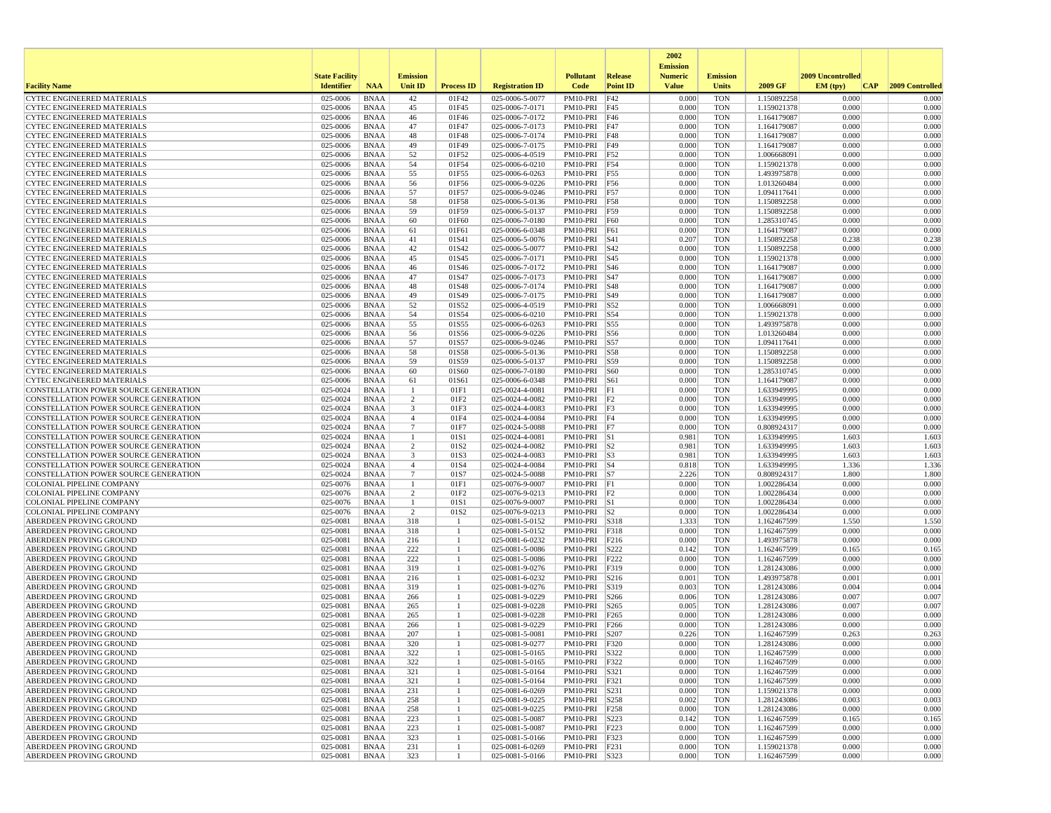| Facility Name | State Facility Identifier | NAA | Emission Unit ID | Process ID | Registration ID | Pollutant Code | Release Point ID | 2002 Emission Numeric Value | Emission Units | 2009 GF | 2009 Uncontrolled EM (tpy) | CAP | 2009 Controlled |
|---|---|---|---|---|---|---|---|---|---|---|---|---|---|
| CYTEC ENGINEERED MATERIALS | 025-0006 | BNAA | 42 | 01F42 | 025-0006-5-0077 | PM10-PRI | F42 | 0.000 | TON | 1.150892258 | 0.000 | | 0.000 |
| CYTEC ENGINEERED MATERIALS | 025-0006 | BNAA | 45 | 01F45 | 025-0006-7-0171 | PM10-PRI | F45 | 0.000 | TON | 1.159021378 | 0.000 | | 0.000 |
| CYTEC ENGINEERED MATERIALS | 025-0006 | BNAA | 46 | 01F46 | 025-0006-7-0172 | PM10-PRI | F46 | 0.000 | TON | 1.164179087 | 0.000 | | 0.000 |
| CYTEC ENGINEERED MATERIALS | 025-0006 | BNAA | 47 | 01F47 | 025-0006-7-0173 | PM10-PRI | F47 | 0.000 | TON | 1.164179087 | 0.000 | | 0.000 |
| CYTEC ENGINEERED MATERIALS | 025-0006 | BNAA | 48 | 01F48 | 025-0006-7-0174 | PM10-PRI | F48 | 0.000 | TON | 1.164179087 | 0.000 | | 0.000 |
| CYTEC ENGINEERED MATERIALS | 025-0006 | BNAA | 49 | 01F49 | 025-0006-7-0175 | PM10-PRI | F49 | 0.000 | TON | 1.164179087 | 0.000 | | 0.000 |
| CYTEC ENGINEERED MATERIALS | 025-0006 | BNAA | 52 | 01F52 | 025-0006-4-0519 | PM10-PRI | F52 | 0.000 | TON | 1.006668091 | 0.000 | | 0.000 |
| CYTEC ENGINEERED MATERIALS | 025-0006 | BNAA | 54 | 01F54 | 025-0006-6-0210 | PM10-PRI | F54 | 0.000 | TON | 1.159021378 | 0.000 | | 0.000 |
| CYTEC ENGINEERED MATERIALS | 025-0006 | BNAA | 55 | 01F55 | 025-0006-6-0263 | PM10-PRI | F55 | 0.000 | TON | 1.493975878 | 0.000 | | 0.000 |
| CYTEC ENGINEERED MATERIALS | 025-0006 | BNAA | 56 | 01F56 | 025-0006-9-0226 | PM10-PRI | F56 | 0.000 | TON | 1.013260484 | 0.000 | | 0.000 |
| CYTEC ENGINEERED MATERIALS | 025-0006 | BNAA | 57 | 01F57 | 025-0006-9-0246 | PM10-PRI | F57 | 0.000 | TON | 1.094117641 | 0.000 | | 0.000 |
| CYTEC ENGINEERED MATERIALS | 025-0006 | BNAA | 58 | 01F58 | 025-0006-5-0136 | PM10-PRI | F58 | 0.000 | TON | 1.150892258 | 0.000 | | 0.000 |
| CYTEC ENGINEERED MATERIALS | 025-0006 | BNAA | 59 | 01F59 | 025-0006-5-0137 | PM10-PRI | F59 | 0.000 | TON | 1.150892258 | 0.000 | | 0.000 |
| CYTEC ENGINEERED MATERIALS | 025-0006 | BNAA | 60 | 01F60 | 025-0006-7-0180 | PM10-PRI | F60 | 0.000 | TON | 1.285310745 | 0.000 | | 0.000 |
| CYTEC ENGINEERED MATERIALS | 025-0006 | BNAA | 61 | 01F61 | 025-0006-6-0348 | PM10-PRI | F61 | 0.000 | TON | 1.164179087 | 0.000 | | 0.000 |
| CYTEC ENGINEERED MATERIALS | 025-0006 | BNAA | 41 | 01S41 | 025-0006-5-0076 | PM10-PRI | S41 | 0.207 | TON | 1.150892258 | 0.238 | | 0.238 |
| CYTEC ENGINEERED MATERIALS | 025-0006 | BNAA | 42 | 01S42 | 025-0006-5-0077 | PM10-PRI | S42 | 0.000 | TON | 1.150892258 | 0.000 | | 0.000 |
| CYTEC ENGINEERED MATERIALS | 025-0006 | BNAA | 45 | 01S45 | 025-0006-7-0171 | PM10-PRI | S45 | 0.000 | TON | 1.159021378 | 0.000 | | 0.000 |
| CYTEC ENGINEERED MATERIALS | 025-0006 | BNAA | 46 | 01S46 | 025-0006-7-0172 | PM10-PRI | S46 | 0.000 | TON | 1.164179087 | 0.000 | | 0.000 |
| CYTEC ENGINEERED MATERIALS | 025-0006 | BNAA | 47 | 01S47 | 025-0006-7-0173 | PM10-PRI | S47 | 0.000 | TON | 1.164179087 | 0.000 | | 0.000 |
| CYTEC ENGINEERED MATERIALS | 025-0006 | BNAA | 48 | 01S48 | 025-0006-7-0174 | PM10-PRI | S48 | 0.000 | TON | 1.164179087 | 0.000 | | 0.000 |
| CYTEC ENGINEERED MATERIALS | 025-0006 | BNAA | 49 | 01S49 | 025-0006-7-0175 | PM10-PRI | S49 | 0.000 | TON | 1.164179087 | 0.000 | | 0.000 |
| CYTEC ENGINEERED MATERIALS | 025-0006 | BNAA | 52 | 01S52 | 025-0006-4-0519 | PM10-PRI | S52 | 0.000 | TON | 1.006668091 | 0.000 | | 0.000 |
| CYTEC ENGINEERED MATERIALS | 025-0006 | BNAA | 54 | 01S54 | 025-0006-6-0210 | PM10-PRI | S54 | 0.000 | TON | 1.159021378 | 0.000 | | 0.000 |
| CYTEC ENGINEERED MATERIALS | 025-0006 | BNAA | 55 | 01S55 | 025-0006-6-0263 | PM10-PRI | S55 | 0.000 | TON | 1.493975878 | 0.000 | | 0.000 |
| CYTEC ENGINEERED MATERIALS | 025-0006 | BNAA | 56 | 01S56 | 025-0006-9-0226 | PM10-PRI | S56 | 0.000 | TON | 1.013260484 | 0.000 | | 0.000 |
| CYTEC ENGINEERED MATERIALS | 025-0006 | BNAA | 57 | 01S57 | 025-0006-9-0246 | PM10-PRI | S57 | 0.000 | TON | 1.094117641 | 0.000 | | 0.000 |
| CYTEC ENGINEERED MATERIALS | 025-0006 | BNAA | 58 | 01S58 | 025-0006-5-0136 | PM10-PRI | S58 | 0.000 | TON | 1.150892258 | 0.000 | | 0.000 |
| CYTEC ENGINEERED MATERIALS | 025-0006 | BNAA | 59 | 01S59 | 025-0006-5-0137 | PM10-PRI | S59 | 0.000 | TON | 1.150892258 | 0.000 | | 0.000 |
| CYTEC ENGINEERED MATERIALS | 025-0006 | BNAA | 60 | 01S60 | 025-0006-7-0180 | PM10-PRI | S60 | 0.000 | TON | 1.285310745 | 0.000 | | 0.000 |
| CYTEC ENGINEERED MATERIALS | 025-0006 | BNAA | 61 | 01S61 | 025-0006-6-0348 | PM10-PRI | S61 | 0.000 | TON | 1.164179087 | 0.000 | | 0.000 |
| CONSTELLATION POWER SOURCE GENERATION | 025-0024 | BNAA | 1 | 01F1 | 025-0024-4-0081 | PM10-PRI | F1 | 0.000 | TON | 1.633949995 | 0.000 | | 0.000 |
| CONSTELLATION POWER SOURCE GENERATION | 025-0024 | BNAA | 2 | 01F2 | 025-0024-4-0082 | PM10-PRI | F2 | 0.000 | TON | 1.633949995 | 0.000 | | 0.000 |
| CONSTELLATION POWER SOURCE GENERATION | 025-0024 | BNAA | 3 | 01F3 | 025-0024-4-0083 | PM10-PRI | F3 | 0.000 | TON | 1.633949995 | 0.000 | | 0.000 |
| CONSTELLATION POWER SOURCE GENERATION | 025-0024 | BNAA | 4 | 01F4 | 025-0024-4-0084 | PM10-PRI | F4 | 0.000 | TON | 1.633949995 | 0.000 | | 0.000 |
| CONSTELLATION POWER SOURCE GENERATION | 025-0024 | BNAA | 7 | 01F7 | 025-0024-5-0088 | PM10-PRI | F7 | 0.000 | TON | 0.808924317 | 0.000 | | 0.000 |
| CONSTELLATION POWER SOURCE GENERATION | 025-0024 | BNAA | 1 | 01S1 | 025-0024-4-0081 | PM10-PRI | S1 | 0.981 | TON | 1.633949995 | 1.603 | | 1.603 |
| CONSTELLATION POWER SOURCE GENERATION | 025-0024 | BNAA | 2 | 01S2 | 025-0024-4-0082 | PM10-PRI | S2 | 0.981 | TON | 1.633949995 | 1.603 | | 1.603 |
| CONSTELLATION POWER SOURCE GENERATION | 025-0024 | BNAA | 3 | 01S3 | 025-0024-4-0083 | PM10-PRI | S3 | 0.981 | TON | 1.633949995 | 1.603 | | 1.603 |
| CONSTELLATION POWER SOURCE GENERATION | 025-0024 | BNAA | 4 | 01S4 | 025-0024-4-0084 | PM10-PRI | S4 | 0.818 | TON | 1.633949995 | 1.336 | | 1.336 |
| CONSTELLATION POWER SOURCE GENERATION | 025-0024 | BNAA | 7 | 01S7 | 025-0024-5-0088 | PM10-PRI | S7 | 2.226 | TON | 0.808924317 | 1.800 | | 1.800 |
| COLONIAL PIPELINE COMPANY | 025-0076 | BNAA | 1 | 01F1 | 025-0076-9-0007 | PM10-PRI | F1 | 0.000 | TON | 1.002286434 | 0.000 | | 0.000 |
| COLONIAL PIPELINE COMPANY | 025-0076 | BNAA | 2 | 01F2 | 025-0076-9-0213 | PM10-PRI | F2 | 0.000 | TON | 1.002286434 | 0.000 | | 0.000 |
| COLONIAL PIPELINE COMPANY | 025-0076 | BNAA | 1 | 01S1 | 025-0076-9-0007 | PM10-PRI | S1 | 0.000 | TON | 1.002286434 | 0.000 | | 0.000 |
| COLONIAL PIPELINE COMPANY | 025-0076 | BNAA | 2 | 01S2 | 025-0076-9-0213 | PM10-PRI | S2 | 0.000 | TON | 1.002286434 | 0.000 | | 0.000 |
| ABERDEEN PROVING GROUND | 025-0081 | BNAA | 318 | 1 | 025-0081-5-0152 | PM10-PRI | S318 | 1.333 | TON | 1.162467599 | 1.550 | | 1.550 |
| ABERDEEN PROVING GROUND | 025-0081 | BNAA | 318 | 1 | 025-0081-5-0152 | PM10-PRI | F318 | 0.000 | TON | 1.162467599 | 0.000 | | 0.000 |
| ABERDEEN PROVING GROUND | 025-0081 | BNAA | 216 | 1 | 025-0081-6-0232 | PM10-PRI | F216 | 0.000 | TON | 1.493975878 | 0.000 | | 0.000 |
| ABERDEEN PROVING GROUND | 025-0081 | BNAA | 222 | 1 | 025-0081-5-0086 | PM10-PRI | S222 | 0.142 | TON | 1.162467599 | 0.165 | | 0.165 |
| ABERDEEN PROVING GROUND | 025-0081 | BNAA | 222 | 1 | 025-0081-5-0086 | PM10-PRI | F222 | 0.000 | TON | 1.162467599 | 0.000 | | 0.000 |
| ABERDEEN PROVING GROUND | 025-0081 | BNAA | 319 | 1 | 025-0081-9-0276 | PM10-PRI | F319 | 0.000 | TON | 1.281243086 | 0.000 | | 0.000 |
| ABERDEEN PROVING GROUND | 025-0081 | BNAA | 216 | 1 | 025-0081-6-0232 | PM10-PRI | S216 | 0.001 | TON | 1.493975878 | 0.001 | | 0.001 |
| ABERDEEN PROVING GROUND | 025-0081 | BNAA | 319 | 1 | 025-0081-9-0276 | PM10-PRI | S319 | 0.003 | TON | 1.281243086 | 0.004 | | 0.004 |
| ABERDEEN PROVING GROUND | 025-0081 | BNAA | 266 | 1 | 025-0081-9-0229 | PM10-PRI | S266 | 0.006 | TON | 1.281243086 | 0.007 | | 0.007 |
| ABERDEEN PROVING GROUND | 025-0081 | BNAA | 265 | 1 | 025-0081-9-0228 | PM10-PRI | S265 | 0.005 | TON | 1.281243086 | 0.007 | | 0.007 |
| ABERDEEN PROVING GROUND | 025-0081 | BNAA | 265 | 1 | 025-0081-9-0228 | PM10-PRI | F265 | 0.000 | TON | 1.281243086 | 0.000 | | 0.000 |
| ABERDEEN PROVING GROUND | 025-0081 | BNAA | 266 | 1 | 025-0081-9-0229 | PM10-PRI | F266 | 0.000 | TON | 1.281243086 | 0.000 | | 0.000 |
| ABERDEEN PROVING GROUND | 025-0081 | BNAA | 207 | 1 | 025-0081-5-0081 | PM10-PRI | S207 | 0.226 | TON | 1.162467599 | 0.263 | | 0.263 |
| ABERDEEN PROVING GROUND | 025-0081 | BNAA | 320 | 1 | 025-0081-9-0277 | PM10-PRI | F320 | 0.000 | TON | 1.281243086 | 0.000 | | 0.000 |
| ABERDEEN PROVING GROUND | 025-0081 | BNAA | 322 | 1 | 025-0081-5-0165 | PM10-PRI | S322 | 0.000 | TON | 1.162467599 | 0.000 | | 0.000 |
| ABERDEEN PROVING GROUND | 025-0081 | BNAA | 322 | 1 | 025-0081-5-0165 | PM10-PRI | F322 | 0.000 | TON | 1.162467599 | 0.000 | | 0.000 |
| ABERDEEN PROVING GROUND | 025-0081 | BNAA | 321 | 1 | 025-0081-5-0164 | PM10-PRI | S321 | 0.000 | TON | 1.162467599 | 0.000 | | 0.000 |
| ABERDEEN PROVING GROUND | 025-0081 | BNAA | 321 | 1 | 025-0081-5-0164 | PM10-PRI | F321 | 0.000 | TON | 1.162467599 | 0.000 | | 0.000 |
| ABERDEEN PROVING GROUND | 025-0081 | BNAA | 231 | 1 | 025-0081-6-0269 | PM10-PRI | S231 | 0.000 | TON | 1.159021378 | 0.000 | | 0.000 |
| ABERDEEN PROVING GROUND | 025-0081 | BNAA | 258 | 1 | 025-0081-9-0225 | PM10-PRI | S258 | 0.002 | TON | 1.281243086 | 0.003 | | 0.003 |
| ABERDEEN PROVING GROUND | 025-0081 | BNAA | 258 | 1 | 025-0081-9-0225 | PM10-PRI | F258 | 0.000 | TON | 1.281243086 | 0.000 | | 0.000 |
| ABERDEEN PROVING GROUND | 025-0081 | BNAA | 223 | 1 | 025-0081-5-0087 | PM10-PRI | S223 | 0.142 | TON | 1.162467599 | 0.165 | | 0.165 |
| ABERDEEN PROVING GROUND | 025-0081 | BNAA | 223 | 1 | 025-0081-5-0087 | PM10-PRI | F223 | 0.000 | TON | 1.162467599 | 0.000 | | 0.000 |
| ABERDEEN PROVING GROUND | 025-0081 | BNAA | 323 | 1 | 025-0081-5-0166 | PM10-PRI | F323 | 0.000 | TON | 1.162467599 | 0.000 | | 0.000 |
| ABERDEEN PROVING GROUND | 025-0081 | BNAA | 231 | 1 | 025-0081-6-0269 | PM10-PRI | F231 | 0.000 | TON | 1.159021378 | 0.000 | | 0.000 |
| ABERDEEN PROVING GROUND | 025-0081 | BNAA | 323 | 1 | 025-0081-5-0166 | PM10-PRI | S323 | 0.000 | TON | 1.162467599 | 0.000 | | 0.000 |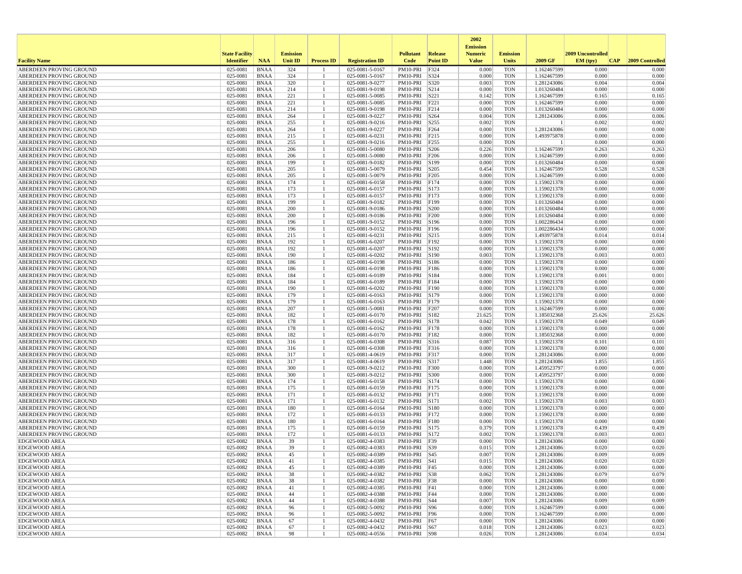| Facility Name | State Facility Identifier | NAA | Emission Unit ID | Process ID | Registration ID | Pollutant Code | Release Point ID | 2002 Emission Numeric Value | Emission Units | 2009 GF | 2009 Uncontrolled EM (tpy) | CAP | 2009 Controlled |
|---|---|---|---|---|---|---|---|---|---|---|---|---|---|
| ABERDEEN PROVING GROUND | 025-0081 | BNAA | 324 | 1 | 025-0081-5-0167 | PM10-PRI | F324 | 0.000 | TON | 1.162467599 | 0.000 | | 0.000 |
| ABERDEEN PROVING GROUND | 025-0081 | BNAA | 324 | 1 | 025-0081-5-0167 | PM10-PRI | S324 | 0.000 | TON | 1.162467599 | 0.000 | | 0.000 |
| ABERDEEN PROVING GROUND | 025-0081 | BNAA | 320 | 1 | 025-0081-9-0277 | PM10-PRI | S320 | 0.003 | TON | 1.281243086 | 0.004 | | 0.004 |
| ABERDEEN PROVING GROUND | 025-0081 | BNAA | 214 | 1 | 025-0081-9-0198 | PM10-PRI | S214 | 0.000 | TON | 1.013260484 | 0.000 | | 0.000 |
| ABERDEEN PROVING GROUND | 025-0081 | BNAA | 221 | 1 | 025-0081-5-0085 | PM10-PRI | S221 | 0.142 | TON | 1.162467599 | 0.165 | | 0.165 |
| ABERDEEN PROVING GROUND | 025-0081 | BNAA | 221 | 1 | 025-0081-5-0085 | PM10-PRI | F221 | 0.000 | TON | 1.162467599 | 0.000 | | 0.000 |
| ABERDEEN PROVING GROUND | 025-0081 | BNAA | 214 | 1 | 025-0081-9-0198 | PM10-PRI | F214 | 0.000 | TON | 1.013260484 | 0.000 | | 0.000 |
| ABERDEEN PROVING GROUND | 025-0081 | BNAA | 264 | 1 | 025-0081-9-0227 | PM10-PRI | S264 | 0.004 | TON | 1.281243086 | 0.006 | | 0.006 |
| ABERDEEN PROVING GROUND | 025-0081 | BNAA | 255 | 1 | 025-0081-9-0216 | PM10-PRI | S255 | 0.002 | TON | 1 | 0.002 | | 0.002 |
| ABERDEEN PROVING GROUND | 025-0081 | BNAA | 264 | 1 | 025-0081-9-0227 | PM10-PRI | F264 | 0.000 | TON | 1.281243086 | 0.000 | | 0.000 |
| ABERDEEN PROVING GROUND | 025-0081 | BNAA | 215 | 1 | 025-0081-6-0231 | PM10-PRI | F215 | 0.000 | TON | 1.493975878 | 0.000 | | 0.000 |
| ABERDEEN PROVING GROUND | 025-0081 | BNAA | 255 | 1 | 025-0081-9-0216 | PM10-PRI | F255 | 0.000 | TON | 1 | 0.000 | | 0.000 |
| ABERDEEN PROVING GROUND | 025-0081 | BNAA | 206 | 1 | 025-0081-5-0080 | PM10-PRI | S206 | 0.226 | TON | 1.162467599 | 0.263 | | 0.263 |
| ABERDEEN PROVING GROUND | 025-0081 | BNAA | 206 | 1 | 025-0081-5-0080 | PM10-PRI | F206 | 0.000 | TON | 1.162467599 | 0.000 | | 0.000 |
| ABERDEEN PROVING GROUND | 025-0081 | BNAA | 199 | 1 | 025-0081-9-0182 | PM10-PRI | S199 | 0.000 | TON | 1.013260484 | 0.000 | | 0.000 |
| ABERDEEN PROVING GROUND | 025-0081 | BNAA | 205 | 1 | 025-0081-5-0079 | PM10-PRI | S205 | 0.454 | TON | 1.162467599 | 0.528 | | 0.528 |
| ABERDEEN PROVING GROUND | 025-0081 | BNAA | 205 | 1 | 025-0081-5-0079 | PM10-PRI | F205 | 0.000 | TON | 1.162467599 | 0.000 | | 0.000 |
| ABERDEEN PROVING GROUND | 025-0081 | BNAA | 174 | 1 | 025-0081-6-0158 | PM10-PRI | F174 | 0.000 | TON | 1.159021378 | 0.000 | | 0.000 |
| ABERDEEN PROVING GROUND | 025-0081 | BNAA | 173 | 1 | 025-0081-6-0157 | PM10-PRI | S173 | 0.000 | TON | 1.159021378 | 0.000 | | 0.000 |
| ABERDEEN PROVING GROUND | 025-0081 | BNAA | 173 | 1 | 025-0081-6-0157 | PM10-PRI | F173 | 0.000 | TON | 1.159021378 | 0.000 | | 0.000 |
| ABERDEEN PROVING GROUND | 025-0081 | BNAA | 199 | 1 | 025-0081-9-0182 | PM10-PRI | F199 | 0.000 | TON | 1.013260484 | 0.000 | | 0.000 |
| ABERDEEN PROVING GROUND | 025-0081 | BNAA | 200 | 1 | 025-0081-9-0186 | PM10-PRI | S200 | 0.000 | TON | 1.013260484 | 0.000 | | 0.000 |
| ABERDEEN PROVING GROUND | 025-0081 | BNAA | 200 | 1 | 025-0081-9-0186 | PM10-PRI | F200 | 0.000 | TON | 1.013260484 | 0.000 | | 0.000 |
| ABERDEEN PROVING GROUND | 025-0081 | BNAA | 196 | 1 | 025-0081-9-0152 | PM10-PRI | S196 | 0.000 | TON | 1.002286434 | 0.000 | | 0.000 |
| ABERDEEN PROVING GROUND | 025-0081 | BNAA | 196 | 1 | 025-0081-9-0152 | PM10-PRI | F196 | 0.000 | TON | 1.002286434 | 0.000 | | 0.000 |
| ABERDEEN PROVING GROUND | 025-0081 | BNAA | 215 | 1 | 025-0081-6-0231 | PM10-PRI | S215 | 0.009 | TON | 1.493975878 | 0.014 | | 0.014 |
| ABERDEEN PROVING GROUND | 025-0081 | BNAA | 192 | 1 | 025-0081-6-0207 | PM10-PRI | F192 | 0.000 | TON | 1.159021378 | 0.000 | | 0.000 |
| ABERDEEN PROVING GROUND | 025-0081 | BNAA | 192 | 1 | 025-0081-6-0207 | PM10-PRI | S192 | 0.000 | TON | 1.159021378 | 0.000 | | 0.000 |
| ABERDEEN PROVING GROUND | 025-0081 | BNAA | 190 | 1 | 025-0081-6-0202 | PM10-PRI | S190 | 0.003 | TON | 1.159021378 | 0.003 | | 0.003 |
| ABERDEEN PROVING GROUND | 025-0081 | BNAA | 186 | 1 | 025-0081-6-0198 | PM10-PRI | S186 | 0.000 | TON | 1.159021378 | 0.000 | | 0.000 |
| ABERDEEN PROVING GROUND | 025-0081 | BNAA | 186 | 1 | 025-0081-6-0198 | PM10-PRI | F186 | 0.000 | TON | 1.159021378 | 0.000 | | 0.000 |
| ABERDEEN PROVING GROUND | 025-0081 | BNAA | 184 | 1 | 025-0081-6-0189 | PM10-PRI | S184 | 0.000 | TON | 1.159021378 | 0.001 | | 0.001 |
| ABERDEEN PROVING GROUND | 025-0081 | BNAA | 184 | 1 | 025-0081-6-0189 | PM10-PRI | F184 | 0.000 | TON | 1.159021378 | 0.000 | | 0.000 |
| ABERDEEN PROVING GROUND | 025-0081 | BNAA | 190 | 1 | 025-0081-6-0202 | PM10-PRI | F190 | 0.000 | TON | 1.159021378 | 0.000 | | 0.000 |
| ABERDEEN PROVING GROUND | 025-0081 | BNAA | 179 | 1 | 025-0081-6-0163 | PM10-PRI | S179 | 0.000 | TON | 1.159021378 | 0.000 | | 0.000 |
| ABERDEEN PROVING GROUND | 025-0081 | BNAA | 179 | 1 | 025-0081-6-0163 | PM10-PRI | F179 | 0.000 | TON | 1.159021378 | 0.000 | | 0.000 |
| ABERDEEN PROVING GROUND | 025-0081 | BNAA | 207 | 1 | 025-0081-5-0081 | PM10-PRI | F207 | 0.000 | TON | 1.162467599 | 0.000 | | 0.000 |
| ABERDEEN PROVING GROUND | 025-0081 | BNAA | 182 | 1 | 025-0081-6-0170 | PM10-PRI | S182 | 21.625 | TON | 1.185032368 | 25.626 | | 25.626 |
| ABERDEEN PROVING GROUND | 025-0081 | BNAA | 178 | 1 | 025-0081-6-0162 | PM10-PRI | S178 | 0.042 | TON | 1.159021378 | 0.049 | | 0.049 |
| ABERDEEN PROVING GROUND | 025-0081 | BNAA | 178 | 1 | 025-0081-6-0162 | PM10-PRI | F178 | 0.000 | TON | 1.159021378 | 0.000 | | 0.000 |
| ABERDEEN PROVING GROUND | 025-0081 | BNAA | 182 | 1 | 025-0081-6-0170 | PM10-PRI | F182 | 0.000 | TON | 1.185032368 | 0.000 | | 0.000 |
| ABERDEEN PROVING GROUND | 025-0081 | BNAA | 316 | 1 | 025-0081-6-0308 | PM10-PRI | S316 | 0.087 | TON | 1.159021378 | 0.101 | | 0.101 |
| ABERDEEN PROVING GROUND | 025-0081 | BNAA | 316 | 1 | 025-0081-6-0308 | PM10-PRI | F316 | 0.000 | TON | 1.159021378 | 0.000 | | 0.000 |
| ABERDEEN PROVING GROUND | 025-0081 | BNAA | 317 | 1 | 025-0081-4-0619 | PM10-PRI | F317 | 0.000 | TON | 1.281243086 | 0.000 | | 0.000 |
| ABERDEEN PROVING GROUND | 025-0081 | BNAA | 317 | 1 | 025-0081-4-0619 | PM10-PRI | S317 | 1.448 | TON | 1.281243086 | 1.855 | | 1.855 |
| ABERDEEN PROVING GROUND | 025-0081 | BNAA | 300 | 1 | 025-0081-9-0212 | PM10-PRI | F300 | 0.000 | TON | 1.459523797 | 0.000 | | 0.000 |
| ABERDEEN PROVING GROUND | 025-0081 | BNAA | 300 | 1 | 025-0081-9-0212 | PM10-PRI | S300 | 0.000 | TON | 1.459523797 | 0.000 | | 0.000 |
| ABERDEEN PROVING GROUND | 025-0081 | BNAA | 174 | 1 | 025-0081-6-0158 | PM10-PRI | S174 | 0.000 | TON | 1.159021378 | 0.000 | | 0.000 |
| ABERDEEN PROVING GROUND | 025-0081 | BNAA | 175 | 1 | 025-0081-6-0159 | PM10-PRI | F175 | 0.000 | TON | 1.159021378 | 0.000 | | 0.000 |
| ABERDEEN PROVING GROUND | 025-0081 | BNAA | 171 | 1 | 025-0081-6-0132 | PM10-PRI | F171 | 0.000 | TON | 1.159021378 | 0.000 | | 0.000 |
| ABERDEEN PROVING GROUND | 025-0081 | BNAA | 171 | 1 | 025-0081-6-0132 | PM10-PRI | S171 | 0.002 | TON | 1.159021378 | 0.003 | | 0.003 |
| ABERDEEN PROVING GROUND | 025-0081 | BNAA | 180 | 1 | 025-0081-6-0164 | PM10-PRI | S180 | 0.000 | TON | 1.159021378 | 0.000 | | 0.000 |
| ABERDEEN PROVING GROUND | 025-0081 | BNAA | 172 | 1 | 025-0081-6-0133 | PM10-PRI | F172 | 0.000 | TON | 1.159021378 | 0.000 | | 0.000 |
| ABERDEEN PROVING GROUND | 025-0081 | BNAA | 180 | 1 | 025-0081-6-0164 | PM10-PRI | F180 | 0.000 | TON | 1.159021378 | 0.000 | | 0.000 |
| ABERDEEN PROVING GROUND | 025-0081 | BNAA | 175 | 1 | 025-0081-6-0159 | PM10-PRI | S175 | 0.379 | TON | 1.159021378 | 0.439 | | 0.439 |
| ABERDEEN PROVING GROUND | 025-0081 | BNAA | 172 | 1 | 025-0081-6-0133 | PM10-PRI | S172 | 0.002 | TON | 1.159021378 | 0.003 | | 0.003 |
| EDGEWOOD AREA | 025-0082 | BNAA | 39 | 1 | 025-0082-4-0383 | PM10-PRI | F39 | 0.000 | TON | 1.281243086 | 0.000 | | 0.000 |
| EDGEWOOD AREA | 025-0082 | BNAA | 39 | 1 | 025-0082-4-0383 | PM10-PRI | S39 | 0.015 | TON | 1.281243086 | 0.020 | | 0.020 |
| EDGEWOOD AREA | 025-0082 | BNAA | 45 | 1 | 025-0082-4-0389 | PM10-PRI | S45 | 0.007 | TON | 1.281243086 | 0.009 | | 0.009 |
| EDGEWOOD AREA | 025-0082 | BNAA | 41 | 1 | 025-0082-4-0385 | PM10-PRI | S41 | 0.015 | TON | 1.281243086 | 0.020 | | 0.020 |
| EDGEWOOD AREA | 025-0082 | BNAA | 45 | 1 | 025-0082-4-0389 | PM10-PRI | F45 | 0.000 | TON | 1.281243086 | 0.000 | | 0.000 |
| EDGEWOOD AREA | 025-0082 | BNAA | 38 | 1 | 025-0082-4-0382 | PM10-PRI | S38 | 0.062 | TON | 1.281243086 | 0.079 | | 0.079 |
| EDGEWOOD AREA | 025-0082 | BNAA | 38 | 1 | 025-0082-4-0382 | PM10-PRI | F38 | 0.000 | TON | 1.281243086 | 0.000 | | 0.000 |
| EDGEWOOD AREA | 025-0082 | BNAA | 41 | 1 | 025-0082-4-0385 | PM10-PRI | F41 | 0.000 | TON | 1.281243086 | 0.000 | | 0.000 |
| EDGEWOOD AREA | 025-0082 | BNAA | 44 | 1 | 025-0082-4-0388 | PM10-PRI | F44 | 0.000 | TON | 1.281243086 | 0.000 | | 0.000 |
| EDGEWOOD AREA | 025-0082 | BNAA | 44 | 1 | 025-0082-4-0388 | PM10-PRI | S44 | 0.007 | TON | 1.281243086 | 0.009 | | 0.009 |
| EDGEWOOD AREA | 025-0082 | BNAA | 96 | 1 | 025-0082-5-0092 | PM10-PRI | S96 | 0.000 | TON | 1.162467599 | 0.000 | | 0.000 |
| EDGEWOOD AREA | 025-0082 | BNAA | 96 | 1 | 025-0082-5-0092 | PM10-PRI | F96 | 0.000 | TON | 1.162467599 | 0.000 | | 0.000 |
| EDGEWOOD AREA | 025-0082 | BNAA | 67 | 1 | 025-0082-4-0432 | PM10-PRI | F67 | 0.000 | TON | 1.281243086 | 0.000 | | 0.000 |
| EDGEWOOD AREA | 025-0082 | BNAA | 67 | 1 | 025-0082-4-0432 | PM10-PRI | S67 | 0.018 | TON | 1.281243086 | 0.023 | | 0.023 |
| EDGEWOOD AREA | 025-0082 | BNAA | 98 | 1 | 025-0082-4-0556 | PM10-PRI | S98 | 0.026 | TON | 1.281243086 | 0.034 | | 0.034 |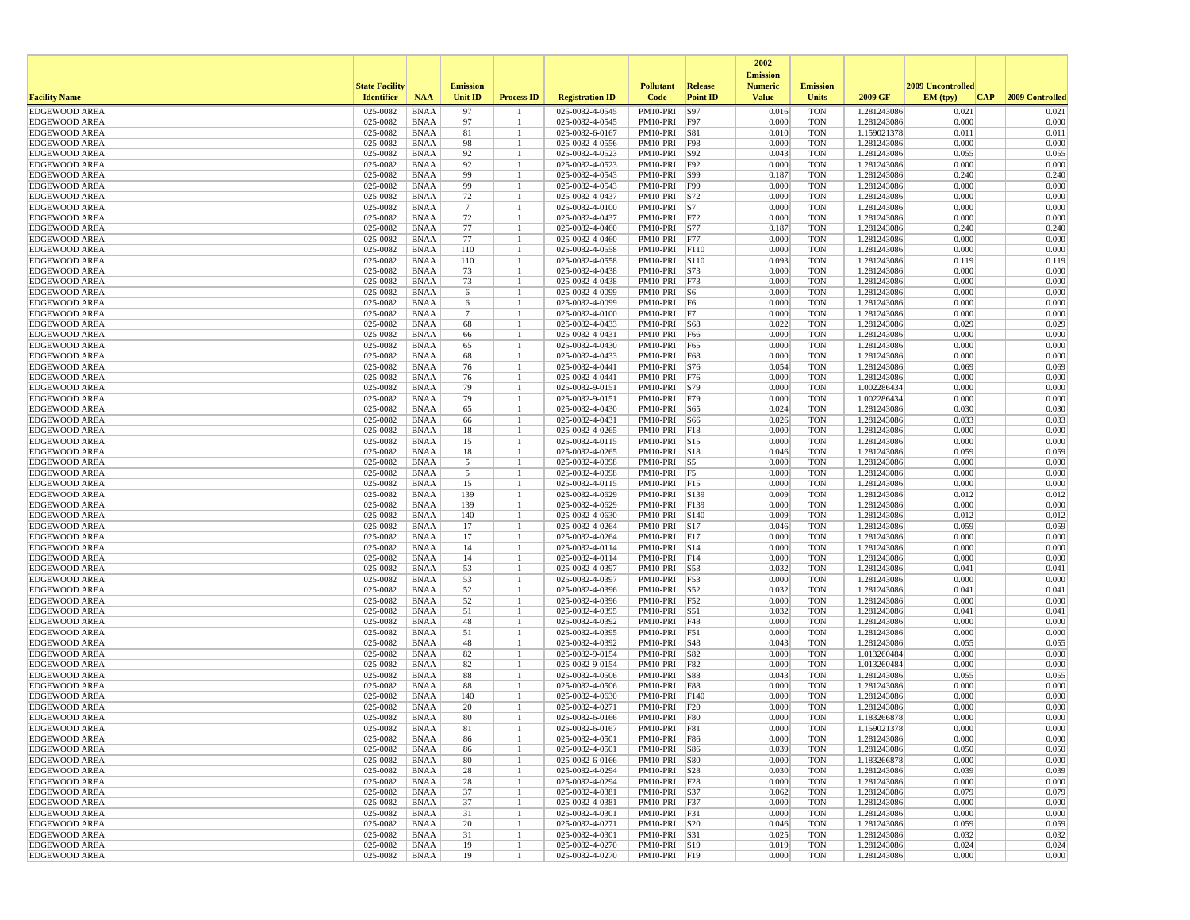| Facility Name | State Facility Identifier | NAA | Emission Unit ID | Process ID | Registration ID | Pollutant Code | Release Point ID | 2002 Emission Numeric Value | Emission Units | 2009 GF | 2009 Uncontrolled EM (tpy) | CAP | 2009 Controlled |
|---|---|---|---|---|---|---|---|---|---|---|---|---|---|
| EDGEWOOD AREA | 025-0082 | BNAA | 97 | 1 | 025-0082-4-0545 | PM10-PRI | S97 | 0.016 | TON | 1.281243086 | 0.021 | | 0.021 |
| EDGEWOOD AREA | 025-0082 | BNAA | 97 | 1 | 025-0082-4-0545 | PM10-PRI | F97 | 0.000 | TON | 1.281243086 | 0.000 | | 0.000 |
| EDGEWOOD AREA | 025-0082 | BNAA | 81 | 1 | 025-0082-6-0167 | PM10-PRI | S81 | 0.010 | TON | 1.159021378 | 0.011 | | 0.011 |
| EDGEWOOD AREA | 025-0082 | BNAA | 98 | 1 | 025-0082-4-0556 | PM10-PRI | F98 | 0.000 | TON | 1.281243086 | 0.000 | | 0.000 |
| EDGEWOOD AREA | 025-0082 | BNAA | 92 | 1 | 025-0082-4-0523 | PM10-PRI | S92 | 0.043 | TON | 1.281243086 | 0.055 | | 0.055 |
| EDGEWOOD AREA | 025-0082 | BNAA | 92 | 1 | 025-0082-4-0523 | PM10-PRI | F92 | 0.000 | TON | 1.281243086 | 0.000 | | 0.000 |
| EDGEWOOD AREA | 025-0082 | BNAA | 99 | 1 | 025-0082-4-0543 | PM10-PRI | S99 | 0.187 | TON | 1.281243086 | 0.240 | | 0.240 |
| EDGEWOOD AREA | 025-0082 | BNAA | 99 | 1 | 025-0082-4-0543 | PM10-PRI | F99 | 0.000 | TON | 1.281243086 | 0.000 | | 0.000 |
| EDGEWOOD AREA | 025-0082 | BNAA | 72 | 1 | 025-0082-4-0437 | PM10-PRI | S72 | 0.000 | TON | 1.281243086 | 0.000 | | 0.000 |
| EDGEWOOD AREA | 025-0082 | BNAA | 7 | 1 | 025-0082-4-0100 | PM10-PRI | S7 | 0.000 | TON | 1.281243086 | 0.000 | | 0.000 |
| EDGEWOOD AREA | 025-0082 | BNAA | 72 | 1 | 025-0082-4-0437 | PM10-PRI | F72 | 0.000 | TON | 1.281243086 | 0.000 | | 0.000 |
| EDGEWOOD AREA | 025-0082 | BNAA | 77 | 1 | 025-0082-4-0460 | PM10-PRI | S77 | 0.187 | TON | 1.281243086 | 0.240 | | 0.240 |
| EDGEWOOD AREA | 025-0082 | BNAA | 77 | 1 | 025-0082-4-0460 | PM10-PRI | F77 | 0.000 | TON | 1.281243086 | 0.000 | | 0.000 |
| EDGEWOOD AREA | 025-0082 | BNAA | 110 | 1 | 025-0082-4-0558 | PM10-PRI | F110 | 0.000 | TON | 1.281243086 | 0.000 | | 0.000 |
| EDGEWOOD AREA | 025-0082 | BNAA | 110 | 1 | 025-0082-4-0558 | PM10-PRI | S110 | 0.093 | TON | 1.281243086 | 0.119 | | 0.119 |
| EDGEWOOD AREA | 025-0082 | BNAA | 73 | 1 | 025-0082-4-0438 | PM10-PRI | S73 | 0.000 | TON | 1.281243086 | 0.000 | | 0.000 |
| EDGEWOOD AREA | 025-0082 | BNAA | 73 | 1 | 025-0082-4-0438 | PM10-PRI | F73 | 0.000 | TON | 1.281243086 | 0.000 | | 0.000 |
| EDGEWOOD AREA | 025-0082 | BNAA | 6 | 1 | 025-0082-4-0099 | PM10-PRI | S6 | 0.000 | TON | 1.281243086 | 0.000 | | 0.000 |
| EDGEWOOD AREA | 025-0082 | BNAA | 6 | 1 | 025-0082-4-0099 | PM10-PRI | F6 | 0.000 | TON | 1.281243086 | 0.000 | | 0.000 |
| EDGEWOOD AREA | 025-0082 | BNAA | 7 | 1 | 025-0082-4-0100 | PM10-PRI | F7 | 0.000 | TON | 1.281243086 | 0.000 | | 0.000 |
| EDGEWOOD AREA | 025-0082 | BNAA | 68 | 1 | 025-0082-4-0433 | PM10-PRI | S68 | 0.022 | TON | 1.281243086 | 0.029 | | 0.029 |
| EDGEWOOD AREA | 025-0082 | BNAA | 66 | 1 | 025-0082-4-0431 | PM10-PRI | F66 | 0.000 | TON | 1.281243086 | 0.000 | | 0.000 |
| EDGEWOOD AREA | 025-0082 | BNAA | 65 | 1 | 025-0082-4-0430 | PM10-PRI | F65 | 0.000 | TON | 1.281243086 | 0.000 | | 0.000 |
| EDGEWOOD AREA | 025-0082 | BNAA | 68 | 1 | 025-0082-4-0433 | PM10-PRI | F68 | 0.000 | TON | 1.281243086 | 0.000 | | 0.000 |
| EDGEWOOD AREA | 025-0082 | BNAA | 76 | 1 | 025-0082-4-0441 | PM10-PRI | S76 | 0.054 | TON | 1.281243086 | 0.069 | | 0.069 |
| EDGEWOOD AREA | 025-0082 | BNAA | 76 | 1 | 025-0082-4-0441 | PM10-PRI | F76 | 0.000 | TON | 1.281243086 | 0.000 | | 0.000 |
| EDGEWOOD AREA | 025-0082 | BNAA | 79 | 1 | 025-0082-9-0151 | PM10-PRI | S79 | 0.000 | TON | 1.002286434 | 0.000 | | 0.000 |
| EDGEWOOD AREA | 025-0082 | BNAA | 79 | 1 | 025-0082-9-0151 | PM10-PRI | F79 | 0.000 | TON | 1.002286434 | 0.000 | | 0.000 |
| EDGEWOOD AREA | 025-0082 | BNAA | 65 | 1 | 025-0082-4-0430 | PM10-PRI | S65 | 0.024 | TON | 1.281243086 | 0.030 | | 0.030 |
| EDGEWOOD AREA | 025-0082 | BNAA | 66 | 1 | 025-0082-4-0431 | PM10-PRI | S66 | 0.026 | TON | 1.281243086 | 0.033 | | 0.033 |
| EDGEWOOD AREA | 025-0082 | BNAA | 18 | 1 | 025-0082-4-0265 | PM10-PRI | F18 | 0.000 | TON | 1.281243086 | 0.000 | | 0.000 |
| EDGEWOOD AREA | 025-0082 | BNAA | 15 | 1 | 025-0082-4-0115 | PM10-PRI | S15 | 0.000 | TON | 1.281243086 | 0.000 | | 0.000 |
| EDGEWOOD AREA | 025-0082 | BNAA | 18 | 1 | 025-0082-4-0265 | PM10-PRI | S18 | 0.046 | TON | 1.281243086 | 0.059 | | 0.059 |
| EDGEWOOD AREA | 025-0082 | BNAA | 5 | 1 | 025-0082-4-0098 | PM10-PRI | S5 | 0.000 | TON | 1.281243086 | 0.000 | | 0.000 |
| EDGEWOOD AREA | 025-0082 | BNAA | 5 | 1 | 025-0082-4-0098 | PM10-PRI | F5 | 0.000 | TON | 1.281243086 | 0.000 | | 0.000 |
| EDGEWOOD AREA | 025-0082 | BNAA | 15 | 1 | 025-0082-4-0115 | PM10-PRI | F15 | 0.000 | TON | 1.281243086 | 0.000 | | 0.000 |
| EDGEWOOD AREA | 025-0082 | BNAA | 139 | 1 | 025-0082-4-0629 | PM10-PRI | S139 | 0.009 | TON | 1.281243086 | 0.012 | | 0.012 |
| EDGEWOOD AREA | 025-0082 | BNAA | 139 | 1 | 025-0082-4-0629 | PM10-PRI | F139 | 0.000 | TON | 1.281243086 | 0.000 | | 0.000 |
| EDGEWOOD AREA | 025-0082 | BNAA | 140 | 1 | 025-0082-4-0630 | PM10-PRI | S140 | 0.009 | TON | 1.281243086 | 0.012 | | 0.012 |
| EDGEWOOD AREA | 025-0082 | BNAA | 17 | 1 | 025-0082-4-0264 | PM10-PRI | S17 | 0.046 | TON | 1.281243086 | 0.059 | | 0.059 |
| EDGEWOOD AREA | 025-0082 | BNAA | 17 | 1 | 025-0082-4-0264 | PM10-PRI | F17 | 0.000 | TON | 1.281243086 | 0.000 | | 0.000 |
| EDGEWOOD AREA | 025-0082 | BNAA | 14 | 1 | 025-0082-4-0114 | PM10-PRI | S14 | 0.000 | TON | 1.281243086 | 0.000 | | 0.000 |
| EDGEWOOD AREA | 025-0082 | BNAA | 14 | 1 | 025-0082-4-0114 | PM10-PRI | F14 | 0.000 | TON | 1.281243086 | 0.000 | | 0.000 |
| EDGEWOOD AREA | 025-0082 | BNAA | 53 | 1 | 025-0082-4-0397 | PM10-PRI | S53 | 0.032 | TON | 1.281243086 | 0.041 | | 0.041 |
| EDGEWOOD AREA | 025-0082 | BNAA | 53 | 1 | 025-0082-4-0397 | PM10-PRI | F53 | 0.000 | TON | 1.281243086 | 0.000 | | 0.000 |
| EDGEWOOD AREA | 025-0082 | BNAA | 52 | 1 | 025-0082-4-0396 | PM10-PRI | S52 | 0.032 | TON | 1.281243086 | 0.041 | | 0.041 |
| EDGEWOOD AREA | 025-0082 | BNAA | 52 | 1 | 025-0082-4-0396 | PM10-PRI | F52 | 0.000 | TON | 1.281243086 | 0.000 | | 0.000 |
| EDGEWOOD AREA | 025-0082 | BNAA | 51 | 1 | 025-0082-4-0395 | PM10-PRI | S51 | 0.032 | TON | 1.281243086 | 0.041 | | 0.041 |
| EDGEWOOD AREA | 025-0082 | BNAA | 48 | 1 | 025-0082-4-0392 | PM10-PRI | F48 | 0.000 | TON | 1.281243086 | 0.000 | | 0.000 |
| EDGEWOOD AREA | 025-0082 | BNAA | 51 | 1 | 025-0082-4-0395 | PM10-PRI | F51 | 0.000 | TON | 1.281243086 | 0.000 | | 0.000 |
| EDGEWOOD AREA | 025-0082 | BNAA | 48 | 1 | 025-0082-4-0392 | PM10-PRI | S48 | 0.043 | TON | 1.281243086 | 0.055 | | 0.055 |
| EDGEWOOD AREA | 025-0082 | BNAA | 82 | 1 | 025-0082-9-0154 | PM10-PRI | S82 | 0.000 | TON | 1.013260484 | 0.000 | | 0.000 |
| EDGEWOOD AREA | 025-0082 | BNAA | 82 | 1 | 025-0082-9-0154 | PM10-PRI | F82 | 0.000 | TON | 1.013260484 | 0.000 | | 0.000 |
| EDGEWOOD AREA | 025-0082 | BNAA | 88 | 1 | 025-0082-4-0506 | PM10-PRI | S88 | 0.043 | TON | 1.281243086 | 0.055 | | 0.055 |
| EDGEWOOD AREA | 025-0082 | BNAA | 88 | 1 | 025-0082-4-0506 | PM10-PRI | F88 | 0.000 | TON | 1.281243086 | 0.000 | | 0.000 |
| EDGEWOOD AREA | 025-0082 | BNAA | 140 | 1 | 025-0082-4-0630 | PM10-PRI | F140 | 0.000 | TON | 1.281243086 | 0.000 | | 0.000 |
| EDGEWOOD AREA | 025-0082 | BNAA | 20 | 1 | 025-0082-4-0271 | PM10-PRI | F20 | 0.000 | TON | 1.281243086 | 0.000 | | 0.000 |
| EDGEWOOD AREA | 025-0082 | BNAA | 80 | 1 | 025-0082-6-0166 | PM10-PRI | F80 | 0.000 | TON | 1.183266878 | 0.000 | | 0.000 |
| EDGEWOOD AREA | 025-0082 | BNAA | 81 | 1 | 025-0082-6-0167 | PM10-PRI | F81 | 0.000 | TON | 1.159021378 | 0.000 | | 0.000 |
| EDGEWOOD AREA | 025-0082 | BNAA | 86 | 1 | 025-0082-4-0501 | PM10-PRI | F86 | 0.000 | TON | 1.281243086 | 0.000 | | 0.000 |
| EDGEWOOD AREA | 025-0082 | BNAA | 86 | 1 | 025-0082-4-0501 | PM10-PRI | S86 | 0.039 | TON | 1.281243086 | 0.050 | | 0.050 |
| EDGEWOOD AREA | 025-0082 | BNAA | 80 | 1 | 025-0082-6-0166 | PM10-PRI | S80 | 0.000 | TON | 1.183266878 | 0.000 | | 0.000 |
| EDGEWOOD AREA | 025-0082 | BNAA | 28 | 1 | 025-0082-4-0294 | PM10-PRI | S28 | 0.030 | TON | 1.281243086 | 0.039 | | 0.039 |
| EDGEWOOD AREA | 025-0082 | BNAA | 28 | 1 | 025-0082-4-0294 | PM10-PRI | F28 | 0.000 | TON | 1.281243086 | 0.000 | | 0.000 |
| EDGEWOOD AREA | 025-0082 | BNAA | 37 | 1 | 025-0082-4-0381 | PM10-PRI | S37 | 0.062 | TON | 1.281243086 | 0.079 | | 0.079 |
| EDGEWOOD AREA | 025-0082 | BNAA | 37 | 1 | 025-0082-4-0381 | PM10-PRI | F37 | 0.000 | TON | 1.281243086 | 0.000 | | 0.000 |
| EDGEWOOD AREA | 025-0082 | BNAA | 31 | 1 | 025-0082-4-0301 | PM10-PRI | F31 | 0.000 | TON | 1.281243086 | 0.000 | | 0.000 |
| EDGEWOOD AREA | 025-0082 | BNAA | 20 | 1 | 025-0082-4-0271 | PM10-PRI | S20 | 0.046 | TON | 1.281243086 | 0.059 | | 0.059 |
| EDGEWOOD AREA | 025-0082 | BNAA | 31 | 1 | 025-0082-4-0301 | PM10-PRI | S31 | 0.025 | TON | 1.281243086 | 0.032 | | 0.032 |
| EDGEWOOD AREA | 025-0082 | BNAA | 19 | 1 | 025-0082-4-0270 | PM10-PRI | S19 | 0.019 | TON | 1.281243086 | 0.024 | | 0.024 |
| EDGEWOOD AREA | 025-0082 | BNAA | 19 | 1 | 025-0082-4-0270 | PM10-PRI | F19 | 0.000 | TON | 1.281243086 | 0.000 | | 0.000 |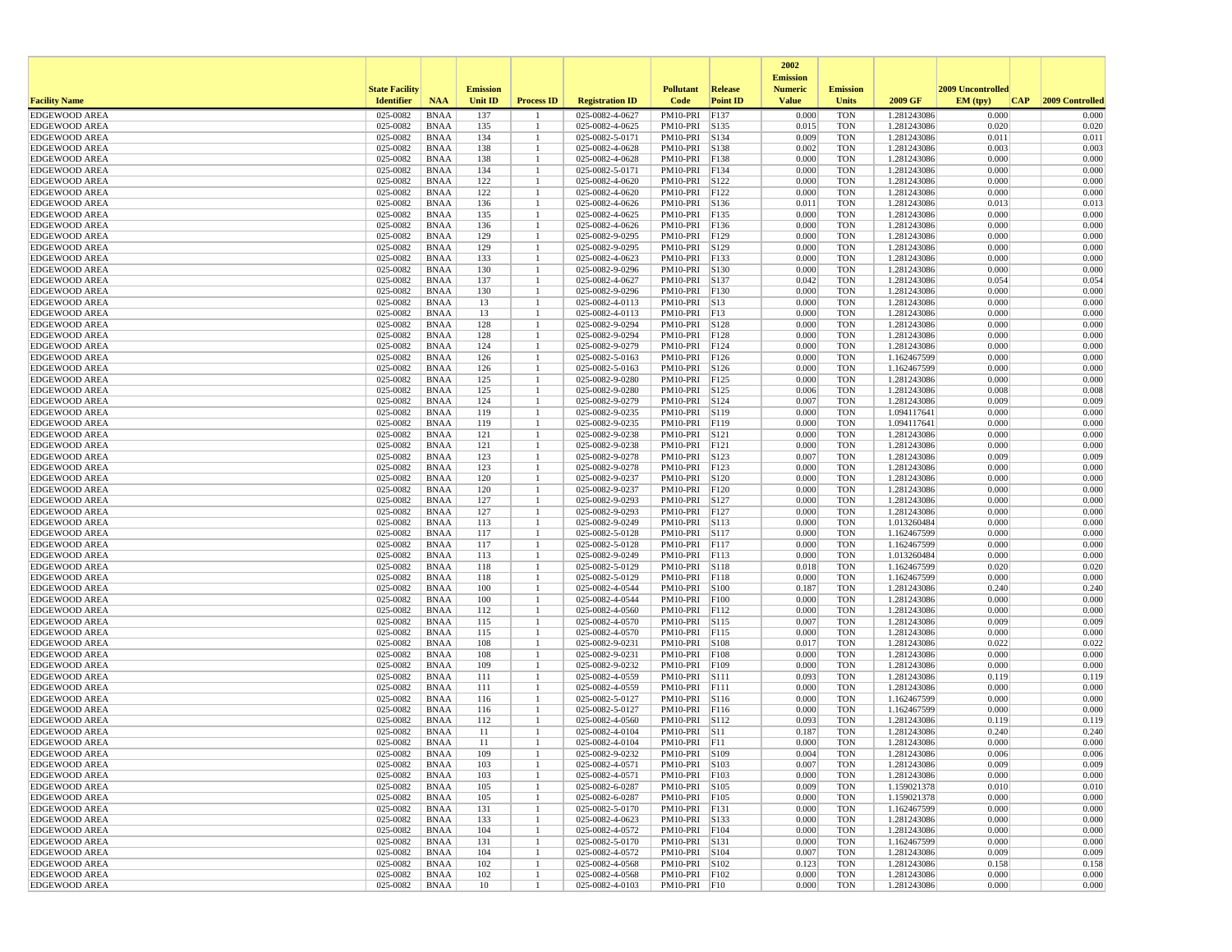| Facility Name | State Facility Identifier | NAA | Emission Unit ID | Process ID | Registration ID | Pollutant Code | Release Point ID | 2002 Emission Numeric Value | Emission Units | 2009 GF | 2009 Uncontrolled EM (tpy) | CAP | 2009 Controlled |
|---|---|---|---|---|---|---|---|---|---|---|---|---|---|
| EDGEWOOD AREA | 025-0082 | BNAA | 137 | 1 | 025-0082-4-0627 | PM10-PRI | F137 | 0.000 | TON | 1.281243086 | 0.000 | | 0.000 |
| EDGEWOOD AREA | 025-0082 | BNAA | 135 | 1 | 025-0082-4-0625 | PM10-PRI | S135 | 0.015 | TON | 1.281243086 | 0.020 | | 0.020 |
| EDGEWOOD AREA | 025-0082 | BNAA | 134 | 1 | 025-0082-5-0171 | PM10-PRI | S134 | 0.009 | TON | 1.281243086 | 0.011 | | 0.011 |
| EDGEWOOD AREA | 025-0082 | BNAA | 138 | 1 | 025-0082-4-0628 | PM10-PRI | S138 | 0.002 | TON | 1.281243086 | 0.003 | | 0.003 |
| EDGEWOOD AREA | 025-0082 | BNAA | 138 | 1 | 025-0082-4-0628 | PM10-PRI | F138 | 0.000 | TON | 1.281243086 | 0.000 | | 0.000 |
| EDGEWOOD AREA | 025-0082 | BNAA | 134 | 1 | 025-0082-5-0171 | PM10-PRI | F134 | 0.000 | TON | 1.281243086 | 0.000 | | 0.000 |
| EDGEWOOD AREA | 025-0082 | BNAA | 122 | 1 | 025-0082-4-0620 | PM10-PRI | S122 | 0.000 | TON | 1.281243086 | 0.000 | | 0.000 |
| EDGEWOOD AREA | 025-0082 | BNAA | 122 | 1 | 025-0082-4-0620 | PM10-PRI | F122 | 0.000 | TON | 1.281243086 | 0.000 | | 0.000 |
| EDGEWOOD AREA | 025-0082 | BNAA | 136 | 1 | 025-0082-4-0626 | PM10-PRI | S136 | 0.011 | TON | 1.281243086 | 0.013 | | 0.013 |
| EDGEWOOD AREA | 025-0082 | BNAA | 135 | 1 | 025-0082-4-0625 | PM10-PRI | F135 | 0.000 | TON | 1.281243086 | 0.000 | | 0.000 |
| EDGEWOOD AREA | 025-0082 | BNAA | 136 | 1 | 025-0082-4-0626 | PM10-PRI | F136 | 0.000 | TON | 1.281243086 | 0.000 | | 0.000 |
| EDGEWOOD AREA | 025-0082 | BNAA | 129 | 1 | 025-0082-9-0295 | PM10-PRI | F129 | 0.000 | TON | 1.281243086 | 0.000 | | 0.000 |
| EDGEWOOD AREA | 025-0082 | BNAA | 129 | 1 | 025-0082-9-0295 | PM10-PRI | S129 | 0.000 | TON | 1.281243086 | 0.000 | | 0.000 |
| EDGEWOOD AREA | 025-0082 | BNAA | 133 | 1 | 025-0082-4-0623 | PM10-PRI | F133 | 0.000 | TON | 1.281243086 | 0.000 | | 0.000 |
| EDGEWOOD AREA | 025-0082 | BNAA | 130 | 1 | 025-0082-9-0296 | PM10-PRI | S130 | 0.000 | TON | 1.281243086 | 0.000 | | 0.000 |
| EDGEWOOD AREA | 025-0082 | BNAA | 137 | 1 | 025-0082-4-0627 | PM10-PRI | S137 | 0.042 | TON | 1.281243086 | 0.054 | | 0.054 |
| EDGEWOOD AREA | 025-0082 | BNAA | 130 | 1 | 025-0082-9-0296 | PM10-PRI | F130 | 0.000 | TON | 1.281243086 | 0.000 | | 0.000 |
| EDGEWOOD AREA | 025-0082 | BNAA | 13 | 1 | 025-0082-4-0113 | PM10-PRI | S13 | 0.000 | TON | 1.281243086 | 0.000 | | 0.000 |
| EDGEWOOD AREA | 025-0082 | BNAA | 13 | 1 | 025-0082-4-0113 | PM10-PRI | F13 | 0.000 | TON | 1.281243086 | 0.000 | | 0.000 |
| EDGEWOOD AREA | 025-0082 | BNAA | 128 | 1 | 025-0082-9-0294 | PM10-PRI | S128 | 0.000 | TON | 1.281243086 | 0.000 | | 0.000 |
| EDGEWOOD AREA | 025-0082 | BNAA | 128 | 1 | 025-0082-9-0294 | PM10-PRI | F128 | 0.000 | TON | 1.281243086 | 0.000 | | 0.000 |
| EDGEWOOD AREA | 025-0082 | BNAA | 124 | 1 | 025-0082-9-0279 | PM10-PRI | F124 | 0.000 | TON | 1.281243086 | 0.000 | | 0.000 |
| EDGEWOOD AREA | 025-0082 | BNAA | 126 | 1 | 025-0082-5-0163 | PM10-PRI | F126 | 0.000 | TON | 1.162467599 | 0.000 | | 0.000 |
| EDGEWOOD AREA | 025-0082 | BNAA | 126 | 1 | 025-0082-5-0163 | PM10-PRI | S126 | 0.000 | TON | 1.162467599 | 0.000 | | 0.000 |
| EDGEWOOD AREA | 025-0082 | BNAA | 125 | 1 | 025-0082-9-0280 | PM10-PRI | F125 | 0.000 | TON | 1.281243086 | 0.000 | | 0.000 |
| EDGEWOOD AREA | 025-0082 | BNAA | 125 | 1 | 025-0082-9-0280 | PM10-PRI | S125 | 0.006 | TON | 1.281243086 | 0.008 | | 0.008 |
| EDGEWOOD AREA | 025-0082 | BNAA | 124 | 1 | 025-0082-9-0279 | PM10-PRI | S124 | 0.007 | TON | 1.281243086 | 0.009 | | 0.009 |
| EDGEWOOD AREA | 025-0082 | BNAA | 119 | 1 | 025-0082-9-0235 | PM10-PRI | S119 | 0.000 | TON | 1.094117641 | 0.000 | | 0.000 |
| EDGEWOOD AREA | 025-0082 | BNAA | 119 | 1 | 025-0082-9-0235 | PM10-PRI | F119 | 0.000 | TON | 1.094117641 | 0.000 | | 0.000 |
| EDGEWOOD AREA | 025-0082 | BNAA | 121 | 1 | 025-0082-9-0238 | PM10-PRI | S121 | 0.000 | TON | 1.281243086 | 0.000 | | 0.000 |
| EDGEWOOD AREA | 025-0082 | BNAA | 121 | 1 | 025-0082-9-0238 | PM10-PRI | F121 | 0.000 | TON | 1.281243086 | 0.000 | | 0.000 |
| EDGEWOOD AREA | 025-0082 | BNAA | 123 | 1 | 025-0082-9-0278 | PM10-PRI | S123 | 0.007 | TON | 1.281243086 | 0.009 | | 0.009 |
| EDGEWOOD AREA | 025-0082 | BNAA | 123 | 1 | 025-0082-9-0278 | PM10-PRI | F123 | 0.000 | TON | 1.281243086 | 0.000 | | 0.000 |
| EDGEWOOD AREA | 025-0082 | BNAA | 120 | 1 | 025-0082-9-0237 | PM10-PRI | S120 | 0.000 | TON | 1.281243086 | 0.000 | | 0.000 |
| EDGEWOOD AREA | 025-0082 | BNAA | 120 | 1 | 025-0082-9-0237 | PM10-PRI | F120 | 0.000 | TON | 1.281243086 | 0.000 | | 0.000 |
| EDGEWOOD AREA | 025-0082 | BNAA | 127 | 1 | 025-0082-9-0293 | PM10-PRI | S127 | 0.000 | TON | 1.281243086 | 0.000 | | 0.000 |
| EDGEWOOD AREA | 025-0082 | BNAA | 127 | 1 | 025-0082-9-0293 | PM10-PRI | F127 | 0.000 | TON | 1.281243086 | 0.000 | | 0.000 |
| EDGEWOOD AREA | 025-0082 | BNAA | 113 | 1 | 025-0082-9-0249 | PM10-PRI | S113 | 0.000 | TON | 1.013260484 | 0.000 | | 0.000 |
| EDGEWOOD AREA | 025-0082 | BNAA | 117 | 1 | 025-0082-5-0128 | PM10-PRI | S117 | 0.000 | TON | 1.162467599 | 0.000 | | 0.000 |
| EDGEWOOD AREA | 025-0082 | BNAA | 117 | 1 | 025-0082-5-0128 | PM10-PRI | F117 | 0.000 | TON | 1.162467599 | 0.000 | | 0.000 |
| EDGEWOOD AREA | 025-0082 | BNAA | 113 | 1 | 025-0082-9-0249 | PM10-PRI | F113 | 0.000 | TON | 1.013260484 | 0.000 | | 0.000 |
| EDGEWOOD AREA | 025-0082 | BNAA | 118 | 1 | 025-0082-5-0129 | PM10-PRI | S118 | 0.018 | TON | 1.162467599 | 0.020 | | 0.020 |
| EDGEWOOD AREA | 025-0082 | BNAA | 118 | 1 | 025-0082-5-0129 | PM10-PRI | F118 | 0.000 | TON | 1.162467599 | 0.000 | | 0.000 |
| EDGEWOOD AREA | 025-0082 | BNAA | 100 | 1 | 025-0082-4-0544 | PM10-PRI | S100 | 0.187 | TON | 1.281243086 | 0.240 | | 0.240 |
| EDGEWOOD AREA | 025-0082 | BNAA | 100 | 1 | 025-0082-4-0544 | PM10-PRI | F100 | 0.000 | TON | 1.281243086 | 0.000 | | 0.000 |
| EDGEWOOD AREA | 025-0082 | BNAA | 112 | 1 | 025-0082-4-0560 | PM10-PRI | F112 | 0.000 | TON | 1.281243086 | 0.000 | | 0.000 |
| EDGEWOOD AREA | 025-0082 | BNAA | 115 | 1 | 025-0082-4-0570 | PM10-PRI | S115 | 0.007 | TON | 1.281243086 | 0.009 | | 0.009 |
| EDGEWOOD AREA | 025-0082 | BNAA | 115 | 1 | 025-0082-4-0570 | PM10-PRI | F115 | 0.000 | TON | 1.281243086 | 0.000 | | 0.000 |
| EDGEWOOD AREA | 025-0082 | BNAA | 108 | 1 | 025-0082-9-0231 | PM10-PRI | S108 | 0.017 | TON | 1.281243086 | 0.022 | | 0.022 |
| EDGEWOOD AREA | 025-0082 | BNAA | 108 | 1 | 025-0082-9-0231 | PM10-PRI | F108 | 0.000 | TON | 1.281243086 | 0.000 | | 0.000 |
| EDGEWOOD AREA | 025-0082 | BNAA | 109 | 1 | 025-0082-9-0232 | PM10-PRI | F109 | 0.000 | TON | 1.281243086 | 0.000 | | 0.000 |
| EDGEWOOD AREA | 025-0082 | BNAA | 111 | 1 | 025-0082-4-0559 | PM10-PRI | S111 | 0.093 | TON | 1.281243086 | 0.119 | | 0.119 |
| EDGEWOOD AREA | 025-0082 | BNAA | 111 | 1 | 025-0082-4-0559 | PM10-PRI | F111 | 0.000 | TON | 1.281243086 | 0.000 | | 0.000 |
| EDGEWOOD AREA | 025-0082 | BNAA | 116 | 1 | 025-0082-5-0127 | PM10-PRI | S116 | 0.000 | TON | 1.162467599 | 0.000 | | 0.000 |
| EDGEWOOD AREA | 025-0082 | BNAA | 116 | 1 | 025-0082-5-0127 | PM10-PRI | F116 | 0.000 | TON | 1.162467599 | 0.000 | | 0.000 |
| EDGEWOOD AREA | 025-0082 | BNAA | 112 | 1 | 025-0082-4-0560 | PM10-PRI | S112 | 0.093 | TON | 1.281243086 | 0.119 | | 0.119 |
| EDGEWOOD AREA | 025-0082 | BNAA | 11 | 1 | 025-0082-4-0104 | PM10-PRI | S11 | 0.187 | TON | 1.281243086 | 0.240 | | 0.240 |
| EDGEWOOD AREA | 025-0082 | BNAA | 11 | 1 | 025-0082-4-0104 | PM10-PRI | F11 | 0.000 | TON | 1.281243086 | 0.000 | | 0.000 |
| EDGEWOOD AREA | 025-0082 | BNAA | 109 | 1 | 025-0082-9-0232 | PM10-PRI | S109 | 0.004 | TON | 1.281243086 | 0.006 | | 0.006 |
| EDGEWOOD AREA | 025-0082 | BNAA | 103 | 1 | 025-0082-4-0571 | PM10-PRI | S103 | 0.007 | TON | 1.281243086 | 0.009 | | 0.009 |
| EDGEWOOD AREA | 025-0082 | BNAA | 103 | 1 | 025-0082-4-0571 | PM10-PRI | F103 | 0.000 | TON | 1.281243086 | 0.000 | | 0.000 |
| EDGEWOOD AREA | 025-0082 | BNAA | 105 | 1 | 025-0082-6-0287 | PM10-PRI | S105 | 0.009 | TON | 1.159021378 | 0.010 | | 0.010 |
| EDGEWOOD AREA | 025-0082 | BNAA | 105 | 1 | 025-0082-6-0287 | PM10-PRI | F105 | 0.000 | TON | 1.159021378 | 0.000 | | 0.000 |
| EDGEWOOD AREA | 025-0082 | BNAA | 131 | 1 | 025-0082-5-0170 | PM10-PRI | F131 | 0.000 | TON | 1.162467599 | 0.000 | | 0.000 |
| EDGEWOOD AREA | 025-0082 | BNAA | 133 | 1 | 025-0082-4-0623 | PM10-PRI | S133 | 0.000 | TON | 1.281243086 | 0.000 | | 0.000 |
| EDGEWOOD AREA | 025-0082 | BNAA | 104 | 1 | 025-0082-4-0572 | PM10-PRI | F104 | 0.000 | TON | 1.281243086 | 0.000 | | 0.000 |
| EDGEWOOD AREA | 025-0082 | BNAA | 131 | 1 | 025-0082-5-0170 | PM10-PRI | S131 | 0.000 | TON | 1.162467599 | 0.000 | | 0.000 |
| EDGEWOOD AREA | 025-0082 | BNAA | 104 | 1 | 025-0082-4-0572 | PM10-PRI | S104 | 0.007 | TON | 1.281243086 | 0.009 | | 0.009 |
| EDGEWOOD AREA | 025-0082 | BNAA | 102 | 1 | 025-0082-4-0568 | PM10-PRI | S102 | 0.123 | TON | 1.281243086 | 0.158 | | 0.158 |
| EDGEWOOD AREA | 025-0082 | BNAA | 102 | 1 | 025-0082-4-0568 | PM10-PRI | F102 | 0.000 | TON | 1.281243086 | 0.000 | | 0.000 |
| EDGEWOOD AREA | 025-0082 | BNAA | 10 | 1 | 025-0082-4-0103 | PM10-PRI | F10 | 0.000 | TON | 1.281243086 | 0.000 | | 0.000 |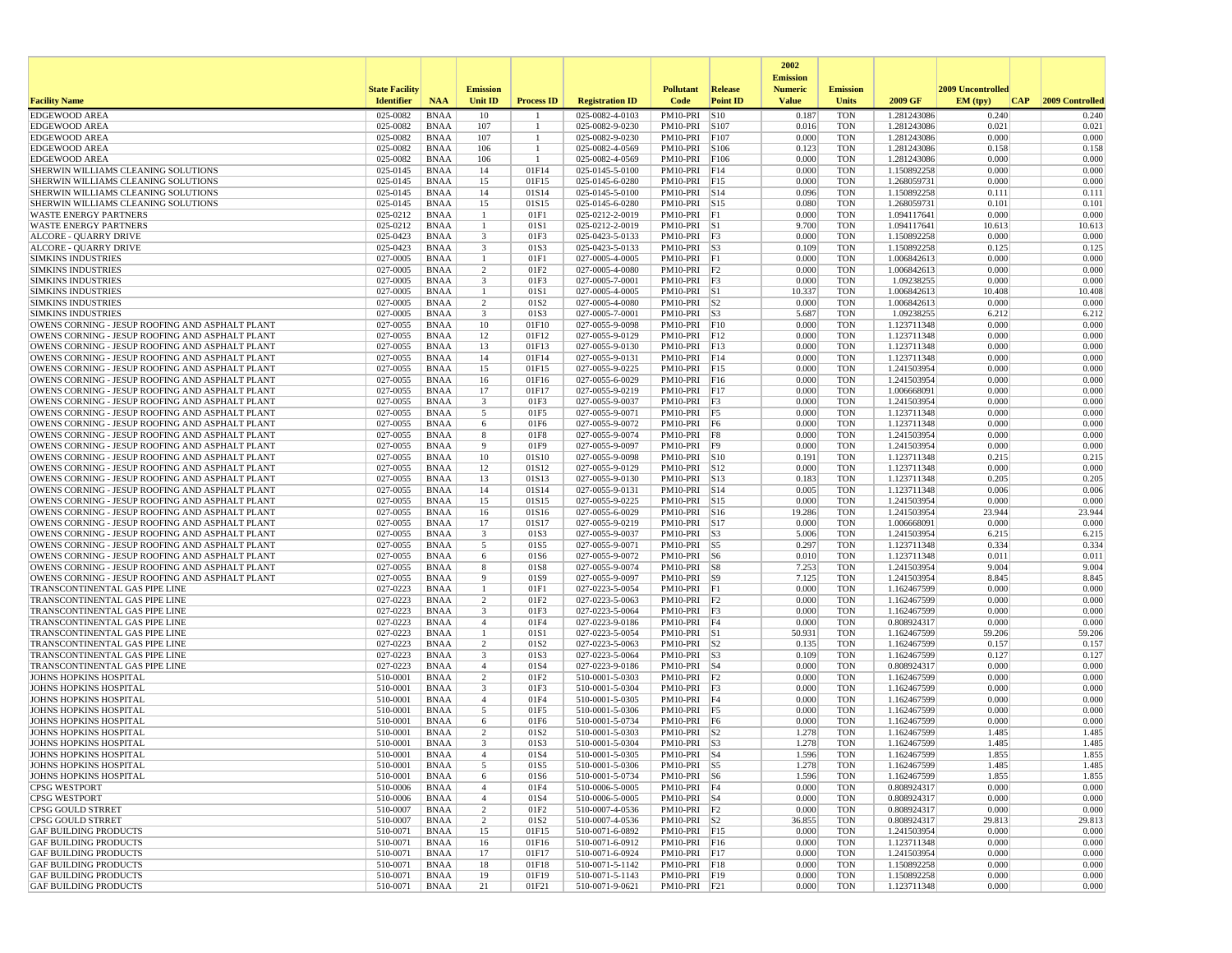| Facility Name | State Facility Identifier | NAA | Emission Unit ID | Process ID | Registration ID | Pollutant Code | Release Point ID | 2002 Emission Numeric Value | Emission Units | 2009 GF | 2009 Uncontrolled EM (tpy) | CAP | 2009 Controlled |
|---|---|---|---|---|---|---|---|---|---|---|---|---|---|
| EDGEWOOD AREA | 025-0082 | BNAA | 10 | 1 | 025-0082-4-0103 | PM10-PRI | S10 | 0.187 | TON | 1.281243086 | 0.240 | | 0.240 |
| EDGEWOOD AREA | 025-0082 | BNAA | 107 | 1 | 025-0082-9-0230 | PM10-PRI | S107 | 0.016 | TON | 1.281243086 | 0.021 | | 0.021 |
| EDGEWOOD AREA | 025-0082 | BNAA | 107 | 1 | 025-0082-9-0230 | PM10-PRI | F107 | 0.000 | TON | 1.281243086 | 0.000 | | 0.000 |
| EDGEWOOD AREA | 025-0082 | BNAA | 106 | 1 | 025-0082-4-0569 | PM10-PRI | S106 | 0.123 | TON | 1.281243086 | 0.158 | | 0.158 |
| EDGEWOOD AREA | 025-0082 | BNAA | 106 | 1 | 025-0082-4-0569 | PM10-PRI | F106 | 0.000 | TON | 1.281243086 | 0.000 | | 0.000 |
| SHERWIN WILLIAMS CLEANING SOLUTIONS | 025-0145 | BNAA | 14 | 01F14 | 025-0145-5-0100 | PM10-PRI | F14 | 0.000 | TON | 1.150892258 | 0.000 | | 0.000 |
| SHERWIN WILLIAMS CLEANING SOLUTIONS | 025-0145 | BNAA | 15 | 01F15 | 025-0145-6-0280 | PM10-PRI | F15 | 0.000 | TON | 1.268059731 | 0.000 | | 0.000 |
| SHERWIN WILLIAMS CLEANING SOLUTIONS | 025-0145 | BNAA | 14 | 01S14 | 025-0145-5-0100 | PM10-PRI | S14 | 0.096 | TON | 1.150892258 | 0.111 | | 0.111 |
| SHERWIN WILLIAMS CLEANING SOLUTIONS | 025-0145 | BNAA | 15 | 01S15 | 025-0145-6-0280 | PM10-PRI | S15 | 0.080 | TON | 1.268059731 | 0.101 | | 0.101 |
| WASTE ENERGY PARTNERS | 025-0212 | BNAA | 1 | 01F1 | 025-0212-2-0019 | PM10-PRI | F1 | 0.000 | TON | 1.094117641 | 0.000 | | 0.000 |
| WASTE ENERGY PARTNERS | 025-0212 | BNAA | 1 | 01S1 | 025-0212-2-0019 | PM10-PRI | S1 | 9.700 | TON | 1.094117641 | 10.613 | | 10.613 |
| ALCORE - QUARRY DRIVE | 025-0423 | BNAA | 3 | 01F3 | 025-0423-5-0133 | PM10-PRI | F3 | 0.000 | TON | 1.150892258 | 0.000 | | 0.000 |
| ALCORE - QUARRY DRIVE | 025-0423 | BNAA | 3 | 01S3 | 025-0423-5-0133 | PM10-PRI | S3 | 0.109 | TON | 1.150892258 | 0.125 | | 0.125 |
| SIMKINS INDUSTRIES | 027-0005 | BNAA | 1 | 01F1 | 027-0005-4-0005 | PM10-PRI | F1 | 0.000 | TON | 1.006842613 | 0.000 | | 0.000 |
| SIMKINS INDUSTRIES | 027-0005 | BNAA | 2 | 01F2 | 027-0005-4-0080 | PM10-PRI | F2 | 0.000 | TON | 1.006842613 | 0.000 | | 0.000 |
| SIMKINS INDUSTRIES | 027-0005 | BNAA | 3 | 01F3 | 027-0005-7-0001 | PM10-PRI | F3 | 0.000 | TON | 1.09238255 | 0.000 | | 0.000 |
| SIMKINS INDUSTRIES | 027-0005 | BNAA | 1 | 01S1 | 027-0005-4-0005 | PM10-PRI | S1 | 10.337 | TON | 1.006842613 | 10.408 | | 10.408 |
| SIMKINS INDUSTRIES | 027-0005 | BNAA | 2 | 01S2 | 027-0005-4-0080 | PM10-PRI | S2 | 0.000 | TON | 1.006842613 | 0.000 | | 0.000 |
| SIMKINS INDUSTRIES | 027-0005 | BNAA | 3 | 01S3 | 027-0005-7-0001 | PM10-PRI | S3 | 5.687 | TON | 1.09238255 | 6.212 | | 6.212 |
| OWENS CORNING - JESUP ROOFING AND ASPHALT PLANT | 027-0055 | BNAA | 10 | 01F10 | 027-0055-9-0098 | PM10-PRI | F10 | 0.000 | TON | 1.123711348 | 0.000 | | 0.000 |
| OWENS CORNING - JESUP ROOFING AND ASPHALT PLANT | 027-0055 | BNAA | 12 | 01F12 | 027-0055-9-0129 | PM10-PRI | F12 | 0.000 | TON | 1.123711348 | 0.000 | | 0.000 |
| OWENS CORNING - JESUP ROOFING AND ASPHALT PLANT | 027-0055 | BNAA | 13 | 01F13 | 027-0055-9-0130 | PM10-PRI | F13 | 0.000 | TON | 1.123711348 | 0.000 | | 0.000 |
| OWENS CORNING - JESUP ROOFING AND ASPHALT PLANT | 027-0055 | BNAA | 14 | 01F14 | 027-0055-9-0131 | PM10-PRI | F14 | 0.000 | TON | 1.123711348 | 0.000 | | 0.000 |
| OWENS CORNING - JESUP ROOFING AND ASPHALT PLANT | 027-0055 | BNAA | 15 | 01F15 | 027-0055-9-0225 | PM10-PRI | F15 | 0.000 | TON | 1.241503954 | 0.000 | | 0.000 |
| OWENS CORNING - JESUP ROOFING AND ASPHALT PLANT | 027-0055 | BNAA | 16 | 01F16 | 027-0055-6-0029 | PM10-PRI | F16 | 0.000 | TON | 1.241503954 | 0.000 | | 0.000 |
| OWENS CORNING - JESUP ROOFING AND ASPHALT PLANT | 027-0055 | BNAA | 17 | 01F17 | 027-0055-9-0219 | PM10-PRI | F17 | 0.000 | TON | 1.006668091 | 0.000 | | 0.000 |
| OWENS CORNING - JESUP ROOFING AND ASPHALT PLANT | 027-0055 | BNAA | 3 | 01F3 | 027-0055-9-0037 | PM10-PRI | F3 | 0.000 | TON | 1.241503954 | 0.000 | | 0.000 |
| OWENS CORNING - JESUP ROOFING AND ASPHALT PLANT | 027-0055 | BNAA | 5 | 01F5 | 027-0055-9-0071 | PM10-PRI | F5 | 0.000 | TON | 1.123711348 | 0.000 | | 0.000 |
| OWENS CORNING - JESUP ROOFING AND ASPHALT PLANT | 027-0055 | BNAA | 6 | 01F6 | 027-0055-9-0072 | PM10-PRI | F6 | 0.000 | TON | 1.123711348 | 0.000 | | 0.000 |
| OWENS CORNING - JESUP ROOFING AND ASPHALT PLANT | 027-0055 | BNAA | 8 | 01F8 | 027-0055-9-0074 | PM10-PRI | F8 | 0.000 | TON | 1.241503954 | 0.000 | | 0.000 |
| OWENS CORNING - JESUP ROOFING AND ASPHALT PLANT | 027-0055 | BNAA | 9 | 01F9 | 027-0055-9-0097 | PM10-PRI | F9 | 0.000 | TON | 1.241503954 | 0.000 | | 0.000 |
| OWENS CORNING - JESUP ROOFING AND ASPHALT PLANT | 027-0055 | BNAA | 10 | 01S10 | 027-0055-9-0098 | PM10-PRI | S10 | 0.191 | TON | 1.123711348 | 0.215 | | 0.215 |
| OWENS CORNING - JESUP ROOFING AND ASPHALT PLANT | 027-0055 | BNAA | 12 | 01S12 | 027-0055-9-0129 | PM10-PRI | S12 | 0.000 | TON | 1.123711348 | 0.000 | | 0.000 |
| OWENS CORNING - JESUP ROOFING AND ASPHALT PLANT | 027-0055 | BNAA | 13 | 01S13 | 027-0055-9-0130 | PM10-PRI | S13 | 0.183 | TON | 1.123711348 | 0.205 | | 0.205 |
| OWENS CORNING - JESUP ROOFING AND ASPHALT PLANT | 027-0055 | BNAA | 14 | 01S14 | 027-0055-9-0131 | PM10-PRI | S14 | 0.005 | TON | 1.123711348 | 0.006 | | 0.006 |
| OWENS CORNING - JESUP ROOFING AND ASPHALT PLANT | 027-0055 | BNAA | 15 | 01S15 | 027-0055-9-0225 | PM10-PRI | S15 | 0.000 | TON | 1.241503954 | 0.000 | | 0.000 |
| OWENS CORNING - JESUP ROOFING AND ASPHALT PLANT | 027-0055 | BNAA | 16 | 01S16 | 027-0055-6-0029 | PM10-PRI | S16 | 19.286 | TON | 1.241503954 | 23.944 | | 23.944 |
| OWENS CORNING - JESUP ROOFING AND ASPHALT PLANT | 027-0055 | BNAA | 17 | 01S17 | 027-0055-9-0219 | PM10-PRI | S17 | 0.000 | TON | 1.006668091 | 0.000 | | 0.000 |
| OWENS CORNING - JESUP ROOFING AND ASPHALT PLANT | 027-0055 | BNAA | 3 | 01S3 | 027-0055-9-0037 | PM10-PRI | S3 | 5.006 | TON | 1.241503954 | 6.215 | | 6.215 |
| OWENS CORNING - JESUP ROOFING AND ASPHALT PLANT | 027-0055 | BNAA | 5 | 01S5 | 027-0055-9-0071 | PM10-PRI | S5 | 0.297 | TON | 1.123711348 | 0.334 | | 0.334 |
| OWENS CORNING - JESUP ROOFING AND ASPHALT PLANT | 027-0055 | BNAA | 6 | 01S6 | 027-0055-9-0072 | PM10-PRI | S6 | 0.010 | TON | 1.123711348 | 0.011 | | 0.011 |
| OWENS CORNING - JESUP ROOFING AND ASPHALT PLANT | 027-0055 | BNAA | 8 | 01S8 | 027-0055-9-0074 | PM10-PRI | S8 | 7.253 | TON | 1.241503954 | 9.004 | | 9.004 |
| OWENS CORNING - JESUP ROOFING AND ASPHALT PLANT | 027-0055 | BNAA | 9 | 01S9 | 027-0055-9-0097 | PM10-PRI | S9 | 7.125 | TON | 1.241503954 | 8.845 | | 8.845 |
| TRANSCONTINENTAL GAS PIPE LINE | 027-0223 | BNAA | 1 | 01F1 | 027-0223-5-0054 | PM10-PRI | F1 | 0.000 | TON | 1.162467599 | 0.000 | | 0.000 |
| TRANSCONTINENTAL GAS PIPE LINE | 027-0223 | BNAA | 2 | 01F2 | 027-0223-5-0063 | PM10-PRI | F2 | 0.000 | TON | 1.162467599 | 0.000 | | 0.000 |
| TRANSCONTINENTAL GAS PIPE LINE | 027-0223 | BNAA | 3 | 01F3 | 027-0223-5-0064 | PM10-PRI | F3 | 0.000 | TON | 1.162467599 | 0.000 | | 0.000 |
| TRANSCONTINENTAL GAS PIPE LINE | 027-0223 | BNAA | 4 | 01F4 | 027-0223-9-0186 | PM10-PRI | F4 | 0.000 | TON | 0.808924317 | 0.000 | | 0.000 |
| TRANSCONTINENTAL GAS PIPE LINE | 027-0223 | BNAA | 1 | 01S1 | 027-0223-5-0054 | PM10-PRI | S1 | 50.931 | TON | 1.162467599 | 59.206 | | 59.206 |
| TRANSCONTINENTAL GAS PIPE LINE | 027-0223 | BNAA | 2 | 01S2 | 027-0223-5-0063 | PM10-PRI | S2 | 0.135 | TON | 1.162467599 | 0.157 | | 0.157 |
| TRANSCONTINENTAL GAS PIPE LINE | 027-0223 | BNAA | 3 | 01S3 | 027-0223-5-0064 | PM10-PRI | S3 | 0.109 | TON | 1.162467599 | 0.127 | | 0.127 |
| TRANSCONTINENTAL GAS PIPE LINE | 027-0223 | BNAA | 4 | 01S4 | 027-0223-9-0186 | PM10-PRI | S4 | 0.000 | TON | 0.808924317 | 0.000 | | 0.000 |
| JOHNS HOPKINS HOSPITAL | 510-0001 | BNAA | 2 | 01F2 | 510-0001-5-0303 | PM10-PRI | F2 | 0.000 | TON | 1.162467599 | 0.000 | | 0.000 |
| JOHNS HOPKINS HOSPITAL | 510-0001 | BNAA | 3 | 01F3 | 510-0001-5-0304 | PM10-PRI | F3 | 0.000 | TON | 1.162467599 | 0.000 | | 0.000 |
| JOHNS HOPKINS HOSPITAL | 510-0001 | BNAA | 4 | 01F4 | 510-0001-5-0305 | PM10-PRI | F4 | 0.000 | TON | 1.162467599 | 0.000 | | 0.000 |
| JOHNS HOPKINS HOSPITAL | 510-0001 | BNAA | 5 | 01F5 | 510-0001-5-0306 | PM10-PRI | F5 | 0.000 | TON | 1.162467599 | 0.000 | | 0.000 |
| JOHNS HOPKINS HOSPITAL | 510-0001 | BNAA | 6 | 01F6 | 510-0001-5-0734 | PM10-PRI | F6 | 0.000 | TON | 1.162467599 | 0.000 | | 0.000 |
| JOHNS HOPKINS HOSPITAL | 510-0001 | BNAA | 2 | 01S2 | 510-0001-5-0303 | PM10-PRI | S2 | 1.278 | TON | 1.162467599 | 1.485 | | 1.485 |
| JOHNS HOPKINS HOSPITAL | 510-0001 | BNAA | 3 | 01S3 | 510-0001-5-0304 | PM10-PRI | S3 | 1.278 | TON | 1.162467599 | 1.485 | | 1.485 |
| JOHNS HOPKINS HOSPITAL | 510-0001 | BNAA | 4 | 01S4 | 510-0001-5-0305 | PM10-PRI | S4 | 1.596 | TON | 1.162467599 | 1.855 | | 1.855 |
| JOHNS HOPKINS HOSPITAL | 510-0001 | BNAA | 5 | 01S5 | 510-0001-5-0306 | PM10-PRI | S5 | 1.278 | TON | 1.162467599 | 1.485 | | 1.485 |
| JOHNS HOPKINS HOSPITAL | 510-0001 | BNAA | 6 | 01S6 | 510-0001-5-0734 | PM10-PRI | S6 | 1.596 | TON | 1.162467599 | 1.855 | | 1.855 |
| CPSG WESTPORT | 510-0006 | BNAA | 4 | 01F4 | 510-0006-5-0005 | PM10-PRI | F4 | 0.000 | TON | 0.808924317 | 0.000 | | 0.000 |
| CPSG WESTPORT | 510-0006 | BNAA | 4 | 01S4 | 510-0006-5-0005 | PM10-PRI | S4 | 0.000 | TON | 0.808924317 | 0.000 | | 0.000 |
| CPSG GOULD STRRET | 510-0007 | BNAA | 2 | 01F2 | 510-0007-4-0536 | PM10-PRI | F2 | 0.000 | TON | 0.808924317 | 0.000 | | 0.000 |
| CPSG GOULD STRRET | 510-0007 | BNAA | 2 | 01S2 | 510-0007-4-0536 | PM10-PRI | S2 | 36.855 | TON | 0.808924317 | 29.813 | | 29.813 |
| GAF BUILDING PRODUCTS | 510-0071 | BNAA | 15 | 01F15 | 510-0071-6-0892 | PM10-PRI | F15 | 0.000 | TON | 1.241503954 | 0.000 | | 0.000 |
| GAF BUILDING PRODUCTS | 510-0071 | BNAA | 16 | 01F16 | 510-0071-6-0912 | PM10-PRI | F16 | 0.000 | TON | 1.123711348 | 0.000 | | 0.000 |
| GAF BUILDING PRODUCTS | 510-0071 | BNAA | 17 | 01F17 | 510-0071-6-0924 | PM10-PRI | F17 | 0.000 | TON | 1.241503954 | 0.000 | | 0.000 |
| GAF BUILDING PRODUCTS | 510-0071 | BNAA | 18 | 01F18 | 510-0071-5-1142 | PM10-PRI | F18 | 0.000 | TON | 1.150892258 | 0.000 | | 0.000 |
| GAF BUILDING PRODUCTS | 510-0071 | BNAA | 19 | 01F19 | 510-0071-5-1143 | PM10-PRI | F19 | 0.000 | TON | 1.150892258 | 0.000 | | 0.000 |
| GAF BUILDING PRODUCTS | 510-0071 | BNAA | 21 | 01F21 | 510-0071-9-0621 | PM10-PRI | F21 | 0.000 | TON | 1.123711348 | 0.000 | | 0.000 |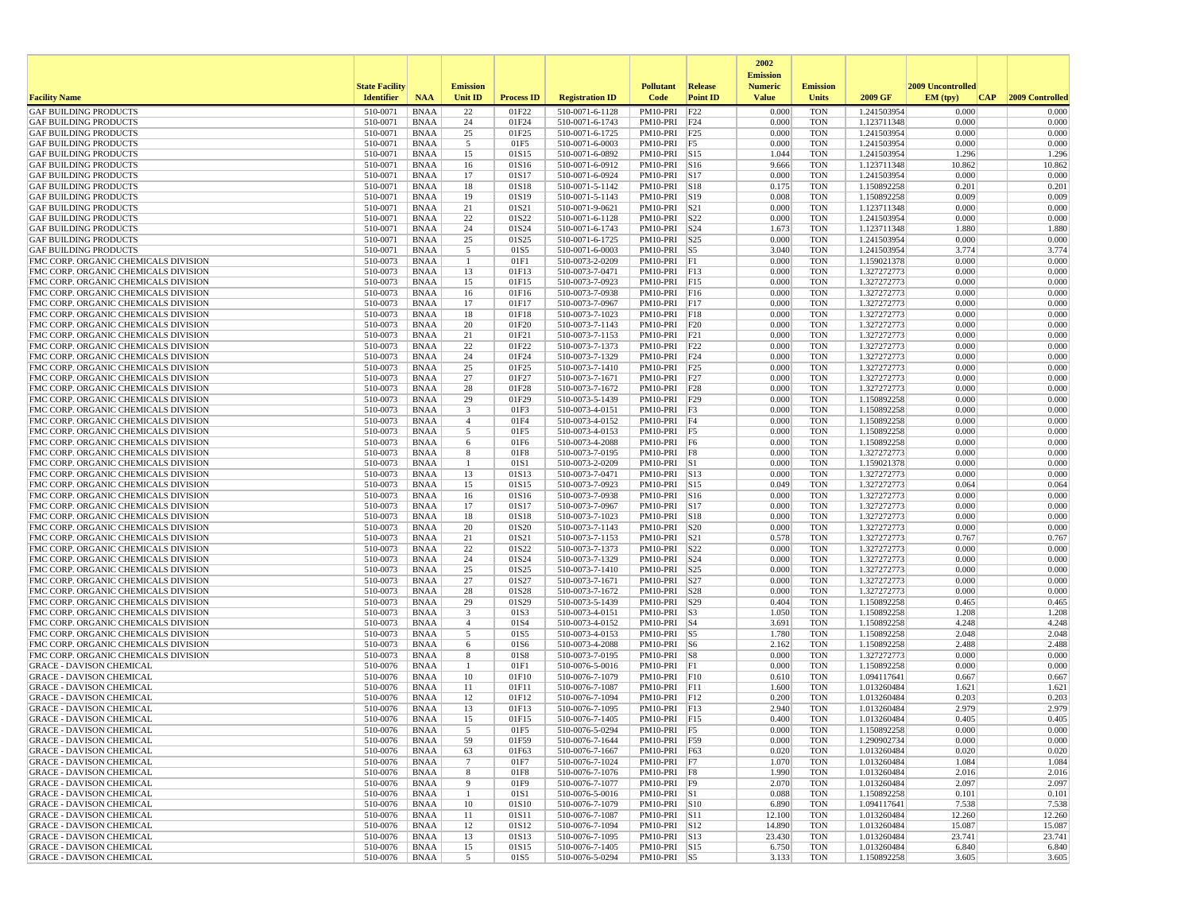| Facility Name | State Facility Identifier | NAA | Emission Unit ID | Process ID | Registration ID | Pollutant Code | Release Point ID | 2002 Emission Numeric Value | Emission Units | 2009 GF | 2009 Uncontrolled EM (tpy) | CAP | 2009 Controlled |
|---|---|---|---|---|---|---|---|---|---|---|---|---|---|
| GAF BUILDING PRODUCTS | 510-0071 | BNAA | 22 | 01F22 | 510-0071-6-1128 | PM10-PRI | F22 | 0.000 | TON | 1.241503954 | 0.000 | | 0.000 |
| GAF BUILDING PRODUCTS | 510-0071 | BNAA | 24 | 01F24 | 510-0071-6-1743 | PM10-PRI | F24 | 0.000 | TON | 1.123711348 | 0.000 | | 0.000 |
| GAF BUILDING PRODUCTS | 510-0071 | BNAA | 25 | 01F25 | 510-0071-6-1725 | PM10-PRI | F25 | 0.000 | TON | 1.241503954 | 0.000 | | 0.000 |
| GAF BUILDING PRODUCTS | 510-0071 | BNAA | 5 | 01F5 | 510-0071-6-0003 | PM10-PRI | F5 | 0.000 | TON | 1.241503954 | 0.000 | | 0.000 |
| GAF BUILDING PRODUCTS | 510-0071 | BNAA | 15 | 01S15 | 510-0071-6-0892 | PM10-PRI | S15 | 1.044 | TON | 1.241503954 | 1.296 | | 1.296 |
| GAF BUILDING PRODUCTS | 510-0071 | BNAA | 16 | 01S16 | 510-0071-6-0912 | PM10-PRI | S16 | 9.666 | TON | 1.123711348 | 10.862 | | 10.862 |
| GAF BUILDING PRODUCTS | 510-0071 | BNAA | 17 | 01S17 | 510-0071-6-0924 | PM10-PRI | S17 | 0.000 | TON | 1.241503954 | 0.000 | | 0.000 |
| GAF BUILDING PRODUCTS | 510-0071 | BNAA | 18 | 01S18 | 510-0071-5-1142 | PM10-PRI | S18 | 0.175 | TON | 1.150892258 | 0.201 | | 0.201 |
| GAF BUILDING PRODUCTS | 510-0071 | BNAA | 19 | 01S19 | 510-0071-5-1143 | PM10-PRI | S19 | 0.008 | TON | 1.150892258 | 0.009 | | 0.009 |
| GAF BUILDING PRODUCTS | 510-0071 | BNAA | 21 | 01S21 | 510-0071-9-0621 | PM10-PRI | S21 | 0.000 | TON | 1.123711348 | 0.000 | | 0.000 |
| GAF BUILDING PRODUCTS | 510-0071 | BNAA | 22 | 01S22 | 510-0071-6-1128 | PM10-PRI | S22 | 0.000 | TON | 1.241503954 | 0.000 | | 0.000 |
| GAF BUILDING PRODUCTS | 510-0071 | BNAA | 24 | 01S24 | 510-0071-6-1743 | PM10-PRI | S24 | 1.673 | TON | 1.123711348 | 1.880 | | 1.880 |
| GAF BUILDING PRODUCTS | 510-0071 | BNAA | 25 | 01S25 | 510-0071-6-1725 | PM10-PRI | S25 | 0.000 | TON | 1.241503954 | 0.000 | | 0.000 |
| GAF BUILDING PRODUCTS | 510-0071 | BNAA | 5 | 01S5 | 510-0071-6-0003 | PM10-PRI | S5 | 3.040 | TON | 1.241503954 | 3.774 | | 3.774 |
| FMC CORP. ORGANIC CHEMICALS DIVISION | 510-0073 | BNAA | 1 | 01F1 | 510-0073-2-0209 | PM10-PRI | F1 | 0.000 | TON | 1.159021378 | 0.000 | | 0.000 |
| FMC CORP. ORGANIC CHEMICALS DIVISION | 510-0073 | BNAA | 13 | 01F13 | 510-0073-7-0471 | PM10-PRI | F13 | 0.000 | TON | 1.327272773 | 0.000 | | 0.000 |
| FMC CORP. ORGANIC CHEMICALS DIVISION | 510-0073 | BNAA | 15 | 01F15 | 510-0073-7-0923 | PM10-PRI | F15 | 0.000 | TON | 1.327272773 | 0.000 | | 0.000 |
| FMC CORP. ORGANIC CHEMICALS DIVISION | 510-0073 | BNAA | 16 | 01F16 | 510-0073-7-0938 | PM10-PRI | F16 | 0.000 | TON | 1.327272773 | 0.000 | | 0.000 |
| FMC CORP. ORGANIC CHEMICALS DIVISION | 510-0073 | BNAA | 17 | 01F17 | 510-0073-7-0967 | PM10-PRI | F17 | 0.000 | TON | 1.327272773 | 0.000 | | 0.000 |
| FMC CORP. ORGANIC CHEMICALS DIVISION | 510-0073 | BNAA | 18 | 01F18 | 510-0073-7-1023 | PM10-PRI | F18 | 0.000 | TON | 1.327272773 | 0.000 | | 0.000 |
| FMC CORP. ORGANIC CHEMICALS DIVISION | 510-0073 | BNAA | 20 | 01F20 | 510-0073-7-1143 | PM10-PRI | F20 | 0.000 | TON | 1.327272773 | 0.000 | | 0.000 |
| FMC CORP. ORGANIC CHEMICALS DIVISION | 510-0073 | BNAA | 21 | 01F21 | 510-0073-7-1153 | PM10-PRI | F21 | 0.000 | TON | 1.327272773 | 0.000 | | 0.000 |
| FMC CORP. ORGANIC CHEMICALS DIVISION | 510-0073 | BNAA | 22 | 01F22 | 510-0073-7-1373 | PM10-PRI | F22 | 0.000 | TON | 1.327272773 | 0.000 | | 0.000 |
| FMC CORP. ORGANIC CHEMICALS DIVISION | 510-0073 | BNAA | 24 | 01F24 | 510-0073-7-1329 | PM10-PRI | F24 | 0.000 | TON | 1.327272773 | 0.000 | | 0.000 |
| FMC CORP. ORGANIC CHEMICALS DIVISION | 510-0073 | BNAA | 25 | 01F25 | 510-0073-7-1410 | PM10-PRI | F25 | 0.000 | TON | 1.327272773 | 0.000 | | 0.000 |
| FMC CORP. ORGANIC CHEMICALS DIVISION | 510-0073 | BNAA | 27 | 01F27 | 510-0073-7-1671 | PM10-PRI | F27 | 0.000 | TON | 1.327272773 | 0.000 | | 0.000 |
| FMC CORP. ORGANIC CHEMICALS DIVISION | 510-0073 | BNAA | 28 | 01F28 | 510-0073-7-1672 | PM10-PRI | F28 | 0.000 | TON | 1.327272773 | 0.000 | | 0.000 |
| FMC CORP. ORGANIC CHEMICALS DIVISION | 510-0073 | BNAA | 29 | 01F29 | 510-0073-5-1439 | PM10-PRI | F29 | 0.000 | TON | 1.150892258 | 0.000 | | 0.000 |
| FMC CORP. ORGANIC CHEMICALS DIVISION | 510-0073 | BNAA | 3 | 01F3 | 510-0073-4-0151 | PM10-PRI | F3 | 0.000 | TON | 1.150892258 | 0.000 | | 0.000 |
| FMC CORP. ORGANIC CHEMICALS DIVISION | 510-0073 | BNAA | 4 | 01F4 | 510-0073-4-0152 | PM10-PRI | F4 | 0.000 | TON | 1.150892258 | 0.000 | | 0.000 |
| FMC CORP. ORGANIC CHEMICALS DIVISION | 510-0073 | BNAA | 5 | 01F5 | 510-0073-4-0153 | PM10-PRI | F5 | 0.000 | TON | 1.150892258 | 0.000 | | 0.000 |
| FMC CORP. ORGANIC CHEMICALS DIVISION | 510-0073 | BNAA | 6 | 01F6 | 510-0073-4-2088 | PM10-PRI | F6 | 0.000 | TON | 1.150892258 | 0.000 | | 0.000 |
| FMC CORP. ORGANIC CHEMICALS DIVISION | 510-0073 | BNAA | 8 | 01F8 | 510-0073-7-0195 | PM10-PRI | F8 | 0.000 | TON | 1.327272773 | 0.000 | | 0.000 |
| FMC CORP. ORGANIC CHEMICALS DIVISION | 510-0073 | BNAA | 1 | 01S1 | 510-0073-2-0209 | PM10-PRI | S1 | 0.000 | TON | 1.159021378 | 0.000 | | 0.000 |
| FMC CORP. ORGANIC CHEMICALS DIVISION | 510-0073 | BNAA | 13 | 01S13 | 510-0073-7-0471 | PM10-PRI | S13 | 0.000 | TON | 1.327272773 | 0.000 | | 0.000 |
| FMC CORP. ORGANIC CHEMICALS DIVISION | 510-0073 | BNAA | 15 | 01S15 | 510-0073-7-0923 | PM10-PRI | S15 | 0.049 | TON | 1.327272773 | 0.064 | | 0.064 |
| FMC CORP. ORGANIC CHEMICALS DIVISION | 510-0073 | BNAA | 16 | 01S16 | 510-0073-7-0938 | PM10-PRI | S16 | 0.000 | TON | 1.327272773 | 0.000 | | 0.000 |
| FMC CORP. ORGANIC CHEMICALS DIVISION | 510-0073 | BNAA | 17 | 01S17 | 510-0073-7-0967 | PM10-PRI | S17 | 0.000 | TON | 1.327272773 | 0.000 | | 0.000 |
| FMC CORP. ORGANIC CHEMICALS DIVISION | 510-0073 | BNAA | 18 | 01S18 | 510-0073-7-1023 | PM10-PRI | S18 | 0.000 | TON | 1.327272773 | 0.000 | | 0.000 |
| FMC CORP. ORGANIC CHEMICALS DIVISION | 510-0073 | BNAA | 20 | 01S20 | 510-0073-7-1143 | PM10-PRI | S20 | 0.000 | TON | 1.327272773 | 0.000 | | 0.000 |
| FMC CORP. ORGANIC CHEMICALS DIVISION | 510-0073 | BNAA | 21 | 01S21 | 510-0073-7-1153 | PM10-PRI | S21 | 0.578 | TON | 1.327272773 | 0.767 | | 0.767 |
| FMC CORP. ORGANIC CHEMICALS DIVISION | 510-0073 | BNAA | 22 | 01S22 | 510-0073-7-1373 | PM10-PRI | S22 | 0.000 | TON | 1.327272773 | 0.000 | | 0.000 |
| FMC CORP. ORGANIC CHEMICALS DIVISION | 510-0073 | BNAA | 24 | 01S24 | 510-0073-7-1329 | PM10-PRI | S24 | 0.000 | TON | 1.327272773 | 0.000 | | 0.000 |
| FMC CORP. ORGANIC CHEMICALS DIVISION | 510-0073 | BNAA | 25 | 01S25 | 510-0073-7-1410 | PM10-PRI | S25 | 0.000 | TON | 1.327272773 | 0.000 | | 0.000 |
| FMC CORP. ORGANIC CHEMICALS DIVISION | 510-0073 | BNAA | 27 | 01S27 | 510-0073-7-1671 | PM10-PRI | S27 | 0.000 | TON | 1.327272773 | 0.000 | | 0.000 |
| FMC CORP. ORGANIC CHEMICALS DIVISION | 510-0073 | BNAA | 28 | 01S28 | 510-0073-7-1672 | PM10-PRI | S28 | 0.000 | TON | 1.327272773 | 0.000 | | 0.000 |
| FMC CORP. ORGANIC CHEMICALS DIVISION | 510-0073 | BNAA | 29 | 01S29 | 510-0073-5-1439 | PM10-PRI | S29 | 0.404 | TON | 1.150892258 | 0.465 | | 0.465 |
| FMC CORP. ORGANIC CHEMICALS DIVISION | 510-0073 | BNAA | 3 | 01S3 | 510-0073-4-0151 | PM10-PRI | S3 | 1.050 | TON | 1.150892258 | 1.208 | | 1.208 |
| FMC CORP. ORGANIC CHEMICALS DIVISION | 510-0073 | BNAA | 4 | 01S4 | 510-0073-4-0152 | PM10-PRI | S4 | 3.691 | TON | 1.150892258 | 4.248 | | 4.248 |
| FMC CORP. ORGANIC CHEMICALS DIVISION | 510-0073 | BNAA | 5 | 01S5 | 510-0073-4-0153 | PM10-PRI | S5 | 1.780 | TON | 1.150892258 | 2.048 | | 2.048 |
| FMC CORP. ORGANIC CHEMICALS DIVISION | 510-0073 | BNAA | 6 | 01S6 | 510-0073-4-2088 | PM10-PRI | S6 | 2.162 | TON | 1.150892258 | 2.488 | | 2.488 |
| FMC CORP. ORGANIC CHEMICALS DIVISION | 510-0073 | BNAA | 8 | 01S8 | 510-0073-7-0195 | PM10-PRI | S8 | 0.000 | TON | 1.327272773 | 0.000 | | 0.000 |
| GRACE - DAVISON CHEMICAL | 510-0076 | BNAA | 1 | 01F1 | 510-0076-5-0016 | PM10-PRI | F1 | 0.000 | TON | 1.150892258 | 0.000 | | 0.000 |
| GRACE - DAVISON CHEMICAL | 510-0076 | BNAA | 10 | 01F10 | 510-0076-7-1079 | PM10-PRI | F10 | 0.610 | TON | 1.094117641 | 0.667 | | 0.667 |
| GRACE - DAVISON CHEMICAL | 510-0076 | BNAA | 11 | 01F11 | 510-0076-7-1087 | PM10-PRI | F11 | 1.600 | TON | 1.013260484 | 1.621 | | 1.621 |
| GRACE - DAVISON CHEMICAL | 510-0076 | BNAA | 12 | 01F12 | 510-0076-7-1094 | PM10-PRI | F12 | 0.200 | TON | 1.013260484 | 0.203 | | 0.203 |
| GRACE - DAVISON CHEMICAL | 510-0076 | BNAA | 13 | 01F13 | 510-0076-7-1095 | PM10-PRI | F13 | 2.940 | TON | 1.013260484 | 2.979 | | 2.979 |
| GRACE - DAVISON CHEMICAL | 510-0076 | BNAA | 15 | 01F15 | 510-0076-7-1405 | PM10-PRI | F15 | 0.400 | TON | 1.013260484 | 0.405 | | 0.405 |
| GRACE - DAVISON CHEMICAL | 510-0076 | BNAA | 5 | 01F5 | 510-0076-5-0294 | PM10-PRI | F5 | 0.000 | TON | 1.150892258 | 0.000 | | 0.000 |
| GRACE - DAVISON CHEMICAL | 510-0076 | BNAA | 59 | 01F59 | 510-0076-7-1644 | PM10-PRI | F59 | 0.000 | TON | 1.290902734 | 0.000 | | 0.000 |
| GRACE - DAVISON CHEMICAL | 510-0076 | BNAA | 63 | 01F63 | 510-0076-7-1667 | PM10-PRI | F63 | 0.020 | TON | 1.013260484 | 0.020 | | 0.020 |
| GRACE - DAVISON CHEMICAL | 510-0076 | BNAA | 7 | 01F7 | 510-0076-7-1024 | PM10-PRI | F7 | 1.070 | TON | 1.013260484 | 1.084 | | 1.084 |
| GRACE - DAVISON CHEMICAL | 510-0076 | BNAA | 8 | 01F8 | 510-0076-7-1076 | PM10-PRI | F8 | 1.990 | TON | 1.013260484 | 2.016 | | 2.016 |
| GRACE - DAVISON CHEMICAL | 510-0076 | BNAA | 9 | 01F9 | 510-0076-7-1077 | PM10-PRI | F9 | 2.070 | TON | 1.013260484 | 2.097 | | 2.097 |
| GRACE - DAVISON CHEMICAL | 510-0076 | BNAA | 1 | 01S1 | 510-0076-5-0016 | PM10-PRI | S1 | 0.088 | TON | 1.150892258 | 0.101 | | 0.101 |
| GRACE - DAVISON CHEMICAL | 510-0076 | BNAA | 10 | 01S10 | 510-0076-7-1079 | PM10-PRI | S10 | 6.890 | TON | 1.094117641 | 7.538 | | 7.538 |
| GRACE - DAVISON CHEMICAL | 510-0076 | BNAA | 11 | 01S11 | 510-0076-7-1087 | PM10-PRI | S11 | 12.100 | TON | 1.013260484 | 12.260 | | 12.260 |
| GRACE - DAVISON CHEMICAL | 510-0076 | BNAA | 12 | 01S12 | 510-0076-7-1094 | PM10-PRI | S12 | 14.890 | TON | 1.013260484 | 15.087 | | 15.087 |
| GRACE - DAVISON CHEMICAL | 510-0076 | BNAA | 13 | 01S13 | 510-0076-7-1095 | PM10-PRI | S13 | 23.430 | TON | 1.013260484 | 23.741 | | 23.741 |
| GRACE - DAVISON CHEMICAL | 510-0076 | BNAA | 15 | 01S15 | 510-0076-7-1405 | PM10-PRI | S15 | 6.750 | TON | 1.013260484 | 6.840 | | 6.840 |
| GRACE - DAVISON CHEMICAL | 510-0076 | BNAA | 5 | 01S5 | 510-0076-5-0294 | PM10-PRI | S5 | 3.133 | TON | 1.150892258 | 3.605 | | 3.605 |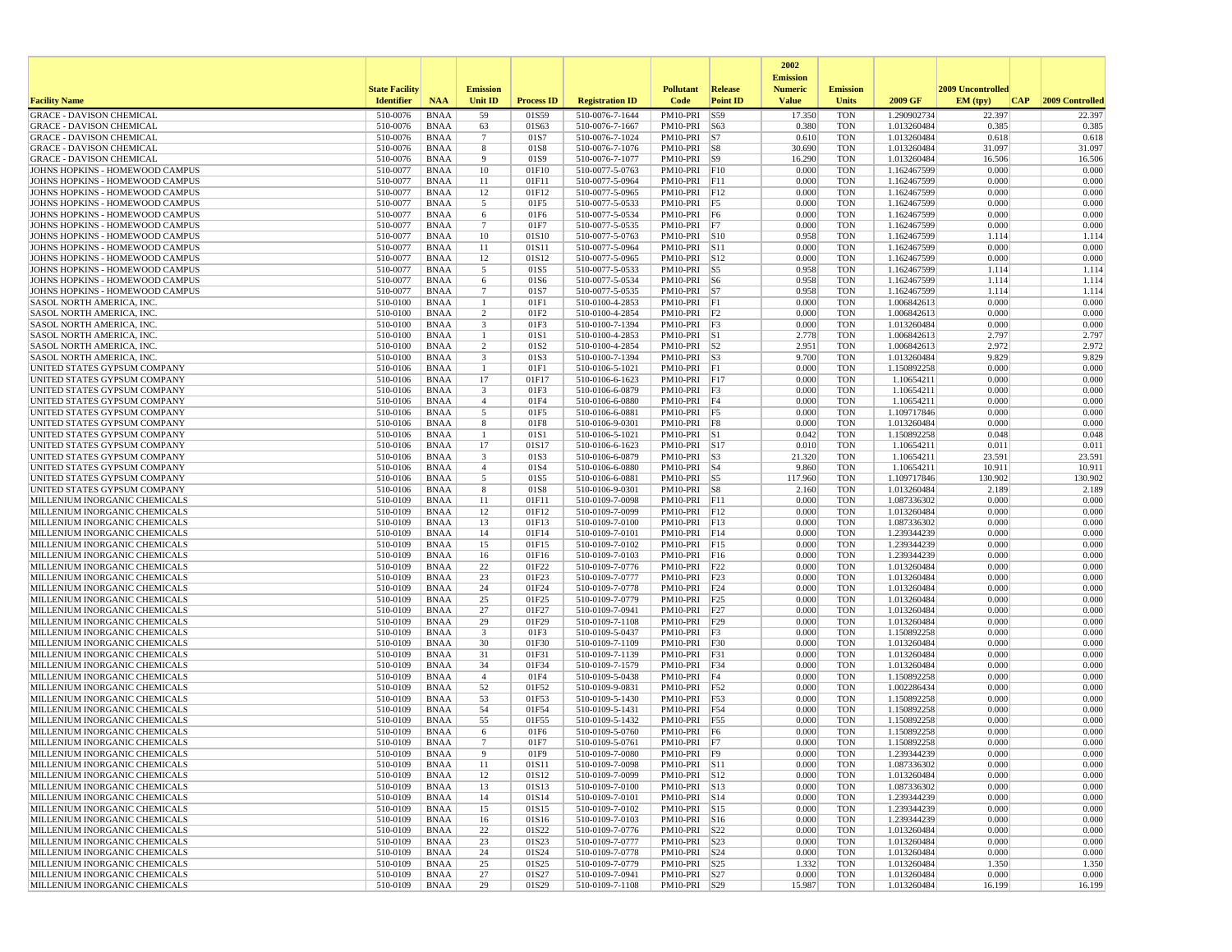| Facility Name | State Facility Identifier | NAA | Emission Unit ID | Process ID | Registration ID | Pollutant Code | Release Point ID | 2002 Emission Numeric Value | Emission Units | 2009 GF | 2009 Uncontrolled EM (tpy) | CAP | 2009 Controlled |
|---|---|---|---|---|---|---|---|---|---|---|---|---|---|
| GRACE - DAVISON CHEMICAL | 510-0076 | BNAA | 59 | 01S59 | 510-0076-7-1644 | PM10-PRI | S59 | 17.350 | TON | 1.290902734 | 22.397 | | 22.397 |
| GRACE - DAVISON CHEMICAL | 510-0076 | BNAA | 63 | 01S63 | 510-0076-7-1667 | PM10-PRI | S63 | 0.380 | TON | 1.013260484 | 0.385 | | 0.385 |
| GRACE - DAVISON CHEMICAL | 510-0076 | BNAA | 7 | 01S7 | 510-0076-7-1024 | PM10-PRI | S7 | 0.610 | TON | 1.013260484 | 0.618 | | 0.618 |
| GRACE - DAVISON CHEMICAL | 510-0076 | BNAA | 8 | 01S8 | 510-0076-7-1076 | PM10-PRI | S8 | 30.690 | TON | 1.013260484 | 31.097 | | 31.097 |
| GRACE - DAVISON CHEMICAL | 510-0076 | BNAA | 9 | 01S9 | 510-0076-7-1077 | PM10-PRI | S9 | 16.290 | TON | 1.013260484 | 16.506 | | 16.506 |
| JOHNS HOPKINS - HOMEWOOD CAMPUS | 510-0077 | BNAA | 10 | 01F10 | 510-0077-5-0763 | PM10-PRI | F10 | 0.000 | TON | 1.162467599 | 0.000 | | 0.000 |
| JOHNS HOPKINS - HOMEWOOD CAMPUS | 510-0077 | BNAA | 11 | 01F11 | 510-0077-5-0964 | PM10-PRI | F11 | 0.000 | TON | 1.162467599 | 0.000 | | 0.000 |
| JOHNS HOPKINS - HOMEWOOD CAMPUS | 510-0077 | BNAA | 12 | 01F12 | 510-0077-5-0965 | PM10-PRI | F12 | 0.000 | TON | 1.162467599 | 0.000 | | 0.000 |
| JOHNS HOPKINS - HOMEWOOD CAMPUS | 510-0077 | BNAA | 5 | 01F5 | 510-0077-5-0533 | PM10-PRI | F5 | 0.000 | TON | 1.162467599 | 0.000 | | 0.000 |
| JOHNS HOPKINS - HOMEWOOD CAMPUS | 510-0077 | BNAA | 6 | 01F6 | 510-0077-5-0534 | PM10-PRI | F6 | 0.000 | TON | 1.162467599 | 0.000 | | 0.000 |
| JOHNS HOPKINS - HOMEWOOD CAMPUS | 510-0077 | BNAA | 7 | 01F7 | 510-0077-5-0535 | PM10-PRI | F7 | 0.000 | TON | 1.162467599 | 0.000 | | 0.000 |
| JOHNS HOPKINS - HOMEWOOD CAMPUS | 510-0077 | BNAA | 10 | 01S10 | 510-0077-5-0763 | PM10-PRI | S10 | 0.958 | TON | 1.162467599 | 1.114 | | 1.114 |
| JOHNS HOPKINS - HOMEWOOD CAMPUS | 510-0077 | BNAA | 11 | 01S11 | 510-0077-5-0964 | PM10-PRI | S11 | 0.000 | TON | 1.162467599 | 0.000 | | 0.000 |
| JOHNS HOPKINS - HOMEWOOD CAMPUS | 510-0077 | BNAA | 12 | 01S12 | 510-0077-5-0965 | PM10-PRI | S12 | 0.000 | TON | 1.162467599 | 0.000 | | 0.000 |
| JOHNS HOPKINS - HOMEWOOD CAMPUS | 510-0077 | BNAA | 5 | 01S5 | 510-0077-5-0533 | PM10-PRI | S5 | 0.958 | TON | 1.162467599 | 1.114 | | 1.114 |
| JOHNS HOPKINS - HOMEWOOD CAMPUS | 510-0077 | BNAA | 6 | 01S6 | 510-0077-5-0534 | PM10-PRI | S6 | 0.958 | TON | 1.162467599 | 1.114 | | 1.114 |
| JOHNS HOPKINS - HOMEWOOD CAMPUS | 510-0077 | BNAA | 7 | 01S7 | 510-0077-5-0535 | PM10-PRI | S7 | 0.958 | TON | 1.162467599 | 1.114 | | 1.114 |
| SASOL NORTH AMERICA, INC. | 510-0100 | BNAA | 1 | 01F1 | 510-0100-4-2853 | PM10-PRI | F1 | 0.000 | TON | 1.006842613 | 0.000 | | 0.000 |
| SASOL NORTH AMERICA, INC. | 510-0100 | BNAA | 2 | 01F2 | 510-0100-4-2854 | PM10-PRI | F2 | 0.000 | TON | 1.006842613 | 0.000 | | 0.000 |
| SASOL NORTH AMERICA, INC. | 510-0100 | BNAA | 3 | 01F3 | 510-0100-7-1394 | PM10-PRI | F3 | 0.000 | TON | 1.013260484 | 0.000 | | 0.000 |
| SASOL NORTH AMERICA, INC. | 510-0100 | BNAA | 1 | 01S1 | 510-0100-4-2853 | PM10-PRI | S1 | 2.778 | TON | 1.006842613 | 2.797 | | 2.797 |
| SASOL NORTH AMERICA, INC. | 510-0100 | BNAA | 2 | 01S2 | 510-0100-4-2854 | PM10-PRI | S2 | 2.951 | TON | 1.006842613 | 2.972 | | 2.972 |
| SASOL NORTH AMERICA, INC. | 510-0100 | BNAA | 3 | 01S3 | 510-0100-7-1394 | PM10-PRI | S3 | 9.700 | TON | 1.013260484 | 9.829 | | 9.829 |
| UNITED STATES GYPSUM COMPANY | 510-0106 | BNAA | 1 | 01F1 | 510-0106-5-1021 | PM10-PRI | F1 | 0.000 | TON | 1.150892258 | 0.000 | | 0.000 |
| UNITED STATES GYPSUM COMPANY | 510-0106 | BNAA | 17 | 01F17 | 510-0106-6-1623 | PM10-PRI | F17 | 0.000 | TON | 1.10654211 | 0.000 | | 0.000 |
| UNITED STATES GYPSUM COMPANY | 510-0106 | BNAA | 3 | 01F3 | 510-0106-6-0879 | PM10-PRI | F3 | 0.000 | TON | 1.10654211 | 0.000 | | 0.000 |
| UNITED STATES GYPSUM COMPANY | 510-0106 | BNAA | 4 | 01F4 | 510-0106-6-0880 | PM10-PRI | F4 | 0.000 | TON | 1.10654211 | 0.000 | | 0.000 |
| UNITED STATES GYPSUM COMPANY | 510-0106 | BNAA | 5 | 01F5 | 510-0106-6-0881 | PM10-PRI | F5 | 0.000 | TON | 1.109717846 | 0.000 | | 0.000 |
| UNITED STATES GYPSUM COMPANY | 510-0106 | BNAA | 8 | 01F8 | 510-0106-9-0301 | PM10-PRI | F8 | 0.000 | TON | 1.013260484 | 0.000 | | 0.000 |
| UNITED STATES GYPSUM COMPANY | 510-0106 | BNAA | 1 | 01S1 | 510-0106-5-1021 | PM10-PRI | S1 | 0.042 | TON | 1.150892258 | 0.048 | | 0.048 |
| UNITED STATES GYPSUM COMPANY | 510-0106 | BNAA | 17 | 01S17 | 510-0106-6-1623 | PM10-PRI | S17 | 0.010 | TON | 1.10654211 | 0.011 | | 0.011 |
| UNITED STATES GYPSUM COMPANY | 510-0106 | BNAA | 3 | 01S3 | 510-0106-6-0879 | PM10-PRI | S3 | 21.320 | TON | 1.10654211 | 23.591 | | 23.591 |
| UNITED STATES GYPSUM COMPANY | 510-0106 | BNAA | 4 | 01S4 | 510-0106-6-0880 | PM10-PRI | S4 | 9.860 | TON | 1.10654211 | 10.911 | | 10.911 |
| UNITED STATES GYPSUM COMPANY | 510-0106 | BNAA | 5 | 01S5 | 510-0106-6-0881 | PM10-PRI | S5 | 117.960 | TON | 1.109717846 | 130.902 | | 130.902 |
| UNITED STATES GYPSUM COMPANY | 510-0106 | BNAA | 8 | 01S8 | 510-0106-9-0301 | PM10-PRI | S8 | 2.160 | TON | 1.013260484 | 2.189 | | 2.189 |
| MILLENIUM INORGANIC CHEMICALS | 510-0109 | BNAA | 11 | 01F11 | 510-0109-7-0098 | PM10-PRI | F11 | 0.000 | TON | 1.087336302 | 0.000 | | 0.000 |
| MILLENIUM INORGANIC CHEMICALS | 510-0109 | BNAA | 12 | 01F12 | 510-0109-7-0099 | PM10-PRI | F12 | 0.000 | TON | 1.013260484 | 0.000 | | 0.000 |
| MILLENIUM INORGANIC CHEMICALS | 510-0109 | BNAA | 13 | 01F13 | 510-0109-7-0100 | PM10-PRI | F13 | 0.000 | TON | 1.087336302 | 0.000 | | 0.000 |
| MILLENIUM INORGANIC CHEMICALS | 510-0109 | BNAA | 14 | 01F14 | 510-0109-7-0101 | PM10-PRI | F14 | 0.000 | TON | 1.239344239 | 0.000 | | 0.000 |
| MILLENIUM INORGANIC CHEMICALS | 510-0109 | BNAA | 15 | 01F15 | 510-0109-7-0102 | PM10-PRI | F15 | 0.000 | TON | 1.239344239 | 0.000 | | 0.000 |
| MILLENIUM INORGANIC CHEMICALS | 510-0109 | BNAA | 16 | 01F16 | 510-0109-7-0103 | PM10-PRI | F16 | 0.000 | TON | 1.239344239 | 0.000 | | 0.000 |
| MILLENIUM INORGANIC CHEMICALS | 510-0109 | BNAA | 22 | 01F22 | 510-0109-7-0776 | PM10-PRI | F22 | 0.000 | TON | 1.013260484 | 0.000 | | 0.000 |
| MILLENIUM INORGANIC CHEMICALS | 510-0109 | BNAA | 23 | 01F23 | 510-0109-7-0777 | PM10-PRI | F23 | 0.000 | TON | 1.013260484 | 0.000 | | 0.000 |
| MILLENIUM INORGANIC CHEMICALS | 510-0109 | BNAA | 24 | 01F24 | 510-0109-7-0778 | PM10-PRI | F24 | 0.000 | TON | 1.013260484 | 0.000 | | 0.000 |
| MILLENIUM INORGANIC CHEMICALS | 510-0109 | BNAA | 25 | 01F25 | 510-0109-7-0779 | PM10-PRI | F25 | 0.000 | TON | 1.013260484 | 0.000 | | 0.000 |
| MILLENIUM INORGANIC CHEMICALS | 510-0109 | BNAA | 27 | 01F27 | 510-0109-7-0941 | PM10-PRI | F27 | 0.000 | TON | 1.013260484 | 0.000 | | 0.000 |
| MILLENIUM INORGANIC CHEMICALS | 510-0109 | BNAA | 29 | 01F29 | 510-0109-7-1108 | PM10-PRI | F29 | 0.000 | TON | 1.013260484 | 0.000 | | 0.000 |
| MILLENIUM INORGANIC CHEMICALS | 510-0109 | BNAA | 3 | 01F3 | 510-0109-5-0437 | PM10-PRI | F3 | 0.000 | TON | 1.150892258 | 0.000 | | 0.000 |
| MILLENIUM INORGANIC CHEMICALS | 510-0109 | BNAA | 30 | 01F30 | 510-0109-7-1109 | PM10-PRI | F30 | 0.000 | TON | 1.013260484 | 0.000 | | 0.000 |
| MILLENIUM INORGANIC CHEMICALS | 510-0109 | BNAA | 31 | 01F31 | 510-0109-7-1139 | PM10-PRI | F31 | 0.000 | TON | 1.013260484 | 0.000 | | 0.000 |
| MILLENIUM INORGANIC CHEMICALS | 510-0109 | BNAA | 34 | 01F34 | 510-0109-7-1579 | PM10-PRI | F34 | 0.000 | TON | 1.013260484 | 0.000 | | 0.000 |
| MILLENIUM INORGANIC CHEMICALS | 510-0109 | BNAA | 4 | 01F4 | 510-0109-5-0438 | PM10-PRI | F4 | 0.000 | TON | 1.150892258 | 0.000 | | 0.000 |
| MILLENIUM INORGANIC CHEMICALS | 510-0109 | BNAA | 52 | 01F52 | 510-0109-9-0831 | PM10-PRI | F52 | 0.000 | TON | 1.002286434 | 0.000 | | 0.000 |
| MILLENIUM INORGANIC CHEMICALS | 510-0109 | BNAA | 53 | 01F53 | 510-0109-5-1430 | PM10-PRI | F53 | 0.000 | TON | 1.150892258 | 0.000 | | 0.000 |
| MILLENIUM INORGANIC CHEMICALS | 510-0109 | BNAA | 54 | 01F54 | 510-0109-5-1431 | PM10-PRI | F54 | 0.000 | TON | 1.150892258 | 0.000 | | 0.000 |
| MILLENIUM INORGANIC CHEMICALS | 510-0109 | BNAA | 55 | 01F55 | 510-0109-5-1432 | PM10-PRI | F55 | 0.000 | TON | 1.150892258 | 0.000 | | 0.000 |
| MILLENIUM INORGANIC CHEMICALS | 510-0109 | BNAA | 6 | 01F6 | 510-0109-5-0760 | PM10-PRI | F6 | 0.000 | TON | 1.150892258 | 0.000 | | 0.000 |
| MILLENIUM INORGANIC CHEMICALS | 510-0109 | BNAA | 7 | 01F7 | 510-0109-5-0761 | PM10-PRI | F7 | 0.000 | TON | 1.150892258 | 0.000 | | 0.000 |
| MILLENIUM INORGANIC CHEMICALS | 510-0109 | BNAA | 9 | 01F9 | 510-0109-7-0080 | PM10-PRI | F9 | 0.000 | TON | 1.239344239 | 0.000 | | 0.000 |
| MILLENIUM INORGANIC CHEMICALS | 510-0109 | BNAA | 11 | 01S11 | 510-0109-7-0098 | PM10-PRI | S11 | 0.000 | TON | 1.087336302 | 0.000 | | 0.000 |
| MILLENIUM INORGANIC CHEMICALS | 510-0109 | BNAA | 12 | 01S12 | 510-0109-7-0099 | PM10-PRI | S12 | 0.000 | TON | 1.013260484 | 0.000 | | 0.000 |
| MILLENIUM INORGANIC CHEMICALS | 510-0109 | BNAA | 13 | 01S13 | 510-0109-7-0100 | PM10-PRI | S13 | 0.000 | TON | 1.087336302 | 0.000 | | 0.000 |
| MILLENIUM INORGANIC CHEMICALS | 510-0109 | BNAA | 14 | 01S14 | 510-0109-7-0101 | PM10-PRI | S14 | 0.000 | TON | 1.239344239 | 0.000 | | 0.000 |
| MILLENIUM INORGANIC CHEMICALS | 510-0109 | BNAA | 15 | 01S15 | 510-0109-7-0102 | PM10-PRI | S15 | 0.000 | TON | 1.239344239 | 0.000 | | 0.000 |
| MILLENIUM INORGANIC CHEMICALS | 510-0109 | BNAA | 16 | 01S16 | 510-0109-7-0103 | PM10-PRI | S16 | 0.000 | TON | 1.239344239 | 0.000 | | 0.000 |
| MILLENIUM INORGANIC CHEMICALS | 510-0109 | BNAA | 22 | 01S22 | 510-0109-7-0776 | PM10-PRI | S22 | 0.000 | TON | 1.013260484 | 0.000 | | 0.000 |
| MILLENIUM INORGANIC CHEMICALS | 510-0109 | BNAA | 23 | 01S23 | 510-0109-7-0777 | PM10-PRI | S23 | 0.000 | TON | 1.013260484 | 0.000 | | 0.000 |
| MILLENIUM INORGANIC CHEMICALS | 510-0109 | BNAA | 24 | 01S24 | 510-0109-7-0778 | PM10-PRI | S24 | 0.000 | TON | 1.013260484 | 0.000 | | 0.000 |
| MILLENIUM INORGANIC CHEMICALS | 510-0109 | BNAA | 25 | 01S25 | 510-0109-7-0779 | PM10-PRI | S25 | 1.332 | TON | 1.013260484 | 1.350 | | 1.350 |
| MILLENIUM INORGANIC CHEMICALS | 510-0109 | BNAA | 27 | 01S27 | 510-0109-7-0941 | PM10-PRI | S27 | 0.000 | TON | 1.013260484 | 0.000 | | 0.000 |
| MILLENIUM INORGANIC CHEMICALS | 510-0109 | BNAA | 29 | 01S29 | 510-0109-7-1108 | PM10-PRI | S29 | 15.987 | TON | 1.013260484 | 16.199 | | 16.199 |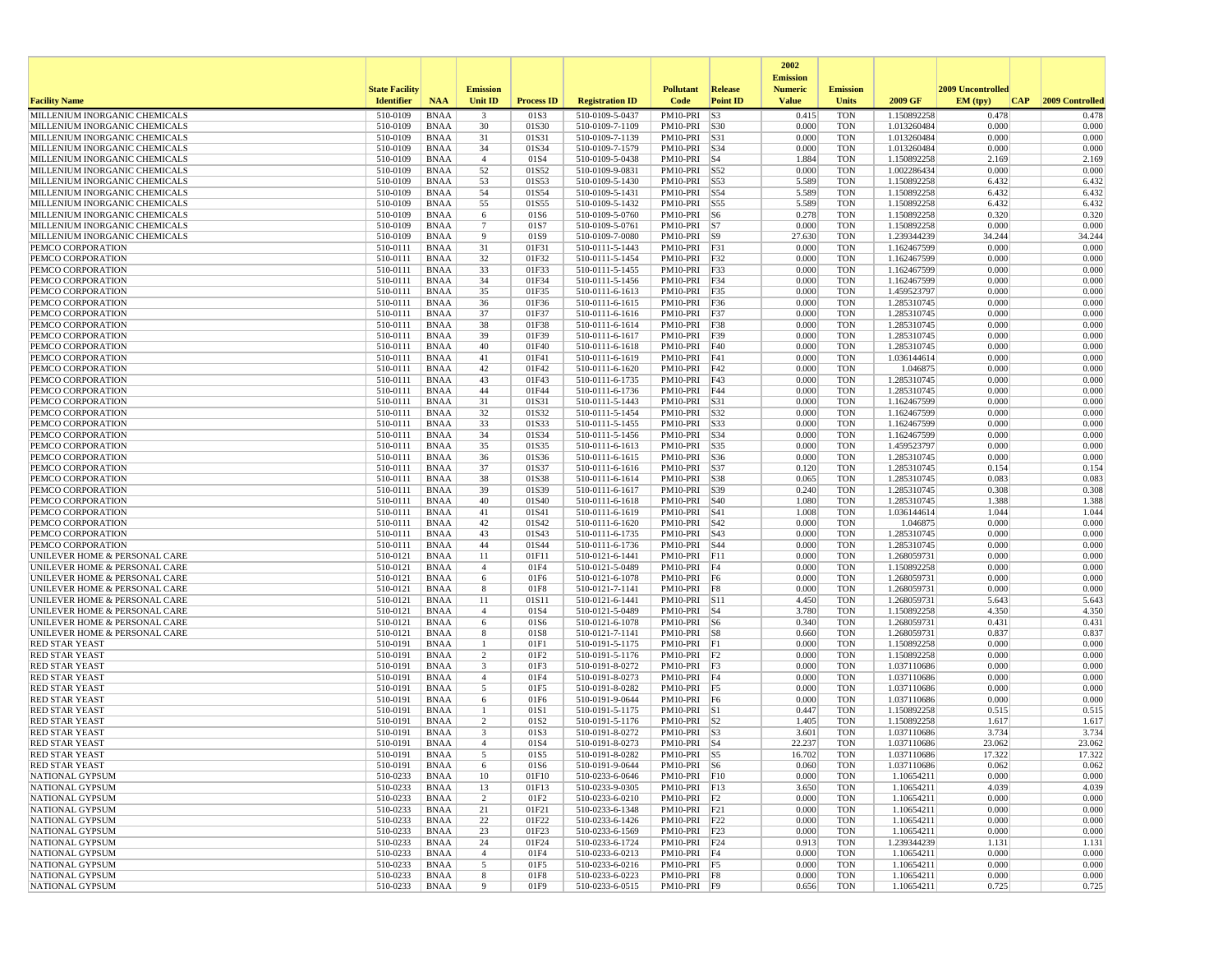| Facility Name | State Facility Identifier | NAA | Emission Unit ID | Process ID | Registration ID | Pollutant Code | Release Point ID | 2002 Emission Numeric Value | Emission Units | 2009 GF | 2009 Uncontrolled EM (tpy) | CAP | 2009 Controlled |
|---|---|---|---|---|---|---|---|---|---|---|---|---|---|
| MILLENIUM INORGANIC CHEMICALS | 510-0109 | BNAA | 3 | 01S3 | 510-0109-5-0437 | PM10-PRI | S3 | 0.415 | TON | 1.150892258 | 0.478 | | 0.478 |
| MILLENIUM INORGANIC CHEMICALS | 510-0109 | BNAA | 30 | 01S30 | 510-0109-7-1109 | PM10-PRI | S30 | 0.000 | TON | 1.013260484 | 0.000 | | 0.000 |
| MILLENIUM INORGANIC CHEMICALS | 510-0109 | BNAA | 31 | 01S31 | 510-0109-7-1139 | PM10-PRI | S31 | 0.000 | TON | 1.013260484 | 0.000 | | 0.000 |
| MILLENIUM INORGANIC CHEMICALS | 510-0109 | BNAA | 34 | 01S34 | 510-0109-7-1579 | PM10-PRI | S34 | 0.000 | TON | 1.013260484 | 0.000 | | 0.000 |
| MILLENIUM INORGANIC CHEMICALS | 510-0109 | BNAA | 4 | 01S4 | 510-0109-5-0438 | PM10-PRI | S4 | 1.884 | TON | 1.150892258 | 2.169 | | 2.169 |
| MILLENIUM INORGANIC CHEMICALS | 510-0109 | BNAA | 52 | 01S52 | 510-0109-9-0831 | PM10-PRI | S52 | 0.000 | TON | 1.002286434 | 0.000 | | 0.000 |
| MILLENIUM INORGANIC CHEMICALS | 510-0109 | BNAA | 53 | 01S53 | 510-0109-5-1430 | PM10-PRI | S53 | 5.589 | TON | 1.150892258 | 6.432 | | 6.432 |
| MILLENIUM INORGANIC CHEMICALS | 510-0109 | BNAA | 54 | 01S54 | 510-0109-5-1431 | PM10-PRI | S54 | 5.589 | TON | 1.150892258 | 6.432 | | 6.432 |
| MILLENIUM INORGANIC CHEMICALS | 510-0109 | BNAA | 55 | 01S55 | 510-0109-5-1432 | PM10-PRI | S55 | 5.589 | TON | 1.150892258 | 6.432 | | 6.432 |
| MILLENIUM INORGANIC CHEMICALS | 510-0109 | BNAA | 6 | 01S6 | 510-0109-5-0760 | PM10-PRI | S6 | 0.278 | TON | 1.150892258 | 0.320 | | 0.320 |
| MILLENIUM INORGANIC CHEMICALS | 510-0109 | BNAA | 7 | 01S7 | 510-0109-5-0761 | PM10-PRI | S7 | 0.000 | TON | 1.150892258 | 0.000 | | 0.000 |
| MILLENIUM INORGANIC CHEMICALS | 510-0109 | BNAA | 9 | 01S9 | 510-0109-7-0080 | PM10-PRI | S9 | 27.630 | TON | 1.239344239 | 34.244 | | 34.244 |
| PEMCO CORPORATION | 510-0111 | BNAA | 31 | 01F31 | 510-0111-5-1443 | PM10-PRI | F31 | 0.000 | TON | 1.162467599 | 0.000 | | 0.000 |
| PEMCO CORPORATION | 510-0111 | BNAA | 32 | 01F32 | 510-0111-5-1454 | PM10-PRI | F32 | 0.000 | TON | 1.162467599 | 0.000 | | 0.000 |
| PEMCO CORPORATION | 510-0111 | BNAA | 33 | 01F33 | 510-0111-5-1455 | PM10-PRI | F33 | 0.000 | TON | 1.162467599 | 0.000 | | 0.000 |
| PEMCO CORPORATION | 510-0111 | BNAA | 34 | 01F34 | 510-0111-5-1456 | PM10-PRI | F34 | 0.000 | TON | 1.162467599 | 0.000 | | 0.000 |
| PEMCO CORPORATION | 510-0111 | BNAA | 35 | 01F35 | 510-0111-6-1613 | PM10-PRI | F35 | 0.000 | TON | 1.459523797 | 0.000 | | 0.000 |
| PEMCO CORPORATION | 510-0111 | BNAA | 36 | 01F36 | 510-0111-6-1615 | PM10-PRI | F36 | 0.000 | TON | 1.285310745 | 0.000 | | 0.000 |
| PEMCO CORPORATION | 510-0111 | BNAA | 37 | 01F37 | 510-0111-6-1616 | PM10-PRI | F37 | 0.000 | TON | 1.285310745 | 0.000 | | 0.000 |
| PEMCO CORPORATION | 510-0111 | BNAA | 38 | 01F38 | 510-0111-6-1614 | PM10-PRI | F38 | 0.000 | TON | 1.285310745 | 0.000 | | 0.000 |
| PEMCO CORPORATION | 510-0111 | BNAA | 39 | 01F39 | 510-0111-6-1617 | PM10-PRI | F39 | 0.000 | TON | 1.285310745 | 0.000 | | 0.000 |
| PEMCO CORPORATION | 510-0111 | BNAA | 40 | 01F40 | 510-0111-6-1618 | PM10-PRI | F40 | 0.000 | TON | 1.285310745 | 0.000 | | 0.000 |
| PEMCO CORPORATION | 510-0111 | BNAA | 41 | 01F41 | 510-0111-6-1619 | PM10-PRI | F41 | 0.000 | TON | 1.036144614 | 0.000 | | 0.000 |
| PEMCO CORPORATION | 510-0111 | BNAA | 42 | 01F42 | 510-0111-6-1620 | PM10-PRI | F42 | 0.000 | TON | 1.046875 | 0.000 | | 0.000 |
| PEMCO CORPORATION | 510-0111 | BNAA | 43 | 01F43 | 510-0111-6-1735 | PM10-PRI | F43 | 0.000 | TON | 1.285310745 | 0.000 | | 0.000 |
| PEMCO CORPORATION | 510-0111 | BNAA | 44 | 01F44 | 510-0111-6-1736 | PM10-PRI | F44 | 0.000 | TON | 1.285310745 | 0.000 | | 0.000 |
| PEMCO CORPORATION | 510-0111 | BNAA | 31 | 01S31 | 510-0111-5-1443 | PM10-PRI | S31 | 0.000 | TON | 1.162467599 | 0.000 | | 0.000 |
| PEMCO CORPORATION | 510-0111 | BNAA | 32 | 01S32 | 510-0111-5-1454 | PM10-PRI | S32 | 0.000 | TON | 1.162467599 | 0.000 | | 0.000 |
| PEMCO CORPORATION | 510-0111 | BNAA | 33 | 01S33 | 510-0111-5-1455 | PM10-PRI | S33 | 0.000 | TON | 1.162467599 | 0.000 | | 0.000 |
| PEMCO CORPORATION | 510-0111 | BNAA | 34 | 01S34 | 510-0111-5-1456 | PM10-PRI | S34 | 0.000 | TON | 1.162467599 | 0.000 | | 0.000 |
| PEMCO CORPORATION | 510-0111 | BNAA | 35 | 01S35 | 510-0111-6-1613 | PM10-PRI | S35 | 0.000 | TON | 1.459523797 | 0.000 | | 0.000 |
| PEMCO CORPORATION | 510-0111 | BNAA | 36 | 01S36 | 510-0111-6-1615 | PM10-PRI | S36 | 0.000 | TON | 1.285310745 | 0.000 | | 0.000 |
| PEMCO CORPORATION | 510-0111 | BNAA | 37 | 01S37 | 510-0111-6-1616 | PM10-PRI | S37 | 0.120 | TON | 1.285310745 | 0.154 | | 0.154 |
| PEMCO CORPORATION | 510-0111 | BNAA | 38 | 01S38 | 510-0111-6-1614 | PM10-PRI | S38 | 0.065 | TON | 1.285310745 | 0.083 | | 0.083 |
| PEMCO CORPORATION | 510-0111 | BNAA | 39 | 01S39 | 510-0111-6-1617 | PM10-PRI | S39 | 0.240 | TON | 1.285310745 | 0.308 | | 0.308 |
| PEMCO CORPORATION | 510-0111 | BNAA | 40 | 01S40 | 510-0111-6-1618 | PM10-PRI | S40 | 1.080 | TON | 1.285310745 | 1.388 | | 1.388 |
| PEMCO CORPORATION | 510-0111 | BNAA | 41 | 01S41 | 510-0111-6-1619 | PM10-PRI | S41 | 1.008 | TON | 1.036144614 | 1.044 | | 1.044 |
| PEMCO CORPORATION | 510-0111 | BNAA | 42 | 01S42 | 510-0111-6-1620 | PM10-PRI | S42 | 0.000 | TON | 1.046875 | 0.000 | | 0.000 |
| PEMCO CORPORATION | 510-0111 | BNAA | 43 | 01S43 | 510-0111-6-1735 | PM10-PRI | S43 | 0.000 | TON | 1.285310745 | 0.000 | | 0.000 |
| PEMCO CORPORATION | 510-0111 | BNAA | 44 | 01S44 | 510-0111-6-1736 | PM10-PRI | S44 | 0.000 | TON | 1.285310745 | 0.000 | | 0.000 |
| UNILEVER HOME & PERSONAL CARE | 510-0121 | BNAA | 11 | 01F11 | 510-0121-6-1441 | PM10-PRI | F11 | 0.000 | TON | 1.268059731 | 0.000 | | 0.000 |
| UNILEVER HOME & PERSONAL CARE | 510-0121 | BNAA | 4 | 01F4 | 510-0121-5-0489 | PM10-PRI | F4 | 0.000 | TON | 1.150892258 | 0.000 | | 0.000 |
| UNILEVER HOME & PERSONAL CARE | 510-0121 | BNAA | 6 | 01F6 | 510-0121-6-1078 | PM10-PRI | F6 | 0.000 | TON | 1.268059731 | 0.000 | | 0.000 |
| UNILEVER HOME & PERSONAL CARE | 510-0121 | BNAA | 8 | 01F8 | 510-0121-7-1141 | PM10-PRI | F8 | 0.000 | TON | 1.268059731 | 0.000 | | 0.000 |
| UNILEVER HOME & PERSONAL CARE | 510-0121 | BNAA | 11 | 01S11 | 510-0121-6-1441 | PM10-PRI | S11 | 4.450 | TON | 1.268059731 | 5.643 | | 5.643 |
| UNILEVER HOME & PERSONAL CARE | 510-0121 | BNAA | 4 | 01S4 | 510-0121-5-0489 | PM10-PRI | S4 | 3.780 | TON | 1.150892258 | 4.350 | | 4.350 |
| UNILEVER HOME & PERSONAL CARE | 510-0121 | BNAA | 6 | 01S6 | 510-0121-6-1078 | PM10-PRI | S6 | 0.340 | TON | 1.268059731 | 0.431 | | 0.431 |
| UNILEVER HOME & PERSONAL CARE | 510-0121 | BNAA | 8 | 01S8 | 510-0121-7-1141 | PM10-PRI | S8 | 0.660 | TON | 1.268059731 | 0.837 | | 0.837 |
| RED STAR YEAST | 510-0191 | BNAA | 1 | 01F1 | 510-0191-5-1175 | PM10-PRI | F1 | 0.000 | TON | 1.150892258 | 0.000 | | 0.000 |
| RED STAR YEAST | 510-0191 | BNAA | 2 | 01F2 | 510-0191-5-1176 | PM10-PRI | F2 | 0.000 | TON | 1.150892258 | 0.000 | | 0.000 |
| RED STAR YEAST | 510-0191 | BNAA | 3 | 01F3 | 510-0191-8-0272 | PM10-PRI | F3 | 0.000 | TON | 1.037110686 | 0.000 | | 0.000 |
| RED STAR YEAST | 510-0191 | BNAA | 4 | 01F4 | 510-0191-8-0273 | PM10-PRI | F4 | 0.000 | TON | 1.037110686 | 0.000 | | 0.000 |
| RED STAR YEAST | 510-0191 | BNAA | 5 | 01F5 | 510-0191-8-0282 | PM10-PRI | F5 | 0.000 | TON | 1.037110686 | 0.000 | | 0.000 |
| RED STAR YEAST | 510-0191 | BNAA | 6 | 01F6 | 510-0191-9-0644 | PM10-PRI | F6 | 0.000 | TON | 1.037110686 | 0.000 | | 0.000 |
| RED STAR YEAST | 510-0191 | BNAA | 1 | 01S1 | 510-0191-5-1175 | PM10-PRI | S1 | 0.447 | TON | 1.150892258 | 0.515 | | 0.515 |
| RED STAR YEAST | 510-0191 | BNAA | 2 | 01S2 | 510-0191-5-1176 | PM10-PRI | S2 | 1.405 | TON | 1.150892258 | 1.617 | | 1.617 |
| RED STAR YEAST | 510-0191 | BNAA | 3 | 01S3 | 510-0191-8-0272 | PM10-PRI | S3 | 3.601 | TON | 1.037110686 | 3.734 | | 3.734 |
| RED STAR YEAST | 510-0191 | BNAA | 4 | 01S4 | 510-0191-8-0273 | PM10-PRI | S4 | 22.237 | TON | 1.037110686 | 23.062 | | 23.062 |
| RED STAR YEAST | 510-0191 | BNAA | 5 | 01S5 | 510-0191-8-0282 | PM10-PRI | S5 | 16.702 | TON | 1.037110686 | 17.322 | | 17.322 |
| RED STAR YEAST | 510-0191 | BNAA | 6 | 01S6 | 510-0191-9-0644 | PM10-PRI | S6 | 0.060 | TON | 1.037110686 | 0.062 | | 0.062 |
| NATIONAL GYPSUM | 510-0233 | BNAA | 10 | 01F10 | 510-0233-6-0646 | PM10-PRI | F10 | 0.000 | TON | 1.10654211 | 0.000 | | 0.000 |
| NATIONAL GYPSUM | 510-0233 | BNAA | 13 | 01F13 | 510-0233-9-0305 | PM10-PRI | F13 | 3.650 | TON | 1.10654211 | 4.039 | | 4.039 |
| NATIONAL GYPSUM | 510-0233 | BNAA | 2 | 01F2 | 510-0233-6-0210 | PM10-PRI | F2 | 0.000 | TON | 1.10654211 | 0.000 | | 0.000 |
| NATIONAL GYPSUM | 510-0233 | BNAA | 21 | 01F21 | 510-0233-6-1348 | PM10-PRI | F21 | 0.000 | TON | 1.10654211 | 0.000 | | 0.000 |
| NATIONAL GYPSUM | 510-0233 | BNAA | 22 | 01F22 | 510-0233-6-1426 | PM10-PRI | F22 | 0.000 | TON | 1.10654211 | 0.000 | | 0.000 |
| NATIONAL GYPSUM | 510-0233 | BNAA | 23 | 01F23 | 510-0233-6-1569 | PM10-PRI | F23 | 0.000 | TON | 1.10654211 | 0.000 | | 0.000 |
| NATIONAL GYPSUM | 510-0233 | BNAA | 24 | 01F24 | 510-0233-6-1724 | PM10-PRI | F24 | 0.913 | TON | 1.239344239 | 1.131 | | 1.131 |
| NATIONAL GYPSUM | 510-0233 | BNAA | 4 | 01F4 | 510-0233-6-0213 | PM10-PRI | F4 | 0.000 | TON | 1.10654211 | 0.000 | | 0.000 |
| NATIONAL GYPSUM | 510-0233 | BNAA | 5 | 01F5 | 510-0233-6-0216 | PM10-PRI | F5 | 0.000 | TON | 1.10654211 | 0.000 | | 0.000 |
| NATIONAL GYPSUM | 510-0233 | BNAA | 8 | 01F8 | 510-0233-6-0223 | PM10-PRI | F8 | 0.000 | TON | 1.10654211 | 0.000 | | 0.000 |
| NATIONAL GYPSUM | 510-0233 | BNAA | 9 | 01F9 | 510-0233-6-0515 | PM10-PRI | F9 | 0.656 | TON | 1.10654211 | 0.725 | | 0.725 |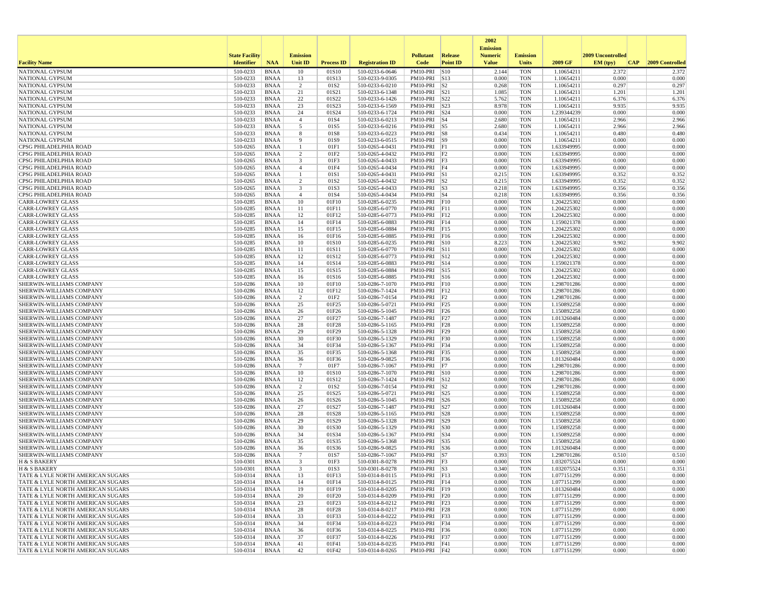| Facility Name | State Facility Identifier | NAA | Emission Unit ID | Process ID | Registration ID | Pollutant Code | Release Point ID | 2002 Emission Numeric Value | Emission Units | 2009 GF | 2009 Uncontrolled EM (tpy) | CAP | 2009 Controlled |
|---|---|---|---|---|---|---|---|---|---|---|---|---|---|
| NATIONAL GYPSUM | 510-0233 | BNAA | 10 | 01S10 | 510-0233-6-0646 | PM10-PRI | S10 | 2.144 | TON | 1.10654211 | 2.372 | | 2.372 |
| NATIONAL GYPSUM | 510-0233 | BNAA | 13 | 01S13 | 510-0233-9-0305 | PM10-PRI | S13 | 0.000 | TON | 1.10654211 | 0.000 | | 0.000 |
| NATIONAL GYPSUM | 510-0233 | BNAA | 2 | 01S2 | 510-0233-6-0210 | PM10-PRI | S2 | 0.268 | TON | 1.10654211 | 0.297 | | 0.297 |
| NATIONAL GYPSUM | 510-0233 | BNAA | 21 | 01S21 | 510-0233-6-1348 | PM10-PRI | S21 | 1.085 | TON | 1.10654211 | 1.201 | | 1.201 |
| NATIONAL GYPSUM | 510-0233 | BNAA | 22 | 01S22 | 510-0233-6-1426 | PM10-PRI | S22 | 5.762 | TON | 1.10654211 | 6.376 | | 6.376 |
| NATIONAL GYPSUM | 510-0233 | BNAA | 23 | 01S23 | 510-0233-6-1569 | PM10-PRI | S23 | 8.978 | TON | 1.10654211 | 9.935 | | 9.935 |
| NATIONAL GYPSUM | 510-0233 | BNAA | 24 | 01S24 | 510-0233-6-1724 | PM10-PRI | S24 | 0.000 | TON | 1.239344239 | 0.000 | | 0.000 |
| NATIONAL GYPSUM | 510-0233 | BNAA | 4 | 01S4 | 510-0233-6-0213 | PM10-PRI | S4 | 2.680 | TON | 1.10654211 | 2.966 | | 2.966 |
| NATIONAL GYPSUM | 510-0233 | BNAA | 5 | 01S5 | 510-0233-6-0216 | PM10-PRI | S5 | 2.680 | TON | 1.10654211 | 2.966 | | 2.966 |
| NATIONAL GYPSUM | 510-0233 | BNAA | 8 | 01S8 | 510-0233-6-0223 | PM10-PRI | S8 | 0.434 | TON | 1.10654211 | 0.480 | | 0.480 |
| NATIONAL GYPSUM | 510-0233 | BNAA | 9 | 01S9 | 510-0233-6-0515 | PM10-PRI | S9 | 0.000 | TON | 1.10654211 | 0.000 | | 0.000 |
| CPSG PHILADELPHIA ROAD | 510-0265 | BNAA | 1 | 01F1 | 510-0265-4-0431 | PM10-PRI | F1 | 0.000 | TON | 1.633949995 | 0.000 | | 0.000 |
| CPSG PHILADELPHIA ROAD | 510-0265 | BNAA | 2 | 01F2 | 510-0265-4-0432 | PM10-PRI | F2 | 0.000 | TON | 1.633949995 | 0.000 | | 0.000 |
| CPSG PHILADELPHIA ROAD | 510-0265 | BNAA | 3 | 01F3 | 510-0265-4-0433 | PM10-PRI | F3 | 0.000 | TON | 1.633949995 | 0.000 | | 0.000 |
| CPSG PHILADELPHIA ROAD | 510-0265 | BNAA | 4 | 01F4 | 510-0265-4-0434 | PM10-PRI | F4 | 0.000 | TON | 1.633949995 | 0.000 | | 0.000 |
| CPSG PHILADELPHIA ROAD | 510-0265 | BNAA | 1 | 01S1 | 510-0265-4-0431 | PM10-PRI | S1 | 0.215 | TON | 1.633949995 | 0.352 | | 0.352 |
| CPSG PHILADELPHIA ROAD | 510-0265 | BNAA | 2 | 01S2 | 510-0265-4-0432 | PM10-PRI | S2 | 0.215 | TON | 1.633949995 | 0.352 | | 0.352 |
| CPSG PHILADELPHIA ROAD | 510-0265 | BNAA | 3 | 01S3 | 510-0265-4-0433 | PM10-PRI | S3 | 0.218 | TON | 1.633949995 | 0.356 | | 0.356 |
| CPSG PHILADELPHIA ROAD | 510-0265 | BNAA | 4 | 01S4 | 510-0265-4-0434 | PM10-PRI | S4 | 0.218 | TON | 1.633949995 | 0.356 | | 0.356 |
| CARR-LOWREY GLASS | 510-0285 | BNAA | 10 | 01F10 | 510-0285-6-0235 | PM10-PRI | F10 | 0.000 | TON | 1.204225302 | 0.000 | | 0.000 |
| CARR-LOWREY GLASS | 510-0285 | BNAA | 11 | 01F11 | 510-0285-6-0770 | PM10-PRI | F11 | 0.000 | TON | 1.204225302 | 0.000 | | 0.000 |
| CARR-LOWREY GLASS | 510-0285 | BNAA | 12 | 01F12 | 510-0285-6-0773 | PM10-PRI | F12 | 0.000 | TON | 1.204225302 | 0.000 | | 0.000 |
| CARR-LOWREY GLASS | 510-0285 | BNAA | 14 | 01F14 | 510-0285-6-0883 | PM10-PRI | F14 | 0.000 | TON | 1.159021378 | 0.000 | | 0.000 |
| CARR-LOWREY GLASS | 510-0285 | BNAA | 15 | 01F15 | 510-0285-6-0884 | PM10-PRI | F15 | 0.000 | TON | 1.204225302 | 0.000 | | 0.000 |
| CARR-LOWREY GLASS | 510-0285 | BNAA | 16 | 01F16 | 510-0285-6-0885 | PM10-PRI | F16 | 0.000 | TON | 1.204225302 | 0.000 | | 0.000 |
| CARR-LOWREY GLASS | 510-0285 | BNAA | 10 | 01S10 | 510-0285-6-0235 | PM10-PRI | S10 | 8.223 | TON | 1.204225302 | 9.902 | | 9.902 |
| CARR-LOWREY GLASS | 510-0285 | BNAA | 11 | 01S11 | 510-0285-6-0770 | PM10-PRI | S11 | 0.000 | TON | 1.204225302 | 0.000 | | 0.000 |
| CARR-LOWREY GLASS | 510-0285 | BNAA | 12 | 01S12 | 510-0285-6-0773 | PM10-PRI | S12 | 0.000 | TON | 1.204225302 | 0.000 | | 0.000 |
| CARR-LOWREY GLASS | 510-0285 | BNAA | 14 | 01S14 | 510-0285-6-0883 | PM10-PRI | S14 | 0.000 | TON | 1.159021378 | 0.000 | | 0.000 |
| CARR-LOWREY GLASS | 510-0285 | BNAA | 15 | 01S15 | 510-0285-6-0884 | PM10-PRI | S15 | 0.000 | TON | 1.204225302 | 0.000 | | 0.000 |
| CARR-LOWREY GLASS | 510-0285 | BNAA | 16 | 01S16 | 510-0285-6-0885 | PM10-PRI | S16 | 0.000 | TON | 1.204225302 | 0.000 | | 0.000 |
| SHERWIN-WILLIAMS COMPANY | 510-0286 | BNAA | 10 | 01F10 | 510-0286-7-1070 | PM10-PRI | F10 | 0.000 | TON | 1.298701286 | 0.000 | | 0.000 |
| SHERWIN-WILLIAMS COMPANY | 510-0286 | BNAA | 12 | 01F12 | 510-0286-7-1424 | PM10-PRI | F12 | 0.000 | TON | 1.298701286 | 0.000 | | 0.000 |
| SHERWIN-WILLIAMS COMPANY | 510-0286 | BNAA | 2 | 01F2 | 510-0286-7-0154 | PM10-PRI | F2 | 0.000 | TON | 1.298701286 | 0.000 | | 0.000 |
| SHERWIN-WILLIAMS COMPANY | 510-0286 | BNAA | 25 | 01F25 | 510-0286-5-0721 | PM10-PRI | F25 | 0.000 | TON | 1.150892258 | 0.000 | | 0.000 |
| SHERWIN-WILLIAMS COMPANY | 510-0286 | BNAA | 26 | 01F26 | 510-0286-5-1045 | PM10-PRI | F26 | 0.000 | TON | 1.150892258 | 0.000 | | 0.000 |
| SHERWIN-WILLIAMS COMPANY | 510-0286 | BNAA | 27 | 01F27 | 510-0286-7-1487 | PM10-PRI | F27 | 0.000 | TON | 1.013260484 | 0.000 | | 0.000 |
| SHERWIN-WILLIAMS COMPANY | 510-0286 | BNAA | 28 | 01F28 | 510-0286-5-1165 | PM10-PRI | F28 | 0.000 | TON | 1.150892258 | 0.000 | | 0.000 |
| SHERWIN-WILLIAMS COMPANY | 510-0286 | BNAA | 29 | 01F29 | 510-0286-5-1328 | PM10-PRI | F29 | 0.000 | TON | 1.150892258 | 0.000 | | 0.000 |
| SHERWIN-WILLIAMS COMPANY | 510-0286 | BNAA | 30 | 01F30 | 510-0286-5-1329 | PM10-PRI | F30 | 0.000 | TON | 1.150892258 | 0.000 | | 0.000 |
| SHERWIN-WILLIAMS COMPANY | 510-0286 | BNAA | 34 | 01F34 | 510-0286-5-1367 | PM10-PRI | F34 | 0.000 | TON | 1.150892258 | 0.000 | | 0.000 |
| SHERWIN-WILLIAMS COMPANY | 510-0286 | BNAA | 35 | 01F35 | 510-0286-5-1368 | PM10-PRI | F35 | 0.000 | TON | 1.150892258 | 0.000 | | 0.000 |
| SHERWIN-WILLIAMS COMPANY | 510-0286 | BNAA | 36 | 01F36 | 510-0286-9-0825 | PM10-PRI | F36 | 0.000 | TON | 1.013260484 | 0.000 | | 0.000 |
| SHERWIN-WILLIAMS COMPANY | 510-0286 | BNAA | 7 | 01F7 | 510-0286-7-1067 | PM10-PRI | F7 | 0.000 | TON | 1.298701286 | 0.000 | | 0.000 |
| SHERWIN-WILLIAMS COMPANY | 510-0286 | BNAA | 10 | 01S10 | 510-0286-7-1070 | PM10-PRI | S10 | 0.000 | TON | 1.298701286 | 0.000 | | 0.000 |
| SHERWIN-WILLIAMS COMPANY | 510-0286 | BNAA | 12 | 01S12 | 510-0286-7-1424 | PM10-PRI | S12 | 0.000 | TON | 1.298701286 | 0.000 | | 0.000 |
| SHERWIN-WILLIAMS COMPANY | 510-0286 | BNAA | 2 | 01S2 | 510-0286-7-0154 | PM10-PRI | S2 | 0.000 | TON | 1.298701286 | 0.000 | | 0.000 |
| SHERWIN-WILLIAMS COMPANY | 510-0286 | BNAA | 25 | 01S25 | 510-0286-5-0721 | PM10-PRI | S25 | 0.000 | TON | 1.150892258 | 0.000 | | 0.000 |
| SHERWIN-WILLIAMS COMPANY | 510-0286 | BNAA | 26 | 01S26 | 510-0286-5-1045 | PM10-PRI | S26 | 0.000 | TON | 1.150892258 | 0.000 | | 0.000 |
| SHERWIN-WILLIAMS COMPANY | 510-0286 | BNAA | 27 | 01S27 | 510-0286-7-1487 | PM10-PRI | S27 | 0.000 | TON | 1.013260484 | 0.000 | | 0.000 |
| SHERWIN-WILLIAMS COMPANY | 510-0286 | BNAA | 28 | 01S28 | 510-0286-5-1165 | PM10-PRI | S28 | 0.000 | TON | 1.150892258 | 0.000 | | 0.000 |
| SHERWIN-WILLIAMS COMPANY | 510-0286 | BNAA | 29 | 01S29 | 510-0286-5-1328 | PM10-PRI | S29 | 0.000 | TON | 1.150892258 | 0.000 | | 0.000 |
| SHERWIN-WILLIAMS COMPANY | 510-0286 | BNAA | 30 | 01S30 | 510-0286-5-1329 | PM10-PRI | S30 | 0.000 | TON | 1.150892258 | 0.000 | | 0.000 |
| SHERWIN-WILLIAMS COMPANY | 510-0286 | BNAA | 34 | 01S34 | 510-0286-5-1367 | PM10-PRI | S34 | 0.000 | TON | 1.150892258 | 0.000 | | 0.000 |
| SHERWIN-WILLIAMS COMPANY | 510-0286 | BNAA | 35 | 01S35 | 510-0286-5-1368 | PM10-PRI | S35 | 0.000 | TON | 1.150892258 | 0.000 | | 0.000 |
| SHERWIN-WILLIAMS COMPANY | 510-0286 | BNAA | 36 | 01S36 | 510-0286-9-0825 | PM10-PRI | S36 | 0.000 | TON | 1.013260484 | 0.000 | | 0.000 |
| SHERWIN-WILLIAMS COMPANY | 510-0286 | BNAA | 7 | 01S7 | 510-0286-7-1067 | PM10-PRI | S7 | 0.393 | TON | 1.298701286 | 0.510 | | 0.510 |
| H & S BAKERY | 510-0301 | BNAA | 3 | 01F3 | 510-0301-8-0278 | PM10-PRI | F3 | 0.000 | TON | 1.032075524 | 0.000 | | 0.000 |
| H & S BAKERY | 510-0301 | BNAA | 3 | 01S3 | 510-0301-8-0278 | PM10-PRI | S3 | 0.340 | TON | 1.032075524 | 0.351 | | 0.351 |
| TATE & LYLE NORTH AMERICAN SUGARS | 510-0314 | BNAA | 13 | 01F13 | 510-0314-8-0115 | PM10-PRI | F13 | 0.000 | TON | 1.077151299 | 0.000 | | 0.000 |
| TATE & LYLE NORTH AMERICAN SUGARS | 510-0314 | BNAA | 14 | 01F14 | 510-0314-8-0125 | PM10-PRI | F14 | 0.000 | TON | 1.077151299 | 0.000 | | 0.000 |
| TATE & LYLE NORTH AMERICAN SUGARS | 510-0314 | BNAA | 19 | 01F19 | 510-0314-8-0205 | PM10-PRI | F19 | 0.000 | TON | 1.013260484 | 0.000 | | 0.000 |
| TATE & LYLE NORTH AMERICAN SUGARS | 510-0314 | BNAA | 20 | 01F20 | 510-0314-8-0209 | PM10-PRI | F20 | 0.000 | TON | 1.077151299 | 0.000 | | 0.000 |
| TATE & LYLE NORTH AMERICAN SUGARS | 510-0314 | BNAA | 23 | 01F23 | 510-0314-8-0212 | PM10-PRI | F23 | 0.000 | TON | 1.077151299 | 0.000 | | 0.000 |
| TATE & LYLE NORTH AMERICAN SUGARS | 510-0314 | BNAA | 28 | 01F28 | 510-0314-8-0217 | PM10-PRI | F28 | 0.000 | TON | 1.077151299 | 0.000 | | 0.000 |
| TATE & LYLE NORTH AMERICAN SUGARS | 510-0314 | BNAA | 33 | 01F33 | 510-0314-8-0222 | PM10-PRI | F33 | 0.000 | TON | 1.077151299 | 0.000 | | 0.000 |
| TATE & LYLE NORTH AMERICAN SUGARS | 510-0314 | BNAA | 34 | 01F34 | 510-0314-8-0223 | PM10-PRI | F34 | 0.000 | TON | 1.077151299 | 0.000 | | 0.000 |
| TATE & LYLE NORTH AMERICAN SUGARS | 510-0314 | BNAA | 36 | 01F36 | 510-0314-8-0225 | PM10-PRI | F36 | 0.000 | TON | 1.077151299 | 0.000 | | 0.000 |
| TATE & LYLE NORTH AMERICAN SUGARS | 510-0314 | BNAA | 37 | 01F37 | 510-0314-8-0226 | PM10-PRI | F37 | 0.000 | TON | 1.077151299 | 0.000 | | 0.000 |
| TATE & LYLE NORTH AMERICAN SUGARS | 510-0314 | BNAA | 41 | 01F41 | 510-0314-8-0235 | PM10-PRI | F41 | 0.000 | TON | 1.077151299 | 0.000 | | 0.000 |
| TATE & LYLE NORTH AMERICAN SUGARS | 510-0314 | BNAA | 42 | 01F42 | 510-0314-8-0265 | PM10-PRI | F42 | 0.000 | TON | 1.077151299 | 0.000 | | 0.000 |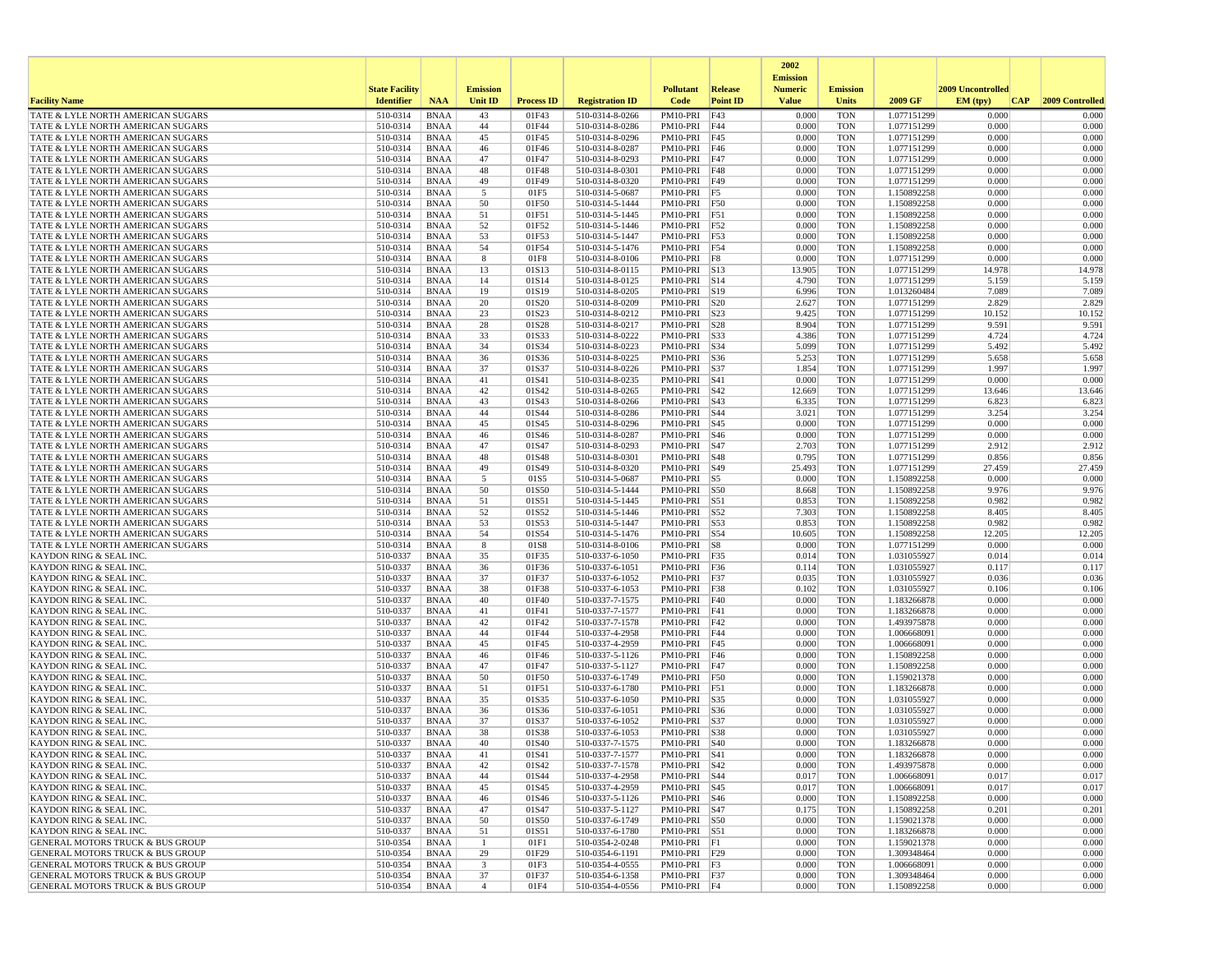| Facility Name | State Facility Identifier | NAA | Emission Unit ID | Process ID | Registration ID | Pollutant Code | Release Point ID | 2002 Emission Numeric Value | Emission Units | 2009 GF | 2009 Uncontrolled EM (tpy) | CAP | 2009 Controlled |
|---|---|---|---|---|---|---|---|---|---|---|---|---|---|
| TATE & LYLE NORTH AMERICAN SUGARS | 510-0314 | BNAA | 43 | 01F43 | 510-0314-8-0266 | PM10-PRI | F43 | 0.000 | TON | 1.077151299 | 0.000 | | 0.000 |
| TATE & LYLE NORTH AMERICAN SUGARS | 510-0314 | BNAA | 44 | 01F44 | 510-0314-8-0286 | PM10-PRI | F44 | 0.000 | TON | 1.077151299 | 0.000 | | 0.000 |
| TATE & LYLE NORTH AMERICAN SUGARS | 510-0314 | BNAA | 45 | 01F45 | 510-0314-8-0296 | PM10-PRI | F45 | 0.000 | TON | 1.077151299 | 0.000 | | 0.000 |
| TATE & LYLE NORTH AMERICAN SUGARS | 510-0314 | BNAA | 46 | 01F46 | 510-0314-8-0287 | PM10-PRI | F46 | 0.000 | TON | 1.077151299 | 0.000 | | 0.000 |
| TATE & LYLE NORTH AMERICAN SUGARS | 510-0314 | BNAA | 47 | 01F47 | 510-0314-8-0293 | PM10-PRI | F47 | 0.000 | TON | 1.077151299 | 0.000 | | 0.000 |
| TATE & LYLE NORTH AMERICAN SUGARS | 510-0314 | BNAA | 48 | 01F48 | 510-0314-8-0301 | PM10-PRI | F48 | 0.000 | TON | 1.077151299 | 0.000 | | 0.000 |
| TATE & LYLE NORTH AMERICAN SUGARS | 510-0314 | BNAA | 49 | 01F49 | 510-0314-8-0320 | PM10-PRI | F49 | 0.000 | TON | 1.077151299 | 0.000 | | 0.000 |
| TATE & LYLE NORTH AMERICAN SUGARS | 510-0314 | BNAA | 5 | 01F5 | 510-0314-5-0687 | PM10-PRI | F5 | 0.000 | TON | 1.150892258 | 0.000 | | 0.000 |
| TATE & LYLE NORTH AMERICAN SUGARS | 510-0314 | BNAA | 50 | 01F50 | 510-0314-5-1444 | PM10-PRI | F50 | 0.000 | TON | 1.150892258 | 0.000 | | 0.000 |
| TATE & LYLE NORTH AMERICAN SUGARS | 510-0314 | BNAA | 51 | 01F51 | 510-0314-5-1445 | PM10-PRI | F51 | 0.000 | TON | 1.150892258 | 0.000 | | 0.000 |
| TATE & LYLE NORTH AMERICAN SUGARS | 510-0314 | BNAA | 52 | 01F52 | 510-0314-5-1446 | PM10-PRI | F52 | 0.000 | TON | 1.150892258 | 0.000 | | 0.000 |
| TATE & LYLE NORTH AMERICAN SUGARS | 510-0314 | BNAA | 53 | 01F53 | 510-0314-5-1447 | PM10-PRI | F53 | 0.000 | TON | 1.150892258 | 0.000 | | 0.000 |
| TATE & LYLE NORTH AMERICAN SUGARS | 510-0314 | BNAA | 54 | 01F54 | 510-0314-5-1476 | PM10-PRI | F54 | 0.000 | TON | 1.150892258 | 0.000 | | 0.000 |
| TATE & LYLE NORTH AMERICAN SUGARS | 510-0314 | BNAA | 8 | 01F8 | 510-0314-8-0106 | PM10-PRI | F8 | 0.000 | TON | 1.077151299 | 0.000 | | 0.000 |
| TATE & LYLE NORTH AMERICAN SUGARS | 510-0314 | BNAA | 13 | 01S13 | 510-0314-8-0115 | PM10-PRI | S13 | 13.905 | TON | 1.077151299 | 14.978 | | 14.978 |
| TATE & LYLE NORTH AMERICAN SUGARS | 510-0314 | BNAA | 14 | 01S14 | 510-0314-8-0125 | PM10-PRI | S14 | 4.790 | TON | 1.077151299 | 5.159 | | 5.159 |
| TATE & LYLE NORTH AMERICAN SUGARS | 510-0314 | BNAA | 19 | 01S19 | 510-0314-8-0205 | PM10-PRI | S19 | 6.996 | TON | 1.013260484 | 7.089 | | 7.089 |
| TATE & LYLE NORTH AMERICAN SUGARS | 510-0314 | BNAA | 20 | 01S20 | 510-0314-8-0209 | PM10-PRI | S20 | 2.627 | TON | 1.077151299 | 2.829 | | 2.829 |
| TATE & LYLE NORTH AMERICAN SUGARS | 510-0314 | BNAA | 23 | 01S23 | 510-0314-8-0212 | PM10-PRI | S23 | 9.425 | TON | 1.077151299 | 10.152 | | 10.152 |
| TATE & LYLE NORTH AMERICAN SUGARS | 510-0314 | BNAA | 28 | 01S28 | 510-0314-8-0217 | PM10-PRI | S28 | 8.904 | TON | 1.077151299 | 9.591 | | 9.591 |
| TATE & LYLE NORTH AMERICAN SUGARS | 510-0314 | BNAA | 33 | 01S33 | 510-0314-8-0222 | PM10-PRI | S33 | 4.386 | TON | 1.077151299 | 4.724 | | 4.724 |
| TATE & LYLE NORTH AMERICAN SUGARS | 510-0314 | BNAA | 34 | 01S34 | 510-0314-8-0223 | PM10-PRI | S34 | 5.099 | TON | 1.077151299 | 5.492 | | 5.492 |
| TATE & LYLE NORTH AMERICAN SUGARS | 510-0314 | BNAA | 36 | 01S36 | 510-0314-8-0225 | PM10-PRI | S36 | 5.253 | TON | 1.077151299 | 5.658 | | 5.658 |
| TATE & LYLE NORTH AMERICAN SUGARS | 510-0314 | BNAA | 37 | 01S37 | 510-0314-8-0226 | PM10-PRI | S37 | 1.854 | TON | 1.077151299 | 1.997 | | 1.997 |
| TATE & LYLE NORTH AMERICAN SUGARS | 510-0314 | BNAA | 41 | 01S41 | 510-0314-8-0235 | PM10-PRI | S41 | 0.000 | TON | 1.077151299 | 0.000 | | 0.000 |
| TATE & LYLE NORTH AMERICAN SUGARS | 510-0314 | BNAA | 42 | 01S42 | 510-0314-8-0265 | PM10-PRI | S42 | 12.669 | TON | 1.077151299 | 13.646 | | 13.646 |
| TATE & LYLE NORTH AMERICAN SUGARS | 510-0314 | BNAA | 43 | 01S43 | 510-0314-8-0266 | PM10-PRI | S43 | 6.335 | TON | 1.077151299 | 6.823 | | 6.823 |
| TATE & LYLE NORTH AMERICAN SUGARS | 510-0314 | BNAA | 44 | 01S44 | 510-0314-8-0286 | PM10-PRI | S44 | 3.021 | TON | 1.077151299 | 3.254 | | 3.254 |
| TATE & LYLE NORTH AMERICAN SUGARS | 510-0314 | BNAA | 45 | 01S45 | 510-0314-8-0296 | PM10-PRI | S45 | 0.000 | TON | 1.077151299 | 0.000 | | 0.000 |
| TATE & LYLE NORTH AMERICAN SUGARS | 510-0314 | BNAA | 46 | 01S46 | 510-0314-8-0287 | PM10-PRI | S46 | 0.000 | TON | 1.077151299 | 0.000 | | 0.000 |
| TATE & LYLE NORTH AMERICAN SUGARS | 510-0314 | BNAA | 47 | 01S47 | 510-0314-8-0293 | PM10-PRI | S47 | 2.703 | TON | 1.077151299 | 2.912 | | 2.912 |
| TATE & LYLE NORTH AMERICAN SUGARS | 510-0314 | BNAA | 48 | 01S48 | 510-0314-8-0301 | PM10-PRI | S48 | 0.795 | TON | 1.077151299 | 0.856 | | 0.856 |
| TATE & LYLE NORTH AMERICAN SUGARS | 510-0314 | BNAA | 49 | 01S49 | 510-0314-8-0320 | PM10-PRI | S49 | 25.493 | TON | 1.077151299 | 27.459 | | 27.459 |
| TATE & LYLE NORTH AMERICAN SUGARS | 510-0314 | BNAA | 5 | 01S5 | 510-0314-5-0687 | PM10-PRI | S5 | 0.000 | TON | 1.150892258 | 0.000 | | 0.000 |
| TATE & LYLE NORTH AMERICAN SUGARS | 510-0314 | BNAA | 50 | 01S50 | 510-0314-5-1444 | PM10-PRI | S50 | 8.668 | TON | 1.150892258 | 9.976 | | 9.976 |
| TATE & LYLE NORTH AMERICAN SUGARS | 510-0314 | BNAA | 51 | 01S51 | 510-0314-5-1445 | PM10-PRI | S51 | 0.853 | TON | 1.150892258 | 0.982 | | 0.982 |
| TATE & LYLE NORTH AMERICAN SUGARS | 510-0314 | BNAA | 52 | 01S52 | 510-0314-5-1446 | PM10-PRI | S52 | 7.303 | TON | 1.150892258 | 8.405 | | 8.405 |
| TATE & LYLE NORTH AMERICAN SUGARS | 510-0314 | BNAA | 53 | 01S53 | 510-0314-5-1447 | PM10-PRI | S53 | 0.853 | TON | 1.150892258 | 0.982 | | 0.982 |
| TATE & LYLE NORTH AMERICAN SUGARS | 510-0314 | BNAA | 54 | 01S54 | 510-0314-5-1476 | PM10-PRI | S54 | 10.605 | TON | 1.150892258 | 12.205 | | 12.205 |
| TATE & LYLE NORTH AMERICAN SUGARS | 510-0314 | BNAA | 8 | 01S8 | 510-0314-8-0106 | PM10-PRI | S8 | 0.000 | TON | 1.077151299 | 0.000 | | 0.000 |
| KAYDON RING & SEAL INC. | 510-0337 | BNAA | 35 | 01F35 | 510-0337-6-1050 | PM10-PRI | F35 | 0.014 | TON | 1.031055927 | 0.014 | | 0.014 |
| KAYDON RING & SEAL INC. | 510-0337 | BNAA | 36 | 01F36 | 510-0337-6-1051 | PM10-PRI | F36 | 0.114 | TON | 1.031055927 | 0.117 | | 0.117 |
| KAYDON RING & SEAL INC. | 510-0337 | BNAA | 37 | 01F37 | 510-0337-6-1052 | PM10-PRI | F37 | 0.035 | TON | 1.031055927 | 0.036 | | 0.036 |
| KAYDON RING & SEAL INC. | 510-0337 | BNAA | 38 | 01F38 | 510-0337-6-1053 | PM10-PRI | F38 | 0.102 | TON | 1.031055927 | 0.106 | | 0.106 |
| KAYDON RING & SEAL INC. | 510-0337 | BNAA | 40 | 01F40 | 510-0337-7-1575 | PM10-PRI | F40 | 0.000 | TON | 1.183266878 | 0.000 | | 0.000 |
| KAYDON RING & SEAL INC. | 510-0337 | BNAA | 41 | 01F41 | 510-0337-7-1577 | PM10-PRI | F41 | 0.000 | TON | 1.183266878 | 0.000 | | 0.000 |
| KAYDON RING & SEAL INC. | 510-0337 | BNAA | 42 | 01F42 | 510-0337-7-1578 | PM10-PRI | F42 | 0.000 | TON | 1.493975878 | 0.000 | | 0.000 |
| KAYDON RING & SEAL INC. | 510-0337 | BNAA | 44 | 01F44 | 510-0337-4-2958 | PM10-PRI | F44 | 0.000 | TON | 1.006668091 | 0.000 | | 0.000 |
| KAYDON RING & SEAL INC. | 510-0337 | BNAA | 45 | 01F45 | 510-0337-4-2959 | PM10-PRI | F45 | 0.000 | TON | 1.006668091 | 0.000 | | 0.000 |
| KAYDON RING & SEAL INC. | 510-0337 | BNAA | 46 | 01F46 | 510-0337-5-1126 | PM10-PRI | F46 | 0.000 | TON | 1.150892258 | 0.000 | | 0.000 |
| KAYDON RING & SEAL INC. | 510-0337 | BNAA | 47 | 01F47 | 510-0337-5-1127 | PM10-PRI | F47 | 0.000 | TON | 1.150892258 | 0.000 | | 0.000 |
| KAYDON RING & SEAL INC. | 510-0337 | BNAA | 50 | 01F50 | 510-0337-6-1749 | PM10-PRI | F50 | 0.000 | TON | 1.159021378 | 0.000 | | 0.000 |
| KAYDON RING & SEAL INC. | 510-0337 | BNAA | 51 | 01F51 | 510-0337-6-1780 | PM10-PRI | F51 | 0.000 | TON | 1.183266878 | 0.000 | | 0.000 |
| KAYDON RING & SEAL INC. | 510-0337 | BNAA | 35 | 01S35 | 510-0337-6-1050 | PM10-PRI | S35 | 0.000 | TON | 1.031055927 | 0.000 | | 0.000 |
| KAYDON RING & SEAL INC. | 510-0337 | BNAA | 36 | 01S36 | 510-0337-6-1051 | PM10-PRI | S36 | 0.000 | TON | 1.031055927 | 0.000 | | 0.000 |
| KAYDON RING & SEAL INC. | 510-0337 | BNAA | 37 | 01S37 | 510-0337-6-1052 | PM10-PRI | S37 | 0.000 | TON | 1.031055927 | 0.000 | | 0.000 |
| KAYDON RING & SEAL INC. | 510-0337 | BNAA | 38 | 01S38 | 510-0337-6-1053 | PM10-PRI | S38 | 0.000 | TON | 1.031055927 | 0.000 | | 0.000 |
| KAYDON RING & SEAL INC. | 510-0337 | BNAA | 40 | 01S40 | 510-0337-7-1575 | PM10-PRI | S40 | 0.000 | TON | 1.183266878 | 0.000 | | 0.000 |
| KAYDON RING & SEAL INC. | 510-0337 | BNAA | 41 | 01S41 | 510-0337-7-1577 | PM10-PRI | S41 | 0.000 | TON | 1.183266878 | 0.000 | | 0.000 |
| KAYDON RING & SEAL INC. | 510-0337 | BNAA | 42 | 01S42 | 510-0337-7-1578 | PM10-PRI | S42 | 0.000 | TON | 1.493975878 | 0.000 | | 0.000 |
| KAYDON RING & SEAL INC. | 510-0337 | BNAA | 44 | 01S44 | 510-0337-4-2958 | PM10-PRI | S44 | 0.017 | TON | 1.006668091 | 0.017 | | 0.017 |
| KAYDON RING & SEAL INC. | 510-0337 | BNAA | 45 | 01S45 | 510-0337-4-2959 | PM10-PRI | S45 | 0.017 | TON | 1.006668091 | 0.017 | | 0.017 |
| KAYDON RING & SEAL INC. | 510-0337 | BNAA | 46 | 01S46 | 510-0337-5-1126 | PM10-PRI | S46 | 0.000 | TON | 1.150892258 | 0.000 | | 0.000 |
| KAYDON RING & SEAL INC. | 510-0337 | BNAA | 47 | 01S47 | 510-0337-5-1127 | PM10-PRI | S47 | 0.175 | TON | 1.150892258 | 0.201 | | 0.201 |
| KAYDON RING & SEAL INC. | 510-0337 | BNAA | 50 | 01S50 | 510-0337-6-1749 | PM10-PRI | S50 | 0.000 | TON | 1.159021378 | 0.000 | | 0.000 |
| KAYDON RING & SEAL INC. | 510-0337 | BNAA | 51 | 01S51 | 510-0337-6-1780 | PM10-PRI | S51 | 0.000 | TON | 1.183266878 | 0.000 | | 0.000 |
| GENERAL MOTORS TRUCK & BUS GROUP | 510-0354 | BNAA | 1 | 01F1 | 510-0354-2-0248 | PM10-PRI | F1 | 0.000 | TON | 1.159021378 | 0.000 | | 0.000 |
| GENERAL MOTORS TRUCK & BUS GROUP | 510-0354 | BNAA | 29 | 01F29 | 510-0354-6-1191 | PM10-PRI | F29 | 0.000 | TON | 1.309348464 | 0.000 | | 0.000 |
| GENERAL MOTORS TRUCK & BUS GROUP | 510-0354 | BNAA | 3 | 01F3 | 510-0354-4-0555 | PM10-PRI | F3 | 0.000 | TON | 1.006668091 | 0.000 | | 0.000 |
| GENERAL MOTORS TRUCK & BUS GROUP | 510-0354 | BNAA | 37 | 01F37 | 510-0354-6-1358 | PM10-PRI | F37 | 0.000 | TON | 1.309348464 | 0.000 | | 0.000 |
| GENERAL MOTORS TRUCK & BUS GROUP | 510-0354 | BNAA | 4 | 01F4 | 510-0354-4-0556 | PM10-PRI | F4 | 0.000 | TON | 1.150892258 | 0.000 | | 0.000 |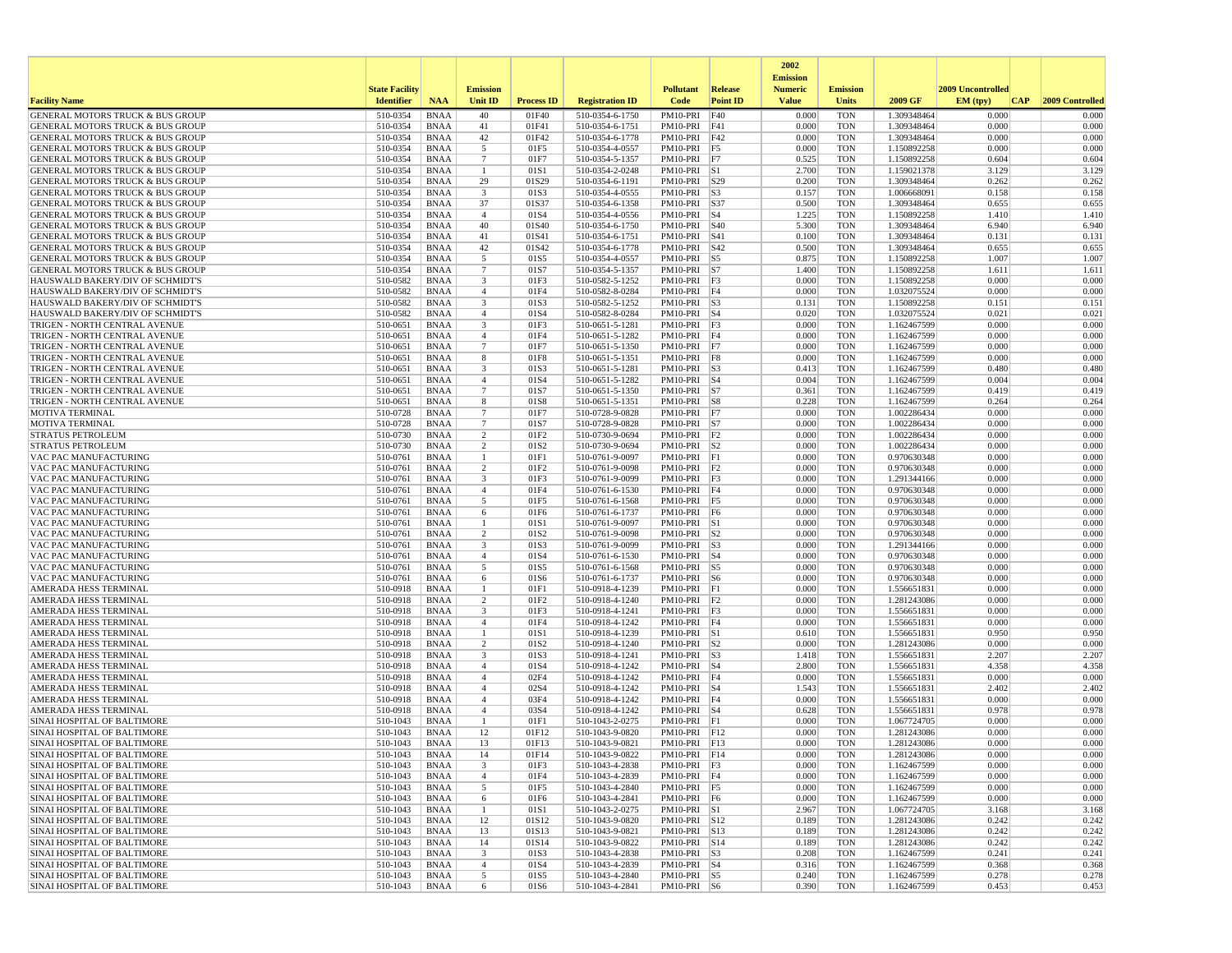| Facility Name | State Facility Identifier | NAA | Emission Unit ID | Process ID | Registration ID | Pollutant Code | Release Point ID | 2002 Emission Numeric Value | Emission Units | 2009 GF | 2009 Uncontrolled EM (tpy) | CAP | 2009 Controlled |
|---|---|---|---|---|---|---|---|---|---|---|---|---|---|
| GENERAL MOTORS TRUCK & BUS GROUP | 510-0354 | BNAA | 40 | 01F40 | 510-0354-6-1750 | PM10-PRI | F40 | 0.000 | TON | 1.309348464 | 0.000 | | 0.000 |
| GENERAL MOTORS TRUCK & BUS GROUP | 510-0354 | BNAA | 41 | 01F41 | 510-0354-6-1751 | PM10-PRI | F41 | 0.000 | TON | 1.309348464 | 0.000 | | 0.000 |
| GENERAL MOTORS TRUCK & BUS GROUP | 510-0354 | BNAA | 42 | 01F42 | 510-0354-6-1778 | PM10-PRI | F42 | 0.000 | TON | 1.309348464 | 0.000 | | 0.000 |
| GENERAL MOTORS TRUCK & BUS GROUP | 510-0354 | BNAA | 5 | 01F5 | 510-0354-4-0557 | PM10-PRI | F5 | 0.000 | TON | 1.150892258 | 0.000 | | 0.000 |
| GENERAL MOTORS TRUCK & BUS GROUP | 510-0354 | BNAA | 7 | 01F7 | 510-0354-5-1357 | PM10-PRI | F7 | 0.525 | TON | 1.150892258 | 0.604 | | 0.604 |
| GENERAL MOTORS TRUCK & BUS GROUP | 510-0354 | BNAA | 1 | 01S1 | 510-0354-2-0248 | PM10-PRI | S1 | 2.700 | TON | 1.159021378 | 3.129 | | 3.129 |
| GENERAL MOTORS TRUCK & BUS GROUP | 510-0354 | BNAA | 29 | 01S29 | 510-0354-6-1191 | PM10-PRI | S29 | 0.200 | TON | 1.309348464 | 0.262 | | 0.262 |
| GENERAL MOTORS TRUCK & BUS GROUP | 510-0354 | BNAA | 3 | 01S3 | 510-0354-4-0555 | PM10-PRI | S3 | 0.157 | TON | 1.006668091 | 0.158 | | 0.158 |
| GENERAL MOTORS TRUCK & BUS GROUP | 510-0354 | BNAA | 37 | 01S37 | 510-0354-6-1358 | PM10-PRI | S37 | 0.500 | TON | 1.309348464 | 0.655 | | 0.655 |
| GENERAL MOTORS TRUCK & BUS GROUP | 510-0354 | BNAA | 4 | 01S4 | 510-0354-4-0556 | PM10-PRI | S4 | 1.225 | TON | 1.150892258 | 1.410 | | 1.410 |
| GENERAL MOTORS TRUCK & BUS GROUP | 510-0354 | BNAA | 40 | 01S40 | 510-0354-6-1750 | PM10-PRI | S40 | 5.300 | TON | 1.309348464 | 6.940 | | 6.940 |
| GENERAL MOTORS TRUCK & BUS GROUP | 510-0354 | BNAA | 41 | 01S41 | 510-0354-6-1751 | PM10-PRI | S41 | 0.100 | TON | 1.309348464 | 0.131 | | 0.131 |
| GENERAL MOTORS TRUCK & BUS GROUP | 510-0354 | BNAA | 42 | 01S42 | 510-0354-6-1778 | PM10-PRI | S42 | 0.500 | TON | 1.309348464 | 0.655 | | 0.655 |
| GENERAL MOTORS TRUCK & BUS GROUP | 510-0354 | BNAA | 5 | 01S5 | 510-0354-4-0557 | PM10-PRI | S5 | 0.875 | TON | 1.150892258 | 1.007 | | 1.007 |
| GENERAL MOTORS TRUCK & BUS GROUP | 510-0354 | BNAA | 7 | 01S7 | 510-0354-5-1357 | PM10-PRI | S7 | 1.400 | TON | 1.150892258 | 1.611 | | 1.611 |
| HAUSWALD BAKERY/DIV OF SCHMIDT'S | 510-0582 | BNAA | 3 | 01F3 | 510-0582-5-1252 | PM10-PRI | F3 | 0.000 | TON | 1.150892258 | 0.000 | | 0.000 |
| HAUSWALD BAKERY/DIV OF SCHMIDT'S | 510-0582 | BNAA | 4 | 01F4 | 510-0582-8-0284 | PM10-PRI | F4 | 0.000 | TON | 1.032075524 | 0.000 | | 0.000 |
| HAUSWALD BAKERY/DIV OF SCHMIDT'S | 510-0582 | BNAA | 3 | 01S3 | 510-0582-5-1252 | PM10-PRI | S3 | 0.131 | TON | 1.150892258 | 0.151 | | 0.151 |
| HAUSWALD BAKERY/DIV OF SCHMIDT'S | 510-0582 | BNAA | 4 | 01S4 | 510-0582-8-0284 | PM10-PRI | S4 | 0.020 | TON | 1.032075524 | 0.021 | | 0.021 |
| TRIGEN - NORTH CENTRAL AVENUE | 510-0651 | BNAA | 3 | 01F3 | 510-0651-5-1281 | PM10-PRI | F3 | 0.000 | TON | 1.162467599 | 0.000 | | 0.000 |
| TRIGEN - NORTH CENTRAL AVENUE | 510-0651 | BNAA | 4 | 01F4 | 510-0651-5-1282 | PM10-PRI | F4 | 0.000 | TON | 1.162467599 | 0.000 | | 0.000 |
| TRIGEN - NORTH CENTRAL AVENUE | 510-0651 | BNAA | 7 | 01F7 | 510-0651-5-1350 | PM10-PRI | F7 | 0.000 | TON | 1.162467599 | 0.000 | | 0.000 |
| TRIGEN - NORTH CENTRAL AVENUE | 510-0651 | BNAA | 8 | 01F8 | 510-0651-5-1351 | PM10-PRI | F8 | 0.000 | TON | 1.162467599 | 0.000 | | 0.000 |
| TRIGEN - NORTH CENTRAL AVENUE | 510-0651 | BNAA | 3 | 01S3 | 510-0651-5-1281 | PM10-PRI | S3 | 0.413 | TON | 1.162467599 | 0.480 | | 0.480 |
| TRIGEN - NORTH CENTRAL AVENUE | 510-0651 | BNAA | 4 | 01S4 | 510-0651-5-1282 | PM10-PRI | S4 | 0.004 | TON | 1.162467599 | 0.004 | | 0.004 |
| TRIGEN - NORTH CENTRAL AVENUE | 510-0651 | BNAA | 7 | 01S7 | 510-0651-5-1350 | PM10-PRI | S7 | 0.361 | TON | 1.162467599 | 0.419 | | 0.419 |
| TRIGEN - NORTH CENTRAL AVENUE | 510-0651 | BNAA | 8 | 01S8 | 510-0651-5-1351 | PM10-PRI | S8 | 0.228 | TON | 1.162467599 | 0.264 | | 0.264 |
| MOTIVA TERMINAL | 510-0728 | BNAA | 7 | 01F7 | 510-0728-9-0828 | PM10-PRI | F7 | 0.000 | TON | 1.002286434 | 0.000 | | 0.000 |
| MOTIVA TERMINAL | 510-0728 | BNAA | 7 | 01S7 | 510-0728-9-0828 | PM10-PRI | S7 | 0.000 | TON | 1.002286434 | 0.000 | | 0.000 |
| STRATUS PETROLEUM | 510-0730 | BNAA | 2 | 01F2 | 510-0730-9-0694 | PM10-PRI | F2 | 0.000 | TON | 1.002286434 | 0.000 | | 0.000 |
| STRATUS PETROLEUM | 510-0730 | BNAA | 2 | 01S2 | 510-0730-9-0694 | PM10-PRI | S2 | 0.000 | TON | 1.002286434 | 0.000 | | 0.000 |
| VAC PAC MANUFACTURING | 510-0761 | BNAA | 1 | 01F1 | 510-0761-9-0097 | PM10-PRI | F1 | 0.000 | TON | 0.970630348 | 0.000 | | 0.000 |
| VAC PAC MANUFACTURING | 510-0761 | BNAA | 2 | 01F2 | 510-0761-9-0098 | PM10-PRI | F2 | 0.000 | TON | 0.970630348 | 0.000 | | 0.000 |
| VAC PAC MANUFACTURING | 510-0761 | BNAA | 3 | 01F3 | 510-0761-9-0099 | PM10-PRI | F3 | 0.000 | TON | 1.291344166 | 0.000 | | 0.000 |
| VAC PAC MANUFACTURING | 510-0761 | BNAA | 4 | 01F4 | 510-0761-6-1530 | PM10-PRI | F4 | 0.000 | TON | 0.970630348 | 0.000 | | 0.000 |
| VAC PAC MANUFACTURING | 510-0761 | BNAA | 5 | 01F5 | 510-0761-6-1568 | PM10-PRI | F5 | 0.000 | TON | 0.970630348 | 0.000 | | 0.000 |
| VAC PAC MANUFACTURING | 510-0761 | BNAA | 6 | 01F6 | 510-0761-6-1737 | PM10-PRI | F6 | 0.000 | TON | 0.970630348 | 0.000 | | 0.000 |
| VAC PAC MANUFACTURING | 510-0761 | BNAA | 1 | 01S1 | 510-0761-9-0097 | PM10-PRI | S1 | 0.000 | TON | 0.970630348 | 0.000 | | 0.000 |
| VAC PAC MANUFACTURING | 510-0761 | BNAA | 2 | 01S2 | 510-0761-9-0098 | PM10-PRI | S2 | 0.000 | TON | 0.970630348 | 0.000 | | 0.000 |
| VAC PAC MANUFACTURING | 510-0761 | BNAA | 3 | 01S3 | 510-0761-9-0099 | PM10-PRI | S3 | 0.000 | TON | 1.291344166 | 0.000 | | 0.000 |
| VAC PAC MANUFACTURING | 510-0761 | BNAA | 4 | 01S4 | 510-0761-6-1530 | PM10-PRI | S4 | 0.000 | TON | 0.970630348 | 0.000 | | 0.000 |
| VAC PAC MANUFACTURING | 510-0761 | BNAA | 5 | 01S5 | 510-0761-6-1568 | PM10-PRI | S5 | 0.000 | TON | 0.970630348 | 0.000 | | 0.000 |
| VAC PAC MANUFACTURING | 510-0761 | BNAA | 6 | 01S6 | 510-0761-6-1737 | PM10-PRI | S6 | 0.000 | TON | 0.970630348 | 0.000 | | 0.000 |
| AMERADA HESS TERMINAL | 510-0918 | BNAA | 1 | 01F1 | 510-0918-4-1239 | PM10-PRI | F1 | 0.000 | TON | 1.556651831 | 0.000 | | 0.000 |
| AMERADA HESS TERMINAL | 510-0918 | BNAA | 2 | 01F2 | 510-0918-4-1240 | PM10-PRI | F2 | 0.000 | TON | 1.281243086 | 0.000 | | 0.000 |
| AMERADA HESS TERMINAL | 510-0918 | BNAA | 3 | 01F3 | 510-0918-4-1241 | PM10-PRI | F3 | 0.000 | TON | 1.556651831 | 0.000 | | 0.000 |
| AMERADA HESS TERMINAL | 510-0918 | BNAA | 4 | 01F4 | 510-0918-4-1242 | PM10-PRI | F4 | 0.000 | TON | 1.556651831 | 0.000 | | 0.000 |
| AMERADA HESS TERMINAL | 510-0918 | BNAA | 1 | 01S1 | 510-0918-4-1239 | PM10-PRI | S1 | 0.610 | TON | 1.556651831 | 0.950 | | 0.950 |
| AMERADA HESS TERMINAL | 510-0918 | BNAA | 2 | 01S2 | 510-0918-4-1240 | PM10-PRI | S2 | 0.000 | TON | 1.281243086 | 0.000 | | 0.000 |
| AMERADA HESS TERMINAL | 510-0918 | BNAA | 3 | 01S3 | 510-0918-4-1241 | PM10-PRI | S3 | 1.418 | TON | 1.556651831 | 2.207 | | 2.207 |
| AMERADA HESS TERMINAL | 510-0918 | BNAA | 4 | 01S4 | 510-0918-4-1242 | PM10-PRI | S4 | 2.800 | TON | 1.556651831 | 4.358 | | 4.358 |
| AMERADA HESS TERMINAL | 510-0918 | BNAA | 4 | 02F4 | 510-0918-4-1242 | PM10-PRI | F4 | 0.000 | TON | 1.556651831 | 0.000 | | 0.000 |
| AMERADA HESS TERMINAL | 510-0918 | BNAA | 4 | 02S4 | 510-0918-4-1242 | PM10-PRI | S4 | 1.543 | TON | 1.556651831 | 2.402 | | 2.402 |
| AMERADA HESS TERMINAL | 510-0918 | BNAA | 4 | 03F4 | 510-0918-4-1242 | PM10-PRI | F4 | 0.000 | TON | 1.556651831 | 0.000 | | 0.000 |
| AMERADA HESS TERMINAL | 510-0918 | BNAA | 4 | 03S4 | 510-0918-4-1242 | PM10-PRI | S4 | 0.628 | TON | 1.556651831 | 0.978 | | 0.978 |
| SINAI HOSPITAL OF BALTIMORE | 510-1043 | BNAA | 1 | 01F1 | 510-1043-2-0275 | PM10-PRI | F1 | 0.000 | TON | 1.067724705 | 0.000 | | 0.000 |
| SINAI HOSPITAL OF BALTIMORE | 510-1043 | BNAA | 12 | 01F12 | 510-1043-9-0820 | PM10-PRI | F12 | 0.000 | TON | 1.281243086 | 0.000 | | 0.000 |
| SINAI HOSPITAL OF BALTIMORE | 510-1043 | BNAA | 13 | 01F13 | 510-1043-9-0821 | PM10-PRI | F13 | 0.000 | TON | 1.281243086 | 0.000 | | 0.000 |
| SINAI HOSPITAL OF BALTIMORE | 510-1043 | BNAA | 14 | 01F14 | 510-1043-9-0822 | PM10-PRI | F14 | 0.000 | TON | 1.281243086 | 0.000 | | 0.000 |
| SINAI HOSPITAL OF BALTIMORE | 510-1043 | BNAA | 3 | 01F3 | 510-1043-4-2838 | PM10-PRI | F3 | 0.000 | TON | 1.162467599 | 0.000 | | 0.000 |
| SINAI HOSPITAL OF BALTIMORE | 510-1043 | BNAA | 4 | 01F4 | 510-1043-4-2839 | PM10-PRI | F4 | 0.000 | TON | 1.162467599 | 0.000 | | 0.000 |
| SINAI HOSPITAL OF BALTIMORE | 510-1043 | BNAA | 5 | 01F5 | 510-1043-4-2840 | PM10-PRI | F5 | 0.000 | TON | 1.162467599 | 0.000 | | 0.000 |
| SINAI HOSPITAL OF BALTIMORE | 510-1043 | BNAA | 6 | 01F6 | 510-1043-4-2841 | PM10-PRI | F6 | 0.000 | TON | 1.162467599 | 0.000 | | 0.000 |
| SINAI HOSPITAL OF BALTIMORE | 510-1043 | BNAA | 1 | 01S1 | 510-1043-2-0275 | PM10-PRI | S1 | 2.967 | TON | 1.067724705 | 3.168 | | 3.168 |
| SINAI HOSPITAL OF BALTIMORE | 510-1043 | BNAA | 12 | 01S12 | 510-1043-9-0820 | PM10-PRI | S12 | 0.189 | TON | 1.281243086 | 0.242 | | 0.242 |
| SINAI HOSPITAL OF BALTIMORE | 510-1043 | BNAA | 13 | 01S13 | 510-1043-9-0821 | PM10-PRI | S13 | 0.189 | TON | 1.281243086 | 0.242 | | 0.242 |
| SINAI HOSPITAL OF BALTIMORE | 510-1043 | BNAA | 14 | 01S14 | 510-1043-9-0822 | PM10-PRI | S14 | 0.189 | TON | 1.281243086 | 0.242 | | 0.242 |
| SINAI HOSPITAL OF BALTIMORE | 510-1043 | BNAA | 3 | 01S3 | 510-1043-4-2838 | PM10-PRI | S3 | 0.208 | TON | 1.162467599 | 0.241 | | 0.241 |
| SINAI HOSPITAL OF BALTIMORE | 510-1043 | BNAA | 4 | 01S4 | 510-1043-4-2839 | PM10-PRI | S4 | 0.316 | TON | 1.162467599 | 0.368 | | 0.368 |
| SINAI HOSPITAL OF BALTIMORE | 510-1043 | BNAA | 5 | 01S5 | 510-1043-4-2840 | PM10-PRI | S5 | 0.240 | TON | 1.162467599 | 0.278 | | 0.278 |
| SINAI HOSPITAL OF BALTIMORE | 510-1043 | BNAA | 6 | 01S6 | 510-1043-4-2841 | PM10-PRI | S6 | 0.390 | TON | 1.162467599 | 0.453 | | 0.453 |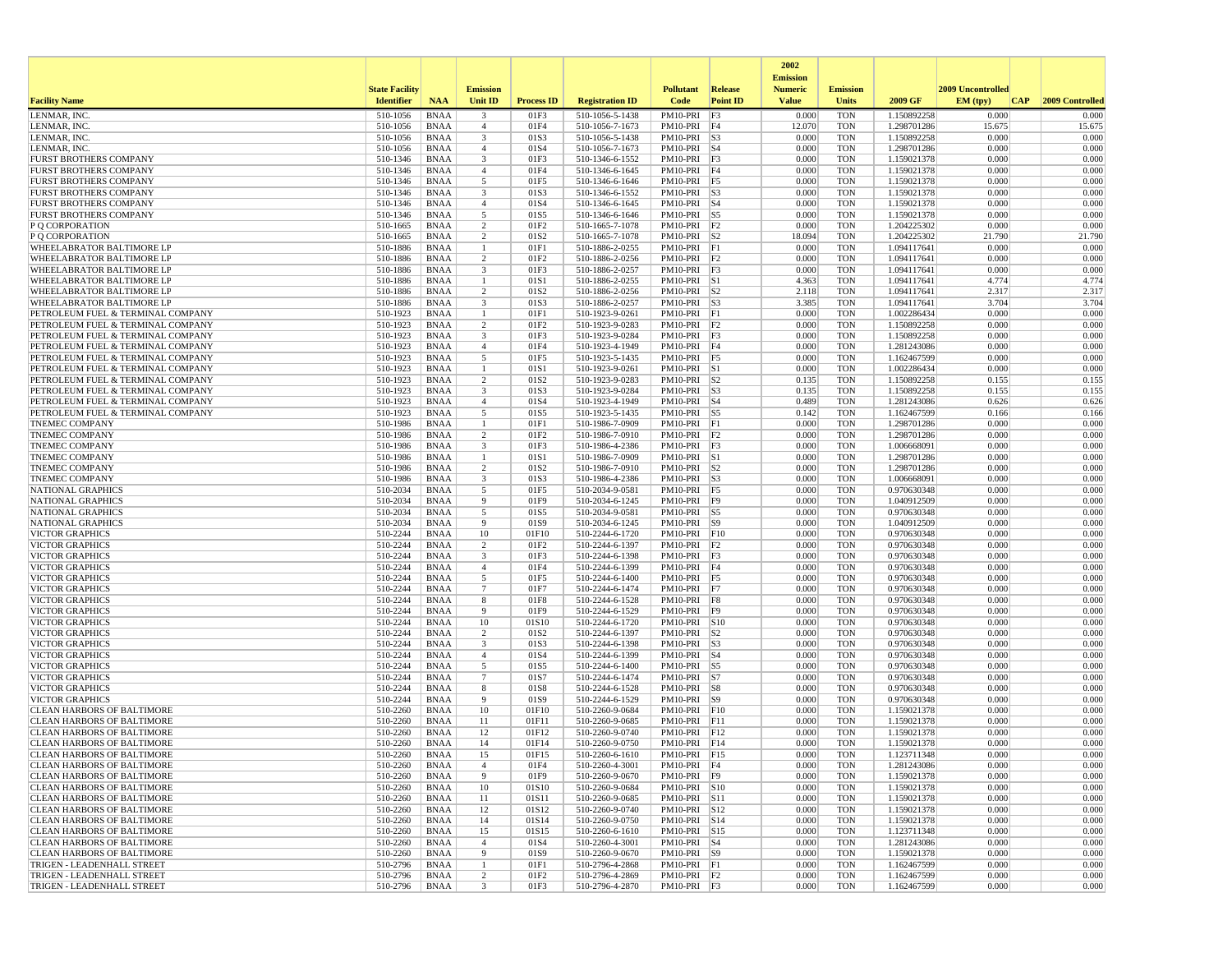| Facility Name | State Facility Identifier | NAA | Emission Unit ID | Process ID | Registration ID | Pollutant Code | Release Point ID | 2002 Emission Numeric Value | Emission Units | 2009 GF | 2009 Uncontrolled EM (tpy) | CAP | 2009 Controlled |
|---|---|---|---|---|---|---|---|---|---|---|---|---|---|
| LENMAR, INC. | 510-1056 | BNAA | 3 | 01F3 | 510-1056-5-1438 | PM10-PRI | F3 | 0.000 | TON | 1.150892258 | 0.000 | | 0.000 |
| LENMAR, INC. | 510-1056 | BNAA | 4 | 01F4 | 510-1056-7-1673 | PM10-PRI | F4 | 12.070 | TON | 1.298701286 | 15.675 | | 15.675 |
| LENMAR, INC. | 510-1056 | BNAA | 3 | 01S3 | 510-1056-5-1438 | PM10-PRI | S3 | 0.000 | TON | 1.150892258 | 0.000 | | 0.000 |
| LENMAR, INC. | 510-1056 | BNAA | 4 | 01S4 | 510-1056-7-1673 | PM10-PRI | S4 | 0.000 | TON | 1.298701286 | 0.000 | | 0.000 |
| FURST BROTHERS COMPANY | 510-1346 | BNAA | 3 | 01F3 | 510-1346-6-1552 | PM10-PRI | F3 | 0.000 | TON | 1.159021378 | 0.000 | | 0.000 |
| FURST BROTHERS COMPANY | 510-1346 | BNAA | 4 | 01F4 | 510-1346-6-1645 | PM10-PRI | F4 | 0.000 | TON | 1.159021378 | 0.000 | | 0.000 |
| FURST BROTHERS COMPANY | 510-1346 | BNAA | 5 | 01F5 | 510-1346-6-1646 | PM10-PRI | F5 | 0.000 | TON | 1.159021378 | 0.000 | | 0.000 |
| FURST BROTHERS COMPANY | 510-1346 | BNAA | 3 | 01S3 | 510-1346-6-1552 | PM10-PRI | S3 | 0.000 | TON | 1.159021378 | 0.000 | | 0.000 |
| FURST BROTHERS COMPANY | 510-1346 | BNAA | 4 | 01S4 | 510-1346-6-1645 | PM10-PRI | S4 | 0.000 | TON | 1.159021378 | 0.000 | | 0.000 |
| FURST BROTHERS COMPANY | 510-1346 | BNAA | 5 | 01S5 | 510-1346-6-1646 | PM10-PRI | S5 | 0.000 | TON | 1.159021378 | 0.000 | | 0.000 |
| P Q CORPORATION | 510-1665 | BNAA | 2 | 01F2 | 510-1665-7-1078 | PM10-PRI | F2 | 0.000 | TON | 1.204225302 | 0.000 | | 0.000 |
| P Q CORPORATION | 510-1665 | BNAA | 2 | 01S2 | 510-1665-7-1078 | PM10-PRI | S2 | 18.094 | TON | 1.204225302 | 21.790 | | 21.790 |
| WHEELABRATOR BALTIMORE LP | 510-1886 | BNAA | 1 | 01F1 | 510-1886-2-0255 | PM10-PRI | F1 | 0.000 | TON | 1.094117641 | 0.000 | | 0.000 |
| WHEELABRATOR BALTIMORE LP | 510-1886 | BNAA | 2 | 01F2 | 510-1886-2-0256 | PM10-PRI | F2 | 0.000 | TON | 1.094117641 | 0.000 | | 0.000 |
| WHEELABRATOR BALTIMORE LP | 510-1886 | BNAA | 3 | 01F3 | 510-1886-2-0257 | PM10-PRI | F3 | 0.000 | TON | 1.094117641 | 0.000 | | 0.000 |
| WHEELABRATOR BALTIMORE LP | 510-1886 | BNAA | 1 | 01S1 | 510-1886-2-0255 | PM10-PRI | S1 | 4.363 | TON | 1.094117641 | 4.774 | | 4.774 |
| WHEELABRATOR BALTIMORE LP | 510-1886 | BNAA | 2 | 01S2 | 510-1886-2-0256 | PM10-PRI | S2 | 2.118 | TON | 1.094117641 | 2.317 | | 2.317 |
| WHEELABRATOR BALTIMORE LP | 510-1886 | BNAA | 3 | 01S3 | 510-1886-2-0257 | PM10-PRI | S3 | 3.385 | TON | 1.094117641 | 3.704 | | 3.704 |
| PETROLEUM FUEL & TERMINAL COMPANY | 510-1923 | BNAA | 1 | 01F1 | 510-1923-9-0261 | PM10-PRI | F1 | 0.000 | TON | 1.002286434 | 0.000 | | 0.000 |
| PETROLEUM FUEL & TERMINAL COMPANY | 510-1923 | BNAA | 2 | 01F2 | 510-1923-9-0283 | PM10-PRI | F2 | 0.000 | TON | 1.150892258 | 0.000 | | 0.000 |
| PETROLEUM FUEL & TERMINAL COMPANY | 510-1923 | BNAA | 3 | 01F3 | 510-1923-9-0284 | PM10-PRI | F3 | 0.000 | TON | 1.150892258 | 0.000 | | 0.000 |
| PETROLEUM FUEL & TERMINAL COMPANY | 510-1923 | BNAA | 4 | 01F4 | 510-1923-4-1949 | PM10-PRI | F4 | 0.000 | TON | 1.281243086 | 0.000 | | 0.000 |
| PETROLEUM FUEL & TERMINAL COMPANY | 510-1923 | BNAA | 5 | 01F5 | 510-1923-5-1435 | PM10-PRI | F5 | 0.000 | TON | 1.162467599 | 0.000 | | 0.000 |
| PETROLEUM FUEL & TERMINAL COMPANY | 510-1923 | BNAA | 1 | 01S1 | 510-1923-9-0261 | PM10-PRI | S1 | 0.000 | TON | 1.002286434 | 0.000 | | 0.000 |
| PETROLEUM FUEL & TERMINAL COMPANY | 510-1923 | BNAA | 2 | 01S2 | 510-1923-9-0283 | PM10-PRI | S2 | 0.135 | TON | 1.150892258 | 0.155 | | 0.155 |
| PETROLEUM FUEL & TERMINAL COMPANY | 510-1923 | BNAA | 3 | 01S3 | 510-1923-9-0284 | PM10-PRI | S3 | 0.135 | TON | 1.150892258 | 0.155 | | 0.155 |
| PETROLEUM FUEL & TERMINAL COMPANY | 510-1923 | BNAA | 4 | 01S4 | 510-1923-4-1949 | PM10-PRI | S4 | 0.489 | TON | 1.281243086 | 0.626 | | 0.626 |
| PETROLEUM FUEL & TERMINAL COMPANY | 510-1923 | BNAA | 5 | 01S5 | 510-1923-5-1435 | PM10-PRI | S5 | 0.142 | TON | 1.162467599 | 0.166 | | 0.166 |
| TNEMEC COMPANY | 510-1986 | BNAA | 1 | 01F1 | 510-1986-7-0909 | PM10-PRI | F1 | 0.000 | TON | 1.298701286 | 0.000 | | 0.000 |
| TNEMEC COMPANY | 510-1986 | BNAA | 2 | 01F2 | 510-1986-7-0910 | PM10-PRI | F2 | 0.000 | TON | 1.298701286 | 0.000 | | 0.000 |
| TNEMEC COMPANY | 510-1986 | BNAA | 3 | 01F3 | 510-1986-4-2386 | PM10-PRI | F3 | 0.000 | TON | 1.006668091 | 0.000 | | 0.000 |
| TNEMEC COMPANY | 510-1986 | BNAA | 1 | 01S1 | 510-1986-7-0909 | PM10-PRI | S1 | 0.000 | TON | 1.298701286 | 0.000 | | 0.000 |
| TNEMEC COMPANY | 510-1986 | BNAA | 2 | 01S2 | 510-1986-7-0910 | PM10-PRI | S2 | 0.000 | TON | 1.298701286 | 0.000 | | 0.000 |
| TNEMEC COMPANY | 510-1986 | BNAA | 3 | 01S3 | 510-1986-4-2386 | PM10-PRI | S3 | 0.000 | TON | 1.006668091 | 0.000 | | 0.000 |
| NATIONAL GRAPHICS | 510-2034 | BNAA | 5 | 01F5 | 510-2034-9-0581 | PM10-PRI | F5 | 0.000 | TON | 0.970630348 | 0.000 | | 0.000 |
| NATIONAL GRAPHICS | 510-2034 | BNAA | 9 | 01F9 | 510-2034-6-1245 | PM10-PRI | F9 | 0.000 | TON | 1.040912509 | 0.000 | | 0.000 |
| NATIONAL GRAPHICS | 510-2034 | BNAA | 5 | 01S5 | 510-2034-9-0581 | PM10-PRI | S5 | 0.000 | TON | 0.970630348 | 0.000 | | 0.000 |
| NATIONAL GRAPHICS | 510-2034 | BNAA | 9 | 01S9 | 510-2034-6-1245 | PM10-PRI | S9 | 0.000 | TON | 1.040912509 | 0.000 | | 0.000 |
| VICTOR GRAPHICS | 510-2244 | BNAA | 10 | 01F10 | 510-2244-6-1720 | PM10-PRI | F10 | 0.000 | TON | 0.970630348 | 0.000 | | 0.000 |
| VICTOR GRAPHICS | 510-2244 | BNAA | 2 | 01F2 | 510-2244-6-1397 | PM10-PRI | F2 | 0.000 | TON | 0.970630348 | 0.000 | | 0.000 |
| VICTOR GRAPHICS | 510-2244 | BNAA | 3 | 01F3 | 510-2244-6-1398 | PM10-PRI | F3 | 0.000 | TON | 0.970630348 | 0.000 | | 0.000 |
| VICTOR GRAPHICS | 510-2244 | BNAA | 4 | 01F4 | 510-2244-6-1399 | PM10-PRI | F4 | 0.000 | TON | 0.970630348 | 0.000 | | 0.000 |
| VICTOR GRAPHICS | 510-2244 | BNAA | 5 | 01F5 | 510-2244-6-1400 | PM10-PRI | F5 | 0.000 | TON | 0.970630348 | 0.000 | | 0.000 |
| VICTOR GRAPHICS | 510-2244 | BNAA | 7 | 01F7 | 510-2244-6-1474 | PM10-PRI | F7 | 0.000 | TON | 0.970630348 | 0.000 | | 0.000 |
| VICTOR GRAPHICS | 510-2244 | BNAA | 8 | 01F8 | 510-2244-6-1528 | PM10-PRI | F8 | 0.000 | TON | 0.970630348 | 0.000 | | 0.000 |
| VICTOR GRAPHICS | 510-2244 | BNAA | 9 | 01F9 | 510-2244-6-1529 | PM10-PRI | F9 | 0.000 | TON | 0.970630348 | 0.000 | | 0.000 |
| VICTOR GRAPHICS | 510-2244 | BNAA | 10 | 01S10 | 510-2244-6-1720 | PM10-PRI | S10 | 0.000 | TON | 0.970630348 | 0.000 | | 0.000 |
| VICTOR GRAPHICS | 510-2244 | BNAA | 2 | 01S2 | 510-2244-6-1397 | PM10-PRI | S2 | 0.000 | TON | 0.970630348 | 0.000 | | 0.000 |
| VICTOR GRAPHICS | 510-2244 | BNAA | 3 | 01S3 | 510-2244-6-1398 | PM10-PRI | S3 | 0.000 | TON | 0.970630348 | 0.000 | | 0.000 |
| VICTOR GRAPHICS | 510-2244 | BNAA | 4 | 01S4 | 510-2244-6-1399 | PM10-PRI | S4 | 0.000 | TON | 0.970630348 | 0.000 | | 0.000 |
| VICTOR GRAPHICS | 510-2244 | BNAA | 5 | 01S5 | 510-2244-6-1400 | PM10-PRI | S5 | 0.000 | TON | 0.970630348 | 0.000 | | 0.000 |
| VICTOR GRAPHICS | 510-2244 | BNAA | 7 | 01S7 | 510-2244-6-1474 | PM10-PRI | S7 | 0.000 | TON | 0.970630348 | 0.000 | | 0.000 |
| VICTOR GRAPHICS | 510-2244 | BNAA | 8 | 01S8 | 510-2244-6-1528 | PM10-PRI | S8 | 0.000 | TON | 0.970630348 | 0.000 | | 0.000 |
| VICTOR GRAPHICS | 510-2244 | BNAA | 9 | 01S9 | 510-2244-6-1529 | PM10-PRI | S9 | 0.000 | TON | 0.970630348 | 0.000 | | 0.000 |
| CLEAN HARBORS OF BALTIMORE | 510-2260 | BNAA | 10 | 01F10 | 510-2260-9-0684 | PM10-PRI | F10 | 0.000 | TON | 1.159021378 | 0.000 | | 0.000 |
| CLEAN HARBORS OF BALTIMORE | 510-2260 | BNAA | 11 | 01F11 | 510-2260-9-0685 | PM10-PRI | F11 | 0.000 | TON | 1.159021378 | 0.000 | | 0.000 |
| CLEAN HARBORS OF BALTIMORE | 510-2260 | BNAA | 12 | 01F12 | 510-2260-9-0740 | PM10-PRI | F12 | 0.000 | TON | 1.159021378 | 0.000 | | 0.000 |
| CLEAN HARBORS OF BALTIMORE | 510-2260 | BNAA | 14 | 01F14 | 510-2260-9-0750 | PM10-PRI | F14 | 0.000 | TON | 1.159021378 | 0.000 | | 0.000 |
| CLEAN HARBORS OF BALTIMORE | 510-2260 | BNAA | 15 | 01F15 | 510-2260-6-1610 | PM10-PRI | F15 | 0.000 | TON | 1.123711348 | 0.000 | | 0.000 |
| CLEAN HARBORS OF BALTIMORE | 510-2260 | BNAA | 4 | 01F4 | 510-2260-4-3001 | PM10-PRI | F4 | 0.000 | TON | 1.281243086 | 0.000 | | 0.000 |
| CLEAN HARBORS OF BALTIMORE | 510-2260 | BNAA | 9 | 01F9 | 510-2260-9-0670 | PM10-PRI | F9 | 0.000 | TON | 1.159021378 | 0.000 | | 0.000 |
| CLEAN HARBORS OF BALTIMORE | 510-2260 | BNAA | 10 | 01S10 | 510-2260-9-0684 | PM10-PRI | S10 | 0.000 | TON | 1.159021378 | 0.000 | | 0.000 |
| CLEAN HARBORS OF BALTIMORE | 510-2260 | BNAA | 11 | 01S11 | 510-2260-9-0685 | PM10-PRI | S11 | 0.000 | TON | 1.159021378 | 0.000 | | 0.000 |
| CLEAN HARBORS OF BALTIMORE | 510-2260 | BNAA | 12 | 01S12 | 510-2260-9-0740 | PM10-PRI | S12 | 0.000 | TON | 1.159021378 | 0.000 | | 0.000 |
| CLEAN HARBORS OF BALTIMORE | 510-2260 | BNAA | 14 | 01S14 | 510-2260-9-0750 | PM10-PRI | S14 | 0.000 | TON | 1.159021378 | 0.000 | | 0.000 |
| CLEAN HARBORS OF BALTIMORE | 510-2260 | BNAA | 15 | 01S15 | 510-2260-6-1610 | PM10-PRI | S15 | 0.000 | TON | 1.123711348 | 0.000 | | 0.000 |
| CLEAN HARBORS OF BALTIMORE | 510-2260 | BNAA | 4 | 01S4 | 510-2260-4-3001 | PM10-PRI | S4 | 0.000 | TON | 1.281243086 | 0.000 | | 0.000 |
| CLEAN HARBORS OF BALTIMORE | 510-2260 | BNAA | 9 | 01S9 | 510-2260-9-0670 | PM10-PRI | S9 | 0.000 | TON | 1.159021378 | 0.000 | | 0.000 |
| TRIGEN - LEADENHALL STREET | 510-2796 | BNAA | 1 | 01F1 | 510-2796-4-2868 | PM10-PRI | F1 | 0.000 | TON | 1.162467599 | 0.000 | | 0.000 |
| TRIGEN - LEADENHALL STREET | 510-2796 | BNAA | 2 | 01F2 | 510-2796-4-2869 | PM10-PRI | F2 | 0.000 | TON | 1.162467599 | 0.000 | | 0.000 |
| TRIGEN - LEADENHALL STREET | 510-2796 | BNAA | 3 | 01F3 | 510-2796-4-2870 | PM10-PRI | F3 | 0.000 | TON | 1.162467599 | 0.000 | | 0.000 |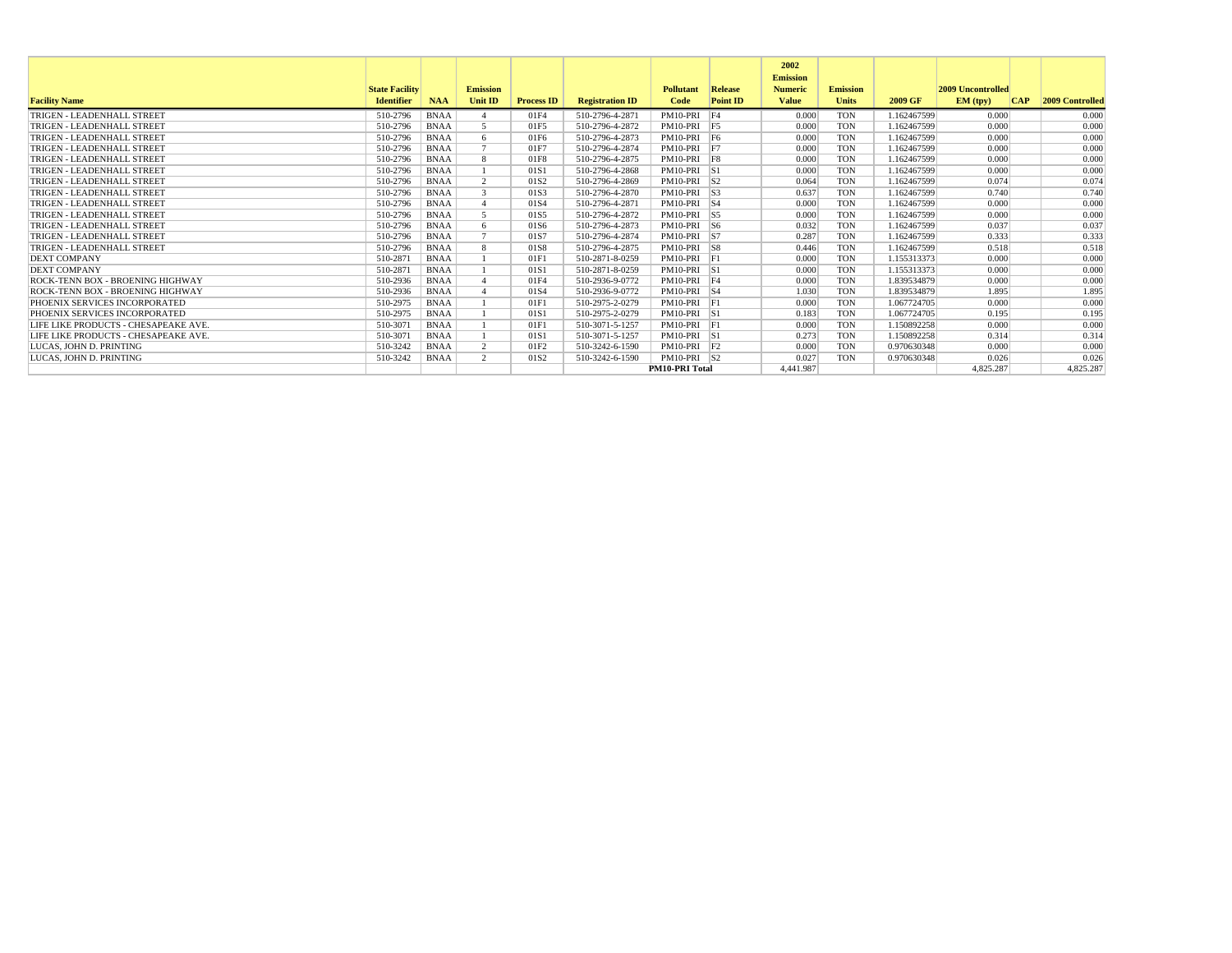| Facility Name | State Facility Identifier | NAA | Emission Unit ID | Process ID | Registration ID | Pollutant Code | Release Point ID | 2002 Emission Numeric Value | Emission Units | 2009 GF | 2009 Uncontrolled EM (tpy) | CAP | 2009 Controlled |
|---|---|---|---|---|---|---|---|---|---|---|---|---|---|
| TRIGEN - LEADENHALL STREET | 510-2796 | BNAA | 4 | 01F4 | 510-2796-4-2871 | PM10-PRI | F4 | 0.000 | TON | 1.162467599 | 0.000 | | 0.000 |
| TRIGEN - LEADENHALL STREET | 510-2796 | BNAA | 5 | 01F5 | 510-2796-4-2872 | PM10-PRI | F5 | 0.000 | TON | 1.162467599 | 0.000 | | 0.000 |
| TRIGEN - LEADENHALL STREET | 510-2796 | BNAA | 6 | 01F6 | 510-2796-4-2873 | PM10-PRI | F6 | 0.000 | TON | 1.162467599 | 0.000 | | 0.000 |
| TRIGEN - LEADENHALL STREET | 510-2796 | BNAA | 7 | 01F7 | 510-2796-4-2874 | PM10-PRI | F7 | 0.000 | TON | 1.162467599 | 0.000 | | 0.000 |
| TRIGEN - LEADENHALL STREET | 510-2796 | BNAA | 8 | 01F8 | 510-2796-4-2875 | PM10-PRI | F8 | 0.000 | TON | 1.162467599 | 0.000 | | 0.000 |
| TRIGEN - LEADENHALL STREET | 510-2796 | BNAA | 1 | 01S1 | 510-2796-4-2868 | PM10-PRI | S1 | 0.000 | TON | 1.162467599 | 0.000 | | 0.000 |
| TRIGEN - LEADENHALL STREET | 510-2796 | BNAA | 2 | 01S2 | 510-2796-4-2869 | PM10-PRI | S2 | 0.064 | TON | 1.162467599 | 0.074 | | 0.074 |
| TRIGEN - LEADENHALL STREET | 510-2796 | BNAA | 3 | 01S3 | 510-2796-4-2870 | PM10-PRI | S3 | 0.637 | TON | 1.162467599 | 0.740 | | 0.740 |
| TRIGEN - LEADENHALL STREET | 510-2796 | BNAA | 4 | 01S4 | 510-2796-4-2871 | PM10-PRI | S4 | 0.000 | TON | 1.162467599 | 0.000 | | 0.000 |
| TRIGEN - LEADENHALL STREET | 510-2796 | BNAA | 5 | 01S5 | 510-2796-4-2872 | PM10-PRI | S5 | 0.000 | TON | 1.162467599 | 0.000 | | 0.000 |
| TRIGEN - LEADENHALL STREET | 510-2796 | BNAA | 6 | 01S6 | 510-2796-4-2873 | PM10-PRI | S6 | 0.032 | TON | 1.162467599 | 0.037 | | 0.037 |
| TRIGEN - LEADENHALL STREET | 510-2796 | BNAA | 7 | 01S7 | 510-2796-4-2874 | PM10-PRI | S7 | 0.287 | TON | 1.162467599 | 0.333 | | 0.333 |
| TRIGEN - LEADENHALL STREET | 510-2796 | BNAA | 8 | 01S8 | 510-2796-4-2875 | PM10-PRI | S8 | 0.446 | TON | 1.162467599 | 0.518 | | 0.518 |
| DEXT COMPANY | 510-2871 | BNAA | 1 | 01F1 | 510-2871-8-0259 | PM10-PRI | F1 | 0.000 | TON | 1.155313373 | 0.000 | | 0.000 |
| DEXT COMPANY | 510-2871 | BNAA | 1 | 01S1 | 510-2871-8-0259 | PM10-PRI | S1 | 0.000 | TON | 1.155313373 | 0.000 | | 0.000 |
| ROCK-TENN BOX - BROENING HIGHWAY | 510-2936 | BNAA | 4 | 01F4 | 510-2936-9-0772 | PM10-PRI | F4 | 0.000 | TON | 1.839534879 | 0.000 | | 0.000 |
| ROCK-TENN BOX - BROENING HIGHWAY | 510-2936 | BNAA | 4 | 01S4 | 510-2936-9-0772 | PM10-PRI | S4 | 1.030 | TON | 1.839534879 | 1.895 | | 1.895 |
| PHOENIX SERVICES INCORPORATED | 510-2975 | BNAA | 1 | 01F1 | 510-2975-2-0279 | PM10-PRI | F1 | 0.000 | TON | 1.067724705 | 0.000 | | 0.000 |
| PHOENIX SERVICES INCORPORATED | 510-2975 | BNAA | 1 | 01S1 | 510-2975-2-0279 | PM10-PRI | S1 | 0.183 | TON | 1.067724705 | 0.195 | | 0.195 |
| LIFE LIKE PRODUCTS - CHESAPEAKE AVE. | 510-3071 | BNAA | 1 | 01F1 | 510-3071-5-1257 | PM10-PRI | F1 | 0.000 | TON | 1.150892258 | 0.000 | | 0.000 |
| LIFE LIKE PRODUCTS - CHESAPEAKE AVE. | 510-3071 | BNAA | 1 | 01S1 | 510-3071-5-1257 | PM10-PRI | S1 | 0.273 | TON | 1.150892258 | 0.314 | | 0.314 |
| LUCAS, JOHN D. PRINTING | 510-3242 | BNAA | 2 | 01F2 | 510-3242-6-1590 | PM10-PRI | F2 | 0.000 | TON | 0.970630348 | 0.000 | | 0.000 |
| LUCAS, JOHN D. PRINTING | 510-3242 | BNAA | 2 | 01S2 | 510-3242-6-1590 | PM10-PRI | S2 | 0.027 | TON | 0.970630348 | 0.026 | | 0.026 |
| | | | | | | PM10-PRI Total | | 4,441.987 | | | 4,825.287 | | 4,825.287 |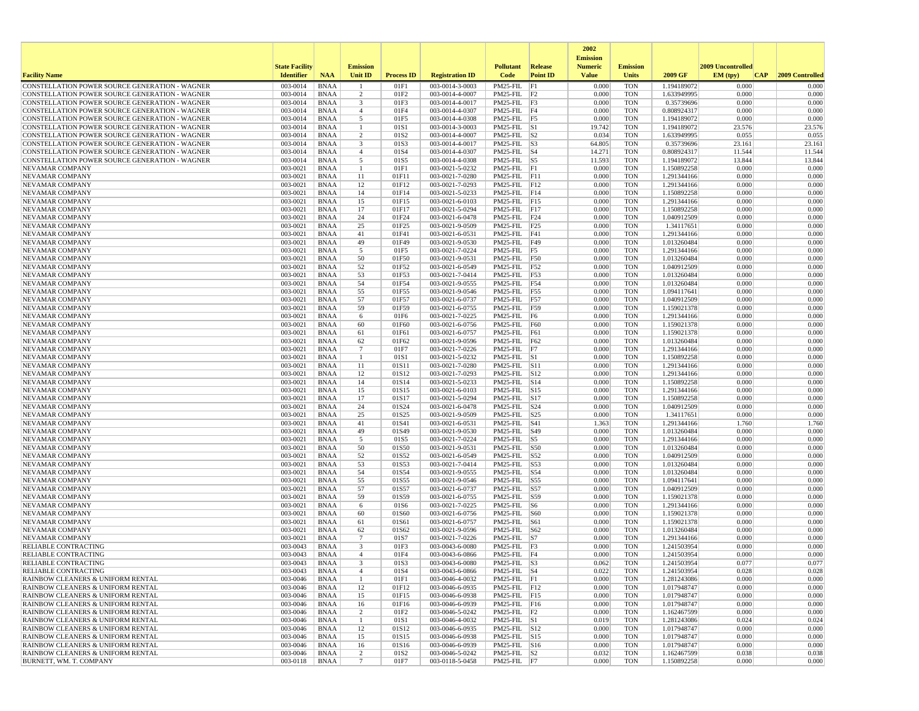| Facility Name | State Facility Identifier | NAA | Emission Unit ID | Process ID | Registration ID | Pollutant Code | Release Point ID | 2002 Emission Numeric Value | Emission Units | 2009 GF | 2009 Uncontrolled EM (tpy) | CAP | 2009 Controlled |
|---|---|---|---|---|---|---|---|---|---|---|---|---|---|
| CONSTELLATION POWER SOURCE GENERATION - WAGNER | 003-0014 | BNAA | 1 | 01F1 | 003-0014-3-0003 | PM25-FIL | F1 | 0.000 | TON | 1.194189072 | 0.000 | | 0.000 |
| CONSTELLATION POWER SOURCE GENERATION - WAGNER | 003-0014 | BNAA | 2 | 01F2 | 003-0014-4-0007 | PM25-FIL | F2 | 0.000 | TON | 1.633949995 | 0.000 | | 0.000 |
| CONSTELLATION POWER SOURCE GENERATION - WAGNER | 003-0014 | BNAA | 3 | 01F3 | 003-0014-4-0017 | PM25-FIL | F3 | 0.000 | TON | 0.35739696 | 0.000 | | 0.000 |
| CONSTELLATION POWER SOURCE GENERATION - WAGNER | 003-0014 | BNAA | 4 | 01F4 | 003-0014-4-0307 | PM25-FIL | F4 | 0.000 | TON | 0.808924317 | 0.000 | | 0.000 |
| CONSTELLATION POWER SOURCE GENERATION - WAGNER | 003-0014 | BNAA | 5 | 01F5 | 003-0014-4-0308 | PM25-FIL | F5 | 0.000 | TON | 1.194189072 | 0.000 | | 0.000 |
| CONSTELLATION POWER SOURCE GENERATION - WAGNER | 003-0014 | BNAA | 1 | 01S1 | 003-0014-3-0003 | PM25-FIL | S1 | 19.742 | TON | 1.194189072 | 23.576 | | 23.576 |
| CONSTELLATION POWER SOURCE GENERATION - WAGNER | 003-0014 | BNAA | 2 | 01S2 | 003-0014-4-0007 | PM25-FIL | S2 | 0.034 | TON | 1.633949995 | 0.055 | | 0.055 |
| CONSTELLATION POWER SOURCE GENERATION - WAGNER | 003-0014 | BNAA | 3 | 01S3 | 003-0014-4-0017 | PM25-FIL | S3 | 64.805 | TON | 0.35739696 | 23.161 | | 23.161 |
| CONSTELLATION POWER SOURCE GENERATION - WAGNER | 003-0014 | BNAA | 4 | 01S4 | 003-0014-4-0307 | PM25-FIL | S4 | 14.271 | TON | 0.808924317 | 11.544 | | 11.544 |
| CONSTELLATION POWER SOURCE GENERATION - WAGNER | 003-0014 | BNAA | 5 | 01S5 | 003-0014-4-0308 | PM25-FIL | S5 | 11.593 | TON | 1.194189072 | 13.844 | | 13.844 |
| NEVAMAR COMPANY | 003-0021 | BNAA | 1 | 01F1 | 003-0021-5-0232 | PM25-FIL | F1 | 0.000 | TON | 1.150892258 | 0.000 | | 0.000 |
| NEVAMAR COMPANY | 003-0021 | BNAA | 11 | 01F11 | 003-0021-7-0280 | PM25-FIL | F11 | 0.000 | TON | 1.291344166 | 0.000 | | 0.000 |
| NEVAMAR COMPANY | 003-0021 | BNAA | 12 | 01F12 | 003-0021-7-0293 | PM25-FIL | F12 | 0.000 | TON | 1.291344166 | 0.000 | | 0.000 |
| NEVAMAR COMPANY | 003-0021 | BNAA | 14 | 01F14 | 003-0021-5-0233 | PM25-FIL | F14 | 0.000 | TON | 1.150892258 | 0.000 | | 0.000 |
| NEVAMAR COMPANY | 003-0021 | BNAA | 15 | 01F15 | 003-0021-6-0103 | PM25-FIL | F15 | 0.000 | TON | 1.291344166 | 0.000 | | 0.000 |
| NEVAMAR COMPANY | 003-0021 | BNAA | 17 | 01F17 | 003-0021-5-0294 | PM25-FIL | F17 | 0.000 | TON | 1.150892258 | 0.000 | | 0.000 |
| NEVAMAR COMPANY | 003-0021 | BNAA | 24 | 01F24 | 003-0021-6-0478 | PM25-FIL | F24 | 0.000 | TON | 1.040912509 | 0.000 | | 0.000 |
| NEVAMAR COMPANY | 003-0021 | BNAA | 25 | 01F25 | 003-0021-9-0509 | PM25-FIL | F25 | 0.000 | TON | 1.34117651 | 0.000 | | 0.000 |
| NEVAMAR COMPANY | 003-0021 | BNAA | 41 | 01F41 | 003-0021-6-0531 | PM25-FIL | F41 | 0.000 | TON | 1.291344166 | 0.000 | | 0.000 |
| NEVAMAR COMPANY | 003-0021 | BNAA | 49 | 01F49 | 003-0021-9-0530 | PM25-FIL | F49 | 0.000 | TON | 1.013260484 | 0.000 | | 0.000 |
| NEVAMAR COMPANY | 003-0021 | BNAA | 5 | 01F5 | 003-0021-7-0224 | PM25-FIL | F5 | 0.000 | TON | 1.291344166 | 0.000 | | 0.000 |
| NEVAMAR COMPANY | 003-0021 | BNAA | 50 | 01F50 | 003-0021-9-0531 | PM25-FIL | F50 | 0.000 | TON | 1.013260484 | 0.000 | | 0.000 |
| NEVAMAR COMPANY | 003-0021 | BNAA | 52 | 01F52 | 003-0021-6-0549 | PM25-FIL | F52 | 0.000 | TON | 1.040912509 | 0.000 | | 0.000 |
| NEVAMAR COMPANY | 003-0021 | BNAA | 53 | 01F53 | 003-0021-7-0414 | PM25-FIL | F53 | 0.000 | TON | 1.013260484 | 0.000 | | 0.000 |
| NEVAMAR COMPANY | 003-0021 | BNAA | 54 | 01F54 | 003-0021-9-0555 | PM25-FIL | F54 | 0.000 | TON | 1.013260484 | 0.000 | | 0.000 |
| NEVAMAR COMPANY | 003-0021 | BNAA | 55 | 01F55 | 003-0021-9-0546 | PM25-FIL | F55 | 0.000 | TON | 1.094117641 | 0.000 | | 0.000 |
| NEVAMAR COMPANY | 003-0021 | BNAA | 57 | 01F57 | 003-0021-6-0737 | PM25-FIL | F57 | 0.000 | TON | 1.040912509 | 0.000 | | 0.000 |
| NEVAMAR COMPANY | 003-0021 | BNAA | 59 | 01F59 | 003-0021-6-0755 | PM25-FIL | F59 | 0.000 | TON | 1.159021378 | 0.000 | | 0.000 |
| NEVAMAR COMPANY | 003-0021 | BNAA | 6 | 01F6 | 003-0021-7-0225 | PM25-FIL | F6 | 0.000 | TON | 1.291344166 | 0.000 | | 0.000 |
| NEVAMAR COMPANY | 003-0021 | BNAA | 60 | 01F60 | 003-0021-6-0756 | PM25-FIL | F60 | 0.000 | TON | 1.159021378 | 0.000 | | 0.000 |
| NEVAMAR COMPANY | 003-0021 | BNAA | 61 | 01F61 | 003-0021-6-0757 | PM25-FIL | F61 | 0.000 | TON | 1.159021378 | 0.000 | | 0.000 |
| NEVAMAR COMPANY | 003-0021 | BNAA | 62 | 01F62 | 003-0021-9-0596 | PM25-FIL | F62 | 0.000 | TON | 1.013260484 | 0.000 | | 0.000 |
| NEVAMAR COMPANY | 003-0021 | BNAA | 7 | 01F7 | 003-0021-7-0226 | PM25-FIL | F7 | 0.000 | TON | 1.291344166 | 0.000 | | 0.000 |
| NEVAMAR COMPANY | 003-0021 | BNAA | 1 | 01S1 | 003-0021-5-0232 | PM25-FIL | S1 | 0.000 | TON | 1.150892258 | 0.000 | | 0.000 |
| NEVAMAR COMPANY | 003-0021 | BNAA | 11 | 01S11 | 003-0021-7-0280 | PM25-FIL | S11 | 0.000 | TON | 1.291344166 | 0.000 | | 0.000 |
| NEVAMAR COMPANY | 003-0021 | BNAA | 12 | 01S12 | 003-0021-7-0293 | PM25-FIL | S12 | 0.000 | TON | 1.291344166 | 0.000 | | 0.000 |
| NEVAMAR COMPANY | 003-0021 | BNAA | 14 | 01S14 | 003-0021-5-0233 | PM25-FIL | S14 | 0.000 | TON | 1.150892258 | 0.000 | | 0.000 |
| NEVAMAR COMPANY | 003-0021 | BNAA | 15 | 01S15 | 003-0021-6-0103 | PM25-FIL | S15 | 0.000 | TON | 1.291344166 | 0.000 | | 0.000 |
| NEVAMAR COMPANY | 003-0021 | BNAA | 17 | 01S17 | 003-0021-5-0294 | PM25-FIL | S17 | 0.000 | TON | 1.150892258 | 0.000 | | 0.000 |
| NEVAMAR COMPANY | 003-0021 | BNAA | 24 | 01S24 | 003-0021-6-0478 | PM25-FIL | S24 | 0.000 | TON | 1.040912509 | 0.000 | | 0.000 |
| NEVAMAR COMPANY | 003-0021 | BNAA | 25 | 01S25 | 003-0021-9-0509 | PM25-FIL | S25 | 0.000 | TON | 1.34117651 | 0.000 | | 0.000 |
| NEVAMAR COMPANY | 003-0021 | BNAA | 41 | 01S41 | 003-0021-6-0531 | PM25-FIL | S41 | 1.363 | TON | 1.291344166 | 1.760 | | 1.760 |
| NEVAMAR COMPANY | 003-0021 | BNAA | 49 | 01S49 | 003-0021-9-0530 | PM25-FIL | S49 | 0.000 | TON | 1.013260484 | 0.000 | | 0.000 |
| NEVAMAR COMPANY | 003-0021 | BNAA | 5 | 01S5 | 003-0021-7-0224 | PM25-FIL | S5 | 0.000 | TON | 1.291344166 | 0.000 | | 0.000 |
| NEVAMAR COMPANY | 003-0021 | BNAA | 50 | 01S50 | 003-0021-9-0531 | PM25-FIL | S50 | 0.000 | TON | 1.013260484 | 0.000 | | 0.000 |
| NEVAMAR COMPANY | 003-0021 | BNAA | 52 | 01S52 | 003-0021-6-0549 | PM25-FIL | S52 | 0.000 | TON | 1.040912509 | 0.000 | | 0.000 |
| NEVAMAR COMPANY | 003-0021 | BNAA | 53 | 01S53 | 003-0021-7-0414 | PM25-FIL | S53 | 0.000 | TON | 1.013260484 | 0.000 | | 0.000 |
| NEVAMAR COMPANY | 003-0021 | BNAA | 54 | 01S54 | 003-0021-9-0555 | PM25-FIL | S54 | 0.000 | TON | 1.013260484 | 0.000 | | 0.000 |
| NEVAMAR COMPANY | 003-0021 | BNAA | 55 | 01S55 | 003-0021-9-0546 | PM25-FIL | S55 | 0.000 | TON | 1.094117641 | 0.000 | | 0.000 |
| NEVAMAR COMPANY | 003-0021 | BNAA | 57 | 01S57 | 003-0021-6-0737 | PM25-FIL | S57 | 0.000 | TON | 1.040912509 | 0.000 | | 0.000 |
| NEVAMAR COMPANY | 003-0021 | BNAA | 59 | 01S59 | 003-0021-6-0755 | PM25-FIL | S59 | 0.000 | TON | 1.159021378 | 0.000 | | 0.000 |
| NEVAMAR COMPANY | 003-0021 | BNAA | 6 | 01S6 | 003-0021-7-0225 | PM25-FIL | S6 | 0.000 | TON | 1.291344166 | 0.000 | | 0.000 |
| NEVAMAR COMPANY | 003-0021 | BNAA | 60 | 01S60 | 003-0021-6-0756 | PM25-FIL | S60 | 0.000 | TON | 1.159021378 | 0.000 | | 0.000 |
| NEVAMAR COMPANY | 003-0021 | BNAA | 61 | 01S61 | 003-0021-6-0757 | PM25-FIL | S61 | 0.000 | TON | 1.159021378 | 0.000 | | 0.000 |
| NEVAMAR COMPANY | 003-0021 | BNAA | 62 | 01S62 | 003-0021-9-0596 | PM25-FIL | S62 | 0.000 | TON | 1.013260484 | 0.000 | | 0.000 |
| NEVAMAR COMPANY | 003-0021 | BNAA | 7 | 01S7 | 003-0021-7-0226 | PM25-FIL | S7 | 0.000 | TON | 1.291344166 | 0.000 | | 0.000 |
| RELIABLE CONTRACTING | 003-0043 | BNAA | 3 | 01F3 | 003-0043-6-0080 | PM25-FIL | F3 | 0.000 | TON | 1.241503954 | 0.000 | | 0.000 |
| RELIABLE CONTRACTING | 003-0043 | BNAA | 4 | 01F4 | 003-0043-6-0866 | PM25-FIL | F4 | 0.000 | TON | 1.241503954 | 0.000 | | 0.000 |
| RELIABLE CONTRACTING | 003-0043 | BNAA | 3 | 01S3 | 003-0043-6-0080 | PM25-FIL | S3 | 0.062 | TON | 1.241503954 | 0.077 | | 0.077 |
| RELIABLE CONTRACTING | 003-0043 | BNAA | 4 | 01S4 | 003-0043-6-0866 | PM25-FIL | S4 | 0.022 | TON | 1.241503954 | 0.028 | | 0.028 |
| RAINBOW CLEANERS & UNIFORM RENTAL | 003-0046 | BNAA | 1 | 01F1 | 003-0046-4-0032 | PM25-FIL | F1 | 0.000 | TON | 1.281243086 | 0.000 | | 0.000 |
| RAINBOW CLEANERS & UNIFORM RENTAL | 003-0046 | BNAA | 12 | 01F12 | 003-0046-6-0935 | PM25-FIL | F12 | 0.000 | TON | 1.017948747 | 0.000 | | 0.000 |
| RAINBOW CLEANERS & UNIFORM RENTAL | 003-0046 | BNAA | 15 | 01F15 | 003-0046-6-0938 | PM25-FIL | F15 | 0.000 | TON | 1.017948747 | 0.000 | | 0.000 |
| RAINBOW CLEANERS & UNIFORM RENTAL | 003-0046 | BNAA | 16 | 01F16 | 003-0046-6-0939 | PM25-FIL | F16 | 0.000 | TON | 1.017948747 | 0.000 | | 0.000 |
| RAINBOW CLEANERS & UNIFORM RENTAL | 003-0046 | BNAA | 2 | 01F2 | 003-0046-5-0242 | PM25-FIL | F2 | 0.000 | TON | 1.162467599 | 0.000 | | 0.000 |
| RAINBOW CLEANERS & UNIFORM RENTAL | 003-0046 | BNAA | 1 | 01S1 | 003-0046-4-0032 | PM25-FIL | S1 | 0.019 | TON | 1.281243086 | 0.024 | | 0.024 |
| RAINBOW CLEANERS & UNIFORM RENTAL | 003-0046 | BNAA | 12 | 01S12 | 003-0046-6-0935 | PM25-FIL | S12 | 0.000 | TON | 1.017948747 | 0.000 | | 0.000 |
| RAINBOW CLEANERS & UNIFORM RENTAL | 003-0046 | BNAA | 15 | 01S15 | 003-0046-6-0938 | PM25-FIL | S15 | 0.000 | TON | 1.017948747 | 0.000 | | 0.000 |
| RAINBOW CLEANERS & UNIFORM RENTAL | 003-0046 | BNAA | 16 | 01S16 | 003-0046-6-0939 | PM25-FIL | S16 | 0.000 | TON | 1.017948747 | 0.000 | | 0.000 |
| RAINBOW CLEANERS & UNIFORM RENTAL | 003-0046 | BNAA | 2 | 01S2 | 003-0046-5-0242 | PM25-FIL | S2 | 0.032 | TON | 1.162467599 | 0.038 | | 0.038 |
| BURNETT, WM. T. COMPANY | 003-0118 | BNAA | 7 | 01F7 | 003-0118-5-0458 | PM25-FIL | F7 | 0.000 | TON | 1.150892258 | 0.000 | | 0.000 |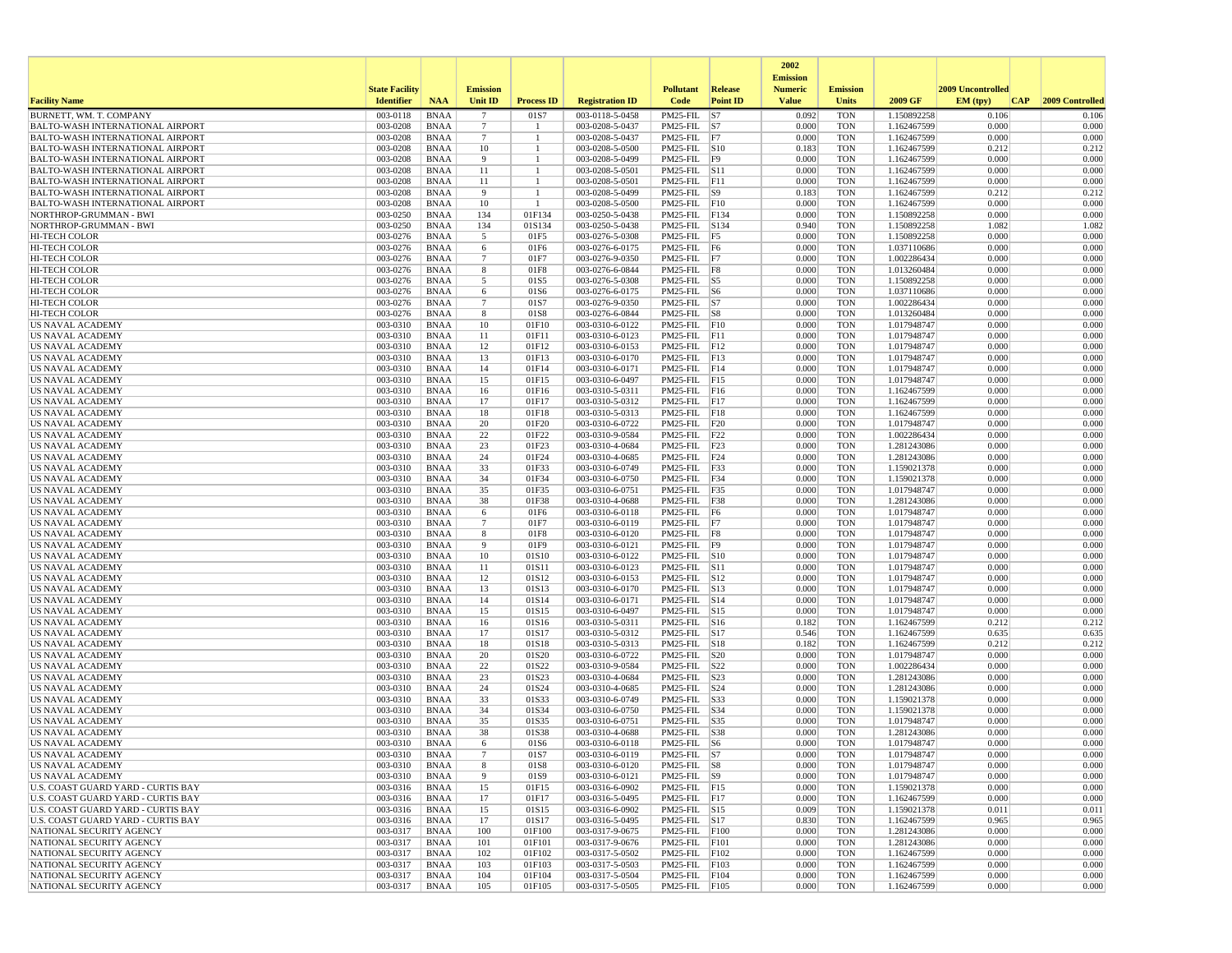| Facility Name | State Facility Identifier | NAA | Emission Unit ID | Process ID | Registration ID | Pollutant Code | Release Point ID | 2002 Emission Numeric Value | Emission Units | 2009 GF | 2009 Uncontrolled EM (tpy) | CAP | 2009 Controlled |
|---|---|---|---|---|---|---|---|---|---|---|---|---|---|
| BURNETT, WM. T. COMPANY | 003-0118 | BNAA | 7 | 01S7 | 003-0118-5-0458 | PM25-FIL | S7 | 0.092 | TON | 1.150892258 | 0.106 | | 0.106 |
| BALTO-WASH INTERNATIONAL AIRPORT | 003-0208 | BNAA | 7 | 1 | 003-0208-5-0437 | PM25-FIL | S7 | 0.000 | TON | 1.162467599 | 0.000 | | 0.000 |
| BALTO-WASH INTERNATIONAL AIRPORT | 003-0208 | BNAA | 7 | 1 | 003-0208-5-0437 | PM25-FIL | F7 | 0.000 | TON | 1.162467599 | 0.000 | | 0.000 |
| BALTO-WASH INTERNATIONAL AIRPORT | 003-0208 | BNAA | 10 | 1 | 003-0208-5-0500 | PM25-FIL | S10 | 0.183 | TON | 1.162467599 | 0.212 | | 0.212 |
| BALTO-WASH INTERNATIONAL AIRPORT | 003-0208 | BNAA | 9 | 1 | 003-0208-5-0499 | PM25-FIL | F9 | 0.000 | TON | 1.162467599 | 0.000 | | 0.000 |
| BALTO-WASH INTERNATIONAL AIRPORT | 003-0208 | BNAA | 11 | 1 | 003-0208-5-0501 | PM25-FIL | S11 | 0.000 | TON | 1.162467599 | 0.000 | | 0.000 |
| BALTO-WASH INTERNATIONAL AIRPORT | 003-0208 | BNAA | 11 | 1 | 003-0208-5-0501 | PM25-FIL | F11 | 0.000 | TON | 1.162467599 | 0.000 | | 0.000 |
| BALTO-WASH INTERNATIONAL AIRPORT | 003-0208 | BNAA | 9 | 1 | 003-0208-5-0499 | PM25-FIL | S9 | 0.183 | TON | 1.162467599 | 0.212 | | 0.212 |
| BALTO-WASH INTERNATIONAL AIRPORT | 003-0208 | BNAA | 10 | 1 | 003-0208-5-0500 | PM25-FIL | F10 | 0.000 | TON | 1.162467599 | 0.000 | | 0.000 |
| NORTHROP-GRUMMAN - BWI | 003-0250 | BNAA | 134 | 01F134 | 003-0250-5-0438 | PM25-FIL | F134 | 0.000 | TON | 1.150892258 | 0.000 | | 0.000 |
| NORTHROP-GRUMMAN - BWI | 003-0250 | BNAA | 134 | 01S134 | 003-0250-5-0438 | PM25-FIL | S134 | 0.940 | TON | 1.150892258 | 1.082 | | 1.082 |
| HI-TECH COLOR | 003-0276 | BNAA | 5 | 01F5 | 003-0276-5-0308 | PM25-FIL | F5 | 0.000 | TON | 1.150892258 | 0.000 | | 0.000 |
| HI-TECH COLOR | 003-0276 | BNAA | 6 | 01F6 | 003-0276-6-0175 | PM25-FIL | F6 | 0.000 | TON | 1.037110686 | 0.000 | | 0.000 |
| HI-TECH COLOR | 003-0276 | BNAA | 7 | 01F7 | 003-0276-9-0350 | PM25-FIL | F7 | 0.000 | TON | 1.002286434 | 0.000 | | 0.000 |
| HI-TECH COLOR | 003-0276 | BNAA | 8 | 01F8 | 003-0276-6-0844 | PM25-FIL | F8 | 0.000 | TON | 1.013260484 | 0.000 | | 0.000 |
| HI-TECH COLOR | 003-0276 | BNAA | 5 | 01S5 | 003-0276-5-0308 | PM25-FIL | S5 | 0.000 | TON | 1.150892258 | 0.000 | | 0.000 |
| HI-TECH COLOR | 003-0276 | BNAA | 6 | 01S6 | 003-0276-6-0175 | PM25-FIL | S6 | 0.000 | TON | 1.037110686 | 0.000 | | 0.000 |
| HI-TECH COLOR | 003-0276 | BNAA | 7 | 01S7 | 003-0276-9-0350 | PM25-FIL | S7 | 0.000 | TON | 1.002286434 | 0.000 | | 0.000 |
| HI-TECH COLOR | 003-0276 | BNAA | 8 | 01S8 | 003-0276-6-0844 | PM25-FIL | S8 | 0.000 | TON | 1.013260484 | 0.000 | | 0.000 |
| US NAVAL ACADEMY | 003-0310 | BNAA | 10 | 01F10 | 003-0310-6-0122 | PM25-FIL | F10 | 0.000 | TON | 1.017948747 | 0.000 | | 0.000 |
| US NAVAL ACADEMY | 003-0310 | BNAA | 11 | 01F11 | 003-0310-6-0123 | PM25-FIL | F11 | 0.000 | TON | 1.017948747 | 0.000 | | 0.000 |
| US NAVAL ACADEMY | 003-0310 | BNAA | 12 | 01F12 | 003-0310-6-0153 | PM25-FIL | F12 | 0.000 | TON | 1.017948747 | 0.000 | | 0.000 |
| US NAVAL ACADEMY | 003-0310 | BNAA | 13 | 01F13 | 003-0310-6-0170 | PM25-FIL | F13 | 0.000 | TON | 1.017948747 | 0.000 | | 0.000 |
| US NAVAL ACADEMY | 003-0310 | BNAA | 14 | 01F14 | 003-0310-6-0171 | PM25-FIL | F14 | 0.000 | TON | 1.017948747 | 0.000 | | 0.000 |
| US NAVAL ACADEMY | 003-0310 | BNAA | 15 | 01F15 | 003-0310-6-0497 | PM25-FIL | F15 | 0.000 | TON | 1.017948747 | 0.000 | | 0.000 |
| US NAVAL ACADEMY | 003-0310 | BNAA | 16 | 01F16 | 003-0310-5-0311 | PM25-FIL | F16 | 0.000 | TON | 1.162467599 | 0.000 | | 0.000 |
| US NAVAL ACADEMY | 003-0310 | BNAA | 17 | 01F17 | 003-0310-5-0312 | PM25-FIL | F17 | 0.000 | TON | 1.162467599 | 0.000 | | 0.000 |
| US NAVAL ACADEMY | 003-0310 | BNAA | 18 | 01F18 | 003-0310-5-0313 | PM25-FIL | F18 | 0.000 | TON | 1.162467599 | 0.000 | | 0.000 |
| US NAVAL ACADEMY | 003-0310 | BNAA | 20 | 01F20 | 003-0310-6-0722 | PM25-FIL | F20 | 0.000 | TON | 1.017948747 | 0.000 | | 0.000 |
| US NAVAL ACADEMY | 003-0310 | BNAA | 22 | 01F22 | 003-0310-9-0584 | PM25-FIL | F22 | 0.000 | TON | 1.002286434 | 0.000 | | 0.000 |
| US NAVAL ACADEMY | 003-0310 | BNAA | 23 | 01F23 | 003-0310-4-0684 | PM25-FIL | F23 | 0.000 | TON | 1.281243086 | 0.000 | | 0.000 |
| US NAVAL ACADEMY | 003-0310 | BNAA | 24 | 01F24 | 003-0310-4-0685 | PM25-FIL | F24 | 0.000 | TON | 1.281243086 | 0.000 | | 0.000 |
| US NAVAL ACADEMY | 003-0310 | BNAA | 33 | 01F33 | 003-0310-6-0749 | PM25-FIL | F33 | 0.000 | TON | 1.159021378 | 0.000 | | 0.000 |
| US NAVAL ACADEMY | 003-0310 | BNAA | 34 | 01F34 | 003-0310-6-0750 | PM25-FIL | F34 | 0.000 | TON | 1.159021378 | 0.000 | | 0.000 |
| US NAVAL ACADEMY | 003-0310 | BNAA | 35 | 01F35 | 003-0310-6-0751 | PM25-FIL | F35 | 0.000 | TON | 1.017948747 | 0.000 | | 0.000 |
| US NAVAL ACADEMY | 003-0310 | BNAA | 38 | 01F38 | 003-0310-4-0688 | PM25-FIL | F38 | 0.000 | TON | 1.281243086 | 0.000 | | 0.000 |
| US NAVAL ACADEMY | 003-0310 | BNAA | 6 | 01F6 | 003-0310-6-0118 | PM25-FIL | F6 | 0.000 | TON | 1.017948747 | 0.000 | | 0.000 |
| US NAVAL ACADEMY | 003-0310 | BNAA | 7 | 01F7 | 003-0310-6-0119 | PM25-FIL | F7 | 0.000 | TON | 1.017948747 | 0.000 | | 0.000 |
| US NAVAL ACADEMY | 003-0310 | BNAA | 8 | 01F8 | 003-0310-6-0120 | PM25-FIL | F8 | 0.000 | TON | 1.017948747 | 0.000 | | 0.000 |
| US NAVAL ACADEMY | 003-0310 | BNAA | 9 | 01F9 | 003-0310-6-0121 | PM25-FIL | F9 | 0.000 | TON | 1.017948747 | 0.000 | | 0.000 |
| US NAVAL ACADEMY | 003-0310 | BNAA | 10 | 01S10 | 003-0310-6-0122 | PM25-FIL | S10 | 0.000 | TON | 1.017948747 | 0.000 | | 0.000 |
| US NAVAL ACADEMY | 003-0310 | BNAA | 11 | 01S11 | 003-0310-6-0123 | PM25-FIL | S11 | 0.000 | TON | 1.017948747 | 0.000 | | 0.000 |
| US NAVAL ACADEMY | 003-0310 | BNAA | 12 | 01S12 | 003-0310-6-0153 | PM25-FIL | S12 | 0.000 | TON | 1.017948747 | 0.000 | | 0.000 |
| US NAVAL ACADEMY | 003-0310 | BNAA | 13 | 01S13 | 003-0310-6-0170 | PM25-FIL | S13 | 0.000 | TON | 1.017948747 | 0.000 | | 0.000 |
| US NAVAL ACADEMY | 003-0310 | BNAA | 14 | 01S14 | 003-0310-6-0171 | PM25-FIL | S14 | 0.000 | TON | 1.017948747 | 0.000 | | 0.000 |
| US NAVAL ACADEMY | 003-0310 | BNAA | 15 | 01S15 | 003-0310-6-0497 | PM25-FIL | S15 | 0.000 | TON | 1.017948747 | 0.000 | | 0.000 |
| US NAVAL ACADEMY | 003-0310 | BNAA | 16 | 01S16 | 003-0310-5-0311 | PM25-FIL | S16 | 0.182 | TON | 1.162467599 | 0.212 | | 0.212 |
| US NAVAL ACADEMY | 003-0310 | BNAA | 17 | 01S17 | 003-0310-5-0312 | PM25-FIL | S17 | 0.546 | TON | 1.162467599 | 0.635 | | 0.635 |
| US NAVAL ACADEMY | 003-0310 | BNAA | 18 | 01S18 | 003-0310-5-0313 | PM25-FIL | S18 | 0.182 | TON | 1.162467599 | 0.212 | | 0.212 |
| US NAVAL ACADEMY | 003-0310 | BNAA | 20 | 01S20 | 003-0310-6-0722 | PM25-FIL | S20 | 0.000 | TON | 1.017948747 | 0.000 | | 0.000 |
| US NAVAL ACADEMY | 003-0310 | BNAA | 22 | 01S22 | 003-0310-9-0584 | PM25-FIL | S22 | 0.000 | TON | 1.002286434 | 0.000 | | 0.000 |
| US NAVAL ACADEMY | 003-0310 | BNAA | 23 | 01S23 | 003-0310-4-0684 | PM25-FIL | S23 | 0.000 | TON | 1.281243086 | 0.000 | | 0.000 |
| US NAVAL ACADEMY | 003-0310 | BNAA | 24 | 01S24 | 003-0310-4-0685 | PM25-FIL | S24 | 0.000 | TON | 1.281243086 | 0.000 | | 0.000 |
| US NAVAL ACADEMY | 003-0310 | BNAA | 33 | 01S33 | 003-0310-6-0749 | PM25-FIL | S33 | 0.000 | TON | 1.159021378 | 0.000 | | 0.000 |
| US NAVAL ACADEMY | 003-0310 | BNAA | 34 | 01S34 | 003-0310-6-0750 | PM25-FIL | S34 | 0.000 | TON | 1.159021378 | 0.000 | | 0.000 |
| US NAVAL ACADEMY | 003-0310 | BNAA | 35 | 01S35 | 003-0310-6-0751 | PM25-FIL | S35 | 0.000 | TON | 1.017948747 | 0.000 | | 0.000 |
| US NAVAL ACADEMY | 003-0310 | BNAA | 38 | 01S38 | 003-0310-4-0688 | PM25-FIL | S38 | 0.000 | TON | 1.281243086 | 0.000 | | 0.000 |
| US NAVAL ACADEMY | 003-0310 | BNAA | 6 | 01S6 | 003-0310-6-0118 | PM25-FIL | S6 | 0.000 | TON | 1.017948747 | 0.000 | | 0.000 |
| US NAVAL ACADEMY | 003-0310 | BNAA | 7 | 01S7 | 003-0310-6-0119 | PM25-FIL | S7 | 0.000 | TON | 1.017948747 | 0.000 | | 0.000 |
| US NAVAL ACADEMY | 003-0310 | BNAA | 8 | 01S8 | 003-0310-6-0120 | PM25-FIL | S8 | 0.000 | TON | 1.017948747 | 0.000 | | 0.000 |
| US NAVAL ACADEMY | 003-0310 | BNAA | 9 | 01S9 | 003-0310-6-0121 | PM25-FIL | S9 | 0.000 | TON | 1.017948747 | 0.000 | | 0.000 |
| U.S. COAST GUARD YARD - CURTIS BAY | 003-0316 | BNAA | 15 | 01F15 | 003-0316-6-0902 | PM25-FIL | F15 | 0.000 | TON | 1.159021378 | 0.000 | | 0.000 |
| U.S. COAST GUARD YARD - CURTIS BAY | 003-0316 | BNAA | 17 | 01F17 | 003-0316-5-0495 | PM25-FIL | F17 | 0.000 | TON | 1.162467599 | 0.000 | | 0.000 |
| U.S. COAST GUARD YARD - CURTIS BAY | 003-0316 | BNAA | 15 | 01S15 | 003-0316-6-0902 | PM25-FIL | S15 | 0.009 | TON | 1.159021378 | 0.011 | | 0.011 |
| U.S. COAST GUARD YARD - CURTIS BAY | 003-0316 | BNAA | 17 | 01S17 | 003-0316-5-0495 | PM25-FIL | S17 | 0.830 | TON | 1.162467599 | 0.965 | | 0.965 |
| NATIONAL SECURITY AGENCY | 003-0317 | BNAA | 100 | 01F100 | 003-0317-9-0675 | PM25-FIL | F100 | 0.000 | TON | 1.281243086 | 0.000 | | 0.000 |
| NATIONAL SECURITY AGENCY | 003-0317 | BNAA | 101 | 01F101 | 003-0317-9-0676 | PM25-FIL | F101 | 0.000 | TON | 1.281243086 | 0.000 | | 0.000 |
| NATIONAL SECURITY AGENCY | 003-0317 | BNAA | 102 | 01F102 | 003-0317-5-0502 | PM25-FIL | F102 | 0.000 | TON | 1.162467599 | 0.000 | | 0.000 |
| NATIONAL SECURITY AGENCY | 003-0317 | BNAA | 103 | 01F103 | 003-0317-5-0503 | PM25-FIL | F103 | 0.000 | TON | 1.162467599 | 0.000 | | 0.000 |
| NATIONAL SECURITY AGENCY | 003-0317 | BNAA | 104 | 01F104 | 003-0317-5-0504 | PM25-FIL | F104 | 0.000 | TON | 1.162467599 | 0.000 | | 0.000 |
| NATIONAL SECURITY AGENCY | 003-0317 | BNAA | 105 | 01F105 | 003-0317-5-0505 | PM25-FIL | F105 | 0.000 | TON | 1.162467599 | 0.000 | | 0.000 |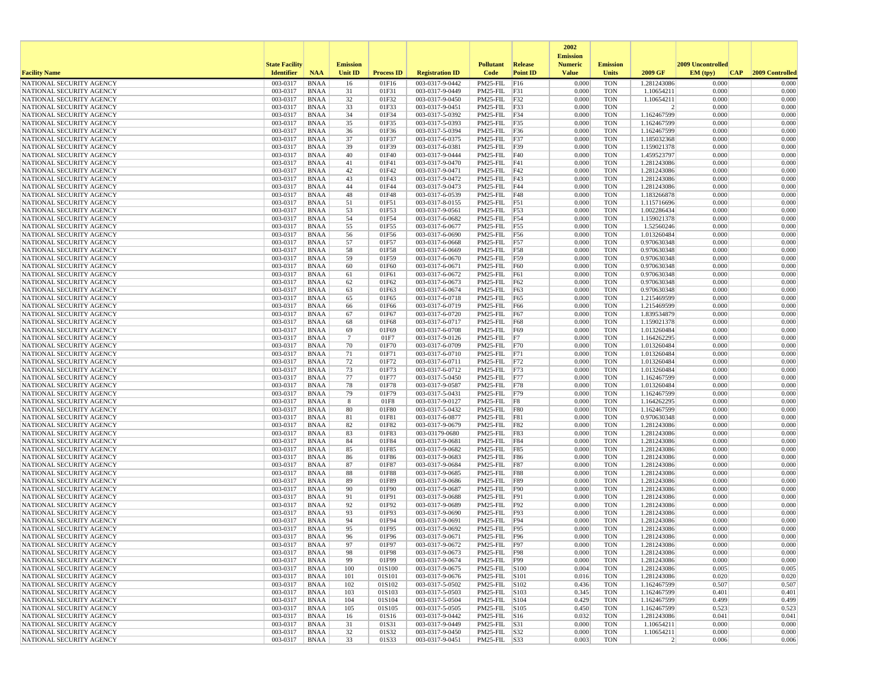| Facility Name | State Facility Identifier | NAA | Emission Unit ID | Process ID | Registration ID | Pollutant Code | Release Point ID | 2002 Emission Numeric Value | Emission Units | 2009 GF | 2009 Uncontrolled EM (tpy) | CAP | 2009 Controlled |
|---|---|---|---|---|---|---|---|---|---|---|---|---|---|
| NATIONAL SECURITY AGENCY | 003-0317 | BNAA | 16 | 01F16 | 003-0317-9-0442 | PM25-FIL | F16 | 0.000 | TON | 1.281243086 | 0.000 | | 0.000 |
| NATIONAL SECURITY AGENCY | 003-0317 | BNAA | 31 | 01F31 | 003-0317-9-0449 | PM25-FIL | F31 | 0.000 | TON | 1.10654211 | 0.000 | | 0.000 |
| NATIONAL SECURITY AGENCY | 003-0317 | BNAA | 32 | 01F32 | 003-0317-9-0450 | PM25-FIL | F32 | 0.000 | TON | 1.10654211 | 0.000 | | 0.000 |
| NATIONAL SECURITY AGENCY | 003-0317 | BNAA | 33 | 01F33 | 003-0317-9-0451 | PM25-FIL | F33 | 0.000 | TON | 2 | 0.000 | | 0.000 |
| NATIONAL SECURITY AGENCY | 003-0317 | BNAA | 34 | 01F34 | 003-0317-5-0392 | PM25-FIL | F34 | 0.000 | TON | 1.162467599 | 0.000 | | 0.000 |
| NATIONAL SECURITY AGENCY | 003-0317 | BNAA | 35 | 01F35 | 003-0317-5-0393 | PM25-FIL | F35 | 0.000 | TON | 1.162467599 | 0.000 | | 0.000 |
| NATIONAL SECURITY AGENCY | 003-0317 | BNAA | 36 | 01F36 | 003-0317-5-0394 | PM25-FIL | F36 | 0.000 | TON | 1.162467599 | 0.000 | | 0.000 |
| NATIONAL SECURITY AGENCY | 003-0317 | BNAA | 37 | 01F37 | 003-0317-6-0375 | PM25-FIL | F37 | 0.000 | TON | 1.185032368 | 0.000 | | 0.000 |
| NATIONAL SECURITY AGENCY | 003-0317 | BNAA | 39 | 01F39 | 003-0317-6-0381 | PM25-FIL | F39 | 0.000 | TON | 1.159021378 | 0.000 | | 0.000 |
| NATIONAL SECURITY AGENCY | 003-0317 | BNAA | 40 | 01F40 | 003-0317-9-0444 | PM25-FIL | F40 | 0.000 | TON | 1.459523797 | 0.000 | | 0.000 |
| NATIONAL SECURITY AGENCY | 003-0317 | BNAA | 41 | 01F41 | 003-0317-9-0470 | PM25-FIL | F41 | 0.000 | TON | 1.281243086 | 0.000 | | 0.000 |
| NATIONAL SECURITY AGENCY | 003-0317 | BNAA | 42 | 01F42 | 003-0317-9-0471 | PM25-FIL | F42 | 0.000 | TON | 1.281243086 | 0.000 | | 0.000 |
| NATIONAL SECURITY AGENCY | 003-0317 | BNAA | 43 | 01F43 | 003-0317-9-0472 | PM25-FIL | F43 | 0.000 | TON | 1.281243086 | 0.000 | | 0.000 |
| NATIONAL SECURITY AGENCY | 003-0317 | BNAA | 44 | 01F44 | 003-0317-9-0473 | PM25-FIL | F44 | 0.000 | TON | 1.281243086 | 0.000 | | 0.000 |
| NATIONAL SECURITY AGENCY | 003-0317 | BNAA | 48 | 01F48 | 003-0317-6-0539 | PM25-FIL | F48 | 0.000 | TON | 1.183266878 | 0.000 | | 0.000 |
| NATIONAL SECURITY AGENCY | 003-0317 | BNAA | 51 | 01F51 | 003-0317-8-0155 | PM25-FIL | F51 | 0.000 | TON | 1.115716696 | 0.000 | | 0.000 |
| NATIONAL SECURITY AGENCY | 003-0317 | BNAA | 53 | 01F53 | 003-0317-9-0561 | PM25-FIL | F53 | 0.000 | TON | 1.002286434 | 0.000 | | 0.000 |
| NATIONAL SECURITY AGENCY | 003-0317 | BNAA | 54 | 01F54 | 003-0317-6-0682 | PM25-FIL | F54 | 0.000 | TON | 1.159021378 | 0.000 | | 0.000 |
| NATIONAL SECURITY AGENCY | 003-0317 | BNAA | 55 | 01F55 | 003-0317-6-0677 | PM25-FIL | F55 | 0.000 | TON | 1.52560246 | 0.000 | | 0.000 |
| NATIONAL SECURITY AGENCY | 003-0317 | BNAA | 56 | 01F56 | 003-0317-6-0690 | PM25-FIL | F56 | 0.000 | TON | 1.013260484 | 0.000 | | 0.000 |
| NATIONAL SECURITY AGENCY | 003-0317 | BNAA | 57 | 01F57 | 003-0317-6-0668 | PM25-FIL | F57 | 0.000 | TON | 0.970630348 | 0.000 | | 0.000 |
| NATIONAL SECURITY AGENCY | 003-0317 | BNAA | 58 | 01F58 | 003-0317-6-0669 | PM25-FIL | F58 | 0.000 | TON | 0.970630348 | 0.000 | | 0.000 |
| NATIONAL SECURITY AGENCY | 003-0317 | BNAA | 59 | 01F59 | 003-0317-6-0670 | PM25-FIL | F59 | 0.000 | TON | 0.970630348 | 0.000 | | 0.000 |
| NATIONAL SECURITY AGENCY | 003-0317 | BNAA | 60 | 01F60 | 003-0317-6-0671 | PM25-FIL | F60 | 0.000 | TON | 0.970630348 | 0.000 | | 0.000 |
| NATIONAL SECURITY AGENCY | 003-0317 | BNAA | 61 | 01F61 | 003-0317-6-0672 | PM25-FIL | F61 | 0.000 | TON | 0.970630348 | 0.000 | | 0.000 |
| NATIONAL SECURITY AGENCY | 003-0317 | BNAA | 62 | 01F62 | 003-0317-6-0673 | PM25-FIL | F62 | 0.000 | TON | 0.970630348 | 0.000 | | 0.000 |
| NATIONAL SECURITY AGENCY | 003-0317 | BNAA | 63 | 01F63 | 003-0317-6-0674 | PM25-FIL | F63 | 0.000 | TON | 0.970630348 | 0.000 | | 0.000 |
| NATIONAL SECURITY AGENCY | 003-0317 | BNAA | 65 | 01F65 | 003-0317-6-0718 | PM25-FIL | F65 | 0.000 | TON | 1.215469599 | 0.000 | | 0.000 |
| NATIONAL SECURITY AGENCY | 003-0317 | BNAA | 66 | 01F66 | 003-0317-6-0719 | PM25-FIL | F66 | 0.000 | TON | 1.215469599 | 0.000 | | 0.000 |
| NATIONAL SECURITY AGENCY | 003-0317 | BNAA | 67 | 01F67 | 003-0317-6-0720 | PM25-FIL | F67 | 0.000 | TON | 1.839534879 | 0.000 | | 0.000 |
| NATIONAL SECURITY AGENCY | 003-0317 | BNAA | 68 | 01F68 | 003-0317-6-0717 | PM25-FIL | F68 | 0.000 | TON | 1.159021378 | 0.000 | | 0.000 |
| NATIONAL SECURITY AGENCY | 003-0317 | BNAA | 69 | 01F69 | 003-0317-6-0708 | PM25-FIL | F69 | 0.000 | TON | 1.013260484 | 0.000 | | 0.000 |
| NATIONAL SECURITY AGENCY | 003-0317 | BNAA | 7 | 01F7 | 003-0317-9-0126 | PM25-FIL | F7 | 0.000 | TON | 1.164262295 | 0.000 | | 0.000 |
| NATIONAL SECURITY AGENCY | 003-0317 | BNAA | 70 | 01F70 | 003-0317-6-0709 | PM25-FIL | F70 | 0.000 | TON | 1.013260484 | 0.000 | | 0.000 |
| NATIONAL SECURITY AGENCY | 003-0317 | BNAA | 71 | 01F71 | 003-0317-6-0710 | PM25-FIL | F71 | 0.000 | TON | 1.013260484 | 0.000 | | 0.000 |
| NATIONAL SECURITY AGENCY | 003-0317 | BNAA | 72 | 01F72 | 003-0317-6-0711 | PM25-FIL | F72 | 0.000 | TON | 1.013260484 | 0.000 | | 0.000 |
| NATIONAL SECURITY AGENCY | 003-0317 | BNAA | 73 | 01F73 | 003-0317-6-0712 | PM25-FIL | F73 | 0.000 | TON | 1.013260484 | 0.000 | | 0.000 |
| NATIONAL SECURITY AGENCY | 003-0317 | BNAA | 77 | 01F77 | 003-0317-5-0450 | PM25-FIL | F77 | 0.000 | TON | 1.162467599 | 0.000 | | 0.000 |
| NATIONAL SECURITY AGENCY | 003-0317 | BNAA | 78 | 01F78 | 003-0317-9-0587 | PM25-FIL | F78 | 0.000 | TON | 1.013260484 | 0.000 | | 0.000 |
| NATIONAL SECURITY AGENCY | 003-0317 | BNAA | 79 | 01F79 | 003-0317-5-0431 | PM25-FIL | F79 | 0.000 | TON | 1.162467599 | 0.000 | | 0.000 |
| NATIONAL SECURITY AGENCY | 003-0317 | BNAA | 8 | 01F8 | 003-0317-9-0127 | PM25-FIL | F8 | 0.000 | TON | 1.164262295 | 0.000 | | 0.000 |
| NATIONAL SECURITY AGENCY | 003-0317 | BNAA | 80 | 01F80 | 003-0317-5-0432 | PM25-FIL | F80 | 0.000 | TON | 1.162467599 | 0.000 | | 0.000 |
| NATIONAL SECURITY AGENCY | 003-0317 | BNAA | 81 | 01F81 | 003-0317-6-0877 | PM25-FIL | F81 | 0.000 | TON | 0.970630348 | 0.000 | | 0.000 |
| NATIONAL SECURITY AGENCY | 003-0317 | BNAA | 82 | 01F82 | 003-0317-9-0679 | PM25-FIL | F82 | 0.000 | TON | 1.281243086 | 0.000 | | 0.000 |
| NATIONAL SECURITY AGENCY | 003-0317 | BNAA | 83 | 01F83 | 003-03179-0680 | PM25-FIL | F83 | 0.000 | TON | 1.281243086 | 0.000 | | 0.000 |
| NATIONAL SECURITY AGENCY | 003-0317 | BNAA | 84 | 01F84 | 003-0317-9-0681 | PM25-FIL | F84 | 0.000 | TON | 1.281243086 | 0.000 | | 0.000 |
| NATIONAL SECURITY AGENCY | 003-0317 | BNAA | 85 | 01F85 | 003-0317-9-0682 | PM25-FIL | F85 | 0.000 | TON | 1.281243086 | 0.000 | | 0.000 |
| NATIONAL SECURITY AGENCY | 003-0317 | BNAA | 86 | 01F86 | 003-0317-9-0683 | PM25-FIL | F86 | 0.000 | TON | 1.281243086 | 0.000 | | 0.000 |
| NATIONAL SECURITY AGENCY | 003-0317 | BNAA | 87 | 01F87 | 003-0317-9-0684 | PM25-FIL | F87 | 0.000 | TON | 1.281243086 | 0.000 | | 0.000 |
| NATIONAL SECURITY AGENCY | 003-0317 | BNAA | 88 | 01F88 | 003-0317-9-0685 | PM25-FIL | F88 | 0.000 | TON | 1.281243086 | 0.000 | | 0.000 |
| NATIONAL SECURITY AGENCY | 003-0317 | BNAA | 89 | 01F89 | 003-0317-9-0686 | PM25-FIL | F89 | 0.000 | TON | 1.281243086 | 0.000 | | 0.000 |
| NATIONAL SECURITY AGENCY | 003-0317 | BNAA | 90 | 01F90 | 003-0317-9-0687 | PM25-FIL | F90 | 0.000 | TON | 1.281243086 | 0.000 | | 0.000 |
| NATIONAL SECURITY AGENCY | 003-0317 | BNAA | 91 | 01F91 | 003-0317-9-0688 | PM25-FIL | F91 | 0.000 | TON | 1.281243086 | 0.000 | | 0.000 |
| NATIONAL SECURITY AGENCY | 003-0317 | BNAA | 92 | 01F92 | 003-0317-9-0689 | PM25-FIL | F92 | 0.000 | TON | 1.281243086 | 0.000 | | 0.000 |
| NATIONAL SECURITY AGENCY | 003-0317 | BNAA | 93 | 01F93 | 003-0317-9-0690 | PM25-FIL | F93 | 0.000 | TON | 1.281243086 | 0.000 | | 0.000 |
| NATIONAL SECURITY AGENCY | 003-0317 | BNAA | 94 | 01F94 | 003-0317-9-0691 | PM25-FIL | F94 | 0.000 | TON | 1.281243086 | 0.000 | | 0.000 |
| NATIONAL SECURITY AGENCY | 003-0317 | BNAA | 95 | 01F95 | 003-0317-9-0692 | PM25-FIL | F95 | 0.000 | TON | 1.281243086 | 0.000 | | 0.000 |
| NATIONAL SECURITY AGENCY | 003-0317 | BNAA | 96 | 01F96 | 003-0317-9-0671 | PM25-FIL | F96 | 0.000 | TON | 1.281243086 | 0.000 | | 0.000 |
| NATIONAL SECURITY AGENCY | 003-0317 | BNAA | 97 | 01F97 | 003-0317-9-0672 | PM25-FIL | F97 | 0.000 | TON | 1.281243086 | 0.000 | | 0.000 |
| NATIONAL SECURITY AGENCY | 003-0317 | BNAA | 98 | 01F98 | 003-0317-9-0673 | PM25-FIL | F98 | 0.000 | TON | 1.281243086 | 0.000 | | 0.000 |
| NATIONAL SECURITY AGENCY | 003-0317 | BNAA | 99 | 01F99 | 003-0317-9-0674 | PM25-FIL | F99 | 0.000 | TON | 1.281243086 | 0.000 | | 0.000 |
| NATIONAL SECURITY AGENCY | 003-0317 | BNAA | 100 | 01S100 | 003-0317-9-0675 | PM25-FIL | S100 | 0.004 | TON | 1.281243086 | 0.005 | | 0.005 |
| NATIONAL SECURITY AGENCY | 003-0317 | BNAA | 101 | 01S101 | 003-0317-9-0676 | PM25-FIL | S101 | 0.016 | TON | 1.281243086 | 0.020 | | 0.020 |
| NATIONAL SECURITY AGENCY | 003-0317 | BNAA | 102 | 01S102 | 003-0317-5-0502 | PM25-FIL | S102 | 0.436 | TON | 1.162467599 | 0.507 | | 0.507 |
| NATIONAL SECURITY AGENCY | 003-0317 | BNAA | 103 | 01S103 | 003-0317-5-0503 | PM25-FIL | S103 | 0.345 | TON | 1.162467599 | 0.401 | | 0.401 |
| NATIONAL SECURITY AGENCY | 003-0317 | BNAA | 104 | 01S104 | 003-0317-5-0504 | PM25-FIL | S104 | 0.429 | TON | 1.162467599 | 0.499 | | 0.499 |
| NATIONAL SECURITY AGENCY | 003-0317 | BNAA | 105 | 01S105 | 003-0317-5-0505 | PM25-FIL | S105 | 0.450 | TON | 1.162467599 | 0.523 | | 0.523 |
| NATIONAL SECURITY AGENCY | 003-0317 | BNAA | 16 | 01S16 | 003-0317-9-0442 | PM25-FIL | S16 | 0.032 | TON | 1.281243086 | 0.041 | | 0.041 |
| NATIONAL SECURITY AGENCY | 003-0317 | BNAA | 31 | 01S31 | 003-0317-9-0449 | PM25-FIL | S31 | 0.000 | TON | 1.10654211 | 0.000 | | 0.000 |
| NATIONAL SECURITY AGENCY | 003-0317 | BNAA | 32 | 01S32 | 003-0317-9-0450 | PM25-FIL | S32 | 0.000 | TON | 1.10654211 | 0.000 | | 0.000 |
| NATIONAL SECURITY AGENCY | 003-0317 | BNAA | 33 | 01S33 | 003-0317-9-0451 | PM25-FIL | S33 | 0.003 | TON | 2 | 0.006 | | 0.006 |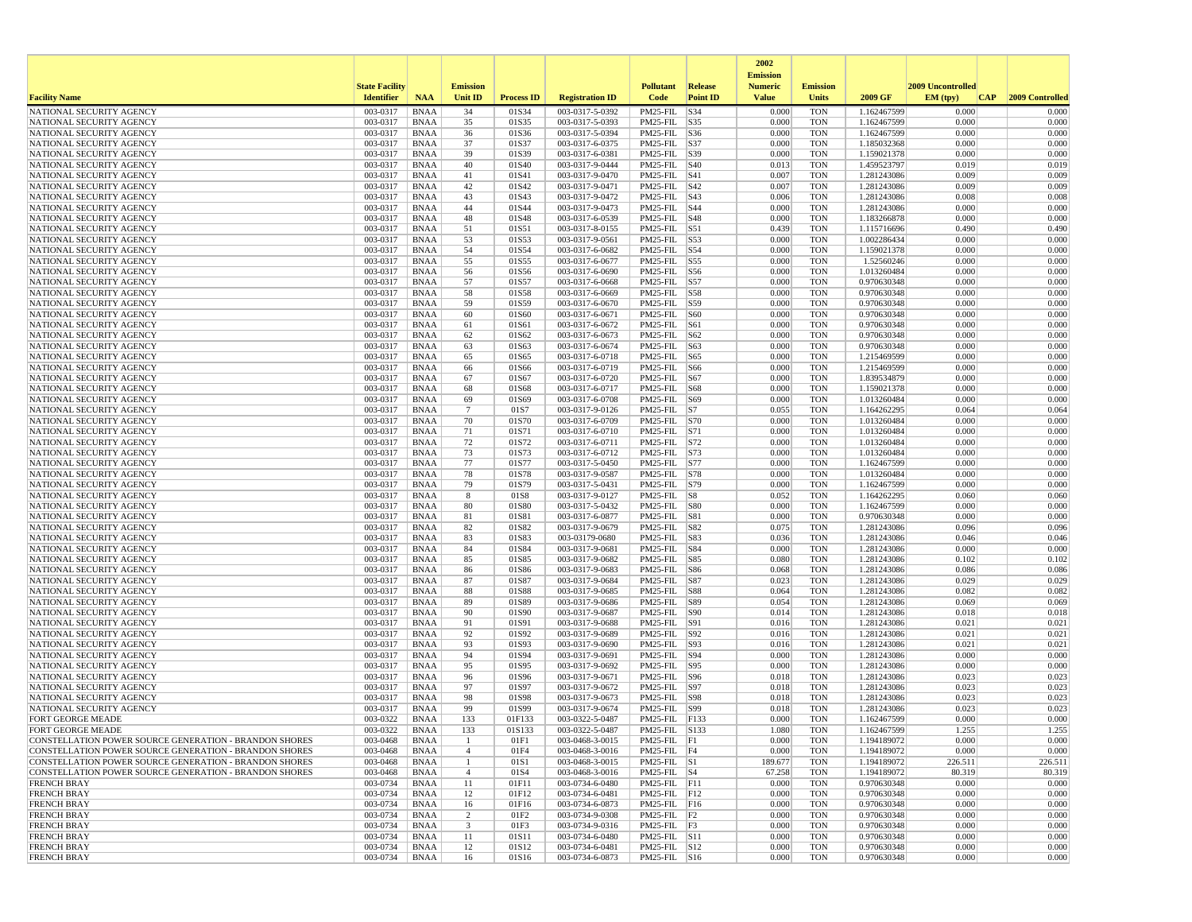| Facility Name | State Facility Identifier | NAA | Emission Unit ID | Process ID | Registration ID | Pollutant Code | Release Point ID | 2002 Emission Numeric Value | Emission Units | 2009 GF | 2009 Uncontrolled EM (tpy) | CAP | 2009 Controlled |
|---|---|---|---|---|---|---|---|---|---|---|---|---|---|
| NATIONAL SECURITY AGENCY | 003-0317 | BNAA | 34 | 01S34 | 003-0317-5-0392 | PM25-FIL | S34 | 0.000 | TON | 1.162467599 | 0.000 | | 0.000 |
| NATIONAL SECURITY AGENCY | 003-0317 | BNAA | 35 | 01S35 | 003-0317-5-0393 | PM25-FIL | S35 | 0.000 | TON | 1.162467599 | 0.000 | | 0.000 |
| NATIONAL SECURITY AGENCY | 003-0317 | BNAA | 36 | 01S36 | 003-0317-5-0394 | PM25-FIL | S36 | 0.000 | TON | 1.162467599 | 0.000 | | 0.000 |
| NATIONAL SECURITY AGENCY | 003-0317 | BNAA | 37 | 01S37 | 003-0317-6-0375 | PM25-FIL | S37 | 0.000 | TON | 1.185032368 | 0.000 | | 0.000 |
| NATIONAL SECURITY AGENCY | 003-0317 | BNAA | 39 | 01S39 | 003-0317-6-0381 | PM25-FIL | S39 | 0.000 | TON | 1.159021378 | 0.000 | | 0.000 |
| NATIONAL SECURITY AGENCY | 003-0317 | BNAA | 40 | 01S40 | 003-0317-9-0444 | PM25-FIL | S40 | 0.013 | TON | 1.459523797 | 0.019 | | 0.019 |
| NATIONAL SECURITY AGENCY | 003-0317 | BNAA | 41 | 01S41 | 003-0317-9-0470 | PM25-FIL | S41 | 0.007 | TON | 1.281243086 | 0.009 | | 0.009 |
| NATIONAL SECURITY AGENCY | 003-0317 | BNAA | 42 | 01S42 | 003-0317-9-0471 | PM25-FIL | S42 | 0.007 | TON | 1.281243086 | 0.009 | | 0.009 |
| NATIONAL SECURITY AGENCY | 003-0317 | BNAA | 43 | 01S43 | 003-0317-9-0472 | PM25-FIL | S43 | 0.006 | TON | 1.281243086 | 0.008 | | 0.008 |
| NATIONAL SECURITY AGENCY | 003-0317 | BNAA | 44 | 01S44 | 003-0317-9-0473 | PM25-FIL | S44 | 0.000 | TON | 1.281243086 | 0.000 | | 0.000 |
| NATIONAL SECURITY AGENCY | 003-0317 | BNAA | 48 | 01S48 | 003-0317-6-0539 | PM25-FIL | S48 | 0.000 | TON | 1.183266878 | 0.000 | | 0.000 |
| NATIONAL SECURITY AGENCY | 003-0317 | BNAA | 51 | 01S51 | 003-0317-8-0155 | PM25-FIL | S51 | 0.439 | TON | 1.115716696 | 0.490 | | 0.490 |
| NATIONAL SECURITY AGENCY | 003-0317 | BNAA | 53 | 01S53 | 003-0317-9-0561 | PM25-FIL | S53 | 0.000 | TON | 1.002286434 | 0.000 | | 0.000 |
| NATIONAL SECURITY AGENCY | 003-0317 | BNAA | 54 | 01S54 | 003-0317-6-0682 | PM25-FIL | S54 | 0.000 | TON | 1.159021378 | 0.000 | | 0.000 |
| NATIONAL SECURITY AGENCY | 003-0317 | BNAA | 55 | 01S55 | 003-0317-6-0677 | PM25-FIL | S55 | 0.000 | TON | 1.52560246 | 0.000 | | 0.000 |
| NATIONAL SECURITY AGENCY | 003-0317 | BNAA | 56 | 01S56 | 003-0317-6-0690 | PM25-FIL | S56 | 0.000 | TON | 1.013260484 | 0.000 | | 0.000 |
| NATIONAL SECURITY AGENCY | 003-0317 | BNAA | 57 | 01S57 | 003-0317-6-0668 | PM25-FIL | S57 | 0.000 | TON | 0.970630348 | 0.000 | | 0.000 |
| NATIONAL SECURITY AGENCY | 003-0317 | BNAA | 58 | 01S58 | 003-0317-6-0669 | PM25-FIL | S58 | 0.000 | TON | 0.970630348 | 0.000 | | 0.000 |
| NATIONAL SECURITY AGENCY | 003-0317 | BNAA | 59 | 01S59 | 003-0317-6-0670 | PM25-FIL | S59 | 0.000 | TON | 0.970630348 | 0.000 | | 0.000 |
| NATIONAL SECURITY AGENCY | 003-0317 | BNAA | 60 | 01S60 | 003-0317-6-0671 | PM25-FIL | S60 | 0.000 | TON | 0.970630348 | 0.000 | | 0.000 |
| NATIONAL SECURITY AGENCY | 003-0317 | BNAA | 61 | 01S61 | 003-0317-6-0672 | PM25-FIL | S61 | 0.000 | TON | 0.970630348 | 0.000 | | 0.000 |
| NATIONAL SECURITY AGENCY | 003-0317 | BNAA | 62 | 01S62 | 003-0317-6-0673 | PM25-FIL | S62 | 0.000 | TON | 0.970630348 | 0.000 | | 0.000 |
| NATIONAL SECURITY AGENCY | 003-0317 | BNAA | 63 | 01S63 | 003-0317-6-0674 | PM25-FIL | S63 | 0.000 | TON | 0.970630348 | 0.000 | | 0.000 |
| NATIONAL SECURITY AGENCY | 003-0317 | BNAA | 65 | 01S65 | 003-0317-6-0718 | PM25-FIL | S65 | 0.000 | TON | 1.215469599 | 0.000 | | 0.000 |
| NATIONAL SECURITY AGENCY | 003-0317 | BNAA | 66 | 01S66 | 003-0317-6-0719 | PM25-FIL | S66 | 0.000 | TON | 1.215469599 | 0.000 | | 0.000 |
| NATIONAL SECURITY AGENCY | 003-0317 | BNAA | 67 | 01S67 | 003-0317-6-0720 | PM25-FIL | S67 | 0.000 | TON | 1.839534879 | 0.000 | | 0.000 |
| NATIONAL SECURITY AGENCY | 003-0317 | BNAA | 68 | 01S68 | 003-0317-6-0717 | PM25-FIL | S68 | 0.000 | TON | 1.159021378 | 0.000 | | 0.000 |
| NATIONAL SECURITY AGENCY | 003-0317 | BNAA | 69 | 01S69 | 003-0317-6-0708 | PM25-FIL | S69 | 0.000 | TON | 1.013260484 | 0.000 | | 0.000 |
| NATIONAL SECURITY AGENCY | 003-0317 | BNAA | 7 | 01S7 | 003-0317-9-0126 | PM25-FIL | S7 | 0.055 | TON | 1.164262295 | 0.064 | | 0.064 |
| NATIONAL SECURITY AGENCY | 003-0317 | BNAA | 70 | 01S70 | 003-0317-6-0709 | PM25-FIL | S70 | 0.000 | TON | 1.013260484 | 0.000 | | 0.000 |
| NATIONAL SECURITY AGENCY | 003-0317 | BNAA | 71 | 01S71 | 003-0317-6-0710 | PM25-FIL | S71 | 0.000 | TON | 1.013260484 | 0.000 | | 0.000 |
| NATIONAL SECURITY AGENCY | 003-0317 | BNAA | 72 | 01S72 | 003-0317-6-0711 | PM25-FIL | S72 | 0.000 | TON | 1.013260484 | 0.000 | | 0.000 |
| NATIONAL SECURITY AGENCY | 003-0317 | BNAA | 73 | 01S73 | 003-0317-6-0712 | PM25-FIL | S73 | 0.000 | TON | 1.013260484 | 0.000 | | 0.000 |
| NATIONAL SECURITY AGENCY | 003-0317 | BNAA | 77 | 01S77 | 003-0317-5-0450 | PM25-FIL | S77 | 0.000 | TON | 1.162467599 | 0.000 | | 0.000 |
| NATIONAL SECURITY AGENCY | 003-0317 | BNAA | 78 | 01S78 | 003-0317-9-0587 | PM25-FIL | S78 | 0.000 | TON | 1.013260484 | 0.000 | | 0.000 |
| NATIONAL SECURITY AGENCY | 003-0317 | BNAA | 79 | 01S79 | 003-0317-5-0431 | PM25-FIL | S79 | 0.000 | TON | 1.162467599 | 0.000 | | 0.000 |
| NATIONAL SECURITY AGENCY | 003-0317 | BNAA | 8 | 01S8 | 003-0317-9-0127 | PM25-FIL | S8 | 0.052 | TON | 1.164262295 | 0.060 | | 0.060 |
| NATIONAL SECURITY AGENCY | 003-0317 | BNAA | 80 | 01S80 | 003-0317-5-0432 | PM25-FIL | S80 | 0.000 | TON | 1.162467599 | 0.000 | | 0.000 |
| NATIONAL SECURITY AGENCY | 003-0317 | BNAA | 81 | 01S81 | 003-0317-6-0877 | PM25-FIL | S81 | 0.000 | TON | 0.970630348 | 0.000 | | 0.000 |
| NATIONAL SECURITY AGENCY | 003-0317 | BNAA | 82 | 01S82 | 003-0317-9-0679 | PM25-FIL | S82 | 0.075 | TON | 1.281243086 | 0.096 | | 0.096 |
| NATIONAL SECURITY AGENCY | 003-0317 | BNAA | 83 | 01S83 | 003-03179-0680 | PM25-FIL | S83 | 0.036 | TON | 1.281243086 | 0.046 | | 0.046 |
| NATIONAL SECURITY AGENCY | 003-0317 | BNAA | 84 | 01S84 | 003-0317-9-0681 | PM25-FIL | S84 | 0.000 | TON | 1.281243086 | 0.000 | | 0.000 |
| NATIONAL SECURITY AGENCY | 003-0317 | BNAA | 85 | 01S85 | 003-0317-9-0682 | PM25-FIL | S85 | 0.080 | TON | 1.281243086 | 0.102 | | 0.102 |
| NATIONAL SECURITY AGENCY | 003-0317 | BNAA | 86 | 01S86 | 003-0317-9-0683 | PM25-FIL | S86 | 0.068 | TON | 1.281243086 | 0.086 | | 0.086 |
| NATIONAL SECURITY AGENCY | 003-0317 | BNAA | 87 | 01S87 | 003-0317-9-0684 | PM25-FIL | S87 | 0.023 | TON | 1.281243086 | 0.029 | | 0.029 |
| NATIONAL SECURITY AGENCY | 003-0317 | BNAA | 88 | 01S88 | 003-0317-9-0685 | PM25-FIL | S88 | 0.064 | TON | 1.281243086 | 0.082 | | 0.082 |
| NATIONAL SECURITY AGENCY | 003-0317 | BNAA | 89 | 01S89 | 003-0317-9-0686 | PM25-FIL | S89 | 0.054 | TON | 1.281243086 | 0.069 | | 0.069 |
| NATIONAL SECURITY AGENCY | 003-0317 | BNAA | 90 | 01S90 | 003-0317-9-0687 | PM25-FIL | S90 | 0.014 | TON | 1.281243086 | 0.018 | | 0.018 |
| NATIONAL SECURITY AGENCY | 003-0317 | BNAA | 91 | 01S91 | 003-0317-9-0688 | PM25-FIL | S91 | 0.016 | TON | 1.281243086 | 0.021 | | 0.021 |
| NATIONAL SECURITY AGENCY | 003-0317 | BNAA | 92 | 01S92 | 003-0317-9-0689 | PM25-FIL | S92 | 0.016 | TON | 1.281243086 | 0.021 | | 0.021 |
| NATIONAL SECURITY AGENCY | 003-0317 | BNAA | 93 | 01S93 | 003-0317-9-0690 | PM25-FIL | S93 | 0.016 | TON | 1.281243086 | 0.021 | | 0.021 |
| NATIONAL SECURITY AGENCY | 003-0317 | BNAA | 94 | 01S94 | 003-0317-9-0691 | PM25-FIL | S94 | 0.000 | TON | 1.281243086 | 0.000 | | 0.000 |
| NATIONAL SECURITY AGENCY | 003-0317 | BNAA | 95 | 01S95 | 003-0317-9-0692 | PM25-FIL | S95 | 0.000 | TON | 1.281243086 | 0.000 | | 0.000 |
| NATIONAL SECURITY AGENCY | 003-0317 | BNAA | 96 | 01S96 | 003-0317-9-0671 | PM25-FIL | S96 | 0.018 | TON | 1.281243086 | 0.023 | | 0.023 |
| NATIONAL SECURITY AGENCY | 003-0317 | BNAA | 97 | 01S97 | 003-0317-9-0672 | PM25-FIL | S97 | 0.018 | TON | 1.281243086 | 0.023 | | 0.023 |
| NATIONAL SECURITY AGENCY | 003-0317 | BNAA | 98 | 01S98 | 003-0317-9-0673 | PM25-FIL | S98 | 0.018 | TON | 1.281243086 | 0.023 | | 0.023 |
| NATIONAL SECURITY AGENCY | 003-0317 | BNAA | 99 | 01S99 | 003-0317-9-0674 | PM25-FIL | S99 | 0.018 | TON | 1.281243086 | 0.023 | | 0.023 |
| FORT GEORGE MEADE | 003-0322 | BNAA | 133 | 01F133 | 003-0322-5-0487 | PM25-FIL | F133 | 0.000 | TON | 1.162467599 | 0.000 | | 0.000 |
| FORT GEORGE MEADE | 003-0322 | BNAA | 133 | 01S133 | 003-0322-5-0487 | PM25-FIL | S133 | 1.080 | TON | 1.162467599 | 1.255 | | 1.255 |
| CONSTELLATION POWER SOURCE GENERATION - BRANDON SHORES | 003-0468 | BNAA | 1 | 01F1 | 003-0468-3-0015 | PM25-FIL | F1 | 0.000 | TON | 1.194189072 | 0.000 | | 0.000 |
| CONSTELLATION POWER SOURCE GENERATION - BRANDON SHORES | 003-0468 | BNAA | 4 | 01F4 | 003-0468-3-0016 | PM25-FIL | F4 | 0.000 | TON | 1.194189072 | 0.000 | | 0.000 |
| CONSTELLATION POWER SOURCE GENERATION - BRANDON SHORES | 003-0468 | BNAA | 1 | 01S1 | 003-0468-3-0015 | PM25-FIL | S1 | 189.677 | TON | 1.194189072 | 226.511 | | 226.511 |
| CONSTELLATION POWER SOURCE GENERATION - BRANDON SHORES | 003-0468 | BNAA | 4 | 01S4 | 003-0468-3-0016 | PM25-FIL | S4 | 67.258 | TON | 1.194189072 | 80.319 | | 80.319 |
| FRENCH BRAY | 003-0734 | BNAA | 11 | 01F11 | 003-0734-6-0480 | PM25-FIL | F11 | 0.000 | TON | 0.970630348 | 0.000 | | 0.000 |
| FRENCH BRAY | 003-0734 | BNAA | 12 | 01F12 | 003-0734-6-0481 | PM25-FIL | F12 | 0.000 | TON | 0.970630348 | 0.000 | | 0.000 |
| FRENCH BRAY | 003-0734 | BNAA | 16 | 01F16 | 003-0734-6-0873 | PM25-FIL | F16 | 0.000 | TON | 0.970630348 | 0.000 | | 0.000 |
| FRENCH BRAY | 003-0734 | BNAA | 2 | 01F2 | 003-0734-9-0308 | PM25-FIL | F2 | 0.000 | TON | 0.970630348 | 0.000 | | 0.000 |
| FRENCH BRAY | 003-0734 | BNAA | 3 | 01F3 | 003-0734-9-0316 | PM25-FIL | F3 | 0.000 | TON | 0.970630348 | 0.000 | | 0.000 |
| FRENCH BRAY | 003-0734 | BNAA | 11 | 01S11 | 003-0734-6-0480 | PM25-FIL | S11 | 0.000 | TON | 0.970630348 | 0.000 | | 0.000 |
| FRENCH BRAY | 003-0734 | BNAA | 12 | 01S12 | 003-0734-6-0481 | PM25-FIL | S12 | 0.000 | TON | 0.970630348 | 0.000 | | 0.000 |
| FRENCH BRAY | 003-0734 | BNAA | 16 | 01S16 | 003-0734-6-0873 | PM25-FIL | S16 | 0.000 | TON | 0.970630348 | 0.000 | | 0.000 |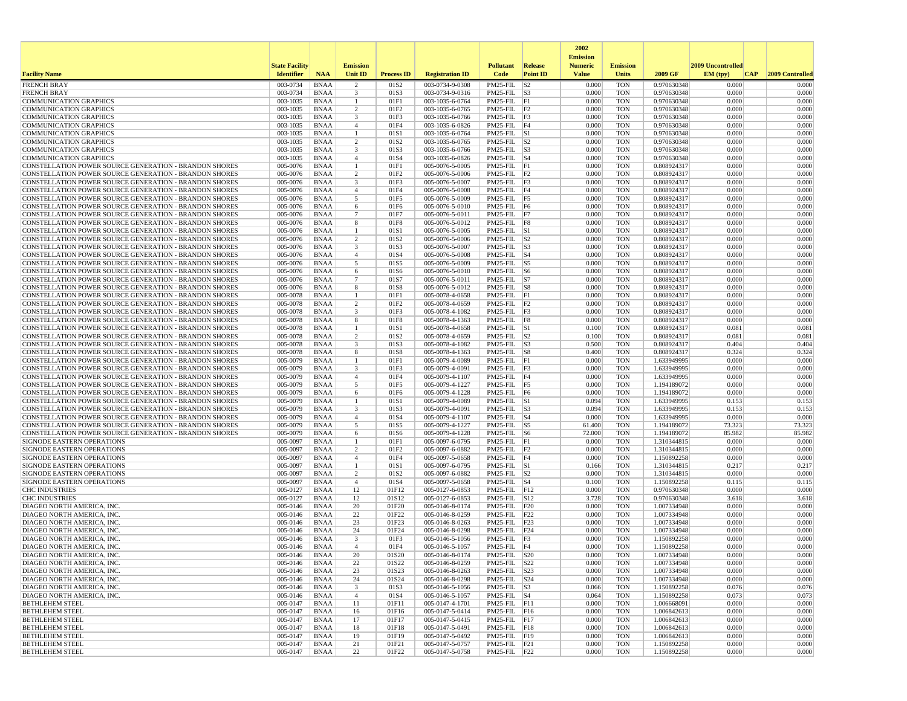| Facility Name | State Facility Identifier | NAA | Emission Unit ID | Process ID | Registration ID | Pollutant Code | Release Point ID | 2002 Emission Numeric Value | Emission Units | 2009 GF | 2009 Uncontrolled EM (tpy) | CAP | 2009 Controlled |
|---|---|---|---|---|---|---|---|---|---|---|---|---|---|
| FRENCH BRAY | 003-0734 | BNAA | 2 | 01S2 | 003-0734-9-0308 | PM25-FIL | S2 | 0.000 | TON | 0.970630348 | 0.000 | | 0.000 |
| FRENCH BRAY | 003-0734 | BNAA | 3 | 01S3 | 003-0734-9-0316 | PM25-FIL | S3 | 0.000 | TON | 0.970630348 | 0.000 | | 0.000 |
| COMMUNICATION GRAPHICS | 003-1035 | BNAA | 1 | 01F1 | 003-1035-6-0764 | PM25-FIL | F1 | 0.000 | TON | 0.970630348 | 0.000 | | 0.000 |
| COMMUNICATION GRAPHICS | 003-1035 | BNAA | 2 | 01F2 | 003-1035-6-0765 | PM25-FIL | F2 | 0.000 | TON | 0.970630348 | 0.000 | | 0.000 |
| COMMUNICATION GRAPHICS | 003-1035 | BNAA | 3 | 01F3 | 003-1035-6-0766 | PM25-FIL | F3 | 0.000 | TON | 0.970630348 | 0.000 | | 0.000 |
| COMMUNICATION GRAPHICS | 003-1035 | BNAA | 4 | 01F4 | 003-1035-6-0826 | PM25-FIL | F4 | 0.000 | TON | 0.970630348 | 0.000 | | 0.000 |
| COMMUNICATION GRAPHICS | 003-1035 | BNAA | 1 | 01S1 | 003-1035-6-0764 | PM25-FIL | S1 | 0.000 | TON | 0.970630348 | 0.000 | | 0.000 |
| COMMUNICATION GRAPHICS | 003-1035 | BNAA | 2 | 01S2 | 003-1035-6-0765 | PM25-FIL | S2 | 0.000 | TON | 0.970630348 | 0.000 | | 0.000 |
| COMMUNICATION GRAPHICS | 003-1035 | BNAA | 3 | 01S3 | 003-1035-6-0766 | PM25-FIL | S3 | 0.000 | TON | 0.970630348 | 0.000 | | 0.000 |
| COMMUNICATION GRAPHICS | 003-1035 | BNAA | 4 | 01S4 | 003-1035-6-0826 | PM25-FIL | S4 | 0.000 | TON | 0.970630348 | 0.000 | | 0.000 |
| CONSTELLATION POWER SOURCE GENERATION - BRANDON SHORES | 005-0076 | BNAA | 1 | 01F1 | 005-0076-5-0005 | PM25-FIL | F1 | 0.000 | TON | 0.808924317 | 0.000 | | 0.000 |
| CONSTELLATION POWER SOURCE GENERATION - BRANDON SHORES | 005-0076 | BNAA | 2 | 01F2 | 005-0076-5-0006 | PM25-FIL | F2 | 0.000 | TON | 0.808924317 | 0.000 | | 0.000 |
| CONSTELLATION POWER SOURCE GENERATION - BRANDON SHORES | 005-0076 | BNAA | 3 | 01F3 | 005-0076-5-0007 | PM25-FIL | F3 | 0.000 | TON | 0.808924317 | 0.000 | | 0.000 |
| CONSTELLATION POWER SOURCE GENERATION - BRANDON SHORES | 005-0076 | BNAA | 4 | 01F4 | 005-0076-5-0008 | PM25-FIL | F4 | 0.000 | TON | 0.808924317 | 0.000 | | 0.000 |
| CONSTELLATION POWER SOURCE GENERATION - BRANDON SHORES | 005-0076 | BNAA | 5 | 01F5 | 005-0076-5-0009 | PM25-FIL | F5 | 0.000 | TON | 0.808924317 | 0.000 | | 0.000 |
| CONSTELLATION POWER SOURCE GENERATION - BRANDON SHORES | 005-0076 | BNAA | 6 | 01F6 | 005-0076-5-0010 | PM25-FIL | F6 | 0.000 | TON | 0.808924317 | 0.000 | | 0.000 |
| CONSTELLATION POWER SOURCE GENERATION - BRANDON SHORES | 005-0076 | BNAA | 7 | 01F7 | 005-0076-5-0011 | PM25-FIL | F7 | 0.000 | TON | 0.808924317 | 0.000 | | 0.000 |
| CONSTELLATION POWER SOURCE GENERATION - BRANDON SHORES | 005-0076 | BNAA | 8 | 01F8 | 005-0076-5-0012 | PM25-FIL | F8 | 0.000 | TON | 0.808924317 | 0.000 | | 0.000 |
| CONSTELLATION POWER SOURCE GENERATION - BRANDON SHORES | 005-0076 | BNAA | 1 | 01S1 | 005-0076-5-0005 | PM25-FIL | S1 | 0.000 | TON | 0.808924317 | 0.000 | | 0.000 |
| CONSTELLATION POWER SOURCE GENERATION - BRANDON SHORES | 005-0076 | BNAA | 2 | 01S2 | 005-0076-5-0006 | PM25-FIL | S2 | 0.000 | TON | 0.808924317 | 0.000 | | 0.000 |
| CONSTELLATION POWER SOURCE GENERATION - BRANDON SHORES | 005-0076 | BNAA | 3 | 01S3 | 005-0076-5-0007 | PM25-FIL | S3 | 0.000 | TON | 0.808924317 | 0.000 | | 0.000 |
| CONSTELLATION POWER SOURCE GENERATION - BRANDON SHORES | 005-0076 | BNAA | 4 | 01S4 | 005-0076-5-0008 | PM25-FIL | S4 | 0.000 | TON | 0.808924317 | 0.000 | | 0.000 |
| CONSTELLATION POWER SOURCE GENERATION - BRANDON SHORES | 005-0076 | BNAA | 5 | 01S5 | 005-0076-5-0009 | PM25-FIL | S5 | 0.000 | TON | 0.808924317 | 0.000 | | 0.000 |
| CONSTELLATION POWER SOURCE GENERATION - BRANDON SHORES | 005-0076 | BNAA | 6 | 01S6 | 005-0076-5-0010 | PM25-FIL | S6 | 0.000 | TON | 0.808924317 | 0.000 | | 0.000 |
| CONSTELLATION POWER SOURCE GENERATION - BRANDON SHORES | 005-0076 | BNAA | 7 | 01S7 | 005-0076-5-0011 | PM25-FIL | S7 | 0.000 | TON | 0.808924317 | 0.000 | | 0.000 |
| CONSTELLATION POWER SOURCE GENERATION - BRANDON SHORES | 005-0076 | BNAA | 8 | 01S8 | 005-0076-5-0012 | PM25-FIL | S8 | 0.000 | TON | 0.808924317 | 0.000 | | 0.000 |
| CONSTELLATION POWER SOURCE GENERATION - BRANDON SHORES | 005-0078 | BNAA | 1 | 01F1 | 005-0078-4-0658 | PM25-FIL | F1 | 0.000 | TON | 0.808924317 | 0.000 | | 0.000 |
| CONSTELLATION POWER SOURCE GENERATION - BRANDON SHORES | 005-0078 | BNAA | 2 | 01F2 | 005-0078-4-0659 | PM25-FIL | F2 | 0.000 | TON | 0.808924317 | 0.000 | | 0.000 |
| CONSTELLATION POWER SOURCE GENERATION - BRANDON SHORES | 005-0078 | BNAA | 3 | 01F3 | 005-0078-4-1082 | PM25-FIL | F3 | 0.000 | TON | 0.808924317 | 0.000 | | 0.000 |
| CONSTELLATION POWER SOURCE GENERATION - BRANDON SHORES | 005-0078 | BNAA | 8 | 01F8 | 005-0078-4-1363 | PM25-FIL | F8 | 0.000 | TON | 0.808924317 | 0.000 | | 0.000 |
| CONSTELLATION POWER SOURCE GENERATION - BRANDON SHORES | 005-0078 | BNAA | 1 | 01S1 | 005-0078-4-0658 | PM25-FIL | S1 | 0.100 | TON | 0.808924317 | 0.081 | | 0.081 |
| CONSTELLATION POWER SOURCE GENERATION - BRANDON SHORES | 005-0078 | BNAA | 2 | 01S2 | 005-0078-4-0659 | PM25-FIL | S2 | 0.100 | TON | 0.808924317 | 0.081 | | 0.081 |
| CONSTELLATION POWER SOURCE GENERATION - BRANDON SHORES | 005-0078 | BNAA | 3 | 01S3 | 005-0078-4-1082 | PM25-FIL | S3 | 0.500 | TON | 0.808924317 | 0.404 | | 0.404 |
| CONSTELLATION POWER SOURCE GENERATION - BRANDON SHORES | 005-0078 | BNAA | 8 | 01S8 | 005-0078-4-1363 | PM25-FIL | S8 | 0.400 | TON | 0.808924317 | 0.324 | | 0.324 |
| CONSTELLATION POWER SOURCE GENERATION - BRANDON SHORES | 005-0079 | BNAA | 1 | 01F1 | 005-0079-4-0089 | PM25-FIL | F1 | 0.000 | TON | 1.633949995 | 0.000 | | 0.000 |
| CONSTELLATION POWER SOURCE GENERATION - BRANDON SHORES | 005-0079 | BNAA | 3 | 01F3 | 005-0079-4-0091 | PM25-FIL | F3 | 0.000 | TON | 1.633949995 | 0.000 | | 0.000 |
| CONSTELLATION POWER SOURCE GENERATION - BRANDON SHORES | 005-0079 | BNAA | 4 | 01F4 | 005-0079-4-1107 | PM25-FIL | F4 | 0.000 | TON | 1.633949995 | 0.000 | | 0.000 |
| CONSTELLATION POWER SOURCE GENERATION - BRANDON SHORES | 005-0079 | BNAA | 5 | 01F5 | 005-0079-4-1227 | PM25-FIL | F5 | 0.000 | TON | 1.194189072 | 0.000 | | 0.000 |
| CONSTELLATION POWER SOURCE GENERATION - BRANDON SHORES | 005-0079 | BNAA | 6 | 01F6 | 005-0079-4-1228 | PM25-FIL | F6 | 0.000 | TON | 1.194189072 | 0.000 | | 0.000 |
| CONSTELLATION POWER SOURCE GENERATION - BRANDON SHORES | 005-0079 | BNAA | 1 | 01S1 | 005-0079-4-0089 | PM25-FIL | S1 | 0.094 | TON | 1.633949995 | 0.153 | | 0.153 |
| CONSTELLATION POWER SOURCE GENERATION - BRANDON SHORES | 005-0079 | BNAA | 3 | 01S3 | 005-0079-4-0091 | PM25-FIL | S3 | 0.094 | TON | 1.633949995 | 0.153 | | 0.153 |
| CONSTELLATION POWER SOURCE GENERATION - BRANDON SHORES | 005-0079 | BNAA | 4 | 01S4 | 005-0079-4-1107 | PM25-FIL | S4 | 0.000 | TON | 1.633949995 | 0.000 | | 0.000 |
| CONSTELLATION POWER SOURCE GENERATION - BRANDON SHORES | 005-0079 | BNAA | 5 | 01S5 | 005-0079-4-1227 | PM25-FIL | S5 | 61.400 | TON | 1.194189072 | 73.323 | | 73.323 |
| CONSTELLATION POWER SOURCE GENERATION - BRANDON SHORES | 005-0079 | BNAA | 6 | 01S6 | 005-0079-4-1228 | PM25-FIL | S6 | 72.000 | TON | 1.194189072 | 85.982 | | 85.982 |
| SIGNODE EASTERN OPERATIONS | 005-0097 | BNAA | 1 | 01F1 | 005-0097-6-0795 | PM25-FIL | F1 | 0.000 | TON | 1.310344815 | 0.000 | | 0.000 |
| SIGNODE EASTERN OPERATIONS | 005-0097 | BNAA | 2 | 01F2 | 005-0097-6-0882 | PM25-FIL | F2 | 0.000 | TON | 1.310344815 | 0.000 | | 0.000 |
| SIGNODE EASTERN OPERATIONS | 005-0097 | BNAA | 4 | 01F4 | 005-0097-5-0658 | PM25-FIL | F4 | 0.000 | TON | 1.150892258 | 0.000 | | 0.000 |
| SIGNODE EASTERN OPERATIONS | 005-0097 | BNAA | 1 | 01S1 | 005-0097-6-0795 | PM25-FIL | S1 | 0.166 | TON | 1.310344815 | 0.217 | | 0.217 |
| SIGNODE EASTERN OPERATIONS | 005-0097 | BNAA | 2 | 01S2 | 005-0097-6-0882 | PM25-FIL | S2 | 0.000 | TON | 1.310344815 | 0.000 | | 0.000 |
| SIGNODE EASTERN OPERATIONS | 005-0097 | BNAA | 4 | 01S4 | 005-0097-5-0658 | PM25-FIL | S4 | 0.100 | TON | 1.150892258 | 0.115 | | 0.115 |
| CHC INDUSTRIES | 005-0127 | BNAA | 12 | 01F12 | 005-0127-6-0853 | PM25-FIL | F12 | 0.000 | TON | 0.970630348 | 0.000 | | 0.000 |
| CHC INDUSTRIES | 005-0127 | BNAA | 12 | 01S12 | 005-0127-6-0853 | PM25-FIL | S12 | 3.728 | TON | 0.970630348 | 3.618 | | 3.618 |
| DIAGEO NORTH AMERICA, INC. | 005-0146 | BNAA | 20 | 01F20 | 005-0146-8-0174 | PM25-FIL | F20 | 0.000 | TON | 1.007334948 | 0.000 | | 0.000 |
| DIAGEO NORTH AMERICA, INC. | 005-0146 | BNAA | 22 | 01F22 | 005-0146-8-0259 | PM25-FIL | F22 | 0.000 | TON | 1.007334948 | 0.000 | | 0.000 |
| DIAGEO NORTH AMERICA, INC. | 005-0146 | BNAA | 23 | 01F23 | 005-0146-8-0263 | PM25-FIL | F23 | 0.000 | TON | 1.007334948 | 0.000 | | 0.000 |
| DIAGEO NORTH AMERICA, INC. | 005-0146 | BNAA | 24 | 01F24 | 005-0146-8-0298 | PM25-FIL | F24 | 0.000 | TON | 1.007334948 | 0.000 | | 0.000 |
| DIAGEO NORTH AMERICA, INC. | 005-0146 | BNAA | 3 | 01F3 | 005-0146-5-1056 | PM25-FIL | F3 | 0.000 | TON | 1.150892258 | 0.000 | | 0.000 |
| DIAGEO NORTH AMERICA, INC. | 005-0146 | BNAA | 4 | 01F4 | 005-0146-5-1057 | PM25-FIL | F4 | 0.000 | TON | 1.150892258 | 0.000 | | 0.000 |
| DIAGEO NORTH AMERICA, INC. | 005-0146 | BNAA | 20 | 01S20 | 005-0146-8-0174 | PM25-FIL | S20 | 0.000 | TON | 1.007334948 | 0.000 | | 0.000 |
| DIAGEO NORTH AMERICA, INC. | 005-0146 | BNAA | 22 | 01S22 | 005-0146-8-0259 | PM25-FIL | S22 | 0.000 | TON | 1.007334948 | 0.000 | | 0.000 |
| DIAGEO NORTH AMERICA, INC. | 005-0146 | BNAA | 23 | 01S23 | 005-0146-8-0263 | PM25-FIL | S23 | 0.000 | TON | 1.007334948 | 0.000 | | 0.000 |
| DIAGEO NORTH AMERICA, INC. | 005-0146 | BNAA | 24 | 01S24 | 005-0146-8-0298 | PM25-FIL | S24 | 0.000 | TON | 1.007334948 | 0.000 | | 0.000 |
| DIAGEO NORTH AMERICA, INC. | 005-0146 | BNAA | 3 | 01S3 | 005-0146-5-1056 | PM25-FIL | S3 | 0.066 | TON | 1.150892258 | 0.076 | | 0.076 |
| DIAGEO NORTH AMERICA, INC. | 005-0146 | BNAA | 4 | 01S4 | 005-0146-5-1057 | PM25-FIL | S4 | 0.064 | TON | 1.150892258 | 0.073 | | 0.073 |
| BETHLEHEM STEEL | 005-0147 | BNAA | 11 | 01F11 | 005-0147-4-1701 | PM25-FIL | F11 | 0.000 | TON | 1.006668091 | 0.000 | | 0.000 |
| BETHLEHEM STEEL | 005-0147 | BNAA | 16 | 01F16 | 005-0147-5-0414 | PM25-FIL | F16 | 0.000 | TON | 1.006842613 | 0.000 | | 0.000 |
| BETHLEHEM STEEL | 005-0147 | BNAA | 17 | 01F17 | 005-0147-5-0415 | PM25-FIL | F17 | 0.000 | TON | 1.006842613 | 0.000 | | 0.000 |
| BETHLEHEM STEEL | 005-0147 | BNAA | 18 | 01F18 | 005-0147-5-0491 | PM25-FIL | F18 | 0.000 | TON | 1.006842613 | 0.000 | | 0.000 |
| BETHLEHEM STEEL | 005-0147 | BNAA | 19 | 01F19 | 005-0147-5-0492 | PM25-FIL | F19 | 0.000 | TON | 1.006842613 | 0.000 | | 0.000 |
| BETHLEHEM STEEL | 005-0147 | BNAA | 21 | 01F21 | 005-0147-5-0757 | PM25-FIL | F21 | 0.000 | TON | 1.150892258 | 0.000 | | 0.000 |
| BETHLEHEM STEEL | 005-0147 | BNAA | 22 | 01F22 | 005-0147-5-0758 | PM25-FIL | F22 | 0.000 | TON | 1.150892258 | 0.000 | | 0.000 |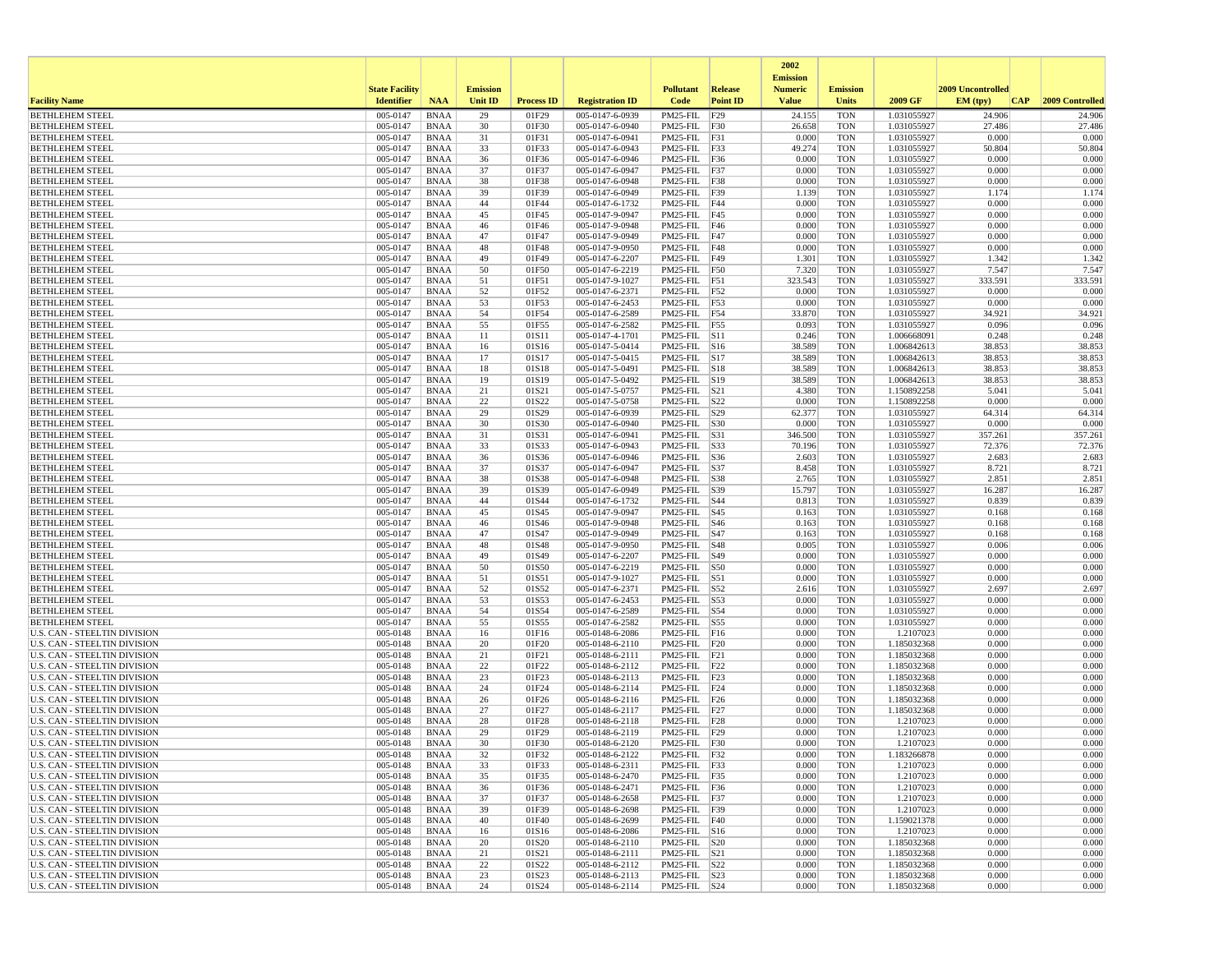| Facility Name | State Facility Identifier | NAA | Emission Unit ID | Process ID | Registration ID | Pollutant Code | Release Point ID | 2002 Emission Numeric Value | Emission Units | 2009 GF | 2009 Uncontrolled EM (tpy) | CAP | 2009 Controlled |
|---|---|---|---|---|---|---|---|---|---|---|---|---|---|
| BETHLEHEM STEEL | 005-0147 | BNAA | 29 | 01F29 | 005-0147-6-0939 | PM25-FIL | F29 | 24.155 | TON | 1.031055927 | 24.906 | | 24.906 |
| BETHLEHEM STEEL | 005-0147 | BNAA | 30 | 01F30 | 005-0147-6-0940 | PM25-FIL | F30 | 26.658 | TON | 1.031055927 | 27.486 | | 27.486 |
| BETHLEHEM STEEL | 005-0147 | BNAA | 31 | 01F31 | 005-0147-6-0941 | PM25-FIL | F31 | 0.000 | TON | 1.031055927 | 0.000 | | 0.000 |
| BETHLEHEM STEEL | 005-0147 | BNAA | 33 | 01F33 | 005-0147-6-0943 | PM25-FIL | F33 | 49.274 | TON | 1.031055927 | 50.804 | | 50.804 |
| BETHLEHEM STEEL | 005-0147 | BNAA | 36 | 01F36 | 005-0147-6-0946 | PM25-FIL | F36 | 0.000 | TON | 1.031055927 | 0.000 | | 0.000 |
| BETHLEHEM STEEL | 005-0147 | BNAA | 37 | 01F37 | 005-0147-6-0947 | PM25-FIL | F37 | 0.000 | TON | 1.031055927 | 0.000 | | 0.000 |
| BETHLEHEM STEEL | 005-0147 | BNAA | 38 | 01F38 | 005-0147-6-0948 | PM25-FIL | F38 | 0.000 | TON | 1.031055927 | 0.000 | | 0.000 |
| BETHLEHEM STEEL | 005-0147 | BNAA | 39 | 01F39 | 005-0147-6-0949 | PM25-FIL | F39 | 1.139 | TON | 1.031055927 | 1.174 | | 1.174 |
| BETHLEHEM STEEL | 005-0147 | BNAA | 44 | 01F44 | 005-0147-6-1732 | PM25-FIL | F44 | 0.000 | TON | 1.031055927 | 0.000 | | 0.000 |
| BETHLEHEM STEEL | 005-0147 | BNAA | 45 | 01F45 | 005-0147-9-0947 | PM25-FIL | F45 | 0.000 | TON | 1.031055927 | 0.000 | | 0.000 |
| BETHLEHEM STEEL | 005-0147 | BNAA | 46 | 01F46 | 005-0147-9-0948 | PM25-FIL | F46 | 0.000 | TON | 1.031055927 | 0.000 | | 0.000 |
| BETHLEHEM STEEL | 005-0147 | BNAA | 47 | 01F47 | 005-0147-9-0949 | PM25-FIL | F47 | 0.000 | TON | 1.031055927 | 0.000 | | 0.000 |
| BETHLEHEM STEEL | 005-0147 | BNAA | 48 | 01F48 | 005-0147-9-0950 | PM25-FIL | F48 | 0.000 | TON | 1.031055927 | 0.000 | | 0.000 |
| BETHLEHEM STEEL | 005-0147 | BNAA | 49 | 01F49 | 005-0147-6-2207 | PM25-FIL | F49 | 1.301 | TON | 1.031055927 | 1.342 | | 1.342 |
| BETHLEHEM STEEL | 005-0147 | BNAA | 50 | 01F50 | 005-0147-6-2219 | PM25-FIL | F50 | 7.320 | TON | 1.031055927 | 7.547 | | 7.547 |
| BETHLEHEM STEEL | 005-0147 | BNAA | 51 | 01F51 | 005-0147-9-1027 | PM25-FIL | F51 | 323.543 | TON | 1.031055927 | 333.591 | | 333.591 |
| BETHLEHEM STEEL | 005-0147 | BNAA | 52 | 01F52 | 005-0147-6-2371 | PM25-FIL | F52 | 0.000 | TON | 1.031055927 | 0.000 | | 0.000 |
| BETHLEHEM STEEL | 005-0147 | BNAA | 53 | 01F53 | 005-0147-6-2453 | PM25-FIL | F53 | 0.000 | TON | 1.031055927 | 0.000 | | 0.000 |
| BETHLEHEM STEEL | 005-0147 | BNAA | 54 | 01F54 | 005-0147-6-2589 | PM25-FIL | F54 | 33.870 | TON | 1.031055927 | 34.921 | | 34.921 |
| BETHLEHEM STEEL | 005-0147 | BNAA | 55 | 01F55 | 005-0147-6-2582 | PM25-FIL | F55 | 0.093 | TON | 1.031055927 | 0.096 | | 0.096 |
| BETHLEHEM STEEL | 005-0147 | BNAA | 11 | 01S11 | 005-0147-4-1701 | PM25-FIL | S11 | 0.246 | TON | 1.006668091 | 0.248 | | 0.248 |
| BETHLEHEM STEEL | 005-0147 | BNAA | 16 | 01S16 | 005-0147-5-0414 | PM25-FIL | S16 | 38.589 | TON | 1.006842613 | 38.853 | | 38.853 |
| BETHLEHEM STEEL | 005-0147 | BNAA | 17 | 01S17 | 005-0147-5-0415 | PM25-FIL | S17 | 38.589 | TON | 1.006842613 | 38.853 | | 38.853 |
| BETHLEHEM STEEL | 005-0147 | BNAA | 18 | 01S18 | 005-0147-5-0491 | PM25-FIL | S18 | 38.589 | TON | 1.006842613 | 38.853 | | 38.853 |
| BETHLEHEM STEEL | 005-0147 | BNAA | 19 | 01S19 | 005-0147-5-0492 | PM25-FIL | S19 | 38.589 | TON | 1.006842613 | 38.853 | | 38.853 |
| BETHLEHEM STEEL | 005-0147 | BNAA | 21 | 01S21 | 005-0147-5-0757 | PM25-FIL | S21 | 4.380 | TON | 1.150892258 | 5.041 | | 5.041 |
| BETHLEHEM STEEL | 005-0147 | BNAA | 22 | 01S22 | 005-0147-5-0758 | PM25-FIL | S22 | 0.000 | TON | 1.150892258 | 0.000 | | 0.000 |
| BETHLEHEM STEEL | 005-0147 | BNAA | 29 | 01S29 | 005-0147-6-0939 | PM25-FIL | S29 | 62.377 | TON | 1.031055927 | 64.314 | | 64.314 |
| BETHLEHEM STEEL | 005-0147 | BNAA | 30 | 01S30 | 005-0147-6-0940 | PM25-FIL | S30 | 0.000 | TON | 1.031055927 | 0.000 | | 0.000 |
| BETHLEHEM STEEL | 005-0147 | BNAA | 31 | 01S31 | 005-0147-6-0941 | PM25-FIL | S31 | 346.500 | TON | 1.031055927 | 357.261 | | 357.261 |
| BETHLEHEM STEEL | 005-0147 | BNAA | 33 | 01S33 | 005-0147-6-0943 | PM25-FIL | S33 | 70.196 | TON | 1.031055927 | 72.376 | | 72.376 |
| BETHLEHEM STEEL | 005-0147 | BNAA | 36 | 01S36 | 005-0147-6-0946 | PM25-FIL | S36 | 2.603 | TON | 1.031055927 | 2.683 | | 2.683 |
| BETHLEHEM STEEL | 005-0147 | BNAA | 37 | 01S37 | 005-0147-6-0947 | PM25-FIL | S37 | 8.458 | TON | 1.031055927 | 8.721 | | 8.721 |
| BETHLEHEM STEEL | 005-0147 | BNAA | 38 | 01S38 | 005-0147-6-0948 | PM25-FIL | S38 | 2.765 | TON | 1.031055927 | 2.851 | | 2.851 |
| BETHLEHEM STEEL | 005-0147 | BNAA | 39 | 01S39 | 005-0147-6-0949 | PM25-FIL | S39 | 15.797 | TON | 1.031055927 | 16.287 | | 16.287 |
| BETHLEHEM STEEL | 005-0147 | BNAA | 44 | 01S44 | 005-0147-6-1732 | PM25-FIL | S44 | 0.813 | TON | 1.031055927 | 0.839 | | 0.839 |
| BETHLEHEM STEEL | 005-0147 | BNAA | 45 | 01S45 | 005-0147-9-0947 | PM25-FIL | S45 | 0.163 | TON | 1.031055927 | 0.168 | | 0.168 |
| BETHLEHEM STEEL | 005-0147 | BNAA | 46 | 01S46 | 005-0147-9-0948 | PM25-FIL | S46 | 0.163 | TON | 1.031055927 | 0.168 | | 0.168 |
| BETHLEHEM STEEL | 005-0147 | BNAA | 47 | 01S47 | 005-0147-9-0949 | PM25-FIL | S47 | 0.163 | TON | 1.031055927 | 0.168 | | 0.168 |
| BETHLEHEM STEEL | 005-0147 | BNAA | 48 | 01S48 | 005-0147-9-0950 | PM25-FIL | S48 | 0.005 | TON | 1.031055927 | 0.006 | | 0.006 |
| BETHLEHEM STEEL | 005-0147 | BNAA | 49 | 01S49 | 005-0147-6-2207 | PM25-FIL | S49 | 0.000 | TON | 1.031055927 | 0.000 | | 0.000 |
| BETHLEHEM STEEL | 005-0147 | BNAA | 50 | 01S50 | 005-0147-6-2219 | PM25-FIL | S50 | 0.000 | TON | 1.031055927 | 0.000 | | 0.000 |
| BETHLEHEM STEEL | 005-0147 | BNAA | 51 | 01S51 | 005-0147-9-1027 | PM25-FIL | S51 | 0.000 | TON | 1.031055927 | 0.000 | | 0.000 |
| BETHLEHEM STEEL | 005-0147 | BNAA | 52 | 01S52 | 005-0147-6-2371 | PM25-FIL | S52 | 2.616 | TON | 1.031055927 | 2.697 | | 2.697 |
| BETHLEHEM STEEL | 005-0147 | BNAA | 53 | 01S53 | 005-0147-6-2453 | PM25-FIL | S53 | 0.000 | TON | 1.031055927 | 0.000 | | 0.000 |
| BETHLEHEM STEEL | 005-0147 | BNAA | 54 | 01S54 | 005-0147-6-2589 | PM25-FIL | S54 | 0.000 | TON | 1.031055927 | 0.000 | | 0.000 |
| BETHLEHEM STEEL | 005-0147 | BNAA | 55 | 01S55 | 005-0147-6-2582 | PM25-FIL | S55 | 0.000 | TON | 1.031055927 | 0.000 | | 0.000 |
| U.S. CAN - STEELTIN DIVISION | 005-0148 | BNAA | 16 | 01F16 | 005-0148-6-2086 | PM25-FIL | F16 | 0.000 | TON | 1.2107023 | 0.000 | | 0.000 |
| U.S. CAN - STEELTIN DIVISION | 005-0148 | BNAA | 20 | 01F20 | 005-0148-6-2110 | PM25-FIL | F20 | 0.000 | TON | 1.185032368 | 0.000 | | 0.000 |
| U.S. CAN - STEELTIN DIVISION | 005-0148 | BNAA | 21 | 01F21 | 005-0148-6-2111 | PM25-FIL | F21 | 0.000 | TON | 1.185032368 | 0.000 | | 0.000 |
| U.S. CAN - STEELTIN DIVISION | 005-0148 | BNAA | 22 | 01F22 | 005-0148-6-2112 | PM25-FIL | F22 | 0.000 | TON | 1.185032368 | 0.000 | | 0.000 |
| U.S. CAN - STEELTIN DIVISION | 005-0148 | BNAA | 23 | 01F23 | 005-0148-6-2113 | PM25-FIL | F23 | 0.000 | TON | 1.185032368 | 0.000 | | 0.000 |
| U.S. CAN - STEELTIN DIVISION | 005-0148 | BNAA | 24 | 01F24 | 005-0148-6-2114 | PM25-FIL | F24 | 0.000 | TON | 1.185032368 | 0.000 | | 0.000 |
| U.S. CAN - STEELTIN DIVISION | 005-0148 | BNAA | 26 | 01F26 | 005-0148-6-2116 | PM25-FIL | F26 | 0.000 | TON | 1.185032368 | 0.000 | | 0.000 |
| U.S. CAN - STEELTIN DIVISION | 005-0148 | BNAA | 27 | 01F27 | 005-0148-6-2117 | PM25-FIL | F27 | 0.000 | TON | 1.185032368 | 0.000 | | 0.000 |
| U.S. CAN - STEELTIN DIVISION | 005-0148 | BNAA | 28 | 01F28 | 005-0148-6-2118 | PM25-FIL | F28 | 0.000 | TON | 1.2107023 | 0.000 | | 0.000 |
| U.S. CAN - STEELTIN DIVISION | 005-0148 | BNAA | 29 | 01F29 | 005-0148-6-2119 | PM25-FIL | F29 | 0.000 | TON | 1.2107023 | 0.000 | | 0.000 |
| U.S. CAN - STEELTIN DIVISION | 005-0148 | BNAA | 30 | 01F30 | 005-0148-6-2120 | PM25-FIL | F30 | 0.000 | TON | 1.2107023 | 0.000 | | 0.000 |
| U.S. CAN - STEELTIN DIVISION | 005-0148 | BNAA | 32 | 01F32 | 005-0148-6-2122 | PM25-FIL | F32 | 0.000 | TON | 1.183266878 | 0.000 | | 0.000 |
| U.S. CAN - STEELTIN DIVISION | 005-0148 | BNAA | 33 | 01F33 | 005-0148-6-2311 | PM25-FIL | F33 | 0.000 | TON | 1.2107023 | 0.000 | | 0.000 |
| U.S. CAN - STEELTIN DIVISION | 005-0148 | BNAA | 35 | 01F35 | 005-0148-6-2470 | PM25-FIL | F35 | 0.000 | TON | 1.2107023 | 0.000 | | 0.000 |
| U.S. CAN - STEELTIN DIVISION | 005-0148 | BNAA | 36 | 01F36 | 005-0148-6-2471 | PM25-FIL | F36 | 0.000 | TON | 1.2107023 | 0.000 | | 0.000 |
| U.S. CAN - STEELTIN DIVISION | 005-0148 | BNAA | 37 | 01F37 | 005-0148-6-2658 | PM25-FIL | F37 | 0.000 | TON | 1.2107023 | 0.000 | | 0.000 |
| U.S. CAN - STEELTIN DIVISION | 005-0148 | BNAA | 39 | 01F39 | 005-0148-6-2698 | PM25-FIL | F39 | 0.000 | TON | 1.2107023 | 0.000 | | 0.000 |
| U.S. CAN - STEELTIN DIVISION | 005-0148 | BNAA | 40 | 01F40 | 005-0148-6-2699 | PM25-FIL | F40 | 0.000 | TON | 1.159021378 | 0.000 | | 0.000 |
| U.S. CAN - STEELTIN DIVISION | 005-0148 | BNAA | 16 | 01S16 | 005-0148-6-2086 | PM25-FIL | S16 | 0.000 | TON | 1.2107023 | 0.000 | | 0.000 |
| U.S. CAN - STEELTIN DIVISION | 005-0148 | BNAA | 20 | 01S20 | 005-0148-6-2110 | PM25-FIL | S20 | 0.000 | TON | 1.185032368 | 0.000 | | 0.000 |
| U.S. CAN - STEELTIN DIVISION | 005-0148 | BNAA | 21 | 01S21 | 005-0148-6-2111 | PM25-FIL | S21 | 0.000 | TON | 1.185032368 | 0.000 | | 0.000 |
| U.S. CAN - STEELTIN DIVISION | 005-0148 | BNAA | 22 | 01S22 | 005-0148-6-2112 | PM25-FIL | S22 | 0.000 | TON | 1.185032368 | 0.000 | | 0.000 |
| U.S. CAN - STEELTIN DIVISION | 005-0148 | BNAA | 23 | 01S23 | 005-0148-6-2113 | PM25-FIL | S23 | 0.000 | TON | 1.185032368 | 0.000 | | 0.000 |
| U.S. CAN - STEELTIN DIVISION | 005-0148 | BNAA | 24 | 01S24 | 005-0148-6-2114 | PM25-FIL | S24 | 0.000 | TON | 1.185032368 | 0.000 | | 0.000 |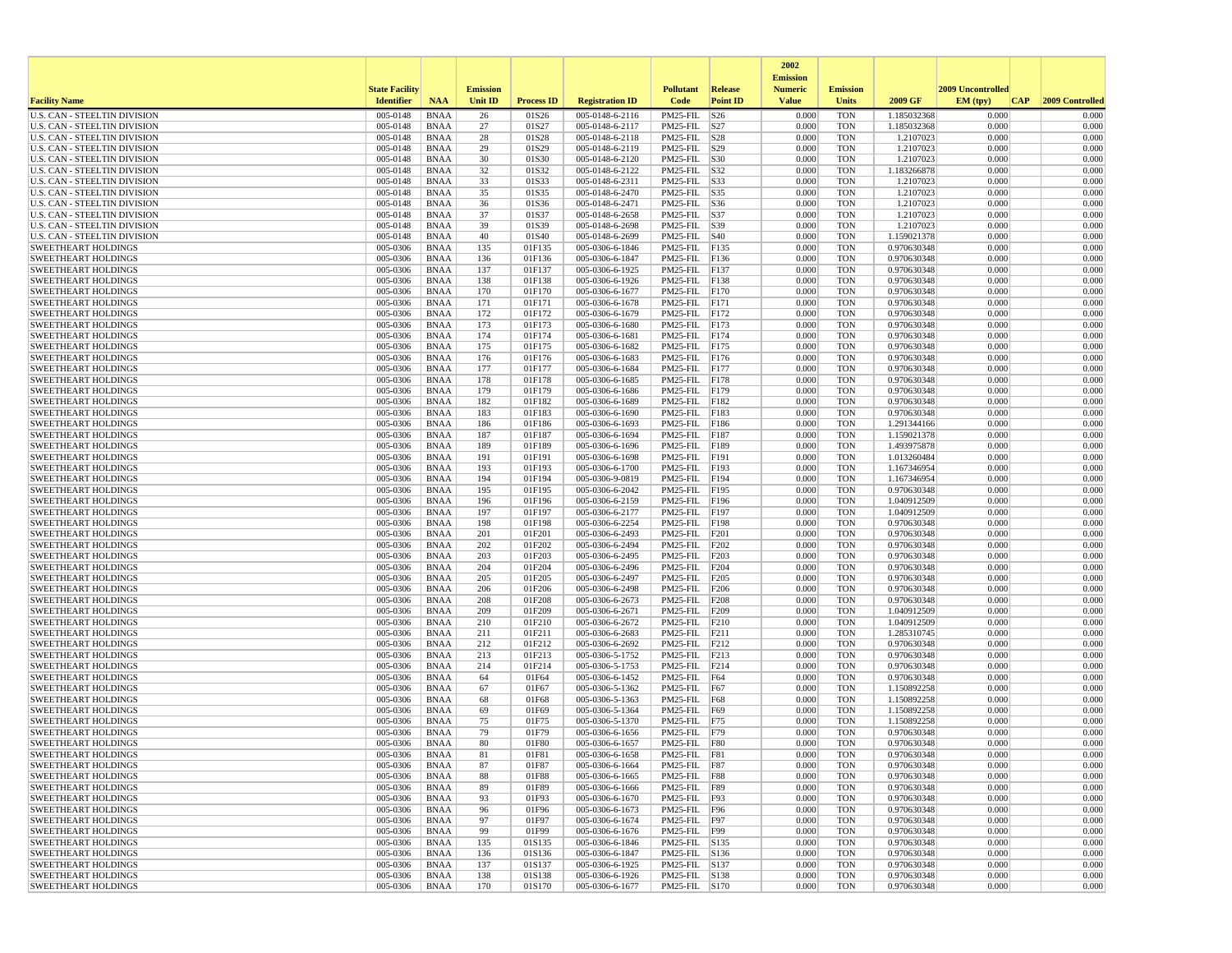| Facility Name | State Facility Identifier | NAA | Emission Unit ID | Process ID | Registration ID | Pollutant Code | Release Point ID | 2002 Emission Numeric Value | Emission Units | 2009 GF | 2009 Uncontrolled EM (tpy) | CAP | 2009 Controlled |
|---|---|---|---|---|---|---|---|---|---|---|---|---|---|
| U.S. CAN - STEELTIN DIVISION | 005-0148 | BNAA | 26 | 01S26 | 005-0148-6-2116 | PM25-FIL | S26 | 0.000 | TON | 1.185032368 | 0.000 | | 0.000 |
| U.S. CAN - STEELTIN DIVISION | 005-0148 | BNAA | 27 | 01S27 | 005-0148-6-2117 | PM25-FIL | S27 | 0.000 | TON | 1.185032368 | 0.000 | | 0.000 |
| U.S. CAN - STEELTIN DIVISION | 005-0148 | BNAA | 28 | 01S28 | 005-0148-6-2118 | PM25-FIL | S28 | 0.000 | TON | 1.2107023 | 0.000 | | 0.000 |
| U.S. CAN - STEELTIN DIVISION | 005-0148 | BNAA | 29 | 01S29 | 005-0148-6-2119 | PM25-FIL | S29 | 0.000 | TON | 1.2107023 | 0.000 | | 0.000 |
| U.S. CAN - STEELTIN DIVISION | 005-0148 | BNAA | 30 | 01S30 | 005-0148-6-2120 | PM25-FIL | S30 | 0.000 | TON | 1.2107023 | 0.000 | | 0.000 |
| U.S. CAN - STEELTIN DIVISION | 005-0148 | BNAA | 32 | 01S32 | 005-0148-6-2122 | PM25-FIL | S32 | 0.000 | TON | 1.183266878 | 0.000 | | 0.000 |
| U.S. CAN - STEELTIN DIVISION | 005-0148 | BNAA | 33 | 01S33 | 005-0148-6-2311 | PM25-FIL | S33 | 0.000 | TON | 1.2107023 | 0.000 | | 0.000 |
| U.S. CAN - STEELTIN DIVISION | 005-0148 | BNAA | 35 | 01S35 | 005-0148-6-2470 | PM25-FIL | S35 | 0.000 | TON | 1.2107023 | 0.000 | | 0.000 |
| U.S. CAN - STEELTIN DIVISION | 005-0148 | BNAA | 36 | 01S36 | 005-0148-6-2471 | PM25-FIL | S36 | 0.000 | TON | 1.2107023 | 0.000 | | 0.000 |
| U.S. CAN - STEELTIN DIVISION | 005-0148 | BNAA | 37 | 01S37 | 005-0148-6-2658 | PM25-FIL | S37 | 0.000 | TON | 1.2107023 | 0.000 | | 0.000 |
| U.S. CAN - STEELTIN DIVISION | 005-0148 | BNAA | 39 | 01S39 | 005-0148-6-2698 | PM25-FIL | S39 | 0.000 | TON | 1.2107023 | 0.000 | | 0.000 |
| U.S. CAN - STEELTIN DIVISION | 005-0148 | BNAA | 40 | 01S40 | 005-0148-6-2699 | PM25-FIL | S40 | 0.000 | TON | 1.159021378 | 0.000 | | 0.000 |
| SWEETHEART HOLDINGS | 005-0306 | BNAA | 135 | 01F135 | 005-0306-6-1846 | PM25-FIL | F135 | 0.000 | TON | 0.970630348 | 0.000 | | 0.000 |
| SWEETHEART HOLDINGS | 005-0306 | BNAA | 136 | 01F136 | 005-0306-6-1847 | PM25-FIL | F136 | 0.000 | TON | 0.970630348 | 0.000 | | 0.000 |
| SWEETHEART HOLDINGS | 005-0306 | BNAA | 137 | 01F137 | 005-0306-6-1925 | PM25-FIL | F137 | 0.000 | TON | 0.970630348 | 0.000 | | 0.000 |
| SWEETHEART HOLDINGS | 005-0306 | BNAA | 138 | 01F138 | 005-0306-6-1926 | PM25-FIL | F138 | 0.000 | TON | 0.970630348 | 0.000 | | 0.000 |
| SWEETHEART HOLDINGS | 005-0306 | BNAA | 170 | 01F170 | 005-0306-6-1677 | PM25-FIL | F170 | 0.000 | TON | 0.970630348 | 0.000 | | 0.000 |
| SWEETHEART HOLDINGS | 005-0306 | BNAA | 171 | 01F171 | 005-0306-6-1678 | PM25-FIL | F171 | 0.000 | TON | 0.970630348 | 0.000 | | 0.000 |
| SWEETHEART HOLDINGS | 005-0306 | BNAA | 172 | 01F172 | 005-0306-6-1679 | PM25-FIL | F172 | 0.000 | TON | 0.970630348 | 0.000 | | 0.000 |
| SWEETHEART HOLDINGS | 005-0306 | BNAA | 173 | 01F173 | 005-0306-6-1680 | PM25-FIL | F173 | 0.000 | TON | 0.970630348 | 0.000 | | 0.000 |
| SWEETHEART HOLDINGS | 005-0306 | BNAA | 174 | 01F174 | 005-0306-6-1681 | PM25-FIL | F174 | 0.000 | TON | 0.970630348 | 0.000 | | 0.000 |
| SWEETHEART HOLDINGS | 005-0306 | BNAA | 175 | 01F175 | 005-0306-6-1682 | PM25-FIL | F175 | 0.000 | TON | 0.970630348 | 0.000 | | 0.000 |
| SWEETHEART HOLDINGS | 005-0306 | BNAA | 176 | 01F176 | 005-0306-6-1683 | PM25-FIL | F176 | 0.000 | TON | 0.970630348 | 0.000 | | 0.000 |
| SWEETHEART HOLDINGS | 005-0306 | BNAA | 177 | 01F177 | 005-0306-6-1684 | PM25-FIL | F177 | 0.000 | TON | 0.970630348 | 0.000 | | 0.000 |
| SWEETHEART HOLDINGS | 005-0306 | BNAA | 178 | 01F178 | 005-0306-6-1685 | PM25-FIL | F178 | 0.000 | TON | 0.970630348 | 0.000 | | 0.000 |
| SWEETHEART HOLDINGS | 005-0306 | BNAA | 179 | 01F179 | 005-0306-6-1686 | PM25-FIL | F179 | 0.000 | TON | 0.970630348 | 0.000 | | 0.000 |
| SWEETHEART HOLDINGS | 005-0306 | BNAA | 182 | 01F182 | 005-0306-6-1689 | PM25-FIL | F182 | 0.000 | TON | 0.970630348 | 0.000 | | 0.000 |
| SWEETHEART HOLDINGS | 005-0306 | BNAA | 183 | 01F183 | 005-0306-6-1690 | PM25-FIL | F183 | 0.000 | TON | 0.970630348 | 0.000 | | 0.000 |
| SWEETHEART HOLDINGS | 005-0306 | BNAA | 186 | 01F186 | 005-0306-6-1693 | PM25-FIL | F186 | 0.000 | TON | 1.291344166 | 0.000 | | 0.000 |
| SWEETHEART HOLDINGS | 005-0306 | BNAA | 187 | 01F187 | 005-0306-6-1694 | PM25-FIL | F187 | 0.000 | TON | 1.159021378 | 0.000 | | 0.000 |
| SWEETHEART HOLDINGS | 005-0306 | BNAA | 189 | 01F189 | 005-0306-6-1696 | PM25-FIL | F189 | 0.000 | TON | 1.493975878 | 0.000 | | 0.000 |
| SWEETHEART HOLDINGS | 005-0306 | BNAA | 191 | 01F191 | 005-0306-6-1698 | PM25-FIL | F191 | 0.000 | TON | 1.013260484 | 0.000 | | 0.000 |
| SWEETHEART HOLDINGS | 005-0306 | BNAA | 193 | 01F193 | 005-0306-6-1700 | PM25-FIL | F193 | 0.000 | TON | 1.167346954 | 0.000 | | 0.000 |
| SWEETHEART HOLDINGS | 005-0306 | BNAA | 194 | 01F194 | 005-0306-9-0819 | PM25-FIL | F194 | 0.000 | TON | 1.167346954 | 0.000 | | 0.000 |
| SWEETHEART HOLDINGS | 005-0306 | BNAA | 195 | 01F195 | 005-0306-6-2042 | PM25-FIL | F195 | 0.000 | TON | 0.970630348 | 0.000 | | 0.000 |
| SWEETHEART HOLDINGS | 005-0306 | BNAA | 196 | 01F196 | 005-0306-6-2159 | PM25-FIL | F196 | 0.000 | TON | 1.040912509 | 0.000 | | 0.000 |
| SWEETHEART HOLDINGS | 005-0306 | BNAA | 197 | 01F197 | 005-0306-6-2177 | PM25-FIL | F197 | 0.000 | TON | 1.040912509 | 0.000 | | 0.000 |
| SWEETHEART HOLDINGS | 005-0306 | BNAA | 198 | 01F198 | 005-0306-6-2254 | PM25-FIL | F198 | 0.000 | TON | 0.970630348 | 0.000 | | 0.000 |
| SWEETHEART HOLDINGS | 005-0306 | BNAA | 201 | 01F201 | 005-0306-6-2493 | PM25-FIL | F201 | 0.000 | TON | 0.970630348 | 0.000 | | 0.000 |
| SWEETHEART HOLDINGS | 005-0306 | BNAA | 202 | 01F202 | 005-0306-6-2494 | PM25-FIL | F202 | 0.000 | TON | 0.970630348 | 0.000 | | 0.000 |
| SWEETHEART HOLDINGS | 005-0306 | BNAA | 203 | 01F203 | 005-0306-6-2495 | PM25-FIL | F203 | 0.000 | TON | 0.970630348 | 0.000 | | 0.000 |
| SWEETHEART HOLDINGS | 005-0306 | BNAA | 204 | 01F204 | 005-0306-6-2496 | PM25-FIL | F204 | 0.000 | TON | 0.970630348 | 0.000 | | 0.000 |
| SWEETHEART HOLDINGS | 005-0306 | BNAA | 205 | 01F205 | 005-0306-6-2497 | PM25-FIL | F205 | 0.000 | TON | 0.970630348 | 0.000 | | 0.000 |
| SWEETHEART HOLDINGS | 005-0306 | BNAA | 206 | 01F206 | 005-0306-6-2498 | PM25-FIL | F206 | 0.000 | TON | 0.970630348 | 0.000 | | 0.000 |
| SWEETHEART HOLDINGS | 005-0306 | BNAA | 208 | 01F208 | 005-0306-6-2673 | PM25-FIL | F208 | 0.000 | TON | 0.970630348 | 0.000 | | 0.000 |
| SWEETHEART HOLDINGS | 005-0306 | BNAA | 209 | 01F209 | 005-0306-6-2671 | PM25-FIL | F209 | 0.000 | TON | 1.040912509 | 0.000 | | 0.000 |
| SWEETHEART HOLDINGS | 005-0306 | BNAA | 210 | 01F210 | 005-0306-6-2672 | PM25-FIL | F210 | 0.000 | TON | 1.040912509 | 0.000 | | 0.000 |
| SWEETHEART HOLDINGS | 005-0306 | BNAA | 211 | 01F211 | 005-0306-6-2683 | PM25-FIL | F211 | 0.000 | TON | 1.285310745 | 0.000 | | 0.000 |
| SWEETHEART HOLDINGS | 005-0306 | BNAA | 212 | 01F212 | 005-0306-6-2692 | PM25-FIL | F212 | 0.000 | TON | 0.970630348 | 0.000 | | 0.000 |
| SWEETHEART HOLDINGS | 005-0306 | BNAA | 213 | 01F213 | 005-0306-5-1752 | PM25-FIL | F213 | 0.000 | TON | 0.970630348 | 0.000 | | 0.000 |
| SWEETHEART HOLDINGS | 005-0306 | BNAA | 214 | 01F214 | 005-0306-5-1753 | PM25-FIL | F214 | 0.000 | TON | 0.970630348 | 0.000 | | 0.000 |
| SWEETHEART HOLDINGS | 005-0306 | BNAA | 64 | 01F64 | 005-0306-6-1452 | PM25-FIL | F64 | 0.000 | TON | 0.970630348 | 0.000 | | 0.000 |
| SWEETHEART HOLDINGS | 005-0306 | BNAA | 67 | 01F67 | 005-0306-5-1362 | PM25-FIL | F67 | 0.000 | TON | 1.150892258 | 0.000 | | 0.000 |
| SWEETHEART HOLDINGS | 005-0306 | BNAA | 68 | 01F68 | 005-0306-5-1363 | PM25-FIL | F68 | 0.000 | TON | 1.150892258 | 0.000 | | 0.000 |
| SWEETHEART HOLDINGS | 005-0306 | BNAA | 69 | 01F69 | 005-0306-5-1364 | PM25-FIL | F69 | 0.000 | TON | 1.150892258 | 0.000 | | 0.000 |
| SWEETHEART HOLDINGS | 005-0306 | BNAA | 75 | 01F75 | 005-0306-5-1370 | PM25-FIL | F75 | 0.000 | TON | 1.150892258 | 0.000 | | 0.000 |
| SWEETHEART HOLDINGS | 005-0306 | BNAA | 79 | 01F79 | 005-0306-6-1656 | PM25-FIL | F79 | 0.000 | TON | 0.970630348 | 0.000 | | 0.000 |
| SWEETHEART HOLDINGS | 005-0306 | BNAA | 80 | 01F80 | 005-0306-6-1657 | PM25-FIL | F80 | 0.000 | TON | 0.970630348 | 0.000 | | 0.000 |
| SWEETHEART HOLDINGS | 005-0306 | BNAA | 81 | 01F81 | 005-0306-6-1658 | PM25-FIL | F81 | 0.000 | TON | 0.970630348 | 0.000 | | 0.000 |
| SWEETHEART HOLDINGS | 005-0306 | BNAA | 87 | 01F87 | 005-0306-6-1664 | PM25-FIL | F87 | 0.000 | TON | 0.970630348 | 0.000 | | 0.000 |
| SWEETHEART HOLDINGS | 005-0306 | BNAA | 88 | 01F88 | 005-0306-6-1665 | PM25-FIL | F88 | 0.000 | TON | 0.970630348 | 0.000 | | 0.000 |
| SWEETHEART HOLDINGS | 005-0306 | BNAA | 89 | 01F89 | 005-0306-6-1666 | PM25-FIL | F89 | 0.000 | TON | 0.970630348 | 0.000 | | 0.000 |
| SWEETHEART HOLDINGS | 005-0306 | BNAA | 93 | 01F93 | 005-0306-6-1670 | PM25-FIL | F93 | 0.000 | TON | 0.970630348 | 0.000 | | 0.000 |
| SWEETHEART HOLDINGS | 005-0306 | BNAA | 96 | 01F96 | 005-0306-6-1673 | PM25-FIL | F96 | 0.000 | TON | 0.970630348 | 0.000 | | 0.000 |
| SWEETHEART HOLDINGS | 005-0306 | BNAA | 97 | 01F97 | 005-0306-6-1674 | PM25-FIL | F97 | 0.000 | TON | 0.970630348 | 0.000 | | 0.000 |
| SWEETHEART HOLDINGS | 005-0306 | BNAA | 99 | 01F99 | 005-0306-6-1676 | PM25-FIL | F99 | 0.000 | TON | 0.970630348 | 0.000 | | 0.000 |
| SWEETHEART HOLDINGS | 005-0306 | BNAA | 135 | 01S135 | 005-0306-6-1846 | PM25-FIL | S135 | 0.000 | TON | 0.970630348 | 0.000 | | 0.000 |
| SWEETHEART HOLDINGS | 005-0306 | BNAA | 136 | 01S136 | 005-0306-6-1847 | PM25-FIL | S136 | 0.000 | TON | 0.970630348 | 0.000 | | 0.000 |
| SWEETHEART HOLDINGS | 005-0306 | BNAA | 137 | 01S137 | 005-0306-6-1925 | PM25-FIL | S137 | 0.000 | TON | 0.970630348 | 0.000 | | 0.000 |
| SWEETHEART HOLDINGS | 005-0306 | BNAA | 138 | 01S138 | 005-0306-6-1926 | PM25-FIL | S138 | 0.000 | TON | 0.970630348 | 0.000 | | 0.000 |
| SWEETHEART HOLDINGS | 005-0306 | BNAA | 170 | 01S170 | 005-0306-6-1677 | PM25-FIL | S170 | 0.000 | TON | 0.970630348 | 0.000 | | 0.000 |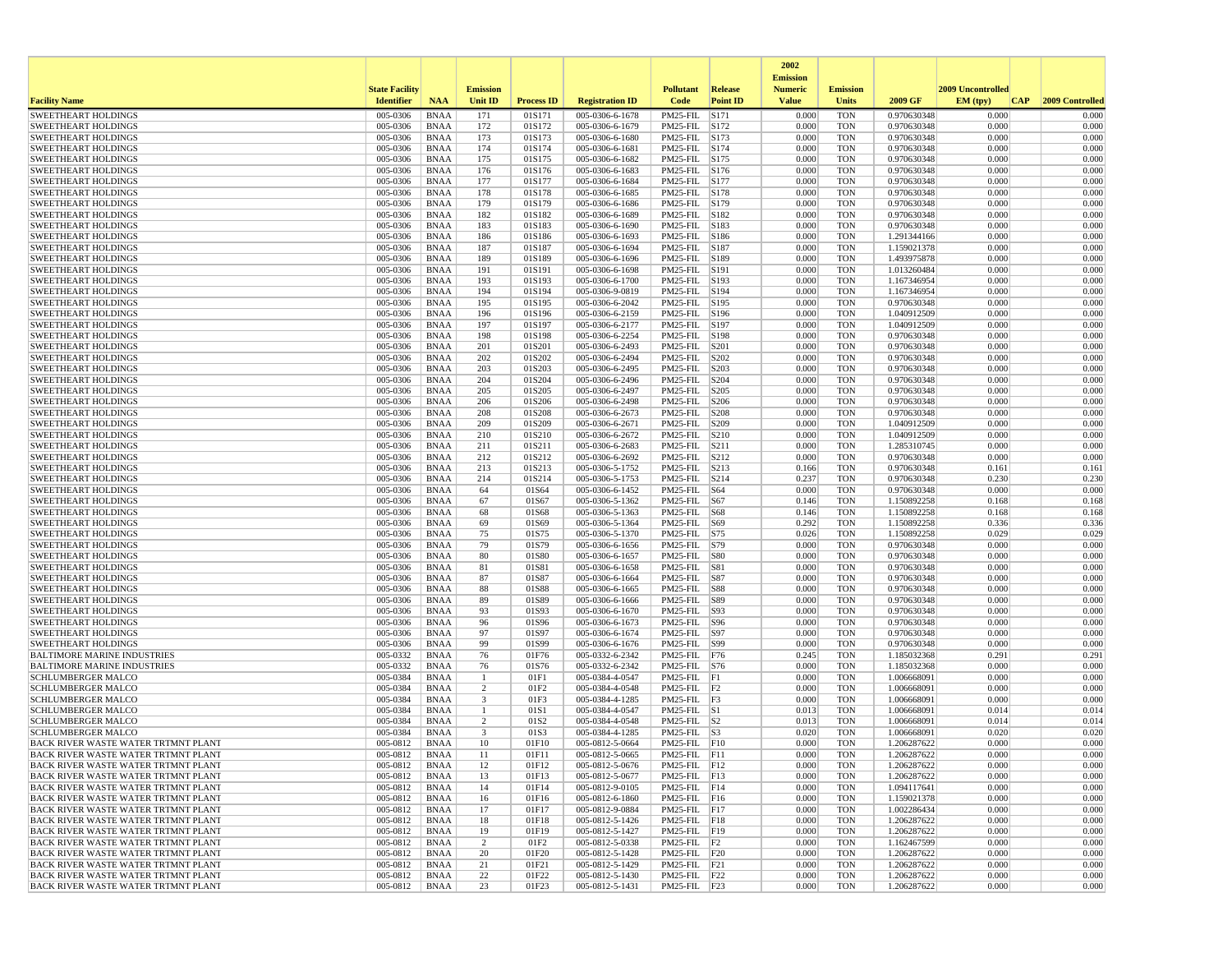| Facility Name | State Facility Identifier | NAA | Emission Unit ID | Process ID | Registration ID | Pollutant Code | Release Point ID | 2002 Emission Numeric Value | Emission Units | 2009 GF | 2009 Uncontrolled EM (tpy) | CAP | 2009 Controlled |
|---|---|---|---|---|---|---|---|---|---|---|---|---|---|
| SWEETHEART HOLDINGS | 005-0306 | BNAA | 171 | 01S171 | 005-0306-6-1678 | PM25-FIL | S171 | 0.000 | TON | 0.970630348 | 0.000 | | 0.000 |
| SWEETHEART HOLDINGS | 005-0306 | BNAA | 172 | 01S172 | 005-0306-6-1679 | PM25-FIL | S172 | 0.000 | TON | 0.970630348 | 0.000 | | 0.000 |
| SWEETHEART HOLDINGS | 005-0306 | BNAA | 173 | 01S173 | 005-0306-6-1680 | PM25-FIL | S173 | 0.000 | TON | 0.970630348 | 0.000 | | 0.000 |
| SWEETHEART HOLDINGS | 005-0306 | BNAA | 174 | 01S174 | 005-0306-6-1681 | PM25-FIL | S174 | 0.000 | TON | 0.970630348 | 0.000 | | 0.000 |
| SWEETHEART HOLDINGS | 005-0306 | BNAA | 175 | 01S175 | 005-0306-6-1682 | PM25-FIL | S175 | 0.000 | TON | 0.970630348 | 0.000 | | 0.000 |
| SWEETHEART HOLDINGS | 005-0306 | BNAA | 176 | 01S176 | 005-0306-6-1683 | PM25-FIL | S176 | 0.000 | TON | 0.970630348 | 0.000 | | 0.000 |
| SWEETHEART HOLDINGS | 005-0306 | BNAA | 177 | 01S177 | 005-0306-6-1684 | PM25-FIL | S177 | 0.000 | TON | 0.970630348 | 0.000 | | 0.000 |
| SWEETHEART HOLDINGS | 005-0306 | BNAA | 178 | 01S178 | 005-0306-6-1685 | PM25-FIL | S178 | 0.000 | TON | 0.970630348 | 0.000 | | 0.000 |
| SWEETHEART HOLDINGS | 005-0306 | BNAA | 179 | 01S179 | 005-0306-6-1686 | PM25-FIL | S179 | 0.000 | TON | 0.970630348 | 0.000 | | 0.000 |
| SWEETHEART HOLDINGS | 005-0306 | BNAA | 182 | 01S182 | 005-0306-6-1689 | PM25-FIL | S182 | 0.000 | TON | 0.970630348 | 0.000 | | 0.000 |
| SWEETHEART HOLDINGS | 005-0306 | BNAA | 183 | 01S183 | 005-0306-6-1690 | PM25-FIL | S183 | 0.000 | TON | 0.970630348 | 0.000 | | 0.000 |
| SWEETHEART HOLDINGS | 005-0306 | BNAA | 186 | 01S186 | 005-0306-6-1693 | PM25-FIL | S186 | 0.000 | TON | 1.291344166 | 0.000 | | 0.000 |
| SWEETHEART HOLDINGS | 005-0306 | BNAA | 187 | 01S187 | 005-0306-6-1694 | PM25-FIL | S187 | 0.000 | TON | 1.159021378 | 0.000 | | 0.000 |
| SWEETHEART HOLDINGS | 005-0306 | BNAA | 189 | 01S189 | 005-0306-6-1696 | PM25-FIL | S189 | 0.000 | TON | 1.493975878 | 0.000 | | 0.000 |
| SWEETHEART HOLDINGS | 005-0306 | BNAA | 191 | 01S191 | 005-0306-6-1698 | PM25-FIL | S191 | 0.000 | TON | 1.013260484 | 0.000 | | 0.000 |
| SWEETHEART HOLDINGS | 005-0306 | BNAA | 193 | 01S193 | 005-0306-6-1700 | PM25-FIL | S193 | 0.000 | TON | 1.167346954 | 0.000 | | 0.000 |
| SWEETHEART HOLDINGS | 005-0306 | BNAA | 194 | 01S194 | 005-0306-9-0819 | PM25-FIL | S194 | 0.000 | TON | 1.167346954 | 0.000 | | 0.000 |
| SWEETHEART HOLDINGS | 005-0306 | BNAA | 195 | 01S195 | 005-0306-6-2042 | PM25-FIL | S195 | 0.000 | TON | 0.970630348 | 0.000 | | 0.000 |
| SWEETHEART HOLDINGS | 005-0306 | BNAA | 196 | 01S196 | 005-0306-6-2159 | PM25-FIL | S196 | 0.000 | TON | 1.040912509 | 0.000 | | 0.000 |
| SWEETHEART HOLDINGS | 005-0306 | BNAA | 197 | 01S197 | 005-0306-6-2177 | PM25-FIL | S197 | 0.000 | TON | 1.040912509 | 0.000 | | 0.000 |
| SWEETHEART HOLDINGS | 005-0306 | BNAA | 198 | 01S198 | 005-0306-6-2254 | PM25-FIL | S198 | 0.000 | TON | 0.970630348 | 0.000 | | 0.000 |
| SWEETHEART HOLDINGS | 005-0306 | BNAA | 201 | 01S201 | 005-0306-6-2493 | PM25-FIL | S201 | 0.000 | TON | 0.970630348 | 0.000 | | 0.000 |
| SWEETHEART HOLDINGS | 005-0306 | BNAA | 202 | 01S202 | 005-0306-6-2494 | PM25-FIL | S202 | 0.000 | TON | 0.970630348 | 0.000 | | 0.000 |
| SWEETHEART HOLDINGS | 005-0306 | BNAA | 203 | 01S203 | 005-0306-6-2495 | PM25-FIL | S203 | 0.000 | TON | 0.970630348 | 0.000 | | 0.000 |
| SWEETHEART HOLDINGS | 005-0306 | BNAA | 204 | 01S204 | 005-0306-6-2496 | PM25-FIL | S204 | 0.000 | TON | 0.970630348 | 0.000 | | 0.000 |
| SWEETHEART HOLDINGS | 005-0306 | BNAA | 205 | 01S205 | 005-0306-6-2497 | PM25-FIL | S205 | 0.000 | TON | 0.970630348 | 0.000 | | 0.000 |
| SWEETHEART HOLDINGS | 005-0306 | BNAA | 206 | 01S206 | 005-0306-6-2498 | PM25-FIL | S206 | 0.000 | TON | 0.970630348 | 0.000 | | 0.000 |
| SWEETHEART HOLDINGS | 005-0306 | BNAA | 208 | 01S208 | 005-0306-6-2673 | PM25-FIL | S208 | 0.000 | TON | 0.970630348 | 0.000 | | 0.000 |
| SWEETHEART HOLDINGS | 005-0306 | BNAA | 209 | 01S209 | 005-0306-6-2671 | PM25-FIL | S209 | 0.000 | TON | 1.040912509 | 0.000 | | 0.000 |
| SWEETHEART HOLDINGS | 005-0306 | BNAA | 210 | 01S210 | 005-0306-6-2672 | PM25-FIL | S210 | 0.000 | TON | 1.040912509 | 0.000 | | 0.000 |
| SWEETHEART HOLDINGS | 005-0306 | BNAA | 211 | 01S211 | 005-0306-6-2683 | PM25-FIL | S211 | 0.000 | TON | 1.285310745 | 0.000 | | 0.000 |
| SWEETHEART HOLDINGS | 005-0306 | BNAA | 212 | 01S212 | 005-0306-6-2692 | PM25-FIL | S212 | 0.000 | TON | 0.970630348 | 0.000 | | 0.000 |
| SWEETHEART HOLDINGS | 005-0306 | BNAA | 213 | 01S213 | 005-0306-5-1752 | PM25-FIL | S213 | 0.166 | TON | 0.970630348 | 0.161 | | 0.161 |
| SWEETHEART HOLDINGS | 005-0306 | BNAA | 214 | 01S214 | 005-0306-5-1753 | PM25-FIL | S214 | 0.237 | TON | 0.970630348 | 0.230 | | 0.230 |
| SWEETHEART HOLDINGS | 005-0306 | BNAA | 64 | 01S64 | 005-0306-6-1452 | PM25-FIL | S64 | 0.000 | TON | 0.970630348 | 0.000 | | 0.000 |
| SWEETHEART HOLDINGS | 005-0306 | BNAA | 67 | 01S67 | 005-0306-5-1362 | PM25-FIL | S67 | 0.146 | TON | 1.150892258 | 0.168 | | 0.168 |
| SWEETHEART HOLDINGS | 005-0306 | BNAA | 68 | 01S68 | 005-0306-5-1363 | PM25-FIL | S68 | 0.146 | TON | 1.150892258 | 0.168 | | 0.168 |
| SWEETHEART HOLDINGS | 005-0306 | BNAA | 69 | 01S69 | 005-0306-5-1364 | PM25-FIL | S69 | 0.292 | TON | 1.150892258 | 0.336 | | 0.336 |
| SWEETHEART HOLDINGS | 005-0306 | BNAA | 75 | 01S75 | 005-0306-5-1370 | PM25-FIL | S75 | 0.026 | TON | 1.150892258 | 0.029 | | 0.029 |
| SWEETHEART HOLDINGS | 005-0306 | BNAA | 79 | 01S79 | 005-0306-6-1656 | PM25-FIL | S79 | 0.000 | TON | 0.970630348 | 0.000 | | 0.000 |
| SWEETHEART HOLDINGS | 005-0306 | BNAA | 80 | 01S80 | 005-0306-6-1657 | PM25-FIL | S80 | 0.000 | TON | 0.970630348 | 0.000 | | 0.000 |
| SWEETHEART HOLDINGS | 005-0306 | BNAA | 81 | 01S81 | 005-0306-6-1658 | PM25-FIL | S81 | 0.000 | TON | 0.970630348 | 0.000 | | 0.000 |
| SWEETHEART HOLDINGS | 005-0306 | BNAA | 87 | 01S87 | 005-0306-6-1664 | PM25-FIL | S87 | 0.000 | TON | 0.970630348 | 0.000 | | 0.000 |
| SWEETHEART HOLDINGS | 005-0306 | BNAA | 88 | 01S88 | 005-0306-6-1665 | PM25-FIL | S88 | 0.000 | TON | 0.970630348 | 0.000 | | 0.000 |
| SWEETHEART HOLDINGS | 005-0306 | BNAA | 89 | 01S89 | 005-0306-6-1666 | PM25-FIL | S89 | 0.000 | TON | 0.970630348 | 0.000 | | 0.000 |
| SWEETHEART HOLDINGS | 005-0306 | BNAA | 93 | 01S93 | 005-0306-6-1670 | PM25-FIL | S93 | 0.000 | TON | 0.970630348 | 0.000 | | 0.000 |
| SWEETHEART HOLDINGS | 005-0306 | BNAA | 96 | 01S96 | 005-0306-6-1673 | PM25-FIL | S96 | 0.000 | TON | 0.970630348 | 0.000 | | 0.000 |
| SWEETHEART HOLDINGS | 005-0306 | BNAA | 97 | 01S97 | 005-0306-6-1674 | PM25-FIL | S97 | 0.000 | TON | 0.970630348 | 0.000 | | 0.000 |
| SWEETHEART HOLDINGS | 005-0306 | BNAA | 99 | 01S99 | 005-0306-6-1676 | PM25-FIL | S99 | 0.000 | TON | 0.970630348 | 0.000 | | 0.000 |
| BALTIMORE MARINE INDUSTRIES | 005-0332 | BNAA | 76 | 01F76 | 005-0332-6-2342 | PM25-FIL | F76 | 0.245 | TON | 1.185032368 | 0.291 | | 0.291 |
| BALTIMORE MARINE INDUSTRIES | 005-0332 | BNAA | 76 | 01S76 | 005-0332-6-2342 | PM25-FIL | S76 | 0.000 | TON | 1.185032368 | 0.000 | | 0.000 |
| SCHLUMBERGER MALCO | 005-0384 | BNAA | 1 | 01F1 | 005-0384-4-0547 | PM25-FIL | F1 | 0.000 | TON | 1.006668091 | 0.000 | | 0.000 |
| SCHLUMBERGER MALCO | 005-0384 | BNAA | 2 | 01F2 | 005-0384-4-0548 | PM25-FIL | F2 | 0.000 | TON | 1.006668091 | 0.000 | | 0.000 |
| SCHLUMBERGER MALCO | 005-0384 | BNAA | 3 | 01F3 | 005-0384-4-1285 | PM25-FIL | F3 | 0.000 | TON | 1.006668091 | 0.000 | | 0.000 |
| SCHLUMBERGER MALCO | 005-0384 | BNAA | 1 | 01S1 | 005-0384-4-0547 | PM25-FIL | S1 | 0.013 | TON | 1.006668091 | 0.014 | | 0.014 |
| SCHLUMBERGER MALCO | 005-0384 | BNAA | 2 | 01S2 | 005-0384-4-0548 | PM25-FIL | S2 | 0.013 | TON | 1.006668091 | 0.014 | | 0.014 |
| SCHLUMBERGER MALCO | 005-0384 | BNAA | 3 | 01S3 | 005-0384-4-1285 | PM25-FIL | S3 | 0.020 | TON | 1.006668091 | 0.020 | | 0.020 |
| BACK RIVER WASTE WATER TRTMNT PLANT | 005-0812 | BNAA | 10 | 01F10 | 005-0812-5-0664 | PM25-FIL | F10 | 0.000 | TON | 1.206287622 | 0.000 | | 0.000 |
| BACK RIVER WASTE WATER TRTMNT PLANT | 005-0812 | BNAA | 11 | 01F11 | 005-0812-5-0665 | PM25-FIL | F11 | 0.000 | TON | 1.206287622 | 0.000 | | 0.000 |
| BACK RIVER WASTE WATER TRTMNT PLANT | 005-0812 | BNAA | 12 | 01F12 | 005-0812-5-0676 | PM25-FIL | F12 | 0.000 | TON | 1.206287622 | 0.000 | | 0.000 |
| BACK RIVER WASTE WATER TRTMNT PLANT | 005-0812 | BNAA | 13 | 01F13 | 005-0812-5-0677 | PM25-FIL | F13 | 0.000 | TON | 1.206287622 | 0.000 | | 0.000 |
| BACK RIVER WASTE WATER TRTMNT PLANT | 005-0812 | BNAA | 14 | 01F14 | 005-0812-9-0105 | PM25-FIL | F14 | 0.000 | TON | 1.094117641 | 0.000 | | 0.000 |
| BACK RIVER WASTE WATER TRTMNT PLANT | 005-0812 | BNAA | 16 | 01F16 | 005-0812-6-1860 | PM25-FIL | F16 | 0.000 | TON | 1.159021378 | 0.000 | | 0.000 |
| BACK RIVER WASTE WATER TRTMNT PLANT | 005-0812 | BNAA | 17 | 01F17 | 005-0812-9-0884 | PM25-FIL | F17 | 0.000 | TON | 1.002286434 | 0.000 | | 0.000 |
| BACK RIVER WASTE WATER TRTMNT PLANT | 005-0812 | BNAA | 18 | 01F18 | 005-0812-5-1426 | PM25-FIL | F18 | 0.000 | TON | 1.206287622 | 0.000 | | 0.000 |
| BACK RIVER WASTE WATER TRTMNT PLANT | 005-0812 | BNAA | 19 | 01F19 | 005-0812-5-1427 | PM25-FIL | F19 | 0.000 | TON | 1.206287622 | 0.000 | | 0.000 |
| BACK RIVER WASTE WATER TRTMNT PLANT | 005-0812 | BNAA | 2 | 01F2 | 005-0812-5-0338 | PM25-FIL | F2 | 0.000 | TON | 1.162467599 | 0.000 | | 0.000 |
| BACK RIVER WASTE WATER TRTMNT PLANT | 005-0812 | BNAA | 20 | 01F20 | 005-0812-5-1428 | PM25-FIL | F20 | 0.000 | TON | 1.206287622 | 0.000 | | 0.000 |
| BACK RIVER WASTE WATER TRTMNT PLANT | 005-0812 | BNAA | 21 | 01F21 | 005-0812-5-1429 | PM25-FIL | F21 | 0.000 | TON | 1.206287622 | 0.000 | | 0.000 |
| BACK RIVER WASTE WATER TRTMNT PLANT | 005-0812 | BNAA | 22 | 01F22 | 005-0812-5-1430 | PM25-FIL | F22 | 0.000 | TON | 1.206287622 | 0.000 | | 0.000 |
| BACK RIVER WASTE WATER TRTMNT PLANT | 005-0812 | BNAA | 23 | 01F23 | 005-0812-5-1431 | PM25-FIL | F23 | 0.000 | TON | 1.206287622 | 0.000 | | 0.000 |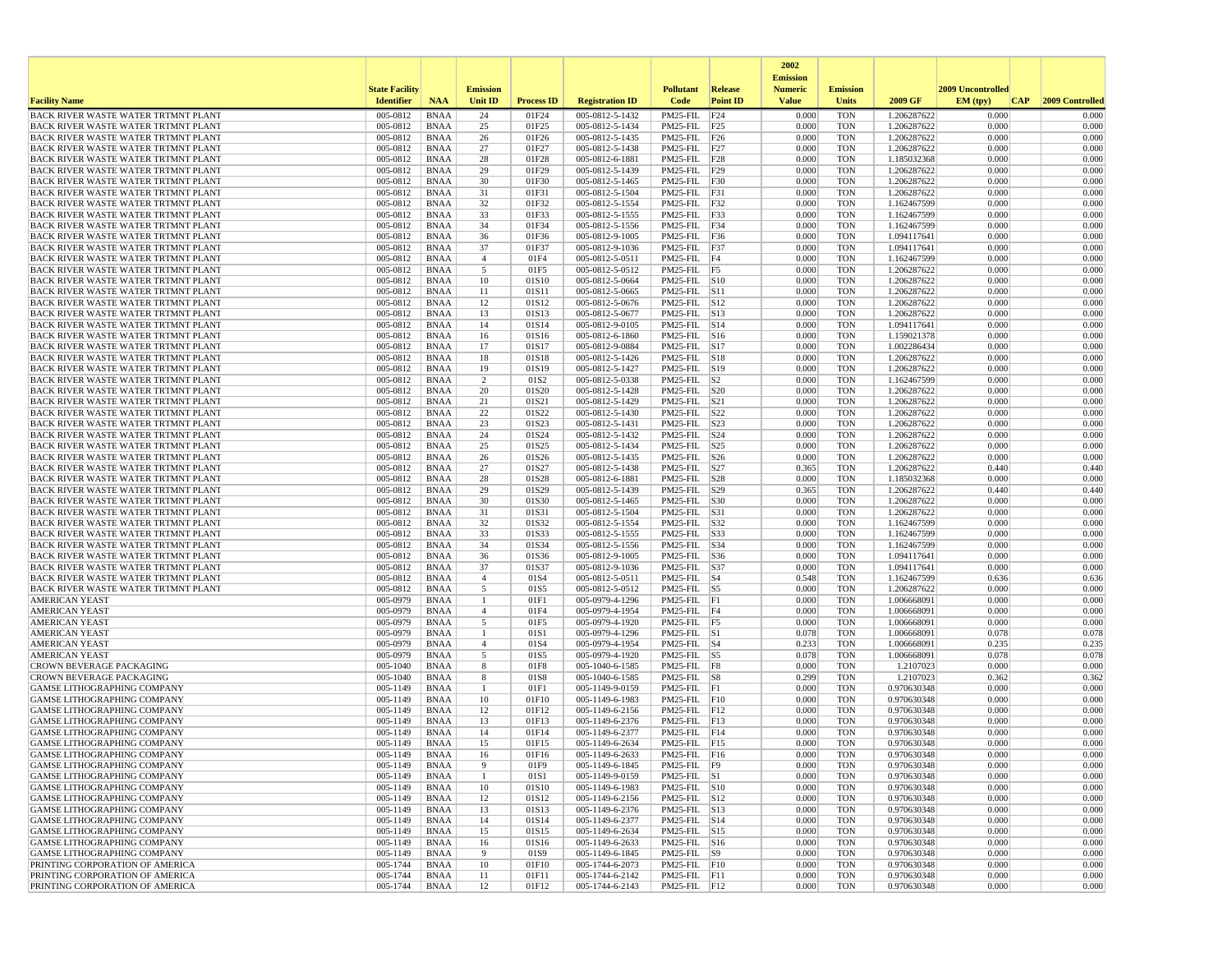| Facility Name | State Facility Identifier | NAA | Emission Unit ID | Process ID | Registration ID | Pollutant Code | Release Point ID | 2002 Emission Numeric Value | Emission Units | 2009 GF | 2009 Uncontrolled EM (tpy) | CAP | 2009 Controlled |
|---|---|---|---|---|---|---|---|---|---|---|---|---|---|
| BACK RIVER WASTE WATER TRTMNT PLANT | 005-0812 | BNAA | 24 | 01F24 | 005-0812-5-1432 | PM25-FIL | F24 | 0.000 | TON | 1.206287622 | 0.000 | | 0.000 |
| BACK RIVER WASTE WATER TRTMNT PLANT | 005-0812 | BNAA | 25 | 01F25 | 005-0812-5-1434 | PM25-FIL | F25 | 0.000 | TON | 1.206287622 | 0.000 | | 0.000 |
| BACK RIVER WASTE WATER TRTMNT PLANT | 005-0812 | BNAA | 26 | 01F26 | 005-0812-5-1435 | PM25-FIL | F26 | 0.000 | TON | 1.206287622 | 0.000 | | 0.000 |
| BACK RIVER WASTE WATER TRTMNT PLANT | 005-0812 | BNAA | 27 | 01F27 | 005-0812-5-1438 | PM25-FIL | F27 | 0.000 | TON | 1.206287622 | 0.000 | | 0.000 |
| BACK RIVER WASTE WATER TRTMNT PLANT | 005-0812 | BNAA | 28 | 01F28 | 005-0812-6-1881 | PM25-FIL | F28 | 0.000 | TON | 1.185032368 | 0.000 | | 0.000 |
| BACK RIVER WASTE WATER TRTMNT PLANT | 005-0812 | BNAA | 29 | 01F29 | 005-0812-5-1439 | PM25-FIL | F29 | 0.000 | TON | 1.206287622 | 0.000 | | 0.000 |
| BACK RIVER WASTE WATER TRTMNT PLANT | 005-0812 | BNAA | 30 | 01F30 | 005-0812-5-1465 | PM25-FIL | F30 | 0.000 | TON | 1.206287622 | 0.000 | | 0.000 |
| BACK RIVER WASTE WATER TRTMNT PLANT | 005-0812 | BNAA | 31 | 01F31 | 005-0812-5-1504 | PM25-FIL | F31 | 0.000 | TON | 1.206287622 | 0.000 | | 0.000 |
| BACK RIVER WASTE WATER TRTMNT PLANT | 005-0812 | BNAA | 32 | 01F32 | 005-0812-5-1554 | PM25-FIL | F32 | 0.000 | TON | 1.162467599 | 0.000 | | 0.000 |
| BACK RIVER WASTE WATER TRTMNT PLANT | 005-0812 | BNAA | 33 | 01F33 | 005-0812-5-1555 | PM25-FIL | F33 | 0.000 | TON | 1.162467599 | 0.000 | | 0.000 |
| BACK RIVER WASTE WATER TRTMNT PLANT | 005-0812 | BNAA | 34 | 01F34 | 005-0812-5-1556 | PM25-FIL | F34 | 0.000 | TON | 1.162467599 | 0.000 | | 0.000 |
| BACK RIVER WASTE WATER TRTMNT PLANT | 005-0812 | BNAA | 36 | 01F36 | 005-0812-9-1005 | PM25-FIL | F36 | 0.000 | TON | 1.094117641 | 0.000 | | 0.000 |
| BACK RIVER WASTE WATER TRTMNT PLANT | 005-0812 | BNAA | 37 | 01F37 | 005-0812-9-1036 | PM25-FIL | F37 | 0.000 | TON | 1.094117641 | 0.000 | | 0.000 |
| BACK RIVER WASTE WATER TRTMNT PLANT | 005-0812 | BNAA | 4 | 01F4 | 005-0812-5-0511 | PM25-FIL | F4 | 0.000 | TON | 1.162467599 | 0.000 | | 0.000 |
| BACK RIVER WASTE WATER TRTMNT PLANT | 005-0812 | BNAA | 5 | 01F5 | 005-0812-5-0512 | PM25-FIL | F5 | 0.000 | TON | 1.206287622 | 0.000 | | 0.000 |
| BACK RIVER WASTE WATER TRTMNT PLANT | 005-0812 | BNAA | 10 | 01S10 | 005-0812-5-0664 | PM25-FIL | S10 | 0.000 | TON | 1.206287622 | 0.000 | | 0.000 |
| BACK RIVER WASTE WATER TRTMNT PLANT | 005-0812 | BNAA | 11 | 01S11 | 005-0812-5-0665 | PM25-FIL | S11 | 0.000 | TON | 1.206287622 | 0.000 | | 0.000 |
| BACK RIVER WASTE WATER TRTMNT PLANT | 005-0812 | BNAA | 12 | 01S12 | 005-0812-5-0676 | PM25-FIL | S12 | 0.000 | TON | 1.206287622 | 0.000 | | 0.000 |
| BACK RIVER WASTE WATER TRTMNT PLANT | 005-0812 | BNAA | 13 | 01S13 | 005-0812-5-0677 | PM25-FIL | S13 | 0.000 | TON | 1.206287622 | 0.000 | | 0.000 |
| BACK RIVER WASTE WATER TRTMNT PLANT | 005-0812 | BNAA | 14 | 01S14 | 005-0812-9-0105 | PM25-FIL | S14 | 0.000 | TON | 1.094117641 | 0.000 | | 0.000 |
| BACK RIVER WASTE WATER TRTMNT PLANT | 005-0812 | BNAA | 16 | 01S16 | 005-0812-6-1860 | PM25-FIL | S16 | 0.000 | TON | 1.159021378 | 0.000 | | 0.000 |
| BACK RIVER WASTE WATER TRTMNT PLANT | 005-0812 | BNAA | 17 | 01S17 | 005-0812-9-0884 | PM25-FIL | S17 | 0.000 | TON | 1.002286434 | 0.000 | | 0.000 |
| BACK RIVER WASTE WATER TRTMNT PLANT | 005-0812 | BNAA | 18 | 01S18 | 005-0812-5-1426 | PM25-FIL | S18 | 0.000 | TON | 1.206287622 | 0.000 | | 0.000 |
| BACK RIVER WASTE WATER TRTMNT PLANT | 005-0812 | BNAA | 19 | 01S19 | 005-0812-5-1427 | PM25-FIL | S19 | 0.000 | TON | 1.206287622 | 0.000 | | 0.000 |
| BACK RIVER WASTE WATER TRTMNT PLANT | 005-0812 | BNAA | 2 | 01S2 | 005-0812-5-0338 | PM25-FIL | S2 | 0.000 | TON | 1.162467599 | 0.000 | | 0.000 |
| BACK RIVER WASTE WATER TRTMNT PLANT | 005-0812 | BNAA | 20 | 01S20 | 005-0812-5-1428 | PM25-FIL | S20 | 0.000 | TON | 1.206287622 | 0.000 | | 0.000 |
| BACK RIVER WASTE WATER TRTMNT PLANT | 005-0812 | BNAA | 21 | 01S21 | 005-0812-5-1429 | PM25-FIL | S21 | 0.000 | TON | 1.206287622 | 0.000 | | 0.000 |
| BACK RIVER WASTE WATER TRTMNT PLANT | 005-0812 | BNAA | 22 | 01S22 | 005-0812-5-1430 | PM25-FIL | S22 | 0.000 | TON | 1.206287622 | 0.000 | | 0.000 |
| BACK RIVER WASTE WATER TRTMNT PLANT | 005-0812 | BNAA | 23 | 01S23 | 005-0812-5-1431 | PM25-FIL | S23 | 0.000 | TON | 1.206287622 | 0.000 | | 0.000 |
| BACK RIVER WASTE WATER TRTMNT PLANT | 005-0812 | BNAA | 24 | 01S24 | 005-0812-5-1432 | PM25-FIL | S24 | 0.000 | TON | 1.206287622 | 0.000 | | 0.000 |
| BACK RIVER WASTE WATER TRTMNT PLANT | 005-0812 | BNAA | 25 | 01S25 | 005-0812-5-1434 | PM25-FIL | S25 | 0.000 | TON | 1.206287622 | 0.000 | | 0.000 |
| BACK RIVER WASTE WATER TRTMNT PLANT | 005-0812 | BNAA | 26 | 01S26 | 005-0812-5-1435 | PM25-FIL | S26 | 0.000 | TON | 1.206287622 | 0.000 | | 0.000 |
| BACK RIVER WASTE WATER TRTMNT PLANT | 005-0812 | BNAA | 27 | 01S27 | 005-0812-5-1438 | PM25-FIL | S27 | 0.365 | TON | 1.206287622 | 0.440 | | 0.440 |
| BACK RIVER WASTE WATER TRTMNT PLANT | 005-0812 | BNAA | 28 | 01S28 | 005-0812-6-1881 | PM25-FIL | S28 | 0.000 | TON | 1.185032368 | 0.000 | | 0.000 |
| BACK RIVER WASTE WATER TRTMNT PLANT | 005-0812 | BNAA | 29 | 01S29 | 005-0812-5-1439 | PM25-FIL | S29 | 0.365 | TON | 1.206287622 | 0.440 | | 0.440 |
| BACK RIVER WASTE WATER TRTMNT PLANT | 005-0812 | BNAA | 30 | 01S30 | 005-0812-5-1465 | PM25-FIL | S30 | 0.000 | TON | 1.206287622 | 0.000 | | 0.000 |
| BACK RIVER WASTE WATER TRTMNT PLANT | 005-0812 | BNAA | 31 | 01S31 | 005-0812-5-1504 | PM25-FIL | S31 | 0.000 | TON | 1.206287622 | 0.000 | | 0.000 |
| BACK RIVER WASTE WATER TRTMNT PLANT | 005-0812 | BNAA | 32 | 01S32 | 005-0812-5-1554 | PM25-FIL | S32 | 0.000 | TON | 1.162467599 | 0.000 | | 0.000 |
| BACK RIVER WASTE WATER TRTMNT PLANT | 005-0812 | BNAA | 33 | 01S33 | 005-0812-5-1555 | PM25-FIL | S33 | 0.000 | TON | 1.162467599 | 0.000 | | 0.000 |
| BACK RIVER WASTE WATER TRTMNT PLANT | 005-0812 | BNAA | 34 | 01S34 | 005-0812-5-1556 | PM25-FIL | S34 | 0.000 | TON | 1.162467599 | 0.000 | | 0.000 |
| BACK RIVER WASTE WATER TRTMNT PLANT | 005-0812 | BNAA | 36 | 01S36 | 005-0812-9-1005 | PM25-FIL | S36 | 0.000 | TON | 1.094117641 | 0.000 | | 0.000 |
| BACK RIVER WASTE WATER TRTMNT PLANT | 005-0812 | BNAA | 37 | 01S37 | 005-0812-9-1036 | PM25-FIL | S37 | 0.000 | TON | 1.094117641 | 0.000 | | 0.000 |
| BACK RIVER WASTE WATER TRTMNT PLANT | 005-0812 | BNAA | 4 | 01S4 | 005-0812-5-0511 | PM25-FIL | S4 | 0.548 | TON | 1.162467599 | 0.636 | | 0.636 |
| BACK RIVER WASTE WATER TRTMNT PLANT | 005-0812 | BNAA | 5 | 01S5 | 005-0812-5-0512 | PM25-FIL | S5 | 0.000 | TON | 1.206287622 | 0.000 | | 0.000 |
| AMERICAN YEAST | 005-0979 | BNAA | 1 | 01F1 | 005-0979-4-1296 | PM25-FIL | F1 | 0.000 | TON | 1.006668091 | 0.000 | | 0.000 |
| AMERICAN YEAST | 005-0979 | BNAA | 4 | 01F4 | 005-0979-4-1954 | PM25-FIL | F4 | 0.000 | TON | 1.006668091 | 0.000 | | 0.000 |
| AMERICAN YEAST | 005-0979 | BNAA | 5 | 01F5 | 005-0979-4-1920 | PM25-FIL | F5 | 0.000 | TON | 1.006668091 | 0.000 | | 0.000 |
| AMERICAN YEAST | 005-0979 | BNAA | 1 | 01S1 | 005-0979-4-1296 | PM25-FIL | S1 | 0.078 | TON | 1.006668091 | 0.078 | | 0.078 |
| AMERICAN YEAST | 005-0979 | BNAA | 4 | 01S4 | 005-0979-4-1954 | PM25-FIL | S4 | 0.233 | TON | 1.006668091 | 0.235 | | 0.235 |
| AMERICAN YEAST | 005-0979 | BNAA | 5 | 01S5 | 005-0979-4-1920 | PM25-FIL | S5 | 0.078 | TON | 1.006668091 | 0.078 | | 0.078 |
| CROWN BEVERAGE PACKAGING | 005-1040 | BNAA | 8 | 01F8 | 005-1040-6-1585 | PM25-FIL | F8 | 0.000 | TON | 1.2107023 | 0.000 | | 0.000 |
| CROWN BEVERAGE PACKAGING | 005-1040 | BNAA | 8 | 01S8 | 005-1040-6-1585 | PM25-FIL | S8 | 0.299 | TON | 1.2107023 | 0.362 | | 0.362 |
| GAMSE LITHOGRAPHING COMPANY | 005-1149 | BNAA | 1 | 01F1 | 005-1149-9-0159 | PM25-FIL | F1 | 0.000 | TON | 0.970630348 | 0.000 | | 0.000 |
| GAMSE LITHOGRAPHING COMPANY | 005-1149 | BNAA | 10 | 01F10 | 005-1149-6-1983 | PM25-FIL | F10 | 0.000 | TON | 0.970630348 | 0.000 | | 0.000 |
| GAMSE LITHOGRAPHING COMPANY | 005-1149 | BNAA | 12 | 01F12 | 005-1149-6-2156 | PM25-FIL | F12 | 0.000 | TON | 0.970630348 | 0.000 | | 0.000 |
| GAMSE LITHOGRAPHING COMPANY | 005-1149 | BNAA | 13 | 01F13 | 005-1149-6-2376 | PM25-FIL | F13 | 0.000 | TON | 0.970630348 | 0.000 | | 0.000 |
| GAMSE LITHOGRAPHING COMPANY | 005-1149 | BNAA | 14 | 01F14 | 005-1149-6-2377 | PM25-FIL | F14 | 0.000 | TON | 0.970630348 | 0.000 | | 0.000 |
| GAMSE LITHOGRAPHING COMPANY | 005-1149 | BNAA | 15 | 01F15 | 005-1149-6-2634 | PM25-FIL | F15 | 0.000 | TON | 0.970630348 | 0.000 | | 0.000 |
| GAMSE LITHOGRAPHING COMPANY | 005-1149 | BNAA | 16 | 01F16 | 005-1149-6-2633 | PM25-FIL | F16 | 0.000 | TON | 0.970630348 | 0.000 | | 0.000 |
| GAMSE LITHOGRAPHING COMPANY | 005-1149 | BNAA | 9 | 01F9 | 005-1149-6-1845 | PM25-FIL | F9 | 0.000 | TON | 0.970630348 | 0.000 | | 0.000 |
| GAMSE LITHOGRAPHING COMPANY | 005-1149 | BNAA | 1 | 01S1 | 005-1149-9-0159 | PM25-FIL | S1 | 0.000 | TON | 0.970630348 | 0.000 | | 0.000 |
| GAMSE LITHOGRAPHING COMPANY | 005-1149 | BNAA | 10 | 01S10 | 005-1149-6-1983 | PM25-FIL | S10 | 0.000 | TON | 0.970630348 | 0.000 | | 0.000 |
| GAMSE LITHOGRAPHING COMPANY | 005-1149 | BNAA | 12 | 01S12 | 005-1149-6-2156 | PM25-FIL | S12 | 0.000 | TON | 0.970630348 | 0.000 | | 0.000 |
| GAMSE LITHOGRAPHING COMPANY | 005-1149 | BNAA | 13 | 01S13 | 005-1149-6-2376 | PM25-FIL | S13 | 0.000 | TON | 0.970630348 | 0.000 | | 0.000 |
| GAMSE LITHOGRAPHING COMPANY | 005-1149 | BNAA | 14 | 01S14 | 005-1149-6-2377 | PM25-FIL | S14 | 0.000 | TON | 0.970630348 | 0.000 | | 0.000 |
| GAMSE LITHOGRAPHING COMPANY | 005-1149 | BNAA | 15 | 01S15 | 005-1149-6-2634 | PM25-FIL | S15 | 0.000 | TON | 0.970630348 | 0.000 | | 0.000 |
| GAMSE LITHOGRAPHING COMPANY | 005-1149 | BNAA | 16 | 01S16 | 005-1149-6-2633 | PM25-FIL | S16 | 0.000 | TON | 0.970630348 | 0.000 | | 0.000 |
| GAMSE LITHOGRAPHING COMPANY | 005-1149 | BNAA | 9 | 01S9 | 005-1149-6-1845 | PM25-FIL | S9 | 0.000 | TON | 0.970630348 | 0.000 | | 0.000 |
| PRINTING CORPORATION OF AMERICA | 005-1744 | BNAA | 10 | 01F10 | 005-1744-6-2073 | PM25-FIL | F10 | 0.000 | TON | 0.970630348 | 0.000 | | 0.000 |
| PRINTING CORPORATION OF AMERICA | 005-1744 | BNAA | 11 | 01F11 | 005-1744-6-2142 | PM25-FIL | F11 | 0.000 | TON | 0.970630348 | 0.000 | | 0.000 |
| PRINTING CORPORATION OF AMERICA | 005-1744 | BNAA | 12 | 01F12 | 005-1744-6-2143 | PM25-FIL | F12 | 0.000 | TON | 0.970630348 | 0.000 | | 0.000 |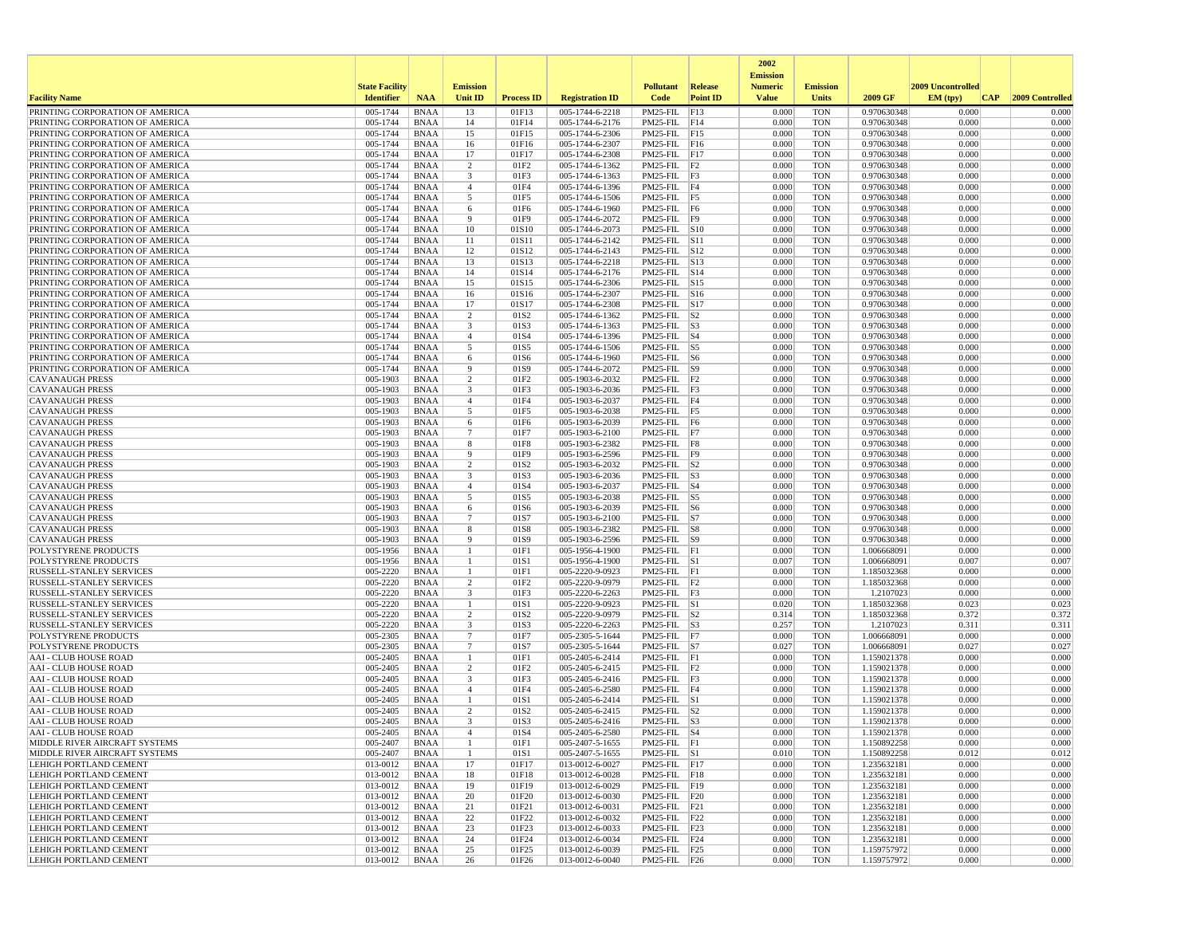| Facility Name | State Facility Identifier | NAA | Emission Unit ID | Process ID | Registration ID | Pollutant Code | Release Point ID | 2002 Emission Numeric Value | Emission Units | 2009 GF | 2009 Uncontrolled EM (tpy) | CAP | 2009 Controlled |
|---|---|---|---|---|---|---|---|---|---|---|---|---|---|
| PRINTING CORPORATION OF AMERICA | 005-1744 | BNAA | 13 | 01F13 | 005-1744-6-2218 | PM25-FIL | F13 | 0.000 | TON | 0.970630348 | 0.000 | | 0.000 |
| PRINTING CORPORATION OF AMERICA | 005-1744 | BNAA | 14 | 01F14 | 005-1744-6-2176 | PM25-FIL | F14 | 0.000 | TON | 0.970630348 | 0.000 | | 0.000 |
| PRINTING CORPORATION OF AMERICA | 005-1744 | BNAA | 15 | 01F15 | 005-1744-6-2306 | PM25-FIL | F15 | 0.000 | TON | 0.970630348 | 0.000 | | 0.000 |
| PRINTING CORPORATION OF AMERICA | 005-1744 | BNAA | 16 | 01F16 | 005-1744-6-2307 | PM25-FIL | F16 | 0.000 | TON | 0.970630348 | 0.000 | | 0.000 |
| PRINTING CORPORATION OF AMERICA | 005-1744 | BNAA | 17 | 01F17 | 005-1744-6-2308 | PM25-FIL | F17 | 0.000 | TON | 0.970630348 | 0.000 | | 0.000 |
| PRINTING CORPORATION OF AMERICA | 005-1744 | BNAA | 2 | 01F2 | 005-1744-6-1362 | PM25-FIL | F2 | 0.000 | TON | 0.970630348 | 0.000 | | 0.000 |
| PRINTING CORPORATION OF AMERICA | 005-1744 | BNAA | 3 | 01F3 | 005-1744-6-1363 | PM25-FIL | F3 | 0.000 | TON | 0.970630348 | 0.000 | | 0.000 |
| PRINTING CORPORATION OF AMERICA | 005-1744 | BNAA | 4 | 01F4 | 005-1744-6-1396 | PM25-FIL | F4 | 0.000 | TON | 0.970630348 | 0.000 | | 0.000 |
| PRINTING CORPORATION OF AMERICA | 005-1744 | BNAA | 5 | 01F5 | 005-1744-6-1506 | PM25-FIL | F5 | 0.000 | TON | 0.970630348 | 0.000 | | 0.000 |
| PRINTING CORPORATION OF AMERICA | 005-1744 | BNAA | 6 | 01F6 | 005-1744-6-1960 | PM25-FIL | F6 | 0.000 | TON | 0.970630348 | 0.000 | | 0.000 |
| PRINTING CORPORATION OF AMERICA | 005-1744 | BNAA | 9 | 01F9 | 005-1744-6-2072 | PM25-FIL | F9 | 0.000 | TON | 0.970630348 | 0.000 | | 0.000 |
| PRINTING CORPORATION OF AMERICA | 005-1744 | BNAA | 10 | 01S10 | 005-1744-6-2073 | PM25-FIL | S10 | 0.000 | TON | 0.970630348 | 0.000 | | 0.000 |
| PRINTING CORPORATION OF AMERICA | 005-1744 | BNAA | 11 | 01S11 | 005-1744-6-2142 | PM25-FIL | S11 | 0.000 | TON | 0.970630348 | 0.000 | | 0.000 |
| PRINTING CORPORATION OF AMERICA | 005-1744 | BNAA | 12 | 01S12 | 005-1744-6-2143 | PM25-FIL | S12 | 0.000 | TON | 0.970630348 | 0.000 | | 0.000 |
| PRINTING CORPORATION OF AMERICA | 005-1744 | BNAA | 13 | 01S13 | 005-1744-6-2218 | PM25-FIL | S13 | 0.000 | TON | 0.970630348 | 0.000 | | 0.000 |
| PRINTING CORPORATION OF AMERICA | 005-1744 | BNAA | 14 | 01S14 | 005-1744-6-2176 | PM25-FIL | S14 | 0.000 | TON | 0.970630348 | 0.000 | | 0.000 |
| PRINTING CORPORATION OF AMERICA | 005-1744 | BNAA | 15 | 01S15 | 005-1744-6-2306 | PM25-FIL | S15 | 0.000 | TON | 0.970630348 | 0.000 | | 0.000 |
| PRINTING CORPORATION OF AMERICA | 005-1744 | BNAA | 16 | 01S16 | 005-1744-6-2307 | PM25-FIL | S16 | 0.000 | TON | 0.970630348 | 0.000 | | 0.000 |
| PRINTING CORPORATION OF AMERICA | 005-1744 | BNAA | 17 | 01S17 | 005-1744-6-2308 | PM25-FIL | S17 | 0.000 | TON | 0.970630348 | 0.000 | | 0.000 |
| PRINTING CORPORATION OF AMERICA | 005-1744 | BNAA | 2 | 01S2 | 005-1744-6-1362 | PM25-FIL | S2 | 0.000 | TON | 0.970630348 | 0.000 | | 0.000 |
| PRINTING CORPORATION OF AMERICA | 005-1744 | BNAA | 3 | 01S3 | 005-1744-6-1363 | PM25-FIL | S3 | 0.000 | TON | 0.970630348 | 0.000 | | 0.000 |
| PRINTING CORPORATION OF AMERICA | 005-1744 | BNAA | 4 | 01S4 | 005-1744-6-1396 | PM25-FIL | S4 | 0.000 | TON | 0.970630348 | 0.000 | | 0.000 |
| PRINTING CORPORATION OF AMERICA | 005-1744 | BNAA | 5 | 01S5 | 005-1744-6-1506 | PM25-FIL | S5 | 0.000 | TON | 0.970630348 | 0.000 | | 0.000 |
| PRINTING CORPORATION OF AMERICA | 005-1744 | BNAA | 6 | 01S6 | 005-1744-6-1960 | PM25-FIL | S6 | 0.000 | TON | 0.970630348 | 0.000 | | 0.000 |
| PRINTING CORPORATION OF AMERICA | 005-1744 | BNAA | 9 | 01S9 | 005-1744-6-2072 | PM25-FIL | S9 | 0.000 | TON | 0.970630348 | 0.000 | | 0.000 |
| CAVANAUGH PRESS | 005-1903 | BNAA | 2 | 01F2 | 005-1903-6-2032 | PM25-FIL | F2 | 0.000 | TON | 0.970630348 | 0.000 | | 0.000 |
| CAVANAUGH PRESS | 005-1903 | BNAA | 3 | 01F3 | 005-1903-6-2036 | PM25-FIL | F3 | 0.000 | TON | 0.970630348 | 0.000 | | 0.000 |
| CAVANAUGH PRESS | 005-1903 | BNAA | 4 | 01F4 | 005-1903-6-2037 | PM25-FIL | F4 | 0.000 | TON | 0.970630348 | 0.000 | | 0.000 |
| CAVANAUGH PRESS | 005-1903 | BNAA | 5 | 01F5 | 005-1903-6-2038 | PM25-FIL | F5 | 0.000 | TON | 0.970630348 | 0.000 | | 0.000 |
| CAVANAUGH PRESS | 005-1903 | BNAA | 6 | 01F6 | 005-1903-6-2039 | PM25-FIL | F6 | 0.000 | TON | 0.970630348 | 0.000 | | 0.000 |
| CAVANAUGH PRESS | 005-1903 | BNAA | 7 | 01F7 | 005-1903-6-2100 | PM25-FIL | F7 | 0.000 | TON | 0.970630348 | 0.000 | | 0.000 |
| CAVANAUGH PRESS | 005-1903 | BNAA | 8 | 01F8 | 005-1903-6-2382 | PM25-FIL | F8 | 0.000 | TON | 0.970630348 | 0.000 | | 0.000 |
| CAVANAUGH PRESS | 005-1903 | BNAA | 9 | 01F9 | 005-1903-6-2596 | PM25-FIL | F9 | 0.000 | TON | 0.970630348 | 0.000 | | 0.000 |
| CAVANAUGH PRESS | 005-1903 | BNAA | 2 | 01S2 | 005-1903-6-2032 | PM25-FIL | S2 | 0.000 | TON | 0.970630348 | 0.000 | | 0.000 |
| CAVANAUGH PRESS | 005-1903 | BNAA | 3 | 01S3 | 005-1903-6-2036 | PM25-FIL | S3 | 0.000 | TON | 0.970630348 | 0.000 | | 0.000 |
| CAVANAUGH PRESS | 005-1903 | BNAA | 4 | 01S4 | 005-1903-6-2037 | PM25-FIL | S4 | 0.000 | TON | 0.970630348 | 0.000 | | 0.000 |
| CAVANAUGH PRESS | 005-1903 | BNAA | 5 | 01S5 | 005-1903-6-2038 | PM25-FIL | S5 | 0.000 | TON | 0.970630348 | 0.000 | | 0.000 |
| CAVANAUGH PRESS | 005-1903 | BNAA | 6 | 01S6 | 005-1903-6-2039 | PM25-FIL | S6 | 0.000 | TON | 0.970630348 | 0.000 | | 0.000 |
| CAVANAUGH PRESS | 005-1903 | BNAA | 7 | 01S7 | 005-1903-6-2100 | PM25-FIL | S7 | 0.000 | TON | 0.970630348 | 0.000 | | 0.000 |
| CAVANAUGH PRESS | 005-1903 | BNAA | 8 | 01S8 | 005-1903-6-2382 | PM25-FIL | S8 | 0.000 | TON | 0.970630348 | 0.000 | | 0.000 |
| CAVANAUGH PRESS | 005-1903 | BNAA | 9 | 01S9 | 005-1903-6-2596 | PM25-FIL | S9 | 0.000 | TON | 0.970630348 | 0.000 | | 0.000 |
| POLYSTYRENE PRODUCTS | 005-1956 | BNAA | 1 | 01F1 | 005-1956-4-1900 | PM25-FIL | F1 | 0.000 | TON | 1.006668091 | 0.000 | | 0.000 |
| POLYSTYRENE PRODUCTS | 005-1956 | BNAA | 1 | 01S1 | 005-1956-4-1900 | PM25-FIL | S1 | 0.007 | TON | 1.006668091 | 0.007 | | 0.007 |
| RUSSELL-STANLEY SERVICES | 005-2220 | BNAA | 1 | 01F1 | 005-2220-9-0923 | PM25-FIL | F1 | 0.000 | TON | 1.185032368 | 0.000 | | 0.000 |
| RUSSELL-STANLEY SERVICES | 005-2220 | BNAA | 2 | 01F2 | 005-2220-9-0979 | PM25-FIL | F2 | 0.000 | TON | 1.185032368 | 0.000 | | 0.000 |
| RUSSELL-STANLEY SERVICES | 005-2220 | BNAA | 3 | 01F3 | 005-2220-6-2263 | PM25-FIL | F3 | 0.000 | TON | 1.2107023 | 0.000 | | 0.000 |
| RUSSELL-STANLEY SERVICES | 005-2220 | BNAA | 1 | 01S1 | 005-2220-9-0923 | PM25-FIL | S1 | 0.020 | TON | 1.185032368 | 0.023 | | 0.023 |
| RUSSELL-STANLEY SERVICES | 005-2220 | BNAA | 2 | 01S2 | 005-2220-9-0979 | PM25-FIL | S2 | 0.314 | TON | 1.185032368 | 0.372 | | 0.372 |
| RUSSELL-STANLEY SERVICES | 005-2220 | BNAA | 3 | 01S3 | 005-2220-6-2263 | PM25-FIL | S3 | 0.257 | TON | 1.2107023 | 0.311 | | 0.311 |
| POLYSTYRENE PRODUCTS | 005-2305 | BNAA | 7 | 01F7 | 005-2305-5-1644 | PM25-FIL | F7 | 0.000 | TON | 1.006668091 | 0.000 | | 0.000 |
| POLYSTYRENE PRODUCTS | 005-2305 | BNAA | 7 | 01S7 | 005-2305-5-1644 | PM25-FIL | S7 | 0.027 | TON | 1.006668091 | 0.027 | | 0.027 |
| AAI - CLUB HOUSE ROAD | 005-2405 | BNAA | 1 | 01F1 | 005-2405-6-2414 | PM25-FIL | F1 | 0.000 | TON | 1.159021378 | 0.000 | | 0.000 |
| AAI - CLUB HOUSE ROAD | 005-2405 | BNAA | 2 | 01F2 | 005-2405-6-2415 | PM25-FIL | F2 | 0.000 | TON | 1.159021378 | 0.000 | | 0.000 |
| AAI - CLUB HOUSE ROAD | 005-2405 | BNAA | 3 | 01F3 | 005-2405-6-2416 | PM25-FIL | F3 | 0.000 | TON | 1.159021378 | 0.000 | | 0.000 |
| AAI - CLUB HOUSE ROAD | 005-2405 | BNAA | 4 | 01F4 | 005-2405-6-2580 | PM25-FIL | F4 | 0.000 | TON | 1.159021378 | 0.000 | | 0.000 |
| AAI - CLUB HOUSE ROAD | 005-2405 | BNAA | 1 | 01S1 | 005-2405-6-2414 | PM25-FIL | S1 | 0.000 | TON | 1.159021378 | 0.000 | | 0.000 |
| AAI - CLUB HOUSE ROAD | 005-2405 | BNAA | 2 | 01S2 | 005-2405-6-2415 | PM25-FIL | S2 | 0.000 | TON | 1.159021378 | 0.000 | | 0.000 |
| AAI - CLUB HOUSE ROAD | 005-2405 | BNAA | 3 | 01S3 | 005-2405-6-2416 | PM25-FIL | S3 | 0.000 | TON | 1.159021378 | 0.000 | | 0.000 |
| AAI - CLUB HOUSE ROAD | 005-2405 | BNAA | 4 | 01S4 | 005-2405-6-2580 | PM25-FIL | S4 | 0.000 | TON | 1.159021378 | 0.000 | | 0.000 |
| MIDDLE RIVER AIRCRAFT SYSTEMS | 005-2407 | BNAA | 1 | 01F1 | 005-2407-5-1655 | PM25-FIL | F1 | 0.000 | TON | 1.150892258 | 0.000 | | 0.000 |
| MIDDLE RIVER AIRCRAFT SYSTEMS | 005-2407 | BNAA | 1 | 01S1 | 005-2407-5-1655 | PM25-FIL | S1 | 0.010 | TON | 1.150892258 | 0.012 | | 0.012 |
| LEHIGH PORTLAND CEMENT | 013-0012 | BNAA | 17 | 01F17 | 013-0012-6-0027 | PM25-FIL | F17 | 0.000 | TON | 1.235632181 | 0.000 | | 0.000 |
| LEHIGH PORTLAND CEMENT | 013-0012 | BNAA | 18 | 01F18 | 013-0012-6-0028 | PM25-FIL | F18 | 0.000 | TON | 1.235632181 | 0.000 | | 0.000 |
| LEHIGH PORTLAND CEMENT | 013-0012 | BNAA | 19 | 01F19 | 013-0012-6-0029 | PM25-FIL | F19 | 0.000 | TON | 1.235632181 | 0.000 | | 0.000 |
| LEHIGH PORTLAND CEMENT | 013-0012 | BNAA | 20 | 01F20 | 013-0012-6-0030 | PM25-FIL | F20 | 0.000 | TON | 1.235632181 | 0.000 | | 0.000 |
| LEHIGH PORTLAND CEMENT | 013-0012 | BNAA | 21 | 01F21 | 013-0012-6-0031 | PM25-FIL | F21 | 0.000 | TON | 1.235632181 | 0.000 | | 0.000 |
| LEHIGH PORTLAND CEMENT | 013-0012 | BNAA | 22 | 01F22 | 013-0012-6-0032 | PM25-FIL | F22 | 0.000 | TON | 1.235632181 | 0.000 | | 0.000 |
| LEHIGH PORTLAND CEMENT | 013-0012 | BNAA | 23 | 01F23 | 013-0012-6-0033 | PM25-FIL | F23 | 0.000 | TON | 1.235632181 | 0.000 | | 0.000 |
| LEHIGH PORTLAND CEMENT | 013-0012 | BNAA | 24 | 01F24 | 013-0012-6-0034 | PM25-FIL | F24 | 0.000 | TON | 1.235632181 | 0.000 | | 0.000 |
| LEHIGH PORTLAND CEMENT | 013-0012 | BNAA | 25 | 01F25 | 013-0012-6-0039 | PM25-FIL | F25 | 0.000 | TON | 1.159757972 | 0.000 | | 0.000 |
| LEHIGH PORTLAND CEMENT | 013-0012 | BNAA | 26 | 01F26 | 013-0012-6-0040 | PM25-FIL | F26 | 0.000 | TON | 1.159757972 | 0.000 | | 0.000 |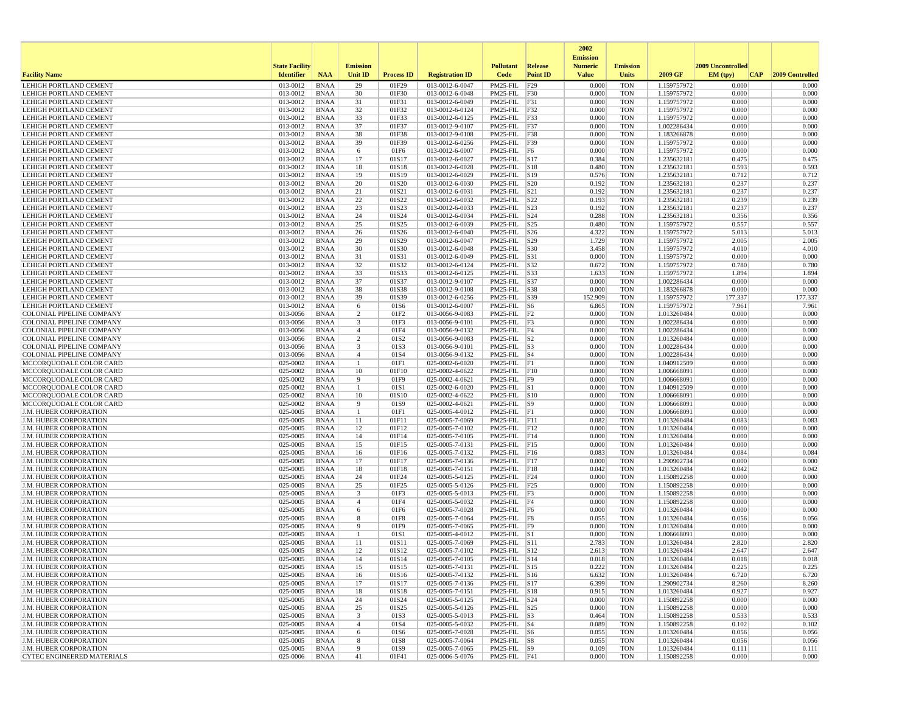| Facility Name | State Facility Identifier | NAA | Emission Unit ID | Process ID | Registration ID | Pollutant Code | Release Point ID | 2002 Emission Numeric Value | Emission Units | 2009 GF | 2009 Uncontrolled EM (tpy) | CAP | 2009 Controlled |
|---|---|---|---|---|---|---|---|---|---|---|---|---|---|
| LEHIGH PORTLAND CEMENT | 013-0012 | BNAA | 29 | 01F29 | 013-0012-6-0047 | PM25-FIL | F29 | 0.000 | TON | 1.159757972 | 0.000 | | 0.000 |
| LEHIGH PORTLAND CEMENT | 013-0012 | BNAA | 30 | 01F30 | 013-0012-6-0048 | PM25-FIL | F30 | 0.000 | TON | 1.159757972 | 0.000 | | 0.000 |
| LEHIGH PORTLAND CEMENT | 013-0012 | BNAA | 31 | 01F31 | 013-0012-6-0049 | PM25-FIL | F31 | 0.000 | TON | 1.159757972 | 0.000 | | 0.000 |
| LEHIGH PORTLAND CEMENT | 013-0012 | BNAA | 32 | 01F32 | 013-0012-6-0124 | PM25-FIL | F32 | 0.000 | TON | 1.159757972 | 0.000 | | 0.000 |
| LEHIGH PORTLAND CEMENT | 013-0012 | BNAA | 33 | 01F33 | 013-0012-6-0125 | PM25-FIL | F33 | 0.000 | TON | 1.159757972 | 0.000 | | 0.000 |
| LEHIGH PORTLAND CEMENT | 013-0012 | BNAA | 37 | 01F37 | 013-0012-9-0107 | PM25-FIL | F37 | 0.000 | TON | 1.002286434 | 0.000 | | 0.000 |
| LEHIGH PORTLAND CEMENT | 013-0012 | BNAA | 38 | 01F38 | 013-0012-9-0108 | PM25-FIL | F38 | 0.000 | TON | 1.183266878 | 0.000 | | 0.000 |
| LEHIGH PORTLAND CEMENT | 013-0012 | BNAA | 39 | 01F39 | 013-0012-6-0256 | PM25-FIL | F39 | 0.000 | TON | 1.159757972 | 0.000 | | 0.000 |
| LEHIGH PORTLAND CEMENT | 013-0012 | BNAA | 6 | 01F6 | 013-0012-6-0007 | PM25-FIL | F6 | 0.000 | TON | 1.159757972 | 0.000 | | 0.000 |
| LEHIGH PORTLAND CEMENT | 013-0012 | BNAA | 17 | 01S17 | 013-0012-6-0027 | PM25-FIL | S17 | 0.384 | TON | 1.235632181 | 0.475 | | 0.475 |
| LEHIGH PORTLAND CEMENT | 013-0012 | BNAA | 18 | 01S18 | 013-0012-6-0028 | PM25-FIL | S18 | 0.480 | TON | 1.235632181 | 0.593 | | 0.593 |
| LEHIGH PORTLAND CEMENT | 013-0012 | BNAA | 19 | 01S19 | 013-0012-6-0029 | PM25-FIL | S19 | 0.576 | TON | 1.235632181 | 0.712 | | 0.712 |
| LEHIGH PORTLAND CEMENT | 013-0012 | BNAA | 20 | 01S20 | 013-0012-6-0030 | PM25-FIL | S20 | 0.192 | TON | 1.235632181 | 0.237 | | 0.237 |
| LEHIGH PORTLAND CEMENT | 013-0012 | BNAA | 21 | 01S21 | 013-0012-6-0031 | PM25-FIL | S21 | 0.192 | TON | 1.235632181 | 0.237 | | 0.237 |
| LEHIGH PORTLAND CEMENT | 013-0012 | BNAA | 22 | 01S22 | 013-0012-6-0032 | PM25-FIL | S22 | 0.193 | TON | 1.235632181 | 0.239 | | 0.239 |
| LEHIGH PORTLAND CEMENT | 013-0012 | BNAA | 23 | 01S23 | 013-0012-6-0033 | PM25-FIL | S23 | 0.192 | TON | 1.235632181 | 0.237 | | 0.237 |
| LEHIGH PORTLAND CEMENT | 013-0012 | BNAA | 24 | 01S24 | 013-0012-6-0034 | PM25-FIL | S24 | 0.288 | TON | 1.235632181 | 0.356 | | 0.356 |
| LEHIGH PORTLAND CEMENT | 013-0012 | BNAA | 25 | 01S25 | 013-0012-6-0039 | PM25-FIL | S25 | 0.480 | TON | 1.159757972 | 0.557 | | 0.557 |
| LEHIGH PORTLAND CEMENT | 013-0012 | BNAA | 26 | 01S26 | 013-0012-6-0040 | PM25-FIL | S26 | 4.322 | TON | 1.159757972 | 5.013 | | 5.013 |
| LEHIGH PORTLAND CEMENT | 013-0012 | BNAA | 29 | 01S29 | 013-0012-6-0047 | PM25-FIL | S29 | 1.729 | TON | 1.159757972 | 2.005 | | 2.005 |
| LEHIGH PORTLAND CEMENT | 013-0012 | BNAA | 30 | 01S30 | 013-0012-6-0048 | PM25-FIL | S30 | 3.458 | TON | 1.159757972 | 4.010 | | 4.010 |
| LEHIGH PORTLAND CEMENT | 013-0012 | BNAA | 31 | 01S31 | 013-0012-6-0049 | PM25-FIL | S31 | 0.000 | TON | 1.159757972 | 0.000 | | 0.000 |
| LEHIGH PORTLAND CEMENT | 013-0012 | BNAA | 32 | 01S32 | 013-0012-6-0124 | PM25-FIL | S32 | 0.672 | TON | 1.159757972 | 0.780 | | 0.780 |
| LEHIGH PORTLAND CEMENT | 013-0012 | BNAA | 33 | 01S33 | 013-0012-6-0125 | PM25-FIL | S33 | 1.633 | TON | 1.159757972 | 1.894 | | 1.894 |
| LEHIGH PORTLAND CEMENT | 013-0012 | BNAA | 37 | 01S37 | 013-0012-9-0107 | PM25-FIL | S37 | 0.000 | TON | 1.002286434 | 0.000 | | 0.000 |
| LEHIGH PORTLAND CEMENT | 013-0012 | BNAA | 38 | 01S38 | 013-0012-9-0108 | PM25-FIL | S38 | 0.000 | TON | 1.183266878 | 0.000 | | 0.000 |
| LEHIGH PORTLAND CEMENT | 013-0012 | BNAA | 39 | 01S39 | 013-0012-6-0256 | PM25-FIL | S39 | 152.909 | TON | 1.159757972 | 177.337 | | 177.337 |
| LEHIGH PORTLAND CEMENT | 013-0012 | BNAA | 6 | 01S6 | 013-0012-6-0007 | PM25-FIL | S6 | 6.865 | TON | 1.159757972 | 7.961 | | 7.961 |
| COLONIAL PIPELINE COMPANY | 013-0056 | BNAA | 2 | 01F2 | 013-0056-9-0083 | PM25-FIL | F2 | 0.000 | TON | 1.013260484 | 0.000 | | 0.000 |
| COLONIAL PIPELINE COMPANY | 013-0056 | BNAA | 3 | 01F3 | 013-0056-9-0101 | PM25-FIL | F3 | 0.000 | TON | 1.002286434 | 0.000 | | 0.000 |
| COLONIAL PIPELINE COMPANY | 013-0056 | BNAA | 4 | 01F4 | 013-0056-9-0132 | PM25-FIL | F4 | 0.000 | TON | 1.002286434 | 0.000 | | 0.000 |
| COLONIAL PIPELINE COMPANY | 013-0056 | BNAA | 2 | 01S2 | 013-0056-9-0083 | PM25-FIL | S2 | 0.000 | TON | 1.013260484 | 0.000 | | 0.000 |
| COLONIAL PIPELINE COMPANY | 013-0056 | BNAA | 3 | 01S3 | 013-0056-9-0101 | PM25-FIL | S3 | 0.000 | TON | 1.002286434 | 0.000 | | 0.000 |
| COLONIAL PIPELINE COMPANY | 013-0056 | BNAA | 4 | 01S4 | 013-0056-9-0132 | PM25-FIL | S4 | 0.000 | TON | 1.002286434 | 0.000 | | 0.000 |
| MCCORQUODALE COLOR CARD | 025-0002 | BNAA | 1 | 01F1 | 025-0002-6-0020 | PM25-FIL | F1 | 0.000 | TON | 1.040912509 | 0.000 | | 0.000 |
| MCCORQUODALE COLOR CARD | 025-0002 | BNAA | 10 | 01F10 | 025-0002-4-0622 | PM25-FIL | F10 | 0.000 | TON | 1.006668091 | 0.000 | | 0.000 |
| MCCORQUODALE COLOR CARD | 025-0002 | BNAA | 9 | 01F9 | 025-0002-4-0621 | PM25-FIL | F9 | 0.000 | TON | 1.006668091 | 0.000 | | 0.000 |
| MCCORQUODALE COLOR CARD | 025-0002 | BNAA | 1 | 01S1 | 025-0002-6-0020 | PM25-FIL | S1 | 0.000 | TON | 1.040912509 | 0.000 | | 0.000 |
| MCCORQUODALE COLOR CARD | 025-0002 | BNAA | 10 | 01S10 | 025-0002-4-0622 | PM25-FIL | S10 | 0.000 | TON | 1.006668091 | 0.000 | | 0.000 |
| MCCORQUODALE COLOR CARD | 025-0002 | BNAA | 9 | 01S9 | 025-0002-4-0621 | PM25-FIL | S9 | 0.000 | TON | 1.006668091 | 0.000 | | 0.000 |
| J.M. HUBER CORPORATION | 025-0005 | BNAA | 1 | 01F1 | 025-0005-4-0012 | PM25-FIL | F1 | 0.000 | TON | 1.006668091 | 0.000 | | 0.000 |
| J.M. HUBER CORPORATION | 025-0005 | BNAA | 11 | 01F11 | 025-0005-7-0069 | PM25-FIL | F11 | 0.082 | TON | 1.013260484 | 0.083 | | 0.083 |
| J.M. HUBER CORPORATION | 025-0005 | BNAA | 12 | 01F12 | 025-0005-7-0102 | PM25-FIL | F12 | 0.000 | TON | 1.013260484 | 0.000 | | 0.000 |
| J.M. HUBER CORPORATION | 025-0005 | BNAA | 14 | 01F14 | 025-0005-7-0105 | PM25-FIL | F14 | 0.000 | TON | 1.013260484 | 0.000 | | 0.000 |
| J.M. HUBER CORPORATION | 025-0005 | BNAA | 15 | 01F15 | 025-0005-7-0131 | PM25-FIL | F15 | 0.000 | TON | 1.013260484 | 0.000 | | 0.000 |
| J.M. HUBER CORPORATION | 025-0005 | BNAA | 16 | 01F16 | 025-0005-7-0132 | PM25-FIL | F16 | 0.083 | TON | 1.013260484 | 0.084 | | 0.084 |
| J.M. HUBER CORPORATION | 025-0005 | BNAA | 17 | 01F17 | 025-0005-7-0136 | PM25-FIL | F17 | 0.000 | TON | 1.290902734 | 0.000 | | 0.000 |
| J.M. HUBER CORPORATION | 025-0005 | BNAA | 18 | 01F18 | 025-0005-7-0151 | PM25-FIL | F18 | 0.042 | TON | 1.013260484 | 0.042 | | 0.042 |
| J.M. HUBER CORPORATION | 025-0005 | BNAA | 24 | 01F24 | 025-0005-5-0125 | PM25-FIL | F24 | 0.000 | TON | 1.150892258 | 0.000 | | 0.000 |
| J.M. HUBER CORPORATION | 025-0005 | BNAA | 25 | 01F25 | 025-0005-5-0126 | PM25-FIL | F25 | 0.000 | TON | 1.150892258 | 0.000 | | 0.000 |
| J.M. HUBER CORPORATION | 025-0005 | BNAA | 3 | 01F3 | 025-0005-5-0013 | PM25-FIL | F3 | 0.000 | TON | 1.150892258 | 0.000 | | 0.000 |
| J.M. HUBER CORPORATION | 025-0005 | BNAA | 4 | 01F4 | 025-0005-5-0032 | PM25-FIL | F4 | 0.000 | TON | 1.150892258 | 0.000 | | 0.000 |
| J.M. HUBER CORPORATION | 025-0005 | BNAA | 6 | 01F6 | 025-0005-7-0028 | PM25-FIL | F6 | 0.000 | TON | 1.013260484 | 0.000 | | 0.000 |
| J.M. HUBER CORPORATION | 025-0005 | BNAA | 8 | 01F8 | 025-0005-7-0064 | PM25-FIL | F8 | 0.055 | TON | 1.013260484 | 0.056 | | 0.056 |
| J.M. HUBER CORPORATION | 025-0005 | BNAA | 9 | 01F9 | 025-0005-7-0065 | PM25-FIL | F9 | 0.000 | TON | 1.013260484 | 0.000 | | 0.000 |
| J.M. HUBER CORPORATION | 025-0005 | BNAA | 1 | 01S1 | 025-0005-4-0012 | PM25-FIL | S1 | 0.000 | TON | 1.006668091 | 0.000 | | 0.000 |
| J.M. HUBER CORPORATION | 025-0005 | BNAA | 11 | 01S11 | 025-0005-7-0069 | PM25-FIL | S11 | 2.783 | TON | 1.013260484 | 2.820 | | 2.820 |
| J.M. HUBER CORPORATION | 025-0005 | BNAA | 12 | 01S12 | 025-0005-7-0102 | PM25-FIL | S12 | 2.613 | TON | 1.013260484 | 2.647 | | 2.647 |
| J.M. HUBER CORPORATION | 025-0005 | BNAA | 14 | 01S14 | 025-0005-7-0105 | PM25-FIL | S14 | 0.018 | TON | 1.013260484 | 0.018 | | 0.018 |
| J.M. HUBER CORPORATION | 025-0005 | BNAA | 15 | 01S15 | 025-0005-7-0131 | PM25-FIL | S15 | 0.222 | TON | 1.013260484 | 0.225 | | 0.225 |
| J.M. HUBER CORPORATION | 025-0005 | BNAA | 16 | 01S16 | 025-0005-7-0132 | PM25-FIL | S16 | 6.632 | TON | 1.013260484 | 6.720 | | 6.720 |
| J.M. HUBER CORPORATION | 025-0005 | BNAA | 17 | 01S17 | 025-0005-7-0136 | PM25-FIL | S17 | 6.399 | TON | 1.290902734 | 8.260 | | 8.260 |
| J.M. HUBER CORPORATION | 025-0005 | BNAA | 18 | 01S18 | 025-0005-7-0151 | PM25-FIL | S18 | 0.915 | TON | 1.013260484 | 0.927 | | 0.927 |
| J.M. HUBER CORPORATION | 025-0005 | BNAA | 24 | 01S24 | 025-0005-5-0125 | PM25-FIL | S24 | 0.000 | TON | 1.150892258 | 0.000 | | 0.000 |
| J.M. HUBER CORPORATION | 025-0005 | BNAA | 25 | 01S25 | 025-0005-5-0126 | PM25-FIL | S25 | 0.000 | TON | 1.150892258 | 0.000 | | 0.000 |
| J.M. HUBER CORPORATION | 025-0005 | BNAA | 3 | 01S3 | 025-0005-5-0013 | PM25-FIL | S3 | 0.464 | TON | 1.150892258 | 0.533 | | 0.533 |
| J.M. HUBER CORPORATION | 025-0005 | BNAA | 4 | 01S4 | 025-0005-5-0032 | PM25-FIL | S4 | 0.089 | TON | 1.150892258 | 0.102 | | 0.102 |
| J.M. HUBER CORPORATION | 025-0005 | BNAA | 6 | 01S6 | 025-0005-7-0028 | PM25-FIL | S6 | 0.055 | TON | 1.013260484 | 0.056 | | 0.056 |
| J.M. HUBER CORPORATION | 025-0005 | BNAA | 8 | 01S8 | 025-0005-7-0064 | PM25-FIL | S8 | 0.055 | TON | 1.013260484 | 0.056 | | 0.056 |
| J.M. HUBER CORPORATION | 025-0005 | BNAA | 9 | 01S9 | 025-0005-7-0065 | PM25-FIL | S9 | 0.109 | TON | 1.013260484 | 0.111 | | 0.111 |
| CYTEC ENGINEERED MATERIALS | 025-0006 | BNAA | 41 | 01F41 | 025-0006-5-0076 | PM25-FIL | F41 | 0.000 | TON | 1.150892258 | 0.000 | | 0.000 |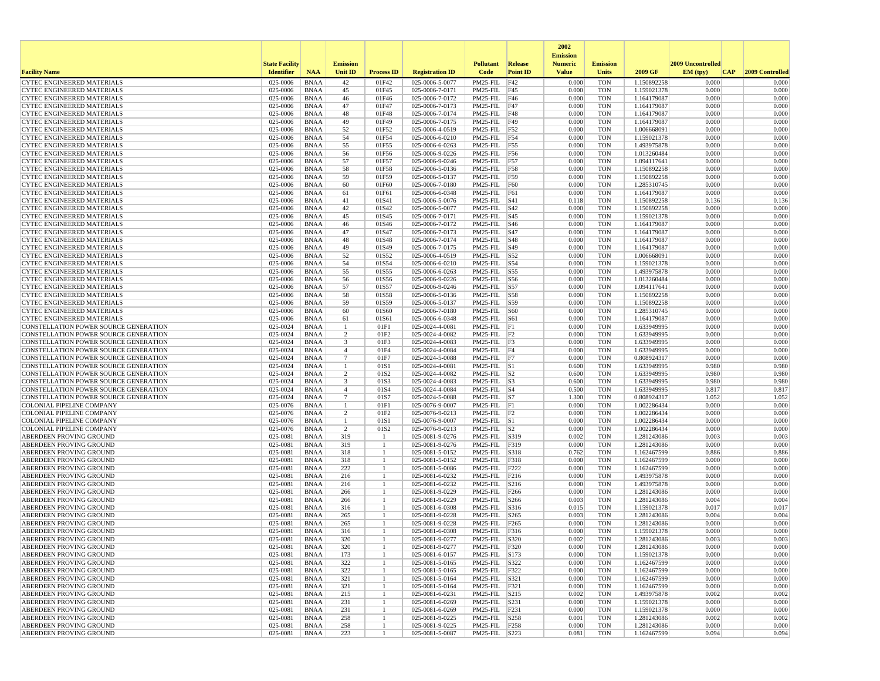| Facility Name | State Facility Identifier | NAA | Emission Unit ID | Process ID | Registration ID | Pollutant Code | Release Point ID | 2002 Emission Numeric Value | Emission Units | 2009 GF | 2009 Uncontrolled EM (tpy) | CAP | 2009 Controlled |
|---|---|---|---|---|---|---|---|---|---|---|---|---|---|
| CYTEC ENGINEERED MATERIALS | 025-0006 | BNAA | 42 | 01F42 | 025-0006-5-0077 | PM25-FIL | F42 | 0.000 | TON | 1.150892258 | 0.000 | | 0.000 |
| CYTEC ENGINEERED MATERIALS | 025-0006 | BNAA | 45 | 01F45 | 025-0006-7-0171 | PM25-FIL | F45 | 0.000 | TON | 1.159021378 | 0.000 | | 0.000 |
| CYTEC ENGINEERED MATERIALS | 025-0006 | BNAA | 46 | 01F46 | 025-0006-7-0172 | PM25-FIL | F46 | 0.000 | TON | 1.164179087 | 0.000 | | 0.000 |
| CYTEC ENGINEERED MATERIALS | 025-0006 | BNAA | 47 | 01F47 | 025-0006-7-0173 | PM25-FIL | F47 | 0.000 | TON | 1.164179087 | 0.000 | | 0.000 |
| CYTEC ENGINEERED MATERIALS | 025-0006 | BNAA | 48 | 01F48 | 025-0006-7-0174 | PM25-FIL | F48 | 0.000 | TON | 1.164179087 | 0.000 | | 0.000 |
| CYTEC ENGINEERED MATERIALS | 025-0006 | BNAA | 49 | 01F49 | 025-0006-7-0175 | PM25-FIL | F49 | 0.000 | TON | 1.164179087 | 0.000 | | 0.000 |
| CYTEC ENGINEERED MATERIALS | 025-0006 | BNAA | 52 | 01F52 | 025-0006-4-0519 | PM25-FIL | F52 | 0.000 | TON | 1.006668091 | 0.000 | | 0.000 |
| CYTEC ENGINEERED MATERIALS | 025-0006 | BNAA | 54 | 01F54 | 025-0006-6-0210 | PM25-FIL | F54 | 0.000 | TON | 1.159021378 | 0.000 | | 0.000 |
| CYTEC ENGINEERED MATERIALS | 025-0006 | BNAA | 55 | 01F55 | 025-0006-6-0263 | PM25-FIL | F55 | 0.000 | TON | 1.493975878 | 0.000 | | 0.000 |
| CYTEC ENGINEERED MATERIALS | 025-0006 | BNAA | 56 | 01F56 | 025-0006-9-0226 | PM25-FIL | F56 | 0.000 | TON | 1.013260484 | 0.000 | | 0.000 |
| CYTEC ENGINEERED MATERIALS | 025-0006 | BNAA | 57 | 01F57 | 025-0006-9-0246 | PM25-FIL | F57 | 0.000 | TON | 1.094117641 | 0.000 | | 0.000 |
| CYTEC ENGINEERED MATERIALS | 025-0006 | BNAA | 58 | 01F58 | 025-0006-5-0136 | PM25-FIL | F58 | 0.000 | TON | 1.150892258 | 0.000 | | 0.000 |
| CYTEC ENGINEERED MATERIALS | 025-0006 | BNAA | 59 | 01F59 | 025-0006-5-0137 | PM25-FIL | F59 | 0.000 | TON | 1.150892258 | 0.000 | | 0.000 |
| CYTEC ENGINEERED MATERIALS | 025-0006 | BNAA | 60 | 01F60 | 025-0006-7-0180 | PM25-FIL | F60 | 0.000 | TON | 1.285310745 | 0.000 | | 0.000 |
| CYTEC ENGINEERED MATERIALS | 025-0006 | BNAA | 61 | 01F61 | 025-0006-6-0348 | PM25-FIL | F61 | 0.000 | TON | 1.164179087 | 0.000 | | 0.000 |
| CYTEC ENGINEERED MATERIALS | 025-0006 | BNAA | 41 | 01S41 | 025-0006-5-0076 | PM25-FIL | S41 | 0.118 | TON | 1.150892258 | 0.136 | | 0.136 |
| CYTEC ENGINEERED MATERIALS | 025-0006 | BNAA | 42 | 01S42 | 025-0006-5-0077 | PM25-FIL | S42 | 0.000 | TON | 1.150892258 | 0.000 | | 0.000 |
| CYTEC ENGINEERED MATERIALS | 025-0006 | BNAA | 45 | 01S45 | 025-0006-7-0171 | PM25-FIL | S45 | 0.000 | TON | 1.159021378 | 0.000 | | 0.000 |
| CYTEC ENGINEERED MATERIALS | 025-0006 | BNAA | 46 | 01S46 | 025-0006-7-0172 | PM25-FIL | S46 | 0.000 | TON | 1.164179087 | 0.000 | | 0.000 |
| CYTEC ENGINEERED MATERIALS | 025-0006 | BNAA | 47 | 01S47 | 025-0006-7-0173 | PM25-FIL | S47 | 0.000 | TON | 1.164179087 | 0.000 | | 0.000 |
| CYTEC ENGINEERED MATERIALS | 025-0006 | BNAA | 48 | 01S48 | 025-0006-7-0174 | PM25-FIL | S48 | 0.000 | TON | 1.164179087 | 0.000 | | 0.000 |
| CYTEC ENGINEERED MATERIALS | 025-0006 | BNAA | 49 | 01S49 | 025-0006-7-0175 | PM25-FIL | S49 | 0.000 | TON | 1.164179087 | 0.000 | | 0.000 |
| CYTEC ENGINEERED MATERIALS | 025-0006 | BNAA | 52 | 01S52 | 025-0006-4-0519 | PM25-FIL | S52 | 0.000 | TON | 1.006668091 | 0.000 | | 0.000 |
| CYTEC ENGINEERED MATERIALS | 025-0006 | BNAA | 54 | 01S54 | 025-0006-6-0210 | PM25-FIL | S54 | 0.000 | TON | 1.159021378 | 0.000 | | 0.000 |
| CYTEC ENGINEERED MATERIALS | 025-0006 | BNAA | 55 | 01S55 | 025-0006-6-0263 | PM25-FIL | S55 | 0.000 | TON | 1.493975878 | 0.000 | | 0.000 |
| CYTEC ENGINEERED MATERIALS | 025-0006 | BNAA | 56 | 01S56 | 025-0006-9-0226 | PM25-FIL | S56 | 0.000 | TON | 1.013260484 | 0.000 | | 0.000 |
| CYTEC ENGINEERED MATERIALS | 025-0006 | BNAA | 57 | 01S57 | 025-0006-9-0246 | PM25-FIL | S57 | 0.000 | TON | 1.094117641 | 0.000 | | 0.000 |
| CYTEC ENGINEERED MATERIALS | 025-0006 | BNAA | 58 | 01S58 | 025-0006-5-0136 | PM25-FIL | S58 | 0.000 | TON | 1.150892258 | 0.000 | | 0.000 |
| CYTEC ENGINEERED MATERIALS | 025-0006 | BNAA | 59 | 01S59 | 025-0006-5-0137 | PM25-FIL | S59 | 0.000 | TON | 1.150892258 | 0.000 | | 0.000 |
| CYTEC ENGINEERED MATERIALS | 025-0006 | BNAA | 60 | 01S60 | 025-0006-7-0180 | PM25-FIL | S60 | 0.000 | TON | 1.285310745 | 0.000 | | 0.000 |
| CYTEC ENGINEERED MATERIALS | 025-0006 | BNAA | 61 | 01S61 | 025-0006-6-0348 | PM25-FIL | S61 | 0.000 | TON | 1.164179087 | 0.000 | | 0.000 |
| CONSTELLATION POWER SOURCE GENERATION | 025-0024 | BNAA | 1 | 01F1 | 025-0024-4-0081 | PM25-FIL | F1 | 0.000 | TON | 1.633949995 | 0.000 | | 0.000 |
| CONSTELLATION POWER SOURCE GENERATION | 025-0024 | BNAA | 2 | 01F2 | 025-0024-4-0082 | PM25-FIL | F2 | 0.000 | TON | 1.633949995 | 0.000 | | 0.000 |
| CONSTELLATION POWER SOURCE GENERATION | 025-0024 | BNAA | 3 | 01F3 | 025-0024-4-0083 | PM25-FIL | F3 | 0.000 | TON | 1.633949995 | 0.000 | | 0.000 |
| CONSTELLATION POWER SOURCE GENERATION | 025-0024 | BNAA | 4 | 01F4 | 025-0024-4-0084 | PM25-FIL | F4 | 0.000 | TON | 1.633949995 | 0.000 | | 0.000 |
| CONSTELLATION POWER SOURCE GENERATION | 025-0024 | BNAA | 7 | 01F7 | 025-0024-5-0088 | PM25-FIL | F7 | 0.000 | TON | 0.808924317 | 0.000 | | 0.000 |
| CONSTELLATION POWER SOURCE GENERATION | 025-0024 | BNAA | 1 | 01S1 | 025-0024-4-0081 | PM25-FIL | S1 | 0.600 | TON | 1.633949995 | 0.980 | | 0.980 |
| CONSTELLATION POWER SOURCE GENERATION | 025-0024 | BNAA | 2 | 01S2 | 025-0024-4-0082 | PM25-FIL | S2 | 0.600 | TON | 1.633949995 | 0.980 | | 0.980 |
| CONSTELLATION POWER SOURCE GENERATION | 025-0024 | BNAA | 3 | 01S3 | 025-0024-4-0083 | PM25-FIL | S3 | 0.600 | TON | 1.633949995 | 0.980 | | 0.980 |
| CONSTELLATION POWER SOURCE GENERATION | 025-0024 | BNAA | 4 | 01S4 | 025-0024-4-0084 | PM25-FIL | S4 | 0.500 | TON | 1.633949995 | 0.817 | | 0.817 |
| CONSTELLATION POWER SOURCE GENERATION | 025-0024 | BNAA | 7 | 01S7 | 025-0024-5-0088 | PM25-FIL | S7 | 1.300 | TON | 0.808924317 | 1.052 | | 1.052 |
| COLONIAL PIPELINE COMPANY | 025-0076 | BNAA | 1 | 01F1 | 025-0076-9-0007 | PM25-FIL | F1 | 0.000 | TON | 1.002286434 | 0.000 | | 0.000 |
| COLONIAL PIPELINE COMPANY | 025-0076 | BNAA | 2 | 01F2 | 025-0076-9-0213 | PM25-FIL | F2 | 0.000 | TON | 1.002286434 | 0.000 | | 0.000 |
| COLONIAL PIPELINE COMPANY | 025-0076 | BNAA | 1 | 01S1 | 025-0076-9-0007 | PM25-FIL | S1 | 0.000 | TON | 1.002286434 | 0.000 | | 0.000 |
| COLONIAL PIPELINE COMPANY | 025-0076 | BNAA | 2 | 01S2 | 025-0076-9-0213 | PM25-FIL | S2 | 0.000 | TON | 1.002286434 | 0.000 | | 0.000 |
| ABERDEEN PROVING GROUND | 025-0081 | BNAA | 319 | 1 | 025-0081-9-0276 | PM25-FIL | S319 | 0.002 | TON | 1.281243086 | 0.003 | | 0.003 |
| ABERDEEN PROVING GROUND | 025-0081 | BNAA | 319 | 1 | 025-0081-9-0276 | PM25-FIL | F319 | 0.000 | TON | 1.281243086 | 0.000 | | 0.000 |
| ABERDEEN PROVING GROUND | 025-0081 | BNAA | 318 | 1 | 025-0081-5-0152 | PM25-FIL | S318 | 0.762 | TON | 1.162467599 | 0.886 | | 0.886 |
| ABERDEEN PROVING GROUND | 025-0081 | BNAA | 318 | 1 | 025-0081-5-0152 | PM25-FIL | F318 | 0.000 | TON | 1.162467599 | 0.000 | | 0.000 |
| ABERDEEN PROVING GROUND | 025-0081 | BNAA | 222 | 1 | 025-0081-5-0086 | PM25-FIL | F222 | 0.000 | TON | 1.162467599 | 0.000 | | 0.000 |
| ABERDEEN PROVING GROUND | 025-0081 | BNAA | 216 | 1 | 025-0081-6-0232 | PM25-FIL | F216 | 0.000 | TON | 1.493975878 | 0.000 | | 0.000 |
| ABERDEEN PROVING GROUND | 025-0081 | BNAA | 216 | 1 | 025-0081-6-0232 | PM25-FIL | S216 | 0.000 | TON | 1.493975878 | 0.000 | | 0.000 |
| ABERDEEN PROVING GROUND | 025-0081 | BNAA | 266 | 1 | 025-0081-9-0229 | PM25-FIL | F266 | 0.000 | TON | 1.281243086 | 0.000 | | 0.000 |
| ABERDEEN PROVING GROUND | 025-0081 | BNAA | 266 | 1 | 025-0081-9-0229 | PM25-FIL | S266 | 0.003 | TON | 1.281243086 | 0.004 | | 0.004 |
| ABERDEEN PROVING GROUND | 025-0081 | BNAA | 316 | 1 | 025-0081-6-0308 | PM25-FIL | S316 | 0.015 | TON | 1.159021378 | 0.017 | | 0.017 |
| ABERDEEN PROVING GROUND | 025-0081 | BNAA | 265 | 1 | 025-0081-9-0228 | PM25-FIL | S265 | 0.003 | TON | 1.281243086 | 0.004 | | 0.004 |
| ABERDEEN PROVING GROUND | 025-0081 | BNAA | 265 | 1 | 025-0081-9-0228 | PM25-FIL | F265 | 0.000 | TON | 1.281243086 | 0.000 | | 0.000 |
| ABERDEEN PROVING GROUND | 025-0081 | BNAA | 316 | 1 | 025-0081-6-0308 | PM25-FIL | F316 | 0.000 | TON | 1.159021378 | 0.000 | | 0.000 |
| ABERDEEN PROVING GROUND | 025-0081 | BNAA | 320 | 1 | 025-0081-9-0277 | PM25-FIL | S320 | 0.002 | TON | 1.281243086 | 0.003 | | 0.003 |
| ABERDEEN PROVING GROUND | 025-0081 | BNAA | 320 | 1 | 025-0081-9-0277 | PM25-FIL | F320 | 0.000 | TON | 1.281243086 | 0.000 | | 0.000 |
| ABERDEEN PROVING GROUND | 025-0081 | BNAA | 173 | 1 | 025-0081-6-0157 | PM25-FIL | S173 | 0.000 | TON | 1.159021378 | 0.000 | | 0.000 |
| ABERDEEN PROVING GROUND | 025-0081 | BNAA | 322 | 1 | 025-0081-5-0165 | PM25-FIL | S322 | 0.000 | TON | 1.162467599 | 0.000 | | 0.000 |
| ABERDEEN PROVING GROUND | 025-0081 | BNAA | 322 | 1 | 025-0081-5-0165 | PM25-FIL | F322 | 0.000 | TON | 1.162467599 | 0.000 | | 0.000 |
| ABERDEEN PROVING GROUND | 025-0081 | BNAA | 321 | 1 | 025-0081-5-0164 | PM25-FIL | S321 | 0.000 | TON | 1.162467599 | 0.000 | | 0.000 |
| ABERDEEN PROVING GROUND | 025-0081 | BNAA | 321 | 1 | 025-0081-5-0164 | PM25-FIL | F321 | 0.000 | TON | 1.162467599 | 0.000 | | 0.000 |
| ABERDEEN PROVING GROUND | 025-0081 | BNAA | 215 | 1 | 025-0081-6-0231 | PM25-FIL | S215 | 0.002 | TON | 1.493975878 | 0.002 | | 0.002 |
| ABERDEEN PROVING GROUND | 025-0081 | BNAA | 231 | 1 | 025-0081-6-0269 | PM25-FIL | S231 | 0.000 | TON | 1.159021378 | 0.000 | | 0.000 |
| ABERDEEN PROVING GROUND | 025-0081 | BNAA | 231 | 1 | 025-0081-6-0269 | PM25-FIL | F231 | 0.000 | TON | 1.159021378 | 0.000 | | 0.000 |
| ABERDEEN PROVING GROUND | 025-0081 | BNAA | 258 | 1 | 025-0081-9-0225 | PM25-FIL | S258 | 0.001 | TON | 1.281243086 | 0.002 | | 0.002 |
| ABERDEEN PROVING GROUND | 025-0081 | BNAA | 258 | 1 | 025-0081-9-0225 | PM25-FIL | F258 | 0.000 | TON | 1.281243086 | 0.000 | | 0.000 |
| ABERDEEN PROVING GROUND | 025-0081 | BNAA | 223 | 1 | 025-0081-5-0087 | PM25-FIL | S223 | 0.081 | TON | 1.162467599 | 0.094 | | 0.094 |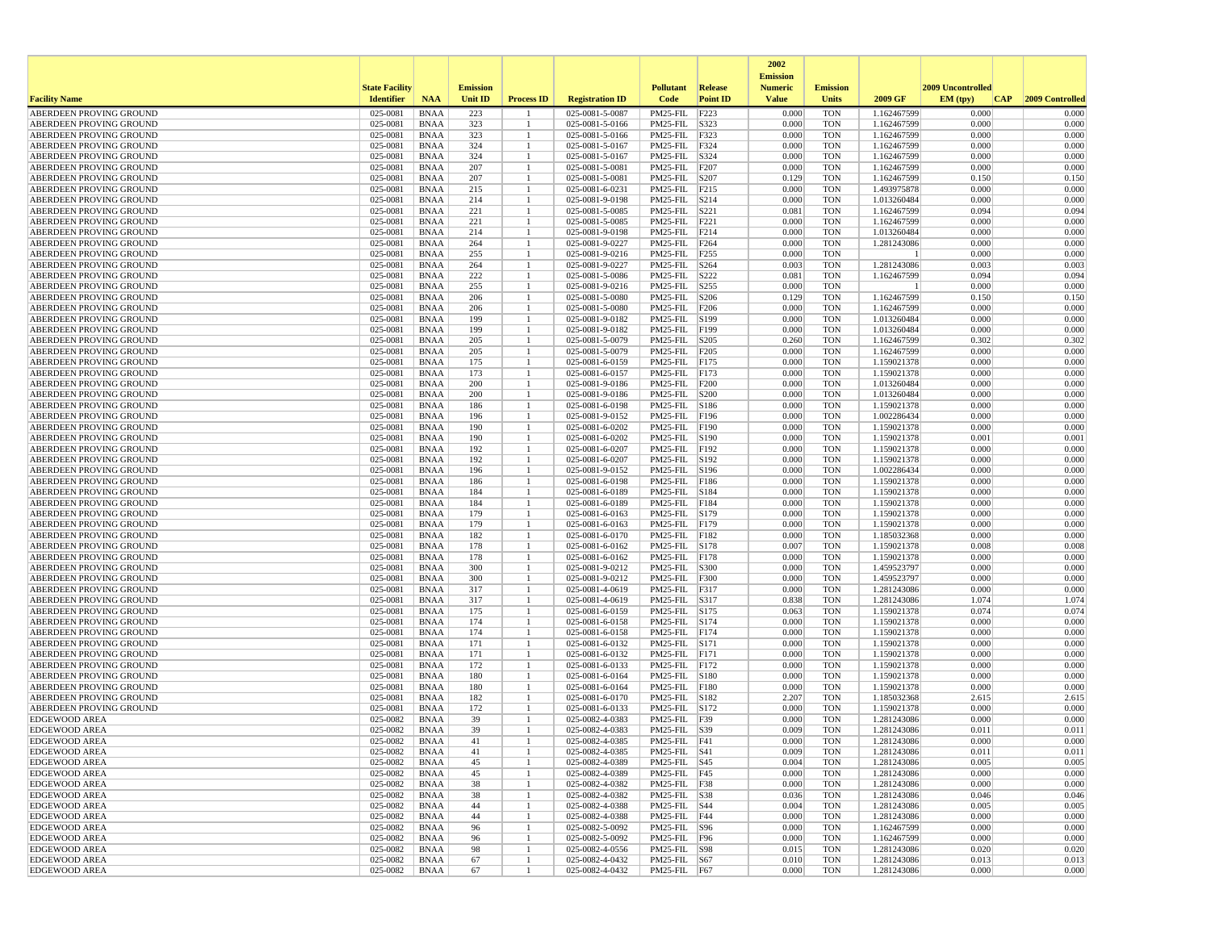| Facility Name | State Facility Identifier | NAA | Emission Unit ID | Process ID | Registration ID | Pollutant Code | Release Point ID | 2002 Emission Numeric Value | Emission Units | 2009 GF | 2009 Uncontrolled EM (tpy) | CAP | 2009 Controlled |
|---|---|---|---|---|---|---|---|---|---|---|---|---|---|
| ABERDEEN PROVING GROUND | 025-0081 | BNAA | 223 | 1 | 025-0081-5-0087 | PM25-FIL | F223 | 0.000 | TON | 1.162467599 | 0.000 | | 0.000 |
| ABERDEEN PROVING GROUND | 025-0081 | BNAA | 323 | 1 | 025-0081-5-0166 | PM25-FIL | S323 | 0.000 | TON | 1.162467599 | 0.000 | | 0.000 |
| ABERDEEN PROVING GROUND | 025-0081 | BNAA | 323 | 1 | 025-0081-5-0166 | PM25-FIL | F323 | 0.000 | TON | 1.162467599 | 0.000 | | 0.000 |
| ABERDEEN PROVING GROUND | 025-0081 | BNAA | 324 | 1 | 025-0081-5-0167 | PM25-FIL | F324 | 0.000 | TON | 1.162467599 | 0.000 | | 0.000 |
| ABERDEEN PROVING GROUND | 025-0081 | BNAA | 324 | 1 | 025-0081-5-0167 | PM25-FIL | S324 | 0.000 | TON | 1.162467599 | 0.000 | | 0.000 |
| ABERDEEN PROVING GROUND | 025-0081 | BNAA | 207 | 1 | 025-0081-5-0081 | PM25-FIL | F207 | 0.000 | TON | 1.162467599 | 0.000 | | 0.000 |
| ABERDEEN PROVING GROUND | 025-0081 | BNAA | 207 | 1 | 025-0081-5-0081 | PM25-FIL | S207 | 0.129 | TON | 1.162467599 | 0.150 | | 0.150 |
| ABERDEEN PROVING GROUND | 025-0081 | BNAA | 215 | 1 | 025-0081-6-0231 | PM25-FIL | F215 | 0.000 | TON | 1.493975878 | 0.000 | | 0.000 |
| ABERDEEN PROVING GROUND | 025-0081 | BNAA | 214 | 1 | 025-0081-9-0198 | PM25-FIL | S214 | 0.000 | TON | 1.013260484 | 0.000 | | 0.000 |
| ABERDEEN PROVING GROUND | 025-0081 | BNAA | 221 | 1 | 025-0081-5-0085 | PM25-FIL | S221 | 0.081 | TON | 1.162467599 | 0.094 | | 0.094 |
| ABERDEEN PROVING GROUND | 025-0081 | BNAA | 221 | 1 | 025-0081-5-0085 | PM25-FIL | F221 | 0.000 | TON | 1.162467599 | 0.000 | | 0.000 |
| ABERDEEN PROVING GROUND | 025-0081 | BNAA | 214 | 1 | 025-0081-9-0198 | PM25-FIL | F214 | 0.000 | TON | 1.013260484 | 0.000 | | 0.000 |
| ABERDEEN PROVING GROUND | 025-0081 | BNAA | 264 | 1 | 025-0081-9-0227 | PM25-FIL | F264 | 0.000 | TON | 1.281243086 | 0.000 | | 0.000 |
| ABERDEEN PROVING GROUND | 025-0081 | BNAA | 255 | 1 | 025-0081-9-0216 | PM25-FIL | F255 | 0.000 | TON | 1 | 0.000 | | 0.000 |
| ABERDEEN PROVING GROUND | 025-0081 | BNAA | 264 | 1 | 025-0081-9-0227 | PM25-FIL | S264 | 0.003 | TON | 1.281243086 | 0.003 | | 0.003 |
| ABERDEEN PROVING GROUND | 025-0081 | BNAA | 222 | 1 | 025-0081-5-0086 | PM25-FIL | S222 | 0.081 | TON | 1.162467599 | 0.094 | | 0.094 |
| ABERDEEN PROVING GROUND | 025-0081 | BNAA | 255 | 1 | 025-0081-9-0216 | PM25-FIL | S255 | 0.000 | TON | 1 | 0.000 | | 0.000 |
| ABERDEEN PROVING GROUND | 025-0081 | BNAA | 206 | 1 | 025-0081-5-0080 | PM25-FIL | S206 | 0.129 | TON | 1.162467599 | 0.150 | | 0.150 |
| ABERDEEN PROVING GROUND | 025-0081 | BNAA | 206 | 1 | 025-0081-5-0080 | PM25-FIL | F206 | 0.000 | TON | 1.162467599 | 0.000 | | 0.000 |
| ABERDEEN PROVING GROUND | 025-0081 | BNAA | 199 | 1 | 025-0081-9-0182 | PM25-FIL | S199 | 0.000 | TON | 1.013260484 | 0.000 | | 0.000 |
| ABERDEEN PROVING GROUND | 025-0081 | BNAA | 199 | 1 | 025-0081-9-0182 | PM25-FIL | F199 | 0.000 | TON | 1.013260484 | 0.000 | | 0.000 |
| ABERDEEN PROVING GROUND | 025-0081 | BNAA | 205 | 1 | 025-0081-5-0079 | PM25-FIL | S205 | 0.260 | TON | 1.162467599 | 0.302 | | 0.302 |
| ABERDEEN PROVING GROUND | 025-0081 | BNAA | 205 | 1 | 025-0081-5-0079 | PM25-FIL | F205 | 0.000 | TON | 1.162467599 | 0.000 | | 0.000 |
| ABERDEEN PROVING GROUND | 025-0081 | BNAA | 175 | 1 | 025-0081-6-0159 | PM25-FIL | F175 | 0.000 | TON | 1.159021378 | 0.000 | | 0.000 |
| ABERDEEN PROVING GROUND | 025-0081 | BNAA | 173 | 1 | 025-0081-6-0157 | PM25-FIL | F173 | 0.000 | TON | 1.159021378 | 0.000 | | 0.000 |
| ABERDEEN PROVING GROUND | 025-0081 | BNAA | 200 | 1 | 025-0081-9-0186 | PM25-FIL | F200 | 0.000 | TON | 1.013260484 | 0.000 | | 0.000 |
| ABERDEEN PROVING GROUND | 025-0081 | BNAA | 200 | 1 | 025-0081-9-0186 | PM25-FIL | S200 | 0.000 | TON | 1.013260484 | 0.000 | | 0.000 |
| ABERDEEN PROVING GROUND | 025-0081 | BNAA | 186 | 1 | 025-0081-6-0198 | PM25-FIL | S186 | 0.000 | TON | 1.159021378 | 0.000 | | 0.000 |
| ABERDEEN PROVING GROUND | 025-0081 | BNAA | 196 | 1 | 025-0081-9-0152 | PM25-FIL | F196 | 0.000 | TON | 1.002286434 | 0.000 | | 0.000 |
| ABERDEEN PROVING GROUND | 025-0081 | BNAA | 190 | 1 | 025-0081-6-0202 | PM25-FIL | F190 | 0.000 | TON | 1.159021378 | 0.000 | | 0.000 |
| ABERDEEN PROVING GROUND | 025-0081 | BNAA | 190 | 1 | 025-0081-6-0202 | PM25-FIL | S190 | 0.000 | TON | 1.159021378 | 0.001 | | 0.001 |
| ABERDEEN PROVING GROUND | 025-0081 | BNAA | 192 | 1 | 025-0081-6-0207 | PM25-FIL | F192 | 0.000 | TON | 1.159021378 | 0.000 | | 0.000 |
| ABERDEEN PROVING GROUND | 025-0081 | BNAA | 192 | 1 | 025-0081-6-0207 | PM25-FIL | S192 | 0.000 | TON | 1.159021378 | 0.000 | | 0.000 |
| ABERDEEN PROVING GROUND | 025-0081 | BNAA | 196 | 1 | 025-0081-9-0152 | PM25-FIL | S196 | 0.000 | TON | 1.002286434 | 0.000 | | 0.000 |
| ABERDEEN PROVING GROUND | 025-0081 | BNAA | 186 | 1 | 025-0081-6-0198 | PM25-FIL | F186 | 0.000 | TON | 1.159021378 | 0.000 | | 0.000 |
| ABERDEEN PROVING GROUND | 025-0081 | BNAA | 184 | 1 | 025-0081-6-0189 | PM25-FIL | S184 | 0.000 | TON | 1.159021378 | 0.000 | | 0.000 |
| ABERDEEN PROVING GROUND | 025-0081 | BNAA | 184 | 1 | 025-0081-6-0189 | PM25-FIL | F184 | 0.000 | TON | 1.159021378 | 0.000 | | 0.000 |
| ABERDEEN PROVING GROUND | 025-0081 | BNAA | 179 | 1 | 025-0081-6-0163 | PM25-FIL | S179 | 0.000 | TON | 1.159021378 | 0.000 | | 0.000 |
| ABERDEEN PROVING GROUND | 025-0081 | BNAA | 179 | 1 | 025-0081-6-0163 | PM25-FIL | F179 | 0.000 | TON | 1.159021378 | 0.000 | | 0.000 |
| ABERDEEN PROVING GROUND | 025-0081 | BNAA | 182 | 1 | 025-0081-6-0170 | PM25-FIL | F182 | 0.000 | TON | 1.185032368 | 0.000 | | 0.000 |
| ABERDEEN PROVING GROUND | 025-0081 | BNAA | 178 | 1 | 025-0081-6-0162 | PM25-FIL | S178 | 0.007 | TON | 1.159021378 | 0.008 | | 0.008 |
| ABERDEEN PROVING GROUND | 025-0081 | BNAA | 178 | 1 | 025-0081-6-0162 | PM25-FIL | F178 | 0.000 | TON | 1.159021378 | 0.000 | | 0.000 |
| ABERDEEN PROVING GROUND | 025-0081 | BNAA | 300 | 1 | 025-0081-9-0212 | PM25-FIL | S300 | 0.000 | TON | 1.459523797 | 0.000 | | 0.000 |
| ABERDEEN PROVING GROUND | 025-0081 | BNAA | 300 | 1 | 025-0081-9-0212 | PM25-FIL | F300 | 0.000 | TON | 1.459523797 | 0.000 | | 0.000 |
| ABERDEEN PROVING GROUND | 025-0081 | BNAA | 317 | 1 | 025-0081-4-0619 | PM25-FIL | F317 | 0.000 | TON | 1.281243086 | 0.000 | | 0.000 |
| ABERDEEN PROVING GROUND | 025-0081 | BNAA | 317 | 1 | 025-0081-4-0619 | PM25-FIL | S317 | 0.838 | TON | 1.281243086 | 1.074 | | 1.074 |
| ABERDEEN PROVING GROUND | 025-0081 | BNAA | 175 | 1 | 025-0081-6-0159 | PM25-FIL | S175 | 0.063 | TON | 1.159021378 | 0.074 | | 0.074 |
| ABERDEEN PROVING GROUND | 025-0081 | BNAA | 174 | 1 | 025-0081-6-0158 | PM25-FIL | S174 | 0.000 | TON | 1.159021378 | 0.000 | | 0.000 |
| ABERDEEN PROVING GROUND | 025-0081 | BNAA | 174 | 1 | 025-0081-6-0158 | PM25-FIL | F174 | 0.000 | TON | 1.159021378 | 0.000 | | 0.000 |
| ABERDEEN PROVING GROUND | 025-0081 | BNAA | 171 | 1 | 025-0081-6-0132 | PM25-FIL | S171 | 0.000 | TON | 1.159021378 | 0.000 | | 0.000 |
| ABERDEEN PROVING GROUND | 025-0081 | BNAA | 171 | 1 | 025-0081-6-0132 | PM25-FIL | F171 | 0.000 | TON | 1.159021378 | 0.000 | | 0.000 |
| ABERDEEN PROVING GROUND | 025-0081 | BNAA | 172 | 1 | 025-0081-6-0133 | PM25-FIL | F172 | 0.000 | TON | 1.159021378 | 0.000 | | 0.000 |
| ABERDEEN PROVING GROUND | 025-0081 | BNAA | 180 | 1 | 025-0081-6-0164 | PM25-FIL | S180 | 0.000 | TON | 1.159021378 | 0.000 | | 0.000 |
| ABERDEEN PROVING GROUND | 025-0081 | BNAA | 180 | 1 | 025-0081-6-0164 | PM25-FIL | F180 | 0.000 | TON | 1.159021378 | 0.000 | | 0.000 |
| ABERDEEN PROVING GROUND | 025-0081 | BNAA | 182 | 1 | 025-0081-6-0170 | PM25-FIL | S182 | 2.207 | TON | 1.185032368 | 2.615 | | 2.615 |
| ABERDEEN PROVING GROUND | 025-0081 | BNAA | 172 | 1 | 025-0081-6-0133 | PM25-FIL | S172 | 0.000 | TON | 1.159021378 | 0.000 | | 0.000 |
| EDGEWOOD AREA | 025-0082 | BNAA | 39 | 1 | 025-0082-4-0383 | PM25-FIL | F39 | 0.000 | TON | 1.281243086 | 0.000 | | 0.000 |
| EDGEWOOD AREA | 025-0082 | BNAA | 39 | 1 | 025-0082-4-0383 | PM25-FIL | S39 | 0.009 | TON | 1.281243086 | 0.011 | | 0.011 |
| EDGEWOOD AREA | 025-0082 | BNAA | 41 | 1 | 025-0082-4-0385 | PM25-FIL | F41 | 0.000 | TON | 1.281243086 | 0.000 | | 0.000 |
| EDGEWOOD AREA | 025-0082 | BNAA | 41 | 1 | 025-0082-4-0385 | PM25-FIL | S41 | 0.009 | TON | 1.281243086 | 0.011 | | 0.011 |
| EDGEWOOD AREA | 025-0082 | BNAA | 45 | 1 | 025-0082-4-0389 | PM25-FIL | S45 | 0.004 | TON | 1.281243086 | 0.005 | | 0.005 |
| EDGEWOOD AREA | 025-0082 | BNAA | 45 | 1 | 025-0082-4-0389 | PM25-FIL | F45 | 0.000 | TON | 1.281243086 | 0.000 | | 0.000 |
| EDGEWOOD AREA | 025-0082 | BNAA | 38 | 1 | 025-0082-4-0382 | PM25-FIL | F38 | 0.000 | TON | 1.281243086 | 0.000 | | 0.000 |
| EDGEWOOD AREA | 025-0082 | BNAA | 38 | 1 | 025-0082-4-0382 | PM25-FIL | S38 | 0.036 | TON | 1.281243086 | 0.046 | | 0.046 |
| EDGEWOOD AREA | 025-0082 | BNAA | 44 | 1 | 025-0082-4-0388 | PM25-FIL | S44 | 0.004 | TON | 1.281243086 | 0.005 | | 0.005 |
| EDGEWOOD AREA | 025-0082 | BNAA | 44 | 1 | 025-0082-4-0388 | PM25-FIL | F44 | 0.000 | TON | 1.281243086 | 0.000 | | 0.000 |
| EDGEWOOD AREA | 025-0082 | BNAA | 96 | 1 | 025-0082-5-0092 | PM25-FIL | S96 | 0.000 | TON | 1.162467599 | 0.000 | | 0.000 |
| EDGEWOOD AREA | 025-0082 | BNAA | 96 | 1 | 025-0082-5-0092 | PM25-FIL | F96 | 0.000 | TON | 1.162467599 | 0.000 | | 0.000 |
| EDGEWOOD AREA | 025-0082 | BNAA | 98 | 1 | 025-0082-4-0556 | PM25-FIL | S98 | 0.015 | TON | 1.281243086 | 0.020 | | 0.020 |
| EDGEWOOD AREA | 025-0082 | BNAA | 67 | 1 | 025-0082-4-0432 | PM25-FIL | S67 | 0.010 | TON | 1.281243086 | 0.013 | | 0.013 |
| EDGEWOOD AREA | 025-0082 | BNAA | 67 | 1 | 025-0082-4-0432 | PM25-FIL | F67 | 0.000 | TON | 1.281243086 | 0.000 | | 0.000 |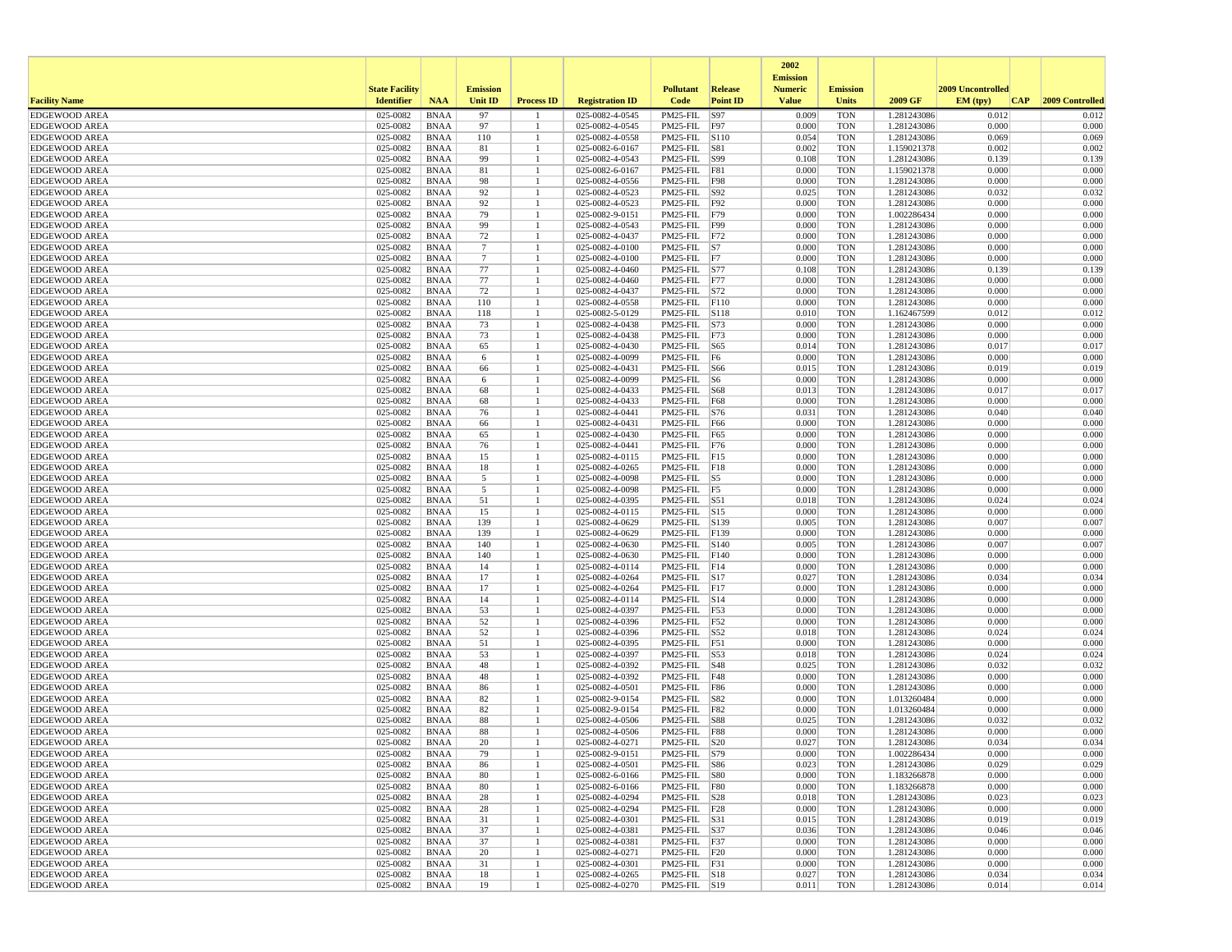| Facility Name | State Facility Identifier | NAA | Emission Unit ID | Process ID | Registration ID | Pollutant Code | Release Point ID | 2002 Emission Numeric Value | Emission Units | 2009 GF | 2009 Uncontrolled EM (tpy) | CAP | 2009 Controlled |
|---|---|---|---|---|---|---|---|---|---|---|---|---|---|
| EDGEWOOD AREA | 025-0082 | BNAA | 97 | 1 | 025-0082-4-0545 | PM25-FIL | S97 | 0.009 | TON | 1.281243086 | 0.012 | | 0.012 |
| EDGEWOOD AREA | 025-0082 | BNAA | 97 | 1 | 025-0082-4-0545 | PM25-FIL | F97 | 0.000 | TON | 1.281243086 | 0.000 | | 0.000 |
| EDGEWOOD AREA | 025-0082 | BNAA | 110 | 1 | 025-0082-4-0558 | PM25-FIL | S110 | 0.054 | TON | 1.281243086 | 0.069 | | 0.069 |
| EDGEWOOD AREA | 025-0082 | BNAA | 81 | 1 | 025-0082-6-0167 | PM25-FIL | S81 | 0.002 | TON | 1.159021378 | 0.002 | | 0.002 |
| EDGEWOOD AREA | 025-0082 | BNAA | 99 | 1 | 025-0082-4-0543 | PM25-FIL | S99 | 0.108 | TON | 1.281243086 | 0.139 | | 0.139 |
| EDGEWOOD AREA | 025-0082 | BNAA | 81 | 1 | 025-0082-6-0167 | PM25-FIL | F81 | 0.000 | TON | 1.159021378 | 0.000 | | 0.000 |
| EDGEWOOD AREA | 025-0082 | BNAA | 98 | 1 | 025-0082-4-0556 | PM25-FIL | F98 | 0.000 | TON | 1.281243086 | 0.000 | | 0.000 |
| EDGEWOOD AREA | 025-0082 | BNAA | 92 | 1 | 025-0082-4-0523 | PM25-FIL | S92 | 0.025 | TON | 1.281243086 | 0.032 | | 0.032 |
| EDGEWOOD AREA | 025-0082 | BNAA | 92 | 1 | 025-0082-4-0523 | PM25-FIL | F92 | 0.000 | TON | 1.281243086 | 0.000 | | 0.000 |
| EDGEWOOD AREA | 025-0082 | BNAA | 79 | 1 | 025-0082-9-0151 | PM25-FIL | F79 | 0.000 | TON | 1.002286434 | 0.000 | | 0.000 |
| EDGEWOOD AREA | 025-0082 | BNAA | 99 | 1 | 025-0082-4-0543 | PM25-FIL | F99 | 0.000 | TON | 1.281243086 | 0.000 | | 0.000 |
| EDGEWOOD AREA | 025-0082 | BNAA | 72 | 1 | 025-0082-4-0437 | PM25-FIL | F72 | 0.000 | TON | 1.281243086 | 0.000 | | 0.000 |
| EDGEWOOD AREA | 025-0082 | BNAA | 7 | 1 | 025-0082-4-0100 | PM25-FIL | S7 | 0.000 | TON | 1.281243086 | 0.000 | | 0.000 |
| EDGEWOOD AREA | 025-0082 | BNAA | 7 | 1 | 025-0082-4-0100 | PM25-FIL | F7 | 0.000 | TON | 1.281243086 | 0.000 | | 0.000 |
| EDGEWOOD AREA | 025-0082 | BNAA | 77 | 1 | 025-0082-4-0460 | PM25-FIL | S77 | 0.108 | TON | 1.281243086 | 0.139 | | 0.139 |
| EDGEWOOD AREA | 025-0082 | BNAA | 77 | 1 | 025-0082-4-0460 | PM25-FIL | F77 | 0.000 | TON | 1.281243086 | 0.000 | | 0.000 |
| EDGEWOOD AREA | 025-0082 | BNAA | 72 | 1 | 025-0082-4-0437 | PM25-FIL | S72 | 0.000 | TON | 1.281243086 | 0.000 | | 0.000 |
| EDGEWOOD AREA | 025-0082 | BNAA | 110 | 1 | 025-0082-4-0558 | PM25-FIL | F110 | 0.000 | TON | 1.281243086 | 0.000 | | 0.000 |
| EDGEWOOD AREA | 025-0082 | BNAA | 118 | 1 | 025-0082-5-0129 | PM25-FIL | S118 | 0.010 | TON | 1.162467599 | 0.012 | | 0.012 |
| EDGEWOOD AREA | 025-0082 | BNAA | 73 | 1 | 025-0082-4-0438 | PM25-FIL | S73 | 0.000 | TON | 1.281243086 | 0.000 | | 0.000 |
| EDGEWOOD AREA | 025-0082 | BNAA | 73 | 1 | 025-0082-4-0438 | PM25-FIL | F73 | 0.000 | TON | 1.281243086 | 0.000 | | 0.000 |
| EDGEWOOD AREA | 025-0082 | BNAA | 65 | 1 | 025-0082-4-0430 | PM25-FIL | S65 | 0.014 | TON | 1.281243086 | 0.017 | | 0.017 |
| EDGEWOOD AREA | 025-0082 | BNAA | 6 | 1 | 025-0082-4-0099 | PM25-FIL | F6 | 0.000 | TON | 1.281243086 | 0.000 | | 0.000 |
| EDGEWOOD AREA | 025-0082 | BNAA | 66 | 1 | 025-0082-4-0431 | PM25-FIL | S66 | 0.015 | TON | 1.281243086 | 0.019 | | 0.019 |
| EDGEWOOD AREA | 025-0082 | BNAA | 6 | 1 | 025-0082-4-0099 | PM25-FIL | S6 | 0.000 | TON | 1.281243086 | 0.000 | | 0.000 |
| EDGEWOOD AREA | 025-0082 | BNAA | 68 | 1 | 025-0082-4-0433 | PM25-FIL | S68 | 0.013 | TON | 1.281243086 | 0.017 | | 0.017 |
| EDGEWOOD AREA | 025-0082 | BNAA | 68 | 1 | 025-0082-4-0433 | PM25-FIL | F68 | 0.000 | TON | 1.281243086 | 0.000 | | 0.000 |
| EDGEWOOD AREA | 025-0082 | BNAA | 76 | 1 | 025-0082-4-0441 | PM25-FIL | S76 | 0.031 | TON | 1.281243086 | 0.040 | | 0.040 |
| EDGEWOOD AREA | 025-0082 | BNAA | 66 | 1 | 025-0082-4-0431 | PM25-FIL | F66 | 0.000 | TON | 1.281243086 | 0.000 | | 0.000 |
| EDGEWOOD AREA | 025-0082 | BNAA | 65 | 1 | 025-0082-4-0430 | PM25-FIL | F65 | 0.000 | TON | 1.281243086 | 0.000 | | 0.000 |
| EDGEWOOD AREA | 025-0082 | BNAA | 76 | 1 | 025-0082-4-0441 | PM25-FIL | F76 | 0.000 | TON | 1.281243086 | 0.000 | | 0.000 |
| EDGEWOOD AREA | 025-0082 | BNAA | 15 | 1 | 025-0082-4-0115 | PM25-FIL | F15 | 0.000 | TON | 1.281243086 | 0.000 | | 0.000 |
| EDGEWOOD AREA | 025-0082 | BNAA | 18 | 1 | 025-0082-4-0265 | PM25-FIL | F18 | 0.000 | TON | 1.281243086 | 0.000 | | 0.000 |
| EDGEWOOD AREA | 025-0082 | BNAA | 5 | 1 | 025-0082-4-0098 | PM25-FIL | S5 | 0.000 | TON | 1.281243086 | 0.000 | | 0.000 |
| EDGEWOOD AREA | 025-0082 | BNAA | 5 | 1 | 025-0082-4-0098 | PM25-FIL | F5 | 0.000 | TON | 1.281243086 | 0.000 | | 0.000 |
| EDGEWOOD AREA | 025-0082 | BNAA | 51 | 1 | 025-0082-4-0395 | PM25-FIL | S51 | 0.018 | TON | 1.281243086 | 0.024 | | 0.024 |
| EDGEWOOD AREA | 025-0082 | BNAA | 15 | 1 | 025-0082-4-0115 | PM25-FIL | S15 | 0.000 | TON | 1.281243086 | 0.000 | | 0.000 |
| EDGEWOOD AREA | 025-0082 | BNAA | 139 | 1 | 025-0082-4-0629 | PM25-FIL | S139 | 0.005 | TON | 1.281243086 | 0.007 | | 0.007 |
| EDGEWOOD AREA | 025-0082 | BNAA | 139 | 1 | 025-0082-4-0629 | PM25-FIL | F139 | 0.000 | TON | 1.281243086 | 0.000 | | 0.000 |
| EDGEWOOD AREA | 025-0082 | BNAA | 140 | 1 | 025-0082-4-0630 | PM25-FIL | S140 | 0.005 | TON | 1.281243086 | 0.007 | | 0.007 |
| EDGEWOOD AREA | 025-0082 | BNAA | 140 | 1 | 025-0082-4-0630 | PM25-FIL | F140 | 0.000 | TON | 1.281243086 | 0.000 | | 0.000 |
| EDGEWOOD AREA | 025-0082 | BNAA | 14 | 1 | 025-0082-4-0114 | PM25-FIL | F14 | 0.000 | TON | 1.281243086 | 0.000 | | 0.000 |
| EDGEWOOD AREA | 025-0082 | BNAA | 17 | 1 | 025-0082-4-0264 | PM25-FIL | S17 | 0.027 | TON | 1.281243086 | 0.034 | | 0.034 |
| EDGEWOOD AREA | 025-0082 | BNAA | 17 | 1 | 025-0082-4-0264 | PM25-FIL | F17 | 0.000 | TON | 1.281243086 | 0.000 | | 0.000 |
| EDGEWOOD AREA | 025-0082 | BNAA | 14 | 1 | 025-0082-4-0114 | PM25-FIL | S14 | 0.000 | TON | 1.281243086 | 0.000 | | 0.000 |
| EDGEWOOD AREA | 025-0082 | BNAA | 53 | 1 | 025-0082-4-0397 | PM25-FIL | F53 | 0.000 | TON | 1.281243086 | 0.000 | | 0.000 |
| EDGEWOOD AREA | 025-0082 | BNAA | 52 | 1 | 025-0082-4-0396 | PM25-FIL | F52 | 0.000 | TON | 1.281243086 | 0.000 | | 0.000 |
| EDGEWOOD AREA | 025-0082 | BNAA | 52 | 1 | 025-0082-4-0396 | PM25-FIL | S52 | 0.018 | TON | 1.281243086 | 0.024 | | 0.024 |
| EDGEWOOD AREA | 025-0082 | BNAA | 51 | 1 | 025-0082-4-0395 | PM25-FIL | F51 | 0.000 | TON | 1.281243086 | 0.000 | | 0.000 |
| EDGEWOOD AREA | 025-0082 | BNAA | 53 | 1 | 025-0082-4-0397 | PM25-FIL | S53 | 0.018 | TON | 1.281243086 | 0.024 | | 0.024 |
| EDGEWOOD AREA | 025-0082 | BNAA | 48 | 1 | 025-0082-4-0392 | PM25-FIL | S48 | 0.025 | TON | 1.281243086 | 0.032 | | 0.032 |
| EDGEWOOD AREA | 025-0082 | BNAA | 48 | 1 | 025-0082-4-0392 | PM25-FIL | F48 | 0.000 | TON | 1.281243086 | 0.000 | | 0.000 |
| EDGEWOOD AREA | 025-0082 | BNAA | 86 | 1 | 025-0082-4-0501 | PM25-FIL | F86 | 0.000 | TON | 1.281243086 | 0.000 | | 0.000 |
| EDGEWOOD AREA | 025-0082 | BNAA | 82 | 1 | 025-0082-9-0154 | PM25-FIL | S82 | 0.000 | TON | 1.013260484 | 0.000 | | 0.000 |
| EDGEWOOD AREA | 025-0082 | BNAA | 82 | 1 | 025-0082-9-0154 | PM25-FIL | F82 | 0.000 | TON | 1.013260484 | 0.000 | | 0.000 |
| EDGEWOOD AREA | 025-0082 | BNAA | 88 | 1 | 025-0082-4-0506 | PM25-FIL | S88 | 0.025 | TON | 1.281243086 | 0.032 | | 0.032 |
| EDGEWOOD AREA | 025-0082 | BNAA | 88 | 1 | 025-0082-4-0506 | PM25-FIL | F88 | 0.000 | TON | 1.281243086 | 0.000 | | 0.000 |
| EDGEWOOD AREA | 025-0082 | BNAA | 20 | 1 | 025-0082-4-0271 | PM25-FIL | S20 | 0.027 | TON | 1.281243086 | 0.034 | | 0.034 |
| EDGEWOOD AREA | 025-0082 | BNAA | 79 | 1 | 025-0082-9-0151 | PM25-FIL | S79 | 0.000 | TON | 1.002286434 | 0.000 | | 0.000 |
| EDGEWOOD AREA | 025-0082 | BNAA | 86 | 1 | 025-0082-4-0501 | PM25-FIL | S86 | 0.023 | TON | 1.281243086 | 0.029 | | 0.029 |
| EDGEWOOD AREA | 025-0082 | BNAA | 80 | 1 | 025-0082-6-0166 | PM25-FIL | S80 | 0.000 | TON | 1.183266878 | 0.000 | | 0.000 |
| EDGEWOOD AREA | 025-0082 | BNAA | 80 | 1 | 025-0082-6-0166 | PM25-FIL | F80 | 0.000 | TON | 1.183266878 | 0.000 | | 0.000 |
| EDGEWOOD AREA | 025-0082 | BNAA | 28 | 1 | 025-0082-4-0294 | PM25-FIL | S28 | 0.018 | TON | 1.281243086 | 0.023 | | 0.023 |
| EDGEWOOD AREA | 025-0082 | BNAA | 28 | 1 | 025-0082-4-0294 | PM25-FIL | F28 | 0.000 | TON | 1.281243086 | 0.000 | | 0.000 |
| EDGEWOOD AREA | 025-0082 | BNAA | 31 | 1 | 025-0082-4-0301 | PM25-FIL | S31 | 0.015 | TON | 1.281243086 | 0.019 | | 0.019 |
| EDGEWOOD AREA | 025-0082 | BNAA | 37 | 1 | 025-0082-4-0381 | PM25-FIL | S37 | 0.036 | TON | 1.281243086 | 0.046 | | 0.046 |
| EDGEWOOD AREA | 025-0082 | BNAA | 37 | 1 | 025-0082-4-0381 | PM25-FIL | F37 | 0.000 | TON | 1.281243086 | 0.000 | | 0.000 |
| EDGEWOOD AREA | 025-0082 | BNAA | 20 | 1 | 025-0082-4-0271 | PM25-FIL | F20 | 0.000 | TON | 1.281243086 | 0.000 | | 0.000 |
| EDGEWOOD AREA | 025-0082 | BNAA | 31 | 1 | 025-0082-4-0301 | PM25-FIL | F31 | 0.000 | TON | 1.281243086 | 0.000 | | 0.000 |
| EDGEWOOD AREA | 025-0082 | BNAA | 18 | 1 | 025-0082-4-0265 | PM25-FIL | S18 | 0.027 | TON | 1.281243086 | 0.034 | | 0.034 |
| EDGEWOOD AREA | 025-0082 | BNAA | 19 | 1 | 025-0082-4-0270 | PM25-FIL | S19 | 0.011 | TON | 1.281243086 | 0.014 | | 0.014 |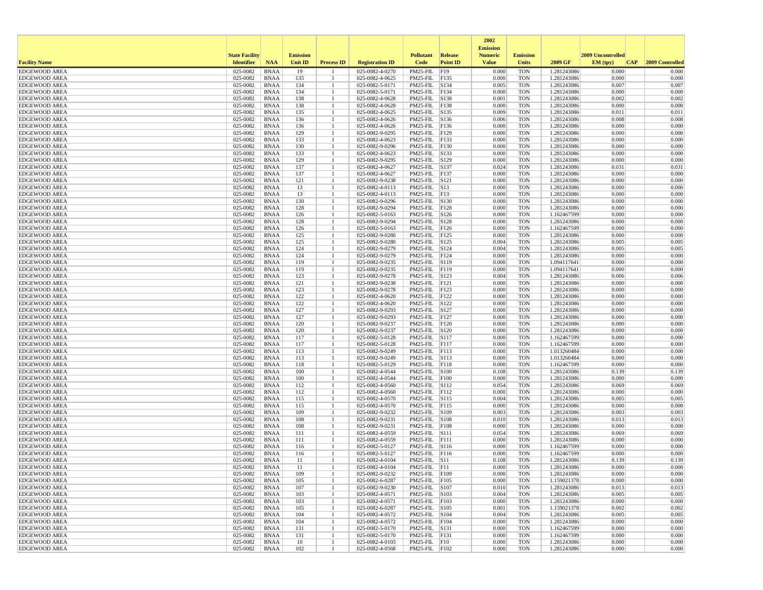| Facility Name | State Facility Identifier | NAA | Emission Unit ID | Process ID | Registration ID | Pollutant Code | Release Point ID | 2002 Emission Numeric Value | Emission Units | 2009 GF | 2009 Uncontrolled EM (tpy) | CAP | 2009 Controlled |
|---|---|---|---|---|---|---|---|---|---|---|---|---|---|
| EDGEWOOD AREA | 025-0082 | BNAA | 19 | 1 | 025-0082-4-0270 | PM25-FIL | F19 | 0.000 | TON | 1.281243086 | 0.000 | | 0.000 |
| EDGEWOOD AREA | 025-0082 | BNAA | 135 | 1 | 025-0082-4-0625 | PM25-FIL | F135 | 0.000 | TON | 1.281243086 | 0.000 | | 0.000 |
| EDGEWOOD AREA | 025-0082 | BNAA | 134 | 1 | 025-0082-5-0171 | PM25-FIL | S134 | 0.005 | TON | 1.281243086 | 0.007 | | 0.007 |
| EDGEWOOD AREA | 025-0082 | BNAA | 134 | 1 | 025-0082-5-0171 | PM25-FIL | F134 | 0.000 | TON | 1.281243086 | 0.000 | | 0.000 |
| EDGEWOOD AREA | 025-0082 | BNAA | 138 | 1 | 025-0082-4-0628 | PM25-FIL | S138 | 0.001 | TON | 1.281243086 | 0.002 | | 0.002 |
| EDGEWOOD AREA | 025-0082 | BNAA | 138 | 1 | 025-0082-4-0628 | PM25-FIL | F138 | 0.000 | TON | 1.281243086 | 0.000 | | 0.000 |
| EDGEWOOD AREA | 025-0082 | BNAA | 135 | 1 | 025-0082-4-0625 | PM25-FIL | S135 | 0.009 | TON | 1.281243086 | 0.011 | | 0.011 |
| EDGEWOOD AREA | 025-0082 | BNAA | 136 | 1 | 025-0082-4-0626 | PM25-FIL | S136 | 0.006 | TON | 1.281243086 | 0.008 | | 0.008 |
| EDGEWOOD AREA | 025-0082 | BNAA | 136 | 1 | 025-0082-4-0626 | PM25-FIL | F136 | 0.000 | TON | 1.281243086 | 0.000 | | 0.000 |
| EDGEWOOD AREA | 025-0082 | BNAA | 129 | 1 | 025-0082-9-0295 | PM25-FIL | F129 | 0.000 | TON | 1.281243086 | 0.000 | | 0.000 |
| EDGEWOOD AREA | 025-0082 | BNAA | 133 | 1 | 025-0082-4-0623 | PM25-FIL | F133 | 0.000 | TON | 1.281243086 | 0.000 | | 0.000 |
| EDGEWOOD AREA | 025-0082 | BNAA | 130 | 1 | 025-0082-9-0296 | PM25-FIL | F130 | 0.000 | TON | 1.281243086 | 0.000 | | 0.000 |
| EDGEWOOD AREA | 025-0082 | BNAA | 133 | 1 | 025-0082-4-0623 | PM25-FIL | S133 | 0.000 | TON | 1.281243086 | 0.000 | | 0.000 |
| EDGEWOOD AREA | 025-0082 | BNAA | 129 | 1 | 025-0082-9-0295 | PM25-FIL | S129 | 0.000 | TON | 1.281243086 | 0.000 | | 0.000 |
| EDGEWOOD AREA | 025-0082 | BNAA | 137 | 1 | 025-0082-4-0627 | PM25-FIL | S137 | 0.024 | TON | 1.281243086 | 0.031 | | 0.031 |
| EDGEWOOD AREA | 025-0082 | BNAA | 137 | 1 | 025-0082-4-0627 | PM25-FIL | F137 | 0.000 | TON | 1.281243086 | 0.000 | | 0.000 |
| EDGEWOOD AREA | 025-0082 | BNAA | 121 | 1 | 025-0082-9-0238 | PM25-FIL | S121 | 0.000 | TON | 1.281243086 | 0.000 | | 0.000 |
| EDGEWOOD AREA | 025-0082 | BNAA | 13 | 1 | 025-0082-4-0113 | PM25-FIL | S13 | 0.000 | TON | 1.281243086 | 0.000 | | 0.000 |
| EDGEWOOD AREA | 025-0082 | BNAA | 13 | 1 | 025-0082-4-0113 | PM25-FIL | F13 | 0.000 | TON | 1.281243086 | 0.000 | | 0.000 |
| EDGEWOOD AREA | 025-0082 | BNAA | 130 | 1 | 025-0082-9-0296 | PM25-FIL | S130 | 0.000 | TON | 1.281243086 | 0.000 | | 0.000 |
| EDGEWOOD AREA | 025-0082 | BNAA | 128 | 1 | 025-0082-9-0294 | PM25-FIL | F128 | 0.000 | TON | 1.281243086 | 0.000 | | 0.000 |
| EDGEWOOD AREA | 025-0082 | BNAA | 126 | 1 | 025-0082-5-0163 | PM25-FIL | S126 | 0.000 | TON | 1.162467599 | 0.000 | | 0.000 |
| EDGEWOOD AREA | 025-0082 | BNAA | 128 | 1 | 025-0082-9-0294 | PM25-FIL | S128 | 0.000 | TON | 1.281243086 | 0.000 | | 0.000 |
| EDGEWOOD AREA | 025-0082 | BNAA | 126 | 1 | 025-0082-5-0163 | PM25-FIL | F126 | 0.000 | TON | 1.162467599 | 0.000 | | 0.000 |
| EDGEWOOD AREA | 025-0082 | BNAA | 125 | 1 | 025-0082-9-0280 | PM25-FIL | F125 | 0.000 | TON | 1.281243086 | 0.000 | | 0.000 |
| EDGEWOOD AREA | 025-0082 | BNAA | 125 | 1 | 025-0082-9-0280 | PM25-FIL | S125 | 0.004 | TON | 1.281243086 | 0.005 | | 0.005 |
| EDGEWOOD AREA | 025-0082 | BNAA | 124 | 1 | 025-0082-9-0279 | PM25-FIL | S124 | 0.004 | TON | 1.281243086 | 0.005 | | 0.005 |
| EDGEWOOD AREA | 025-0082 | BNAA | 124 | 1 | 025-0082-9-0279 | PM25-FIL | F124 | 0.000 | TON | 1.281243086 | 0.000 | | 0.000 |
| EDGEWOOD AREA | 025-0082 | BNAA | 119 | 1 | 025-0082-9-0235 | PM25-FIL | S119 | 0.000 | TON | 1.094117641 | 0.000 | | 0.000 |
| EDGEWOOD AREA | 025-0082 | BNAA | 119 | 1 | 025-0082-9-0235 | PM25-FIL | F119 | 0.000 | TON | 1.094117641 | 0.000 | | 0.000 |
| EDGEWOOD AREA | 025-0082 | BNAA | 123 | 1 | 025-0082-9-0278 | PM25-FIL | S123 | 0.004 | TON | 1.281243086 | 0.006 | | 0.006 |
| EDGEWOOD AREA | 025-0082 | BNAA | 121 | 1 | 025-0082-9-0238 | PM25-FIL | F121 | 0.000 | TON | 1.281243086 | 0.000 | | 0.000 |
| EDGEWOOD AREA | 025-0082 | BNAA | 123 | 1 | 025-0082-9-0278 | PM25-FIL | F123 | 0.000 | TON | 1.281243086 | 0.000 | | 0.000 |
| EDGEWOOD AREA | 025-0082 | BNAA | 122 | 1 | 025-0082-4-0620 | PM25-FIL | F122 | 0.000 | TON | 1.281243086 | 0.000 | | 0.000 |
| EDGEWOOD AREA | 025-0082 | BNAA | 122 | 1 | 025-0082-4-0620 | PM25-FIL | S122 | 0.000 | TON | 1.281243086 | 0.000 | | 0.000 |
| EDGEWOOD AREA | 025-0082 | BNAA | 127 | 1 | 025-0082-9-0293 | PM25-FIL | S127 | 0.000 | TON | 1.281243086 | 0.000 | | 0.000 |
| EDGEWOOD AREA | 025-0082 | BNAA | 127 | 1 | 025-0082-9-0293 | PM25-FIL | F127 | 0.000 | TON | 1.281243086 | 0.000 | | 0.000 |
| EDGEWOOD AREA | 025-0082 | BNAA | 120 | 1 | 025-0082-9-0237 | PM25-FIL | F120 | 0.000 | TON | 1.281243086 | 0.000 | | 0.000 |
| EDGEWOOD AREA | 025-0082 | BNAA | 120 | 1 | 025-0082-9-0237 | PM25-FIL | S120 | 0.000 | TON | 1.281243086 | 0.000 | | 0.000 |
| EDGEWOOD AREA | 025-0082 | BNAA | 117 | 1 | 025-0082-5-0128 | PM25-FIL | S117 | 0.000 | TON | 1.162467599 | 0.000 | | 0.000 |
| EDGEWOOD AREA | 025-0082 | BNAA | 117 | 1 | 025-0082-5-0128 | PM25-FIL | F117 | 0.000 | TON | 1.162467599 | 0.000 | | 0.000 |
| EDGEWOOD AREA | 025-0082 | BNAA | 113 | 1 | 025-0082-9-0249 | PM25-FIL | F113 | 0.000 | TON | 1.013260484 | 0.000 | | 0.000 |
| EDGEWOOD AREA | 025-0082 | BNAA | 113 | 1 | 025-0082-9-0249 | PM25-FIL | S113 | 0.000 | TON | 1.013260484 | 0.000 | | 0.000 |
| EDGEWOOD AREA | 025-0082 | BNAA | 118 | 1 | 025-0082-5-0129 | PM25-FIL | F118 | 0.000 | TON | 1.162467599 | 0.000 | | 0.000 |
| EDGEWOOD AREA | 025-0082 | BNAA | 100 | 1 | 025-0082-4-0544 | PM25-FIL | S100 | 0.108 | TON | 1.281243086 | 0.139 | | 0.139 |
| EDGEWOOD AREA | 025-0082 | BNAA | 100 | 1 | 025-0082-4-0544 | PM25-FIL | F100 | 0.000 | TON | 1.281243086 | 0.000 | | 0.000 |
| EDGEWOOD AREA | 025-0082 | BNAA | 112 | 1 | 025-0082-4-0560 | PM25-FIL | S112 | 0.054 | TON | 1.281243086 | 0.069 | | 0.069 |
| EDGEWOOD AREA | 025-0082 | BNAA | 112 | 1 | 025-0082-4-0560 | PM25-FIL | F112 | 0.000 | TON | 1.281243086 | 0.000 | | 0.000 |
| EDGEWOOD AREA | 025-0082 | BNAA | 115 | 1 | 025-0082-4-0570 | PM25-FIL | S115 | 0.004 | TON | 1.281243086 | 0.005 | | 0.005 |
| EDGEWOOD AREA | 025-0082 | BNAA | 115 | 1 | 025-0082-4-0570 | PM25-FIL | F115 | 0.000 | TON | 1.281243086 | 0.000 | | 0.000 |
| EDGEWOOD AREA | 025-0082 | BNAA | 109 | 1 | 025-0082-9-0232 | PM25-FIL | S109 | 0.003 | TON | 1.281243086 | 0.003 | | 0.003 |
| EDGEWOOD AREA | 025-0082 | BNAA | 108 | 1 | 025-0082-9-0231 | PM25-FIL | S108 | 0.010 | TON | 1.281243086 | 0.013 | | 0.013 |
| EDGEWOOD AREA | 025-0082 | BNAA | 108 | 1 | 025-0082-9-0231 | PM25-FIL | F108 | 0.000 | TON | 1.281243086 | 0.000 | | 0.000 |
| EDGEWOOD AREA | 025-0082 | BNAA | 111 | 1 | 025-0082-4-0559 | PM25-FIL | S111 | 0.054 | TON | 1.281243086 | 0.069 | | 0.069 |
| EDGEWOOD AREA | 025-0082 | BNAA | 111 | 1 | 025-0082-4-0559 | PM25-FIL | F111 | 0.000 | TON | 1.281243086 | 0.000 | | 0.000 |
| EDGEWOOD AREA | 025-0082 | BNAA | 116 | 1 | 025-0082-5-0127 | PM25-FIL | S116 | 0.000 | TON | 1.162467599 | 0.000 | | 0.000 |
| EDGEWOOD AREA | 025-0082 | BNAA | 116 | 1 | 025-0082-5-0127 | PM25-FIL | F116 | 0.000 | TON | 1.162467599 | 0.000 | | 0.000 |
| EDGEWOOD AREA | 025-0082 | BNAA | 11 | 1 | 025-0082-4-0104 | PM25-FIL | S11 | 0.108 | TON | 1.281243086 | 0.139 | | 0.139 |
| EDGEWOOD AREA | 025-0082 | BNAA | 11 | 1 | 025-0082-4-0104 | PM25-FIL | F11 | 0.000 | TON | 1.281243086 | 0.000 | | 0.000 |
| EDGEWOOD AREA | 025-0082 | BNAA | 109 | 1 | 025-0082-9-0232 | PM25-FIL | F109 | 0.000 | TON | 1.281243086 | 0.000 | | 0.000 |
| EDGEWOOD AREA | 025-0082 | BNAA | 105 | 1 | 025-0082-6-0287 | PM25-FIL | F105 | 0.000 | TON | 1.159021378 | 0.000 | | 0.000 |
| EDGEWOOD AREA | 025-0082 | BNAA | 107 | 1 | 025-0082-9-0230 | PM25-FIL | S107 | 0.010 | TON | 1.281243086 | 0.013 | | 0.013 |
| EDGEWOOD AREA | 025-0082 | BNAA | 103 | 1 | 025-0082-4-0571 | PM25-FIL | S103 | 0.004 | TON | 1.281243086 | 0.005 | | 0.005 |
| EDGEWOOD AREA | 025-0082 | BNAA | 103 | 1 | 025-0082-4-0571 | PM25-FIL | F103 | 0.000 | TON | 1.281243086 | 0.000 | | 0.000 |
| EDGEWOOD AREA | 025-0082 | BNAA | 105 | 1 | 025-0082-6-0287 | PM25-FIL | S105 | 0.001 | TON | 1.159021378 | 0.002 | | 0.002 |
| EDGEWOOD AREA | 025-0082 | BNAA | 104 | 1 | 025-0082-4-0572 | PM25-FIL | S104 | 0.004 | TON | 1.281243086 | 0.005 | | 0.005 |
| EDGEWOOD AREA | 025-0082 | BNAA | 104 | 1 | 025-0082-4-0572 | PM25-FIL | F104 | 0.000 | TON | 1.281243086 | 0.000 | | 0.000 |
| EDGEWOOD AREA | 025-0082 | BNAA | 131 | 1 | 025-0082-5-0170 | PM25-FIL | S131 | 0.000 | TON | 1.162467599 | 0.000 | | 0.000 |
| EDGEWOOD AREA | 025-0082 | BNAA | 131 | 1 | 025-0082-5-0170 | PM25-FIL | F131 | 0.000 | TON | 1.162467599 | 0.000 | | 0.000 |
| EDGEWOOD AREA | 025-0082 | BNAA | 10 | 1 | 025-0082-4-0103 | PM25-FIL | F10 | 0.000 | TON | 1.281243086 | 0.000 | | 0.000 |
| EDGEWOOD AREA | 025-0082 | BNAA | 102 | 1 | 025-0082-4-0568 | PM25-FIL | F102 | 0.000 | TON | 1.281243086 | 0.000 | | 0.000 |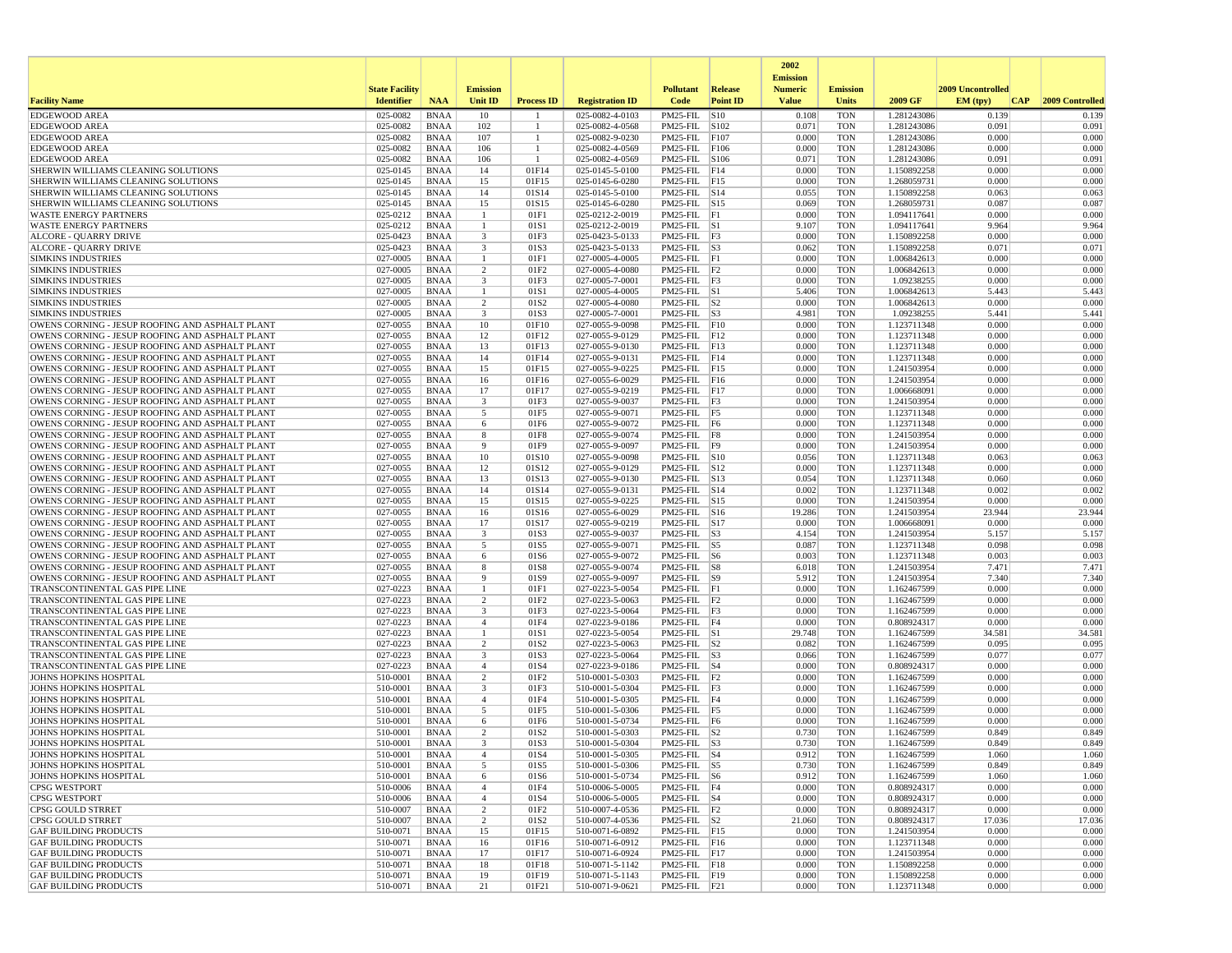| Facility Name | State Facility Identifier | NAA | Emission Unit ID | Process ID | Registration ID | Pollutant Code | Release Point ID | 2002 Emission Numeric Value | Emission Units | 2009 GF | 2009 Uncontrolled EM (tpy) | CAP | 2009 Controlled |
|---|---|---|---|---|---|---|---|---|---|---|---|---|---|
| EDGEWOOD AREA | 025-0082 | BNAA | 10 | 1 | 025-0082-4-0103 | PM25-FIL | S10 | 0.108 | TON | 1.281243086 | 0.139 | | 0.139 |
| EDGEWOOD AREA | 025-0082 | BNAA | 102 | 1 | 025-0082-4-0568 | PM25-FIL | S102 | 0.071 | TON | 1.281243086 | 0.091 | | 0.091 |
| EDGEWOOD AREA | 025-0082 | BNAA | 107 | 1 | 025-0082-9-0230 | PM25-FIL | F107 | 0.000 | TON | 1.281243086 | 0.000 | | 0.000 |
| EDGEWOOD AREA | 025-0082 | BNAA | 106 | 1 | 025-0082-4-0569 | PM25-FIL | F106 | 0.000 | TON | 1.281243086 | 0.000 | | 0.000 |
| EDGEWOOD AREA | 025-0082 | BNAA | 106 | 1 | 025-0082-4-0569 | PM25-FIL | S106 | 0.071 | TON | 1.281243086 | 0.091 | | 0.091 |
| SHERWIN WILLIAMS CLEANING SOLUTIONS | 025-0145 | BNAA | 14 | 01F14 | 025-0145-5-0100 | PM25-FIL | F14 | 0.000 | TON | 1.150892258 | 0.000 | | 0.000 |
| SHERWIN WILLIAMS CLEANING SOLUTIONS | 025-0145 | BNAA | 15 | 01F15 | 025-0145-6-0280 | PM25-FIL | F15 | 0.000 | TON | 1.268059731 | 0.000 | | 0.000 |
| SHERWIN WILLIAMS CLEANING SOLUTIONS | 025-0145 | BNAA | 14 | 01S14 | 025-0145-5-0100 | PM25-FIL | S14 | 0.055 | TON | 1.150892258 | 0.063 | | 0.063 |
| SHERWIN WILLIAMS CLEANING SOLUTIONS | 025-0145 | BNAA | 15 | 01S15 | 025-0145-6-0280 | PM25-FIL | S15 | 0.069 | TON | 1.268059731 | 0.087 | | 0.087 |
| WASTE ENERGY PARTNERS | 025-0212 | BNAA | 1 | 01F1 | 025-0212-2-0019 | PM25-FIL | F1 | 0.000 | TON | 1.094117641 | 0.000 | | 0.000 |
| WASTE ENERGY PARTNERS | 025-0212 | BNAA | 1 | 01S1 | 025-0212-2-0019 | PM25-FIL | S1 | 9.107 | TON | 1.094117641 | 9.964 | | 9.964 |
| ALCORE - QUARRY DRIVE | 025-0423 | BNAA | 3 | 01F3 | 025-0423-5-0133 | PM25-FIL | F3 | 0.000 | TON | 1.150892258 | 0.000 | | 0.000 |
| ALCORE - QUARRY DRIVE | 025-0423 | BNAA | 3 | 01S3 | 025-0423-5-0133 | PM25-FIL | S3 | 0.062 | TON | 1.150892258 | 0.071 | | 0.071 |
| SIMKINS INDUSTRIES | 027-0005 | BNAA | 1 | 01F1 | 027-0005-4-0005 | PM25-FIL | F1 | 0.000 | TON | 1.006842613 | 0.000 | | 0.000 |
| SIMKINS INDUSTRIES | 027-0005 | BNAA | 2 | 01F2 | 027-0005-4-0080 | PM25-FIL | F2 | 0.000 | TON | 1.006842613 | 0.000 | | 0.000 |
| SIMKINS INDUSTRIES | 027-0005 | BNAA | 3 | 01F3 | 027-0005-7-0001 | PM25-FIL | F3 | 0.000 | TON | 1.09238255 | 0.000 | | 0.000 |
| SIMKINS INDUSTRIES | 027-0005 | BNAA | 1 | 01S1 | 027-0005-4-0005 | PM25-FIL | S1 | 5.406 | TON | 1.006842613 | 5.443 | | 5.443 |
| SIMKINS INDUSTRIES | 027-0005 | BNAA | 2 | 01S2 | 027-0005-4-0080 | PM25-FIL | S2 | 0.000 | TON | 1.006842613 | 0.000 | | 0.000 |
| SIMKINS INDUSTRIES | 027-0005 | BNAA | 3 | 01S3 | 027-0005-7-0001 | PM25-FIL | S3 | 4.981 | TON | 1.09238255 | 5.441 | | 5.441 |
| OWENS CORNING - JESUP ROOFING AND ASPHALT PLANT | 027-0055 | BNAA | 10 | 01F10 | 027-0055-9-0098 | PM25-FIL | F10 | 0.000 | TON | 1.123711348 | 0.000 | | 0.000 |
| OWENS CORNING - JESUP ROOFING AND ASPHALT PLANT | 027-0055 | BNAA | 12 | 01F12 | 027-0055-9-0129 | PM25-FIL | F12 | 0.000 | TON | 1.123711348 | 0.000 | | 0.000 |
| OWENS CORNING - JESUP ROOFING AND ASPHALT PLANT | 027-0055 | BNAA | 13 | 01F13 | 027-0055-9-0130 | PM25-FIL | F13 | 0.000 | TON | 1.123711348 | 0.000 | | 0.000 |
| OWENS CORNING - JESUP ROOFING AND ASPHALT PLANT | 027-0055 | BNAA | 14 | 01F14 | 027-0055-9-0131 | PM25-FIL | F14 | 0.000 | TON | 1.123711348 | 0.000 | | 0.000 |
| OWENS CORNING - JESUP ROOFING AND ASPHALT PLANT | 027-0055 | BNAA | 15 | 01F15 | 027-0055-9-0225 | PM25-FIL | F15 | 0.000 | TON | 1.241503954 | 0.000 | | 0.000 |
| OWENS CORNING - JESUP ROOFING AND ASPHALT PLANT | 027-0055 | BNAA | 16 | 01F16 | 027-0055-6-0029 | PM25-FIL | F16 | 0.000 | TON | 1.241503954 | 0.000 | | 0.000 |
| OWENS CORNING - JESUP ROOFING AND ASPHALT PLANT | 027-0055 | BNAA | 17 | 01F17 | 027-0055-9-0219 | PM25-FIL | F17 | 0.000 | TON | 1.006668091 | 0.000 | | 0.000 |
| OWENS CORNING - JESUP ROOFING AND ASPHALT PLANT | 027-0055 | BNAA | 3 | 01F3 | 027-0055-9-0037 | PM25-FIL | F3 | 0.000 | TON | 1.241503954 | 0.000 | | 0.000 |
| OWENS CORNING - JESUP ROOFING AND ASPHALT PLANT | 027-0055 | BNAA | 5 | 01F5 | 027-0055-9-0071 | PM25-FIL | F5 | 0.000 | TON | 1.123711348 | 0.000 | | 0.000 |
| OWENS CORNING - JESUP ROOFING AND ASPHALT PLANT | 027-0055 | BNAA | 6 | 01F6 | 027-0055-9-0072 | PM25-FIL | F6 | 0.000 | TON | 1.123711348 | 0.000 | | 0.000 |
| OWENS CORNING - JESUP ROOFING AND ASPHALT PLANT | 027-0055 | BNAA | 8 | 01F8 | 027-0055-9-0074 | PM25-FIL | F8 | 0.000 | TON | 1.241503954 | 0.000 | | 0.000 |
| OWENS CORNING - JESUP ROOFING AND ASPHALT PLANT | 027-0055 | BNAA | 9 | 01F9 | 027-0055-9-0097 | PM25-FIL | F9 | 0.000 | TON | 1.241503954 | 0.000 | | 0.000 |
| OWENS CORNING - JESUP ROOFING AND ASPHALT PLANT | 027-0055 | BNAA | 10 | 01S10 | 027-0055-9-0098 | PM25-FIL | S10 | 0.056 | TON | 1.123711348 | 0.063 | | 0.063 |
| OWENS CORNING - JESUP ROOFING AND ASPHALT PLANT | 027-0055 | BNAA | 12 | 01S12 | 027-0055-9-0129 | PM25-FIL | S12 | 0.000 | TON | 1.123711348 | 0.000 | | 0.000 |
| OWENS CORNING - JESUP ROOFING AND ASPHALT PLANT | 027-0055 | BNAA | 13 | 01S13 | 027-0055-9-0130 | PM25-FIL | S13 | 0.054 | TON | 1.123711348 | 0.060 | | 0.060 |
| OWENS CORNING - JESUP ROOFING AND ASPHALT PLANT | 027-0055 | BNAA | 14 | 01S14 | 027-0055-9-0131 | PM25-FIL | S14 | 0.002 | TON | 1.123711348 | 0.002 | | 0.002 |
| OWENS CORNING - JESUP ROOFING AND ASPHALT PLANT | 027-0055 | BNAA | 15 | 01S15 | 027-0055-9-0225 | PM25-FIL | S15 | 0.000 | TON | 1.241503954 | 0.000 | | 0.000 |
| OWENS CORNING - JESUP ROOFING AND ASPHALT PLANT | 027-0055 | BNAA | 16 | 01S16 | 027-0055-6-0029 | PM25-FIL | S16 | 19.286 | TON | 1.241503954 | 23.944 | | 23.944 |
| OWENS CORNING - JESUP ROOFING AND ASPHALT PLANT | 027-0055 | BNAA | 17 | 01S17 | 027-0055-9-0219 | PM25-FIL | S17 | 0.000 | TON | 1.006668091 | 0.000 | | 0.000 |
| OWENS CORNING - JESUP ROOFING AND ASPHALT PLANT | 027-0055 | BNAA | 3 | 01S3 | 027-0055-9-0037 | PM25-FIL | S3 | 4.154 | TON | 1.241503954 | 5.157 | | 5.157 |
| OWENS CORNING - JESUP ROOFING AND ASPHALT PLANT | 027-0055 | BNAA | 5 | 01S5 | 027-0055-9-0071 | PM25-FIL | S5 | 0.087 | TON | 1.123711348 | 0.098 | | 0.098 |
| OWENS CORNING - JESUP ROOFING AND ASPHALT PLANT | 027-0055 | BNAA | 6 | 01S6 | 027-0055-9-0072 | PM25-FIL | S6 | 0.003 | TON | 1.123711348 | 0.003 | | 0.003 |
| OWENS CORNING - JESUP ROOFING AND ASPHALT PLANT | 027-0055 | BNAA | 8 | 01S8 | 027-0055-9-0074 | PM25-FIL | S8 | 6.018 | TON | 1.241503954 | 7.471 | | 7.471 |
| OWENS CORNING - JESUP ROOFING AND ASPHALT PLANT | 027-0055 | BNAA | 9 | 01S9 | 027-0055-9-0097 | PM25-FIL | S9 | 5.912 | TON | 1.241503954 | 7.340 | | 7.340 |
| TRANSCONTINENTAL GAS PIPE LINE | 027-0223 | BNAA | 1 | 01F1 | 027-0223-5-0054 | PM25-FIL | F1 | 0.000 | TON | 1.162467599 | 0.000 | | 0.000 |
| TRANSCONTINENTAL GAS PIPE LINE | 027-0223 | BNAA | 2 | 01F2 | 027-0223-5-0063 | PM25-FIL | F2 | 0.000 | TON | 1.162467599 | 0.000 | | 0.000 |
| TRANSCONTINENTAL GAS PIPE LINE | 027-0223 | BNAA | 3 | 01F3 | 027-0223-5-0064 | PM25-FIL | F3 | 0.000 | TON | 1.162467599 | 0.000 | | 0.000 |
| TRANSCONTINENTAL GAS PIPE LINE | 027-0223 | BNAA | 4 | 01F4 | 027-0223-9-0186 | PM25-FIL | F4 | 0.000 | TON | 0.808924317 | 0.000 | | 0.000 |
| TRANSCONTINENTAL GAS PIPE LINE | 027-0223 | BNAA | 1 | 01S1 | 027-0223-5-0054 | PM25-FIL | S1 | 29.748 | TON | 1.162467599 | 34.581 | | 34.581 |
| TRANSCONTINENTAL GAS PIPE LINE | 027-0223 | BNAA | 2 | 01S2 | 027-0223-5-0063 | PM25-FIL | S2 | 0.082 | TON | 1.162467599 | 0.095 | | 0.095 |
| TRANSCONTINENTAL GAS PIPE LINE | 027-0223 | BNAA | 3 | 01S3 | 027-0223-5-0064 | PM25-FIL | S3 | 0.066 | TON | 1.162467599 | 0.077 | | 0.077 |
| TRANSCONTINENTAL GAS PIPE LINE | 027-0223 | BNAA | 4 | 01S4 | 027-0223-9-0186 | PM25-FIL | S4 | 0.000 | TON | 0.808924317 | 0.000 | | 0.000 |
| JOHNS HOPKINS HOSPITAL | 510-0001 | BNAA | 2 | 01F2 | 510-0001-5-0303 | PM25-FIL | F2 | 0.000 | TON | 1.162467599 | 0.000 | | 0.000 |
| JOHNS HOPKINS HOSPITAL | 510-0001 | BNAA | 3 | 01F3 | 510-0001-5-0304 | PM25-FIL | F3 | 0.000 | TON | 1.162467599 | 0.000 | | 0.000 |
| JOHNS HOPKINS HOSPITAL | 510-0001 | BNAA | 4 | 01F4 | 510-0001-5-0305 | PM25-FIL | F4 | 0.000 | TON | 1.162467599 | 0.000 | | 0.000 |
| JOHNS HOPKINS HOSPITAL | 510-0001 | BNAA | 5 | 01F5 | 510-0001-5-0306 | PM25-FIL | F5 | 0.000 | TON | 1.162467599 | 0.000 | | 0.000 |
| JOHNS HOPKINS HOSPITAL | 510-0001 | BNAA | 6 | 01F6 | 510-0001-5-0734 | PM25-FIL | F6 | 0.000 | TON | 1.162467599 | 0.000 | | 0.000 |
| JOHNS HOPKINS HOSPITAL | 510-0001 | BNAA | 2 | 01S2 | 510-0001-5-0303 | PM25-FIL | S2 | 0.730 | TON | 1.162467599 | 0.849 | | 0.849 |
| JOHNS HOPKINS HOSPITAL | 510-0001 | BNAA | 3 | 01S3 | 510-0001-5-0304 | PM25-FIL | S3 | 0.730 | TON | 1.162467599 | 0.849 | | 0.849 |
| JOHNS HOPKINS HOSPITAL | 510-0001 | BNAA | 4 | 01S4 | 510-0001-5-0305 | PM25-FIL | S4 | 0.912 | TON | 1.162467599 | 1.060 | | 1.060 |
| JOHNS HOPKINS HOSPITAL | 510-0001 | BNAA | 5 | 01S5 | 510-0001-5-0306 | PM25-FIL | S5 | 0.730 | TON | 1.162467599 | 0.849 | | 0.849 |
| JOHNS HOPKINS HOSPITAL | 510-0001 | BNAA | 6 | 01S6 | 510-0001-5-0734 | PM25-FIL | S6 | 0.912 | TON | 1.162467599 | 1.060 | | 1.060 |
| CPSG WESTPORT | 510-0006 | BNAA | 4 | 01F4 | 510-0006-5-0005 | PM25-FIL | F4 | 0.000 | TON | 0.808924317 | 0.000 | | 0.000 |
| CPSG WESTPORT | 510-0006 | BNAA | 4 | 01S4 | 510-0006-5-0005 | PM25-FIL | S4 | 0.000 | TON | 0.808924317 | 0.000 | | 0.000 |
| CPSG GOULD STRRET | 510-0007 | BNAA | 2 | 01F2 | 510-0007-4-0536 | PM25-FIL | F2 | 0.000 | TON | 0.808924317 | 0.000 | | 0.000 |
| CPSG GOULD STRRET | 510-0007 | BNAA | 2 | 01S2 | 510-0007-4-0536 | PM25-FIL | S2 | 21.060 | TON | 0.808924317 | 17.036 | | 17.036 |
| GAF BUILDING PRODUCTS | 510-0071 | BNAA | 15 | 01F15 | 510-0071-6-0892 | PM25-FIL | F15 | 0.000 | TON | 1.241503954 | 0.000 | | 0.000 |
| GAF BUILDING PRODUCTS | 510-0071 | BNAA | 16 | 01F16 | 510-0071-6-0912 | PM25-FIL | F16 | 0.000 | TON | 1.123711348 | 0.000 | | 0.000 |
| GAF BUILDING PRODUCTS | 510-0071 | BNAA | 17 | 01F17 | 510-0071-6-0924 | PM25-FIL | F17 | 0.000 | TON | 1.241503954 | 0.000 | | 0.000 |
| GAF BUILDING PRODUCTS | 510-0071 | BNAA | 18 | 01F18 | 510-0071-5-1142 | PM25-FIL | F18 | 0.000 | TON | 1.150892258 | 0.000 | | 0.000 |
| GAF BUILDING PRODUCTS | 510-0071 | BNAA | 19 | 01F19 | 510-0071-5-1143 | PM25-FIL | F19 | 0.000 | TON | 1.150892258 | 0.000 | | 0.000 |
| GAF BUILDING PRODUCTS | 510-0071 | BNAA | 21 | 01F21 | 510-0071-9-0621 | PM25-FIL | F21 | 0.000 | TON | 1.123711348 | 0.000 | | 0.000 |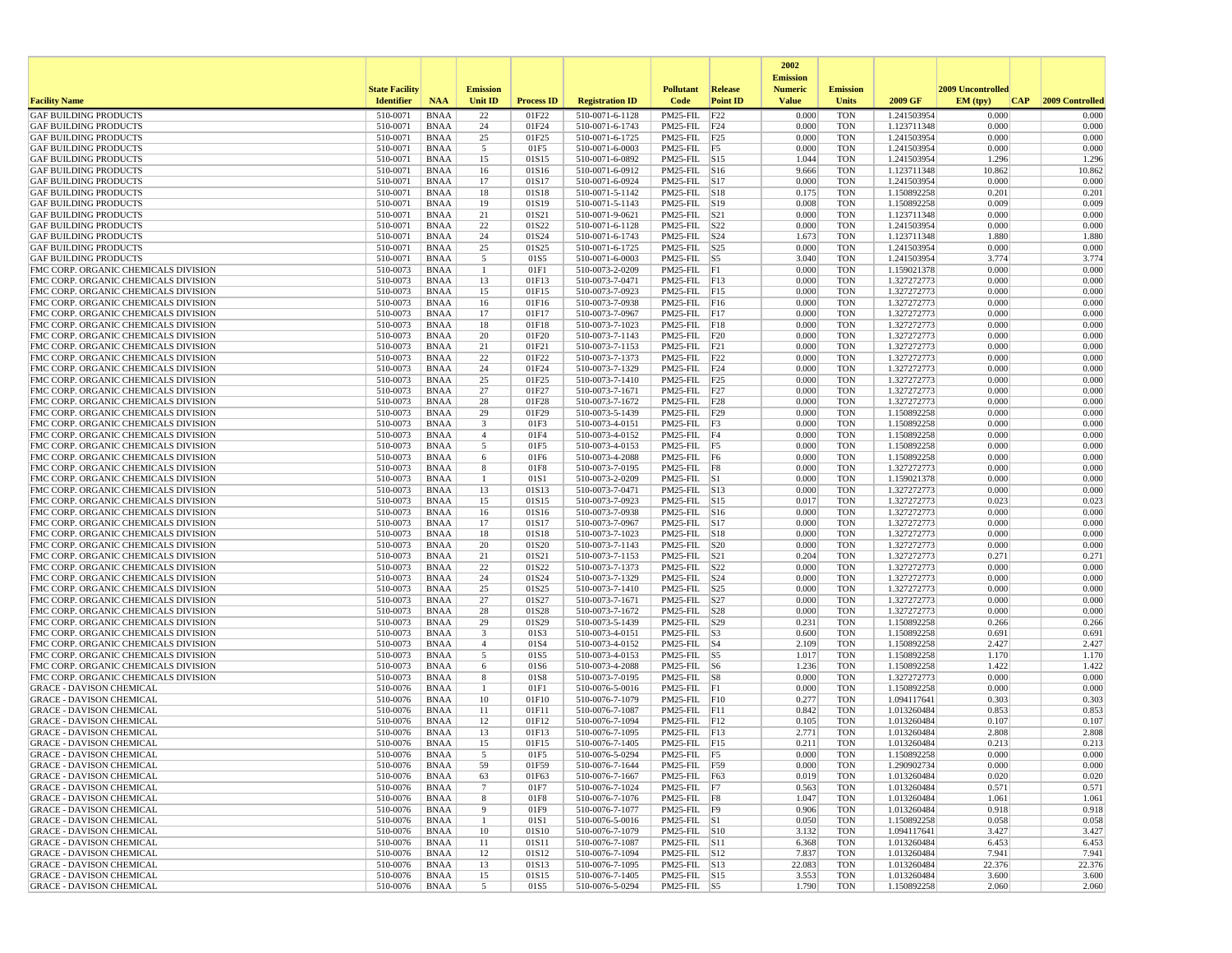| Facility Name | State Facility Identifier | NAA | Emission Unit ID | Process ID | Registration ID | Pollutant Code | Release Point ID | 2002 Emission Numeric Value | Emission Units | 2009 GF | 2009 Uncontrolled EM (tpy) | CAP | 2009 Controlled |
|---|---|---|---|---|---|---|---|---|---|---|---|---|---|
| GAF BUILDING PRODUCTS | 510-0071 | BNAA | 22 | 01F22 | 510-0071-6-1128 | PM25-FIL | F22 | 0.000 | TON | 1.241503954 | 0.000 | | 0.000 |
| GAF BUILDING PRODUCTS | 510-0071 | BNAA | 24 | 01F24 | 510-0071-6-1743 | PM25-FIL | F24 | 0.000 | TON | 1.123711348 | 0.000 | | 0.000 |
| GAF BUILDING PRODUCTS | 510-0071 | BNAA | 25 | 01F25 | 510-0071-6-1725 | PM25-FIL | F25 | 0.000 | TON | 1.241503954 | 0.000 | | 0.000 |
| GAF BUILDING PRODUCTS | 510-0071 | BNAA | 5 | 01F5 | 510-0071-6-0003 | PM25-FIL | F5 | 0.000 | TON | 1.241503954 | 0.000 | | 0.000 |
| GAF BUILDING PRODUCTS | 510-0071 | BNAA | 15 | 01S15 | 510-0071-6-0892 | PM25-FIL | S15 | 1.044 | TON | 1.241503954 | 1.296 | | 1.296 |
| GAF BUILDING PRODUCTS | 510-0071 | BNAA | 16 | 01S16 | 510-0071-6-0912 | PM25-FIL | S16 | 9.666 | TON | 1.123711348 | 10.862 | | 10.862 |
| GAF BUILDING PRODUCTS | 510-0071 | BNAA | 17 | 01S17 | 510-0071-6-0924 | PM25-FIL | S17 | 0.000 | TON | 1.241503954 | 0.000 | | 0.000 |
| GAF BUILDING PRODUCTS | 510-0071 | BNAA | 18 | 01S18 | 510-0071-5-1142 | PM25-FIL | S18 | 0.175 | TON | 1.150892258 | 0.201 | | 0.201 |
| GAF BUILDING PRODUCTS | 510-0071 | BNAA | 19 | 01S19 | 510-0071-5-1143 | PM25-FIL | S19 | 0.008 | TON | 1.150892258 | 0.009 | | 0.009 |
| GAF BUILDING PRODUCTS | 510-0071 | BNAA | 21 | 01S21 | 510-0071-9-0621 | PM25-FIL | S21 | 0.000 | TON | 1.123711348 | 0.000 | | 0.000 |
| GAF BUILDING PRODUCTS | 510-0071 | BNAA | 22 | 01S22 | 510-0071-6-1128 | PM25-FIL | S22 | 0.000 | TON | 1.241503954 | 0.000 | | 0.000 |
| GAF BUILDING PRODUCTS | 510-0071 | BNAA | 24 | 01S24 | 510-0071-6-1743 | PM25-FIL | S24 | 1.673 | TON | 1.123711348 | 1.880 | | 1.880 |
| GAF BUILDING PRODUCTS | 510-0071 | BNAA | 25 | 01S25 | 510-0071-6-1725 | PM25-FIL | S25 | 0.000 | TON | 1.241503954 | 0.000 | | 0.000 |
| GAF BUILDING PRODUCTS | 510-0071 | BNAA | 5 | 01S5 | 510-0071-6-0003 | PM25-FIL | S5 | 3.040 | TON | 1.241503954 | 3.774 | | 3.774 |
| FMC CORP. ORGANIC CHEMICALS DIVISION | 510-0073 | BNAA | 1 | 01F1 | 510-0073-2-0209 | PM25-FIL | F1 | 0.000 | TON | 1.159021378 | 0.000 | | 0.000 |
| FMC CORP. ORGANIC CHEMICALS DIVISION | 510-0073 | BNAA | 13 | 01F13 | 510-0073-7-0471 | PM25-FIL | F13 | 0.000 | TON | 1.327272773 | 0.000 | | 0.000 |
| FMC CORP. ORGANIC CHEMICALS DIVISION | 510-0073 | BNAA | 15 | 01F15 | 510-0073-7-0923 | PM25-FIL | F15 | 0.000 | TON | 1.327272773 | 0.000 | | 0.000 |
| FMC CORP. ORGANIC CHEMICALS DIVISION | 510-0073 | BNAA | 16 | 01F16 | 510-0073-7-0938 | PM25-FIL | F16 | 0.000 | TON | 1.327272773 | 0.000 | | 0.000 |
| FMC CORP. ORGANIC CHEMICALS DIVISION | 510-0073 | BNAA | 17 | 01F17 | 510-0073-7-0967 | PM25-FIL | F17 | 0.000 | TON | 1.327272773 | 0.000 | | 0.000 |
| FMC CORP. ORGANIC CHEMICALS DIVISION | 510-0073 | BNAA | 18 | 01F18 | 510-0073-7-1023 | PM25-FIL | F18 | 0.000 | TON | 1.327272773 | 0.000 | | 0.000 |
| FMC CORP. ORGANIC CHEMICALS DIVISION | 510-0073 | BNAA | 20 | 01F20 | 510-0073-7-1143 | PM25-FIL | F20 | 0.000 | TON | 1.327272773 | 0.000 | | 0.000 |
| FMC CORP. ORGANIC CHEMICALS DIVISION | 510-0073 | BNAA | 21 | 01F21 | 510-0073-7-1153 | PM25-FIL | F21 | 0.000 | TON | 1.327272773 | 0.000 | | 0.000 |
| FMC CORP. ORGANIC CHEMICALS DIVISION | 510-0073 | BNAA | 22 | 01F22 | 510-0073-7-1373 | PM25-FIL | F22 | 0.000 | TON | 1.327272773 | 0.000 | | 0.000 |
| FMC CORP. ORGANIC CHEMICALS DIVISION | 510-0073 | BNAA | 24 | 01F24 | 510-0073-7-1329 | PM25-FIL | F24 | 0.000 | TON | 1.327272773 | 0.000 | | 0.000 |
| FMC CORP. ORGANIC CHEMICALS DIVISION | 510-0073 | BNAA | 25 | 01F25 | 510-0073-7-1410 | PM25-FIL | F25 | 0.000 | TON | 1.327272773 | 0.000 | | 0.000 |
| FMC CORP. ORGANIC CHEMICALS DIVISION | 510-0073 | BNAA | 27 | 01F27 | 510-0073-7-1671 | PM25-FIL | F27 | 0.000 | TON | 1.327272773 | 0.000 | | 0.000 |
| FMC CORP. ORGANIC CHEMICALS DIVISION | 510-0073 | BNAA | 28 | 01F28 | 510-0073-7-1672 | PM25-FIL | F28 | 0.000 | TON | 1.327272773 | 0.000 | | 0.000 |
| FMC CORP. ORGANIC CHEMICALS DIVISION | 510-0073 | BNAA | 29 | 01F29 | 510-0073-5-1439 | PM25-FIL | F29 | 0.000 | TON | 1.150892258 | 0.000 | | 0.000 |
| FMC CORP. ORGANIC CHEMICALS DIVISION | 510-0073 | BNAA | 3 | 01F3 | 510-0073-4-0151 | PM25-FIL | F3 | 0.000 | TON | 1.150892258 | 0.000 | | 0.000 |
| FMC CORP. ORGANIC CHEMICALS DIVISION | 510-0073 | BNAA | 4 | 01F4 | 510-0073-4-0152 | PM25-FIL | F4 | 0.000 | TON | 1.150892258 | 0.000 | | 0.000 |
| FMC CORP. ORGANIC CHEMICALS DIVISION | 510-0073 | BNAA | 5 | 01F5 | 510-0073-4-0153 | PM25-FIL | F5 | 0.000 | TON | 1.150892258 | 0.000 | | 0.000 |
| FMC CORP. ORGANIC CHEMICALS DIVISION | 510-0073 | BNAA | 6 | 01F6 | 510-0073-4-2088 | PM25-FIL | F6 | 0.000 | TON | 1.150892258 | 0.000 | | 0.000 |
| FMC CORP. ORGANIC CHEMICALS DIVISION | 510-0073 | BNAA | 8 | 01F8 | 510-0073-7-0195 | PM25-FIL | F8 | 0.000 | TON | 1.327272773 | 0.000 | | 0.000 |
| FMC CORP. ORGANIC CHEMICALS DIVISION | 510-0073 | BNAA | 1 | 01S1 | 510-0073-2-0209 | PM25-FIL | S1 | 0.000 | TON | 1.159021378 | 0.000 | | 0.000 |
| FMC CORP. ORGANIC CHEMICALS DIVISION | 510-0073 | BNAA | 13 | 01S13 | 510-0073-7-0471 | PM25-FIL | S13 | 0.000 | TON | 1.327272773 | 0.000 | | 0.000 |
| FMC CORP. ORGANIC CHEMICALS DIVISION | 510-0073 | BNAA | 15 | 01S15 | 510-0073-7-0923 | PM25-FIL | S15 | 0.017 | TON | 1.327272773 | 0.023 | | 0.023 |
| FMC CORP. ORGANIC CHEMICALS DIVISION | 510-0073 | BNAA | 16 | 01S16 | 510-0073-7-0938 | PM25-FIL | S16 | 0.000 | TON | 1.327272773 | 0.000 | | 0.000 |
| FMC CORP. ORGANIC CHEMICALS DIVISION | 510-0073 | BNAA | 17 | 01S17 | 510-0073-7-0967 | PM25-FIL | S17 | 0.000 | TON | 1.327272773 | 0.000 | | 0.000 |
| FMC CORP. ORGANIC CHEMICALS DIVISION | 510-0073 | BNAA | 18 | 01S18 | 510-0073-7-1023 | PM25-FIL | S18 | 0.000 | TON | 1.327272773 | 0.000 | | 0.000 |
| FMC CORP. ORGANIC CHEMICALS DIVISION | 510-0073 | BNAA | 20 | 01S20 | 510-0073-7-1143 | PM25-FIL | S20 | 0.000 | TON | 1.327272773 | 0.000 | | 0.000 |
| FMC CORP. ORGANIC CHEMICALS DIVISION | 510-0073 | BNAA | 21 | 01S21 | 510-0073-7-1153 | PM25-FIL | S21 | 0.204 | TON | 1.327272773 | 0.271 | | 0.271 |
| FMC CORP. ORGANIC CHEMICALS DIVISION | 510-0073 | BNAA | 22 | 01S22 | 510-0073-7-1373 | PM25-FIL | S22 | 0.000 | TON | 1.327272773 | 0.000 | | 0.000 |
| FMC CORP. ORGANIC CHEMICALS DIVISION | 510-0073 | BNAA | 24 | 01S24 | 510-0073-7-1329 | PM25-FIL | S24 | 0.000 | TON | 1.327272773 | 0.000 | | 0.000 |
| FMC CORP. ORGANIC CHEMICALS DIVISION | 510-0073 | BNAA | 25 | 01S25 | 510-0073-7-1410 | PM25-FIL | S25 | 0.000 | TON | 1.327272773 | 0.000 | | 0.000 |
| FMC CORP. ORGANIC CHEMICALS DIVISION | 510-0073 | BNAA | 27 | 01S27 | 510-0073-7-1671 | PM25-FIL | S27 | 0.000 | TON | 1.327272773 | 0.000 | | 0.000 |
| FMC CORP. ORGANIC CHEMICALS DIVISION | 510-0073 | BNAA | 28 | 01S28 | 510-0073-7-1672 | PM25-FIL | S28 | 0.000 | TON | 1.327272773 | 0.000 | | 0.000 |
| FMC CORP. ORGANIC CHEMICALS DIVISION | 510-0073 | BNAA | 29 | 01S29 | 510-0073-5-1439 | PM25-FIL | S29 | 0.231 | TON | 1.150892258 | 0.266 | | 0.266 |
| FMC CORP. ORGANIC CHEMICALS DIVISION | 510-0073 | BNAA | 3 | 01S3 | 510-0073-4-0151 | PM25-FIL | S3 | 0.600 | TON | 1.150892258 | 0.691 | | 0.691 |
| FMC CORP. ORGANIC CHEMICALS DIVISION | 510-0073 | BNAA | 4 | 01S4 | 510-0073-4-0152 | PM25-FIL | S4 | 2.109 | TON | 1.150892258 | 2.427 | | 2.427 |
| FMC CORP. ORGANIC CHEMICALS DIVISION | 510-0073 | BNAA | 5 | 01S5 | 510-0073-4-0153 | PM25-FIL | S5 | 1.017 | TON | 1.150892258 | 1.170 | | 1.170 |
| FMC CORP. ORGANIC CHEMICALS DIVISION | 510-0073 | BNAA | 6 | 01S6 | 510-0073-4-2088 | PM25-FIL | S6 | 1.236 | TON | 1.150892258 | 1.422 | | 1.422 |
| FMC CORP. ORGANIC CHEMICALS DIVISION | 510-0073 | BNAA | 8 | 01S8 | 510-0073-7-0195 | PM25-FIL | S8 | 0.000 | TON | 1.327272773 | 0.000 | | 0.000 |
| GRACE - DAVISON CHEMICAL | 510-0076 | BNAA | 1 | 01F1 | 510-0076-5-0016 | PM25-FIL | F1 | 0.000 | TON | 1.150892258 | 0.000 | | 0.000 |
| GRACE - DAVISON CHEMICAL | 510-0076 | BNAA | 10 | 01F10 | 510-0076-7-1079 | PM25-FIL | F10 | 0.277 | TON | 1.094117641 | 0.303 | | 0.303 |
| GRACE - DAVISON CHEMICAL | 510-0076 | BNAA | 11 | 01F11 | 510-0076-7-1087 | PM25-FIL | F11 | 0.842 | TON | 1.013260484 | 0.853 | | 0.853 |
| GRACE - DAVISON CHEMICAL | 510-0076 | BNAA | 12 | 01F12 | 510-0076-7-1094 | PM25-FIL | F12 | 0.105 | TON | 1.013260484 | 0.107 | | 0.107 |
| GRACE - DAVISON CHEMICAL | 510-0076 | BNAA | 13 | 01F13 | 510-0076-7-1095 | PM25-FIL | F13 | 2.771 | TON | 1.013260484 | 2.808 | | 2.808 |
| GRACE - DAVISON CHEMICAL | 510-0076 | BNAA | 15 | 01F15 | 510-0076-7-1405 | PM25-FIL | F15 | 0.211 | TON | 1.013260484 | 0.213 | | 0.213 |
| GRACE - DAVISON CHEMICAL | 510-0076 | BNAA | 5 | 01F5 | 510-0076-5-0294 | PM25-FIL | F5 | 0.000 | TON | 1.150892258 | 0.000 | | 0.000 |
| GRACE - DAVISON CHEMICAL | 510-0076 | BNAA | 59 | 01F59 | 510-0076-7-1644 | PM25-FIL | F59 | 0.000 | TON | 1.290902734 | 0.000 | | 0.000 |
| GRACE - DAVISON CHEMICAL | 510-0076 | BNAA | 63 | 01F63 | 510-0076-7-1667 | PM25-FIL | F63 | 0.019 | TON | 1.013260484 | 0.020 | | 0.020 |
| GRACE - DAVISON CHEMICAL | 510-0076 | BNAA | 7 | 01F7 | 510-0076-7-1024 | PM25-FIL | F7 | 0.563 | TON | 1.013260484 | 0.571 | | 0.571 |
| GRACE - DAVISON CHEMICAL | 510-0076 | BNAA | 8 | 01F8 | 510-0076-7-1076 | PM25-FIL | F8 | 1.047 | TON | 1.013260484 | 1.061 | | 1.061 |
| GRACE - DAVISON CHEMICAL | 510-0076 | BNAA | 9 | 01F9 | 510-0076-7-1077 | PM25-FIL | F9 | 0.906 | TON | 1.013260484 | 0.918 | | 0.918 |
| GRACE - DAVISON CHEMICAL | 510-0076 | BNAA | 1 | 01S1 | 510-0076-5-0016 | PM25-FIL | S1 | 0.050 | TON | 1.150892258 | 0.058 | | 0.058 |
| GRACE - DAVISON CHEMICAL | 510-0076 | BNAA | 10 | 01S10 | 510-0076-7-1079 | PM25-FIL | S10 | 3.132 | TON | 1.094117641 | 3.427 | | 3.427 |
| GRACE - DAVISON CHEMICAL | 510-0076 | BNAA | 11 | 01S11 | 510-0076-7-1087 | PM25-FIL | S11 | 6.368 | TON | 1.013260484 | 6.453 | | 6.453 |
| GRACE - DAVISON CHEMICAL | 510-0076 | BNAA | 12 | 01S12 | 510-0076-7-1094 | PM25-FIL | S12 | 7.837 | TON | 1.013260484 | 7.941 | | 7.941 |
| GRACE - DAVISON CHEMICAL | 510-0076 | BNAA | 13 | 01S13 | 510-0076-7-1095 | PM25-FIL | S13 | 22.083 | TON | 1.013260484 | 22.376 | | 22.376 |
| GRACE - DAVISON CHEMICAL | 510-0076 | BNAA | 15 | 01S15 | 510-0076-7-1405 | PM25-FIL | S15 | 3.553 | TON | 1.013260484 | 3.600 | | 3.600 |
| GRACE - DAVISON CHEMICAL | 510-0076 | BNAA | 5 | 01S5 | 510-0076-5-0294 | PM25-FIL | S5 | 1.790 | TON | 1.150892258 | 2.060 | | 2.060 |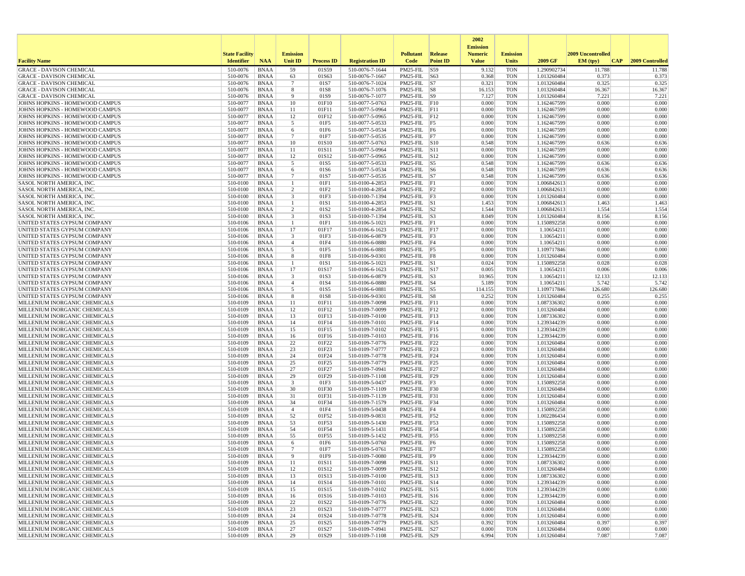| Facility Name | State Facility Identifier | NAA | Emission Unit ID | Process ID | Registration ID | Pollutant Code | Release Point ID | 2002 Emission Numeric Value | Emission Units | 2009 GF | 2009 Uncontrolled EM (tpy) | CAP | 2009 Controlled |
|---|---|---|---|---|---|---|---|---|---|---|---|---|---|
| GRACE - DAVISON CHEMICAL | 510-0076 | BNAA | 59 | 01S59 | 510-0076-7-1644 | PM25-FIL | S59 | 9.132 | TON | 1.290902734 | 11.788 | | 11.788 |
| GRACE - DAVISON CHEMICAL | 510-0076 | BNAA | 63 | 01S63 | 510-0076-7-1667 | PM25-FIL | S63 | 0.368 | TON | 1.013260484 | 0.373 | | 0.373 |
| GRACE - DAVISON CHEMICAL | 510-0076 | BNAA | 7 | 01S7 | 510-0076-7-1024 | PM25-FIL | S7 | 0.321 | TON | 1.013260484 | 0.325 | | 0.325 |
| GRACE - DAVISON CHEMICAL | 510-0076 | BNAA | 8 | 01S8 | 510-0076-7-1076 | PM25-FIL | S8 | 16.153 | TON | 1.013260484 | 16.367 | | 16.367 |
| GRACE - DAVISON CHEMICAL | 510-0076 | BNAA | 9 | 01S9 | 510-0076-7-1077 | PM25-FIL | S9 | 7.127 | TON | 1.013260484 | 7.221 | | 7.221 |
| JOHNS HOPKINS - HOMEWOOD CAMPUS | 510-0077 | BNAA | 10 | 01F10 | 510-0077-5-0763 | PM25-FIL | F10 | 0.000 | TON | 1.162467599 | 0.000 | | 0.000 |
| JOHNS HOPKINS - HOMEWOOD CAMPUS | 510-0077 | BNAA | 11 | 01F11 | 510-0077-5-0964 | PM25-FIL | F11 | 0.000 | TON | 1.162467599 | 0.000 | | 0.000 |
| JOHNS HOPKINS - HOMEWOOD CAMPUS | 510-0077 | BNAA | 12 | 01F12 | 510-0077-5-0965 | PM25-FIL | F12 | 0.000 | TON | 1.162467599 | 0.000 | | 0.000 |
| JOHNS HOPKINS - HOMEWOOD CAMPUS | 510-0077 | BNAA | 5 | 01F5 | 510-0077-5-0533 | PM25-FIL | F5 | 0.000 | TON | 1.162467599 | 0.000 | | 0.000 |
| JOHNS HOPKINS - HOMEWOOD CAMPUS | 510-0077 | BNAA | 6 | 01F6 | 510-0077-5-0534 | PM25-FIL | F6 | 0.000 | TON | 1.162467599 | 0.000 | | 0.000 |
| JOHNS HOPKINS - HOMEWOOD CAMPUS | 510-0077 | BNAA | 7 | 01F7 | 510-0077-5-0535 | PM25-FIL | F7 | 0.000 | TON | 1.162467599 | 0.000 | | 0.000 |
| JOHNS HOPKINS - HOMEWOOD CAMPUS | 510-0077 | BNAA | 10 | 01S10 | 510-0077-5-0763 | PM25-FIL | S10 | 0.548 | TON | 1.162467599 | 0.636 | | 0.636 |
| JOHNS HOPKINS - HOMEWOOD CAMPUS | 510-0077 | BNAA | 11 | 01S11 | 510-0077-5-0964 | PM25-FIL | S11 | 0.000 | TON | 1.162467599 | 0.000 | | 0.000 |
| JOHNS HOPKINS - HOMEWOOD CAMPUS | 510-0077 | BNAA | 12 | 01S12 | 510-0077-5-0965 | PM25-FIL | S12 | 0.000 | TON | 1.162467599 | 0.000 | | 0.000 |
| JOHNS HOPKINS - HOMEWOOD CAMPUS | 510-0077 | BNAA | 5 | 01S5 | 510-0077-5-0533 | PM25-FIL | S5 | 0.548 | TON | 1.162467599 | 0.636 | | 0.636 |
| JOHNS HOPKINS - HOMEWOOD CAMPUS | 510-0077 | BNAA | 6 | 01S6 | 510-0077-5-0534 | PM25-FIL | S6 | 0.548 | TON | 1.162467599 | 0.636 | | 0.636 |
| JOHNS HOPKINS - HOMEWOOD CAMPUS | 510-0077 | BNAA | 7 | 01S7 | 510-0077-5-0535 | PM25-FIL | S7 | 0.548 | TON | 1.162467599 | 0.636 | | 0.636 |
| SASOL NORTH AMERICA, INC. | 510-0100 | BNAA | 1 | 01F1 | 510-0100-4-2853 | PM25-FIL | F1 | 0.000 | TON | 1.006842613 | 0.000 | | 0.000 |
| SASOL NORTH AMERICA, INC. | 510-0100 | BNAA | 2 | 01F2 | 510-0100-4-2854 | PM25-FIL | F2 | 0.000 | TON | 1.006842613 | 0.000 | | 0.000 |
| SASOL NORTH AMERICA, INC. | 510-0100 | BNAA | 3 | 01F3 | 510-0100-7-1394 | PM25-FIL | F3 | 0.000 | TON | 1.013260484 | 0.000 | | 0.000 |
| SASOL NORTH AMERICA, INC. | 510-0100 | BNAA | 1 | 01S1 | 510-0100-4-2853 | PM25-FIL | S1 | 1.453 | TON | 1.006842613 | 1.463 | | 1.463 |
| SASOL NORTH AMERICA, INC. | 510-0100 | BNAA | 2 | 01S2 | 510-0100-4-2854 | PM25-FIL | S2 | 1.544 | TON | 1.006842613 | 1.554 | | 1.554 |
| SASOL NORTH AMERICA, INC. | 510-0100 | BNAA | 3 | 01S3 | 510-0100-7-1394 | PM25-FIL | S3 | 8.049 | TON | 1.013260484 | 8.156 | | 8.156 |
| UNITED STATES GYPSUM COMPANY | 510-0106 | BNAA | 1 | 01F1 | 510-0106-5-1021 | PM25-FIL | F1 | 0.000 | TON | 1.150892258 | 0.000 | | 0.000 |
| UNITED STATES GYPSUM COMPANY | 510-0106 | BNAA | 17 | 01F17 | 510-0106-6-1623 | PM25-FIL | F17 | 0.000 | TON | 1.10654211 | 0.000 | | 0.000 |
| UNITED STATES GYPSUM COMPANY | 510-0106 | BNAA | 3 | 01F3 | 510-0106-6-0879 | PM25-FIL | F3 | 0.000 | TON | 1.10654211 | 0.000 | | 0.000 |
| UNITED STATES GYPSUM COMPANY | 510-0106 | BNAA | 4 | 01F4 | 510-0106-6-0880 | PM25-FIL | F4 | 0.000 | TON | 1.10654211 | 0.000 | | 0.000 |
| UNITED STATES GYPSUM COMPANY | 510-0106 | BNAA | 5 | 01F5 | 510-0106-6-0881 | PM25-FIL | F5 | 0.000 | TON | 1.109717846 | 0.000 | | 0.000 |
| UNITED STATES GYPSUM COMPANY | 510-0106 | BNAA | 8 | 01F8 | 510-0106-9-0301 | PM25-FIL | F8 | 0.000 | TON | 1.013260484 | 0.000 | | 0.000 |
| UNITED STATES GYPSUM COMPANY | 510-0106 | BNAA | 1 | 01S1 | 510-0106-5-1021 | PM25-FIL | S1 | 0.024 | TON | 1.150892258 | 0.028 | | 0.028 |
| UNITED STATES GYPSUM COMPANY | 510-0106 | BNAA | 17 | 01S17 | 510-0106-6-1623 | PM25-FIL | S17 | 0.005 | TON | 1.10654211 | 0.006 | | 0.006 |
| UNITED STATES GYPSUM COMPANY | 510-0106 | BNAA | 3 | 01S3 | 510-0106-6-0879 | PM25-FIL | S3 | 10.965 | TON | 1.10654211 | 12.133 | | 12.133 |
| UNITED STATES GYPSUM COMPANY | 510-0106 | BNAA | 4 | 01S4 | 510-0106-6-0880 | PM25-FIL | S4 | 5.189 | TON | 1.10654211 | 5.742 | | 5.742 |
| UNITED STATES GYPSUM COMPANY | 510-0106 | BNAA | 5 | 01S5 | 510-0106-6-0881 | PM25-FIL | S5 | 114.155 | TON | 1.109717846 | 126.680 | | 126.680 |
| UNITED STATES GYPSUM COMPANY | 510-0106 | BNAA | 8 | 01S8 | 510-0106-9-0301 | PM25-FIL | S8 | 0.252 | TON | 1.013260484 | 0.255 | | 0.255 |
| MILLENIUM INORGANIC CHEMICALS | 510-0109 | BNAA | 11 | 01F11 | 510-0109-7-0098 | PM25-FIL | F11 | 0.000 | TON | 1.087336302 | 0.000 | | 0.000 |
| MILLENIUM INORGANIC CHEMICALS | 510-0109 | BNAA | 12 | 01F12 | 510-0109-7-0099 | PM25-FIL | F12 | 0.000 | TON | 1.013260484 | 0.000 | | 0.000 |
| MILLENIUM INORGANIC CHEMICALS | 510-0109 | BNAA | 13 | 01F13 | 510-0109-7-0100 | PM25-FIL | F13 | 0.000 | TON | 1.087336302 | 0.000 | | 0.000 |
| MILLENIUM INORGANIC CHEMICALS | 510-0109 | BNAA | 14 | 01F14 | 510-0109-7-0101 | PM25-FIL | F14 | 0.000 | TON | 1.239344239 | 0.000 | | 0.000 |
| MILLENIUM INORGANIC CHEMICALS | 510-0109 | BNAA | 15 | 01F15 | 510-0109-7-0102 | PM25-FIL | F15 | 0.000 | TON | 1.239344239 | 0.000 | | 0.000 |
| MILLENIUM INORGANIC CHEMICALS | 510-0109 | BNAA | 16 | 01F16 | 510-0109-7-0103 | PM25-FIL | F16 | 0.000 | TON | 1.239344239 | 0.000 | | 0.000 |
| MILLENIUM INORGANIC CHEMICALS | 510-0109 | BNAA | 22 | 01F22 | 510-0109-7-0776 | PM25-FIL | F22 | 0.000 | TON | 1.013260484 | 0.000 | | 0.000 |
| MILLENIUM INORGANIC CHEMICALS | 510-0109 | BNAA | 23 | 01F23 | 510-0109-7-0777 | PM25-FIL | F23 | 0.000 | TON | 1.013260484 | 0.000 | | 0.000 |
| MILLENIUM INORGANIC CHEMICALS | 510-0109 | BNAA | 24 | 01F24 | 510-0109-7-0778 | PM25-FIL | F24 | 0.000 | TON | 1.013260484 | 0.000 | | 0.000 |
| MILLENIUM INORGANIC CHEMICALS | 510-0109 | BNAA | 25 | 01F25 | 510-0109-7-0779 | PM25-FIL | F25 | 0.000 | TON | 1.013260484 | 0.000 | | 0.000 |
| MILLENIUM INORGANIC CHEMICALS | 510-0109 | BNAA | 27 | 01F27 | 510-0109-7-0941 | PM25-FIL | F27 | 0.000 | TON | 1.013260484 | 0.000 | | 0.000 |
| MILLENIUM INORGANIC CHEMICALS | 510-0109 | BNAA | 29 | 01F29 | 510-0109-7-1108 | PM25-FIL | F29 | 0.000 | TON | 1.013260484 | 0.000 | | 0.000 |
| MILLENIUM INORGANIC CHEMICALS | 510-0109 | BNAA | 3 | 01F3 | 510-0109-5-0437 | PM25-FIL | F3 | 0.000 | TON | 1.150892258 | 0.000 | | 0.000 |
| MILLENIUM INORGANIC CHEMICALS | 510-0109 | BNAA | 30 | 01F30 | 510-0109-7-1109 | PM25-FIL | F30 | 0.000 | TON | 1.013260484 | 0.000 | | 0.000 |
| MILLENIUM INORGANIC CHEMICALS | 510-0109 | BNAA | 31 | 01F31 | 510-0109-7-1139 | PM25-FIL | F31 | 0.000 | TON | 1.013260484 | 0.000 | | 0.000 |
| MILLENIUM INORGANIC CHEMICALS | 510-0109 | BNAA | 34 | 01F34 | 510-0109-7-1579 | PM25-FIL | F34 | 0.000 | TON | 1.013260484 | 0.000 | | 0.000 |
| MILLENIUM INORGANIC CHEMICALS | 510-0109 | BNAA | 4 | 01F4 | 510-0109-5-0438 | PM25-FIL | F4 | 0.000 | TON | 1.150892258 | 0.000 | | 0.000 |
| MILLENIUM INORGANIC CHEMICALS | 510-0109 | BNAA | 52 | 01F52 | 510-0109-9-0831 | PM25-FIL | F52 | 0.000 | TON | 1.002286434 | 0.000 | | 0.000 |
| MILLENIUM INORGANIC CHEMICALS | 510-0109 | BNAA | 53 | 01F53 | 510-0109-5-1430 | PM25-FIL | F53 | 0.000 | TON | 1.150892258 | 0.000 | | 0.000 |
| MILLENIUM INORGANIC CHEMICALS | 510-0109 | BNAA | 54 | 01F54 | 510-0109-5-1431 | PM25-FIL | F54 | 0.000 | TON | 1.150892258 | 0.000 | | 0.000 |
| MILLENIUM INORGANIC CHEMICALS | 510-0109 | BNAA | 55 | 01F55 | 510-0109-5-1432 | PM25-FIL | F55 | 0.000 | TON | 1.150892258 | 0.000 | | 0.000 |
| MILLENIUM INORGANIC CHEMICALS | 510-0109 | BNAA | 6 | 01F6 | 510-0109-5-0760 | PM25-FIL | F6 | 0.000 | TON | 1.150892258 | 0.000 | | 0.000 |
| MILLENIUM INORGANIC CHEMICALS | 510-0109 | BNAA | 7 | 01F7 | 510-0109-5-0761 | PM25-FIL | F7 | 0.000 | TON | 1.150892258 | 0.000 | | 0.000 |
| MILLENIUM INORGANIC CHEMICALS | 510-0109 | BNAA | 9 | 01F9 | 510-0109-7-0080 | PM25-FIL | F9 | 0.000 | TON | 1.239344239 | 0.000 | | 0.000 |
| MILLENIUM INORGANIC CHEMICALS | 510-0109 | BNAA | 11 | 01S11 | 510-0109-7-0098 | PM25-FIL | S11 | 0.000 | TON | 1.087336302 | 0.000 | | 0.000 |
| MILLENIUM INORGANIC CHEMICALS | 510-0109 | BNAA | 12 | 01S12 | 510-0109-7-0099 | PM25-FIL | S12 | 0.000 | TON | 1.013260484 | 0.000 | | 0.000 |
| MILLENIUM INORGANIC CHEMICALS | 510-0109 | BNAA | 13 | 01S13 | 510-0109-7-0100 | PM25-FIL | S13 | 0.000 | TON | 1.087336302 | 0.000 | | 0.000 |
| MILLENIUM INORGANIC CHEMICALS | 510-0109 | BNAA | 14 | 01S14 | 510-0109-7-0101 | PM25-FIL | S14 | 0.000 | TON | 1.239344239 | 0.000 | | 0.000 |
| MILLENIUM INORGANIC CHEMICALS | 510-0109 | BNAA | 15 | 01S15 | 510-0109-7-0102 | PM25-FIL | S15 | 0.000 | TON | 1.239344239 | 0.000 | | 0.000 |
| MILLENIUM INORGANIC CHEMICALS | 510-0109 | BNAA | 16 | 01S16 | 510-0109-7-0103 | PM25-FIL | S16 | 0.000 | TON | 1.239344239 | 0.000 | | 0.000 |
| MILLENIUM INORGANIC CHEMICALS | 510-0109 | BNAA | 22 | 01S22 | 510-0109-7-0776 | PM25-FIL | S22 | 0.000 | TON | 1.013260484 | 0.000 | | 0.000 |
| MILLENIUM INORGANIC CHEMICALS | 510-0109 | BNAA | 23 | 01S23 | 510-0109-7-0777 | PM25-FIL | S23 | 0.000 | TON | 1.013260484 | 0.000 | | 0.000 |
| MILLENIUM INORGANIC CHEMICALS | 510-0109 | BNAA | 24 | 01S24 | 510-0109-7-0778 | PM25-FIL | S24 | 0.000 | TON | 1.013260484 | 0.000 | | 0.000 |
| MILLENIUM INORGANIC CHEMICALS | 510-0109 | BNAA | 25 | 01S25 | 510-0109-7-0779 | PM25-FIL | S25 | 0.392 | TON | 1.013260484 | 0.397 | | 0.397 |
| MILLENIUM INORGANIC CHEMICALS | 510-0109 | BNAA | 27 | 01S27 | 510-0109-7-0941 | PM25-FIL | S27 | 0.000 | TON | 1.013260484 | 0.000 | | 0.000 |
| MILLENIUM INORGANIC CHEMICALS | 510-0109 | BNAA | 29 | 01S29 | 510-0109-7-1108 | PM25-FIL | S29 | 6.994 | TON | 1.013260484 | 7.087 | | 7.087 |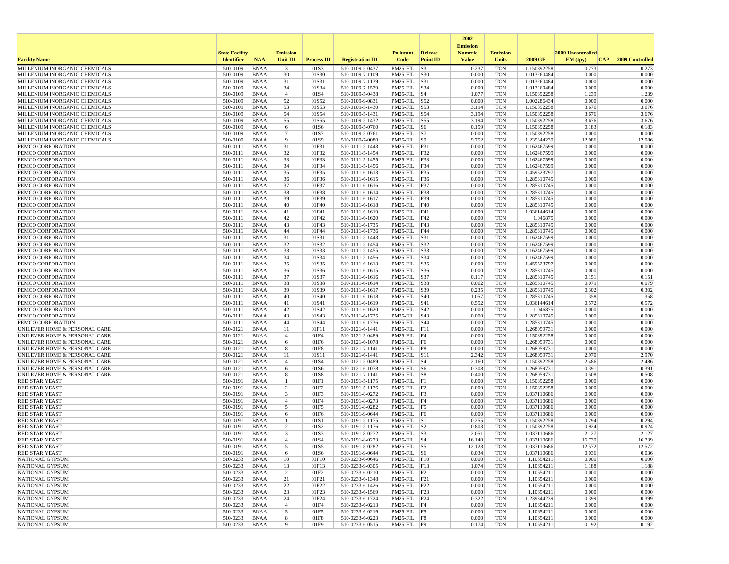| Facility Name | State Facility Identifier | NAA | Emission Unit ID | Process ID | Registration ID | Pollutant Code | Release Point ID | 2002 Emission Numeric Value | Emission Units | 2009 GF | 2009 Uncontrolled EM (tpy) | CAP | 2009 Controlled |
|---|---|---|---|---|---|---|---|---|---|---|---|---|---|
| MILLENIUM INORGANIC CHEMICALS | 510-0109 | BNAA | 3 | 01S3 | 510-0109-5-0437 | PM25-FIL | S3 | 0.237 | TON | 1.150892258 | 0.273 | | 0.273 |
| MILLENIUM INORGANIC CHEMICALS | 510-0109 | BNAA | 30 | 01S30 | 510-0109-7-1109 | PM25-FIL | S30 | 0.000 | TON | 1.013260484 | 0.000 | | 0.000 |
| MILLENIUM INORGANIC CHEMICALS | 510-0109 | BNAA | 31 | 01S31 | 510-0109-7-1139 | PM25-FIL | S31 | 0.000 | TON | 1.013260484 | 0.000 | | 0.000 |
| MILLENIUM INORGANIC CHEMICALS | 510-0109 | BNAA | 34 | 01S34 | 510-0109-7-1579 | PM25-FIL | S34 | 0.000 | TON | 1.013260484 | 0.000 | | 0.000 |
| MILLENIUM INORGANIC CHEMICALS | 510-0109 | BNAA | 4 | 01S4 | 510-0109-5-0438 | PM25-FIL | S4 | 1.077 | TON | 1.150892258 | 1.239 | | 1.239 |
| MILLENIUM INORGANIC CHEMICALS | 510-0109 | BNAA | 52 | 01S52 | 510-0109-9-0831 | PM25-FIL | S52 | 0.000 | TON | 1.002286434 | 0.000 | | 0.000 |
| MILLENIUM INORGANIC CHEMICALS | 510-0109 | BNAA | 53 | 01S53 | 510-0109-5-1430 | PM25-FIL | S53 | 3.194 | TON | 1.150892258 | 3.676 | | 3.676 |
| MILLENIUM INORGANIC CHEMICALS | 510-0109 | BNAA | 54 | 01S54 | 510-0109-5-1431 | PM25-FIL | S54 | 3.194 | TON | 1.150892258 | 3.676 | | 3.676 |
| MILLENIUM INORGANIC CHEMICALS | 510-0109 | BNAA | 55 | 01S55 | 510-0109-5-1432 | PM25-FIL | S55 | 3.194 | TON | 1.150892258 | 3.676 | | 3.676 |
| MILLENIUM INORGANIC CHEMICALS | 510-0109 | BNAA | 6 | 01S6 | 510-0109-5-0760 | PM25-FIL | S6 | 0.159 | TON | 1.150892258 | 0.183 | | 0.183 |
| MILLENIUM INORGANIC CHEMICALS | 510-0109 | BNAA | 7 | 01S7 | 510-0109-5-0761 | PM25-FIL | S7 | 0.000 | TON | 1.150892258 | 0.000 | | 0.000 |
| MILLENIUM INORGANIC CHEMICALS | 510-0109 | BNAA | 9 | 01S9 | 510-0109-7-0080 | PM25-FIL | S9 | 9.752 | TON | 1.239344239 | 12.086 | | 12.086 |
| PEMCO CORPORATION | 510-0111 | BNAA | 31 | 01F31 | 510-0111-5-1443 | PM25-FIL | F31 | 0.000 | TON | 1.162467599 | 0.000 | | 0.000 |
| PEMCO CORPORATION | 510-0111 | BNAA | 32 | 01F32 | 510-0111-5-1454 | PM25-FIL | F32 | 0.000 | TON | 1.162467599 | 0.000 | | 0.000 |
| PEMCO CORPORATION | 510-0111 | BNAA | 33 | 01F33 | 510-0111-5-1455 | PM25-FIL | F33 | 0.000 | TON | 1.162467599 | 0.000 | | 0.000 |
| PEMCO CORPORATION | 510-0111 | BNAA | 34 | 01F34 | 510-0111-5-1456 | PM25-FIL | F34 | 0.000 | TON | 1.162467599 | 0.000 | | 0.000 |
| PEMCO CORPORATION | 510-0111 | BNAA | 35 | 01F35 | 510-0111-6-1613 | PM25-FIL | F35 | 0.000 | TON | 1.459523797 | 0.000 | | 0.000 |
| PEMCO CORPORATION | 510-0111 | BNAA | 36 | 01F36 | 510-0111-6-1615 | PM25-FIL | F36 | 0.000 | TON | 1.285310745 | 0.000 | | 0.000 |
| PEMCO CORPORATION | 510-0111 | BNAA | 37 | 01F37 | 510-0111-6-1616 | PM25-FIL | F37 | 0.000 | TON | 1.285310745 | 0.000 | | 0.000 |
| PEMCO CORPORATION | 510-0111 | BNAA | 38 | 01F38 | 510-0111-6-1614 | PM25-FIL | F38 | 0.000 | TON | 1.285310745 | 0.000 | | 0.000 |
| PEMCO CORPORATION | 510-0111 | BNAA | 39 | 01F39 | 510-0111-6-1617 | PM25-FIL | F39 | 0.000 | TON | 1.285310745 | 0.000 | | 0.000 |
| PEMCO CORPORATION | 510-0111 | BNAA | 40 | 01F40 | 510-0111-6-1618 | PM25-FIL | F40 | 0.000 | TON | 1.285310745 | 0.000 | | 0.000 |
| PEMCO CORPORATION | 510-0111 | BNAA | 41 | 01F41 | 510-0111-6-1619 | PM25-FIL | F41 | 0.000 | TON | 1.036144614 | 0.000 | | 0.000 |
| PEMCO CORPORATION | 510-0111 | BNAA | 42 | 01F42 | 510-0111-6-1620 | PM25-FIL | F42 | 0.000 | TON | 1.046875 | 0.000 | | 0.000 |
| PEMCO CORPORATION | 510-0111 | BNAA | 43 | 01F43 | 510-0111-6-1735 | PM25-FIL | F43 | 0.000 | TON | 1.285310745 | 0.000 | | 0.000 |
| PEMCO CORPORATION | 510-0111 | BNAA | 44 | 01F44 | 510-0111-6-1736 | PM25-FIL | F44 | 0.000 | TON | 1.285310745 | 0.000 | | 0.000 |
| PEMCO CORPORATION | 510-0111 | BNAA | 31 | 01S31 | 510-0111-5-1443 | PM25-FIL | S31 | 0.000 | TON | 1.162467599 | 0.000 | | 0.000 |
| PEMCO CORPORATION | 510-0111 | BNAA | 32 | 01S32 | 510-0111-5-1454 | PM25-FIL | S32 | 0.000 | TON | 1.162467599 | 0.000 | | 0.000 |
| PEMCO CORPORATION | 510-0111 | BNAA | 33 | 01S33 | 510-0111-5-1455 | PM25-FIL | S33 | 0.000 | TON | 1.162467599 | 0.000 | | 0.000 |
| PEMCO CORPORATION | 510-0111 | BNAA | 34 | 01S34 | 510-0111-5-1456 | PM25-FIL | S34 | 0.000 | TON | 1.162467599 | 0.000 | | 0.000 |
| PEMCO CORPORATION | 510-0111 | BNAA | 35 | 01S35 | 510-0111-6-1613 | PM25-FIL | S35 | 0.000 | TON | 1.459523797 | 0.000 | | 0.000 |
| PEMCO CORPORATION | 510-0111 | BNAA | 36 | 01S36 | 510-0111-6-1615 | PM25-FIL | S36 | 0.000 | TON | 1.285310745 | 0.000 | | 0.000 |
| PEMCO CORPORATION | 510-0111 | BNAA | 37 | 01S37 | 510-0111-6-1616 | PM25-FIL | S37 | 0.117 | TON | 1.285310745 | 0.151 | | 0.151 |
| PEMCO CORPORATION | 510-0111 | BNAA | 38 | 01S38 | 510-0111-6-1614 | PM25-FIL | S38 | 0.062 | TON | 1.285310745 | 0.079 | | 0.079 |
| PEMCO CORPORATION | 510-0111 | BNAA | 39 | 01S39 | 510-0111-6-1617 | PM25-FIL | S39 | 0.235 | TON | 1.285310745 | 0.302 | | 0.302 |
| PEMCO CORPORATION | 510-0111 | BNAA | 40 | 01S40 | 510-0111-6-1618 | PM25-FIL | S40 | 1.057 | TON | 1.285310745 | 1.358 | | 1.358 |
| PEMCO CORPORATION | 510-0111 | BNAA | 41 | 01S41 | 510-0111-6-1619 | PM25-FIL | S41 | 0.552 | TON | 1.036144614 | 0.572 | | 0.572 |
| PEMCO CORPORATION | 510-0111 | BNAA | 42 | 01S42 | 510-0111-6-1620 | PM25-FIL | S42 | 0.000 | TON | 1.046875 | 0.000 | | 0.000 |
| PEMCO CORPORATION | 510-0111 | BNAA | 43 | 01S43 | 510-0111-6-1735 | PM25-FIL | S43 | 0.000 | TON | 1.285310745 | 0.000 | | 0.000 |
| PEMCO CORPORATION | 510-0111 | BNAA | 44 | 01S44 | 510-0111-6-1736 | PM25-FIL | S44 | 0.000 | TON | 1.285310745 | 0.000 | | 0.000 |
| UNILEVER HOME & PERSONAL CARE | 510-0121 | BNAA | 11 | 01F11 | 510-0121-6-1441 | PM25-FIL | F11 | 0.000 | TON | 1.268059731 | 0.000 | | 0.000 |
| UNILEVER HOME & PERSONAL CARE | 510-0121 | BNAA | 4 | 01F4 | 510-0121-5-0489 | PM25-FIL | F4 | 0.000 | TON | 1.150892258 | 0.000 | | 0.000 |
| UNILEVER HOME & PERSONAL CARE | 510-0121 | BNAA | 6 | 01F6 | 510-0121-6-1078 | PM25-FIL | F6 | 0.000 | TON | 1.268059731 | 0.000 | | 0.000 |
| UNILEVER HOME & PERSONAL CARE | 510-0121 | BNAA | 8 | 01F8 | 510-0121-7-1141 | PM25-FIL | F8 | 0.000 | TON | 1.268059731 | 0.000 | | 0.000 |
| UNILEVER HOME & PERSONAL CARE | 510-0121 | BNAA | 11 | 01S11 | 510-0121-6-1441 | PM25-FIL | S11 | 2.342 | TON | 1.268059731 | 2.970 | | 2.970 |
| UNILEVER HOME & PERSONAL CARE | 510-0121 | BNAA | 4 | 01S4 | 510-0121-5-0489 | PM25-FIL | S4 | 2.160 | TON | 1.150892258 | 2.486 | | 2.486 |
| UNILEVER HOME & PERSONAL CARE | 510-0121 | BNAA | 6 | 01S6 | 510-0121-6-1078 | PM25-FIL | S6 | 0.308 | TON | 1.268059731 | 0.391 | | 0.391 |
| UNILEVER HOME & PERSONAL CARE | 510-0121 | BNAA | 8 | 01S8 | 510-0121-7-1141 | PM25-FIL | S8 | 0.400 | TON | 1.268059731 | 0.508 | | 0.508 |
| RED STAR YEAST | 510-0191 | BNAA | 1 | 01F1 | 510-0191-5-1175 | PM25-FIL | F1 | 0.000 | TON | 1.150892258 | 0.000 | | 0.000 |
| RED STAR YEAST | 510-0191 | BNAA | 2 | 01F2 | 510-0191-5-1176 | PM25-FIL | F2 | 0.000 | TON | 1.150892258 | 0.000 | | 0.000 |
| RED STAR YEAST | 510-0191 | BNAA | 3 | 01F3 | 510-0191-8-0272 | PM25-FIL | F3 | 0.000 | TON | 1.037110686 | 0.000 | | 0.000 |
| RED STAR YEAST | 510-0191 | BNAA | 4 | 01F4 | 510-0191-8-0273 | PM25-FIL | F4 | 0.000 | TON | 1.037110686 | 0.000 | | 0.000 |
| RED STAR YEAST | 510-0191 | BNAA | 5 | 01F5 | 510-0191-8-0282 | PM25-FIL | F5 | 0.000 | TON | 1.037110686 | 0.000 | | 0.000 |
| RED STAR YEAST | 510-0191 | BNAA | 6 | 01F6 | 510-0191-9-0644 | PM25-FIL | F6 | 0.000 | TON | 1.037110686 | 0.000 | | 0.000 |
| RED STAR YEAST | 510-0191 | BNAA | 1 | 01S1 | 510-0191-5-1175 | PM25-FIL | S1 | 0.255 | TON | 1.150892258 | 0.294 | | 0.294 |
| RED STAR YEAST | 510-0191 | BNAA | 2 | 01S2 | 510-0191-5-1176 | PM25-FIL | S2 | 0.803 | TON | 1.150892258 | 0.924 | | 0.924 |
| RED STAR YEAST | 510-0191 | BNAA | 3 | 01S3 | 510-0191-8-0272 | PM25-FIL | S3 | 2.051 | TON | 1.037110686 | 2.127 | | 2.127 |
| RED STAR YEAST | 510-0191 | BNAA | 4 | 01S4 | 510-0191-8-0273 | PM25-FIL | S4 | 16.140 | TON | 1.037110686 | 16.739 | | 16.739 |
| RED STAR YEAST | 510-0191 | BNAA | 5 | 01S5 | 510-0191-8-0282 | PM25-FIL | S5 | 12.123 | TON | 1.037110686 | 12.572 | | 12.572 |
| RED STAR YEAST | 510-0191 | BNAA | 6 | 01S6 | 510-0191-9-0644 | PM25-FIL | S6 | 0.034 | TON | 1.037110686 | 0.036 | | 0.036 |
| NATIONAL GYPSUM | 510-0233 | BNAA | 10 | 01F10 | 510-0233-6-0646 | PM25-FIL | F10 | 0.000 | TON | 1.10654211 | 0.000 | | 0.000 |
| NATIONAL GYPSUM | 510-0233 | BNAA | 13 | 01F13 | 510-0233-9-0305 | PM25-FIL | F13 | 1.074 | TON | 1.10654211 | 1.188 | | 1.188 |
| NATIONAL GYPSUM | 510-0233 | BNAA | 2 | 01F2 | 510-0233-6-0210 | PM25-FIL | F2 | 0.000 | TON | 1.10654211 | 0.000 | | 0.000 |
| NATIONAL GYPSUM | 510-0233 | BNAA | 21 | 01F21 | 510-0233-6-1348 | PM25-FIL | F21 | 0.000 | TON | 1.10654211 | 0.000 | | 0.000 |
| NATIONAL GYPSUM | 510-0233 | BNAA | 22 | 01F22 | 510-0233-6-1426 | PM25-FIL | F22 | 0.000 | TON | 1.10654211 | 0.000 | | 0.000 |
| NATIONAL GYPSUM | 510-0233 | BNAA | 23 | 01F23 | 510-0233-6-1569 | PM25-FIL | F23 | 0.000 | TON | 1.10654211 | 0.000 | | 0.000 |
| NATIONAL GYPSUM | 510-0233 | BNAA | 24 | 01F24 | 510-0233-6-1724 | PM25-FIL | F24 | 0.322 | TON | 1.239344239 | 0.399 | | 0.399 |
| NATIONAL GYPSUM | 510-0233 | BNAA | 4 | 01F4 | 510-0233-6-0213 | PM25-FIL | F4 | 0.000 | TON | 1.10654211 | 0.000 | | 0.000 |
| NATIONAL GYPSUM | 510-0233 | BNAA | 5 | 01F5 | 510-0233-6-0216 | PM25-FIL | F5 | 0.000 | TON | 1.10654211 | 0.000 | | 0.000 |
| NATIONAL GYPSUM | 510-0233 | BNAA | 8 | 01F8 | 510-0233-6-0223 | PM25-FIL | F8 | 0.000 | TON | 1.10654211 | 0.000 | | 0.000 |
| NATIONAL GYPSUM | 510-0233 | BNAA | 9 | 01F9 | 510-0233-6-0515 | PM25-FIL | F9 | 0.174 | TON | 1.10654211 | 0.192 | | 0.192 |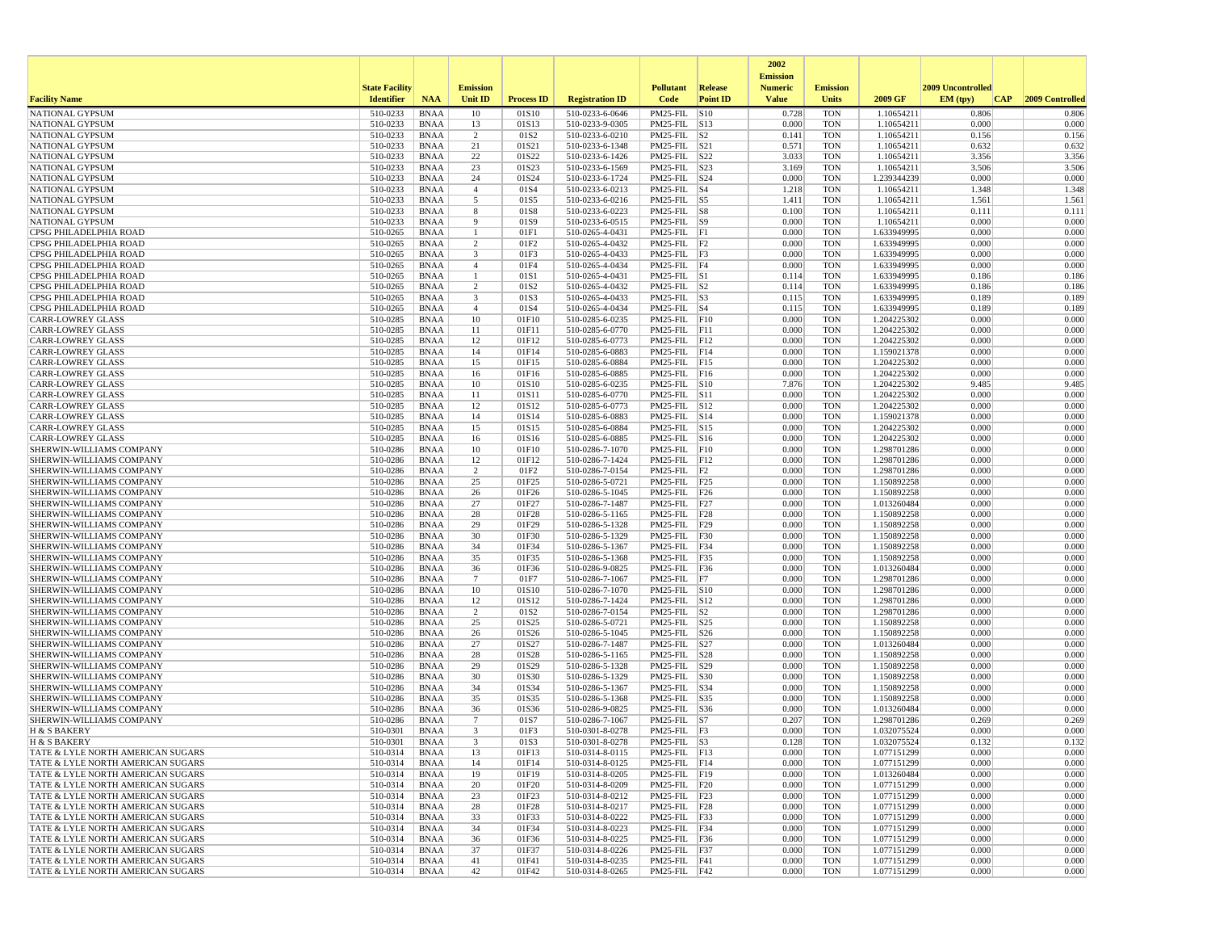| Facility Name | State Facility Identifier | NAA | Emission Unit ID | Process ID | Registration ID | Pollutant Code | Release Point ID | 2002 Emission Numeric Value | Emission Units | 2009 GF | 2009 Uncontrolled EM (tpy) | CAP | 2009 Controlled |
|---|---|---|---|---|---|---|---|---|---|---|---|---|---|
| NATIONAL GYPSUM | 510-0233 | BNAA | 10 | 01S10 | 510-0233-6-0646 | PM25-FIL | S10 | 0.728 | TON | 1.10654211 | 0.806 | | 0.806 |
| NATIONAL GYPSUM | 510-0233 | BNAA | 13 | 01S13 | 510-0233-9-0305 | PM25-FIL | S13 | 0.000 | TON | 1.10654211 | 0.000 | | 0.000 |
| NATIONAL GYPSUM | 510-0233 | BNAA | 2 | 01S2 | 510-0233-6-0210 | PM25-FIL | S2 | 0.141 | TON | 1.10654211 | 0.156 | | 0.156 |
| NATIONAL GYPSUM | 510-0233 | BNAA | 21 | 01S21 | 510-0233-6-1348 | PM25-FIL | S21 | 0.571 | TON | 1.10654211 | 0.632 | | 0.632 |
| NATIONAL GYPSUM | 510-0233 | BNAA | 22 | 01S22 | 510-0233-6-1426 | PM25-FIL | S22 | 3.033 | TON | 1.10654211 | 3.356 | | 3.356 |
| NATIONAL GYPSUM | 510-0233 | BNAA | 23 | 01S23 | 510-0233-6-1569 | PM25-FIL | S23 | 3.169 | TON | 1.10654211 | 3.506 | | 3.506 |
| NATIONAL GYPSUM | 510-0233 | BNAA | 24 | 01S24 | 510-0233-6-1724 | PM25-FIL | S24 | 0.000 | TON | 1.239344239 | 0.000 | | 0.000 |
| NATIONAL GYPSUM | 510-0233 | BNAA | 4 | 01S4 | 510-0233-6-0213 | PM25-FIL | S4 | 1.218 | TON | 1.10654211 | 1.348 | | 1.348 |
| NATIONAL GYPSUM | 510-0233 | BNAA | 5 | 01S5 | 510-0233-6-0216 | PM25-FIL | S5 | 1.411 | TON | 1.10654211 | 1.561 | | 1.561 |
| NATIONAL GYPSUM | 510-0233 | BNAA | 8 | 01S8 | 510-0233-6-0223 | PM25-FIL | S8 | 0.100 | TON | 1.10654211 | 0.111 | | 0.111 |
| NATIONAL GYPSUM | 510-0233 | BNAA | 9 | 01S9 | 510-0233-6-0515 | PM25-FIL | S9 | 0.000 | TON | 1.10654211 | 0.000 | | 0.000 |
| CPSG PHILADELPHIA ROAD | 510-0265 | BNAA | 1 | 01F1 | 510-0265-4-0431 | PM25-FIL | F1 | 0.000 | TON | 1.633949995 | 0.000 | | 0.000 |
| CPSG PHILADELPHIA ROAD | 510-0265 | BNAA | 2 | 01F2 | 510-0265-4-0432 | PM25-FIL | F2 | 0.000 | TON | 1.633949995 | 0.000 | | 0.000 |
| CPSG PHILADELPHIA ROAD | 510-0265 | BNAA | 3 | 01F3 | 510-0265-4-0433 | PM25-FIL | F3 | 0.000 | TON | 1.633949995 | 0.000 | | 0.000 |
| CPSG PHILADELPHIA ROAD | 510-0265 | BNAA | 4 | 01F4 | 510-0265-4-0434 | PM25-FIL | F4 | 0.000 | TON | 1.633949995 | 0.000 | | 0.000 |
| CPSG PHILADELPHIA ROAD | 510-0265 | BNAA | 1 | 01S1 | 510-0265-4-0431 | PM25-FIL | S1 | 0.114 | TON | 1.633949995 | 0.186 | | 0.186 |
| CPSG PHILADELPHIA ROAD | 510-0265 | BNAA | 2 | 01S2 | 510-0265-4-0432 | PM25-FIL | S2 | 0.114 | TON | 1.633949995 | 0.186 | | 0.186 |
| CPSG PHILADELPHIA ROAD | 510-0265 | BNAA | 3 | 01S3 | 510-0265-4-0433 | PM25-FIL | S3 | 0.115 | TON | 1.633949995 | 0.189 | | 0.189 |
| CPSG PHILADELPHIA ROAD | 510-0265 | BNAA | 4 | 01S4 | 510-0265-4-0434 | PM25-FIL | S4 | 0.115 | TON | 1.633949995 | 0.189 | | 0.189 |
| CARR-LOWREY GLASS | 510-0285 | BNAA | 10 | 01F10 | 510-0285-6-0235 | PM25-FIL | F10 | 0.000 | TON | 1.204225302 | 0.000 | | 0.000 |
| CARR-LOWREY GLASS | 510-0285 | BNAA | 11 | 01F11 | 510-0285-6-0770 | PM25-FIL | F11 | 0.000 | TON | 1.204225302 | 0.000 | | 0.000 |
| CARR-LOWREY GLASS | 510-0285 | BNAA | 12 | 01F12 | 510-0285-6-0773 | PM25-FIL | F12 | 0.000 | TON | 1.204225302 | 0.000 | | 0.000 |
| CARR-LOWREY GLASS | 510-0285 | BNAA | 14 | 01F14 | 510-0285-6-0883 | PM25-FIL | F14 | 0.000 | TON | 1.159021378 | 0.000 | | 0.000 |
| CARR-LOWREY GLASS | 510-0285 | BNAA | 15 | 01F15 | 510-0285-6-0884 | PM25-FIL | F15 | 0.000 | TON | 1.204225302 | 0.000 | | 0.000 |
| CARR-LOWREY GLASS | 510-0285 | BNAA | 16 | 01F16 | 510-0285-6-0885 | PM25-FIL | F16 | 0.000 | TON | 1.204225302 | 0.000 | | 0.000 |
| CARR-LOWREY GLASS | 510-0285 | BNAA | 10 | 01S10 | 510-0285-6-0235 | PM25-FIL | S10 | 7.876 | TON | 1.204225302 | 9.485 | | 9.485 |
| CARR-LOWREY GLASS | 510-0285 | BNAA | 11 | 01S11 | 510-0285-6-0770 | PM25-FIL | S11 | 0.000 | TON | 1.204225302 | 0.000 | | 0.000 |
| CARR-LOWREY GLASS | 510-0285 | BNAA | 12 | 01S12 | 510-0285-6-0773 | PM25-FIL | S12 | 0.000 | TON | 1.204225302 | 0.000 | | 0.000 |
| CARR-LOWREY GLASS | 510-0285 | BNAA | 14 | 01S14 | 510-0285-6-0883 | PM25-FIL | S14 | 0.000 | TON | 1.159021378 | 0.000 | | 0.000 |
| CARR-LOWREY GLASS | 510-0285 | BNAA | 15 | 01S15 | 510-0285-6-0884 | PM25-FIL | S15 | 0.000 | TON | 1.204225302 | 0.000 | | 0.000 |
| CARR-LOWREY GLASS | 510-0285 | BNAA | 16 | 01S16 | 510-0285-6-0885 | PM25-FIL | S16 | 0.000 | TON | 1.204225302 | 0.000 | | 0.000 |
| SHERWIN-WILLIAMS COMPANY | 510-0286 | BNAA | 10 | 01F10 | 510-0286-7-1070 | PM25-FIL | F10 | 0.000 | TON | 1.298701286 | 0.000 | | 0.000 |
| SHERWIN-WILLIAMS COMPANY | 510-0286 | BNAA | 12 | 01F12 | 510-0286-7-1424 | PM25-FIL | F12 | 0.000 | TON | 1.298701286 | 0.000 | | 0.000 |
| SHERWIN-WILLIAMS COMPANY | 510-0286 | BNAA | 2 | 01F2 | 510-0286-7-0154 | PM25-FIL | F2 | 0.000 | TON | 1.298701286 | 0.000 | | 0.000 |
| SHERWIN-WILLIAMS COMPANY | 510-0286 | BNAA | 25 | 01F25 | 510-0286-5-0721 | PM25-FIL | F25 | 0.000 | TON | 1.150892258 | 0.000 | | 0.000 |
| SHERWIN-WILLIAMS COMPANY | 510-0286 | BNAA | 26 | 01F26 | 510-0286-5-1045 | PM25-FIL | F26 | 0.000 | TON | 1.150892258 | 0.000 | | 0.000 |
| SHERWIN-WILLIAMS COMPANY | 510-0286 | BNAA | 27 | 01F27 | 510-0286-7-1487 | PM25-FIL | F27 | 0.000 | TON | 1.013260484 | 0.000 | | 0.000 |
| SHERWIN-WILLIAMS COMPANY | 510-0286 | BNAA | 28 | 01F28 | 510-0286-5-1165 | PM25-FIL | F28 | 0.000 | TON | 1.150892258 | 0.000 | | 0.000 |
| SHERWIN-WILLIAMS COMPANY | 510-0286 | BNAA | 29 | 01F29 | 510-0286-5-1328 | PM25-FIL | F29 | 0.000 | TON | 1.150892258 | 0.000 | | 0.000 |
| SHERWIN-WILLIAMS COMPANY | 510-0286 | BNAA | 30 | 01F30 | 510-0286-5-1329 | PM25-FIL | F30 | 0.000 | TON | 1.150892258 | 0.000 | | 0.000 |
| SHERWIN-WILLIAMS COMPANY | 510-0286 | BNAA | 34 | 01F34 | 510-0286-5-1367 | PM25-FIL | F34 | 0.000 | TON | 1.150892258 | 0.000 | | 0.000 |
| SHERWIN-WILLIAMS COMPANY | 510-0286 | BNAA | 35 | 01F35 | 510-0286-5-1368 | PM25-FIL | F35 | 0.000 | TON | 1.150892258 | 0.000 | | 0.000 |
| SHERWIN-WILLIAMS COMPANY | 510-0286 | BNAA | 36 | 01F36 | 510-0286-9-0825 | PM25-FIL | F36 | 0.000 | TON | 1.013260484 | 0.000 | | 0.000 |
| SHERWIN-WILLIAMS COMPANY | 510-0286 | BNAA | 7 | 01F7 | 510-0286-7-1067 | PM25-FIL | F7 | 0.000 | TON | 1.298701286 | 0.000 | | 0.000 |
| SHERWIN-WILLIAMS COMPANY | 510-0286 | BNAA | 10 | 01S10 | 510-0286-7-1070 | PM25-FIL | S10 | 0.000 | TON | 1.298701286 | 0.000 | | 0.000 |
| SHERWIN-WILLIAMS COMPANY | 510-0286 | BNAA | 12 | 01S12 | 510-0286-7-1424 | PM25-FIL | S12 | 0.000 | TON | 1.298701286 | 0.000 | | 0.000 |
| SHERWIN-WILLIAMS COMPANY | 510-0286 | BNAA | 2 | 01S2 | 510-0286-7-0154 | PM25-FIL | S2 | 0.000 | TON | 1.298701286 | 0.000 | | 0.000 |
| SHERWIN-WILLIAMS COMPANY | 510-0286 | BNAA | 25 | 01S25 | 510-0286-5-0721 | PM25-FIL | S25 | 0.000 | TON | 1.150892258 | 0.000 | | 0.000 |
| SHERWIN-WILLIAMS COMPANY | 510-0286 | BNAA | 26 | 01S26 | 510-0286-5-1045 | PM25-FIL | S26 | 0.000 | TON | 1.150892258 | 0.000 | | 0.000 |
| SHERWIN-WILLIAMS COMPANY | 510-0286 | BNAA | 27 | 01S27 | 510-0286-7-1487 | PM25-FIL | S27 | 0.000 | TON | 1.013260484 | 0.000 | | 0.000 |
| SHERWIN-WILLIAMS COMPANY | 510-0286 | BNAA | 28 | 01S28 | 510-0286-5-1165 | PM25-FIL | S28 | 0.000 | TON | 1.150892258 | 0.000 | | 0.000 |
| SHERWIN-WILLIAMS COMPANY | 510-0286 | BNAA | 29 | 01S29 | 510-0286-5-1328 | PM25-FIL | S29 | 0.000 | TON | 1.150892258 | 0.000 | | 0.000 |
| SHERWIN-WILLIAMS COMPANY | 510-0286 | BNAA | 30 | 01S30 | 510-0286-5-1329 | PM25-FIL | S30 | 0.000 | TON | 1.150892258 | 0.000 | | 0.000 |
| SHERWIN-WILLIAMS COMPANY | 510-0286 | BNAA | 34 | 01S34 | 510-0286-5-1367 | PM25-FIL | S34 | 0.000 | TON | 1.150892258 | 0.000 | | 0.000 |
| SHERWIN-WILLIAMS COMPANY | 510-0286 | BNAA | 35 | 01S35 | 510-0286-5-1368 | PM25-FIL | S35 | 0.000 | TON | 1.150892258 | 0.000 | | 0.000 |
| SHERWIN-WILLIAMS COMPANY | 510-0286 | BNAA | 36 | 01S36 | 510-0286-9-0825 | PM25-FIL | S36 | 0.000 | TON | 1.013260484 | 0.000 | | 0.000 |
| SHERWIN-WILLIAMS COMPANY | 510-0286 | BNAA | 7 | 01S7 | 510-0286-7-1067 | PM25-FIL | S7 | 0.207 | TON | 1.298701286 | 0.269 | | 0.269 |
| H & S BAKERY | 510-0301 | BNAA | 3 | 01F3 | 510-0301-8-0278 | PM25-FIL | F3 | 0.000 | TON | 1.032075524 | 0.000 | | 0.000 |
| H & S BAKERY | 510-0301 | BNAA | 3 | 01S3 | 510-0301-8-0278 | PM25-FIL | S3 | 0.128 | TON | 1.032075524 | 0.132 | | 0.132 |
| TATE & LYLE NORTH AMERICAN SUGARS | 510-0314 | BNAA | 13 | 01F13 | 510-0314-8-0115 | PM25-FIL | F13 | 0.000 | TON | 1.077151299 | 0.000 | | 0.000 |
| TATE & LYLE NORTH AMERICAN SUGARS | 510-0314 | BNAA | 14 | 01F14 | 510-0314-8-0125 | PM25-FIL | F14 | 0.000 | TON | 1.077151299 | 0.000 | | 0.000 |
| TATE & LYLE NORTH AMERICAN SUGARS | 510-0314 | BNAA | 19 | 01F19 | 510-0314-8-0205 | PM25-FIL | F19 | 0.000 | TON | 1.013260484 | 0.000 | | 0.000 |
| TATE & LYLE NORTH AMERICAN SUGARS | 510-0314 | BNAA | 20 | 01F20 | 510-0314-8-0209 | PM25-FIL | F20 | 0.000 | TON | 1.077151299 | 0.000 | | 0.000 |
| TATE & LYLE NORTH AMERICAN SUGARS | 510-0314 | BNAA | 23 | 01F23 | 510-0314-8-0212 | PM25-FIL | F23 | 0.000 | TON | 1.077151299 | 0.000 | | 0.000 |
| TATE & LYLE NORTH AMERICAN SUGARS | 510-0314 | BNAA | 28 | 01F28 | 510-0314-8-0217 | PM25-FIL | F28 | 0.000 | TON | 1.077151299 | 0.000 | | 0.000 |
| TATE & LYLE NORTH AMERICAN SUGARS | 510-0314 | BNAA | 33 | 01F33 | 510-0314-8-0222 | PM25-FIL | F33 | 0.000 | TON | 1.077151299 | 0.000 | | 0.000 |
| TATE & LYLE NORTH AMERICAN SUGARS | 510-0314 | BNAA | 34 | 01F34 | 510-0314-8-0223 | PM25-FIL | F34 | 0.000 | TON | 1.077151299 | 0.000 | | 0.000 |
| TATE & LYLE NORTH AMERICAN SUGARS | 510-0314 | BNAA | 36 | 01F36 | 510-0314-8-0225 | PM25-FIL | F36 | 0.000 | TON | 1.077151299 | 0.000 | | 0.000 |
| TATE & LYLE NORTH AMERICAN SUGARS | 510-0314 | BNAA | 37 | 01F37 | 510-0314-8-0226 | PM25-FIL | F37 | 0.000 | TON | 1.077151299 | 0.000 | | 0.000 |
| TATE & LYLE NORTH AMERICAN SUGARS | 510-0314 | BNAA | 41 | 01F41 | 510-0314-8-0235 | PM25-FIL | F41 | 0.000 | TON | 1.077151299 | 0.000 | | 0.000 |
| TATE & LYLE NORTH AMERICAN SUGARS | 510-0314 | BNAA | 42 | 01F42 | 510-0314-8-0265 | PM25-FIL | F42 | 0.000 | TON | 1.077151299 | 0.000 | | 0.000 |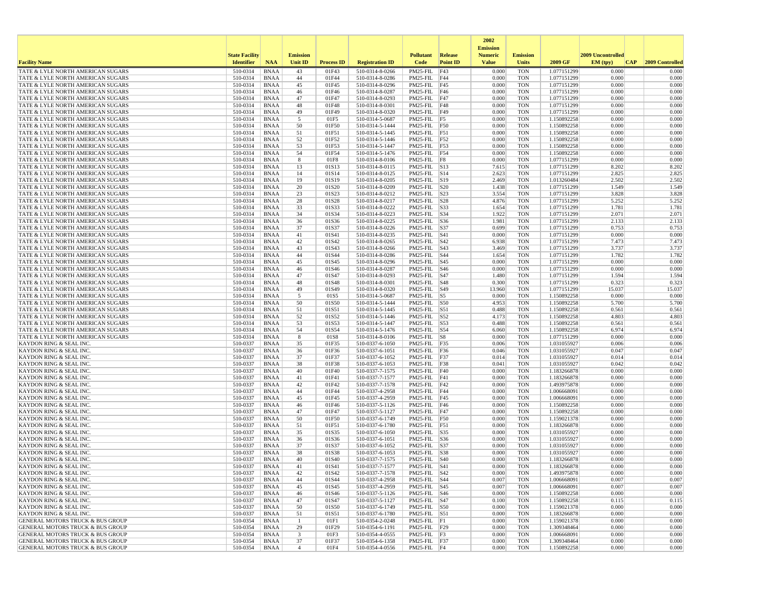| Facility Name | State Facility Identifier | NAA | Emission Unit ID | Process ID | Registration ID | Pollutant Code | Release Point ID | 2002 Emission Numeric Value | Emission Units | 2009 GF | 2009 Uncontrolled EM (tpy) | CAP | 2009 Controlled |
|---|---|---|---|---|---|---|---|---|---|---|---|---|---|
| TATE & LYLE NORTH AMERICAN SUGARS | 510-0314 | BNAA | 43 | 01F43 | 510-0314-8-0266 | PM25-FIL | F43 | 0.000 | TON | 1.077151299 | 0.000 | | 0.000 |
| TATE & LYLE NORTH AMERICAN SUGARS | 510-0314 | BNAA | 44 | 01F44 | 510-0314-8-0286 | PM25-FIL | F44 | 0.000 | TON | 1.077151299 | 0.000 | | 0.000 |
| TATE & LYLE NORTH AMERICAN SUGARS | 510-0314 | BNAA | 45 | 01F45 | 510-0314-8-0296 | PM25-FIL | F45 | 0.000 | TON | 1.077151299 | 0.000 | | 0.000 |
| TATE & LYLE NORTH AMERICAN SUGARS | 510-0314 | BNAA | 46 | 01F46 | 510-0314-8-0287 | PM25-FIL | F46 | 0.000 | TON | 1.077151299 | 0.000 | | 0.000 |
| TATE & LYLE NORTH AMERICAN SUGARS | 510-0314 | BNAA | 47 | 01F47 | 510-0314-8-0293 | PM25-FIL | F47 | 0.000 | TON | 1.077151299 | 0.000 | | 0.000 |
| TATE & LYLE NORTH AMERICAN SUGARS | 510-0314 | BNAA | 48 | 01F48 | 510-0314-8-0301 | PM25-FIL | F48 | 0.000 | TON | 1.077151299 | 0.000 | | 0.000 |
| TATE & LYLE NORTH AMERICAN SUGARS | 510-0314 | BNAA | 49 | 01F49 | 510-0314-8-0320 | PM25-FIL | F49 | 0.000 | TON | 1.077151299 | 0.000 | | 0.000 |
| TATE & LYLE NORTH AMERICAN SUGARS | 510-0314 | BNAA | 5 | 01F5 | 510-0314-5-0687 | PM25-FIL | F5 | 0.000 | TON | 1.150892258 | 0.000 | | 0.000 |
| TATE & LYLE NORTH AMERICAN SUGARS | 510-0314 | BNAA | 50 | 01F50 | 510-0314-5-1444 | PM25-FIL | F50 | 0.000 | TON | 1.150892258 | 0.000 | | 0.000 |
| TATE & LYLE NORTH AMERICAN SUGARS | 510-0314 | BNAA | 51 | 01F51 | 510-0314-5-1445 | PM25-FIL | F51 | 0.000 | TON | 1.150892258 | 0.000 | | 0.000 |
| TATE & LYLE NORTH AMERICAN SUGARS | 510-0314 | BNAA | 52 | 01F52 | 510-0314-5-1446 | PM25-FIL | F52 | 0.000 | TON | 1.150892258 | 0.000 | | 0.000 |
| TATE & LYLE NORTH AMERICAN SUGARS | 510-0314 | BNAA | 53 | 01F53 | 510-0314-5-1447 | PM25-FIL | F53 | 0.000 | TON | 1.150892258 | 0.000 | | 0.000 |
| TATE & LYLE NORTH AMERICAN SUGARS | 510-0314 | BNAA | 54 | 01F54 | 510-0314-5-1476 | PM25-FIL | F54 | 0.000 | TON | 1.150892258 | 0.000 | | 0.000 |
| TATE & LYLE NORTH AMERICAN SUGARS | 510-0314 | BNAA | 8 | 01F8 | 510-0314-8-0106 | PM25-FIL | F8 | 0.000 | TON | 1.077151299 | 0.000 | | 0.000 |
| TATE & LYLE NORTH AMERICAN SUGARS | 510-0314 | BNAA | 13 | 01S13 | 510-0314-8-0115 | PM25-FIL | S13 | 7.615 | TON | 1.077151299 | 8.202 | | 8.202 |
| TATE & LYLE NORTH AMERICAN SUGARS | 510-0314 | BNAA | 14 | 01S14 | 510-0314-8-0125 | PM25-FIL | S14 | 2.623 | TON | 1.077151299 | 2.825 | | 2.825 |
| TATE & LYLE NORTH AMERICAN SUGARS | 510-0314 | BNAA | 19 | 01S19 | 510-0314-8-0205 | PM25-FIL | S19 | 2.469 | TON | 1.013260484 | 2.502 | | 2.502 |
| TATE & LYLE NORTH AMERICAN SUGARS | 510-0314 | BNAA | 20 | 01S20 | 510-0314-8-0209 | PM25-FIL | S20 | 1.438 | TON | 1.077151299 | 1.549 | | 1.549 |
| TATE & LYLE NORTH AMERICAN SUGARS | 510-0314 | BNAA | 23 | 01S23 | 510-0314-8-0212 | PM25-FIL | S23 | 3.554 | TON | 1.077151299 | 3.828 | | 3.828 |
| TATE & LYLE NORTH AMERICAN SUGARS | 510-0314 | BNAA | 28 | 01S28 | 510-0314-8-0217 | PM25-FIL | S28 | 4.876 | TON | 1.077151299 | 5.252 | | 5.252 |
| TATE & LYLE NORTH AMERICAN SUGARS | 510-0314 | BNAA | 33 | 01S33 | 510-0314-8-0222 | PM25-FIL | S33 | 1.654 | TON | 1.077151299 | 1.781 | | 1.781 |
| TATE & LYLE NORTH AMERICAN SUGARS | 510-0314 | BNAA | 34 | 01S34 | 510-0314-8-0223 | PM25-FIL | S34 | 1.922 | TON | 1.077151299 | 2.071 | | 2.071 |
| TATE & LYLE NORTH AMERICAN SUGARS | 510-0314 | BNAA | 36 | 01S36 | 510-0314-8-0225 | PM25-FIL | S36 | 1.981 | TON | 1.077151299 | 2.133 | | 2.133 |
| TATE & LYLE NORTH AMERICAN SUGARS | 510-0314 | BNAA | 37 | 01S37 | 510-0314-8-0226 | PM25-FIL | S37 | 0.699 | TON | 1.077151299 | 0.753 | | 0.753 |
| TATE & LYLE NORTH AMERICAN SUGARS | 510-0314 | BNAA | 41 | 01S41 | 510-0314-8-0235 | PM25-FIL | S41 | 0.000 | TON | 1.077151299 | 0.000 | | 0.000 |
| TATE & LYLE NORTH AMERICAN SUGARS | 510-0314 | BNAA | 42 | 01S42 | 510-0314-8-0265 | PM25-FIL | S42 | 6.938 | TON | 1.077151299 | 7.473 | | 7.473 |
| TATE & LYLE NORTH AMERICAN SUGARS | 510-0314 | BNAA | 43 | 01S43 | 510-0314-8-0266 | PM25-FIL | S43 | 3.469 | TON | 1.077151299 | 3.737 | | 3.737 |
| TATE & LYLE NORTH AMERICAN SUGARS | 510-0314 | BNAA | 44 | 01S44 | 510-0314-8-0286 | PM25-FIL | S44 | 1.654 | TON | 1.077151299 | 1.782 | | 1.782 |
| TATE & LYLE NORTH AMERICAN SUGARS | 510-0314 | BNAA | 45 | 01S45 | 510-0314-8-0296 | PM25-FIL | S45 | 0.000 | TON | 1.077151299 | 0.000 | | 0.000 |
| TATE & LYLE NORTH AMERICAN SUGARS | 510-0314 | BNAA | 46 | 01S46 | 510-0314-8-0287 | PM25-FIL | S46 | 0.000 | TON | 1.077151299 | 0.000 | | 0.000 |
| TATE & LYLE NORTH AMERICAN SUGARS | 510-0314 | BNAA | 47 | 01S47 | 510-0314-8-0293 | PM25-FIL | S47 | 1.480 | TON | 1.077151299 | 1.594 | | 1.594 |
| TATE & LYLE NORTH AMERICAN SUGARS | 510-0314 | BNAA | 48 | 01S48 | 510-0314-8-0301 | PM25-FIL | S48 | 0.300 | TON | 1.077151299 | 0.323 | | 0.323 |
| TATE & LYLE NORTH AMERICAN SUGARS | 510-0314 | BNAA | 49 | 01S49 | 510-0314-8-0320 | PM25-FIL | S49 | 13.960 | TON | 1.077151299 | 15.037 | | 15.037 |
| TATE & LYLE NORTH AMERICAN SUGARS | 510-0314 | BNAA | 5 | 01S5 | 510-0314-5-0687 | PM25-FIL | S5 | 0.000 | TON | 1.150892258 | 0.000 | | 0.000 |
| TATE & LYLE NORTH AMERICAN SUGARS | 510-0314 | BNAA | 50 | 01S50 | 510-0314-5-1444 | PM25-FIL | S50 | 4.953 | TON | 1.150892258 | 5.700 | | 5.700 |
| TATE & LYLE NORTH AMERICAN SUGARS | 510-0314 | BNAA | 51 | 01S51 | 510-0314-5-1445 | PM25-FIL | S51 | 0.488 | TON | 1.150892258 | 0.561 | | 0.561 |
| TATE & LYLE NORTH AMERICAN SUGARS | 510-0314 | BNAA | 52 | 01S52 | 510-0314-5-1446 | PM25-FIL | S52 | 4.173 | TON | 1.150892258 | 4.803 | | 4.803 |
| TATE & LYLE NORTH AMERICAN SUGARS | 510-0314 | BNAA | 53 | 01S53 | 510-0314-5-1447 | PM25-FIL | S53 | 0.488 | TON | 1.150892258 | 0.561 | | 0.561 |
| TATE & LYLE NORTH AMERICAN SUGARS | 510-0314 | BNAA | 54 | 01S54 | 510-0314-5-1476 | PM25-FIL | S54 | 6.060 | TON | 1.150892258 | 6.974 | | 6.974 |
| TATE & LYLE NORTH AMERICAN SUGARS | 510-0314 | BNAA | 8 | 01S8 | 510-0314-8-0106 | PM25-FIL | S8 | 0.000 | TON | 1.077151299 | 0.000 | | 0.000 |
| KAYDON RING & SEAL INC. | 510-0337 | BNAA | 35 | 01F35 | 510-0337-6-1050 | PM25-FIL | F35 | 0.006 | TON | 1.031055927 | 0.006 | | 0.006 |
| KAYDON RING & SEAL INC. | 510-0337 | BNAA | 36 | 01F36 | 510-0337-6-1051 | PM25-FIL | F36 | 0.046 | TON | 1.031055927 | 0.047 | | 0.047 |
| KAYDON RING & SEAL INC. | 510-0337 | BNAA | 37 | 01F37 | 510-0337-6-1052 | PM25-FIL | F37 | 0.014 | TON | 1.031055927 | 0.014 | | 0.014 |
| KAYDON RING & SEAL INC. | 510-0337 | BNAA | 38 | 01F38 | 510-0337-6-1053 | PM25-FIL | F38 | 0.041 | TON | 1.031055927 | 0.042 | | 0.042 |
| KAYDON RING & SEAL INC. | 510-0337 | BNAA | 40 | 01F40 | 510-0337-7-1575 | PM25-FIL | F40 | 0.000 | TON | 1.183266878 | 0.000 | | 0.000 |
| KAYDON RING & SEAL INC. | 510-0337 | BNAA | 41 | 01F41 | 510-0337-7-1577 | PM25-FIL | F41 | 0.000 | TON | 1.183266878 | 0.000 | | 0.000 |
| KAYDON RING & SEAL INC. | 510-0337 | BNAA | 42 | 01F42 | 510-0337-7-1578 | PM25-FIL | F42 | 0.000 | TON | 1.493975878 | 0.000 | | 0.000 |
| KAYDON RING & SEAL INC. | 510-0337 | BNAA | 44 | 01F44 | 510-0337-4-2958 | PM25-FIL | F44 | 0.000 | TON | 1.006668091 | 0.000 | | 0.000 |
| KAYDON RING & SEAL INC. | 510-0337 | BNAA | 45 | 01F45 | 510-0337-4-2959 | PM25-FIL | F45 | 0.000 | TON | 1.006668091 | 0.000 | | 0.000 |
| KAYDON RING & SEAL INC. | 510-0337 | BNAA | 46 | 01F46 | 510-0337-5-1126 | PM25-FIL | F46 | 0.000 | TON | 1.150892258 | 0.000 | | 0.000 |
| KAYDON RING & SEAL INC. | 510-0337 | BNAA | 47 | 01F47 | 510-0337-5-1127 | PM25-FIL | F47 | 0.000 | TON | 1.150892258 | 0.000 | | 0.000 |
| KAYDON RING & SEAL INC. | 510-0337 | BNAA | 50 | 01F50 | 510-0337-6-1749 | PM25-FIL | F50 | 0.000 | TON | 1.159021378 | 0.000 | | 0.000 |
| KAYDON RING & SEAL INC. | 510-0337 | BNAA | 51 | 01F51 | 510-0337-6-1780 | PM25-FIL | F51 | 0.000 | TON | 1.183266878 | 0.000 | | 0.000 |
| KAYDON RING & SEAL INC. | 510-0337 | BNAA | 35 | 01S35 | 510-0337-6-1050 | PM25-FIL | S35 | 0.000 | TON | 1.031055927 | 0.000 | | 0.000 |
| KAYDON RING & SEAL INC. | 510-0337 | BNAA | 36 | 01S36 | 510-0337-6-1051 | PM25-FIL | S36 | 0.000 | TON | 1.031055927 | 0.000 | | 0.000 |
| KAYDON RING & SEAL INC. | 510-0337 | BNAA | 37 | 01S37 | 510-0337-6-1052 | PM25-FIL | S37 | 0.000 | TON | 1.031055927 | 0.000 | | 0.000 |
| KAYDON RING & SEAL INC. | 510-0337 | BNAA | 38 | 01S38 | 510-0337-6-1053 | PM25-FIL | S38 | 0.000 | TON | 1.031055927 | 0.000 | | 0.000 |
| KAYDON RING & SEAL INC. | 510-0337 | BNAA | 40 | 01S40 | 510-0337-7-1575 | PM25-FIL | S40 | 0.000 | TON | 1.183266878 | 0.000 | | 0.000 |
| KAYDON RING & SEAL INC. | 510-0337 | BNAA | 41 | 01S41 | 510-0337-7-1577 | PM25-FIL | S41 | 0.000 | TON | 1.183266878 | 0.000 | | 0.000 |
| KAYDON RING & SEAL INC. | 510-0337 | BNAA | 42 | 01S42 | 510-0337-7-1578 | PM25-FIL | S42 | 0.000 | TON | 1.493975878 | 0.000 | | 0.000 |
| KAYDON RING & SEAL INC. | 510-0337 | BNAA | 44 | 01S44 | 510-0337-4-2958 | PM25-FIL | S44 | 0.007 | TON | 1.006668091 | 0.007 | | 0.007 |
| KAYDON RING & SEAL INC. | 510-0337 | BNAA | 45 | 01S45 | 510-0337-4-2959 | PM25-FIL | S45 | 0.007 | TON | 1.006668091 | 0.007 | | 0.007 |
| KAYDON RING & SEAL INC. | 510-0337 | BNAA | 46 | 01S46 | 510-0337-5-1126 | PM25-FIL | S46 | 0.000 | TON | 1.150892258 | 0.000 | | 0.000 |
| KAYDON RING & SEAL INC. | 510-0337 | BNAA | 47 | 01S47 | 510-0337-5-1127 | PM25-FIL | S47 | 0.100 | TON | 1.150892258 | 0.115 | | 0.115 |
| KAYDON RING & SEAL INC. | 510-0337 | BNAA | 50 | 01S50 | 510-0337-6-1749 | PM25-FIL | S50 | 0.000 | TON | 1.159021378 | 0.000 | | 0.000 |
| KAYDON RING & SEAL INC. | 510-0337 | BNAA | 51 | 01S51 | 510-0337-6-1780 | PM25-FIL | S51 | 0.000 | TON | 1.183266878 | 0.000 | | 0.000 |
| GENERAL MOTORS TRUCK & BUS GROUP | 510-0354 | BNAA | 1 | 01F1 | 510-0354-2-0248 | PM25-FIL | F1 | 0.000 | TON | 1.159021378 | 0.000 | | 0.000 |
| GENERAL MOTORS TRUCK & BUS GROUP | 510-0354 | BNAA | 29 | 01F29 | 510-0354-6-1191 | PM25-FIL | F29 | 0.000 | TON | 1.309348464 | 0.000 | | 0.000 |
| GENERAL MOTORS TRUCK & BUS GROUP | 510-0354 | BNAA | 3 | 01F3 | 510-0354-4-0555 | PM25-FIL | F3 | 0.000 | TON | 1.006668091 | 0.000 | | 0.000 |
| GENERAL MOTORS TRUCK & BUS GROUP | 510-0354 | BNAA | 37 | 01F37 | 510-0354-6-1358 | PM25-FIL | F37 | 0.000 | TON | 1.309348464 | 0.000 | | 0.000 |
| GENERAL MOTORS TRUCK & BUS GROUP | 510-0354 | BNAA | 4 | 01F4 | 510-0354-4-0556 | PM25-FIL | F4 | 0.000 | TON | 1.150892258 | 0.000 | | 0.000 |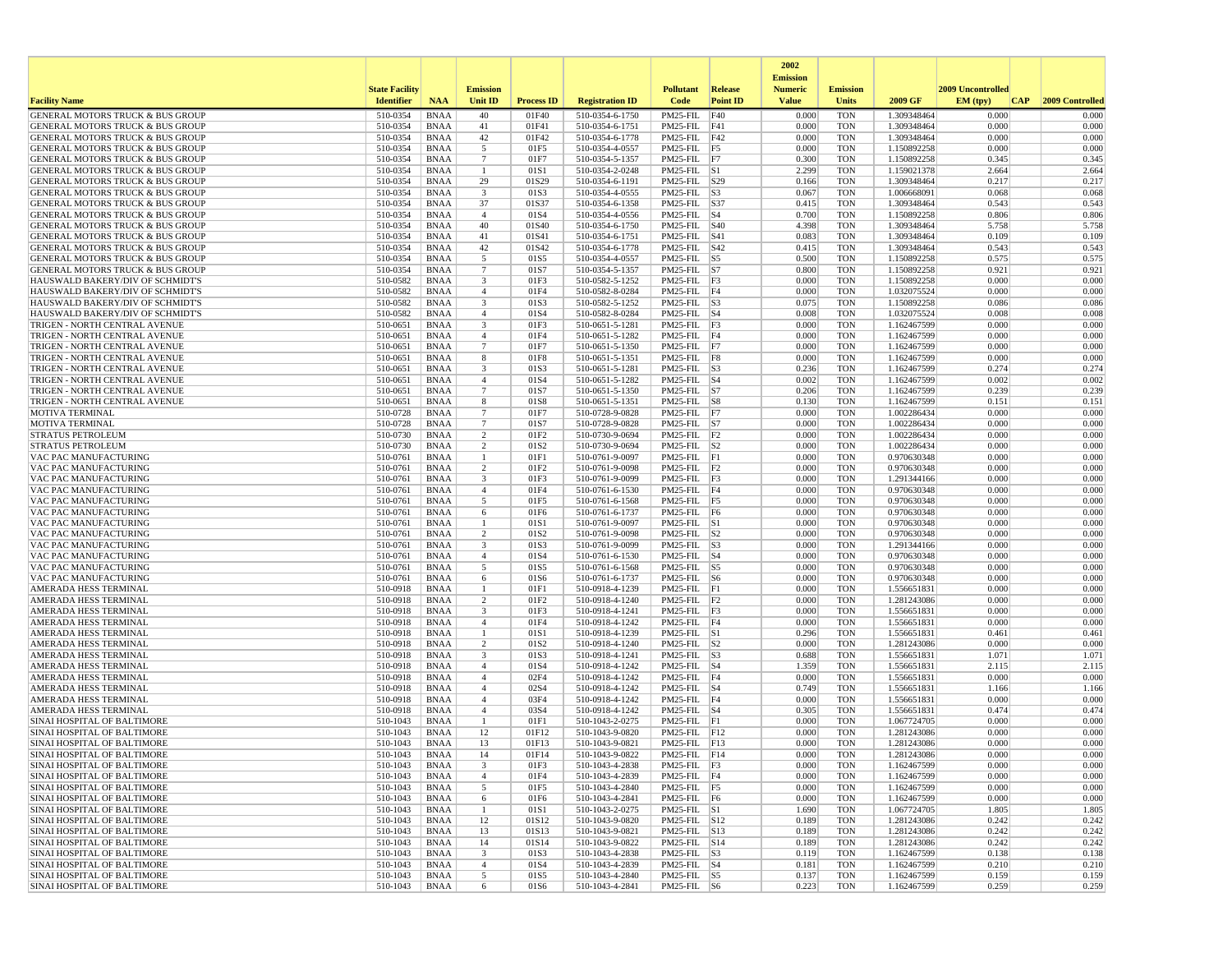| Facility Name | State Facility Identifier | NAA | Emission Unit ID | Process ID | Registration ID | Pollutant Code | Release Point ID | 2002 Emission Numeric Value | Emission Units | 2009 GF | 2009 Uncontrolled EM (tpy) | CAP | 2009 Controlled |
|---|---|---|---|---|---|---|---|---|---|---|---|---|---|
| GENERAL MOTORS TRUCK & BUS GROUP | 510-0354 | BNAA | 40 | 01F40 | 510-0354-6-1750 | PM25-FIL | F40 | 0.000 | TON | 1.309348464 | 0.000 | | 0.000 |
| GENERAL MOTORS TRUCK & BUS GROUP | 510-0354 | BNAA | 41 | 01F41 | 510-0354-6-1751 | PM25-FIL | F41 | 0.000 | TON | 1.309348464 | 0.000 | | 0.000 |
| GENERAL MOTORS TRUCK & BUS GROUP | 510-0354 | BNAA | 42 | 01F42 | 510-0354-6-1778 | PM25-FIL | F42 | 0.000 | TON | 1.309348464 | 0.000 | | 0.000 |
| GENERAL MOTORS TRUCK & BUS GROUP | 510-0354 | BNAA | 5 | 01F5 | 510-0354-4-0557 | PM25-FIL | F5 | 0.000 | TON | 1.150892258 | 0.000 | | 0.000 |
| GENERAL MOTORS TRUCK & BUS GROUP | 510-0354 | BNAA | 7 | 01F7 | 510-0354-5-1357 | PM25-FIL | F7 | 0.300 | TON | 1.150892258 | 0.345 | | 0.345 |
| GENERAL MOTORS TRUCK & BUS GROUP | 510-0354 | BNAA | 1 | 01S1 | 510-0354-2-0248 | PM25-FIL | S1 | 2.299 | TON | 1.159021378 | 2.664 | | 2.664 |
| GENERAL MOTORS TRUCK & BUS GROUP | 510-0354 | BNAA | 29 | 01S29 | 510-0354-6-1191 | PM25-FIL | S29 | 0.166 | TON | 1.309348464 | 0.217 | | 0.217 |
| GENERAL MOTORS TRUCK & BUS GROUP | 510-0354 | BNAA | 3 | 01S3 | 510-0354-4-0555 | PM25-FIL | S3 | 0.067 | TON | 1.006668091 | 0.068 | | 0.068 |
| GENERAL MOTORS TRUCK & BUS GROUP | 510-0354 | BNAA | 37 | 01S37 | 510-0354-6-1358 | PM25-FIL | S37 | 0.415 | TON | 1.309348464 | 0.543 | | 0.543 |
| GENERAL MOTORS TRUCK & BUS GROUP | 510-0354 | BNAA | 4 | 01S4 | 510-0354-4-0556 | PM25-FIL | S4 | 0.700 | TON | 1.150892258 | 0.806 | | 0.806 |
| GENERAL MOTORS TRUCK & BUS GROUP | 510-0354 | BNAA | 40 | 01S40 | 510-0354-6-1750 | PM25-FIL | S40 | 4.398 | TON | 1.309348464 | 5.758 | | 5.758 |
| GENERAL MOTORS TRUCK & BUS GROUP | 510-0354 | BNAA | 41 | 01S41 | 510-0354-6-1751 | PM25-FIL | S41 | 0.083 | TON | 1.309348464 | 0.109 | | 0.109 |
| GENERAL MOTORS TRUCK & BUS GROUP | 510-0354 | BNAA | 42 | 01S42 | 510-0354-6-1778 | PM25-FIL | S42 | 0.415 | TON | 1.309348464 | 0.543 | | 0.543 |
| GENERAL MOTORS TRUCK & BUS GROUP | 510-0354 | BNAA | 5 | 01S5 | 510-0354-4-0557 | PM25-FIL | S5 | 0.500 | TON | 1.150892258 | 0.575 | | 0.575 |
| GENERAL MOTORS TRUCK & BUS GROUP | 510-0354 | BNAA | 7 | 01S7 | 510-0354-5-1357 | PM25-FIL | S7 | 0.800 | TON | 1.150892258 | 0.921 | | 0.921 |
| HAUSWALD BAKERY/DIV OF SCHMIDT'S | 510-0582 | BNAA | 3 | 01F3 | 510-0582-5-1252 | PM25-FIL | F3 | 0.000 | TON | 1.150892258 | 0.000 | | 0.000 |
| HAUSWALD BAKERY/DIV OF SCHMIDT'S | 510-0582 | BNAA | 4 | 01F4 | 510-0582-8-0284 | PM25-FIL | F4 | 0.000 | TON | 1.032075524 | 0.000 | | 0.000 |
| HAUSWALD BAKERY/DIV OF SCHMIDT'S | 510-0582 | BNAA | 3 | 01S3 | 510-0582-5-1252 | PM25-FIL | S3 | 0.075 | TON | 1.150892258 | 0.086 | | 0.086 |
| HAUSWALD BAKERY/DIV OF SCHMIDT'S | 510-0582 | BNAA | 4 | 01S4 | 510-0582-8-0284 | PM25-FIL | S4 | 0.008 | TON | 1.032075524 | 0.008 | | 0.008 |
| TRIGEN - NORTH CENTRAL AVENUE | 510-0651 | BNAA | 3 | 01F3 | 510-0651-5-1281 | PM25-FIL | F3 | 0.000 | TON | 1.162467599 | 0.000 | | 0.000 |
| TRIGEN - NORTH CENTRAL AVENUE | 510-0651 | BNAA | 4 | 01F4 | 510-0651-5-1282 | PM25-FIL | F4 | 0.000 | TON | 1.162467599 | 0.000 | | 0.000 |
| TRIGEN - NORTH CENTRAL AVENUE | 510-0651 | BNAA | 7 | 01F7 | 510-0651-5-1350 | PM25-FIL | F7 | 0.000 | TON | 1.162467599 | 0.000 | | 0.000 |
| TRIGEN - NORTH CENTRAL AVENUE | 510-0651 | BNAA | 8 | 01F8 | 510-0651-5-1351 | PM25-FIL | F8 | 0.000 | TON | 1.162467599 | 0.000 | | 0.000 |
| TRIGEN - NORTH CENTRAL AVENUE | 510-0651 | BNAA | 3 | 01S3 | 510-0651-5-1281 | PM25-FIL | S3 | 0.236 | TON | 1.162467599 | 0.274 | | 0.274 |
| TRIGEN - NORTH CENTRAL AVENUE | 510-0651 | BNAA | 4 | 01S4 | 510-0651-5-1282 | PM25-FIL | S4 | 0.002 | TON | 1.162467599 | 0.002 | | 0.002 |
| TRIGEN - NORTH CENTRAL AVENUE | 510-0651 | BNAA | 7 | 01S7 | 510-0651-5-1350 | PM25-FIL | S7 | 0.206 | TON | 1.162467599 | 0.239 | | 0.239 |
| TRIGEN - NORTH CENTRAL AVENUE | 510-0651 | BNAA | 8 | 01S8 | 510-0651-5-1351 | PM25-FIL | S8 | 0.130 | TON | 1.162467599 | 0.151 | | 0.151 |
| MOTIVA TERMINAL | 510-0728 | BNAA | 7 | 01F7 | 510-0728-9-0828 | PM25-FIL | F7 | 0.000 | TON | 1.002286434 | 0.000 | | 0.000 |
| MOTIVA TERMINAL | 510-0728 | BNAA | 7 | 01S7 | 510-0728-9-0828 | PM25-FIL | S7 | 0.000 | TON | 1.002286434 | 0.000 | | 0.000 |
| STRATUS PETROLEUM | 510-0730 | BNAA | 2 | 01F2 | 510-0730-9-0694 | PM25-FIL | F2 | 0.000 | TON | 1.002286434 | 0.000 | | 0.000 |
| STRATUS PETROLEUM | 510-0730 | BNAA | 2 | 01S2 | 510-0730-9-0694 | PM25-FIL | S2 | 0.000 | TON | 1.002286434 | 0.000 | | 0.000 |
| VAC PAC MANUFACTURING | 510-0761 | BNAA | 1 | 01F1 | 510-0761-9-0097 | PM25-FIL | F1 | 0.000 | TON | 0.970630348 | 0.000 | | 0.000 |
| VAC PAC MANUFACTURING | 510-0761 | BNAA | 2 | 01F2 | 510-0761-9-0098 | PM25-FIL | F2 | 0.000 | TON | 0.970630348 | 0.000 | | 0.000 |
| VAC PAC MANUFACTURING | 510-0761 | BNAA | 3 | 01F3 | 510-0761-9-0099 | PM25-FIL | F3 | 0.000 | TON | 1.291344166 | 0.000 | | 0.000 |
| VAC PAC MANUFACTURING | 510-0761 | BNAA | 4 | 01F4 | 510-0761-6-1530 | PM25-FIL | F4 | 0.000 | TON | 0.970630348 | 0.000 | | 0.000 |
| VAC PAC MANUFACTURING | 510-0761 | BNAA | 5 | 01F5 | 510-0761-6-1568 | PM25-FIL | F5 | 0.000 | TON | 0.970630348 | 0.000 | | 0.000 |
| VAC PAC MANUFACTURING | 510-0761 | BNAA | 6 | 01F6 | 510-0761-6-1737 | PM25-FIL | F6 | 0.000 | TON | 0.970630348 | 0.000 | | 0.000 |
| VAC PAC MANUFACTURING | 510-0761 | BNAA | 1 | 01S1 | 510-0761-9-0097 | PM25-FIL | S1 | 0.000 | TON | 0.970630348 | 0.000 | | 0.000 |
| VAC PAC MANUFACTURING | 510-0761 | BNAA | 2 | 01S2 | 510-0761-9-0098 | PM25-FIL | S2 | 0.000 | TON | 0.970630348 | 0.000 | | 0.000 |
| VAC PAC MANUFACTURING | 510-0761 | BNAA | 3 | 01S3 | 510-0761-9-0099 | PM25-FIL | S3 | 0.000 | TON | 1.291344166 | 0.000 | | 0.000 |
| VAC PAC MANUFACTURING | 510-0761 | BNAA | 4 | 01S4 | 510-0761-6-1530 | PM25-FIL | S4 | 0.000 | TON | 0.970630348 | 0.000 | | 0.000 |
| VAC PAC MANUFACTURING | 510-0761 | BNAA | 5 | 01S5 | 510-0761-6-1568 | PM25-FIL | S5 | 0.000 | TON | 0.970630348 | 0.000 | | 0.000 |
| VAC PAC MANUFACTURING | 510-0761 | BNAA | 6 | 01S6 | 510-0761-6-1737 | PM25-FIL | S6 | 0.000 | TON | 0.970630348 | 0.000 | | 0.000 |
| AMERADA HESS TERMINAL | 510-0918 | BNAA | 1 | 01F1 | 510-0918-4-1239 | PM25-FIL | F1 | 0.000 | TON | 1.556651831 | 0.000 | | 0.000 |
| AMERADA HESS TERMINAL | 510-0918 | BNAA | 2 | 01F2 | 510-0918-4-1240 | PM25-FIL | F2 | 0.000 | TON | 1.281243086 | 0.000 | | 0.000 |
| AMERADA HESS TERMINAL | 510-0918 | BNAA | 3 | 01F3 | 510-0918-4-1241 | PM25-FIL | F3 | 0.000 | TON | 1.556651831 | 0.000 | | 0.000 |
| AMERADA HESS TERMINAL | 510-0918 | BNAA | 4 | 01F4 | 510-0918-4-1242 | PM25-FIL | F4 | 0.000 | TON | 1.556651831 | 0.000 | | 0.000 |
| AMERADA HESS TERMINAL | 510-0918 | BNAA | 1 | 01S1 | 510-0918-4-1239 | PM25-FIL | S1 | 0.296 | TON | 1.556651831 | 0.461 | | 0.461 |
| AMERADA HESS TERMINAL | 510-0918 | BNAA | 2 | 01S2 | 510-0918-4-1240 | PM25-FIL | S2 | 0.000 | TON | 1.281243086 | 0.000 | | 0.000 |
| AMERADA HESS TERMINAL | 510-0918 | BNAA | 3 | 01S3 | 510-0918-4-1241 | PM25-FIL | S3 | 0.688 | TON | 1.556651831 | 1.071 | | 1.071 |
| AMERADA HESS TERMINAL | 510-0918 | BNAA | 4 | 01S4 | 510-0918-4-1242 | PM25-FIL | S4 | 1.359 | TON | 1.556651831 | 2.115 | | 2.115 |
| AMERADA HESS TERMINAL | 510-0918 | BNAA | 4 | 02F4 | 510-0918-4-1242 | PM25-FIL | F4 | 0.000 | TON | 1.556651831 | 0.000 | | 0.000 |
| AMERADA HESS TERMINAL | 510-0918 | BNAA | 4 | 02S4 | 510-0918-4-1242 | PM25-FIL | S4 | 0.749 | TON | 1.556651831 | 1.166 | | 1.166 |
| AMERADA HESS TERMINAL | 510-0918 | BNAA | 4 | 03F4 | 510-0918-4-1242 | PM25-FIL | F4 | 0.000 | TON | 1.556651831 | 0.000 | | 0.000 |
| AMERADA HESS TERMINAL | 510-0918 | BNAA | 4 | 03S4 | 510-0918-4-1242 | PM25-FIL | S4 | 0.305 | TON | 1.556651831 | 0.474 | | 0.474 |
| SINAI HOSPITAL OF BALTIMORE | 510-1043 | BNAA | 1 | 01F1 | 510-1043-2-0275 | PM25-FIL | F1 | 0.000 | TON | 1.067724705 | 0.000 | | 0.000 |
| SINAI HOSPITAL OF BALTIMORE | 510-1043 | BNAA | 12 | 01F12 | 510-1043-9-0820 | PM25-FIL | F12 | 0.000 | TON | 1.281243086 | 0.000 | | 0.000 |
| SINAI HOSPITAL OF BALTIMORE | 510-1043 | BNAA | 13 | 01F13 | 510-1043-9-0821 | PM25-FIL | F13 | 0.000 | TON | 1.281243086 | 0.000 | | 0.000 |
| SINAI HOSPITAL OF BALTIMORE | 510-1043 | BNAA | 14 | 01F14 | 510-1043-9-0822 | PM25-FIL | F14 | 0.000 | TON | 1.281243086 | 0.000 | | 0.000 |
| SINAI HOSPITAL OF BALTIMORE | 510-1043 | BNAA | 3 | 01F3 | 510-1043-4-2838 | PM25-FIL | F3 | 0.000 | TON | 1.162467599 | 0.000 | | 0.000 |
| SINAI HOSPITAL OF BALTIMORE | 510-1043 | BNAA | 4 | 01F4 | 510-1043-4-2839 | PM25-FIL | F4 | 0.000 | TON | 1.162467599 | 0.000 | | 0.000 |
| SINAI HOSPITAL OF BALTIMORE | 510-1043 | BNAA | 5 | 01F5 | 510-1043-4-2840 | PM25-FIL | F5 | 0.000 | TON | 1.162467599 | 0.000 | | 0.000 |
| SINAI HOSPITAL OF BALTIMORE | 510-1043 | BNAA | 6 | 01F6 | 510-1043-4-2841 | PM25-FIL | F6 | 0.000 | TON | 1.162467599 | 0.000 | | 0.000 |
| SINAI HOSPITAL OF BALTIMORE | 510-1043 | BNAA | 1 | 01S1 | 510-1043-2-0275 | PM25-FIL | S1 | 1.690 | TON | 1.067724705 | 1.805 | | 1.805 |
| SINAI HOSPITAL OF BALTIMORE | 510-1043 | BNAA | 12 | 01S12 | 510-1043-9-0820 | PM25-FIL | S12 | 0.189 | TON | 1.281243086 | 0.242 | | 0.242 |
| SINAI HOSPITAL OF BALTIMORE | 510-1043 | BNAA | 13 | 01S13 | 510-1043-9-0821 | PM25-FIL | S13 | 0.189 | TON | 1.281243086 | 0.242 | | 0.242 |
| SINAI HOSPITAL OF BALTIMORE | 510-1043 | BNAA | 14 | 01S14 | 510-1043-9-0822 | PM25-FIL | S14 | 0.189 | TON | 1.281243086 | 0.242 | | 0.242 |
| SINAI HOSPITAL OF BALTIMORE | 510-1043 | BNAA | 3 | 01S3 | 510-1043-4-2838 | PM25-FIL | S3 | 0.119 | TON | 1.162467599 | 0.138 | | 0.138 |
| SINAI HOSPITAL OF BALTIMORE | 510-1043 | BNAA | 4 | 01S4 | 510-1043-4-2839 | PM25-FIL | S4 | 0.181 | TON | 1.162467599 | 0.210 | | 0.210 |
| SINAI HOSPITAL OF BALTIMORE | 510-1043 | BNAA | 5 | 01S5 | 510-1043-4-2840 | PM25-FIL | S5 | 0.137 | TON | 1.162467599 | 0.159 | | 0.159 |
| SINAI HOSPITAL OF BALTIMORE | 510-1043 | BNAA | 6 | 01S6 | 510-1043-4-2841 | PM25-FIL | S6 | 0.223 | TON | 1.162467599 | 0.259 | | 0.259 |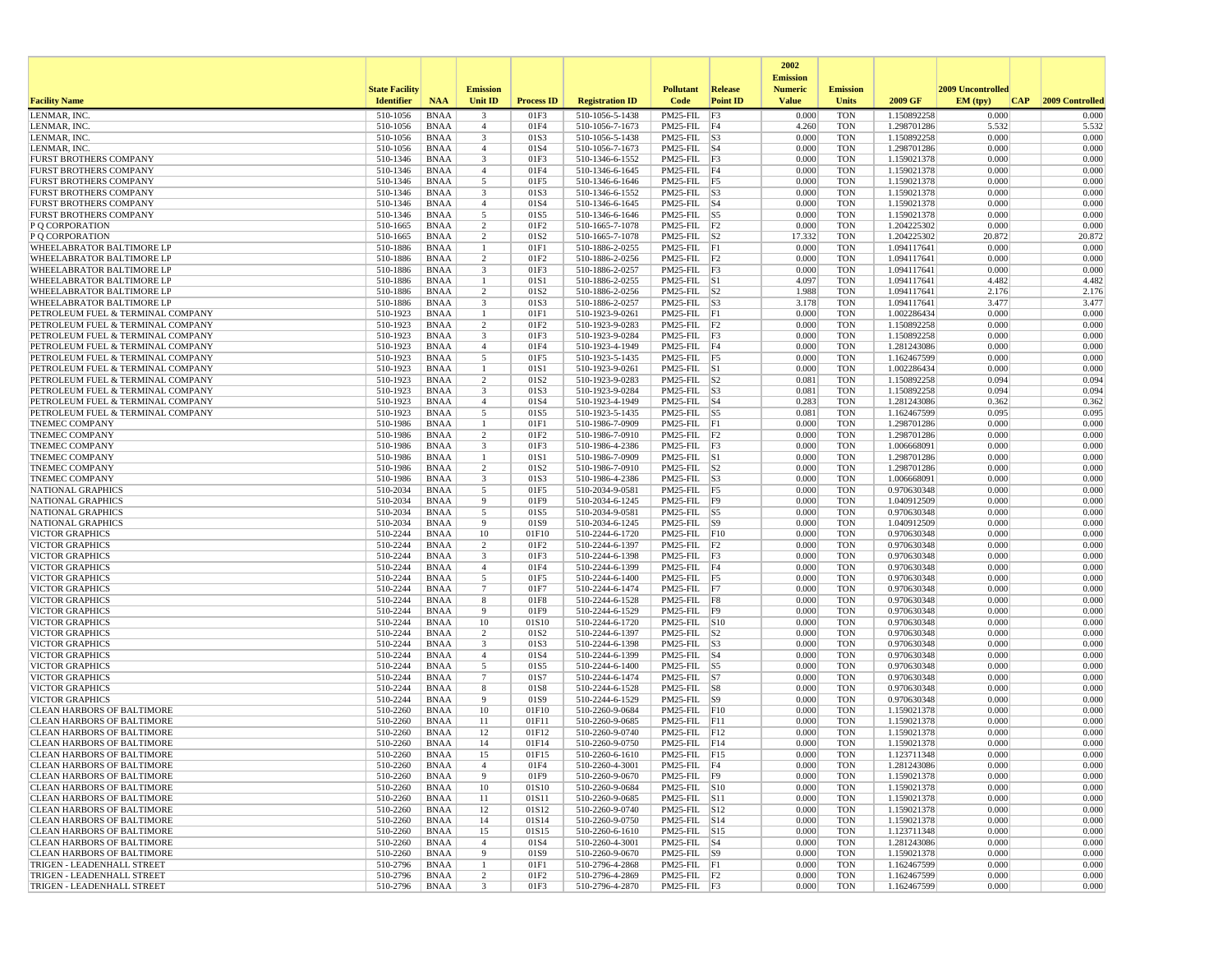| Facility Name | State Facility Identifier | NAA | Emission Unit ID | Process ID | Registration ID | Pollutant Code | Release Point ID | 2002 Emission Numeric Value | Emission Units | 2009 GF | 2009 Uncontrolled EM (tpy) | CAP | 2009 Controlled |
|---|---|---|---|---|---|---|---|---|---|---|---|---|---|
| LENMAR, INC. | 510-1056 | BNAA | 3 | 01F3 | 510-1056-5-1438 | PM25-FIL | F3 | 0.000 | TON | 1.150892258 | 0.000 | | 0.000 |
| LENMAR, INC. | 510-1056 | BNAA | 4 | 01F4 | 510-1056-7-1673 | PM25-FIL | F4 | 4.260 | TON | 1.298701286 | 5.532 | | 5.532 |
| LENMAR, INC. | 510-1056 | BNAA | 3 | 01S3 | 510-1056-5-1438 | PM25-FIL | S3 | 0.000 | TON | 1.150892258 | 0.000 | | 0.000 |
| LENMAR, INC. | 510-1056 | BNAA | 4 | 01S4 | 510-1056-7-1673 | PM25-FIL | S4 | 0.000 | TON | 1.298701286 | 0.000 | | 0.000 |
| FURST BROTHERS COMPANY | 510-1346 | BNAA | 3 | 01F3 | 510-1346-6-1552 | PM25-FIL | F3 | 0.000 | TON | 1.159021378 | 0.000 | | 0.000 |
| FURST BROTHERS COMPANY | 510-1346 | BNAA | 4 | 01F4 | 510-1346-6-1645 | PM25-FIL | F4 | 0.000 | TON | 1.159021378 | 0.000 | | 0.000 |
| FURST BROTHERS COMPANY | 510-1346 | BNAA | 5 | 01F5 | 510-1346-6-1646 | PM25-FIL | F5 | 0.000 | TON | 1.159021378 | 0.000 | | 0.000 |
| FURST BROTHERS COMPANY | 510-1346 | BNAA | 3 | 01S3 | 510-1346-6-1552 | PM25-FIL | S3 | 0.000 | TON | 1.159021378 | 0.000 | | 0.000 |
| FURST BROTHERS COMPANY | 510-1346 | BNAA | 4 | 01S4 | 510-1346-6-1645 | PM25-FIL | S4 | 0.000 | TON | 1.159021378 | 0.000 | | 0.000 |
| FURST BROTHERS COMPANY | 510-1346 | BNAA | 5 | 01S5 | 510-1346-6-1646 | PM25-FIL | S5 | 0.000 | TON | 1.159021378 | 0.000 | | 0.000 |
| P Q CORPORATION | 510-1665 | BNAA | 2 | 01F2 | 510-1665-7-1078 | PM25-FIL | F2 | 0.000 | TON | 1.204225302 | 0.000 | | 0.000 |
| P Q CORPORATION | 510-1665 | BNAA | 2 | 01S2 | 510-1665-7-1078 | PM25-FIL | S2 | 17.332 | TON | 1.204225302 | 20.872 | | 20.872 |
| WHEELABRATOR BALTIMORE LP | 510-1886 | BNAA | 1 | 01F1 | 510-1886-2-0255 | PM25-FIL | F1 | 0.000 | TON | 1.094117641 | 0.000 | | 0.000 |
| WHEELABRATOR BALTIMORE LP | 510-1886 | BNAA | 2 | 01F2 | 510-1886-2-0256 | PM25-FIL | F2 | 0.000 | TON | 1.094117641 | 0.000 | | 0.000 |
| WHEELABRATOR BALTIMORE LP | 510-1886 | BNAA | 3 | 01F3 | 510-1886-2-0257 | PM25-FIL | F3 | 0.000 | TON | 1.094117641 | 0.000 | | 0.000 |
| WHEELABRATOR BALTIMORE LP | 510-1886 | BNAA | 1 | 01S1 | 510-1886-2-0255 | PM25-FIL | S1 | 4.097 | TON | 1.094117641 | 4.482 | | 4.482 |
| WHEELABRATOR BALTIMORE LP | 510-1886 | BNAA | 2 | 01S2 | 510-1886-2-0256 | PM25-FIL | S2 | 1.988 | TON | 1.094117641 | 2.176 | | 2.176 |
| WHEELABRATOR BALTIMORE LP | 510-1886 | BNAA | 3 | 01S3 | 510-1886-2-0257 | PM25-FIL | S3 | 3.178 | TON | 1.094117641 | 3.477 | | 3.477 |
| PETROLEUM FUEL & TERMINAL COMPANY | 510-1923 | BNAA | 1 | 01F1 | 510-1923-9-0261 | PM25-FIL | F1 | 0.000 | TON | 1.002286434 | 0.000 | | 0.000 |
| PETROLEUM FUEL & TERMINAL COMPANY | 510-1923 | BNAA | 2 | 01F2 | 510-1923-9-0283 | PM25-FIL | F2 | 0.000 | TON | 1.150892258 | 0.000 | | 0.000 |
| PETROLEUM FUEL & TERMINAL COMPANY | 510-1923 | BNAA | 3 | 01F3 | 510-1923-9-0284 | PM25-FIL | F3 | 0.000 | TON | 1.150892258 | 0.000 | | 0.000 |
| PETROLEUM FUEL & TERMINAL COMPANY | 510-1923 | BNAA | 4 | 01F4 | 510-1923-4-1949 | PM25-FIL | F4 | 0.000 | TON | 1.281243086 | 0.000 | | 0.000 |
| PETROLEUM FUEL & TERMINAL COMPANY | 510-1923 | BNAA | 5 | 01F5 | 510-1923-5-1435 | PM25-FIL | F5 | 0.000 | TON | 1.162467599 | 0.000 | | 0.000 |
| PETROLEUM FUEL & TERMINAL COMPANY | 510-1923 | BNAA | 1 | 01S1 | 510-1923-9-0261 | PM25-FIL | S1 | 0.000 | TON | 1.002286434 | 0.000 | | 0.000 |
| PETROLEUM FUEL & TERMINAL COMPANY | 510-1923 | BNAA | 2 | 01S2 | 510-1923-9-0283 | PM25-FIL | S2 | 0.081 | TON | 1.150892258 | 0.094 | | 0.094 |
| PETROLEUM FUEL & TERMINAL COMPANY | 510-1923 | BNAA | 3 | 01S3 | 510-1923-9-0284 | PM25-FIL | S3 | 0.081 | TON | 1.150892258 | 0.094 | | 0.094 |
| PETROLEUM FUEL & TERMINAL COMPANY | 510-1923 | BNAA | 4 | 01S4 | 510-1923-4-1949 | PM25-FIL | S4 | 0.283 | TON | 1.281243086 | 0.362 | | 0.362 |
| PETROLEUM FUEL & TERMINAL COMPANY | 510-1923 | BNAA | 5 | 01S5 | 510-1923-5-1435 | PM25-FIL | S5 | 0.081 | TON | 1.162467599 | 0.095 | | 0.095 |
| TNEMEC COMPANY | 510-1986 | BNAA | 1 | 01F1 | 510-1986-7-0909 | PM25-FIL | F1 | 0.000 | TON | 1.298701286 | 0.000 | | 0.000 |
| TNEMEC COMPANY | 510-1986 | BNAA | 2 | 01F2 | 510-1986-7-0910 | PM25-FIL | F2 | 0.000 | TON | 1.298701286 | 0.000 | | 0.000 |
| TNEMEC COMPANY | 510-1986 | BNAA | 3 | 01F3 | 510-1986-4-2386 | PM25-FIL | F3 | 0.000 | TON | 1.006668091 | 0.000 | | 0.000 |
| TNEMEC COMPANY | 510-1986 | BNAA | 1 | 01S1 | 510-1986-7-0909 | PM25-FIL | S1 | 0.000 | TON | 1.298701286 | 0.000 | | 0.000 |
| TNEMEC COMPANY | 510-1986 | BNAA | 2 | 01S2 | 510-1986-7-0910 | PM25-FIL | S2 | 0.000 | TON | 1.298701286 | 0.000 | | 0.000 |
| TNEMEC COMPANY | 510-1986 | BNAA | 3 | 01S3 | 510-1986-4-2386 | PM25-FIL | S3 | 0.000 | TON | 1.006668091 | 0.000 | | 0.000 |
| NATIONAL GRAPHICS | 510-2034 | BNAA | 5 | 01F5 | 510-2034-9-0581 | PM25-FIL | F5 | 0.000 | TON | 0.970630348 | 0.000 | | 0.000 |
| NATIONAL GRAPHICS | 510-2034 | BNAA | 9 | 01F9 | 510-2034-6-1245 | PM25-FIL | F9 | 0.000 | TON | 1.040912509 | 0.000 | | 0.000 |
| NATIONAL GRAPHICS | 510-2034 | BNAA | 5 | 01S5 | 510-2034-9-0581 | PM25-FIL | S5 | 0.000 | TON | 0.970630348 | 0.000 | | 0.000 |
| NATIONAL GRAPHICS | 510-2034 | BNAA | 9 | 01S9 | 510-2034-6-1245 | PM25-FIL | S9 | 0.000 | TON | 1.040912509 | 0.000 | | 0.000 |
| VICTOR GRAPHICS | 510-2244 | BNAA | 10 | 01F10 | 510-2244-6-1720 | PM25-FIL | F10 | 0.000 | TON | 0.970630348 | 0.000 | | 0.000 |
| VICTOR GRAPHICS | 510-2244 | BNAA | 2 | 01F2 | 510-2244-6-1397 | PM25-FIL | F2 | 0.000 | TON | 0.970630348 | 0.000 | | 0.000 |
| VICTOR GRAPHICS | 510-2244 | BNAA | 3 | 01F3 | 510-2244-6-1398 | PM25-FIL | F3 | 0.000 | TON | 0.970630348 | 0.000 | | 0.000 |
| VICTOR GRAPHICS | 510-2244 | BNAA | 4 | 01F4 | 510-2244-6-1399 | PM25-FIL | F4 | 0.000 | TON | 0.970630348 | 0.000 | | 0.000 |
| VICTOR GRAPHICS | 510-2244 | BNAA | 5 | 01F5 | 510-2244-6-1400 | PM25-FIL | F5 | 0.000 | TON | 0.970630348 | 0.000 | | 0.000 |
| VICTOR GRAPHICS | 510-2244 | BNAA | 7 | 01F7 | 510-2244-6-1474 | PM25-FIL | F7 | 0.000 | TON | 0.970630348 | 0.000 | | 0.000 |
| VICTOR GRAPHICS | 510-2244 | BNAA | 8 | 01F8 | 510-2244-6-1528 | PM25-FIL | F8 | 0.000 | TON | 0.970630348 | 0.000 | | 0.000 |
| VICTOR GRAPHICS | 510-2244 | BNAA | 9 | 01F9 | 510-2244-6-1529 | PM25-FIL | F9 | 0.000 | TON | 0.970630348 | 0.000 | | 0.000 |
| VICTOR GRAPHICS | 510-2244 | BNAA | 10 | 01S10 | 510-2244-6-1720 | PM25-FIL | S10 | 0.000 | TON | 0.970630348 | 0.000 | | 0.000 |
| VICTOR GRAPHICS | 510-2244 | BNAA | 2 | 01S2 | 510-2244-6-1397 | PM25-FIL | S2 | 0.000 | TON | 0.970630348 | 0.000 | | 0.000 |
| VICTOR GRAPHICS | 510-2244 | BNAA | 3 | 01S3 | 510-2244-6-1398 | PM25-FIL | S3 | 0.000 | TON | 0.970630348 | 0.000 | | 0.000 |
| VICTOR GRAPHICS | 510-2244 | BNAA | 4 | 01S4 | 510-2244-6-1399 | PM25-FIL | S4 | 0.000 | TON | 0.970630348 | 0.000 | | 0.000 |
| VICTOR GRAPHICS | 510-2244 | BNAA | 5 | 01S5 | 510-2244-6-1400 | PM25-FIL | S5 | 0.000 | TON | 0.970630348 | 0.000 | | 0.000 |
| VICTOR GRAPHICS | 510-2244 | BNAA | 7 | 01S7 | 510-2244-6-1474 | PM25-FIL | S7 | 0.000 | TON | 0.970630348 | 0.000 | | 0.000 |
| VICTOR GRAPHICS | 510-2244 | BNAA | 8 | 01S8 | 510-2244-6-1528 | PM25-FIL | S8 | 0.000 | TON | 0.970630348 | 0.000 | | 0.000 |
| VICTOR GRAPHICS | 510-2244 | BNAA | 9 | 01S9 | 510-2244-6-1529 | PM25-FIL | S9 | 0.000 | TON | 0.970630348 | 0.000 | | 0.000 |
| CLEAN HARBORS OF BALTIMORE | 510-2260 | BNAA | 10 | 01F10 | 510-2260-9-0684 | PM25-FIL | F10 | 0.000 | TON | 1.159021378 | 0.000 | | 0.000 |
| CLEAN HARBORS OF BALTIMORE | 510-2260 | BNAA | 11 | 01F11 | 510-2260-9-0685 | PM25-FIL | F11 | 0.000 | TON | 1.159021378 | 0.000 | | 0.000 |
| CLEAN HARBORS OF BALTIMORE | 510-2260 | BNAA | 12 | 01F12 | 510-2260-9-0740 | PM25-FIL | F12 | 0.000 | TON | 1.159021378 | 0.000 | | 0.000 |
| CLEAN HARBORS OF BALTIMORE | 510-2260 | BNAA | 14 | 01F14 | 510-2260-9-0750 | PM25-FIL | F14 | 0.000 | TON | 1.159021378 | 0.000 | | 0.000 |
| CLEAN HARBORS OF BALTIMORE | 510-2260 | BNAA | 15 | 01F15 | 510-2260-6-1610 | PM25-FIL | F15 | 0.000 | TON | 1.123711348 | 0.000 | | 0.000 |
| CLEAN HARBORS OF BALTIMORE | 510-2260 | BNAA | 4 | 01F4 | 510-2260-4-3001 | PM25-FIL | F4 | 0.000 | TON | 1.281243086 | 0.000 | | 0.000 |
| CLEAN HARBORS OF BALTIMORE | 510-2260 | BNAA | 9 | 01F9 | 510-2260-9-0670 | PM25-FIL | F9 | 0.000 | TON | 1.159021378 | 0.000 | | 0.000 |
| CLEAN HARBORS OF BALTIMORE | 510-2260 | BNAA | 10 | 01S10 | 510-2260-9-0684 | PM25-FIL | S10 | 0.000 | TON | 1.159021378 | 0.000 | | 0.000 |
| CLEAN HARBORS OF BALTIMORE | 510-2260 | BNAA | 11 | 01S11 | 510-2260-9-0685 | PM25-FIL | S11 | 0.000 | TON | 1.159021378 | 0.000 | | 0.000 |
| CLEAN HARBORS OF BALTIMORE | 510-2260 | BNAA | 12 | 01S12 | 510-2260-9-0740 | PM25-FIL | S12 | 0.000 | TON | 1.159021378 | 0.000 | | 0.000 |
| CLEAN HARBORS OF BALTIMORE | 510-2260 | BNAA | 14 | 01S14 | 510-2260-9-0750 | PM25-FIL | S14 | 0.000 | TON | 1.159021378 | 0.000 | | 0.000 |
| CLEAN HARBORS OF BALTIMORE | 510-2260 | BNAA | 15 | 01S15 | 510-2260-6-1610 | PM25-FIL | S15 | 0.000 | TON | 1.123711348 | 0.000 | | 0.000 |
| CLEAN HARBORS OF BALTIMORE | 510-2260 | BNAA | 4 | 01S4 | 510-2260-4-3001 | PM25-FIL | S4 | 0.000 | TON | 1.281243086 | 0.000 | | 0.000 |
| CLEAN HARBORS OF BALTIMORE | 510-2260 | BNAA | 9 | 01S9 | 510-2260-9-0670 | PM25-FIL | S9 | 0.000 | TON | 1.159021378 | 0.000 | | 0.000 |
| TRIGEN - LEADENHALL STREET | 510-2796 | BNAA | 1 | 01F1 | 510-2796-4-2868 | PM25-FIL | F1 | 0.000 | TON | 1.162467599 | 0.000 | | 0.000 |
| TRIGEN - LEADENHALL STREET | 510-2796 | BNAA | 2 | 01F2 | 510-2796-4-2869 | PM25-FIL | F2 | 0.000 | TON | 1.162467599 | 0.000 | | 0.000 |
| TRIGEN - LEADENHALL STREET | 510-2796 | BNAA | 3 | 01F3 | 510-2796-4-2870 | PM25-FIL | F3 | 0.000 | TON | 1.162467599 | 0.000 | | 0.000 |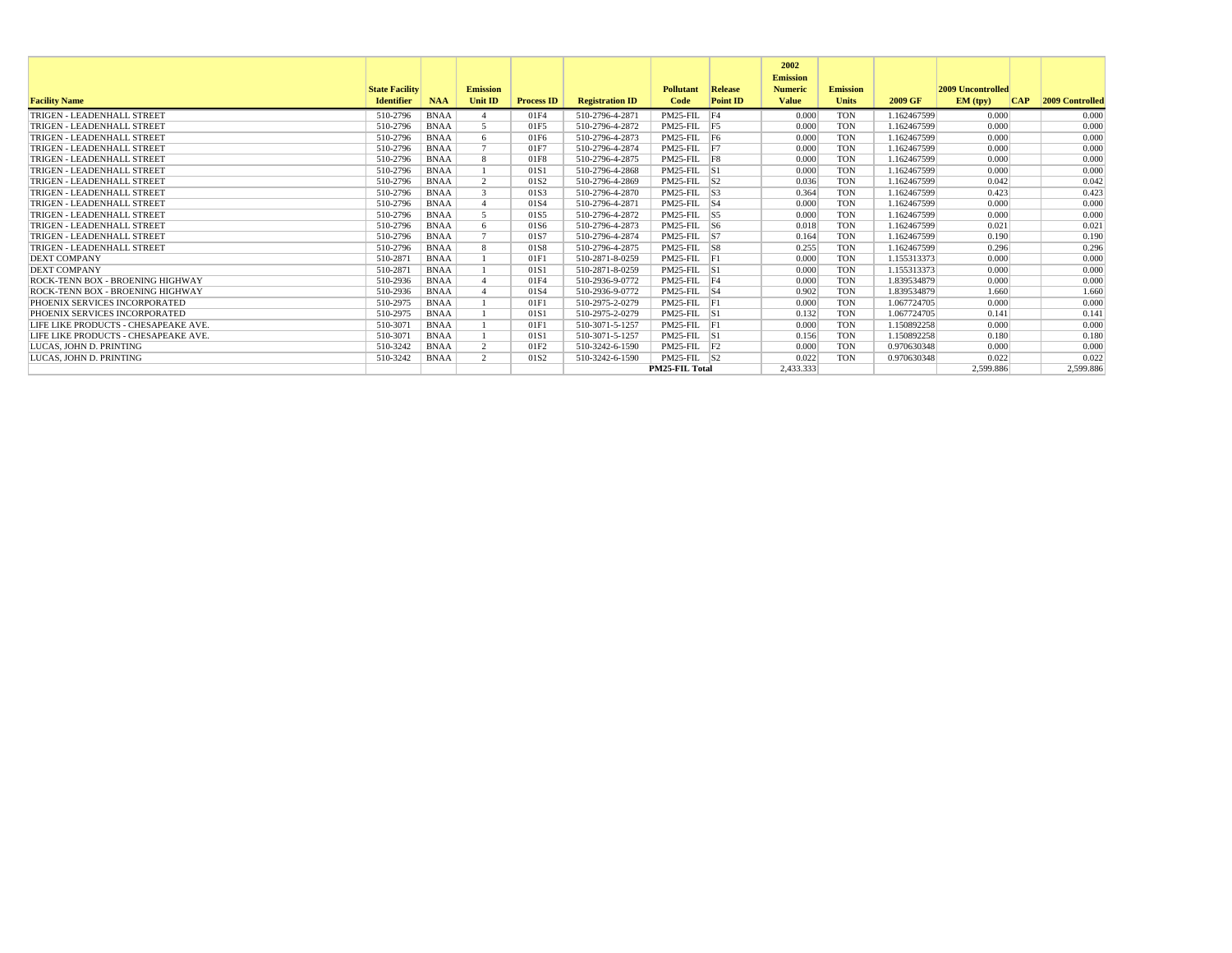| Facility Name | State Facility Identifier | NAA | Emission Unit ID | Process ID | Registration ID | Pollutant Code | Release Point ID | 2002 Emission Numeric Value | Emission Units | 2009 GF | 2009 Uncontrolled EM (tpy) | CAP | 2009 Controlled |
|---|---|---|---|---|---|---|---|---|---|---|---|---|---|
| TRIGEN - LEADENHALL STREET | 510-2796 | BNAA | 4 | 01F4 | 510-2796-4-2871 | PM25-FIL | F4 | 0.000 | TON | 1.162467599 | 0.000 | | 0.000 |
| TRIGEN - LEADENHALL STREET | 510-2796 | BNAA | 5 | 01F5 | 510-2796-4-2872 | PM25-FIL | F5 | 0.000 | TON | 1.162467599 | 0.000 | | 0.000 |
| TRIGEN - LEADENHALL STREET | 510-2796 | BNAA | 6 | 01F6 | 510-2796-4-2873 | PM25-FIL | F6 | 0.000 | TON | 1.162467599 | 0.000 | | 0.000 |
| TRIGEN - LEADENHALL STREET | 510-2796 | BNAA | 7 | 01F7 | 510-2796-4-2874 | PM25-FIL | F7 | 0.000 | TON | 1.162467599 | 0.000 | | 0.000 |
| TRIGEN - LEADENHALL STREET | 510-2796 | BNAA | 8 | 01F8 | 510-2796-4-2875 | PM25-FIL | F8 | 0.000 | TON | 1.162467599 | 0.000 | | 0.000 |
| TRIGEN - LEADENHALL STREET | 510-2796 | BNAA | 1 | 01S1 | 510-2796-4-2868 | PM25-FIL | S1 | 0.000 | TON | 1.162467599 | 0.000 | | 0.000 |
| TRIGEN - LEADENHALL STREET | 510-2796 | BNAA | 2 | 01S2 | 510-2796-4-2869 | PM25-FIL | S2 | 0.036 | TON | 1.162467599 | 0.042 | | 0.042 |
| TRIGEN - LEADENHALL STREET | 510-2796 | BNAA | 3 | 01S3 | 510-2796-4-2870 | PM25-FIL | S3 | 0.364 | TON | 1.162467599 | 0.423 | | 0.423 |
| TRIGEN - LEADENHALL STREET | 510-2796 | BNAA | 4 | 01S4 | 510-2796-4-2871 | PM25-FIL | S4 | 0.000 | TON | 1.162467599 | 0.000 | | 0.000 |
| TRIGEN - LEADENHALL STREET | 510-2796 | BNAA | 5 | 01S5 | 510-2796-4-2872 | PM25-FIL | S5 | 0.000 | TON | 1.162467599 | 0.000 | | 0.000 |
| TRIGEN - LEADENHALL STREET | 510-2796 | BNAA | 6 | 01S6 | 510-2796-4-2873 | PM25-FIL | S6 | 0.018 | TON | 1.162467599 | 0.021 | | 0.021 |
| TRIGEN - LEADENHALL STREET | 510-2796 | BNAA | 7 | 01S7 | 510-2796-4-2874 | PM25-FIL | S7 | 0.164 | TON | 1.162467599 | 0.190 | | 0.190 |
| TRIGEN - LEADENHALL STREET | 510-2796 | BNAA | 8 | 01S8 | 510-2796-4-2875 | PM25-FIL | S8 | 0.255 | TON | 1.162467599 | 0.296 | | 0.296 |
| DEXT COMPANY | 510-2871 | BNAA | 1 | 01F1 | 510-2871-8-0259 | PM25-FIL | F1 | 0.000 | TON | 1.155313373 | 0.000 | | 0.000 |
| DEXT COMPANY | 510-2871 | BNAA | 1 | 01S1 | 510-2871-8-0259 | PM25-FIL | S1 | 0.000 | TON | 1.155313373 | 0.000 | | 0.000 |
| ROCK-TENN BOX - BROENING HIGHWAY | 510-2936 | BNAA | 4 | 01F4 | 510-2936-9-0772 | PM25-FIL | F4 | 0.000 | TON | 1.839534879 | 0.000 | | 0.000 |
| ROCK-TENN BOX - BROENING HIGHWAY | 510-2936 | BNAA | 4 | 01S4 | 510-2936-9-0772 | PM25-FIL | S4 | 0.902 | TON | 1.839534879 | 1.660 | | 1.660 |
| PHOENIX SERVICES INCORPORATED | 510-2975 | BNAA | 1 | 01F1 | 510-2975-2-0279 | PM25-FIL | F1 | 0.000 | TON | 1.067724705 | 0.000 | | 0.000 |
| PHOENIX SERVICES INCORPORATED | 510-2975 | BNAA | 1 | 01S1 | 510-2975-2-0279 | PM25-FIL | S1 | 0.132 | TON | 1.067724705 | 0.141 | | 0.141 |
| LIFE LIKE PRODUCTS - CHESAPEAKE AVE. | 510-3071 | BNAA | 1 | 01F1 | 510-3071-5-1257 | PM25-FIL | F1 | 0.000 | TON | 1.150892258 | 0.000 | | 0.000 |
| LIFE LIKE PRODUCTS - CHESAPEAKE AVE. | 510-3071 | BNAA | 1 | 01S1 | 510-3071-5-1257 | PM25-FIL | S1 | 0.156 | TON | 1.150892258 | 0.180 | | 0.180 |
| LUCAS, JOHN D. PRINTING | 510-3242 | BNAA | 2 | 01F2 | 510-3242-6-1590 | PM25-FIL | F2 | 0.000 | TON | 0.970630348 | 0.000 | | 0.000 |
| LUCAS, JOHN D. PRINTING | 510-3242 | BNAA | 2 | 01S2 | 510-3242-6-1590 | PM25-FIL | S2 | 0.022 | TON | 0.970630348 | 0.022 | | 0.022 |
| | | | | | | **PM25-FIL Total** | | 2,433.333 | | | 2,599.886 | | 2,599.886 |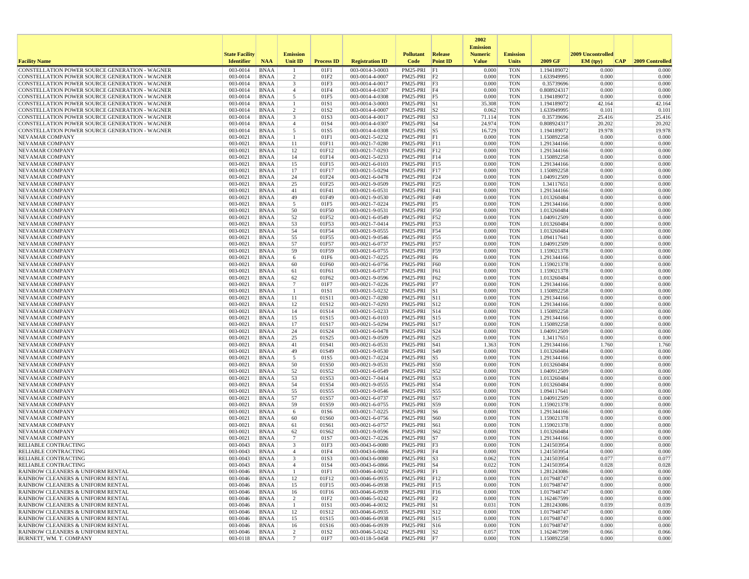| Facility Name | State Facility Identifier | NAA | Emission Unit ID | Process ID | Registration ID | Pollutant Code | Release Point ID | 2002 Emission Numeric Value | Emission Units | 2009 GF | 2009 Uncontrolled EM (tpy) | CAP | 2009 Controlled |
|---|---|---|---|---|---|---|---|---|---|---|---|---|---|
| CONSTELLATION POWER SOURCE GENERATION - WAGNER | 003-0014 | BNAA | 1 | 01F1 | 003-0014-3-0003 | PM25-PRI | F1 | 0.000 | TON | 1.194189072 | 0.000 | | 0.000 |
| CONSTELLATION POWER SOURCE GENERATION - WAGNER | 003-0014 | BNAA | 2 | 01F2 | 003-0014-4-0007 | PM25-PRI | F2 | 0.000 | TON | 1.633949995 | 0.000 | | 0.000 |
| CONSTELLATION POWER SOURCE GENERATION - WAGNER | 003-0014 | BNAA | 3 | 01F3 | 003-0014-4-0017 | PM25-PRI | F3 | 0.000 | TON | 0.35739696 | 0.000 | | 0.000 |
| CONSTELLATION POWER SOURCE GENERATION - WAGNER | 003-0014 | BNAA | 4 | 01F4 | 003-0014-4-0307 | PM25-PRI | F4 | 0.000 | TON | 0.808924317 | 0.000 | | 0.000 |
| CONSTELLATION POWER SOURCE GENERATION - WAGNER | 003-0014 | BNAA | 5 | 01F5 | 003-0014-4-0308 | PM25-PRI | F5 | 0.000 | TON | 1.194189072 | 0.000 | | 0.000 |
| CONSTELLATION POWER SOURCE GENERATION - WAGNER | 003-0014 | BNAA | 1 | 01S1 | 003-0014-3-0003 | PM25-PRI | S1 | 35.308 | TON | 1.194189072 | 42.164 | | 42.164 |
| CONSTELLATION POWER SOURCE GENERATION - WAGNER | 003-0014 | BNAA | 2 | 01S2 | 003-0014-4-0007 | PM25-PRI | S2 | 0.062 | TON | 1.633949995 | 0.101 | | 0.101 |
| CONSTELLATION POWER SOURCE GENERATION - WAGNER | 003-0014 | BNAA | 3 | 01S3 | 003-0014-4-0017 | PM25-PRI | S3 | 71.114 | TON | 0.35739696 | 25.416 | | 25.416 |
| CONSTELLATION POWER SOURCE GENERATION - WAGNER | 003-0014 | BNAA | 4 | 01S4 | 003-0014-4-0307 | PM25-PRI | S4 | 24.974 | TON | 0.808924317 | 20.202 | | 20.202 |
| CONSTELLATION POWER SOURCE GENERATION - WAGNER | 003-0014 | BNAA | 5 | 01S5 | 003-0014-4-0308 | PM25-PRI | S5 | 16.729 | TON | 1.194189072 | 19.978 | | 19.978 |
| NEVAMAR COMPANY | 003-0021 | BNAA | 1 | 01F1 | 003-0021-5-0232 | PM25-PRI | F1 | 0.000 | TON | 1.150892258 | 0.000 | | 0.000 |
| NEVAMAR COMPANY | 003-0021 | BNAA | 11 | 01F11 | 003-0021-7-0280 | PM25-PRI | F11 | 0.000 | TON | 1.291344166 | 0.000 | | 0.000 |
| NEVAMAR COMPANY | 003-0021 | BNAA | 12 | 01F12 | 003-0021-7-0293 | PM25-PRI | F12 | 0.000 | TON | 1.291344166 | 0.000 | | 0.000 |
| NEVAMAR COMPANY | 003-0021 | BNAA | 14 | 01F14 | 003-0021-5-0233 | PM25-PRI | F14 | 0.000 | TON | 1.150892258 | 0.000 | | 0.000 |
| NEVAMAR COMPANY | 003-0021 | BNAA | 15 | 01F15 | 003-0021-6-0103 | PM25-PRI | F15 | 0.000 | TON | 1.291344166 | 0.000 | | 0.000 |
| NEVAMAR COMPANY | 003-0021 | BNAA | 17 | 01F17 | 003-0021-5-0294 | PM25-PRI | F17 | 0.000 | TON | 1.150892258 | 0.000 | | 0.000 |
| NEVAMAR COMPANY | 003-0021 | BNAA | 24 | 01F24 | 003-0021-6-0478 | PM25-PRI | F24 | 0.000 | TON | 1.040912509 | 0.000 | | 0.000 |
| NEVAMAR COMPANY | 003-0021 | BNAA | 25 | 01F25 | 003-0021-9-0509 | PM25-PRI | F25 | 0.000 | TON | 1.34117651 | 0.000 | | 0.000 |
| NEVAMAR COMPANY | 003-0021 | BNAA | 41 | 01F41 | 003-0021-6-0531 | PM25-PRI | F41 | 0.000 | TON | 1.291344166 | 0.000 | | 0.000 |
| NEVAMAR COMPANY | 003-0021 | BNAA | 49 | 01F49 | 003-0021-9-0530 | PM25-PRI | F49 | 0.000 | TON | 1.013260484 | 0.000 | | 0.000 |
| NEVAMAR COMPANY | 003-0021 | BNAA | 5 | 01F5 | 003-0021-7-0224 | PM25-PRI | F5 | 0.000 | TON | 1.291344166 | 0.000 | | 0.000 |
| NEVAMAR COMPANY | 003-0021 | BNAA | 50 | 01F50 | 003-0021-9-0531 | PM25-PRI | F50 | 0.000 | TON | 1.013260484 | 0.000 | | 0.000 |
| NEVAMAR COMPANY | 003-0021 | BNAA | 52 | 01F52 | 003-0021-6-0549 | PM25-PRI | F52 | 0.000 | TON | 1.040912509 | 0.000 | | 0.000 |
| NEVAMAR COMPANY | 003-0021 | BNAA | 53 | 01F53 | 003-0021-7-0414 | PM25-PRI | F53 | 0.000 | TON | 1.013260484 | 0.000 | | 0.000 |
| NEVAMAR COMPANY | 003-0021 | BNAA | 54 | 01F54 | 003-0021-9-0555 | PM25-PRI | F54 | 0.000 | TON | 1.013260484 | 0.000 | | 0.000 |
| NEVAMAR COMPANY | 003-0021 | BNAA | 55 | 01F55 | 003-0021-9-0546 | PM25-PRI | F55 | 0.000 | TON | 1.094117641 | 0.000 | | 0.000 |
| NEVAMAR COMPANY | 003-0021 | BNAA | 57 | 01F57 | 003-0021-6-0737 | PM25-PRI | F57 | 0.000 | TON | 1.040912509 | 0.000 | | 0.000 |
| NEVAMAR COMPANY | 003-0021 | BNAA | 59 | 01F59 | 003-0021-6-0755 | PM25-PRI | F59 | 0.000 | TON | 1.159021378 | 0.000 | | 0.000 |
| NEVAMAR COMPANY | 003-0021 | BNAA | 6 | 01F6 | 003-0021-7-0225 | PM25-PRI | F6 | 0.000 | TON | 1.291344166 | 0.000 | | 0.000 |
| NEVAMAR COMPANY | 003-0021 | BNAA | 60 | 01F60 | 003-0021-6-0756 | PM25-PRI | F60 | 0.000 | TON | 1.159021378 | 0.000 | | 0.000 |
| NEVAMAR COMPANY | 003-0021 | BNAA | 61 | 01F61 | 003-0021-6-0757 | PM25-PRI | F61 | 0.000 | TON | 1.159021378 | 0.000 | | 0.000 |
| NEVAMAR COMPANY | 003-0021 | BNAA | 62 | 01F62 | 003-0021-9-0596 | PM25-PRI | F62 | 0.000 | TON | 1.013260484 | 0.000 | | 0.000 |
| NEVAMAR COMPANY | 003-0021 | BNAA | 7 | 01F7 | 003-0021-7-0226 | PM25-PRI | F7 | 0.000 | TON | 1.291344166 | 0.000 | | 0.000 |
| NEVAMAR COMPANY | 003-0021 | BNAA | 1 | 01S1 | 003-0021-5-0232 | PM25-PRI | S1 | 0.000 | TON | 1.150892258 | 0.000 | | 0.000 |
| NEVAMAR COMPANY | 003-0021 | BNAA | 11 | 01S11 | 003-0021-7-0280 | PM25-PRI | S11 | 0.000 | TON | 1.291344166 | 0.000 | | 0.000 |
| NEVAMAR COMPANY | 003-0021 | BNAA | 12 | 01S12 | 003-0021-7-0293 | PM25-PRI | S12 | 0.000 | TON | 1.291344166 | 0.000 | | 0.000 |
| NEVAMAR COMPANY | 003-0021 | BNAA | 14 | 01S14 | 003-0021-5-0233 | PM25-PRI | S14 | 0.000 | TON | 1.150892258 | 0.000 | | 0.000 |
| NEVAMAR COMPANY | 003-0021 | BNAA | 15 | 01S15 | 003-0021-6-0103 | PM25-PRI | S15 | 0.000 | TON | 1.291344166 | 0.000 | | 0.000 |
| NEVAMAR COMPANY | 003-0021 | BNAA | 17 | 01S17 | 003-0021-5-0294 | PM25-PRI | S17 | 0.000 | TON | 1.150892258 | 0.000 | | 0.000 |
| NEVAMAR COMPANY | 003-0021 | BNAA | 24 | 01S24 | 003-0021-6-0478 | PM25-PRI | S24 | 0.000 | TON | 1.040912509 | 0.000 | | 0.000 |
| NEVAMAR COMPANY | 003-0021 | BNAA | 25 | 01S25 | 003-0021-9-0509 | PM25-PRI | S25 | 0.000 | TON | 1.34117651 | 0.000 | | 0.000 |
| NEVAMAR COMPANY | 003-0021 | BNAA | 41 | 01S41 | 003-0021-6-0531 | PM25-PRI | S41 | 1.363 | TON | 1.291344166 | 1.760 | | 1.760 |
| NEVAMAR COMPANY | 003-0021 | BNAA | 49 | 01S49 | 003-0021-9-0530 | PM25-PRI | S49 | 0.000 | TON | 1.013260484 | 0.000 | | 0.000 |
| NEVAMAR COMPANY | 003-0021 | BNAA | 5 | 01S5 | 003-0021-7-0224 | PM25-PRI | S5 | 0.000 | TON | 1.291344166 | 0.000 | | 0.000 |
| NEVAMAR COMPANY | 003-0021 | BNAA | 50 | 01S50 | 003-0021-9-0531 | PM25-PRI | S50 | 0.000 | TON | 1.013260484 | 0.000 | | 0.000 |
| NEVAMAR COMPANY | 003-0021 | BNAA | 52 | 01S52 | 003-0021-6-0549 | PM25-PRI | S52 | 0.000 | TON | 1.040912509 | 0.000 | | 0.000 |
| NEVAMAR COMPANY | 003-0021 | BNAA | 53 | 01S53 | 003-0021-7-0414 | PM25-PRI | S53 | 0.000 | TON | 1.013260484 | 0.000 | | 0.000 |
| NEVAMAR COMPANY | 003-0021 | BNAA | 54 | 01S54 | 003-0021-9-0555 | PM25-PRI | S54 | 0.000 | TON | 1.013260484 | 0.000 | | 0.000 |
| NEVAMAR COMPANY | 003-0021 | BNAA | 55 | 01S55 | 003-0021-9-0546 | PM25-PRI | S55 | 0.000 | TON | 1.094117641 | 0.000 | | 0.000 |
| NEVAMAR COMPANY | 003-0021 | BNAA | 57 | 01S57 | 003-0021-6-0737 | PM25-PRI | S57 | 0.000 | TON | 1.040912509 | 0.000 | | 0.000 |
| NEVAMAR COMPANY | 003-0021 | BNAA | 59 | 01S59 | 003-0021-6-0755 | PM25-PRI | S59 | 0.000 | TON | 1.159021378 | 0.000 | | 0.000 |
| NEVAMAR COMPANY | 003-0021 | BNAA | 6 | 01S6 | 003-0021-7-0225 | PM25-PRI | S6 | 0.000 | TON | 1.291344166 | 0.000 | | 0.000 |
| NEVAMAR COMPANY | 003-0021 | BNAA | 60 | 01S60 | 003-0021-6-0756 | PM25-PRI | S60 | 0.000 | TON | 1.159021378 | 0.000 | | 0.000 |
| NEVAMAR COMPANY | 003-0021 | BNAA | 61 | 01S61 | 003-0021-6-0757 | PM25-PRI | S61 | 0.000 | TON | 1.159021378 | 0.000 | | 0.000 |
| NEVAMAR COMPANY | 003-0021 | BNAA | 62 | 01S62 | 003-0021-9-0596 | PM25-PRI | S62 | 0.000 | TON | 1.013260484 | 0.000 | | 0.000 |
| NEVAMAR COMPANY | 003-0021 | BNAA | 7 | 01S7 | 003-0021-7-0226 | PM25-PRI | S7 | 0.000 | TON | 1.291344166 | 0.000 | | 0.000 |
| RELIABLE CONTRACTING | 003-0043 | BNAA | 3 | 01F3 | 003-0043-6-0080 | PM25-PRI | F3 | 0.000 | TON | 1.241503954 | 0.000 | | 0.000 |
| RELIABLE CONTRACTING | 003-0043 | BNAA | 4 | 01F4 | 003-0043-6-0866 | PM25-PRI | F4 | 0.000 | TON | 1.241503954 | 0.000 | | 0.000 |
| RELIABLE CONTRACTING | 003-0043 | BNAA | 3 | 01S3 | 003-0043-6-0080 | PM25-PRI | S3 | 0.062 | TON | 1.241503954 | 0.077 | | 0.077 |
| RELIABLE CONTRACTING | 003-0043 | BNAA | 4 | 01S4 | 003-0043-6-0866 | PM25-PRI | S4 | 0.022 | TON | 1.241503954 | 0.028 | | 0.028 |
| RAINBOW CLEANERS & UNIFORM RENTAL | 003-0046 | BNAA | 1 | 01F1 | 003-0046-4-0032 | PM25-PRI | F1 | 0.000 | TON | 1.281243086 | 0.000 | | 0.000 |
| RAINBOW CLEANERS & UNIFORM RENTAL | 003-0046 | BNAA | 12 | 01F12 | 003-0046-6-0935 | PM25-PRI | F12 | 0.000 | TON | 1.017948747 | 0.000 | | 0.000 |
| RAINBOW CLEANERS & UNIFORM RENTAL | 003-0046 | BNAA | 15 | 01F15 | 003-0046-6-0938 | PM25-PRI | F15 | 0.000 | TON | 1.017948747 | 0.000 | | 0.000 |
| RAINBOW CLEANERS & UNIFORM RENTAL | 003-0046 | BNAA | 16 | 01F16 | 003-0046-6-0939 | PM25-PRI | F16 | 0.000 | TON | 1.017948747 | 0.000 | | 0.000 |
| RAINBOW CLEANERS & UNIFORM RENTAL | 003-0046 | BNAA | 2 | 01F2 | 003-0046-5-0242 | PM25-PRI | F2 | 0.000 | TON | 1.162467599 | 0.000 | | 0.000 |
| RAINBOW CLEANERS & UNIFORM RENTAL | 003-0046 | BNAA | 1 | 01S1 | 003-0046-4-0032 | PM25-PRI | S1 | 0.031 | TON | 1.281243086 | 0.039 | | 0.039 |
| RAINBOW CLEANERS & UNIFORM RENTAL | 003-0046 | BNAA | 12 | 01S12 | 003-0046-6-0935 | PM25-PRI | S12 | 0.000 | TON | 1.017948747 | 0.000 | | 0.000 |
| RAINBOW CLEANERS & UNIFORM RENTAL | 003-0046 | BNAA | 15 | 01S15 | 003-0046-6-0938 | PM25-PRI | S15 | 0.000 | TON | 1.017948747 | 0.000 | | 0.000 |
| RAINBOW CLEANERS & UNIFORM RENTAL | 003-0046 | BNAA | 16 | 01S16 | 003-0046-6-0939 | PM25-PRI | S16 | 0.000 | TON | 1.017948747 | 0.000 | | 0.000 |
| RAINBOW CLEANERS & UNIFORM RENTAL | 003-0046 | BNAA | 2 | 01S2 | 003-0046-5-0242 | PM25-PRI | S2 | 0.057 | TON | 1.162467599 | 0.066 | | 0.066 |
| BURNETT, WM. T. COMPANY | 003-0118 | BNAA | 7 | 01F7 | 003-0118-5-0458 | PM25-PRI | F7 | 0.000 | TON | 1.150892258 | 0.000 | | 0.000 |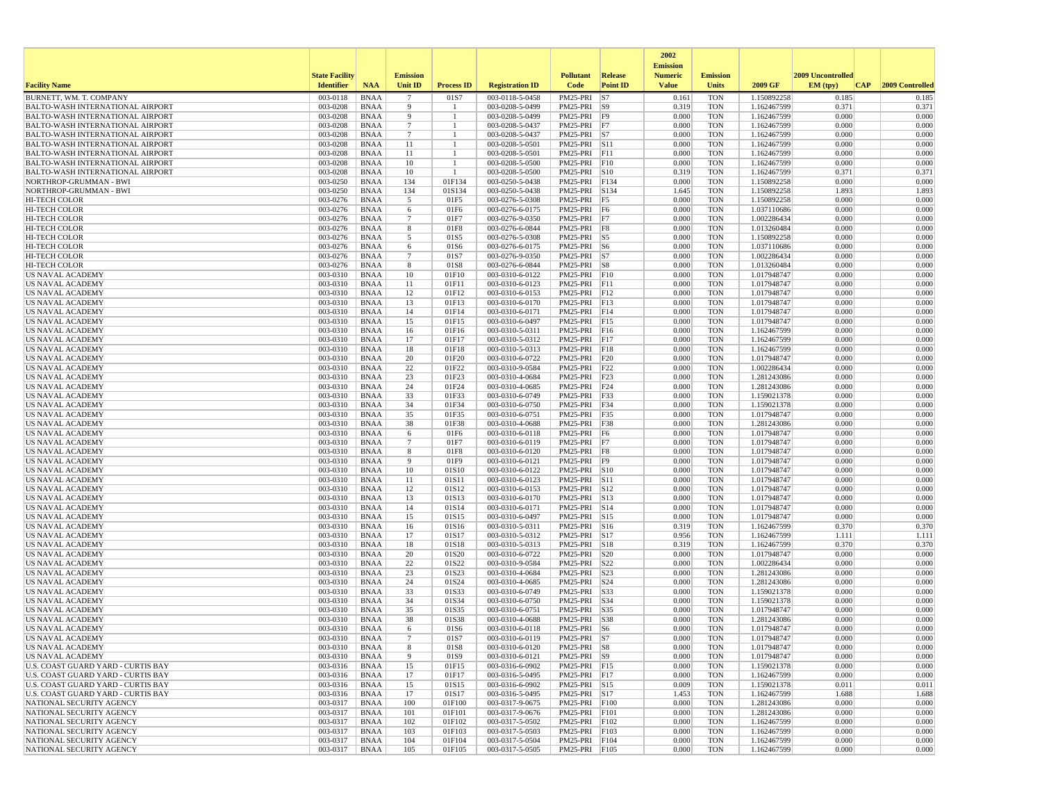| Facility Name | State Facility Identifier | NAA | Emission Unit ID | Process ID | Registration ID | Pollutant Code | Release Point ID | 2002 Emission Numeric Value | Emission Units | 2009 GF | 2009 Uncontrolled EM (tpy) | CAP | 2009 Controlled |
|---|---|---|---|---|---|---|---|---|---|---|---|---|---|
| BURNETT, WM. T. COMPANY | 003-0118 | BNAA | 7 | 01S7 | 003-0118-5-0458 | PM25-PRI | S7 | 0.161 | TON | 1.150892258 | 0.185 | | 0.185 |
| BALTO-WASH INTERNATIONAL AIRPORT | 003-0208 | BNAA | 9 | 1 | 003-0208-5-0499 | PM25-PRI | S9 | 0.319 | TON | 1.162467599 | 0.371 | | 0.371 |
| BALTO-WASH INTERNATIONAL AIRPORT | 003-0208 | BNAA | 9 | 1 | 003-0208-5-0499 | PM25-PRI | F9 | 0.000 | TON | 1.162467599 | 0.000 | | 0.000 |
| BALTO-WASH INTERNATIONAL AIRPORT | 003-0208 | BNAA | 7 | 1 | 003-0208-5-0437 | PM25-PRI | F7 | 0.000 | TON | 1.162467599 | 0.000 | | 0.000 |
| BALTO-WASH INTERNATIONAL AIRPORT | 003-0208 | BNAA | 7 | 1 | 003-0208-5-0437 | PM25-PRI | S7 | 0.000 | TON | 1.162467599 | 0.000 | | 0.000 |
| BALTO-WASH INTERNATIONAL AIRPORT | 003-0208 | BNAA | 11 | 1 | 003-0208-5-0501 | PM25-PRI | S11 | 0.000 | TON | 1.162467599 | 0.000 | | 0.000 |
| BALTO-WASH INTERNATIONAL AIRPORT | 003-0208 | BNAA | 11 | 1 | 003-0208-5-0501 | PM25-PRI | F11 | 0.000 | TON | 1.162467599 | 0.000 | | 0.000 |
| BALTO-WASH INTERNATIONAL AIRPORT | 003-0208 | BNAA | 10 | 1 | 003-0208-5-0500 | PM25-PRI | F10 | 0.000 | TON | 1.162467599 | 0.000 | | 0.000 |
| BALTO-WASH INTERNATIONAL AIRPORT | 003-0208 | BNAA | 10 | 1 | 003-0208-5-0500 | PM25-PRI | S10 | 0.319 | TON | 1.162467599 | 0.371 | | 0.371 |
| NORTHROP-GRUMMAN - BWI | 003-0250 | BNAA | 134 | 01F134 | 003-0250-5-0438 | PM25-PRI | F134 | 0.000 | TON | 1.150892258 | 0.000 | | 0.000 |
| NORTHROP-GRUMMAN - BWI | 003-0250 | BNAA | 134 | 01S134 | 003-0250-5-0438 | PM25-PRI | S134 | 1.645 | TON | 1.150892258 | 1.893 | | 1.893 |
| HI-TECH COLOR | 003-0276 | BNAA | 5 | 01F5 | 003-0276-5-0308 | PM25-PRI | F5 | 0.000 | TON | 1.150892258 | 0.000 | | 0.000 |
| HI-TECH COLOR | 003-0276 | BNAA | 6 | 01F6 | 003-0276-6-0175 | PM25-PRI | F6 | 0.000 | TON | 1.037110686 | 0.000 | | 0.000 |
| HI-TECH COLOR | 003-0276 | BNAA | 7 | 01F7 | 003-0276-9-0350 | PM25-PRI | F7 | 0.000 | TON | 1.002286434 | 0.000 | | 0.000 |
| HI-TECH COLOR | 003-0276 | BNAA | 8 | 01F8 | 003-0276-6-0844 | PM25-PRI | F8 | 0.000 | TON | 1.013260484 | 0.000 | | 0.000 |
| HI-TECH COLOR | 003-0276 | BNAA | 5 | 01S5 | 003-0276-5-0308 | PM25-PRI | S5 | 0.000 | TON | 1.150892258 | 0.000 | | 0.000 |
| HI-TECH COLOR | 003-0276 | BNAA | 6 | 01S6 | 003-0276-6-0175 | PM25-PRI | S6 | 0.000 | TON | 1.037110686 | 0.000 | | 0.000 |
| HI-TECH COLOR | 003-0276 | BNAA | 7 | 01S7 | 003-0276-9-0350 | PM25-PRI | S7 | 0.000 | TON | 1.002286434 | 0.000 | | 0.000 |
| HI-TECH COLOR | 003-0276 | BNAA | 8 | 01S8 | 003-0276-6-0844 | PM25-PRI | S8 | 0.000 | TON | 1.013260484 | 0.000 | | 0.000 |
| US NAVAL ACADEMY | 003-0310 | BNAA | 10 | 01F10 | 003-0310-6-0122 | PM25-PRI | F10 | 0.000 | TON | 1.017948747 | 0.000 | | 0.000 |
| US NAVAL ACADEMY | 003-0310 | BNAA | 11 | 01F11 | 003-0310-6-0123 | PM25-PRI | F11 | 0.000 | TON | 1.017948747 | 0.000 | | 0.000 |
| US NAVAL ACADEMY | 003-0310 | BNAA | 12 | 01F12 | 003-0310-6-0153 | PM25-PRI | F12 | 0.000 | TON | 1.017948747 | 0.000 | | 0.000 |
| US NAVAL ACADEMY | 003-0310 | BNAA | 13 | 01F13 | 003-0310-6-0170 | PM25-PRI | F13 | 0.000 | TON | 1.017948747 | 0.000 | | 0.000 |
| US NAVAL ACADEMY | 003-0310 | BNAA | 14 | 01F14 | 003-0310-6-0171 | PM25-PRI | F14 | 0.000 | TON | 1.017948747 | 0.000 | | 0.000 |
| US NAVAL ACADEMY | 003-0310 | BNAA | 15 | 01F15 | 003-0310-6-0497 | PM25-PRI | F15 | 0.000 | TON | 1.017948747 | 0.000 | | 0.000 |
| US NAVAL ACADEMY | 003-0310 | BNAA | 16 | 01F16 | 003-0310-5-0311 | PM25-PRI | F16 | 0.000 | TON | 1.162467599 | 0.000 | | 0.000 |
| US NAVAL ACADEMY | 003-0310 | BNAA | 17 | 01F17 | 003-0310-5-0312 | PM25-PRI | F17 | 0.000 | TON | 1.162467599 | 0.000 | | 0.000 |
| US NAVAL ACADEMY | 003-0310 | BNAA | 18 | 01F18 | 003-0310-5-0313 | PM25-PRI | F18 | 0.000 | TON | 1.162467599 | 0.000 | | 0.000 |
| US NAVAL ACADEMY | 003-0310 | BNAA | 20 | 01F20 | 003-0310-6-0722 | PM25-PRI | F20 | 0.000 | TON | 1.017948747 | 0.000 | | 0.000 |
| US NAVAL ACADEMY | 003-0310 | BNAA | 22 | 01F22 | 003-0310-9-0584 | PM25-PRI | F22 | 0.000 | TON | 1.002286434 | 0.000 | | 0.000 |
| US NAVAL ACADEMY | 003-0310 | BNAA | 23 | 01F23 | 003-0310-4-0684 | PM25-PRI | F23 | 0.000 | TON | 1.281243086 | 0.000 | | 0.000 |
| US NAVAL ACADEMY | 003-0310 | BNAA | 24 | 01F24 | 003-0310-4-0685 | PM25-PRI | F24 | 0.000 | TON | 1.281243086 | 0.000 | | 0.000 |
| US NAVAL ACADEMY | 003-0310 | BNAA | 33 | 01F33 | 003-0310-6-0749 | PM25-PRI | F33 | 0.000 | TON | 1.159021378 | 0.000 | | 0.000 |
| US NAVAL ACADEMY | 003-0310 | BNAA | 34 | 01F34 | 003-0310-6-0750 | PM25-PRI | F34 | 0.000 | TON | 1.159021378 | 0.000 | | 0.000 |
| US NAVAL ACADEMY | 003-0310 | BNAA | 35 | 01F35 | 003-0310-6-0751 | PM25-PRI | F35 | 0.000 | TON | 1.017948747 | 0.000 | | 0.000 |
| US NAVAL ACADEMY | 003-0310 | BNAA | 38 | 01F38 | 003-0310-4-0688 | PM25-PRI | F38 | 0.000 | TON | 1.281243086 | 0.000 | | 0.000 |
| US NAVAL ACADEMY | 003-0310 | BNAA | 6 | 01F6 | 003-0310-6-0118 | PM25-PRI | F6 | 0.000 | TON | 1.017948747 | 0.000 | | 0.000 |
| US NAVAL ACADEMY | 003-0310 | BNAA | 7 | 01F7 | 003-0310-6-0119 | PM25-PRI | F7 | 0.000 | TON | 1.017948747 | 0.000 | | 0.000 |
| US NAVAL ACADEMY | 003-0310 | BNAA | 8 | 01F8 | 003-0310-6-0120 | PM25-PRI | F8 | 0.000 | TON | 1.017948747 | 0.000 | | 0.000 |
| US NAVAL ACADEMY | 003-0310 | BNAA | 9 | 01F9 | 003-0310-6-0121 | PM25-PRI | F9 | 0.000 | TON | 1.017948747 | 0.000 | | 0.000 |
| US NAVAL ACADEMY | 003-0310 | BNAA | 10 | 01S10 | 003-0310-6-0122 | PM25-PRI | S10 | 0.000 | TON | 1.017948747 | 0.000 | | 0.000 |
| US NAVAL ACADEMY | 003-0310 | BNAA | 11 | 01S11 | 003-0310-6-0123 | PM25-PRI | S11 | 0.000 | TON | 1.017948747 | 0.000 | | 0.000 |
| US NAVAL ACADEMY | 003-0310 | BNAA | 12 | 01S12 | 003-0310-6-0153 | PM25-PRI | S12 | 0.000 | TON | 1.017948747 | 0.000 | | 0.000 |
| US NAVAL ACADEMY | 003-0310 | BNAA | 13 | 01S13 | 003-0310-6-0170 | PM25-PRI | S13 | 0.000 | TON | 1.017948747 | 0.000 | | 0.000 |
| US NAVAL ACADEMY | 003-0310 | BNAA | 14 | 01S14 | 003-0310-6-0171 | PM25-PRI | S14 | 0.000 | TON | 1.017948747 | 0.000 | | 0.000 |
| US NAVAL ACADEMY | 003-0310 | BNAA | 15 | 01S15 | 003-0310-6-0497 | PM25-PRI | S15 | 0.000 | TON | 1.017948747 | 0.000 | | 0.000 |
| US NAVAL ACADEMY | 003-0310 | BNAA | 16 | 01S16 | 003-0310-5-0311 | PM25-PRI | S16 | 0.319 | TON | 1.162467599 | 0.370 | | 0.370 |
| US NAVAL ACADEMY | 003-0310 | BNAA | 17 | 01S17 | 003-0310-5-0312 | PM25-PRI | S17 | 0.956 | TON | 1.162467599 | 1.111 | | 1.111 |
| US NAVAL ACADEMY | 003-0310 | BNAA | 18 | 01S18 | 003-0310-5-0313 | PM25-PRI | S18 | 0.319 | TON | 1.162467599 | 0.370 | | 0.370 |
| US NAVAL ACADEMY | 003-0310 | BNAA | 20 | 01S20 | 003-0310-6-0722 | PM25-PRI | S20 | 0.000 | TON | 1.017948747 | 0.000 | | 0.000 |
| US NAVAL ACADEMY | 003-0310 | BNAA | 22 | 01S22 | 003-0310-9-0584 | PM25-PRI | S22 | 0.000 | TON | 1.002286434 | 0.000 | | 0.000 |
| US NAVAL ACADEMY | 003-0310 | BNAA | 23 | 01S23 | 003-0310-4-0684 | PM25-PRI | S23 | 0.000 | TON | 1.281243086 | 0.000 | | 0.000 |
| US NAVAL ACADEMY | 003-0310 | BNAA | 24 | 01S24 | 003-0310-4-0685 | PM25-PRI | S24 | 0.000 | TON | 1.281243086 | 0.000 | | 0.000 |
| US NAVAL ACADEMY | 003-0310 | BNAA | 33 | 01S33 | 003-0310-6-0749 | PM25-PRI | S33 | 0.000 | TON | 1.159021378 | 0.000 | | 0.000 |
| US NAVAL ACADEMY | 003-0310 | BNAA | 34 | 01S34 | 003-0310-6-0750 | PM25-PRI | S34 | 0.000 | TON | 1.159021378 | 0.000 | | 0.000 |
| US NAVAL ACADEMY | 003-0310 | BNAA | 35 | 01S35 | 003-0310-6-0751 | PM25-PRI | S35 | 0.000 | TON | 1.017948747 | 0.000 | | 0.000 |
| US NAVAL ACADEMY | 003-0310 | BNAA | 38 | 01S38 | 003-0310-4-0688 | PM25-PRI | S38 | 0.000 | TON | 1.281243086 | 0.000 | | 0.000 |
| US NAVAL ACADEMY | 003-0310 | BNAA | 6 | 01S6 | 003-0310-6-0118 | PM25-PRI | S6 | 0.000 | TON | 1.017948747 | 0.000 | | 0.000 |
| US NAVAL ACADEMY | 003-0310 | BNAA | 7 | 01S7 | 003-0310-6-0119 | PM25-PRI | S7 | 0.000 | TON | 1.017948747 | 0.000 | | 0.000 |
| US NAVAL ACADEMY | 003-0310 | BNAA | 8 | 01S8 | 003-0310-6-0120 | PM25-PRI | S8 | 0.000 | TON | 1.017948747 | 0.000 | | 0.000 |
| US NAVAL ACADEMY | 003-0310 | BNAA | 9 | 01S9 | 003-0310-6-0121 | PM25-PRI | S9 | 0.000 | TON | 1.017948747 | 0.000 | | 0.000 |
| U.S. COAST GUARD YARD - CURTIS BAY | 003-0316 | BNAA | 15 | 01F15 | 003-0316-6-0902 | PM25-PRI | F15 | 0.000 | TON | 1.159021378 | 0.000 | | 0.000 |
| U.S. COAST GUARD YARD - CURTIS BAY | 003-0316 | BNAA | 17 | 01F17 | 003-0316-5-0495 | PM25-PRI | F17 | 0.000 | TON | 1.162467599 | 0.000 | | 0.000 |
| U.S. COAST GUARD YARD - CURTIS BAY | 003-0316 | BNAA | 15 | 01S15 | 003-0316-6-0902 | PM25-PRI | S15 | 0.009 | TON | 1.159021378 | 0.011 | | 0.011 |
| U.S. COAST GUARD YARD - CURTIS BAY | 003-0316 | BNAA | 17 | 01S17 | 003-0316-5-0495 | PM25-PRI | S17 | 1.453 | TON | 1.162467599 | 1.688 | | 1.688 |
| NATIONAL SECURITY AGENCY | 003-0317 | BNAA | 100 | 01F100 | 003-0317-9-0675 | PM25-PRI | F100 | 0.000 | TON | 1.281243086 | 0.000 | | 0.000 |
| NATIONAL SECURITY AGENCY | 003-0317 | BNAA | 101 | 01F101 | 003-0317-9-0676 | PM25-PRI | F101 | 0.000 | TON | 1.281243086 | 0.000 | | 0.000 |
| NATIONAL SECURITY AGENCY | 003-0317 | BNAA | 102 | 01F102 | 003-0317-5-0502 | PM25-PRI | F102 | 0.000 | TON | 1.162467599 | 0.000 | | 0.000 |
| NATIONAL SECURITY AGENCY | 003-0317 | BNAA | 103 | 01F103 | 003-0317-5-0503 | PM25-PRI | F103 | 0.000 | TON | 1.162467599 | 0.000 | | 0.000 |
| NATIONAL SECURITY AGENCY | 003-0317 | BNAA | 104 | 01F104 | 003-0317-5-0504 | PM25-PRI | F104 | 0.000 | TON | 1.162467599 | 0.000 | | 0.000 |
| NATIONAL SECURITY AGENCY | 003-0317 | BNAA | 105 | 01F105 | 003-0317-5-0505 | PM25-PRI | F105 | 0.000 | TON | 1.162467599 | 0.000 | | 0.000 |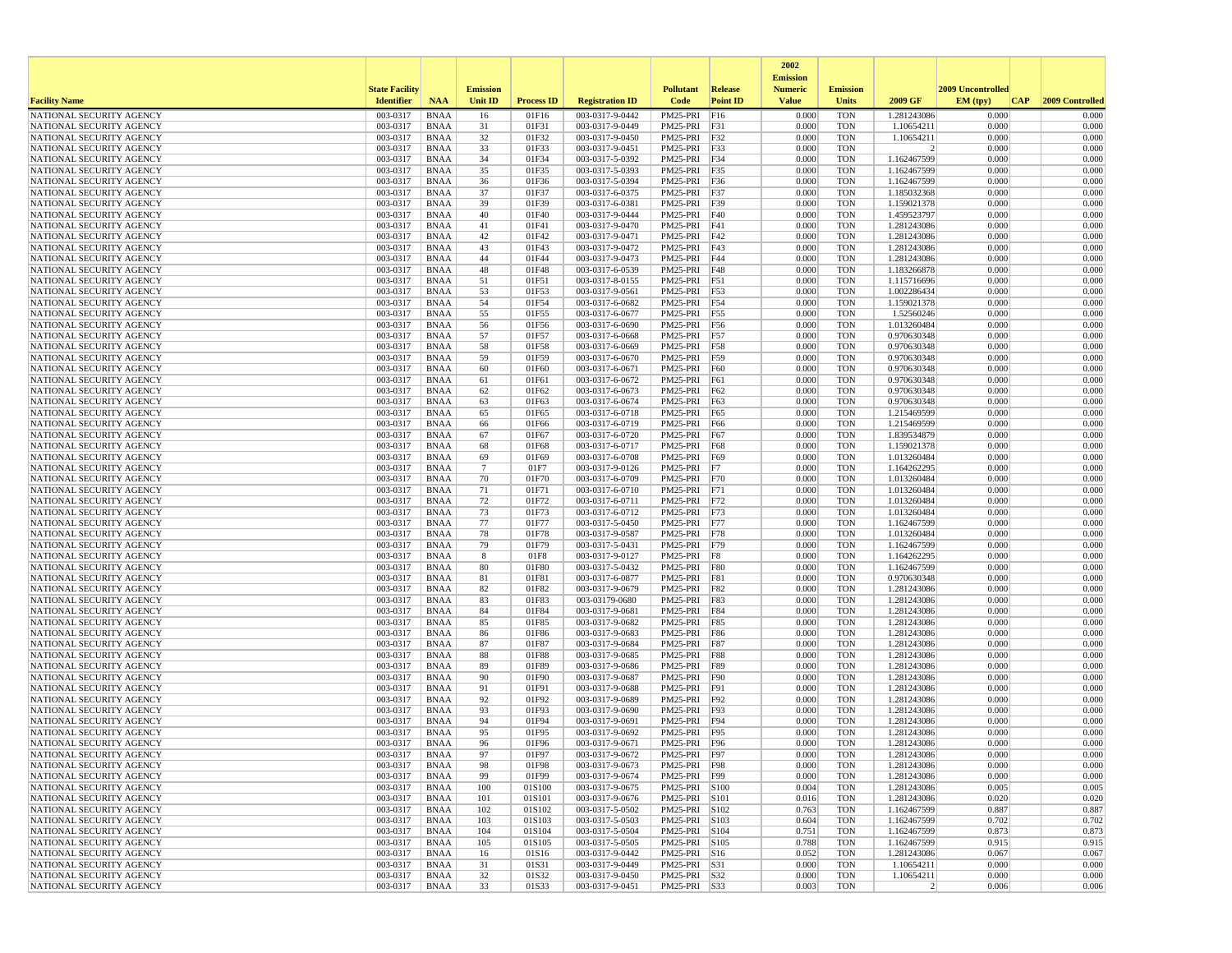| Facility Name | State Facility Identifier | NAA | Emission Unit ID | Process ID | Registration ID | Pollutant Code | Release Point ID | 2002 Emission Numeric Value | Emission Units | 2009 GF | 2009 Uncontrolled EM (tpy) | CAP | 2009 Controlled |
|---|---|---|---|---|---|---|---|---|---|---|---|---|---|
| NATIONAL SECURITY AGENCY | 003-0317 | BNAA | 16 | 01F16 | 003-0317-9-0442 | PM25-PRI | F16 | 0.000 | TON | 1.281243086 | 0.000 | | 0.000 |
| NATIONAL SECURITY AGENCY | 003-0317 | BNAA | 31 | 01F31 | 003-0317-9-0449 | PM25-PRI | F31 | 0.000 | TON | 1.10654211 | 0.000 | | 0.000 |
| NATIONAL SECURITY AGENCY | 003-0317 | BNAA | 32 | 01F32 | 003-0317-9-0450 | PM25-PRI | F32 | 0.000 | TON | 1.10654211 | 0.000 | | 0.000 |
| NATIONAL SECURITY AGENCY | 003-0317 | BNAA | 33 | 01F33 | 003-0317-9-0451 | PM25-PRI | F33 | 0.000 | TON | 2 | 0.000 | | 0.000 |
| NATIONAL SECURITY AGENCY | 003-0317 | BNAA | 34 | 01F34 | 003-0317-5-0392 | PM25-PRI | F34 | 0.000 | TON | 1.162467599 | 0.000 | | 0.000 |
| NATIONAL SECURITY AGENCY | 003-0317 | BNAA | 35 | 01F35 | 003-0317-5-0393 | PM25-PRI | F35 | 0.000 | TON | 1.162467599 | 0.000 | | 0.000 |
| NATIONAL SECURITY AGENCY | 003-0317 | BNAA | 36 | 01F36 | 003-0317-5-0394 | PM25-PRI | F36 | 0.000 | TON | 1.162467599 | 0.000 | | 0.000 |
| NATIONAL SECURITY AGENCY | 003-0317 | BNAA | 37 | 01F37 | 003-0317-6-0375 | PM25-PRI | F37 | 0.000 | TON | 1.185032368 | 0.000 | | 0.000 |
| NATIONAL SECURITY AGENCY | 003-0317 | BNAA | 39 | 01F39 | 003-0317-6-0381 | PM25-PRI | F39 | 0.000 | TON | 1.159021378 | 0.000 | | 0.000 |
| NATIONAL SECURITY AGENCY | 003-0317 | BNAA | 40 | 01F40 | 003-0317-9-0444 | PM25-PRI | F40 | 0.000 | TON | 1.459523797 | 0.000 | | 0.000 |
| NATIONAL SECURITY AGENCY | 003-0317 | BNAA | 41 | 01F41 | 003-0317-9-0470 | PM25-PRI | F41 | 0.000 | TON | 1.281243086 | 0.000 | | 0.000 |
| NATIONAL SECURITY AGENCY | 003-0317 | BNAA | 42 | 01F42 | 003-0317-9-0471 | PM25-PRI | F42 | 0.000 | TON | 1.281243086 | 0.000 | | 0.000 |
| NATIONAL SECURITY AGENCY | 003-0317 | BNAA | 43 | 01F43 | 003-0317-9-0472 | PM25-PRI | F43 | 0.000 | TON | 1.281243086 | 0.000 | | 0.000 |
| NATIONAL SECURITY AGENCY | 003-0317 | BNAA | 44 | 01F44 | 003-0317-9-0473 | PM25-PRI | F44 | 0.000 | TON | 1.281243086 | 0.000 | | 0.000 |
| NATIONAL SECURITY AGENCY | 003-0317 | BNAA | 48 | 01F48 | 003-0317-6-0539 | PM25-PRI | F48 | 0.000 | TON | 1.183266878 | 0.000 | | 0.000 |
| NATIONAL SECURITY AGENCY | 003-0317 | BNAA | 51 | 01F51 | 003-0317-8-0155 | PM25-PRI | F51 | 0.000 | TON | 1.115716696 | 0.000 | | 0.000 |
| NATIONAL SECURITY AGENCY | 003-0317 | BNAA | 53 | 01F53 | 003-0317-9-0561 | PM25-PRI | F53 | 0.000 | TON | 1.002286434 | 0.000 | | 0.000 |
| NATIONAL SECURITY AGENCY | 003-0317 | BNAA | 54 | 01F54 | 003-0317-6-0682 | PM25-PRI | F54 | 0.000 | TON | 1.159021378 | 0.000 | | 0.000 |
| NATIONAL SECURITY AGENCY | 003-0317 | BNAA | 55 | 01F55 | 003-0317-6-0677 | PM25-PRI | F55 | 0.000 | TON | 1.52560246 | 0.000 | | 0.000 |
| NATIONAL SECURITY AGENCY | 003-0317 | BNAA | 56 | 01F56 | 003-0317-6-0690 | PM25-PRI | F56 | 0.000 | TON | 1.013260484 | 0.000 | | 0.000 |
| NATIONAL SECURITY AGENCY | 003-0317 | BNAA | 57 | 01F57 | 003-0317-6-0668 | PM25-PRI | F57 | 0.000 | TON | 0.970630348 | 0.000 | | 0.000 |
| NATIONAL SECURITY AGENCY | 003-0317 | BNAA | 58 | 01F58 | 003-0317-6-0669 | PM25-PRI | F58 | 0.000 | TON | 0.970630348 | 0.000 | | 0.000 |
| NATIONAL SECURITY AGENCY | 003-0317 | BNAA | 59 | 01F59 | 003-0317-6-0670 | PM25-PRI | F59 | 0.000 | TON | 0.970630348 | 0.000 | | 0.000 |
| NATIONAL SECURITY AGENCY | 003-0317 | BNAA | 60 | 01F60 | 003-0317-6-0671 | PM25-PRI | F60 | 0.000 | TON | 0.970630348 | 0.000 | | 0.000 |
| NATIONAL SECURITY AGENCY | 003-0317 | BNAA | 61 | 01F61 | 003-0317-6-0672 | PM25-PRI | F61 | 0.000 | TON | 0.970630348 | 0.000 | | 0.000 |
| NATIONAL SECURITY AGENCY | 003-0317 | BNAA | 62 | 01F62 | 003-0317-6-0673 | PM25-PRI | F62 | 0.000 | TON | 0.970630348 | 0.000 | | 0.000 |
| NATIONAL SECURITY AGENCY | 003-0317 | BNAA | 63 | 01F63 | 003-0317-6-0674 | PM25-PRI | F63 | 0.000 | TON | 0.970630348 | 0.000 | | 0.000 |
| NATIONAL SECURITY AGENCY | 003-0317 | BNAA | 65 | 01F65 | 003-0317-6-0718 | PM25-PRI | F65 | 0.000 | TON | 1.215469599 | 0.000 | | 0.000 |
| NATIONAL SECURITY AGENCY | 003-0317 | BNAA | 66 | 01F66 | 003-0317-6-0719 | PM25-PRI | F66 | 0.000 | TON | 1.215469599 | 0.000 | | 0.000 |
| NATIONAL SECURITY AGENCY | 003-0317 | BNAA | 67 | 01F67 | 003-0317-6-0720 | PM25-PRI | F67 | 0.000 | TON | 1.839534879 | 0.000 | | 0.000 |
| NATIONAL SECURITY AGENCY | 003-0317 | BNAA | 68 | 01F68 | 003-0317-6-0717 | PM25-PRI | F68 | 0.000 | TON | 1.159021378 | 0.000 | | 0.000 |
| NATIONAL SECURITY AGENCY | 003-0317 | BNAA | 69 | 01F69 | 003-0317-6-0708 | PM25-PRI | F69 | 0.000 | TON | 1.013260484 | 0.000 | | 0.000 |
| NATIONAL SECURITY AGENCY | 003-0317 | BNAA | 7 | 01F7 | 003-0317-9-0126 | PM25-PRI | F7 | 0.000 | TON | 1.164262295 | 0.000 | | 0.000 |
| NATIONAL SECURITY AGENCY | 003-0317 | BNAA | 70 | 01F70 | 003-0317-6-0709 | PM25-PRI | F70 | 0.000 | TON | 1.013260484 | 0.000 | | 0.000 |
| NATIONAL SECURITY AGENCY | 003-0317 | BNAA | 71 | 01F71 | 003-0317-6-0710 | PM25-PRI | F71 | 0.000 | TON | 1.013260484 | 0.000 | | 0.000 |
| NATIONAL SECURITY AGENCY | 003-0317 | BNAA | 72 | 01F72 | 003-0317-6-0711 | PM25-PRI | F72 | 0.000 | TON | 1.013260484 | 0.000 | | 0.000 |
| NATIONAL SECURITY AGENCY | 003-0317 | BNAA | 73 | 01F73 | 003-0317-6-0712 | PM25-PRI | F73 | 0.000 | TON | 1.013260484 | 0.000 | | 0.000 |
| NATIONAL SECURITY AGENCY | 003-0317 | BNAA | 77 | 01F77 | 003-0317-5-0450 | PM25-PRI | F77 | 0.000 | TON | 1.162467599 | 0.000 | | 0.000 |
| NATIONAL SECURITY AGENCY | 003-0317 | BNAA | 78 | 01F78 | 003-0317-9-0587 | PM25-PRI | F78 | 0.000 | TON | 1.013260484 | 0.000 | | 0.000 |
| NATIONAL SECURITY AGENCY | 003-0317 | BNAA | 79 | 01F79 | 003-0317-5-0431 | PM25-PRI | F79 | 0.000 | TON | 1.162467599 | 0.000 | | 0.000 |
| NATIONAL SECURITY AGENCY | 003-0317 | BNAA | 8 | 01F8 | 003-0317-9-0127 | PM25-PRI | F8 | 0.000 | TON | 1.164262295 | 0.000 | | 0.000 |
| NATIONAL SECURITY AGENCY | 003-0317 | BNAA | 80 | 01F80 | 003-0317-5-0432 | PM25-PRI | F80 | 0.000 | TON | 1.162467599 | 0.000 | | 0.000 |
| NATIONAL SECURITY AGENCY | 003-0317 | BNAA | 81 | 01F81 | 003-0317-6-0877 | PM25-PRI | F81 | 0.000 | TON | 0.970630348 | 0.000 | | 0.000 |
| NATIONAL SECURITY AGENCY | 003-0317 | BNAA | 82 | 01F82 | 003-0317-9-0679 | PM25-PRI | F82 | 0.000 | TON | 1.281243086 | 0.000 | | 0.000 |
| NATIONAL SECURITY AGENCY | 003-0317 | BNAA | 83 | 01F83 | 003-03179-0680 | PM25-PRI | F83 | 0.000 | TON | 1.281243086 | 0.000 | | 0.000 |
| NATIONAL SECURITY AGENCY | 003-0317 | BNAA | 84 | 01F84 | 003-0317-9-0681 | PM25-PRI | F84 | 0.000 | TON | 1.281243086 | 0.000 | | 0.000 |
| NATIONAL SECURITY AGENCY | 003-0317 | BNAA | 85 | 01F85 | 003-0317-9-0682 | PM25-PRI | F85 | 0.000 | TON | 1.281243086 | 0.000 | | 0.000 |
| NATIONAL SECURITY AGENCY | 003-0317 | BNAA | 86 | 01F86 | 003-0317-9-0683 | PM25-PRI | F86 | 0.000 | TON | 1.281243086 | 0.000 | | 0.000 |
| NATIONAL SECURITY AGENCY | 003-0317 | BNAA | 87 | 01F87 | 003-0317-9-0684 | PM25-PRI | F87 | 0.000 | TON | 1.281243086 | 0.000 | | 0.000 |
| NATIONAL SECURITY AGENCY | 003-0317 | BNAA | 88 | 01F88 | 003-0317-9-0685 | PM25-PRI | F88 | 0.000 | TON | 1.281243086 | 0.000 | | 0.000 |
| NATIONAL SECURITY AGENCY | 003-0317 | BNAA | 89 | 01F89 | 003-0317-9-0686 | PM25-PRI | F89 | 0.000 | TON | 1.281243086 | 0.000 | | 0.000 |
| NATIONAL SECURITY AGENCY | 003-0317 | BNAA | 90 | 01F90 | 003-0317-9-0687 | PM25-PRI | F90 | 0.000 | TON | 1.281243086 | 0.000 | | 0.000 |
| NATIONAL SECURITY AGENCY | 003-0317 | BNAA | 91 | 01F91 | 003-0317-9-0688 | PM25-PRI | F91 | 0.000 | TON | 1.281243086 | 0.000 | | 0.000 |
| NATIONAL SECURITY AGENCY | 003-0317 | BNAA | 92 | 01F92 | 003-0317-9-0689 | PM25-PRI | F92 | 0.000 | TON | 1.281243086 | 0.000 | | 0.000 |
| NATIONAL SECURITY AGENCY | 003-0317 | BNAA | 93 | 01F93 | 003-0317-9-0690 | PM25-PRI | F93 | 0.000 | TON | 1.281243086 | 0.000 | | 0.000 |
| NATIONAL SECURITY AGENCY | 003-0317 | BNAA | 94 | 01F94 | 003-0317-9-0691 | PM25-PRI | F94 | 0.000 | TON | 1.281243086 | 0.000 | | 0.000 |
| NATIONAL SECURITY AGENCY | 003-0317 | BNAA | 95 | 01F95 | 003-0317-9-0692 | PM25-PRI | F95 | 0.000 | TON | 1.281243086 | 0.000 | | 0.000 |
| NATIONAL SECURITY AGENCY | 003-0317 | BNAA | 96 | 01F96 | 003-0317-9-0671 | PM25-PRI | F96 | 0.000 | TON | 1.281243086 | 0.000 | | 0.000 |
| NATIONAL SECURITY AGENCY | 003-0317 | BNAA | 97 | 01F97 | 003-0317-9-0672 | PM25-PRI | F97 | 0.000 | TON | 1.281243086 | 0.000 | | 0.000 |
| NATIONAL SECURITY AGENCY | 003-0317 | BNAA | 98 | 01F98 | 003-0317-9-0673 | PM25-PRI | F98 | 0.000 | TON | 1.281243086 | 0.000 | | 0.000 |
| NATIONAL SECURITY AGENCY | 003-0317 | BNAA | 99 | 01F99 | 003-0317-9-0674 | PM25-PRI | F99 | 0.000 | TON | 1.281243086 | 0.000 | | 0.000 |
| NATIONAL SECURITY AGENCY | 003-0317 | BNAA | 100 | 01S100 | 003-0317-9-0675 | PM25-PRI | S100 | 0.004 | TON | 1.281243086 | 0.005 | | 0.005 |
| NATIONAL SECURITY AGENCY | 003-0317 | BNAA | 101 | 01S101 | 003-0317-9-0676 | PM25-PRI | S101 | 0.016 | TON | 1.281243086 | 0.020 | | 0.020 |
| NATIONAL SECURITY AGENCY | 003-0317 | BNAA | 102 | 01S102 | 003-0317-5-0502 | PM25-PRI | S102 | 0.763 | TON | 1.162467599 | 0.887 | | 0.887 |
| NATIONAL SECURITY AGENCY | 003-0317 | BNAA | 103 | 01S103 | 003-0317-5-0503 | PM25-PRI | S103 | 0.604 | TON | 1.162467599 | 0.702 | | 0.702 |
| NATIONAL SECURITY AGENCY | 003-0317 | BNAA | 104 | 01S104 | 003-0317-5-0504 | PM25-PRI | S104 | 0.751 | TON | 1.162467599 | 0.873 | | 0.873 |
| NATIONAL SECURITY AGENCY | 003-0317 | BNAA | 105 | 01S105 | 003-0317-5-0505 | PM25-PRI | S105 | 0.788 | TON | 1.162467599 | 0.915 | | 0.915 |
| NATIONAL SECURITY AGENCY | 003-0317 | BNAA | 16 | 01S16 | 003-0317-9-0442 | PM25-PRI | S16 | 0.052 | TON | 1.281243086 | 0.067 | | 0.067 |
| NATIONAL SECURITY AGENCY | 003-0317 | BNAA | 31 | 01S31 | 003-0317-9-0449 | PM25-PRI | S31 | 0.000 | TON | 1.10654211 | 0.000 | | 0.000 |
| NATIONAL SECURITY AGENCY | 003-0317 | BNAA | 32 | 01S32 | 003-0317-9-0450 | PM25-PRI | S32 | 0.000 | TON | 1.10654211 | 0.000 | | 0.000 |
| NATIONAL SECURITY AGENCY | 003-0317 | BNAA | 33 | 01S33 | 003-0317-9-0451 | PM25-PRI | S33 | 0.003 | TON | 2 | 0.006 | | 0.006 |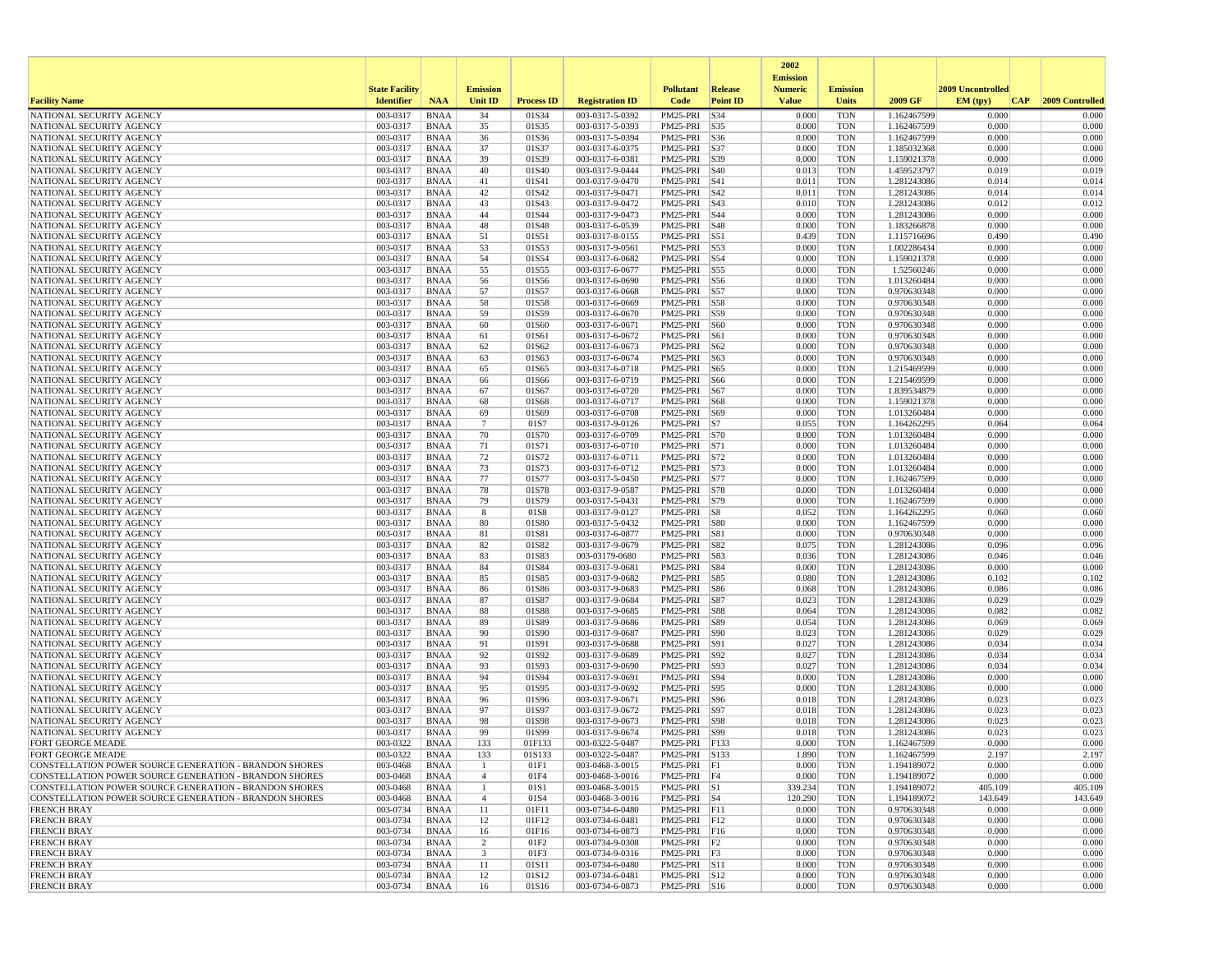| Facility Name | State Facility Identifier | NAA | Emission Unit ID | Process ID | Registration ID | Pollutant Code | Release Point ID | 2002 Emission Numeric Value | Emission Units | 2009 GF | 2009 Uncontrolled EM (tpy) | CAP | 2009 Controlled |
|---|---|---|---|---|---|---|---|---|---|---|---|---|---|
| NATIONAL SECURITY AGENCY | 003-0317 | BNAA | 34 | 01S34 | 003-0317-5-0392 | PM25-PRI | S34 | 0.000 | TON | 1.162467599 | 0.000 | | 0.000 |
| NATIONAL SECURITY AGENCY | 003-0317 | BNAA | 35 | 01S35 | 003-0317-5-0393 | PM25-PRI | S35 | 0.000 | TON | 1.162467599 | 0.000 | | 0.000 |
| NATIONAL SECURITY AGENCY | 003-0317 | BNAA | 36 | 01S36 | 003-0317-5-0394 | PM25-PRI | S36 | 0.000 | TON | 1.162467599 | 0.000 | | 0.000 |
| NATIONAL SECURITY AGENCY | 003-0317 | BNAA | 37 | 01S37 | 003-0317-6-0375 | PM25-PRI | S37 | 0.000 | TON | 1.185032368 | 0.000 | | 0.000 |
| NATIONAL SECURITY AGENCY | 003-0317 | BNAA | 39 | 01S39 | 003-0317-6-0381 | PM25-PRI | S39 | 0.000 | TON | 1.159021378 | 0.000 | | 0.000 |
| NATIONAL SECURITY AGENCY | 003-0317 | BNAA | 40 | 01S40 | 003-0317-9-0444 | PM25-PRI | S40 | 0.013 | TON | 1.459523797 | 0.019 | | 0.019 |
| NATIONAL SECURITY AGENCY | 003-0317 | BNAA | 41 | 01S41 | 003-0317-9-0470 | PM25-PRI | S41 | 0.011 | TON | 1.281243086 | 0.014 | | 0.014 |
| NATIONAL SECURITY AGENCY | 003-0317 | BNAA | 42 | 01S42 | 003-0317-9-0471 | PM25-PRI | S42 | 0.011 | TON | 1.281243086 | 0.014 | | 0.014 |
| NATIONAL SECURITY AGENCY | 003-0317 | BNAA | 43 | 01S43 | 003-0317-9-0472 | PM25-PRI | S43 | 0.010 | TON | 1.281243086 | 0.012 | | 0.012 |
| NATIONAL SECURITY AGENCY | 003-0317 | BNAA | 44 | 01S44 | 003-0317-9-0473 | PM25-PRI | S44 | 0.000 | TON | 1.281243086 | 0.000 | | 0.000 |
| NATIONAL SECURITY AGENCY | 003-0317 | BNAA | 48 | 01S48 | 003-0317-6-0539 | PM25-PRI | S48 | 0.000 | TON | 1.183266878 | 0.000 | | 0.000 |
| NATIONAL SECURITY AGENCY | 003-0317 | BNAA | 51 | 01S51 | 003-0317-8-0155 | PM25-PRI | S51 | 0.439 | TON | 1.115716696 | 0.490 | | 0.490 |
| NATIONAL SECURITY AGENCY | 003-0317 | BNAA | 53 | 01S53 | 003-0317-9-0561 | PM25-PRI | S53 | 0.000 | TON | 1.002286434 | 0.000 | | 0.000 |
| NATIONAL SECURITY AGENCY | 003-0317 | BNAA | 54 | 01S54 | 003-0317-6-0682 | PM25-PRI | S54 | 0.000 | TON | 1.159021378 | 0.000 | | 0.000 |
| NATIONAL SECURITY AGENCY | 003-0317 | BNAA | 55 | 01S55 | 003-0317-6-0677 | PM25-PRI | S55 | 0.000 | TON | 1.52560246 | 0.000 | | 0.000 |
| NATIONAL SECURITY AGENCY | 003-0317 | BNAA | 56 | 01S56 | 003-0317-6-0690 | PM25-PRI | S56 | 0.000 | TON | 1.013260484 | 0.000 | | 0.000 |
| NATIONAL SECURITY AGENCY | 003-0317 | BNAA | 57 | 01S57 | 003-0317-6-0668 | PM25-PRI | S57 | 0.000 | TON | 0.970630348 | 0.000 | | 0.000 |
| NATIONAL SECURITY AGENCY | 003-0317 | BNAA | 58 | 01S58 | 003-0317-6-0669 | PM25-PRI | S58 | 0.000 | TON | 0.970630348 | 0.000 | | 0.000 |
| NATIONAL SECURITY AGENCY | 003-0317 | BNAA | 59 | 01S59 | 003-0317-6-0670 | PM25-PRI | S59 | 0.000 | TON | 0.970630348 | 0.000 | | 0.000 |
| NATIONAL SECURITY AGENCY | 003-0317 | BNAA | 60 | 01S60 | 003-0317-6-0671 | PM25-PRI | S60 | 0.000 | TON | 0.970630348 | 0.000 | | 0.000 |
| NATIONAL SECURITY AGENCY | 003-0317 | BNAA | 61 | 01S61 | 003-0317-6-0672 | PM25-PRI | S61 | 0.000 | TON | 0.970630348 | 0.000 | | 0.000 |
| NATIONAL SECURITY AGENCY | 003-0317 | BNAA | 62 | 01S62 | 003-0317-6-0673 | PM25-PRI | S62 | 0.000 | TON | 0.970630348 | 0.000 | | 0.000 |
| NATIONAL SECURITY AGENCY | 003-0317 | BNAA | 63 | 01S63 | 003-0317-6-0674 | PM25-PRI | S63 | 0.000 | TON | 0.970630348 | 0.000 | | 0.000 |
| NATIONAL SECURITY AGENCY | 003-0317 | BNAA | 65 | 01S65 | 003-0317-6-0718 | PM25-PRI | S65 | 0.000 | TON | 1.215469599 | 0.000 | | 0.000 |
| NATIONAL SECURITY AGENCY | 003-0317 | BNAA | 66 | 01S66 | 003-0317-6-0719 | PM25-PRI | S66 | 0.000 | TON | 1.215469599 | 0.000 | | 0.000 |
| NATIONAL SECURITY AGENCY | 003-0317 | BNAA | 67 | 01S67 | 003-0317-6-0720 | PM25-PRI | S67 | 0.000 | TON | 1.839534879 | 0.000 | | 0.000 |
| NATIONAL SECURITY AGENCY | 003-0317 | BNAA | 68 | 01S68 | 003-0317-6-0717 | PM25-PRI | S68 | 0.000 | TON | 1.159021378 | 0.000 | | 0.000 |
| NATIONAL SECURITY AGENCY | 003-0317 | BNAA | 69 | 01S69 | 003-0317-6-0708 | PM25-PRI | S69 | 0.000 | TON | 1.013260484 | 0.000 | | 0.000 |
| NATIONAL SECURITY AGENCY | 003-0317 | BNAA | 7 | 01S7 | 003-0317-9-0126 | PM25-PRI | S7 | 0.055 | TON | 1.164262295 | 0.064 | | 0.064 |
| NATIONAL SECURITY AGENCY | 003-0317 | BNAA | 70 | 01S70 | 003-0317-6-0709 | PM25-PRI | S70 | 0.000 | TON | 1.013260484 | 0.000 | | 0.000 |
| NATIONAL SECURITY AGENCY | 003-0317 | BNAA | 71 | 01S71 | 003-0317-6-0710 | PM25-PRI | S71 | 0.000 | TON | 1.013260484 | 0.000 | | 0.000 |
| NATIONAL SECURITY AGENCY | 003-0317 | BNAA | 72 | 01S72 | 003-0317-6-0711 | PM25-PRI | S72 | 0.000 | TON | 1.013260484 | 0.000 | | 0.000 |
| NATIONAL SECURITY AGENCY | 003-0317 | BNAA | 73 | 01S73 | 003-0317-6-0712 | PM25-PRI | S73 | 0.000 | TON | 1.013260484 | 0.000 | | 0.000 |
| NATIONAL SECURITY AGENCY | 003-0317 | BNAA | 77 | 01S77 | 003-0317-5-0450 | PM25-PRI | S77 | 0.000 | TON | 1.162467599 | 0.000 | | 0.000 |
| NATIONAL SECURITY AGENCY | 003-0317 | BNAA | 78 | 01S78 | 003-0317-9-0587 | PM25-PRI | S78 | 0.000 | TON | 1.013260484 | 0.000 | | 0.000 |
| NATIONAL SECURITY AGENCY | 003-0317 | BNAA | 79 | 01S79 | 003-0317-5-0431 | PM25-PRI | S79 | 0.000 | TON | 1.162467599 | 0.000 | | 0.000 |
| NATIONAL SECURITY AGENCY | 003-0317 | BNAA | 8 | 01S8 | 003-0317-9-0127 | PM25-PRI | S8 | 0.052 | TON | 1.164262295 | 0.060 | | 0.060 |
| NATIONAL SECURITY AGENCY | 003-0317 | BNAA | 80 | 01S80 | 003-0317-5-0432 | PM25-PRI | S80 | 0.000 | TON | 1.162467599 | 0.000 | | 0.000 |
| NATIONAL SECURITY AGENCY | 003-0317 | BNAA | 81 | 01S81 | 003-0317-6-0877 | PM25-PRI | S81 | 0.000 | TON | 0.970630348 | 0.000 | | 0.000 |
| NATIONAL SECURITY AGENCY | 003-0317 | BNAA | 82 | 01S82 | 003-0317-9-0679 | PM25-PRI | S82 | 0.075 | TON | 1.281243086 | 0.096 | | 0.096 |
| NATIONAL SECURITY AGENCY | 003-0317 | BNAA | 83 | 01S83 | 003-03179-0680 | PM25-PRI | S83 | 0.036 | TON | 1.281243086 | 0.046 | | 0.046 |
| NATIONAL SECURITY AGENCY | 003-0317 | BNAA | 84 | 01S84 | 003-0317-9-0681 | PM25-PRI | S84 | 0.000 | TON | 1.281243086 | 0.000 | | 0.000 |
| NATIONAL SECURITY AGENCY | 003-0317 | BNAA | 85 | 01S85 | 003-0317-9-0682 | PM25-PRI | S85 | 0.080 | TON | 1.281243086 | 0.102 | | 0.102 |
| NATIONAL SECURITY AGENCY | 003-0317 | BNAA | 86 | 01S86 | 003-0317-9-0683 | PM25-PRI | S86 | 0.068 | TON | 1.281243086 | 0.086 | | 0.086 |
| NATIONAL SECURITY AGENCY | 003-0317 | BNAA | 87 | 01S87 | 003-0317-9-0684 | PM25-PRI | S87 | 0.023 | TON | 1.281243086 | 0.029 | | 0.029 |
| NATIONAL SECURITY AGENCY | 003-0317 | BNAA | 88 | 01S88 | 003-0317-9-0685 | PM25-PRI | S88 | 0.064 | TON | 1.281243086 | 0.082 | | 0.082 |
| NATIONAL SECURITY AGENCY | 003-0317 | BNAA | 89 | 01S89 | 003-0317-9-0686 | PM25-PRI | S89 | 0.054 | TON | 1.281243086 | 0.069 | | 0.069 |
| NATIONAL SECURITY AGENCY | 003-0317 | BNAA | 90 | 01S90 | 003-0317-9-0687 | PM25-PRI | S90 | 0.023 | TON | 1.281243086 | 0.029 | | 0.029 |
| NATIONAL SECURITY AGENCY | 003-0317 | BNAA | 91 | 01S91 | 003-0317-9-0688 | PM25-PRI | S91 | 0.027 | TON | 1.281243086 | 0.034 | | 0.034 |
| NATIONAL SECURITY AGENCY | 003-0317 | BNAA | 92 | 01S92 | 003-0317-9-0689 | PM25-PRI | S92 | 0.027 | TON | 1.281243086 | 0.034 | | 0.034 |
| NATIONAL SECURITY AGENCY | 003-0317 | BNAA | 93 | 01S93 | 003-0317-9-0690 | PM25-PRI | S93 | 0.027 | TON | 1.281243086 | 0.034 | | 0.034 |
| NATIONAL SECURITY AGENCY | 003-0317 | BNAA | 94 | 01S94 | 003-0317-9-0691 | PM25-PRI | S94 | 0.000 | TON | 1.281243086 | 0.000 | | 0.000 |
| NATIONAL SECURITY AGENCY | 003-0317 | BNAA | 95 | 01S95 | 003-0317-9-0692 | PM25-PRI | S95 | 0.000 | TON | 1.281243086 | 0.000 | | 0.000 |
| NATIONAL SECURITY AGENCY | 003-0317 | BNAA | 96 | 01S96 | 003-0317-9-0671 | PM25-PRI | S96 | 0.018 | TON | 1.281243086 | 0.023 | | 0.023 |
| NATIONAL SECURITY AGENCY | 003-0317 | BNAA | 97 | 01S97 | 003-0317-9-0672 | PM25-PRI | S97 | 0.018 | TON | 1.281243086 | 0.023 | | 0.023 |
| NATIONAL SECURITY AGENCY | 003-0317 | BNAA | 98 | 01S98 | 003-0317-9-0673 | PM25-PRI | S98 | 0.018 | TON | 1.281243086 | 0.023 | | 0.023 |
| NATIONAL SECURITY AGENCY | 003-0317 | BNAA | 99 | 01S99 | 003-0317-9-0674 | PM25-PRI | S99 | 0.018 | TON | 1.281243086 | 0.023 | | 0.023 |
| FORT GEORGE MEADE | 003-0322 | BNAA | 133 | 01F133 | 003-0322-5-0487 | PM25-PRI | F133 | 0.000 | TON | 1.162467599 | 0.000 | | 0.000 |
| FORT GEORGE MEADE | 003-0322 | BNAA | 133 | 01S133 | 003-0322-5-0487 | PM25-PRI | S133 | 1.890 | TON | 1.162467599 | 2.197 | | 2.197 |
| CONSTELLATION POWER SOURCE GENERATION - BRANDON SHORES | 003-0468 | BNAA | 1 | 01F1 | 003-0468-3-0015 | PM25-PRI | F1 | 0.000 | TON | 1.194189072 | 0.000 | | 0.000 |
| CONSTELLATION POWER SOURCE GENERATION - BRANDON SHORES | 003-0468 | BNAA | 4 | 01F4 | 003-0468-3-0016 | PM25-PRI | F4 | 0.000 | TON | 1.194189072 | 0.000 | | 0.000 |
| CONSTELLATION POWER SOURCE GENERATION - BRANDON SHORES | 003-0468 | BNAA | 1 | 01S1 | 003-0468-3-0015 | PM25-PRI | S1 | 339.234 | TON | 1.194189072 | 405.109 | | 405.109 |
| CONSTELLATION POWER SOURCE GENERATION - BRANDON SHORES | 003-0468 | BNAA | 4 | 01S4 | 003-0468-3-0016 | PM25-PRI | S4 | 120.290 | TON | 1.194189072 | 143.649 | | 143.649 |
| FRENCH BRAY | 003-0734 | BNAA | 11 | 01F11 | 003-0734-6-0480 | PM25-PRI | F11 | 0.000 | TON | 0.970630348 | 0.000 | | 0.000 |
| FRENCH BRAY | 003-0734 | BNAA | 12 | 01F12 | 003-0734-6-0481 | PM25-PRI | F12 | 0.000 | TON | 0.970630348 | 0.000 | | 0.000 |
| FRENCH BRAY | 003-0734 | BNAA | 16 | 01F16 | 003-0734-6-0873 | PM25-PRI | F16 | 0.000 | TON | 0.970630348 | 0.000 | | 0.000 |
| FRENCH BRAY | 003-0734 | BNAA | 2 | 01F2 | 003-0734-9-0308 | PM25-PRI | F2 | 0.000 | TON | 0.970630348 | 0.000 | | 0.000 |
| FRENCH BRAY | 003-0734 | BNAA | 3 | 01F3 | 003-0734-9-0316 | PM25-PRI | F3 | 0.000 | TON | 0.970630348 | 0.000 | | 0.000 |
| FRENCH BRAY | 003-0734 | BNAA | 11 | 01S11 | 003-0734-6-0480 | PM25-PRI | S11 | 0.000 | TON | 0.970630348 | 0.000 | | 0.000 |
| FRENCH BRAY | 003-0734 | BNAA | 12 | 01S12 | 003-0734-6-0481 | PM25-PRI | S12 | 0.000 | TON | 0.970630348 | 0.000 | | 0.000 |
| FRENCH BRAY | 003-0734 | BNAA | 16 | 01S16 | 003-0734-6-0873 | PM25-PRI | S16 | 0.000 | TON | 0.970630348 | 0.000 | | 0.000 |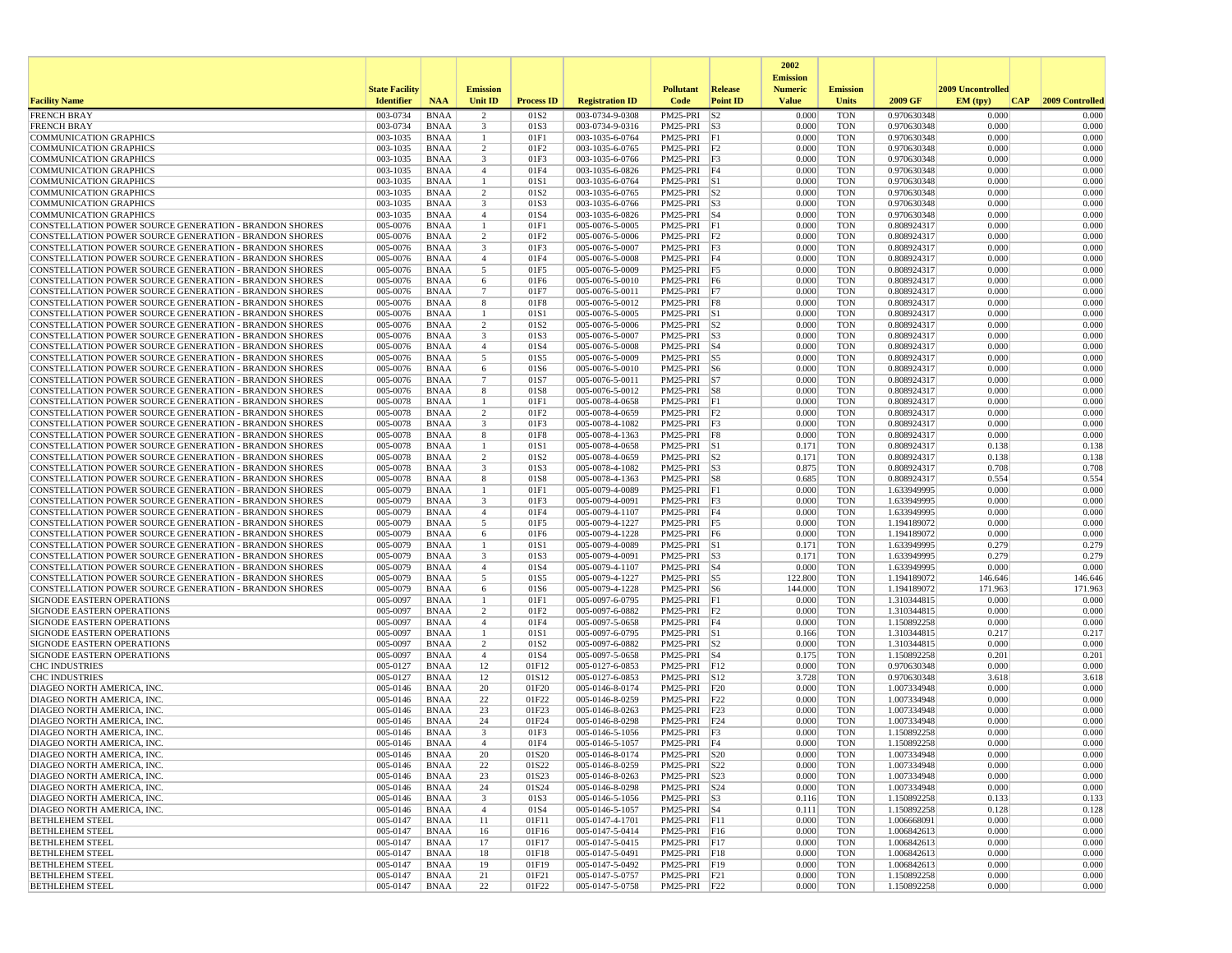| Facility Name | State Facility Identifier | NAA | Emission Unit ID | Process ID | Registration ID | Pollutant Code | Release Point ID | 2002 Emission Numeric Value | Emission Units | 2009 GF | 2009 Uncontrolled EM (tpy) | CAP | 2009 Controlled |
|---|---|---|---|---|---|---|---|---|---|---|---|---|---|
| FRENCH BRAY | 003-0734 | BNAA | 2 | 01S2 | 003-0734-9-0308 | PM25-PRI | S2 | 0.000 | TON | 0.970630348 | 0.000 | | 0.000 |
| FRENCH BRAY | 003-0734 | BNAA | 3 | 01S3 | 003-0734-9-0316 | PM25-PRI | S3 | 0.000 | TON | 0.970630348 | 0.000 | | 0.000 |
| COMMUNICATION GRAPHICS | 003-1035 | BNAA | 1 | 01F1 | 003-1035-6-0764 | PM25-PRI | F1 | 0.000 | TON | 0.970630348 | 0.000 | | 0.000 |
| COMMUNICATION GRAPHICS | 003-1035 | BNAA | 2 | 01F2 | 003-1035-6-0765 | PM25-PRI | F2 | 0.000 | TON | 0.970630348 | 0.000 | | 0.000 |
| COMMUNICATION GRAPHICS | 003-1035 | BNAA | 3 | 01F3 | 003-1035-6-0766 | PM25-PRI | F3 | 0.000 | TON | 0.970630348 | 0.000 | | 0.000 |
| COMMUNICATION GRAPHICS | 003-1035 | BNAA | 4 | 01F4 | 003-1035-6-0826 | PM25-PRI | F4 | 0.000 | TON | 0.970630348 | 0.000 | | 0.000 |
| COMMUNICATION GRAPHICS | 003-1035 | BNAA | 1 | 01S1 | 003-1035-6-0764 | PM25-PRI | S1 | 0.000 | TON | 0.970630348 | 0.000 | | 0.000 |
| COMMUNICATION GRAPHICS | 003-1035 | BNAA | 2 | 01S2 | 003-1035-6-0765 | PM25-PRI | S2 | 0.000 | TON | 0.970630348 | 0.000 | | 0.000 |
| COMMUNICATION GRAPHICS | 003-1035 | BNAA | 3 | 01S3 | 003-1035-6-0766 | PM25-PRI | S3 | 0.000 | TON | 0.970630348 | 0.000 | | 0.000 |
| COMMUNICATION GRAPHICS | 003-1035 | BNAA | 4 | 01S4 | 003-1035-6-0826 | PM25-PRI | S4 | 0.000 | TON | 0.970630348 | 0.000 | | 0.000 |
| CONSTELLATION POWER SOURCE GENERATION - BRANDON SHORES | 005-0076 | BNAA | 1 | 01F1 | 005-0076-5-0005 | PM25-PRI | F1 | 0.000 | TON | 0.808924317 | 0.000 | | 0.000 |
| CONSTELLATION POWER SOURCE GENERATION - BRANDON SHORES | 005-0076 | BNAA | 2 | 01F2 | 005-0076-5-0006 | PM25-PRI | F2 | 0.000 | TON | 0.808924317 | 0.000 | | 0.000 |
| CONSTELLATION POWER SOURCE GENERATION - BRANDON SHORES | 005-0076 | BNAA | 3 | 01F3 | 005-0076-5-0007 | PM25-PRI | F3 | 0.000 | TON | 0.808924317 | 0.000 | | 0.000 |
| CONSTELLATION POWER SOURCE GENERATION - BRANDON SHORES | 005-0076 | BNAA | 4 | 01F4 | 005-0076-5-0008 | PM25-PRI | F4 | 0.000 | TON | 0.808924317 | 0.000 | | 0.000 |
| CONSTELLATION POWER SOURCE GENERATION - BRANDON SHORES | 005-0076 | BNAA | 5 | 01F5 | 005-0076-5-0009 | PM25-PRI | F5 | 0.000 | TON | 0.808924317 | 0.000 | | 0.000 |
| CONSTELLATION POWER SOURCE GENERATION - BRANDON SHORES | 005-0076 | BNAA | 6 | 01F6 | 005-0076-5-0010 | PM25-PRI | F6 | 0.000 | TON | 0.808924317 | 0.000 | | 0.000 |
| CONSTELLATION POWER SOURCE GENERATION - BRANDON SHORES | 005-0076 | BNAA | 7 | 01F7 | 005-0076-5-0011 | PM25-PRI | F7 | 0.000 | TON | 0.808924317 | 0.000 | | 0.000 |
| CONSTELLATION POWER SOURCE GENERATION - BRANDON SHORES | 005-0076 | BNAA | 8 | 01F8 | 005-0076-5-0012 | PM25-PRI | F8 | 0.000 | TON | 0.808924317 | 0.000 | | 0.000 |
| CONSTELLATION POWER SOURCE GENERATION - BRANDON SHORES | 005-0076 | BNAA | 1 | 01S1 | 005-0076-5-0005 | PM25-PRI | S1 | 0.000 | TON | 0.808924317 | 0.000 | | 0.000 |
| CONSTELLATION POWER SOURCE GENERATION - BRANDON SHORES | 005-0076 | BNAA | 2 | 01S2 | 005-0076-5-0006 | PM25-PRI | S2 | 0.000 | TON | 0.808924317 | 0.000 | | 0.000 |
| CONSTELLATION POWER SOURCE GENERATION - BRANDON SHORES | 005-0076 | BNAA | 3 | 01S3 | 005-0076-5-0007 | PM25-PRI | S3 | 0.000 | TON | 0.808924317 | 0.000 | | 0.000 |
| CONSTELLATION POWER SOURCE GENERATION - BRANDON SHORES | 005-0076 | BNAA | 4 | 01S4 | 005-0076-5-0008 | PM25-PRI | S4 | 0.000 | TON | 0.808924317 | 0.000 | | 0.000 |
| CONSTELLATION POWER SOURCE GENERATION - BRANDON SHORES | 005-0076 | BNAA | 5 | 01S5 | 005-0076-5-0009 | PM25-PRI | S5 | 0.000 | TON | 0.808924317 | 0.000 | | 0.000 |
| CONSTELLATION POWER SOURCE GENERATION - BRANDON SHORES | 005-0076 | BNAA | 6 | 01S6 | 005-0076-5-0010 | PM25-PRI | S6 | 0.000 | TON | 0.808924317 | 0.000 | | 0.000 |
| CONSTELLATION POWER SOURCE GENERATION - BRANDON SHORES | 005-0076 | BNAA | 7 | 01S7 | 005-0076-5-0011 | PM25-PRI | S7 | 0.000 | TON | 0.808924317 | 0.000 | | 0.000 |
| CONSTELLATION POWER SOURCE GENERATION - BRANDON SHORES | 005-0076 | BNAA | 8 | 01S8 | 005-0076-5-0012 | PM25-PRI | S8 | 0.000 | TON | 0.808924317 | 0.000 | | 0.000 |
| CONSTELLATION POWER SOURCE GENERATION - BRANDON SHORES | 005-0078 | BNAA | 1 | 01F1 | 005-0078-4-0658 | PM25-PRI | F1 | 0.000 | TON | 0.808924317 | 0.000 | | 0.000 |
| CONSTELLATION POWER SOURCE GENERATION - BRANDON SHORES | 005-0078 | BNAA | 2 | 01F2 | 005-0078-4-0659 | PM25-PRI | F2 | 0.000 | TON | 0.808924317 | 0.000 | | 0.000 |
| CONSTELLATION POWER SOURCE GENERATION - BRANDON SHORES | 005-0078 | BNAA | 3 | 01F3 | 005-0078-4-1082 | PM25-PRI | F3 | 0.000 | TON | 0.808924317 | 0.000 | | 0.000 |
| CONSTELLATION POWER SOURCE GENERATION - BRANDON SHORES | 005-0078 | BNAA | 8 | 01F8 | 005-0078-4-1363 | PM25-PRI | F8 | 0.000 | TON | 0.808924317 | 0.000 | | 0.000 |
| CONSTELLATION POWER SOURCE GENERATION - BRANDON SHORES | 005-0078 | BNAA | 1 | 01S1 | 005-0078-4-0658 | PM25-PRI | S1 | 0.171 | TON | 0.808924317 | 0.138 | | 0.138 |
| CONSTELLATION POWER SOURCE GENERATION - BRANDON SHORES | 005-0078 | BNAA | 2 | 01S2 | 005-0078-4-0659 | PM25-PRI | S2 | 0.171 | TON | 0.808924317 | 0.138 | | 0.138 |
| CONSTELLATION POWER SOURCE GENERATION - BRANDON SHORES | 005-0078 | BNAA | 3 | 01S3 | 005-0078-4-1082 | PM25-PRI | S3 | 0.875 | TON | 0.808924317 | 0.708 | | 0.708 |
| CONSTELLATION POWER SOURCE GENERATION - BRANDON SHORES | 005-0078 | BNAA | 8 | 01S8 | 005-0078-4-1363 | PM25-PRI | S8 | 0.685 | TON | 0.808924317 | 0.554 | | 0.554 |
| CONSTELLATION POWER SOURCE GENERATION - BRANDON SHORES | 005-0079 | BNAA | 1 | 01F1 | 005-0079-4-0089 | PM25-PRI | F1 | 0.000 | TON | 1.633949995 | 0.000 | | 0.000 |
| CONSTELLATION POWER SOURCE GENERATION - BRANDON SHORES | 005-0079 | BNAA | 3 | 01F3 | 005-0079-4-0091 | PM25-PRI | F3 | 0.000 | TON | 1.633949995 | 0.000 | | 0.000 |
| CONSTELLATION POWER SOURCE GENERATION - BRANDON SHORES | 005-0079 | BNAA | 4 | 01F4 | 005-0079-4-1107 | PM25-PRI | F4 | 0.000 | TON | 1.633949995 | 0.000 | | 0.000 |
| CONSTELLATION POWER SOURCE GENERATION - BRANDON SHORES | 005-0079 | BNAA | 5 | 01F5 | 005-0079-4-1227 | PM25-PRI | F5 | 0.000 | TON | 1.194189072 | 0.000 | | 0.000 |
| CONSTELLATION POWER SOURCE GENERATION - BRANDON SHORES | 005-0079 | BNAA | 6 | 01F6 | 005-0079-4-1228 | PM25-PRI | F6 | 0.000 | TON | 1.194189072 | 0.000 | | 0.000 |
| CONSTELLATION POWER SOURCE GENERATION - BRANDON SHORES | 005-0079 | BNAA | 1 | 01S1 | 005-0079-4-0089 | PM25-PRI | S1 | 0.171 | TON | 1.633949995 | 0.279 | | 0.279 |
| CONSTELLATION POWER SOURCE GENERATION - BRANDON SHORES | 005-0079 | BNAA | 3 | 01S3 | 005-0079-4-0091 | PM25-PRI | S3 | 0.171 | TON | 1.633949995 | 0.279 | | 0.279 |
| CONSTELLATION POWER SOURCE GENERATION - BRANDON SHORES | 005-0079 | BNAA | 4 | 01S4 | 005-0079-4-1107 | PM25-PRI | S4 | 0.000 | TON | 1.633949995 | 0.000 | | 0.000 |
| CONSTELLATION POWER SOURCE GENERATION - BRANDON SHORES | 005-0079 | BNAA | 5 | 01S5 | 005-0079-4-1227 | PM25-PRI | S5 | 122.800 | TON | 1.194189072 | 146.646 | | 146.646 |
| CONSTELLATION POWER SOURCE GENERATION - BRANDON SHORES | 005-0079 | BNAA | 6 | 01S6 | 005-0079-4-1228 | PM25-PRI | S6 | 144.000 | TON | 1.194189072 | 171.963 | | 171.963 |
| SIGNODE EASTERN OPERATIONS | 005-0097 | BNAA | 1 | 01F1 | 005-0097-6-0795 | PM25-PRI | F1 | 0.000 | TON | 1.310344815 | 0.000 | | 0.000 |
| SIGNODE EASTERN OPERATIONS | 005-0097 | BNAA | 2 | 01F2 | 005-0097-6-0882 | PM25-PRI | F2 | 0.000 | TON | 1.310344815 | 0.000 | | 0.000 |
| SIGNODE EASTERN OPERATIONS | 005-0097 | BNAA | 4 | 01F4 | 005-0097-5-0658 | PM25-PRI | F4 | 0.000 | TON | 1.150892258 | 0.000 | | 0.000 |
| SIGNODE EASTERN OPERATIONS | 005-0097 | BNAA | 1 | 01S1 | 005-0097-6-0795 | PM25-PRI | S1 | 0.166 | TON | 1.310344815 | 0.217 | | 0.217 |
| SIGNODE EASTERN OPERATIONS | 005-0097 | BNAA | 2 | 01S2 | 005-0097-6-0882 | PM25-PRI | S2 | 0.000 | TON | 1.310344815 | 0.000 | | 0.000 |
| SIGNODE EASTERN OPERATIONS | 005-0097 | BNAA | 4 | 01S4 | 005-0097-5-0658 | PM25-PRI | S4 | 0.175 | TON | 1.150892258 | 0.201 | | 0.201 |
| CHC INDUSTRIES | 005-0127 | BNAA | 12 | 01F12 | 005-0127-6-0853 | PM25-PRI | F12 | 0.000 | TON | 0.970630348 | 0.000 | | 0.000 |
| CHC INDUSTRIES | 005-0127 | BNAA | 12 | 01S12 | 005-0127-6-0853 | PM25-PRI | S12 | 3.728 | TON | 0.970630348 | 3.618 | | 3.618 |
| DIAGEO NORTH AMERICA, INC. | 005-0146 | BNAA | 20 | 01F20 | 005-0146-8-0174 | PM25-PRI | F20 | 0.000 | TON | 1.007334948 | 0.000 | | 0.000 |
| DIAGEO NORTH AMERICA, INC. | 005-0146 | BNAA | 22 | 01F22 | 005-0146-8-0259 | PM25-PRI | F22 | 0.000 | TON | 1.007334948 | 0.000 | | 0.000 |
| DIAGEO NORTH AMERICA, INC. | 005-0146 | BNAA | 23 | 01F23 | 005-0146-8-0263 | PM25-PRI | F23 | 0.000 | TON | 1.007334948 | 0.000 | | 0.000 |
| DIAGEO NORTH AMERICA, INC. | 005-0146 | BNAA | 24 | 01F24 | 005-0146-8-0298 | PM25-PRI | F24 | 0.000 | TON | 1.007334948 | 0.000 | | 0.000 |
| DIAGEO NORTH AMERICA, INC. | 005-0146 | BNAA | 3 | 01F3 | 005-0146-5-1056 | PM25-PRI | F3 | 0.000 | TON | 1.150892258 | 0.000 | | 0.000 |
| DIAGEO NORTH AMERICA, INC. | 005-0146 | BNAA | 4 | 01F4 | 005-0146-5-1057 | PM25-PRI | F4 | 0.000 | TON | 1.150892258 | 0.000 | | 0.000 |
| DIAGEO NORTH AMERICA, INC. | 005-0146 | BNAA | 20 | 01S20 | 005-0146-8-0174 | PM25-PRI | S20 | 0.000 | TON | 1.007334948 | 0.000 | | 0.000 |
| DIAGEO NORTH AMERICA, INC. | 005-0146 | BNAA | 22 | 01S22 | 005-0146-8-0259 | PM25-PRI | S22 | 0.000 | TON | 1.007334948 | 0.000 | | 0.000 |
| DIAGEO NORTH AMERICA, INC. | 005-0146 | BNAA | 23 | 01S23 | 005-0146-8-0263 | PM25-PRI | S23 | 0.000 | TON | 1.007334948 | 0.000 | | 0.000 |
| DIAGEO NORTH AMERICA, INC. | 005-0146 | BNAA | 24 | 01S24 | 005-0146-8-0298 | PM25-PRI | S24 | 0.000 | TON | 1.007334948 | 0.000 | | 0.000 |
| DIAGEO NORTH AMERICA, INC. | 005-0146 | BNAA | 3 | 01S3 | 005-0146-5-1056 | PM25-PRI | S3 | 0.116 | TON | 1.150892258 | 0.133 | | 0.133 |
| DIAGEO NORTH AMERICA, INC. | 005-0146 | BNAA | 4 | 01S4 | 005-0146-5-1057 | PM25-PRI | S4 | 0.111 | TON | 1.150892258 | 0.128 | | 0.128 |
| BETHLEHEM STEEL | 005-0147 | BNAA | 11 | 01F11 | 005-0147-4-1701 | PM25-PRI | F11 | 0.000 | TON | 1.006668091 | 0.000 | | 0.000 |
| BETHLEHEM STEEL | 005-0147 | BNAA | 16 | 01F16 | 005-0147-5-0414 | PM25-PRI | F16 | 0.000 | TON | 1.006842613 | 0.000 | | 0.000 |
| BETHLEHEM STEEL | 005-0147 | BNAA | 17 | 01F17 | 005-0147-5-0415 | PM25-PRI | F17 | 0.000 | TON | 1.006842613 | 0.000 | | 0.000 |
| BETHLEHEM STEEL | 005-0147 | BNAA | 18 | 01F18 | 005-0147-5-0491 | PM25-PRI | F18 | 0.000 | TON | 1.006842613 | 0.000 | | 0.000 |
| BETHLEHEM STEEL | 005-0147 | BNAA | 19 | 01F19 | 005-0147-5-0492 | PM25-PRI | F19 | 0.000 | TON | 1.006842613 | 0.000 | | 0.000 |
| BETHLEHEM STEEL | 005-0147 | BNAA | 21 | 01F21 | 005-0147-5-0757 | PM25-PRI | F21 | 0.000 | TON | 1.150892258 | 0.000 | | 0.000 |
| BETHLEHEM STEEL | 005-0147 | BNAA | 22 | 01F22 | 005-0147-5-0758 | PM25-PRI | F22 | 0.000 | TON | 1.150892258 | 0.000 | | 0.000 |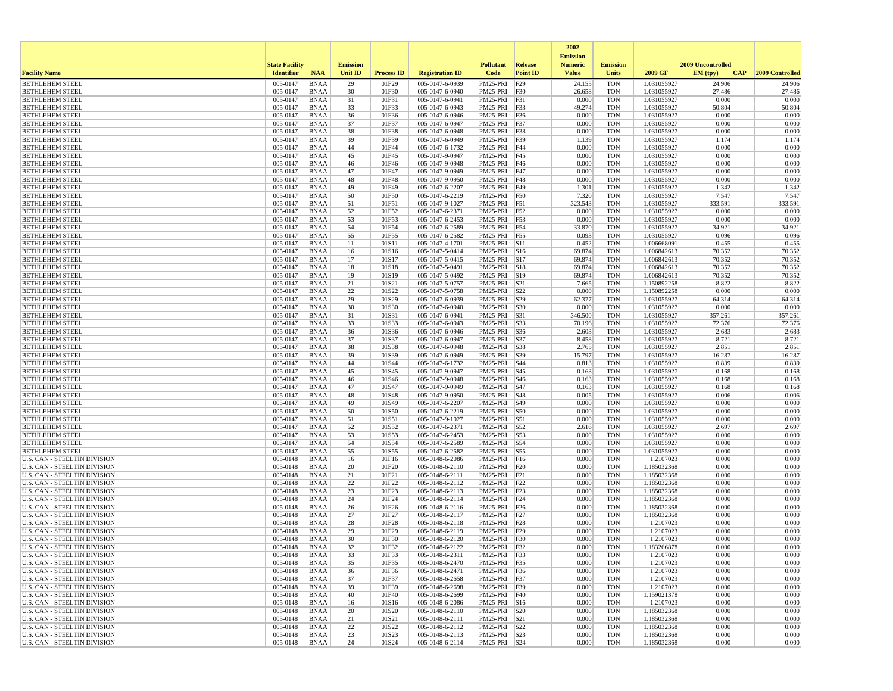| Facility Name | State Facility Identifier | NAA | Emission Unit ID | Process ID | Registration ID | Pollutant Code | Release Point ID | 2002 Emission Numeric Value | Emission Units | 2009 GF | 2009 Uncontrolled EM (tpy) | CAP | 2009 Controlled |
|---|---|---|---|---|---|---|---|---|---|---|---|---|---|
| BETHLEHEM STEEL | 005-0147 | BNAA | 29 | 01F29 | 005-0147-6-0939 | PM25-PRI | F29 | 24.155 | TON | 1.031055927 | 24.906 | | 24.906 |
| BETHLEHEM STEEL | 005-0147 | BNAA | 30 | 01F30 | 005-0147-6-0940 | PM25-PRI | F30 | 26.658 | TON | 1.031055927 | 27.486 | | 27.486 |
| BETHLEHEM STEEL | 005-0147 | BNAA | 31 | 01F31 | 005-0147-6-0941 | PM25-PRI | F31 | 0.000 | TON | 1.031055927 | 0.000 | | 0.000 |
| BETHLEHEM STEEL | 005-0147 | BNAA | 33 | 01F33 | 005-0147-6-0943 | PM25-PRI | F33 | 49.274 | TON | 1.031055927 | 50.804 | | 50.804 |
| BETHLEHEM STEEL | 005-0147 | BNAA | 36 | 01F36 | 005-0147-6-0946 | PM25-PRI | F36 | 0.000 | TON | 1.031055927 | 0.000 | | 0.000 |
| BETHLEHEM STEEL | 005-0147 | BNAA | 37 | 01F37 | 005-0147-6-0947 | PM25-PRI | F37 | 0.000 | TON | 1.031055927 | 0.000 | | 0.000 |
| BETHLEHEM STEEL | 005-0147 | BNAA | 38 | 01F38 | 005-0147-6-0948 | PM25-PRI | F38 | 0.000 | TON | 1.031055927 | 0.000 | | 0.000 |
| BETHLEHEM STEEL | 005-0147 | BNAA | 39 | 01F39 | 005-0147-6-0949 | PM25-PRI | F39 | 1.139 | TON | 1.031055927 | 1.174 | | 1.174 |
| BETHLEHEM STEEL | 005-0147 | BNAA | 44 | 01F44 | 005-0147-6-1732 | PM25-PRI | F44 | 0.000 | TON | 1.031055927 | 0.000 | | 0.000 |
| BETHLEHEM STEEL | 005-0147 | BNAA | 45 | 01F45 | 005-0147-9-0947 | PM25-PRI | F45 | 0.000 | TON | 1.031055927 | 0.000 | | 0.000 |
| BETHLEHEM STEEL | 005-0147 | BNAA | 46 | 01F46 | 005-0147-9-0948 | PM25-PRI | F46 | 0.000 | TON | 1.031055927 | 0.000 | | 0.000 |
| BETHLEHEM STEEL | 005-0147 | BNAA | 47 | 01F47 | 005-0147-9-0949 | PM25-PRI | F47 | 0.000 | TON | 1.031055927 | 0.000 | | 0.000 |
| BETHLEHEM STEEL | 005-0147 | BNAA | 48 | 01F48 | 005-0147-9-0950 | PM25-PRI | F48 | 0.000 | TON | 1.031055927 | 0.000 | | 0.000 |
| BETHLEHEM STEEL | 005-0147 | BNAA | 49 | 01F49 | 005-0147-6-2207 | PM25-PRI | F49 | 1.301 | TON | 1.031055927 | 1.342 | | 1.342 |
| BETHLEHEM STEEL | 005-0147 | BNAA | 50 | 01F50 | 005-0147-6-2219 | PM25-PRI | F50 | 7.320 | TON | 1.031055927 | 7.547 | | 7.547 |
| BETHLEHEM STEEL | 005-0147 | BNAA | 51 | 01F51 | 005-0147-9-1027 | PM25-PRI | F51 | 323.543 | TON | 1.031055927 | 333.591 | | 333.591 |
| BETHLEHEM STEEL | 005-0147 | BNAA | 52 | 01F52 | 005-0147-6-2371 | PM25-PRI | F52 | 0.000 | TON | 1.031055927 | 0.000 | | 0.000 |
| BETHLEHEM STEEL | 005-0147 | BNAA | 53 | 01F53 | 005-0147-6-2453 | PM25-PRI | F53 | 0.000 | TON | 1.031055927 | 0.000 | | 0.000 |
| BETHLEHEM STEEL | 005-0147 | BNAA | 54 | 01F54 | 005-0147-6-2589 | PM25-PRI | F54 | 33.870 | TON | 1.031055927 | 34.921 | | 34.921 |
| BETHLEHEM STEEL | 005-0147 | BNAA | 55 | 01F55 | 005-0147-6-2582 | PM25-PRI | F55 | 0.093 | TON | 1.031055927 | 0.096 | | 0.096 |
| BETHLEHEM STEEL | 005-0147 | BNAA | 11 | 01S11 | 005-0147-4-1701 | PM25-PRI | S11 | 0.452 | TON | 1.006668091 | 0.455 | | 0.455 |
| BETHLEHEM STEEL | 005-0147 | BNAA | 16 | 01S16 | 005-0147-5-0414 | PM25-PRI | S16 | 69.874 | TON | 1.006842613 | 70.352 | | 70.352 |
| BETHLEHEM STEEL | 005-0147 | BNAA | 17 | 01S17 | 005-0147-5-0415 | PM25-PRI | S17 | 69.874 | TON | 1.006842613 | 70.352 | | 70.352 |
| BETHLEHEM STEEL | 005-0147 | BNAA | 18 | 01S18 | 005-0147-5-0491 | PM25-PRI | S18 | 69.874 | TON | 1.006842613 | 70.352 | | 70.352 |
| BETHLEHEM STEEL | 005-0147 | BNAA | 19 | 01S19 | 005-0147-5-0492 | PM25-PRI | S19 | 69.874 | TON | 1.006842613 | 70.352 | | 70.352 |
| BETHLEHEM STEEL | 005-0147 | BNAA | 21 | 01S21 | 005-0147-5-0757 | PM25-PRI | S21 | 7.665 | TON | 1.150892258 | 8.822 | | 8.822 |
| BETHLEHEM STEEL | 005-0147 | BNAA | 22 | 01S22 | 005-0147-5-0758 | PM25-PRI | S22 | 0.000 | TON | 1.150892258 | 0.000 | | 0.000 |
| BETHLEHEM STEEL | 005-0147 | BNAA | 29 | 01S29 | 005-0147-6-0939 | PM25-PRI | S29 | 62.377 | TON | 1.031055927 | 64.314 | | 64.314 |
| BETHLEHEM STEEL | 005-0147 | BNAA | 30 | 01S30 | 005-0147-6-0940 | PM25-PRI | S30 | 0.000 | TON | 1.031055927 | 0.000 | | 0.000 |
| BETHLEHEM STEEL | 005-0147 | BNAA | 31 | 01S31 | 005-0147-6-0941 | PM25-PRI | S31 | 346.500 | TON | 1.031055927 | 357.261 | | 357.261 |
| BETHLEHEM STEEL | 005-0147 | BNAA | 33 | 01S33 | 005-0147-6-0943 | PM25-PRI | S33 | 70.196 | TON | 1.031055927 | 72.376 | | 72.376 |
| BETHLEHEM STEEL | 005-0147 | BNAA | 36 | 01S36 | 005-0147-6-0946 | PM25-PRI | S36 | 2.603 | TON | 1.031055927 | 2.683 | | 2.683 |
| BETHLEHEM STEEL | 005-0147 | BNAA | 37 | 01S37 | 005-0147-6-0947 | PM25-PRI | S37 | 8.458 | TON | 1.031055927 | 8.721 | | 8.721 |
| BETHLEHEM STEEL | 005-0147 | BNAA | 38 | 01S38 | 005-0147-6-0948 | PM25-PRI | S38 | 2.765 | TON | 1.031055927 | 2.851 | | 2.851 |
| BETHLEHEM STEEL | 005-0147 | BNAA | 39 | 01S39 | 005-0147-6-0949 | PM25-PRI | S39 | 15.797 | TON | 1.031055927 | 16.287 | | 16.287 |
| BETHLEHEM STEEL | 005-0147 | BNAA | 44 | 01S44 | 005-0147-6-1732 | PM25-PRI | S44 | 0.813 | TON | 1.031055927 | 0.839 | | 0.839 |
| BETHLEHEM STEEL | 005-0147 | BNAA | 45 | 01S45 | 005-0147-9-0947 | PM25-PRI | S45 | 0.163 | TON | 1.031055927 | 0.168 | | 0.168 |
| BETHLEHEM STEEL | 005-0147 | BNAA | 46 | 01S46 | 005-0147-9-0948 | PM25-PRI | S46 | 0.163 | TON | 1.031055927 | 0.168 | | 0.168 |
| BETHLEHEM STEEL | 005-0147 | BNAA | 47 | 01S47 | 005-0147-9-0949 | PM25-PRI | S47 | 0.163 | TON | 1.031055927 | 0.168 | | 0.168 |
| BETHLEHEM STEEL | 005-0147 | BNAA | 48 | 01S48 | 005-0147-9-0950 | PM25-PRI | S48 | 0.005 | TON | 1.031055927 | 0.006 | | 0.006 |
| BETHLEHEM STEEL | 005-0147 | BNAA | 49 | 01S49 | 005-0147-6-2207 | PM25-PRI | S49 | 0.000 | TON | 1.031055927 | 0.000 | | 0.000 |
| BETHLEHEM STEEL | 005-0147 | BNAA | 50 | 01S50 | 005-0147-6-2219 | PM25-PRI | S50 | 0.000 | TON | 1.031055927 | 0.000 | | 0.000 |
| BETHLEHEM STEEL | 005-0147 | BNAA | 51 | 01S51 | 005-0147-9-1027 | PM25-PRI | S51 | 0.000 | TON | 1.031055927 | 0.000 | | 0.000 |
| BETHLEHEM STEEL | 005-0147 | BNAA | 52 | 01S52 | 005-0147-6-2371 | PM25-PRI | S52 | 2.616 | TON | 1.031055927 | 2.697 | | 2.697 |
| BETHLEHEM STEEL | 005-0147 | BNAA | 53 | 01S53 | 005-0147-6-2453 | PM25-PRI | S53 | 0.000 | TON | 1.031055927 | 0.000 | | 0.000 |
| BETHLEHEM STEEL | 005-0147 | BNAA | 54 | 01S54 | 005-0147-6-2589 | PM25-PRI | S54 | 0.000 | TON | 1.031055927 | 0.000 | | 0.000 |
| BETHLEHEM STEEL | 005-0147 | BNAA | 55 | 01S55 | 005-0147-6-2582 | PM25-PRI | S55 | 0.000 | TON | 1.031055927 | 0.000 | | 0.000 |
| U.S. CAN - STEELTIN DIVISION | 005-0148 | BNAA | 16 | 01F16 | 005-0148-6-2086 | PM25-PRI | F16 | 0.000 | TON | 1.2107023 | 0.000 | | 0.000 |
| U.S. CAN - STEELTIN DIVISION | 005-0148 | BNAA | 20 | 01F20 | 005-0148-6-2110 | PM25-PRI | F20 | 0.000 | TON | 1.185032368 | 0.000 | | 0.000 |
| U.S. CAN - STEELTIN DIVISION | 005-0148 | BNAA | 21 | 01F21 | 005-0148-6-2111 | PM25-PRI | F21 | 0.000 | TON | 1.185032368 | 0.000 | | 0.000 |
| U.S. CAN - STEELTIN DIVISION | 005-0148 | BNAA | 22 | 01F22 | 005-0148-6-2112 | PM25-PRI | F22 | 0.000 | TON | 1.185032368 | 0.000 | | 0.000 |
| U.S. CAN - STEELTIN DIVISION | 005-0148 | BNAA | 23 | 01F23 | 005-0148-6-2113 | PM25-PRI | F23 | 0.000 | TON | 1.185032368 | 0.000 | | 0.000 |
| U.S. CAN - STEELTIN DIVISION | 005-0148 | BNAA | 24 | 01F24 | 005-0148-6-2114 | PM25-PRI | F24 | 0.000 | TON | 1.185032368 | 0.000 | | 0.000 |
| U.S. CAN - STEELTIN DIVISION | 005-0148 | BNAA | 26 | 01F26 | 005-0148-6-2116 | PM25-PRI | F26 | 0.000 | TON | 1.185032368 | 0.000 | | 0.000 |
| U.S. CAN - STEELTIN DIVISION | 005-0148 | BNAA | 27 | 01F27 | 005-0148-6-2117 | PM25-PRI | F27 | 0.000 | TON | 1.185032368 | 0.000 | | 0.000 |
| U.S. CAN - STEELTIN DIVISION | 005-0148 | BNAA | 28 | 01F28 | 005-0148-6-2118 | PM25-PRI | F28 | 0.000 | TON | 1.2107023 | 0.000 | | 0.000 |
| U.S. CAN - STEELTIN DIVISION | 005-0148 | BNAA | 29 | 01F29 | 005-0148-6-2119 | PM25-PRI | F29 | 0.000 | TON | 1.2107023 | 0.000 | | 0.000 |
| U.S. CAN - STEELTIN DIVISION | 005-0148 | BNAA | 30 | 01F30 | 005-0148-6-2120 | PM25-PRI | F30 | 0.000 | TON | 1.2107023 | 0.000 | | 0.000 |
| U.S. CAN - STEELTIN DIVISION | 005-0148 | BNAA | 32 | 01F32 | 005-0148-6-2122 | PM25-PRI | F32 | 0.000 | TON | 1.183266878 | 0.000 | | 0.000 |
| U.S. CAN - STEELTIN DIVISION | 005-0148 | BNAA | 33 | 01F33 | 005-0148-6-2311 | PM25-PRI | F33 | 0.000 | TON | 1.2107023 | 0.000 | | 0.000 |
| U.S. CAN - STEELTIN DIVISION | 005-0148 | BNAA | 35 | 01F35 | 005-0148-6-2470 | PM25-PRI | F35 | 0.000 | TON | 1.2107023 | 0.000 | | 0.000 |
| U.S. CAN - STEELTIN DIVISION | 005-0148 | BNAA | 36 | 01F36 | 005-0148-6-2471 | PM25-PRI | F36 | 0.000 | TON | 1.2107023 | 0.000 | | 0.000 |
| U.S. CAN - STEELTIN DIVISION | 005-0148 | BNAA | 37 | 01F37 | 005-0148-6-2658 | PM25-PRI | F37 | 0.000 | TON | 1.2107023 | 0.000 | | 0.000 |
| U.S. CAN - STEELTIN DIVISION | 005-0148 | BNAA | 39 | 01F39 | 005-0148-6-2698 | PM25-PRI | F39 | 0.000 | TON | 1.2107023 | 0.000 | | 0.000 |
| U.S. CAN - STEELTIN DIVISION | 005-0148 | BNAA | 40 | 01F40 | 005-0148-6-2699 | PM25-PRI | F40 | 0.000 | TON | 1.159021378 | 0.000 | | 0.000 |
| U.S. CAN - STEELTIN DIVISION | 005-0148 | BNAA | 16 | 01S16 | 005-0148-6-2086 | PM25-PRI | S16 | 0.000 | TON | 1.2107023 | 0.000 | | 0.000 |
| U.S. CAN - STEELTIN DIVISION | 005-0148 | BNAA | 20 | 01S20 | 005-0148-6-2110 | PM25-PRI | S20 | 0.000 | TON | 1.185032368 | 0.000 | | 0.000 |
| U.S. CAN - STEELTIN DIVISION | 005-0148 | BNAA | 21 | 01S21 | 005-0148-6-2111 | PM25-PRI | S21 | 0.000 | TON | 1.185032368 | 0.000 | | 0.000 |
| U.S. CAN - STEELTIN DIVISION | 005-0148 | BNAA | 22 | 01S22 | 005-0148-6-2112 | PM25-PRI | S22 | 0.000 | TON | 1.185032368 | 0.000 | | 0.000 |
| U.S. CAN - STEELTIN DIVISION | 005-0148 | BNAA | 23 | 01S23 | 005-0148-6-2113 | PM25-PRI | S23 | 0.000 | TON | 1.185032368 | 0.000 | | 0.000 |
| U.S. CAN - STEELTIN DIVISION | 005-0148 | BNAA | 24 | 01S24 | 005-0148-6-2114 | PM25-PRI | S24 | 0.000 | TON | 1.185032368 | 0.000 | | 0.000 |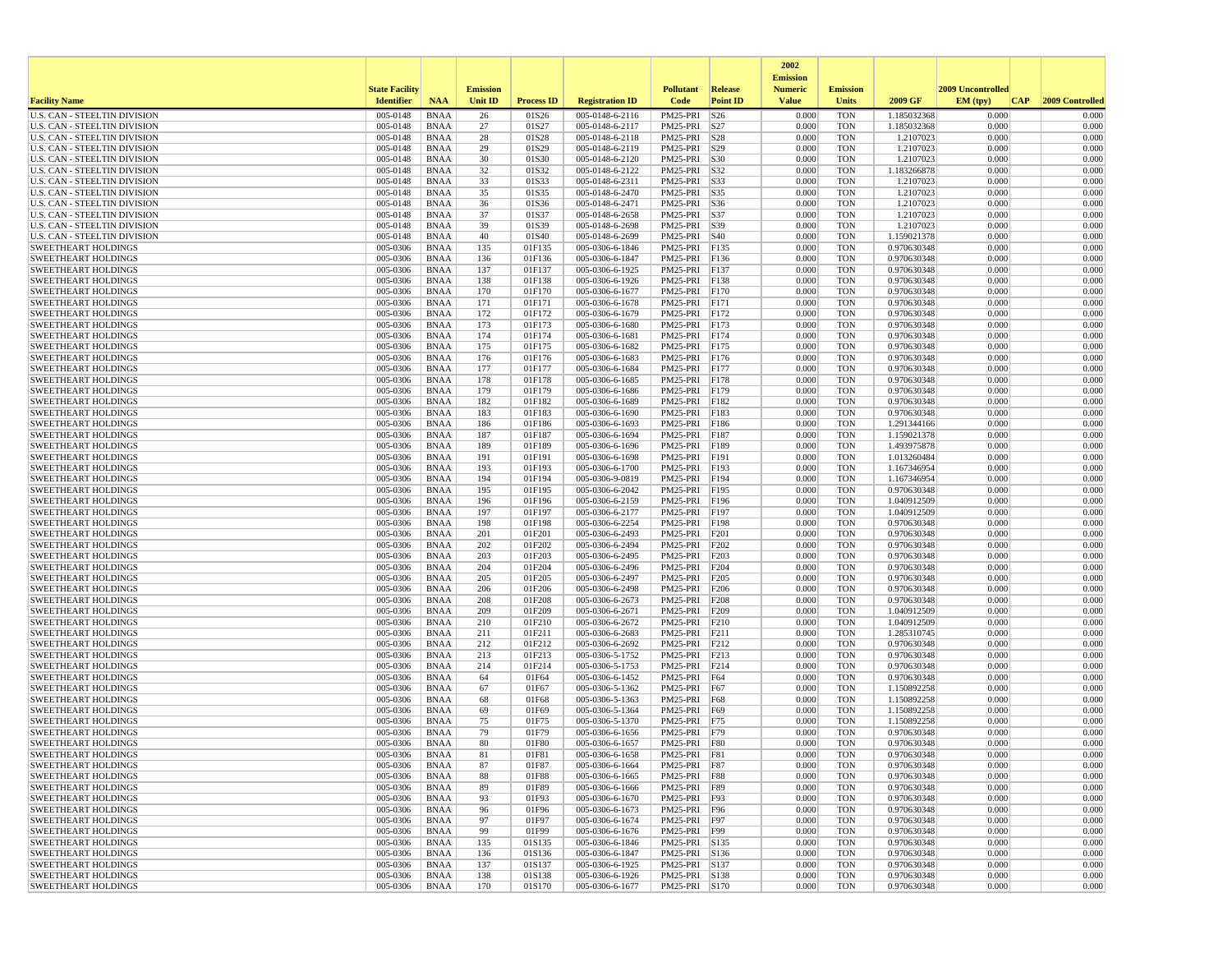| Facility Name | State Facility Identifier | NAA | Emission Unit ID | Process ID | Registration ID | Pollutant Code | Release Point ID | 2002 Emission Numeric Value | Emission Units | 2009 GF | 2009 Uncontrolled EM (tpy) | CAP | 2009 Controlled |
|---|---|---|---|---|---|---|---|---|---|---|---|---|---|
| U.S. CAN - STEELTIN DIVISION | 005-0148 | BNAA | 26 | 01S26 | 005-0148-6-2116 | PM25-PRI | S26 | 0.000 | TON | 1.185032368 | 0.000 | | 0.000 |
| U.S. CAN - STEELTIN DIVISION | 005-0148 | BNAA | 27 | 01S27 | 005-0148-6-2117 | PM25-PRI | S27 | 0.000 | TON | 1.185032368 | 0.000 | | 0.000 |
| U.S. CAN - STEELTIN DIVISION | 005-0148 | BNAA | 28 | 01S28 | 005-0148-6-2118 | PM25-PRI | S28 | 0.000 | TON | 1.2107023 | 0.000 | | 0.000 |
| U.S. CAN - STEELTIN DIVISION | 005-0148 | BNAA | 29 | 01S29 | 005-0148-6-2119 | PM25-PRI | S29 | 0.000 | TON | 1.2107023 | 0.000 | | 0.000 |
| U.S. CAN - STEELTIN DIVISION | 005-0148 | BNAA | 30 | 01S30 | 005-0148-6-2120 | PM25-PRI | S30 | 0.000 | TON | 1.2107023 | 0.000 | | 0.000 |
| U.S. CAN - STEELTIN DIVISION | 005-0148 | BNAA | 32 | 01S32 | 005-0148-6-2122 | PM25-PRI | S32 | 0.000 | TON | 1.183266878 | 0.000 | | 0.000 |
| U.S. CAN - STEELTIN DIVISION | 005-0148 | BNAA | 33 | 01S33 | 005-0148-6-2311 | PM25-PRI | S33 | 0.000 | TON | 1.2107023 | 0.000 | | 0.000 |
| U.S. CAN - STEELTIN DIVISION | 005-0148 | BNAA | 35 | 01S35 | 005-0148-6-2470 | PM25-PRI | S35 | 0.000 | TON | 1.2107023 | 0.000 | | 0.000 |
| U.S. CAN - STEELTIN DIVISION | 005-0148 | BNAA | 36 | 01S36 | 005-0148-6-2471 | PM25-PRI | S36 | 0.000 | TON | 1.2107023 | 0.000 | | 0.000 |
| U.S. CAN - STEELTIN DIVISION | 005-0148 | BNAA | 37 | 01S37 | 005-0148-6-2658 | PM25-PRI | S37 | 0.000 | TON | 1.2107023 | 0.000 | | 0.000 |
| U.S. CAN - STEELTIN DIVISION | 005-0148 | BNAA | 39 | 01S39 | 005-0148-6-2698 | PM25-PRI | S39 | 0.000 | TON | 1.2107023 | 0.000 | | 0.000 |
| U.S. CAN - STEELTIN DIVISION | 005-0148 | BNAA | 40 | 01S40 | 005-0148-6-2699 | PM25-PRI | S40 | 0.000 | TON | 1.159021378 | 0.000 | | 0.000 |
| SWEETHEART HOLDINGS | 005-0306 | BNAA | 135 | 01F135 | 005-0306-6-1846 | PM25-PRI | F135 | 0.000 | TON | 0.970630348 | 0.000 | | 0.000 |
| SWEETHEART HOLDINGS | 005-0306 | BNAA | 136 | 01F136 | 005-0306-6-1847 | PM25-PRI | F136 | 0.000 | TON | 0.970630348 | 0.000 | | 0.000 |
| SWEETHEART HOLDINGS | 005-0306 | BNAA | 137 | 01F137 | 005-0306-6-1925 | PM25-PRI | F137 | 0.000 | TON | 0.970630348 | 0.000 | | 0.000 |
| SWEETHEART HOLDINGS | 005-0306 | BNAA | 138 | 01F138 | 005-0306-6-1926 | PM25-PRI | F138 | 0.000 | TON | 0.970630348 | 0.000 | | 0.000 |
| SWEETHEART HOLDINGS | 005-0306 | BNAA | 170 | 01F170 | 005-0306-6-1677 | PM25-PRI | F170 | 0.000 | TON | 0.970630348 | 0.000 | | 0.000 |
| SWEETHEART HOLDINGS | 005-0306 | BNAA | 171 | 01F171 | 005-0306-6-1678 | PM25-PRI | F171 | 0.000 | TON | 0.970630348 | 0.000 | | 0.000 |
| SWEETHEART HOLDINGS | 005-0306 | BNAA | 172 | 01F172 | 005-0306-6-1679 | PM25-PRI | F172 | 0.000 | TON | 0.970630348 | 0.000 | | 0.000 |
| SWEETHEART HOLDINGS | 005-0306 | BNAA | 173 | 01F173 | 005-0306-6-1680 | PM25-PRI | F173 | 0.000 | TON | 0.970630348 | 0.000 | | 0.000 |
| SWEETHEART HOLDINGS | 005-0306 | BNAA | 174 | 01F174 | 005-0306-6-1681 | PM25-PRI | F174 | 0.000 | TON | 0.970630348 | 0.000 | | 0.000 |
| SWEETHEART HOLDINGS | 005-0306 | BNAA | 175 | 01F175 | 005-0306-6-1682 | PM25-PRI | F175 | 0.000 | TON | 0.970630348 | 0.000 | | 0.000 |
| SWEETHEART HOLDINGS | 005-0306 | BNAA | 176 | 01F176 | 005-0306-6-1683 | PM25-PRI | F176 | 0.000 | TON | 0.970630348 | 0.000 | | 0.000 |
| SWEETHEART HOLDINGS | 005-0306 | BNAA | 177 | 01F177 | 005-0306-6-1684 | PM25-PRI | F177 | 0.000 | TON | 0.970630348 | 0.000 | | 0.000 |
| SWEETHEART HOLDINGS | 005-0306 | BNAA | 178 | 01F178 | 005-0306-6-1685 | PM25-PRI | F178 | 0.000 | TON | 0.970630348 | 0.000 | | 0.000 |
| SWEETHEART HOLDINGS | 005-0306 | BNAA | 179 | 01F179 | 005-0306-6-1686 | PM25-PRI | F179 | 0.000 | TON | 0.970630348 | 0.000 | | 0.000 |
| SWEETHEART HOLDINGS | 005-0306 | BNAA | 182 | 01F182 | 005-0306-6-1689 | PM25-PRI | F182 | 0.000 | TON | 0.970630348 | 0.000 | | 0.000 |
| SWEETHEART HOLDINGS | 005-0306 | BNAA | 183 | 01F183 | 005-0306-6-1690 | PM25-PRI | F183 | 0.000 | TON | 0.970630348 | 0.000 | | 0.000 |
| SWEETHEART HOLDINGS | 005-0306 | BNAA | 186 | 01F186 | 005-0306-6-1693 | PM25-PRI | F186 | 0.000 | TON | 1.291344166 | 0.000 | | 0.000 |
| SWEETHEART HOLDINGS | 005-0306 | BNAA | 187 | 01F187 | 005-0306-6-1694 | PM25-PRI | F187 | 0.000 | TON | 1.159021378 | 0.000 | | 0.000 |
| SWEETHEART HOLDINGS | 005-0306 | BNAA | 189 | 01F189 | 005-0306-6-1696 | PM25-PRI | F189 | 0.000 | TON | 1.493975878 | 0.000 | | 0.000 |
| SWEETHEART HOLDINGS | 005-0306 | BNAA | 191 | 01F191 | 005-0306-6-1698 | PM25-PRI | F191 | 0.000 | TON | 1.013260484 | 0.000 | | 0.000 |
| SWEETHEART HOLDINGS | 005-0306 | BNAA | 193 | 01F193 | 005-0306-6-1700 | PM25-PRI | F193 | 0.000 | TON | 1.167346954 | 0.000 | | 0.000 |
| SWEETHEART HOLDINGS | 005-0306 | BNAA | 194 | 01F194 | 005-0306-9-0819 | PM25-PRI | F194 | 0.000 | TON | 1.167346954 | 0.000 | | 0.000 |
| SWEETHEART HOLDINGS | 005-0306 | BNAA | 195 | 01F195 | 005-0306-6-2042 | PM25-PRI | F195 | 0.000 | TON | 0.970630348 | 0.000 | | 0.000 |
| SWEETHEART HOLDINGS | 005-0306 | BNAA | 196 | 01F196 | 005-0306-6-2159 | PM25-PRI | F196 | 0.000 | TON | 1.040912509 | 0.000 | | 0.000 |
| SWEETHEART HOLDINGS | 005-0306 | BNAA | 197 | 01F197 | 005-0306-6-2177 | PM25-PRI | F197 | 0.000 | TON | 1.040912509 | 0.000 | | 0.000 |
| SWEETHEART HOLDINGS | 005-0306 | BNAA | 198 | 01F198 | 005-0306-6-2254 | PM25-PRI | F198 | 0.000 | TON | 0.970630348 | 0.000 | | 0.000 |
| SWEETHEART HOLDINGS | 005-0306 | BNAA | 201 | 01F201 | 005-0306-6-2493 | PM25-PRI | F201 | 0.000 | TON | 0.970630348 | 0.000 | | 0.000 |
| SWEETHEART HOLDINGS | 005-0306 | BNAA | 202 | 01F202 | 005-0306-6-2494 | PM25-PRI | F202 | 0.000 | TON | 0.970630348 | 0.000 | | 0.000 |
| SWEETHEART HOLDINGS | 005-0306 | BNAA | 203 | 01F203 | 005-0306-6-2495 | PM25-PRI | F203 | 0.000 | TON | 0.970630348 | 0.000 | | 0.000 |
| SWEETHEART HOLDINGS | 005-0306 | BNAA | 204 | 01F204 | 005-0306-6-2496 | PM25-PRI | F204 | 0.000 | TON | 0.970630348 | 0.000 | | 0.000 |
| SWEETHEART HOLDINGS | 005-0306 | BNAA | 205 | 01F205 | 005-0306-6-2497 | PM25-PRI | F205 | 0.000 | TON | 0.970630348 | 0.000 | | 0.000 |
| SWEETHEART HOLDINGS | 005-0306 | BNAA | 206 | 01F206 | 005-0306-6-2498 | PM25-PRI | F206 | 0.000 | TON | 0.970630348 | 0.000 | | 0.000 |
| SWEETHEART HOLDINGS | 005-0306 | BNAA | 208 | 01F208 | 005-0306-6-2673 | PM25-PRI | F208 | 0.000 | TON | 0.970630348 | 0.000 | | 0.000 |
| SWEETHEART HOLDINGS | 005-0306 | BNAA | 209 | 01F209 | 005-0306-6-2671 | PM25-PRI | F209 | 0.000 | TON | 1.040912509 | 0.000 | | 0.000 |
| SWEETHEART HOLDINGS | 005-0306 | BNAA | 210 | 01F210 | 005-0306-6-2672 | PM25-PRI | F210 | 0.000 | TON | 1.040912509 | 0.000 | | 0.000 |
| SWEETHEART HOLDINGS | 005-0306 | BNAA | 211 | 01F211 | 005-0306-6-2683 | PM25-PRI | F211 | 0.000 | TON | 1.285310745 | 0.000 | | 0.000 |
| SWEETHEART HOLDINGS | 005-0306 | BNAA | 212 | 01F212 | 005-0306-6-2692 | PM25-PRI | F212 | 0.000 | TON | 0.970630348 | 0.000 | | 0.000 |
| SWEETHEART HOLDINGS | 005-0306 | BNAA | 213 | 01F213 | 005-0306-5-1752 | PM25-PRI | F213 | 0.000 | TON | 0.970630348 | 0.000 | | 0.000 |
| SWEETHEART HOLDINGS | 005-0306 | BNAA | 214 | 01F214 | 005-0306-5-1753 | PM25-PRI | F214 | 0.000 | TON | 0.970630348 | 0.000 | | 0.000 |
| SWEETHEART HOLDINGS | 005-0306 | BNAA | 64 | 01F64 | 005-0306-6-1452 | PM25-PRI | F64 | 0.000 | TON | 0.970630348 | 0.000 | | 0.000 |
| SWEETHEART HOLDINGS | 005-0306 | BNAA | 67 | 01F67 | 005-0306-5-1362 | PM25-PRI | F67 | 0.000 | TON | 1.150892258 | 0.000 | | 0.000 |
| SWEETHEART HOLDINGS | 005-0306 | BNAA | 68 | 01F68 | 005-0306-5-1363 | PM25-PRI | F68 | 0.000 | TON | 1.150892258 | 0.000 | | 0.000 |
| SWEETHEART HOLDINGS | 005-0306 | BNAA | 69 | 01F69 | 005-0306-5-1364 | PM25-PRI | F69 | 0.000 | TON | 1.150892258 | 0.000 | | 0.000 |
| SWEETHEART HOLDINGS | 005-0306 | BNAA | 75 | 01F75 | 005-0306-5-1370 | PM25-PRI | F75 | 0.000 | TON | 1.150892258 | 0.000 | | 0.000 |
| SWEETHEART HOLDINGS | 005-0306 | BNAA | 79 | 01F79 | 005-0306-6-1656 | PM25-PRI | F79 | 0.000 | TON | 0.970630348 | 0.000 | | 0.000 |
| SWEETHEART HOLDINGS | 005-0306 | BNAA | 80 | 01F80 | 005-0306-6-1657 | PM25-PRI | F80 | 0.000 | TON | 0.970630348 | 0.000 | | 0.000 |
| SWEETHEART HOLDINGS | 005-0306 | BNAA | 81 | 01F81 | 005-0306-6-1658 | PM25-PRI | F81 | 0.000 | TON | 0.970630348 | 0.000 | | 0.000 |
| SWEETHEART HOLDINGS | 005-0306 | BNAA | 87 | 01F87 | 005-0306-6-1664 | PM25-PRI | F87 | 0.000 | TON | 0.970630348 | 0.000 | | 0.000 |
| SWEETHEART HOLDINGS | 005-0306 | BNAA | 88 | 01F88 | 005-0306-6-1665 | PM25-PRI | F88 | 0.000 | TON | 0.970630348 | 0.000 | | 0.000 |
| SWEETHEART HOLDINGS | 005-0306 | BNAA | 89 | 01F89 | 005-0306-6-1666 | PM25-PRI | F89 | 0.000 | TON | 0.970630348 | 0.000 | | 0.000 |
| SWEETHEART HOLDINGS | 005-0306 | BNAA | 93 | 01F93 | 005-0306-6-1670 | PM25-PRI | F93 | 0.000 | TON | 0.970630348 | 0.000 | | 0.000 |
| SWEETHEART HOLDINGS | 005-0306 | BNAA | 96 | 01F96 | 005-0306-6-1673 | PM25-PRI | F96 | 0.000 | TON | 0.970630348 | 0.000 | | 0.000 |
| SWEETHEART HOLDINGS | 005-0306 | BNAA | 97 | 01F97 | 005-0306-6-1674 | PM25-PRI | F97 | 0.000 | TON | 0.970630348 | 0.000 | | 0.000 |
| SWEETHEART HOLDINGS | 005-0306 | BNAA | 99 | 01F99 | 005-0306-6-1676 | PM25-PRI | F99 | 0.000 | TON | 0.970630348 | 0.000 | | 0.000 |
| SWEETHEART HOLDINGS | 005-0306 | BNAA | 135 | 01S135 | 005-0306-6-1846 | PM25-PRI | S135 | 0.000 | TON | 0.970630348 | 0.000 | | 0.000 |
| SWEETHEART HOLDINGS | 005-0306 | BNAA | 136 | 01S136 | 005-0306-6-1847 | PM25-PRI | S136 | 0.000 | TON | 0.970630348 | 0.000 | | 0.000 |
| SWEETHEART HOLDINGS | 005-0306 | BNAA | 137 | 01S137 | 005-0306-6-1925 | PM25-PRI | S137 | 0.000 | TON | 0.970630348 | 0.000 | | 0.000 |
| SWEETHEART HOLDINGS | 005-0306 | BNAA | 138 | 01S138 | 005-0306-6-1926 | PM25-PRI | S138 | 0.000 | TON | 0.970630348 | 0.000 | | 0.000 |
| SWEETHEART HOLDINGS | 005-0306 | BNAA | 170 | 01S170 | 005-0306-6-1677 | PM25-PRI | S170 | 0.000 | TON | 0.970630348 | 0.000 | | 0.000 |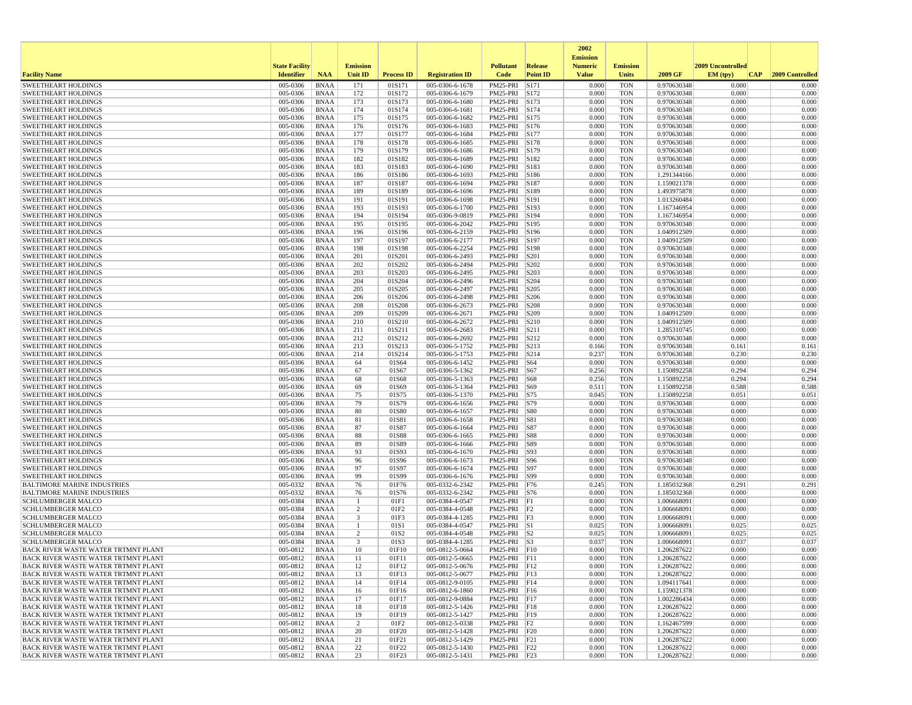| Facility Name | State Facility Identifier | NAA | Emission Unit ID | Process ID | Registration ID | Pollutant Code | Release Point ID | 2002 Emission Numeric Value | Emission Units | 2009 GF | 2009 Uncontrolled EM (tpy) | CAP | 2009 Controlled |
|---|---|---|---|---|---|---|---|---|---|---|---|---|---|
| SWEETHEART HOLDINGS | 005-0306 | BNAA | 171 | 01S171 | 005-0306-6-1678 | PM25-PRI | S171 | 0.000 | TON | 0.970630348 | 0.000 | | 0.000 |
| SWEETHEART HOLDINGS | 005-0306 | BNAA | 172 | 01S172 | 005-0306-6-1679 | PM25-PRI | S172 | 0.000 | TON | 0.970630348 | 0.000 | | 0.000 |
| SWEETHEART HOLDINGS | 005-0306 | BNAA | 173 | 01S173 | 005-0306-6-1680 | PM25-PRI | S173 | 0.000 | TON | 0.970630348 | 0.000 | | 0.000 |
| SWEETHEART HOLDINGS | 005-0306 | BNAA | 174 | 01S174 | 005-0306-6-1681 | PM25-PRI | S174 | 0.000 | TON | 0.970630348 | 0.000 | | 0.000 |
| SWEETHEART HOLDINGS | 005-0306 | BNAA | 175 | 01S175 | 005-0306-6-1682 | PM25-PRI | S175 | 0.000 | TON | 0.970630348 | 0.000 | | 0.000 |
| SWEETHEART HOLDINGS | 005-0306 | BNAA | 176 | 01S176 | 005-0306-6-1683 | PM25-PRI | S176 | 0.000 | TON | 0.970630348 | 0.000 | | 0.000 |
| SWEETHEART HOLDINGS | 005-0306 | BNAA | 177 | 01S177 | 005-0306-6-1684 | PM25-PRI | S177 | 0.000 | TON | 0.970630348 | 0.000 | | 0.000 |
| SWEETHEART HOLDINGS | 005-0306 | BNAA | 178 | 01S178 | 005-0306-6-1685 | PM25-PRI | S178 | 0.000 | TON | 0.970630348 | 0.000 | | 0.000 |
| SWEETHEART HOLDINGS | 005-0306 | BNAA | 179 | 01S179 | 005-0306-6-1686 | PM25-PRI | S179 | 0.000 | TON | 0.970630348 | 0.000 | | 0.000 |
| SWEETHEART HOLDINGS | 005-0306 | BNAA | 182 | 01S182 | 005-0306-6-1689 | PM25-PRI | S182 | 0.000 | TON | 0.970630348 | 0.000 | | 0.000 |
| SWEETHEART HOLDINGS | 005-0306 | BNAA | 183 | 01S183 | 005-0306-6-1690 | PM25-PRI | S183 | 0.000 | TON | 0.970630348 | 0.000 | | 0.000 |
| SWEETHEART HOLDINGS | 005-0306 | BNAA | 186 | 01S186 | 005-0306-6-1693 | PM25-PRI | S186 | 0.000 | TON | 1.291344166 | 0.000 | | 0.000 |
| SWEETHEART HOLDINGS | 005-0306 | BNAA | 187 | 01S187 | 005-0306-6-1694 | PM25-PRI | S187 | 0.000 | TON | 1.159021378 | 0.000 | | 0.000 |
| SWEETHEART HOLDINGS | 005-0306 | BNAA | 189 | 01S189 | 005-0306-6-1696 | PM25-PRI | S189 | 0.000 | TON | 1.493975878 | 0.000 | | 0.000 |
| SWEETHEART HOLDINGS | 005-0306 | BNAA | 191 | 01S191 | 005-0306-6-1698 | PM25-PRI | S191 | 0.000 | TON | 1.013260484 | 0.000 | | 0.000 |
| SWEETHEART HOLDINGS | 005-0306 | BNAA | 193 | 01S193 | 005-0306-6-1700 | PM25-PRI | S193 | 0.000 | TON | 1.167346954 | 0.000 | | 0.000 |
| SWEETHEART HOLDINGS | 005-0306 | BNAA | 194 | 01S194 | 005-0306-9-0819 | PM25-PRI | S194 | 0.000 | TON | 1.167346954 | 0.000 | | 0.000 |
| SWEETHEART HOLDINGS | 005-0306 | BNAA | 195 | 01S195 | 005-0306-6-2042 | PM25-PRI | S195 | 0.000 | TON | 0.970630348 | 0.000 | | 0.000 |
| SWEETHEART HOLDINGS | 005-0306 | BNAA | 196 | 01S196 | 005-0306-6-2159 | PM25-PRI | S196 | 0.000 | TON | 1.040912509 | 0.000 | | 0.000 |
| SWEETHEART HOLDINGS | 005-0306 | BNAA | 197 | 01S197 | 005-0306-6-2177 | PM25-PRI | S197 | 0.000 | TON | 1.040912509 | 0.000 | | 0.000 |
| SWEETHEART HOLDINGS | 005-0306 | BNAA | 198 | 01S198 | 005-0306-6-2254 | PM25-PRI | S198 | 0.000 | TON | 0.970630348 | 0.000 | | 0.000 |
| SWEETHEART HOLDINGS | 005-0306 | BNAA | 201 | 01S201 | 005-0306-6-2493 | PM25-PRI | S201 | 0.000 | TON | 0.970630348 | 0.000 | | 0.000 |
| SWEETHEART HOLDINGS | 005-0306 | BNAA | 202 | 01S202 | 005-0306-6-2494 | PM25-PRI | S202 | 0.000 | TON | 0.970630348 | 0.000 | | 0.000 |
| SWEETHEART HOLDINGS | 005-0306 | BNAA | 203 | 01S203 | 005-0306-6-2495 | PM25-PRI | S203 | 0.000 | TON | 0.970630348 | 0.000 | | 0.000 |
| SWEETHEART HOLDINGS | 005-0306 | BNAA | 204 | 01S204 | 005-0306-6-2496 | PM25-PRI | S204 | 0.000 | TON | 0.970630348 | 0.000 | | 0.000 |
| SWEETHEART HOLDINGS | 005-0306 | BNAA | 205 | 01S205 | 005-0306-6-2497 | PM25-PRI | S205 | 0.000 | TON | 0.970630348 | 0.000 | | 0.000 |
| SWEETHEART HOLDINGS | 005-0306 | BNAA | 206 | 01S206 | 005-0306-6-2498 | PM25-PRI | S206 | 0.000 | TON | 0.970630348 | 0.000 | | 0.000 |
| SWEETHEART HOLDINGS | 005-0306 | BNAA | 208 | 01S208 | 005-0306-6-2673 | PM25-PRI | S208 | 0.000 | TON | 0.970630348 | 0.000 | | 0.000 |
| SWEETHEART HOLDINGS | 005-0306 | BNAA | 209 | 01S209 | 005-0306-6-2671 | PM25-PRI | S209 | 0.000 | TON | 1.040912509 | 0.000 | | 0.000 |
| SWEETHEART HOLDINGS | 005-0306 | BNAA | 210 | 01S210 | 005-0306-6-2672 | PM25-PRI | S210 | 0.000 | TON | 1.040912509 | 0.000 | | 0.000 |
| SWEETHEART HOLDINGS | 005-0306 | BNAA | 211 | 01S211 | 005-0306-6-2683 | PM25-PRI | S211 | 0.000 | TON | 1.285310745 | 0.000 | | 0.000 |
| SWEETHEART HOLDINGS | 005-0306 | BNAA | 212 | 01S212 | 005-0306-6-2692 | PM25-PRI | S212 | 0.000 | TON | 0.970630348 | 0.000 | | 0.000 |
| SWEETHEART HOLDINGS | 005-0306 | BNAA | 213 | 01S213 | 005-0306-5-1752 | PM25-PRI | S213 | 0.166 | TON | 0.970630348 | 0.161 | | 0.161 |
| SWEETHEART HOLDINGS | 005-0306 | BNAA | 214 | 01S214 | 005-0306-5-1753 | PM25-PRI | S214 | 0.237 | TON | 0.970630348 | 0.230 | | 0.230 |
| SWEETHEART HOLDINGS | 005-0306 | BNAA | 64 | 01S64 | 005-0306-6-1452 | PM25-PRI | S64 | 0.000 | TON | 0.970630348 | 0.000 | | 0.000 |
| SWEETHEART HOLDINGS | 005-0306 | BNAA | 67 | 01S67 | 005-0306-5-1362 | PM25-PRI | S67 | 0.256 | TON | 1.150892258 | 0.294 | | 0.294 |
| SWEETHEART HOLDINGS | 005-0306 | BNAA | 68 | 01S68 | 005-0306-5-1363 | PM25-PRI | S68 | 0.256 | TON | 1.150892258 | 0.294 | | 0.294 |
| SWEETHEART HOLDINGS | 005-0306 | BNAA | 69 | 01S69 | 005-0306-5-1364 | PM25-PRI | S69 | 0.511 | TON | 1.150892258 | 0.588 | | 0.588 |
| SWEETHEART HOLDINGS | 005-0306 | BNAA | 75 | 01S75 | 005-0306-5-1370 | PM25-PRI | S75 | 0.045 | TON | 1.150892258 | 0.051 | | 0.051 |
| SWEETHEART HOLDINGS | 005-0306 | BNAA | 79 | 01S79 | 005-0306-6-1656 | PM25-PRI | S79 | 0.000 | TON | 0.970630348 | 0.000 | | 0.000 |
| SWEETHEART HOLDINGS | 005-0306 | BNAA | 80 | 01S80 | 005-0306-6-1657 | PM25-PRI | S80 | 0.000 | TON | 0.970630348 | 0.000 | | 0.000 |
| SWEETHEART HOLDINGS | 005-0306 | BNAA | 81 | 01S81 | 005-0306-6-1658 | PM25-PRI | S81 | 0.000 | TON | 0.970630348 | 0.000 | | 0.000 |
| SWEETHEART HOLDINGS | 005-0306 | BNAA | 87 | 01S87 | 005-0306-6-1664 | PM25-PRI | S87 | 0.000 | TON | 0.970630348 | 0.000 | | 0.000 |
| SWEETHEART HOLDINGS | 005-0306 | BNAA | 88 | 01S88 | 005-0306-6-1665 | PM25-PRI | S88 | 0.000 | TON | 0.970630348 | 0.000 | | 0.000 |
| SWEETHEART HOLDINGS | 005-0306 | BNAA | 89 | 01S89 | 005-0306-6-1666 | PM25-PRI | S89 | 0.000 | TON | 0.970630348 | 0.000 | | 0.000 |
| SWEETHEART HOLDINGS | 005-0306 | BNAA | 93 | 01S93 | 005-0306-6-1670 | PM25-PRI | S93 | 0.000 | TON | 0.970630348 | 0.000 | | 0.000 |
| SWEETHEART HOLDINGS | 005-0306 | BNAA | 96 | 01S96 | 005-0306-6-1673 | PM25-PRI | S96 | 0.000 | TON | 0.970630348 | 0.000 | | 0.000 |
| SWEETHEART HOLDINGS | 005-0306 | BNAA | 97 | 01S97 | 005-0306-6-1674 | PM25-PRI | S97 | 0.000 | TON | 0.970630348 | 0.000 | | 0.000 |
| SWEETHEART HOLDINGS | 005-0306 | BNAA | 99 | 01S99 | 005-0306-6-1676 | PM25-PRI | S99 | 0.000 | TON | 0.970630348 | 0.000 | | 0.000 |
| BALTIMORE MARINE INDUSTRIES | 005-0332 | BNAA | 76 | 01F76 | 005-0332-6-2342 | PM25-PRI | F76 | 0.245 | TON | 1.185032368 | 0.291 | | 0.291 |
| BALTIMORE MARINE INDUSTRIES | 005-0332 | BNAA | 76 | 01S76 | 005-0332-6-2342 | PM25-PRI | S76 | 0.000 | TON | 1.185032368 | 0.000 | | 0.000 |
| SCHLUMBERGER MALCO | 005-0384 | BNAA | 1 | 01F1 | 005-0384-4-0547 | PM25-PRI | F1 | 0.000 | TON | 1.006668091 | 0.000 | | 0.000 |
| SCHLUMBERGER MALCO | 005-0384 | BNAA | 2 | 01F2 | 005-0384-4-0548 | PM25-PRI | F2 | 0.000 | TON | 1.006668091 | 0.000 | | 0.000 |
| SCHLUMBERGER MALCO | 005-0384 | BNAA | 3 | 01F3 | 005-0384-4-1285 | PM25-PRI | F3 | 0.000 | TON | 1.006668091 | 0.000 | | 0.000 |
| SCHLUMBERGER MALCO | 005-0384 | BNAA | 1 | 01S1 | 005-0384-4-0547 | PM25-PRI | S1 | 0.025 | TON | 1.006668091 | 0.025 | | 0.025 |
| SCHLUMBERGER MALCO | 005-0384 | BNAA | 2 | 01S2 | 005-0384-4-0548 | PM25-PRI | S2 | 0.025 | TON | 1.006668091 | 0.025 | | 0.025 |
| SCHLUMBERGER MALCO | 005-0384 | BNAA | 3 | 01S3 | 005-0384-4-1285 | PM25-PRI | S3 | 0.037 | TON | 1.006668091 | 0.037 | | 0.037 |
| BACK RIVER WASTE WATER TRTMNT PLANT | 005-0812 | BNAA | 10 | 01F10 | 005-0812-5-0664 | PM25-PRI | F10 | 0.000 | TON | 1.206287622 | 0.000 | | 0.000 |
| BACK RIVER WASTE WATER TRTMNT PLANT | 005-0812 | BNAA | 11 | 01F11 | 005-0812-5-0665 | PM25-PRI | F11 | 0.000 | TON | 1.206287622 | 0.000 | | 0.000 |
| BACK RIVER WASTE WATER TRTMNT PLANT | 005-0812 | BNAA | 12 | 01F12 | 005-0812-5-0676 | PM25-PRI | F12 | 0.000 | TON | 1.206287622 | 0.000 | | 0.000 |
| BACK RIVER WASTE WATER TRTMNT PLANT | 005-0812 | BNAA | 13 | 01F13 | 005-0812-5-0677 | PM25-PRI | F13 | 0.000 | TON | 1.206287622 | 0.000 | | 0.000 |
| BACK RIVER WASTE WATER TRTMNT PLANT | 005-0812 | BNAA | 14 | 01F14 | 005-0812-9-0105 | PM25-PRI | F14 | 0.000 | TON | 1.094117641 | 0.000 | | 0.000 |
| BACK RIVER WASTE WATER TRTMNT PLANT | 005-0812 | BNAA | 16 | 01F16 | 005-0812-6-1860 | PM25-PRI | F16 | 0.000 | TON | 1.159021378 | 0.000 | | 0.000 |
| BACK RIVER WASTE WATER TRTMNT PLANT | 005-0812 | BNAA | 17 | 01F17 | 005-0812-9-0884 | PM25-PRI | F17 | 0.000 | TON | 1.002286434 | 0.000 | | 0.000 |
| BACK RIVER WASTE WATER TRTMNT PLANT | 005-0812 | BNAA | 18 | 01F18 | 005-0812-5-1426 | PM25-PRI | F18 | 0.000 | TON | 1.206287622 | 0.000 | | 0.000 |
| BACK RIVER WASTE WATER TRTMNT PLANT | 005-0812 | BNAA | 19 | 01F19 | 005-0812-5-1427 | PM25-PRI | F19 | 0.000 | TON | 1.206287622 | 0.000 | | 0.000 |
| BACK RIVER WASTE WATER TRTMNT PLANT | 005-0812 | BNAA | 2 | 01F2 | 005-0812-5-0338 | PM25-PRI | F2 | 0.000 | TON | 1.162467599 | 0.000 | | 0.000 |
| BACK RIVER WASTE WATER TRTMNT PLANT | 005-0812 | BNAA | 20 | 01F20 | 005-0812-5-1428 | PM25-PRI | F20 | 0.000 | TON | 1.206287622 | 0.000 | | 0.000 |
| BACK RIVER WASTE WATER TRTMNT PLANT | 005-0812 | BNAA | 21 | 01F21 | 005-0812-5-1429 | PM25-PRI | F21 | 0.000 | TON | 1.206287622 | 0.000 | | 0.000 |
| BACK RIVER WASTE WATER TRTMNT PLANT | 005-0812 | BNAA | 22 | 01F22 | 005-0812-5-1430 | PM25-PRI | F22 | 0.000 | TON | 1.206287622 | 0.000 | | 0.000 |
| BACK RIVER WASTE WATER TRTMNT PLANT | 005-0812 | BNAA | 23 | 01F23 | 005-0812-5-1431 | PM25-PRI | F23 | 0.000 | TON | 1.206287622 | 0.000 | | 0.000 |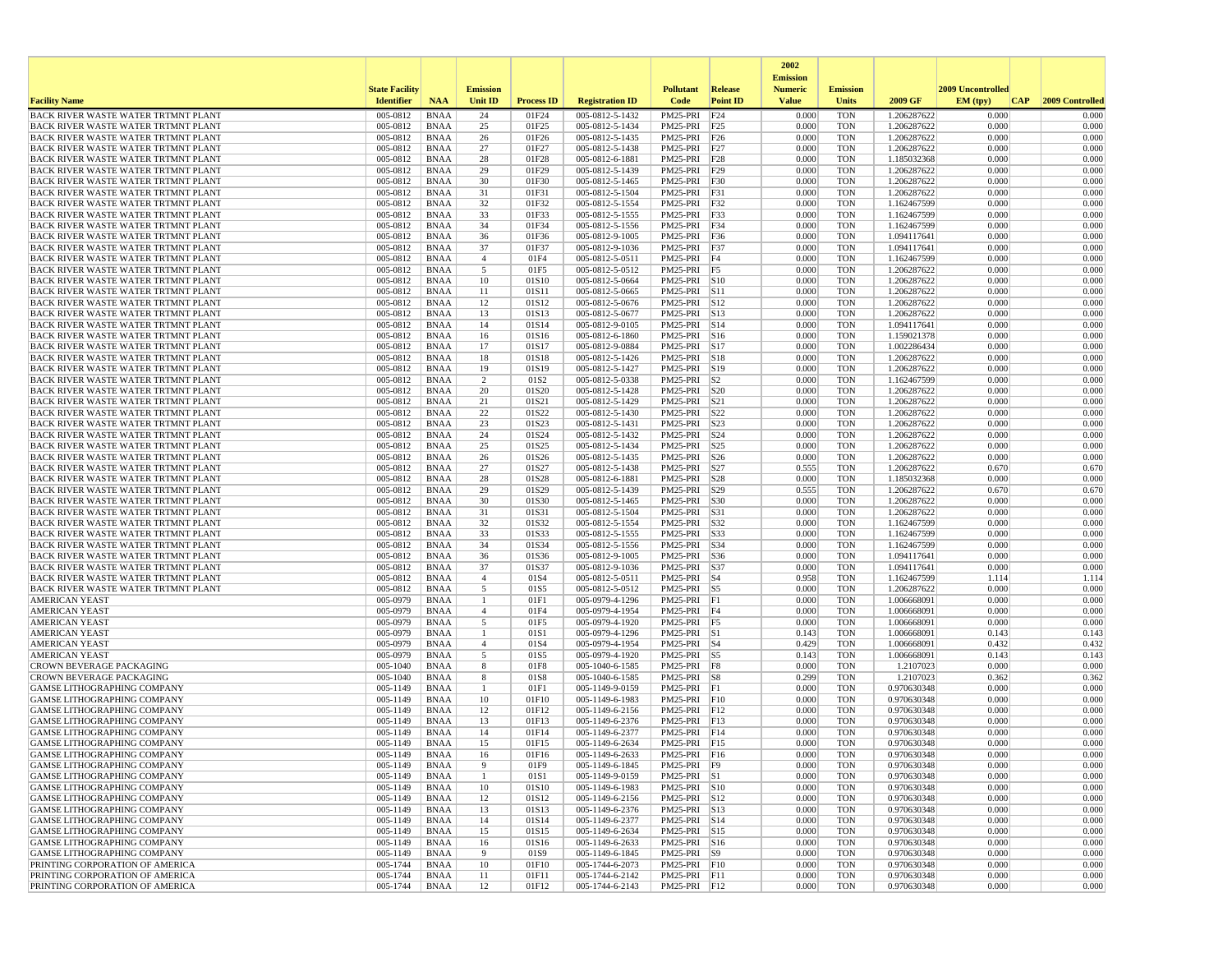| Facility Name | State Facility Identifier | NAA | Emission Unit ID | Process ID | Registration ID | Pollutant Code | Release Point ID | 2002 Emission Numeric Value | Emission Units | 2009 GF | 2009 Uncontrolled EM (tpy) | CAP | 2009 Controlled |
|---|---|---|---|---|---|---|---|---|---|---|---|---|---|
| BACK RIVER WASTE WATER TRTMNT PLANT | 005-0812 | BNAA | 24 | 01F24 | 005-0812-5-1432 | PM25-PRI | F24 | 0.000 | TON | 1.206287622 | 0.000 | | 0.000 |
| BACK RIVER WASTE WATER TRTMNT PLANT | 005-0812 | BNAA | 25 | 01F25 | 005-0812-5-1434 | PM25-PRI | F25 | 0.000 | TON | 1.206287622 | 0.000 | | 0.000 |
| BACK RIVER WASTE WATER TRTMNT PLANT | 005-0812 | BNAA | 26 | 01F26 | 005-0812-5-1435 | PM25-PRI | F26 | 0.000 | TON | 1.206287622 | 0.000 | | 0.000 |
| BACK RIVER WASTE WATER TRTMNT PLANT | 005-0812 | BNAA | 27 | 01F27 | 005-0812-5-1438 | PM25-PRI | F27 | 0.000 | TON | 1.206287622 | 0.000 | | 0.000 |
| BACK RIVER WASTE WATER TRTMNT PLANT | 005-0812 | BNAA | 28 | 01F28 | 005-0812-6-1881 | PM25-PRI | F28 | 0.000 | TON | 1.185032368 | 0.000 | | 0.000 |
| BACK RIVER WASTE WATER TRTMNT PLANT | 005-0812 | BNAA | 29 | 01F29 | 005-0812-5-1439 | PM25-PRI | F29 | 0.000 | TON | 1.206287622 | 0.000 | | 0.000 |
| BACK RIVER WASTE WATER TRTMNT PLANT | 005-0812 | BNAA | 30 | 01F30 | 005-0812-5-1465 | PM25-PRI | F30 | 0.000 | TON | 1.206287622 | 0.000 | | 0.000 |
| BACK RIVER WASTE WATER TRTMNT PLANT | 005-0812 | BNAA | 31 | 01F31 | 005-0812-5-1504 | PM25-PRI | F31 | 0.000 | TON | 1.206287622 | 0.000 | | 0.000 |
| BACK RIVER WASTE WATER TRTMNT PLANT | 005-0812 | BNAA | 32 | 01F32 | 005-0812-5-1554 | PM25-PRI | F32 | 0.000 | TON | 1.162467599 | 0.000 | | 0.000 |
| BACK RIVER WASTE WATER TRTMNT PLANT | 005-0812 | BNAA | 33 | 01F33 | 005-0812-5-1555 | PM25-PRI | F33 | 0.000 | TON | 1.162467599 | 0.000 | | 0.000 |
| BACK RIVER WASTE WATER TRTMNT PLANT | 005-0812 | BNAA | 34 | 01F34 | 005-0812-5-1556 | PM25-PRI | F34 | 0.000 | TON | 1.162467599 | 0.000 | | 0.000 |
| BACK RIVER WASTE WATER TRTMNT PLANT | 005-0812 | BNAA | 36 | 01F36 | 005-0812-9-1005 | PM25-PRI | F36 | 0.000 | TON | 1.094117641 | 0.000 | | 0.000 |
| BACK RIVER WASTE WATER TRTMNT PLANT | 005-0812 | BNAA | 37 | 01F37 | 005-0812-9-1036 | PM25-PRI | F37 | 0.000 | TON | 1.094117641 | 0.000 | | 0.000 |
| BACK RIVER WASTE WATER TRTMNT PLANT | 005-0812 | BNAA | 4 | 01F4 | 005-0812-5-0511 | PM25-PRI | F4 | 0.000 | TON | 1.162467599 | 0.000 | | 0.000 |
| BACK RIVER WASTE WATER TRTMNT PLANT | 005-0812 | BNAA | 5 | 01F5 | 005-0812-5-0512 | PM25-PRI | F5 | 0.000 | TON | 1.206287622 | 0.000 | | 0.000 |
| BACK RIVER WASTE WATER TRTMNT PLANT | 005-0812 | BNAA | 10 | 01S10 | 005-0812-5-0664 | PM25-PRI | S10 | 0.000 | TON | 1.206287622 | 0.000 | | 0.000 |
| BACK RIVER WASTE WATER TRTMNT PLANT | 005-0812 | BNAA | 11 | 01S11 | 005-0812-5-0665 | PM25-PRI | S11 | 0.000 | TON | 1.206287622 | 0.000 | | 0.000 |
| BACK RIVER WASTE WATER TRTMNT PLANT | 005-0812 | BNAA | 12 | 01S12 | 005-0812-5-0676 | PM25-PRI | S12 | 0.000 | TON | 1.206287622 | 0.000 | | 0.000 |
| BACK RIVER WASTE WATER TRTMNT PLANT | 005-0812 | BNAA | 13 | 01S13 | 005-0812-5-0677 | PM25-PRI | S13 | 0.000 | TON | 1.206287622 | 0.000 | | 0.000 |
| BACK RIVER WASTE WATER TRTMNT PLANT | 005-0812 | BNAA | 14 | 01S14 | 005-0812-9-0105 | PM25-PRI | S14 | 0.000 | TON | 1.094117641 | 0.000 | | 0.000 |
| BACK RIVER WASTE WATER TRTMNT PLANT | 005-0812 | BNAA | 16 | 01S16 | 005-0812-6-1860 | PM25-PRI | S16 | 0.000 | TON | 1.159021378 | 0.000 | | 0.000 |
| BACK RIVER WASTE WATER TRTMNT PLANT | 005-0812 | BNAA | 17 | 01S17 | 005-0812-9-0884 | PM25-PRI | S17 | 0.000 | TON | 1.002286434 | 0.000 | | 0.000 |
| BACK RIVER WASTE WATER TRTMNT PLANT | 005-0812 | BNAA | 18 | 01S18 | 005-0812-5-1426 | PM25-PRI | S18 | 0.000 | TON | 1.206287622 | 0.000 | | 0.000 |
| BACK RIVER WASTE WATER TRTMNT PLANT | 005-0812 | BNAA | 19 | 01S19 | 005-0812-5-1427 | PM25-PRI | S19 | 0.000 | TON | 1.206287622 | 0.000 | | 0.000 |
| BACK RIVER WASTE WATER TRTMNT PLANT | 005-0812 | BNAA | 2 | 01S2 | 005-0812-5-0338 | PM25-PRI | S2 | 0.000 | TON | 1.162467599 | 0.000 | | 0.000 |
| BACK RIVER WASTE WATER TRTMNT PLANT | 005-0812 | BNAA | 20 | 01S20 | 005-0812-5-1428 | PM25-PRI | S20 | 0.000 | TON | 1.206287622 | 0.000 | | 0.000 |
| BACK RIVER WASTE WATER TRTMNT PLANT | 005-0812 | BNAA | 21 | 01S21 | 005-0812-5-1429 | PM25-PRI | S21 | 0.000 | TON | 1.206287622 | 0.000 | | 0.000 |
| BACK RIVER WASTE WATER TRTMNT PLANT | 005-0812 | BNAA | 22 | 01S22 | 005-0812-5-1430 | PM25-PRI | S22 | 0.000 | TON | 1.206287622 | 0.000 | | 0.000 |
| BACK RIVER WASTE WATER TRTMNT PLANT | 005-0812 | BNAA | 23 | 01S23 | 005-0812-5-1431 | PM25-PRI | S23 | 0.000 | TON | 1.206287622 | 0.000 | | 0.000 |
| BACK RIVER WASTE WATER TRTMNT PLANT | 005-0812 | BNAA | 24 | 01S24 | 005-0812-5-1432 | PM25-PRI | S24 | 0.000 | TON | 1.206287622 | 0.000 | | 0.000 |
| BACK RIVER WASTE WATER TRTMNT PLANT | 005-0812 | BNAA | 25 | 01S25 | 005-0812-5-1434 | PM25-PRI | S25 | 0.000 | TON | 1.206287622 | 0.000 | | 0.000 |
| BACK RIVER WASTE WATER TRTMNT PLANT | 005-0812 | BNAA | 26 | 01S26 | 005-0812-5-1435 | PM25-PRI | S26 | 0.000 | TON | 1.206287622 | 0.000 | | 0.000 |
| BACK RIVER WASTE WATER TRTMNT PLANT | 005-0812 | BNAA | 27 | 01S27 | 005-0812-5-1438 | PM25-PRI | S27 | 0.555 | TON | 1.206287622 | 0.670 | | 0.670 |
| BACK RIVER WASTE WATER TRTMNT PLANT | 005-0812 | BNAA | 28 | 01S28 | 005-0812-6-1881 | PM25-PRI | S28 | 0.000 | TON | 1.185032368 | 0.000 | | 0.000 |
| BACK RIVER WASTE WATER TRTMNT PLANT | 005-0812 | BNAA | 29 | 01S29 | 005-0812-5-1439 | PM25-PRI | S29 | 0.555 | TON | 1.206287622 | 0.670 | | 0.670 |
| BACK RIVER WASTE WATER TRTMNT PLANT | 005-0812 | BNAA | 30 | 01S30 | 005-0812-5-1465 | PM25-PRI | S30 | 0.000 | TON | 1.206287622 | 0.000 | | 0.000 |
| BACK RIVER WASTE WATER TRTMNT PLANT | 005-0812 | BNAA | 31 | 01S31 | 005-0812-5-1504 | PM25-PRI | S31 | 0.000 | TON | 1.206287622 | 0.000 | | 0.000 |
| BACK RIVER WASTE WATER TRTMNT PLANT | 005-0812 | BNAA | 32 | 01S32 | 005-0812-5-1554 | PM25-PRI | S32 | 0.000 | TON | 1.162467599 | 0.000 | | 0.000 |
| BACK RIVER WASTE WATER TRTMNT PLANT | 005-0812 | BNAA | 33 | 01S33 | 005-0812-5-1555 | PM25-PRI | S33 | 0.000 | TON | 1.162467599 | 0.000 | | 0.000 |
| BACK RIVER WASTE WATER TRTMNT PLANT | 005-0812 | BNAA | 34 | 01S34 | 005-0812-5-1556 | PM25-PRI | S34 | 0.000 | TON | 1.162467599 | 0.000 | | 0.000 |
| BACK RIVER WASTE WATER TRTMNT PLANT | 005-0812 | BNAA | 36 | 01S36 | 005-0812-9-1005 | PM25-PRI | S36 | 0.000 | TON | 1.094117641 | 0.000 | | 0.000 |
| BACK RIVER WASTE WATER TRTMNT PLANT | 005-0812 | BNAA | 37 | 01S37 | 005-0812-9-1036 | PM25-PRI | S37 | 0.000 | TON | 1.094117641 | 0.000 | | 0.000 |
| BACK RIVER WASTE WATER TRTMNT PLANT | 005-0812 | BNAA | 4 | 01S4 | 005-0812-5-0511 | PM25-PRI | S4 | 0.958 | TON | 1.162467599 | 1.114 | | 1.114 |
| BACK RIVER WASTE WATER TRTMNT PLANT | 005-0812 | BNAA | 5 | 01S5 | 005-0812-5-0512 | PM25-PRI | S5 | 0.000 | TON | 1.206287622 | 0.000 | | 0.000 |
| AMERICAN YEAST | 005-0979 | BNAA | 1 | 01F1 | 005-0979-4-1296 | PM25-PRI | F1 | 0.000 | TON | 1.006668091 | 0.000 | | 0.000 |
| AMERICAN YEAST | 005-0979 | BNAA | 4 | 01F4 | 005-0979-4-1954 | PM25-PRI | F4 | 0.000 | TON | 1.006668091 | 0.000 | | 0.000 |
| AMERICAN YEAST | 005-0979 | BNAA | 5 | 01F5 | 005-0979-4-1920 | PM25-PRI | F5 | 0.000 | TON | 1.006668091 | 0.000 | | 0.000 |
| AMERICAN YEAST | 005-0979 | BNAA | 1 | 01S1 | 005-0979-4-1296 | PM25-PRI | S1 | 0.143 | TON | 1.006668091 | 0.143 | | 0.143 |
| AMERICAN YEAST | 005-0979 | BNAA | 4 | 01S4 | 005-0979-4-1954 | PM25-PRI | S4 | 0.429 | TON | 1.006668091 | 0.432 | | 0.432 |
| AMERICAN YEAST | 005-0979 | BNAA | 5 | 01S5 | 005-0979-4-1920 | PM25-PRI | S5 | 0.143 | TON | 1.006668091 | 0.143 | | 0.143 |
| CROWN BEVERAGE PACKAGING | 005-1040 | BNAA | 8 | 01F8 | 005-1040-6-1585 | PM25-PRI | F8 | 0.000 | TON | 1.2107023 | 0.000 | | 0.000 |
| CROWN BEVERAGE PACKAGING | 005-1040 | BNAA | 8 | 01S8 | 005-1040-6-1585 | PM25-PRI | S8 | 0.299 | TON | 1.2107023 | 0.362 | | 0.362 |
| GAMSE LITHOGRAPHING COMPANY | 005-1149 | BNAA | 1 | 01F1 | 005-1149-9-0159 | PM25-PRI | F1 | 0.000 | TON | 0.970630348 | 0.000 | | 0.000 |
| GAMSE LITHOGRAPHING COMPANY | 005-1149 | BNAA | 10 | 01F10 | 005-1149-6-1983 | PM25-PRI | F10 | 0.000 | TON | 0.970630348 | 0.000 | | 0.000 |
| GAMSE LITHOGRAPHING COMPANY | 005-1149 | BNAA | 12 | 01F12 | 005-1149-6-2156 | PM25-PRI | F12 | 0.000 | TON | 0.970630348 | 0.000 | | 0.000 |
| GAMSE LITHOGRAPHING COMPANY | 005-1149 | BNAA | 13 | 01F13 | 005-1149-6-2376 | PM25-PRI | F13 | 0.000 | TON | 0.970630348 | 0.000 | | 0.000 |
| GAMSE LITHOGRAPHING COMPANY | 005-1149 | BNAA | 14 | 01F14 | 005-1149-6-2377 | PM25-PRI | F14 | 0.000 | TON | 0.970630348 | 0.000 | | 0.000 |
| GAMSE LITHOGRAPHING COMPANY | 005-1149 | BNAA | 15 | 01F15 | 005-1149-6-2634 | PM25-PRI | F15 | 0.000 | TON | 0.970630348 | 0.000 | | 0.000 |
| GAMSE LITHOGRAPHING COMPANY | 005-1149 | BNAA | 16 | 01F16 | 005-1149-6-2633 | PM25-PRI | F16 | 0.000 | TON | 0.970630348 | 0.000 | | 0.000 |
| GAMSE LITHOGRAPHING COMPANY | 005-1149 | BNAA | 9 | 01F9 | 005-1149-6-1845 | PM25-PRI | F9 | 0.000 | TON | 0.970630348 | 0.000 | | 0.000 |
| GAMSE LITHOGRAPHING COMPANY | 005-1149 | BNAA | 1 | 01S1 | 005-1149-9-0159 | PM25-PRI | S1 | 0.000 | TON | 0.970630348 | 0.000 | | 0.000 |
| GAMSE LITHOGRAPHING COMPANY | 005-1149 | BNAA | 10 | 01S10 | 005-1149-6-1983 | PM25-PRI | S10 | 0.000 | TON | 0.970630348 | 0.000 | | 0.000 |
| GAMSE LITHOGRAPHING COMPANY | 005-1149 | BNAA | 12 | 01S12 | 005-1149-6-2156 | PM25-PRI | S12 | 0.000 | TON | 0.970630348 | 0.000 | | 0.000 |
| GAMSE LITHOGRAPHING COMPANY | 005-1149 | BNAA | 13 | 01S13 | 005-1149-6-2376 | PM25-PRI | S13 | 0.000 | TON | 0.970630348 | 0.000 | | 0.000 |
| GAMSE LITHOGRAPHING COMPANY | 005-1149 | BNAA | 14 | 01S14 | 005-1149-6-2377 | PM25-PRI | S14 | 0.000 | TON | 0.970630348 | 0.000 | | 0.000 |
| GAMSE LITHOGRAPHING COMPANY | 005-1149 | BNAA | 15 | 01S15 | 005-1149-6-2634 | PM25-PRI | S15 | 0.000 | TON | 0.970630348 | 0.000 | | 0.000 |
| GAMSE LITHOGRAPHING COMPANY | 005-1149 | BNAA | 16 | 01S16 | 005-1149-6-2633 | PM25-PRI | S16 | 0.000 | TON | 0.970630348 | 0.000 | | 0.000 |
| GAMSE LITHOGRAPHING COMPANY | 005-1149 | BNAA | 9 | 01S9 | 005-1149-6-1845 | PM25-PRI | S9 | 0.000 | TON | 0.970630348 | 0.000 | | 0.000 |
| PRINTING CORPORATION OF AMERICA | 005-1744 | BNAA | 10 | 01F10 | 005-1744-6-2073 | PM25-PRI | F10 | 0.000 | TON | 0.970630348 | 0.000 | | 0.000 |
| PRINTING CORPORATION OF AMERICA | 005-1744 | BNAA | 11 | 01F11 | 005-1744-6-2142 | PM25-PRI | F11 | 0.000 | TON | 0.970630348 | 0.000 | | 0.000 |
| PRINTING CORPORATION OF AMERICA | 005-1744 | BNAA | 12 | 01F12 | 005-1744-6-2143 | PM25-PRI | F12 | 0.000 | TON | 0.970630348 | 0.000 | | 0.000 |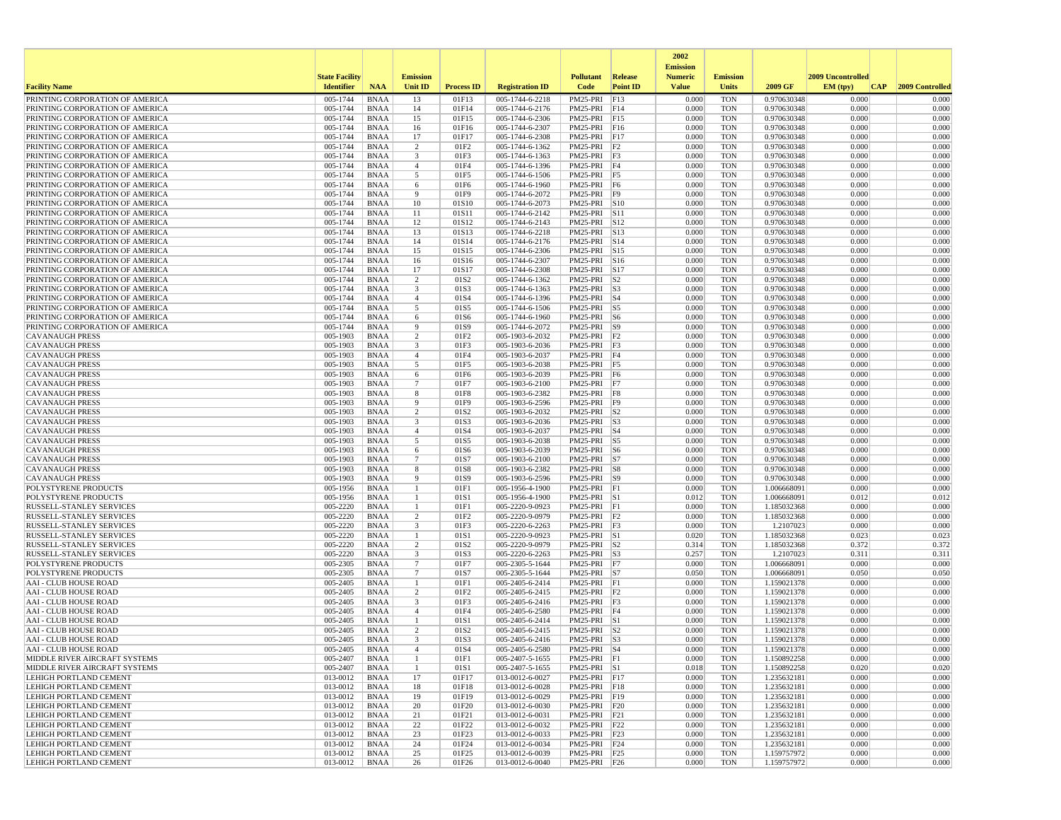| Facility Name | State Facility Identifier | NAA | Emission Unit ID | Process ID | Registration ID | Pollutant Code | Release Point ID | 2002 Emission Numeric Value | Emission Units | 2009 GF | 2009 Uncontrolled EM (tpy) | CAP | 2009 Controlled |
|---|---|---|---|---|---|---|---|---|---|---|---|---|---|
| PRINTING CORPORATION OF AMERICA | 005-1744 | BNAA | 13 | 01F13 | 005-1744-6-2218 | PM25-PRI | F13 | 0.000 | TON | 0.970630348 | 0.000 | | 0.000 |
| PRINTING CORPORATION OF AMERICA | 005-1744 | BNAA | 14 | 01F14 | 005-1744-6-2176 | PM25-PRI | F14 | 0.000 | TON | 0.970630348 | 0.000 | | 0.000 |
| PRINTING CORPORATION OF AMERICA | 005-1744 | BNAA | 15 | 01F15 | 005-1744-6-2306 | PM25-PRI | F15 | 0.000 | TON | 0.970630348 | 0.000 | | 0.000 |
| PRINTING CORPORATION OF AMERICA | 005-1744 | BNAA | 16 | 01F16 | 005-1744-6-2307 | PM25-PRI | F16 | 0.000 | TON | 0.970630348 | 0.000 | | 0.000 |
| PRINTING CORPORATION OF AMERICA | 005-1744 | BNAA | 17 | 01F17 | 005-1744-6-2308 | PM25-PRI | F17 | 0.000 | TON | 0.970630348 | 0.000 | | 0.000 |
| PRINTING CORPORATION OF AMERICA | 005-1744 | BNAA | 2 | 01F2 | 005-1744-6-1362 | PM25-PRI | F2 | 0.000 | TON | 0.970630348 | 0.000 | | 0.000 |
| PRINTING CORPORATION OF AMERICA | 005-1744 | BNAA | 3 | 01F3 | 005-1744-6-1363 | PM25-PRI | F3 | 0.000 | TON | 0.970630348 | 0.000 | | 0.000 |
| PRINTING CORPORATION OF AMERICA | 005-1744 | BNAA | 4 | 01F4 | 005-1744-6-1396 | PM25-PRI | F4 | 0.000 | TON | 0.970630348 | 0.000 | | 0.000 |
| PRINTING CORPORATION OF AMERICA | 005-1744 | BNAA | 5 | 01F5 | 005-1744-6-1506 | PM25-PRI | F5 | 0.000 | TON | 0.970630348 | 0.000 | | 0.000 |
| PRINTING CORPORATION OF AMERICA | 005-1744 | BNAA | 6 | 01F6 | 005-1744-6-1960 | PM25-PRI | F6 | 0.000 | TON | 0.970630348 | 0.000 | | 0.000 |
| PRINTING CORPORATION OF AMERICA | 005-1744 | BNAA | 9 | 01F9 | 005-1744-6-2072 | PM25-PRI | F9 | 0.000 | TON | 0.970630348 | 0.000 | | 0.000 |
| PRINTING CORPORATION OF AMERICA | 005-1744 | BNAA | 10 | 01S10 | 005-1744-6-2073 | PM25-PRI | S10 | 0.000 | TON | 0.970630348 | 0.000 | | 0.000 |
| PRINTING CORPORATION OF AMERICA | 005-1744 | BNAA | 11 | 01S11 | 005-1744-6-2142 | PM25-PRI | S11 | 0.000 | TON | 0.970630348 | 0.000 | | 0.000 |
| PRINTING CORPORATION OF AMERICA | 005-1744 | BNAA | 12 | 01S12 | 005-1744-6-2143 | PM25-PRI | S12 | 0.000 | TON | 0.970630348 | 0.000 | | 0.000 |
| PRINTING CORPORATION OF AMERICA | 005-1744 | BNAA | 13 | 01S13 | 005-1744-6-2218 | PM25-PRI | S13 | 0.000 | TON | 0.970630348 | 0.000 | | 0.000 |
| PRINTING CORPORATION OF AMERICA | 005-1744 | BNAA | 14 | 01S14 | 005-1744-6-2176 | PM25-PRI | S14 | 0.000 | TON | 0.970630348 | 0.000 | | 0.000 |
| PRINTING CORPORATION OF AMERICA | 005-1744 | BNAA | 15 | 01S15 | 005-1744-6-2306 | PM25-PRI | S15 | 0.000 | TON | 0.970630348 | 0.000 | | 0.000 |
| PRINTING CORPORATION OF AMERICA | 005-1744 | BNAA | 16 | 01S16 | 005-1744-6-2307 | PM25-PRI | S16 | 0.000 | TON | 0.970630348 | 0.000 | | 0.000 |
| PRINTING CORPORATION OF AMERICA | 005-1744 | BNAA | 17 | 01S17 | 005-1744-6-2308 | PM25-PRI | S17 | 0.000 | TON | 0.970630348 | 0.000 | | 0.000 |
| PRINTING CORPORATION OF AMERICA | 005-1744 | BNAA | 2 | 01S2 | 005-1744-6-1362 | PM25-PRI | S2 | 0.000 | TON | 0.970630348 | 0.000 | | 0.000 |
| PRINTING CORPORATION OF AMERICA | 005-1744 | BNAA | 3 | 01S3 | 005-1744-6-1363 | PM25-PRI | S3 | 0.000 | TON | 0.970630348 | 0.000 | | 0.000 |
| PRINTING CORPORATION OF AMERICA | 005-1744 | BNAA | 4 | 01S4 | 005-1744-6-1396 | PM25-PRI | S4 | 0.000 | TON | 0.970630348 | 0.000 | | 0.000 |
| PRINTING CORPORATION OF AMERICA | 005-1744 | BNAA | 5 | 01S5 | 005-1744-6-1506 | PM25-PRI | S5 | 0.000 | TON | 0.970630348 | 0.000 | | 0.000 |
| PRINTING CORPORATION OF AMERICA | 005-1744 | BNAA | 6 | 01S6 | 005-1744-6-1960 | PM25-PRI | S6 | 0.000 | TON | 0.970630348 | 0.000 | | 0.000 |
| PRINTING CORPORATION OF AMERICA | 005-1744 | BNAA | 9 | 01S9 | 005-1744-6-2072 | PM25-PRI | S9 | 0.000 | TON | 0.970630348 | 0.000 | | 0.000 |
| CAVANAUGH PRESS | 005-1903 | BNAA | 2 | 01F2 | 005-1903-6-2032 | PM25-PRI | F2 | 0.000 | TON | 0.970630348 | 0.000 | | 0.000 |
| CAVANAUGH PRESS | 005-1903 | BNAA | 3 | 01F3 | 005-1903-6-2036 | PM25-PRI | F3 | 0.000 | TON | 0.970630348 | 0.000 | | 0.000 |
| CAVANAUGH PRESS | 005-1903 | BNAA | 4 | 01F4 | 005-1903-6-2037 | PM25-PRI | F4 | 0.000 | TON | 0.970630348 | 0.000 | | 0.000 |
| CAVANAUGH PRESS | 005-1903 | BNAA | 5 | 01F5 | 005-1903-6-2038 | PM25-PRI | F5 | 0.000 | TON | 0.970630348 | 0.000 | | 0.000 |
| CAVANAUGH PRESS | 005-1903 | BNAA | 6 | 01F6 | 005-1903-6-2039 | PM25-PRI | F6 | 0.000 | TON | 0.970630348 | 0.000 | | 0.000 |
| CAVANAUGH PRESS | 005-1903 | BNAA | 7 | 01F7 | 005-1903-6-2100 | PM25-PRI | F7 | 0.000 | TON | 0.970630348 | 0.000 | | 0.000 |
| CAVANAUGH PRESS | 005-1903 | BNAA | 8 | 01F8 | 005-1903-6-2382 | PM25-PRI | F8 | 0.000 | TON | 0.970630348 | 0.000 | | 0.000 |
| CAVANAUGH PRESS | 005-1903 | BNAA | 9 | 01F9 | 005-1903-6-2596 | PM25-PRI | F9 | 0.000 | TON | 0.970630348 | 0.000 | | 0.000 |
| CAVANAUGH PRESS | 005-1903 | BNAA | 2 | 01S2 | 005-1903-6-2032 | PM25-PRI | S2 | 0.000 | TON | 0.970630348 | 0.000 | | 0.000 |
| CAVANAUGH PRESS | 005-1903 | BNAA | 3 | 01S3 | 005-1903-6-2036 | PM25-PRI | S3 | 0.000 | TON | 0.970630348 | 0.000 | | 0.000 |
| CAVANAUGH PRESS | 005-1903 | BNAA | 4 | 01S4 | 005-1903-6-2037 | PM25-PRI | S4 | 0.000 | TON | 0.970630348 | 0.000 | | 0.000 |
| CAVANAUGH PRESS | 005-1903 | BNAA | 5 | 01S5 | 005-1903-6-2038 | PM25-PRI | S5 | 0.000 | TON | 0.970630348 | 0.000 | | 0.000 |
| CAVANAUGH PRESS | 005-1903 | BNAA | 6 | 01S6 | 005-1903-6-2039 | PM25-PRI | S6 | 0.000 | TON | 0.970630348 | 0.000 | | 0.000 |
| CAVANAUGH PRESS | 005-1903 | BNAA | 7 | 01S7 | 005-1903-6-2100 | PM25-PRI | S7 | 0.000 | TON | 0.970630348 | 0.000 | | 0.000 |
| CAVANAUGH PRESS | 005-1903 | BNAA | 8 | 01S8 | 005-1903-6-2382 | PM25-PRI | S8 | 0.000 | TON | 0.970630348 | 0.000 | | 0.000 |
| CAVANAUGH PRESS | 005-1903 | BNAA | 9 | 01S9 | 005-1903-6-2596 | PM25-PRI | S9 | 0.000 | TON | 0.970630348 | 0.000 | | 0.000 |
| POLYSTYRENE PRODUCTS | 005-1956 | BNAA | 1 | 01F1 | 005-1956-4-1900 | PM25-PRI | F1 | 0.000 | TON | 1.006668091 | 0.000 | | 0.000 |
| POLYSTYRENE PRODUCTS | 005-1956 | BNAA | 1 | 01S1 | 005-1956-4-1900 | PM25-PRI | S1 | 0.012 | TON | 1.006668091 | 0.012 | | 0.012 |
| RUSSELL-STANLEY SERVICES | 005-2220 | BNAA | 1 | 01F1 | 005-2220-9-0923 | PM25-PRI | F1 | 0.000 | TON | 1.185032368 | 0.000 | | 0.000 |
| RUSSELL-STANLEY SERVICES | 005-2220 | BNAA | 2 | 01F2 | 005-2220-9-0979 | PM25-PRI | F2 | 0.000 | TON | 1.185032368 | 0.000 | | 0.000 |
| RUSSELL-STANLEY SERVICES | 005-2220 | BNAA | 3 | 01F3 | 005-2220-6-2263 | PM25-PRI | F3 | 0.000 | TON | 1.2107023 | 0.000 | | 0.000 |
| RUSSELL-STANLEY SERVICES | 005-2220 | BNAA | 1 | 01S1 | 005-2220-9-0923 | PM25-PRI | S1 | 0.020 | TON | 1.185032368 | 0.023 | | 0.023 |
| RUSSELL-STANLEY SERVICES | 005-2220 | BNAA | 2 | 01S2 | 005-2220-9-0979 | PM25-PRI | S2 | 0.314 | TON | 1.185032368 | 0.372 | | 0.372 |
| RUSSELL-STANLEY SERVICES | 005-2220 | BNAA | 3 | 01S3 | 005-2220-6-2263 | PM25-PRI | S3 | 0.257 | TON | 1.2107023 | 0.311 | | 0.311 |
| POLYSTYRENE PRODUCTS | 005-2305 | BNAA | 7 | 01F7 | 005-2305-5-1644 | PM25-PRI | F7 | 0.000 | TON | 1.006668091 | 0.000 | | 0.000 |
| POLYSTYRENE PRODUCTS | 005-2305 | BNAA | 7 | 01S7 | 005-2305-5-1644 | PM25-PRI | S7 | 0.050 | TON | 1.006668091 | 0.050 | | 0.050 |
| AAI - CLUB HOUSE ROAD | 005-2405 | BNAA | 1 | 01F1 | 005-2405-6-2414 | PM25-PRI | F1 | 0.000 | TON | 1.159021378 | 0.000 | | 0.000 |
| AAI - CLUB HOUSE ROAD | 005-2405 | BNAA | 2 | 01F2 | 005-2405-6-2415 | PM25-PRI | F2 | 0.000 | TON | 1.159021378 | 0.000 | | 0.000 |
| AAI - CLUB HOUSE ROAD | 005-2405 | BNAA | 3 | 01F3 | 005-2405-6-2416 | PM25-PRI | F3 | 0.000 | TON | 1.159021378 | 0.000 | | 0.000 |
| AAI - CLUB HOUSE ROAD | 005-2405 | BNAA | 4 | 01F4 | 005-2405-6-2580 | PM25-PRI | F4 | 0.000 | TON | 1.159021378 | 0.000 | | 0.000 |
| AAI - CLUB HOUSE ROAD | 005-2405 | BNAA | 1 | 01S1 | 005-2405-6-2414 | PM25-PRI | S1 | 0.000 | TON | 1.159021378 | 0.000 | | 0.000 |
| AAI - CLUB HOUSE ROAD | 005-2405 | BNAA | 2 | 01S2 | 005-2405-6-2415 | PM25-PRI | S2 | 0.000 | TON | 1.159021378 | 0.000 | | 0.000 |
| AAI - CLUB HOUSE ROAD | 005-2405 | BNAA | 3 | 01S3 | 005-2405-6-2416 | PM25-PRI | S3 | 0.000 | TON | 1.159021378 | 0.000 | | 0.000 |
| AAI - CLUB HOUSE ROAD | 005-2405 | BNAA | 4 | 01S4 | 005-2405-6-2580 | PM25-PRI | S4 | 0.000 | TON | 1.159021378 | 0.000 | | 0.000 |
| MIDDLE RIVER AIRCRAFT SYSTEMS | 005-2407 | BNAA | 1 | 01F1 | 005-2407-5-1655 | PM25-PRI | F1 | 0.000 | TON | 1.150892258 | 0.000 | | 0.000 |
| MIDDLE RIVER AIRCRAFT SYSTEMS | 005-2407 | BNAA | 1 | 01S1 | 005-2407-5-1655 | PM25-PRI | S1 | 0.018 | TON | 1.150892258 | 0.020 | | 0.020 |
| LEHIGH PORTLAND CEMENT | 013-0012 | BNAA | 17 | 01F17 | 013-0012-6-0027 | PM25-PRI | F17 | 0.000 | TON | 1.235632181 | 0.000 | | 0.000 |
| LEHIGH PORTLAND CEMENT | 013-0012 | BNAA | 18 | 01F18 | 013-0012-6-0028 | PM25-PRI | F18 | 0.000 | TON | 1.235632181 | 0.000 | | 0.000 |
| LEHIGH PORTLAND CEMENT | 013-0012 | BNAA | 19 | 01F19 | 013-0012-6-0029 | PM25-PRI | F19 | 0.000 | TON | 1.235632181 | 0.000 | | 0.000 |
| LEHIGH PORTLAND CEMENT | 013-0012 | BNAA | 20 | 01F20 | 013-0012-6-0030 | PM25-PRI | F20 | 0.000 | TON | 1.235632181 | 0.000 | | 0.000 |
| LEHIGH PORTLAND CEMENT | 013-0012 | BNAA | 21 | 01F21 | 013-0012-6-0031 | PM25-PRI | F21 | 0.000 | TON | 1.235632181 | 0.000 | | 0.000 |
| LEHIGH PORTLAND CEMENT | 013-0012 | BNAA | 22 | 01F22 | 013-0012-6-0032 | PM25-PRI | F22 | 0.000 | TON | 1.235632181 | 0.000 | | 0.000 |
| LEHIGH PORTLAND CEMENT | 013-0012 | BNAA | 23 | 01F23 | 013-0012-6-0033 | PM25-PRI | F23 | 0.000 | TON | 1.235632181 | 0.000 | | 0.000 |
| LEHIGH PORTLAND CEMENT | 013-0012 | BNAA | 24 | 01F24 | 013-0012-6-0034 | PM25-PRI | F24 | 0.000 | TON | 1.235632181 | 0.000 | | 0.000 |
| LEHIGH PORTLAND CEMENT | 013-0012 | BNAA | 25 | 01F25 | 013-0012-6-0039 | PM25-PRI | F25 | 0.000 | TON | 1.159757972 | 0.000 | | 0.000 |
| LEHIGH PORTLAND CEMENT | 013-0012 | BNAA | 26 | 01F26 | 013-0012-6-0040 | PM25-PRI | F26 | 0.000 | TON | 1.159757972 | 0.000 | | 0.000 |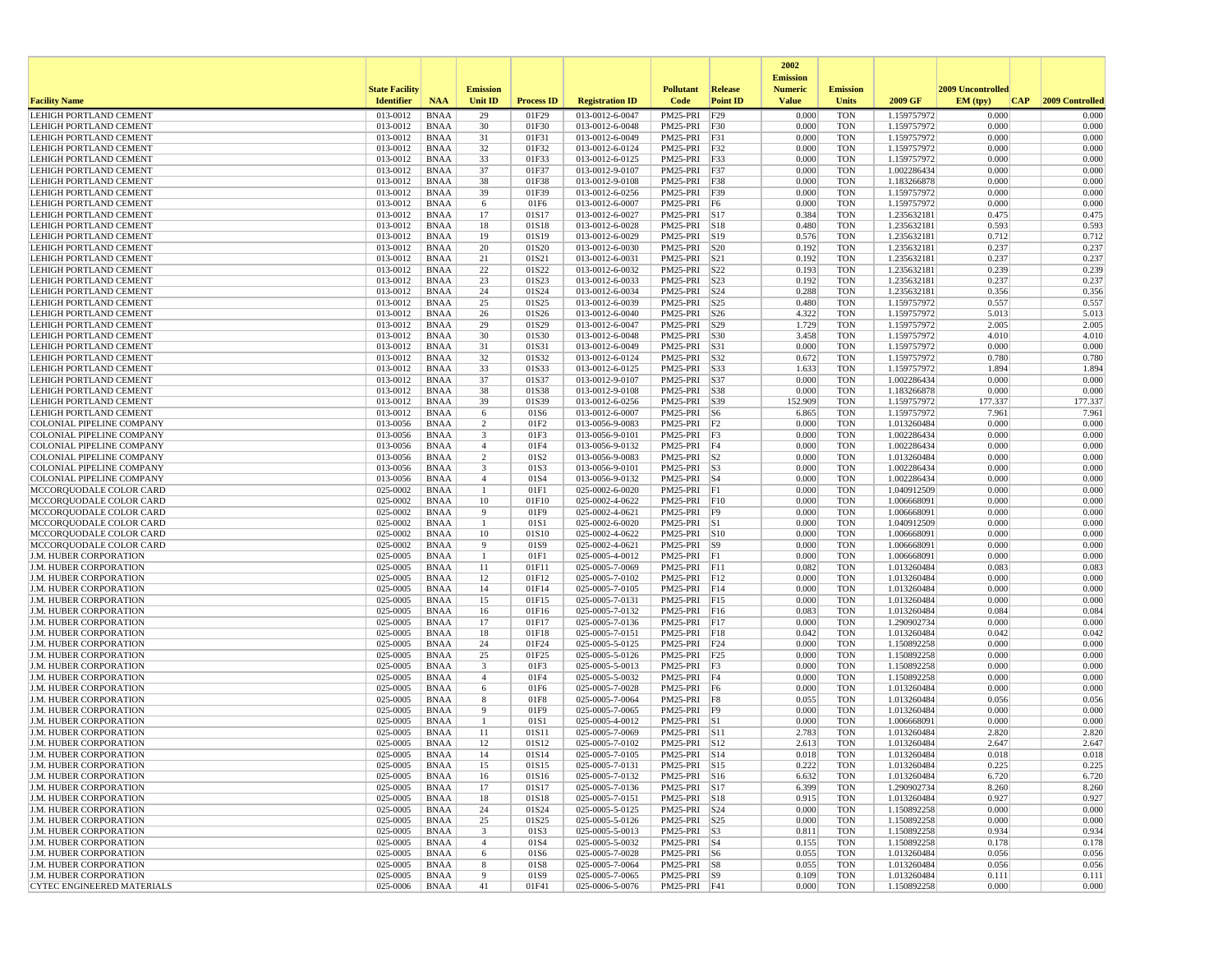| Facility Name | State Facility Identifier | NAA | Emission Unit ID | Process ID | Registration ID | Pollutant Code | Release Point ID | 2002 Emission Numeric Value | Emission Units | 2009 GF | 2009 Uncontrolled EM (tpy) | CAP | 2009 Controlled |
|---|---|---|---|---|---|---|---|---|---|---|---|---|---|
| LEHIGH PORTLAND CEMENT | 013-0012 | BNAA | 29 | 01F29 | 013-0012-6-0047 | PM25-PRI | F29 | 0.000 | TON | 1.159757972 | 0.000 | | 0.000 |
| LEHIGH PORTLAND CEMENT | 013-0012 | BNAA | 30 | 01F30 | 013-0012-6-0048 | PM25-PRI | F30 | 0.000 | TON | 1.159757972 | 0.000 | | 0.000 |
| LEHIGH PORTLAND CEMENT | 013-0012 | BNAA | 31 | 01F31 | 013-0012-6-0049 | PM25-PRI | F31 | 0.000 | TON | 1.159757972 | 0.000 | | 0.000 |
| LEHIGH PORTLAND CEMENT | 013-0012 | BNAA | 32 | 01F32 | 013-0012-6-0124 | PM25-PRI | F32 | 0.000 | TON | 1.159757972 | 0.000 | | 0.000 |
| LEHIGH PORTLAND CEMENT | 013-0012 | BNAA | 33 | 01F33 | 013-0012-6-0125 | PM25-PRI | F33 | 0.000 | TON | 1.159757972 | 0.000 | | 0.000 |
| LEHIGH PORTLAND CEMENT | 013-0012 | BNAA | 37 | 01F37 | 013-0012-9-0107 | PM25-PRI | F37 | 0.000 | TON | 1.002286434 | 0.000 | | 0.000 |
| LEHIGH PORTLAND CEMENT | 013-0012 | BNAA | 38 | 01F38 | 013-0012-9-0108 | PM25-PRI | F38 | 0.000 | TON | 1.183266878 | 0.000 | | 0.000 |
| LEHIGH PORTLAND CEMENT | 013-0012 | BNAA | 39 | 01F39 | 013-0012-6-0256 | PM25-PRI | F39 | 0.000 | TON | 1.159757972 | 0.000 | | 0.000 |
| LEHIGH PORTLAND CEMENT | 013-0012 | BNAA | 6 | 01F6 | 013-0012-6-0007 | PM25-PRI | F6 | 0.000 | TON | 1.159757972 | 0.000 | | 0.000 |
| LEHIGH PORTLAND CEMENT | 013-0012 | BNAA | 17 | 01S17 | 013-0012-6-0027 | PM25-PRI | S17 | 0.384 | TON | 1.235632181 | 0.475 | | 0.475 |
| LEHIGH PORTLAND CEMENT | 013-0012 | BNAA | 18 | 01S18 | 013-0012-6-0028 | PM25-PRI | S18 | 0.480 | TON | 1.235632181 | 0.593 | | 0.593 |
| LEHIGH PORTLAND CEMENT | 013-0012 | BNAA | 19 | 01S19 | 013-0012-6-0029 | PM25-PRI | S19 | 0.576 | TON | 1.235632181 | 0.712 | | 0.712 |
| LEHIGH PORTLAND CEMENT | 013-0012 | BNAA | 20 | 01S20 | 013-0012-6-0030 | PM25-PRI | S20 | 0.192 | TON | 1.235632181 | 0.237 | | 0.237 |
| LEHIGH PORTLAND CEMENT | 013-0012 | BNAA | 21 | 01S21 | 013-0012-6-0031 | PM25-PRI | S21 | 0.192 | TON | 1.235632181 | 0.237 | | 0.237 |
| LEHIGH PORTLAND CEMENT | 013-0012 | BNAA | 22 | 01S22 | 013-0012-6-0032 | PM25-PRI | S22 | 0.193 | TON | 1.235632181 | 0.239 | | 0.239 |
| LEHIGH PORTLAND CEMENT | 013-0012 | BNAA | 23 | 01S23 | 013-0012-6-0033 | PM25-PRI | S23 | 0.192 | TON | 1.235632181 | 0.237 | | 0.237 |
| LEHIGH PORTLAND CEMENT | 013-0012 | BNAA | 24 | 01S24 | 013-0012-6-0034 | PM25-PRI | S24 | 0.288 | TON | 1.235632181 | 0.356 | | 0.356 |
| LEHIGH PORTLAND CEMENT | 013-0012 | BNAA | 25 | 01S25 | 013-0012-6-0039 | PM25-PRI | S25 | 0.480 | TON | 1.159757972 | 0.557 | | 0.557 |
| LEHIGH PORTLAND CEMENT | 013-0012 | BNAA | 26 | 01S26 | 013-0012-6-0040 | PM25-PRI | S26 | 4.322 | TON | 1.159757972 | 5.013 | | 5.013 |
| LEHIGH PORTLAND CEMENT | 013-0012 | BNAA | 29 | 01S29 | 013-0012-6-0047 | PM25-PRI | S29 | 1.729 | TON | 1.159757972 | 2.005 | | 2.005 |
| LEHIGH PORTLAND CEMENT | 013-0012 | BNAA | 30 | 01S30 | 013-0012-6-0048 | PM25-PRI | S30 | 3.458 | TON | 1.159757972 | 4.010 | | 4.010 |
| LEHIGH PORTLAND CEMENT | 013-0012 | BNAA | 31 | 01S31 | 013-0012-6-0049 | PM25-PRI | S31 | 0.000 | TON | 1.159757972 | 0.000 | | 0.000 |
| LEHIGH PORTLAND CEMENT | 013-0012 | BNAA | 32 | 01S32 | 013-0012-6-0124 | PM25-PRI | S32 | 0.672 | TON | 1.159757972 | 0.780 | | 0.780 |
| LEHIGH PORTLAND CEMENT | 013-0012 | BNAA | 33 | 01S33 | 013-0012-6-0125 | PM25-PRI | S33 | 1.633 | TON | 1.159757972 | 1.894 | | 1.894 |
| LEHIGH PORTLAND CEMENT | 013-0012 | BNAA | 37 | 01S37 | 013-0012-9-0107 | PM25-PRI | S37 | 0.000 | TON | 1.002286434 | 0.000 | | 0.000 |
| LEHIGH PORTLAND CEMENT | 013-0012 | BNAA | 38 | 01S38 | 013-0012-9-0108 | PM25-PRI | S38 | 0.000 | TON | 1.183266878 | 0.000 | | 0.000 |
| LEHIGH PORTLAND CEMENT | 013-0012 | BNAA | 39 | 01S39 | 013-0012-6-0256 | PM25-PRI | S39 | 152.909 | TON | 1.159757972 | 177.337 | | 177.337 |
| LEHIGH PORTLAND CEMENT | 013-0012 | BNAA | 6 | 01S6 | 013-0012-6-0007 | PM25-PRI | S6 | 6.865 | TON | 1.159757972 | 7.961 | | 7.961 |
| COLONIAL PIPELINE COMPANY | 013-0056 | BNAA | 2 | 01F2 | 013-0056-9-0083 | PM25-PRI | F2 | 0.000 | TON | 1.013260484 | 0.000 | | 0.000 |
| COLONIAL PIPELINE COMPANY | 013-0056 | BNAA | 3 | 01F3 | 013-0056-9-0101 | PM25-PRI | F3 | 0.000 | TON | 1.002286434 | 0.000 | | 0.000 |
| COLONIAL PIPELINE COMPANY | 013-0056 | BNAA | 4 | 01F4 | 013-0056-9-0132 | PM25-PRI | F4 | 0.000 | TON | 1.002286434 | 0.000 | | 0.000 |
| COLONIAL PIPELINE COMPANY | 013-0056 | BNAA | 2 | 01S2 | 013-0056-9-0083 | PM25-PRI | S2 | 0.000 | TON | 1.013260484 | 0.000 | | 0.000 |
| COLONIAL PIPELINE COMPANY | 013-0056 | BNAA | 3 | 01S3 | 013-0056-9-0101 | PM25-PRI | S3 | 0.000 | TON | 1.002286434 | 0.000 | | 0.000 |
| COLONIAL PIPELINE COMPANY | 013-0056 | BNAA | 4 | 01S4 | 013-0056-9-0132 | PM25-PRI | S4 | 0.000 | TON | 1.002286434 | 0.000 | | 0.000 |
| MCCORQUODALE COLOR CARD | 025-0002 | BNAA | 1 | 01F1 | 025-0002-6-0020 | PM25-PRI | F1 | 0.000 | TON | 1.040912509 | 0.000 | | 0.000 |
| MCCORQUODALE COLOR CARD | 025-0002 | BNAA | 10 | 01F10 | 025-0002-4-0622 | PM25-PRI | F10 | 0.000 | TON | 1.006668091 | 0.000 | | 0.000 |
| MCCORQUODALE COLOR CARD | 025-0002 | BNAA | 9 | 01F9 | 025-0002-4-0621 | PM25-PRI | F9 | 0.000 | TON | 1.006668091 | 0.000 | | 0.000 |
| MCCORQUODALE COLOR CARD | 025-0002 | BNAA | 1 | 01S1 | 025-0002-6-0020 | PM25-PRI | S1 | 0.000 | TON | 1.040912509 | 0.000 | | 0.000 |
| MCCORQUODALE COLOR CARD | 025-0002 | BNAA | 10 | 01S10 | 025-0002-4-0622 | PM25-PRI | S10 | 0.000 | TON | 1.006668091 | 0.000 | | 0.000 |
| MCCORQUODALE COLOR CARD | 025-0002 | BNAA | 9 | 01S9 | 025-0002-4-0621 | PM25-PRI | S9 | 0.000 | TON | 1.006668091 | 0.000 | | 0.000 |
| J.M. HUBER CORPORATION | 025-0005 | BNAA | 1 | 01F1 | 025-0005-4-0012 | PM25-PRI | F1 | 0.000 | TON | 1.006668091 | 0.000 | | 0.000 |
| J.M. HUBER CORPORATION | 025-0005 | BNAA | 11 | 01F11 | 025-0005-7-0069 | PM25-PRI | F11 | 0.082 | TON | 1.013260484 | 0.083 | | 0.083 |
| J.M. HUBER CORPORATION | 025-0005 | BNAA | 12 | 01F12 | 025-0005-7-0102 | PM25-PRI | F12 | 0.000 | TON | 1.013260484 | 0.000 | | 0.000 |
| J.M. HUBER CORPORATION | 025-0005 | BNAA | 14 | 01F14 | 025-0005-7-0105 | PM25-PRI | F14 | 0.000 | TON | 1.013260484 | 0.000 | | 0.000 |
| J.M. HUBER CORPORATION | 025-0005 | BNAA | 15 | 01F15 | 025-0005-7-0131 | PM25-PRI | F15 | 0.000 | TON | 1.013260484 | 0.000 | | 0.000 |
| J.M. HUBER CORPORATION | 025-0005 | BNAA | 16 | 01F16 | 025-0005-7-0132 | PM25-PRI | F16 | 0.083 | TON | 1.013260484 | 0.084 | | 0.084 |
| J.M. HUBER CORPORATION | 025-0005 | BNAA | 17 | 01F17 | 025-0005-7-0136 | PM25-PRI | F17 | 0.000 | TON | 1.290902734 | 0.000 | | 0.000 |
| J.M. HUBER CORPORATION | 025-0005 | BNAA | 18 | 01F18 | 025-0005-7-0151 | PM25-PRI | F18 | 0.042 | TON | 1.013260484 | 0.042 | | 0.042 |
| J.M. HUBER CORPORATION | 025-0005 | BNAA | 24 | 01F24 | 025-0005-5-0125 | PM25-PRI | F24 | 0.000 | TON | 1.150892258 | 0.000 | | 0.000 |
| J.M. HUBER CORPORATION | 025-0005 | BNAA | 25 | 01F25 | 025-0005-5-0126 | PM25-PRI | F25 | 0.000 | TON | 1.150892258 | 0.000 | | 0.000 |
| J.M. HUBER CORPORATION | 025-0005 | BNAA | 3 | 01F3 | 025-0005-5-0013 | PM25-PRI | F3 | 0.000 | TON | 1.150892258 | 0.000 | | 0.000 |
| J.M. HUBER CORPORATION | 025-0005 | BNAA | 4 | 01F4 | 025-0005-5-0032 | PM25-PRI | F4 | 0.000 | TON | 1.150892258 | 0.000 | | 0.000 |
| J.M. HUBER CORPORATION | 025-0005 | BNAA | 6 | 01F6 | 025-0005-7-0028 | PM25-PRI | F6 | 0.000 | TON | 1.013260484 | 0.000 | | 0.000 |
| J.M. HUBER CORPORATION | 025-0005 | BNAA | 8 | 01F8 | 025-0005-7-0064 | PM25-PRI | F8 | 0.055 | TON | 1.013260484 | 0.056 | | 0.056 |
| J.M. HUBER CORPORATION | 025-0005 | BNAA | 9 | 01F9 | 025-0005-7-0065 | PM25-PRI | F9 | 0.000 | TON | 1.013260484 | 0.000 | | 0.000 |
| J.M. HUBER CORPORATION | 025-0005 | BNAA | 1 | 01S1 | 025-0005-4-0012 | PM25-PRI | S1 | 0.000 | TON | 1.006668091 | 0.000 | | 0.000 |
| J.M. HUBER CORPORATION | 025-0005 | BNAA | 11 | 01S11 | 025-0005-7-0069 | PM25-PRI | S11 | 2.783 | TON | 1.013260484 | 2.820 | | 2.820 |
| J.M. HUBER CORPORATION | 025-0005 | BNAA | 12 | 01S12 | 025-0005-7-0102 | PM25-PRI | S12 | 2.613 | TON | 1.013260484 | 2.647 | | 2.647 |
| J.M. HUBER CORPORATION | 025-0005 | BNAA | 14 | 01S14 | 025-0005-7-0105 | PM25-PRI | S14 | 0.018 | TON | 1.013260484 | 0.018 | | 0.018 |
| J.M. HUBER CORPORATION | 025-0005 | BNAA | 15 | 01S15 | 025-0005-7-0131 | PM25-PRI | S15 | 0.222 | TON | 1.013260484 | 0.225 | | 0.225 |
| J.M. HUBER CORPORATION | 025-0005 | BNAA | 16 | 01S16 | 025-0005-7-0132 | PM25-PRI | S16 | 6.632 | TON | 1.013260484 | 6.720 | | 6.720 |
| J.M. HUBER CORPORATION | 025-0005 | BNAA | 17 | 01S17 | 025-0005-7-0136 | PM25-PRI | S17 | 6.399 | TON | 1.290902734 | 8.260 | | 8.260 |
| J.M. HUBER CORPORATION | 025-0005 | BNAA | 18 | 01S18 | 025-0005-7-0151 | PM25-PRI | S18 | 0.915 | TON | 1.013260484 | 0.927 | | 0.927 |
| J.M. HUBER CORPORATION | 025-0005 | BNAA | 24 | 01S24 | 025-0005-5-0125 | PM25-PRI | S24 | 0.000 | TON | 1.150892258 | 0.000 | | 0.000 |
| J.M. HUBER CORPORATION | 025-0005 | BNAA | 25 | 01S25 | 025-0005-5-0126 | PM25-PRI | S25 | 0.000 | TON | 1.150892258 | 0.000 | | 0.000 |
| J.M. HUBER CORPORATION | 025-0005 | BNAA | 3 | 01S3 | 025-0005-5-0013 | PM25-PRI | S3 | 0.811 | TON | 1.150892258 | 0.934 | | 0.934 |
| J.M. HUBER CORPORATION | 025-0005 | BNAA | 4 | 01S4 | 025-0005-5-0032 | PM25-PRI | S4 | 0.155 | TON | 1.150892258 | 0.178 | | 0.178 |
| J.M. HUBER CORPORATION | 025-0005 | BNAA | 6 | 01S6 | 025-0005-7-0028 | PM25-PRI | S6 | 0.055 | TON | 1.013260484 | 0.056 | | 0.056 |
| J.M. HUBER CORPORATION | 025-0005 | BNAA | 8 | 01S8 | 025-0005-7-0064 | PM25-PRI | S8 | 0.055 | TON | 1.013260484 | 0.056 | | 0.056 |
| J.M. HUBER CORPORATION | 025-0005 | BNAA | 9 | 01S9 | 025-0005-7-0065 | PM25-PRI | S9 | 0.109 | TON | 1.013260484 | 0.111 | | 0.111 |
| CYTEC ENGINEERED MATERIALS | 025-0006 | BNAA | 41 | 01F41 | 025-0006-5-0076 | PM25-PRI | F41 | 0.000 | TON | 1.150892258 | 0.000 | | 0.000 |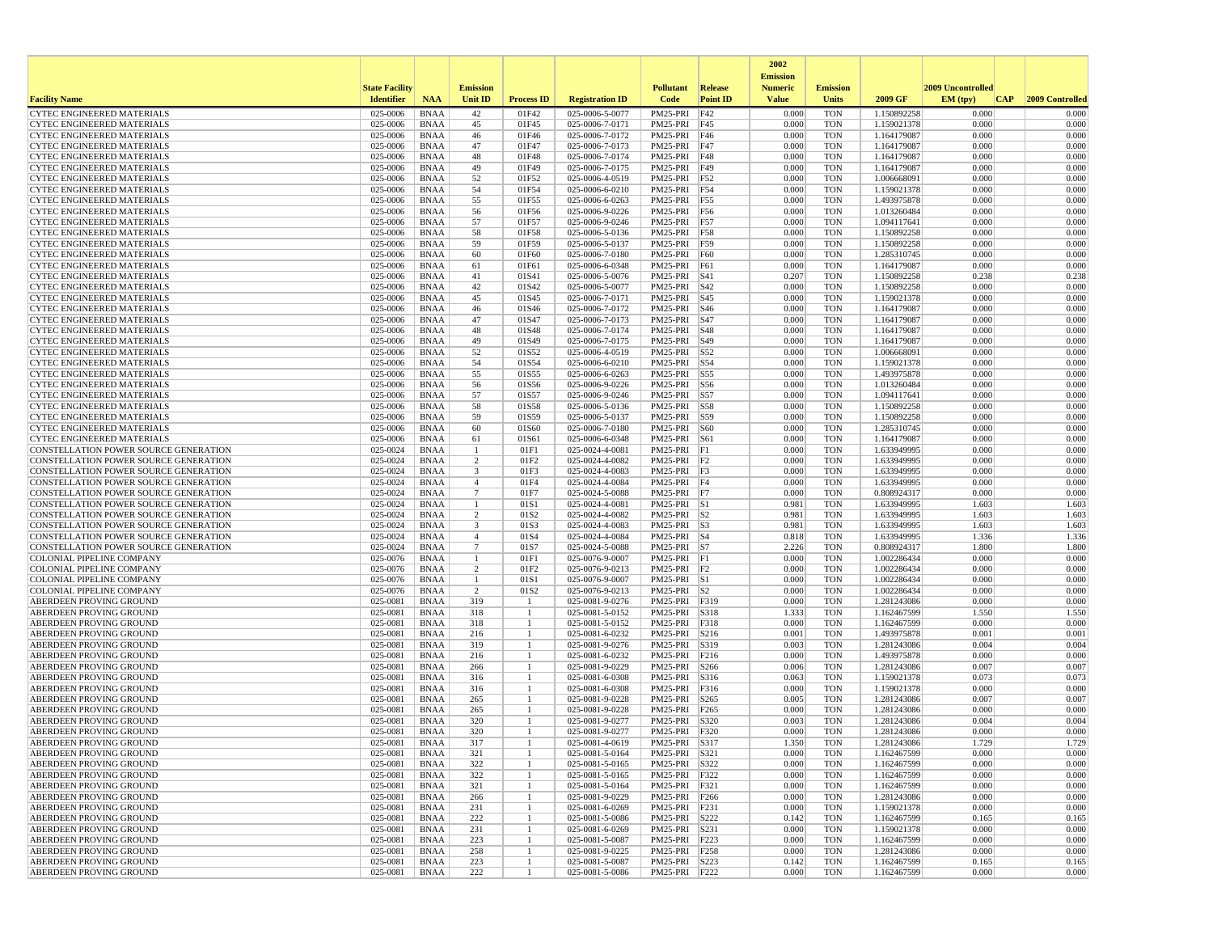| Facility Name | State Facility Identifier | NAA | Emission Unit ID | Process ID | Registration ID | Pollutant Code | Release Point ID | 2002 Emission Numeric Value | Emission Units | 2009 GF | 2009 Uncontrolled EM (tpy) | CAP | 2009 Controlled |
|---|---|---|---|---|---|---|---|---|---|---|---|---|---|
| CYTEC ENGINEERED MATERIALS | 025-0006 | BNAA | 42 | 01F42 | 025-0006-5-0077 | PM25-PRI | F42 | 0.000 | TON | 1.150892258 | 0.000 | | 0.000 |
| CYTEC ENGINEERED MATERIALS | 025-0006 | BNAA | 45 | 01F45 | 025-0006-7-0171 | PM25-PRI | F45 | 0.000 | TON | 1.159021378 | 0.000 | | 0.000 |
| CYTEC ENGINEERED MATERIALS | 025-0006 | BNAA | 46 | 01F46 | 025-0006-7-0172 | PM25-PRI | F46 | 0.000 | TON | 1.164179087 | 0.000 | | 0.000 |
| CYTEC ENGINEERED MATERIALS | 025-0006 | BNAA | 47 | 01F47 | 025-0006-7-0173 | PM25-PRI | F47 | 0.000 | TON | 1.164179087 | 0.000 | | 0.000 |
| CYTEC ENGINEERED MATERIALS | 025-0006 | BNAA | 48 | 01F48 | 025-0006-7-0174 | PM25-PRI | F48 | 0.000 | TON | 1.164179087 | 0.000 | | 0.000 |
| CYTEC ENGINEERED MATERIALS | 025-0006 | BNAA | 49 | 01F49 | 025-0006-7-0175 | PM25-PRI | F49 | 0.000 | TON | 1.164179087 | 0.000 | | 0.000 |
| CYTEC ENGINEERED MATERIALS | 025-0006 | BNAA | 52 | 01F52 | 025-0006-4-0519 | PM25-PRI | F52 | 0.000 | TON | 1.006668091 | 0.000 | | 0.000 |
| CYTEC ENGINEERED MATERIALS | 025-0006 | BNAA | 54 | 01F54 | 025-0006-6-0210 | PM25-PRI | F54 | 0.000 | TON | 1.159021378 | 0.000 | | 0.000 |
| CYTEC ENGINEERED MATERIALS | 025-0006 | BNAA | 55 | 01F55 | 025-0006-6-0263 | PM25-PRI | F55 | 0.000 | TON | 1.493975878 | 0.000 | | 0.000 |
| CYTEC ENGINEERED MATERIALS | 025-0006 | BNAA | 56 | 01F56 | 025-0006-9-0226 | PM25-PRI | F56 | 0.000 | TON | 1.013260484 | 0.000 | | 0.000 |
| CYTEC ENGINEERED MATERIALS | 025-0006 | BNAA | 57 | 01F57 | 025-0006-9-0246 | PM25-PRI | F57 | 0.000 | TON | 1.094117641 | 0.000 | | 0.000 |
| CYTEC ENGINEERED MATERIALS | 025-0006 | BNAA | 58 | 01F58 | 025-0006-5-0136 | PM25-PRI | F58 | 0.000 | TON | 1.150892258 | 0.000 | | 0.000 |
| CYTEC ENGINEERED MATERIALS | 025-0006 | BNAA | 59 | 01F59 | 025-0006-5-0137 | PM25-PRI | F59 | 0.000 | TON | 1.150892258 | 0.000 | | 0.000 |
| CYTEC ENGINEERED MATERIALS | 025-0006 | BNAA | 60 | 01F60 | 025-0006-7-0180 | PM25-PRI | F60 | 0.000 | TON | 1.285310745 | 0.000 | | 0.000 |
| CYTEC ENGINEERED MATERIALS | 025-0006 | BNAA | 61 | 01F61 | 025-0006-6-0348 | PM25-PRI | F61 | 0.000 | TON | 1.164179087 | 0.000 | | 0.000 |
| CYTEC ENGINEERED MATERIALS | 025-0006 | BNAA | 41 | 01S41 | 025-0006-5-0076 | PM25-PRI | S41 | 0.207 | TON | 1.150892258 | 0.238 | | 0.238 |
| CYTEC ENGINEERED MATERIALS | 025-0006 | BNAA | 42 | 01S42 | 025-0006-5-0077 | PM25-PRI | S42 | 0.000 | TON | 1.150892258 | 0.000 | | 0.000 |
| CYTEC ENGINEERED MATERIALS | 025-0006 | BNAA | 45 | 01S45 | 025-0006-7-0171 | PM25-PRI | S45 | 0.000 | TON | 1.159021378 | 0.000 | | 0.000 |
| CYTEC ENGINEERED MATERIALS | 025-0006 | BNAA | 46 | 01S46 | 025-0006-7-0172 | PM25-PRI | S46 | 0.000 | TON | 1.164179087 | 0.000 | | 0.000 |
| CYTEC ENGINEERED MATERIALS | 025-0006 | BNAA | 47 | 01S47 | 025-0006-7-0173 | PM25-PRI | S47 | 0.000 | TON | 1.164179087 | 0.000 | | 0.000 |
| CYTEC ENGINEERED MATERIALS | 025-0006 | BNAA | 48 | 01S48 | 025-0006-7-0174 | PM25-PRI | S48 | 0.000 | TON | 1.164179087 | 0.000 | | 0.000 |
| CYTEC ENGINEERED MATERIALS | 025-0006 | BNAA | 49 | 01S49 | 025-0006-7-0175 | PM25-PRI | S49 | 0.000 | TON | 1.164179087 | 0.000 | | 0.000 |
| CYTEC ENGINEERED MATERIALS | 025-0006 | BNAA | 52 | 01S52 | 025-0006-4-0519 | PM25-PRI | S52 | 0.000 | TON | 1.006668091 | 0.000 | | 0.000 |
| CYTEC ENGINEERED MATERIALS | 025-0006 | BNAA | 54 | 01S54 | 025-0006-6-0210 | PM25-PRI | S54 | 0.000 | TON | 1.159021378 | 0.000 | | 0.000 |
| CYTEC ENGINEERED MATERIALS | 025-0006 | BNAA | 55 | 01S55 | 025-0006-6-0263 | PM25-PRI | S55 | 0.000 | TON | 1.493975878 | 0.000 | | 0.000 |
| CYTEC ENGINEERED MATERIALS | 025-0006 | BNAA | 56 | 01S56 | 025-0006-9-0226 | PM25-PRI | S56 | 0.000 | TON | 1.013260484 | 0.000 | | 0.000 |
| CYTEC ENGINEERED MATERIALS | 025-0006 | BNAA | 57 | 01S57 | 025-0006-9-0246 | PM25-PRI | S57 | 0.000 | TON | 1.094117641 | 0.000 | | 0.000 |
| CYTEC ENGINEERED MATERIALS | 025-0006 | BNAA | 58 | 01S58 | 025-0006-5-0136 | PM25-PRI | S58 | 0.000 | TON | 1.150892258 | 0.000 | | 0.000 |
| CYTEC ENGINEERED MATERIALS | 025-0006 | BNAA | 59 | 01S59 | 025-0006-5-0137 | PM25-PRI | S59 | 0.000 | TON | 1.150892258 | 0.000 | | 0.000 |
| CYTEC ENGINEERED MATERIALS | 025-0006 | BNAA | 60 | 01S60 | 025-0006-7-0180 | PM25-PRI | S60 | 0.000 | TON | 1.285310745 | 0.000 | | 0.000 |
| CYTEC ENGINEERED MATERIALS | 025-0006 | BNAA | 61 | 01S61 | 025-0006-6-0348 | PM25-PRI | S61 | 0.000 | TON | 1.164179087 | 0.000 | | 0.000 |
| CONSTELLATION POWER SOURCE GENERATION | 025-0024 | BNAA | 1 | 01F1 | 025-0024-4-0081 | PM25-PRI | F1 | 0.000 | TON | 1.633949995 | 0.000 | | 0.000 |
| CONSTELLATION POWER SOURCE GENERATION | 025-0024 | BNAA | 2 | 01F2 | 025-0024-4-0082 | PM25-PRI | F2 | 0.000 | TON | 1.633949995 | 0.000 | | 0.000 |
| CONSTELLATION POWER SOURCE GENERATION | 025-0024 | BNAA | 3 | 01F3 | 025-0024-4-0083 | PM25-PRI | F3 | 0.000 | TON | 1.633949995 | 0.000 | | 0.000 |
| CONSTELLATION POWER SOURCE GENERATION | 025-0024 | BNAA | 4 | 01F4 | 025-0024-4-0084 | PM25-PRI | F4 | 0.000 | TON | 1.633949995 | 0.000 | | 0.000 |
| CONSTELLATION POWER SOURCE GENERATION | 025-0024 | BNAA | 7 | 01F7 | 025-0024-5-0088 | PM25-PRI | F7 | 0.000 | TON | 0.808924317 | 0.000 | | 0.000 |
| CONSTELLATION POWER SOURCE GENERATION | 025-0024 | BNAA | 1 | 01S1 | 025-0024-4-0081 | PM25-PRI | S1 | 0.981 | TON | 1.633949995 | 1.603 | | 1.603 |
| CONSTELLATION POWER SOURCE GENERATION | 025-0024 | BNAA | 2 | 01S2 | 025-0024-4-0082 | PM25-PRI | S2 | 0.981 | TON | 1.633949995 | 1.603 | | 1.603 |
| CONSTELLATION POWER SOURCE GENERATION | 025-0024 | BNAA | 3 | 01S3 | 025-0024-4-0083 | PM25-PRI | S3 | 0.981 | TON | 1.633949995 | 1.603 | | 1.603 |
| CONSTELLATION POWER SOURCE GENERATION | 025-0024 | BNAA | 4 | 01S4 | 025-0024-4-0084 | PM25-PRI | S4 | 0.818 | TON | 1.633949995 | 1.336 | | 1.336 |
| CONSTELLATION POWER SOURCE GENERATION | 025-0024 | BNAA | 7 | 01S7 | 025-0024-5-0088 | PM25-PRI | S7 | 2.226 | TON | 0.808924317 | 1.800 | | 1.800 |
| COLONIAL PIPELINE COMPANY | 025-0076 | BNAA | 1 | 01F1 | 025-0076-9-0007 | PM25-PRI | F1 | 0.000 | TON | 1.002286434 | 0.000 | | 0.000 |
| COLONIAL PIPELINE COMPANY | 025-0076 | BNAA | 2 | 01F2 | 025-0076-9-0213 | PM25-PRI | F2 | 0.000 | TON | 1.002286434 | 0.000 | | 0.000 |
| COLONIAL PIPELINE COMPANY | 025-0076 | BNAA | 1 | 01S1 | 025-0076-9-0007 | PM25-PRI | S1 | 0.000 | TON | 1.002286434 | 0.000 | | 0.000 |
| COLONIAL PIPELINE COMPANY | 025-0076 | BNAA | 2 | 01S2 | 025-0076-9-0213 | PM25-PRI | S2 | 0.000 | TON | 1.002286434 | 0.000 | | 0.000 |
| ABERDEEN PROVING GROUND | 025-0081 | BNAA | 319 | 1 | 025-0081-9-0276 | PM25-PRI | F319 | 0.000 | TON | 1.281243086 | 0.000 | | 0.000 |
| ABERDEEN PROVING GROUND | 025-0081 | BNAA | 318 | 1 | 025-0081-5-0152 | PM25-PRI | S318 | 1.333 | TON | 1.162467599 | 1.550 | | 1.550 |
| ABERDEEN PROVING GROUND | 025-0081 | BNAA | 318 | 1 | 025-0081-5-0152 | PM25-PRI | F318 | 0.000 | TON | 1.162467599 | 0.000 | | 0.000 |
| ABERDEEN PROVING GROUND | 025-0081 | BNAA | 216 | 1 | 025-0081-6-0232 | PM25-PRI | S216 | 0.001 | TON | 1.493975878 | 0.001 | | 0.001 |
| ABERDEEN PROVING GROUND | 025-0081 | BNAA | 319 | 1 | 025-0081-9-0276 | PM25-PRI | S319 | 0.003 | TON | 1.281243086 | 0.004 | | 0.004 |
| ABERDEEN PROVING GROUND | 025-0081 | BNAA | 216 | 1 | 025-0081-6-0232 | PM25-PRI | F216 | 0.000 | TON | 1.493975878 | 0.000 | | 0.000 |
| ABERDEEN PROVING GROUND | 025-0081 | BNAA | 266 | 1 | 025-0081-9-0229 | PM25-PRI | S266 | 0.006 | TON | 1.281243086 | 0.007 | | 0.007 |
| ABERDEEN PROVING GROUND | 025-0081 | BNAA | 316 | 1 | 025-0081-6-0308 | PM25-PRI | S316 | 0.063 | TON | 1.159021378 | 0.073 | | 0.073 |
| ABERDEEN PROVING GROUND | 025-0081 | BNAA | 316 | 1 | 025-0081-6-0308 | PM25-PRI | F316 | 0.000 | TON | 1.159021378 | 0.000 | | 0.000 |
| ABERDEEN PROVING GROUND | 025-0081 | BNAA | 265 | 1 | 025-0081-9-0228 | PM25-PRI | S265 | 0.005 | TON | 1.281243086 | 0.007 | | 0.007 |
| ABERDEEN PROVING GROUND | 025-0081 | BNAA | 265 | 1 | 025-0081-9-0228 | PM25-PRI | F265 | 0.000 | TON | 1.281243086 | 0.000 | | 0.000 |
| ABERDEEN PROVING GROUND | 025-0081 | BNAA | 320 | 1 | 025-0081-9-0277 | PM25-PRI | S320 | 0.003 | TON | 1.281243086 | 0.004 | | 0.004 |
| ABERDEEN PROVING GROUND | 025-0081 | BNAA | 320 | 1 | 025-0081-9-0277 | PM25-PRI | F320 | 0.000 | TON | 1.281243086 | 0.000 | | 0.000 |
| ABERDEEN PROVING GROUND | 025-0081 | BNAA | 317 | 1 | 025-0081-4-0619 | PM25-PRI | S317 | 1.350 | TON | 1.281243086 | 1.729 | | 1.729 |
| ABERDEEN PROVING GROUND | 025-0081 | BNAA | 321 | 1 | 025-0081-5-0164 | PM25-PRI | S321 | 0.000 | TON | 1.162467599 | 0.000 | | 0.000 |
| ABERDEEN PROVING GROUND | 025-0081 | BNAA | 322 | 1 | 025-0081-5-0165 | PM25-PRI | S322 | 0.000 | TON | 1.162467599 | 0.000 | | 0.000 |
| ABERDEEN PROVING GROUND | 025-0081 | BNAA | 322 | 1 | 025-0081-5-0165 | PM25-PRI | F322 | 0.000 | TON | 1.162467599 | 0.000 | | 0.000 |
| ABERDEEN PROVING GROUND | 025-0081 | BNAA | 321 | 1 | 025-0081-5-0164 | PM25-PRI | F321 | 0.000 | TON | 1.162467599 | 0.000 | | 0.000 |
| ABERDEEN PROVING GROUND | 025-0081 | BNAA | 266 | 1 | 025-0081-9-0229 | PM25-PRI | F266 | 0.000 | TON | 1.281243086 | 0.000 | | 0.000 |
| ABERDEEN PROVING GROUND | 025-0081 | BNAA | 231 | 1 | 025-0081-6-0269 | PM25-PRI | F231 | 0.000 | TON | 1.159021378 | 0.000 | | 0.000 |
| ABERDEEN PROVING GROUND | 025-0081 | BNAA | 222 | 1 | 025-0081-5-0086 | PM25-PRI | S222 | 0.142 | TON | 1.162467599 | 0.165 | | 0.165 |
| ABERDEEN PROVING GROUND | 025-0081 | BNAA | 231 | 1 | 025-0081-6-0269 | PM25-PRI | S231 | 0.000 | TON | 1.159021378 | 0.000 | | 0.000 |
| ABERDEEN PROVING GROUND | 025-0081 | BNAA | 223 | 1 | 025-0081-5-0087 | PM25-PRI | F223 | 0.000 | TON | 1.162467599 | 0.000 | | 0.000 |
| ABERDEEN PROVING GROUND | 025-0081 | BNAA | 258 | 1 | 025-0081-9-0225 | PM25-PRI | F258 | 0.000 | TON | 1.281243086 | 0.000 | | 0.000 |
| ABERDEEN PROVING GROUND | 025-0081 | BNAA | 223 | 1 | 025-0081-5-0087 | PM25-PRI | S223 | 0.142 | TON | 1.162467599 | 0.165 | | 0.165 |
| ABERDEEN PROVING GROUND | 025-0081 | BNAA | 222 | 1 | 025-0081-5-0086 | PM25-PRI | F222 | 0.000 | TON | 1.162467599 | 0.000 | | 0.000 |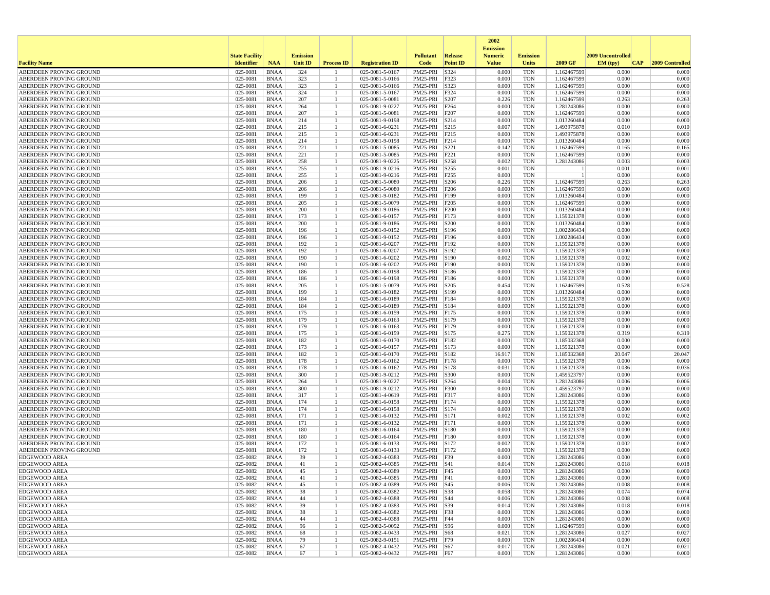| Facility Name | State Facility Identifier | NAA | Emission Unit ID | Process ID | Registration ID | Pollutant Code | Release Point ID | 2002 Emission Numeric Value | Emission Units | 2009 GF | 2009 Uncontrolled EM (tpy) | CAP | 2009 Controlled |
|---|---|---|---|---|---|---|---|---|---|---|---|---|---|
| ABERDEEN PROVING GROUND | 025-0081 | BNAA | 324 | 1 | 025-0081-5-0167 | PM25-PRI | S324 | 0.000 | TON | 1.162467599 | 0.000 | | 0.000 |
| ABERDEEN PROVING GROUND | 025-0081 | BNAA | 323 | 1 | 025-0081-5-0166 | PM25-PRI | F323 | 0.000 | TON | 1.162467599 | 0.000 | | 0.000 |
| ABERDEEN PROVING GROUND | 025-0081 | BNAA | 323 | 1 | 025-0081-5-0166 | PM25-PRI | S323 | 0.000 | TON | 1.162467599 | 0.000 | | 0.000 |
| ABERDEEN PROVING GROUND | 025-0081 | BNAA | 324 | 1 | 025-0081-5-0167 | PM25-PRI | F324 | 0.000 | TON | 1.162467599 | 0.000 | | 0.000 |
| ABERDEEN PROVING GROUND | 025-0081 | BNAA | 207 | 1 | 025-0081-5-0081 | PM25-PRI | S207 | 0.226 | TON | 1.162467599 | 0.263 | | 0.263 |
| ABERDEEN PROVING GROUND | 025-0081 | BNAA | 264 | 1 | 025-0081-9-0227 | PM25-PRI | F264 | 0.000 | TON | 1.281243086 | 0.000 | | 0.000 |
| ABERDEEN PROVING GROUND | 025-0081 | BNAA | 207 | 1 | 025-0081-5-0081 | PM25-PRI | F207 | 0.000 | TON | 1.162467599 | 0.000 | | 0.000 |
| ABERDEEN PROVING GROUND | 025-0081 | BNAA | 214 | 1 | 025-0081-9-0198 | PM25-PRI | S214 | 0.000 | TON | 1.013260484 | 0.000 | | 0.000 |
| ABERDEEN PROVING GROUND | 025-0081 | BNAA | 215 | 1 | 025-0081-6-0231 | PM25-PRI | S215 | 0.007 | TON | 1.493975878 | 0.010 | | 0.010 |
| ABERDEEN PROVING GROUND | 025-0081 | BNAA | 215 | 1 | 025-0081-6-0231 | PM25-PRI | F215 | 0.000 | TON | 1.493975878 | 0.000 | | 0.000 |
| ABERDEEN PROVING GROUND | 025-0081 | BNAA | 214 | 1 | 025-0081-9-0198 | PM25-PRI | F214 | 0.000 | TON | 1.013260484 | 0.000 | | 0.000 |
| ABERDEEN PROVING GROUND | 025-0081 | BNAA | 221 | 1 | 025-0081-5-0085 | PM25-PRI | S221 | 0.142 | TON | 1.162467599 | 0.165 | | 0.165 |
| ABERDEEN PROVING GROUND | 025-0081 | BNAA | 221 | 1 | 025-0081-5-0085 | PM25-PRI | F221 | 0.000 | TON | 1.162467599 | 0.000 | | 0.000 |
| ABERDEEN PROVING GROUND | 025-0081 | BNAA | 258 | 1 | 025-0081-9-0225 | PM25-PRI | S258 | 0.002 | TON | 1.281243086 | 0.003 | | 0.003 |
| ABERDEEN PROVING GROUND | 025-0081 | BNAA | 255 | 1 | 025-0081-9-0216 | PM25-PRI | S255 | 0.001 | TON | 1 | 0.001 | | 0.001 |
| ABERDEEN PROVING GROUND | 025-0081 | BNAA | 255 | 1 | 025-0081-9-0216 | PM25-PRI | F255 | 0.000 | TON | 1 | 0.000 | | 0.000 |
| ABERDEEN PROVING GROUND | 025-0081 | BNAA | 206 | 1 | 025-0081-5-0080 | PM25-PRI | S206 | 0.226 | TON | 1.162467599 | 0.263 | | 0.263 |
| ABERDEEN PROVING GROUND | 025-0081 | BNAA | 206 | 1 | 025-0081-5-0080 | PM25-PRI | F206 | 0.000 | TON | 1.162467599 | 0.000 | | 0.000 |
| ABERDEEN PROVING GROUND | 025-0081 | BNAA | 199 | 1 | 025-0081-9-0182 | PM25-PRI | F199 | 0.000 | TON | 1.013260484 | 0.000 | | 0.000 |
| ABERDEEN PROVING GROUND | 025-0081 | BNAA | 205 | 1 | 025-0081-5-0079 | PM25-PRI | F205 | 0.000 | TON | 1.162467599 | 0.000 | | 0.000 |
| ABERDEEN PROVING GROUND | 025-0081 | BNAA | 200 | 1 | 025-0081-9-0186 | PM25-PRI | F200 | 0.000 | TON | 1.013260484 | 0.000 | | 0.000 |
| ABERDEEN PROVING GROUND | 025-0081 | BNAA | 173 | 1 | 025-0081-6-0157 | PM25-PRI | F173 | 0.000 | TON | 1.159021378 | 0.000 | | 0.000 |
| ABERDEEN PROVING GROUND | 025-0081 | BNAA | 200 | 1 | 025-0081-9-0186 | PM25-PRI | S200 | 0.000 | TON | 1.013260484 | 0.000 | | 0.000 |
| ABERDEEN PROVING GROUND | 025-0081 | BNAA | 196 | 1 | 025-0081-9-0152 | PM25-PRI | S196 | 0.000 | TON | 1.002286434 | 0.000 | | 0.000 |
| ABERDEEN PROVING GROUND | 025-0081 | BNAA | 196 | 1 | 025-0081-9-0152 | PM25-PRI | F196 | 0.000 | TON | 1.002286434 | 0.000 | | 0.000 |
| ABERDEEN PROVING GROUND | 025-0081 | BNAA | 192 | 1 | 025-0081-6-0207 | PM25-PRI | F192 | 0.000 | TON | 1.159021378 | 0.000 | | 0.000 |
| ABERDEEN PROVING GROUND | 025-0081 | BNAA | 192 | 1 | 025-0081-6-0207 | PM25-PRI | S192 | 0.000 | TON | 1.159021378 | 0.000 | | 0.000 |
| ABERDEEN PROVING GROUND | 025-0081 | BNAA | 190 | 1 | 025-0081-6-0202 | PM25-PRI | S190 | 0.002 | TON | 1.159021378 | 0.002 | | 0.002 |
| ABERDEEN PROVING GROUND | 025-0081 | BNAA | 190 | 1 | 025-0081-6-0202 | PM25-PRI | F190 | 0.000 | TON | 1.159021378 | 0.000 | | 0.000 |
| ABERDEEN PROVING GROUND | 025-0081 | BNAA | 186 | 1 | 025-0081-6-0198 | PM25-PRI | S186 | 0.000 | TON | 1.159021378 | 0.000 | | 0.000 |
| ABERDEEN PROVING GROUND | 025-0081 | BNAA | 186 | 1 | 025-0081-6-0198 | PM25-PRI | F186 | 0.000 | TON | 1.159021378 | 0.000 | | 0.000 |
| ABERDEEN PROVING GROUND | 025-0081 | BNAA | 205 | 1 | 025-0081-5-0079 | PM25-PRI | S205 | 0.454 | TON | 1.162467599 | 0.528 | | 0.528 |
| ABERDEEN PROVING GROUND | 025-0081 | BNAA | 199 | 1 | 025-0081-9-0182 | PM25-PRI | S199 | 0.000 | TON | 1.013260484 | 0.000 | | 0.000 |
| ABERDEEN PROVING GROUND | 025-0081 | BNAA | 184 | 1 | 025-0081-6-0189 | PM25-PRI | F184 | 0.000 | TON | 1.159021378 | 0.000 | | 0.000 |
| ABERDEEN PROVING GROUND | 025-0081 | BNAA | 184 | 1 | 025-0081-6-0189 | PM25-PRI | S184 | 0.000 | TON | 1.159021378 | 0.000 | | 0.000 |
| ABERDEEN PROVING GROUND | 025-0081 | BNAA | 175 | 1 | 025-0081-6-0159 | PM25-PRI | F175 | 0.000 | TON | 1.159021378 | 0.000 | | 0.000 |
| ABERDEEN PROVING GROUND | 025-0081 | BNAA | 179 | 1 | 025-0081-6-0163 | PM25-PRI | S179 | 0.000 | TON | 1.159021378 | 0.000 | | 0.000 |
| ABERDEEN PROVING GROUND | 025-0081 | BNAA | 179 | 1 | 025-0081-6-0163 | PM25-PRI | F179 | 0.000 | TON | 1.159021378 | 0.000 | | 0.000 |
| ABERDEEN PROVING GROUND | 025-0081 | BNAA | 175 | 1 | 025-0081-6-0159 | PM25-PRI | S175 | 0.275 | TON | 1.159021378 | 0.319 | | 0.319 |
| ABERDEEN PROVING GROUND | 025-0081 | BNAA | 182 | 1 | 025-0081-6-0170 | PM25-PRI | F182 | 0.000 | TON | 1.185032368 | 0.000 | | 0.000 |
| ABERDEEN PROVING GROUND | 025-0081 | BNAA | 173 | 1 | 025-0081-6-0157 | PM25-PRI | S173 | 0.000 | TON | 1.159021378 | 0.000 | | 0.000 |
| ABERDEEN PROVING GROUND | 025-0081 | BNAA | 182 | 1 | 025-0081-6-0170 | PM25-PRI | S182 | 16.917 | TON | 1.185032368 | 20.047 | | 20.047 |
| ABERDEEN PROVING GROUND | 025-0081 | BNAA | 178 | 1 | 025-0081-6-0162 | PM25-PRI | F178 | 0.000 | TON | 1.159021378 | 0.000 | | 0.000 |
| ABERDEEN PROVING GROUND | 025-0081 | BNAA | 178 | 1 | 025-0081-6-0162 | PM25-PRI | S178 | 0.031 | TON | 1.159021378 | 0.036 | | 0.036 |
| ABERDEEN PROVING GROUND | 025-0081 | BNAA | 300 | 1 | 025-0081-9-0212 | PM25-PRI | S300 | 0.000 | TON | 1.459523797 | 0.000 | | 0.000 |
| ABERDEEN PROVING GROUND | 025-0081 | BNAA | 264 | 1 | 025-0081-9-0227 | PM25-PRI | S264 | 0.004 | TON | 1.281243086 | 0.006 | | 0.006 |
| ABERDEEN PROVING GROUND | 025-0081 | BNAA | 300 | 1 | 025-0081-9-0212 | PM25-PRI | F300 | 0.000 | TON | 1.459523797 | 0.000 | | 0.000 |
| ABERDEEN PROVING GROUND | 025-0081 | BNAA | 317 | 1 | 025-0081-4-0619 | PM25-PRI | F317 | 0.000 | TON | 1.281243086 | 0.000 | | 0.000 |
| ABERDEEN PROVING GROUND | 025-0081 | BNAA | 174 | 1 | 025-0081-6-0158 | PM25-PRI | F174 | 0.000 | TON | 1.159021378 | 0.000 | | 0.000 |
| ABERDEEN PROVING GROUND | 025-0081 | BNAA | 174 | 1 | 025-0081-6-0158 | PM25-PRI | S174 | 0.000 | TON | 1.159021378 | 0.000 | | 0.000 |
| ABERDEEN PROVING GROUND | 025-0081 | BNAA | 171 | 1 | 025-0081-6-0132 | PM25-PRI | S171 | 0.002 | TON | 1.159021378 | 0.002 | | 0.002 |
| ABERDEEN PROVING GROUND | 025-0081 | BNAA | 171 | 1 | 025-0081-6-0132 | PM25-PRI | F171 | 0.000 | TON | 1.159021378 | 0.000 | | 0.000 |
| ABERDEEN PROVING GROUND | 025-0081 | BNAA | 180 | 1 | 025-0081-6-0164 | PM25-PRI | S180 | 0.000 | TON | 1.159021378 | 0.000 | | 0.000 |
| ABERDEEN PROVING GROUND | 025-0081 | BNAA | 180 | 1 | 025-0081-6-0164 | PM25-PRI | F180 | 0.000 | TON | 1.159021378 | 0.000 | | 0.000 |
| ABERDEEN PROVING GROUND | 025-0081 | BNAA | 172 | 1 | 025-0081-6-0133 | PM25-PRI | S172 | 0.002 | TON | 1.159021378 | 0.002 | | 0.002 |
| ABERDEEN PROVING GROUND | 025-0081 | BNAA | 172 | 1 | 025-0081-6-0133 | PM25-PRI | F172 | 0.000 | TON | 1.159021378 | 0.000 | | 0.000 |
| EDGEWOOD AREA | 025-0082 | BNAA | 39 | 1 | 025-0082-4-0383 | PM25-PRI | F39 | 0.000 | TON | 1.281243086 | 0.000 | | 0.000 |
| EDGEWOOD AREA | 025-0082 | BNAA | 41 | 1 | 025-0082-4-0385 | PM25-PRI | S41 | 0.014 | TON | 1.281243086 | 0.018 | | 0.018 |
| EDGEWOOD AREA | 025-0082 | BNAA | 45 | 1 | 025-0082-4-0389 | PM25-PRI | F45 | 0.000 | TON | 1.281243086 | 0.000 | | 0.000 |
| EDGEWOOD AREA | 025-0082 | BNAA | 41 | 1 | 025-0082-4-0385 | PM25-PRI | F41 | 0.000 | TON | 1.281243086 | 0.000 | | 0.000 |
| EDGEWOOD AREA | 025-0082 | BNAA | 45 | 1 | 025-0082-4-0389 | PM25-PRI | S45 | 0.006 | TON | 1.281243086 | 0.008 | | 0.008 |
| EDGEWOOD AREA | 025-0082 | BNAA | 38 | 1 | 025-0082-4-0382 | PM25-PRI | S38 | 0.058 | TON | 1.281243086 | 0.074 | | 0.074 |
| EDGEWOOD AREA | 025-0082 | BNAA | 44 | 1 | 025-0082-4-0388 | PM25-PRI | S44 | 0.006 | TON | 1.281243086 | 0.008 | | 0.008 |
| EDGEWOOD AREA | 025-0082 | BNAA | 39 | 1 | 025-0082-4-0383 | PM25-PRI | S39 | 0.014 | TON | 1.281243086 | 0.018 | | 0.018 |
| EDGEWOOD AREA | 025-0082 | BNAA | 38 | 1 | 025-0082-4-0382 | PM25-PRI | F38 | 0.000 | TON | 1.281243086 | 0.000 | | 0.000 |
| EDGEWOOD AREA | 025-0082 | BNAA | 44 | 1 | 025-0082-4-0388 | PM25-PRI | F44 | 0.000 | TON | 1.281243086 | 0.000 | | 0.000 |
| EDGEWOOD AREA | 025-0082 | BNAA | 96 | 1 | 025-0082-5-0092 | PM25-PRI | S96 | 0.000 | TON | 1.162467599 | 0.000 | | 0.000 |
| EDGEWOOD AREA | 025-0082 | BNAA | 68 | 1 | 025-0082-4-0433 | PM25-PRI | S68 | 0.021 | TON | 1.281243086 | 0.027 | | 0.027 |
| EDGEWOOD AREA | 025-0082 | BNAA | 79 | 1 | 025-0082-9-0151 | PM25-PRI | F79 | 0.000 | TON | 1.002286434 | 0.000 | | 0.000 |
| EDGEWOOD AREA | 025-0082 | BNAA | 67 | 1 | 025-0082-4-0432 | PM25-PRI | S67 | 0.017 | TON | 1.281243086 | 0.021 | | 0.021 |
| EDGEWOOD AREA | 025-0082 | BNAA | 67 | 1 | 025-0082-4-0432 | PM25-PRI | F67 | 0.000 | TON | 1.281243086 | 0.000 | | 0.000 |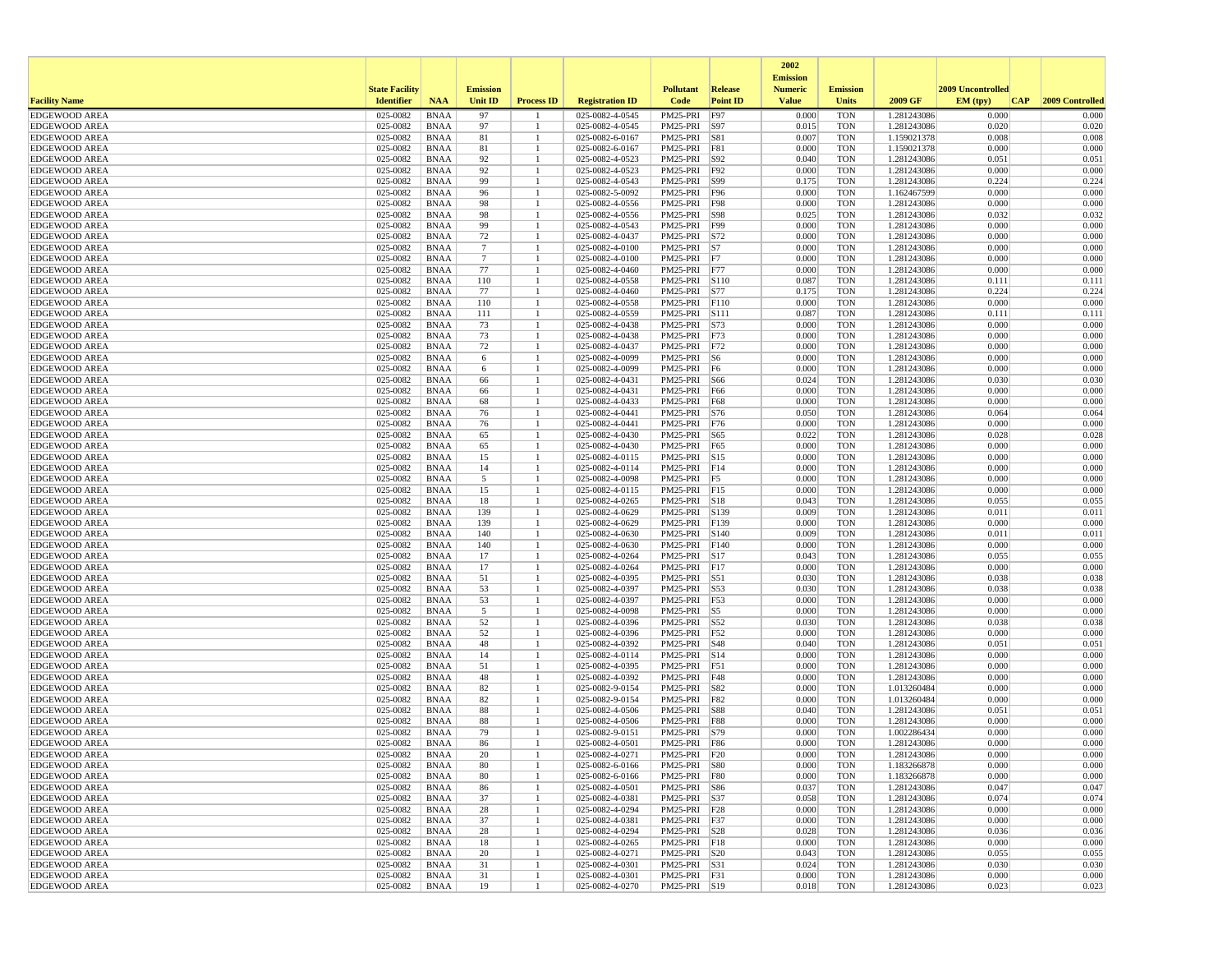| Facility Name | State Facility Identifier | NAA | Emission Unit ID | Process ID | Registration ID | Pollutant Code | Release Point ID | 2002 Emission Numeric Value | Emission Units | 2009 GF | 2009 Uncontrolled EM (tpy) | CAP | 2009 Controlled |
|---|---|---|---|---|---|---|---|---|---|---|---|---|---|
| EDGEWOOD AREA | 025-0082 | BNAA | 97 | 1 | 025-0082-4-0545 | PM25-PRI | F97 | 0.000 | TON | 1.281243086 | 0.000 | | 0.000 |
| EDGEWOOD AREA | 025-0082 | BNAA | 97 | 1 | 025-0082-4-0545 | PM25-PRI | S97 | 0.015 | TON | 1.281243086 | 0.020 | | 0.020 |
| EDGEWOOD AREA | 025-0082 | BNAA | 81 | 1 | 025-0082-6-0167 | PM25-PRI | S81 | 0.007 | TON | 1.159021378 | 0.008 | | 0.008 |
| EDGEWOOD AREA | 025-0082 | BNAA | 81 | 1 | 025-0082-6-0167 | PM25-PRI | F81 | 0.000 | TON | 1.159021378 | 0.000 | | 0.000 |
| EDGEWOOD AREA | 025-0082 | BNAA | 92 | 1 | 025-0082-4-0523 | PM25-PRI | S92 | 0.040 | TON | 1.281243086 | 0.051 | | 0.051 |
| EDGEWOOD AREA | 025-0082 | BNAA | 92 | 1 | 025-0082-4-0523 | PM25-PRI | F92 | 0.000 | TON | 1.281243086 | 0.000 | | 0.000 |
| EDGEWOOD AREA | 025-0082 | BNAA | 99 | 1 | 025-0082-4-0543 | PM25-PRI | S99 | 0.175 | TON | 1.281243086 | 0.224 | | 0.224 |
| EDGEWOOD AREA | 025-0082 | BNAA | 96 | 1 | 025-0082-5-0092 | PM25-PRI | F96 | 0.000 | TON | 1.162467599 | 0.000 | | 0.000 |
| EDGEWOOD AREA | 025-0082 | BNAA | 98 | 1 | 025-0082-4-0556 | PM25-PRI | F98 | 0.000 | TON | 1.281243086 | 0.000 | | 0.000 |
| EDGEWOOD AREA | 025-0082 | BNAA | 98 | 1 | 025-0082-4-0556 | PM25-PRI | S98 | 0.025 | TON | 1.281243086 | 0.032 | | 0.032 |
| EDGEWOOD AREA | 025-0082 | BNAA | 99 | 1 | 025-0082-4-0543 | PM25-PRI | F99 | 0.000 | TON | 1.281243086 | 0.000 | | 0.000 |
| EDGEWOOD AREA | 025-0082 | BNAA | 72 | 1 | 025-0082-4-0437 | PM25-PRI | S72 | 0.000 | TON | 1.281243086 | 0.000 | | 0.000 |
| EDGEWOOD AREA | 025-0082 | BNAA | 7 | 1 | 025-0082-4-0100 | PM25-PRI | S7 | 0.000 | TON | 1.281243086 | 0.000 | | 0.000 |
| EDGEWOOD AREA | 025-0082 | BNAA | 7 | 1 | 025-0082-4-0100 | PM25-PRI | F7 | 0.000 | TON | 1.281243086 | 0.000 | | 0.000 |
| EDGEWOOD AREA | 025-0082 | BNAA | 77 | 1 | 025-0082-4-0460 | PM25-PRI | F77 | 0.000 | TON | 1.281243086 | 0.000 | | 0.000 |
| EDGEWOOD AREA | 025-0082 | BNAA | 110 | 1 | 025-0082-4-0558 | PM25-PRI | S110 | 0.087 | TON | 1.281243086 | 0.111 | | 0.111 |
| EDGEWOOD AREA | 025-0082 | BNAA | 77 | 1 | 025-0082-4-0460 | PM25-PRI | S77 | 0.175 | TON | 1.281243086 | 0.224 | | 0.224 |
| EDGEWOOD AREA | 025-0082 | BNAA | 110 | 1 | 025-0082-4-0558 | PM25-PRI | F110 | 0.000 | TON | 1.281243086 | 0.000 | | 0.000 |
| EDGEWOOD AREA | 025-0082 | BNAA | 111 | 1 | 025-0082-4-0559 | PM25-PRI | S111 | 0.087 | TON | 1.281243086 | 0.111 | | 0.111 |
| EDGEWOOD AREA | 025-0082 | BNAA | 73 | 1 | 025-0082-4-0438 | PM25-PRI | S73 | 0.000 | TON | 1.281243086 | 0.000 | | 0.000 |
| EDGEWOOD AREA | 025-0082 | BNAA | 73 | 1 | 025-0082-4-0438 | PM25-PRI | F73 | 0.000 | TON | 1.281243086 | 0.000 | | 0.000 |
| EDGEWOOD AREA | 025-0082 | BNAA | 72 | 1 | 025-0082-4-0437 | PM25-PRI | F72 | 0.000 | TON | 1.281243086 | 0.000 | | 0.000 |
| EDGEWOOD AREA | 025-0082 | BNAA | 6 | 1 | 025-0082-4-0099 | PM25-PRI | S6 | 0.000 | TON | 1.281243086 | 0.000 | | 0.000 |
| EDGEWOOD AREA | 025-0082 | BNAA | 6 | 1 | 025-0082-4-0099 | PM25-PRI | F6 | 0.000 | TON | 1.281243086 | 0.000 | | 0.000 |
| EDGEWOOD AREA | 025-0082 | BNAA | 66 | 1 | 025-0082-4-0431 | PM25-PRI | S66 | 0.024 | TON | 1.281243086 | 0.030 | | 0.030 |
| EDGEWOOD AREA | 025-0082 | BNAA | 66 | 1 | 025-0082-4-0431 | PM25-PRI | F66 | 0.000 | TON | 1.281243086 | 0.000 | | 0.000 |
| EDGEWOOD AREA | 025-0082 | BNAA | 68 | 1 | 025-0082-4-0433 | PM25-PRI | F68 | 0.000 | TON | 1.281243086 | 0.000 | | 0.000 |
| EDGEWOOD AREA | 025-0082 | BNAA | 76 | 1 | 025-0082-4-0441 | PM25-PRI | S76 | 0.050 | TON | 1.281243086 | 0.064 | | 0.064 |
| EDGEWOOD AREA | 025-0082 | BNAA | 76 | 1 | 025-0082-4-0441 | PM25-PRI | F76 | 0.000 | TON | 1.281243086 | 0.000 | | 0.000 |
| EDGEWOOD AREA | 025-0082 | BNAA | 65 | 1 | 025-0082-4-0430 | PM25-PRI | S65 | 0.022 | TON | 1.281243086 | 0.028 | | 0.028 |
| EDGEWOOD AREA | 025-0082 | BNAA | 65 | 1 | 025-0082-4-0430 | PM25-PRI | F65 | 0.000 | TON | 1.281243086 | 0.000 | | 0.000 |
| EDGEWOOD AREA | 025-0082 | BNAA | 15 | 1 | 025-0082-4-0115 | PM25-PRI | S15 | 0.000 | TON | 1.281243086 | 0.000 | | 0.000 |
| EDGEWOOD AREA | 025-0082 | BNAA | 14 | 1 | 025-0082-4-0114 | PM25-PRI | F14 | 0.000 | TON | 1.281243086 | 0.000 | | 0.000 |
| EDGEWOOD AREA | 025-0082 | BNAA | 5 | 1 | 025-0082-4-0098 | PM25-PRI | F5 | 0.000 | TON | 1.281243086 | 0.000 | | 0.000 |
| EDGEWOOD AREA | 025-0082 | BNAA | 15 | 1 | 025-0082-4-0115 | PM25-PRI | F15 | 0.000 | TON | 1.281243086 | 0.000 | | 0.000 |
| EDGEWOOD AREA | 025-0082 | BNAA | 18 | 1 | 025-0082-4-0265 | PM25-PRI | S18 | 0.043 | TON | 1.281243086 | 0.055 | | 0.055 |
| EDGEWOOD AREA | 025-0082 | BNAA | 139 | 1 | 025-0082-4-0629 | PM25-PRI | S139 | 0.009 | TON | 1.281243086 | 0.011 | | 0.011 |
| EDGEWOOD AREA | 025-0082 | BNAA | 139 | 1 | 025-0082-4-0629 | PM25-PRI | F139 | 0.000 | TON | 1.281243086 | 0.000 | | 0.000 |
| EDGEWOOD AREA | 025-0082 | BNAA | 140 | 1 | 025-0082-4-0630 | PM25-PRI | S140 | 0.009 | TON | 1.281243086 | 0.011 | | 0.011 |
| EDGEWOOD AREA | 025-0082 | BNAA | 140 | 1 | 025-0082-4-0630 | PM25-PRI | F140 | 0.000 | TON | 1.281243086 | 0.000 | | 0.000 |
| EDGEWOOD AREA | 025-0082 | BNAA | 17 | 1 | 025-0082-4-0264 | PM25-PRI | S17 | 0.043 | TON | 1.281243086 | 0.055 | | 0.055 |
| EDGEWOOD AREA | 025-0082 | BNAA | 17 | 1 | 025-0082-4-0264 | PM25-PRI | F17 | 0.000 | TON | 1.281243086 | 0.000 | | 0.000 |
| EDGEWOOD AREA | 025-0082 | BNAA | 51 | 1 | 025-0082-4-0395 | PM25-PRI | S51 | 0.030 | TON | 1.281243086 | 0.038 | | 0.038 |
| EDGEWOOD AREA | 025-0082 | BNAA | 53 | 1 | 025-0082-4-0397 | PM25-PRI | S53 | 0.030 | TON | 1.281243086 | 0.038 | | 0.038 |
| EDGEWOOD AREA | 025-0082 | BNAA | 53 | 1 | 025-0082-4-0397 | PM25-PRI | F53 | 0.000 | TON | 1.281243086 | 0.000 | | 0.000 |
| EDGEWOOD AREA | 025-0082 | BNAA | 5 | 1 | 025-0082-4-0098 | PM25-PRI | S5 | 0.000 | TON | 1.281243086 | 0.000 | | 0.000 |
| EDGEWOOD AREA | 025-0082 | BNAA | 52 | 1 | 025-0082-4-0396 | PM25-PRI | S52 | 0.030 | TON | 1.281243086 | 0.038 | | 0.038 |
| EDGEWOOD AREA | 025-0082 | BNAA | 52 | 1 | 025-0082-4-0396 | PM25-PRI | F52 | 0.000 | TON | 1.281243086 | 0.000 | | 0.000 |
| EDGEWOOD AREA | 025-0082 | BNAA | 48 | 1 | 025-0082-4-0392 | PM25-PRI | S48 | 0.040 | TON | 1.281243086 | 0.051 | | 0.051 |
| EDGEWOOD AREA | 025-0082 | BNAA | 14 | 1 | 025-0082-4-0114 | PM25-PRI | S14 | 0.000 | TON | 1.281243086 | 0.000 | | 0.000 |
| EDGEWOOD AREA | 025-0082 | BNAA | 51 | 1 | 025-0082-4-0395 | PM25-PRI | F51 | 0.000 | TON | 1.281243086 | 0.000 | | 0.000 |
| EDGEWOOD AREA | 025-0082 | BNAA | 48 | 1 | 025-0082-4-0392 | PM25-PRI | F48 | 0.000 | TON | 1.281243086 | 0.000 | | 0.000 |
| EDGEWOOD AREA | 025-0082 | BNAA | 82 | 1 | 025-0082-9-0154 | PM25-PRI | S82 | 0.000 | TON | 1.013260484 | 0.000 | | 0.000 |
| EDGEWOOD AREA | 025-0082 | BNAA | 82 | 1 | 025-0082-9-0154 | PM25-PRI | F82 | 0.000 | TON | 1.013260484 | 0.000 | | 0.000 |
| EDGEWOOD AREA | 025-0082 | BNAA | 88 | 1 | 025-0082-4-0506 | PM25-PRI | S88 | 0.040 | TON | 1.281243086 | 0.051 | | 0.051 |
| EDGEWOOD AREA | 025-0082 | BNAA | 88 | 1 | 025-0082-4-0506 | PM25-PRI | F88 | 0.000 | TON | 1.281243086 | 0.000 | | 0.000 |
| EDGEWOOD AREA | 025-0082 | BNAA | 79 | 1 | 025-0082-9-0151 | PM25-PRI | S79 | 0.000 | TON | 1.002286434 | 0.000 | | 0.000 |
| EDGEWOOD AREA | 025-0082 | BNAA | 86 | 1 | 025-0082-4-0501 | PM25-PRI | F86 | 0.000 | TON | 1.281243086 | 0.000 | | 0.000 |
| EDGEWOOD AREA | 025-0082 | BNAA | 20 | 1 | 025-0082-4-0271 | PM25-PRI | F20 | 0.000 | TON | 1.281243086 | 0.000 | | 0.000 |
| EDGEWOOD AREA | 025-0082 | BNAA | 80 | 1 | 025-0082-6-0166 | PM25-PRI | S80 | 0.000 | TON | 1.183266878 | 0.000 | | 0.000 |
| EDGEWOOD AREA | 025-0082 | BNAA | 80 | 1 | 025-0082-6-0166 | PM25-PRI | F80 | 0.000 | TON | 1.183266878 | 0.000 | | 0.000 |
| EDGEWOOD AREA | 025-0082 | BNAA | 86 | 1 | 025-0082-4-0501 | PM25-PRI | S86 | 0.037 | TON | 1.281243086 | 0.047 | | 0.047 |
| EDGEWOOD AREA | 025-0082 | BNAA | 37 | 1 | 025-0082-4-0381 | PM25-PRI | S37 | 0.058 | TON | 1.281243086 | 0.074 | | 0.074 |
| EDGEWOOD AREA | 025-0082 | BNAA | 28 | 1 | 025-0082-4-0294 | PM25-PRI | F28 | 0.000 | TON | 1.281243086 | 0.000 | | 0.000 |
| EDGEWOOD AREA | 025-0082 | BNAA | 37 | 1 | 025-0082-4-0381 | PM25-PRI | F37 | 0.000 | TON | 1.281243086 | 0.000 | | 0.000 |
| EDGEWOOD AREA | 025-0082 | BNAA | 28 | 1 | 025-0082-4-0294 | PM25-PRI | S28 | 0.028 | TON | 1.281243086 | 0.036 | | 0.036 |
| EDGEWOOD AREA | 025-0082 | BNAA | 18 | 1 | 025-0082-4-0265 | PM25-PRI | F18 | 0.000 | TON | 1.281243086 | 0.000 | | 0.000 |
| EDGEWOOD AREA | 025-0082 | BNAA | 20 | 1 | 025-0082-4-0271 | PM25-PRI | S20 | 0.043 | TON | 1.281243086 | 0.055 | | 0.055 |
| EDGEWOOD AREA | 025-0082 | BNAA | 31 | 1 | 025-0082-4-0301 | PM25-PRI | S31 | 0.024 | TON | 1.281243086 | 0.030 | | 0.030 |
| EDGEWOOD AREA | 025-0082 | BNAA | 31 | 1 | 025-0082-4-0301 | PM25-PRI | F31 | 0.000 | TON | 1.281243086 | 0.000 | | 0.000 |
| EDGEWOOD AREA | 025-0082 | BNAA | 19 | 1 | 025-0082-4-0270 | PM25-PRI | S19 | 0.018 | TON | 1.281243086 | 0.023 | | 0.023 |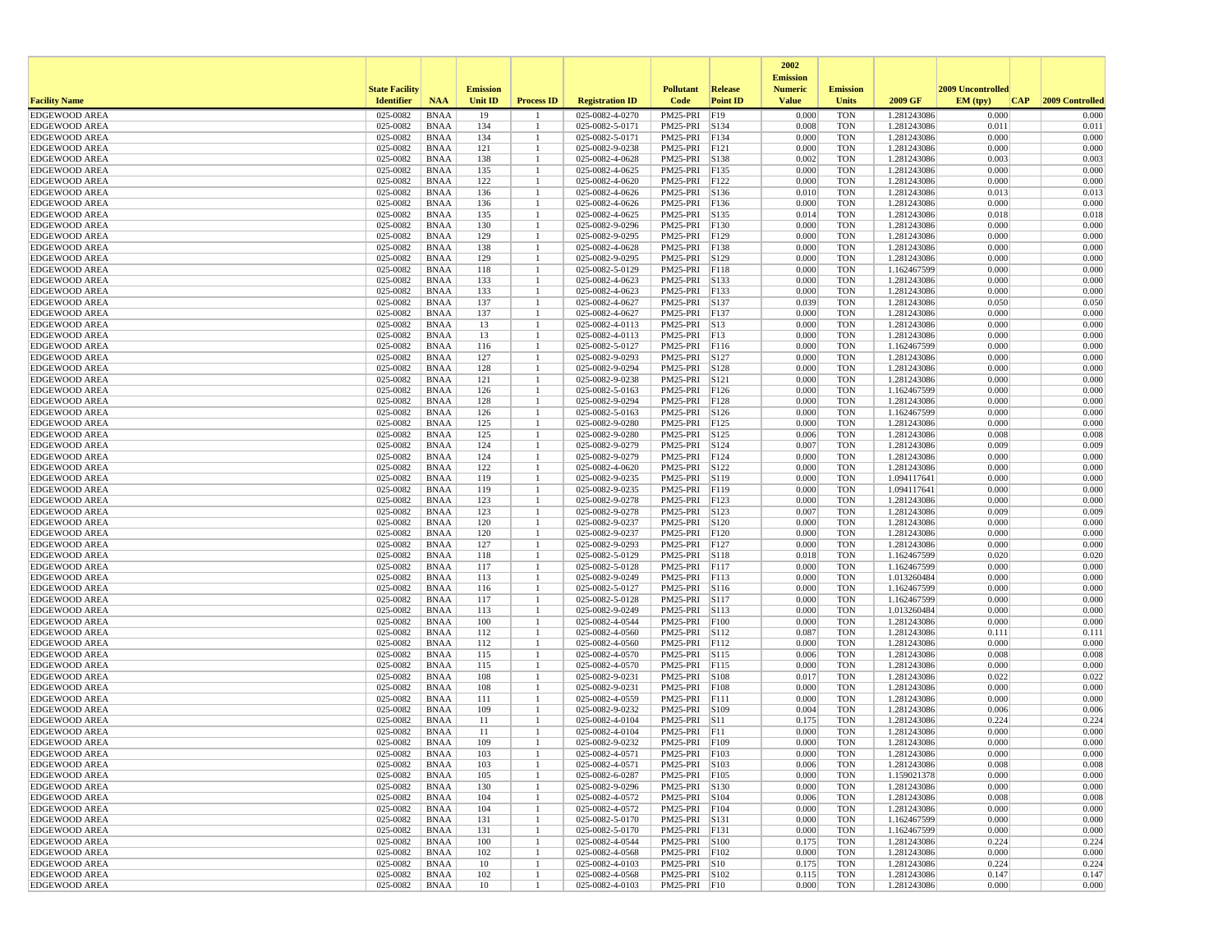| Facility Name | State Facility Identifier | NAA | Emission Unit ID | Process ID | Registration ID | Pollutant Code | Release Point ID | 2002 Emission Numeric Value | Emission Units | 2009 GF | 2009 Uncontrolled EM (tpy) | CAP | 2009 Controlled |
|---|---|---|---|---|---|---|---|---|---|---|---|---|---|
| EDGEWOOD AREA | 025-0082 | BNAA | 19 | 1 | 025-0082-4-0270 | PM25-PRI | F19 | 0.000 | TON | 1.281243086 | 0.000 | | 0.000 |
| EDGEWOOD AREA | 025-0082 | BNAA | 134 | 1 | 025-0082-5-0171 | PM25-PRI | S134 | 0.008 | TON | 1.281243086 | 0.011 | | 0.011 |
| EDGEWOOD AREA | 025-0082 | BNAA | 134 | 1 | 025-0082-5-0171 | PM25-PRI | F134 | 0.000 | TON | 1.281243086 | 0.000 | | 0.000 |
| EDGEWOOD AREA | 025-0082 | BNAA | 121 | 1 | 025-0082-9-0238 | PM25-PRI | F121 | 0.000 | TON | 1.281243086 | 0.000 | | 0.000 |
| EDGEWOOD AREA | 025-0082 | BNAA | 138 | 1 | 025-0082-4-0628 | PM25-PRI | S138 | 0.002 | TON | 1.281243086 | 0.003 | | 0.003 |
| EDGEWOOD AREA | 025-0082 | BNAA | 135 | 1 | 025-0082-4-0625 | PM25-PRI | F135 | 0.000 | TON | 1.281243086 | 0.000 | | 0.000 |
| EDGEWOOD AREA | 025-0082 | BNAA | 122 | 1 | 025-0082-4-0620 | PM25-PRI | F122 | 0.000 | TON | 1.281243086 | 0.000 | | 0.000 |
| EDGEWOOD AREA | 025-0082 | BNAA | 136 | 1 | 025-0082-4-0626 | PM25-PRI | S136 | 0.010 | TON | 1.281243086 | 0.013 | | 0.013 |
| EDGEWOOD AREA | 025-0082 | BNAA | 136 | 1 | 025-0082-4-0626 | PM25-PRI | F136 | 0.000 | TON | 1.281243086 | 0.000 | | 0.000 |
| EDGEWOOD AREA | 025-0082 | BNAA | 135 | 1 | 025-0082-4-0625 | PM25-PRI | S135 | 0.014 | TON | 1.281243086 | 0.018 | | 0.018 |
| EDGEWOOD AREA | 025-0082 | BNAA | 130 | 1 | 025-0082-9-0296 | PM25-PRI | F130 | 0.000 | TON | 1.281243086 | 0.000 | | 0.000 |
| EDGEWOOD AREA | 025-0082 | BNAA | 129 | 1 | 025-0082-9-0295 | PM25-PRI | F129 | 0.000 | TON | 1.281243086 | 0.000 | | 0.000 |
| EDGEWOOD AREA | 025-0082 | BNAA | 138 | 1 | 025-0082-4-0628 | PM25-PRI | F138 | 0.000 | TON | 1.281243086 | 0.000 | | 0.000 |
| EDGEWOOD AREA | 025-0082 | BNAA | 129 | 1 | 025-0082-9-0295 | PM25-PRI | S129 | 0.000 | TON | 1.281243086 | 0.000 | | 0.000 |
| EDGEWOOD AREA | 025-0082 | BNAA | 118 | 1 | 025-0082-5-0129 | PM25-PRI | F118 | 0.000 | TON | 1.162467599 | 0.000 | | 0.000 |
| EDGEWOOD AREA | 025-0082 | BNAA | 133 | 1 | 025-0082-4-0623 | PM25-PRI | S133 | 0.000 | TON | 1.281243086 | 0.000 | | 0.000 |
| EDGEWOOD AREA | 025-0082 | BNAA | 133 | 1 | 025-0082-4-0623 | PM25-PRI | F133 | 0.000 | TON | 1.281243086 | 0.000 | | 0.000 |
| EDGEWOOD AREA | 025-0082 | BNAA | 137 | 1 | 025-0082-4-0627 | PM25-PRI | S137 | 0.039 | TON | 1.281243086 | 0.050 | | 0.050 |
| EDGEWOOD AREA | 025-0082 | BNAA | 137 | 1 | 025-0082-4-0627 | PM25-PRI | F137 | 0.000 | TON | 1.281243086 | 0.000 | | 0.000 |
| EDGEWOOD AREA | 025-0082 | BNAA | 13 | 1 | 025-0082-4-0113 | PM25-PRI | S13 | 0.000 | TON | 1.281243086 | 0.000 | | 0.000 |
| EDGEWOOD AREA | 025-0082 | BNAA | 13 | 1 | 025-0082-4-0113 | PM25-PRI | F13 | 0.000 | TON | 1.281243086 | 0.000 | | 0.000 |
| EDGEWOOD AREA | 025-0082 | BNAA | 116 | 1 | 025-0082-5-0127 | PM25-PRI | F116 | 0.000 | TON | 1.162467599 | 0.000 | | 0.000 |
| EDGEWOOD AREA | 025-0082 | BNAA | 127 | 1 | 025-0082-9-0293 | PM25-PRI | S127 | 0.000 | TON | 1.281243086 | 0.000 | | 0.000 |
| EDGEWOOD AREA | 025-0082 | BNAA | 128 | 1 | 025-0082-9-0294 | PM25-PRI | S128 | 0.000 | TON | 1.281243086 | 0.000 | | 0.000 |
| EDGEWOOD AREA | 025-0082 | BNAA | 121 | 1 | 025-0082-9-0238 | PM25-PRI | S121 | 0.000 | TON | 1.281243086 | 0.000 | | 0.000 |
| EDGEWOOD AREA | 025-0082 | BNAA | 126 | 1 | 025-0082-5-0163 | PM25-PRI | F126 | 0.000 | TON | 1.162467599 | 0.000 | | 0.000 |
| EDGEWOOD AREA | 025-0082 | BNAA | 128 | 1 | 025-0082-9-0294 | PM25-PRI | F128 | 0.000 | TON | 1.281243086 | 0.000 | | 0.000 |
| EDGEWOOD AREA | 025-0082 | BNAA | 126 | 1 | 025-0082-5-0163 | PM25-PRI | S126 | 0.000 | TON | 1.162467599 | 0.000 | | 0.000 |
| EDGEWOOD AREA | 025-0082 | BNAA | 125 | 1 | 025-0082-9-0280 | PM25-PRI | F125 | 0.000 | TON | 1.281243086 | 0.000 | | 0.000 |
| EDGEWOOD AREA | 025-0082 | BNAA | 125 | 1 | 025-0082-9-0280 | PM25-PRI | S125 | 0.006 | TON | 1.281243086 | 0.008 | | 0.008 |
| EDGEWOOD AREA | 025-0082 | BNAA | 124 | 1 | 025-0082-9-0279 | PM25-PRI | S124 | 0.007 | TON | 1.281243086 | 0.009 | | 0.009 |
| EDGEWOOD AREA | 025-0082 | BNAA | 124 | 1 | 025-0082-9-0279 | PM25-PRI | F124 | 0.000 | TON | 1.281243086 | 0.000 | | 0.000 |
| EDGEWOOD AREA | 025-0082 | BNAA | 122 | 1 | 025-0082-4-0620 | PM25-PRI | S122 | 0.000 | TON | 1.281243086 | 0.000 | | 0.000 |
| EDGEWOOD AREA | 025-0082 | BNAA | 119 | 1 | 025-0082-9-0235 | PM25-PRI | S119 | 0.000 | TON | 1.094117641 | 0.000 | | 0.000 |
| EDGEWOOD AREA | 025-0082 | BNAA | 119 | 1 | 025-0082-9-0235 | PM25-PRI | F119 | 0.000 | TON | 1.094117641 | 0.000 | | 0.000 |
| EDGEWOOD AREA | 025-0082 | BNAA | 123 | 1 | 025-0082-9-0278 | PM25-PRI | F123 | 0.000 | TON | 1.281243086 | 0.000 | | 0.000 |
| EDGEWOOD AREA | 025-0082 | BNAA | 123 | 1 | 025-0082-9-0278 | PM25-PRI | S123 | 0.007 | TON | 1.281243086 | 0.009 | | 0.009 |
| EDGEWOOD AREA | 025-0082 | BNAA | 120 | 1 | 025-0082-9-0237 | PM25-PRI | S120 | 0.000 | TON | 1.281243086 | 0.000 | | 0.000 |
| EDGEWOOD AREA | 025-0082 | BNAA | 120 | 1 | 025-0082-9-0237 | PM25-PRI | F120 | 0.000 | TON | 1.281243086 | 0.000 | | 0.000 |
| EDGEWOOD AREA | 025-0082 | BNAA | 127 | 1 | 025-0082-9-0293 | PM25-PRI | F127 | 0.000 | TON | 1.281243086 | 0.000 | | 0.000 |
| EDGEWOOD AREA | 025-0082 | BNAA | 118 | 1 | 025-0082-5-0129 | PM25-PRI | S118 | 0.018 | TON | 1.162467599 | 0.020 | | 0.020 |
| EDGEWOOD AREA | 025-0082 | BNAA | 117 | 1 | 025-0082-5-0128 | PM25-PRI | F117 | 0.000 | TON | 1.162467599 | 0.000 | | 0.000 |
| EDGEWOOD AREA | 025-0082 | BNAA | 113 | 1 | 025-0082-9-0249 | PM25-PRI | F113 | 0.000 | TON | 1.013260484 | 0.000 | | 0.000 |
| EDGEWOOD AREA | 025-0082 | BNAA | 116 | 1 | 025-0082-5-0127 | PM25-PRI | S116 | 0.000 | TON | 1.162467599 | 0.000 | | 0.000 |
| EDGEWOOD AREA | 025-0082 | BNAA | 117 | 1 | 025-0082-5-0128 | PM25-PRI | S117 | 0.000 | TON | 1.162467599 | 0.000 | | 0.000 |
| EDGEWOOD AREA | 025-0082 | BNAA | 113 | 1 | 025-0082-9-0249 | PM25-PRI | S113 | 0.000 | TON | 1.013260484 | 0.000 | | 0.000 |
| EDGEWOOD AREA | 025-0082 | BNAA | 100 | 1 | 025-0082-4-0544 | PM25-PRI | F100 | 0.000 | TON | 1.281243086 | 0.000 | | 0.000 |
| EDGEWOOD AREA | 025-0082 | BNAA | 112 | 1 | 025-0082-4-0560 | PM25-PRI | S112 | 0.087 | TON | 1.281243086 | 0.111 | | 0.111 |
| EDGEWOOD AREA | 025-0082 | BNAA | 112 | 1 | 025-0082-4-0560 | PM25-PRI | F112 | 0.000 | TON | 1.281243086 | 0.000 | | 0.000 |
| EDGEWOOD AREA | 025-0082 | BNAA | 115 | 1 | 025-0082-4-0570 | PM25-PRI | S115 | 0.006 | TON | 1.281243086 | 0.008 | | 0.008 |
| EDGEWOOD AREA | 025-0082 | BNAA | 115 | 1 | 025-0082-4-0570 | PM25-PRI | F115 | 0.000 | TON | 1.281243086 | 0.000 | | 0.000 |
| EDGEWOOD AREA | 025-0082 | BNAA | 108 | 1 | 025-0082-9-0231 | PM25-PRI | S108 | 0.017 | TON | 1.281243086 | 0.022 | | 0.022 |
| EDGEWOOD AREA | 025-0082 | BNAA | 108 | 1 | 025-0082-9-0231 | PM25-PRI | F108 | 0.000 | TON | 1.281243086 | 0.000 | | 0.000 |
| EDGEWOOD AREA | 025-0082 | BNAA | 111 | 1 | 025-0082-4-0559 | PM25-PRI | F111 | 0.000 | TON | 1.281243086 | 0.000 | | 0.000 |
| EDGEWOOD AREA | 025-0082 | BNAA | 109 | 1 | 025-0082-9-0232 | PM25-PRI | S109 | 0.004 | TON | 1.281243086 | 0.006 | | 0.006 |
| EDGEWOOD AREA | 025-0082 | BNAA | 11 | 1 | 025-0082-4-0104 | PM25-PRI | S11 | 0.175 | TON | 1.281243086 | 0.224 | | 0.224 |
| EDGEWOOD AREA | 025-0082 | BNAA | 11 | 1 | 025-0082-4-0104 | PM25-PRI | F11 | 0.000 | TON | 1.281243086 | 0.000 | | 0.000 |
| EDGEWOOD AREA | 025-0082 | BNAA | 109 | 1 | 025-0082-9-0232 | PM25-PRI | F109 | 0.000 | TON | 1.281243086 | 0.000 | | 0.000 |
| EDGEWOOD AREA | 025-0082 | BNAA | 103 | 1 | 025-0082-4-0571 | PM25-PRI | F103 | 0.000 | TON | 1.281243086 | 0.000 | | 0.000 |
| EDGEWOOD AREA | 025-0082 | BNAA | 103 | 1 | 025-0082-4-0571 | PM25-PRI | S103 | 0.006 | TON | 1.281243086 | 0.008 | | 0.008 |
| EDGEWOOD AREA | 025-0082 | BNAA | 105 | 1 | 025-0082-6-0287 | PM25-PRI | F105 | 0.000 | TON | 1.159021378 | 0.000 | | 0.000 |
| EDGEWOOD AREA | 025-0082 | BNAA | 130 | 1 | 025-0082-9-0296 | PM25-PRI | S130 | 0.000 | TON | 1.281243086 | 0.000 | | 0.000 |
| EDGEWOOD AREA | 025-0082 | BNAA | 104 | 1 | 025-0082-4-0572 | PM25-PRI | S104 | 0.006 | TON | 1.281243086 | 0.008 | | 0.008 |
| EDGEWOOD AREA | 025-0082 | BNAA | 104 | 1 | 025-0082-4-0572 | PM25-PRI | F104 | 0.000 | TON | 1.281243086 | 0.000 | | 0.000 |
| EDGEWOOD AREA | 025-0082 | BNAA | 131 | 1 | 025-0082-5-0170 | PM25-PRI | S131 | 0.000 | TON | 1.162467599 | 0.000 | | 0.000 |
| EDGEWOOD AREA | 025-0082 | BNAA | 131 | 1 | 025-0082-5-0170 | PM25-PRI | F131 | 0.000 | TON | 1.162467599 | 0.000 | | 0.000 |
| EDGEWOOD AREA | 025-0082 | BNAA | 100 | 1 | 025-0082-4-0544 | PM25-PRI | S100 | 0.175 | TON | 1.281243086 | 0.224 | | 0.224 |
| EDGEWOOD AREA | 025-0082 | BNAA | 102 | 1 | 025-0082-4-0568 | PM25-PRI | F102 | 0.000 | TON | 1.281243086 | 0.000 | | 0.000 |
| EDGEWOOD AREA | 025-0082 | BNAA | 10 | 1 | 025-0082-4-0103 | PM25-PRI | S10 | 0.175 | TON | 1.281243086 | 0.224 | | 0.224 |
| EDGEWOOD AREA | 025-0082 | BNAA | 102 | 1 | 025-0082-4-0568 | PM25-PRI | S102 | 0.115 | TON | 1.281243086 | 0.147 | | 0.147 |
| EDGEWOOD AREA | 025-0082 | BNAA | 10 | 1 | 025-0082-4-0103 | PM25-PRI | F10 | 0.000 | TON | 1.281243086 | 0.000 | | 0.000 |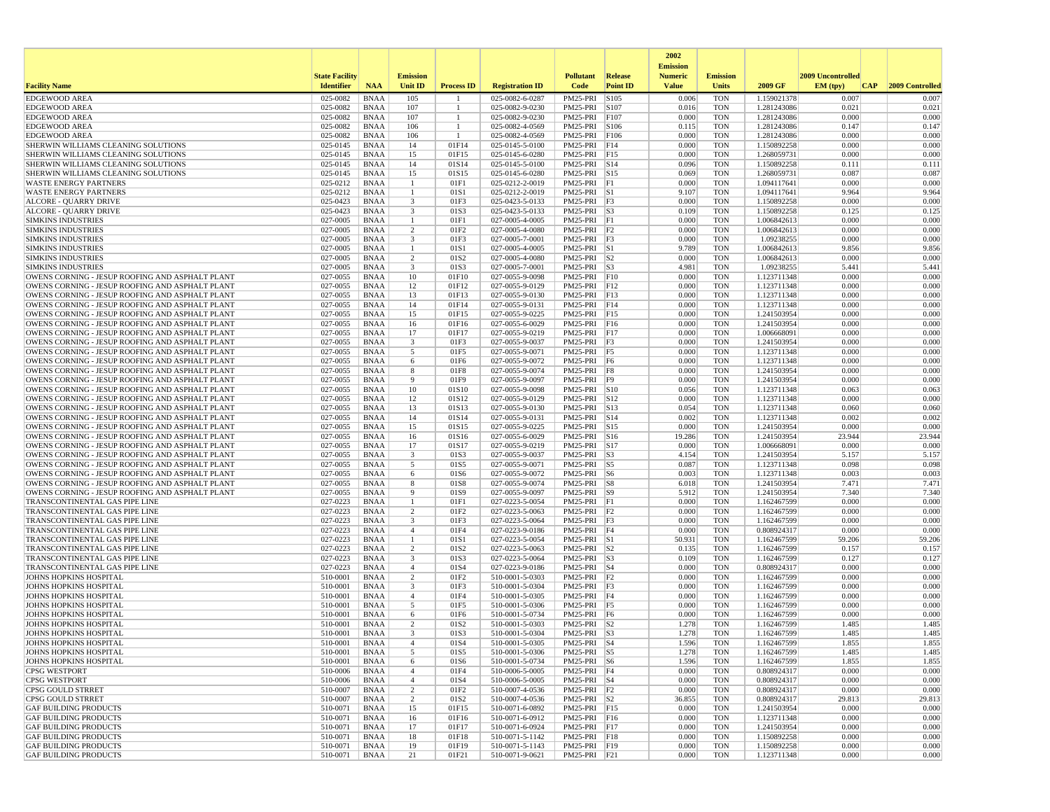| Facility Name | State Facility Identifier | NAA | Emission Unit ID | Process ID | Registration ID | Pollutant Code | Release Point ID | 2002 Emission Numeric Value | Emission Units | 2009 GF | 2009 Uncontrolled EM (tpy) | CAP | 2009 Controlled |
|---|---|---|---|---|---|---|---|---|---|---|---|---|---|
| EDGEWOOD AREA | 025-0082 | BNAA | 105 | 1 | 025-0082-6-0287 | PM25-PRI | S105 | 0.006 | TON | 1.159021378 | 0.007 | | 0.007 |
| EDGEWOOD AREA | 025-0082 | BNAA | 107 | 1 | 025-0082-9-0230 | PM25-PRI | S107 | 0.016 | TON | 1.281243086 | 0.021 | | 0.021 |
| EDGEWOOD AREA | 025-0082 | BNAA | 107 | 1 | 025-0082-9-0230 | PM25-PRI | F107 | 0.000 | TON | 1.281243086 | 0.000 | | 0.000 |
| EDGEWOOD AREA | 025-0082 | BNAA | 106 | 1 | 025-0082-4-0569 | PM25-PRI | S106 | 0.115 | TON | 1.281243086 | 0.147 | | 0.147 |
| EDGEWOOD AREA | 025-0082 | BNAA | 106 | 1 | 025-0082-4-0569 | PM25-PRI | F106 | 0.000 | TON | 1.281243086 | 0.000 | | 0.000 |
| SHERWIN WILLIAMS CLEANING SOLUTIONS | 025-0145 | BNAA | 14 | 01F14 | 025-0145-5-0100 | PM25-PRI | F14 | 0.000 | TON | 1.150892258 | 0.000 | | 0.000 |
| SHERWIN WILLIAMS CLEANING SOLUTIONS | 025-0145 | BNAA | 15 | 01F15 | 025-0145-6-0280 | PM25-PRI | F15 | 0.000 | TON | 1.268059731 | 0.000 | | 0.000 |
| SHERWIN WILLIAMS CLEANING SOLUTIONS | 025-0145 | BNAA | 14 | 01S14 | 025-0145-5-0100 | PM25-PRI | S14 | 0.096 | TON | 1.150892258 | 0.111 | | 0.111 |
| SHERWIN WILLIAMS CLEANING SOLUTIONS | 025-0145 | BNAA | 15 | 01S15 | 025-0145-6-0280 | PM25-PRI | S15 | 0.069 | TON | 1.268059731 | 0.087 | | 0.087 |
| WASTE ENERGY PARTNERS | 025-0212 | BNAA | 1 | 01F1 | 025-0212-2-0019 | PM25-PRI | F1 | 0.000 | TON | 1.094117641 | 0.000 | | 0.000 |
| WASTE ENERGY PARTNERS | 025-0212 | BNAA | 1 | 01S1 | 025-0212-2-0019 | PM25-PRI | S1 | 9.107 | TON | 1.094117641 | 9.964 | | 9.964 |
| ALCORE - QUARRY DRIVE | 025-0423 | BNAA | 3 | 01F3 | 025-0423-5-0133 | PM25-PRI | F3 | 0.000 | TON | 1.150892258 | 0.000 | | 0.000 |
| ALCORE - QUARRY DRIVE | 025-0423 | BNAA | 3 | 01S3 | 025-0423-5-0133 | PM25-PRI | S3 | 0.109 | TON | 1.150892258 | 0.125 | | 0.125 |
| SIMKINS INDUSTRIES | 027-0005 | BNAA | 1 | 01F1 | 027-0005-4-0005 | PM25-PRI | F1 | 0.000 | TON | 1.006842613 | 0.000 | | 0.000 |
| SIMKINS INDUSTRIES | 027-0005 | BNAA | 2 | 01F2 | 027-0005-4-0080 | PM25-PRI | F2 | 0.000 | TON | 1.006842613 | 0.000 | | 0.000 |
| SIMKINS INDUSTRIES | 027-0005 | BNAA | 3 | 01F3 | 027-0005-7-0001 | PM25-PRI | F3 | 0.000 | TON | 1.09238255 | 0.000 | | 0.000 |
| SIMKINS INDUSTRIES | 027-0005 | BNAA | 1 | 01S1 | 027-0005-4-0005 | PM25-PRI | S1 | 9.789 | TON | 1.006842613 | 9.856 | | 9.856 |
| SIMKINS INDUSTRIES | 027-0005 | BNAA | 2 | 01S2 | 027-0005-4-0080 | PM25-PRI | S2 | 0.000 | TON | 1.006842613 | 0.000 | | 0.000 |
| SIMKINS INDUSTRIES | 027-0005 | BNAA | 3 | 01S3 | 027-0005-7-0001 | PM25-PRI | S3 | 4.981 | TON | 1.09238255 | 5.441 | | 5.441 |
| OWENS CORNING - JESUP ROOFING AND ASPHALT PLANT | 027-0055 | BNAA | 10 | 01F10 | 027-0055-9-0098 | PM25-PRI | F10 | 0.000 | TON | 1.123711348 | 0.000 | | 0.000 |
| OWENS CORNING - JESUP ROOFING AND ASPHALT PLANT | 027-0055 | BNAA | 12 | 01F12 | 027-0055-9-0129 | PM25-PRI | F12 | 0.000 | TON | 1.123711348 | 0.000 | | 0.000 |
| OWENS CORNING - JESUP ROOFING AND ASPHALT PLANT | 027-0055 | BNAA | 13 | 01F13 | 027-0055-9-0130 | PM25-PRI | F13 | 0.000 | TON | 1.123711348 | 0.000 | | 0.000 |
| OWENS CORNING - JESUP ROOFING AND ASPHALT PLANT | 027-0055 | BNAA | 14 | 01F14 | 027-0055-9-0131 | PM25-PRI | F14 | 0.000 | TON | 1.123711348 | 0.000 | | 0.000 |
| OWENS CORNING - JESUP ROOFING AND ASPHALT PLANT | 027-0055 | BNAA | 15 | 01F15 | 027-0055-9-0225 | PM25-PRI | F15 | 0.000 | TON | 1.241503954 | 0.000 | | 0.000 |
| OWENS CORNING - JESUP ROOFING AND ASPHALT PLANT | 027-0055 | BNAA | 16 | 01F16 | 027-0055-6-0029 | PM25-PRI | F16 | 0.000 | TON | 1.241503954 | 0.000 | | 0.000 |
| OWENS CORNING - JESUP ROOFING AND ASPHALT PLANT | 027-0055 | BNAA | 17 | 01F17 | 027-0055-9-0219 | PM25-PRI | F17 | 0.000 | TON | 1.006668091 | 0.000 | | 0.000 |
| OWENS CORNING - JESUP ROOFING AND ASPHALT PLANT | 027-0055 | BNAA | 3 | 01F3 | 027-0055-9-0037 | PM25-PRI | F3 | 0.000 | TON | 1.241503954 | 0.000 | | 0.000 |
| OWENS CORNING - JESUP ROOFING AND ASPHALT PLANT | 027-0055 | BNAA | 5 | 01F5 | 027-0055-9-0071 | PM25-PRI | F5 | 0.000 | TON | 1.123711348 | 0.000 | | 0.000 |
| OWENS CORNING - JESUP ROOFING AND ASPHALT PLANT | 027-0055 | BNAA | 6 | 01F6 | 027-0055-9-0072 | PM25-PRI | F6 | 0.000 | TON | 1.123711348 | 0.000 | | 0.000 |
| OWENS CORNING - JESUP ROOFING AND ASPHALT PLANT | 027-0055 | BNAA | 8 | 01F8 | 027-0055-9-0074 | PM25-PRI | F8 | 0.000 | TON | 1.241503954 | 0.000 | | 0.000 |
| OWENS CORNING - JESUP ROOFING AND ASPHALT PLANT | 027-0055 | BNAA | 9 | 01F9 | 027-0055-9-0097 | PM25-PRI | F9 | 0.000 | TON | 1.241503954 | 0.000 | | 0.000 |
| OWENS CORNING - JESUP ROOFING AND ASPHALT PLANT | 027-0055 | BNAA | 10 | 01S10 | 027-0055-9-0098 | PM25-PRI | S10 | 0.056 | TON | 1.123711348 | 0.063 | | 0.063 |
| OWENS CORNING - JESUP ROOFING AND ASPHALT PLANT | 027-0055 | BNAA | 12 | 01S12 | 027-0055-9-0129 | PM25-PRI | S12 | 0.000 | TON | 1.123711348 | 0.000 | | 0.000 |
| OWENS CORNING - JESUP ROOFING AND ASPHALT PLANT | 027-0055 | BNAA | 13 | 01S13 | 027-0055-9-0130 | PM25-PRI | S13 | 0.054 | TON | 1.123711348 | 0.060 | | 0.060 |
| OWENS CORNING - JESUP ROOFING AND ASPHALT PLANT | 027-0055 | BNAA | 14 | 01S14 | 027-0055-9-0131 | PM25-PRI | S14 | 0.002 | TON | 1.123711348 | 0.002 | | 0.002 |
| OWENS CORNING - JESUP ROOFING AND ASPHALT PLANT | 027-0055 | BNAA | 15 | 01S15 | 027-0055-9-0225 | PM25-PRI | S15 | 0.000 | TON | 1.241503954 | 0.000 | | 0.000 |
| OWENS CORNING - JESUP ROOFING AND ASPHALT PLANT | 027-0055 | BNAA | 16 | 01S16 | 027-0055-6-0029 | PM25-PRI | S16 | 19.286 | TON | 1.241503954 | 23.944 | | 23.944 |
| OWENS CORNING - JESUP ROOFING AND ASPHALT PLANT | 027-0055 | BNAA | 17 | 01S17 | 027-0055-9-0219 | PM25-PRI | S17 | 0.000 | TON | 1.006668091 | 0.000 | | 0.000 |
| OWENS CORNING - JESUP ROOFING AND ASPHALT PLANT | 027-0055 | BNAA | 3 | 01S3 | 027-0055-9-0037 | PM25-PRI | S3 | 4.154 | TON | 1.241503954 | 5.157 | | 5.157 |
| OWENS CORNING - JESUP ROOFING AND ASPHALT PLANT | 027-0055 | BNAA | 5 | 01S5 | 027-0055-9-0071 | PM25-PRI | S5 | 0.087 | TON | 1.123711348 | 0.098 | | 0.098 |
| OWENS CORNING - JESUP ROOFING AND ASPHALT PLANT | 027-0055 | BNAA | 6 | 01S6 | 027-0055-9-0072 | PM25-PRI | S6 | 0.003 | TON | 1.123711348 | 0.003 | | 0.003 |
| OWENS CORNING - JESUP ROOFING AND ASPHALT PLANT | 027-0055 | BNAA | 8 | 01S8 | 027-0055-9-0074 | PM25-PRI | S8 | 6.018 | TON | 1.241503954 | 7.471 | | 7.471 |
| OWENS CORNING - JESUP ROOFING AND ASPHALT PLANT | 027-0055 | BNAA | 9 | 01S9 | 027-0055-9-0097 | PM25-PRI | S9 | 5.912 | TON | 1.241503954 | 7.340 | | 7.340 |
| TRANSCONTINENTAL GAS PIPE LINE | 027-0223 | BNAA | 1 | 01F1 | 027-0223-5-0054 | PM25-PRI | F1 | 0.000 | TON | 1.162467599 | 0.000 | | 0.000 |
| TRANSCONTINENTAL GAS PIPE LINE | 027-0223 | BNAA | 2 | 01F2 | 027-0223-5-0063 | PM25-PRI | F2 | 0.000 | TON | 1.162467599 | 0.000 | | 0.000 |
| TRANSCONTINENTAL GAS PIPE LINE | 027-0223 | BNAA | 3 | 01F3 | 027-0223-5-0064 | PM25-PRI | F3 | 0.000 | TON | 1.162467599 | 0.000 | | 0.000 |
| TRANSCONTINENTAL GAS PIPE LINE | 027-0223 | BNAA | 4 | 01F4 | 027-0223-9-0186 | PM25-PRI | F4 | 0.000 | TON | 0.808924317 | 0.000 | | 0.000 |
| TRANSCONTINENTAL GAS PIPE LINE | 027-0223 | BNAA | 1 | 01S1 | 027-0223-5-0054 | PM25-PRI | S1 | 50.931 | TON | 1.162467599 | 59.206 | | 59.206 |
| TRANSCONTINENTAL GAS PIPE LINE | 027-0223 | BNAA | 2 | 01S2 | 027-0223-5-0063 | PM25-PRI | S2 | 0.135 | TON | 1.162467599 | 0.157 | | 0.157 |
| TRANSCONTINENTAL GAS PIPE LINE | 027-0223 | BNAA | 3 | 01S3 | 027-0223-5-0064 | PM25-PRI | S3 | 0.109 | TON | 1.162467599 | 0.127 | | 0.127 |
| TRANSCONTINENTAL GAS PIPE LINE | 027-0223 | BNAA | 4 | 01S4 | 027-0223-9-0186 | PM25-PRI | S4 | 0.000 | TON | 0.808924317 | 0.000 | | 0.000 |
| JOHNS HOPKINS HOSPITAL | 510-0001 | BNAA | 2 | 01F2 | 510-0001-5-0303 | PM25-PRI | F2 | 0.000 | TON | 1.162467599 | 0.000 | | 0.000 |
| JOHNS HOPKINS HOSPITAL | 510-0001 | BNAA | 3 | 01F3 | 510-0001-5-0304 | PM25-PRI | F3 | 0.000 | TON | 1.162467599 | 0.000 | | 0.000 |
| JOHNS HOPKINS HOSPITAL | 510-0001 | BNAA | 4 | 01F4 | 510-0001-5-0305 | PM25-PRI | F4 | 0.000 | TON | 1.162467599 | 0.000 | | 0.000 |
| JOHNS HOPKINS HOSPITAL | 510-0001 | BNAA | 5 | 01F5 | 510-0001-5-0306 | PM25-PRI | F5 | 0.000 | TON | 1.162467599 | 0.000 | | 0.000 |
| JOHNS HOPKINS HOSPITAL | 510-0001 | BNAA | 6 | 01F6 | 510-0001-5-0734 | PM25-PRI | F6 | 0.000 | TON | 1.162467599 | 0.000 | | 0.000 |
| JOHNS HOPKINS HOSPITAL | 510-0001 | BNAA | 2 | 01S2 | 510-0001-5-0303 | PM25-PRI | S2 | 1.278 | TON | 1.162467599 | 1.485 | | 1.485 |
| JOHNS HOPKINS HOSPITAL | 510-0001 | BNAA | 3 | 01S3 | 510-0001-5-0304 | PM25-PRI | S3 | 1.278 | TON | 1.162467599 | 1.485 | | 1.485 |
| JOHNS HOPKINS HOSPITAL | 510-0001 | BNAA | 4 | 01S4 | 510-0001-5-0305 | PM25-PRI | S4 | 1.596 | TON | 1.162467599 | 1.855 | | 1.855 |
| JOHNS HOPKINS HOSPITAL | 510-0001 | BNAA | 5 | 01S5 | 510-0001-5-0306 | PM25-PRI | S5 | 1.278 | TON | 1.162467599 | 1.485 | | 1.485 |
| JOHNS HOPKINS HOSPITAL | 510-0001 | BNAA | 6 | 01S6 | 510-0001-5-0734 | PM25-PRI | S6 | 1.596 | TON | 1.162467599 | 1.855 | | 1.855 |
| CPSG WESTPORT | 510-0006 | BNAA | 4 | 01F4 | 510-0006-5-0005 | PM25-PRI | F4 | 0.000 | TON | 0.808924317 | 0.000 | | 0.000 |
| CPSG WESTPORT | 510-0006 | BNAA | 4 | 01S4 | 510-0006-5-0005 | PM25-PRI | S4 | 0.000 | TON | 0.808924317 | 0.000 | | 0.000 |
| CPSG GOULD STRRET | 510-0007 | BNAA | 2 | 01F2 | 510-0007-4-0536 | PM25-PRI | F2 | 0.000 | TON | 0.808924317 | 0.000 | | 0.000 |
| CPSG GOULD STRRET | 510-0007 | BNAA | 2 | 01S2 | 510-0007-4-0536 | PM25-PRI | S2 | 36.855 | TON | 0.808924317 | 29.813 | | 29.813 |
| GAF BUILDING PRODUCTS | 510-0071 | BNAA | 15 | 01F15 | 510-0071-6-0892 | PM25-PRI | F15 | 0.000 | TON | 1.241503954 | 0.000 | | 0.000 |
| GAF BUILDING PRODUCTS | 510-0071 | BNAA | 16 | 01F16 | 510-0071-6-0912 | PM25-PRI | F16 | 0.000 | TON | 1.123711348 | 0.000 | | 0.000 |
| GAF BUILDING PRODUCTS | 510-0071 | BNAA | 17 | 01F17 | 510-0071-6-0924 | PM25-PRI | F17 | 0.000 | TON | 1.241503954 | 0.000 | | 0.000 |
| GAF BUILDING PRODUCTS | 510-0071 | BNAA | 18 | 01F18 | 510-0071-5-1142 | PM25-PRI | F18 | 0.000 | TON | 1.150892258 | 0.000 | | 0.000 |
| GAF BUILDING PRODUCTS | 510-0071 | BNAA | 19 | 01F19 | 510-0071-5-1143 | PM25-PRI | F19 | 0.000 | TON | 1.150892258 | 0.000 | | 0.000 |
| GAF BUILDING PRODUCTS | 510-0071 | BNAA | 21 | 01F21 | 510-0071-9-0621 | PM25-PRI | F21 | 0.000 | TON | 1.123711348 | 0.000 | | 0.000 |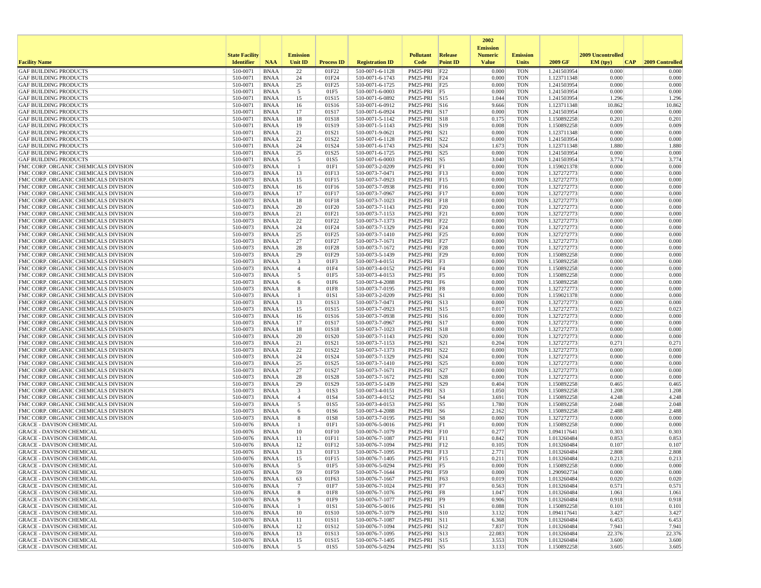| Facility Name | State Facility Identifier | NAA | Emission Unit ID | Process ID | Registration ID | Pollutant Code | Release Point ID | 2002 Emission Numeric Value | Emission Units | 2009 GF | 2009 Uncontrolled EM (tpy) | CAP | 2009 Controlled |
|---|---|---|---|---|---|---|---|---|---|---|---|---|---|
| GAF BUILDING PRODUCTS | 510-0071 | BNAA | 22 | 01F22 | 510-0071-6-1128 | PM25-PRI | F22 | 0.000 | TON | 1.241503954 | 0.000 | | 0.000 |
| GAF BUILDING PRODUCTS | 510-0071 | BNAA | 24 | 01F24 | 510-0071-6-1743 | PM25-PRI | F24 | 0.000 | TON | 1.123711348 | 0.000 | | 0.000 |
| GAF BUILDING PRODUCTS | 510-0071 | BNAA | 25 | 01F25 | 510-0071-6-1725 | PM25-PRI | F25 | 0.000 | TON | 1.241503954 | 0.000 | | 0.000 |
| GAF BUILDING PRODUCTS | 510-0071 | BNAA | 5 | 01F5 | 510-0071-6-0003 | PM25-PRI | F5 | 0.000 | TON | 1.241503954 | 0.000 | | 0.000 |
| GAF BUILDING PRODUCTS | 510-0071 | BNAA | 15 | 01S15 | 510-0071-6-0892 | PM25-PRI | S15 | 1.044 | TON | 1.241503954 | 1.296 | | 1.296 |
| GAF BUILDING PRODUCTS | 510-0071 | BNAA | 16 | 01S16 | 510-0071-6-0912 | PM25-PRI | S16 | 9.666 | TON | 1.123711348 | 10.862 | | 10.862 |
| GAF BUILDING PRODUCTS | 510-0071 | BNAA | 17 | 01S17 | 510-0071-6-0924 | PM25-PRI | S17 | 0.000 | TON | 1.241503954 | 0.000 | | 0.000 |
| GAF BUILDING PRODUCTS | 510-0071 | BNAA | 18 | 01S18 | 510-0071-5-1142 | PM25-PRI | S18 | 0.175 | TON | 1.150892258 | 0.201 | | 0.201 |
| GAF BUILDING PRODUCTS | 510-0071 | BNAA | 19 | 01S19 | 510-0071-5-1143 | PM25-PRI | S19 | 0.008 | TON | 1.150892258 | 0.009 | | 0.009 |
| GAF BUILDING PRODUCTS | 510-0071 | BNAA | 21 | 01S21 | 510-0071-9-0621 | PM25-PRI | S21 | 0.000 | TON | 1.123711348 | 0.000 | | 0.000 |
| GAF BUILDING PRODUCTS | 510-0071 | BNAA | 22 | 01S22 | 510-0071-6-1128 | PM25-PRI | S22 | 0.000 | TON | 1.241503954 | 0.000 | | 0.000 |
| GAF BUILDING PRODUCTS | 510-0071 | BNAA | 24 | 01S24 | 510-0071-6-1743 | PM25-PRI | S24 | 1.673 | TON | 1.123711348 | 1.880 | | 1.880 |
| GAF BUILDING PRODUCTS | 510-0071 | BNAA | 25 | 01S25 | 510-0071-6-1725 | PM25-PRI | S25 | 0.000 | TON | 1.241503954 | 0.000 | | 0.000 |
| GAF BUILDING PRODUCTS | 510-0071 | BNAA | 5 | 01S5 | 510-0071-6-0003 | PM25-PRI | S5 | 3.040 | TON | 1.241503954 | 3.774 | | 3.774 |
| FMC CORP. ORGANIC CHEMICALS DIVISION | 510-0073 | BNAA | 1 | 01F1 | 510-0073-2-0209 | PM25-PRI | F1 | 0.000 | TON | 1.159021378 | 0.000 | | 0.000 |
| FMC CORP. ORGANIC CHEMICALS DIVISION | 510-0073 | BNAA | 13 | 01F13 | 510-0073-7-0471 | PM25-PRI | F13 | 0.000 | TON | 1.327272773 | 0.000 | | 0.000 |
| FMC CORP. ORGANIC CHEMICALS DIVISION | 510-0073 | BNAA | 15 | 01F15 | 510-0073-7-0923 | PM25-PRI | F15 | 0.000 | TON | 1.327272773 | 0.000 | | 0.000 |
| FMC CORP. ORGANIC CHEMICALS DIVISION | 510-0073 | BNAA | 16 | 01F16 | 510-0073-7-0938 | PM25-PRI | F16 | 0.000 | TON | 1.327272773 | 0.000 | | 0.000 |
| FMC CORP. ORGANIC CHEMICALS DIVISION | 510-0073 | BNAA | 17 | 01F17 | 510-0073-7-0967 | PM25-PRI | F17 | 0.000 | TON | 1.327272773 | 0.000 | | 0.000 |
| FMC CORP. ORGANIC CHEMICALS DIVISION | 510-0073 | BNAA | 18 | 01F18 | 510-0073-7-1023 | PM25-PRI | F18 | 0.000 | TON | 1.327272773 | 0.000 | | 0.000 |
| FMC CORP. ORGANIC CHEMICALS DIVISION | 510-0073 | BNAA | 20 | 01F20 | 510-0073-7-1143 | PM25-PRI | F20 | 0.000 | TON | 1.327272773 | 0.000 | | 0.000 |
| FMC CORP. ORGANIC CHEMICALS DIVISION | 510-0073 | BNAA | 21 | 01F21 | 510-0073-7-1153 | PM25-PRI | F21 | 0.000 | TON | 1.327272773 | 0.000 | | 0.000 |
| FMC CORP. ORGANIC CHEMICALS DIVISION | 510-0073 | BNAA | 22 | 01F22 | 510-0073-7-1373 | PM25-PRI | F22 | 0.000 | TON | 1.327272773 | 0.000 | | 0.000 |
| FMC CORP. ORGANIC CHEMICALS DIVISION | 510-0073 | BNAA | 24 | 01F24 | 510-0073-7-1329 | PM25-PRI | F24 | 0.000 | TON | 1.327272773 | 0.000 | | 0.000 |
| FMC CORP. ORGANIC CHEMICALS DIVISION | 510-0073 | BNAA | 25 | 01F25 | 510-0073-7-1410 | PM25-PRI | F25 | 0.000 | TON | 1.327272773 | 0.000 | | 0.000 |
| FMC CORP. ORGANIC CHEMICALS DIVISION | 510-0073 | BNAA | 27 | 01F27 | 510-0073-7-1671 | PM25-PRI | F27 | 0.000 | TON | 1.327272773 | 0.000 | | 0.000 |
| FMC CORP. ORGANIC CHEMICALS DIVISION | 510-0073 | BNAA | 28 | 01F28 | 510-0073-7-1672 | PM25-PRI | F28 | 0.000 | TON | 1.327272773 | 0.000 | | 0.000 |
| FMC CORP. ORGANIC CHEMICALS DIVISION | 510-0073 | BNAA | 29 | 01F29 | 510-0073-5-1439 | PM25-PRI | F29 | 0.000 | TON | 1.150892258 | 0.000 | | 0.000 |
| FMC CORP. ORGANIC CHEMICALS DIVISION | 510-0073 | BNAA | 3 | 01F3 | 510-0073-4-0151 | PM25-PRI | F3 | 0.000 | TON | 1.150892258 | 0.000 | | 0.000 |
| FMC CORP. ORGANIC CHEMICALS DIVISION | 510-0073 | BNAA | 4 | 01F4 | 510-0073-4-0152 | PM25-PRI | F4 | 0.000 | TON | 1.150892258 | 0.000 | | 0.000 |
| FMC CORP. ORGANIC CHEMICALS DIVISION | 510-0073 | BNAA | 5 | 01F5 | 510-0073-4-0153 | PM25-PRI | F5 | 0.000 | TON | 1.150892258 | 0.000 | | 0.000 |
| FMC CORP. ORGANIC CHEMICALS DIVISION | 510-0073 | BNAA | 6 | 01F6 | 510-0073-4-2088 | PM25-PRI | F6 | 0.000 | TON | 1.150892258 | 0.000 | | 0.000 |
| FMC CORP. ORGANIC CHEMICALS DIVISION | 510-0073 | BNAA | 8 | 01F8 | 510-0073-7-0195 | PM25-PRI | F8 | 0.000 | TON | 1.327272773 | 0.000 | | 0.000 |
| FMC CORP. ORGANIC CHEMICALS DIVISION | 510-0073 | BNAA | 1 | 01S1 | 510-0073-2-0209 | PM25-PRI | S1 | 0.000 | TON | 1.159021378 | 0.000 | | 0.000 |
| FMC CORP. ORGANIC CHEMICALS DIVISION | 510-0073 | BNAA | 13 | 01S13 | 510-0073-7-0471 | PM25-PRI | S13 | 0.000 | TON | 1.327272773 | 0.000 | | 0.000 |
| FMC CORP. ORGANIC CHEMICALS DIVISION | 510-0073 | BNAA | 15 | 01S15 | 510-0073-7-0923 | PM25-PRI | S15 | 0.017 | TON | 1.327272773 | 0.023 | | 0.023 |
| FMC CORP. ORGANIC CHEMICALS DIVISION | 510-0073 | BNAA | 16 | 01S16 | 510-0073-7-0938 | PM25-PRI | S16 | 0.000 | TON | 1.327272773 | 0.000 | | 0.000 |
| FMC CORP. ORGANIC CHEMICALS DIVISION | 510-0073 | BNAA | 17 | 01S17 | 510-0073-7-0967 | PM25-PRI | S17 | 0.000 | TON | 1.327272773 | 0.000 | | 0.000 |
| FMC CORP. ORGANIC CHEMICALS DIVISION | 510-0073 | BNAA | 18 | 01S18 | 510-0073-7-1023 | PM25-PRI | S18 | 0.000 | TON | 1.327272773 | 0.000 | | 0.000 |
| FMC CORP. ORGANIC CHEMICALS DIVISION | 510-0073 | BNAA | 20 | 01S20 | 510-0073-7-1143 | PM25-PRI | S20 | 0.000 | TON | 1.327272773 | 0.000 | | 0.000 |
| FMC CORP. ORGANIC CHEMICALS DIVISION | 510-0073 | BNAA | 21 | 01S21 | 510-0073-7-1153 | PM25-PRI | S21 | 0.204 | TON | 1.327272773 | 0.271 | | 0.271 |
| FMC CORP. ORGANIC CHEMICALS DIVISION | 510-0073 | BNAA | 22 | 01S22 | 510-0073-7-1373 | PM25-PRI | S22 | 0.000 | TON | 1.327272773 | 0.000 | | 0.000 |
| FMC CORP. ORGANIC CHEMICALS DIVISION | 510-0073 | BNAA | 24 | 01S24 | 510-0073-7-1329 | PM25-PRI | S24 | 0.000 | TON | 1.327272773 | 0.000 | | 0.000 |
| FMC CORP. ORGANIC CHEMICALS DIVISION | 510-0073 | BNAA | 25 | 01S25 | 510-0073-7-1410 | PM25-PRI | S25 | 0.000 | TON | 1.327272773 | 0.000 | | 0.000 |
| FMC CORP. ORGANIC CHEMICALS DIVISION | 510-0073 | BNAA | 27 | 01S27 | 510-0073-7-1671 | PM25-PRI | S27 | 0.000 | TON | 1.327272773 | 0.000 | | 0.000 |
| FMC CORP. ORGANIC CHEMICALS DIVISION | 510-0073 | BNAA | 28 | 01S28 | 510-0073-7-1672 | PM25-PRI | S28 | 0.000 | TON | 1.327272773 | 0.000 | | 0.000 |
| FMC CORP. ORGANIC CHEMICALS DIVISION | 510-0073 | BNAA | 29 | 01S29 | 510-0073-5-1439 | PM25-PRI | S29 | 0.404 | TON | 1.150892258 | 0.465 | | 0.465 |
| FMC CORP. ORGANIC CHEMICALS DIVISION | 510-0073 | BNAA | 3 | 01S3 | 510-0073-4-0151 | PM25-PRI | S3 | 1.050 | TON | 1.150892258 | 1.208 | | 1.208 |
| FMC CORP. ORGANIC CHEMICALS DIVISION | 510-0073 | BNAA | 4 | 01S4 | 510-0073-4-0152 | PM25-PRI | S4 | 3.691 | TON | 1.150892258 | 4.248 | | 4.248 |
| FMC CORP. ORGANIC CHEMICALS DIVISION | 510-0073 | BNAA | 5 | 01S5 | 510-0073-4-0153 | PM25-PRI | S5 | 1.780 | TON | 1.150892258 | 2.048 | | 2.048 |
| FMC CORP. ORGANIC CHEMICALS DIVISION | 510-0073 | BNAA | 6 | 01S6 | 510-0073-4-2088 | PM25-PRI | S6 | 2.162 | TON | 1.150892258 | 2.488 | | 2.488 |
| FMC CORP. ORGANIC CHEMICALS DIVISION | 510-0073 | BNAA | 8 | 01S8 | 510-0073-7-0195 | PM25-PRI | S8 | 0.000 | TON | 1.327272773 | 0.000 | | 0.000 |
| GRACE - DAVISON CHEMICAL | 510-0076 | BNAA | 1 | 01F1 | 510-0076-5-0016 | PM25-PRI | F1 | 0.000 | TON | 1.150892258 | 0.000 | | 0.000 |
| GRACE - DAVISON CHEMICAL | 510-0076 | BNAA | 10 | 01F10 | 510-0076-7-1079 | PM25-PRI | F10 | 0.277 | TON | 1.094117641 | 0.303 | | 0.303 |
| GRACE - DAVISON CHEMICAL | 510-0076 | BNAA | 11 | 01F11 | 510-0076-7-1087 | PM25-PRI | F11 | 0.842 | TON | 1.013260484 | 0.853 | | 0.853 |
| GRACE - DAVISON CHEMICAL | 510-0076 | BNAA | 12 | 01F12 | 510-0076-7-1094 | PM25-PRI | F12 | 0.105 | TON | 1.013260484 | 0.107 | | 0.107 |
| GRACE - DAVISON CHEMICAL | 510-0076 | BNAA | 13 | 01F13 | 510-0076-7-1095 | PM25-PRI | F13 | 2.771 | TON | 1.013260484 | 2.808 | | 2.808 |
| GRACE - DAVISON CHEMICAL | 510-0076 | BNAA | 15 | 01F15 | 510-0076-7-1405 | PM25-PRI | F15 | 0.211 | TON | 1.013260484 | 0.213 | | 0.213 |
| GRACE - DAVISON CHEMICAL | 510-0076 | BNAA | 5 | 01F5 | 510-0076-5-0294 | PM25-PRI | F5 | 0.000 | TON | 1.150892258 | 0.000 | | 0.000 |
| GRACE - DAVISON CHEMICAL | 510-0076 | BNAA | 59 | 01F59 | 510-0076-7-1644 | PM25-PRI | F59 | 0.000 | TON | 1.290902734 | 0.000 | | 0.000 |
| GRACE - DAVISON CHEMICAL | 510-0076 | BNAA | 63 | 01F63 | 510-0076-7-1667 | PM25-PRI | F63 | 0.019 | TON | 1.013260484 | 0.020 | | 0.020 |
| GRACE - DAVISON CHEMICAL | 510-0076 | BNAA | 7 | 01F7 | 510-0076-7-1024 | PM25-PRI | F7 | 0.563 | TON | 1.013260484 | 0.571 | | 0.571 |
| GRACE - DAVISON CHEMICAL | 510-0076 | BNAA | 8 | 01F8 | 510-0076-7-1076 | PM25-PRI | F8 | 1.047 | TON | 1.013260484 | 1.061 | | 1.061 |
| GRACE - DAVISON CHEMICAL | 510-0076 | BNAA | 9 | 01F9 | 510-0076-7-1077 | PM25-PRI | F9 | 0.906 | TON | 1.013260484 | 0.918 | | 0.918 |
| GRACE - DAVISON CHEMICAL | 510-0076 | BNAA | 1 | 01S1 | 510-0076-5-0016 | PM25-PRI | S1 | 0.088 | TON | 1.150892258 | 0.101 | | 0.101 |
| GRACE - DAVISON CHEMICAL | 510-0076 | BNAA | 10 | 01S10 | 510-0076-7-1079 | PM25-PRI | S10 | 3.132 | TON | 1.094117641 | 3.427 | | 3.427 |
| GRACE - DAVISON CHEMICAL | 510-0076 | BNAA | 11 | 01S11 | 510-0076-7-1087 | PM25-PRI | S11 | 6.368 | TON | 1.013260484 | 6.453 | | 6.453 |
| GRACE - DAVISON CHEMICAL | 510-0076 | BNAA | 12 | 01S12 | 510-0076-7-1094 | PM25-PRI | S12 | 7.837 | TON | 1.013260484 | 7.941 | | 7.941 |
| GRACE - DAVISON CHEMICAL | 510-0076 | BNAA | 13 | 01S13 | 510-0076-7-1095 | PM25-PRI | S13 | 22.083 | TON | 1.013260484 | 22.376 | | 22.376 |
| GRACE - DAVISON CHEMICAL | 510-0076 | BNAA | 15 | 01S15 | 510-0076-7-1405 | PM25-PRI | S15 | 3.553 | TON | 1.013260484 | 3.600 | | 3.600 |
| GRACE - DAVISON CHEMICAL | 510-0076 | BNAA | 5 | 01S5 | 510-0076-5-0294 | PM25-PRI | S5 | 3.133 | TON | 1.150892258 | 3.605 | | 3.605 |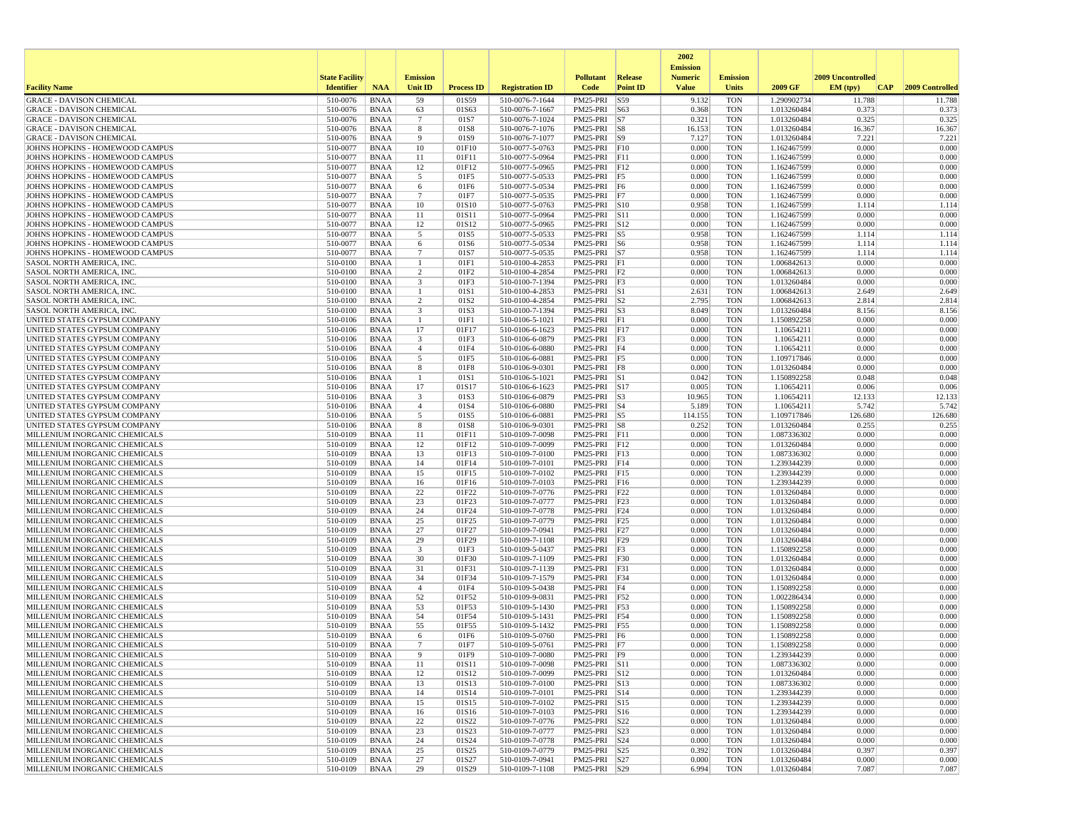| Facility Name | State Facility Identifier | NAA | Emission Unit ID | Process ID | Registration ID | Pollutant Code | Release Point ID | 2002 Emission Numeric Value | Emission Units | 2009 GF | 2009 Uncontrolled EM (tpy) | CAP | 2009 Controlled |
|---|---|---|---|---|---|---|---|---|---|---|---|---|---|
| GRACE - DAVISON CHEMICAL | 510-0076 | BNAA | 59 | 01S59 | 510-0076-7-1644 | PM25-PRI | S59 | 9.132 | TON | 1.290902734 | 11.788 | | 11.788 |
| GRACE - DAVISON CHEMICAL | 510-0076 | BNAA | 63 | 01S63 | 510-0076-7-1667 | PM25-PRI | S63 | 0.368 | TON | 1.013260484 | 0.373 | | 0.373 |
| GRACE - DAVISON CHEMICAL | 510-0076 | BNAA | 7 | 01S7 | 510-0076-7-1024 | PM25-PRI | S7 | 0.321 | TON | 1.013260484 | 0.325 | | 0.325 |
| GRACE - DAVISON CHEMICAL | 510-0076 | BNAA | 8 | 01S8 | 510-0076-7-1076 | PM25-PRI | S8 | 16.153 | TON | 1.013260484 | 16.367 | | 16.367 |
| GRACE - DAVISON CHEMICAL | 510-0076 | BNAA | 9 | 01S9 | 510-0076-7-1077 | PM25-PRI | S9 | 7.127 | TON | 1.013260484 | 7.221 | | 7.221 |
| JOHNS HOPKINS - HOMEWOOD CAMPUS | 510-0077 | BNAA | 10 | 01F10 | 510-0077-5-0763 | PM25-PRI | F10 | 0.000 | TON | 1.162467599 | 0.000 | | 0.000 |
| JOHNS HOPKINS - HOMEWOOD CAMPUS | 510-0077 | BNAA | 11 | 01F11 | 510-0077-5-0964 | PM25-PRI | F11 | 0.000 | TON | 1.162467599 | 0.000 | | 0.000 |
| JOHNS HOPKINS - HOMEWOOD CAMPUS | 510-0077 | BNAA | 12 | 01F12 | 510-0077-5-0965 | PM25-PRI | F12 | 0.000 | TON | 1.162467599 | 0.000 | | 0.000 |
| JOHNS HOPKINS - HOMEWOOD CAMPUS | 510-0077 | BNAA | 5 | 01F5 | 510-0077-5-0533 | PM25-PRI | F5 | 0.000 | TON | 1.162467599 | 0.000 | | 0.000 |
| JOHNS HOPKINS - HOMEWOOD CAMPUS | 510-0077 | BNAA | 6 | 01F6 | 510-0077-5-0534 | PM25-PRI | F6 | 0.000 | TON | 1.162467599 | 0.000 | | 0.000 |
| JOHNS HOPKINS - HOMEWOOD CAMPUS | 510-0077 | BNAA | 7 | 01F7 | 510-0077-5-0535 | PM25-PRI | F7 | 0.000 | TON | 1.162467599 | 0.000 | | 0.000 |
| JOHNS HOPKINS - HOMEWOOD CAMPUS | 510-0077 | BNAA | 10 | 01S10 | 510-0077-5-0763 | PM25-PRI | S10 | 0.958 | TON | 1.162467599 | 1.114 | | 1.114 |
| JOHNS HOPKINS - HOMEWOOD CAMPUS | 510-0077 | BNAA | 11 | 01S11 | 510-0077-5-0964 | PM25-PRI | S11 | 0.000 | TON | 1.162467599 | 0.000 | | 0.000 |
| JOHNS HOPKINS - HOMEWOOD CAMPUS | 510-0077 | BNAA | 12 | 01S12 | 510-0077-5-0965 | PM25-PRI | S12 | 0.000 | TON | 1.162467599 | 0.000 | | 0.000 |
| JOHNS HOPKINS - HOMEWOOD CAMPUS | 510-0077 | BNAA | 5 | 01S5 | 510-0077-5-0533 | PM25-PRI | S5 | 0.958 | TON | 1.162467599 | 1.114 | | 1.114 |
| JOHNS HOPKINS - HOMEWOOD CAMPUS | 510-0077 | BNAA | 6 | 01S6 | 510-0077-5-0534 | PM25-PRI | S6 | 0.958 | TON | 1.162467599 | 1.114 | | 1.114 |
| JOHNS HOPKINS - HOMEWOOD CAMPUS | 510-0077 | BNAA | 7 | 01S7 | 510-0077-5-0535 | PM25-PRI | S7 | 0.958 | TON | 1.162467599 | 1.114 | | 1.114 |
| SASOL NORTH AMERICA, INC. | 510-0100 | BNAA | 1 | 01F1 | 510-0100-4-2853 | PM25-PRI | F1 | 0.000 | TON | 1.006842613 | 0.000 | | 0.000 |
| SASOL NORTH AMERICA, INC. | 510-0100 | BNAA | 2 | 01F2 | 510-0100-4-2854 | PM25-PRI | F2 | 0.000 | TON | 1.006842613 | 0.000 | | 0.000 |
| SASOL NORTH AMERICA, INC. | 510-0100 | BNAA | 3 | 01F3 | 510-0100-7-1394 | PM25-PRI | F3 | 0.000 | TON | 1.013260484 | 0.000 | | 0.000 |
| SASOL NORTH AMERICA, INC. | 510-0100 | BNAA | 1 | 01S1 | 510-0100-4-2853 | PM25-PRI | S1 | 2.631 | TON | 1.006842613 | 2.649 | | 2.649 |
| SASOL NORTH AMERICA, INC. | 510-0100 | BNAA | 2 | 01S2 | 510-0100-4-2854 | PM25-PRI | S2 | 2.795 | TON | 1.006842613 | 2.814 | | 2.814 |
| SASOL NORTH AMERICA, INC. | 510-0100 | BNAA | 3 | 01S3 | 510-0100-7-1394 | PM25-PRI | S3 | 8.049 | TON | 1.013260484 | 8.156 | | 8.156 |
| UNITED STATES GYPSUM COMPANY | 510-0106 | BNAA | 1 | 01F1 | 510-0106-5-1021 | PM25-PRI | F1 | 0.000 | TON | 1.150892258 | 0.000 | | 0.000 |
| UNITED STATES GYPSUM COMPANY | 510-0106 | BNAA | 17 | 01F17 | 510-0106-6-1623 | PM25-PRI | F17 | 0.000 | TON | 1.10654211 | 0.000 | | 0.000 |
| UNITED STATES GYPSUM COMPANY | 510-0106 | BNAA | 3 | 01F3 | 510-0106-6-0879 | PM25-PRI | F3 | 0.000 | TON | 1.10654211 | 0.000 | | 0.000 |
| UNITED STATES GYPSUM COMPANY | 510-0106 | BNAA | 4 | 01F4 | 510-0106-6-0880 | PM25-PRI | F4 | 0.000 | TON | 1.10654211 | 0.000 | | 0.000 |
| UNITED STATES GYPSUM COMPANY | 510-0106 | BNAA | 5 | 01F5 | 510-0106-6-0881 | PM25-PRI | F5 | 0.000 | TON | 1.109717846 | 0.000 | | 0.000 |
| UNITED STATES GYPSUM COMPANY | 510-0106 | BNAA | 8 | 01F8 | 510-0106-9-0301 | PM25-PRI | F8 | 0.000 | TON | 1.013260484 | 0.000 | | 0.000 |
| UNITED STATES GYPSUM COMPANY | 510-0106 | BNAA | 1 | 01S1 | 510-0106-5-1021 | PM25-PRI | S1 | 0.042 | TON | 1.150892258 | 0.048 | | 0.048 |
| UNITED STATES GYPSUM COMPANY | 510-0106 | BNAA | 17 | 01S17 | 510-0106-6-1623 | PM25-PRI | S17 | 0.005 | TON | 1.10654211 | 0.006 | | 0.006 |
| UNITED STATES GYPSUM COMPANY | 510-0106 | BNAA | 3 | 01S3 | 510-0106-6-0879 | PM25-PRI | S3 | 10.965 | TON | 1.10654211 | 12.133 | | 12.133 |
| UNITED STATES GYPSUM COMPANY | 510-0106 | BNAA | 4 | 01S4 | 510-0106-6-0880 | PM25-PRI | S4 | 5.189 | TON | 1.10654211 | 5.742 | | 5.742 |
| UNITED STATES GYPSUM COMPANY | 510-0106 | BNAA | 5 | 01S5 | 510-0106-6-0881 | PM25-PRI | S5 | 114.155 | TON | 1.109717846 | 126.680 | | 126.680 |
| UNITED STATES GYPSUM COMPANY | 510-0106 | BNAA | 8 | 01S8 | 510-0106-9-0301 | PM25-PRI | S8 | 0.252 | TON | 1.013260484 | 0.255 | | 0.255 |
| MILLENIUM INORGANIC CHEMICALS | 510-0109 | BNAA | 11 | 01F11 | 510-0109-7-0098 | PM25-PRI | F11 | 0.000 | TON | 1.087336302 | 0.000 | | 0.000 |
| MILLENIUM INORGANIC CHEMICALS | 510-0109 | BNAA | 12 | 01F12 | 510-0109-7-0099 | PM25-PRI | F12 | 0.000 | TON | 1.013260484 | 0.000 | | 0.000 |
| MILLENIUM INORGANIC CHEMICALS | 510-0109 | BNAA | 13 | 01F13 | 510-0109-7-0100 | PM25-PRI | F13 | 0.000 | TON | 1.087336302 | 0.000 | | 0.000 |
| MILLENIUM INORGANIC CHEMICALS | 510-0109 | BNAA | 14 | 01F14 | 510-0109-7-0101 | PM25-PRI | F14 | 0.000 | TON | 1.239344239 | 0.000 | | 0.000 |
| MILLENIUM INORGANIC CHEMICALS | 510-0109 | BNAA | 15 | 01F15 | 510-0109-7-0102 | PM25-PRI | F15 | 0.000 | TON | 1.239344239 | 0.000 | | 0.000 |
| MILLENIUM INORGANIC CHEMICALS | 510-0109 | BNAA | 16 | 01F16 | 510-0109-7-0103 | PM25-PRI | F16 | 0.000 | TON | 1.239344239 | 0.000 | | 0.000 |
| MILLENIUM INORGANIC CHEMICALS | 510-0109 | BNAA | 22 | 01F22 | 510-0109-7-0776 | PM25-PRI | F22 | 0.000 | TON | 1.013260484 | 0.000 | | 0.000 |
| MILLENIUM INORGANIC CHEMICALS | 510-0109 | BNAA | 23 | 01F23 | 510-0109-7-0777 | PM25-PRI | F23 | 0.000 | TON | 1.013260484 | 0.000 | | 0.000 |
| MILLENIUM INORGANIC CHEMICALS | 510-0109 | BNAA | 24 | 01F24 | 510-0109-7-0778 | PM25-PRI | F24 | 0.000 | TON | 1.013260484 | 0.000 | | 0.000 |
| MILLENIUM INORGANIC CHEMICALS | 510-0109 | BNAA | 25 | 01F25 | 510-0109-7-0779 | PM25-PRI | F25 | 0.000 | TON | 1.013260484 | 0.000 | | 0.000 |
| MILLENIUM INORGANIC CHEMICALS | 510-0109 | BNAA | 27 | 01F27 | 510-0109-7-0941 | PM25-PRI | F27 | 0.000 | TON | 1.013260484 | 0.000 | | 0.000 |
| MILLENIUM INORGANIC CHEMICALS | 510-0109 | BNAA | 29 | 01F29 | 510-0109-7-1108 | PM25-PRI | F29 | 0.000 | TON | 1.013260484 | 0.000 | | 0.000 |
| MILLENIUM INORGANIC CHEMICALS | 510-0109 | BNAA | 3 | 01F3 | 510-0109-5-0437 | PM25-PRI | F3 | 0.000 | TON | 1.150892258 | 0.000 | | 0.000 |
| MILLENIUM INORGANIC CHEMICALS | 510-0109 | BNAA | 30 | 01F30 | 510-0109-7-1109 | PM25-PRI | F30 | 0.000 | TON | 1.013260484 | 0.000 | | 0.000 |
| MILLENIUM INORGANIC CHEMICALS | 510-0109 | BNAA | 31 | 01F31 | 510-0109-7-1139 | PM25-PRI | F31 | 0.000 | TON | 1.013260484 | 0.000 | | 0.000 |
| MILLENIUM INORGANIC CHEMICALS | 510-0109 | BNAA | 34 | 01F34 | 510-0109-7-1579 | PM25-PRI | F34 | 0.000 | TON | 1.013260484 | 0.000 | | 0.000 |
| MILLENIUM INORGANIC CHEMICALS | 510-0109 | BNAA | 4 | 01F4 | 510-0109-5-0438 | PM25-PRI | F4 | 0.000 | TON | 1.150892258 | 0.000 | | 0.000 |
| MILLENIUM INORGANIC CHEMICALS | 510-0109 | BNAA | 52 | 01F52 | 510-0109-9-0831 | PM25-PRI | F52 | 0.000 | TON | 1.002286434 | 0.000 | | 0.000 |
| MILLENIUM INORGANIC CHEMICALS | 510-0109 | BNAA | 53 | 01F53 | 510-0109-5-1430 | PM25-PRI | F53 | 0.000 | TON | 1.150892258 | 0.000 | | 0.000 |
| MILLENIUM INORGANIC CHEMICALS | 510-0109 | BNAA | 54 | 01F54 | 510-0109-5-1431 | PM25-PRI | F54 | 0.000 | TON | 1.150892258 | 0.000 | | 0.000 |
| MILLENIUM INORGANIC CHEMICALS | 510-0109 | BNAA | 55 | 01F55 | 510-0109-5-1432 | PM25-PRI | F55 | 0.000 | TON | 1.150892258 | 0.000 | | 0.000 |
| MILLENIUM INORGANIC CHEMICALS | 510-0109 | BNAA | 6 | 01F6 | 510-0109-5-0760 | PM25-PRI | F6 | 0.000 | TON | 1.150892258 | 0.000 | | 0.000 |
| MILLENIUM INORGANIC CHEMICALS | 510-0109 | BNAA | 7 | 01F7 | 510-0109-5-0761 | PM25-PRI | F7 | 0.000 | TON | 1.150892258 | 0.000 | | 0.000 |
| MILLENIUM INORGANIC CHEMICALS | 510-0109 | BNAA | 9 | 01F9 | 510-0109-7-0080 | PM25-PRI | F9 | 0.000 | TON | 1.239344239 | 0.000 | | 0.000 |
| MILLENIUM INORGANIC CHEMICALS | 510-0109 | BNAA | 11 | 01S11 | 510-0109-7-0098 | PM25-PRI | S11 | 0.000 | TON | 1.087336302 | 0.000 | | 0.000 |
| MILLENIUM INORGANIC CHEMICALS | 510-0109 | BNAA | 12 | 01S12 | 510-0109-7-0099 | PM25-PRI | S12 | 0.000 | TON | 1.013260484 | 0.000 | | 0.000 |
| MILLENIUM INORGANIC CHEMICALS | 510-0109 | BNAA | 13 | 01S13 | 510-0109-7-0100 | PM25-PRI | S13 | 0.000 | TON | 1.087336302 | 0.000 | | 0.000 |
| MILLENIUM INORGANIC CHEMICALS | 510-0109 | BNAA | 14 | 01S14 | 510-0109-7-0101 | PM25-PRI | S14 | 0.000 | TON | 1.239344239 | 0.000 | | 0.000 |
| MILLENIUM INORGANIC CHEMICALS | 510-0109 | BNAA | 15 | 01S15 | 510-0109-7-0102 | PM25-PRI | S15 | 0.000 | TON | 1.239344239 | 0.000 | | 0.000 |
| MILLENIUM INORGANIC CHEMICALS | 510-0109 | BNAA | 16 | 01S16 | 510-0109-7-0103 | PM25-PRI | S16 | 0.000 | TON | 1.239344239 | 0.000 | | 0.000 |
| MILLENIUM INORGANIC CHEMICALS | 510-0109 | BNAA | 22 | 01S22 | 510-0109-7-0776 | PM25-PRI | S22 | 0.000 | TON | 1.013260484 | 0.000 | | 0.000 |
| MILLENIUM INORGANIC CHEMICALS | 510-0109 | BNAA | 23 | 01S23 | 510-0109-7-0777 | PM25-PRI | S23 | 0.000 | TON | 1.013260484 | 0.000 | | 0.000 |
| MILLENIUM INORGANIC CHEMICALS | 510-0109 | BNAA | 24 | 01S24 | 510-0109-7-0778 | PM25-PRI | S24 | 0.000 | TON | 1.013260484 | 0.000 | | 0.000 |
| MILLENIUM INORGANIC CHEMICALS | 510-0109 | BNAA | 25 | 01S25 | 510-0109-7-0779 | PM25-PRI | S25 | 0.392 | TON | 1.013260484 | 0.397 | | 0.397 |
| MILLENIUM INORGANIC CHEMICALS | 510-0109 | BNAA | 27 | 01S27 | 510-0109-7-0941 | PM25-PRI | S27 | 0.000 | TON | 1.013260484 | 0.000 | | 0.000 |
| MILLENIUM INORGANIC CHEMICALS | 510-0109 | BNAA | 29 | 01S29 | 510-0109-7-1108 | PM25-PRI | S29 | 6.994 | TON | 1.013260484 | 7.087 | | 7.087 |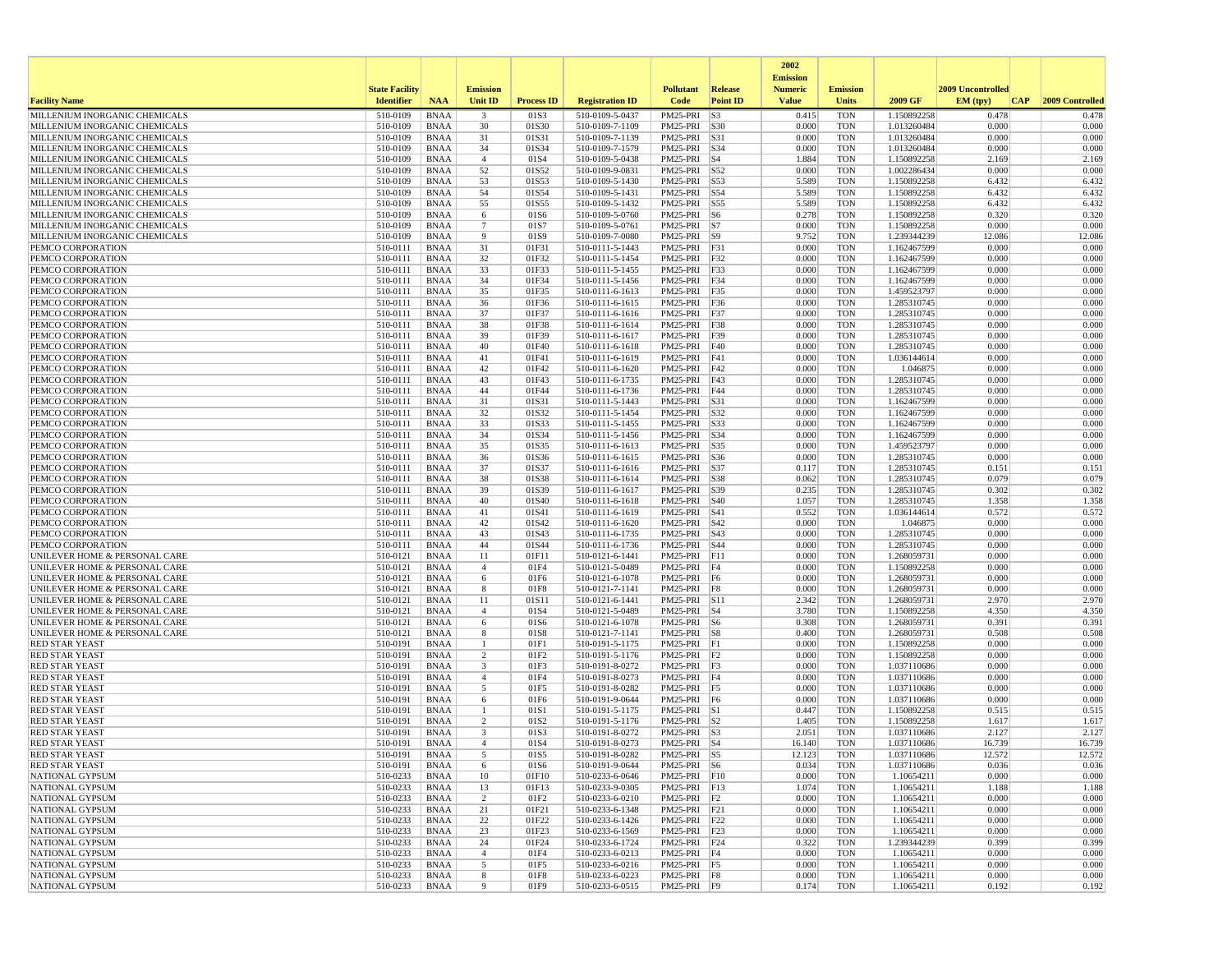| Facility Name | State Facility Identifier | NAA | Emission Unit ID | Process ID | Registration ID | Pollutant Code | Release Point ID | 2002 Emission Numeric Value | Emission Units | 2009 GF | 2009 Uncontrolled EM (tpy) | CAP | 2009 Controlled |
|---|---|---|---|---|---|---|---|---|---|---|---|---|---|
| MILLENIUM INORGANIC CHEMICALS | 510-0109 | BNAA | 3 | 01S3 | 510-0109-5-0437 | PM25-PRI | S3 | 0.415 | TON | 1.150892258 | 0.478 | | 0.478 |
| MILLENIUM INORGANIC CHEMICALS | 510-0109 | BNAA | 30 | 01S30 | 510-0109-7-1109 | PM25-PRI | S30 | 0.000 | TON | 1.013260484 | 0.000 | | 0.000 |
| MILLENIUM INORGANIC CHEMICALS | 510-0109 | BNAA | 31 | 01S31 | 510-0109-7-1139 | PM25-PRI | S31 | 0.000 | TON | 1.013260484 | 0.000 | | 0.000 |
| MILLENIUM INORGANIC CHEMICALS | 510-0109 | BNAA | 34 | 01S34 | 510-0109-7-1579 | PM25-PRI | S34 | 0.000 | TON | 1.013260484 | 0.000 | | 0.000 |
| MILLENIUM INORGANIC CHEMICALS | 510-0109 | BNAA | 4 | 01S4 | 510-0109-5-0438 | PM25-PRI | S4 | 1.884 | TON | 1.150892258 | 2.169 | | 2.169 |
| MILLENIUM INORGANIC CHEMICALS | 510-0109 | BNAA | 52 | 01S52 | 510-0109-9-0831 | PM25-PRI | S52 | 0.000 | TON | 1.002286434 | 0.000 | | 0.000 |
| MILLENIUM INORGANIC CHEMICALS | 510-0109 | BNAA | 53 | 01S53 | 510-0109-5-1430 | PM25-PRI | S53 | 5.589 | TON | 1.150892258 | 6.432 | | 6.432 |
| MILLENIUM INORGANIC CHEMICALS | 510-0109 | BNAA | 54 | 01S54 | 510-0109-5-1431 | PM25-PRI | S54 | 5.589 | TON | 1.150892258 | 6.432 | | 6.432 |
| MILLENIUM INORGANIC CHEMICALS | 510-0109 | BNAA | 55 | 01S55 | 510-0109-5-1432 | PM25-PRI | S55 | 5.589 | TON | 1.150892258 | 6.432 | | 6.432 |
| MILLENIUM INORGANIC CHEMICALS | 510-0109 | BNAA | 6 | 01S6 | 510-0109-5-0760 | PM25-PRI | S6 | 0.278 | TON | 1.150892258 | 0.320 | | 0.320 |
| MILLENIUM INORGANIC CHEMICALS | 510-0109 | BNAA | 7 | 01S7 | 510-0109-5-0761 | PM25-PRI | S7 | 0.000 | TON | 1.150892258 | 0.000 | | 0.000 |
| MILLENIUM INORGANIC CHEMICALS | 510-0109 | BNAA | 9 | 01S9 | 510-0109-7-0080 | PM25-PRI | S9 | 9.752 | TON | 1.239344239 | 12.086 | | 12.086 |
| PEMCO CORPORATION | 510-0111 | BNAA | 31 | 01F31 | 510-0111-5-1443 | PM25-PRI | F31 | 0.000 | TON | 1.162467599 | 0.000 | | 0.000 |
| PEMCO CORPORATION | 510-0111 | BNAA | 32 | 01F32 | 510-0111-5-1454 | PM25-PRI | F32 | 0.000 | TON | 1.162467599 | 0.000 | | 0.000 |
| PEMCO CORPORATION | 510-0111 | BNAA | 33 | 01F33 | 510-0111-5-1455 | PM25-PRI | F33 | 0.000 | TON | 1.162467599 | 0.000 | | 0.000 |
| PEMCO CORPORATION | 510-0111 | BNAA | 34 | 01F34 | 510-0111-5-1456 | PM25-PRI | F34 | 0.000 | TON | 1.162467599 | 0.000 | | 0.000 |
| PEMCO CORPORATION | 510-0111 | BNAA | 35 | 01F35 | 510-0111-6-1613 | PM25-PRI | F35 | 0.000 | TON | 1.459523797 | 0.000 | | 0.000 |
| PEMCO CORPORATION | 510-0111 | BNAA | 36 | 01F36 | 510-0111-6-1615 | PM25-PRI | F36 | 0.000 | TON | 1.285310745 | 0.000 | | 0.000 |
| PEMCO CORPORATION | 510-0111 | BNAA | 37 | 01F37 | 510-0111-6-1616 | PM25-PRI | F37 | 0.000 | TON | 1.285310745 | 0.000 | | 0.000 |
| PEMCO CORPORATION | 510-0111 | BNAA | 38 | 01F38 | 510-0111-6-1614 | PM25-PRI | F38 | 0.000 | TON | 1.285310745 | 0.000 | | 0.000 |
| PEMCO CORPORATION | 510-0111 | BNAA | 39 | 01F39 | 510-0111-6-1617 | PM25-PRI | F39 | 0.000 | TON | 1.285310745 | 0.000 | | 0.000 |
| PEMCO CORPORATION | 510-0111 | BNAA | 40 | 01F40 | 510-0111-6-1618 | PM25-PRI | F40 | 0.000 | TON | 1.285310745 | 0.000 | | 0.000 |
| PEMCO CORPORATION | 510-0111 | BNAA | 41 | 01F41 | 510-0111-6-1619 | PM25-PRI | F41 | 0.000 | TON | 1.036144614 | 0.000 | | 0.000 |
| PEMCO CORPORATION | 510-0111 | BNAA | 42 | 01F42 | 510-0111-6-1620 | PM25-PRI | F42 | 0.000 | TON | 1.046875 | 0.000 | | 0.000 |
| PEMCO CORPORATION | 510-0111 | BNAA | 43 | 01F43 | 510-0111-6-1735 | PM25-PRI | F43 | 0.000 | TON | 1.285310745 | 0.000 | | 0.000 |
| PEMCO CORPORATION | 510-0111 | BNAA | 44 | 01F44 | 510-0111-6-1736 | PM25-PRI | F44 | 0.000 | TON | 1.285310745 | 0.000 | | 0.000 |
| PEMCO CORPORATION | 510-0111 | BNAA | 31 | 01S31 | 510-0111-5-1443 | PM25-PRI | S31 | 0.000 | TON | 1.162467599 | 0.000 | | 0.000 |
| PEMCO CORPORATION | 510-0111 | BNAA | 32 | 01S32 | 510-0111-5-1454 | PM25-PRI | S32 | 0.000 | TON | 1.162467599 | 0.000 | | 0.000 |
| PEMCO CORPORATION | 510-0111 | BNAA | 33 | 01S33 | 510-0111-5-1455 | PM25-PRI | S33 | 0.000 | TON | 1.162467599 | 0.000 | | 0.000 |
| PEMCO CORPORATION | 510-0111 | BNAA | 34 | 01S34 | 510-0111-5-1456 | PM25-PRI | S34 | 0.000 | TON | 1.162467599 | 0.000 | | 0.000 |
| PEMCO CORPORATION | 510-0111 | BNAA | 35 | 01S35 | 510-0111-6-1613 | PM25-PRI | S35 | 0.000 | TON | 1.459523797 | 0.000 | | 0.000 |
| PEMCO CORPORATION | 510-0111 | BNAA | 36 | 01S36 | 510-0111-6-1615 | PM25-PRI | S36 | 0.000 | TON | 1.285310745 | 0.000 | | 0.000 |
| PEMCO CORPORATION | 510-0111 | BNAA | 37 | 01S37 | 510-0111-6-1616 | PM25-PRI | S37 | 0.117 | TON | 1.285310745 | 0.151 | | 0.151 |
| PEMCO CORPORATION | 510-0111 | BNAA | 38 | 01S38 | 510-0111-6-1614 | PM25-PRI | S38 | 0.062 | TON | 1.285310745 | 0.079 | | 0.079 |
| PEMCO CORPORATION | 510-0111 | BNAA | 39 | 01S39 | 510-0111-6-1617 | PM25-PRI | S39 | 0.235 | TON | 1.285310745 | 0.302 | | 0.302 |
| PEMCO CORPORATION | 510-0111 | BNAA | 40 | 01S40 | 510-0111-6-1618 | PM25-PRI | S40 | 1.057 | TON | 1.285310745 | 1.358 | | 1.358 |
| PEMCO CORPORATION | 510-0111 | BNAA | 41 | 01S41 | 510-0111-6-1619 | PM25-PRI | S41 | 0.552 | TON | 1.036144614 | 0.572 | | 0.572 |
| PEMCO CORPORATION | 510-0111 | BNAA | 42 | 01S42 | 510-0111-6-1620 | PM25-PRI | S42 | 0.000 | TON | 1.046875 | 0.000 | | 0.000 |
| PEMCO CORPORATION | 510-0111 | BNAA | 43 | 01S43 | 510-0111-6-1735 | PM25-PRI | S43 | 0.000 | TON | 1.285310745 | 0.000 | | 0.000 |
| PEMCO CORPORATION | 510-0111 | BNAA | 44 | 01S44 | 510-0111-6-1736 | PM25-PRI | S44 | 0.000 | TON | 1.285310745 | 0.000 | | 0.000 |
| UNILEVER HOME & PERSONAL CARE | 510-0121 | BNAA | 11 | 01F11 | 510-0121-6-1441 | PM25-PRI | F11 | 0.000 | TON | 1.268059731 | 0.000 | | 0.000 |
| UNILEVER HOME & PERSONAL CARE | 510-0121 | BNAA | 4 | 01F4 | 510-0121-5-0489 | PM25-PRI | F4 | 0.000 | TON | 1.150892258 | 0.000 | | 0.000 |
| UNILEVER HOME & PERSONAL CARE | 510-0121 | BNAA | 6 | 01F6 | 510-0121-6-1078 | PM25-PRI | F6 | 0.000 | TON | 1.268059731 | 0.000 | | 0.000 |
| UNILEVER HOME & PERSONAL CARE | 510-0121 | BNAA | 8 | 01F8 | 510-0121-7-1141 | PM25-PRI | F8 | 0.000 | TON | 1.268059731 | 0.000 | | 0.000 |
| UNILEVER HOME & PERSONAL CARE | 510-0121 | BNAA | 11 | 01S11 | 510-0121-6-1441 | PM25-PRI | S11 | 2.342 | TON | 1.268059731 | 2.970 | | 2.970 |
| UNILEVER HOME & PERSONAL CARE | 510-0121 | BNAA | 4 | 01S4 | 510-0121-5-0489 | PM25-PRI | S4 | 3.780 | TON | 1.150892258 | 4.350 | | 4.350 |
| UNILEVER HOME & PERSONAL CARE | 510-0121 | BNAA | 6 | 01S6 | 510-0121-6-1078 | PM25-PRI | S6 | 0.308 | TON | 1.268059731 | 0.391 | | 0.391 |
| UNILEVER HOME & PERSONAL CARE | 510-0121 | BNAA | 8 | 01S8 | 510-0121-7-1141 | PM25-PRI | S8 | 0.400 | TON | 1.268059731 | 0.508 | | 0.508 |
| RED STAR YEAST | 510-0191 | BNAA | 1 | 01F1 | 510-0191-5-1175 | PM25-PRI | F1 | 0.000 | TON | 1.150892258 | 0.000 | | 0.000 |
| RED STAR YEAST | 510-0191 | BNAA | 2 | 01F2 | 510-0191-5-1176 | PM25-PRI | F2 | 0.000 | TON | 1.150892258 | 0.000 | | 0.000 |
| RED STAR YEAST | 510-0191 | BNAA | 3 | 01F3 | 510-0191-8-0272 | PM25-PRI | F3 | 0.000 | TON | 1.037110686 | 0.000 | | 0.000 |
| RED STAR YEAST | 510-0191 | BNAA | 4 | 01F4 | 510-0191-8-0273 | PM25-PRI | F4 | 0.000 | TON | 1.037110686 | 0.000 | | 0.000 |
| RED STAR YEAST | 510-0191 | BNAA | 5 | 01F5 | 510-0191-8-0282 | PM25-PRI | F5 | 0.000 | TON | 1.037110686 | 0.000 | | 0.000 |
| RED STAR YEAST | 510-0191 | BNAA | 6 | 01F6 | 510-0191-9-0644 | PM25-PRI | F6 | 0.000 | TON | 1.037110686 | 0.000 | | 0.000 |
| RED STAR YEAST | 510-0191 | BNAA | 1 | 01S1 | 510-0191-5-1175 | PM25-PRI | S1 | 0.447 | TON | 1.150892258 | 0.515 | | 0.515 |
| RED STAR YEAST | 510-0191 | BNAA | 2 | 01S2 | 510-0191-5-1176 | PM25-PRI | S2 | 1.405 | TON | 1.150892258 | 1.617 | | 1.617 |
| RED STAR YEAST | 510-0191 | BNAA | 3 | 01S3 | 510-0191-8-0272 | PM25-PRI | S3 | 2.051 | TON | 1.037110686 | 2.127 | | 2.127 |
| RED STAR YEAST | 510-0191 | BNAA | 4 | 01S4 | 510-0191-8-0273 | PM25-PRI | S4 | 16.140 | TON | 1.037110686 | 16.739 | | 16.739 |
| RED STAR YEAST | 510-0191 | BNAA | 5 | 01S5 | 510-0191-8-0282 | PM25-PRI | S5 | 12.123 | TON | 1.037110686 | 12.572 | | 12.572 |
| RED STAR YEAST | 510-0191 | BNAA | 6 | 01S6 | 510-0191-9-0644 | PM25-PRI | S6 | 0.034 | TON | 1.037110686 | 0.036 | | 0.036 |
| NATIONAL GYPSUM | 510-0233 | BNAA | 10 | 01F10 | 510-0233-6-0646 | PM25-PRI | F10 | 0.000 | TON | 1.10654211 | 0.000 | | 0.000 |
| NATIONAL GYPSUM | 510-0233 | BNAA | 13 | 01F13 | 510-0233-9-0305 | PM25-PRI | F13 | 1.074 | TON | 1.10654211 | 1.188 | | 1.188 |
| NATIONAL GYPSUM | 510-0233 | BNAA | 2 | 01F2 | 510-0233-6-0210 | PM25-PRI | F2 | 0.000 | TON | 1.10654211 | 0.000 | | 0.000 |
| NATIONAL GYPSUM | 510-0233 | BNAA | 21 | 01F21 | 510-0233-6-1348 | PM25-PRI | F21 | 0.000 | TON | 1.10654211 | 0.000 | | 0.000 |
| NATIONAL GYPSUM | 510-0233 | BNAA | 22 | 01F22 | 510-0233-6-1426 | PM25-PRI | F22 | 0.000 | TON | 1.10654211 | 0.000 | | 0.000 |
| NATIONAL GYPSUM | 510-0233 | BNAA | 23 | 01F23 | 510-0233-6-1569 | PM25-PRI | F23 | 0.000 | TON | 1.10654211 | 0.000 | | 0.000 |
| NATIONAL GYPSUM | 510-0233 | BNAA | 24 | 01F24 | 510-0233-6-1724 | PM25-PRI | F24 | 0.322 | TON | 1.239344239 | 0.399 | | 0.399 |
| NATIONAL GYPSUM | 510-0233 | BNAA | 4 | 01F4 | 510-0233-6-0213 | PM25-PRI | F4 | 0.000 | TON | 1.10654211 | 0.000 | | 0.000 |
| NATIONAL GYPSUM | 510-0233 | BNAA | 5 | 01F5 | 510-0233-6-0216 | PM25-PRI | F5 | 0.000 | TON | 1.10654211 | 0.000 | | 0.000 |
| NATIONAL GYPSUM | 510-0233 | BNAA | 8 | 01F8 | 510-0233-6-0223 | PM25-PRI | F8 | 0.000 | TON | 1.10654211 | 0.000 | | 0.000 |
| NATIONAL GYPSUM | 510-0233 | BNAA | 9 | 01F9 | 510-0233-6-0515 | PM25-PRI | F9 | 0.174 | TON | 1.10654211 | 0.192 | | 0.192 |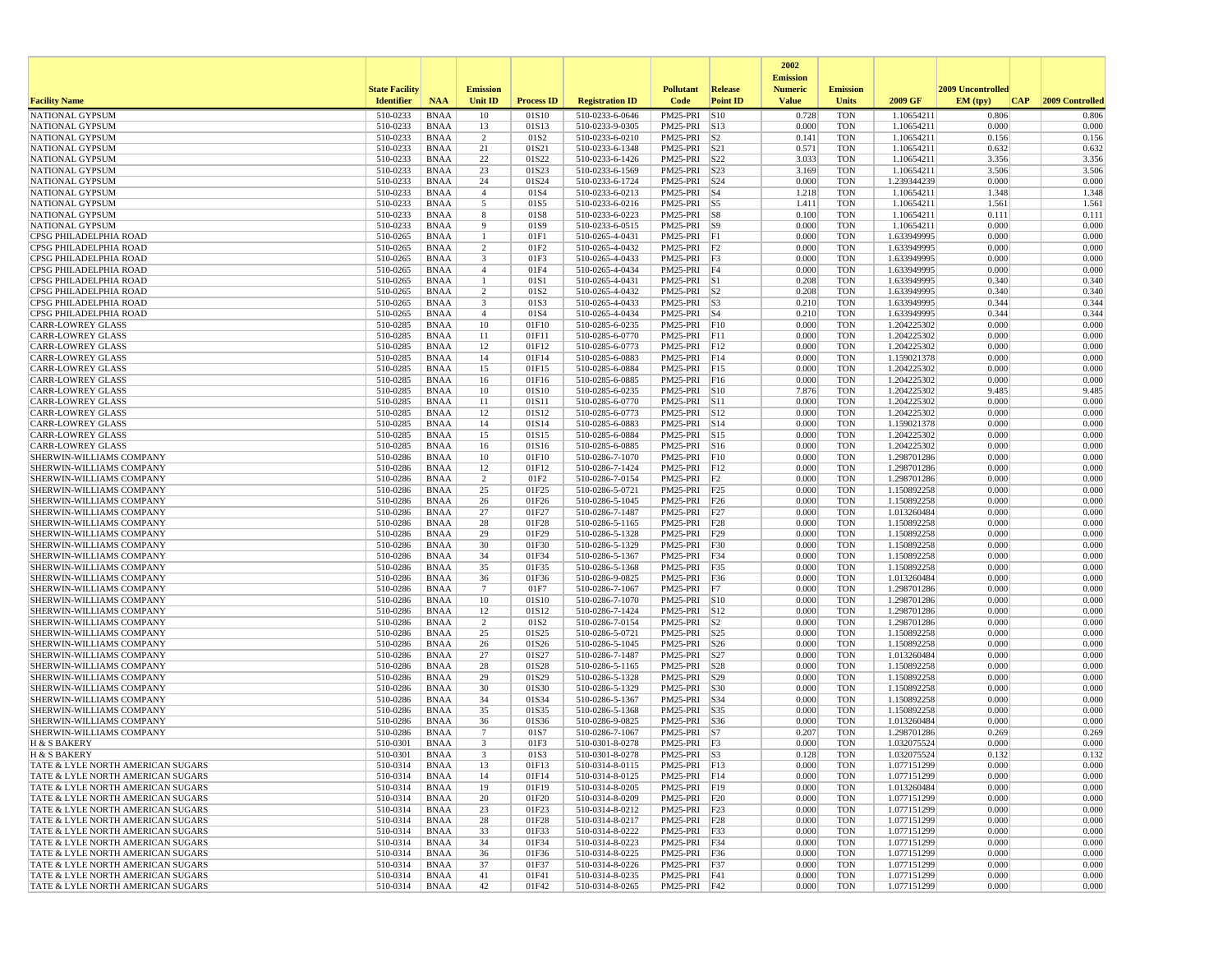| Facility Name | State Facility Identifier | NAA | Emission Unit ID | Process ID | Registration ID | Pollutant Code | Release Point ID | 2002 Emission Numeric Value | Emission Units | 2009 GF | 2009 Uncontrolled EM (tpy) | CAP | 2009 Controlled |
|---|---|---|---|---|---|---|---|---|---|---|---|---|---|
| NATIONAL GYPSUM | 510-0233 | BNAA | 10 | 01S10 | 510-0233-6-0646 | PM25-PRI | S10 | 0.728 | TON | 1.10654211 | 0.806 | | 0.806 |
| NATIONAL GYPSUM | 510-0233 | BNAA | 13 | 01S13 | 510-0233-9-0305 | PM25-PRI | S13 | 0.000 | TON | 1.10654211 | 0.000 | | 0.000 |
| NATIONAL GYPSUM | 510-0233 | BNAA | 2 | 01S2 | 510-0233-6-0210 | PM25-PRI | S2 | 0.141 | TON | 1.10654211 | 0.156 | | 0.156 |
| NATIONAL GYPSUM | 510-0233 | BNAA | 21 | 01S21 | 510-0233-6-1348 | PM25-PRI | S21 | 0.571 | TON | 1.10654211 | 0.632 | | 0.632 |
| NATIONAL GYPSUM | 510-0233 | BNAA | 22 | 01S22 | 510-0233-6-1426 | PM25-PRI | S22 | 3.033 | TON | 1.10654211 | 3.356 | | 3.356 |
| NATIONAL GYPSUM | 510-0233 | BNAA | 23 | 01S23 | 510-0233-6-1569 | PM25-PRI | S23 | 3.169 | TON | 1.10654211 | 3.506 | | 3.506 |
| NATIONAL GYPSUM | 510-0233 | BNAA | 24 | 01S24 | 510-0233-6-1724 | PM25-PRI | S24 | 0.000 | TON | 1.239344239 | 0.000 | | 0.000 |
| NATIONAL GYPSUM | 510-0233 | BNAA | 4 | 01S4 | 510-0233-6-0213 | PM25-PRI | S4 | 1.218 | TON | 1.10654211 | 1.348 | | 1.348 |
| NATIONAL GYPSUM | 510-0233 | BNAA | 5 | 01S5 | 510-0233-6-0216 | PM25-PRI | S5 | 1.411 | TON | 1.10654211 | 1.561 | | 1.561 |
| NATIONAL GYPSUM | 510-0233 | BNAA | 8 | 01S8 | 510-0233-6-0223 | PM25-PRI | S8 | 0.100 | TON | 1.10654211 | 0.111 | | 0.111 |
| NATIONAL GYPSUM | 510-0233 | BNAA | 9 | 01S9 | 510-0233-6-0515 | PM25-PRI | S9 | 0.000 | TON | 1.10654211 | 0.000 | | 0.000 |
| CPSG PHILADELPHIA ROAD | 510-0265 | BNAA | 1 | 01F1 | 510-0265-4-0431 | PM25-PRI | F1 | 0.000 | TON | 1.633949995 | 0.000 | | 0.000 |
| CPSG PHILADELPHIA ROAD | 510-0265 | BNAA | 2 | 01F2 | 510-0265-4-0432 | PM25-PRI | F2 | 0.000 | TON | 1.633949995 | 0.000 | | 0.000 |
| CPSG PHILADELPHIA ROAD | 510-0265 | BNAA | 3 | 01F3 | 510-0265-4-0433 | PM25-PRI | F3 | 0.000 | TON | 1.633949995 | 0.000 | | 0.000 |
| CPSG PHILADELPHIA ROAD | 510-0265 | BNAA | 4 | 01F4 | 510-0265-4-0434 | PM25-PRI | F4 | 0.000 | TON | 1.633949995 | 0.000 | | 0.000 |
| CPSG PHILADELPHIA ROAD | 510-0265 | BNAA | 1 | 01S1 | 510-0265-4-0431 | PM25-PRI | S1 | 0.208 | TON | 1.633949995 | 0.340 | | 0.340 |
| CPSG PHILADELPHIA ROAD | 510-0265 | BNAA | 2 | 01S2 | 510-0265-4-0432 | PM25-PRI | S2 | 0.208 | TON | 1.633949995 | 0.340 | | 0.340 |
| CPSG PHILADELPHIA ROAD | 510-0265 | BNAA | 3 | 01S3 | 510-0265-4-0433 | PM25-PRI | S3 | 0.210 | TON | 1.633949995 | 0.344 | | 0.344 |
| CPSG PHILADELPHIA ROAD | 510-0265 | BNAA | 4 | 01S4 | 510-0265-4-0434 | PM25-PRI | S4 | 0.210 | TON | 1.633949995 | 0.344 | | 0.344 |
| CARR-LOWREY GLASS | 510-0285 | BNAA | 10 | 01F10 | 510-0285-6-0235 | PM25-PRI | F10 | 0.000 | TON | 1.204225302 | 0.000 | | 0.000 |
| CARR-LOWREY GLASS | 510-0285 | BNAA | 11 | 01F11 | 510-0285-6-0770 | PM25-PRI | F11 | 0.000 | TON | 1.204225302 | 0.000 | | 0.000 |
| CARR-LOWREY GLASS | 510-0285 | BNAA | 12 | 01F12 | 510-0285-6-0773 | PM25-PRI | F12 | 0.000 | TON | 1.204225302 | 0.000 | | 0.000 |
| CARR-LOWREY GLASS | 510-0285 | BNAA | 14 | 01F14 | 510-0285-6-0883 | PM25-PRI | F14 | 0.000 | TON | 1.159021378 | 0.000 | | 0.000 |
| CARR-LOWREY GLASS | 510-0285 | BNAA | 15 | 01F15 | 510-0285-6-0884 | PM25-PRI | F15 | 0.000 | TON | 1.204225302 | 0.000 | | 0.000 |
| CARR-LOWREY GLASS | 510-0285 | BNAA | 16 | 01F16 | 510-0285-6-0885 | PM25-PRI | F16 | 0.000 | TON | 1.204225302 | 0.000 | | 0.000 |
| CARR-LOWREY GLASS | 510-0285 | BNAA | 10 | 01S10 | 510-0285-6-0235 | PM25-PRI | S10 | 7.876 | TON | 1.204225302 | 9.485 | | 9.485 |
| CARR-LOWREY GLASS | 510-0285 | BNAA | 11 | 01S11 | 510-0285-6-0770 | PM25-PRI | S11 | 0.000 | TON | 1.204225302 | 0.000 | | 0.000 |
| CARR-LOWREY GLASS | 510-0285 | BNAA | 12 | 01S12 | 510-0285-6-0773 | PM25-PRI | S12 | 0.000 | TON | 1.204225302 | 0.000 | | 0.000 |
| CARR-LOWREY GLASS | 510-0285 | BNAA | 14 | 01S14 | 510-0285-6-0883 | PM25-PRI | S14 | 0.000 | TON | 1.159021378 | 0.000 | | 0.000 |
| CARR-LOWREY GLASS | 510-0285 | BNAA | 15 | 01S15 | 510-0285-6-0884 | PM25-PRI | S15 | 0.000 | TON | 1.204225302 | 0.000 | | 0.000 |
| CARR-LOWREY GLASS | 510-0285 | BNAA | 16 | 01S16 | 510-0285-6-0885 | PM25-PRI | S16 | 0.000 | TON | 1.204225302 | 0.000 | | 0.000 |
| SHERWIN-WILLIAMS COMPANY | 510-0286 | BNAA | 10 | 01F10 | 510-0286-7-1070 | PM25-PRI | F10 | 0.000 | TON | 1.298701286 | 0.000 | | 0.000 |
| SHERWIN-WILLIAMS COMPANY | 510-0286 | BNAA | 12 | 01F12 | 510-0286-7-1424 | PM25-PRI | F12 | 0.000 | TON | 1.298701286 | 0.000 | | 0.000 |
| SHERWIN-WILLIAMS COMPANY | 510-0286 | BNAA | 2 | 01F2 | 510-0286-7-0154 | PM25-PRI | F2 | 0.000 | TON | 1.298701286 | 0.000 | | 0.000 |
| SHERWIN-WILLIAMS COMPANY | 510-0286 | BNAA | 25 | 01F25 | 510-0286-5-0721 | PM25-PRI | F25 | 0.000 | TON | 1.150892258 | 0.000 | | 0.000 |
| SHERWIN-WILLIAMS COMPANY | 510-0286 | BNAA | 26 | 01F26 | 510-0286-5-1045 | PM25-PRI | F26 | 0.000 | TON | 1.150892258 | 0.000 | | 0.000 |
| SHERWIN-WILLIAMS COMPANY | 510-0286 | BNAA | 27 | 01F27 | 510-0286-7-1487 | PM25-PRI | F27 | 0.000 | TON | 1.013260484 | 0.000 | | 0.000 |
| SHERWIN-WILLIAMS COMPANY | 510-0286 | BNAA | 28 | 01F28 | 510-0286-5-1165 | PM25-PRI | F28 | 0.000 | TON | 1.150892258 | 0.000 | | 0.000 |
| SHERWIN-WILLIAMS COMPANY | 510-0286 | BNAA | 29 | 01F29 | 510-0286-5-1328 | PM25-PRI | F29 | 0.000 | TON | 1.150892258 | 0.000 | | 0.000 |
| SHERWIN-WILLIAMS COMPANY | 510-0286 | BNAA | 30 | 01F30 | 510-0286-5-1329 | PM25-PRI | F30 | 0.000 | TON | 1.150892258 | 0.000 | | 0.000 |
| SHERWIN-WILLIAMS COMPANY | 510-0286 | BNAA | 34 | 01F34 | 510-0286-5-1367 | PM25-PRI | F34 | 0.000 | TON | 1.150892258 | 0.000 | | 0.000 |
| SHERWIN-WILLIAMS COMPANY | 510-0286 | BNAA | 35 | 01F35 | 510-0286-5-1368 | PM25-PRI | F35 | 0.000 | TON | 1.150892258 | 0.000 | | 0.000 |
| SHERWIN-WILLIAMS COMPANY | 510-0286 | BNAA | 36 | 01F36 | 510-0286-9-0825 | PM25-PRI | F36 | 0.000 | TON | 1.013260484 | 0.000 | | 0.000 |
| SHERWIN-WILLIAMS COMPANY | 510-0286 | BNAA | 7 | 01F7 | 510-0286-7-1067 | PM25-PRI | F7 | 0.000 | TON | 1.298701286 | 0.000 | | 0.000 |
| SHERWIN-WILLIAMS COMPANY | 510-0286 | BNAA | 10 | 01S10 | 510-0286-7-1070 | PM25-PRI | S10 | 0.000 | TON | 1.298701286 | 0.000 | | 0.000 |
| SHERWIN-WILLIAMS COMPANY | 510-0286 | BNAA | 12 | 01S12 | 510-0286-7-1424 | PM25-PRI | S12 | 0.000 | TON | 1.298701286 | 0.000 | | 0.000 |
| SHERWIN-WILLIAMS COMPANY | 510-0286 | BNAA | 2 | 01S2 | 510-0286-7-0154 | PM25-PRI | S2 | 0.000 | TON | 1.298701286 | 0.000 | | 0.000 |
| SHERWIN-WILLIAMS COMPANY | 510-0286 | BNAA | 25 | 01S25 | 510-0286-5-0721 | PM25-PRI | S25 | 0.000 | TON | 1.150892258 | 0.000 | | 0.000 |
| SHERWIN-WILLIAMS COMPANY | 510-0286 | BNAA | 26 | 01S26 | 510-0286-5-1045 | PM25-PRI | S26 | 0.000 | TON | 1.150892258 | 0.000 | | 0.000 |
| SHERWIN-WILLIAMS COMPANY | 510-0286 | BNAA | 27 | 01S27 | 510-0286-7-1487 | PM25-PRI | S27 | 0.000 | TON | 1.013260484 | 0.000 | | 0.000 |
| SHERWIN-WILLIAMS COMPANY | 510-0286 | BNAA | 28 | 01S28 | 510-0286-5-1165 | PM25-PRI | S28 | 0.000 | TON | 1.150892258 | 0.000 | | 0.000 |
| SHERWIN-WILLIAMS COMPANY | 510-0286 | BNAA | 29 | 01S29 | 510-0286-5-1328 | PM25-PRI | S29 | 0.000 | TON | 1.150892258 | 0.000 | | 0.000 |
| SHERWIN-WILLIAMS COMPANY | 510-0286 | BNAA | 30 | 01S30 | 510-0286-5-1329 | PM25-PRI | S30 | 0.000 | TON | 1.150892258 | 0.000 | | 0.000 |
| SHERWIN-WILLIAMS COMPANY | 510-0286 | BNAA | 34 | 01S34 | 510-0286-5-1367 | PM25-PRI | S34 | 0.000 | TON | 1.150892258 | 0.000 | | 0.000 |
| SHERWIN-WILLIAMS COMPANY | 510-0286 | BNAA | 35 | 01S35 | 510-0286-5-1368 | PM25-PRI | S35 | 0.000 | TON | 1.150892258 | 0.000 | | 0.000 |
| SHERWIN-WILLIAMS COMPANY | 510-0286 | BNAA | 36 | 01S36 | 510-0286-9-0825 | PM25-PRI | S36 | 0.000 | TON | 1.013260484 | 0.000 | | 0.000 |
| SHERWIN-WILLIAMS COMPANY | 510-0286 | BNAA | 7 | 01S7 | 510-0286-7-1067 | PM25-PRI | S7 | 0.207 | TON | 1.298701286 | 0.269 | | 0.269 |
| H & S BAKERY | 510-0301 | BNAA | 3 | 01F3 | 510-0301-8-0278 | PM25-PRI | F3 | 0.000 | TON | 1.032075524 | 0.000 | | 0.000 |
| H & S BAKERY | 510-0301 | BNAA | 3 | 01S3 | 510-0301-8-0278 | PM25-PRI | S3 | 0.128 | TON | 1.032075524 | 0.132 | | 0.132 |
| TATE & LYLE NORTH AMERICAN SUGARS | 510-0314 | BNAA | 13 | 01F13 | 510-0314-8-0115 | PM25-PRI | F13 | 0.000 | TON | 1.077151299 | 0.000 | | 0.000 |
| TATE & LYLE NORTH AMERICAN SUGARS | 510-0314 | BNAA | 14 | 01F14 | 510-0314-8-0125 | PM25-PRI | F14 | 0.000 | TON | 1.077151299 | 0.000 | | 0.000 |
| TATE & LYLE NORTH AMERICAN SUGARS | 510-0314 | BNAA | 19 | 01F19 | 510-0314-8-0205 | PM25-PRI | F19 | 0.000 | TON | 1.013260484 | 0.000 | | 0.000 |
| TATE & LYLE NORTH AMERICAN SUGARS | 510-0314 | BNAA | 20 | 01F20 | 510-0314-8-0209 | PM25-PRI | F20 | 0.000 | TON | 1.077151299 | 0.000 | | 0.000 |
| TATE & LYLE NORTH AMERICAN SUGARS | 510-0314 | BNAA | 23 | 01F23 | 510-0314-8-0212 | PM25-PRI | F23 | 0.000 | TON | 1.077151299 | 0.000 | | 0.000 |
| TATE & LYLE NORTH AMERICAN SUGARS | 510-0314 | BNAA | 28 | 01F28 | 510-0314-8-0217 | PM25-PRI | F28 | 0.000 | TON | 1.077151299 | 0.000 | | 0.000 |
| TATE & LYLE NORTH AMERICAN SUGARS | 510-0314 | BNAA | 33 | 01F33 | 510-0314-8-0222 | PM25-PRI | F33 | 0.000 | TON | 1.077151299 | 0.000 | | 0.000 |
| TATE & LYLE NORTH AMERICAN SUGARS | 510-0314 | BNAA | 34 | 01F34 | 510-0314-8-0223 | PM25-PRI | F34 | 0.000 | TON | 1.077151299 | 0.000 | | 0.000 |
| TATE & LYLE NORTH AMERICAN SUGARS | 510-0314 | BNAA | 36 | 01F36 | 510-0314-8-0225 | PM25-PRI | F36 | 0.000 | TON | 1.077151299 | 0.000 | | 0.000 |
| TATE & LYLE NORTH AMERICAN SUGARS | 510-0314 | BNAA | 37 | 01F37 | 510-0314-8-0226 | PM25-PRI | F37 | 0.000 | TON | 1.077151299 | 0.000 | | 0.000 |
| TATE & LYLE NORTH AMERICAN SUGARS | 510-0314 | BNAA | 41 | 01F41 | 510-0314-8-0235 | PM25-PRI | F41 | 0.000 | TON | 1.077151299 | 0.000 | | 0.000 |
| TATE & LYLE NORTH AMERICAN SUGARS | 510-0314 | BNAA | 42 | 01F42 | 510-0314-8-0265 | PM25-PRI | F42 | 0.000 | TON | 1.077151299 | 0.000 | | 0.000 |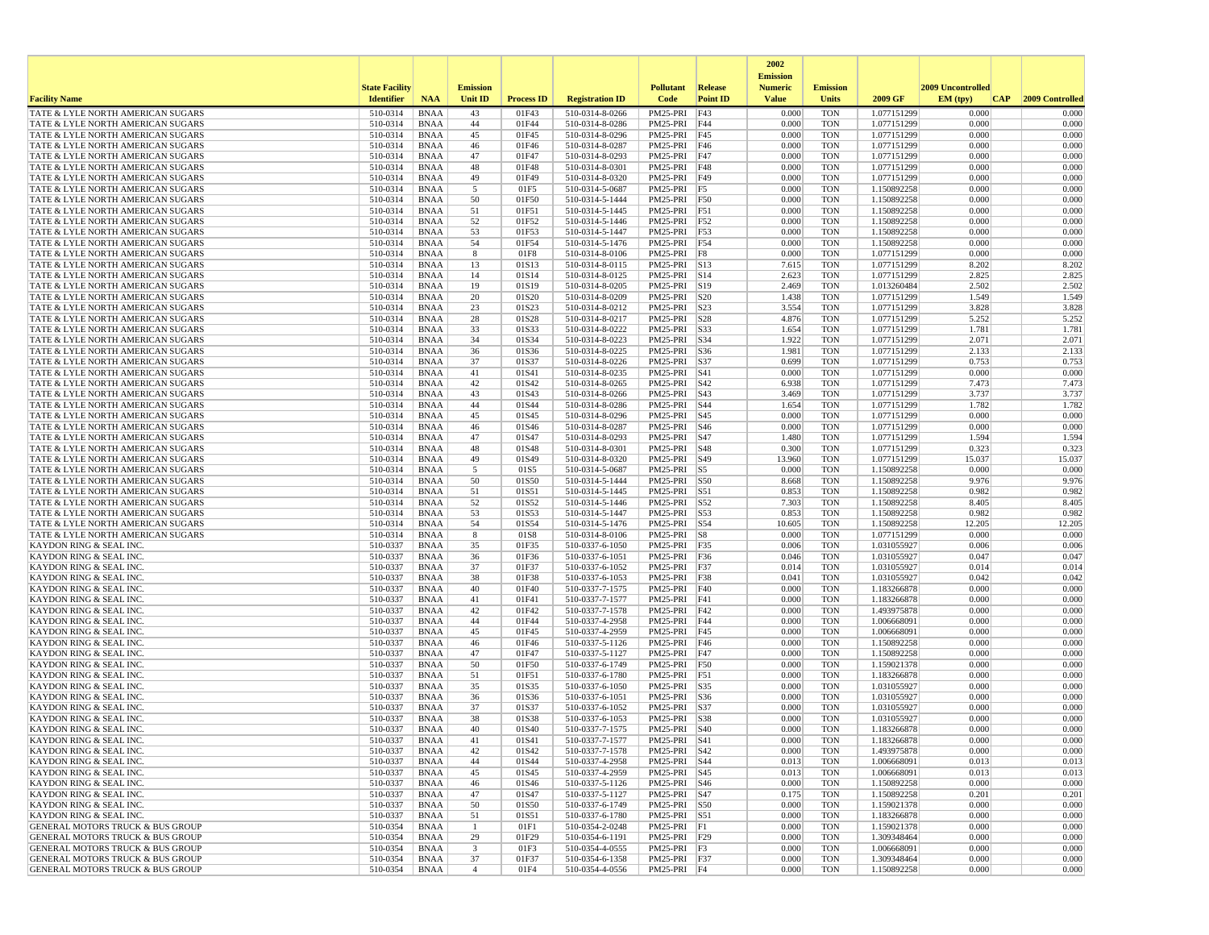| Facility Name | State Facility Identifier | NAA | Emission Unit ID | Process ID | Registration ID | Pollutant Code | Release Point ID | 2002 Emission Numeric Value | Emission Units | 2009 GF | 2009 Uncontrolled EM (tpy) | CAP | 2009 Controlled |
|---|---|---|---|---|---|---|---|---|---|---|---|---|---|
| TATE & LYLE NORTH AMERICAN SUGARS | 510-0314 | BNAA | 43 | 01F43 | 510-0314-8-0266 | PM25-PRI | F43 | 0.000 | TON | 1.077151299 | 0.000 | | 0.000 |
| TATE & LYLE NORTH AMERICAN SUGARS | 510-0314 | BNAA | 44 | 01F44 | 510-0314-8-0286 | PM25-PRI | F44 | 0.000 | TON | 1.077151299 | 0.000 | | 0.000 |
| TATE & LYLE NORTH AMERICAN SUGARS | 510-0314 | BNAA | 45 | 01F45 | 510-0314-8-0296 | PM25-PRI | F45 | 0.000 | TON | 1.077151299 | 0.000 | | 0.000 |
| TATE & LYLE NORTH AMERICAN SUGARS | 510-0314 | BNAA | 46 | 01F46 | 510-0314-8-0287 | PM25-PRI | F46 | 0.000 | TON | 1.077151299 | 0.000 | | 0.000 |
| TATE & LYLE NORTH AMERICAN SUGARS | 510-0314 | BNAA | 47 | 01F47 | 510-0314-8-0293 | PM25-PRI | F47 | 0.000 | TON | 1.077151299 | 0.000 | | 0.000 |
| TATE & LYLE NORTH AMERICAN SUGARS | 510-0314 | BNAA | 48 | 01F48 | 510-0314-8-0301 | PM25-PRI | F48 | 0.000 | TON | 1.077151299 | 0.000 | | 0.000 |
| TATE & LYLE NORTH AMERICAN SUGARS | 510-0314 | BNAA | 49 | 01F49 | 510-0314-8-0320 | PM25-PRI | F49 | 0.000 | TON | 1.077151299 | 0.000 | | 0.000 |
| TATE & LYLE NORTH AMERICAN SUGARS | 510-0314 | BNAA | 5 | 01F5 | 510-0314-5-0687 | PM25-PRI | F5 | 0.000 | TON | 1.150892258 | 0.000 | | 0.000 |
| TATE & LYLE NORTH AMERICAN SUGARS | 510-0314 | BNAA | 50 | 01F50 | 510-0314-5-1444 | PM25-PRI | F50 | 0.000 | TON | 1.150892258 | 0.000 | | 0.000 |
| TATE & LYLE NORTH AMERICAN SUGARS | 510-0314 | BNAA | 51 | 01F51 | 510-0314-5-1445 | PM25-PRI | F51 | 0.000 | TON | 1.150892258 | 0.000 | | 0.000 |
| TATE & LYLE NORTH AMERICAN SUGARS | 510-0314 | BNAA | 52 | 01F52 | 510-0314-5-1446 | PM25-PRI | F52 | 0.000 | TON | 1.150892258 | 0.000 | | 0.000 |
| TATE & LYLE NORTH AMERICAN SUGARS | 510-0314 | BNAA | 53 | 01F53 | 510-0314-5-1447 | PM25-PRI | F53 | 0.000 | TON | 1.150892258 | 0.000 | | 0.000 |
| TATE & LYLE NORTH AMERICAN SUGARS | 510-0314 | BNAA | 54 | 01F54 | 510-0314-5-1476 | PM25-PRI | F54 | 0.000 | TON | 1.150892258 | 0.000 | | 0.000 |
| TATE & LYLE NORTH AMERICAN SUGARS | 510-0314 | BNAA | 8 | 01F8 | 510-0314-8-0106 | PM25-PRI | F8 | 0.000 | TON | 1.077151299 | 0.000 | | 0.000 |
| TATE & LYLE NORTH AMERICAN SUGARS | 510-0314 | BNAA | 13 | 01S13 | 510-0314-8-0115 | PM25-PRI | S13 | 7.615 | TON | 1.077151299 | 8.202 | | 8.202 |
| TATE & LYLE NORTH AMERICAN SUGARS | 510-0314 | BNAA | 14 | 01S14 | 510-0314-8-0125 | PM25-PRI | S14 | 2.623 | TON | 1.077151299 | 2.825 | | 2.825 |
| TATE & LYLE NORTH AMERICAN SUGARS | 510-0314 | BNAA | 19 | 01S19 | 510-0314-8-0205 | PM25-PRI | S19 | 2.469 | TON | 1.013260484 | 2.502 | | 2.502 |
| TATE & LYLE NORTH AMERICAN SUGARS | 510-0314 | BNAA | 20 | 01S20 | 510-0314-8-0209 | PM25-PRI | S20 | 1.438 | TON | 1.077151299 | 1.549 | | 1.549 |
| TATE & LYLE NORTH AMERICAN SUGARS | 510-0314 | BNAA | 23 | 01S23 | 510-0314-8-0212 | PM25-PRI | S23 | 3.554 | TON | 1.077151299 | 3.828 | | 3.828 |
| TATE & LYLE NORTH AMERICAN SUGARS | 510-0314 | BNAA | 28 | 01S28 | 510-0314-8-0217 | PM25-PRI | S28 | 4.876 | TON | 1.077151299 | 5.252 | | 5.252 |
| TATE & LYLE NORTH AMERICAN SUGARS | 510-0314 | BNAA | 33 | 01S33 | 510-0314-8-0222 | PM25-PRI | S33 | 1.654 | TON | 1.077151299 | 1.781 | | 1.781 |
| TATE & LYLE NORTH AMERICAN SUGARS | 510-0314 | BNAA | 34 | 01S34 | 510-0314-8-0223 | PM25-PRI | S34 | 1.922 | TON | 1.077151299 | 2.071 | | 2.071 |
| TATE & LYLE NORTH AMERICAN SUGARS | 510-0314 | BNAA | 36 | 01S36 | 510-0314-8-0225 | PM25-PRI | S36 | 1.981 | TON | 1.077151299 | 2.133 | | 2.133 |
| TATE & LYLE NORTH AMERICAN SUGARS | 510-0314 | BNAA | 37 | 01S37 | 510-0314-8-0226 | PM25-PRI | S37 | 0.699 | TON | 1.077151299 | 0.753 | | 0.753 |
| TATE & LYLE NORTH AMERICAN SUGARS | 510-0314 | BNAA | 41 | 01S41 | 510-0314-8-0235 | PM25-PRI | S41 | 0.000 | TON | 1.077151299 | 0.000 | | 0.000 |
| TATE & LYLE NORTH AMERICAN SUGARS | 510-0314 | BNAA | 42 | 01S42 | 510-0314-8-0265 | PM25-PRI | S42 | 6.938 | TON | 1.077151299 | 7.473 | | 7.473 |
| TATE & LYLE NORTH AMERICAN SUGARS | 510-0314 | BNAA | 43 | 01S43 | 510-0314-8-0266 | PM25-PRI | S43 | 3.469 | TON | 1.077151299 | 3.737 | | 3.737 |
| TATE & LYLE NORTH AMERICAN SUGARS | 510-0314 | BNAA | 44 | 01S44 | 510-0314-8-0286 | PM25-PRI | S44 | 1.654 | TON | 1.077151299 | 1.782 | | 1.782 |
| TATE & LYLE NORTH AMERICAN SUGARS | 510-0314 | BNAA | 45 | 01S45 | 510-0314-8-0296 | PM25-PRI | S45 | 0.000 | TON | 1.077151299 | 0.000 | | 0.000 |
| TATE & LYLE NORTH AMERICAN SUGARS | 510-0314 | BNAA | 46 | 01S46 | 510-0314-8-0287 | PM25-PRI | S46 | 0.000 | TON | 1.077151299 | 0.000 | | 0.000 |
| TATE & LYLE NORTH AMERICAN SUGARS | 510-0314 | BNAA | 47 | 01S47 | 510-0314-8-0293 | PM25-PRI | S47 | 1.480 | TON | 1.077151299 | 1.594 | | 1.594 |
| TATE & LYLE NORTH AMERICAN SUGARS | 510-0314 | BNAA | 48 | 01S48 | 510-0314-8-0301 | PM25-PRI | S48 | 0.300 | TON | 1.077151299 | 0.323 | | 0.323 |
| TATE & LYLE NORTH AMERICAN SUGARS | 510-0314 | BNAA | 49 | 01S49 | 510-0314-8-0320 | PM25-PRI | S49 | 13.960 | TON | 1.077151299 | 15.037 | | 15.037 |
| TATE & LYLE NORTH AMERICAN SUGARS | 510-0314 | BNAA | 5 | 01S5 | 510-0314-5-0687 | PM25-PRI | S5 | 0.000 | TON | 1.150892258 | 0.000 | | 0.000 |
| TATE & LYLE NORTH AMERICAN SUGARS | 510-0314 | BNAA | 50 | 01S50 | 510-0314-5-1444 | PM25-PRI | S50 | 8.668 | TON | 1.150892258 | 9.976 | | 9.976 |
| TATE & LYLE NORTH AMERICAN SUGARS | 510-0314 | BNAA | 51 | 01S51 | 510-0314-5-1445 | PM25-PRI | S51 | 0.853 | TON | 1.150892258 | 0.982 | | 0.982 |
| TATE & LYLE NORTH AMERICAN SUGARS | 510-0314 | BNAA | 52 | 01S52 | 510-0314-5-1446 | PM25-PRI | S52 | 7.303 | TON | 1.150892258 | 8.405 | | 8.405 |
| TATE & LYLE NORTH AMERICAN SUGARS | 510-0314 | BNAA | 53 | 01S53 | 510-0314-5-1447 | PM25-PRI | S53 | 0.853 | TON | 1.150892258 | 0.982 | | 0.982 |
| TATE & LYLE NORTH AMERICAN SUGARS | 510-0314 | BNAA | 54 | 01S54 | 510-0314-5-1476 | PM25-PRI | S54 | 10.605 | TON | 1.150892258 | 12.205 | | 12.205 |
| TATE & LYLE NORTH AMERICAN SUGARS | 510-0314 | BNAA | 8 | 01S8 | 510-0314-8-0106 | PM25-PRI | S8 | 0.000 | TON | 1.077151299 | 0.000 | | 0.000 |
| KAYDON RING & SEAL INC. | 510-0337 | BNAA | 35 | 01F35 | 510-0337-6-1050 | PM25-PRI | F35 | 0.006 | TON | 1.031055927 | 0.006 | | 0.006 |
| KAYDON RING & SEAL INC. | 510-0337 | BNAA | 36 | 01F36 | 510-0337-6-1051 | PM25-PRI | F36 | 0.046 | TON | 1.031055927 | 0.047 | | 0.047 |
| KAYDON RING & SEAL INC. | 510-0337 | BNAA | 37 | 01F37 | 510-0337-6-1052 | PM25-PRI | F37 | 0.014 | TON | 1.031055927 | 0.014 | | 0.014 |
| KAYDON RING & SEAL INC. | 510-0337 | BNAA | 38 | 01F38 | 510-0337-6-1053 | PM25-PRI | F38 | 0.041 | TON | 1.031055927 | 0.042 | | 0.042 |
| KAYDON RING & SEAL INC. | 510-0337 | BNAA | 40 | 01F40 | 510-0337-7-1575 | PM25-PRI | F40 | 0.000 | TON | 1.183266878 | 0.000 | | 0.000 |
| KAYDON RING & SEAL INC. | 510-0337 | BNAA | 41 | 01F41 | 510-0337-7-1577 | PM25-PRI | F41 | 0.000 | TON | 1.183266878 | 0.000 | | 0.000 |
| KAYDON RING & SEAL INC. | 510-0337 | BNAA | 42 | 01F42 | 510-0337-7-1578 | PM25-PRI | F42 | 0.000 | TON | 1.493975878 | 0.000 | | 0.000 |
| KAYDON RING & SEAL INC. | 510-0337 | BNAA | 44 | 01F44 | 510-0337-4-2958 | PM25-PRI | F44 | 0.000 | TON | 1.006668091 | 0.000 | | 0.000 |
| KAYDON RING & SEAL INC. | 510-0337 | BNAA | 45 | 01F45 | 510-0337-4-2959 | PM25-PRI | F45 | 0.000 | TON | 1.006668091 | 0.000 | | 0.000 |
| KAYDON RING & SEAL INC. | 510-0337 | BNAA | 46 | 01F46 | 510-0337-5-1126 | PM25-PRI | F46 | 0.000 | TON | 1.150892258 | 0.000 | | 0.000 |
| KAYDON RING & SEAL INC. | 510-0337 | BNAA | 47 | 01F47 | 510-0337-5-1127 | PM25-PRI | F47 | 0.000 | TON | 1.150892258 | 0.000 | | 0.000 |
| KAYDON RING & SEAL INC. | 510-0337 | BNAA | 50 | 01F50 | 510-0337-6-1749 | PM25-PRI | F50 | 0.000 | TON | 1.159021378 | 0.000 | | 0.000 |
| KAYDON RING & SEAL INC. | 510-0337 | BNAA | 51 | 01F51 | 510-0337-6-1780 | PM25-PRI | F51 | 0.000 | TON | 1.183266878 | 0.000 | | 0.000 |
| KAYDON RING & SEAL INC. | 510-0337 | BNAA | 35 | 01S35 | 510-0337-6-1050 | PM25-PRI | S35 | 0.000 | TON | 1.031055927 | 0.000 | | 0.000 |
| KAYDON RING & SEAL INC. | 510-0337 | BNAA | 36 | 01S36 | 510-0337-6-1051 | PM25-PRI | S36 | 0.000 | TON | 1.031055927 | 0.000 | | 0.000 |
| KAYDON RING & SEAL INC. | 510-0337 | BNAA | 37 | 01S37 | 510-0337-6-1052 | PM25-PRI | S37 | 0.000 | TON | 1.031055927 | 0.000 | | 0.000 |
| KAYDON RING & SEAL INC. | 510-0337 | BNAA | 38 | 01S38 | 510-0337-6-1053 | PM25-PRI | S38 | 0.000 | TON | 1.031055927 | 0.000 | | 0.000 |
| KAYDON RING & SEAL INC. | 510-0337 | BNAA | 40 | 01S40 | 510-0337-7-1575 | PM25-PRI | S40 | 0.000 | TON | 1.183266878 | 0.000 | | 0.000 |
| KAYDON RING & SEAL INC. | 510-0337 | BNAA | 41 | 01S41 | 510-0337-7-1577 | PM25-PRI | S41 | 0.000 | TON | 1.183266878 | 0.000 | | 0.000 |
| KAYDON RING & SEAL INC. | 510-0337 | BNAA | 42 | 01S42 | 510-0337-7-1578 | PM25-PRI | S42 | 0.000 | TON | 1.493975878 | 0.000 | | 0.000 |
| KAYDON RING & SEAL INC. | 510-0337 | BNAA | 44 | 01S44 | 510-0337-4-2958 | PM25-PRI | S44 | 0.013 | TON | 1.006668091 | 0.013 | | 0.013 |
| KAYDON RING & SEAL INC. | 510-0337 | BNAA | 45 | 01S45 | 510-0337-4-2959 | PM25-PRI | S45 | 0.013 | TON | 1.006668091 | 0.013 | | 0.013 |
| KAYDON RING & SEAL INC. | 510-0337 | BNAA | 46 | 01S46 | 510-0337-5-1126 | PM25-PRI | S46 | 0.000 | TON | 1.150892258 | 0.000 | | 0.000 |
| KAYDON RING & SEAL INC. | 510-0337 | BNAA | 47 | 01S47 | 510-0337-5-1127 | PM25-PRI | S47 | 0.175 | TON | 1.150892258 | 0.201 | | 0.201 |
| KAYDON RING & SEAL INC. | 510-0337 | BNAA | 50 | 01S50 | 510-0337-6-1749 | PM25-PRI | S50 | 0.000 | TON | 1.159021378 | 0.000 | | 0.000 |
| KAYDON RING & SEAL INC. | 510-0337 | BNAA | 51 | 01S51 | 510-0337-6-1780 | PM25-PRI | S51 | 0.000 | TON | 1.183266878 | 0.000 | | 0.000 |
| GENERAL MOTORS TRUCK & BUS GROUP | 510-0354 | BNAA | 1 | 01F1 | 510-0354-2-0248 | PM25-PRI | F1 | 0.000 | TON | 1.159021378 | 0.000 | | 0.000 |
| GENERAL MOTORS TRUCK & BUS GROUP | 510-0354 | BNAA | 29 | 01F29 | 510-0354-6-1191 | PM25-PRI | F29 | 0.000 | TON | 1.309348464 | 0.000 | | 0.000 |
| GENERAL MOTORS TRUCK & BUS GROUP | 510-0354 | BNAA | 3 | 01F3 | 510-0354-4-0555 | PM25-PRI | F3 | 0.000 | TON | 1.006668091 | 0.000 | | 0.000 |
| GENERAL MOTORS TRUCK & BUS GROUP | 510-0354 | BNAA | 37 | 01F37 | 510-0354-6-1358 | PM25-PRI | F37 | 0.000 | TON | 1.309348464 | 0.000 | | 0.000 |
| GENERAL MOTORS TRUCK & BUS GROUP | 510-0354 | BNAA | 4 | 01F4 | 510-0354-4-0556 | PM25-PRI | F4 | 0.000 | TON | 1.150892258 | 0.000 | | 0.000 |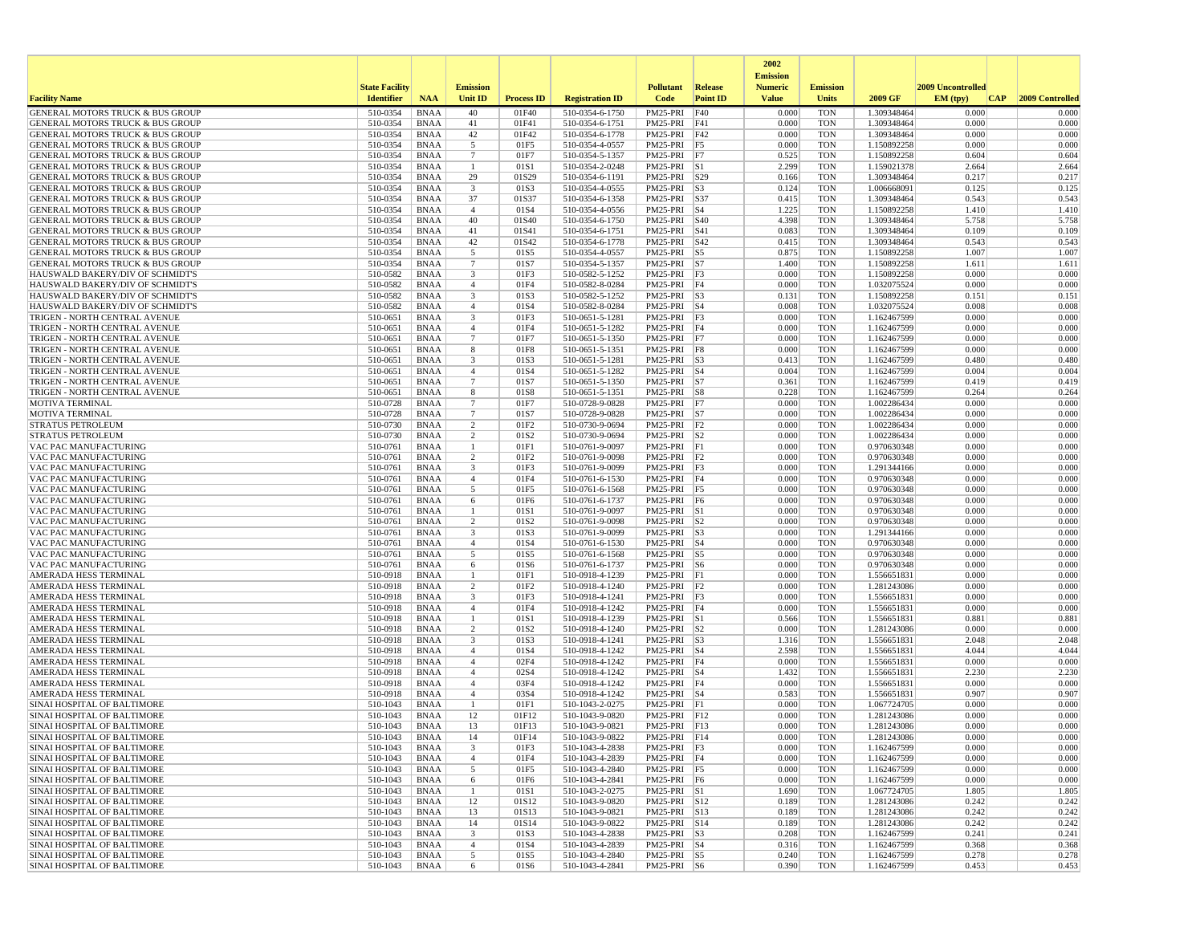| Facility Name | State Facility Identifier | NAA | Emission Unit ID | Process ID | Registration ID | Pollutant Code | Release Point ID | 2002 Emission Numeric Value | Emission Units | 2009 GF | 2009 Uncontrolled EM (tpy) | CAP | 2009 Controlled |
|---|---|---|---|---|---|---|---|---|---|---|---|---|---|
| GENERAL MOTORS TRUCK & BUS GROUP | 510-0354 | BNAA | 40 | 01F40 | 510-0354-6-1750 | PM25-PRI | F40 | 0.000 | TON | 1.309348464 | 0.000 | | 0.000 |
| GENERAL MOTORS TRUCK & BUS GROUP | 510-0354 | BNAA | 41 | 01F41 | 510-0354-6-1751 | PM25-PRI | F41 | 0.000 | TON | 1.309348464 | 0.000 | | 0.000 |
| GENERAL MOTORS TRUCK & BUS GROUP | 510-0354 | BNAA | 42 | 01F42 | 510-0354-6-1778 | PM25-PRI | F42 | 0.000 | TON | 1.309348464 | 0.000 | | 0.000 |
| GENERAL MOTORS TRUCK & BUS GROUP | 510-0354 | BNAA | 5 | 01F5 | 510-0354-4-0557 | PM25-PRI | F5 | 0.000 | TON | 1.150892258 | 0.000 | | 0.000 |
| GENERAL MOTORS TRUCK & BUS GROUP | 510-0354 | BNAA | 7 | 01F7 | 510-0354-5-1357 | PM25-PRI | F7 | 0.525 | TON | 1.150892258 | 0.604 | | 0.604 |
| GENERAL MOTORS TRUCK & BUS GROUP | 510-0354 | BNAA | 1 | 01S1 | 510-0354-2-0248 | PM25-PRI | S1 | 2.299 | TON | 1.159021378 | 2.664 | | 2.664 |
| GENERAL MOTORS TRUCK & BUS GROUP | 510-0354 | BNAA | 29 | 01S29 | 510-0354-6-1191 | PM25-PRI | S29 | 0.166 | TON | 1.309348464 | 0.217 | | 0.217 |
| GENERAL MOTORS TRUCK & BUS GROUP | 510-0354 | BNAA | 3 | 01S3 | 510-0354-4-0555 | PM25-PRI | S3 | 0.124 | TON | 1.006668091 | 0.125 | | 0.125 |
| GENERAL MOTORS TRUCK & BUS GROUP | 510-0354 | BNAA | 37 | 01S37 | 510-0354-6-1358 | PM25-PRI | S37 | 0.415 | TON | 1.309348464 | 0.543 | | 0.543 |
| GENERAL MOTORS TRUCK & BUS GROUP | 510-0354 | BNAA | 4 | 01S4 | 510-0354-4-0556 | PM25-PRI | S4 | 1.225 | TON | 1.150892258 | 1.410 | | 1.410 |
| GENERAL MOTORS TRUCK & BUS GROUP | 510-0354 | BNAA | 40 | 01S40 | 510-0354-6-1750 | PM25-PRI | S40 | 4.398 | TON | 1.309348464 | 5.758 | | 5.758 |
| GENERAL MOTORS TRUCK & BUS GROUP | 510-0354 | BNAA | 41 | 01S41 | 510-0354-6-1751 | PM25-PRI | S41 | 0.083 | TON | 1.309348464 | 0.109 | | 0.109 |
| GENERAL MOTORS TRUCK & BUS GROUP | 510-0354 | BNAA | 42 | 01S42 | 510-0354-6-1778 | PM25-PRI | S42 | 0.415 | TON | 1.309348464 | 0.543 | | 0.543 |
| GENERAL MOTORS TRUCK & BUS GROUP | 510-0354 | BNAA | 5 | 01S5 | 510-0354-4-0557 | PM25-PRI | S5 | 0.875 | TON | 1.150892258 | 1.007 | | 1.007 |
| GENERAL MOTORS TRUCK & BUS GROUP | 510-0354 | BNAA | 7 | 01S7 | 510-0354-5-1357 | PM25-PRI | S7 | 1.400 | TON | 1.150892258 | 1.611 | | 1.611 |
| HAUSWALD BAKERY/DIV OF SCHMIDT'S | 510-0582 | BNAA | 3 | 01F3 | 510-0582-5-1252 | PM25-PRI | F3 | 0.000 | TON | 1.150892258 | 0.000 | | 0.000 |
| HAUSWALD BAKERY/DIV OF SCHMIDT'S | 510-0582 | BNAA | 4 | 01F4 | 510-0582-8-0284 | PM25-PRI | F4 | 0.000 | TON | 1.032075524 | 0.000 | | 0.000 |
| HAUSWALD BAKERY/DIV OF SCHMIDT'S | 510-0582 | BNAA | 3 | 01S3 | 510-0582-5-1252 | PM25-PRI | S3 | 0.131 | TON | 1.150892258 | 0.151 | | 0.151 |
| HAUSWALD BAKERY/DIV OF SCHMIDT'S | 510-0582 | BNAA | 4 | 01S4 | 510-0582-8-0284 | PM25-PRI | S4 | 0.008 | TON | 1.032075524 | 0.008 | | 0.008 |
| TRIGEN - NORTH CENTRAL AVENUE | 510-0651 | BNAA | 3 | 01F3 | 510-0651-5-1281 | PM25-PRI | F3 | 0.000 | TON | 1.162467599 | 0.000 | | 0.000 |
| TRIGEN - NORTH CENTRAL AVENUE | 510-0651 | BNAA | 4 | 01F4 | 510-0651-5-1282 | PM25-PRI | F4 | 0.000 | TON | 1.162467599 | 0.000 | | 0.000 |
| TRIGEN - NORTH CENTRAL AVENUE | 510-0651 | BNAA | 7 | 01F7 | 510-0651-5-1350 | PM25-PRI | F7 | 0.000 | TON | 1.162467599 | 0.000 | | 0.000 |
| TRIGEN - NORTH CENTRAL AVENUE | 510-0651 | BNAA | 8 | 01F8 | 510-0651-5-1351 | PM25-PRI | F8 | 0.000 | TON | 1.162467599 | 0.000 | | 0.000 |
| TRIGEN - NORTH CENTRAL AVENUE | 510-0651 | BNAA | 3 | 01S3 | 510-0651-5-1281 | PM25-PRI | S3 | 0.413 | TON | 1.162467599 | 0.480 | | 0.480 |
| TRIGEN - NORTH CENTRAL AVENUE | 510-0651 | BNAA | 4 | 01S4 | 510-0651-5-1282 | PM25-PRI | S4 | 0.004 | TON | 1.162467599 | 0.004 | | 0.004 |
| TRIGEN - NORTH CENTRAL AVENUE | 510-0651 | BNAA | 7 | 01S7 | 510-0651-5-1350 | PM25-PRI | S7 | 0.361 | TON | 1.162467599 | 0.419 | | 0.419 |
| TRIGEN - NORTH CENTRAL AVENUE | 510-0651 | BNAA | 8 | 01S8 | 510-0651-5-1351 | PM25-PRI | S8 | 0.228 | TON | 1.162467599 | 0.264 | | 0.264 |
| MOTIVA TERMINAL | 510-0728 | BNAA | 7 | 01F7 | 510-0728-9-0828 | PM25-PRI | F7 | 0.000 | TON | 1.002286434 | 0.000 | | 0.000 |
| MOTIVA TERMINAL | 510-0728 | BNAA | 7 | 01S7 | 510-0728-9-0828 | PM25-PRI | S7 | 0.000 | TON | 1.002286434 | 0.000 | | 0.000 |
| STRATUS PETROLEUM | 510-0730 | BNAA | 2 | 01F2 | 510-0730-9-0694 | PM25-PRI | F2 | 0.000 | TON | 1.002286434 | 0.000 | | 0.000 |
| STRATUS PETROLEUM | 510-0730 | BNAA | 2 | 01S2 | 510-0730-9-0694 | PM25-PRI | S2 | 0.000 | TON | 1.002286434 | 0.000 | | 0.000 |
| VAC PAC MANUFACTURING | 510-0761 | BNAA | 1 | 01F1 | 510-0761-9-0097 | PM25-PRI | F1 | 0.000 | TON | 0.970630348 | 0.000 | | 0.000 |
| VAC PAC MANUFACTURING | 510-0761 | BNAA | 2 | 01F2 | 510-0761-9-0098 | PM25-PRI | F2 | 0.000 | TON | 0.970630348 | 0.000 | | 0.000 |
| VAC PAC MANUFACTURING | 510-0761 | BNAA | 3 | 01F3 | 510-0761-9-0099 | PM25-PRI | F3 | 0.000 | TON | 1.291344166 | 0.000 | | 0.000 |
| VAC PAC MANUFACTURING | 510-0761 | BNAA | 4 | 01F4 | 510-0761-6-1530 | PM25-PRI | F4 | 0.000 | TON | 0.970630348 | 0.000 | | 0.000 |
| VAC PAC MANUFACTURING | 510-0761 | BNAA | 5 | 01F5 | 510-0761-6-1568 | PM25-PRI | F5 | 0.000 | TON | 0.970630348 | 0.000 | | 0.000 |
| VAC PAC MANUFACTURING | 510-0761 | BNAA | 6 | 01F6 | 510-0761-6-1737 | PM25-PRI | F6 | 0.000 | TON | 0.970630348 | 0.000 | | 0.000 |
| VAC PAC MANUFACTURING | 510-0761 | BNAA | 1 | 01S1 | 510-0761-9-0097 | PM25-PRI | S1 | 0.000 | TON | 0.970630348 | 0.000 | | 0.000 |
| VAC PAC MANUFACTURING | 510-0761 | BNAA | 2 | 01S2 | 510-0761-9-0098 | PM25-PRI | S2 | 0.000 | TON | 0.970630348 | 0.000 | | 0.000 |
| VAC PAC MANUFACTURING | 510-0761 | BNAA | 3 | 01S3 | 510-0761-9-0099 | PM25-PRI | S3 | 0.000 | TON | 1.291344166 | 0.000 | | 0.000 |
| VAC PAC MANUFACTURING | 510-0761 | BNAA | 4 | 01S4 | 510-0761-6-1530 | PM25-PRI | S4 | 0.000 | TON | 0.970630348 | 0.000 | | 0.000 |
| VAC PAC MANUFACTURING | 510-0761 | BNAA | 5 | 01S5 | 510-0761-6-1568 | PM25-PRI | S5 | 0.000 | TON | 0.970630348 | 0.000 | | 0.000 |
| VAC PAC MANUFACTURING | 510-0761 | BNAA | 6 | 01S6 | 510-0761-6-1737 | PM25-PRI | S6 | 0.000 | TON | 0.970630348 | 0.000 | | 0.000 |
| AMERADA HESS TERMINAL | 510-0918 | BNAA | 1 | 01F1 | 510-0918-4-1239 | PM25-PRI | F1 | 0.000 | TON | 1.556651831 | 0.000 | | 0.000 |
| AMERADA HESS TERMINAL | 510-0918 | BNAA | 2 | 01F2 | 510-0918-4-1240 | PM25-PRI | F2 | 0.000 | TON | 1.281243086 | 0.000 | | 0.000 |
| AMERADA HESS TERMINAL | 510-0918 | BNAA | 3 | 01F3 | 510-0918-4-1241 | PM25-PRI | F3 | 0.000 | TON | 1.556651831 | 0.000 | | 0.000 |
| AMERADA HESS TERMINAL | 510-0918 | BNAA | 4 | 01F4 | 510-0918-4-1242 | PM25-PRI | F4 | 0.000 | TON | 1.556651831 | 0.000 | | 0.000 |
| AMERADA HESS TERMINAL | 510-0918 | BNAA | 1 | 01S1 | 510-0918-4-1239 | PM25-PRI | S1 | 0.566 | TON | 1.556651831 | 0.881 | | 0.881 |
| AMERADA HESS TERMINAL | 510-0918 | BNAA | 2 | 01S2 | 510-0918-4-1240 | PM25-PRI | S2 | 0.000 | TON | 1.281243086 | 0.000 | | 0.000 |
| AMERADA HESS TERMINAL | 510-0918 | BNAA | 3 | 01S3 | 510-0918-4-1241 | PM25-PRI | S3 | 1.316 | TON | 1.556651831 | 2.048 | | 2.048 |
| AMERADA HESS TERMINAL | 510-0918 | BNAA | 4 | 01S4 | 510-0918-4-1242 | PM25-PRI | S4 | 2.598 | TON | 1.556651831 | 4.044 | | 4.044 |
| AMERADA HESS TERMINAL | 510-0918 | BNAA | 4 | 02F4 | 510-0918-4-1242 | PM25-PRI | F4 | 0.000 | TON | 1.556651831 | 0.000 | | 0.000 |
| AMERADA HESS TERMINAL | 510-0918 | BNAA | 4 | 02S4 | 510-0918-4-1242 | PM25-PRI | S4 | 1.432 | TON | 1.556651831 | 2.230 | | 2.230 |
| AMERADA HESS TERMINAL | 510-0918 | BNAA | 4 | 03F4 | 510-0918-4-1242 | PM25-PRI | F4 | 0.000 | TON | 1.556651831 | 0.000 | | 0.000 |
| AMERADA HESS TERMINAL | 510-0918 | BNAA | 4 | 03S4 | 510-0918-4-1242 | PM25-PRI | S4 | 0.583 | TON | 1.556651831 | 0.907 | | 0.907 |
| SINAI HOSPITAL OF BALTIMORE | 510-1043 | BNAA | 1 | 01F1 | 510-1043-2-0275 | PM25-PRI | F1 | 0.000 | TON | 1.067724705 | 0.000 | | 0.000 |
| SINAI HOSPITAL OF BALTIMORE | 510-1043 | BNAA | 12 | 01F12 | 510-1043-9-0820 | PM25-PRI | F12 | 0.000 | TON | 1.281243086 | 0.000 | | 0.000 |
| SINAI HOSPITAL OF BALTIMORE | 510-1043 | BNAA | 13 | 01F13 | 510-1043-9-0821 | PM25-PRI | F13 | 0.000 | TON | 1.281243086 | 0.000 | | 0.000 |
| SINAI HOSPITAL OF BALTIMORE | 510-1043 | BNAA | 14 | 01F14 | 510-1043-9-0822 | PM25-PRI | F14 | 0.000 | TON | 1.281243086 | 0.000 | | 0.000 |
| SINAI HOSPITAL OF BALTIMORE | 510-1043 | BNAA | 3 | 01F3 | 510-1043-4-2838 | PM25-PRI | F3 | 0.000 | TON | 1.162467599 | 0.000 | | 0.000 |
| SINAI HOSPITAL OF BALTIMORE | 510-1043 | BNAA | 4 | 01F4 | 510-1043-4-2839 | PM25-PRI | F4 | 0.000 | TON | 1.162467599 | 0.000 | | 0.000 |
| SINAI HOSPITAL OF BALTIMORE | 510-1043 | BNAA | 5 | 01F5 | 510-1043-4-2840 | PM25-PRI | F5 | 0.000 | TON | 1.162467599 | 0.000 | | 0.000 |
| SINAI HOSPITAL OF BALTIMORE | 510-1043 | BNAA | 6 | 01F6 | 510-1043-4-2841 | PM25-PRI | F6 | 0.000 | TON | 1.162467599 | 0.000 | | 0.000 |
| SINAI HOSPITAL OF BALTIMORE | 510-1043 | BNAA | 1 | 01S1 | 510-1043-2-0275 | PM25-PRI | S1 | 1.690 | TON | 1.067724705 | 1.805 | | 1.805 |
| SINAI HOSPITAL OF BALTIMORE | 510-1043 | BNAA | 12 | 01S12 | 510-1043-9-0820 | PM25-PRI | S12 | 0.189 | TON | 1.281243086 | 0.242 | | 0.242 |
| SINAI HOSPITAL OF BALTIMORE | 510-1043 | BNAA | 13 | 01S13 | 510-1043-9-0821 | PM25-PRI | S13 | 0.189 | TON | 1.281243086 | 0.242 | | 0.242 |
| SINAI HOSPITAL OF BALTIMORE | 510-1043 | BNAA | 14 | 01S14 | 510-1043-9-0822 | PM25-PRI | S14 | 0.189 | TON | 1.281243086 | 0.242 | | 0.242 |
| SINAI HOSPITAL OF BALTIMORE | 510-1043 | BNAA | 3 | 01S3 | 510-1043-4-2838 | PM25-PRI | S3 | 0.208 | TON | 1.162467599 | 0.241 | | 0.241 |
| SINAI HOSPITAL OF BALTIMORE | 510-1043 | BNAA | 4 | 01S4 | 510-1043-4-2839 | PM25-PRI | S4 | 0.316 | TON | 1.162467599 | 0.368 | | 0.368 |
| SINAI HOSPITAL OF BALTIMORE | 510-1043 | BNAA | 5 | 01S5 | 510-1043-4-2840 | PM25-PRI | S5 | 0.240 | TON | 1.162467599 | 0.278 | | 0.278 |
| SINAI HOSPITAL OF BALTIMORE | 510-1043 | BNAA | 6 | 01S6 | 510-1043-4-2841 | PM25-PRI | S6 | 0.390 | TON | 1.162467599 | 0.453 | | 0.453 |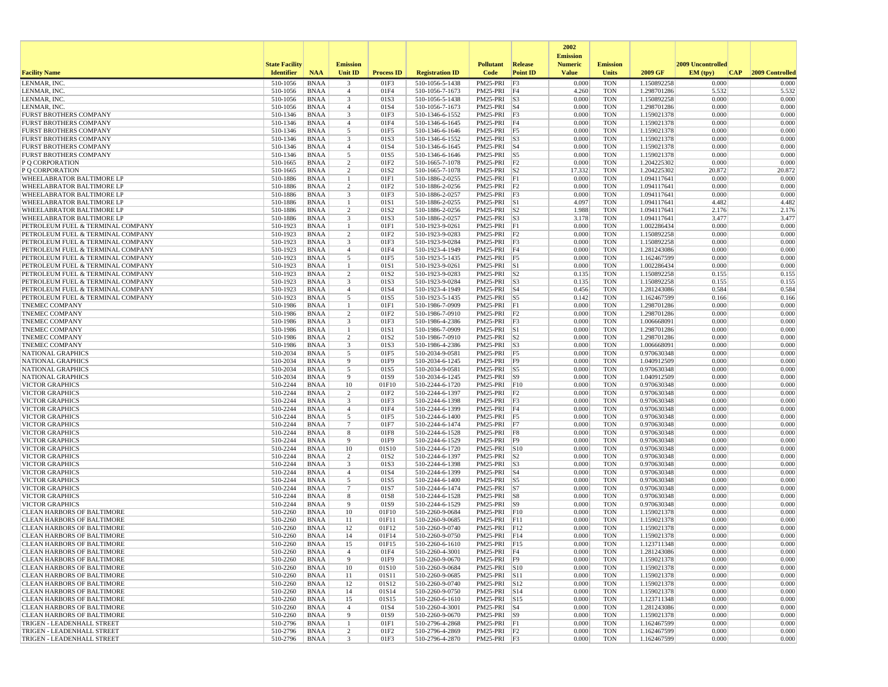| Facility Name | State Facility Identifier | NAA | Emission Unit ID | Process ID | Registration ID | Pollutant Code | Release Point ID | 2002 Emission Numeric Value | Emission Units | 2009 GF | 2009 Uncontrolled EM (tpy) | CAP | 2009 Controlled |
|---|---|---|---|---|---|---|---|---|---|---|---|---|---|
| LENMAR, INC. | 510-1056 | BNAA | 3 | 01F3 | 510-1056-5-1438 | PM25-PRI | F3 | 0.000 | TON | 1.150892258 | 0.000 | | 0.000 |
| LENMAR, INC. | 510-1056 | BNAA | 4 | 01F4 | 510-1056-7-1673 | PM25-PRI | F4 | 4.260 | TON | 1.298701286 | 5.532 | | 5.532 |
| LENMAR, INC. | 510-1056 | BNAA | 3 | 01S3 | 510-1056-5-1438 | PM25-PRI | S3 | 0.000 | TON | 1.150892258 | 0.000 | | 0.000 |
| LENMAR, INC. | 510-1056 | BNAA | 4 | 01S4 | 510-1056-7-1673 | PM25-PRI | S4 | 0.000 | TON | 1.298701286 | 0.000 | | 0.000 |
| FURST BROTHERS COMPANY | 510-1346 | BNAA | 3 | 01F3 | 510-1346-6-1552 | PM25-PRI | F3 | 0.000 | TON | 1.159021378 | 0.000 | | 0.000 |
| FURST BROTHERS COMPANY | 510-1346 | BNAA | 4 | 01F4 | 510-1346-6-1645 | PM25-PRI | F4 | 0.000 | TON | 1.159021378 | 0.000 | | 0.000 |
| FURST BROTHERS COMPANY | 510-1346 | BNAA | 5 | 01F5 | 510-1346-6-1646 | PM25-PRI | F5 | 0.000 | TON | 1.159021378 | 0.000 | | 0.000 |
| FURST BROTHERS COMPANY | 510-1346 | BNAA | 3 | 01S3 | 510-1346-6-1552 | PM25-PRI | S3 | 0.000 | TON | 1.159021378 | 0.000 | | 0.000 |
| FURST BROTHERS COMPANY | 510-1346 | BNAA | 4 | 01S4 | 510-1346-6-1645 | PM25-PRI | S4 | 0.000 | TON | 1.159021378 | 0.000 | | 0.000 |
| FURST BROTHERS COMPANY | 510-1346 | BNAA | 5 | 01S5 | 510-1346-6-1646 | PM25-PRI | S5 | 0.000 | TON | 1.159021378 | 0.000 | | 0.000 |
| P Q CORPORATION | 510-1665 | BNAA | 2 | 01F2 | 510-1665-7-1078 | PM25-PRI | F2 | 0.000 | TON | 1.204225302 | 0.000 | | 0.000 |
| P Q CORPORATION | 510-1665 | BNAA | 2 | 01S2 | 510-1665-7-1078 | PM25-PRI | S2 | 17.332 | TON | 1.204225302 | 20.872 | | 20.872 |
| WHEELABRATOR BALTIMORE LP | 510-1886 | BNAA | 1 | 01F1 | 510-1886-2-0255 | PM25-PRI | F1 | 0.000 | TON | 1.094117641 | 0.000 | | 0.000 |
| WHEELABRATOR BALTIMORE LP | 510-1886 | BNAA | 2 | 01F2 | 510-1886-2-0256 | PM25-PRI | F2 | 0.000 | TON | 1.094117641 | 0.000 | | 0.000 |
| WHEELABRATOR BALTIMORE LP | 510-1886 | BNAA | 3 | 01F3 | 510-1886-2-0257 | PM25-PRI | F3 | 0.000 | TON | 1.094117641 | 0.000 | | 0.000 |
| WHEELABRATOR BALTIMORE LP | 510-1886 | BNAA | 1 | 01S1 | 510-1886-2-0255 | PM25-PRI | S1 | 4.097 | TON | 1.094117641 | 4.482 | | 4.482 |
| WHEELABRATOR BALTIMORE LP | 510-1886 | BNAA | 2 | 01S2 | 510-1886-2-0256 | PM25-PRI | S2 | 1.988 | TON | 1.094117641 | 2.176 | | 2.176 |
| WHEELABRATOR BALTIMORE LP | 510-1886 | BNAA | 3 | 01S3 | 510-1886-2-0257 | PM25-PRI | S3 | 3.178 | TON | 1.094117641 | 3.477 | | 3.477 |
| PETROLEUM FUEL & TERMINAL COMPANY | 510-1923 | BNAA | 1 | 01F1 | 510-1923-9-0261 | PM25-PRI | F1 | 0.000 | TON | 1.002286434 | 0.000 | | 0.000 |
| PETROLEUM FUEL & TERMINAL COMPANY | 510-1923 | BNAA | 2 | 01F2 | 510-1923-9-0283 | PM25-PRI | F2 | 0.000 | TON | 1.150892258 | 0.000 | | 0.000 |
| PETROLEUM FUEL & TERMINAL COMPANY | 510-1923 | BNAA | 3 | 01F3 | 510-1923-9-0284 | PM25-PRI | F3 | 0.000 | TON | 1.150892258 | 0.000 | | 0.000 |
| PETROLEUM FUEL & TERMINAL COMPANY | 510-1923 | BNAA | 4 | 01F4 | 510-1923-4-1949 | PM25-PRI | F4 | 0.000 | TON | 1.281243086 | 0.000 | | 0.000 |
| PETROLEUM FUEL & TERMINAL COMPANY | 510-1923 | BNAA | 5 | 01F5 | 510-1923-5-1435 | PM25-PRI | F5 | 0.000 | TON | 1.162467599 | 0.000 | | 0.000 |
| PETROLEUM FUEL & TERMINAL COMPANY | 510-1923 | BNAA | 1 | 01S1 | 510-1923-9-0261 | PM25-PRI | S1 | 0.000 | TON | 1.002286434 | 0.000 | | 0.000 |
| PETROLEUM FUEL & TERMINAL COMPANY | 510-1923 | BNAA | 2 | 01S2 | 510-1923-9-0283 | PM25-PRI | S2 | 0.135 | TON | 1.150892258 | 0.155 | | 0.155 |
| PETROLEUM FUEL & TERMINAL COMPANY | 510-1923 | BNAA | 3 | 01S3 | 510-1923-9-0284 | PM25-PRI | S3 | 0.135 | TON | 1.150892258 | 0.155 | | 0.155 |
| PETROLEUM FUEL & TERMINAL COMPANY | 510-1923 | BNAA | 4 | 01S4 | 510-1923-4-1949 | PM25-PRI | S4 | 0.456 | TON | 1.281243086 | 0.584 | | 0.584 |
| PETROLEUM FUEL & TERMINAL COMPANY | 510-1923 | BNAA | 5 | 01S5 | 510-1923-5-1435 | PM25-PRI | S5 | 0.142 | TON | 1.162467599 | 0.166 | | 0.166 |
| TNEMEC COMPANY | 510-1986 | BNAA | 1 | 01F1 | 510-1986-7-0909 | PM25-PRI | F1 | 0.000 | TON | 1.298701286 | 0.000 | | 0.000 |
| TNEMEC COMPANY | 510-1986 | BNAA | 2 | 01F2 | 510-1986-7-0910 | PM25-PRI | F2 | 0.000 | TON | 1.298701286 | 0.000 | | 0.000 |
| TNEMEC COMPANY | 510-1986 | BNAA | 3 | 01F3 | 510-1986-4-2386 | PM25-PRI | F3 | 0.000 | TON | 1.006668091 | 0.000 | | 0.000 |
| TNEMEC COMPANY | 510-1986 | BNAA | 1 | 01S1 | 510-1986-7-0909 | PM25-PRI | S1 | 0.000 | TON | 1.298701286 | 0.000 | | 0.000 |
| TNEMEC COMPANY | 510-1986 | BNAA | 2 | 01S2 | 510-1986-7-0910 | PM25-PRI | S2 | 0.000 | TON | 1.298701286 | 0.000 | | 0.000 |
| TNEMEC COMPANY | 510-1986 | BNAA | 3 | 01S3 | 510-1986-4-2386 | PM25-PRI | S3 | 0.000 | TON | 1.006668091 | 0.000 | | 0.000 |
| NATIONAL GRAPHICS | 510-2034 | BNAA | 5 | 01F5 | 510-2034-9-0581 | PM25-PRI | F5 | 0.000 | TON | 0.970630348 | 0.000 | | 0.000 |
| NATIONAL GRAPHICS | 510-2034 | BNAA | 9 | 01F9 | 510-2034-6-1245 | PM25-PRI | F9 | 0.000 | TON | 1.040912509 | 0.000 | | 0.000 |
| NATIONAL GRAPHICS | 510-2034 | BNAA | 5 | 01S5 | 510-2034-9-0581 | PM25-PRI | S5 | 0.000 | TON | 0.970630348 | 0.000 | | 0.000 |
| NATIONAL GRAPHICS | 510-2034 | BNAA | 9 | 01S9 | 510-2034-6-1245 | PM25-PRI | S9 | 0.000 | TON | 1.040912509 | 0.000 | | 0.000 |
| VICTOR GRAPHICS | 510-2244 | BNAA | 10 | 01F10 | 510-2244-6-1720 | PM25-PRI | F10 | 0.000 | TON | 0.970630348 | 0.000 | | 0.000 |
| VICTOR GRAPHICS | 510-2244 | BNAA | 2 | 01F2 | 510-2244-6-1397 | PM25-PRI | F2 | 0.000 | TON | 0.970630348 | 0.000 | | 0.000 |
| VICTOR GRAPHICS | 510-2244 | BNAA | 3 | 01F3 | 510-2244-6-1398 | PM25-PRI | F3 | 0.000 | TON | 0.970630348 | 0.000 | | 0.000 |
| VICTOR GRAPHICS | 510-2244 | BNAA | 4 | 01F4 | 510-2244-6-1399 | PM25-PRI | F4 | 0.000 | TON | 0.970630348 | 0.000 | | 0.000 |
| VICTOR GRAPHICS | 510-2244 | BNAA | 5 | 01F5 | 510-2244-6-1400 | PM25-PRI | F5 | 0.000 | TON | 0.970630348 | 0.000 | | 0.000 |
| VICTOR GRAPHICS | 510-2244 | BNAA | 7 | 01F7 | 510-2244-6-1474 | PM25-PRI | F7 | 0.000 | TON | 0.970630348 | 0.000 | | 0.000 |
| VICTOR GRAPHICS | 510-2244 | BNAA | 8 | 01F8 | 510-2244-6-1528 | PM25-PRI | F8 | 0.000 | TON | 0.970630348 | 0.000 | | 0.000 |
| VICTOR GRAPHICS | 510-2244 | BNAA | 9 | 01F9 | 510-2244-6-1529 | PM25-PRI | F9 | 0.000 | TON | 0.970630348 | 0.000 | | 0.000 |
| VICTOR GRAPHICS | 510-2244 | BNAA | 10 | 01S10 | 510-2244-6-1720 | PM25-PRI | S10 | 0.000 | TON | 0.970630348 | 0.000 | | 0.000 |
| VICTOR GRAPHICS | 510-2244 | BNAA | 2 | 01S2 | 510-2244-6-1397 | PM25-PRI | S2 | 0.000 | TON | 0.970630348 | 0.000 | | 0.000 |
| VICTOR GRAPHICS | 510-2244 | BNAA | 3 | 01S3 | 510-2244-6-1398 | PM25-PRI | S3 | 0.000 | TON | 0.970630348 | 0.000 | | 0.000 |
| VICTOR GRAPHICS | 510-2244 | BNAA | 4 | 01S4 | 510-2244-6-1399 | PM25-PRI | S4 | 0.000 | TON | 0.970630348 | 0.000 | | 0.000 |
| VICTOR GRAPHICS | 510-2244 | BNAA | 5 | 01S5 | 510-2244-6-1400 | PM25-PRI | S5 | 0.000 | TON | 0.970630348 | 0.000 | | 0.000 |
| VICTOR GRAPHICS | 510-2244 | BNAA | 7 | 01S7 | 510-2244-6-1474 | PM25-PRI | S7 | 0.000 | TON | 0.970630348 | 0.000 | | 0.000 |
| VICTOR GRAPHICS | 510-2244 | BNAA | 8 | 01S8 | 510-2244-6-1528 | PM25-PRI | S8 | 0.000 | TON | 0.970630348 | 0.000 | | 0.000 |
| VICTOR GRAPHICS | 510-2244 | BNAA | 9 | 01S9 | 510-2244-6-1529 | PM25-PRI | S9 | 0.000 | TON | 0.970630348 | 0.000 | | 0.000 |
| CLEAN HARBORS OF BALTIMORE | 510-2260 | BNAA | 10 | 01F10 | 510-2260-9-0684 | PM25-PRI | F10 | 0.000 | TON | 1.159021378 | 0.000 | | 0.000 |
| CLEAN HARBORS OF BALTIMORE | 510-2260 | BNAA | 11 | 01F11 | 510-2260-9-0685 | PM25-PRI | F11 | 0.000 | TON | 1.159021378 | 0.000 | | 0.000 |
| CLEAN HARBORS OF BALTIMORE | 510-2260 | BNAA | 12 | 01F12 | 510-2260-9-0740 | PM25-PRI | F12 | 0.000 | TON | 1.159021378 | 0.000 | | 0.000 |
| CLEAN HARBORS OF BALTIMORE | 510-2260 | BNAA | 14 | 01F14 | 510-2260-9-0750 | PM25-PRI | F14 | 0.000 | TON | 1.159021378 | 0.000 | | 0.000 |
| CLEAN HARBORS OF BALTIMORE | 510-2260 | BNAA | 15 | 01F15 | 510-2260-6-1610 | PM25-PRI | F15 | 0.000 | TON | 1.123711348 | 0.000 | | 0.000 |
| CLEAN HARBORS OF BALTIMORE | 510-2260 | BNAA | 4 | 01F4 | 510-2260-4-3001 | PM25-PRI | F4 | 0.000 | TON | 1.281243086 | 0.000 | | 0.000 |
| CLEAN HARBORS OF BALTIMORE | 510-2260 | BNAA | 9 | 01F9 | 510-2260-9-0670 | PM25-PRI | F9 | 0.000 | TON | 1.159021378 | 0.000 | | 0.000 |
| CLEAN HARBORS OF BALTIMORE | 510-2260 | BNAA | 10 | 01S10 | 510-2260-9-0684 | PM25-PRI | S10 | 0.000 | TON | 1.159021378 | 0.000 | | 0.000 |
| CLEAN HARBORS OF BALTIMORE | 510-2260 | BNAA | 11 | 01S11 | 510-2260-9-0685 | PM25-PRI | S11 | 0.000 | TON | 1.159021378 | 0.000 | | 0.000 |
| CLEAN HARBORS OF BALTIMORE | 510-2260 | BNAA | 12 | 01S12 | 510-2260-9-0740 | PM25-PRI | S12 | 0.000 | TON | 1.159021378 | 0.000 | | 0.000 |
| CLEAN HARBORS OF BALTIMORE | 510-2260 | BNAA | 14 | 01S14 | 510-2260-9-0750 | PM25-PRI | S14 | 0.000 | TON | 1.159021378 | 0.000 | | 0.000 |
| CLEAN HARBORS OF BALTIMORE | 510-2260 | BNAA | 15 | 01S15 | 510-2260-6-1610 | PM25-PRI | S15 | 0.000 | TON | 1.123711348 | 0.000 | | 0.000 |
| CLEAN HARBORS OF BALTIMORE | 510-2260 | BNAA | 4 | 01S4 | 510-2260-4-3001 | PM25-PRI | S4 | 0.000 | TON | 1.281243086 | 0.000 | | 0.000 |
| CLEAN HARBORS OF BALTIMORE | 510-2260 | BNAA | 9 | 01S9 | 510-2260-9-0670 | PM25-PRI | S9 | 0.000 | TON | 1.159021378 | 0.000 | | 0.000 |
| TRIGEN - LEADENHALL STREET | 510-2796 | BNAA | 1 | 01F1 | 510-2796-4-2868 | PM25-PRI | F1 | 0.000 | TON | 1.162467599 | 0.000 | | 0.000 |
| TRIGEN - LEADENHALL STREET | 510-2796 | BNAA | 2 | 01F2 | 510-2796-4-2869 | PM25-PRI | F2 | 0.000 | TON | 1.162467599 | 0.000 | | 0.000 |
| TRIGEN - LEADENHALL STREET | 510-2796 | BNAA | 3 | 01F3 | 510-2796-4-2870 | PM25-PRI | F3 | 0.000 | TON | 1.162467599 | 0.000 | | 0.000 |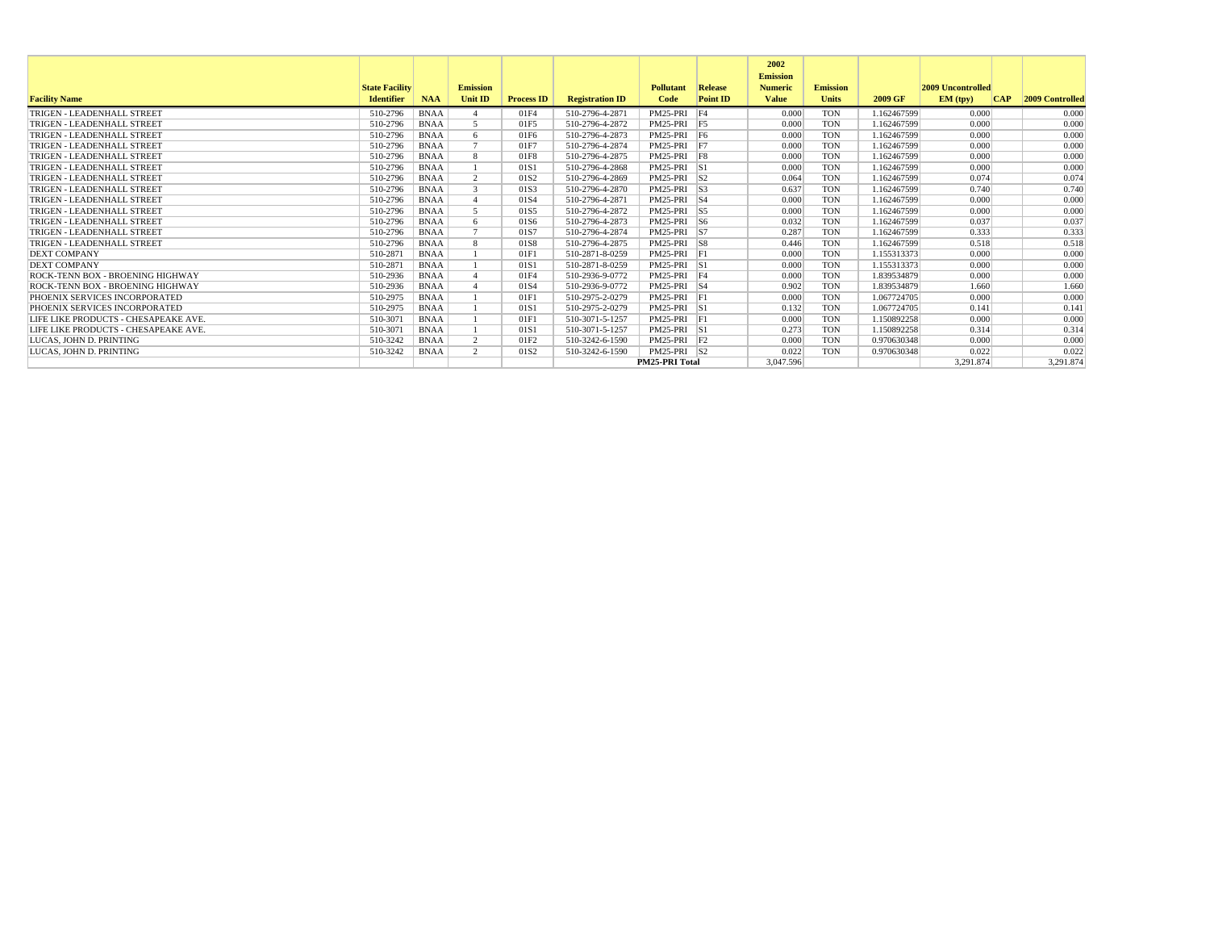| Facility Name | State Facility Identifier | NAA | Emission Unit ID | Process ID | Registration ID | Pollutant Code | Release Point ID | 2002 Emission Numeric Value | Emission Units | 2009 GF | 2009 Uncontrolled EM (tpy) | CAP | 2009 Controlled |
|---|---|---|---|---|---|---|---|---|---|---|---|---|---|
| TRIGEN - LEADENHALL STREET | 510-2796 | BNAA | 4 | 01F4 | 510-2796-4-2871 | PM25-PRI | F4 | 0.000 | TON | 1.162467599 | 0.000 | | 0.000 |
| TRIGEN - LEADENHALL STREET | 510-2796 | BNAA | 5 | 01F5 | 510-2796-4-2872 | PM25-PRI | F5 | 0.000 | TON | 1.162467599 | 0.000 | | 0.000 |
| TRIGEN - LEADENHALL STREET | 510-2796 | BNAA | 6 | 01F6 | 510-2796-4-2873 | PM25-PRI | F6 | 0.000 | TON | 1.162467599 | 0.000 | | 0.000 |
| TRIGEN - LEADENHALL STREET | 510-2796 | BNAA | 7 | 01F7 | 510-2796-4-2874 | PM25-PRI | F7 | 0.000 | TON | 1.162467599 | 0.000 | | 0.000 |
| TRIGEN - LEADENHALL STREET | 510-2796 | BNAA | 8 | 01F8 | 510-2796-4-2875 | PM25-PRI | F8 | 0.000 | TON | 1.162467599 | 0.000 | | 0.000 |
| TRIGEN - LEADENHALL STREET | 510-2796 | BNAA | 1 | 01S1 | 510-2796-4-2868 | PM25-PRI | S1 | 0.000 | TON | 1.162467599 | 0.000 | | 0.000 |
| TRIGEN - LEADENHALL STREET | 510-2796 | BNAA | 2 | 01S2 | 510-2796-4-2869 | PM25-PRI | S2 | 0.064 | TON | 1.162467599 | 0.074 | | 0.074 |
| TRIGEN - LEADENHALL STREET | 510-2796 | BNAA | 3 | 01S3 | 510-2796-4-2870 | PM25-PRI | S3 | 0.637 | TON | 1.162467599 | 0.740 | | 0.740 |
| TRIGEN - LEADENHALL STREET | 510-2796 | BNAA | 4 | 01S4 | 510-2796-4-2871 | PM25-PRI | S4 | 0.000 | TON | 1.162467599 | 0.000 | | 0.000 |
| TRIGEN - LEADENHALL STREET | 510-2796 | BNAA | 5 | 01S5 | 510-2796-4-2872 | PM25-PRI | S5 | 0.000 | TON | 1.162467599 | 0.000 | | 0.000 |
| TRIGEN - LEADENHALL STREET | 510-2796 | BNAA | 6 | 01S6 | 510-2796-4-2873 | PM25-PRI | S6 | 0.032 | TON | 1.162467599 | 0.037 | | 0.037 |
| TRIGEN - LEADENHALL STREET | 510-2796 | BNAA | 7 | 01S7 | 510-2796-4-2874 | PM25-PRI | S7 | 0.287 | TON | 1.162467599 | 0.333 | | 0.333 |
| TRIGEN - LEADENHALL STREET | 510-2796 | BNAA | 8 | 01S8 | 510-2796-4-2875 | PM25-PRI | S8 | 0.446 | TON | 1.162467599 | 0.518 | | 0.518 |
| DEXT COMPANY | 510-2871 | BNAA | 1 | 01F1 | 510-2871-8-0259 | PM25-PRI | F1 | 0.000 | TON | 1.155313373 | 0.000 | | 0.000 |
| DEXT COMPANY | 510-2871 | BNAA | 1 | 01S1 | 510-2871-8-0259 | PM25-PRI | S1 | 0.000 | TON | 1.155313373 | 0.000 | | 0.000 |
| ROCK-TENN BOX - BROENING HIGHWAY | 510-2936 | BNAA | 4 | 01F4 | 510-2936-9-0772 | PM25-PRI | F4 | 0.000 | TON | 1.839534879 | 0.000 | | 0.000 |
| ROCK-TENN BOX - BROENING HIGHWAY | 510-2936 | BNAA | 4 | 01S4 | 510-2936-9-0772 | PM25-PRI | S4 | 0.902 | TON | 1.839534879 | 1.660 | | 1.660 |
| PHOENIX SERVICES INCORPORATED | 510-2975 | BNAA | 1 | 01F1 | 510-2975-2-0279 | PM25-PRI | F1 | 0.000 | TON | 1.067724705 | 0.000 | | 0.000 |
| PHOENIX SERVICES INCORPORATED | 510-2975 | BNAA | 1 | 01S1 | 510-2975-2-0279 | PM25-PRI | S1 | 0.132 | TON | 1.067724705 | 0.141 | | 0.141 |
| LIFE LIKE PRODUCTS - CHESAPEAKE AVE. | 510-3071 | BNAA | 1 | 01F1 | 510-3071-5-1257 | PM25-PRI | F1 | 0.000 | TON | 1.150892258 | 0.000 | | 0.000 |
| LIFE LIKE PRODUCTS - CHESAPEAKE AVE. | 510-3071 | BNAA | 1 | 01S1 | 510-3071-5-1257 | PM25-PRI | S1 | 0.273 | TON | 1.150892258 | 0.314 | | 0.314 |
| LUCAS, JOHN D. PRINTING | 510-3242 | BNAA | 2 | 01F2 | 510-3242-6-1590 | PM25-PRI | F2 | 0.000 | TON | 0.970630348 | 0.000 | | 0.000 |
| LUCAS, JOHN D. PRINTING | 510-3242 | BNAA | 2 | 01S2 | 510-3242-6-1590 | PM25-PRI | S2 | 0.022 | TON | 0.970630348 | 0.022 | | 0.022 |
| | | | | | | PM25-PRI Total | | 3,047.596 | | | 3,291.874 | | 3,291.874 |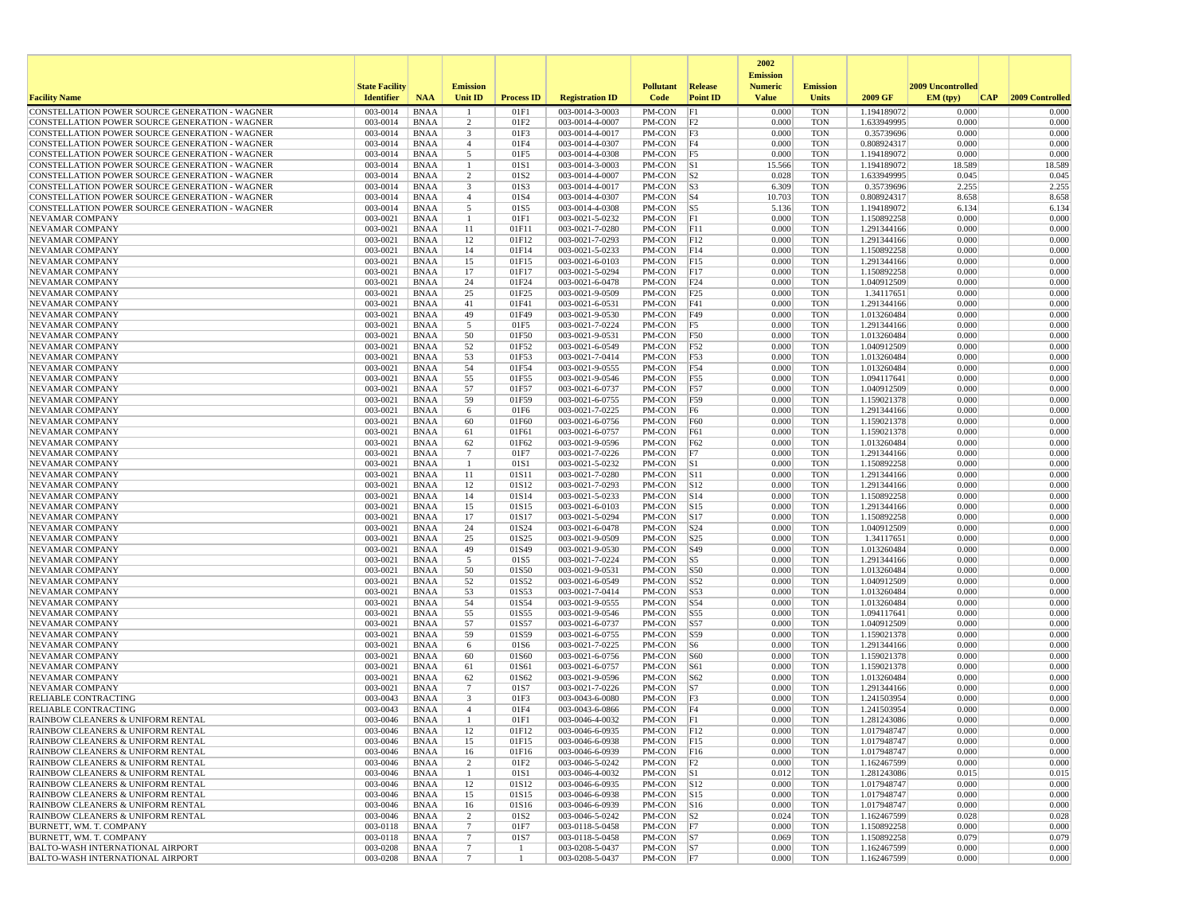| Facility Name | State Facility Identifier | NAA | Emission Unit ID | Process ID | Registration ID | Pollutant Code | Release Point ID | 2002 Emission Numeric Value | Emission Units | 2009 GF | 2009 Uncontrolled EM (tpy) | CAP | 2009 Controlled |
|---|---|---|---|---|---|---|---|---|---|---|---|---|---|
| CONSTELLATION POWER SOURCE GENERATION - WAGNER | 003-0014 | BNAA | 1 | 01F1 | 003-0014-3-0003 | PM-CON | F1 | 0.000 | TON | 1.194189072 | 0.000 | | 0.000 |
| CONSTELLATION POWER SOURCE GENERATION - WAGNER | 003-0014 | BNAA | 2 | 01F2 | 003-0014-4-0007 | PM-CON | F2 | 0.000 | TON | 1.633949995 | 0.000 | | 0.000 |
| CONSTELLATION POWER SOURCE GENERATION - WAGNER | 003-0014 | BNAA | 3 | 01F3 | 003-0014-4-0017 | PM-CON | F3 | 0.000 | TON | 0.35739696 | 0.000 | | 0.000 |
| CONSTELLATION POWER SOURCE GENERATION - WAGNER | 003-0014 | BNAA | 4 | 01F4 | 003-0014-4-0307 | PM-CON | F4 | 0.000 | TON | 0.808924317 | 0.000 | | 0.000 |
| CONSTELLATION POWER SOURCE GENERATION - WAGNER | 003-0014 | BNAA | 5 | 01F5 | 003-0014-4-0308 | PM-CON | F5 | 0.000 | TON | 1.194189072 | 0.000 | | 0.000 |
| CONSTELLATION POWER SOURCE GENERATION - WAGNER | 003-0014 | BNAA | 1 | 01S1 | 003-0014-3-0003 | PM-CON | S1 | 15.566 | TON | 1.194189072 | 18.589 | | 18.589 |
| CONSTELLATION POWER SOURCE GENERATION - WAGNER | 003-0014 | BNAA | 2 | 01S2 | 003-0014-4-0007 | PM-CON | S2 | 0.028 | TON | 1.633949995 | 0.045 | | 0.045 |
| CONSTELLATION POWER SOURCE GENERATION - WAGNER | 003-0014 | BNAA | 3 | 01S3 | 003-0014-4-0017 | PM-CON | S3 | 6.309 | TON | 0.35739696 | 2.255 | | 2.255 |
| CONSTELLATION POWER SOURCE GENERATION - WAGNER | 003-0014 | BNAA | 4 | 01S4 | 003-0014-4-0307 | PM-CON | S4 | 10.703 | TON | 0.808924317 | 8.658 | | 8.658 |
| CONSTELLATION POWER SOURCE GENERATION - WAGNER | 003-0014 | BNAA | 5 | 01S5 | 003-0014-4-0308 | PM-CON | S5 | 5.136 | TON | 1.194189072 | 6.134 | | 6.134 |
| NEVAMAR COMPANY | 003-0021 | BNAA | 1 | 01F1 | 003-0021-5-0232 | PM-CON | F1 | 0.000 | TON | 1.150892258 | 0.000 | | 0.000 |
| NEVAMAR COMPANY | 003-0021 | BNAA | 11 | 01F11 | 003-0021-7-0280 | PM-CON | F11 | 0.000 | TON | 1.291344166 | 0.000 | | 0.000 |
| NEVAMAR COMPANY | 003-0021 | BNAA | 12 | 01F12 | 003-0021-7-0293 | PM-CON | F12 | 0.000 | TON | 1.291344166 | 0.000 | | 0.000 |
| NEVAMAR COMPANY | 003-0021 | BNAA | 14 | 01F14 | 003-0021-5-0233 | PM-CON | F14 | 0.000 | TON | 1.150892258 | 0.000 | | 0.000 |
| NEVAMAR COMPANY | 003-0021 | BNAA | 15 | 01F15 | 003-0021-6-0103 | PM-CON | F15 | 0.000 | TON | 1.291344166 | 0.000 | | 0.000 |
| NEVAMAR COMPANY | 003-0021 | BNAA | 17 | 01F17 | 003-0021-5-0294 | PM-CON | F17 | 0.000 | TON | 1.150892258 | 0.000 | | 0.000 |
| NEVAMAR COMPANY | 003-0021 | BNAA | 24 | 01F24 | 003-0021-6-0478 | PM-CON | F24 | 0.000 | TON | 1.040912509 | 0.000 | | 0.000 |
| NEVAMAR COMPANY | 003-0021 | BNAA | 25 | 01F25 | 003-0021-9-0509 | PM-CON | F25 | 0.000 | TON | 1.34117651 | 0.000 | | 0.000 |
| NEVAMAR COMPANY | 003-0021 | BNAA | 41 | 01F41 | 003-0021-6-0531 | PM-CON | F41 | 0.000 | TON | 1.291344166 | 0.000 | | 0.000 |
| NEVAMAR COMPANY | 003-0021 | BNAA | 49 | 01F49 | 003-0021-9-0530 | PM-CON | F49 | 0.000 | TON | 1.013260484 | 0.000 | | 0.000 |
| NEVAMAR COMPANY | 003-0021 | BNAA | 5 | 01F5 | 003-0021-7-0224 | PM-CON | F5 | 0.000 | TON | 1.291344166 | 0.000 | | 0.000 |
| NEVAMAR COMPANY | 003-0021 | BNAA | 50 | 01F50 | 003-0021-9-0531 | PM-CON | F50 | 0.000 | TON | 1.013260484 | 0.000 | | 0.000 |
| NEVAMAR COMPANY | 003-0021 | BNAA | 52 | 01F52 | 003-0021-6-0549 | PM-CON | F52 | 0.000 | TON | 1.040912509 | 0.000 | | 0.000 |
| NEVAMAR COMPANY | 003-0021 | BNAA | 53 | 01F53 | 003-0021-7-0414 | PM-CON | F53 | 0.000 | TON | 1.013260484 | 0.000 | | 0.000 |
| NEVAMAR COMPANY | 003-0021 | BNAA | 54 | 01F54 | 003-0021-9-0555 | PM-CON | F54 | 0.000 | TON | 1.013260484 | 0.000 | | 0.000 |
| NEVAMAR COMPANY | 003-0021 | BNAA | 55 | 01F55 | 003-0021-9-0546 | PM-CON | F55 | 0.000 | TON | 1.094117641 | 0.000 | | 0.000 |
| NEVAMAR COMPANY | 003-0021 | BNAA | 57 | 01F57 | 003-0021-6-0737 | PM-CON | F57 | 0.000 | TON | 1.040912509 | 0.000 | | 0.000 |
| NEVAMAR COMPANY | 003-0021 | BNAA | 59 | 01F59 | 003-0021-6-0755 | PM-CON | F59 | 0.000 | TON | 1.159021378 | 0.000 | | 0.000 |
| NEVAMAR COMPANY | 003-0021 | BNAA | 6 | 01F6 | 003-0021-7-0225 | PM-CON | F6 | 0.000 | TON | 1.291344166 | 0.000 | | 0.000 |
| NEVAMAR COMPANY | 003-0021 | BNAA | 60 | 01F60 | 003-0021-6-0756 | PM-CON | F60 | 0.000 | TON | 1.159021378 | 0.000 | | 0.000 |
| NEVAMAR COMPANY | 003-0021 | BNAA | 61 | 01F61 | 003-0021-6-0757 | PM-CON | F61 | 0.000 | TON | 1.159021378 | 0.000 | | 0.000 |
| NEVAMAR COMPANY | 003-0021 | BNAA | 62 | 01F62 | 003-0021-9-0596 | PM-CON | F62 | 0.000 | TON | 1.013260484 | 0.000 | | 0.000 |
| NEVAMAR COMPANY | 003-0021 | BNAA | 7 | 01F7 | 003-0021-7-0226 | PM-CON | F7 | 0.000 | TON | 1.291344166 | 0.000 | | 0.000 |
| NEVAMAR COMPANY | 003-0021 | BNAA | 1 | 01S1 | 003-0021-5-0232 | PM-CON | S1 | 0.000 | TON | 1.150892258 | 0.000 | | 0.000 |
| NEVAMAR COMPANY | 003-0021 | BNAA | 11 | 01S11 | 003-0021-7-0280 | PM-CON | S11 | 0.000 | TON | 1.291344166 | 0.000 | | 0.000 |
| NEVAMAR COMPANY | 003-0021 | BNAA | 12 | 01S12 | 003-0021-7-0293 | PM-CON | S12 | 0.000 | TON | 1.291344166 | 0.000 | | 0.000 |
| NEVAMAR COMPANY | 003-0021 | BNAA | 14 | 01S14 | 003-0021-5-0233 | PM-CON | S14 | 0.000 | TON | 1.150892258 | 0.000 | | 0.000 |
| NEVAMAR COMPANY | 003-0021 | BNAA | 15 | 01S15 | 003-0021-6-0103 | PM-CON | S15 | 0.000 | TON | 1.291344166 | 0.000 | | 0.000 |
| NEVAMAR COMPANY | 003-0021 | BNAA | 17 | 01S17 | 003-0021-5-0294 | PM-CON | S17 | 0.000 | TON | 1.150892258 | 0.000 | | 0.000 |
| NEVAMAR COMPANY | 003-0021 | BNAA | 24 | 01S24 | 003-0021-6-0478 | PM-CON | S24 | 0.000 | TON | 1.040912509 | 0.000 | | 0.000 |
| NEVAMAR COMPANY | 003-0021 | BNAA | 25 | 01S25 | 003-0021-9-0509 | PM-CON | S25 | 0.000 | TON | 1.34117651 | 0.000 | | 0.000 |
| NEVAMAR COMPANY | 003-0021 | BNAA | 49 | 01S49 | 003-0021-9-0530 | PM-CON | S49 | 0.000 | TON | 1.013260484 | 0.000 | | 0.000 |
| NEVAMAR COMPANY | 003-0021 | BNAA | 5 | 01S5 | 003-0021-7-0224 | PM-CON | S5 | 0.000 | TON | 1.291344166 | 0.000 | | 0.000 |
| NEVAMAR COMPANY | 003-0021 | BNAA | 50 | 01S50 | 003-0021-9-0531 | PM-CON | S50 | 0.000 | TON | 1.013260484 | 0.000 | | 0.000 |
| NEVAMAR COMPANY | 003-0021 | BNAA | 52 | 01S52 | 003-0021-6-0549 | PM-CON | S52 | 0.000 | TON | 1.040912509 | 0.000 | | 0.000 |
| NEVAMAR COMPANY | 003-0021 | BNAA | 53 | 01S53 | 003-0021-7-0414 | PM-CON | S53 | 0.000 | TON | 1.013260484 | 0.000 | | 0.000 |
| NEVAMAR COMPANY | 003-0021 | BNAA | 54 | 01S54 | 003-0021-9-0555 | PM-CON | S54 | 0.000 | TON | 1.013260484 | 0.000 | | 0.000 |
| NEVAMAR COMPANY | 003-0021 | BNAA | 55 | 01S55 | 003-0021-9-0546 | PM-CON | S55 | 0.000 | TON | 1.094117641 | 0.000 | | 0.000 |
| NEVAMAR COMPANY | 003-0021 | BNAA | 57 | 01S57 | 003-0021-6-0737 | PM-CON | S57 | 0.000 | TON | 1.040912509 | 0.000 | | 0.000 |
| NEVAMAR COMPANY | 003-0021 | BNAA | 59 | 01S59 | 003-0021-6-0755 | PM-CON | S59 | 0.000 | TON | 1.159021378 | 0.000 | | 0.000 |
| NEVAMAR COMPANY | 003-0021 | BNAA | 6 | 01S6 | 003-0021-7-0225 | PM-CON | S6 | 0.000 | TON | 1.291344166 | 0.000 | | 0.000 |
| NEVAMAR COMPANY | 003-0021 | BNAA | 60 | 01S60 | 003-0021-6-0756 | PM-CON | S60 | 0.000 | TON | 1.159021378 | 0.000 | | 0.000 |
| NEVAMAR COMPANY | 003-0021 | BNAA | 61 | 01S61 | 003-0021-6-0757 | PM-CON | S61 | 0.000 | TON | 1.159021378 | 0.000 | | 0.000 |
| NEVAMAR COMPANY | 003-0021 | BNAA | 62 | 01S62 | 003-0021-9-0596 | PM-CON | S62 | 0.000 | TON | 1.013260484 | 0.000 | | 0.000 |
| NEVAMAR COMPANY | 003-0021 | BNAA | 7 | 01S7 | 003-0021-7-0226 | PM-CON | S7 | 0.000 | TON | 1.291344166 | 0.000 | | 0.000 |
| RELIABLE CONTRACTING | 003-0043 | BNAA | 3 | 01F3 | 003-0043-6-0080 | PM-CON | F3 | 0.000 | TON | 1.241503954 | 0.000 | | 0.000 |
| RELIABLE CONTRACTING | 003-0043 | BNAA | 4 | 01F4 | 003-0043-6-0866 | PM-CON | F4 | 0.000 | TON | 1.241503954 | 0.000 | | 0.000 |
| RAINBOW CLEANERS & UNIFORM RENTAL | 003-0046 | BNAA | 1 | 01F1 | 003-0046-4-0032 | PM-CON | F1 | 0.000 | TON | 1.281243086 | 0.000 | | 0.000 |
| RAINBOW CLEANERS & UNIFORM RENTAL | 003-0046 | BNAA | 12 | 01F12 | 003-0046-6-0935 | PM-CON | F12 | 0.000 | TON | 1.017948747 | 0.000 | | 0.000 |
| RAINBOW CLEANERS & UNIFORM RENTAL | 003-0046 | BNAA | 15 | 01F15 | 003-0046-6-0938 | PM-CON | F15 | 0.000 | TON | 1.017948747 | 0.000 | | 0.000 |
| RAINBOW CLEANERS & UNIFORM RENTAL | 003-0046 | BNAA | 16 | 01F16 | 003-0046-6-0939 | PM-CON | F16 | 0.000 | TON | 1.017948747 | 0.000 | | 0.000 |
| RAINBOW CLEANERS & UNIFORM RENTAL | 003-0046 | BNAA | 2 | 01F2 | 003-0046-5-0242 | PM-CON | F2 | 0.000 | TON | 1.162467599 | 0.000 | | 0.000 |
| RAINBOW CLEANERS & UNIFORM RENTAL | 003-0046 | BNAA | 1 | 01S1 | 003-0046-4-0032 | PM-CON | S1 | 0.012 | TON | 1.281243086 | 0.015 | | 0.015 |
| RAINBOW CLEANERS & UNIFORM RENTAL | 003-0046 | BNAA | 12 | 01S12 | 003-0046-6-0935 | PM-CON | S12 | 0.000 | TON | 1.017948747 | 0.000 | | 0.000 |
| RAINBOW CLEANERS & UNIFORM RENTAL | 003-0046 | BNAA | 15 | 01S15 | 003-0046-6-0938 | PM-CON | S15 | 0.000 | TON | 1.017948747 | 0.000 | | 0.000 |
| RAINBOW CLEANERS & UNIFORM RENTAL | 003-0046 | BNAA | 16 | 01S16 | 003-0046-6-0939 | PM-CON | S16 | 0.000 | TON | 1.017948747 | 0.000 | | 0.000 |
| RAINBOW CLEANERS & UNIFORM RENTAL | 003-0046 | BNAA | 2 | 01S2 | 003-0046-5-0242 | PM-CON | S2 | 0.024 | TON | 1.162467599 | 0.028 | | 0.028 |
| BURNETT, WM. T. COMPANY | 003-0118 | BNAA | 7 | 01F7 | 003-0118-5-0458 | PM-CON | F7 | 0.000 | TON | 1.150892258 | 0.000 | | 0.000 |
| BURNETT, WM. T. COMPANY | 003-0118 | BNAA | 7 | 01S7 | 003-0118-5-0458 | PM-CON | S7 | 0.069 | TON | 1.150892258 | 0.079 | | 0.079 |
| BALTO-WASH INTERNATIONAL AIRPORT | 003-0208 | BNAA | 7 | 1 | 003-0208-5-0437 | PM-CON | S7 | 0.000 | TON | 1.162467599 | 0.000 | | 0.000 |
| BALTO-WASH INTERNATIONAL AIRPORT | 003-0208 | BNAA | 7 | 1 | 003-0208-5-0437 | PM-CON | F7 | 0.000 | TON | 1.162467599 | 0.000 | | 0.000 |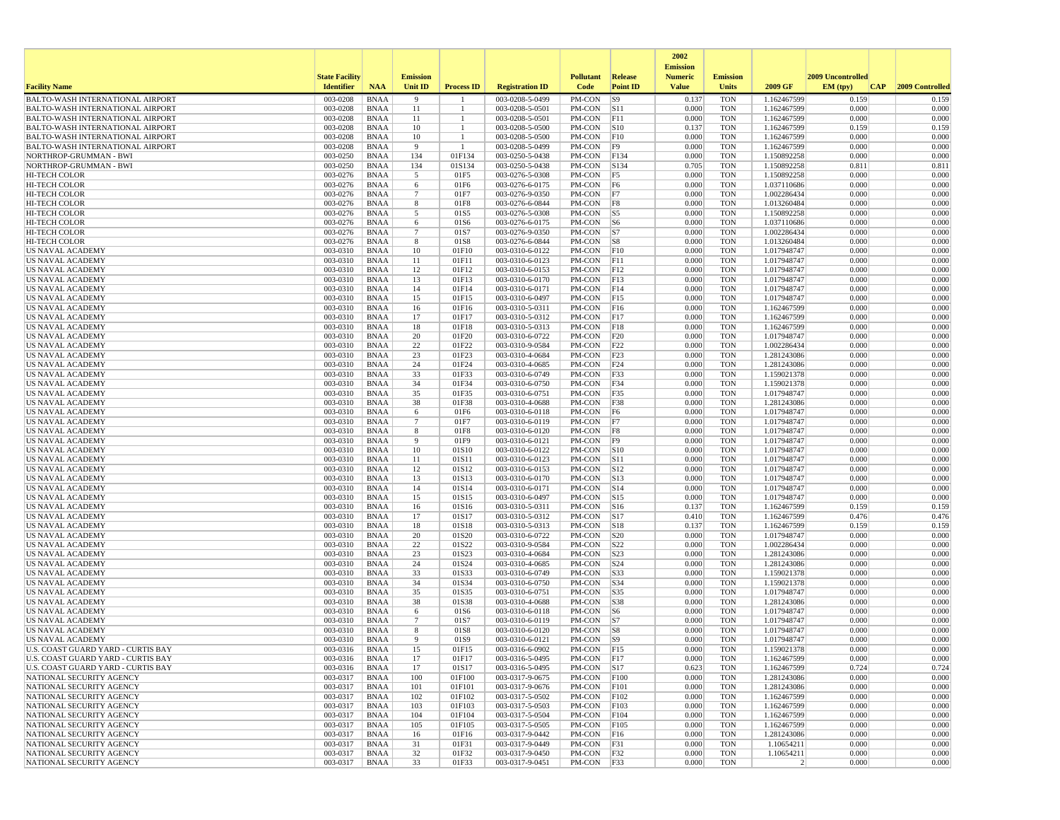| Facility Name | State Facility Identifier | NAA | Emission Unit ID | Process ID | Registration ID | Pollutant Code | Release Point ID | 2002 Emission Numeric Value | Emission Units | 2009 GF | 2009 Uncontrolled EM (tpy) | CAP | 2009 Controlled |
|---|---|---|---|---|---|---|---|---|---|---|---|---|---|
| BALTO-WASH INTERNATIONAL AIRPORT | 003-0208 | BNAA | 9 | 1 | 003-0208-5-0499 | PM-CON | S9 | 0.137 | TON | 1.162467599 | 0.159 | | 0.159 |
| BALTO-WASH INTERNATIONAL AIRPORT | 003-0208 | BNAA | 11 | 1 | 003-0208-5-0501 | PM-CON | S11 | 0.000 | TON | 1.162467599 | 0.000 | | 0.000 |
| BALTO-WASH INTERNATIONAL AIRPORT | 003-0208 | BNAA | 11 | 1 | 003-0208-5-0501 | PM-CON | F11 | 0.000 | TON | 1.162467599 | 0.000 | | 0.000 |
| BALTO-WASH INTERNATIONAL AIRPORT | 003-0208 | BNAA | 10 | 1 | 003-0208-5-0500 | PM-CON | S10 | 0.137 | TON | 1.162467599 | 0.159 | | 0.159 |
| BALTO-WASH INTERNATIONAL AIRPORT | 003-0208 | BNAA | 10 | 1 | 003-0208-5-0500 | PM-CON | F10 | 0.000 | TON | 1.162467599 | 0.000 | | 0.000 |
| BALTO-WASH INTERNATIONAL AIRPORT | 003-0208 | BNAA | 9 | 1 | 003-0208-5-0499 | PM-CON | F9 | 0.000 | TON | 1.162467599 | 0.000 | | 0.000 |
| NORTHROP-GRUMMAN - BWI | 003-0250 | BNAA | 134 | 01F134 | 003-0250-5-0438 | PM-CON | F134 | 0.000 | TON | 1.150892258 | 0.000 | | 0.000 |
| NORTHROP-GRUMMAN - BWI | 003-0250 | BNAA | 134 | 01S134 | 003-0250-5-0438 | PM-CON | S134 | 0.705 | TON | 1.150892258 | 0.811 | | 0.811 |
| HI-TECH COLOR | 003-0276 | BNAA | 5 | 01F5 | 003-0276-5-0308 | PM-CON | F5 | 0.000 | TON | 1.150892258 | 0.000 | | 0.000 |
| HI-TECH COLOR | 003-0276 | BNAA | 6 | 01F6 | 003-0276-6-0175 | PM-CON | F6 | 0.000 | TON | 1.037110686 | 0.000 | | 0.000 |
| HI-TECH COLOR | 003-0276 | BNAA | 7 | 01F7 | 003-0276-9-0350 | PM-CON | F7 | 0.000 | TON | 1.002286434 | 0.000 | | 0.000 |
| HI-TECH COLOR | 003-0276 | BNAA | 8 | 01F8 | 003-0276-6-0844 | PM-CON | F8 | 0.000 | TON | 1.013260484 | 0.000 | | 0.000 |
| HI-TECH COLOR | 003-0276 | BNAA | 5 | 01S5 | 003-0276-5-0308 | PM-CON | S5 | 0.000 | TON | 1.150892258 | 0.000 | | 0.000 |
| HI-TECH COLOR | 003-0276 | BNAA | 6 | 01S6 | 003-0276-6-0175 | PM-CON | S6 | 0.000 | TON | 1.037110686 | 0.000 | | 0.000 |
| HI-TECH COLOR | 003-0276 | BNAA | 7 | 01S7 | 003-0276-9-0350 | PM-CON | S7 | 0.000 | TON | 1.002286434 | 0.000 | | 0.000 |
| HI-TECH COLOR | 003-0276 | BNAA | 8 | 01S8 | 003-0276-6-0844 | PM-CON | S8 | 0.000 | TON | 1.013260484 | 0.000 | | 0.000 |
| US NAVAL ACADEMY | 003-0310 | BNAA | 10 | 01F10 | 003-0310-6-0122 | PM-CON | F10 | 0.000 | TON | 1.017948747 | 0.000 | | 0.000 |
| US NAVAL ACADEMY | 003-0310 | BNAA | 11 | 01F11 | 003-0310-6-0123 | PM-CON | F11 | 0.000 | TON | 1.017948747 | 0.000 | | 0.000 |
| US NAVAL ACADEMY | 003-0310 | BNAA | 12 | 01F12 | 003-0310-6-0153 | PM-CON | F12 | 0.000 | TON | 1.017948747 | 0.000 | | 0.000 |
| US NAVAL ACADEMY | 003-0310 | BNAA | 13 | 01F13 | 003-0310-6-0170 | PM-CON | F13 | 0.000 | TON | 1.017948747 | 0.000 | | 0.000 |
| US NAVAL ACADEMY | 003-0310 | BNAA | 14 | 01F14 | 003-0310-6-0171 | PM-CON | F14 | 0.000 | TON | 1.017948747 | 0.000 | | 0.000 |
| US NAVAL ACADEMY | 003-0310 | BNAA | 15 | 01F15 | 003-0310-6-0497 | PM-CON | F15 | 0.000 | TON | 1.017948747 | 0.000 | | 0.000 |
| US NAVAL ACADEMY | 003-0310 | BNAA | 16 | 01F16 | 003-0310-5-0311 | PM-CON | F16 | 0.000 | TON | 1.162467599 | 0.000 | | 0.000 |
| US NAVAL ACADEMY | 003-0310 | BNAA | 17 | 01F17 | 003-0310-5-0312 | PM-CON | F17 | 0.000 | TON | 1.162467599 | 0.000 | | 0.000 |
| US NAVAL ACADEMY | 003-0310 | BNAA | 18 | 01F18 | 003-0310-5-0313 | PM-CON | F18 | 0.000 | TON | 1.162467599 | 0.000 | | 0.000 |
| US NAVAL ACADEMY | 003-0310 | BNAA | 20 | 01F20 | 003-0310-6-0722 | PM-CON | F20 | 0.000 | TON | 1.017948747 | 0.000 | | 0.000 |
| US NAVAL ACADEMY | 003-0310 | BNAA | 22 | 01F22 | 003-0310-9-0584 | PM-CON | F22 | 0.000 | TON | 1.002286434 | 0.000 | | 0.000 |
| US NAVAL ACADEMY | 003-0310 | BNAA | 23 | 01F23 | 003-0310-4-0684 | PM-CON | F23 | 0.000 | TON | 1.281243086 | 0.000 | | 0.000 |
| US NAVAL ACADEMY | 003-0310 | BNAA | 24 | 01F24 | 003-0310-4-0685 | PM-CON | F24 | 0.000 | TON | 1.281243086 | 0.000 | | 0.000 |
| US NAVAL ACADEMY | 003-0310 | BNAA | 33 | 01F33 | 003-0310-6-0749 | PM-CON | F33 | 0.000 | TON | 1.159021378 | 0.000 | | 0.000 |
| US NAVAL ACADEMY | 003-0310 | BNAA | 34 | 01F34 | 003-0310-6-0750 | PM-CON | F34 | 0.000 | TON | 1.159021378 | 0.000 | | 0.000 |
| US NAVAL ACADEMY | 003-0310 | BNAA | 35 | 01F35 | 003-0310-6-0751 | PM-CON | F35 | 0.000 | TON | 1.017948747 | 0.000 | | 0.000 |
| US NAVAL ACADEMY | 003-0310 | BNAA | 38 | 01F38 | 003-0310-4-0688 | PM-CON | F38 | 0.000 | TON | 1.281243086 | 0.000 | | 0.000 |
| US NAVAL ACADEMY | 003-0310 | BNAA | 6 | 01F6 | 003-0310-6-0118 | PM-CON | F6 | 0.000 | TON | 1.017948747 | 0.000 | | 0.000 |
| US NAVAL ACADEMY | 003-0310 | BNAA | 7 | 01F7 | 003-0310-6-0119 | PM-CON | F7 | 0.000 | TON | 1.017948747 | 0.000 | | 0.000 |
| US NAVAL ACADEMY | 003-0310 | BNAA | 8 | 01F8 | 003-0310-6-0120 | PM-CON | F8 | 0.000 | TON | 1.017948747 | 0.000 | | 0.000 |
| US NAVAL ACADEMY | 003-0310 | BNAA | 9 | 01F9 | 003-0310-6-0121 | PM-CON | F9 | 0.000 | TON | 1.017948747 | 0.000 | | 0.000 |
| US NAVAL ACADEMY | 003-0310 | BNAA | 10 | 01S10 | 003-0310-6-0122 | PM-CON | S10 | 0.000 | TON | 1.017948747 | 0.000 | | 0.000 |
| US NAVAL ACADEMY | 003-0310 | BNAA | 11 | 01S11 | 003-0310-6-0123 | PM-CON | S11 | 0.000 | TON | 1.017948747 | 0.000 | | 0.000 |
| US NAVAL ACADEMY | 003-0310 | BNAA | 12 | 01S12 | 003-0310-6-0153 | PM-CON | S12 | 0.000 | TON | 1.017948747 | 0.000 | | 0.000 |
| US NAVAL ACADEMY | 003-0310 | BNAA | 13 | 01S13 | 003-0310-6-0170 | PM-CON | S13 | 0.000 | TON | 1.017948747 | 0.000 | | 0.000 |
| US NAVAL ACADEMY | 003-0310 | BNAA | 14 | 01S14 | 003-0310-6-0171 | PM-CON | S14 | 0.000 | TON | 1.017948747 | 0.000 | | 0.000 |
| US NAVAL ACADEMY | 003-0310 | BNAA | 15 | 01S15 | 003-0310-6-0497 | PM-CON | S15 | 0.000 | TON | 1.017948747 | 0.000 | | 0.000 |
| US NAVAL ACADEMY | 003-0310 | BNAA | 16 | 01S16 | 003-0310-5-0311 | PM-CON | S16 | 0.137 | TON | 1.162467599 | 0.159 | | 0.159 |
| US NAVAL ACADEMY | 003-0310 | BNAA | 17 | 01S17 | 003-0310-5-0312 | PM-CON | S17 | 0.410 | TON | 1.162467599 | 0.476 | | 0.476 |
| US NAVAL ACADEMY | 003-0310 | BNAA | 18 | 01S18 | 003-0310-5-0313 | PM-CON | S18 | 0.137 | TON | 1.162467599 | 0.159 | | 0.159 |
| US NAVAL ACADEMY | 003-0310 | BNAA | 20 | 01S20 | 003-0310-6-0722 | PM-CON | S20 | 0.000 | TON | 1.017948747 | 0.000 | | 0.000 |
| US NAVAL ACADEMY | 003-0310 | BNAA | 22 | 01S22 | 003-0310-9-0584 | PM-CON | S22 | 0.000 | TON | 1.002286434 | 0.000 | | 0.000 |
| US NAVAL ACADEMY | 003-0310 | BNAA | 23 | 01S23 | 003-0310-4-0684 | PM-CON | S23 | 0.000 | TON | 1.281243086 | 0.000 | | 0.000 |
| US NAVAL ACADEMY | 003-0310 | BNAA | 24 | 01S24 | 003-0310-4-0685 | PM-CON | S24 | 0.000 | TON | 1.281243086 | 0.000 | | 0.000 |
| US NAVAL ACADEMY | 003-0310 | BNAA | 33 | 01S33 | 003-0310-6-0749 | PM-CON | S33 | 0.000 | TON | 1.159021378 | 0.000 | | 0.000 |
| US NAVAL ACADEMY | 003-0310 | BNAA | 34 | 01S34 | 003-0310-6-0750 | PM-CON | S34 | 0.000 | TON | 1.159021378 | 0.000 | | 0.000 |
| US NAVAL ACADEMY | 003-0310 | BNAA | 35 | 01S35 | 003-0310-6-0751 | PM-CON | S35 | 0.000 | TON | 1.017948747 | 0.000 | | 0.000 |
| US NAVAL ACADEMY | 003-0310 | BNAA | 38 | 01S38 | 003-0310-4-0688 | PM-CON | S38 | 0.000 | TON | 1.281243086 | 0.000 | | 0.000 |
| US NAVAL ACADEMY | 003-0310 | BNAA | 6 | 01S6 | 003-0310-6-0118 | PM-CON | S6 | 0.000 | TON | 1.017948747 | 0.000 | | 0.000 |
| US NAVAL ACADEMY | 003-0310 | BNAA | 7 | 01S7 | 003-0310-6-0119 | PM-CON | S7 | 0.000 | TON | 1.017948747 | 0.000 | | 0.000 |
| US NAVAL ACADEMY | 003-0310 | BNAA | 8 | 01S8 | 003-0310-6-0120 | PM-CON | S8 | 0.000 | TON | 1.017948747 | 0.000 | | 0.000 |
| US NAVAL ACADEMY | 003-0310 | BNAA | 9 | 01S9 | 003-0310-6-0121 | PM-CON | S9 | 0.000 | TON | 1.017948747 | 0.000 | | 0.000 |
| U.S. COAST GUARD YARD - CURTIS BAY | 003-0316 | BNAA | 15 | 01F15 | 003-0316-6-0902 | PM-CON | F15 | 0.000 | TON | 1.159021378 | 0.000 | | 0.000 |
| U.S. COAST GUARD YARD - CURTIS BAY | 003-0316 | BNAA | 17 | 01F17 | 003-0316-5-0495 | PM-CON | F17 | 0.000 | TON | 1.162467599 | 0.000 | | 0.000 |
| U.S. COAST GUARD YARD - CURTIS BAY | 003-0316 | BNAA | 17 | 01S17 | 003-0316-5-0495 | PM-CON | S17 | 0.623 | TON | 1.162467599 | 0.724 | | 0.724 |
| NATIONAL SECURITY AGENCY | 003-0317 | BNAA | 100 | 01F100 | 003-0317-9-0675 | PM-CON | F100 | 0.000 | TON | 1.281243086 | 0.000 | | 0.000 |
| NATIONAL SECURITY AGENCY | 003-0317 | BNAA | 101 | 01F101 | 003-0317-9-0676 | PM-CON | F101 | 0.000 | TON | 1.281243086 | 0.000 | | 0.000 |
| NATIONAL SECURITY AGENCY | 003-0317 | BNAA | 102 | 01F102 | 003-0317-5-0502 | PM-CON | F102 | 0.000 | TON | 1.162467599 | 0.000 | | 0.000 |
| NATIONAL SECURITY AGENCY | 003-0317 | BNAA | 103 | 01F103 | 003-0317-5-0503 | PM-CON | F103 | 0.000 | TON | 1.162467599 | 0.000 | | 0.000 |
| NATIONAL SECURITY AGENCY | 003-0317 | BNAA | 104 | 01F104 | 003-0317-5-0504 | PM-CON | F104 | 0.000 | TON | 1.162467599 | 0.000 | | 0.000 |
| NATIONAL SECURITY AGENCY | 003-0317 | BNAA | 105 | 01F105 | 003-0317-5-0505 | PM-CON | F105 | 0.000 | TON | 1.162467599 | 0.000 | | 0.000 |
| NATIONAL SECURITY AGENCY | 003-0317 | BNAA | 16 | 01F16 | 003-0317-9-0442 | PM-CON | F16 | 0.000 | TON | 1.281243086 | 0.000 | | 0.000 |
| NATIONAL SECURITY AGENCY | 003-0317 | BNAA | 31 | 01F31 | 003-0317-9-0449 | PM-CON | F31 | 0.000 | TON | 1.10654211 | 0.000 | | 0.000 |
| NATIONAL SECURITY AGENCY | 003-0317 | BNAA | 32 | 01F32 | 003-0317-9-0450 | PM-CON | F32 | 0.000 | TON | 1.10654211 | 0.000 | | 0.000 |
| NATIONAL SECURITY AGENCY | 003-0317 | BNAA | 33 | 01F33 | 003-0317-9-0451 | PM-CON | F33 | 0.000 | TON | 2 | 0.000 | | 0.000 |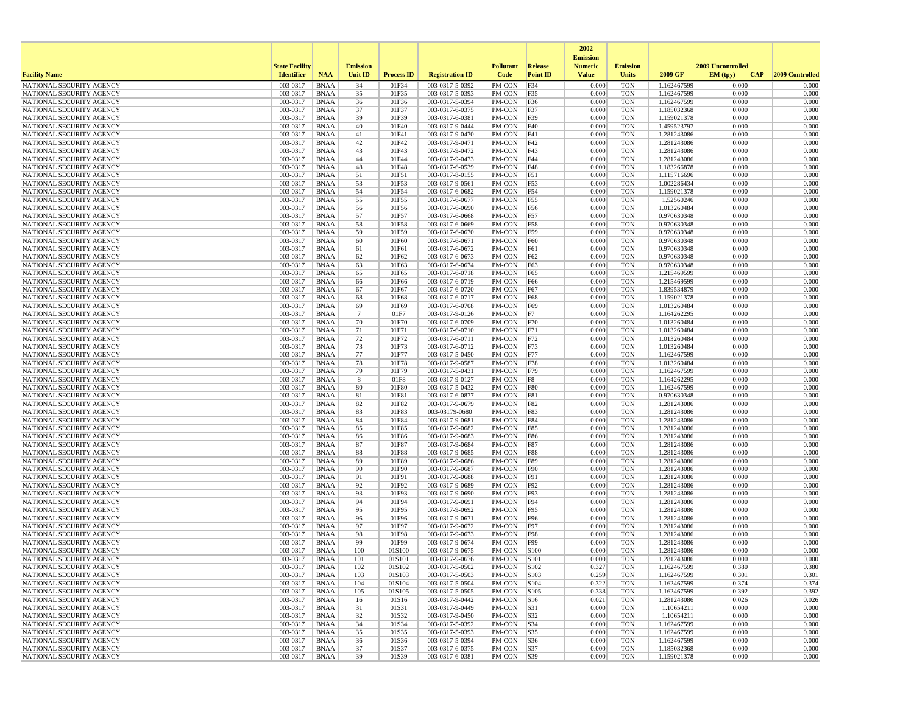| Facility Name | State Facility Identifier | NAA | Emission Unit ID | Process ID | Registration ID | Pollutant Code | Release Point ID | 2002 Emission Numeric Value | Emission Units | 2009 GF | 2009 Uncontrolled EM (tpy) | CAP | 2009 Controlled |
|---|---|---|---|---|---|---|---|---|---|---|---|---|---|
| NATIONAL SECURITY AGENCY | 003-0317 | BNAA | 34 | 01F34 | 003-0317-5-0392 | PM-CON | F34 | 0.000 | TON | 1.162467599 | 0.000 | | 0.000 |
| NATIONAL SECURITY AGENCY | 003-0317 | BNAA | 35 | 01F35 | 003-0317-5-0393 | PM-CON | F35 | 0.000 | TON | 1.162467599 | 0.000 | | 0.000 |
| NATIONAL SECURITY AGENCY | 003-0317 | BNAA | 36 | 01F36 | 003-0317-5-0394 | PM-CON | F36 | 0.000 | TON | 1.162467599 | 0.000 | | 0.000 |
| NATIONAL SECURITY AGENCY | 003-0317 | BNAA | 37 | 01F37 | 003-0317-6-0375 | PM-CON | F37 | 0.000 | TON | 1.185032368 | 0.000 | | 0.000 |
| NATIONAL SECURITY AGENCY | 003-0317 | BNAA | 39 | 01F39 | 003-0317-6-0381 | PM-CON | F39 | 0.000 | TON | 1.159021378 | 0.000 | | 0.000 |
| NATIONAL SECURITY AGENCY | 003-0317 | BNAA | 40 | 01F40 | 003-0317-9-0444 | PM-CON | F40 | 0.000 | TON | 1.459523797 | 0.000 | | 0.000 |
| NATIONAL SECURITY AGENCY | 003-0317 | BNAA | 41 | 01F41 | 003-0317-9-0470 | PM-CON | F41 | 0.000 | TON | 1.281243086 | 0.000 | | 0.000 |
| NATIONAL SECURITY AGENCY | 003-0317 | BNAA | 42 | 01F42 | 003-0317-9-0471 | PM-CON | F42 | 0.000 | TON | 1.281243086 | 0.000 | | 0.000 |
| NATIONAL SECURITY AGENCY | 003-0317 | BNAA | 43 | 01F43 | 003-0317-9-0472 | PM-CON | F43 | 0.000 | TON | 1.281243086 | 0.000 | | 0.000 |
| NATIONAL SECURITY AGENCY | 003-0317 | BNAA | 44 | 01F44 | 003-0317-9-0473 | PM-CON | F44 | 0.000 | TON | 1.281243086 | 0.000 | | 0.000 |
| NATIONAL SECURITY AGENCY | 003-0317 | BNAA | 48 | 01F48 | 003-0317-6-0539 | PM-CON | F48 | 0.000 | TON | 1.183266878 | 0.000 | | 0.000 |
| NATIONAL SECURITY AGENCY | 003-0317 | BNAA | 51 | 01F51 | 003-0317-8-0155 | PM-CON | F51 | 0.000 | TON | 1.115716696 | 0.000 | | 0.000 |
| NATIONAL SECURITY AGENCY | 003-0317 | BNAA | 53 | 01F53 | 003-0317-9-0561 | PM-CON | F53 | 0.000 | TON | 1.002286434 | 0.000 | | 0.000 |
| NATIONAL SECURITY AGENCY | 003-0317 | BNAA | 54 | 01F54 | 003-0317-6-0682 | PM-CON | F54 | 0.000 | TON | 1.159021378 | 0.000 | | 0.000 |
| NATIONAL SECURITY AGENCY | 003-0317 | BNAA | 55 | 01F55 | 003-0317-6-0677 | PM-CON | F55 | 0.000 | TON | 1.52560246 | 0.000 | | 0.000 |
| NATIONAL SECURITY AGENCY | 003-0317 | BNAA | 56 | 01F56 | 003-0317-6-0690 | PM-CON | F56 | 0.000 | TON | 1.013260484 | 0.000 | | 0.000 |
| NATIONAL SECURITY AGENCY | 003-0317 | BNAA | 57 | 01F57 | 003-0317-6-0668 | PM-CON | F57 | 0.000 | TON | 0.970630348 | 0.000 | | 0.000 |
| NATIONAL SECURITY AGENCY | 003-0317 | BNAA | 58 | 01F58 | 003-0317-6-0669 | PM-CON | F58 | 0.000 | TON | 0.970630348 | 0.000 | | 0.000 |
| NATIONAL SECURITY AGENCY | 003-0317 | BNAA | 59 | 01F59 | 003-0317-6-0670 | PM-CON | F59 | 0.000 | TON | 0.970630348 | 0.000 | | 0.000 |
| NATIONAL SECURITY AGENCY | 003-0317 | BNAA | 60 | 01F60 | 003-0317-6-0671 | PM-CON | F60 | 0.000 | TON | 0.970630348 | 0.000 | | 0.000 |
| NATIONAL SECURITY AGENCY | 003-0317 | BNAA | 61 | 01F61 | 003-0317-6-0672 | PM-CON | F61 | 0.000 | TON | 0.970630348 | 0.000 | | 0.000 |
| NATIONAL SECURITY AGENCY | 003-0317 | BNAA | 62 | 01F62 | 003-0317-6-0673 | PM-CON | F62 | 0.000 | TON | 0.970630348 | 0.000 | | 0.000 |
| NATIONAL SECURITY AGENCY | 003-0317 | BNAA | 63 | 01F63 | 003-0317-6-0674 | PM-CON | F63 | 0.000 | TON | 0.970630348 | 0.000 | | 0.000 |
| NATIONAL SECURITY AGENCY | 003-0317 | BNAA | 65 | 01F65 | 003-0317-6-0718 | PM-CON | F65 | 0.000 | TON | 1.215469599 | 0.000 | | 0.000 |
| NATIONAL SECURITY AGENCY | 003-0317 | BNAA | 66 | 01F66 | 003-0317-6-0719 | PM-CON | F66 | 0.000 | TON | 1.215469599 | 0.000 | | 0.000 |
| NATIONAL SECURITY AGENCY | 003-0317 | BNAA | 67 | 01F67 | 003-0317-6-0720 | PM-CON | F67 | 0.000 | TON | 1.839534879 | 0.000 | | 0.000 |
| NATIONAL SECURITY AGENCY | 003-0317 | BNAA | 68 | 01F68 | 003-0317-6-0717 | PM-CON | F68 | 0.000 | TON | 1.159021378 | 0.000 | | 0.000 |
| NATIONAL SECURITY AGENCY | 003-0317 | BNAA | 69 | 01F69 | 003-0317-6-0708 | PM-CON | F69 | 0.000 | TON | 1.013260484 | 0.000 | | 0.000 |
| NATIONAL SECURITY AGENCY | 003-0317 | BNAA | 7 | 01F7 | 003-0317-9-0126 | PM-CON | F7 | 0.000 | TON | 1.164262295 | 0.000 | | 0.000 |
| NATIONAL SECURITY AGENCY | 003-0317 | BNAA | 70 | 01F70 | 003-0317-6-0709 | PM-CON | F70 | 0.000 | TON | 1.013260484 | 0.000 | | 0.000 |
| NATIONAL SECURITY AGENCY | 003-0317 | BNAA | 71 | 01F71 | 003-0317-6-0710 | PM-CON | F71 | 0.000 | TON | 1.013260484 | 0.000 | | 0.000 |
| NATIONAL SECURITY AGENCY | 003-0317 | BNAA | 72 | 01F72 | 003-0317-6-0711 | PM-CON | F72 | 0.000 | TON | 1.013260484 | 0.000 | | 0.000 |
| NATIONAL SECURITY AGENCY | 003-0317 | BNAA | 73 | 01F73 | 003-0317-6-0712 | PM-CON | F73 | 0.000 | TON | 1.013260484 | 0.000 | | 0.000 |
| NATIONAL SECURITY AGENCY | 003-0317 | BNAA | 77 | 01F77 | 003-0317-5-0450 | PM-CON | F77 | 0.000 | TON | 1.162467599 | 0.000 | | 0.000 |
| NATIONAL SECURITY AGENCY | 003-0317 | BNAA | 78 | 01F78 | 003-0317-9-0587 | PM-CON | F78 | 0.000 | TON | 1.013260484 | 0.000 | | 0.000 |
| NATIONAL SECURITY AGENCY | 003-0317 | BNAA | 79 | 01F79 | 003-0317-5-0431 | PM-CON | F79 | 0.000 | TON | 1.162467599 | 0.000 | | 0.000 |
| NATIONAL SECURITY AGENCY | 003-0317 | BNAA | 8 | 01F8 | 003-0317-9-0127 | PM-CON | F8 | 0.000 | TON | 1.164262295 | 0.000 | | 0.000 |
| NATIONAL SECURITY AGENCY | 003-0317 | BNAA | 80 | 01F80 | 003-0317-5-0432 | PM-CON | F80 | 0.000 | TON | 1.162467599 | 0.000 | | 0.000 |
| NATIONAL SECURITY AGENCY | 003-0317 | BNAA | 81 | 01F81 | 003-0317-6-0877 | PM-CON | F81 | 0.000 | TON | 0.970630348 | 0.000 | | 0.000 |
| NATIONAL SECURITY AGENCY | 003-0317 | BNAA | 82 | 01F82 | 003-0317-9-0679 | PM-CON | F82 | 0.000 | TON | 1.281243086 | 0.000 | | 0.000 |
| NATIONAL SECURITY AGENCY | 003-0317 | BNAA | 83 | 01F83 | 003-03179-0680 | PM-CON | F83 | 0.000 | TON | 1.281243086 | 0.000 | | 0.000 |
| NATIONAL SECURITY AGENCY | 003-0317 | BNAA | 84 | 01F84 | 003-0317-9-0681 | PM-CON | F84 | 0.000 | TON | 1.281243086 | 0.000 | | 0.000 |
| NATIONAL SECURITY AGENCY | 003-0317 | BNAA | 85 | 01F85 | 003-0317-9-0682 | PM-CON | F85 | 0.000 | TON | 1.281243086 | 0.000 | | 0.000 |
| NATIONAL SECURITY AGENCY | 003-0317 | BNAA | 86 | 01F86 | 003-0317-9-0683 | PM-CON | F86 | 0.000 | TON | 1.281243086 | 0.000 | | 0.000 |
| NATIONAL SECURITY AGENCY | 003-0317 | BNAA | 87 | 01F87 | 003-0317-9-0684 | PM-CON | F87 | 0.000 | TON | 1.281243086 | 0.000 | | 0.000 |
| NATIONAL SECURITY AGENCY | 003-0317 | BNAA | 88 | 01F88 | 003-0317-9-0685 | PM-CON | F88 | 0.000 | TON | 1.281243086 | 0.000 | | 0.000 |
| NATIONAL SECURITY AGENCY | 003-0317 | BNAA | 89 | 01F89 | 003-0317-9-0686 | PM-CON | F89 | 0.000 | TON | 1.281243086 | 0.000 | | 0.000 |
| NATIONAL SECURITY AGENCY | 003-0317 | BNAA | 90 | 01F90 | 003-0317-9-0687 | PM-CON | F90 | 0.000 | TON | 1.281243086 | 0.000 | | 0.000 |
| NATIONAL SECURITY AGENCY | 003-0317 | BNAA | 91 | 01F91 | 003-0317-9-0688 | PM-CON | F91 | 0.000 | TON | 1.281243086 | 0.000 | | 0.000 |
| NATIONAL SECURITY AGENCY | 003-0317 | BNAA | 92 | 01F92 | 003-0317-9-0689 | PM-CON | F92 | 0.000 | TON | 1.281243086 | 0.000 | | 0.000 |
| NATIONAL SECURITY AGENCY | 003-0317 | BNAA | 93 | 01F93 | 003-0317-9-0690 | PM-CON | F93 | 0.000 | TON | 1.281243086 | 0.000 | | 0.000 |
| NATIONAL SECURITY AGENCY | 003-0317 | BNAA | 94 | 01F94 | 003-0317-9-0691 | PM-CON | F94 | 0.000 | TON | 1.281243086 | 0.000 | | 0.000 |
| NATIONAL SECURITY AGENCY | 003-0317 | BNAA | 95 | 01F95 | 003-0317-9-0692 | PM-CON | F95 | 0.000 | TON | 1.281243086 | 0.000 | | 0.000 |
| NATIONAL SECURITY AGENCY | 003-0317 | BNAA | 96 | 01F96 | 003-0317-9-0671 | PM-CON | F96 | 0.000 | TON | 1.281243086 | 0.000 | | 0.000 |
| NATIONAL SECURITY AGENCY | 003-0317 | BNAA | 97 | 01F97 | 003-0317-9-0672 | PM-CON | F97 | 0.000 | TON | 1.281243086 | 0.000 | | 0.000 |
| NATIONAL SECURITY AGENCY | 003-0317 | BNAA | 98 | 01F98 | 003-0317-9-0673 | PM-CON | F98 | 0.000 | TON | 1.281243086 | 0.000 | | 0.000 |
| NATIONAL SECURITY AGENCY | 003-0317 | BNAA | 99 | 01F99 | 003-0317-9-0674 | PM-CON | F99 | 0.000 | TON | 1.281243086 | 0.000 | | 0.000 |
| NATIONAL SECURITY AGENCY | 003-0317 | BNAA | 100 | 01S100 | 003-0317-9-0675 | PM-CON | S100 | 0.000 | TON | 1.281243086 | 0.000 | | 0.000 |
| NATIONAL SECURITY AGENCY | 003-0317 | BNAA | 101 | 01S101 | 003-0317-9-0676 | PM-CON | S101 | 0.000 | TON | 1.281243086 | 0.000 | | 0.000 |
| NATIONAL SECURITY AGENCY | 003-0317 | BNAA | 102 | 01S102 | 003-0317-5-0502 | PM-CON | S102 | 0.327 | TON | 1.162467599 | 0.380 | | 0.380 |
| NATIONAL SECURITY AGENCY | 003-0317 | BNAA | 103 | 01S103 | 003-0317-5-0503 | PM-CON | S103 | 0.259 | TON | 1.162467599 | 0.301 | | 0.301 |
| NATIONAL SECURITY AGENCY | 003-0317 | BNAA | 104 | 01S104 | 003-0317-5-0504 | PM-CON | S104 | 0.322 | TON | 1.162467599 | 0.374 | | 0.374 |
| NATIONAL SECURITY AGENCY | 003-0317 | BNAA | 105 | 01S105 | 003-0317-5-0505 | PM-CON | S105 | 0.338 | TON | 1.162467599 | 0.392 | | 0.392 |
| NATIONAL SECURITY AGENCY | 003-0317 | BNAA | 16 | 01S16 | 003-0317-9-0442 | PM-CON | S16 | 0.021 | TON | 1.281243086 | 0.026 | | 0.026 |
| NATIONAL SECURITY AGENCY | 003-0317 | BNAA | 31 | 01S31 | 003-0317-9-0449 | PM-CON | S31 | 0.000 | TON | 1.10654211 | 0.000 | | 0.000 |
| NATIONAL SECURITY AGENCY | 003-0317 | BNAA | 32 | 01S32 | 003-0317-9-0450 | PM-CON | S32 | 0.000 | TON | 1.10654211 | 0.000 | | 0.000 |
| NATIONAL SECURITY AGENCY | 003-0317 | BNAA | 34 | 01S34 | 003-0317-5-0392 | PM-CON | S34 | 0.000 | TON | 1.162467599 | 0.000 | | 0.000 |
| NATIONAL SECURITY AGENCY | 003-0317 | BNAA | 35 | 01S35 | 003-0317-5-0393 | PM-CON | S35 | 0.000 | TON | 1.162467599 | 0.000 | | 0.000 |
| NATIONAL SECURITY AGENCY | 003-0317 | BNAA | 36 | 01S36 | 003-0317-5-0394 | PM-CON | S36 | 0.000 | TON | 1.162467599 | 0.000 | | 0.000 |
| NATIONAL SECURITY AGENCY | 003-0317 | BNAA | 37 | 01S37 | 003-0317-6-0375 | PM-CON | S37 | 0.000 | TON | 1.185032368 | 0.000 | | 0.000 |
| NATIONAL SECURITY AGENCY | 003-0317 | BNAA | 39 | 01S39 | 003-0317-6-0381 | PM-CON | S39 | 0.000 | TON | 1.159021378 | 0.000 | | 0.000 |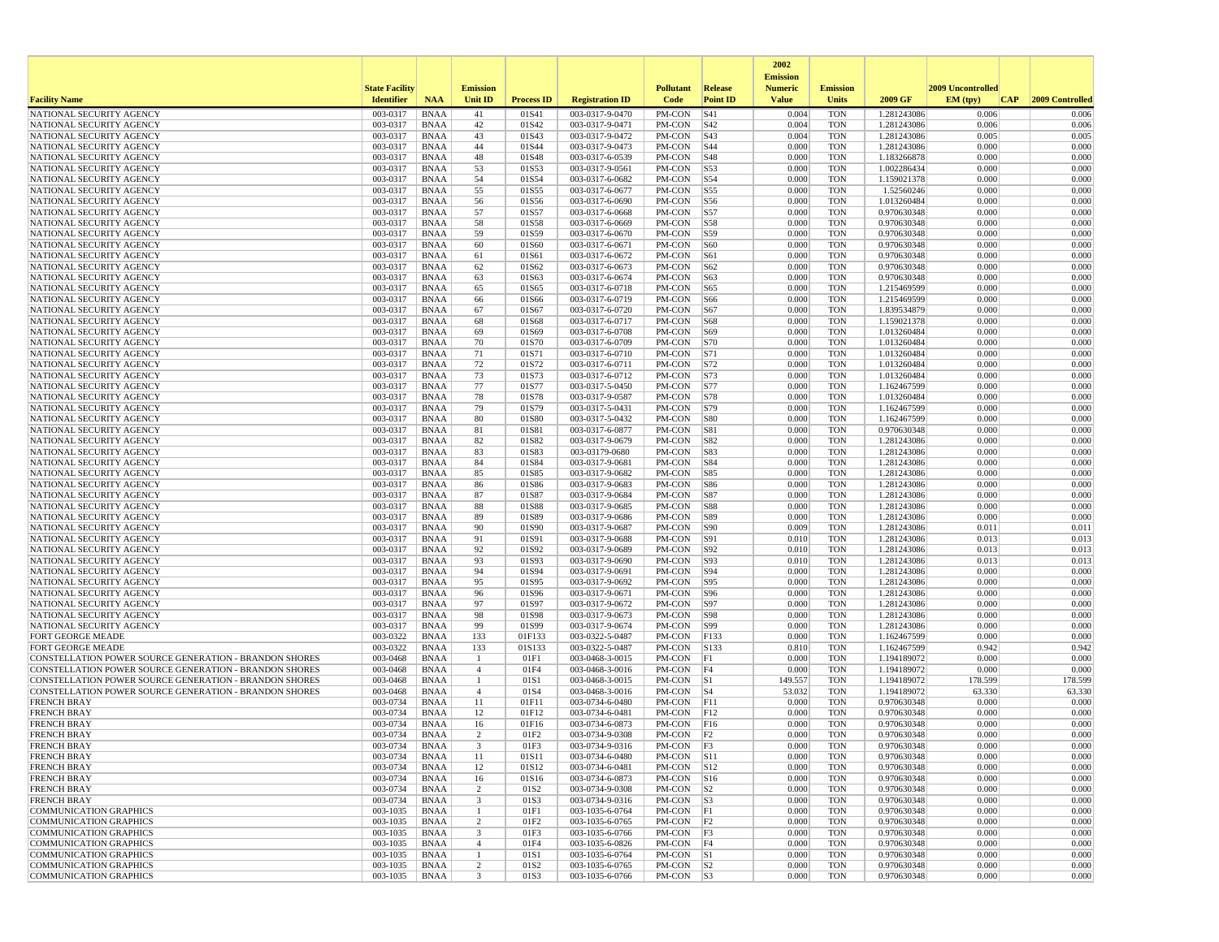| Facility Name | State Facility Identifier | NAA | Emission Unit ID | Process ID | Registration ID | Pollutant Code | Release Point ID | 2002 Emission Numeric Value | Emission Units | 2009 GF | 2009 Uncontrolled EM (tpy) | CAP | 2009 Controlled |
|---|---|---|---|---|---|---|---|---|---|---|---|---|---|
| NATIONAL SECURITY AGENCY | 003-0317 | BNAA | 41 | 01S41 | 003-0317-9-0470 | PM-CON | S41 | 0.004 | TON | 1.281243086 | 0.006 | | 0.006 |
| NATIONAL SECURITY AGENCY | 003-0317 | BNAA | 42 | 01S42 | 003-0317-9-0471 | PM-CON | S42 | 0.004 | TON | 1.281243086 | 0.006 | | 0.006 |
| NATIONAL SECURITY AGENCY | 003-0317 | BNAA | 43 | 01S43 | 003-0317-9-0472 | PM-CON | S43 | 0.004 | TON | 1.281243086 | 0.005 | | 0.005 |
| NATIONAL SECURITY AGENCY | 003-0317 | BNAA | 44 | 01S44 | 003-0317-9-0473 | PM-CON | S44 | 0.000 | TON | 1.281243086 | 0.000 | | 0.000 |
| NATIONAL SECURITY AGENCY | 003-0317 | BNAA | 48 | 01S48 | 003-0317-6-0539 | PM-CON | S48 | 0.000 | TON | 1.183266878 | 0.000 | | 0.000 |
| NATIONAL SECURITY AGENCY | 003-0317 | BNAA | 53 | 01S53 | 003-0317-9-0561 | PM-CON | S53 | 0.000 | TON | 1.002286434 | 0.000 | | 0.000 |
| NATIONAL SECURITY AGENCY | 003-0317 | BNAA | 54 | 01S54 | 003-0317-6-0682 | PM-CON | S54 | 0.000 | TON | 1.159021378 | 0.000 | | 0.000 |
| NATIONAL SECURITY AGENCY | 003-0317 | BNAA | 55 | 01S55 | 003-0317-6-0677 | PM-CON | S55 | 0.000 | TON | 1.52560246 | 0.000 | | 0.000 |
| NATIONAL SECURITY AGENCY | 003-0317 | BNAA | 56 | 01S56 | 003-0317-6-0690 | PM-CON | S56 | 0.000 | TON | 1.013260484 | 0.000 | | 0.000 |
| NATIONAL SECURITY AGENCY | 003-0317 | BNAA | 57 | 01S57 | 003-0317-6-0668 | PM-CON | S57 | 0.000 | TON | 0.970630348 | 0.000 | | 0.000 |
| NATIONAL SECURITY AGENCY | 003-0317 | BNAA | 58 | 01S58 | 003-0317-6-0669 | PM-CON | S58 | 0.000 | TON | 0.970630348 | 0.000 | | 0.000 |
| NATIONAL SECURITY AGENCY | 003-0317 | BNAA | 59 | 01S59 | 003-0317-6-0670 | PM-CON | S59 | 0.000 | TON | 0.970630348 | 0.000 | | 0.000 |
| NATIONAL SECURITY AGENCY | 003-0317 | BNAA | 60 | 01S60 | 003-0317-6-0671 | PM-CON | S60 | 0.000 | TON | 0.970630348 | 0.000 | | 0.000 |
| NATIONAL SECURITY AGENCY | 003-0317 | BNAA | 61 | 01S61 | 003-0317-6-0672 | PM-CON | S61 | 0.000 | TON | 0.970630348 | 0.000 | | 0.000 |
| NATIONAL SECURITY AGENCY | 003-0317 | BNAA | 62 | 01S62 | 003-0317-6-0673 | PM-CON | S62 | 0.000 | TON | 0.970630348 | 0.000 | | 0.000 |
| NATIONAL SECURITY AGENCY | 003-0317 | BNAA | 63 | 01S63 | 003-0317-6-0674 | PM-CON | S63 | 0.000 | TON | 0.970630348 | 0.000 | | 0.000 |
| NATIONAL SECURITY AGENCY | 003-0317 | BNAA | 65 | 01S65 | 003-0317-6-0718 | PM-CON | S65 | 0.000 | TON | 1.215469599 | 0.000 | | 0.000 |
| NATIONAL SECURITY AGENCY | 003-0317 | BNAA | 66 | 01S66 | 003-0317-6-0719 | PM-CON | S66 | 0.000 | TON | 1.215469599 | 0.000 | | 0.000 |
| NATIONAL SECURITY AGENCY | 003-0317 | BNAA | 67 | 01S67 | 003-0317-6-0720 | PM-CON | S67 | 0.000 | TON | 1.839534879 | 0.000 | | 0.000 |
| NATIONAL SECURITY AGENCY | 003-0317 | BNAA | 68 | 01S68 | 003-0317-6-0717 | PM-CON | S68 | 0.000 | TON | 1.159021378 | 0.000 | | 0.000 |
| NATIONAL SECURITY AGENCY | 003-0317 | BNAA | 69 | 01S69 | 003-0317-6-0708 | PM-CON | S69 | 0.000 | TON | 1.013260484 | 0.000 | | 0.000 |
| NATIONAL SECURITY AGENCY | 003-0317 | BNAA | 70 | 01S70 | 003-0317-6-0709 | PM-CON | S70 | 0.000 | TON | 1.013260484 | 0.000 | | 0.000 |
| NATIONAL SECURITY AGENCY | 003-0317 | BNAA | 71 | 01S71 | 003-0317-6-0710 | PM-CON | S71 | 0.000 | TON | 1.013260484 | 0.000 | | 0.000 |
| NATIONAL SECURITY AGENCY | 003-0317 | BNAA | 72 | 01S72 | 003-0317-6-0711 | PM-CON | S72 | 0.000 | TON | 1.013260484 | 0.000 | | 0.000 |
| NATIONAL SECURITY AGENCY | 003-0317 | BNAA | 73 | 01S73 | 003-0317-6-0712 | PM-CON | S73 | 0.000 | TON | 1.013260484 | 0.000 | | 0.000 |
| NATIONAL SECURITY AGENCY | 003-0317 | BNAA | 77 | 01S77 | 003-0317-5-0450 | PM-CON | S77 | 0.000 | TON | 1.162467599 | 0.000 | | 0.000 |
| NATIONAL SECURITY AGENCY | 003-0317 | BNAA | 78 | 01S78 | 003-0317-9-0587 | PM-CON | S78 | 0.000 | TON | 1.013260484 | 0.000 | | 0.000 |
| NATIONAL SECURITY AGENCY | 003-0317 | BNAA | 79 | 01S79 | 003-0317-5-0431 | PM-CON | S79 | 0.000 | TON | 1.162467599 | 0.000 | | 0.000 |
| NATIONAL SECURITY AGENCY | 003-0317 | BNAA | 80 | 01S80 | 003-0317-5-0432 | PM-CON | S80 | 0.000 | TON | 1.162467599 | 0.000 | | 0.000 |
| NATIONAL SECURITY AGENCY | 003-0317 | BNAA | 81 | 01S81 | 003-0317-6-0877 | PM-CON | S81 | 0.000 | TON | 0.970630348 | 0.000 | | 0.000 |
| NATIONAL SECURITY AGENCY | 003-0317 | BNAA | 82 | 01S82 | 003-0317-9-0679 | PM-CON | S82 | 0.000 | TON | 1.281243086 | 0.000 | | 0.000 |
| NATIONAL SECURITY AGENCY | 003-0317 | BNAA | 83 | 01S83 | 003-03179-0680 | PM-CON | S83 | 0.000 | TON | 1.281243086 | 0.000 | | 0.000 |
| NATIONAL SECURITY AGENCY | 003-0317 | BNAA | 84 | 01S84 | 003-0317-9-0681 | PM-CON | S84 | 0.000 | TON | 1.281243086 | 0.000 | | 0.000 |
| NATIONAL SECURITY AGENCY | 003-0317 | BNAA | 85 | 01S85 | 003-0317-9-0682 | PM-CON | S85 | 0.000 | TON | 1.281243086 | 0.000 | | 0.000 |
| NATIONAL SECURITY AGENCY | 003-0317 | BNAA | 86 | 01S86 | 003-0317-9-0683 | PM-CON | S86 | 0.000 | TON | 1.281243086 | 0.000 | | 0.000 |
| NATIONAL SECURITY AGENCY | 003-0317 | BNAA | 87 | 01S87 | 003-0317-9-0684 | PM-CON | S87 | 0.000 | TON | 1.281243086 | 0.000 | | 0.000 |
| NATIONAL SECURITY AGENCY | 003-0317 | BNAA | 88 | 01S88 | 003-0317-9-0685 | PM-CON | S88 | 0.000 | TON | 1.281243086 | 0.000 | | 0.000 |
| NATIONAL SECURITY AGENCY | 003-0317 | BNAA | 89 | 01S89 | 003-0317-9-0686 | PM-CON | S89 | 0.000 | TON | 1.281243086 | 0.000 | | 0.000 |
| NATIONAL SECURITY AGENCY | 003-0317 | BNAA | 90 | 01S90 | 003-0317-9-0687 | PM-CON | S90 | 0.009 | TON | 1.281243086 | 0.011 | | 0.011 |
| NATIONAL SECURITY AGENCY | 003-0317 | BNAA | 91 | 01S91 | 003-0317-9-0688 | PM-CON | S91 | 0.010 | TON | 1.281243086 | 0.013 | | 0.013 |
| NATIONAL SECURITY AGENCY | 003-0317 | BNAA | 92 | 01S92 | 003-0317-9-0689 | PM-CON | S92 | 0.010 | TON | 1.281243086 | 0.013 | | 0.013 |
| NATIONAL SECURITY AGENCY | 003-0317 | BNAA | 93 | 01S93 | 003-0317-9-0690 | PM-CON | S93 | 0.010 | TON | 1.281243086 | 0.013 | | 0.013 |
| NATIONAL SECURITY AGENCY | 003-0317 | BNAA | 94 | 01S94 | 003-0317-9-0691 | PM-CON | S94 | 0.000 | TON | 1.281243086 | 0.000 | | 0.000 |
| NATIONAL SECURITY AGENCY | 003-0317 | BNAA | 95 | 01S95 | 003-0317-9-0692 | PM-CON | S95 | 0.000 | TON | 1.281243086 | 0.000 | | 0.000 |
| NATIONAL SECURITY AGENCY | 003-0317 | BNAA | 96 | 01S96 | 003-0317-9-0671 | PM-CON | S96 | 0.000 | TON | 1.281243086 | 0.000 | | 0.000 |
| NATIONAL SECURITY AGENCY | 003-0317 | BNAA | 97 | 01S97 | 003-0317-9-0672 | PM-CON | S97 | 0.000 | TON | 1.281243086 | 0.000 | | 0.000 |
| NATIONAL SECURITY AGENCY | 003-0317 | BNAA | 98 | 01S98 | 003-0317-9-0673 | PM-CON | S98 | 0.000 | TON | 1.281243086 | 0.000 | | 0.000 |
| NATIONAL SECURITY AGENCY | 003-0317 | BNAA | 99 | 01S99 | 003-0317-9-0674 | PM-CON | S99 | 0.000 | TON | 1.281243086 | 0.000 | | 0.000 |
| FORT GEORGE MEADE | 003-0322 | BNAA | 133 | 01F133 | 003-0322-5-0487 | PM-CON | F133 | 0.000 | TON | 1.162467599 | 0.000 | | 0.000 |
| FORT GEORGE MEADE | 003-0322 | BNAA | 133 | 01S133 | 003-0322-5-0487 | PM-CON | S133 | 0.810 | TON | 1.162467599 | 0.942 | | 0.942 |
| CONSTELLATION POWER SOURCE GENERATION - BRANDON SHORES | 003-0468 | BNAA | 1 | 01F1 | 003-0468-3-0015 | PM-CON | F1 | 0.000 | TON | 1.194189072 | 0.000 | | 0.000 |
| CONSTELLATION POWER SOURCE GENERATION - BRANDON SHORES | 003-0468 | BNAA | 4 | 01F4 | 003-0468-3-0016 | PM-CON | F4 | 0.000 | TON | 1.194189072 | 0.000 | | 0.000 |
| CONSTELLATION POWER SOURCE GENERATION - BRANDON SHORES | 003-0468 | BNAA | 1 | 01S1 | 003-0468-3-0015 | PM-CON | S1 | 149.557 | TON | 1.194189072 | 178.599 | | 178.599 |
| CONSTELLATION POWER SOURCE GENERATION - BRANDON SHORES | 003-0468 | BNAA | 4 | 01S4 | 003-0468-3-0016 | PM-CON | S4 | 53.032 | TON | 1.194189072 | 63.330 | | 63.330 |
| FRENCH BRAY | 003-0734 | BNAA | 11 | 01F11 | 003-0734-6-0480 | PM-CON | F11 | 0.000 | TON | 0.970630348 | 0.000 | | 0.000 |
| FRENCH BRAY | 003-0734 | BNAA | 12 | 01F12 | 003-0734-6-0481 | PM-CON | F12 | 0.000 | TON | 0.970630348 | 0.000 | | 0.000 |
| FRENCH BRAY | 003-0734 | BNAA | 16 | 01F16 | 003-0734-6-0873 | PM-CON | F16 | 0.000 | TON | 0.970630348 | 0.000 | | 0.000 |
| FRENCH BRAY | 003-0734 | BNAA | 2 | 01F2 | 003-0734-9-0308 | PM-CON | F2 | 0.000 | TON | 0.970630348 | 0.000 | | 0.000 |
| FRENCH BRAY | 003-0734 | BNAA | 3 | 01F3 | 003-0734-9-0316 | PM-CON | F3 | 0.000 | TON | 0.970630348 | 0.000 | | 0.000 |
| FRENCH BRAY | 003-0734 | BNAA | 11 | 01S11 | 003-0734-6-0480 | PM-CON | S11 | 0.000 | TON | 0.970630348 | 0.000 | | 0.000 |
| FRENCH BRAY | 003-0734 | BNAA | 12 | 01S12 | 003-0734-6-0481 | PM-CON | S12 | 0.000 | TON | 0.970630348 | 0.000 | | 0.000 |
| FRENCH BRAY | 003-0734 | BNAA | 16 | 01S16 | 003-0734-6-0873 | PM-CON | S16 | 0.000 | TON | 0.970630348 | 0.000 | | 0.000 |
| FRENCH BRAY | 003-0734 | BNAA | 2 | 01S2 | 003-0734-9-0308 | PM-CON | S2 | 0.000 | TON | 0.970630348 | 0.000 | | 0.000 |
| FRENCH BRAY | 003-0734 | BNAA | 3 | 01S3 | 003-0734-9-0316 | PM-CON | S3 | 0.000 | TON | 0.970630348 | 0.000 | | 0.000 |
| COMMUNICATION GRAPHICS | 003-1035 | BNAA | 1 | 01F1 | 003-1035-6-0764 | PM-CON | F1 | 0.000 | TON | 0.970630348 | 0.000 | | 0.000 |
| COMMUNICATION GRAPHICS | 003-1035 | BNAA | 2 | 01F2 | 003-1035-6-0765 | PM-CON | F2 | 0.000 | TON | 0.970630348 | 0.000 | | 0.000 |
| COMMUNICATION GRAPHICS | 003-1035 | BNAA | 3 | 01F3 | 003-1035-6-0766 | PM-CON | F3 | 0.000 | TON | 0.970630348 | 0.000 | | 0.000 |
| COMMUNICATION GRAPHICS | 003-1035 | BNAA | 4 | 01F4 | 003-1035-6-0826 | PM-CON | F4 | 0.000 | TON | 0.970630348 | 0.000 | | 0.000 |
| COMMUNICATION GRAPHICS | 003-1035 | BNAA | 1 | 01S1 | 003-1035-6-0764 | PM-CON | S1 | 0.000 | TON | 0.970630348 | 0.000 | | 0.000 |
| COMMUNICATION GRAPHICS | 003-1035 | BNAA | 2 | 01S2 | 003-1035-6-0765 | PM-CON | S2 | 0.000 | TON | 0.970630348 | 0.000 | | 0.000 |
| COMMUNICATION GRAPHICS | 003-1035 | BNAA | 3 | 01S3 | 003-1035-6-0766 | PM-CON | S3 | 0.000 | TON | 0.970630348 | 0.000 | | 0.000 |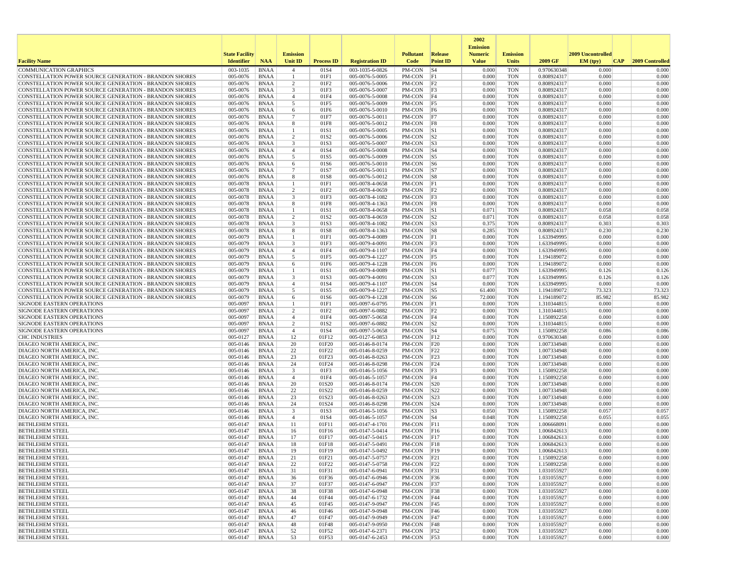| Facility Name | State Facility Identifier | NAA | Emission Unit ID | Process ID | Registration ID | Pollutant Code | Release Point ID | 2002 Emission Numeric Value | Emission Units | 2009 GF | 2009 Uncontrolled EM (tpy) | CAP | 2009 Controlled |
|---|---|---|---|---|---|---|---|---|---|---|---|---|---|
| COMMUNICATION GRAPHICS | 003-1035 | BNAA | 4 | 01S4 | 003-1035-6-0826 | PM-CON | S4 | 0.000 | TON | 0.970630348 | 0.000 | | 0.000 |
| CONSTELLATION POWER SOURCE GENERATION - BRANDON SHORES | 005-0076 | BNAA | 1 | 01F1 | 005-0076-5-0005 | PM-CON | F1 | 0.000 | TON | 0.808924317 | 0.000 | | 0.000 |
| CONSTELLATION POWER SOURCE GENERATION - BRANDON SHORES | 005-0076 | BNAA | 2 | 01F2 | 005-0076-5-0006 | PM-CON | F2 | 0.000 | TON | 0.808924317 | 0.000 | | 0.000 |
| CONSTELLATION POWER SOURCE GENERATION - BRANDON SHORES | 005-0076 | BNAA | 3 | 01F3 | 005-0076-5-0007 | PM-CON | F3 | 0.000 | TON | 0.808924317 | 0.000 | | 0.000 |
| CONSTELLATION POWER SOURCE GENERATION - BRANDON SHORES | 005-0076 | BNAA | 4 | 01F4 | 005-0076-5-0008 | PM-CON | F4 | 0.000 | TON | 0.808924317 | 0.000 | | 0.000 |
| CONSTELLATION POWER SOURCE GENERATION - BRANDON SHORES | 005-0076 | BNAA | 5 | 01F5 | 005-0076-5-0009 | PM-CON | F5 | 0.000 | TON | 0.808924317 | 0.000 | | 0.000 |
| CONSTELLATION POWER SOURCE GENERATION - BRANDON SHORES | 005-0076 | BNAA | 6 | 01F6 | 005-0076-5-0010 | PM-CON | F6 | 0.000 | TON | 0.808924317 | 0.000 | | 0.000 |
| CONSTELLATION POWER SOURCE GENERATION - BRANDON SHORES | 005-0076 | BNAA | 7 | 01F7 | 005-0076-5-0011 | PM-CON | F7 | 0.000 | TON | 0.808924317 | 0.000 | | 0.000 |
| CONSTELLATION POWER SOURCE GENERATION - BRANDON SHORES | 005-0076 | BNAA | 8 | 01F8 | 005-0076-5-0012 | PM-CON | F8 | 0.000 | TON | 0.808924317 | 0.000 | | 0.000 |
| CONSTELLATION POWER SOURCE GENERATION - BRANDON SHORES | 005-0076 | BNAA | 1 | 01S1 | 005-0076-5-0005 | PM-CON | S1 | 0.000 | TON | 0.808924317 | 0.000 | | 0.000 |
| CONSTELLATION POWER SOURCE GENERATION - BRANDON SHORES | 005-0076 | BNAA | 2 | 01S2 | 005-0076-5-0006 | PM-CON | S2 | 0.000 | TON | 0.808924317 | 0.000 | | 0.000 |
| CONSTELLATION POWER SOURCE GENERATION - BRANDON SHORES | 005-0076 | BNAA | 3 | 01S3 | 005-0076-5-0007 | PM-CON | S3 | 0.000 | TON | 0.808924317 | 0.000 | | 0.000 |
| CONSTELLATION POWER SOURCE GENERATION - BRANDON SHORES | 005-0076 | BNAA | 4 | 01S4 | 005-0076-5-0008 | PM-CON | S4 | 0.000 | TON | 0.808924317 | 0.000 | | 0.000 |
| CONSTELLATION POWER SOURCE GENERATION - BRANDON SHORES | 005-0076 | BNAA | 5 | 01S5 | 005-0076-5-0009 | PM-CON | S5 | 0.000 | TON | 0.808924317 | 0.000 | | 0.000 |
| CONSTELLATION POWER SOURCE GENERATION - BRANDON SHORES | 005-0076 | BNAA | 6 | 01S6 | 005-0076-5-0010 | PM-CON | S6 | 0.000 | TON | 0.808924317 | 0.000 | | 0.000 |
| CONSTELLATION POWER SOURCE GENERATION - BRANDON SHORES | 005-0076 | BNAA | 7 | 01S7 | 005-0076-5-0011 | PM-CON | S7 | 0.000 | TON | 0.808924317 | 0.000 | | 0.000 |
| CONSTELLATION POWER SOURCE GENERATION - BRANDON SHORES | 005-0076 | BNAA | 8 | 01S8 | 005-0076-5-0012 | PM-CON | S8 | 0.000 | TON | 0.808924317 | 0.000 | | 0.000 |
| CONSTELLATION POWER SOURCE GENERATION - BRANDON SHORES | 005-0078 | BNAA | 1 | 01F1 | 005-0078-4-0658 | PM-CON | F1 | 0.000 | TON | 0.808924317 | 0.000 | | 0.000 |
| CONSTELLATION POWER SOURCE GENERATION - BRANDON SHORES | 005-0078 | BNAA | 2 | 01F2 | 005-0078-4-0659 | PM-CON | F2 | 0.000 | TON | 0.808924317 | 0.000 | | 0.000 |
| CONSTELLATION POWER SOURCE GENERATION - BRANDON SHORES | 005-0078 | BNAA | 3 | 01F3 | 005-0078-4-1082 | PM-CON | F3 | 0.000 | TON | 0.808924317 | 0.000 | | 0.000 |
| CONSTELLATION POWER SOURCE GENERATION - BRANDON SHORES | 005-0078 | BNAA | 8 | 01F8 | 005-0078-4-1363 | PM-CON | F8 | 0.000 | TON | 0.808924317 | 0.000 | | 0.000 |
| CONSTELLATION POWER SOURCE GENERATION - BRANDON SHORES | 005-0078 | BNAA | 1 | 01S1 | 005-0078-4-0658 | PM-CON | S1 | 0.071 | TON | 0.808924317 | 0.058 | | 0.058 |
| CONSTELLATION POWER SOURCE GENERATION - BRANDON SHORES | 005-0078 | BNAA | 2 | 01S2 | 005-0078-4-0659 | PM-CON | S2 | 0.071 | TON | 0.808924317 | 0.058 | | 0.058 |
| CONSTELLATION POWER SOURCE GENERATION - BRANDON SHORES | 005-0078 | BNAA | 3 | 01S3 | 005-0078-4-1082 | PM-CON | S3 | 0.375 | TON | 0.808924317 | 0.303 | | 0.303 |
| CONSTELLATION POWER SOURCE GENERATION - BRANDON SHORES | 005-0078 | BNAA | 8 | 01S8 | 005-0078-4-1363 | PM-CON | S8 | 0.285 | TON | 0.808924317 | 0.230 | | 0.230 |
| CONSTELLATION POWER SOURCE GENERATION - BRANDON SHORES | 005-0079 | BNAA | 1 | 01F1 | 005-0079-4-0089 | PM-CON | F1 | 0.000 | TON | 1.633949995 | 0.000 | | 0.000 |
| CONSTELLATION POWER SOURCE GENERATION - BRANDON SHORES | 005-0079 | BNAA | 3 | 01F3 | 005-0079-4-0091 | PM-CON | F3 | 0.000 | TON | 1.633949995 | 0.000 | | 0.000 |
| CONSTELLATION POWER SOURCE GENERATION - BRANDON SHORES | 005-0079 | BNAA | 4 | 01F4 | 005-0079-4-1107 | PM-CON | F4 | 0.000 | TON | 1.633949995 | 0.000 | | 0.000 |
| CONSTELLATION POWER SOURCE GENERATION - BRANDON SHORES | 005-0079 | BNAA | 5 | 01F5 | 005-0079-4-1227 | PM-CON | F5 | 0.000 | TON | 1.194189072 | 0.000 | | 0.000 |
| CONSTELLATION POWER SOURCE GENERATION - BRANDON SHORES | 005-0079 | BNAA | 6 | 01F6 | 005-0079-4-1228 | PM-CON | F6 | 0.000 | TON | 1.194189072 | 0.000 | | 0.000 |
| CONSTELLATION POWER SOURCE GENERATION - BRANDON SHORES | 005-0079 | BNAA | 1 | 01S1 | 005-0079-4-0089 | PM-CON | S1 | 0.077 | TON | 1.633949995 | 0.126 | | 0.126 |
| CONSTELLATION POWER SOURCE GENERATION - BRANDON SHORES | 005-0079 | BNAA | 3 | 01S3 | 005-0079-4-0091 | PM-CON | S3 | 0.077 | TON | 1.633949995 | 0.126 | | 0.126 |
| CONSTELLATION POWER SOURCE GENERATION - BRANDON SHORES | 005-0079 | BNAA | 4 | 01S4 | 005-0079-4-1107 | PM-CON | S4 | 0.000 | TON | 1.633949995 | 0.000 | | 0.000 |
| CONSTELLATION POWER SOURCE GENERATION - BRANDON SHORES | 005-0079 | BNAA | 5 | 01S5 | 005-0079-4-1227 | PM-CON | S5 | 61.400 | TON | 1.194189072 | 73.323 | | 73.323 |
| CONSTELLATION POWER SOURCE GENERATION - BRANDON SHORES | 005-0079 | BNAA | 6 | 01S6 | 005-0079-4-1228 | PM-CON | S6 | 72.000 | TON | 1.194189072 | 85.982 | | 85.982 |
| SIGNODE EASTERN OPERATIONS | 005-0097 | BNAA | 1 | 01F1 | 005-0097-6-0795 | PM-CON | F1 | 0.000 | TON | 1.310344815 | 0.000 | | 0.000 |
| SIGNODE EASTERN OPERATIONS | 005-0097 | BNAA | 2 | 01F2 | 005-0097-6-0882 | PM-CON | F2 | 0.000 | TON | 1.310344815 | 0.000 | | 0.000 |
| SIGNODE EASTERN OPERATIONS | 005-0097 | BNAA | 4 | 01F4 | 005-0097-5-0658 | PM-CON | F4 | 0.000 | TON | 1.150892258 | 0.000 | | 0.000 |
| SIGNODE EASTERN OPERATIONS | 005-0097 | BNAA | 2 | 01S2 | 005-0097-6-0882 | PM-CON | S2 | 0.000 | TON | 1.310344815 | 0.000 | | 0.000 |
| SIGNODE EASTERN OPERATIONS | 005-0097 | BNAA | 4 | 01S4 | 005-0097-5-0658 | PM-CON | S4 | 0.075 | TON | 1.150892258 | 0.086 | | 0.086 |
| CHC INDUSTRIES | 005-0127 | BNAA | 12 | 01F12 | 005-0127-6-0853 | PM-CON | F12 | 0.000 | TON | 0.970630348 | 0.000 | | 0.000 |
| DIAGEO NORTH AMERICA, INC. | 005-0146 | BNAA | 20 | 01F20 | 005-0146-8-0174 | PM-CON | F20 | 0.000 | TON | 1.007334948 | 0.000 | | 0.000 |
| DIAGEO NORTH AMERICA, INC. | 005-0146 | BNAA | 22 | 01F22 | 005-0146-8-0259 | PM-CON | F22 | 0.000 | TON | 1.007334948 | 0.000 | | 0.000 |
| DIAGEO NORTH AMERICA, INC. | 005-0146 | BNAA | 23 | 01F23 | 005-0146-8-0263 | PM-CON | F23 | 0.000 | TON | 1.007334948 | 0.000 | | 0.000 |
| DIAGEO NORTH AMERICA, INC. | 005-0146 | BNAA | 24 | 01F24 | 005-0146-8-0298 | PM-CON | F24 | 0.000 | TON | 1.007334948 | 0.000 | | 0.000 |
| DIAGEO NORTH AMERICA, INC. | 005-0146 | BNAA | 3 | 01F3 | 005-0146-5-1056 | PM-CON | F3 | 0.000 | TON | 1.150892258 | 0.000 | | 0.000 |
| DIAGEO NORTH AMERICA, INC. | 005-0146 | BNAA | 4 | 01F4 | 005-0146-5-1057 | PM-CON | F4 | 0.000 | TON | 1.150892258 | 0.000 | | 0.000 |
| DIAGEO NORTH AMERICA, INC. | 005-0146 | BNAA | 20 | 01S20 | 005-0146-8-0174 | PM-CON | S20 | 0.000 | TON | 1.007334948 | 0.000 | | 0.000 |
| DIAGEO NORTH AMERICA, INC. | 005-0146 | BNAA | 22 | 01S22 | 005-0146-8-0259 | PM-CON | S22 | 0.000 | TON | 1.007334948 | 0.000 | | 0.000 |
| DIAGEO NORTH AMERICA, INC. | 005-0146 | BNAA | 23 | 01S23 | 005-0146-8-0263 | PM-CON | S23 | 0.000 | TON | 1.007334948 | 0.000 | | 0.000 |
| DIAGEO NORTH AMERICA, INC. | 005-0146 | BNAA | 24 | 01S24 | 005-0146-8-0298 | PM-CON | S24 | 0.000 | TON | 1.007334948 | 0.000 | | 0.000 |
| DIAGEO NORTH AMERICA, INC. | 005-0146 | BNAA | 3 | 01S3 | 005-0146-5-1056 | PM-CON | S3 | 0.050 | TON | 1.150892258 | 0.057 | | 0.057 |
| DIAGEO NORTH AMERICA, INC. | 005-0146 | BNAA | 4 | 01S4 | 005-0146-5-1057 | PM-CON | S4 | 0.048 | TON | 1.150892258 | 0.055 | | 0.055 |
| BETHLEHEM STEEL | 005-0147 | BNAA | 11 | 01F11 | 005-0147-4-1701 | PM-CON | F11 | 0.000 | TON | 1.006668091 | 0.000 | | 0.000 |
| BETHLEHEM STEEL | 005-0147 | BNAA | 16 | 01F16 | 005-0147-5-0414 | PM-CON | F16 | 0.000 | TON | 1.006842613 | 0.000 | | 0.000 |
| BETHLEHEM STEEL | 005-0147 | BNAA | 17 | 01F17 | 005-0147-5-0415 | PM-CON | F17 | 0.000 | TON | 1.006842613 | 0.000 | | 0.000 |
| BETHLEHEM STEEL | 005-0147 | BNAA | 18 | 01F18 | 005-0147-5-0491 | PM-CON | F18 | 0.000 | TON | 1.006842613 | 0.000 | | 0.000 |
| BETHLEHEM STEEL | 005-0147 | BNAA | 19 | 01F19 | 005-0147-5-0492 | PM-CON | F19 | 0.000 | TON | 1.006842613 | 0.000 | | 0.000 |
| BETHLEHEM STEEL | 005-0147 | BNAA | 21 | 01F21 | 005-0147-5-0757 | PM-CON | F21 | 0.000 | TON | 1.150892258 | 0.000 | | 0.000 |
| BETHLEHEM STEEL | 005-0147 | BNAA | 22 | 01F22 | 005-0147-5-0758 | PM-CON | F22 | 0.000 | TON | 1.150892258 | 0.000 | | 0.000 |
| BETHLEHEM STEEL | 005-0147 | BNAA | 31 | 01F31 | 005-0147-6-0941 | PM-CON | F31 | 0.000 | TON | 1.031055927 | 0.000 | | 0.000 |
| BETHLEHEM STEEL | 005-0147 | BNAA | 36 | 01F36 | 005-0147-6-0946 | PM-CON | F36 | 0.000 | TON | 1.031055927 | 0.000 | | 0.000 |
| BETHLEHEM STEEL | 005-0147 | BNAA | 37 | 01F37 | 005-0147-6-0947 | PM-CON | F37 | 0.000 | TON | 1.031055927 | 0.000 | | 0.000 |
| BETHLEHEM STEEL | 005-0147 | BNAA | 38 | 01F38 | 005-0147-6-0948 | PM-CON | F38 | 0.000 | TON | 1.031055927 | 0.000 | | 0.000 |
| BETHLEHEM STEEL | 005-0147 | BNAA | 44 | 01F44 | 005-0147-6-1732 | PM-CON | F44 | 0.000 | TON | 1.031055927 | 0.000 | | 0.000 |
| BETHLEHEM STEEL | 005-0147 | BNAA | 45 | 01F45 | 005-0147-9-0947 | PM-CON | F45 | 0.000 | TON | 1.031055927 | 0.000 | | 0.000 |
| BETHLEHEM STEEL | 005-0147 | BNAA | 46 | 01F46 | 005-0147-9-0948 | PM-CON | F46 | 0.000 | TON | 1.031055927 | 0.000 | | 0.000 |
| BETHLEHEM STEEL | 005-0147 | BNAA | 47 | 01F47 | 005-0147-9-0949 | PM-CON | F47 | 0.000 | TON | 1.031055927 | 0.000 | | 0.000 |
| BETHLEHEM STEEL | 005-0147 | BNAA | 48 | 01F48 | 005-0147-9-0950 | PM-CON | F48 | 0.000 | TON | 1.031055927 | 0.000 | | 0.000 |
| BETHLEHEM STEEL | 005-0147 | BNAA | 52 | 01F52 | 005-0147-6-2371 | PM-CON | F52 | 0.000 | TON | 1.031055927 | 0.000 | | 0.000 |
| BETHLEHEM STEEL | 005-0147 | BNAA | 53 | 01F53 | 005-0147-6-2453 | PM-CON | F53 | 0.000 | TON | 1.031055927 | 0.000 | | 0.000 |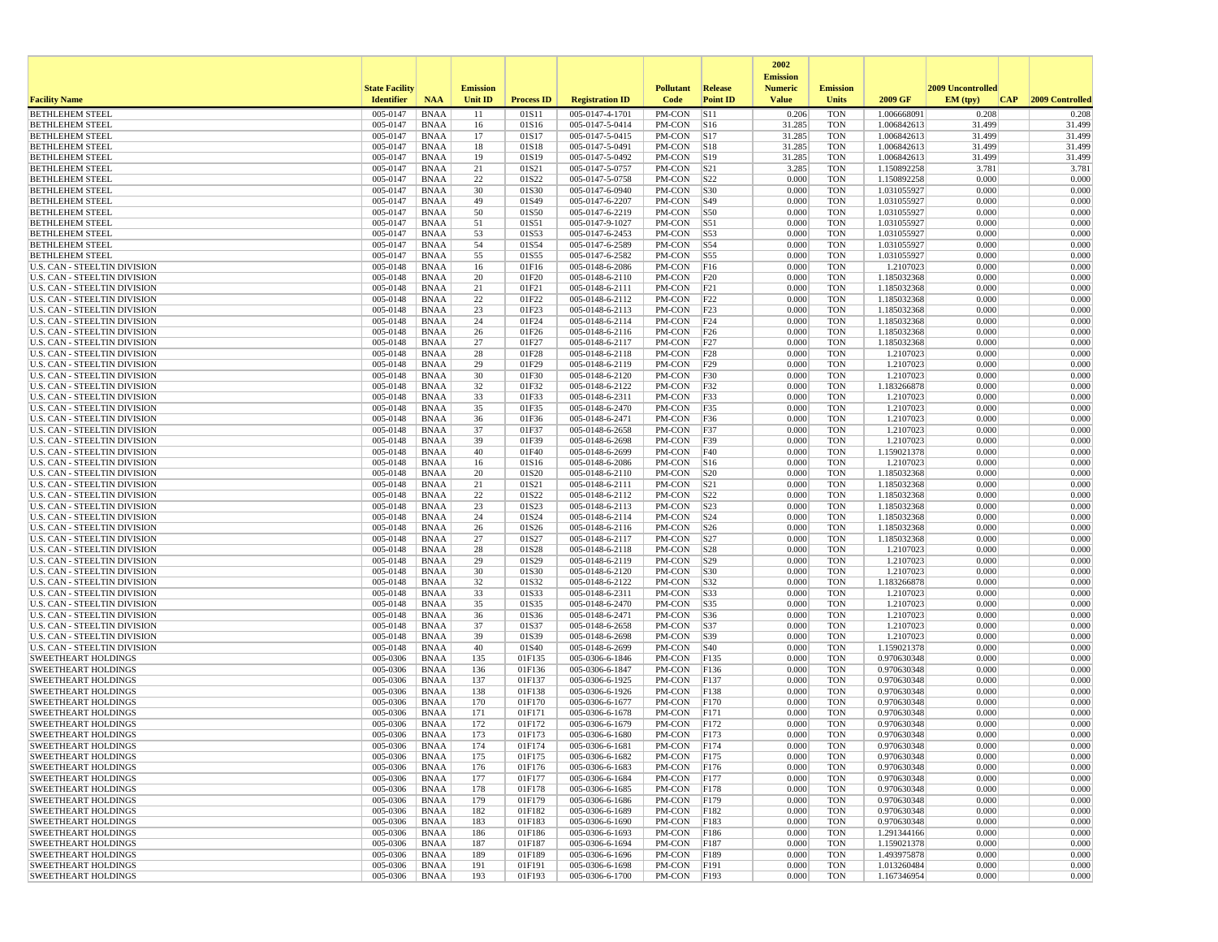| Facility Name | State Facility Identifier | NAA | Emission Unit ID | Process ID | Registration ID | Pollutant Code | Release Point ID | 2002 Emission Numeric Value | Emission Units | 2009 GF | 2009 Uncontrolled EM (tpy) | CAP | 2009 Controlled |
|---|---|---|---|---|---|---|---|---|---|---|---|---|---|
| BETHLEHEM STEEL | 005-0147 | BNAA | 11 | 01S11 | 005-0147-4-1701 | PM-CON | S11 | 0.206 | TON | 1.006668091 | 0.208 | | 0.208 |
| BETHLEHEM STEEL | 005-0147 | BNAA | 16 | 01S16 | 005-0147-5-0414 | PM-CON | S16 | 31.285 | TON | 1.006842613 | 31.499 | | 31.499 |
| BETHLEHEM STEEL | 005-0147 | BNAA | 17 | 01S17 | 005-0147-5-0415 | PM-CON | S17 | 31.285 | TON | 1.006842613 | 31.499 | | 31.499 |
| BETHLEHEM STEEL | 005-0147 | BNAA | 18 | 01S18 | 005-0147-5-0491 | PM-CON | S18 | 31.285 | TON | 1.006842613 | 31.499 | | 31.499 |
| BETHLEHEM STEEL | 005-0147 | BNAA | 19 | 01S19 | 005-0147-5-0492 | PM-CON | S19 | 31.285 | TON | 1.006842613 | 31.499 | | 31.499 |
| BETHLEHEM STEEL | 005-0147 | BNAA | 21 | 01S21 | 005-0147-5-0757 | PM-CON | S21 | 3.285 | TON | 1.150892258 | 3.781 | | 3.781 |
| BETHLEHEM STEEL | 005-0147 | BNAA | 22 | 01S22 | 005-0147-5-0758 | PM-CON | S22 | 0.000 | TON | 1.150892258 | 0.000 | | 0.000 |
| BETHLEHEM STEEL | 005-0147 | BNAA | 30 | 01S30 | 005-0147-6-0940 | PM-CON | S30 | 0.000 | TON | 1.031055927 | 0.000 | | 0.000 |
| BETHLEHEM STEEL | 005-0147 | BNAA | 49 | 01S49 | 005-0147-6-2207 | PM-CON | S49 | 0.000 | TON | 1.031055927 | 0.000 | | 0.000 |
| BETHLEHEM STEEL | 005-0147 | BNAA | 50 | 01S50 | 005-0147-6-2219 | PM-CON | S50 | 0.000 | TON | 1.031055927 | 0.000 | | 0.000 |
| BETHLEHEM STEEL | 005-0147 | BNAA | 51 | 01S51 | 005-0147-9-1027 | PM-CON | S51 | 0.000 | TON | 1.031055927 | 0.000 | | 0.000 |
| BETHLEHEM STEEL | 005-0147 | BNAA | 53 | 01S53 | 005-0147-6-2453 | PM-CON | S53 | 0.000 | TON | 1.031055927 | 0.000 | | 0.000 |
| BETHLEHEM STEEL | 005-0147 | BNAA | 54 | 01S54 | 005-0147-6-2589 | PM-CON | S54 | 0.000 | TON | 1.031055927 | 0.000 | | 0.000 |
| BETHLEHEM STEEL | 005-0147 | BNAA | 55 | 01S55 | 005-0147-6-2582 | PM-CON | S55 | 0.000 | TON | 1.031055927 | 0.000 | | 0.000 |
| U.S. CAN - STEELTIN DIVISION | 005-0148 | BNAA | 16 | 01F16 | 005-0148-6-2086 | PM-CON | F16 | 0.000 | TON | 1.2107023 | 0.000 | | 0.000 |
| U.S. CAN - STEELTIN DIVISION | 005-0148 | BNAA | 20 | 01F20 | 005-0148-6-2110 | PM-CON | F20 | 0.000 | TON | 1.185032368 | 0.000 | | 0.000 |
| U.S. CAN - STEELTIN DIVISION | 005-0148 | BNAA | 21 | 01F21 | 005-0148-6-2111 | PM-CON | F21 | 0.000 | TON | 1.185032368 | 0.000 | | 0.000 |
| U.S. CAN - STEELTIN DIVISION | 005-0148 | BNAA | 22 | 01F22 | 005-0148-6-2112 | PM-CON | F22 | 0.000 | TON | 1.185032368 | 0.000 | | 0.000 |
| U.S. CAN - STEELTIN DIVISION | 005-0148 | BNAA | 23 | 01F23 | 005-0148-6-2113 | PM-CON | F23 | 0.000 | TON | 1.185032368 | 0.000 | | 0.000 |
| U.S. CAN - STEELTIN DIVISION | 005-0148 | BNAA | 24 | 01F24 | 005-0148-6-2114 | PM-CON | F24 | 0.000 | TON | 1.185032368 | 0.000 | | 0.000 |
| U.S. CAN - STEELTIN DIVISION | 005-0148 | BNAA | 26 | 01F26 | 005-0148-6-2116 | PM-CON | F26 | 0.000 | TON | 1.185032368 | 0.000 | | 0.000 |
| U.S. CAN - STEELTIN DIVISION | 005-0148 | BNAA | 27 | 01F27 | 005-0148-6-2117 | PM-CON | F27 | 0.000 | TON | 1.185032368 | 0.000 | | 0.000 |
| U.S. CAN - STEELTIN DIVISION | 005-0148 | BNAA | 28 | 01F28 | 005-0148-6-2118 | PM-CON | F28 | 0.000 | TON | 1.2107023 | 0.000 | | 0.000 |
| U.S. CAN - STEELTIN DIVISION | 005-0148 | BNAA | 29 | 01F29 | 005-0148-6-2119 | PM-CON | F29 | 0.000 | TON | 1.2107023 | 0.000 | | 0.000 |
| U.S. CAN - STEELTIN DIVISION | 005-0148 | BNAA | 30 | 01F30 | 005-0148-6-2120 | PM-CON | F30 | 0.000 | TON | 1.2107023 | 0.000 | | 0.000 |
| U.S. CAN - STEELTIN DIVISION | 005-0148 | BNAA | 32 | 01F32 | 005-0148-6-2122 | PM-CON | F32 | 0.000 | TON | 1.183266878 | 0.000 | | 0.000 |
| U.S. CAN - STEELTIN DIVISION | 005-0148 | BNAA | 33 | 01F33 | 005-0148-6-2311 | PM-CON | F33 | 0.000 | TON | 1.2107023 | 0.000 | | 0.000 |
| U.S. CAN - STEELTIN DIVISION | 005-0148 | BNAA | 35 | 01F35 | 005-0148-6-2470 | PM-CON | F35 | 0.000 | TON | 1.2107023 | 0.000 | | 0.000 |
| U.S. CAN - STEELTIN DIVISION | 005-0148 | BNAA | 36 | 01F36 | 005-0148-6-2471 | PM-CON | F36 | 0.000 | TON | 1.2107023 | 0.000 | | 0.000 |
| U.S. CAN - STEELTIN DIVISION | 005-0148 | BNAA | 37 | 01F37 | 005-0148-6-2658 | PM-CON | F37 | 0.000 | TON | 1.2107023 | 0.000 | | 0.000 |
| U.S. CAN - STEELTIN DIVISION | 005-0148 | BNAA | 39 | 01F39 | 005-0148-6-2698 | PM-CON | F39 | 0.000 | TON | 1.2107023 | 0.000 | | 0.000 |
| U.S. CAN - STEELTIN DIVISION | 005-0148 | BNAA | 40 | 01F40 | 005-0148-6-2699 | PM-CON | F40 | 0.000 | TON | 1.159021378 | 0.000 | | 0.000 |
| U.S. CAN - STEELTIN DIVISION | 005-0148 | BNAA | 16 | 01S16 | 005-0148-6-2086 | PM-CON | S16 | 0.000 | TON | 1.2107023 | 0.000 | | 0.000 |
| U.S. CAN - STEELTIN DIVISION | 005-0148 | BNAA | 20 | 01S20 | 005-0148-6-2110 | PM-CON | S20 | 0.000 | TON | 1.185032368 | 0.000 | | 0.000 |
| U.S. CAN - STEELTIN DIVISION | 005-0148 | BNAA | 21 | 01S21 | 005-0148-6-2111 | PM-CON | S21 | 0.000 | TON | 1.185032368 | 0.000 | | 0.000 |
| U.S. CAN - STEELTIN DIVISION | 005-0148 | BNAA | 22 | 01S22 | 005-0148-6-2112 | PM-CON | S22 | 0.000 | TON | 1.185032368 | 0.000 | | 0.000 |
| U.S. CAN - STEELTIN DIVISION | 005-0148 | BNAA | 23 | 01S23 | 005-0148-6-2113 | PM-CON | S23 | 0.000 | TON | 1.185032368 | 0.000 | | 0.000 |
| U.S. CAN - STEELTIN DIVISION | 005-0148 | BNAA | 24 | 01S24 | 005-0148-6-2114 | PM-CON | S24 | 0.000 | TON | 1.185032368 | 0.000 | | 0.000 |
| U.S. CAN - STEELTIN DIVISION | 005-0148 | BNAA | 26 | 01S26 | 005-0148-6-2116 | PM-CON | S26 | 0.000 | TON | 1.185032368 | 0.000 | | 0.000 |
| U.S. CAN - STEELTIN DIVISION | 005-0148 | BNAA | 27 | 01S27 | 005-0148-6-2117 | PM-CON | S27 | 0.000 | TON | 1.185032368 | 0.000 | | 0.000 |
| U.S. CAN - STEELTIN DIVISION | 005-0148 | BNAA | 28 | 01S28 | 005-0148-6-2118 | PM-CON | S28 | 0.000 | TON | 1.2107023 | 0.000 | | 0.000 |
| U.S. CAN - STEELTIN DIVISION | 005-0148 | BNAA | 29 | 01S29 | 005-0148-6-2119 | PM-CON | S29 | 0.000 | TON | 1.2107023 | 0.000 | | 0.000 |
| U.S. CAN - STEELTIN DIVISION | 005-0148 | BNAA | 30 | 01S30 | 005-0148-6-2120 | PM-CON | S30 | 0.000 | TON | 1.2107023 | 0.000 | | 0.000 |
| U.S. CAN - STEELTIN DIVISION | 005-0148 | BNAA | 32 | 01S32 | 005-0148-6-2122 | PM-CON | S32 | 0.000 | TON | 1.183266878 | 0.000 | | 0.000 |
| U.S. CAN - STEELTIN DIVISION | 005-0148 | BNAA | 33 | 01S33 | 005-0148-6-2311 | PM-CON | S33 | 0.000 | TON | 1.2107023 | 0.000 | | 0.000 |
| U.S. CAN - STEELTIN DIVISION | 005-0148 | BNAA | 35 | 01S35 | 005-0148-6-2470 | PM-CON | S35 | 0.000 | TON | 1.2107023 | 0.000 | | 0.000 |
| U.S. CAN - STEELTIN DIVISION | 005-0148 | BNAA | 36 | 01S36 | 005-0148-6-2471 | PM-CON | S36 | 0.000 | TON | 1.2107023 | 0.000 | | 0.000 |
| U.S. CAN - STEELTIN DIVISION | 005-0148 | BNAA | 37 | 01S37 | 005-0148-6-2658 | PM-CON | S37 | 0.000 | TON | 1.2107023 | 0.000 | | 0.000 |
| U.S. CAN - STEELTIN DIVISION | 005-0148 | BNAA | 39 | 01S39 | 005-0148-6-2698 | PM-CON | S39 | 0.000 | TON | 1.2107023 | 0.000 | | 0.000 |
| U.S. CAN - STEELTIN DIVISION | 005-0148 | BNAA | 40 | 01S40 | 005-0148-6-2699 | PM-CON | S40 | 0.000 | TON | 1.159021378 | 0.000 | | 0.000 |
| SWEETHEART HOLDINGS | 005-0306 | BNAA | 135 | 01F135 | 005-0306-6-1846 | PM-CON | F135 | 0.000 | TON | 0.970630348 | 0.000 | | 0.000 |
| SWEETHEART HOLDINGS | 005-0306 | BNAA | 136 | 01F136 | 005-0306-6-1847 | PM-CON | F136 | 0.000 | TON | 0.970630348 | 0.000 | | 0.000 |
| SWEETHEART HOLDINGS | 005-0306 | BNAA | 137 | 01F137 | 005-0306-6-1925 | PM-CON | F137 | 0.000 | TON | 0.970630348 | 0.000 | | 0.000 |
| SWEETHEART HOLDINGS | 005-0306 | BNAA | 138 | 01F138 | 005-0306-6-1926 | PM-CON | F138 | 0.000 | TON | 0.970630348 | 0.000 | | 0.000 |
| SWEETHEART HOLDINGS | 005-0306 | BNAA | 170 | 01F170 | 005-0306-6-1677 | PM-CON | F170 | 0.000 | TON | 0.970630348 | 0.000 | | 0.000 |
| SWEETHEART HOLDINGS | 005-0306 | BNAA | 171 | 01F171 | 005-0306-6-1678 | PM-CON | F171 | 0.000 | TON | 0.970630348 | 0.000 | | 0.000 |
| SWEETHEART HOLDINGS | 005-0306 | BNAA | 172 | 01F172 | 005-0306-6-1679 | PM-CON | F172 | 0.000 | TON | 0.970630348 | 0.000 | | 0.000 |
| SWEETHEART HOLDINGS | 005-0306 | BNAA | 173 | 01F173 | 005-0306-6-1680 | PM-CON | F173 | 0.000 | TON | 0.970630348 | 0.000 | | 0.000 |
| SWEETHEART HOLDINGS | 005-0306 | BNAA | 174 | 01F174 | 005-0306-6-1681 | PM-CON | F174 | 0.000 | TON | 0.970630348 | 0.000 | | 0.000 |
| SWEETHEART HOLDINGS | 005-0306 | BNAA | 175 | 01F175 | 005-0306-6-1682 | PM-CON | F175 | 0.000 | TON | 0.970630348 | 0.000 | | 0.000 |
| SWEETHEART HOLDINGS | 005-0306 | BNAA | 176 | 01F176 | 005-0306-6-1683 | PM-CON | F176 | 0.000 | TON | 0.970630348 | 0.000 | | 0.000 |
| SWEETHEART HOLDINGS | 005-0306 | BNAA | 177 | 01F177 | 005-0306-6-1684 | PM-CON | F177 | 0.000 | TON | 0.970630348 | 0.000 | | 0.000 |
| SWEETHEART HOLDINGS | 005-0306 | BNAA | 178 | 01F178 | 005-0306-6-1685 | PM-CON | F178 | 0.000 | TON | 0.970630348 | 0.000 | | 0.000 |
| SWEETHEART HOLDINGS | 005-0306 | BNAA | 179 | 01F179 | 005-0306-6-1686 | PM-CON | F179 | 0.000 | TON | 0.970630348 | 0.000 | | 0.000 |
| SWEETHEART HOLDINGS | 005-0306 | BNAA | 182 | 01F182 | 005-0306-6-1689 | PM-CON | F182 | 0.000 | TON | 0.970630348 | 0.000 | | 0.000 |
| SWEETHEART HOLDINGS | 005-0306 | BNAA | 183 | 01F183 | 005-0306-6-1690 | PM-CON | F183 | 0.000 | TON | 0.970630348 | 0.000 | | 0.000 |
| SWEETHEART HOLDINGS | 005-0306 | BNAA | 186 | 01F186 | 005-0306-6-1693 | PM-CON | F186 | 0.000 | TON | 1.291344166 | 0.000 | | 0.000 |
| SWEETHEART HOLDINGS | 005-0306 | BNAA | 187 | 01F187 | 005-0306-6-1694 | PM-CON | F187 | 0.000 | TON | 1.159021378 | 0.000 | | 0.000 |
| SWEETHEART HOLDINGS | 005-0306 | BNAA | 189 | 01F189 | 005-0306-6-1696 | PM-CON | F189 | 0.000 | TON | 1.493975878 | 0.000 | | 0.000 |
| SWEETHEART HOLDINGS | 005-0306 | BNAA | 191 | 01F191 | 005-0306-6-1698 | PM-CON | F191 | 0.000 | TON | 1.013260484 | 0.000 | | 0.000 |
| SWEETHEART HOLDINGS | 005-0306 | BNAA | 193 | 01F193 | 005-0306-6-1700 | PM-CON | F193 | 0.000 | TON | 1.167346954 | 0.000 | | 0.000 |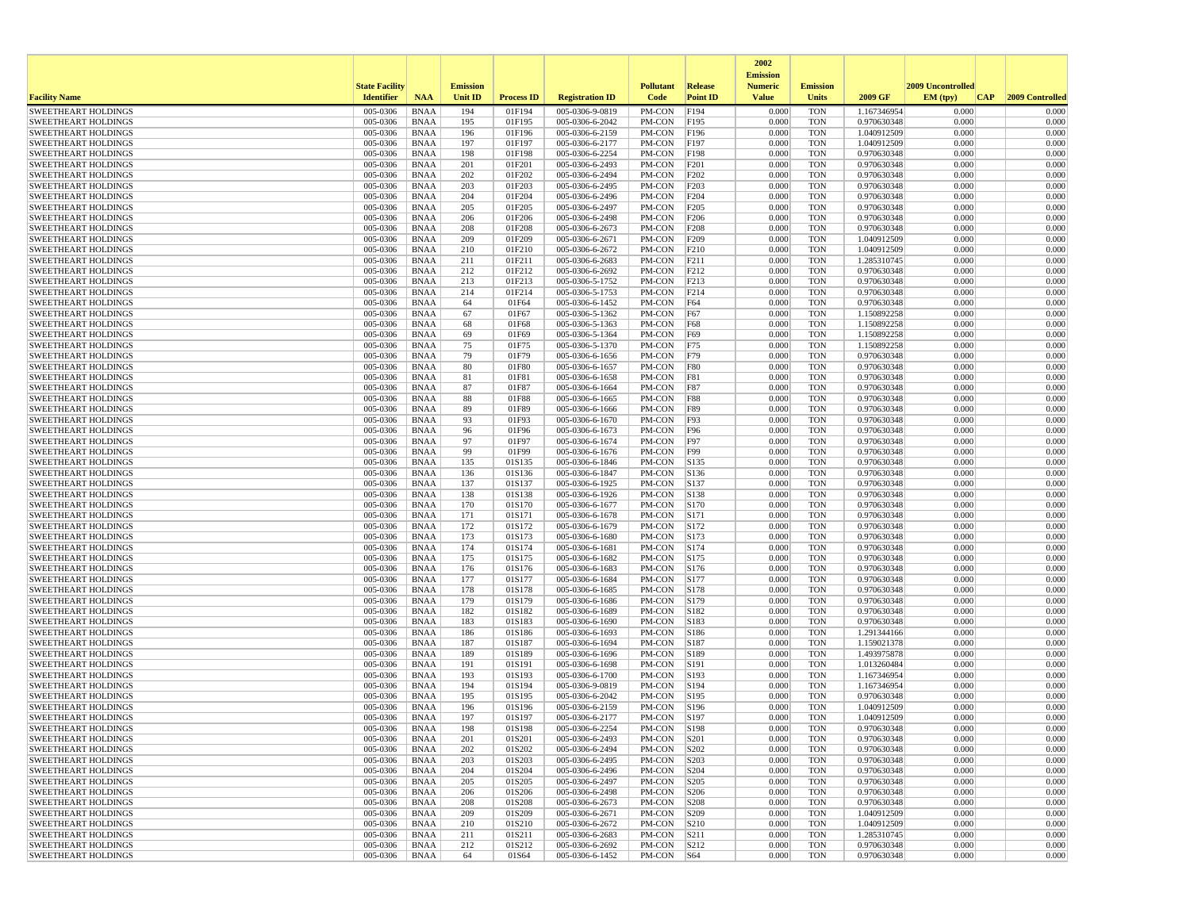| Facility Name | State Facility Identifier | NAA | Emission Unit ID | Process ID | Registration ID | Pollutant Code | Release Point ID | 2002 Emission Numeric Value | Emission Units | 2009 GF | 2009 Uncontrolled EM (tpy) | CAP | 2009 Controlled |
|---|---|---|---|---|---|---|---|---|---|---|---|---|---|
| SWEETHEART HOLDINGS | 005-0306 | BNAA | 194 | 01F194 | 005-0306-9-0819 | PM-CON | F194 | 0.000 | TON | 1.167346954 | 0.000 | | 0.000 |
| SWEETHEART HOLDINGS | 005-0306 | BNAA | 195 | 01F195 | 005-0306-6-2042 | PM-CON | F195 | 0.000 | TON | 0.970630348 | 0.000 | | 0.000 |
| SWEETHEART HOLDINGS | 005-0306 | BNAA | 196 | 01F196 | 005-0306-6-2159 | PM-CON | F196 | 0.000 | TON | 1.040912509 | 0.000 | | 0.000 |
| SWEETHEART HOLDINGS | 005-0306 | BNAA | 197 | 01F197 | 005-0306-6-2177 | PM-CON | F197 | 0.000 | TON | 1.040912509 | 0.000 | | 0.000 |
| SWEETHEART HOLDINGS | 005-0306 | BNAA | 198 | 01F198 | 005-0306-6-2254 | PM-CON | F198 | 0.000 | TON | 0.970630348 | 0.000 | | 0.000 |
| SWEETHEART HOLDINGS | 005-0306 | BNAA | 201 | 01F201 | 005-0306-6-2493 | PM-CON | F201 | 0.000 | TON | 0.970630348 | 0.000 | | 0.000 |
| SWEETHEART HOLDINGS | 005-0306 | BNAA | 202 | 01F202 | 005-0306-6-2494 | PM-CON | F202 | 0.000 | TON | 0.970630348 | 0.000 | | 0.000 |
| SWEETHEART HOLDINGS | 005-0306 | BNAA | 203 | 01F203 | 005-0306-6-2495 | PM-CON | F203 | 0.000 | TON | 0.970630348 | 0.000 | | 0.000 |
| SWEETHEART HOLDINGS | 005-0306 | BNAA | 204 | 01F204 | 005-0306-6-2496 | PM-CON | F204 | 0.000 | TON | 0.970630348 | 0.000 | | 0.000 |
| SWEETHEART HOLDINGS | 005-0306 | BNAA | 205 | 01F205 | 005-0306-6-2497 | PM-CON | F205 | 0.000 | TON | 0.970630348 | 0.000 | | 0.000 |
| SWEETHEART HOLDINGS | 005-0306 | BNAA | 206 | 01F206 | 005-0306-6-2498 | PM-CON | F206 | 0.000 | TON | 0.970630348 | 0.000 | | 0.000 |
| SWEETHEART HOLDINGS | 005-0306 | BNAA | 208 | 01F208 | 005-0306-6-2673 | PM-CON | F208 | 0.000 | TON | 0.970630348 | 0.000 | | 0.000 |
| SWEETHEART HOLDINGS | 005-0306 | BNAA | 209 | 01F209 | 005-0306-6-2671 | PM-CON | F209 | 0.000 | TON | 1.040912509 | 0.000 | | 0.000 |
| SWEETHEART HOLDINGS | 005-0306 | BNAA | 210 | 01F210 | 005-0306-6-2672 | PM-CON | F210 | 0.000 | TON | 1.040912509 | 0.000 | | 0.000 |
| SWEETHEART HOLDINGS | 005-0306 | BNAA | 211 | 01F211 | 005-0306-6-2683 | PM-CON | F211 | 0.000 | TON | 1.285310745 | 0.000 | | 0.000 |
| SWEETHEART HOLDINGS | 005-0306 | BNAA | 212 | 01F212 | 005-0306-6-2692 | PM-CON | F212 | 0.000 | TON | 0.970630348 | 0.000 | | 0.000 |
| SWEETHEART HOLDINGS | 005-0306 | BNAA | 213 | 01F213 | 005-0306-5-1752 | PM-CON | F213 | 0.000 | TON | 0.970630348 | 0.000 | | 0.000 |
| SWEETHEART HOLDINGS | 005-0306 | BNAA | 214 | 01F214 | 005-0306-5-1753 | PM-CON | F214 | 0.000 | TON | 0.970630348 | 0.000 | | 0.000 |
| SWEETHEART HOLDINGS | 005-0306 | BNAA | 64 | 01F64 | 005-0306-6-1452 | PM-CON | F64 | 0.000 | TON | 0.970630348 | 0.000 | | 0.000 |
| SWEETHEART HOLDINGS | 005-0306 | BNAA | 67 | 01F67 | 005-0306-5-1362 | PM-CON | F67 | 0.000 | TON | 1.150892258 | 0.000 | | 0.000 |
| SWEETHEART HOLDINGS | 005-0306 | BNAA | 68 | 01F68 | 005-0306-5-1363 | PM-CON | F68 | 0.000 | TON | 1.150892258 | 0.000 | | 0.000 |
| SWEETHEART HOLDINGS | 005-0306 | BNAA | 69 | 01F69 | 005-0306-5-1364 | PM-CON | F69 | 0.000 | TON | 1.150892258 | 0.000 | | 0.000 |
| SWEETHEART HOLDINGS | 005-0306 | BNAA | 75 | 01F75 | 005-0306-5-1370 | PM-CON | F75 | 0.000 | TON | 1.150892258 | 0.000 | | 0.000 |
| SWEETHEART HOLDINGS | 005-0306 | BNAA | 79 | 01F79 | 005-0306-6-1656 | PM-CON | F79 | 0.000 | TON | 0.970630348 | 0.000 | | 0.000 |
| SWEETHEART HOLDINGS | 005-0306 | BNAA | 80 | 01F80 | 005-0306-6-1657 | PM-CON | F80 | 0.000 | TON | 0.970630348 | 0.000 | | 0.000 |
| SWEETHEART HOLDINGS | 005-0306 | BNAA | 81 | 01F81 | 005-0306-6-1658 | PM-CON | F81 | 0.000 | TON | 0.970630348 | 0.000 | | 0.000 |
| SWEETHEART HOLDINGS | 005-0306 | BNAA | 87 | 01F87 | 005-0306-6-1664 | PM-CON | F87 | 0.000 | TON | 0.970630348 | 0.000 | | 0.000 |
| SWEETHEART HOLDINGS | 005-0306 | BNAA | 88 | 01F88 | 005-0306-6-1665 | PM-CON | F88 | 0.000 | TON | 0.970630348 | 0.000 | | 0.000 |
| SWEETHEART HOLDINGS | 005-0306 | BNAA | 89 | 01F89 | 005-0306-6-1666 | PM-CON | F89 | 0.000 | TON | 0.970630348 | 0.000 | | 0.000 |
| SWEETHEART HOLDINGS | 005-0306 | BNAA | 93 | 01F93 | 005-0306-6-1670 | PM-CON | F93 | 0.000 | TON | 0.970630348 | 0.000 | | 0.000 |
| SWEETHEART HOLDINGS | 005-0306 | BNAA | 96 | 01F96 | 005-0306-6-1673 | PM-CON | F96 | 0.000 | TON | 0.970630348 | 0.000 | | 0.000 |
| SWEETHEART HOLDINGS | 005-0306 | BNAA | 97 | 01F97 | 005-0306-6-1674 | PM-CON | F97 | 0.000 | TON | 0.970630348 | 0.000 | | 0.000 |
| SWEETHEART HOLDINGS | 005-0306 | BNAA | 99 | 01F99 | 005-0306-6-1676 | PM-CON | F99 | 0.000 | TON | 0.970630348 | 0.000 | | 0.000 |
| SWEETHEART HOLDINGS | 005-0306 | BNAA | 135 | 01S135 | 005-0306-6-1846 | PM-CON | S135 | 0.000 | TON | 0.970630348 | 0.000 | | 0.000 |
| SWEETHEART HOLDINGS | 005-0306 | BNAA | 136 | 01S136 | 005-0306-6-1847 | PM-CON | S136 | 0.000 | TON | 0.970630348 | 0.000 | | 0.000 |
| SWEETHEART HOLDINGS | 005-0306 | BNAA | 137 | 01S137 | 005-0306-6-1925 | PM-CON | S137 | 0.000 | TON | 0.970630348 | 0.000 | | 0.000 |
| SWEETHEART HOLDINGS | 005-0306 | BNAA | 138 | 01S138 | 005-0306-6-1926 | PM-CON | S138 | 0.000 | TON | 0.970630348 | 0.000 | | 0.000 |
| SWEETHEART HOLDINGS | 005-0306 | BNAA | 170 | 01S170 | 005-0306-6-1677 | PM-CON | S170 | 0.000 | TON | 0.970630348 | 0.000 | | 0.000 |
| SWEETHEART HOLDINGS | 005-0306 | BNAA | 171 | 01S171 | 005-0306-6-1678 | PM-CON | S171 | 0.000 | TON | 0.970630348 | 0.000 | | 0.000 |
| SWEETHEART HOLDINGS | 005-0306 | BNAA | 172 | 01S172 | 005-0306-6-1679 | PM-CON | S172 | 0.000 | TON | 0.970630348 | 0.000 | | 0.000 |
| SWEETHEART HOLDINGS | 005-0306 | BNAA | 173 | 01S173 | 005-0306-6-1680 | PM-CON | S173 | 0.000 | TON | 0.970630348 | 0.000 | | 0.000 |
| SWEETHEART HOLDINGS | 005-0306 | BNAA | 174 | 01S174 | 005-0306-6-1681 | PM-CON | S174 | 0.000 | TON | 0.970630348 | 0.000 | | 0.000 |
| SWEETHEART HOLDINGS | 005-0306 | BNAA | 175 | 01S175 | 005-0306-6-1682 | PM-CON | S175 | 0.000 | TON | 0.970630348 | 0.000 | | 0.000 |
| SWEETHEART HOLDINGS | 005-0306 | BNAA | 176 | 01S176 | 005-0306-6-1683 | PM-CON | S176 | 0.000 | TON | 0.970630348 | 0.000 | | 0.000 |
| SWEETHEART HOLDINGS | 005-0306 | BNAA | 177 | 01S177 | 005-0306-6-1684 | PM-CON | S177 | 0.000 | TON | 0.970630348 | 0.000 | | 0.000 |
| SWEETHEART HOLDINGS | 005-0306 | BNAA | 178 | 01S178 | 005-0306-6-1685 | PM-CON | S178 | 0.000 | TON | 0.970630348 | 0.000 | | 0.000 |
| SWEETHEART HOLDINGS | 005-0306 | BNAA | 179 | 01S179 | 005-0306-6-1686 | PM-CON | S179 | 0.000 | TON | 0.970630348 | 0.000 | | 0.000 |
| SWEETHEART HOLDINGS | 005-0306 | BNAA | 182 | 01S182 | 005-0306-6-1689 | PM-CON | S182 | 0.000 | TON | 0.970630348 | 0.000 | | 0.000 |
| SWEETHEART HOLDINGS | 005-0306 | BNAA | 183 | 01S183 | 005-0306-6-1690 | PM-CON | S183 | 0.000 | TON | 0.970630348 | 0.000 | | 0.000 |
| SWEETHEART HOLDINGS | 005-0306 | BNAA | 186 | 01S186 | 005-0306-6-1693 | PM-CON | S186 | 0.000 | TON | 1.291344166 | 0.000 | | 0.000 |
| SWEETHEART HOLDINGS | 005-0306 | BNAA | 187 | 01S187 | 005-0306-6-1694 | PM-CON | S187 | 0.000 | TON | 1.159021378 | 0.000 | | 0.000 |
| SWEETHEART HOLDINGS | 005-0306 | BNAA | 189 | 01S189 | 005-0306-6-1696 | PM-CON | S189 | 0.000 | TON | 1.493975878 | 0.000 | | 0.000 |
| SWEETHEART HOLDINGS | 005-0306 | BNAA | 191 | 01S191 | 005-0306-6-1698 | PM-CON | S191 | 0.000 | TON | 1.013260484 | 0.000 | | 0.000 |
| SWEETHEART HOLDINGS | 005-0306 | BNAA | 193 | 01S193 | 005-0306-6-1700 | PM-CON | S193 | 0.000 | TON | 1.167346954 | 0.000 | | 0.000 |
| SWEETHEART HOLDINGS | 005-0306 | BNAA | 194 | 01S194 | 005-0306-9-0819 | PM-CON | S194 | 0.000 | TON | 1.167346954 | 0.000 | | 0.000 |
| SWEETHEART HOLDINGS | 005-0306 | BNAA | 195 | 01S195 | 005-0306-6-2042 | PM-CON | S195 | 0.000 | TON | 0.970630348 | 0.000 | | 0.000 |
| SWEETHEART HOLDINGS | 005-0306 | BNAA | 196 | 01S196 | 005-0306-6-2159 | PM-CON | S196 | 0.000 | TON | 1.040912509 | 0.000 | | 0.000 |
| SWEETHEART HOLDINGS | 005-0306 | BNAA | 197 | 01S197 | 005-0306-6-2177 | PM-CON | S197 | 0.000 | TON | 1.040912509 | 0.000 | | 0.000 |
| SWEETHEART HOLDINGS | 005-0306 | BNAA | 198 | 01S198 | 005-0306-6-2254 | PM-CON | S198 | 0.000 | TON | 0.970630348 | 0.000 | | 0.000 |
| SWEETHEART HOLDINGS | 005-0306 | BNAA | 201 | 01S201 | 005-0306-6-2493 | PM-CON | S201 | 0.000 | TON | 0.970630348 | 0.000 | | 0.000 |
| SWEETHEART HOLDINGS | 005-0306 | BNAA | 202 | 01S202 | 005-0306-6-2494 | PM-CON | S202 | 0.000 | TON | 0.970630348 | 0.000 | | 0.000 |
| SWEETHEART HOLDINGS | 005-0306 | BNAA | 203 | 01S203 | 005-0306-6-2495 | PM-CON | S203 | 0.000 | TON | 0.970630348 | 0.000 | | 0.000 |
| SWEETHEART HOLDINGS | 005-0306 | BNAA | 204 | 01S204 | 005-0306-6-2496 | PM-CON | S204 | 0.000 | TON | 0.970630348 | 0.000 | | 0.000 |
| SWEETHEART HOLDINGS | 005-0306 | BNAA | 205 | 01S205 | 005-0306-6-2497 | PM-CON | S205 | 0.000 | TON | 0.970630348 | 0.000 | | 0.000 |
| SWEETHEART HOLDINGS | 005-0306 | BNAA | 206 | 01S206 | 005-0306-6-2498 | PM-CON | S206 | 0.000 | TON | 0.970630348 | 0.000 | | 0.000 |
| SWEETHEART HOLDINGS | 005-0306 | BNAA | 208 | 01S208 | 005-0306-6-2673 | PM-CON | S208 | 0.000 | TON | 0.970630348 | 0.000 | | 0.000 |
| SWEETHEART HOLDINGS | 005-0306 | BNAA | 209 | 01S209 | 005-0306-6-2671 | PM-CON | S209 | 0.000 | TON | 1.040912509 | 0.000 | | 0.000 |
| SWEETHEART HOLDINGS | 005-0306 | BNAA | 210 | 01S210 | 005-0306-6-2672 | PM-CON | S210 | 0.000 | TON | 1.040912509 | 0.000 | | 0.000 |
| SWEETHEART HOLDINGS | 005-0306 | BNAA | 211 | 01S211 | 005-0306-6-2683 | PM-CON | S211 | 0.000 | TON | 1.285310745 | 0.000 | | 0.000 |
| SWEETHEART HOLDINGS | 005-0306 | BNAA | 212 | 01S212 | 005-0306-6-2692 | PM-CON | S212 | 0.000 | TON | 0.970630348 | 0.000 | | 0.000 |
| SWEETHEART HOLDINGS | 005-0306 | BNAA | 64 | 01S64 | 005-0306-6-1452 | PM-CON | S64 | 0.000 | TON | 0.970630348 | 0.000 | | 0.000 |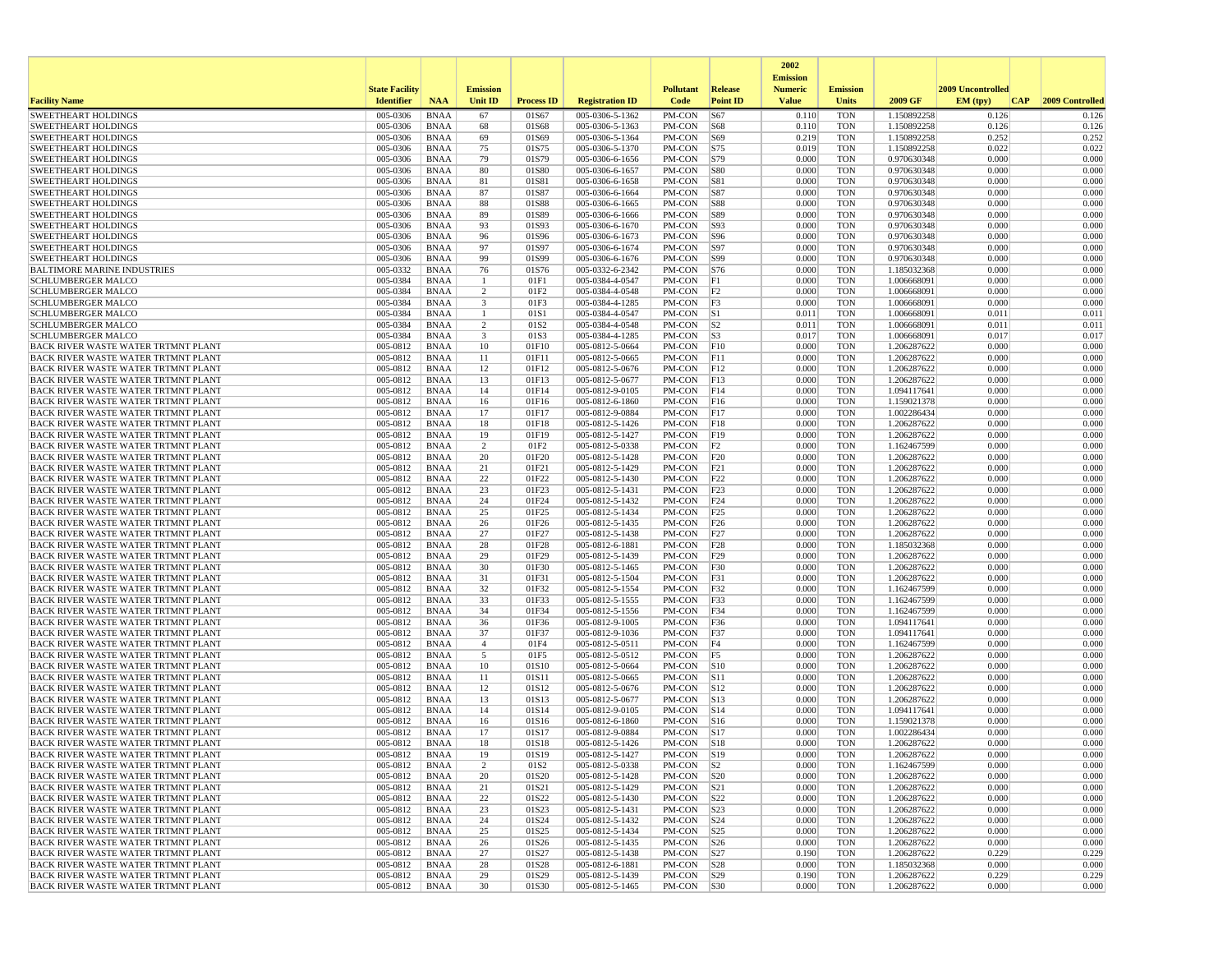| Facility Name | State Facility Identifier | NAA | Emission Unit ID | Process ID | Registration ID | Pollutant Code | Release Point ID | 2002 Emission Numeric Value | Emission Units | 2009 GF | 2009 Uncontrolled EM (tpy) | CAP | 2009 Controlled |
|---|---|---|---|---|---|---|---|---|---|---|---|---|---|
| SWEETHEART HOLDINGS | 005-0306 | BNAA | 67 | 01S67 | 005-0306-5-1362 | PM-CON | S67 | 0.110 | TON | 1.150892258 | 0.126 | | 0.126 |
| SWEETHEART HOLDINGS | 005-0306 | BNAA | 68 | 01S68 | 005-0306-5-1363 | PM-CON | S68 | 0.110 | TON | 1.150892258 | 0.126 | | 0.126 |
| SWEETHEART HOLDINGS | 005-0306 | BNAA | 69 | 01S69 | 005-0306-5-1364 | PM-CON | S69 | 0.219 | TON | 1.150892258 | 0.252 | | 0.252 |
| SWEETHEART HOLDINGS | 005-0306 | BNAA | 75 | 01S75 | 005-0306-5-1370 | PM-CON | S75 | 0.019 | TON | 1.150892258 | 0.022 | | 0.022 |
| SWEETHEART HOLDINGS | 005-0306 | BNAA | 79 | 01S79 | 005-0306-6-1656 | PM-CON | S79 | 0.000 | TON | 0.970630348 | 0.000 | | 0.000 |
| SWEETHEART HOLDINGS | 005-0306 | BNAA | 80 | 01S80 | 005-0306-6-1657 | PM-CON | S80 | 0.000 | TON | 0.970630348 | 0.000 | | 0.000 |
| SWEETHEART HOLDINGS | 005-0306 | BNAA | 81 | 01S81 | 005-0306-6-1658 | PM-CON | S81 | 0.000 | TON | 0.970630348 | 0.000 | | 0.000 |
| SWEETHEART HOLDINGS | 005-0306 | BNAA | 87 | 01S87 | 005-0306-6-1664 | PM-CON | S87 | 0.000 | TON | 0.970630348 | 0.000 | | 0.000 |
| SWEETHEART HOLDINGS | 005-0306 | BNAA | 88 | 01S88 | 005-0306-6-1665 | PM-CON | S88 | 0.000 | TON | 0.970630348 | 0.000 | | 0.000 |
| SWEETHEART HOLDINGS | 005-0306 | BNAA | 89 | 01S89 | 005-0306-6-1666 | PM-CON | S89 | 0.000 | TON | 0.970630348 | 0.000 | | 0.000 |
| SWEETHEART HOLDINGS | 005-0306 | BNAA | 93 | 01S93 | 005-0306-6-1670 | PM-CON | S93 | 0.000 | TON | 0.970630348 | 0.000 | | 0.000 |
| SWEETHEART HOLDINGS | 005-0306 | BNAA | 96 | 01S96 | 005-0306-6-1673 | PM-CON | S96 | 0.000 | TON | 0.970630348 | 0.000 | | 0.000 |
| SWEETHEART HOLDINGS | 005-0306 | BNAA | 97 | 01S97 | 005-0306-6-1674 | PM-CON | S97 | 0.000 | TON | 0.970630348 | 0.000 | | 0.000 |
| SWEETHEART HOLDINGS | 005-0306 | BNAA | 99 | 01S99 | 005-0306-6-1676 | PM-CON | S99 | 0.000 | TON | 0.970630348 | 0.000 | | 0.000 |
| BALTIMORE MARINE INDUSTRIES | 005-0332 | BNAA | 76 | 01S76 | 005-0332-6-2342 | PM-CON | S76 | 0.000 | TON | 1.185032368 | 0.000 | | 0.000 |
| SCHLUMBERGER MALCO | 005-0384 | BNAA | 1 | 01F1 | 005-0384-4-0547 | PM-CON | F1 | 0.000 | TON | 1.006668091 | 0.000 | | 0.000 |
| SCHLUMBERGER MALCO | 005-0384 | BNAA | 2 | 01F2 | 005-0384-4-0548 | PM-CON | F2 | 0.000 | TON | 1.006668091 | 0.000 | | 0.000 |
| SCHLUMBERGER MALCO | 005-0384 | BNAA | 3 | 01F3 | 005-0384-4-1285 | PM-CON | F3 | 0.000 | TON | 1.006668091 | 0.000 | | 0.000 |
| SCHLUMBERGER MALCO | 005-0384 | BNAA | 1 | 01S1 | 005-0384-4-0547 | PM-CON | S1 | 0.011 | TON | 1.006668091 | 0.011 | | 0.011 |
| SCHLUMBERGER MALCO | 005-0384 | BNAA | 2 | 01S2 | 005-0384-4-0548 | PM-CON | S2 | 0.011 | TON | 1.006668091 | 0.011 | | 0.011 |
| SCHLUMBERGER MALCO | 005-0384 | BNAA | 3 | 01S3 | 005-0384-4-1285 | PM-CON | S3 | 0.017 | TON | 1.006668091 | 0.017 | | 0.017 |
| BACK RIVER WASTE WATER TRTMNT PLANT | 005-0812 | BNAA | 10 | 01F10 | 005-0812-5-0664 | PM-CON | F10 | 0.000 | TON | 1.206287622 | 0.000 | | 0.000 |
| BACK RIVER WASTE WATER TRTMNT PLANT | 005-0812 | BNAA | 11 | 01F11 | 005-0812-5-0665 | PM-CON | F11 | 0.000 | TON | 1.206287622 | 0.000 | | 0.000 |
| BACK RIVER WASTE WATER TRTMNT PLANT | 005-0812 | BNAA | 12 | 01F12 | 005-0812-5-0676 | PM-CON | F12 | 0.000 | TON | 1.206287622 | 0.000 | | 0.000 |
| BACK RIVER WASTE WATER TRTMNT PLANT | 005-0812 | BNAA | 13 | 01F13 | 005-0812-5-0677 | PM-CON | F13 | 0.000 | TON | 1.206287622 | 0.000 | | 0.000 |
| BACK RIVER WASTE WATER TRTMNT PLANT | 005-0812 | BNAA | 14 | 01F14 | 005-0812-9-0105 | PM-CON | F14 | 0.000 | TON | 1.094117641 | 0.000 | | 0.000 |
| BACK RIVER WASTE WATER TRTMNT PLANT | 005-0812 | BNAA | 16 | 01F16 | 005-0812-6-1860 | PM-CON | F16 | 0.000 | TON | 1.159021378 | 0.000 | | 0.000 |
| BACK RIVER WASTE WATER TRTMNT PLANT | 005-0812 | BNAA | 17 | 01F17 | 005-0812-9-0884 | PM-CON | F17 | 0.000 | TON | 1.002286434 | 0.000 | | 0.000 |
| BACK RIVER WASTE WATER TRTMNT PLANT | 005-0812 | BNAA | 18 | 01F18 | 005-0812-5-1426 | PM-CON | F18 | 0.000 | TON | 1.206287622 | 0.000 | | 0.000 |
| BACK RIVER WASTE WATER TRTMNT PLANT | 005-0812 | BNAA | 19 | 01F19 | 005-0812-5-1427 | PM-CON | F19 | 0.000 | TON | 1.206287622 | 0.000 | | 0.000 |
| BACK RIVER WASTE WATER TRTMNT PLANT | 005-0812 | BNAA | 2 | 01F2 | 005-0812-5-0338 | PM-CON | F2 | 0.000 | TON | 1.162467599 | 0.000 | | 0.000 |
| BACK RIVER WASTE WATER TRTMNT PLANT | 005-0812 | BNAA | 20 | 01F20 | 005-0812-5-1428 | PM-CON | F20 | 0.000 | TON | 1.206287622 | 0.000 | | 0.000 |
| BACK RIVER WASTE WATER TRTMNT PLANT | 005-0812 | BNAA | 21 | 01F21 | 005-0812-5-1429 | PM-CON | F21 | 0.000 | TON | 1.206287622 | 0.000 | | 0.000 |
| BACK RIVER WASTE WATER TRTMNT PLANT | 005-0812 | BNAA | 22 | 01F22 | 005-0812-5-1430 | PM-CON | F22 | 0.000 | TON | 1.206287622 | 0.000 | | 0.000 |
| BACK RIVER WASTE WATER TRTMNT PLANT | 005-0812 | BNAA | 23 | 01F23 | 005-0812-5-1431 | PM-CON | F23 | 0.000 | TON | 1.206287622 | 0.000 | | 0.000 |
| BACK RIVER WASTE WATER TRTMNT PLANT | 005-0812 | BNAA | 24 | 01F24 | 005-0812-5-1432 | PM-CON | F24 | 0.000 | TON | 1.206287622 | 0.000 | | 0.000 |
| BACK RIVER WASTE WATER TRTMNT PLANT | 005-0812 | BNAA | 25 | 01F25 | 005-0812-5-1434 | PM-CON | F25 | 0.000 | TON | 1.206287622 | 0.000 | | 0.000 |
| BACK RIVER WASTE WATER TRTMNT PLANT | 005-0812 | BNAA | 26 | 01F26 | 005-0812-5-1435 | PM-CON | F26 | 0.000 | TON | 1.206287622 | 0.000 | | 0.000 |
| BACK RIVER WASTE WATER TRTMNT PLANT | 005-0812 | BNAA | 27 | 01F27 | 005-0812-5-1438 | PM-CON | F27 | 0.000 | TON | 1.206287622 | 0.000 | | 0.000 |
| BACK RIVER WASTE WATER TRTMNT PLANT | 005-0812 | BNAA | 28 | 01F28 | 005-0812-6-1881 | PM-CON | F28 | 0.000 | TON | 1.185032368 | 0.000 | | 0.000 |
| BACK RIVER WASTE WATER TRTMNT PLANT | 005-0812 | BNAA | 29 | 01F29 | 005-0812-5-1439 | PM-CON | F29 | 0.000 | TON | 1.206287622 | 0.000 | | 0.000 |
| BACK RIVER WASTE WATER TRTMNT PLANT | 005-0812 | BNAA | 30 | 01F30 | 005-0812-5-1465 | PM-CON | F30 | 0.000 | TON | 1.206287622 | 0.000 | | 0.000 |
| BACK RIVER WASTE WATER TRTMNT PLANT | 005-0812 | BNAA | 31 | 01F31 | 005-0812-5-1504 | PM-CON | F31 | 0.000 | TON | 1.206287622 | 0.000 | | 0.000 |
| BACK RIVER WASTE WATER TRTMNT PLANT | 005-0812 | BNAA | 32 | 01F32 | 005-0812-5-1554 | PM-CON | F32 | 0.000 | TON | 1.162467599 | 0.000 | | 0.000 |
| BACK RIVER WASTE WATER TRTMNT PLANT | 005-0812 | BNAA | 33 | 01F33 | 005-0812-5-1555 | PM-CON | F33 | 0.000 | TON | 1.162467599 | 0.000 | | 0.000 |
| BACK RIVER WASTE WATER TRTMNT PLANT | 005-0812 | BNAA | 34 | 01F34 | 005-0812-5-1556 | PM-CON | F34 | 0.000 | TON | 1.162467599 | 0.000 | | 0.000 |
| BACK RIVER WASTE WATER TRTMNT PLANT | 005-0812 | BNAA | 36 | 01F36 | 005-0812-9-1005 | PM-CON | F36 | 0.000 | TON | 1.094117641 | 0.000 | | 0.000 |
| BACK RIVER WASTE WATER TRTMNT PLANT | 005-0812 | BNAA | 37 | 01F37 | 005-0812-9-1036 | PM-CON | F37 | 0.000 | TON | 1.094117641 | 0.000 | | 0.000 |
| BACK RIVER WASTE WATER TRTMNT PLANT | 005-0812 | BNAA | 4 | 01F4 | 005-0812-5-0511 | PM-CON | F4 | 0.000 | TON | 1.162467599 | 0.000 | | 0.000 |
| BACK RIVER WASTE WATER TRTMNT PLANT | 005-0812 | BNAA | 5 | 01F5 | 005-0812-5-0512 | PM-CON | F5 | 0.000 | TON | 1.206287622 | 0.000 | | 0.000 |
| BACK RIVER WASTE WATER TRTMNT PLANT | 005-0812 | BNAA | 10 | 01S10 | 005-0812-5-0664 | PM-CON | S10 | 0.000 | TON | 1.206287622 | 0.000 | | 0.000 |
| BACK RIVER WASTE WATER TRTMNT PLANT | 005-0812 | BNAA | 11 | 01S11 | 005-0812-5-0665 | PM-CON | S11 | 0.000 | TON | 1.206287622 | 0.000 | | 0.000 |
| BACK RIVER WASTE WATER TRTMNT PLANT | 005-0812 | BNAA | 12 | 01S12 | 005-0812-5-0676 | PM-CON | S12 | 0.000 | TON | 1.206287622 | 0.000 | | 0.000 |
| BACK RIVER WASTE WATER TRTMNT PLANT | 005-0812 | BNAA | 13 | 01S13 | 005-0812-5-0677 | PM-CON | S13 | 0.000 | TON | 1.206287622 | 0.000 | | 0.000 |
| BACK RIVER WASTE WATER TRTMNT PLANT | 005-0812 | BNAA | 14 | 01S14 | 005-0812-9-0105 | PM-CON | S14 | 0.000 | TON | 1.094117641 | 0.000 | | 0.000 |
| BACK RIVER WASTE WATER TRTMNT PLANT | 005-0812 | BNAA | 16 | 01S16 | 005-0812-6-1860 | PM-CON | S16 | 0.000 | TON | 1.159021378 | 0.000 | | 0.000 |
| BACK RIVER WASTE WATER TRTMNT PLANT | 005-0812 | BNAA | 17 | 01S17 | 005-0812-9-0884 | PM-CON | S17 | 0.000 | TON | 1.002286434 | 0.000 | | 0.000 |
| BACK RIVER WASTE WATER TRTMNT PLANT | 005-0812 | BNAA | 18 | 01S18 | 005-0812-5-1426 | PM-CON | S18 | 0.000 | TON | 1.206287622 | 0.000 | | 0.000 |
| BACK RIVER WASTE WATER TRTMNT PLANT | 005-0812 | BNAA | 19 | 01S19 | 005-0812-5-1427 | PM-CON | S19 | 0.000 | TON | 1.206287622 | 0.000 | | 0.000 |
| BACK RIVER WASTE WATER TRTMNT PLANT | 005-0812 | BNAA | 2 | 01S2 | 005-0812-5-0338 | PM-CON | S2 | 0.000 | TON | 1.162467599 | 0.000 | | 0.000 |
| BACK RIVER WASTE WATER TRTMNT PLANT | 005-0812 | BNAA | 20 | 01S20 | 005-0812-5-1428 | PM-CON | S20 | 0.000 | TON | 1.206287622 | 0.000 | | 0.000 |
| BACK RIVER WASTE WATER TRTMNT PLANT | 005-0812 | BNAA | 21 | 01S21 | 005-0812-5-1429 | PM-CON | S21 | 0.000 | TON | 1.206287622 | 0.000 | | 0.000 |
| BACK RIVER WASTE WATER TRTMNT PLANT | 005-0812 | BNAA | 22 | 01S22 | 005-0812-5-1430 | PM-CON | S22 | 0.000 | TON | 1.206287622 | 0.000 | | 0.000 |
| BACK RIVER WASTE WATER TRTMNT PLANT | 005-0812 | BNAA | 23 | 01S23 | 005-0812-5-1431 | PM-CON | S23 | 0.000 | TON | 1.206287622 | 0.000 | | 0.000 |
| BACK RIVER WASTE WATER TRTMNT PLANT | 005-0812 | BNAA | 24 | 01S24 | 005-0812-5-1432 | PM-CON | S24 | 0.000 | TON | 1.206287622 | 0.000 | | 0.000 |
| BACK RIVER WASTE WATER TRTMNT PLANT | 005-0812 | BNAA | 25 | 01S25 | 005-0812-5-1434 | PM-CON | S25 | 0.000 | TON | 1.206287622 | 0.000 | | 0.000 |
| BACK RIVER WASTE WATER TRTMNT PLANT | 005-0812 | BNAA | 26 | 01S26 | 005-0812-5-1435 | PM-CON | S26 | 0.000 | TON | 1.206287622 | 0.000 | | 0.000 |
| BACK RIVER WASTE WATER TRTMNT PLANT | 005-0812 | BNAA | 27 | 01S27 | 005-0812-5-1438 | PM-CON | S27 | 0.190 | TON | 1.206287622 | 0.229 | | 0.229 |
| BACK RIVER WASTE WATER TRTMNT PLANT | 005-0812 | BNAA | 28 | 01S28 | 005-0812-6-1881 | PM-CON | S28 | 0.000 | TON | 1.185032368 | 0.000 | | 0.000 |
| BACK RIVER WASTE WATER TRTMNT PLANT | 005-0812 | BNAA | 29 | 01S29 | 005-0812-5-1439 | PM-CON | S29 | 0.190 | TON | 1.206287622 | 0.229 | | 0.229 |
| BACK RIVER WASTE WATER TRTMNT PLANT | 005-0812 | BNAA | 30 | 01S30 | 005-0812-5-1465 | PM-CON | S30 | 0.000 | TON | 1.206287622 | 0.000 | | 0.000 |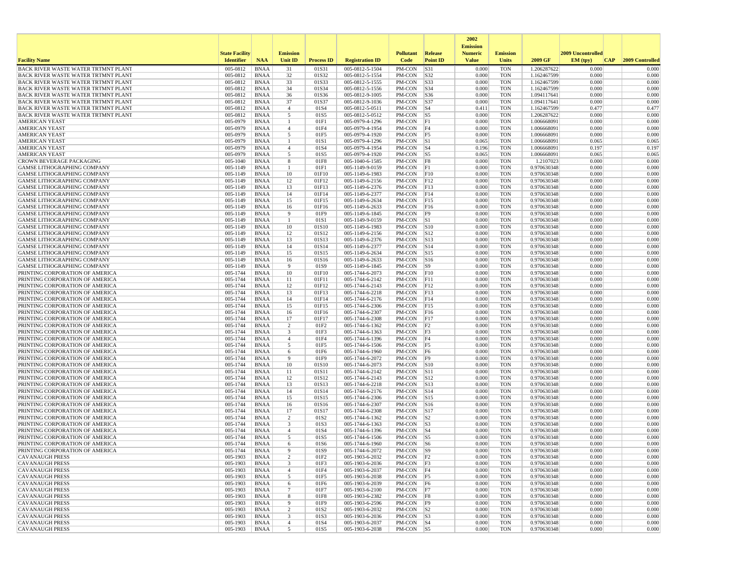| Facility Name | State Facility Identifier | NAA | Emission Unit ID | Process ID | Registration ID | Pollutant Code | Release Point ID | 2002 Emission Numeric Value | Emission Units | 2009 GF | 2009 Uncontrolled EM (tpy) | CAP | 2009 Controlled |
|---|---|---|---|---|---|---|---|---|---|---|---|---|---|
| BACK RIVER WASTE WATER TRTMNT PLANT | 005-0812 | BNAA | 31 | 01S31 | 005-0812-5-1504 | PM-CON | S31 | 0.000 | TON | 1.206287622 | 0.000 | | 0.000 |
| BACK RIVER WASTE WATER TRTMNT PLANT | 005-0812 | BNAA | 32 | 01S32 | 005-0812-5-1554 | PM-CON | S32 | 0.000 | TON | 1.162467599 | 0.000 | | 0.000 |
| BACK RIVER WASTE WATER TRTMNT PLANT | 005-0812 | BNAA | 33 | 01S33 | 005-0812-5-1555 | PM-CON | S33 | 0.000 | TON | 1.162467599 | 0.000 | | 0.000 |
| BACK RIVER WASTE WATER TRTMNT PLANT | 005-0812 | BNAA | 34 | 01S34 | 005-0812-5-1556 | PM-CON | S34 | 0.000 | TON | 1.162467599 | 0.000 | | 0.000 |
| BACK RIVER WASTE WATER TRTMNT PLANT | 005-0812 | BNAA | 36 | 01S36 | 005-0812-9-1005 | PM-CON | S36 | 0.000 | TON | 1.094117641 | 0.000 | | 0.000 |
| BACK RIVER WASTE WATER TRTMNT PLANT | 005-0812 | BNAA | 37 | 01S37 | 005-0812-9-1036 | PM-CON | S37 | 0.000 | TON | 1.094117641 | 0.000 | | 0.000 |
| BACK RIVER WASTE WATER TRTMNT PLANT | 005-0812 | BNAA | 4 | 01S4 | 005-0812-5-0511 | PM-CON | S4 | 0.411 | TON | 1.162467599 | 0.477 | | 0.477 |
| BACK RIVER WASTE WATER TRTMNT PLANT | 005-0812 | BNAA | 5 | 01S5 | 005-0812-5-0512 | PM-CON | S5 | 0.000 | TON | 1.206287622 | 0.000 | | 0.000 |
| AMERICAN YEAST | 005-0979 | BNAA | 1 | 01F1 | 005-0979-4-1296 | PM-CON | F1 | 0.000 | TON | 1.006668091 | 0.000 | | 0.000 |
| AMERICAN YEAST | 005-0979 | BNAA | 4 | 01F4 | 005-0979-4-1954 | PM-CON | F4 | 0.000 | TON | 1.006668091 | 0.000 | | 0.000 |
| AMERICAN YEAST | 005-0979 | BNAA | 5 | 01F5 | 005-0979-4-1920 | PM-CON | F5 | 0.000 | TON | 1.006668091 | 0.000 | | 0.000 |
| AMERICAN YEAST | 005-0979 | BNAA | 1 | 01S1 | 005-0979-4-1296 | PM-CON | S1 | 0.065 | TON | 1.006668091 | 0.065 | | 0.065 |
| AMERICAN YEAST | 005-0979 | BNAA | 4 | 01S4 | 005-0979-4-1954 | PM-CON | S4 | 0.196 | TON | 1.006668091 | 0.197 | | 0.197 |
| AMERICAN YEAST | 005-0979 | BNAA | 5 | 01S5 | 005-0979-4-1920 | PM-CON | S5 | 0.065 | TON | 1.006668091 | 0.065 | | 0.065 |
| CROWN BEVERAGE PACKAGING | 005-1040 | BNAA | 8 | 01F8 | 005-1040-6-1585 | PM-CON | F8 | 0.000 | TON | 1.2107023 | 0.000 | | 0.000 |
| GAMSE LITHOGRAPHING COMPANY | 005-1149 | BNAA | 1 | 01F1 | 005-1149-9-0159 | PM-CON | F1 | 0.000 | TON | 0.970630348 | 0.000 | | 0.000 |
| GAMSE LITHOGRAPHING COMPANY | 005-1149 | BNAA | 10 | 01F10 | 005-1149-6-1983 | PM-CON | F10 | 0.000 | TON | 0.970630348 | 0.000 | | 0.000 |
| GAMSE LITHOGRAPHING COMPANY | 005-1149 | BNAA | 12 | 01F12 | 005-1149-6-2156 | PM-CON | F12 | 0.000 | TON | 0.970630348 | 0.000 | | 0.000 |
| GAMSE LITHOGRAPHING COMPANY | 005-1149 | BNAA | 13 | 01F13 | 005-1149-6-2376 | PM-CON | F13 | 0.000 | TON | 0.970630348 | 0.000 | | 0.000 |
| GAMSE LITHOGRAPHING COMPANY | 005-1149 | BNAA | 14 | 01F14 | 005-1149-6-2377 | PM-CON | F14 | 0.000 | TON | 0.970630348 | 0.000 | | 0.000 |
| GAMSE LITHOGRAPHING COMPANY | 005-1149 | BNAA | 15 | 01F15 | 005-1149-6-2634 | PM-CON | F15 | 0.000 | TON | 0.970630348 | 0.000 | | 0.000 |
| GAMSE LITHOGRAPHING COMPANY | 005-1149 | BNAA | 16 | 01F16 | 005-1149-6-2633 | PM-CON | F16 | 0.000 | TON | 0.970630348 | 0.000 | | 0.000 |
| GAMSE LITHOGRAPHING COMPANY | 005-1149 | BNAA | 9 | 01F9 | 005-1149-6-1845 | PM-CON | F9 | 0.000 | TON | 0.970630348 | 0.000 | | 0.000 |
| GAMSE LITHOGRAPHING COMPANY | 005-1149 | BNAA | 1 | 01S1 | 005-1149-9-0159 | PM-CON | S1 | 0.000 | TON | 0.970630348 | 0.000 | | 0.000 |
| GAMSE LITHOGRAPHING COMPANY | 005-1149 | BNAA | 10 | 01S10 | 005-1149-6-1983 | PM-CON | S10 | 0.000 | TON | 0.970630348 | 0.000 | | 0.000 |
| GAMSE LITHOGRAPHING COMPANY | 005-1149 | BNAA | 12 | 01S12 | 005-1149-6-2156 | PM-CON | S12 | 0.000 | TON | 0.970630348 | 0.000 | | 0.000 |
| GAMSE LITHOGRAPHING COMPANY | 005-1149 | BNAA | 13 | 01S13 | 005-1149-6-2376 | PM-CON | S13 | 0.000 | TON | 0.970630348 | 0.000 | | 0.000 |
| GAMSE LITHOGRAPHING COMPANY | 005-1149 | BNAA | 14 | 01S14 | 005-1149-6-2377 | PM-CON | S14 | 0.000 | TON | 0.970630348 | 0.000 | | 0.000 |
| GAMSE LITHOGRAPHING COMPANY | 005-1149 | BNAA | 15 | 01S15 | 005-1149-6-2634 | PM-CON | S15 | 0.000 | TON | 0.970630348 | 0.000 | | 0.000 |
| GAMSE LITHOGRAPHING COMPANY | 005-1149 | BNAA | 16 | 01S16 | 005-1149-6-2633 | PM-CON | S16 | 0.000 | TON | 0.970630348 | 0.000 | | 0.000 |
| GAMSE LITHOGRAPHING COMPANY | 005-1149 | BNAA | 9 | 01S9 | 005-1149-6-1845 | PM-CON | S9 | 0.000 | TON | 0.970630348 | 0.000 | | 0.000 |
| PRINTING CORPORATION OF AMERICA | 005-1744 | BNAA | 10 | 01F10 | 005-1744-6-2073 | PM-CON | F10 | 0.000 | TON | 0.970630348 | 0.000 | | 0.000 |
| PRINTING CORPORATION OF AMERICA | 005-1744 | BNAA | 11 | 01F11 | 005-1744-6-2142 | PM-CON | F11 | 0.000 | TON | 0.970630348 | 0.000 | | 0.000 |
| PRINTING CORPORATION OF AMERICA | 005-1744 | BNAA | 12 | 01F12 | 005-1744-6-2143 | PM-CON | F12 | 0.000 | TON | 0.970630348 | 0.000 | | 0.000 |
| PRINTING CORPORATION OF AMERICA | 005-1744 | BNAA | 13 | 01F13 | 005-1744-6-2218 | PM-CON | F13 | 0.000 | TON | 0.970630348 | 0.000 | | 0.000 |
| PRINTING CORPORATION OF AMERICA | 005-1744 | BNAA | 14 | 01F14 | 005-1744-6-2176 | PM-CON | F14 | 0.000 | TON | 0.970630348 | 0.000 | | 0.000 |
| PRINTING CORPORATION OF AMERICA | 005-1744 | BNAA | 15 | 01F15 | 005-1744-6-2306 | PM-CON | F15 | 0.000 | TON | 0.970630348 | 0.000 | | 0.000 |
| PRINTING CORPORATION OF AMERICA | 005-1744 | BNAA | 16 | 01F16 | 005-1744-6-2307 | PM-CON | F16 | 0.000 | TON | 0.970630348 | 0.000 | | 0.000 |
| PRINTING CORPORATION OF AMERICA | 005-1744 | BNAA | 17 | 01F17 | 005-1744-6-2308 | PM-CON | F17 | 0.000 | TON | 0.970630348 | 0.000 | | 0.000 |
| PRINTING CORPORATION OF AMERICA | 005-1744 | BNAA | 2 | 01F2 | 005-1744-6-1362 | PM-CON | F2 | 0.000 | TON | 0.970630348 | 0.000 | | 0.000 |
| PRINTING CORPORATION OF AMERICA | 005-1744 | BNAA | 3 | 01F3 | 005-1744-6-1363 | PM-CON | F3 | 0.000 | TON | 0.970630348 | 0.000 | | 0.000 |
| PRINTING CORPORATION OF AMERICA | 005-1744 | BNAA | 4 | 01F4 | 005-1744-6-1396 | PM-CON | F4 | 0.000 | TON | 0.970630348 | 0.000 | | 0.000 |
| PRINTING CORPORATION OF AMERICA | 005-1744 | BNAA | 5 | 01F5 | 005-1744-6-1506 | PM-CON | F5 | 0.000 | TON | 0.970630348 | 0.000 | | 0.000 |
| PRINTING CORPORATION OF AMERICA | 005-1744 | BNAA | 6 | 01F6 | 005-1744-6-1960 | PM-CON | F6 | 0.000 | TON | 0.970630348 | 0.000 | | 0.000 |
| PRINTING CORPORATION OF AMERICA | 005-1744 | BNAA | 9 | 01F9 | 005-1744-6-2072 | PM-CON | F9 | 0.000 | TON | 0.970630348 | 0.000 | | 0.000 |
| PRINTING CORPORATION OF AMERICA | 005-1744 | BNAA | 10 | 01S10 | 005-1744-6-2073 | PM-CON | S10 | 0.000 | TON | 0.970630348 | 0.000 | | 0.000 |
| PRINTING CORPORATION OF AMERICA | 005-1744 | BNAA | 11 | 01S11 | 005-1744-6-2142 | PM-CON | S11 | 0.000 | TON | 0.970630348 | 0.000 | | 0.000 |
| PRINTING CORPORATION OF AMERICA | 005-1744 | BNAA | 12 | 01S12 | 005-1744-6-2143 | PM-CON | S12 | 0.000 | TON | 0.970630348 | 0.000 | | 0.000 |
| PRINTING CORPORATION OF AMERICA | 005-1744 | BNAA | 13 | 01S13 | 005-1744-6-2218 | PM-CON | S13 | 0.000 | TON | 0.970630348 | 0.000 | | 0.000 |
| PRINTING CORPORATION OF AMERICA | 005-1744 | BNAA | 14 | 01S14 | 005-1744-6-2176 | PM-CON | S14 | 0.000 | TON | 0.970630348 | 0.000 | | 0.000 |
| PRINTING CORPORATION OF AMERICA | 005-1744 | BNAA | 15 | 01S15 | 005-1744-6-2306 | PM-CON | S15 | 0.000 | TON | 0.970630348 | 0.000 | | 0.000 |
| PRINTING CORPORATION OF AMERICA | 005-1744 | BNAA | 16 | 01S16 | 005-1744-6-2307 | PM-CON | S16 | 0.000 | TON | 0.970630348 | 0.000 | | 0.000 |
| PRINTING CORPORATION OF AMERICA | 005-1744 | BNAA | 17 | 01S17 | 005-1744-6-2308 | PM-CON | S17 | 0.000 | TON | 0.970630348 | 0.000 | | 0.000 |
| PRINTING CORPORATION OF AMERICA | 005-1744 | BNAA | 2 | 01S2 | 005-1744-6-1362 | PM-CON | S2 | 0.000 | TON | 0.970630348 | 0.000 | | 0.000 |
| PRINTING CORPORATION OF AMERICA | 005-1744 | BNAA | 3 | 01S3 | 005-1744-6-1363 | PM-CON | S3 | 0.000 | TON | 0.970630348 | 0.000 | | 0.000 |
| PRINTING CORPORATION OF AMERICA | 005-1744 | BNAA | 4 | 01S4 | 005-1744-6-1396 | PM-CON | S4 | 0.000 | TON | 0.970630348 | 0.000 | | 0.000 |
| PRINTING CORPORATION OF AMERICA | 005-1744 | BNAA | 5 | 01S5 | 005-1744-6-1506 | PM-CON | S5 | 0.000 | TON | 0.970630348 | 0.000 | | 0.000 |
| PRINTING CORPORATION OF AMERICA | 005-1744 | BNAA | 6 | 01S6 | 005-1744-6-1960 | PM-CON | S6 | 0.000 | TON | 0.970630348 | 0.000 | | 0.000 |
| PRINTING CORPORATION OF AMERICA | 005-1744 | BNAA | 9 | 01S9 | 005-1744-6-2072 | PM-CON | S9 | 0.000 | TON | 0.970630348 | 0.000 | | 0.000 |
| CAVANAUGH PRESS | 005-1903 | BNAA | 2 | 01F2 | 005-1903-6-2032 | PM-CON | F2 | 0.000 | TON | 0.970630348 | 0.000 | | 0.000 |
| CAVANAUGH PRESS | 005-1903 | BNAA | 3 | 01F3 | 005-1903-6-2036 | PM-CON | F3 | 0.000 | TON | 0.970630348 | 0.000 | | 0.000 |
| CAVANAUGH PRESS | 005-1903 | BNAA | 4 | 01F4 | 005-1903-6-2037 | PM-CON | F4 | 0.000 | TON | 0.970630348 | 0.000 | | 0.000 |
| CAVANAUGH PRESS | 005-1903 | BNAA | 5 | 01F5 | 005-1903-6-2038 | PM-CON | F5 | 0.000 | TON | 0.970630348 | 0.000 | | 0.000 |
| CAVANAUGH PRESS | 005-1903 | BNAA | 6 | 01F6 | 005-1903-6-2039 | PM-CON | F6 | 0.000 | TON | 0.970630348 | 0.000 | | 0.000 |
| CAVANAUGH PRESS | 005-1903 | BNAA | 7 | 01F7 | 005-1903-6-2100 | PM-CON | F7 | 0.000 | TON | 0.970630348 | 0.000 | | 0.000 |
| CAVANAUGH PRESS | 005-1903 | BNAA | 8 | 01F8 | 005-1903-6-2382 | PM-CON | F8 | 0.000 | TON | 0.970630348 | 0.000 | | 0.000 |
| CAVANAUGH PRESS | 005-1903 | BNAA | 9 | 01F9 | 005-1903-6-2596 | PM-CON | F9 | 0.000 | TON | 0.970630348 | 0.000 | | 0.000 |
| CAVANAUGH PRESS | 005-1903 | BNAA | 2 | 01S2 | 005-1903-6-2032 | PM-CON | S2 | 0.000 | TON | 0.970630348 | 0.000 | | 0.000 |
| CAVANAUGH PRESS | 005-1903 | BNAA | 3 | 01S3 | 005-1903-6-2036 | PM-CON | S3 | 0.000 | TON | 0.970630348 | 0.000 | | 0.000 |
| CAVANAUGH PRESS | 005-1903 | BNAA | 4 | 01S4 | 005-1903-6-2037 | PM-CON | S4 | 0.000 | TON | 0.970630348 | 0.000 | | 0.000 |
| CAVANAUGH PRESS | 005-1903 | BNAA | 5 | 01S5 | 005-1903-6-2038 | PM-CON | S5 | 0.000 | TON | 0.970630348 | 0.000 | | 0.000 |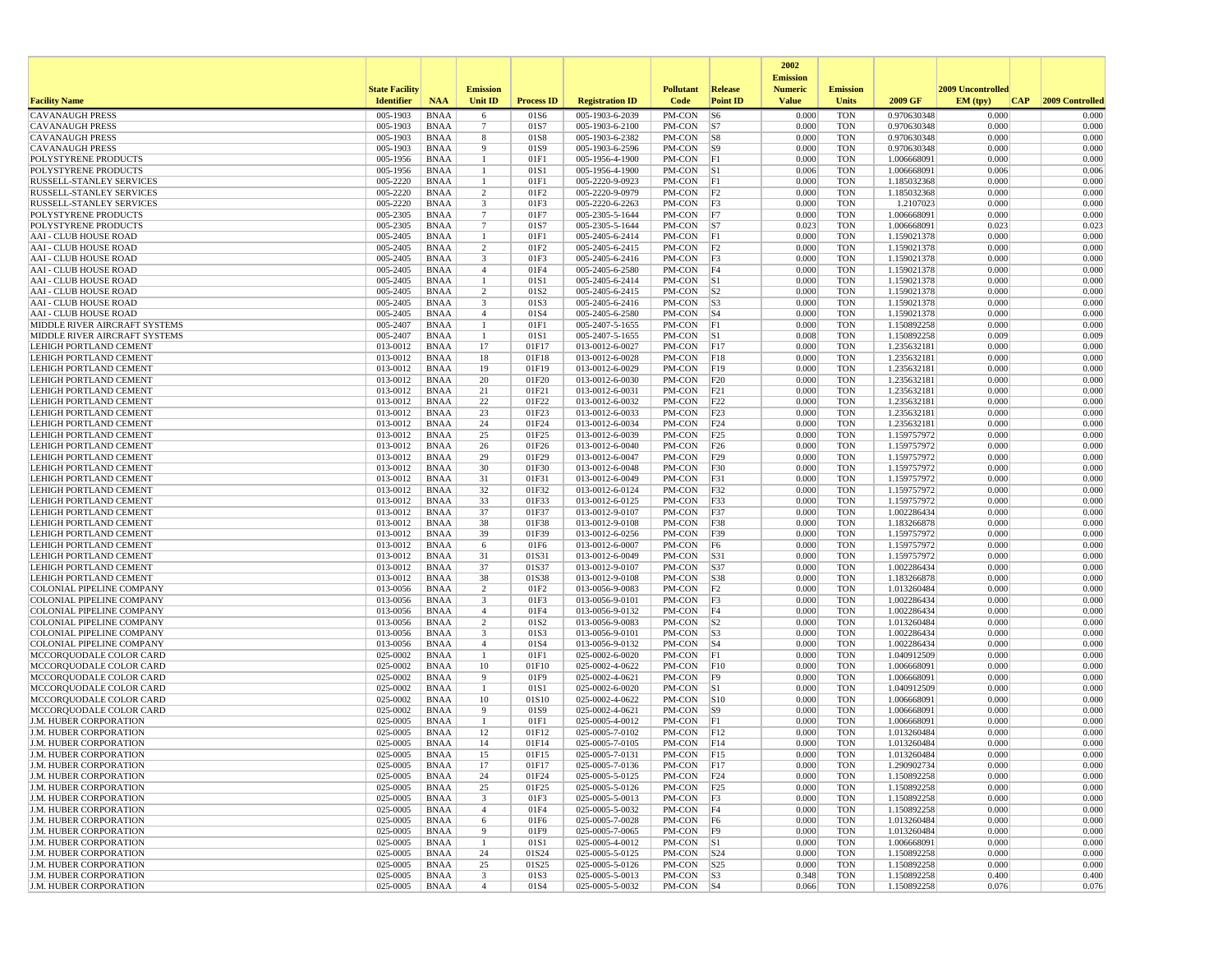| Facility Name | State Facility Identifier | NAA | Emission Unit ID | Process ID | Registration ID | Pollutant Code | Release Point ID | 2002 Emission Numeric Value | Emission Units | 2009 GF | 2009 Uncontrolled EM (tpy) | CAP | 2009 Controlled |
|---|---|---|---|---|---|---|---|---|---|---|---|---|---|
| CAVANAUGH PRESS | 005-1903 | BNAA | 6 | 01S6 | 005-1903-6-2039 | PM-CON | S6 | 0.000 | TON | 0.970630348 | 0.000 | | 0.000 |
| CAVANAUGH PRESS | 005-1903 | BNAA | 7 | 01S7 | 005-1903-6-2100 | PM-CON | S7 | 0.000 | TON | 0.970630348 | 0.000 | | 0.000 |
| CAVANAUGH PRESS | 005-1903 | BNAA | 8 | 01S8 | 005-1903-6-2382 | PM-CON | S8 | 0.000 | TON | 0.970630348 | 0.000 | | 0.000 |
| CAVANAUGH PRESS | 005-1903 | BNAA | 9 | 01S9 | 005-1903-6-2596 | PM-CON | S9 | 0.000 | TON | 0.970630348 | 0.000 | | 0.000 |
| POLYSTYRENE PRODUCTS | 005-1956 | BNAA | 1 | 01F1 | 005-1956-4-1900 | PM-CON | F1 | 0.000 | TON | 1.006668091 | 0.000 | | 0.000 |
| POLYSTYRENE PRODUCTS | 005-1956 | BNAA | 1 | 01S1 | 005-1956-4-1900 | PM-CON | S1 | 0.006 | TON | 1.006668091 | 0.006 | | 0.006 |
| RUSSELL-STANLEY SERVICES | 005-2220 | BNAA | 1 | 01F1 | 005-2220-9-0923 | PM-CON | F1 | 0.000 | TON | 1.185032368 | 0.000 | | 0.000 |
| RUSSELL-STANLEY SERVICES | 005-2220 | BNAA | 2 | 01F2 | 005-2220-9-0979 | PM-CON | F2 | 0.000 | TON | 1.185032368 | 0.000 | | 0.000 |
| RUSSELL-STANLEY SERVICES | 005-2220 | BNAA | 3 | 01F3 | 005-2220-6-2263 | PM-CON | F3 | 0.000 | TON | 1.2107023 | 0.000 | | 0.000 |
| POLYSTYRENE PRODUCTS | 005-2305 | BNAA | 7 | 01F7 | 005-2305-5-1644 | PM-CON | F7 | 0.000 | TON | 1.006668091 | 0.000 | | 0.000 |
| POLYSTYRENE PRODUCTS | 005-2305 | BNAA | 7 | 01S7 | 005-2305-5-1644 | PM-CON | S7 | 0.023 | TON | 1.006668091 | 0.023 | | 0.023 |
| AAI - CLUB HOUSE ROAD | 005-2405 | BNAA | 1 | 01F1 | 005-2405-6-2414 | PM-CON | F1 | 0.000 | TON | 1.159021378 | 0.000 | | 0.000 |
| AAI - CLUB HOUSE ROAD | 005-2405 | BNAA | 2 | 01F2 | 005-2405-6-2415 | PM-CON | F2 | 0.000 | TON | 1.159021378 | 0.000 | | 0.000 |
| AAI - CLUB HOUSE ROAD | 005-2405 | BNAA | 3 | 01F3 | 005-2405-6-2416 | PM-CON | F3 | 0.000 | TON | 1.159021378 | 0.000 | | 0.000 |
| AAI - CLUB HOUSE ROAD | 005-2405 | BNAA | 4 | 01F4 | 005-2405-6-2580 | PM-CON | F4 | 0.000 | TON | 1.159021378 | 0.000 | | 0.000 |
| AAI - CLUB HOUSE ROAD | 005-2405 | BNAA | 1 | 01S1 | 005-2405-6-2414 | PM-CON | S1 | 0.000 | TON | 1.159021378 | 0.000 | | 0.000 |
| AAI - CLUB HOUSE ROAD | 005-2405 | BNAA | 2 | 01S2 | 005-2405-6-2415 | PM-CON | S2 | 0.000 | TON | 1.159021378 | 0.000 | | 0.000 |
| AAI - CLUB HOUSE ROAD | 005-2405 | BNAA | 3 | 01S3 | 005-2405-6-2416 | PM-CON | S3 | 0.000 | TON | 1.159021378 | 0.000 | | 0.000 |
| AAI - CLUB HOUSE ROAD | 005-2405 | BNAA | 4 | 01S4 | 005-2405-6-2580 | PM-CON | S4 | 0.000 | TON | 1.159021378 | 0.000 | | 0.000 |
| MIDDLE RIVER AIRCRAFT SYSTEMS | 005-2407 | BNAA | 1 | 01F1 | 005-2407-5-1655 | PM-CON | F1 | 0.000 | TON | 1.150892258 | 0.000 | | 0.000 |
| MIDDLE RIVER AIRCRAFT SYSTEMS | 005-2407 | BNAA | 1 | 01S1 | 005-2407-5-1655 | PM-CON | S1 | 0.008 | TON | 1.150892258 | 0.009 | | 0.009 |
| LEHIGH PORTLAND CEMENT | 013-0012 | BNAA | 17 | 01F17 | 013-0012-6-0027 | PM-CON | F17 | 0.000 | TON | 1.235632181 | 0.000 | | 0.000 |
| LEHIGH PORTLAND CEMENT | 013-0012 | BNAA | 18 | 01F18 | 013-0012-6-0028 | PM-CON | F18 | 0.000 | TON | 1.235632181 | 0.000 | | 0.000 |
| LEHIGH PORTLAND CEMENT | 013-0012 | BNAA | 19 | 01F19 | 013-0012-6-0029 | PM-CON | F19 | 0.000 | TON | 1.235632181 | 0.000 | | 0.000 |
| LEHIGH PORTLAND CEMENT | 013-0012 | BNAA | 20 | 01F20 | 013-0012-6-0030 | PM-CON | F20 | 0.000 | TON | 1.235632181 | 0.000 | | 0.000 |
| LEHIGH PORTLAND CEMENT | 013-0012 | BNAA | 21 | 01F21 | 013-0012-6-0031 | PM-CON | F21 | 0.000 | TON | 1.235632181 | 0.000 | | 0.000 |
| LEHIGH PORTLAND CEMENT | 013-0012 | BNAA | 22 | 01F22 | 013-0012-6-0032 | PM-CON | F22 | 0.000 | TON | 1.235632181 | 0.000 | | 0.000 |
| LEHIGH PORTLAND CEMENT | 013-0012 | BNAA | 23 | 01F23 | 013-0012-6-0033 | PM-CON | F23 | 0.000 | TON | 1.235632181 | 0.000 | | 0.000 |
| LEHIGH PORTLAND CEMENT | 013-0012 | BNAA | 24 | 01F24 | 013-0012-6-0034 | PM-CON | F24 | 0.000 | TON | 1.235632181 | 0.000 | | 0.000 |
| LEHIGH PORTLAND CEMENT | 013-0012 | BNAA | 25 | 01F25 | 013-0012-6-0039 | PM-CON | F25 | 0.000 | TON | 1.159757972 | 0.000 | | 0.000 |
| LEHIGH PORTLAND CEMENT | 013-0012 | BNAA | 26 | 01F26 | 013-0012-6-0040 | PM-CON | F26 | 0.000 | TON | 1.159757972 | 0.000 | | 0.000 |
| LEHIGH PORTLAND CEMENT | 013-0012 | BNAA | 29 | 01F29 | 013-0012-6-0047 | PM-CON | F29 | 0.000 | TON | 1.159757972 | 0.000 | | 0.000 |
| LEHIGH PORTLAND CEMENT | 013-0012 | BNAA | 30 | 01F30 | 013-0012-6-0048 | PM-CON | F30 | 0.000 | TON | 1.159757972 | 0.000 | | 0.000 |
| LEHIGH PORTLAND CEMENT | 013-0012 | BNAA | 31 | 01F31 | 013-0012-6-0049 | PM-CON | F31 | 0.000 | TON | 1.159757972 | 0.000 | | 0.000 |
| LEHIGH PORTLAND CEMENT | 013-0012 | BNAA | 32 | 01F32 | 013-0012-6-0124 | PM-CON | F32 | 0.000 | TON | 1.159757972 | 0.000 | | 0.000 |
| LEHIGH PORTLAND CEMENT | 013-0012 | BNAA | 33 | 01F33 | 013-0012-6-0125 | PM-CON | F33 | 0.000 | TON | 1.159757972 | 0.000 | | 0.000 |
| LEHIGH PORTLAND CEMENT | 013-0012 | BNAA | 37 | 01F37 | 013-0012-9-0107 | PM-CON | F37 | 0.000 | TON | 1.002286434 | 0.000 | | 0.000 |
| LEHIGH PORTLAND CEMENT | 013-0012 | BNAA | 38 | 01F38 | 013-0012-9-0108 | PM-CON | F38 | 0.000 | TON | 1.183266878 | 0.000 | | 0.000 |
| LEHIGH PORTLAND CEMENT | 013-0012 | BNAA | 39 | 01F39 | 013-0012-6-0256 | PM-CON | F39 | 0.000 | TON | 1.159757972 | 0.000 | | 0.000 |
| LEHIGH PORTLAND CEMENT | 013-0012 | BNAA | 6 | 01F6 | 013-0012-6-0007 | PM-CON | F6 | 0.000 | TON | 1.159757972 | 0.000 | | 0.000 |
| LEHIGH PORTLAND CEMENT | 013-0012 | BNAA | 31 | 01S31 | 013-0012-6-0049 | PM-CON | S31 | 0.000 | TON | 1.159757972 | 0.000 | | 0.000 |
| LEHIGH PORTLAND CEMENT | 013-0012 | BNAA | 37 | 01S37 | 013-0012-9-0107 | PM-CON | S37 | 0.000 | TON | 1.002286434 | 0.000 | | 0.000 |
| LEHIGH PORTLAND CEMENT | 013-0012 | BNAA | 38 | 01S38 | 013-0012-9-0108 | PM-CON | S38 | 0.000 | TON | 1.183266878 | 0.000 | | 0.000 |
| COLONIAL PIPELINE COMPANY | 013-0056 | BNAA | 2 | 01F2 | 013-0056-9-0083 | PM-CON | F2 | 0.000 | TON | 1.013260484 | 0.000 | | 0.000 |
| COLONIAL PIPELINE COMPANY | 013-0056 | BNAA | 3 | 01F3 | 013-0056-9-0101 | PM-CON | F3 | 0.000 | TON | 1.002286434 | 0.000 | | 0.000 |
| COLONIAL PIPELINE COMPANY | 013-0056 | BNAA | 4 | 01F4 | 013-0056-9-0132 | PM-CON | F4 | 0.000 | TON | 1.002286434 | 0.000 | | 0.000 |
| COLONIAL PIPELINE COMPANY | 013-0056 | BNAA | 2 | 01S2 | 013-0056-9-0083 | PM-CON | S2 | 0.000 | TON | 1.013260484 | 0.000 | | 0.000 |
| COLONIAL PIPELINE COMPANY | 013-0056 | BNAA | 3 | 01S3 | 013-0056-9-0101 | PM-CON | S3 | 0.000 | TON | 1.002286434 | 0.000 | | 0.000 |
| COLONIAL PIPELINE COMPANY | 013-0056 | BNAA | 4 | 01S4 | 013-0056-9-0132 | PM-CON | S4 | 0.000 | TON | 1.002286434 | 0.000 | | 0.000 |
| MCCORQUODALE COLOR CARD | 025-0002 | BNAA | 1 | 01F1 | 025-0002-6-0020 | PM-CON | F1 | 0.000 | TON | 1.040912509 | 0.000 | | 0.000 |
| MCCORQUODALE COLOR CARD | 025-0002 | BNAA | 10 | 01F10 | 025-0002-4-0622 | PM-CON | F10 | 0.000 | TON | 1.006668091 | 0.000 | | 0.000 |
| MCCORQUODALE COLOR CARD | 025-0002 | BNAA | 9 | 01F9 | 025-0002-4-0621 | PM-CON | F9 | 0.000 | TON | 1.006668091 | 0.000 | | 0.000 |
| MCCORQUODALE COLOR CARD | 025-0002 | BNAA | 1 | 01S1 | 025-0002-6-0020 | PM-CON | S1 | 0.000 | TON | 1.040912509 | 0.000 | | 0.000 |
| MCCORQUODALE COLOR CARD | 025-0002 | BNAA | 10 | 01S10 | 025-0002-4-0622 | PM-CON | S10 | 0.000 | TON | 1.006668091 | 0.000 | | 0.000 |
| MCCORQUODALE COLOR CARD | 025-0002 | BNAA | 9 | 01S9 | 025-0002-4-0621 | PM-CON | S9 | 0.000 | TON | 1.006668091 | 0.000 | | 0.000 |
| J.M. HUBER CORPORATION | 025-0005 | BNAA | 1 | 01F1 | 025-0005-4-0012 | PM-CON | F1 | 0.000 | TON | 1.006668091 | 0.000 | | 0.000 |
| J.M. HUBER CORPORATION | 025-0005 | BNAA | 12 | 01F12 | 025-0005-7-0102 | PM-CON | F12 | 0.000 | TON | 1.013260484 | 0.000 | | 0.000 |
| J.M. HUBER CORPORATION | 025-0005 | BNAA | 14 | 01F14 | 025-0005-7-0105 | PM-CON | F14 | 0.000 | TON | 1.013260484 | 0.000 | | 0.000 |
| J.M. HUBER CORPORATION | 025-0005 | BNAA | 15 | 01F15 | 025-0005-7-0131 | PM-CON | F15 | 0.000 | TON | 1.013260484 | 0.000 | | 0.000 |
| J.M. HUBER CORPORATION | 025-0005 | BNAA | 17 | 01F17 | 025-0005-7-0136 | PM-CON | F17 | 0.000 | TON | 1.290902734 | 0.000 | | 0.000 |
| J.M. HUBER CORPORATION | 025-0005 | BNAA | 24 | 01F24 | 025-0005-5-0125 | PM-CON | F24 | 0.000 | TON | 1.150892258 | 0.000 | | 0.000 |
| J.M. HUBER CORPORATION | 025-0005 | BNAA | 25 | 01F25 | 025-0005-5-0126 | PM-CON | F25 | 0.000 | TON | 1.150892258 | 0.000 | | 0.000 |
| J.M. HUBER CORPORATION | 025-0005 | BNAA | 3 | 01F3 | 025-0005-5-0013 | PM-CON | F3 | 0.000 | TON | 1.150892258 | 0.000 | | 0.000 |
| J.M. HUBER CORPORATION | 025-0005 | BNAA | 4 | 01F4 | 025-0005-5-0032 | PM-CON | F4 | 0.000 | TON | 1.150892258 | 0.000 | | 0.000 |
| J.M. HUBER CORPORATION | 025-0005 | BNAA | 6 | 01F6 | 025-0005-7-0028 | PM-CON | F6 | 0.000 | TON | 1.013260484 | 0.000 | | 0.000 |
| J.M. HUBER CORPORATION | 025-0005 | BNAA | 9 | 01F9 | 025-0005-7-0065 | PM-CON | F9 | 0.000 | TON | 1.013260484 | 0.000 | | 0.000 |
| J.M. HUBER CORPORATION | 025-0005 | BNAA | 1 | 01S1 | 025-0005-4-0012 | PM-CON | S1 | 0.000 | TON | 1.006668091 | 0.000 | | 0.000 |
| J.M. HUBER CORPORATION | 025-0005 | BNAA | 24 | 01S24 | 025-0005-5-0125 | PM-CON | S24 | 0.000 | TON | 1.150892258 | 0.000 | | 0.000 |
| J.M. HUBER CORPORATION | 025-0005 | BNAA | 25 | 01S25 | 025-0005-5-0126 | PM-CON | S25 | 0.000 | TON | 1.150892258 | 0.000 | | 0.000 |
| J.M. HUBER CORPORATION | 025-0005 | BNAA | 3 | 01S3 | 025-0005-5-0013 | PM-CON | S3 | 0.348 | TON | 1.150892258 | 0.400 | | 0.400 |
| J.M. HUBER CORPORATION | 025-0005 | BNAA | 4 | 01S4 | 025-0005-5-0032 | PM-CON | S4 | 0.066 | TON | 1.150892258 | 0.076 | | 0.076 |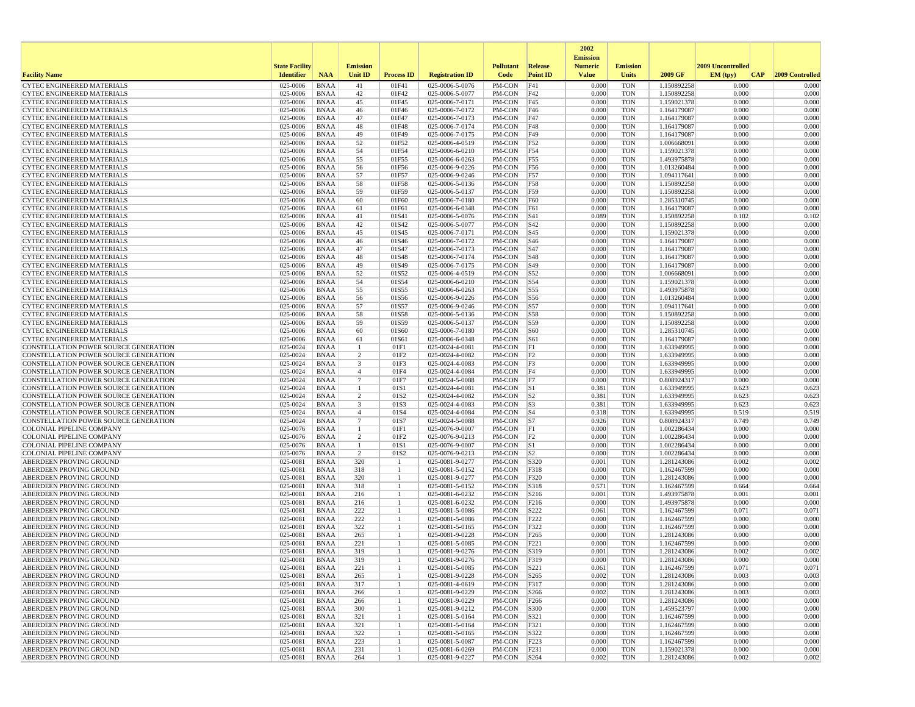| Facility Name | State Facility Identifier | NAA | Emission Unit ID | Process ID | Registration ID | Pollutant Code | Release Point ID | 2002 Emission Numeric Value | Emission Units | 2009 GF | 2009 Uncontrolled EM (tpy) | CAP | 2009 Controlled |
|---|---|---|---|---|---|---|---|---|---|---|---|---|---|
| CYTEC ENGINEERED MATERIALS | 025-0006 | BNAA | 41 | 01F41 | 025-0006-5-0076 | PM-CON | F41 | 0.000 | TON | 1.150892258 | 0.000 | | 0.000 |
| CYTEC ENGINEERED MATERIALS | 025-0006 | BNAA | 42 | 01F42 | 025-0006-5-0077 | PM-CON | F42 | 0.000 | TON | 1.150892258 | 0.000 | | 0.000 |
| CYTEC ENGINEERED MATERIALS | 025-0006 | BNAA | 45 | 01F45 | 025-0006-7-0171 | PM-CON | F45 | 0.000 | TON | 1.159021378 | 0.000 | | 0.000 |
| CYTEC ENGINEERED MATERIALS | 025-0006 | BNAA | 46 | 01F46 | 025-0006-7-0172 | PM-CON | F46 | 0.000 | TON | 1.164179087 | 0.000 | | 0.000 |
| CYTEC ENGINEERED MATERIALS | 025-0006 | BNAA | 47 | 01F47 | 025-0006-7-0173 | PM-CON | F47 | 0.000 | TON | 1.164179087 | 0.000 | | 0.000 |
| CYTEC ENGINEERED MATERIALS | 025-0006 | BNAA | 48 | 01F48 | 025-0006-7-0174 | PM-CON | F48 | 0.000 | TON | 1.164179087 | 0.000 | | 0.000 |
| CYTEC ENGINEERED MATERIALS | 025-0006 | BNAA | 49 | 01F49 | 025-0006-7-0175 | PM-CON | F49 | 0.000 | TON | 1.164179087 | 0.000 | | 0.000 |
| CYTEC ENGINEERED MATERIALS | 025-0006 | BNAA | 52 | 01F52 | 025-0006-4-0519 | PM-CON | F52 | 0.000 | TON | 1.006668091 | 0.000 | | 0.000 |
| CYTEC ENGINEERED MATERIALS | 025-0006 | BNAA | 54 | 01F54 | 025-0006-6-0210 | PM-CON | F54 | 0.000 | TON | 1.159021378 | 0.000 | | 0.000 |
| CYTEC ENGINEERED MATERIALS | 025-0006 | BNAA | 55 | 01F55 | 025-0006-6-0263 | PM-CON | F55 | 0.000 | TON | 1.493975878 | 0.000 | | 0.000 |
| CYTEC ENGINEERED MATERIALS | 025-0006 | BNAA | 56 | 01F56 | 025-0006-9-0226 | PM-CON | F56 | 0.000 | TON | 1.013260484 | 0.000 | | 0.000 |
| CYTEC ENGINEERED MATERIALS | 025-0006 | BNAA | 57 | 01F57 | 025-0006-9-0246 | PM-CON | F57 | 0.000 | TON | 1.094117641 | 0.000 | | 0.000 |
| CYTEC ENGINEERED MATERIALS | 025-0006 | BNAA | 58 | 01F58 | 025-0006-5-0136 | PM-CON | F58 | 0.000 | TON | 1.150892258 | 0.000 | | 0.000 |
| CYTEC ENGINEERED MATERIALS | 025-0006 | BNAA | 59 | 01F59 | 025-0006-5-0137 | PM-CON | F59 | 0.000 | TON | 1.150892258 | 0.000 | | 0.000 |
| CYTEC ENGINEERED MATERIALS | 025-0006 | BNAA | 60 | 01F60 | 025-0006-7-0180 | PM-CON | F60 | 0.000 | TON | 1.285310745 | 0.000 | | 0.000 |
| CYTEC ENGINEERED MATERIALS | 025-0006 | BNAA | 61 | 01F61 | 025-0006-6-0348 | PM-CON | F61 | 0.000 | TON | 1.164179087 | 0.000 | | 0.000 |
| CYTEC ENGINEERED MATERIALS | 025-0006 | BNAA | 41 | 01S41 | 025-0006-5-0076 | PM-CON | S41 | 0.089 | TON | 1.150892258 | 0.102 | | 0.102 |
| CYTEC ENGINEERED MATERIALS | 025-0006 | BNAA | 42 | 01S42 | 025-0006-5-0077 | PM-CON | S42 | 0.000 | TON | 1.150892258 | 0.000 | | 0.000 |
| CYTEC ENGINEERED MATERIALS | 025-0006 | BNAA | 45 | 01S45 | 025-0006-7-0171 | PM-CON | S45 | 0.000 | TON | 1.159021378 | 0.000 | | 0.000 |
| CYTEC ENGINEERED MATERIALS | 025-0006 | BNAA | 46 | 01S46 | 025-0006-7-0172 | PM-CON | S46 | 0.000 | TON | 1.164179087 | 0.000 | | 0.000 |
| CYTEC ENGINEERED MATERIALS | 025-0006 | BNAA | 47 | 01S47 | 025-0006-7-0173 | PM-CON | S47 | 0.000 | TON | 1.164179087 | 0.000 | | 0.000 |
| CYTEC ENGINEERED MATERIALS | 025-0006 | BNAA | 48 | 01S48 | 025-0006-7-0174 | PM-CON | S48 | 0.000 | TON | 1.164179087 | 0.000 | | 0.000 |
| CYTEC ENGINEERED MATERIALS | 025-0006 | BNAA | 49 | 01S49 | 025-0006-7-0175 | PM-CON | S49 | 0.000 | TON | 1.164179087 | 0.000 | | 0.000 |
| CYTEC ENGINEERED MATERIALS | 025-0006 | BNAA | 52 | 01S52 | 025-0006-4-0519 | PM-CON | S52 | 0.000 | TON | 1.006668091 | 0.000 | | 0.000 |
| CYTEC ENGINEERED MATERIALS | 025-0006 | BNAA | 54 | 01S54 | 025-0006-6-0210 | PM-CON | S54 | 0.000 | TON | 1.159021378 | 0.000 | | 0.000 |
| CYTEC ENGINEERED MATERIALS | 025-0006 | BNAA | 55 | 01S55 | 025-0006-6-0263 | PM-CON | S55 | 0.000 | TON | 1.493975878 | 0.000 | | 0.000 |
| CYTEC ENGINEERED MATERIALS | 025-0006 | BNAA | 56 | 01S56 | 025-0006-9-0226 | PM-CON | S56 | 0.000 | TON | 1.013260484 | 0.000 | | 0.000 |
| CYTEC ENGINEERED MATERIALS | 025-0006 | BNAA | 57 | 01S57 | 025-0006-9-0246 | PM-CON | S57 | 0.000 | TON | 1.094117641 | 0.000 | | 0.000 |
| CYTEC ENGINEERED MATERIALS | 025-0006 | BNAA | 58 | 01S58 | 025-0006-5-0136 | PM-CON | S58 | 0.000 | TON | 1.150892258 | 0.000 | | 0.000 |
| CYTEC ENGINEERED MATERIALS | 025-0006 | BNAA | 59 | 01S59 | 025-0006-5-0137 | PM-CON | S59 | 0.000 | TON | 1.150892258 | 0.000 | | 0.000 |
| CYTEC ENGINEERED MATERIALS | 025-0006 | BNAA | 60 | 01S60 | 025-0006-7-0180 | PM-CON | S60 | 0.000 | TON | 1.285310745 | 0.000 | | 0.000 |
| CYTEC ENGINEERED MATERIALS | 025-0006 | BNAA | 61 | 01S61 | 025-0006-6-0348 | PM-CON | S61 | 0.000 | TON | 1.164179087 | 0.000 | | 0.000 |
| CONSTELLATION POWER SOURCE GENERATION | 025-0024 | BNAA | 1 | 01F1 | 025-0024-4-0081 | PM-CON | F1 | 0.000 | TON | 1.633949995 | 0.000 | | 0.000 |
| CONSTELLATION POWER SOURCE GENERATION | 025-0024 | BNAA | 2 | 01F2 | 025-0024-4-0082 | PM-CON | F2 | 0.000 | TON | 1.633949995 | 0.000 | | 0.000 |
| CONSTELLATION POWER SOURCE GENERATION | 025-0024 | BNAA | 3 | 01F3 | 025-0024-4-0083 | PM-CON | F3 | 0.000 | TON | 1.633949995 | 0.000 | | 0.000 |
| CONSTELLATION POWER SOURCE GENERATION | 025-0024 | BNAA | 4 | 01F4 | 025-0024-4-0084 | PM-CON | F4 | 0.000 | TON | 1.633949995 | 0.000 | | 0.000 |
| CONSTELLATION POWER SOURCE GENERATION | 025-0024 | BNAA | 7 | 01F7 | 025-0024-5-0088 | PM-CON | F7 | 0.000 | TON | 0.808924317 | 0.000 | | 0.000 |
| CONSTELLATION POWER SOURCE GENERATION | 025-0024 | BNAA | 1 | 01S1 | 025-0024-4-0081 | PM-CON | S1 | 0.381 | TON | 1.633949995 | 0.623 | | 0.623 |
| CONSTELLATION POWER SOURCE GENERATION | 025-0024 | BNAA | 2 | 01S2 | 025-0024-4-0082 | PM-CON | S2 | 0.381 | TON | 1.633949995 | 0.623 | | 0.623 |
| CONSTELLATION POWER SOURCE GENERATION | 025-0024 | BNAA | 3 | 01S3 | 025-0024-4-0083 | PM-CON | S3 | 0.381 | TON | 1.633949995 | 0.623 | | 0.623 |
| CONSTELLATION POWER SOURCE GENERATION | 025-0024 | BNAA | 4 | 01S4 | 025-0024-4-0084 | PM-CON | S4 | 0.318 | TON | 1.633949995 | 0.519 | | 0.519 |
| CONSTELLATION POWER SOURCE GENERATION | 025-0024 | BNAA | 7 | 01S7 | 025-0024-5-0088 | PM-CON | S7 | 0.926 | TON | 0.808924317 | 0.749 | | 0.749 |
| COLONIAL PIPELINE COMPANY | 025-0076 | BNAA | 1 | 01F1 | 025-0076-9-0007 | PM-CON | F1 | 0.000 | TON | 1.002286434 | 0.000 | | 0.000 |
| COLONIAL PIPELINE COMPANY | 025-0076 | BNAA | 2 | 01F2 | 025-0076-9-0213 | PM-CON | F2 | 0.000 | TON | 1.002286434 | 0.000 | | 0.000 |
| COLONIAL PIPELINE COMPANY | 025-0076 | BNAA | 1 | 01S1 | 025-0076-9-0007 | PM-CON | S1 | 0.000 | TON | 1.002286434 | 0.000 | | 0.000 |
| COLONIAL PIPELINE COMPANY | 025-0076 | BNAA | 2 | 01S2 | 025-0076-9-0213 | PM-CON | S2 | 0.000 | TON | 1.002286434 | 0.000 | | 0.000 |
| ABERDEEN PROVING GROUND | 025-0081 | BNAA | 320 | 1 | 025-0081-9-0277 | PM-CON | S320 | 0.001 | TON | 1.281243086 | 0.002 | | 0.002 |
| ABERDEEN PROVING GROUND | 025-0081 | BNAA | 318 | 1 | 025-0081-5-0152 | PM-CON | F318 | 0.000 | TON | 1.162467599 | 0.000 | | 0.000 |
| ABERDEEN PROVING GROUND | 025-0081 | BNAA | 320 | 1 | 025-0081-9-0277 | PM-CON | F320 | 0.000 | TON | 1.281243086 | 0.000 | | 0.000 |
| ABERDEEN PROVING GROUND | 025-0081 | BNAA | 318 | 1 | 025-0081-5-0152 | PM-CON | S318 | 0.571 | TON | 1.162467599 | 0.664 | | 0.664 |
| ABERDEEN PROVING GROUND | 025-0081 | BNAA | 216 | 1 | 025-0081-6-0232 | PM-CON | S216 | 0.001 | TON | 1.493975878 | 0.001 | | 0.001 |
| ABERDEEN PROVING GROUND | 025-0081 | BNAA | 216 | 1 | 025-0081-6-0232 | PM-CON | F216 | 0.000 | TON | 1.493975878 | 0.000 | | 0.000 |
| ABERDEEN PROVING GROUND | 025-0081 | BNAA | 222 | 1 | 025-0081-5-0086 | PM-CON | S222 | 0.061 | TON | 1.162467599 | 0.071 | | 0.071 |
| ABERDEEN PROVING GROUND | 025-0081 | BNAA | 222 | 1 | 025-0081-5-0086 | PM-CON | F222 | 0.000 | TON | 1.162467599 | 0.000 | | 0.000 |
| ABERDEEN PROVING GROUND | 025-0081 | BNAA | 322 | 1 | 025-0081-5-0165 | PM-CON | F322 | 0.000 | TON | 1.162467599 | 0.000 | | 0.000 |
| ABERDEEN PROVING GROUND | 025-0081 | BNAA | 265 | 1 | 025-0081-9-0228 | PM-CON | F265 | 0.000 | TON | 1.281243086 | 0.000 | | 0.000 |
| ABERDEEN PROVING GROUND | 025-0081 | BNAA | 221 | 1 | 025-0081-5-0085 | PM-CON | F221 | 0.000 | TON | 1.162467599 | 0.000 | | 0.000 |
| ABERDEEN PROVING GROUND | 025-0081 | BNAA | 319 | 1 | 025-0081-9-0276 | PM-CON | S319 | 0.001 | TON | 1.281243086 | 0.002 | | 0.002 |
| ABERDEEN PROVING GROUND | 025-0081 | BNAA | 319 | 1 | 025-0081-9-0276 | PM-CON | F319 | 0.000 | TON | 1.281243086 | 0.000 | | 0.000 |
| ABERDEEN PROVING GROUND | 025-0081 | BNAA | 221 | 1 | 025-0081-5-0085 | PM-CON | S221 | 0.061 | TON | 1.162467599 | 0.071 | | 0.071 |
| ABERDEEN PROVING GROUND | 025-0081 | BNAA | 265 | 1 | 025-0081-9-0228 | PM-CON | S265 | 0.002 | TON | 1.281243086 | 0.003 | | 0.003 |
| ABERDEEN PROVING GROUND | 025-0081 | BNAA | 317 | 1 | 025-0081-4-0619 | PM-CON | F317 | 0.000 | TON | 1.281243086 | 0.000 | | 0.000 |
| ABERDEEN PROVING GROUND | 025-0081 | BNAA | 266 | 1 | 025-0081-9-0229 | PM-CON | S266 | 0.002 | TON | 1.281243086 | 0.003 | | 0.003 |
| ABERDEEN PROVING GROUND | 025-0081 | BNAA | 266 | 1 | 025-0081-9-0229 | PM-CON | F266 | 0.000 | TON | 1.281243086 | 0.000 | | 0.000 |
| ABERDEEN PROVING GROUND | 025-0081 | BNAA | 300 | 1 | 025-0081-9-0212 | PM-CON | S300 | 0.000 | TON | 1.459523797 | 0.000 | | 0.000 |
| ABERDEEN PROVING GROUND | 025-0081 | BNAA | 321 | 1 | 025-0081-5-0164 | PM-CON | S321 | 0.000 | TON | 1.162467599 | 0.000 | | 0.000 |
| ABERDEEN PROVING GROUND | 025-0081 | BNAA | 321 | 1 | 025-0081-5-0164 | PM-CON | F321 | 0.000 | TON | 1.162467599 | 0.000 | | 0.000 |
| ABERDEEN PROVING GROUND | 025-0081 | BNAA | 322 | 1 | 025-0081-5-0165 | PM-CON | S322 | 0.000 | TON | 1.162467599 | 0.000 | | 0.000 |
| ABERDEEN PROVING GROUND | 025-0081 | BNAA | 223 | 1 | 025-0081-5-0087 | PM-CON | F223 | 0.000 | TON | 1.162467599 | 0.000 | | 0.000 |
| ABERDEEN PROVING GROUND | 025-0081 | BNAA | 231 | 1 | 025-0081-6-0269 | PM-CON | F231 | 0.000 | TON | 1.159021378 | 0.000 | | 0.000 |
| ABERDEEN PROVING GROUND | 025-0081 | BNAA | 264 | 1 | 025-0081-9-0227 | PM-CON | S264 | 0.002 | TON | 1.281243086 | 0.002 | | 0.002 |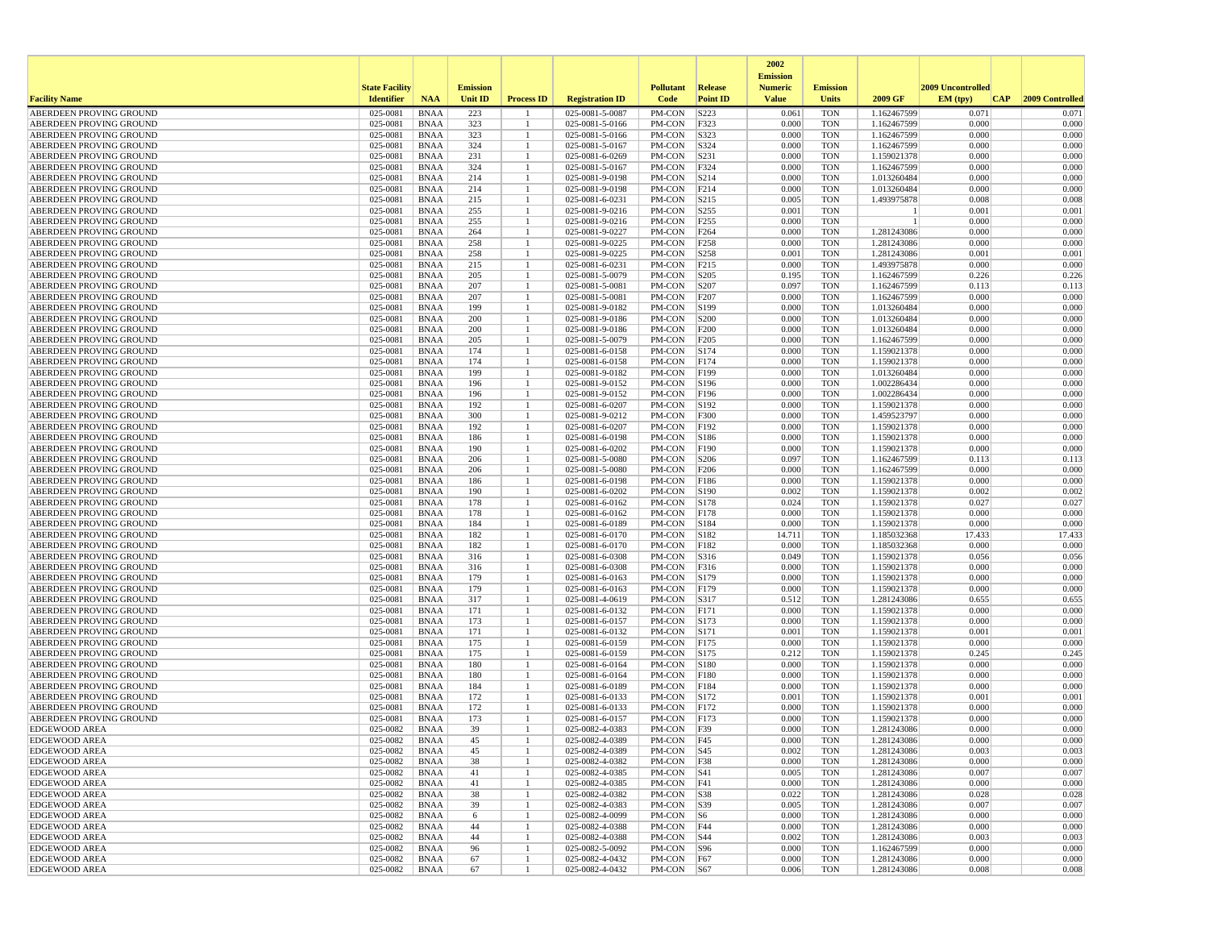| Facility Name | State Facility Identifier | NAA | Emission Unit ID | Process ID | Registration ID | Pollutant Code | Release Point ID | 2002 Emission Numeric Value | Emission Units | 2009 GF | 2009 Uncontrolled EM (tpy) | CAP | 2009 Controlled |
|---|---|---|---|---|---|---|---|---|---|---|---|---|---|
| ABERDEEN PROVING GROUND | 025-0081 | BNAA | 223 | 1 | 025-0081-5-0087 | PM-CON | S223 | 0.061 | TON | 1.162467599 | 0.071 | | 0.071 |
| ABERDEEN PROVING GROUND | 025-0081 | BNAA | 323 | 1 | 025-0081-5-0166 | PM-CON | F323 | 0.000 | TON | 1.162467599 | 0.000 | | 0.000 |
| ABERDEEN PROVING GROUND | 025-0081 | BNAA | 323 | 1 | 025-0081-5-0166 | PM-CON | S323 | 0.000 | TON | 1.162467599 | 0.000 | | 0.000 |
| ABERDEEN PROVING GROUND | 025-0081 | BNAA | 324 | 1 | 025-0081-5-0167 | PM-CON | S324 | 0.000 | TON | 1.162467599 | 0.000 | | 0.000 |
| ABERDEEN PROVING GROUND | 025-0081 | BNAA | 231 | 1 | 025-0081-6-0269 | PM-CON | S231 | 0.000 | TON | 1.159021378 | 0.000 | | 0.000 |
| ABERDEEN PROVING GROUND | 025-0081 | BNAA | 324 | 1 | 025-0081-5-0167 | PM-CON | F324 | 0.000 | TON | 1.162467599 | 0.000 | | 0.000 |
| ABERDEEN PROVING GROUND | 025-0081 | BNAA | 214 | 1 | 025-0081-9-0198 | PM-CON | S214 | 0.000 | TON | 1.013260484 | 0.000 | | 0.000 |
| ABERDEEN PROVING GROUND | 025-0081 | BNAA | 214 | 1 | 025-0081-9-0198 | PM-CON | F214 | 0.000 | TON | 1.013260484 | 0.000 | | 0.000 |
| ABERDEEN PROVING GROUND | 025-0081 | BNAA | 215 | 1 | 025-0081-6-0231 | PM-CON | S215 | 0.005 | TON | 1.493975878 | 0.008 | | 0.008 |
| ABERDEEN PROVING GROUND | 025-0081 | BNAA | 255 | 1 | 025-0081-9-0216 | PM-CON | S255 | 0.001 | TON | 1 | 0.001 | | 0.001 |
| ABERDEEN PROVING GROUND | 025-0081 | BNAA | 255 | 1 | 025-0081-9-0216 | PM-CON | F255 | 0.000 | TON | 1 | 0.000 | | 0.000 |
| ABERDEEN PROVING GROUND | 025-0081 | BNAA | 264 | 1 | 025-0081-9-0227 | PM-CON | F264 | 0.000 | TON | 1.281243086 | 0.000 | | 0.000 |
| ABERDEEN PROVING GROUND | 025-0081 | BNAA | 258 | 1 | 025-0081-9-0225 | PM-CON | F258 | 0.000 | TON | 1.281243086 | 0.000 | | 0.000 |
| ABERDEEN PROVING GROUND | 025-0081 | BNAA | 258 | 1 | 025-0081-9-0225 | PM-CON | S258 | 0.001 | TON | 1.281243086 | 0.001 | | 0.001 |
| ABERDEEN PROVING GROUND | 025-0081 | BNAA | 215 | 1 | 025-0081-6-0231 | PM-CON | F215 | 0.000 | TON | 1.493975878 | 0.000 | | 0.000 |
| ABERDEEN PROVING GROUND | 025-0081 | BNAA | 205 | 1 | 025-0081-5-0079 | PM-CON | S205 | 0.195 | TON | 1.162467599 | 0.226 | | 0.226 |
| ABERDEEN PROVING GROUND | 025-0081 | BNAA | 207 | 1 | 025-0081-5-0081 | PM-CON | S207 | 0.097 | TON | 1.162467599 | 0.113 | | 0.113 |
| ABERDEEN PROVING GROUND | 025-0081 | BNAA | 207 | 1 | 025-0081-5-0081 | PM-CON | F207 | 0.000 | TON | 1.162467599 | 0.000 | | 0.000 |
| ABERDEEN PROVING GROUND | 025-0081 | BNAA | 199 | 1 | 025-0081-9-0182 | PM-CON | S199 | 0.000 | TON | 1.013260484 | 0.000 | | 0.000 |
| ABERDEEN PROVING GROUND | 025-0081 | BNAA | 200 | 1 | 025-0081-9-0186 | PM-CON | S200 | 0.000 | TON | 1.013260484 | 0.000 | | 0.000 |
| ABERDEEN PROVING GROUND | 025-0081 | BNAA | 200 | 1 | 025-0081-9-0186 | PM-CON | F200 | 0.000 | TON | 1.013260484 | 0.000 | | 0.000 |
| ABERDEEN PROVING GROUND | 025-0081 | BNAA | 205 | 1 | 025-0081-5-0079 | PM-CON | F205 | 0.000 | TON | 1.162467599 | 0.000 | | 0.000 |
| ABERDEEN PROVING GROUND | 025-0081 | BNAA | 174 | 1 | 025-0081-6-0158 | PM-CON | S174 | 0.000 | TON | 1.159021378 | 0.000 | | 0.000 |
| ABERDEEN PROVING GROUND | 025-0081 | BNAA | 174 | 1 | 025-0081-6-0158 | PM-CON | F174 | 0.000 | TON | 1.159021378 | 0.000 | | 0.000 |
| ABERDEEN PROVING GROUND | 025-0081 | BNAA | 199 | 1 | 025-0081-9-0182 | PM-CON | F199 | 0.000 | TON | 1.013260484 | 0.000 | | 0.000 |
| ABERDEEN PROVING GROUND | 025-0081 | BNAA | 196 | 1 | 025-0081-9-0152 | PM-CON | S196 | 0.000 | TON | 1.002286434 | 0.000 | | 0.000 |
| ABERDEEN PROVING GROUND | 025-0081 | BNAA | 196 | 1 | 025-0081-9-0152 | PM-CON | F196 | 0.000 | TON | 1.002286434 | 0.000 | | 0.000 |
| ABERDEEN PROVING GROUND | 025-0081 | BNAA | 192 | 1 | 025-0081-6-0207 | PM-CON | S192 | 0.000 | TON | 1.159021378 | 0.000 | | 0.000 |
| ABERDEEN PROVING GROUND | 025-0081 | BNAA | 300 | 1 | 025-0081-9-0212 | PM-CON | F300 | 0.000 | TON | 1.459523797 | 0.000 | | 0.000 |
| ABERDEEN PROVING GROUND | 025-0081 | BNAA | 192 | 1 | 025-0081-6-0207 | PM-CON | F192 | 0.000 | TON | 1.159021378 | 0.000 | | 0.000 |
| ABERDEEN PROVING GROUND | 025-0081 | BNAA | 186 | 1 | 025-0081-6-0198 | PM-CON | S186 | 0.000 | TON | 1.159021378 | 0.000 | | 0.000 |
| ABERDEEN PROVING GROUND | 025-0081 | BNAA | 190 | 1 | 025-0081-6-0202 | PM-CON | F190 | 0.000 | TON | 1.159021378 | 0.000 | | 0.000 |
| ABERDEEN PROVING GROUND | 025-0081 | BNAA | 206 | 1 | 025-0081-5-0080 | PM-CON | S206 | 0.097 | TON | 1.162467599 | 0.113 | | 0.113 |
| ABERDEEN PROVING GROUND | 025-0081 | BNAA | 206 | 1 | 025-0081-5-0080 | PM-CON | F206 | 0.000 | TON | 1.162467599 | 0.000 | | 0.000 |
| ABERDEEN PROVING GROUND | 025-0081 | BNAA | 186 | 1 | 025-0081-6-0198 | PM-CON | F186 | 0.000 | TON | 1.159021378 | 0.000 | | 0.000 |
| ABERDEEN PROVING GROUND | 025-0081 | BNAA | 190 | 1 | 025-0081-6-0202 | PM-CON | S190 | 0.002 | TON | 1.159021378 | 0.002 | | 0.002 |
| ABERDEEN PROVING GROUND | 025-0081 | BNAA | 178 | 1 | 025-0081-6-0162 | PM-CON | S178 | 0.024 | TON | 1.159021378 | 0.027 | | 0.027 |
| ABERDEEN PROVING GROUND | 025-0081 | BNAA | 178 | 1 | 025-0081-6-0162 | PM-CON | F178 | 0.000 | TON | 1.159021378 | 0.000 | | 0.000 |
| ABERDEEN PROVING GROUND | 025-0081 | BNAA | 184 | 1 | 025-0081-6-0189 | PM-CON | S184 | 0.000 | TON | 1.159021378 | 0.000 | | 0.000 |
| ABERDEEN PROVING GROUND | 025-0081 | BNAA | 182 | 1 | 025-0081-6-0170 | PM-CON | S182 | 14.711 | TON | 1.185032368 | 17.433 | | 17.433 |
| ABERDEEN PROVING GROUND | 025-0081 | BNAA | 182 | 1 | 025-0081-6-0170 | PM-CON | F182 | 0.000 | TON | 1.185032368 | 0.000 | | 0.000 |
| ABERDEEN PROVING GROUND | 025-0081 | BNAA | 316 | 1 | 025-0081-6-0308 | PM-CON | S316 | 0.049 | TON | 1.159021378 | 0.056 | | 0.056 |
| ABERDEEN PROVING GROUND | 025-0081 | BNAA | 316 | 1 | 025-0081-6-0308 | PM-CON | F316 | 0.000 | TON | 1.159021378 | 0.000 | | 0.000 |
| ABERDEEN PROVING GROUND | 025-0081 | BNAA | 179 | 1 | 025-0081-6-0163 | PM-CON | S179 | 0.000 | TON | 1.159021378 | 0.000 | | 0.000 |
| ABERDEEN PROVING GROUND | 025-0081 | BNAA | 179 | 1 | 025-0081-6-0163 | PM-CON | F179 | 0.000 | TON | 1.159021378 | 0.000 | | 0.000 |
| ABERDEEN PROVING GROUND | 025-0081 | BNAA | 317 | 1 | 025-0081-4-0619 | PM-CON | S317 | 0.512 | TON | 1.281243086 | 0.655 | | 0.655 |
| ABERDEEN PROVING GROUND | 025-0081 | BNAA | 171 | 1 | 025-0081-6-0132 | PM-CON | F171 | 0.000 | TON | 1.159021378 | 0.000 | | 0.000 |
| ABERDEEN PROVING GROUND | 025-0081 | BNAA | 173 | 1 | 025-0081-6-0157 | PM-CON | S173 | 0.000 | TON | 1.159021378 | 0.000 | | 0.000 |
| ABERDEEN PROVING GROUND | 025-0081 | BNAA | 171 | 1 | 025-0081-6-0132 | PM-CON | S171 | 0.001 | TON | 1.159021378 | 0.001 | | 0.001 |
| ABERDEEN PROVING GROUND | 025-0081 | BNAA | 175 | 1 | 025-0081-6-0159 | PM-CON | F175 | 0.000 | TON | 1.159021378 | 0.000 | | 0.000 |
| ABERDEEN PROVING GROUND | 025-0081 | BNAA | 175 | 1 | 025-0081-6-0159 | PM-CON | S175 | 0.212 | TON | 1.159021378 | 0.245 | | 0.245 |
| ABERDEEN PROVING GROUND | 025-0081 | BNAA | 180 | 1 | 025-0081-6-0164 | PM-CON | S180 | 0.000 | TON | 1.159021378 | 0.000 | | 0.000 |
| ABERDEEN PROVING GROUND | 025-0081 | BNAA | 180 | 1 | 025-0081-6-0164 | PM-CON | F180 | 0.000 | TON | 1.159021378 | 0.000 | | 0.000 |
| ABERDEEN PROVING GROUND | 025-0081 | BNAA | 184 | 1 | 025-0081-6-0189 | PM-CON | F184 | 0.000 | TON | 1.159021378 | 0.000 | | 0.000 |
| ABERDEEN PROVING GROUND | 025-0081 | BNAA | 172 | 1 | 025-0081-6-0133 | PM-CON | S172 | 0.001 | TON | 1.159021378 | 0.001 | | 0.001 |
| ABERDEEN PROVING GROUND | 025-0081 | BNAA | 172 | 1 | 025-0081-6-0133 | PM-CON | F172 | 0.000 | TON | 1.159021378 | 0.000 | | 0.000 |
| ABERDEEN PROVING GROUND | 025-0081 | BNAA | 173 | 1 | 025-0081-6-0157 | PM-CON | F173 | 0.000 | TON | 1.159021378 | 0.000 | | 0.000 |
| EDGEWOOD AREA | 025-0082 | BNAA | 39 | 1 | 025-0082-4-0383 | PM-CON | F39 | 0.000 | TON | 1.281243086 | 0.000 | | 0.000 |
| EDGEWOOD AREA | 025-0082 | BNAA | 45 | 1 | 025-0082-4-0389 | PM-CON | F45 | 0.000 | TON | 1.281243086 | 0.000 | | 0.000 |
| EDGEWOOD AREA | 025-0082 | BNAA | 45 | 1 | 025-0082-4-0389 | PM-CON | S45 | 0.002 | TON | 1.281243086 | 0.003 | | 0.003 |
| EDGEWOOD AREA | 025-0082 | BNAA | 38 | 1 | 025-0082-4-0382 | PM-CON | F38 | 0.000 | TON | 1.281243086 | 0.000 | | 0.000 |
| EDGEWOOD AREA | 025-0082 | BNAA | 41 | 1 | 025-0082-4-0385 | PM-CON | S41 | 0.005 | TON | 1.281243086 | 0.007 | | 0.007 |
| EDGEWOOD AREA | 025-0082 | BNAA | 41 | 1 | 025-0082-4-0385 | PM-CON | F41 | 0.000 | TON | 1.281243086 | 0.000 | | 0.000 |
| EDGEWOOD AREA | 025-0082 | BNAA | 38 | 1 | 025-0082-4-0382 | PM-CON | S38 | 0.022 | TON | 1.281243086 | 0.028 | | 0.028 |
| EDGEWOOD AREA | 025-0082 | BNAA | 39 | 1 | 025-0082-4-0383 | PM-CON | S39 | 0.005 | TON | 1.281243086 | 0.007 | | 0.007 |
| EDGEWOOD AREA | 025-0082 | BNAA | 6 | 1 | 025-0082-4-0099 | PM-CON | S6 | 0.000 | TON | 1.281243086 | 0.000 | | 0.000 |
| EDGEWOOD AREA | 025-0082 | BNAA | 44 | 1 | 025-0082-4-0388 | PM-CON | F44 | 0.000 | TON | 1.281243086 | 0.000 | | 0.000 |
| EDGEWOOD AREA | 025-0082 | BNAA | 44 | 1 | 025-0082-4-0388 | PM-CON | S44 | 0.002 | TON | 1.281243086 | 0.003 | | 0.003 |
| EDGEWOOD AREA | 025-0082 | BNAA | 96 | 1 | 025-0082-5-0092 | PM-CON | S96 | 0.000 | TON | 1.162467599 | 0.000 | | 0.000 |
| EDGEWOOD AREA | 025-0082 | BNAA | 67 | 1 | 025-0082-4-0432 | PM-CON | F67 | 0.000 | TON | 1.281243086 | 0.000 | | 0.000 |
| EDGEWOOD AREA | 025-0082 | BNAA | 67 | 1 | 025-0082-4-0432 | PM-CON | S67 | 0.006 | TON | 1.281243086 | 0.008 | | 0.008 |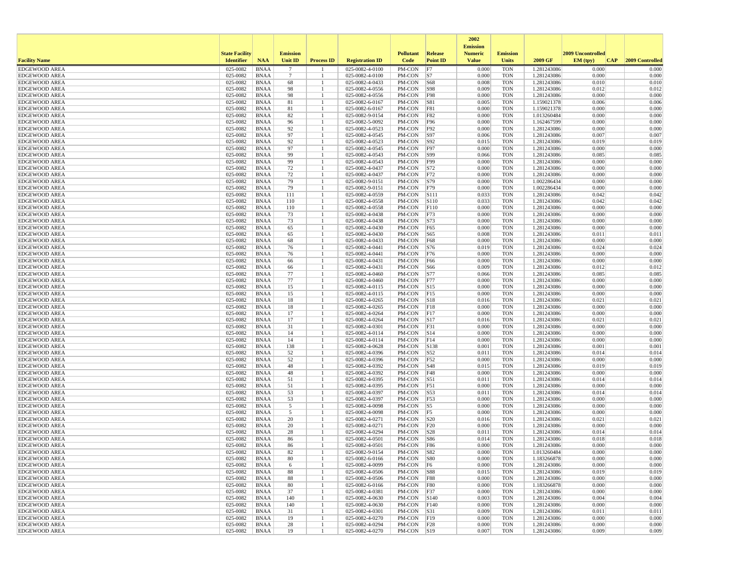| Facility Name | State Facility Identifier | NAA | Emission Unit ID | Process ID | Registration ID | Pollutant Code | Release Point ID | 2002 Emission Numeric Value | Emission Units | 2009 GF | 2009 Uncontrolled EM (tpy) | CAP | 2009 Controlled |
|---|---|---|---|---|---|---|---|---|---|---|---|---|---|
| EDGEWOOD AREA | 025-0082 | BNAA | 7 | 1 | 025-0082-4-0100 | PM-CON | F7 | 0.000 | TON | 1.281243086 | 0.000 | | 0.000 |
| EDGEWOOD AREA | 025-0082 | BNAA | 7 | 1 | 025-0082-4-0100 | PM-CON | S7 | 0.000 | TON | 1.281243086 | 0.000 | | 0.000 |
| EDGEWOOD AREA | 025-0082 | BNAA | 68 | 1 | 025-0082-4-0433 | PM-CON | S68 | 0.008 | TON | 1.281243086 | 0.010 | | 0.010 |
| EDGEWOOD AREA | 025-0082 | BNAA | 98 | 1 | 025-0082-4-0556 | PM-CON | S98 | 0.009 | TON | 1.281243086 | 0.012 | | 0.012 |
| EDGEWOOD AREA | 025-0082 | BNAA | 98 | 1 | 025-0082-4-0556 | PM-CON | F98 | 0.000 | TON | 1.281243086 | 0.000 | | 0.000 |
| EDGEWOOD AREA | 025-0082 | BNAA | 81 | 1 | 025-0082-6-0167 | PM-CON | S81 | 0.005 | TON | 1.159021378 | 0.006 | | 0.006 |
| EDGEWOOD AREA | 025-0082 | BNAA | 81 | 1 | 025-0082-6-0167 | PM-CON | F81 | 0.000 | TON | 1.159021378 | 0.000 | | 0.000 |
| EDGEWOOD AREA | 025-0082 | BNAA | 82 | 1 | 025-0082-9-0154 | PM-CON | F82 | 0.000 | TON | 1.013260484 | 0.000 | | 0.000 |
| EDGEWOOD AREA | 025-0082 | BNAA | 96 | 1 | 025-0082-5-0092 | PM-CON | F96 | 0.000 | TON | 1.162467599 | 0.000 | | 0.000 |
| EDGEWOOD AREA | 025-0082 | BNAA | 92 | 1 | 025-0082-4-0523 | PM-CON | F92 | 0.000 | TON | 1.281243086 | 0.000 | | 0.000 |
| EDGEWOOD AREA | 025-0082 | BNAA | 97 | 1 | 025-0082-4-0545 | PM-CON | S97 | 0.006 | TON | 1.281243086 | 0.007 | | 0.007 |
| EDGEWOOD AREA | 025-0082 | BNAA | 92 | 1 | 025-0082-4-0523 | PM-CON | S92 | 0.015 | TON | 1.281243086 | 0.019 | | 0.019 |
| EDGEWOOD AREA | 025-0082 | BNAA | 97 | 1 | 025-0082-4-0545 | PM-CON | F97 | 0.000 | TON | 1.281243086 | 0.000 | | 0.000 |
| EDGEWOOD AREA | 025-0082 | BNAA | 99 | 1 | 025-0082-4-0543 | PM-CON | S99 | 0.066 | TON | 1.281243086 | 0.085 | | 0.085 |
| EDGEWOOD AREA | 025-0082 | BNAA | 99 | 1 | 025-0082-4-0543 | PM-CON | F99 | 0.000 | TON | 1.281243086 | 0.000 | | 0.000 |
| EDGEWOOD AREA | 025-0082 | BNAA | 72 | 1 | 025-0082-4-0437 | PM-CON | S72 | 0.000 | TON | 1.281243086 | 0.000 | | 0.000 |
| EDGEWOOD AREA | 025-0082 | BNAA | 72 | 1 | 025-0082-4-0437 | PM-CON | F72 | 0.000 | TON | 1.281243086 | 0.000 | | 0.000 |
| EDGEWOOD AREA | 025-0082 | BNAA | 79 | 1 | 025-0082-9-0151 | PM-CON | S79 | 0.000 | TON | 1.002286434 | 0.000 | | 0.000 |
| EDGEWOOD AREA | 025-0082 | BNAA | 79 | 1 | 025-0082-9-0151 | PM-CON | F79 | 0.000 | TON | 1.002286434 | 0.000 | | 0.000 |
| EDGEWOOD AREA | 025-0082 | BNAA | 111 | 1 | 025-0082-4-0559 | PM-CON | S111 | 0.033 | TON | 1.281243086 | 0.042 | | 0.042 |
| EDGEWOOD AREA | 025-0082 | BNAA | 110 | 1 | 025-0082-4-0558 | PM-CON | S110 | 0.033 | TON | 1.281243086 | 0.042 | | 0.042 |
| EDGEWOOD AREA | 025-0082 | BNAA | 110 | 1 | 025-0082-4-0558 | PM-CON | F110 | 0.000 | TON | 1.281243086 | 0.000 | | 0.000 |
| EDGEWOOD AREA | 025-0082 | BNAA | 73 | 1 | 025-0082-4-0438 | PM-CON | F73 | 0.000 | TON | 1.281243086 | 0.000 | | 0.000 |
| EDGEWOOD AREA | 025-0082 | BNAA | 73 | 1 | 025-0082-4-0438 | PM-CON | S73 | 0.000 | TON | 1.281243086 | 0.000 | | 0.000 |
| EDGEWOOD AREA | 025-0082 | BNAA | 65 | 1 | 025-0082-4-0430 | PM-CON | F65 | 0.000 | TON | 1.281243086 | 0.000 | | 0.000 |
| EDGEWOOD AREA | 025-0082 | BNAA | 65 | 1 | 025-0082-4-0430 | PM-CON | S65 | 0.008 | TON | 1.281243086 | 0.011 | | 0.011 |
| EDGEWOOD AREA | 025-0082 | BNAA | 68 | 1 | 025-0082-4-0433 | PM-CON | F68 | 0.000 | TON | 1.281243086 | 0.000 | | 0.000 |
| EDGEWOOD AREA | 025-0082 | BNAA | 76 | 1 | 025-0082-4-0441 | PM-CON | S76 | 0.019 | TON | 1.281243086 | 0.024 | | 0.024 |
| EDGEWOOD AREA | 025-0082 | BNAA | 76 | 1 | 025-0082-4-0441 | PM-CON | F76 | 0.000 | TON | 1.281243086 | 0.000 | | 0.000 |
| EDGEWOOD AREA | 025-0082 | BNAA | 66 | 1 | 025-0082-4-0431 | PM-CON | F66 | 0.000 | TON | 1.281243086 | 0.000 | | 0.000 |
| EDGEWOOD AREA | 025-0082 | BNAA | 66 | 1 | 025-0082-4-0431 | PM-CON | S66 | 0.009 | TON | 1.281243086 | 0.012 | | 0.012 |
| EDGEWOOD AREA | 025-0082 | BNAA | 77 | 1 | 025-0082-4-0460 | PM-CON | S77 | 0.066 | TON | 1.281243086 | 0.085 | | 0.085 |
| EDGEWOOD AREA | 025-0082 | BNAA | 77 | 1 | 025-0082-4-0460 | PM-CON | F77 | 0.000 | TON | 1.281243086 | 0.000 | | 0.000 |
| EDGEWOOD AREA | 025-0082 | BNAA | 15 | 1 | 025-0082-4-0115 | PM-CON | S15 | 0.000 | TON | 1.281243086 | 0.000 | | 0.000 |
| EDGEWOOD AREA | 025-0082 | BNAA | 15 | 1 | 025-0082-4-0115 | PM-CON | F15 | 0.000 | TON | 1.281243086 | 0.000 | | 0.000 |
| EDGEWOOD AREA | 025-0082 | BNAA | 18 | 1 | 025-0082-4-0265 | PM-CON | S18 | 0.016 | TON | 1.281243086 | 0.021 | | 0.021 |
| EDGEWOOD AREA | 025-0082 | BNAA | 18 | 1 | 025-0082-4-0265 | PM-CON | F18 | 0.000 | TON | 1.281243086 | 0.000 | | 0.000 |
| EDGEWOOD AREA | 025-0082 | BNAA | 17 | 1 | 025-0082-4-0264 | PM-CON | F17 | 0.000 | TON | 1.281243086 | 0.000 | | 0.000 |
| EDGEWOOD AREA | 025-0082 | BNAA | 17 | 1 | 025-0082-4-0264 | PM-CON | S17 | 0.016 | TON | 1.281243086 | 0.021 | | 0.021 |
| EDGEWOOD AREA | 025-0082 | BNAA | 31 | 1 | 025-0082-4-0301 | PM-CON | F31 | 0.000 | TON | 1.281243086 | 0.000 | | 0.000 |
| EDGEWOOD AREA | 025-0082 | BNAA | 14 | 1 | 025-0082-4-0114 | PM-CON | S14 | 0.000 | TON | 1.281243086 | 0.000 | | 0.000 |
| EDGEWOOD AREA | 025-0082 | BNAA | 14 | 1 | 025-0082-4-0114 | PM-CON | F14 | 0.000 | TON | 1.281243086 | 0.000 | | 0.000 |
| EDGEWOOD AREA | 025-0082 | BNAA | 138 | 1 | 025-0082-4-0628 | PM-CON | S138 | 0.001 | TON | 1.281243086 | 0.001 | | 0.001 |
| EDGEWOOD AREA | 025-0082 | BNAA | 52 | 1 | 025-0082-4-0396 | PM-CON | S52 | 0.011 | TON | 1.281243086 | 0.014 | | 0.014 |
| EDGEWOOD AREA | 025-0082 | BNAA | 52 | 1 | 025-0082-4-0396 | PM-CON | F52 | 0.000 | TON | 1.281243086 | 0.000 | | 0.000 |
| EDGEWOOD AREA | 025-0082 | BNAA | 48 | 1 | 025-0082-4-0392 | PM-CON | S48 | 0.015 | TON | 1.281243086 | 0.019 | | 0.019 |
| EDGEWOOD AREA | 025-0082 | BNAA | 48 | 1 | 025-0082-4-0392 | PM-CON | F48 | 0.000 | TON | 1.281243086 | 0.000 | | 0.000 |
| EDGEWOOD AREA | 025-0082 | BNAA | 51 | 1 | 025-0082-4-0395 | PM-CON | S51 | 0.011 | TON | 1.281243086 | 0.014 | | 0.014 |
| EDGEWOOD AREA | 025-0082 | BNAA | 51 | 1 | 025-0082-4-0395 | PM-CON | F51 | 0.000 | TON | 1.281243086 | 0.000 | | 0.000 |
| EDGEWOOD AREA | 025-0082 | BNAA | 53 | 1 | 025-0082-4-0397 | PM-CON | S53 | 0.011 | TON | 1.281243086 | 0.014 | | 0.014 |
| EDGEWOOD AREA | 025-0082 | BNAA | 53 | 1 | 025-0082-4-0397 | PM-CON | F53 | 0.000 | TON | 1.281243086 | 0.000 | | 0.000 |
| EDGEWOOD AREA | 025-0082 | BNAA | 5 | 1 | 025-0082-4-0098 | PM-CON | S5 | 0.000 | TON | 1.281243086 | 0.000 | | 0.000 |
| EDGEWOOD AREA | 025-0082 | BNAA | 5 | 1 | 025-0082-4-0098 | PM-CON | F5 | 0.000 | TON | 1.281243086 | 0.000 | | 0.000 |
| EDGEWOOD AREA | 025-0082 | BNAA | 20 | 1 | 025-0082-4-0271 | PM-CON | S20 | 0.016 | TON | 1.281243086 | 0.021 | | 0.021 |
| EDGEWOOD AREA | 025-0082 | BNAA | 20 | 1 | 025-0082-4-0271 | PM-CON | F20 | 0.000 | TON | 1.281243086 | 0.000 | | 0.000 |
| EDGEWOOD AREA | 025-0082 | BNAA | 28 | 1 | 025-0082-4-0294 | PM-CON | S28 | 0.011 | TON | 1.281243086 | 0.014 | | 0.014 |
| EDGEWOOD AREA | 025-0082 | BNAA | 86 | 1 | 025-0082-4-0501 | PM-CON | S86 | 0.014 | TON | 1.281243086 | 0.018 | | 0.018 |
| EDGEWOOD AREA | 025-0082 | BNAA | 86 | 1 | 025-0082-4-0501 | PM-CON | F86 | 0.000 | TON | 1.281243086 | 0.000 | | 0.000 |
| EDGEWOOD AREA | 025-0082 | BNAA | 82 | 1 | 025-0082-9-0154 | PM-CON | S82 | 0.000 | TON | 1.013260484 | 0.000 | | 0.000 |
| EDGEWOOD AREA | 025-0082 | BNAA | 80 | 1 | 025-0082-6-0166 | PM-CON | S80 | 0.000 | TON | 1.183266878 | 0.000 | | 0.000 |
| EDGEWOOD AREA | 025-0082 | BNAA | 6 | 1 | 025-0082-4-0099 | PM-CON | F6 | 0.000 | TON | 1.281243086 | 0.000 | | 0.000 |
| EDGEWOOD AREA | 025-0082 | BNAA | 88 | 1 | 025-0082-4-0506 | PM-CON | S88 | 0.015 | TON | 1.281243086 | 0.019 | | 0.019 |
| EDGEWOOD AREA | 025-0082 | BNAA | 88 | 1 | 025-0082-4-0506 | PM-CON | F88 | 0.000 | TON | 1.281243086 | 0.000 | | 0.000 |
| EDGEWOOD AREA | 025-0082 | BNAA | 80 | 1 | 025-0082-6-0166 | PM-CON | F80 | 0.000 | TON | 1.183266878 | 0.000 | | 0.000 |
| EDGEWOOD AREA | 025-0082 | BNAA | 37 | 1 | 025-0082-4-0381 | PM-CON | F37 | 0.000 | TON | 1.281243086 | 0.000 | | 0.000 |
| EDGEWOOD AREA | 025-0082 | BNAA | 140 | 1 | 025-0082-4-0630 | PM-CON | S140 | 0.003 | TON | 1.281243086 | 0.004 | | 0.004 |
| EDGEWOOD AREA | 025-0082 | BNAA | 140 | 1 | 025-0082-4-0630 | PM-CON | F140 | 0.000 | TON | 1.281243086 | 0.000 | | 0.000 |
| EDGEWOOD AREA | 025-0082 | BNAA | 31 | 1 | 025-0082-4-0301 | PM-CON | S31 | 0.009 | TON | 1.281243086 | 0.011 | | 0.011 |
| EDGEWOOD AREA | 025-0082 | BNAA | 19 | 1 | 025-0082-4-0270 | PM-CON | F19 | 0.000 | TON | 1.281243086 | 0.000 | | 0.000 |
| EDGEWOOD AREA | 025-0082 | BNAA | 28 | 1 | 025-0082-4-0294 | PM-CON | F28 | 0.000 | TON | 1.281243086 | 0.000 | | 0.000 |
| EDGEWOOD AREA | 025-0082 | BNAA | 19 | 1 | 025-0082-4-0270 | PM-CON | S19 | 0.007 | TON | 1.281243086 | 0.009 | | 0.009 |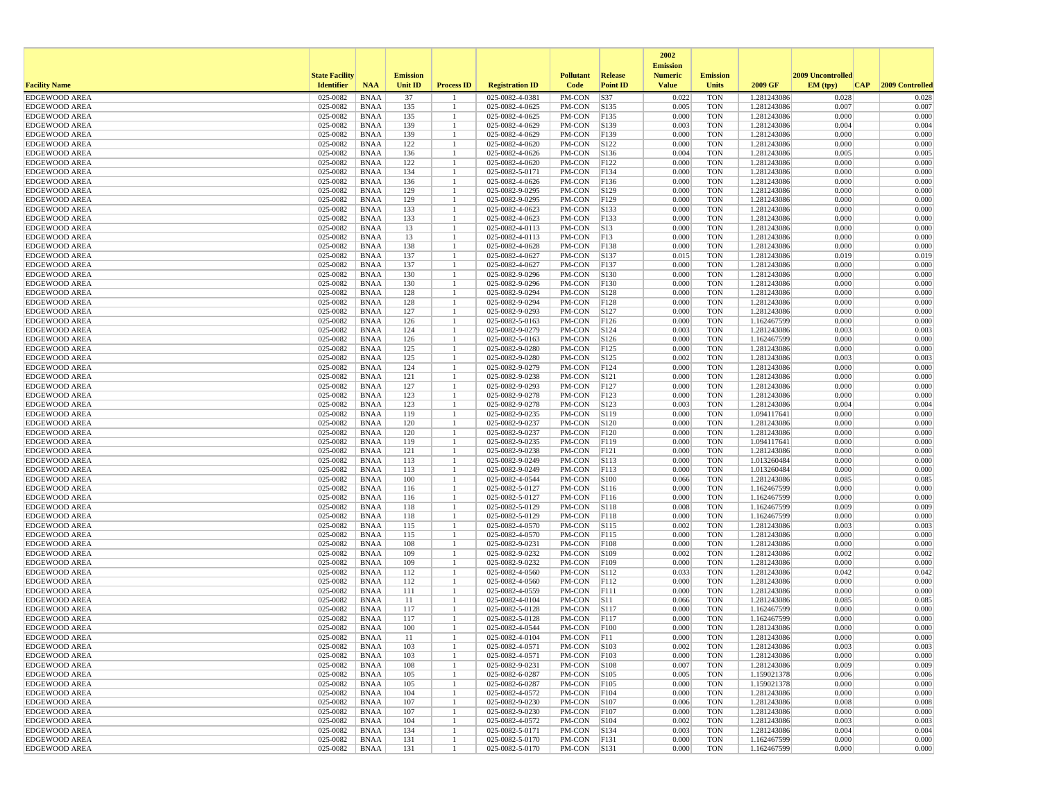| Facility Name | State Facility Identifier | NAA | Emission Unit ID | Process ID | Registration ID | Pollutant Code | Release Point ID | 2002 Emission Numeric Value | Emission Units | 2009 GF | 2009 Uncontrolled EM (tpy) | CAP | 2009 Controlled |
|---|---|---|---|---|---|---|---|---|---|---|---|---|---|
| EDGEWOOD AREA | 025-0082 | BNAA | 37 | 1 | 025-0082-4-0381 | PM-CON | S37 | 0.022 | TON | 1.281243086 | 0.028 | | 0.028 |
| EDGEWOOD AREA | 025-0082 | BNAA | 135 | 1 | 025-0082-4-0625 | PM-CON | S135 | 0.005 | TON | 1.281243086 | 0.007 | | 0.007 |
| EDGEWOOD AREA | 025-0082 | BNAA | 135 | 1 | 025-0082-4-0625 | PM-CON | F135 | 0.000 | TON | 1.281243086 | 0.000 | | 0.000 |
| EDGEWOOD AREA | 025-0082 | BNAA | 139 | 1 | 025-0082-4-0629 | PM-CON | S139 | 0.003 | TON | 1.281243086 | 0.004 | | 0.004 |
| EDGEWOOD AREA | 025-0082 | BNAA | 139 | 1 | 025-0082-4-0629 | PM-CON | F139 | 0.000 | TON | 1.281243086 | 0.000 | | 0.000 |
| EDGEWOOD AREA | 025-0082 | BNAA | 122 | 1 | 025-0082-4-0620 | PM-CON | S122 | 0.000 | TON | 1.281243086 | 0.000 | | 0.000 |
| EDGEWOOD AREA | 025-0082 | BNAA | 136 | 1 | 025-0082-4-0626 | PM-CON | S136 | 0.004 | TON | 1.281243086 | 0.005 | | 0.005 |
| EDGEWOOD AREA | 025-0082 | BNAA | 122 | 1 | 025-0082-4-0620 | PM-CON | F122 | 0.000 | TON | 1.281243086 | 0.000 | | 0.000 |
| EDGEWOOD AREA | 025-0082 | BNAA | 134 | 1 | 025-0082-5-0171 | PM-CON | F134 | 0.000 | TON | 1.281243086 | 0.000 | | 0.000 |
| EDGEWOOD AREA | 025-0082 | BNAA | 136 | 1 | 025-0082-4-0626 | PM-CON | F136 | 0.000 | TON | 1.281243086 | 0.000 | | 0.000 |
| EDGEWOOD AREA | 025-0082 | BNAA | 129 | 1 | 025-0082-9-0295 | PM-CON | S129 | 0.000 | TON | 1.281243086 | 0.000 | | 0.000 |
| EDGEWOOD AREA | 025-0082 | BNAA | 129 | 1 | 025-0082-9-0295 | PM-CON | F129 | 0.000 | TON | 1.281243086 | 0.000 | | 0.000 |
| EDGEWOOD AREA | 025-0082 | BNAA | 133 | 1 | 025-0082-4-0623 | PM-CON | S133 | 0.000 | TON | 1.281243086 | 0.000 | | 0.000 |
| EDGEWOOD AREA | 025-0082 | BNAA | 133 | 1 | 025-0082-4-0623 | PM-CON | F133 | 0.000 | TON | 1.281243086 | 0.000 | | 0.000 |
| EDGEWOOD AREA | 025-0082 | BNAA | 13 | 1 | 025-0082-4-0113 | PM-CON | S13 | 0.000 | TON | 1.281243086 | 0.000 | | 0.000 |
| EDGEWOOD AREA | 025-0082 | BNAA | 13 | 1 | 025-0082-4-0113 | PM-CON | F13 | 0.000 | TON | 1.281243086 | 0.000 | | 0.000 |
| EDGEWOOD AREA | 025-0082 | BNAA | 138 | 1 | 025-0082-4-0628 | PM-CON | F138 | 0.000 | TON | 1.281243086 | 0.000 | | 0.000 |
| EDGEWOOD AREA | 025-0082 | BNAA | 137 | 1 | 025-0082-4-0627 | PM-CON | S137 | 0.015 | TON | 1.281243086 | 0.019 | | 0.019 |
| EDGEWOOD AREA | 025-0082 | BNAA | 137 | 1 | 025-0082-4-0627 | PM-CON | F137 | 0.000 | TON | 1.281243086 | 0.000 | | 0.000 |
| EDGEWOOD AREA | 025-0082 | BNAA | 130 | 1 | 025-0082-9-0296 | PM-CON | S130 | 0.000 | TON | 1.281243086 | 0.000 | | 0.000 |
| EDGEWOOD AREA | 025-0082 | BNAA | 130 | 1 | 025-0082-9-0296 | PM-CON | F130 | 0.000 | TON | 1.281243086 | 0.000 | | 0.000 |
| EDGEWOOD AREA | 025-0082 | BNAA | 128 | 1 | 025-0082-9-0294 | PM-CON | S128 | 0.000 | TON | 1.281243086 | 0.000 | | 0.000 |
| EDGEWOOD AREA | 025-0082 | BNAA | 128 | 1 | 025-0082-9-0294 | PM-CON | F128 | 0.000 | TON | 1.281243086 | 0.000 | | 0.000 |
| EDGEWOOD AREA | 025-0082 | BNAA | 127 | 1 | 025-0082-9-0293 | PM-CON | S127 | 0.000 | TON | 1.281243086 | 0.000 | | 0.000 |
| EDGEWOOD AREA | 025-0082 | BNAA | 126 | 1 | 025-0082-5-0163 | PM-CON | F126 | 0.000 | TON | 1.162467599 | 0.000 | | 0.000 |
| EDGEWOOD AREA | 025-0082 | BNAA | 124 | 1 | 025-0082-9-0279 | PM-CON | S124 | 0.003 | TON | 1.281243086 | 0.003 | | 0.003 |
| EDGEWOOD AREA | 025-0082 | BNAA | 126 | 1 | 025-0082-5-0163 | PM-CON | S126 | 0.000 | TON | 1.162467599 | 0.000 | | 0.000 |
| EDGEWOOD AREA | 025-0082 | BNAA | 125 | 1 | 025-0082-9-0280 | PM-CON | F125 | 0.000 | TON | 1.281243086 | 0.000 | | 0.000 |
| EDGEWOOD AREA | 025-0082 | BNAA | 125 | 1 | 025-0082-9-0280 | PM-CON | S125 | 0.002 | TON | 1.281243086 | 0.003 | | 0.003 |
| EDGEWOOD AREA | 025-0082 | BNAA | 124 | 1 | 025-0082-9-0279 | PM-CON | F124 | 0.000 | TON | 1.281243086 | 0.000 | | 0.000 |
| EDGEWOOD AREA | 025-0082 | BNAA | 121 | 1 | 025-0082-9-0238 | PM-CON | S121 | 0.000 | TON | 1.281243086 | 0.000 | | 0.000 |
| EDGEWOOD AREA | 025-0082 | BNAA | 127 | 1 | 025-0082-9-0293 | PM-CON | F127 | 0.000 | TON | 1.281243086 | 0.000 | | 0.000 |
| EDGEWOOD AREA | 025-0082 | BNAA | 123 | 1 | 025-0082-9-0278 | PM-CON | F123 | 0.000 | TON | 1.281243086 | 0.000 | | 0.000 |
| EDGEWOOD AREA | 025-0082 | BNAA | 123 | 1 | 025-0082-9-0278 | PM-CON | S123 | 0.003 | TON | 1.281243086 | 0.004 | | 0.004 |
| EDGEWOOD AREA | 025-0082 | BNAA | 119 | 1 | 025-0082-9-0235 | PM-CON | S119 | 0.000 | TON | 1.094117641 | 0.000 | | 0.000 |
| EDGEWOOD AREA | 025-0082 | BNAA | 120 | 1 | 025-0082-9-0237 | PM-CON | S120 | 0.000 | TON | 1.281243086 | 0.000 | | 0.000 |
| EDGEWOOD AREA | 025-0082 | BNAA | 120 | 1 | 025-0082-9-0237 | PM-CON | F120 | 0.000 | TON | 1.281243086 | 0.000 | | 0.000 |
| EDGEWOOD AREA | 025-0082 | BNAA | 119 | 1 | 025-0082-9-0235 | PM-CON | F119 | 0.000 | TON | 1.094117641 | 0.000 | | 0.000 |
| EDGEWOOD AREA | 025-0082 | BNAA | 121 | 1 | 025-0082-9-0238 | PM-CON | F121 | 0.000 | TON | 1.281243086 | 0.000 | | 0.000 |
| EDGEWOOD AREA | 025-0082 | BNAA | 113 | 1 | 025-0082-9-0249 | PM-CON | S113 | 0.000 | TON | 1.013260484 | 0.000 | | 0.000 |
| EDGEWOOD AREA | 025-0082 | BNAA | 113 | 1 | 025-0082-9-0249 | PM-CON | F113 | 0.000 | TON | 1.013260484 | 0.000 | | 0.000 |
| EDGEWOOD AREA | 025-0082 | BNAA | 100 | 1 | 025-0082-4-0544 | PM-CON | S100 | 0.066 | TON | 1.281243086 | 0.085 | | 0.085 |
| EDGEWOOD AREA | 025-0082 | BNAA | 116 | 1 | 025-0082-5-0127 | PM-CON | S116 | 0.000 | TON | 1.162467599 | 0.000 | | 0.000 |
| EDGEWOOD AREA | 025-0082 | BNAA | 116 | 1 | 025-0082-5-0127 | PM-CON | F116 | 0.000 | TON | 1.162467599 | 0.000 | | 0.000 |
| EDGEWOOD AREA | 025-0082 | BNAA | 118 | 1 | 025-0082-5-0129 | PM-CON | S118 | 0.008 | TON | 1.162467599 | 0.009 | | 0.009 |
| EDGEWOOD AREA | 025-0082 | BNAA | 118 | 1 | 025-0082-5-0129 | PM-CON | F118 | 0.000 | TON | 1.162467599 | 0.000 | | 0.000 |
| EDGEWOOD AREA | 025-0082 | BNAA | 115 | 1 | 025-0082-4-0570 | PM-CON | S115 | 0.002 | TON | 1.281243086 | 0.003 | | 0.003 |
| EDGEWOOD AREA | 025-0082 | BNAA | 115 | 1 | 025-0082-4-0570 | PM-CON | F115 | 0.000 | TON | 1.281243086 | 0.000 | | 0.000 |
| EDGEWOOD AREA | 025-0082 | BNAA | 108 | 1 | 025-0082-9-0231 | PM-CON | F108 | 0.000 | TON | 1.281243086 | 0.000 | | 0.000 |
| EDGEWOOD AREA | 025-0082 | BNAA | 109 | 1 | 025-0082-9-0232 | PM-CON | S109 | 0.002 | TON | 1.281243086 | 0.002 | | 0.002 |
| EDGEWOOD AREA | 025-0082 | BNAA | 109 | 1 | 025-0082-9-0232 | PM-CON | F109 | 0.000 | TON | 1.281243086 | 0.000 | | 0.000 |
| EDGEWOOD AREA | 025-0082 | BNAA | 112 | 1 | 025-0082-4-0560 | PM-CON | S112 | 0.033 | TON | 1.281243086 | 0.042 | | 0.042 |
| EDGEWOOD AREA | 025-0082 | BNAA | 112 | 1 | 025-0082-4-0560 | PM-CON | F112 | 0.000 | TON | 1.281243086 | 0.000 | | 0.000 |
| EDGEWOOD AREA | 025-0082 | BNAA | 111 | 1 | 025-0082-4-0559 | PM-CON | F111 | 0.000 | TON | 1.281243086 | 0.000 | | 0.000 |
| EDGEWOOD AREA | 025-0082 | BNAA | 11 | 1 | 025-0082-4-0104 | PM-CON | S11 | 0.066 | TON | 1.281243086 | 0.085 | | 0.085 |
| EDGEWOOD AREA | 025-0082 | BNAA | 117 | 1 | 025-0082-5-0128 | PM-CON | S117 | 0.000 | TON | 1.162467599 | 0.000 | | 0.000 |
| EDGEWOOD AREA | 025-0082 | BNAA | 117 | 1 | 025-0082-5-0128 | PM-CON | F117 | 0.000 | TON | 1.162467599 | 0.000 | | 0.000 |
| EDGEWOOD AREA | 025-0082 | BNAA | 100 | 1 | 025-0082-4-0544 | PM-CON | F100 | 0.000 | TON | 1.281243086 | 0.000 | | 0.000 |
| EDGEWOOD AREA | 025-0082 | BNAA | 11 | 1 | 025-0082-4-0104 | PM-CON | F11 | 0.000 | TON | 1.281243086 | 0.000 | | 0.000 |
| EDGEWOOD AREA | 025-0082 | BNAA | 103 | 1 | 025-0082-4-0571 | PM-CON | S103 | 0.002 | TON | 1.281243086 | 0.003 | | 0.003 |
| EDGEWOOD AREA | 025-0082 | BNAA | 103 | 1 | 025-0082-4-0571 | PM-CON | F103 | 0.000 | TON | 1.281243086 | 0.000 | | 0.000 |
| EDGEWOOD AREA | 025-0082 | BNAA | 108 | 1 | 025-0082-9-0231 | PM-CON | S108 | 0.007 | TON | 1.281243086 | 0.009 | | 0.009 |
| EDGEWOOD AREA | 025-0082 | BNAA | 105 | 1 | 025-0082-6-0287 | PM-CON | S105 | 0.005 | TON | 1.159021378 | 0.006 | | 0.006 |
| EDGEWOOD AREA | 025-0082 | BNAA | 105 | 1 | 025-0082-6-0287 | PM-CON | F105 | 0.000 | TON | 1.159021378 | 0.000 | | 0.000 |
| EDGEWOOD AREA | 025-0082 | BNAA | 104 | 1 | 025-0082-4-0572 | PM-CON | F104 | 0.000 | TON | 1.281243086 | 0.000 | | 0.000 |
| EDGEWOOD AREA | 025-0082 | BNAA | 107 | 1 | 025-0082-9-0230 | PM-CON | S107 | 0.006 | TON | 1.281243086 | 0.008 | | 0.008 |
| EDGEWOOD AREA | 025-0082 | BNAA | 107 | 1 | 025-0082-9-0230 | PM-CON | F107 | 0.000 | TON | 1.281243086 | 0.000 | | 0.000 |
| EDGEWOOD AREA | 025-0082 | BNAA | 104 | 1 | 025-0082-4-0572 | PM-CON | S104 | 0.002 | TON | 1.281243086 | 0.003 | | 0.003 |
| EDGEWOOD AREA | 025-0082 | BNAA | 134 | 1 | 025-0082-5-0171 | PM-CON | S134 | 0.003 | TON | 1.281243086 | 0.004 | | 0.004 |
| EDGEWOOD AREA | 025-0082 | BNAA | 131 | 1 | 025-0082-5-0170 | PM-CON | F131 | 0.000 | TON | 1.162467599 | 0.000 | | 0.000 |
| EDGEWOOD AREA | 025-0082 | BNAA | 131 | 1 | 025-0082-5-0170 | PM-CON | S131 | 0.000 | TON | 1.162467599 | 0.000 | | 0.000 |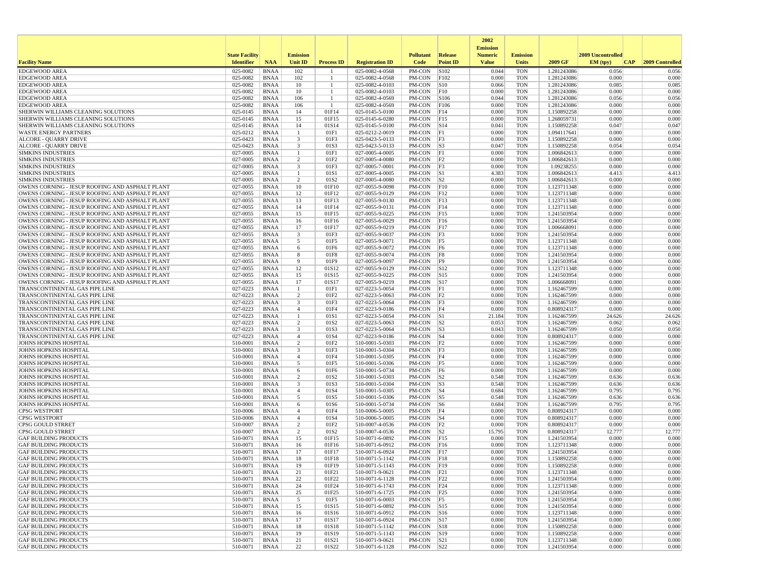| Facility Name | State Facility Identifier | NAA | Emission Unit ID | Process ID | Registration ID | Pollutant Code | Release Point ID | 2002 Emission Numeric Value | Emission Units | 2009 GF | 2009 Uncontrolled EM (tpy) | CAP | 2009 Controlled |
|---|---|---|---|---|---|---|---|---|---|---|---|---|---|
| EDGEWOOD AREA | 025-0082 | BNAA | 102 | 1 | 025-0082-4-0568 | PM-CON | S102 | 0.044 | TON | 1.281243086 | 0.056 | | 0.056 |
| EDGEWOOD AREA | 025-0082 | BNAA | 102 | 1 | 025-0082-4-0568 | PM-CON | F102 | 0.000 | TON | 1.281243086 | 0.000 | | 0.000 |
| EDGEWOOD AREA | 025-0082 | BNAA | 10 | 1 | 025-0082-4-0103 | PM-CON | S10 | 0.066 | TON | 1.281243086 | 0.085 | | 0.085 |
| EDGEWOOD AREA | 025-0082 | BNAA | 10 | 1 | 025-0082-4-0103 | PM-CON | F10 | 0.000 | TON | 1.281243086 | 0.000 | | 0.000 |
| EDGEWOOD AREA | 025-0082 | BNAA | 106 | 1 | 025-0082-4-0569 | PM-CON | S106 | 0.044 | TON | 1.281243086 | 0.056 | | 0.056 |
| EDGEWOOD AREA | 025-0082 | BNAA | 106 | 1 | 025-0082-4-0569 | PM-CON | F106 | 0.000 | TON | 1.281243086 | 0.000 | | 0.000 |
| SHERWIN WILLIAMS CLEANING SOLUTIONS | 025-0145 | BNAA | 14 | 01F14 | 025-0145-5-0100 | PM-CON | F14 | 0.000 | TON | 1.150892258 | 0.000 | | 0.000 |
| SHERWIN WILLIAMS CLEANING SOLUTIONS | 025-0145 | BNAA | 15 | 01F15 | 025-0145-6-0280 | PM-CON | F15 | 0.000 | TON | 1.268059731 | 0.000 | | 0.000 |
| SHERWIN WILLIAMS CLEANING SOLUTIONS | 025-0145 | BNAA | 14 | 01S14 | 025-0145-5-0100 | PM-CON | S14 | 0.041 | TON | 1.150892258 | 0.047 | | 0.047 |
| WASTE ENERGY PARTNERS | 025-0212 | BNAA | 1 | 01F1 | 025-0212-2-0019 | PM-CON | F1 | 0.000 | TON | 1.094117641 | 0.000 | | 0.000 |
| ALCORE - QUARRY DRIVE | 025-0423 | BNAA | 3 | 01F3 | 025-0423-5-0133 | PM-CON | F3 | 0.000 | TON | 1.150892258 | 0.000 | | 0.000 |
| ALCORE - QUARRY DRIVE | 025-0423 | BNAA | 3 | 01S3 | 025-0423-5-0133 | PM-CON | S3 | 0.047 | TON | 1.150892258 | 0.054 | | 0.054 |
| SIMKINS INDUSTRIES | 027-0005 | BNAA | 1 | 01F1 | 027-0005-4-0005 | PM-CON | F1 | 0.000 | TON | 1.006842613 | 0.000 | | 0.000 |
| SIMKINS INDUSTRIES | 027-0005 | BNAA | 2 | 01F2 | 027-0005-4-0080 | PM-CON | F2 | 0.000 | TON | 1.006842613 | 0.000 | | 0.000 |
| SIMKINS INDUSTRIES | 027-0005 | BNAA | 3 | 01F3 | 027-0005-7-0001 | PM-CON | F3 | 0.000 | TON | 1.09238255 | 0.000 | | 0.000 |
| SIMKINS INDUSTRIES | 027-0005 | BNAA | 1 | 01S1 | 027-0005-4-0005 | PM-CON | S1 | 4.383 | TON | 1.006842613 | 4.413 | | 4.413 |
| SIMKINS INDUSTRIES | 027-0005 | BNAA | 2 | 01S2 | 027-0005-4-0080 | PM-CON | S2 | 0.000 | TON | 1.006842613 | 0.000 | | 0.000 |
| OWENS CORNING - JESUP ROOFING AND ASPHALT PLANT | 027-0055 | BNAA | 10 | 01F10 | 027-0055-9-0098 | PM-CON | F10 | 0.000 | TON | 1.123711348 | 0.000 | | 0.000 |
| OWENS CORNING - JESUP ROOFING AND ASPHALT PLANT | 027-0055 | BNAA | 12 | 01F12 | 027-0055-9-0129 | PM-CON | F12 | 0.000 | TON | 1.123711348 | 0.000 | | 0.000 |
| OWENS CORNING - JESUP ROOFING AND ASPHALT PLANT | 027-0055 | BNAA | 13 | 01F13 | 027-0055-9-0130 | PM-CON | F13 | 0.000 | TON | 1.123711348 | 0.000 | | 0.000 |
| OWENS CORNING - JESUP ROOFING AND ASPHALT PLANT | 027-0055 | BNAA | 14 | 01F14 | 027-0055-9-0131 | PM-CON | F14 | 0.000 | TON | 1.123711348 | 0.000 | | 0.000 |
| OWENS CORNING - JESUP ROOFING AND ASPHALT PLANT | 027-0055 | BNAA | 15 | 01F15 | 027-0055-9-0225 | PM-CON | F15 | 0.000 | TON | 1.241503954 | 0.000 | | 0.000 |
| OWENS CORNING - JESUP ROOFING AND ASPHALT PLANT | 027-0055 | BNAA | 16 | 01F16 | 027-0055-6-0029 | PM-CON | F16 | 0.000 | TON | 1.241503954 | 0.000 | | 0.000 |
| OWENS CORNING - JESUP ROOFING AND ASPHALT PLANT | 027-0055 | BNAA | 17 | 01F17 | 027-0055-9-0219 | PM-CON | F17 | 0.000 | TON | 1.006668091 | 0.000 | | 0.000 |
| OWENS CORNING - JESUP ROOFING AND ASPHALT PLANT | 027-0055 | BNAA | 3 | 01F3 | 027-0055-9-0037 | PM-CON | F3 | 0.000 | TON | 1.241503954 | 0.000 | | 0.000 |
| OWENS CORNING - JESUP ROOFING AND ASPHALT PLANT | 027-0055 | BNAA | 5 | 01F5 | 027-0055-9-0071 | PM-CON | F5 | 0.000 | TON | 1.123711348 | 0.000 | | 0.000 |
| OWENS CORNING - JESUP ROOFING AND ASPHALT PLANT | 027-0055 | BNAA | 6 | 01F6 | 027-0055-9-0072 | PM-CON | F6 | 0.000 | TON | 1.123711348 | 0.000 | | 0.000 |
| OWENS CORNING - JESUP ROOFING AND ASPHALT PLANT | 027-0055 | BNAA | 8 | 01F8 | 027-0055-9-0074 | PM-CON | F8 | 0.000 | TON | 1.241503954 | 0.000 | | 0.000 |
| OWENS CORNING - JESUP ROOFING AND ASPHALT PLANT | 027-0055 | BNAA | 9 | 01F9 | 027-0055-9-0097 | PM-CON | F9 | 0.000 | TON | 1.241503954 | 0.000 | | 0.000 |
| OWENS CORNING - JESUP ROOFING AND ASPHALT PLANT | 027-0055 | BNAA | 12 | 01S12 | 027-0055-9-0129 | PM-CON | S12 | 0.000 | TON | 1.123711348 | 0.000 | | 0.000 |
| OWENS CORNING - JESUP ROOFING AND ASPHALT PLANT | 027-0055 | BNAA | 15 | 01S15 | 027-0055-9-0225 | PM-CON | S15 | 0.000 | TON | 1.241503954 | 0.000 | | 0.000 |
| OWENS CORNING - JESUP ROOFING AND ASPHALT PLANT | 027-0055 | BNAA | 17 | 01S17 | 027-0055-9-0219 | PM-CON | S17 | 0.000 | TON | 1.006668091 | 0.000 | | 0.000 |
| TRANSCONTINENTAL GAS PIPE LINE | 027-0223 | BNAA | 1 | 01F1 | 027-0223-5-0054 | PM-CON | F1 | 0.000 | TON | 1.162467599 | 0.000 | | 0.000 |
| TRANSCONTINENTAL GAS PIPE LINE | 027-0223 | BNAA | 2 | 01F2 | 027-0223-5-0063 | PM-CON | F2 | 0.000 | TON | 1.162467599 | 0.000 | | 0.000 |
| TRANSCONTINENTAL GAS PIPE LINE | 027-0223 | BNAA | 3 | 01F3 | 027-0223-5-0064 | PM-CON | F3 | 0.000 | TON | 1.162467599 | 0.000 | | 0.000 |
| TRANSCONTINENTAL GAS PIPE LINE | 027-0223 | BNAA | 4 | 01F4 | 027-0223-9-0186 | PM-CON | F4 | 0.000 | TON | 0.808924317 | 0.000 | | 0.000 |
| TRANSCONTINENTAL GAS PIPE LINE | 027-0223 | BNAA | 1 | 01S1 | 027-0223-5-0054 | PM-CON | S1 | 21.184 | TON | 1.162467599 | 24.626 | | 24.626 |
| TRANSCONTINENTAL GAS PIPE LINE | 027-0223 | BNAA | 2 | 01S2 | 027-0223-5-0063 | PM-CON | S2 | 0.053 | TON | 1.162467599 | 0.062 | | 0.062 |
| TRANSCONTINENTAL GAS PIPE LINE | 027-0223 | BNAA | 3 | 01S3 | 027-0223-5-0064 | PM-CON | S3 | 0.043 | TON | 1.162467599 | 0.050 | | 0.050 |
| TRANSCONTINENTAL GAS PIPE LINE | 027-0223 | BNAA | 4 | 01S4 | 027-0223-9-0186 | PM-CON | S4 | 0.000 | TON | 0.808924317 | 0.000 | | 0.000 |
| JOHNS HOPKINS HOSPITAL | 510-0001 | BNAA | 2 | 01F2 | 510-0001-5-0303 | PM-CON | F2 | 0.000 | TON | 1.162467599 | 0.000 | | 0.000 |
| JOHNS HOPKINS HOSPITAL | 510-0001 | BNAA | 3 | 01F3 | 510-0001-5-0304 | PM-CON | F3 | 0.000 | TON | 1.162467599 | 0.000 | | 0.000 |
| JOHNS HOPKINS HOSPITAL | 510-0001 | BNAA | 4 | 01F4 | 510-0001-5-0305 | PM-CON | F4 | 0.000 | TON | 1.162467599 | 0.000 | | 0.000 |
| JOHNS HOPKINS HOSPITAL | 510-0001 | BNAA | 5 | 01F5 | 510-0001-5-0306 | PM-CON | F5 | 0.000 | TON | 1.162467599 | 0.000 | | 0.000 |
| JOHNS HOPKINS HOSPITAL | 510-0001 | BNAA | 6 | 01F6 | 510-0001-5-0734 | PM-CON | F6 | 0.000 | TON | 1.162467599 | 0.000 | | 0.000 |
| JOHNS HOPKINS HOSPITAL | 510-0001 | BNAA | 2 | 01S2 | 510-0001-5-0303 | PM-CON | S2 | 0.548 | TON | 1.162467599 | 0.636 | | 0.636 |
| JOHNS HOPKINS HOSPITAL | 510-0001 | BNAA | 3 | 01S3 | 510-0001-5-0304 | PM-CON | S3 | 0.548 | TON | 1.162467599 | 0.636 | | 0.636 |
| JOHNS HOPKINS HOSPITAL | 510-0001 | BNAA | 4 | 01S4 | 510-0001-5-0305 | PM-CON | S4 | 0.684 | TON | 1.162467599 | 0.795 | | 0.795 |
| JOHNS HOPKINS HOSPITAL | 510-0001 | BNAA | 5 | 01S5 | 510-0001-5-0306 | PM-CON | S5 | 0.548 | TON | 1.162467599 | 0.636 | | 0.636 |
| JOHNS HOPKINS HOSPITAL | 510-0001 | BNAA | 6 | 01S6 | 510-0001-5-0734 | PM-CON | S6 | 0.684 | TON | 1.162467599 | 0.795 | | 0.795 |
| CPSG WESTPORT | 510-0006 | BNAA | 4 | 01F4 | 510-0006-5-0005 | PM-CON | F4 | 0.000 | TON | 0.808924317 | 0.000 | | 0.000 |
| CPSG WESTPORT | 510-0006 | BNAA | 4 | 01S4 | 510-0006-5-0005 | PM-CON | S4 | 0.000 | TON | 0.808924317 | 0.000 | | 0.000 |
| CPSG GOULD STRRET | 510-0007 | BNAA | 2 | 01F2 | 510-0007-4-0536 | PM-CON | F2 | 0.000 | TON | 0.808924317 | 0.000 | | 0.000 |
| CPSG GOULD STRRET | 510-0007 | BNAA | 2 | 01S2 | 510-0007-4-0536 | PM-CON | S2 | 15.795 | TON | 0.808924317 | 12.777 | | 12.777 |
| GAF BUILDING PRODUCTS | 510-0071 | BNAA | 15 | 01F15 | 510-0071-6-0892 | PM-CON | F15 | 0.000 | TON | 1.241503954 | 0.000 | | 0.000 |
| GAF BUILDING PRODUCTS | 510-0071 | BNAA | 16 | 01F16 | 510-0071-6-0912 | PM-CON | F16 | 0.000 | TON | 1.123711348 | 0.000 | | 0.000 |
| GAF BUILDING PRODUCTS | 510-0071 | BNAA | 17 | 01F17 | 510-0071-6-0924 | PM-CON | F17 | 0.000 | TON | 1.241503954 | 0.000 | | 0.000 |
| GAF BUILDING PRODUCTS | 510-0071 | BNAA | 18 | 01F18 | 510-0071-5-1142 | PM-CON | F18 | 0.000 | TON | 1.150892258 | 0.000 | | 0.000 |
| GAF BUILDING PRODUCTS | 510-0071 | BNAA | 19 | 01F19 | 510-0071-5-1143 | PM-CON | F19 | 0.000 | TON | 1.150892258 | 0.000 | | 0.000 |
| GAF BUILDING PRODUCTS | 510-0071 | BNAA | 21 | 01F21 | 510-0071-9-0621 | PM-CON | F21 | 0.000 | TON | 1.123711348 | 0.000 | | 0.000 |
| GAF BUILDING PRODUCTS | 510-0071 | BNAA | 22 | 01F22 | 510-0071-6-1128 | PM-CON | F22 | 0.000 | TON | 1.241503954 | 0.000 | | 0.000 |
| GAF BUILDING PRODUCTS | 510-0071 | BNAA | 24 | 01F24 | 510-0071-6-1743 | PM-CON | F24 | 0.000 | TON | 1.123711348 | 0.000 | | 0.000 |
| GAF BUILDING PRODUCTS | 510-0071 | BNAA | 25 | 01F25 | 510-0071-6-1725 | PM-CON | F25 | 0.000 | TON | 1.241503954 | 0.000 | | 0.000 |
| GAF BUILDING PRODUCTS | 510-0071 | BNAA | 5 | 01F5 | 510-0071-6-0003 | PM-CON | F5 | 0.000 | TON | 1.241503954 | 0.000 | | 0.000 |
| GAF BUILDING PRODUCTS | 510-0071 | BNAA | 15 | 01S15 | 510-0071-6-0892 | PM-CON | S15 | 0.000 | TON | 1.241503954 | 0.000 | | 0.000 |
| GAF BUILDING PRODUCTS | 510-0071 | BNAA | 16 | 01S16 | 510-0071-6-0912 | PM-CON | S16 | 0.000 | TON | 1.123711348 | 0.000 | | 0.000 |
| GAF BUILDING PRODUCTS | 510-0071 | BNAA | 17 | 01S17 | 510-0071-6-0924 | PM-CON | S17 | 0.000 | TON | 1.241503954 | 0.000 | | 0.000 |
| GAF BUILDING PRODUCTS | 510-0071 | BNAA | 18 | 01S18 | 510-0071-5-1142 | PM-CON | S18 | 0.000 | TON | 1.150892258 | 0.000 | | 0.000 |
| GAF BUILDING PRODUCTS | 510-0071 | BNAA | 19 | 01S19 | 510-0071-5-1143 | PM-CON | S19 | 0.000 | TON | 1.150892258 | 0.000 | | 0.000 |
| GAF BUILDING PRODUCTS | 510-0071 | BNAA | 21 | 01S21 | 510-0071-9-0621 | PM-CON | S21 | 0.000 | TON | 1.123711348 | 0.000 | | 0.000 |
| GAF BUILDING PRODUCTS | 510-0071 | BNAA | 22 | 01S22 | 510-0071-6-1128 | PM-CON | S22 | 0.000 | TON | 1.241503954 | 0.000 | | 0.000 |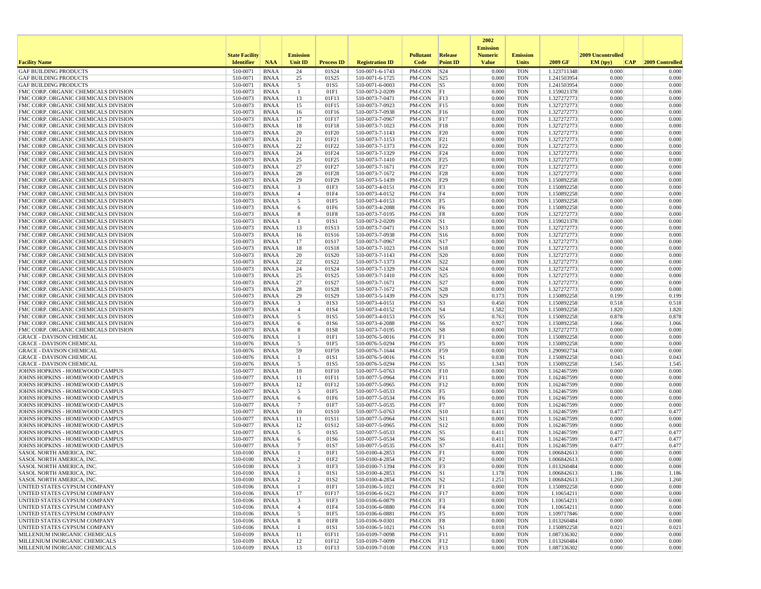| Facility Name | State Facility Identifier | NAA | Emission Unit ID | Process ID | Registration ID | Pollutant Code | Release Point ID | 2002 Emission Numeric Value | Emission Units | 2009 GF | 2009 Uncontrolled EM (tpy) | CAP | 2009 Controlled |
|---|---|---|---|---|---|---|---|---|---|---|---|---|---|
| GAF BUILDING PRODUCTS | 510-0071 | BNAA | 24 | 01S24 | 510-0071-6-1743 | PM-CON | S24 | 0.000 | TON | 1.123711348 | 0.000 | | 0.000 |
| GAF BUILDING PRODUCTS | 510-0071 | BNAA | 25 | 01S25 | 510-0071-6-1725 | PM-CON | S25 | 0.000 | TON | 1.241503954 | 0.000 | | 0.000 |
| GAF BUILDING PRODUCTS | 510-0071 | BNAA | 5 | 01S5 | 510-0071-6-0003 | PM-CON | S5 | 0.000 | TON | 1.241503954 | 0.000 | | 0.000 |
| FMC CORP. ORGANIC CHEMICALS DIVISION | 510-0073 | BNAA | 1 | 01F1 | 510-0073-2-0209 | PM-CON | F1 | 0.000 | TON | 1.159021378 | 0.000 | | 0.000 |
| FMC CORP. ORGANIC CHEMICALS DIVISION | 510-0073 | BNAA | 13 | 01F13 | 510-0073-7-0471 | PM-CON | F13 | 0.000 | TON | 1.327272773 | 0.000 | | 0.000 |
| FMC CORP. ORGANIC CHEMICALS DIVISION | 510-0073 | BNAA | 15 | 01F15 | 510-0073-7-0923 | PM-CON | F15 | 0.000 | TON | 1.327272773 | 0.000 | | 0.000 |
| FMC CORP. ORGANIC CHEMICALS DIVISION | 510-0073 | BNAA | 16 | 01F16 | 510-0073-7-0938 | PM-CON | F16 | 0.000 | TON | 1.327272773 | 0.000 | | 0.000 |
| FMC CORP. ORGANIC CHEMICALS DIVISION | 510-0073 | BNAA | 17 | 01F17 | 510-0073-7-0967 | PM-CON | F17 | 0.000 | TON | 1.327272773 | 0.000 | | 0.000 |
| FMC CORP. ORGANIC CHEMICALS DIVISION | 510-0073 | BNAA | 18 | 01F18 | 510-0073-7-1023 | PM-CON | F18 | 0.000 | TON | 1.327272773 | 0.000 | | 0.000 |
| FMC CORP. ORGANIC CHEMICALS DIVISION | 510-0073 | BNAA | 20 | 01F20 | 510-0073-7-1143 | PM-CON | F20 | 0.000 | TON | 1.327272773 | 0.000 | | 0.000 |
| FMC CORP. ORGANIC CHEMICALS DIVISION | 510-0073 | BNAA | 21 | 01F21 | 510-0073-7-1153 | PM-CON | F21 | 0.000 | TON | 1.327272773 | 0.000 | | 0.000 |
| FMC CORP. ORGANIC CHEMICALS DIVISION | 510-0073 | BNAA | 22 | 01F22 | 510-0073-7-1373 | PM-CON | F22 | 0.000 | TON | 1.327272773 | 0.000 | | 0.000 |
| FMC CORP. ORGANIC CHEMICALS DIVISION | 510-0073 | BNAA | 24 | 01F24 | 510-0073-7-1329 | PM-CON | F24 | 0.000 | TON | 1.327272773 | 0.000 | | 0.000 |
| FMC CORP. ORGANIC CHEMICALS DIVISION | 510-0073 | BNAA | 25 | 01F25 | 510-0073-7-1410 | PM-CON | F25 | 0.000 | TON | 1.327272773 | 0.000 | | 0.000 |
| FMC CORP. ORGANIC CHEMICALS DIVISION | 510-0073 | BNAA | 27 | 01F27 | 510-0073-7-1671 | PM-CON | F27 | 0.000 | TON | 1.327272773 | 0.000 | | 0.000 |
| FMC CORP. ORGANIC CHEMICALS DIVISION | 510-0073 | BNAA | 28 | 01F28 | 510-0073-7-1672 | PM-CON | F28 | 0.000 | TON | 1.327272773 | 0.000 | | 0.000 |
| FMC CORP. ORGANIC CHEMICALS DIVISION | 510-0073 | BNAA | 29 | 01F29 | 510-0073-5-1439 | PM-CON | F29 | 0.000 | TON | 1.150892258 | 0.000 | | 0.000 |
| FMC CORP. ORGANIC CHEMICALS DIVISION | 510-0073 | BNAA | 3 | 01F3 | 510-0073-4-0151 | PM-CON | F3 | 0.000 | TON | 1.150892258 | 0.000 | | 0.000 |
| FMC CORP. ORGANIC CHEMICALS DIVISION | 510-0073 | BNAA | 4 | 01F4 | 510-0073-4-0152 | PM-CON | F4 | 0.000 | TON | 1.150892258 | 0.000 | | 0.000 |
| FMC CORP. ORGANIC CHEMICALS DIVISION | 510-0073 | BNAA | 5 | 01F5 | 510-0073-4-0153 | PM-CON | F5 | 0.000 | TON | 1.150892258 | 0.000 | | 0.000 |
| FMC CORP. ORGANIC CHEMICALS DIVISION | 510-0073 | BNAA | 6 | 01F6 | 510-0073-4-2088 | PM-CON | F6 | 0.000 | TON | 1.150892258 | 0.000 | | 0.000 |
| FMC CORP. ORGANIC CHEMICALS DIVISION | 510-0073 | BNAA | 8 | 01F8 | 510-0073-7-0195 | PM-CON | F8 | 0.000 | TON | 1.327272773 | 0.000 | | 0.000 |
| FMC CORP. ORGANIC CHEMICALS DIVISION | 510-0073 | BNAA | 1 | 01S1 | 510-0073-2-0209 | PM-CON | S1 | 0.000 | TON | 1.159021378 | 0.000 | | 0.000 |
| FMC CORP. ORGANIC CHEMICALS DIVISION | 510-0073 | BNAA | 13 | 01S13 | 510-0073-7-0471 | PM-CON | S13 | 0.000 | TON | 1.327272773 | 0.000 | | 0.000 |
| FMC CORP. ORGANIC CHEMICALS DIVISION | 510-0073 | BNAA | 16 | 01S16 | 510-0073-7-0938 | PM-CON | S16 | 0.000 | TON | 1.327272773 | 0.000 | | 0.000 |
| FMC CORP. ORGANIC CHEMICALS DIVISION | 510-0073 | BNAA | 17 | 01S17 | 510-0073-7-0967 | PM-CON | S17 | 0.000 | TON | 1.327272773 | 0.000 | | 0.000 |
| FMC CORP. ORGANIC CHEMICALS DIVISION | 510-0073 | BNAA | 18 | 01S18 | 510-0073-7-1023 | PM-CON | S18 | 0.000 | TON | 1.327272773 | 0.000 | | 0.000 |
| FMC CORP. ORGANIC CHEMICALS DIVISION | 510-0073 | BNAA | 20 | 01S20 | 510-0073-7-1143 | PM-CON | S20 | 0.000 | TON | 1.327272773 | 0.000 | | 0.000 |
| FMC CORP. ORGANIC CHEMICALS DIVISION | 510-0073 | BNAA | 22 | 01S22 | 510-0073-7-1373 | PM-CON | S22 | 0.000 | TON | 1.327272773 | 0.000 | | 0.000 |
| FMC CORP. ORGANIC CHEMICALS DIVISION | 510-0073 | BNAA | 24 | 01S24 | 510-0073-7-1329 | PM-CON | S24 | 0.000 | TON | 1.327272773 | 0.000 | | 0.000 |
| FMC CORP. ORGANIC CHEMICALS DIVISION | 510-0073 | BNAA | 25 | 01S25 | 510-0073-7-1410 | PM-CON | S25 | 0.000 | TON | 1.327272773 | 0.000 | | 0.000 |
| FMC CORP. ORGANIC CHEMICALS DIVISION | 510-0073 | BNAA | 27 | 01S27 | 510-0073-7-1671 | PM-CON | S27 | 0.000 | TON | 1.327272773 | 0.000 | | 0.000 |
| FMC CORP. ORGANIC CHEMICALS DIVISION | 510-0073 | BNAA | 28 | 01S28 | 510-0073-7-1672 | PM-CON | S28 | 0.000 | TON | 1.327272773 | 0.000 | | 0.000 |
| FMC CORP. ORGANIC CHEMICALS DIVISION | 510-0073 | BNAA | 29 | 01S29 | 510-0073-5-1439 | PM-CON | S29 | 0.173 | TON | 1.150892258 | 0.199 | | 0.199 |
| FMC CORP. ORGANIC CHEMICALS DIVISION | 510-0073 | BNAA | 3 | 01S3 | 510-0073-4-0151 | PM-CON | S3 | 0.450 | TON | 1.150892258 | 0.518 | | 0.518 |
| FMC CORP. ORGANIC CHEMICALS DIVISION | 510-0073 | BNAA | 4 | 01S4 | 510-0073-4-0152 | PM-CON | S4 | 1.582 | TON | 1.150892258 | 1.820 | | 1.820 |
| FMC CORP. ORGANIC CHEMICALS DIVISION | 510-0073 | BNAA | 5 | 01S5 | 510-0073-4-0153 | PM-CON | S5 | 0.763 | TON | 1.150892258 | 0.878 | | 0.878 |
| FMC CORP. ORGANIC CHEMICALS DIVISION | 510-0073 | BNAA | 6 | 01S6 | 510-0073-4-2088 | PM-CON | S6 | 0.927 | TON | 1.150892258 | 1.066 | | 1.066 |
| FMC CORP. ORGANIC CHEMICALS DIVISION | 510-0073 | BNAA | 8 | 01S8 | 510-0073-7-0195 | PM-CON | S8 | 0.000 | TON | 1.327272773 | 0.000 | | 0.000 |
| GRACE - DAVISON CHEMICAL | 510-0076 | BNAA | 1 | 01F1 | 510-0076-5-0016 | PM-CON | F1 | 0.000 | TON | 1.150892258 | 0.000 | | 0.000 |
| GRACE - DAVISON CHEMICAL | 510-0076 | BNAA | 5 | 01F5 | 510-0076-5-0294 | PM-CON | F5 | 0.000 | TON | 1.150892258 | 0.000 | | 0.000 |
| GRACE - DAVISON CHEMICAL | 510-0076 | BNAA | 59 | 01F59 | 510-0076-7-1644 | PM-CON | F59 | 0.000 | TON | 1.290902734 | 0.000 | | 0.000 |
| GRACE - DAVISON CHEMICAL | 510-0076 | BNAA | 1 | 01S1 | 510-0076-5-0016 | PM-CON | S1 | 0.038 | TON | 1.150892258 | 0.043 | | 0.043 |
| GRACE - DAVISON CHEMICAL | 510-0076 | BNAA | 5 | 01S5 | 510-0076-5-0294 | PM-CON | S5 | 1.343 | TON | 1.150892258 | 1.545 | | 1.545 |
| JOHNS HOPKINS - HOMEWOOD CAMPUS | 510-0077 | BNAA | 10 | 01F10 | 510-0077-5-0763 | PM-CON | F10 | 0.000 | TON | 1.162467599 | 0.000 | | 0.000 |
| JOHNS HOPKINS - HOMEWOOD CAMPUS | 510-0077 | BNAA | 11 | 01F11 | 510-0077-5-0964 | PM-CON | F11 | 0.000 | TON | 1.162467599 | 0.000 | | 0.000 |
| JOHNS HOPKINS - HOMEWOOD CAMPUS | 510-0077 | BNAA | 12 | 01F12 | 510-0077-5-0965 | PM-CON | F12 | 0.000 | TON | 1.162467599 | 0.000 | | 0.000 |
| JOHNS HOPKINS - HOMEWOOD CAMPUS | 510-0077 | BNAA | 5 | 01F5 | 510-0077-5-0533 | PM-CON | F5 | 0.000 | TON | 1.162467599 | 0.000 | | 0.000 |
| JOHNS HOPKINS - HOMEWOOD CAMPUS | 510-0077 | BNAA | 6 | 01F6 | 510-0077-5-0534 | PM-CON | F6 | 0.000 | TON | 1.162467599 | 0.000 | | 0.000 |
| JOHNS HOPKINS - HOMEWOOD CAMPUS | 510-0077 | BNAA | 7 | 01F7 | 510-0077-5-0535 | PM-CON | F7 | 0.000 | TON | 1.162467599 | 0.000 | | 0.000 |
| JOHNS HOPKINS - HOMEWOOD CAMPUS | 510-0077 | BNAA | 10 | 01S10 | 510-0077-5-0763 | PM-CON | S10 | 0.411 | TON | 1.162467599 | 0.477 | | 0.477 |
| JOHNS HOPKINS - HOMEWOOD CAMPUS | 510-0077 | BNAA | 11 | 01S11 | 510-0077-5-0964 | PM-CON | S11 | 0.000 | TON | 1.162467599 | 0.000 | | 0.000 |
| JOHNS HOPKINS - HOMEWOOD CAMPUS | 510-0077 | BNAA | 12 | 01S12 | 510-0077-5-0965 | PM-CON | S12 | 0.000 | TON | 1.162467599 | 0.000 | | 0.000 |
| JOHNS HOPKINS - HOMEWOOD CAMPUS | 510-0077 | BNAA | 5 | 01S5 | 510-0077-5-0533 | PM-CON | S5 | 0.411 | TON | 1.162467599 | 0.477 | | 0.477 |
| JOHNS HOPKINS - HOMEWOOD CAMPUS | 510-0077 | BNAA | 6 | 01S6 | 510-0077-5-0534 | PM-CON | S6 | 0.411 | TON | 1.162467599 | 0.477 | | 0.477 |
| JOHNS HOPKINS - HOMEWOOD CAMPUS | 510-0077 | BNAA | 7 | 01S7 | 510-0077-5-0535 | PM-CON | S7 | 0.411 | TON | 1.162467599 | 0.477 | | 0.477 |
| SASOL NORTH AMERICA, INC. | 510-0100 | BNAA | 1 | 01F1 | 510-0100-4-2853 | PM-CON | F1 | 0.000 | TON | 1.006842613 | 0.000 | | 0.000 |
| SASOL NORTH AMERICA, INC. | 510-0100 | BNAA | 2 | 01F2 | 510-0100-4-2854 | PM-CON | F2 | 0.000 | TON | 1.006842613 | 0.000 | | 0.000 |
| SASOL NORTH AMERICA, INC. | 510-0100 | BNAA | 3 | 01F3 | 510-0100-7-1394 | PM-CON | F3 | 0.000 | TON | 1.013260484 | 0.000 | | 0.000 |
| SASOL NORTH AMERICA, INC. | 510-0100 | BNAA | 1 | 01S1 | 510-0100-4-2853 | PM-CON | S1 | 1.178 | TON | 1.006842613 | 1.186 | | 1.186 |
| SASOL NORTH AMERICA, INC. | 510-0100 | BNAA | 2 | 01S2 | 510-0100-4-2854 | PM-CON | S2 | 1.251 | TON | 1.006842613 | 1.260 | | 1.260 |
| UNITED STATES GYPSUM COMPANY | 510-0106 | BNAA | 1 | 01F1 | 510-0106-5-1021 | PM-CON | F1 | 0.000 | TON | 1.150892258 | 0.000 | | 0.000 |
| UNITED STATES GYPSUM COMPANY | 510-0106 | BNAA | 17 | 01F17 | 510-0106-6-1623 | PM-CON | F17 | 0.000 | TON | 1.10654211 | 0.000 | | 0.000 |
| UNITED STATES GYPSUM COMPANY | 510-0106 | BNAA | 3 | 01F3 | 510-0106-6-0879 | PM-CON | F3 | 0.000 | TON | 1.10654211 | 0.000 | | 0.000 |
| UNITED STATES GYPSUM COMPANY | 510-0106 | BNAA | 4 | 01F4 | 510-0106-6-0880 | PM-CON | F4 | 0.000 | TON | 1.10654211 | 0.000 | | 0.000 |
| UNITED STATES GYPSUM COMPANY | 510-0106 | BNAA | 5 | 01F5 | 510-0106-6-0881 | PM-CON | F5 | 0.000 | TON | 1.109717846 | 0.000 | | 0.000 |
| UNITED STATES GYPSUM COMPANY | 510-0106 | BNAA | 8 | 01F8 | 510-0106-9-0301 | PM-CON | F8 | 0.000 | TON | 1.013260484 | 0.000 | | 0.000 |
| UNITED STATES GYPSUM COMPANY | 510-0106 | BNAA | 1 | 01S1 | 510-0106-5-1021 | PM-CON | S1 | 0.018 | TON | 1.150892258 | 0.021 | | 0.021 |
| MILLENIUM INORGANIC CHEMICALS | 510-0109 | BNAA | 11 | 01F11 | 510-0109-7-0098 | PM-CON | F11 | 0.000 | TON | 1.087336302 | 0.000 | | 0.000 |
| MILLENIUM INORGANIC CHEMICALS | 510-0109 | BNAA | 12 | 01F12 | 510-0109-7-0099 | PM-CON | F12 | 0.000 | TON | 1.013260484 | 0.000 | | 0.000 |
| MILLENIUM INORGANIC CHEMICALS | 510-0109 | BNAA | 13 | 01F13 | 510-0109-7-0100 | PM-CON | F13 | 0.000 | TON | 1.087336302 | 0.000 | | 0.000 |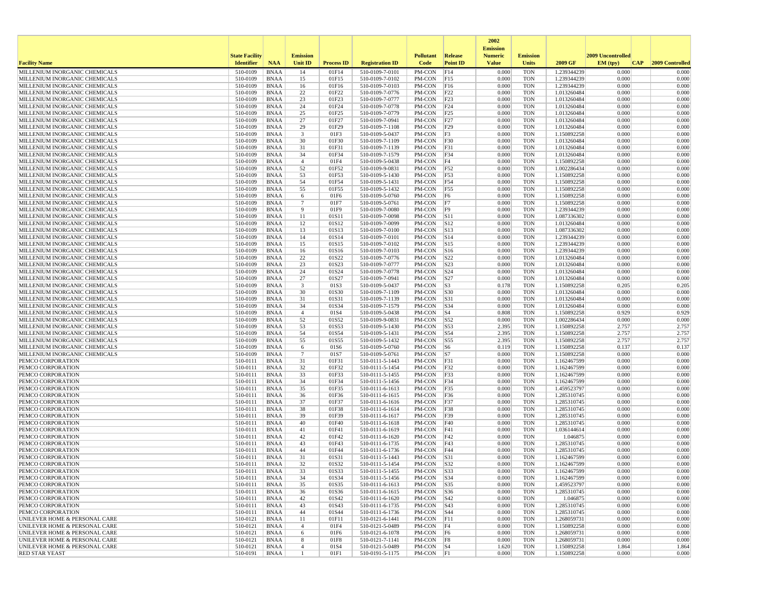| Facility Name | State Facility Identifier | NAA | Emission Unit ID | Process ID | Registration ID | Pollutant Code | Release Point ID | 2002 Emission Numeric Value | Emission Units | 2009 GF | 2009 Uncontrolled EM (tpy) | CAP | 2009 Controlled |
|---|---|---|---|---|---|---|---|---|---|---|---|---|---|
| MILLENIUM INORGANIC CHEMICALS | 510-0109 | BNAA | 14 | 01F14 | 510-0109-7-0101 | PM-CON | F14 | 0.000 | TON | 1.239344239 | 0.000 | | 0.000 |
| MILLENIUM INORGANIC CHEMICALS | 510-0109 | BNAA | 15 | 01F15 | 510-0109-7-0102 | PM-CON | F15 | 0.000 | TON | 1.239344239 | 0.000 | | 0.000 |
| MILLENIUM INORGANIC CHEMICALS | 510-0109 | BNAA | 16 | 01F16 | 510-0109-7-0103 | PM-CON | F16 | 0.000 | TON | 1.239344239 | 0.000 | | 0.000 |
| MILLENIUM INORGANIC CHEMICALS | 510-0109 | BNAA | 22 | 01F22 | 510-0109-7-0776 | PM-CON | F22 | 0.000 | TON | 1.013260484 | 0.000 | | 0.000 |
| MILLENIUM INORGANIC CHEMICALS | 510-0109 | BNAA | 23 | 01F23 | 510-0109-7-0777 | PM-CON | F23 | 0.000 | TON | 1.013260484 | 0.000 | | 0.000 |
| MILLENIUM INORGANIC CHEMICALS | 510-0109 | BNAA | 24 | 01F24 | 510-0109-7-0778 | PM-CON | F24 | 0.000 | TON | 1.013260484 | 0.000 | | 0.000 |
| MILLENIUM INORGANIC CHEMICALS | 510-0109 | BNAA | 25 | 01F25 | 510-0109-7-0779 | PM-CON | F25 | 0.000 | TON | 1.013260484 | 0.000 | | 0.000 |
| MILLENIUM INORGANIC CHEMICALS | 510-0109 | BNAA | 27 | 01F27 | 510-0109-7-0941 | PM-CON | F27 | 0.000 | TON | 1.013260484 | 0.000 | | 0.000 |
| MILLENIUM INORGANIC CHEMICALS | 510-0109 | BNAA | 29 | 01F29 | 510-0109-7-1108 | PM-CON | F29 | 0.000 | TON | 1.013260484 | 0.000 | | 0.000 |
| MILLENIUM INORGANIC CHEMICALS | 510-0109 | BNAA | 3 | 01F3 | 510-0109-5-0437 | PM-CON | F3 | 0.000 | TON | 1.150892258 | 0.000 | | 0.000 |
| MILLENIUM INORGANIC CHEMICALS | 510-0109 | BNAA | 30 | 01F30 | 510-0109-7-1109 | PM-CON | F30 | 0.000 | TON | 1.013260484 | 0.000 | | 0.000 |
| MILLENIUM INORGANIC CHEMICALS | 510-0109 | BNAA | 31 | 01F31 | 510-0109-7-1139 | PM-CON | F31 | 0.000 | TON | 1.013260484 | 0.000 | | 0.000 |
| MILLENIUM INORGANIC CHEMICALS | 510-0109 | BNAA | 34 | 01F34 | 510-0109-7-1579 | PM-CON | F34 | 0.000 | TON | 1.013260484 | 0.000 | | 0.000 |
| MILLENIUM INORGANIC CHEMICALS | 510-0109 | BNAA | 4 | 01F4 | 510-0109-5-0438 | PM-CON | F4 | 0.000 | TON | 1.150892258 | 0.000 | | 0.000 |
| MILLENIUM INORGANIC CHEMICALS | 510-0109 | BNAA | 52 | 01F52 | 510-0109-9-0831 | PM-CON | F52 | 0.000 | TON | 1.002286434 | 0.000 | | 0.000 |
| MILLENIUM INORGANIC CHEMICALS | 510-0109 | BNAA | 53 | 01F53 | 510-0109-5-1430 | PM-CON | F53 | 0.000 | TON | 1.150892258 | 0.000 | | 0.000 |
| MILLENIUM INORGANIC CHEMICALS | 510-0109 | BNAA | 54 | 01F54 | 510-0109-5-1431 | PM-CON | F54 | 0.000 | TON | 1.150892258 | 0.000 | | 0.000 |
| MILLENIUM INORGANIC CHEMICALS | 510-0109 | BNAA | 55 | 01F55 | 510-0109-5-1432 | PM-CON | F55 | 0.000 | TON | 1.150892258 | 0.000 | | 0.000 |
| MILLENIUM INORGANIC CHEMICALS | 510-0109 | BNAA | 6 | 01F6 | 510-0109-5-0760 | PM-CON | F6 | 0.000 | TON | 1.150892258 | 0.000 | | 0.000 |
| MILLENIUM INORGANIC CHEMICALS | 510-0109 | BNAA | 7 | 01F7 | 510-0109-5-0761 | PM-CON | F7 | 0.000 | TON | 1.150892258 | 0.000 | | 0.000 |
| MILLENIUM INORGANIC CHEMICALS | 510-0109 | BNAA | 9 | 01F9 | 510-0109-7-0080 | PM-CON | F9 | 0.000 | TON | 1.239344239 | 0.000 | | 0.000 |
| MILLENIUM INORGANIC CHEMICALS | 510-0109 | BNAA | 11 | 01S11 | 510-0109-7-0098 | PM-CON | S11 | 0.000 | TON | 1.087336302 | 0.000 | | 0.000 |
| MILLENIUM INORGANIC CHEMICALS | 510-0109 | BNAA | 12 | 01S12 | 510-0109-7-0099 | PM-CON | S12 | 0.000 | TON | 1.013260484 | 0.000 | | 0.000 |
| MILLENIUM INORGANIC CHEMICALS | 510-0109 | BNAA | 13 | 01S13 | 510-0109-7-0100 | PM-CON | S13 | 0.000 | TON | 1.087336302 | 0.000 | | 0.000 |
| MILLENIUM INORGANIC CHEMICALS | 510-0109 | BNAA | 14 | 01S14 | 510-0109-7-0101 | PM-CON | S14 | 0.000 | TON | 1.239344239 | 0.000 | | 0.000 |
| MILLENIUM INORGANIC CHEMICALS | 510-0109 | BNAA | 15 | 01S15 | 510-0109-7-0102 | PM-CON | S15 | 0.000 | TON | 1.239344239 | 0.000 | | 0.000 |
| MILLENIUM INORGANIC CHEMICALS | 510-0109 | BNAA | 16 | 01S16 | 510-0109-7-0103 | PM-CON | S16 | 0.000 | TON | 1.239344239 | 0.000 | | 0.000 |
| MILLENIUM INORGANIC CHEMICALS | 510-0109 | BNAA | 22 | 01S22 | 510-0109-7-0776 | PM-CON | S22 | 0.000 | TON | 1.013260484 | 0.000 | | 0.000 |
| MILLENIUM INORGANIC CHEMICALS | 510-0109 | BNAA | 23 | 01S23 | 510-0109-7-0777 | PM-CON | S23 | 0.000 | TON | 1.013260484 | 0.000 | | 0.000 |
| MILLENIUM INORGANIC CHEMICALS | 510-0109 | BNAA | 24 | 01S24 | 510-0109-7-0778 | PM-CON | S24 | 0.000 | TON | 1.013260484 | 0.000 | | 0.000 |
| MILLENIUM INORGANIC CHEMICALS | 510-0109 | BNAA | 27 | 01S27 | 510-0109-7-0941 | PM-CON | S27 | 0.000 | TON | 1.013260484 | 0.000 | | 0.000 |
| MILLENIUM INORGANIC CHEMICALS | 510-0109 | BNAA | 3 | 01S3 | 510-0109-5-0437 | PM-CON | S3 | 0.178 | TON | 1.150892258 | 0.205 | | 0.205 |
| MILLENIUM INORGANIC CHEMICALS | 510-0109 | BNAA | 30 | 01S30 | 510-0109-7-1109 | PM-CON | S30 | 0.000 | TON | 1.013260484 | 0.000 | | 0.000 |
| MILLENIUM INORGANIC CHEMICALS | 510-0109 | BNAA | 31 | 01S31 | 510-0109-7-1139 | PM-CON | S31 | 0.000 | TON | 1.013260484 | 0.000 | | 0.000 |
| MILLENIUM INORGANIC CHEMICALS | 510-0109 | BNAA | 34 | 01S34 | 510-0109-7-1579 | PM-CON | S34 | 0.000 | TON | 1.013260484 | 0.000 | | 0.000 |
| MILLENIUM INORGANIC CHEMICALS | 510-0109 | BNAA | 4 | 01S4 | 510-0109-5-0438 | PM-CON | S4 | 0.808 | TON | 1.150892258 | 0.929 | | 0.929 |
| MILLENIUM INORGANIC CHEMICALS | 510-0109 | BNAA | 52 | 01S52 | 510-0109-9-0831 | PM-CON | S52 | 0.000 | TON | 1.002286434 | 0.000 | | 0.000 |
| MILLENIUM INORGANIC CHEMICALS | 510-0109 | BNAA | 53 | 01S53 | 510-0109-5-1430 | PM-CON | S53 | 2.395 | TON | 1.150892258 | 2.757 | | 2.757 |
| MILLENIUM INORGANIC CHEMICALS | 510-0109 | BNAA | 54 | 01S54 | 510-0109-5-1431 | PM-CON | S54 | 2.395 | TON | 1.150892258 | 2.757 | | 2.757 |
| MILLENIUM INORGANIC CHEMICALS | 510-0109 | BNAA | 55 | 01S55 | 510-0109-5-1432 | PM-CON | S55 | 2.395 | TON | 1.150892258 | 2.757 | | 2.757 |
| MILLENIUM INORGANIC CHEMICALS | 510-0109 | BNAA | 6 | 01S6 | 510-0109-5-0760 | PM-CON | S6 | 0.119 | TON | 1.150892258 | 0.137 | | 0.137 |
| MILLENIUM INORGANIC CHEMICALS | 510-0109 | BNAA | 7 | 01S7 | 510-0109-5-0761 | PM-CON | S7 | 0.000 | TON | 1.150892258 | 0.000 | | 0.000 |
| PEMCO CORPORATION | 510-0111 | BNAA | 31 | 01F31 | 510-0111-5-1443 | PM-CON | F31 | 0.000 | TON | 1.162467599 | 0.000 | | 0.000 |
| PEMCO CORPORATION | 510-0111 | BNAA | 32 | 01F32 | 510-0111-5-1454 | PM-CON | F32 | 0.000 | TON | 1.162467599 | 0.000 | | 0.000 |
| PEMCO CORPORATION | 510-0111 | BNAA | 33 | 01F33 | 510-0111-5-1455 | PM-CON | F33 | 0.000 | TON | 1.162467599 | 0.000 | | 0.000 |
| PEMCO CORPORATION | 510-0111 | BNAA | 34 | 01F34 | 510-0111-5-1456 | PM-CON | F34 | 0.000 | TON | 1.162467599 | 0.000 | | 0.000 |
| PEMCO CORPORATION | 510-0111 | BNAA | 35 | 01F35 | 510-0111-6-1613 | PM-CON | F35 | 0.000 | TON | 1.459523797 | 0.000 | | 0.000 |
| PEMCO CORPORATION | 510-0111 | BNAA | 36 | 01F36 | 510-0111-6-1615 | PM-CON | F36 | 0.000 | TON | 1.285310745 | 0.000 | | 0.000 |
| PEMCO CORPORATION | 510-0111 | BNAA | 37 | 01F37 | 510-0111-6-1616 | PM-CON | F37 | 0.000 | TON | 1.285310745 | 0.000 | | 0.000 |
| PEMCO CORPORATION | 510-0111 | BNAA | 38 | 01F38 | 510-0111-6-1614 | PM-CON | F38 | 0.000 | TON | 1.285310745 | 0.000 | | 0.000 |
| PEMCO CORPORATION | 510-0111 | BNAA | 39 | 01F39 | 510-0111-6-1617 | PM-CON | F39 | 0.000 | TON | 1.285310745 | 0.000 | | 0.000 |
| PEMCO CORPORATION | 510-0111 | BNAA | 40 | 01F40 | 510-0111-6-1618 | PM-CON | F40 | 0.000 | TON | 1.285310745 | 0.000 | | 0.000 |
| PEMCO CORPORATION | 510-0111 | BNAA | 41 | 01F41 | 510-0111-6-1619 | PM-CON | F41 | 0.000 | TON | 1.036144614 | 0.000 | | 0.000 |
| PEMCO CORPORATION | 510-0111 | BNAA | 42 | 01F42 | 510-0111-6-1620 | PM-CON | F42 | 0.000 | TON | 1.046875 | 0.000 | | 0.000 |
| PEMCO CORPORATION | 510-0111 | BNAA | 43 | 01F43 | 510-0111-6-1735 | PM-CON | F43 | 0.000 | TON | 1.285310745 | 0.000 | | 0.000 |
| PEMCO CORPORATION | 510-0111 | BNAA | 44 | 01F44 | 510-0111-6-1736 | PM-CON | F44 | 0.000 | TON | 1.285310745 | 0.000 | | 0.000 |
| PEMCO CORPORATION | 510-0111 | BNAA | 31 | 01S31 | 510-0111-5-1443 | PM-CON | S31 | 0.000 | TON | 1.162467599 | 0.000 | | 0.000 |
| PEMCO CORPORATION | 510-0111 | BNAA | 32 | 01S32 | 510-0111-5-1454 | PM-CON | S32 | 0.000 | TON | 1.162467599 | 0.000 | | 0.000 |
| PEMCO CORPORATION | 510-0111 | BNAA | 33 | 01S33 | 510-0111-5-1455 | PM-CON | S33 | 0.000 | TON | 1.162467599 | 0.000 | | 0.000 |
| PEMCO CORPORATION | 510-0111 | BNAA | 34 | 01S34 | 510-0111-5-1456 | PM-CON | S34 | 0.000 | TON | 1.162467599 | 0.000 | | 0.000 |
| PEMCO CORPORATION | 510-0111 | BNAA | 35 | 01S35 | 510-0111-6-1613 | PM-CON | S35 | 0.000 | TON | 1.459523797 | 0.000 | | 0.000 |
| PEMCO CORPORATION | 510-0111 | BNAA | 36 | 01S36 | 510-0111-6-1615 | PM-CON | S36 | 0.000 | TON | 1.285310745 | 0.000 | | 0.000 |
| PEMCO CORPORATION | 510-0111 | BNAA | 42 | 01S42 | 510-0111-6-1620 | PM-CON | S42 | 0.000 | TON | 1.046875 | 0.000 | | 0.000 |
| PEMCO CORPORATION | 510-0111 | BNAA | 43 | 01S43 | 510-0111-6-1735 | PM-CON | S43 | 0.000 | TON | 1.285310745 | 0.000 | | 0.000 |
| PEMCO CORPORATION | 510-0111 | BNAA | 44 | 01S44 | 510-0111-6-1736 | PM-CON | S44 | 0.000 | TON | 1.285310745 | 0.000 | | 0.000 |
| UNILEVER HOME & PERSONAL CARE | 510-0121 | BNAA | 11 | 01F11 | 510-0121-6-1441 | PM-CON | F11 | 0.000 | TON | 1.268059731 | 0.000 | | 0.000 |
| UNILEVER HOME & PERSONAL CARE | 510-0121 | BNAA | 4 | 01F4 | 510-0121-5-0489 | PM-CON | F4 | 0.000 | TON | 1.150892258 | 0.000 | | 0.000 |
| UNILEVER HOME & PERSONAL CARE | 510-0121 | BNAA | 6 | 01F6 | 510-0121-6-1078 | PM-CON | F6 | 0.000 | TON | 1.268059731 | 0.000 | | 0.000 |
| UNILEVER HOME & PERSONAL CARE | 510-0121 | BNAA | 8 | 01F8 | 510-0121-7-1141 | PM-CON | F8 | 0.000 | TON | 1.268059731 | 0.000 | | 0.000 |
| UNILEVER HOME & PERSONAL CARE | 510-0121 | BNAA | 4 | 01S4 | 510-0121-5-0489 | PM-CON | S4 | 1.620 | TON | 1.150892258 | 1.864 | | 1.864 |
| RED STAR YEAST | 510-0191 | BNAA | 1 | 01F1 | 510-0191-5-1175 | PM-CON | F1 | 0.000 | TON | 1.150892258 | 0.000 | | 0.000 |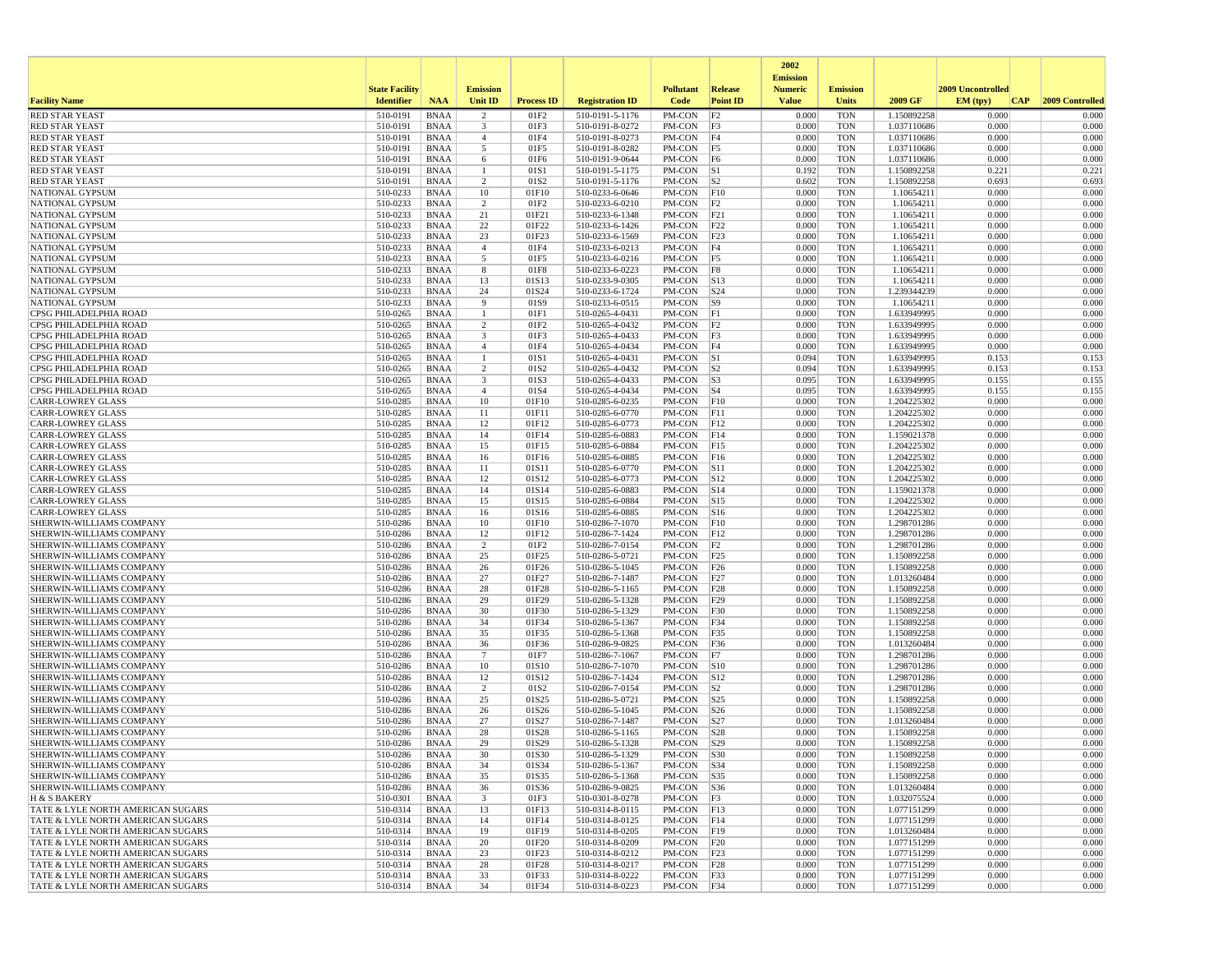| Facility Name | State Facility Identifier | NAA | Emission Unit ID | Process ID | Registration ID | Pollutant Code | Release Point ID | 2002 Emission Numeric Value | Emission Units | 2009 GF | 2009 Uncontrolled EM (tpy) | CAP | 2009 Controlled |
|---|---|---|---|---|---|---|---|---|---|---|---|---|---|
| RED STAR YEAST | 510-0191 | BNAA | 2 | 01F2 | 510-0191-5-1176 | PM-CON | F2 | 0.000 | TON | 1.150892258 | 0.000 | | 0.000 |
| RED STAR YEAST | 510-0191 | BNAA | 3 | 01F3 | 510-0191-8-0272 | PM-CON | F3 | 0.000 | TON | 1.037110686 | 0.000 | | 0.000 |
| RED STAR YEAST | 510-0191 | BNAA | 4 | 01F4 | 510-0191-8-0273 | PM-CON | F4 | 0.000 | TON | 1.037110686 | 0.000 | | 0.000 |
| RED STAR YEAST | 510-0191 | BNAA | 5 | 01F5 | 510-0191-8-0282 | PM-CON | F5 | 0.000 | TON | 1.037110686 | 0.000 | | 0.000 |
| RED STAR YEAST | 510-0191 | BNAA | 6 | 01F6 | 510-0191-9-0644 | PM-CON | F6 | 0.000 | TON | 1.037110686 | 0.000 | | 0.000 |
| RED STAR YEAST | 510-0191 | BNAA | 1 | 01S1 | 510-0191-5-1175 | PM-CON | S1 | 0.192 | TON | 1.150892258 | 0.221 | | 0.221 |
| RED STAR YEAST | 510-0191 | BNAA | 2 | 01S2 | 510-0191-5-1176 | PM-CON | S2 | 0.602 | TON | 1.150892258 | 0.693 | | 0.693 |
| NATIONAL GYPSUM | 510-0233 | BNAA | 10 | 01F10 | 510-0233-6-0646 | PM-CON | F10 | 0.000 | TON | 1.10654211 | 0.000 | | 0.000 |
| NATIONAL GYPSUM | 510-0233 | BNAA | 2 | 01F2 | 510-0233-6-0210 | PM-CON | F2 | 0.000 | TON | 1.10654211 | 0.000 | | 0.000 |
| NATIONAL GYPSUM | 510-0233 | BNAA | 21 | 01F21 | 510-0233-6-1348 | PM-CON | F21 | 0.000 | TON | 1.10654211 | 0.000 | | 0.000 |
| NATIONAL GYPSUM | 510-0233 | BNAA | 22 | 01F22 | 510-0233-6-1426 | PM-CON | F22 | 0.000 | TON | 1.10654211 | 0.000 | | 0.000 |
| NATIONAL GYPSUM | 510-0233 | BNAA | 23 | 01F23 | 510-0233-6-1569 | PM-CON | F23 | 0.000 | TON | 1.10654211 | 0.000 | | 0.000 |
| NATIONAL GYPSUM | 510-0233 | BNAA | 4 | 01F4 | 510-0233-6-0213 | PM-CON | F4 | 0.000 | TON | 1.10654211 | 0.000 | | 0.000 |
| NATIONAL GYPSUM | 510-0233 | BNAA | 5 | 01F5 | 510-0233-6-0216 | PM-CON | F5 | 0.000 | TON | 1.10654211 | 0.000 | | 0.000 |
| NATIONAL GYPSUM | 510-0233 | BNAA | 8 | 01F8 | 510-0233-6-0223 | PM-CON | F8 | 0.000 | TON | 1.10654211 | 0.000 | | 0.000 |
| NATIONAL GYPSUM | 510-0233 | BNAA | 13 | 01S13 | 510-0233-9-0305 | PM-CON | S13 | 0.000 | TON | 1.10654211 | 0.000 | | 0.000 |
| NATIONAL GYPSUM | 510-0233 | BNAA | 24 | 01S24 | 510-0233-6-1724 | PM-CON | S24 | 0.000 | TON | 1.239344239 | 0.000 | | 0.000 |
| NATIONAL GYPSUM | 510-0233 | BNAA | 9 | 01S9 | 510-0233-6-0515 | PM-CON | S9 | 0.000 | TON | 1.10654211 | 0.000 | | 0.000 |
| CPSG PHILADELPHIA ROAD | 510-0265 | BNAA | 1 | 01F1 | 510-0265-4-0431 | PM-CON | F1 | 0.000 | TON | 1.633949995 | 0.000 | | 0.000 |
| CPSG PHILADELPHIA ROAD | 510-0265 | BNAA | 2 | 01F2 | 510-0265-4-0432 | PM-CON | F2 | 0.000 | TON | 1.633949995 | 0.000 | | 0.000 |
| CPSG PHILADELPHIA ROAD | 510-0265 | BNAA | 3 | 01F3 | 510-0265-4-0433 | PM-CON | F3 | 0.000 | TON | 1.633949995 | 0.000 | | 0.000 |
| CPSG PHILADELPHIA ROAD | 510-0265 | BNAA | 4 | 01F4 | 510-0265-4-0434 | PM-CON | F4 | 0.000 | TON | 1.633949995 | 0.000 | | 0.000 |
| CPSG PHILADELPHIA ROAD | 510-0265 | BNAA | 1 | 01S1 | 510-0265-4-0431 | PM-CON | S1 | 0.094 | TON | 1.633949995 | 0.153 | | 0.153 |
| CPSG PHILADELPHIA ROAD | 510-0265 | BNAA | 2 | 01S2 | 510-0265-4-0432 | PM-CON | S2 | 0.094 | TON | 1.633949995 | 0.153 | | 0.153 |
| CPSG PHILADELPHIA ROAD | 510-0265 | BNAA | 3 | 01S3 | 510-0265-4-0433 | PM-CON | S3 | 0.095 | TON | 1.633949995 | 0.155 | | 0.155 |
| CPSG PHILADELPHIA ROAD | 510-0265 | BNAA | 4 | 01S4 | 510-0265-4-0434 | PM-CON | S4 | 0.095 | TON | 1.633949995 | 0.155 | | 0.155 |
| CARR-LOWREY GLASS | 510-0285 | BNAA | 10 | 01F10 | 510-0285-6-0235 | PM-CON | F10 | 0.000 | TON | 1.204225302 | 0.000 | | 0.000 |
| CARR-LOWREY GLASS | 510-0285 | BNAA | 11 | 01F11 | 510-0285-6-0770 | PM-CON | F11 | 0.000 | TON | 1.204225302 | 0.000 | | 0.000 |
| CARR-LOWREY GLASS | 510-0285 | BNAA | 12 | 01F12 | 510-0285-6-0773 | PM-CON | F12 | 0.000 | TON | 1.204225302 | 0.000 | | 0.000 |
| CARR-LOWREY GLASS | 510-0285 | BNAA | 14 | 01F14 | 510-0285-6-0883 | PM-CON | F14 | 0.000 | TON | 1.159021378 | 0.000 | | 0.000 |
| CARR-LOWREY GLASS | 510-0285 | BNAA | 15 | 01F15 | 510-0285-6-0884 | PM-CON | F15 | 0.000 | TON | 1.204225302 | 0.000 | | 0.000 |
| CARR-LOWREY GLASS | 510-0285 | BNAA | 16 | 01F16 | 510-0285-6-0885 | PM-CON | F16 | 0.000 | TON | 1.204225302 | 0.000 | | 0.000 |
| CARR-LOWREY GLASS | 510-0285 | BNAA | 11 | 01S11 | 510-0285-6-0770 | PM-CON | S11 | 0.000 | TON | 1.204225302 | 0.000 | | 0.000 |
| CARR-LOWREY GLASS | 510-0285 | BNAA | 12 | 01S12 | 510-0285-6-0773 | PM-CON | S12 | 0.000 | TON | 1.204225302 | 0.000 | | 0.000 |
| CARR-LOWREY GLASS | 510-0285 | BNAA | 14 | 01S14 | 510-0285-6-0883 | PM-CON | S14 | 0.000 | TON | 1.159021378 | 0.000 | | 0.000 |
| CARR-LOWREY GLASS | 510-0285 | BNAA | 15 | 01S15 | 510-0285-6-0884 | PM-CON | S15 | 0.000 | TON | 1.204225302 | 0.000 | | 0.000 |
| CARR-LOWREY GLASS | 510-0285 | BNAA | 16 | 01S16 | 510-0285-6-0885 | PM-CON | S16 | 0.000 | TON | 1.204225302 | 0.000 | | 0.000 |
| SHERWIN-WILLIAMS COMPANY | 510-0286 | BNAA | 10 | 01F10 | 510-0286-7-1070 | PM-CON | F10 | 0.000 | TON | 1.298701286 | 0.000 | | 0.000 |
| SHERWIN-WILLIAMS COMPANY | 510-0286 | BNAA | 12 | 01F12 | 510-0286-7-1424 | PM-CON | F12 | 0.000 | TON | 1.298701286 | 0.000 | | 0.000 |
| SHERWIN-WILLIAMS COMPANY | 510-0286 | BNAA | 2 | 01F2 | 510-0286-7-0154 | PM-CON | F2 | 0.000 | TON | 1.298701286 | 0.000 | | 0.000 |
| SHERWIN-WILLIAMS COMPANY | 510-0286 | BNAA | 25 | 01F25 | 510-0286-5-0721 | PM-CON | F25 | 0.000 | TON | 1.150892258 | 0.000 | | 0.000 |
| SHERWIN-WILLIAMS COMPANY | 510-0286 | BNAA | 26 | 01F26 | 510-0286-5-1045 | PM-CON | F26 | 0.000 | TON | 1.150892258 | 0.000 | | 0.000 |
| SHERWIN-WILLIAMS COMPANY | 510-0286 | BNAA | 27 | 01F27 | 510-0286-7-1487 | PM-CON | F27 | 0.000 | TON | 1.013260484 | 0.000 | | 0.000 |
| SHERWIN-WILLIAMS COMPANY | 510-0286 | BNAA | 28 | 01F28 | 510-0286-5-1165 | PM-CON | F28 | 0.000 | TON | 1.150892258 | 0.000 | | 0.000 |
| SHERWIN-WILLIAMS COMPANY | 510-0286 | BNAA | 29 | 01F29 | 510-0286-5-1328 | PM-CON | F29 | 0.000 | TON | 1.150892258 | 0.000 | | 0.000 |
| SHERWIN-WILLIAMS COMPANY | 510-0286 | BNAA | 30 | 01F30 | 510-0286-5-1329 | PM-CON | F30 | 0.000 | TON | 1.150892258 | 0.000 | | 0.000 |
| SHERWIN-WILLIAMS COMPANY | 510-0286 | BNAA | 34 | 01F34 | 510-0286-5-1367 | PM-CON | F34 | 0.000 | TON | 1.150892258 | 0.000 | | 0.000 |
| SHERWIN-WILLIAMS COMPANY | 510-0286 | BNAA | 35 | 01F35 | 510-0286-5-1368 | PM-CON | F35 | 0.000 | TON | 1.150892258 | 0.000 | | 0.000 |
| SHERWIN-WILLIAMS COMPANY | 510-0286 | BNAA | 36 | 01F36 | 510-0286-9-0825 | PM-CON | F36 | 0.000 | TON | 1.013260484 | 0.000 | | 0.000 |
| SHERWIN-WILLIAMS COMPANY | 510-0286 | BNAA | 7 | 01F7 | 510-0286-7-1067 | PM-CON | F7 | 0.000 | TON | 1.298701286 | 0.000 | | 0.000 |
| SHERWIN-WILLIAMS COMPANY | 510-0286 | BNAA | 10 | 01S10 | 510-0286-7-1070 | PM-CON | S10 | 0.000 | TON | 1.298701286 | 0.000 | | 0.000 |
| SHERWIN-WILLIAMS COMPANY | 510-0286 | BNAA | 12 | 01S12 | 510-0286-7-1424 | PM-CON | S12 | 0.000 | TON | 1.298701286 | 0.000 | | 0.000 |
| SHERWIN-WILLIAMS COMPANY | 510-0286 | BNAA | 2 | 01S2 | 510-0286-7-0154 | PM-CON | S2 | 0.000 | TON | 1.298701286 | 0.000 | | 0.000 |
| SHERWIN-WILLIAMS COMPANY | 510-0286 | BNAA | 25 | 01S25 | 510-0286-5-0721 | PM-CON | S25 | 0.000 | TON | 1.150892258 | 0.000 | | 0.000 |
| SHERWIN-WILLIAMS COMPANY | 510-0286 | BNAA | 26 | 01S26 | 510-0286-5-1045 | PM-CON | S26 | 0.000 | TON | 1.150892258 | 0.000 | | 0.000 |
| SHERWIN-WILLIAMS COMPANY | 510-0286 | BNAA | 27 | 01S27 | 510-0286-7-1487 | PM-CON | S27 | 0.000 | TON | 1.013260484 | 0.000 | | 0.000 |
| SHERWIN-WILLIAMS COMPANY | 510-0286 | BNAA | 28 | 01S28 | 510-0286-5-1165 | PM-CON | S28 | 0.000 | TON | 1.150892258 | 0.000 | | 0.000 |
| SHERWIN-WILLIAMS COMPANY | 510-0286 | BNAA | 29 | 01S29 | 510-0286-5-1328 | PM-CON | S29 | 0.000 | TON | 1.150892258 | 0.000 | | 0.000 |
| SHERWIN-WILLIAMS COMPANY | 510-0286 | BNAA | 30 | 01S30 | 510-0286-5-1329 | PM-CON | S30 | 0.000 | TON | 1.150892258 | 0.000 | | 0.000 |
| SHERWIN-WILLIAMS COMPANY | 510-0286 | BNAA | 34 | 01S34 | 510-0286-5-1367 | PM-CON | S34 | 0.000 | TON | 1.150892258 | 0.000 | | 0.000 |
| SHERWIN-WILLIAMS COMPANY | 510-0286 | BNAA | 35 | 01S35 | 510-0286-5-1368 | PM-CON | S35 | 0.000 | TON | 1.150892258 | 0.000 | | 0.000 |
| SHERWIN-WILLIAMS COMPANY | 510-0286 | BNAA | 36 | 01S36 | 510-0286-9-0825 | PM-CON | S36 | 0.000 | TON | 1.013260484 | 0.000 | | 0.000 |
| H & S BAKERY | 510-0301 | BNAA | 3 | 01F3 | 510-0301-8-0278 | PM-CON | F3 | 0.000 | TON | 1.032075524 | 0.000 | | 0.000 |
| TATE & LYLE NORTH AMERICAN SUGARS | 510-0314 | BNAA | 13 | 01F13 | 510-0314-8-0115 | PM-CON | F13 | 0.000 | TON | 1.077151299 | 0.000 | | 0.000 |
| TATE & LYLE NORTH AMERICAN SUGARS | 510-0314 | BNAA | 14 | 01F14 | 510-0314-8-0125 | PM-CON | F14 | 0.000 | TON | 1.077151299 | 0.000 | | 0.000 |
| TATE & LYLE NORTH AMERICAN SUGARS | 510-0314 | BNAA | 19 | 01F19 | 510-0314-8-0205 | PM-CON | F19 | 0.000 | TON | 1.013260484 | 0.000 | | 0.000 |
| TATE & LYLE NORTH AMERICAN SUGARS | 510-0314 | BNAA | 20 | 01F20 | 510-0314-8-0209 | PM-CON | F20 | 0.000 | TON | 1.077151299 | 0.000 | | 0.000 |
| TATE & LYLE NORTH AMERICAN SUGARS | 510-0314 | BNAA | 23 | 01F23 | 510-0314-8-0212 | PM-CON | F23 | 0.000 | TON | 1.077151299 | 0.000 | | 0.000 |
| TATE & LYLE NORTH AMERICAN SUGARS | 510-0314 | BNAA | 28 | 01F28 | 510-0314-8-0217 | PM-CON | F28 | 0.000 | TON | 1.077151299 | 0.000 | | 0.000 |
| TATE & LYLE NORTH AMERICAN SUGARS | 510-0314 | BNAA | 33 | 01F33 | 510-0314-8-0222 | PM-CON | F33 | 0.000 | TON | 1.077151299 | 0.000 | | 0.000 |
| TATE & LYLE NORTH AMERICAN SUGARS | 510-0314 | BNAA | 34 | 01F34 | 510-0314-8-0223 | PM-CON | F34 | 0.000 | TON | 1.077151299 | 0.000 | | 0.000 |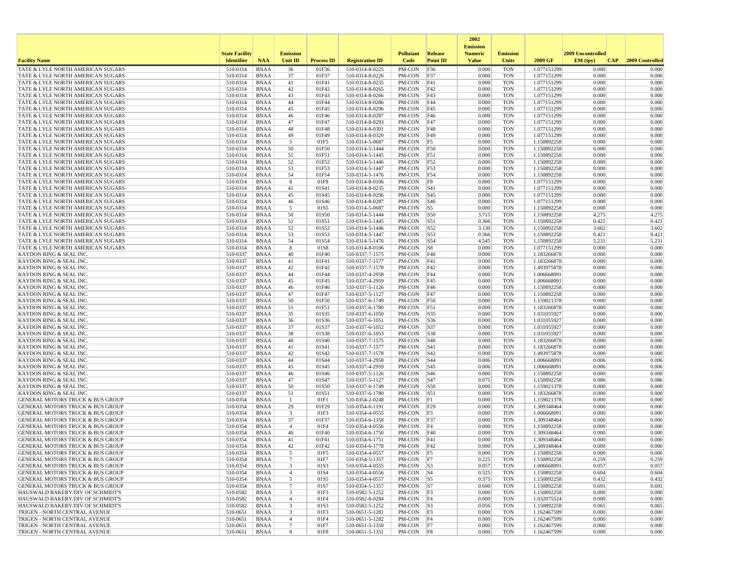| Facility Name | State Facility Identifier | NAA | Emission Unit ID | Process ID | Registration ID | Pollutant Code | Release Point ID | 2002 Emission Numeric Value | Emission Units | 2009 GF | 2009 Uncontrolled EM (tpy) | CAP | 2009 Controlled |
|---|---|---|---|---|---|---|---|---|---|---|---|---|---|
| TATE & LYLE NORTH AMERICAN SUGARS | 510-0314 | BNAA | 36 | 01F36 | 510-0314-8-0225 | PM-CON | F36 | 0.000 | TON | 1.077151299 | 0.000 | | 0.000 |
| TATE & LYLE NORTH AMERICAN SUGARS | 510-0314 | BNAA | 37 | 01F37 | 510-0314-8-0226 | PM-CON | F37 | 0.000 | TON | 1.077151299 | 0.000 | | 0.000 |
| TATE & LYLE NORTH AMERICAN SUGARS | 510-0314 | BNAA | 41 | 01F41 | 510-0314-8-0235 | PM-CON | F41 | 0.000 | TON | 1.077151299 | 0.000 | | 0.000 |
| TATE & LYLE NORTH AMERICAN SUGARS | 510-0314 | BNAA | 42 | 01F42 | 510-0314-8-0265 | PM-CON | F42 | 0.000 | TON | 1.077151299 | 0.000 | | 0.000 |
| TATE & LYLE NORTH AMERICAN SUGARS | 510-0314 | BNAA | 43 | 01F43 | 510-0314-8-0266 | PM-CON | F43 | 0.000 | TON | 1.077151299 | 0.000 | | 0.000 |
| TATE & LYLE NORTH AMERICAN SUGARS | 510-0314 | BNAA | 44 | 01F44 | 510-0314-8-0286 | PM-CON | F44 | 0.000 | TON | 1.077151299 | 0.000 | | 0.000 |
| TATE & LYLE NORTH AMERICAN SUGARS | 510-0314 | BNAA | 45 | 01F45 | 510-0314-8-0296 | PM-CON | F45 | 0.000 | TON | 1.077151299 | 0.000 | | 0.000 |
| TATE & LYLE NORTH AMERICAN SUGARS | 510-0314 | BNAA | 46 | 01F46 | 510-0314-8-0287 | PM-CON | F46 | 0.000 | TON | 1.077151299 | 0.000 | | 0.000 |
| TATE & LYLE NORTH AMERICAN SUGARS | 510-0314 | BNAA | 47 | 01F47 | 510-0314-8-0293 | PM-CON | F47 | 0.000 | TON | 1.077151299 | 0.000 | | 0.000 |
| TATE & LYLE NORTH AMERICAN SUGARS | 510-0314 | BNAA | 48 | 01F48 | 510-0314-8-0301 | PM-CON | F48 | 0.000 | TON | 1.077151299 | 0.000 | | 0.000 |
| TATE & LYLE NORTH AMERICAN SUGARS | 510-0314 | BNAA | 49 | 01F49 | 510-0314-8-0320 | PM-CON | F49 | 0.000 | TON | 1.077151299 | 0.000 | | 0.000 |
| TATE & LYLE NORTH AMERICAN SUGARS | 510-0314 | BNAA | 5 | 01F5 | 510-0314-5-0687 | PM-CON | F5 | 0.000 | TON | 1.150892258 | 0.000 | | 0.000 |
| TATE & LYLE NORTH AMERICAN SUGARS | 510-0314 | BNAA | 50 | 01F50 | 510-0314-5-1444 | PM-CON | F50 | 0.000 | TON | 1.150892258 | 0.000 | | 0.000 |
| TATE & LYLE NORTH AMERICAN SUGARS | 510-0314 | BNAA | 51 | 01F51 | 510-0314-5-1445 | PM-CON | F51 | 0.000 | TON | 1.150892258 | 0.000 | | 0.000 |
| TATE & LYLE NORTH AMERICAN SUGARS | 510-0314 | BNAA | 52 | 01F52 | 510-0314-5-1446 | PM-CON | F52 | 0.000 | TON | 1.150892258 | 0.000 | | 0.000 |
| TATE & LYLE NORTH AMERICAN SUGARS | 510-0314 | BNAA | 53 | 01F53 | 510-0314-5-1447 | PM-CON | F53 | 0.000 | TON | 1.150892258 | 0.000 | | 0.000 |
| TATE & LYLE NORTH AMERICAN SUGARS | 510-0314 | BNAA | 54 | 01F54 | 510-0314-5-1476 | PM-CON | F54 | 0.000 | TON | 1.150892258 | 0.000 | | 0.000 |
| TATE & LYLE NORTH AMERICAN SUGARS | 510-0314 | BNAA | 8 | 01F8 | 510-0314-8-0106 | PM-CON | F8 | 0.000 | TON | 1.077151299 | 0.000 | | 0.000 |
| TATE & LYLE NORTH AMERICAN SUGARS | 510-0314 | BNAA | 41 | 01S41 | 510-0314-8-0235 | PM-CON | S41 | 0.000 | TON | 1.077151299 | 0.000 | | 0.000 |
| TATE & LYLE NORTH AMERICAN SUGARS | 510-0314 | BNAA | 45 | 01S45 | 510-0314-8-0296 | PM-CON | S45 | 0.000 | TON | 1.077151299 | 0.000 | | 0.000 |
| TATE & LYLE NORTH AMERICAN SUGARS | 510-0314 | BNAA | 46 | 01S46 | 510-0314-8-0287 | PM-CON | S46 | 0.000 | TON | 1.077151299 | 0.000 | | 0.000 |
| TATE & LYLE NORTH AMERICAN SUGARS | 510-0314 | BNAA | 5 | 01S5 | 510-0314-5-0687 | PM-CON | S5 | 0.000 | TON | 1.150892258 | 0.000 | | 0.000 |
| TATE & LYLE NORTH AMERICAN SUGARS | 510-0314 | BNAA | 50 | 01S50 | 510-0314-5-1444 | PM-CON | S50 | 3.715 | TON | 1.150892258 | 4.275 | | 4.275 |
| TATE & LYLE NORTH AMERICAN SUGARS | 510-0314 | BNAA | 51 | 01S51 | 510-0314-5-1445 | PM-CON | S51 | 0.366 | TON | 1.150892258 | 0.421 | | 0.421 |
| TATE & LYLE NORTH AMERICAN SUGARS | 510-0314 | BNAA | 52 | 01S52 | 510-0314-5-1446 | PM-CON | S52 | 3.130 | TON | 1.150892258 | 3.602 | | 3.602 |
| TATE & LYLE NORTH AMERICAN SUGARS | 510-0314 | BNAA | 53 | 01S53 | 510-0314-5-1447 | PM-CON | S53 | 0.366 | TON | 1.150892258 | 0.421 | | 0.421 |
| TATE & LYLE NORTH AMERICAN SUGARS | 510-0314 | BNAA | 54 | 01S54 | 510-0314-5-1476 | PM-CON | S54 | 4.545 | TON | 1.150892258 | 5.231 | | 5.231 |
| TATE & LYLE NORTH AMERICAN SUGARS | 510-0314 | BNAA | 8 | 01S8 | 510-0314-8-0106 | PM-CON | S8 | 0.000 | TON | 1.077151299 | 0.000 | | 0.000 |
| KAYDON RING & SEAL INC. | 510-0337 | BNAA | 40 | 01F40 | 510-0337-7-1575 | PM-CON | F40 | 0.000 | TON | 1.183266878 | 0.000 | | 0.000 |
| KAYDON RING & SEAL INC. | 510-0337 | BNAA | 41 | 01F41 | 510-0337-7-1577 | PM-CON | F41 | 0.000 | TON | 1.183266878 | 0.000 | | 0.000 |
| KAYDON RING & SEAL INC. | 510-0337 | BNAA | 42 | 01F42 | 510-0337-7-1578 | PM-CON | F42 | 0.000 | TON | 1.493975878 | 0.000 | | 0.000 |
| KAYDON RING & SEAL INC. | 510-0337 | BNAA | 44 | 01F44 | 510-0337-4-2958 | PM-CON | F44 | 0.000 | TON | 1.006668091 | 0.000 | | 0.000 |
| KAYDON RING & SEAL INC. | 510-0337 | BNAA | 45 | 01F45 | 510-0337-4-2959 | PM-CON | F45 | 0.000 | TON | 1.006668091 | 0.000 | | 0.000 |
| KAYDON RING & SEAL INC. | 510-0337 | BNAA | 46 | 01F46 | 510-0337-5-1126 | PM-CON | F46 | 0.000 | TON | 1.150892258 | 0.000 | | 0.000 |
| KAYDON RING & SEAL INC. | 510-0337 | BNAA | 47 | 01F47 | 510-0337-5-1127 | PM-CON | F47 | 0.000 | TON | 1.150892258 | 0.000 | | 0.000 |
| KAYDON RING & SEAL INC. | 510-0337 | BNAA | 50 | 01F50 | 510-0337-6-1749 | PM-CON | F50 | 0.000 | TON | 1.159021378 | 0.000 | | 0.000 |
| KAYDON RING & SEAL INC. | 510-0337 | BNAA | 51 | 01F51 | 510-0337-6-1780 | PM-CON | F51 | 0.000 | TON | 1.183266878 | 0.000 | | 0.000 |
| KAYDON RING & SEAL INC. | 510-0337 | BNAA | 35 | 01S35 | 510-0337-6-1050 | PM-CON | S35 | 0.000 | TON | 1.031055927 | 0.000 | | 0.000 |
| KAYDON RING & SEAL INC. | 510-0337 | BNAA | 36 | 01S36 | 510-0337-6-1051 | PM-CON | S36 | 0.000 | TON | 1.031055927 | 0.000 | | 0.000 |
| KAYDON RING & SEAL INC. | 510-0337 | BNAA | 37 | 01S37 | 510-0337-6-1052 | PM-CON | S37 | 0.000 | TON | 1.031055927 | 0.000 | | 0.000 |
| KAYDON RING & SEAL INC. | 510-0337 | BNAA | 38 | 01S38 | 510-0337-6-1053 | PM-CON | S38 | 0.000 | TON | 1.031055927 | 0.000 | | 0.000 |
| KAYDON RING & SEAL INC. | 510-0337 | BNAA | 40 | 01S40 | 510-0337-7-1575 | PM-CON | S40 | 0.000 | TON | 1.183266878 | 0.000 | | 0.000 |
| KAYDON RING & SEAL INC. | 510-0337 | BNAA | 41 | 01S41 | 510-0337-7-1577 | PM-CON | S41 | 0.000 | TON | 1.183266878 | 0.000 | | 0.000 |
| KAYDON RING & SEAL INC. | 510-0337 | BNAA | 42 | 01S42 | 510-0337-7-1578 | PM-CON | S42 | 0.000 | TON | 1.493975878 | 0.000 | | 0.000 |
| KAYDON RING & SEAL INC. | 510-0337 | BNAA | 44 | 01S44 | 510-0337-4-2958 | PM-CON | S44 | 0.006 | TON | 1.006668091 | 0.006 | | 0.006 |
| KAYDON RING & SEAL INC. | 510-0337 | BNAA | 45 | 01S45 | 510-0337-4-2959 | PM-CON | S45 | 0.006 | TON | 1.006668091 | 0.006 | | 0.006 |
| KAYDON RING & SEAL INC. | 510-0337 | BNAA | 46 | 01S46 | 510-0337-5-1126 | PM-CON | S46 | 0.000 | TON | 1.150892258 | 0.000 | | 0.000 |
| KAYDON RING & SEAL INC. | 510-0337 | BNAA | 47 | 01S47 | 510-0337-5-1127 | PM-CON | S47 | 0.075 | TON | 1.150892258 | 0.086 | | 0.086 |
| KAYDON RING & SEAL INC. | 510-0337 | BNAA | 50 | 01S50 | 510-0337-6-1749 | PM-CON | S50 | 0.000 | TON | 1.159021378 | 0.000 | | 0.000 |
| KAYDON RING & SEAL INC. | 510-0337 | BNAA | 51 | 01S51 | 510-0337-6-1780 | PM-CON | S51 | 0.000 | TON | 1.183266878 | 0.000 | | 0.000 |
| GENERAL MOTORS TRUCK & BUS GROUP | 510-0354 | BNAA | 1 | 01F1 | 510-0354-2-0248 | PM-CON | F1 | 0.000 | TON | 1.159021378 | 0.000 | | 0.000 |
| GENERAL MOTORS TRUCK & BUS GROUP | 510-0354 | BNAA | 29 | 01F29 | 510-0354-6-1191 | PM-CON | F29 | 0.000 | TON | 1.309348464 | 0.000 | | 0.000 |
| GENERAL MOTORS TRUCK & BUS GROUP | 510-0354 | BNAA | 3 | 01F3 | 510-0354-4-0555 | PM-CON | F3 | 0.000 | TON | 1.006668091 | 0.000 | | 0.000 |
| GENERAL MOTORS TRUCK & BUS GROUP | 510-0354 | BNAA | 37 | 01F37 | 510-0354-6-1358 | PM-CON | F37 | 0.000 | TON | 1.309348464 | 0.000 | | 0.000 |
| GENERAL MOTORS TRUCK & BUS GROUP | 510-0354 | BNAA | 4 | 01F4 | 510-0354-4-0556 | PM-CON | F4 | 0.000 | TON | 1.150892258 | 0.000 | | 0.000 |
| GENERAL MOTORS TRUCK & BUS GROUP | 510-0354 | BNAA | 40 | 01F40 | 510-0354-6-1750 | PM-CON | F40 | 0.000 | TON | 1.309348464 | 0.000 | | 0.000 |
| GENERAL MOTORS TRUCK & BUS GROUP | 510-0354 | BNAA | 41 | 01F41 | 510-0354-6-1751 | PM-CON | F41 | 0.000 | TON | 1.309348464 | 0.000 | | 0.000 |
| GENERAL MOTORS TRUCK & BUS GROUP | 510-0354 | BNAA | 42 | 01F42 | 510-0354-6-1778 | PM-CON | F42 | 0.000 | TON | 1.309348464 | 0.000 | | 0.000 |
| GENERAL MOTORS TRUCK & BUS GROUP | 510-0354 | BNAA | 5 | 01F5 | 510-0354-4-0557 | PM-CON | F5 | 0.000 | TON | 1.150892258 | 0.000 | | 0.000 |
| GENERAL MOTORS TRUCK & BUS GROUP | 510-0354 | BNAA | 7 | 01F7 | 510-0354-5-1357 | PM-CON | F7 | 0.225 | TON | 1.150892258 | 0.259 | | 0.259 |
| GENERAL MOTORS TRUCK & BUS GROUP | 510-0354 | BNAA | 3 | 01S3 | 510-0354-4-0555 | PM-CON | S3 | 0.057 | TON | 1.006668091 | 0.057 | | 0.057 |
| GENERAL MOTORS TRUCK & BUS GROUP | 510-0354 | BNAA | 4 | 01S4 | 510-0354-4-0556 | PM-CON | S4 | 0.525 | TON | 1.150892258 | 0.604 | | 0.604 |
| GENERAL MOTORS TRUCK & BUS GROUP | 510-0354 | BNAA | 5 | 01S5 | 510-0354-4-0557 | PM-CON | S5 | 0.375 | TON | 1.150892258 | 0.432 | | 0.432 |
| GENERAL MOTORS TRUCK & BUS GROUP | 510-0354 | BNAA | 7 | 01S7 | 510-0354-5-1357 | PM-CON | S7 | 0.600 | TON | 1.150892258 | 0.691 | | 0.691 |
| HAUSWALD BAKERY/DIV OF SCHMIDT'S | 510-0582 | BNAA | 3 | 01F3 | 510-0582-5-1252 | PM-CON | F3 | 0.000 | TON | 1.150892258 | 0.000 | | 0.000 |
| HAUSWALD BAKERY/DIV OF SCHMIDT'S | 510-0582 | BNAA | 4 | 01F4 | 510-0582-8-0284 | PM-CON | F4 | 0.000 | TON | 1.032075524 | 0.000 | | 0.000 |
| HAUSWALD BAKERY/DIV OF SCHMIDT'S | 510-0582 | BNAA | 3 | 01S3 | 510-0582-5-1252 | PM-CON | S3 | 0.056 | TON | 1.150892258 | 0.065 | | 0.065 |
| TRIGEN - NORTH CENTRAL AVENUE | 510-0651 | BNAA | 3 | 01F3 | 510-0651-5-1281 | PM-CON | F3 | 0.000 | TON | 1.162467599 | 0.000 | | 0.000 |
| TRIGEN - NORTH CENTRAL AVENUE | 510-0651 | BNAA | 4 | 01F4 | 510-0651-5-1282 | PM-CON | F4 | 0.000 | TON | 1.162467599 | 0.000 | | 0.000 |
| TRIGEN - NORTH CENTRAL AVENUE | 510-0651 | BNAA | 7 | 01F7 | 510-0651-5-1350 | PM-CON | F7 | 0.000 | TON | 1.162467599 | 0.000 | | 0.000 |
| TRIGEN - NORTH CENTRAL AVENUE | 510-0651 | BNAA | 8 | 01F8 | 510-0651-5-1351 | PM-CON | F8 | 0.000 | TON | 1.162467599 | 0.000 | | 0.000 |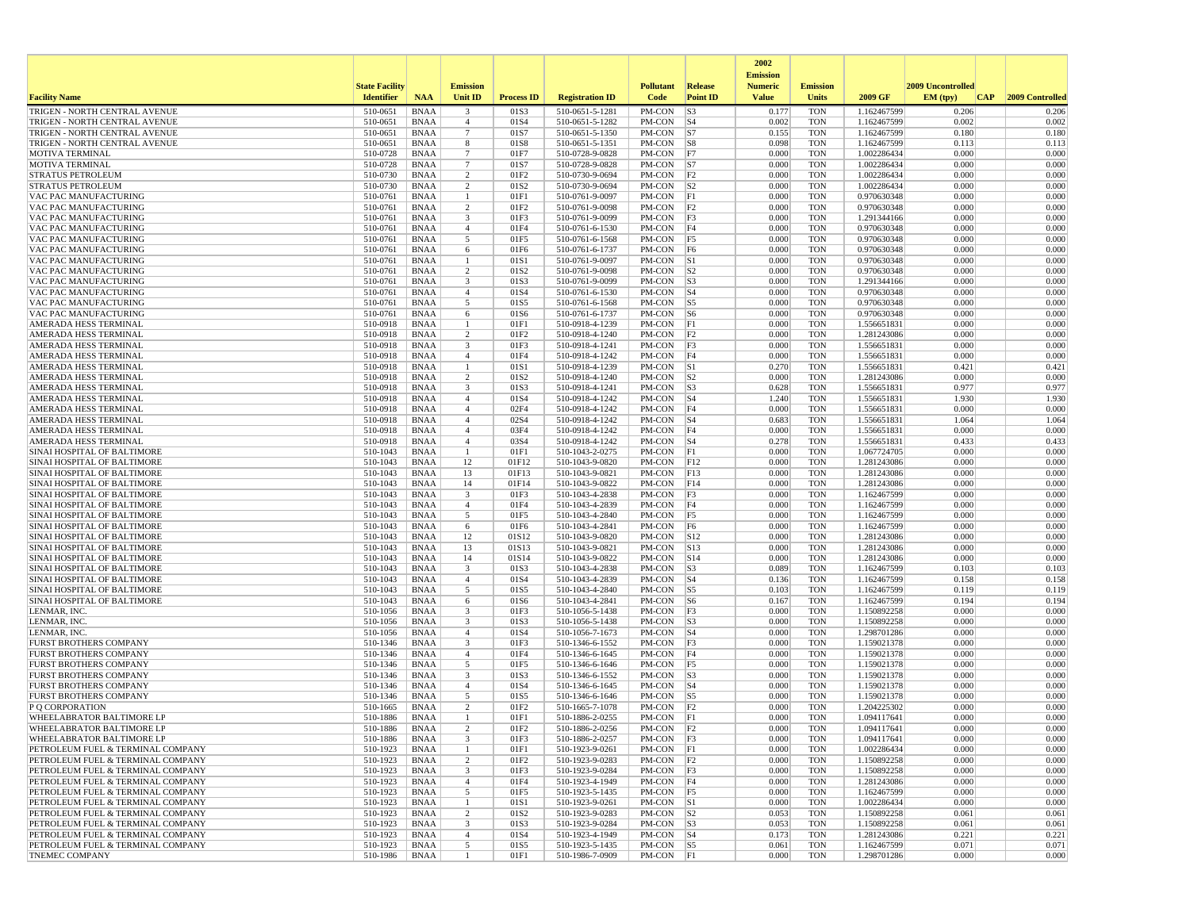| Facility Name | State Facility Identifier | NAA | Emission Unit ID | Process ID | Registration ID | Pollutant Code | Release Point ID | 2002 Emission Numeric Value | Emission Units | 2009 GF | 2009 Uncontrolled EM (tpy) | CAP | 2009 Controlled |
|---|---|---|---|---|---|---|---|---|---|---|---|---|---|
| TRIGEN - NORTH CENTRAL AVENUE | 510-0651 | BNAA | 3 | 01S3 | 510-0651-5-1281 | PM-CON | S3 | 0.177 | TON | 1.162467599 | 0.206 | | 0.206 |
| TRIGEN - NORTH CENTRAL AVENUE | 510-0651 | BNAA | 4 | 01S4 | 510-0651-5-1282 | PM-CON | S4 | 0.002 | TON | 1.162467599 | 0.002 | | 0.002 |
| TRIGEN - NORTH CENTRAL AVENUE | 510-0651 | BNAA | 7 | 01S7 | 510-0651-5-1350 | PM-CON | S7 | 0.155 | TON | 1.162467599 | 0.180 | | 0.180 |
| TRIGEN - NORTH CENTRAL AVENUE | 510-0651 | BNAA | 8 | 01S8 | 510-0651-5-1351 | PM-CON | S8 | 0.098 | TON | 1.162467599 | 0.113 | | 0.113 |
| MOTIVA TERMINAL | 510-0728 | BNAA | 7 | 01F7 | 510-0728-9-0828 | PM-CON | F7 | 0.000 | TON | 1.002286434 | 0.000 | | 0.000 |
| MOTIVA TERMINAL | 510-0728 | BNAA | 7 | 01S7 | 510-0728-9-0828 | PM-CON | S7 | 0.000 | TON | 1.002286434 | 0.000 | | 0.000 |
| STRATUS PETROLEUM | 510-0730 | BNAA | 2 | 01F2 | 510-0730-9-0694 | PM-CON | F2 | 0.000 | TON | 1.002286434 | 0.000 | | 0.000 |
| STRATUS PETROLEUM | 510-0730 | BNAA | 2 | 01S2 | 510-0730-9-0694 | PM-CON | S2 | 0.000 | TON | 1.002286434 | 0.000 | | 0.000 |
| VAC PAC MANUFACTURING | 510-0761 | BNAA | 1 | 01F1 | 510-0761-9-0097 | PM-CON | F1 | 0.000 | TON | 0.970630348 | 0.000 | | 0.000 |
| VAC PAC MANUFACTURING | 510-0761 | BNAA | 2 | 01F2 | 510-0761-9-0098 | PM-CON | F2 | 0.000 | TON | 0.970630348 | 0.000 | | 0.000 |
| VAC PAC MANUFACTURING | 510-0761 | BNAA | 3 | 01F3 | 510-0761-9-0099 | PM-CON | F3 | 0.000 | TON | 1.291344166 | 0.000 | | 0.000 |
| VAC PAC MANUFACTURING | 510-0761 | BNAA | 4 | 01F4 | 510-0761-6-1530 | PM-CON | F4 | 0.000 | TON | 0.970630348 | 0.000 | | 0.000 |
| VAC PAC MANUFACTURING | 510-0761 | BNAA | 5 | 01F5 | 510-0761-6-1568 | PM-CON | F5 | 0.000 | TON | 0.970630348 | 0.000 | | 0.000 |
| VAC PAC MANUFACTURING | 510-0761 | BNAA | 6 | 01F6 | 510-0761-6-1737 | PM-CON | F6 | 0.000 | TON | 0.970630348 | 0.000 | | 0.000 |
| VAC PAC MANUFACTURING | 510-0761 | BNAA | 1 | 01S1 | 510-0761-9-0097 | PM-CON | S1 | 0.000 | TON | 0.970630348 | 0.000 | | 0.000 |
| VAC PAC MANUFACTURING | 510-0761 | BNAA | 2 | 01S2 | 510-0761-9-0098 | PM-CON | S2 | 0.000 | TON | 0.970630348 | 0.000 | | 0.000 |
| VAC PAC MANUFACTURING | 510-0761 | BNAA | 3 | 01S3 | 510-0761-9-0099 | PM-CON | S3 | 0.000 | TON | 1.291344166 | 0.000 | | 0.000 |
| VAC PAC MANUFACTURING | 510-0761 | BNAA | 4 | 01S4 | 510-0761-6-1530 | PM-CON | S4 | 0.000 | TON | 0.970630348 | 0.000 | | 0.000 |
| VAC PAC MANUFACTURING | 510-0761 | BNAA | 5 | 01S5 | 510-0761-6-1568 | PM-CON | S5 | 0.000 | TON | 0.970630348 | 0.000 | | 0.000 |
| VAC PAC MANUFACTURING | 510-0761 | BNAA | 6 | 01S6 | 510-0761-6-1737 | PM-CON | S6 | 0.000 | TON | 0.970630348 | 0.000 | | 0.000 |
| AMERADA HESS TERMINAL | 510-0918 | BNAA | 1 | 01F1 | 510-0918-4-1239 | PM-CON | F1 | 0.000 | TON | 1.556651831 | 0.000 | | 0.000 |
| AMERADA HESS TERMINAL | 510-0918 | BNAA | 2 | 01F2 | 510-0918-4-1240 | PM-CON | F2 | 0.000 | TON | 1.281243086 | 0.000 | | 0.000 |
| AMERADA HESS TERMINAL | 510-0918 | BNAA | 3 | 01F3 | 510-0918-4-1241 | PM-CON | F3 | 0.000 | TON | 1.556651831 | 0.000 | | 0.000 |
| AMERADA HESS TERMINAL | 510-0918 | BNAA | 4 | 01F4 | 510-0918-4-1242 | PM-CON | F4 | 0.000 | TON | 1.556651831 | 0.000 | | 0.000 |
| AMERADA HESS TERMINAL | 510-0918 | BNAA | 1 | 01S1 | 510-0918-4-1239 | PM-CON | S1 | 0.270 | TON | 1.556651831 | 0.421 | | 0.421 |
| AMERADA HESS TERMINAL | 510-0918 | BNAA | 2 | 01S2 | 510-0918-4-1240 | PM-CON | S2 | 0.000 | TON | 1.281243086 | 0.000 | | 0.000 |
| AMERADA HESS TERMINAL | 510-0918 | BNAA | 3 | 01S3 | 510-0918-4-1241 | PM-CON | S3 | 0.628 | TON | 1.556651831 | 0.977 | | 0.977 |
| AMERADA HESS TERMINAL | 510-0918 | BNAA | 4 | 01S4 | 510-0918-4-1242 | PM-CON | S4 | 1.240 | TON | 1.556651831 | 1.930 | | 1.930 |
| AMERADA HESS TERMINAL | 510-0918 | BNAA | 4 | 02F4 | 510-0918-4-1242 | PM-CON | F4 | 0.000 | TON | 1.556651831 | 0.000 | | 0.000 |
| AMERADA HESS TERMINAL | 510-0918 | BNAA | 4 | 02S4 | 510-0918-4-1242 | PM-CON | S4 | 0.683 | TON | 1.556651831 | 1.064 | | 1.064 |
| AMERADA HESS TERMINAL | 510-0918 | BNAA | 4 | 03F4 | 510-0918-4-1242 | PM-CON | F4 | 0.000 | TON | 1.556651831 | 0.000 | | 0.000 |
| AMERADA HESS TERMINAL | 510-0918 | BNAA | 4 | 03S4 | 510-0918-4-1242 | PM-CON | S4 | 0.278 | TON | 1.556651831 | 0.433 | | 0.433 |
| SINAI HOSPITAL OF BALTIMORE | 510-1043 | BNAA | 1 | 01F1 | 510-1043-2-0275 | PM-CON | F1 | 0.000 | TON | 1.067724705 | 0.000 | | 0.000 |
| SINAI HOSPITAL OF BALTIMORE | 510-1043 | BNAA | 12 | 01F12 | 510-1043-9-0820 | PM-CON | F12 | 0.000 | TON | 1.281243086 | 0.000 | | 0.000 |
| SINAI HOSPITAL OF BALTIMORE | 510-1043 | BNAA | 13 | 01F13 | 510-1043-9-0821 | PM-CON | F13 | 0.000 | TON | 1.281243086 | 0.000 | | 0.000 |
| SINAI HOSPITAL OF BALTIMORE | 510-1043 | BNAA | 14 | 01F14 | 510-1043-9-0822 | PM-CON | F14 | 0.000 | TON | 1.281243086 | 0.000 | | 0.000 |
| SINAI HOSPITAL OF BALTIMORE | 510-1043 | BNAA | 3 | 01F3 | 510-1043-4-2838 | PM-CON | F3 | 0.000 | TON | 1.162467599 | 0.000 | | 0.000 |
| SINAI HOSPITAL OF BALTIMORE | 510-1043 | BNAA | 4 | 01F4 | 510-1043-4-2839 | PM-CON | F4 | 0.000 | TON | 1.162467599 | 0.000 | | 0.000 |
| SINAI HOSPITAL OF BALTIMORE | 510-1043 | BNAA | 5 | 01F5 | 510-1043-4-2840 | PM-CON | F5 | 0.000 | TON | 1.162467599 | 0.000 | | 0.000 |
| SINAI HOSPITAL OF BALTIMORE | 510-1043 | BNAA | 6 | 01F6 | 510-1043-4-2841 | PM-CON | F6 | 0.000 | TON | 1.162467599 | 0.000 | | 0.000 |
| SINAI HOSPITAL OF BALTIMORE | 510-1043 | BNAA | 12 | 01S12 | 510-1043-9-0820 | PM-CON | S12 | 0.000 | TON | 1.281243086 | 0.000 | | 0.000 |
| SINAI HOSPITAL OF BALTIMORE | 510-1043 | BNAA | 13 | 01S13 | 510-1043-9-0821 | PM-CON | S13 | 0.000 | TON | 1.281243086 | 0.000 | | 0.000 |
| SINAI HOSPITAL OF BALTIMORE | 510-1043 | BNAA | 14 | 01S14 | 510-1043-9-0822 | PM-CON | S14 | 0.000 | TON | 1.281243086 | 0.000 | | 0.000 |
| SINAI HOSPITAL OF BALTIMORE | 510-1043 | BNAA | 3 | 01S3 | 510-1043-4-2838 | PM-CON | S3 | 0.089 | TON | 1.162467599 | 0.103 | | 0.103 |
| SINAI HOSPITAL OF BALTIMORE | 510-1043 | BNAA | 4 | 01S4 | 510-1043-4-2839 | PM-CON | S4 | 0.136 | TON | 1.162467599 | 0.158 | | 0.158 |
| SINAI HOSPITAL OF BALTIMORE | 510-1043 | BNAA | 5 | 01S5 | 510-1043-4-2840 | PM-CON | S5 | 0.103 | TON | 1.162467599 | 0.119 | | 0.119 |
| SINAI HOSPITAL OF BALTIMORE | 510-1043 | BNAA | 6 | 01S6 | 510-1043-4-2841 | PM-CON | S6 | 0.167 | TON | 1.162467599 | 0.194 | | 0.194 |
| LENMAR, INC. | 510-1056 | BNAA | 3 | 01F3 | 510-1056-5-1438 | PM-CON | F3 | 0.000 | TON | 1.150892258 | 0.000 | | 0.000 |
| LENMAR, INC. | 510-1056 | BNAA | 3 | 01S3 | 510-1056-5-1438 | PM-CON | S3 | 0.000 | TON | 1.150892258 | 0.000 | | 0.000 |
| LENMAR, INC. | 510-1056 | BNAA | 4 | 01S4 | 510-1056-7-1673 | PM-CON | S4 | 0.000 | TON | 1.298701286 | 0.000 | | 0.000 |
| FURST BROTHERS COMPANY | 510-1346 | BNAA | 3 | 01F3 | 510-1346-6-1552 | PM-CON | F3 | 0.000 | TON | 1.159021378 | 0.000 | | 0.000 |
| FURST BROTHERS COMPANY | 510-1346 | BNAA | 4 | 01F4 | 510-1346-6-1645 | PM-CON | F4 | 0.000 | TON | 1.159021378 | 0.000 | | 0.000 |
| FURST BROTHERS COMPANY | 510-1346 | BNAA | 5 | 01F5 | 510-1346-6-1646 | PM-CON | F5 | 0.000 | TON | 1.159021378 | 0.000 | | 0.000 |
| FURST BROTHERS COMPANY | 510-1346 | BNAA | 3 | 01S3 | 510-1346-6-1552 | PM-CON | S3 | 0.000 | TON | 1.159021378 | 0.000 | | 0.000 |
| FURST BROTHERS COMPANY | 510-1346 | BNAA | 4 | 01S4 | 510-1346-6-1645 | PM-CON | S4 | 0.000 | TON | 1.159021378 | 0.000 | | 0.000 |
| FURST BROTHERS COMPANY | 510-1346 | BNAA | 5 | 01S5 | 510-1346-6-1646 | PM-CON | S5 | 0.000 | TON | 1.159021378 | 0.000 | | 0.000 |
| P Q CORPORATION | 510-1665 | BNAA | 2 | 01F2 | 510-1665-7-1078 | PM-CON | F2 | 0.000 | TON | 1.204225302 | 0.000 | | 0.000 |
| WHEELABRATOR BALTIMORE LP | 510-1886 | BNAA | 1 | 01F1 | 510-1886-2-0255 | PM-CON | F1 | 0.000 | TON | 1.094117641 | 0.000 | | 0.000 |
| WHEELABRATOR BALTIMORE LP | 510-1886 | BNAA | 2 | 01F2 | 510-1886-2-0256 | PM-CON | F2 | 0.000 | TON | 1.094117641 | 0.000 | | 0.000 |
| WHEELABRATOR BALTIMORE LP | 510-1886 | BNAA | 3 | 01F3 | 510-1886-2-0257 | PM-CON | F3 | 0.000 | TON | 1.094117641 | 0.000 | | 0.000 |
| PETROLEUM FUEL & TERMINAL COMPANY | 510-1923 | BNAA | 1 | 01F1 | 510-1923-9-0261 | PM-CON | F1 | 0.000 | TON | 1.002286434 | 0.000 | | 0.000 |
| PETROLEUM FUEL & TERMINAL COMPANY | 510-1923 | BNAA | 2 | 01F2 | 510-1923-9-0283 | PM-CON | F2 | 0.000 | TON | 1.150892258 | 0.000 | | 0.000 |
| PETROLEUM FUEL & TERMINAL COMPANY | 510-1923 | BNAA | 3 | 01F3 | 510-1923-9-0284 | PM-CON | F3 | 0.000 | TON | 1.150892258 | 0.000 | | 0.000 |
| PETROLEUM FUEL & TERMINAL COMPANY | 510-1923 | BNAA | 4 | 01F4 | 510-1923-4-1949 | PM-CON | F4 | 0.000 | TON | 1.281243086 | 0.000 | | 0.000 |
| PETROLEUM FUEL & TERMINAL COMPANY | 510-1923 | BNAA | 5 | 01F5 | 510-1923-5-1435 | PM-CON | F5 | 0.000 | TON | 1.162467599 | 0.000 | | 0.000 |
| PETROLEUM FUEL & TERMINAL COMPANY | 510-1923 | BNAA | 1 | 01S1 | 510-1923-9-0261 | PM-CON | S1 | 0.000 | TON | 1.002286434 | 0.000 | | 0.000 |
| PETROLEUM FUEL & TERMINAL COMPANY | 510-1923 | BNAA | 2 | 01S2 | 510-1923-9-0283 | PM-CON | S2 | 0.053 | TON | 1.150892258 | 0.061 | | 0.061 |
| PETROLEUM FUEL & TERMINAL COMPANY | 510-1923 | BNAA | 3 | 01S3 | 510-1923-9-0284 | PM-CON | S3 | 0.053 | TON | 1.150892258 | 0.061 | | 0.061 |
| PETROLEUM FUEL & TERMINAL COMPANY | 510-1923 | BNAA | 4 | 01S4 | 510-1923-4-1949 | PM-CON | S4 | 0.173 | TON | 1.281243086 | 0.221 | | 0.221 |
| PETROLEUM FUEL & TERMINAL COMPANY | 510-1923 | BNAA | 5 | 01S5 | 510-1923-5-1435 | PM-CON | S5 | 0.061 | TON | 1.162467599 | 0.071 | | 0.071 |
| TNEMEC COMPANY | 510-1986 | BNAA | 1 | 01F1 | 510-1986-7-0909 | PM-CON | F1 | 0.000 | TON | 1.298701286 | 0.000 | | 0.000 |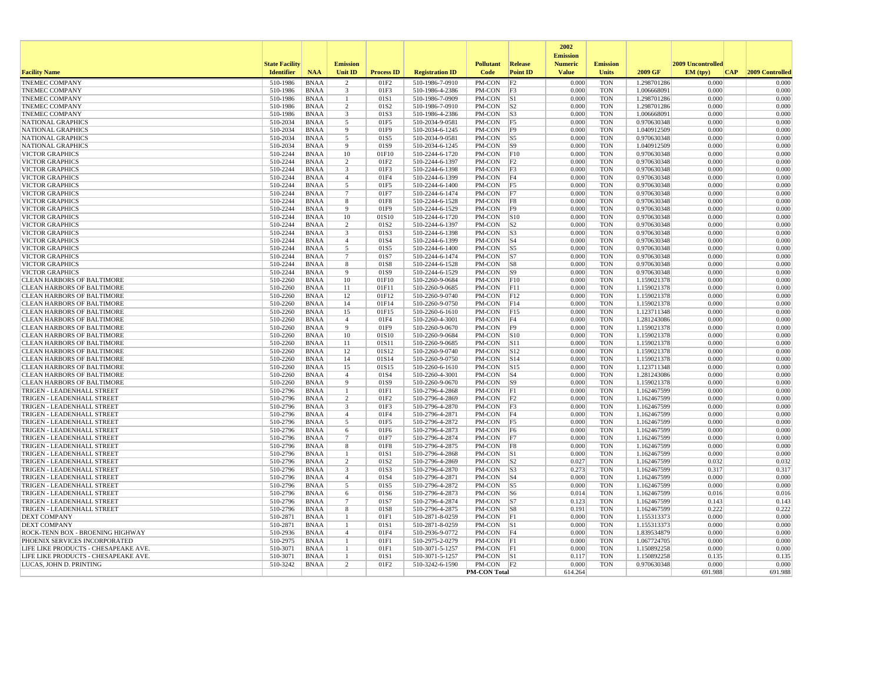| Facility Name | State Facility Identifier | NAA | Emission Unit ID | Process ID | Registration ID | Pollutant Code | Release Point ID | 2002 Emission Numeric Value | Emission Units | 2009 GF | 2009 Uncontrolled EM (tpy) | CAP | 2009 Controlled |
|---|---|---|---|---|---|---|---|---|---|---|---|---|---|
| TNEMEC COMPANY | 510-1986 | BNAA | 2 | 01F2 | 510-1986-7-0910 | PM-CON | F2 | 0.000 | TON | 1.298701286 | 0.000 | | 0.000 |
| TNEMEC COMPANY | 510-1986 | BNAA | 3 | 01F3 | 510-1986-4-2386 | PM-CON | F3 | 0.000 | TON | 1.006668091 | 0.000 | | 0.000 |
| TNEMEC COMPANY | 510-1986 | BNAA | 1 | 01S1 | 510-1986-7-0909 | PM-CON | S1 | 0.000 | TON | 1.298701286 | 0.000 | | 0.000 |
| TNEMEC COMPANY | 510-1986 | BNAA | 2 | 01S2 | 510-1986-7-0910 | PM-CON | S2 | 0.000 | TON | 1.298701286 | 0.000 | | 0.000 |
| TNEMEC COMPANY | 510-1986 | BNAA | 3 | 01S3 | 510-1986-4-2386 | PM-CON | S3 | 0.000 | TON | 1.006668091 | 0.000 | | 0.000 |
| NATIONAL GRAPHICS | 510-2034 | BNAA | 5 | 01F5 | 510-2034-9-0581 | PM-CON | F5 | 0.000 | TON | 0.970630348 | 0.000 | | 0.000 |
| NATIONAL GRAPHICS | 510-2034 | BNAA | 9 | 01F9 | 510-2034-6-1245 | PM-CON | F9 | 0.000 | TON | 1.040912509 | 0.000 | | 0.000 |
| NATIONAL GRAPHICS | 510-2034 | BNAA | 5 | 01S5 | 510-2034-9-0581 | PM-CON | S5 | 0.000 | TON | 0.970630348 | 0.000 | | 0.000 |
| NATIONAL GRAPHICS | 510-2034 | BNAA | 9 | 01S9 | 510-2034-6-1245 | PM-CON | S9 | 0.000 | TON | 1.040912509 | 0.000 | | 0.000 |
| VICTOR GRAPHICS | 510-2244 | BNAA | 10 | 01F10 | 510-2244-6-1720 | PM-CON | F10 | 0.000 | TON | 0.970630348 | 0.000 | | 0.000 |
| VICTOR GRAPHICS | 510-2244 | BNAA | 2 | 01F2 | 510-2244-6-1397 | PM-CON | F2 | 0.000 | TON | 0.970630348 | 0.000 | | 0.000 |
| VICTOR GRAPHICS | 510-2244 | BNAA | 3 | 01F3 | 510-2244-6-1398 | PM-CON | F3 | 0.000 | TON | 0.970630348 | 0.000 | | 0.000 |
| VICTOR GRAPHICS | 510-2244 | BNAA | 4 | 01F4 | 510-2244-6-1399 | PM-CON | F4 | 0.000 | TON | 0.970630348 | 0.000 | | 0.000 |
| VICTOR GRAPHICS | 510-2244 | BNAA | 5 | 01F5 | 510-2244-6-1400 | PM-CON | F5 | 0.000 | TON | 0.970630348 | 0.000 | | 0.000 |
| VICTOR GRAPHICS | 510-2244 | BNAA | 7 | 01F7 | 510-2244-6-1474 | PM-CON | F7 | 0.000 | TON | 0.970630348 | 0.000 | | 0.000 |
| VICTOR GRAPHICS | 510-2244 | BNAA | 8 | 01F8 | 510-2244-6-1528 | PM-CON | F8 | 0.000 | TON | 0.970630348 | 0.000 | | 0.000 |
| VICTOR GRAPHICS | 510-2244 | BNAA | 9 | 01F9 | 510-2244-6-1529 | PM-CON | F9 | 0.000 | TON | 0.970630348 | 0.000 | | 0.000 |
| VICTOR GRAPHICS | 510-2244 | BNAA | 10 | 01S10 | 510-2244-6-1720 | PM-CON | S10 | 0.000 | TON | 0.970630348 | 0.000 | | 0.000 |
| VICTOR GRAPHICS | 510-2244 | BNAA | 2 | 01S2 | 510-2244-6-1397 | PM-CON | S2 | 0.000 | TON | 0.970630348 | 0.000 | | 0.000 |
| VICTOR GRAPHICS | 510-2244 | BNAA | 3 | 01S3 | 510-2244-6-1398 | PM-CON | S3 | 0.000 | TON | 0.970630348 | 0.000 | | 0.000 |
| VICTOR GRAPHICS | 510-2244 | BNAA | 4 | 01S4 | 510-2244-6-1399 | PM-CON | S4 | 0.000 | TON | 0.970630348 | 0.000 | | 0.000 |
| VICTOR GRAPHICS | 510-2244 | BNAA | 5 | 01S5 | 510-2244-6-1400 | PM-CON | S5 | 0.000 | TON | 0.970630348 | 0.000 | | 0.000 |
| VICTOR GRAPHICS | 510-2244 | BNAA | 7 | 01S7 | 510-2244-6-1474 | PM-CON | S7 | 0.000 | TON | 0.970630348 | 0.000 | | 0.000 |
| VICTOR GRAPHICS | 510-2244 | BNAA | 8 | 01S8 | 510-2244-6-1528 | PM-CON | S8 | 0.000 | TON | 0.970630348 | 0.000 | | 0.000 |
| VICTOR GRAPHICS | 510-2244 | BNAA | 9 | 01S9 | 510-2244-6-1529 | PM-CON | S9 | 0.000 | TON | 0.970630348 | 0.000 | | 0.000 |
| CLEAN HARBORS OF BALTIMORE | 510-2260 | BNAA | 10 | 01F10 | 510-2260-9-0684 | PM-CON | F10 | 0.000 | TON | 1.159021378 | 0.000 | | 0.000 |
| CLEAN HARBORS OF BALTIMORE | 510-2260 | BNAA | 11 | 01F11 | 510-2260-9-0685 | PM-CON | F11 | 0.000 | TON | 1.159021378 | 0.000 | | 0.000 |
| CLEAN HARBORS OF BALTIMORE | 510-2260 | BNAA | 12 | 01F12 | 510-2260-9-0740 | PM-CON | F12 | 0.000 | TON | 1.159021378 | 0.000 | | 0.000 |
| CLEAN HARBORS OF BALTIMORE | 510-2260 | BNAA | 14 | 01F14 | 510-2260-9-0750 | PM-CON | F14 | 0.000 | TON | 1.159021378 | 0.000 | | 0.000 |
| CLEAN HARBORS OF BALTIMORE | 510-2260 | BNAA | 15 | 01F15 | 510-2260-6-1610 | PM-CON | F15 | 0.000 | TON | 1.123711348 | 0.000 | | 0.000 |
| CLEAN HARBORS OF BALTIMORE | 510-2260 | BNAA | 4 | 01F4 | 510-2260-4-3001 | PM-CON | F4 | 0.000 | TON | 1.281243086 | 0.000 | | 0.000 |
| CLEAN HARBORS OF BALTIMORE | 510-2260 | BNAA | 9 | 01F9 | 510-2260-9-0670 | PM-CON | F9 | 0.000 | TON | 1.159021378 | 0.000 | | 0.000 |
| CLEAN HARBORS OF BALTIMORE | 510-2260 | BNAA | 10 | 01S10 | 510-2260-9-0684 | PM-CON | S10 | 0.000 | TON | 1.159021378 | 0.000 | | 0.000 |
| CLEAN HARBORS OF BALTIMORE | 510-2260 | BNAA | 11 | 01S11 | 510-2260-9-0685 | PM-CON | S11 | 0.000 | TON | 1.159021378 | 0.000 | | 0.000 |
| CLEAN HARBORS OF BALTIMORE | 510-2260 | BNAA | 12 | 01S12 | 510-2260-9-0740 | PM-CON | S12 | 0.000 | TON | 1.159021378 | 0.000 | | 0.000 |
| CLEAN HARBORS OF BALTIMORE | 510-2260 | BNAA | 14 | 01S14 | 510-2260-9-0750 | PM-CON | S14 | 0.000 | TON | 1.159021378 | 0.000 | | 0.000 |
| CLEAN HARBORS OF BALTIMORE | 510-2260 | BNAA | 15 | 01S15 | 510-2260-6-1610 | PM-CON | S15 | 0.000 | TON | 1.123711348 | 0.000 | | 0.000 |
| CLEAN HARBORS OF BALTIMORE | 510-2260 | BNAA | 4 | 01S4 | 510-2260-4-3001 | PM-CON | S4 | 0.000 | TON | 1.281243086 | 0.000 | | 0.000 |
| CLEAN HARBORS OF BALTIMORE | 510-2260 | BNAA | 9 | 01S9 | 510-2260-9-0670 | PM-CON | S9 | 0.000 | TON | 1.159021378 | 0.000 | | 0.000 |
| TRIGEN - LEADENHALL STREET | 510-2796 | BNAA | 1 | 01F1 | 510-2796-4-2868 | PM-CON | F1 | 0.000 | TON | 1.162467599 | 0.000 | | 0.000 |
| TRIGEN - LEADENHALL STREET | 510-2796 | BNAA | 2 | 01F2 | 510-2796-4-2869 | PM-CON | F2 | 0.000 | TON | 1.162467599 | 0.000 | | 0.000 |
| TRIGEN - LEADENHALL STREET | 510-2796 | BNAA | 3 | 01F3 | 510-2796-4-2870 | PM-CON | F3 | 0.000 | TON | 1.162467599 | 0.000 | | 0.000 |
| TRIGEN - LEADENHALL STREET | 510-2796 | BNAA | 4 | 01F4 | 510-2796-4-2871 | PM-CON | F4 | 0.000 | TON | 1.162467599 | 0.000 | | 0.000 |
| TRIGEN - LEADENHALL STREET | 510-2796 | BNAA | 5 | 01F5 | 510-2796-4-2872 | PM-CON | F5 | 0.000 | TON | 1.162467599 | 0.000 | | 0.000 |
| TRIGEN - LEADENHALL STREET | 510-2796 | BNAA | 6 | 01F6 | 510-2796-4-2873 | PM-CON | F6 | 0.000 | TON | 1.162467599 | 0.000 | | 0.000 |
| TRIGEN - LEADENHALL STREET | 510-2796 | BNAA | 7 | 01F7 | 510-2796-4-2874 | PM-CON | F7 | 0.000 | TON | 1.162467599 | 0.000 | | 0.000 |
| TRIGEN - LEADENHALL STREET | 510-2796 | BNAA | 8 | 01F8 | 510-2796-4-2875 | PM-CON | F8 | 0.000 | TON | 1.162467599 | 0.000 | | 0.000 |
| TRIGEN - LEADENHALL STREET | 510-2796 | BNAA | 1 | 01S1 | 510-2796-4-2868 | PM-CON | S1 | 0.000 | TON | 1.162467599 | 0.000 | | 0.000 |
| TRIGEN - LEADENHALL STREET | 510-2796 | BNAA | 2 | 01S2 | 510-2796-4-2869 | PM-CON | S2 | 0.027 | TON | 1.162467599 | 0.032 | | 0.032 |
| TRIGEN - LEADENHALL STREET | 510-2796 | BNAA | 3 | 01S3 | 510-2796-4-2870 | PM-CON | S3 | 0.273 | TON | 1.162467599 | 0.317 | | 0.317 |
| TRIGEN - LEADENHALL STREET | 510-2796 | BNAA | 4 | 01S4 | 510-2796-4-2871 | PM-CON | S4 | 0.000 | TON | 1.162467599 | 0.000 | | 0.000 |
| TRIGEN - LEADENHALL STREET | 510-2796 | BNAA | 5 | 01S5 | 510-2796-4-2872 | PM-CON | S5 | 0.000 | TON | 1.162467599 | 0.000 | | 0.000 |
| TRIGEN - LEADENHALL STREET | 510-2796 | BNAA | 6 | 01S6 | 510-2796-4-2873 | PM-CON | S6 | 0.014 | TON | 1.162467599 | 0.016 | | 0.016 |
| TRIGEN - LEADENHALL STREET | 510-2796 | BNAA | 7 | 01S7 | 510-2796-4-2874 | PM-CON | S7 | 0.123 | TON | 1.162467599 | 0.143 | | 0.143 |
| TRIGEN - LEADENHALL STREET | 510-2796 | BNAA | 8 | 01S8 | 510-2796-4-2875 | PM-CON | S8 | 0.191 | TON | 1.162467599 | 0.222 | | 0.222 |
| DEXT COMPANY | 510-2871 | BNAA | 1 | 01F1 | 510-2871-8-0259 | PM-CON | F1 | 0.000 | TON | 1.155313373 | 0.000 | | 0.000 |
| DEXT COMPANY | 510-2871 | BNAA | 1 | 01S1 | 510-2871-8-0259 | PM-CON | S1 | 0.000 | TON | 1.155313373 | 0.000 | | 0.000 |
| ROCK-TENN BOX - BROENING HIGHWAY | 510-2936 | BNAA | 4 | 01F4 | 510-2936-9-0772 | PM-CON | F4 | 0.000 | TON | 1.839534879 | 0.000 | | 0.000 |
| PHOENIX SERVICES INCORPORATED | 510-2975 | BNAA | 1 | 01F1 | 510-2975-2-0279 | PM-CON | F1 | 0.000 | TON | 1.067724705 | 0.000 | | 0.000 |
| LIFE LIKE PRODUCTS - CHESAPEAKE AVE. | 510-3071 | BNAA | 1 | 01F1 | 510-3071-5-1257 | PM-CON | F1 | 0.000 | TON | 1.150892258 | 0.000 | | 0.000 |
| LIFE LIKE PRODUCTS - CHESAPEAKE AVE. | 510-3071 | BNAA | 1 | 01S1 | 510-3071-5-1257 | PM-CON | S1 | 0.117 | TON | 1.150892258 | 0.135 | | 0.135 |
| LUCAS, JOHN D. PRINTING | 510-3242 | BNAA | 2 | 01F2 | 510-3242-6-1590 | PM-CON | F2 | 0.000 | TON | 0.970630348 | 0.000 | | 0.000 |
| | | | | | | PM-CON Total | | 614.264 | | | 691.988 | | 691.988 |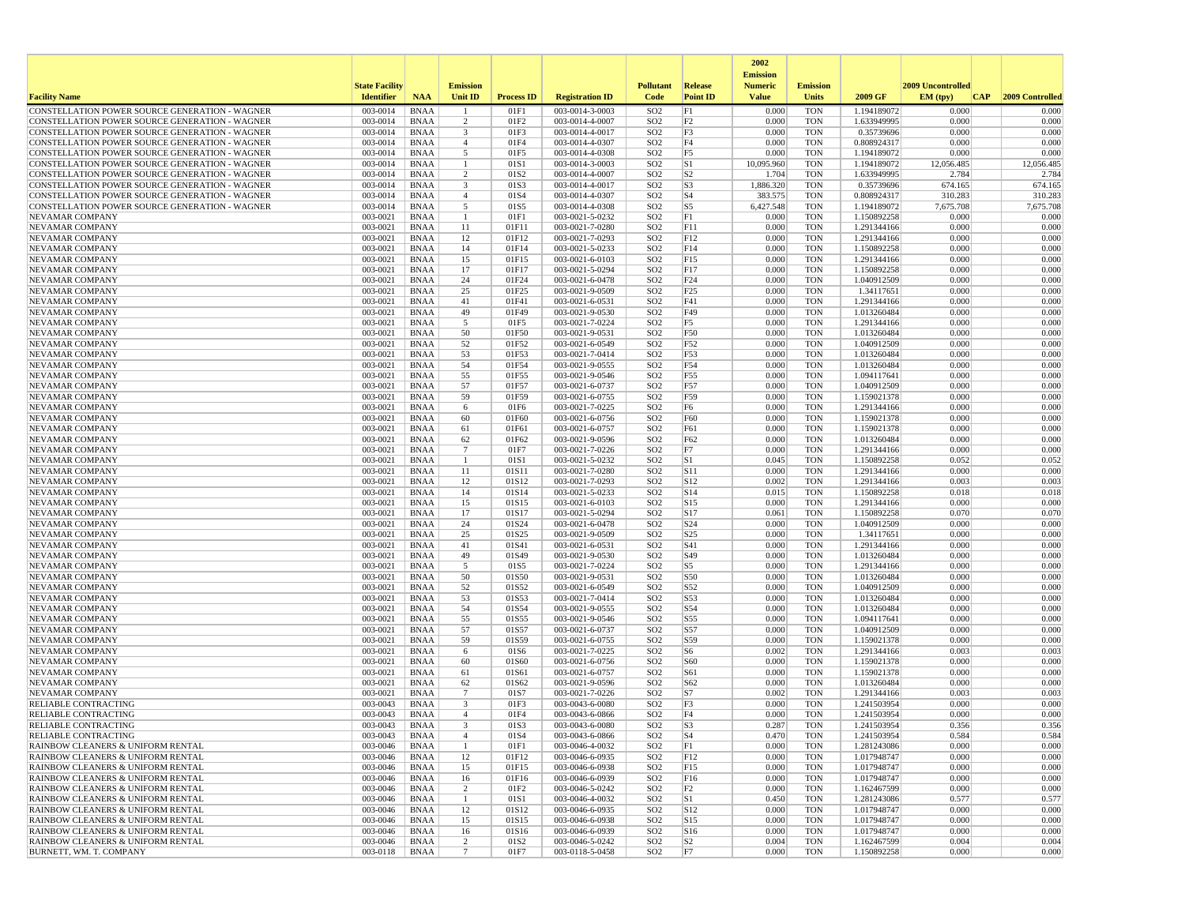| Facility Name | State Facility Identifier | NAA | Emission Unit ID | Process ID | Registration ID | Pollutant Code | Release Point ID | 2002 Emission Numeric Value | Emission Units | 2009 GF | 2009 Uncontrolled EM (tpy) | CAP | 2009 Controlled |
|---|---|---|---|---|---|---|---|---|---|---|---|---|---|
| CONSTELLATION POWER SOURCE GENERATION - WAGNER | 003-0014 | BNAA | 1 | 01F1 | 003-0014-3-0003 | SO2 | F1 | 0.000 | TON | 1.194189072 | 0.000 | | 0.000 |
| CONSTELLATION POWER SOURCE GENERATION - WAGNER | 003-0014 | BNAA | 2 | 01F2 | 003-0014-4-0007 | SO2 | F2 | 0.000 | TON | 1.633949995 | 0.000 | | 0.000 |
| CONSTELLATION POWER SOURCE GENERATION - WAGNER | 003-0014 | BNAA | 3 | 01F3 | 003-0014-4-0017 | SO2 | F3 | 0.000 | TON | 0.35739696 | 0.000 | | 0.000 |
| CONSTELLATION POWER SOURCE GENERATION - WAGNER | 003-0014 | BNAA | 4 | 01F4 | 003-0014-4-0307 | SO2 | F4 | 0.000 | TON | 0.808924317 | 0.000 | | 0.000 |
| CONSTELLATION POWER SOURCE GENERATION - WAGNER | 003-0014 | BNAA | 5 | 01F5 | 003-0014-4-0308 | SO2 | F5 | 0.000 | TON | 1.194189072 | 0.000 | | 0.000 |
| CONSTELLATION POWER SOURCE GENERATION - WAGNER | 003-0014 | BNAA | 1 | 01S1 | 003-0014-3-0003 | SO2 | S1 | 10,095.960 | TON | 1.194189072 | 12,056.485 | | 12,056.485 |
| CONSTELLATION POWER SOURCE GENERATION - WAGNER | 003-0014 | BNAA | 2 | 01S2 | 003-0014-4-0007 | SO2 | S2 | 1.704 | TON | 1.633949995 | 2.784 | | 2.784 |
| CONSTELLATION POWER SOURCE GENERATION - WAGNER | 003-0014 | BNAA | 3 | 01S3 | 003-0014-4-0017 | SO2 | S3 | 1,886.320 | TON | 0.35739696 | 674.165 | | 674.165 |
| CONSTELLATION POWER SOURCE GENERATION - WAGNER | 003-0014 | BNAA | 4 | 01S4 | 003-0014-4-0307 | SO2 | S4 | 383.575 | TON | 0.808924317 | 310.283 | | 310.283 |
| CONSTELLATION POWER SOURCE GENERATION - WAGNER | 003-0014 | BNAA | 5 | 01S5 | 003-0014-4-0308 | SO2 | S5 | 6,427.548 | TON | 1.194189072 | 7,675.708 | | 7,675.708 |
| NEVAMAR COMPANY | 003-0021 | BNAA | 1 | 01F1 | 003-0021-5-0232 | SO2 | F1 | 0.000 | TON | 1.150892258 | 0.000 | | 0.000 |
| NEVAMAR COMPANY | 003-0021 | BNAA | 11 | 01F11 | 003-0021-7-0280 | SO2 | F11 | 0.000 | TON | 1.291344166 | 0.000 | | 0.000 |
| NEVAMAR COMPANY | 003-0021 | BNAA | 12 | 01F12 | 003-0021-7-0293 | SO2 | F12 | 0.000 | TON | 1.291344166 | 0.000 | | 0.000 |
| NEVAMAR COMPANY | 003-0021 | BNAA | 14 | 01F14 | 003-0021-5-0233 | SO2 | F14 | 0.000 | TON | 1.150892258 | 0.000 | | 0.000 |
| NEVAMAR COMPANY | 003-0021 | BNAA | 15 | 01F15 | 003-0021-6-0103 | SO2 | F15 | 0.000 | TON | 1.291344166 | 0.000 | | 0.000 |
| NEVAMAR COMPANY | 003-0021 | BNAA | 17 | 01F17 | 003-0021-5-0294 | SO2 | F17 | 0.000 | TON | 1.150892258 | 0.000 | | 0.000 |
| NEVAMAR COMPANY | 003-0021 | BNAA | 24 | 01F24 | 003-0021-6-0478 | SO2 | F24 | 0.000 | TON | 1.040912509 | 0.000 | | 0.000 |
| NEVAMAR COMPANY | 003-0021 | BNAA | 25 | 01F25 | 003-0021-9-0509 | SO2 | F25 | 0.000 | TON | 1.34117651 | 0.000 | | 0.000 |
| NEVAMAR COMPANY | 003-0021 | BNAA | 41 | 01F41 | 003-0021-6-0531 | SO2 | F41 | 0.000 | TON | 1.291344166 | 0.000 | | 0.000 |
| NEVAMAR COMPANY | 003-0021 | BNAA | 49 | 01F49 | 003-0021-9-0530 | SO2 | F49 | 0.000 | TON | 1.013260484 | 0.000 | | 0.000 |
| NEVAMAR COMPANY | 003-0021 | BNAA | 5 | 01F5 | 003-0021-7-0224 | SO2 | F5 | 0.000 | TON | 1.291344166 | 0.000 | | 0.000 |
| NEVAMAR COMPANY | 003-0021 | BNAA | 50 | 01F50 | 003-0021-9-0531 | SO2 | F50 | 0.000 | TON | 1.013260484 | 0.000 | | 0.000 |
| NEVAMAR COMPANY | 003-0021 | BNAA | 52 | 01F52 | 003-0021-6-0549 | SO2 | F52 | 0.000 | TON | 1.040912509 | 0.000 | | 0.000 |
| NEVAMAR COMPANY | 003-0021 | BNAA | 53 | 01F53 | 003-0021-7-0414 | SO2 | F53 | 0.000 | TON | 1.013260484 | 0.000 | | 0.000 |
| NEVAMAR COMPANY | 003-0021 | BNAA | 54 | 01F54 | 003-0021-9-0555 | SO2 | F54 | 0.000 | TON | 1.013260484 | 0.000 | | 0.000 |
| NEVAMAR COMPANY | 003-0021 | BNAA | 55 | 01F55 | 003-0021-9-0546 | SO2 | F55 | 0.000 | TON | 1.094117641 | 0.000 | | 0.000 |
| NEVAMAR COMPANY | 003-0021 | BNAA | 57 | 01F57 | 003-0021-6-0737 | SO2 | F57 | 0.000 | TON | 1.040912509 | 0.000 | | 0.000 |
| NEVAMAR COMPANY | 003-0021 | BNAA | 59 | 01F59 | 003-0021-6-0755 | SO2 | F59 | 0.000 | TON | 1.159021378 | 0.000 | | 0.000 |
| NEVAMAR COMPANY | 003-0021 | BNAA | 6 | 01F6 | 003-0021-7-0225 | SO2 | F6 | 0.000 | TON | 1.291344166 | 0.000 | | 0.000 |
| NEVAMAR COMPANY | 003-0021 | BNAA | 60 | 01F60 | 003-0021-6-0756 | SO2 | F60 | 0.000 | TON | 1.159021378 | 0.000 | | 0.000 |
| NEVAMAR COMPANY | 003-0021 | BNAA | 61 | 01F61 | 003-0021-6-0757 | SO2 | F61 | 0.000 | TON | 1.159021378 | 0.000 | | 0.000 |
| NEVAMAR COMPANY | 003-0021 | BNAA | 62 | 01F62 | 003-0021-9-0596 | SO2 | F62 | 0.000 | TON | 1.013260484 | 0.000 | | 0.000 |
| NEVAMAR COMPANY | 003-0021 | BNAA | 7 | 01F7 | 003-0021-7-0226 | SO2 | F7 | 0.000 | TON | 1.291344166 | 0.000 | | 0.000 |
| NEVAMAR COMPANY | 003-0021 | BNAA | 1 | 01S1 | 003-0021-5-0232 | SO2 | S1 | 0.045 | TON | 1.150892258 | 0.052 | | 0.052 |
| NEVAMAR COMPANY | 003-0021 | BNAA | 11 | 01S11 | 003-0021-7-0280 | SO2 | S11 | 0.000 | TON | 1.291344166 | 0.000 | | 0.000 |
| NEVAMAR COMPANY | 003-0021 | BNAA | 12 | 01S12 | 003-0021-7-0293 | SO2 | S12 | 0.002 | TON | 1.291344166 | 0.003 | | 0.003 |
| NEVAMAR COMPANY | 003-0021 | BNAA | 14 | 01S14 | 003-0021-5-0233 | SO2 | S14 | 0.015 | TON | 1.150892258 | 0.018 | | 0.018 |
| NEVAMAR COMPANY | 003-0021 | BNAA | 15 | 01S15 | 003-0021-6-0103 | SO2 | S15 | 0.000 | TON | 1.291344166 | 0.000 | | 0.000 |
| NEVAMAR COMPANY | 003-0021 | BNAA | 17 | 01S17 | 003-0021-5-0294 | SO2 | S17 | 0.061 | TON | 1.150892258 | 0.070 | | 0.070 |
| NEVAMAR COMPANY | 003-0021 | BNAA | 24 | 01S24 | 003-0021-6-0478 | SO2 | S24 | 0.000 | TON | 1.040912509 | 0.000 | | 0.000 |
| NEVAMAR COMPANY | 003-0021 | BNAA | 25 | 01S25 | 003-0021-9-0509 | SO2 | S25 | 0.000 | TON | 1.34117651 | 0.000 | | 0.000 |
| NEVAMAR COMPANY | 003-0021 | BNAA | 41 | 01S41 | 003-0021-6-0531 | SO2 | S41 | 0.000 | TON | 1.291344166 | 0.000 | | 0.000 |
| NEVAMAR COMPANY | 003-0021 | BNAA | 49 | 01S49 | 003-0021-9-0530 | SO2 | S49 | 0.000 | TON | 1.013260484 | 0.000 | | 0.000 |
| NEVAMAR COMPANY | 003-0021 | BNAA | 5 | 01S5 | 003-0021-7-0224 | SO2 | S5 | 0.000 | TON | 1.291344166 | 0.000 | | 0.000 |
| NEVAMAR COMPANY | 003-0021 | BNAA | 50 | 01S50 | 003-0021-9-0531 | SO2 | S50 | 0.000 | TON | 1.013260484 | 0.000 | | 0.000 |
| NEVAMAR COMPANY | 003-0021 | BNAA | 52 | 01S52 | 003-0021-6-0549 | SO2 | S52 | 0.000 | TON | 1.040912509 | 0.000 | | 0.000 |
| NEVAMAR COMPANY | 003-0021 | BNAA | 53 | 01S53 | 003-0021-7-0414 | SO2 | S53 | 0.000 | TON | 1.013260484 | 0.000 | | 0.000 |
| NEVAMAR COMPANY | 003-0021 | BNAA | 54 | 01S54 | 003-0021-9-0555 | SO2 | S54 | 0.000 | TON | 1.013260484 | 0.000 | | 0.000 |
| NEVAMAR COMPANY | 003-0021 | BNAA | 55 | 01S55 | 003-0021-9-0546 | SO2 | S55 | 0.000 | TON | 1.094117641 | 0.000 | | 0.000 |
| NEVAMAR COMPANY | 003-0021 | BNAA | 57 | 01S57 | 003-0021-6-0737 | SO2 | S57 | 0.000 | TON | 1.040912509 | 0.000 | | 0.000 |
| NEVAMAR COMPANY | 003-0021 | BNAA | 59 | 01S59 | 003-0021-6-0755 | SO2 | S59 | 0.000 | TON | 1.159021378 | 0.000 | | 0.000 |
| NEVAMAR COMPANY | 003-0021 | BNAA | 6 | 01S6 | 003-0021-7-0225 | SO2 | S6 | 0.002 | TON | 1.291344166 | 0.003 | | 0.003 |
| NEVAMAR COMPANY | 003-0021 | BNAA | 60 | 01S60 | 003-0021-6-0756 | SO2 | S60 | 0.000 | TON | 1.159021378 | 0.000 | | 0.000 |
| NEVAMAR COMPANY | 003-0021 | BNAA | 61 | 01S61 | 003-0021-6-0757 | SO2 | S61 | 0.000 | TON | 1.159021378 | 0.000 | | 0.000 |
| NEVAMAR COMPANY | 003-0021 | BNAA | 62 | 01S62 | 003-0021-9-0596 | SO2 | S62 | 0.000 | TON | 1.013260484 | 0.000 | | 0.000 |
| NEVAMAR COMPANY | 003-0021 | BNAA | 7 | 01S7 | 003-0021-7-0226 | SO2 | S7 | 0.002 | TON | 1.291344166 | 0.003 | | 0.003 |
| RELIABLE CONTRACTING | 003-0043 | BNAA | 3 | 01F3 | 003-0043-6-0080 | SO2 | F3 | 0.000 | TON | 1.241503954 | 0.000 | | 0.000 |
| RELIABLE CONTRACTING | 003-0043 | BNAA | 4 | 01F4 | 003-0043-6-0866 | SO2 | F4 | 0.000 | TON | 1.241503954 | 0.000 | | 0.000 |
| RELIABLE CONTRACTING | 003-0043 | BNAA | 3 | 01S3 | 003-0043-6-0080 | SO2 | S3 | 0.287 | TON | 1.241503954 | 0.356 | | 0.356 |
| RELIABLE CONTRACTING | 003-0043 | BNAA | 4 | 01S4 | 003-0043-6-0866 | SO2 | S4 | 0.470 | TON | 1.241503954 | 0.584 | | 0.584 |
| RAINBOW CLEANERS & UNIFORM RENTAL | 003-0046 | BNAA | 1 | 01F1 | 003-0046-4-0032 | SO2 | F1 | 0.000 | TON | 1.281243086 | 0.000 | | 0.000 |
| RAINBOW CLEANERS & UNIFORM RENTAL | 003-0046 | BNAA | 12 | 01F12 | 003-0046-6-0935 | SO2 | F12 | 0.000 | TON | 1.017948747 | 0.000 | | 0.000 |
| RAINBOW CLEANERS & UNIFORM RENTAL | 003-0046 | BNAA | 15 | 01F15 | 003-0046-6-0938 | SO2 | F15 | 0.000 | TON | 1.017948747 | 0.000 | | 0.000 |
| RAINBOW CLEANERS & UNIFORM RENTAL | 003-0046 | BNAA | 16 | 01F16 | 003-0046-6-0939 | SO2 | F16 | 0.000 | TON | 1.017948747 | 0.000 | | 0.000 |
| RAINBOW CLEANERS & UNIFORM RENTAL | 003-0046 | BNAA | 2 | 01F2 | 003-0046-5-0242 | SO2 | F2 | 0.000 | TON | 1.162467599 | 0.000 | | 0.000 |
| RAINBOW CLEANERS & UNIFORM RENTAL | 003-0046 | BNAA | 1 | 01S1 | 003-0046-4-0032 | SO2 | S1 | 0.450 | TON | 1.281243086 | 0.577 | | 0.577 |
| RAINBOW CLEANERS & UNIFORM RENTAL | 003-0046 | BNAA | 12 | 01S12 | 003-0046-6-0935 | SO2 | S12 | 0.000 | TON | 1.017948747 | 0.000 | | 0.000 |
| RAINBOW CLEANERS & UNIFORM RENTAL | 003-0046 | BNAA | 15 | 01S15 | 003-0046-6-0938 | SO2 | S15 | 0.000 | TON | 1.017948747 | 0.000 | | 0.000 |
| RAINBOW CLEANERS & UNIFORM RENTAL | 003-0046 | BNAA | 16 | 01S16 | 003-0046-6-0939 | SO2 | S16 | 0.000 | TON | 1.017948747 | 0.000 | | 0.000 |
| RAINBOW CLEANERS & UNIFORM RENTAL | 003-0046 | BNAA | 2 | 01S2 | 003-0046-5-0242 | SO2 | S2 | 0.004 | TON | 1.162467599 | 0.004 | | 0.004 |
| BURNETT, WM. T. COMPANY | 003-0118 | BNAA | 7 | 01F7 | 003-0118-5-0458 | SO2 | F7 | 0.000 | TON | 1.150892258 | 0.000 | | 0.000 |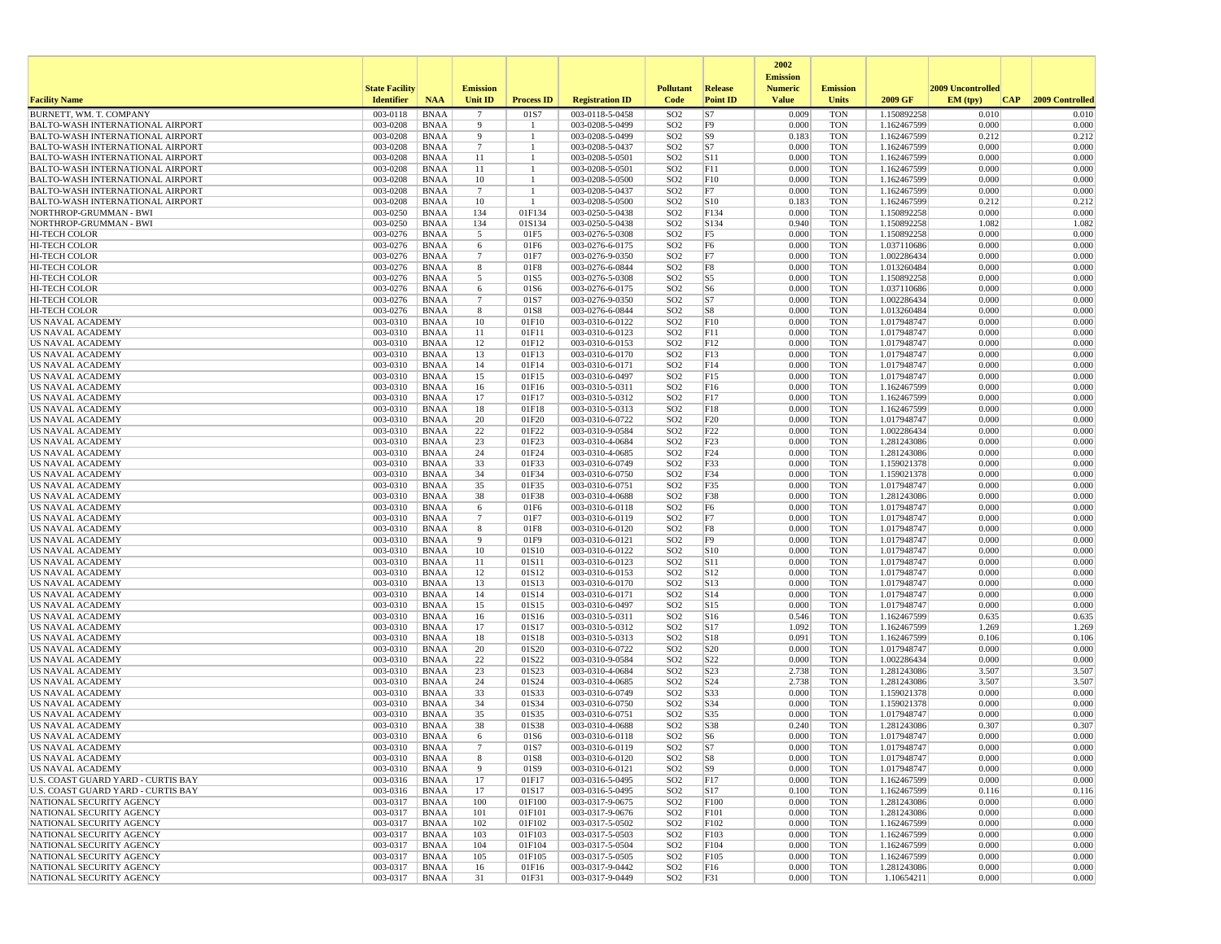| Facility Name | State Facility Identifier | NAA | Emission Unit ID | Process ID | Registration ID | Pollutant Code | Release Point ID | 2002 Emission Numeric Value | Emission Units | 2009 GF | 2009 Uncontrolled EM (tpy) | CAP | 2009 Controlled |
|---|---|---|---|---|---|---|---|---|---|---|---|---|---|
| BURNETT, WM. T. COMPANY | 003-0118 | BNAA | 7 | 01S7 | 003-0118-5-0458 | SO2 | S7 | 0.009 | TON | 1.150892258 | 0.010 | | 0.010 |
| BALTO-WASH INTERNATIONAL AIRPORT | 003-0208 | BNAA | 9 | 1 | 003-0208-5-0499 | SO2 | F9 | 0.000 | TON | 1.162467599 | 0.000 | | 0.000 |
| BALTO-WASH INTERNATIONAL AIRPORT | 003-0208 | BNAA | 9 | 1 | 003-0208-5-0499 | SO2 | S9 | 0.183 | TON | 1.162467599 | 0.212 | | 0.212 |
| BALTO-WASH INTERNATIONAL AIRPORT | 003-0208 | BNAA | 7 | 1 | 003-0208-5-0437 | SO2 | S7 | 0.000 | TON | 1.162467599 | 0.000 | | 0.000 |
| BALTO-WASH INTERNATIONAL AIRPORT | 003-0208 | BNAA | 11 | 1 | 003-0208-5-0501 | SO2 | S11 | 0.000 | TON | 1.162467599 | 0.000 | | 0.000 |
| BALTO-WASH INTERNATIONAL AIRPORT | 003-0208 | BNAA | 11 | 1 | 003-0208-5-0501 | SO2 | F11 | 0.000 | TON | 1.162467599 | 0.000 | | 0.000 |
| BALTO-WASH INTERNATIONAL AIRPORT | 003-0208 | BNAA | 10 | 1 | 003-0208-5-0500 | SO2 | F10 | 0.000 | TON | 1.162467599 | 0.000 | | 0.000 |
| BALTO-WASH INTERNATIONAL AIRPORT | 003-0208 | BNAA | 7 | 1 | 003-0208-5-0437 | SO2 | F7 | 0.000 | TON | 1.162467599 | 0.000 | | 0.000 |
| BALTO-WASH INTERNATIONAL AIRPORT | 003-0208 | BNAA | 10 | 1 | 003-0208-5-0500 | SO2 | S10 | 0.183 | TON | 1.162467599 | 0.212 | | 0.212 |
| NORTHROP-GRUMMAN - BWI | 003-0250 | BNAA | 134 | 01F134 | 003-0250-5-0438 | SO2 | F134 | 0.000 | TON | 1.150892258 | 0.000 | | 0.000 |
| NORTHROP-GRUMMAN - BWI | 003-0250 | BNAA | 134 | 01S134 | 003-0250-5-0438 | SO2 | S134 | 0.940 | TON | 1.150892258 | 1.082 | | 1.082 |
| HI-TECH COLOR | 003-0276 | BNAA | 5 | 01F5 | 003-0276-5-0308 | SO2 | F5 | 0.000 | TON | 1.150892258 | 0.000 | | 0.000 |
| HI-TECH COLOR | 003-0276 | BNAA | 6 | 01F6 | 003-0276-6-0175 | SO2 | F6 | 0.000 | TON | 1.037110686 | 0.000 | | 0.000 |
| HI-TECH COLOR | 003-0276 | BNAA | 7 | 01F7 | 003-0276-9-0350 | SO2 | F7 | 0.000 | TON | 1.002286434 | 0.000 | | 0.000 |
| HI-TECH COLOR | 003-0276 | BNAA | 8 | 01F8 | 003-0276-6-0844 | SO2 | F8 | 0.000 | TON | 1.013260484 | 0.000 | | 0.000 |
| HI-TECH COLOR | 003-0276 | BNAA | 5 | 01S5 | 003-0276-5-0308 | SO2 | S5 | 0.000 | TON | 1.150892258 | 0.000 | | 0.000 |
| HI-TECH COLOR | 003-0276 | BNAA | 6 | 01S6 | 003-0276-6-0175 | SO2 | S6 | 0.000 | TON | 1.037110686 | 0.000 | | 0.000 |
| HI-TECH COLOR | 003-0276 | BNAA | 7 | 01S7 | 003-0276-9-0350 | SO2 | S7 | 0.000 | TON | 1.002286434 | 0.000 | | 0.000 |
| HI-TECH COLOR | 003-0276 | BNAA | 8 | 01S8 | 003-0276-6-0844 | SO2 | S8 | 0.000 | TON | 1.013260484 | 0.000 | | 0.000 |
| US NAVAL ACADEMY | 003-0310 | BNAA | 10 | 01F10 | 003-0310-6-0122 | SO2 | F10 | 0.000 | TON | 1.017948747 | 0.000 | | 0.000 |
| US NAVAL ACADEMY | 003-0310 | BNAA | 11 | 01F11 | 003-0310-6-0123 | SO2 | F11 | 0.000 | TON | 1.017948747 | 0.000 | | 0.000 |
| US NAVAL ACADEMY | 003-0310 | BNAA | 12 | 01F12 | 003-0310-6-0153 | SO2 | F12 | 0.000 | TON | 1.017948747 | 0.000 | | 0.000 |
| US NAVAL ACADEMY | 003-0310 | BNAA | 13 | 01F13 | 003-0310-6-0170 | SO2 | F13 | 0.000 | TON | 1.017948747 | 0.000 | | 0.000 |
| US NAVAL ACADEMY | 003-0310 | BNAA | 14 | 01F14 | 003-0310-6-0171 | SO2 | F14 | 0.000 | TON | 1.017948747 | 0.000 | | 0.000 |
| US NAVAL ACADEMY | 003-0310 | BNAA | 15 | 01F15 | 003-0310-6-0497 | SO2 | F15 | 0.000 | TON | 1.017948747 | 0.000 | | 0.000 |
| US NAVAL ACADEMY | 003-0310 | BNAA | 16 | 01F16 | 003-0310-5-0311 | SO2 | F16 | 0.000 | TON | 1.162467599 | 0.000 | | 0.000 |
| US NAVAL ACADEMY | 003-0310 | BNAA | 17 | 01F17 | 003-0310-5-0312 | SO2 | F17 | 0.000 | TON | 1.162467599 | 0.000 | | 0.000 |
| US NAVAL ACADEMY | 003-0310 | BNAA | 18 | 01F18 | 003-0310-5-0313 | SO2 | F18 | 0.000 | TON | 1.162467599 | 0.000 | | 0.000 |
| US NAVAL ACADEMY | 003-0310 | BNAA | 20 | 01F20 | 003-0310-6-0722 | SO2 | F20 | 0.000 | TON | 1.017948747 | 0.000 | | 0.000 |
| US NAVAL ACADEMY | 003-0310 | BNAA | 22 | 01F22 | 003-0310-9-0584 | SO2 | F22 | 0.000 | TON | 1.002286434 | 0.000 | | 0.000 |
| US NAVAL ACADEMY | 003-0310 | BNAA | 23 | 01F23 | 003-0310-4-0684 | SO2 | F23 | 0.000 | TON | 1.281243086 | 0.000 | | 0.000 |
| US NAVAL ACADEMY | 003-0310 | BNAA | 24 | 01F24 | 003-0310-4-0685 | SO2 | F24 | 0.000 | TON | 1.281243086 | 0.000 | | 0.000 |
| US NAVAL ACADEMY | 003-0310 | BNAA | 33 | 01F33 | 003-0310-6-0749 | SO2 | F33 | 0.000 | TON | 1.159021378 | 0.000 | | 0.000 |
| US NAVAL ACADEMY | 003-0310 | BNAA | 34 | 01F34 | 003-0310-6-0750 | SO2 | F34 | 0.000 | TON | 1.159021378 | 0.000 | | 0.000 |
| US NAVAL ACADEMY | 003-0310 | BNAA | 35 | 01F35 | 003-0310-6-0751 | SO2 | F35 | 0.000 | TON | 1.017948747 | 0.000 | | 0.000 |
| US NAVAL ACADEMY | 003-0310 | BNAA | 38 | 01F38 | 003-0310-4-0688 | SO2 | F38 | 0.000 | TON | 1.281243086 | 0.000 | | 0.000 |
| US NAVAL ACADEMY | 003-0310 | BNAA | 6 | 01F6 | 003-0310-6-0118 | SO2 | F6 | 0.000 | TON | 1.017948747 | 0.000 | | 0.000 |
| US NAVAL ACADEMY | 003-0310 | BNAA | 7 | 01F7 | 003-0310-6-0119 | SO2 | F7 | 0.000 | TON | 1.017948747 | 0.000 | | 0.000 |
| US NAVAL ACADEMY | 003-0310 | BNAA | 8 | 01F8 | 003-0310-6-0120 | SO2 | F8 | 0.000 | TON | 1.017948747 | 0.000 | | 0.000 |
| US NAVAL ACADEMY | 003-0310 | BNAA | 9 | 01F9 | 003-0310-6-0121 | SO2 | F9 | 0.000 | TON | 1.017948747 | 0.000 | | 0.000 |
| US NAVAL ACADEMY | 003-0310 | BNAA | 10 | 01S10 | 003-0310-6-0122 | SO2 | S10 | 0.000 | TON | 1.017948747 | 0.000 | | 0.000 |
| US NAVAL ACADEMY | 003-0310 | BNAA | 11 | 01S11 | 003-0310-6-0123 | SO2 | S11 | 0.000 | TON | 1.017948747 | 0.000 | | 0.000 |
| US NAVAL ACADEMY | 003-0310 | BNAA | 12 | 01S12 | 003-0310-6-0153 | SO2 | S12 | 0.000 | TON | 1.017948747 | 0.000 | | 0.000 |
| US NAVAL ACADEMY | 003-0310 | BNAA | 13 | 01S13 | 003-0310-6-0170 | SO2 | S13 | 0.000 | TON | 1.017948747 | 0.000 | | 0.000 |
| US NAVAL ACADEMY | 003-0310 | BNAA | 14 | 01S14 | 003-0310-6-0171 | SO2 | S14 | 0.000 | TON | 1.017948747 | 0.000 | | 0.000 |
| US NAVAL ACADEMY | 003-0310 | BNAA | 15 | 01S15 | 003-0310-6-0497 | SO2 | S15 | 0.000 | TON | 1.017948747 | 0.000 | | 0.000 |
| US NAVAL ACADEMY | 003-0310 | BNAA | 16 | 01S16 | 003-0310-5-0311 | SO2 | S16 | 0.546 | TON | 1.162467599 | 0.635 | | 0.635 |
| US NAVAL ACADEMY | 003-0310 | BNAA | 17 | 01S17 | 003-0310-5-0312 | SO2 | S17 | 1.092 | TON | 1.162467599 | 1.269 | | 1.269 |
| US NAVAL ACADEMY | 003-0310 | BNAA | 18 | 01S18 | 003-0310-5-0313 | SO2 | S18 | 0.091 | TON | 1.162467599 | 0.106 | | 0.106 |
| US NAVAL ACADEMY | 003-0310 | BNAA | 20 | 01S20 | 003-0310-6-0722 | SO2 | S20 | 0.000 | TON | 1.017948747 | 0.000 | | 0.000 |
| US NAVAL ACADEMY | 003-0310 | BNAA | 22 | 01S22 | 003-0310-9-0584 | SO2 | S22 | 0.000 | TON | 1.002286434 | 0.000 | | 0.000 |
| US NAVAL ACADEMY | 003-0310 | BNAA | 23 | 01S23 | 003-0310-4-0684 | SO2 | S23 | 2.738 | TON | 1.281243086 | 3.507 | | 3.507 |
| US NAVAL ACADEMY | 003-0310 | BNAA | 24 | 01S24 | 003-0310-4-0685 | SO2 | S24 | 2.738 | TON | 1.281243086 | 3.507 | | 3.507 |
| US NAVAL ACADEMY | 003-0310 | BNAA | 33 | 01S33 | 003-0310-6-0749 | SO2 | S33 | 0.000 | TON | 1.159021378 | 0.000 | | 0.000 |
| US NAVAL ACADEMY | 003-0310 | BNAA | 34 | 01S34 | 003-0310-6-0750 | SO2 | S34 | 0.000 | TON | 1.159021378 | 0.000 | | 0.000 |
| US NAVAL ACADEMY | 003-0310 | BNAA | 35 | 01S35 | 003-0310-6-0751 | SO2 | S35 | 0.000 | TON | 1.017948747 | 0.000 | | 0.000 |
| US NAVAL ACADEMY | 003-0310 | BNAA | 38 | 01S38 | 003-0310-4-0688 | SO2 | S38 | 0.240 | TON | 1.281243086 | 0.307 | | 0.307 |
| US NAVAL ACADEMY | 003-0310 | BNAA | 6 | 01S6 | 003-0310-6-0118 | SO2 | S6 | 0.000 | TON | 1.017948747 | 0.000 | | 0.000 |
| US NAVAL ACADEMY | 003-0310 | BNAA | 7 | 01S7 | 003-0310-6-0119 | SO2 | S7 | 0.000 | TON | 1.017948747 | 0.000 | | 0.000 |
| US NAVAL ACADEMY | 003-0310 | BNAA | 8 | 01S8 | 003-0310-6-0120 | SO2 | S8 | 0.000 | TON | 1.017948747 | 0.000 | | 0.000 |
| US NAVAL ACADEMY | 003-0310 | BNAA | 9 | 01S9 | 003-0310-6-0121 | SO2 | S9 | 0.000 | TON | 1.017948747 | 0.000 | | 0.000 |
| U.S. COAST GUARD YARD - CURTIS BAY | 003-0316 | BNAA | 17 | 01F17 | 003-0316-5-0495 | SO2 | F17 | 0.000 | TON | 1.162467599 | 0.000 | | 0.000 |
| U.S. COAST GUARD YARD - CURTIS BAY | 003-0316 | BNAA | 17 | 01S17 | 003-0316-5-0495 | SO2 | S17 | 0.100 | TON | 1.162467599 | 0.116 | | 0.116 |
| NATIONAL SECURITY AGENCY | 003-0317 | BNAA | 100 | 01F100 | 003-0317-9-0675 | SO2 | F100 | 0.000 | TON | 1.281243086 | 0.000 | | 0.000 |
| NATIONAL SECURITY AGENCY | 003-0317 | BNAA | 101 | 01F101 | 003-0317-9-0676 | SO2 | F101 | 0.000 | TON | 1.281243086 | 0.000 | | 0.000 |
| NATIONAL SECURITY AGENCY | 003-0317 | BNAA | 102 | 01F102 | 003-0317-5-0502 | SO2 | F102 | 0.000 | TON | 1.162467599 | 0.000 | | 0.000 |
| NATIONAL SECURITY AGENCY | 003-0317 | BNAA | 103 | 01F103 | 003-0317-5-0503 | SO2 | F103 | 0.000 | TON | 1.162467599 | 0.000 | | 0.000 |
| NATIONAL SECURITY AGENCY | 003-0317 | BNAA | 104 | 01F104 | 003-0317-5-0504 | SO2 | F104 | 0.000 | TON | 1.162467599 | 0.000 | | 0.000 |
| NATIONAL SECURITY AGENCY | 003-0317 | BNAA | 105 | 01F105 | 003-0317-5-0505 | SO2 | F105 | 0.000 | TON | 1.162467599 | 0.000 | | 0.000 |
| NATIONAL SECURITY AGENCY | 003-0317 | BNAA | 16 | 01F16 | 003-0317-9-0442 | SO2 | F16 | 0.000 | TON | 1.281243086 | 0.000 | | 0.000 |
| NATIONAL SECURITY AGENCY | 003-0317 | BNAA | 31 | 01F31 | 003-0317-9-0449 | SO2 | F31 | 0.000 | TON | 1.10654211 | 0.000 | | 0.000 |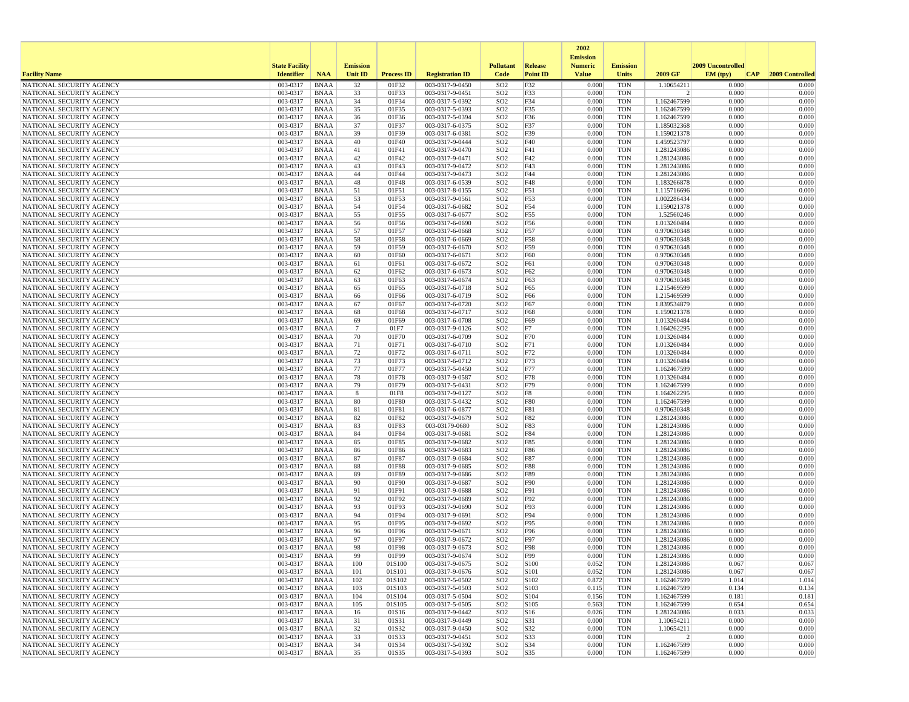| Facility Name | State Facility Identifier | NAA | Emission Unit ID | Process ID | Registration ID | Pollutant Code | Release Point ID | 2002 Emission Numeric Value | Emission Units | 2009 GF | 2009 Uncontrolled EM (tpy) | CAP | 2009 Controlled |
|---|---|---|---|---|---|---|---|---|---|---|---|---|---|
| NATIONAL SECURITY AGENCY | 003-0317 | BNAA | 32 | 01F32 | 003-0317-9-0450 | SO2 | F32 | 0.000 | TON | 1.10654211 | 0.000 | | 0.000 |
| NATIONAL SECURITY AGENCY | 003-0317 | BNAA | 33 | 01F33 | 003-0317-9-0451 | SO2 | F33 | 0.000 | TON | 2 | 0.000 | | 0.000 |
| NATIONAL SECURITY AGENCY | 003-0317 | BNAA | 34 | 01F34 | 003-0317-5-0392 | SO2 | F34 | 0.000 | TON | 1.162467599 | 0.000 | | 0.000 |
| NATIONAL SECURITY AGENCY | 003-0317 | BNAA | 35 | 01F35 | 003-0317-5-0393 | SO2 | F35 | 0.000 | TON | 1.162467599 | 0.000 | | 0.000 |
| NATIONAL SECURITY AGENCY | 003-0317 | BNAA | 36 | 01F36 | 003-0317-5-0394 | SO2 | F36 | 0.000 | TON | 1.162467599 | 0.000 | | 0.000 |
| NATIONAL SECURITY AGENCY | 003-0317 | BNAA | 37 | 01F37 | 003-0317-6-0375 | SO2 | F37 | 0.000 | TON | 1.185032368 | 0.000 | | 0.000 |
| NATIONAL SECURITY AGENCY | 003-0317 | BNAA | 39 | 01F39 | 003-0317-6-0381 | SO2 | F39 | 0.000 | TON | 1.159021378 | 0.000 | | 0.000 |
| NATIONAL SECURITY AGENCY | 003-0317 | BNAA | 40 | 01F40 | 003-0317-9-0444 | SO2 | F40 | 0.000 | TON | 1.459523797 | 0.000 | | 0.000 |
| NATIONAL SECURITY AGENCY | 003-0317 | BNAA | 41 | 01F41 | 003-0317-9-0470 | SO2 | F41 | 0.000 | TON | 1.281243086 | 0.000 | | 0.000 |
| NATIONAL SECURITY AGENCY | 003-0317 | BNAA | 42 | 01F42 | 003-0317-9-0471 | SO2 | F42 | 0.000 | TON | 1.281243086 | 0.000 | | 0.000 |
| NATIONAL SECURITY AGENCY | 003-0317 | BNAA | 43 | 01F43 | 003-0317-9-0472 | SO2 | F43 | 0.000 | TON | 1.281243086 | 0.000 | | 0.000 |
| NATIONAL SECURITY AGENCY | 003-0317 | BNAA | 44 | 01F44 | 003-0317-9-0473 | SO2 | F44 | 0.000 | TON | 1.281243086 | 0.000 | | 0.000 |
| NATIONAL SECURITY AGENCY | 003-0317 | BNAA | 48 | 01F48 | 003-0317-6-0539 | SO2 | F48 | 0.000 | TON | 1.183266878 | 0.000 | | 0.000 |
| NATIONAL SECURITY AGENCY | 003-0317 | BNAA | 51 | 01F51 | 003-0317-8-0155 | SO2 | F51 | 0.000 | TON | 1.115716696 | 0.000 | | 0.000 |
| NATIONAL SECURITY AGENCY | 003-0317 | BNAA | 53 | 01F53 | 003-0317-9-0561 | SO2 | F53 | 0.000 | TON | 1.002286434 | 0.000 | | 0.000 |
| NATIONAL SECURITY AGENCY | 003-0317 | BNAA | 54 | 01F54 | 003-0317-6-0682 | SO2 | F54 | 0.000 | TON | 1.159021378 | 0.000 | | 0.000 |
| NATIONAL SECURITY AGENCY | 003-0317 | BNAA | 55 | 01F55 | 003-0317-6-0677 | SO2 | F55 | 0.000 | TON | 1.52560246 | 0.000 | | 0.000 |
| NATIONAL SECURITY AGENCY | 003-0317 | BNAA | 56 | 01F56 | 003-0317-6-0690 | SO2 | F56 | 0.000 | TON | 1.013260484 | 0.000 | | 0.000 |
| NATIONAL SECURITY AGENCY | 003-0317 | BNAA | 57 | 01F57 | 003-0317-6-0668 | SO2 | F57 | 0.000 | TON | 0.970630348 | 0.000 | | 0.000 |
| NATIONAL SECURITY AGENCY | 003-0317 | BNAA | 58 | 01F58 | 003-0317-6-0669 | SO2 | F58 | 0.000 | TON | 0.970630348 | 0.000 | | 0.000 |
| NATIONAL SECURITY AGENCY | 003-0317 | BNAA | 59 | 01F59 | 003-0317-6-0670 | SO2 | F59 | 0.000 | TON | 0.970630348 | 0.000 | | 0.000 |
| NATIONAL SECURITY AGENCY | 003-0317 | BNAA | 60 | 01F60 | 003-0317-6-0671 | SO2 | F60 | 0.000 | TON | 0.970630348 | 0.000 | | 0.000 |
| NATIONAL SECURITY AGENCY | 003-0317 | BNAA | 61 | 01F61 | 003-0317-6-0672 | SO2 | F61 | 0.000 | TON | 0.970630348 | 0.000 | | 0.000 |
| NATIONAL SECURITY AGENCY | 003-0317 | BNAA | 62 | 01F62 | 003-0317-6-0673 | SO2 | F62 | 0.000 | TON | 0.970630348 | 0.000 | | 0.000 |
| NATIONAL SECURITY AGENCY | 003-0317 | BNAA | 63 | 01F63 | 003-0317-6-0674 | SO2 | F63 | 0.000 | TON | 0.970630348 | 0.000 | | 0.000 |
| NATIONAL SECURITY AGENCY | 003-0317 | BNAA | 65 | 01F65 | 003-0317-6-0718 | SO2 | F65 | 0.000 | TON | 1.215469599 | 0.000 | | 0.000 |
| NATIONAL SECURITY AGENCY | 003-0317 | BNAA | 66 | 01F66 | 003-0317-6-0719 | SO2 | F66 | 0.000 | TON | 1.215469599 | 0.000 | | 0.000 |
| NATIONAL SECURITY AGENCY | 003-0317 | BNAA | 67 | 01F67 | 003-0317-6-0720 | SO2 | F67 | 0.000 | TON | 1.839534879 | 0.000 | | 0.000 |
| NATIONAL SECURITY AGENCY | 003-0317 | BNAA | 68 | 01F68 | 003-0317-6-0717 | SO2 | F68 | 0.000 | TON | 1.159021378 | 0.000 | | 0.000 |
| NATIONAL SECURITY AGENCY | 003-0317 | BNAA | 69 | 01F69 | 003-0317-6-0708 | SO2 | F69 | 0.000 | TON | 1.013260484 | 0.000 | | 0.000 |
| NATIONAL SECURITY AGENCY | 003-0317 | BNAA | 7 | 01F7 | 003-0317-9-0126 | SO2 | F7 | 0.000 | TON | 1.164262295 | 0.000 | | 0.000 |
| NATIONAL SECURITY AGENCY | 003-0317 | BNAA | 70 | 01F70 | 003-0317-6-0709 | SO2 | F70 | 0.000 | TON | 1.013260484 | 0.000 | | 0.000 |
| NATIONAL SECURITY AGENCY | 003-0317 | BNAA | 71 | 01F71 | 003-0317-6-0710 | SO2 | F71 | 0.000 | TON | 1.013260484 | 0.000 | | 0.000 |
| NATIONAL SECURITY AGENCY | 003-0317 | BNAA | 72 | 01F72 | 003-0317-6-0711 | SO2 | F72 | 0.000 | TON | 1.013260484 | 0.000 | | 0.000 |
| NATIONAL SECURITY AGENCY | 003-0317 | BNAA | 73 | 01F73 | 003-0317-6-0712 | SO2 | F73 | 0.000 | TON | 1.013260484 | 0.000 | | 0.000 |
| NATIONAL SECURITY AGENCY | 003-0317 | BNAA | 77 | 01F77 | 003-0317-5-0450 | SO2 | F77 | 0.000 | TON | 1.162467599 | 0.000 | | 0.000 |
| NATIONAL SECURITY AGENCY | 003-0317 | BNAA | 78 | 01F78 | 003-0317-9-0587 | SO2 | F78 | 0.000 | TON | 1.013260484 | 0.000 | | 0.000 |
| NATIONAL SECURITY AGENCY | 003-0317 | BNAA | 79 | 01F79 | 003-0317-5-0431 | SO2 | F79 | 0.000 | TON | 1.162467599 | 0.000 | | 0.000 |
| NATIONAL SECURITY AGENCY | 003-0317 | BNAA | 8 | 01F8 | 003-0317-9-0127 | SO2 | F8 | 0.000 | TON | 1.164262295 | 0.000 | | 0.000 |
| NATIONAL SECURITY AGENCY | 003-0317 | BNAA | 80 | 01F80 | 003-0317-5-0432 | SO2 | F80 | 0.000 | TON | 1.162467599 | 0.000 | | 0.000 |
| NATIONAL SECURITY AGENCY | 003-0317 | BNAA | 81 | 01F81 | 003-0317-6-0877 | SO2 | F81 | 0.000 | TON | 0.970630348 | 0.000 | | 0.000 |
| NATIONAL SECURITY AGENCY | 003-0317 | BNAA | 82 | 01F82 | 003-0317-9-0679 | SO2 | F82 | 0.000 | TON | 1.281243086 | 0.000 | | 0.000 |
| NATIONAL SECURITY AGENCY | 003-0317 | BNAA | 83 | 01F83 | 003-03179-0680 | SO2 | F83 | 0.000 | TON | 1.281243086 | 0.000 | | 0.000 |
| NATIONAL SECURITY AGENCY | 003-0317 | BNAA | 84 | 01F84 | 003-0317-9-0681 | SO2 | F84 | 0.000 | TON | 1.281243086 | 0.000 | | 0.000 |
| NATIONAL SECURITY AGENCY | 003-0317 | BNAA | 85 | 01F85 | 003-0317-9-0682 | SO2 | F85 | 0.000 | TON | 1.281243086 | 0.000 | | 0.000 |
| NATIONAL SECURITY AGENCY | 003-0317 | BNAA | 86 | 01F86 | 003-0317-9-0683 | SO2 | F86 | 0.000 | TON | 1.281243086 | 0.000 | | 0.000 |
| NATIONAL SECURITY AGENCY | 003-0317 | BNAA | 87 | 01F87 | 003-0317-9-0684 | SO2 | F87 | 0.000 | TON | 1.281243086 | 0.000 | | 0.000 |
| NATIONAL SECURITY AGENCY | 003-0317 | BNAA | 88 | 01F88 | 003-0317-9-0685 | SO2 | F88 | 0.000 | TON | 1.281243086 | 0.000 | | 0.000 |
| NATIONAL SECURITY AGENCY | 003-0317 | BNAA | 89 | 01F89 | 003-0317-9-0686 | SO2 | F89 | 0.000 | TON | 1.281243086 | 0.000 | | 0.000 |
| NATIONAL SECURITY AGENCY | 003-0317 | BNAA | 90 | 01F90 | 003-0317-9-0687 | SO2 | F90 | 0.000 | TON | 1.281243086 | 0.000 | | 0.000 |
| NATIONAL SECURITY AGENCY | 003-0317 | BNAA | 91 | 01F91 | 003-0317-9-0688 | SO2 | F91 | 0.000 | TON | 1.281243086 | 0.000 | | 0.000 |
| NATIONAL SECURITY AGENCY | 003-0317 | BNAA | 92 | 01F92 | 003-0317-9-0689 | SO2 | F92 | 0.000 | TON | 1.281243086 | 0.000 | | 0.000 |
| NATIONAL SECURITY AGENCY | 003-0317 | BNAA | 93 | 01F93 | 003-0317-9-0690 | SO2 | F93 | 0.000 | TON | 1.281243086 | 0.000 | | 0.000 |
| NATIONAL SECURITY AGENCY | 003-0317 | BNAA | 94 | 01F94 | 003-0317-9-0691 | SO2 | F94 | 0.000 | TON | 1.281243086 | 0.000 | | 0.000 |
| NATIONAL SECURITY AGENCY | 003-0317 | BNAA | 95 | 01F95 | 003-0317-9-0692 | SO2 | F95 | 0.000 | TON | 1.281243086 | 0.000 | | 0.000 |
| NATIONAL SECURITY AGENCY | 003-0317 | BNAA | 96 | 01F96 | 003-0317-9-0671 | SO2 | F96 | 0.000 | TON | 1.281243086 | 0.000 | | 0.000 |
| NATIONAL SECURITY AGENCY | 003-0317 | BNAA | 97 | 01F97 | 003-0317-9-0672 | SO2 | F97 | 0.000 | TON | 1.281243086 | 0.000 | | 0.000 |
| NATIONAL SECURITY AGENCY | 003-0317 | BNAA | 98 | 01F98 | 003-0317-9-0673 | SO2 | F98 | 0.000 | TON | 1.281243086 | 0.000 | | 0.000 |
| NATIONAL SECURITY AGENCY | 003-0317 | BNAA | 99 | 01F99 | 003-0317-9-0674 | SO2 | F99 | 0.000 | TON | 1.281243086 | 0.000 | | 0.000 |
| NATIONAL SECURITY AGENCY | 003-0317 | BNAA | 100 | 01S100 | 003-0317-9-0675 | SO2 | S100 | 0.052 | TON | 1.281243086 | 0.067 | | 0.067 |
| NATIONAL SECURITY AGENCY | 003-0317 | BNAA | 101 | 01S101 | 003-0317-9-0676 | SO2 | S101 | 0.052 | TON | 1.281243086 | 0.067 | | 0.067 |
| NATIONAL SECURITY AGENCY | 003-0317 | BNAA | 102 | 01S102 | 003-0317-5-0502 | SO2 | S102 | 0.872 | TON | 1.162467599 | 1.014 | | 1.014 |
| NATIONAL SECURITY AGENCY | 003-0317 | BNAA | 103 | 01S103 | 003-0317-5-0503 | SO2 | S103 | 0.115 | TON | 1.162467599 | 0.134 | | 0.134 |
| NATIONAL SECURITY AGENCY | 003-0317 | BNAA | 104 | 01S104 | 003-0317-5-0504 | SO2 | S104 | 0.156 | TON | 1.162467599 | 0.181 | | 0.181 |
| NATIONAL SECURITY AGENCY | 003-0317 | BNAA | 105 | 01S105 | 003-0317-5-0505 | SO2 | S105 | 0.563 | TON | 1.162467599 | 0.654 | | 0.654 |
| NATIONAL SECURITY AGENCY | 003-0317 | BNAA | 16 | 01S16 | 003-0317-9-0442 | SO2 | S16 | 0.026 | TON | 1.281243086 | 0.033 | | 0.033 |
| NATIONAL SECURITY AGENCY | 003-0317 | BNAA | 31 | 01S31 | 003-0317-9-0449 | SO2 | S31 | 0.000 | TON | 1.10654211 | 0.000 | | 0.000 |
| NATIONAL SECURITY AGENCY | 003-0317 | BNAA | 32 | 01S32 | 003-0317-9-0450 | SO2 | S32 | 0.000 | TON | 1.10654211 | 0.000 | | 0.000 |
| NATIONAL SECURITY AGENCY | 003-0317 | BNAA | 33 | 01S33 | 003-0317-9-0451 | SO2 | S33 | 0.000 | TON | 2 | 0.000 | | 0.000 |
| NATIONAL SECURITY AGENCY | 003-0317 | BNAA | 34 | 01S34 | 003-0317-5-0392 | SO2 | S34 | 0.000 | TON | 1.162467599 | 0.000 | | 0.000 |
| NATIONAL SECURITY AGENCY | 003-0317 | BNAA | 35 | 01S35 | 003-0317-5-0393 | SO2 | S35 | 0.000 | TON | 1.162467599 | 0.000 | | 0.000 |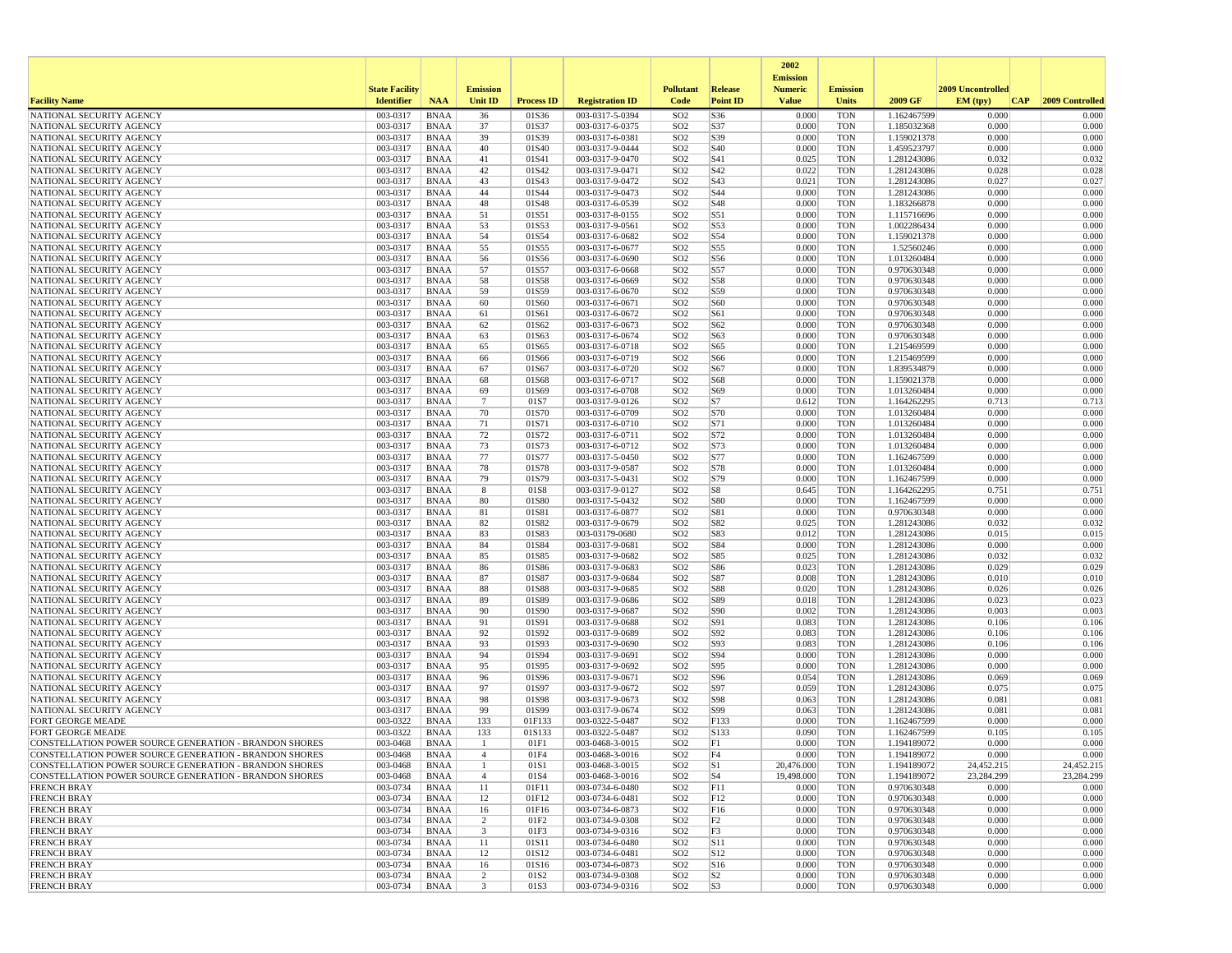| Facility Name | State Facility Identifier | NAA | Emission Unit ID | Process ID | Registration ID | Pollutant Code | Release Point ID | 2002 Emission Numeric Value | Emission Units | 2009 GF | 2009 Uncontrolled EM (tpy) | CAP | 2009 Controlled |
|---|---|---|---|---|---|---|---|---|---|---|---|---|---|
| NATIONAL SECURITY AGENCY | 003-0317 | BNAA | 36 | 01S36 | 003-0317-5-0394 | SO2 | S36 | 0.000 | TON | 1.162467599 | 0.000 | | 0.000 |
| NATIONAL SECURITY AGENCY | 003-0317 | BNAA | 37 | 01S37 | 003-0317-6-0375 | SO2 | S37 | 0.000 | TON | 1.185032368 | 0.000 | | 0.000 |
| NATIONAL SECURITY AGENCY | 003-0317 | BNAA | 39 | 01S39 | 003-0317-6-0381 | SO2 | S39 | 0.000 | TON | 1.159021378 | 0.000 | | 0.000 |
| NATIONAL SECURITY AGENCY | 003-0317 | BNAA | 40 | 01S40 | 003-0317-9-0444 | SO2 | S40 | 0.000 | TON | 1.459523797 | 0.000 | | 0.000 |
| NATIONAL SECURITY AGENCY | 003-0317 | BNAA | 41 | 01S41 | 003-0317-9-0470 | SO2 | S41 | 0.025 | TON | 1.281243086 | 0.032 | | 0.032 |
| NATIONAL SECURITY AGENCY | 003-0317 | BNAA | 42 | 01S42 | 003-0317-9-0471 | SO2 | S42 | 0.022 | TON | 1.281243086 | 0.028 | | 0.028 |
| NATIONAL SECURITY AGENCY | 003-0317 | BNAA | 43 | 01S43 | 003-0317-9-0472 | SO2 | S43 | 0.021 | TON | 1.281243086 | 0.027 | | 0.027 |
| NATIONAL SECURITY AGENCY | 003-0317 | BNAA | 44 | 01S44 | 003-0317-9-0473 | SO2 | S44 | 0.000 | TON | 1.281243086 | 0.000 | | 0.000 |
| NATIONAL SECURITY AGENCY | 003-0317 | BNAA | 48 | 01S48 | 003-0317-6-0539 | SO2 | S48 | 0.000 | TON | 1.183266878 | 0.000 | | 0.000 |
| NATIONAL SECURITY AGENCY | 003-0317 | BNAA | 51 | 01S51 | 003-0317-8-0155 | SO2 | S51 | 0.000 | TON | 1.115716696 | 0.000 | | 0.000 |
| NATIONAL SECURITY AGENCY | 003-0317 | BNAA | 53 | 01S53 | 003-0317-9-0561 | SO2 | S53 | 0.000 | TON | 1.002286434 | 0.000 | | 0.000 |
| NATIONAL SECURITY AGENCY | 003-0317 | BNAA | 54 | 01S54 | 003-0317-6-0682 | SO2 | S54 | 0.000 | TON | 1.159021378 | 0.000 | | 0.000 |
| NATIONAL SECURITY AGENCY | 003-0317 | BNAA | 55 | 01S55 | 003-0317-6-0677 | SO2 | S55 | 0.000 | TON | 1.52560246 | 0.000 | | 0.000 |
| NATIONAL SECURITY AGENCY | 003-0317 | BNAA | 56 | 01S56 | 003-0317-6-0690 | SO2 | S56 | 0.000 | TON | 1.013260484 | 0.000 | | 0.000 |
| NATIONAL SECURITY AGENCY | 003-0317 | BNAA | 57 | 01S57 | 003-0317-6-0668 | SO2 | S57 | 0.000 | TON | 0.970630348 | 0.000 | | 0.000 |
| NATIONAL SECURITY AGENCY | 003-0317 | BNAA | 58 | 01S58 | 003-0317-6-0669 | SO2 | S58 | 0.000 | TON | 0.970630348 | 0.000 | | 0.000 |
| NATIONAL SECURITY AGENCY | 003-0317 | BNAA | 59 | 01S59 | 003-0317-6-0670 | SO2 | S59 | 0.000 | TON | 0.970630348 | 0.000 | | 0.000 |
| NATIONAL SECURITY AGENCY | 003-0317 | BNAA | 60 | 01S60 | 003-0317-6-0671 | SO2 | S60 | 0.000 | TON | 0.970630348 | 0.000 | | 0.000 |
| NATIONAL SECURITY AGENCY | 003-0317 | BNAA | 61 | 01S61 | 003-0317-6-0672 | SO2 | S61 | 0.000 | TON | 0.970630348 | 0.000 | | 0.000 |
| NATIONAL SECURITY AGENCY | 003-0317 | BNAA | 62 | 01S62 | 003-0317-6-0673 | SO2 | S62 | 0.000 | TON | 0.970630348 | 0.000 | | 0.000 |
| NATIONAL SECURITY AGENCY | 003-0317 | BNAA | 63 | 01S63 | 003-0317-6-0674 | SO2 | S63 | 0.000 | TON | 0.970630348 | 0.000 | | 0.000 |
| NATIONAL SECURITY AGENCY | 003-0317 | BNAA | 65 | 01S65 | 003-0317-6-0718 | SO2 | S65 | 0.000 | TON | 1.215469599 | 0.000 | | 0.000 |
| NATIONAL SECURITY AGENCY | 003-0317 | BNAA | 66 | 01S66 | 003-0317-6-0719 | SO2 | S66 | 0.000 | TON | 1.215469599 | 0.000 | | 0.000 |
| NATIONAL SECURITY AGENCY | 003-0317 | BNAA | 67 | 01S67 | 003-0317-6-0720 | SO2 | S67 | 0.000 | TON | 1.839534879 | 0.000 | | 0.000 |
| NATIONAL SECURITY AGENCY | 003-0317 | BNAA | 68 | 01S68 | 003-0317-6-0717 | SO2 | S68 | 0.000 | TON | 1.159021378 | 0.000 | | 0.000 |
| NATIONAL SECURITY AGENCY | 003-0317 | BNAA | 69 | 01S69 | 003-0317-6-0708 | SO2 | S69 | 0.000 | TON | 1.013260484 | 0.000 | | 0.000 |
| NATIONAL SECURITY AGENCY | 003-0317 | BNAA | 7 | 01S7 | 003-0317-9-0126 | SO2 | S7 | 0.612 | TON | 1.164262295 | 0.713 | | 0.713 |
| NATIONAL SECURITY AGENCY | 003-0317 | BNAA | 70 | 01S70 | 003-0317-6-0709 | SO2 | S70 | 0.000 | TON | 1.013260484 | 0.000 | | 0.000 |
| NATIONAL SECURITY AGENCY | 003-0317 | BNAA | 71 | 01S71 | 003-0317-6-0710 | SO2 | S71 | 0.000 | TON | 1.013260484 | 0.000 | | 0.000 |
| NATIONAL SECURITY AGENCY | 003-0317 | BNAA | 72 | 01S72 | 003-0317-6-0711 | SO2 | S72 | 0.000 | TON | 1.013260484 | 0.000 | | 0.000 |
| NATIONAL SECURITY AGENCY | 003-0317 | BNAA | 73 | 01S73 | 003-0317-6-0712 | SO2 | S73 | 0.000 | TON | 1.013260484 | 0.000 | | 0.000 |
| NATIONAL SECURITY AGENCY | 003-0317 | BNAA | 77 | 01S77 | 003-0317-5-0450 | SO2 | S77 | 0.000 | TON | 1.162467599 | 0.000 | | 0.000 |
| NATIONAL SECURITY AGENCY | 003-0317 | BNAA | 78 | 01S78 | 003-0317-9-0587 | SO2 | S78 | 0.000 | TON | 1.013260484 | 0.000 | | 0.000 |
| NATIONAL SECURITY AGENCY | 003-0317 | BNAA | 79 | 01S79 | 003-0317-5-0431 | SO2 | S79 | 0.000 | TON | 1.162467599 | 0.000 | | 0.000 |
| NATIONAL SECURITY AGENCY | 003-0317 | BNAA | 8 | 01S8 | 003-0317-9-0127 | SO2 | S8 | 0.645 | TON | 1.164262295 | 0.751 | | 0.751 |
| NATIONAL SECURITY AGENCY | 003-0317 | BNAA | 80 | 01S80 | 003-0317-5-0432 | SO2 | S80 | 0.000 | TON | 1.162467599 | 0.000 | | 0.000 |
| NATIONAL SECURITY AGENCY | 003-0317 | BNAA | 81 | 01S81 | 003-0317-6-0877 | SO2 | S81 | 0.000 | TON | 0.970630348 | 0.000 | | 0.000 |
| NATIONAL SECURITY AGENCY | 003-0317 | BNAA | 82 | 01S82 | 003-0317-9-0679 | SO2 | S82 | 0.025 | TON | 1.281243086 | 0.032 | | 0.032 |
| NATIONAL SECURITY AGENCY | 003-0317 | BNAA | 83 | 01S83 | 003-03179-0680 | SO2 | S83 | 0.012 | TON | 1.281243086 | 0.015 | | 0.015 |
| NATIONAL SECURITY AGENCY | 003-0317 | BNAA | 84 | 01S84 | 003-0317-9-0681 | SO2 | S84 | 0.000 | TON | 1.281243086 | 0.000 | | 0.000 |
| NATIONAL SECURITY AGENCY | 003-0317 | BNAA | 85 | 01S85 | 003-0317-9-0682 | SO2 | S85 | 0.025 | TON | 1.281243086 | 0.032 | | 0.032 |
| NATIONAL SECURITY AGENCY | 003-0317 | BNAA | 86 | 01S86 | 003-0317-9-0683 | SO2 | S86 | 0.023 | TON | 1.281243086 | 0.029 | | 0.029 |
| NATIONAL SECURITY AGENCY | 003-0317 | BNAA | 87 | 01S87 | 003-0317-9-0684 | SO2 | S87 | 0.008 | TON | 1.281243086 | 0.010 | | 0.010 |
| NATIONAL SECURITY AGENCY | 003-0317 | BNAA | 88 | 01S88 | 003-0317-9-0685 | SO2 | S88 | 0.020 | TON | 1.281243086 | 0.026 | | 0.026 |
| NATIONAL SECURITY AGENCY | 003-0317 | BNAA | 89 | 01S89 | 003-0317-9-0686 | SO2 | S89 | 0.018 | TON | 1.281243086 | 0.023 | | 0.023 |
| NATIONAL SECURITY AGENCY | 003-0317 | BNAA | 90 | 01S90 | 003-0317-9-0687 | SO2 | S90 | 0.002 | TON | 1.281243086 | 0.003 | | 0.003 |
| NATIONAL SECURITY AGENCY | 003-0317 | BNAA | 91 | 01S91 | 003-0317-9-0688 | SO2 | S91 | 0.083 | TON | 1.281243086 | 0.106 | | 0.106 |
| NATIONAL SECURITY AGENCY | 003-0317 | BNAA | 92 | 01S92 | 003-0317-9-0689 | SO2 | S92 | 0.083 | TON | 1.281243086 | 0.106 | | 0.106 |
| NATIONAL SECURITY AGENCY | 003-0317 | BNAA | 93 | 01S93 | 003-0317-9-0690 | SO2 | S93 | 0.083 | TON | 1.281243086 | 0.106 | | 0.106 |
| NATIONAL SECURITY AGENCY | 003-0317 | BNAA | 94 | 01S94 | 003-0317-9-0691 | SO2 | S94 | 0.000 | TON | 1.281243086 | 0.000 | | 0.000 |
| NATIONAL SECURITY AGENCY | 003-0317 | BNAA | 95 | 01S95 | 003-0317-9-0692 | SO2 | S95 | 0.000 | TON | 1.281243086 | 0.000 | | 0.000 |
| NATIONAL SECURITY AGENCY | 003-0317 | BNAA | 96 | 01S96 | 003-0317-9-0671 | SO2 | S96 | 0.054 | TON | 1.281243086 | 0.069 | | 0.069 |
| NATIONAL SECURITY AGENCY | 003-0317 | BNAA | 97 | 01S97 | 003-0317-9-0672 | SO2 | S97 | 0.059 | TON | 1.281243086 | 0.075 | | 0.075 |
| NATIONAL SECURITY AGENCY | 003-0317 | BNAA | 98 | 01S98 | 003-0317-9-0673 | SO2 | S98 | 0.063 | TON | 1.281243086 | 0.081 | | 0.081 |
| NATIONAL SECURITY AGENCY | 003-0317 | BNAA | 99 | 01S99 | 003-0317-9-0674 | SO2 | S99 | 0.063 | TON | 1.281243086 | 0.081 | | 0.081 |
| FORT GEORGE MEADE | 003-0322 | BNAA | 133 | 01F133 | 003-0322-5-0487 | SO2 | F133 | 0.000 | TON | 1.162467599 | 0.000 | | 0.000 |
| FORT GEORGE MEADE | 003-0322 | BNAA | 133 | 01S133 | 003-0322-5-0487 | SO2 | S133 | 0.090 | TON | 1.162467599 | 0.105 | | 0.105 |
| CONSTELLATION POWER SOURCE GENERATION - BRANDON SHORES | 003-0468 | BNAA | 1 | 01F1 | 003-0468-3-0015 | SO2 | F1 | 0.000 | TON | 1.194189072 | 0.000 | | 0.000 |
| CONSTELLATION POWER SOURCE GENERATION - BRANDON SHORES | 003-0468 | BNAA | 4 | 01F4 | 003-0468-3-0016 | SO2 | F4 | 0.000 | TON | 1.194189072 | 0.000 | | 0.000 |
| CONSTELLATION POWER SOURCE GENERATION - BRANDON SHORES | 003-0468 | BNAA | 1 | 01S1 | 003-0468-3-0015 | SO2 | S1 | 20,476.000 | TON | 1.194189072 | 24,452.215 | | 24,452.215 |
| CONSTELLATION POWER SOURCE GENERATION - BRANDON SHORES | 003-0468 | BNAA | 4 | 01S4 | 003-0468-3-0016 | SO2 | S4 | 19,498.000 | TON | 1.194189072 | 23,284.299 | | 23,284.299 |
| FRENCH BRAY | 003-0734 | BNAA | 11 | 01F11 | 003-0734-6-0480 | SO2 | F11 | 0.000 | TON | 0.970630348 | 0.000 | | 0.000 |
| FRENCH BRAY | 003-0734 | BNAA | 12 | 01F12 | 003-0734-6-0481 | SO2 | F12 | 0.000 | TON | 0.970630348 | 0.000 | | 0.000 |
| FRENCH BRAY | 003-0734 | BNAA | 16 | 01F16 | 003-0734-6-0873 | SO2 | F16 | 0.000 | TON | 0.970630348 | 0.000 | | 0.000 |
| FRENCH BRAY | 003-0734 | BNAA | 2 | 01F2 | 003-0734-9-0308 | SO2 | F2 | 0.000 | TON | 0.970630348 | 0.000 | | 0.000 |
| FRENCH BRAY | 003-0734 | BNAA | 3 | 01F3 | 003-0734-9-0316 | SO2 | F3 | 0.000 | TON | 0.970630348 | 0.000 | | 0.000 |
| FRENCH BRAY | 003-0734 | BNAA | 11 | 01S11 | 003-0734-6-0480 | SO2 | S11 | 0.000 | TON | 0.970630348 | 0.000 | | 0.000 |
| FRENCH BRAY | 003-0734 | BNAA | 12 | 01S12 | 003-0734-6-0481 | SO2 | S12 | 0.000 | TON | 0.970630348 | 0.000 | | 0.000 |
| FRENCH BRAY | 003-0734 | BNAA | 16 | 01S16 | 003-0734-6-0873 | SO2 | S16 | 0.000 | TON | 0.970630348 | 0.000 | | 0.000 |
| FRENCH BRAY | 003-0734 | BNAA | 2 | 01S2 | 003-0734-9-0308 | SO2 | S2 | 0.000 | TON | 0.970630348 | 0.000 | | 0.000 |
| FRENCH BRAY | 003-0734 | BNAA | 3 | 01S3 | 003-0734-9-0316 | SO2 | S3 | 0.000 | TON | 0.970630348 | 0.000 | | 0.000 |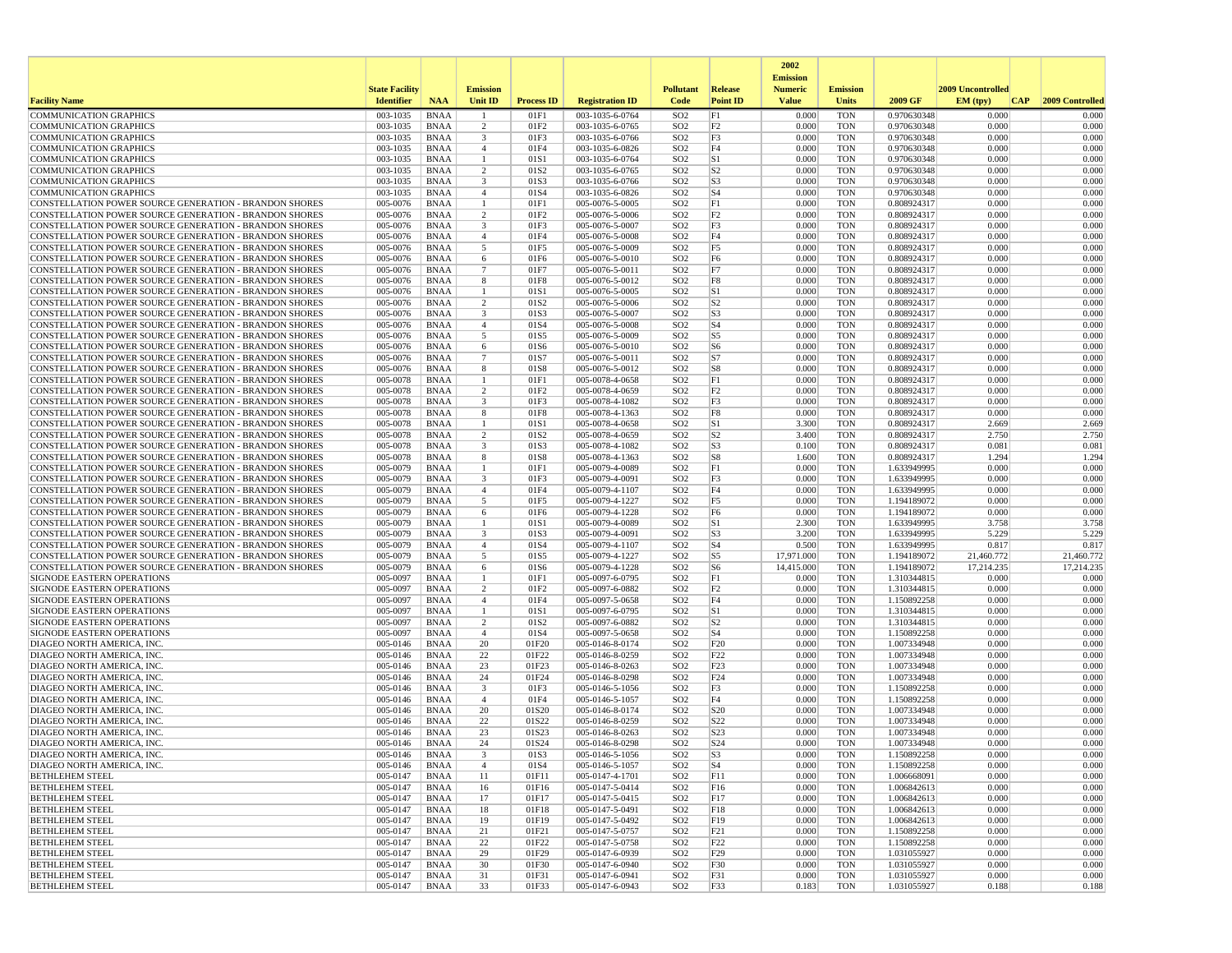| Facility Name | State Facility Identifier | NAA | Emission Unit ID | Process ID | Registration ID | Pollutant Code | Release Point ID | 2002 Emission Numeric Value | Emission Units | 2009 GF | 2009 Uncontrolled EM (tpy) | CAP | 2009 Controlled |
|---|---|---|---|---|---|---|---|---|---|---|---|---|---|
| COMMUNICATION GRAPHICS | 003-1035 | BNAA | 1 | 01F1 | 003-1035-6-0764 | SO2 | F1 | 0.000 | TON | 0.970630348 | 0.000 | | 0.000 |
| COMMUNICATION GRAPHICS | 003-1035 | BNAA | 2 | 01F2 | 003-1035-6-0765 | SO2 | F2 | 0.000 | TON | 0.970630348 | 0.000 | | 0.000 |
| COMMUNICATION GRAPHICS | 003-1035 | BNAA | 3 | 01F3 | 003-1035-6-0766 | SO2 | F3 | 0.000 | TON | 0.970630348 | 0.000 | | 0.000 |
| COMMUNICATION GRAPHICS | 003-1035 | BNAA | 4 | 01F4 | 003-1035-6-0826 | SO2 | F4 | 0.000 | TON | 0.970630348 | 0.000 | | 0.000 |
| COMMUNICATION GRAPHICS | 003-1035 | BNAA | 1 | 01S1 | 003-1035-6-0764 | SO2 | S1 | 0.000 | TON | 0.970630348 | 0.000 | | 0.000 |
| COMMUNICATION GRAPHICS | 003-1035 | BNAA | 2 | 01S2 | 003-1035-6-0765 | SO2 | S2 | 0.000 | TON | 0.970630348 | 0.000 | | 0.000 |
| COMMUNICATION GRAPHICS | 003-1035 | BNAA | 3 | 01S3 | 003-1035-6-0766 | SO2 | S3 | 0.000 | TON | 0.970630348 | 0.000 | | 0.000 |
| COMMUNICATION GRAPHICS | 003-1035 | BNAA | 4 | 01S4 | 003-1035-6-0826 | SO2 | S4 | 0.000 | TON | 0.970630348 | 0.000 | | 0.000 |
| CONSTELLATION POWER SOURCE GENERATION - BRANDON SHORES | 005-0076 | BNAA | 1 | 01F1 | 005-0076-5-0005 | SO2 | F1 | 0.000 | TON | 0.808924317 | 0.000 | | 0.000 |
| CONSTELLATION POWER SOURCE GENERATION - BRANDON SHORES | 005-0076 | BNAA | 2 | 01F2 | 005-0076-5-0006 | SO2 | F2 | 0.000 | TON | 0.808924317 | 0.000 | | 0.000 |
| CONSTELLATION POWER SOURCE GENERATION - BRANDON SHORES | 005-0076 | BNAA | 3 | 01F3 | 005-0076-5-0007 | SO2 | F3 | 0.000 | TON | 0.808924317 | 0.000 | | 0.000 |
| CONSTELLATION POWER SOURCE GENERATION - BRANDON SHORES | 005-0076 | BNAA | 4 | 01F4 | 005-0076-5-0008 | SO2 | F4 | 0.000 | TON | 0.808924317 | 0.000 | | 0.000 |
| CONSTELLATION POWER SOURCE GENERATION - BRANDON SHORES | 005-0076 | BNAA | 5 | 01F5 | 005-0076-5-0009 | SO2 | F5 | 0.000 | TON | 0.808924317 | 0.000 | | 0.000 |
| CONSTELLATION POWER SOURCE GENERATION - BRANDON SHORES | 005-0076 | BNAA | 6 | 01F6 | 005-0076-5-0010 | SO2 | F6 | 0.000 | TON | 0.808924317 | 0.000 | | 0.000 |
| CONSTELLATION POWER SOURCE GENERATION - BRANDON SHORES | 005-0076 | BNAA | 7 | 01F7 | 005-0076-5-0011 | SO2 | F7 | 0.000 | TON | 0.808924317 | 0.000 | | 0.000 |
| CONSTELLATION POWER SOURCE GENERATION - BRANDON SHORES | 005-0076 | BNAA | 8 | 01F8 | 005-0076-5-0012 | SO2 | F8 | 0.000 | TON | 0.808924317 | 0.000 | | 0.000 |
| CONSTELLATION POWER SOURCE GENERATION - BRANDON SHORES | 005-0076 | BNAA | 1 | 01S1 | 005-0076-5-0005 | SO2 | S1 | 0.000 | TON | 0.808924317 | 0.000 | | 0.000 |
| CONSTELLATION POWER SOURCE GENERATION - BRANDON SHORES | 005-0076 | BNAA | 2 | 01S2 | 005-0076-5-0006 | SO2 | S2 | 0.000 | TON | 0.808924317 | 0.000 | | 0.000 |
| CONSTELLATION POWER SOURCE GENERATION - BRANDON SHORES | 005-0076 | BNAA | 3 | 01S3 | 005-0076-5-0007 | SO2 | S3 | 0.000 | TON | 0.808924317 | 0.000 | | 0.000 |
| CONSTELLATION POWER SOURCE GENERATION - BRANDON SHORES | 005-0076 | BNAA | 4 | 01S4 | 005-0076-5-0008 | SO2 | S4 | 0.000 | TON | 0.808924317 | 0.000 | | 0.000 |
| CONSTELLATION POWER SOURCE GENERATION - BRANDON SHORES | 005-0076 | BNAA | 5 | 01S5 | 005-0076-5-0009 | SO2 | S5 | 0.000 | TON | 0.808924317 | 0.000 | | 0.000 |
| CONSTELLATION POWER SOURCE GENERATION - BRANDON SHORES | 005-0076 | BNAA | 6 | 01S6 | 005-0076-5-0010 | SO2 | S6 | 0.000 | TON | 0.808924317 | 0.000 | | 0.000 |
| CONSTELLATION POWER SOURCE GENERATION - BRANDON SHORES | 005-0076 | BNAA | 7 | 01S7 | 005-0076-5-0011 | SO2 | S7 | 0.000 | TON | 0.808924317 | 0.000 | | 0.000 |
| CONSTELLATION POWER SOURCE GENERATION - BRANDON SHORES | 005-0076 | BNAA | 8 | 01S8 | 005-0076-5-0012 | SO2 | S8 | 0.000 | TON | 0.808924317 | 0.000 | | 0.000 |
| CONSTELLATION POWER SOURCE GENERATION - BRANDON SHORES | 005-0078 | BNAA | 1 | 01F1 | 005-0078-4-0658 | SO2 | F1 | 0.000 | TON | 0.808924317 | 0.000 | | 0.000 |
| CONSTELLATION POWER SOURCE GENERATION - BRANDON SHORES | 005-0078 | BNAA | 2 | 01F2 | 005-0078-4-0659 | SO2 | F2 | 0.000 | TON | 0.808924317 | 0.000 | | 0.000 |
| CONSTELLATION POWER SOURCE GENERATION - BRANDON SHORES | 005-0078 | BNAA | 3 | 01F3 | 005-0078-4-1082 | SO2 | F3 | 0.000 | TON | 0.808924317 | 0.000 | | 0.000 |
| CONSTELLATION POWER SOURCE GENERATION - BRANDON SHORES | 005-0078 | BNAA | 8 | 01F8 | 005-0078-4-1363 | SO2 | F8 | 0.000 | TON | 0.808924317 | 0.000 | | 0.000 |
| CONSTELLATION POWER SOURCE GENERATION - BRANDON SHORES | 005-0078 | BNAA | 1 | 01S1 | 005-0078-4-0658 | SO2 | S1 | 3.300 | TON | 0.808924317 | 2.669 | | 2.669 |
| CONSTELLATION POWER SOURCE GENERATION - BRANDON SHORES | 005-0078 | BNAA | 2 | 01S2 | 005-0078-4-0659 | SO2 | S2 | 3.400 | TON | 0.808924317 | 2.750 | | 2.750 |
| CONSTELLATION POWER SOURCE GENERATION - BRANDON SHORES | 005-0078 | BNAA | 3 | 01S3 | 005-0078-4-1082 | SO2 | S3 | 0.100 | TON | 0.808924317 | 0.081 | | 0.081 |
| CONSTELLATION POWER SOURCE GENERATION - BRANDON SHORES | 005-0078 | BNAA | 8 | 01S8 | 005-0078-4-1363 | SO2 | S8 | 1.600 | TON | 0.808924317 | 1.294 | | 1.294 |
| CONSTELLATION POWER SOURCE GENERATION - BRANDON SHORES | 005-0079 | BNAA | 1 | 01F1 | 005-0079-4-0089 | SO2 | F1 | 0.000 | TON | 1.633949995 | 0.000 | | 0.000 |
| CONSTELLATION POWER SOURCE GENERATION - BRANDON SHORES | 005-0079 | BNAA | 3 | 01F3 | 005-0079-4-0091 | SO2 | F3 | 0.000 | TON | 1.633949995 | 0.000 | | 0.000 |
| CONSTELLATION POWER SOURCE GENERATION - BRANDON SHORES | 005-0079 | BNAA | 4 | 01F4 | 005-0079-4-1107 | SO2 | F4 | 0.000 | TON | 1.633949995 | 0.000 | | 0.000 |
| CONSTELLATION POWER SOURCE GENERATION - BRANDON SHORES | 005-0079 | BNAA | 5 | 01F5 | 005-0079-4-1227 | SO2 | F5 | 0.000 | TON | 1.194189072 | 0.000 | | 0.000 |
| CONSTELLATION POWER SOURCE GENERATION - BRANDON SHORES | 005-0079 | BNAA | 6 | 01F6 | 005-0079-4-1228 | SO2 | F6 | 0.000 | TON | 1.194189072 | 0.000 | | 0.000 |
| CONSTELLATION POWER SOURCE GENERATION - BRANDON SHORES | 005-0079 | BNAA | 1 | 01S1 | 005-0079-4-0089 | SO2 | S1 | 2.300 | TON | 1.633949995 | 3.758 | | 3.758 |
| CONSTELLATION POWER SOURCE GENERATION - BRANDON SHORES | 005-0079 | BNAA | 3 | 01S3 | 005-0079-4-0091 | SO2 | S3 | 3.200 | TON | 1.633949995 | 5.229 | | 5.229 |
| CONSTELLATION POWER SOURCE GENERATION - BRANDON SHORES | 005-0079 | BNAA | 4 | 01S4 | 005-0079-4-1107 | SO2 | S4 | 0.500 | TON | 1.633949995 | 0.817 | | 0.817 |
| CONSTELLATION POWER SOURCE GENERATION - BRANDON SHORES | 005-0079 | BNAA | 5 | 01S5 | 005-0079-4-1227 | SO2 | S5 | 17,971.000 | TON | 1.194189072 | 21,460.772 | | 21,460.772 |
| CONSTELLATION POWER SOURCE GENERATION - BRANDON SHORES | 005-0079 | BNAA | 6 | 01S6 | 005-0079-4-1228 | SO2 | S6 | 14,415.000 | TON | 1.194189072 | 17,214.235 | | 17,214.235 |
| SIGNODE EASTERN OPERATIONS | 005-0097 | BNAA | 1 | 01F1 | 005-0097-6-0795 | SO2 | F1 | 0.000 | TON | 1.310344815 | 0.000 | | 0.000 |
| SIGNODE EASTERN OPERATIONS | 005-0097 | BNAA | 2 | 01F2 | 005-0097-6-0882 | SO2 | F2 | 0.000 | TON | 1.310344815 | 0.000 | | 0.000 |
| SIGNODE EASTERN OPERATIONS | 005-0097 | BNAA | 4 | 01F4 | 005-0097-5-0658 | SO2 | F4 | 0.000 | TON | 1.150892258 | 0.000 | | 0.000 |
| SIGNODE EASTERN OPERATIONS | 005-0097 | BNAA | 1 | 01S1 | 005-0097-6-0795 | SO2 | S1 | 0.000 | TON | 1.310344815 | 0.000 | | 0.000 |
| SIGNODE EASTERN OPERATIONS | 005-0097 | BNAA | 2 | 01S2 | 005-0097-6-0882 | SO2 | S2 | 0.000 | TON | 1.310344815 | 0.000 | | 0.000 |
| SIGNODE EASTERN OPERATIONS | 005-0097 | BNAA | 4 | 01S4 | 005-0097-5-0658 | SO2 | S4 | 0.000 | TON | 1.150892258 | 0.000 | | 0.000 |
| DIAGEO NORTH AMERICA, INC. | 005-0146 | BNAA | 20 | 01F20 | 005-0146-8-0174 | SO2 | F20 | 0.000 | TON | 1.007334948 | 0.000 | | 0.000 |
| DIAGEO NORTH AMERICA, INC. | 005-0146 | BNAA | 22 | 01F22 | 005-0146-8-0259 | SO2 | F22 | 0.000 | TON | 1.007334948 | 0.000 | | 0.000 |
| DIAGEO NORTH AMERICA, INC. | 005-0146 | BNAA | 23 | 01F23 | 005-0146-8-0263 | SO2 | F23 | 0.000 | TON | 1.007334948 | 0.000 | | 0.000 |
| DIAGEO NORTH AMERICA, INC. | 005-0146 | BNAA | 24 | 01F24 | 005-0146-8-0298 | SO2 | F24 | 0.000 | TON | 1.007334948 | 0.000 | | 0.000 |
| DIAGEO NORTH AMERICA, INC. | 005-0146 | BNAA | 3 | 01F3 | 005-0146-5-1056 | SO2 | F3 | 0.000 | TON | 1.150892258 | 0.000 | | 0.000 |
| DIAGEO NORTH AMERICA, INC. | 005-0146 | BNAA | 4 | 01F4 | 005-0146-5-1057 | SO2 | F4 | 0.000 | TON | 1.150892258 | 0.000 | | 0.000 |
| DIAGEO NORTH AMERICA, INC. | 005-0146 | BNAA | 20 | 01S20 | 005-0146-8-0174 | SO2 | S20 | 0.000 | TON | 1.007334948 | 0.000 | | 0.000 |
| DIAGEO NORTH AMERICA, INC. | 005-0146 | BNAA | 22 | 01S22 | 005-0146-8-0259 | SO2 | S22 | 0.000 | TON | 1.007334948 | 0.000 | | 0.000 |
| DIAGEO NORTH AMERICA, INC. | 005-0146 | BNAA | 23 | 01S23 | 005-0146-8-0263 | SO2 | S23 | 0.000 | TON | 1.007334948 | 0.000 | | 0.000 |
| DIAGEO NORTH AMERICA, INC. | 005-0146 | BNAA | 24 | 01S24 | 005-0146-8-0298 | SO2 | S24 | 0.000 | TON | 1.007334948 | 0.000 | | 0.000 |
| DIAGEO NORTH AMERICA, INC. | 005-0146 | BNAA | 3 | 01S3 | 005-0146-5-1056 | SO2 | S3 | 0.000 | TON | 1.150892258 | 0.000 | | 0.000 |
| DIAGEO NORTH AMERICA, INC. | 005-0146 | BNAA | 4 | 01S4 | 005-0146-5-1057 | SO2 | S4 | 0.000 | TON | 1.150892258 | 0.000 | | 0.000 |
| BETHLEHEM STEEL | 005-0147 | BNAA | 11 | 01F11 | 005-0147-4-1701 | SO2 | F11 | 0.000 | TON | 1.006668091 | 0.000 | | 0.000 |
| BETHLEHEM STEEL | 005-0147 | BNAA | 16 | 01F16 | 005-0147-5-0414 | SO2 | F16 | 0.000 | TON | 1.006842613 | 0.000 | | 0.000 |
| BETHLEHEM STEEL | 005-0147 | BNAA | 17 | 01F17 | 005-0147-5-0415 | SO2 | F17 | 0.000 | TON | 1.006842613 | 0.000 | | 0.000 |
| BETHLEHEM STEEL | 005-0147 | BNAA | 18 | 01F18 | 005-0147-5-0491 | SO2 | F18 | 0.000 | TON | 1.006842613 | 0.000 | | 0.000 |
| BETHLEHEM STEEL | 005-0147 | BNAA | 19 | 01F19 | 005-0147-5-0492 | SO2 | F19 | 0.000 | TON | 1.006842613 | 0.000 | | 0.000 |
| BETHLEHEM STEEL | 005-0147 | BNAA | 21 | 01F21 | 005-0147-5-0757 | SO2 | F21 | 0.000 | TON | 1.150892258 | 0.000 | | 0.000 |
| BETHLEHEM STEEL | 005-0147 | BNAA | 22 | 01F22 | 005-0147-5-0758 | SO2 | F22 | 0.000 | TON | 1.150892258 | 0.000 | | 0.000 |
| BETHLEHEM STEEL | 005-0147 | BNAA | 29 | 01F29 | 005-0147-6-0939 | SO2 | F29 | 0.000 | TON | 1.031055927 | 0.000 | | 0.000 |
| BETHLEHEM STEEL | 005-0147 | BNAA | 30 | 01F30 | 005-0147-6-0940 | SO2 | F30 | 0.000 | TON | 1.031055927 | 0.000 | | 0.000 |
| BETHLEHEM STEEL | 005-0147 | BNAA | 31 | 01F31 | 005-0147-6-0941 | SO2 | F31 | 0.000 | TON | 1.031055927 | 0.000 | | 0.000 |
| BETHLEHEM STEEL | 005-0147 | BNAA | 33 | 01F33 | 005-0147-6-0943 | SO2 | F33 | 0.183 | TON | 1.031055927 | 0.188 | | 0.188 |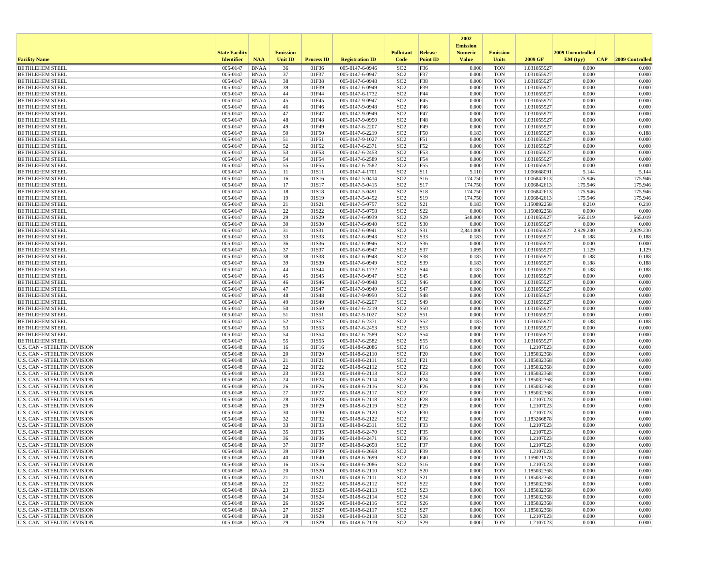| Facility Name | State Facility Identifier | NAA | Emission Unit ID | Process ID | Registration ID | Pollutant Code | Release Point ID | 2002 Emission Numeric Value | Emission Units | 2009 GF | 2009 Uncontrolled EM (tpy) | CAP | 2009 Controlled |
|---|---|---|---|---|---|---|---|---|---|---|---|---|---|
| BETHLEHEM STEEL | 005-0147 | BNAA | 36 | 01F36 | 005-0147-6-0946 | SO2 | F36 | 0.000 | TON | 1.031055927 | 0.000 | | 0.000 |
| BETHLEHEM STEEL | 005-0147 | BNAA | 37 | 01F37 | 005-0147-6-0947 | SO2 | F37 | 0.000 | TON | 1.031055927 | 0.000 | | 0.000 |
| BETHLEHEM STEEL | 005-0147 | BNAA | 38 | 01F38 | 005-0147-6-0948 | SO2 | F38 | 0.000 | TON | 1.031055927 | 0.000 | | 0.000 |
| BETHLEHEM STEEL | 005-0147 | BNAA | 39 | 01F39 | 005-0147-6-0949 | SO2 | F39 | 0.000 | TON | 1.031055927 | 0.000 | | 0.000 |
| BETHLEHEM STEEL | 005-0147 | BNAA | 44 | 01F44 | 005-0147-6-1732 | SO2 | F44 | 0.000 | TON | 1.031055927 | 0.000 | | 0.000 |
| BETHLEHEM STEEL | 005-0147 | BNAA | 45 | 01F45 | 005-0147-9-0947 | SO2 | F45 | 0.000 | TON | 1.031055927 | 0.000 | | 0.000 |
| BETHLEHEM STEEL | 005-0147 | BNAA | 46 | 01F46 | 005-0147-9-0948 | SO2 | F46 | 0.000 | TON | 1.031055927 | 0.000 | | 0.000 |
| BETHLEHEM STEEL | 005-0147 | BNAA | 47 | 01F47 | 005-0147-9-0949 | SO2 | F47 | 0.000 | TON | 1.031055927 | 0.000 | | 0.000 |
| BETHLEHEM STEEL | 005-0147 | BNAA | 48 | 01F48 | 005-0147-9-0950 | SO2 | F48 | 0.000 | TON | 1.031055927 | 0.000 | | 0.000 |
| BETHLEHEM STEEL | 005-0147 | BNAA | 49 | 01F49 | 005-0147-6-2207 | SO2 | F49 | 0.000 | TON | 1.031055927 | 0.000 | | 0.000 |
| BETHLEHEM STEEL | 005-0147 | BNAA | 50 | 01F50 | 005-0147-6-2219 | SO2 | F50 | 0.183 | TON | 1.031055927 | 0.188 | | 0.188 |
| BETHLEHEM STEEL | 005-0147 | BNAA | 51 | 01F51 | 005-0147-9-1027 | SO2 | F51 | 0.000 | TON | 1.031055927 | 0.000 | | 0.000 |
| BETHLEHEM STEEL | 005-0147 | BNAA | 52 | 01F52 | 005-0147-6-2371 | SO2 | F52 | 0.000 | TON | 1.031055927 | 0.000 | | 0.000 |
| BETHLEHEM STEEL | 005-0147 | BNAA | 53 | 01F53 | 005-0147-6-2453 | SO2 | F53 | 0.000 | TON | 1.031055927 | 0.000 | | 0.000 |
| BETHLEHEM STEEL | 005-0147 | BNAA | 54 | 01F54 | 005-0147-6-2589 | SO2 | F54 | 0.000 | TON | 1.031055927 | 0.000 | | 0.000 |
| BETHLEHEM STEEL | 005-0147 | BNAA | 55 | 01F55 | 005-0147-6-2582 | SO2 | F55 | 0.000 | TON | 1.031055927 | 0.000 | | 0.000 |
| BETHLEHEM STEEL | 005-0147 | BNAA | 11 | 01S11 | 005-0147-4-1701 | SO2 | S11 | 5.110 | TON | 1.006668091 | 5.144 | | 5.144 |
| BETHLEHEM STEEL | 005-0147 | BNAA | 16 | 01S16 | 005-0147-5-0414 | SO2 | S16 | 174.750 | TON | 1.006842613 | 175.946 | | 175.946 |
| BETHLEHEM STEEL | 005-0147 | BNAA | 17 | 01S17 | 005-0147-5-0415 | SO2 | S17 | 174.750 | TON | 1.006842613 | 175.946 | | 175.946 |
| BETHLEHEM STEEL | 005-0147 | BNAA | 18 | 01S18 | 005-0147-5-0491 | SO2 | S18 | 174.750 | TON | 1.006842613 | 175.946 | | 175.946 |
| BETHLEHEM STEEL | 005-0147 | BNAA | 19 | 01S19 | 005-0147-5-0492 | SO2 | S19 | 174.750 | TON | 1.006842613 | 175.946 | | 175.946 |
| BETHLEHEM STEEL | 005-0147 | BNAA | 21 | 01S21 | 005-0147-5-0757 | SO2 | S21 | 0.183 | TON | 1.150892258 | 0.210 | | 0.210 |
| BETHLEHEM STEEL | 005-0147 | BNAA | 22 | 01S22 | 005-0147-5-0758 | SO2 | S22 | 0.000 | TON | 1.150892258 | 0.000 | | 0.000 |
| BETHLEHEM STEEL | 005-0147 | BNAA | 29 | 01S29 | 005-0147-6-0939 | SO2 | S29 | 548.000 | TON | 1.031055927 | 565.019 | | 565.019 |
| BETHLEHEM STEEL | 005-0147 | BNAA | 30 | 01S30 | 005-0147-6-0940 | SO2 | S30 | 0.000 | TON | 1.031055927 | 0.000 | | 0.000 |
| BETHLEHEM STEEL | 005-0147 | BNAA | 31 | 01S31 | 005-0147-6-0941 | SO2 | S31 | 2,841.000 | TON | 1.031055927 | 2,929.230 | | 2,929.230 |
| BETHLEHEM STEEL | 005-0147 | BNAA | 33 | 01S33 | 005-0147-6-0943 | SO2 | S33 | 0.183 | TON | 1.031055927 | 0.188 | | 0.188 |
| BETHLEHEM STEEL | 005-0147 | BNAA | 36 | 01S36 | 005-0147-6-0946 | SO2 | S36 | 0.000 | TON | 1.031055927 | 0.000 | | 0.000 |
| BETHLEHEM STEEL | 005-0147 | BNAA | 37 | 01S37 | 005-0147-6-0947 | SO2 | S37 | 1.095 | TON | 1.031055927 | 1.129 | | 1.129 |
| BETHLEHEM STEEL | 005-0147 | BNAA | 38 | 01S38 | 005-0147-6-0948 | SO2 | S38 | 0.183 | TON | 1.031055927 | 0.188 | | 0.188 |
| BETHLEHEM STEEL | 005-0147 | BNAA | 39 | 01S39 | 005-0147-6-0949 | SO2 | S39 | 0.183 | TON | 1.031055927 | 0.188 | | 0.188 |
| BETHLEHEM STEEL | 005-0147 | BNAA | 44 | 01S44 | 005-0147-6-1732 | SO2 | S44 | 0.183 | TON | 1.031055927 | 0.188 | | 0.188 |
| BETHLEHEM STEEL | 005-0147 | BNAA | 45 | 01S45 | 005-0147-9-0947 | SO2 | S45 | 0.000 | TON | 1.031055927 | 0.000 | | 0.000 |
| BETHLEHEM STEEL | 005-0147 | BNAA | 46 | 01S46 | 005-0147-9-0948 | SO2 | S46 | 0.000 | TON | 1.031055927 | 0.000 | | 0.000 |
| BETHLEHEM STEEL | 005-0147 | BNAA | 47 | 01S47 | 005-0147-9-0949 | SO2 | S47 | 0.000 | TON | 1.031055927 | 0.000 | | 0.000 |
| BETHLEHEM STEEL | 005-0147 | BNAA | 48 | 01S48 | 005-0147-9-0950 | SO2 | S48 | 0.000 | TON | 1.031055927 | 0.000 | | 0.000 |
| BETHLEHEM STEEL | 005-0147 | BNAA | 49 | 01S49 | 005-0147-6-2207 | SO2 | S49 | 0.000 | TON | 1.031055927 | 0.000 | | 0.000 |
| BETHLEHEM STEEL | 005-0147 | BNAA | 50 | 01S50 | 005-0147-6-2219 | SO2 | S50 | 0.000 | TON | 1.031055927 | 0.000 | | 0.000 |
| BETHLEHEM STEEL | 005-0147 | BNAA | 51 | 01S51 | 005-0147-9-1027 | SO2 | S51 | 0.000 | TON | 1.031055927 | 0.000 | | 0.000 |
| BETHLEHEM STEEL | 005-0147 | BNAA | 52 | 01S52 | 005-0147-6-2371 | SO2 | S52 | 0.183 | TON | 1.031055927 | 0.188 | | 0.188 |
| BETHLEHEM STEEL | 005-0147 | BNAA | 53 | 01S53 | 005-0147-6-2453 | SO2 | S53 | 0.000 | TON | 1.031055927 | 0.000 | | 0.000 |
| BETHLEHEM STEEL | 005-0147 | BNAA | 54 | 01S54 | 005-0147-6-2589 | SO2 | S54 | 0.000 | TON | 1.031055927 | 0.000 | | 0.000 |
| BETHLEHEM STEEL | 005-0147 | BNAA | 55 | 01S55 | 005-0147-6-2582 | SO2 | S55 | 0.000 | TON | 1.031055927 | 0.000 | | 0.000 |
| U.S. CAN - STEELTIN DIVISION | 005-0148 | BNAA | 16 | 01F16 | 005-0148-6-2086 | SO2 | F16 | 0.000 | TON | 1.2107023 | 0.000 | | 0.000 |
| U.S. CAN - STEELTIN DIVISION | 005-0148 | BNAA | 20 | 01F20 | 005-0148-6-2110 | SO2 | F20 | 0.000 | TON | 1.185032368 | 0.000 | | 0.000 |
| U.S. CAN - STEELTIN DIVISION | 005-0148 | BNAA | 21 | 01F21 | 005-0148-6-2111 | SO2 | F21 | 0.000 | TON | 1.185032368 | 0.000 | | 0.000 |
| U.S. CAN - STEELTIN DIVISION | 005-0148 | BNAA | 22 | 01F22 | 005-0148-6-2112 | SO2 | F22 | 0.000 | TON | 1.185032368 | 0.000 | | 0.000 |
| U.S. CAN - STEELTIN DIVISION | 005-0148 | BNAA | 23 | 01F23 | 005-0148-6-2113 | SO2 | F23 | 0.000 | TON | 1.185032368 | 0.000 | | 0.000 |
| U.S. CAN - STEELTIN DIVISION | 005-0148 | BNAA | 24 | 01F24 | 005-0148-6-2114 | SO2 | F24 | 0.000 | TON | 1.185032368 | 0.000 | | 0.000 |
| U.S. CAN - STEELTIN DIVISION | 005-0148 | BNAA | 26 | 01F26 | 005-0148-6-2116 | SO2 | F26 | 0.000 | TON | 1.185032368 | 0.000 | | 0.000 |
| U.S. CAN - STEELTIN DIVISION | 005-0148 | BNAA | 27 | 01F27 | 005-0148-6-2117 | SO2 | F27 | 0.000 | TON | 1.185032368 | 0.000 | | 0.000 |
| U.S. CAN - STEELTIN DIVISION | 005-0148 | BNAA | 28 | 01F28 | 005-0148-6-2118 | SO2 | F28 | 0.000 | TON | 1.2107023 | 0.000 | | 0.000 |
| U.S. CAN - STEELTIN DIVISION | 005-0148 | BNAA | 29 | 01F29 | 005-0148-6-2119 | SO2 | F29 | 0.000 | TON | 1.2107023 | 0.000 | | 0.000 |
| U.S. CAN - STEELTIN DIVISION | 005-0148 | BNAA | 30 | 01F30 | 005-0148-6-2120 | SO2 | F30 | 0.000 | TON | 1.2107023 | 0.000 | | 0.000 |
| U.S. CAN - STEELTIN DIVISION | 005-0148 | BNAA | 32 | 01F32 | 005-0148-6-2122 | SO2 | F32 | 0.000 | TON | 1.183266878 | 0.000 | | 0.000 |
| U.S. CAN - STEELTIN DIVISION | 005-0148 | BNAA | 33 | 01F33 | 005-0148-6-2311 | SO2 | F33 | 0.000 | TON | 1.2107023 | 0.000 | | 0.000 |
| U.S. CAN - STEELTIN DIVISION | 005-0148 | BNAA | 35 | 01F35 | 005-0148-6-2470 | SO2 | F35 | 0.000 | TON | 1.2107023 | 0.000 | | 0.000 |
| U.S. CAN - STEELTIN DIVISION | 005-0148 | BNAA | 36 | 01F36 | 005-0148-6-2471 | SO2 | F36 | 0.000 | TON | 1.2107023 | 0.000 | | 0.000 |
| U.S. CAN - STEELTIN DIVISION | 005-0148 | BNAA | 37 | 01F37 | 005-0148-6-2658 | SO2 | F37 | 0.000 | TON | 1.2107023 | 0.000 | | 0.000 |
| U.S. CAN - STEELTIN DIVISION | 005-0148 | BNAA | 39 | 01F39 | 005-0148-6-2698 | SO2 | F39 | 0.000 | TON | 1.2107023 | 0.000 | | 0.000 |
| U.S. CAN - STEELTIN DIVISION | 005-0148 | BNAA | 40 | 01F40 | 005-0148-6-2699 | SO2 | F40 | 0.000 | TON | 1.159021378 | 0.000 | | 0.000 |
| U.S. CAN - STEELTIN DIVISION | 005-0148 | BNAA | 16 | 01S16 | 005-0148-6-2086 | SO2 | S16 | 0.000 | TON | 1.2107023 | 0.000 | | 0.000 |
| U.S. CAN - STEELTIN DIVISION | 005-0148 | BNAA | 20 | 01S20 | 005-0148-6-2110 | SO2 | S20 | 0.000 | TON | 1.185032368 | 0.000 | | 0.000 |
| U.S. CAN - STEELTIN DIVISION | 005-0148 | BNAA | 21 | 01S21 | 005-0148-6-2111 | SO2 | S21 | 0.000 | TON | 1.185032368 | 0.000 | | 0.000 |
| U.S. CAN - STEELTIN DIVISION | 005-0148 | BNAA | 22 | 01S22 | 005-0148-6-2112 | SO2 | S22 | 0.000 | TON | 1.185032368 | 0.000 | | 0.000 |
| U.S. CAN - STEELTIN DIVISION | 005-0148 | BNAA | 23 | 01S23 | 005-0148-6-2113 | SO2 | S23 | 0.000 | TON | 1.185032368 | 0.000 | | 0.000 |
| U.S. CAN - STEELTIN DIVISION | 005-0148 | BNAA | 24 | 01S24 | 005-0148-6-2114 | SO2 | S24 | 0.000 | TON | 1.185032368 | 0.000 | | 0.000 |
| U.S. CAN - STEELTIN DIVISION | 005-0148 | BNAA | 26 | 01S26 | 005-0148-6-2116 | SO2 | S26 | 0.000 | TON | 1.185032368 | 0.000 | | 0.000 |
| U.S. CAN - STEELTIN DIVISION | 005-0148 | BNAA | 27 | 01S27 | 005-0148-6-2117 | SO2 | S27 | 0.000 | TON | 1.185032368 | 0.000 | | 0.000 |
| U.S. CAN - STEELTIN DIVISION | 005-0148 | BNAA | 28 | 01S28 | 005-0148-6-2118 | SO2 | S28 | 0.000 | TON | 1.2107023 | 0.000 | | 0.000 |
| U.S. CAN - STEELTIN DIVISION | 005-0148 | BNAA | 29 | 01S29 | 005-0148-6-2119 | SO2 | S29 | 0.000 | TON | 1.2107023 | 0.000 | | 0.000 |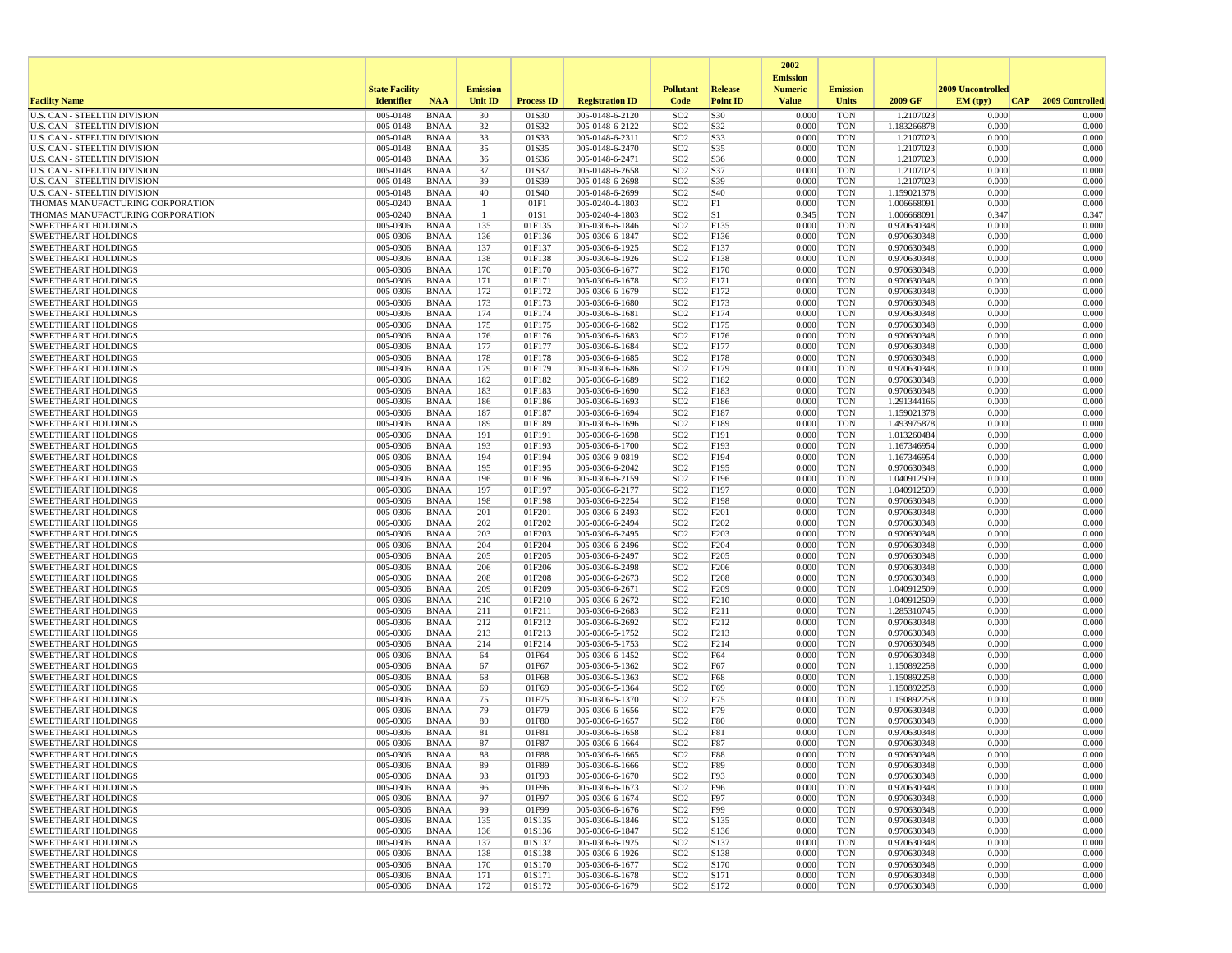| Facility Name | State Facility Identifier | NAA | Emission Unit ID | Process ID | Registration ID | Pollutant Code | Release Point ID | 2002 Emission Numeric Value | Emission Units | 2009 GF | 2009 Uncontrolled EM (tpy) | CAP | 2009 Controlled |
|---|---|---|---|---|---|---|---|---|---|---|---|---|---|
| U.S. CAN - STEELTIN DIVISION | 005-0148 | BNAA | 30 | 01S30 | 005-0148-6-2120 | SO2 | S30 | 0.000 | TON | 1.2107023 | 0.000 | | 0.000 |
| U.S. CAN - STEELTIN DIVISION | 005-0148 | BNAA | 32 | 01S32 | 005-0148-6-2122 | SO2 | S32 | 0.000 | TON | 1.183266878 | 0.000 | | 0.000 |
| U.S. CAN - STEELTIN DIVISION | 005-0148 | BNAA | 33 | 01S33 | 005-0148-6-2311 | SO2 | S33 | 0.000 | TON | 1.2107023 | 0.000 | | 0.000 |
| U.S. CAN - STEELTIN DIVISION | 005-0148 | BNAA | 35 | 01S35 | 005-0148-6-2470 | SO2 | S35 | 0.000 | TON | 1.2107023 | 0.000 | | 0.000 |
| U.S. CAN - STEELTIN DIVISION | 005-0148 | BNAA | 36 | 01S36 | 005-0148-6-2471 | SO2 | S36 | 0.000 | TON | 1.2107023 | 0.000 | | 0.000 |
| U.S. CAN - STEELTIN DIVISION | 005-0148 | BNAA | 37 | 01S37 | 005-0148-6-2658 | SO2 | S37 | 0.000 | TON | 1.2107023 | 0.000 | | 0.000 |
| U.S. CAN - STEELTIN DIVISION | 005-0148 | BNAA | 39 | 01S39 | 005-0148-6-2698 | SO2 | S39 | 0.000 | TON | 1.2107023 | 0.000 | | 0.000 |
| U.S. CAN - STEELTIN DIVISION | 005-0148 | BNAA | 40 | 01S40 | 005-0148-6-2699 | SO2 | S40 | 0.000 | TON | 1.159021378 | 0.000 | | 0.000 |
| THOMAS MANUFACTURING CORPORATION | 005-0240 | BNAA | 1 | 01F1 | 005-0240-4-1803 | SO2 | F1 | 0.000 | TON | 1.006668091 | 0.000 | | 0.000 |
| THOMAS MANUFACTURING CORPORATION | 005-0240 | BNAA | 1 | 01S1 | 005-0240-4-1803 | SO2 | S1 | 0.345 | TON | 1.006668091 | 0.347 | | 0.347 |
| SWEETHEART HOLDINGS | 005-0306 | BNAA | 135 | 01F135 | 005-0306-6-1846 | SO2 | F135 | 0.000 | TON | 0.970630348 | 0.000 | | 0.000 |
| SWEETHEART HOLDINGS | 005-0306 | BNAA | 136 | 01F136 | 005-0306-6-1847 | SO2 | F136 | 0.000 | TON | 0.970630348 | 0.000 | | 0.000 |
| SWEETHEART HOLDINGS | 005-0306 | BNAA | 137 | 01F137 | 005-0306-6-1925 | SO2 | F137 | 0.000 | TON | 0.970630348 | 0.000 | | 0.000 |
| SWEETHEART HOLDINGS | 005-0306 | BNAA | 138 | 01F138 | 005-0306-6-1926 | SO2 | F138 | 0.000 | TON | 0.970630348 | 0.000 | | 0.000 |
| SWEETHEART HOLDINGS | 005-0306 | BNAA | 170 | 01F170 | 005-0306-6-1677 | SO2 | F170 | 0.000 | TON | 0.970630348 | 0.000 | | 0.000 |
| SWEETHEART HOLDINGS | 005-0306 | BNAA | 171 | 01F171 | 005-0306-6-1678 | SO2 | F171 | 0.000 | TON | 0.970630348 | 0.000 | | 0.000 |
| SWEETHEART HOLDINGS | 005-0306 | BNAA | 172 | 01F172 | 005-0306-6-1679 | SO2 | F172 | 0.000 | TON | 0.970630348 | 0.000 | | 0.000 |
| SWEETHEART HOLDINGS | 005-0306 | BNAA | 173 | 01F173 | 005-0306-6-1680 | SO2 | F173 | 0.000 | TON | 0.970630348 | 0.000 | | 0.000 |
| SWEETHEART HOLDINGS | 005-0306 | BNAA | 174 | 01F174 | 005-0306-6-1681 | SO2 | F174 | 0.000 | TON | 0.970630348 | 0.000 | | 0.000 |
| SWEETHEART HOLDINGS | 005-0306 | BNAA | 175 | 01F175 | 005-0306-6-1682 | SO2 | F175 | 0.000 | TON | 0.970630348 | 0.000 | | 0.000 |
| SWEETHEART HOLDINGS | 005-0306 | BNAA | 176 | 01F176 | 005-0306-6-1683 | SO2 | F176 | 0.000 | TON | 0.970630348 | 0.000 | | 0.000 |
| SWEETHEART HOLDINGS | 005-0306 | BNAA | 177 | 01F177 | 005-0306-6-1684 | SO2 | F177 | 0.000 | TON | 0.970630348 | 0.000 | | 0.000 |
| SWEETHEART HOLDINGS | 005-0306 | BNAA | 178 | 01F178 | 005-0306-6-1685 | SO2 | F178 | 0.000 | TON | 0.970630348 | 0.000 | | 0.000 |
| SWEETHEART HOLDINGS | 005-0306 | BNAA | 179 | 01F179 | 005-0306-6-1686 | SO2 | F179 | 0.000 | TON | 0.970630348 | 0.000 | | 0.000 |
| SWEETHEART HOLDINGS | 005-0306 | BNAA | 182 | 01F182 | 005-0306-6-1689 | SO2 | F182 | 0.000 | TON | 0.970630348 | 0.000 | | 0.000 |
| SWEETHEART HOLDINGS | 005-0306 | BNAA | 183 | 01F183 | 005-0306-6-1690 | SO2 | F183 | 0.000 | TON | 0.970630348 | 0.000 | | 0.000 |
| SWEETHEART HOLDINGS | 005-0306 | BNAA | 186 | 01F186 | 005-0306-6-1693 | SO2 | F186 | 0.000 | TON | 1.291344166 | 0.000 | | 0.000 |
| SWEETHEART HOLDINGS | 005-0306 | BNAA | 187 | 01F187 | 005-0306-6-1694 | SO2 | F187 | 0.000 | TON | 1.159021378 | 0.000 | | 0.000 |
| SWEETHEART HOLDINGS | 005-0306 | BNAA | 189 | 01F189 | 005-0306-6-1696 | SO2 | F189 | 0.000 | TON | 1.493975878 | 0.000 | | 0.000 |
| SWEETHEART HOLDINGS | 005-0306 | BNAA | 191 | 01F191 | 005-0306-6-1698 | SO2 | F191 | 0.000 | TON | 1.013260484 | 0.000 | | 0.000 |
| SWEETHEART HOLDINGS | 005-0306 | BNAA | 193 | 01F193 | 005-0306-6-1700 | SO2 | F193 | 0.000 | TON | 1.167346954 | 0.000 | | 0.000 |
| SWEETHEART HOLDINGS | 005-0306 | BNAA | 194 | 01F194 | 005-0306-9-0819 | SO2 | F194 | 0.000 | TON | 1.167346954 | 0.000 | | 0.000 |
| SWEETHEART HOLDINGS | 005-0306 | BNAA | 195 | 01F195 | 005-0306-6-2042 | SO2 | F195 | 0.000 | TON | 0.970630348 | 0.000 | | 0.000 |
| SWEETHEART HOLDINGS | 005-0306 | BNAA | 196 | 01F196 | 005-0306-6-2159 | SO2 | F196 | 0.000 | TON | 1.040912509 | 0.000 | | 0.000 |
| SWEETHEART HOLDINGS | 005-0306 | BNAA | 197 | 01F197 | 005-0306-6-2177 | SO2 | F197 | 0.000 | TON | 1.040912509 | 0.000 | | 0.000 |
| SWEETHEART HOLDINGS | 005-0306 | BNAA | 198 | 01F198 | 005-0306-6-2254 | SO2 | F198 | 0.000 | TON | 0.970630348 | 0.000 | | 0.000 |
| SWEETHEART HOLDINGS | 005-0306 | BNAA | 201 | 01F201 | 005-0306-6-2493 | SO2 | F201 | 0.000 | TON | 0.970630348 | 0.000 | | 0.000 |
| SWEETHEART HOLDINGS | 005-0306 | BNAA | 202 | 01F202 | 005-0306-6-2494 | SO2 | F202 | 0.000 | TON | 0.970630348 | 0.000 | | 0.000 |
| SWEETHEART HOLDINGS | 005-0306 | BNAA | 203 | 01F203 | 005-0306-6-2495 | SO2 | F203 | 0.000 | TON | 0.970630348 | 0.000 | | 0.000 |
| SWEETHEART HOLDINGS | 005-0306 | BNAA | 204 | 01F204 | 005-0306-6-2496 | SO2 | F204 | 0.000 | TON | 0.970630348 | 0.000 | | 0.000 |
| SWEETHEART HOLDINGS | 005-0306 | BNAA | 205 | 01F205 | 005-0306-6-2497 | SO2 | F205 | 0.000 | TON | 0.970630348 | 0.000 | | 0.000 |
| SWEETHEART HOLDINGS | 005-0306 | BNAA | 206 | 01F206 | 005-0306-6-2498 | SO2 | F206 | 0.000 | TON | 0.970630348 | 0.000 | | 0.000 |
| SWEETHEART HOLDINGS | 005-0306 | BNAA | 208 | 01F208 | 005-0306-6-2673 | SO2 | F208 | 0.000 | TON | 0.970630348 | 0.000 | | 0.000 |
| SWEETHEART HOLDINGS | 005-0306 | BNAA | 209 | 01F209 | 005-0306-6-2671 | SO2 | F209 | 0.000 | TON | 1.040912509 | 0.000 | | 0.000 |
| SWEETHEART HOLDINGS | 005-0306 | BNAA | 210 | 01F210 | 005-0306-6-2672 | SO2 | F210 | 0.000 | TON | 1.040912509 | 0.000 | | 0.000 |
| SWEETHEART HOLDINGS | 005-0306 | BNAA | 211 | 01F211 | 005-0306-6-2683 | SO2 | F211 | 0.000 | TON | 1.285310745 | 0.000 | | 0.000 |
| SWEETHEART HOLDINGS | 005-0306 | BNAA | 212 | 01F212 | 005-0306-6-2692 | SO2 | F212 | 0.000 | TON | 0.970630348 | 0.000 | | 0.000 |
| SWEETHEART HOLDINGS | 005-0306 | BNAA | 213 | 01F213 | 005-0306-5-1752 | SO2 | F213 | 0.000 | TON | 0.970630348 | 0.000 | | 0.000 |
| SWEETHEART HOLDINGS | 005-0306 | BNAA | 214 | 01F214 | 005-0306-5-1753 | SO2 | F214 | 0.000 | TON | 0.970630348 | 0.000 | | 0.000 |
| SWEETHEART HOLDINGS | 005-0306 | BNAA | 64 | 01F64 | 005-0306-6-1452 | SO2 | F64 | 0.000 | TON | 0.970630348 | 0.000 | | 0.000 |
| SWEETHEART HOLDINGS | 005-0306 | BNAA | 67 | 01F67 | 005-0306-5-1362 | SO2 | F67 | 0.000 | TON | 1.150892258 | 0.000 | | 0.000 |
| SWEETHEART HOLDINGS | 005-0306 | BNAA | 68 | 01F68 | 005-0306-5-1363 | SO2 | F68 | 0.000 | TON | 1.150892258 | 0.000 | | 0.000 |
| SWEETHEART HOLDINGS | 005-0306 | BNAA | 69 | 01F69 | 005-0306-5-1364 | SO2 | F69 | 0.000 | TON | 1.150892258 | 0.000 | | 0.000 |
| SWEETHEART HOLDINGS | 005-0306 | BNAA | 75 | 01F75 | 005-0306-5-1370 | SO2 | F75 | 0.000 | TON | 1.150892258 | 0.000 | | 0.000 |
| SWEETHEART HOLDINGS | 005-0306 | BNAA | 79 | 01F79 | 005-0306-6-1656 | SO2 | F79 | 0.000 | TON | 0.970630348 | 0.000 | | 0.000 |
| SWEETHEART HOLDINGS | 005-0306 | BNAA | 80 | 01F80 | 005-0306-6-1657 | SO2 | F80 | 0.000 | TON | 0.970630348 | 0.000 | | 0.000 |
| SWEETHEART HOLDINGS | 005-0306 | BNAA | 81 | 01F81 | 005-0306-6-1658 | SO2 | F81 | 0.000 | TON | 0.970630348 | 0.000 | | 0.000 |
| SWEETHEART HOLDINGS | 005-0306 | BNAA | 87 | 01F87 | 005-0306-6-1664 | SO2 | F87 | 0.000 | TON | 0.970630348 | 0.000 | | 0.000 |
| SWEETHEART HOLDINGS | 005-0306 | BNAA | 88 | 01F88 | 005-0306-6-1665 | SO2 | F88 | 0.000 | TON | 0.970630348 | 0.000 | | 0.000 |
| SWEETHEART HOLDINGS | 005-0306 | BNAA | 89 | 01F89 | 005-0306-6-1666 | SO2 | F89 | 0.000 | TON | 0.970630348 | 0.000 | | 0.000 |
| SWEETHEART HOLDINGS | 005-0306 | BNAA | 93 | 01F93 | 005-0306-6-1670 | SO2 | F93 | 0.000 | TON | 0.970630348 | 0.000 | | 0.000 |
| SWEETHEART HOLDINGS | 005-0306 | BNAA | 96 | 01F96 | 005-0306-6-1673 | SO2 | F96 | 0.000 | TON | 0.970630348 | 0.000 | | 0.000 |
| SWEETHEART HOLDINGS | 005-0306 | BNAA | 97 | 01F97 | 005-0306-6-1674 | SO2 | F97 | 0.000 | TON | 0.970630348 | 0.000 | | 0.000 |
| SWEETHEART HOLDINGS | 005-0306 | BNAA | 99 | 01F99 | 005-0306-6-1676 | SO2 | F99 | 0.000 | TON | 0.970630348 | 0.000 | | 0.000 |
| SWEETHEART HOLDINGS | 005-0306 | BNAA | 135 | 01S135 | 005-0306-6-1846 | SO2 | S135 | 0.000 | TON | 0.970630348 | 0.000 | | 0.000 |
| SWEETHEART HOLDINGS | 005-0306 | BNAA | 136 | 01S136 | 005-0306-6-1847 | SO2 | S136 | 0.000 | TON | 0.970630348 | 0.000 | | 0.000 |
| SWEETHEART HOLDINGS | 005-0306 | BNAA | 137 | 01S137 | 005-0306-6-1925 | SO2 | S137 | 0.000 | TON | 0.970630348 | 0.000 | | 0.000 |
| SWEETHEART HOLDINGS | 005-0306 | BNAA | 138 | 01S138 | 005-0306-6-1926 | SO2 | S138 | 0.000 | TON | 0.970630348 | 0.000 | | 0.000 |
| SWEETHEART HOLDINGS | 005-0306 | BNAA | 170 | 01S170 | 005-0306-6-1677 | SO2 | S170 | 0.000 | TON | 0.970630348 | 0.000 | | 0.000 |
| SWEETHEART HOLDINGS | 005-0306 | BNAA | 171 | 01S171 | 005-0306-6-1678 | SO2 | S171 | 0.000 | TON | 0.970630348 | 0.000 | | 0.000 |
| SWEETHEART HOLDINGS | 005-0306 | BNAA | 172 | 01S172 | 005-0306-6-1679 | SO2 | S172 | 0.000 | TON | 0.970630348 | 0.000 | | 0.000 |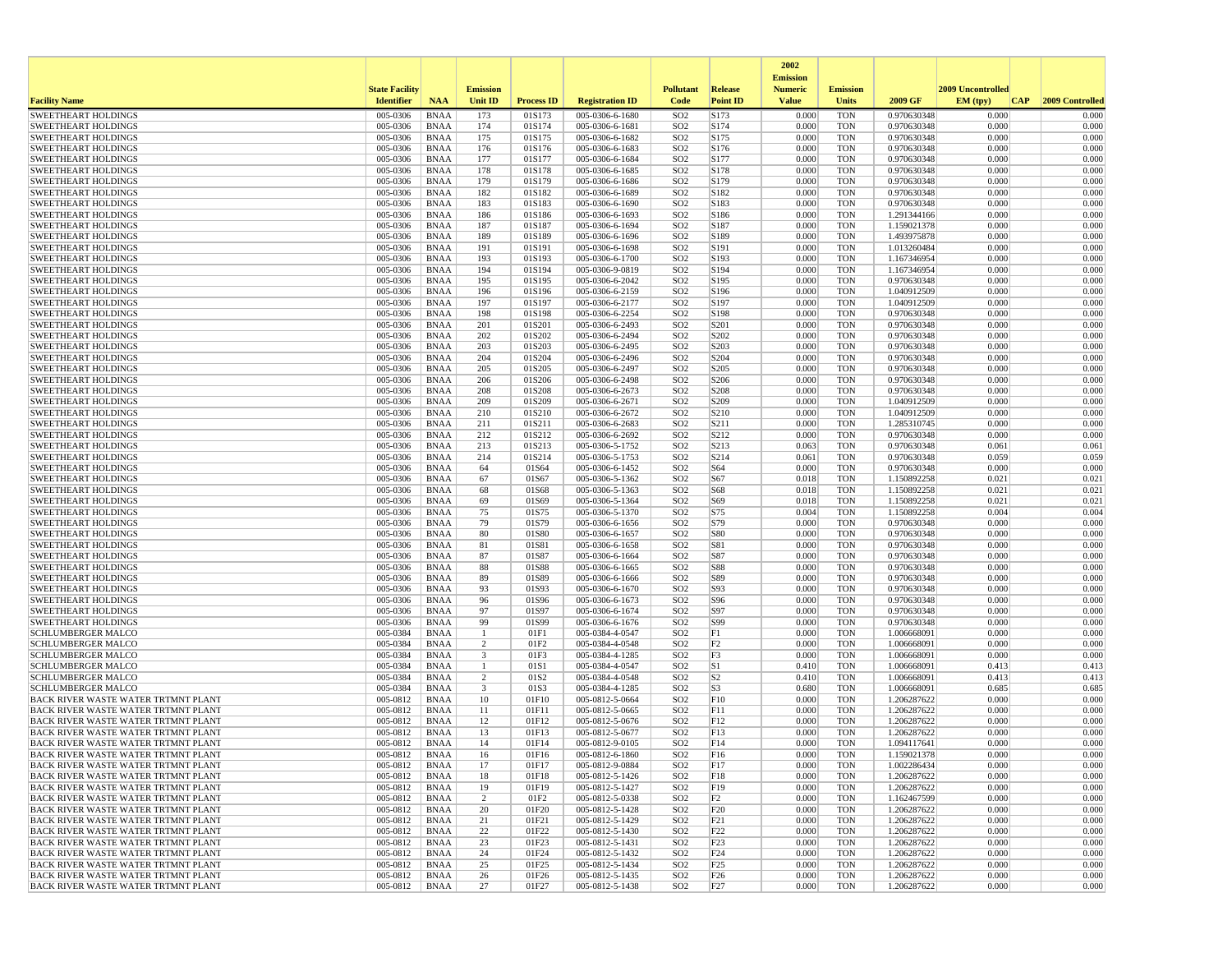| Facility Name | State Facility Identifier | NAA | Emission Unit ID | Process ID | Registration ID | Pollutant Code | Release Point ID | 2002 Emission Numeric Value | Emission Units | 2009 GF | 2009 Uncontrolled EM (tpy) | CAP | 2009 Controlled |
|---|---|---|---|---|---|---|---|---|---|---|---|---|---|
| SWEETHEART HOLDINGS | 005-0306 | BNAA | 173 | 01S173 | 005-0306-6-1680 | SO2 | S173 | 0.000 | TON | 0.970630348 | 0.000 | | 0.000 |
| SWEETHEART HOLDINGS | 005-0306 | BNAA | 174 | 01S174 | 005-0306-6-1681 | SO2 | S174 | 0.000 | TON | 0.970630348 | 0.000 | | 0.000 |
| SWEETHEART HOLDINGS | 005-0306 | BNAA | 175 | 01S175 | 005-0306-6-1682 | SO2 | S175 | 0.000 | TON | 0.970630348 | 0.000 | | 0.000 |
| SWEETHEART HOLDINGS | 005-0306 | BNAA | 176 | 01S176 | 005-0306-6-1683 | SO2 | S176 | 0.000 | TON | 0.970630348 | 0.000 | | 0.000 |
| SWEETHEART HOLDINGS | 005-0306 | BNAA | 177 | 01S177 | 005-0306-6-1684 | SO2 | S177 | 0.000 | TON | 0.970630348 | 0.000 | | 0.000 |
| SWEETHEART HOLDINGS | 005-0306 | BNAA | 178 | 01S178 | 005-0306-6-1685 | SO2 | S178 | 0.000 | TON | 0.970630348 | 0.000 | | 0.000 |
| SWEETHEART HOLDINGS | 005-0306 | BNAA | 179 | 01S179 | 005-0306-6-1686 | SO2 | S179 | 0.000 | TON | 0.970630348 | 0.000 | | 0.000 |
| SWEETHEART HOLDINGS | 005-0306 | BNAA | 182 | 01S182 | 005-0306-6-1689 | SO2 | S182 | 0.000 | TON | 0.970630348 | 0.000 | | 0.000 |
| SWEETHEART HOLDINGS | 005-0306 | BNAA | 183 | 01S183 | 005-0306-6-1690 | SO2 | S183 | 0.000 | TON | 0.970630348 | 0.000 | | 0.000 |
| SWEETHEART HOLDINGS | 005-0306 | BNAA | 186 | 01S186 | 005-0306-6-1693 | SO2 | S186 | 0.000 | TON | 1.291344166 | 0.000 | | 0.000 |
| SWEETHEART HOLDINGS | 005-0306 | BNAA | 187 | 01S187 | 005-0306-6-1694 | SO2 | S187 | 0.000 | TON | 1.159021378 | 0.000 | | 0.000 |
| SWEETHEART HOLDINGS | 005-0306 | BNAA | 189 | 01S189 | 005-0306-6-1696 | SO2 | S189 | 0.000 | TON | 1.493975878 | 0.000 | | 0.000 |
| SWEETHEART HOLDINGS | 005-0306 | BNAA | 191 | 01S191 | 005-0306-6-1698 | SO2 | S191 | 0.000 | TON | 1.013260484 | 0.000 | | 0.000 |
| SWEETHEART HOLDINGS | 005-0306 | BNAA | 193 | 01S193 | 005-0306-6-1700 | SO2 | S193 | 0.000 | TON | 1.167346954 | 0.000 | | 0.000 |
| SWEETHEART HOLDINGS | 005-0306 | BNAA | 194 | 01S194 | 005-0306-9-0819 | SO2 | S194 | 0.000 | TON | 1.167346954 | 0.000 | | 0.000 |
| SWEETHEART HOLDINGS | 005-0306 | BNAA | 195 | 01S195 | 005-0306-6-2042 | SO2 | S195 | 0.000 | TON | 0.970630348 | 0.000 | | 0.000 |
| SWEETHEART HOLDINGS | 005-0306 | BNAA | 196 | 01S196 | 005-0306-6-2159 | SO2 | S196 | 0.000 | TON | 1.040912509 | 0.000 | | 0.000 |
| SWEETHEART HOLDINGS | 005-0306 | BNAA | 197 | 01S197 | 005-0306-6-2177 | SO2 | S197 | 0.000 | TON | 1.040912509 | 0.000 | | 0.000 |
| SWEETHEART HOLDINGS | 005-0306 | BNAA | 198 | 01S198 | 005-0306-6-2254 | SO2 | S198 | 0.000 | TON | 0.970630348 | 0.000 | | 0.000 |
| SWEETHEART HOLDINGS | 005-0306 | BNAA | 201 | 01S201 | 005-0306-6-2493 | SO2 | S201 | 0.000 | TON | 0.970630348 | 0.000 | | 0.000 |
| SWEETHEART HOLDINGS | 005-0306 | BNAA | 202 | 01S202 | 005-0306-6-2494 | SO2 | S202 | 0.000 | TON | 0.970630348 | 0.000 | | 0.000 |
| SWEETHEART HOLDINGS | 005-0306 | BNAA | 203 | 01S203 | 005-0306-6-2495 | SO2 | S203 | 0.000 | TON | 0.970630348 | 0.000 | | 0.000 |
| SWEETHEART HOLDINGS | 005-0306 | BNAA | 204 | 01S204 | 005-0306-6-2496 | SO2 | S204 | 0.000 | TON | 0.970630348 | 0.000 | | 0.000 |
| SWEETHEART HOLDINGS | 005-0306 | BNAA | 205 | 01S205 | 005-0306-6-2497 | SO2 | S205 | 0.000 | TON | 0.970630348 | 0.000 | | 0.000 |
| SWEETHEART HOLDINGS | 005-0306 | BNAA | 206 | 01S206 | 005-0306-6-2498 | SO2 | S206 | 0.000 | TON | 0.970630348 | 0.000 | | 0.000 |
| SWEETHEART HOLDINGS | 005-0306 | BNAA | 208 | 01S208 | 005-0306-6-2673 | SO2 | S208 | 0.000 | TON | 0.970630348 | 0.000 | | 0.000 |
| SWEETHEART HOLDINGS | 005-0306 | BNAA | 209 | 01S209 | 005-0306-6-2671 | SO2 | S209 | 0.000 | TON | 1.040912509 | 0.000 | | 0.000 |
| SWEETHEART HOLDINGS | 005-0306 | BNAA | 210 | 01S210 | 005-0306-6-2672 | SO2 | S210 | 0.000 | TON | 1.040912509 | 0.000 | | 0.000 |
| SWEETHEART HOLDINGS | 005-0306 | BNAA | 211 | 01S211 | 005-0306-6-2683 | SO2 | S211 | 0.000 | TON | 1.285310745 | 0.000 | | 0.000 |
| SWEETHEART HOLDINGS | 005-0306 | BNAA | 212 | 01S212 | 005-0306-6-2692 | SO2 | S212 | 0.000 | TON | 0.970630348 | 0.000 | | 0.000 |
| SWEETHEART HOLDINGS | 005-0306 | BNAA | 213 | 01S213 | 005-0306-5-1752 | SO2 | S213 | 0.063 | TON | 0.970630348 | 0.061 | | 0.061 |
| SWEETHEART HOLDINGS | 005-0306 | BNAA | 214 | 01S214 | 005-0306-5-1753 | SO2 | S214 | 0.061 | TON | 0.970630348 | 0.059 | | 0.059 |
| SWEETHEART HOLDINGS | 005-0306 | BNAA | 64 | 01S64 | 005-0306-6-1452 | SO2 | S64 | 0.000 | TON | 0.970630348 | 0.000 | | 0.000 |
| SWEETHEART HOLDINGS | 005-0306 | BNAA | 67 | 01S67 | 005-0306-5-1362 | SO2 | S67 | 0.018 | TON | 1.150892258 | 0.021 | | 0.021 |
| SWEETHEART HOLDINGS | 005-0306 | BNAA | 68 | 01S68 | 005-0306-5-1363 | SO2 | S68 | 0.018 | TON | 1.150892258 | 0.021 | | 0.021 |
| SWEETHEART HOLDINGS | 005-0306 | BNAA | 69 | 01S69 | 005-0306-5-1364 | SO2 | S69 | 0.018 | TON | 1.150892258 | 0.021 | | 0.021 |
| SWEETHEART HOLDINGS | 005-0306 | BNAA | 75 | 01S75 | 005-0306-5-1370 | SO2 | S75 | 0.004 | TON | 1.150892258 | 0.004 | | 0.004 |
| SWEETHEART HOLDINGS | 005-0306 | BNAA | 79 | 01S79 | 005-0306-6-1656 | SO2 | S79 | 0.000 | TON | 0.970630348 | 0.000 | | 0.000 |
| SWEETHEART HOLDINGS | 005-0306 | BNAA | 80 | 01S80 | 005-0306-6-1657 | SO2 | S80 | 0.000 | TON | 0.970630348 | 0.000 | | 0.000 |
| SWEETHEART HOLDINGS | 005-0306 | BNAA | 81 | 01S81 | 005-0306-6-1658 | SO2 | S81 | 0.000 | TON | 0.970630348 | 0.000 | | 0.000 |
| SWEETHEART HOLDINGS | 005-0306 | BNAA | 87 | 01S87 | 005-0306-6-1664 | SO2 | S87 | 0.000 | TON | 0.970630348 | 0.000 | | 0.000 |
| SWEETHEART HOLDINGS | 005-0306 | BNAA | 88 | 01S88 | 005-0306-6-1665 | SO2 | S88 | 0.000 | TON | 0.970630348 | 0.000 | | 0.000 |
| SWEETHEART HOLDINGS | 005-0306 | BNAA | 89 | 01S89 | 005-0306-6-1666 | SO2 | S89 | 0.000 | TON | 0.970630348 | 0.000 | | 0.000 |
| SWEETHEART HOLDINGS | 005-0306 | BNAA | 93 | 01S93 | 005-0306-6-1670 | SO2 | S93 | 0.000 | TON | 0.970630348 | 0.000 | | 0.000 |
| SWEETHEART HOLDINGS | 005-0306 | BNAA | 96 | 01S96 | 005-0306-6-1673 | SO2 | S96 | 0.000 | TON | 0.970630348 | 0.000 | | 0.000 |
| SWEETHEART HOLDINGS | 005-0306 | BNAA | 97 | 01S97 | 005-0306-6-1674 | SO2 | S97 | 0.000 | TON | 0.970630348 | 0.000 | | 0.000 |
| SWEETHEART HOLDINGS | 005-0306 | BNAA | 99 | 01S99 | 005-0306-6-1676 | SO2 | S99 | 0.000 | TON | 0.970630348 | 0.000 | | 0.000 |
| SCHLUMBERGER MALCO | 005-0384 | BNAA | 1 | 01F1 | 005-0384-4-0547 | SO2 | F1 | 0.000 | TON | 1.006668091 | 0.000 | | 0.000 |
| SCHLUMBERGER MALCO | 005-0384 | BNAA | 2 | 01F2 | 005-0384-4-0548 | SO2 | F2 | 0.000 | TON | 1.006668091 | 0.000 | | 0.000 |
| SCHLUMBERGER MALCO | 005-0384 | BNAA | 3 | 01F3 | 005-0384-4-1285 | SO2 | F3 | 0.000 | TON | 1.006668091 | 0.000 | | 0.000 |
| SCHLUMBERGER MALCO | 005-0384 | BNAA | 1 | 01S1 | 005-0384-4-0547 | SO2 | S1 | 0.410 | TON | 1.006668091 | 0.413 | | 0.413 |
| SCHLUMBERGER MALCO | 005-0384 | BNAA | 2 | 01S2 | 005-0384-4-0548 | SO2 | S2 | 0.410 | TON | 1.006668091 | 0.413 | | 0.413 |
| SCHLUMBERGER MALCO | 005-0384 | BNAA | 3 | 01S3 | 005-0384-4-1285 | SO2 | S3 | 0.680 | TON | 1.006668091 | 0.685 | | 0.685 |
| BACK RIVER WASTE WATER TRTMNT PLANT | 005-0812 | BNAA | 10 | 01F10 | 005-0812-5-0664 | SO2 | F10 | 0.000 | TON | 1.206287622 | 0.000 | | 0.000 |
| BACK RIVER WASTE WATER TRTMNT PLANT | 005-0812 | BNAA | 11 | 01F11 | 005-0812-5-0665 | SO2 | F11 | 0.000 | TON | 1.206287622 | 0.000 | | 0.000 |
| BACK RIVER WASTE WATER TRTMNT PLANT | 005-0812 | BNAA | 12 | 01F12 | 005-0812-5-0676 | SO2 | F12 | 0.000 | TON | 1.206287622 | 0.000 | | 0.000 |
| BACK RIVER WASTE WATER TRTMNT PLANT | 005-0812 | BNAA | 13 | 01F13 | 005-0812-5-0677 | SO2 | F13 | 0.000 | TON | 1.206287622 | 0.000 | | 0.000 |
| BACK RIVER WASTE WATER TRTMNT PLANT | 005-0812 | BNAA | 14 | 01F14 | 005-0812-9-0105 | SO2 | F14 | 0.000 | TON | 1.094117641 | 0.000 | | 0.000 |
| BACK RIVER WASTE WATER TRTMNT PLANT | 005-0812 | BNAA | 16 | 01F16 | 005-0812-6-1860 | SO2 | F16 | 0.000 | TON | 1.159021378 | 0.000 | | 0.000 |
| BACK RIVER WASTE WATER TRTMNT PLANT | 005-0812 | BNAA | 17 | 01F17 | 005-0812-9-0884 | SO2 | F17 | 0.000 | TON | 1.002286434 | 0.000 | | 0.000 |
| BACK RIVER WASTE WATER TRTMNT PLANT | 005-0812 | BNAA | 18 | 01F18 | 005-0812-5-1426 | SO2 | F18 | 0.000 | TON | 1.206287622 | 0.000 | | 0.000 |
| BACK RIVER WASTE WATER TRTMNT PLANT | 005-0812 | BNAA | 19 | 01F19 | 005-0812-5-1427 | SO2 | F19 | 0.000 | TON | 1.206287622 | 0.000 | | 0.000 |
| BACK RIVER WASTE WATER TRTMNT PLANT | 005-0812 | BNAA | 2 | 01F2 | 005-0812-5-0338 | SO2 | F2 | 0.000 | TON | 1.162467599 | 0.000 | | 0.000 |
| BACK RIVER WASTE WATER TRTMNT PLANT | 005-0812 | BNAA | 20 | 01F20 | 005-0812-5-1428 | SO2 | F20 | 0.000 | TON | 1.206287622 | 0.000 | | 0.000 |
| BACK RIVER WASTE WATER TRTMNT PLANT | 005-0812 | BNAA | 21 | 01F21 | 005-0812-5-1429 | SO2 | F21 | 0.000 | TON | 1.206287622 | 0.000 | | 0.000 |
| BACK RIVER WASTE WATER TRTMNT PLANT | 005-0812 | BNAA | 22 | 01F22 | 005-0812-5-1430 | SO2 | F22 | 0.000 | TON | 1.206287622 | 0.000 | | 0.000 |
| BACK RIVER WASTE WATER TRTMNT PLANT | 005-0812 | BNAA | 23 | 01F23 | 005-0812-5-1431 | SO2 | F23 | 0.000 | TON | 1.206287622 | 0.000 | | 0.000 |
| BACK RIVER WASTE WATER TRTMNT PLANT | 005-0812 | BNAA | 24 | 01F24 | 005-0812-5-1432 | SO2 | F24 | 0.000 | TON | 1.206287622 | 0.000 | | 0.000 |
| BACK RIVER WASTE WATER TRTMNT PLANT | 005-0812 | BNAA | 25 | 01F25 | 005-0812-5-1434 | SO2 | F25 | 0.000 | TON | 1.206287622 | 0.000 | | 0.000 |
| BACK RIVER WASTE WATER TRTMNT PLANT | 005-0812 | BNAA | 26 | 01F26 | 005-0812-5-1435 | SO2 | F26 | 0.000 | TON | 1.206287622 | 0.000 | | 0.000 |
| BACK RIVER WASTE WATER TRTMNT PLANT | 005-0812 | BNAA | 27 | 01F27 | 005-0812-5-1438 | SO2 | F27 | 0.000 | TON | 1.206287622 | 0.000 | | 0.000 |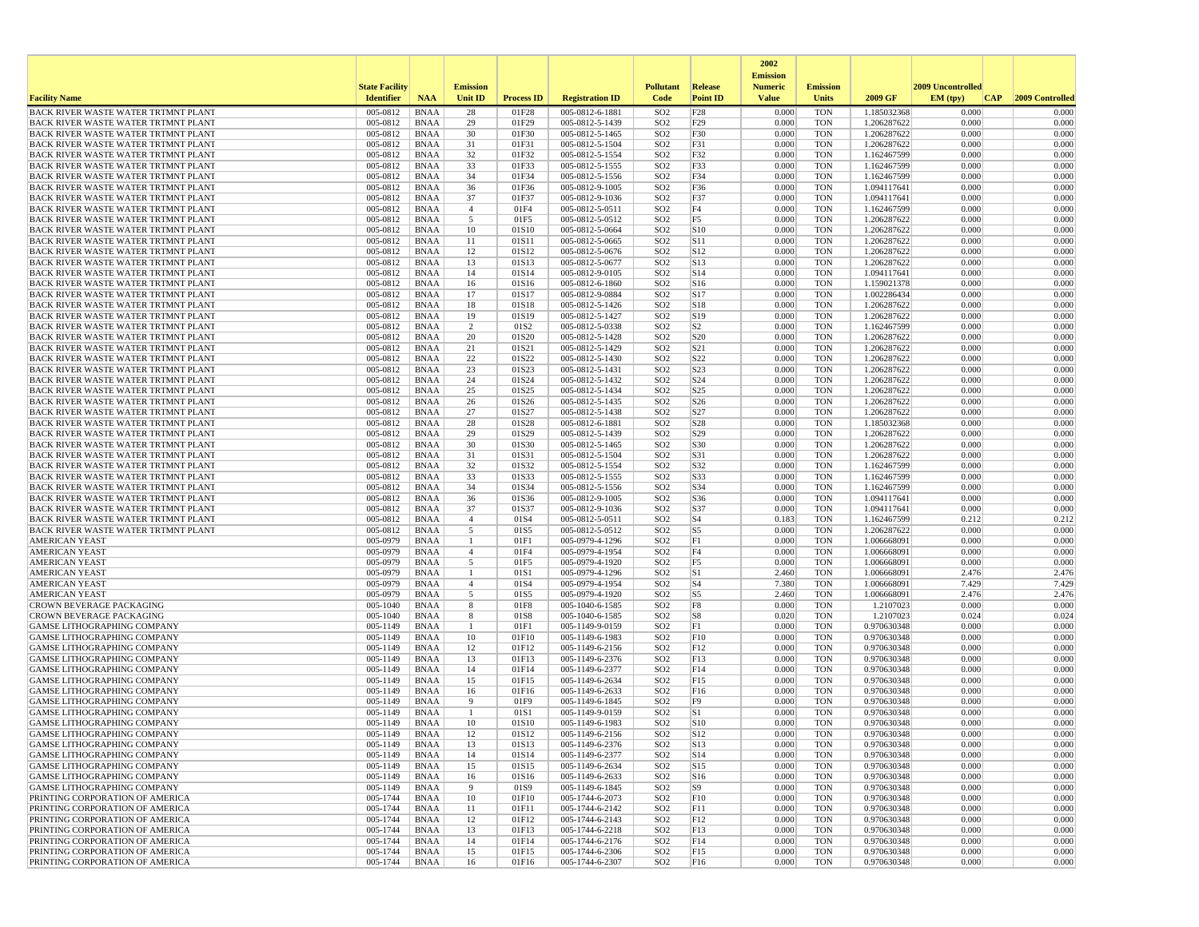| Facility Name | State Facility Identifier | NAA | Emission Unit ID | Process ID | Registration ID | Pollutant Code | Release Point ID | 2002 Emission Numeric Value | Emission Units | 2009 GF | 2009 Uncontrolled EM (tpy) | CAP | 2009 Controlled |
|---|---|---|---|---|---|---|---|---|---|---|---|---|---|
| BACK RIVER WASTE WATER TRTMNT PLANT | 005-0812 | BNAA | 28 | 01F28 | 005-0812-6-1881 | SO2 | F28 | 0.000 | TON | 1.185032368 | 0.000 | | 0.000 |
| BACK RIVER WASTE WATER TRTMNT PLANT | 005-0812 | BNAA | 29 | 01F29 | 005-0812-5-1439 | SO2 | F29 | 0.000 | TON | 1.206287622 | 0.000 | | 0.000 |
| BACK RIVER WASTE WATER TRTMNT PLANT | 005-0812 | BNAA | 30 | 01F30 | 005-0812-5-1465 | SO2 | F30 | 0.000 | TON | 1.206287622 | 0.000 | | 0.000 |
| BACK RIVER WASTE WATER TRTMNT PLANT | 005-0812 | BNAA | 31 | 01F31 | 005-0812-5-1504 | SO2 | F31 | 0.000 | TON | 1.206287622 | 0.000 | | 0.000 |
| BACK RIVER WASTE WATER TRTMNT PLANT | 005-0812 | BNAA | 32 | 01F32 | 005-0812-5-1554 | SO2 | F32 | 0.000 | TON | 1.162467599 | 0.000 | | 0.000 |
| BACK RIVER WASTE WATER TRTMNT PLANT | 005-0812 | BNAA | 33 | 01F33 | 005-0812-5-1555 | SO2 | F33 | 0.000 | TON | 1.162467599 | 0.000 | | 0.000 |
| BACK RIVER WASTE WATER TRTMNT PLANT | 005-0812 | BNAA | 34 | 01F34 | 005-0812-5-1556 | SO2 | F34 | 0.000 | TON | 1.162467599 | 0.000 | | 0.000 |
| BACK RIVER WASTE WATER TRTMNT PLANT | 005-0812 | BNAA | 36 | 01F36 | 005-0812-9-1005 | SO2 | F36 | 0.000 | TON | 1.094117641 | 0.000 | | 0.000 |
| BACK RIVER WASTE WATER TRTMNT PLANT | 005-0812 | BNAA | 37 | 01F37 | 005-0812-9-1036 | SO2 | F37 | 0.000 | TON | 1.094117641 | 0.000 | | 0.000 |
| BACK RIVER WASTE WATER TRTMNT PLANT | 005-0812 | BNAA | 4 | 01F4 | 005-0812-5-0511 | SO2 | F4 | 0.000 | TON | 1.162467599 | 0.000 | | 0.000 |
| BACK RIVER WASTE WATER TRTMNT PLANT | 005-0812 | BNAA | 5 | 01F5 | 005-0812-5-0512 | SO2 | F5 | 0.000 | TON | 1.206287622 | 0.000 | | 0.000 |
| BACK RIVER WASTE WATER TRTMNT PLANT | 005-0812 | BNAA | 10 | 01S10 | 005-0812-5-0664 | SO2 | S10 | 0.000 | TON | 1.206287622 | 0.000 | | 0.000 |
| BACK RIVER WASTE WATER TRTMNT PLANT | 005-0812 | BNAA | 11 | 01S11 | 005-0812-5-0665 | SO2 | S11 | 0.000 | TON | 1.206287622 | 0.000 | | 0.000 |
| BACK RIVER WASTE WATER TRTMNT PLANT | 005-0812 | BNAA | 12 | 01S12 | 005-0812-5-0676 | SO2 | S12 | 0.000 | TON | 1.206287622 | 0.000 | | 0.000 |
| BACK RIVER WASTE WATER TRTMNT PLANT | 005-0812 | BNAA | 13 | 01S13 | 005-0812-5-0677 | SO2 | S13 | 0.000 | TON | 1.206287622 | 0.000 | | 0.000 |
| BACK RIVER WASTE WATER TRTMNT PLANT | 005-0812 | BNAA | 14 | 01S14 | 005-0812-9-0105 | SO2 | S14 | 0.000 | TON | 1.094117641 | 0.000 | | 0.000 |
| BACK RIVER WASTE WATER TRTMNT PLANT | 005-0812 | BNAA | 16 | 01S16 | 005-0812-6-1860 | SO2 | S16 | 0.000 | TON | 1.159021378 | 0.000 | | 0.000 |
| BACK RIVER WASTE WATER TRTMNT PLANT | 005-0812 | BNAA | 17 | 01S17 | 005-0812-9-0884 | SO2 | S17 | 0.000 | TON | 1.002286434 | 0.000 | | 0.000 |
| BACK RIVER WASTE WATER TRTMNT PLANT | 005-0812 | BNAA | 18 | 01S18 | 005-0812-5-1426 | SO2 | S18 | 0.000 | TON | 1.206287622 | 0.000 | | 0.000 |
| BACK RIVER WASTE WATER TRTMNT PLANT | 005-0812 | BNAA | 19 | 01S19 | 005-0812-5-1427 | SO2 | S19 | 0.000 | TON | 1.206287622 | 0.000 | | 0.000 |
| BACK RIVER WASTE WATER TRTMNT PLANT | 005-0812 | BNAA | 2 | 01S2 | 005-0812-5-0338 | SO2 | S2 | 0.000 | TON | 1.162467599 | 0.000 | | 0.000 |
| BACK RIVER WASTE WATER TRTMNT PLANT | 005-0812 | BNAA | 20 | 01S20 | 005-0812-5-1428 | SO2 | S20 | 0.000 | TON | 1.206287622 | 0.000 | | 0.000 |
| BACK RIVER WASTE WATER TRTMNT PLANT | 005-0812 | BNAA | 21 | 01S21 | 005-0812-5-1429 | SO2 | S21 | 0.000 | TON | 1.206287622 | 0.000 | | 0.000 |
| BACK RIVER WASTE WATER TRTMNT PLANT | 005-0812 | BNAA | 22 | 01S22 | 005-0812-5-1430 | SO2 | S22 | 0.000 | TON | 1.206287622 | 0.000 | | 0.000 |
| BACK RIVER WASTE WATER TRTMNT PLANT | 005-0812 | BNAA | 23 | 01S23 | 005-0812-5-1431 | SO2 | S23 | 0.000 | TON | 1.206287622 | 0.000 | | 0.000 |
| BACK RIVER WASTE WATER TRTMNT PLANT | 005-0812 | BNAA | 24 | 01S24 | 005-0812-5-1432 | SO2 | S24 | 0.000 | TON | 1.206287622 | 0.000 | | 0.000 |
| BACK RIVER WASTE WATER TRTMNT PLANT | 005-0812 | BNAA | 25 | 01S25 | 005-0812-5-1434 | SO2 | S25 | 0.000 | TON | 1.206287622 | 0.000 | | 0.000 |
| BACK RIVER WASTE WATER TRTMNT PLANT | 005-0812 | BNAA | 26 | 01S26 | 005-0812-5-1435 | SO2 | S26 | 0.000 | TON | 1.206287622 | 0.000 | | 0.000 |
| BACK RIVER WASTE WATER TRTMNT PLANT | 005-0812 | BNAA | 27 | 01S27 | 005-0812-5-1438 | SO2 | S27 | 0.000 | TON | 1.206287622 | 0.000 | | 0.000 |
| BACK RIVER WASTE WATER TRTMNT PLANT | 005-0812 | BNAA | 28 | 01S28 | 005-0812-6-1881 | SO2 | S28 | 0.000 | TON | 1.185032368 | 0.000 | | 0.000 |
| BACK RIVER WASTE WATER TRTMNT PLANT | 005-0812 | BNAA | 29 | 01S29 | 005-0812-5-1439 | SO2 | S29 | 0.000 | TON | 1.206287622 | 0.000 | | 0.000 |
| BACK RIVER WASTE WATER TRTMNT PLANT | 005-0812 | BNAA | 30 | 01S30 | 005-0812-5-1465 | SO2 | S30 | 0.000 | TON | 1.206287622 | 0.000 | | 0.000 |
| BACK RIVER WASTE WATER TRTMNT PLANT | 005-0812 | BNAA | 31 | 01S31 | 005-0812-5-1504 | SO2 | S31 | 0.000 | TON | 1.206287622 | 0.000 | | 0.000 |
| BACK RIVER WASTE WATER TRTMNT PLANT | 005-0812 | BNAA | 32 | 01S32 | 005-0812-5-1554 | SO2 | S32 | 0.000 | TON | 1.162467599 | 0.000 | | 0.000 |
| BACK RIVER WASTE WATER TRTMNT PLANT | 005-0812 | BNAA | 33 | 01S33 | 005-0812-5-1555 | SO2 | S33 | 0.000 | TON | 1.162467599 | 0.000 | | 0.000 |
| BACK RIVER WASTE WATER TRTMNT PLANT | 005-0812 | BNAA | 34 | 01S34 | 005-0812-5-1556 | SO2 | S34 | 0.000 | TON | 1.162467599 | 0.000 | | 0.000 |
| BACK RIVER WASTE WATER TRTMNT PLANT | 005-0812 | BNAA | 36 | 01S36 | 005-0812-9-1005 | SO2 | S36 | 0.000 | TON | 1.094117641 | 0.000 | | 0.000 |
| BACK RIVER WASTE WATER TRTMNT PLANT | 005-0812 | BNAA | 37 | 01S37 | 005-0812-9-1036 | SO2 | S37 | 0.000 | TON | 1.094117641 | 0.000 | | 0.000 |
| BACK RIVER WASTE WATER TRTMNT PLANT | 005-0812 | BNAA | 4 | 01S4 | 005-0812-5-0511 | SO2 | S4 | 0.183 | TON | 1.162467599 | 0.212 | | 0.212 |
| BACK RIVER WASTE WATER TRTMNT PLANT | 005-0812 | BNAA | 5 | 01S5 | 005-0812-5-0512 | SO2 | S5 | 0.000 | TON | 1.206287622 | 0.000 | | 0.000 |
| AMERICAN YEAST | 005-0979 | BNAA | 1 | 01F1 | 005-0979-4-1296 | SO2 | F1 | 0.000 | TON | 1.006668091 | 0.000 | | 0.000 |
| AMERICAN YEAST | 005-0979 | BNAA | 4 | 01F4 | 005-0979-4-1954 | SO2 | F4 | 0.000 | TON | 1.006668091 | 0.000 | | 0.000 |
| AMERICAN YEAST | 005-0979 | BNAA | 5 | 01F5 | 005-0979-4-1920 | SO2 | F5 | 0.000 | TON | 1.006668091 | 0.000 | | 0.000 |
| AMERICAN YEAST | 005-0979 | BNAA | 1 | 01S1 | 005-0979-4-1296 | SO2 | S1 | 2.460 | TON | 1.006668091 | 2.476 | | 2.476 |
| AMERICAN YEAST | 005-0979 | BNAA | 4 | 01S4 | 005-0979-4-1954 | SO2 | S4 | 7.380 | TON | 1.006668091 | 7.429 | | 7.429 |
| AMERICAN YEAST | 005-0979 | BNAA | 5 | 01S5 | 005-0979-4-1920 | SO2 | S5 | 2.460 | TON | 1.006668091 | 2.476 | | 2.476 |
| CROWN BEVERAGE PACKAGING | 005-1040 | BNAA | 8 | 01F8 | 005-1040-6-1585 | SO2 | F8 | 0.000 | TON | 1.2107023 | 0.000 | | 0.000 |
| CROWN BEVERAGE PACKAGING | 005-1040 | BNAA | 8 | 01S8 | 005-1040-6-1585 | SO2 | S8 | 0.020 | TON | 1.2107023 | 0.024 | | 0.024 |
| GAMSE LITHOGRAPHING COMPANY | 005-1149 | BNAA | 1 | 01F1 | 005-1149-9-0159 | SO2 | F1 | 0.000 | TON | 0.970630348 | 0.000 | | 0.000 |
| GAMSE LITHOGRAPHING COMPANY | 005-1149 | BNAA | 10 | 01F10 | 005-1149-6-1983 | SO2 | F10 | 0.000 | TON | 0.970630348 | 0.000 | | 0.000 |
| GAMSE LITHOGRAPHING COMPANY | 005-1149 | BNAA | 12 | 01F12 | 005-1149-6-2156 | SO2 | F12 | 0.000 | TON | 0.970630348 | 0.000 | | 0.000 |
| GAMSE LITHOGRAPHING COMPANY | 005-1149 | BNAA | 13 | 01F13 | 005-1149-6-2376 | SO2 | F13 | 0.000 | TON | 0.970630348 | 0.000 | | 0.000 |
| GAMSE LITHOGRAPHING COMPANY | 005-1149 | BNAA | 14 | 01F14 | 005-1149-6-2377 | SO2 | F14 | 0.000 | TON | 0.970630348 | 0.000 | | 0.000 |
| GAMSE LITHOGRAPHING COMPANY | 005-1149 | BNAA | 15 | 01F15 | 005-1149-6-2634 | SO2 | F15 | 0.000 | TON | 0.970630348 | 0.000 | | 0.000 |
| GAMSE LITHOGRAPHING COMPANY | 005-1149 | BNAA | 16 | 01F16 | 005-1149-6-2633 | SO2 | F16 | 0.000 | TON | 0.970630348 | 0.000 | | 0.000 |
| GAMSE LITHOGRAPHING COMPANY | 005-1149 | BNAA | 9 | 01F9 | 005-1149-6-1845 | SO2 | F9 | 0.000 | TON | 0.970630348 | 0.000 | | 0.000 |
| GAMSE LITHOGRAPHING COMPANY | 005-1149 | BNAA | 1 | 01S1 | 005-1149-9-0159 | SO2 | S1 | 0.000 | TON | 0.970630348 | 0.000 | | 0.000 |
| GAMSE LITHOGRAPHING COMPANY | 005-1149 | BNAA | 10 | 01S10 | 005-1149-6-1983 | SO2 | S10 | 0.000 | TON | 0.970630348 | 0.000 | | 0.000 |
| GAMSE LITHOGRAPHING COMPANY | 005-1149 | BNAA | 12 | 01S12 | 005-1149-6-2156 | SO2 | S12 | 0.000 | TON | 0.970630348 | 0.000 | | 0.000 |
| GAMSE LITHOGRAPHING COMPANY | 005-1149 | BNAA | 13 | 01S13 | 005-1149-6-2376 | SO2 | S13 | 0.000 | TON | 0.970630348 | 0.000 | | 0.000 |
| GAMSE LITHOGRAPHING COMPANY | 005-1149 | BNAA | 14 | 01S14 | 005-1149-6-2377 | SO2 | S14 | 0.000 | TON | 0.970630348 | 0.000 | | 0.000 |
| GAMSE LITHOGRAPHING COMPANY | 005-1149 | BNAA | 15 | 01S15 | 005-1149-6-2634 | SO2 | S15 | 0.000 | TON | 0.970630348 | 0.000 | | 0.000 |
| GAMSE LITHOGRAPHING COMPANY | 005-1149 | BNAA | 16 | 01S16 | 005-1149-6-2633 | SO2 | S16 | 0.000 | TON | 0.970630348 | 0.000 | | 0.000 |
| GAMSE LITHOGRAPHING COMPANY | 005-1149 | BNAA | 9 | 01S9 | 005-1149-6-1845 | SO2 | S9 | 0.000 | TON | 0.970630348 | 0.000 | | 0.000 |
| PRINTING CORPORATION OF AMERICA | 005-1744 | BNAA | 10 | 01F10 | 005-1744-6-2073 | SO2 | F10 | 0.000 | TON | 0.970630348 | 0.000 | | 0.000 |
| PRINTING CORPORATION OF AMERICA | 005-1744 | BNAA | 11 | 01F11 | 005-1744-6-2142 | SO2 | F11 | 0.000 | TON | 0.970630348 | 0.000 | | 0.000 |
| PRINTING CORPORATION OF AMERICA | 005-1744 | BNAA | 12 | 01F12 | 005-1744-6-2143 | SO2 | F12 | 0.000 | TON | 0.970630348 | 0.000 | | 0.000 |
| PRINTING CORPORATION OF AMERICA | 005-1744 | BNAA | 13 | 01F13 | 005-1744-6-2218 | SO2 | F13 | 0.000 | TON | 0.970630348 | 0.000 | | 0.000 |
| PRINTING CORPORATION OF AMERICA | 005-1744 | BNAA | 14 | 01F14 | 005-1744-6-2176 | SO2 | F14 | 0.000 | TON | 0.970630348 | 0.000 | | 0.000 |
| PRINTING CORPORATION OF AMERICA | 005-1744 | BNAA | 15 | 01F15 | 005-1744-6-2306 | SO2 | F15 | 0.000 | TON | 0.970630348 | 0.000 | | 0.000 |
| PRINTING CORPORATION OF AMERICA | 005-1744 | BNAA | 16 | 01F16 | 005-1744-6-2307 | SO2 | F16 | 0.000 | TON | 0.970630348 | 0.000 | | 0.000 |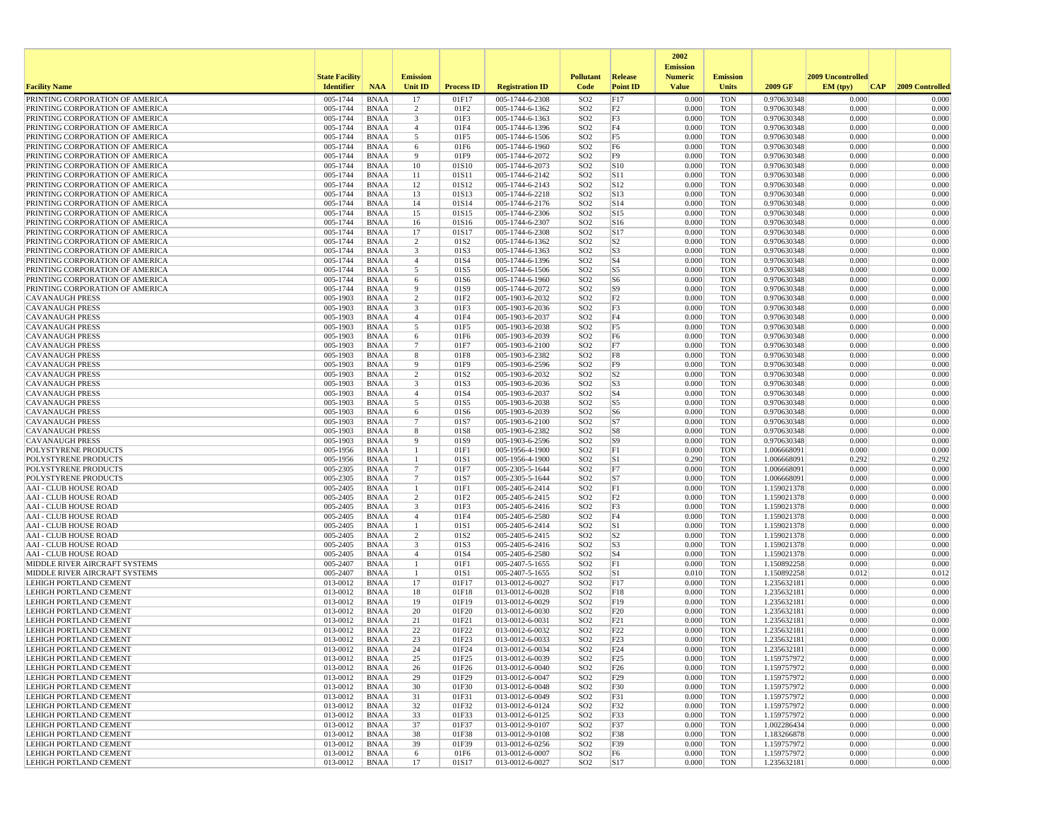| Facility Name | State Facility Identifier | NAA | Emission Unit ID | Process ID | Registration ID | Pollutant Code | Release Point ID | 2002 Emission Numeric Value | Emission Units | 2009 GF | 2009 Uncontrolled EM (tpy) | CAP | 2009 Controlled |
|---|---|---|---|---|---|---|---|---|---|---|---|---|---|
| PRINTING CORPORATION OF AMERICA | 005-1744 | BNAA | 17 | 01F17 | 005-1744-6-2308 | SO2 | F17 | 0.000 | TON | 0.970630348 | 0.000 | | 0.000 |
| PRINTING CORPORATION OF AMERICA | 005-1744 | BNAA | 2 | 01F2 | 005-1744-6-1362 | SO2 | F2 | 0.000 | TON | 0.970630348 | 0.000 | | 0.000 |
| PRINTING CORPORATION OF AMERICA | 005-1744 | BNAA | 3 | 01F3 | 005-1744-6-1363 | SO2 | F3 | 0.000 | TON | 0.970630348 | 0.000 | | 0.000 |
| PRINTING CORPORATION OF AMERICA | 005-1744 | BNAA | 4 | 01F4 | 005-1744-6-1396 | SO2 | F4 | 0.000 | TON | 0.970630348 | 0.000 | | 0.000 |
| PRINTING CORPORATION OF AMERICA | 005-1744 | BNAA | 5 | 01F5 | 005-1744-6-1506 | SO2 | F5 | 0.000 | TON | 0.970630348 | 0.000 | | 0.000 |
| PRINTING CORPORATION OF AMERICA | 005-1744 | BNAA | 6 | 01F6 | 005-1744-6-1960 | SO2 | F6 | 0.000 | TON | 0.970630348 | 0.000 | | 0.000 |
| PRINTING CORPORATION OF AMERICA | 005-1744 | BNAA | 9 | 01F9 | 005-1744-6-2072 | SO2 | F9 | 0.000 | TON | 0.970630348 | 0.000 | | 0.000 |
| PRINTING CORPORATION OF AMERICA | 005-1744 | BNAA | 10 | 01S10 | 005-1744-6-2073 | SO2 | S10 | 0.000 | TON | 0.970630348 | 0.000 | | 0.000 |
| PRINTING CORPORATION OF AMERICA | 005-1744 | BNAA | 11 | 01S11 | 005-1744-6-2142 | SO2 | S11 | 0.000 | TON | 0.970630348 | 0.000 | | 0.000 |
| PRINTING CORPORATION OF AMERICA | 005-1744 | BNAA | 12 | 01S12 | 005-1744-6-2143 | SO2 | S12 | 0.000 | TON | 0.970630348 | 0.000 | | 0.000 |
| PRINTING CORPORATION OF AMERICA | 005-1744 | BNAA | 13 | 01S13 | 005-1744-6-2218 | SO2 | S13 | 0.000 | TON | 0.970630348 | 0.000 | | 0.000 |
| PRINTING CORPORATION OF AMERICA | 005-1744 | BNAA | 14 | 01S14 | 005-1744-6-2176 | SO2 | S14 | 0.000 | TON | 0.970630348 | 0.000 | | 0.000 |
| PRINTING CORPORATION OF AMERICA | 005-1744 | BNAA | 15 | 01S15 | 005-1744-6-2306 | SO2 | S15 | 0.000 | TON | 0.970630348 | 0.000 | | 0.000 |
| PRINTING CORPORATION OF AMERICA | 005-1744 | BNAA | 16 | 01S16 | 005-1744-6-2307 | SO2 | S16 | 0.000 | TON | 0.970630348 | 0.000 | | 0.000 |
| PRINTING CORPORATION OF AMERICA | 005-1744 | BNAA | 17 | 01S17 | 005-1744-6-2308 | SO2 | S17 | 0.000 | TON | 0.970630348 | 0.000 | | 0.000 |
| PRINTING CORPORATION OF AMERICA | 005-1744 | BNAA | 2 | 01S2 | 005-1744-6-1362 | SO2 | S2 | 0.000 | TON | 0.970630348 | 0.000 | | 0.000 |
| PRINTING CORPORATION OF AMERICA | 005-1744 | BNAA | 3 | 01S3 | 005-1744-6-1363 | SO2 | S3 | 0.000 | TON | 0.970630348 | 0.000 | | 0.000 |
| PRINTING CORPORATION OF AMERICA | 005-1744 | BNAA | 4 | 01S4 | 005-1744-6-1396 | SO2 | S4 | 0.000 | TON | 0.970630348 | 0.000 | | 0.000 |
| PRINTING CORPORATION OF AMERICA | 005-1744 | BNAA | 5 | 01S5 | 005-1744-6-1506 | SO2 | S5 | 0.000 | TON | 0.970630348 | 0.000 | | 0.000 |
| PRINTING CORPORATION OF AMERICA | 005-1744 | BNAA | 6 | 01S6 | 005-1744-6-1960 | SO2 | S6 | 0.000 | TON | 0.970630348 | 0.000 | | 0.000 |
| PRINTING CORPORATION OF AMERICA | 005-1744 | BNAA | 9 | 01S9 | 005-1744-6-2072 | SO2 | S9 | 0.000 | TON | 0.970630348 | 0.000 | | 0.000 |
| CAVANAUGH PRESS | 005-1903 | BNAA | 2 | 01F2 | 005-1903-6-2032 | SO2 | F2 | 0.000 | TON | 0.970630348 | 0.000 | | 0.000 |
| CAVANAUGH PRESS | 005-1903 | BNAA | 3 | 01F3 | 005-1903-6-2036 | SO2 | F3 | 0.000 | TON | 0.970630348 | 0.000 | | 0.000 |
| CAVANAUGH PRESS | 005-1903 | BNAA | 4 | 01F4 | 005-1903-6-2037 | SO2 | F4 | 0.000 | TON | 0.970630348 | 0.000 | | 0.000 |
| CAVANAUGH PRESS | 005-1903 | BNAA | 5 | 01F5 | 005-1903-6-2038 | SO2 | F5 | 0.000 | TON | 0.970630348 | 0.000 | | 0.000 |
| CAVANAUGH PRESS | 005-1903 | BNAA | 6 | 01F6 | 005-1903-6-2039 | SO2 | F6 | 0.000 | TON | 0.970630348 | 0.000 | | 0.000 |
| CAVANAUGH PRESS | 005-1903 | BNAA | 7 | 01F7 | 005-1903-6-2100 | SO2 | F7 | 0.000 | TON | 0.970630348 | 0.000 | | 0.000 |
| CAVANAUGH PRESS | 005-1903 | BNAA | 8 | 01F8 | 005-1903-6-2382 | SO2 | F8 | 0.000 | TON | 0.970630348 | 0.000 | | 0.000 |
| CAVANAUGH PRESS | 005-1903 | BNAA | 9 | 01F9 | 005-1903-6-2596 | SO2 | F9 | 0.000 | TON | 0.970630348 | 0.000 | | 0.000 |
| CAVANAUGH PRESS | 005-1903 | BNAA | 2 | 01S2 | 005-1903-6-2032 | SO2 | S2 | 0.000 | TON | 0.970630348 | 0.000 | | 0.000 |
| CAVANAUGH PRESS | 005-1903 | BNAA | 3 | 01S3 | 005-1903-6-2036 | SO2 | S3 | 0.000 | TON | 0.970630348 | 0.000 | | 0.000 |
| CAVANAUGH PRESS | 005-1903 | BNAA | 4 | 01S4 | 005-1903-6-2037 | SO2 | S4 | 0.000 | TON | 0.970630348 | 0.000 | | 0.000 |
| CAVANAUGH PRESS | 005-1903 | BNAA | 5 | 01S5 | 005-1903-6-2038 | SO2 | S5 | 0.000 | TON | 0.970630348 | 0.000 | | 0.000 |
| CAVANAUGH PRESS | 005-1903 | BNAA | 6 | 01S6 | 005-1903-6-2039 | SO2 | S6 | 0.000 | TON | 0.970630348 | 0.000 | | 0.000 |
| CAVANAUGH PRESS | 005-1903 | BNAA | 7 | 01S7 | 005-1903-6-2100 | SO2 | S7 | 0.000 | TON | 0.970630348 | 0.000 | | 0.000 |
| CAVANAUGH PRESS | 005-1903 | BNAA | 8 | 01S8 | 005-1903-6-2382 | SO2 | S8 | 0.000 | TON | 0.970630348 | 0.000 | | 0.000 |
| CAVANAUGH PRESS | 005-1903 | BNAA | 9 | 01S9 | 005-1903-6-2596 | SO2 | S9 | 0.000 | TON | 0.970630348 | 0.000 | | 0.000 |
| POLYSTYRENE PRODUCTS | 005-1956 | BNAA | 1 | 01F1 | 005-1956-4-1900 | SO2 | F1 | 0.000 | TON | 1.006668091 | 0.000 | | 0.000 |
| POLYSTYRENE PRODUCTS | 005-1956 | BNAA | 1 | 01S1 | 005-1956-4-1900 | SO2 | S1 | 0.290 | TON | 1.006668091 | 0.292 | | 0.292 |
| POLYSTYRENE PRODUCTS | 005-2305 | BNAA | 7 | 01F7 | 005-2305-5-1644 | SO2 | F7 | 0.000 | TON | 1.006668091 | 0.000 | | 0.000 |
| POLYSTYRENE PRODUCTS | 005-2305 | BNAA | 7 | 01S7 | 005-2305-5-1644 | SO2 | S7 | 0.000 | TON | 1.006668091 | 0.000 | | 0.000 |
| AAI - CLUB HOUSE ROAD | 005-2405 | BNAA | 1 | 01F1 | 005-2405-6-2414 | SO2 | F1 | 0.000 | TON | 1.159021378 | 0.000 | | 0.000 |
| AAI - CLUB HOUSE ROAD | 005-2405 | BNAA | 2 | 01F2 | 005-2405-6-2415 | SO2 | F2 | 0.000 | TON | 1.159021378 | 0.000 | | 0.000 |
| AAI - CLUB HOUSE ROAD | 005-2405 | BNAA | 3 | 01F3 | 005-2405-6-2416 | SO2 | F3 | 0.000 | TON | 1.159021378 | 0.000 | | 0.000 |
| AAI - CLUB HOUSE ROAD | 005-2405 | BNAA | 4 | 01F4 | 005-2405-6-2580 | SO2 | F4 | 0.000 | TON | 1.159021378 | 0.000 | | 0.000 |
| AAI - CLUB HOUSE ROAD | 005-2405 | BNAA | 1 | 01S1 | 005-2405-6-2414 | SO2 | S1 | 0.000 | TON | 1.159021378 | 0.000 | | 0.000 |
| AAI - CLUB HOUSE ROAD | 005-2405 | BNAA | 2 | 01S2 | 005-2405-6-2415 | SO2 | S2 | 0.000 | TON | 1.159021378 | 0.000 | | 0.000 |
| AAI - CLUB HOUSE ROAD | 005-2405 | BNAA | 3 | 01S3 | 005-2405-6-2416 | SO2 | S3 | 0.000 | TON | 1.159021378 | 0.000 | | 0.000 |
| AAI - CLUB HOUSE ROAD | 005-2405 | BNAA | 4 | 01S4 | 005-2405-6-2580 | SO2 | S4 | 0.000 | TON | 1.159021378 | 0.000 | | 0.000 |
| MIDDLE RIVER AIRCRAFT SYSTEMS | 005-2407 | BNAA | 1 | 01F1 | 005-2407-5-1655 | SO2 | F1 | 0.000 | TON | 1.150892258 | 0.000 | | 0.000 |
| MIDDLE RIVER AIRCRAFT SYSTEMS | 005-2407 | BNAA | 1 | 01S1 | 005-2407-5-1655 | SO2 | S1 | 0.010 | TON | 1.150892258 | 0.012 | | 0.012 |
| LEHIGH PORTLAND CEMENT | 013-0012 | BNAA | 17 | 01F17 | 013-0012-6-0027 | SO2 | F17 | 0.000 | TON | 1.235632181 | 0.000 | | 0.000 |
| LEHIGH PORTLAND CEMENT | 013-0012 | BNAA | 18 | 01F18 | 013-0012-6-0028 | SO2 | F18 | 0.000 | TON | 1.235632181 | 0.000 | | 0.000 |
| LEHIGH PORTLAND CEMENT | 013-0012 | BNAA | 19 | 01F19 | 013-0012-6-0029 | SO2 | F19 | 0.000 | TON | 1.235632181 | 0.000 | | 0.000 |
| LEHIGH PORTLAND CEMENT | 013-0012 | BNAA | 20 | 01F20 | 013-0012-6-0030 | SO2 | F20 | 0.000 | TON | 1.235632181 | 0.000 | | 0.000 |
| LEHIGH PORTLAND CEMENT | 013-0012 | BNAA | 21 | 01F21 | 013-0012-6-0031 | SO2 | F21 | 0.000 | TON | 1.235632181 | 0.000 | | 0.000 |
| LEHIGH PORTLAND CEMENT | 013-0012 | BNAA | 22 | 01F22 | 013-0012-6-0032 | SO2 | F22 | 0.000 | TON | 1.235632181 | 0.000 | | 0.000 |
| LEHIGH PORTLAND CEMENT | 013-0012 | BNAA | 23 | 01F23 | 013-0012-6-0033 | SO2 | F23 | 0.000 | TON | 1.235632181 | 0.000 | | 0.000 |
| LEHIGH PORTLAND CEMENT | 013-0012 | BNAA | 24 | 01F24 | 013-0012-6-0034 | SO2 | F24 | 0.000 | TON | 1.235632181 | 0.000 | | 0.000 |
| LEHIGH PORTLAND CEMENT | 013-0012 | BNAA | 25 | 01F25 | 013-0012-6-0039 | SO2 | F25 | 0.000 | TON | 1.159757972 | 0.000 | | 0.000 |
| LEHIGH PORTLAND CEMENT | 013-0012 | BNAA | 26 | 01F26 | 013-0012-6-0040 | SO2 | F26 | 0.000 | TON | 1.159757972 | 0.000 | | 0.000 |
| LEHIGH PORTLAND CEMENT | 013-0012 | BNAA | 29 | 01F29 | 013-0012-6-0047 | SO2 | F29 | 0.000 | TON | 1.159757972 | 0.000 | | 0.000 |
| LEHIGH PORTLAND CEMENT | 013-0012 | BNAA | 30 | 01F30 | 013-0012-6-0048 | SO2 | F30 | 0.000 | TON | 1.159757972 | 0.000 | | 0.000 |
| LEHIGH PORTLAND CEMENT | 013-0012 | BNAA | 31 | 01F31 | 013-0012-6-0049 | SO2 | F31 | 0.000 | TON | 1.159757972 | 0.000 | | 0.000 |
| LEHIGH PORTLAND CEMENT | 013-0012 | BNAA | 32 | 01F32 | 013-0012-6-0124 | SO2 | F32 | 0.000 | TON | 1.159757972 | 0.000 | | 0.000 |
| LEHIGH PORTLAND CEMENT | 013-0012 | BNAA | 33 | 01F33 | 013-0012-6-0125 | SO2 | F33 | 0.000 | TON | 1.159757972 | 0.000 | | 0.000 |
| LEHIGH PORTLAND CEMENT | 013-0012 | BNAA | 37 | 01F37 | 013-0012-9-0107 | SO2 | F37 | 0.000 | TON | 1.002286434 | 0.000 | | 0.000 |
| LEHIGH PORTLAND CEMENT | 013-0012 | BNAA | 38 | 01F38 | 013-0012-9-0108 | SO2 | F38 | 0.000 | TON | 1.183266878 | 0.000 | | 0.000 |
| LEHIGH PORTLAND CEMENT | 013-0012 | BNAA | 39 | 01F39 | 013-0012-6-0256 | SO2 | F39 | 0.000 | TON | 1.159757972 | 0.000 | | 0.000 |
| LEHIGH PORTLAND CEMENT | 013-0012 | BNAA | 6 | 01F6 | 013-0012-6-0007 | SO2 | F6 | 0.000 | TON | 1.159757972 | 0.000 | | 0.000 |
| LEHIGH PORTLAND CEMENT | 013-0012 | BNAA | 17 | 01S17 | 013-0012-6-0027 | SO2 | S17 | 0.000 | TON | 1.235632181 | 0.000 | | 0.000 |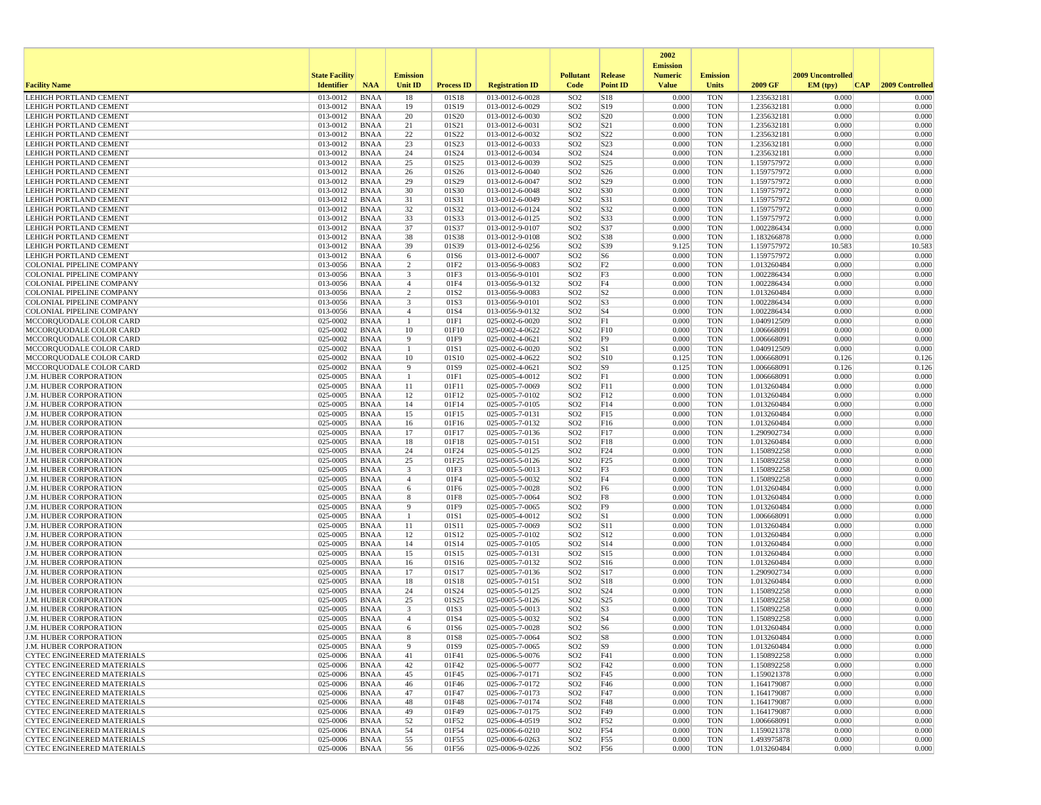| Facility Name | State Facility Identifier | NAA | Emission Unit ID | Process ID | Registration ID | Pollutant Code | Release Point ID | 2002 Emission Numeric Value | Emission Units | 2009 GF | 2009 Uncontrolled EM (tpy) | CAP | 2009 Controlled |
|---|---|---|---|---|---|---|---|---|---|---|---|---|---|
| LEHIGH PORTLAND CEMENT | 013-0012 | BNAA | 18 | 01S18 | 013-0012-6-0028 | SO2 | S18 | 0.000 | TON | 1.235632181 | 0.000 | | 0.000 |
| LEHIGH PORTLAND CEMENT | 013-0012 | BNAA | 19 | 01S19 | 013-0012-6-0029 | SO2 | S19 | 0.000 | TON | 1.235632181 | 0.000 | | 0.000 |
| LEHIGH PORTLAND CEMENT | 013-0012 | BNAA | 20 | 01S20 | 013-0012-6-0030 | SO2 | S20 | 0.000 | TON | 1.235632181 | 0.000 | | 0.000 |
| LEHIGH PORTLAND CEMENT | 013-0012 | BNAA | 21 | 01S21 | 013-0012-6-0031 | SO2 | S21 | 0.000 | TON | 1.235632181 | 0.000 | | 0.000 |
| LEHIGH PORTLAND CEMENT | 013-0012 | BNAA | 22 | 01S22 | 013-0012-6-0032 | SO2 | S22 | 0.000 | TON | 1.235632181 | 0.000 | | 0.000 |
| LEHIGH PORTLAND CEMENT | 013-0012 | BNAA | 23 | 01S23 | 013-0012-6-0033 | SO2 | S23 | 0.000 | TON | 1.235632181 | 0.000 | | 0.000 |
| LEHIGH PORTLAND CEMENT | 013-0012 | BNAA | 24 | 01S24 | 013-0012-6-0034 | SO2 | S24 | 0.000 | TON | 1.235632181 | 0.000 | | 0.000 |
| LEHIGH PORTLAND CEMENT | 013-0012 | BNAA | 25 | 01S25 | 013-0012-6-0039 | SO2 | S25 | 0.000 | TON | 1.159757972 | 0.000 | | 0.000 |
| LEHIGH PORTLAND CEMENT | 013-0012 | BNAA | 26 | 01S26 | 013-0012-6-0040 | SO2 | S26 | 0.000 | TON | 1.159757972 | 0.000 | | 0.000 |
| LEHIGH PORTLAND CEMENT | 013-0012 | BNAA | 29 | 01S29 | 013-0012-6-0047 | SO2 | S29 | 0.000 | TON | 1.159757972 | 0.000 | | 0.000 |
| LEHIGH PORTLAND CEMENT | 013-0012 | BNAA | 30 | 01S30 | 013-0012-6-0048 | SO2 | S30 | 0.000 | TON | 1.159757972 | 0.000 | | 0.000 |
| LEHIGH PORTLAND CEMENT | 013-0012 | BNAA | 31 | 01S31 | 013-0012-6-0049 | SO2 | S31 | 0.000 | TON | 1.159757972 | 0.000 | | 0.000 |
| LEHIGH PORTLAND CEMENT | 013-0012 | BNAA | 32 | 01S32 | 013-0012-6-0124 | SO2 | S32 | 0.000 | TON | 1.159757972 | 0.000 | | 0.000 |
| LEHIGH PORTLAND CEMENT | 013-0012 | BNAA | 33 | 01S33 | 013-0012-6-0125 | SO2 | S33 | 0.000 | TON | 1.159757972 | 0.000 | | 0.000 |
| LEHIGH PORTLAND CEMENT | 013-0012 | BNAA | 37 | 01S37 | 013-0012-9-0107 | SO2 | S37 | 0.000 | TON | 1.002286434 | 0.000 | | 0.000 |
| LEHIGH PORTLAND CEMENT | 013-0012 | BNAA | 38 | 01S38 | 013-0012-9-0108 | SO2 | S38 | 0.000 | TON | 1.183266878 | 0.000 | | 0.000 |
| LEHIGH PORTLAND CEMENT | 013-0012 | BNAA | 39 | 01S39 | 013-0012-6-0256 | SO2 | S39 | 9.125 | TON | 1.159757972 | 10.583 | | 10.583 |
| LEHIGH PORTLAND CEMENT | 013-0012 | BNAA | 6 | 01S6 | 013-0012-6-0007 | SO2 | S6 | 0.000 | TON | 1.159757972 | 0.000 | | 0.000 |
| COLONIAL PIPELINE COMPANY | 013-0056 | BNAA | 2 | 01F2 | 013-0056-9-0083 | SO2 | F2 | 0.000 | TON | 1.013260484 | 0.000 | | 0.000 |
| COLONIAL PIPELINE COMPANY | 013-0056 | BNAA | 3 | 01F3 | 013-0056-9-0101 | SO2 | F3 | 0.000 | TON | 1.002286434 | 0.000 | | 0.000 |
| COLONIAL PIPELINE COMPANY | 013-0056 | BNAA | 4 | 01F4 | 013-0056-9-0132 | SO2 | F4 | 0.000 | TON | 1.002286434 | 0.000 | | 0.000 |
| COLONIAL PIPELINE COMPANY | 013-0056 | BNAA | 2 | 01S2 | 013-0056-9-0083 | SO2 | S2 | 0.000 | TON | 1.013260484 | 0.000 | | 0.000 |
| COLONIAL PIPELINE COMPANY | 013-0056 | BNAA | 3 | 01S3 | 013-0056-9-0101 | SO2 | S3 | 0.000 | TON | 1.002286434 | 0.000 | | 0.000 |
| COLONIAL PIPELINE COMPANY | 013-0056 | BNAA | 4 | 01S4 | 013-0056-9-0132 | SO2 | S4 | 0.000 | TON | 1.002286434 | 0.000 | | 0.000 |
| MCCORQUODALE COLOR CARD | 025-0002 | BNAA | 1 | 01F1 | 025-0002-6-0020 | SO2 | F1 | 0.000 | TON | 1.040912509 | 0.000 | | 0.000 |
| MCCORQUODALE COLOR CARD | 025-0002 | BNAA | 10 | 01F10 | 025-0002-4-0622 | SO2 | F10 | 0.000 | TON | 1.006668091 | 0.000 | | 0.000 |
| MCCORQUODALE COLOR CARD | 025-0002 | BNAA | 9 | 01F9 | 025-0002-4-0621 | SO2 | F9 | 0.000 | TON | 1.006668091 | 0.000 | | 0.000 |
| MCCORQUODALE COLOR CARD | 025-0002 | BNAA | 1 | 01S1 | 025-0002-6-0020 | SO2 | S1 | 0.000 | TON | 1.040912509 | 0.000 | | 0.000 |
| MCCORQUODALE COLOR CARD | 025-0002 | BNAA | 10 | 01S10 | 025-0002-4-0622 | SO2 | S10 | 0.125 | TON | 1.006668091 | 0.126 | | 0.126 |
| MCCORQUODALE COLOR CARD | 025-0002 | BNAA | 9 | 01S9 | 025-0002-4-0621 | SO2 | S9 | 0.125 | TON | 1.006668091 | 0.126 | | 0.126 |
| J.M. HUBER CORPORATION | 025-0005 | BNAA | 1 | 01F1 | 025-0005-4-0012 | SO2 | F1 | 0.000 | TON | 1.006668091 | 0.000 | | 0.000 |
| J.M. HUBER CORPORATION | 025-0005 | BNAA | 11 | 01F11 | 025-0005-7-0069 | SO2 | F11 | 0.000 | TON | 1.013260484 | 0.000 | | 0.000 |
| J.M. HUBER CORPORATION | 025-0005 | BNAA | 12 | 01F12 | 025-0005-7-0102 | SO2 | F12 | 0.000 | TON | 1.013260484 | 0.000 | | 0.000 |
| J.M. HUBER CORPORATION | 025-0005 | BNAA | 14 | 01F14 | 025-0005-7-0105 | SO2 | F14 | 0.000 | TON | 1.013260484 | 0.000 | | 0.000 |
| J.M. HUBER CORPORATION | 025-0005 | BNAA | 15 | 01F15 | 025-0005-7-0131 | SO2 | F15 | 0.000 | TON | 1.013260484 | 0.000 | | 0.000 |
| J.M. HUBER CORPORATION | 025-0005 | BNAA | 16 | 01F16 | 025-0005-7-0132 | SO2 | F16 | 0.000 | TON | 1.013260484 | 0.000 | | 0.000 |
| J.M. HUBER CORPORATION | 025-0005 | BNAA | 17 | 01F17 | 025-0005-7-0136 | SO2 | F17 | 0.000 | TON | 1.290902734 | 0.000 | | 0.000 |
| J.M. HUBER CORPORATION | 025-0005 | BNAA | 18 | 01F18 | 025-0005-7-0151 | SO2 | F18 | 0.000 | TON | 1.013260484 | 0.000 | | 0.000 |
| J.M. HUBER CORPORATION | 025-0005 | BNAA | 24 | 01F24 | 025-0005-5-0125 | SO2 | F24 | 0.000 | TON | 1.150892258 | 0.000 | | 0.000 |
| J.M. HUBER CORPORATION | 025-0005 | BNAA | 25 | 01F25 | 025-0005-5-0126 | SO2 | F25 | 0.000 | TON | 1.150892258 | 0.000 | | 0.000 |
| J.M. HUBER CORPORATION | 025-0005 | BNAA | 3 | 01F3 | 025-0005-5-0013 | SO2 | F3 | 0.000 | TON | 1.150892258 | 0.000 | | 0.000 |
| J.M. HUBER CORPORATION | 025-0005 | BNAA | 4 | 01F4 | 025-0005-5-0032 | SO2 | F4 | 0.000 | TON | 1.150892258 | 0.000 | | 0.000 |
| J.M. HUBER CORPORATION | 025-0005 | BNAA | 6 | 01F6 | 025-0005-7-0028 | SO2 | F6 | 0.000 | TON | 1.013260484 | 0.000 | | 0.000 |
| J.M. HUBER CORPORATION | 025-0005 | BNAA | 8 | 01F8 | 025-0005-7-0064 | SO2 | F8 | 0.000 | TON | 1.013260484 | 0.000 | | 0.000 |
| J.M. HUBER CORPORATION | 025-0005 | BNAA | 9 | 01F9 | 025-0005-7-0065 | SO2 | F9 | 0.000 | TON | 1.013260484 | 0.000 | | 0.000 |
| J.M. HUBER CORPORATION | 025-0005 | BNAA | 1 | 01S1 | 025-0005-4-0012 | SO2 | S1 | 0.000 | TON | 1.006668091 | 0.000 | | 0.000 |
| J.M. HUBER CORPORATION | 025-0005 | BNAA | 11 | 01S11 | 025-0005-7-0069 | SO2 | S11 | 0.000 | TON | 1.013260484 | 0.000 | | 0.000 |
| J.M. HUBER CORPORATION | 025-0005 | BNAA | 12 | 01S12 | 025-0005-7-0102 | SO2 | S12 | 0.000 | TON | 1.013260484 | 0.000 | | 0.000 |
| J.M. HUBER CORPORATION | 025-0005 | BNAA | 14 | 01S14 | 025-0005-7-0105 | SO2 | S14 | 0.000 | TON | 1.013260484 | 0.000 | | 0.000 |
| J.M. HUBER CORPORATION | 025-0005 | BNAA | 15 | 01S15 | 025-0005-7-0131 | SO2 | S15 | 0.000 | TON | 1.013260484 | 0.000 | | 0.000 |
| J.M. HUBER CORPORATION | 025-0005 | BNAA | 16 | 01S16 | 025-0005-7-0132 | SO2 | S16 | 0.000 | TON | 1.013260484 | 0.000 | | 0.000 |
| J.M. HUBER CORPORATION | 025-0005 | BNAA | 17 | 01S17 | 025-0005-7-0136 | SO2 | S17 | 0.000 | TON | 1.290902734 | 0.000 | | 0.000 |
| J.M. HUBER CORPORATION | 025-0005 | BNAA | 18 | 01S18 | 025-0005-7-0151 | SO2 | S18 | 0.000 | TON | 1.013260484 | 0.000 | | 0.000 |
| J.M. HUBER CORPORATION | 025-0005 | BNAA | 24 | 01S24 | 025-0005-5-0125 | SO2 | S24 | 0.000 | TON | 1.150892258 | 0.000 | | 0.000 |
| J.M. HUBER CORPORATION | 025-0005 | BNAA | 25 | 01S25 | 025-0005-5-0126 | SO2 | S25 | 0.000 | TON | 1.150892258 | 0.000 | | 0.000 |
| J.M. HUBER CORPORATION | 025-0005 | BNAA | 3 | 01S3 | 025-0005-5-0013 | SO2 | S3 | 0.000 | TON | 1.150892258 | 0.000 | | 0.000 |
| J.M. HUBER CORPORATION | 025-0005 | BNAA | 4 | 01S4 | 025-0005-5-0032 | SO2 | S4 | 0.000 | TON | 1.150892258 | 0.000 | | 0.000 |
| J.M. HUBER CORPORATION | 025-0005 | BNAA | 6 | 01S6 | 025-0005-7-0028 | SO2 | S6 | 0.000 | TON | 1.013260484 | 0.000 | | 0.000 |
| J.M. HUBER CORPORATION | 025-0005 | BNAA | 8 | 01S8 | 025-0005-7-0064 | SO2 | S8 | 0.000 | TON | 1.013260484 | 0.000 | | 0.000 |
| J.M. HUBER CORPORATION | 025-0005 | BNAA | 9 | 01S9 | 025-0005-7-0065 | SO2 | S9 | 0.000 | TON | 1.013260484 | 0.000 | | 0.000 |
| CYTEC ENGINEERED MATERIALS | 025-0006 | BNAA | 41 | 01F41 | 025-0006-5-0076 | SO2 | F41 | 0.000 | TON | 1.150892258 | 0.000 | | 0.000 |
| CYTEC ENGINEERED MATERIALS | 025-0006 | BNAA | 42 | 01F42 | 025-0006-5-0077 | SO2 | F42 | 0.000 | TON | 1.150892258 | 0.000 | | 0.000 |
| CYTEC ENGINEERED MATERIALS | 025-0006 | BNAA | 45 | 01F45 | 025-0006-7-0171 | SO2 | F45 | 0.000 | TON | 1.159021378 | 0.000 | | 0.000 |
| CYTEC ENGINEERED MATERIALS | 025-0006 | BNAA | 46 | 01F46 | 025-0006-7-0172 | SO2 | F46 | 0.000 | TON | 1.164179087 | 0.000 | | 0.000 |
| CYTEC ENGINEERED MATERIALS | 025-0006 | BNAA | 47 | 01F47 | 025-0006-7-0173 | SO2 | F47 | 0.000 | TON | 1.164179087 | 0.000 | | 0.000 |
| CYTEC ENGINEERED MATERIALS | 025-0006 | BNAA | 48 | 01F48 | 025-0006-7-0174 | SO2 | F48 | 0.000 | TON | 1.164179087 | 0.000 | | 0.000 |
| CYTEC ENGINEERED MATERIALS | 025-0006 | BNAA | 49 | 01F49 | 025-0006-7-0175 | SO2 | F49 | 0.000 | TON | 1.164179087 | 0.000 | | 0.000 |
| CYTEC ENGINEERED MATERIALS | 025-0006 | BNAA | 52 | 01F52 | 025-0006-4-0519 | SO2 | F52 | 0.000 | TON | 1.006668091 | 0.000 | | 0.000 |
| CYTEC ENGINEERED MATERIALS | 025-0006 | BNAA | 54 | 01F54 | 025-0006-6-0210 | SO2 | F54 | 0.000 | TON | 1.159021378 | 0.000 | | 0.000 |
| CYTEC ENGINEERED MATERIALS | 025-0006 | BNAA | 55 | 01F55 | 025-0006-6-0263 | SO2 | F55 | 0.000 | TON | 1.493975878 | 0.000 | | 0.000 |
| CYTEC ENGINEERED MATERIALS | 025-0006 | BNAA | 56 | 01F56 | 025-0006-9-0226 | SO2 | F56 | 0.000 | TON | 1.013260484 | 0.000 | | 0.000 |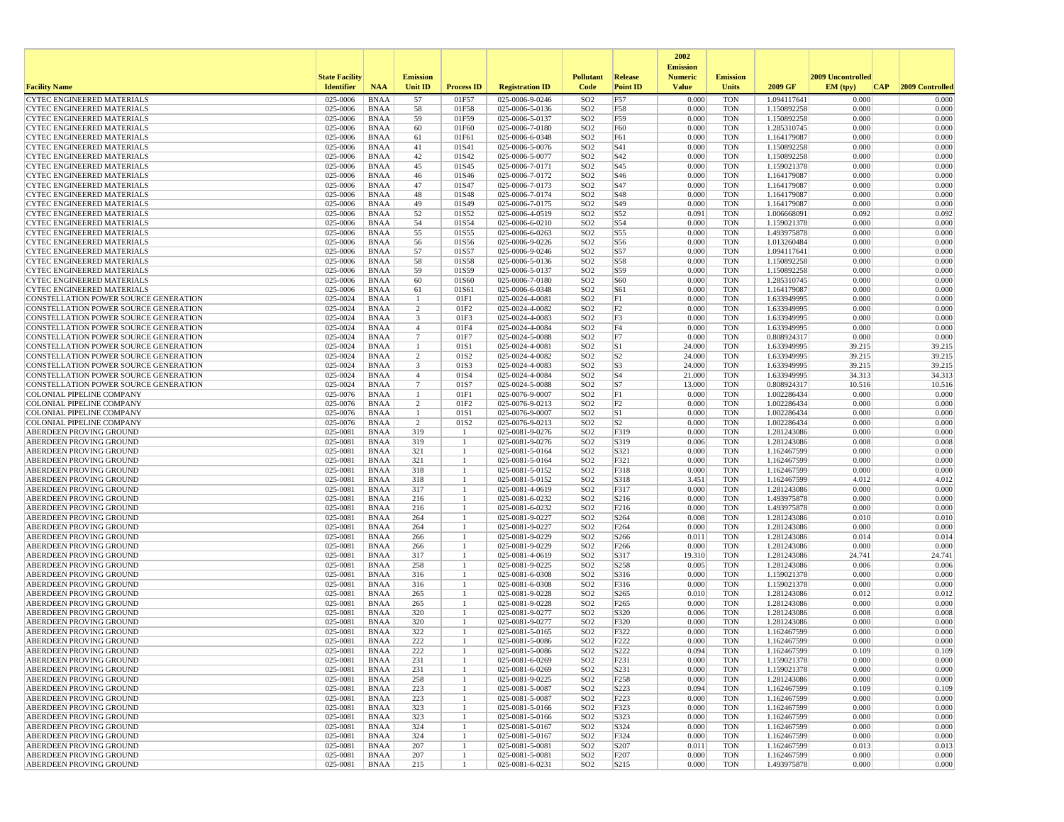| Facility Name | State Facility Identifier | NAA | Emission Unit ID | Process ID | Registration ID | Pollutant Code | Release Point ID | 2002 Emission Numeric Value | Emission Units | 2009 GF | 2009 Uncontrolled EM (tpy) | CAP | 2009 Controlled |
|---|---|---|---|---|---|---|---|---|---|---|---|---|---|
| CYTEC ENGINEERED MATERIALS | 025-0006 | BNAA | 57 | 01F57 | 025-0006-9-0246 | SO2 | F57 | 0.000 | TON | 1.094117641 | 0.000 | | 0.000 |
| CYTEC ENGINEERED MATERIALS | 025-0006 | BNAA | 58 | 01F58 | 025-0006-5-0136 | SO2 | F58 | 0.000 | TON | 1.150892258 | 0.000 | | 0.000 |
| CYTEC ENGINEERED MATERIALS | 025-0006 | BNAA | 59 | 01F59 | 025-0006-5-0137 | SO2 | F59 | 0.000 | TON | 1.150892258 | 0.000 | | 0.000 |
| CYTEC ENGINEERED MATERIALS | 025-0006 | BNAA | 60 | 01F60 | 025-0006-7-0180 | SO2 | F60 | 0.000 | TON | 1.285310745 | 0.000 | | 0.000 |
| CYTEC ENGINEERED MATERIALS | 025-0006 | BNAA | 61 | 01F61 | 025-0006-6-0348 | SO2 | F61 | 0.000 | TON | 1.164179087 | 0.000 | | 0.000 |
| CYTEC ENGINEERED MATERIALS | 025-0006 | BNAA | 41 | 01S41 | 025-0006-5-0076 | SO2 | S41 | 0.000 | TON | 1.150892258 | 0.000 | | 0.000 |
| CYTEC ENGINEERED MATERIALS | 025-0006 | BNAA | 42 | 01S42 | 025-0006-5-0077 | SO2 | S42 | 0.000 | TON | 1.150892258 | 0.000 | | 0.000 |
| CYTEC ENGINEERED MATERIALS | 025-0006 | BNAA | 45 | 01S45 | 025-0006-7-0171 | SO2 | S45 | 0.000 | TON | 1.159021378 | 0.000 | | 0.000 |
| CYTEC ENGINEERED MATERIALS | 025-0006 | BNAA | 46 | 01S46 | 025-0006-7-0172 | SO2 | S46 | 0.000 | TON | 1.164179087 | 0.000 | | 0.000 |
| CYTEC ENGINEERED MATERIALS | 025-0006 | BNAA | 47 | 01S47 | 025-0006-7-0173 | SO2 | S47 | 0.000 | TON | 1.164179087 | 0.000 | | 0.000 |
| CYTEC ENGINEERED MATERIALS | 025-0006 | BNAA | 48 | 01S48 | 025-0006-7-0174 | SO2 | S48 | 0.000 | TON | 1.164179087 | 0.000 | | 0.000 |
| CYTEC ENGINEERED MATERIALS | 025-0006 | BNAA | 49 | 01S49 | 025-0006-7-0175 | SO2 | S49 | 0.000 | TON | 1.164179087 | 0.000 | | 0.000 |
| CYTEC ENGINEERED MATERIALS | 025-0006 | BNAA | 52 | 01S52 | 025-0006-4-0519 | SO2 | S52 | 0.091 | TON | 1.006668091 | 0.092 | | 0.092 |
| CYTEC ENGINEERED MATERIALS | 025-0006 | BNAA | 54 | 01S54 | 025-0006-6-0210 | SO2 | S54 | 0.000 | TON | 1.159021378 | 0.000 | | 0.000 |
| CYTEC ENGINEERED MATERIALS | 025-0006 | BNAA | 55 | 01S55 | 025-0006-6-0263 | SO2 | S55 | 0.000 | TON | 1.493975878 | 0.000 | | 0.000 |
| CYTEC ENGINEERED MATERIALS | 025-0006 | BNAA | 56 | 01S56 | 025-0006-9-0226 | SO2 | S56 | 0.000 | TON | 1.013260484 | 0.000 | | 0.000 |
| CYTEC ENGINEERED MATERIALS | 025-0006 | BNAA | 57 | 01S57 | 025-0006-9-0246 | SO2 | S57 | 0.000 | TON | 1.094117641 | 0.000 | | 0.000 |
| CYTEC ENGINEERED MATERIALS | 025-0006 | BNAA | 58 | 01S58 | 025-0006-5-0136 | SO2 | S58 | 0.000 | TON | 1.150892258 | 0.000 | | 0.000 |
| CYTEC ENGINEERED MATERIALS | 025-0006 | BNAA | 59 | 01S59 | 025-0006-5-0137 | SO2 | S59 | 0.000 | TON | 1.150892258 | 0.000 | | 0.000 |
| CYTEC ENGINEERED MATERIALS | 025-0006 | BNAA | 60 | 01S60 | 025-0006-7-0180 | SO2 | S60 | 0.000 | TON | 1.285310745 | 0.000 | | 0.000 |
| CYTEC ENGINEERED MATERIALS | 025-0006 | BNAA | 61 | 01S61 | 025-0006-6-0348 | SO2 | S61 | 0.000 | TON | 1.164179087 | 0.000 | | 0.000 |
| CONSTELLATION POWER SOURCE GENERATION | 025-0024 | BNAA | 1 | 01F1 | 025-0024-4-0081 | SO2 | F1 | 0.000 | TON | 1.633949995 | 0.000 | | 0.000 |
| CONSTELLATION POWER SOURCE GENERATION | 025-0024 | BNAA | 2 | 01F2 | 025-0024-4-0082 | SO2 | F2 | 0.000 | TON | 1.633949995 | 0.000 | | 0.000 |
| CONSTELLATION POWER SOURCE GENERATION | 025-0024 | BNAA | 3 | 01F3 | 025-0024-4-0083 | SO2 | F3 | 0.000 | TON | 1.633949995 | 0.000 | | 0.000 |
| CONSTELLATION POWER SOURCE GENERATION | 025-0024 | BNAA | 4 | 01F4 | 025-0024-4-0084 | SO2 | F4 | 0.000 | TON | 1.633949995 | 0.000 | | 0.000 |
| CONSTELLATION POWER SOURCE GENERATION | 025-0024 | BNAA | 7 | 01F7 | 025-0024-5-0088 | SO2 | F7 | 0.000 | TON | 0.808924317 | 0.000 | | 0.000 |
| CONSTELLATION POWER SOURCE GENERATION | 025-0024 | BNAA | 1 | 01S1 | 025-0024-4-0081 | SO2 | S1 | 24.000 | TON | 1.633949995 | 39.215 | | 39.215 |
| CONSTELLATION POWER SOURCE GENERATION | 025-0024 | BNAA | 2 | 01S2 | 025-0024-4-0082 | SO2 | S2 | 24.000 | TON | 1.633949995 | 39.215 | | 39.215 |
| CONSTELLATION POWER SOURCE GENERATION | 025-0024 | BNAA | 3 | 01S3 | 025-0024-4-0083 | SO2 | S3 | 24.000 | TON | 1.633949995 | 39.215 | | 39.215 |
| CONSTELLATION POWER SOURCE GENERATION | 025-0024 | BNAA | 4 | 01S4 | 025-0024-4-0084 | SO2 | S4 | 21.000 | TON | 1.633949995 | 34.313 | | 34.313 |
| CONSTELLATION POWER SOURCE GENERATION | 025-0024 | BNAA | 7 | 01S7 | 025-0024-5-0088 | SO2 | S7 | 13.000 | TON | 0.808924317 | 10.516 | | 10.516 |
| COLONIAL PIPELINE COMPANY | 025-0076 | BNAA | 1 | 01F1 | 025-0076-9-0007 | SO2 | F1 | 0.000 | TON | 1.002286434 | 0.000 | | 0.000 |
| COLONIAL PIPELINE COMPANY | 025-0076 | BNAA | 2 | 01F2 | 025-0076-9-0213 | SO2 | F2 | 0.000 | TON | 1.002286434 | 0.000 | | 0.000 |
| COLONIAL PIPELINE COMPANY | 025-0076 | BNAA | 1 | 01S1 | 025-0076-9-0007 | SO2 | S1 | 0.000 | TON | 1.002286434 | 0.000 | | 0.000 |
| COLONIAL PIPELINE COMPANY | 025-0076 | BNAA | 2 | 01S2 | 025-0076-9-0213 | SO2 | S2 | 0.000 | TON | 1.002286434 | 0.000 | | 0.000 |
| ABERDEEN PROVING GROUND | 025-0081 | BNAA | 319 | 1 | 025-0081-9-0276 | SO2 | F319 | 0.000 | TON | 1.281243086 | 0.000 | | 0.000 |
| ABERDEEN PROVING GROUND | 025-0081 | BNAA | 319 | 1 | 025-0081-9-0276 | SO2 | S319 | 0.006 | TON | 1.281243086 | 0.008 | | 0.008 |
| ABERDEEN PROVING GROUND | 025-0081 | BNAA | 321 | 1 | 025-0081-5-0164 | SO2 | S321 | 0.000 | TON | 1.162467599 | 0.000 | | 0.000 |
| ABERDEEN PROVING GROUND | 025-0081 | BNAA | 321 | 1 | 025-0081-5-0164 | SO2 | F321 | 0.000 | TON | 1.162467599 | 0.000 | | 0.000 |
| ABERDEEN PROVING GROUND | 025-0081 | BNAA | 318 | 1 | 025-0081-5-0152 | SO2 | F318 | 0.000 | TON | 1.162467599 | 0.000 | | 0.000 |
| ABERDEEN PROVING GROUND | 025-0081 | BNAA | 318 | 1 | 025-0081-5-0152 | SO2 | S318 | 3.451 | TON | 1.162467599 | 4.012 | | 4.012 |
| ABERDEEN PROVING GROUND | 025-0081 | BNAA | 317 | 1 | 025-0081-4-0619 | SO2 | F317 | 0.000 | TON | 1.281243086 | 0.000 | | 0.000 |
| ABERDEEN PROVING GROUND | 025-0081 | BNAA | 216 | 1 | 025-0081-6-0232 | SO2 | S216 | 0.000 | TON | 1.493975878 | 0.000 | | 0.000 |
| ABERDEEN PROVING GROUND | 025-0081 | BNAA | 216 | 1 | 025-0081-6-0232 | SO2 | F216 | 0.000 | TON | 1.493975878 | 0.000 | | 0.000 |
| ABERDEEN PROVING GROUND | 025-0081 | BNAA | 264 | 1 | 025-0081-9-0227 | SO2 | S264 | 0.008 | TON | 1.281243086 | 0.010 | | 0.010 |
| ABERDEEN PROVING GROUND | 025-0081 | BNAA | 264 | 1 | 025-0081-9-0227 | SO2 | F264 | 0.000 | TON | 1.281243086 | 0.000 | | 0.000 |
| ABERDEEN PROVING GROUND | 025-0081 | BNAA | 266 | 1 | 025-0081-9-0229 | SO2 | S266 | 0.011 | TON | 1.281243086 | 0.014 | | 0.014 |
| ABERDEEN PROVING GROUND | 025-0081 | BNAA | 266 | 1 | 025-0081-9-0229 | SO2 | F266 | 0.000 | TON | 1.281243086 | 0.000 | | 0.000 |
| ABERDEEN PROVING GROUND | 025-0081 | BNAA | 317 | 1 | 025-0081-4-0619 | SO2 | S317 | 19.310 | TON | 1.281243086 | 24.741 | | 24.741 |
| ABERDEEN PROVING GROUND | 025-0081 | BNAA | 258 | 1 | 025-0081-9-0225 | SO2 | S258 | 0.005 | TON | 1.281243086 | 0.006 | | 0.006 |
| ABERDEEN PROVING GROUND | 025-0081 | BNAA | 316 | 1 | 025-0081-6-0308 | SO2 | S316 | 0.000 | TON | 1.159021378 | 0.000 | | 0.000 |
| ABERDEEN PROVING GROUND | 025-0081 | BNAA | 316 | 1 | 025-0081-6-0308 | SO2 | F316 | 0.000 | TON | 1.159021378 | 0.000 | | 0.000 |
| ABERDEEN PROVING GROUND | 025-0081 | BNAA | 265 | 1 | 025-0081-9-0228 | SO2 | S265 | 0.010 | TON | 1.281243086 | 0.012 | | 0.012 |
| ABERDEEN PROVING GROUND | 025-0081 | BNAA | 265 | 1 | 025-0081-9-0228 | SO2 | F265 | 0.000 | TON | 1.281243086 | 0.000 | | 0.000 |
| ABERDEEN PROVING GROUND | 025-0081 | BNAA | 320 | 1 | 025-0081-9-0277 | SO2 | S320 | 0.006 | TON | 1.281243086 | 0.008 | | 0.008 |
| ABERDEEN PROVING GROUND | 025-0081 | BNAA | 320 | 1 | 025-0081-9-0277 | SO2 | F320 | 0.000 | TON | 1.281243086 | 0.000 | | 0.000 |
| ABERDEEN PROVING GROUND | 025-0081 | BNAA | 322 | 1 | 025-0081-5-0165 | SO2 | F322 | 0.000 | TON | 1.162467599 | 0.000 | | 0.000 |
| ABERDEEN PROVING GROUND | 025-0081 | BNAA | 222 | 1 | 025-0081-5-0086 | SO2 | F222 | 0.000 | TON | 1.162467599 | 0.000 | | 0.000 |
| ABERDEEN PROVING GROUND | 025-0081 | BNAA | 222 | 1 | 025-0081-5-0086 | SO2 | S222 | 0.094 | TON | 1.162467599 | 0.109 | | 0.109 |
| ABERDEEN PROVING GROUND | 025-0081 | BNAA | 231 | 1 | 025-0081-6-0269 | SO2 | F231 | 0.000 | TON | 1.159021378 | 0.000 | | 0.000 |
| ABERDEEN PROVING GROUND | 025-0081 | BNAA | 231 | 1 | 025-0081-6-0269 | SO2 | S231 | 0.000 | TON | 1.159021378 | 0.000 | | 0.000 |
| ABERDEEN PROVING GROUND | 025-0081 | BNAA | 258 | 1 | 025-0081-9-0225 | SO2 | F258 | 0.000 | TON | 1.281243086 | 0.000 | | 0.000 |
| ABERDEEN PROVING GROUND | 025-0081 | BNAA | 223 | 1 | 025-0081-5-0087 | SO2 | S223 | 0.094 | TON | 1.162467599 | 0.109 | | 0.109 |
| ABERDEEN PROVING GROUND | 025-0081 | BNAA | 223 | 1 | 025-0081-5-0087 | SO2 | F223 | 0.000 | TON | 1.162467599 | 0.000 | | 0.000 |
| ABERDEEN PROVING GROUND | 025-0081 | BNAA | 323 | 1 | 025-0081-5-0166 | SO2 | F323 | 0.000 | TON | 1.162467599 | 0.000 | | 0.000 |
| ABERDEEN PROVING GROUND | 025-0081 | BNAA | 323 | 1 | 025-0081-5-0166 | SO2 | S323 | 0.000 | TON | 1.162467599 | 0.000 | | 0.000 |
| ABERDEEN PROVING GROUND | 025-0081 | BNAA | 324 | 1 | 025-0081-5-0167 | SO2 | S324 | 0.000 | TON | 1.162467599 | 0.000 | | 0.000 |
| ABERDEEN PROVING GROUND | 025-0081 | BNAA | 324 | 1 | 025-0081-5-0167 | SO2 | F324 | 0.000 | TON | 1.162467599 | 0.000 | | 0.000 |
| ABERDEEN PROVING GROUND | 025-0081 | BNAA | 207 | 1 | 025-0081-5-0081 | SO2 | S207 | 0.011 | TON | 1.162467599 | 0.013 | | 0.013 |
| ABERDEEN PROVING GROUND | 025-0081 | BNAA | 207 | 1 | 025-0081-5-0081 | SO2 | F207 | 0.000 | TON | 1.162467599 | 0.000 | | 0.000 |
| ABERDEEN PROVING GROUND | 025-0081 | BNAA | 215 | 1 | 025-0081-6-0231 | SO2 | S215 | 0.000 | TON | 1.493975878 | 0.000 | | 0.000 |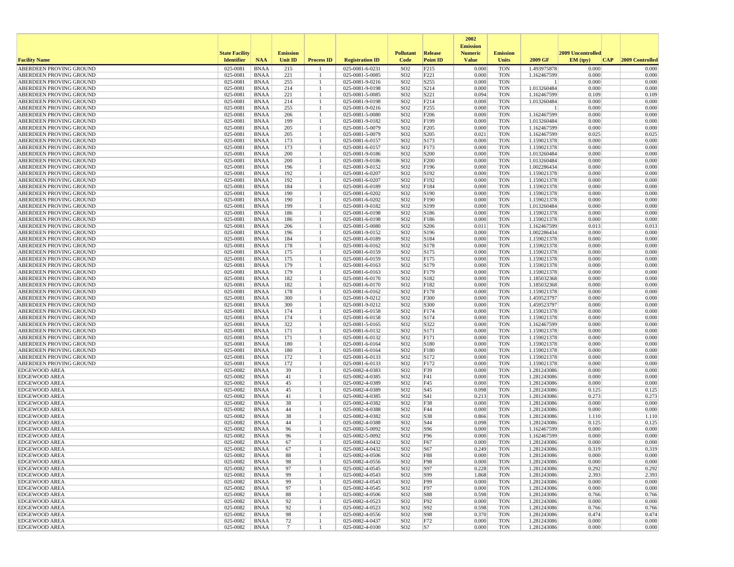| Facility Name | State Facility Identifier | NAA | Emission Unit ID | Process ID | Registration ID | Pollutant Code | Release Point ID | 2002 Emission Numeric Value | Emission Units | 2009 GF | 2009 Uncontrolled EM (tpy) | CAP | 2009 Controlled |
|---|---|---|---|---|---|---|---|---|---|---|---|---|---|
| ABERDEEN PROVING GROUND | 025-0081 | BNAA | 215 | 1 | 025-0081-6-0231 | SO2 | F215 | 0.000 | TON | 1.493975878 | 0.000 | | 0.000 |
| ABERDEEN PROVING GROUND | 025-0081 | BNAA | 221 | 1 | 025-0081-5-0085 | SO2 | F221 | 0.000 | TON | 1.162467599 | 0.000 | | 0.000 |
| ABERDEEN PROVING GROUND | 025-0081 | BNAA | 255 | 1 | 025-0081-9-0216 | SO2 | S255 | 0.000 | TON | 1 | 0.000 | | 0.000 |
| ABERDEEN PROVING GROUND | 025-0081 | BNAA | 214 | 1 | 025-0081-9-0198 | SO2 | S214 | 0.000 | TON | 1.013260484 | 0.000 | | 0.000 |
| ABERDEEN PROVING GROUND | 025-0081 | BNAA | 221 | 1 | 025-0081-5-0085 | SO2 | S221 | 0.094 | TON | 1.162467599 | 0.109 | | 0.109 |
| ABERDEEN PROVING GROUND | 025-0081 | BNAA | 214 | 1 | 025-0081-9-0198 | SO2 | F214 | 0.000 | TON | 1.013260484 | 0.000 | | 0.000 |
| ABERDEEN PROVING GROUND | 025-0081 | BNAA | 255 | 1 | 025-0081-9-0216 | SO2 | F255 | 0.000 | TON | 1 | 0.000 | | 0.000 |
| ABERDEEN PROVING GROUND | 025-0081 | BNAA | 206 | 1 | 025-0081-5-0080 | SO2 | F206 | 0.000 | TON | 1.162467599 | 0.000 | | 0.000 |
| ABERDEEN PROVING GROUND | 025-0081 | BNAA | 199 | 1 | 025-0081-9-0182 | SO2 | F199 | 0.000 | TON | 1.013260484 | 0.000 | | 0.000 |
| ABERDEEN PROVING GROUND | 025-0081 | BNAA | 205 | 1 | 025-0081-5-0079 | SO2 | F205 | 0.000 | TON | 1.162467599 | 0.000 | | 0.000 |
| ABERDEEN PROVING GROUND | 025-0081 | BNAA | 205 | 1 | 025-0081-5-0079 | SO2 | S205 | 0.021 | TON | 1.162467599 | 0.025 | | 0.025 |
| ABERDEEN PROVING GROUND | 025-0081 | BNAA | 173 | 1 | 025-0081-6-0157 | SO2 | S173 | 0.000 | TON | 1.159021378 | 0.000 | | 0.000 |
| ABERDEEN PROVING GROUND | 025-0081 | BNAA | 173 | 1 | 025-0081-6-0157 | SO2 | F173 | 0.000 | TON | 1.159021378 | 0.000 | | 0.000 |
| ABERDEEN PROVING GROUND | 025-0081 | BNAA | 200 | 1 | 025-0081-9-0186 | SO2 | S200 | 0.000 | TON | 1.013260484 | 0.000 | | 0.000 |
| ABERDEEN PROVING GROUND | 025-0081 | BNAA | 200 | 1 | 025-0081-9-0186 | SO2 | F200 | 0.000 | TON | 1.013260484 | 0.000 | | 0.000 |
| ABERDEEN PROVING GROUND | 025-0081 | BNAA | 196 | 1 | 025-0081-9-0152 | SO2 | F196 | 0.000 | TON | 1.002286434 | 0.000 | | 0.000 |
| ABERDEEN PROVING GROUND | 025-0081 | BNAA | 192 | 1 | 025-0081-6-0207 | SO2 | S192 | 0.000 | TON | 1.159021378 | 0.000 | | 0.000 |
| ABERDEEN PROVING GROUND | 025-0081 | BNAA | 192 | 1 | 025-0081-6-0207 | SO2 | F192 | 0.000 | TON | 1.159021378 | 0.000 | | 0.000 |
| ABERDEEN PROVING GROUND | 025-0081 | BNAA | 184 | 1 | 025-0081-6-0189 | SO2 | F184 | 0.000 | TON | 1.159021378 | 0.000 | | 0.000 |
| ABERDEEN PROVING GROUND | 025-0081 | BNAA | 190 | 1 | 025-0081-6-0202 | SO2 | S190 | 0.000 | TON | 1.159021378 | 0.000 | | 0.000 |
| ABERDEEN PROVING GROUND | 025-0081 | BNAA | 190 | 1 | 025-0081-6-0202 | SO2 | F190 | 0.000 | TON | 1.159021378 | 0.000 | | 0.000 |
| ABERDEEN PROVING GROUND | 025-0081 | BNAA | 199 | 1 | 025-0081-9-0182 | SO2 | S199 | 0.000 | TON | 1.013260484 | 0.000 | | 0.000 |
| ABERDEEN PROVING GROUND | 025-0081 | BNAA | 186 | 1 | 025-0081-6-0198 | SO2 | S186 | 0.000 | TON | 1.159021378 | 0.000 | | 0.000 |
| ABERDEEN PROVING GROUND | 025-0081 | BNAA | 186 | 1 | 025-0081-6-0198 | SO2 | F186 | 0.000 | TON | 1.159021378 | 0.000 | | 0.000 |
| ABERDEEN PROVING GROUND | 025-0081 | BNAA | 206 | 1 | 025-0081-5-0080 | SO2 | S206 | 0.011 | TON | 1.162467599 | 0.013 | | 0.013 |
| ABERDEEN PROVING GROUND | 025-0081 | BNAA | 196 | 1 | 025-0081-9-0152 | SO2 | S196 | 0.000 | TON | 1.002286434 | 0.000 | | 0.000 |
| ABERDEEN PROVING GROUND | 025-0081 | BNAA | 184 | 1 | 025-0081-6-0189 | SO2 | S184 | 0.000 | TON | 1.159021378 | 0.000 | | 0.000 |
| ABERDEEN PROVING GROUND | 025-0081 | BNAA | 178 | 1 | 025-0081-6-0162 | SO2 | S178 | 0.000 | TON | 1.159021378 | 0.000 | | 0.000 |
| ABERDEEN PROVING GROUND | 025-0081 | BNAA | 175 | 1 | 025-0081-6-0159 | SO2 | S175 | 0.000 | TON | 1.159021378 | 0.000 | | 0.000 |
| ABERDEEN PROVING GROUND | 025-0081 | BNAA | 175 | 1 | 025-0081-6-0159 | SO2 | F175 | 0.000 | TON | 1.159021378 | 0.000 | | 0.000 |
| ABERDEEN PROVING GROUND | 025-0081 | BNAA | 179 | 1 | 025-0081-6-0163 | SO2 | S179 | 0.000 | TON | 1.159021378 | 0.000 | | 0.000 |
| ABERDEEN PROVING GROUND | 025-0081 | BNAA | 179 | 1 | 025-0081-6-0163 | SO2 | F179 | 0.000 | TON | 1.159021378 | 0.000 | | 0.000 |
| ABERDEEN PROVING GROUND | 025-0081 | BNAA | 182 | 1 | 025-0081-6-0170 | SO2 | S182 | 0.000 | TON | 1.185032368 | 0.000 | | 0.000 |
| ABERDEEN PROVING GROUND | 025-0081 | BNAA | 182 | 1 | 025-0081-6-0170 | SO2 | F182 | 0.000 | TON | 1.185032368 | 0.000 | | 0.000 |
| ABERDEEN PROVING GROUND | 025-0081 | BNAA | 178 | 1 | 025-0081-6-0162 | SO2 | F178 | 0.000 | TON | 1.159021378 | 0.000 | | 0.000 |
| ABERDEEN PROVING GROUND | 025-0081 | BNAA | 300 | 1 | 025-0081-9-0212 | SO2 | F300 | 0.000 | TON | 1.459523797 | 0.000 | | 0.000 |
| ABERDEEN PROVING GROUND | 025-0081 | BNAA | 300 | 1 | 025-0081-9-0212 | SO2 | S300 | 0.000 | TON | 1.459523797 | 0.000 | | 0.000 |
| ABERDEEN PROVING GROUND | 025-0081 | BNAA | 174 | 1 | 025-0081-6-0158 | SO2 | F174 | 0.000 | TON | 1.159021378 | 0.000 | | 0.000 |
| ABERDEEN PROVING GROUND | 025-0081 | BNAA | 174 | 1 | 025-0081-6-0158 | SO2 | S174 | 0.000 | TON | 1.159021378 | 0.000 | | 0.000 |
| ABERDEEN PROVING GROUND | 025-0081 | BNAA | 322 | 1 | 025-0081-5-0165 | SO2 | S322 | 0.000 | TON | 1.162467599 | 0.000 | | 0.000 |
| ABERDEEN PROVING GROUND | 025-0081 | BNAA | 171 | 1 | 025-0081-6-0132 | SO2 | S171 | 0.000 | TON | 1.159021378 | 0.000 | | 0.000 |
| ABERDEEN PROVING GROUND | 025-0081 | BNAA | 171 | 1 | 025-0081-6-0132 | SO2 | F171 | 0.000 | TON | 1.159021378 | 0.000 | | 0.000 |
| ABERDEEN PROVING GROUND | 025-0081 | BNAA | 180 | 1 | 025-0081-6-0164 | SO2 | S180 | 0.000 | TON | 1.159021378 | 0.000 | | 0.000 |
| ABERDEEN PROVING GROUND | 025-0081 | BNAA | 180 | 1 | 025-0081-6-0164 | SO2 | F180 | 0.000 | TON | 1.159021378 | 0.000 | | 0.000 |
| ABERDEEN PROVING GROUND | 025-0081 | BNAA | 172 | 1 | 025-0081-6-0133 | SO2 | S172 | 0.000 | TON | 1.159021378 | 0.000 | | 0.000 |
| ABERDEEN PROVING GROUND | 025-0081 | BNAA | 172 | 1 | 025-0081-6-0133 | SO2 | F172 | 0.000 | TON | 1.159021378 | 0.000 | | 0.000 |
| EDGEWOOD AREA | 025-0082 | BNAA | 39 | 1 | 025-0082-4-0383 | SO2 | F39 | 0.000 | TON | 1.281243086 | 0.000 | | 0.000 |
| EDGEWOOD AREA | 025-0082 | BNAA | 41 | 1 | 025-0082-4-0385 | SO2 | F41 | 0.000 | TON | 1.281243086 | 0.000 | | 0.000 |
| EDGEWOOD AREA | 025-0082 | BNAA | 45 | 1 | 025-0082-4-0389 | SO2 | F45 | 0.000 | TON | 1.281243086 | 0.000 | | 0.000 |
| EDGEWOOD AREA | 025-0082 | BNAA | 45 | 1 | 025-0082-4-0389 | SO2 | S45 | 0.098 | TON | 1.281243086 | 0.125 | | 0.125 |
| EDGEWOOD AREA | 025-0082 | BNAA | 41 | 1 | 025-0082-4-0385 | SO2 | S41 | 0.213 | TON | 1.281243086 | 0.273 | | 0.273 |
| EDGEWOOD AREA | 025-0082 | BNAA | 38 | 1 | 025-0082-4-0382 | SO2 | F38 | 0.000 | TON | 1.281243086 | 0.000 | | 0.000 |
| EDGEWOOD AREA | 025-0082 | BNAA | 44 | 1 | 025-0082-4-0388 | SO2 | F44 | 0.000 | TON | 1.281243086 | 0.000 | | 0.000 |
| EDGEWOOD AREA | 025-0082 | BNAA | 38 | 1 | 025-0082-4-0382 | SO2 | S38 | 0.866 | TON | 1.281243086 | 1.110 | | 1.110 |
| EDGEWOOD AREA | 025-0082 | BNAA | 44 | 1 | 025-0082-4-0388 | SO2 | S44 | 0.098 | TON | 1.281243086 | 0.125 | | 0.125 |
| EDGEWOOD AREA | 025-0082 | BNAA | 96 | 1 | 025-0082-5-0092 | SO2 | S96 | 0.000 | TON | 1.162467599 | 0.000 | | 0.000 |
| EDGEWOOD AREA | 025-0082 | BNAA | 96 | 1 | 025-0082-5-0092 | SO2 | F96 | 0.000 | TON | 1.162467599 | 0.000 | | 0.000 |
| EDGEWOOD AREA | 025-0082 | BNAA | 67 | 1 | 025-0082-4-0432 | SO2 | F67 | 0.000 | TON | 1.281243086 | 0.000 | | 0.000 |
| EDGEWOOD AREA | 025-0082 | BNAA | 67 | 1 | 025-0082-4-0432 | SO2 | S67 | 0.249 | TON | 1.281243086 | 0.319 | | 0.319 |
| EDGEWOOD AREA | 025-0082 | BNAA | 88 | 1 | 025-0082-4-0506 | SO2 | F88 | 0.000 | TON | 1.281243086 | 0.000 | | 0.000 |
| EDGEWOOD AREA | 025-0082 | BNAA | 98 | 1 | 025-0082-4-0556 | SO2 | F98 | 0.000 | TON | 1.281243086 | 0.000 | | 0.000 |
| EDGEWOOD AREA | 025-0082 | BNAA | 97 | 1 | 025-0082-4-0545 | SO2 | S97 | 0.228 | TON | 1.281243086 | 0.292 | | 0.292 |
| EDGEWOOD AREA | 025-0082 | BNAA | 99 | 1 | 025-0082-4-0543 | SO2 | S99 | 1.868 | TON | 1.281243086 | 2.393 | | 2.393 |
| EDGEWOOD AREA | 025-0082 | BNAA | 99 | 1 | 025-0082-4-0543 | SO2 | F99 | 0.000 | TON | 1.281243086 | 0.000 | | 0.000 |
| EDGEWOOD AREA | 025-0082 | BNAA | 97 | 1 | 025-0082-4-0545 | SO2 | F97 | 0.000 | TON | 1.281243086 | 0.000 | | 0.000 |
| EDGEWOOD AREA | 025-0082 | BNAA | 88 | 1 | 025-0082-4-0506 | SO2 | S88 | 0.598 | TON | 1.281243086 | 0.766 | | 0.766 |
| EDGEWOOD AREA | 025-0082 | BNAA | 92 | 1 | 025-0082-4-0523 | SO2 | F92 | 0.000 | TON | 1.281243086 | 0.000 | | 0.000 |
| EDGEWOOD AREA | 025-0082 | BNAA | 92 | 1 | 025-0082-4-0523 | SO2 | S92 | 0.598 | TON | 1.281243086 | 0.766 | | 0.766 |
| EDGEWOOD AREA | 025-0082 | BNAA | 98 | 1 | 025-0082-4-0556 | SO2 | S98 | 0.370 | TON | 1.281243086 | 0.474 | | 0.474 |
| EDGEWOOD AREA | 025-0082 | BNAA | 72 | 1 | 025-0082-4-0437 | SO2 | F72 | 0.000 | TON | 1.281243086 | 0.000 | | 0.000 |
| EDGEWOOD AREA | 025-0082 | BNAA | 7 | 1 | 025-0082-4-0100 | SO2 | S7 | 0.000 | TON | 1.281243086 | 0.000 | | 0.000 |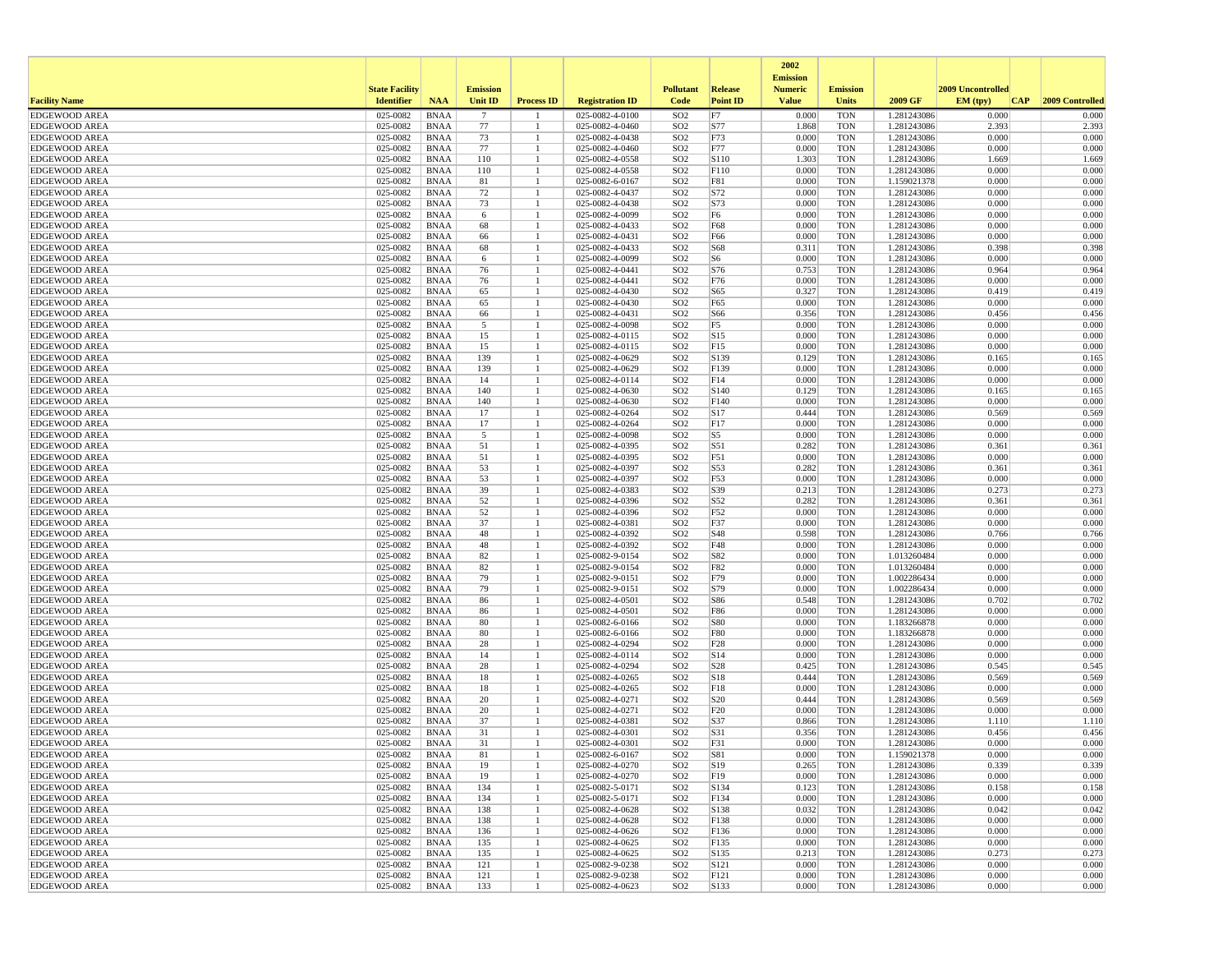| Facility Name | State Facility Identifier | NAA | Emission Unit ID | Process ID | Registration ID | Pollutant Code | Release Point ID | 2002 Emission Numeric Value | Emission Units | 2009 GF | 2009 Uncontrolled EM (tpy) | CAP | 2009 Controlled |
|---|---|---|---|---|---|---|---|---|---|---|---|---|---|
| EDGEWOOD AREA | 025-0082 | BNAA | 7 | 1 | 025-0082-4-0100 | SO2 | F7 | 0.000 | TON | 1.281243086 | 0.000 | | 0.000 |
| EDGEWOOD AREA | 025-0082 | BNAA | 77 | 1 | 025-0082-4-0460 | SO2 | S77 | 1.868 | TON | 1.281243086 | 2.393 | | 2.393 |
| EDGEWOOD AREA | 025-0082 | BNAA | 73 | 1 | 025-0082-4-0438 | SO2 | F73 | 0.000 | TON | 1.281243086 | 0.000 | | 0.000 |
| EDGEWOOD AREA | 025-0082 | BNAA | 77 | 1 | 025-0082-4-0460 | SO2 | F77 | 0.000 | TON | 1.281243086 | 0.000 | | 0.000 |
| EDGEWOOD AREA | 025-0082 | BNAA | 110 | 1 | 025-0082-4-0558 | SO2 | S110 | 1.303 | TON | 1.281243086 | 1.669 | | 1.669 |
| EDGEWOOD AREA | 025-0082 | BNAA | 110 | 1 | 025-0082-4-0558 | SO2 | F110 | 0.000 | TON | 1.281243086 | 0.000 | | 0.000 |
| EDGEWOOD AREA | 025-0082 | BNAA | 81 | 1 | 025-0082-6-0167 | SO2 | F81 | 0.000 | TON | 1.159021378 | 0.000 | | 0.000 |
| EDGEWOOD AREA | 025-0082 | BNAA | 72 | 1 | 025-0082-4-0437 | SO2 | S72 | 0.000 | TON | 1.281243086 | 0.000 | | 0.000 |
| EDGEWOOD AREA | 025-0082 | BNAA | 73 | 1 | 025-0082-4-0438 | SO2 | S73 | 0.000 | TON | 1.281243086 | 0.000 | | 0.000 |
| EDGEWOOD AREA | 025-0082 | BNAA | 6 | 1 | 025-0082-4-0099 | SO2 | F6 | 0.000 | TON | 1.281243086 | 0.000 | | 0.000 |
| EDGEWOOD AREA | 025-0082 | BNAA | 68 | 1 | 025-0082-4-0433 | SO2 | F68 | 0.000 | TON | 1.281243086 | 0.000 | | 0.000 |
| EDGEWOOD AREA | 025-0082 | BNAA | 66 | 1 | 025-0082-4-0431 | SO2 | F66 | 0.000 | TON | 1.281243086 | 0.000 | | 0.000 |
| EDGEWOOD AREA | 025-0082 | BNAA | 68 | 1 | 025-0082-4-0433 | SO2 | S68 | 0.311 | TON | 1.281243086 | 0.398 | | 0.398 |
| EDGEWOOD AREA | 025-0082 | BNAA | 6 | 1 | 025-0082-4-0099 | SO2 | S6 | 0.000 | TON | 1.281243086 | 0.000 | | 0.000 |
| EDGEWOOD AREA | 025-0082 | BNAA | 76 | 1 | 025-0082-4-0441 | SO2 | S76 | 0.753 | TON | 1.281243086 | 0.964 | | 0.964 |
| EDGEWOOD AREA | 025-0082 | BNAA | 76 | 1 | 025-0082-4-0441 | SO2 | F76 | 0.000 | TON | 1.281243086 | 0.000 | | 0.000 |
| EDGEWOOD AREA | 025-0082 | BNAA | 65 | 1 | 025-0082-4-0430 | SO2 | S65 | 0.327 | TON | 1.281243086 | 0.419 | | 0.419 |
| EDGEWOOD AREA | 025-0082 | BNAA | 65 | 1 | 025-0082-4-0430 | SO2 | F65 | 0.000 | TON | 1.281243086 | 0.000 | | 0.000 |
| EDGEWOOD AREA | 025-0082 | BNAA | 66 | 1 | 025-0082-4-0431 | SO2 | S66 | 0.356 | TON | 1.281243086 | 0.456 | | 0.456 |
| EDGEWOOD AREA | 025-0082 | BNAA | 5 | 1 | 025-0082-4-0098 | SO2 | F5 | 0.000 | TON | 1.281243086 | 0.000 | | 0.000 |
| EDGEWOOD AREA | 025-0082 | BNAA | 15 | 1 | 025-0082-4-0115 | SO2 | S15 | 0.000 | TON | 1.281243086 | 0.000 | | 0.000 |
| EDGEWOOD AREA | 025-0082 | BNAA | 15 | 1 | 025-0082-4-0115 | SO2 | F15 | 0.000 | TON | 1.281243086 | 0.000 | | 0.000 |
| EDGEWOOD AREA | 025-0082 | BNAA | 139 | 1 | 025-0082-4-0629 | SO2 | S139 | 0.129 | TON | 1.281243086 | 0.165 | | 0.165 |
| EDGEWOOD AREA | 025-0082 | BNAA | 139 | 1 | 025-0082-4-0629 | SO2 | F139 | 0.000 | TON | 1.281243086 | 0.000 | | 0.000 |
| EDGEWOOD AREA | 025-0082 | BNAA | 14 | 1 | 025-0082-4-0114 | SO2 | F14 | 0.000 | TON | 1.281243086 | 0.000 | | 0.000 |
| EDGEWOOD AREA | 025-0082 | BNAA | 140 | 1 | 025-0082-4-0630 | SO2 | S140 | 0.129 | TON | 1.281243086 | 0.165 | | 0.165 |
| EDGEWOOD AREA | 025-0082 | BNAA | 140 | 1 | 025-0082-4-0630 | SO2 | F140 | 0.000 | TON | 1.281243086 | 0.000 | | 0.000 |
| EDGEWOOD AREA | 025-0082 | BNAA | 17 | 1 | 025-0082-4-0264 | SO2 | S17 | 0.444 | TON | 1.281243086 | 0.569 | | 0.569 |
| EDGEWOOD AREA | 025-0082 | BNAA | 17 | 1 | 025-0082-4-0264 | SO2 | F17 | 0.000 | TON | 1.281243086 | 0.000 | | 0.000 |
| EDGEWOOD AREA | 025-0082 | BNAA | 5 | 1 | 025-0082-4-0098 | SO2 | S5 | 0.000 | TON | 1.281243086 | 0.000 | | 0.000 |
| EDGEWOOD AREA | 025-0082 | BNAA | 51 | 1 | 025-0082-4-0395 | SO2 | S51 | 0.282 | TON | 1.281243086 | 0.361 | | 0.361 |
| EDGEWOOD AREA | 025-0082 | BNAA | 51 | 1 | 025-0082-4-0395 | SO2 | F51 | 0.000 | TON | 1.281243086 | 0.000 | | 0.000 |
| EDGEWOOD AREA | 025-0082 | BNAA | 53 | 1 | 025-0082-4-0397 | SO2 | S53 | 0.282 | TON | 1.281243086 | 0.361 | | 0.361 |
| EDGEWOOD AREA | 025-0082 | BNAA | 53 | 1 | 025-0082-4-0397 | SO2 | F53 | 0.000 | TON | 1.281243086 | 0.000 | | 0.000 |
| EDGEWOOD AREA | 025-0082 | BNAA | 39 | 1 | 025-0082-4-0383 | SO2 | S39 | 0.213 | TON | 1.281243086 | 0.273 | | 0.273 |
| EDGEWOOD AREA | 025-0082 | BNAA | 52 | 1 | 025-0082-4-0396 | SO2 | S52 | 0.282 | TON | 1.281243086 | 0.361 | | 0.361 |
| EDGEWOOD AREA | 025-0082 | BNAA | 52 | 1 | 025-0082-4-0396 | SO2 | F52 | 0.000 | TON | 1.281243086 | 0.000 | | 0.000 |
| EDGEWOOD AREA | 025-0082 | BNAA | 37 | 1 | 025-0082-4-0381 | SO2 | F37 | 0.000 | TON | 1.281243086 | 0.000 | | 0.000 |
| EDGEWOOD AREA | 025-0082 | BNAA | 48 | 1 | 025-0082-4-0392 | SO2 | S48 | 0.598 | TON | 1.281243086 | 0.766 | | 0.766 |
| EDGEWOOD AREA | 025-0082 | BNAA | 48 | 1 | 025-0082-4-0392 | SO2 | F48 | 0.000 | TON | 1.281243086 | 0.000 | | 0.000 |
| EDGEWOOD AREA | 025-0082 | BNAA | 82 | 1 | 025-0082-9-0154 | SO2 | S82 | 0.000 | TON | 1.013260484 | 0.000 | | 0.000 |
| EDGEWOOD AREA | 025-0082 | BNAA | 82 | 1 | 025-0082-9-0154 | SO2 | F82 | 0.000 | TON | 1.013260484 | 0.000 | | 0.000 |
| EDGEWOOD AREA | 025-0082 | BNAA | 79 | 1 | 025-0082-9-0151 | SO2 | F79 | 0.000 | TON | 1.002286434 | 0.000 | | 0.000 |
| EDGEWOOD AREA | 025-0082 | BNAA | 79 | 1 | 025-0082-9-0151 | SO2 | S79 | 0.000 | TON | 1.002286434 | 0.000 | | 0.000 |
| EDGEWOOD AREA | 025-0082 | BNAA | 86 | 1 | 025-0082-4-0501 | SO2 | S86 | 0.548 | TON | 1.281243086 | 0.702 | | 0.702 |
| EDGEWOOD AREA | 025-0082 | BNAA | 86 | 1 | 025-0082-4-0501 | SO2 | F86 | 0.000 | TON | 1.281243086 | 0.000 | | 0.000 |
| EDGEWOOD AREA | 025-0082 | BNAA | 80 | 1 | 025-0082-6-0166 | SO2 | S80 | 0.000 | TON | 1.183266878 | 0.000 | | 0.000 |
| EDGEWOOD AREA | 025-0082 | BNAA | 80 | 1 | 025-0082-6-0166 | SO2 | F80 | 0.000 | TON | 1.183266878 | 0.000 | | 0.000 |
| EDGEWOOD AREA | 025-0082 | BNAA | 28 | 1 | 025-0082-4-0294 | SO2 | F28 | 0.000 | TON | 1.281243086 | 0.000 | | 0.000 |
| EDGEWOOD AREA | 025-0082 | BNAA | 14 | 1 | 025-0082-4-0114 | SO2 | S14 | 0.000 | TON | 1.281243086 | 0.000 | | 0.000 |
| EDGEWOOD AREA | 025-0082 | BNAA | 28 | 1 | 025-0082-4-0294 | SO2 | S28 | 0.425 | TON | 1.281243086 | 0.545 | | 0.545 |
| EDGEWOOD AREA | 025-0082 | BNAA | 18 | 1 | 025-0082-4-0265 | SO2 | S18 | 0.444 | TON | 1.281243086 | 0.569 | | 0.569 |
| EDGEWOOD AREA | 025-0082 | BNAA | 18 | 1 | 025-0082-4-0265 | SO2 | F18 | 0.000 | TON | 1.281243086 | 0.000 | | 0.000 |
| EDGEWOOD AREA | 025-0082 | BNAA | 20 | 1 | 025-0082-4-0271 | SO2 | S20 | 0.444 | TON | 1.281243086 | 0.569 | | 0.569 |
| EDGEWOOD AREA | 025-0082 | BNAA | 20 | 1 | 025-0082-4-0271 | SO2 | F20 | 0.000 | TON | 1.281243086 | 0.000 | | 0.000 |
| EDGEWOOD AREA | 025-0082 | BNAA | 37 | 1 | 025-0082-4-0381 | SO2 | S37 | 0.866 | TON | 1.281243086 | 1.110 | | 1.110 |
| EDGEWOOD AREA | 025-0082 | BNAA | 31 | 1 | 025-0082-4-0301 | SO2 | S31 | 0.356 | TON | 1.281243086 | 0.456 | | 0.456 |
| EDGEWOOD AREA | 025-0082 | BNAA | 31 | 1 | 025-0082-4-0301 | SO2 | F31 | 0.000 | TON | 1.281243086 | 0.000 | | 0.000 |
| EDGEWOOD AREA | 025-0082 | BNAA | 81 | 1 | 025-0082-6-0167 | SO2 | S81 | 0.000 | TON | 1.159021378 | 0.000 | | 0.000 |
| EDGEWOOD AREA | 025-0082 | BNAA | 19 | 1 | 025-0082-4-0270 | SO2 | S19 | 0.265 | TON | 1.281243086 | 0.339 | | 0.339 |
| EDGEWOOD AREA | 025-0082 | BNAA | 19 | 1 | 025-0082-4-0270 | SO2 | F19 | 0.000 | TON | 1.281243086 | 0.000 | | 0.000 |
| EDGEWOOD AREA | 025-0082 | BNAA | 134 | 1 | 025-0082-5-0171 | SO2 | S134 | 0.123 | TON | 1.281243086 | 0.158 | | 0.158 |
| EDGEWOOD AREA | 025-0082 | BNAA | 134 | 1 | 025-0082-5-0171 | SO2 | F134 | 0.000 | TON | 1.281243086 | 0.000 | | 0.000 |
| EDGEWOOD AREA | 025-0082 | BNAA | 138 | 1 | 025-0082-4-0628 | SO2 | S138 | 0.032 | TON | 1.281243086 | 0.042 | | 0.042 |
| EDGEWOOD AREA | 025-0082 | BNAA | 138 | 1 | 025-0082-4-0628 | SO2 | F138 | 0.000 | TON | 1.281243086 | 0.000 | | 0.000 |
| EDGEWOOD AREA | 025-0082 | BNAA | 136 | 1 | 025-0082-4-0626 | SO2 | F136 | 0.000 | TON | 1.281243086 | 0.000 | | 0.000 |
| EDGEWOOD AREA | 025-0082 | BNAA | 135 | 1 | 025-0082-4-0625 | SO2 | F135 | 0.000 | TON | 1.281243086 | 0.000 | | 0.000 |
| EDGEWOOD AREA | 025-0082 | BNAA | 135 | 1 | 025-0082-4-0625 | SO2 | S135 | 0.213 | TON | 1.281243086 | 0.273 | | 0.273 |
| EDGEWOOD AREA | 025-0082 | BNAA | 121 | 1 | 025-0082-9-0238 | SO2 | S121 | 0.000 | TON | 1.281243086 | 0.000 | | 0.000 |
| EDGEWOOD AREA | 025-0082 | BNAA | 121 | 1 | 025-0082-9-0238 | SO2 | F121 | 0.000 | TON | 1.281243086 | 0.000 | | 0.000 |
| EDGEWOOD AREA | 025-0082 | BNAA | 133 | 1 | 025-0082-4-0623 | SO2 | S133 | 0.000 | TON | 1.281243086 | 0.000 | | 0.000 |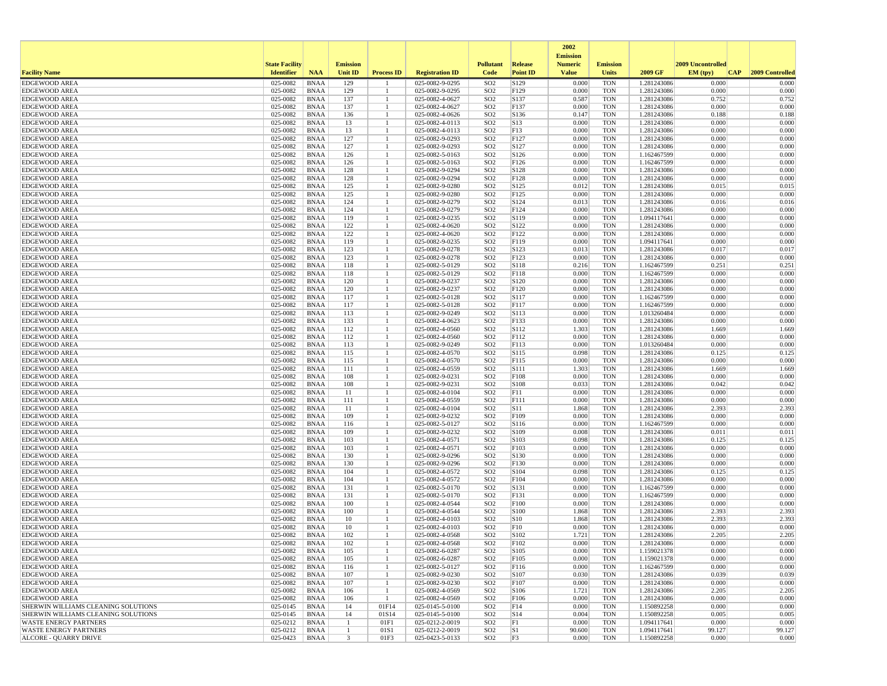| Facility Name | State Facility Identifier | NAA | Emission Unit ID | Process ID | Registration ID | Pollutant Code | Release Point ID | 2002 Emission Numeric Value | Emission Units | 2009 GF | 2009 Uncontrolled EM (tpy) | CAP | 2009 Controlled |
|---|---|---|---|---|---|---|---|---|---|---|---|---|---|
| EDGEWOOD AREA | 025-0082 | BNAA | 129 | 1 | 025-0082-9-0295 | SO2 | S129 | 0.000 | TON | 1.281243086 | 0.000 | | 0.000 |
| EDGEWOOD AREA | 025-0082 | BNAA | 129 | 1 | 025-0082-9-0295 | SO2 | F129 | 0.000 | TON | 1.281243086 | 0.000 | | 0.000 |
| EDGEWOOD AREA | 025-0082 | BNAA | 137 | 1 | 025-0082-4-0627 | SO2 | S137 | 0.587 | TON | 1.281243086 | 0.752 | | 0.752 |
| EDGEWOOD AREA | 025-0082 | BNAA | 137 | 1 | 025-0082-4-0627 | SO2 | F137 | 0.000 | TON | 1.281243086 | 0.000 | | 0.000 |
| EDGEWOOD AREA | 025-0082 | BNAA | 136 | 1 | 025-0082-4-0626 | SO2 | S136 | 0.147 | TON | 1.281243086 | 0.188 | | 0.188 |
| EDGEWOOD AREA | 025-0082 | BNAA | 13 | 1 | 025-0082-4-0113 | SO2 | S13 | 0.000 | TON | 1.281243086 | 0.000 | | 0.000 |
| EDGEWOOD AREA | 025-0082 | BNAA | 13 | 1 | 025-0082-4-0113 | SO2 | F13 | 0.000 | TON | 1.281243086 | 0.000 | | 0.000 |
| EDGEWOOD AREA | 025-0082 | BNAA | 127 | 1 | 025-0082-9-0293 | SO2 | F127 | 0.000 | TON | 1.281243086 | 0.000 | | 0.000 |
| EDGEWOOD AREA | 025-0082 | BNAA | 127 | 1 | 025-0082-9-0293 | SO2 | S127 | 0.000 | TON | 1.281243086 | 0.000 | | 0.000 |
| EDGEWOOD AREA | 025-0082 | BNAA | 126 | 1 | 025-0082-5-0163 | SO2 | S126 | 0.000 | TON | 1.162467599 | 0.000 | | 0.000 |
| EDGEWOOD AREA | 025-0082 | BNAA | 126 | 1 | 025-0082-5-0163 | SO2 | F126 | 0.000 | TON | 1.162467599 | 0.000 | | 0.000 |
| EDGEWOOD AREA | 025-0082 | BNAA | 128 | 1 | 025-0082-9-0294 | SO2 | S128 | 0.000 | TON | 1.281243086 | 0.000 | | 0.000 |
| EDGEWOOD AREA | 025-0082 | BNAA | 128 | 1 | 025-0082-9-0294 | SO2 | F128 | 0.000 | TON | 1.281243086 | 0.000 | | 0.000 |
| EDGEWOOD AREA | 025-0082 | BNAA | 125 | 1 | 025-0082-9-0280 | SO2 | S125 | 0.012 | TON | 1.281243086 | 0.015 | | 0.015 |
| EDGEWOOD AREA | 025-0082 | BNAA | 125 | 1 | 025-0082-9-0280 | SO2 | F125 | 0.000 | TON | 1.281243086 | 0.000 | | 0.000 |
| EDGEWOOD AREA | 025-0082 | BNAA | 124 | 1 | 025-0082-9-0279 | SO2 | S124 | 0.013 | TON | 1.281243086 | 0.016 | | 0.016 |
| EDGEWOOD AREA | 025-0082 | BNAA | 124 | 1 | 025-0082-9-0279 | SO2 | F124 | 0.000 | TON | 1.281243086 | 0.000 | | 0.000 |
| EDGEWOOD AREA | 025-0082 | BNAA | 119 | 1 | 025-0082-9-0235 | SO2 | S119 | 0.000 | TON | 1.094117641 | 0.000 | | 0.000 |
| EDGEWOOD AREA | 025-0082 | BNAA | 122 | 1 | 025-0082-4-0620 | SO2 | S122 | 0.000 | TON | 1.281243086 | 0.000 | | 0.000 |
| EDGEWOOD AREA | 025-0082 | BNAA | 122 | 1 | 025-0082-4-0620 | SO2 | F122 | 0.000 | TON | 1.281243086 | 0.000 | | 0.000 |
| EDGEWOOD AREA | 025-0082 | BNAA | 119 | 1 | 025-0082-9-0235 | SO2 | F119 | 0.000 | TON | 1.094117641 | 0.000 | | 0.000 |
| EDGEWOOD AREA | 025-0082 | BNAA | 123 | 1 | 025-0082-9-0278 | SO2 | S123 | 0.013 | TON | 1.281243086 | 0.017 | | 0.017 |
| EDGEWOOD AREA | 025-0082 | BNAA | 123 | 1 | 025-0082-9-0278 | SO2 | F123 | 0.000 | TON | 1.281243086 | 0.000 | | 0.000 |
| EDGEWOOD AREA | 025-0082 | BNAA | 118 | 1 | 025-0082-5-0129 | SO2 | S118 | 0.216 | TON | 1.162467599 | 0.251 | | 0.251 |
| EDGEWOOD AREA | 025-0082 | BNAA | 118 | 1 | 025-0082-5-0129 | SO2 | F118 | 0.000 | TON | 1.162467599 | 0.000 | | 0.000 |
| EDGEWOOD AREA | 025-0082 | BNAA | 120 | 1 | 025-0082-9-0237 | SO2 | S120 | 0.000 | TON | 1.281243086 | 0.000 | | 0.000 |
| EDGEWOOD AREA | 025-0082 | BNAA | 120 | 1 | 025-0082-9-0237 | SO2 | F120 | 0.000 | TON | 1.281243086 | 0.000 | | 0.000 |
| EDGEWOOD AREA | 025-0082 | BNAA | 117 | 1 | 025-0082-5-0128 | SO2 | S117 | 0.000 | TON | 1.162467599 | 0.000 | | 0.000 |
| EDGEWOOD AREA | 025-0082 | BNAA | 117 | 1 | 025-0082-5-0128 | SO2 | F117 | 0.000 | TON | 1.162467599 | 0.000 | | 0.000 |
| EDGEWOOD AREA | 025-0082 | BNAA | 113 | 1 | 025-0082-9-0249 | SO2 | S113 | 0.000 | TON | 1.013260484 | 0.000 | | 0.000 |
| EDGEWOOD AREA | 025-0082 | BNAA | 133 | 1 | 025-0082-4-0623 | SO2 | F133 | 0.000 | TON | 1.281243086 | 0.000 | | 0.000 |
| EDGEWOOD AREA | 025-0082 | BNAA | 112 | 1 | 025-0082-4-0560 | SO2 | S112 | 1.303 | TON | 1.281243086 | 1.669 | | 1.669 |
| EDGEWOOD AREA | 025-0082 | BNAA | 112 | 1 | 025-0082-4-0560 | SO2 | F112 | 0.000 | TON | 1.281243086 | 0.000 | | 0.000 |
| EDGEWOOD AREA | 025-0082 | BNAA | 113 | 1 | 025-0082-9-0249 | SO2 | F113 | 0.000 | TON | 1.013260484 | 0.000 | | 0.000 |
| EDGEWOOD AREA | 025-0082 | BNAA | 115 | 1 | 025-0082-4-0570 | SO2 | S115 | 0.098 | TON | 1.281243086 | 0.125 | | 0.125 |
| EDGEWOOD AREA | 025-0082 | BNAA | 115 | 1 | 025-0082-4-0570 | SO2 | F115 | 0.000 | TON | 1.281243086 | 0.000 | | 0.000 |
| EDGEWOOD AREA | 025-0082 | BNAA | 111 | 1 | 025-0082-4-0559 | SO2 | S111 | 1.303 | TON | 1.281243086 | 1.669 | | 1.669 |
| EDGEWOOD AREA | 025-0082 | BNAA | 108 | 1 | 025-0082-9-0231 | SO2 | F108 | 0.000 | TON | 1.281243086 | 0.000 | | 0.000 |
| EDGEWOOD AREA | 025-0082 | BNAA | 108 | 1 | 025-0082-9-0231 | SO2 | S108 | 0.033 | TON | 1.281243086 | 0.042 | | 0.042 |
| EDGEWOOD AREA | 025-0082 | BNAA | 11 | 1 | 025-0082-4-0104 | SO2 | F11 | 0.000 | TON | 1.281243086 | 0.000 | | 0.000 |
| EDGEWOOD AREA | 025-0082 | BNAA | 111 | 1 | 025-0082-4-0559 | SO2 | F111 | 0.000 | TON | 1.281243086 | 0.000 | | 0.000 |
| EDGEWOOD AREA | 025-0082 | BNAA | 11 | 1 | 025-0082-4-0104 | SO2 | S11 | 1.868 | TON | 1.281243086 | 2.393 | | 2.393 |
| EDGEWOOD AREA | 025-0082 | BNAA | 109 | 1 | 025-0082-9-0232 | SO2 | F109 | 0.000 | TON | 1.281243086 | 0.000 | | 0.000 |
| EDGEWOOD AREA | 025-0082 | BNAA | 116 | 1 | 025-0082-5-0127 | SO2 | S116 | 0.000 | TON | 1.162467599 | 0.000 | | 0.000 |
| EDGEWOOD AREA | 025-0082 | BNAA | 109 | 1 | 025-0082-9-0232 | SO2 | S109 | 0.008 | TON | 1.281243086 | 0.011 | | 0.011 |
| EDGEWOOD AREA | 025-0082 | BNAA | 103 | 1 | 025-0082-4-0571 | SO2 | S103 | 0.098 | TON | 1.281243086 | 0.125 | | 0.125 |
| EDGEWOOD AREA | 025-0082 | BNAA | 103 | 1 | 025-0082-4-0571 | SO2 | F103 | 0.000 | TON | 1.281243086 | 0.000 | | 0.000 |
| EDGEWOOD AREA | 025-0082 | BNAA | 130 | 1 | 025-0082-9-0296 | SO2 | S130 | 0.000 | TON | 1.281243086 | 0.000 | | 0.000 |
| EDGEWOOD AREA | 025-0082 | BNAA | 130 | 1 | 025-0082-9-0296 | SO2 | F130 | 0.000 | TON | 1.281243086 | 0.000 | | 0.000 |
| EDGEWOOD AREA | 025-0082 | BNAA | 104 | 1 | 025-0082-4-0572 | SO2 | S104 | 0.098 | TON | 1.281243086 | 0.125 | | 0.125 |
| EDGEWOOD AREA | 025-0082 | BNAA | 104 | 1 | 025-0082-4-0572 | SO2 | F104 | 0.000 | TON | 1.281243086 | 0.000 | | 0.000 |
| EDGEWOOD AREA | 025-0082 | BNAA | 131 | 1 | 025-0082-5-0170 | SO2 | S131 | 0.000 | TON | 1.162467599 | 0.000 | | 0.000 |
| EDGEWOOD AREA | 025-0082 | BNAA | 131 | 1 | 025-0082-5-0170 | SO2 | F131 | 0.000 | TON | 1.162467599 | 0.000 | | 0.000 |
| EDGEWOOD AREA | 025-0082 | BNAA | 100 | 1 | 025-0082-4-0544 | SO2 | F100 | 0.000 | TON | 1.281243086 | 0.000 | | 0.000 |
| EDGEWOOD AREA | 025-0082 | BNAA | 100 | 1 | 025-0082-4-0544 | SO2 | S100 | 1.868 | TON | 1.281243086 | 2.393 | | 2.393 |
| EDGEWOOD AREA | 025-0082 | BNAA | 10 | 1 | 025-0082-4-0103 | SO2 | S10 | 1.868 | TON | 1.281243086 | 2.393 | | 2.393 |
| EDGEWOOD AREA | 025-0082 | BNAA | 10 | 1 | 025-0082-4-0103 | SO2 | F10 | 0.000 | TON | 1.281243086 | 0.000 | | 0.000 |
| EDGEWOOD AREA | 025-0082 | BNAA | 102 | 1 | 025-0082-4-0568 | SO2 | S102 | 1.721 | TON | 1.281243086 | 2.205 | | 2.205 |
| EDGEWOOD AREA | 025-0082 | BNAA | 102 | 1 | 025-0082-4-0568 | SO2 | F102 | 0.000 | TON | 1.281243086 | 0.000 | | 0.000 |
| EDGEWOOD AREA | 025-0082 | BNAA | 105 | 1 | 025-0082-6-0287 | SO2 | S105 | 0.000 | TON | 1.159021378 | 0.000 | | 0.000 |
| EDGEWOOD AREA | 025-0082 | BNAA | 105 | 1 | 025-0082-6-0287 | SO2 | F105 | 0.000 | TON | 1.159021378 | 0.000 | | 0.000 |
| EDGEWOOD AREA | 025-0082 | BNAA | 116 | 1 | 025-0082-5-0127 | SO2 | F116 | 0.000 | TON | 1.162467599 | 0.000 | | 0.000 |
| EDGEWOOD AREA | 025-0082 | BNAA | 107 | 1 | 025-0082-9-0230 | SO2 | S107 | 0.030 | TON | 1.281243086 | 0.039 | | 0.039 |
| EDGEWOOD AREA | 025-0082 | BNAA | 107 | 1 | 025-0082-9-0230 | SO2 | F107 | 0.000 | TON | 1.281243086 | 0.000 | | 0.000 |
| EDGEWOOD AREA | 025-0082 | BNAA | 106 | 1 | 025-0082-4-0569 | SO2 | S106 | 1.721 | TON | 1.281243086 | 2.205 | | 2.205 |
| EDGEWOOD AREA | 025-0082 | BNAA | 106 | 1 | 025-0082-4-0569 | SO2 | F106 | 0.000 | TON | 1.281243086 | 0.000 | | 0.000 |
| SHERWIN WILLIAMS CLEANING SOLUTIONS | 025-0145 | BNAA | 14 | 01F14 | 025-0145-5-0100 | SO2 | F14 | 0.000 | TON | 1.150892258 | 0.000 | | 0.000 |
| SHERWIN WILLIAMS CLEANING SOLUTIONS | 025-0145 | BNAA | 14 | 01S14 | 025-0145-5-0100 | SO2 | S14 | 0.004 | TON | 1.150892258 | 0.005 | | 0.005 |
| WASTE ENERGY PARTNERS | 025-0212 | BNAA | 1 | 01F1 | 025-0212-2-0019 | SO2 | F1 | 0.000 | TON | 1.094117641 | 0.000 | | 0.000 |
| WASTE ENERGY PARTNERS | 025-0212 | BNAA | 1 | 01S1 | 025-0212-2-0019 | SO2 | S1 | 90.600 | TON | 1.094117641 | 99.127 | | 99.127 |
| ALCORE - QUARRY DRIVE | 025-0423 | BNAA | 3 | 01F3 | 025-0423-5-0133 | SO2 | F3 | 0.000 | TON | 1.150892258 | 0.000 | | 0.000 |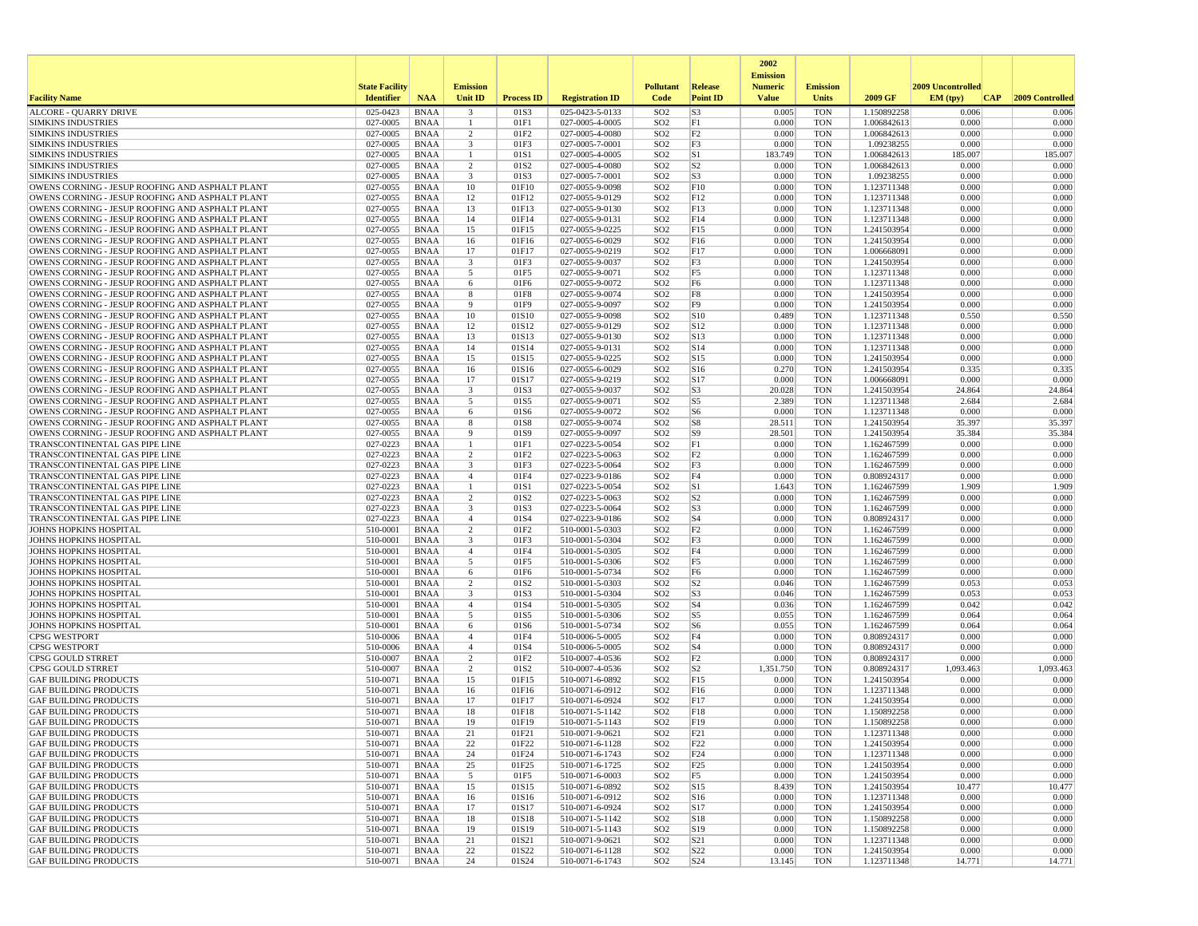| Facility Name | State Facility Identifier | NAA | Emission Unit ID | Process ID | Registration ID | Pollutant Code | Release Point ID | 2002 Emission Numeric Value | Emission Units | 2009 GF | 2009 Uncontrolled EM (tpy) | CAP | 2009 Controlled |
|---|---|---|---|---|---|---|---|---|---|---|---|---|---|
| ALCORE - QUARRY DRIVE | 025-0423 | BNAA | 3 | 01S3 | 025-0423-5-0133 | SO2 | S3 | 0.005 | TON | 1.150892258 | 0.006 | | 0.006 |
| SIMKINS INDUSTRIES | 027-0005 | BNAA | 1 | 01F1 | 027-0005-4-0005 | SO2 | F1 | 0.000 | TON | 1.006842613 | 0.000 | | 0.000 |
| SIMKINS INDUSTRIES | 027-0005 | BNAA | 2 | 01F2 | 027-0005-4-0080 | SO2 | F2 | 0.000 | TON | 1.006842613 | 0.000 | | 0.000 |
| SIMKINS INDUSTRIES | 027-0005 | BNAA | 3 | 01F3 | 027-0005-7-0001 | SO2 | F3 | 0.000 | TON | 1.09238255 | 0.000 | | 0.000 |
| SIMKINS INDUSTRIES | 027-0005 | BNAA | 1 | 01S1 | 027-0005-4-0005 | SO2 | S1 | 183.749 | TON | 1.006842613 | 185.007 | | 185.007 |
| SIMKINS INDUSTRIES | 027-0005 | BNAA | 2 | 01S2 | 027-0005-4-0080 | SO2 | S2 | 0.000 | TON | 1.006842613 | 0.000 | | 0.000 |
| SIMKINS INDUSTRIES | 027-0005 | BNAA | 3 | 01S3 | 027-0005-7-0001 | SO2 | S3 | 0.000 | TON | 1.09238255 | 0.000 | | 0.000 |
| OWENS CORNING - JESUP ROOFING AND ASPHALT PLANT | 027-0055 | BNAA | 10 | 01F10 | 027-0055-9-0098 | SO2 | F10 | 0.000 | TON | 1.123711348 | 0.000 | | 0.000 |
| OWENS CORNING - JESUP ROOFING AND ASPHALT PLANT | 027-0055 | BNAA | 12 | 01F12 | 027-0055-9-0129 | SO2 | F12 | 0.000 | TON | 1.123711348 | 0.000 | | 0.000 |
| OWENS CORNING - JESUP ROOFING AND ASPHALT PLANT | 027-0055 | BNAA | 13 | 01F13 | 027-0055-9-0130 | SO2 | F13 | 0.000 | TON | 1.123711348 | 0.000 | | 0.000 |
| OWENS CORNING - JESUP ROOFING AND ASPHALT PLANT | 027-0055 | BNAA | 14 | 01F14 | 027-0055-9-0131 | SO2 | F14 | 0.000 | TON | 1.123711348 | 0.000 | | 0.000 |
| OWENS CORNING - JESUP ROOFING AND ASPHALT PLANT | 027-0055 | BNAA | 15 | 01F15 | 027-0055-9-0225 | SO2 | F15 | 0.000 | TON | 1.241503954 | 0.000 | | 0.000 |
| OWENS CORNING - JESUP ROOFING AND ASPHALT PLANT | 027-0055 | BNAA | 16 | 01F16 | 027-0055-6-0029 | SO2 | F16 | 0.000 | TON | 1.241503954 | 0.000 | | 0.000 |
| OWENS CORNING - JESUP ROOFING AND ASPHALT PLANT | 027-0055 | BNAA | 17 | 01F17 | 027-0055-9-0219 | SO2 | F17 | 0.000 | TON | 1.006668091 | 0.000 | | 0.000 |
| OWENS CORNING - JESUP ROOFING AND ASPHALT PLANT | 027-0055 | BNAA | 3 | 01F3 | 027-0055-9-0037 | SO2 | F3 | 0.000 | TON | 1.241503954 | 0.000 | | 0.000 |
| OWENS CORNING - JESUP ROOFING AND ASPHALT PLANT | 027-0055 | BNAA | 5 | 01F5 | 027-0055-9-0071 | SO2 | F5 | 0.000 | TON | 1.123711348 | 0.000 | | 0.000 |
| OWENS CORNING - JESUP ROOFING AND ASPHALT PLANT | 027-0055 | BNAA | 6 | 01F6 | 027-0055-9-0072 | SO2 | F6 | 0.000 | TON | 1.123711348 | 0.000 | | 0.000 |
| OWENS CORNING - JESUP ROOFING AND ASPHALT PLANT | 027-0055 | BNAA | 8 | 01F8 | 027-0055-9-0074 | SO2 | F8 | 0.000 | TON | 1.241503954 | 0.000 | | 0.000 |
| OWENS CORNING - JESUP ROOFING AND ASPHALT PLANT | 027-0055 | BNAA | 9 | 01F9 | 027-0055-9-0097 | SO2 | F9 | 0.000 | TON | 1.241503954 | 0.000 | | 0.000 |
| OWENS CORNING - JESUP ROOFING AND ASPHALT PLANT | 027-0055 | BNAA | 10 | 01S10 | 027-0055-9-0098 | SO2 | S10 | 0.489 | TON | 1.123711348 | 0.550 | | 0.550 |
| OWENS CORNING - JESUP ROOFING AND ASPHALT PLANT | 027-0055 | BNAA | 12 | 01S12 | 027-0055-9-0129 | SO2 | S12 | 0.000 | TON | 1.123711348 | 0.000 | | 0.000 |
| OWENS CORNING - JESUP ROOFING AND ASPHALT PLANT | 027-0055 | BNAA | 13 | 01S13 | 027-0055-9-0130 | SO2 | S13 | 0.000 | TON | 1.123711348 | 0.000 | | 0.000 |
| OWENS CORNING - JESUP ROOFING AND ASPHALT PLANT | 027-0055 | BNAA | 14 | 01S14 | 027-0055-9-0131 | SO2 | S14 | 0.000 | TON | 1.123711348 | 0.000 | | 0.000 |
| OWENS CORNING - JESUP ROOFING AND ASPHALT PLANT | 027-0055 | BNAA | 15 | 01S15 | 027-0055-9-0225 | SO2 | S15 | 0.000 | TON | 1.241503954 | 0.000 | | 0.000 |
| OWENS CORNING - JESUP ROOFING AND ASPHALT PLANT | 027-0055 | BNAA | 16 | 01S16 | 027-0055-6-0029 | SO2 | S16 | 0.270 | TON | 1.241503954 | 0.335 | | 0.335 |
| OWENS CORNING - JESUP ROOFING AND ASPHALT PLANT | 027-0055 | BNAA | 17 | 01S17 | 027-0055-9-0219 | SO2 | S17 | 0.000 | TON | 1.006668091 | 0.000 | | 0.000 |
| OWENS CORNING - JESUP ROOFING AND ASPHALT PLANT | 027-0055 | BNAA | 3 | 01S3 | 027-0055-9-0037 | SO2 | S3 | 20.028 | TON | 1.241503954 | 24.864 | | 24.864 |
| OWENS CORNING - JESUP ROOFING AND ASPHALT PLANT | 027-0055 | BNAA | 5 | 01S5 | 027-0055-9-0071 | SO2 | S5 | 2.389 | TON | 1.123711348 | 2.684 | | 2.684 |
| OWENS CORNING - JESUP ROOFING AND ASPHALT PLANT | 027-0055 | BNAA | 6 | 01S6 | 027-0055-9-0072 | SO2 | S6 | 0.000 | TON | 1.123711348 | 0.000 | | 0.000 |
| OWENS CORNING - JESUP ROOFING AND ASPHALT PLANT | 027-0055 | BNAA | 8 | 01S8 | 027-0055-9-0074 | SO2 | S8 | 28.511 | TON | 1.241503954 | 35.397 | | 35.397 |
| OWENS CORNING - JESUP ROOFING AND ASPHALT PLANT | 027-0055 | BNAA | 9 | 01S9 | 027-0055-9-0097 | SO2 | S9 | 28.501 | TON | 1.241503954 | 35.384 | | 35.384 |
| TRANSCONTINENTAL GAS PIPE LINE | 027-0223 | BNAA | 1 | 01F1 | 027-0223-5-0054 | SO2 | F1 | 0.000 | TON | 1.162467599 | 0.000 | | 0.000 |
| TRANSCONTINENTAL GAS PIPE LINE | 027-0223 | BNAA | 2 | 01F2 | 027-0223-5-0063 | SO2 | F2 | 0.000 | TON | 1.162467599 | 0.000 | | 0.000 |
| TRANSCONTINENTAL GAS PIPE LINE | 027-0223 | BNAA | 3 | 01F3 | 027-0223-5-0064 | SO2 | F3 | 0.000 | TON | 1.162467599 | 0.000 | | 0.000 |
| TRANSCONTINENTAL GAS PIPE LINE | 027-0223 | BNAA | 4 | 01F4 | 027-0223-9-0186 | SO2 | F4 | 0.000 | TON | 0.808924317 | 0.000 | | 0.000 |
| TRANSCONTINENTAL GAS PIPE LINE | 027-0223 | BNAA | 1 | 01S1 | 027-0223-5-0054 | SO2 | S1 | 1.643 | TON | 1.162467599 | 1.909 | | 1.909 |
| TRANSCONTINENTAL GAS PIPE LINE | 027-0223 | BNAA | 2 | 01S2 | 027-0223-5-0063 | SO2 | S2 | 0.000 | TON | 1.162467599 | 0.000 | | 0.000 |
| TRANSCONTINENTAL GAS PIPE LINE | 027-0223 | BNAA | 3 | 01S3 | 027-0223-5-0064 | SO2 | S3 | 0.000 | TON | 1.162467599 | 0.000 | | 0.000 |
| TRANSCONTINENTAL GAS PIPE LINE | 027-0223 | BNAA | 4 | 01S4 | 027-0223-9-0186 | SO2 | S4 | 0.000 | TON | 0.808924317 | 0.000 | | 0.000 |
| JOHNS HOPKINS HOSPITAL | 510-0001 | BNAA | 2 | 01F2 | 510-0001-5-0303 | SO2 | F2 | 0.000 | TON | 1.162467599 | 0.000 | | 0.000 |
| JOHNS HOPKINS HOSPITAL | 510-0001 | BNAA | 3 | 01F3 | 510-0001-5-0304 | SO2 | F3 | 0.000 | TON | 1.162467599 | 0.000 | | 0.000 |
| JOHNS HOPKINS HOSPITAL | 510-0001 | BNAA | 4 | 01F4 | 510-0001-5-0305 | SO2 | F4 | 0.000 | TON | 1.162467599 | 0.000 | | 0.000 |
| JOHNS HOPKINS HOSPITAL | 510-0001 | BNAA | 5 | 01F5 | 510-0001-5-0306 | SO2 | F5 | 0.000 | TON | 1.162467599 | 0.000 | | 0.000 |
| JOHNS HOPKINS HOSPITAL | 510-0001 | BNAA | 6 | 01F6 | 510-0001-5-0734 | SO2 | F6 | 0.000 | TON | 1.162467599 | 0.000 | | 0.000 |
| JOHNS HOPKINS HOSPITAL | 510-0001 | BNAA | 2 | 01S2 | 510-0001-5-0303 | SO2 | S2 | 0.046 | TON | 1.162467599 | 0.053 | | 0.053 |
| JOHNS HOPKINS HOSPITAL | 510-0001 | BNAA | 3 | 01S3 | 510-0001-5-0304 | SO2 | S3 | 0.046 | TON | 1.162467599 | 0.053 | | 0.053 |
| JOHNS HOPKINS HOSPITAL | 510-0001 | BNAA | 4 | 01S4 | 510-0001-5-0305 | SO2 | S4 | 0.036 | TON | 1.162467599 | 0.042 | | 0.042 |
| JOHNS HOPKINS HOSPITAL | 510-0001 | BNAA | 5 | 01S5 | 510-0001-5-0306 | SO2 | S5 | 0.055 | TON | 1.162467599 | 0.064 | | 0.064 |
| JOHNS HOPKINS HOSPITAL | 510-0001 | BNAA | 6 | 01S6 | 510-0001-5-0734 | SO2 | S6 | 0.055 | TON | 1.162467599 | 0.064 | | 0.064 |
| CPSG WESTPORT | 510-0006 | BNAA | 4 | 01F4 | 510-0006-5-0005 | SO2 | F4 | 0.000 | TON | 0.808924317 | 0.000 | | 0.000 |
| CPSG WESTPORT | 510-0006 | BNAA | 4 | 01S4 | 510-0006-5-0005 | SO2 | S4 | 0.000 | TON | 0.808924317 | 0.000 | | 0.000 |
| CPSG GOULD STRRET | 510-0007 | BNAA | 2 | 01F2 | 510-0007-4-0536 | SO2 | F2 | 0.000 | TON | 0.808924317 | 0.000 | | 0.000 |
| CPSG GOULD STRRET | 510-0007 | BNAA | 2 | 01S2 | 510-0007-4-0536 | SO2 | S2 | 1,351.750 | TON | 0.808924317 | 1,093.463 | | 1,093.463 |
| GAF BUILDING PRODUCTS | 510-0071 | BNAA | 15 | 01F15 | 510-0071-6-0892 | SO2 | F15 | 0.000 | TON | 1.241503954 | 0.000 | | 0.000 |
| GAF BUILDING PRODUCTS | 510-0071 | BNAA | 16 | 01F16 | 510-0071-6-0912 | SO2 | F16 | 0.000 | TON | 1.123711348 | 0.000 | | 0.000 |
| GAF BUILDING PRODUCTS | 510-0071 | BNAA | 17 | 01F17 | 510-0071-6-0924 | SO2 | F17 | 0.000 | TON | 1.241503954 | 0.000 | | 0.000 |
| GAF BUILDING PRODUCTS | 510-0071 | BNAA | 18 | 01F18 | 510-0071-5-1142 | SO2 | F18 | 0.000 | TON | 1.150892258 | 0.000 | | 0.000 |
| GAF BUILDING PRODUCTS | 510-0071 | BNAA | 19 | 01F19 | 510-0071-5-1143 | SO2 | F19 | 0.000 | TON | 1.150892258 | 0.000 | | 0.000 |
| GAF BUILDING PRODUCTS | 510-0071 | BNAA | 21 | 01F21 | 510-0071-9-0621 | SO2 | F21 | 0.000 | TON | 1.123711348 | 0.000 | | 0.000 |
| GAF BUILDING PRODUCTS | 510-0071 | BNAA | 22 | 01F22 | 510-0071-6-1128 | SO2 | F22 | 0.000 | TON | 1.241503954 | 0.000 | | 0.000 |
| GAF BUILDING PRODUCTS | 510-0071 | BNAA | 24 | 01F24 | 510-0071-6-1743 | SO2 | F24 | 0.000 | TON | 1.123711348 | 0.000 | | 0.000 |
| GAF BUILDING PRODUCTS | 510-0071 | BNAA | 25 | 01F25 | 510-0071-6-1725 | SO2 | F25 | 0.000 | TON | 1.241503954 | 0.000 | | 0.000 |
| GAF BUILDING PRODUCTS | 510-0071 | BNAA | 5 | 01F5 | 510-0071-6-0003 | SO2 | F5 | 0.000 | TON | 1.241503954 | 0.000 | | 0.000 |
| GAF BUILDING PRODUCTS | 510-0071 | BNAA | 15 | 01S15 | 510-0071-6-0892 | SO2 | S15 | 8.439 | TON | 1.241503954 | 10.477 | | 10.477 |
| GAF BUILDING PRODUCTS | 510-0071 | BNAA | 16 | 01S16 | 510-0071-6-0912 | SO2 | S16 | 0.000 | TON | 1.123711348 | 0.000 | | 0.000 |
| GAF BUILDING PRODUCTS | 510-0071 | BNAA | 17 | 01S17 | 510-0071-6-0924 | SO2 | S17 | 0.000 | TON | 1.241503954 | 0.000 | | 0.000 |
| GAF BUILDING PRODUCTS | 510-0071 | BNAA | 18 | 01S18 | 510-0071-5-1142 | SO2 | S18 | 0.000 | TON | 1.150892258 | 0.000 | | 0.000 |
| GAF BUILDING PRODUCTS | 510-0071 | BNAA | 19 | 01S19 | 510-0071-5-1143 | SO2 | S19 | 0.000 | TON | 1.150892258 | 0.000 | | 0.000 |
| GAF BUILDING PRODUCTS | 510-0071 | BNAA | 21 | 01S21 | 510-0071-9-0621 | SO2 | S21 | 0.000 | TON | 1.123711348 | 0.000 | | 0.000 |
| GAF BUILDING PRODUCTS | 510-0071 | BNAA | 22 | 01S22 | 510-0071-6-1128 | SO2 | S22 | 0.000 | TON | 1.241503954 | 0.000 | | 0.000 |
| GAF BUILDING PRODUCTS | 510-0071 | BNAA | 24 | 01S24 | 510-0071-6-1743 | SO2 | S24 | 13.145 | TON | 1.123711348 | 14.771 | | 14.771 |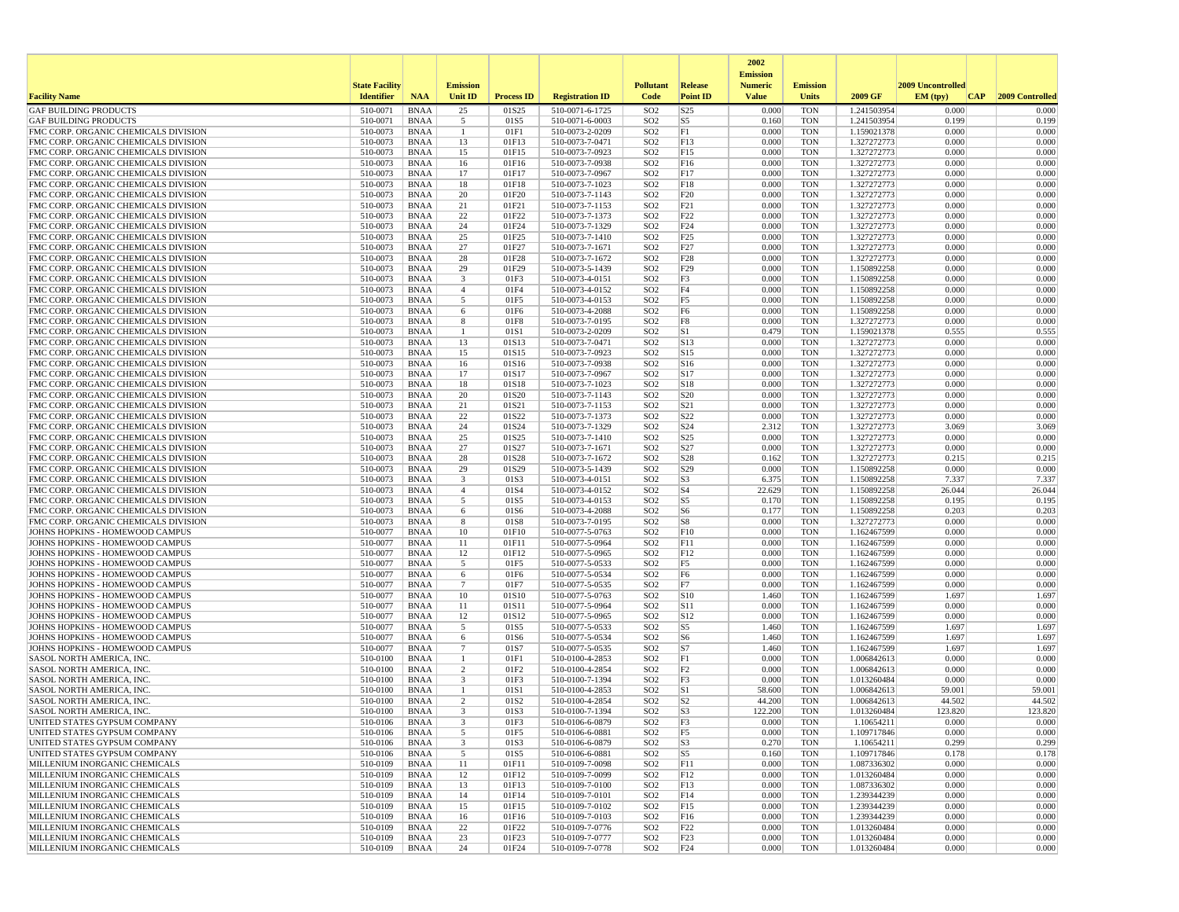| Facility Name | State Facility Identifier | NAA | Emission Unit ID | Process ID | Registration ID | Pollutant Code | Release Point ID | 2002 Emission Numeric Value | Emission Units | 2009 GF | 2009 Uncontrolled EM (tpy) | CAP | 2009 Controlled |
|---|---|---|---|---|---|---|---|---|---|---|---|---|---|
| GAF BUILDING PRODUCTS | 510-0071 | BNAA | 25 | 01S25 | 510-0071-6-1725 | SO2 | S25 | 0.000 | TON | 1.241503954 | 0.000 | | 0.000 |
| GAF BUILDING PRODUCTS | 510-0071 | BNAA | 5 | 01S5 | 510-0071-6-0003 | SO2 | S5 | 0.160 | TON | 1.241503954 | 0.199 | | 0.199 |
| FMC CORP. ORGANIC CHEMICALS DIVISION | 510-0073 | BNAA | 1 | 01F1 | 510-0073-2-0209 | SO2 | F1 | 0.000 | TON | 1.159021378 | 0.000 | | 0.000 |
| FMC CORP. ORGANIC CHEMICALS DIVISION | 510-0073 | BNAA | 13 | 01F13 | 510-0073-7-0471 | SO2 | F13 | 0.000 | TON | 1.327272773 | 0.000 | | 0.000 |
| FMC CORP. ORGANIC CHEMICALS DIVISION | 510-0073 | BNAA | 15 | 01F15 | 510-0073-7-0923 | SO2 | F15 | 0.000 | TON | 1.327272773 | 0.000 | | 0.000 |
| FMC CORP. ORGANIC CHEMICALS DIVISION | 510-0073 | BNAA | 16 | 01F16 | 510-0073-7-0938 | SO2 | F16 | 0.000 | TON | 1.327272773 | 0.000 | | 0.000 |
| FMC CORP. ORGANIC CHEMICALS DIVISION | 510-0073 | BNAA | 17 | 01F17 | 510-0073-7-0967 | SO2 | F17 | 0.000 | TON | 1.327272773 | 0.000 | | 0.000 |
| FMC CORP. ORGANIC CHEMICALS DIVISION | 510-0073 | BNAA | 18 | 01F18 | 510-0073-7-1023 | SO2 | F18 | 0.000 | TON | 1.327272773 | 0.000 | | 0.000 |
| FMC CORP. ORGANIC CHEMICALS DIVISION | 510-0073 | BNAA | 20 | 01F20 | 510-0073-7-1143 | SO2 | F20 | 0.000 | TON | 1.327272773 | 0.000 | | 0.000 |
| FMC CORP. ORGANIC CHEMICALS DIVISION | 510-0073 | BNAA | 21 | 01F21 | 510-0073-7-1153 | SO2 | F21 | 0.000 | TON | 1.327272773 | 0.000 | | 0.000 |
| FMC CORP. ORGANIC CHEMICALS DIVISION | 510-0073 | BNAA | 22 | 01F22 | 510-0073-7-1373 | SO2 | F22 | 0.000 | TON | 1.327272773 | 0.000 | | 0.000 |
| FMC CORP. ORGANIC CHEMICALS DIVISION | 510-0073 | BNAA | 24 | 01F24 | 510-0073-7-1329 | SO2 | F24 | 0.000 | TON | 1.327272773 | 0.000 | | 0.000 |
| FMC CORP. ORGANIC CHEMICALS DIVISION | 510-0073 | BNAA | 25 | 01F25 | 510-0073-7-1410 | SO2 | F25 | 0.000 | TON | 1.327272773 | 0.000 | | 0.000 |
| FMC CORP. ORGANIC CHEMICALS DIVISION | 510-0073 | BNAA | 27 | 01F27 | 510-0073-7-1671 | SO2 | F27 | 0.000 | TON | 1.327272773 | 0.000 | | 0.000 |
| FMC CORP. ORGANIC CHEMICALS DIVISION | 510-0073 | BNAA | 28 | 01F28 | 510-0073-7-1672 | SO2 | F28 | 0.000 | TON | 1.327272773 | 0.000 | | 0.000 |
| FMC CORP. ORGANIC CHEMICALS DIVISION | 510-0073 | BNAA | 29 | 01F29 | 510-0073-5-1439 | SO2 | F29 | 0.000 | TON | 1.150892258 | 0.000 | | 0.000 |
| FMC CORP. ORGANIC CHEMICALS DIVISION | 510-0073 | BNAA | 3 | 01F3 | 510-0073-4-0151 | SO2 | F3 | 0.000 | TON | 1.150892258 | 0.000 | | 0.000 |
| FMC CORP. ORGANIC CHEMICALS DIVISION | 510-0073 | BNAA | 4 | 01F4 | 510-0073-4-0152 | SO2 | F4 | 0.000 | TON | 1.150892258 | 0.000 | | 0.000 |
| FMC CORP. ORGANIC CHEMICALS DIVISION | 510-0073 | BNAA | 5 | 01F5 | 510-0073-4-0153 | SO2 | F5 | 0.000 | TON | 1.150892258 | 0.000 | | 0.000 |
| FMC CORP. ORGANIC CHEMICALS DIVISION | 510-0073 | BNAA | 6 | 01F6 | 510-0073-4-2088 | SO2 | F6 | 0.000 | TON | 1.150892258 | 0.000 | | 0.000 |
| FMC CORP. ORGANIC CHEMICALS DIVISION | 510-0073 | BNAA | 8 | 01F8 | 510-0073-7-0195 | SO2 | F8 | 0.000 | TON | 1.327272773 | 0.000 | | 0.000 |
| FMC CORP. ORGANIC CHEMICALS DIVISION | 510-0073 | BNAA | 1 | 01S1 | 510-0073-2-0209 | SO2 | S1 | 0.479 | TON | 1.159021378 | 0.555 | | 0.555 |
| FMC CORP. ORGANIC CHEMICALS DIVISION | 510-0073 | BNAA | 13 | 01S13 | 510-0073-7-0471 | SO2 | S13 | 0.000 | TON | 1.327272773 | 0.000 | | 0.000 |
| FMC CORP. ORGANIC CHEMICALS DIVISION | 510-0073 | BNAA | 15 | 01S15 | 510-0073-7-0923 | SO2 | S15 | 0.000 | TON | 1.327272773 | 0.000 | | 0.000 |
| FMC CORP. ORGANIC CHEMICALS DIVISION | 510-0073 | BNAA | 16 | 01S16 | 510-0073-7-0938 | SO2 | S16 | 0.000 | TON | 1.327272773 | 0.000 | | 0.000 |
| FMC CORP. ORGANIC CHEMICALS DIVISION | 510-0073 | BNAA | 17 | 01S17 | 510-0073-7-0967 | SO2 | S17 | 0.000 | TON | 1.327272773 | 0.000 | | 0.000 |
| FMC CORP. ORGANIC CHEMICALS DIVISION | 510-0073 | BNAA | 18 | 01S18 | 510-0073-7-1023 | SO2 | S18 | 0.000 | TON | 1.327272773 | 0.000 | | 0.000 |
| FMC CORP. ORGANIC CHEMICALS DIVISION | 510-0073 | BNAA | 20 | 01S20 | 510-0073-7-1143 | SO2 | S20 | 0.000 | TON | 1.327272773 | 0.000 | | 0.000 |
| FMC CORP. ORGANIC CHEMICALS DIVISION | 510-0073 | BNAA | 21 | 01S21 | 510-0073-7-1153 | SO2 | S21 | 0.000 | TON | 1.327272773 | 0.000 | | 0.000 |
| FMC CORP. ORGANIC CHEMICALS DIVISION | 510-0073 | BNAA | 22 | 01S22 | 510-0073-7-1373 | SO2 | S22 | 0.000 | TON | 1.327272773 | 0.000 | | 0.000 |
| FMC CORP. ORGANIC CHEMICALS DIVISION | 510-0073 | BNAA | 24 | 01S24 | 510-0073-7-1329 | SO2 | S24 | 2.312 | TON | 1.327272773 | 3.069 | | 3.069 |
| FMC CORP. ORGANIC CHEMICALS DIVISION | 510-0073 | BNAA | 25 | 01S25 | 510-0073-7-1410 | SO2 | S25 | 0.000 | TON | 1.327272773 | 0.000 | | 0.000 |
| FMC CORP. ORGANIC CHEMICALS DIVISION | 510-0073 | BNAA | 27 | 01S27 | 510-0073-7-1671 | SO2 | S27 | 0.000 | TON | 1.327272773 | 0.000 | | 0.000 |
| FMC CORP. ORGANIC CHEMICALS DIVISION | 510-0073 | BNAA | 28 | 01S28 | 510-0073-7-1672 | SO2 | S28 | 0.162 | TON | 1.327272773 | 0.215 | | 0.215 |
| FMC CORP. ORGANIC CHEMICALS DIVISION | 510-0073 | BNAA | 29 | 01S29 | 510-0073-5-1439 | SO2 | S29 | 0.000 | TON | 1.150892258 | 0.000 | | 0.000 |
| FMC CORP. ORGANIC CHEMICALS DIVISION | 510-0073 | BNAA | 3 | 01S3 | 510-0073-4-0151 | SO2 | S3 | 6.375 | TON | 1.150892258 | 7.337 | | 7.337 |
| FMC CORP. ORGANIC CHEMICALS DIVISION | 510-0073 | BNAA | 4 | 01S4 | 510-0073-4-0152 | SO2 | S4 | 22.629 | TON | 1.150892258 | 26.044 | | 26.044 |
| FMC CORP. ORGANIC CHEMICALS DIVISION | 510-0073 | BNAA | 5 | 01S5 | 510-0073-4-0153 | SO2 | S5 | 0.170 | TON | 1.150892258 | 0.195 | | 0.195 |
| FMC CORP. ORGANIC CHEMICALS DIVISION | 510-0073 | BNAA | 6 | 01S6 | 510-0073-4-2088 | SO2 | S6 | 0.177 | TON | 1.150892258 | 0.203 | | 0.203 |
| FMC CORP. ORGANIC CHEMICALS DIVISION | 510-0073 | BNAA | 8 | 01S8 | 510-0073-7-0195 | SO2 | S8 | 0.000 | TON | 1.327272773 | 0.000 | | 0.000 |
| JOHNS HOPKINS - HOMEWOOD CAMPUS | 510-0077 | BNAA | 10 | 01F10 | 510-0077-5-0763 | SO2 | F10 | 0.000 | TON | 1.162467599 | 0.000 | | 0.000 |
| JOHNS HOPKINS - HOMEWOOD CAMPUS | 510-0077 | BNAA | 11 | 01F11 | 510-0077-5-0964 | SO2 | F11 | 0.000 | TON | 1.162467599 | 0.000 | | 0.000 |
| JOHNS HOPKINS - HOMEWOOD CAMPUS | 510-0077 | BNAA | 12 | 01F12 | 510-0077-5-0965 | SO2 | F12 | 0.000 | TON | 1.162467599 | 0.000 | | 0.000 |
| JOHNS HOPKINS - HOMEWOOD CAMPUS | 510-0077 | BNAA | 5 | 01F5 | 510-0077-5-0533 | SO2 | F5 | 0.000 | TON | 1.162467599 | 0.000 | | 0.000 |
| JOHNS HOPKINS - HOMEWOOD CAMPUS | 510-0077 | BNAA | 6 | 01F6 | 510-0077-5-0534 | SO2 | F6 | 0.000 | TON | 1.162467599 | 0.000 | | 0.000 |
| JOHNS HOPKINS - HOMEWOOD CAMPUS | 510-0077 | BNAA | 7 | 01F7 | 510-0077-5-0535 | SO2 | F7 | 0.000 | TON | 1.162467599 | 0.000 | | 0.000 |
| JOHNS HOPKINS - HOMEWOOD CAMPUS | 510-0077 | BNAA | 10 | 01S10 | 510-0077-5-0763 | SO2 | S10 | 1.460 | TON | 1.162467599 | 1.697 | | 1.697 |
| JOHNS HOPKINS - HOMEWOOD CAMPUS | 510-0077 | BNAA | 11 | 01S11 | 510-0077-5-0964 | SO2 | S11 | 0.000 | TON | 1.162467599 | 0.000 | | 0.000 |
| JOHNS HOPKINS - HOMEWOOD CAMPUS | 510-0077 | BNAA | 12 | 01S12 | 510-0077-5-0965 | SO2 | S12 | 0.000 | TON | 1.162467599 | 0.000 | | 0.000 |
| JOHNS HOPKINS - HOMEWOOD CAMPUS | 510-0077 | BNAA | 5 | 01S5 | 510-0077-5-0533 | SO2 | S5 | 1.460 | TON | 1.162467599 | 1.697 | | 1.697 |
| JOHNS HOPKINS - HOMEWOOD CAMPUS | 510-0077 | BNAA | 6 | 01S6 | 510-0077-5-0534 | SO2 | S6 | 1.460 | TON | 1.162467599 | 1.697 | | 1.697 |
| JOHNS HOPKINS - HOMEWOOD CAMPUS | 510-0077 | BNAA | 7 | 01S7 | 510-0077-5-0535 | SO2 | S7 | 1.460 | TON | 1.162467599 | 1.697 | | 1.697 |
| SASOL NORTH AMERICA, INC. | 510-0100 | BNAA | 1 | 01F1 | 510-0100-4-2853 | SO2 | F1 | 0.000 | TON | 1.006842613 | 0.000 | | 0.000 |
| SASOL NORTH AMERICA, INC. | 510-0100 | BNAA | 2 | 01F2 | 510-0100-4-2854 | SO2 | F2 | 0.000 | TON | 1.006842613 | 0.000 | | 0.000 |
| SASOL NORTH AMERICA, INC. | 510-0100 | BNAA | 3 | 01F3 | 510-0100-7-1394 | SO2 | F3 | 0.000 | TON | 1.013260484 | 0.000 | | 0.000 |
| SASOL NORTH AMERICA, INC. | 510-0100 | BNAA | 1 | 01S1 | 510-0100-4-2853 | SO2 | S1 | 58.600 | TON | 1.006842613 | 59.001 | | 59.001 |
| SASOL NORTH AMERICA, INC. | 510-0100 | BNAA | 2 | 01S2 | 510-0100-4-2854 | SO2 | S2 | 44.200 | TON | 1.006842613 | 44.502 | | 44.502 |
| SASOL NORTH AMERICA, INC. | 510-0100 | BNAA | 3 | 01S3 | 510-0100-7-1394 | SO2 | S3 | 122.200 | TON | 1.013260484 | 123.820 | | 123.820 |
| UNITED STATES GYPSUM COMPANY | 510-0106 | BNAA | 3 | 01F3 | 510-0106-6-0879 | SO2 | F3 | 0.000 | TON | 1.10654211 | 0.000 | | 0.000 |
| UNITED STATES GYPSUM COMPANY | 510-0106 | BNAA | 5 | 01F5 | 510-0106-6-0881 | SO2 | F5 | 0.000 | TON | 1.109717846 | 0.000 | | 0.000 |
| UNITED STATES GYPSUM COMPANY | 510-0106 | BNAA | 3 | 01S3 | 510-0106-6-0879 | SO2 | S3 | 0.270 | TON | 1.10654211 | 0.299 | | 0.299 |
| UNITED STATES GYPSUM COMPANY | 510-0106 | BNAA | 5 | 01S5 | 510-0106-6-0881 | SO2 | S5 | 0.160 | TON | 1.109717846 | 0.178 | | 0.178 |
| MILLENIUM INORGANIC CHEMICALS | 510-0109 | BNAA | 11 | 01F11 | 510-0109-7-0098 | SO2 | F11 | 0.000 | TON | 1.087336302 | 0.000 | | 0.000 |
| MILLENIUM INORGANIC CHEMICALS | 510-0109 | BNAA | 12 | 01F12 | 510-0109-7-0099 | SO2 | F12 | 0.000 | TON | 1.013260484 | 0.000 | | 0.000 |
| MILLENIUM INORGANIC CHEMICALS | 510-0109 | BNAA | 13 | 01F13 | 510-0109-7-0100 | SO2 | F13 | 0.000 | TON | 1.087336302 | 0.000 | | 0.000 |
| MILLENIUM INORGANIC CHEMICALS | 510-0109 | BNAA | 14 | 01F14 | 510-0109-7-0101 | SO2 | F14 | 0.000 | TON | 1.239344239 | 0.000 | | 0.000 |
| MILLENIUM INORGANIC CHEMICALS | 510-0109 | BNAA | 15 | 01F15 | 510-0109-7-0102 | SO2 | F15 | 0.000 | TON | 1.239344239 | 0.000 | | 0.000 |
| MILLENIUM INORGANIC CHEMICALS | 510-0109 | BNAA | 16 | 01F16 | 510-0109-7-0103 | SO2 | F16 | 0.000 | TON | 1.239344239 | 0.000 | | 0.000 |
| MILLENIUM INORGANIC CHEMICALS | 510-0109 | BNAA | 22 | 01F22 | 510-0109-7-0776 | SO2 | F22 | 0.000 | TON | 1.013260484 | 0.000 | | 0.000 |
| MILLENIUM INORGANIC CHEMICALS | 510-0109 | BNAA | 23 | 01F23 | 510-0109-7-0777 | SO2 | F23 | 0.000 | TON | 1.013260484 | 0.000 | | 0.000 |
| MILLENIUM INORGANIC CHEMICALS | 510-0109 | BNAA | 24 | 01F24 | 510-0109-7-0778 | SO2 | F24 | 0.000 | TON | 1.013260484 | 0.000 | | 0.000 |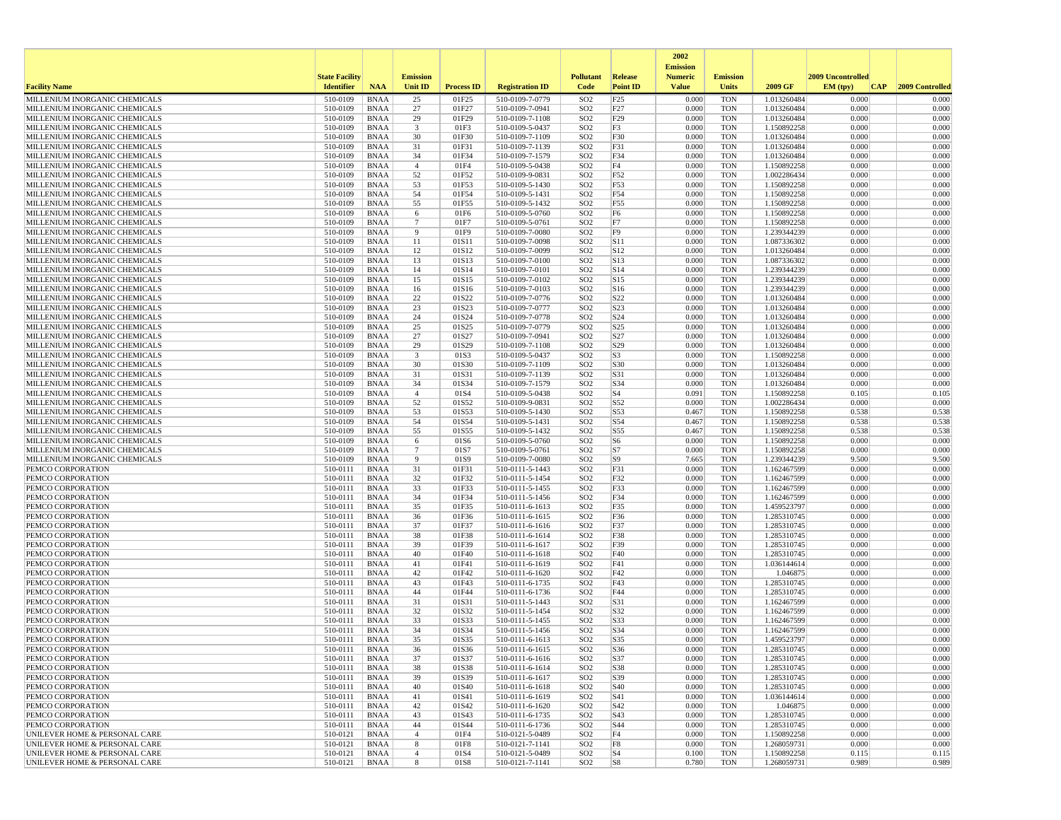| Facility Name | State Facility Identifier | NAA | Emission Unit ID | Process ID | Registration ID | Pollutant Code | Release Point ID | 2002 Emission Numeric Value | Emission Units | 2009 GF | 2009 Uncontrolled EM (tpy) | CAP | 2009 Controlled |
|---|---|---|---|---|---|---|---|---|---|---|---|---|---|
| MILLENIUM INORGANIC CHEMICALS | 510-0109 | BNAA | 25 | 01F25 | 510-0109-7-0779 | SO2 | F25 | 0.000 | TON | 1.013260484 | 0.000 | | 0.000 |
| MILLENIUM INORGANIC CHEMICALS | 510-0109 | BNAA | 27 | 01F27 | 510-0109-7-0941 | SO2 | F27 | 0.000 | TON | 1.013260484 | 0.000 | | 0.000 |
| MILLENIUM INORGANIC CHEMICALS | 510-0109 | BNAA | 29 | 01F29 | 510-0109-7-1108 | SO2 | F29 | 0.000 | TON | 1.013260484 | 0.000 | | 0.000 |
| MILLENIUM INORGANIC CHEMICALS | 510-0109 | BNAA | 3 | 01F3 | 510-0109-5-0437 | SO2 | F3 | 0.000 | TON | 1.150892258 | 0.000 | | 0.000 |
| MILLENIUM INORGANIC CHEMICALS | 510-0109 | BNAA | 30 | 01F30 | 510-0109-7-1109 | SO2 | F30 | 0.000 | TON | 1.013260484 | 0.000 | | 0.000 |
| MILLENIUM INORGANIC CHEMICALS | 510-0109 | BNAA | 31 | 01F31 | 510-0109-7-1139 | SO2 | F31 | 0.000 | TON | 1.013260484 | 0.000 | | 0.000 |
| MILLENIUM INORGANIC CHEMICALS | 510-0109 | BNAA | 34 | 01F34 | 510-0109-7-1579 | SO2 | F34 | 0.000 | TON | 1.013260484 | 0.000 | | 0.000 |
| MILLENIUM INORGANIC CHEMICALS | 510-0109 | BNAA | 4 | 01F4 | 510-0109-5-0438 | SO2 | F4 | 0.000 | TON | 1.150892258 | 0.000 | | 0.000 |
| MILLENIUM INORGANIC CHEMICALS | 510-0109 | BNAA | 52 | 01F52 | 510-0109-9-0831 | SO2 | F52 | 0.000 | TON | 1.002286434 | 0.000 | | 0.000 |
| MILLENIUM INORGANIC CHEMICALS | 510-0109 | BNAA | 53 | 01F53 | 510-0109-5-1430 | SO2 | F53 | 0.000 | TON | 1.150892258 | 0.000 | | 0.000 |
| MILLENIUM INORGANIC CHEMICALS | 510-0109 | BNAA | 54 | 01F54 | 510-0109-5-1431 | SO2 | F54 | 0.000 | TON | 1.150892258 | 0.000 | | 0.000 |
| MILLENIUM INORGANIC CHEMICALS | 510-0109 | BNAA | 55 | 01F55 | 510-0109-5-1432 | SO2 | F55 | 0.000 | TON | 1.150892258 | 0.000 | | 0.000 |
| MILLENIUM INORGANIC CHEMICALS | 510-0109 | BNAA | 6 | 01F6 | 510-0109-5-0760 | SO2 | F6 | 0.000 | TON | 1.150892258 | 0.000 | | 0.000 |
| MILLENIUM INORGANIC CHEMICALS | 510-0109 | BNAA | 7 | 01F7 | 510-0109-5-0761 | SO2 | F7 | 0.000 | TON | 1.150892258 | 0.000 | | 0.000 |
| MILLENIUM INORGANIC CHEMICALS | 510-0109 | BNAA | 9 | 01F9 | 510-0109-7-0080 | SO2 | F9 | 0.000 | TON | 1.239344239 | 0.000 | | 0.000 |
| MILLENIUM INORGANIC CHEMICALS | 510-0109 | BNAA | 11 | 01S11 | 510-0109-7-0098 | SO2 | S11 | 0.000 | TON | 1.087336302 | 0.000 | | 0.000 |
| MILLENIUM INORGANIC CHEMICALS | 510-0109 | BNAA | 12 | 01S12 | 510-0109-7-0099 | SO2 | S12 | 0.000 | TON | 1.013260484 | 0.000 | | 0.000 |
| MILLENIUM INORGANIC CHEMICALS | 510-0109 | BNAA | 13 | 01S13 | 510-0109-7-0100 | SO2 | S13 | 0.000 | TON | 1.087336302 | 0.000 | | 0.000 |
| MILLENIUM INORGANIC CHEMICALS | 510-0109 | BNAA | 14 | 01S14 | 510-0109-7-0101 | SO2 | S14 | 0.000 | TON | 1.239344239 | 0.000 | | 0.000 |
| MILLENIUM INORGANIC CHEMICALS | 510-0109 | BNAA | 15 | 01S15 | 510-0109-7-0102 | SO2 | S15 | 0.000 | TON | 1.239344239 | 0.000 | | 0.000 |
| MILLENIUM INORGANIC CHEMICALS | 510-0109 | BNAA | 16 | 01S16 | 510-0109-7-0103 | SO2 | S16 | 0.000 | TON | 1.239344239 | 0.000 | | 0.000 |
| MILLENIUM INORGANIC CHEMICALS | 510-0109 | BNAA | 22 | 01S22 | 510-0109-7-0776 | SO2 | S22 | 0.000 | TON | 1.013260484 | 0.000 | | 0.000 |
| MILLENIUM INORGANIC CHEMICALS | 510-0109 | BNAA | 23 | 01S23 | 510-0109-7-0777 | SO2 | S23 | 0.000 | TON | 1.013260484 | 0.000 | | 0.000 |
| MILLENIUM INORGANIC CHEMICALS | 510-0109 | BNAA | 24 | 01S24 | 510-0109-7-0778 | SO2 | S24 | 0.000 | TON | 1.013260484 | 0.000 | | 0.000 |
| MILLENIUM INORGANIC CHEMICALS | 510-0109 | BNAA | 25 | 01S25 | 510-0109-7-0779 | SO2 | S25 | 0.000 | TON | 1.013260484 | 0.000 | | 0.000 |
| MILLENIUM INORGANIC CHEMICALS | 510-0109 | BNAA | 27 | 01S27 | 510-0109-7-0941 | SO2 | S27 | 0.000 | TON | 1.013260484 | 0.000 | | 0.000 |
| MILLENIUM INORGANIC CHEMICALS | 510-0109 | BNAA | 29 | 01S29 | 510-0109-7-1108 | SO2 | S29 | 0.000 | TON | 1.013260484 | 0.000 | | 0.000 |
| MILLENIUM INORGANIC CHEMICALS | 510-0109 | BNAA | 3 | 01S3 | 510-0109-5-0437 | SO2 | S3 | 0.000 | TON | 1.150892258 | 0.000 | | 0.000 |
| MILLENIUM INORGANIC CHEMICALS | 510-0109 | BNAA | 30 | 01S30 | 510-0109-7-1109 | SO2 | S30 | 0.000 | TON | 1.013260484 | 0.000 | | 0.000 |
| MILLENIUM INORGANIC CHEMICALS | 510-0109 | BNAA | 31 | 01S31 | 510-0109-7-1139 | SO2 | S31 | 0.000 | TON | 1.013260484 | 0.000 | | 0.000 |
| MILLENIUM INORGANIC CHEMICALS | 510-0109 | BNAA | 34 | 01S34 | 510-0109-7-1579 | SO2 | S34 | 0.000 | TON | 1.013260484 | 0.000 | | 0.000 |
| MILLENIUM INORGANIC CHEMICALS | 510-0109 | BNAA | 4 | 01S4 | 510-0109-5-0438 | SO2 | S4 | 0.091 | TON | 1.150892258 | 0.105 | | 0.105 |
| MILLENIUM INORGANIC CHEMICALS | 510-0109 | BNAA | 52 | 01S52 | 510-0109-9-0831 | SO2 | S52 | 0.000 | TON | 1.002286434 | 0.000 | | 0.000 |
| MILLENIUM INORGANIC CHEMICALS | 510-0109 | BNAA | 53 | 01S53 | 510-0109-5-1430 | SO2 | S53 | 0.467 | TON | 1.150892258 | 0.538 | | 0.538 |
| MILLENIUM INORGANIC CHEMICALS | 510-0109 | BNAA | 54 | 01S54 | 510-0109-5-1431 | SO2 | S54 | 0.467 | TON | 1.150892258 | 0.538 | | 0.538 |
| MILLENIUM INORGANIC CHEMICALS | 510-0109 | BNAA | 55 | 01S55 | 510-0109-5-1432 | SO2 | S55 | 0.467 | TON | 1.150892258 | 0.538 | | 0.538 |
| MILLENIUM INORGANIC CHEMICALS | 510-0109 | BNAA | 6 | 01S6 | 510-0109-5-0760 | SO2 | S6 | 0.000 | TON | 1.150892258 | 0.000 | | 0.000 |
| MILLENIUM INORGANIC CHEMICALS | 510-0109 | BNAA | 7 | 01S7 | 510-0109-5-0761 | SO2 | S7 | 0.000 | TON | 1.150892258 | 0.000 | | 0.000 |
| MILLENIUM INORGANIC CHEMICALS | 510-0109 | BNAA | 9 | 01S9 | 510-0109-7-0080 | SO2 | S9 | 7.665 | TON | 1.239344239 | 9.500 | | 9.500 |
| PEMCO CORPORATION | 510-0111 | BNAA | 31 | 01F31 | 510-0111-5-1443 | SO2 | F31 | 0.000 | TON | 1.162467599 | 0.000 | | 0.000 |
| PEMCO CORPORATION | 510-0111 | BNAA | 32 | 01F32 | 510-0111-5-1454 | SO2 | F32 | 0.000 | TON | 1.162467599 | 0.000 | | 0.000 |
| PEMCO CORPORATION | 510-0111 | BNAA | 33 | 01F33 | 510-0111-5-1455 | SO2 | F33 | 0.000 | TON | 1.162467599 | 0.000 | | 0.000 |
| PEMCO CORPORATION | 510-0111 | BNAA | 34 | 01F34 | 510-0111-5-1456 | SO2 | F34 | 0.000 | TON | 1.162467599 | 0.000 | | 0.000 |
| PEMCO CORPORATION | 510-0111 | BNAA | 35 | 01F35 | 510-0111-6-1613 | SO2 | F35 | 0.000 | TON | 1.459523797 | 0.000 | | 0.000 |
| PEMCO CORPORATION | 510-0111 | BNAA | 36 | 01F36 | 510-0111-6-1615 | SO2 | F36 | 0.000 | TON | 1.285310745 | 0.000 | | 0.000 |
| PEMCO CORPORATION | 510-0111 | BNAA | 37 | 01F37 | 510-0111-6-1616 | SO2 | F37 | 0.000 | TON | 1.285310745 | 0.000 | | 0.000 |
| PEMCO CORPORATION | 510-0111 | BNAA | 38 | 01F38 | 510-0111-6-1614 | SO2 | F38 | 0.000 | TON | 1.285310745 | 0.000 | | 0.000 |
| PEMCO CORPORATION | 510-0111 | BNAA | 39 | 01F39 | 510-0111-6-1617 | SO2 | F39 | 0.000 | TON | 1.285310745 | 0.000 | | 0.000 |
| PEMCO CORPORATION | 510-0111 | BNAA | 40 | 01F40 | 510-0111-6-1618 | SO2 | F40 | 0.000 | TON | 1.285310745 | 0.000 | | 0.000 |
| PEMCO CORPORATION | 510-0111 | BNAA | 41 | 01F41 | 510-0111-6-1619 | SO2 | F41 | 0.000 | TON | 1.036144614 | 0.000 | | 0.000 |
| PEMCO CORPORATION | 510-0111 | BNAA | 42 | 01F42 | 510-0111-6-1620 | SO2 | F42 | 0.000 | TON | 1.046875 | 0.000 | | 0.000 |
| PEMCO CORPORATION | 510-0111 | BNAA | 43 | 01F43 | 510-0111-6-1735 | SO2 | F43 | 0.000 | TON | 1.285310745 | 0.000 | | 0.000 |
| PEMCO CORPORATION | 510-0111 | BNAA | 44 | 01F44 | 510-0111-6-1736 | SO2 | F44 | 0.000 | TON | 1.285310745 | 0.000 | | 0.000 |
| PEMCO CORPORATION | 510-0111 | BNAA | 31 | 01S31 | 510-0111-5-1443 | SO2 | S31 | 0.000 | TON | 1.162467599 | 0.000 | | 0.000 |
| PEMCO CORPORATION | 510-0111 | BNAA | 32 | 01S32 | 510-0111-5-1454 | SO2 | S32 | 0.000 | TON | 1.162467599 | 0.000 | | 0.000 |
| PEMCO CORPORATION | 510-0111 | BNAA | 33 | 01S33 | 510-0111-5-1455 | SO2 | S33 | 0.000 | TON | 1.162467599 | 0.000 | | 0.000 |
| PEMCO CORPORATION | 510-0111 | BNAA | 34 | 01S34 | 510-0111-5-1456 | SO2 | S34 | 0.000 | TON | 1.162467599 | 0.000 | | 0.000 |
| PEMCO CORPORATION | 510-0111 | BNAA | 35 | 01S35 | 510-0111-6-1613 | SO2 | S35 | 0.000 | TON | 1.459523797 | 0.000 | | 0.000 |
| PEMCO CORPORATION | 510-0111 | BNAA | 36 | 01S36 | 510-0111-6-1615 | SO2 | S36 | 0.000 | TON | 1.285310745 | 0.000 | | 0.000 |
| PEMCO CORPORATION | 510-0111 | BNAA | 37 | 01S37 | 510-0111-6-1616 | SO2 | S37 | 0.000 | TON | 1.285310745 | 0.000 | | 0.000 |
| PEMCO CORPORATION | 510-0111 | BNAA | 38 | 01S38 | 510-0111-6-1614 | SO2 | S38 | 0.000 | TON | 1.285310745 | 0.000 | | 0.000 |
| PEMCO CORPORATION | 510-0111 | BNAA | 39 | 01S39 | 510-0111-6-1617 | SO2 | S39 | 0.000 | TON | 1.285310745 | 0.000 | | 0.000 |
| PEMCO CORPORATION | 510-0111 | BNAA | 40 | 01S40 | 510-0111-6-1618 | SO2 | S40 | 0.000 | TON | 1.285310745 | 0.000 | | 0.000 |
| PEMCO CORPORATION | 510-0111 | BNAA | 41 | 01S41 | 510-0111-6-1619 | SO2 | S41 | 0.000 | TON | 1.036144614 | 0.000 | | 0.000 |
| PEMCO CORPORATION | 510-0111 | BNAA | 42 | 01S42 | 510-0111-6-1620 | SO2 | S42 | 0.000 | TON | 1.046875 | 0.000 | | 0.000 |
| PEMCO CORPORATION | 510-0111 | BNAA | 43 | 01S43 | 510-0111-6-1735 | SO2 | S43 | 0.000 | TON | 1.285310745 | 0.000 | | 0.000 |
| PEMCO CORPORATION | 510-0111 | BNAA | 44 | 01S44 | 510-0111-6-1736 | SO2 | S44 | 0.000 | TON | 1.285310745 | 0.000 | | 0.000 |
| UNILEVER HOME & PERSONAL CARE | 510-0121 | BNAA | 4 | 01F4 | 510-0121-5-0489 | SO2 | F4 | 0.000 | TON | 1.150892258 | 0.000 | | 0.000 |
| UNILEVER HOME & PERSONAL CARE | 510-0121 | BNAA | 8 | 01F8 | 510-0121-7-1141 | SO2 | F8 | 0.000 | TON | 1.268059731 | 0.000 | | 0.000 |
| UNILEVER HOME & PERSONAL CARE | 510-0121 | BNAA | 4 | 01S4 | 510-0121-5-0489 | SO2 | S4 | 0.100 | TON | 1.150892258 | 0.115 | | 0.115 |
| UNILEVER HOME & PERSONAL CARE | 510-0121 | BNAA | 8 | 01S8 | 510-0121-7-1141 | SO2 | S8 | 0.780 | TON | 1.268059731 | 0.989 | | 0.989 |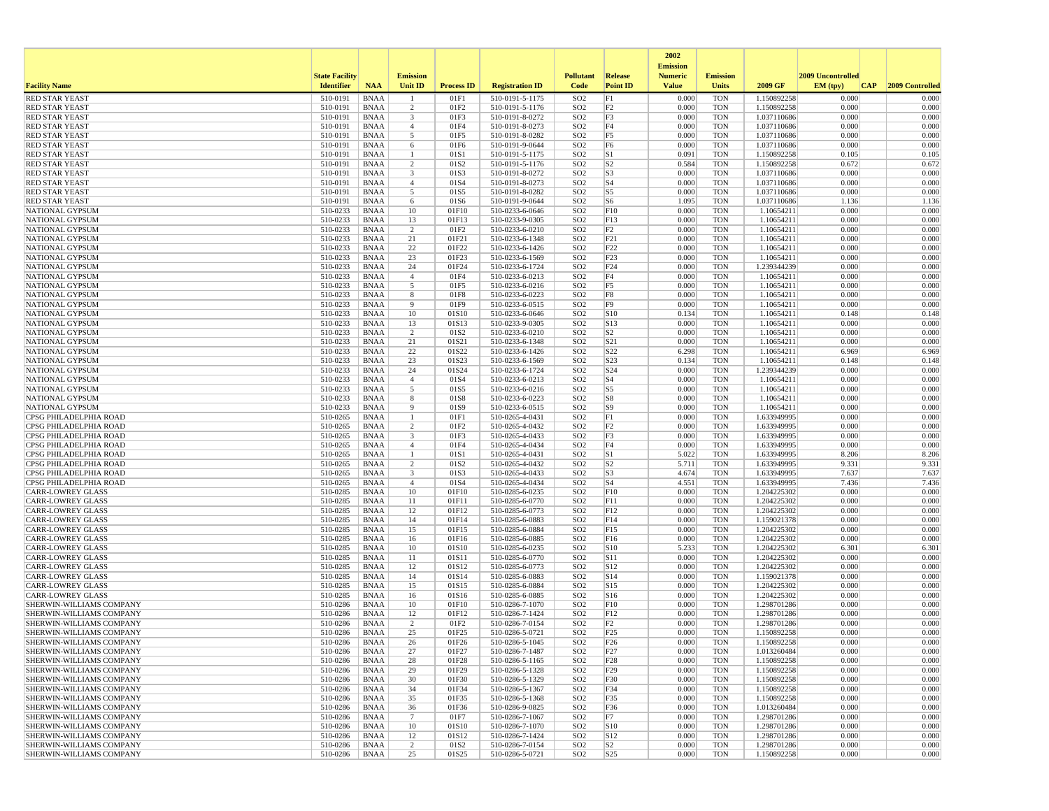| Facility Name | State Facility Identifier | NAA | Emission Unit ID | Process ID | Registration ID | Pollutant Code | Release Point ID | 2002 Emission Numeric Value | Emission Units | 2009 GF | 2009 Uncontrolled EM (tpy) | CAP | 2009 Controlled |
|---|---|---|---|---|---|---|---|---|---|---|---|---|---|
| RED STAR YEAST | 510-0191 | BNAA | 1 | 01F1 | 510-0191-5-1175 | SO2 | F1 | 0.000 | TON | 1.150892258 | 0.000 | | 0.000 |
| RED STAR YEAST | 510-0191 | BNAA | 2 | 01F2 | 510-0191-5-1176 | SO2 | F2 | 0.000 | TON | 1.150892258 | 0.000 | | 0.000 |
| RED STAR YEAST | 510-0191 | BNAA | 3 | 01F3 | 510-0191-8-0272 | SO2 | F3 | 0.000 | TON | 1.037110686 | 0.000 | | 0.000 |
| RED STAR YEAST | 510-0191 | BNAA | 4 | 01F4 | 510-0191-8-0273 | SO2 | F4 | 0.000 | TON | 1.037110686 | 0.000 | | 0.000 |
| RED STAR YEAST | 510-0191 | BNAA | 5 | 01F5 | 510-0191-8-0282 | SO2 | F5 | 0.000 | TON | 1.037110686 | 0.000 | | 0.000 |
| RED STAR YEAST | 510-0191 | BNAA | 6 | 01F6 | 510-0191-9-0644 | SO2 | F6 | 0.000 | TON | 1.037110686 | 0.000 | | 0.000 |
| RED STAR YEAST | 510-0191 | BNAA | 1 | 01S1 | 510-0191-5-1175 | SO2 | S1 | 0.091 | TON | 1.150892258 | 0.105 | | 0.105 |
| RED STAR YEAST | 510-0191 | BNAA | 2 | 01S2 | 510-0191-5-1176 | SO2 | S2 | 0.584 | TON | 1.150892258 | 0.672 | | 0.672 |
| RED STAR YEAST | 510-0191 | BNAA | 3 | 01S3 | 510-0191-8-0272 | SO2 | S3 | 0.000 | TON | 1.037110686 | 0.000 | | 0.000 |
| RED STAR YEAST | 510-0191 | BNAA | 4 | 01S4 | 510-0191-8-0273 | SO2 | S4 | 0.000 | TON | 1.037110686 | 0.000 | | 0.000 |
| RED STAR YEAST | 510-0191 | BNAA | 5 | 01S5 | 510-0191-8-0282 | SO2 | S5 | 0.000 | TON | 1.037110686 | 0.000 | | 0.000 |
| RED STAR YEAST | 510-0191 | BNAA | 6 | 01S6 | 510-0191-9-0644 | SO2 | S6 | 1.095 | TON | 1.037110686 | 1.136 | | 1.136 |
| NATIONAL GYPSUM | 510-0233 | BNAA | 10 | 01F10 | 510-0233-6-0646 | SO2 | F10 | 0.000 | TON | 1.10654211 | 0.000 | | 0.000 |
| NATIONAL GYPSUM | 510-0233 | BNAA | 13 | 01F13 | 510-0233-9-0305 | SO2 | F13 | 0.000 | TON | 1.10654211 | 0.000 | | 0.000 |
| NATIONAL GYPSUM | 510-0233 | BNAA | 2 | 01F2 | 510-0233-6-0210 | SO2 | F2 | 0.000 | TON | 1.10654211 | 0.000 | | 0.000 |
| NATIONAL GYPSUM | 510-0233 | BNAA | 21 | 01F21 | 510-0233-6-1348 | SO2 | F21 | 0.000 | TON | 1.10654211 | 0.000 | | 0.000 |
| NATIONAL GYPSUM | 510-0233 | BNAA | 22 | 01F22 | 510-0233-6-1426 | SO2 | F22 | 0.000 | TON | 1.10654211 | 0.000 | | 0.000 |
| NATIONAL GYPSUM | 510-0233 | BNAA | 23 | 01F23 | 510-0233-6-1569 | SO2 | F23 | 0.000 | TON | 1.10654211 | 0.000 | | 0.000 |
| NATIONAL GYPSUM | 510-0233 | BNAA | 24 | 01F24 | 510-0233-6-1724 | SO2 | F24 | 0.000 | TON | 1.239344239 | 0.000 | | 0.000 |
| NATIONAL GYPSUM | 510-0233 | BNAA | 4 | 01F4 | 510-0233-6-0213 | SO2 | F4 | 0.000 | TON | 1.10654211 | 0.000 | | 0.000 |
| NATIONAL GYPSUM | 510-0233 | BNAA | 5 | 01F5 | 510-0233-6-0216 | SO2 | F5 | 0.000 | TON | 1.10654211 | 0.000 | | 0.000 |
| NATIONAL GYPSUM | 510-0233 | BNAA | 8 | 01F8 | 510-0233-6-0223 | SO2 | F8 | 0.000 | TON | 1.10654211 | 0.000 | | 0.000 |
| NATIONAL GYPSUM | 510-0233 | BNAA | 9 | 01F9 | 510-0233-6-0515 | SO2 | F9 | 0.000 | TON | 1.10654211 | 0.000 | | 0.000 |
| NATIONAL GYPSUM | 510-0233 | BNAA | 10 | 01S10 | 510-0233-6-0646 | SO2 | S10 | 0.134 | TON | 1.10654211 | 0.148 | | 0.148 |
| NATIONAL GYPSUM | 510-0233 | BNAA | 13 | 01S13 | 510-0233-9-0305 | SO2 | S13 | 0.000 | TON | 1.10654211 | 0.000 | | 0.000 |
| NATIONAL GYPSUM | 510-0233 | BNAA | 2 | 01S2 | 510-0233-6-0210 | SO2 | S2 | 0.000 | TON | 1.10654211 | 0.000 | | 0.000 |
| NATIONAL GYPSUM | 510-0233 | BNAA | 21 | 01S21 | 510-0233-6-1348 | SO2 | S21 | 0.000 | TON | 1.10654211 | 0.000 | | 0.000 |
| NATIONAL GYPSUM | 510-0233 | BNAA | 22 | 01S22 | 510-0233-6-1426 | SO2 | S22 | 6.298 | TON | 1.10654211 | 6.969 | | 6.969 |
| NATIONAL GYPSUM | 510-0233 | BNAA | 23 | 01S23 | 510-0233-6-1569 | SO2 | S23 | 0.134 | TON | 1.10654211 | 0.148 | | 0.148 |
| NATIONAL GYPSUM | 510-0233 | BNAA | 24 | 01S24 | 510-0233-6-1724 | SO2 | S24 | 0.000 | TON | 1.239344239 | 0.000 | | 0.000 |
| NATIONAL GYPSUM | 510-0233 | BNAA | 4 | 01S4 | 510-0233-6-0213 | SO2 | S4 | 0.000 | TON | 1.10654211 | 0.000 | | 0.000 |
| NATIONAL GYPSUM | 510-0233 | BNAA | 5 | 01S5 | 510-0233-6-0216 | SO2 | S5 | 0.000 | TON | 1.10654211 | 0.000 | | 0.000 |
| NATIONAL GYPSUM | 510-0233 | BNAA | 8 | 01S8 | 510-0233-6-0223 | SO2 | S8 | 0.000 | TON | 1.10654211 | 0.000 | | 0.000 |
| NATIONAL GYPSUM | 510-0233 | BNAA | 9 | 01S9 | 510-0233-6-0515 | SO2 | S9 | 0.000 | TON | 1.10654211 | 0.000 | | 0.000 |
| CPSG PHILADELPHIA ROAD | 510-0265 | BNAA | 1 | 01F1 | 510-0265-4-0431 | SO2 | F1 | 0.000 | TON | 1.633949995 | 0.000 | | 0.000 |
| CPSG PHILADELPHIA ROAD | 510-0265 | BNAA | 2 | 01F2 | 510-0265-4-0432 | SO2 | F2 | 0.000 | TON | 1.633949995 | 0.000 | | 0.000 |
| CPSG PHILADELPHIA ROAD | 510-0265 | BNAA | 3 | 01F3 | 510-0265-4-0433 | SO2 | F3 | 0.000 | TON | 1.633949995 | 0.000 | | 0.000 |
| CPSG PHILADELPHIA ROAD | 510-0265 | BNAA | 4 | 01F4 | 510-0265-4-0434 | SO2 | F4 | 0.000 | TON | 1.633949995 | 0.000 | | 0.000 |
| CPSG PHILADELPHIA ROAD | 510-0265 | BNAA | 1 | 01S1 | 510-0265-4-0431 | SO2 | S1 | 5.022 | TON | 1.633949995 | 8.206 | | 8.206 |
| CPSG PHILADELPHIA ROAD | 510-0265 | BNAA | 2 | 01S2 | 510-0265-4-0432 | SO2 | S2 | 5.711 | TON | 1.633949995 | 9.331 | | 9.331 |
| CPSG PHILADELPHIA ROAD | 510-0265 | BNAA | 3 | 01S3 | 510-0265-4-0433 | SO2 | S3 | 4.674 | TON | 1.633949995 | 7.637 | | 7.637 |
| CPSG PHILADELPHIA ROAD | 510-0265 | BNAA | 4 | 01S4 | 510-0265-4-0434 | SO2 | S4 | 4.551 | TON | 1.633949995 | 7.436 | | 7.436 |
| CARR-LOWREY GLASS | 510-0285 | BNAA | 10 | 01F10 | 510-0285-6-0235 | SO2 | F10 | 0.000 | TON | 1.204225302 | 0.000 | | 0.000 |
| CARR-LOWREY GLASS | 510-0285 | BNAA | 11 | 01F11 | 510-0285-6-0770 | SO2 | F11 | 0.000 | TON | 1.204225302 | 0.000 | | 0.000 |
| CARR-LOWREY GLASS | 510-0285 | BNAA | 12 | 01F12 | 510-0285-6-0773 | SO2 | F12 | 0.000 | TON | 1.204225302 | 0.000 | | 0.000 |
| CARR-LOWREY GLASS | 510-0285 | BNAA | 14 | 01F14 | 510-0285-6-0883 | SO2 | F14 | 0.000 | TON | 1.159021378 | 0.000 | | 0.000 |
| CARR-LOWREY GLASS | 510-0285 | BNAA | 15 | 01F15 | 510-0285-6-0884 | SO2 | F15 | 0.000 | TON | 1.204225302 | 0.000 | | 0.000 |
| CARR-LOWREY GLASS | 510-0285 | BNAA | 16 | 01F16 | 510-0285-6-0885 | SO2 | F16 | 0.000 | TON | 1.204225302 | 0.000 | | 0.000 |
| CARR-LOWREY GLASS | 510-0285 | BNAA | 10 | 01S10 | 510-0285-6-0235 | SO2 | S10 | 5.233 | TON | 1.204225302 | 6.301 | | 6.301 |
| CARR-LOWREY GLASS | 510-0285 | BNAA | 11 | 01S11 | 510-0285-6-0770 | SO2 | S11 | 0.000 | TON | 1.204225302 | 0.000 | | 0.000 |
| CARR-LOWREY GLASS | 510-0285 | BNAA | 12 | 01S12 | 510-0285-6-0773 | SO2 | S12 | 0.000 | TON | 1.204225302 | 0.000 | | 0.000 |
| CARR-LOWREY GLASS | 510-0285 | BNAA | 14 | 01S14 | 510-0285-6-0883 | SO2 | S14 | 0.000 | TON | 1.159021378 | 0.000 | | 0.000 |
| CARR-LOWREY GLASS | 510-0285 | BNAA | 15 | 01S15 | 510-0285-6-0884 | SO2 | S15 | 0.000 | TON | 1.204225302 | 0.000 | | 0.000 |
| CARR-LOWREY GLASS | 510-0285 | BNAA | 16 | 01S16 | 510-0285-6-0885 | SO2 | S16 | 0.000 | TON | 1.204225302 | 0.000 | | 0.000 |
| SHERWIN-WILLIAMS COMPANY | 510-0286 | BNAA | 10 | 01F10 | 510-0286-7-1070 | SO2 | F10 | 0.000 | TON | 1.298701286 | 0.000 | | 0.000 |
| SHERWIN-WILLIAMS COMPANY | 510-0286 | BNAA | 12 | 01F12 | 510-0286-7-1424 | SO2 | F12 | 0.000 | TON | 1.298701286 | 0.000 | | 0.000 |
| SHERWIN-WILLIAMS COMPANY | 510-0286 | BNAA | 2 | 01F2 | 510-0286-7-0154 | SO2 | F2 | 0.000 | TON | 1.298701286 | 0.000 | | 0.000 |
| SHERWIN-WILLIAMS COMPANY | 510-0286 | BNAA | 25 | 01F25 | 510-0286-5-0721 | SO2 | F25 | 0.000 | TON | 1.150892258 | 0.000 | | 0.000 |
| SHERWIN-WILLIAMS COMPANY | 510-0286 | BNAA | 26 | 01F26 | 510-0286-5-1045 | SO2 | F26 | 0.000 | TON | 1.150892258 | 0.000 | | 0.000 |
| SHERWIN-WILLIAMS COMPANY | 510-0286 | BNAA | 27 | 01F27 | 510-0286-7-1487 | SO2 | F27 | 0.000 | TON | 1.013260484 | 0.000 | | 0.000 |
| SHERWIN-WILLIAMS COMPANY | 510-0286 | BNAA | 28 | 01F28 | 510-0286-5-1165 | SO2 | F28 | 0.000 | TON | 1.150892258 | 0.000 | | 0.000 |
| SHERWIN-WILLIAMS COMPANY | 510-0286 | BNAA | 29 | 01F29 | 510-0286-5-1328 | SO2 | F29 | 0.000 | TON | 1.150892258 | 0.000 | | 0.000 |
| SHERWIN-WILLIAMS COMPANY | 510-0286 | BNAA | 30 | 01F30 | 510-0286-5-1329 | SO2 | F30 | 0.000 | TON | 1.150892258 | 0.000 | | 0.000 |
| SHERWIN-WILLIAMS COMPANY | 510-0286 | BNAA | 34 | 01F34 | 510-0286-5-1367 | SO2 | F34 | 0.000 | TON | 1.150892258 | 0.000 | | 0.000 |
| SHERWIN-WILLIAMS COMPANY | 510-0286 | BNAA | 35 | 01F35 | 510-0286-5-1368 | SO2 | F35 | 0.000 | TON | 1.150892258 | 0.000 | | 0.000 |
| SHERWIN-WILLIAMS COMPANY | 510-0286 | BNAA | 36 | 01F36 | 510-0286-9-0825 | SO2 | F36 | 0.000 | TON | 1.013260484 | 0.000 | | 0.000 |
| SHERWIN-WILLIAMS COMPANY | 510-0286 | BNAA | 7 | 01F7 | 510-0286-7-1067 | SO2 | F7 | 0.000 | TON | 1.298701286 | 0.000 | | 0.000 |
| SHERWIN-WILLIAMS COMPANY | 510-0286 | BNAA | 10 | 01S10 | 510-0286-7-1070 | SO2 | S10 | 0.000 | TON | 1.298701286 | 0.000 | | 0.000 |
| SHERWIN-WILLIAMS COMPANY | 510-0286 | BNAA | 12 | 01S12 | 510-0286-7-1424 | SO2 | S12 | 0.000 | TON | 1.298701286 | 0.000 | | 0.000 |
| SHERWIN-WILLIAMS COMPANY | 510-0286 | BNAA | 2 | 01S2 | 510-0286-7-0154 | SO2 | S2 | 0.000 | TON | 1.298701286 | 0.000 | | 0.000 |
| SHERWIN-WILLIAMS COMPANY | 510-0286 | BNAA | 25 | 01S25 | 510-0286-5-0721 | SO2 | S25 | 0.000 | TON | 1.150892258 | 0.000 | | 0.000 |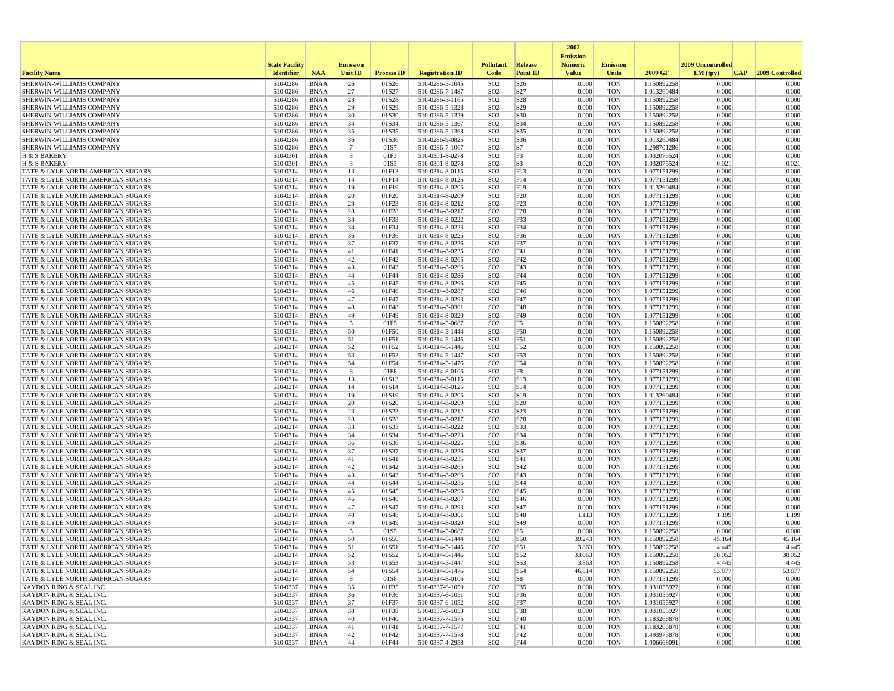| Facility Name | State Facility Identifier | NAA | Emission Unit ID | Process ID | Registration ID | Pollutant Code | Release Point ID | 2002 Emission Numeric Value | Emission Units | 2009 GF | 2009 Uncontrolled EM (tpy) | CAP | 2009 Controlled |
|---|---|---|---|---|---|---|---|---|---|---|---|---|---|
| SHERWIN-WILLIAMS COMPANY | 510-0286 | BNAA | 26 | 01S26 | 510-0286-5-1045 | SO2 | S26 | 0.000 | TON | 1.150892258 | 0.000 | | 0.000 |
| SHERWIN-WILLIAMS COMPANY | 510-0286 | BNAA | 27 | 01S27 | 510-0286-7-1487 | SO2 | S27 | 0.000 | TON | 1.013260484 | 0.000 | | 0.000 |
| SHERWIN-WILLIAMS COMPANY | 510-0286 | BNAA | 28 | 01S28 | 510-0286-5-1165 | SO2 | S28 | 0.000 | TON | 1.150892258 | 0.000 | | 0.000 |
| SHERWIN-WILLIAMS COMPANY | 510-0286 | BNAA | 29 | 01S29 | 510-0286-5-1328 | SO2 | S29 | 0.000 | TON | 1.150892258 | 0.000 | | 0.000 |
| SHERWIN-WILLIAMS COMPANY | 510-0286 | BNAA | 30 | 01S30 | 510-0286-5-1329 | SO2 | S30 | 0.000 | TON | 1.150892258 | 0.000 | | 0.000 |
| SHERWIN-WILLIAMS COMPANY | 510-0286 | BNAA | 34 | 01S34 | 510-0286-5-1367 | SO2 | S34 | 0.000 | TON | 1.150892258 | 0.000 | | 0.000 |
| SHERWIN-WILLIAMS COMPANY | 510-0286 | BNAA | 35 | 01S35 | 510-0286-5-1368 | SO2 | S35 | 0.000 | TON | 1.150892258 | 0.000 | | 0.000 |
| SHERWIN-WILLIAMS COMPANY | 510-0286 | BNAA | 36 | 01S36 | 510-0286-9-0825 | SO2 | S36 | 0.000 | TON | 1.013260484 | 0.000 | | 0.000 |
| SHERWIN-WILLIAMS COMPANY | 510-0286 | BNAA | 7 | 01S7 | 510-0286-7-1067 | SO2 | S7 | 0.000 | TON | 1.298701286 | 0.000 | | 0.000 |
| H & S BAKERY | 510-0301 | BNAA | 3 | 01F3 | 510-0301-8-0278 | SO2 | F3 | 0.000 | TON | 1.032075524 | 0.000 | | 0.000 |
| H & S BAKERY | 510-0301 | BNAA | 3 | 01S3 | 510-0301-8-0278 | SO2 | S3 | 0.020 | TON | 1.032075524 | 0.021 | | 0.021 |
| TATE & LYLE NORTH AMERICAN SUGARS | 510-0314 | BNAA | 13 | 01F13 | 510-0314-8-0115 | SO2 | F13 | 0.000 | TON | 1.077151299 | 0.000 | | 0.000 |
| TATE & LYLE NORTH AMERICAN SUGARS | 510-0314 | BNAA | 14 | 01F14 | 510-0314-8-0125 | SO2 | F14 | 0.000 | TON | 1.077151299 | 0.000 | | 0.000 |
| TATE & LYLE NORTH AMERICAN SUGARS | 510-0314 | BNAA | 19 | 01F19 | 510-0314-8-0205 | SO2 | F19 | 0.000 | TON | 1.013260484 | 0.000 | | 0.000 |
| TATE & LYLE NORTH AMERICAN SUGARS | 510-0314 | BNAA | 20 | 01F20 | 510-0314-8-0209 | SO2 | F20 | 0.000 | TON | 1.077151299 | 0.000 | | 0.000 |
| TATE & LYLE NORTH AMERICAN SUGARS | 510-0314 | BNAA | 23 | 01F23 | 510-0314-8-0212 | SO2 | F23 | 0.000 | TON | 1.077151299 | 0.000 | | 0.000 |
| TATE & LYLE NORTH AMERICAN SUGARS | 510-0314 | BNAA | 28 | 01F28 | 510-0314-8-0217 | SO2 | F28 | 0.000 | TON | 1.077151299 | 0.000 | | 0.000 |
| TATE & LYLE NORTH AMERICAN SUGARS | 510-0314 | BNAA | 33 | 01F33 | 510-0314-8-0222 | SO2 | F33 | 0.000 | TON | 1.077151299 | 0.000 | | 0.000 |
| TATE & LYLE NORTH AMERICAN SUGARS | 510-0314 | BNAA | 34 | 01F34 | 510-0314-8-0223 | SO2 | F34 | 0.000 | TON | 1.077151299 | 0.000 | | 0.000 |
| TATE & LYLE NORTH AMERICAN SUGARS | 510-0314 | BNAA | 36 | 01F36 | 510-0314-8-0225 | SO2 | F36 | 0.000 | TON | 1.077151299 | 0.000 | | 0.000 |
| TATE & LYLE NORTH AMERICAN SUGARS | 510-0314 | BNAA | 37 | 01F37 | 510-0314-8-0226 | SO2 | F37 | 0.000 | TON | 1.077151299 | 0.000 | | 0.000 |
| TATE & LYLE NORTH AMERICAN SUGARS | 510-0314 | BNAA | 41 | 01F41 | 510-0314-8-0235 | SO2 | F41 | 0.000 | TON | 1.077151299 | 0.000 | | 0.000 |
| TATE & LYLE NORTH AMERICAN SUGARS | 510-0314 | BNAA | 42 | 01F42 | 510-0314-8-0265 | SO2 | F42 | 0.000 | TON | 1.077151299 | 0.000 | | 0.000 |
| TATE & LYLE NORTH AMERICAN SUGARS | 510-0314 | BNAA | 43 | 01F43 | 510-0314-8-0266 | SO2 | F43 | 0.000 | TON | 1.077151299 | 0.000 | | 0.000 |
| TATE & LYLE NORTH AMERICAN SUGARS | 510-0314 | BNAA | 44 | 01F44 | 510-0314-8-0286 | SO2 | F44 | 0.000 | TON | 1.077151299 | 0.000 | | 0.000 |
| TATE & LYLE NORTH AMERICAN SUGARS | 510-0314 | BNAA | 45 | 01F45 | 510-0314-8-0296 | SO2 | F45 | 0.000 | TON | 1.077151299 | 0.000 | | 0.000 |
| TATE & LYLE NORTH AMERICAN SUGARS | 510-0314 | BNAA | 46 | 01F46 | 510-0314-8-0287 | SO2 | F46 | 0.000 | TON | 1.077151299 | 0.000 | | 0.000 |
| TATE & LYLE NORTH AMERICAN SUGARS | 510-0314 | BNAA | 47 | 01F47 | 510-0314-8-0293 | SO2 | F47 | 0.000 | TON | 1.077151299 | 0.000 | | 0.000 |
| TATE & LYLE NORTH AMERICAN SUGARS | 510-0314 | BNAA | 48 | 01F48 | 510-0314-8-0301 | SO2 | F48 | 0.000 | TON | 1.077151299 | 0.000 | | 0.000 |
| TATE & LYLE NORTH AMERICAN SUGARS | 510-0314 | BNAA | 49 | 01F49 | 510-0314-8-0320 | SO2 | F49 | 0.000 | TON | 1.077151299 | 0.000 | | 0.000 |
| TATE & LYLE NORTH AMERICAN SUGARS | 510-0314 | BNAA | 5 | 01F5 | 510-0314-5-0687 | SO2 | F5 | 0.000 | TON | 1.150892258 | 0.000 | | 0.000 |
| TATE & LYLE NORTH AMERICAN SUGARS | 510-0314 | BNAA | 50 | 01F50 | 510-0314-5-1444 | SO2 | F50 | 0.000 | TON | 1.150892258 | 0.000 | | 0.000 |
| TATE & LYLE NORTH AMERICAN SUGARS | 510-0314 | BNAA | 51 | 01F51 | 510-0314-5-1445 | SO2 | F51 | 0.000 | TON | 1.150892258 | 0.000 | | 0.000 |
| TATE & LYLE NORTH AMERICAN SUGARS | 510-0314 | BNAA | 52 | 01F52 | 510-0314-5-1446 | SO2 | F52 | 0.000 | TON | 1.150892258 | 0.000 | | 0.000 |
| TATE & LYLE NORTH AMERICAN SUGARS | 510-0314 | BNAA | 53 | 01F53 | 510-0314-5-1447 | SO2 | F53 | 0.000 | TON | 1.150892258 | 0.000 | | 0.000 |
| TATE & LYLE NORTH AMERICAN SUGARS | 510-0314 | BNAA | 54 | 01F54 | 510-0314-5-1476 | SO2 | F54 | 0.000 | TON | 1.150892258 | 0.000 | | 0.000 |
| TATE & LYLE NORTH AMERICAN SUGARS | 510-0314 | BNAA | 8 | 01F8 | 510-0314-8-0106 | SO2 | F8 | 0.000 | TON | 1.077151299 | 0.000 | | 0.000 |
| TATE & LYLE NORTH AMERICAN SUGARS | 510-0314 | BNAA | 13 | 01S13 | 510-0314-8-0115 | SO2 | S13 | 0.000 | TON | 1.077151299 | 0.000 | | 0.000 |
| TATE & LYLE NORTH AMERICAN SUGARS | 510-0314 | BNAA | 14 | 01S14 | 510-0314-8-0125 | SO2 | S14 | 0.000 | TON | 1.077151299 | 0.000 | | 0.000 |
| TATE & LYLE NORTH AMERICAN SUGARS | 510-0314 | BNAA | 19 | 01S19 | 510-0314-8-0205 | SO2 | S19 | 0.000 | TON | 1.013260484 | 0.000 | | 0.000 |
| TATE & LYLE NORTH AMERICAN SUGARS | 510-0314 | BNAA | 20 | 01S20 | 510-0314-8-0209 | SO2 | S20 | 0.000 | TON | 1.077151299 | 0.000 | | 0.000 |
| TATE & LYLE NORTH AMERICAN SUGARS | 510-0314 | BNAA | 23 | 01S23 | 510-0314-8-0212 | SO2 | S23 | 0.000 | TON | 1.077151299 | 0.000 | | 0.000 |
| TATE & LYLE NORTH AMERICAN SUGARS | 510-0314 | BNAA | 28 | 01S28 | 510-0314-8-0217 | SO2 | S28 | 0.000 | TON | 1.077151299 | 0.000 | | 0.000 |
| TATE & LYLE NORTH AMERICAN SUGARS | 510-0314 | BNAA | 33 | 01S33 | 510-0314-8-0222 | SO2 | S33 | 0.000 | TON | 1.077151299 | 0.000 | | 0.000 |
| TATE & LYLE NORTH AMERICAN SUGARS | 510-0314 | BNAA | 34 | 01S34 | 510-0314-8-0223 | SO2 | S34 | 0.000 | TON | 1.077151299 | 0.000 | | 0.000 |
| TATE & LYLE NORTH AMERICAN SUGARS | 510-0314 | BNAA | 36 | 01S36 | 510-0314-8-0225 | SO2 | S36 | 0.000 | TON | 1.077151299 | 0.000 | | 0.000 |
| TATE & LYLE NORTH AMERICAN SUGARS | 510-0314 | BNAA | 37 | 01S37 | 510-0314-8-0226 | SO2 | S37 | 0.000 | TON | 1.077151299 | 0.000 | | 0.000 |
| TATE & LYLE NORTH AMERICAN SUGARS | 510-0314 | BNAA | 41 | 01S41 | 510-0314-8-0235 | SO2 | S41 | 0.000 | TON | 1.077151299 | 0.000 | | 0.000 |
| TATE & LYLE NORTH AMERICAN SUGARS | 510-0314 | BNAA | 42 | 01S42 | 510-0314-8-0265 | SO2 | S42 | 0.000 | TON | 1.077151299 | 0.000 | | 0.000 |
| TATE & LYLE NORTH AMERICAN SUGARS | 510-0314 | BNAA | 43 | 01S43 | 510-0314-8-0266 | SO2 | S43 | 0.000 | TON | 1.077151299 | 0.000 | | 0.000 |
| TATE & LYLE NORTH AMERICAN SUGARS | 510-0314 | BNAA | 44 | 01S44 | 510-0314-8-0286 | SO2 | S44 | 0.000 | TON | 1.077151299 | 0.000 | | 0.000 |
| TATE & LYLE NORTH AMERICAN SUGARS | 510-0314 | BNAA | 45 | 01S45 | 510-0314-8-0296 | SO2 | S45 | 0.000 | TON | 1.077151299 | 0.000 | | 0.000 |
| TATE & LYLE NORTH AMERICAN SUGARS | 510-0314 | BNAA | 46 | 01S46 | 510-0314-8-0287 | SO2 | S46 | 0.000 | TON | 1.077151299 | 0.000 | | 0.000 |
| TATE & LYLE NORTH AMERICAN SUGARS | 510-0314 | BNAA | 47 | 01S47 | 510-0314-8-0293 | SO2 | S47 | 0.000 | TON | 1.077151299 | 0.000 | | 0.000 |
| TATE & LYLE NORTH AMERICAN SUGARS | 510-0314 | BNAA | 48 | 01S48 | 510-0314-8-0301 | SO2 | S48 | 1.113 | TON | 1.077151299 | 1.199 | | 1.199 |
| TATE & LYLE NORTH AMERICAN SUGARS | 510-0314 | BNAA | 49 | 01S49 | 510-0314-8-0320 | SO2 | S49 | 0.000 | TON | 1.077151299 | 0.000 | | 0.000 |
| TATE & LYLE NORTH AMERICAN SUGARS | 510-0314 | BNAA | 5 | 01S5 | 510-0314-5-0687 | SO2 | S5 | 0.000 | TON | 1.150892258 | 0.000 | | 0.000 |
| TATE & LYLE NORTH AMERICAN SUGARS | 510-0314 | BNAA | 50 | 01S50 | 510-0314-5-1444 | SO2 | S50 | 39.243 | TON | 1.150892258 | 45.164 | | 45.164 |
| TATE & LYLE NORTH AMERICAN SUGARS | 510-0314 | BNAA | 51 | 01S51 | 510-0314-5-1445 | SO2 | S51 | 3.863 | TON | 1.150892258 | 4.445 | | 4.445 |
| TATE & LYLE NORTH AMERICAN SUGARS | 510-0314 | BNAA | 52 | 01S52 | 510-0314-5-1446 | SO2 | S52 | 33.063 | TON | 1.150892258 | 38.052 | | 38.052 |
| TATE & LYLE NORTH AMERICAN SUGARS | 510-0314 | BNAA | 53 | 01S53 | 510-0314-5-1447 | SO2 | S53 | 3.863 | TON | 1.150892258 | 4.445 | | 4.445 |
| TATE & LYLE NORTH AMERICAN SUGARS | 510-0314 | BNAA | 54 | 01S54 | 510-0314-5-1476 | SO2 | S54 | 46.814 | TON | 1.150892258 | 53.877 | | 53.877 |
| TATE & LYLE NORTH AMERICAN SUGARS | 510-0314 | BNAA | 8 | 01S8 | 510-0314-8-0106 | SO2 | S8 | 0.000 | TON | 1.077151299 | 0.000 | | 0.000 |
| KAYDON RING & SEAL INC. | 510-0337 | BNAA | 35 | 01F35 | 510-0337-6-1050 | SO2 | F35 | 0.000 | TON | 1.031055927 | 0.000 | | 0.000 |
| KAYDON RING & SEAL INC. | 510-0337 | BNAA | 36 | 01F36 | 510-0337-6-1051 | SO2 | F36 | 0.000 | TON | 1.031055927 | 0.000 | | 0.000 |
| KAYDON RING & SEAL INC. | 510-0337 | BNAA | 37 | 01F37 | 510-0337-6-1052 | SO2 | F37 | 0.000 | TON | 1.031055927 | 0.000 | | 0.000 |
| KAYDON RING & SEAL INC. | 510-0337 | BNAA | 38 | 01F38 | 510-0337-6-1053 | SO2 | F38 | 0.000 | TON | 1.031055927 | 0.000 | | 0.000 |
| KAYDON RING & SEAL INC. | 510-0337 | BNAA | 40 | 01F40 | 510-0337-7-1575 | SO2 | F40 | 0.000 | TON | 1.183266878 | 0.000 | | 0.000 |
| KAYDON RING & SEAL INC. | 510-0337 | BNAA | 41 | 01F41 | 510-0337-7-1577 | SO2 | F41 | 0.000 | TON | 1.183266878 | 0.000 | | 0.000 |
| KAYDON RING & SEAL INC. | 510-0337 | BNAA | 42 | 01F42 | 510-0337-7-1578 | SO2 | F42 | 0.000 | TON | 1.493975878 | 0.000 | | 0.000 |
| KAYDON RING & SEAL INC. | 510-0337 | BNAA | 44 | 01F44 | 510-0337-4-2958 | SO2 | F44 | 0.000 | TON | 1.006668091 | 0.000 | | 0.000 |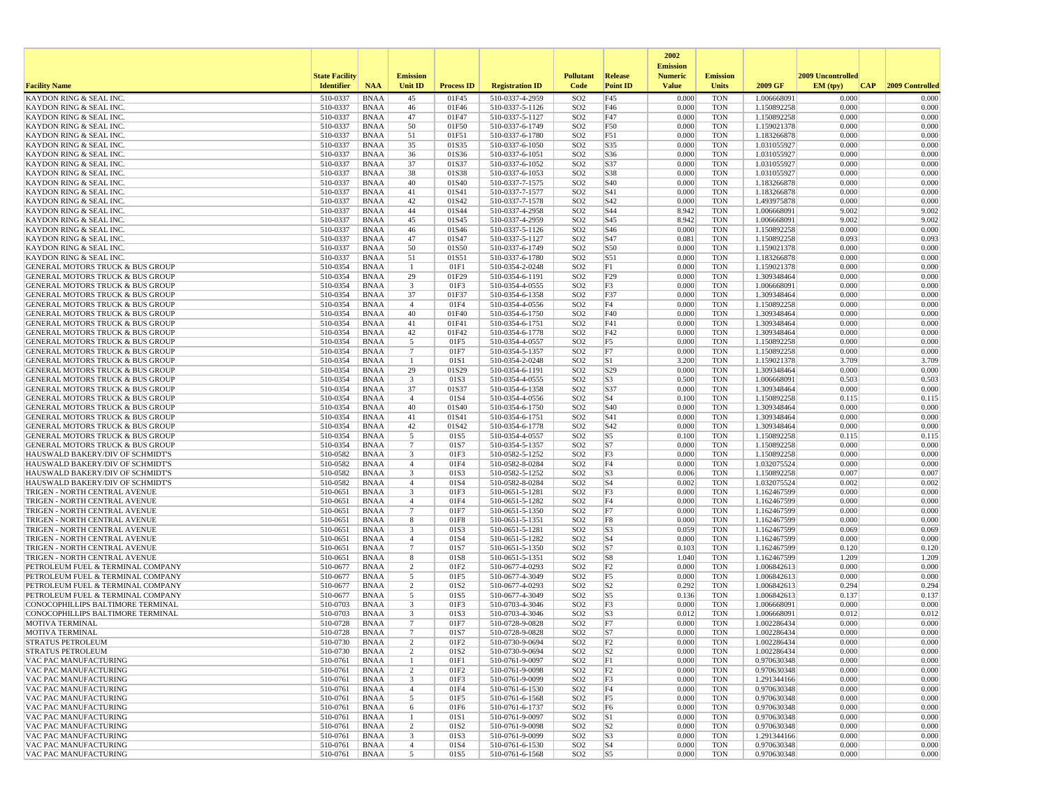| Facility Name | State Facility Identifier | NAA | Emission Unit ID | Process ID | Registration ID | Pollutant Code | Release Point ID | 2002 Emission Numeric Value | Emission Units | 2009 GF | 2009 Uncontrolled EM (tpy) | CAP | 2009 Controlled |
|---|---|---|---|---|---|---|---|---|---|---|---|---|---|
| KAYDON RING & SEAL INC. | 510-0337 | BNAA | 45 | 01F45 | 510-0337-4-2959 | SO2 | F45 | 0.000 | TON | 1.006668091 | 0.000 | | 0.000 |
| KAYDON RING & SEAL INC. | 510-0337 | BNAA | 46 | 01F46 | 510-0337-5-1126 | SO2 | F46 | 0.000 | TON | 1.150892258 | 0.000 | | 0.000 |
| KAYDON RING & SEAL INC. | 510-0337 | BNAA | 47 | 01F47 | 510-0337-5-1127 | SO2 | F47 | 0.000 | TON | 1.150892258 | 0.000 | | 0.000 |
| KAYDON RING & SEAL INC. | 510-0337 | BNAA | 50 | 01F50 | 510-0337-6-1749 | SO2 | F50 | 0.000 | TON | 1.159021378 | 0.000 | | 0.000 |
| KAYDON RING & SEAL INC. | 510-0337 | BNAA | 51 | 01F51 | 510-0337-6-1780 | SO2 | F51 | 0.000 | TON | 1.183266878 | 0.000 | | 0.000 |
| KAYDON RING & SEAL INC. | 510-0337 | BNAA | 35 | 01S35 | 510-0337-6-1050 | SO2 | S35 | 0.000 | TON | 1.031055927 | 0.000 | | 0.000 |
| KAYDON RING & SEAL INC. | 510-0337 | BNAA | 36 | 01S36 | 510-0337-6-1051 | SO2 | S36 | 0.000 | TON | 1.031055927 | 0.000 | | 0.000 |
| KAYDON RING & SEAL INC. | 510-0337 | BNAA | 37 | 01S37 | 510-0337-6-1052 | SO2 | S37 | 0.000 | TON | 1.031055927 | 0.000 | | 0.000 |
| KAYDON RING & SEAL INC. | 510-0337 | BNAA | 38 | 01S38 | 510-0337-6-1053 | SO2 | S38 | 0.000 | TON | 1.031055927 | 0.000 | | 0.000 |
| KAYDON RING & SEAL INC. | 510-0337 | BNAA | 40 | 01S40 | 510-0337-7-1575 | SO2 | S40 | 0.000 | TON | 1.183266878 | 0.000 | | 0.000 |
| KAYDON RING & SEAL INC. | 510-0337 | BNAA | 41 | 01S41 | 510-0337-7-1577 | SO2 | S41 | 0.000 | TON | 1.183266878 | 0.000 | | 0.000 |
| KAYDON RING & SEAL INC. | 510-0337 | BNAA | 42 | 01S42 | 510-0337-7-1578 | SO2 | S42 | 0.000 | TON | 1.493975878 | 0.000 | | 0.000 |
| KAYDON RING & SEAL INC. | 510-0337 | BNAA | 44 | 01S44 | 510-0337-4-2958 | SO2 | S44 | 8.942 | TON | 1.006668091 | 9.002 | | 9.002 |
| KAYDON RING & SEAL INC. | 510-0337 | BNAA | 45 | 01S45 | 510-0337-4-2959 | SO2 | S45 | 8.942 | TON | 1.006668091 | 9.002 | | 9.002 |
| KAYDON RING & SEAL INC. | 510-0337 | BNAA | 46 | 01S46 | 510-0337-5-1126 | SO2 | S46 | 0.000 | TON | 1.150892258 | 0.000 | | 0.000 |
| KAYDON RING & SEAL INC. | 510-0337 | BNAA | 47 | 01S47 | 510-0337-5-1127 | SO2 | S47 | 0.081 | TON | 1.150892258 | 0.093 | | 0.093 |
| KAYDON RING & SEAL INC. | 510-0337 | BNAA | 50 | 01S50 | 510-0337-6-1749 | SO2 | S50 | 0.000 | TON | 1.159021378 | 0.000 | | 0.000 |
| KAYDON RING & SEAL INC. | 510-0337 | BNAA | 51 | 01S51 | 510-0337-6-1780 | SO2 | S51 | 0.000 | TON | 1.183266878 | 0.000 | | 0.000 |
| GENERAL MOTORS TRUCK & BUS GROUP | 510-0354 | BNAA | 1 | 01F1 | 510-0354-2-0248 | SO2 | F1 | 0.000 | TON | 1.159021378 | 0.000 | | 0.000 |
| GENERAL MOTORS TRUCK & BUS GROUP | 510-0354 | BNAA | 29 | 01F29 | 510-0354-6-1191 | SO2 | F29 | 0.000 | TON | 1.309348464 | 0.000 | | 0.000 |
| GENERAL MOTORS TRUCK & BUS GROUP | 510-0354 | BNAA | 3 | 01F3 | 510-0354-4-0555 | SO2 | F3 | 0.000 | TON | 1.006668091 | 0.000 | | 0.000 |
| GENERAL MOTORS TRUCK & BUS GROUP | 510-0354 | BNAA | 37 | 01F37 | 510-0354-6-1358 | SO2 | F37 | 0.000 | TON | 1.309348464 | 0.000 | | 0.000 |
| GENERAL MOTORS TRUCK & BUS GROUP | 510-0354 | BNAA | 4 | 01F4 | 510-0354-4-0556 | SO2 | F4 | 0.000 | TON | 1.150892258 | 0.000 | | 0.000 |
| GENERAL MOTORS TRUCK & BUS GROUP | 510-0354 | BNAA | 40 | 01F40 | 510-0354-6-1750 | SO2 | F40 | 0.000 | TON | 1.309348464 | 0.000 | | 0.000 |
| GENERAL MOTORS TRUCK & BUS GROUP | 510-0354 | BNAA | 41 | 01F41 | 510-0354-6-1751 | SO2 | F41 | 0.000 | TON | 1.309348464 | 0.000 | | 0.000 |
| GENERAL MOTORS TRUCK & BUS GROUP | 510-0354 | BNAA | 42 | 01F42 | 510-0354-6-1778 | SO2 | F42 | 0.000 | TON | 1.309348464 | 0.000 | | 0.000 |
| GENERAL MOTORS TRUCK & BUS GROUP | 510-0354 | BNAA | 5 | 01F5 | 510-0354-4-0557 | SO2 | F5 | 0.000 | TON | 1.150892258 | 0.000 | | 0.000 |
| GENERAL MOTORS TRUCK & BUS GROUP | 510-0354 | BNAA | 7 | 01F7 | 510-0354-5-1357 | SO2 | F7 | 0.000 | TON | 1.150892258 | 0.000 | | 0.000 |
| GENERAL MOTORS TRUCK & BUS GROUP | 510-0354 | BNAA | 1 | 01S1 | 510-0354-2-0248 | SO2 | S1 | 3.200 | TON | 1.159021378 | 3.709 | | 3.709 |
| GENERAL MOTORS TRUCK & BUS GROUP | 510-0354 | BNAA | 29 | 01S29 | 510-0354-6-1191 | SO2 | S29 | 0.000 | TON | 1.309348464 | 0.000 | | 0.000 |
| GENERAL MOTORS TRUCK & BUS GROUP | 510-0354 | BNAA | 3 | 01S3 | 510-0354-4-0555 | SO2 | S3 | 0.500 | TON | 1.006668091 | 0.503 | | 0.503 |
| GENERAL MOTORS TRUCK & BUS GROUP | 510-0354 | BNAA | 37 | 01S37 | 510-0354-6-1358 | SO2 | S37 | 0.000 | TON | 1.309348464 | 0.000 | | 0.000 |
| GENERAL MOTORS TRUCK & BUS GROUP | 510-0354 | BNAA | 4 | 01S4 | 510-0354-4-0556 | SO2 | S4 | 0.100 | TON | 1.150892258 | 0.115 | | 0.115 |
| GENERAL MOTORS TRUCK & BUS GROUP | 510-0354 | BNAA | 40 | 01S40 | 510-0354-6-1750 | SO2 | S40 | 0.000 | TON | 1.309348464 | 0.000 | | 0.000 |
| GENERAL MOTORS TRUCK & BUS GROUP | 510-0354 | BNAA | 41 | 01S41 | 510-0354-6-1751 | SO2 | S41 | 0.000 | TON | 1.309348464 | 0.000 | | 0.000 |
| GENERAL MOTORS TRUCK & BUS GROUP | 510-0354 | BNAA | 42 | 01S42 | 510-0354-6-1778 | SO2 | S42 | 0.000 | TON | 1.309348464 | 0.000 | | 0.000 |
| GENERAL MOTORS TRUCK & BUS GROUP | 510-0354 | BNAA | 5 | 01S5 | 510-0354-4-0557 | SO2 | S5 | 0.100 | TON | 1.150892258 | 0.115 | | 0.115 |
| GENERAL MOTORS TRUCK & BUS GROUP | 510-0354 | BNAA | 7 | 01S7 | 510-0354-5-1357 | SO2 | S7 | 0.000 | TON | 1.150892258 | 0.000 | | 0.000 |
| HAUSWALD BAKERY/DIV OF SCHMIDT'S | 510-0582 | BNAA | 3 | 01F3 | 510-0582-5-1252 | SO2 | F3 | 0.000 | TON | 1.150892258 | 0.000 | | 0.000 |
| HAUSWALD BAKERY/DIV OF SCHMIDT'S | 510-0582 | BNAA | 4 | 01F4 | 510-0582-8-0284 | SO2 | F4 | 0.000 | TON | 1.032075524 | 0.000 | | 0.000 |
| HAUSWALD BAKERY/DIV OF SCHMIDT'S | 510-0582 | BNAA | 3 | 01S3 | 510-0582-5-1252 | SO2 | S3 | 0.006 | TON | 1.150892258 | 0.007 | | 0.007 |
| HAUSWALD BAKERY/DIV OF SCHMIDT'S | 510-0582 | BNAA | 4 | 01S4 | 510-0582-8-0284 | SO2 | S4 | 0.002 | TON | 1.032075524 | 0.002 | | 0.002 |
| TRIGEN - NORTH CENTRAL AVENUE | 510-0651 | BNAA | 3 | 01F3 | 510-0651-5-1281 | SO2 | F3 | 0.000 | TON | 1.162467599 | 0.000 | | 0.000 |
| TRIGEN - NORTH CENTRAL AVENUE | 510-0651 | BNAA | 4 | 01F4 | 510-0651-5-1282 | SO2 | F4 | 0.000 | TON | 1.162467599 | 0.000 | | 0.000 |
| TRIGEN - NORTH CENTRAL AVENUE | 510-0651 | BNAA | 7 | 01F7 | 510-0651-5-1350 | SO2 | F7 | 0.000 | TON | 1.162467599 | 0.000 | | 0.000 |
| TRIGEN - NORTH CENTRAL AVENUE | 510-0651 | BNAA | 8 | 01F8 | 510-0651-5-1351 | SO2 | F8 | 0.000 | TON | 1.162467599 | 0.000 | | 0.000 |
| TRIGEN - NORTH CENTRAL AVENUE | 510-0651 | BNAA | 3 | 01S3 | 510-0651-5-1281 | SO2 | S3 | 0.059 | TON | 1.162467599 | 0.069 | | 0.069 |
| TRIGEN - NORTH CENTRAL AVENUE | 510-0651 | BNAA | 4 | 01S4 | 510-0651-5-1282 | SO2 | S4 | 0.000 | TON | 1.162467599 | 0.000 | | 0.000 |
| TRIGEN - NORTH CENTRAL AVENUE | 510-0651 | BNAA | 7 | 01S7 | 510-0651-5-1350 | SO2 | S7 | 0.103 | TON | 1.162467599 | 0.120 | | 0.120 |
| TRIGEN - NORTH CENTRAL AVENUE | 510-0651 | BNAA | 8 | 01S8 | 510-0651-5-1351 | SO2 | S8 | 1.040 | TON | 1.162467599 | 1.209 | | 1.209 |
| PETROLEUM FUEL & TERMINAL COMPANY | 510-0677 | BNAA | 2 | 01F2 | 510-0677-4-0293 | SO2 | F2 | 0.000 | TON | 1.006842613 | 0.000 | | 0.000 |
| PETROLEUM FUEL & TERMINAL COMPANY | 510-0677 | BNAA | 5 | 01F5 | 510-0677-4-3049 | SO2 | F5 | 0.000 | TON | 1.006842613 | 0.000 | | 0.000 |
| PETROLEUM FUEL & TERMINAL COMPANY | 510-0677 | BNAA | 2 | 01S2 | 510-0677-4-0293 | SO2 | S2 | 0.292 | TON | 1.006842613 | 0.294 | | 0.294 |
| PETROLEUM FUEL & TERMINAL COMPANY | 510-0677 | BNAA | 5 | 01S5 | 510-0677-4-3049 | SO2 | S5 | 0.136 | TON | 1.006842613 | 0.137 | | 0.137 |
| CONOCOPHILLIPS BALTIMORE TERMINAL | 510-0703 | BNAA | 3 | 01F3 | 510-0703-4-3046 | SO2 | F3 | 0.000 | TON | 1.006668091 | 0.000 | | 0.000 |
| CONOCOPHILLIPS BALTIMORE TERMINAL | 510-0703 | BNAA | 3 | 01S3 | 510-0703-4-3046 | SO2 | S3 | 0.012 | TON | 1.006668091 | 0.012 | | 0.012 |
| MOTIVA TERMINAL | 510-0728 | BNAA | 7 | 01F7 | 510-0728-9-0828 | SO2 | F7 | 0.000 | TON | 1.002286434 | 0.000 | | 0.000 |
| MOTIVA TERMINAL | 510-0728 | BNAA | 7 | 01S7 | 510-0728-9-0828 | SO2 | S7 | 0.000 | TON | 1.002286434 | 0.000 | | 0.000 |
| STRATUS PETROLEUM | 510-0730 | BNAA | 2 | 01F2 | 510-0730-9-0694 | SO2 | F2 | 0.000 | TON | 1.002286434 | 0.000 | | 0.000 |
| STRATUS PETROLEUM | 510-0730 | BNAA | 2 | 01S2 | 510-0730-9-0694 | SO2 | S2 | 0.000 | TON | 1.002286434 | 0.000 | | 0.000 |
| VAC PAC MANUFACTURING | 510-0761 | BNAA | 1 | 01F1 | 510-0761-9-0097 | SO2 | F1 | 0.000 | TON | 0.970630348 | 0.000 | | 0.000 |
| VAC PAC MANUFACTURING | 510-0761 | BNAA | 2 | 01F2 | 510-0761-9-0098 | SO2 | F2 | 0.000 | TON | 0.970630348 | 0.000 | | 0.000 |
| VAC PAC MANUFACTURING | 510-0761 | BNAA | 3 | 01F3 | 510-0761-9-0099 | SO2 | F3 | 0.000 | TON | 1.291344166 | 0.000 | | 0.000 |
| VAC PAC MANUFACTURING | 510-0761 | BNAA | 4 | 01F4 | 510-0761-6-1530 | SO2 | F4 | 0.000 | TON | 0.970630348 | 0.000 | | 0.000 |
| VAC PAC MANUFACTURING | 510-0761 | BNAA | 5 | 01F5 | 510-0761-6-1568 | SO2 | F5 | 0.000 | TON | 0.970630348 | 0.000 | | 0.000 |
| VAC PAC MANUFACTURING | 510-0761 | BNAA | 6 | 01F6 | 510-0761-6-1737 | SO2 | F6 | 0.000 | TON | 0.970630348 | 0.000 | | 0.000 |
| VAC PAC MANUFACTURING | 510-0761 | BNAA | 1 | 01S1 | 510-0761-9-0097 | SO2 | S1 | 0.000 | TON | 0.970630348 | 0.000 | | 0.000 |
| VAC PAC MANUFACTURING | 510-0761 | BNAA | 2 | 01S2 | 510-0761-9-0098 | SO2 | S2 | 0.000 | TON | 0.970630348 | 0.000 | | 0.000 |
| VAC PAC MANUFACTURING | 510-0761 | BNAA | 3 | 01S3 | 510-0761-9-0099 | SO2 | S3 | 0.000 | TON | 1.291344166 | 0.000 | | 0.000 |
| VAC PAC MANUFACTURING | 510-0761 | BNAA | 4 | 01S4 | 510-0761-6-1530 | SO2 | S4 | 0.000 | TON | 0.970630348 | 0.000 | | 0.000 |
| VAC PAC MANUFACTURING | 510-0761 | BNAA | 5 | 01S5 | 510-0761-6-1568 | SO2 | S5 | 0.000 | TON | 0.970630348 | 0.000 | | 0.000 |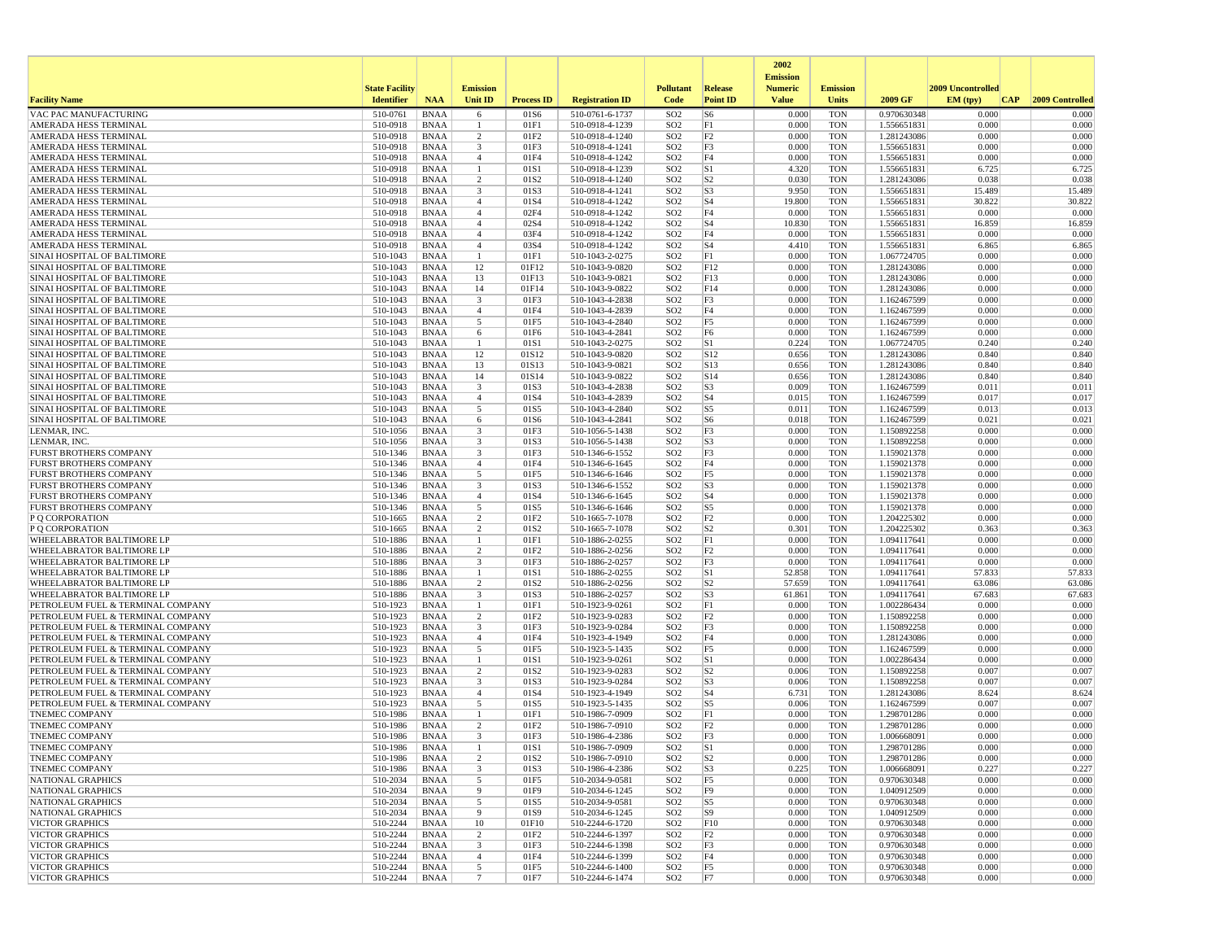| Facility Name | State Facility Identifier | NAA | Emission Unit ID | Process ID | Registration ID | Pollutant Code | Release Point ID | 2002 Emission Numeric Value | Emission Units | 2009 GF | 2009 Uncontrolled EM (tpy) | CAP | 2009 Controlled |
|---|---|---|---|---|---|---|---|---|---|---|---|---|---|
| VAC PAC MANUFACTURING | 510-0761 | BNAA | 6 | 01S6 | 510-0761-6-1737 | SO2 | S6 | 0.000 | TON | 0.970630348 | 0.000 | | 0.000 |
| AMERADA HESS TERMINAL | 510-0918 | BNAA | 1 | 01F1 | 510-0918-4-1239 | SO2 | F1 | 0.000 | TON | 1.556651831 | 0.000 | | 0.000 |
| AMERADA HESS TERMINAL | 510-0918 | BNAA | 2 | 01F2 | 510-0918-4-1240 | SO2 | F2 | 0.000 | TON | 1.281243086 | 0.000 | | 0.000 |
| AMERADA HESS TERMINAL | 510-0918 | BNAA | 3 | 01F3 | 510-0918-4-1241 | SO2 | F3 | 0.000 | TON | 1.556651831 | 0.000 | | 0.000 |
| AMERADA HESS TERMINAL | 510-0918 | BNAA | 4 | 01F4 | 510-0918-4-1242 | SO2 | F4 | 0.000 | TON | 1.556651831 | 0.000 | | 0.000 |
| AMERADA HESS TERMINAL | 510-0918 | BNAA | 1 | 01S1 | 510-0918-4-1239 | SO2 | S1 | 4.320 | TON | 1.556651831 | 6.725 | | 6.725 |
| AMERADA HESS TERMINAL | 510-0918 | BNAA | 2 | 01S2 | 510-0918-4-1240 | SO2 | S2 | 0.030 | TON | 1.281243086 | 0.038 | | 0.038 |
| AMERADA HESS TERMINAL | 510-0918 | BNAA | 3 | 01S3 | 510-0918-4-1241 | SO2 | S3 | 9.950 | TON | 1.556651831 | 15.489 | | 15.489 |
| AMERADA HESS TERMINAL | 510-0918 | BNAA | 4 | 01S4 | 510-0918-4-1242 | SO2 | S4 | 19.800 | TON | 1.556651831 | 30.822 | | 30.822 |
| AMERADA HESS TERMINAL | 510-0918 | BNAA | 4 | 02F4 | 510-0918-4-1242 | SO2 | F4 | 0.000 | TON | 1.556651831 | 0.000 | | 0.000 |
| AMERADA HESS TERMINAL | 510-0918 | BNAA | 4 | 02S4 | 510-0918-4-1242 | SO2 | S4 | 10.830 | TON | 1.556651831 | 16.859 | | 16.859 |
| AMERADA HESS TERMINAL | 510-0918 | BNAA | 4 | 03F4 | 510-0918-4-1242 | SO2 | F4 | 0.000 | TON | 1.556651831 | 0.000 | | 0.000 |
| AMERADA HESS TERMINAL | 510-0918 | BNAA | 4 | 03S4 | 510-0918-4-1242 | SO2 | S4 | 4.410 | TON | 1.556651831 | 6.865 | | 6.865 |
| SINAI HOSPITAL OF BALTIMORE | 510-1043 | BNAA | 1 | 01F1 | 510-1043-2-0275 | SO2 | F1 | 0.000 | TON | 1.067724705 | 0.000 | | 0.000 |
| SINAI HOSPITAL OF BALTIMORE | 510-1043 | BNAA | 12 | 01F12 | 510-1043-9-0820 | SO2 | F12 | 0.000 | TON | 1.281243086 | 0.000 | | 0.000 |
| SINAI HOSPITAL OF BALTIMORE | 510-1043 | BNAA | 13 | 01F13 | 510-1043-9-0821 | SO2 | F13 | 0.000 | TON | 1.281243086 | 0.000 | | 0.000 |
| SINAI HOSPITAL OF BALTIMORE | 510-1043 | BNAA | 14 | 01F14 | 510-1043-9-0822 | SO2 | F14 | 0.000 | TON | 1.281243086 | 0.000 | | 0.000 |
| SINAI HOSPITAL OF BALTIMORE | 510-1043 | BNAA | 3 | 01F3 | 510-1043-4-2838 | SO2 | F3 | 0.000 | TON | 1.162467599 | 0.000 | | 0.000 |
| SINAI HOSPITAL OF BALTIMORE | 510-1043 | BNAA | 4 | 01F4 | 510-1043-4-2839 | SO2 | F4 | 0.000 | TON | 1.162467599 | 0.000 | | 0.000 |
| SINAI HOSPITAL OF BALTIMORE | 510-1043 | BNAA | 5 | 01F5 | 510-1043-4-2840 | SO2 | F5 | 0.000 | TON | 1.162467599 | 0.000 | | 0.000 |
| SINAI HOSPITAL OF BALTIMORE | 510-1043 | BNAA | 6 | 01F6 | 510-1043-4-2841 | SO2 | F6 | 0.000 | TON | 1.162467599 | 0.000 | | 0.000 |
| SINAI HOSPITAL OF BALTIMORE | 510-1043 | BNAA | 1 | 01S1 | 510-1043-2-0275 | SO2 | S1 | 0.224 | TON | 1.067724705 | 0.240 | | 0.240 |
| SINAI HOSPITAL OF BALTIMORE | 510-1043 | BNAA | 12 | 01S12 | 510-1043-9-0820 | SO2 | S12 | 0.656 | TON | 1.281243086 | 0.840 | | 0.840 |
| SINAI HOSPITAL OF BALTIMORE | 510-1043 | BNAA | 13 | 01S13 | 510-1043-9-0821 | SO2 | S13 | 0.656 | TON | 1.281243086 | 0.840 | | 0.840 |
| SINAI HOSPITAL OF BALTIMORE | 510-1043 | BNAA | 14 | 01S14 | 510-1043-9-0822 | SO2 | S14 | 0.656 | TON | 1.281243086 | 0.840 | | 0.840 |
| SINAI HOSPITAL OF BALTIMORE | 510-1043 | BNAA | 3 | 01S3 | 510-1043-4-2838 | SO2 | S3 | 0.009 | TON | 1.162467599 | 0.011 | | 0.011 |
| SINAI HOSPITAL OF BALTIMORE | 510-1043 | BNAA | 4 | 01S4 | 510-1043-4-2839 | SO2 | S4 | 0.015 | TON | 1.162467599 | 0.017 | | 0.017 |
| SINAI HOSPITAL OF BALTIMORE | 510-1043 | BNAA | 5 | 01S5 | 510-1043-4-2840 | SO2 | S5 | 0.011 | TON | 1.162467599 | 0.013 | | 0.013 |
| SINAI HOSPITAL OF BALTIMORE | 510-1043 | BNAA | 6 | 01S6 | 510-1043-4-2841 | SO2 | S6 | 0.018 | TON | 1.162467599 | 0.021 | | 0.021 |
| LENMAR, INC. | 510-1056 | BNAA | 3 | 01F3 | 510-1056-5-1438 | SO2 | F3 | 0.000 | TON | 1.150892258 | 0.000 | | 0.000 |
| LENMAR, INC. | 510-1056 | BNAA | 3 | 01S3 | 510-1056-5-1438 | SO2 | S3 | 0.000 | TON | 1.150892258 | 0.000 | | 0.000 |
| FURST BROTHERS COMPANY | 510-1346 | BNAA | 3 | 01F3 | 510-1346-6-1552 | SO2 | F3 | 0.000 | TON | 1.159021378 | 0.000 | | 0.000 |
| FURST BROTHERS COMPANY | 510-1346 | BNAA | 4 | 01F4 | 510-1346-6-1645 | SO2 | F4 | 0.000 | TON | 1.159021378 | 0.000 | | 0.000 |
| FURST BROTHERS COMPANY | 510-1346 | BNAA | 5 | 01F5 | 510-1346-6-1646 | SO2 | F5 | 0.000 | TON | 1.159021378 | 0.000 | | 0.000 |
| FURST BROTHERS COMPANY | 510-1346 | BNAA | 3 | 01S3 | 510-1346-6-1552 | SO2 | S3 | 0.000 | TON | 1.159021378 | 0.000 | | 0.000 |
| FURST BROTHERS COMPANY | 510-1346 | BNAA | 4 | 01S4 | 510-1346-6-1645 | SO2 | S4 | 0.000 | TON | 1.159021378 | 0.000 | | 0.000 |
| FURST BROTHERS COMPANY | 510-1346 | BNAA | 5 | 01S5 | 510-1346-6-1646 | SO2 | S5 | 0.000 | TON | 1.159021378 | 0.000 | | 0.000 |
| P Q CORPORATION | 510-1665 | BNAA | 2 | 01F2 | 510-1665-7-1078 | SO2 | F2 | 0.000 | TON | 1.204225302 | 0.000 | | 0.000 |
| P Q CORPORATION | 510-1665 | BNAA | 2 | 01S2 | 510-1665-7-1078 | SO2 | S2 | 0.301 | TON | 1.204225302 | 0.363 | | 0.363 |
| WHEELABRATOR BALTIMORE LP | 510-1886 | BNAA | 1 | 01F1 | 510-1886-2-0255 | SO2 | F1 | 0.000 | TON | 1.094117641 | 0.000 | | 0.000 |
| WHEELABRATOR BALTIMORE LP | 510-1886 | BNAA | 2 | 01F2 | 510-1886-2-0256 | SO2 | F2 | 0.000 | TON | 1.094117641 | 0.000 | | 0.000 |
| WHEELABRATOR BALTIMORE LP | 510-1886 | BNAA | 3 | 01F3 | 510-1886-2-0257 | SO2 | F3 | 0.000 | TON | 1.094117641 | 0.000 | | 0.000 |
| WHEELABRATOR BALTIMORE LP | 510-1886 | BNAA | 1 | 01S1 | 510-1886-2-0255 | SO2 | S1 | 52.858 | TON | 1.094117641 | 57.833 | | 57.833 |
| WHEELABRATOR BALTIMORE LP | 510-1886 | BNAA | 2 | 01S2 | 510-1886-2-0256 | SO2 | S2 | 57.659 | TON | 1.094117641 | 63.086 | | 63.086 |
| WHEELABRATOR BALTIMORE LP | 510-1886 | BNAA | 3 | 01S3 | 510-1886-2-0257 | SO2 | S3 | 61.861 | TON | 1.094117641 | 67.683 | | 67.683 |
| PETROLEUM FUEL & TERMINAL COMPANY | 510-1923 | BNAA | 1 | 01F1 | 510-1923-9-0261 | SO2 | F1 | 0.000 | TON | 1.002286434 | 0.000 | | 0.000 |
| PETROLEUM FUEL & TERMINAL COMPANY | 510-1923 | BNAA | 2 | 01F2 | 510-1923-9-0283 | SO2 | F2 | 0.000 | TON | 1.150892258 | 0.000 | | 0.000 |
| PETROLEUM FUEL & TERMINAL COMPANY | 510-1923 | BNAA | 3 | 01F3 | 510-1923-9-0284 | SO2 | F3 | 0.000 | TON | 1.150892258 | 0.000 | | 0.000 |
| PETROLEUM FUEL & TERMINAL COMPANY | 510-1923 | BNAA | 4 | 01F4 | 510-1923-4-1949 | SO2 | F4 | 0.000 | TON | 1.281243086 | 0.000 | | 0.000 |
| PETROLEUM FUEL & TERMINAL COMPANY | 510-1923 | BNAA | 5 | 01F5 | 510-1923-5-1435 | SO2 | F5 | 0.000 | TON | 1.162467599 | 0.000 | | 0.000 |
| PETROLEUM FUEL & TERMINAL COMPANY | 510-1923 | BNAA | 1 | 01S1 | 510-1923-9-0261 | SO2 | S1 | 0.000 | TON | 1.002286434 | 0.000 | | 0.000 |
| PETROLEUM FUEL & TERMINAL COMPANY | 510-1923 | BNAA | 2 | 01S2 | 510-1923-9-0283 | SO2 | S2 | 0.006 | TON | 1.150892258 | 0.007 | | 0.007 |
| PETROLEUM FUEL & TERMINAL COMPANY | 510-1923 | BNAA | 3 | 01S3 | 510-1923-9-0284 | SO2 | S3 | 0.006 | TON | 1.150892258 | 0.007 | | 0.007 |
| PETROLEUM FUEL & TERMINAL COMPANY | 510-1923 | BNAA | 4 | 01S4 | 510-1923-4-1949 | SO2 | S4 | 6.731 | TON | 1.281243086 | 8.624 | | 8.624 |
| PETROLEUM FUEL & TERMINAL COMPANY | 510-1923 | BNAA | 5 | 01S5 | 510-1923-5-1435 | SO2 | S5 | 0.006 | TON | 1.162467599 | 0.007 | | 0.007 |
| TNEMEC COMPANY | 510-1986 | BNAA | 1 | 01F1 | 510-1986-7-0909 | SO2 | F1 | 0.000 | TON | 1.298701286 | 0.000 | | 0.000 |
| TNEMEC COMPANY | 510-1986 | BNAA | 2 | 01F2 | 510-1986-7-0910 | SO2 | F2 | 0.000 | TON | 1.298701286 | 0.000 | | 0.000 |
| TNEMEC COMPANY | 510-1986 | BNAA | 3 | 01F3 | 510-1986-4-2386 | SO2 | F3 | 0.000 | TON | 1.006668091 | 0.000 | | 0.000 |
| TNEMEC COMPANY | 510-1986 | BNAA | 1 | 01S1 | 510-1986-7-0909 | SO2 | S1 | 0.000 | TON | 1.298701286 | 0.000 | | 0.000 |
| TNEMEC COMPANY | 510-1986 | BNAA | 2 | 01S2 | 510-1986-7-0910 | SO2 | S2 | 0.000 | TON | 1.298701286 | 0.000 | | 0.000 |
| TNEMEC COMPANY | 510-1986 | BNAA | 3 | 01S3 | 510-1986-4-2386 | SO2 | S3 | 0.225 | TON | 1.006668091 | 0.227 | | 0.227 |
| NATIONAL GRAPHICS | 510-2034 | BNAA | 5 | 01F5 | 510-2034-9-0581 | SO2 | F5 | 0.000 | TON | 0.970630348 | 0.000 | | 0.000 |
| NATIONAL GRAPHICS | 510-2034 | BNAA | 9 | 01F9 | 510-2034-6-1245 | SO2 | F9 | 0.000 | TON | 1.040912509 | 0.000 | | 0.000 |
| NATIONAL GRAPHICS | 510-2034 | BNAA | 5 | 01S5 | 510-2034-9-0581 | SO2 | S5 | 0.000 | TON | 0.970630348 | 0.000 | | 0.000 |
| NATIONAL GRAPHICS | 510-2034 | BNAA | 9 | 01S9 | 510-2034-6-1245 | SO2 | S9 | 0.000 | TON | 1.040912509 | 0.000 | | 0.000 |
| VICTOR GRAPHICS | 510-2244 | BNAA | 10 | 01F10 | 510-2244-6-1720 | SO2 | F10 | 0.000 | TON | 0.970630348 | 0.000 | | 0.000 |
| VICTOR GRAPHICS | 510-2244 | BNAA | 2 | 01F2 | 510-2244-6-1397 | SO2 | F2 | 0.000 | TON | 0.970630348 | 0.000 | | 0.000 |
| VICTOR GRAPHICS | 510-2244 | BNAA | 3 | 01F3 | 510-2244-6-1398 | SO2 | F3 | 0.000 | TON | 0.970630348 | 0.000 | | 0.000 |
| VICTOR GRAPHICS | 510-2244 | BNAA | 4 | 01F4 | 510-2244-6-1399 | SO2 | F4 | 0.000 | TON | 0.970630348 | 0.000 | | 0.000 |
| VICTOR GRAPHICS | 510-2244 | BNAA | 5 | 01F5 | 510-2244-6-1400 | SO2 | F5 | 0.000 | TON | 0.970630348 | 0.000 | | 0.000 |
| VICTOR GRAPHICS | 510-2244 | BNAA | 7 | 01F7 | 510-2244-6-1474 | SO2 | F7 | 0.000 | TON | 0.970630348 | 0.000 | | 0.000 |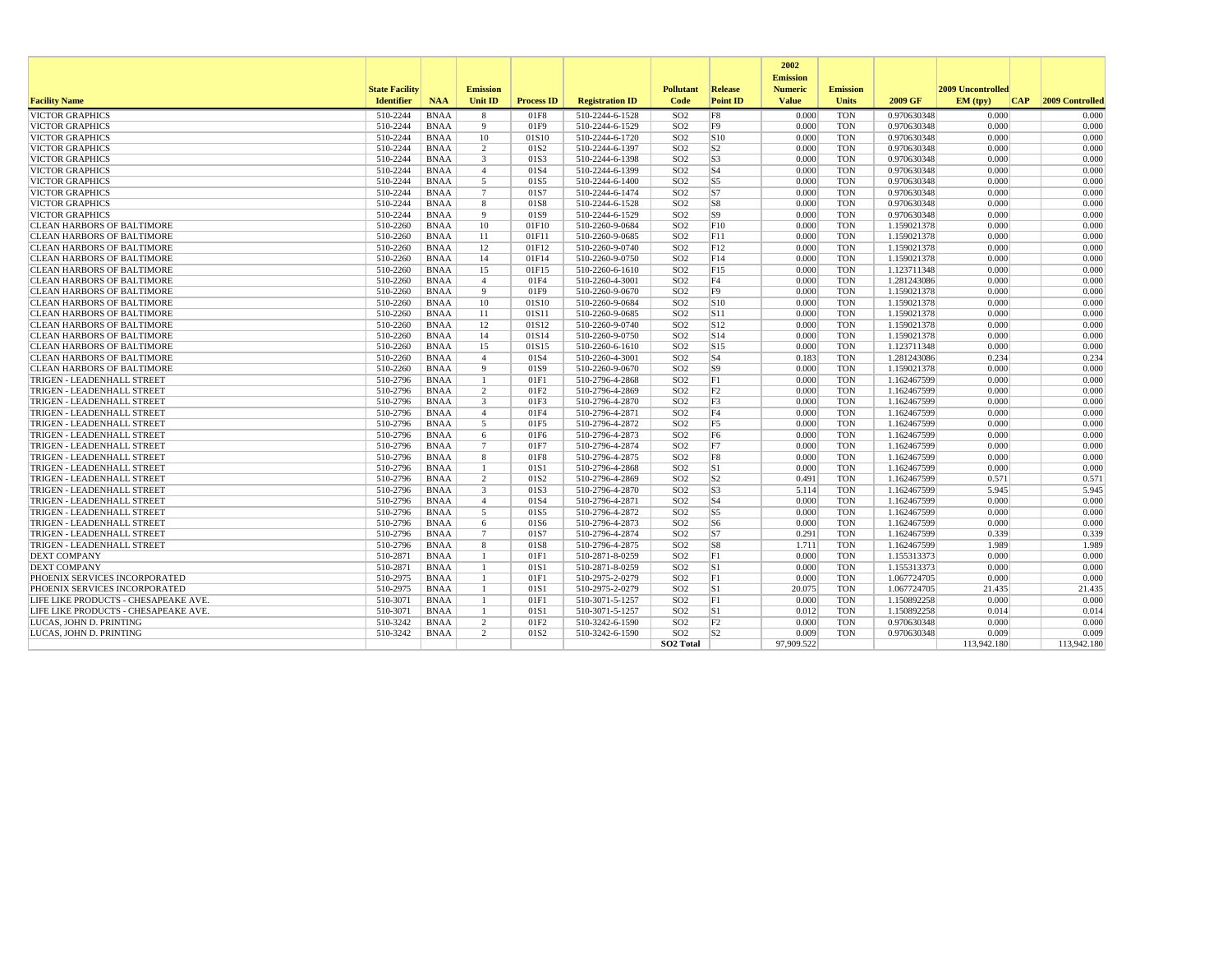| Facility Name | State Facility Identifier | NAA | Emission Unit ID | Process ID | Registration ID | Pollutant Code | Release Point ID | 2002 Emission Numeric Value | Emission Units | 2009 GF | 2009 Uncontrolled EM (tpy) | CAP | 2009 Controlled |
|---|---|---|---|---|---|---|---|---|---|---|---|---|---|
| VICTOR GRAPHICS | 510-2244 | BNAA | 8 | 01F8 | 510-2244-6-1528 | SO2 | F8 | 0.000 | TON | 0.970630348 | 0.000 | | 0.000 |
| VICTOR GRAPHICS | 510-2244 | BNAA | 9 | 01F9 | 510-2244-6-1529 | SO2 | F9 | 0.000 | TON | 0.970630348 | 0.000 | | 0.000 |
| VICTOR GRAPHICS | 510-2244 | BNAA | 10 | 01S10 | 510-2244-6-1720 | SO2 | S10 | 0.000 | TON | 0.970630348 | 0.000 | | 0.000 |
| VICTOR GRAPHICS | 510-2244 | BNAA | 2 | 01S2 | 510-2244-6-1397 | SO2 | S2 | 0.000 | TON | 0.970630348 | 0.000 | | 0.000 |
| VICTOR GRAPHICS | 510-2244 | BNAA | 3 | 01S3 | 510-2244-6-1398 | SO2 | S3 | 0.000 | TON | 0.970630348 | 0.000 | | 0.000 |
| VICTOR GRAPHICS | 510-2244 | BNAA | 4 | 01S4 | 510-2244-6-1399 | SO2 | S4 | 0.000 | TON | 0.970630348 | 0.000 | | 0.000 |
| VICTOR GRAPHICS | 510-2244 | BNAA | 5 | 01S5 | 510-2244-6-1400 | SO2 | S5 | 0.000 | TON | 0.970630348 | 0.000 | | 0.000 |
| VICTOR GRAPHICS | 510-2244 | BNAA | 7 | 01S7 | 510-2244-6-1474 | SO2 | S7 | 0.000 | TON | 0.970630348 | 0.000 | | 0.000 |
| VICTOR GRAPHICS | 510-2244 | BNAA | 8 | 01S8 | 510-2244-6-1528 | SO2 | S8 | 0.000 | TON | 0.970630348 | 0.000 | | 0.000 |
| VICTOR GRAPHICS | 510-2244 | BNAA | 9 | 01S9 | 510-2244-6-1529 | SO2 | S9 | 0.000 | TON | 0.970630348 | 0.000 | | 0.000 |
| CLEAN HARBORS OF BALTIMORE | 510-2260 | BNAA | 10 | 01F10 | 510-2260-9-0684 | SO2 | F10 | 0.000 | TON | 1.159021378 | 0.000 | | 0.000 |
| CLEAN HARBORS OF BALTIMORE | 510-2260 | BNAA | 11 | 01F11 | 510-2260-9-0685 | SO2 | F11 | 0.000 | TON | 1.159021378 | 0.000 | | 0.000 |
| CLEAN HARBORS OF BALTIMORE | 510-2260 | BNAA | 12 | 01F12 | 510-2260-9-0740 | SO2 | F12 | 0.000 | TON | 1.159021378 | 0.000 | | 0.000 |
| CLEAN HARBORS OF BALTIMORE | 510-2260 | BNAA | 14 | 01F14 | 510-2260-9-0750 | SO2 | F14 | 0.000 | TON | 1.159021378 | 0.000 | | 0.000 |
| CLEAN HARBORS OF BALTIMORE | 510-2260 | BNAA | 15 | 01F15 | 510-2260-6-1610 | SO2 | F15 | 0.000 | TON | 1.123711348 | 0.000 | | 0.000 |
| CLEAN HARBORS OF BALTIMORE | 510-2260 | BNAA | 4 | 01F4 | 510-2260-4-3001 | SO2 | F4 | 0.000 | TON | 1.281243086 | 0.000 | | 0.000 |
| CLEAN HARBORS OF BALTIMORE | 510-2260 | BNAA | 9 | 01F9 | 510-2260-9-0670 | SO2 | F9 | 0.000 | TON | 1.159021378 | 0.000 | | 0.000 |
| CLEAN HARBORS OF BALTIMORE | 510-2260 | BNAA | 10 | 01S10 | 510-2260-9-0684 | SO2 | S10 | 0.000 | TON | 1.159021378 | 0.000 | | 0.000 |
| CLEAN HARBORS OF BALTIMORE | 510-2260 | BNAA | 11 | 01S11 | 510-2260-9-0685 | SO2 | S11 | 0.000 | TON | 1.159021378 | 0.000 | | 0.000 |
| CLEAN HARBORS OF BALTIMORE | 510-2260 | BNAA | 12 | 01S12 | 510-2260-9-0740 | SO2 | S12 | 0.000 | TON | 1.159021378 | 0.000 | | 0.000 |
| CLEAN HARBORS OF BALTIMORE | 510-2260 | BNAA | 14 | 01S14 | 510-2260-9-0750 | SO2 | S14 | 0.000 | TON | 1.159021378 | 0.000 | | 0.000 |
| CLEAN HARBORS OF BALTIMORE | 510-2260 | BNAA | 15 | 01S15 | 510-2260-6-1610 | SO2 | S15 | 0.000 | TON | 1.123711348 | 0.000 | | 0.000 |
| CLEAN HARBORS OF BALTIMORE | 510-2260 | BNAA | 4 | 01S4 | 510-2260-4-3001 | SO2 | S4 | 0.183 | TON | 1.281243086 | 0.234 | | 0.234 |
| CLEAN HARBORS OF BALTIMORE | 510-2260 | BNAA | 9 | 01S9 | 510-2260-9-0670 | SO2 | S9 | 0.000 | TON | 1.159021378 | 0.000 | | 0.000 |
| TRIGEN - LEADENHALL STREET | 510-2796 | BNAA | 1 | 01F1 | 510-2796-4-2868 | SO2 | F1 | 0.000 | TON | 1.162467599 | 0.000 | | 0.000 |
| TRIGEN - LEADENHALL STREET | 510-2796 | BNAA | 2 | 01F2 | 510-2796-4-2869 | SO2 | F2 | 0.000 | TON | 1.162467599 | 0.000 | | 0.000 |
| TRIGEN - LEADENHALL STREET | 510-2796 | BNAA | 3 | 01F3 | 510-2796-4-2870 | SO2 | F3 | 0.000 | TON | 1.162467599 | 0.000 | | 0.000 |
| TRIGEN - LEADENHALL STREET | 510-2796 | BNAA | 4 | 01F4 | 510-2796-4-2871 | SO2 | F4 | 0.000 | TON | 1.162467599 | 0.000 | | 0.000 |
| TRIGEN - LEADENHALL STREET | 510-2796 | BNAA | 5 | 01F5 | 510-2796-4-2872 | SO2 | F5 | 0.000 | TON | 1.162467599 | 0.000 | | 0.000 |
| TRIGEN - LEADENHALL STREET | 510-2796 | BNAA | 6 | 01F6 | 510-2796-4-2873 | SO2 | F6 | 0.000 | TON | 1.162467599 | 0.000 | | 0.000 |
| TRIGEN - LEADENHALL STREET | 510-2796 | BNAA | 7 | 01F7 | 510-2796-4-2874 | SO2 | F7 | 0.000 | TON | 1.162467599 | 0.000 | | 0.000 |
| TRIGEN - LEADENHALL STREET | 510-2796 | BNAA | 8 | 01F8 | 510-2796-4-2875 | SO2 | F8 | 0.000 | TON | 1.162467599 | 0.000 | | 0.000 |
| TRIGEN - LEADENHALL STREET | 510-2796 | BNAA | 1 | 01S1 | 510-2796-4-2868 | SO2 | S1 | 0.000 | TON | 1.162467599 | 0.000 | | 0.000 |
| TRIGEN - LEADENHALL STREET | 510-2796 | BNAA | 2 | 01S2 | 510-2796-4-2869 | SO2 | S2 | 0.491 | TON | 1.162467599 | 0.571 | | 0.571 |
| TRIGEN - LEADENHALL STREET | 510-2796 | BNAA | 3 | 01S3 | 510-2796-4-2870 | SO2 | S3 | 5.114 | TON | 1.162467599 | 5.945 | | 5.945 |
| TRIGEN - LEADENHALL STREET | 510-2796 | BNAA | 4 | 01S4 | 510-2796-4-2871 | SO2 | S4 | 0.000 | TON | 1.162467599 | 0.000 | | 0.000 |
| TRIGEN - LEADENHALL STREET | 510-2796 | BNAA | 5 | 01S5 | 510-2796-4-2872 | SO2 | S5 | 0.000 | TON | 1.162467599 | 0.000 | | 0.000 |
| TRIGEN - LEADENHALL STREET | 510-2796 | BNAA | 6 | 01S6 | 510-2796-4-2873 | SO2 | S6 | 0.000 | TON | 1.162467599 | 0.000 | | 0.000 |
| TRIGEN - LEADENHALL STREET | 510-2796 | BNAA | 7 | 01S7 | 510-2796-4-2874 | SO2 | S7 | 0.291 | TON | 1.162467599 | 0.339 | | 0.339 |
| TRIGEN - LEADENHALL STREET | 510-2796 | BNAA | 8 | 01S8 | 510-2796-4-2875 | SO2 | S8 | 1.711 | TON | 1.162467599 | 1.989 | | 1.989 |
| DEXT COMPANY | 510-2871 | BNAA | 1 | 01F1 | 510-2871-8-0259 | SO2 | F1 | 0.000 | TON | 1.155313373 | 0.000 | | 0.000 |
| DEXT COMPANY | 510-2871 | BNAA | 1 | 01S1 | 510-2871-8-0259 | SO2 | S1 | 0.000 | TON | 1.155313373 | 0.000 | | 0.000 |
| PHOENIX SERVICES INCORPORATED | 510-2975 | BNAA | 1 | 01F1 | 510-2975-2-0279 | SO2 | F1 | 0.000 | TON | 1.067724705 | 0.000 | | 0.000 |
| PHOENIX SERVICES INCORPORATED | 510-2975 | BNAA | 1 | 01S1 | 510-2975-2-0279 | SO2 | S1 | 20.075 | TON | 1.067724705 | 21.435 | | 21.435 |
| LIFE LIKE PRODUCTS - CHESAPEAKE AVE. | 510-3071 | BNAA | 1 | 01F1 | 510-3071-5-1257 | SO2 | F1 | 0.000 | TON | 1.150892258 | 0.000 | | 0.000 |
| LIFE LIKE PRODUCTS - CHESAPEAKE AVE. | 510-3071 | BNAA | 1 | 01S1 | 510-3071-5-1257 | SO2 | S1 | 0.012 | TON | 1.150892258 | 0.014 | | 0.014 |
| LUCAS, JOHN D. PRINTING | 510-3242 | BNAA | 2 | 01F2 | 510-3242-6-1590 | SO2 | F2 | 0.000 | TON | 0.970630348 | 0.000 | | 0.000 |
| LUCAS, JOHN D. PRINTING | 510-3242 | BNAA | 2 | 01S2 | 510-3242-6-1590 | SO2 | S2 | 0.009 | TON | 0.970630348 | 0.009 | | 0.009 |
| | | | | | | **SO2 Total** | | 97,909.522 | | | 113,942.180 | | 113,942.180 |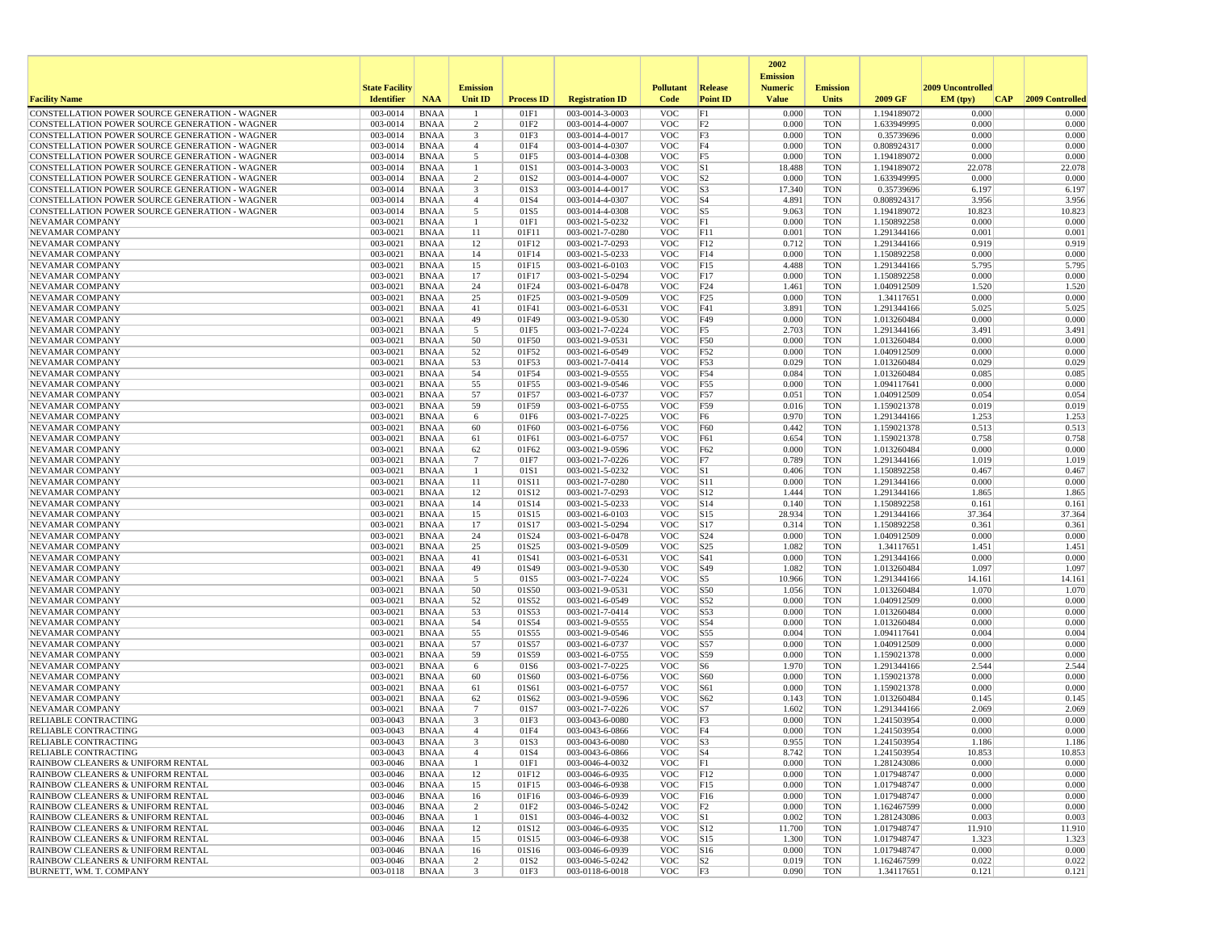| Facility Name | State Facility Identifier | NAA | Emission Unit ID | Process ID | Registration ID | Pollutant Code | Release Point ID | 2002 Emission Numeric Value | Emission Units | 2009 GF | 2009 Uncontrolled EM (tpy) | CAP | 2009 Controlled |
|---|---|---|---|---|---|---|---|---|---|---|---|---|---|
| CONSTELLATION POWER SOURCE GENERATION - WAGNER | 003-0014 | BNAA | 1 | 01F1 | 003-0014-3-0003 | VOC | F1 | 0.000 | TON | 1.194189072 | 0.000 | | 0.000 |
| CONSTELLATION POWER SOURCE GENERATION - WAGNER | 003-0014 | BNAA | 2 | 01F2 | 003-0014-4-0007 | VOC | F2 | 0.000 | TON | 1.633949995 | 0.000 | | 0.000 |
| CONSTELLATION POWER SOURCE GENERATION - WAGNER | 003-0014 | BNAA | 3 | 01F3 | 003-0014-4-0017 | VOC | F3 | 0.000 | TON | 0.35739696 | 0.000 | | 0.000 |
| CONSTELLATION POWER SOURCE GENERATION - WAGNER | 003-0014 | BNAA | 4 | 01F4 | 003-0014-4-0307 | VOC | F4 | 0.000 | TON | 0.808924317 | 0.000 | | 0.000 |
| CONSTELLATION POWER SOURCE GENERATION - WAGNER | 003-0014 | BNAA | 5 | 01F5 | 003-0014-4-0308 | VOC | F5 | 0.000 | TON | 1.194189072 | 0.000 | | 0.000 |
| CONSTELLATION POWER SOURCE GENERATION - WAGNER | 003-0014 | BNAA | 1 | 01S1 | 003-0014-3-0003 | VOC | S1 | 18.488 | TON | 1.194189072 | 22.078 | | 22.078 |
| CONSTELLATION POWER SOURCE GENERATION - WAGNER | 003-0014 | BNAA | 2 | 01S2 | 003-0014-4-0007 | VOC | S2 | 0.000 | TON | 1.633949995 | 0.000 | | 0.000 |
| CONSTELLATION POWER SOURCE GENERATION - WAGNER | 003-0014 | BNAA | 3 | 01S3 | 003-0014-4-0017 | VOC | S3 | 17.340 | TON | 0.35739696 | 6.197 | | 6.197 |
| CONSTELLATION POWER SOURCE GENERATION - WAGNER | 003-0014 | BNAA | 4 | 01S4 | 003-0014-4-0307 | VOC | S4 | 4.891 | TON | 0.808924317 | 3.956 | | 3.956 |
| CONSTELLATION POWER SOURCE GENERATION - WAGNER | 003-0014 | BNAA | 5 | 01S5 | 003-0014-4-0308 | VOC | S5 | 9.063 | TON | 1.194189072 | 10.823 | | 10.823 |
| NEVAMAR COMPANY | 003-0021 | BNAA | 1 | 01F1 | 003-0021-5-0232 | VOC | F1 | 0.000 | TON | 1.150892258 | 0.000 | | 0.000 |
| NEVAMAR COMPANY | 003-0021 | BNAA | 11 | 01F11 | 003-0021-7-0280 | VOC | F11 | 0.001 | TON | 1.291344166 | 0.001 | | 0.001 |
| NEVAMAR COMPANY | 003-0021 | BNAA | 12 | 01F12 | 003-0021-7-0293 | VOC | F12 | 0.712 | TON | 1.291344166 | 0.919 | | 0.919 |
| NEVAMAR COMPANY | 003-0021 | BNAA | 14 | 01F14 | 003-0021-5-0233 | VOC | F14 | 0.000 | TON | 1.150892258 | 0.000 | | 0.000 |
| NEVAMAR COMPANY | 003-0021 | BNAA | 15 | 01F15 | 003-0021-6-0103 | VOC | F15 | 4.488 | TON | 1.291344166 | 5.795 | | 5.795 |
| NEVAMAR COMPANY | 003-0021 | BNAA | 17 | 01F17 | 003-0021-5-0294 | VOC | F17 | 0.000 | TON | 1.150892258 | 0.000 | | 0.000 |
| NEVAMAR COMPANY | 003-0021 | BNAA | 24 | 01F24 | 003-0021-6-0478 | VOC | F24 | 1.461 | TON | 1.040912509 | 1.520 | | 1.520 |
| NEVAMAR COMPANY | 003-0021 | BNAA | 25 | 01F25 | 003-0021-9-0509 | VOC | F25 | 0.000 | TON | 1.34117651 | 0.000 | | 0.000 |
| NEVAMAR COMPANY | 003-0021 | BNAA | 41 | 01F41 | 003-0021-6-0531 | VOC | F41 | 3.891 | TON | 1.291344166 | 5.025 | | 5.025 |
| NEVAMAR COMPANY | 003-0021 | BNAA | 49 | 01F49 | 003-0021-9-0530 | VOC | F49 | 0.000 | TON | 1.013260484 | 0.000 | | 0.000 |
| NEVAMAR COMPANY | 003-0021 | BNAA | 5 | 01F5 | 003-0021-7-0224 | VOC | F5 | 2.703 | TON | 1.291344166 | 3.491 | | 3.491 |
| NEVAMAR COMPANY | 003-0021 | BNAA | 50 | 01F50 | 003-0021-9-0531 | VOC | F50 | 0.000 | TON | 1.013260484 | 0.000 | | 0.000 |
| NEVAMAR COMPANY | 003-0021 | BNAA | 52 | 01F52 | 003-0021-6-0549 | VOC | F52 | 0.000 | TON | 1.040912509 | 0.000 | | 0.000 |
| NEVAMAR COMPANY | 003-0021 | BNAA | 53 | 01F53 | 003-0021-7-0414 | VOC | F53 | 0.029 | TON | 1.013260484 | 0.029 | | 0.029 |
| NEVAMAR COMPANY | 003-0021 | BNAA | 54 | 01F54 | 003-0021-9-0555 | VOC | F54 | 0.084 | TON | 1.013260484 | 0.085 | | 0.085 |
| NEVAMAR COMPANY | 003-0021 | BNAA | 55 | 01F55 | 003-0021-9-0546 | VOC | F55 | 0.000 | TON | 1.094117641 | 0.000 | | 0.000 |
| NEVAMAR COMPANY | 003-0021 | BNAA | 57 | 01F57 | 003-0021-6-0737 | VOC | F57 | 0.051 | TON | 1.040912509 | 0.054 | | 0.054 |
| NEVAMAR COMPANY | 003-0021 | BNAA | 59 | 01F59 | 003-0021-6-0755 | VOC | F59 | 0.016 | TON | 1.159021378 | 0.019 | | 0.019 |
| NEVAMAR COMPANY | 003-0021 | BNAA | 6 | 01F6 | 003-0021-7-0225 | VOC | F6 | 0.970 | TON | 1.291344166 | 1.253 | | 1.253 |
| NEVAMAR COMPANY | 003-0021 | BNAA | 60 | 01F60 | 003-0021-6-0756 | VOC | F60 | 0.442 | TON | 1.159021378 | 0.513 | | 0.513 |
| NEVAMAR COMPANY | 003-0021 | BNAA | 61 | 01F61 | 003-0021-6-0757 | VOC | F61 | 0.654 | TON | 1.159021378 | 0.758 | | 0.758 |
| NEVAMAR COMPANY | 003-0021 | BNAA | 62 | 01F62 | 003-0021-9-0596 | VOC | F62 | 0.000 | TON | 1.013260484 | 0.000 | | 0.000 |
| NEVAMAR COMPANY | 003-0021 | BNAA | 7 | 01F7 | 003-0021-7-0226 | VOC | F7 | 0.789 | TON | 1.291344166 | 1.019 | | 1.019 |
| NEVAMAR COMPANY | 003-0021 | BNAA | 1 | 01S1 | 003-0021-5-0232 | VOC | S1 | 0.406 | TON | 1.150892258 | 0.467 | | 0.467 |
| NEVAMAR COMPANY | 003-0021 | BNAA | 11 | 01S11 | 003-0021-7-0280 | VOC | S11 | 0.000 | TON | 1.291344166 | 0.000 | | 0.000 |
| NEVAMAR COMPANY | 003-0021 | BNAA | 12 | 01S12 | 003-0021-7-0293 | VOC | S12 | 1.444 | TON | 1.291344166 | 1.865 | | 1.865 |
| NEVAMAR COMPANY | 003-0021 | BNAA | 14 | 01S14 | 003-0021-5-0233 | VOC | S14 | 0.140 | TON | 1.150892258 | 0.161 | | 0.161 |
| NEVAMAR COMPANY | 003-0021 | BNAA | 15 | 01S15 | 003-0021-6-0103 | VOC | S15 | 28.934 | TON | 1.291344166 | 37.364 | | 37.364 |
| NEVAMAR COMPANY | 003-0021 | BNAA | 17 | 01S17 | 003-0021-5-0294 | VOC | S17 | 0.314 | TON | 1.150892258 | 0.361 | | 0.361 |
| NEVAMAR COMPANY | 003-0021 | BNAA | 24 | 01S24 | 003-0021-6-0478 | VOC | S24 | 0.000 | TON | 1.040912509 | 0.000 | | 0.000 |
| NEVAMAR COMPANY | 003-0021 | BNAA | 25 | 01S25 | 003-0021-9-0509 | VOC | S25 | 1.082 | TON | 1.34117651 | 1.451 | | 1.451 |
| NEVAMAR COMPANY | 003-0021 | BNAA | 41 | 01S41 | 003-0021-6-0531 | VOC | S41 | 0.000 | TON | 1.291344166 | 0.000 | | 0.000 |
| NEVAMAR COMPANY | 003-0021 | BNAA | 49 | 01S49 | 003-0021-9-0530 | VOC | S49 | 1.082 | TON | 1.013260484 | 1.097 | | 1.097 |
| NEVAMAR COMPANY | 003-0021 | BNAA | 5 | 01S5 | 003-0021-7-0224 | VOC | S5 | 10.966 | TON | 1.291344166 | 14.161 | | 14.161 |
| NEVAMAR COMPANY | 003-0021 | BNAA | 50 | 01S50 | 003-0021-9-0531 | VOC | S50 | 1.056 | TON | 1.013260484 | 1.070 | | 1.070 |
| NEVAMAR COMPANY | 003-0021 | BNAA | 52 | 01S52 | 003-0021-6-0549 | VOC | S52 | 0.000 | TON | 1.040912509 | 0.000 | | 0.000 |
| NEVAMAR COMPANY | 003-0021 | BNAA | 53 | 01S53 | 003-0021-7-0414 | VOC | S53 | 0.000 | TON | 1.013260484 | 0.000 | | 0.000 |
| NEVAMAR COMPANY | 003-0021 | BNAA | 54 | 01S54 | 003-0021-9-0555 | VOC | S54 | 0.000 | TON | 1.013260484 | 0.000 | | 0.000 |
| NEVAMAR COMPANY | 003-0021 | BNAA | 55 | 01S55 | 003-0021-9-0546 | VOC | S55 | 0.004 | TON | 1.094117641 | 0.004 | | 0.004 |
| NEVAMAR COMPANY | 003-0021 | BNAA | 57 | 01S57 | 003-0021-6-0737 | VOC | S57 | 0.000 | TON | 1.040912509 | 0.000 | | 0.000 |
| NEVAMAR COMPANY | 003-0021 | BNAA | 59 | 01S59 | 003-0021-6-0755 | VOC | S59 | 0.000 | TON | 1.159021378 | 0.000 | | 0.000 |
| NEVAMAR COMPANY | 003-0021 | BNAA | 6 | 01S6 | 003-0021-7-0225 | VOC | S6 | 1.970 | TON | 1.291344166 | 2.544 | | 2.544 |
| NEVAMAR COMPANY | 003-0021 | BNAA | 60 | 01S60 | 003-0021-6-0756 | VOC | S60 | 0.000 | TON | 1.159021378 | 0.000 | | 0.000 |
| NEVAMAR COMPANY | 003-0021 | BNAA | 61 | 01S61 | 003-0021-6-0757 | VOC | S61 | 0.000 | TON | 1.159021378 | 0.000 | | 0.000 |
| NEVAMAR COMPANY | 003-0021 | BNAA | 62 | 01S62 | 003-0021-9-0596 | VOC | S62 | 0.143 | TON | 1.013260484 | 0.145 | | 0.145 |
| NEVAMAR COMPANY | 003-0021 | BNAA | 7 | 01S7 | 003-0021-7-0226 | VOC | S7 | 1.602 | TON | 1.291344166 | 2.069 | | 2.069 |
| RELIABLE CONTRACTING | 003-0043 | BNAA | 3 | 01F3 | 003-0043-6-0080 | VOC | F3 | 0.000 | TON | 1.241503954 | 0.000 | | 0.000 |
| RELIABLE CONTRACTING | 003-0043 | BNAA | 4 | 01F4 | 003-0043-6-0866 | VOC | F4 | 0.000 | TON | 1.241503954 | 0.000 | | 0.000 |
| RELIABLE CONTRACTING | 003-0043 | BNAA | 3 | 01S3 | 003-0043-6-0080 | VOC | S3 | 0.955 | TON | 1.241503954 | 1.186 | | 1.186 |
| RELIABLE CONTRACTING | 003-0043 | BNAA | 4 | 01S4 | 003-0043-6-0866 | VOC | S4 | 8.742 | TON | 1.241503954 | 10.853 | | 10.853 |
| RAINBOW CLEANERS & UNIFORM RENTAL | 003-0046 | BNAA | 1 | 01F1 | 003-0046-4-0032 | VOC | F1 | 0.000 | TON | 1.281243086 | 0.000 | | 0.000 |
| RAINBOW CLEANERS & UNIFORM RENTAL | 003-0046 | BNAA | 12 | 01F12 | 003-0046-6-0935 | VOC | F12 | 0.000 | TON | 1.017948747 | 0.000 | | 0.000 |
| RAINBOW CLEANERS & UNIFORM RENTAL | 003-0046 | BNAA | 15 | 01F15 | 003-0046-6-0938 | VOC | F15 | 0.000 | TON | 1.017948747 | 0.000 | | 0.000 |
| RAINBOW CLEANERS & UNIFORM RENTAL | 003-0046 | BNAA | 16 | 01F16 | 003-0046-6-0939 | VOC | F16 | 0.000 | TON | 1.017948747 | 0.000 | | 0.000 |
| RAINBOW CLEANERS & UNIFORM RENTAL | 003-0046 | BNAA | 2 | 01F2 | 003-0046-5-0242 | VOC | F2 | 0.000 | TON | 1.162467599 | 0.000 | | 0.000 |
| RAINBOW CLEANERS & UNIFORM RENTAL | 003-0046 | BNAA | 1 | 01S1 | 003-0046-4-0032 | VOC | S1 | 0.002 | TON | 1.281243086 | 0.003 | | 0.003 |
| RAINBOW CLEANERS & UNIFORM RENTAL | 003-0046 | BNAA | 12 | 01S12 | 003-0046-6-0935 | VOC | S12 | 11.700 | TON | 1.017948747 | 11.910 | | 11.910 |
| RAINBOW CLEANERS & UNIFORM RENTAL | 003-0046 | BNAA | 15 | 01S15 | 003-0046-6-0938 | VOC | S15 | 1.300 | TON | 1.017948747 | 1.323 | | 1.323 |
| RAINBOW CLEANERS & UNIFORM RENTAL | 003-0046 | BNAA | 16 | 01S16 | 003-0046-6-0939 | VOC | S16 | 0.000 | TON | 1.017948747 | 0.000 | | 0.000 |
| RAINBOW CLEANERS & UNIFORM RENTAL | 003-0046 | BNAA | 2 | 01S2 | 003-0046-5-0242 | VOC | S2 | 0.019 | TON | 1.162467599 | 0.022 | | 0.022 |
| BURNETT, WM. T. COMPANY | 003-0118 | BNAA | 3 | 01F3 | 003-0118-6-0018 | VOC | F3 | 0.090 | TON | 1.34117651 | 0.121 | | 0.121 |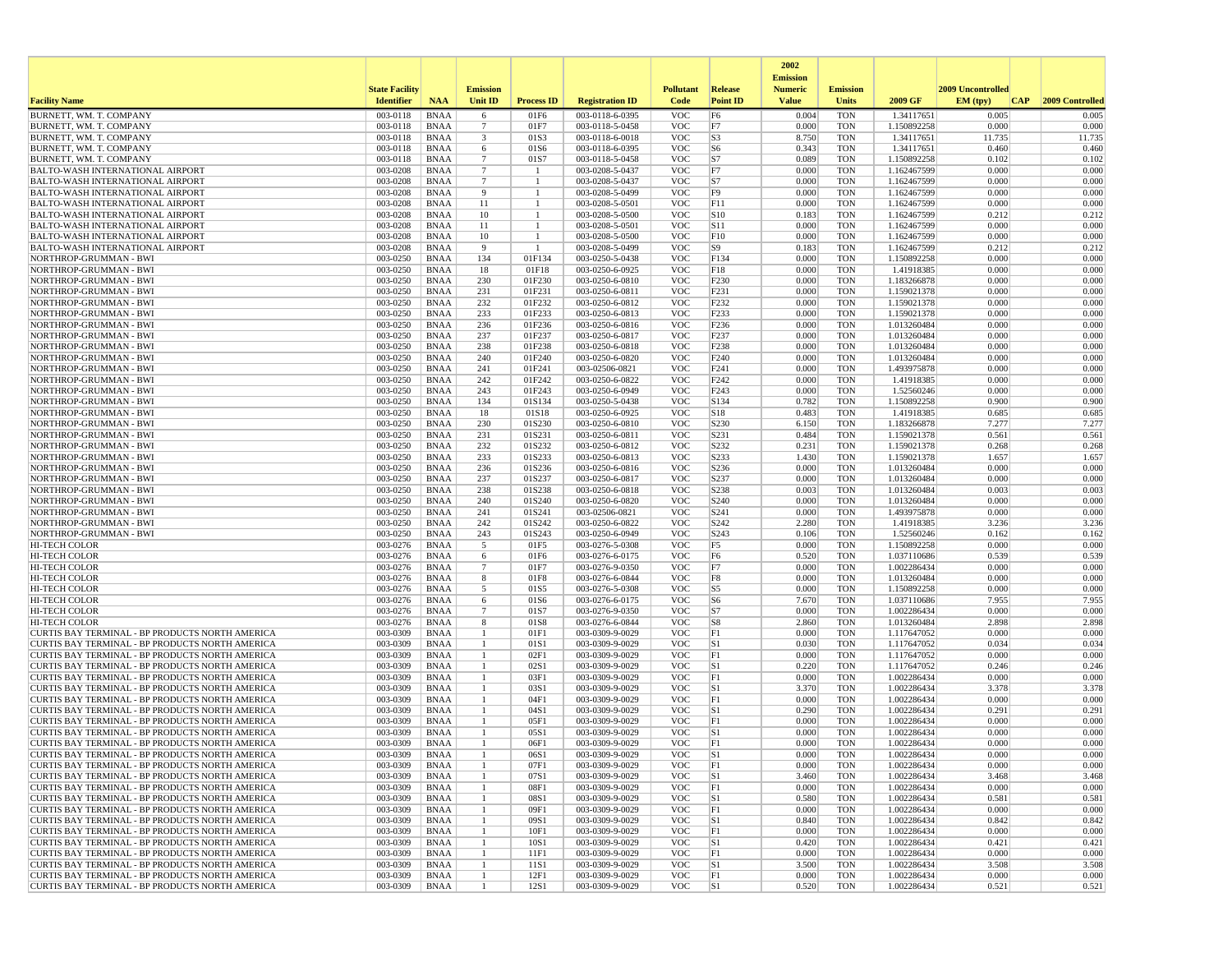| Facility Name | State Facility Identifier | NAA | Emission Unit ID | Process ID | Registration ID | Pollutant Code | Release Point ID | 2002 Emission Numeric Value | Emission Units | 2009 GF | 2009 Uncontrolled EM (tpy) | CAP | 2009 Controlled |
|---|---|---|---|---|---|---|---|---|---|---|---|---|---|
| BURNETT, WM. T. COMPANY | 003-0118 | BNAA | 6 | 01F6 | 003-0118-6-0395 | VOC | F6 | 0.004 | TON | 1.34117651 | 0.005 | | 0.005 |
| BURNETT, WM. T. COMPANY | 003-0118 | BNAA | 7 | 01F7 | 003-0118-5-0458 | VOC | F7 | 0.000 | TON | 1.150892258 | 0.000 | | 0.000 |
| BURNETT, WM. T. COMPANY | 003-0118 | BNAA | 3 | 01S3 | 003-0118-6-0018 | VOC | S3 | 8.750 | TON | 1.34117651 | 11.735 | | 11.735 |
| BURNETT, WM. T. COMPANY | 003-0118 | BNAA | 6 | 01S6 | 003-0118-6-0395 | VOC | S6 | 0.343 | TON | 1.34117651 | 0.460 | | 0.460 |
| BURNETT, WM. T. COMPANY | 003-0118 | BNAA | 7 | 01S7 | 003-0118-5-0458 | VOC | S7 | 0.089 | TON | 1.150892258 | 0.102 | | 0.102 |
| BALTO-WASH INTERNATIONAL AIRPORT | 003-0208 | BNAA | 7 | 1 | 003-0208-5-0437 | VOC | F7 | 0.000 | TON | 1.162467599 | 0.000 | | 0.000 |
| BALTO-WASH INTERNATIONAL AIRPORT | 003-0208 | BNAA | 7 | 1 | 003-0208-5-0437 | VOC | S7 | 0.000 | TON | 1.162467599 | 0.000 | | 0.000 |
| BALTO-WASH INTERNATIONAL AIRPORT | 003-0208 | BNAA | 9 | 1 | 003-0208-5-0499 | VOC | F9 | 0.000 | TON | 1.162467599 | 0.000 | | 0.000 |
| BALTO-WASH INTERNATIONAL AIRPORT | 003-0208 | BNAA | 11 | 1 | 003-0208-5-0501 | VOC | F11 | 0.000 | TON | 1.162467599 | 0.000 | | 0.000 |
| BALTO-WASH INTERNATIONAL AIRPORT | 003-0208 | BNAA | 10 | 1 | 003-0208-5-0500 | VOC | S10 | 0.183 | TON | 1.162467599 | 0.212 | | 0.212 |
| BALTO-WASH INTERNATIONAL AIRPORT | 003-0208 | BNAA | 11 | 1 | 003-0208-5-0501 | VOC | S11 | 0.000 | TON | 1.162467599 | 0.000 | | 0.000 |
| BALTO-WASH INTERNATIONAL AIRPORT | 003-0208 | BNAA | 10 | 1 | 003-0208-5-0500 | VOC | F10 | 0.000 | TON | 1.162467599 | 0.000 | | 0.000 |
| BALTO-WASH INTERNATIONAL AIRPORT | 003-0208 | BNAA | 9 | 1 | 003-0208-5-0499 | VOC | S9 | 0.183 | TON | 1.162467599 | 0.212 | | 0.212 |
| NORTHROP-GRUMMAN - BWI | 003-0250 | BNAA | 134 | 01F134 | 003-0250-5-0438 | VOC | F134 | 0.000 | TON | 1.150892258 | 0.000 | | 0.000 |
| NORTHROP-GRUMMAN - BWI | 003-0250 | BNAA | 18 | 01F18 | 003-0250-6-0925 | VOC | F18 | 0.000 | TON | 1.41918385 | 0.000 | | 0.000 |
| NORTHROP-GRUMMAN - BWI | 003-0250 | BNAA | 230 | 01F230 | 003-0250-6-0810 | VOC | F230 | 0.000 | TON | 1.183266878 | 0.000 | | 0.000 |
| NORTHROP-GRUMMAN - BWI | 003-0250 | BNAA | 231 | 01F231 | 003-0250-6-0811 | VOC | F231 | 0.000 | TON | 1.159021378 | 0.000 | | 0.000 |
| NORTHROP-GRUMMAN - BWI | 003-0250 | BNAA | 232 | 01F232 | 003-0250-6-0812 | VOC | F232 | 0.000 | TON | 1.159021378 | 0.000 | | 0.000 |
| NORTHROP-GRUMMAN - BWI | 003-0250 | BNAA | 233 | 01F233 | 003-0250-6-0813 | VOC | F233 | 0.000 | TON | 1.159021378 | 0.000 | | 0.000 |
| NORTHROP-GRUMMAN - BWI | 003-0250 | BNAA | 236 | 01F236 | 003-0250-6-0816 | VOC | F236 | 0.000 | TON | 1.013260484 | 0.000 | | 0.000 |
| NORTHROP-GRUMMAN - BWI | 003-0250 | BNAA | 237 | 01F237 | 003-0250-6-0817 | VOC | F237 | 0.000 | TON | 1.013260484 | 0.000 | | 0.000 |
| NORTHROP-GRUMMAN - BWI | 003-0250 | BNAA | 238 | 01F238 | 003-0250-6-0818 | VOC | F238 | 0.000 | TON | 1.013260484 | 0.000 | | 0.000 |
| NORTHROP-GRUMMAN - BWI | 003-0250 | BNAA | 240 | 01F240 | 003-0250-6-0820 | VOC | F240 | 0.000 | TON | 1.013260484 | 0.000 | | 0.000 |
| NORTHROP-GRUMMAN - BWI | 003-0250 | BNAA | 241 | 01F241 | 003-02506-0821 | VOC | F241 | 0.000 | TON | 1.493975878 | 0.000 | | 0.000 |
| NORTHROP-GRUMMAN - BWI | 003-0250 | BNAA | 242 | 01F242 | 003-0250-6-0822 | VOC | F242 | 0.000 | TON | 1.41918385 | 0.000 | | 0.000 |
| NORTHROP-GRUMMAN - BWI | 003-0250 | BNAA | 243 | 01F243 | 003-0250-6-0949 | VOC | F243 | 0.000 | TON | 1.52560246 | 0.000 | | 0.000 |
| NORTHROP-GRUMMAN - BWI | 003-0250 | BNAA | 134 | 01S134 | 003-0250-5-0438 | VOC | S134 | 0.782 | TON | 1.150892258 | 0.900 | | 0.900 |
| NORTHROP-GRUMMAN - BWI | 003-0250 | BNAA | 18 | 01S18 | 003-0250-6-0925 | VOC | S18 | 0.483 | TON | 1.41918385 | 0.685 | | 0.685 |
| NORTHROP-GRUMMAN - BWI | 003-0250 | BNAA | 230 | 01S230 | 003-0250-6-0810 | VOC | S230 | 6.150 | TON | 1.183266878 | 7.277 | | 7.277 |
| NORTHROP-GRUMMAN - BWI | 003-0250 | BNAA | 231 | 01S231 | 003-0250-6-0811 | VOC | S231 | 0.484 | TON | 1.159021378 | 0.561 | | 0.561 |
| NORTHROP-GRUMMAN - BWI | 003-0250 | BNAA | 232 | 01S232 | 003-0250-6-0812 | VOC | S232 | 0.231 | TON | 1.159021378 | 0.268 | | 0.268 |
| NORTHROP-GRUMMAN - BWI | 003-0250 | BNAA | 233 | 01S233 | 003-0250-6-0813 | VOC | S233 | 1.430 | TON | 1.159021378 | 1.657 | | 1.657 |
| NORTHROP-GRUMMAN - BWI | 003-0250 | BNAA | 236 | 01S236 | 003-0250-6-0816 | VOC | S236 | 0.000 | TON | 1.013260484 | 0.000 | | 0.000 |
| NORTHROP-GRUMMAN - BWI | 003-0250 | BNAA | 237 | 01S237 | 003-0250-6-0817 | VOC | S237 | 0.000 | TON | 1.013260484 | 0.000 | | 0.000 |
| NORTHROP-GRUMMAN - BWI | 003-0250 | BNAA | 238 | 01S238 | 003-0250-6-0818 | VOC | S238 | 0.003 | TON | 1.013260484 | 0.003 | | 0.003 |
| NORTHROP-GRUMMAN - BWI | 003-0250 | BNAA | 240 | 01S240 | 003-0250-6-0820 | VOC | S240 | 0.000 | TON | 1.013260484 | 0.000 | | 0.000 |
| NORTHROP-GRUMMAN - BWI | 003-0250 | BNAA | 241 | 01S241 | 003-02506-0821 | VOC | S241 | 0.000 | TON | 1.493975878 | 0.000 | | 0.000 |
| NORTHROP-GRUMMAN - BWI | 003-0250 | BNAA | 242 | 01S242 | 003-0250-6-0822 | VOC | S242 | 2.280 | TON | 1.41918385 | 3.236 | | 3.236 |
| NORTHROP-GRUMMAN - BWI | 003-0250 | BNAA | 243 | 01S243 | 003-0250-6-0949 | VOC | S243 | 0.106 | TON | 1.52560246 | 0.162 | | 0.162 |
| HI-TECH COLOR | 003-0276 | BNAA | 5 | 01F5 | 003-0276-5-0308 | VOC | F5 | 0.000 | TON | 1.150892258 | 0.000 | | 0.000 |
| HI-TECH COLOR | 003-0276 | BNAA | 6 | 01F6 | 003-0276-6-0175 | VOC | F6 | 0.520 | TON | 1.037110686 | 0.539 | | 0.539 |
| HI-TECH COLOR | 003-0276 | BNAA | 7 | 01F7 | 003-0276-9-0350 | VOC | F7 | 0.000 | TON | 1.002286434 | 0.000 | | 0.000 |
| HI-TECH COLOR | 003-0276 | BNAA | 8 | 01F8 | 003-0276-6-0844 | VOC | F8 | 0.000 | TON | 1.013260484 | 0.000 | | 0.000 |
| HI-TECH COLOR | 003-0276 | BNAA | 5 | 01S5 | 003-0276-5-0308 | VOC | S5 | 0.000 | TON | 1.150892258 | 0.000 | | 0.000 |
| HI-TECH COLOR | 003-0276 | BNAA | 6 | 01S6 | 003-0276-6-0175 | VOC | S6 | 7.670 | TON | 1.037110686 | 7.955 | | 7.955 |
| HI-TECH COLOR | 003-0276 | BNAA | 7 | 01S7 | 003-0276-9-0350 | VOC | S7 | 0.000 | TON | 1.002286434 | 0.000 | | 0.000 |
| HI-TECH COLOR | 003-0276 | BNAA | 8 | 01S8 | 003-0276-6-0844 | VOC | S8 | 2.860 | TON | 1.013260484 | 2.898 | | 2.898 |
| CURTIS BAY TERMINAL - BP PRODUCTS NORTH AMERICA | 003-0309 | BNAA | 1 | 01F1 | 003-0309-9-0029 | VOC | F1 | 0.000 | TON | 1.117647052 | 0.000 | | 0.000 |
| CURTIS BAY TERMINAL - BP PRODUCTS NORTH AMERICA | 003-0309 | BNAA | 1 | 01S1 | 003-0309-9-0029 | VOC | S1 | 0.030 | TON | 1.117647052 | 0.034 | | 0.034 |
| CURTIS BAY TERMINAL - BP PRODUCTS NORTH AMERICA | 003-0309 | BNAA | 1 | 02F1 | 003-0309-9-0029 | VOC | F1 | 0.000 | TON | 1.117647052 | 0.000 | | 0.000 |
| CURTIS BAY TERMINAL - BP PRODUCTS NORTH AMERICA | 003-0309 | BNAA | 1 | 02S1 | 003-0309-9-0029 | VOC | S1 | 0.220 | TON | 1.117647052 | 0.246 | | 0.246 |
| CURTIS BAY TERMINAL - BP PRODUCTS NORTH AMERICA | 003-0309 | BNAA | 1 | 03F1 | 003-0309-9-0029 | VOC | F1 | 0.000 | TON | 1.002286434 | 0.000 | | 0.000 |
| CURTIS BAY TERMINAL - BP PRODUCTS NORTH AMERICA | 003-0309 | BNAA | 1 | 03S1 | 003-0309-9-0029 | VOC | S1 | 3.370 | TON | 1.002286434 | 3.378 | | 3.378 |
| CURTIS BAY TERMINAL - BP PRODUCTS NORTH AMERICA | 003-0309 | BNAA | 1 | 04F1 | 003-0309-9-0029 | VOC | F1 | 0.000 | TON | 1.002286434 | 0.000 | | 0.000 |
| CURTIS BAY TERMINAL - BP PRODUCTS NORTH AMERICA | 003-0309 | BNAA | 1 | 04S1 | 003-0309-9-0029 | VOC | S1 | 0.290 | TON | 1.002286434 | 0.291 | | 0.291 |
| CURTIS BAY TERMINAL - BP PRODUCTS NORTH AMERICA | 003-0309 | BNAA | 1 | 05F1 | 003-0309-9-0029 | VOC | F1 | 0.000 | TON | 1.002286434 | 0.000 | | 0.000 |
| CURTIS BAY TERMINAL - BP PRODUCTS NORTH AMERICA | 003-0309 | BNAA | 1 | 05S1 | 003-0309-9-0029 | VOC | S1 | 0.000 | TON | 1.002286434 | 0.000 | | 0.000 |
| CURTIS BAY TERMINAL - BP PRODUCTS NORTH AMERICA | 003-0309 | BNAA | 1 | 06F1 | 003-0309-9-0029 | VOC | F1 | 0.000 | TON | 1.002286434 | 0.000 | | 0.000 |
| CURTIS BAY TERMINAL - BP PRODUCTS NORTH AMERICA | 003-0309 | BNAA | 1 | 06S1 | 003-0309-9-0029 | VOC | S1 | 0.000 | TON | 1.002286434 | 0.000 | | 0.000 |
| CURTIS BAY TERMINAL - BP PRODUCTS NORTH AMERICA | 003-0309 | BNAA | 1 | 07F1 | 003-0309-9-0029 | VOC | F1 | 0.000 | TON | 1.002286434 | 0.000 | | 0.000 |
| CURTIS BAY TERMINAL - BP PRODUCTS NORTH AMERICA | 003-0309 | BNAA | 1 | 07S1 | 003-0309-9-0029 | VOC | S1 | 3.460 | TON | 1.002286434 | 3.468 | | 3.468 |
| CURTIS BAY TERMINAL - BP PRODUCTS NORTH AMERICA | 003-0309 | BNAA | 1 | 08F1 | 003-0309-9-0029 | VOC | F1 | 0.000 | TON | 1.002286434 | 0.000 | | 0.000 |
| CURTIS BAY TERMINAL - BP PRODUCTS NORTH AMERICA | 003-0309 | BNAA | 1 | 08S1 | 003-0309-9-0029 | VOC | S1 | 0.580 | TON | 1.002286434 | 0.581 | | 0.581 |
| CURTIS BAY TERMINAL - BP PRODUCTS NORTH AMERICA | 003-0309 | BNAA | 1 | 09F1 | 003-0309-9-0029 | VOC | F1 | 0.000 | TON | 1.002286434 | 0.000 | | 0.000 |
| CURTIS BAY TERMINAL - BP PRODUCTS NORTH AMERICA | 003-0309 | BNAA | 1 | 09S1 | 003-0309-9-0029 | VOC | S1 | 0.840 | TON | 1.002286434 | 0.842 | | 0.842 |
| CURTIS BAY TERMINAL - BP PRODUCTS NORTH AMERICA | 003-0309 | BNAA | 1 | 10F1 | 003-0309-9-0029 | VOC | F1 | 0.000 | TON | 1.002286434 | 0.000 | | 0.000 |
| CURTIS BAY TERMINAL - BP PRODUCTS NORTH AMERICA | 003-0309 | BNAA | 1 | 10S1 | 003-0309-9-0029 | VOC | S1 | 0.420 | TON | 1.002286434 | 0.421 | | 0.421 |
| CURTIS BAY TERMINAL - BP PRODUCTS NORTH AMERICA | 003-0309 | BNAA | 1 | 11F1 | 003-0309-9-0029 | VOC | F1 | 0.000 | TON | 1.002286434 | 0.000 | | 0.000 |
| CURTIS BAY TERMINAL - BP PRODUCTS NORTH AMERICA | 003-0309 | BNAA | 1 | 11S1 | 003-0309-9-0029 | VOC | S1 | 3.500 | TON | 1.002286434 | 3.508 | | 3.508 |
| CURTIS BAY TERMINAL - BP PRODUCTS NORTH AMERICA | 003-0309 | BNAA | 1 | 12F1 | 003-0309-9-0029 | VOC | F1 | 0.000 | TON | 1.002286434 | 0.000 | | 0.000 |
| CURTIS BAY TERMINAL - BP PRODUCTS NORTH AMERICA | 003-0309 | BNAA | 1 | 12S1 | 003-0309-9-0029 | VOC | S1 | 0.520 | TON | 1.002286434 | 0.521 | | 0.521 |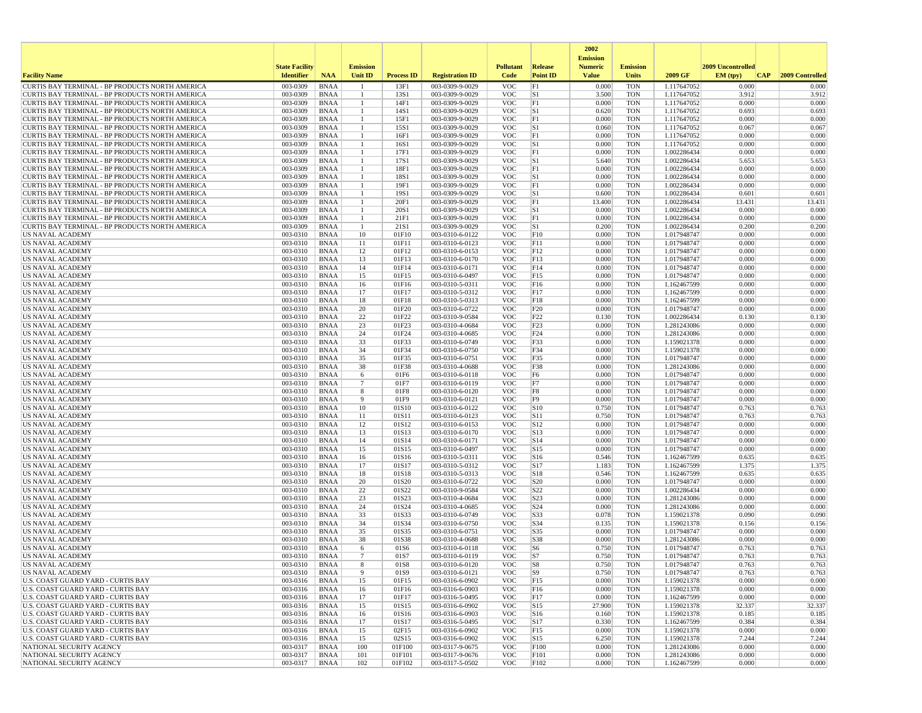| Facility Name | State Facility Identifier | NAA | Emission Unit ID | Process ID | Registration ID | Pollutant Code | Release Point ID | 2002 Emission Numeric Value | Emission Units | 2009 GF | 2009 Uncontrolled EM (tpy) | CAP | 2009 Controlled |
|---|---|---|---|---|---|---|---|---|---|---|---|---|---|
| CURTIS BAY TERMINAL - BP PRODUCTS NORTH AMERICA | 003-0309 | BNAA | 1 | 13F1 | 003-0309-9-0029 | VOC | F1 | 0.000 | TON | 1.117647052 | 0.000 | | 0.000 |
| CURTIS BAY TERMINAL - BP PRODUCTS NORTH AMERICA | 003-0309 | BNAA | 1 | 13S1 | 003-0309-9-0029 | VOC | S1 | 3.500 | TON | 1.117647052 | 3.912 | | 3.912 |
| CURTIS BAY TERMINAL - BP PRODUCTS NORTH AMERICA | 003-0309 | BNAA | 1 | 14F1 | 003-0309-9-0029 | VOC | F1 | 0.000 | TON | 1.117647052 | 0.000 | | 0.000 |
| CURTIS BAY TERMINAL - BP PRODUCTS NORTH AMERICA | 003-0309 | BNAA | 1 | 14S1 | 003-0309-9-0029 | VOC | S1 | 0.620 | TON | 1.117647052 | 0.693 | | 0.693 |
| CURTIS BAY TERMINAL - BP PRODUCTS NORTH AMERICA | 003-0309 | BNAA | 1 | 15F1 | 003-0309-9-0029 | VOC | F1 | 0.000 | TON | 1.117647052 | 0.000 | | 0.000 |
| CURTIS BAY TERMINAL - BP PRODUCTS NORTH AMERICA | 003-0309 | BNAA | 1 | 15S1 | 003-0309-9-0029 | VOC | S1 | 0.060 | TON | 1.117647052 | 0.067 | | 0.067 |
| CURTIS BAY TERMINAL - BP PRODUCTS NORTH AMERICA | 003-0309 | BNAA | 1 | 16F1 | 003-0309-9-0029 | VOC | F1 | 0.000 | TON | 1.117647052 | 0.000 | | 0.000 |
| CURTIS BAY TERMINAL - BP PRODUCTS NORTH AMERICA | 003-0309 | BNAA | 1 | 16S1 | 003-0309-9-0029 | VOC | S1 | 0.000 | TON | 1.117647052 | 0.000 | | 0.000 |
| CURTIS BAY TERMINAL - BP PRODUCTS NORTH AMERICA | 003-0309 | BNAA | 1 | 17F1 | 003-0309-9-0029 | VOC | F1 | 0.000 | TON | 1.002286434 | 0.000 | | 0.000 |
| CURTIS BAY TERMINAL - BP PRODUCTS NORTH AMERICA | 003-0309 | BNAA | 1 | 17S1 | 003-0309-9-0029 | VOC | S1 | 5.640 | TON | 1.002286434 | 5.653 | | 5.653 |
| CURTIS BAY TERMINAL - BP PRODUCTS NORTH AMERICA | 003-0309 | BNAA | 1 | 18F1 | 003-0309-9-0029 | VOC | F1 | 0.000 | TON | 1.002286434 | 0.000 | | 0.000 |
| CURTIS BAY TERMINAL - BP PRODUCTS NORTH AMERICA | 003-0309 | BNAA | 1 | 18S1 | 003-0309-9-0029 | VOC | S1 | 0.000 | TON | 1.002286434 | 0.000 | | 0.000 |
| CURTIS BAY TERMINAL - BP PRODUCTS NORTH AMERICA | 003-0309 | BNAA | 1 | 19F1 | 003-0309-9-0029 | VOC | F1 | 0.000 | TON | 1.002286434 | 0.000 | | 0.000 |
| CURTIS BAY TERMINAL - BP PRODUCTS NORTH AMERICA | 003-0309 | BNAA | 1 | 19S1 | 003-0309-9-0029 | VOC | S1 | 0.600 | TON | 1.002286434 | 0.601 | | 0.601 |
| CURTIS BAY TERMINAL - BP PRODUCTS NORTH AMERICA | 003-0309 | BNAA | 1 | 20F1 | 003-0309-9-0029 | VOC | F1 | 13.400 | TON | 1.002286434 | 13.431 | | 13.431 |
| CURTIS BAY TERMINAL - BP PRODUCTS NORTH AMERICA | 003-0309 | BNAA | 1 | 20S1 | 003-0309-9-0029 | VOC | S1 | 0.000 | TON | 1.002286434 | 0.000 | | 0.000 |
| CURTIS BAY TERMINAL - BP PRODUCTS NORTH AMERICA | 003-0309 | BNAA | 1 | 21F1 | 003-0309-9-0029 | VOC | F1 | 0.000 | TON | 1.002286434 | 0.000 | | 0.000 |
| CURTIS BAY TERMINAL - BP PRODUCTS NORTH AMERICA | 003-0309 | BNAA | 1 | 21S1 | 003-0309-9-0029 | VOC | S1 | 0.200 | TON | 1.002286434 | 0.200 | | 0.200 |
| US NAVAL ACADEMY | 003-0310 | BNAA | 10 | 01F10 | 003-0310-6-0122 | VOC | F10 | 0.000 | TON | 1.017948747 | 0.000 | | 0.000 |
| US NAVAL ACADEMY | 003-0310 | BNAA | 11 | 01F11 | 003-0310-6-0123 | VOC | F11 | 0.000 | TON | 1.017948747 | 0.000 | | 0.000 |
| US NAVAL ACADEMY | 003-0310 | BNAA | 12 | 01F12 | 003-0310-6-0153 | VOC | F12 | 0.000 | TON | 1.017948747 | 0.000 | | 0.000 |
| US NAVAL ACADEMY | 003-0310 | BNAA | 13 | 01F13 | 003-0310-6-0170 | VOC | F13 | 0.000 | TON | 1.017948747 | 0.000 | | 0.000 |
| US NAVAL ACADEMY | 003-0310 | BNAA | 14 | 01F14 | 003-0310-6-0171 | VOC | F14 | 0.000 | TON | 1.017948747 | 0.000 | | 0.000 |
| US NAVAL ACADEMY | 003-0310 | BNAA | 15 | 01F15 | 003-0310-6-0497 | VOC | F15 | 0.000 | TON | 1.017948747 | 0.000 | | 0.000 |
| US NAVAL ACADEMY | 003-0310 | BNAA | 16 | 01F16 | 003-0310-5-0311 | VOC | F16 | 0.000 | TON | 1.162467599 | 0.000 | | 0.000 |
| US NAVAL ACADEMY | 003-0310 | BNAA | 17 | 01F17 | 003-0310-5-0312 | VOC | F17 | 0.000 | TON | 1.162467599 | 0.000 | | 0.000 |
| US NAVAL ACADEMY | 003-0310 | BNAA | 18 | 01F18 | 003-0310-5-0313 | VOC | F18 | 0.000 | TON | 1.162467599 | 0.000 | | 0.000 |
| US NAVAL ACADEMY | 003-0310 | BNAA | 20 | 01F20 | 003-0310-6-0722 | VOC | F20 | 0.000 | TON | 1.017948747 | 0.000 | | 0.000 |
| US NAVAL ACADEMY | 003-0310 | BNAA | 22 | 01F22 | 003-0310-9-0584 | VOC | F22 | 0.130 | TON | 1.002286434 | 0.130 | | 0.130 |
| US NAVAL ACADEMY | 003-0310 | BNAA | 23 | 01F23 | 003-0310-4-0684 | VOC | F23 | 0.000 | TON | 1.281243086 | 0.000 | | 0.000 |
| US NAVAL ACADEMY | 003-0310 | BNAA | 24 | 01F24 | 003-0310-4-0685 | VOC | F24 | 0.000 | TON | 1.281243086 | 0.000 | | 0.000 |
| US NAVAL ACADEMY | 003-0310 | BNAA | 33 | 01F33 | 003-0310-6-0749 | VOC | F33 | 0.000 | TON | 1.159021378 | 0.000 | | 0.000 |
| US NAVAL ACADEMY | 003-0310 | BNAA | 34 | 01F34 | 003-0310-6-0750 | VOC | F34 | 0.000 | TON | 1.159021378 | 0.000 | | 0.000 |
| US NAVAL ACADEMY | 003-0310 | BNAA | 35 | 01F35 | 003-0310-6-0751 | VOC | F35 | 0.000 | TON | 1.017948747 | 0.000 | | 0.000 |
| US NAVAL ACADEMY | 003-0310 | BNAA | 38 | 01F38 | 003-0310-4-0688 | VOC | F38 | 0.000 | TON | 1.281243086 | 0.000 | | 0.000 |
| US NAVAL ACADEMY | 003-0310 | BNAA | 6 | 01F6 | 003-0310-6-0118 | VOC | F6 | 0.000 | TON | 1.017948747 | 0.000 | | 0.000 |
| US NAVAL ACADEMY | 003-0310 | BNAA | 7 | 01F7 | 003-0310-6-0119 | VOC | F7 | 0.000 | TON | 1.017948747 | 0.000 | | 0.000 |
| US NAVAL ACADEMY | 003-0310 | BNAA | 8 | 01F8 | 003-0310-6-0120 | VOC | F8 | 0.000 | TON | 1.017948747 | 0.000 | | 0.000 |
| US NAVAL ACADEMY | 003-0310 | BNAA | 9 | 01F9 | 003-0310-6-0121 | VOC | F9 | 0.000 | TON | 1.017948747 | 0.000 | | 0.000 |
| US NAVAL ACADEMY | 003-0310 | BNAA | 10 | 01S10 | 003-0310-6-0122 | VOC | S10 | 0.750 | TON | 1.017948747 | 0.763 | | 0.763 |
| US NAVAL ACADEMY | 003-0310 | BNAA | 11 | 01S11 | 003-0310-6-0123 | VOC | S11 | 0.750 | TON | 1.017948747 | 0.763 | | 0.763 |
| US NAVAL ACADEMY | 003-0310 | BNAA | 12 | 01S12 | 003-0310-6-0153 | VOC | S12 | 0.000 | TON | 1.017948747 | 0.000 | | 0.000 |
| US NAVAL ACADEMY | 003-0310 | BNAA | 13 | 01S13 | 003-0310-6-0170 | VOC | S13 | 0.000 | TON | 1.017948747 | 0.000 | | 0.000 |
| US NAVAL ACADEMY | 003-0310 | BNAA | 14 | 01S14 | 003-0310-6-0171 | VOC | S14 | 0.000 | TON | 1.017948747 | 0.000 | | 0.000 |
| US NAVAL ACADEMY | 003-0310 | BNAA | 15 | 01S15 | 003-0310-6-0497 | VOC | S15 | 0.000 | TON | 1.017948747 | 0.000 | | 0.000 |
| US NAVAL ACADEMY | 003-0310 | BNAA | 16 | 01S16 | 003-0310-5-0311 | VOC | S16 | 0.546 | TON | 1.162467599 | 0.635 | | 0.635 |
| US NAVAL ACADEMY | 003-0310 | BNAA | 17 | 01S17 | 003-0310-5-0312 | VOC | S17 | 1.183 | TON | 1.162467599 | 1.375 | | 1.375 |
| US NAVAL ACADEMY | 003-0310 | BNAA | 18 | 01S18 | 003-0310-5-0313 | VOC | S18 | 0.546 | TON | 1.162467599 | 0.635 | | 0.635 |
| US NAVAL ACADEMY | 003-0310 | BNAA | 20 | 01S20 | 003-0310-6-0722 | VOC | S20 | 0.000 | TON | 1.017948747 | 0.000 | | 0.000 |
| US NAVAL ACADEMY | 003-0310 | BNAA | 22 | 01S22 | 003-0310-9-0584 | VOC | S22 | 0.000 | TON | 1.002286434 | 0.000 | | 0.000 |
| US NAVAL ACADEMY | 003-0310 | BNAA | 23 | 01S23 | 003-0310-4-0684 | VOC | S23 | 0.000 | TON | 1.281243086 | 0.000 | | 0.000 |
| US NAVAL ACADEMY | 003-0310 | BNAA | 24 | 01S24 | 003-0310-4-0685 | VOC | S24 | 0.000 | TON | 1.281243086 | 0.000 | | 0.000 |
| US NAVAL ACADEMY | 003-0310 | BNAA | 33 | 01S33 | 003-0310-6-0749 | VOC | S33 | 0.078 | TON | 1.159021378 | 0.090 | | 0.090 |
| US NAVAL ACADEMY | 003-0310 | BNAA | 34 | 01S34 | 003-0310-6-0750 | VOC | S34 | 0.135 | TON | 1.159021378 | 0.156 | | 0.156 |
| US NAVAL ACADEMY | 003-0310 | BNAA | 35 | 01S35 | 003-0310-6-0751 | VOC | S35 | 0.000 | TON | 1.017948747 | 0.000 | | 0.000 |
| US NAVAL ACADEMY | 003-0310 | BNAA | 38 | 01S38 | 003-0310-4-0688 | VOC | S38 | 0.000 | TON | 1.281243086 | 0.000 | | 0.000 |
| US NAVAL ACADEMY | 003-0310 | BNAA | 6 | 01S6 | 003-0310-6-0118 | VOC | S6 | 0.750 | TON | 1.017948747 | 0.763 | | 0.763 |
| US NAVAL ACADEMY | 003-0310 | BNAA | 7 | 01S7 | 003-0310-6-0119 | VOC | S7 | 0.750 | TON | 1.017948747 | 0.763 | | 0.763 |
| US NAVAL ACADEMY | 003-0310 | BNAA | 8 | 01S8 | 003-0310-6-0120 | VOC | S8 | 0.750 | TON | 1.017948747 | 0.763 | | 0.763 |
| US NAVAL ACADEMY | 003-0310 | BNAA | 9 | 01S9 | 003-0310-6-0121 | VOC | S9 | 0.750 | TON | 1.017948747 | 0.763 | | 0.763 |
| U.S. COAST GUARD YARD - CURTIS BAY | 003-0316 | BNAA | 15 | 01F15 | 003-0316-6-0902 | VOC | F15 | 0.000 | TON | 1.159021378 | 0.000 | | 0.000 |
| U.S. COAST GUARD YARD - CURTIS BAY | 003-0316 | BNAA | 16 | 01F16 | 003-0316-6-0903 | VOC | F16 | 0.000 | TON | 1.159021378 | 0.000 | | 0.000 |
| U.S. COAST GUARD YARD - CURTIS BAY | 003-0316 | BNAA | 17 | 01F17 | 003-0316-5-0495 | VOC | F17 | 0.000 | TON | 1.162467599 | 0.000 | | 0.000 |
| U.S. COAST GUARD YARD - CURTIS BAY | 003-0316 | BNAA | 15 | 01S15 | 003-0316-6-0902 | VOC | S15 | 27.900 | TON | 1.159021378 | 32.337 | | 32.337 |
| U.S. COAST GUARD YARD - CURTIS BAY | 003-0316 | BNAA | 16 | 01S16 | 003-0316-6-0903 | VOC | S16 | 0.160 | TON | 1.159021378 | 0.185 | | 0.185 |
| U.S. COAST GUARD YARD - CURTIS BAY | 003-0316 | BNAA | 17 | 01S17 | 003-0316-5-0495 | VOC | S17 | 0.330 | TON | 1.162467599 | 0.384 | | 0.384 |
| U.S. COAST GUARD YARD - CURTIS BAY | 003-0316 | BNAA | 15 | 02F15 | 003-0316-6-0902 | VOC | F15 | 0.000 | TON | 1.159021378 | 0.000 | | 0.000 |
| U.S. COAST GUARD YARD - CURTIS BAY | 003-0316 | BNAA | 15 | 02S15 | 003-0316-6-0902 | VOC | S15 | 6.250 | TON | 1.159021378 | 7.244 | | 7.244 |
| NATIONAL SECURITY AGENCY | 003-0317 | BNAA | 100 | 01F100 | 003-0317-9-0675 | VOC | F100 | 0.000 | TON | 1.281243086 | 0.000 | | 0.000 |
| NATIONAL SECURITY AGENCY | 003-0317 | BNAA | 101 | 01F101 | 003-0317-9-0676 | VOC | F101 | 0.000 | TON | 1.281243086 | 0.000 | | 0.000 |
| NATIONAL SECURITY AGENCY | 003-0317 | BNAA | 102 | 01F102 | 003-0317-5-0502 | VOC | F102 | 0.000 | TON | 1.162467599 | 0.000 | | 0.000 |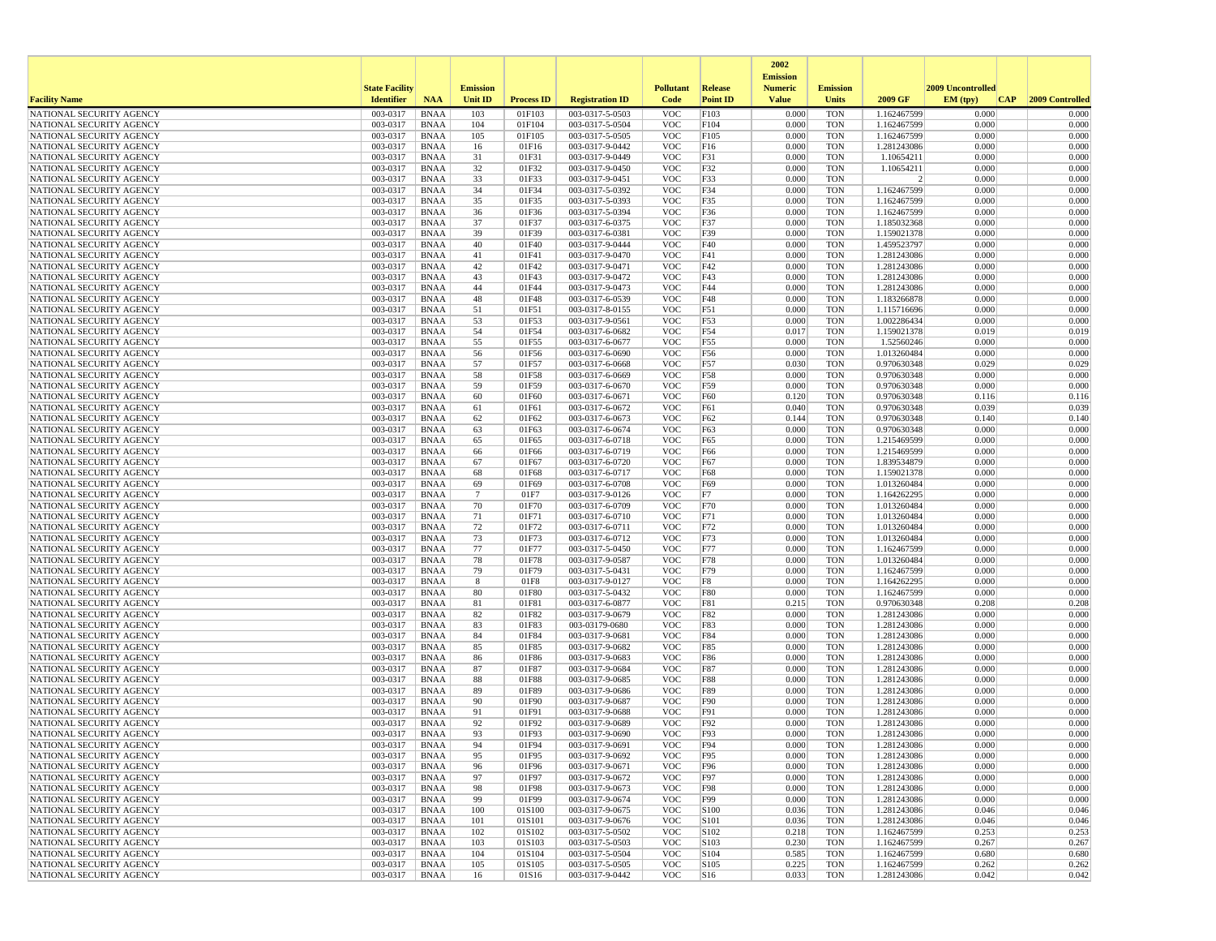| Facility Name | State Facility Identifier | NAA | Emission Unit ID | Process ID | Registration ID | Pollutant Code | Release Point ID | 2002 Emission Numeric Value | Emission Units | 2009 GF | 2009 Uncontrolled EM (tpy) | CAP | 2009 Controlled |
|---|---|---|---|---|---|---|---|---|---|---|---|---|---|
| NATIONAL SECURITY AGENCY | 003-0317 | BNAA | 103 | 01F103 | 003-0317-5-0503 | VOC | F103 | 0.000 | TON | 1.162467599 | 0.000 | | 0.000 |
| NATIONAL SECURITY AGENCY | 003-0317 | BNAA | 104 | 01F104 | 003-0317-5-0504 | VOC | F104 | 0.000 | TON | 1.162467599 | 0.000 | | 0.000 |
| NATIONAL SECURITY AGENCY | 003-0317 | BNAA | 105 | 01F105 | 003-0317-5-0505 | VOC | F105 | 0.000 | TON | 1.162467599 | 0.000 | | 0.000 |
| NATIONAL SECURITY AGENCY | 003-0317 | BNAA | 16 | 01F16 | 003-0317-9-0442 | VOC | F16 | 0.000 | TON | 1.281243086 | 0.000 | | 0.000 |
| NATIONAL SECURITY AGENCY | 003-0317 | BNAA | 31 | 01F31 | 003-0317-9-0449 | VOC | F31 | 0.000 | TON | 1.10654211 | 0.000 | | 0.000 |
| NATIONAL SECURITY AGENCY | 003-0317 | BNAA | 32 | 01F32 | 003-0317-9-0450 | VOC | F32 | 0.000 | TON | 1.10654211 | 0.000 | | 0.000 |
| NATIONAL SECURITY AGENCY | 003-0317 | BNAA | 33 | 01F33 | 003-0317-9-0451 | VOC | F33 | 0.000 | TON | 2 | 0.000 | | 0.000 |
| NATIONAL SECURITY AGENCY | 003-0317 | BNAA | 34 | 01F34 | 003-0317-5-0392 | VOC | F34 | 0.000 | TON | 1.162467599 | 0.000 | | 0.000 |
| NATIONAL SECURITY AGENCY | 003-0317 | BNAA | 35 | 01F35 | 003-0317-5-0393 | VOC | F35 | 0.000 | TON | 1.162467599 | 0.000 | | 0.000 |
| NATIONAL SECURITY AGENCY | 003-0317 | BNAA | 36 | 01F36 | 003-0317-5-0394 | VOC | F36 | 0.000 | TON | 1.162467599 | 0.000 | | 0.000 |
| NATIONAL SECURITY AGENCY | 003-0317 | BNAA | 37 | 01F37 | 003-0317-6-0375 | VOC | F37 | 0.000 | TON | 1.185032368 | 0.000 | | 0.000 |
| NATIONAL SECURITY AGENCY | 003-0317 | BNAA | 39 | 01F39 | 003-0317-6-0381 | VOC | F39 | 0.000 | TON | 1.159021378 | 0.000 | | 0.000 |
| NATIONAL SECURITY AGENCY | 003-0317 | BNAA | 40 | 01F40 | 003-0317-9-0444 | VOC | F40 | 0.000 | TON | 1.459523797 | 0.000 | | 0.000 |
| NATIONAL SECURITY AGENCY | 003-0317 | BNAA | 41 | 01F41 | 003-0317-9-0470 | VOC | F41 | 0.000 | TON | 1.281243086 | 0.000 | | 0.000 |
| NATIONAL SECURITY AGENCY | 003-0317 | BNAA | 42 | 01F42 | 003-0317-9-0471 | VOC | F42 | 0.000 | TON | 1.281243086 | 0.000 | | 0.000 |
| NATIONAL SECURITY AGENCY | 003-0317 | BNAA | 43 | 01F43 | 003-0317-9-0472 | VOC | F43 | 0.000 | TON | 1.281243086 | 0.000 | | 0.000 |
| NATIONAL SECURITY AGENCY | 003-0317 | BNAA | 44 | 01F44 | 003-0317-9-0473 | VOC | F44 | 0.000 | TON | 1.281243086 | 0.000 | | 0.000 |
| NATIONAL SECURITY AGENCY | 003-0317 | BNAA | 48 | 01F48 | 003-0317-6-0539 | VOC | F48 | 0.000 | TON | 1.183266878 | 0.000 | | 0.000 |
| NATIONAL SECURITY AGENCY | 003-0317 | BNAA | 51 | 01F51 | 003-0317-8-0155 | VOC | F51 | 0.000 | TON | 1.115716696 | 0.000 | | 0.000 |
| NATIONAL SECURITY AGENCY | 003-0317 | BNAA | 53 | 01F53 | 003-0317-9-0561 | VOC | F53 | 0.000 | TON | 1.002286434 | 0.000 | | 0.000 |
| NATIONAL SECURITY AGENCY | 003-0317 | BNAA | 54 | 01F54 | 003-0317-6-0682 | VOC | F54 | 0.017 | TON | 1.159021378 | 0.019 | | 0.019 |
| NATIONAL SECURITY AGENCY | 003-0317 | BNAA | 55 | 01F55 | 003-0317-6-0677 | VOC | F55 | 0.000 | TON | 1.52560246 | 0.000 | | 0.000 |
| NATIONAL SECURITY AGENCY | 003-0317 | BNAA | 56 | 01F56 | 003-0317-6-0690 | VOC | F56 | 0.000 | TON | 1.013260484 | 0.000 | | 0.000 |
| NATIONAL SECURITY AGENCY | 003-0317 | BNAA | 57 | 01F57 | 003-0317-6-0668 | VOC | F57 | 0.030 | TON | 0.970630348 | 0.029 | | 0.029 |
| NATIONAL SECURITY AGENCY | 003-0317 | BNAA | 58 | 01F58 | 003-0317-6-0669 | VOC | F58 | 0.000 | TON | 0.970630348 | 0.000 | | 0.000 |
| NATIONAL SECURITY AGENCY | 003-0317 | BNAA | 59 | 01F59 | 003-0317-6-0670 | VOC | F59 | 0.000 | TON | 0.970630348 | 0.000 | | 0.000 |
| NATIONAL SECURITY AGENCY | 003-0317 | BNAA | 60 | 01F60 | 003-0317-6-0671 | VOC | F60 | 0.120 | TON | 0.970630348 | 0.116 | | 0.116 |
| NATIONAL SECURITY AGENCY | 003-0317 | BNAA | 61 | 01F61 | 003-0317-6-0672 | VOC | F61 | 0.040 | TON | 0.970630348 | 0.039 | | 0.039 |
| NATIONAL SECURITY AGENCY | 003-0317 | BNAA | 62 | 01F62 | 003-0317-6-0673 | VOC | F62 | 0.144 | TON | 0.970630348 | 0.140 | | 0.140 |
| NATIONAL SECURITY AGENCY | 003-0317 | BNAA | 63 | 01F63 | 003-0317-6-0674 | VOC | F63 | 0.000 | TON | 0.970630348 | 0.000 | | 0.000 |
| NATIONAL SECURITY AGENCY | 003-0317 | BNAA | 65 | 01F65 | 003-0317-6-0718 | VOC | F65 | 0.000 | TON | 1.215469599 | 0.000 | | 0.000 |
| NATIONAL SECURITY AGENCY | 003-0317 | BNAA | 66 | 01F66 | 003-0317-6-0719 | VOC | F66 | 0.000 | TON | 1.215469599 | 0.000 | | 0.000 |
| NATIONAL SECURITY AGENCY | 003-0317 | BNAA | 67 | 01F67 | 003-0317-6-0720 | VOC | F67 | 0.000 | TON | 1.839534879 | 0.000 | | 0.000 |
| NATIONAL SECURITY AGENCY | 003-0317 | BNAA | 68 | 01F68 | 003-0317-6-0717 | VOC | F68 | 0.000 | TON | 1.159021378 | 0.000 | | 0.000 |
| NATIONAL SECURITY AGENCY | 003-0317 | BNAA | 69 | 01F69 | 003-0317-6-0708 | VOC | F69 | 0.000 | TON | 1.013260484 | 0.000 | | 0.000 |
| NATIONAL SECURITY AGENCY | 003-0317 | BNAA | 7 | 01F7 | 003-0317-9-0126 | VOC | F7 | 0.000 | TON | 1.164262295 | 0.000 | | 0.000 |
| NATIONAL SECURITY AGENCY | 003-0317 | BNAA | 70 | 01F70 | 003-0317-6-0709 | VOC | F70 | 0.000 | TON | 1.013260484 | 0.000 | | 0.000 |
| NATIONAL SECURITY AGENCY | 003-0317 | BNAA | 71 | 01F71 | 003-0317-6-0710 | VOC | F71 | 0.000 | TON | 1.013260484 | 0.000 | | 0.000 |
| NATIONAL SECURITY AGENCY | 003-0317 | BNAA | 72 | 01F72 | 003-0317-6-0711 | VOC | F72 | 0.000 | TON | 1.013260484 | 0.000 | | 0.000 |
| NATIONAL SECURITY AGENCY | 003-0317 | BNAA | 73 | 01F73 | 003-0317-6-0712 | VOC | F73 | 0.000 | TON | 1.013260484 | 0.000 | | 0.000 |
| NATIONAL SECURITY AGENCY | 003-0317 | BNAA | 77 | 01F77 | 003-0317-5-0450 | VOC | F77 | 0.000 | TON | 1.162467599 | 0.000 | | 0.000 |
| NATIONAL SECURITY AGENCY | 003-0317 | BNAA | 78 | 01F78 | 003-0317-9-0587 | VOC | F78 | 0.000 | TON | 1.013260484 | 0.000 | | 0.000 |
| NATIONAL SECURITY AGENCY | 003-0317 | BNAA | 79 | 01F79 | 003-0317-5-0431 | VOC | F79 | 0.000 | TON | 1.162467599 | 0.000 | | 0.000 |
| NATIONAL SECURITY AGENCY | 003-0317 | BNAA | 8 | 01F8 | 003-0317-9-0127 | VOC | F8 | 0.000 | TON | 1.164262295 | 0.000 | | 0.000 |
| NATIONAL SECURITY AGENCY | 003-0317 | BNAA | 80 | 01F80 | 003-0317-5-0432 | VOC | F80 | 0.000 | TON | 1.162467599 | 0.000 | | 0.000 |
| NATIONAL SECURITY AGENCY | 003-0317 | BNAA | 81 | 01F81 | 003-0317-6-0877 | VOC | F81 | 0.215 | TON | 0.970630348 | 0.208 | | 0.208 |
| NATIONAL SECURITY AGENCY | 003-0317 | BNAA | 82 | 01F82 | 003-0317-9-0679 | VOC | F82 | 0.000 | TON | 1.281243086 | 0.000 | | 0.000 |
| NATIONAL SECURITY AGENCY | 003-0317 | BNAA | 83 | 01F83 | 003-03179-0680 | VOC | F83 | 0.000 | TON | 1.281243086 | 0.000 | | 0.000 |
| NATIONAL SECURITY AGENCY | 003-0317 | BNAA | 84 | 01F84 | 003-0317-9-0681 | VOC | F84 | 0.000 | TON | 1.281243086 | 0.000 | | 0.000 |
| NATIONAL SECURITY AGENCY | 003-0317 | BNAA | 85 | 01F85 | 003-0317-9-0682 | VOC | F85 | 0.000 | TON | 1.281243086 | 0.000 | | 0.000 |
| NATIONAL SECURITY AGENCY | 003-0317 | BNAA | 86 | 01F86 | 003-0317-9-0683 | VOC | F86 | 0.000 | TON | 1.281243086 | 0.000 | | 0.000 |
| NATIONAL SECURITY AGENCY | 003-0317 | BNAA | 87 | 01F87 | 003-0317-9-0684 | VOC | F87 | 0.000 | TON | 1.281243086 | 0.000 | | 0.000 |
| NATIONAL SECURITY AGENCY | 003-0317 | BNAA | 88 | 01F88 | 003-0317-9-0685 | VOC | F88 | 0.000 | TON | 1.281243086 | 0.000 | | 0.000 |
| NATIONAL SECURITY AGENCY | 003-0317 | BNAA | 89 | 01F89 | 003-0317-9-0686 | VOC | F89 | 0.000 | TON | 1.281243086 | 0.000 | | 0.000 |
| NATIONAL SECURITY AGENCY | 003-0317 | BNAA | 90 | 01F90 | 003-0317-9-0687 | VOC | F90 | 0.000 | TON | 1.281243086 | 0.000 | | 0.000 |
| NATIONAL SECURITY AGENCY | 003-0317 | BNAA | 91 | 01F91 | 003-0317-9-0688 | VOC | F91 | 0.000 | TON | 1.281243086 | 0.000 | | 0.000 |
| NATIONAL SECURITY AGENCY | 003-0317 | BNAA | 92 | 01F92 | 003-0317-9-0689 | VOC | F92 | 0.000 | TON | 1.281243086 | 0.000 | | 0.000 |
| NATIONAL SECURITY AGENCY | 003-0317 | BNAA | 93 | 01F93 | 003-0317-9-0690 | VOC | F93 | 0.000 | TON | 1.281243086 | 0.000 | | 0.000 |
| NATIONAL SECURITY AGENCY | 003-0317 | BNAA | 94 | 01F94 | 003-0317-9-0691 | VOC | F94 | 0.000 | TON | 1.281243086 | 0.000 | | 0.000 |
| NATIONAL SECURITY AGENCY | 003-0317 | BNAA | 95 | 01F95 | 003-0317-9-0692 | VOC | F95 | 0.000 | TON | 1.281243086 | 0.000 | | 0.000 |
| NATIONAL SECURITY AGENCY | 003-0317 | BNAA | 96 | 01F96 | 003-0317-9-0671 | VOC | F96 | 0.000 | TON | 1.281243086 | 0.000 | | 0.000 |
| NATIONAL SECURITY AGENCY | 003-0317 | BNAA | 97 | 01F97 | 003-0317-9-0672 | VOC | F97 | 0.000 | TON | 1.281243086 | 0.000 | | 0.000 |
| NATIONAL SECURITY AGENCY | 003-0317 | BNAA | 98 | 01F98 | 003-0317-9-0673 | VOC | F98 | 0.000 | TON | 1.281243086 | 0.000 | | 0.000 |
| NATIONAL SECURITY AGENCY | 003-0317 | BNAA | 99 | 01F99 | 003-0317-9-0674 | VOC | F99 | 0.000 | TON | 1.281243086 | 0.000 | | 0.000 |
| NATIONAL SECURITY AGENCY | 003-0317 | BNAA | 100 | 01S100 | 003-0317-9-0675 | VOC | S100 | 0.036 | TON | 1.281243086 | 0.046 | | 0.046 |
| NATIONAL SECURITY AGENCY | 003-0317 | BNAA | 101 | 01S101 | 003-0317-9-0676 | VOC | S101 | 0.036 | TON | 1.281243086 | 0.046 | | 0.046 |
| NATIONAL SECURITY AGENCY | 003-0317 | BNAA | 102 | 01S102 | 003-0317-5-0502 | VOC | S102 | 0.218 | TON | 1.162467599 | 0.253 | | 0.253 |
| NATIONAL SECURITY AGENCY | 003-0317 | BNAA | 103 | 01S103 | 003-0317-5-0503 | VOC | S103 | 0.230 | TON | 1.162467599 | 0.267 | | 0.267 |
| NATIONAL SECURITY AGENCY | 003-0317 | BNAA | 104 | 01S104 | 003-0317-5-0504 | VOC | S104 | 0.585 | TON | 1.162467599 | 0.680 | | 0.680 |
| NATIONAL SECURITY AGENCY | 003-0317 | BNAA | 105 | 01S105 | 003-0317-5-0505 | VOC | S105 | 0.225 | TON | 1.162467599 | 0.262 | | 0.262 |
| NATIONAL SECURITY AGENCY | 003-0317 | BNAA | 16 | 01S16 | 003-0317-9-0442 | VOC | S16 | 0.033 | TON | 1.281243086 | 0.042 | | 0.042 |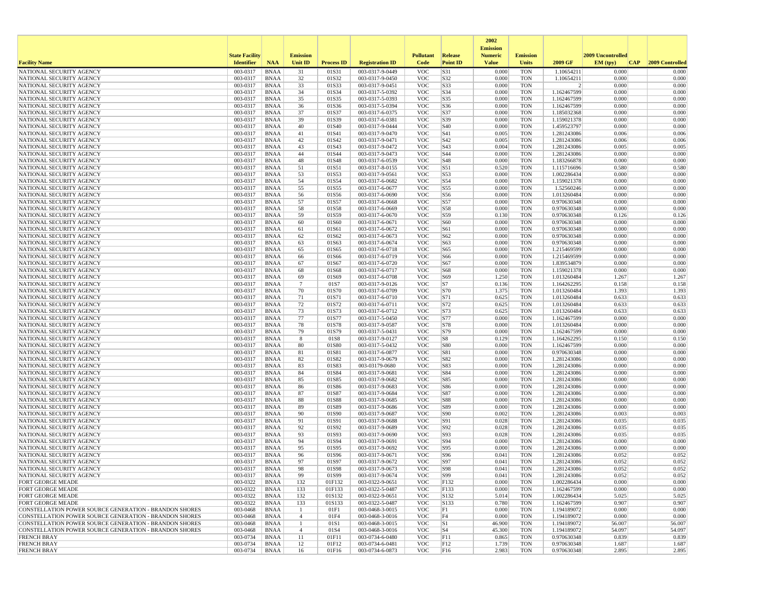| Facility Name | State Facility Identifier | NAA | Emission Unit ID | Process ID | Registration ID | Pollutant Code | Release Point ID | 2002 Emission Numeric Value | Emission Units | 2009 GF | 2009 Uncontrolled EM (tpy) | CAP | 2009 Controlled |
|---|---|---|---|---|---|---|---|---|---|---|---|---|---|
| NATIONAL SECURITY AGENCY | 003-0317 | BNAA | 31 | 01S31 | 003-0317-9-0449 | VOC | S31 | 0.000 | TON | 1.10654211 | 0.000 | | 0.000 |
| NATIONAL SECURITY AGENCY | 003-0317 | BNAA | 32 | 01S32 | 003-0317-9-0450 | VOC | S32 | 0.000 | TON | 1.10654211 | 0.000 | | 0.000 |
| NATIONAL SECURITY AGENCY | 003-0317 | BNAA | 33 | 01S33 | 003-0317-9-0451 | VOC | S33 | 0.000 | TON | 2 | 0.000 | | 0.000 |
| NATIONAL SECURITY AGENCY | 003-0317 | BNAA | 34 | 01S34 | 003-0317-5-0392 | VOC | S34 | 0.000 | TON | 1.162467599 | 0.000 | | 0.000 |
| NATIONAL SECURITY AGENCY | 003-0317 | BNAA | 35 | 01S35 | 003-0317-5-0393 | VOC | S35 | 0.000 | TON | 1.162467599 | 0.000 | | 0.000 |
| NATIONAL SECURITY AGENCY | 003-0317 | BNAA | 36 | 01S36 | 003-0317-5-0394 | VOC | S36 | 0.000 | TON | 1.162467599 | 0.000 | | 0.000 |
| NATIONAL SECURITY AGENCY | 003-0317 | BNAA | 37 | 01S37 | 003-0317-6-0375 | VOC | S37 | 0.000 | TON | 1.185032368 | 0.000 | | 0.000 |
| NATIONAL SECURITY AGENCY | 003-0317 | BNAA | 39 | 01S39 | 003-0317-6-0381 | VOC | S39 | 0.000 | TON | 1.159021378 | 0.000 | | 0.000 |
| NATIONAL SECURITY AGENCY | 003-0317 | BNAA | 40 | 01S40 | 003-0317-9-0444 | VOC | S40 | 0.000 | TON | 1.459523797 | 0.000 | | 0.000 |
| NATIONAL SECURITY AGENCY | 003-0317 | BNAA | 41 | 01S41 | 003-0317-9-0470 | VOC | S41 | 0.005 | TON | 1.281243086 | 0.006 | | 0.006 |
| NATIONAL SECURITY AGENCY | 003-0317 | BNAA | 42 | 01S42 | 003-0317-9-0471 | VOC | S42 | 0.005 | TON | 1.281243086 | 0.006 | | 0.006 |
| NATIONAL SECURITY AGENCY | 003-0317 | BNAA | 43 | 01S43 | 003-0317-9-0472 | VOC | S43 | 0.004 | TON | 1.281243086 | 0.005 | | 0.005 |
| NATIONAL SECURITY AGENCY | 003-0317 | BNAA | 44 | 01S44 | 003-0317-9-0473 | VOC | S44 | 0.000 | TON | 1.281243086 | 0.000 | | 0.000 |
| NATIONAL SECURITY AGENCY | 003-0317 | BNAA | 48 | 01S48 | 003-0317-6-0539 | VOC | S48 | 0.000 | TON | 1.183266878 | 0.000 | | 0.000 |
| NATIONAL SECURITY AGENCY | 003-0317 | BNAA | 51 | 01S51 | 003-0317-8-0155 | VOC | S51 | 0.520 | TON | 1.115716696 | 0.580 | | 0.580 |
| NATIONAL SECURITY AGENCY | 003-0317 | BNAA | 53 | 01S53 | 003-0317-9-0561 | VOC | S53 | 0.000 | TON | 1.002286434 | 0.000 | | 0.000 |
| NATIONAL SECURITY AGENCY | 003-0317 | BNAA | 54 | 01S54 | 003-0317-6-0682 | VOC | S54 | 0.000 | TON | 1.159021378 | 0.000 | | 0.000 |
| NATIONAL SECURITY AGENCY | 003-0317 | BNAA | 55 | 01S55 | 003-0317-6-0677 | VOC | S55 | 0.000 | TON | 1.52560246 | 0.000 | | 0.000 |
| NATIONAL SECURITY AGENCY | 003-0317 | BNAA | 56 | 01S56 | 003-0317-6-0690 | VOC | S56 | 0.000 | TON | 1.013260484 | 0.000 | | 0.000 |
| NATIONAL SECURITY AGENCY | 003-0317 | BNAA | 57 | 01S57 | 003-0317-6-0668 | VOC | S57 | 0.000 | TON | 0.970630348 | 0.000 | | 0.000 |
| NATIONAL SECURITY AGENCY | 003-0317 | BNAA | 58 | 01S58 | 003-0317-6-0669 | VOC | S58 | 0.000 | TON | 0.970630348 | 0.000 | | 0.000 |
| NATIONAL SECURITY AGENCY | 003-0317 | BNAA | 59 | 01S59 | 003-0317-6-0670 | VOC | S59 | 0.130 | TON | 0.970630348 | 0.126 | | 0.126 |
| NATIONAL SECURITY AGENCY | 003-0317 | BNAA | 60 | 01S60 | 003-0317-6-0671 | VOC | S60 | 0.000 | TON | 0.970630348 | 0.000 | | 0.000 |
| NATIONAL SECURITY AGENCY | 003-0317 | BNAA | 61 | 01S61 | 003-0317-6-0672 | VOC | S61 | 0.000 | TON | 0.970630348 | 0.000 | | 0.000 |
| NATIONAL SECURITY AGENCY | 003-0317 | BNAA | 62 | 01S62 | 003-0317-6-0673 | VOC | S62 | 0.000 | TON | 0.970630348 | 0.000 | | 0.000 |
| NATIONAL SECURITY AGENCY | 003-0317 | BNAA | 63 | 01S63 | 003-0317-6-0674 | VOC | S63 | 0.000 | TON | 0.970630348 | 0.000 | | 0.000 |
| NATIONAL SECURITY AGENCY | 003-0317 | BNAA | 65 | 01S65 | 003-0317-6-0718 | VOC | S65 | 0.000 | TON | 1.215469599 | 0.000 | | 0.000 |
| NATIONAL SECURITY AGENCY | 003-0317 | BNAA | 66 | 01S66 | 003-0317-6-0719 | VOC | S66 | 0.000 | TON | 1.215469599 | 0.000 | | 0.000 |
| NATIONAL SECURITY AGENCY | 003-0317 | BNAA | 67 | 01S67 | 003-0317-6-0720 | VOC | S67 | 0.000 | TON | 1.839534879 | 0.000 | | 0.000 |
| NATIONAL SECURITY AGENCY | 003-0317 | BNAA | 68 | 01S68 | 003-0317-6-0717 | VOC | S68 | 0.000 | TON | 1.159021378 | 0.000 | | 0.000 |
| NATIONAL SECURITY AGENCY | 003-0317 | BNAA | 69 | 01S69 | 003-0317-6-0708 | VOC | S69 | 1.250 | TON | 1.013260484 | 1.267 | | 1.267 |
| NATIONAL SECURITY AGENCY | 003-0317 | BNAA | 7 | 01S7 | 003-0317-9-0126 | VOC | S7 | 0.136 | TON | 1.164262295 | 0.158 | | 0.158 |
| NATIONAL SECURITY AGENCY | 003-0317 | BNAA | 70 | 01S70 | 003-0317-6-0709 | VOC | S70 | 1.375 | TON | 1.013260484 | 1.393 | | 1.393 |
| NATIONAL SECURITY AGENCY | 003-0317 | BNAA | 71 | 01S71 | 003-0317-6-0710 | VOC | S71 | 0.625 | TON | 1.013260484 | 0.633 | | 0.633 |
| NATIONAL SECURITY AGENCY | 003-0317 | BNAA | 72 | 01S72 | 003-0317-6-0711 | VOC | S72 | 0.625 | TON | 1.013260484 | 0.633 | | 0.633 |
| NATIONAL SECURITY AGENCY | 003-0317 | BNAA | 73 | 01S73 | 003-0317-6-0712 | VOC | S73 | 0.625 | TON | 1.013260484 | 0.633 | | 0.633 |
| NATIONAL SECURITY AGENCY | 003-0317 | BNAA | 77 | 01S77 | 003-0317-5-0450 | VOC | S77 | 0.000 | TON | 1.162467599 | 0.000 | | 0.000 |
| NATIONAL SECURITY AGENCY | 003-0317 | BNAA | 78 | 01S78 | 003-0317-9-0587 | VOC | S78 | 0.000 | TON | 1.013260484 | 0.000 | | 0.000 |
| NATIONAL SECURITY AGENCY | 003-0317 | BNAA | 79 | 01S79 | 003-0317-5-0431 | VOC | S79 | 0.000 | TON | 1.162467599 | 0.000 | | 0.000 |
| NATIONAL SECURITY AGENCY | 003-0317 | BNAA | 8 | 01S8 | 003-0317-9-0127 | VOC | S8 | 0.129 | TON | 1.164262295 | 0.150 | | 0.150 |
| NATIONAL SECURITY AGENCY | 003-0317 | BNAA | 80 | 01S80 | 003-0317-5-0432 | VOC | S80 | 0.000 | TON | 1.162467599 | 0.000 | | 0.000 |
| NATIONAL SECURITY AGENCY | 003-0317 | BNAA | 81 | 01S81 | 003-0317-6-0877 | VOC | S81 | 0.000 | TON | 0.970630348 | 0.000 | | 0.000 |
| NATIONAL SECURITY AGENCY | 003-0317 | BNAA | 82 | 01S82 | 003-0317-9-0679 | VOC | S82 | 0.000 | TON | 1.281243086 | 0.000 | | 0.000 |
| NATIONAL SECURITY AGENCY | 003-0317 | BNAA | 83 | 01S83 | 003-03179-0680 | VOC | S83 | 0.000 | TON | 1.281243086 | 0.000 | | 0.000 |
| NATIONAL SECURITY AGENCY | 003-0317 | BNAA | 84 | 01S84 | 003-0317-9-0681 | VOC | S84 | 0.000 | TON | 1.281243086 | 0.000 | | 0.000 |
| NATIONAL SECURITY AGENCY | 003-0317 | BNAA | 85 | 01S85 | 003-0317-9-0682 | VOC | S85 | 0.000 | TON | 1.281243086 | 0.000 | | 0.000 |
| NATIONAL SECURITY AGENCY | 003-0317 | BNAA | 86 | 01S86 | 003-0317-9-0683 | VOC | S86 | 0.000 | TON | 1.281243086 | 0.000 | | 0.000 |
| NATIONAL SECURITY AGENCY | 003-0317 | BNAA | 87 | 01S87 | 003-0317-9-0684 | VOC | S87 | 0.000 | TON | 1.281243086 | 0.000 | | 0.000 |
| NATIONAL SECURITY AGENCY | 003-0317 | BNAA | 88 | 01S88 | 003-0317-9-0685 | VOC | S88 | 0.000 | TON | 1.281243086 | 0.000 | | 0.000 |
| NATIONAL SECURITY AGENCY | 003-0317 | BNAA | 89 | 01S89 | 003-0317-9-0686 | VOC | S89 | 0.000 | TON | 1.281243086 | 0.000 | | 0.000 |
| NATIONAL SECURITY AGENCY | 003-0317 | BNAA | 90 | 01S90 | 003-0317-9-0687 | VOC | S90 | 0.002 | TON | 1.281243086 | 0.003 | | 0.003 |
| NATIONAL SECURITY AGENCY | 003-0317 | BNAA | 91 | 01S91 | 003-0317-9-0688 | VOC | S91 | 0.028 | TON | 1.281243086 | 0.035 | | 0.035 |
| NATIONAL SECURITY AGENCY | 003-0317 | BNAA | 92 | 01S92 | 003-0317-9-0689 | VOC | S92 | 0.028 | TON | 1.281243086 | 0.035 | | 0.035 |
| NATIONAL SECURITY AGENCY | 003-0317 | BNAA | 93 | 01S93 | 003-0317-9-0690 | VOC | S93 | 0.028 | TON | 1.281243086 | 0.035 | | 0.035 |
| NATIONAL SECURITY AGENCY | 003-0317 | BNAA | 94 | 01S94 | 003-0317-9-0691 | VOC | S94 | 0.000 | TON | 1.281243086 | 0.000 | | 0.000 |
| NATIONAL SECURITY AGENCY | 003-0317 | BNAA | 95 | 01S95 | 003-0317-9-0692 | VOC | S95 | 0.000 | TON | 1.281243086 | 0.000 | | 0.000 |
| NATIONAL SECURITY AGENCY | 003-0317 | BNAA | 96 | 01S96 | 003-0317-9-0671 | VOC | S96 | 0.041 | TON | 1.281243086 | 0.052 | | 0.052 |
| NATIONAL SECURITY AGENCY | 003-0317 | BNAA | 97 | 01S97 | 003-0317-9-0672 | VOC | S97 | 0.041 | TON | 1.281243086 | 0.052 | | 0.052 |
| NATIONAL SECURITY AGENCY | 003-0317 | BNAA | 98 | 01S98 | 003-0317-9-0673 | VOC | S98 | 0.041 | TON | 1.281243086 | 0.052 | | 0.052 |
| NATIONAL SECURITY AGENCY | 003-0317 | BNAA | 99 | 01S99 | 003-0317-9-0674 | VOC | S99 | 0.041 | TON | 1.281243086 | 0.052 | | 0.052 |
| FORT GEORGE MEADE | 003-0322 | BNAA | 132 | 01F132 | 003-0322-9-0651 | VOC | F132 | 0.000 | TON | 1.002286434 | 0.000 | | 0.000 |
| FORT GEORGE MEADE | 003-0322 | BNAA | 133 | 01F133 | 003-0322-5-0487 | VOC | F133 | 0.000 | TON | 1.162467599 | 0.000 | | 0.000 |
| FORT GEORGE MEADE | 003-0322 | BNAA | 132 | 01S132 | 003-0322-9-0651 | VOC | S132 | 5.014 | TON | 1.002286434 | 5.025 | | 5.025 |
| FORT GEORGE MEADE | 003-0322 | BNAA | 133 | 01S133 | 003-0322-5-0487 | VOC | S133 | 0.780 | TON | 1.162467599 | 0.907 | | 0.907 |
| CONSTELLATION POWER SOURCE GENERATION - BRANDON SHORES | 003-0468 | BNAA | 1 | 01F1 | 003-0468-3-0015 | VOC | F1 | 0.000 | TON | 1.194189072 | 0.000 | | 0.000 |
| CONSTELLATION POWER SOURCE GENERATION - BRANDON SHORES | 003-0468 | BNAA | 4 | 01F4 | 003-0468-3-0016 | VOC | F4 | 0.000 | TON | 1.194189072 | 0.000 | | 0.000 |
| CONSTELLATION POWER SOURCE GENERATION - BRANDON SHORES | 003-0468 | BNAA | 1 | 01S1 | 003-0468-3-0015 | VOC | S1 | 46.900 | TON | 1.194189072 | 56.007 | | 56.007 |
| CONSTELLATION POWER SOURCE GENERATION - BRANDON SHORES | 003-0468 | BNAA | 4 | 01S4 | 003-0468-3-0016 | VOC | S4 | 45.300 | TON | 1.194189072 | 54.097 | | 54.097 |
| FRENCH BRAY | 003-0734 | BNAA | 11 | 01F11 | 003-0734-6-0480 | VOC | F11 | 0.865 | TON | 0.970630348 | 0.839 | | 0.839 |
| FRENCH BRAY | 003-0734 | BNAA | 12 | 01F12 | 003-0734-6-0481 | VOC | F12 | 1.739 | TON | 0.970630348 | 1.687 | | 1.687 |
| FRENCH BRAY | 003-0734 | BNAA | 16 | 01F16 | 003-0734-6-0873 | VOC | F16 | 2.983 | TON | 0.970630348 | 2.895 | | 2.895 |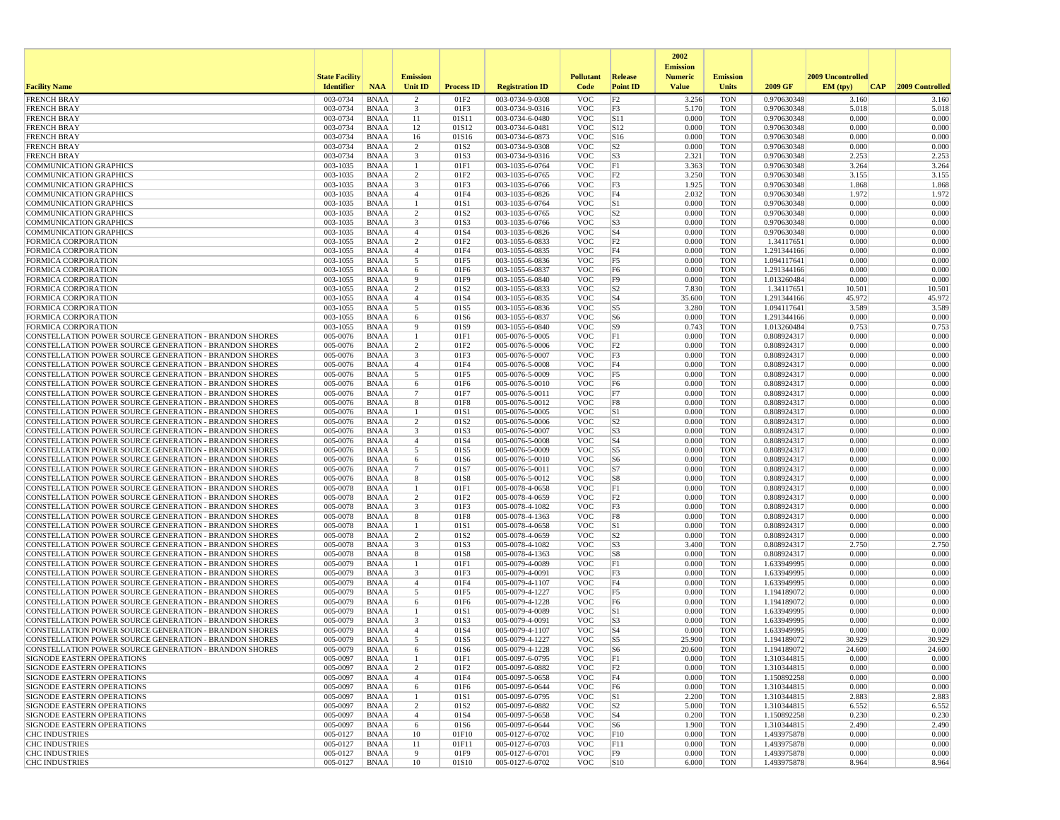| Facility Name | State Facility Identifier | NAA | Emission Unit ID | Process ID | Registration ID | Pollutant Code | Release Point ID | 2002 Emission Numeric Value | Emission Units | 2009 GF | 2009 Uncontrolled EM (tpy) | CAP | 2009 Controlled |
|---|---|---|---|---|---|---|---|---|---|---|---|---|---|
| FRENCH BRAY | 003-0734 | BNAA | 2 | 01F2 | 003-0734-9-0308 | VOC | F2 | 3.256 | TON | 0.970630348 | 3.160 | | 3.160 |
| FRENCH BRAY | 003-0734 | BNAA | 3 | 01F3 | 003-0734-9-0316 | VOC | F3 | 5.170 | TON | 0.970630348 | 5.018 | | 5.018 |
| FRENCH BRAY | 003-0734 | BNAA | 11 | 01S11 | 003-0734-6-0480 | VOC | S11 | 0.000 | TON | 0.970630348 | 0.000 | | 0.000 |
| FRENCH BRAY | 003-0734 | BNAA | 12 | 01S12 | 003-0734-6-0481 | VOC | S12 | 0.000 | TON | 0.970630348 | 0.000 | | 0.000 |
| FRENCH BRAY | 003-0734 | BNAA | 16 | 01S16 | 003-0734-6-0873 | VOC | S16 | 0.000 | TON | 0.970630348 | 0.000 | | 0.000 |
| FRENCH BRAY | 003-0734 | BNAA | 2 | 01S2 | 003-0734-9-0308 | VOC | S2 | 0.000 | TON | 0.970630348 | 0.000 | | 0.000 |
| FRENCH BRAY | 003-0734 | BNAA | 3 | 01S3 | 003-0734-9-0316 | VOC | S3 | 2.321 | TON | 0.970630348 | 2.253 | | 2.253 |
| COMMUNICATION GRAPHICS | 003-1035 | BNAA | 1 | 01F1 | 003-1035-6-0764 | VOC | F1 | 3.363 | TON | 0.970630348 | 3.264 | | 3.264 |
| COMMUNICATION GRAPHICS | 003-1035 | BNAA | 2 | 01F2 | 003-1035-6-0765 | VOC | F2 | 3.250 | TON | 0.970630348 | 3.155 | | 3.155 |
| COMMUNICATION GRAPHICS | 003-1035 | BNAA | 3 | 01F3 | 003-1035-6-0766 | VOC | F3 | 1.925 | TON | 0.970630348 | 1.868 | | 1.868 |
| COMMUNICATION GRAPHICS | 003-1035 | BNAA | 4 | 01F4 | 003-1035-6-0826 | VOC | F4 | 2.032 | TON | 0.970630348 | 1.972 | | 1.972 |
| COMMUNICATION GRAPHICS | 003-1035 | BNAA | 1 | 01S1 | 003-1035-6-0764 | VOC | S1 | 0.000 | TON | 0.970630348 | 0.000 | | 0.000 |
| COMMUNICATION GRAPHICS | 003-1035 | BNAA | 2 | 01S2 | 003-1035-6-0765 | VOC | S2 | 0.000 | TON | 0.970630348 | 0.000 | | 0.000 |
| COMMUNICATION GRAPHICS | 003-1035 | BNAA | 3 | 01S3 | 003-1035-6-0766 | VOC | S3 | 0.000 | TON | 0.970630348 | 0.000 | | 0.000 |
| COMMUNICATION GRAPHICS | 003-1035 | BNAA | 4 | 01S4 | 003-1035-6-0826 | VOC | S4 | 0.000 | TON | 0.970630348 | 0.000 | | 0.000 |
| FORMICA CORPORATION | 003-1055 | BNAA | 2 | 01F2 | 003-1055-6-0833 | VOC | F2 | 0.000 | TON | 1.34117651 | 0.000 | | 0.000 |
| FORMICA CORPORATION | 003-1055 | BNAA | 4 | 01F4 | 003-1055-6-0835 | VOC | F4 | 0.000 | TON | 1.291344166 | 0.000 | | 0.000 |
| FORMICA CORPORATION | 003-1055 | BNAA | 5 | 01F5 | 003-1055-6-0836 | VOC | F5 | 0.000 | TON | 1.094117641 | 0.000 | | 0.000 |
| FORMICA CORPORATION | 003-1055 | BNAA | 6 | 01F6 | 003-1055-6-0837 | VOC | F6 | 0.000 | TON | 1.291344166 | 0.000 | | 0.000 |
| FORMICA CORPORATION | 003-1055 | BNAA | 9 | 01F9 | 003-1055-6-0840 | VOC | F9 | 0.000 | TON | 1.013260484 | 0.000 | | 0.000 |
| FORMICA CORPORATION | 003-1055 | BNAA | 2 | 01S2 | 003-1055-6-0833 | VOC | S2 | 7.830 | TON | 1.34117651 | 10.501 | | 10.501 |
| FORMICA CORPORATION | 003-1055 | BNAA | 4 | 01S4 | 003-1055-6-0835 | VOC | S4 | 35.600 | TON | 1.291344166 | 45.972 | | 45.972 |
| FORMICA CORPORATION | 003-1055 | BNAA | 5 | 01S5 | 003-1055-6-0836 | VOC | S5 | 3.280 | TON | 1.094117641 | 3.589 | | 3.589 |
| FORMICA CORPORATION | 003-1055 | BNAA | 6 | 01S6 | 003-1055-6-0837 | VOC | S6 | 0.000 | TON | 1.291344166 | 0.000 | | 0.000 |
| FORMICA CORPORATION | 003-1055 | BNAA | 9 | 01S9 | 003-1055-6-0840 | VOC | S9 | 0.743 | TON | 1.013260484 | 0.753 | | 0.753 |
| CONSTELLATION POWER SOURCE GENERATION - BRANDON SHORES | 005-0076 | BNAA | 1 | 01F1 | 005-0076-5-0005 | VOC | F1 | 0.000 | TON | 0.808924317 | 0.000 | | 0.000 |
| CONSTELLATION POWER SOURCE GENERATION - BRANDON SHORES | 005-0076 | BNAA | 2 | 01F2 | 005-0076-5-0006 | VOC | F2 | 0.000 | TON | 0.808924317 | 0.000 | | 0.000 |
| CONSTELLATION POWER SOURCE GENERATION - BRANDON SHORES | 005-0076 | BNAA | 3 | 01F3 | 005-0076-5-0007 | VOC | F3 | 0.000 | TON | 0.808924317 | 0.000 | | 0.000 |
| CONSTELLATION POWER SOURCE GENERATION - BRANDON SHORES | 005-0076 | BNAA | 4 | 01F4 | 005-0076-5-0008 | VOC | F4 | 0.000 | TON | 0.808924317 | 0.000 | | 0.000 |
| CONSTELLATION POWER SOURCE GENERATION - BRANDON SHORES | 005-0076 | BNAA | 5 | 01F5 | 005-0076-5-0009 | VOC | F5 | 0.000 | TON | 0.808924317 | 0.000 | | 0.000 |
| CONSTELLATION POWER SOURCE GENERATION - BRANDON SHORES | 005-0076 | BNAA | 6 | 01F6 | 005-0076-5-0010 | VOC | F6 | 0.000 | TON | 0.808924317 | 0.000 | | 0.000 |
| CONSTELLATION POWER SOURCE GENERATION - BRANDON SHORES | 005-0076 | BNAA | 7 | 01F7 | 005-0076-5-0011 | VOC | F7 | 0.000 | TON | 0.808924317 | 0.000 | | 0.000 |
| CONSTELLATION POWER SOURCE GENERATION - BRANDON SHORES | 005-0076 | BNAA | 8 | 01F8 | 005-0076-5-0012 | VOC | F8 | 0.000 | TON | 0.808924317 | 0.000 | | 0.000 |
| CONSTELLATION POWER SOURCE GENERATION - BRANDON SHORES | 005-0076 | BNAA | 1 | 01S1 | 005-0076-5-0005 | VOC | S1 | 0.000 | TON | 0.808924317 | 0.000 | | 0.000 |
| CONSTELLATION POWER SOURCE GENERATION - BRANDON SHORES | 005-0076 | BNAA | 2 | 01S2 | 005-0076-5-0006 | VOC | S2 | 0.000 | TON | 0.808924317 | 0.000 | | 0.000 |
| CONSTELLATION POWER SOURCE GENERATION - BRANDON SHORES | 005-0076 | BNAA | 3 | 01S3 | 005-0076-5-0007 | VOC | S3 | 0.000 | TON | 0.808924317 | 0.000 | | 0.000 |
| CONSTELLATION POWER SOURCE GENERATION - BRANDON SHORES | 005-0076 | BNAA | 4 | 01S4 | 005-0076-5-0008 | VOC | S4 | 0.000 | TON | 0.808924317 | 0.000 | | 0.000 |
| CONSTELLATION POWER SOURCE GENERATION - BRANDON SHORES | 005-0076 | BNAA | 5 | 01S5 | 005-0076-5-0009 | VOC | S5 | 0.000 | TON | 0.808924317 | 0.000 | | 0.000 |
| CONSTELLATION POWER SOURCE GENERATION - BRANDON SHORES | 005-0076 | BNAA | 6 | 01S6 | 005-0076-5-0010 | VOC | S6 | 0.000 | TON | 0.808924317 | 0.000 | | 0.000 |
| CONSTELLATION POWER SOURCE GENERATION - BRANDON SHORES | 005-0076 | BNAA | 7 | 01S7 | 005-0076-5-0011 | VOC | S7 | 0.000 | TON | 0.808924317 | 0.000 | | 0.000 |
| CONSTELLATION POWER SOURCE GENERATION - BRANDON SHORES | 005-0076 | BNAA | 8 | 01S8 | 005-0076-5-0012 | VOC | S8 | 0.000 | TON | 0.808924317 | 0.000 | | 0.000 |
| CONSTELLATION POWER SOURCE GENERATION - BRANDON SHORES | 005-0078 | BNAA | 1 | 01F1 | 005-0078-4-0658 | VOC | F1 | 0.000 | TON | 0.808924317 | 0.000 | | 0.000 |
| CONSTELLATION POWER SOURCE GENERATION - BRANDON SHORES | 005-0078 | BNAA | 2 | 01F2 | 005-0078-4-0659 | VOC | F2 | 0.000 | TON | 0.808924317 | 0.000 | | 0.000 |
| CONSTELLATION POWER SOURCE GENERATION - BRANDON SHORES | 005-0078 | BNAA | 3 | 01F3 | 005-0078-4-1082 | VOC | F3 | 0.000 | TON | 0.808924317 | 0.000 | | 0.000 |
| CONSTELLATION POWER SOURCE GENERATION - BRANDON SHORES | 005-0078 | BNAA | 8 | 01F8 | 005-0078-4-1363 | VOC | F8 | 0.000 | TON | 0.808924317 | 0.000 | | 0.000 |
| CONSTELLATION POWER SOURCE GENERATION - BRANDON SHORES | 005-0078 | BNAA | 1 | 01S1 | 005-0078-4-0658 | VOC | S1 | 0.000 | TON | 0.808924317 | 0.000 | | 0.000 |
| CONSTELLATION POWER SOURCE GENERATION - BRANDON SHORES | 005-0078 | BNAA | 2 | 01S2 | 005-0078-4-0659 | VOC | S2 | 0.000 | TON | 0.808924317 | 0.000 | | 0.000 |
| CONSTELLATION POWER SOURCE GENERATION - BRANDON SHORES | 005-0078 | BNAA | 3 | 01S3 | 005-0078-4-1082 | VOC | S3 | 3.400 | TON | 0.808924317 | 2.750 | | 2.750 |
| CONSTELLATION POWER SOURCE GENERATION - BRANDON SHORES | 005-0078 | BNAA | 8 | 01S8 | 005-0078-4-1363 | VOC | S8 | 0.000 | TON | 0.808924317 | 0.000 | | 0.000 |
| CONSTELLATION POWER SOURCE GENERATION - BRANDON SHORES | 005-0079 | BNAA | 1 | 01F1 | 005-0079-4-0089 | VOC | F1 | 0.000 | TON | 1.633949995 | 0.000 | | 0.000 |
| CONSTELLATION POWER SOURCE GENERATION - BRANDON SHORES | 005-0079 | BNAA | 3 | 01F3 | 005-0079-4-0091 | VOC | F3 | 0.000 | TON | 1.633949995 | 0.000 | | 0.000 |
| CONSTELLATION POWER SOURCE GENERATION - BRANDON SHORES | 005-0079 | BNAA | 4 | 01F4 | 005-0079-4-1107 | VOC | F4 | 0.000 | TON | 1.633949995 | 0.000 | | 0.000 |
| CONSTELLATION POWER SOURCE GENERATION - BRANDON SHORES | 005-0079 | BNAA | 5 | 01F5 | 005-0079-4-1227 | VOC | F5 | 0.000 | TON | 1.194189072 | 0.000 | | 0.000 |
| CONSTELLATION POWER SOURCE GENERATION - BRANDON SHORES | 005-0079 | BNAA | 6 | 01F6 | 005-0079-4-1228 | VOC | F6 | 0.000 | TON | 1.194189072 | 0.000 | | 0.000 |
| CONSTELLATION POWER SOURCE GENERATION - BRANDON SHORES | 005-0079 | BNAA | 1 | 01S1 | 005-0079-4-0089 | VOC | S1 | 0.000 | TON | 1.633949995 | 0.000 | | 0.000 |
| CONSTELLATION POWER SOURCE GENERATION - BRANDON SHORES | 005-0079 | BNAA | 3 | 01S3 | 005-0079-4-0091 | VOC | S3 | 0.000 | TON | 1.633949995 | 0.000 | | 0.000 |
| CONSTELLATION POWER SOURCE GENERATION - BRANDON SHORES | 005-0079 | BNAA | 4 | 01S4 | 005-0079-4-1107 | VOC | S4 | 0.000 | TON | 1.633949995 | 0.000 | | 0.000 |
| CONSTELLATION POWER SOURCE GENERATION - BRANDON SHORES | 005-0079 | BNAA | 5 | 01S5 | 005-0079-4-1227 | VOC | S5 | 25.900 | TON | 1.194189072 | 30.929 | | 30.929 |
| CONSTELLATION POWER SOURCE GENERATION - BRANDON SHORES | 005-0079 | BNAA | 6 | 01S6 | 005-0079-4-1228 | VOC | S6 | 20.600 | TON | 1.194189072 | 24.600 | | 24.600 |
| SIGNODE EASTERN OPERATIONS | 005-0097 | BNAA | 1 | 01F1 | 005-0097-6-0795 | VOC | F1 | 0.000 | TON | 1.310344815 | 0.000 | | 0.000 |
| SIGNODE EASTERN OPERATIONS | 005-0097 | BNAA | 2 | 01F2 | 005-0097-6-0882 | VOC | F2 | 0.000 | TON | 1.310344815 | 0.000 | | 0.000 |
| SIGNODE EASTERN OPERATIONS | 005-0097 | BNAA | 4 | 01F4 | 005-0097-5-0658 | VOC | F4 | 0.000 | TON | 1.150892258 | 0.000 | | 0.000 |
| SIGNODE EASTERN OPERATIONS | 005-0097 | BNAA | 6 | 01F6 | 005-0097-6-0644 | VOC | F6 | 0.000 | TON | 1.310344815 | 0.000 | | 0.000 |
| SIGNODE EASTERN OPERATIONS | 005-0097 | BNAA | 1 | 01S1 | 005-0097-6-0795 | VOC | S1 | 2.200 | TON | 1.310344815 | 2.883 | | 2.883 |
| SIGNODE EASTERN OPERATIONS | 005-0097 | BNAA | 2 | 01S2 | 005-0097-6-0882 | VOC | S2 | 5.000 | TON | 1.310344815 | 6.552 | | 6.552 |
| SIGNODE EASTERN OPERATIONS | 005-0097 | BNAA | 4 | 01S4 | 005-0097-5-0658 | VOC | S4 | 0.200 | TON | 1.150892258 | 0.230 | | 0.230 |
| SIGNODE EASTERN OPERATIONS | 005-0097 | BNAA | 6 | 01S6 | 005-0097-6-0644 | VOC | S6 | 1.900 | TON | 1.310344815 | 2.490 | | 2.490 |
| CHC INDUSTRIES | 005-0127 | BNAA | 10 | 01F10 | 005-0127-6-0702 | VOC | F10 | 0.000 | TON | 1.493975878 | 0.000 | | 0.000 |
| CHC INDUSTRIES | 005-0127 | BNAA | 11 | 01F11 | 005-0127-6-0703 | VOC | F11 | 0.000 | TON | 1.493975878 | 0.000 | | 0.000 |
| CHC INDUSTRIES | 005-0127 | BNAA | 9 | 01F9 | 005-0127-6-0701 | VOC | F9 | 0.000 | TON | 1.493975878 | 0.000 | | 0.000 |
| CHC INDUSTRIES | 005-0127 | BNAA | 10 | 01S10 | 005-0127-6-0702 | VOC | S10 | 6.000 | TON | 1.493975878 | 8.964 | | 8.964 |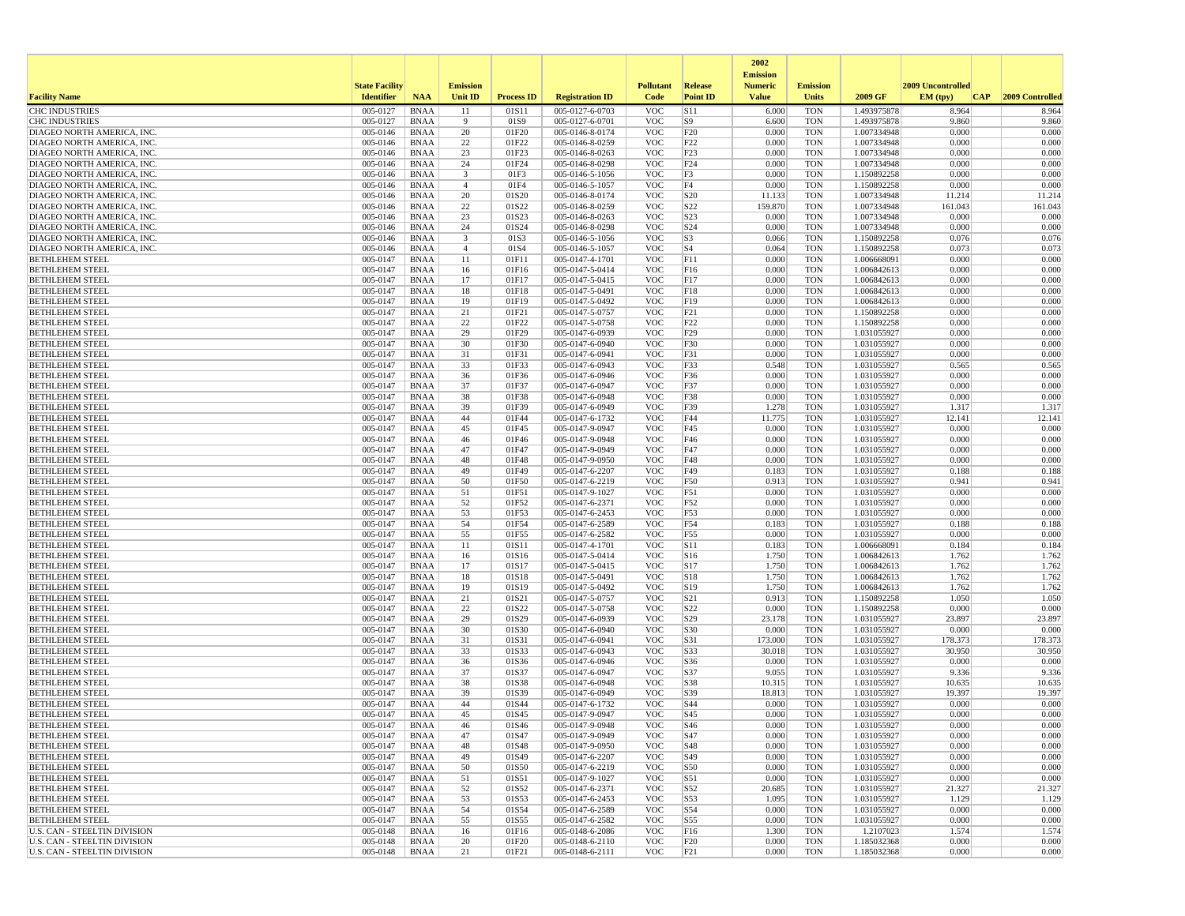| Facility Name | State Facility Identifier | NAA | Emission Unit ID | Process ID | Registration ID | Pollutant Code | Release Point ID | 2002 Emission Numeric Value | Emission Units | 2009 GF | 2009 Uncontrolled EM (tpy) | CAP | 2009 Controlled |
|---|---|---|---|---|---|---|---|---|---|---|---|---|---|
| CHC INDUSTRIES | 005-0127 | BNAA | 11 | 01S11 | 005-0127-6-0703 | VOC | S11 | 6.000 | TON | 1.493975878 | 8.964 | | 8.964 |
| CHC INDUSTRIES | 005-0127 | BNAA | 9 | 01S9 | 005-0127-6-0701 | VOC | S9 | 6.600 | TON | 1.493975878 | 9.860 | | 9.860 |
| DIAGEO NORTH AMERICA, INC. | 005-0146 | BNAA | 20 | 01F20 | 005-0146-8-0174 | VOC | F20 | 0.000 | TON | 1.007334948 | 0.000 | | 0.000 |
| DIAGEO NORTH AMERICA, INC. | 005-0146 | BNAA | 22 | 01F22 | 005-0146-8-0259 | VOC | F22 | 0.000 | TON | 1.007334948 | 0.000 | | 0.000 |
| DIAGEO NORTH AMERICA, INC. | 005-0146 | BNAA | 23 | 01F23 | 005-0146-8-0263 | VOC | F23 | 0.000 | TON | 1.007334948 | 0.000 | | 0.000 |
| DIAGEO NORTH AMERICA, INC. | 005-0146 | BNAA | 24 | 01F24 | 005-0146-8-0298 | VOC | F24 | 0.000 | TON | 1.007334948 | 0.000 | | 0.000 |
| DIAGEO NORTH AMERICA, INC. | 005-0146 | BNAA | 3 | 01F3 | 005-0146-5-1056 | VOC | F3 | 0.000 | TON | 1.150892258 | 0.000 | | 0.000 |
| DIAGEO NORTH AMERICA, INC. | 005-0146 | BNAA | 4 | 01F4 | 005-0146-5-1057 | VOC | F4 | 0.000 | TON | 1.150892258 | 0.000 | | 0.000 |
| DIAGEO NORTH AMERICA, INC. | 005-0146 | BNAA | 20 | 01S20 | 005-0146-8-0174 | VOC | S20 | 11.133 | TON | 1.007334948 | 11.214 | | 11.214 |
| DIAGEO NORTH AMERICA, INC. | 005-0146 | BNAA | 22 | 01S22 | 005-0146-8-0259 | VOC | S22 | 159.870 | TON | 1.007334948 | 161.043 | | 161.043 |
| DIAGEO NORTH AMERICA, INC. | 005-0146 | BNAA | 23 | 01S23 | 005-0146-8-0263 | VOC | S23 | 0.000 | TON | 1.007334948 | 0.000 | | 0.000 |
| DIAGEO NORTH AMERICA, INC. | 005-0146 | BNAA | 24 | 01S24 | 005-0146-8-0298 | VOC | S24 | 0.000 | TON | 1.007334948 | 0.000 | | 0.000 |
| DIAGEO NORTH AMERICA, INC. | 005-0146 | BNAA | 3 | 01S3 | 005-0146-5-1056 | VOC | S3 | 0.066 | TON | 1.150892258 | 0.076 | | 0.076 |
| DIAGEO NORTH AMERICA, INC. | 005-0146 | BNAA | 4 | 01S4 | 005-0146-5-1057 | VOC | S4 | 0.064 | TON | 1.150892258 | 0.073 | | 0.073 |
| BETHLEHEM STEEL | 005-0147 | BNAA | 11 | 01F11 | 005-0147-4-1701 | VOC | F11 | 0.000 | TON | 1.006668091 | 0.000 | | 0.000 |
| BETHLEHEM STEEL | 005-0147 | BNAA | 16 | 01F16 | 005-0147-5-0414 | VOC | F16 | 0.000 | TON | 1.006842613 | 0.000 | | 0.000 |
| BETHLEHEM STEEL | 005-0147 | BNAA | 17 | 01F17 | 005-0147-5-0415 | VOC | F17 | 0.000 | TON | 1.006842613 | 0.000 | | 0.000 |
| BETHLEHEM STEEL | 005-0147 | BNAA | 18 | 01F18 | 005-0147-5-0491 | VOC | F18 | 0.000 | TON | 1.006842613 | 0.000 | | 0.000 |
| BETHLEHEM STEEL | 005-0147 | BNAA | 19 | 01F19 | 005-0147-5-0492 | VOC | F19 | 0.000 | TON | 1.006842613 | 0.000 | | 0.000 |
| BETHLEHEM STEEL | 005-0147 | BNAA | 21 | 01F21 | 005-0147-5-0757 | VOC | F21 | 0.000 | TON | 1.150892258 | 0.000 | | 0.000 |
| BETHLEHEM STEEL | 005-0147 | BNAA | 22 | 01F22 | 005-0147-5-0758 | VOC | F22 | 0.000 | TON | 1.150892258 | 0.000 | | 0.000 |
| BETHLEHEM STEEL | 005-0147 | BNAA | 29 | 01F29 | 005-0147-6-0939 | VOC | F29 | 0.000 | TON | 1.031055927 | 0.000 | | 0.000 |
| BETHLEHEM STEEL | 005-0147 | BNAA | 30 | 01F30 | 005-0147-6-0940 | VOC | F30 | 0.000 | TON | 1.031055927 | 0.000 | | 0.000 |
| BETHLEHEM STEEL | 005-0147 | BNAA | 31 | 01F31 | 005-0147-6-0941 | VOC | F31 | 0.000 | TON | 1.031055927 | 0.000 | | 0.000 |
| BETHLEHEM STEEL | 005-0147 | BNAA | 33 | 01F33 | 005-0147-6-0943 | VOC | F33 | 0.548 | TON | 1.031055927 | 0.565 | | 0.565 |
| BETHLEHEM STEEL | 005-0147 | BNAA | 36 | 01F36 | 005-0147-6-0946 | VOC | F36 | 0.000 | TON | 1.031055927 | 0.000 | | 0.000 |
| BETHLEHEM STEEL | 005-0147 | BNAA | 37 | 01F37 | 005-0147-6-0947 | VOC | F37 | 0.000 | TON | 1.031055927 | 0.000 | | 0.000 |
| BETHLEHEM STEEL | 005-0147 | BNAA | 38 | 01F38 | 005-0147-6-0948 | VOC | F38 | 0.000 | TON | 1.031055927 | 0.000 | | 0.000 |
| BETHLEHEM STEEL | 005-0147 | BNAA | 39 | 01F39 | 005-0147-6-0949 | VOC | F39 | 1.278 | TON | 1.031055927 | 1.317 | | 1.317 |
| BETHLEHEM STEEL | 005-0147 | BNAA | 44 | 01F44 | 005-0147-6-1732 | VOC | F44 | 11.775 | TON | 1.031055927 | 12.141 | | 12.141 |
| BETHLEHEM STEEL | 005-0147 | BNAA | 45 | 01F45 | 005-0147-9-0947 | VOC | F45 | 0.000 | TON | 1.031055927 | 0.000 | | 0.000 |
| BETHLEHEM STEEL | 005-0147 | BNAA | 46 | 01F46 | 005-0147-9-0948 | VOC | F46 | 0.000 | TON | 1.031055927 | 0.000 | | 0.000 |
| BETHLEHEM STEEL | 005-0147 | BNAA | 47 | 01F47 | 005-0147-9-0949 | VOC | F47 | 0.000 | TON | 1.031055927 | 0.000 | | 0.000 |
| BETHLEHEM STEEL | 005-0147 | BNAA | 48 | 01F48 | 005-0147-9-0950 | VOC | F48 | 0.000 | TON | 1.031055927 | 0.000 | | 0.000 |
| BETHLEHEM STEEL | 005-0147 | BNAA | 49 | 01F49 | 005-0147-6-2207 | VOC | F49 | 0.183 | TON | 1.031055927 | 0.188 | | 0.188 |
| BETHLEHEM STEEL | 005-0147 | BNAA | 50 | 01F50 | 005-0147-6-2219 | VOC | F50 | 0.913 | TON | 1.031055927 | 0.941 | | 0.941 |
| BETHLEHEM STEEL | 005-0147 | BNAA | 51 | 01F51 | 005-0147-9-1027 | VOC | F51 | 0.000 | TON | 1.031055927 | 0.000 | | 0.000 |
| BETHLEHEM STEEL | 005-0147 | BNAA | 52 | 01F52 | 005-0147-6-2371 | VOC | F52 | 0.000 | TON | 1.031055927 | 0.000 | | 0.000 |
| BETHLEHEM STEEL | 005-0147 | BNAA | 53 | 01F53 | 005-0147-6-2453 | VOC | F53 | 0.000 | TON | 1.031055927 | 0.000 | | 0.000 |
| BETHLEHEM STEEL | 005-0147 | BNAA | 54 | 01F54 | 005-0147-6-2589 | VOC | F54 | 0.183 | TON | 1.031055927 | 0.188 | | 0.188 |
| BETHLEHEM STEEL | 005-0147 | BNAA | 55 | 01F55 | 005-0147-6-2582 | VOC | F55 | 0.000 | TON | 1.031055927 | 0.000 | | 0.000 |
| BETHLEHEM STEEL | 005-0147 | BNAA | 11 | 01S11 | 005-0147-4-1701 | VOC | S11 | 0.183 | TON | 1.006668091 | 0.184 | | 0.184 |
| BETHLEHEM STEEL | 005-0147 | BNAA | 16 | 01S16 | 005-0147-5-0414 | VOC | S16 | 1.750 | TON | 1.006842613 | 1.762 | | 1.762 |
| BETHLEHEM STEEL | 005-0147 | BNAA | 17 | 01S17 | 005-0147-5-0415 | VOC | S17 | 1.750 | TON | 1.006842613 | 1.762 | | 1.762 |
| BETHLEHEM STEEL | 005-0147 | BNAA | 18 | 01S18 | 005-0147-5-0491 | VOC | S18 | 1.750 | TON | 1.006842613 | 1.762 | | 1.762 |
| BETHLEHEM STEEL | 005-0147 | BNAA | 19 | 01S19 | 005-0147-5-0492 | VOC | S19 | 1.750 | TON | 1.006842613 | 1.762 | | 1.762 |
| BETHLEHEM STEEL | 005-0147 | BNAA | 21 | 01S21 | 005-0147-5-0757 | VOC | S21 | 0.913 | TON | 1.150892258 | 1.050 | | 1.050 |
| BETHLEHEM STEEL | 005-0147 | BNAA | 22 | 01S22 | 005-0147-5-0758 | VOC | S22 | 0.000 | TON | 1.150892258 | 0.000 | | 0.000 |
| BETHLEHEM STEEL | 005-0147 | BNAA | 29 | 01S29 | 005-0147-6-0939 | VOC | S29 | 23.178 | TON | 1.031055927 | 23.897 | | 23.897 |
| BETHLEHEM STEEL | 005-0147 | BNAA | 30 | 01S30 | 005-0147-6-0940 | VOC | S30 | 0.000 | TON | 1.031055927 | 0.000 | | 0.000 |
| BETHLEHEM STEEL | 005-0147 | BNAA | 31 | 01S31 | 005-0147-6-0941 | VOC | S31 | 173.000 | TON | 1.031055927 | 178.373 | | 178.373 |
| BETHLEHEM STEEL | 005-0147 | BNAA | 33 | 01S33 | 005-0147-6-0943 | VOC | S33 | 30.018 | TON | 1.031055927 | 30.950 | | 30.950 |
| BETHLEHEM STEEL | 005-0147 | BNAA | 36 | 01S36 | 005-0147-6-0946 | VOC | S36 | 0.000 | TON | 1.031055927 | 0.000 | | 0.000 |
| BETHLEHEM STEEL | 005-0147 | BNAA | 37 | 01S37 | 005-0147-6-0947 | VOC | S37 | 9.055 | TON | 1.031055927 | 9.336 | | 9.336 |
| BETHLEHEM STEEL | 005-0147 | BNAA | 38 | 01S38 | 005-0147-6-0948 | VOC | S38 | 10.315 | TON | 1.031055927 | 10.635 | | 10.635 |
| BETHLEHEM STEEL | 005-0147 | BNAA | 39 | 01S39 | 005-0147-6-0949 | VOC | S39 | 18.813 | TON | 1.031055927 | 19.397 | | 19.397 |
| BETHLEHEM STEEL | 005-0147 | BNAA | 44 | 01S44 | 005-0147-6-1732 | VOC | S44 | 0.000 | TON | 1.031055927 | 0.000 | | 0.000 |
| BETHLEHEM STEEL | 005-0147 | BNAA | 45 | 01S45 | 005-0147-9-0947 | VOC | S45 | 0.000 | TON | 1.031055927 | 0.000 | | 0.000 |
| BETHLEHEM STEEL | 005-0147 | BNAA | 46 | 01S46 | 005-0147-9-0948 | VOC | S46 | 0.000 | TON | 1.031055927 | 0.000 | | 0.000 |
| BETHLEHEM STEEL | 005-0147 | BNAA | 47 | 01S47 | 005-0147-9-0949 | VOC | S47 | 0.000 | TON | 1.031055927 | 0.000 | | 0.000 |
| BETHLEHEM STEEL | 005-0147 | BNAA | 48 | 01S48 | 005-0147-9-0950 | VOC | S48 | 0.000 | TON | 1.031055927 | 0.000 | | 0.000 |
| BETHLEHEM STEEL | 005-0147 | BNAA | 49 | 01S49 | 005-0147-6-2207 | VOC | S49 | 0.000 | TON | 1.031055927 | 0.000 | | 0.000 |
| BETHLEHEM STEEL | 005-0147 | BNAA | 50 | 01S50 | 005-0147-6-2219 | VOC | S50 | 0.000 | TON | 1.031055927 | 0.000 | | 0.000 |
| BETHLEHEM STEEL | 005-0147 | BNAA | 51 | 01S51 | 005-0147-9-1027 | VOC | S51 | 0.000 | TON | 1.031055927 | 0.000 | | 0.000 |
| BETHLEHEM STEEL | 005-0147 | BNAA | 52 | 01S52 | 005-0147-6-2371 | VOC | S52 | 20.685 | TON | 1.031055927 | 21.327 | | 21.327 |
| BETHLEHEM STEEL | 005-0147 | BNAA | 53 | 01S53 | 005-0147-6-2453 | VOC | S53 | 1.095 | TON | 1.031055927 | 1.129 | | 1.129 |
| BETHLEHEM STEEL | 005-0147 | BNAA | 54 | 01S54 | 005-0147-6-2589 | VOC | S54 | 0.000 | TON | 1.031055927 | 0.000 | | 0.000 |
| BETHLEHEM STEEL | 005-0147 | BNAA | 55 | 01S55 | 005-0147-6-2582 | VOC | S55 | 0.000 | TON | 1.031055927 | 0.000 | | 0.000 |
| U.S. CAN - STEELTIN DIVISION | 005-0148 | BNAA | 16 | 01F16 | 005-0148-6-2086 | VOC | F16 | 1.300 | TON | 1.2107023 | 1.574 | | 1.574 |
| U.S. CAN - STEELTIN DIVISION | 005-0148 | BNAA | 20 | 01F20 | 005-0148-6-2110 | VOC | F20 | 0.000 | TON | 1.185032368 | 0.000 | | 0.000 |
| U.S. CAN - STEELTIN DIVISION | 005-0148 | BNAA | 21 | 01F21 | 005-0148-6-2111 | VOC | F21 | 0.000 | TON | 1.185032368 | 0.000 | | 0.000 |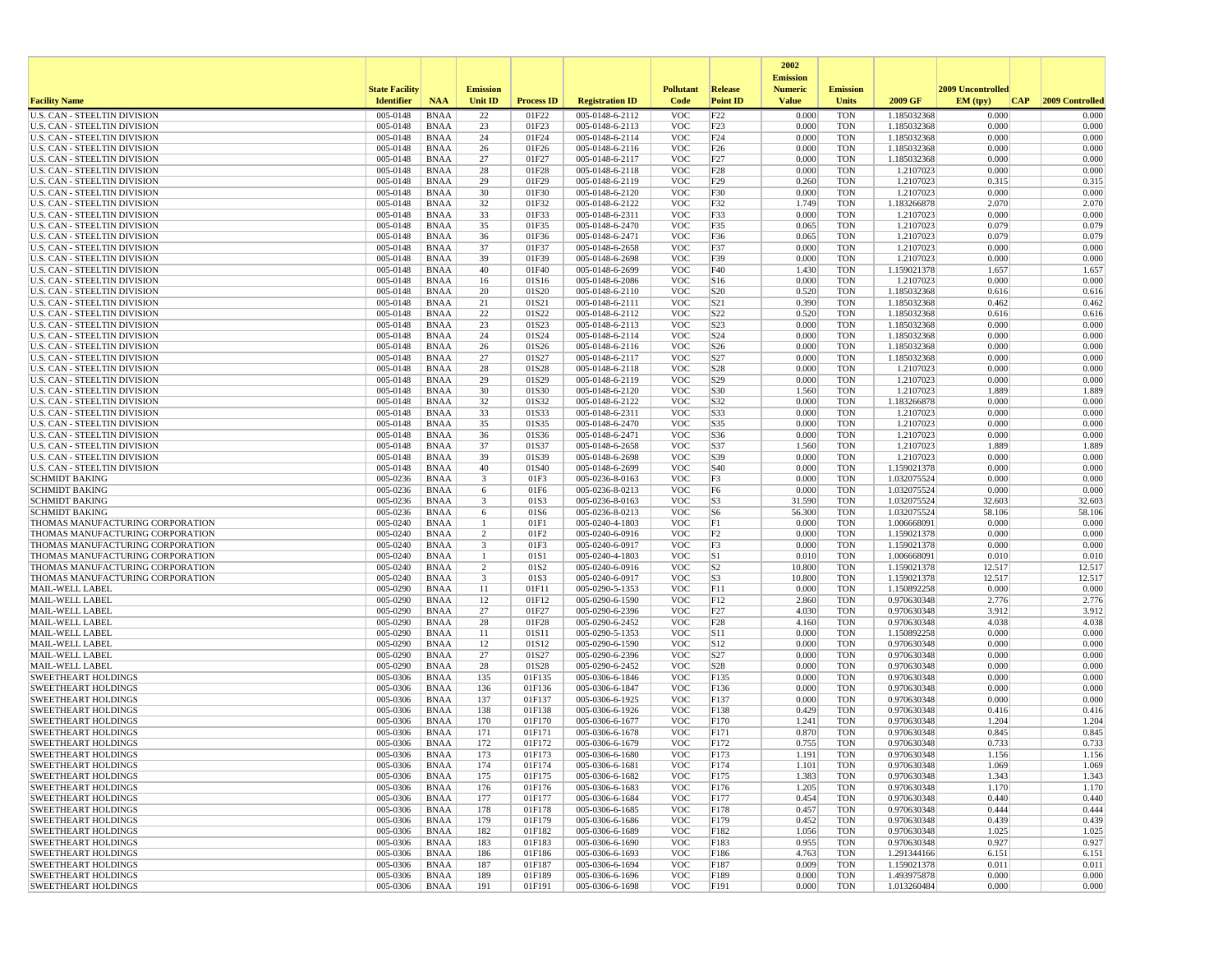| Facility Name | State Facility Identifier | NAA | Emission Unit ID | Process ID | Registration ID | Pollutant Code | Release Point ID | 2002 Emission Numeric Value | Emission Units | 2009 GF | 2009 Uncontrolled EM (tpy) | CAP | 2009 Controlled |
|---|---|---|---|---|---|---|---|---|---|---|---|---|---|
| U.S. CAN - STEELTIN DIVISION | 005-0148 | BNAA | 22 | 01F22 | 005-0148-6-2112 | VOC | F22 | 0.000 | TON | 1.185032368 | 0.000 | | 0.000 |
| U.S. CAN - STEELTIN DIVISION | 005-0148 | BNAA | 23 | 01F23 | 005-0148-6-2113 | VOC | F23 | 0.000 | TON | 1.185032368 | 0.000 | | 0.000 |
| U.S. CAN - STEELTIN DIVISION | 005-0148 | BNAA | 24 | 01F24 | 005-0148-6-2114 | VOC | F24 | 0.000 | TON | 1.185032368 | 0.000 | | 0.000 |
| U.S. CAN - STEELTIN DIVISION | 005-0148 | BNAA | 26 | 01F26 | 005-0148-6-2116 | VOC | F26 | 0.000 | TON | 1.185032368 | 0.000 | | 0.000 |
| U.S. CAN - STEELTIN DIVISION | 005-0148 | BNAA | 27 | 01F27 | 005-0148-6-2117 | VOC | F27 | 0.000 | TON | 1.185032368 | 0.000 | | 0.000 |
| U.S. CAN - STEELTIN DIVISION | 005-0148 | BNAA | 28 | 01F28 | 005-0148-6-2118 | VOC | F28 | 0.000 | TON | 1.2107023 | 0.000 | | 0.000 |
| U.S. CAN - STEELTIN DIVISION | 005-0148 | BNAA | 29 | 01F29 | 005-0148-6-2119 | VOC | F29 | 0.260 | TON | 1.2107023 | 0.315 | | 0.315 |
| U.S. CAN - STEELTIN DIVISION | 005-0148 | BNAA | 30 | 01F30 | 005-0148-6-2120 | VOC | F30 | 0.000 | TON | 1.2107023 | 0.000 | | 0.000 |
| U.S. CAN - STEELTIN DIVISION | 005-0148 | BNAA | 32 | 01F32 | 005-0148-6-2122 | VOC | F32 | 1.749 | TON | 1.183266878 | 2.070 | | 2.070 |
| U.S. CAN - STEELTIN DIVISION | 005-0148 | BNAA | 33 | 01F33 | 005-0148-6-2311 | VOC | F33 | 0.000 | TON | 1.2107023 | 0.000 | | 0.000 |
| U.S. CAN - STEELTIN DIVISION | 005-0148 | BNAA | 35 | 01F35 | 005-0148-6-2470 | VOC | F35 | 0.065 | TON | 1.2107023 | 0.079 | | 0.079 |
| U.S. CAN - STEELTIN DIVISION | 005-0148 | BNAA | 36 | 01F36 | 005-0148-6-2471 | VOC | F36 | 0.065 | TON | 1.2107023 | 0.079 | | 0.079 |
| U.S. CAN - STEELTIN DIVISION | 005-0148 | BNAA | 37 | 01F37 | 005-0148-6-2658 | VOC | F37 | 0.000 | TON | 1.2107023 | 0.000 | | 0.000 |
| U.S. CAN - STEELTIN DIVISION | 005-0148 | BNAA | 39 | 01F39 | 005-0148-6-2698 | VOC | F39 | 0.000 | TON | 1.2107023 | 0.000 | | 0.000 |
| U.S. CAN - STEELTIN DIVISION | 005-0148 | BNAA | 40 | 01F40 | 005-0148-6-2699 | VOC | F40 | 1.430 | TON | 1.159021378 | 1.657 | | 1.657 |
| U.S. CAN - STEELTIN DIVISION | 005-0148 | BNAA | 16 | 01S16 | 005-0148-6-2086 | VOC | S16 | 0.000 | TON | 1.2107023 | 0.000 | | 0.000 |
| U.S. CAN - STEELTIN DIVISION | 005-0148 | BNAA | 20 | 01S20 | 005-0148-6-2110 | VOC | S20 | 0.520 | TON | 1.185032368 | 0.616 | | 0.616 |
| U.S. CAN - STEELTIN DIVISION | 005-0148 | BNAA | 21 | 01S21 | 005-0148-6-2111 | VOC | S21 | 0.390 | TON | 1.185032368 | 0.462 | | 0.462 |
| U.S. CAN - STEELTIN DIVISION | 005-0148 | BNAA | 22 | 01S22 | 005-0148-6-2112 | VOC | S22 | 0.520 | TON | 1.185032368 | 0.616 | | 0.616 |
| U.S. CAN - STEELTIN DIVISION | 005-0148 | BNAA | 23 | 01S23 | 005-0148-6-2113 | VOC | S23 | 0.000 | TON | 1.185032368 | 0.000 | | 0.000 |
| U.S. CAN - STEELTIN DIVISION | 005-0148 | BNAA | 24 | 01S24 | 005-0148-6-2114 | VOC | S24 | 0.000 | TON | 1.185032368 | 0.000 | | 0.000 |
| U.S. CAN - STEELTIN DIVISION | 005-0148 | BNAA | 26 | 01S26 | 005-0148-6-2116 | VOC | S26 | 0.000 | TON | 1.185032368 | 0.000 | | 0.000 |
| U.S. CAN - STEELTIN DIVISION | 005-0148 | BNAA | 27 | 01S27 | 005-0148-6-2117 | VOC | S27 | 0.000 | TON | 1.185032368 | 0.000 | | 0.000 |
| U.S. CAN - STEELTIN DIVISION | 005-0148 | BNAA | 28 | 01S28 | 005-0148-6-2118 | VOC | S28 | 0.000 | TON | 1.2107023 | 0.000 | | 0.000 |
| U.S. CAN - STEELTIN DIVISION | 005-0148 | BNAA | 29 | 01S29 | 005-0148-6-2119 | VOC | S29 | 0.000 | TON | 1.2107023 | 0.000 | | 0.000 |
| U.S. CAN - STEELTIN DIVISION | 005-0148 | BNAA | 30 | 01S30 | 005-0148-6-2120 | VOC | S30 | 1.560 | TON | 1.2107023 | 1.889 | | 1.889 |
| U.S. CAN - STEELTIN DIVISION | 005-0148 | BNAA | 32 | 01S32 | 005-0148-6-2122 | VOC | S32 | 0.000 | TON | 1.183266878 | 0.000 | | 0.000 |
| U.S. CAN - STEELTIN DIVISION | 005-0148 | BNAA | 33 | 01S33 | 005-0148-6-2311 | VOC | S33 | 0.000 | TON | 1.2107023 | 0.000 | | 0.000 |
| U.S. CAN - STEELTIN DIVISION | 005-0148 | BNAA | 35 | 01S35 | 005-0148-6-2470 | VOC | S35 | 0.000 | TON | 1.2107023 | 0.000 | | 0.000 |
| U.S. CAN - STEELTIN DIVISION | 005-0148 | BNAA | 36 | 01S36 | 005-0148-6-2471 | VOC | S36 | 0.000 | TON | 1.2107023 | 0.000 | | 0.000 |
| U.S. CAN - STEELTIN DIVISION | 005-0148 | BNAA | 37 | 01S37 | 005-0148-6-2658 | VOC | S37 | 1.560 | TON | 1.2107023 | 1.889 | | 1.889 |
| U.S. CAN - STEELTIN DIVISION | 005-0148 | BNAA | 39 | 01S39 | 005-0148-6-2698 | VOC | S39 | 0.000 | TON | 1.2107023 | 0.000 | | 0.000 |
| U.S. CAN - STEELTIN DIVISION | 005-0148 | BNAA | 40 | 01S40 | 005-0148-6-2699 | VOC | S40 | 0.000 | TON | 1.159021378 | 0.000 | | 0.000 |
| SCHMIDT BAKING | 005-0236 | BNAA | 3 | 01F3 | 005-0236-8-0163 | VOC | F3 | 0.000 | TON | 1.032075524 | 0.000 | | 0.000 |
| SCHMIDT BAKING | 005-0236 | BNAA | 6 | 01F6 | 005-0236-8-0213 | VOC | F6 | 0.000 | TON | 1.032075524 | 0.000 | | 0.000 |
| SCHMIDT BAKING | 005-0236 | BNAA | 3 | 01S3 | 005-0236-8-0163 | VOC | S3 | 31.590 | TON | 1.032075524 | 32.603 | | 32.603 |
| SCHMIDT BAKING | 005-0236 | BNAA | 6 | 01S6 | 005-0236-8-0213 | VOC | S6 | 56.300 | TON | 1.032075524 | 58.106 | | 58.106 |
| THOMAS MANUFACTURING CORPORATION | 005-0240 | BNAA | 1 | 01F1 | 005-0240-4-1803 | VOC | F1 | 0.000 | TON | 1.006668091 | 0.000 | | 0.000 |
| THOMAS MANUFACTURING CORPORATION | 005-0240 | BNAA | 2 | 01F2 | 005-0240-6-0916 | VOC | F2 | 0.000 | TON | 1.159021378 | 0.000 | | 0.000 |
| THOMAS MANUFACTURING CORPORATION | 005-0240 | BNAA | 3 | 01F3 | 005-0240-6-0917 | VOC | F3 | 0.000 | TON | 1.159021378 | 0.000 | | 0.000 |
| THOMAS MANUFACTURING CORPORATION | 005-0240 | BNAA | 1 | 01S1 | 005-0240-4-1803 | VOC | S1 | 0.010 | TON | 1.006668091 | 0.010 | | 0.010 |
| THOMAS MANUFACTURING CORPORATION | 005-0240 | BNAA | 2 | 01S2 | 005-0240-6-0916 | VOC | S2 | 10.800 | TON | 1.159021378 | 12.517 | | 12.517 |
| THOMAS MANUFACTURING CORPORATION | 005-0240 | BNAA | 3 | 01S3 | 005-0240-6-0917 | VOC | S3 | 10.800 | TON | 1.159021378 | 12.517 | | 12.517 |
| MAIL-WELL LABEL | 005-0290 | BNAA | 11 | 01F11 | 005-0290-5-1353 | VOC | F11 | 0.000 | TON | 1.150892258 | 0.000 | | 0.000 |
| MAIL-WELL LABEL | 005-0290 | BNAA | 12 | 01F12 | 005-0290-6-1590 | VOC | F12 | 2.860 | TON | 0.970630348 | 2.776 | | 2.776 |
| MAIL-WELL LABEL | 005-0290 | BNAA | 27 | 01F27 | 005-0290-6-2396 | VOC | F27 | 4.030 | TON | 0.970630348 | 3.912 | | 3.912 |
| MAIL-WELL LABEL | 005-0290 | BNAA | 28 | 01F28 | 005-0290-6-2452 | VOC | F28 | 4.160 | TON | 0.970630348 | 4.038 | | 4.038 |
| MAIL-WELL LABEL | 005-0290 | BNAA | 11 | 01S11 | 005-0290-5-1353 | VOC | S11 | 0.000 | TON | 1.150892258 | 0.000 | | 0.000 |
| MAIL-WELL LABEL | 005-0290 | BNAA | 12 | 01S12 | 005-0290-6-1590 | VOC | S12 | 0.000 | TON | 0.970630348 | 0.000 | | 0.000 |
| MAIL-WELL LABEL | 005-0290 | BNAA | 27 | 01S27 | 005-0290-6-2396 | VOC | S27 | 0.000 | TON | 0.970630348 | 0.000 | | 0.000 |
| MAIL-WELL LABEL | 005-0290 | BNAA | 28 | 01S28 | 005-0290-6-2452 | VOC | S28 | 0.000 | TON | 0.970630348 | 0.000 | | 0.000 |
| SWEETHEART HOLDINGS | 005-0306 | BNAA | 135 | 01F135 | 005-0306-6-1846 | VOC | F135 | 0.000 | TON | 0.970630348 | 0.000 | | 0.000 |
| SWEETHEART HOLDINGS | 005-0306 | BNAA | 136 | 01F136 | 005-0306-6-1847 | VOC | F136 | 0.000 | TON | 0.970630348 | 0.000 | | 0.000 |
| SWEETHEART HOLDINGS | 005-0306 | BNAA | 137 | 01F137 | 005-0306-6-1925 | VOC | F137 | 0.000 | TON | 0.970630348 | 0.000 | | 0.000 |
| SWEETHEART HOLDINGS | 005-0306 | BNAA | 138 | 01F138 | 005-0306-6-1926 | VOC | F138 | 0.429 | TON | 0.970630348 | 0.416 | | 0.416 |
| SWEETHEART HOLDINGS | 005-0306 | BNAA | 170 | 01F170 | 005-0306-6-1677 | VOC | F170 | 1.241 | TON | 0.970630348 | 1.204 | | 1.204 |
| SWEETHEART HOLDINGS | 005-0306 | BNAA | 171 | 01F171 | 005-0306-6-1678 | VOC | F171 | 0.870 | TON | 0.970630348 | 0.845 | | 0.845 |
| SWEETHEART HOLDINGS | 005-0306 | BNAA | 172 | 01F172 | 005-0306-6-1679 | VOC | F172 | 0.755 | TON | 0.970630348 | 0.733 | | 0.733 |
| SWEETHEART HOLDINGS | 005-0306 | BNAA | 173 | 01F173 | 005-0306-6-1680 | VOC | F173 | 1.191 | TON | 0.970630348 | 1.156 | | 1.156 |
| SWEETHEART HOLDINGS | 005-0306 | BNAA | 174 | 01F174 | 005-0306-6-1681 | VOC | F174 | 1.101 | TON | 0.970630348 | 1.069 | | 1.069 |
| SWEETHEART HOLDINGS | 005-0306 | BNAA | 175 | 01F175 | 005-0306-6-1682 | VOC | F175 | 1.383 | TON | 0.970630348 | 1.343 | | 1.343 |
| SWEETHEART HOLDINGS | 005-0306 | BNAA | 176 | 01F176 | 005-0306-6-1683 | VOC | F176 | 1.205 | TON | 0.970630348 | 1.170 | | 1.170 |
| SWEETHEART HOLDINGS | 005-0306 | BNAA | 177 | 01F177 | 005-0306-6-1684 | VOC | F177 | 0.454 | TON | 0.970630348 | 0.440 | | 0.440 |
| SWEETHEART HOLDINGS | 005-0306 | BNAA | 178 | 01F178 | 005-0306-6-1685 | VOC | F178 | 0.457 | TON | 0.970630348 | 0.444 | | 0.444 |
| SWEETHEART HOLDINGS | 005-0306 | BNAA | 179 | 01F179 | 005-0306-6-1686 | VOC | F179 | 0.452 | TON | 0.970630348 | 0.439 | | 0.439 |
| SWEETHEART HOLDINGS | 005-0306 | BNAA | 182 | 01F182 | 005-0306-6-1689 | VOC | F182 | 1.056 | TON | 0.970630348 | 1.025 | | 1.025 |
| SWEETHEART HOLDINGS | 005-0306 | BNAA | 183 | 01F183 | 005-0306-6-1690 | VOC | F183 | 0.955 | TON | 0.970630348 | 0.927 | | 0.927 |
| SWEETHEART HOLDINGS | 005-0306 | BNAA | 186 | 01F186 | 005-0306-6-1693 | VOC | F186 | 4.763 | TON | 1.291344166 | 6.151 | | 6.151 |
| SWEETHEART HOLDINGS | 005-0306 | BNAA | 187 | 01F187 | 005-0306-6-1694 | VOC | F187 | 0.009 | TON | 1.159021378 | 0.011 | | 0.011 |
| SWEETHEART HOLDINGS | 005-0306 | BNAA | 189 | 01F189 | 005-0306-6-1696 | VOC | F189 | 0.000 | TON | 1.493975878 | 0.000 | | 0.000 |
| SWEETHEART HOLDINGS | 005-0306 | BNAA | 191 | 01F191 | 005-0306-6-1698 | VOC | F191 | 0.000 | TON | 1.013260484 | 0.000 | | 0.000 |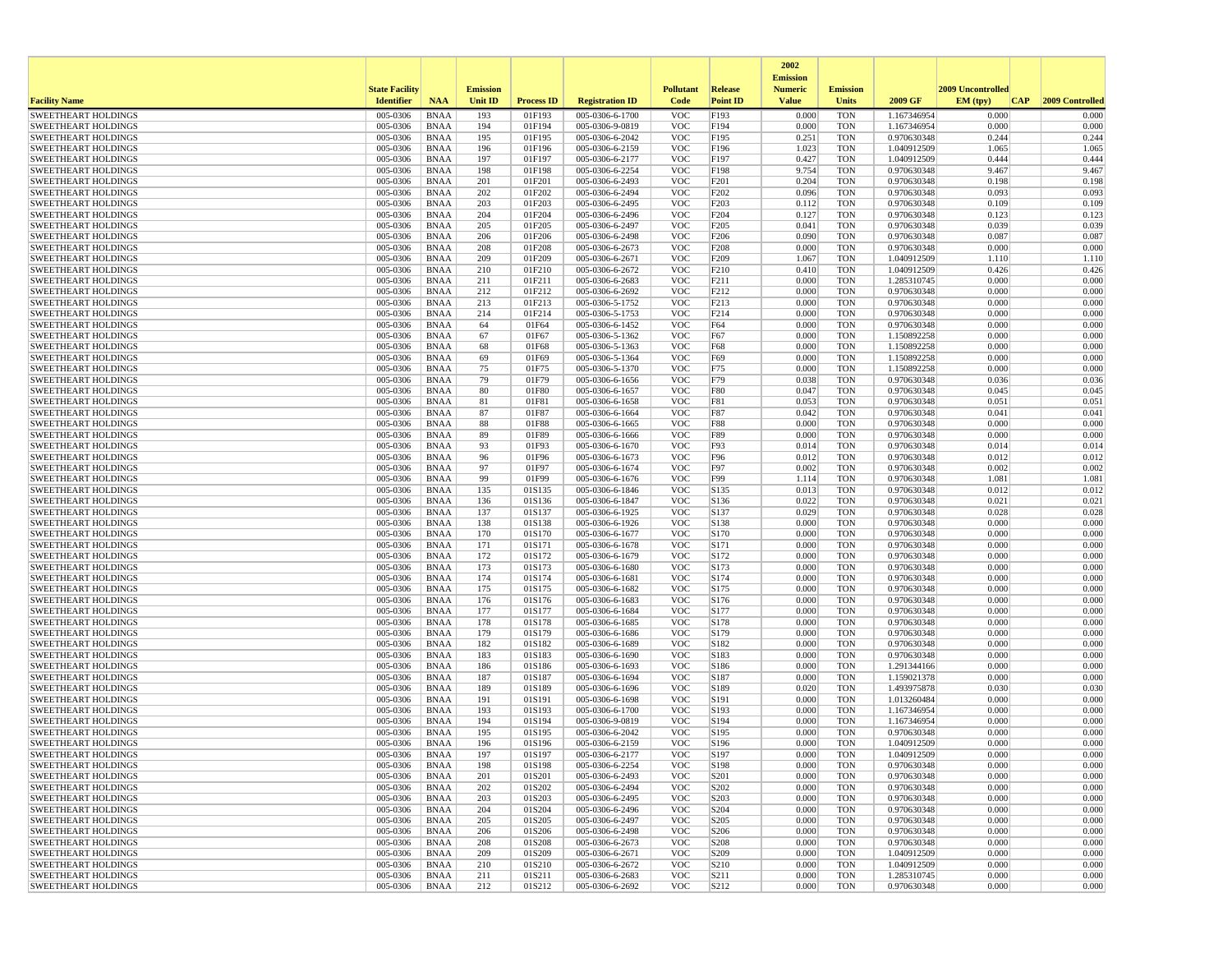| Facility Name | State Facility Identifier | NAA | Emission Unit ID | Process ID | Registration ID | Pollutant Code | Release Point ID | 2002 Emission Numeric Value | Emission Units | 2009 GF | 2009 Uncontrolled EM (tpy) | CAP | 2009 Controlled |
|---|---|---|---|---|---|---|---|---|---|---|---|---|---|
| SWEETHEART HOLDINGS | 005-0306 | BNAA | 193 | 01F193 | 005-0306-6-1700 | VOC | F193 | 0.000 | TON | 1.167346954 | 0.000 | | 0.000 |
| SWEETHEART HOLDINGS | 005-0306 | BNAA | 194 | 01F194 | 005-0306-9-0819 | VOC | F194 | 0.000 | TON | 1.167346954 | 0.000 | | 0.000 |
| SWEETHEART HOLDINGS | 005-0306 | BNAA | 195 | 01F195 | 005-0306-6-2042 | VOC | F195 | 0.251 | TON | 0.970630348 | 0.244 | | 0.244 |
| SWEETHEART HOLDINGS | 005-0306 | BNAA | 196 | 01F196 | 005-0306-6-2159 | VOC | F196 | 1.023 | TON | 1.040912509 | 1.065 | | 1.065 |
| SWEETHEART HOLDINGS | 005-0306 | BNAA | 197 | 01F197 | 005-0306-6-2177 | VOC | F197 | 0.427 | TON | 1.040912509 | 0.444 | | 0.444 |
| SWEETHEART HOLDINGS | 005-0306 | BNAA | 198 | 01F198 | 005-0306-6-2254 | VOC | F198 | 9.754 | TON | 0.970630348 | 9.467 | | 9.467 |
| SWEETHEART HOLDINGS | 005-0306 | BNAA | 201 | 01F201 | 005-0306-6-2493 | VOC | F201 | 0.204 | TON | 0.970630348 | 0.198 | | 0.198 |
| SWEETHEART HOLDINGS | 005-0306 | BNAA | 202 | 01F202 | 005-0306-6-2494 | VOC | F202 | 0.096 | TON | 0.970630348 | 0.093 | | 0.093 |
| SWEETHEART HOLDINGS | 005-0306 | BNAA | 203 | 01F203 | 005-0306-6-2495 | VOC | F203 | 0.112 | TON | 0.970630348 | 0.109 | | 0.109 |
| SWEETHEART HOLDINGS | 005-0306 | BNAA | 204 | 01F204 | 005-0306-6-2496 | VOC | F204 | 0.127 | TON | 0.970630348 | 0.123 | | 0.123 |
| SWEETHEART HOLDINGS | 005-0306 | BNAA | 205 | 01F205 | 005-0306-6-2497 | VOC | F205 | 0.041 | TON | 0.970630348 | 0.039 | | 0.039 |
| SWEETHEART HOLDINGS | 005-0306 | BNAA | 206 | 01F206 | 005-0306-6-2498 | VOC | F206 | 0.090 | TON | 0.970630348 | 0.087 | | 0.087 |
| SWEETHEART HOLDINGS | 005-0306 | BNAA | 208 | 01F208 | 005-0306-6-2673 | VOC | F208 | 0.000 | TON | 0.970630348 | 0.000 | | 0.000 |
| SWEETHEART HOLDINGS | 005-0306 | BNAA | 209 | 01F209 | 005-0306-6-2671 | VOC | F209 | 1.067 | TON | 1.040912509 | 1.110 | | 1.110 |
| SWEETHEART HOLDINGS | 005-0306 | BNAA | 210 | 01F210 | 005-0306-6-2672 | VOC | F210 | 0.410 | TON | 1.040912509 | 0.426 | | 0.426 |
| SWEETHEART HOLDINGS | 005-0306 | BNAA | 211 | 01F211 | 005-0306-6-2683 | VOC | F211 | 0.000 | TON | 1.285310745 | 0.000 | | 0.000 |
| SWEETHEART HOLDINGS | 005-0306 | BNAA | 212 | 01F212 | 005-0306-6-2692 | VOC | F212 | 0.000 | TON | 0.970630348 | 0.000 | | 0.000 |
| SWEETHEART HOLDINGS | 005-0306 | BNAA | 213 | 01F213 | 005-0306-5-1752 | VOC | F213 | 0.000 | TON | 0.970630348 | 0.000 | | 0.000 |
| SWEETHEART HOLDINGS | 005-0306 | BNAA | 214 | 01F214 | 005-0306-5-1753 | VOC | F214 | 0.000 | TON | 0.970630348 | 0.000 | | 0.000 |
| SWEETHEART HOLDINGS | 005-0306 | BNAA | 64 | 01F64 | 005-0306-6-1452 | VOC | F64 | 0.000 | TON | 0.970630348 | 0.000 | | 0.000 |
| SWEETHEART HOLDINGS | 005-0306 | BNAA | 67 | 01F67 | 005-0306-5-1362 | VOC | F67 | 0.000 | TON | 1.150892258 | 0.000 | | 0.000 |
| SWEETHEART HOLDINGS | 005-0306 | BNAA | 68 | 01F68 | 005-0306-5-1363 | VOC | F68 | 0.000 | TON | 1.150892258 | 0.000 | | 0.000 |
| SWEETHEART HOLDINGS | 005-0306 | BNAA | 69 | 01F69 | 005-0306-5-1364 | VOC | F69 | 0.000 | TON | 1.150892258 | 0.000 | | 0.000 |
| SWEETHEART HOLDINGS | 005-0306 | BNAA | 75 | 01F75 | 005-0306-5-1370 | VOC | F75 | 0.000 | TON | 1.150892258 | 0.000 | | 0.000 |
| SWEETHEART HOLDINGS | 005-0306 | BNAA | 79 | 01F79 | 005-0306-6-1656 | VOC | F79 | 0.038 | TON | 0.970630348 | 0.036 | | 0.036 |
| SWEETHEART HOLDINGS | 005-0306 | BNAA | 80 | 01F80 | 005-0306-6-1657 | VOC | F80 | 0.047 | TON | 0.970630348 | 0.045 | | 0.045 |
| SWEETHEART HOLDINGS | 005-0306 | BNAA | 81 | 01F81 | 005-0306-6-1658 | VOC | F81 | 0.053 | TON | 0.970630348 | 0.051 | | 0.051 |
| SWEETHEART HOLDINGS | 005-0306 | BNAA | 87 | 01F87 | 005-0306-6-1664 | VOC | F87 | 0.042 | TON | 0.970630348 | 0.041 | | 0.041 |
| SWEETHEART HOLDINGS | 005-0306 | BNAA | 88 | 01F88 | 005-0306-6-1665 | VOC | F88 | 0.000 | TON | 0.970630348 | 0.000 | | 0.000 |
| SWEETHEART HOLDINGS | 005-0306 | BNAA | 89 | 01F89 | 005-0306-6-1666 | VOC | F89 | 0.000 | TON | 0.970630348 | 0.000 | | 0.000 |
| SWEETHEART HOLDINGS | 005-0306 | BNAA | 93 | 01F93 | 005-0306-6-1670 | VOC | F93 | 0.014 | TON | 0.970630348 | 0.014 | | 0.014 |
| SWEETHEART HOLDINGS | 005-0306 | BNAA | 96 | 01F96 | 005-0306-6-1673 | VOC | F96 | 0.012 | TON | 0.970630348 | 0.012 | | 0.012 |
| SWEETHEART HOLDINGS | 005-0306 | BNAA | 97 | 01F97 | 005-0306-6-1674 | VOC | F97 | 0.002 | TON | 0.970630348 | 0.002 | | 0.002 |
| SWEETHEART HOLDINGS | 005-0306 | BNAA | 99 | 01F99 | 005-0306-6-1676 | VOC | F99 | 1.114 | TON | 0.970630348 | 1.081 | | 1.081 |
| SWEETHEART HOLDINGS | 005-0306 | BNAA | 135 | 01S135 | 005-0306-6-1846 | VOC | S135 | 0.013 | TON | 0.970630348 | 0.012 | | 0.012 |
| SWEETHEART HOLDINGS | 005-0306 | BNAA | 136 | 01S136 | 005-0306-6-1847 | VOC | S136 | 0.022 | TON | 0.970630348 | 0.021 | | 0.021 |
| SWEETHEART HOLDINGS | 005-0306 | BNAA | 137 | 01S137 | 005-0306-6-1925 | VOC | S137 | 0.029 | TON | 0.970630348 | 0.028 | | 0.028 |
| SWEETHEART HOLDINGS | 005-0306 | BNAA | 138 | 01S138 | 005-0306-6-1926 | VOC | S138 | 0.000 | TON | 0.970630348 | 0.000 | | 0.000 |
| SWEETHEART HOLDINGS | 005-0306 | BNAA | 170 | 01S170 | 005-0306-6-1677 | VOC | S170 | 0.000 | TON | 0.970630348 | 0.000 | | 0.000 |
| SWEETHEART HOLDINGS | 005-0306 | BNAA | 171 | 01S171 | 005-0306-6-1678 | VOC | S171 | 0.000 | TON | 0.970630348 | 0.000 | | 0.000 |
| SWEETHEART HOLDINGS | 005-0306 | BNAA | 172 | 01S172 | 005-0306-6-1679 | VOC | S172 | 0.000 | TON | 0.970630348 | 0.000 | | 0.000 |
| SWEETHEART HOLDINGS | 005-0306 | BNAA | 173 | 01S173 | 005-0306-6-1680 | VOC | S173 | 0.000 | TON | 0.970630348 | 0.000 | | 0.000 |
| SWEETHEART HOLDINGS | 005-0306 | BNAA | 174 | 01S174 | 005-0306-6-1681 | VOC | S174 | 0.000 | TON | 0.970630348 | 0.000 | | 0.000 |
| SWEETHEART HOLDINGS | 005-0306 | BNAA | 175 | 01S175 | 005-0306-6-1682 | VOC | S175 | 0.000 | TON | 0.970630348 | 0.000 | | 0.000 |
| SWEETHEART HOLDINGS | 005-0306 | BNAA | 176 | 01S176 | 005-0306-6-1683 | VOC | S176 | 0.000 | TON | 0.970630348 | 0.000 | | 0.000 |
| SWEETHEART HOLDINGS | 005-0306 | BNAA | 177 | 01S177 | 005-0306-6-1684 | VOC | S177 | 0.000 | TON | 0.970630348 | 0.000 | | 0.000 |
| SWEETHEART HOLDINGS | 005-0306 | BNAA | 178 | 01S178 | 005-0306-6-1685 | VOC | S178 | 0.000 | TON | 0.970630348 | 0.000 | | 0.000 |
| SWEETHEART HOLDINGS | 005-0306 | BNAA | 179 | 01S179 | 005-0306-6-1686 | VOC | S179 | 0.000 | TON | 0.970630348 | 0.000 | | 0.000 |
| SWEETHEART HOLDINGS | 005-0306 | BNAA | 182 | 01S182 | 005-0306-6-1689 | VOC | S182 | 0.000 | TON | 0.970630348 | 0.000 | | 0.000 |
| SWEETHEART HOLDINGS | 005-0306 | BNAA | 183 | 01S183 | 005-0306-6-1690 | VOC | S183 | 0.000 | TON | 0.970630348 | 0.000 | | 0.000 |
| SWEETHEART HOLDINGS | 005-0306 | BNAA | 186 | 01S186 | 005-0306-6-1693 | VOC | S186 | 0.000 | TON | 1.291344166 | 0.000 | | 0.000 |
| SWEETHEART HOLDINGS | 005-0306 | BNAA | 187 | 01S187 | 005-0306-6-1694 | VOC | S187 | 0.000 | TON | 1.159021378 | 0.000 | | 0.000 |
| SWEETHEART HOLDINGS | 005-0306 | BNAA | 189 | 01S189 | 005-0306-6-1696 | VOC | S189 | 0.020 | TON | 1.493975878 | 0.030 | | 0.030 |
| SWEETHEART HOLDINGS | 005-0306 | BNAA | 191 | 01S191 | 005-0306-6-1698 | VOC | S191 | 0.000 | TON | 1.013260484 | 0.000 | | 0.000 |
| SWEETHEART HOLDINGS | 005-0306 | BNAA | 193 | 01S193 | 005-0306-6-1700 | VOC | S193 | 0.000 | TON | 1.167346954 | 0.000 | | 0.000 |
| SWEETHEART HOLDINGS | 005-0306 | BNAA | 194 | 01S194 | 005-0306-9-0819 | VOC | S194 | 0.000 | TON | 1.167346954 | 0.000 | | 0.000 |
| SWEETHEART HOLDINGS | 005-0306 | BNAA | 195 | 01S195 | 005-0306-6-2042 | VOC | S195 | 0.000 | TON | 0.970630348 | 0.000 | | 0.000 |
| SWEETHEART HOLDINGS | 005-0306 | BNAA | 196 | 01S196 | 005-0306-6-2159 | VOC | S196 | 0.000 | TON | 1.040912509 | 0.000 | | 0.000 |
| SWEETHEART HOLDINGS | 005-0306 | BNAA | 197 | 01S197 | 005-0306-6-2177 | VOC | S197 | 0.000 | TON | 1.040912509 | 0.000 | | 0.000 |
| SWEETHEART HOLDINGS | 005-0306 | BNAA | 198 | 01S198 | 005-0306-6-2254 | VOC | S198 | 0.000 | TON | 0.970630348 | 0.000 | | 0.000 |
| SWEETHEART HOLDINGS | 005-0306 | BNAA | 201 | 01S201 | 005-0306-6-2493 | VOC | S201 | 0.000 | TON | 0.970630348 | 0.000 | | 0.000 |
| SWEETHEART HOLDINGS | 005-0306 | BNAA | 202 | 01S202 | 005-0306-6-2494 | VOC | S202 | 0.000 | TON | 0.970630348 | 0.000 | | 0.000 |
| SWEETHEART HOLDINGS | 005-0306 | BNAA | 203 | 01S203 | 005-0306-6-2495 | VOC | S203 | 0.000 | TON | 0.970630348 | 0.000 | | 0.000 |
| SWEETHEART HOLDINGS | 005-0306 | BNAA | 204 | 01S204 | 005-0306-6-2496 | VOC | S204 | 0.000 | TON | 0.970630348 | 0.000 | | 0.000 |
| SWEETHEART HOLDINGS | 005-0306 | BNAA | 205 | 01S205 | 005-0306-6-2497 | VOC | S205 | 0.000 | TON | 0.970630348 | 0.000 | | 0.000 |
| SWEETHEART HOLDINGS | 005-0306 | BNAA | 206 | 01S206 | 005-0306-6-2498 | VOC | S206 | 0.000 | TON | 0.970630348 | 0.000 | | 0.000 |
| SWEETHEART HOLDINGS | 005-0306 | BNAA | 208 | 01S208 | 005-0306-6-2673 | VOC | S208 | 0.000 | TON | 0.970630348 | 0.000 | | 0.000 |
| SWEETHEART HOLDINGS | 005-0306 | BNAA | 209 | 01S209 | 005-0306-6-2671 | VOC | S209 | 0.000 | TON | 1.040912509 | 0.000 | | 0.000 |
| SWEETHEART HOLDINGS | 005-0306 | BNAA | 210 | 01S210 | 005-0306-6-2672 | VOC | S210 | 0.000 | TON | 1.040912509 | 0.000 | | 0.000 |
| SWEETHEART HOLDINGS | 005-0306 | BNAA | 211 | 01S211 | 005-0306-6-2683 | VOC | S211 | 0.000 | TON | 1.285310745 | 0.000 | | 0.000 |
| SWEETHEART HOLDINGS | 005-0306 | BNAA | 212 | 01S212 | 005-0306-6-2692 | VOC | S212 | 0.000 | TON | 0.970630348 | 0.000 | | 0.000 |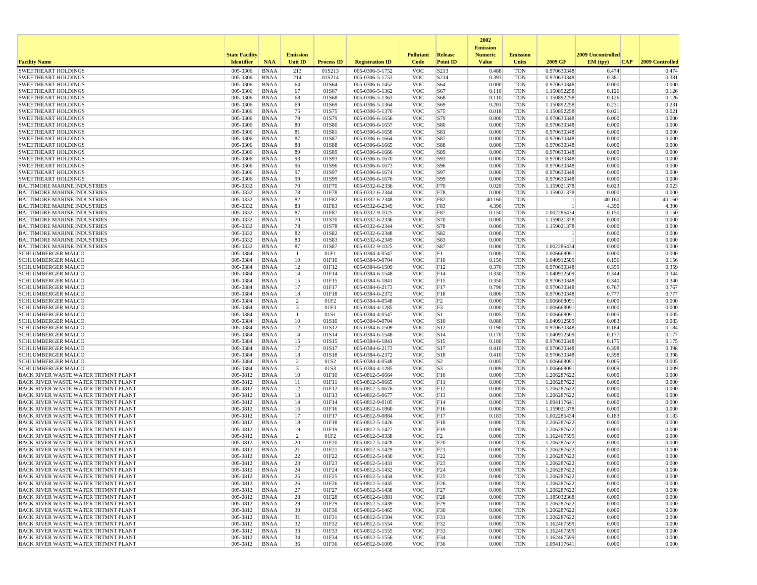| Facility Name | State Facility Identifier | NAA | Emission Unit ID | Process ID | Registration ID | Pollutant Code | Release Point ID | 2002 Emission Numeric Value | Emission Units | 2009 GF | 2009 Uncontrolled EM (tpy) | CAP | 2009 Controlled |
|---|---|---|---|---|---|---|---|---|---|---|---|---|---|
| SWEETHEART HOLDINGS | 005-0306 | BNAA | 213 | 01S213 | 005-0306-5-1752 | VOC | S213 | 0.488 | TON | 0.970630348 | 0.474 | | 0.474 |
| SWEETHEART HOLDINGS | 005-0306 | BNAA | 214 | 01S214 | 005-0306-5-1753 | VOC | S214 | 0.393 | TON | 0.970630348 | 0.381 | | 0.381 |
| SWEETHEART HOLDINGS | 005-0306 | BNAA | 64 | 01S64 | 005-0306-6-1452 | VOC | S64 | 0.000 | TON | 0.970630348 | 0.000 | | 0.000 |
| SWEETHEART HOLDINGS | 005-0306 | BNAA | 67 | 01S67 | 005-0306-5-1362 | VOC | S67 | 0.110 | TON | 1.150892258 | 0.126 | | 0.126 |
| SWEETHEART HOLDINGS | 005-0306 | BNAA | 68 | 01S68 | 005-0306-5-1363 | VOC | S68 | 0.110 | TON | 1.150892258 | 0.126 | | 0.126 |
| SWEETHEART HOLDINGS | 005-0306 | BNAA | 69 | 01S69 | 005-0306-5-1364 | VOC | S69 | 0.201 | TON | 1.150892258 | 0.231 | | 0.231 |
| SWEETHEART HOLDINGS | 005-0306 | BNAA | 75 | 01S75 | 005-0306-5-1370 | VOC | S75 | 0.018 | TON | 1.150892258 | 0.021 | | 0.021 |
| SWEETHEART HOLDINGS | 005-0306 | BNAA | 79 | 01S79 | 005-0306-6-1656 | VOC | S79 | 0.000 | TON | 0.970630348 | 0.000 | | 0.000 |
| SWEETHEART HOLDINGS | 005-0306 | BNAA | 80 | 01S80 | 005-0306-6-1657 | VOC | S80 | 0.000 | TON | 0.970630348 | 0.000 | | 0.000 |
| SWEETHEART HOLDINGS | 005-0306 | BNAA | 81 | 01S81 | 005-0306-6-1658 | VOC | S81 | 0.000 | TON | 0.970630348 | 0.000 | | 0.000 |
| SWEETHEART HOLDINGS | 005-0306 | BNAA | 87 | 01S87 | 005-0306-6-1664 | VOC | S87 | 0.000 | TON | 0.970630348 | 0.000 | | 0.000 |
| SWEETHEART HOLDINGS | 005-0306 | BNAA | 88 | 01S88 | 005-0306-6-1665 | VOC | S88 | 0.000 | TON | 0.970630348 | 0.000 | | 0.000 |
| SWEETHEART HOLDINGS | 005-0306 | BNAA | 89 | 01S89 | 005-0306-6-1666 | VOC | S89 | 0.000 | TON | 0.970630348 | 0.000 | | 0.000 |
| SWEETHEART HOLDINGS | 005-0306 | BNAA | 93 | 01S93 | 005-0306-6-1670 | VOC | S93 | 0.000 | TON | 0.970630348 | 0.000 | | 0.000 |
| SWEETHEART HOLDINGS | 005-0306 | BNAA | 96 | 01S96 | 005-0306-6-1673 | VOC | S96 | 0.000 | TON | 0.970630348 | 0.000 | | 0.000 |
| SWEETHEART HOLDINGS | 005-0306 | BNAA | 97 | 01S97 | 005-0306-6-1674 | VOC | S97 | 0.000 | TON | 0.970630348 | 0.000 | | 0.000 |
| SWEETHEART HOLDINGS | 005-0306 | BNAA | 99 | 01S99 | 005-0306-6-1676 | VOC | S99 | 0.000 | TON | 0.970630348 | 0.000 | | 0.000 |
| BALTIMORE MARINE INDUSTRIES | 005-0332 | BNAA | 70 | 01F70 | 005-0332-6-2336 | VOC | F70 | 0.020 | TON | 1.159021378 | 0.023 | | 0.023 |
| BALTIMORE MARINE INDUSTRIES | 005-0332 | BNAA | 78 | 01F78 | 005-0332-6-2344 | VOC | F78 | 0.000 | TON | 1.159021378 | 0.000 | | 0.000 |
| BALTIMORE MARINE INDUSTRIES | 005-0332 | BNAA | 82 | 01F82 | 005-0332-6-2348 | VOC | F82 | 40.160 | TON | 1 | 40.160 | | 40.160 |
| BALTIMORE MARINE INDUSTRIES | 005-0332 | BNAA | 83 | 01F83 | 005-0332-6-2349 | VOC | F83 | 4.390 | TON | 1 | 4.390 | | 4.390 |
| BALTIMORE MARINE INDUSTRIES | 005-0332 | BNAA | 87 | 01F87 | 005-0332-9-1025 | VOC | F87 | 0.150 | TON | 1.002286434 | 0.150 | | 0.150 |
| BALTIMORE MARINE INDUSTRIES | 005-0332 | BNAA | 70 | 01S70 | 005-0332-6-2336 | VOC | S70 | 0.000 | TON | 1.159021378 | 0.000 | | 0.000 |
| BALTIMORE MARINE INDUSTRIES | 005-0332 | BNAA | 78 | 01S78 | 005-0332-6-2344 | VOC | S78 | 0.000 | TON | 1.159021378 | 0.000 | | 0.000 |
| BALTIMORE MARINE INDUSTRIES | 005-0332 | BNAA | 82 | 01S82 | 005-0332-6-2348 | VOC | S82 | 0.000 | TON | 1 | 0.000 | | 0.000 |
| BALTIMORE MARINE INDUSTRIES | 005-0332 | BNAA | 83 | 01S83 | 005-0332-6-2349 | VOC | S83 | 0.000 | TON | 1 | 0.000 | | 0.000 |
| BALTIMORE MARINE INDUSTRIES | 005-0332 | BNAA | 87 | 01S87 | 005-0332-9-1025 | VOC | S87 | 0.000 | TON | 1.002286434 | 0.000 | | 0.000 |
| SCHLUMBERGER MALCO | 005-0384 | BNAA | 1 | 01F1 | 005-0384-4-0547 | VOC | F1 | 0.000 | TON | 1.006668091 | 0.000 | | 0.000 |
| SCHLUMBERGER MALCO | 005-0384 | BNAA | 10 | 01F10 | 005-0384-9-0704 | VOC | F10 | 0.150 | TON | 1.040912509 | 0.156 | | 0.156 |
| SCHLUMBERGER MALCO | 005-0384 | BNAA | 12 | 01F12 | 005-0384-6-1509 | VOC | F12 | 0.370 | TON | 0.970630348 | 0.359 | | 0.359 |
| SCHLUMBERGER MALCO | 005-0384 | BNAA | 14 | 01F14 | 005-0384-6-1548 | VOC | F14 | 0.330 | TON | 1.040912509 | 0.344 | | 0.344 |
| SCHLUMBERGER MALCO | 005-0384 | BNAA | 15 | 01F15 | 005-0384-6-1841 | VOC | F15 | 0.350 | TON | 0.970630348 | 0.340 | | 0.340 |
| SCHLUMBERGER MALCO | 005-0384 | BNAA | 17 | 01F17 | 005-0384-6-2173 | VOC | F17 | 0.790 | TON | 0.970630348 | 0.767 | | 0.767 |
| SCHLUMBERGER MALCO | 005-0384 | BNAA | 18 | 01F18 | 005-0384-6-2372 | VOC | F18 | 0.800 | TON | 0.970630348 | 0.777 | | 0.777 |
| SCHLUMBERGER MALCO | 005-0384 | BNAA | 2 | 01F2 | 005-0384-4-0548 | VOC | F2 | 0.000 | TON | 1.006668091 | 0.000 | | 0.000 |
| SCHLUMBERGER MALCO | 005-0384 | BNAA | 3 | 01F3 | 005-0384-4-1285 | VOC | F3 | 0.000 | TON | 1.006668091 | 0.000 | | 0.000 |
| SCHLUMBERGER MALCO | 005-0384 | BNAA | 1 | 01S1 | 005-0384-4-0547 | VOC | S1 | 0.005 | TON | 1.006668091 | 0.005 | | 0.005 |
| SCHLUMBERGER MALCO | 005-0384 | BNAA | 10 | 01S10 | 005-0384-9-0704 | VOC | S10 | 0.080 | TON | 1.040912509 | 0.083 | | 0.083 |
| SCHLUMBERGER MALCO | 005-0384 | BNAA | 12 | 01S12 | 005-0384-6-1509 | VOC | S12 | 0.190 | TON | 0.970630348 | 0.184 | | 0.184 |
| SCHLUMBERGER MALCO | 005-0384 | BNAA | 14 | 01S14 | 005-0384-6-1548 | VOC | S14 | 0.170 | TON | 1.040912509 | 0.177 | | 0.177 |
| SCHLUMBERGER MALCO | 005-0384 | BNAA | 15 | 01S15 | 005-0384-6-1841 | VOC | S15 | 0.180 | TON | 0.970630348 | 0.175 | | 0.175 |
| SCHLUMBERGER MALCO | 005-0384 | BNAA | 17 | 01S17 | 005-0384-6-2173 | VOC | S17 | 0.410 | TON | 0.970630348 | 0.398 | | 0.398 |
| SCHLUMBERGER MALCO | 005-0384 | BNAA | 18 | 01S18 | 005-0384-6-2372 | VOC | S18 | 0.410 | TON | 0.970630348 | 0.398 | | 0.398 |
| SCHLUMBERGER MALCO | 005-0384 | BNAA | 2 | 01S2 | 005-0384-4-0548 | VOC | S2 | 0.005 | TON | 1.006668091 | 0.005 | | 0.005 |
| SCHLUMBERGER MALCO | 005-0384 | BNAA | 3 | 01S3 | 005-0384-4-1285 | VOC | S3 | 0.009 | TON | 1.006668091 | 0.009 | | 0.009 |
| BACK RIVER WASTE WATER TRTMNT PLANT | 005-0812 | BNAA | 10 | 01F10 | 005-0812-5-0664 | VOC | F10 | 0.000 | TON | 1.206287622 | 0.000 | | 0.000 |
| BACK RIVER WASTE WATER TRTMNT PLANT | 005-0812 | BNAA | 11 | 01F11 | 005-0812-5-0665 | VOC | F11 | 0.000 | TON | 1.206287622 | 0.000 | | 0.000 |
| BACK RIVER WASTE WATER TRTMNT PLANT | 005-0812 | BNAA | 12 | 01F12 | 005-0812-5-0676 | VOC | F12 | 0.000 | TON | 1.206287622 | 0.000 | | 0.000 |
| BACK RIVER WASTE WATER TRTMNT PLANT | 005-0812 | BNAA | 13 | 01F13 | 005-0812-5-0677 | VOC | F13 | 0.000 | TON | 1.206287622 | 0.000 | | 0.000 |
| BACK RIVER WASTE WATER TRTMNT PLANT | 005-0812 | BNAA | 14 | 01F14 | 005-0812-9-0105 | VOC | F14 | 0.000 | TON | 1.094117641 | 0.000 | | 0.000 |
| BACK RIVER WASTE WATER TRTMNT PLANT | 005-0812 | BNAA | 16 | 01F16 | 005-0812-6-1860 | VOC | F16 | 0.000 | TON | 1.159021378 | 0.000 | | 0.000 |
| BACK RIVER WASTE WATER TRTMNT PLANT | 005-0812 | BNAA | 17 | 01F17 | 005-0812-9-0884 | VOC | F17 | 0.183 | TON | 1.002286434 | 0.183 | | 0.183 |
| BACK RIVER WASTE WATER TRTMNT PLANT | 005-0812 | BNAA | 18 | 01F18 | 005-0812-5-1426 | VOC | F18 | 0.000 | TON | 1.206287622 | 0.000 | | 0.000 |
| BACK RIVER WASTE WATER TRTMNT PLANT | 005-0812 | BNAA | 19 | 01F19 | 005-0812-5-1427 | VOC | F19 | 0.000 | TON | 1.206287622 | 0.000 | | 0.000 |
| BACK RIVER WASTE WATER TRTMNT PLANT | 005-0812 | BNAA | 2 | 01F2 | 005-0812-5-0338 | VOC | F2 | 0.000 | TON | 1.162467599 | 0.000 | | 0.000 |
| BACK RIVER WASTE WATER TRTMNT PLANT | 005-0812 | BNAA | 20 | 01F20 | 005-0812-5-1428 | VOC | F20 | 0.000 | TON | 1.206287622 | 0.000 | | 0.000 |
| BACK RIVER WASTE WATER TRTMNT PLANT | 005-0812 | BNAA | 21 | 01F21 | 005-0812-5-1429 | VOC | F21 | 0.000 | TON | 1.206287622 | 0.000 | | 0.000 |
| BACK RIVER WASTE WATER TRTMNT PLANT | 005-0812 | BNAA | 22 | 01F22 | 005-0812-5-1430 | VOC | F22 | 0.000 | TON | 1.206287622 | 0.000 | | 0.000 |
| BACK RIVER WASTE WATER TRTMNT PLANT | 005-0812 | BNAA | 23 | 01F23 | 005-0812-5-1431 | VOC | F23 | 0.000 | TON | 1.206287622 | 0.000 | | 0.000 |
| BACK RIVER WASTE WATER TRTMNT PLANT | 005-0812 | BNAA | 24 | 01F24 | 005-0812-5-1432 | VOC | F24 | 0.000 | TON | 1.206287622 | 0.000 | | 0.000 |
| BACK RIVER WASTE WATER TRTMNT PLANT | 005-0812 | BNAA | 25 | 01F25 | 005-0812-5-1434 | VOC | F25 | 0.000 | TON | 1.206287622 | 0.000 | | 0.000 |
| BACK RIVER WASTE WATER TRTMNT PLANT | 005-0812 | BNAA | 26 | 01F26 | 005-0812-5-1435 | VOC | F26 | 0.000 | TON | 1.206287622 | 0.000 | | 0.000 |
| BACK RIVER WASTE WATER TRTMNT PLANT | 005-0812 | BNAA | 27 | 01F27 | 005-0812-5-1438 | VOC | F27 | 0.000 | TON | 1.206287622 | 0.000 | | 0.000 |
| BACK RIVER WASTE WATER TRTMNT PLANT | 005-0812 | BNAA | 28 | 01F28 | 005-0812-6-1881 | VOC | F28 | 0.000 | TON | 1.185032368 | 0.000 | | 0.000 |
| BACK RIVER WASTE WATER TRTMNT PLANT | 005-0812 | BNAA | 29 | 01F29 | 005-0812-5-1439 | VOC | F29 | 0.000 | TON | 1.206287622 | 0.000 | | 0.000 |
| BACK RIVER WASTE WATER TRTMNT PLANT | 005-0812 | BNAA | 30 | 01F30 | 005-0812-5-1465 | VOC | F30 | 0.000 | TON | 1.206287622 | 0.000 | | 0.000 |
| BACK RIVER WASTE WATER TRTMNT PLANT | 005-0812 | BNAA | 31 | 01F31 | 005-0812-5-1504 | VOC | F31 | 0.000 | TON | 1.206287622 | 0.000 | | 0.000 |
| BACK RIVER WASTE WATER TRTMNT PLANT | 005-0812 | BNAA | 32 | 01F32 | 005-0812-5-1554 | VOC | F32 | 0.000 | TON | 1.162467599 | 0.000 | | 0.000 |
| BACK RIVER WASTE WATER TRTMNT PLANT | 005-0812 | BNAA | 33 | 01F33 | 005-0812-5-1555 | VOC | F33 | 0.000 | TON | 1.162467599 | 0.000 | | 0.000 |
| BACK RIVER WASTE WATER TRTMNT PLANT | 005-0812 | BNAA | 34 | 01F34 | 005-0812-5-1556 | VOC | F34 | 0.000 | TON | 1.162467599 | 0.000 | | 0.000 |
| BACK RIVER WASTE WATER TRTMNT PLANT | 005-0812 | BNAA | 36 | 01F36 | 005-0812-9-1005 | VOC | F36 | 0.000 | TON | 1.094117641 | 0.000 | | 0.000 |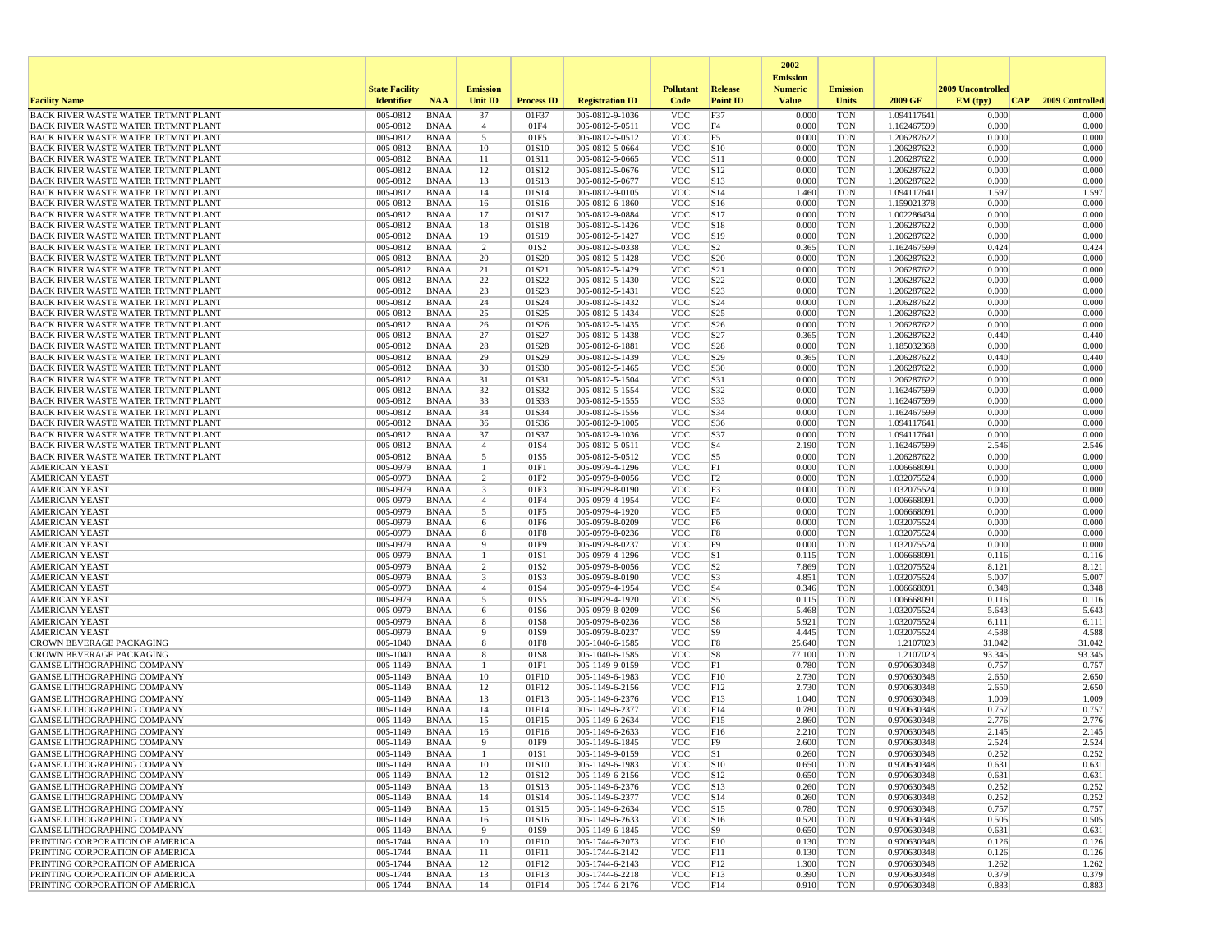| Facility Name | State Facility Identifier | NAA | Emission Unit ID | Process ID | Registration ID | Pollutant Code | Release Point ID | 2002 Emission Numeric Value | Emission Units | 2009 GF | 2009 Uncontrolled EM (tpy) | CAP | 2009 Controlled |
|---|---|---|---|---|---|---|---|---|---|---|---|---|---|
| BACK RIVER WASTE WATER TRTMNT PLANT | 005-0812 | BNAA | 37 | 01F37 | 005-0812-9-1036 | VOC | F37 | 0.000 | TON | 1.094117641 | 0.000 | | 0.000 |
| BACK RIVER WASTE WATER TRTMNT PLANT | 005-0812 | BNAA | 4 | 01F4 | 005-0812-5-0511 | VOC | F4 | 0.000 | TON | 1.162467599 | 0.000 | | 0.000 |
| BACK RIVER WASTE WATER TRTMNT PLANT | 005-0812 | BNAA | 5 | 01F5 | 005-0812-5-0512 | VOC | F5 | 0.000 | TON | 1.206287622 | 0.000 | | 0.000 |
| BACK RIVER WASTE WATER TRTMNT PLANT | 005-0812 | BNAA | 10 | 01S10 | 005-0812-5-0664 | VOC | S10 | 0.000 | TON | 1.206287622 | 0.000 | | 0.000 |
| BACK RIVER WASTE WATER TRTMNT PLANT | 005-0812 | BNAA | 11 | 01S11 | 005-0812-5-0665 | VOC | S11 | 0.000 | TON | 1.206287622 | 0.000 | | 0.000 |
| BACK RIVER WASTE WATER TRTMNT PLANT | 005-0812 | BNAA | 12 | 01S12 | 005-0812-5-0676 | VOC | S12 | 0.000 | TON | 1.206287622 | 0.000 | | 0.000 |
| BACK RIVER WASTE WATER TRTMNT PLANT | 005-0812 | BNAA | 13 | 01S13 | 005-0812-5-0677 | VOC | S13 | 0.000 | TON | 1.206287622 | 0.000 | | 0.000 |
| BACK RIVER WASTE WATER TRTMNT PLANT | 005-0812 | BNAA | 14 | 01S14 | 005-0812-9-0105 | VOC | S14 | 1.460 | TON | 1.094117641 | 1.597 | | 1.597 |
| BACK RIVER WASTE WATER TRTMNT PLANT | 005-0812 | BNAA | 16 | 01S16 | 005-0812-6-1860 | VOC | S16 | 0.000 | TON | 1.159021378 | 0.000 | | 0.000 |
| BACK RIVER WASTE WATER TRTMNT PLANT | 005-0812 | BNAA | 17 | 01S17 | 005-0812-9-0884 | VOC | S17 | 0.000 | TON | 1.002286434 | 0.000 | | 0.000 |
| BACK RIVER WASTE WATER TRTMNT PLANT | 005-0812 | BNAA | 18 | 01S18 | 005-0812-5-1426 | VOC | S18 | 0.000 | TON | 1.206287622 | 0.000 | | 0.000 |
| BACK RIVER WASTE WATER TRTMNT PLANT | 005-0812 | BNAA | 19 | 01S19 | 005-0812-5-1427 | VOC | S19 | 0.000 | TON | 1.206287622 | 0.000 | | 0.000 |
| BACK RIVER WASTE WATER TRTMNT PLANT | 005-0812 | BNAA | 2 | 01S2 | 005-0812-5-0338 | VOC | S2 | 0.365 | TON | 1.162467599 | 0.424 | | 0.424 |
| BACK RIVER WASTE WATER TRTMNT PLANT | 005-0812 | BNAA | 20 | 01S20 | 005-0812-5-1428 | VOC | S20 | 0.000 | TON | 1.206287622 | 0.000 | | 0.000 |
| BACK RIVER WASTE WATER TRTMNT PLANT | 005-0812 | BNAA | 21 | 01S21 | 005-0812-5-1429 | VOC | S21 | 0.000 | TON | 1.206287622 | 0.000 | | 0.000 |
| BACK RIVER WASTE WATER TRTMNT PLANT | 005-0812 | BNAA | 22 | 01S22 | 005-0812-5-1430 | VOC | S22 | 0.000 | TON | 1.206287622 | 0.000 | | 0.000 |
| BACK RIVER WASTE WATER TRTMNT PLANT | 005-0812 | BNAA | 23 | 01S23 | 005-0812-5-1431 | VOC | S23 | 0.000 | TON | 1.206287622 | 0.000 | | 0.000 |
| BACK RIVER WASTE WATER TRTMNT PLANT | 005-0812 | BNAA | 24 | 01S24 | 005-0812-5-1432 | VOC | S24 | 0.000 | TON | 1.206287622 | 0.000 | | 0.000 |
| BACK RIVER WASTE WATER TRTMNT PLANT | 005-0812 | BNAA | 25 | 01S25 | 005-0812-5-1434 | VOC | S25 | 0.000 | TON | 1.206287622 | 0.000 | | 0.000 |
| BACK RIVER WASTE WATER TRTMNT PLANT | 005-0812 | BNAA | 26 | 01S26 | 005-0812-5-1435 | VOC | S26 | 0.000 | TON | 1.206287622 | 0.000 | | 0.000 |
| BACK RIVER WASTE WATER TRTMNT PLANT | 005-0812 | BNAA | 27 | 01S27 | 005-0812-5-1438 | VOC | S27 | 0.365 | TON | 1.206287622 | 0.440 | | 0.440 |
| BACK RIVER WASTE WATER TRTMNT PLANT | 005-0812 | BNAA | 28 | 01S28 | 005-0812-6-1881 | VOC | S28 | 0.000 | TON | 1.185032368 | 0.000 | | 0.000 |
| BACK RIVER WASTE WATER TRTMNT PLANT | 005-0812 | BNAA | 29 | 01S29 | 005-0812-5-1439 | VOC | S29 | 0.365 | TON | 1.206287622 | 0.440 | | 0.440 |
| BACK RIVER WASTE WATER TRTMNT PLANT | 005-0812 | BNAA | 30 | 01S30 | 005-0812-5-1465 | VOC | S30 | 0.000 | TON | 1.206287622 | 0.000 | | 0.000 |
| BACK RIVER WASTE WATER TRTMNT PLANT | 005-0812 | BNAA | 31 | 01S31 | 005-0812-5-1504 | VOC | S31 | 0.000 | TON | 1.206287622 | 0.000 | | 0.000 |
| BACK RIVER WASTE WATER TRTMNT PLANT | 005-0812 | BNAA | 32 | 01S32 | 005-0812-5-1554 | VOC | S32 | 0.000 | TON | 1.162467599 | 0.000 | | 0.000 |
| BACK RIVER WASTE WATER TRTMNT PLANT | 005-0812 | BNAA | 33 | 01S33 | 005-0812-5-1555 | VOC | S33 | 0.000 | TON | 1.162467599 | 0.000 | | 0.000 |
| BACK RIVER WASTE WATER TRTMNT PLANT | 005-0812 | BNAA | 34 | 01S34 | 005-0812-5-1556 | VOC | S34 | 0.000 | TON | 1.162467599 | 0.000 | | 0.000 |
| BACK RIVER WASTE WATER TRTMNT PLANT | 005-0812 | BNAA | 36 | 01S36 | 005-0812-9-1005 | VOC | S36 | 0.000 | TON | 1.094117641 | 0.000 | | 0.000 |
| BACK RIVER WASTE WATER TRTMNT PLANT | 005-0812 | BNAA | 37 | 01S37 | 005-0812-9-1036 | VOC | S37 | 0.000 | TON | 1.094117641 | 0.000 | | 0.000 |
| BACK RIVER WASTE WATER TRTMNT PLANT | 005-0812 | BNAA | 4 | 01S4 | 005-0812-5-0511 | VOC | S4 | 2.190 | TON | 1.162467599 | 2.546 | | 2.546 |
| BACK RIVER WASTE WATER TRTMNT PLANT | 005-0812 | BNAA | 5 | 01S5 | 005-0812-5-0512 | VOC | S5 | 0.000 | TON | 1.206287622 | 0.000 | | 0.000 |
| AMERICAN YEAST | 005-0979 | BNAA | 1 | 01F1 | 005-0979-4-1296 | VOC | F1 | 0.000 | TON | 1.006668091 | 0.000 | | 0.000 |
| AMERICAN YEAST | 005-0979 | BNAA | 2 | 01F2 | 005-0979-8-0056 | VOC | F2 | 0.000 | TON | 1.032075524 | 0.000 | | 0.000 |
| AMERICAN YEAST | 005-0979 | BNAA | 3 | 01F3 | 005-0979-8-0190 | VOC | F3 | 0.000 | TON | 1.032075524 | 0.000 | | 0.000 |
| AMERICAN YEAST | 005-0979 | BNAA | 4 | 01F4 | 005-0979-4-1954 | VOC | F4 | 0.000 | TON | 1.006668091 | 0.000 | | 0.000 |
| AMERICAN YEAST | 005-0979 | BNAA | 5 | 01F5 | 005-0979-4-1920 | VOC | F5 | 0.000 | TON | 1.006668091 | 0.000 | | 0.000 |
| AMERICAN YEAST | 005-0979 | BNAA | 6 | 01F6 | 005-0979-8-0209 | VOC | F6 | 0.000 | TON | 1.032075524 | 0.000 | | 0.000 |
| AMERICAN YEAST | 005-0979 | BNAA | 8 | 01F8 | 005-0979-8-0236 | VOC | F8 | 0.000 | TON | 1.032075524 | 0.000 | | 0.000 |
| AMERICAN YEAST | 005-0979 | BNAA | 9 | 01F9 | 005-0979-8-0237 | VOC | F9 | 0.000 | TON | 1.032075524 | 0.000 | | 0.000 |
| AMERICAN YEAST | 005-0979 | BNAA | 1 | 01S1 | 005-0979-4-1296 | VOC | S1 | 0.115 | TON | 1.006668091 | 0.116 | | 0.116 |
| AMERICAN YEAST | 005-0979 | BNAA | 2 | 01S2 | 005-0979-8-0056 | VOC | S2 | 7.869 | TON | 1.032075524 | 8.121 | | 8.121 |
| AMERICAN YEAST | 005-0979 | BNAA | 3 | 01S3 | 005-0979-8-0190 | VOC | S3 | 4.851 | TON | 1.032075524 | 5.007 | | 5.007 |
| AMERICAN YEAST | 005-0979 | BNAA | 4 | 01S4 | 005-0979-4-1954 | VOC | S4 | 0.346 | TON | 1.006668091 | 0.348 | | 0.348 |
| AMERICAN YEAST | 005-0979 | BNAA | 5 | 01S5 | 005-0979-4-1920 | VOC | S5 | 0.115 | TON | 1.006668091 | 0.116 | | 0.116 |
| AMERICAN YEAST | 005-0979 | BNAA | 6 | 01S6 | 005-0979-8-0209 | VOC | S6 | 5.468 | TON | 1.032075524 | 5.643 | | 5.643 |
| AMERICAN YEAST | 005-0979 | BNAA | 8 | 01S8 | 005-0979-8-0236 | VOC | S8 | 5.921 | TON | 1.032075524 | 6.111 | | 6.111 |
| AMERICAN YEAST | 005-0979 | BNAA | 9 | 01S9 | 005-0979-8-0237 | VOC | S9 | 4.445 | TON | 1.032075524 | 4.588 | | 4.588 |
| CROWN BEVERAGE PACKAGING | 005-1040 | BNAA | 8 | 01F8 | 005-1040-6-1585 | VOC | F8 | 25.640 | TON | 1.2107023 | 31.042 | | 31.042 |
| CROWN BEVERAGE PACKAGING | 005-1040 | BNAA | 8 | 01S8 | 005-1040-6-1585 | VOC | S8 | 77.100 | TON | 1.2107023 | 93.345 | | 93.345 |
| GAMSE LITHOGRAPHING COMPANY | 005-1149 | BNAA | 1 | 01F1 | 005-1149-9-0159 | VOC | F1 | 0.780 | TON | 0.970630348 | 0.757 | | 0.757 |
| GAMSE LITHOGRAPHING COMPANY | 005-1149 | BNAA | 10 | 01F10 | 005-1149-6-1983 | VOC | F10 | 2.730 | TON | 0.970630348 | 2.650 | | 2.650 |
| GAMSE LITHOGRAPHING COMPANY | 005-1149 | BNAA | 12 | 01F12 | 005-1149-6-2156 | VOC | F12 | 2.730 | TON | 0.970630348 | 2.650 | | 2.650 |
| GAMSE LITHOGRAPHING COMPANY | 005-1149 | BNAA | 13 | 01F13 | 005-1149-6-2376 | VOC | F13 | 1.040 | TON | 0.970630348 | 1.009 | | 1.009 |
| GAMSE LITHOGRAPHING COMPANY | 005-1149 | BNAA | 14 | 01F14 | 005-1149-6-2377 | VOC | F14 | 0.780 | TON | 0.970630348 | 0.757 | | 0.757 |
| GAMSE LITHOGRAPHING COMPANY | 005-1149 | BNAA | 15 | 01F15 | 005-1149-6-2634 | VOC | F15 | 2.860 | TON | 0.970630348 | 2.776 | | 2.776 |
| GAMSE LITHOGRAPHING COMPANY | 005-1149 | BNAA | 16 | 01F16 | 005-1149-6-2633 | VOC | F16 | 2.210 | TON | 0.970630348 | 2.145 | | 2.145 |
| GAMSE LITHOGRAPHING COMPANY | 005-1149 | BNAA | 9 | 01F9 | 005-1149-6-1845 | VOC | F9 | 2.600 | TON | 0.970630348 | 2.524 | | 2.524 |
| GAMSE LITHOGRAPHING COMPANY | 005-1149 | BNAA | 1 | 01S1 | 005-1149-9-0159 | VOC | S1 | 0.260 | TON | 0.970630348 | 0.252 | | 0.252 |
| GAMSE LITHOGRAPHING COMPANY | 005-1149 | BNAA | 10 | 01S10 | 005-1149-6-1983 | VOC | S10 | 0.650 | TON | 0.970630348 | 0.631 | | 0.631 |
| GAMSE LITHOGRAPHING COMPANY | 005-1149 | BNAA | 12 | 01S12 | 005-1149-6-2156 | VOC | S12 | 0.650 | TON | 0.970630348 | 0.631 | | 0.631 |
| GAMSE LITHOGRAPHING COMPANY | 005-1149 | BNAA | 13 | 01S13 | 005-1149-6-2376 | VOC | S13 | 0.260 | TON | 0.970630348 | 0.252 | | 0.252 |
| GAMSE LITHOGRAPHING COMPANY | 005-1149 | BNAA | 14 | 01S14 | 005-1149-6-2377 | VOC | S14 | 0.260 | TON | 0.970630348 | 0.252 | | 0.252 |
| GAMSE LITHOGRAPHING COMPANY | 005-1149 | BNAA | 15 | 01S15 | 005-1149-6-2634 | VOC | S15 | 0.780 | TON | 0.970630348 | 0.757 | | 0.757 |
| GAMSE LITHOGRAPHING COMPANY | 005-1149 | BNAA | 16 | 01S16 | 005-1149-6-2633 | VOC | S16 | 0.520 | TON | 0.970630348 | 0.505 | | 0.505 |
| GAMSE LITHOGRAPHING COMPANY | 005-1149 | BNAA | 9 | 01S9 | 005-1149-6-1845 | VOC | S9 | 0.650 | TON | 0.970630348 | 0.631 | | 0.631 |
| PRINTING CORPORATION OF AMERICA | 005-1744 | BNAA | 10 | 01F10 | 005-1744-6-2073 | VOC | F10 | 0.130 | TON | 0.970630348 | 0.126 | | 0.126 |
| PRINTING CORPORATION OF AMERICA | 005-1744 | BNAA | 11 | 01F11 | 005-1744-6-2142 | VOC | F11 | 0.130 | TON | 0.970630348 | 0.126 | | 0.126 |
| PRINTING CORPORATION OF AMERICA | 005-1744 | BNAA | 12 | 01F12 | 005-1744-6-2143 | VOC | F12 | 1.300 | TON | 0.970630348 | 1.262 | | 1.262 |
| PRINTING CORPORATION OF AMERICA | 005-1744 | BNAA | 13 | 01F13 | 005-1744-6-2218 | VOC | F13 | 0.390 | TON | 0.970630348 | 0.379 | | 0.379 |
| PRINTING CORPORATION OF AMERICA | 005-1744 | BNAA | 14 | 01F14 | 005-1744-6-2176 | VOC | F14 | 0.910 | TON | 0.970630348 | 0.883 | | 0.883 |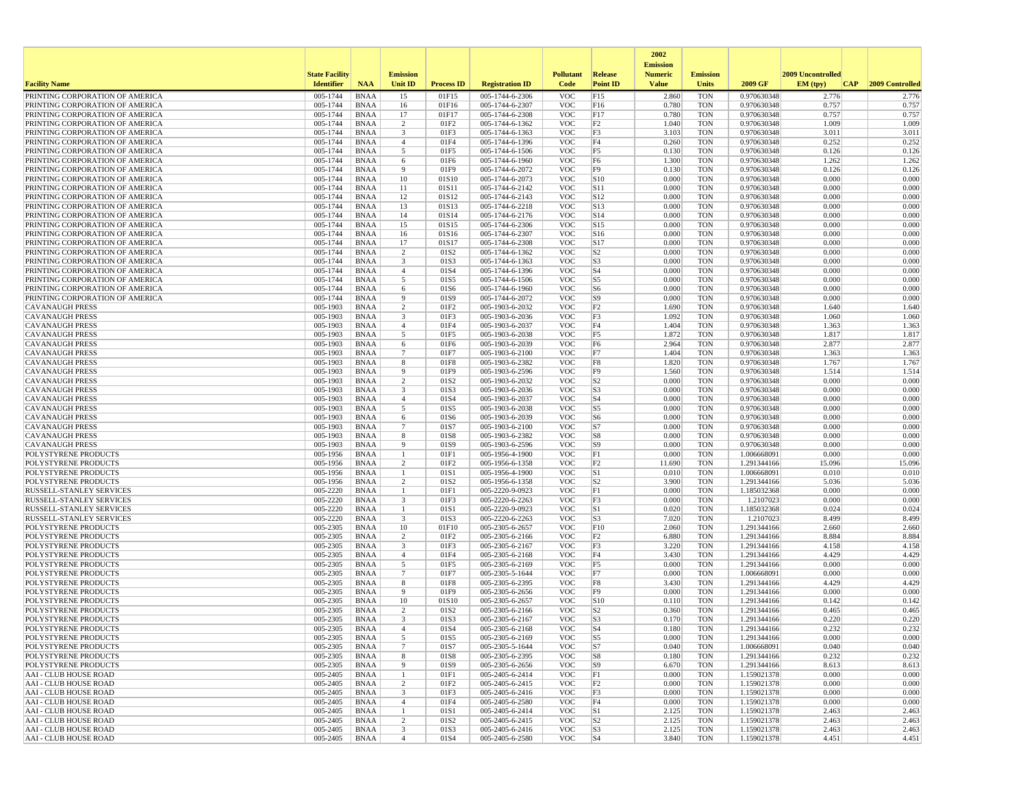| Facility Name | State Facility Identifier | NAA | Emission Unit ID | Process ID | Registration ID | Pollutant Code | Release Point ID | 2002 Emission Numeric Value | Emission Units | 2009 GF | 2009 Uncontrolled EM (tpy) | CAP | 2009 Controlled |
|---|---|---|---|---|---|---|---|---|---|---|---|---|---|
| PRINTING CORPORATION OF AMERICA | 005-1744 | BNAA | 15 | 01F15 | 005-1744-6-2306 | VOC | F15 | 2.860 | TON | 0.970630348 | 2.776 | | 2.776 |
| PRINTING CORPORATION OF AMERICA | 005-1744 | BNAA | 16 | 01F16 | 005-1744-6-2307 | VOC | F16 | 0.780 | TON | 0.970630348 | 0.757 | | 0.757 |
| PRINTING CORPORATION OF AMERICA | 005-1744 | BNAA | 17 | 01F17 | 005-1744-6-2308 | VOC | F17 | 0.780 | TON | 0.970630348 | 0.757 | | 0.757 |
| PRINTING CORPORATION OF AMERICA | 005-1744 | BNAA | 2 | 01F2 | 005-1744-6-1362 | VOC | F2 | 1.040 | TON | 0.970630348 | 1.009 | | 1.009 |
| PRINTING CORPORATION OF AMERICA | 005-1744 | BNAA | 3 | 01F3 | 005-1744-6-1363 | VOC | F3 | 3.103 | TON | 0.970630348 | 3.011 | | 3.011 |
| PRINTING CORPORATION OF AMERICA | 005-1744 | BNAA | 4 | 01F4 | 005-1744-6-1396 | VOC | F4 | 0.260 | TON | 0.970630348 | 0.252 | | 0.252 |
| PRINTING CORPORATION OF AMERICA | 005-1744 | BNAA | 5 | 01F5 | 005-1744-6-1506 | VOC | F5 | 0.130 | TON | 0.970630348 | 0.126 | | 0.126 |
| PRINTING CORPORATION OF AMERICA | 005-1744 | BNAA | 6 | 01F6 | 005-1744-6-1960 | VOC | F6 | 1.300 | TON | 0.970630348 | 1.262 | | 1.262 |
| PRINTING CORPORATION OF AMERICA | 005-1744 | BNAA | 9 | 01F9 | 005-1744-6-2072 | VOC | F9 | 0.130 | TON | 0.970630348 | 0.126 | | 0.126 |
| PRINTING CORPORATION OF AMERICA | 005-1744 | BNAA | 10 | 01S10 | 005-1744-6-2073 | VOC | S10 | 0.000 | TON | 0.970630348 | 0.000 | | 0.000 |
| PRINTING CORPORATION OF AMERICA | 005-1744 | BNAA | 11 | 01S11 | 005-1744-6-2142 | VOC | S11 | 0.000 | TON | 0.970630348 | 0.000 | | 0.000 |
| PRINTING CORPORATION OF AMERICA | 005-1744 | BNAA | 12 | 01S12 | 005-1744-6-2143 | VOC | S12 | 0.000 | TON | 0.970630348 | 0.000 | | 0.000 |
| PRINTING CORPORATION OF AMERICA | 005-1744 | BNAA | 13 | 01S13 | 005-1744-6-2218 | VOC | S13 | 0.000 | TON | 0.970630348 | 0.000 | | 0.000 |
| PRINTING CORPORATION OF AMERICA | 005-1744 | BNAA | 14 | 01S14 | 005-1744-6-2176 | VOC | S14 | 0.000 | TON | 0.970630348 | 0.000 | | 0.000 |
| PRINTING CORPORATION OF AMERICA | 005-1744 | BNAA | 15 | 01S15 | 005-1744-6-2306 | VOC | S15 | 0.000 | TON | 0.970630348 | 0.000 | | 0.000 |
| PRINTING CORPORATION OF AMERICA | 005-1744 | BNAA | 16 | 01S16 | 005-1744-6-2307 | VOC | S16 | 0.000 | TON | 0.970630348 | 0.000 | | 0.000 |
| PRINTING CORPORATION OF AMERICA | 005-1744 | BNAA | 17 | 01S17 | 005-1744-6-2308 | VOC | S17 | 0.000 | TON | 0.970630348 | 0.000 | | 0.000 |
| PRINTING CORPORATION OF AMERICA | 005-1744 | BNAA | 2 | 01S2 | 005-1744-6-1362 | VOC | S2 | 0.000 | TON | 0.970630348 | 0.000 | | 0.000 |
| PRINTING CORPORATION OF AMERICA | 005-1744 | BNAA | 3 | 01S3 | 005-1744-6-1363 | VOC | S3 | 0.000 | TON | 0.970630348 | 0.000 | | 0.000 |
| PRINTING CORPORATION OF AMERICA | 005-1744 | BNAA | 4 | 01S4 | 005-1744-6-1396 | VOC | S4 | 0.000 | TON | 0.970630348 | 0.000 | | 0.000 |
| PRINTING CORPORATION OF AMERICA | 005-1744 | BNAA | 5 | 01S5 | 005-1744-6-1506 | VOC | S5 | 0.000 | TON | 0.970630348 | 0.000 | | 0.000 |
| PRINTING CORPORATION OF AMERICA | 005-1744 | BNAA | 6 | 01S6 | 005-1744-6-1960 | VOC | S6 | 0.000 | TON | 0.970630348 | 0.000 | | 0.000 |
| PRINTING CORPORATION OF AMERICA | 005-1744 | BNAA | 9 | 01S9 | 005-1744-6-2072 | VOC | S9 | 0.000 | TON | 0.970630348 | 0.000 | | 0.000 |
| CAVANAUGH PRESS | 005-1903 | BNAA | 2 | 01F2 | 005-1903-6-2032 | VOC | F2 | 1.690 | TON | 0.970630348 | 1.640 | | 1.640 |
| CAVANAUGH PRESS | 005-1903 | BNAA | 3 | 01F3 | 005-1903-6-2036 | VOC | F3 | 1.092 | TON | 0.970630348 | 1.060 | | 1.060 |
| CAVANAUGH PRESS | 005-1903 | BNAA | 4 | 01F4 | 005-1903-6-2037 | VOC | F4 | 1.404 | TON | 0.970630348 | 1.363 | | 1.363 |
| CAVANAUGH PRESS | 005-1903 | BNAA | 5 | 01F5 | 005-1903-6-2038 | VOC | F5 | 1.872 | TON | 0.970630348 | 1.817 | | 1.817 |
| CAVANAUGH PRESS | 005-1903 | BNAA | 6 | 01F6 | 005-1903-6-2039 | VOC | F6 | 2.964 | TON | 0.970630348 | 2.877 | | 2.877 |
| CAVANAUGH PRESS | 005-1903 | BNAA | 7 | 01F7 | 005-1903-6-2100 | VOC | F7 | 1.404 | TON | 0.970630348 | 1.363 | | 1.363 |
| CAVANAUGH PRESS | 005-1903 | BNAA | 8 | 01F8 | 005-1903-6-2382 | VOC | F8 | 1.820 | TON | 0.970630348 | 1.767 | | 1.767 |
| CAVANAUGH PRESS | 005-1903 | BNAA | 9 | 01F9 | 005-1903-6-2596 | VOC | F9 | 1.560 | TON | 0.970630348 | 1.514 | | 1.514 |
| CAVANAUGH PRESS | 005-1903 | BNAA | 2 | 01S2 | 005-1903-6-2032 | VOC | S2 | 0.000 | TON | 0.970630348 | 0.000 | | 0.000 |
| CAVANAUGH PRESS | 005-1903 | BNAA | 3 | 01S3 | 005-1903-6-2036 | VOC | S3 | 0.000 | TON | 0.970630348 | 0.000 | | 0.000 |
| CAVANAUGH PRESS | 005-1903 | BNAA | 4 | 01S4 | 005-1903-6-2037 | VOC | S4 | 0.000 | TON | 0.970630348 | 0.000 | | 0.000 |
| CAVANAUGH PRESS | 005-1903 | BNAA | 5 | 01S5 | 005-1903-6-2038 | VOC | S5 | 0.000 | TON | 0.970630348 | 0.000 | | 0.000 |
| CAVANAUGH PRESS | 005-1903 | BNAA | 6 | 01S6 | 005-1903-6-2039 | VOC | S6 | 0.000 | TON | 0.970630348 | 0.000 | | 0.000 |
| CAVANAUGH PRESS | 005-1903 | BNAA | 7 | 01S7 | 005-1903-6-2100 | VOC | S7 | 0.000 | TON | 0.970630348 | 0.000 | | 0.000 |
| CAVANAUGH PRESS | 005-1903 | BNAA | 8 | 01S8 | 005-1903-6-2382 | VOC | S8 | 0.000 | TON | 0.970630348 | 0.000 | | 0.000 |
| CAVANAUGH PRESS | 005-1903 | BNAA | 9 | 01S9 | 005-1903-6-2596 | VOC | S9 | 0.000 | TON | 0.970630348 | 0.000 | | 0.000 |
| POLYSTYRENE PRODUCTS | 005-1956 | BNAA | 1 | 01F1 | 005-1956-4-1900 | VOC | F1 | 0.000 | TON | 1.006668091 | 0.000 | | 0.000 |
| POLYSTYRENE PRODUCTS | 005-1956 | BNAA | 2 | 01F2 | 005-1956-6-1358 | VOC | F2 | 11.690 | TON | 1.291344166 | 15.096 | | 15.096 |
| POLYSTYRENE PRODUCTS | 005-1956 | BNAA | 1 | 01S1 | 005-1956-4-1900 | VOC | S1 | 0.010 | TON | 1.006668091 | 0.010 | | 0.010 |
| POLYSTYRENE PRODUCTS | 005-1956 | BNAA | 2 | 01S2 | 005-1956-6-1358 | VOC | S2 | 3.900 | TON | 1.291344166 | 5.036 | | 5.036 |
| RUSSELL-STANLEY SERVICES | 005-2220 | BNAA | 1 | 01F1 | 005-2220-9-0923 | VOC | F1 | 0.000 | TON | 1.185032368 | 0.000 | | 0.000 |
| RUSSELL-STANLEY SERVICES | 005-2220 | BNAA | 3 | 01F3 | 005-2220-6-2263 | VOC | F3 | 0.000 | TON | 1.2107023 | 0.000 | | 0.000 |
| RUSSELL-STANLEY SERVICES | 005-2220 | BNAA | 1 | 01S1 | 005-2220-9-0923 | VOC | S1 | 0.020 | TON | 1.185032368 | 0.024 | | 0.024 |
| RUSSELL-STANLEY SERVICES | 005-2220 | BNAA | 3 | 01S3 | 005-2220-6-2263 | VOC | S3 | 7.020 | TON | 1.2107023 | 8.499 | | 8.499 |
| POLYSTYRENE PRODUCTS | 005-2305 | BNAA | 10 | 01F10 | 005-2305-6-2657 | VOC | F10 | 2.060 | TON | 1.291344166 | 2.660 | | 2.660 |
| POLYSTYRENE PRODUCTS | 005-2305 | BNAA | 2 | 01F2 | 005-2305-6-2166 | VOC | F2 | 6.880 | TON | 1.291344166 | 8.884 | | 8.884 |
| POLYSTYRENE PRODUCTS | 005-2305 | BNAA | 3 | 01F3 | 005-2305-6-2167 | VOC | F3 | 3.220 | TON | 1.291344166 | 4.158 | | 4.158 |
| POLYSTYRENE PRODUCTS | 005-2305 | BNAA | 4 | 01F4 | 005-2305-6-2168 | VOC | F4 | 3.430 | TON | 1.291344166 | 4.429 | | 4.429 |
| POLYSTYRENE PRODUCTS | 005-2305 | BNAA | 5 | 01F5 | 005-2305-6-2169 | VOC | F5 | 0.000 | TON | 1.291344166 | 0.000 | | 0.000 |
| POLYSTYRENE PRODUCTS | 005-2305 | BNAA | 7 | 01F7 | 005-2305-5-1644 | VOC | F7 | 0.000 | TON | 1.006668091 | 0.000 | | 0.000 |
| POLYSTYRENE PRODUCTS | 005-2305 | BNAA | 8 | 01F8 | 005-2305-6-2395 | VOC | F8 | 3.430 | TON | 1.291344166 | 4.429 | | 4.429 |
| POLYSTYRENE PRODUCTS | 005-2305 | BNAA | 9 | 01F9 | 005-2305-6-2656 | VOC | F9 | 0.000 | TON | 1.291344166 | 0.000 | | 0.000 |
| POLYSTYRENE PRODUCTS | 005-2305 | BNAA | 10 | 01S10 | 005-2305-6-2657 | VOC | S10 | 0.110 | TON | 1.291344166 | 0.142 | | 0.142 |
| POLYSTYRENE PRODUCTS | 005-2305 | BNAA | 2 | 01S2 | 005-2305-6-2166 | VOC | S2 | 0.360 | TON | 1.291344166 | 0.465 | | 0.465 |
| POLYSTYRENE PRODUCTS | 005-2305 | BNAA | 3 | 01S3 | 005-2305-6-2167 | VOC | S3 | 0.170 | TON | 1.291344166 | 0.220 | | 0.220 |
| POLYSTYRENE PRODUCTS | 005-2305 | BNAA | 4 | 01S4 | 005-2305-6-2168 | VOC | S4 | 0.180 | TON | 1.291344166 | 0.232 | | 0.232 |
| POLYSTYRENE PRODUCTS | 005-2305 | BNAA | 5 | 01S5 | 005-2305-6-2169 | VOC | S5 | 0.000 | TON | 1.291344166 | 0.000 | | 0.000 |
| POLYSTYRENE PRODUCTS | 005-2305 | BNAA | 7 | 01S7 | 005-2305-5-1644 | VOC | S7 | 0.040 | TON | 1.006668091 | 0.040 | | 0.040 |
| POLYSTYRENE PRODUCTS | 005-2305 | BNAA | 8 | 01S8 | 005-2305-6-2395 | VOC | S8 | 0.180 | TON | 1.291344166 | 0.232 | | 0.232 |
| POLYSTYRENE PRODUCTS | 005-2305 | BNAA | 9 | 01S9 | 005-2305-6-2656 | VOC | S9 | 6.670 | TON | 1.291344166 | 8.613 | | 8.613 |
| AAI - CLUB HOUSE ROAD | 005-2405 | BNAA | 1 | 01F1 | 005-2405-6-2414 | VOC | F1 | 0.000 | TON | 1.159021378 | 0.000 | | 0.000 |
| AAI - CLUB HOUSE ROAD | 005-2405 | BNAA | 2 | 01F2 | 005-2405-6-2415 | VOC | F2 | 0.000 | TON | 1.159021378 | 0.000 | | 0.000 |
| AAI - CLUB HOUSE ROAD | 005-2405 | BNAA | 3 | 01F3 | 005-2405-6-2416 | VOC | F3 | 0.000 | TON | 1.159021378 | 0.000 | | 0.000 |
| AAI - CLUB HOUSE ROAD | 005-2405 | BNAA | 4 | 01F4 | 005-2405-6-2580 | VOC | F4 | 0.000 | TON | 1.159021378 | 0.000 | | 0.000 |
| AAI - CLUB HOUSE ROAD | 005-2405 | BNAA | 1 | 01S1 | 005-2405-6-2414 | VOC | S1 | 2.125 | TON | 1.159021378 | 2.463 | | 2.463 |
| AAI - CLUB HOUSE ROAD | 005-2405 | BNAA | 2 | 01S2 | 005-2405-6-2415 | VOC | S2 | 2.125 | TON | 1.159021378 | 2.463 | | 2.463 |
| AAI - CLUB HOUSE ROAD | 005-2405 | BNAA | 3 | 01S3 | 005-2405-6-2416 | VOC | S3 | 2.125 | TON | 1.159021378 | 2.463 | | 2.463 |
| AAI - CLUB HOUSE ROAD | 005-2405 | BNAA | 4 | 01S4 | 005-2405-6-2580 | VOC | S4 | 3.840 | TON | 1.159021378 | 4.451 | | 4.451 |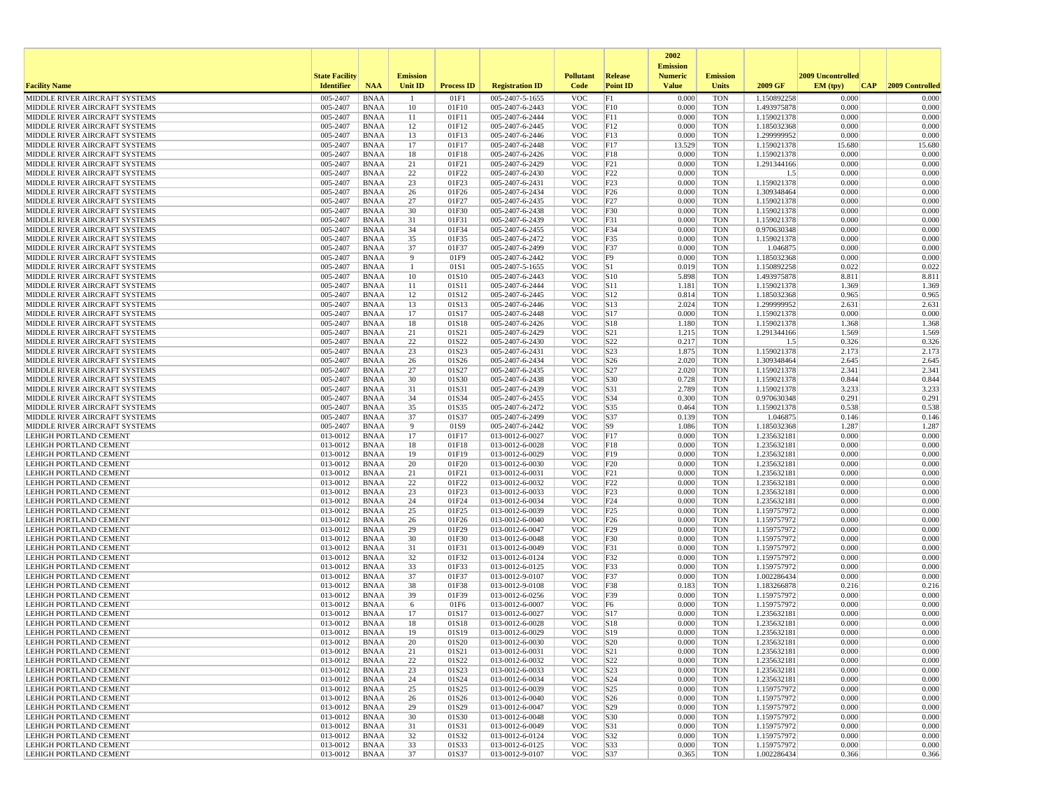| Facility Name | State Facility Identifier | NAA | Emission Unit ID | Process ID | Registration ID | Pollutant Code | Release Point ID | 2002 Emission Numeric Value | Emission Units | 2009 GF | 2009 Uncontrolled EM (tpy) | CAP | 2009 Controlled |
|---|---|---|---|---|---|---|---|---|---|---|---|---|---|
| MIDDLE RIVER AIRCRAFT SYSTEMS | 005-2407 | BNAA | 1 | 01F1 | 005-2407-5-1655 | VOC | F1 | 0.000 | TON | 1.150892258 | 0.000 | | 0.000 |
| MIDDLE RIVER AIRCRAFT SYSTEMS | 005-2407 | BNAA | 10 | 01F10 | 005-2407-6-2443 | VOC | F10 | 0.000 | TON | 1.493975878 | 0.000 | | 0.000 |
| MIDDLE RIVER AIRCRAFT SYSTEMS | 005-2407 | BNAA | 11 | 01F11 | 005-2407-6-2444 | VOC | F11 | 0.000 | TON | 1.159021378 | 0.000 | | 0.000 |
| MIDDLE RIVER AIRCRAFT SYSTEMS | 005-2407 | BNAA | 12 | 01F12 | 005-2407-6-2445 | VOC | F12 | 0.000 | TON | 1.185032368 | 0.000 | | 0.000 |
| MIDDLE RIVER AIRCRAFT SYSTEMS | 005-2407 | BNAA | 13 | 01F13 | 005-2407-6-2446 | VOC | F13 | 0.000 | TON | 1.299999952 | 0.000 | | 0.000 |
| MIDDLE RIVER AIRCRAFT SYSTEMS | 005-2407 | BNAA | 17 | 01F17 | 005-2407-6-2448 | VOC | F17 | 13.529 | TON | 1.159021378 | 15.680 | | 15.680 |
| MIDDLE RIVER AIRCRAFT SYSTEMS | 005-2407 | BNAA | 18 | 01F18 | 005-2407-6-2426 | VOC | F18 | 0.000 | TON | 1.159021378 | 0.000 | | 0.000 |
| MIDDLE RIVER AIRCRAFT SYSTEMS | 005-2407 | BNAA | 21 | 01F21 | 005-2407-6-2429 | VOC | F21 | 0.000 | TON | 1.291344166 | 0.000 | | 0.000 |
| MIDDLE RIVER AIRCRAFT SYSTEMS | 005-2407 | BNAA | 22 | 01F22 | 005-2407-6-2430 | VOC | F22 | 0.000 | TON | 1.5 | 0.000 | | 0.000 |
| MIDDLE RIVER AIRCRAFT SYSTEMS | 005-2407 | BNAA | 23 | 01F23 | 005-2407-6-2431 | VOC | F23 | 0.000 | TON | 1.159021378 | 0.000 | | 0.000 |
| MIDDLE RIVER AIRCRAFT SYSTEMS | 005-2407 | BNAA | 26 | 01F26 | 005-2407-6-2434 | VOC | F26 | 0.000 | TON | 1.309348464 | 0.000 | | 0.000 |
| MIDDLE RIVER AIRCRAFT SYSTEMS | 005-2407 | BNAA | 27 | 01F27 | 005-2407-6-2435 | VOC | F27 | 0.000 | TON | 1.159021378 | 0.000 | | 0.000 |
| MIDDLE RIVER AIRCRAFT SYSTEMS | 005-2407 | BNAA | 30 | 01F30 | 005-2407-6-2438 | VOC | F30 | 0.000 | TON | 1.159021378 | 0.000 | | 0.000 |
| MIDDLE RIVER AIRCRAFT SYSTEMS | 005-2407 | BNAA | 31 | 01F31 | 005-2407-6-2439 | VOC | F31 | 0.000 | TON | 1.159021378 | 0.000 | | 0.000 |
| MIDDLE RIVER AIRCRAFT SYSTEMS | 005-2407 | BNAA | 34 | 01F34 | 005-2407-6-2455 | VOC | F34 | 0.000 | TON | 0.970630348 | 0.000 | | 0.000 |
| MIDDLE RIVER AIRCRAFT SYSTEMS | 005-2407 | BNAA | 35 | 01F35 | 005-2407-6-2472 | VOC | F35 | 0.000 | TON | 1.159021378 | 0.000 | | 0.000 |
| MIDDLE RIVER AIRCRAFT SYSTEMS | 005-2407 | BNAA | 37 | 01F37 | 005-2407-6-2499 | VOC | F37 | 0.000 | TON | 1.046875 | 0.000 | | 0.000 |
| MIDDLE RIVER AIRCRAFT SYSTEMS | 005-2407 | BNAA | 9 | 01F9 | 005-2407-6-2442 | VOC | F9 | 0.000 | TON | 1.185032368 | 0.000 | | 0.000 |
| MIDDLE RIVER AIRCRAFT SYSTEMS | 005-2407 | BNAA | 1 | 01S1 | 005-2407-5-1655 | VOC | S1 | 0.019 | TON | 1.150892258 | 0.022 | | 0.022 |
| MIDDLE RIVER AIRCRAFT SYSTEMS | 005-2407 | BNAA | 10 | 01S10 | 005-2407-6-2443 | VOC | S10 | 5.898 | TON | 1.493975878 | 8.811 | | 8.811 |
| MIDDLE RIVER AIRCRAFT SYSTEMS | 005-2407 | BNAA | 11 | 01S11 | 005-2407-6-2444 | VOC | S11 | 1.181 | TON | 1.159021378 | 1.369 | | 1.369 |
| MIDDLE RIVER AIRCRAFT SYSTEMS | 005-2407 | BNAA | 12 | 01S12 | 005-2407-6-2445 | VOC | S12 | 0.814 | TON | 1.185032368 | 0.965 | | 0.965 |
| MIDDLE RIVER AIRCRAFT SYSTEMS | 005-2407 | BNAA | 13 | 01S13 | 005-2407-6-2446 | VOC | S13 | 2.024 | TON | 1.299999952 | 2.631 | | 2.631 |
| MIDDLE RIVER AIRCRAFT SYSTEMS | 005-2407 | BNAA | 17 | 01S17 | 005-2407-6-2448 | VOC | S17 | 0.000 | TON | 1.159021378 | 0.000 | | 0.000 |
| MIDDLE RIVER AIRCRAFT SYSTEMS | 005-2407 | BNAA | 18 | 01S18 | 005-2407-6-2426 | VOC | S18 | 1.180 | TON | 1.159021378 | 1.368 | | 1.368 |
| MIDDLE RIVER AIRCRAFT SYSTEMS | 005-2407 | BNAA | 21 | 01S21 | 005-2407-6-2429 | VOC | S21 | 1.215 | TON | 1.291344166 | 1.569 | | 1.569 |
| MIDDLE RIVER AIRCRAFT SYSTEMS | 005-2407 | BNAA | 22 | 01S22 | 005-2407-6-2430 | VOC | S22 | 0.217 | TON | 1.5 | 0.326 | | 0.326 |
| MIDDLE RIVER AIRCRAFT SYSTEMS | 005-2407 | BNAA | 23 | 01S23 | 005-2407-6-2431 | VOC | S23 | 1.875 | TON | 1.159021378 | 2.173 | | 2.173 |
| MIDDLE RIVER AIRCRAFT SYSTEMS | 005-2407 | BNAA | 26 | 01S26 | 005-2407-6-2434 | VOC | S26 | 2.020 | TON | 1.309348464 | 2.645 | | 2.645 |
| MIDDLE RIVER AIRCRAFT SYSTEMS | 005-2407 | BNAA | 27 | 01S27 | 005-2407-6-2435 | VOC | S27 | 2.020 | TON | 1.159021378 | 2.341 | | 2.341 |
| MIDDLE RIVER AIRCRAFT SYSTEMS | 005-2407 | BNAA | 30 | 01S30 | 005-2407-6-2438 | VOC | S30 | 0.728 | TON | 1.159021378 | 0.844 | | 0.844 |
| MIDDLE RIVER AIRCRAFT SYSTEMS | 005-2407 | BNAA | 31 | 01S31 | 005-2407-6-2439 | VOC | S31 | 2.789 | TON | 1.159021378 | 3.233 | | 3.233 |
| MIDDLE RIVER AIRCRAFT SYSTEMS | 005-2407 | BNAA | 34 | 01S34 | 005-2407-6-2455 | VOC | S34 | 0.300 | TON | 0.970630348 | 0.291 | | 0.291 |
| MIDDLE RIVER AIRCRAFT SYSTEMS | 005-2407 | BNAA | 35 | 01S35 | 005-2407-6-2472 | VOC | S35 | 0.464 | TON | 1.159021378 | 0.538 | | 0.538 |
| MIDDLE RIVER AIRCRAFT SYSTEMS | 005-2407 | BNAA | 37 | 01S37 | 005-2407-6-2499 | VOC | S37 | 0.139 | TON | 1.046875 | 0.146 | | 0.146 |
| MIDDLE RIVER AIRCRAFT SYSTEMS | 005-2407 | BNAA | 9 | 01S9 | 005-2407-6-2442 | VOC | S9 | 1.086 | TON | 1.185032368 | 1.287 | | 1.287 |
| LEHIGH PORTLAND CEMENT | 013-0012 | BNAA | 17 | 01F17 | 013-0012-6-0027 | VOC | F17 | 0.000 | TON | 1.235632181 | 0.000 | | 0.000 |
| LEHIGH PORTLAND CEMENT | 013-0012 | BNAA | 18 | 01F18 | 013-0012-6-0028 | VOC | F18 | 0.000 | TON | 1.235632181 | 0.000 | | 0.000 |
| LEHIGH PORTLAND CEMENT | 013-0012 | BNAA | 19 | 01F19 | 013-0012-6-0029 | VOC | F19 | 0.000 | TON | 1.235632181 | 0.000 | | 0.000 |
| LEHIGH PORTLAND CEMENT | 013-0012 | BNAA | 20 | 01F20 | 013-0012-6-0030 | VOC | F20 | 0.000 | TON | 1.235632181 | 0.000 | | 0.000 |
| LEHIGH PORTLAND CEMENT | 013-0012 | BNAA | 21 | 01F21 | 013-0012-6-0031 | VOC | F21 | 0.000 | TON | 1.235632181 | 0.000 | | 0.000 |
| LEHIGH PORTLAND CEMENT | 013-0012 | BNAA | 22 | 01F22 | 013-0012-6-0032 | VOC | F22 | 0.000 | TON | 1.235632181 | 0.000 | | 0.000 |
| LEHIGH PORTLAND CEMENT | 013-0012 | BNAA | 23 | 01F23 | 013-0012-6-0033 | VOC | F23 | 0.000 | TON | 1.235632181 | 0.000 | | 0.000 |
| LEHIGH PORTLAND CEMENT | 013-0012 | BNAA | 24 | 01F24 | 013-0012-6-0034 | VOC | F24 | 0.000 | TON | 1.235632181 | 0.000 | | 0.000 |
| LEHIGH PORTLAND CEMENT | 013-0012 | BNAA | 25 | 01F25 | 013-0012-6-0039 | VOC | F25 | 0.000 | TON | 1.159757972 | 0.000 | | 0.000 |
| LEHIGH PORTLAND CEMENT | 013-0012 | BNAA | 26 | 01F26 | 013-0012-6-0040 | VOC | F26 | 0.000 | TON | 1.159757972 | 0.000 | | 0.000 |
| LEHIGH PORTLAND CEMENT | 013-0012 | BNAA | 29 | 01F29 | 013-0012-6-0047 | VOC | F29 | 0.000 | TON | 1.159757972 | 0.000 | | 0.000 |
| LEHIGH PORTLAND CEMENT | 013-0012 | BNAA | 30 | 01F30 | 013-0012-6-0048 | VOC | F30 | 0.000 | TON | 1.159757972 | 0.000 | | 0.000 |
| LEHIGH PORTLAND CEMENT | 013-0012 | BNAA | 31 | 01F31 | 013-0012-6-0049 | VOC | F31 | 0.000 | TON | 1.159757972 | 0.000 | | 0.000 |
| LEHIGH PORTLAND CEMENT | 013-0012 | BNAA | 32 | 01F32 | 013-0012-6-0124 | VOC | F32 | 0.000 | TON | 1.159757972 | 0.000 | | 0.000 |
| LEHIGH PORTLAND CEMENT | 013-0012 | BNAA | 33 | 01F33 | 013-0012-6-0125 | VOC | F33 | 0.000 | TON | 1.159757972 | 0.000 | | 0.000 |
| LEHIGH PORTLAND CEMENT | 013-0012 | BNAA | 37 | 01F37 | 013-0012-9-0107 | VOC | F37 | 0.000 | TON | 1.002286434 | 0.000 | | 0.000 |
| LEHIGH PORTLAND CEMENT | 013-0012 | BNAA | 38 | 01F38 | 013-0012-9-0108 | VOC | F38 | 0.183 | TON | 1.183266878 | 0.216 | | 0.216 |
| LEHIGH PORTLAND CEMENT | 013-0012 | BNAA | 39 | 01F39 | 013-0012-6-0256 | VOC | F39 | 0.000 | TON | 1.159757972 | 0.000 | | 0.000 |
| LEHIGH PORTLAND CEMENT | 013-0012 | BNAA | 6 | 01F6 | 013-0012-6-0007 | VOC | F6 | 0.000 | TON | 1.159757972 | 0.000 | | 0.000 |
| LEHIGH PORTLAND CEMENT | 013-0012 | BNAA | 17 | 01S17 | 013-0012-6-0027 | VOC | S17 | 0.000 | TON | 1.235632181 | 0.000 | | 0.000 |
| LEHIGH PORTLAND CEMENT | 013-0012 | BNAA | 18 | 01S18 | 013-0012-6-0028 | VOC | S18 | 0.000 | TON | 1.235632181 | 0.000 | | 0.000 |
| LEHIGH PORTLAND CEMENT | 013-0012 | BNAA | 19 | 01S19 | 013-0012-6-0029 | VOC | S19 | 0.000 | TON | 1.235632181 | 0.000 | | 0.000 |
| LEHIGH PORTLAND CEMENT | 013-0012 | BNAA | 20 | 01S20 | 013-0012-6-0030 | VOC | S20 | 0.000 | TON | 1.235632181 | 0.000 | | 0.000 |
| LEHIGH PORTLAND CEMENT | 013-0012 | BNAA | 21 | 01S21 | 013-0012-6-0031 | VOC | S21 | 0.000 | TON | 1.235632181 | 0.000 | | 0.000 |
| LEHIGH PORTLAND CEMENT | 013-0012 | BNAA | 22 | 01S22 | 013-0012-6-0032 | VOC | S22 | 0.000 | TON | 1.235632181 | 0.000 | | 0.000 |
| LEHIGH PORTLAND CEMENT | 013-0012 | BNAA | 23 | 01S23 | 013-0012-6-0033 | VOC | S23 | 0.000 | TON | 1.235632181 | 0.000 | | 0.000 |
| LEHIGH PORTLAND CEMENT | 013-0012 | BNAA | 24 | 01S24 | 013-0012-6-0034 | VOC | S24 | 0.000 | TON | 1.235632181 | 0.000 | | 0.000 |
| LEHIGH PORTLAND CEMENT | 013-0012 | BNAA | 25 | 01S25 | 013-0012-6-0039 | VOC | S25 | 0.000 | TON | 1.159757972 | 0.000 | | 0.000 |
| LEHIGH PORTLAND CEMENT | 013-0012 | BNAA | 26 | 01S26 | 013-0012-6-0040 | VOC | S26 | 0.000 | TON | 1.159757972 | 0.000 | | 0.000 |
| LEHIGH PORTLAND CEMENT | 013-0012 | BNAA | 29 | 01S29 | 013-0012-6-0047 | VOC | S29 | 0.000 | TON | 1.159757972 | 0.000 | | 0.000 |
| LEHIGH PORTLAND CEMENT | 013-0012 | BNAA | 30 | 01S30 | 013-0012-6-0048 | VOC | S30 | 0.000 | TON | 1.159757972 | 0.000 | | 0.000 |
| LEHIGH PORTLAND CEMENT | 013-0012 | BNAA | 31 | 01S31 | 013-0012-6-0049 | VOC | S31 | 0.000 | TON | 1.159757972 | 0.000 | | 0.000 |
| LEHIGH PORTLAND CEMENT | 013-0012 | BNAA | 32 | 01S32 | 013-0012-6-0124 | VOC | S32 | 0.000 | TON | 1.159757972 | 0.000 | | 0.000 |
| LEHIGH PORTLAND CEMENT | 013-0012 | BNAA | 33 | 01S33 | 013-0012-6-0125 | VOC | S33 | 0.000 | TON | 1.159757972 | 0.000 | | 0.000 |
| LEHIGH PORTLAND CEMENT | 013-0012 | BNAA | 37 | 01S37 | 013-0012-9-0107 | VOC | S37 | 0.365 | TON | 1.002286434 | 0.366 | | 0.366 |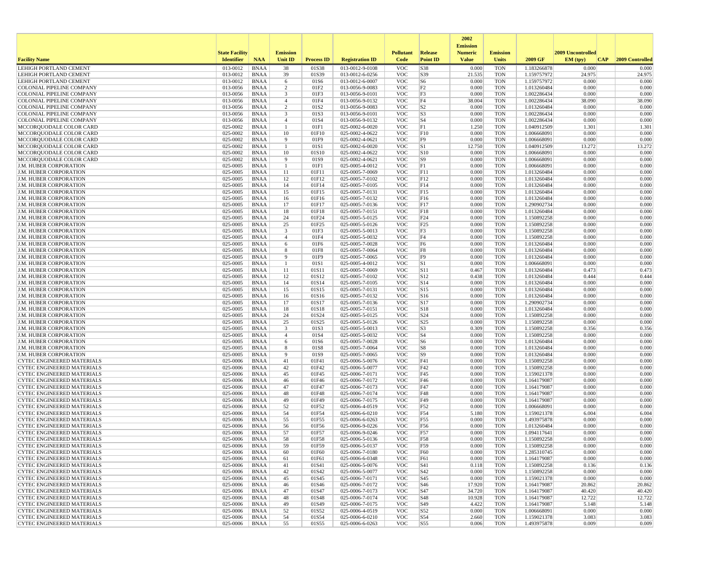| Facility Name | State Facility Identifier | NAA | Emission Unit ID | Process ID | Registration ID | Pollutant Code | Release Point ID | 2002 Emission Numeric Value | Emission Units | 2009 GF | 2009 Uncontrolled EM (tpy) | CAP | 2009 Controlled |
|---|---|---|---|---|---|---|---|---|---|---|---|---|---|
| LEHIGH PORTLAND CEMENT | 013-0012 | BNAA | 38 | 01S38 | 013-0012-9-0108 | VOC | S38 | 0.000 | TON | 1.183266878 | 0.000 | | 0.000 |
| LEHIGH PORTLAND CEMENT | 013-0012 | BNAA | 39 | 01S39 | 013-0012-6-0256 | VOC | S39 | 21.535 | TON | 1.159757972 | 24.975 | | 24.975 |
| LEHIGH PORTLAND CEMENT | 013-0012 | BNAA | 6 | 01S6 | 013-0012-6-0007 | VOC | S6 | 0.000 | TON | 1.159757972 | 0.000 | | 0.000 |
| COLONIAL PIPELINE COMPANY | 013-0056 | BNAA | 2 | 01F2 | 013-0056-9-0083 | VOC | F2 | 0.000 | TON | 1.013260484 | 0.000 | | 0.000 |
| COLONIAL PIPELINE COMPANY | 013-0056 | BNAA | 3 | 01F3 | 013-0056-9-0101 | VOC | F3 | 0.000 | TON | 1.002286434 | 0.000 | | 0.000 |
| COLONIAL PIPELINE COMPANY | 013-0056 | BNAA | 4 | 01F4 | 013-0056-9-0132 | VOC | F4 | 38.004 | TON | 1.002286434 | 38.090 | | 38.090 |
| COLONIAL PIPELINE COMPANY | 013-0056 | BNAA | 2 | 01S2 | 013-0056-9-0083 | VOC | S2 | 0.000 | TON | 1.013260484 | 0.000 | | 0.000 |
| COLONIAL PIPELINE COMPANY | 013-0056 | BNAA | 3 | 01S3 | 013-0056-9-0101 | VOC | S3 | 0.000 | TON | 1.002286434 | 0.000 | | 0.000 |
| COLONIAL PIPELINE COMPANY | 013-0056 | BNAA | 4 | 01S4 | 013-0056-9-0132 | VOC | S4 | 0.000 | TON | 1.002286434 | 0.000 | | 0.000 |
| MCCORQUODALE COLOR CARD | 025-0002 | BNAA | 1 | 01F1 | 025-0002-6-0020 | VOC | F1 | 1.250 | TON | 1.040912509 | 1.301 | | 1.301 |
| MCCORQUODALE COLOR CARD | 025-0002 | BNAA | 10 | 01F10 | 025-0002-4-0622 | VOC | F10 | 0.000 | TON | 1.006668091 | 0.000 | | 0.000 |
| MCCORQUODALE COLOR CARD | 025-0002 | BNAA | 9 | 01F9 | 025-0002-4-0621 | VOC | F9 | 0.000 | TON | 1.006668091 | 0.000 | | 0.000 |
| MCCORQUODALE COLOR CARD | 025-0002 | BNAA | 1 | 01S1 | 025-0002-6-0020 | VOC | S1 | 12.750 | TON | 1.040912509 | 13.272 | | 13.272 |
| MCCORQUODALE COLOR CARD | 025-0002 | BNAA | 10 | 01S10 | 025-0002-4-0622 | VOC | S10 | 0.000 | TON | 1.006668091 | 0.000 | | 0.000 |
| MCCORQUODALE COLOR CARD | 025-0002 | BNAA | 9 | 01S9 | 025-0002-4-0621 | VOC | S9 | 0.000 | TON | 1.006668091 | 0.000 | | 0.000 |
| J.M. HUBER CORPORATION | 025-0005 | BNAA | 1 | 01F1 | 025-0005-4-0012 | VOC | F1 | 0.000 | TON | 1.006668091 | 0.000 | | 0.000 |
| J.M. HUBER CORPORATION | 025-0005 | BNAA | 11 | 01F11 | 025-0005-7-0069 | VOC | F11 | 0.000 | TON | 1.013260484 | 0.000 | | 0.000 |
| J.M. HUBER CORPORATION | 025-0005 | BNAA | 12 | 01F12 | 025-0005-7-0102 | VOC | F12 | 0.000 | TON | 1.013260484 | 0.000 | | 0.000 |
| J.M. HUBER CORPORATION | 025-0005 | BNAA | 14 | 01F14 | 025-0005-7-0105 | VOC | F14 | 0.000 | TON | 1.013260484 | 0.000 | | 0.000 |
| J.M. HUBER CORPORATION | 025-0005 | BNAA | 15 | 01F15 | 025-0005-7-0131 | VOC | F15 | 0.000 | TON | 1.013260484 | 0.000 | | 0.000 |
| J.M. HUBER CORPORATION | 025-0005 | BNAA | 16 | 01F16 | 025-0005-7-0132 | VOC | F16 | 0.000 | TON | 1.013260484 | 0.000 | | 0.000 |
| J.M. HUBER CORPORATION | 025-0005 | BNAA | 17 | 01F17 | 025-0005-7-0136 | VOC | F17 | 0.000 | TON | 1.290902734 | 0.000 | | 0.000 |
| J.M. HUBER CORPORATION | 025-0005 | BNAA | 18 | 01F18 | 025-0005-7-0151 | VOC | F18 | 0.000 | TON | 1.013260484 | 0.000 | | 0.000 |
| J.M. HUBER CORPORATION | 025-0005 | BNAA | 24 | 01F24 | 025-0005-5-0125 | VOC | F24 | 0.000 | TON | 1.150892258 | 0.000 | | 0.000 |
| J.M. HUBER CORPORATION | 025-0005 | BNAA | 25 | 01F25 | 025-0005-5-0126 | VOC | F25 | 0.000 | TON | 1.150892258 | 0.000 | | 0.000 |
| J.M. HUBER CORPORATION | 025-0005 | BNAA | 3 | 01F3 | 025-0005-5-0013 | VOC | F3 | 0.000 | TON | 1.150892258 | 0.000 | | 0.000 |
| J.M. HUBER CORPORATION | 025-0005 | BNAA | 4 | 01F4 | 025-0005-5-0032 | VOC | F4 | 0.000 | TON | 1.150892258 | 0.000 | | 0.000 |
| J.M. HUBER CORPORATION | 025-0005 | BNAA | 6 | 01F6 | 025-0005-7-0028 | VOC | F6 | 0.000 | TON | 1.013260484 | 0.000 | | 0.000 |
| J.M. HUBER CORPORATION | 025-0005 | BNAA | 8 | 01F8 | 025-0005-7-0064 | VOC | F8 | 0.000 | TON | 1.013260484 | 0.000 | | 0.000 |
| J.M. HUBER CORPORATION | 025-0005 | BNAA | 9 | 01F9 | 025-0005-7-0065 | VOC | F9 | 0.000 | TON | 1.013260484 | 0.000 | | 0.000 |
| J.M. HUBER CORPORATION | 025-0005 | BNAA | 1 | 01S1 | 025-0005-4-0012 | VOC | S1 | 0.000 | TON | 1.006668091 | 0.000 | | 0.000 |
| J.M. HUBER CORPORATION | 025-0005 | BNAA | 11 | 01S11 | 025-0005-7-0069 | VOC | S11 | 0.467 | TON | 1.013260484 | 0.473 | | 0.473 |
| J.M. HUBER CORPORATION | 025-0005 | BNAA | 12 | 01S12 | 025-0005-7-0102 | VOC | S12 | 0.438 | TON | 1.013260484 | 0.444 | | 0.444 |
| J.M. HUBER CORPORATION | 025-0005 | BNAA | 14 | 01S14 | 025-0005-7-0105 | VOC | S14 | 0.000 | TON | 1.013260484 | 0.000 | | 0.000 |
| J.M. HUBER CORPORATION | 025-0005 | BNAA | 15 | 01S15 | 025-0005-7-0131 | VOC | S15 | 0.000 | TON | 1.013260484 | 0.000 | | 0.000 |
| J.M. HUBER CORPORATION | 025-0005 | BNAA | 16 | 01S16 | 025-0005-7-0132 | VOC | S16 | 0.000 | TON | 1.013260484 | 0.000 | | 0.000 |
| J.M. HUBER CORPORATION | 025-0005 | BNAA | 17 | 01S17 | 025-0005-7-0136 | VOC | S17 | 0.000 | TON | 1.290902734 | 0.000 | | 0.000 |
| J.M. HUBER CORPORATION | 025-0005 | BNAA | 18 | 01S18 | 025-0005-7-0151 | VOC | S18 | 0.000 | TON | 1.013260484 | 0.000 | | 0.000 |
| J.M. HUBER CORPORATION | 025-0005 | BNAA | 24 | 01S24 | 025-0005-5-0125 | VOC | S24 | 0.000 | TON | 1.150892258 | 0.000 | | 0.000 |
| J.M. HUBER CORPORATION | 025-0005 | BNAA | 25 | 01S25 | 025-0005-5-0126 | VOC | S25 | 0.000 | TON | 1.150892258 | 0.000 | | 0.000 |
| J.M. HUBER CORPORATION | 025-0005 | BNAA | 3 | 01S3 | 025-0005-5-0013 | VOC | S3 | 0.309 | TON | 1.150892258 | 0.356 | | 0.356 |
| J.M. HUBER CORPORATION | 025-0005 | BNAA | 4 | 01S4 | 025-0005-5-0032 | VOC | S4 | 0.000 | TON | 1.150892258 | 0.000 | | 0.000 |
| J.M. HUBER CORPORATION | 025-0005 | BNAA | 6 | 01S6 | 025-0005-7-0028 | VOC | S6 | 0.000 | TON | 1.013260484 | 0.000 | | 0.000 |
| J.M. HUBER CORPORATION | 025-0005 | BNAA | 8 | 01S8 | 025-0005-7-0064 | VOC | S8 | 0.000 | TON | 1.013260484 | 0.000 | | 0.000 |
| J.M. HUBER CORPORATION | 025-0005 | BNAA | 9 | 01S9 | 025-0005-7-0065 | VOC | S9 | 0.000 | TON | 1.013260484 | 0.000 | | 0.000 |
| CYTEC ENGINEERED MATERIALS | 025-0006 | BNAA | 41 | 01F41 | 025-0006-5-0076 | VOC | F41 | 0.000 | TON | 1.150892258 | 0.000 | | 0.000 |
| CYTEC ENGINEERED MATERIALS | 025-0006 | BNAA | 42 | 01F42 | 025-0006-5-0077 | VOC | F42 | 0.000 | TON | 1.150892258 | 0.000 | | 0.000 |
| CYTEC ENGINEERED MATERIALS | 025-0006 | BNAA | 45 | 01F45 | 025-0006-7-0171 | VOC | F45 | 0.000 | TON | 1.159021378 | 0.000 | | 0.000 |
| CYTEC ENGINEERED MATERIALS | 025-0006 | BNAA | 46 | 01F46 | 025-0006-7-0172 | VOC | F46 | 0.000 | TON | 1.164179087 | 0.000 | | 0.000 |
| CYTEC ENGINEERED MATERIALS | 025-0006 | BNAA | 47 | 01F47 | 025-0006-7-0173 | VOC | F47 | 0.000 | TON | 1.164179087 | 0.000 | | 0.000 |
| CYTEC ENGINEERED MATERIALS | 025-0006 | BNAA | 48 | 01F48 | 025-0006-7-0174 | VOC | F48 | 0.000 | TON | 1.164179087 | 0.000 | | 0.000 |
| CYTEC ENGINEERED MATERIALS | 025-0006 | BNAA | 49 | 01F49 | 025-0006-7-0175 | VOC | F49 | 0.000 | TON | 1.164179087 | 0.000 | | 0.000 |
| CYTEC ENGINEERED MATERIALS | 025-0006 | BNAA | 52 | 01F52 | 025-0006-4-0519 | VOC | F52 | 0.000 | TON | 1.006668091 | 0.000 | | 0.000 |
| CYTEC ENGINEERED MATERIALS | 025-0006 | BNAA | 54 | 01F54 | 025-0006-6-0210 | VOC | F54 | 5.180 | TON | 1.159021378 | 6.004 | | 6.004 |
| CYTEC ENGINEERED MATERIALS | 025-0006 | BNAA | 55 | 01F55 | 025-0006-6-0263 | VOC | F55 | 0.000 | TON | 1.493975878 | 0.000 | | 0.000 |
| CYTEC ENGINEERED MATERIALS | 025-0006 | BNAA | 56 | 01F56 | 025-0006-9-0226 | VOC | F56 | 0.000 | TON | 1.013260484 | 0.000 | | 0.000 |
| CYTEC ENGINEERED MATERIALS | 025-0006 | BNAA | 57 | 01F57 | 025-0006-9-0246 | VOC | F57 | 0.000 | TON | 1.094117641 | 0.000 | | 0.000 |
| CYTEC ENGINEERED MATERIALS | 025-0006 | BNAA | 58 | 01F58 | 025-0006-5-0136 | VOC | F58 | 0.000 | TON | 1.150892258 | 0.000 | | 0.000 |
| CYTEC ENGINEERED MATERIALS | 025-0006 | BNAA | 59 | 01F59 | 025-0006-5-0137 | VOC | F59 | 0.000 | TON | 1.150892258 | 0.000 | | 0.000 |
| CYTEC ENGINEERED MATERIALS | 025-0006 | BNAA | 60 | 01F60 | 025-0006-7-0180 | VOC | F60 | 0.000 | TON | 1.285310745 | 0.000 | | 0.000 |
| CYTEC ENGINEERED MATERIALS | 025-0006 | BNAA | 61 | 01F61 | 025-0006-6-0348 | VOC | F61 | 0.000 | TON | 1.164179087 | 0.000 | | 0.000 |
| CYTEC ENGINEERED MATERIALS | 025-0006 | BNAA | 41 | 01S41 | 025-0006-5-0076 | VOC | S41 | 0.118 | TON | 1.150892258 | 0.136 | | 0.136 |
| CYTEC ENGINEERED MATERIALS | 025-0006 | BNAA | 42 | 01S42 | 025-0006-5-0077 | VOC | S42 | 0.000 | TON | 1.150892258 | 0.000 | | 0.000 |
| CYTEC ENGINEERED MATERIALS | 025-0006 | BNAA | 45 | 01S45 | 025-0006-7-0171 | VOC | S45 | 0.000 | TON | 1.159021378 | 0.000 | | 0.000 |
| CYTEC ENGINEERED MATERIALS | 025-0006 | BNAA | 46 | 01S46 | 025-0006-7-0172 | VOC | S46 | 17.920 | TON | 1.164179087 | 20.862 | | 20.862 |
| CYTEC ENGINEERED MATERIALS | 025-0006 | BNAA | 47 | 01S47 | 025-0006-7-0173 | VOC | S47 | 34.720 | TON | 1.164179087 | 40.420 | | 40.420 |
| CYTEC ENGINEERED MATERIALS | 025-0006 | BNAA | 48 | 01S48 | 025-0006-7-0174 | VOC | S48 | 10.928 | TON | 1.164179087 | 12.722 | | 12.722 |
| CYTEC ENGINEERED MATERIALS | 025-0006 | BNAA | 49 | 01S49 | 025-0006-7-0175 | VOC | S49 | 4.422 | TON | 1.164179087 | 5.148 | | 5.148 |
| CYTEC ENGINEERED MATERIALS | 025-0006 | BNAA | 52 | 01S52 | 025-0006-4-0519 | VOC | S52 | 0.000 | TON | 1.006668091 | 0.000 | | 0.000 |
| CYTEC ENGINEERED MATERIALS | 025-0006 | BNAA | 54 | 01S54 | 025-0006-6-0210 | VOC | S54 | 2.660 | TON | 1.159021378 | 3.083 | | 3.083 |
| CYTEC ENGINEERED MATERIALS | 025-0006 | BNAA | 55 | 01S55 | 025-0006-6-0263 | VOC | S55 | 0.006 | TON | 1.493975878 | 0.009 | | 0.009 |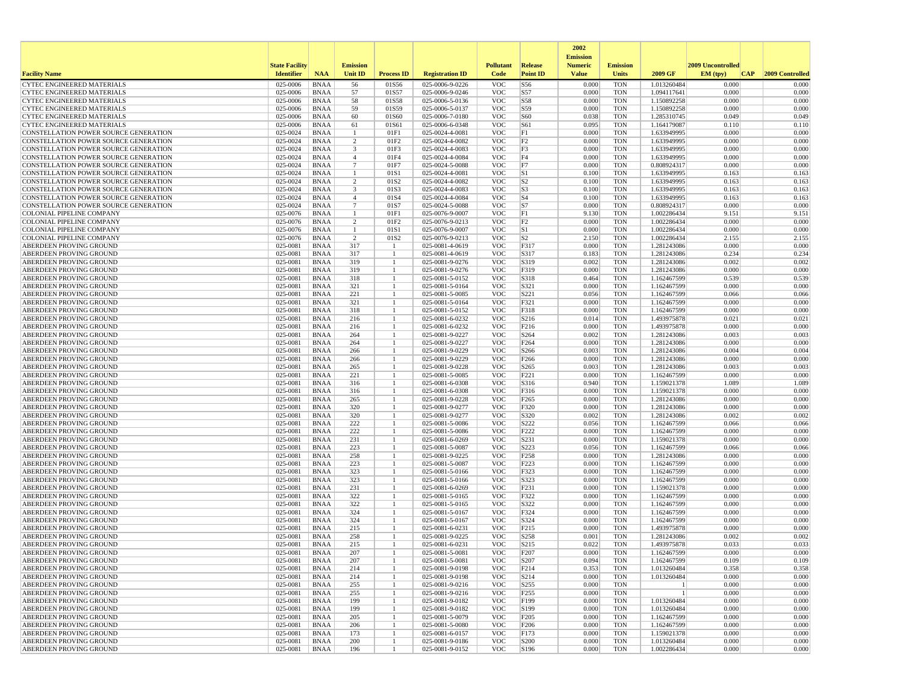| Facility Name | State Facility Identifier | NAA | Emission Unit ID | Process ID | Registration ID | Pollutant Code | Release Point ID | 2002 Emission Numeric Value | Emission Units | 2009 GF | 2009 Uncontrolled EM (tpy) | CAP | 2009 Controlled |
|---|---|---|---|---|---|---|---|---|---|---|---|---|---|
| CYTEC ENGINEERED MATERIALS | 025-0006 | BNAA | 56 | 01S56 | 025-0006-9-0226 | VOC | S56 | 0.000 | TON | 1.013260484 | 0.000 | | 0.000 |
| CYTEC ENGINEERED MATERIALS | 025-0006 | BNAA | 57 | 01S57 | 025-0006-9-0246 | VOC | S57 | 0.000 | TON | 1.094117641 | 0.000 | | 0.000 |
| CYTEC ENGINEERED MATERIALS | 025-0006 | BNAA | 58 | 01S58 | 025-0006-5-0136 | VOC | S58 | 0.000 | TON | 1.150892258 | 0.000 | | 0.000 |
| CYTEC ENGINEERED MATERIALS | 025-0006 | BNAA | 59 | 01S59 | 025-0006-5-0137 | VOC | S59 | 0.000 | TON | 1.150892258 | 0.000 | | 0.000 |
| CYTEC ENGINEERED MATERIALS | 025-0006 | BNAA | 60 | 01S60 | 025-0006-7-0180 | VOC | S60 | 0.038 | TON | 1.285310745 | 0.049 | | 0.049 |
| CYTEC ENGINEERED MATERIALS | 025-0006 | BNAA | 61 | 01S61 | 025-0006-6-0348 | VOC | S61 | 0.095 | TON | 1.164179087 | 0.110 | | 0.110 |
| CONSTELLATION POWER SOURCE GENERATION | 025-0024 | BNAA | 1 | 01F1 | 025-0024-4-0081 | VOC | F1 | 0.000 | TON | 1.633949995 | 0.000 | | 0.000 |
| CONSTELLATION POWER SOURCE GENERATION | 025-0024 | BNAA | 2 | 01F2 | 025-0024-4-0082 | VOC | F2 | 0.000 | TON | 1.633949995 | 0.000 | | 0.000 |
| CONSTELLATION POWER SOURCE GENERATION | 025-0024 | BNAA | 3 | 01F3 | 025-0024-4-0083 | VOC | F3 | 0.000 | TON | 1.633949995 | 0.000 | | 0.000 |
| CONSTELLATION POWER SOURCE GENERATION | 025-0024 | BNAA | 4 | 01F4 | 025-0024-4-0084 | VOC | F4 | 0.000 | TON | 1.633949995 | 0.000 | | 0.000 |
| CONSTELLATION POWER SOURCE GENERATION | 025-0024 | BNAA | 7 | 01F7 | 025-0024-5-0088 | VOC | F7 | 0.000 | TON | 0.808924317 | 0.000 | | 0.000 |
| CONSTELLATION POWER SOURCE GENERATION | 025-0024 | BNAA | 1 | 01S1 | 025-0024-4-0081 | VOC | S1 | 0.100 | TON | 1.633949995 | 0.163 | | 0.163 |
| CONSTELLATION POWER SOURCE GENERATION | 025-0024 | BNAA | 2 | 01S2 | 025-0024-4-0082 | VOC | S2 | 0.100 | TON | 1.633949995 | 0.163 | | 0.163 |
| CONSTELLATION POWER SOURCE GENERATION | 025-0024 | BNAA | 3 | 01S3 | 025-0024-4-0083 | VOC | S3 | 0.100 | TON | 1.633949995 | 0.163 | | 0.163 |
| CONSTELLATION POWER SOURCE GENERATION | 025-0024 | BNAA | 4 | 01S4 | 025-0024-4-0084 | VOC | S4 | 0.100 | TON | 1.633949995 | 0.163 | | 0.163 |
| CONSTELLATION POWER SOURCE GENERATION | 025-0024 | BNAA | 7 | 01S7 | 025-0024-5-0088 | VOC | S7 | 0.000 | TON | 0.808924317 | 0.000 | | 0.000 |
| COLONIAL PIPELINE COMPANY | 025-0076 | BNAA | 1 | 01F1 | 025-0076-9-0007 | VOC | F1 | 9.130 | TON | 1.002286434 | 9.151 | | 9.151 |
| COLONIAL PIPELINE COMPANY | 025-0076 | BNAA | 2 | 01F2 | 025-0076-9-0213 | VOC | F2 | 0.000 | TON | 1.002286434 | 0.000 | | 0.000 |
| COLONIAL PIPELINE COMPANY | 025-0076 | BNAA | 1 | 01S1 | 025-0076-9-0007 | VOC | S1 | 0.000 | TON | 1.002286434 | 0.000 | | 0.000 |
| COLONIAL PIPELINE COMPANY | 025-0076 | BNAA | 2 | 01S2 | 025-0076-9-0213 | VOC | S2 | 2.150 | TON | 1.002286434 | 2.155 | | 2.155 |
| ABERDEEN PROVING GROUND | 025-0081 | BNAA | 317 | 1 | 025-0081-4-0619 | VOC | F317 | 0.000 | TON | 1.281243086 | 0.000 | | 0.000 |
| ABERDEEN PROVING GROUND | 025-0081 | BNAA | 317 | 1 | 025-0081-4-0619 | VOC | S317 | 0.183 | TON | 1.281243086 | 0.234 | | 0.234 |
| ABERDEEN PROVING GROUND | 025-0081 | BNAA | 319 | 1 | 025-0081-9-0276 | VOC | S319 | 0.002 | TON | 1.281243086 | 0.002 | | 0.002 |
| ABERDEEN PROVING GROUND | 025-0081 | BNAA | 319 | 1 | 025-0081-9-0276 | VOC | F319 | 0.000 | TON | 1.281243086 | 0.000 | | 0.000 |
| ABERDEEN PROVING GROUND | 025-0081 | BNAA | 318 | 1 | 025-0081-5-0152 | VOC | S318 | 0.464 | TON | 1.162467599 | 0.539 | | 0.539 |
| ABERDEEN PROVING GROUND | 025-0081 | BNAA | 321 | 1 | 025-0081-5-0164 | VOC | S321 | 0.000 | TON | 1.162467599 | 0.000 | | 0.000 |
| ABERDEEN PROVING GROUND | 025-0081 | BNAA | 221 | 1 | 025-0081-5-0085 | VOC | S221 | 0.056 | TON | 1.162467599 | 0.066 | | 0.066 |
| ABERDEEN PROVING GROUND | 025-0081 | BNAA | 321 | 1 | 025-0081-5-0164 | VOC | F321 | 0.000 | TON | 1.162467599 | 0.000 | | 0.000 |
| ABERDEEN PROVING GROUND | 025-0081 | BNAA | 318 | 1 | 025-0081-5-0152 | VOC | F318 | 0.000 | TON | 1.162467599 | 0.000 | | 0.000 |
| ABERDEEN PROVING GROUND | 025-0081 | BNAA | 216 | 1 | 025-0081-6-0232 | VOC | S216 | 0.014 | TON | 1.493975878 | 0.021 | | 0.021 |
| ABERDEEN PROVING GROUND | 025-0081 | BNAA | 216 | 1 | 025-0081-6-0232 | VOC | F216 | 0.000 | TON | 1.493975878 | 0.000 | | 0.000 |
| ABERDEEN PROVING GROUND | 025-0081 | BNAA | 264 | 1 | 025-0081-9-0227 | VOC | S264 | 0.002 | TON | 1.281243086 | 0.003 | | 0.003 |
| ABERDEEN PROVING GROUND | 025-0081 | BNAA | 264 | 1 | 025-0081-9-0227 | VOC | F264 | 0.000 | TON | 1.281243086 | 0.000 | | 0.000 |
| ABERDEEN PROVING GROUND | 025-0081 | BNAA | 266 | 1 | 025-0081-9-0229 | VOC | S266 | 0.003 | TON | 1.281243086 | 0.004 | | 0.004 |
| ABERDEEN PROVING GROUND | 025-0081 | BNAA | 266 | 1 | 025-0081-9-0229 | VOC | F266 | 0.000 | TON | 1.281243086 | 0.000 | | 0.000 |
| ABERDEEN PROVING GROUND | 025-0081 | BNAA | 265 | 1 | 025-0081-9-0228 | VOC | S265 | 0.003 | TON | 1.281243086 | 0.003 | | 0.003 |
| ABERDEEN PROVING GROUND | 025-0081 | BNAA | 221 | 1 | 025-0081-5-0085 | VOC | F221 | 0.000 | TON | 1.162467599 | 0.000 | | 0.000 |
| ABERDEEN PROVING GROUND | 025-0081 | BNAA | 316 | 1 | 025-0081-6-0308 | VOC | S316 | 0.940 | TON | 1.159021378 | 1.089 | | 1.089 |
| ABERDEEN PROVING GROUND | 025-0081 | BNAA | 316 | 1 | 025-0081-6-0308 | VOC | F316 | 0.000 | TON | 1.159021378 | 0.000 | | 0.000 |
| ABERDEEN PROVING GROUND | 025-0081 | BNAA | 265 | 1 | 025-0081-9-0228 | VOC | F265 | 0.000 | TON | 1.281243086 | 0.000 | | 0.000 |
| ABERDEEN PROVING GROUND | 025-0081 | BNAA | 320 | 1 | 025-0081-9-0277 | VOC | F320 | 0.000 | TON | 1.281243086 | 0.000 | | 0.000 |
| ABERDEEN PROVING GROUND | 025-0081 | BNAA | 320 | 1 | 025-0081-9-0277 | VOC | S320 | 0.002 | TON | 1.281243086 | 0.002 | | 0.002 |
| ABERDEEN PROVING GROUND | 025-0081 | BNAA | 222 | 1 | 025-0081-5-0086 | VOC | S222 | 0.056 | TON | 1.162467599 | 0.066 | | 0.066 |
| ABERDEEN PROVING GROUND | 025-0081 | BNAA | 222 | 1 | 025-0081-5-0086 | VOC | F222 | 0.000 | TON | 1.162467599 | 0.000 | | 0.000 |
| ABERDEEN PROVING GROUND | 025-0081 | BNAA | 231 | 1 | 025-0081-6-0269 | VOC | S231 | 0.000 | TON | 1.159021378 | 0.000 | | 0.000 |
| ABERDEEN PROVING GROUND | 025-0081 | BNAA | 223 | 1 | 025-0081-5-0087 | VOC | S223 | 0.056 | TON | 1.162467599 | 0.066 | | 0.066 |
| ABERDEEN PROVING GROUND | 025-0081 | BNAA | 258 | 1 | 025-0081-9-0225 | VOC | F258 | 0.000 | TON | 1.281243086 | 0.000 | | 0.000 |
| ABERDEEN PROVING GROUND | 025-0081 | BNAA | 223 | 1 | 025-0081-5-0087 | VOC | F223 | 0.000 | TON | 1.162467599 | 0.000 | | 0.000 |
| ABERDEEN PROVING GROUND | 025-0081 | BNAA | 323 | 1 | 025-0081-5-0166 | VOC | F323 | 0.000 | TON | 1.162467599 | 0.000 | | 0.000 |
| ABERDEEN PROVING GROUND | 025-0081 | BNAA | 323 | 1 | 025-0081-5-0166 | VOC | S323 | 0.000 | TON | 1.162467599 | 0.000 | | 0.000 |
| ABERDEEN PROVING GROUND | 025-0081 | BNAA | 231 | 1 | 025-0081-6-0269 | VOC | F231 | 0.000 | TON | 1.159021378 | 0.000 | | 0.000 |
| ABERDEEN PROVING GROUND | 025-0081 | BNAA | 322 | 1 | 025-0081-5-0165 | VOC | F322 | 0.000 | TON | 1.162467599 | 0.000 | | 0.000 |
| ABERDEEN PROVING GROUND | 025-0081 | BNAA | 322 | 1 | 025-0081-5-0165 | VOC | S322 | 0.000 | TON | 1.162467599 | 0.000 | | 0.000 |
| ABERDEEN PROVING GROUND | 025-0081 | BNAA | 324 | 1 | 025-0081-5-0167 | VOC | F324 | 0.000 | TON | 1.162467599 | 0.000 | | 0.000 |
| ABERDEEN PROVING GROUND | 025-0081 | BNAA | 324 | 1 | 025-0081-5-0167 | VOC | S324 | 0.000 | TON | 1.162467599 | 0.000 | | 0.000 |
| ABERDEEN PROVING GROUND | 025-0081 | BNAA | 215 | 1 | 025-0081-6-0231 | VOC | F215 | 0.000 | TON | 1.493975878 | 0.000 | | 0.000 |
| ABERDEEN PROVING GROUND | 025-0081 | BNAA | 258 | 1 | 025-0081-9-0225 | VOC | S258 | 0.001 | TON | 1.281243086 | 0.002 | | 0.002 |
| ABERDEEN PROVING GROUND | 025-0081 | BNAA | 215 | 1 | 025-0081-6-0231 | VOC | S215 | 0.022 | TON | 1.493975878 | 0.033 | | 0.033 |
| ABERDEEN PROVING GROUND | 025-0081 | BNAA | 207 | 1 | 025-0081-5-0081 | VOC | F207 | 0.000 | TON | 1.162467599 | 0.000 | | 0.000 |
| ABERDEEN PROVING GROUND | 025-0081 | BNAA | 207 | 1 | 025-0081-5-0081 | VOC | S207 | 0.094 | TON | 1.162467599 | 0.109 | | 0.109 |
| ABERDEEN PROVING GROUND | 025-0081 | BNAA | 214 | 1 | 025-0081-9-0198 | VOC | F214 | 0.353 | TON | 1.013260484 | 0.358 | | 0.358 |
| ABERDEEN PROVING GROUND | 025-0081 | BNAA | 214 | 1 | 025-0081-9-0198 | VOC | S214 | 0.000 | TON | 1.013260484 | 0.000 | | 0.000 |
| ABERDEEN PROVING GROUND | 025-0081 | BNAA | 255 | 1 | 025-0081-9-0216 | VOC | S255 | 0.000 | TON | 1 | 0.000 | | 0.000 |
| ABERDEEN PROVING GROUND | 025-0081 | BNAA | 255 | 1 | 025-0081-9-0216 | VOC | F255 | 0.000 | TON | 1 | 0.000 | | 0.000 |
| ABERDEEN PROVING GROUND | 025-0081 | BNAA | 199 | 1 | 025-0081-9-0182 | VOC | F199 | 0.000 | TON | 1.013260484 | 0.000 | | 0.000 |
| ABERDEEN PROVING GROUND | 025-0081 | BNAA | 199 | 1 | 025-0081-9-0182 | VOC | S199 | 0.000 | TON | 1.013260484 | 0.000 | | 0.000 |
| ABERDEEN PROVING GROUND | 025-0081 | BNAA | 205 | 1 | 025-0081-5-0079 | VOC | F205 | 0.000 | TON | 1.162467599 | 0.000 | | 0.000 |
| ABERDEEN PROVING GROUND | 025-0081 | BNAA | 206 | 1 | 025-0081-5-0080 | VOC | F206 | 0.000 | TON | 1.162467599 | 0.000 | | 0.000 |
| ABERDEEN PROVING GROUND | 025-0081 | BNAA | 173 | 1 | 025-0081-6-0157 | VOC | F173 | 0.000 | TON | 1.159021378 | 0.000 | | 0.000 |
| ABERDEEN PROVING GROUND | 025-0081 | BNAA | 200 | 1 | 025-0081-9-0186 | VOC | S200 | 0.000 | TON | 1.013260484 | 0.000 | | 0.000 |
| ABERDEEN PROVING GROUND | 025-0081 | BNAA | 196 | 1 | 025-0081-9-0152 | VOC | S196 | 0.000 | TON | 1.002286434 | 0.000 | | 0.000 |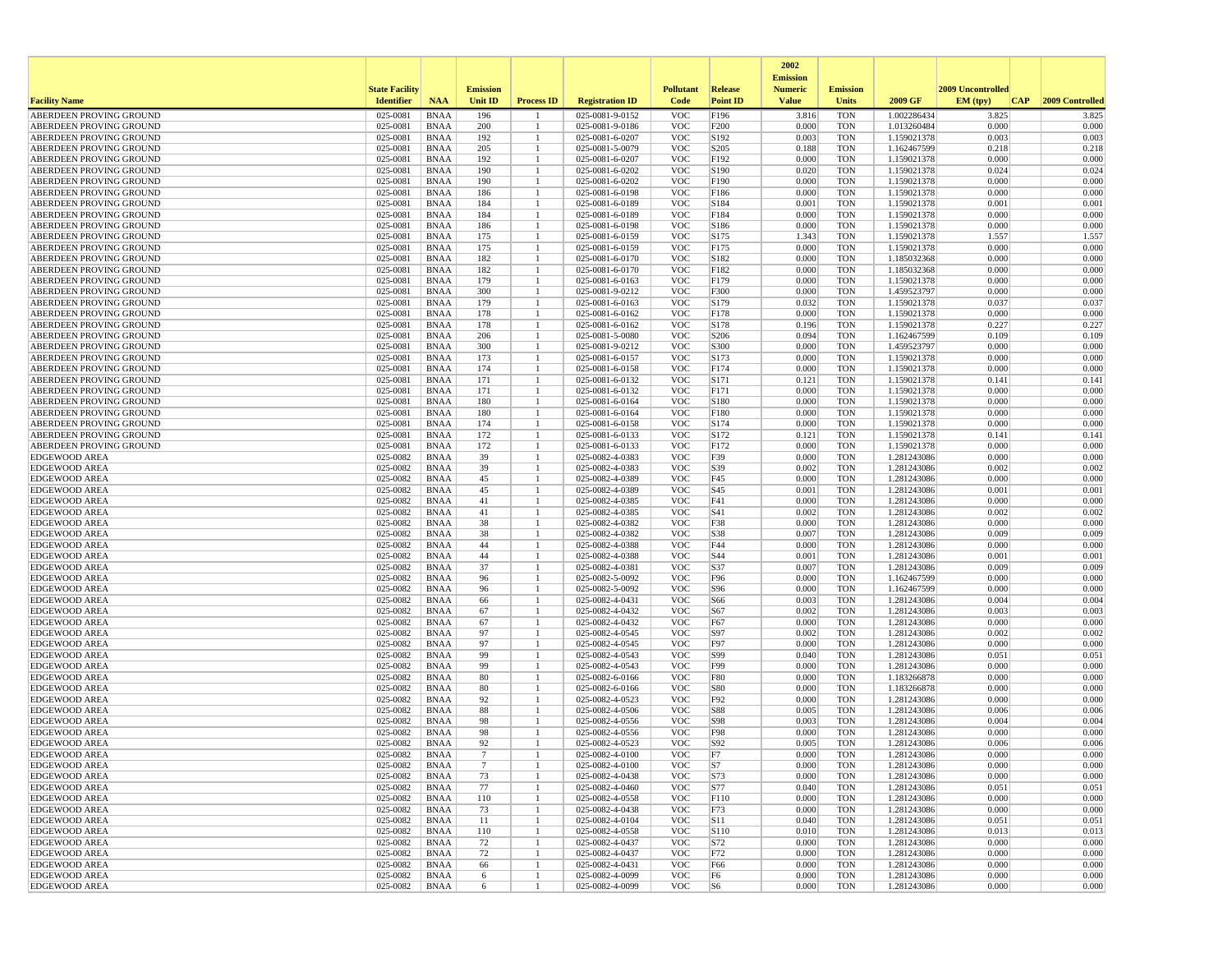| Facility Name | State Facility Identifier | NAA | Emission Unit ID | Process ID | Registration ID | Pollutant Code | Release Point ID | 2002 Emission Numeric Value | Emission Units | 2009 GF | 2009 Uncontrolled EM (tpy) | CAP | 2009 Controlled |
|---|---|---|---|---|---|---|---|---|---|---|---|---|---|
| ABERDEEN PROVING GROUND | 025-0081 | BNAA | 196 | 1 | 025-0081-9-0152 | VOC | F196 | 3.816 | TON | 1.002286434 | 3.825 | | 3.825 |
| ABERDEEN PROVING GROUND | 025-0081 | BNAA | 200 | 1 | 025-0081-9-0186 | VOC | F200 | 0.000 | TON | 1.013260484 | 0.000 | | 0.000 |
| ABERDEEN PROVING GROUND | 025-0081 | BNAA | 192 | 1 | 025-0081-6-0207 | VOC | S192 | 0.003 | TON | 1.159021378 | 0.003 | | 0.003 |
| ABERDEEN PROVING GROUND | 025-0081 | BNAA | 205 | 1 | 025-0081-5-0079 | VOC | S205 | 0.188 | TON | 1.162467599 | 0.218 | | 0.218 |
| ABERDEEN PROVING GROUND | 025-0081 | BNAA | 192 | 1 | 025-0081-6-0207 | VOC | F192 | 0.000 | TON | 1.159021378 | 0.000 | | 0.000 |
| ABERDEEN PROVING GROUND | 025-0081 | BNAA | 190 | 1 | 025-0081-6-0202 | VOC | S190 | 0.020 | TON | 1.159021378 | 0.024 | | 0.024 |
| ABERDEEN PROVING GROUND | 025-0081 | BNAA | 190 | 1 | 025-0081-6-0202 | VOC | F190 | 0.000 | TON | 1.159021378 | 0.000 | | 0.000 |
| ABERDEEN PROVING GROUND | 025-0081 | BNAA | 186 | 1 | 025-0081-6-0198 | VOC | F186 | 0.000 | TON | 1.159021378 | 0.000 | | 0.000 |
| ABERDEEN PROVING GROUND | 025-0081 | BNAA | 184 | 1 | 025-0081-6-0189 | VOC | S184 | 0.001 | TON | 1.159021378 | 0.001 | | 0.001 |
| ABERDEEN PROVING GROUND | 025-0081 | BNAA | 184 | 1 | 025-0081-6-0189 | VOC | F184 | 0.000 | TON | 1.159021378 | 0.000 | | 0.000 |
| ABERDEEN PROVING GROUND | 025-0081 | BNAA | 186 | 1 | 025-0081-6-0198 | VOC | S186 | 0.000 | TON | 1.159021378 | 0.000 | | 0.000 |
| ABERDEEN PROVING GROUND | 025-0081 | BNAA | 175 | 1 | 025-0081-6-0159 | VOC | S175 | 1.343 | TON | 1.159021378 | 1.557 | | 1.557 |
| ABERDEEN PROVING GROUND | 025-0081 | BNAA | 175 | 1 | 025-0081-6-0159 | VOC | F175 | 0.000 | TON | 1.159021378 | 0.000 | | 0.000 |
| ABERDEEN PROVING GROUND | 025-0081 | BNAA | 182 | 1 | 025-0081-6-0170 | VOC | S182 | 0.000 | TON | 1.185032368 | 0.000 | | 0.000 |
| ABERDEEN PROVING GROUND | 025-0081 | BNAA | 182 | 1 | 025-0081-6-0170 | VOC | F182 | 0.000 | TON | 1.185032368 | 0.000 | | 0.000 |
| ABERDEEN PROVING GROUND | 025-0081 | BNAA | 179 | 1 | 025-0081-6-0163 | VOC | F179 | 0.000 | TON | 1.159021378 | 0.000 | | 0.000 |
| ABERDEEN PROVING GROUND | 025-0081 | BNAA | 300 | 1 | 025-0081-9-0212 | VOC | F300 | 0.000 | TON | 1.459523797 | 0.000 | | 0.000 |
| ABERDEEN PROVING GROUND | 025-0081 | BNAA | 179 | 1 | 025-0081-6-0163 | VOC | S179 | 0.032 | TON | 1.159021378 | 0.037 | | 0.037 |
| ABERDEEN PROVING GROUND | 025-0081 | BNAA | 178 | 1 | 025-0081-6-0162 | VOC | F178 | 0.000 | TON | 1.159021378 | 0.000 | | 0.000 |
| ABERDEEN PROVING GROUND | 025-0081 | BNAA | 178 | 1 | 025-0081-6-0162 | VOC | S178 | 0.196 | TON | 1.159021378 | 0.227 | | 0.227 |
| ABERDEEN PROVING GROUND | 025-0081 | BNAA | 206 | 1 | 025-0081-5-0080 | VOC | S206 | 0.094 | TON | 1.162467599 | 0.109 | | 0.109 |
| ABERDEEN PROVING GROUND | 025-0081 | BNAA | 300 | 1 | 025-0081-9-0212 | VOC | S300 | 0.000 | TON | 1.459523797 | 0.000 | | 0.000 |
| ABERDEEN PROVING GROUND | 025-0081 | BNAA | 173 | 1 | 025-0081-6-0157 | VOC | S173 | 0.000 | TON | 1.159021378 | 0.000 | | 0.000 |
| ABERDEEN PROVING GROUND | 025-0081 | BNAA | 174 | 1 | 025-0081-6-0158 | VOC | F174 | 0.000 | TON | 1.159021378 | 0.000 | | 0.000 |
| ABERDEEN PROVING GROUND | 025-0081 | BNAA | 171 | 1 | 025-0081-6-0132 | VOC | S171 | 0.121 | TON | 1.159021378 | 0.141 | | 0.141 |
| ABERDEEN PROVING GROUND | 025-0081 | BNAA | 171 | 1 | 025-0081-6-0132 | VOC | F171 | 0.000 | TON | 1.159021378 | 0.000 | | 0.000 |
| ABERDEEN PROVING GROUND | 025-0081 | BNAA | 180 | 1 | 025-0081-6-0164 | VOC | S180 | 0.000 | TON | 1.159021378 | 0.000 | | 0.000 |
| ABERDEEN PROVING GROUND | 025-0081 | BNAA | 180 | 1 | 025-0081-6-0164 | VOC | F180 | 0.000 | TON | 1.159021378 | 0.000 | | 0.000 |
| ABERDEEN PROVING GROUND | 025-0081 | BNAA | 174 | 1 | 025-0081-6-0158 | VOC | S174 | 0.000 | TON | 1.159021378 | 0.000 | | 0.000 |
| ABERDEEN PROVING GROUND | 025-0081 | BNAA | 172 | 1 | 025-0081-6-0133 | VOC | S172 | 0.121 | TON | 1.159021378 | 0.141 | | 0.141 |
| ABERDEEN PROVING GROUND | 025-0081 | BNAA | 172 | 1 | 025-0081-6-0133 | VOC | F172 | 0.000 | TON | 1.159021378 | 0.000 | | 0.000 |
| EDGEWOOD AREA | 025-0082 | BNAA | 39 | 1 | 025-0082-4-0383 | VOC | F39 | 0.000 | TON | 1.281243086 | 0.000 | | 0.000 |
| EDGEWOOD AREA | 025-0082 | BNAA | 39 | 1 | 025-0082-4-0383 | VOC | S39 | 0.002 | TON | 1.281243086 | 0.002 | | 0.002 |
| EDGEWOOD AREA | 025-0082 | BNAA | 45 | 1 | 025-0082-4-0389 | VOC | F45 | 0.000 | TON | 1.281243086 | 0.000 | | 0.000 |
| EDGEWOOD AREA | 025-0082 | BNAA | 45 | 1 | 025-0082-4-0389 | VOC | S45 | 0.001 | TON | 1.281243086 | 0.001 | | 0.001 |
| EDGEWOOD AREA | 025-0082 | BNAA | 41 | 1 | 025-0082-4-0385 | VOC | F41 | 0.000 | TON | 1.281243086 | 0.000 | | 0.000 |
| EDGEWOOD AREA | 025-0082 | BNAA | 41 | 1 | 025-0082-4-0385 | VOC | S41 | 0.002 | TON | 1.281243086 | 0.002 | | 0.002 |
| EDGEWOOD AREA | 025-0082 | BNAA | 38 | 1 | 025-0082-4-0382 | VOC | F38 | 0.000 | TON | 1.281243086 | 0.000 | | 0.000 |
| EDGEWOOD AREA | 025-0082 | BNAA | 38 | 1 | 025-0082-4-0382 | VOC | S38 | 0.007 | TON | 1.281243086 | 0.009 | | 0.009 |
| EDGEWOOD AREA | 025-0082 | BNAA | 44 | 1 | 025-0082-4-0388 | VOC | F44 | 0.000 | TON | 1.281243086 | 0.000 | | 0.000 |
| EDGEWOOD AREA | 025-0082 | BNAA | 44 | 1 | 025-0082-4-0388 | VOC | S44 | 0.001 | TON | 1.281243086 | 0.001 | | 0.001 |
| EDGEWOOD AREA | 025-0082 | BNAA | 37 | 1 | 025-0082-4-0381 | VOC | S37 | 0.007 | TON | 1.281243086 | 0.009 | | 0.009 |
| EDGEWOOD AREA | 025-0082 | BNAA | 96 | 1 | 025-0082-5-0092 | VOC | F96 | 0.000 | TON | 1.162467599 | 0.000 | | 0.000 |
| EDGEWOOD AREA | 025-0082 | BNAA | 96 | 1 | 025-0082-5-0092 | VOC | S96 | 0.000 | TON | 1.162467599 | 0.000 | | 0.000 |
| EDGEWOOD AREA | 025-0082 | BNAA | 66 | 1 | 025-0082-4-0431 | VOC | S66 | 0.003 | TON | 1.281243086 | 0.004 | | 0.004 |
| EDGEWOOD AREA | 025-0082 | BNAA | 67 | 1 | 025-0082-4-0432 | VOC | S67 | 0.002 | TON | 1.281243086 | 0.003 | | 0.003 |
| EDGEWOOD AREA | 025-0082 | BNAA | 67 | 1 | 025-0082-4-0432 | VOC | F67 | 0.000 | TON | 1.281243086 | 0.000 | | 0.000 |
| EDGEWOOD AREA | 025-0082 | BNAA | 97 | 1 | 025-0082-4-0545 | VOC | S97 | 0.002 | TON | 1.281243086 | 0.002 | | 0.002 |
| EDGEWOOD AREA | 025-0082 | BNAA | 97 | 1 | 025-0082-4-0545 | VOC | F97 | 0.000 | TON | 1.281243086 | 0.000 | | 0.000 |
| EDGEWOOD AREA | 025-0082 | BNAA | 99 | 1 | 025-0082-4-0543 | VOC | S99 | 0.040 | TON | 1.281243086 | 0.051 | | 0.051 |
| EDGEWOOD AREA | 025-0082 | BNAA | 99 | 1 | 025-0082-4-0543 | VOC | F99 | 0.000 | TON | 1.281243086 | 0.000 | | 0.000 |
| EDGEWOOD AREA | 025-0082 | BNAA | 80 | 1 | 025-0082-6-0166 | VOC | F80 | 0.000 | TON | 1.183266878 | 0.000 | | 0.000 |
| EDGEWOOD AREA | 025-0082 | BNAA | 80 | 1 | 025-0082-6-0166 | VOC | S80 | 0.000 | TON | 1.183266878 | 0.000 | | 0.000 |
| EDGEWOOD AREA | 025-0082 | BNAA | 92 | 1 | 025-0082-4-0523 | VOC | F92 | 0.000 | TON | 1.281243086 | 0.000 | | 0.000 |
| EDGEWOOD AREA | 025-0082 | BNAA | 88 | 1 | 025-0082-4-0506 | VOC | S88 | 0.005 | TON | 1.281243086 | 0.006 | | 0.006 |
| EDGEWOOD AREA | 025-0082 | BNAA | 98 | 1 | 025-0082-4-0556 | VOC | S98 | 0.003 | TON | 1.281243086 | 0.004 | | 0.004 |
| EDGEWOOD AREA | 025-0082 | BNAA | 98 | 1 | 025-0082-4-0556 | VOC | F98 | 0.000 | TON | 1.281243086 | 0.000 | | 0.000 |
| EDGEWOOD AREA | 025-0082 | BNAA | 92 | 1 | 025-0082-4-0523 | VOC | S92 | 0.005 | TON | 1.281243086 | 0.006 | | 0.006 |
| EDGEWOOD AREA | 025-0082 | BNAA | 7 | 1 | 025-0082-4-0100 | VOC | F7 | 0.000 | TON | 1.281243086 | 0.000 | | 0.000 |
| EDGEWOOD AREA | 025-0082 | BNAA | 7 | 1 | 025-0082-4-0100 | VOC | S7 | 0.000 | TON | 1.281243086 | 0.000 | | 0.000 |
| EDGEWOOD AREA | 025-0082 | BNAA | 73 | 1 | 025-0082-4-0438 | VOC | S73 | 0.000 | TON | 1.281243086 | 0.000 | | 0.000 |
| EDGEWOOD AREA | 025-0082 | BNAA | 77 | 1 | 025-0082-4-0460 | VOC | S77 | 0.040 | TON | 1.281243086 | 0.051 | | 0.051 |
| EDGEWOOD AREA | 025-0082 | BNAA | 110 | 1 | 025-0082-4-0558 | VOC | F110 | 0.000 | TON | 1.281243086 | 0.000 | | 0.000 |
| EDGEWOOD AREA | 025-0082 | BNAA | 73 | 1 | 025-0082-4-0438 | VOC | F73 | 0.000 | TON | 1.281243086 | 0.000 | | 0.000 |
| EDGEWOOD AREA | 025-0082 | BNAA | 11 | 1 | 025-0082-4-0104 | VOC | S11 | 0.040 | TON | 1.281243086 | 0.051 | | 0.051 |
| EDGEWOOD AREA | 025-0082 | BNAA | 110 | 1 | 025-0082-4-0558 | VOC | S110 | 0.010 | TON | 1.281243086 | 0.013 | | 0.013 |
| EDGEWOOD AREA | 025-0082 | BNAA | 72 | 1 | 025-0082-4-0437 | VOC | S72 | 0.000 | TON | 1.281243086 | 0.000 | | 0.000 |
| EDGEWOOD AREA | 025-0082 | BNAA | 72 | 1 | 025-0082-4-0437 | VOC | F72 | 0.000 | TON | 1.281243086 | 0.000 | | 0.000 |
| EDGEWOOD AREA | 025-0082 | BNAA | 66 | 1 | 025-0082-4-0431 | VOC | F66 | 0.000 | TON | 1.281243086 | 0.000 | | 0.000 |
| EDGEWOOD AREA | 025-0082 | BNAA | 6 | 1 | 025-0082-4-0099 | VOC | F6 | 0.000 | TON | 1.281243086 | 0.000 | | 0.000 |
| EDGEWOOD AREA | 025-0082 | BNAA | 6 | 1 | 025-0082-4-0099 | VOC | S6 | 0.000 | TON | 1.281243086 | 0.000 | | 0.000 |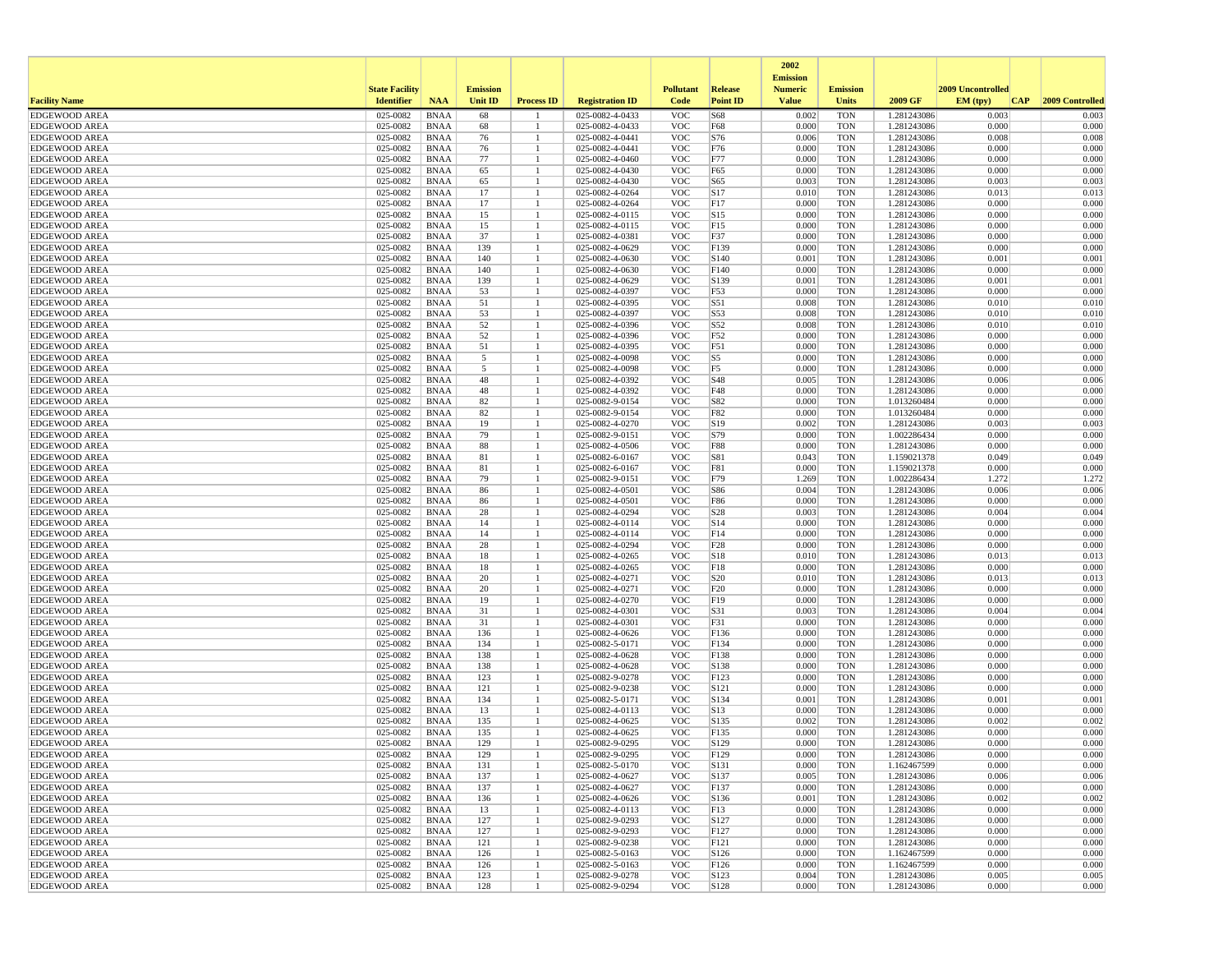| Facility Name | State Facility Identifier | NAA | Emission Unit ID | Process ID | Registration ID | Pollutant Code | Release Point ID | 2002 Emission Numeric Value | Emission Units | 2009 GF | 2009 Uncontrolled EM (tpy) | CAP | 2009 Controlled |
|---|---|---|---|---|---|---|---|---|---|---|---|---|---|
| EDGEWOOD AREA | 025-0082 | BNAA | 68 | 1 | 025-0082-4-0433 | VOC | S68 | 0.002 | TON | 1.281243086 | 0.003 | | 0.003 |
| EDGEWOOD AREA | 025-0082 | BNAA | 68 | 1 | 025-0082-4-0433 | VOC | F68 | 0.000 | TON | 1.281243086 | 0.000 | | 0.000 |
| EDGEWOOD AREA | 025-0082 | BNAA | 76 | 1 | 025-0082-4-0441 | VOC | S76 | 0.006 | TON | 1.281243086 | 0.008 | | 0.008 |
| EDGEWOOD AREA | 025-0082 | BNAA | 76 | 1 | 025-0082-4-0441 | VOC | F76 | 0.000 | TON | 1.281243086 | 0.000 | | 0.000 |
| EDGEWOOD AREA | 025-0082 | BNAA | 77 | 1 | 025-0082-4-0460 | VOC | F77 | 0.000 | TON | 1.281243086 | 0.000 | | 0.000 |
| EDGEWOOD AREA | 025-0082 | BNAA | 65 | 1 | 025-0082-4-0430 | VOC | F65 | 0.000 | TON | 1.281243086 | 0.000 | | 0.000 |
| EDGEWOOD AREA | 025-0082 | BNAA | 65 | 1 | 025-0082-4-0430 | VOC | S65 | 0.003 | TON | 1.281243086 | 0.003 | | 0.003 |
| EDGEWOOD AREA | 025-0082 | BNAA | 17 | 1 | 025-0082-4-0264 | VOC | S17 | 0.010 | TON | 1.281243086 | 0.013 | | 0.013 |
| EDGEWOOD AREA | 025-0082 | BNAA | 17 | 1 | 025-0082-4-0264 | VOC | F17 | 0.000 | TON | 1.281243086 | 0.000 | | 0.000 |
| EDGEWOOD AREA | 025-0082 | BNAA | 15 | 1 | 025-0082-4-0115 | VOC | S15 | 0.000 | TON | 1.281243086 | 0.000 | | 0.000 |
| EDGEWOOD AREA | 025-0082 | BNAA | 15 | 1 | 025-0082-4-0115 | VOC | F15 | 0.000 | TON | 1.281243086 | 0.000 | | 0.000 |
| EDGEWOOD AREA | 025-0082 | BNAA | 37 | 1 | 025-0082-4-0381 | VOC | F37 | 0.000 | TON | 1.281243086 | 0.000 | | 0.000 |
| EDGEWOOD AREA | 025-0082 | BNAA | 139 | 1 | 025-0082-4-0629 | VOC | F139 | 0.000 | TON | 1.281243086 | 0.000 | | 0.000 |
| EDGEWOOD AREA | 025-0082 | BNAA | 140 | 1 | 025-0082-4-0630 | VOC | S140 | 0.001 | TON | 1.281243086 | 0.001 | | 0.001 |
| EDGEWOOD AREA | 025-0082 | BNAA | 140 | 1 | 025-0082-4-0630 | VOC | F140 | 0.000 | TON | 1.281243086 | 0.000 | | 0.000 |
| EDGEWOOD AREA | 025-0082 | BNAA | 139 | 1 | 025-0082-4-0629 | VOC | S139 | 0.001 | TON | 1.281243086 | 0.001 | | 0.001 |
| EDGEWOOD AREA | 025-0082 | BNAA | 53 | 1 | 025-0082-4-0397 | VOC | F53 | 0.000 | TON | 1.281243086 | 0.000 | | 0.000 |
| EDGEWOOD AREA | 025-0082 | BNAA | 51 | 1 | 025-0082-4-0395 | VOC | S51 | 0.008 | TON | 1.281243086 | 0.010 | | 0.010 |
| EDGEWOOD AREA | 025-0082 | BNAA | 53 | 1 | 025-0082-4-0397 | VOC | S53 | 0.008 | TON | 1.281243086 | 0.010 | | 0.010 |
| EDGEWOOD AREA | 025-0082 | BNAA | 52 | 1 | 025-0082-4-0396 | VOC | S52 | 0.008 | TON | 1.281243086 | 0.010 | | 0.010 |
| EDGEWOOD AREA | 025-0082 | BNAA | 52 | 1 | 025-0082-4-0396 | VOC | F52 | 0.000 | TON | 1.281243086 | 0.000 | | 0.000 |
| EDGEWOOD AREA | 025-0082 | BNAA | 51 | 1 | 025-0082-4-0395 | VOC | F51 | 0.000 | TON | 1.281243086 | 0.000 | | 0.000 |
| EDGEWOOD AREA | 025-0082 | BNAA | 5 | 1 | 025-0082-4-0098 | VOC | S5 | 0.000 | TON | 1.281243086 | 0.000 | | 0.000 |
| EDGEWOOD AREA | 025-0082 | BNAA | 5 | 1 | 025-0082-4-0098 | VOC | F5 | 0.000 | TON | 1.281243086 | 0.000 | | 0.000 |
| EDGEWOOD AREA | 025-0082 | BNAA | 48 | 1 | 025-0082-4-0392 | VOC | S48 | 0.005 | TON | 1.281243086 | 0.006 | | 0.006 |
| EDGEWOOD AREA | 025-0082 | BNAA | 48 | 1 | 025-0082-4-0392 | VOC | F48 | 0.000 | TON | 1.281243086 | 0.000 | | 0.000 |
| EDGEWOOD AREA | 025-0082 | BNAA | 82 | 1 | 025-0082-9-0154 | VOC | S82 | 0.000 | TON | 1.013260484 | 0.000 | | 0.000 |
| EDGEWOOD AREA | 025-0082 | BNAA | 82 | 1 | 025-0082-9-0154 | VOC | F82 | 0.000 | TON | 1.013260484 | 0.000 | | 0.000 |
| EDGEWOOD AREA | 025-0082 | BNAA | 19 | 1 | 025-0082-4-0270 | VOC | S19 | 0.002 | TON | 1.281243086 | 0.003 | | 0.003 |
| EDGEWOOD AREA | 025-0082 | BNAA | 79 | 1 | 025-0082-9-0151 | VOC | S79 | 0.000 | TON | 1.002286434 | 0.000 | | 0.000 |
| EDGEWOOD AREA | 025-0082 | BNAA | 88 | 1 | 025-0082-4-0506 | VOC | F88 | 0.000 | TON | 1.281243086 | 0.000 | | 0.000 |
| EDGEWOOD AREA | 025-0082 | BNAA | 81 | 1 | 025-0082-6-0167 | VOC | S81 | 0.043 | TON | 1.159021378 | 0.049 | | 0.049 |
| EDGEWOOD AREA | 025-0082 | BNAA | 81 | 1 | 025-0082-6-0167 | VOC | F81 | 0.000 | TON | 1.159021378 | 0.000 | | 0.000 |
| EDGEWOOD AREA | 025-0082 | BNAA | 79 | 1 | 025-0082-9-0151 | VOC | F79 | 1.269 | TON | 1.002286434 | 1.272 | | 1.272 |
| EDGEWOOD AREA | 025-0082 | BNAA | 86 | 1 | 025-0082-4-0501 | VOC | S86 | 0.004 | TON | 1.281243086 | 0.006 | | 0.006 |
| EDGEWOOD AREA | 025-0082 | BNAA | 86 | 1 | 025-0082-4-0501 | VOC | F86 | 0.000 | TON | 1.281243086 | 0.000 | | 0.000 |
| EDGEWOOD AREA | 025-0082 | BNAA | 28 | 1 | 025-0082-4-0294 | VOC | S28 | 0.003 | TON | 1.281243086 | 0.004 | | 0.004 |
| EDGEWOOD AREA | 025-0082 | BNAA | 14 | 1 | 025-0082-4-0114 | VOC | S14 | 0.000 | TON | 1.281243086 | 0.000 | | 0.000 |
| EDGEWOOD AREA | 025-0082 | BNAA | 14 | 1 | 025-0082-4-0114 | VOC | F14 | 0.000 | TON | 1.281243086 | 0.000 | | 0.000 |
| EDGEWOOD AREA | 025-0082 | BNAA | 28 | 1 | 025-0082-4-0294 | VOC | F28 | 0.000 | TON | 1.281243086 | 0.000 | | 0.000 |
| EDGEWOOD AREA | 025-0082 | BNAA | 18 | 1 | 025-0082-4-0265 | VOC | S18 | 0.010 | TON | 1.281243086 | 0.013 | | 0.013 |
| EDGEWOOD AREA | 025-0082 | BNAA | 18 | 1 | 025-0082-4-0265 | VOC | F18 | 0.000 | TON | 1.281243086 | 0.000 | | 0.000 |
| EDGEWOOD AREA | 025-0082 | BNAA | 20 | 1 | 025-0082-4-0271 | VOC | S20 | 0.010 | TON | 1.281243086 | 0.013 | | 0.013 |
| EDGEWOOD AREA | 025-0082 | BNAA | 20 | 1 | 025-0082-4-0271 | VOC | F20 | 0.000 | TON | 1.281243086 | 0.000 | | 0.000 |
| EDGEWOOD AREA | 025-0082 | BNAA | 19 | 1 | 025-0082-4-0270 | VOC | F19 | 0.000 | TON | 1.281243086 | 0.000 | | 0.000 |
| EDGEWOOD AREA | 025-0082 | BNAA | 31 | 1 | 025-0082-4-0301 | VOC | S31 | 0.003 | TON | 1.281243086 | 0.004 | | 0.004 |
| EDGEWOOD AREA | 025-0082 | BNAA | 31 | 1 | 025-0082-4-0301 | VOC | F31 | 0.000 | TON | 1.281243086 | 0.000 | | 0.000 |
| EDGEWOOD AREA | 025-0082 | BNAA | 136 | 1 | 025-0082-4-0626 | VOC | F136 | 0.000 | TON | 1.281243086 | 0.000 | | 0.000 |
| EDGEWOOD AREA | 025-0082 | BNAA | 134 | 1 | 025-0082-5-0171 | VOC | F134 | 0.000 | TON | 1.281243086 | 0.000 | | 0.000 |
| EDGEWOOD AREA | 025-0082 | BNAA | 138 | 1 | 025-0082-4-0628 | VOC | F138 | 0.000 | TON | 1.281243086 | 0.000 | | 0.000 |
| EDGEWOOD AREA | 025-0082 | BNAA | 138 | 1 | 025-0082-4-0628 | VOC | S138 | 0.000 | TON | 1.281243086 | 0.000 | | 0.000 |
| EDGEWOOD AREA | 025-0082 | BNAA | 123 | 1 | 025-0082-9-0278 | VOC | F123 | 0.000 | TON | 1.281243086 | 0.000 | | 0.000 |
| EDGEWOOD AREA | 025-0082 | BNAA | 121 | 1 | 025-0082-9-0238 | VOC | S121 | 0.000 | TON | 1.281243086 | 0.000 | | 0.000 |
| EDGEWOOD AREA | 025-0082 | BNAA | 134 | 1 | 025-0082-5-0171 | VOC | S134 | 0.001 | TON | 1.281243086 | 0.001 | | 0.001 |
| EDGEWOOD AREA | 025-0082 | BNAA | 13 | 1 | 025-0082-4-0113 | VOC | S13 | 0.000 | TON | 1.281243086 | 0.000 | | 0.000 |
| EDGEWOOD AREA | 025-0082 | BNAA | 135 | 1 | 025-0082-4-0625 | VOC | S135 | 0.002 | TON | 1.281243086 | 0.002 | | 0.002 |
| EDGEWOOD AREA | 025-0082 | BNAA | 135 | 1 | 025-0082-4-0625 | VOC | F135 | 0.000 | TON | 1.281243086 | 0.000 | | 0.000 |
| EDGEWOOD AREA | 025-0082 | BNAA | 129 | 1 | 025-0082-9-0295 | VOC | S129 | 0.000 | TON | 1.281243086 | 0.000 | | 0.000 |
| EDGEWOOD AREA | 025-0082 | BNAA | 129 | 1 | 025-0082-9-0295 | VOC | F129 | 0.000 | TON | 1.281243086 | 0.000 | | 0.000 |
| EDGEWOOD AREA | 025-0082 | BNAA | 131 | 1 | 025-0082-5-0170 | VOC | S131 | 0.000 | TON | 1.162467599 | 0.000 | | 0.000 |
| EDGEWOOD AREA | 025-0082 | BNAA | 137 | 1 | 025-0082-4-0627 | VOC | S137 | 0.005 | TON | 1.281243086 | 0.006 | | 0.006 |
| EDGEWOOD AREA | 025-0082 | BNAA | 137 | 1 | 025-0082-4-0627 | VOC | F137 | 0.000 | TON | 1.281243086 | 0.000 | | 0.000 |
| EDGEWOOD AREA | 025-0082 | BNAA | 136 | 1 | 025-0082-4-0626 | VOC | S136 | 0.001 | TON | 1.281243086 | 0.002 | | 0.002 |
| EDGEWOOD AREA | 025-0082 | BNAA | 13 | 1 | 025-0082-4-0113 | VOC | F13 | 0.000 | TON | 1.281243086 | 0.000 | | 0.000 |
| EDGEWOOD AREA | 025-0082 | BNAA | 127 | 1 | 025-0082-9-0293 | VOC | S127 | 0.000 | TON | 1.281243086 | 0.000 | | 0.000 |
| EDGEWOOD AREA | 025-0082 | BNAA | 127 | 1 | 025-0082-9-0293 | VOC | F127 | 0.000 | TON | 1.281243086 | 0.000 | | 0.000 |
| EDGEWOOD AREA | 025-0082 | BNAA | 121 | 1 | 025-0082-9-0238 | VOC | F121 | 0.000 | TON | 1.281243086 | 0.000 | | 0.000 |
| EDGEWOOD AREA | 025-0082 | BNAA | 126 | 1 | 025-0082-5-0163 | VOC | S126 | 0.000 | TON | 1.162467599 | 0.000 | | 0.000 |
| EDGEWOOD AREA | 025-0082 | BNAA | 126 | 1 | 025-0082-5-0163 | VOC | F126 | 0.000 | TON | 1.162467599 | 0.000 | | 0.000 |
| EDGEWOOD AREA | 025-0082 | BNAA | 123 | 1 | 025-0082-9-0278 | VOC | S123 | 0.004 | TON | 1.281243086 | 0.005 | | 0.005 |
| EDGEWOOD AREA | 025-0082 | BNAA | 128 | 1 | 025-0082-9-0294 | VOC | S128 | 0.000 | TON | 1.281243086 | 0.000 | | 0.000 |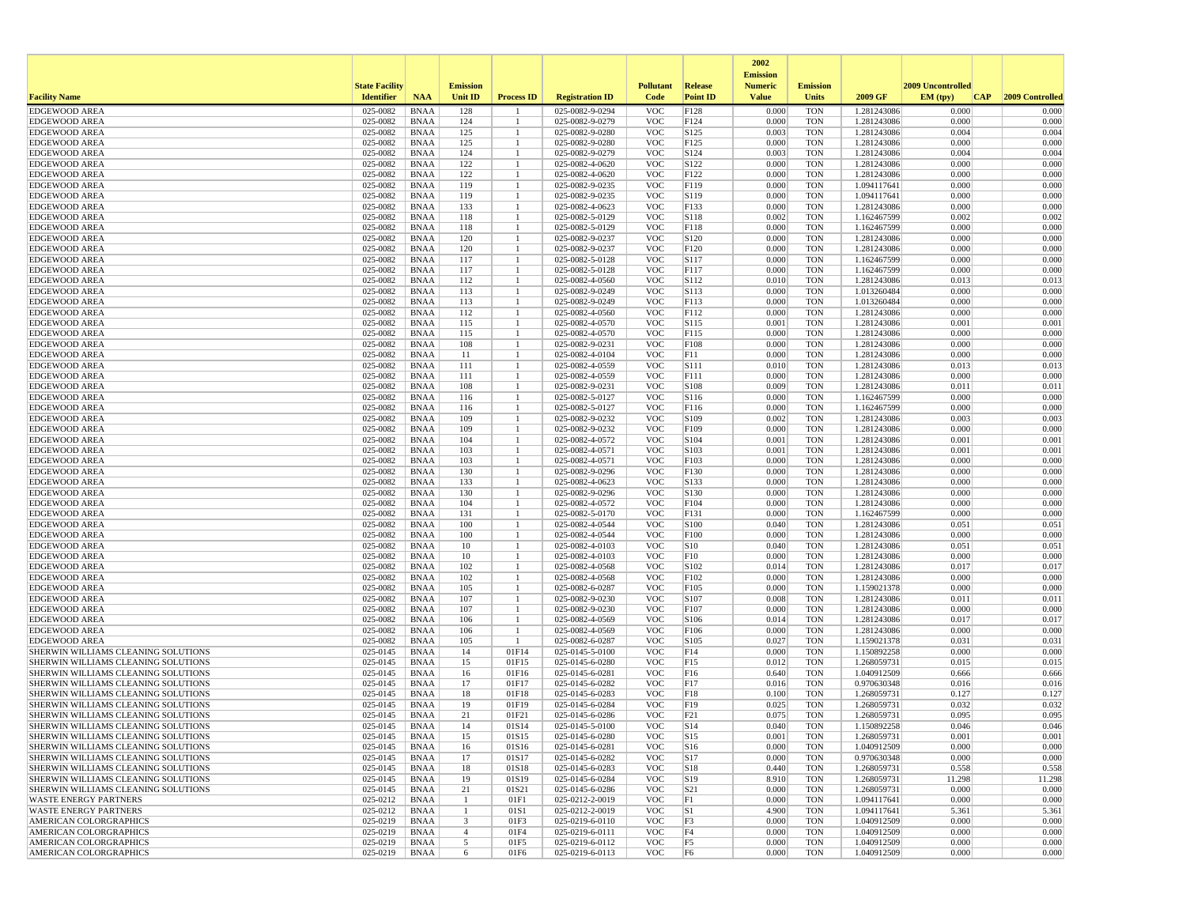| Facility Name | State Facility Identifier | NAA | Emission Unit ID | Process ID | Registration ID | Pollutant Code | Release Point ID | 2002 Emission Numeric Value | Emission Units | 2009 GF | 2009 Uncontrolled EM (tpy) | CAP | 2009 Controlled |
|---|---|---|---|---|---|---|---|---|---|---|---|---|---|
| EDGEWOOD AREA | 025-0082 | BNAA | 128 | 1 | 025-0082-9-0294 | VOC | F128 | 0.000 | TON | 1.281243086 | 0.000 | | 0.000 |
| EDGEWOOD AREA | 025-0082 | BNAA | 124 | 1 | 025-0082-9-0279 | VOC | F124 | 0.000 | TON | 1.281243086 | 0.000 | | 0.000 |
| EDGEWOOD AREA | 025-0082 | BNAA | 125 | 1 | 025-0082-9-0280 | VOC | S125 | 0.003 | TON | 1.281243086 | 0.004 | | 0.004 |
| EDGEWOOD AREA | 025-0082 | BNAA | 125 | 1 | 025-0082-9-0280 | VOC | F125 | 0.000 | TON | 1.281243086 | 0.000 | | 0.000 |
| EDGEWOOD AREA | 025-0082 | BNAA | 124 | 1 | 025-0082-9-0279 | VOC | S124 | 0.003 | TON | 1.281243086 | 0.004 | | 0.004 |
| EDGEWOOD AREA | 025-0082 | BNAA | 122 | 1 | 025-0082-4-0620 | VOC | S122 | 0.000 | TON | 1.281243086 | 0.000 | | 0.000 |
| EDGEWOOD AREA | 025-0082 | BNAA | 122 | 1 | 025-0082-4-0620 | VOC | F122 | 0.000 | TON | 1.281243086 | 0.000 | | 0.000 |
| EDGEWOOD AREA | 025-0082 | BNAA | 119 | 1 | 025-0082-9-0235 | VOC | F119 | 0.000 | TON | 1.094117641 | 0.000 | | 0.000 |
| EDGEWOOD AREA | 025-0082 | BNAA | 119 | 1 | 025-0082-9-0235 | VOC | S119 | 0.000 | TON | 1.094117641 | 0.000 | | 0.000 |
| EDGEWOOD AREA | 025-0082 | BNAA | 133 | 1 | 025-0082-4-0623 | VOC | F133 | 0.000 | TON | 1.281243086 | 0.000 | | 0.000 |
| EDGEWOOD AREA | 025-0082 | BNAA | 118 | 1 | 025-0082-5-0129 | VOC | S118 | 0.002 | TON | 1.162467599 | 0.002 | | 0.002 |
| EDGEWOOD AREA | 025-0082 | BNAA | 118 | 1 | 025-0082-5-0129 | VOC | F118 | 0.000 | TON | 1.162467599 | 0.000 | | 0.000 |
| EDGEWOOD AREA | 025-0082 | BNAA | 120 | 1 | 025-0082-9-0237 | VOC | S120 | 0.000 | TON | 1.281243086 | 0.000 | | 0.000 |
| EDGEWOOD AREA | 025-0082 | BNAA | 120 | 1 | 025-0082-9-0237 | VOC | F120 | 0.000 | TON | 1.281243086 | 0.000 | | 0.000 |
| EDGEWOOD AREA | 025-0082 | BNAA | 117 | 1 | 025-0082-5-0128 | VOC | S117 | 0.000 | TON | 1.162467599 | 0.000 | | 0.000 |
| EDGEWOOD AREA | 025-0082 | BNAA | 117 | 1 | 025-0082-5-0128 | VOC | F117 | 0.000 | TON | 1.162467599 | 0.000 | | 0.000 |
| EDGEWOOD AREA | 025-0082 | BNAA | 112 | 1 | 025-0082-4-0560 | VOC | S112 | 0.010 | TON | 1.281243086 | 0.013 | | 0.013 |
| EDGEWOOD AREA | 025-0082 | BNAA | 113 | 1 | 025-0082-9-0249 | VOC | S113 | 0.000 | TON | 1.013260484 | 0.000 | | 0.000 |
| EDGEWOOD AREA | 025-0082 | BNAA | 113 | 1 | 025-0082-9-0249 | VOC | F113 | 0.000 | TON | 1.013260484 | 0.000 | | 0.000 |
| EDGEWOOD AREA | 025-0082 | BNAA | 112 | 1 | 025-0082-4-0560 | VOC | F112 | 0.000 | TON | 1.281243086 | 0.000 | | 0.000 |
| EDGEWOOD AREA | 025-0082 | BNAA | 115 | 1 | 025-0082-4-0570 | VOC | S115 | 0.001 | TON | 1.281243086 | 0.001 | | 0.001 |
| EDGEWOOD AREA | 025-0082 | BNAA | 115 | 1 | 025-0082-4-0570 | VOC | F115 | 0.000 | TON | 1.281243086 | 0.000 | | 0.000 |
| EDGEWOOD AREA | 025-0082 | BNAA | 108 | 1 | 025-0082-9-0231 | VOC | F108 | 0.000 | TON | 1.281243086 | 0.000 | | 0.000 |
| EDGEWOOD AREA | 025-0082 | BNAA | 11 | 1 | 025-0082-4-0104 | VOC | F11 | 0.000 | TON | 1.281243086 | 0.000 | | 0.000 |
| EDGEWOOD AREA | 025-0082 | BNAA | 111 | 1 | 025-0082-4-0559 | VOC | S111 | 0.010 | TON | 1.281243086 | 0.013 | | 0.013 |
| EDGEWOOD AREA | 025-0082 | BNAA | 111 | 1 | 025-0082-4-0559 | VOC | F111 | 0.000 | TON | 1.281243086 | 0.000 | | 0.000 |
| EDGEWOOD AREA | 025-0082 | BNAA | 108 | 1 | 025-0082-9-0231 | VOC | S108 | 0.009 | TON | 1.281243086 | 0.011 | | 0.011 |
| EDGEWOOD AREA | 025-0082 | BNAA | 116 | 1 | 025-0082-5-0127 | VOC | S116 | 0.000 | TON | 1.162467599 | 0.000 | | 0.000 |
| EDGEWOOD AREA | 025-0082 | BNAA | 116 | 1 | 025-0082-5-0127 | VOC | F116 | 0.000 | TON | 1.162467599 | 0.000 | | 0.000 |
| EDGEWOOD AREA | 025-0082 | BNAA | 109 | 1 | 025-0082-9-0232 | VOC | S109 | 0.002 | TON | 1.281243086 | 0.003 | | 0.003 |
| EDGEWOOD AREA | 025-0082 | BNAA | 109 | 1 | 025-0082-9-0232 | VOC | F109 | 0.000 | TON | 1.281243086 | 0.000 | | 0.000 |
| EDGEWOOD AREA | 025-0082 | BNAA | 104 | 1 | 025-0082-4-0572 | VOC | S104 | 0.001 | TON | 1.281243086 | 0.001 | | 0.001 |
| EDGEWOOD AREA | 025-0082 | BNAA | 103 | 1 | 025-0082-4-0571 | VOC | S103 | 0.001 | TON | 1.281243086 | 0.001 | | 0.001 |
| EDGEWOOD AREA | 025-0082 | BNAA | 103 | 1 | 025-0082-4-0571 | VOC | F103 | 0.000 | TON | 1.281243086 | 0.000 | | 0.000 |
| EDGEWOOD AREA | 025-0082 | BNAA | 130 | 1 | 025-0082-9-0296 | VOC | F130 | 0.000 | TON | 1.281243086 | 0.000 | | 0.000 |
| EDGEWOOD AREA | 025-0082 | BNAA | 133 | 1 | 025-0082-4-0623 | VOC | S133 | 0.000 | TON | 1.281243086 | 0.000 | | 0.000 |
| EDGEWOOD AREA | 025-0082 | BNAA | 130 | 1 | 025-0082-9-0296 | VOC | S130 | 0.000 | TON | 1.281243086 | 0.000 | | 0.000 |
| EDGEWOOD AREA | 025-0082 | BNAA | 104 | 1 | 025-0082-4-0572 | VOC | F104 | 0.000 | TON | 1.281243086 | 0.000 | | 0.000 |
| EDGEWOOD AREA | 025-0082 | BNAA | 131 | 1 | 025-0082-5-0170 | VOC | F131 | 0.000 | TON | 1.162467599 | 0.000 | | 0.000 |
| EDGEWOOD AREA | 025-0082 | BNAA | 100 | 1 | 025-0082-4-0544 | VOC | S100 | 0.040 | TON | 1.281243086 | 0.051 | | 0.051 |
| EDGEWOOD AREA | 025-0082 | BNAA | 100 | 1 | 025-0082-4-0544 | VOC | F100 | 0.000 | TON | 1.281243086 | 0.000 | | 0.000 |
| EDGEWOOD AREA | 025-0082 | BNAA | 10 | 1 | 025-0082-4-0103 | VOC | S10 | 0.040 | TON | 1.281243086 | 0.051 | | 0.051 |
| EDGEWOOD AREA | 025-0082 | BNAA | 10 | 1 | 025-0082-4-0103 | VOC | F10 | 0.000 | TON | 1.281243086 | 0.000 | | 0.000 |
| EDGEWOOD AREA | 025-0082 | BNAA | 102 | 1 | 025-0082-4-0568 | VOC | S102 | 0.014 | TON | 1.281243086 | 0.017 | | 0.017 |
| EDGEWOOD AREA | 025-0082 | BNAA | 102 | 1 | 025-0082-4-0568 | VOC | F102 | 0.000 | TON | 1.281243086 | 0.000 | | 0.000 |
| EDGEWOOD AREA | 025-0082 | BNAA | 105 | 1 | 025-0082-6-0287 | VOC | F105 | 0.000 | TON | 1.159021378 | 0.000 | | 0.000 |
| EDGEWOOD AREA | 025-0082 | BNAA | 107 | 1 | 025-0082-9-0230 | VOC | S107 | 0.008 | TON | 1.281243086 | 0.011 | | 0.011 |
| EDGEWOOD AREA | 025-0082 | BNAA | 107 | 1 | 025-0082-9-0230 | VOC | F107 | 0.000 | TON | 1.281243086 | 0.000 | | 0.000 |
| EDGEWOOD AREA | 025-0082 | BNAA | 106 | 1 | 025-0082-4-0569 | VOC | S106 | 0.014 | TON | 1.281243086 | 0.017 | | 0.017 |
| EDGEWOOD AREA | 025-0082 | BNAA | 106 | 1 | 025-0082-4-0569 | VOC | F106 | 0.000 | TON | 1.281243086 | 0.000 | | 0.000 |
| EDGEWOOD AREA | 025-0082 | BNAA | 105 | 1 | 025-0082-6-0287 | VOC | S105 | 0.027 | TON | 1.159021378 | 0.031 | | 0.031 |
| SHERWIN WILLIAMS CLEANING SOLUTIONS | 025-0145 | BNAA | 14 | 01F14 | 025-0145-5-0100 | VOC | F14 | 0.000 | TON | 1.150892258 | 0.000 | | 0.000 |
| SHERWIN WILLIAMS CLEANING SOLUTIONS | 025-0145 | BNAA | 15 | 01F15 | 025-0145-6-0280 | VOC | F15 | 0.012 | TON | 1.268059731 | 0.015 | | 0.015 |
| SHERWIN WILLIAMS CLEANING SOLUTIONS | 025-0145 | BNAA | 16 | 01F16 | 025-0145-6-0281 | VOC | F16 | 0.640 | TON | 1.040912509 | 0.666 | | 0.666 |
| SHERWIN WILLIAMS CLEANING SOLUTIONS | 025-0145 | BNAA | 17 | 01F17 | 025-0145-6-0282 | VOC | F17 | 0.016 | TON | 0.970630348 | 0.016 | | 0.016 |
| SHERWIN WILLIAMS CLEANING SOLUTIONS | 025-0145 | BNAA | 18 | 01F18 | 025-0145-6-0283 | VOC | F18 | 0.100 | TON | 1.268059731 | 0.127 | | 0.127 |
| SHERWIN WILLIAMS CLEANING SOLUTIONS | 025-0145 | BNAA | 19 | 01F19 | 025-0145-6-0284 | VOC | F19 | 0.025 | TON | 1.268059731 | 0.032 | | 0.032 |
| SHERWIN WILLIAMS CLEANING SOLUTIONS | 025-0145 | BNAA | 21 | 01F21 | 025-0145-6-0286 | VOC | F21 | 0.075 | TON | 1.268059731 | 0.095 | | 0.095 |
| SHERWIN WILLIAMS CLEANING SOLUTIONS | 025-0145 | BNAA | 14 | 01S14 | 025-0145-5-0100 | VOC | S14 | 0.040 | TON | 1.150892258 | 0.046 | | 0.046 |
| SHERWIN WILLIAMS CLEANING SOLUTIONS | 025-0145 | BNAA | 15 | 01S15 | 025-0145-6-0280 | VOC | S15 | 0.001 | TON | 1.268059731 | 0.001 | | 0.001 |
| SHERWIN WILLIAMS CLEANING SOLUTIONS | 025-0145 | BNAA | 16 | 01S16 | 025-0145-6-0281 | VOC | S16 | 0.000 | TON | 1.040912509 | 0.000 | | 0.000 |
| SHERWIN WILLIAMS CLEANING SOLUTIONS | 025-0145 | BNAA | 17 | 01S17 | 025-0145-6-0282 | VOC | S17 | 0.000 | TON | 0.970630348 | 0.000 | | 0.000 |
| SHERWIN WILLIAMS CLEANING SOLUTIONS | 025-0145 | BNAA | 18 | 01S18 | 025-0145-6-0283 | VOC | S18 | 0.440 | TON | 1.268059731 | 0.558 | | 0.558 |
| SHERWIN WILLIAMS CLEANING SOLUTIONS | 025-0145 | BNAA | 19 | 01S19 | 025-0145-6-0284 | VOC | S19 | 8.910 | TON | 1.268059731 | 11.298 | | 11.298 |
| SHERWIN WILLIAMS CLEANING SOLUTIONS | 025-0145 | BNAA | 21 | 01S21 | 025-0145-6-0286 | VOC | S21 | 0.000 | TON | 1.268059731 | 0.000 | | 0.000 |
| WASTE ENERGY PARTNERS | 025-0212 | BNAA | 1 | 01F1 | 025-0212-2-0019 | VOC | F1 | 0.000 | TON | 1.094117641 | 0.000 | | 0.000 |
| WASTE ENERGY PARTNERS | 025-0212 | BNAA | 1 | 01S1 | 025-0212-2-0019 | VOC | S1 | 4.900 | TON | 1.094117641 | 5.361 | | 5.361 |
| AMERICAN COLORGRAPHICS | 025-0219 | BNAA | 3 | 01F3 | 025-0219-6-0110 | VOC | F3 | 0.000 | TON | 1.040912509 | 0.000 | | 0.000 |
| AMERICAN COLORGRAPHICS | 025-0219 | BNAA | 4 | 01F4 | 025-0219-6-0111 | VOC | F4 | 0.000 | TON | 1.040912509 | 0.000 | | 0.000 |
| AMERICAN COLORGRAPHICS | 025-0219 | BNAA | 5 | 01F5 | 025-0219-6-0112 | VOC | F5 | 0.000 | TON | 1.040912509 | 0.000 | | 0.000 |
| AMERICAN COLORGRAPHICS | 025-0219 | BNAA | 6 | 01F6 | 025-0219-6-0113 | VOC | F6 | 0.000 | TON | 1.040912509 | 0.000 | | 0.000 |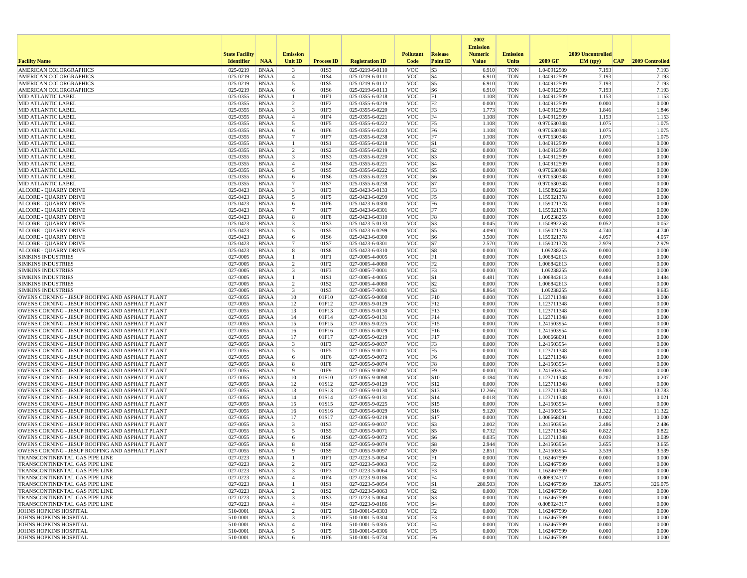| Facility Name | State Facility Identifier | NAA | Emission Unit ID | Process ID | Registration ID | Pollutant Code | Release Point ID | 2002 Emission Numeric Value | Emission Units | 2009 GF | 2009 Uncontrolled EM (tpy) | CAP | 2009 Controlled |
|---|---|---|---|---|---|---|---|---|---|---|---|---|---|
| AMERICAN COLORGRAPHICS | 025-0219 | BNAA | 3 | 01S3 | 025-0219-6-0110 | VOC | S3 | 6.910 | TON | 1.040912509 | 7.193 | | 7.193 |
| AMERICAN COLORGRAPHICS | 025-0219 | BNAA | 4 | 01S4 | 025-0219-6-0111 | VOC | S4 | 6.910 | TON | 1.040912509 | 7.193 | | 7.193 |
| AMERICAN COLORGRAPHICS | 025-0219 | BNAA | 5 | 01S5 | 025-0219-6-0112 | VOC | S5 | 6.910 | TON | 1.040912509 | 7.193 | | 7.193 |
| AMERICAN COLORGRAPHICS | 025-0219 | BNAA | 6 | 01S6 | 025-0219-6-0113 | VOC | S6 | 6.910 | TON | 1.040912509 | 7.193 | | 7.193 |
| MID ATLANTIC LABEL | 025-0355 | BNAA | 1 | 01F1 | 025-0355-6-0218 | VOC | F1 | 1.108 | TON | 1.040912509 | 1.153 | | 1.153 |
| MID ATLANTIC LABEL | 025-0355 | BNAA | 2 | 01F2 | 025-0355-6-0219 | VOC | F2 | 0.000 | TON | 1.040912509 | 0.000 | | 0.000 |
| MID ATLANTIC LABEL | 025-0355 | BNAA | 3 | 01F3 | 025-0355-6-0220 | VOC | F3 | 1.773 | TON | 1.040912509 | 1.846 | | 1.846 |
| MID ATLANTIC LABEL | 025-0355 | BNAA | 4 | 01F4 | 025-0355-6-0221 | VOC | F4 | 1.108 | TON | 1.040912509 | 1.153 | | 1.153 |
| MID ATLANTIC LABEL | 025-0355 | BNAA | 5 | 01F5 | 025-0355-6-0222 | VOC | F5 | 1.108 | TON | 0.970630348 | 1.075 | | 1.075 |
| MID ATLANTIC LABEL | 025-0355 | BNAA | 6 | 01F6 | 025-0355-6-0223 | VOC | F6 | 1.108 | TON | 0.970630348 | 1.075 | | 1.075 |
| MID ATLANTIC LABEL | 025-0355 | BNAA | 7 | 01F7 | 025-0355-6-0238 | VOC | F7 | 1.108 | TON | 0.970630348 | 1.075 | | 1.075 |
| MID ATLANTIC LABEL | 025-0355 | BNAA | 1 | 01S1 | 025-0355-6-0218 | VOC | S1 | 0.000 | TON | 1.040912509 | 0.000 | | 0.000 |
| MID ATLANTIC LABEL | 025-0355 | BNAA | 2 | 01S2 | 025-0355-6-0219 | VOC | S2 | 0.000 | TON | 1.040912509 | 0.000 | | 0.000 |
| MID ATLANTIC LABEL | 025-0355 | BNAA | 3 | 01S3 | 025-0355-6-0220 | VOC | S3 | 0.000 | TON | 1.040912509 | 0.000 | | 0.000 |
| MID ATLANTIC LABEL | 025-0355 | BNAA | 4 | 01S4 | 025-0355-6-0221 | VOC | S4 | 0.000 | TON | 1.040912509 | 0.000 | | 0.000 |
| MID ATLANTIC LABEL | 025-0355 | BNAA | 5 | 01S5 | 025-0355-6-0222 | VOC | S5 | 0.000 | TON | 0.970630348 | 0.000 | | 0.000 |
| MID ATLANTIC LABEL | 025-0355 | BNAA | 6 | 01S6 | 025-0355-6-0223 | VOC | S6 | 0.000 | TON | 0.970630348 | 0.000 | | 0.000 |
| MID ATLANTIC LABEL | 025-0355 | BNAA | 7 | 01S7 | 025-0355-6-0238 | VOC | S7 | 0.000 | TON | 0.970630348 | 0.000 | | 0.000 |
| ALCORE - QUARRY DRIVE | 025-0423 | BNAA | 3 | 01F3 | 025-0423-5-0133 | VOC | F3 | 0.000 | TON | 1.150892258 | 0.000 | | 0.000 |
| ALCORE - QUARRY DRIVE | 025-0423 | BNAA | 5 | 01F5 | 025-0423-6-0299 | VOC | F5 | 0.000 | TON | 1.159021378 | 0.000 | | 0.000 |
| ALCORE - QUARRY DRIVE | 025-0423 | BNAA | 6 | 01F6 | 025-0423-6-0300 | VOC | F6 | 0.000 | TON | 1.159021378 | 0.000 | | 0.000 |
| ALCORE - QUARRY DRIVE | 025-0423 | BNAA | 7 | 01F7 | 025-0423-6-0301 | VOC | F7 | 0.000 | TON | 1.159021378 | 0.000 | | 0.000 |
| ALCORE - QUARRY DRIVE | 025-0423 | BNAA | 8 | 01F8 | 025-0423-6-0310 | VOC | F8 | 0.000 | TON | 1.09238255 | 0.000 | | 0.000 |
| ALCORE - QUARRY DRIVE | 025-0423 | BNAA | 3 | 01S3 | 025-0423-5-0133 | VOC | S3 | 0.045 | TON | 1.150892258 | 0.052 | | 0.052 |
| ALCORE - QUARRY DRIVE | 025-0423 | BNAA | 5 | 01S5 | 025-0423-6-0299 | VOC | S5 | 4.090 | TON | 1.159021378 | 4.740 | | 4.740 |
| ALCORE - QUARRY DRIVE | 025-0423 | BNAA | 6 | 01S6 | 025-0423-6-0300 | VOC | S6 | 3.500 | TON | 1.159021378 | 4.057 | | 4.057 |
| ALCORE - QUARRY DRIVE | 025-0423 | BNAA | 7 | 01S7 | 025-0423-6-0301 | VOC | S7 | 2.570 | TON | 1.159021378 | 2.979 | | 2.979 |
| ALCORE - QUARRY DRIVE | 025-0423 | BNAA | 8 | 01S8 | 025-0423-6-0310 | VOC | S8 | 0.000 | TON | 1.09238255 | 0.000 | | 0.000 |
| SIMKINS INDUSTRIES | 027-0005 | BNAA | 1 | 01F1 | 027-0005-4-0005 | VOC | F1 | 0.000 | TON | 1.006842613 | 0.000 | | 0.000 |
| SIMKINS INDUSTRIES | 027-0005 | BNAA | 2 | 01F2 | 027-0005-4-0080 | VOC | F2 | 0.000 | TON | 1.006842613 | 0.000 | | 0.000 |
| SIMKINS INDUSTRIES | 027-0005 | BNAA | 3 | 01F3 | 027-0005-7-0001 | VOC | F3 | 0.000 | TON | 1.09238255 | 0.000 | | 0.000 |
| SIMKINS INDUSTRIES | 027-0005 | BNAA | 1 | 01S1 | 027-0005-4-0005 | VOC | S1 | 0.481 | TON | 1.006842613 | 0.484 | | 0.484 |
| SIMKINS INDUSTRIES | 027-0005 | BNAA | 2 | 01S2 | 027-0005-4-0080 | VOC | S2 | 0.000 | TON | 1.006842613 | 0.000 | | 0.000 |
| SIMKINS INDUSTRIES | 027-0005 | BNAA | 3 | 01S3 | 027-0005-7-0001 | VOC | S3 | 8.864 | TON | 1.09238255 | 9.683 | | 9.683 |
| OWENS CORNING - JESUP ROOFING AND ASPHALT PLANT | 027-0055 | BNAA | 10 | 01F10 | 027-0055-9-0098 | VOC | F10 | 0.000 | TON | 1.123711348 | 0.000 | | 0.000 |
| OWENS CORNING - JESUP ROOFING AND ASPHALT PLANT | 027-0055 | BNAA | 12 | 01F12 | 027-0055-9-0129 | VOC | F12 | 0.000 | TON | 1.123711348 | 0.000 | | 0.000 |
| OWENS CORNING - JESUP ROOFING AND ASPHALT PLANT | 027-0055 | BNAA | 13 | 01F13 | 027-0055-9-0130 | VOC | F13 | 0.000 | TON | 1.123711348 | 0.000 | | 0.000 |
| OWENS CORNING - JESUP ROOFING AND ASPHALT PLANT | 027-0055 | BNAA | 14 | 01F14 | 027-0055-9-0131 | VOC | F14 | 0.000 | TON | 1.123711348 | 0.000 | | 0.000 |
| OWENS CORNING - JESUP ROOFING AND ASPHALT PLANT | 027-0055 | BNAA | 15 | 01F15 | 027-0055-9-0225 | VOC | F15 | 0.000 | TON | 1.241503954 | 0.000 | | 0.000 |
| OWENS CORNING - JESUP ROOFING AND ASPHALT PLANT | 027-0055 | BNAA | 16 | 01F16 | 027-0055-6-0029 | VOC | F16 | 0.000 | TON | 1.241503954 | 0.000 | | 0.000 |
| OWENS CORNING - JESUP ROOFING AND ASPHALT PLANT | 027-0055 | BNAA | 17 | 01F17 | 027-0055-9-0219 | VOC | F17 | 0.000 | TON | 1.006668091 | 0.000 | | 0.000 |
| OWENS CORNING - JESUP ROOFING AND ASPHALT PLANT | 027-0055 | BNAA | 3 | 01F3 | 027-0055-9-0037 | VOC | F3 | 0.000 | TON | 1.241503954 | 0.000 | | 0.000 |
| OWENS CORNING - JESUP ROOFING AND ASPHALT PLANT | 027-0055 | BNAA | 5 | 01F5 | 027-0055-9-0071 | VOC | F5 | 0.000 | TON | 1.123711348 | 0.000 | | 0.000 |
| OWENS CORNING - JESUP ROOFING AND ASPHALT PLANT | 027-0055 | BNAA | 6 | 01F6 | 027-0055-9-0072 | VOC | F6 | 0.000 | TON | 1.123711348 | 0.000 | | 0.000 |
| OWENS CORNING - JESUP ROOFING AND ASPHALT PLANT | 027-0055 | BNAA | 8 | 01F8 | 027-0055-9-0074 | VOC | F8 | 0.000 | TON | 1.241503954 | 0.000 | | 0.000 |
| OWENS CORNING - JESUP ROOFING AND ASPHALT PLANT | 027-0055 | BNAA | 9 | 01F9 | 027-0055-9-0097 | VOC | F9 | 0.000 | TON | 1.241503954 | 0.000 | | 0.000 |
| OWENS CORNING - JESUP ROOFING AND ASPHALT PLANT | 027-0055 | BNAA | 10 | 01S10 | 027-0055-9-0098 | VOC | S10 | 0.184 | TON | 1.123711348 | 0.207 | | 0.207 |
| OWENS CORNING - JESUP ROOFING AND ASPHALT PLANT | 027-0055 | BNAA | 12 | 01S12 | 027-0055-9-0129 | VOC | S12 | 0.000 | TON | 1.123711348 | 0.000 | | 0.000 |
| OWENS CORNING - JESUP ROOFING AND ASPHALT PLANT | 027-0055 | BNAA | 13 | 01S13 | 027-0055-9-0130 | VOC | S13 | 12.266 | TON | 1.123711348 | 13.783 | | 13.783 |
| OWENS CORNING - JESUP ROOFING AND ASPHALT PLANT | 027-0055 | BNAA | 14 | 01S14 | 027-0055-9-0131 | VOC | S14 | 0.018 | TON | 1.123711348 | 0.021 | | 0.021 |
| OWENS CORNING - JESUP ROOFING AND ASPHALT PLANT | 027-0055 | BNAA | 15 | 01S15 | 027-0055-9-0225 | VOC | S15 | 0.000 | TON | 1.241503954 | 0.000 | | 0.000 |
| OWENS CORNING - JESUP ROOFING AND ASPHALT PLANT | 027-0055 | BNAA | 16 | 01S16 | 027-0055-6-0029 | VOC | S16 | 9.120 | TON | 1.241503954 | 11.322 | | 11.322 |
| OWENS CORNING - JESUP ROOFING AND ASPHALT PLANT | 027-0055 | BNAA | 17 | 01S17 | 027-0055-9-0219 | VOC | S17 | 0.000 | TON | 1.006668091 | 0.000 | | 0.000 |
| OWENS CORNING - JESUP ROOFING AND ASPHALT PLANT | 027-0055 | BNAA | 3 | 01S3 | 027-0055-9-0037 | VOC | S3 | 2.002 | TON | 1.241503954 | 2.486 | | 2.486 |
| OWENS CORNING - JESUP ROOFING AND ASPHALT PLANT | 027-0055 | BNAA | 5 | 01S5 | 027-0055-9-0071 | VOC | S5 | 0.732 | TON | 1.123711348 | 0.822 | | 0.822 |
| OWENS CORNING - JESUP ROOFING AND ASPHALT PLANT | 027-0055 | BNAA | 6 | 01S6 | 027-0055-9-0072 | VOC | S6 | 0.035 | TON | 1.123711348 | 0.039 | | 0.039 |
| OWENS CORNING - JESUP ROOFING AND ASPHALT PLANT | 027-0055 | BNAA | 8 | 01S8 | 027-0055-9-0074 | VOC | S8 | 2.944 | TON | 1.241503954 | 3.655 | | 3.655 |
| OWENS CORNING - JESUP ROOFING AND ASPHALT PLANT | 027-0055 | BNAA | 9 | 01S9 | 027-0055-9-0097 | VOC | S9 | 2.851 | TON | 1.241503954 | 3.539 | | 3.539 |
| TRANSCONTINENTAL GAS PIPE LINE | 027-0223 | BNAA | 1 | 01F1 | 027-0223-5-0054 | VOC | F1 | 0.000 | TON | 1.162467599 | 0.000 | | 0.000 |
| TRANSCONTINENTAL GAS PIPE LINE | 027-0223 | BNAA | 2 | 01F2 | 027-0223-5-0063 | VOC | F2 | 0.000 | TON | 1.162467599 | 0.000 | | 0.000 |
| TRANSCONTINENTAL GAS PIPE LINE | 027-0223 | BNAA | 3 | 01F3 | 027-0223-5-0064 | VOC | F3 | 0.000 | TON | 1.162467599 | 0.000 | | 0.000 |
| TRANSCONTINENTAL GAS PIPE LINE | 027-0223 | BNAA | 4 | 01F4 | 027-0223-9-0186 | VOC | F4 | 0.000 | TON | 0.808924317 | 0.000 | | 0.000 |
| TRANSCONTINENTAL GAS PIPE LINE | 027-0223 | BNAA | 1 | 01S1 | 027-0223-5-0054 | VOC | S1 | 280.503 | TON | 1.162467599 | 326.075 | | 326.075 |
| TRANSCONTINENTAL GAS PIPE LINE | 027-0223 | BNAA | 2 | 01S2 | 027-0223-5-0063 | VOC | S2 | 0.000 | TON | 1.162467599 | 0.000 | | 0.000 |
| TRANSCONTINENTAL GAS PIPE LINE | 027-0223 | BNAA | 3 | 01S3 | 027-0223-5-0064 | VOC | S3 | 0.000 | TON | 1.162467599 | 0.000 | | 0.000 |
| TRANSCONTINENTAL GAS PIPE LINE | 027-0223 | BNAA | 4 | 01S4 | 027-0223-9-0186 | VOC | S4 | 0.000 | TON | 0.808924317 | 0.000 | | 0.000 |
| JOHNS HOPKINS HOSPITAL | 510-0001 | BNAA | 2 | 01F2 | 510-0001-5-0303 | VOC | F2 | 0.000 | TON | 1.162467599 | 0.000 | | 0.000 |
| JOHNS HOPKINS HOSPITAL | 510-0001 | BNAA | 3 | 01F3 | 510-0001-5-0304 | VOC | F3 | 0.000 | TON | 1.162467599 | 0.000 | | 0.000 |
| JOHNS HOPKINS HOSPITAL | 510-0001 | BNAA | 4 | 01F4 | 510-0001-5-0305 | VOC | F4 | 0.000 | TON | 1.162467599 | 0.000 | | 0.000 |
| JOHNS HOPKINS HOSPITAL | 510-0001 | BNAA | 5 | 01F5 | 510-0001-5-0306 | VOC | F5 | 0.000 | TON | 1.162467599 | 0.000 | | 0.000 |
| JOHNS HOPKINS HOSPITAL | 510-0001 | BNAA | 6 | 01F6 | 510-0001-5-0734 | VOC | F6 | 0.000 | TON | 1.162467599 | 0.000 | | 0.000 |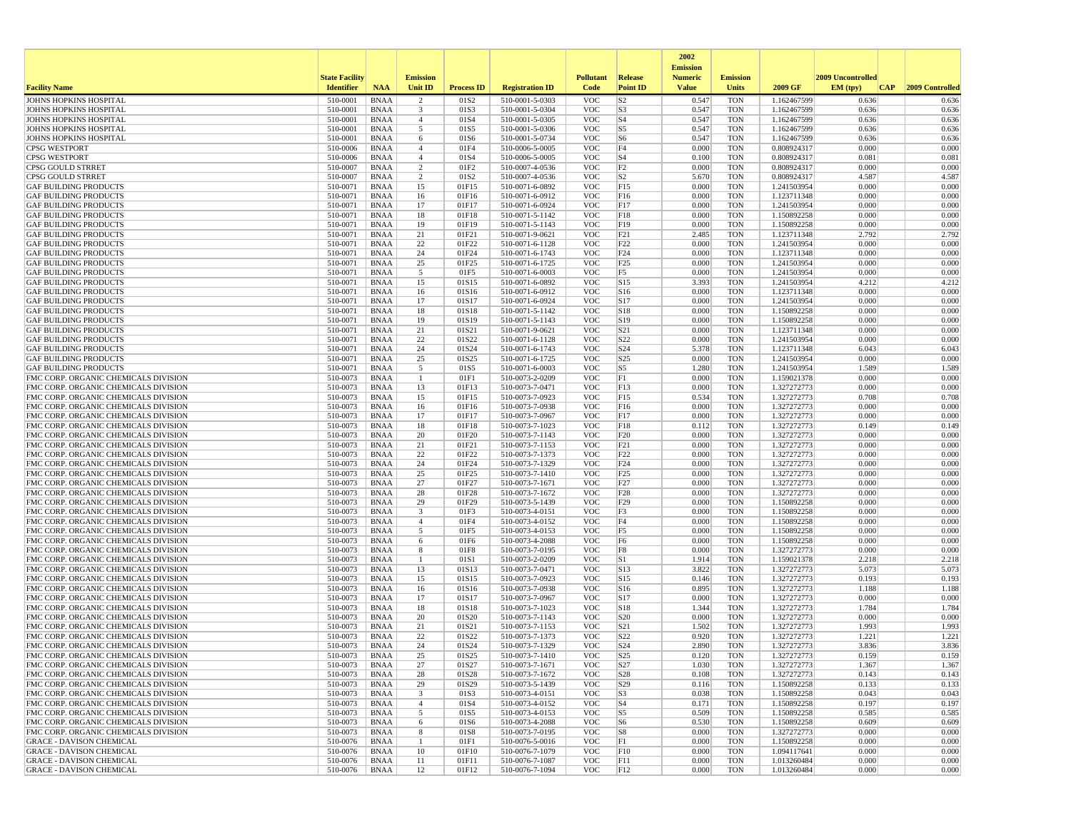| Facility Name | State Facility Identifier | NAA | Emission Unit ID | Process ID | Registration ID | Pollutant Code | Release Point ID | 2002 Emission Numeric Value | Emission Units | 2009 GF | 2009 Uncontrolled EM (tpy) | CAP | 2009 Controlled |
|---|---|---|---|---|---|---|---|---|---|---|---|---|---|
| JOHNS HOPKINS HOSPITAL | 510-0001 | BNAA | 2 | 01S2 | 510-0001-5-0303 | VOC | S2 | 0.547 | TON | 1.162467599 | 0.636 | | 0.636 |
| JOHNS HOPKINS HOSPITAL | 510-0001 | BNAA | 3 | 01S3 | 510-0001-5-0304 | VOC | S3 | 0.547 | TON | 1.162467599 | 0.636 | | 0.636 |
| JOHNS HOPKINS HOSPITAL | 510-0001 | BNAA | 4 | 01S4 | 510-0001-5-0305 | VOC | S4 | 0.547 | TON | 1.162467599 | 0.636 | | 0.636 |
| JOHNS HOPKINS HOSPITAL | 510-0001 | BNAA | 5 | 01S5 | 510-0001-5-0306 | VOC | S5 | 0.547 | TON | 1.162467599 | 0.636 | | 0.636 |
| JOHNS HOPKINS HOSPITAL | 510-0001 | BNAA | 6 | 01S6 | 510-0001-5-0734 | VOC | S6 | 0.547 | TON | 1.162467599 | 0.636 | | 0.636 |
| CPSG WESTPORT | 510-0006 | BNAA | 4 | 01F4 | 510-0006-5-0005 | VOC | F4 | 0.000 | TON | 0.808924317 | 0.000 | | 0.000 |
| CPSG WESTPORT | 510-0006 | BNAA | 4 | 01S4 | 510-0006-5-0005 | VOC | S4 | 0.100 | TON | 0.808924317 | 0.081 | | 0.081 |
| CPSG GOULD STRRET | 510-0007 | BNAA | 2 | 01F2 | 510-0007-4-0536 | VOC | F2 | 0.000 | TON | 0.808924317 | 0.000 | | 0.000 |
| CPSG GOULD STRRET | 510-0007 | BNAA | 2 | 01S2 | 510-0007-4-0536 | VOC | S2 | 5.670 | TON | 0.808924317 | 4.587 | | 4.587 |
| GAF BUILDING PRODUCTS | 510-0071 | BNAA | 15 | 01F15 | 510-0071-6-0892 | VOC | F15 | 0.000 | TON | 1.241503954 | 0.000 | | 0.000 |
| GAF BUILDING PRODUCTS | 510-0071 | BNAA | 16 | 01F16 | 510-0071-6-0912 | VOC | F16 | 0.000 | TON | 1.123711348 | 0.000 | | 0.000 |
| GAF BUILDING PRODUCTS | 510-0071 | BNAA | 17 | 01F17 | 510-0071-6-0924 | VOC | F17 | 0.000 | TON | 1.241503954 | 0.000 | | 0.000 |
| GAF BUILDING PRODUCTS | 510-0071 | BNAA | 18 | 01F18 | 510-0071-5-1142 | VOC | F18 | 0.000 | TON | 1.150892258 | 0.000 | | 0.000 |
| GAF BUILDING PRODUCTS | 510-0071 | BNAA | 19 | 01F19 | 510-0071-5-1143 | VOC | F19 | 0.000 | TON | 1.150892258 | 0.000 | | 0.000 |
| GAF BUILDING PRODUCTS | 510-0071 | BNAA | 21 | 01F21 | 510-0071-9-0621 | VOC | F21 | 2.485 | TON | 1.123711348 | 2.792 | | 2.792 |
| GAF BUILDING PRODUCTS | 510-0071 | BNAA | 22 | 01F22 | 510-0071-6-1128 | VOC | F22 | 0.000 | TON | 1.241503954 | 0.000 | | 0.000 |
| GAF BUILDING PRODUCTS | 510-0071 | BNAA | 24 | 01F24 | 510-0071-6-1743 | VOC | F24 | 0.000 | TON | 1.123711348 | 0.000 | | 0.000 |
| GAF BUILDING PRODUCTS | 510-0071 | BNAA | 25 | 01F25 | 510-0071-6-1725 | VOC | F25 | 0.000 | TON | 1.241503954 | 0.000 | | 0.000 |
| GAF BUILDING PRODUCTS | 510-0071 | BNAA | 5 | 01F5 | 510-0071-6-0003 | VOC | F5 | 0.000 | TON | 1.241503954 | 0.000 | | 0.000 |
| GAF BUILDING PRODUCTS | 510-0071 | BNAA | 15 | 01S15 | 510-0071-6-0892 | VOC | S15 | 3.393 | TON | 1.241503954 | 4.212 | | 4.212 |
| GAF BUILDING PRODUCTS | 510-0071 | BNAA | 16 | 01S16 | 510-0071-6-0912 | VOC | S16 | 0.000 | TON | 1.123711348 | 0.000 | | 0.000 |
| GAF BUILDING PRODUCTS | 510-0071 | BNAA | 17 | 01S17 | 510-0071-6-0924 | VOC | S17 | 0.000 | TON | 1.241503954 | 0.000 | | 0.000 |
| GAF BUILDING PRODUCTS | 510-0071 | BNAA | 18 | 01S18 | 510-0071-5-1142 | VOC | S18 | 0.000 | TON | 1.150892258 | 0.000 | | 0.000 |
| GAF BUILDING PRODUCTS | 510-0071 | BNAA | 19 | 01S19 | 510-0071-5-1143 | VOC | S19 | 0.000 | TON | 1.150892258 | 0.000 | | 0.000 |
| GAF BUILDING PRODUCTS | 510-0071 | BNAA | 21 | 01S21 | 510-0071-9-0621 | VOC | S21 | 0.000 | TON | 1.123711348 | 0.000 | | 0.000 |
| GAF BUILDING PRODUCTS | 510-0071 | BNAA | 22 | 01S22 | 510-0071-6-1128 | VOC | S22 | 0.000 | TON | 1.241503954 | 0.000 | | 0.000 |
| GAF BUILDING PRODUCTS | 510-0071 | BNAA | 24 | 01S24 | 510-0071-6-1743 | VOC | S24 | 5.378 | TON | 1.123711348 | 6.043 | | 6.043 |
| GAF BUILDING PRODUCTS | 510-0071 | BNAA | 25 | 01S25 | 510-0071-6-1725 | VOC | S25 | 0.000 | TON | 1.241503954 | 0.000 | | 0.000 |
| GAF BUILDING PRODUCTS | 510-0071 | BNAA | 5 | 01S5 | 510-0071-6-0003 | VOC | S5 | 1.280 | TON | 1.241503954 | 1.589 | | 1.589 |
| FMC CORP. ORGANIC CHEMICALS DIVISION | 510-0073 | BNAA | 1 | 01F1 | 510-0073-2-0209 | VOC | F1 | 0.000 | TON | 1.159021378 | 0.000 | | 0.000 |
| FMC CORP. ORGANIC CHEMICALS DIVISION | 510-0073 | BNAA | 13 | 01F13 | 510-0073-7-0471 | VOC | F13 | 0.000 | TON | 1.327272773 | 0.000 | | 0.000 |
| FMC CORP. ORGANIC CHEMICALS DIVISION | 510-0073 | BNAA | 15 | 01F15 | 510-0073-7-0923 | VOC | F15 | 0.534 | TON | 1.327272773 | 0.708 | | 0.708 |
| FMC CORP. ORGANIC CHEMICALS DIVISION | 510-0073 | BNAA | 16 | 01F16 | 510-0073-7-0938 | VOC | F16 | 0.000 | TON | 1.327272773 | 0.000 | | 0.000 |
| FMC CORP. ORGANIC CHEMICALS DIVISION | 510-0073 | BNAA | 17 | 01F17 | 510-0073-7-0967 | VOC | F17 | 0.000 | TON | 1.327272773 | 0.000 | | 0.000 |
| FMC CORP. ORGANIC CHEMICALS DIVISION | 510-0073 | BNAA | 18 | 01F18 | 510-0073-7-1023 | VOC | F18 | 0.112 | TON | 1.327272773 | 0.149 | | 0.149 |
| FMC CORP. ORGANIC CHEMICALS DIVISION | 510-0073 | BNAA | 20 | 01F20 | 510-0073-7-1143 | VOC | F20 | 0.000 | TON | 1.327272773 | 0.000 | | 0.000 |
| FMC CORP. ORGANIC CHEMICALS DIVISION | 510-0073 | BNAA | 21 | 01F21 | 510-0073-7-1153 | VOC | F21 | 0.000 | TON | 1.327272773 | 0.000 | | 0.000 |
| FMC CORP. ORGANIC CHEMICALS DIVISION | 510-0073 | BNAA | 22 | 01F22 | 510-0073-7-1373 | VOC | F22 | 0.000 | TON | 1.327272773 | 0.000 | | 0.000 |
| FMC CORP. ORGANIC CHEMICALS DIVISION | 510-0073 | BNAA | 24 | 01F24 | 510-0073-7-1329 | VOC | F24 | 0.000 | TON | 1.327272773 | 0.000 | | 0.000 |
| FMC CORP. ORGANIC CHEMICALS DIVISION | 510-0073 | BNAA | 25 | 01F25 | 510-0073-7-1410 | VOC | F25 | 0.000 | TON | 1.327272773 | 0.000 | | 0.000 |
| FMC CORP. ORGANIC CHEMICALS DIVISION | 510-0073 | BNAA | 27 | 01F27 | 510-0073-7-1671 | VOC | F27 | 0.000 | TON | 1.327272773 | 0.000 | | 0.000 |
| FMC CORP. ORGANIC CHEMICALS DIVISION | 510-0073 | BNAA | 28 | 01F28 | 510-0073-7-1672 | VOC | F28 | 0.000 | TON | 1.327272773 | 0.000 | | 0.000 |
| FMC CORP. ORGANIC CHEMICALS DIVISION | 510-0073 | BNAA | 29 | 01F29 | 510-0073-5-1439 | VOC | F29 | 0.000 | TON | 1.150892258 | 0.000 | | 0.000 |
| FMC CORP. ORGANIC CHEMICALS DIVISION | 510-0073 | BNAA | 3 | 01F3 | 510-0073-4-0151 | VOC | F3 | 0.000 | TON | 1.150892258 | 0.000 | | 0.000 |
| FMC CORP. ORGANIC CHEMICALS DIVISION | 510-0073 | BNAA | 4 | 01F4 | 510-0073-4-0152 | VOC | F4 | 0.000 | TON | 1.150892258 | 0.000 | | 0.000 |
| FMC CORP. ORGANIC CHEMICALS DIVISION | 510-0073 | BNAA | 5 | 01F5 | 510-0073-4-0153 | VOC | F5 | 0.000 | TON | 1.150892258 | 0.000 | | 0.000 |
| FMC CORP. ORGANIC CHEMICALS DIVISION | 510-0073 | BNAA | 6 | 01F6 | 510-0073-4-2088 | VOC | F6 | 0.000 | TON | 1.150892258 | 0.000 | | 0.000 |
| FMC CORP. ORGANIC CHEMICALS DIVISION | 510-0073 | BNAA | 8 | 01F8 | 510-0073-7-0195 | VOC | F8 | 0.000 | TON | 1.327272773 | 0.000 | | 0.000 |
| FMC CORP. ORGANIC CHEMICALS DIVISION | 510-0073 | BNAA | 1 | 01S1 | 510-0073-2-0209 | VOC | S1 | 1.914 | TON | 1.159021378 | 2.218 | | 2.218 |
| FMC CORP. ORGANIC CHEMICALS DIVISION | 510-0073 | BNAA | 13 | 01S13 | 510-0073-7-0471 | VOC | S13 | 3.822 | TON | 1.327272773 | 5.073 | | 5.073 |
| FMC CORP. ORGANIC CHEMICALS DIVISION | 510-0073 | BNAA | 15 | 01S15 | 510-0073-7-0923 | VOC | S15 | 0.146 | TON | 1.327272773 | 0.193 | | 0.193 |
| FMC CORP. ORGANIC CHEMICALS DIVISION | 510-0073 | BNAA | 16 | 01S16 | 510-0073-7-0938 | VOC | S16 | 0.895 | TON | 1.327272773 | 1.188 | | 1.188 |
| FMC CORP. ORGANIC CHEMICALS DIVISION | 510-0073 | BNAA | 17 | 01S17 | 510-0073-7-0967 | VOC | S17 | 0.000 | TON | 1.327272773 | 0.000 | | 0.000 |
| FMC CORP. ORGANIC CHEMICALS DIVISION | 510-0073 | BNAA | 18 | 01S18 | 510-0073-7-1023 | VOC | S18 | 1.344 | TON | 1.327272773 | 1.784 | | 1.784 |
| FMC CORP. ORGANIC CHEMICALS DIVISION | 510-0073 | BNAA | 20 | 01S20 | 510-0073-7-1143 | VOC | S20 | 0.000 | TON | 1.327272773 | 0.000 | | 0.000 |
| FMC CORP. ORGANIC CHEMICALS DIVISION | 510-0073 | BNAA | 21 | 01S21 | 510-0073-7-1153 | VOC | S21 | 1.502 | TON | 1.327272773 | 1.993 | | 1.993 |
| FMC CORP. ORGANIC CHEMICALS DIVISION | 510-0073 | BNAA | 22 | 01S22 | 510-0073-7-1373 | VOC | S22 | 0.920 | TON | 1.327272773 | 1.221 | | 1.221 |
| FMC CORP. ORGANIC CHEMICALS DIVISION | 510-0073 | BNAA | 24 | 01S24 | 510-0073-7-1329 | VOC | S24 | 2.890 | TON | 1.327272773 | 3.836 | | 3.836 |
| FMC CORP. ORGANIC CHEMICALS DIVISION | 510-0073 | BNAA | 25 | 01S25 | 510-0073-7-1410 | VOC | S25 | 0.120 | TON | 1.327272773 | 0.159 | | 0.159 |
| FMC CORP. ORGANIC CHEMICALS DIVISION | 510-0073 | BNAA | 27 | 01S27 | 510-0073-7-1671 | VOC | S27 | 1.030 | TON | 1.327272773 | 1.367 | | 1.367 |
| FMC CORP. ORGANIC CHEMICALS DIVISION | 510-0073 | BNAA | 28 | 01S28 | 510-0073-7-1672 | VOC | S28 | 0.108 | TON | 1.327272773 | 0.143 | | 0.143 |
| FMC CORP. ORGANIC CHEMICALS DIVISION | 510-0073 | BNAA | 29 | 01S29 | 510-0073-5-1439 | VOC | S29 | 0.116 | TON | 1.150892258 | 0.133 | | 0.133 |
| FMC CORP. ORGANIC CHEMICALS DIVISION | 510-0073 | BNAA | 3 | 01S3 | 510-0073-4-0151 | VOC | S3 | 0.038 | TON | 1.150892258 | 0.043 | | 0.043 |
| FMC CORP. ORGANIC CHEMICALS DIVISION | 510-0073 | BNAA | 4 | 01S4 | 510-0073-4-0152 | VOC | S4 | 0.171 | TON | 1.150892258 | 0.197 | | 0.197 |
| FMC CORP. ORGANIC CHEMICALS DIVISION | 510-0073 | BNAA | 5 | 01S5 | 510-0073-4-0153 | VOC | S5 | 0.509 | TON | 1.150892258 | 0.585 | | 0.585 |
| FMC CORP. ORGANIC CHEMICALS DIVISION | 510-0073 | BNAA | 6 | 01S6 | 510-0073-4-2088 | VOC | S6 | 0.530 | TON | 1.150892258 | 0.609 | | 0.609 |
| FMC CORP. ORGANIC CHEMICALS DIVISION | 510-0073 | BNAA | 8 | 01S8 | 510-0073-7-0195 | VOC | S8 | 0.000 | TON | 1.327272773 | 0.000 | | 0.000 |
| GRACE - DAVISON CHEMICAL | 510-0076 | BNAA | 1 | 01F1 | 510-0076-5-0016 | VOC | F1 | 0.000 | TON | 1.150892258 | 0.000 | | 0.000 |
| GRACE - DAVISON CHEMICAL | 510-0076 | BNAA | 10 | 01F10 | 510-0076-7-1079 | VOC | F10 | 0.000 | TON | 1.094117641 | 0.000 | | 0.000 |
| GRACE - DAVISON CHEMICAL | 510-0076 | BNAA | 11 | 01F11 | 510-0076-7-1087 | VOC | F11 | 0.000 | TON | 1.013260484 | 0.000 | | 0.000 |
| GRACE - DAVISON CHEMICAL | 510-0076 | BNAA | 12 | 01F12 | 510-0076-7-1094 | VOC | F12 | 0.000 | TON | 1.013260484 | 0.000 | | 0.000 |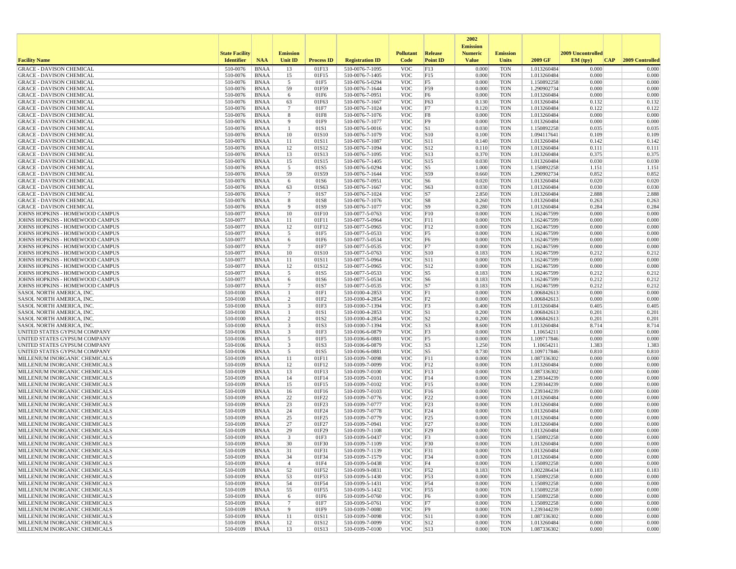| Facility Name | State Facility Identifier | NAA | Emission Unit ID | Process ID | Registration ID | Pollutant Code | Release Point ID | 2002 Emission Numeric Value | Emission Units | 2009 GF | 2009 Uncontrolled EM (tpy) | CAP | 2009 Controlled |
|---|---|---|---|---|---|---|---|---|---|---|---|---|---|
| GRACE - DAVISON CHEMICAL | 510-0076 | BNAA | 13 | 01F13 | 510-0076-7-1095 | VOC | F13 | 0.000 | TON | 1.013260484 | 0.000 | | 0.000 |
| GRACE - DAVISON CHEMICAL | 510-0076 | BNAA | 15 | 01F15 | 510-0076-7-1405 | VOC | F15 | 0.000 | TON | 1.013260484 | 0.000 | | 0.000 |
| GRACE - DAVISON CHEMICAL | 510-0076 | BNAA | 5 | 01F5 | 510-0076-5-0294 | VOC | F5 | 0.000 | TON | 1.150892258 | 0.000 | | 0.000 |
| GRACE - DAVISON CHEMICAL | 510-0076 | BNAA | 59 | 01F59 | 510-0076-7-1644 | VOC | F59 | 0.000 | TON | 1.290902734 | 0.000 | | 0.000 |
| GRACE - DAVISON CHEMICAL | 510-0076 | BNAA | 6 | 01F6 | 510-0076-7-0951 | VOC | F6 | 0.000 | TON | 1.013260484 | 0.000 | | 0.000 |
| GRACE - DAVISON CHEMICAL | 510-0076 | BNAA | 63 | 01F63 | 510-0076-7-1667 | VOC | F63 | 0.130 | TON | 1.013260484 | 0.132 | | 0.132 |
| GRACE - DAVISON CHEMICAL | 510-0076 | BNAA | 7 | 01F7 | 510-0076-7-1024 | VOC | F7 | 0.120 | TON | 1.013260484 | 0.122 | | 0.122 |
| GRACE - DAVISON CHEMICAL | 510-0076 | BNAA | 8 | 01F8 | 510-0076-7-1076 | VOC | F8 | 0.000 | TON | 1.013260484 | 0.000 | | 0.000 |
| GRACE - DAVISON CHEMICAL | 510-0076 | BNAA | 9 | 01F9 | 510-0076-7-1077 | VOC | F9 | 0.000 | TON | 1.013260484 | 0.000 | | 0.000 |
| GRACE - DAVISON CHEMICAL | 510-0076 | BNAA | 1 | 01S1 | 510-0076-5-0016 | VOC | S1 | 0.030 | TON | 1.150892258 | 0.035 | | 0.035 |
| GRACE - DAVISON CHEMICAL | 510-0076 | BNAA | 10 | 01S10 | 510-0076-7-1079 | VOC | S10 | 0.100 | TON | 1.094117641 | 0.109 | | 0.109 |
| GRACE - DAVISON CHEMICAL | 510-0076 | BNAA | 11 | 01S11 | 510-0076-7-1087 | VOC | S11 | 0.140 | TON | 1.013260484 | 0.142 | | 0.142 |
| GRACE - DAVISON CHEMICAL | 510-0076 | BNAA | 12 | 01S12 | 510-0076-7-1094 | VOC | S12 | 0.110 | TON | 1.013260484 | 0.111 | | 0.111 |
| GRACE - DAVISON CHEMICAL | 510-0076 | BNAA | 13 | 01S13 | 510-0076-7-1095 | VOC | S13 | 0.370 | TON | 1.013260484 | 0.375 | | 0.375 |
| GRACE - DAVISON CHEMICAL | 510-0076 | BNAA | 15 | 01S15 | 510-0076-7-1405 | VOC | S15 | 0.030 | TON | 1.013260484 | 0.030 | | 0.030 |
| GRACE - DAVISON CHEMICAL | 510-0076 | BNAA | 5 | 01S5 | 510-0076-5-0294 | VOC | S5 | 1.000 | TON | 1.150892258 | 1.151 | | 1.151 |
| GRACE - DAVISON CHEMICAL | 510-0076 | BNAA | 59 | 01S59 | 510-0076-7-1644 | VOC | S59 | 0.660 | TON | 1.290902734 | 0.852 | | 0.852 |
| GRACE - DAVISON CHEMICAL | 510-0076 | BNAA | 6 | 01S6 | 510-0076-7-0951 | VOC | S6 | 0.020 | TON | 1.013260484 | 0.020 | | 0.020 |
| GRACE - DAVISON CHEMICAL | 510-0076 | BNAA | 63 | 01S63 | 510-0076-7-1667 | VOC | S63 | 0.030 | TON | 1.013260484 | 0.030 | | 0.030 |
| GRACE - DAVISON CHEMICAL | 510-0076 | BNAA | 7 | 01S7 | 510-0076-7-1024 | VOC | S7 | 2.850 | TON | 1.013260484 | 2.888 | | 2.888 |
| GRACE - DAVISON CHEMICAL | 510-0076 | BNAA | 8 | 01S8 | 510-0076-7-1076 | VOC | S8 | 0.260 | TON | 1.013260484 | 0.263 | | 0.263 |
| GRACE - DAVISON CHEMICAL | 510-0076 | BNAA | 9 | 01S9 | 510-0076-7-1077 | VOC | S9 | 0.280 | TON | 1.013260484 | 0.284 | | 0.284 |
| JOHNS HOPKINS - HOMEWOOD CAMPUS | 510-0077 | BNAA | 10 | 01F10 | 510-0077-5-0763 | VOC | F10 | 0.000 | TON | 1.162467599 | 0.000 | | 0.000 |
| JOHNS HOPKINS - HOMEWOOD CAMPUS | 510-0077 | BNAA | 11 | 01F11 | 510-0077-5-0964 | VOC | F11 | 0.000 | TON | 1.162467599 | 0.000 | | 0.000 |
| JOHNS HOPKINS - HOMEWOOD CAMPUS | 510-0077 | BNAA | 12 | 01F12 | 510-0077-5-0965 | VOC | F12 | 0.000 | TON | 1.162467599 | 0.000 | | 0.000 |
| JOHNS HOPKINS - HOMEWOOD CAMPUS | 510-0077 | BNAA | 5 | 01F5 | 510-0077-5-0533 | VOC | F5 | 0.000 | TON | 1.162467599 | 0.000 | | 0.000 |
| JOHNS HOPKINS - HOMEWOOD CAMPUS | 510-0077 | BNAA | 6 | 01F6 | 510-0077-5-0534 | VOC | F6 | 0.000 | TON | 1.162467599 | 0.000 | | 0.000 |
| JOHNS HOPKINS - HOMEWOOD CAMPUS | 510-0077 | BNAA | 7 | 01F7 | 510-0077-5-0535 | VOC | F7 | 0.000 | TON | 1.162467599 | 0.000 | | 0.000 |
| JOHNS HOPKINS - HOMEWOOD CAMPUS | 510-0077 | BNAA | 10 | 01S10 | 510-0077-5-0763 | VOC | S10 | 0.183 | TON | 1.162467599 | 0.212 | | 0.212 |
| JOHNS HOPKINS - HOMEWOOD CAMPUS | 510-0077 | BNAA | 11 | 01S11 | 510-0077-5-0964 | VOC | S11 | 0.000 | TON | 1.162467599 | 0.000 | | 0.000 |
| JOHNS HOPKINS - HOMEWOOD CAMPUS | 510-0077 | BNAA | 12 | 01S12 | 510-0077-5-0965 | VOC | S12 | 0.000 | TON | 1.162467599 | 0.000 | | 0.000 |
| JOHNS HOPKINS - HOMEWOOD CAMPUS | 510-0077 | BNAA | 5 | 01S5 | 510-0077-5-0533 | VOC | S5 | 0.183 | TON | 1.162467599 | 0.212 | | 0.212 |
| JOHNS HOPKINS - HOMEWOOD CAMPUS | 510-0077 | BNAA | 6 | 01S6 | 510-0077-5-0534 | VOC | S6 | 0.183 | TON | 1.162467599 | 0.212 | | 0.212 |
| JOHNS HOPKINS - HOMEWOOD CAMPUS | 510-0077 | BNAA | 7 | 01S7 | 510-0077-5-0535 | VOC | S7 | 0.183 | TON | 1.162467599 | 0.212 | | 0.212 |
| SASOL NORTH AMERICA, INC. | 510-0100 | BNAA | 1 | 01F1 | 510-0100-4-2853 | VOC | F1 | 0.000 | TON | 1.006842613 | 0.000 | | 0.000 |
| SASOL NORTH AMERICA, INC. | 510-0100 | BNAA | 2 | 01F2 | 510-0100-4-2854 | VOC | F2 | 0.000 | TON | 1.006842613 | 0.000 | | 0.000 |
| SASOL NORTH AMERICA, INC. | 510-0100 | BNAA | 3 | 01F3 | 510-0100-7-1394 | VOC | F3 | 0.400 | TON | 1.013260484 | 0.405 | | 0.405 |
| SASOL NORTH AMERICA, INC. | 510-0100 | BNAA | 1 | 01S1 | 510-0100-4-2853 | VOC | S1 | 0.200 | TON | 1.006842613 | 0.201 | | 0.201 |
| SASOL NORTH AMERICA, INC. | 510-0100 | BNAA | 2 | 01S2 | 510-0100-4-2854 | VOC | S2 | 0.200 | TON | 1.006842613 | 0.201 | | 0.201 |
| SASOL NORTH AMERICA, INC. | 510-0100 | BNAA | 3 | 01S3 | 510-0100-7-1394 | VOC | S3 | 8.600 | TON | 1.013260484 | 8.714 | | 8.714 |
| UNITED STATES GYPSUM COMPANY | 510-0106 | BNAA | 3 | 01F3 | 510-0106-6-0879 | VOC | F3 | 0.000 | TON | 1.10654211 | 0.000 | | 0.000 |
| UNITED STATES GYPSUM COMPANY | 510-0106 | BNAA | 5 | 01F5 | 510-0106-6-0881 | VOC | F5 | 0.000 | TON | 1.109717846 | 0.000 | | 0.000 |
| UNITED STATES GYPSUM COMPANY | 510-0106 | BNAA | 3 | 01S3 | 510-0106-6-0879 | VOC | S3 | 1.250 | TON | 1.10654211 | 1.383 | | 1.383 |
| UNITED STATES GYPSUM COMPANY | 510-0106 | BNAA | 5 | 01S5 | 510-0106-6-0881 | VOC | S5 | 0.730 | TON | 1.109717846 | 0.810 | | 0.810 |
| MILLENIUM INORGANIC CHEMICALS | 510-0109 | BNAA | 11 | 01F11 | 510-0109-7-0098 | VOC | F11 | 0.000 | TON | 1.087336302 | 0.000 | | 0.000 |
| MILLENIUM INORGANIC CHEMICALS | 510-0109 | BNAA | 12 | 01F12 | 510-0109-7-0099 | VOC | F12 | 0.000 | TON | 1.013260484 | 0.000 | | 0.000 |
| MILLENIUM INORGANIC CHEMICALS | 510-0109 | BNAA | 13 | 01F13 | 510-0109-7-0100 | VOC | F13 | 0.000 | TON | 1.087336302 | 0.000 | | 0.000 |
| MILLENIUM INORGANIC CHEMICALS | 510-0109 | BNAA | 14 | 01F14 | 510-0109-7-0101 | VOC | F14 | 0.000 | TON | 1.239344239 | 0.000 | | 0.000 |
| MILLENIUM INORGANIC CHEMICALS | 510-0109 | BNAA | 15 | 01F15 | 510-0109-7-0102 | VOC | F15 | 0.000 | TON | 1.239344239 | 0.000 | | 0.000 |
| MILLENIUM INORGANIC CHEMICALS | 510-0109 | BNAA | 16 | 01F16 | 510-0109-7-0103 | VOC | F16 | 0.000 | TON | 1.239344239 | 0.000 | | 0.000 |
| MILLENIUM INORGANIC CHEMICALS | 510-0109 | BNAA | 22 | 01F22 | 510-0109-7-0776 | VOC | F22 | 0.000 | TON | 1.013260484 | 0.000 | | 0.000 |
| MILLENIUM INORGANIC CHEMICALS | 510-0109 | BNAA | 23 | 01F23 | 510-0109-7-0777 | VOC | F23 | 0.000 | TON | 1.013260484 | 0.000 | | 0.000 |
| MILLENIUM INORGANIC CHEMICALS | 510-0109 | BNAA | 24 | 01F24 | 510-0109-7-0778 | VOC | F24 | 0.000 | TON | 1.013260484 | 0.000 | | 0.000 |
| MILLENIUM INORGANIC CHEMICALS | 510-0109 | BNAA | 25 | 01F25 | 510-0109-7-0779 | VOC | F25 | 0.000 | TON | 1.013260484 | 0.000 | | 0.000 |
| MILLENIUM INORGANIC CHEMICALS | 510-0109 | BNAA | 27 | 01F27 | 510-0109-7-0941 | VOC | F27 | 0.000 | TON | 1.013260484 | 0.000 | | 0.000 |
| MILLENIUM INORGANIC CHEMICALS | 510-0109 | BNAA | 29 | 01F29 | 510-0109-7-1108 | VOC | F29 | 0.000 | TON | 1.013260484 | 0.000 | | 0.000 |
| MILLENIUM INORGANIC CHEMICALS | 510-0109 | BNAA | 3 | 01F3 | 510-0109-5-0437 | VOC | F3 | 0.000 | TON | 1.150892258 | 0.000 | | 0.000 |
| MILLENIUM INORGANIC CHEMICALS | 510-0109 | BNAA | 30 | 01F30 | 510-0109-7-1109 | VOC | F30 | 0.000 | TON | 1.013260484 | 0.000 | | 0.000 |
| MILLENIUM INORGANIC CHEMICALS | 510-0109 | BNAA | 31 | 01F31 | 510-0109-7-1139 | VOC | F31 | 0.000 | TON | 1.013260484 | 0.000 | | 0.000 |
| MILLENIUM INORGANIC CHEMICALS | 510-0109 | BNAA | 34 | 01F34 | 510-0109-7-1579 | VOC | F34 | 0.000 | TON | 1.013260484 | 0.000 | | 0.000 |
| MILLENIUM INORGANIC CHEMICALS | 510-0109 | BNAA | 4 | 01F4 | 510-0109-5-0438 | VOC | F4 | 0.000 | TON | 1.150892258 | 0.000 | | 0.000 |
| MILLENIUM INORGANIC CHEMICALS | 510-0109 | BNAA | 52 | 01F52 | 510-0109-9-0831 | VOC | F52 | 0.183 | TON | 1.002286434 | 0.183 | | 0.183 |
| MILLENIUM INORGANIC CHEMICALS | 510-0109 | BNAA | 53 | 01F53 | 510-0109-5-1430 | VOC | F53 | 0.000 | TON | 1.150892258 | 0.000 | | 0.000 |
| MILLENIUM INORGANIC CHEMICALS | 510-0109 | BNAA | 54 | 01F54 | 510-0109-5-1431 | VOC | F54 | 0.000 | TON | 1.150892258 | 0.000 | | 0.000 |
| MILLENIUM INORGANIC CHEMICALS | 510-0109 | BNAA | 55 | 01F55 | 510-0109-5-1432 | VOC | F55 | 0.000 | TON | 1.150892258 | 0.000 | | 0.000 |
| MILLENIUM INORGANIC CHEMICALS | 510-0109 | BNAA | 6 | 01F6 | 510-0109-5-0760 | VOC | F6 | 0.000 | TON | 1.150892258 | 0.000 | | 0.000 |
| MILLENIUM INORGANIC CHEMICALS | 510-0109 | BNAA | 7 | 01F7 | 510-0109-5-0761 | VOC | F7 | 0.000 | TON | 1.150892258 | 0.000 | | 0.000 |
| MILLENIUM INORGANIC CHEMICALS | 510-0109 | BNAA | 9 | 01F9 | 510-0109-7-0080 | VOC | F9 | 0.000 | TON | 1.239344239 | 0.000 | | 0.000 |
| MILLENIUM INORGANIC CHEMICALS | 510-0109 | BNAA | 11 | 01S11 | 510-0109-7-0098 | VOC | S11 | 0.000 | TON | 1.087336302 | 0.000 | | 0.000 |
| MILLENIUM INORGANIC CHEMICALS | 510-0109 | BNAA | 12 | 01S12 | 510-0109-7-0099 | VOC | S12 | 0.000 | TON | 1.013260484 | 0.000 | | 0.000 |
| MILLENIUM INORGANIC CHEMICALS | 510-0109 | BNAA | 13 | 01S13 | 510-0109-7-0100 | VOC | S13 | 0.000 | TON | 1.087336302 | 0.000 | | 0.000 |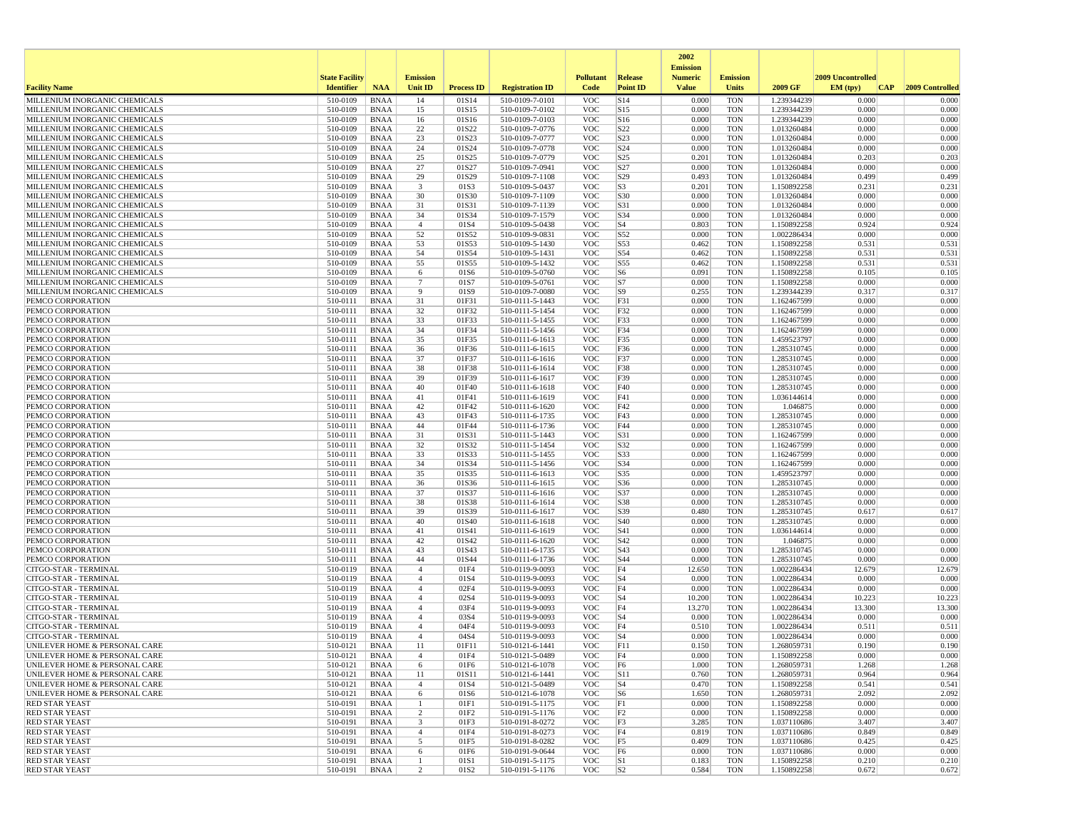| Facility Name | State Facility Identifier | NAA | Emission Unit ID | Process ID | Registration ID | Pollutant Code | Release Point ID | 2002 Emission Numeric Value | Emission Units | 2009 GF | 2009 Uncontrolled EM (tpy) | CAP | 2009 Controlled |
|---|---|---|---|---|---|---|---|---|---|---|---|---|---|
| MILLENIUM INORGANIC CHEMICALS | 510-0109 | BNAA | 14 | 01S14 | 510-0109-7-0101 | VOC | S14 | 0.000 | TON | 1.239344239 | 0.000 | | 0.000 |
| MILLENIUM INORGANIC CHEMICALS | 510-0109 | BNAA | 15 | 01S15 | 510-0109-7-0102 | VOC | S15 | 0.000 | TON | 1.239344239 | 0.000 | | 0.000 |
| MILLENIUM INORGANIC CHEMICALS | 510-0109 | BNAA | 16 | 01S16 | 510-0109-7-0103 | VOC | S16 | 0.000 | TON | 1.239344239 | 0.000 | | 0.000 |
| MILLENIUM INORGANIC CHEMICALS | 510-0109 | BNAA | 22 | 01S22 | 510-0109-7-0776 | VOC | S22 | 0.000 | TON | 1.013260484 | 0.000 | | 0.000 |
| MILLENIUM INORGANIC CHEMICALS | 510-0109 | BNAA | 23 | 01S23 | 510-0109-7-0777 | VOC | S23 | 0.000 | TON | 1.013260484 | 0.000 | | 0.000 |
| MILLENIUM INORGANIC CHEMICALS | 510-0109 | BNAA | 24 | 01S24 | 510-0109-7-0778 | VOC | S24 | 0.000 | TON | 1.013260484 | 0.000 | | 0.000 |
| MILLENIUM INORGANIC CHEMICALS | 510-0109 | BNAA | 25 | 01S25 | 510-0109-7-0779 | VOC | S25 | 0.201 | TON | 1.013260484 | 0.203 | | 0.203 |
| MILLENIUM INORGANIC CHEMICALS | 510-0109 | BNAA | 27 | 01S27 | 510-0109-7-0941 | VOC | S27 | 0.000 | TON | 1.013260484 | 0.000 | | 0.000 |
| MILLENIUM INORGANIC CHEMICALS | 510-0109 | BNAA | 29 | 01S29 | 510-0109-7-1108 | VOC | S29 | 0.493 | TON | 1.013260484 | 0.499 | | 0.499 |
| MILLENIUM INORGANIC CHEMICALS | 510-0109 | BNAA | 3 | 01S3 | 510-0109-5-0437 | VOC | S3 | 0.201 | TON | 1.150892258 | 0.231 | | 0.231 |
| MILLENIUM INORGANIC CHEMICALS | 510-0109 | BNAA | 30 | 01S30 | 510-0109-7-1109 | VOC | S30 | 0.000 | TON | 1.013260484 | 0.000 | | 0.000 |
| MILLENIUM INORGANIC CHEMICALS | 510-0109 | BNAA | 31 | 01S31 | 510-0109-7-1139 | VOC | S31 | 0.000 | TON | 1.013260484 | 0.000 | | 0.000 |
| MILLENIUM INORGANIC CHEMICALS | 510-0109 | BNAA | 34 | 01S34 | 510-0109-7-1579 | VOC | S34 | 0.000 | TON | 1.013260484 | 0.000 | | 0.000 |
| MILLENIUM INORGANIC CHEMICALS | 510-0109 | BNAA | 4 | 01S4 | 510-0109-5-0438 | VOC | S4 | 0.803 | TON | 1.150892258 | 0.924 | | 0.924 |
| MILLENIUM INORGANIC CHEMICALS | 510-0109 | BNAA | 52 | 01S52 | 510-0109-9-0831 | VOC | S52 | 0.000 | TON | 1.002286434 | 0.000 | | 0.000 |
| MILLENIUM INORGANIC CHEMICALS | 510-0109 | BNAA | 53 | 01S53 | 510-0109-5-1430 | VOC | S53 | 0.462 | TON | 1.150892258 | 0.531 | | 0.531 |
| MILLENIUM INORGANIC CHEMICALS | 510-0109 | BNAA | 54 | 01S54 | 510-0109-5-1431 | VOC | S54 | 0.462 | TON | 1.150892258 | 0.531 | | 0.531 |
| MILLENIUM INORGANIC CHEMICALS | 510-0109 | BNAA | 55 | 01S55 | 510-0109-5-1432 | VOC | S55 | 0.462 | TON | 1.150892258 | 0.531 | | 0.531 |
| MILLENIUM INORGANIC CHEMICALS | 510-0109 | BNAA | 6 | 01S6 | 510-0109-5-0760 | VOC | S6 | 0.091 | TON | 1.150892258 | 0.105 | | 0.105 |
| MILLENIUM INORGANIC CHEMICALS | 510-0109 | BNAA | 7 | 01S7 | 510-0109-5-0761 | VOC | S7 | 0.000 | TON | 1.150892258 | 0.000 | | 0.000 |
| MILLENIUM INORGANIC CHEMICALS | 510-0109 | BNAA | 9 | 01S9 | 510-0109-7-0080 | VOC | S9 | 0.255 | TON | 1.239344239 | 0.317 | | 0.317 |
| PEMCO CORPORATION | 510-0111 | BNAA | 31 | 01F31 | 510-0111-5-1443 | VOC | F31 | 0.000 | TON | 1.162467599 | 0.000 | | 0.000 |
| PEMCO CORPORATION | 510-0111 | BNAA | 32 | 01F32 | 510-0111-5-1454 | VOC | F32 | 0.000 | TON | 1.162467599 | 0.000 | | 0.000 |
| PEMCO CORPORATION | 510-0111 | BNAA | 33 | 01F33 | 510-0111-5-1455 | VOC | F33 | 0.000 | TON | 1.162467599 | 0.000 | | 0.000 |
| PEMCO CORPORATION | 510-0111 | BNAA | 34 | 01F34 | 510-0111-5-1456 | VOC | F34 | 0.000 | TON | 1.162467599 | 0.000 | | 0.000 |
| PEMCO CORPORATION | 510-0111 | BNAA | 35 | 01F35 | 510-0111-6-1613 | VOC | F35 | 0.000 | TON | 1.459523797 | 0.000 | | 0.000 |
| PEMCO CORPORATION | 510-0111 | BNAA | 36 | 01F36 | 510-0111-6-1615 | VOC | F36 | 0.000 | TON | 1.285310745 | 0.000 | | 0.000 |
| PEMCO CORPORATION | 510-0111 | BNAA | 37 | 01F37 | 510-0111-6-1616 | VOC | F37 | 0.000 | TON | 1.285310745 | 0.000 | | 0.000 |
| PEMCO CORPORATION | 510-0111 | BNAA | 38 | 01F38 | 510-0111-6-1614 | VOC | F38 | 0.000 | TON | 1.285310745 | 0.000 | | 0.000 |
| PEMCO CORPORATION | 510-0111 | BNAA | 39 | 01F39 | 510-0111-6-1617 | VOC | F39 | 0.000 | TON | 1.285310745 | 0.000 | | 0.000 |
| PEMCO CORPORATION | 510-0111 | BNAA | 40 | 01F40 | 510-0111-6-1618 | VOC | F40 | 0.000 | TON | 1.285310745 | 0.000 | | 0.000 |
| PEMCO CORPORATION | 510-0111 | BNAA | 41 | 01F41 | 510-0111-6-1619 | VOC | F41 | 0.000 | TON | 1.036144614 | 0.000 | | 0.000 |
| PEMCO CORPORATION | 510-0111 | BNAA | 42 | 01F42 | 510-0111-6-1620 | VOC | F42 | 0.000 | TON | 1.046875 | 0.000 | | 0.000 |
| PEMCO CORPORATION | 510-0111 | BNAA | 43 | 01F43 | 510-0111-6-1735 | VOC | F43 | 0.000 | TON | 1.285310745 | 0.000 | | 0.000 |
| PEMCO CORPORATION | 510-0111 | BNAA | 44 | 01F44 | 510-0111-6-1736 | VOC | F44 | 0.000 | TON | 1.285310745 | 0.000 | | 0.000 |
| PEMCO CORPORATION | 510-0111 | BNAA | 31 | 01S31 | 510-0111-5-1443 | VOC | S31 | 0.000 | TON | 1.162467599 | 0.000 | | 0.000 |
| PEMCO CORPORATION | 510-0111 | BNAA | 32 | 01S32 | 510-0111-5-1454 | VOC | S32 | 0.000 | TON | 1.162467599 | 0.000 | | 0.000 |
| PEMCO CORPORATION | 510-0111 | BNAA | 33 | 01S33 | 510-0111-5-1455 | VOC | S33 | 0.000 | TON | 1.162467599 | 0.000 | | 0.000 |
| PEMCO CORPORATION | 510-0111 | BNAA | 34 | 01S34 | 510-0111-5-1456 | VOC | S34 | 0.000 | TON | 1.162467599 | 0.000 | | 0.000 |
| PEMCO CORPORATION | 510-0111 | BNAA | 35 | 01S35 | 510-0111-6-1613 | VOC | S35 | 0.000 | TON | 1.459523797 | 0.000 | | 0.000 |
| PEMCO CORPORATION | 510-0111 | BNAA | 36 | 01S36 | 510-0111-6-1615 | VOC | S36 | 0.000 | TON | 1.285310745 | 0.000 | | 0.000 |
| PEMCO CORPORATION | 510-0111 | BNAA | 37 | 01S37 | 510-0111-6-1616 | VOC | S37 | 0.000 | TON | 1.285310745 | 0.000 | | 0.000 |
| PEMCO CORPORATION | 510-0111 | BNAA | 38 | 01S38 | 510-0111-6-1614 | VOC | S38 | 0.000 | TON | 1.285310745 | 0.000 | | 0.000 |
| PEMCO CORPORATION | 510-0111 | BNAA | 39 | 01S39 | 510-0111-6-1617 | VOC | S39 | 0.480 | TON | 1.285310745 | 0.617 | | 0.617 |
| PEMCO CORPORATION | 510-0111 | BNAA | 40 | 01S40 | 510-0111-6-1618 | VOC | S40 | 0.000 | TON | 1.285310745 | 0.000 | | 0.000 |
| PEMCO CORPORATION | 510-0111 | BNAA | 41 | 01S41 | 510-0111-6-1619 | VOC | S41 | 0.000 | TON | 1.036144614 | 0.000 | | 0.000 |
| PEMCO CORPORATION | 510-0111 | BNAA | 42 | 01S42 | 510-0111-6-1620 | VOC | S42 | 0.000 | TON | 1.046875 | 0.000 | | 0.000 |
| PEMCO CORPORATION | 510-0111 | BNAA | 43 | 01S43 | 510-0111-6-1735 | VOC | S43 | 0.000 | TON | 1.285310745 | 0.000 | | 0.000 |
| PEMCO CORPORATION | 510-0111 | BNAA | 44 | 01S44 | 510-0111-6-1736 | VOC | S44 | 0.000 | TON | 1.285310745 | 0.000 | | 0.000 |
| CITGO-STAR - TERMINAL | 510-0119 | BNAA | 4 | 01F4 | 510-0119-9-0093 | VOC | F4 | 12.650 | TON | 1.002286434 | 12.679 | | 12.679 |
| CITGO-STAR - TERMINAL | 510-0119 | BNAA | 4 | 01S4 | 510-0119-9-0093 | VOC | S4 | 0.000 | TON | 1.002286434 | 0.000 | | 0.000 |
| CITGO-STAR - TERMINAL | 510-0119 | BNAA | 4 | 02F4 | 510-0119-9-0093 | VOC | F4 | 0.000 | TON | 1.002286434 | 0.000 | | 0.000 |
| CITGO-STAR - TERMINAL | 510-0119 | BNAA | 4 | 02S4 | 510-0119-9-0093 | VOC | S4 | 10.200 | TON | 1.002286434 | 10.223 | | 10.223 |
| CITGO-STAR - TERMINAL | 510-0119 | BNAA | 4 | 03F4 | 510-0119-9-0093 | VOC | F4 | 13.270 | TON | 1.002286434 | 13.300 | | 13.300 |
| CITGO-STAR - TERMINAL | 510-0119 | BNAA | 4 | 03S4 | 510-0119-9-0093 | VOC | S4 | 0.000 | TON | 1.002286434 | 0.000 | | 0.000 |
| CITGO-STAR - TERMINAL | 510-0119 | BNAA | 4 | 04F4 | 510-0119-9-0093 | VOC | F4 | 0.510 | TON | 1.002286434 | 0.511 | | 0.511 |
| CITGO-STAR - TERMINAL | 510-0119 | BNAA | 4 | 04S4 | 510-0119-9-0093 | VOC | S4 | 0.000 | TON | 1.002286434 | 0.000 | | 0.000 |
| UNILEVER HOME & PERSONAL CARE | 510-0121 | BNAA | 11 | 01F11 | 510-0121-6-1441 | VOC | F11 | 0.150 | TON | 1.268059731 | 0.190 | | 0.190 |
| UNILEVER HOME & PERSONAL CARE | 510-0121 | BNAA | 4 | 01F4 | 510-0121-5-0489 | VOC | F4 | 0.000 | TON | 1.150892258 | 0.000 | | 0.000 |
| UNILEVER HOME & PERSONAL CARE | 510-0121 | BNAA | 6 | 01F6 | 510-0121-6-1078 | VOC | F6 | 1.000 | TON | 1.268059731 | 1.268 | | 1.268 |
| UNILEVER HOME & PERSONAL CARE | 510-0121 | BNAA | 11 | 01S11 | 510-0121-6-1441 | VOC | S11 | 0.760 | TON | 1.268059731 | 0.964 | | 0.964 |
| UNILEVER HOME & PERSONAL CARE | 510-0121 | BNAA | 4 | 01S4 | 510-0121-5-0489 | VOC | S4 | 0.470 | TON | 1.150892258 | 0.541 | | 0.541 |
| UNILEVER HOME & PERSONAL CARE | 510-0121 | BNAA | 6 | 01S6 | 510-0121-6-1078 | VOC | S6 | 1.650 | TON | 1.268059731 | 2.092 | | 2.092 |
| RED STAR YEAST | 510-0191 | BNAA | 1 | 01F1 | 510-0191-5-1175 | VOC | F1 | 0.000 | TON | 1.150892258 | 0.000 | | 0.000 |
| RED STAR YEAST | 510-0191 | BNAA | 2 | 01F2 | 510-0191-5-1176 | VOC | F2 | 0.000 | TON | 1.150892258 | 0.000 | | 0.000 |
| RED STAR YEAST | 510-0191 | BNAA | 3 | 01F3 | 510-0191-8-0272 | VOC | F3 | 3.285 | TON | 1.037110686 | 3.407 | | 3.407 |
| RED STAR YEAST | 510-0191 | BNAA | 4 | 01F4 | 510-0191-8-0273 | VOC | F4 | 0.819 | TON | 1.037110686 | 0.849 | | 0.849 |
| RED STAR YEAST | 510-0191 | BNAA | 5 | 01F5 | 510-0191-8-0282 | VOC | F5 | 0.409 | TON | 1.037110686 | 0.425 | | 0.425 |
| RED STAR YEAST | 510-0191 | BNAA | 6 | 01F6 | 510-0191-9-0644 | VOC | F6 | 0.000 | TON | 1.037110686 | 0.000 | | 0.000 |
| RED STAR YEAST | 510-0191 | BNAA | 1 | 01S1 | 510-0191-5-1175 | VOC | S1 | 0.183 | TON | 1.150892258 | 0.210 | | 0.210 |
| RED STAR YEAST | 510-0191 | BNAA | 2 | 01S2 | 510-0191-5-1176 | VOC | S2 | 0.584 | TON | 1.150892258 | 0.672 | | 0.672 |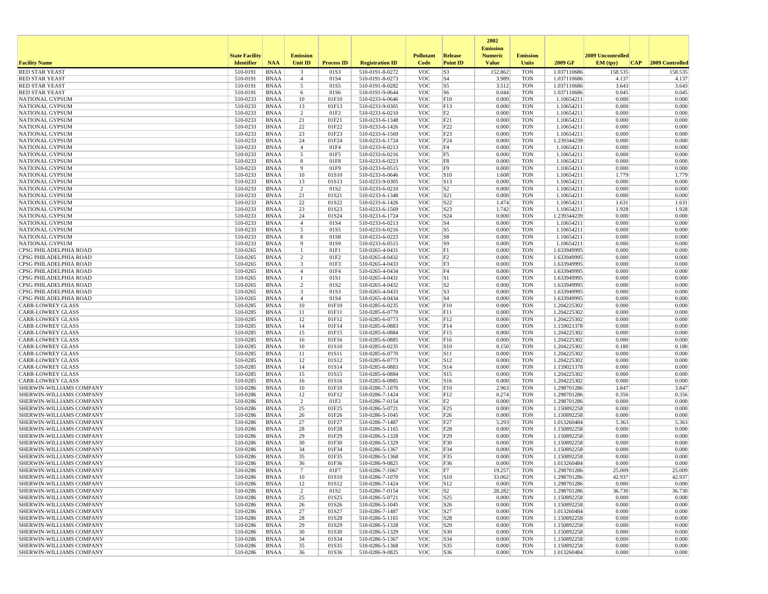| Facility Name | State Facility Identifier | NAA | Emission Unit ID | Process ID | Registration ID | Pollutant Code | Release Point ID | 2002 Emission Numeric Value | Emission Units | 2009 GF | 2009 Uncontrolled EM (tpy) | CAP | 2009 Controlled |
|---|---|---|---|---|---|---|---|---|---|---|---|---|---|
| RED STAR YEAST | 510-0191 | BNAA | 3 | 01S3 | 510-0191-8-0272 | VOC | S3 | 152.862 | TON | 1.037110686 | 158.535 | | 158.535 |
| RED STAR YEAST | 510-0191 | BNAA | 4 | 01S4 | 510-0191-8-0273 | VOC | S4 | 3.989 | TON | 1.037110686 | 4.137 | | 4.137 |
| RED STAR YEAST | 510-0191 | BNAA | 5 | 01S5 | 510-0191-8-0282 | VOC | S5 | 3.512 | TON | 1.037110686 | 3.643 | | 3.643 |
| RED STAR YEAST | 510-0191 | BNAA | 6 | 01S6 | 510-0191-9-0644 | VOC | S6 | 0.044 | TON | 1.037110686 | 0.045 | | 0.045 |
| NATIONAL GYPSUM | 510-0233 | BNAA | 10 | 01F10 | 510-0233-6-0646 | VOC | F10 | 0.000 | TON | 1.10654211 | 0.000 | | 0.000 |
| NATIONAL GYPSUM | 510-0233 | BNAA | 13 | 01F13 | 510-0233-9-0305 | VOC | F13 | 0.000 | TON | 1.10654211 | 0.000 | | 0.000 |
| NATIONAL GYPSUM | 510-0233 | BNAA | 2 | 01F2 | 510-0233-6-0210 | VOC | F2 | 0.000 | TON | 1.10654211 | 0.000 | | 0.000 |
| NATIONAL GYPSUM | 510-0233 | BNAA | 21 | 01F21 | 510-0233-6-1348 | VOC | F21 | 0.000 | TON | 1.10654211 | 0.000 | | 0.000 |
| NATIONAL GYPSUM | 510-0233 | BNAA | 22 | 01F22 | 510-0233-6-1426 | VOC | F22 | 0.000 | TON | 1.10654211 | 0.000 | | 0.000 |
| NATIONAL GYPSUM | 510-0233 | BNAA | 23 | 01F23 | 510-0233-6-1569 | VOC | F23 | 0.000 | TON | 1.10654211 | 0.000 | | 0.000 |
| NATIONAL GYPSUM | 510-0233 | BNAA | 24 | 01F24 | 510-0233-6-1724 | VOC | F24 | 0.000 | TON | 1.239344239 | 0.000 | | 0.000 |
| NATIONAL GYPSUM | 510-0233 | BNAA | 4 | 01F4 | 510-0233-6-0213 | VOC | F4 | 0.000 | TON | 1.10654211 | 0.000 | | 0.000 |
| NATIONAL GYPSUM | 510-0233 | BNAA | 5 | 01F5 | 510-0233-6-0216 | VOC | F5 | 0.000 | TON | 1.10654211 | 0.000 | | 0.000 |
| NATIONAL GYPSUM | 510-0233 | BNAA | 8 | 01F8 | 510-0233-6-0223 | VOC | F8 | 0.000 | TON | 1.10654211 | 0.000 | | 0.000 |
| NATIONAL GYPSUM | 510-0233 | BNAA | 9 | 01F9 | 510-0233-6-0515 | VOC | F9 | 0.000 | TON | 1.10654211 | 0.000 | | 0.000 |
| NATIONAL GYPSUM | 510-0233 | BNAA | 10 | 01S10 | 510-0233-6-0646 | VOC | S10 | 1.608 | TON | 1.10654211 | 1.779 | | 1.779 |
| NATIONAL GYPSUM | 510-0233 | BNAA | 13 | 01S13 | 510-0233-9-0305 | VOC | S13 | 0.000 | TON | 1.10654211 | 0.000 | | 0.000 |
| NATIONAL GYPSUM | 510-0233 | BNAA | 2 | 01S2 | 510-0233-6-0210 | VOC | S2 | 0.000 | TON | 1.10654211 | 0.000 | | 0.000 |
| NATIONAL GYPSUM | 510-0233 | BNAA | 21 | 01S21 | 510-0233-6-1348 | VOC | S21 | 0.000 | TON | 1.10654211 | 0.000 | | 0.000 |
| NATIONAL GYPSUM | 510-0233 | BNAA | 22 | 01S22 | 510-0233-6-1426 | VOC | S22 | 1.474 | TON | 1.10654211 | 1.631 | | 1.631 |
| NATIONAL GYPSUM | 510-0233 | BNAA | 23 | 01S23 | 510-0233-6-1569 | VOC | S23 | 1.742 | TON | 1.10654211 | 1.928 | | 1.928 |
| NATIONAL GYPSUM | 510-0233 | BNAA | 24 | 01S24 | 510-0233-6-1724 | VOC | S24 | 0.000 | TON | 1.239344239 | 0.000 | | 0.000 |
| NATIONAL GYPSUM | 510-0233 | BNAA | 4 | 01S4 | 510-0233-6-0213 | VOC | S4 | 0.000 | TON | 1.10654211 | 0.000 | | 0.000 |
| NATIONAL GYPSUM | 510-0233 | BNAA | 5 | 01S5 | 510-0233-6-0216 | VOC | S5 | 0.000 | TON | 1.10654211 | 0.000 | | 0.000 |
| NATIONAL GYPSUM | 510-0233 | BNAA | 8 | 01S8 | 510-0233-6-0223 | VOC | S8 | 0.000 | TON | 1.10654211 | 0.000 | | 0.000 |
| NATIONAL GYPSUM | 510-0233 | BNAA | 9 | 01S9 | 510-0233-6-0515 | VOC | S9 | 0.000 | TON | 1.10654211 | 0.000 | | 0.000 |
| CPSG PHILADELPHIA ROAD | 510-0265 | BNAA | 1 | 01F1 | 510-0265-4-0431 | VOC | F1 | 0.000 | TON | 1.633949995 | 0.000 | | 0.000 |
| CPSG PHILADELPHIA ROAD | 510-0265 | BNAA | 2 | 01F2 | 510-0265-4-0432 | VOC | F2 | 0.000 | TON | 1.633949995 | 0.000 | | 0.000 |
| CPSG PHILADELPHIA ROAD | 510-0265 | BNAA | 3 | 01F3 | 510-0265-4-0433 | VOC | F3 | 0.000 | TON | 1.633949995 | 0.000 | | 0.000 |
| CPSG PHILADELPHIA ROAD | 510-0265 | BNAA | 4 | 01F4 | 510-0265-4-0434 | VOC | F4 | 0.000 | TON | 1.633949995 | 0.000 | | 0.000 |
| CPSG PHILADELPHIA ROAD | 510-0265 | BNAA | 1 | 01S1 | 510-0265-4-0431 | VOC | S1 | 0.000 | TON | 1.633949995 | 0.000 | | 0.000 |
| CPSG PHILADELPHIA ROAD | 510-0265 | BNAA | 2 | 01S2 | 510-0265-4-0432 | VOC | S2 | 0.000 | TON | 1.633949995 | 0.000 | | 0.000 |
| CPSG PHILADELPHIA ROAD | 510-0265 | BNAA | 3 | 01S3 | 510-0265-4-0433 | VOC | S3 | 0.000 | TON | 1.633949995 | 0.000 | | 0.000 |
| CPSG PHILADELPHIA ROAD | 510-0265 | BNAA | 4 | 01S4 | 510-0265-4-0434 | VOC | S4 | 0.000 | TON | 1.633949995 | 0.000 | | 0.000 |
| CARR-LOWREY GLASS | 510-0285 | BNAA | 10 | 01F10 | 510-0285-6-0235 | VOC | F10 | 0.000 | TON | 1.204225302 | 0.000 | | 0.000 |
| CARR-LOWREY GLASS | 510-0285 | BNAA | 11 | 01F11 | 510-0285-6-0770 | VOC | F11 | 0.000 | TON | 1.204225302 | 0.000 | | 0.000 |
| CARR-LOWREY GLASS | 510-0285 | BNAA | 12 | 01F12 | 510-0285-6-0773 | VOC | F12 | 0.000 | TON | 1.204225302 | 0.000 | | 0.000 |
| CARR-LOWREY GLASS | 510-0285 | BNAA | 14 | 01F14 | 510-0285-6-0883 | VOC | F14 | 0.000 | TON | 1.159021378 | 0.000 | | 0.000 |
| CARR-LOWREY GLASS | 510-0285 | BNAA | 15 | 01F15 | 510-0285-6-0884 | VOC | F15 | 0.000 | TON | 1.204225302 | 0.000 | | 0.000 |
| CARR-LOWREY GLASS | 510-0285 | BNAA | 16 | 01F16 | 510-0285-6-0885 | VOC | F16 | 0.000 | TON | 1.204225302 | 0.000 | | 0.000 |
| CARR-LOWREY GLASS | 510-0285 | BNAA | 10 | 01S10 | 510-0285-6-0235 | VOC | S10 | 0.150 | TON | 1.204225302 | 0.180 | | 0.180 |
| CARR-LOWREY GLASS | 510-0285 | BNAA | 11 | 01S11 | 510-0285-6-0770 | VOC | S11 | 0.000 | TON | 1.204225302 | 0.000 | | 0.000 |
| CARR-LOWREY GLASS | 510-0285 | BNAA | 12 | 01S12 | 510-0285-6-0773 | VOC | S12 | 0.000 | TON | 1.204225302 | 0.000 | | 0.000 |
| CARR-LOWREY GLASS | 510-0285 | BNAA | 14 | 01S14 | 510-0285-6-0883 | VOC | S14 | 0.000 | TON | 1.159021378 | 0.000 | | 0.000 |
| CARR-LOWREY GLASS | 510-0285 | BNAA | 15 | 01S15 | 510-0285-6-0884 | VOC | S15 | 0.000 | TON | 1.204225302 | 0.000 | | 0.000 |
| CARR-LOWREY GLASS | 510-0285 | BNAA | 16 | 01S16 | 510-0285-6-0885 | VOC | S16 | 0.000 | TON | 1.204225302 | 0.000 | | 0.000 |
| SHERWIN-WILLIAMS COMPANY | 510-0286 | BNAA | 10 | 01F10 | 510-0286-7-1070 | VOC | F10 | 2.963 | TON | 1.298701286 | 3.847 | | 3.847 |
| SHERWIN-WILLIAMS COMPANY | 510-0286 | BNAA | 12 | 01F12 | 510-0286-7-1424 | VOC | F12 | 0.274 | TON | 1.298701286 | 0.356 | | 0.356 |
| SHERWIN-WILLIAMS COMPANY | 510-0286 | BNAA | 2 | 01F2 | 510-0286-7-0154 | VOC | F2 | 0.000 | TON | 1.298701286 | 0.000 | | 0.000 |
| SHERWIN-WILLIAMS COMPANY | 510-0286 | BNAA | 25 | 01F25 | 510-0286-5-0721 | VOC | F25 | 0.000 | TON | 1.150892258 | 0.000 | | 0.000 |
| SHERWIN-WILLIAMS COMPANY | 510-0286 | BNAA | 26 | 01F26 | 510-0286-5-1045 | VOC | F26 | 0.000 | TON | 1.150892258 | 0.000 | | 0.000 |
| SHERWIN-WILLIAMS COMPANY | 510-0286 | BNAA | 27 | 01F27 | 510-0286-7-1487 | VOC | F27 | 5.293 | TON | 1.013260484 | 5.363 | | 5.363 |
| SHERWIN-WILLIAMS COMPANY | 510-0286 | BNAA | 28 | 01F28 | 510-0286-5-1165 | VOC | F28 | 0.000 | TON | 1.150892258 | 0.000 | | 0.000 |
| SHERWIN-WILLIAMS COMPANY | 510-0286 | BNAA | 29 | 01F29 | 510-0286-5-1328 | VOC | F29 | 0.000 | TON | 1.150892258 | 0.000 | | 0.000 |
| SHERWIN-WILLIAMS COMPANY | 510-0286 | BNAA | 30 | 01F30 | 510-0286-5-1329 | VOC | F30 | 0.000 | TON | 1.150892258 | 0.000 | | 0.000 |
| SHERWIN-WILLIAMS COMPANY | 510-0286 | BNAA | 34 | 01F34 | 510-0286-5-1367 | VOC | F34 | 0.000 | TON | 1.150892258 | 0.000 | | 0.000 |
| SHERWIN-WILLIAMS COMPANY | 510-0286 | BNAA | 35 | 01F35 | 510-0286-5-1368 | VOC | F35 | 0.000 | TON | 1.150892258 | 0.000 | | 0.000 |
| SHERWIN-WILLIAMS COMPANY | 510-0286 | BNAA | 36 | 01F36 | 510-0286-9-0825 | VOC | F36 | 0.000 | TON | 1.013260484 | 0.000 | | 0.000 |
| SHERWIN-WILLIAMS COMPANY | 510-0286 | BNAA | 7 | 01F7 | 510-0286-7-1067 | VOC | F7 | 19.257 | TON | 1.298701286 | 25.009 | | 25.009 |
| SHERWIN-WILLIAMS COMPANY | 510-0286 | BNAA | 10 | 01S10 | 510-0286-7-1070 | VOC | S10 | 33.062 | TON | 1.298701286 | 42.937 | | 42.937 |
| SHERWIN-WILLIAMS COMPANY | 510-0286 | BNAA | 12 | 01S12 | 510-0286-7-1424 | VOC | S12 | 0.000 | TON | 1.298701286 | 0.000 | | 0.000 |
| SHERWIN-WILLIAMS COMPANY | 510-0286 | BNAA | 2 | 01S2 | 510-0286-7-0154 | VOC | S2 | 28.282 | TON | 1.298701286 | 36.730 | | 36.730 |
| SHERWIN-WILLIAMS COMPANY | 510-0286 | BNAA | 25 | 01S25 | 510-0286-5-0721 | VOC | S25 | 0.000 | TON | 1.150892258 | 0.000 | | 0.000 |
| SHERWIN-WILLIAMS COMPANY | 510-0286 | BNAA | 26 | 01S26 | 510-0286-5-1045 | VOC | S26 | 0.000 | TON | 1.150892258 | 0.000 | | 0.000 |
| SHERWIN-WILLIAMS COMPANY | 510-0286 | BNAA | 27 | 01S27 | 510-0286-7-1487 | VOC | S27 | 0.000 | TON | 1.013260484 | 0.000 | | 0.000 |
| SHERWIN-WILLIAMS COMPANY | 510-0286 | BNAA | 28 | 01S28 | 510-0286-5-1165 | VOC | S28 | 0.000 | TON | 1.150892258 | 0.000 | | 0.000 |
| SHERWIN-WILLIAMS COMPANY | 510-0286 | BNAA | 29 | 01S29 | 510-0286-5-1328 | VOC | S29 | 0.000 | TON | 1.150892258 | 0.000 | | 0.000 |
| SHERWIN-WILLIAMS COMPANY | 510-0286 | BNAA | 30 | 01S30 | 510-0286-5-1329 | VOC | S30 | 0.000 | TON | 1.150892258 | 0.000 | | 0.000 |
| SHERWIN-WILLIAMS COMPANY | 510-0286 | BNAA | 34 | 01S34 | 510-0286-5-1367 | VOC | S34 | 0.000 | TON | 1.150892258 | 0.000 | | 0.000 |
| SHERWIN-WILLIAMS COMPANY | 510-0286 | BNAA | 35 | 01S35 | 510-0286-5-1368 | VOC | S35 | 0.000 | TON | 1.150892258 | 0.000 | | 0.000 |
| SHERWIN-WILLIAMS COMPANY | 510-0286 | BNAA | 36 | 01S36 | 510-0286-9-0825 | VOC | S36 | 0.000 | TON | 1.013260484 | 0.000 | | 0.000 |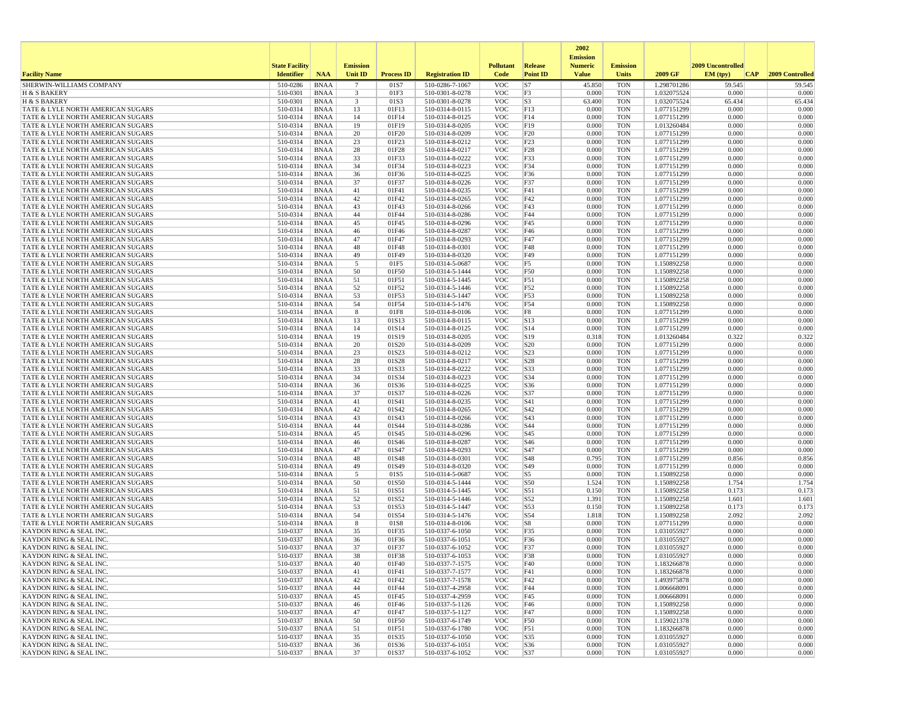| Facility Name | State Facility Identifier | NAA | Emission Unit ID | Process ID | Registration ID | Pollutant Code | Release Point ID | 2002 Emission Numeric Value | Emission Units | 2009 GF | 2009 Uncontrolled EM (tpy) | CAP | 2009 Controlled |
|---|---|---|---|---|---|---|---|---|---|---|---|---|---|
| SHERWIN-WILLIAMS COMPANY | 510-0286 | BNAA | 7 | 01S7 | 510-0286-7-1067 | VOC | S7 | 45.850 | TON | 1.298701286 | 59.545 | | 59.545 |
| H & S BAKERY | 510-0301 | BNAA | 3 | 01F3 | 510-0301-8-0278 | VOC | F3 | 0.000 | TON | 1.032075524 | 0.000 | | 0.000 |
| H & S BAKERY | 510-0301 | BNAA | 3 | 01S3 | 510-0301-8-0278 | VOC | S3 | 63.400 | TON | 1.032075524 | 65.434 | | 65.434 |
| TATE & LYLE NORTH AMERICAN SUGARS | 510-0314 | BNAA | 13 | 01F13 | 510-0314-8-0115 | VOC | F13 | 0.000 | TON | 1.077151299 | 0.000 | | 0.000 |
| TATE & LYLE NORTH AMERICAN SUGARS | 510-0314 | BNAA | 14 | 01F14 | 510-0314-8-0125 | VOC | F14 | 0.000 | TON | 1.077151299 | 0.000 | | 0.000 |
| TATE & LYLE NORTH AMERICAN SUGARS | 510-0314 | BNAA | 19 | 01F19 | 510-0314-8-0205 | VOC | F19 | 0.000 | TON | 1.013260484 | 0.000 | | 0.000 |
| TATE & LYLE NORTH AMERICAN SUGARS | 510-0314 | BNAA | 20 | 01F20 | 510-0314-8-0209 | VOC | F20 | 0.000 | TON | 1.077151299 | 0.000 | | 0.000 |
| TATE & LYLE NORTH AMERICAN SUGARS | 510-0314 | BNAA | 23 | 01F23 | 510-0314-8-0212 | VOC | F23 | 0.000 | TON | 1.077151299 | 0.000 | | 0.000 |
| TATE & LYLE NORTH AMERICAN SUGARS | 510-0314 | BNAA | 28 | 01F28 | 510-0314-8-0217 | VOC | F28 | 0.000 | TON | 1.077151299 | 0.000 | | 0.000 |
| TATE & LYLE NORTH AMERICAN SUGARS | 510-0314 | BNAA | 33 | 01F33 | 510-0314-8-0222 | VOC | F33 | 0.000 | TON | 1.077151299 | 0.000 | | 0.000 |
| TATE & LYLE NORTH AMERICAN SUGARS | 510-0314 | BNAA | 34 | 01F34 | 510-0314-8-0223 | VOC | F34 | 0.000 | TON | 1.077151299 | 0.000 | | 0.000 |
| TATE & LYLE NORTH AMERICAN SUGARS | 510-0314 | BNAA | 36 | 01F36 | 510-0314-8-0225 | VOC | F36 | 0.000 | TON | 1.077151299 | 0.000 | | 0.000 |
| TATE & LYLE NORTH AMERICAN SUGARS | 510-0314 | BNAA | 37 | 01F37 | 510-0314-8-0226 | VOC | F37 | 0.000 | TON | 1.077151299 | 0.000 | | 0.000 |
| TATE & LYLE NORTH AMERICAN SUGARS | 510-0314 | BNAA | 41 | 01F41 | 510-0314-8-0235 | VOC | F41 | 0.000 | TON | 1.077151299 | 0.000 | | 0.000 |
| TATE & LYLE NORTH AMERICAN SUGARS | 510-0314 | BNAA | 42 | 01F42 | 510-0314-8-0265 | VOC | F42 | 0.000 | TON | 1.077151299 | 0.000 | | 0.000 |
| TATE & LYLE NORTH AMERICAN SUGARS | 510-0314 | BNAA | 43 | 01F43 | 510-0314-8-0266 | VOC | F43 | 0.000 | TON | 1.077151299 | 0.000 | | 0.000 |
| TATE & LYLE NORTH AMERICAN SUGARS | 510-0314 | BNAA | 44 | 01F44 | 510-0314-8-0286 | VOC | F44 | 0.000 | TON | 1.077151299 | 0.000 | | 0.000 |
| TATE & LYLE NORTH AMERICAN SUGARS | 510-0314 | BNAA | 45 | 01F45 | 510-0314-8-0296 | VOC | F45 | 0.000 | TON | 1.077151299 | 0.000 | | 0.000 |
| TATE & LYLE NORTH AMERICAN SUGARS | 510-0314 | BNAA | 46 | 01F46 | 510-0314-8-0287 | VOC | F46 | 0.000 | TON | 1.077151299 | 0.000 | | 0.000 |
| TATE & LYLE NORTH AMERICAN SUGARS | 510-0314 | BNAA | 47 | 01F47 | 510-0314-8-0293 | VOC | F47 | 0.000 | TON | 1.077151299 | 0.000 | | 0.000 |
| TATE & LYLE NORTH AMERICAN SUGARS | 510-0314 | BNAA | 48 | 01F48 | 510-0314-8-0301 | VOC | F48 | 0.000 | TON | 1.077151299 | 0.000 | | 0.000 |
| TATE & LYLE NORTH AMERICAN SUGARS | 510-0314 | BNAA | 49 | 01F49 | 510-0314-8-0320 | VOC | F49 | 0.000 | TON | 1.077151299 | 0.000 | | 0.000 |
| TATE & LYLE NORTH AMERICAN SUGARS | 510-0314 | BNAA | 5 | 01F5 | 510-0314-5-0687 | VOC | F5 | 0.000 | TON | 1.150892258 | 0.000 | | 0.000 |
| TATE & LYLE NORTH AMERICAN SUGARS | 510-0314 | BNAA | 50 | 01F50 | 510-0314-5-1444 | VOC | F50 | 0.000 | TON | 1.150892258 | 0.000 | | 0.000 |
| TATE & LYLE NORTH AMERICAN SUGARS | 510-0314 | BNAA | 51 | 01F51 | 510-0314-5-1445 | VOC | F51 | 0.000 | TON | 1.150892258 | 0.000 | | 0.000 |
| TATE & LYLE NORTH AMERICAN SUGARS | 510-0314 | BNAA | 52 | 01F52 | 510-0314-5-1446 | VOC | F52 | 0.000 | TON | 1.150892258 | 0.000 | | 0.000 |
| TATE & LYLE NORTH AMERICAN SUGARS | 510-0314 | BNAA | 53 | 01F53 | 510-0314-5-1447 | VOC | F53 | 0.000 | TON | 1.150892258 | 0.000 | | 0.000 |
| TATE & LYLE NORTH AMERICAN SUGARS | 510-0314 | BNAA | 54 | 01F54 | 510-0314-5-1476 | VOC | F54 | 0.000 | TON | 1.150892258 | 0.000 | | 0.000 |
| TATE & LYLE NORTH AMERICAN SUGARS | 510-0314 | BNAA | 8 | 01F8 | 510-0314-8-0106 | VOC | F8 | 0.000 | TON | 1.077151299 | 0.000 | | 0.000 |
| TATE & LYLE NORTH AMERICAN SUGARS | 510-0314 | BNAA | 13 | 01S13 | 510-0314-8-0115 | VOC | S13 | 0.000 | TON | 1.077151299 | 0.000 | | 0.000 |
| TATE & LYLE NORTH AMERICAN SUGARS | 510-0314 | BNAA | 14 | 01S14 | 510-0314-8-0125 | VOC | S14 | 0.000 | TON | 1.077151299 | 0.000 | | 0.000 |
| TATE & LYLE NORTH AMERICAN SUGARS | 510-0314 | BNAA | 19 | 01S19 | 510-0314-8-0205 | VOC | S19 | 0.318 | TON | 1.013260484 | 0.322 | | 0.322 |
| TATE & LYLE NORTH AMERICAN SUGARS | 510-0314 | BNAA | 20 | 01S20 | 510-0314-8-0209 | VOC | S20 | 0.000 | TON | 1.077151299 | 0.000 | | 0.000 |
| TATE & LYLE NORTH AMERICAN SUGARS | 510-0314 | BNAA | 23 | 01S23 | 510-0314-8-0212 | VOC | S23 | 0.000 | TON | 1.077151299 | 0.000 | | 0.000 |
| TATE & LYLE NORTH AMERICAN SUGARS | 510-0314 | BNAA | 28 | 01S28 | 510-0314-8-0217 | VOC | S28 | 0.000 | TON | 1.077151299 | 0.000 | | 0.000 |
| TATE & LYLE NORTH AMERICAN SUGARS | 510-0314 | BNAA | 33 | 01S33 | 510-0314-8-0222 | VOC | S33 | 0.000 | TON | 1.077151299 | 0.000 | | 0.000 |
| TATE & LYLE NORTH AMERICAN SUGARS | 510-0314 | BNAA | 34 | 01S34 | 510-0314-8-0223 | VOC | S34 | 0.000 | TON | 1.077151299 | 0.000 | | 0.000 |
| TATE & LYLE NORTH AMERICAN SUGARS | 510-0314 | BNAA | 36 | 01S36 | 510-0314-8-0225 | VOC | S36 | 0.000 | TON | 1.077151299 | 0.000 | | 0.000 |
| TATE & LYLE NORTH AMERICAN SUGARS | 510-0314 | BNAA | 37 | 01S37 | 510-0314-8-0226 | VOC | S37 | 0.000 | TON | 1.077151299 | 0.000 | | 0.000 |
| TATE & LYLE NORTH AMERICAN SUGARS | 510-0314 | BNAA | 41 | 01S41 | 510-0314-8-0235 | VOC | S41 | 0.000 | TON | 1.077151299 | 0.000 | | 0.000 |
| TATE & LYLE NORTH AMERICAN SUGARS | 510-0314 | BNAA | 42 | 01S42 | 510-0314-8-0265 | VOC | S42 | 0.000 | TON | 1.077151299 | 0.000 | | 0.000 |
| TATE & LYLE NORTH AMERICAN SUGARS | 510-0314 | BNAA | 43 | 01S43 | 510-0314-8-0266 | VOC | S43 | 0.000 | TON | 1.077151299 | 0.000 | | 0.000 |
| TATE & LYLE NORTH AMERICAN SUGARS | 510-0314 | BNAA | 44 | 01S44 | 510-0314-8-0286 | VOC | S44 | 0.000 | TON | 1.077151299 | 0.000 | | 0.000 |
| TATE & LYLE NORTH AMERICAN SUGARS | 510-0314 | BNAA | 45 | 01S45 | 510-0314-8-0296 | VOC | S45 | 0.000 | TON | 1.077151299 | 0.000 | | 0.000 |
| TATE & LYLE NORTH AMERICAN SUGARS | 510-0314 | BNAA | 46 | 01S46 | 510-0314-8-0287 | VOC | S46 | 0.000 | TON | 1.077151299 | 0.000 | | 0.000 |
| TATE & LYLE NORTH AMERICAN SUGARS | 510-0314 | BNAA | 47 | 01S47 | 510-0314-8-0293 | VOC | S47 | 0.000 | TON | 1.077151299 | 0.000 | | 0.000 |
| TATE & LYLE NORTH AMERICAN SUGARS | 510-0314 | BNAA | 48 | 01S48 | 510-0314-8-0301 | VOC | S48 | 0.795 | TON | 1.077151299 | 0.856 | | 0.856 |
| TATE & LYLE NORTH AMERICAN SUGARS | 510-0314 | BNAA | 49 | 01S49 | 510-0314-8-0320 | VOC | S49 | 0.000 | TON | 1.077151299 | 0.000 | | 0.000 |
| TATE & LYLE NORTH AMERICAN SUGARS | 510-0314 | BNAA | 5 | 01S5 | 510-0314-5-0687 | VOC | S5 | 0.000 | TON | 1.150892258 | 0.000 | | 0.000 |
| TATE & LYLE NORTH AMERICAN SUGARS | 510-0314 | BNAA | 50 | 01S50 | 510-0314-5-1444 | VOC | S50 | 1.524 | TON | 1.150892258 | 1.754 | | 1.754 |
| TATE & LYLE NORTH AMERICAN SUGARS | 510-0314 | BNAA | 51 | 01S51 | 510-0314-5-1445 | VOC | S51 | 0.150 | TON | 1.150892258 | 0.173 | | 0.173 |
| TATE & LYLE NORTH AMERICAN SUGARS | 510-0314 | BNAA | 52 | 01S52 | 510-0314-5-1446 | VOC | S52 | 1.391 | TON | 1.150892258 | 1.601 | | 1.601 |
| TATE & LYLE NORTH AMERICAN SUGARS | 510-0314 | BNAA | 53 | 01S53 | 510-0314-5-1447 | VOC | S53 | 0.150 | TON | 1.150892258 | 0.173 | | 0.173 |
| TATE & LYLE NORTH AMERICAN SUGARS | 510-0314 | BNAA | 54 | 01S54 | 510-0314-5-1476 | VOC | S54 | 1.818 | TON | 1.150892258 | 2.092 | | 2.092 |
| TATE & LYLE NORTH AMERICAN SUGARS | 510-0314 | BNAA | 8 | 01S8 | 510-0314-8-0106 | VOC | S8 | 0.000 | TON | 1.077151299 | 0.000 | | 0.000 |
| KAYDON RING & SEAL INC. | 510-0337 | BNAA | 35 | 01F35 | 510-0337-6-1050 | VOC | F35 | 0.000 | TON | 1.031055927 | 0.000 | | 0.000 |
| KAYDON RING & SEAL INC. | 510-0337 | BNAA | 36 | 01F36 | 510-0337-6-1051 | VOC | F36 | 0.000 | TON | 1.031055927 | 0.000 | | 0.000 |
| KAYDON RING & SEAL INC. | 510-0337 | BNAA | 37 | 01F37 | 510-0337-6-1052 | VOC | F37 | 0.000 | TON | 1.031055927 | 0.000 | | 0.000 |
| KAYDON RING & SEAL INC. | 510-0337 | BNAA | 38 | 01F38 | 510-0337-6-1053 | VOC | F38 | 0.000 | TON | 1.031055927 | 0.000 | | 0.000 |
| KAYDON RING & SEAL INC. | 510-0337 | BNAA | 40 | 01F40 | 510-0337-7-1575 | VOC | F40 | 0.000 | TON | 1.183266878 | 0.000 | | 0.000 |
| KAYDON RING & SEAL INC. | 510-0337 | BNAA | 41 | 01F41 | 510-0337-7-1577 | VOC | F41 | 0.000 | TON | 1.183266878 | 0.000 | | 0.000 |
| KAYDON RING & SEAL INC. | 510-0337 | BNAA | 42 | 01F42 | 510-0337-7-1578 | VOC | F42 | 0.000 | TON | 1.493975878 | 0.000 | | 0.000 |
| KAYDON RING & SEAL INC. | 510-0337 | BNAA | 44 | 01F44 | 510-0337-4-2958 | VOC | F44 | 0.000 | TON | 1.006668091 | 0.000 | | 0.000 |
| KAYDON RING & SEAL INC. | 510-0337 | BNAA | 45 | 01F45 | 510-0337-4-2959 | VOC | F45 | 0.000 | TON | 1.006668091 | 0.000 | | 0.000 |
| KAYDON RING & SEAL INC. | 510-0337 | BNAA | 46 | 01F46 | 510-0337-5-1126 | VOC | F46 | 0.000 | TON | 1.150892258 | 0.000 | | 0.000 |
| KAYDON RING & SEAL INC. | 510-0337 | BNAA | 47 | 01F47 | 510-0337-5-1127 | VOC | F47 | 0.000 | TON | 1.150892258 | 0.000 | | 0.000 |
| KAYDON RING & SEAL INC. | 510-0337 | BNAA | 50 | 01F50 | 510-0337-6-1749 | VOC | F50 | 0.000 | TON | 1.159021378 | 0.000 | | 0.000 |
| KAYDON RING & SEAL INC. | 510-0337 | BNAA | 51 | 01F51 | 510-0337-6-1780 | VOC | F51 | 0.000 | TON | 1.183266878 | 0.000 | | 0.000 |
| KAYDON RING & SEAL INC. | 510-0337 | BNAA | 35 | 01S35 | 510-0337-6-1050 | VOC | S35 | 0.000 | TON | 1.031055927 | 0.000 | | 0.000 |
| KAYDON RING & SEAL INC. | 510-0337 | BNAA | 36 | 01S36 | 510-0337-6-1051 | VOC | S36 | 0.000 | TON | 1.031055927 | 0.000 | | 0.000 |
| KAYDON RING & SEAL INC. | 510-0337 | BNAA | 37 | 01S37 | 510-0337-6-1052 | VOC | S37 | 0.000 | TON | 1.031055927 | 0.000 | | 0.000 |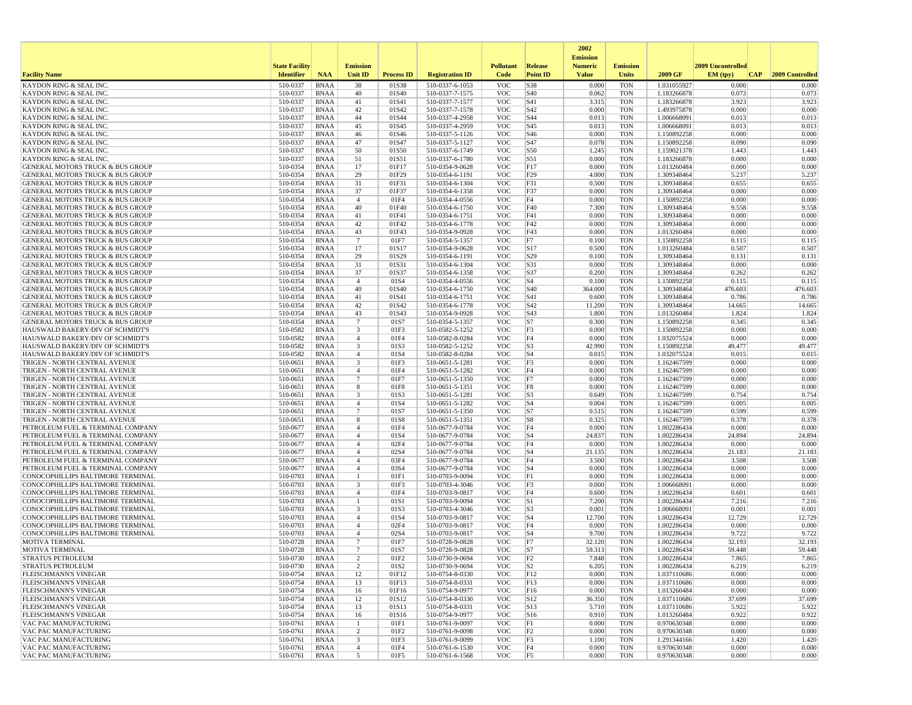| Facility Name | State Facility Identifier | NAA | Emission Unit ID | Process ID | Registration ID | Pollutant Code | Release Point ID | 2002 Emission Numeric Value | Emission Units | 2009 GF | 2009 Uncontrolled EM (tpy) | CAP | 2009 Controlled |
|---|---|---|---|---|---|---|---|---|---|---|---|---|---|
| KAYDON RING & SEAL INC. | 510-0337 | BNAA | 38 | 01S38 | 510-0337-6-1053 | VOC | S38 | 0.000 | TON | 1.031055927 | 0.000 | | 0.000 |
| KAYDON RING & SEAL INC. | 510-0337 | BNAA | 40 | 01S40 | 510-0337-7-1575 | VOC | S40 | 0.062 | TON | 1.183266878 | 0.073 | | 0.073 |
| KAYDON RING & SEAL INC. | 510-0337 | BNAA | 41 | 01S41 | 510-0337-7-1577 | VOC | S41 | 3.315 | TON | 1.183266878 | 3.923 | | 3.923 |
| KAYDON RING & SEAL INC. | 510-0337 | BNAA | 42 | 01S42 | 510-0337-7-1578 | VOC | S42 | 0.000 | TON | 1.493975878 | 0.000 | | 0.000 |
| KAYDON RING & SEAL INC. | 510-0337 | BNAA | 44 | 01S44 | 510-0337-4-2958 | VOC | S44 | 0.013 | TON | 1.006668091 | 0.013 | | 0.013 |
| KAYDON RING & SEAL INC. | 510-0337 | BNAA | 45 | 01S45 | 510-0337-4-2959 | VOC | S45 | 0.013 | TON | 1.006668091 | 0.013 | | 0.013 |
| KAYDON RING & SEAL INC. | 510-0337 | BNAA | 46 | 01S46 | 510-0337-5-1126 | VOC | S46 | 0.000 | TON | 1.150892258 | 0.000 | | 0.000 |
| KAYDON RING & SEAL INC. | 510-0337 | BNAA | 47 | 01S47 | 510-0337-5-1127 | VOC | S47 | 0.078 | TON | 1.150892258 | 0.090 | | 0.090 |
| KAYDON RING & SEAL INC. | 510-0337 | BNAA | 50 | 01S50 | 510-0337-6-1749 | VOC | S50 | 1.245 | TON | 1.159021378 | 1.443 | | 1.443 |
| KAYDON RING & SEAL INC. | 510-0337 | BNAA | 51 | 01S51 | 510-0337-6-1780 | VOC | S51 | 0.000 | TON | 1.183266878 | 0.000 | | 0.000 |
| GENERAL MOTORS TRUCK & BUS GROUP | 510-0354 | BNAA | 17 | 01F17 | 510-0354-9-0628 | VOC | F17 | 0.000 | TON | 1.013260484 | 0.000 | | 0.000 |
| GENERAL MOTORS TRUCK & BUS GROUP | 510-0354 | BNAA | 29 | 01F29 | 510-0354-6-1191 | VOC | F29 | 4.000 | TON | 1.309348464 | 5.237 | | 5.237 |
| GENERAL MOTORS TRUCK & BUS GROUP | 510-0354 | BNAA | 31 | 01F31 | 510-0354-6-1304 | VOC | F31 | 0.500 | TON | 1.309348464 | 0.655 | | 0.655 |
| GENERAL MOTORS TRUCK & BUS GROUP | 510-0354 | BNAA | 37 | 01F37 | 510-0354-6-1358 | VOC | F37 | 0.000 | TON | 1.309348464 | 0.000 | | 0.000 |
| GENERAL MOTORS TRUCK & BUS GROUP | 510-0354 | BNAA | 4 | 01F4 | 510-0354-4-0556 | VOC | F4 | 0.000 | TON | 1.150892258 | 0.000 | | 0.000 |
| GENERAL MOTORS TRUCK & BUS GROUP | 510-0354 | BNAA | 40 | 01F40 | 510-0354-6-1750 | VOC | F40 | 7.300 | TON | 1.309348464 | 9.558 | | 9.558 |
| GENERAL MOTORS TRUCK & BUS GROUP | 510-0354 | BNAA | 41 | 01F41 | 510-0354-6-1751 | VOC | F41 | 0.000 | TON | 1.309348464 | 0.000 | | 0.000 |
| GENERAL MOTORS TRUCK & BUS GROUP | 510-0354 | BNAA | 42 | 01F42 | 510-0354-6-1778 | VOC | F42 | 0.000 | TON | 1.309348464 | 0.000 | | 0.000 |
| GENERAL MOTORS TRUCK & BUS GROUP | 510-0354 | BNAA | 43 | 01F43 | 510-0354-9-0928 | VOC | F43 | 0.000 | TON | 1.013260484 | 0.000 | | 0.000 |
| GENERAL MOTORS TRUCK & BUS GROUP | 510-0354 | BNAA | 7 | 01F7 | 510-0354-5-1357 | VOC | F7 | 0.100 | TON | 1.150892258 | 0.115 | | 0.115 |
| GENERAL MOTORS TRUCK & BUS GROUP | 510-0354 | BNAA | 17 | 01S17 | 510-0354-9-0628 | VOC | S17 | 0.500 | TON | 1.013260484 | 0.507 | | 0.507 |
| GENERAL MOTORS TRUCK & BUS GROUP | 510-0354 | BNAA | 29 | 01S29 | 510-0354-6-1191 | VOC | S29 | 0.100 | TON | 1.309348464 | 0.131 | | 0.131 |
| GENERAL MOTORS TRUCK & BUS GROUP | 510-0354 | BNAA | 31 | 01S31 | 510-0354-6-1304 | VOC | S31 | 0.000 | TON | 1.309348464 | 0.000 | | 0.000 |
| GENERAL MOTORS TRUCK & BUS GROUP | 510-0354 | BNAA | 37 | 01S37 | 510-0354-6-1358 | VOC | S37 | 0.200 | TON | 1.309348464 | 0.262 | | 0.262 |
| GENERAL MOTORS TRUCK & BUS GROUP | 510-0354 | BNAA | 4 | 01S4 | 510-0354-4-0556 | VOC | S4 | 0.100 | TON | 1.150892258 | 0.115 | | 0.115 |
| GENERAL MOTORS TRUCK & BUS GROUP | 510-0354 | BNAA | 40 | 01S40 | 510-0354-6-1750 | VOC | S40 | 364.000 | TON | 1.309348464 | 476.603 | | 476.603 |
| GENERAL MOTORS TRUCK & BUS GROUP | 510-0354 | BNAA | 41 | 01S41 | 510-0354-6-1751 | VOC | S41 | 0.600 | TON | 1.309348464 | 0.786 | | 0.786 |
| GENERAL MOTORS TRUCK & BUS GROUP | 510-0354 | BNAA | 42 | 01S42 | 510-0354-6-1778 | VOC | S42 | 11.200 | TON | 1.309348464 | 14.665 | | 14.665 |
| GENERAL MOTORS TRUCK & BUS GROUP | 510-0354 | BNAA | 43 | 01S43 | 510-0354-9-0928 | VOC | S43 | 1.800 | TON | 1.013260484 | 1.824 | | 1.824 |
| GENERAL MOTORS TRUCK & BUS GROUP | 510-0354 | BNAA | 7 | 01S7 | 510-0354-5-1357 | VOC | S7 | 0.300 | TON | 1.150892258 | 0.345 | | 0.345 |
| HAUSWALD BAKERY/DIV OF SCHMIDT'S | 510-0582 | BNAA | 3 | 01F3 | 510-0582-5-1252 | VOC | F3 | 0.000 | TON | 1.150892258 | 0.000 | | 0.000 |
| HAUSWALD BAKERY/DIV OF SCHMIDT'S | 510-0582 | BNAA | 4 | 01F4 | 510-0582-8-0284 | VOC | F4 | 0.000 | TON | 1.032075524 | 0.000 | | 0.000 |
| HAUSWALD BAKERY/DIV OF SCHMIDT'S | 510-0582 | BNAA | 3 | 01S3 | 510-0582-5-1252 | VOC | S3 | 42.990 | TON | 1.150892258 | 49.477 | | 49.477 |
| HAUSWALD BAKERY/DIV OF SCHMIDT'S | 510-0582 | BNAA | 4 | 01S4 | 510-0582-8-0284 | VOC | S4 | 0.015 | TON | 1.032075524 | 0.015 | | 0.015 |
| TRIGEN - NORTH CENTRAL AVENUE | 510-0651 | BNAA | 3 | 01F3 | 510-0651-5-1281 | VOC | F3 | 0.000 | TON | 1.162467599 | 0.000 | | 0.000 |
| TRIGEN - NORTH CENTRAL AVENUE | 510-0651 | BNAA | 4 | 01F4 | 510-0651-5-1282 | VOC | F4 | 0.000 | TON | 1.162467599 | 0.000 | | 0.000 |
| TRIGEN - NORTH CENTRAL AVENUE | 510-0651 | BNAA | 7 | 01F7 | 510-0651-5-1350 | VOC | F7 | 0.000 | TON | 1.162467599 | 0.000 | | 0.000 |
| TRIGEN - NORTH CENTRAL AVENUE | 510-0651 | BNAA | 8 | 01F8 | 510-0651-5-1351 | VOC | F8 | 0.000 | TON | 1.162467599 | 0.000 | | 0.000 |
| TRIGEN - NORTH CENTRAL AVENUE | 510-0651 | BNAA | 3 | 01S3 | 510-0651-5-1281 | VOC | S3 | 0.649 | TON | 1.162467599 | 0.754 | | 0.754 |
| TRIGEN - NORTH CENTRAL AVENUE | 510-0651 | BNAA | 4 | 01S4 | 510-0651-5-1282 | VOC | S4 | 0.004 | TON | 1.162467599 | 0.005 | | 0.005 |
| TRIGEN - NORTH CENTRAL AVENUE | 510-0651 | BNAA | 7 | 01S7 | 510-0651-5-1350 | VOC | S7 | 0.515 | TON | 1.162467599 | 0.599 | | 0.599 |
| TRIGEN - NORTH CENTRAL AVENUE | 510-0651 | BNAA | 8 | 01S8 | 510-0651-5-1351 | VOC | S8 | 0.325 | TON | 1.162467599 | 0.378 | | 0.378 |
| PETROLEUM FUEL & TERMINAL COMPANY | 510-0677 | BNAA | 4 | 01F4 | 510-0677-9-0784 | VOC | F4 | 0.000 | TON | 1.002286434 | 0.000 | | 0.000 |
| PETROLEUM FUEL & TERMINAL COMPANY | 510-0677 | BNAA | 4 | 01S4 | 510-0677-9-0784 | VOC | S4 | 24.837 | TON | 1.002286434 | 24.894 | | 24.894 |
| PETROLEUM FUEL & TERMINAL COMPANY | 510-0677 | BNAA | 4 | 02F4 | 510-0677-9-0784 | VOC | F4 | 0.000 | TON | 1.002286434 | 0.000 | | 0.000 |
| PETROLEUM FUEL & TERMINAL COMPANY | 510-0677 | BNAA | 4 | 02S4 | 510-0677-9-0784 | VOC | S4 | 21.135 | TON | 1.002286434 | 21.183 | | 21.183 |
| PETROLEUM FUEL & TERMINAL COMPANY | 510-0677 | BNAA | 4 | 03F4 | 510-0677-9-0784 | VOC | F4 | 3.500 | TON | 1.002286434 | 3.508 | | 3.508 |
| PETROLEUM FUEL & TERMINAL COMPANY | 510-0677 | BNAA | 4 | 03S4 | 510-0677-9-0784 | VOC | S4 | 0.000 | TON | 1.002286434 | 0.000 | | 0.000 |
| CONOCOPHILLIPS BALTIMORE TERMINAL | 510-0703 | BNAA | 1 | 01F1 | 510-0703-9-0094 | VOC | F1 | 0.000 | TON | 1.002286434 | 0.000 | | 0.000 |
| CONOCOPHILLIPS BALTIMORE TERMINAL | 510-0703 | BNAA | 3 | 01F3 | 510-0703-4-3046 | VOC | F3 | 0.000 | TON | 1.006668091 | 0.000 | | 0.000 |
| CONOCOPHILLIPS BALTIMORE TERMINAL | 510-0703 | BNAA | 4 | 01F4 | 510-0703-9-0817 | VOC | F4 | 0.600 | TON | 1.002286434 | 0.601 | | 0.601 |
| CONOCOPHILLIPS BALTIMORE TERMINAL | 510-0703 | BNAA | 1 | 01S1 | 510-0703-9-0094 | VOC | S1 | 7.200 | TON | 1.002286434 | 7.216 | | 7.216 |
| CONOCOPHILLIPS BALTIMORE TERMINAL | 510-0703 | BNAA | 3 | 01S3 | 510-0703-4-3046 | VOC | S3 | 0.001 | TON | 1.006668091 | 0.001 | | 0.001 |
| CONOCOPHILLIPS BALTIMORE TERMINAL | 510-0703 | BNAA | 4 | 01S4 | 510-0703-9-0817 | VOC | S4 | 12.700 | TON | 1.002286434 | 12.729 | | 12.729 |
| CONOCOPHILLIPS BALTIMORE TERMINAL | 510-0703 | BNAA | 4 | 02F4 | 510-0703-9-0817 | VOC | F4 | 0.000 | TON | 1.002286434 | 0.000 | | 0.000 |
| CONOCOPHILLIPS BALTIMORE TERMINAL | 510-0703 | BNAA | 4 | 02S4 | 510-0703-9-0817 | VOC | S4 | 9.700 | TON | 1.002286434 | 9.722 | | 9.722 |
| MOTIVA TERMINAL | 510-0728 | BNAA | 7 | 01F7 | 510-0728-9-0828 | VOC | F7 | 32.120 | TON | 1.002286434 | 32.193 | | 32.193 |
| MOTIVA TERMINAL | 510-0728 | BNAA | 7 | 01S7 | 510-0728-9-0828 | VOC | S7 | 59.313 | TON | 1.002286434 | 59.448 | | 59.448 |
| STRATUS PETROLEUM | 510-0730 | BNAA | 2 | 01F2 | 510-0730-9-0694 | VOC | F2 | 7.848 | TON | 1.002286434 | 7.865 | | 7.865 |
| STRATUS PETROLEUM | 510-0730 | BNAA | 2 | 01S2 | 510-0730-9-0694 | VOC | S2 | 6.205 | TON | 1.002286434 | 6.219 | | 6.219 |
| FLEISCHMANN'S VINEGAR | 510-0754 | BNAA | 12 | 01F12 | 510-0754-8-0330 | VOC | F12 | 0.000 | TON | 1.037110686 | 0.000 | | 0.000 |
| FLEISCHMANN'S VINEGAR | 510-0754 | BNAA | 13 | 01F13 | 510-0754-8-0331 | VOC | F13 | 0.000 | TON | 1.037110686 | 0.000 | | 0.000 |
| FLEISCHMANN'S VINEGAR | 510-0754 | BNAA | 16 | 01F16 | 510-0754-9-0977 | VOC | F16 | 0.000 | TON | 1.013260484 | 0.000 | | 0.000 |
| FLEISCHMANN'S VINEGAR | 510-0754 | BNAA | 12 | 01S12 | 510-0754-8-0330 | VOC | S12 | 36.350 | TON | 1.037110686 | 37.699 | | 37.699 |
| FLEISCHMANN'S VINEGAR | 510-0754 | BNAA | 13 | 01S13 | 510-0754-8-0331 | VOC | S13 | 5.710 | TON | 1.037110686 | 5.922 | | 5.922 |
| FLEISCHMANN'S VINEGAR | 510-0754 | BNAA | 16 | 01S16 | 510-0754-9-0977 | VOC | S16 | 0.910 | TON | 1.013260484 | 0.922 | | 0.922 |
| VAC PAC MANUFACTURING | 510-0761 | BNAA | 1 | 01F1 | 510-0761-9-0097 | VOC | F1 | 0.000 | TON | 0.970630348 | 0.000 | | 0.000 |
| VAC PAC MANUFACTURING | 510-0761 | BNAA | 2 | 01F2 | 510-0761-9-0098 | VOC | F2 | 0.000 | TON | 0.970630348 | 0.000 | | 0.000 |
| VAC PAC MANUFACTURING | 510-0761 | BNAA | 3 | 01F3 | 510-0761-9-0099 | VOC | F3 | 1.100 | TON | 1.291344166 | 1.420 | | 1.420 |
| VAC PAC MANUFACTURING | 510-0761 | BNAA | 4 | 01F4 | 510-0761-6-1530 | VOC | F4 | 0.000 | TON | 0.970630348 | 0.000 | | 0.000 |
| VAC PAC MANUFACTURING | 510-0761 | BNAA | 5 | 01F5 | 510-0761-6-1568 | VOC | F5 | 0.000 | TON | 0.970630348 | 0.000 | | 0.000 |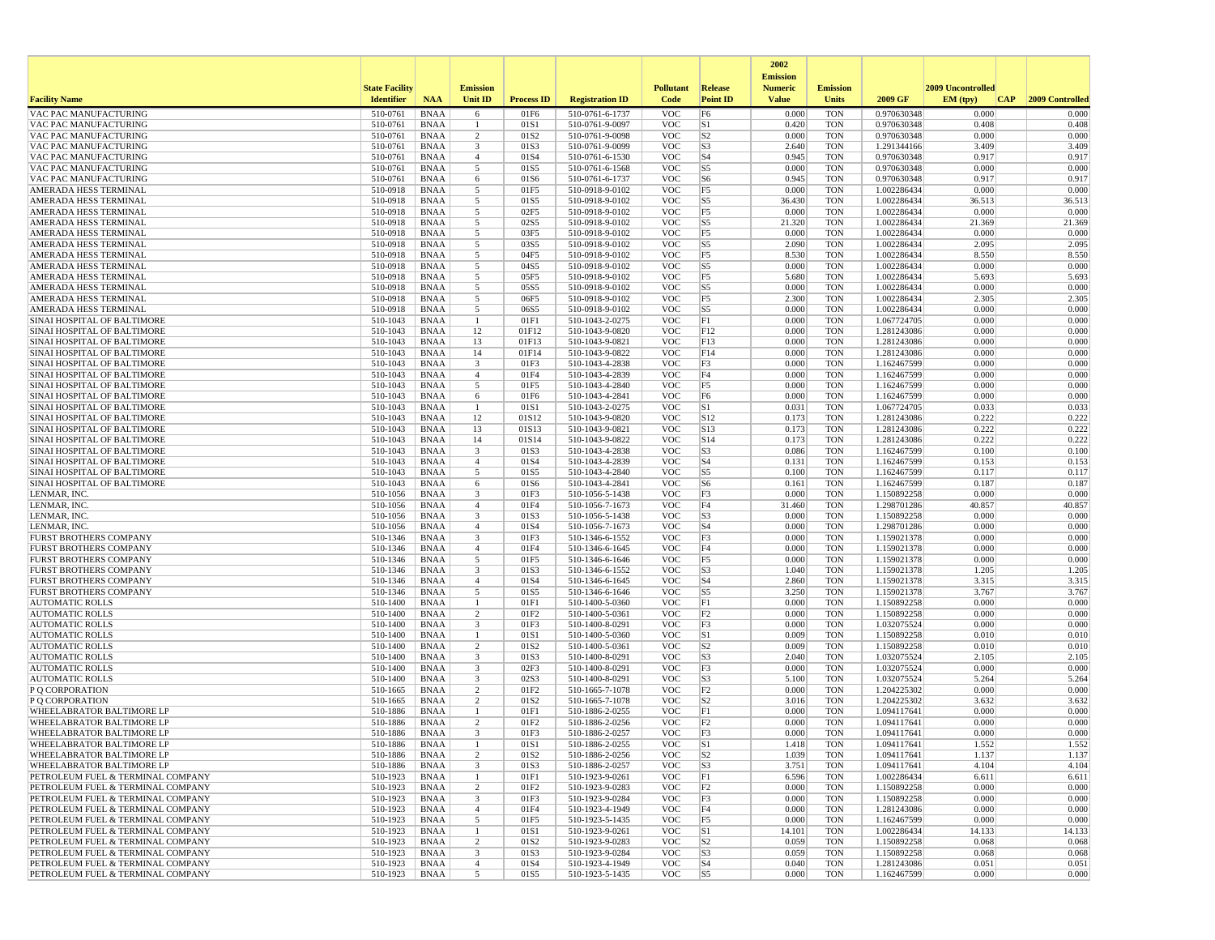| Facility Name | State Facility Identifier | NAA | Emission Unit ID | Process ID | Registration ID | Pollutant Code | Release Point ID | 2002 Emission Numeric Value | Emission Units | 2009 GF | 2009 Uncontrolled EM (tpy) | CAP | 2009 Controlled |
|---|---|---|---|---|---|---|---|---|---|---|---|---|---|
| VAC PAC MANUFACTURING | 510-0761 | BNAA | 6 | 01F6 | 510-0761-6-1737 | VOC | F6 | 0.000 | TON | 0.970630348 | 0.000 | | 0.000 |
| VAC PAC MANUFACTURING | 510-0761 | BNAA | 1 | 01S1 | 510-0761-9-0097 | VOC | S1 | 0.420 | TON | 0.970630348 | 0.408 | | 0.408 |
| VAC PAC MANUFACTURING | 510-0761 | BNAA | 2 | 01S2 | 510-0761-9-0098 | VOC | S2 | 0.000 | TON | 0.970630348 | 0.000 | | 0.000 |
| VAC PAC MANUFACTURING | 510-0761 | BNAA | 3 | 01S3 | 510-0761-9-0099 | VOC | S3 | 2.640 | TON | 1.291344166 | 3.409 | | 3.409 |
| VAC PAC MANUFACTURING | 510-0761 | BNAA | 4 | 01S4 | 510-0761-6-1530 | VOC | S4 | 0.945 | TON | 0.970630348 | 0.917 | | 0.917 |
| VAC PAC MANUFACTURING | 510-0761 | BNAA | 5 | 01S5 | 510-0761-6-1568 | VOC | S5 | 0.000 | TON | 0.970630348 | 0.000 | | 0.000 |
| VAC PAC MANUFACTURING | 510-0761 | BNAA | 6 | 01S6 | 510-0761-6-1737 | VOC | S6 | 0.945 | TON | 0.970630348 | 0.917 | | 0.917 |
| AMERADA HESS TERMINAL | 510-0918 | BNAA | 5 | 01F5 | 510-0918-9-0102 | VOC | F5 | 0.000 | TON | 1.002286434 | 0.000 | | 0.000 |
| AMERADA HESS TERMINAL | 510-0918 | BNAA | 5 | 01S5 | 510-0918-9-0102 | VOC | S5 | 36.430 | TON | 1.002286434 | 36.513 | | 36.513 |
| AMERADA HESS TERMINAL | 510-0918 | BNAA | 5 | 02F5 | 510-0918-9-0102 | VOC | F5 | 0.000 | TON | 1.002286434 | 0.000 | | 0.000 |
| AMERADA HESS TERMINAL | 510-0918 | BNAA | 5 | 02S5 | 510-0918-9-0102 | VOC | S5 | 21.320 | TON | 1.002286434 | 21.369 | | 21.369 |
| AMERADA HESS TERMINAL | 510-0918 | BNAA | 5 | 03F5 | 510-0918-9-0102 | VOC | F5 | 0.000 | TON | 1.002286434 | 0.000 | | 0.000 |
| AMERADA HESS TERMINAL | 510-0918 | BNAA | 5 | 03S5 | 510-0918-9-0102 | VOC | S5 | 2.090 | TON | 1.002286434 | 2.095 | | 2.095 |
| AMERADA HESS TERMINAL | 510-0918 | BNAA | 5 | 04F5 | 510-0918-9-0102 | VOC | F5 | 8.530 | TON | 1.002286434 | 8.550 | | 8.550 |
| AMERADA HESS TERMINAL | 510-0918 | BNAA | 5 | 04S5 | 510-0918-9-0102 | VOC | S5 | 0.000 | TON | 1.002286434 | 0.000 | | 0.000 |
| AMERADA HESS TERMINAL | 510-0918 | BNAA | 5 | 05F5 | 510-0918-9-0102 | VOC | F5 | 5.680 | TON | 1.002286434 | 5.693 | | 5.693 |
| AMERADA HESS TERMINAL | 510-0918 | BNAA | 5 | 05S5 | 510-0918-9-0102 | VOC | S5 | 0.000 | TON | 1.002286434 | 0.000 | | 0.000 |
| AMERADA HESS TERMINAL | 510-0918 | BNAA | 5 | 06F5 | 510-0918-9-0102 | VOC | F5 | 2.300 | TON | 1.002286434 | 2.305 | | 2.305 |
| AMERADA HESS TERMINAL | 510-0918 | BNAA | 5 | 06S5 | 510-0918-9-0102 | VOC | S5 | 0.000 | TON | 1.002286434 | 0.000 | | 0.000 |
| SINAI HOSPITAL OF BALTIMORE | 510-1043 | BNAA | 1 | 01F1 | 510-1043-2-0275 | VOC | F1 | 0.000 | TON | 1.067724705 | 0.000 | | 0.000 |
| SINAI HOSPITAL OF BALTIMORE | 510-1043 | BNAA | 12 | 01F12 | 510-1043-9-0820 | VOC | F12 | 0.000 | TON | 1.281243086 | 0.000 | | 0.000 |
| SINAI HOSPITAL OF BALTIMORE | 510-1043 | BNAA | 13 | 01F13 | 510-1043-9-0821 | VOC | F13 | 0.000 | TON | 1.281243086 | 0.000 | | 0.000 |
| SINAI HOSPITAL OF BALTIMORE | 510-1043 | BNAA | 14 | 01F14 | 510-1043-9-0822 | VOC | F14 | 0.000 | TON | 1.281243086 | 0.000 | | 0.000 |
| SINAI HOSPITAL OF BALTIMORE | 510-1043 | BNAA | 3 | 01F3 | 510-1043-4-2838 | VOC | F3 | 0.000 | TON | 1.162467599 | 0.000 | | 0.000 |
| SINAI HOSPITAL OF BALTIMORE | 510-1043 | BNAA | 4 | 01F4 | 510-1043-4-2839 | VOC | F4 | 0.000 | TON | 1.162467599 | 0.000 | | 0.000 |
| SINAI HOSPITAL OF BALTIMORE | 510-1043 | BNAA | 5 | 01F5 | 510-1043-4-2840 | VOC | F5 | 0.000 | TON | 1.162467599 | 0.000 | | 0.000 |
| SINAI HOSPITAL OF BALTIMORE | 510-1043 | BNAA | 6 | 01F6 | 510-1043-4-2841 | VOC | F6 | 0.000 | TON | 1.162467599 | 0.000 | | 0.000 |
| SINAI HOSPITAL OF BALTIMORE | 510-1043 | BNAA | 1 | 01S1 | 510-1043-2-0275 | VOC | S1 | 0.031 | TON | 1.067724705 | 0.033 | | 0.033 |
| SINAI HOSPITAL OF BALTIMORE | 510-1043 | BNAA | 12 | 01S12 | 510-1043-9-0820 | VOC | S12 | 0.173 | TON | 1.281243086 | 0.222 | | 0.222 |
| SINAI HOSPITAL OF BALTIMORE | 510-1043 | BNAA | 13 | 01S13 | 510-1043-9-0821 | VOC | S13 | 0.173 | TON | 1.281243086 | 0.222 | | 0.222 |
| SINAI HOSPITAL OF BALTIMORE | 510-1043 | BNAA | 14 | 01S14 | 510-1043-9-0822 | VOC | S14 | 0.173 | TON | 1.281243086 | 0.222 | | 0.222 |
| SINAI HOSPITAL OF BALTIMORE | 510-1043 | BNAA | 3 | 01S3 | 510-1043-4-2838 | VOC | S3 | 0.086 | TON | 1.162467599 | 0.100 | | 0.100 |
| SINAI HOSPITAL OF BALTIMORE | 510-1043 | BNAA | 4 | 01S4 | 510-1043-4-2839 | VOC | S4 | 0.131 | TON | 1.162467599 | 0.153 | | 0.153 |
| SINAI HOSPITAL OF BALTIMORE | 510-1043 | BNAA | 5 | 01S5 | 510-1043-4-2840 | VOC | S5 | 0.100 | TON | 1.162467599 | 0.117 | | 0.117 |
| SINAI HOSPITAL OF BALTIMORE | 510-1043 | BNAA | 6 | 01S6 | 510-1043-4-2841 | VOC | S6 | 0.161 | TON | 1.162467599 | 0.187 | | 0.187 |
| LENMAR, INC. | 510-1056 | BNAA | 3 | 01F3 | 510-1056-5-1438 | VOC | F3 | 0.000 | TON | 1.150892258 | 0.000 | | 0.000 |
| LENMAR, INC. | 510-1056 | BNAA | 4 | 01F4 | 510-1056-7-1673 | VOC | F4 | 31.460 | TON | 1.298701286 | 40.857 | | 40.857 |
| LENMAR, INC. | 510-1056 | BNAA | 3 | 01S3 | 510-1056-5-1438 | VOC | S3 | 0.000 | TON | 1.150892258 | 0.000 | | 0.000 |
| LENMAR, INC. | 510-1056 | BNAA | 4 | 01S4 | 510-1056-7-1673 | VOC | S4 | 0.000 | TON | 1.298701286 | 0.000 | | 0.000 |
| FURST BROTHERS COMPANY | 510-1346 | BNAA | 3 | 01F3 | 510-1346-6-1552 | VOC | F3 | 0.000 | TON | 1.159021378 | 0.000 | | 0.000 |
| FURST BROTHERS COMPANY | 510-1346 | BNAA | 4 | 01F4 | 510-1346-6-1645 | VOC | F4 | 0.000 | TON | 1.159021378 | 0.000 | | 0.000 |
| FURST BROTHERS COMPANY | 510-1346 | BNAA | 5 | 01F5 | 510-1346-6-1646 | VOC | F5 | 0.000 | TON | 1.159021378 | 0.000 | | 0.000 |
| FURST BROTHERS COMPANY | 510-1346 | BNAA | 3 | 01S3 | 510-1346-6-1552 | VOC | S3 | 1.040 | TON | 1.159021378 | 1.205 | | 1.205 |
| FURST BROTHERS COMPANY | 510-1346 | BNAA | 4 | 01S4 | 510-1346-6-1645 | VOC | S4 | 2.860 | TON | 1.159021378 | 3.315 | | 3.315 |
| FURST BROTHERS COMPANY | 510-1346 | BNAA | 5 | 01S5 | 510-1346-6-1646 | VOC | S5 | 3.250 | TON | 1.159021378 | 3.767 | | 3.767 |
| AUTOMATIC ROLLS | 510-1400 | BNAA | 1 | 01F1 | 510-1400-5-0360 | VOC | F1 | 0.000 | TON | 1.150892258 | 0.000 | | 0.000 |
| AUTOMATIC ROLLS | 510-1400 | BNAA | 2 | 01F2 | 510-1400-5-0361 | VOC | F2 | 0.000 | TON | 1.150892258 | 0.000 | | 0.000 |
| AUTOMATIC ROLLS | 510-1400 | BNAA | 3 | 01F3 | 510-1400-8-0291 | VOC | F3 | 0.000 | TON | 1.032075524 | 0.000 | | 0.000 |
| AUTOMATIC ROLLS | 510-1400 | BNAA | 1 | 01S1 | 510-1400-5-0360 | VOC | S1 | 0.009 | TON | 1.150892258 | 0.010 | | 0.010 |
| AUTOMATIC ROLLS | 510-1400 | BNAA | 2 | 01S2 | 510-1400-5-0361 | VOC | S2 | 0.009 | TON | 1.150892258 | 0.010 | | 0.010 |
| AUTOMATIC ROLLS | 510-1400 | BNAA | 3 | 01S3 | 510-1400-8-0291 | VOC | S3 | 2.040 | TON | 1.032075524 | 2.105 | | 2.105 |
| AUTOMATIC ROLLS | 510-1400 | BNAA | 3 | 02F3 | 510-1400-8-0291 | VOC | F3 | 0.000 | TON | 1.032075524 | 0.000 | | 0.000 |
| AUTOMATIC ROLLS | 510-1400 | BNAA | 3 | 02S3 | 510-1400-8-0291 | VOC | S3 | 5.100 | TON | 1.032075524 | 5.264 | | 5.264 |
| P Q CORPORATION | 510-1665 | BNAA | 2 | 01F2 | 510-1665-7-1078 | VOC | F2 | 0.000 | TON | 1.204225302 | 0.000 | | 0.000 |
| P Q CORPORATION | 510-1665 | BNAA | 2 | 01S2 | 510-1665-7-1078 | VOC | S2 | 3.016 | TON | 1.204225302 | 3.632 | | 3.632 |
| WHEELABRATOR BALTIMORE LP | 510-1886 | BNAA | 1 | 01F1 | 510-1886-2-0255 | VOC | F1 | 0.000 | TON | 1.094117641 | 0.000 | | 0.000 |
| WHEELABRATOR BALTIMORE LP | 510-1886 | BNAA | 2 | 01F2 | 510-1886-2-0256 | VOC | F2 | 0.000 | TON | 1.094117641 | 0.000 | | 0.000 |
| WHEELABRATOR BALTIMORE LP | 510-1886 | BNAA | 3 | 01F3 | 510-1886-2-0257 | VOC | F3 | 0.000 | TON | 1.094117641 | 0.000 | | 0.000 |
| WHEELABRATOR BALTIMORE LP | 510-1886 | BNAA | 1 | 01S1 | 510-1886-2-0255 | VOC | S1 | 1.418 | TON | 1.094117641 | 1.552 | | 1.552 |
| WHEELABRATOR BALTIMORE LP | 510-1886 | BNAA | 2 | 01S2 | 510-1886-2-0256 | VOC | S2 | 1.039 | TON | 1.094117641 | 1.137 | | 1.137 |
| WHEELABRATOR BALTIMORE LP | 510-1886 | BNAA | 3 | 01S3 | 510-1886-2-0257 | VOC | S3 | 3.751 | TON | 1.094117641 | 4.104 | | 4.104 |
| PETROLEUM FUEL & TERMINAL COMPANY | 510-1923 | BNAA | 1 | 01F1 | 510-1923-9-0261 | VOC | F1 | 6.596 | TON | 1.002286434 | 6.611 | | 6.611 |
| PETROLEUM FUEL & TERMINAL COMPANY | 510-1923 | BNAA | 2 | 01F2 | 510-1923-9-0283 | VOC | F2 | 0.000 | TON | 1.150892258 | 0.000 | | 0.000 |
| PETROLEUM FUEL & TERMINAL COMPANY | 510-1923 | BNAA | 3 | 01F3 | 510-1923-9-0284 | VOC | F3 | 0.000 | TON | 1.150892258 | 0.000 | | 0.000 |
| PETROLEUM FUEL & TERMINAL COMPANY | 510-1923 | BNAA | 4 | 01F4 | 510-1923-4-1949 | VOC | F4 | 0.000 | TON | 1.281243086 | 0.000 | | 0.000 |
| PETROLEUM FUEL & TERMINAL COMPANY | 510-1923 | BNAA | 5 | 01F5 | 510-1923-5-1435 | VOC | F5 | 0.000 | TON | 1.162467599 | 0.000 | | 0.000 |
| PETROLEUM FUEL & TERMINAL COMPANY | 510-1923 | BNAA | 1 | 01S1 | 510-1923-9-0261 | VOC | S1 | 14.101 | TON | 1.002286434 | 14.133 | | 14.133 |
| PETROLEUM FUEL & TERMINAL COMPANY | 510-1923 | BNAA | 2 | 01S2 | 510-1923-9-0283 | VOC | S2 | 0.059 | TON | 1.150892258 | 0.068 | | 0.068 |
| PETROLEUM FUEL & TERMINAL COMPANY | 510-1923 | BNAA | 3 | 01S3 | 510-1923-9-0284 | VOC | S3 | 0.059 | TON | 1.150892258 | 0.068 | | 0.068 |
| PETROLEUM FUEL & TERMINAL COMPANY | 510-1923 | BNAA | 4 | 01S4 | 510-1923-4-1949 | VOC | S4 | 0.040 | TON | 1.281243086 | 0.051 | | 0.051 |
| PETROLEUM FUEL & TERMINAL COMPANY | 510-1923 | BNAA | 5 | 01S5 | 510-1923-5-1435 | VOC | S5 | 0.000 | TON | 1.162467599 | 0.000 | | 0.000 |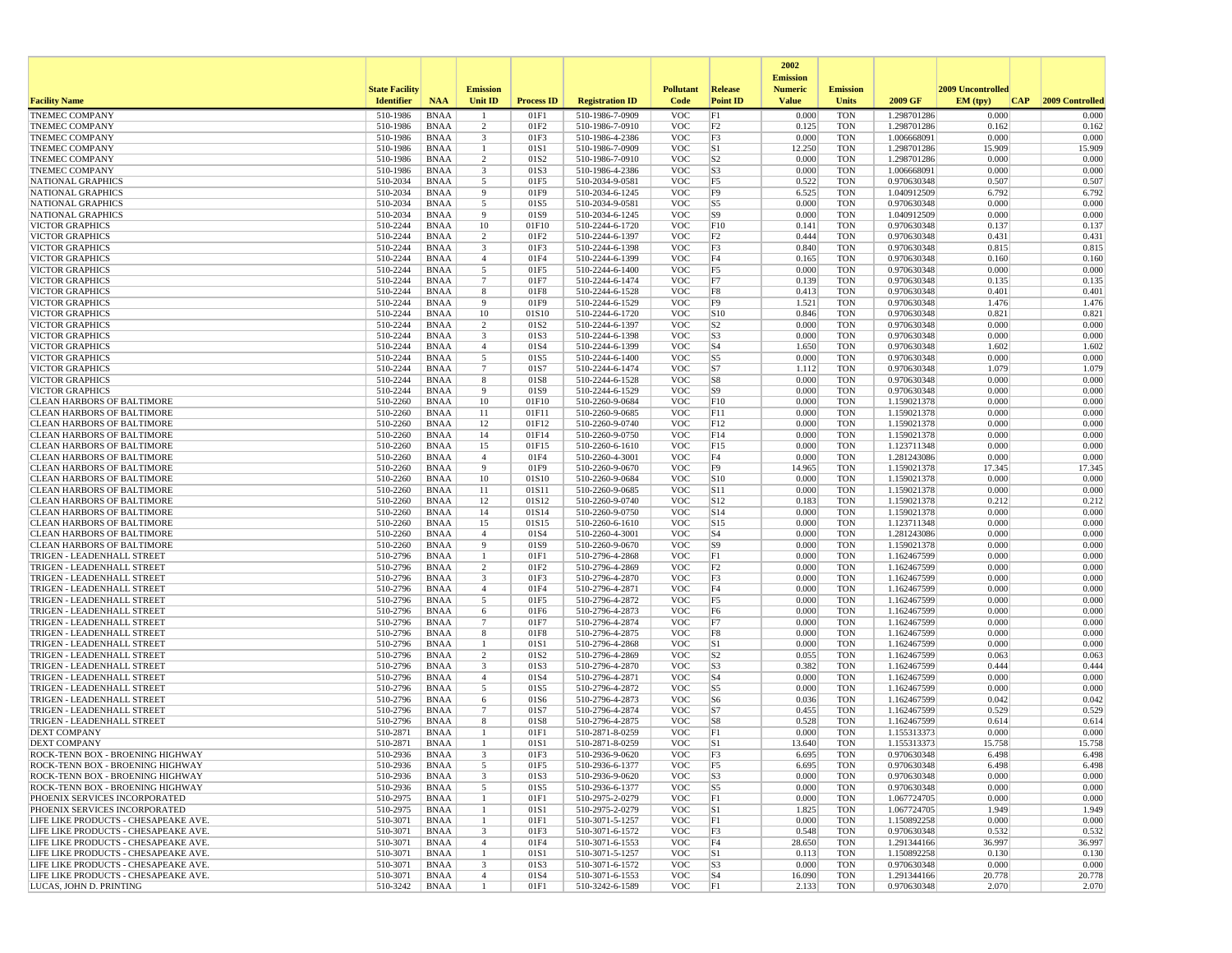| Facility Name | State Facility Identifier | NAA | Emission Unit ID | Process ID | Registration ID | Pollutant Code | Release Point ID | 2002 Emission Numeric Value | Emission Units | 2009 GF | 2009 Uncontrolled EM (tpy) | CAP | 2009 Controlled |
|---|---|---|---|---|---|---|---|---|---|---|---|---|---|
| TNEMEC COMPANY | 510-1986 | BNAA | 1 | 01F1 | 510-1986-7-0909 | VOC | F1 | 0.000 | TON | 1.298701286 | 0.000 | | 0.000 |
| TNEMEC COMPANY | 510-1986 | BNAA | 2 | 01F2 | 510-1986-7-0910 | VOC | F2 | 0.125 | TON | 1.298701286 | 0.162 | | 0.162 |
| TNEMEC COMPANY | 510-1986 | BNAA | 3 | 01F3 | 510-1986-4-2386 | VOC | F3 | 0.000 | TON | 1.006668091 | 0.000 | | 0.000 |
| TNEMEC COMPANY | 510-1986 | BNAA | 1 | 01S1 | 510-1986-7-0909 | VOC | S1 | 12.250 | TON | 1.298701286 | 15.909 | | 15.909 |
| TNEMEC COMPANY | 510-1986 | BNAA | 2 | 01S2 | 510-1986-7-0910 | VOC | S2 | 0.000 | TON | 1.298701286 | 0.000 | | 0.000 |
| TNEMEC COMPANY | 510-1986 | BNAA | 3 | 01S3 | 510-1986-4-2386 | VOC | S3 | 0.000 | TON | 1.006668091 | 0.000 | | 0.000 |
| NATIONAL GRAPHICS | 510-2034 | BNAA | 5 | 01F5 | 510-2034-9-0581 | VOC | F5 | 0.522 | TON | 0.970630348 | 0.507 | | 0.507 |
| NATIONAL GRAPHICS | 510-2034 | BNAA | 9 | 01F9 | 510-2034-6-1245 | VOC | F9 | 6.525 | TON | 1.040912509 | 6.792 | | 6.792 |
| NATIONAL GRAPHICS | 510-2034 | BNAA | 5 | 01S5 | 510-2034-9-0581 | VOC | S5 | 0.000 | TON | 0.970630348 | 0.000 | | 0.000 |
| NATIONAL GRAPHICS | 510-2034 | BNAA | 9 | 01S9 | 510-2034-6-1245 | VOC | S9 | 0.000 | TON | 1.040912509 | 0.000 | | 0.000 |
| VICTOR GRAPHICS | 510-2244 | BNAA | 10 | 01F10 | 510-2244-6-1720 | VOC | F10 | 0.141 | TON | 0.970630348 | 0.137 | | 0.137 |
| VICTOR GRAPHICS | 510-2244 | BNAA | 2 | 01F2 | 510-2244-6-1397 | VOC | F2 | 0.444 | TON | 0.970630348 | 0.431 | | 0.431 |
| VICTOR GRAPHICS | 510-2244 | BNAA | 3 | 01F3 | 510-2244-6-1398 | VOC | F3 | 0.840 | TON | 0.970630348 | 0.815 | | 0.815 |
| VICTOR GRAPHICS | 510-2244 | BNAA | 4 | 01F4 | 510-2244-6-1399 | VOC | F4 | 0.165 | TON | 0.970630348 | 0.160 | | 0.160 |
| VICTOR GRAPHICS | 510-2244 | BNAA | 5 | 01F5 | 510-2244-6-1400 | VOC | F5 | 0.000 | TON | 0.970630348 | 0.000 | | 0.000 |
| VICTOR GRAPHICS | 510-2244 | BNAA | 7 | 01F7 | 510-2244-6-1474 | VOC | F7 | 0.139 | TON | 0.970630348 | 0.135 | | 0.135 |
| VICTOR GRAPHICS | 510-2244 | BNAA | 8 | 01F8 | 510-2244-6-1528 | VOC | F8 | 0.413 | TON | 0.970630348 | 0.401 | | 0.401 |
| VICTOR GRAPHICS | 510-2244 | BNAA | 9 | 01F9 | 510-2244-6-1529 | VOC | F9 | 1.521 | TON | 0.970630348 | 1.476 | | 1.476 |
| VICTOR GRAPHICS | 510-2244 | BNAA | 10 | 01S10 | 510-2244-6-1720 | VOC | S10 | 0.846 | TON | 0.970630348 | 0.821 | | 0.821 |
| VICTOR GRAPHICS | 510-2244 | BNAA | 2 | 01S2 | 510-2244-6-1397 | VOC | S2 | 0.000 | TON | 0.970630348 | 0.000 | | 0.000 |
| VICTOR GRAPHICS | 510-2244 | BNAA | 3 | 01S3 | 510-2244-6-1398 | VOC | S3 | 0.000 | TON | 0.970630348 | 0.000 | | 0.000 |
| VICTOR GRAPHICS | 510-2244 | BNAA | 4 | 01S4 | 510-2244-6-1399 | VOC | S4 | 1.650 | TON | 0.970630348 | 1.602 | | 1.602 |
| VICTOR GRAPHICS | 510-2244 | BNAA | 5 | 01S5 | 510-2244-6-1400 | VOC | S5 | 0.000 | TON | 0.970630348 | 0.000 | | 0.000 |
| VICTOR GRAPHICS | 510-2244 | BNAA | 7 | 01S7 | 510-2244-6-1474 | VOC | S7 | 1.112 | TON | 0.970630348 | 1.079 | | 1.079 |
| VICTOR GRAPHICS | 510-2244 | BNAA | 8 | 01S8 | 510-2244-6-1528 | VOC | S8 | 0.000 | TON | 0.970630348 | 0.000 | | 0.000 |
| VICTOR GRAPHICS | 510-2244 | BNAA | 9 | 01S9 | 510-2244-6-1529 | VOC | S9 | 0.000 | TON | 0.970630348 | 0.000 | | 0.000 |
| CLEAN HARBORS OF BALTIMORE | 510-2260 | BNAA | 10 | 01F10 | 510-2260-9-0684 | VOC | F10 | 0.000 | TON | 1.159021378 | 0.000 | | 0.000 |
| CLEAN HARBORS OF BALTIMORE | 510-2260 | BNAA | 11 | 01F11 | 510-2260-9-0685 | VOC | F11 | 0.000 | TON | 1.159021378 | 0.000 | | 0.000 |
| CLEAN HARBORS OF BALTIMORE | 510-2260 | BNAA | 12 | 01F12 | 510-2260-9-0740 | VOC | F12 | 0.000 | TON | 1.159021378 | 0.000 | | 0.000 |
| CLEAN HARBORS OF BALTIMORE | 510-2260 | BNAA | 14 | 01F14 | 510-2260-9-0750 | VOC | F14 | 0.000 | TON | 1.159021378 | 0.000 | | 0.000 |
| CLEAN HARBORS OF BALTIMORE | 510-2260 | BNAA | 15 | 01F15 | 510-2260-6-1610 | VOC | F15 | 0.000 | TON | 1.123711348 | 0.000 | | 0.000 |
| CLEAN HARBORS OF BALTIMORE | 510-2260 | BNAA | 4 | 01F4 | 510-2260-4-3001 | VOC | F4 | 0.000 | TON | 1.281243086 | 0.000 | | 0.000 |
| CLEAN HARBORS OF BALTIMORE | 510-2260 | BNAA | 9 | 01F9 | 510-2260-9-0670 | VOC | F9 | 14.965 | TON | 1.159021378 | 17.345 | | 17.345 |
| CLEAN HARBORS OF BALTIMORE | 510-2260 | BNAA | 10 | 01S10 | 510-2260-9-0684 | VOC | S10 | 0.000 | TON | 1.159021378 | 0.000 | | 0.000 |
| CLEAN HARBORS OF BALTIMORE | 510-2260 | BNAA | 11 | 01S11 | 510-2260-9-0685 | VOC | S11 | 0.000 | TON | 1.159021378 | 0.000 | | 0.000 |
| CLEAN HARBORS OF BALTIMORE | 510-2260 | BNAA | 12 | 01S12 | 510-2260-9-0740 | VOC | S12 | 0.183 | TON | 1.159021378 | 0.212 | | 0.212 |
| CLEAN HARBORS OF BALTIMORE | 510-2260 | BNAA | 14 | 01S14 | 510-2260-9-0750 | VOC | S14 | 0.000 | TON | 1.159021378 | 0.000 | | 0.000 |
| CLEAN HARBORS OF BALTIMORE | 510-2260 | BNAA | 15 | 01S15 | 510-2260-6-1610 | VOC | S15 | 0.000 | TON | 1.123711348 | 0.000 | | 0.000 |
| CLEAN HARBORS OF BALTIMORE | 510-2260 | BNAA | 4 | 01S4 | 510-2260-4-3001 | VOC | S4 | 0.000 | TON | 1.281243086 | 0.000 | | 0.000 |
| CLEAN HARBORS OF BALTIMORE | 510-2260 | BNAA | 9 | 01S9 | 510-2260-9-0670 | VOC | S9 | 0.000 | TON | 1.159021378 | 0.000 | | 0.000 |
| TRIGEN - LEADENHALL STREET | 510-2796 | BNAA | 1 | 01F1 | 510-2796-4-2868 | VOC | F1 | 0.000 | TON | 1.162467599 | 0.000 | | 0.000 |
| TRIGEN - LEADENHALL STREET | 510-2796 | BNAA | 2 | 01F2 | 510-2796-4-2869 | VOC | F2 | 0.000 | TON | 1.162467599 | 0.000 | | 0.000 |
| TRIGEN - LEADENHALL STREET | 510-2796 | BNAA | 3 | 01F3 | 510-2796-4-2870 | VOC | F3 | 0.000 | TON | 1.162467599 | 0.000 | | 0.000 |
| TRIGEN - LEADENHALL STREET | 510-2796 | BNAA | 4 | 01F4 | 510-2796-4-2871 | VOC | F4 | 0.000 | TON | 1.162467599 | 0.000 | | 0.000 |
| TRIGEN - LEADENHALL STREET | 510-2796 | BNAA | 5 | 01F5 | 510-2796-4-2872 | VOC | F5 | 0.000 | TON | 1.162467599 | 0.000 | | 0.000 |
| TRIGEN - LEADENHALL STREET | 510-2796 | BNAA | 6 | 01F6 | 510-2796-4-2873 | VOC | F6 | 0.000 | TON | 1.162467599 | 0.000 | | 0.000 |
| TRIGEN - LEADENHALL STREET | 510-2796 | BNAA | 7 | 01F7 | 510-2796-4-2874 | VOC | F7 | 0.000 | TON | 1.162467599 | 0.000 | | 0.000 |
| TRIGEN - LEADENHALL STREET | 510-2796 | BNAA | 8 | 01F8 | 510-2796-4-2875 | VOC | F8 | 0.000 | TON | 1.162467599 | 0.000 | | 0.000 |
| TRIGEN - LEADENHALL STREET | 510-2796 | BNAA | 1 | 01S1 | 510-2796-4-2868 | VOC | S1 | 0.000 | TON | 1.162467599 | 0.000 | | 0.000 |
| TRIGEN - LEADENHALL STREET | 510-2796 | BNAA | 2 | 01S2 | 510-2796-4-2869 | VOC | S2 | 0.055 | TON | 1.162467599 | 0.063 | | 0.063 |
| TRIGEN - LEADENHALL STREET | 510-2796 | BNAA | 3 | 01S3 | 510-2796-4-2870 | VOC | S3 | 0.382 | TON | 1.162467599 | 0.444 | | 0.444 |
| TRIGEN - LEADENHALL STREET | 510-2796 | BNAA | 4 | 01S4 | 510-2796-4-2871 | VOC | S4 | 0.000 | TON | 1.162467599 | 0.000 | | 0.000 |
| TRIGEN - LEADENHALL STREET | 510-2796 | BNAA | 5 | 01S5 | 510-2796-4-2872 | VOC | S5 | 0.000 | TON | 1.162467599 | 0.000 | | 0.000 |
| TRIGEN - LEADENHALL STREET | 510-2796 | BNAA | 6 | 01S6 | 510-2796-4-2873 | VOC | S6 | 0.036 | TON | 1.162467599 | 0.042 | | 0.042 |
| TRIGEN - LEADENHALL STREET | 510-2796 | BNAA | 7 | 01S7 | 510-2796-4-2874 | VOC | S7 | 0.455 | TON | 1.162467599 | 0.529 | | 0.529 |
| TRIGEN - LEADENHALL STREET | 510-2796 | BNAA | 8 | 01S8 | 510-2796-4-2875 | VOC | S8 | 0.528 | TON | 1.162467599 | 0.614 | | 0.614 |
| DEXT COMPANY | 510-2871 | BNAA | 1 | 01F1 | 510-2871-8-0259 | VOC | F1 | 0.000 | TON | 1.155313373 | 0.000 | | 0.000 |
| DEXT COMPANY | 510-2871 | BNAA | 1 | 01S1 | 510-2871-8-0259 | VOC | S1 | 13.640 | TON | 1.155313373 | 15.758 | | 15.758 |
| ROCK-TENN BOX - BROENING HIGHWAY | 510-2936 | BNAA | 3 | 01F3 | 510-2936-9-0620 | VOC | F3 | 6.695 | TON | 0.970630348 | 6.498 | | 6.498 |
| ROCK-TENN BOX - BROENING HIGHWAY | 510-2936 | BNAA | 5 | 01F5 | 510-2936-6-1377 | VOC | F5 | 6.695 | TON | 0.970630348 | 6.498 | | 6.498 |
| ROCK-TENN BOX - BROENING HIGHWAY | 510-2936 | BNAA | 3 | 01S3 | 510-2936-9-0620 | VOC | S3 | 0.000 | TON | 0.970630348 | 0.000 | | 0.000 |
| ROCK-TENN BOX - BROENING HIGHWAY | 510-2936 | BNAA | 5 | 01S5 | 510-2936-6-1377 | VOC | S5 | 0.000 | TON | 0.970630348 | 0.000 | | 0.000 |
| PHOENIX SERVICES INCORPORATED | 510-2975 | BNAA | 1 | 01F1 | 510-2975-2-0279 | VOC | F1 | 0.000 | TON | 1.067724705 | 0.000 | | 0.000 |
| PHOENIX SERVICES INCORPORATED | 510-2975 | BNAA | 1 | 01S1 | 510-2975-2-0279 | VOC | S1 | 1.825 | TON | 1.067724705 | 1.949 | | 1.949 |
| LIFE LIKE PRODUCTS - CHESAPEAKE AVE. | 510-3071 | BNAA | 1 | 01F1 | 510-3071-5-1257 | VOC | F1 | 0.000 | TON | 1.150892258 | 0.000 | | 0.000 |
| LIFE LIKE PRODUCTS - CHESAPEAKE AVE. | 510-3071 | BNAA | 3 | 01F3 | 510-3071-6-1572 | VOC | F3 | 0.548 | TON | 0.970630348 | 0.532 | | 0.532 |
| LIFE LIKE PRODUCTS - CHESAPEAKE AVE. | 510-3071 | BNAA | 4 | 01F4 | 510-3071-6-1553 | VOC | F4 | 28.650 | TON | 1.291344166 | 36.997 | | 36.997 |
| LIFE LIKE PRODUCTS - CHESAPEAKE AVE. | 510-3071 | BNAA | 1 | 01S1 | 510-3071-5-1257 | VOC | S1 | 0.113 | TON | 1.150892258 | 0.130 | | 0.130 |
| LIFE LIKE PRODUCTS - CHESAPEAKE AVE. | 510-3071 | BNAA | 3 | 01S3 | 510-3071-6-1572 | VOC | S3 | 0.000 | TON | 0.970630348 | 0.000 | | 0.000 |
| LIFE LIKE PRODUCTS - CHESAPEAKE AVE. | 510-3071 | BNAA | 4 | 01S4 | 510-3071-6-1553 | VOC | S4 | 16.090 | TON | 1.291344166 | 20.778 | | 20.778 |
| LUCAS, JOHN D. PRINTING | 510-3242 | BNAA | 1 | 01F1 | 510-3242-6-1589 | VOC | F1 | 2.133 | TON | 0.970630348 | 2.070 | | 2.070 |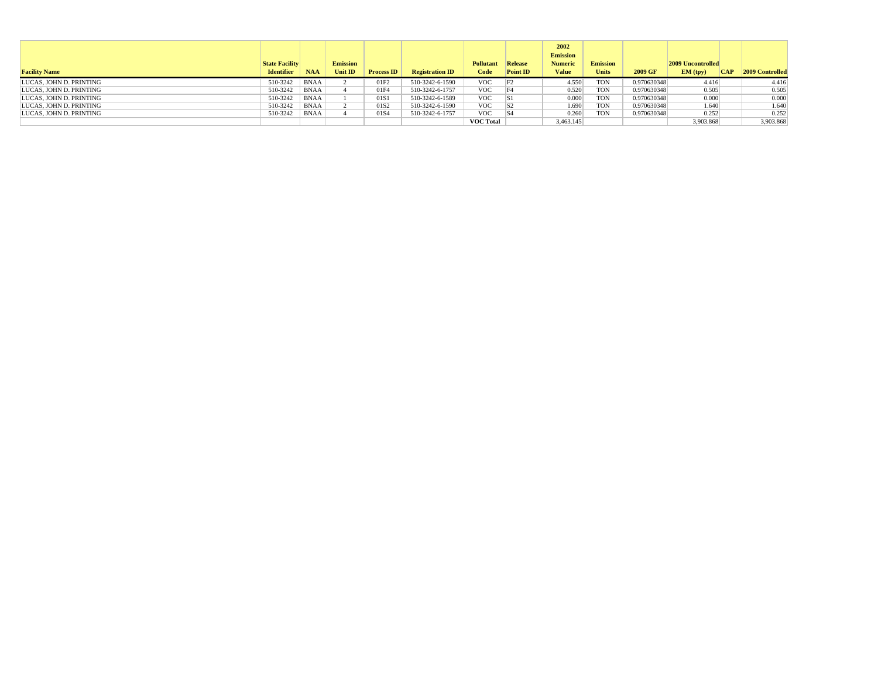| Facility Name | State Facility Identifier | NAA | Emission Unit ID | Process ID | Registration ID | Pollutant Code | Release Point ID | 2002 Emission Numeric Value | Emission Units | 2009 GF | 2009 Uncontrolled EM (tpy) | CAP | 2009 Controlled |
|---|---|---|---|---|---|---|---|---|---|---|---|---|---|
| LUCAS, JOHN D. PRINTING | 510-3242 | BNAA | 2 | 01F2 | 510-3242-6-1590 | VOC | F2 | 4.550 | TON | 0.970630348 | 4.416 | | 4.416 |
| LUCAS, JOHN D. PRINTING | 510-3242 | BNAA | 4 | 01F4 | 510-3242-6-1757 | VOC | F4 | 0.520 | TON | 0.970630348 | 0.505 | | 0.505 |
| LUCAS, JOHN D. PRINTING | 510-3242 | BNAA | 1 | 01S1 | 510-3242-6-1589 | VOC | S1 | 0.000 | TON | 0.970630348 | 0.000 | | 0.000 |
| LUCAS, JOHN D. PRINTING | 510-3242 | BNAA | 2 | 01S2 | 510-3242-6-1590 | VOC | S2 | 1.690 | TON | 0.970630348 | 1.640 | | 1.640 |
| LUCAS, JOHN D. PRINTING | 510-3242 | BNAA | 4 | 01S4 | 510-3242-6-1757 | VOC | S4 | 0.260 | TON | 0.970630348 | 0.252 | | 0.252 |
| | | | | | | **VOC Total** | | 3,463.145 | | | 3,903.868 | | 3,903.868 |